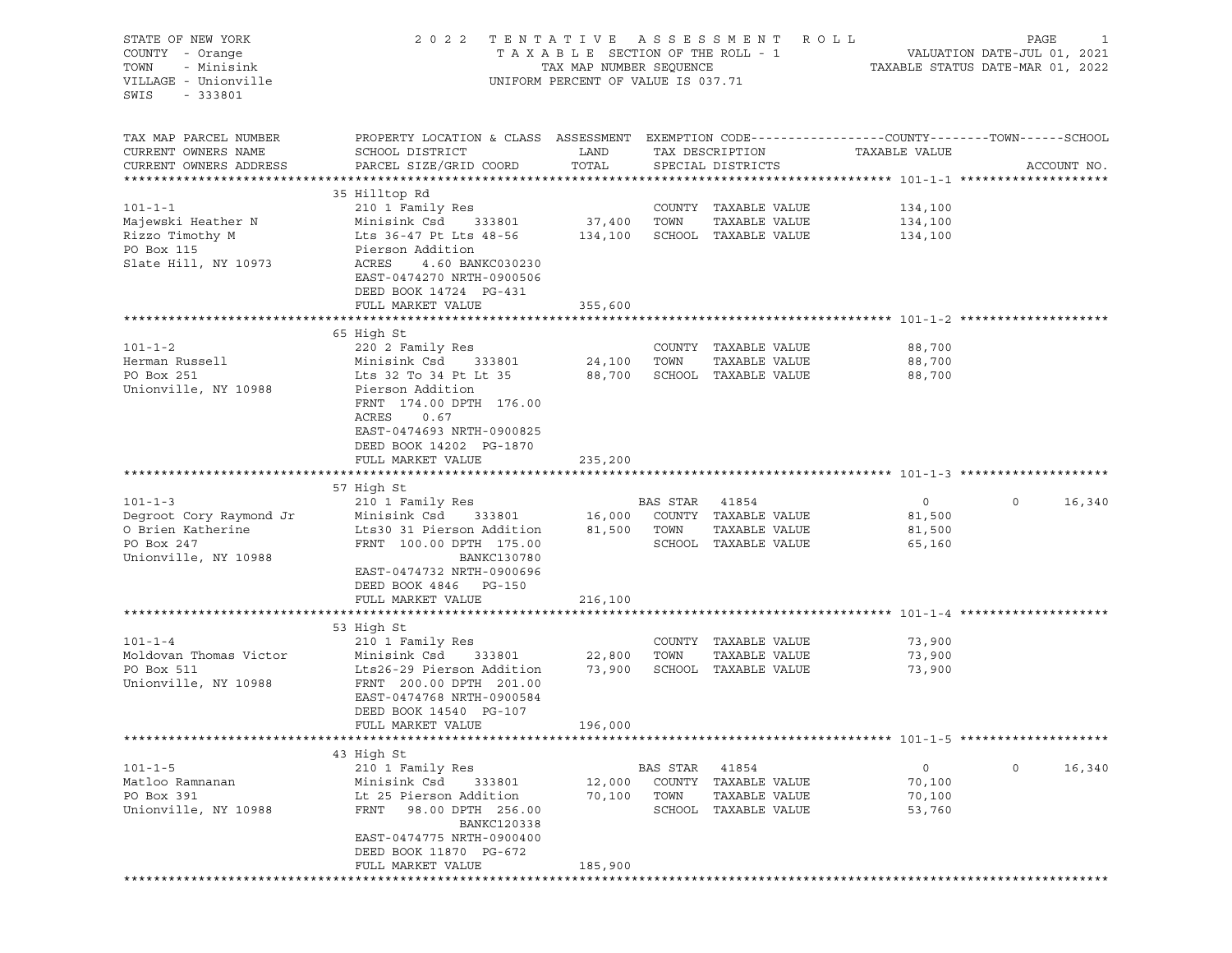STATE OF NEW YORK — 2022 TENTATIVE ASSESSMENT ROLL
COUNTY - Orange — TAXABLE SECTION OF THE ROLL - 1 — VALUATION DATE-JUL 01, 2021
TOWN - Minisink — TAX MAP NUMBER SEQUENCE — TAXABLE STATUS DATE-MAR 01, 2022
VILLAGE - Unionville — UNIFORM PERCENT OF VALUE IS 037.71
SWIS - 333801

| TAX MAP PARCEL NUMBER / CURRENT OWNERS NAME / CURRENT OWNERS ADDRESS | PROPERTY LOCATION & CLASS / SCHOOL DISTRICT / PARCEL SIZE/GRID COORD | ASSESSMENT LAND / TOTAL | EXEMPTION CODE / TAX DESCRIPTION / SPECIAL DISTRICTS | COUNTY TAXABLE VALUE | TOWN | SCHOOL | ACCOUNT NO. |
|---|---|---|---|---|---|---|---|
| **101-1-1** | 35 Hilltop Rd | | | | | | |
| 101-1-1 | 210 1 Family Res | | COUNTY TAXABLE VALUE | 134,100 | | | |
| Majewski Heather N | Minisink Csd 333801 | 37,400 | TOWN TAXABLE VALUE | 134,100 | | | |
| Rizzo Timothy M | Lts 36-47 Pt Lts 48-56 | 134,100 | SCHOOL TAXABLE VALUE | 134,100 | | | |
| PO Box 115 | Pierson Addition | | | | | | |
| Slate Hill, NY 10973 | ACRES 4.60 BANKC030230 | | | | | | |
| | EAST-0474270 NRTH-0900506 | | | | | | |
| | DEED BOOK 14724 PG-431 | | | | | | |
| | FULL MARKET VALUE | 355,600 | | | | | |
| **101-1-2** | 65 High St | | | | | | |
| 101-1-2 | 220 2 Family Res | | COUNTY TAXABLE VALUE | 88,700 | | | |
| Herman Russell | Minisink Csd 333801 | 24,100 | TOWN TAXABLE VALUE | 88,700 | | | |
| PO Box 251 | Lts 32 To 34 Pt Lt 35 | 88,700 | SCHOOL TAXABLE VALUE | 88,700 | | | |
| Unionville, NY 10988 | Pierson Addition | | | | | | |
| | FRNT 174.00 DPTH 176.00 | | | | | | |
| | ACRES 0.67 | | | | | | |
| | EAST-0474693 NRTH-0900825 | | | | | | |
| | DEED BOOK 14202 PG-1870 | | | | | | |
| | FULL MARKET VALUE | 235,200 | | | | | |
| **101-1-3** | 57 High St | | | | | | |
| 101-1-3 | 210 1 Family Res | | BAS STAR 41854 | 0 | 0 | 16,340 | |
| Degroot Cory Raymond Jr | Minisink Csd 333801 | 16,000 | COUNTY TAXABLE VALUE | 81,500 | | | |
| O Brien Katherine | Lts30 31 Pierson Addition | 81,500 | TOWN TAXABLE VALUE | 81,500 | | | |
| PO Box 247 | FRNT 100.00 DPTH 175.00 | | SCHOOL TAXABLE VALUE | 65,160 | | | |
| Unionville, NY 10988 | BANKC130780 | | | | | | |
| | EAST-0474732 NRTH-0900696 | | | | | | |
| | DEED BOOK 4846 PG-150 | | | | | | |
| | FULL MARKET VALUE | 216,100 | | | | | |
| **101-1-4** | 53 High St | | | | | | |
| 101-1-4 | 210 1 Family Res | | COUNTY TAXABLE VALUE | 73,900 | | | |
| Moldovan Thomas Victor | Minisink Csd 333801 | 22,800 | TOWN TAXABLE VALUE | 73,900 | | | |
| PO Box 511 | Lts26-29 Pierson Addition | 73,900 | SCHOOL TAXABLE VALUE | 73,900 | | | |
| Unionville, NY 10988 | FRNT 200.00 DPTH 201.00 | | | | | | |
| | EAST-0474768 NRTH-0900584 | | | | | | |
| | DEED BOOK 14540 PG-107 | | | | | | |
| | FULL MARKET VALUE | 196,000 | | | | | |
| **101-1-5** | 43 High St | | | | | | |
| 101-1-5 | 210 1 Family Res | | BAS STAR 41854 | 0 | 0 | 16,340 | |
| Matloo Ramnanan | Minisink Csd 333801 | 12,000 | COUNTY TAXABLE VALUE | 70,100 | | | |
| PO Box 391 | Lt 25 Pierson Addition | 70,100 | TOWN TAXABLE VALUE | 70,100 | | | |
| Unionville, NY 10988 | FRNT 98.00 DPTH 256.00 | | SCHOOL TAXABLE VALUE | 53,760 | | | |
| | BANKC120338 | | | | | | |
| | EAST-0474775 NRTH-0900400 | | | | | | |
| | DEED BOOK 11870 PG-672 | | | | | | |
| | FULL MARKET VALUE | 185,900 | | | | | |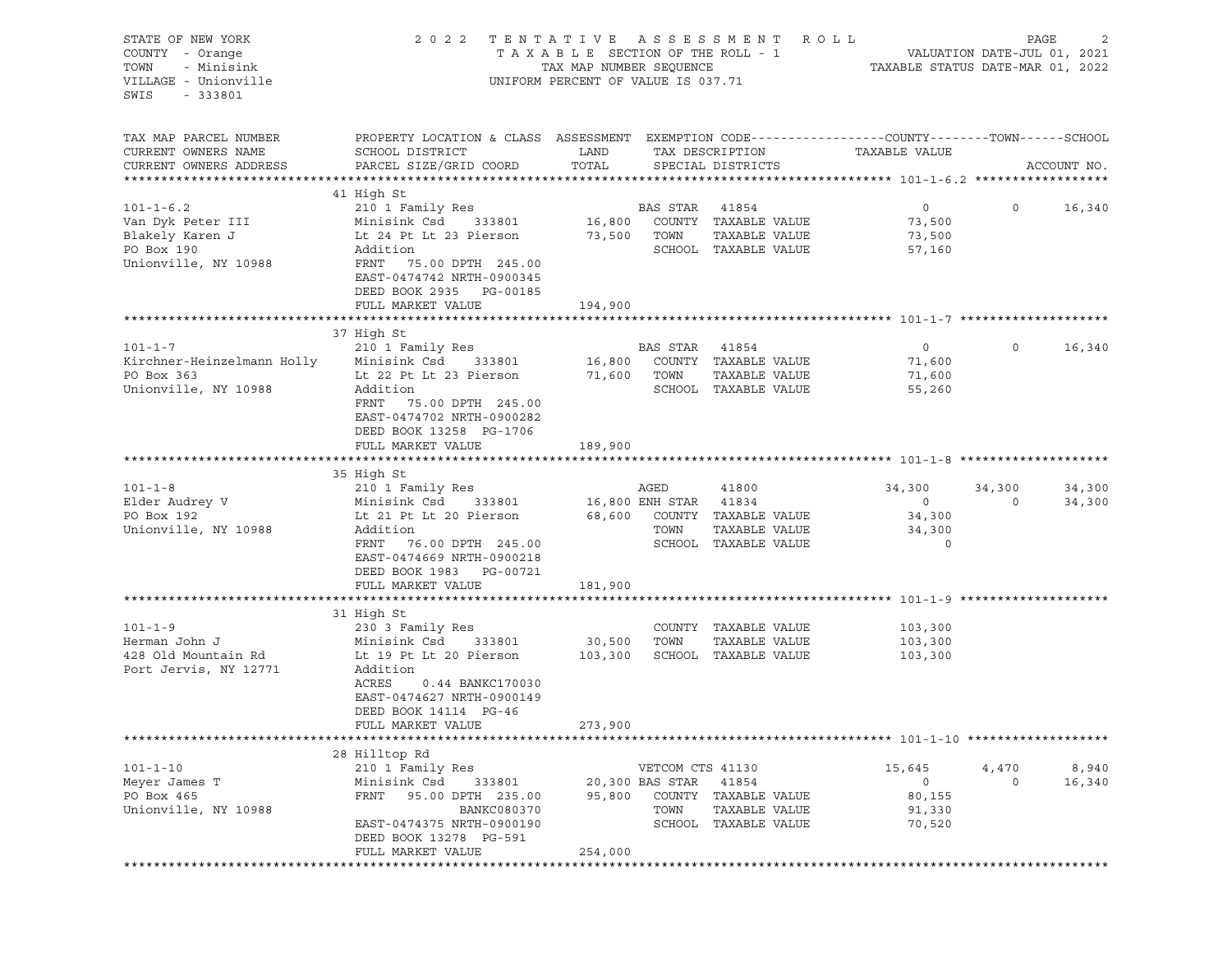STATE OF NEW YORK
COUNTY - Orange
TOWN - Minisink
VILLAGE - Unionville
SWIS - 333801

2022 TENTATIVE ASSESSMENT ROLL
TAXABLE SECTION OF THE ROLL - 1
TAX MAP NUMBER SEQUENCE
UNIFORM PERCENT OF VALUE IS 037.71

VALUATION DATE-JUL 01, 2021
TAXABLE STATUS DATE-MAR 01, 2022

| TAX MAP PARCEL NUMBER / CURRENT OWNERS NAME / CURRENT OWNERS ADDRESS | PROPERTY LOCATION & CLASS / SCHOOL DISTRICT / PARCEL SIZE/GRID COORD | ASSESSMENT LAND / TOTAL | EXEMPTION CODE / TAX DESCRIPTION / SPECIAL DISTRICTS | COUNTY TAXABLE VALUE | TOWN | SCHOOL | ACCOUNT NO. |
|---|---|---|---|---|---|---|---|
| **101-1-6.2** | 41 High St | | | | | | |
| 101-1-6.2 | 210 1 Family Res | | BAS STAR 41854 | 0 | 0 | 16,340 | |
| Van Dyk Peter III | Minisink Csd 333801 | 16,800 | COUNTY TAXABLE VALUE | 73,500 | | | |
| Blakely Karen J | Lt 24 Pt Lt 23 Pierson | 73,500 | TOWN TAXABLE VALUE | 73,500 | | | |
| PO Box 190 | Addition | | SCHOOL TAXABLE VALUE | 57,160 | | | |
| Unionville, NY 10988 | FRNT 75.00 DPTH 245.00 | | | | | | |
| | EAST-0474742 NRTH-0900345 | | | | | | |
| | DEED BOOK 2935 PG-00185 | | | | | | |
| | FULL MARKET VALUE | 194,900 | | | | | |
| **101-1-7** | 37 High St | | | | | | |
| 101-1-7 | 210 1 Family Res | | BAS STAR 41854 | 0 | 0 | 16,340 | |
| Kirchner-Heinzelmann Holly | Minisink Csd 333801 | 16,800 | COUNTY TAXABLE VALUE | 71,600 | | | |
| PO Box 363 | Lt 22 Pt Lt 23 Pierson | 71,600 | TOWN TAXABLE VALUE | 71,600 | | | |
| Unionville, NY 10988 | Addition | | SCHOOL TAXABLE VALUE | 55,260 | | | |
| | FRNT 75.00 DPTH 245.00 | | | | | | |
| | EAST-0474702 NRTH-0900282 | | | | | | |
| | DEED BOOK 13258 PG-1706 | | | | | | |
| | FULL MARKET VALUE | 189,900 | | | | | |
| **101-1-8** | 35 High St | | | | | | |
| 101-1-8 | 210 1 Family Res | | AGED 41800 | 34,300 | 34,300 | 34,300 | |
| Elder Audrey V | Minisink Csd 333801 | 16,800 | ENH STAR 41834 | 0 | 0 | 34,300 | |
| PO Box 192 | Lt 21 Pt Lt 20 Pierson | 68,600 | COUNTY TAXABLE VALUE | 34,300 | | | |
| Unionville, NY 10988 | Addition | | TOWN TAXABLE VALUE | 34,300 | | | |
| | FRNT 76.00 DPTH 245.00 | | SCHOOL TAXABLE VALUE | 0 | | | |
| | EAST-0474669 NRTH-0900218 | | | | | | |
| | DEED BOOK 1983 PG-00721 | | | | | | |
| | FULL MARKET VALUE | 181,900 | | | | | |
| **101-1-9** | 31 High St | | | | | | |
| 101-1-9 | 230 3 Family Res | | COUNTY TAXABLE VALUE | 103,300 | | | |
| Herman John J | Minisink Csd 333801 | 30,500 | TOWN TAXABLE VALUE | 103,300 | | | |
| 428 Old Mountain Rd | Lt 19 Pt Lt 20 Pierson | 103,300 | SCHOOL TAXABLE VALUE | 103,300 | | | |
| Port Jervis, NY 12771 | Addition | | | | | | |
| | ACRES 0.44 BANKC170030 | | | | | | |
| | EAST-0474627 NRTH-0900149 | | | | | | |
| | DEED BOOK 14114 PG-46 | | | | | | |
| | FULL MARKET VALUE | 273,900 | | | | | |
| **101-1-10** | 28 Hilltop Rd | | | | | | |
| 101-1-10 | 210 1 Family Res | | VETCOM CTS 41130 | 15,645 | 4,470 | 8,940 | |
| Meyer James T | Minisink Csd 333801 | 20,300 | BAS STAR 41854 | 0 | 0 | 16,340 | |
| PO Box 465 | FRNT 95.00 DPTH 235.00 | 95,800 | COUNTY TAXABLE VALUE | 80,155 | | | |
| Unionville, NY 10988 | BANKC080370 | | TOWN TAXABLE VALUE | 91,330 | | | |
| | EAST-0474375 NRTH-0900190 | | SCHOOL TAXABLE VALUE | 70,520 | | | |
| | DEED BOOK 13278 PG-591 | | | | | | |
| | FULL MARKET VALUE | 254,000 | | | | | |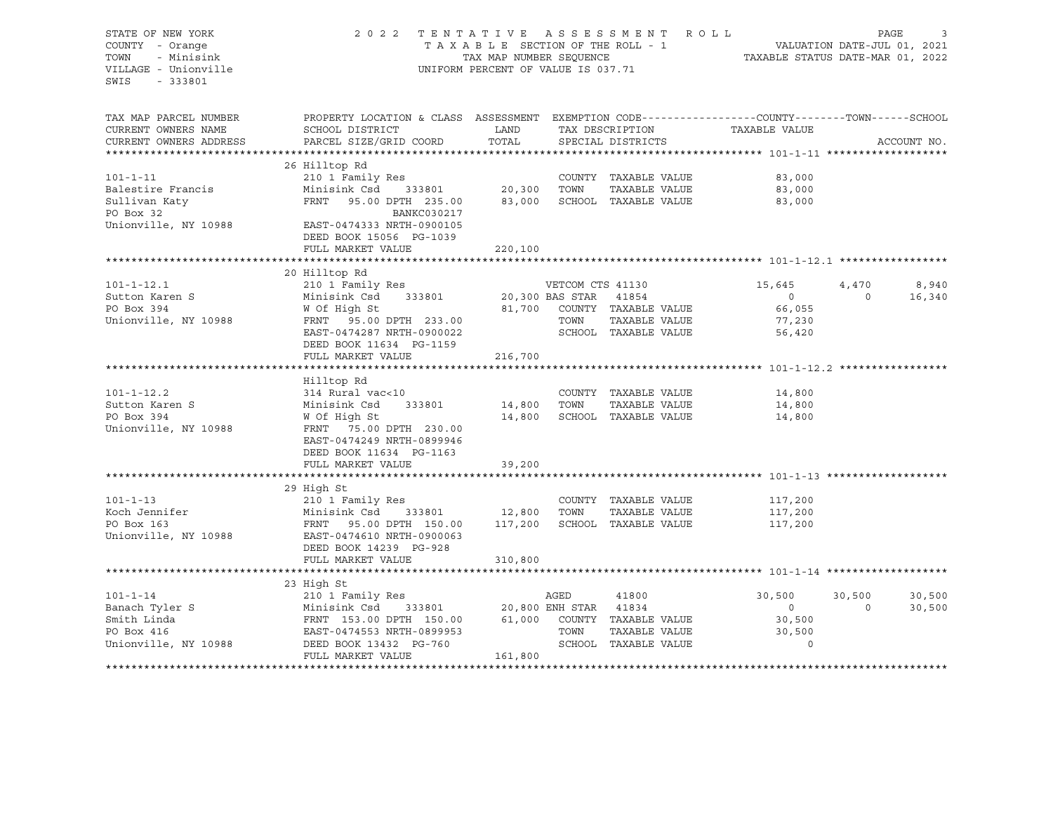STATE OF NEW YORK
COUNTY - Orange
TOWN - Minisink
VILLAGE - Unionville
SWIS - 333801

2022 TENTATIVE ASSESSMENT ROLL
TAXABLE SECTION OF THE ROLL - 1
TAX MAP NUMBER SEQUENCE
UNIFORM PERCENT OF VALUE IS 037.71

VALUATION DATE-JUL 01, 2021
TAXABLE STATUS DATE-MAR 01, 2022

| TAX MAP PARCEL NUMBER / CURRENT OWNERS NAME / CURRENT OWNERS ADDRESS | PROPERTY LOCATION & CLASS / SCHOOL DISTRICT / PARCEL SIZE/GRID COORD | ASSESSMENT LAND / TOTAL | EXEMPTION CODE / TAX DESCRIPTION / SPECIAL DISTRICTS | COUNTY TAXABLE VALUE | TOWN | SCHOOL | ACCOUNT NO. |
|---|---|---|---|---|---|---|---|
| ******** 101-1-11 ******** | 26 Hilltop Rd | | | | | | |
| 101-1-11 | 210 1 Family Res | | COUNTY TAXABLE VALUE | 83,000 | | | |
| Balestire Francis | Minisink Csd 333801 | 20,300 | TOWN TAXABLE VALUE | 83,000 | | | |
| Sullivan Katy | FRNT 95.00 DPTH 235.00 | 83,000 | SCHOOL TAXABLE VALUE | 83,000 | | | |
| PO Box 32 | BANKC030217 | | | | | | |
| Unionville, NY 10988 | EAST-0474333 NRTH-0900105 | | | | | | |
| | DEED BOOK 15056 PG-1039 | | | | | | |
| | FULL MARKET VALUE | 220,100 | | | | | |
| ******** 101-1-12.1 ******** | 20 Hilltop Rd | | | | | | |
| 101-1-12.1 | 210 1 Family Res | | VETCOM CTS 41130 | 15,645 | 4,470 | 8,940 | |
| Sutton Karen S | Minisink Csd 333801 | 20,300 | BAS STAR 41854 | 0 | 0 | 16,340 | |
| PO Box 394 | W Of High St | 81,700 | COUNTY TAXABLE VALUE | 66,055 | | | |
| Unionville, NY 10988 | FRNT 95.00 DPTH 233.00 | | TOWN TAXABLE VALUE | 77,230 | | | |
| | EAST-0474287 NRTH-0900022 | | SCHOOL TAXABLE VALUE | 56,420 | | | |
| | DEED BOOK 11634 PG-1159 | | | | | | |
| | FULL MARKET VALUE | 216,700 | | | | | |
| ******** 101-1-12.2 ******** | Hilltop Rd | | | | | | |
| 101-1-12.2 | 314 Rural vac<10 | | COUNTY TAXABLE VALUE | 14,800 | | | |
| Sutton Karen S | Minisink Csd 333801 | 14,800 | TOWN TAXABLE VALUE | 14,800 | | | |
| PO Box 394 | W Of High St | 14,800 | SCHOOL TAXABLE VALUE | 14,800 | | | |
| Unionville, NY 10988 | FRNT 75.00 DPTH 230.00 | | | | | | |
| | EAST-0474249 NRTH-0899946 | | | | | | |
| | DEED BOOK 11634 PG-1163 | | | | | | |
| | FULL MARKET VALUE | 39,200 | | | | | |
| ******** 101-1-13 ******** | 29 High St | | | | | | |
| 101-1-13 | 210 1 Family Res | | COUNTY TAXABLE VALUE | 117,200 | | | |
| Koch Jennifer | Minisink Csd 333801 | 12,800 | TOWN TAXABLE VALUE | 117,200 | | | |
| PO Box 163 | FRNT 95.00 DPTH 150.00 | 117,200 | SCHOOL TAXABLE VALUE | 117,200 | | | |
| Unionville, NY 10988 | EAST-0474610 NRTH-0900063 | | | | | | |
| | DEED BOOK 14239 PG-928 | | | | | | |
| | FULL MARKET VALUE | 310,800 | | | | | |
| ******** 101-1-14 ******** | 23 High St | | | | | | |
| 101-1-14 | 210 1 Family Res | | AGED 41800 | 30,500 | 30,500 | 30,500 | |
| Banach Tyler S | Minisink Csd 333801 | 20,800 | ENH STAR 41834 | 0 | 0 | 30,500 | |
| Smith Linda | FRNT 153.00 DPTH 150.00 | 61,000 | COUNTY TAXABLE VALUE | 30,500 | | | |
| PO Box 416 | EAST-0474553 NRTH-0899953 | | TOWN TAXABLE VALUE | 30,500 | | | |
| Unionville, NY 10988 | DEED BOOK 13432 PG-760 | | SCHOOL TAXABLE VALUE | 0 | | | |
| | FULL MARKET VALUE | 161,800 | | | | | |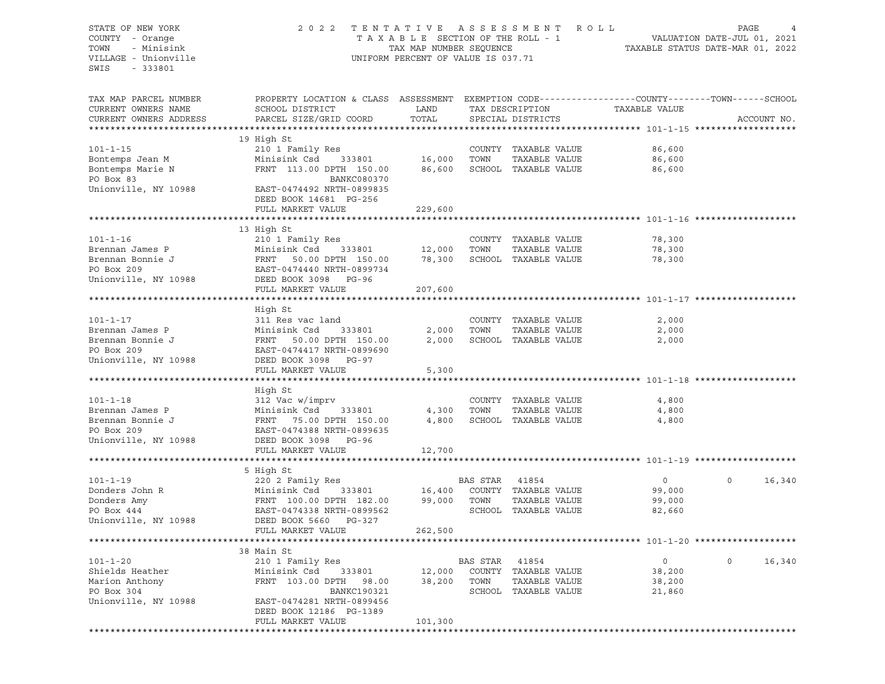STATE OF NEW YORK
COUNTY - Orange
TOWN - Minisink
VILLAGE - Unionville
SWIS - 333801

2022 TENTATIVE ASSESSMENT ROLL
TAXABLE SECTION OF THE ROLL - 1
TAX MAP NUMBER SEQUENCE
UNIFORM PERCENT OF VALUE IS 037.71

VALUATION DATE-JUL 01, 2021
TAXABLE STATUS DATE-MAR 01, 2022

```
TAX MAP PARCEL NUMBER     PROPERTY LOCATION & CLASS  ASSESSMENT  EXEMPTION CODE------------------COUNTY--------TOWN------SCHOOL
CURRENT OWNERS NAME       SCHOOL DISTRICT               LAND      TAX DESCRIPTION            TAXABLE VALUE
CURRENT OWNERS ADDRESS    PARCEL SIZE/GRID COORD        TOTAL     SPECIAL DISTRICTS                                   ACCOUNT NO.
******************************************************************************************************* 101-1-15 *******************
                          19 High St
101-1-15                  210 1 Family Res                        COUNTY  TAXABLE VALUE          86,600
Bontemps Jean M           Minisink Csd     333801     16,000      TOWN    TAXABLE VALUE          86,600
Bontemps Marie N          FRNT 113.00 DPTH 150.00     86,600      SCHOOL  TAXABLE VALUE          86,600
PO Box 83                                BANKC080370
Unionville, NY 10988      EAST-0474492 NRTH-0899835
                          DEED BOOK 14681  PG-256
                          FULL MARKET VALUE          229,600
******************************************************************************************************* 101-1-16 *******************
                          13 High St
101-1-16                  210 1 Family Res                        COUNTY  TAXABLE VALUE          78,300
Brennan James P           Minisink Csd     333801     12,000      TOWN    TAXABLE VALUE          78,300
Brennan Bonnie J          FRNT  50.00 DPTH 150.00     78,300      SCHOOL  TAXABLE VALUE          78,300
PO Box 209                EAST-0474440 NRTH-0899734
Unionville, NY 10988      DEED BOOK 3098   PG-96
                          FULL MARKET VALUE          207,600
******************************************************************************************************* 101-1-17 *******************
                          High St
101-1-17                  311 Res vac land                        COUNTY  TAXABLE VALUE           2,000
Brennan James P           Minisink Csd     333801      2,000      TOWN    TAXABLE VALUE           2,000
Brennan Bonnie J          FRNT  50.00 DPTH 150.00      2,000      SCHOOL  TAXABLE VALUE           2,000
PO Box 209                EAST-0474417 NRTH-0899690
Unionville, NY 10988      DEED BOOK 3098   PG-97
                          FULL MARKET VALUE            5,300
******************************************************************************************************* 101-1-18 *******************
                          High St
101-1-18                  312 Vac w/imprv                         COUNTY  TAXABLE VALUE           4,800
Brennan James P           Minisink Csd     333801      4,300      TOWN    TAXABLE VALUE           4,800
Brennan Bonnie J          FRNT  75.00 DPTH 150.00      4,800      SCHOOL  TAXABLE VALUE           4,800
PO Box 209                EAST-0474388 NRTH-0899635
Unionville, NY 10988      DEED BOOK 3098   PG-96
                          FULL MARKET VALUE           12,700
******************************************************************************************************* 101-1-19 *******************
                          5 High St
101-1-19                  220 2 Family Res                   BAS STAR  41854                      0              0      16,340
Donders John R            Minisink Csd     333801     16,400      COUNTY  TAXABLE VALUE          99,000
Donders Amy               FRNT 100.00 DPTH 182.00     99,000      TOWN    TAXABLE VALUE          99,000
PO Box 444                EAST-0474338 NRTH-0899562               SCHOOL  TAXABLE VALUE          82,660
Unionville, NY 10988      DEED BOOK 5660   PG-327
                          FULL MARKET VALUE          262,500
******************************************************************************************************* 101-1-20 *******************
                          38 Main St
101-1-20                  210 1 Family Res                   BAS STAR  41854                      0              0      16,340
Shields Heather           Minisink Csd     333801     12,000      COUNTY  TAXABLE VALUE          38,200
Marion Anthony            FRNT 103.00 DPTH  98.00     38,200      TOWN    TAXABLE VALUE          38,200
PO Box 304                               BANKC190321              SCHOOL  TAXABLE VALUE          21,860
Unionville, NY 10988      EAST-0474281 NRTH-0899456
                          DEED BOOK 12186  PG-1389
                          FULL MARKET VALUE          101,300
************************************************************************************************************************************
```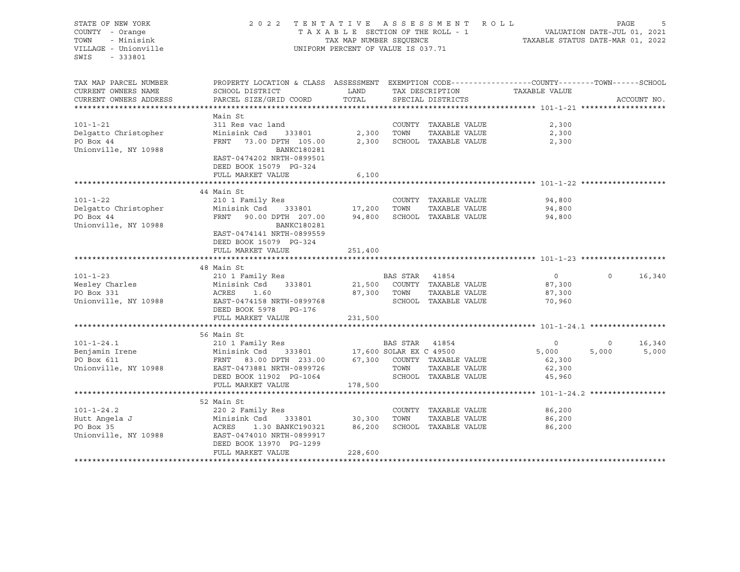STATE OF NEW YORK
COUNTY - Orange
TOWN - Minisink
VILLAGE - Unionville
SWIS - 333801

2022 TENTATIVE ASSESSMENT ROLL
TAXABLE SECTION OF THE ROLL - 1
TAX MAP NUMBER SEQUENCE
UNIFORM PERCENT OF VALUE IS 037.71

VALUATION DATE-JUL 01, 2021
TAXABLE STATUS DATE-MAR 01, 2022

| TAX MAP PARCEL NUMBER / CURRENT OWNERS NAME / CURRENT OWNERS ADDRESS | PROPERTY LOCATION & CLASS / SCHOOL DISTRICT / PARCEL SIZE/GRID COORD | ASSESSMENT LAND | TOTAL | EXEMPTION CODE / TAX DESCRIPTION / SPECIAL DISTRICTS | COUNTY TAXABLE VALUE | TOWN | SCHOOL | ACCOUNT NO. |
|---|---|---|---|---|---|---|---|---|
| **101-1-21** | Main St | | | | | | | |
| 101-1-21 | 311 Res vac land | | | COUNTY TAXABLE VALUE | 2,300 | | | |
| Delgatto Christopher | Minisink Csd 333801 | 2,300 | | TOWN TAXABLE VALUE | 2,300 | | | |
| PO Box 44 | FRNT 73.00 DPTH 105.00 | | 2,300 | SCHOOL TAXABLE VALUE | 2,300 | | | |
| Unionville, NY 10988 | BANKC180281 | | | | | | | |
| | EAST-0474202 NRTH-0899501 | | | | | | | |
| | DEED BOOK 15079 PG-324 | | | | | | | |
| | FULL MARKET VALUE | | 6,100 | | | | | |
| **101-1-22** | 44 Main St | | | | | | | |
| 101-1-22 | 210 1 Family Res | | | COUNTY TAXABLE VALUE | 94,800 | | | |
| Delgatto Christopher | Minisink Csd 333801 | 17,200 | | TOWN TAXABLE VALUE | 94,800 | | | |
| PO Box 44 | FRNT 90.00 DPTH 207.00 | | 94,800 | SCHOOL TAXABLE VALUE | 94,800 | | | |
| Unionville, NY 10988 | BANKC180281 | | | | | | | |
| | EAST-0474141 NRTH-0899559 | | | | | | | |
| | DEED BOOK 15079 PG-324 | | | | | | | |
| | FULL MARKET VALUE | | 251,400 | | | | | |
| **101-1-23** | 48 Main St | | | | | | | |
| 101-1-23 | 210 1 Family Res | | | BAS STAR 41854 | 0 | 0 | 16,340 | |
| Wesley Charles | Minisink Csd 333801 | 21,500 | | COUNTY TAXABLE VALUE | 87,300 | | | |
| PO Box 331 | ACRES 1.60 | | 87,300 | TOWN TAXABLE VALUE | 87,300 | | | |
| Unionville, NY 10988 | EAST-0474158 NRTH-0899768 | | | SCHOOL TAXABLE VALUE | 70,960 | | | |
| | DEED BOOK 5978 PG-176 | | | | | | | |
| | FULL MARKET VALUE | | 231,500 | | | | | |
| **101-1-24.1** | 56 Main St | | | | | | | |
| 101-1-24.1 | 210 1 Family Res | | | BAS STAR 41854 | 0 | 0 | 16,340 | |
| Benjamin Irene | Minisink Csd 333801 | 17,600 | | SOLAR EX C 49500 | 5,000 | 5,000 | 5,000 | |
| PO Box 611 | FRNT 83.00 DPTH 233.00 | | 67,300 | COUNTY TAXABLE VALUE | 62,300 | | | |
| Unionville, NY 10988 | EAST-0473881 NRTH-0899726 | | | TOWN TAXABLE VALUE | 62,300 | | | |
| | DEED BOOK 11902 PG-1064 | | | SCHOOL TAXABLE VALUE | 45,960 | | | |
| | FULL MARKET VALUE | | 178,500 | | | | | |
| **101-1-24.2** | 52 Main St | | | | | | | |
| 101-1-24.2 | 220 2 Family Res | | | COUNTY TAXABLE VALUE | 86,200 | | | |
| Hutt Angela J | Minisink Csd 333801 | 30,300 | | TOWN TAXABLE VALUE | 86,200 | | | |
| PO Box 35 | ACRES 1.30 BANKC190321 | | 86,200 | SCHOOL TAXABLE VALUE | 86,200 | | | |
| Unionville, NY 10988 | EAST-0474010 NRTH-0899917 | | | | | | | |
| | DEED BOOK 13970 PG-1299 | | | | | | | |
| | FULL MARKET VALUE | | 228,600 | | | | | |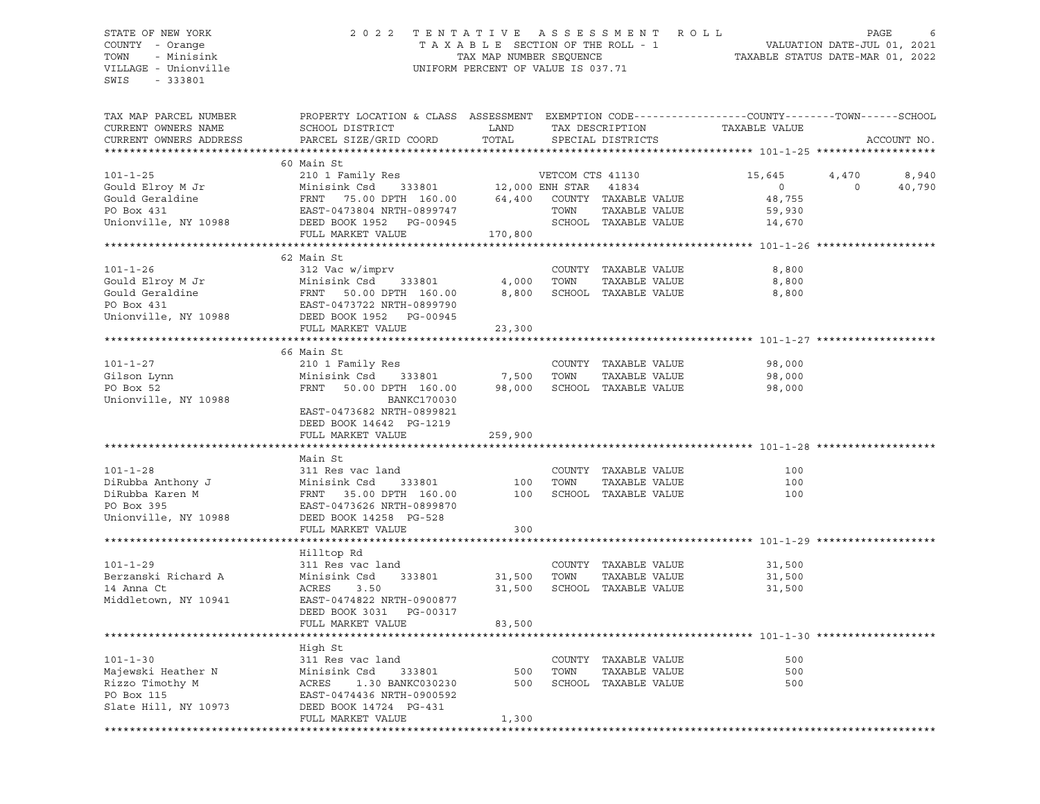STATE OF NEW YORK — 2022 TENTATIVE ASSESSMENT ROLL
COUNTY - Orange — TAXABLE SECTION OF THE ROLL - 1 — VALUATION DATE-JUL 01, 2021
TOWN - Minisink — TAX MAP NUMBER SEQUENCE — TAXABLE STATUS DATE-MAR 01, 2022
VILLAGE - Unionville — UNIFORM PERCENT OF VALUE IS 037.71
SWIS - 333801

| TAX MAP PARCEL NUMBER / CURRENT OWNERS NAME / CURRENT OWNERS ADDRESS | PROPERTY LOCATION & CLASS / SCHOOL DISTRICT / PARCEL SIZE/GRID COORD | ASSESSMENT LAND | TOTAL | EXEMPTION CODE / TAX DESCRIPTION / SPECIAL DISTRICTS | COUNTY TAXABLE VALUE | TOWN | SCHOOL | ACCOUNT NO. |
|---|---|---|---|---|---|---|---|---|
| **101-1-25** | 60 Main St | | | | | | | |
| 101-1-25 | 210 1 Family Res | | | VETCOM CTS 41130 | 15,645 | 4,470 | 8,940 | |
| Gould Elroy M Jr | Minisink Csd 333801 | 12,000 | | ENH STAR 41834 | 0 | 0 | 40,790 | |
| Gould Geraldine | FRNT 75.00 DPTH 160.00 | | 64,400 | COUNTY TAXABLE VALUE | 48,755 | | | |
| PO Box 431 | EAST-0473804 NRTH-0899747 | | | TOWN TAXABLE VALUE | 59,930 | | | |
| Unionville, NY 10988 | DEED BOOK 1952 PG-00945 | | | SCHOOL TAXABLE VALUE | 14,670 | | | |
| | FULL MARKET VALUE | | 170,800 | | | | | |
| **101-1-26** | 62 Main St | | | | | | | |
| 101-1-26 | 312 Vac w/imprv | | | COUNTY TAXABLE VALUE | 8,800 | | | |
| Gould Elroy M Jr | Minisink Csd 333801 | 4,000 | | TOWN TAXABLE VALUE | 8,800 | | | |
| Gould Geraldine | FRNT 50.00 DPTH 160.00 | | 8,800 | SCHOOL TAXABLE VALUE | 8,800 | | | |
| PO Box 431 | EAST-0473722 NRTH-0899790 | | | | | | | |
| Unionville, NY 10988 | DEED BOOK 1952 PG-00945 | | | | | | | |
| | FULL MARKET VALUE | | 23,300 | | | | | |
| **101-1-27** | 66 Main St | | | | | | | |
| 101-1-27 | 210 1 Family Res | | | COUNTY TAXABLE VALUE | 98,000 | | | |
| Gilson Lynn | Minisink Csd 333801 | 7,500 | | TOWN TAXABLE VALUE | 98,000 | | | |
| PO Box 52 | FRNT 50.00 DPTH 160.00 | | 98,000 | SCHOOL TAXABLE VALUE | 98,000 | | | |
| Unionville, NY 10988 | BANKC170030 | | | | | | | |
| | EAST-0473682 NRTH-0899821 | | | | | | | |
| | DEED BOOK 14642 PG-1219 | | | | | | | |
| | FULL MARKET VALUE | | 259,900 | | | | | |
| **101-1-28** | Main St | | | | | | | |
| 101-1-28 | 311 Res vac land | | | COUNTY TAXABLE VALUE | 100 | | | |
| DiRubba Anthony J | Minisink Csd 333801 | 100 | | TOWN TAXABLE VALUE | 100 | | | |
| DiRubba Karen M | FRNT 35.00 DPTH 160.00 | | 100 | SCHOOL TAXABLE VALUE | 100 | | | |
| PO Box 395 | EAST-0473626 NRTH-0899870 | | | | | | | |
| Unionville, NY 10988 | DEED BOOK 14258 PG-528 | | | | | | | |
| | FULL MARKET VALUE | | 300 | | | | | |
| **101-1-29** | Hilltop Rd | | | | | | | |
| 101-1-29 | 311 Res vac land | | | COUNTY TAXABLE VALUE | 31,500 | | | |
| Berzanski Richard A | Minisink Csd 333801 | 31,500 | | TOWN TAXABLE VALUE | 31,500 | | | |
| 14 Anna Ct | ACRES 3.50 | | 31,500 | SCHOOL TAXABLE VALUE | 31,500 | | | |
| Middletown, NY 10941 | EAST-0474822 NRTH-0900877 | | | | | | | |
| | DEED BOOK 3031 PG-00317 | | | | | | | |
| | FULL MARKET VALUE | | 83,500 | | | | | |
| **101-1-30** | High St | | | | | | | |
| 101-1-30 | 311 Res vac land | | | COUNTY TAXABLE VALUE | 500 | | | |
| Majewski Heather N | Minisink Csd 333801 | 500 | | TOWN TAXABLE VALUE | 500 | | | |
| Rizzo Timothy M | ACRES 1.30 BANKC030230 | | 500 | SCHOOL TAXABLE VALUE | 500 | | | |
| PO Box 115 | EAST-0474436 NRTH-0900592 | | | | | | | |
| Slate Hill, NY 10973 | DEED BOOK 14724 PG-431 | | | | | | | |
| | FULL MARKET VALUE | | 1,300 | | | | | |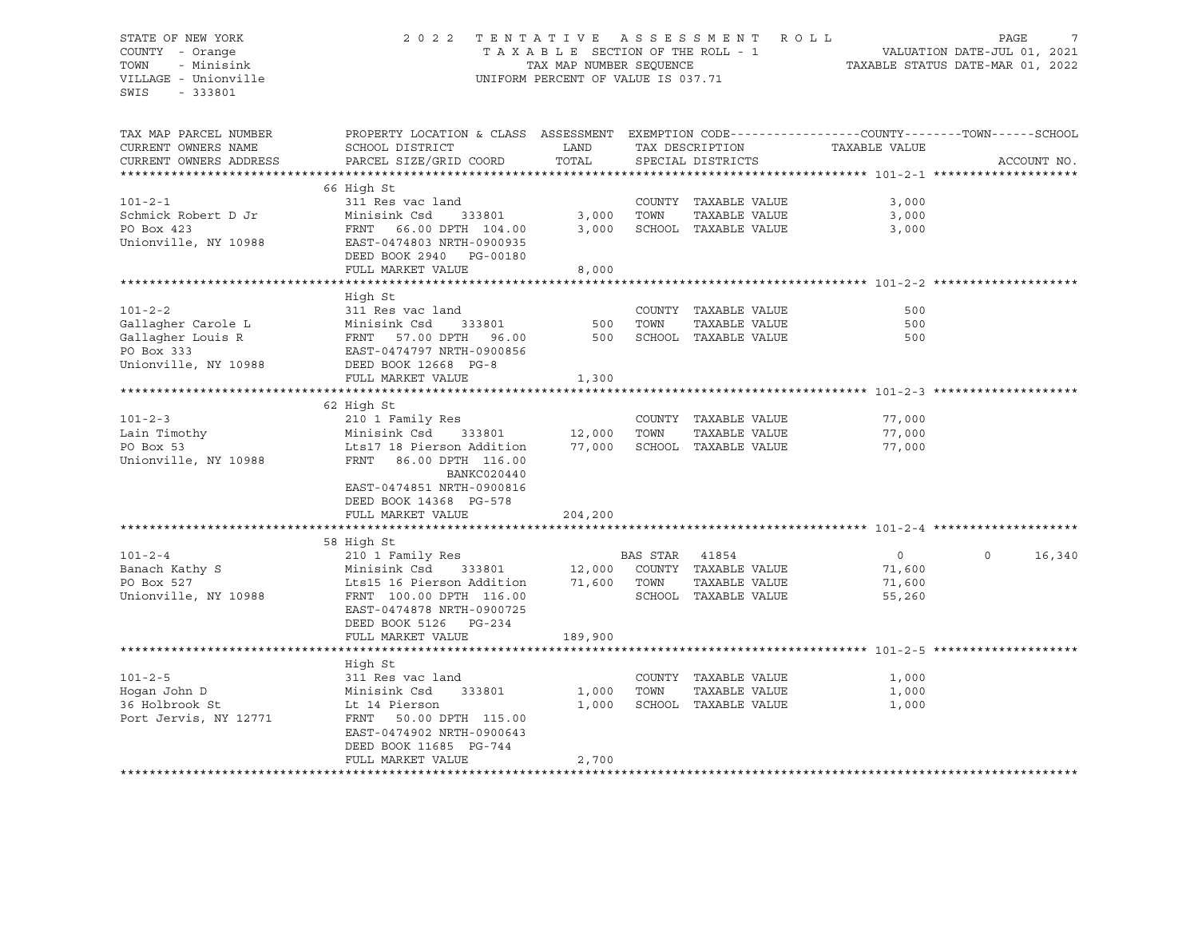STATE OF NEW YORK
COUNTY - Orange
TOWN - Minisink
VILLAGE - Unionville
SWIS - 333801

2022 TENTATIVE ASSESSMENT ROLL
TAXABLE SECTION OF THE ROLL - 1
TAX MAP NUMBER SEQUENCE
UNIFORM PERCENT OF VALUE IS 037.71

VALUATION DATE-JUL 01, 2021
TAXABLE STATUS DATE-MAR 01, 2022

| TAX MAP PARCEL NUMBER / CURRENT OWNERS NAME / CURRENT OWNERS ADDRESS | PROPERTY LOCATION & CLASS / SCHOOL DISTRICT / PARCEL SIZE/GRID COORD | ASSESSMENT LAND | ASSESSMENT TOTAL | EXEMPTION CODE / TAX DESCRIPTION / SPECIAL DISTRICTS | COUNTY TAXABLE VALUE | TOWN | SCHOOL | ACCOUNT NO. |
|---|---|---|---|---|---|---|---|---|
| **101-2-1** | 66 High St | | | | | | | |
| 101-2-1 | 311 Res vac land | | | COUNTY TAXABLE VALUE | 3,000 | | | |
| Schmick Robert D Jr | Minisink Csd 333801 | 3,000 | | TOWN TAXABLE VALUE | 3,000 | | | |
| PO Box 423 | FRNT 66.00 DPTH 104.00 | | 3,000 | SCHOOL TAXABLE VALUE | 3,000 | | | |
| Unionville, NY 10988 | EAST-0474803 NRTH-0900935 | | | | | | | |
| | DEED BOOK 2940 PG-00180 | | | | | | | |
| | FULL MARKET VALUE | | 8,000 | | | | | |
| **101-2-2** | High St | | | | | | | |
| 101-2-2 | 311 Res vac land | | | COUNTY TAXABLE VALUE | 500 | | | |
| Gallagher Carole L | Minisink Csd 333801 | 500 | | TOWN TAXABLE VALUE | 500 | | | |
| Gallagher Louis R | FRNT 57.00 DPTH 96.00 | | 500 | SCHOOL TAXABLE VALUE | 500 | | | |
| PO Box 333 | EAST-0474797 NRTH-0900856 | | | | | | | |
| Unionville, NY 10988 | DEED BOOK 12668 PG-8 | | | | | | | |
| | FULL MARKET VALUE | | 1,300 | | | | | |
| **101-2-3** | 62 High St | | | | | | | |
| 101-2-3 | 210 1 Family Res | | | COUNTY TAXABLE VALUE | 77,000 | | | |
| Lain Timothy | Minisink Csd 333801 | 12,000 | | TOWN TAXABLE VALUE | 77,000 | | | |
| PO Box 53 | Lts17 18 Pierson Addition | | 77,000 | SCHOOL TAXABLE VALUE | 77,000 | | | |
| Unionville, NY 10988 | FRNT 86.00 DPTH 116.00 | | | | | | | |
| | BANKC020440 | | | | | | | |
| | EAST-0474851 NRTH-0900816 | | | | | | | |
| | DEED BOOK 14368 PG-578 | | | | | | | |
| | FULL MARKET VALUE | | 204,200 | | | | | |
| **101-2-4** | 58 High St | | | | | | | |
| 101-2-4 | 210 1 Family Res | | | BAS STAR 41854 | 0 | 0 | 16,340 | |
| Banach Kathy S | Minisink Csd 333801 | 12,000 | | COUNTY TAXABLE VALUE | 71,600 | | | |
| PO Box 527 | Lts15 16 Pierson Addition | | 71,600 | TOWN TAXABLE VALUE | 71,600 | | | |
| Unionville, NY 10988 | FRNT 100.00 DPTH 116.00 | | | SCHOOL TAXABLE VALUE | 55,260 | | | |
| | EAST-0474878 NRTH-0900725 | | | | | | | |
| | DEED BOOK 5126 PG-234 | | | | | | | |
| | FULL MARKET VALUE | | 189,900 | | | | | |
| **101-2-5** | High St | | | | | | | |
| 101-2-5 | 311 Res vac land | | | COUNTY TAXABLE VALUE | 1,000 | | | |
| Hogan John D | Minisink Csd 333801 | 1,000 | | TOWN TAXABLE VALUE | 1,000 | | | |
| 36 Holbrook St | Lt 14 Pierson | | 1,000 | SCHOOL TAXABLE VALUE | 1,000 | | | |
| Port Jervis, NY 12771 | FRNT 50.00 DPTH 115.00 | | | | | | | |
| | EAST-0474902 NRTH-0900643 | | | | | | | |
| | DEED BOOK 11685 PG-744 | | | | | | | |
| | FULL MARKET VALUE | | 2,700 | | | | | |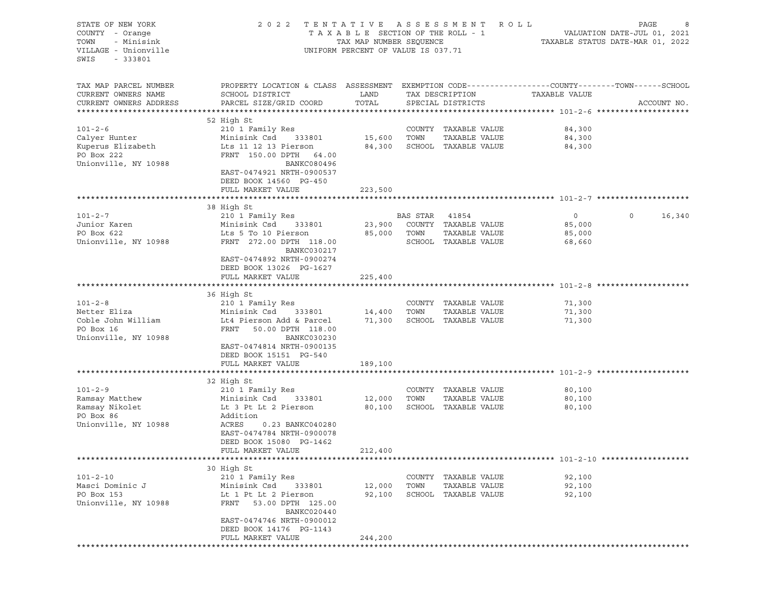STATE OF NEW YORK
COUNTY - Orange
TOWN - Minisink
VILLAGE - Unionville
SWIS - 333801

2 0 2 2 T E N T A T I V E A S S E S S M E N T R O L L
T A X A B L E SECTION OF THE ROLL - 1
TAX MAP NUMBER SEQUENCE
UNIFORM PERCENT OF VALUE IS 037.71

VALUATION DATE-JUL 01, 2021
TAXABLE STATUS DATE-MAR 01, 2022

| TAX MAP PARCEL NUMBER / CURRENT OWNERS NAME / CURRENT OWNERS ADDRESS | PROPERTY LOCATION & CLASS / SCHOOL DISTRICT / PARCEL SIZE/GRID COORD | ASSESSMENT LAND / TOTAL | EXEMPTION CODE / TAX DESCRIPTION / SPECIAL DISTRICTS | COUNTY TAXABLE VALUE | TOWN | SCHOOL | ACCOUNT NO. |
|---|---|---|---|---|---|---|---|
| **101-2-6** | 52 High St | | | | | | |
| 101-2-6 | 210 1 Family Res | | COUNTY TAXABLE VALUE | 84,300 | | | |
| Calyer Hunter | Minisink Csd 333801 | 15,600 | TOWN TAXABLE VALUE | 84,300 | | | |
| Kuperus Elizabeth | Lts 11 12 13 Pierson | 84,300 | SCHOOL TAXABLE VALUE | 84,300 | | | |
| PO Box 222 | FRNT 150.00 DPTH 64.00 | | | | | | |
| Unionville, NY 10988 | BANKC080496 | | | | | | |
| | EAST-0474921 NRTH-0900537 | | | | | | |
| | DEED BOOK 14560 PG-450 | | | | | | |
| | FULL MARKET VALUE | 223,500 | | | | | |
| **101-2-7** | 38 High St | | | | | | |
| 101-2-7 | 210 1 Family Res | | BAS STAR 41854 | 0 | 0 | 16,340 | |
| Junior Karen | Minisink Csd 333801 | 23,900 | COUNTY TAXABLE VALUE | 85,000 | | | |
| PO Box 622 | Lts 5 To 10 Pierson | 85,000 | TOWN TAXABLE VALUE | 85,000 | | | |
| Unionville, NY 10988 | FRNT 272.00 DPTH 118.00 | | SCHOOL TAXABLE VALUE | 68,660 | | | |
| | BANKC030217 | | | | | | |
| | EAST-0474892 NRTH-0900274 | | | | | | |
| | DEED BOOK 13026 PG-1627 | | | | | | |
| | FULL MARKET VALUE | 225,400 | | | | | |
| **101-2-8** | 36 High St | | | | | | |
| 101-2-8 | 210 1 Family Res | | COUNTY TAXABLE VALUE | 71,300 | | | |
| Netter Eliza | Minisink Csd 333801 | 14,400 | TOWN TAXABLE VALUE | 71,300 | | | |
| Coble John William | Lt4 Pierson Add & Parcel | 71,300 | SCHOOL TAXABLE VALUE | 71,300 | | | |
| PO Box 16 | FRNT 50.00 DPTH 118.00 | | | | | | |
| Unionville, NY 10988 | BANKC030230 | | | | | | |
| | EAST-0474814 NRTH-0900135 | | | | | | |
| | DEED BOOK 15151 PG-540 | | | | | | |
| | FULL MARKET VALUE | 189,100 | | | | | |
| **101-2-9** | 32 High St | | | | | | |
| 101-2-9 | 210 1 Family Res | | COUNTY TAXABLE VALUE | 80,100 | | | |
| Ramsay Matthew | Minisink Csd 333801 | 12,000 | TOWN TAXABLE VALUE | 80,100 | | | |
| Ramsay Nikolet | Lt 3 Pt Lt 2 Pierson | 80,100 | SCHOOL TAXABLE VALUE | 80,100 | | | |
| PO Box 86 | Addition | | | | | | |
| Unionville, NY 10988 | ACRES 0.23 BANKC040280 | | | | | | |
| | EAST-0474784 NRTH-0900078 | | | | | | |
| | DEED BOOK 15080 PG-1462 | | | | | | |
| | FULL MARKET VALUE | 212,400 | | | | | |
| **101-2-10** | 30 High St | | | | | | |
| 101-2-10 | 210 1 Family Res | | COUNTY TAXABLE VALUE | 92,100 | | | |
| Masci Dominic J | Minisink Csd 333801 | 12,000 | TOWN TAXABLE VALUE | 92,100 | | | |
| PO Box 153 | Lt 1 Pt Lt 2 Pierson | 92,100 | SCHOOL TAXABLE VALUE | 92,100 | | | |
| Unionville, NY 10988 | FRNT 53.00 DPTH 125.00 | | | | | | |
| | BANKC020440 | | | | | | |
| | EAST-0474746 NRTH-0900012 | | | | | | |
| | DEED BOOK 14176 PG-1143 | | | | | | |
| | FULL MARKET VALUE | 244,200 | | | | | |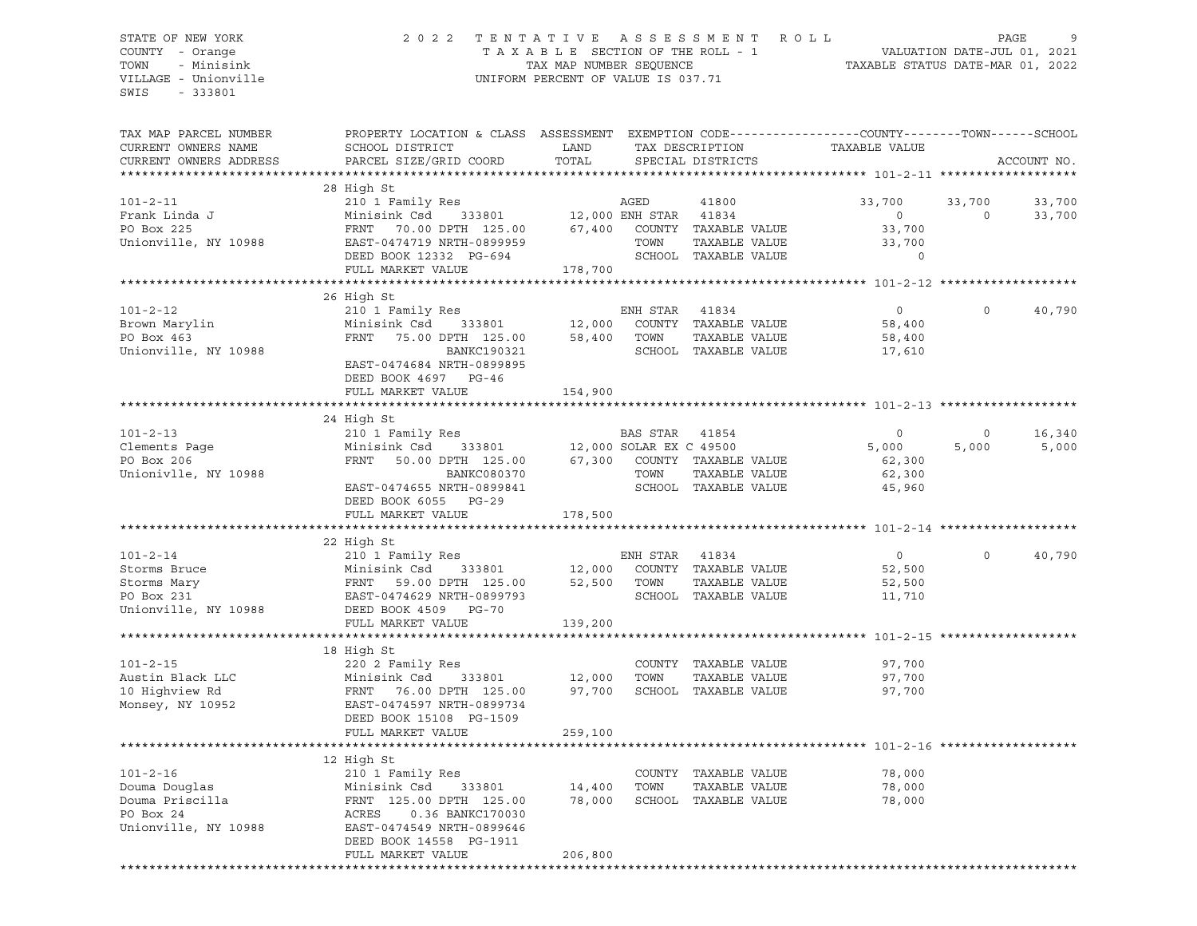STATE OF NEW YORK
COUNTY - Orange
TOWN - Minisink
VILLAGE - Unionville
SWIS - 333801

2022 TENTATIVE ASSESSMENT ROLL
TAXABLE SECTION OF THE ROLL - 1
TAX MAP NUMBER SEQUENCE
UNIFORM PERCENT OF VALUE IS 037.71

VALUATION DATE-JUL 01, 2021
TAXABLE STATUS DATE-MAR 01, 2022

| TAX MAP PARCEL NUMBER / CURRENT OWNERS NAME / CURRENT OWNERS ADDRESS | PROPERTY LOCATION & CLASS / SCHOOL DISTRICT / PARCEL SIZE/GRID COORD | ASSESSMENT LAND / TOTAL | EXEMPTION CODE / TAX DESCRIPTION / SPECIAL DISTRICTS | COUNTY TAXABLE VALUE | TOWN | SCHOOL |
|---|---|---|---|---|---|---|
| **101-2-11** | 28 High St | | | | | |
| 101-2-11 | 210 1 Family Res | | AGED 41800 | 33,700 | 33,700 | 33,700 |
| Frank Linda J | Minisink Csd 333801 | 12,000 | ENH STAR 41834 | 0 | 0 | 33,700 |
| PO Box 225 | FRNT 70.00 DPTH 125.00 | 67,400 | COUNTY TAXABLE VALUE | 33,700 | | |
| Unionville, NY 10988 | EAST-0474719 NRTH-0899959 | | TOWN TAXABLE VALUE | 33,700 | | |
| | DEED BOOK 12332 PG-694 | | SCHOOL TAXABLE VALUE | 0 | | |
| | FULL MARKET VALUE | 178,700 | | | | |
| **101-2-12** | 26 High St | | | | | |
| 101-2-12 | 210 1 Family Res | | ENH STAR 41834 | 0 | 0 | 40,790 |
| Brown Marylin | Minisink Csd 333801 | 12,000 | COUNTY TAXABLE VALUE | 58,400 | | |
| PO Box 463 | FRNT 75.00 DPTH 125.00 | 58,400 | TOWN TAXABLE VALUE | 58,400 | | |
| Unionville, NY 10988 | BANKC190321 | | SCHOOL TAXABLE VALUE | 17,610 | | |
| | EAST-0474684 NRTH-0899895 | | | | | |
| | DEED BOOK 4697 PG-46 | | | | | |
| | FULL MARKET VALUE | 154,900 | | | | |
| **101-2-13** | 24 High St | | | | | |
| 101-2-13 | 210 1 Family Res | | BAS STAR 41854 | 0 | 0 | 16,340 |
| Clements Page | Minisink Csd 333801 | 12,000 | SOLAR EX C 49500 | 5,000 | 5,000 | 5,000 |
| PO Box 206 | FRNT 50.00 DPTH 125.00 | 67,300 | COUNTY TAXABLE VALUE | 62,300 | | |
| Unionivlle, NY 10988 | BANKC080370 | | TOWN TAXABLE VALUE | 62,300 | | |
| | EAST-0474655 NRTH-0899841 | | SCHOOL TAXABLE VALUE | 45,960 | | |
| | DEED BOOK 6055 PG-29 | | | | | |
| | FULL MARKET VALUE | 178,500 | | | | |
| **101-2-14** | 22 High St | | | | | |
| 101-2-14 | 210 1 Family Res | | ENH STAR 41834 | 0 | 0 | 40,790 |
| Storms Bruce | Minisink Csd 333801 | 12,000 | COUNTY TAXABLE VALUE | 52,500 | | |
| Storms Mary | FRNT 59.00 DPTH 125.00 | 52,500 | TOWN TAXABLE VALUE | 52,500 | | |
| PO Box 231 | EAST-0474629 NRTH-0899793 | | SCHOOL TAXABLE VALUE | 11,710 | | |
| Unionville, NY 10988 | DEED BOOK 4509 PG-70 | | | | | |
| | FULL MARKET VALUE | 139,200 | | | | |
| **101-2-15** | 18 High St | | | | | |
| 101-2-15 | 220 2 Family Res | | COUNTY TAXABLE VALUE | 97,700 | | |
| Austin Black LLC | Minisink Csd 333801 | 12,000 | TOWN TAXABLE VALUE | 97,700 | | |
| 10 Highview Rd | FRNT 76.00 DPTH 125.00 | 97,700 | SCHOOL TAXABLE VALUE | 97,700 | | |
| Monsey, NY 10952 | EAST-0474597 NRTH-0899734 | | | | | |
| | DEED BOOK 15108 PG-1509 | | | | | |
| | FULL MARKET VALUE | 259,100 | | | | |
| **101-2-16** | 12 High St | | | | | |
| 101-2-16 | 210 1 Family Res | | COUNTY TAXABLE VALUE | 78,000 | | |
| Douma Douglas | Minisink Csd 333801 | 14,400 | TOWN TAXABLE VALUE | 78,000 | | |
| Douma Priscilla | FRNT 125.00 DPTH 125.00 | 78,000 | SCHOOL TAXABLE VALUE | 78,000 | | |
| PO Box 24 | ACRES 0.36 BANKC170030 | | | | | |
| Unionville, NY 10988 | EAST-0474549 NRTH-0899646 | | | | | |
| | DEED BOOK 14558 PG-1911 | | | | | |
| | FULL MARKET VALUE | 206,800 | | | | |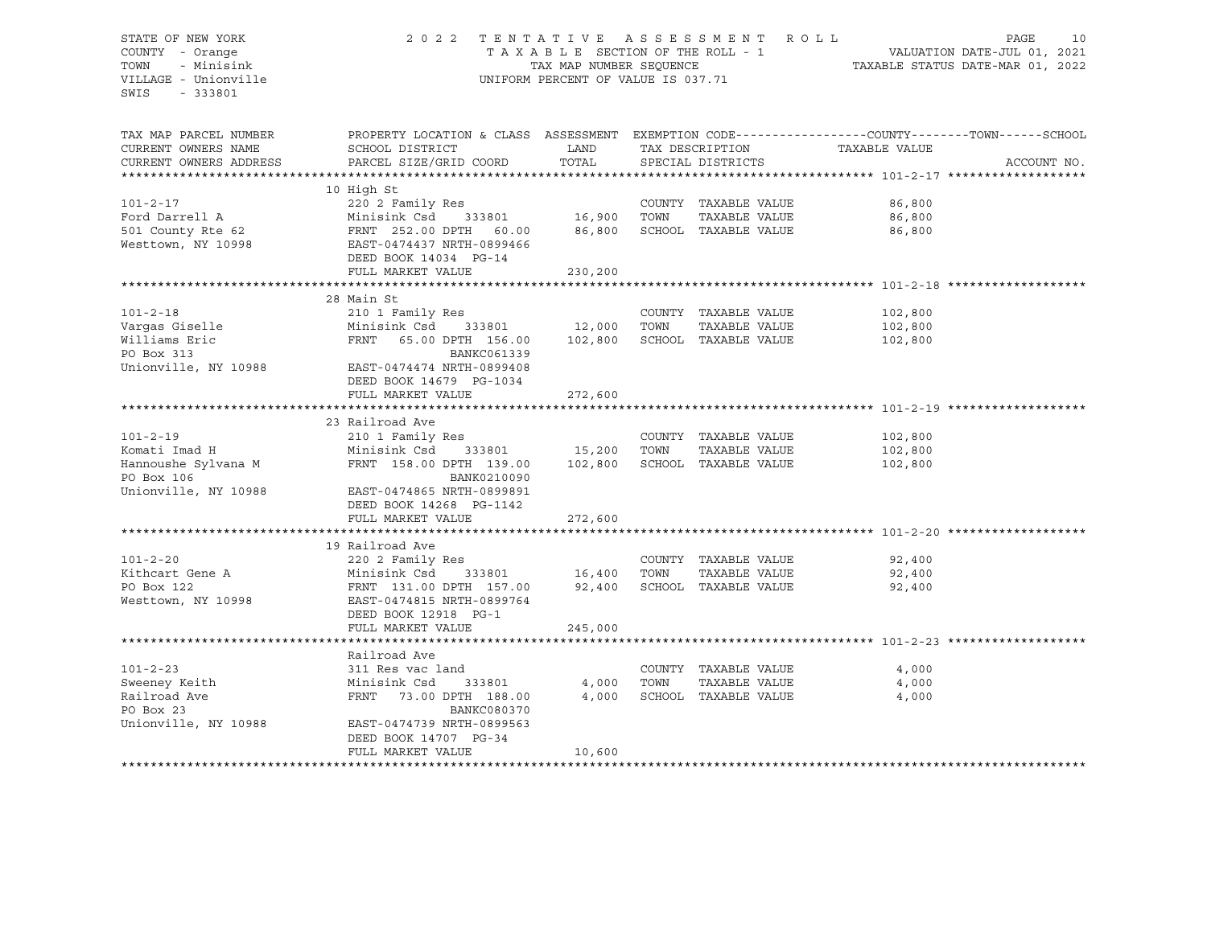STATE OF NEW YORK
COUNTY - Orange
TOWN - Minisink
VILLAGE - Unionville
SWIS - 333801

2022 TENTATIVE ASSESSMENT ROLL
TAXABLE SECTION OF THE ROLL - 1
TAX MAP NUMBER SEQUENCE
UNIFORM PERCENT OF VALUE IS 037.71

VALUATION DATE-JUL 01, 2021
TAXABLE STATUS DATE-MAR 01, 2022

| TAX MAP PARCEL NUMBER / CURRENT OWNERS NAME / CURRENT OWNERS ADDRESS | PROPERTY LOCATION & CLASS / SCHOOL DISTRICT / PARCEL SIZE/GRID COORD | ASSESSMENT LAND / TOTAL | EXEMPTION CODE / TAX DESCRIPTION / SPECIAL DISTRICTS | COUNTY / TOWN / SCHOOL TAXABLE VALUE | ACCOUNT NO. |
|---|---|---|---|---|---|
| **101-2-17** | 10 High St | | | | |
| 101-2-17 | 220 2 Family Res | | COUNTY TAXABLE VALUE | 86,800 | |
| Ford Darrell A | Minisink Csd 333801 | 16,900 | TOWN TAXABLE VALUE | 86,800 | |
| 501 County Rte 62 | FRNT 252.00 DPTH 60.00 | 86,800 | SCHOOL TAXABLE VALUE | 86,800 | |
| Westtown, NY 10998 | EAST-0474437 NRTH-0899466 | | | | |
| | DEED BOOK 14034 PG-14 | | | | |
| | FULL MARKET VALUE | 230,200 | | | |
| **101-2-18** | 28 Main St | | | | |
| 101-2-18 | 210 1 Family Res | | COUNTY TAXABLE VALUE | 102,800 | |
| Vargas Giselle | Minisink Csd 333801 | 12,000 | TOWN TAXABLE VALUE | 102,800 | |
| Williams Eric | FRNT 65.00 DPTH 156.00 | 102,800 | SCHOOL TAXABLE VALUE | 102,800 | |
| PO Box 313 | BANKC061339 | | | | |
| Unionville, NY 10988 | EAST-0474474 NRTH-0899408 | | | | |
| | DEED BOOK 14679 PG-1034 | | | | |
| | FULL MARKET VALUE | 272,600 | | | |
| **101-2-19** | 23 Railroad Ave | | | | |
| 101-2-19 | 210 1 Family Res | | COUNTY TAXABLE VALUE | 102,800 | |
| Komati Imad H | Minisink Csd 333801 | 15,200 | TOWN TAXABLE VALUE | 102,800 | |
| Hannoushe Sylvana M | FRNT 158.00 DPTH 139.00 | 102,800 | SCHOOL TAXABLE VALUE | 102,800 | |
| PO Box 106 | BANK0210090 | | | | |
| Unionville, NY 10988 | EAST-0474865 NRTH-0899891 | | | | |
| | DEED BOOK 14268 PG-1142 | | | | |
| | FULL MARKET VALUE | 272,600 | | | |
| **101-2-20** | 19 Railroad Ave | | | | |
| 101-2-20 | 220 2 Family Res | | COUNTY TAXABLE VALUE | 92,400 | |
| Kithcart Gene A | Minisink Csd 333801 | 16,400 | TOWN TAXABLE VALUE | 92,400 | |
| PO Box 122 | FRNT 131.00 DPTH 157.00 | 92,400 | SCHOOL TAXABLE VALUE | 92,400 | |
| Westtown, NY 10998 | EAST-0474815 NRTH-0899764 | | | | |
| | DEED BOOK 12918 PG-1 | | | | |
| | FULL MARKET VALUE | 245,000 | | | |
| **101-2-23** | Railroad Ave | | | | |
| 101-2-23 | 311 Res vac land | | COUNTY TAXABLE VALUE | 4,000 | |
| Sweeney Keith | Minisink Csd 333801 | 4,000 | TOWN TAXABLE VALUE | 4,000 | |
| Railroad Ave | FRNT 73.00 DPTH 188.00 | 4,000 | SCHOOL TAXABLE VALUE | 4,000 | |
| PO Box 23 | BANKC080370 | | | | |
| Unionville, NY 10988 | EAST-0474739 NRTH-0899563 | | | | |
| | DEED BOOK 14707 PG-34 | | | | |
| | FULL MARKET VALUE | 10,600 | | | |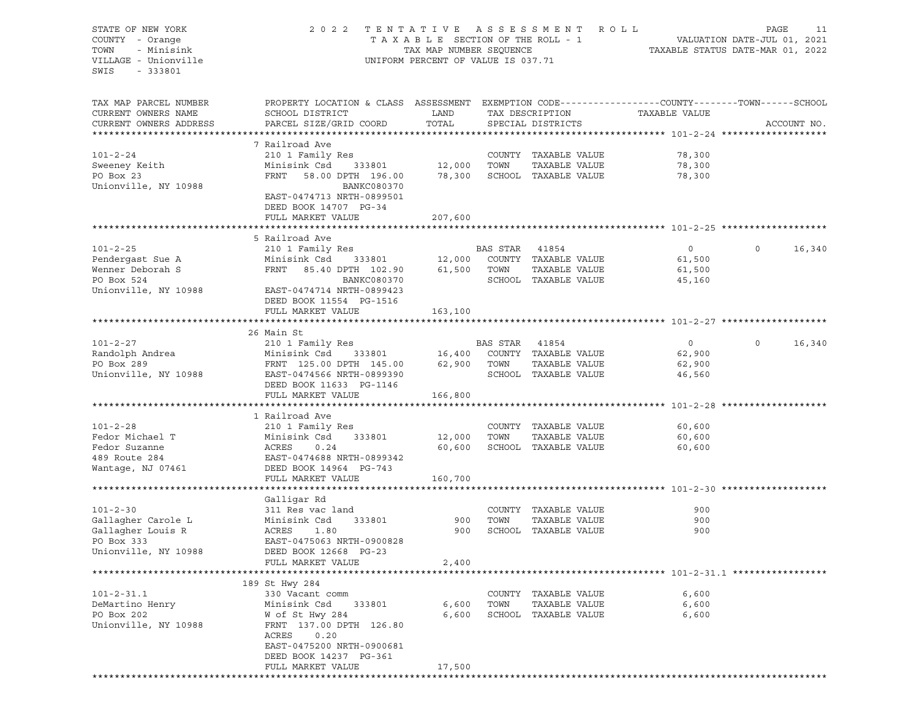STATE OF NEW YORK
COUNTY - Orange
TOWN - Minisink
VILLAGE - Unionville
SWIS - 333801

2022 TENTATIVE ASSESSMENT ROLL
TAXABLE SECTION OF THE ROLL - 1
TAX MAP NUMBER SEQUENCE
UNIFORM PERCENT OF VALUE IS 037.71

VALUATION DATE-JUL 01, 2021
TAXABLE STATUS DATE-MAR 01, 2022

| TAX MAP PARCEL NUMBER / CURRENT OWNERS NAME / CURRENT OWNERS ADDRESS | PROPERTY LOCATION & CLASS / SCHOOL DISTRICT / PARCEL SIZE/GRID COORD | ASSESSMENT LAND / TOTAL | EXEMPTION CODE / TAX DESCRIPTION / SPECIAL DISTRICTS | COUNTY TAXABLE VALUE | TOWN | SCHOOL | ACCOUNT NO. |
|---|---|---|---|---|---|---|---|
| **101-2-24** | 7 Railroad Ave | | | | | | |
| 101-2-24 | 210 1 Family Res | | COUNTY TAXABLE VALUE | 78,300 | | | |
| Sweeney Keith | Minisink Csd 333801 | 12,000 | TOWN TAXABLE VALUE | 78,300 | | | |
| PO Box 23 | FRNT 58.00 DPTH 196.00 | 78,300 | SCHOOL TAXABLE VALUE | 78,300 | | | |
| Unionville, NY 10988 | BANKC080370 | | | | | | |
| | EAST-0474713 NRTH-0899501 | | | | | | |
| | DEED BOOK 14707 PG-34 | | | | | | |
| | FULL MARKET VALUE | 207,600 | | | | | |
| **101-2-25** | 5 Railroad Ave | | | | | | |
| 101-2-25 | 210 1 Family Res | | BAS STAR 41854 | 0 | 0 | 16,340 | |
| Pendergast Sue A | Minisink Csd 333801 | 12,000 | COUNTY TAXABLE VALUE | 61,500 | | | |
| Wenner Deborah S | FRNT 85.40 DPTH 102.90 | 61,500 | TOWN TAXABLE VALUE | 61,500 | | | |
| PO Box 524 | BANKC080370 | | SCHOOL TAXABLE VALUE | 45,160 | | | |
| Unionville, NY 10988 | EAST-0474714 NRTH-0899423 | | | | | | |
| | DEED BOOK 11554 PG-1516 | | | | | | |
| | FULL MARKET VALUE | 163,100 | | | | | |
| **101-2-27** | 26 Main St | | | | | | |
| 101-2-27 | 210 1 Family Res | | BAS STAR 41854 | 0 | 0 | 16,340 | |
| Randolph Andrea | Minisink Csd 333801 | 16,400 | COUNTY TAXABLE VALUE | 62,900 | | | |
| PO Box 289 | FRNT 125.00 DPTH 145.00 | 62,900 | TOWN TAXABLE VALUE | 62,900 | | | |
| Unionville, NY 10988 | EAST-0474566 NRTH-0899390 | | SCHOOL TAXABLE VALUE | 46,560 | | | |
| | DEED BOOK 11633 PG-1146 | | | | | | |
| | FULL MARKET VALUE | 166,800 | | | | | |
| **101-2-28** | 1 Railroad Ave | | | | | | |
| 101-2-28 | 210 1 Family Res | | COUNTY TAXABLE VALUE | 60,600 | | | |
| Fedor Michael T | Minisink Csd 333801 | 12,000 | TOWN TAXABLE VALUE | 60,600 | | | |
| Fedor Suzanne | ACRES 0.24 | 60,600 | SCHOOL TAXABLE VALUE | 60,600 | | | |
| 489 Route 284 | EAST-0474688 NRTH-0899342 | | | | | | |
| Wantage, NJ 07461 | DEED BOOK 14964 PG-743 | | | | | | |
| | FULL MARKET VALUE | 160,700 | | | | | |
| **101-2-30** | Galligar Rd | | | | | | |
| 101-2-30 | 311 Res vac land | | COUNTY TAXABLE VALUE | 900 | | | |
| Gallagher Carole L | Minisink Csd 333801 | 900 | TOWN TAXABLE VALUE | 900 | | | |
| Gallagher Louis R | ACRES 1.80 | 900 | SCHOOL TAXABLE VALUE | 900 | | | |
| PO Box 333 | EAST-0475063 NRTH-0900828 | | | | | | |
| Unionville, NY 10988 | DEED BOOK 12668 PG-23 | | | | | | |
| | FULL MARKET VALUE | 2,400 | | | | | |
| **101-2-31.1** | 189 St Hwy 284 | | | | | | |
| 101-2-31.1 | 330 Vacant comm | | COUNTY TAXABLE VALUE | 6,600 | | | |
| DeMartino Henry | Minisink Csd 333801 | 6,600 | TOWN TAXABLE VALUE | 6,600 | | | |
| PO Box 202 | W of St Hwy 284 | 6,600 | SCHOOL TAXABLE VALUE | 6,600 | | | |
| Unionville, NY 10988 | FRNT 137.00 DPTH 126.80 | | | | | | |
| | ACRES 0.20 | | | | | | |
| | EAST-0475200 NRTH-0900681 | | | | | | |
| | DEED BOOK 14237 PG-361 | | | | | | |
| | FULL MARKET VALUE | 17,500 | | | | | |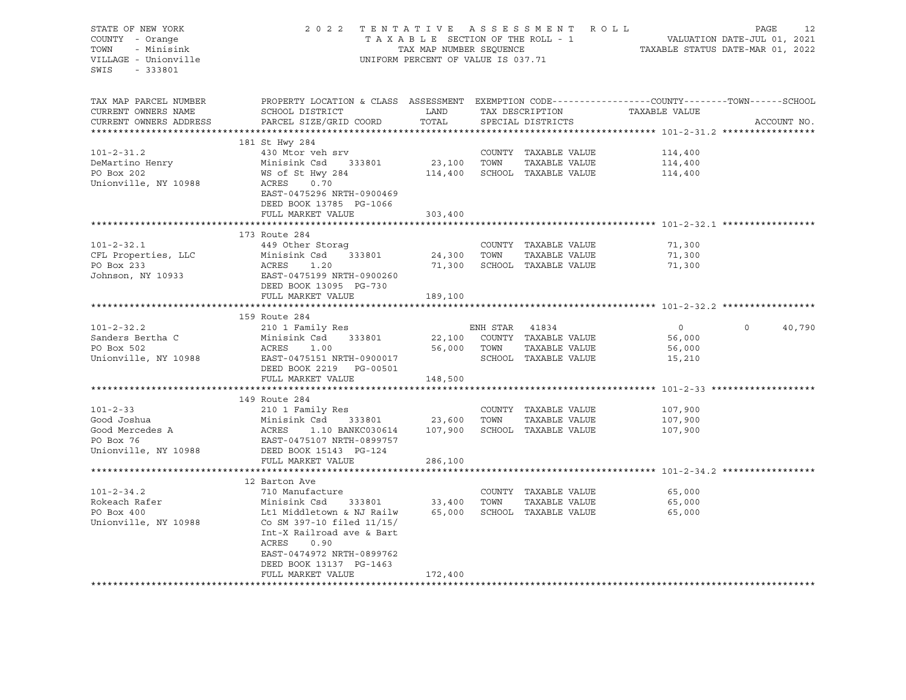STATE OF NEW YORK
COUNTY - Orange
TOWN - Minisink
VILLAGE - Unionville
SWIS - 333801

2022 TENTATIVE ASSESSMENT ROLL
TAXABLE SECTION OF THE ROLL - 1
TAX MAP NUMBER SEQUENCE
UNIFORM PERCENT OF VALUE IS 037.71

VALUATION DATE-JUL 01, 2021
TAXABLE STATUS DATE-MAR 01, 2022

| TAX MAP PARCEL NUMBER / CURRENT OWNERS NAME / CURRENT OWNERS ADDRESS | PROPERTY LOCATION & CLASS / SCHOOL DISTRICT / PARCEL SIZE/GRID COORD | ASSESSMENT LAND / TOTAL | EXEMPTION CODE / TAX DESCRIPTION / SPECIAL DISTRICTS | COUNTY TAXABLE VALUE | TOWN | SCHOOL / ACCOUNT NO. |
|---|---|---|---|---|---|---|
| **101-2-31.2** | 181 St Hwy 284 | | | | | |
| 101-2-31.2 | 430 Mtor veh srv | | COUNTY TAXABLE VALUE | 114,400 | | |
| DeMartino Henry | Minisink Csd 333801 | 23,100 | TOWN TAXABLE VALUE | 114,400 | | |
| PO Box 202 | WS of St Hwy 284 | 114,400 | SCHOOL TAXABLE VALUE | 114,400 | | |
| Unionville, NY 10988 | ACRES 0.70 | | | | | |
| | EAST-0475296 NRTH-0900469 | | | | | |
| | DEED BOOK 13785 PG-1066 | | | | | |
| | FULL MARKET VALUE | 303,400 | | | | |
| **101-2-32.1** | 173 Route 284 | | | | | |
| 101-2-32.1 | 449 Other Storag | | COUNTY TAXABLE VALUE | 71,300 | | |
| CFL Properties, LLC | Minisink Csd 333801 | 24,300 | TOWN TAXABLE VALUE | 71,300 | | |
| PO Box 233 | ACRES 1.20 | 71,300 | SCHOOL TAXABLE VALUE | 71,300 | | |
| Johnson, NY 10933 | EAST-0475199 NRTH-0900260 | | | | | |
| | DEED BOOK 13095 PG-730 | | | | | |
| | FULL MARKET VALUE | 189,100 | | | | |
| **101-2-32.2** | 159 Route 284 | | | | | |
| 101-2-32.2 | 210 1 Family Res | | ENH STAR 41834 | 0 | 0 | 40,790 |
| Sanders Bertha C | Minisink Csd 333801 | 22,100 | COUNTY TAXABLE VALUE | 56,000 | | |
| PO Box 502 | ACRES 1.00 | 56,000 | TOWN TAXABLE VALUE | 56,000 | | |
| Unionville, NY 10988 | EAST-0475151 NRTH-0900017 | | SCHOOL TAXABLE VALUE | 15,210 | | |
| | DEED BOOK 2219 PG-00501 | | | | | |
| | FULL MARKET VALUE | 148,500 | | | | |
| **101-2-33** | 149 Route 284 | | | | | |
| 101-2-33 | 210 1 Family Res | | COUNTY TAXABLE VALUE | 107,900 | | |
| Good Joshua | Minisink Csd 333801 | 23,600 | TOWN TAXABLE VALUE | 107,900 | | |
| Good Mercedes A | ACRES 1.10 BANKC030614 | 107,900 | SCHOOL TAXABLE VALUE | 107,900 | | |
| PO Box 76 | EAST-0475107 NRTH-0899757 | | | | | |
| Unionville, NY 10988 | DEED BOOK 15143 PG-124 | | | | | |
| | FULL MARKET VALUE | 286,100 | | | | |
| **101-2-34.2** | 12 Barton Ave | | | | | |
| 101-2-34.2 | 710 Manufacture | | COUNTY TAXABLE VALUE | 65,000 | | |
| Rokeach Rafer | Minisink Csd 333801 | 33,400 | TOWN TAXABLE VALUE | 65,000 | | |
| PO Box 400 | Lt1 Middletown & NJ Railw | 65,000 | SCHOOL TAXABLE VALUE | 65,000 | | |
| Unionville, NY 10988 | Co SM 397-10 filed 11/15/ | | | | | |
| | Int-X Railroad ave & Bart | | | | | |
| | ACRES 0.90 | | | | | |
| | EAST-0474972 NRTH-0899762 | | | | | |
| | DEED BOOK 13137 PG-1463 | | | | | |
| | FULL MARKET VALUE | 172,400 | | | | |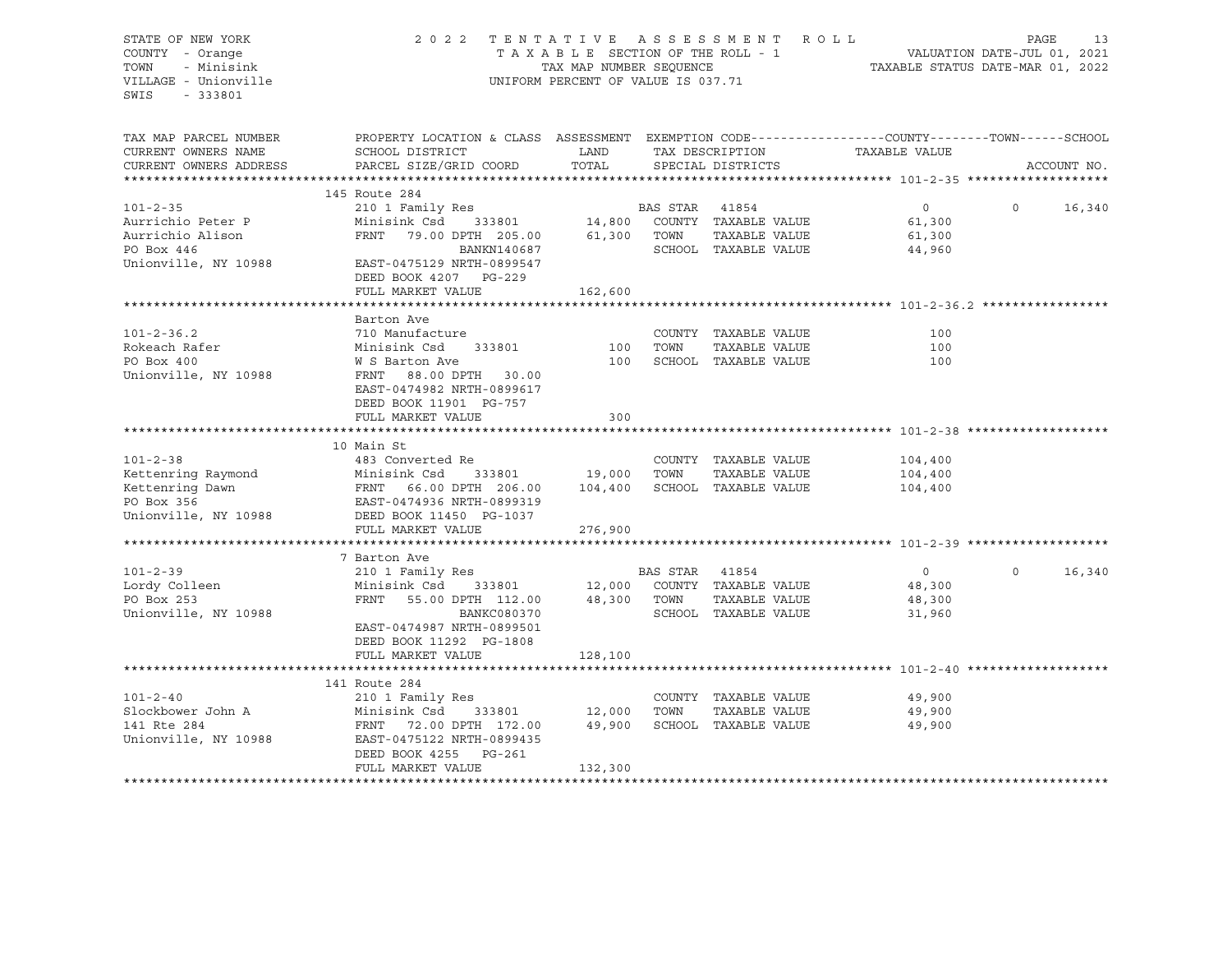STATE OF NEW YORK — 2022 TENTATIVE ASSESSMENT ROLL
COUNTY - Orange — TAXABLE SECTION OF THE ROLL - 1 — VALUATION DATE-JUL 01, 2021
TOWN - Minisink — TAX MAP NUMBER SEQUENCE — TAXABLE STATUS DATE-MAR 01, 2022
VILLAGE - Unionville — UNIFORM PERCENT OF VALUE IS 037.71
SWIS - 333801

| TAX MAP PARCEL NUMBER / CURRENT OWNERS NAME / CURRENT OWNERS ADDRESS | PROPERTY LOCATION & CLASS / SCHOOL DISTRICT / PARCEL SIZE/GRID COORD | ASSESSMENT LAND | TOTAL | EXEMPTION CODE / TAX DESCRIPTION / SPECIAL DISTRICTS | COUNTY TAXABLE VALUE | TOWN | SCHOOL | ACCOUNT NO. |
|---|---|---|---|---|---|---|---|---|
| **101-2-35** | 145 Route 284 | | | | | | | |
| 101-2-35 | 210 1 Family Res | | | BAS STAR 41854 | 0 | 0 | 16,340 | |
| Aurrichio Peter P | Minisink Csd 333801 | 14,800 | | COUNTY TAXABLE VALUE | 61,300 | | | |
| Aurrichio Alison | FRNT 79.00 DPTH 205.00 | | 61,300 | TOWN TAXABLE VALUE | 61,300 | | | |
| PO Box 446 | BANKN140687 | | | SCHOOL TAXABLE VALUE | 44,960 | | | |
| Unionville, NY 10988 | EAST-0475129 NRTH-0899547 | | | | | | | |
| | DEED BOOK 4207 PG-229 | | | | | | | |
| | FULL MARKET VALUE | | 162,600 | | | | | |
| **101-2-36.2** | Barton Ave | | | | | | | |
| 101-2-36.2 | 710 Manufacture | | | COUNTY TAXABLE VALUE | 100 | | | |
| Rokeach Rafer | Minisink Csd 333801 | 100 | | TOWN TAXABLE VALUE | 100 | | | |
| PO Box 400 | W S Barton Ave | | 100 | SCHOOL TAXABLE VALUE | 100 | | | |
| Unionville, NY 10988 | FRNT 88.00 DPTH 30.00 | | | | | | | |
| | EAST-0474982 NRTH-0899617 | | | | | | | |
| | DEED BOOK 11901 PG-757 | | | | | | | |
| | FULL MARKET VALUE | | 300 | | | | | |
| **101-2-38** | 10 Main St | | | | | | | |
| 101-2-38 | 483 Converted Re | | | COUNTY TAXABLE VALUE | 104,400 | | | |
| Kettenring Raymond | Minisink Csd 333801 | 19,000 | | TOWN TAXABLE VALUE | 104,400 | | | |
| Kettenring Dawn | FRNT 66.00 DPTH 206.00 | | 104,400 | SCHOOL TAXABLE VALUE | 104,400 | | | |
| PO Box 356 | EAST-0474936 NRTH-0899319 | | | | | | | |
| Unionville, NY 10988 | DEED BOOK 11450 PG-1037 | | | | | | | |
| | FULL MARKET VALUE | | 276,900 | | | | | |
| **101-2-39** | 7 Barton Ave | | | | | | | |
| 101-2-39 | 210 1 Family Res | | | BAS STAR 41854 | 0 | 0 | 16,340 | |
| Lordy Colleen | Minisink Csd 333801 | 12,000 | | COUNTY TAXABLE VALUE | 48,300 | | | |
| PO Box 253 | FRNT 55.00 DPTH 112.00 | | 48,300 | TOWN TAXABLE VALUE | 48,300 | | | |
| Unionville, NY 10988 | BANKC080370 | | | SCHOOL TAXABLE VALUE | 31,960 | | | |
| | EAST-0474987 NRTH-0899501 | | | | | | | |
| | DEED BOOK 11292 PG-1808 | | | | | | | |
| | FULL MARKET VALUE | | 128,100 | | | | | |
| **101-2-40** | 141 Route 284 | | | | | | | |
| 101-2-40 | 210 1 Family Res | | | COUNTY TAXABLE VALUE | 49,900 | | | |
| Slockbower John A | Minisink Csd 333801 | 12,000 | | TOWN TAXABLE VALUE | 49,900 | | | |
| 141 Rte 284 | FRNT 72.00 DPTH 172.00 | | 49,900 | SCHOOL TAXABLE VALUE | 49,900 | | | |
| Unionville, NY 10988 | EAST-0475122 NRTH-0899435 | | | | | | | |
| | DEED BOOK 4255 PG-261 | | | | | | | |
| | FULL MARKET VALUE | | 132,300 | | | | | |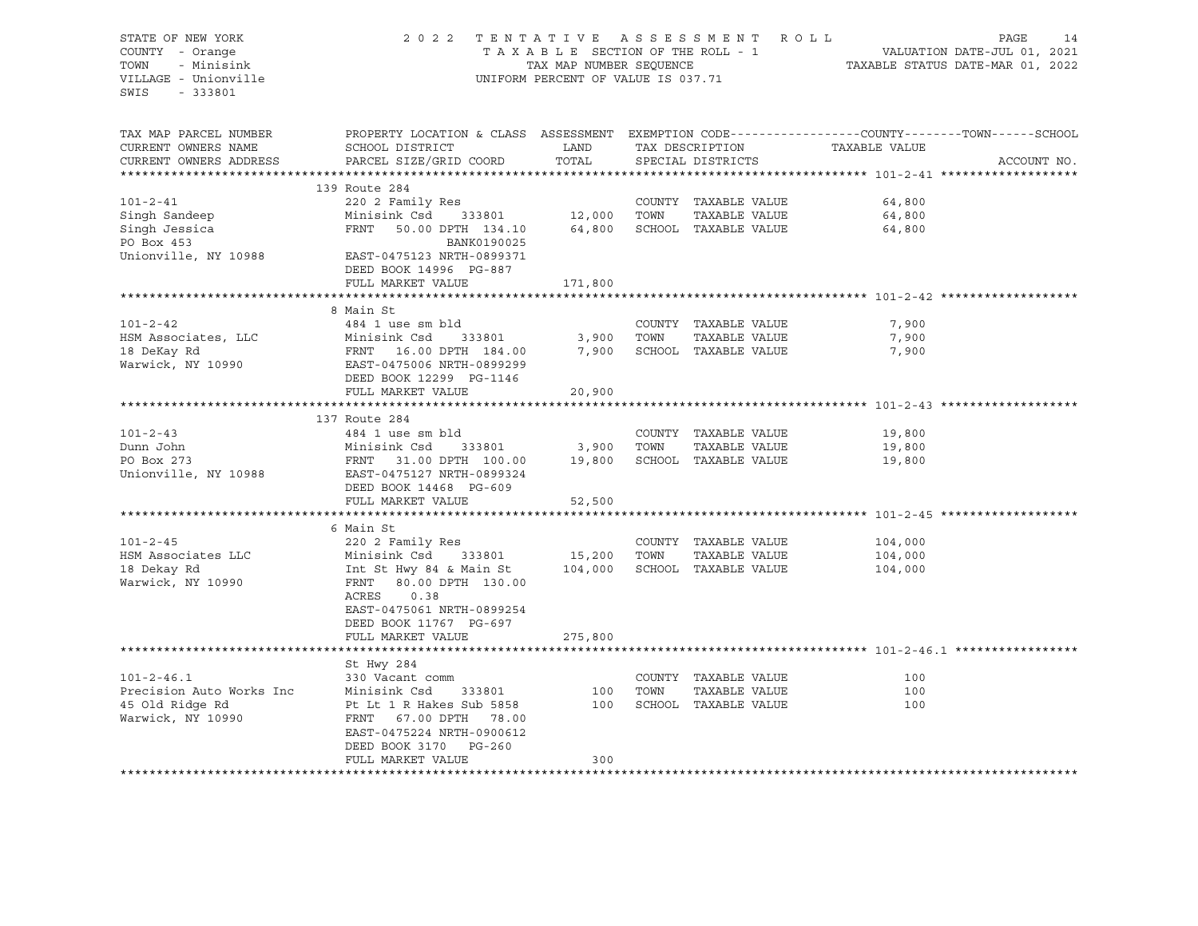STATE OF NEW YORK
COUNTY - Orange
TOWN - Minisink
VILLAGE - Unionville
SWIS - 333801

2022 TENTATIVE ASSESSMENT ROLL
TAXABLE SECTION OF THE ROLL - 1
TAX MAP NUMBER SEQUENCE
UNIFORM PERCENT OF VALUE IS 037.71

VALUATION DATE-JUL 01, 2021
TAXABLE STATUS DATE-MAR 01, 2022

| TAX MAP PARCEL NUMBER / CURRENT OWNERS NAME / CURRENT OWNERS ADDRESS | PROPERTY LOCATION & CLASS / SCHOOL DISTRICT / PARCEL SIZE/GRID COORD | ASSESSMENT LAND | TOTAL | EXEMPTION CODE / TAX DESCRIPTION / SPECIAL DISTRICTS | COUNTY / TOWN / SCHOOL TAXABLE VALUE | ACCOUNT NO. |
|---|---|---|---|---|---|---|
| **101-2-41** | 139 Route 284 | | | | | |
| 101-2-41 | 220 2 Family Res | | | COUNTY TAXABLE VALUE | 64,800 | |
| Singh Sandeep | Minisink Csd 333801 | 12,000 | | TOWN TAXABLE VALUE | 64,800 | |
| Singh Jessica | FRNT 50.00 DPTH 134.10 | | 64,800 | SCHOOL TAXABLE VALUE | 64,800 | |
| PO Box 453 | BANK0190025 | | | | | |
| Unionville, NY 10988 | EAST-0475123 NRTH-0899371 | | | | | |
| | DEED BOOK 14996 PG-887 | | | | | |
| | FULL MARKET VALUE | | 171,800 | | | |
| **101-2-42** | 8 Main St | | | | | |
| 101-2-42 | 484 1 use sm bld | | | COUNTY TAXABLE VALUE | 7,900 | |
| HSM Associates, LLC | Minisink Csd 333801 | 3,900 | | TOWN TAXABLE VALUE | 7,900 | |
| 18 DeKay Rd | FRNT 16.00 DPTH 184.00 | | 7,900 | SCHOOL TAXABLE VALUE | 7,900 | |
| Warwick, NY 10990 | EAST-0475006 NRTH-0899299 | | | | | |
| | DEED BOOK 12299 PG-1146 | | | | | |
| | FULL MARKET VALUE | | 20,900 | | | |
| **101-2-43** | 137 Route 284 | | | | | |
| 101-2-43 | 484 1 use sm bld | | | COUNTY TAXABLE VALUE | 19,800 | |
| Dunn John | Minisink Csd 333801 | 3,900 | | TOWN TAXABLE VALUE | 19,800 | |
| PO Box 273 | FRNT 31.00 DPTH 100.00 | | 19,800 | SCHOOL TAXABLE VALUE | 19,800 | |
| Unionville, NY 10988 | EAST-0475127 NRTH-0899324 | | | | | |
| | DEED BOOK 14468 PG-609 | | | | | |
| | FULL MARKET VALUE | | 52,500 | | | |
| **101-2-45** | 6 Main St | | | | | |
| 101-2-45 | 220 2 Family Res | | | COUNTY TAXABLE VALUE | 104,000 | |
| HSM Associates LLC | Minisink Csd 333801 | 15,200 | | TOWN TAXABLE VALUE | 104,000 | |
| 18 Dekay Rd | Int St Hwy 84 & Main St | | 104,000 | SCHOOL TAXABLE VALUE | 104,000 | |
| Warwick, NY 10990 | FRNT 80.00 DPTH 130.00 | | | | | |
| | ACRES 0.38 | | | | | |
| | EAST-0475061 NRTH-0899254 | | | | | |
| | DEED BOOK 11767 PG-697 | | | | | |
| | FULL MARKET VALUE | | 275,800 | | | |
| **101-2-46.1** | St Hwy 284 | | | | | |
| 101-2-46.1 | 330 Vacant comm | | | COUNTY TAXABLE VALUE | 100 | |
| Precision Auto Works Inc | Minisink Csd 333801 | 100 | | TOWN TAXABLE VALUE | 100 | |
| 45 Old Ridge Rd | Pt Lt 1 R Hakes Sub 5858 | | 100 | SCHOOL TAXABLE VALUE | 100 | |
| Warwick, NY 10990 | FRNT 67.00 DPTH 78.00 | | | | | |
| | EAST-0475224 NRTH-0900612 | | | | | |
| | DEED BOOK 3170 PG-260 | | | | | |
| | FULL MARKET VALUE | | 300 | | | |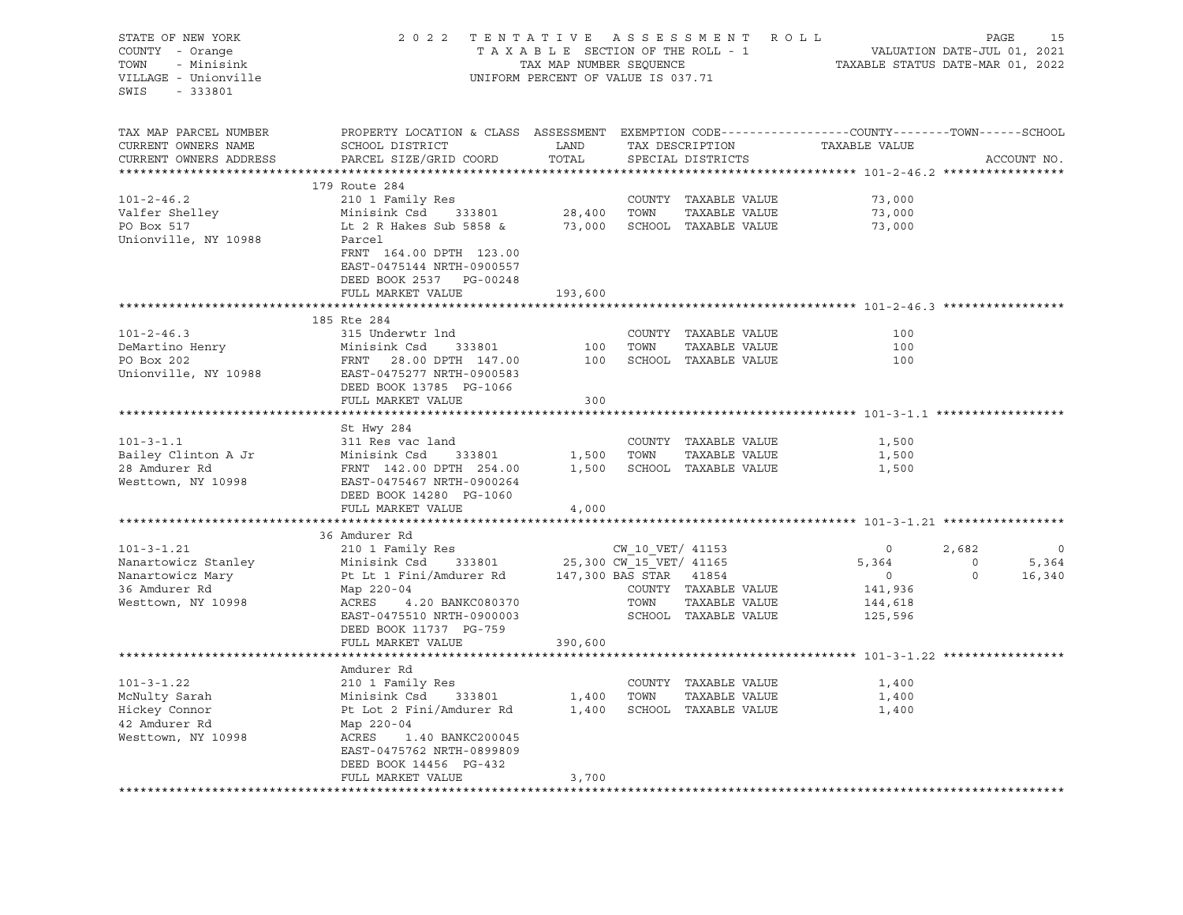STATE OF NEW YORK
COUNTY - Orange
TOWN - Minisink
VILLAGE - Unionville
SWIS - 333801

2022 TENTATIVE ASSESSMENT ROLL
TAXABLE SECTION OF THE ROLL - 1
TAX MAP NUMBER SEQUENCE
UNIFORM PERCENT OF VALUE IS 037.71

VALUATION DATE-JUL 01, 2021
TAXABLE STATUS DATE-MAR 01, 2022

| TAX MAP PARCEL NUMBER / CURRENT OWNERS NAME / CURRENT OWNERS ADDRESS | PROPERTY LOCATION & CLASS / SCHOOL DISTRICT / PARCEL SIZE/GRID COORD | ASSESSMENT LAND / TOTAL | EXEMPTION CODE / TAX DESCRIPTION / SPECIAL DISTRICTS | COUNTY TAXABLE VALUE | TOWN | SCHOOL | ACCOUNT NO. |
|---|---|---|---|---|---|---|---|
| **101-2-46.2** | 179 Route 284 | | | | | | |
| 101-2-46.2 | 210 1 Family Res | | COUNTY TAXABLE VALUE | 73,000 | | | |
| Valfer Shelley | Minisink Csd 333801 | 28,400 | TOWN TAXABLE VALUE | 73,000 | | | |
| PO Box 517 | Lt 2 R Hakes Sub 5858 & | 73,000 | SCHOOL TAXABLE VALUE | 73,000 | | | |
| Unionville, NY 10988 | Parcel | | | | | | |
| | FRNT 164.00 DPTH 123.00 | | | | | | |
| | EAST-0475144 NRTH-0900557 | | | | | | |
| | DEED BOOK 2537 PG-00248 | | | | | | |
| | FULL MARKET VALUE | 193,600 | | | | | |
| **101-2-46.3** | 185 Rte 284 | | | | | | |
| 101-2-46.3 | 315 Underwtr lnd | | COUNTY TAXABLE VALUE | 100 | | | |
| DeMartino Henry | Minisink Csd 333801 | 100 | TOWN TAXABLE VALUE | 100 | | | |
| PO Box 202 | FRNT 28.00 DPTH 147.00 | 100 | SCHOOL TAXABLE VALUE | 100 | | | |
| Unionville, NY 10988 | EAST-0475277 NRTH-0900583 | | | | | | |
| | DEED BOOK 13785 PG-1066 | | | | | | |
| | FULL MARKET VALUE | 300 | | | | | |
| **101-3-1.1** | St Hwy 284 | | | | | | |
| 101-3-1.1 | 311 Res vac land | | COUNTY TAXABLE VALUE | 1,500 | | | |
| Bailey Clinton A Jr | Minisink Csd 333801 | 1,500 | TOWN TAXABLE VALUE | 1,500 | | | |
| 28 Amdurer Rd | FRNT 142.00 DPTH 254.00 | 1,500 | SCHOOL TAXABLE VALUE | 1,500 | | | |
| Westtown, NY 10998 | EAST-0475467 NRTH-0900264 | | | | | | |
| | DEED BOOK 14280 PG-1060 | | | | | | |
| | FULL MARKET VALUE | 4,000 | | | | | |
| **101-3-1.21** | 36 Amdurer Rd | | | | | | |
| 101-3-1.21 | 210 1 Family Res | | CW_10_VET/ 41153 | 0 | 2,682 | 0 | |
| Nanartowicz Stanley | Minisink Csd 333801 | 25,300 | CW_15_VET/ 41165 | 5,364 | 0 | 5,364 | |
| Nanartowicz Mary | Pt Lt 1 Fini/Amdurer Rd | 147,300 | BAS STAR 41854 | 0 | 0 | 16,340 | |
| 36 Amdurer Rd | Map 220-04 | | COUNTY TAXABLE VALUE | 141,936 | | | |
| Westtown, NY 10998 | ACRES 4.20 BANKC080370 | | TOWN TAXABLE VALUE | 144,618 | | | |
| | EAST-0475510 NRTH-0900003 | | SCHOOL TAXABLE VALUE | 125,596 | | | |
| | DEED BOOK 11737 PG-759 | | | | | | |
| | FULL MARKET VALUE | 390,600 | | | | | |
| **101-3-1.22** | Amdurer Rd | | | | | | |
| 101-3-1.22 | 210 1 Family Res | | COUNTY TAXABLE VALUE | 1,400 | | | |
| McNulty Sarah | Minisink Csd 333801 | 1,400 | TOWN TAXABLE VALUE | 1,400 | | | |
| Hickey Connor | Pt Lot 2 Fini/Amdurer Rd | 1,400 | SCHOOL TAXABLE VALUE | 1,400 | | | |
| 42 Amdurer Rd | Map 220-04 | | | | | | |
| Westtown, NY 10998 | ACRES 1.40 BANKC200045 | | | | | | |
| | EAST-0475762 NRTH-0899809 | | | | | | |
| | DEED BOOK 14456 PG-432 | | | | | | |
| | FULL MARKET VALUE | 3,700 | | | | | |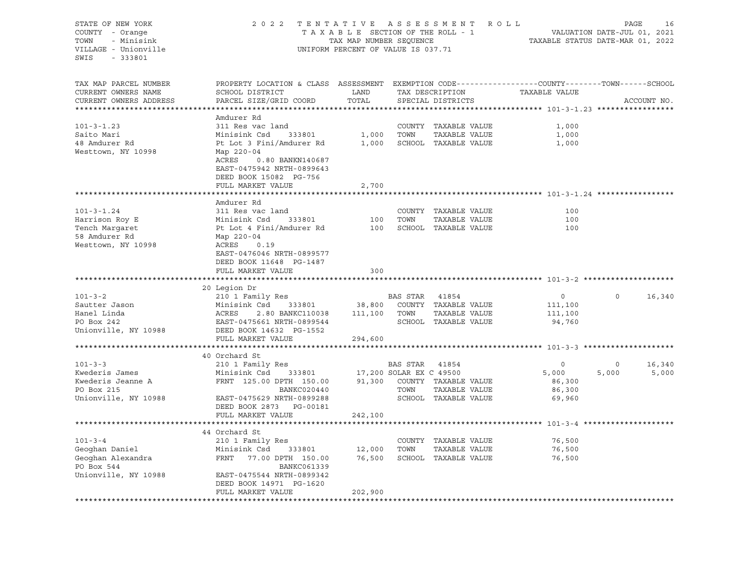STATE OF NEW YORK
COUNTY - Orange
TOWN - Minisink
VILLAGE - Unionville
SWIS - 333801

2022 TENTATIVE ASSESSMENT ROLL
TAXABLE SECTION OF THE ROLL - 1
TAX MAP NUMBER SEQUENCE
UNIFORM PERCENT OF VALUE IS 037.71

VALUATION DATE-JUL 01, 2021
TAXABLE STATUS DATE-MAR 01, 2022

| TAX MAP PARCEL NUMBER / CURRENT OWNERS NAME / CURRENT OWNERS ADDRESS | PROPERTY LOCATION & CLASS / SCHOOL DISTRICT / PARCEL SIZE/GRID COORD | ASSESSMENT LAND / TOTAL | EXEMPTION CODE / TAX DESCRIPTION / SPECIAL DISTRICTS | COUNTY TAXABLE VALUE | TOWN | SCHOOL |
|---|---|---|---|---|---|---|
| **101-3-1.23** | Amdurer Rd | | | | | |
| 101-3-1.23 | 311 Res vac land | | COUNTY TAXABLE VALUE | 1,000 | | |
| Saito Mari | Minisink Csd 333801 | 1,000 | TOWN TAXABLE VALUE | 1,000 | | |
| 48 Amdurer Rd | Pt Lot 3 Fini/Amdurer Rd | 1,000 | SCHOOL TAXABLE VALUE | 1,000 | | |
| Westtown, NY 10998 | Map 220-04 | | | | | |
| | ACRES 0.80 BANKN140687 | | | | | |
| | EAST-0475942 NRTH-0899643 | | | | | |
| | DEED BOOK 15082 PG-756 | | | | | |
| | FULL MARKET VALUE | 2,700 | | | | |
| **101-3-1.24** | Amdurer Rd | | | | | |
| 101-3-1.24 | 311 Res vac land | | COUNTY TAXABLE VALUE | 100 | | |
| Harrison Roy E | Minisink Csd 333801 | 100 | TOWN TAXABLE VALUE | 100 | | |
| Tench Margaret | Pt Lot 4 Fini/Amdurer Rd | 100 | SCHOOL TAXABLE VALUE | 100 | | |
| 58 Amdurer Rd | Map 220-04 | | | | | |
| Westtown, NY 10998 | ACRES 0.19 | | | | | |
| | EAST-0476046 NRTH-0899577 | | | | | |
| | DEED BOOK 11648 PG-1487 | | | | | |
| | FULL MARKET VALUE | 300 | | | | |
| **101-3-2** | 20 Legion Dr | | | | | |
| 101-3-2 | 210 1 Family Res | | BAS STAR 41854 | 0 | 0 | 16,340 |
| Sautter Jason | Minisink Csd 333801 | 38,800 | COUNTY TAXABLE VALUE | 111,100 | | |
| Hanel Linda | ACRES 2.80 BANKC110038 | 111,100 | TOWN TAXABLE VALUE | 111,100 | | |
| PO Box 242 | EAST-0475661 NRTH-0899544 | | SCHOOL TAXABLE VALUE | 94,760 | | |
| Unionville, NY 10988 | DEED BOOK 14632 PG-1552 | | | | | |
| | FULL MARKET VALUE | 294,600 | | | | |
| **101-3-3** | 40 Orchard St | | | | | |
| 101-3-3 | 210 1 Family Res | | BAS STAR 41854 | 0 | 0 | 16,340 |
| Kwederis James | Minisink Csd 333801 | 17,200 | SOLAR EX C 49500 | 5,000 | 5,000 | 5,000 |
| Kwederis Jeanne A | FRNT 125.00 DPTH 150.00 | 91,300 | COUNTY TAXABLE VALUE | 86,300 | | |
| PO Box 215 | BANKC020440 | | TOWN TAXABLE VALUE | 86,300 | | |
| Unionville, NY 10988 | EAST-0475629 NRTH-0899288 | | SCHOOL TAXABLE VALUE | 69,960 | | |
| | DEED BOOK 2873 PG-00181 | | | | | |
| | FULL MARKET VALUE | 242,100 | | | | |
| **101-3-4** | 44 Orchard St | | | | | |
| 101-3-4 | 210 1 Family Res | | COUNTY TAXABLE VALUE | 76,500 | | |
| Geoghan Daniel | Minisink Csd 333801 | 12,000 | TOWN TAXABLE VALUE | 76,500 | | |
| Geoghan Alexandra | FRNT 77.00 DPTH 150.00 | 76,500 | SCHOOL TAXABLE VALUE | 76,500 | | |
| PO Box 544 | BANKC061339 | | | | | |
| Unionville, NY 10988 | EAST-0475544 NRTH-0899342 | | | | | |
| | DEED BOOK 14971 PG-1620 | | | | | |
| | FULL MARKET VALUE | 202,900 | | | | |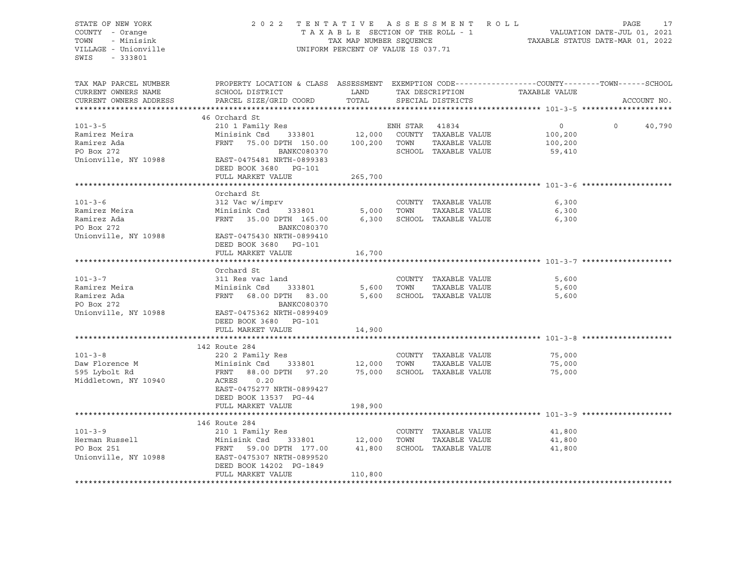STATE OF NEW YORK
COUNTY - Orange
TOWN - Minisink
VILLAGE - Unionville
SWIS - 333801

2022 TENTATIVE ASSESSMENT ROLL
TAXABLE SECTION OF THE ROLL - 1
TAX MAP NUMBER SEQUENCE
UNIFORM PERCENT OF VALUE IS 037.71

VALUATION DATE-JUL 01, 2021
TAXABLE STATUS DATE-MAR 01, 2022

| TAX MAP PARCEL NUMBER / CURRENT OWNERS NAME / CURRENT OWNERS ADDRESS | PROPERTY LOCATION & CLASS / SCHOOL DISTRICT / PARCEL SIZE/GRID COORD | ASSESSMENT LAND / TOTAL | EXEMPTION CODE / TAX DESCRIPTION / SPECIAL DISTRICTS | COUNTY TAXABLE VALUE | TOWN | SCHOOL | ACCOUNT NO. |
|---|---|---|---|---|---|---|---|
| **101-3-5** | 46 Orchard St | | | | | | |
| 101-3-5 | 210 1 Family Res | | ENH STAR 41834 | 0 | 0 | 40,790 | |
| Ramirez Meira | Minisink Csd 333801 | 12,000 | COUNTY TAXABLE VALUE | 100,200 | | | |
| Ramirez Ada | FRNT 75.00 DPTH 150.00 | 100,200 | TOWN TAXABLE VALUE | 100,200 | | | |
| PO Box 272 | BANKC080370 | | SCHOOL TAXABLE VALUE | 59,410 | | | |
| Unionville, NY 10988 | EAST-0475481 NRTH-0899383 | | | | | | |
| | DEED BOOK 3680 PG-101 | | | | | | |
| | FULL MARKET VALUE | 265,700 | | | | | |
| **101-3-6** | Orchard St | | | | | | |
| 101-3-6 | 312 Vac w/imprv | | COUNTY TAXABLE VALUE | 6,300 | | | |
| Ramirez Meira | Minisink Csd 333801 | 5,000 | TOWN TAXABLE VALUE | 6,300 | | | |
| Ramirez Ada | FRNT 35.00 DPTH 165.00 | 6,300 | SCHOOL TAXABLE VALUE | 6,300 | | | |
| PO Box 272 | BANKC080370 | | | | | | |
| Unionville, NY 10988 | EAST-0475430 NRTH-0899410 | | | | | | |
| | DEED BOOK 3680 PG-101 | | | | | | |
| | FULL MARKET VALUE | 16,700 | | | | | |
| **101-3-7** | Orchard St | | | | | | |
| 101-3-7 | 311 Res vac land | | COUNTY TAXABLE VALUE | 5,600 | | | |
| Ramirez Meira | Minisink Csd 333801 | 5,600 | TOWN TAXABLE VALUE | 5,600 | | | |
| Ramirez Ada | FRNT 68.00 DPTH 83.00 | 5,600 | SCHOOL TAXABLE VALUE | 5,600 | | | |
| PO Box 272 | BANKC080370 | | | | | | |
| Unionville, NY 10988 | EAST-0475362 NRTH-0899409 | | | | | | |
| | DEED BOOK 3680 PG-101 | | | | | | |
| | FULL MARKET VALUE | 14,900 | | | | | |
| **101-3-8** | 142 Route 284 | | | | | | |
| 101-3-8 | 220 2 Family Res | | COUNTY TAXABLE VALUE | 75,000 | | | |
| Daw Florence M | Minisink Csd 333801 | 12,000 | TOWN TAXABLE VALUE | 75,000 | | | |
| 595 Lybolt Rd | FRNT 88.00 DPTH 97.20 | 75,000 | SCHOOL TAXABLE VALUE | 75,000 | | | |
| Middletown, NY 10940 | ACRES 0.20 | | | | | | |
| | EAST-0475277 NRTH-0899427 | | | | | | |
| | DEED BOOK 13537 PG-44 | | | | | | |
| | FULL MARKET VALUE | 198,900 | | | | | |
| **101-3-9** | 146 Route 284 | | | | | | |
| 101-3-9 | 210 1 Family Res | | COUNTY TAXABLE VALUE | 41,800 | | | |
| Herman Russell | Minisink Csd 333801 | 12,000 | TOWN TAXABLE VALUE | 41,800 | | | |
| PO Box 251 | FRNT 59.00 DPTH 177.00 | 41,800 | SCHOOL TAXABLE VALUE | 41,800 | | | |
| Unionville, NY 10988 | EAST-0475307 NRTH-0899520 | | | | | | |
| | DEED BOOK 14202 PG-1849 | | | | | | |
| | FULL MARKET VALUE | 110,800 | | | | | |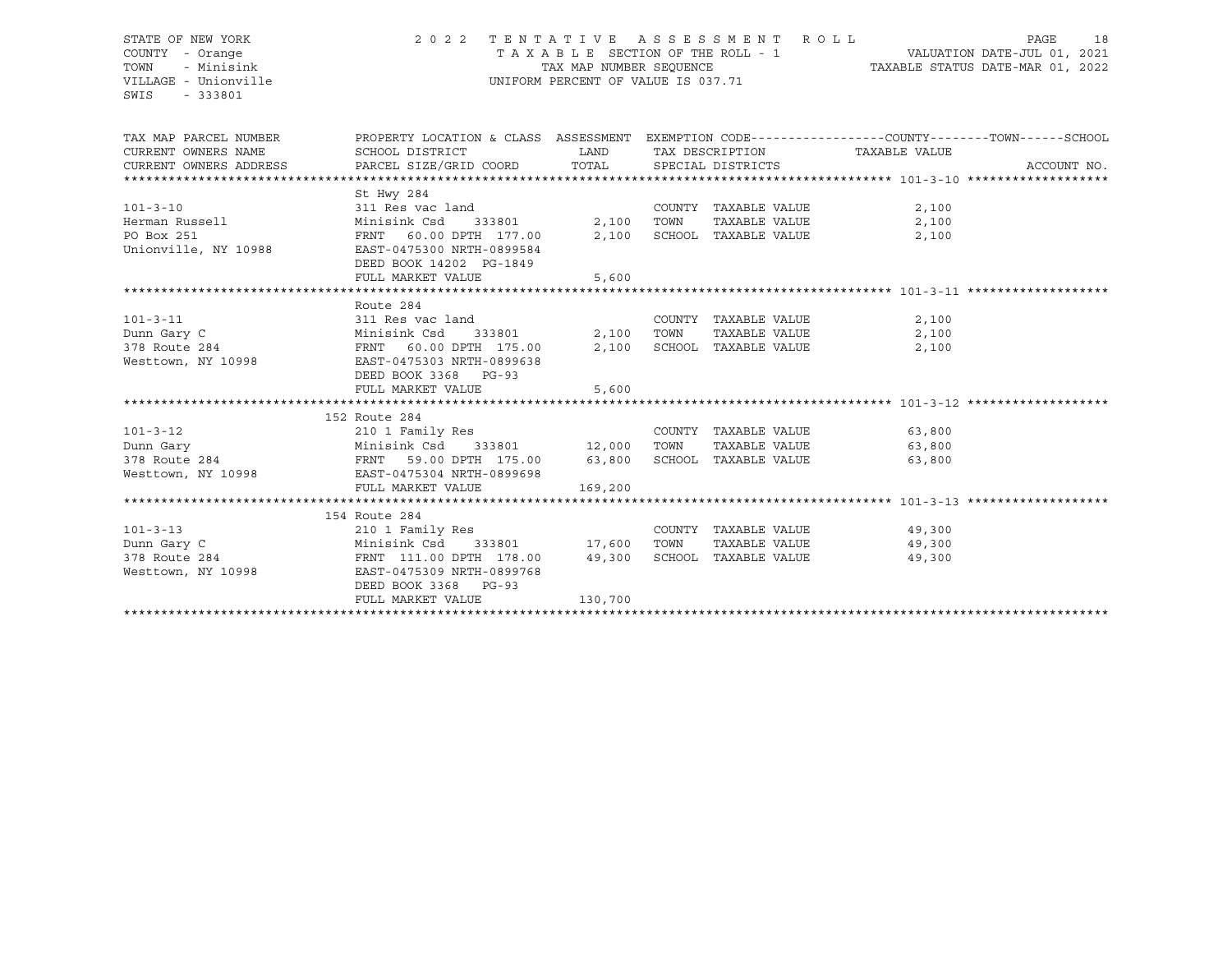STATE OF NEW YORK
COUNTY - Orange
TOWN - Minisink
VILLAGE - Unionville
SWIS - 333801

2022 TENTATIVE ASSESSMENT ROLL
TAXABLE SECTION OF THE ROLL - 1
TAX MAP NUMBER SEQUENCE
UNIFORM PERCENT OF VALUE IS 037.71

VALUATION DATE-JUL 01, 2021
TAXABLE STATUS DATE-MAR 01, 2022

| TAX MAP PARCEL NUMBER / CURRENT OWNERS NAME / CURRENT OWNERS ADDRESS | PROPERTY LOCATION & CLASS / SCHOOL DISTRICT / PARCEL SIZE/GRID COORD | ASSESSMENT LAND / TOTAL | EXEMPTION CODE / TAX DESCRIPTION / SPECIAL DISTRICTS | COUNTY--------TOWN------SCHOOL TAXABLE VALUE | ACCOUNT NO. |
|---|---|---|---|---|---|
| **101-3-10** | St Hwy 284 | | | | |
| 101-3-10 | 311 Res vac land | | COUNTY TAXABLE VALUE | 2,100 | |
| Herman Russell | Minisink Csd 333801 | 2,100 | TOWN TAXABLE VALUE | 2,100 | |
| PO Box 251 | FRNT 60.00 DPTH 177.00 | 2,100 | SCHOOL TAXABLE VALUE | 2,100 | |
| Unionville, NY 10988 | EAST-0475300 NRTH-0899584 | | | | |
| | DEED BOOK 14202 PG-1849 | | | | |
| | FULL MARKET VALUE | 5,600 | | | |
| **101-3-11** | Route 284 | | | | |
| 101-3-11 | 311 Res vac land | | COUNTY TAXABLE VALUE | 2,100 | |
| Dunn Gary C | Minisink Csd 333801 | 2,100 | TOWN TAXABLE VALUE | 2,100 | |
| 378 Route 284 | FRNT 60.00 DPTH 175.00 | 2,100 | SCHOOL TAXABLE VALUE | 2,100 | |
| Westtown, NY 10998 | EAST-0475303 NRTH-0899638 | | | | |
| | DEED BOOK 3368 PG-93 | | | | |
| | FULL MARKET VALUE | 5,600 | | | |
| **101-3-12** | 152 Route 284 | | | | |
| 101-3-12 | 210 1 Family Res | | COUNTY TAXABLE VALUE | 63,800 | |
| Dunn Gary | Minisink Csd 333801 | 12,000 | TOWN TAXABLE VALUE | 63,800 | |
| 378 Route 284 | FRNT 59.00 DPTH 175.00 | 63,800 | SCHOOL TAXABLE VALUE | 63,800 | |
| Westtown, NY 10998 | EAST-0475304 NRTH-0899698 | | | | |
| | FULL MARKET VALUE | 169,200 | | | |
| **101-3-13** | 154 Route 284 | | | | |
| 101-3-13 | 210 1 Family Res | | COUNTY TAXABLE VALUE | 49,300 | |
| Dunn Gary C | Minisink Csd 333801 | 17,600 | TOWN TAXABLE VALUE | 49,300 | |
| 378 Route 284 | FRNT 111.00 DPTH 178.00 | 49,300 | SCHOOL TAXABLE VALUE | 49,300 | |
| Westtown, NY 10998 | EAST-0475309 NRTH-0899768 | | | | |
| | DEED BOOK 3368 PG-93 | | | | |
| | FULL MARKET VALUE | 130,700 | | | |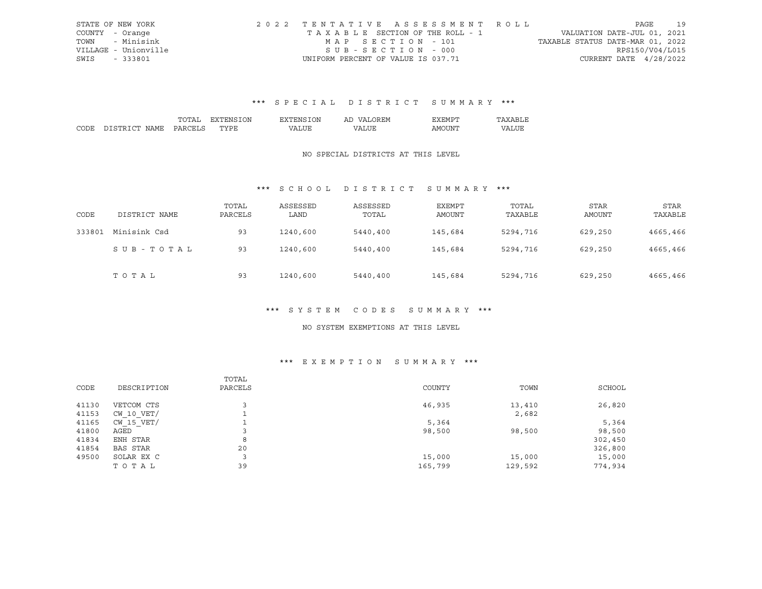STATE OF NEW YORK
COUNTY - Orange
TOWN - Minisink
VILLAGE - Unionville
SWIS - 333801

2022 TENTATIVE ASSESSMENT ROLL
TAXABLE SECTION OF THE ROLL - 1
MAP SECTION - 101
SUB-SECTION - 000
UNIFORM PERCENT OF VALUE IS 037.71

VALUATION DATE-JUL 01, 2021
TAXABLE STATUS DATE-MAR 01, 2022
RPS150/V04/L015
CURRENT DATE 4/28/2022

## *** SPECIAL DISTRICT SUMMARY ***

| CODE | DISTRICT NAME | TOTAL PARCELS | EXTENSION TYPE | EXTENSION VALUE | AD VALOREM VALUE | EXEMPT AMOUNT | TAXABLE VALUE |
|---|---|---|---|---|---|---|---|

NO SPECIAL DISTRICTS AT THIS LEVEL

## *** SCHOOL DISTRICT SUMMARY ***

| CODE | DISTRICT NAME | TOTAL PARCELS | ASSESSED LAND | ASSESSED TOTAL | EXEMPT AMOUNT | TOTAL TAXABLE | STAR AMOUNT | STAR TAXABLE |
|---|---|---|---|---|---|---|---|---|
| 333801 | Minisink Csd | 93 | 1240,600 | 5440,400 | 145,684 | 5294,716 | 629,250 | 4665,466 |
| | SUB-TOTAL | 93 | 1240,600 | 5440,400 | 145,684 | 5294,716 | 629,250 | 4665,466 |
| | TOTAL | 93 | 1240,600 | 5440,400 | 145,684 | 5294,716 | 629,250 | 4665,466 |

## *** SYSTEM CODES SUMMARY ***

NO SYSTEM EXEMPTIONS AT THIS LEVEL

## *** EXEMPTION SUMMARY ***

| CODE | DESCRIPTION | TOTAL PARCELS | COUNTY | TOWN | SCHOOL |
|---|---|---|---|---|---|
| 41130 | VETCOM CTS | 3 | 46,935 | 13,410 | 26,820 |
| 41153 | CW_10_VET/ | 1 | | 2,682 | |
| 41165 | CW_15_VET/ | 1 | 5,364 | | 5,364 |
| 41800 | AGED | 3 | 98,500 | 98,500 | 98,500 |
| 41834 | ENH STAR | 8 | | | 302,450 |
| 41854 | BAS STAR | 20 | | | 326,800 |
| 49500 | SOLAR EX C | 3 | 15,000 | 15,000 | 15,000 |
| | TOTAL | 39 | 165,799 | 129,592 | 774,934 |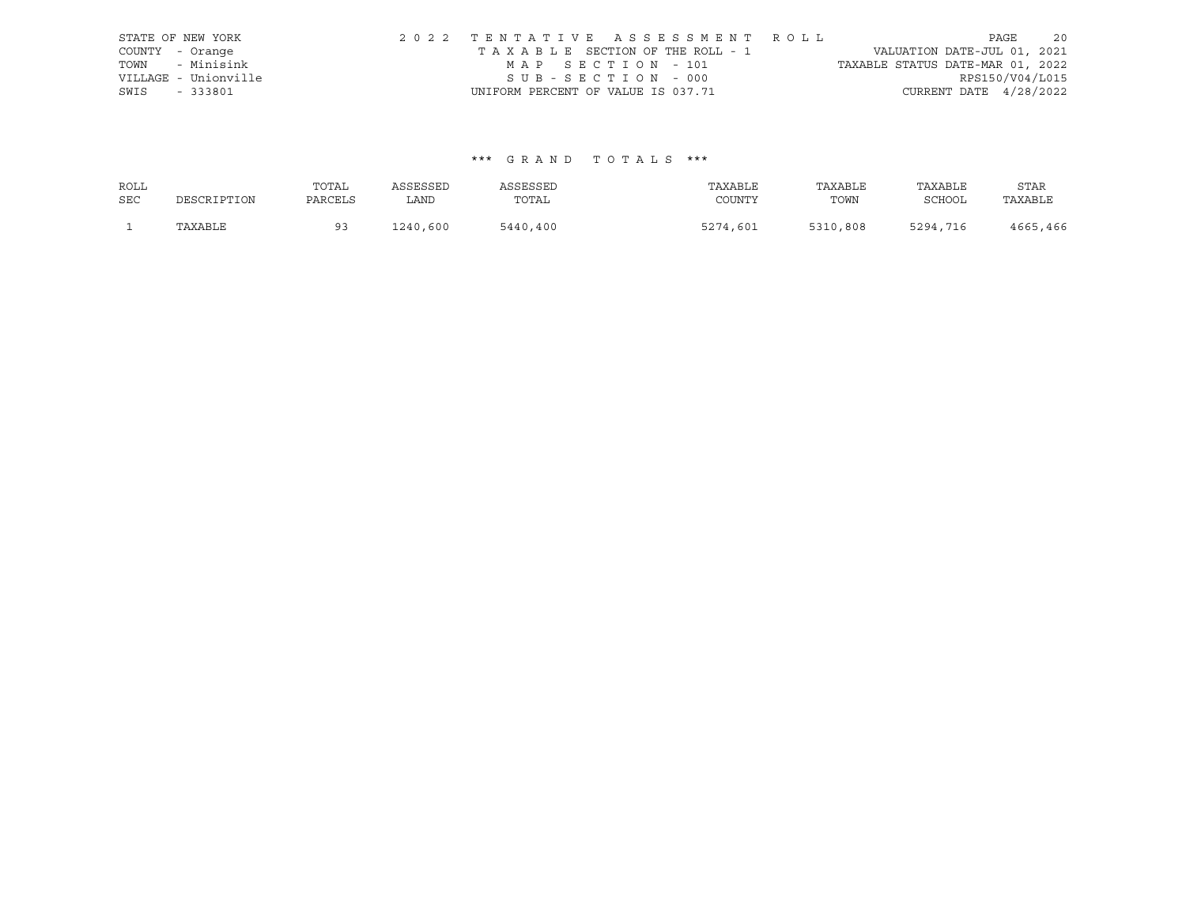STATE OF NEW YORK
COUNTY - Orange
TOWN - Minisink
VILLAGE - Unionville
SWIS - 333801

2022 TENTATIVE ASSESSMENT ROLL
TAXABLE SECTION OF THE ROLL - 1
MAP SECTION - 101
SUB-SECTION - 000
UNIFORM PERCENT OF VALUE IS 037.71

VALUATION DATE-JUL 01, 2021
TAXABLE STATUS DATE-MAR 01, 2022
RPS150/V04/L015
CURRENT DATE 4/28/2022

### *** GRAND TOTALS ***

| ROLL SEC | DESCRIPTION | TOTAL PARCELS | ASSESSED LAND | ASSESSED TOTAL | TAXABLE COUNTY | TAXABLE TOWN | TAXABLE SCHOOL | STAR TAXABLE |
|---|---|---|---|---|---|---|---|---|
| 1 | TAXABLE | 93 | 1240,600 | 5440,400 | 5274,601 | 5310,808 | 5294,716 | 4665,466 |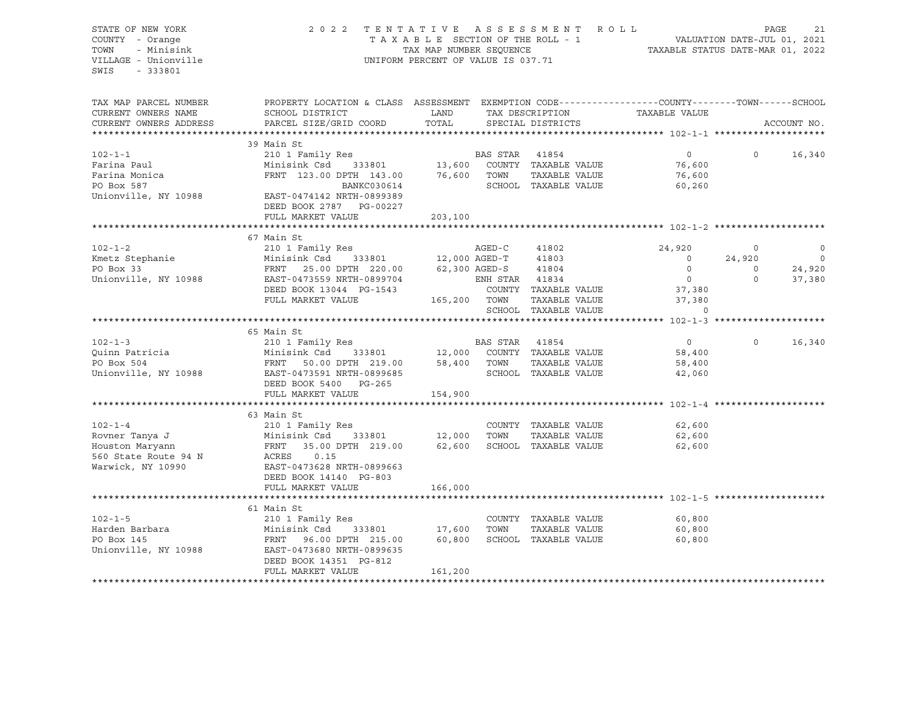STATE OF NEW YORK
COUNTY - Orange
TOWN - Minisink
VILLAGE - Unionville
SWIS - 333801

2022 TENTATIVE ASSESSMENT ROLL
TAXABLE SECTION OF THE ROLL - 1
TAX MAP NUMBER SEQUENCE
UNIFORM PERCENT OF VALUE IS 037.71

VALUATION DATE-JUL 01, 2021
TAXABLE STATUS DATE-MAR 01, 2022

| TAX MAP PARCEL NUMBER / CURRENT OWNERS NAME / CURRENT OWNERS ADDRESS | PROPERTY LOCATION & CLASS / SCHOOL DISTRICT / PARCEL SIZE/GRID COORD | ASSESSMENT LAND | TOTAL | EXEMPTION CODE / TAX DESCRIPTION / SPECIAL DISTRICTS | | COUNTY TAXABLE VALUE | TOWN | SCHOOL |
|---|---|---|---|---|---|---|---|---|
| 102-1-1 | 39 Main St | | | | | | | |
| 102-1-1 | 210 1 Family Res | | | BAS STAR | 41854 | 0 | 0 | 16,340 |
| Farina Paul | Minisink Csd 333801 | 13,600 | | COUNTY | TAXABLE VALUE | 76,600 | | |
| Farina Monica | FRNT 123.00 DPTH 143.00 | | 76,600 | TOWN | TAXABLE VALUE | 76,600 | | |
| PO Box 587 | BANKC030614 | | | SCHOOL | TAXABLE VALUE | 60,260 | | |
| Unionville, NY 10988 | EAST-0474142 NRTH-0899389 | | | | | | | |
| | DEED BOOK 2787 PG-00227 | | | | | | | |
| | FULL MARKET VALUE | | 203,100 | | | | | |
| 102-1-2 | 67 Main St | | | | | | | |
| 102-1-2 | 210 1 Family Res | | | AGED-C | 41802 | 24,920 | 0 | 0 |
| Kmetz Stephanie | Minisink Csd 333801 | 12,000 | | AGED-T | 41803 | 0 | 24,920 | 0 |
| PO Box 33 | FRNT 25.00 DPTH 220.00 | | 62,300 | AGED-S | 41804 | 0 | 0 | 24,920 |
| Unionville, NY 10988 | EAST-0473559 NRTH-0899704 | | | ENH STAR | 41834 | 0 | 0 | 37,380 |
| | DEED BOOK 13044 PG-1543 | | | COUNTY | TAXABLE VALUE | 37,380 | | |
| | FULL MARKET VALUE | | 165,200 | TOWN | TAXABLE VALUE | 37,380 | | |
| | | | | SCHOOL | TAXABLE VALUE | 0 | | |
| 102-1-3 | 65 Main St | | | | | | | |
| 102-1-3 | 210 1 Family Res | | | BAS STAR | 41854 | 0 | 0 | 16,340 |
| Quinn Patricia | Minisink Csd 333801 | 12,000 | | COUNTY | TAXABLE VALUE | 58,400 | | |
| PO Box 504 | FRNT 50.00 DPTH 219.00 | | 58,400 | TOWN | TAXABLE VALUE | 58,400 | | |
| Unionville, NY 10988 | EAST-0473591 NRTH-0899685 | | | SCHOOL | TAXABLE VALUE | 42,060 | | |
| | DEED BOOK 5400 PG-265 | | | | | | | |
| | FULL MARKET VALUE | | 154,900 | | | | | |
| 102-1-4 | 63 Main St | | | | | | | |
| 102-1-4 | 210 1 Family Res | | | COUNTY | TAXABLE VALUE | 62,600 | | |
| Rovner Tanya J | Minisink Csd 333801 | 12,000 | | TOWN | TAXABLE VALUE | 62,600 | | |
| Houston Maryann | FRNT 35.00 DPTH 219.00 | | 62,600 | SCHOOL | TAXABLE VALUE | 62,600 | | |
| 560 State Route 94 N | ACRES 0.15 | | | | | | | |
| Warwick, NY 10990 | EAST-0473628 NRTH-0899663 | | | | | | | |
| | DEED BOOK 14140 PG-803 | | | | | | | |
| | FULL MARKET VALUE | | 166,000 | | | | | |
| 102-1-5 | 61 Main St | | | | | | | |
| 102-1-5 | 210 1 Family Res | | | COUNTY | TAXABLE VALUE | 60,800 | | |
| Harden Barbara | Minisink Csd 333801 | 17,600 | | TOWN | TAXABLE VALUE | 60,800 | | |
| PO Box 145 | FRNT 96.00 DPTH 215.00 | | 60,800 | SCHOOL | TAXABLE VALUE | 60,800 | | |
| Unionville, NY 10988 | EAST-0473680 NRTH-0899635 | | | | | | | |
| | DEED BOOK 14351 PG-812 | | | | | | | |
| | FULL MARKET VALUE | | 161,200 | | | | | |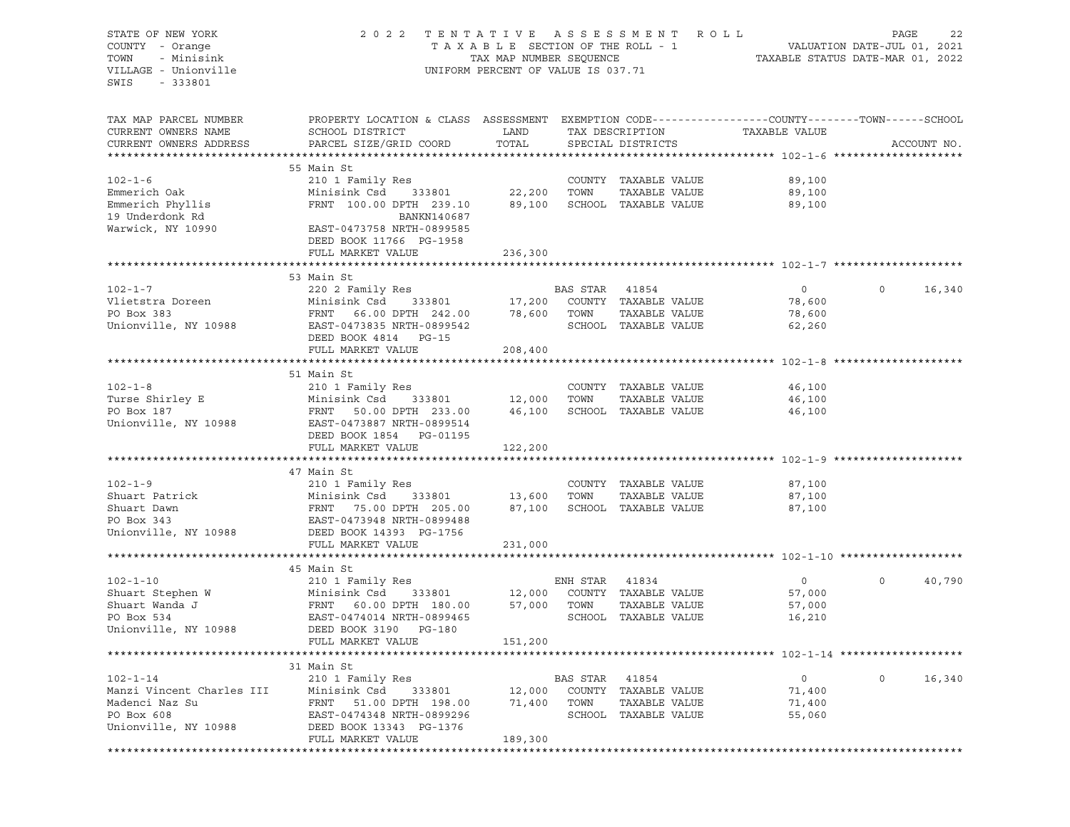STATE OF NEW YORK
COUNTY - Orange
TOWN - Minisink
VILLAGE - Unionville
SWIS - 333801

2022 TENTATIVE ASSESSMENT ROLL
TAXABLE SECTION OF THE ROLL - 1
TAX MAP NUMBER SEQUENCE
UNIFORM PERCENT OF VALUE IS 037.71

VALUATION DATE-JUL 01, 2021
TAXABLE STATUS DATE-MAR 01, 2022

| TAX MAP PARCEL NUMBER / CURRENT OWNERS NAME / CURRENT OWNERS ADDRESS | PROPERTY LOCATION & CLASS / SCHOOL DISTRICT / PARCEL SIZE/GRID COORD | ASSESSMENT LAND | TOTAL | EXEMPTION CODE / TAX DESCRIPTION / SPECIAL DISTRICTS | COUNTY | TOWN | SCHOOL |
|---|---|---|---|---|---|---|---|
| **102-1-6** | 55 Main St | | | | | | |
| | 210 1 Family Res | | | COUNTY TAXABLE VALUE | 89,100 | | |
| Emmerich Oak | Minisink Csd 333801 | 22,200 | | TOWN TAXABLE VALUE | | 89,100 | |
| Emmerich Phyllis | FRNT 100.00 DPTH 239.10 | | 89,100 | SCHOOL TAXABLE VALUE | | | 89,100 |
| 19 Underdonk Rd | BANKN140687 | | | | | | |
| Warwick, NY 10990 | EAST-0473758 NRTH-0899585 | | | | | | |
| | DEED BOOK 11766 PG-1958 | | | | | | |
| | FULL MARKET VALUE | | 236,300 | | | | |
| **102-1-7** | 53 Main St | | | | | | |
| | 220 2 Family Res | | | BAS STAR 41854 | 0 | 0 | 16,340 |
| Vlietstra Doreen | Minisink Csd 333801 | 17,200 | | COUNTY TAXABLE VALUE | 78,600 | | |
| PO Box 383 | FRNT 66.00 DPTH 242.00 | | 78,600 | TOWN TAXABLE VALUE | | 78,600 | |
| Unionville, NY 10988 | EAST-0473835 NRTH-0899542 | | | SCHOOL TAXABLE VALUE | | | 62,260 |
| | DEED BOOK 4814 PG-15 | | | | | | |
| | FULL MARKET VALUE | | 208,400 | | | | |
| **102-1-8** | 51 Main St | | | | | | |
| | 210 1 Family Res | | | COUNTY TAXABLE VALUE | 46,100 | | |
| Turse Shirley E | Minisink Csd 333801 | 12,000 | | TOWN TAXABLE VALUE | | 46,100 | |
| PO Box 187 | FRNT 50.00 DPTH 233.00 | | 46,100 | SCHOOL TAXABLE VALUE | | | 46,100 |
| Unionville, NY 10988 | EAST-0473887 NRTH-0899514 | | | | | | |
| | DEED BOOK 1854 PG-01195 | | | | | | |
| | FULL MARKET VALUE | | 122,200 | | | | |
| **102-1-9** | 47 Main St | | | | | | |
| | 210 1 Family Res | | | COUNTY TAXABLE VALUE | 87,100 | | |
| Shuart Patrick | Minisink Csd 333801 | 13,600 | | TOWN TAXABLE VALUE | | 87,100 | |
| Shuart Dawn | FRNT 75.00 DPTH 205.00 | | 87,100 | SCHOOL TAXABLE VALUE | | | 87,100 |
| PO Box 343 | EAST-0473948 NRTH-0899488 | | | | | | |
| Unionville, NY 10988 | DEED BOOK 14393 PG-1756 | | | | | | |
| | FULL MARKET VALUE | | 231,000 | | | | |
| **102-1-10** | 45 Main St | | | | | | |
| | 210 1 Family Res | | | ENH STAR 41834 | 0 | 0 | 40,790 |
| Shuart Stephen W | Minisink Csd 333801 | 12,000 | | COUNTY TAXABLE VALUE | 57,000 | | |
| Shuart Wanda J | FRNT 60.00 DPTH 180.00 | | 57,000 | TOWN TAXABLE VALUE | | 57,000 | |
| PO Box 534 | EAST-0474014 NRTH-0899465 | | | SCHOOL TAXABLE VALUE | | | 16,210 |
| Unionville, NY 10988 | DEED BOOK 3190 PG-180 | | | | | | |
| | FULL MARKET VALUE | | 151,200 | | | | |
| **102-1-14** | 31 Main St | | | | | | |
| | 210 1 Family Res | | | BAS STAR 41854 | 0 | 0 | 16,340 |
| Manzi Vincent Charles III | Minisink Csd 333801 | 12,000 | | COUNTY TAXABLE VALUE | 71,400 | | |
| Madenci Naz Su | FRNT 51.00 DPTH 198.00 | | 71,400 | TOWN TAXABLE VALUE | | 71,400 | |
| PO Box 608 | EAST-0474348 NRTH-0899296 | | | SCHOOL TAXABLE VALUE | | | 55,060 |
| Unionville, NY 10988 | DEED BOOK 13343 PG-1376 | | | | | | |
| | FULL MARKET VALUE | | 189,300 | | | | |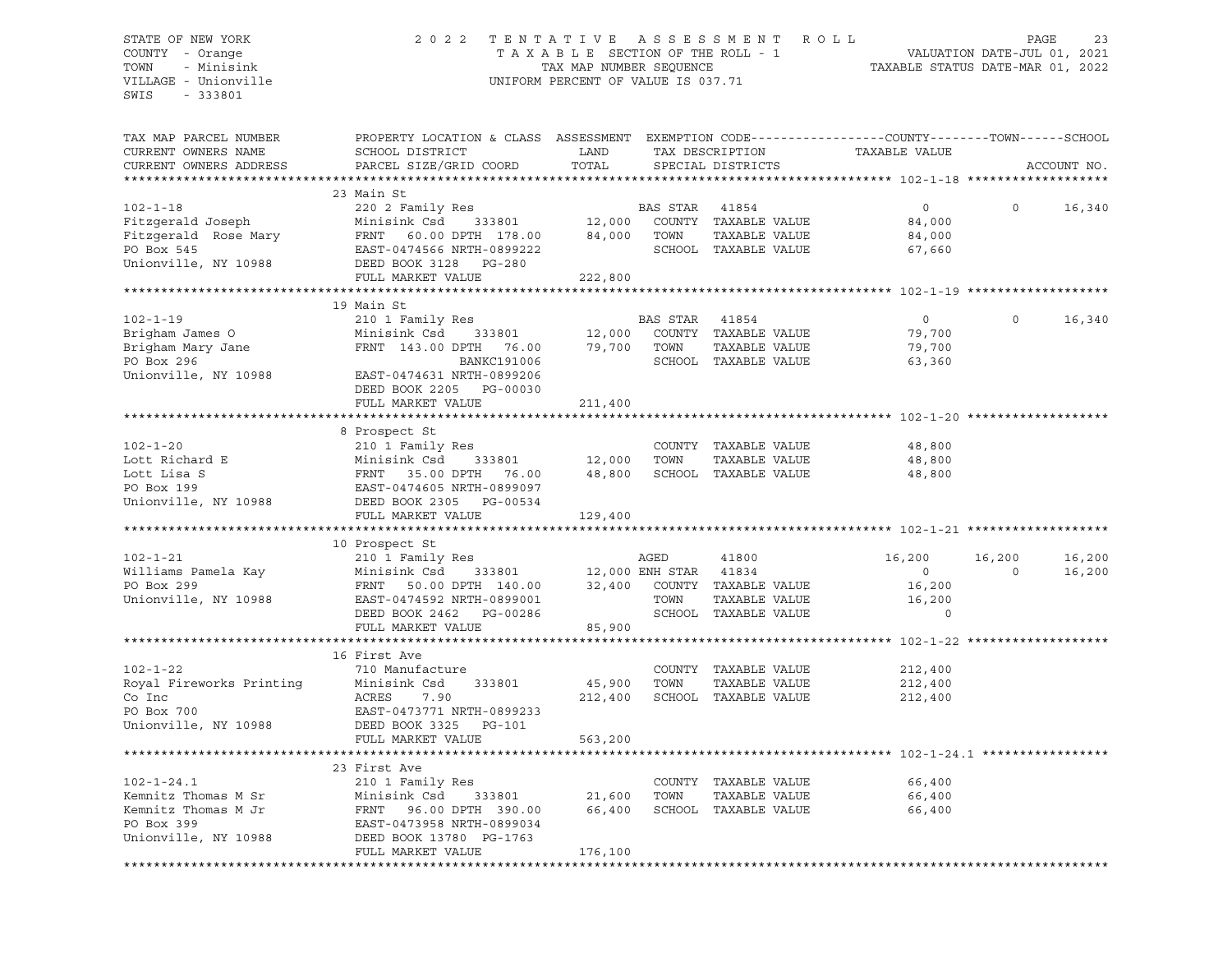STATE OF NEW YORK
COUNTY - Orange
TOWN - Minisink
VILLAGE - Unionville
SWIS - 333801

2022 TENTATIVE ASSESSMENT ROLL
TAXABLE SECTION OF THE ROLL - 1
TAX MAP NUMBER SEQUENCE
UNIFORM PERCENT OF VALUE IS 037.71

VALUATION DATE-JUL 01, 2021
TAXABLE STATUS DATE-MAR 01, 2022

```
TAX MAP PARCEL NUMBER     PROPERTY LOCATION & CLASS  ASSESSMENT  EXEMPTION CODE------------------COUNTY--------TOWN------SCHOOL
CURRENT OWNERS NAME       SCHOOL DISTRICT               LAND      TAX DESCRIPTION            TAXABLE VALUE
CURRENT OWNERS ADDRESS    PARCEL SIZE/GRID COORD        TOTAL     SPECIAL DISTRICTS                                      ACCOUNT NO.
******************************************************************************************************* 102-1-18 *******************
                          23 Main St
102-1-18                  220 2 Family Res                  BAS STAR  41854                  0             0       16,340
Fitzgerald Joseph         Minisink Csd     333801      12,000   COUNTY  TAXABLE VALUE         84,000
Fitzgerald  Rose Mary     FRNT    60.00 DPTH 178.00    84,000   TOWN    TAXABLE VALUE         84,000
PO Box 545                EAST-0474566 NRTH-0899222             SCHOOL  TAXABLE VALUE         67,660
Unionville, NY 10988      DEED BOOK 3128   PG-280
                          FULL MARKET VALUE           222,800
******************************************************************************************************* 102-1-19 *******************
                          19 Main St
102-1-19                  210 1 Family Res                  BAS STAR  41854                  0             0       16,340
Brigham James O           Minisink Csd     333801      12,000   COUNTY  TAXABLE VALUE         79,700
Brigham Mary Jane         FRNT 143.00 DPTH  76.00      79,700   TOWN    TAXABLE VALUE         79,700
PO Box 296                               BANKC191006            SCHOOL  TAXABLE VALUE         63,360
Unionville, NY 10988      EAST-0474631 NRTH-0899206
                          DEED BOOK 2205   PG-00030
                          FULL MARKET VALUE           211,400
******************************************************************************************************* 102-1-20 *******************
                          8 Prospect St
102-1-20                  210 1 Family Res                          COUNTY  TAXABLE VALUE         48,800
Lott Richard E            Minisink Csd     333801      12,000   TOWN    TAXABLE VALUE         48,800
Lott Lisa S               FRNT    35.00 DPTH  76.00    48,800   SCHOOL  TAXABLE VALUE         48,800
PO Box 199                EAST-0474605 NRTH-0899097
Unionville, NY 10988      DEED BOOK 2305   PG-00534
                          FULL MARKET VALUE           129,400
******************************************************************************************************* 102-1-21 *******************
                          10 Prospect St
102-1-21                  210 1 Family Res                  AGED       41800             16,200        16,200      16,200
Williams Pamela Kay       Minisink Csd     333801      12,000 ENH STAR  41834                  0             0      16,200
PO Box 299                FRNT    50.00 DPTH 140.00    32,400   COUNTY  TAXABLE VALUE         16,200
Unionville, NY 10988      EAST-0474592 NRTH-0899001             TOWN    TAXABLE VALUE         16,200
                          DEED BOOK 2462   PG-00286             SCHOOL  TAXABLE VALUE              0
                          FULL MARKET VALUE            85,900
******************************************************************************************************* 102-1-22 *******************
                          16 First Ave
102-1-22                  710 Manufacture                           COUNTY  TAXABLE VALUE        212,400
Royal Fireworks Printing  Minisink Csd     333801      45,900   TOWN    TAXABLE VALUE        212,400
Co Inc                    ACRES     7.90              212,400   SCHOOL  TAXABLE VALUE        212,400
PO Box 700                EAST-0473771 NRTH-0899233
Unionville, NY 10988      DEED BOOK 3325   PG-101
                          FULL MARKET VALUE           563,200
******************************************************************************************************* 102-1-24.1 *****************
                          23 First Ave
102-1-24.1                210 1 Family Res                          COUNTY  TAXABLE VALUE         66,400
Kemnitz Thomas M Sr       Minisink Csd     333801      21,600   TOWN    TAXABLE VALUE         66,400
Kemnitz Thomas M Jr       FRNT    96.00 DPTH 390.00    66,400   SCHOOL  TAXABLE VALUE         66,400
PO Box 399                EAST-0473958 NRTH-0899034
Unionville, NY 10988      DEED BOOK 13780  PG-1763
                          FULL MARKET VALUE           176,100
************************************************************************************************************************************
```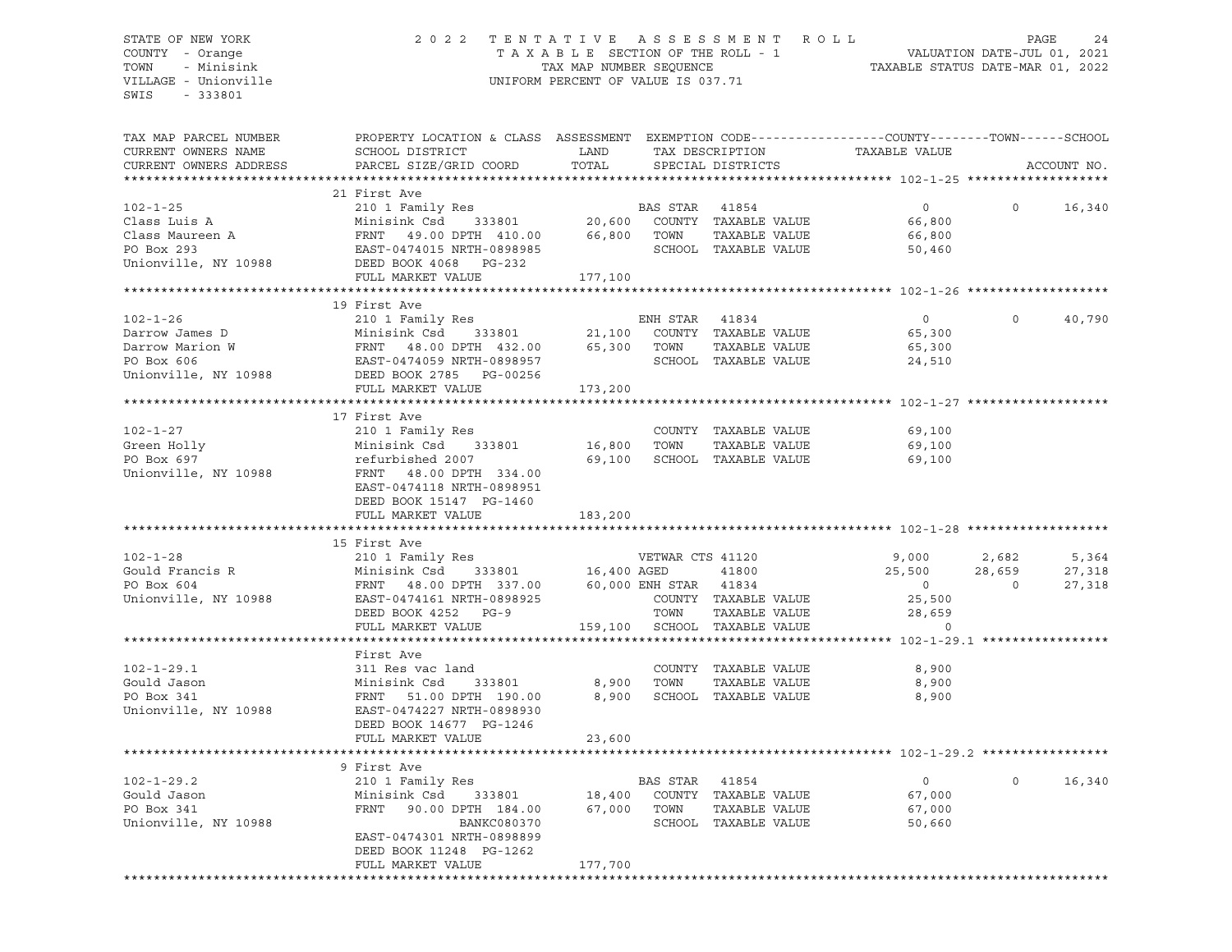STATE OF NEW YORK
COUNTY - Orange
TOWN - Minisink
VILLAGE - Unionville
SWIS - 333801

2022 TENTATIVE ASSESSMENT ROLL
TAXABLE SECTION OF THE ROLL - 1
TAX MAP NUMBER SEQUENCE
UNIFORM PERCENT OF VALUE IS 037.71

VALUATION DATE-JUL 01, 2021
TAXABLE STATUS DATE-MAR 01, 2022

```
TAX MAP PARCEL NUMBER     PROPERTY LOCATION & CLASS  ASSESSMENT  EXEMPTION CODE------------------COUNTY--------TOWN------SCHOOL
CURRENT OWNERS NAME       SCHOOL DISTRICT               LAND      TAX DESCRIPTION            TAXABLE VALUE
CURRENT OWNERS ADDRESS    PARCEL SIZE/GRID COORD        TOTAL     SPECIAL DISTRICTS                                          ACCOUNT NO.
******************************************************************************************************* 102-1-25 *******************
                          21 First Ave
102-1-25                  210 1 Family Res                         BAS STAR  41854               0              0     16,340
Class Luis A              Minisink Csd     333801       20,600     COUNTY  TAXABLE VALUE         66,800
Class Maureen A           FRNT    49.00 DPTH 410.00     66,800     TOWN    TAXABLE VALUE         66,800
PO Box 293                EAST-0474015 NRTH-0898985                SCHOOL  TAXABLE VALUE         50,460
Unionville, NY 10988      DEED BOOK 4068    PG-232
                          FULL MARKET VALUE            177,100
******************************************************************************************************* 102-1-26 *******************
                          19 First Ave
102-1-26                  210 1 Family Res                         ENH STAR  41834               0              0     40,790
Darrow James D            Minisink Csd     333801       21,100     COUNTY  TAXABLE VALUE         65,300
Darrow Marion W           FRNT    48.00 DPTH 432.00     65,300     TOWN    TAXABLE VALUE         65,300
PO Box 606                EAST-0474059 NRTH-0898957                SCHOOL  TAXABLE VALUE         24,510
Unionville, NY 10988      DEED BOOK 2785    PG-00256
                          FULL MARKET VALUE            173,200
******************************************************************************************************* 102-1-27 *******************
                          17 First Ave
102-1-27                  210 1 Family Res                         COUNTY  TAXABLE VALUE         69,100
Green Holly               Minisink Csd     333801       16,800     TOWN    TAXABLE VALUE         69,100
PO Box 697                refurbished 2007              69,100     SCHOOL  TAXABLE VALUE         69,100
Unionville, NY 10988      FRNT    48.00 DPTH 334.00
                          EAST-0474118 NRTH-0898951
                          DEED BOOK 15147   PG-1460
                          FULL MARKET VALUE            183,200
******************************************************************************************************* 102-1-28 *******************
                          15 First Ave
102-1-28                  210 1 Family Res                         VETWAR CTS 41120              9,000          2,682      5,364
Gould Francis R           Minisink Csd     333801       16,400 AGED        41800                 25,500         28,659     27,318
PO Box 604                FRNT    48.00 DPTH 337.00     60,000 ENH STAR    41834                 0              0          27,318
Unionville, NY 10988      EAST-0474161 NRTH-0898925                COUNTY  TAXABLE VALUE         25,500
                          DEED BOOK 4252    PG-9                   TOWN    TAXABLE VALUE         28,659
                          FULL MARKET VALUE            159,100     SCHOOL  TAXABLE VALUE         0
******************************************************************************************************* 102-1-29.1 *****************
                          First Ave
102-1-29.1                311 Res vac land                         COUNTY  TAXABLE VALUE         8,900
Gould Jason               Minisink Csd     333801        8,900     TOWN    TAXABLE VALUE         8,900
PO Box 341                FRNT    51.00 DPTH 190.00      8,900     SCHOOL  TAXABLE VALUE         8,900
Unionville, NY 10988      EAST-0474227 NRTH-0898930
                          DEED BOOK 14677   PG-1246
                          FULL MARKET VALUE             23,600
******************************************************************************************************* 102-1-29.2 *****************
                          9 First Ave
102-1-29.2                210 1 Family Res                         BAS STAR  41854               0              0     16,340
Gould Jason               Minisink Csd     333801       18,400     COUNTY  TAXABLE VALUE         67,000
PO Box 341                FRNT    90.00 DPTH 184.00     67,000     TOWN    TAXABLE VALUE         67,000
Unionville, NY 10988                   BANKC080370                 SCHOOL  TAXABLE VALUE         50,660
                          EAST-0474301 NRTH-0898899
                          DEED BOOK 11248   PG-1262
                          FULL MARKET VALUE            177,700
************************************************************************************************************************************
```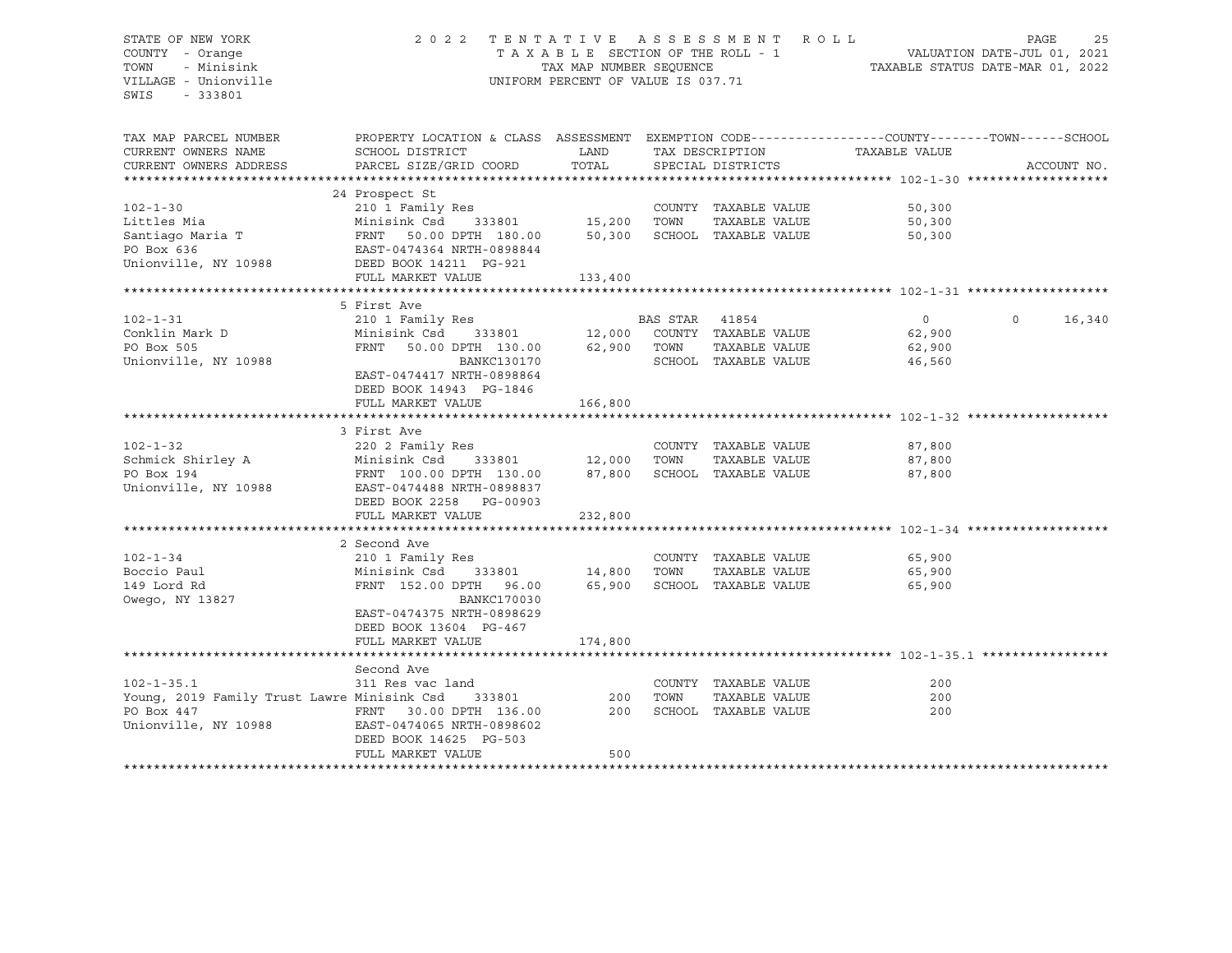STATE OF NEW YORK
COUNTY - Orange
TOWN - Minisink
VILLAGE - Unionville
SWIS - 333801

2 0 2 2 T E N T A T I V E A S S E S S M E N T R O L L
T A X A B L E SECTION OF THE ROLL - 1
TAX MAP NUMBER SEQUENCE
UNIFORM PERCENT OF VALUE IS 037.71

VALUATION DATE-JUL 01, 2021
TAXABLE STATUS DATE-MAR 01, 2022

| TAX MAP PARCEL NUMBER / CURRENT OWNERS NAME / CURRENT OWNERS ADDRESS | PROPERTY LOCATION & CLASS / SCHOOL DISTRICT / PARCEL SIZE/GRID COORD | ASSESSMENT LAND | TOTAL | EXEMPTION CODE / TAX DESCRIPTION / SPECIAL DISTRICTS | COUNTY TAXABLE VALUE | TOWN | SCHOOL | ACCOUNT NO. |
|---|---|---|---|---|---|---|---|---|
| **102-1-30** | 24 Prospect St | | | | | | | |
| 102-1-30 | 210 1 Family Res | | | COUNTY TAXABLE VALUE | 50,300 | | | |
| Littles Mia | Minisink Csd 333801 | 15,200 | | TOWN TAXABLE VALUE | 50,300 | | | |
| Santiago Maria T | FRNT 50.00 DPTH 180.00 | | 50,300 | SCHOOL TAXABLE VALUE | 50,300 | | | |
| PO Box 636 | EAST-0474364 NRTH-0898844 | | | | | | | |
| Unionville, NY 10988 | DEED BOOK 14211 PG-921 | | | | | | | |
| | FULL MARKET VALUE | | 133,400 | | | | | |
| **102-1-31** | 5 First Ave | | | | | | | |
| 102-1-31 | 210 1 Family Res | | | BAS STAR 41854 | 0 | 0 | 16,340 | |
| Conklin Mark D | Minisink Csd 333801 | 12,000 | | COUNTY TAXABLE VALUE | 62,900 | | | |
| PO Box 505 | FRNT 50.00 DPTH 130.00 | | 62,900 | TOWN TAXABLE VALUE | 62,900 | | | |
| Unionville, NY 10988 | BANKC130170 | | | SCHOOL TAXABLE VALUE | 46,560 | | | |
| | EAST-0474417 NRTH-0898864 | | | | | | | |
| | DEED BOOK 14943 PG-1846 | | | | | | | |
| | FULL MARKET VALUE | | 166,800 | | | | | |
| **102-1-32** | 3 First Ave | | | | | | | |
| 102-1-32 | 220 2 Family Res | | | COUNTY TAXABLE VALUE | 87,800 | | | |
| Schmick Shirley A | Minisink Csd 333801 | 12,000 | | TOWN TAXABLE VALUE | 87,800 | | | |
| PO Box 194 | FRNT 100.00 DPTH 130.00 | | 87,800 | SCHOOL TAXABLE VALUE | 87,800 | | | |
| Unionville, NY 10988 | EAST-0474488 NRTH-0898837 | | | | | | | |
| | DEED BOOK 2258 PG-00903 | | | | | | | |
| | FULL MARKET VALUE | | 232,800 | | | | | |
| **102-1-34** | 2 Second Ave | | | | | | | |
| 102-1-34 | 210 1 Family Res | | | COUNTY TAXABLE VALUE | 65,900 | | | |
| Boccio Paul | Minisink Csd 333801 | 14,800 | | TOWN TAXABLE VALUE | 65,900 | | | |
| 149 Lord Rd | FRNT 152.00 DPTH 96.00 | | 65,900 | SCHOOL TAXABLE VALUE | 65,900 | | | |
| Owego, NY 13827 | BANKC170030 | | | | | | | |
| | EAST-0474375 NRTH-0898629 | | | | | | | |
| | DEED BOOK 13604 PG-467 | | | | | | | |
| | FULL MARKET VALUE | | 174,800 | | | | | |
| **102-1-35.1** | Second Ave | | | | | | | |
| 102-1-35.1 | 311 Res vac land | | | COUNTY TAXABLE VALUE | 200 | | | |
| Young, 2019 Family Trust Lawre | Minisink Csd 333801 | 200 | | TOWN TAXABLE VALUE | 200 | | | |
| PO Box 447 | FRNT 30.00 DPTH 136.00 | | 200 | SCHOOL TAXABLE VALUE | 200 | | | |
| Unionville, NY 10988 | EAST-0474065 NRTH-0898602 | | | | | | | |
| | DEED BOOK 14625 PG-503 | | | | | | | |
| | FULL MARKET VALUE | | 500 | | | | | |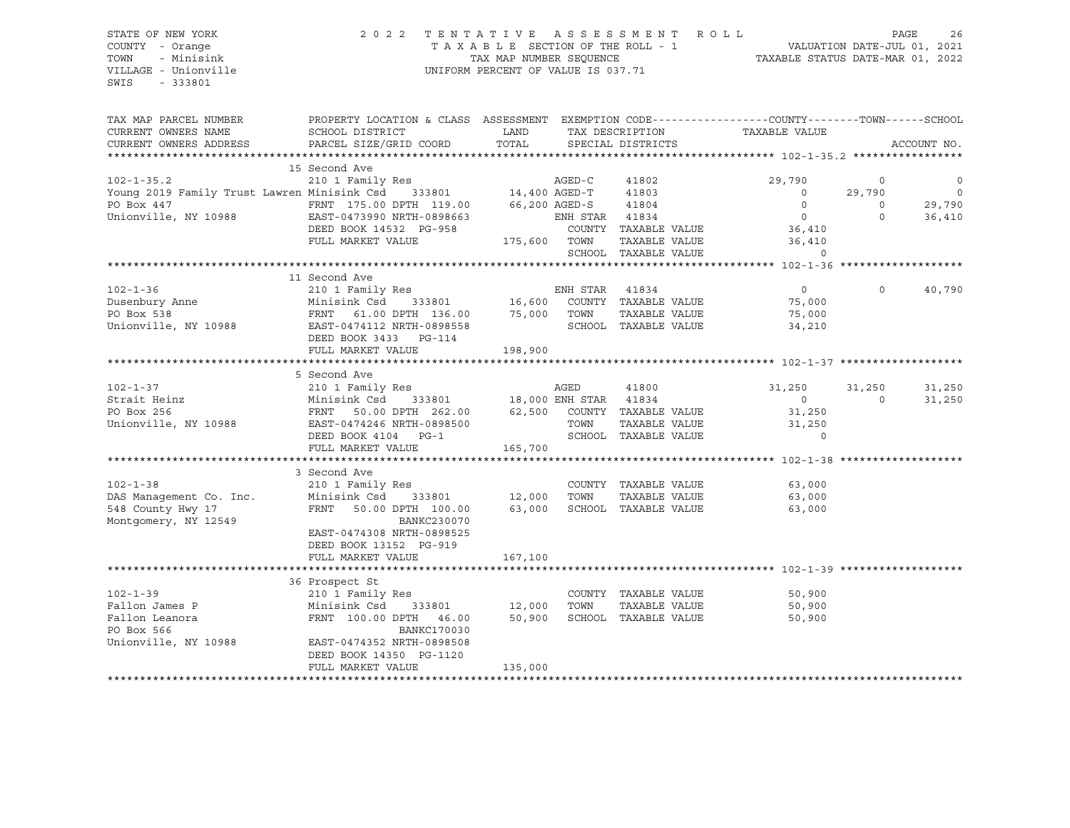STATE OF NEW YORK
COUNTY - Orange
TOWN - Minisink
VILLAGE - Unionville
SWIS - 333801

2022 TENTATIVE ASSESSMENT ROLL
TAXABLE SECTION OF THE ROLL - 1
TAX MAP NUMBER SEQUENCE
UNIFORM PERCENT OF VALUE IS 037.71

VALUATION DATE-JUL 01, 2021
TAXABLE STATUS DATE-MAR 01, 2022

| TAX MAP PARCEL NUMBER / CURRENT OWNERS NAME / CURRENT OWNERS ADDRESS | PROPERTY LOCATION & CLASS / SCHOOL DISTRICT / PARCEL SIZE/GRID COORD | ASSESSMENT LAND / TOTAL | EXEMPTION CODE / TAX DESCRIPTION / SPECIAL DISTRICTS | | COUNTY TAXABLE VALUE | TOWN | SCHOOL / ACCOUNT NO. |
|---|---|---|---|---|---|---|---|
| **102-1-35.2** | 15 Second Ave | | | | | | |
| 102-1-35.2 | 210 1 Family Res | | AGED-C | 41802 | 29,790 | 0 | 0 |
| Young 2019 Family Trust Lawren | Minisink Csd 333801 | 14,400 | AGED-T | 41803 | 0 | 29,790 | 0 |
| PO Box 447 | FRNT 175.00 DPTH 119.00 | 66,200 | AGED-S | 41804 | 0 | 0 | 29,790 |
| Unionville, NY 10988 | EAST-0473990 NRTH-0898663 | | ENH STAR | 41834 | 0 | 0 | 36,410 |
| | DEED BOOK 14532 PG-958 | | COUNTY TAXABLE VALUE | | 36,410 | | |
| | FULL MARKET VALUE | 175,600 | TOWN TAXABLE VALUE | | 36,410 | | |
| | | | SCHOOL TAXABLE VALUE | | 0 | | |
| **102-1-36** | 11 Second Ave | | | | | | |
| 102-1-36 | 210 1 Family Res | | ENH STAR | 41834 | 0 | 0 | 40,790 |
| Dusenbury Anne | Minisink Csd 333801 | 16,600 | COUNTY TAXABLE VALUE | | 75,000 | | |
| PO Box 538 | FRNT 61.00 DPTH 136.00 | 75,000 | TOWN TAXABLE VALUE | | 75,000 | | |
| Unionville, NY 10988 | EAST-0474112 NRTH-0898558 | | SCHOOL TAXABLE VALUE | | 34,210 | | |
| | DEED BOOK 3433 PG-114 | | | | | | |
| | FULL MARKET VALUE | 198,900 | | | | | |
| **102-1-37** | 5 Second Ave | | | | | | |
| 102-1-37 | 210 1 Family Res | | AGED | 41800 | 31,250 | 31,250 | 31,250 |
| Strait Heinz | Minisink Csd 333801 | 18,000 | ENH STAR | 41834 | 0 | 0 | 31,250 |
| PO Box 256 | FRNT 50.00 DPTH 262.00 | 62,500 | COUNTY TAXABLE VALUE | | 31,250 | | |
| Unionville, NY 10988 | EAST-0474246 NRTH-0898500 | | TOWN TAXABLE VALUE | | 31,250 | | |
| | DEED BOOK 4104 PG-1 | | SCHOOL TAXABLE VALUE | | 0 | | |
| | FULL MARKET VALUE | 165,700 | | | | | |
| **102-1-38** | 3 Second Ave | | | | | | |
| 102-1-38 | 210 1 Family Res | | COUNTY TAXABLE VALUE | | 63,000 | | |
| DAS Management Co. Inc. | Minisink Csd 333801 | 12,000 | TOWN TAXABLE VALUE | | 63,000 | | |
| 548 County Hwy 17 | FRNT 50.00 DPTH 100.00 | 63,000 | SCHOOL TAXABLE VALUE | | 63,000 | | |
| Montgomery, NY 12549 | BANKC230070 | | | | | | |
| | EAST-0474308 NRTH-0898525 | | | | | | |
| | DEED BOOK 13152 PG-919 | | | | | | |
| | FULL MARKET VALUE | 167,100 | | | | | |
| **102-1-39** | 36 Prospect St | | | | | | |
| 102-1-39 | 210 1 Family Res | | COUNTY TAXABLE VALUE | | 50,900 | | |
| Fallon James P | Minisink Csd 333801 | 12,000 | TOWN TAXABLE VALUE | | 50,900 | | |
| Fallon Leanora | FRNT 100.00 DPTH 46.00 | 50,900 | SCHOOL TAXABLE VALUE | | 50,900 | | |
| PO Box 566 | BANKC170030 | | | | | | |
| Unionville, NY 10988 | EAST-0474352 NRTH-0898508 | | | | | | |
| | DEED BOOK 14350 PG-1120 | | | | | | |
| | FULL MARKET VALUE | 135,000 | | | | | |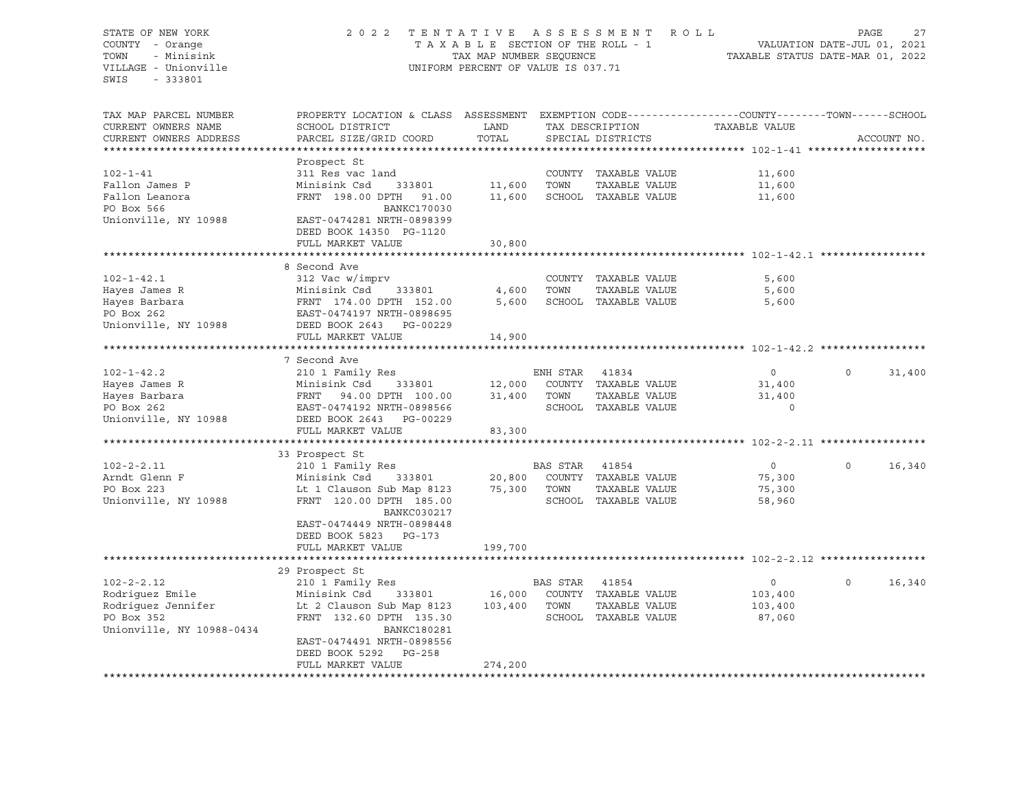STATE OF NEW YORK
COUNTY - Orange
TOWN - Minisink
VILLAGE - Unionville
SWIS - 333801

2 0 2 2 T E N T A T I V E A S S E S S M E N T R O L L
T A X A B L E SECTION OF THE ROLL - 1
TAX MAP NUMBER SEQUENCE
UNIFORM PERCENT OF VALUE IS 037.71

VALUATION DATE-JUL 01, 2021
TAXABLE STATUS DATE-MAR 01, 2022

| TAX MAP PARCEL NUMBER / CURRENT OWNERS NAME / CURRENT OWNERS ADDRESS | PROPERTY LOCATION & CLASS / SCHOOL DISTRICT / PARCEL SIZE/GRID COORD | ASSESSMENT LAND / TOTAL | EXEMPTION CODE / TAX DESCRIPTION / SPECIAL DISTRICTS | COUNTY TAXABLE VALUE | TOWN | SCHOOL | ACCOUNT NO. |
|---|---|---|---|---|---|---|---|
| **102-1-41** | Prospect St | | | | | | |
| 102-1-41 | 311 Res vac land | | COUNTY TAXABLE VALUE | 11,600 | | | |
| Fallon James P | Minisink Csd 333801 | 11,600 | TOWN TAXABLE VALUE | 11,600 | | | |
| Fallon Leanora | FRNT 198.00 DPTH 91.00 | 11,600 | SCHOOL TAXABLE VALUE | 11,600 | | | |
| PO Box 566 | BANKC170030 | | | | | | |
| Unionville, NY 10988 | EAST-0474281 NRTH-0898399 | | | | | | |
| | DEED BOOK 14350 PG-1120 | | | | | | |
| | FULL MARKET VALUE | 30,800 | | | | | |
| **102-1-42.1** | 8 Second Ave | | | | | | |
| 102-1-42.1 | 312 Vac w/imprv | | COUNTY TAXABLE VALUE | 5,600 | | | |
| Hayes James R | Minisink Csd 333801 | 4,600 | TOWN TAXABLE VALUE | 5,600 | | | |
| Hayes Barbara | FRNT 174.00 DPTH 152.00 | 5,600 | SCHOOL TAXABLE VALUE | 5,600 | | | |
| PO Box 262 | EAST-0474197 NRTH-0898695 | | | | | | |
| Unionville, NY 10988 | DEED BOOK 2643 PG-00229 | | | | | | |
| | FULL MARKET VALUE | 14,900 | | | | | |
| **102-1-42.2** | 7 Second Ave | | | | | | |
| 102-1-42.2 | 210 1 Family Res | | ENH STAR 41834 | 0 | 0 | 31,400 | |
| Hayes James R | Minisink Csd 333801 | 12,000 | COUNTY TAXABLE VALUE | 31,400 | | | |
| Hayes Barbara | FRNT 94.00 DPTH 100.00 | 31,400 | TOWN TAXABLE VALUE | 31,400 | | | |
| PO Box 262 | EAST-0474192 NRTH-0898566 | | SCHOOL TAXABLE VALUE | 0 | | | |
| Unionville, NY 10988 | DEED BOOK 2643 PG-00229 | | | | | | |
| | FULL MARKET VALUE | 83,300 | | | | | |
| **102-2-2.11** | 33 Prospect St | | | | | | |
| 102-2-2.11 | 210 1 Family Res | | BAS STAR 41854 | 0 | 0 | 16,340 | |
| Arndt Glenn F | Minisink Csd 333801 | 20,800 | COUNTY TAXABLE VALUE | 75,300 | | | |
| PO Box 223 | Lt 1 Clauson Sub Map 8123 | 75,300 | TOWN TAXABLE VALUE | 75,300 | | | |
| Unionville, NY 10988 | FRNT 120.00 DPTH 185.00 | | SCHOOL TAXABLE VALUE | 58,960 | | | |
| | BANKC030217 | | | | | | |
| | EAST-0474449 NRTH-0898448 | | | | | | |
| | DEED BOOK 5823 PG-173 | | | | | | |
| | FULL MARKET VALUE | 199,700 | | | | | |
| **102-2-2.12** | 29 Prospect St | | | | | | |
| 102-2-2.12 | 210 1 Family Res | | BAS STAR 41854 | 0 | 0 | 16,340 | |
| Rodriguez Emile | Minisink Csd 333801 | 16,000 | COUNTY TAXABLE VALUE | 103,400 | | | |
| Rodriguez Jennifer | Lt 2 Clauson Sub Map 8123 | 103,400 | TOWN TAXABLE VALUE | 103,400 | | | |
| PO Box 352 | FRNT 132.60 DPTH 135.30 | | SCHOOL TAXABLE VALUE | 87,060 | | | |
| Unionville, NY 10988-0434 | BANKC180281 | | | | | | |
| | EAST-0474491 NRTH-0898556 | | | | | | |
| | DEED BOOK 5292 PG-258 | | | | | | |
| | FULL MARKET VALUE | 274,200 | | | | | |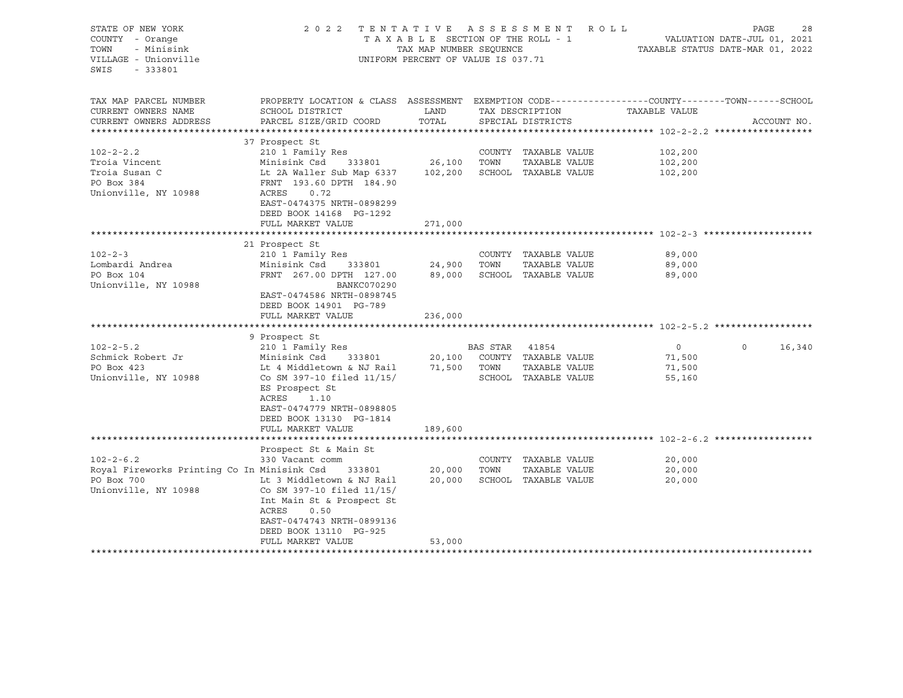STATE OF NEW YORK
COUNTY - Orange
TOWN - Minisink
VILLAGE - Unionville
SWIS - 333801

2022 TENTATIVE ASSESSMENT ROLL
TAXABLE SECTION OF THE ROLL - 1
TAX MAP NUMBER SEQUENCE
UNIFORM PERCENT OF VALUE IS 037.71

VALUATION DATE-JUL 01, 2021
TAXABLE STATUS DATE-MAR 01, 2022

| TAX MAP PARCEL NUMBER / CURRENT OWNERS NAME / CURRENT OWNERS ADDRESS | PROPERTY LOCATION & CLASS / SCHOOL DISTRICT / PARCEL SIZE/GRID COORD | ASSESSMENT LAND / TOTAL | EXEMPTION CODE / TAX DESCRIPTION / SPECIAL DISTRICTS | COUNTY TAXABLE VALUE | TOWN | SCHOOL | ACCOUNT NO. |
|---|---|---|---|---|---|---|---|
| **102-2-2.2** | 37 Prospect St | | | | | | |
| | 210 1 Family Res | | COUNTY TAXABLE VALUE | 102,200 | | | |
| Troia Vincent | Minisink Csd 333801 | 26,100 | TOWN TAXABLE VALUE | 102,200 | | | |
| Troia Susan C | Lt 2A Waller Sub Map 6337 | 102,200 | SCHOOL TAXABLE VALUE | 102,200 | | | |
| PO Box 384 | FRNT 193.60 DPTH 184.90 | | | | | | |
| Unionville, NY 10988 | ACRES 0.72 | | | | | | |
| | EAST-0474375 NRTH-0898299 | | | | | | |
| | DEED BOOK 14168 PG-1292 | | | | | | |
| | FULL MARKET VALUE | 271,000 | | | | | |
| **102-2-3** | 21 Prospect St | | | | | | |
| | 210 1 Family Res | | COUNTY TAXABLE VALUE | 89,000 | | | |
| Lombardi Andrea | Minisink Csd 333801 | 24,900 | TOWN TAXABLE VALUE | 89,000 | | | |
| PO Box 104 | FRNT 267.00 DPTH 127.00 | 89,000 | SCHOOL TAXABLE VALUE | 89,000 | | | |
| Unionville, NY 10988 | BANKC070290 | | | | | | |
| | EAST-0474586 NRTH-0898745 | | | | | | |
| | DEED BOOK 14901 PG-789 | | | | | | |
| | FULL MARKET VALUE | 236,000 | | | | | |
| **102-2-5.2** | 9 Prospect St | | | | | | |
| | 210 1 Family Res | | BAS STAR 41854 | 0 | 0 | 16,340 | |
| Schmick Robert Jr | Minisink Csd 333801 | 20,100 | COUNTY TAXABLE VALUE | 71,500 | | | |
| PO Box 423 | Lt 4 Middletown & NJ Rail | 71,500 | TOWN TAXABLE VALUE | 71,500 | | | |
| Unionville, NY 10988 | Co SM 397-10 filed 11/15/ | | SCHOOL TAXABLE VALUE | 55,160 | | | |
| | ES Prospect St | | | | | | |
| | ACRES 1.10 | | | | | | |
| | EAST-0474779 NRTH-0898805 | | | | | | |
| | DEED BOOK 13130 PG-1814 | | | | | | |
| | FULL MARKET VALUE | 189,600 | | | | | |
| **102-2-6.2** | Prospect St & Main St | | | | | | |
| | 330 Vacant comm | | COUNTY TAXABLE VALUE | 20,000 | | | |
| Royal Fireworks Printing Co In | Minisink Csd 333801 | 20,000 | TOWN TAXABLE VALUE | 20,000 | | | |
| PO Box 700 | Lt 3 Middletown & NJ Rail | 20,000 | SCHOOL TAXABLE VALUE | 20,000 | | | |
| Unionville, NY 10988 | Co SM 397-10 filed 11/15/ | | | | | | |
| | Int Main St & Prospect St | | | | | | |
| | ACRES 0.50 | | | | | | |
| | EAST-0474743 NRTH-0899136 | | | | | | |
| | DEED BOOK 13110 PG-925 | | | | | | |
| | FULL MARKET VALUE | 53,000 | | | | | |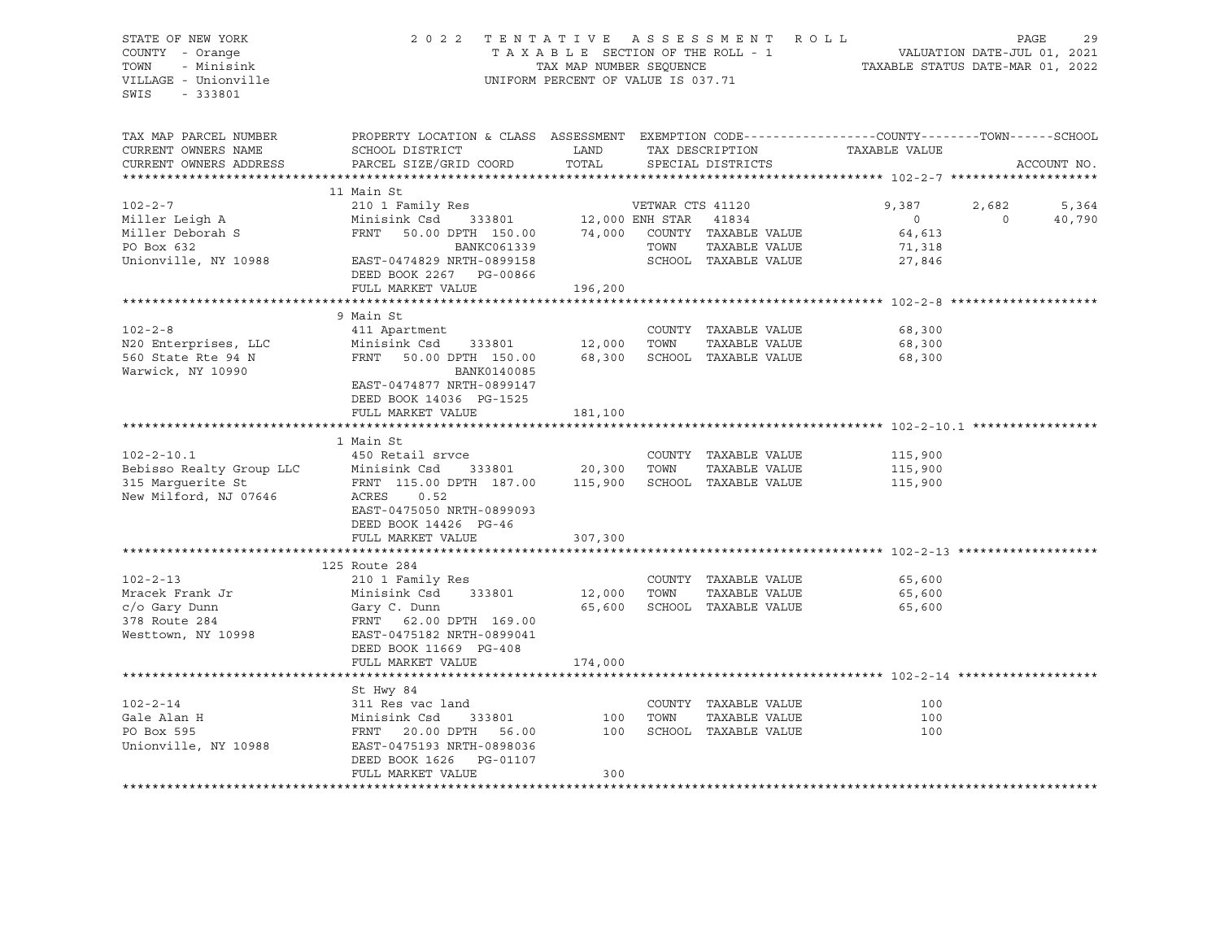STATE OF NEW YORK
COUNTY - Orange
TOWN - Minisink
VILLAGE - Unionville
SWIS - 333801

2022 TENTATIVE ASSESSMENT ROLL
TAXABLE SECTION OF THE ROLL - 1
TAX MAP NUMBER SEQUENCE
UNIFORM PERCENT OF VALUE IS 037.71

VALUATION DATE-JUL 01, 2021
TAXABLE STATUS DATE-MAR 01, 2022

| TAX MAP PARCEL NUMBER / CURRENT OWNERS NAME / CURRENT OWNERS ADDRESS | PROPERTY LOCATION & CLASS / SCHOOL DISTRICT / PARCEL SIZE/GRID COORD | ASSESSMENT LAND | TOTAL | EXEMPTION CODE / TAX DESCRIPTION / SPECIAL DISTRICTS | COUNTY TAXABLE VALUE | TOWN | SCHOOL | ACCOUNT NO. |
|---|---|---|---|---|---|---|---|---|
| **102-2-7** | 11 Main St | | | | | | | |
| 102-2-7 | 210 1 Family Res | | | VETWAR CTS 41120 | 9,387 | 2,682 | 5,364 | |
| Miller Leigh A | Minisink Csd 333801 | 12,000 | | ENH STAR 41834 | 0 | 0 | 40,790 | |
| Miller Deborah S | FRNT 50.00 DPTH 150.00 | | 74,000 | COUNTY TAXABLE VALUE | 64,613 | | | |
| PO Box 632 | BANKC061339 | | | TOWN TAXABLE VALUE | 71,318 | | | |
| Unionville, NY 10988 | EAST-0474829 NRTH-0899158 | | | SCHOOL TAXABLE VALUE | 27,846 | | | |
| | DEED BOOK 2267 PG-00866 | | | | | | | |
| | FULL MARKET VALUE | | 196,200 | | | | | |
| **102-2-8** | 9 Main St | | | | | | | |
| 102-2-8 | 411 Apartment | | | COUNTY TAXABLE VALUE | 68,300 | | | |
| N20 Enterprises, LLC | Minisink Csd 333801 | 12,000 | | TOWN TAXABLE VALUE | 68,300 | | | |
| 560 State Rte 94 N | FRNT 50.00 DPTH 150.00 | | 68,300 | SCHOOL TAXABLE VALUE | 68,300 | | | |
| Warwick, NY 10990 | BANK0140085 | | | | | | | |
| | EAST-0474877 NRTH-0899147 | | | | | | | |
| | DEED BOOK 14036 PG-1525 | | | | | | | |
| | FULL MARKET VALUE | | 181,100 | | | | | |
| **102-2-10.1** | 1 Main St | | | | | | | |
| 102-2-10.1 | 450 Retail srvce | | | COUNTY TAXABLE VALUE | 115,900 | | | |
| Bebisso Realty Group LLC | Minisink Csd 333801 | 20,300 | | TOWN TAXABLE VALUE | 115,900 | | | |
| 315 Marguerite St | FRNT 115.00 DPTH 187.00 | | 115,900 | SCHOOL TAXABLE VALUE | 115,900 | | | |
| New Milford, NJ 07646 | ACRES 0.52 | | | | | | | |
| | EAST-0475050 NRTH-0899093 | | | | | | | |
| | DEED BOOK 14426 PG-46 | | | | | | | |
| | FULL MARKET VALUE | | 307,300 | | | | | |
| **102-2-13** | 125 Route 284 | | | | | | | |
| 102-2-13 | 210 1 Family Res | | | COUNTY TAXABLE VALUE | 65,600 | | | |
| Mracek Frank Jr | Minisink Csd 333801 | 12,000 | | TOWN TAXABLE VALUE | 65,600 | | | |
| c/o Gary Dunn | Gary C. Dunn | | 65,600 | SCHOOL TAXABLE VALUE | 65,600 | | | |
| 378 Route 284 | FRNT 62.00 DPTH 169.00 | | | | | | | |
| Westtown, NY 10998 | EAST-0475182 NRTH-0899041 | | | | | | | |
| | DEED BOOK 11669 PG-408 | | | | | | | |
| | FULL MARKET VALUE | | 174,000 | | | | | |
| **102-2-14** | St Hwy 84 | | | | | | | |
| 102-2-14 | 311 Res vac land | | | COUNTY TAXABLE VALUE | 100 | | | |
| Gale Alan H | Minisink Csd 333801 | 100 | | TOWN TAXABLE VALUE | 100 | | | |
| PO Box 595 | FRNT 20.00 DPTH 56.00 | | 100 | SCHOOL TAXABLE VALUE | 100 | | | |
| Unionville, NY 10988 | EAST-0475193 NRTH-0898036 | | | | | | | |
| | DEED BOOK 1626 PG-01107 | | | | | | | |
| | FULL MARKET VALUE | | 300 | | | | | |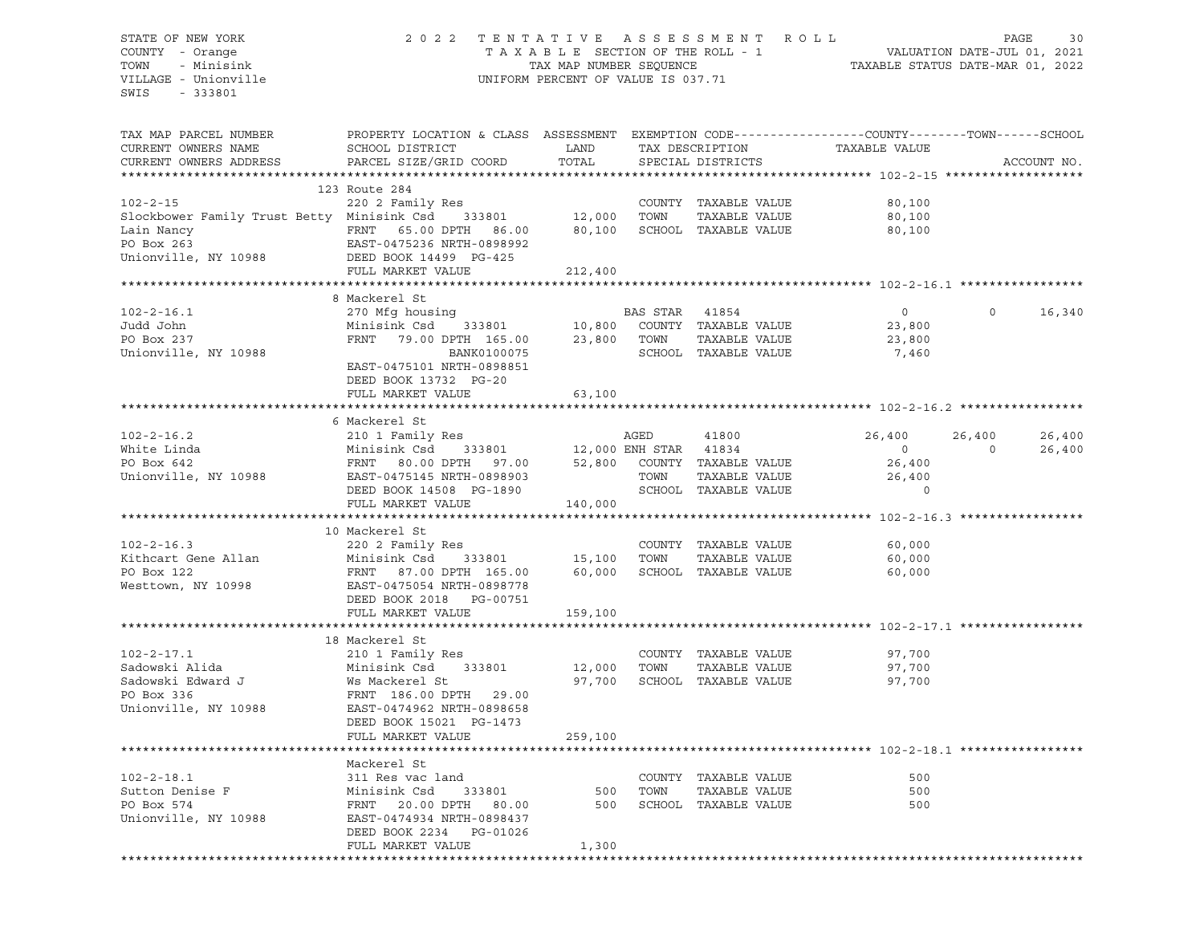STATE OF NEW YORK
COUNTY - Orange
TOWN - Minisink
VILLAGE - Unionville
SWIS - 333801

2022 TENTATIVE ASSESSMENT ROLL
TAXABLE SECTION OF THE ROLL - 1
TAX MAP NUMBER SEQUENCE
UNIFORM PERCENT OF VALUE IS 037.71

VALUATION DATE-JUL 01, 2021
TAXABLE STATUS DATE-MAR 01, 2022

| TAX MAP PARCEL NUMBER / CURRENT OWNERS NAME / CURRENT OWNERS ADDRESS | PROPERTY LOCATION & CLASS / SCHOOL DISTRICT / PARCEL SIZE/GRID COORD | ASSESSMENT LAND / TOTAL | EXEMPTION CODE / TAX DESCRIPTION / SPECIAL DISTRICTS | COUNTY TAXABLE VALUE | TOWN | SCHOOL | ACCOUNT NO. |
|---|---|---|---|---|---|---|---|
| **102-2-15** | 123 Route 284 | | | | | | |
| 102-2-15 | 220 2 Family Res | | COUNTY TAXABLE VALUE | 80,100 | | | |
| Slockbower Family Trust Betty | Minisink Csd 333801 | 12,000 | TOWN TAXABLE VALUE | 80,100 | | | |
| Lain Nancy | FRNT 65.00 DPTH 86.00 | 80,100 | SCHOOL TAXABLE VALUE | 80,100 | | | |
| PO Box 263 | EAST-0475236 NRTH-0898992 | | | | | | |
| Unionville, NY 10988 | DEED BOOK 14499 PG-425 | | | | | | |
| | FULL MARKET VALUE | 212,400 | | | | | |
| **102-2-16.1** | 8 Mackerel St | | | | | | |
| 102-2-16.1 | 270 Mfg housing | | BAS STAR 41854 | 0 | 0 | 16,340 | |
| Judd John | Minisink Csd 333801 | 10,800 | COUNTY TAXABLE VALUE | 23,800 | | | |
| PO Box 237 | FRNT 79.00 DPTH 165.00 | 23,800 | TOWN TAXABLE VALUE | 23,800 | | | |
| Unionville, NY 10988 | BANK0100075 | | SCHOOL TAXABLE VALUE | 7,460 | | | |
| | EAST-0475101 NRTH-0898851 | | | | | | |
| | DEED BOOK 13732 PG-20 | | | | | | |
| | FULL MARKET VALUE | 63,100 | | | | | |
| **102-2-16.2** | 6 Mackerel St | | | | | | |
| 102-2-16.2 | 210 1 Family Res | | AGED 41800 | 26,400 | 26,400 | 26,400 | |
| White Linda | Minisink Csd 333801 | 12,000 | ENH STAR 41834 | 0 | 0 | 26,400 | |
| PO Box 642 | FRNT 80.00 DPTH 97.00 | 52,800 | COUNTY TAXABLE VALUE | 26,400 | | | |
| Unionville, NY 10988 | EAST-0475145 NRTH-0898903 | | TOWN TAXABLE VALUE | 26,400 | | | |
| | DEED BOOK 14508 PG-1890 | | SCHOOL TAXABLE VALUE | 0 | | | |
| | FULL MARKET VALUE | 140,000 | | | | | |
| **102-2-16.3** | 10 Mackerel St | | | | | | |
| 102-2-16.3 | 220 2 Family Res | | COUNTY TAXABLE VALUE | 60,000 | | | |
| Kithcart Gene Allan | Minisink Csd 333801 | 15,100 | TOWN TAXABLE VALUE | 60,000 | | | |
| PO Box 122 | FRNT 87.00 DPTH 165.00 | 60,000 | SCHOOL TAXABLE VALUE | 60,000 | | | |
| Westtown, NY 10998 | EAST-0475054 NRTH-0898778 | | | | | | |
| | DEED BOOK 2018 PG-00751 | | | | | | |
| | FULL MARKET VALUE | 159,100 | | | | | |
| **102-2-17.1** | 18 Mackerel St | | | | | | |
| 102-2-17.1 | 210 1 Family Res | | COUNTY TAXABLE VALUE | 97,700 | | | |
| Sadowski Alida | Minisink Csd 333801 | 12,000 | TOWN TAXABLE VALUE | 97,700 | | | |
| Sadowski Edward J | Ws Mackerel St | 97,700 | SCHOOL TAXABLE VALUE | 97,700 | | | |
| PO Box 336 | FRNT 186.00 DPTH 29.00 | | | | | | |
| Unionville, NY 10988 | EAST-0474962 NRTH-0898658 | | | | | | |
| | DEED BOOK 15021 PG-1473 | | | | | | |
| | FULL MARKET VALUE | 259,100 | | | | | |
| **102-2-18.1** | Mackerel St | | | | | | |
| 102-2-18.1 | 311 Res vac land | | COUNTY TAXABLE VALUE | 500 | | | |
| Sutton Denise F | Minisink Csd 333801 | 500 | TOWN TAXABLE VALUE | 500 | | | |
| PO Box 574 | FRNT 20.00 DPTH 80.00 | 500 | SCHOOL TAXABLE VALUE | 500 | | | |
| Unionville, NY 10988 | EAST-0474934 NRTH-0898437 | | | | | | |
| | DEED BOOK 2234 PG-01026 | | | | | | |
| | FULL MARKET VALUE | 1,300 | | | | | |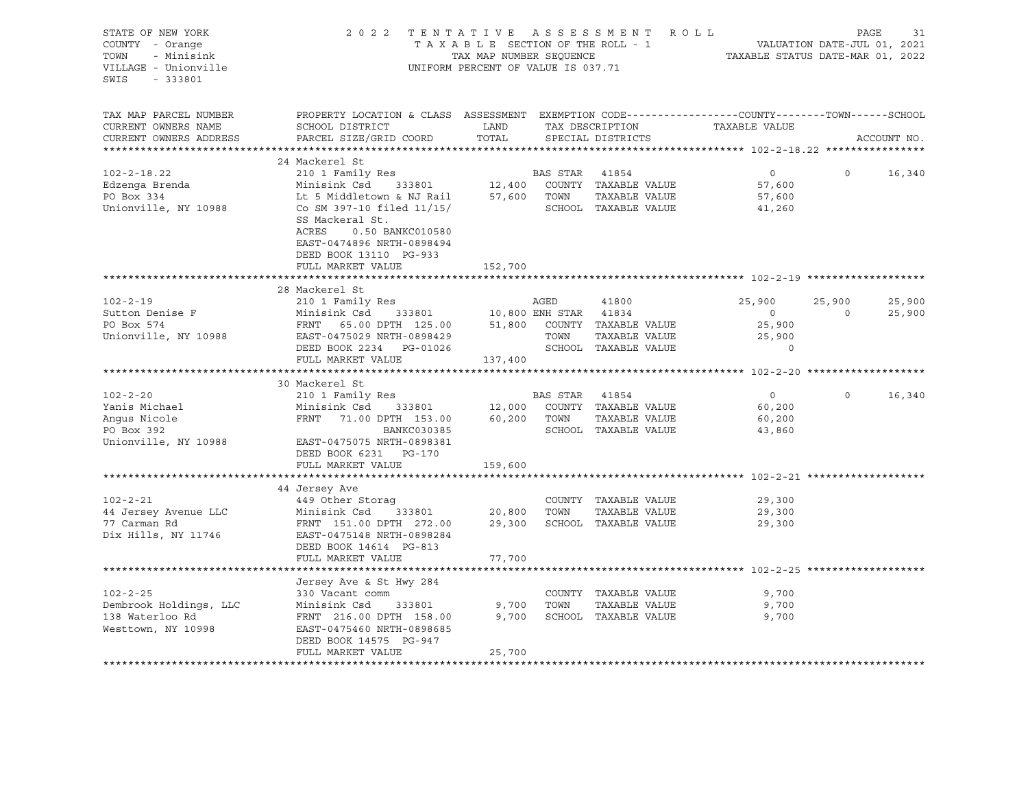STATE OF NEW YORK — 2022 TENTATIVE ASSESSMENT ROLL
COUNTY - Orange — TAXABLE SECTION OF THE ROLL - 1 — VALUATION DATE-JUL 01, 2021
TOWN - Minisink — TAX MAP NUMBER SEQUENCE — TAXABLE STATUS DATE-MAR 01, 2022
VILLAGE - Unionville — UNIFORM PERCENT OF VALUE IS 037.71
SWIS - 333801

| TAX MAP PARCEL NUMBER / CURRENT OWNERS NAME / CURRENT OWNERS ADDRESS | PROPERTY LOCATION & CLASS / SCHOOL DISTRICT / PARCEL SIZE/GRID COORD | ASSESSMENT LAND / TOTAL | EXEMPTION CODE / TAX DESCRIPTION / SPECIAL DISTRICTS | COUNTY TAXABLE VALUE | TOWN | SCHOOL | ACCOUNT NO. |
|---|---|---|---|---|---|---|---|
| **102-2-18.22** | 24 Mackerel St | | | | | | |
| 102-2-18.22 | 210 1 Family Res | | BAS STAR 41854 | 0 | 0 | 16,340 | |
| Edzenga Brenda | Minisink Csd 333801 | 12,400 | COUNTY TAXABLE VALUE | 57,600 | | | |
| PO Box 334 | Lt 5 Middletown & NJ Rail | 57,600 | TOWN TAXABLE VALUE | 57,600 | | | |
| Unionville, NY 10988 | Co SM 397-10 filed 11/15/ | | SCHOOL TAXABLE VALUE | 41,260 | | | |
| | SS Mackeral St. | | | | | | |
| | ACRES 0.50 BANKC010580 | | | | | | |
| | EAST-0474896 NRTH-0898494 | | | | | | |
| | DEED BOOK 13110 PG-933 | | | | | | |
| | FULL MARKET VALUE | 152,700 | | | | | |
| **102-2-19** | 28 Mackerel St | | | | | | |
| 102-2-19 | 210 1 Family Res | | AGED 41800 | 25,900 | 25,900 | 25,900 | |
| Sutton Denise F | Minisink Csd 333801 | 10,800 | ENH STAR 41834 | 0 | 0 | 25,900 | |
| PO Box 574 | FRNT 65.00 DPTH 125.00 | 51,800 | COUNTY TAXABLE VALUE | 25,900 | | | |
| Unionville, NY 10988 | EAST-0475029 NRTH-0898429 | | TOWN TAXABLE VALUE | 25,900 | | | |
| | DEED BOOK 2234 PG-01026 | | SCHOOL TAXABLE VALUE | 0 | | | |
| | FULL MARKET VALUE | 137,400 | | | | | |
| **102-2-20** | 30 Mackerel St | | | | | | |
| 102-2-20 | 210 1 Family Res | | BAS STAR 41854 | 0 | 0 | 16,340 | |
| Yanis Michael | Minisink Csd 333801 | 12,000 | COUNTY TAXABLE VALUE | 60,200 | | | |
| Angus Nicole | FRNT 71.00 DPTH 153.00 | 60,200 | TOWN TAXABLE VALUE | 60,200 | | | |
| PO Box 392 | BANKC030385 | | SCHOOL TAXABLE VALUE | 43,860 | | | |
| Unionville, NY 10988 | EAST-0475075 NRTH-0898381 | | | | | | |
| | DEED BOOK 6231 PG-170 | | | | | | |
| | FULL MARKET VALUE | 159,600 | | | | | |
| **102-2-21** | 44 Jersey Ave | | | | | | |
| 102-2-21 | 449 Other Storag | | COUNTY TAXABLE VALUE | 29,300 | | | |
| 44 Jersey Avenue LLC | Minisink Csd 333801 | 20,800 | TOWN TAXABLE VALUE | 29,300 | | | |
| 77 Carman Rd | FRNT 151.00 DPTH 272.00 | 29,300 | SCHOOL TAXABLE VALUE | 29,300 | | | |
| Dix Hills, NY 11746 | EAST-0475148 NRTH-0898284 | | | | | | |
| | DEED BOOK 14614 PG-813 | | | | | | |
| | FULL MARKET VALUE | 77,700 | | | | | |
| **102-2-25** | Jersey Ave & St Hwy 284 | | | | | | |
| 102-2-25 | 330 Vacant comm | | COUNTY TAXABLE VALUE | 9,700 | | | |
| Dembrook Holdings, LLC | Minisink Csd 333801 | 9,700 | TOWN TAXABLE VALUE | 9,700 | | | |
| 138 Waterloo Rd | FRNT 216.00 DPTH 158.00 | 9,700 | SCHOOL TAXABLE VALUE | 9,700 | | | |
| Westtown, NY 10998 | EAST-0475460 NRTH-0898685 | | | | | | |
| | DEED BOOK 14575 PG-947 | | | | | | |
| | FULL MARKET VALUE | 25,700 | | | | | |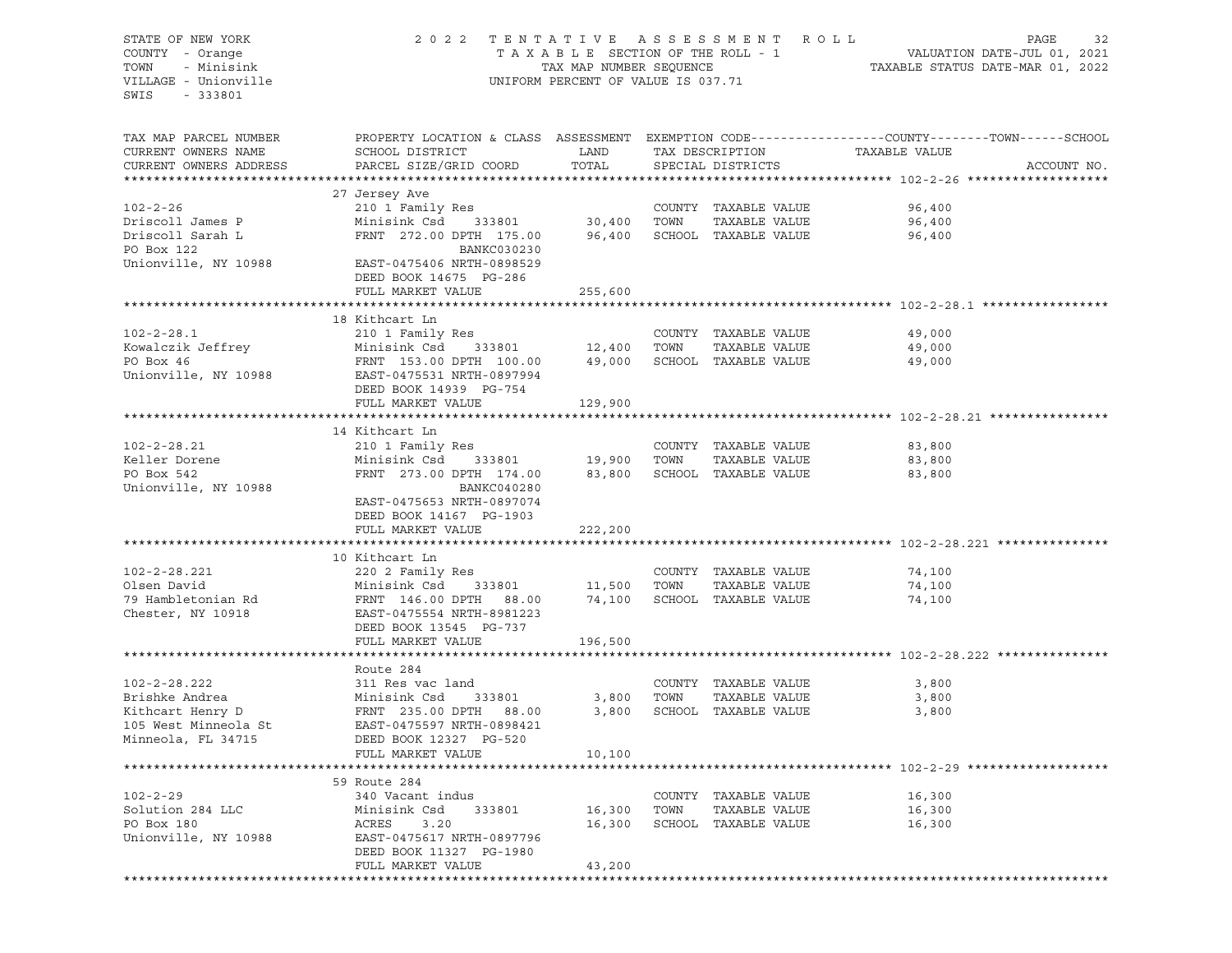STATE OF NEW YORK
COUNTY - Orange
TOWN - Minisink
VILLAGE - Unionville
SWIS - 333801

2 0 2 2 T E N T A T I V E A S S E S S M E N T R O L L
T A X A B L E SECTION OF THE ROLL - 1
TAX MAP NUMBER SEQUENCE
UNIFORM PERCENT OF VALUE IS 037.71

VALUATION DATE-JUL 01, 2021
TAXABLE STATUS DATE-MAR 01, 2022

| TAX MAP PARCEL NUMBER / CURRENT OWNERS NAME / CURRENT OWNERS ADDRESS | PROPERTY LOCATION & CLASS / SCHOOL DISTRICT / PARCEL SIZE/GRID COORD | ASSESSMENT LAND | TOTAL | EXEMPTION CODE / TAX DESCRIPTION / SPECIAL DISTRICTS | COUNTY / TOWN / SCHOOL TAXABLE VALUE | ACCOUNT NO. |
|---|---|---|---|---|---|---|
| **102-2-26** | 27 Jersey Ave | | | | | |
| 102-2-26 | 210 1 Family Res | | | COUNTY TAXABLE VALUE | 96,400 | |
| Driscoll James P | Minisink Csd 333801 | 30,400 | | TOWN TAXABLE VALUE | 96,400 | |
| Driscoll Sarah L | FRNT 272.00 DPTH 175.00 | | 96,400 | SCHOOL TAXABLE VALUE | 96,400 | |
| PO Box 122 | BANKC030230 | | | | | |
| Unionville, NY 10988 | EAST-0475406 NRTH-0898529 | | | | | |
| | DEED BOOK 14675 PG-286 | | | | | |
| | FULL MARKET VALUE | | 255,600 | | | |
| **102-2-28.1** | 18 Kithcart Ln | | | | | |
| 102-2-28.1 | 210 1 Family Res | | | COUNTY TAXABLE VALUE | 49,000 | |
| Kowalczik Jeffrey | Minisink Csd 333801 | 12,400 | | TOWN TAXABLE VALUE | 49,000 | |
| PO Box 46 | FRNT 153.00 DPTH 100.00 | | 49,000 | SCHOOL TAXABLE VALUE | 49,000 | |
| Unionville, NY 10988 | EAST-0475531 NRTH-0897994 | | | | | |
| | DEED BOOK 14939 PG-754 | | | | | |
| | FULL MARKET VALUE | | 129,900 | | | |
| **102-2-28.21** | 14 Kithcart Ln | | | | | |
| 102-2-28.21 | 210 1 Family Res | | | COUNTY TAXABLE VALUE | 83,800 | |
| Keller Dorene | Minisink Csd 333801 | 19,900 | | TOWN TAXABLE VALUE | 83,800 | |
| PO Box 542 | FRNT 273.00 DPTH 174.00 | | 83,800 | SCHOOL TAXABLE VALUE | 83,800 | |
| Unionville, NY 10988 | BANKC040280 | | | | | |
| | EAST-0475653 NRTH-0897074 | | | | | |
| | DEED BOOK 14167 PG-1903 | | | | | |
| | FULL MARKET VALUE | | 222,200 | | | |
| **102-2-28.221** | 10 Kithcart Ln | | | | | |
| 102-2-28.221 | 220 2 Family Res | | | COUNTY TAXABLE VALUE | 74,100 | |
| Olsen David | Minisink Csd 333801 | 11,500 | | TOWN TAXABLE VALUE | 74,100 | |
| 79 Hambletonian Rd | FRNT 146.00 DPTH 88.00 | | 74,100 | SCHOOL TAXABLE VALUE | 74,100 | |
| Chester, NY 10918 | EAST-0475554 NRTH-8981223 | | | | | |
| | DEED BOOK 13545 PG-737 | | | | | |
| | FULL MARKET VALUE | | 196,500 | | | |
| **102-2-28.222** | Route 284 | | | | | |
| 102-2-28.222 | 311 Res vac land | | | COUNTY TAXABLE VALUE | 3,800 | |
| Brishke Andrea | Minisink Csd 333801 | 3,800 | | TOWN TAXABLE VALUE | 3,800 | |
| Kithcart Henry D | FRNT 235.00 DPTH 88.00 | | 3,800 | SCHOOL TAXABLE VALUE | 3,800 | |
| 105 West Minneola St | EAST-0475597 NRTH-0898421 | | | | | |
| Minneola, FL 34715 | DEED BOOK 12327 PG-520 | | | | | |
| | FULL MARKET VALUE | | 10,100 | | | |
| **102-2-29** | 59 Route 284 | | | | | |
| 102-2-29 | 340 Vacant indus | | | COUNTY TAXABLE VALUE | 16,300 | |
| Solution 284 LLC | Minisink Csd 333801 | 16,300 | | TOWN TAXABLE VALUE | 16,300 | |
| PO Box 180 | ACRES 3.20 | | 16,300 | SCHOOL TAXABLE VALUE | 16,300 | |
| Unionville, NY 10988 | EAST-0475617 NRTH-0897796 | | | | | |
| | DEED BOOK 11327 PG-1980 | | | | | |
| | FULL MARKET VALUE | | 43,200 | | | |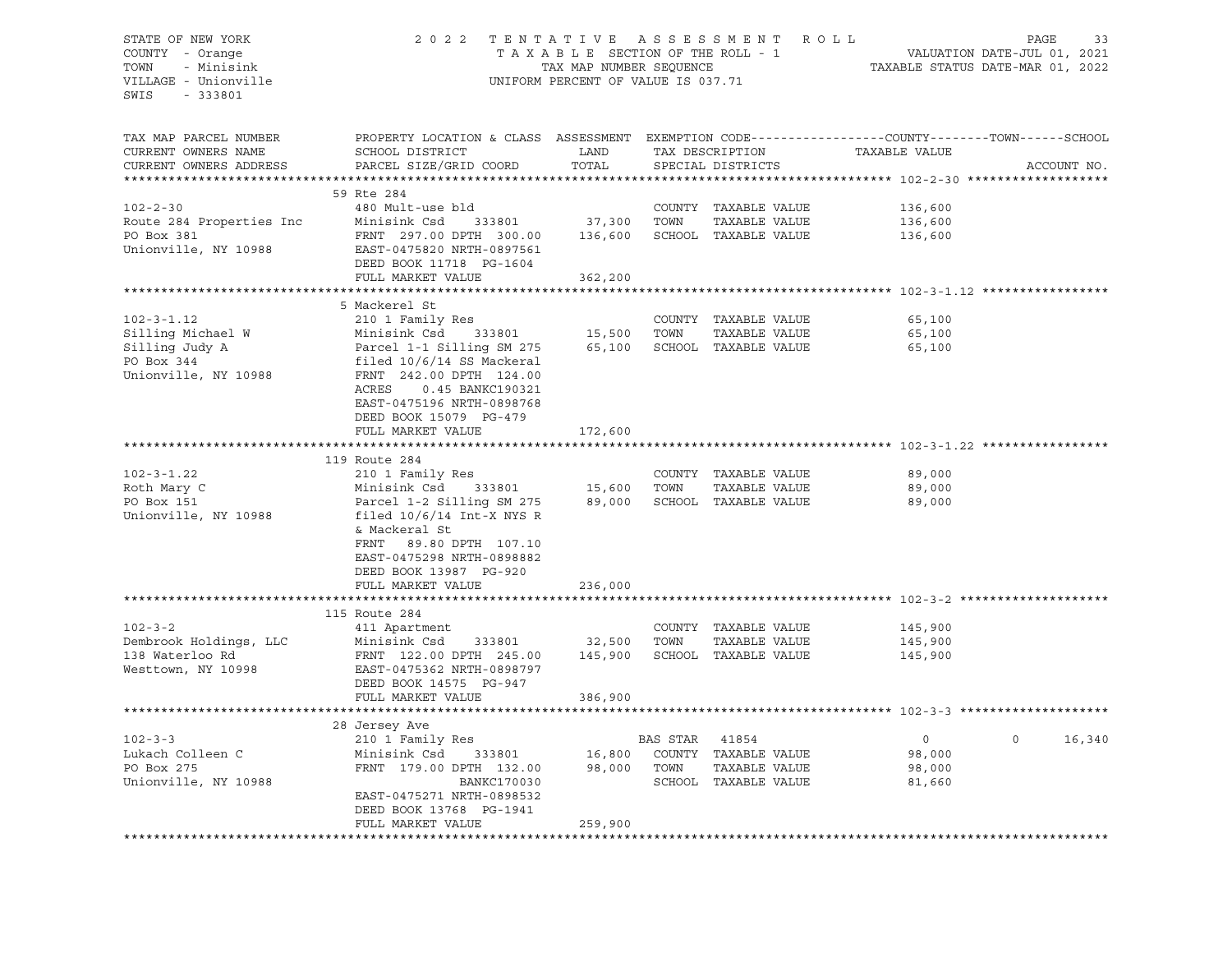STATE OF NEW YORK
COUNTY - Orange
TOWN - Minisink
VILLAGE - Unionville
SWIS - 333801

2022 TENTATIVE ASSESSMENT ROLL
TAXABLE SECTION OF THE ROLL - 1
TAX MAP NUMBER SEQUENCE
UNIFORM PERCENT OF VALUE IS 037.71

VALUATION DATE-JUL 01, 2021
TAXABLE STATUS DATE-MAR 01, 2022

| TAX MAP PARCEL NUMBER / CURRENT OWNERS NAME / CURRENT OWNERS ADDRESS | PROPERTY LOCATION & CLASS / SCHOOL DISTRICT / PARCEL SIZE/GRID COORD | ASSESSMENT LAND | TOTAL | EXEMPTION CODE / TAX DESCRIPTION / SPECIAL DISTRICTS | COUNTY | TOWN | SCHOOL | ACCOUNT NO. |
|---|---|---|---|---|---|---|---|---|
| **102-2-30** | 59 Rte 284 | | | | | | | |
| Route 284 Properties Inc | 480 Mult-use bld | | | COUNTY TAXABLE VALUE | 136,600 | | | |
| PO Box 381 | Minisink Csd 333801 | 37,300 | | TOWN TAXABLE VALUE | | 136,600 | | |
| Unionville, NY 10988 | FRNT 297.00 DPTH 300.00 | | 136,600 | SCHOOL TAXABLE VALUE | | | 136,600 | |
| | EAST-0475820 NRTH-0897561 | | | | | | | |
| | DEED BOOK 11718 PG-1604 | | | | | | | |
| | FULL MARKET VALUE | | 362,200 | | | | | |
| **102-3-1.12** | 5 Mackerel St | | | | | | | |
| Silling Michael W | 210 1 Family Res | | | COUNTY TAXABLE VALUE | 65,100 | | | |
| Silling Judy A | Minisink Csd 333801 | 15,500 | | TOWN TAXABLE VALUE | | 65,100 | | |
| PO Box 344 | Parcel 1-1 Silling SM 275 | | 65,100 | SCHOOL TAXABLE VALUE | | | 65,100 | |
| Unionville, NY 10988 | filed 10/6/14 SS Mackeral | | | | | | | |
| | FRNT 242.00 DPTH 124.00 | | | | | | | |
| | ACRES 0.45 BANKC190321 | | | | | | | |
| | EAST-0475196 NRTH-0898768 | | | | | | | |
| | DEED BOOK 15079 PG-479 | | | | | | | |
| | FULL MARKET VALUE | | 172,600 | | | | | |
| **102-3-1.22** | 119 Route 284 | | | | | | | |
| Roth Mary C | 210 1 Family Res | | | COUNTY TAXABLE VALUE | 89,000 | | | |
| PO Box 151 | Minisink Csd 333801 | 15,600 | | TOWN TAXABLE VALUE | | 89,000 | | |
| Unionville, NY 10988 | Parcel 1-2 Silling SM 275 | | 89,000 | SCHOOL TAXABLE VALUE | | | 89,000 | |
| | filed 10/6/14 Int-X NYS R | | | | | | | |
| | & Mackeral St | | | | | | | |
| | FRNT 89.80 DPTH 107.10 | | | | | | | |
| | EAST-0475298 NRTH-0898882 | | | | | | | |
| | DEED BOOK 13987 PG-920 | | | | | | | |
| | FULL MARKET VALUE | | 236,000 | | | | | |
| **102-3-2** | 115 Route 284 | | | | | | | |
| Dembrook Holdings, LLC | 411 Apartment | | | COUNTY TAXABLE VALUE | 145,900 | | | |
| 138 Waterloo Rd | Minisink Csd 333801 | 32,500 | | TOWN TAXABLE VALUE | | 145,900 | | |
| Westtown, NY 10998 | FRNT 122.00 DPTH 245.00 | | 145,900 | SCHOOL TAXABLE VALUE | | | 145,900 | |
| | EAST-0475362 NRTH-0898797 | | | | | | | |
| | DEED BOOK 14575 PG-947 | | | | | | | |
| | FULL MARKET VALUE | | 386,900 | | | | | |
| **102-3-3** | 28 Jersey Ave | | | | | | | |
| Lukach Colleen C | 210 1 Family Res | | | BAS STAR 41854 | 0 | 0 | 16,340 | |
| PO Box 275 | Minisink Csd 333801 | 16,800 | | COUNTY TAXABLE VALUE | 98,000 | | | |
| Unionville, NY 10988 | FRNT 179.00 DPTH 132.00 | | 98,000 | TOWN TAXABLE VALUE | | 98,000 | | |
| | BANKC170030 | | | SCHOOL TAXABLE VALUE | | | 81,660 | |
| | EAST-0475271 NRTH-0898532 | | | | | | | |
| | DEED BOOK 13768 PG-1941 | | | | | | | |
| | FULL MARKET VALUE | | 259,900 | | | | | |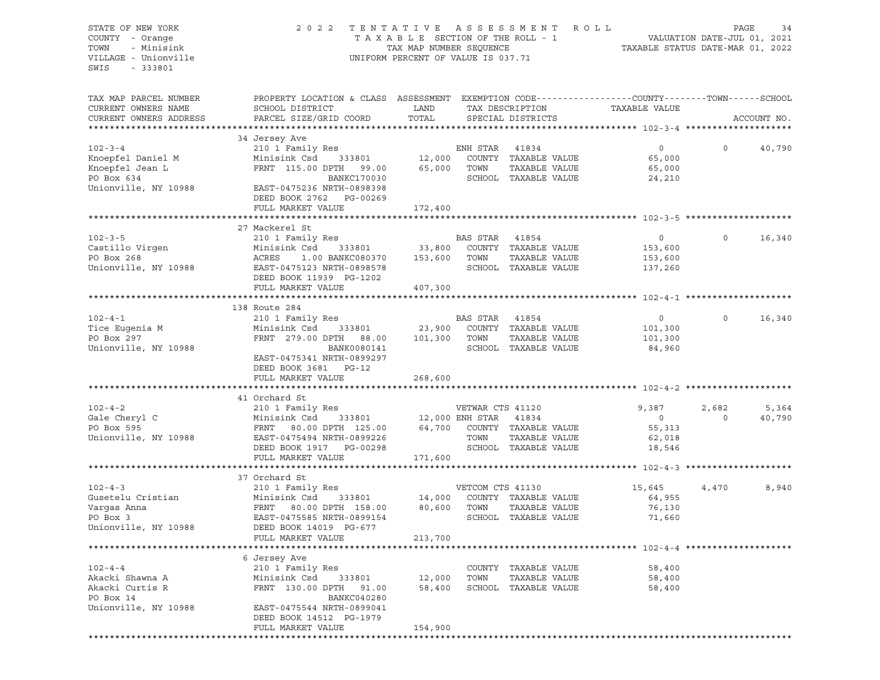STATE OF NEW YORK
COUNTY - Orange
TOWN - Minisink
VILLAGE - Unionville
SWIS - 333801

2 0 2 2 T E N T A T I V E A S S E S S M E N T R O L L
T A X A B L E SECTION OF THE ROLL - 1
TAX MAP NUMBER SEQUENCE
UNIFORM PERCENT OF VALUE IS 037.71

VALUATION DATE-JUL 01, 2021
TAXABLE STATUS DATE-MAR 01, 2022

```
TAX MAP PARCEL NUMBER     PROPERTY LOCATION & CLASS  ASSESSMENT  EXEMPTION CODE------------------COUNTY--------TOWN------SCHOOL
CURRENT OWNERS NAME       SCHOOL DISTRICT               LAND      TAX DESCRIPTION            TAXABLE VALUE
CURRENT OWNERS ADDRESS    PARCEL SIZE/GRID COORD        TOTAL     SPECIAL DISTRICTS                                    ACCOUNT NO.
******************************************************************************************************* 102-3-4 ********************
                          34 Jersey Ave
102-3-4                   210 1 Family Res                       ENH STAR  41834                 0             0     40,790
Knoepfel Daniel M         Minisink Csd    333801        12,000   COUNTY  TAXABLE VALUE          65,000
Knoepfel Jean L           FRNT 115.00 DPTH  99.00       65,000   TOWN    TAXABLE VALUE          65,000
PO Box 634                              BANKC170030              SCHOOL  TAXABLE VALUE          24,210
Unionville, NY 10988      EAST-0475236 NRTH-0898398
                          DEED BOOK 2762   PG-00269
                          FULL MARKET VALUE            172,400
******************************************************************************************************* 102-3-5 ********************
                          27 Mackerel St
102-3-5                   210 1 Family Res                       BAS STAR  41854                 0             0     16,340
Castillo Virgen           Minisink Csd    333801        33,800   COUNTY  TAXABLE VALUE         153,600
PO Box 268                ACRES    1.00 BANKC080370    153,600   TOWN    TAXABLE VALUE         153,600
Unionville, NY 10988      EAST-0475123 NRTH-0898578              SCHOOL  TAXABLE VALUE         137,260
                          DEED BOOK 11939  PG-1202
                          FULL MARKET VALUE            407,300
******************************************************************************************************* 102-4-1 ********************
                          138 Route 284
102-4-1                   210 1 Family Res                       BAS STAR  41854                 0             0     16,340
Tice Eugenia M            Minisink Csd    333801        23,900   COUNTY  TAXABLE VALUE         101,300
PO Box 297                FRNT 279.00 DPTH  88.00      101,300   TOWN    TAXABLE VALUE         101,300
Unionville, NY 10988                    BANK0080141              SCHOOL  TAXABLE VALUE          84,960
                          EAST-0475341 NRTH-0899297
                          DEED BOOK 3681   PG-12
                          FULL MARKET VALUE            268,600
******************************************************************************************************* 102-4-2 ********************
                          41 Orchard St
102-4-2                   210 1 Family Res                       VETWAR CTS 41120            9,387         2,682      5,364
Gale Cheryl C             Minisink Csd    333801        12,000 ENH STAR  41834                   0             0     40,790
PO Box 595                FRNT  80.00 DPTH 125.00       64,700   COUNTY  TAXABLE VALUE          55,313
Unionville, NY 10988      EAST-0475494 NRTH-0899226              TOWN    TAXABLE VALUE          62,018
                          DEED BOOK 1917   PG-00298              SCHOOL  TAXABLE VALUE          18,546
                          FULL MARKET VALUE            171,600
******************************************************************************************************* 102-4-3 ********************
                          37 Orchard St
102-4-3                   210 1 Family Res                       VETCOM CTS 41130           15,645         4,470      8,940
Gusetelu Cristian         Minisink Csd    333801        14,000   COUNTY  TAXABLE VALUE          64,955
Vargas Anna               FRNT  80.00 DPTH 158.00       80,600   TOWN    TAXABLE VALUE          76,130
PO Box 3                  EAST-0475585 NRTH-0899154              SCHOOL  TAXABLE VALUE          71,660
Unionville, NY 10988      DEED BOOK 14019  PG-677
                          FULL MARKET VALUE            213,700
******************************************************************************************************* 102-4-4 ********************
                          6 Jersey Ave
102-4-4                   210 1 Family Res                       COUNTY  TAXABLE VALUE          58,400
Akacki Shawna A           Minisink Csd    333801        12,000   TOWN    TAXABLE VALUE          58,400
Akacki Curtis R           FRNT 130.00 DPTH  91.00       58,400   SCHOOL  TAXABLE VALUE          58,400
PO Box 14                               BANKC040280
Unionville, NY 10988      EAST-0475544 NRTH-0899041
                          DEED BOOK 14512  PG-1979
                          FULL MARKET VALUE            154,900
************************************************************************************************************************************
```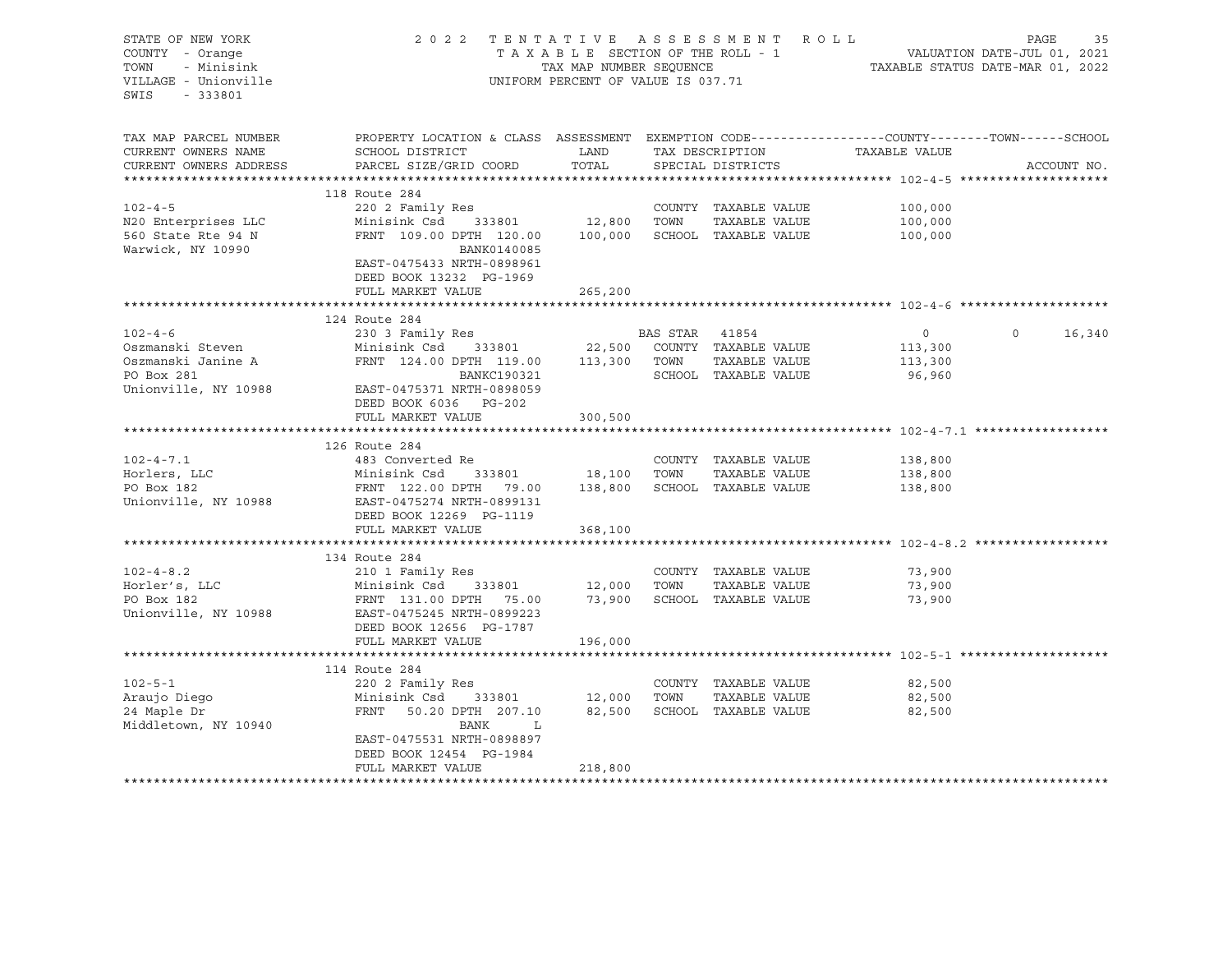STATE OF NEW YORK
COUNTY - Orange
TOWN - Minisink
VILLAGE - Unionville
SWIS - 333801

2022 TENTATIVE ASSESSMENT ROLL
TAXABLE SECTION OF THE ROLL - 1
TAX MAP NUMBER SEQUENCE
UNIFORM PERCENT OF VALUE IS 037.71

VALUATION DATE-JUL 01, 2021
TAXABLE STATUS DATE-MAR 01, 2022

| TAX MAP PARCEL NUMBER / CURRENT OWNERS NAME / CURRENT OWNERS ADDRESS | PROPERTY LOCATION & CLASS / SCHOOL DISTRICT / PARCEL SIZE/GRID COORD | ASSESSMENT LAND / TOTAL | EXEMPTION CODE / TAX DESCRIPTION / SPECIAL DISTRICTS | COUNTY TAXABLE VALUE | TOWN | SCHOOL | ACCOUNT NO. |
|---|---|---|---|---|---|---|---|
| **102-4-5** | 118 Route 284 | | | | | | |
| 102-4-5 | 220 2 Family Res | | COUNTY TAXABLE VALUE | 100,000 | | | |
| N20 Enterprises LLC | Minisink Csd 333801 | 12,800 | TOWN TAXABLE VALUE | 100,000 | | | |
| 560 State Rte 94 N | FRNT 109.00 DPTH 120.00 | 100,000 | SCHOOL TAXABLE VALUE | 100,000 | | | |
| Warwick, NY 10990 | BANK0140085 | | | | | | |
| | EAST-0475433 NRTH-0898961 | | | | | | |
| | DEED BOOK 13232 PG-1969 | | | | | | |
| | FULL MARKET VALUE | 265,200 | | | | | |
| **102-4-6** | 124 Route 284 | | | | | | |
| 102-4-6 | 230 3 Family Res | | BAS STAR 41854 | 0 | 0 | 16,340 | |
| Oszmanski Steven | Minisink Csd 333801 | 22,500 | COUNTY TAXABLE VALUE | 113,300 | | | |
| Oszmanski Janine A | FRNT 124.00 DPTH 119.00 | 113,300 | TOWN TAXABLE VALUE | 113,300 | | | |
| PO Box 281 | BANKC190321 | | SCHOOL TAXABLE VALUE | 96,960 | | | |
| Unionville, NY 10988 | EAST-0475371 NRTH-0898059 | | | | | | |
| | DEED BOOK 6036 PG-202 | | | | | | |
| | FULL MARKET VALUE | 300,500 | | | | | |
| **102-4-7.1** | 126 Route 284 | | | | | | |
| 102-4-7.1 | 483 Converted Re | | COUNTY TAXABLE VALUE | 138,800 | | | |
| Horlers, LLC | Minisink Csd 333801 | 18,100 | TOWN TAXABLE VALUE | 138,800 | | | |
| PO Box 182 | FRNT 122.00 DPTH 79.00 | 138,800 | SCHOOL TAXABLE VALUE | 138,800 | | | |
| Unionville, NY 10988 | EAST-0475274 NRTH-0899131 | | | | | | |
| | DEED BOOK 12269 PG-1119 | | | | | | |
| | FULL MARKET VALUE | 368,100 | | | | | |
| **102-4-8.2** | 134 Route 284 | | | | | | |
| 102-4-8.2 | 210 1 Family Res | | COUNTY TAXABLE VALUE | 73,900 | | | |
| Horler's, LLC | Minisink Csd 333801 | 12,000 | TOWN TAXABLE VALUE | 73,900 | | | |
| PO Box 182 | FRNT 131.00 DPTH 75.00 | 73,900 | SCHOOL TAXABLE VALUE | 73,900 | | | |
| Unionville, NY 10988 | EAST-0475245 NRTH-0899223 | | | | | | |
| | DEED BOOK 12656 PG-1787 | | | | | | |
| | FULL MARKET VALUE | 196,000 | | | | | |
| **102-5-1** | 114 Route 284 | | | | | | |
| 102-5-1 | 220 2 Family Res | | COUNTY TAXABLE VALUE | 82,500 | | | |
| Araujo Diego | Minisink Csd 333801 | 12,000 | TOWN TAXABLE VALUE | 82,500 | | | |
| 24 Maple Dr | FRNT 50.20 DPTH 207.10 | 82,500 | SCHOOL TAXABLE VALUE | 82,500 | | | |
| Middletown, NY 10940 | BANK L | | | | | | |
| | EAST-0475531 NRTH-0898897 | | | | | | |
| | DEED BOOK 12454 PG-1984 | | | | | | |
| | FULL MARKET VALUE | 218,800 | | | | | |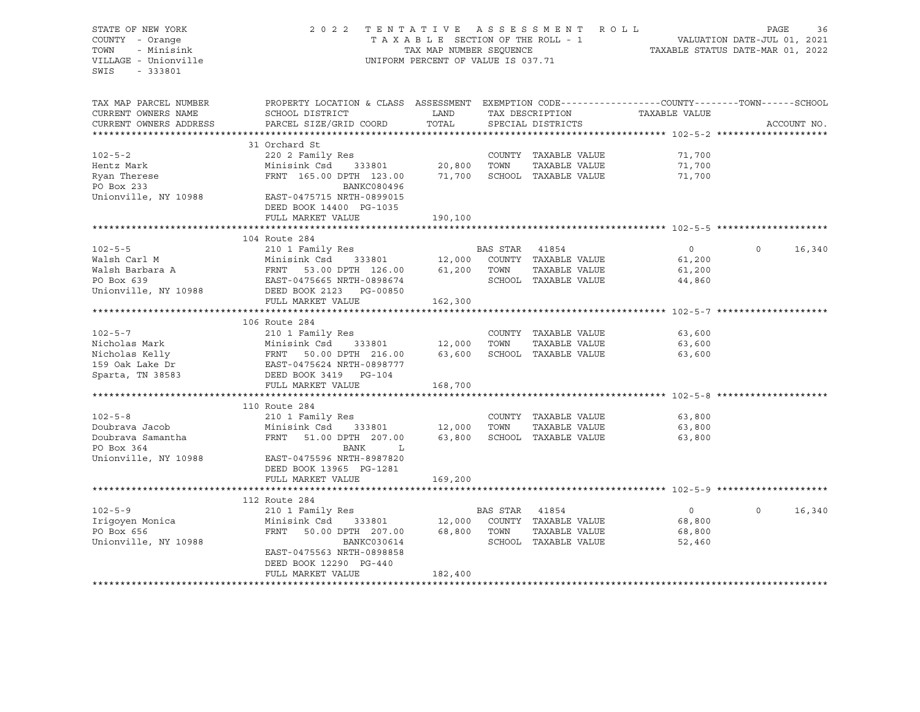STATE OF NEW YORK
COUNTY - Orange
TOWN - Minisink
VILLAGE - Unionville
SWIS - 333801

2 0 2 2 T E N T A T I V E A S S E S S M E N T R O L L
T A X A B L E SECTION OF THE ROLL - 1
TAX MAP NUMBER SEQUENCE
UNIFORM PERCENT OF VALUE IS 037.71

VALUATION DATE-JUL 01, 2021
TAXABLE STATUS DATE-MAR 01, 2022

| TAX MAP PARCEL NUMBER / CURRENT OWNERS NAME / CURRENT OWNERS ADDRESS | PROPERTY LOCATION & CLASS / SCHOOL DISTRICT / PARCEL SIZE/GRID COORD | ASSESSMENT LAND | TOTAL | EXEMPTION CODE / TAX DESCRIPTION / SPECIAL DISTRICTS | COUNTY TAXABLE VALUE | TOWN | SCHOOL | ACCOUNT NO. |
|---|---|---|---|---|---|---|---|---|
| **102-5-2** | 31 Orchard St | | | | | | | |
| 102-5-2 | 220 2 Family Res | | | COUNTY TAXABLE VALUE | 71,700 | | | |
| Hentz Mark | Minisink Csd 333801 | 20,800 | | TOWN TAXABLE VALUE | 71,700 | | | |
| Ryan Therese | FRNT 165.00 DPTH 123.00 | | 71,700 | SCHOOL TAXABLE VALUE | 71,700 | | | |
| PO Box 233 | BANKC080496 | | | | | | | |
| Unionville, NY 10988 | EAST-0475715 NRTH-0899015 | | | | | | | |
| | DEED BOOK 14400 PG-1035 | | | | | | | |
| | FULL MARKET VALUE | | 190,100 | | | | | |
| **102-5-5** | 104 Route 284 | | | | | | | |
| 102-5-5 | 210 1 Family Res | | | BAS STAR 41854 | 0 | 0 | 16,340 | |
| Walsh Carl M | Minisink Csd 333801 | 12,000 | | COUNTY TAXABLE VALUE | 61,200 | | | |
| Walsh Barbara A | FRNT 53.00 DPTH 126.00 | | 61,200 | TOWN TAXABLE VALUE | 61,200 | | | |
| PO Box 639 | EAST-0475665 NRTH-0898674 | | | SCHOOL TAXABLE VALUE | 44,860 | | | |
| Unionville, NY 10988 | DEED BOOK 2123 PG-00850 | | | | | | | |
| | FULL MARKET VALUE | | 162,300 | | | | | |
| **102-5-7** | 106 Route 284 | | | | | | | |
| 102-5-7 | 210 1 Family Res | | | COUNTY TAXABLE VALUE | 63,600 | | | |
| Nicholas Mark | Minisink Csd 333801 | 12,000 | | TOWN TAXABLE VALUE | 63,600 | | | |
| Nicholas Kelly | FRNT 50.00 DPTH 216.00 | | 63,600 | SCHOOL TAXABLE VALUE | 63,600 | | | |
| 159 Oak Lake Dr | EAST-0475624 NRTH-0898777 | | | | | | | |
| Sparta, TN 38583 | DEED BOOK 3419 PG-104 | | | | | | | |
| | FULL MARKET VALUE | | 168,700 | | | | | |
| **102-5-8** | 110 Route 284 | | | | | | | |
| 102-5-8 | 210 1 Family Res | | | COUNTY TAXABLE VALUE | 63,800 | | | |
| Doubrava Jacob | Minisink Csd 333801 | 12,000 | | TOWN TAXABLE VALUE | 63,800 | | | |
| Doubrava Samantha | FRNT 51.00 DPTH 207.00 | | 63,800 | SCHOOL TAXABLE VALUE | 63,800 | | | |
| PO Box 364 | BANK L | | | | | | | |
| Unionville, NY 10988 | EAST-0475596 NRTH-8987820 | | | | | | | |
| | DEED BOOK 13965 PG-1281 | | | | | | | |
| | FULL MARKET VALUE | | 169,200 | | | | | |
| **102-5-9** | 112 Route 284 | | | | | | | |
| 102-5-9 | 210 1 Family Res | | | BAS STAR 41854 | 0 | 0 | 16,340 | |
| Irigoyen Monica | Minisink Csd 333801 | 12,000 | | COUNTY TAXABLE VALUE | 68,800 | | | |
| PO Box 656 | FRNT 50.00 DPTH 207.00 | | 68,800 | TOWN TAXABLE VALUE | 68,800 | | | |
| Unionville, NY 10988 | BANKC030614 | | | SCHOOL TAXABLE VALUE | 52,460 | | | |
| | EAST-0475563 NRTH-0898858 | | | | | | | |
| | DEED BOOK 12290 PG-440 | | | | | | | |
| | FULL MARKET VALUE | | 182,400 | | | | | |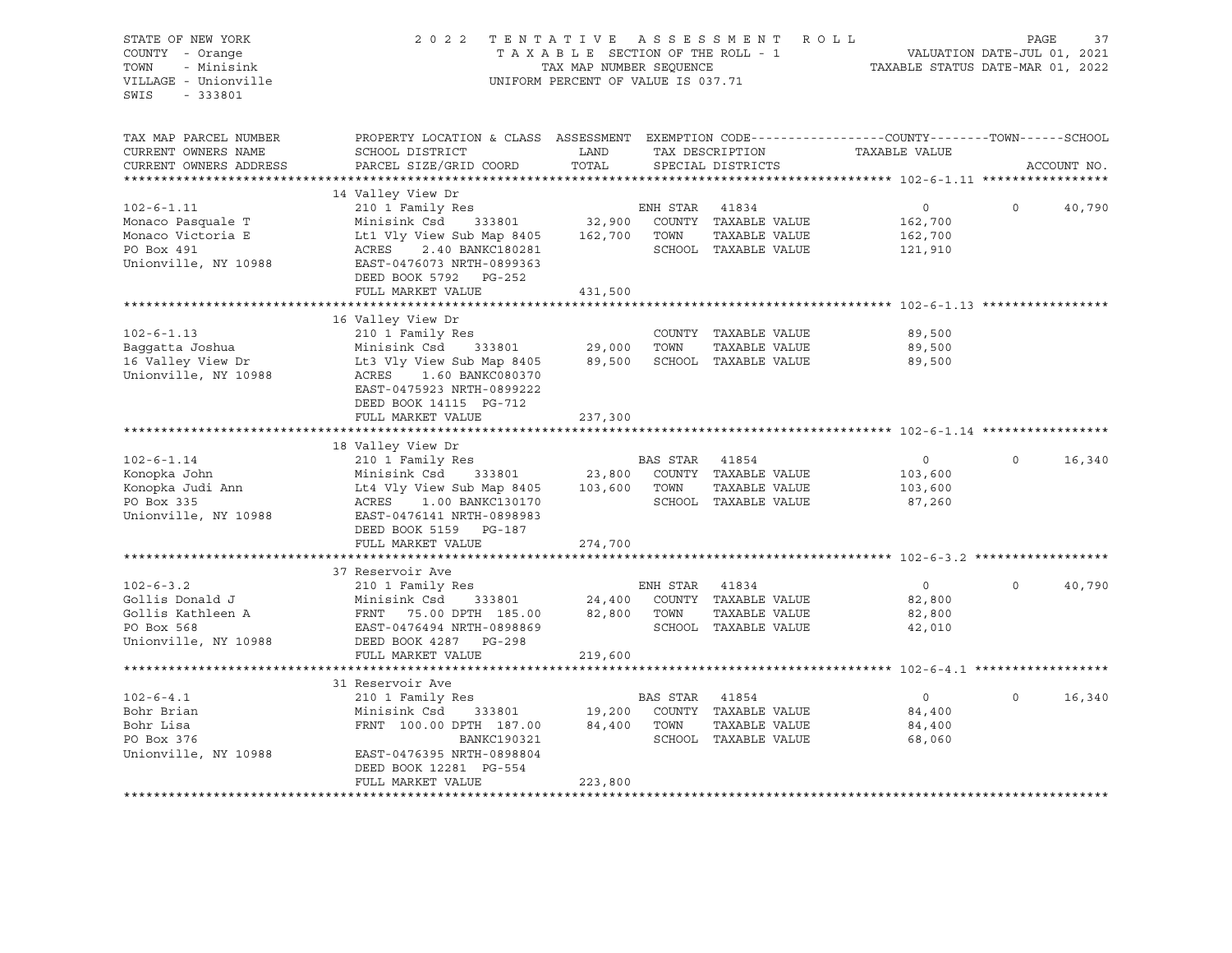STATE OF NEW YORK
COUNTY - Orange
TOWN - Minisink
VILLAGE - Unionville
SWIS - 333801

2022 TENTATIVE ASSESSMENT ROLL
TAXABLE SECTION OF THE ROLL - 1
TAX MAP NUMBER SEQUENCE
UNIFORM PERCENT OF VALUE IS 037.71

VALUATION DATE-JUL 01, 2021
TAXABLE STATUS DATE-MAR 01, 2022

| TAX MAP PARCEL NUMBER / CURRENT OWNERS NAME / CURRENT OWNERS ADDRESS | PROPERTY LOCATION & CLASS / SCHOOL DISTRICT / PARCEL SIZE/GRID COORD | ASSESSMENT LAND / TOTAL | EXEMPTION CODE / TAX DESCRIPTION / SPECIAL DISTRICTS | COUNTY | TOWN | SCHOOL / ACCOUNT NO. |
|---|---|---|---|---|---|---|
| **102-6-1.11** | 14 Valley View Dr | | | | | |
| 102-6-1.11 | 210 1 Family Res | | ENH STAR 41834 | 0 | 0 | 40,790 |
| Monaco Pasquale T | Minisink Csd 333801 | 32,900 | COUNTY TAXABLE VALUE | 162,700 | | |
| Monaco Victoria E | Lt1 Vly View Sub Map 8405 | 162,700 | TOWN TAXABLE VALUE | | 162,700 | |
| PO Box 491 | ACRES 2.40 BANKC180281 | | SCHOOL TAXABLE VALUE | | | 121,910 |
| Unionville, NY 10988 | EAST-0476073 NRTH-0899363 | | | | | |
| | DEED BOOK 5792 PG-252 | | | | | |
| | FULL MARKET VALUE | 431,500 | | | | |
| **102-6-1.13** | 16 Valley View Dr | | | | | |
| 102-6-1.13 | 210 1 Family Res | | COUNTY TAXABLE VALUE | 89,500 | | |
| Baggatta Joshua | Minisink Csd 333801 | 29,000 | TOWN TAXABLE VALUE | | 89,500 | |
| 16 Valley View Dr | Lt3 Vly View Sub Map 8405 | 89,500 | SCHOOL TAXABLE VALUE | | | 89,500 |
| Unionville, NY 10988 | ACRES 1.60 BANKC080370 | | | | | |
| | EAST-0475923 NRTH-0899222 | | | | | |
| | DEED BOOK 14115 PG-712 | | | | | |
| | FULL MARKET VALUE | 237,300 | | | | |
| **102-6-1.14** | 18 Valley View Dr | | | | | |
| 102-6-1.14 | 210 1 Family Res | | BAS STAR 41854 | 0 | 0 | 16,340 |
| Konopka John | Minisink Csd 333801 | 23,800 | COUNTY TAXABLE VALUE | 103,600 | | |
| Konopka Judi Ann | Lt4 Vly View Sub Map 8405 | 103,600 | TOWN TAXABLE VALUE | | 103,600 | |
| PO Box 335 | ACRES 1.00 BANKC130170 | | SCHOOL TAXABLE VALUE | | | 87,260 |
| Unionville, NY 10988 | EAST-0476141 NRTH-0898983 | | | | | |
| | DEED BOOK 5159 PG-187 | | | | | |
| | FULL MARKET VALUE | 274,700 | | | | |
| **102-6-3.2** | 37 Reservoir Ave | | | | | |
| 102-6-3.2 | 210 1 Family Res | | ENH STAR 41834 | 0 | 0 | 40,790 |
| Gollis Donald J | Minisink Csd 333801 | 24,400 | COUNTY TAXABLE VALUE | 82,800 | | |
| Gollis Kathleen A | FRNT 75.00 DPTH 185.00 | 82,800 | TOWN TAXABLE VALUE | | 82,800 | |
| PO Box 568 | EAST-0476494 NRTH-0898869 | | SCHOOL TAXABLE VALUE | | | 42,010 |
| Unionville, NY 10988 | DEED BOOK 4287 PG-298 | | | | | |
| | FULL MARKET VALUE | 219,600 | | | | |
| **102-6-4.1** | 31 Reservoir Ave | | | | | |
| 102-6-4.1 | 210 1 Family Res | | BAS STAR 41854 | 0 | 0 | 16,340 |
| Bohr Brian | Minisink Csd 333801 | 19,200 | COUNTY TAXABLE VALUE | 84,400 | | |
| Bohr Lisa | FRNT 100.00 DPTH 187.00 | 84,400 | TOWN TAXABLE VALUE | | 84,400 | |
| PO Box 376 | BANKC190321 | | SCHOOL TAXABLE VALUE | | | 68,060 |
| Unionville, NY 10988 | EAST-0476395 NRTH-0898804 | | | | | |
| | DEED BOOK 12281 PG-554 | | | | | |
| | FULL MARKET VALUE | 223,800 | | | | |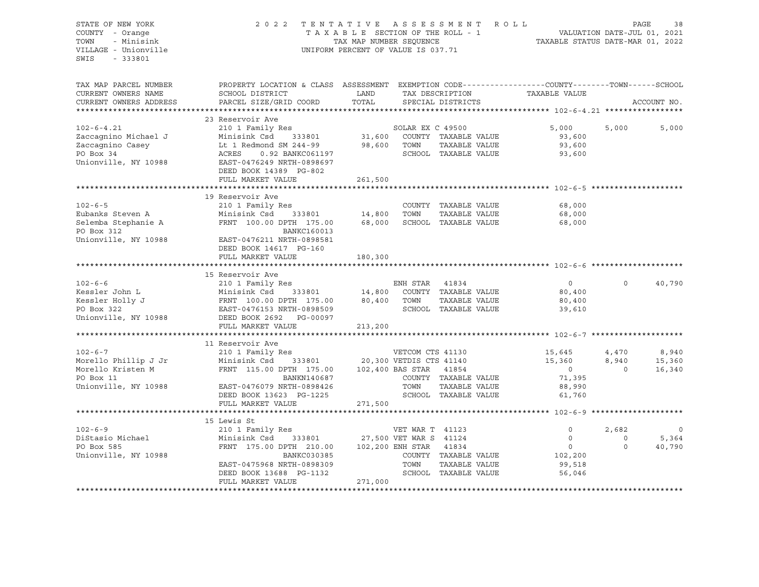STATE OF NEW YORK
COUNTY - Orange
TOWN - Minisink
VILLAGE - Unionville
SWIS - 333801

2022 TENTATIVE ASSESSMENT ROLL
TAXABLE SECTION OF THE ROLL - 1
TAX MAP NUMBER SEQUENCE
UNIFORM PERCENT OF VALUE IS 037.71

VALUATION DATE-JUL 01, 2021
TAXABLE STATUS DATE-MAR 01, 2022

| TAX MAP PARCEL NUMBER / CURRENT OWNERS NAME / CURRENT OWNERS ADDRESS | PROPERTY LOCATION & CLASS / SCHOOL DISTRICT / PARCEL SIZE/GRID COORD | ASSESSMENT LAND | ASSESSMENT TOTAL | EXEMPTION CODE / TAX DESCRIPTION / SPECIAL DISTRICTS | COUNTY TAXABLE VALUE | TOWN | SCHOOL |
|---|---|---|---|---|---|---|---|
| **102-6-4.21** | 23 Reservoir Ave | | | | | | |
| 102-6-4.21 | 210 1 Family Res | | | SOLAR EX C 49500 | 5,000 | 5,000 | 5,000 |
| Zaccagnino Michael J | Minisink Csd 333801 | 31,600 | | COUNTY TAXABLE VALUE | 93,600 | | |
| Zaccagnino Casey | Lt 1 Redmond SM 244-99 | | 98,600 | TOWN TAXABLE VALUE | 93,600 | | |
| PO Box 34 | ACRES 0.92 BANKC061197 | | | SCHOOL TAXABLE VALUE | 93,600 | | |
| Unionville, NY 10988 | EAST-0476249 NRTH-0898697 | | | | | | |
| | DEED BOOK 14389 PG-802 | | | | | | |
| | FULL MARKET VALUE | | 261,500 | | | | |
| **102-6-5** | 19 Reservoir Ave | | | | | | |
| 102-6-5 | 210 1 Family Res | | | COUNTY TAXABLE VALUE | 68,000 | | |
| Eubanks Steven A | Minisink Csd 333801 | 14,800 | | TOWN TAXABLE VALUE | 68,000 | | |
| Selemba Stephanie A | FRNT 100.00 DPTH 175.00 | | 68,000 | SCHOOL TAXABLE VALUE | 68,000 | | |
| PO Box 312 | BANKC160013 | | | | | | |
| Unionville, NY 10988 | EAST-0476211 NRTH-0898581 | | | | | | |
| | DEED BOOK 14617 PG-160 | | | | | | |
| | FULL MARKET VALUE | | 180,300 | | | | |
| **102-6-6** | 15 Reservoir Ave | | | | | | |
| 102-6-6 | 210 1 Family Res | | | ENH STAR 41834 | 0 | 0 | 40,790 |
| Kessler John L | Minisink Csd 333801 | 14,800 | | COUNTY TAXABLE VALUE | 80,400 | | |
| Kessler Holly J | FRNT 100.00 DPTH 175.00 | | 80,400 | TOWN TAXABLE VALUE | 80,400 | | |
| PO Box 322 | EAST-0476153 NRTH-0898509 | | | SCHOOL TAXABLE VALUE | 39,610 | | |
| Unionville, NY 10988 | DEED BOOK 2692 PG-00097 | | | | | | |
| | FULL MARKET VALUE | | 213,200 | | | | |
| **102-6-7** | 11 Reservoir Ave | | | | | | |
| 102-6-7 | 210 1 Family Res | | | VETCOM CTS 41130 | 15,645 | 4,470 | 8,940 |
| Morello Phillip J Jr | Minisink Csd 333801 | 20,300 | | VETDIS CTS 41140 | 15,360 | 8,940 | 15,360 |
| Morello Kristen M | FRNT 115.00 DPTH 175.00 | | 102,400 | BAS STAR 41854 | 0 | 0 | 16,340 |
| PO Box 11 | BANKN140687 | | | COUNTY TAXABLE VALUE | 71,395 | | |
| Unionville, NY 10988 | EAST-0476079 NRTH-0898426 | | | TOWN TAXABLE VALUE | 88,990 | | |
| | DEED BOOK 13623 PG-1225 | | | SCHOOL TAXABLE VALUE | 61,760 | | |
| | FULL MARKET VALUE | | 271,500 | | | | |
| **102-6-9** | 15 Lewis St | | | | | | |
| 102-6-9 | 210 1 Family Res | | | VET WAR T 41123 | 0 | 2,682 | 0 |
| DiStasio Michael | Minisink Csd 333801 | 27,500 | | VET WAR S 41124 | 0 | 0 | 5,364 |
| PO Box 585 | FRNT 175.00 DPTH 210.00 | | 102,200 | ENH STAR 41834 | 0 | 0 | 40,790 |
| Unionville, NY 10988 | BANKC030385 | | | COUNTY TAXABLE VALUE | 102,200 | | |
| | EAST-0475968 NRTH-0898309 | | | TOWN TAXABLE VALUE | 99,518 | | |
| | DEED BOOK 13688 PG-1132 | | | SCHOOL TAXABLE VALUE | 56,046 | | |
| | FULL MARKET VALUE | | 271,000 | | | | |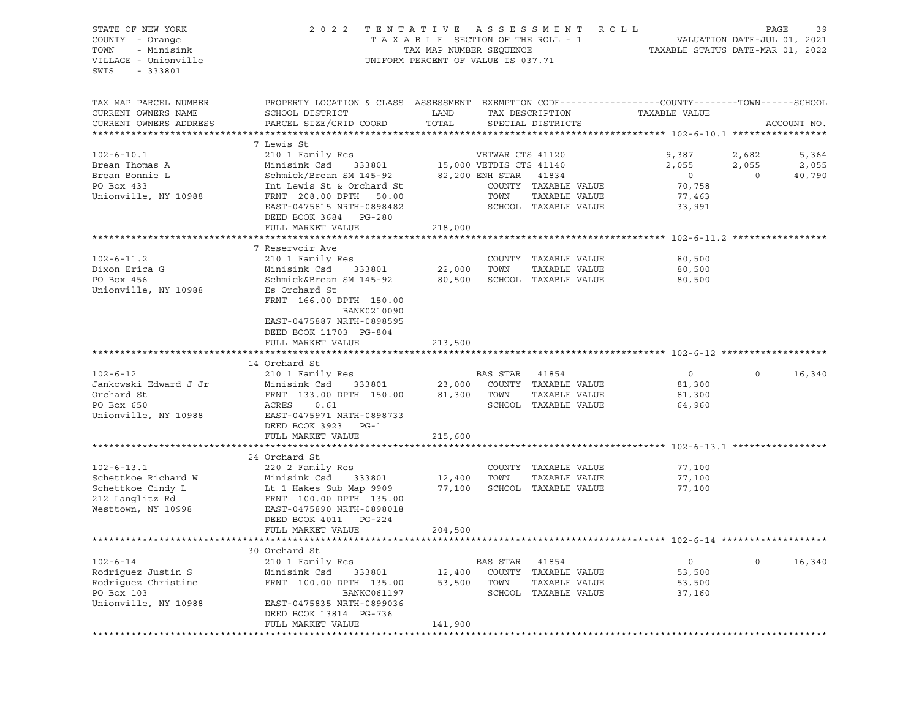STATE OF NEW YORK
COUNTY - Orange
TOWN - Minisink
VILLAGE - Unionville
SWIS - 333801

# 2022 TENTATIVE ASSESSMENT ROLL

TAXABLE SECTION OF THE ROLL - 1
TAX MAP NUMBER SEQUENCE
UNIFORM PERCENT OF VALUE IS 037.71

VALUATION DATE-JUL 01, 2021
TAXABLE STATUS DATE-MAR 01, 2022

| TAX MAP PARCEL NUMBER / CURRENT OWNERS NAME / CURRENT OWNERS ADDRESS | PROPERTY LOCATION & CLASS / SCHOOL DISTRICT / PARCEL SIZE/GRID COORD | ASSESSMENT LAND / TOTAL | EXEMPTION CODE / TAX DESCRIPTION / SPECIAL DISTRICTS | COUNTY TAXABLE VALUE | TOWN | SCHOOL |
|---|---|---|---|---|---|---|
| **102-6-10.1** | 7 Lewis St | | | | | |
| 102-6-10.1 | 210 1 Family Res | | VETWAR CTS 41120 | 9,387 | 2,682 | 5,364 |
| Brean Thomas A | Minisink Csd 333801 | 15,000 | VETDIS CTS 41140 | 2,055 | 2,055 | 2,055 |
| Brean Bonnie L | Schmick/Brean SM 145-92 | 82,200 | ENH STAR 41834 | 0 | 0 | 40,790 |
| PO Box 433 | Int Lewis St & Orchard St | | COUNTY TAXABLE VALUE | 70,758 | | |
| Unionville, NY 10988 | FRNT 208.00 DPTH 50.00 | | TOWN TAXABLE VALUE | 77,463 | | |
| | EAST-0475815 NRTH-0898482 | | SCHOOL TAXABLE VALUE | 33,991 | | |
| | DEED BOOK 3684 PG-280 | | | | | |
| | FULL MARKET VALUE | 218,000 | | | | |
| **102-6-11.2** | 7 Reservoir Ave | | | | | |
| 102-6-11.2 | 210 1 Family Res | | COUNTY TAXABLE VALUE | 80,500 | | |
| Dixon Erica G | Minisink Csd 333801 | 22,000 | TOWN TAXABLE VALUE | 80,500 | | |
| PO Box 456 | Schmick&Brean SM 145-92 | 80,500 | SCHOOL TAXABLE VALUE | 80,500 | | |
| Unionville, NY 10988 | Es Orchard St | | | | | |
| | FRNT 166.00 DPTH 150.00 | | | | | |
| | BANK0210090 | | | | | |
| | EAST-0475887 NRTH-0898595 | | | | | |
| | DEED BOOK 11703 PG-804 | | | | | |
| | FULL MARKET VALUE | 213,500 | | | | |
| **102-6-12** | 14 Orchard St | | | | | |
| 102-6-12 | 210 1 Family Res | | BAS STAR 41854 | 0 | 0 | 16,340 |
| Jankowski Edward J Jr | Minisink Csd 333801 | 23,000 | COUNTY TAXABLE VALUE | 81,300 | | |
| Orchard St | FRNT 133.00 DPTH 150.00 | 81,300 | TOWN TAXABLE VALUE | 81,300 | | |
| PO Box 650 | ACRES 0.61 | | SCHOOL TAXABLE VALUE | 64,960 | | |
| Unionville, NY 10988 | EAST-0475971 NRTH-0898733 | | | | | |
| | DEED BOOK 3923 PG-1 | | | | | |
| | FULL MARKET VALUE | 215,600 | | | | |
| **102-6-13.1** | 24 Orchard St | | | | | |
| 102-6-13.1 | 220 2 Family Res | | COUNTY TAXABLE VALUE | 77,100 | | |
| Schettkoe Richard W | Minisink Csd 333801 | 12,400 | TOWN TAXABLE VALUE | 77,100 | | |
| Schettkoe Cindy L | Lt 1 Hakes Sub Map 9909 | 77,100 | SCHOOL TAXABLE VALUE | 77,100 | | |
| 212 Langlitz Rd | FRNT 100.00 DPTH 135.00 | | | | | |
| Westtown, NY 10998 | EAST-0475890 NRTH-0898018 | | | | | |
| | DEED BOOK 4011 PG-224 | | | | | |
| | FULL MARKET VALUE | 204,500 | | | | |
| **102-6-14** | 30 Orchard St | | | | | |
| 102-6-14 | 210 1 Family Res | | BAS STAR 41854 | 0 | 0 | 16,340 |
| Rodriguez Justin S | Minisink Csd 333801 | 12,400 | COUNTY TAXABLE VALUE | 53,500 | | |
| Rodriguez Christine | FRNT 100.00 DPTH 135.00 | 53,500 | TOWN TAXABLE VALUE | 53,500 | | |
| PO Box 103 | BANKC061197 | | SCHOOL TAXABLE VALUE | 37,160 | | |
| Unionville, NY 10988 | EAST-0475835 NRTH-0899036 | | | | | |
| | DEED BOOK 13814 PG-736 | | | | | |
| | FULL MARKET VALUE | 141,900 | | | | |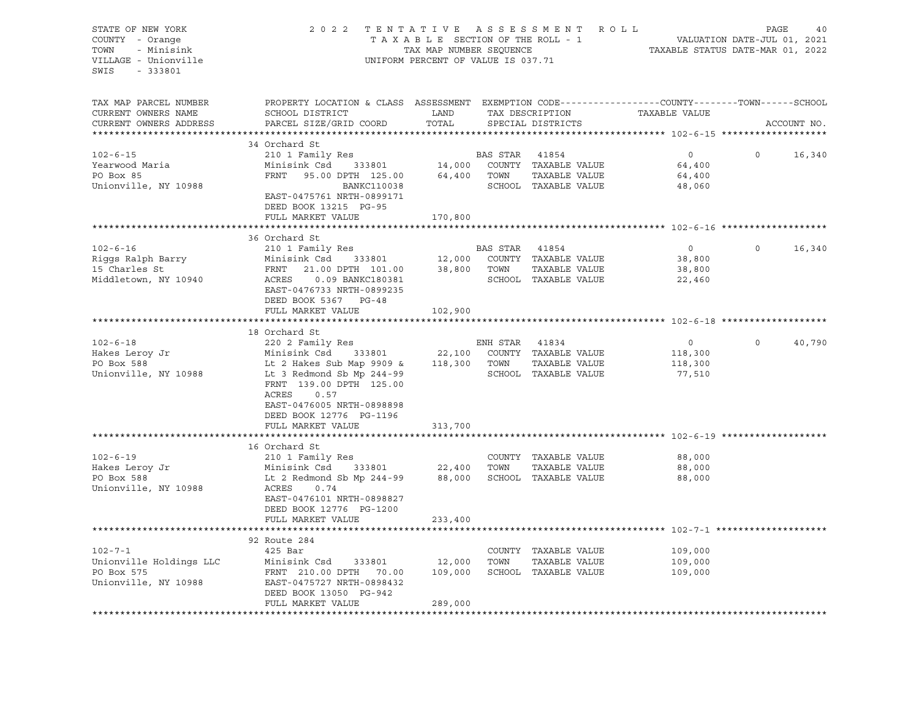STATE OF NEW YORK
COUNTY - Orange
TOWN - Minisink
VILLAGE - Unionville
SWIS - 333801

2022 TENTATIVE ASSESSMENT ROLL
TAXABLE SECTION OF THE ROLL - 1
TAX MAP NUMBER SEQUENCE
UNIFORM PERCENT OF VALUE IS 037.71

VALUATION DATE-JUL 01, 2021
TAXABLE STATUS DATE-MAR 01, 2022

| TAX MAP PARCEL NUMBER / CURRENT OWNERS NAME / CURRENT OWNERS ADDRESS | PROPERTY LOCATION & CLASS / SCHOOL DISTRICT / PARCEL SIZE/GRID COORD | ASSESSMENT LAND / TOTAL | EXEMPTION CODE / TAX DESCRIPTION / SPECIAL DISTRICTS | COUNTY TAXABLE VALUE | TOWN | SCHOOL / ACCOUNT NO. |
|---|---|---|---|---|---|---|
| **102-6-15** | 34 Orchard St | | | | | |
| 102-6-15 | 210 1 Family Res | | BAS STAR 41854 | 0 | 0 | 16,340 |
| Yearwood Maria | Minisink Csd 333801 | 14,000 | COUNTY TAXABLE VALUE | 64,400 | | |
| PO Box 85 | FRNT 95.00 DPTH 125.00 | 64,400 | TOWN TAXABLE VALUE | 64,400 | | |
| Unionville, NY 10988 | BANKC110038 | | SCHOOL TAXABLE VALUE | 48,060 | | |
| | EAST-0475761 NRTH-0899171 | | | | | |
| | DEED BOOK 13215 PG-95 | | | | | |
| | FULL MARKET VALUE | 170,800 | | | | |
| **102-6-16** | 36 Orchard St | | | | | |
| 102-6-16 | 210 1 Family Res | | BAS STAR 41854 | 0 | 0 | 16,340 |
| Riggs Ralph Barry | Minisink Csd 333801 | 12,000 | COUNTY TAXABLE VALUE | 38,800 | | |
| 15 Charles St | FRNT 21.00 DPTH 101.00 | 38,800 | TOWN TAXABLE VALUE | 38,800 | | |
| Middletown, NY 10940 | ACRES 0.09 BANKC180381 | | SCHOOL TAXABLE VALUE | 22,460 | | |
| | EAST-0476733 NRTH-0899235 | | | | | |
| | DEED BOOK 5367 PG-48 | | | | | |
| | FULL MARKET VALUE | 102,900 | | | | |
| **102-6-18** | 18 Orchard St | | | | | |
| 102-6-18 | 220 2 Family Res | | ENH STAR 41834 | 0 | 0 | 40,790 |
| Hakes Leroy Jr | Minisink Csd 333801 | 22,100 | COUNTY TAXABLE VALUE | 118,300 | | |
| PO Box 588 | Lt 2 Hakes Sub Map 9909 & | 118,300 | TOWN TAXABLE VALUE | 118,300 | | |
| Unionville, NY 10988 | Lt 3 Redmond Sb Mp 244-99 | | SCHOOL TAXABLE VALUE | 77,510 | | |
| | FRNT 139.00 DPTH 125.00 | | | | | |
| | ACRES 0.57 | | | | | |
| | EAST-0476005 NRTH-0898898 | | | | | |
| | DEED BOOK 12776 PG-1196 | | | | | |
| | FULL MARKET VALUE | 313,700 | | | | |
| **102-6-19** | 16 Orchard St | | | | | |
| 102-6-19 | 210 1 Family Res | | COUNTY TAXABLE VALUE | 88,000 | | |
| Hakes Leroy Jr | Minisink Csd 333801 | 22,400 | TOWN TAXABLE VALUE | 88,000 | | |
| PO Box 588 | Lt 2 Redmond Sb Mp 244-99 | 88,000 | SCHOOL TAXABLE VALUE | 88,000 | | |
| Unionville, NY 10988 | ACRES 0.74 | | | | | |
| | EAST-0476101 NRTH-0898827 | | | | | |
| | DEED BOOK 12776 PG-1200 | | | | | |
| | FULL MARKET VALUE | 233,400 | | | | |
| **102-7-1** | 92 Route 284 | | | | | |
| 102-7-1 | 425 Bar | | COUNTY TAXABLE VALUE | 109,000 | | |
| Unionville Holdings LLC | Minisink Csd 333801 | 12,000 | TOWN TAXABLE VALUE | 109,000 | | |
| PO Box 575 | FRNT 210.00 DPTH 70.00 | 109,000 | SCHOOL TAXABLE VALUE | 109,000 | | |
| Unionville, NY 10988 | EAST-0475727 NRTH-0898432 | | | | | |
| | DEED BOOK 13050 PG-942 | | | | | |
| | FULL MARKET VALUE | 289,000 | | | | |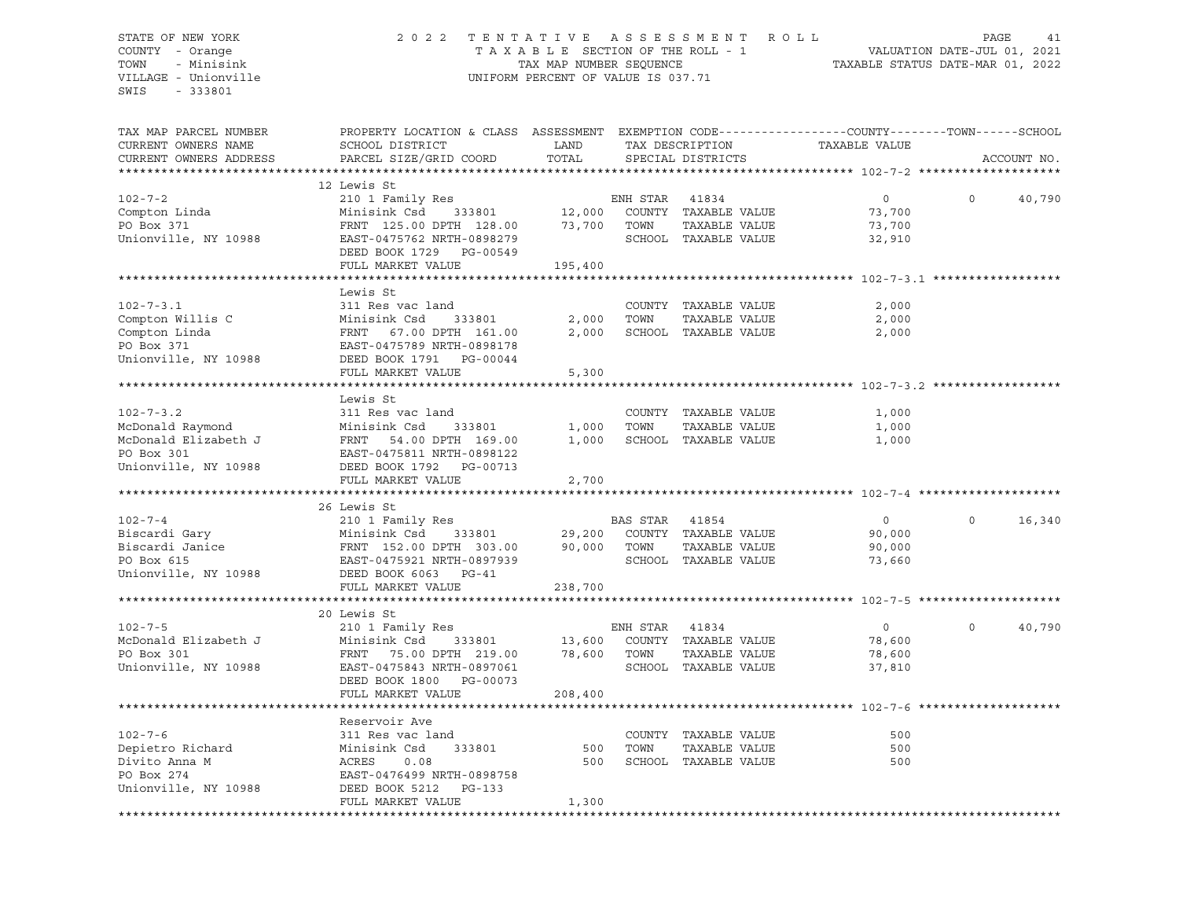STATE OF NEW YORK — 2022 TENTATIVE ASSESSMENT ROLL — PAGE 41
COUNTY - Orange — TAXABLE SECTION OF THE ROLL - 1 — VALUATION DATE-JUL 01, 2021
TOWN - Minisink — TAX MAP NUMBER SEQUENCE — TAXABLE STATUS DATE-MAR 01, 2022
VILLAGE - Unionville — UNIFORM PERCENT OF VALUE IS 037.71
SWIS - 333801

| TAX MAP PARCEL NUMBER / CURRENT OWNERS NAME / CURRENT OWNERS ADDRESS | PROPERTY LOCATION & CLASS / SCHOOL DISTRICT / PARCEL SIZE/GRID COORD | ASSESSMENT LAND / TOTAL | EXEMPTION CODE / TAX DESCRIPTION / SPECIAL DISTRICTS | COUNTY TAXABLE VALUE | TOWN | SCHOOL | ACCOUNT NO. |
|---|---|---|---|---|---|---|---|
| **102-7-2** | 12 Lewis St | | | | | | |
| | 210 1 Family Res | | ENH STAR 41834 | 0 | 0 | 40,790 | |
| Compton Linda | Minisink Csd 333801 | 12,000 | COUNTY TAXABLE VALUE | 73,700 | | | |
| PO Box 371 | FRNT 125.00 DPTH 128.00 | 73,700 | TOWN TAXABLE VALUE | 73,700 | | | |
| Unionville, NY 10988 | EAST-0475762 NRTH-0898279 | | SCHOOL TAXABLE VALUE | 32,910 | | | |
| | DEED BOOK 1729 PG-00549 | | | | | | |
| | FULL MARKET VALUE | 195,400 | | | | | |
| **102-7-3.1** | Lewis St | | | | | | |
| | 311 Res vac land | | COUNTY TAXABLE VALUE | 2,000 | | | |
| Compton Willis C | Minisink Csd 333801 | 2,000 | TOWN TAXABLE VALUE | 2,000 | | | |
| Compton Linda | FRNT 67.00 DPTH 161.00 | 2,000 | SCHOOL TAXABLE VALUE | 2,000 | | | |
| PO Box 371 | EAST-0475789 NRTH-0898178 | | | | | | |
| Unionville, NY 10988 | DEED BOOK 1791 PG-00044 | | | | | | |
| | FULL MARKET VALUE | 5,300 | | | | | |
| **102-7-3.2** | Lewis St | | | | | | |
| | 311 Res vac land | | COUNTY TAXABLE VALUE | 1,000 | | | |
| McDonald Raymond | Minisink Csd 333801 | 1,000 | TOWN TAXABLE VALUE | 1,000 | | | |
| McDonald Elizabeth J | FRNT 54.00 DPTH 169.00 | 1,000 | SCHOOL TAXABLE VALUE | 1,000 | | | |
| PO Box 301 | EAST-0475811 NRTH-0898122 | | | | | | |
| Unionville, NY 10988 | DEED BOOK 1792 PG-00713 | | | | | | |
| | FULL MARKET VALUE | 2,700 | | | | | |
| **102-7-4** | 26 Lewis St | | | | | | |
| | 210 1 Family Res | | BAS STAR 41854 | 0 | 0 | 16,340 | |
| Biscardi Gary | Minisink Csd 333801 | 29,200 | COUNTY TAXABLE VALUE | 90,000 | | | |
| Biscardi Janice | FRNT 152.00 DPTH 303.00 | 90,000 | TOWN TAXABLE VALUE | 90,000 | | | |
| PO Box 615 | EAST-0475921 NRTH-0897939 | | SCHOOL TAXABLE VALUE | 73,660 | | | |
| Unionville, NY 10988 | DEED BOOK 6063 PG-41 | | | | | | |
| | FULL MARKET VALUE | 238,700 | | | | | |
| **102-7-5** | 20 Lewis St | | | | | | |
| | 210 1 Family Res | | ENH STAR 41834 | 0 | 0 | 40,790 | |
| McDonald Elizabeth J | Minisink Csd 333801 | 13,600 | COUNTY TAXABLE VALUE | 78,600 | | | |
| PO Box 301 | FRNT 75.00 DPTH 219.00 | 78,600 | TOWN TAXABLE VALUE | 78,600 | | | |
| Unionville, NY 10988 | EAST-0475843 NRTH-0897061 | | SCHOOL TAXABLE VALUE | 37,810 | | | |
| | DEED BOOK 1800 PG-00073 | | | | | | |
| | FULL MARKET VALUE | 208,400 | | | | | |
| **102-7-6** | Reservoir Ave | | | | | | |
| | 311 Res vac land | | COUNTY TAXABLE VALUE | 500 | | | |
| Depietro Richard | Minisink Csd 333801 | 500 | TOWN TAXABLE VALUE | 500 | | | |
| Divito Anna M | ACRES 0.08 | 500 | SCHOOL TAXABLE VALUE | 500 | | | |
| PO Box 274 | EAST-0476499 NRTH-0898758 | | | | | | |
| Unionville, NY 10988 | DEED BOOK 5212 PG-133 | | | | | | |
| | FULL MARKET VALUE | 1,300 | | | | | |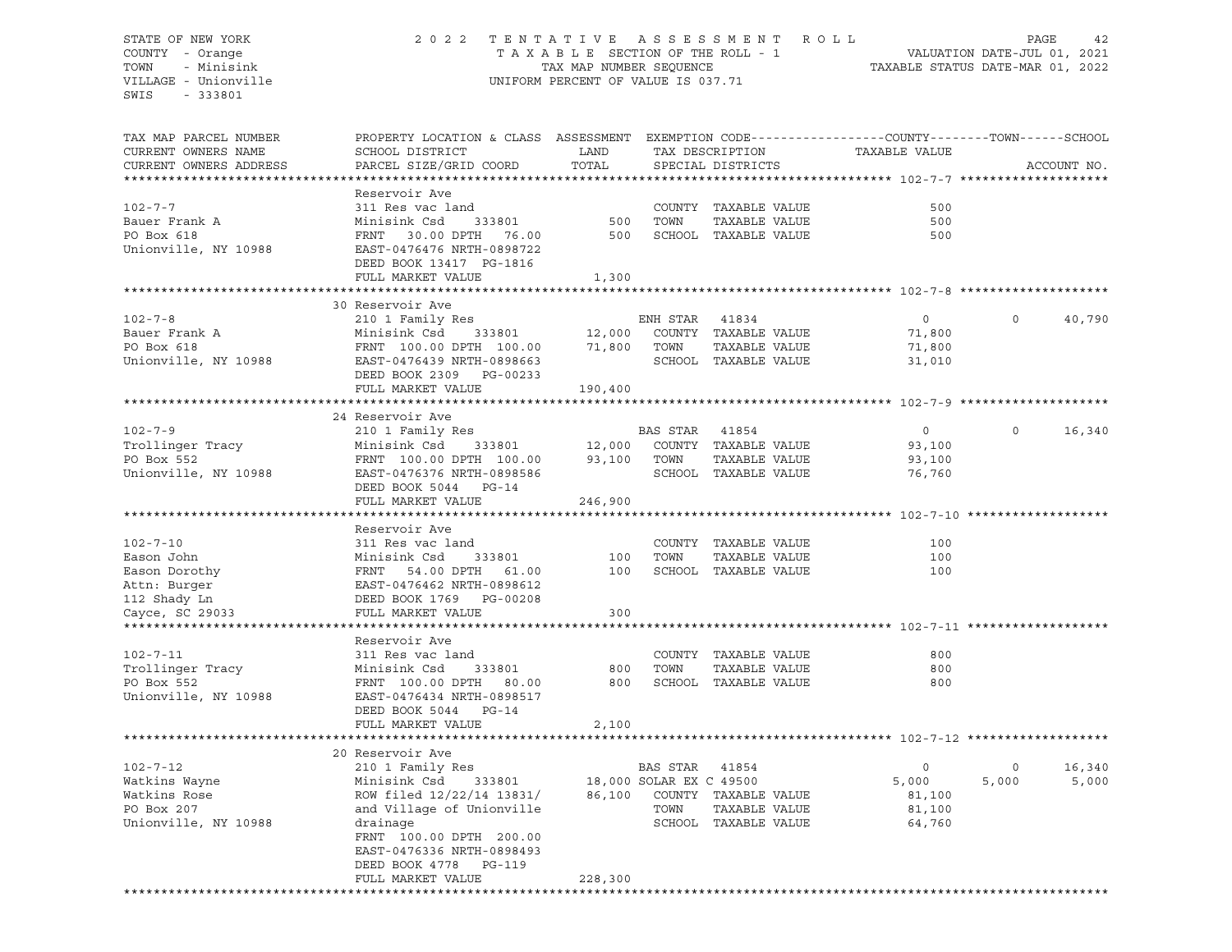STATE OF NEW YORK
COUNTY - Orange
TOWN - Minisink
VILLAGE - Unionville
SWIS - 333801

2022 TENTATIVE ASSESSMENT ROLL
TAXABLE SECTION OF THE ROLL - 1
TAX MAP NUMBER SEQUENCE
UNIFORM PERCENT OF VALUE IS 037.71

VALUATION DATE-JUL 01, 2021
TAXABLE STATUS DATE-MAR 01, 2022

| TAX MAP PARCEL NUMBER / CURRENT OWNERS NAME / CURRENT OWNERS ADDRESS | PROPERTY LOCATION & CLASS / SCHOOL DISTRICT / PARCEL SIZE/GRID COORD | ASSESSMENT LAND / TOTAL | EXEMPTION CODE / TAX DESCRIPTION / SPECIAL DISTRICTS | COUNTY TAXABLE VALUE | TOWN | SCHOOL | ACCOUNT NO. |
|---|---|---|---|---|---|---|---|
| **102-7-7** | Reservoir Ave | | | | | | |
| 102-7-7 | 311 Res vac land | | COUNTY TAXABLE VALUE | 500 | | | |
| Bauer Frank A | Minisink Csd 333801 | 500 | TOWN TAXABLE VALUE | 500 | | | |
| PO Box 618 | FRNT 30.00 DPTH 76.00 | 500 | SCHOOL TAXABLE VALUE | 500 | | | |
| Unionville, NY 10988 | EAST-0476476 NRTH-0898722 | | | | | | |
| | DEED BOOK 13417 PG-1816 | | | | | | |
| | FULL MARKET VALUE | 1,300 | | | | | |
| **102-7-8** | 30 Reservoir Ave | | | | | | |
| 102-7-8 | 210 1 Family Res | | ENH STAR 41834 | 0 | 0 | 40,790 | |
| Bauer Frank A | Minisink Csd 333801 | 12,000 | COUNTY TAXABLE VALUE | 71,800 | | | |
| PO Box 618 | FRNT 100.00 DPTH 100.00 | 71,800 | TOWN TAXABLE VALUE | 71,800 | | | |
| Unionville, NY 10988 | EAST-0476439 NRTH-0898663 | | SCHOOL TAXABLE VALUE | 31,010 | | | |
| | DEED BOOK 2309 PG-00233 | | | | | | |
| | FULL MARKET VALUE | 190,400 | | | | | |
| **102-7-9** | 24 Reservoir Ave | | | | | | |
| 102-7-9 | 210 1 Family Res | | BAS STAR 41854 | 0 | 0 | 16,340 | |
| Trollinger Tracy | Minisink Csd 333801 | 12,000 | COUNTY TAXABLE VALUE | 93,100 | | | |
| PO Box 552 | FRNT 100.00 DPTH 100.00 | 93,100 | TOWN TAXABLE VALUE | 93,100 | | | |
| Unionville, NY 10988 | EAST-0476376 NRTH-0898586 | | SCHOOL TAXABLE VALUE | 76,760 | | | |
| | DEED BOOK 5044 PG-14 | | | | | | |
| | FULL MARKET VALUE | 246,900 | | | | | |
| **102-7-10** | Reservoir Ave | | | | | | |
| 102-7-10 | 311 Res vac land | | COUNTY TAXABLE VALUE | 100 | | | |
| Eason John | Minisink Csd 333801 | 100 | TOWN TAXABLE VALUE | 100 | | | |
| Eason Dorothy | FRNT 54.00 DPTH 61.00 | 100 | SCHOOL TAXABLE VALUE | 100 | | | |
| Attn: Burger | EAST-0476462 NRTH-0898612 | | | | | | |
| 112 Shady Ln | DEED BOOK 1769 PG-00208 | | | | | | |
| Cayce, SC 29033 | FULL MARKET VALUE | 300 | | | | | |
| **102-7-11** | Reservoir Ave | | | | | | |
| 102-7-11 | 311 Res vac land | | COUNTY TAXABLE VALUE | 800 | | | |
| Trollinger Tracy | Minisink Csd 333801 | 800 | TOWN TAXABLE VALUE | 800 | | | |
| PO Box 552 | FRNT 100.00 DPTH 80.00 | 800 | SCHOOL TAXABLE VALUE | 800 | | | |
| Unionville, NY 10988 | EAST-0476434 NRTH-0898517 | | | | | | |
| | DEED BOOK 5044 PG-14 | | | | | | |
| | FULL MARKET VALUE | 2,100 | | | | | |
| **102-7-12** | 20 Reservoir Ave | | | | | | |
| 102-7-12 | 210 1 Family Res | | BAS STAR 41854 | 0 | 0 | 16,340 | |
| Watkins Wayne | Minisink Csd 333801 | 18,000 | SOLAR EX C 49500 | 5,000 | 5,000 | 5,000 | |
| Watkins Rose | ROW filed 12/22/14 13831/ | 86,100 | COUNTY TAXABLE VALUE | 81,100 | | | |
| PO Box 207 | and Village of Unionville | | TOWN TAXABLE VALUE | 81,100 | | | |
| Unionville, NY 10988 | drainage | | SCHOOL TAXABLE VALUE | 64,760 | | | |
| | FRNT 100.00 DPTH 200.00 | | | | | | |
| | EAST-0476336 NRTH-0898493 | | | | | | |
| | DEED BOOK 4778 PG-119 | | | | | | |
| | FULL MARKET VALUE | 228,300 | | | | | |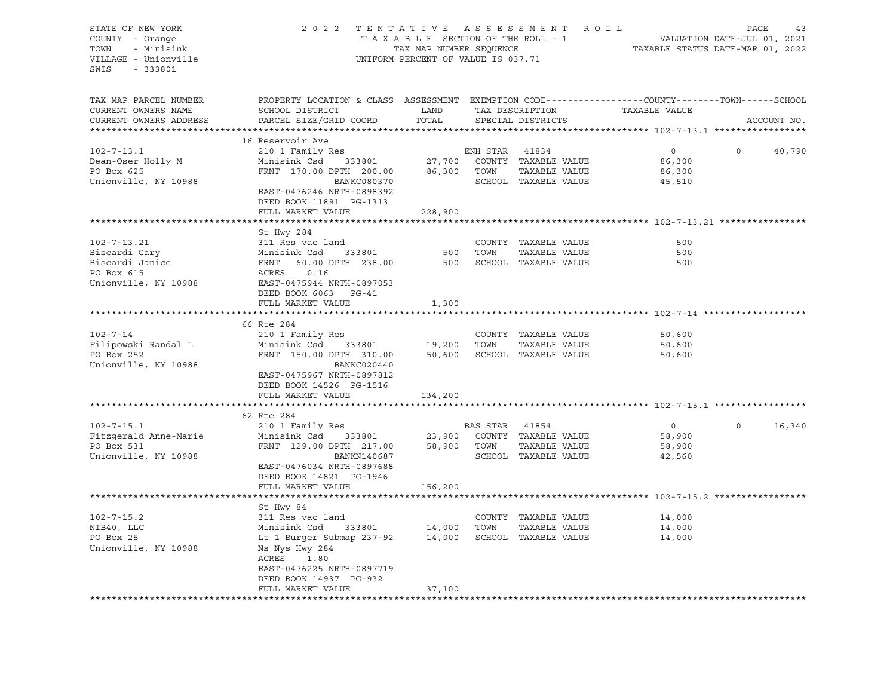STATE OF NEW YORK
COUNTY - Orange
TOWN - Minisink
VILLAGE - Unionville
SWIS - 333801

2 0 2 2 T E N T A T I V E A S S E S S M E N T R O L L
T A X A B L E SECTION OF THE ROLL - 1
TAX MAP NUMBER SEQUENCE
UNIFORM PERCENT OF VALUE IS 037.71

VALUATION DATE-JUL 01, 2021
TAXABLE STATUS DATE-MAR 01, 2022

| TAX MAP PARCEL NUMBER / CURRENT OWNERS NAME / CURRENT OWNERS ADDRESS | PROPERTY LOCATION & CLASS / SCHOOL DISTRICT / PARCEL SIZE/GRID COORD | ASSESSMENT LAND / TOTAL | EXEMPTION CODE / TAX DESCRIPTION / SPECIAL DISTRICTS | COUNTY TAXABLE VALUE | TOWN | SCHOOL / ACCOUNT NO. |
|---|---|---|---|---|---|---|
| **102-7-13.1** | 16 Reservoir Ave | | | | | |
| 102-7-13.1 | 210 1 Family Res | | ENH STAR 41834 | 0 | 0 | 40,790 |
| Dean-Oser Holly M | Minisink Csd 333801 | 27,700 | COUNTY TAXABLE VALUE | 86,300 | | |
| PO Box 625 | FRNT 170.00 DPTH 200.00 | 86,300 | TOWN TAXABLE VALUE | 86,300 | | |
| Unionville, NY 10988 | BANKC080370 | | SCHOOL TAXABLE VALUE | 45,510 | | |
| | EAST-0476246 NRTH-0898392 | | | | | |
| | DEED BOOK 11891 PG-1313 | | | | | |
| | FULL MARKET VALUE | 228,900 | | | | |
| **102-7-13.21** | St Hwy 284 | | | | | |
| 102-7-13.21 | 311 Res vac land | | COUNTY TAXABLE VALUE | 500 | | |
| Biscardi Gary | Minisink Csd 333801 | 500 | TOWN TAXABLE VALUE | 500 | | |
| Biscardi Janice | FRNT 60.00 DPTH 238.00 | 500 | SCHOOL TAXABLE VALUE | 500 | | |
| PO Box 615 | ACRES 0.16 | | | | | |
| Unionville, NY 10988 | EAST-0475944 NRTH-0897053 | | | | | |
| | DEED BOOK 6063 PG-41 | | | | | |
| | FULL MARKET VALUE | 1,300 | | | | |
| **102-7-14** | 66 Rte 284 | | | | | |
| 102-7-14 | 210 1 Family Res | | COUNTY TAXABLE VALUE | 50,600 | | |
| Filipowski Randal L | Minisink Csd 333801 | 19,200 | TOWN TAXABLE VALUE | 50,600 | | |
| PO Box 252 | FRNT 150.00 DPTH 310.00 | 50,600 | SCHOOL TAXABLE VALUE | 50,600 | | |
| Unionville, NY 10988 | BANKC020440 | | | | | |
| | EAST-0475967 NRTH-0897812 | | | | | |
| | DEED BOOK 14526 PG-1516 | | | | | |
| | FULL MARKET VALUE | 134,200 | | | | |
| **102-7-15.1** | 62 Rte 284 | | | | | |
| 102-7-15.1 | 210 1 Family Res | | BAS STAR 41854 | 0 | 0 | 16,340 |
| Fitzgerald Anne-Marie | Minisink Csd 333801 | 23,900 | COUNTY TAXABLE VALUE | 58,900 | | |
| PO Box 531 | FRNT 129.00 DPTH 217.00 | 58,900 | TOWN TAXABLE VALUE | 58,900 | | |
| Unionville, NY 10988 | BANKN140687 | | SCHOOL TAXABLE VALUE | 42,560 | | |
| | EAST-0476034 NRTH-0897688 | | | | | |
| | DEED BOOK 14821 PG-1946 | | | | | |
| | FULL MARKET VALUE | 156,200 | | | | |
| **102-7-15.2** | St Hwy 84 | | | | | |
| 102-7-15.2 | 311 Res vac land | | COUNTY TAXABLE VALUE | 14,000 | | |
| NIB40, LLC | Minisink Csd 333801 | 14,000 | TOWN TAXABLE VALUE | 14,000 | | |
| PO Box 25 | Lt 1 Burger Submap 237-92 | 14,000 | SCHOOL TAXABLE VALUE | 14,000 | | |
| Unionville, NY 10988 | Ns Nys Hwy 284 | | | | | |
| | ACRES 1.80 | | | | | |
| | EAST-0476225 NRTH-0897719 | | | | | |
| | DEED BOOK 14937 PG-932 | | | | | |
| | FULL MARKET VALUE | 37,100 | | | | |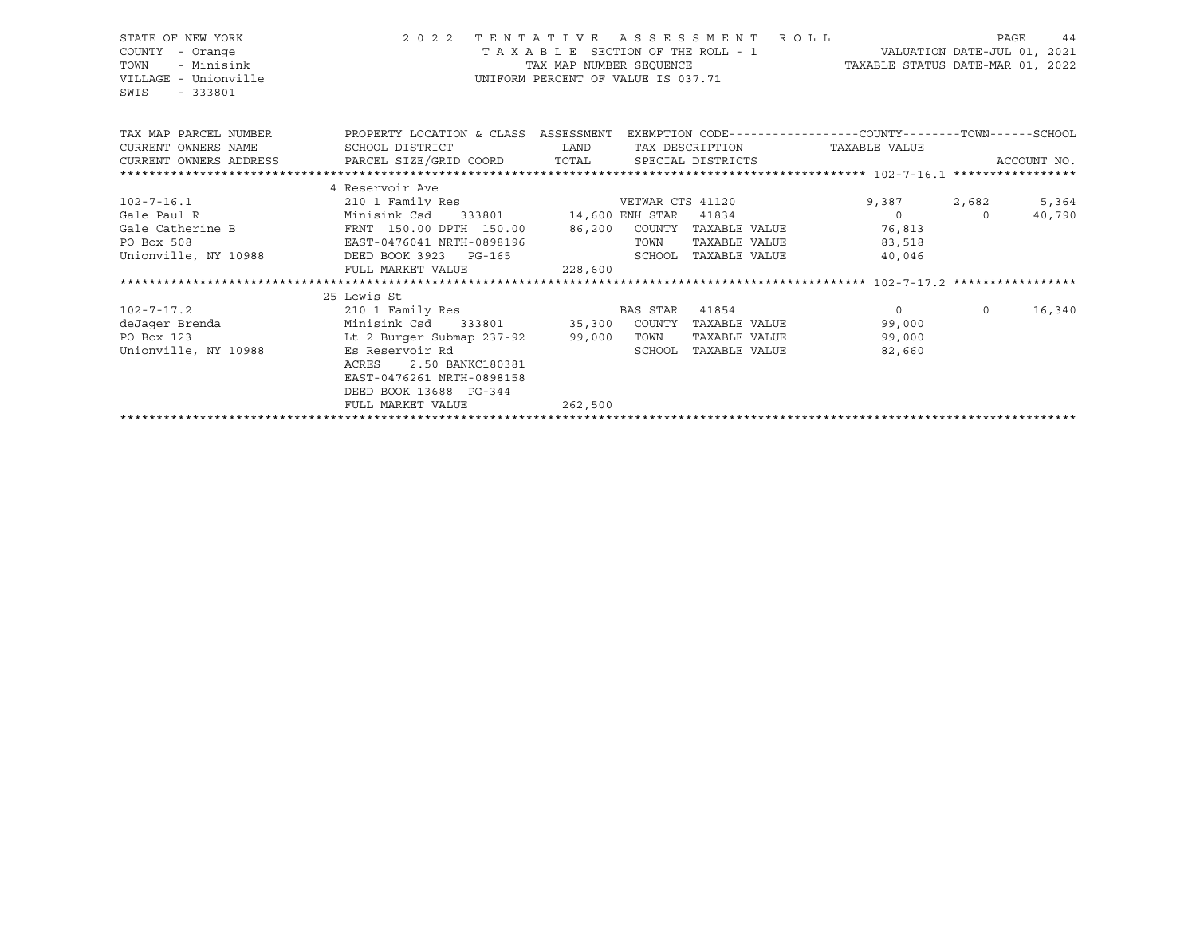STATE OF NEW YORK — COUNTY - Orange — TOWN - Minisink — VILLAGE - Unionville — SWIS - 333801

2022 TENTATIVE ASSESSMENT ROLL
TAXABLE SECTION OF THE ROLL - 1
TAX MAP NUMBER SEQUENCE
UNIFORM PERCENT OF VALUE IS 037.71

VALUATION DATE-JUL 01, 2021
TAXABLE STATUS DATE-MAR 01, 2022

| TAX MAP PARCEL NUMBER / CURRENT OWNERS NAME / CURRENT OWNERS ADDRESS | PROPERTY LOCATION & CLASS / SCHOOL DISTRICT / PARCEL SIZE/GRID COORD | ASSESSMENT LAND / TOTAL | EXEMPTION CODE / TAX DESCRIPTION / SPECIAL DISTRICTS | COUNTY TAXABLE VALUE | TOWN | SCHOOL |
|---|---|---|---|---|---|---|
| **102-7-16.1** | 4 Reservoir Ave | | | | | |
| 102-7-16.1 | 210 1 Family Res | | VETWAR CTS 41120 | 9,387 | 2,682 | 5,364 |
| Gale Paul R | Minisink Csd 333801 | 14,600 | ENH STAR 41834 | 0 | 0 | 40,790 |
| Gale Catherine B | FRNT 150.00 DPTH 150.00 | 86,200 | COUNTY TAXABLE VALUE | 76,813 | | |
| PO Box 508 | EAST-0476041 NRTH-0898196 | | TOWN TAXABLE VALUE | 83,518 | | |
| Unionville, NY 10988 | DEED BOOK 3923 PG-165 | | SCHOOL TAXABLE VALUE | 40,046 | | |
| | FULL MARKET VALUE | 228,600 | | | | |
| **102-7-17.2** | 25 Lewis St | | | | | |
| 102-7-17.2 | 210 1 Family Res | | BAS STAR 41854 | 0 | 0 | 16,340 |
| deJager Brenda | Minisink Csd 333801 | 35,300 | COUNTY TAXABLE VALUE | 99,000 | | |
| PO Box 123 | Lt 2 Burger Submap 237-92 | 99,000 | TOWN TAXABLE VALUE | 99,000 | | |
| Unionville, NY 10988 | Es Reservoir Rd | | SCHOOL TAXABLE VALUE | 82,660 | | |
| | ACRES 2.50 BANKC180381 | | | | | |
| | EAST-0476261 NRTH-0898158 | | | | | |
| | DEED BOOK 13688 PG-344 | | | | | |
| | FULL MARKET VALUE | 262,500 | | | | |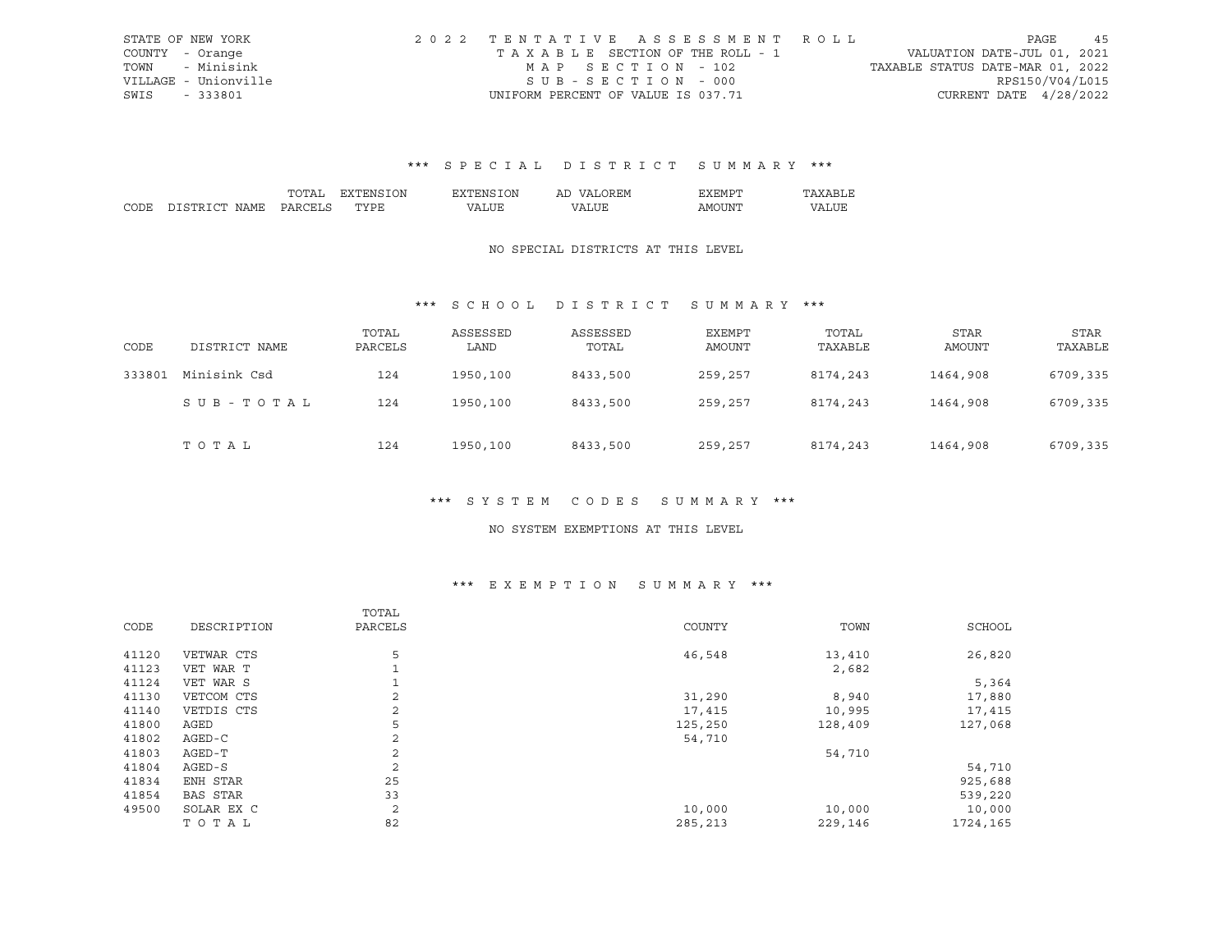STATE OF NEW YORK | COUNTY - Orange | TOWN - Minisink | VILLAGE - Unionville | SWIS - 333801

2022 TENTATIVE ASSESSMENT ROLL
TAXABLE SECTION OF THE ROLL - 1
MAP SECTION - 102
SUB-SECTION - 000
UNIFORM PERCENT OF VALUE IS 037.71

VALUATION DATE-JUL 01, 2021
TAXABLE STATUS DATE-MAR 01, 2022
RPS150/V04/L015
CURRENT DATE 4/28/2022

## *** SPECIAL DISTRICT SUMMARY ***

| CODE | DISTRICT NAME | TOTAL PARCELS | EXTENSION TYPE | EXTENSION VALUE | AD VALOREM VALUE | EXEMPT AMOUNT | TAXABLE VALUE |
|---|---|---|---|---|---|---|---|

NO SPECIAL DISTRICTS AT THIS LEVEL

## *** SCHOOL DISTRICT SUMMARY ***

| CODE | DISTRICT NAME | TOTAL PARCELS | ASSESSED LAND | ASSESSED TOTAL | EXEMPT AMOUNT | TOTAL TAXABLE | STAR AMOUNT | STAR TAXABLE |
|---|---|---|---|---|---|---|---|---|
| 333801 | Minisink Csd | 124 | 1950,100 | 8433,500 | 259,257 | 8174,243 | 1464,908 | 6709,335 |
| | SUB-TOTAL | 124 | 1950,100 | 8433,500 | 259,257 | 8174,243 | 1464,908 | 6709,335 |
| | TOTAL | 124 | 1950,100 | 8433,500 | 259,257 | 8174,243 | 1464,908 | 6709,335 |

## *** SYSTEM CODES SUMMARY ***

NO SYSTEM EXEMPTIONS AT THIS LEVEL

## *** EXEMPTION SUMMARY ***

| CODE | DESCRIPTION | TOTAL PARCELS | COUNTY | TOWN | SCHOOL |
|---|---|---|---|---|---|
| 41120 | VETWAR CTS | 5 | 46,548 | 13,410 | 26,820 |
| 41123 | VET WAR T | 1 | | 2,682 | |
| 41124 | VET WAR S | 1 | | | 5,364 |
| 41130 | VETCOM CTS | 2 | 31,290 | 8,940 | 17,880 |
| 41140 | VETDIS CTS | 2 | 17,415 | 10,995 | 17,415 |
| 41800 | AGED | 5 | 125,250 | 128,409 | 127,068 |
| 41802 | AGED-C | 2 | 54,710 | | |
| 41803 | AGED-T | 2 | | 54,710 | |
| 41804 | AGED-S | 2 | | | 54,710 |
| 41834 | ENH STAR | 25 | | | 925,688 |
| 41854 | BAS STAR | 33 | | | 539,220 |
| 49500 | SOLAR EX C | 2 | 10,000 | 10,000 | 10,000 |
| | TOTAL | 82 | 285,213 | 229,146 | 1724,165 |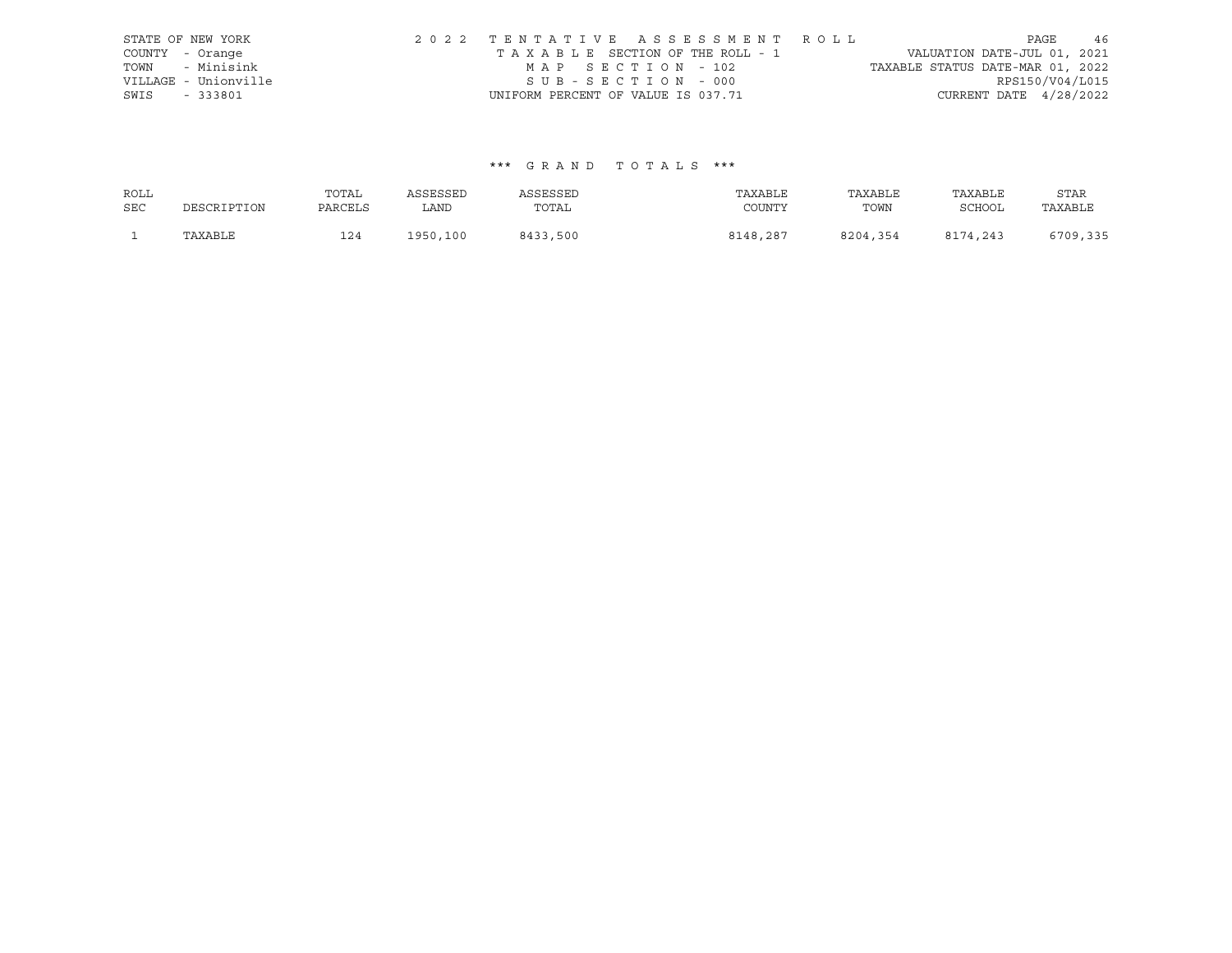STATE OF NEW YORK
COUNTY - Orange
TOWN - Minisink
VILLAGE - Unionville
SWIS - 333801

2022 TENTATIVE ASSESSMENT ROLL
TAXABLE SECTION OF THE ROLL - 1
MAP SECTION - 102
SUB-SECTION - 000
UNIFORM PERCENT OF VALUE IS 037.71

VALUATION DATE-JUL 01, 2021
TAXABLE STATUS DATE-MAR 01, 2022
RPS150/V04/L015
CURRENT DATE 4/28/2022

*** GRAND TOTALS ***

| ROLL SEC | DESCRIPTION | TOTAL PARCELS | ASSESSED LAND | ASSESSED TOTAL | TAXABLE COUNTY | TAXABLE TOWN | TAXABLE SCHOOL | STAR TAXABLE |
|---|---|---|---|---|---|---|---|---|
| 1 | TAXABLE | 124 | 1950,100 | 8433,500 | 8148,287 | 8204,354 | 8174,243 | 6709,335 |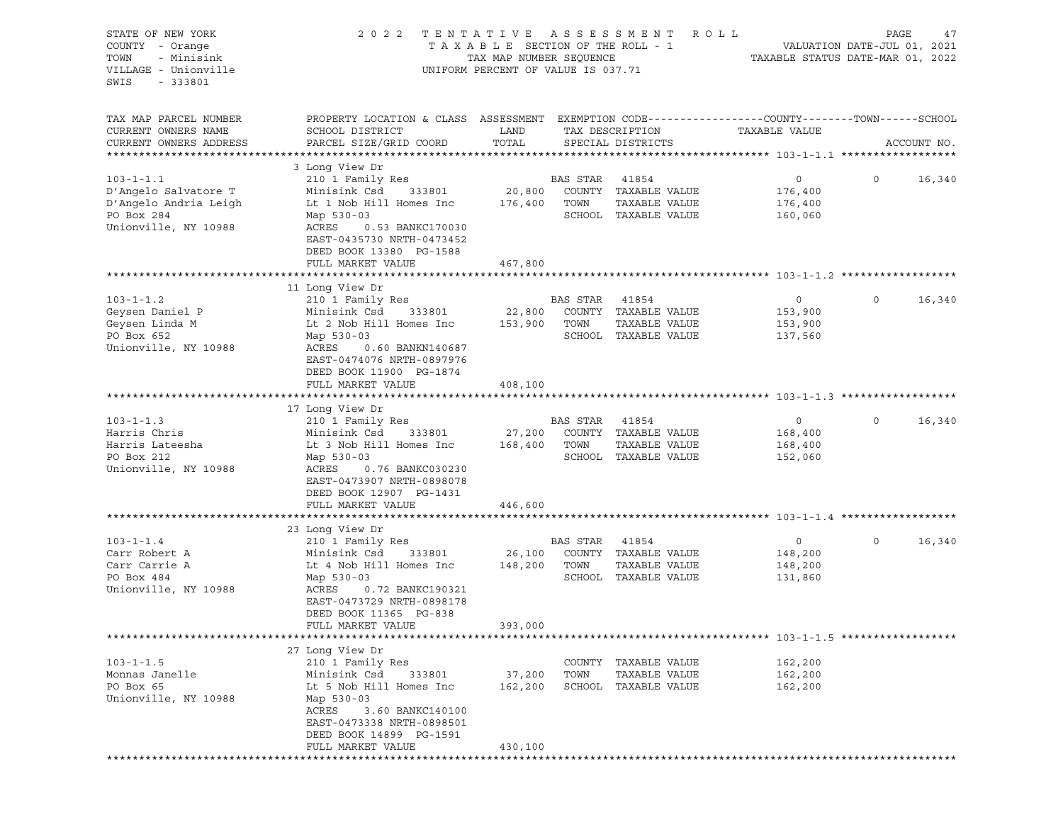STATE OF NEW YORK
COUNTY - Orange
TOWN - Minisink
VILLAGE - Unionville
SWIS - 333801

2022 TENTATIVE ASSESSMENT ROLL
TAXABLE SECTION OF THE ROLL - 1
TAX MAP NUMBER SEQUENCE
UNIFORM PERCENT OF VALUE IS 037.71

VALUATION DATE-JUL 01, 2021
TAXABLE STATUS DATE-MAR 01, 2022

| TAX MAP PARCEL NUMBER / CURRENT OWNERS NAME / CURRENT OWNERS ADDRESS | PROPERTY LOCATION & CLASS / SCHOOL DISTRICT / PARCEL SIZE/GRID COORD | ASSESSMENT LAND / TOTAL | EXEMPTION CODE / TAX DESCRIPTION / SPECIAL DISTRICTS | COUNTY TAXABLE VALUE | TOWN | SCHOOL | ACCOUNT NO. |
|---|---|---|---|---|---|---|---|
| **103-1-1.1** | 3 Long View Dr | | | | | | |
| 103-1-1.1 | 210 1 Family Res | | BAS STAR 41854 | 0 | 0 | 16,340 | |
| D'Angelo Salvatore T | Minisink Csd 333801 | 20,800 | COUNTY TAXABLE VALUE | 176,400 | | | |
| D'Angelo Andria Leigh | Lt 1 Nob Hill Homes Inc | 176,400 | TOWN TAXABLE VALUE | 176,400 | | | |
| PO Box 284 | Map 530-03 | | SCHOOL TAXABLE VALUE | 160,060 | | | |
| Unionville, NY 10988 | ACRES 0.53 BANKC170030 | | | | | | |
| | EAST-0435730 NRTH-0473452 | | | | | | |
| | DEED BOOK 13380 PG-1588 | | | | | | |
| | FULL MARKET VALUE | 467,800 | | | | | |
| **103-1-1.2** | 11 Long View Dr | | | | | | |
| 103-1-1.2 | 210 1 Family Res | | BAS STAR 41854 | 0 | 0 | 16,340 | |
| Geysen Daniel P | Minisink Csd 333801 | 22,800 | COUNTY TAXABLE VALUE | 153,900 | | | |
| Geysen Linda M | Lt 2 Nob Hill Homes Inc | 153,900 | TOWN TAXABLE VALUE | 153,900 | | | |
| PO Box 652 | Map 530-03 | | SCHOOL TAXABLE VALUE | 137,560 | | | |
| Unionville, NY 10988 | ACRES 0.60 BANKN140687 | | | | | | |
| | EAST-0474076 NRTH-0897976 | | | | | | |
| | DEED BOOK 11900 PG-1874 | | | | | | |
| | FULL MARKET VALUE | 408,100 | | | | | |
| **103-1-1.3** | 17 Long View Dr | | | | | | |
| 103-1-1.3 | 210 1 Family Res | | BAS STAR 41854 | 0 | 0 | 16,340 | |
| Harris Chris | Minisink Csd 333801 | 27,200 | COUNTY TAXABLE VALUE | 168,400 | | | |
| Harris Lateesha | Lt 3 Nob Hill Homes Inc | 168,400 | TOWN TAXABLE VALUE | 168,400 | | | |
| PO Box 212 | Map 530-03 | | SCHOOL TAXABLE VALUE | 152,060 | | | |
| Unionville, NY 10988 | ACRES 0.76 BANKC030230 | | | | | | |
| | EAST-0473907 NRTH-0898078 | | | | | | |
| | DEED BOOK 12907 PG-1431 | | | | | | |
| | FULL MARKET VALUE | 446,600 | | | | | |
| **103-1-1.4** | 23 Long View Dr | | | | | | |
| 103-1-1.4 | 210 1 Family Res | | BAS STAR 41854 | 0 | 0 | 16,340 | |
| Carr Robert A | Minisink Csd 333801 | 26,100 | COUNTY TAXABLE VALUE | 148,200 | | | |
| Carr Carrie A | Lt 4 Nob Hill Homes Inc | 148,200 | TOWN TAXABLE VALUE | 148,200 | | | |
| PO Box 484 | Map 530-03 | | SCHOOL TAXABLE VALUE | 131,860 | | | |
| Unionville, NY 10988 | ACRES 0.72 BANKC190321 | | | | | | |
| | EAST-0473729 NRTH-0898178 | | | | | | |
| | DEED BOOK 11365 PG-838 | | | | | | |
| | FULL MARKET VALUE | 393,000 | | | | | |
| **103-1-1.5** | 27 Long View Dr | | | | | | |
| 103-1-1.5 | 210 1 Family Res | | COUNTY TAXABLE VALUE | 162,200 | | | |
| Monnas Janelle | Minisink Csd 333801 | 37,200 | TOWN TAXABLE VALUE | 162,200 | | | |
| PO Box 65 | Lt 5 Nob Hill Homes Inc | 162,200 | SCHOOL TAXABLE VALUE | 162,200 | | | |
| Unionville, NY 10988 | Map 530-03 | | | | | | |
| | ACRES 3.60 BANKC140100 | | | | | | |
| | EAST-0473338 NRTH-0898501 | | | | | | |
| | DEED BOOK 14899 PG-1591 | | | | | | |
| | FULL MARKET VALUE | 430,100 | | | | | |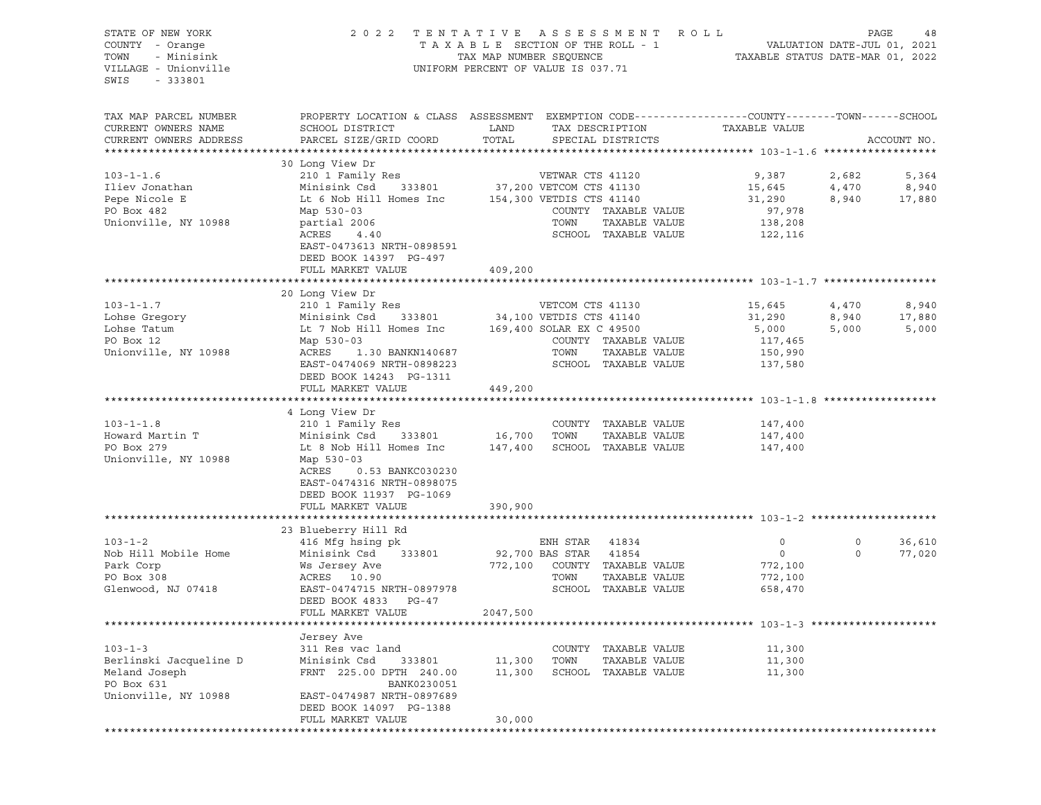STATE OF NEW YORK
COUNTY - Orange
TOWN - Minisink
VILLAGE - Unionville
SWIS - 333801

2022 TENTATIVE ASSESSMENT ROLL
TAXABLE SECTION OF THE ROLL - 1
TAX MAP NUMBER SEQUENCE
UNIFORM PERCENT OF VALUE IS 037.71

VALUATION DATE-JUL 01, 2021
TAXABLE STATUS DATE-MAR 01, 2022

```
TAX MAP PARCEL NUMBER     PROPERTY LOCATION & CLASS  ASSESSMENT  EXEMPTION CODE------------------COUNTY--------TOWN------SCHOOL
CURRENT OWNERS NAME       SCHOOL DISTRICT               LAND      TAX DESCRIPTION            TAXABLE VALUE
CURRENT OWNERS ADDRESS    PARCEL SIZE/GRID COORD        TOTAL     SPECIAL DISTRICTS                                     ACCOUNT NO.
******************************************************************************************************* 103-1-1.6 ******************
                          30 Long View Dr
103-1-1.6                 210 1 Family Res                   VETWAR CTS 41120              9,387     2,682      5,364
Iliev Jonathan            Minisink Csd     333801      37,200 VETCOM CTS 41130             15,645     4,470      8,940
Pepe Nicole E             Lt 6 Nob Hill Homes Inc     154,300 VETDIS CTS 41140             31,290     8,940     17,880
PO Box 482                Map 530-03                          COUNTY  TAXABLE VALUE        97,978
Unionville, NY 10988      partial 2006                        TOWN    TAXABLE VALUE       138,208
                          ACRES     4.40                      SCHOOL  TAXABLE VALUE       122,116
                          EAST-0473613 NRTH-0898591
                          DEED BOOK 14397  PG-497
                          FULL MARKET VALUE           409,200
******************************************************************************************************* 103-1-1.7 ******************
                          20 Long View Dr
103-1-1.7                 210 1 Family Res                   VETCOM CTS 41130             15,645     4,470      8,940
Lohse Gregory             Minisink Csd     333801      34,100 VETDIS CTS 41140             31,290     8,940     17,880
Lohse Tatum               Lt 7 Nob Hill Homes Inc     169,400 SOLAR EX C 49500              5,000     5,000      5,000
PO Box 12                 Map 530-03                          COUNTY  TAXABLE VALUE       117,465
Unionville, NY 10988      ACRES     1.30 BANKN140687          TOWN    TAXABLE VALUE       150,990
                          EAST-0474069 NRTH-0898223           SCHOOL  TAXABLE VALUE       137,580
                          DEED BOOK 14243  PG-1311
                          FULL MARKET VALUE           449,200
******************************************************************************************************* 103-1-1.8 ******************
                          4 Long View Dr
103-1-1.8                 210 1 Family Res                    COUNTY  TAXABLE VALUE       147,400
Howard Martin T           Minisink Csd     333801      16,700 TOWN    TAXABLE VALUE       147,400
PO Box 279                Lt 8 Nob Hill Homes Inc     147,400 SCHOOL  TAXABLE VALUE       147,400
Unionville, NY 10988      Map 530-03
                          ACRES     0.53 BANKC030230
                          EAST-0474316 NRTH-0898075
                          DEED BOOK 11937  PG-1069
                          FULL MARKET VALUE           390,900
******************************************************************************************************* 103-1-2 ********************
                          23 Blueberry Hill Rd
103-1-2                   416 Mfg hsing pk                    ENH STAR   41834                 0         0     36,610
Nob Hill Mobile Home      Minisink Csd     333801      92,700 BAS STAR   41854                 0         0     77,020
Park Corp                 Ws Jersey Ave               772,100 COUNTY  TAXABLE VALUE       772,100
PO Box 308                ACRES    10.90                      TOWN    TAXABLE VALUE       772,100
Glenwood, NJ 07418        EAST-0474715 NRTH-0897978           SCHOOL  TAXABLE VALUE       658,470
                          DEED BOOK 4833   PG-47
                          FULL MARKET VALUE          2047,500
******************************************************************************************************* 103-1-3 ********************
                          Jersey Ave
103-1-3                   311 Res vac land                    COUNTY  TAXABLE VALUE        11,300
Berlinski Jacqueline D    Minisink Csd     333801      11,300 TOWN    TAXABLE VALUE        11,300
Meland Joseph             FRNT  225.00 DPTH  240.00    11,300 SCHOOL  TAXABLE VALUE        11,300
PO Box 631                             BANK0230051
Unionville, NY 10988      EAST-0474987 NRTH-0897689
                          DEED BOOK 14097  PG-1388
                          FULL MARKET VALUE            30,000
************************************************************************************************************************************
```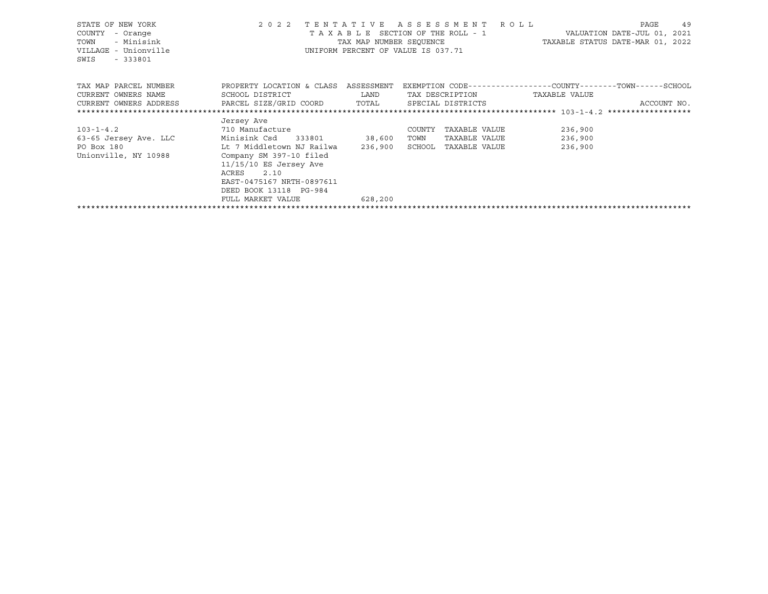STATE OF NEW YORK
COUNTY - Orange
TOWN - Minisink
VILLAGE - Unionville
SWIS - 333801

2022 TENTATIVE ASSESSMENT ROLL
TAXABLE SECTION OF THE ROLL - 1
TAX MAP NUMBER SEQUENCE
UNIFORM PERCENT OF VALUE IS 037.71

VALUATION DATE-JUL 01, 2021
TAXABLE STATUS DATE-MAR 01, 2022

| TAX MAP PARCEL NUMBER<br>CURRENT OWNERS NAME<br>CURRENT OWNERS ADDRESS | PROPERTY LOCATION & CLASS<br>SCHOOL DISTRICT<br>PARCEL SIZE/GRID COORD | ASSESSMENT<br>LAND<br>TOTAL | EXEMPTION CODE------COUNTY-----TOWN------SCHOOL<br>TAX DESCRIPTION<br>SPECIAL DISTRICTS | TAXABLE VALUE | ACCOUNT NO. |
|---|---|---|---|---|---|
| 103-1-4.2 | Jersey Ave<br>710 Manufacture | | COUNTY TAXABLE VALUE | 236,900 | |
| 63-65 Jersey Ave. LLC | Minisink Csd 333801 | 38,600 | TOWN TAXABLE VALUE | 236,900 | |
| PO Box 180 | Lt 7 Middletown NJ Railwa | 236,900 | SCHOOL TAXABLE VALUE | 236,900 | |
| Unionville, NY 10988 | Company SM 397-10 filed<br>11/15/10 ES Jersey Ave<br>ACRES 2.10<br>EAST-0475167 NRTH-0897611<br>DEED BOOK 13118 PG-984 | | | | |
| | FULL MARKET VALUE | 628,200 | | | |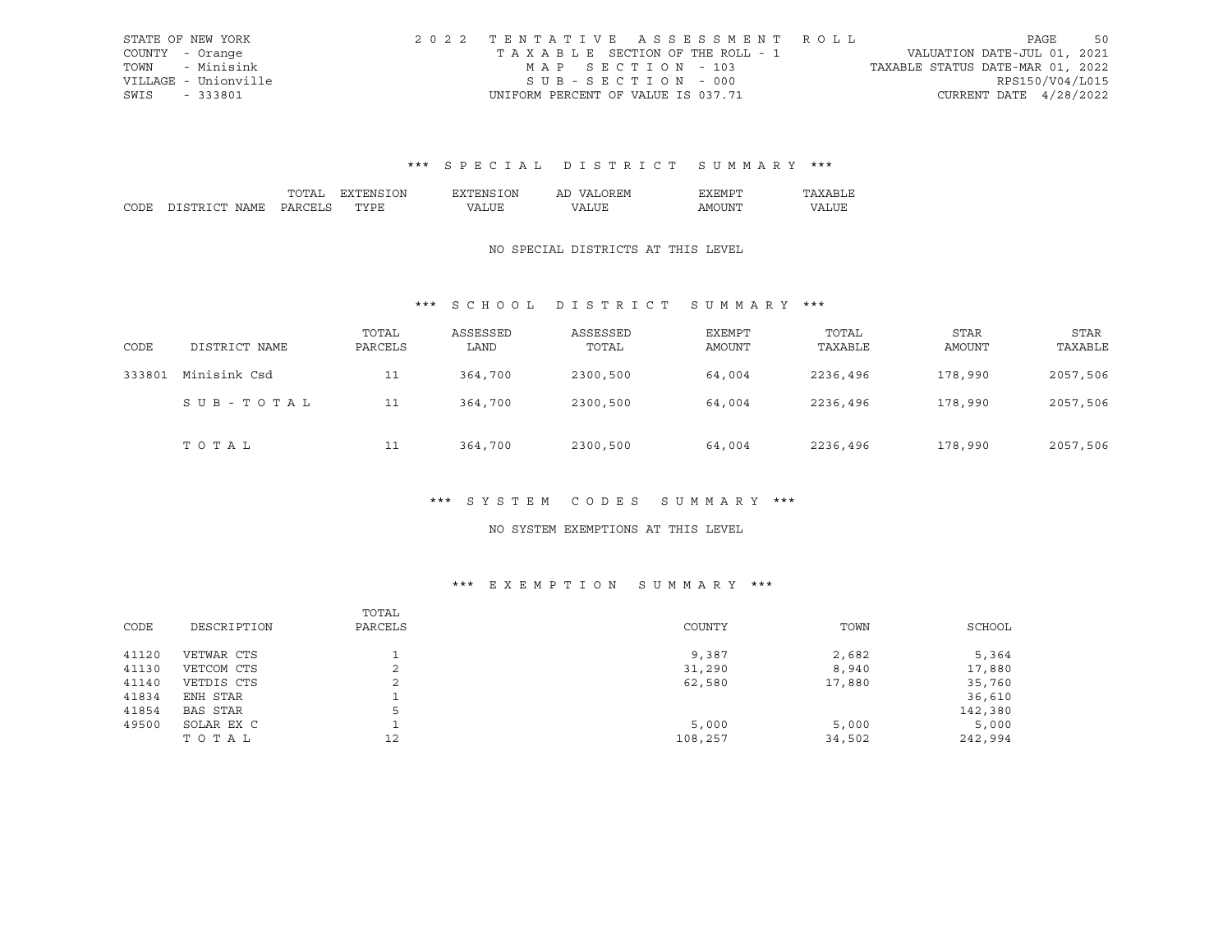STATE OF NEW YORK  
COUNTY - Orange  
TOWN - Minisink  
VILLAGE - Unionville  
SWIS - 333801

2022 TENTATIVE ASSESSMENT ROLL  
TAXABLE SECTION OF THE ROLL - 1  
MAP SECTION - 103  
SUB-SECTION - 000  
UNIFORM PERCENT OF VALUE IS 037.71

VALUATION DATE-JUL 01, 2021  
TAXABLE STATUS DATE-MAR 01, 2022  
RPS150/V04/L015  
CURRENT DATE 4/28/2022

## *** SPECIAL DISTRICT SUMMARY ***

| CODE | DISTRICT NAME | TOTAL PARCELS | EXTENSION TYPE | EXTENSION VALUE | AD VALOREM VALUE | EXEMPT AMOUNT | TAXABLE VALUE |
|---|---|---|---|---|---|---|---|

NO SPECIAL DISTRICTS AT THIS LEVEL

## *** SCHOOL DISTRICT SUMMARY ***

| CODE | DISTRICT NAME | TOTAL PARCELS | ASSESSED LAND | ASSESSED TOTAL | EXEMPT AMOUNT | TOTAL TAXABLE | STAR AMOUNT | STAR TAXABLE |
|---|---|---|---|---|---|---|---|---|
| 333801 | Minisink Csd | 11 | 364,700 | 2300,500 | 64,004 | 2236,496 | 178,990 | 2057,506 |
| | SUB-TOTAL | 11 | 364,700 | 2300,500 | 64,004 | 2236,496 | 178,990 | 2057,506 |
| | TOTAL | 11 | 364,700 | 2300,500 | 64,004 | 2236,496 | 178,990 | 2057,506 |

## *** SYSTEM CODES SUMMARY ***

NO SYSTEM EXEMPTIONS AT THIS LEVEL

## *** EXEMPTION SUMMARY ***

| CODE | DESCRIPTION | TOTAL PARCELS | COUNTY | TOWN | SCHOOL |
|---|---|---|---|---|---|
| 41120 | VETWAR CTS | 1 | 9,387 | 2,682 | 5,364 |
| 41130 | VETCOM CTS | 2 | 31,290 | 8,940 | 17,880 |
| 41140 | VETDIS CTS | 2 | 62,580 | 17,880 | 35,760 |
| 41834 | ENH STAR | 1 | | | 36,610 |
| 41854 | BAS STAR | 5 | | | 142,380 |
| 49500 | SOLAR EX C | 1 | 5,000 | 5,000 | 5,000 |
| | TOTAL | 12 | 108,257 | 34,502 | 242,994 |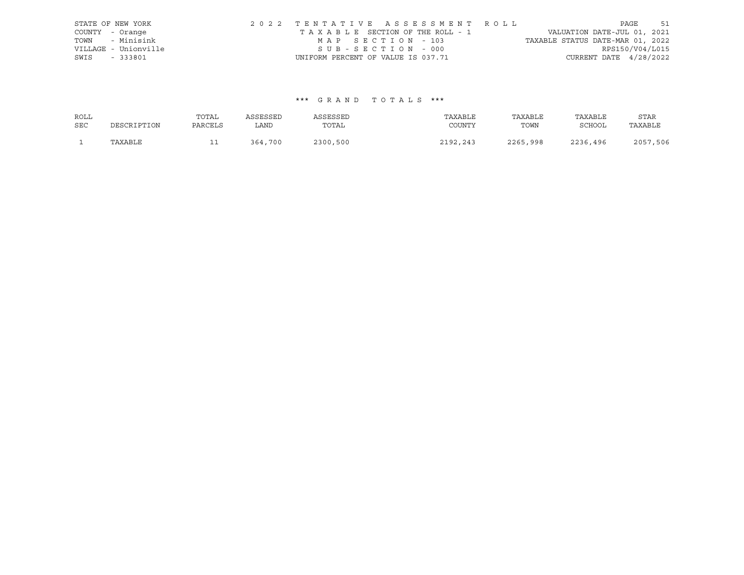STATE OF NEW YORK
COUNTY - Orange
TOWN - Minisink
VILLAGE - Unionville
SWIS - 333801

2022 TENTATIVE ASSESSMENT ROLL
TAXABLE SECTION OF THE ROLL - 1
MAP SECTION - 103
SUB-SECTION - 000
UNIFORM PERCENT OF VALUE IS 037.71

VALUATION DATE-JUL 01, 2021
TAXABLE STATUS DATE-MAR 01, 2022
RPS150/V04/L015
CURRENT DATE 4/28/2022

### *** GRAND TOTALS ***

| ROLL SEC | DESCRIPTION | TOTAL PARCELS | ASSESSED LAND | ASSESSED TOTAL | TAXABLE COUNTY | TAXABLE TOWN | TAXABLE SCHOOL | STAR TAXABLE |
|---|---|---|---|---|---|---|---|---|
| 1 | TAXABLE | 11 | 364,700 | 2300,500 | 2192,243 | 2265,998 | 2236,496 | 2057,506 |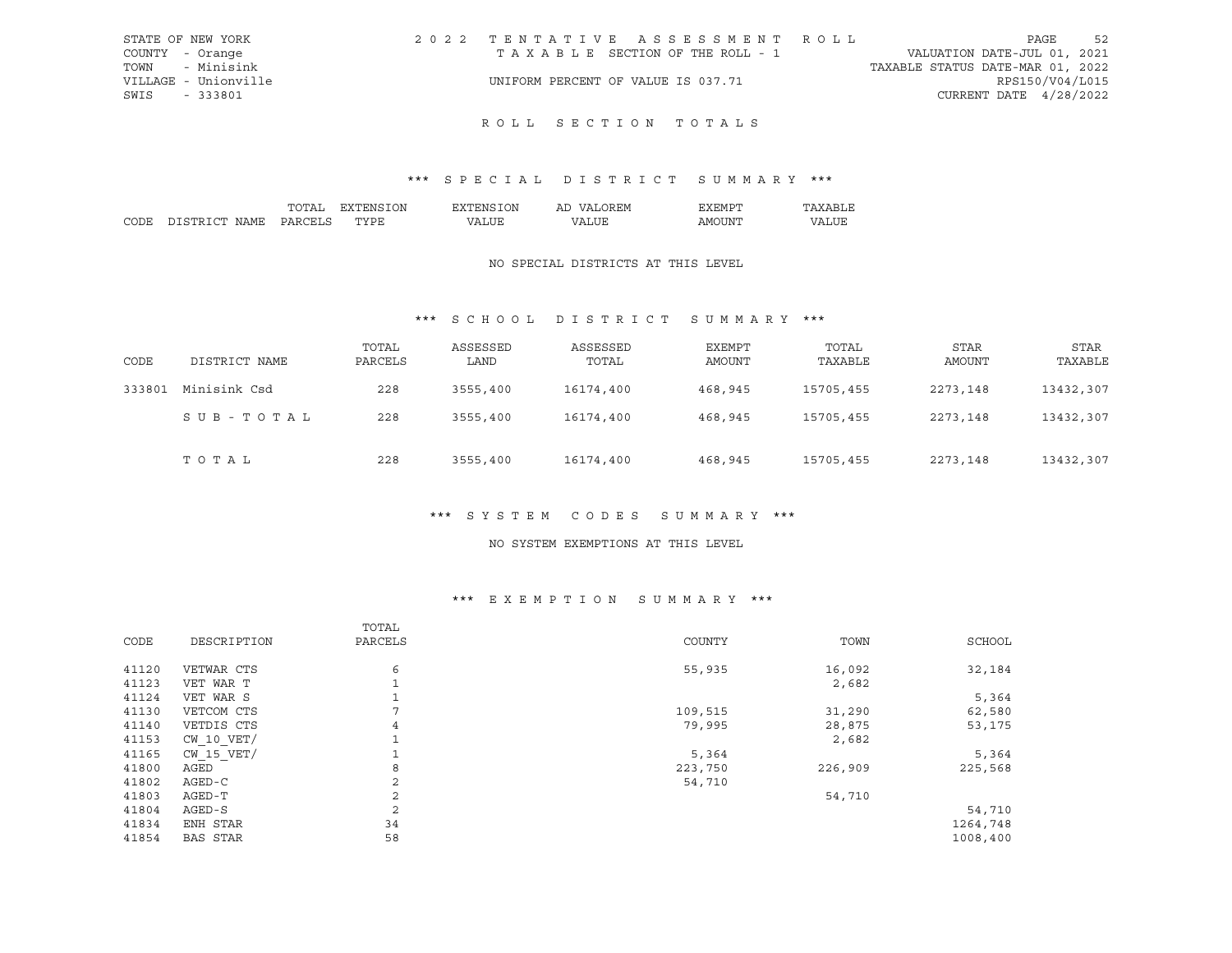STATE OF NEW YORK
COUNTY - Orange
TOWN - Minisink
VILLAGE - Unionville
SWIS - 333801

2022 TENTATIVE ASSESSMENT ROLL
TAXABLE SECTION OF THE ROLL - 1
UNIFORM PERCENT OF VALUE IS 037.71

VALUATION DATE-JUL 01, 2021
TAXABLE STATUS DATE-MAR 01, 2022
RPS150/V04/L015
CURRENT DATE 4/28/2022

# ROLL SECTION TOTALS

## *** SPECIAL DISTRICT SUMMARY ***

| CODE | DISTRICT NAME | TOTAL PARCELS | EXTENSION TYPE | EXTENSION VALUE | AD VALOREM VALUE | EXEMPT AMOUNT | TAXABLE VALUE |
|---|---|---|---|---|---|---|---|

NO SPECIAL DISTRICTS AT THIS LEVEL

## *** SCHOOL DISTRICT SUMMARY ***

| CODE | DISTRICT NAME | TOTAL PARCELS | ASSESSED LAND | ASSESSED TOTAL | EXEMPT AMOUNT | TOTAL TAXABLE | STAR AMOUNT | STAR TAXABLE |
|---|---|---|---|---|---|---|---|---|
| 333801 | Minisink Csd | 228 | 3555,400 | 16174,400 | 468,945 | 15705,455 | 2273,148 | 13432,307 |
| | SUB-TOTAL | 228 | 3555,400 | 16174,400 | 468,945 | 15705,455 | 2273,148 | 13432,307 |
| | TOTAL | 228 | 3555,400 | 16174,400 | 468,945 | 15705,455 | 2273,148 | 13432,307 |

## *** SYSTEM CODES SUMMARY ***

NO SYSTEM EXEMPTIONS AT THIS LEVEL

## *** EXEMPTION SUMMARY ***

| CODE | DESCRIPTION | TOTAL PARCELS | COUNTY | TOWN | SCHOOL |
|---|---|---|---|---|---|
| 41120 | VETWAR CTS | 6 | 55,935 | 16,092 | 32,184 |
| 41123 | VET WAR T | 1 | | 2,682 | |
| 41124 | VET WAR S | 1 | | | 5,364 |
| 41130 | VETCOM CTS | 7 | 109,515 | 31,290 | 62,580 |
| 41140 | VETDIS CTS | 4 | 79,995 | 28,875 | 53,175 |
| 41153 | CW_10_VET/ | 1 | | 2,682 | |
| 41165 | CW_15_VET/ | 1 | 5,364 | | 5,364 |
| 41800 | AGED | 8 | 223,750 | 226,909 | 225,568 |
| 41802 | AGED-C | 2 | 54,710 | | |
| 41803 | AGED-T | 2 | | 54,710 | |
| 41804 | AGED-S | 2 | | | 54,710 |
| 41834 | ENH STAR | 34 | | | 1264,748 |
| 41854 | BAS STAR | 58 | | | 1008,400 |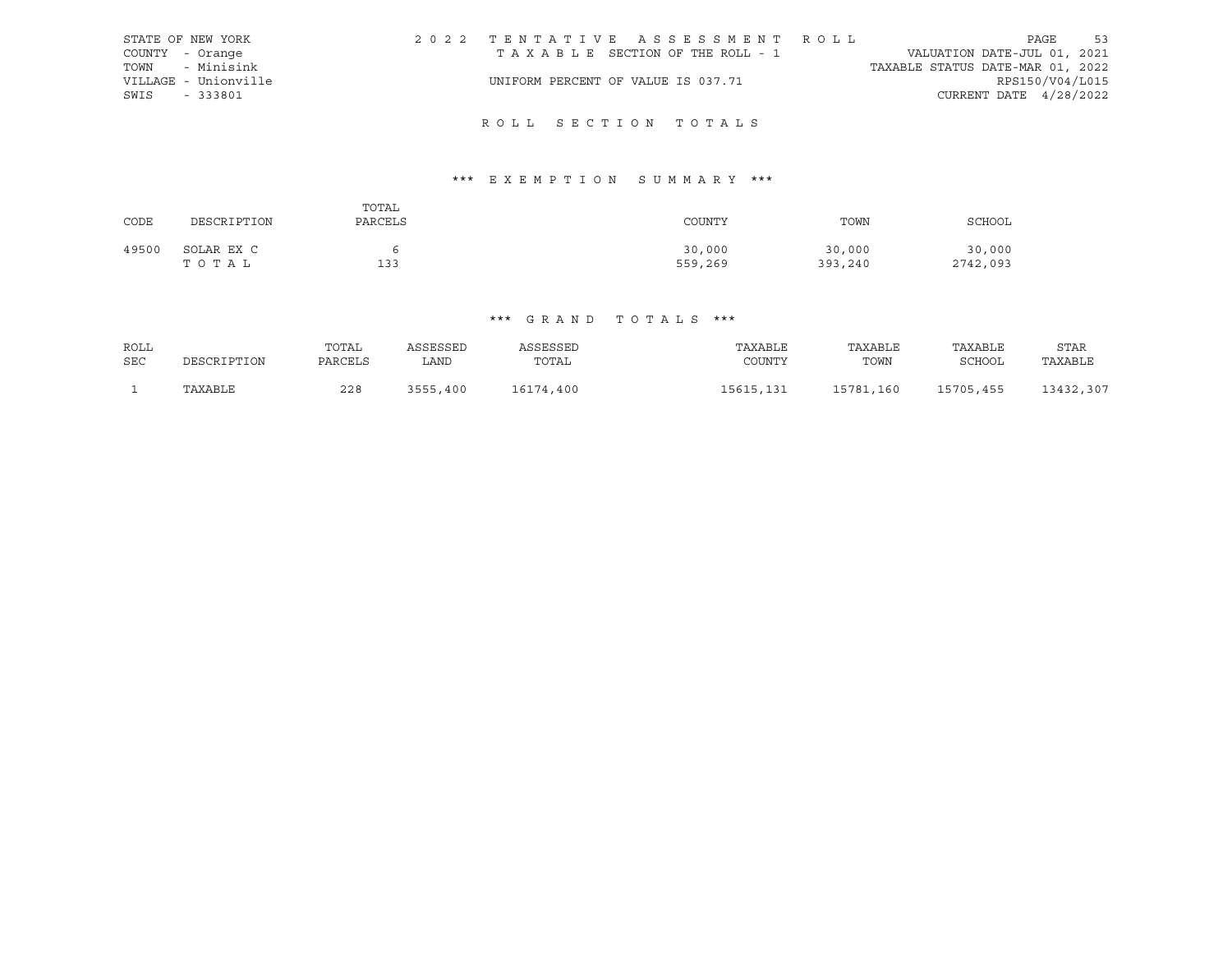STATE OF NEW YORK
COUNTY - Orange
TOWN - Minisink
VILLAGE - Unionville
SWIS - 333801

2 0 2 2 T E N T A T I V E A S S E S S M E N T R O L L
T A X A B L E SECTION OF THE ROLL - 1
UNIFORM PERCENT OF VALUE IS 037.71

VALUATION DATE-JUL 01, 2021
TAXABLE STATUS DATE-MAR 01, 2022
RPS150/V04/L015
CURRENT DATE 4/28/2022

## R O L L S E C T I O N T O T A L S

### *** E X E M P T I O N S U M M A R Y ***

| CODE | DESCRIPTION | TOTAL PARCELS | COUNTY | TOWN | SCHOOL |
|---|---|---|---|---|---|
| 49500 | SOLAR EX C | 6 | 30,000 | 30,000 | 30,000 |
| | T O T A L | 133 | 559,269 | 393,240 | 2742,093 |

### *** G R A N D T O T A L S ***

| ROLL SEC | DESCRIPTION | TOTAL PARCELS | ASSESSED LAND | ASSESSED TOTAL | TAXABLE COUNTY | TAXABLE TOWN | TAXABLE SCHOOL | STAR TAXABLE |
|---|---|---|---|---|---|---|---|---|
| 1 | TAXABLE | 228 | 3555,400 | 16174,400 | 15615,131 | 15781,160 | 15705,455 | 13432,307 |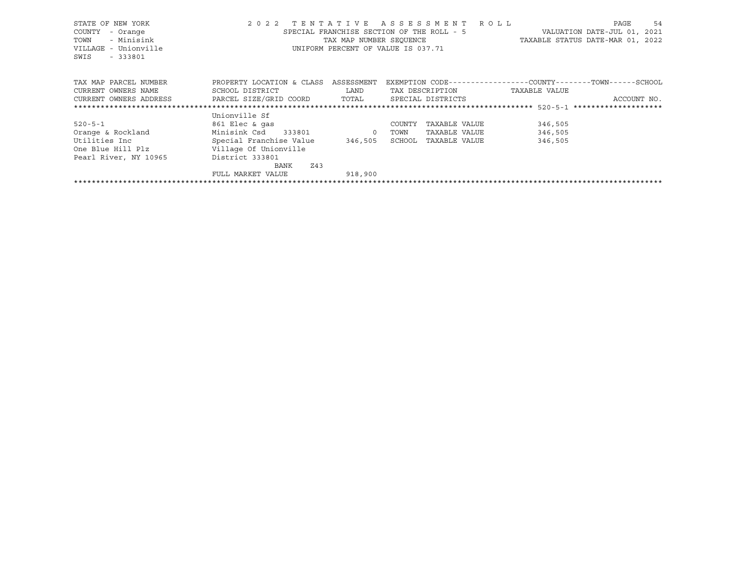STATE OF NEW YORK
COUNTY - Orange
TOWN - Minisink
VILLAGE - Unionville
SWIS - 333801

2 0 2 2 T E N T A T I V E A S S E S S M E N T R O L L
SPECIAL FRANCHISE SECTION OF THE ROLL - 5
TAX MAP NUMBER SEQUENCE
UNIFORM PERCENT OF VALUE IS 037.71

VALUATION DATE-JUL 01, 2021
TAXABLE STATUS DATE-MAR 01, 2022

| TAX MAP PARCEL NUMBER / CURRENT OWNERS NAME / CURRENT OWNERS ADDRESS | PROPERTY LOCATION & CLASS / SCHOOL DISTRICT / PARCEL SIZE/GRID COORD | ASSESSMENT LAND / TOTAL | EXEMPTION CODE / TAX DESCRIPTION / SPECIAL DISTRICTS | COUNTY / TOWN / SCHOOL TAXABLE VALUE | ACCOUNT NO. |
|---|---|---|---|---|---|
| ***** 520-5-1 ***** | | | | | |
| | Unionville Sf | | | | |
| 520-5-1 | 861 Elec & gas | | COUNTY TAXABLE VALUE | 346,505 | |
| Orange & Rockland | Minisink Csd 333801 | 0 | TOWN TAXABLE VALUE | 346,505 | |
| Utilities Inc | Special Franchise Value | 346,505 | SCHOOL TAXABLE VALUE | 346,505 | |
| One Blue Hill Plz | Village Of Unionville | | | | |
| Pearl River, NY 10965 | District 333801 | | | | |
| | BANK Z43 | | | | |
| | FULL MARKET VALUE | 918,900 | | | |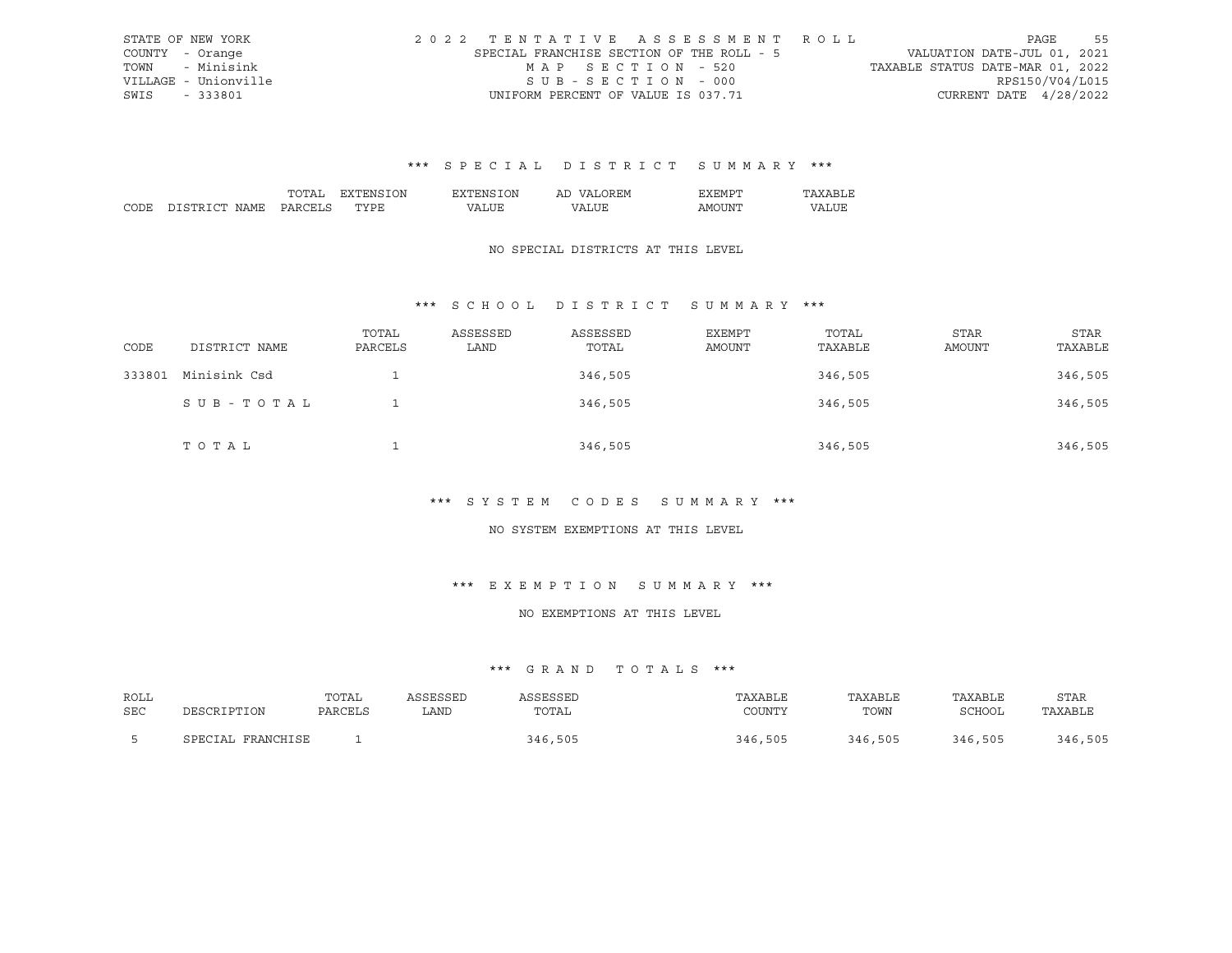STATE OF NEW YORK | 2 0 2 2 T E N T A T I V E A S S E S S M E N T R O L L | VALUATION DATE-JUL 01, 2021
COUNTY - Orange | SPECIAL FRANCHISE SECTION OF THE ROLL - 5 | TAXABLE STATUS DATE-MAR 01, 2022
TOWN - Minisink | M A P S E C T I O N - 520 | RPS150/V04/L015
VILLAGE - Unionville | S U B - S E C T I O N - 000 | CURRENT DATE 4/28/2022
SWIS - 333801 | UNIFORM PERCENT OF VALUE IS 037.71

### *** S P E C I A L D I S T R I C T S U M M A R Y ***

| CODE | DISTRICT NAME | TOTAL PARCELS | EXTENSION TYPE | EXTENSION VALUE | AD VALOREM VALUE | EXEMPT AMOUNT | TAXABLE VALUE |
|---|---|---|---|---|---|---|---|

NO SPECIAL DISTRICTS AT THIS LEVEL

### *** S C H O O L D I S T R I C T S U M M A R Y ***

| CODE | DISTRICT NAME | TOTAL PARCELS | ASSESSED LAND | ASSESSED TOTAL | EXEMPT AMOUNT | TOTAL TAXABLE | STAR AMOUNT | STAR TAXABLE |
|---|---|---|---|---|---|---|---|---|
| 333801 | Minisink Csd | 1 | | 346,505 | | 346,505 | | 346,505 |
| | S U B - T O T A L | 1 | | 346,505 | | 346,505 | | 346,505 |
| | T O T A L | 1 | | 346,505 | | 346,505 | | 346,505 |

### *** S Y S T E M C O D E S S U M M A R Y ***

NO SYSTEM EXEMPTIONS AT THIS LEVEL

### *** E X E M P T I O N S U M M A R Y ***

NO EXEMPTIONS AT THIS LEVEL

### *** G R A N D T O T A L S ***

| ROLL SEC | DESCRIPTION | TOTAL PARCELS | ASSESSED LAND | ASSESSED TOTAL | TAXABLE COUNTY | TAXABLE TOWN | TAXABLE SCHOOL | STAR TAXABLE |
|---|---|---|---|---|---|---|---|---|
| 5 | SPECIAL FRANCHISE | 1 | | 346,505 | 346,505 | 346,505 | 346,505 | 346,505 |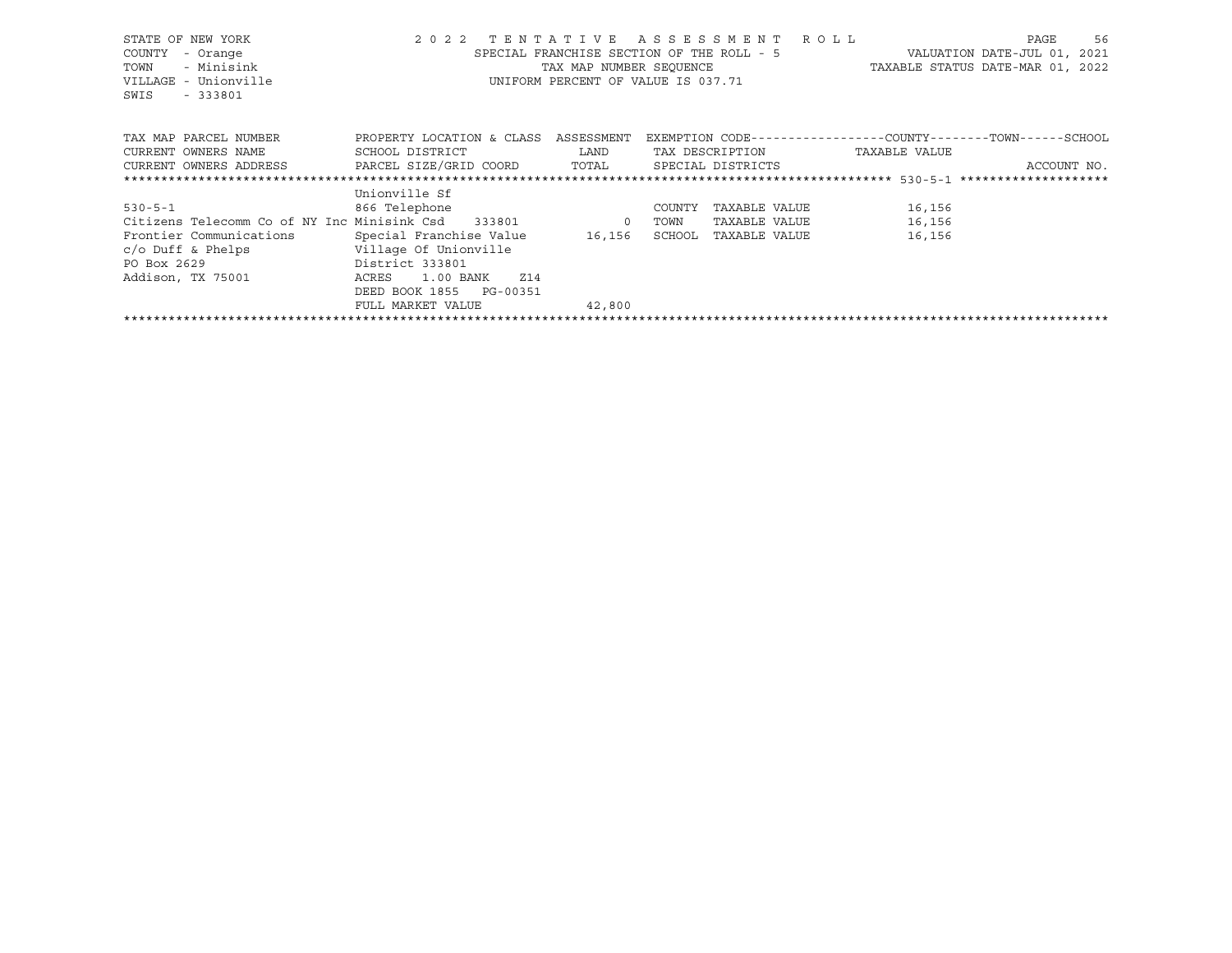STATE OF NEW YORK — 2022 TENTATIVE ASSESSMENT ROLL

COUNTY - Orange — SPECIAL FRANCHISE SECTION OF THE ROLL - 5 — VALUATION DATE-JUL 01, 2021

TOWN - Minisink — TAX MAP NUMBER SEQUENCE — TAXABLE STATUS DATE-MAR 01, 2022

VILLAGE - Unionville — UNIFORM PERCENT OF VALUE IS 037.71

SWIS - 333801

| TAX MAP PARCEL NUMBER / CURRENT OWNERS NAME / CURRENT OWNERS ADDRESS | PROPERTY LOCATION & CLASS / SCHOOL DISTRICT / PARCEL SIZE/GRID COORD | ASSESSMENT LAND / TOTAL | EXEMPTION CODE / TAX DESCRIPTION / SPECIAL DISTRICTS | TAXABLE VALUE (COUNTY / TOWN / SCHOOL) | ACCOUNT NO. |
|---|---|---|---|---|---|
| 530-5-1 | Unionville Sf | | | | |
| | 866 Telephone | | COUNTY TAXABLE VALUE | 16,156 | |
| Citizens Telecomm Co of NY Inc | Minisink Csd 333801 | 0 | TOWN TAXABLE VALUE | 16,156 | |
| Frontier Communications | Special Franchise Value | 16,156 | SCHOOL TAXABLE VALUE | 16,156 | |
| c/o Duff & Phelps | Village Of Unionville | | | | |
| PO Box 2629 | District 333801 | | | | |
| Addison, TX 75001 | ACRES 1.00 BANK Z14 | | | | |
| | DEED BOOK 1855 PG-00351 | | | | |
| | FULL MARKET VALUE | 42,800 | | | |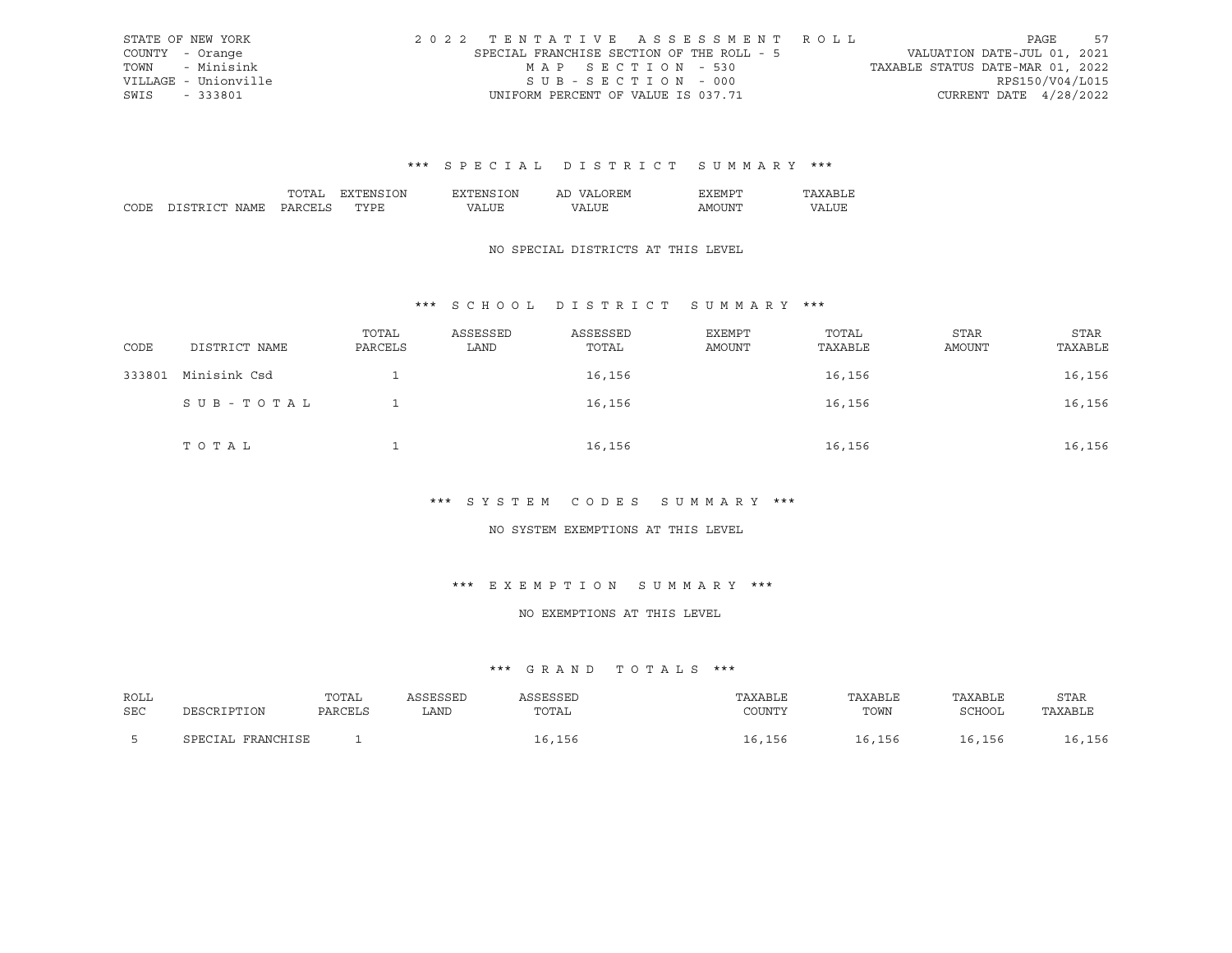STATE OF NEW YORK
COUNTY - Orange
TOWN - Minisink
VILLAGE - Unionville
SWIS - 333801

2022 TENTATIVE ASSESSMENT ROLL
SPECIAL FRANCHISE SECTION OF THE ROLL - 5
MAP SECTION - 530
SUB-SECTION - 000
UNIFORM PERCENT OF VALUE IS 037.71

VALUATION DATE-JUL 01, 2021
TAXABLE STATUS DATE-MAR 01, 2022
RPS150/V04/L015
CURRENT DATE 4/28/2022

### *** SPECIAL DISTRICT SUMMARY ***

| CODE | DISTRICT NAME | TOTAL PARCELS | EXTENSION TYPE | EXTENSION VALUE | AD VALOREM VALUE | EXEMPT AMOUNT | TAXABLE VALUE |
|---|---|---|---|---|---|---|---|

NO SPECIAL DISTRICTS AT THIS LEVEL

### *** SCHOOL DISTRICT SUMMARY ***

| CODE | DISTRICT NAME | TOTAL PARCELS | ASSESSED LAND | ASSESSED TOTAL | EXEMPT AMOUNT | TOTAL TAXABLE | STAR AMOUNT | STAR TAXABLE |
|---|---|---|---|---|---|---|---|---|
| 333801 | Minisink Csd | 1 | | 16,156 | | 16,156 | | 16,156 |
| | SUB-TOTAL | 1 | | 16,156 | | 16,156 | | 16,156 |
| | TOTAL | 1 | | 16,156 | | 16,156 | | 16,156 |

### *** SYSTEM CODES SUMMARY ***

NO SYSTEM EXEMPTIONS AT THIS LEVEL

### *** EXEMPTION SUMMARY ***

NO EXEMPTIONS AT THIS LEVEL

### *** GRAND TOTALS ***

| ROLL SEC | DESCRIPTION | TOTAL PARCELS | ASSESSED LAND | ASSESSED TOTAL | TAXABLE COUNTY | TAXABLE TOWN | TAXABLE SCHOOL | STAR TAXABLE |
|---|---|---|---|---|---|---|---|---|
| 5 | SPECIAL FRANCHISE | 1 | | 16,156 | 16,156 | 16,156 | 16,156 | 16,156 |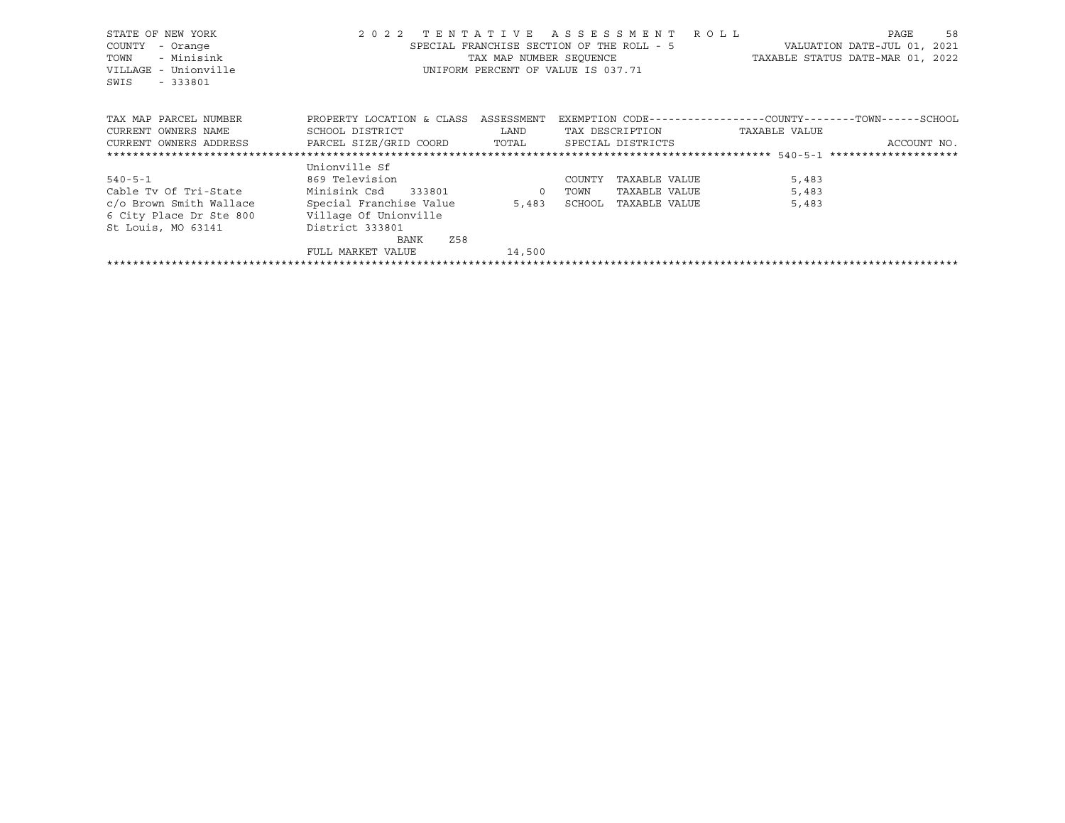STATE OF NEW YORK
COUNTY - Orange
TOWN - Minisink
VILLAGE - Unionville
SWIS - 333801

2022 TENTATIVE ASSESSMENT ROLL
SPECIAL FRANCHISE SECTION OF THE ROLL - 5
TAX MAP NUMBER SEQUENCE
UNIFORM PERCENT OF VALUE IS 037.71

VALUATION DATE-JUL 01, 2021
TAXABLE STATUS DATE-MAR 01, 2022

| TAX MAP PARCEL NUMBER / CURRENT OWNERS NAME / CURRENT OWNERS ADDRESS | PROPERTY LOCATION & CLASS / SCHOOL DISTRICT / PARCEL SIZE/GRID COORD | ASSESSMENT LAND / TOTAL | EXEMPTION CODE / TAX DESCRIPTION / SPECIAL DISTRICTS | COUNTY / TOWN / SCHOOL TAXABLE VALUE | ACCOUNT NO. |
|---|---|---|---|---|---|
| 540-5-1 | Unionville Sf | | | | |
| | 869 Television | | COUNTY TAXABLE VALUE | 5,483 | |
| Cable Tv Of Tri-State | Minisink Csd 333801 | 0 | TOWN TAXABLE VALUE | 5,483 | |
| c/o Brown Smith Wallace | Special Franchise Value | 5,483 | SCHOOL TAXABLE VALUE | 5,483 | |
| 6 City Place Dr Ste 800 | Village Of Unionville | | | | |
| St Louis, MO 63141 | District 333801 | | | | |
| | BANK Z58 | | | | |
| | FULL MARKET VALUE | 14,500 | | | |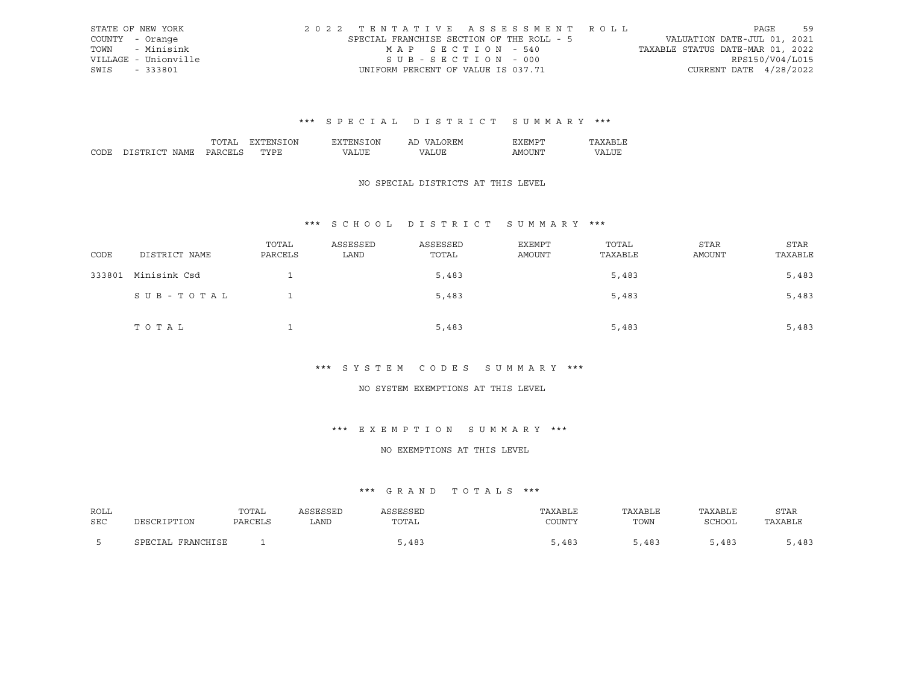STATE OF NEW YORK
COUNTY - Orange
TOWN - Minisink
VILLAGE - Unionville
SWIS - 333801

2022 TENTATIVE ASSESSMENT ROLL
SPECIAL FRANCHISE SECTION OF THE ROLL - 5
MAP SECTION - 540
SUB-SECTION - 000
UNIFORM PERCENT OF VALUE IS 037.71

VALUATION DATE-JUL 01, 2021
TAXABLE STATUS DATE-MAR 01, 2022
RPS150/V04/L015
CURRENT DATE 4/28/2022

### *** SPECIAL DISTRICT SUMMARY ***

| CODE | DISTRICT NAME | TOTAL PARCELS | EXTENSION TYPE | EXTENSION VALUE | AD VALOREM VALUE | EXEMPT AMOUNT | TAXABLE VALUE |
|---|---|---|---|---|---|---|---|

NO SPECIAL DISTRICTS AT THIS LEVEL

### *** SCHOOL DISTRICT SUMMARY ***

| CODE | DISTRICT NAME | TOTAL PARCELS | ASSESSED LAND | ASSESSED TOTAL | EXEMPT AMOUNT | TOTAL TAXABLE | STAR AMOUNT | STAR TAXABLE |
|---|---|---|---|---|---|---|---|---|
| 333801 | Minisink Csd | 1 | | 5,483 | | 5,483 | | 5,483 |
| | SUB-TOTAL | 1 | | 5,483 | | 5,483 | | 5,483 |
| | TOTAL | 1 | | 5,483 | | 5,483 | | 5,483 |

### *** SYSTEM CODES SUMMARY ***

NO SYSTEM EXEMPTIONS AT THIS LEVEL

### *** EXEMPTION SUMMARY ***

NO EXEMPTIONS AT THIS LEVEL

### *** GRAND TOTALS ***

| ROLL SEC | DESCRIPTION | TOTAL PARCELS | ASSESSED LAND | ASSESSED TOTAL | TAXABLE COUNTY | TAXABLE TOWN | TAXABLE SCHOOL | STAR TAXABLE |
|---|---|---|---|---|---|---|---|---|
| 5 | SPECIAL FRANCHISE | 1 | | 5,483 | 5,483 | 5,483 | 5,483 | 5,483 |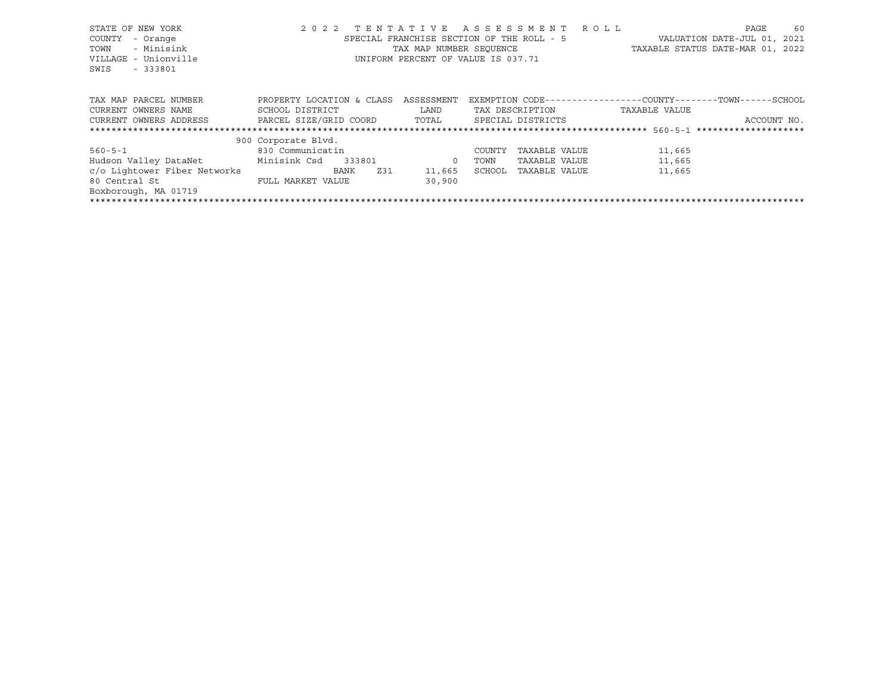STATE OF NEW YORK
COUNTY - Orange
TOWN - Minisink
VILLAGE - Unionville
SWIS - 333801

2 0 2 2 TENTATIVE ASSESSMENT ROLL
SPECIAL FRANCHISE SECTION OF THE ROLL - 5
TAX MAP NUMBER SEQUENCE
UNIFORM PERCENT OF VALUE IS 037.71

VALUATION DATE-JUL 01, 2021
TAXABLE STATUS DATE-MAR 01, 2022

| TAX MAP PARCEL NUMBER / CURRENT OWNERS NAME / CURRENT OWNERS ADDRESS | PROPERTY LOCATION & CLASS / SCHOOL DISTRICT / PARCEL SIZE/GRID COORD | ASSESSMENT LAND / TOTAL | EXEMPTION CODE / TAX DESCRIPTION / SPECIAL DISTRICTS | COUNTY / TOWN / SCHOOL TAXABLE VALUE | ACCOUNT NO. |
|---|---|---|---|---|---|
| ****** 560-5-1 ****** | | | | | |
| | 900 Corporate Blvd. | | | | |
| 560-5-1 | 830 Communicatin | | COUNTY TAXABLE VALUE | 11,665 | |
| Hudson Valley DataNet | Minisink Csd 333801 | 0 | TOWN TAXABLE VALUE | 11,665 | |
| c/o Lightower Fiber Networks | BANK Z31 | 11,665 | SCHOOL TAXABLE VALUE | 11,665 | |
| 80 Central St | FULL MARKET VALUE | 30,900 | | | |
| Boxborough, MA 01719 | | | | | |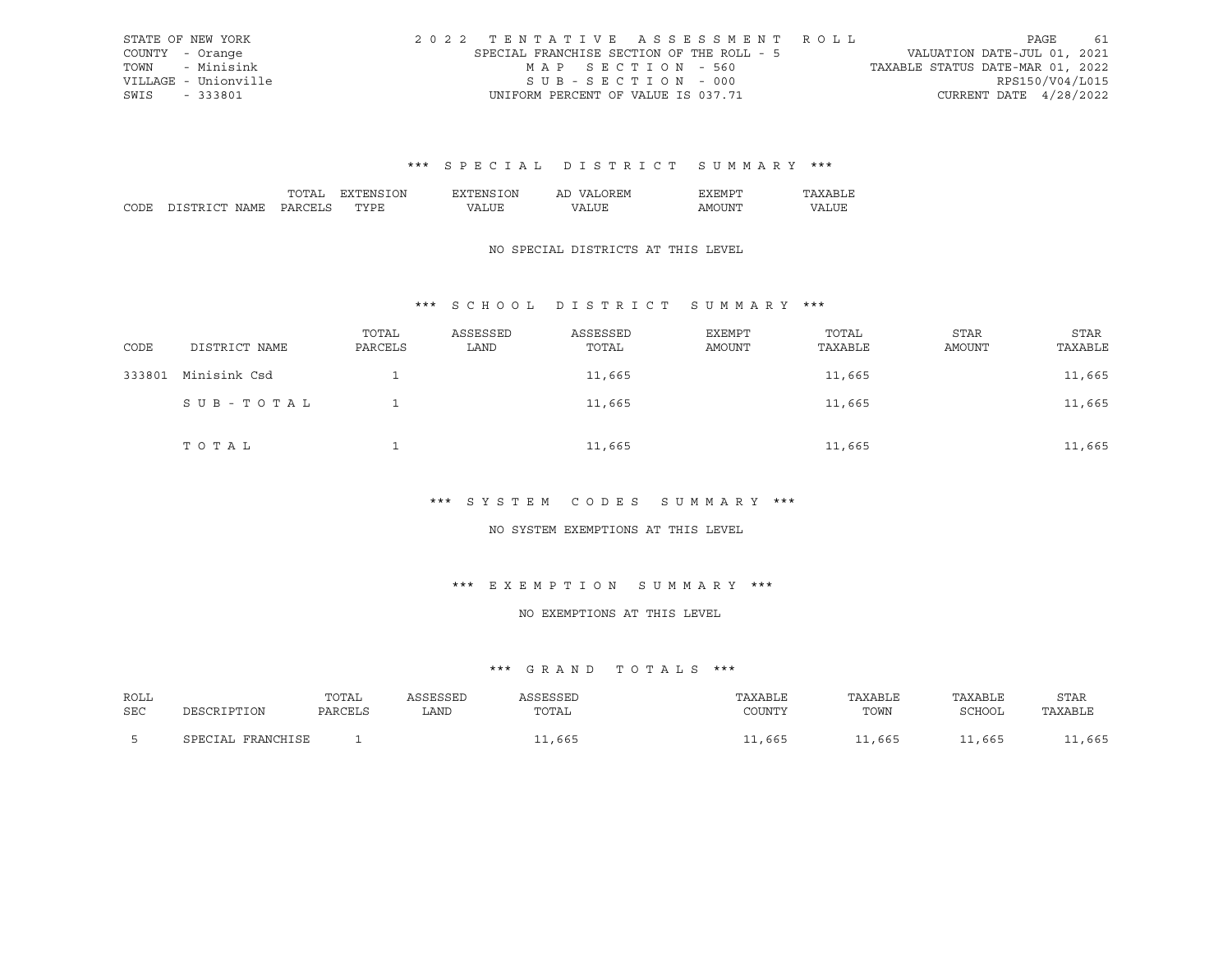STATE OF NEW YORK
COUNTY - Orange
TOWN - Minisink
VILLAGE - Unionville
SWIS - 333801

2 0 2 2 T E N T A T I V E A S S E S S M E N T R O L L
SPECIAL FRANCHISE SECTION OF THE ROLL - 5
M A P S E C T I O N - 560
S U B - S E C T I O N - 000
UNIFORM PERCENT OF VALUE IS 037.71

VALUATION DATE-JUL 01, 2021
TAXABLE STATUS DATE-MAR 01, 2022
RPS150/V04/L015
CURRENT DATE 4/28/2022

### *** S P E C I A L D I S T R I C T S U M M A R Y ***

| CODE | DISTRICT NAME | TOTAL PARCELS | EXTENSION TYPE | EXTENSION VALUE | AD VALOREM VALUE | EXEMPT AMOUNT | TAXABLE VALUE |
|---|---|---|---|---|---|---|---|

NO SPECIAL DISTRICTS AT THIS LEVEL

### *** S C H O O L D I S T R I C T S U M M A R Y ***

| CODE | DISTRICT NAME | TOTAL PARCELS | ASSESSED LAND | ASSESSED TOTAL | EXEMPT AMOUNT | TOTAL TAXABLE | STAR AMOUNT | STAR TAXABLE |
|---|---|---|---|---|---|---|---|---|
| 333801 | Minisink Csd | 1 | | 11,665 | | 11,665 | | 11,665 |
| | S U B - T O T A L | 1 | | 11,665 | | 11,665 | | 11,665 |
| | T O T A L | 1 | | 11,665 | | 11,665 | | 11,665 |

### *** S Y S T E M C O D E S S U M M A R Y ***

NO SYSTEM EXEMPTIONS AT THIS LEVEL

### *** E X E M P T I O N S U M M A R Y ***

NO EXEMPTIONS AT THIS LEVEL

### *** G R A N D T O T A L S ***

| ROLL SEC | DESCRIPTION | TOTAL PARCELS | ASSESSED LAND | ASSESSED TOTAL | TAXABLE COUNTY | TAXABLE TOWN | TAXABLE SCHOOL | STAR TAXABLE |
|---|---|---|---|---|---|---|---|---|
| 5 | SPECIAL FRANCHISE | 1 | | 11,665 | 11,665 | 11,665 | 11,665 | 11,665 |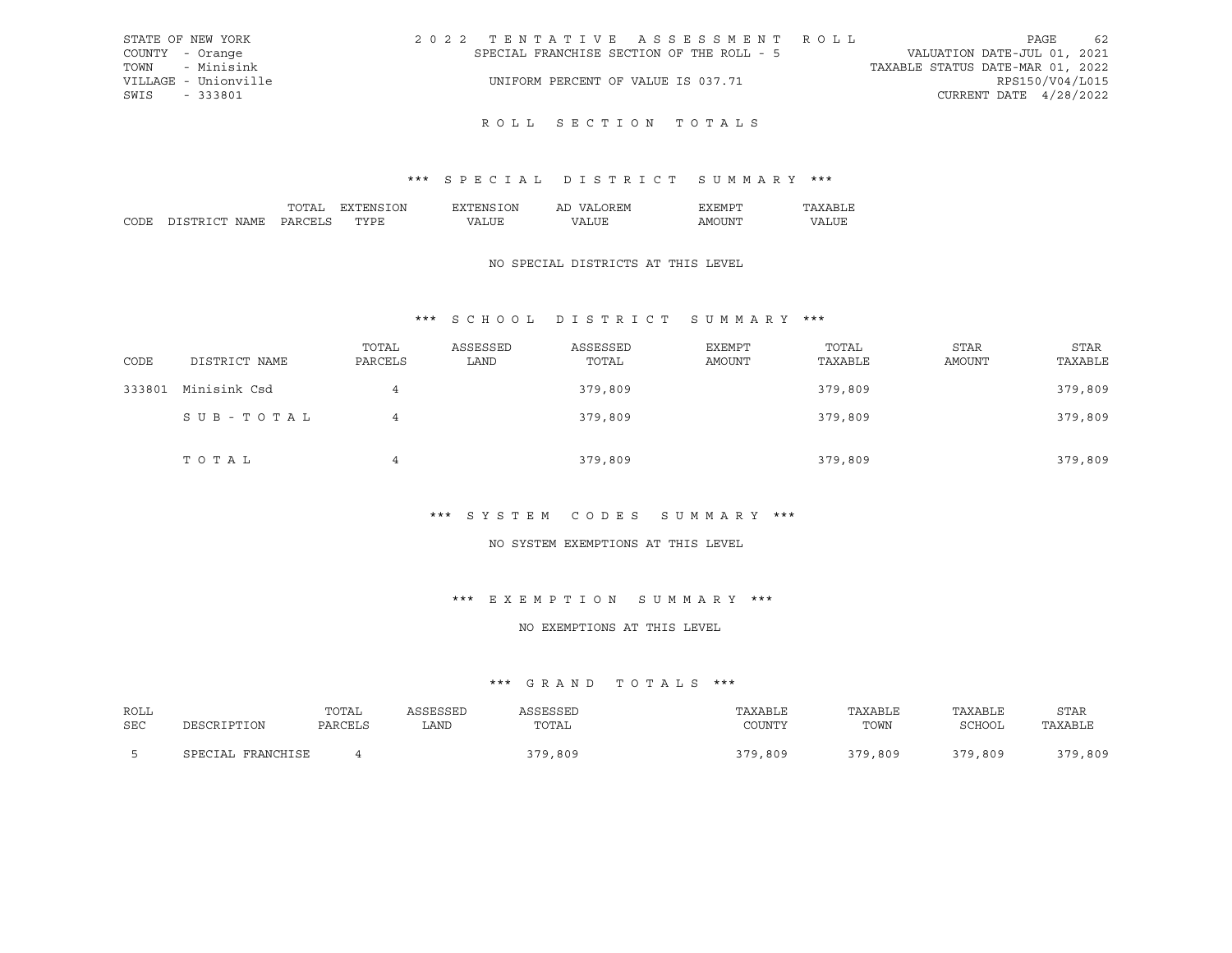STATE OF NEW YORK
COUNTY - Orange
TOWN - Minisink
VILLAGE - Unionville
SWIS - 333801

2022 TENTATIVE ASSESSMENT ROLL
SPECIAL FRANCHISE SECTION OF THE ROLL - 5
UNIFORM PERCENT OF VALUE IS 037.71

VALUATION DATE-JUL 01, 2021
TAXABLE STATUS DATE-MAR 01, 2022
RPS150/V04/L015
CURRENT DATE 4/28/2022

## ROLL SECTION TOTALS

### *** SPECIAL DISTRICT SUMMARY ***

| CODE | DISTRICT NAME | TOTAL PARCELS | EXTENSION TYPE | EXTENSION VALUE | AD VALOREM VALUE | EXEMPT AMOUNT | TAXABLE VALUE |
|---|---|---|---|---|---|---|---|

NO SPECIAL DISTRICTS AT THIS LEVEL

### *** SCHOOL DISTRICT SUMMARY ***

| CODE | DISTRICT NAME | TOTAL PARCELS | ASSESSED LAND | ASSESSED TOTAL | EXEMPT AMOUNT | TOTAL TAXABLE | STAR AMOUNT | STAR TAXABLE |
|---|---|---|---|---|---|---|---|---|
| 333801 | Minisink Csd | 4 | | 379,809 | | 379,809 | | 379,809 |
| | SUB-TOTAL | 4 | | 379,809 | | 379,809 | | 379,809 |
| | TOTAL | 4 | | 379,809 | | 379,809 | | 379,809 |

### *** SYSTEM CODES SUMMARY ***

NO SYSTEM EXEMPTIONS AT THIS LEVEL

### *** EXEMPTION SUMMARY ***

NO EXEMPTIONS AT THIS LEVEL

### *** GRAND TOTALS ***

| ROLL SEC | DESCRIPTION | TOTAL PARCELS | ASSESSED LAND | ASSESSED TOTAL | TAXABLE COUNTY | TAXABLE TOWN | TAXABLE SCHOOL | STAR TAXABLE |
|---|---|---|---|---|---|---|---|---|
| 5 | SPECIAL FRANCHISE | 4 | | 379,809 | 379,809 | 379,809 | 379,809 | 379,809 |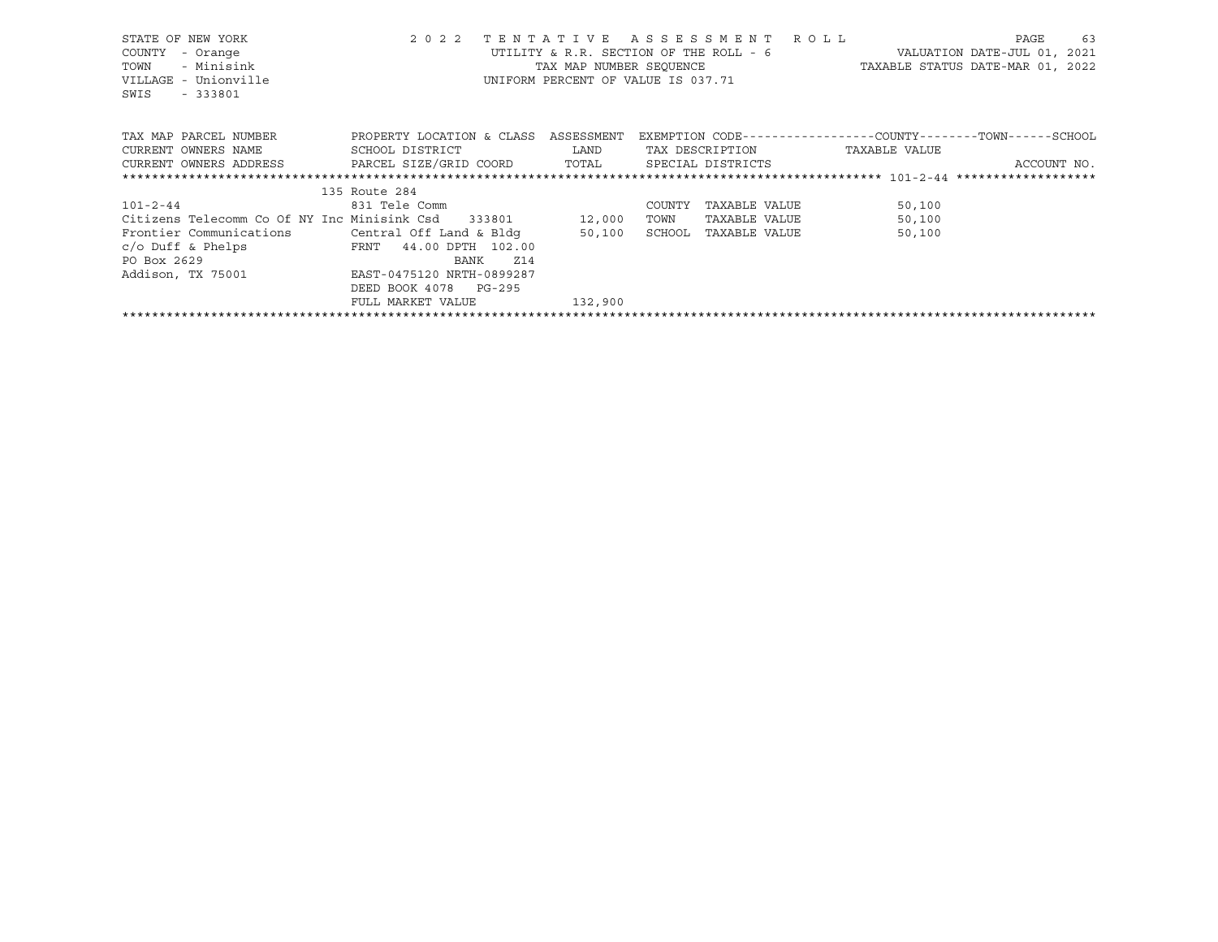STATE OF NEW YORK
COUNTY - Orange
TOWN - Minisink
VILLAGE - Unionville
SWIS - 333801

2022 TENTATIVE ASSESSMENT ROLL
UTILITY & R.R. SECTION OF THE ROLL - 6
TAX MAP NUMBER SEQUENCE
UNIFORM PERCENT OF VALUE IS 037.71

VALUATION DATE-JUL 01, 2021
TAXABLE STATUS DATE-MAR 01, 2022

| TAX MAP PARCEL NUMBER<br>CURRENT OWNERS NAME<br>CURRENT OWNERS ADDRESS | PROPERTY LOCATION & CLASS<br>SCHOOL DISTRICT<br>PARCEL SIZE/GRID COORD | ASSESSMENT<br>LAND<br>TOTAL | EXEMPTION CODE------COUNTY-----TOWN-----SCHOOL<br>TAX DESCRIPTION<br>SPECIAL DISTRICTS | TAXABLE VALUE | ACCOUNT NO. |
|---|---|---|---|---|---|
| ******** 101-2-44 ******** | | | | | |
| | 135 Route 284 | | | | |
| 101-2-44 | 831 Tele Comm | | COUNTY TAXABLE VALUE | 50,100 | |
| Citizens Telecomm Co Of NY Inc | Minisink Csd 333801 | 12,000 | TOWN TAXABLE VALUE | 50,100 | |
| Frontier Communications | Central Off Land & Bldg | 50,100 | SCHOOL TAXABLE VALUE | 50,100 | |
| c/o Duff & Phelps | FRNT 44.00 DPTH 102.00 | | | | |
| PO Box 2629 | BANK Z14 | | | | |
| Addison, TX 75001 | EAST-0475120 NRTH-0899287 | | | | |
| | DEED BOOK 4078 PG-295 | | | | |
| | FULL MARKET VALUE | 132,900 | | | |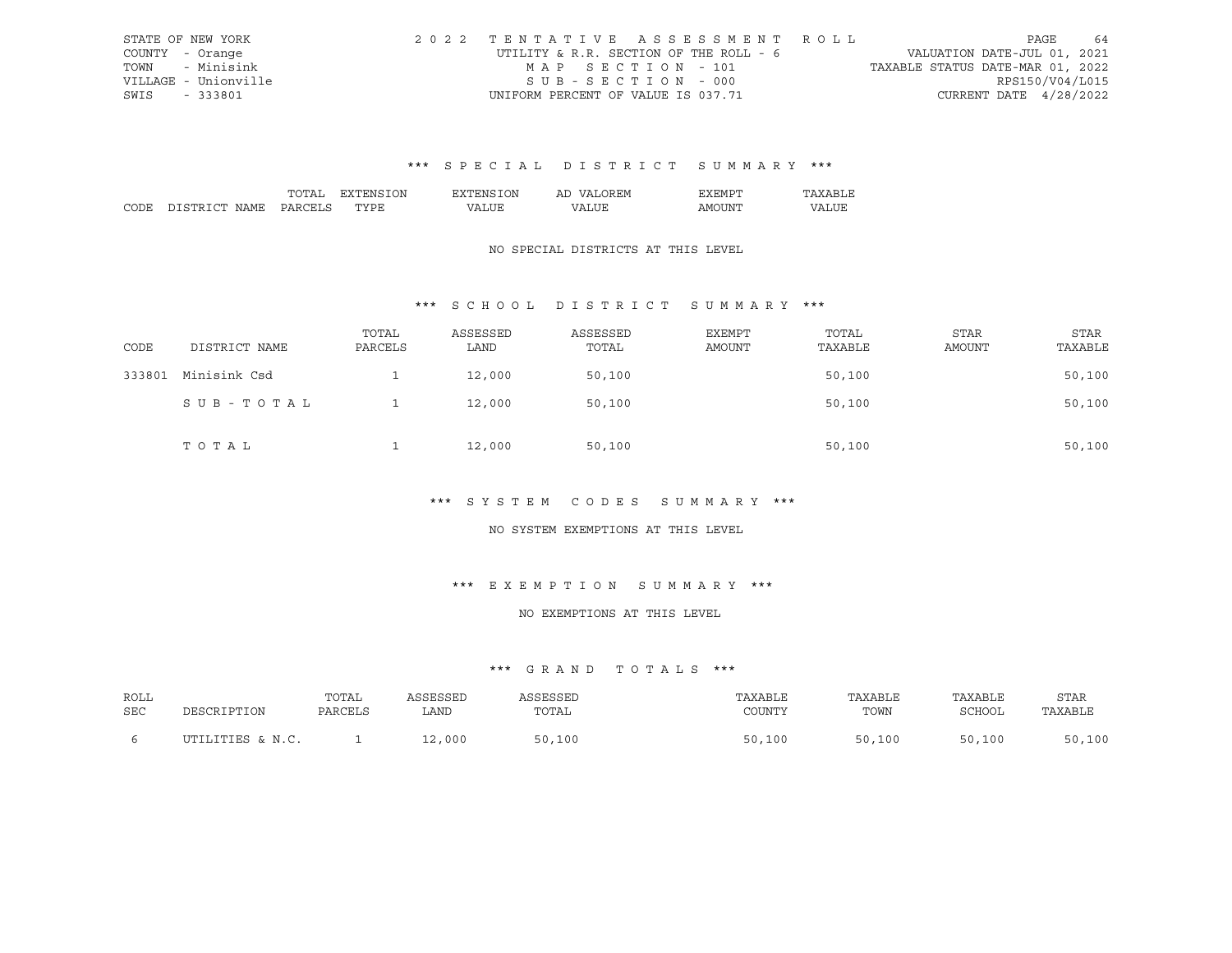STATE OF NEW YORK
COUNTY - Orange
TOWN - Minisink
VILLAGE - Unionville
SWIS - 333801

2022 TENTATIVE ASSESSMENT ROLL
UTILITY & R.R. SECTION OF THE ROLL - 6
MAP SECTION - 101
SUB-SECTION - 000
UNIFORM PERCENT OF VALUE IS 037.71

VALUATION DATE-JUL 01, 2021
TAXABLE STATUS DATE-MAR 01, 2022
RPS150/V04/L015
CURRENT DATE 4/28/2022

### *** SPECIAL DISTRICT SUMMARY ***

| CODE | DISTRICT NAME | TOTAL PARCELS | EXTENSION TYPE | EXTENSION VALUE | AD VALOREM VALUE | EXEMPT AMOUNT | TAXABLE VALUE |
|---|---|---|---|---|---|---|---|

NO SPECIAL DISTRICTS AT THIS LEVEL

### *** SCHOOL DISTRICT SUMMARY ***

| CODE | DISTRICT NAME | TOTAL PARCELS | ASSESSED LAND | ASSESSED TOTAL | EXEMPT AMOUNT | TOTAL TAXABLE | STAR AMOUNT | STAR TAXABLE |
|---|---|---|---|---|---|---|---|---|
| 333801 | Minisink Csd | 1 | 12,000 | 50,100 | | 50,100 | | 50,100 |
| | SUB-TOTAL | 1 | 12,000 | 50,100 | | 50,100 | | 50,100 |
| | TOTAL | 1 | 12,000 | 50,100 | | 50,100 | | 50,100 |

### *** SYSTEM CODES SUMMARY ***

NO SYSTEM EXEMPTIONS AT THIS LEVEL

### *** EXEMPTION SUMMARY ***

NO EXEMPTIONS AT THIS LEVEL

### *** GRAND TOTALS ***

| ROLL SEC | DESCRIPTION | TOTAL PARCELS | ASSESSED LAND | ASSESSED TOTAL | TAXABLE COUNTY | TAXABLE TOWN | TAXABLE SCHOOL | STAR TAXABLE |
|---|---|---|---|---|---|---|---|---|
| 6 | UTILITIES & N.C. | 1 | 12,000 | 50,100 | 50,100 | 50,100 | 50,100 | 50,100 |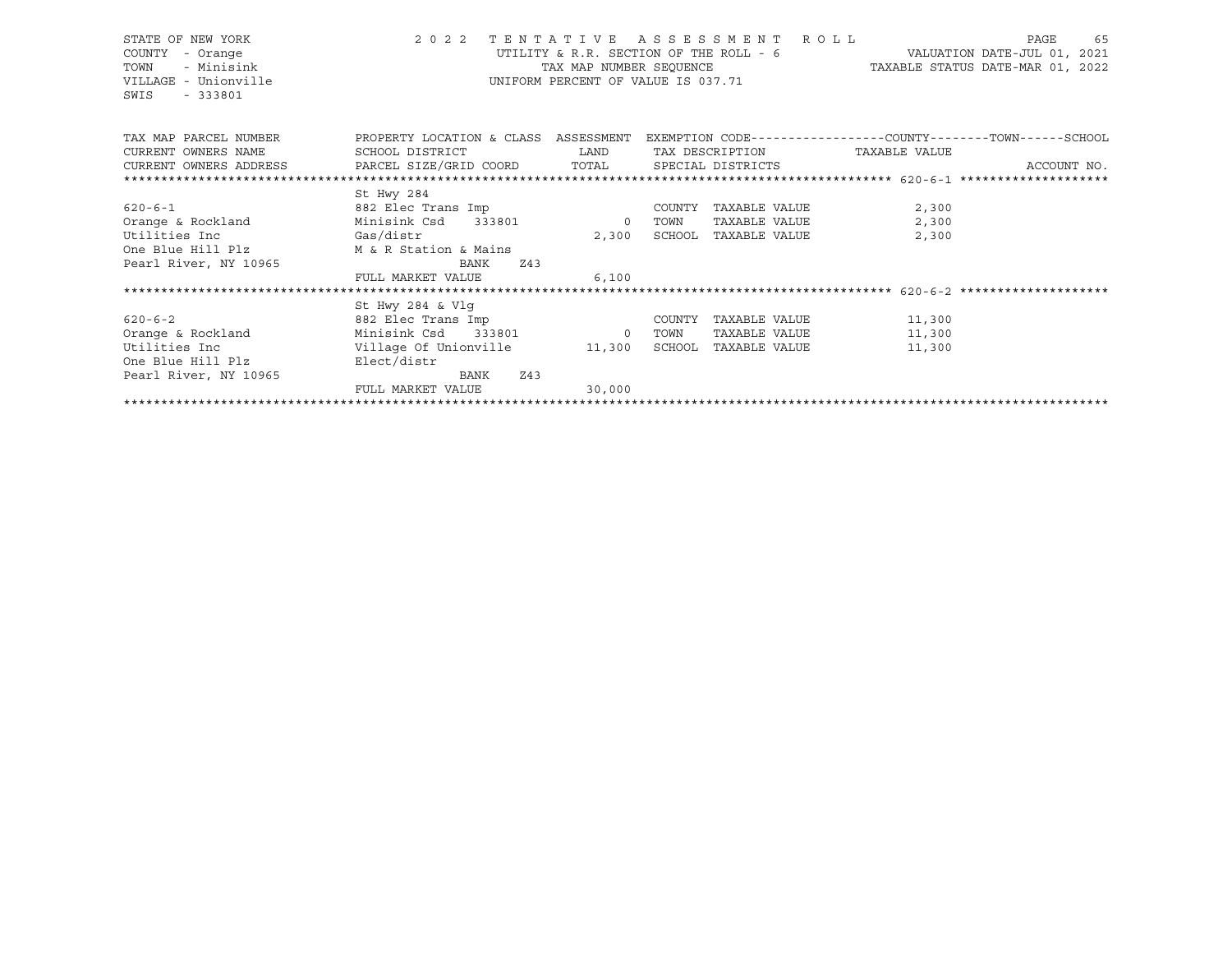STATE OF NEW YORK
COUNTY - Orange
TOWN - Minisink
VILLAGE - Unionville
SWIS - 333801

2022 TENTATIVE ASSESSMENT ROLL
UTILITY & R.R. SECTION OF THE ROLL - 6
TAX MAP NUMBER SEQUENCE
UNIFORM PERCENT OF VALUE IS 037.71

VALUATION DATE-JUL 01, 2021
TAXABLE STATUS DATE-MAR 01, 2022

| TAX MAP PARCEL NUMBER / CURRENT OWNERS NAME / CURRENT OWNERS ADDRESS | PROPERTY LOCATION & CLASS / SCHOOL DISTRICT / PARCEL SIZE/GRID COORD | ASSESSMENT LAND / TOTAL | EXEMPTION CODE / TAX DESCRIPTION / SPECIAL DISTRICTS | COUNTY / TOWN / SCHOOL TAXABLE VALUE | ACCOUNT NO. |
|---|---|---|---|---|---|
| 620-6-1 | St Hwy 284 | | | | |
| | 882 Elec Trans Imp | | COUNTY TAXABLE VALUE | 2,300 | |
| Orange & Rockland | Minisink Csd 333801 | 0 | TOWN TAXABLE VALUE | 2,300 | |
| Utilities Inc | Gas/distr | 2,300 | SCHOOL TAXABLE VALUE | 2,300 | |
| One Blue Hill Plz | M & R Station & Mains | | | | |
| Pearl River, NY 10965 | BANK Z43 | | | | |
| | FULL MARKET VALUE | 6,100 | | | |
| 620-6-2 | St Hwy 284 & Vlg | | | | |
| | 882 Elec Trans Imp | | COUNTY TAXABLE VALUE | 11,300 | |
| Orange & Rockland | Minisink Csd 333801 | 0 | TOWN TAXABLE VALUE | 11,300 | |
| Utilities Inc | Village Of Unionville | 11,300 | SCHOOL TAXABLE VALUE | 11,300 | |
| One Blue Hill Plz | Elect/distr | | | | |
| Pearl River, NY 10965 | BANK Z43 | | | | |
| | FULL MARKET VALUE | 30,000 | | | |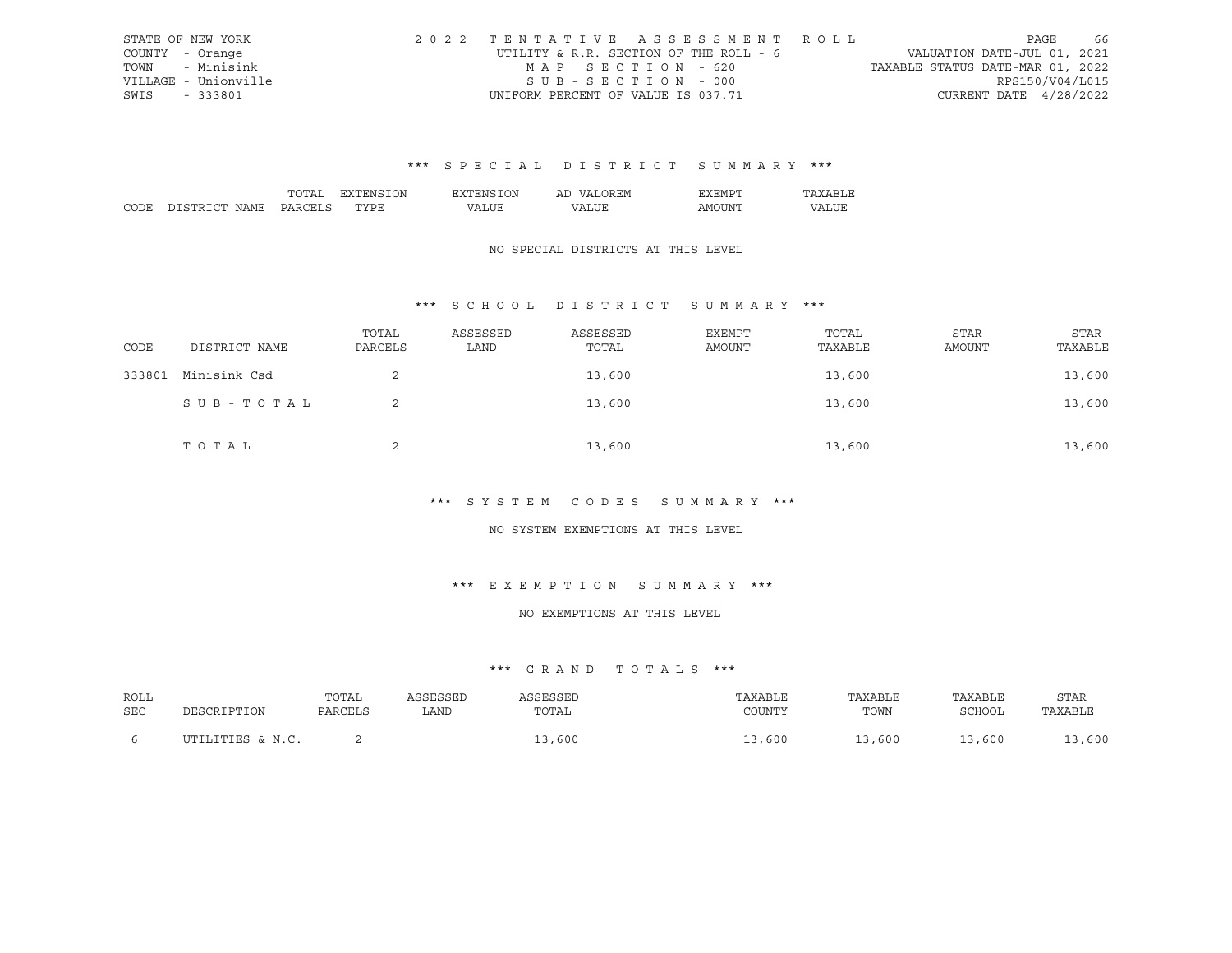STATE OF NEW YORK | COUNTY - Orange | TOWN - Minisink | VILLAGE - Unionville | SWIS - 333801

2022 TENTATIVE ASSESSMENT ROLL
UTILITY & R.R. SECTION OF THE ROLL - 6
MAP SECTION - 620
SUB-SECTION - 000
UNIFORM PERCENT OF VALUE IS 037.71

VALUATION DATE-JUL 01, 2021
TAXABLE STATUS DATE-MAR 01, 2022
RPS150/V04/L015
CURRENT DATE 4/28/2022

### *** SPECIAL DISTRICT SUMMARY ***

| CODE | DISTRICT NAME | TOTAL PARCELS | EXTENSION TYPE | EXTENSION VALUE | AD VALOREM VALUE | EXEMPT AMOUNT | TAXABLE VALUE |
|---|---|---|---|---|---|---|---|

NO SPECIAL DISTRICTS AT THIS LEVEL

### *** SCHOOL DISTRICT SUMMARY ***

| CODE | DISTRICT NAME | TOTAL PARCELS | ASSESSED LAND | ASSESSED TOTAL | EXEMPT AMOUNT | TOTAL TAXABLE | STAR AMOUNT | STAR TAXABLE |
|---|---|---|---|---|---|---|---|---|
| 333801 | Minisink Csd | 2 | | 13,600 | | 13,600 | | 13,600 |
| | SUB-TOTAL | 2 | | 13,600 | | 13,600 | | 13,600 |
| | TOTAL | 2 | | 13,600 | | 13,600 | | 13,600 |

### *** SYSTEM CODES SUMMARY ***

NO SYSTEM EXEMPTIONS AT THIS LEVEL

### *** EXEMPTION SUMMARY ***

NO EXEMPTIONS AT THIS LEVEL

### *** GRAND TOTALS ***

| ROLL SEC | DESCRIPTION | TOTAL PARCELS | ASSESSED LAND | ASSESSED TOTAL | TAXABLE COUNTY | TAXABLE TOWN | TAXABLE SCHOOL | STAR TAXABLE |
|---|---|---|---|---|---|---|---|---|
| 6 | UTILITIES & N.C. | 2 | | 13,600 | 13,600 | 13,600 | 13,600 | 13,600 |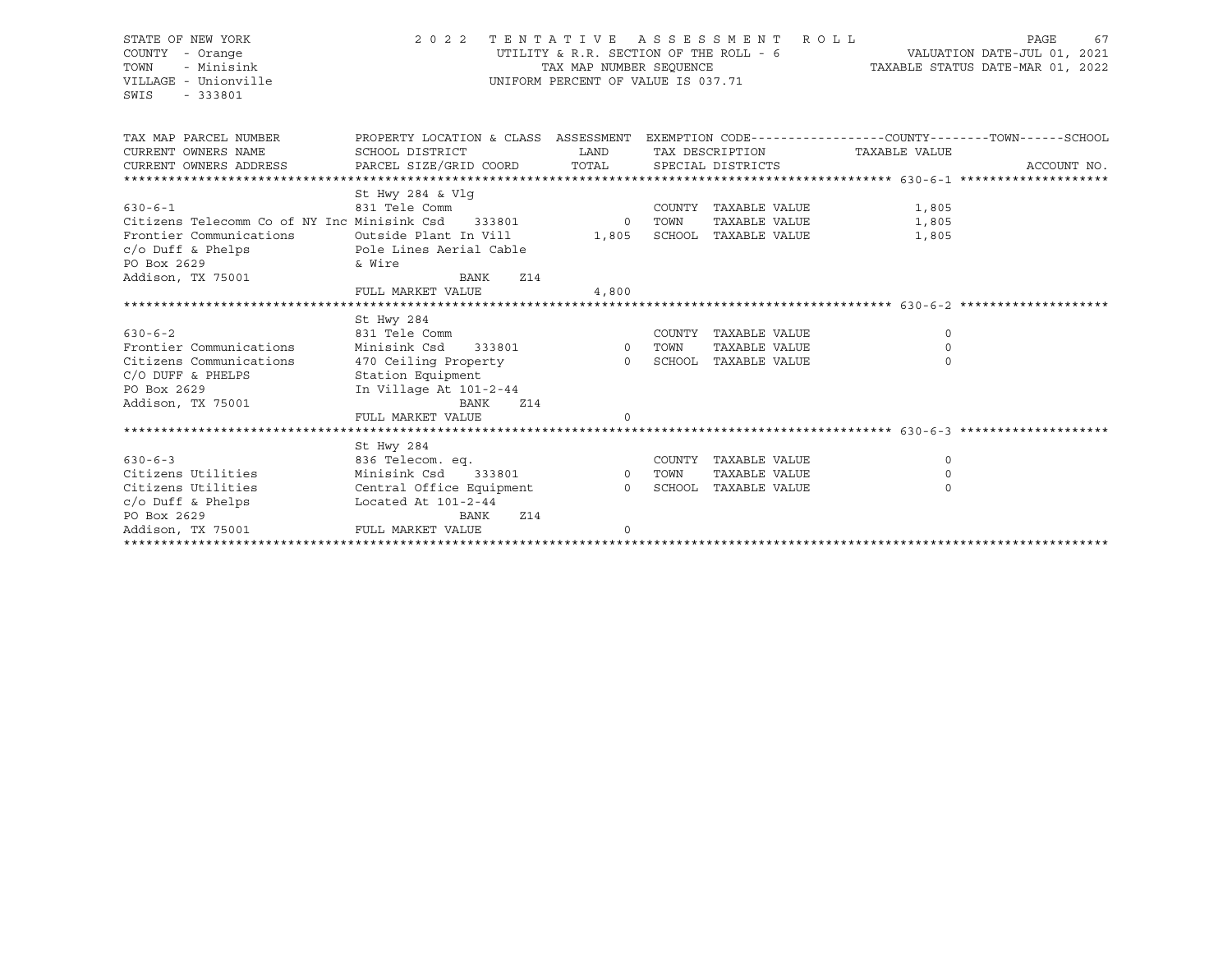STATE OF NEW YORK
COUNTY - Orange
TOWN - Minisink
VILLAGE - Unionville
SWIS - 333801

# 2022 TENTATIVE ASSESSMENT ROLL

UTILITY & R.R. SECTION OF THE ROLL - 6
TAX MAP NUMBER SEQUENCE
UNIFORM PERCENT OF VALUE IS 037.71

VALUATION DATE-JUL 01, 2021
TAXABLE STATUS DATE-MAR 01, 2022

| TAX MAP PARCEL NUMBER / CURRENT OWNERS NAME / CURRENT OWNERS ADDRESS | PROPERTY LOCATION & CLASS / SCHOOL DISTRICT / PARCEL SIZE/GRID COORD | ASSESSMENT LAND / TOTAL | EXEMPTION CODE / TAX DESCRIPTION / SPECIAL DISTRICTS | COUNTY / TOWN / SCHOOL TAXABLE VALUE | ACCOUNT NO. |
|---|---|---|---|---|---|
| **630-6-1** | St Hwy 284 & Vlg | | | | |
| 630-6-1 | 831 Tele Comm | | COUNTY TAXABLE VALUE | 1,805 | |
| Citizens Telecomm Co of NY Inc | Minisink Csd 333801 | 0 | TOWN TAXABLE VALUE | 1,805 | |
| Frontier Communications | Outside Plant In Vill | 1,805 | SCHOOL TAXABLE VALUE | 1,805 | |
| c/o Duff & Phelps | Pole Lines Aerial Cable | | | | |
| PO Box 2629 | & Wire | | | | |
| Addison, TX 75001 | BANK Z14 | | | | |
| | FULL MARKET VALUE | 4,800 | | | |
| **630-6-2** | St Hwy 284 | | | | |
| 630-6-2 | 831 Tele Comm | | COUNTY TAXABLE VALUE | 0 | |
| Frontier Communications | Minisink Csd 333801 | 0 | TOWN TAXABLE VALUE | 0 | |
| Citizens Communications | 470 Ceiling Property | 0 | SCHOOL TAXABLE VALUE | 0 | |
| C/O DUFF & PHELPS | Station Equipment | | | | |
| PO Box 2629 | In Village At 101-2-44 | | | | |
| Addison, TX 75001 | BANK Z14 | | | | |
| | FULL MARKET VALUE | 0 | | | |
| **630-6-3** | St Hwy 284 | | | | |
| 630-6-3 | 836 Telecom. eq. | | COUNTY TAXABLE VALUE | 0 | |
| Citizens Utilities | Minisink Csd 333801 | 0 | TOWN TAXABLE VALUE | 0 | |
| Citizens Utilities | Central Office Equipment | 0 | SCHOOL TAXABLE VALUE | 0 | |
| c/o Duff & Phelps | Located At 101-2-44 | | | | |
| PO Box 2629 | BANK Z14 | | | | |
| Addison, TX 75001 | FULL MARKET VALUE | 0 | | | |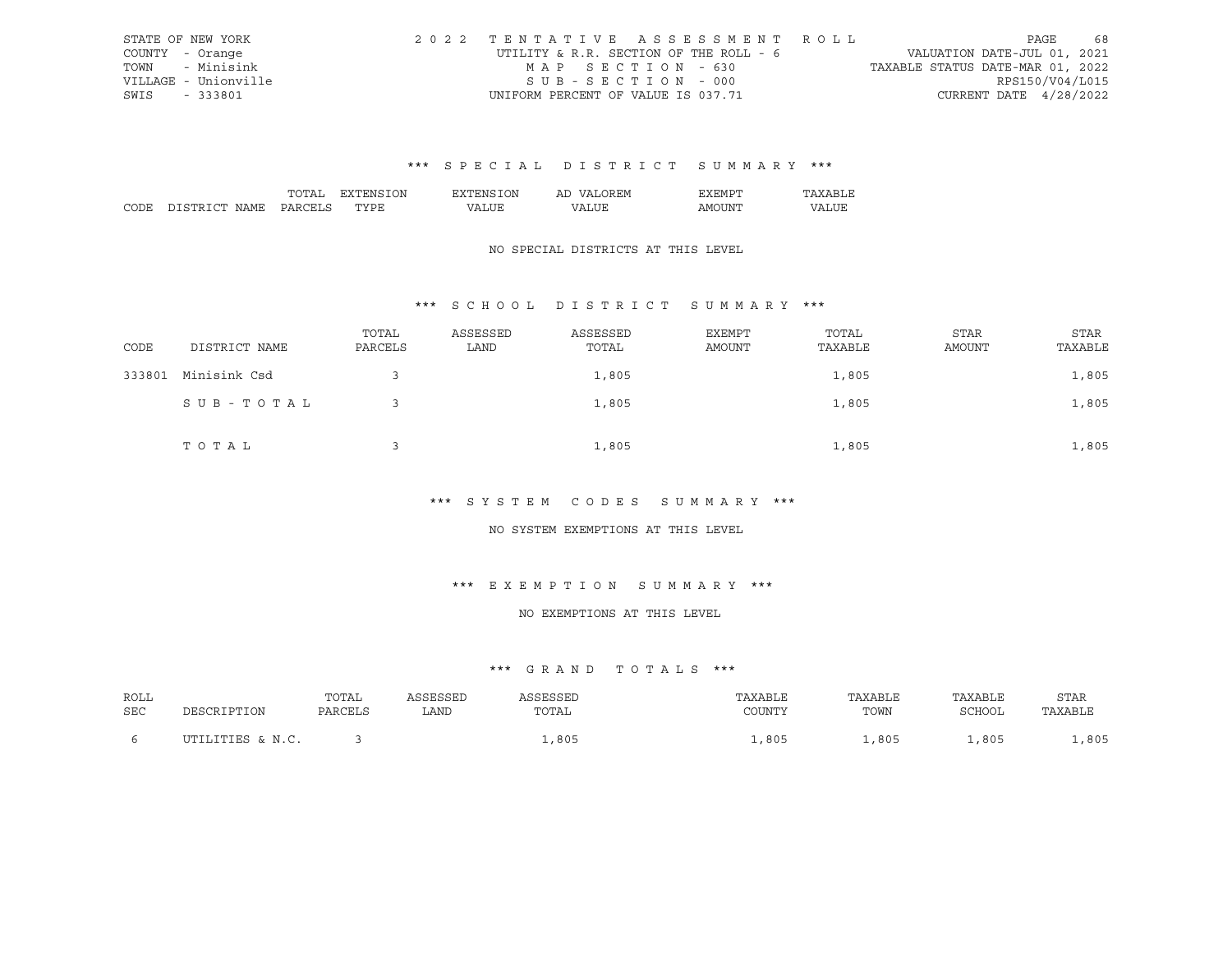STATE OF NEW YORK | 2022 TENTATIVE ASSESSMENT ROLL | VALUATION DATE-JUL 01, 2021
COUNTY - Orange | UTILITY & R.R. SECTION OF THE ROLL - 6 | TAXABLE STATUS DATE-MAR 01, 2022
TOWN - Minisink | MAP SECTION - 630 | RPS150/V04/L015
VILLAGE - Unionville | SUB-SECTION - 000 | CURRENT DATE 4/28/2022
SWIS - 333801 | UNIFORM PERCENT OF VALUE IS 037.71

### *** SPECIAL DISTRICT SUMMARY ***

| CODE | DISTRICT NAME | TOTAL PARCELS | EXTENSION TYPE | EXTENSION VALUE | AD VALOREM VALUE | EXEMPT AMOUNT | TAXABLE VALUE |
|---|---|---|---|---|---|---|---|

NO SPECIAL DISTRICTS AT THIS LEVEL

### *** SCHOOL DISTRICT SUMMARY ***

| CODE | DISTRICT NAME | TOTAL PARCELS | ASSESSED LAND | ASSESSED TOTAL | EXEMPT AMOUNT | TOTAL TAXABLE | STAR AMOUNT | STAR TAXABLE |
|---|---|---|---|---|---|---|---|---|
| 333801 | Minisink Csd | 3 | | 1,805 | | 1,805 | | 1,805 |
| | SUB-TOTAL | 3 | | 1,805 | | 1,805 | | 1,805 |
| | TOTAL | 3 | | 1,805 | | 1,805 | | 1,805 |

### *** SYSTEM CODES SUMMARY ***

NO SYSTEM EXEMPTIONS AT THIS LEVEL

### *** EXEMPTION SUMMARY ***

NO EXEMPTIONS AT THIS LEVEL

### *** GRAND TOTALS ***

| ROLL SEC | DESCRIPTION | TOTAL PARCELS | ASSESSED LAND | ASSESSED TOTAL | TAXABLE COUNTY | TAXABLE TOWN | TAXABLE SCHOOL | STAR TAXABLE |
|---|---|---|---|---|---|---|---|---|
| 6 | UTILITIES & N.C. | 3 | | 1,805 | 1,805 | 1,805 | 1,805 | 1,805 |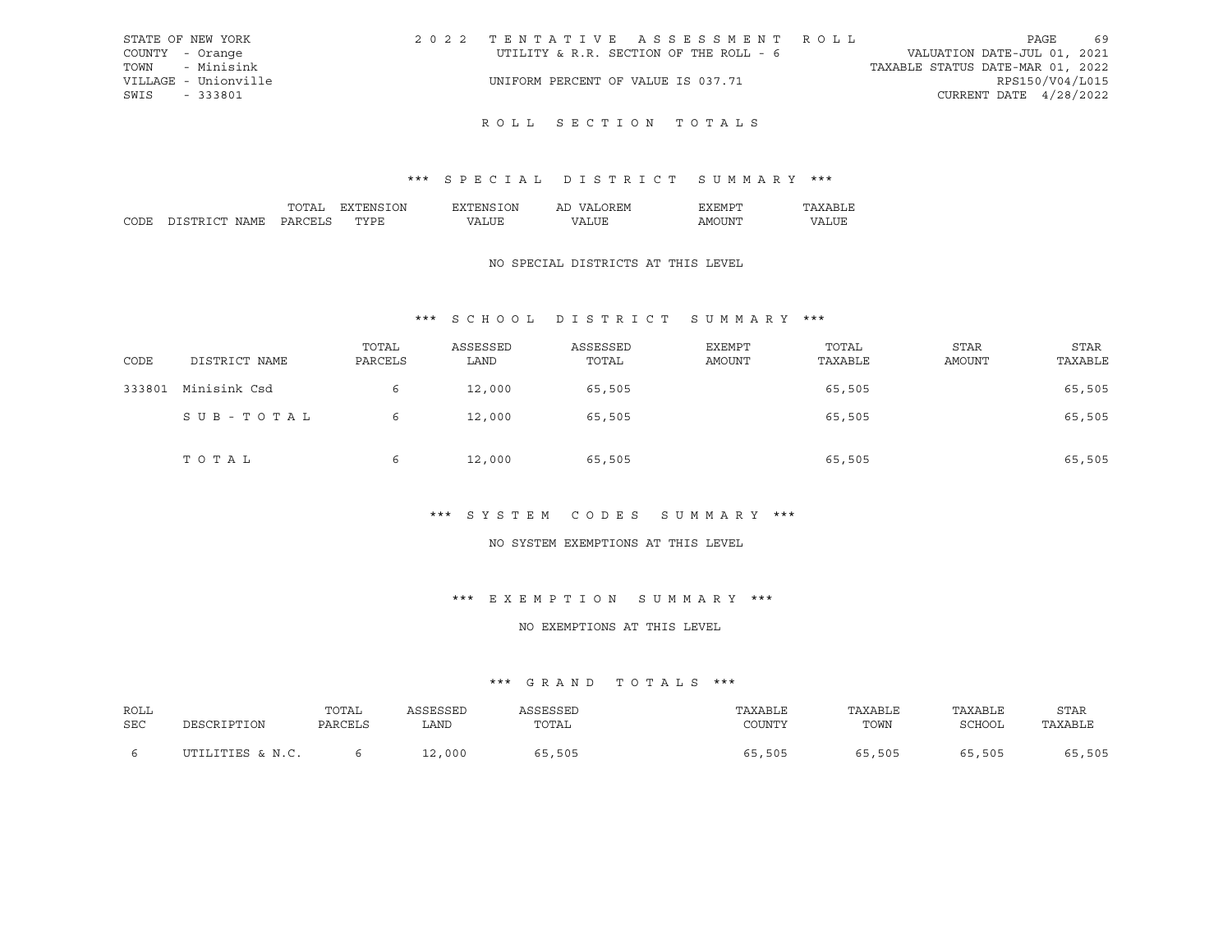STATE OF NEW YORK
COUNTY - Orange
TOWN - Minisink
VILLAGE - Unionville
SWIS - 333801

# 2022 TENTATIVE ASSESSMENT ROLL

UTILITY & R.R. SECTION OF THE ROLL - 6

UNIFORM PERCENT OF VALUE IS 037.71

VALUATION DATE-JUL 01, 2021
TAXABLE STATUS DATE-MAR 01, 2022
RPS150/V04/L015
CURRENT DATE 4/28/2022

## ROLL SECTION TOTALS

### *** SPECIAL DISTRICT SUMMARY ***

| CODE | DISTRICT NAME | TOTAL PARCELS | EXTENSION TYPE | EXTENSION VALUE | AD VALOREM VALUE | EXEMPT AMOUNT | TAXABLE VALUE |
|---|---|---|---|---|---|---|---|

NO SPECIAL DISTRICTS AT THIS LEVEL

### *** SCHOOL DISTRICT SUMMARY ***

| CODE | DISTRICT NAME | TOTAL PARCELS | ASSESSED LAND | ASSESSED TOTAL | EXEMPT AMOUNT | TOTAL TAXABLE | STAR AMOUNT | STAR TAXABLE |
|---|---|---|---|---|---|---|---|---|
| 333801 | Minisink Csd | 6 | 12,000 | 65,505 | | 65,505 | | 65,505 |
| | SUB-TOTAL | 6 | 12,000 | 65,505 | | 65,505 | | 65,505 |
| | TOTAL | 6 | 12,000 | 65,505 | | 65,505 | | 65,505 |

### *** SYSTEM CODES SUMMARY ***

NO SYSTEM EXEMPTIONS AT THIS LEVEL

### *** EXEMPTION SUMMARY ***

NO EXEMPTIONS AT THIS LEVEL

### *** GRAND TOTALS ***

| ROLL SEC | DESCRIPTION | TOTAL PARCELS | ASSESSED LAND | ASSESSED TOTAL | TAXABLE COUNTY | TAXABLE TOWN | TAXABLE SCHOOL | STAR TAXABLE |
|---|---|---|---|---|---|---|---|---|
| 6 | UTILITIES & N.C. | 6 | 12,000 | 65,505 | 65,505 | 65,505 | 65,505 | 65,505 |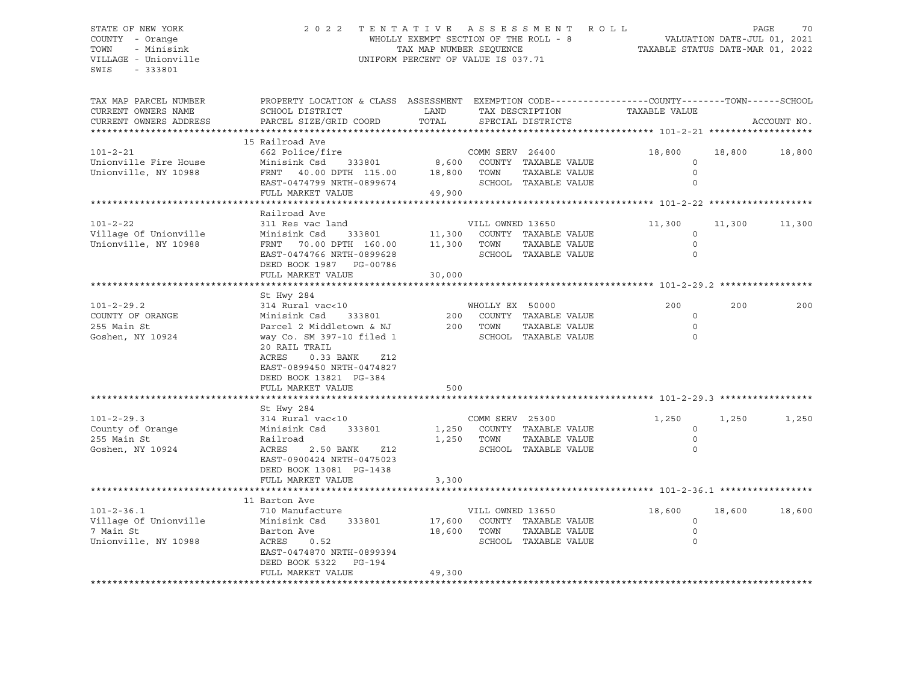STATE OF NEW YORK
COUNTY - Orange
TOWN - Minisink
VILLAGE - Unionville
SWIS - 333801

2022 TENTATIVE ASSESSMENT ROLL
WHOLLY EXEMPT SECTION OF THE ROLL - 8
TAX MAP NUMBER SEQUENCE
UNIFORM PERCENT OF VALUE IS 037.71

VALUATION DATE-JUL 01, 2021
TAXABLE STATUS DATE-MAR 01, 2022

| TAX MAP PARCEL NUMBER / CURRENT OWNERS NAME / CURRENT OWNERS ADDRESS | PROPERTY LOCATION & CLASS / SCHOOL DISTRICT / PARCEL SIZE/GRID COORD | ASSESSMENT LAND | TOTAL | EXEMPTION CODE / TAX DESCRIPTION / SPECIAL DISTRICTS | COUNTY TAXABLE VALUE | TOWN | SCHOOL |
|---|---|---|---|---|---|---|---|
| **101-2-21** | 15 Railroad Ave | | | | | | |
| 101-2-21 | 662 Police/fire | | | COMM SERV 26400 | 18,800 | 18,800 | 18,800 |
| Unionville Fire House | Minisink Csd 333801 | 8,600 | | COUNTY TAXABLE VALUE | 0 | | |
| Unionville, NY 10988 | FRNT 40.00 DPTH 115.00 | | 18,800 | TOWN TAXABLE VALUE | 0 | | |
| | EAST-0474799 NRTH-0899674 | | | SCHOOL TAXABLE VALUE | 0 | | |
| | FULL MARKET VALUE | | 49,900 | | | | |
| **101-2-22** | Railroad Ave | | | | | | |
| 101-2-22 | 311 Res vac land | | | VILL OWNED 13650 | 11,300 | 11,300 | 11,300 |
| Village Of Unionville | Minisink Csd 333801 | 11,300 | | COUNTY TAXABLE VALUE | 0 | | |
| Unionville, NY 10988 | FRNT 70.00 DPTH 160.00 | | 11,300 | TOWN TAXABLE VALUE | 0 | | |
| | EAST-0474766 NRTH-0899628 | | | SCHOOL TAXABLE VALUE | 0 | | |
| | DEED BOOK 1987 PG-00786 | | | | | | |
| | FULL MARKET VALUE | | 30,000 | | | | |
| **101-2-29.2** | St Hwy 284 | | | | | | |
| 101-2-29.2 | 314 Rural vac<10 | | | WHOLLY EX 50000 | 200 | 200 | 200 |
| COUNTY OF ORANGE | Minisink Csd 333801 | 200 | | COUNTY TAXABLE VALUE | 0 | | |
| 255 Main St | Parcel 2 Middletown & NJ | | 200 | TOWN TAXABLE VALUE | 0 | | |
| Goshen, NY 10924 | way Co. SM 397-10 filed 1 | | | SCHOOL TAXABLE VALUE | 0 | | |
| | 20 RAIL TRAIL | | | | | | |
| | ACRES 0.33 BANK Z12 | | | | | | |
| | EAST-0899450 NRTH-0474827 | | | | | | |
| | DEED BOOK 13821 PG-384 | | | | | | |
| | FULL MARKET VALUE | | 500 | | | | |
| **101-2-29.3** | St Hwy 284 | | | | | | |
| 101-2-29.3 | 314 Rural vac<10 | | | COMM SERV 25300 | 1,250 | 1,250 | 1,250 |
| County of Orange | Minisink Csd 333801 | 1,250 | | COUNTY TAXABLE VALUE | 0 | | |
| 255 Main St | Railroad | | 1,250 | TOWN TAXABLE VALUE | 0 | | |
| Goshen, NY 10924 | ACRES 2.50 BANK Z12 | | | SCHOOL TAXABLE VALUE | 0 | | |
| | EAST-0900424 NRTH-0475023 | | | | | | |
| | DEED BOOK 13081 PG-1438 | | | | | | |
| | FULL MARKET VALUE | | 3,300 | | | | |
| **101-2-36.1** | 11 Barton Ave | | | | | | |
| 101-2-36.1 | 710 Manufacture | | | VILL OWNED 13650 | 18,600 | 18,600 | 18,600 |
| Village Of Unionville | Minisink Csd 333801 | 17,600 | | COUNTY TAXABLE VALUE | 0 | | |
| 7 Main St | Barton Ave | | 18,600 | TOWN TAXABLE VALUE | 0 | | |
| Unionville, NY 10988 | ACRES 0.52 | | | SCHOOL TAXABLE VALUE | 0 | | |
| | EAST-0474870 NRTH-0899394 | | | | | | |
| | DEED BOOK 5322 PG-194 | | | | | | |
| | FULL MARKET VALUE | | 49,300 | | | | |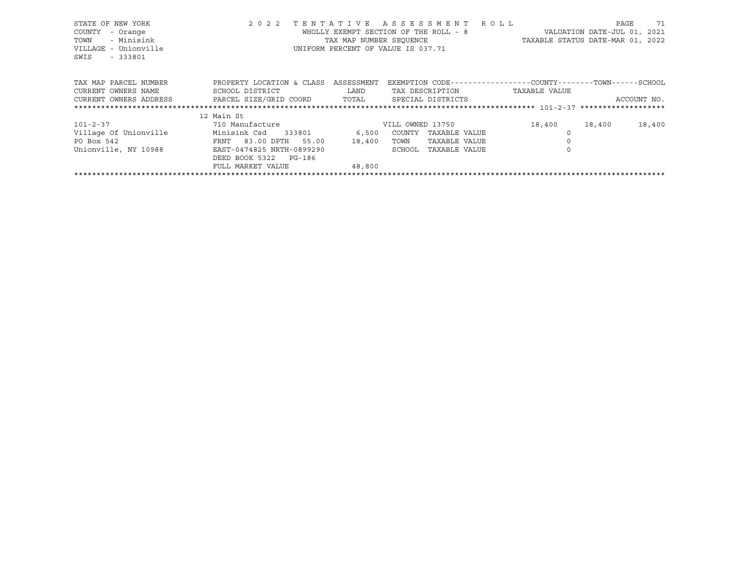STATE OF NEW YORK
COUNTY - Orange
TOWN - Minisink
VILLAGE - Unionville
SWIS - 333801

2 0 2 2 TENTATIVE ASSESSMENT ROLL
WHOLLY EXEMPT SECTION OF THE ROLL - 8
TAX MAP NUMBER SEQUENCE
UNIFORM PERCENT OF VALUE IS 037.71

VALUATION DATE-JUL 01, 2021
TAXABLE STATUS DATE-MAR 01, 2022

| TAX MAP PARCEL NUMBER<br>CURRENT OWNERS NAME<br>CURRENT OWNERS ADDRESS | PROPERTY LOCATION & CLASS<br>SCHOOL DISTRICT<br>PARCEL SIZE/GRID COORD | ASSESSMENT<br>LAND<br>TOTAL | EXEMPTION CODE<br>TAX DESCRIPTION<br>SPECIAL DISTRICTS | COUNTY<br>TAXABLE VALUE | TOWN | SCHOOL<br><br>ACCOUNT NO. |
|---|---|---|---|---|---|---|
| 101-2-37 | 12 Main St | | | | | |
| 101-2-37 | 710 Manufacture | | VILL OWNED 13750 | 18,400 | 18,400 | 18,400 |
| Village Of Unionville | Minisink Csd 333801 | 6,500 | COUNTY TAXABLE VALUE | 0 | | |
| PO Box 542 | FRNT 83.00 DPTH 55.00 | 18,400 | TOWN TAXABLE VALUE | 0 | | |
| Unionville, NY 10988 | EAST-0474825 NRTH-0899290 | | SCHOOL TAXABLE VALUE | 0 | | |
| | DEED BOOK 5322 PG-186 | | | | | |
| | FULL MARKET VALUE | 48,800 | | | | |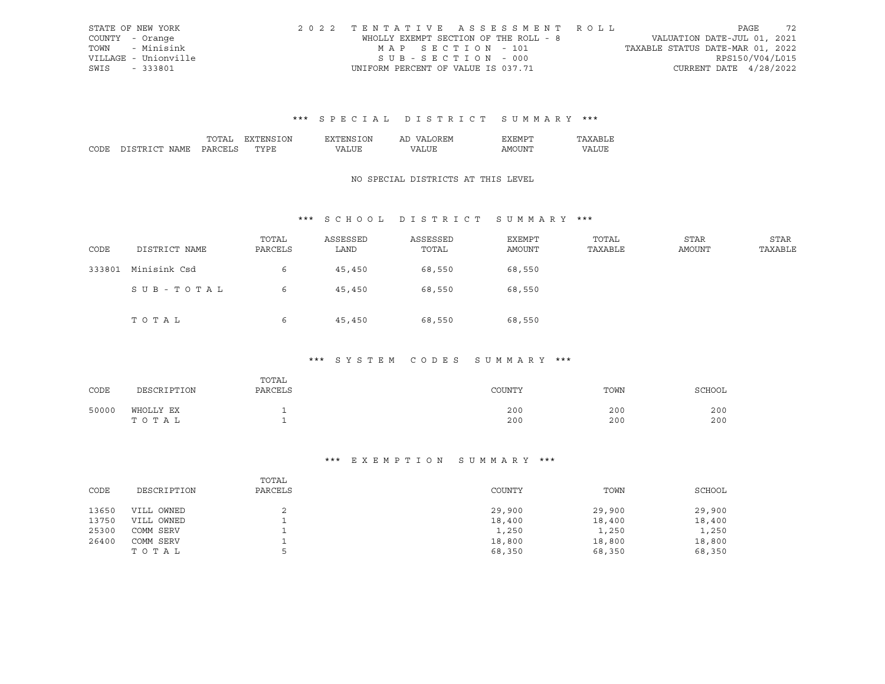STATE OF NEW YORK
COUNTY - Orange
TOWN - Minisink
VILLAGE - Unionville
SWIS - 333801

2022 TENTATIVE ASSESSMENT ROLL
WHOLLY EXEMPT SECTION OF THE ROLL - 8
MAP SECTION - 101
SUB-SECTION - 000
UNIFORM PERCENT OF VALUE IS 037.71

VALUATION DATE-JUL 01, 2021
TAXABLE STATUS DATE-MAR 01, 2022
RPS150/V04/L015
CURRENT DATE 4/28/2022

## *** SPECIAL DISTRICT SUMMARY ***

| CODE | DISTRICT NAME | TOTAL PARCELS | EXTENSION TYPE | EXTENSION VALUE | AD VALOREM VALUE | EXEMPT AMOUNT | TAXABLE VALUE |
|---|---|---|---|---|---|---|---|

NO SPECIAL DISTRICTS AT THIS LEVEL

## *** SCHOOL DISTRICT SUMMARY ***

| CODE | DISTRICT NAME | TOTAL PARCELS | ASSESSED LAND | ASSESSED TOTAL | EXEMPT AMOUNT | TOTAL TAXABLE | STAR AMOUNT | STAR TAXABLE |
|---|---|---|---|---|---|---|---|---|
| 333801 | Minisink Csd | 6 | 45,450 | 68,550 | 68,550 | | | |
| | SUB-TOTAL | 6 | 45,450 | 68,550 | 68,550 | | | |
| | TOTAL | 6 | 45,450 | 68,550 | 68,550 | | | |

## *** SYSTEM CODES SUMMARY ***

| CODE | DESCRIPTION | TOTAL PARCELS | COUNTY | TOWN | SCHOOL |
|---|---|---|---|---|---|
| 50000 | WHOLLY EX | 1 | 200 | 200 | 200 |
| | TOTAL | 1 | 200 | 200 | 200 |

## *** EXEMPTION SUMMARY ***

| CODE | DESCRIPTION | TOTAL PARCELS | COUNTY | TOWN | SCHOOL |
|---|---|---|---|---|---|
| 13650 | VILL OWNED | 2 | 29,900 | 29,900 | 29,900 |
| 13750 | VILL OWNED | 1 | 18,400 | 18,400 | 18,400 |
| 25300 | COMM SERV | 1 | 1,250 | 1,250 | 1,250 |
| 26400 | COMM SERV | 1 | 18,800 | 18,800 | 18,800 |
| | TOTAL | 5 | 68,350 | 68,350 | 68,350 |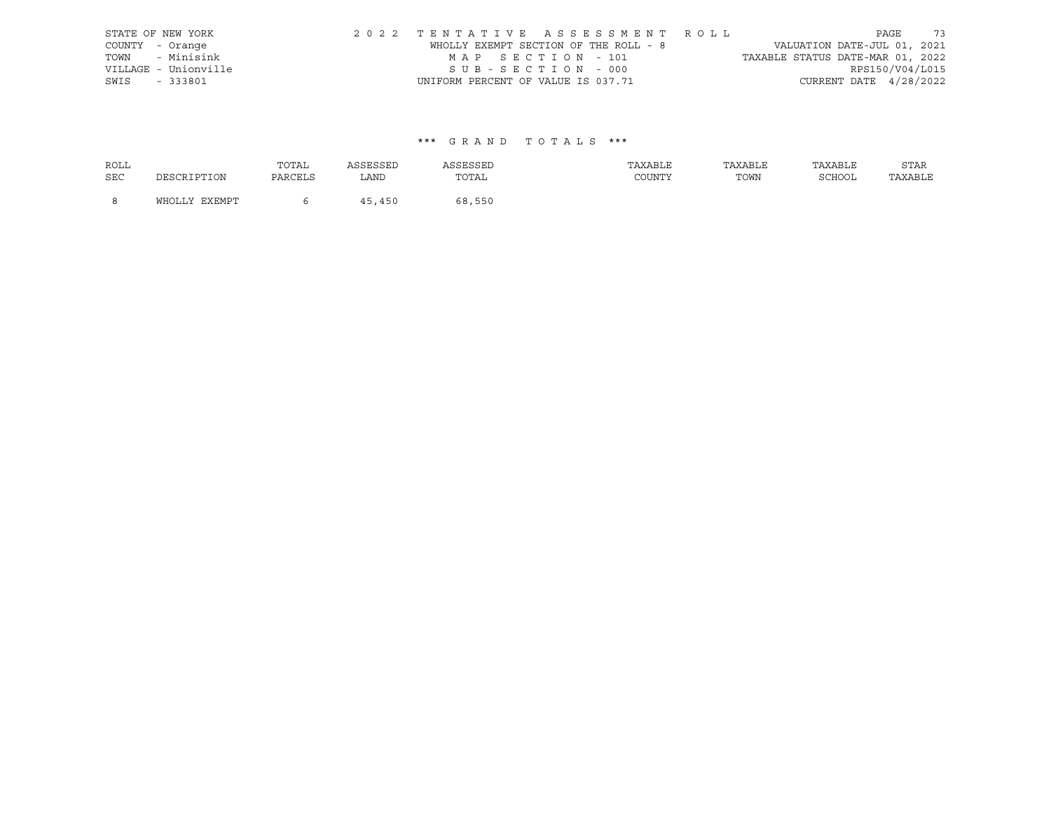STATE OF NEW YORK
COUNTY - Orange
TOWN - Minisink
VILLAGE - Unionville
SWIS - 333801

2 0 2 2 T E N T A T I V E A S S E S S M E N T R O L L
WHOLLY EXEMPT SECTION OF THE ROLL - 8
M A P S E C T I O N - 101
S U B - S E C T I O N - 000
UNIFORM PERCENT OF VALUE IS 037.71

VALUATION DATE-JUL 01, 2021
TAXABLE STATUS DATE-MAR 01, 2022
RPS150/V04/L015
CURRENT DATE 4/28/2022

\*\*\* G R A N D T O T A L S \*\*\*

| ROLL SEC | DESCRIPTION | TOTAL PARCELS | ASSESSED LAND | ASSESSED TOTAL | TAXABLE COUNTY | TAXABLE TOWN | TAXABLE SCHOOL | STAR TAXABLE |
|---|---|---|---|---|---|---|---|---|
| 8 | WHOLLY EXEMPT | 6 | 45,450 | 68,550 | | | | |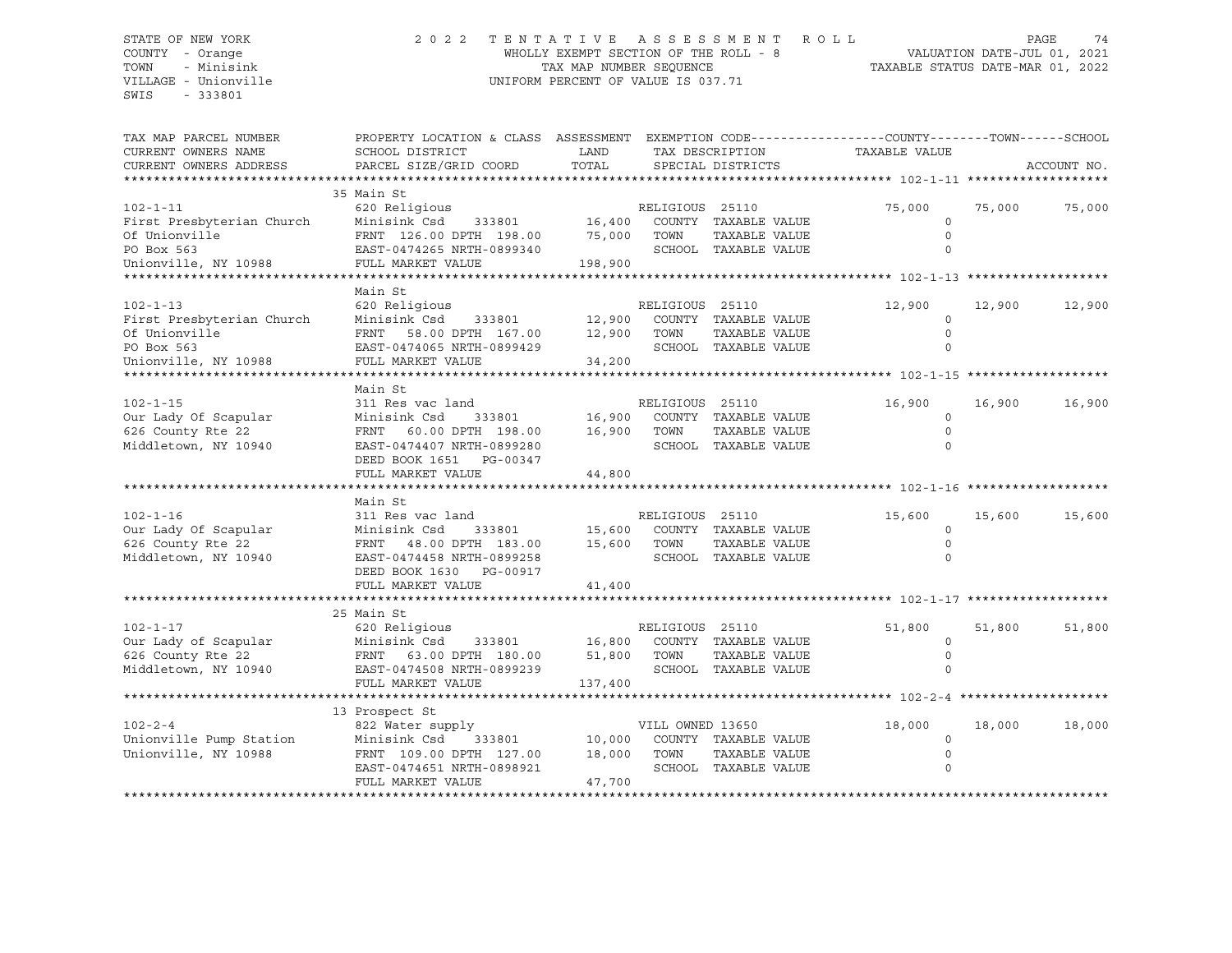STATE OF NEW YORK
COUNTY - Orange
TOWN - Minisink
VILLAGE - Unionville
SWIS - 333801

2022 TENTATIVE ASSESSMENT ROLL
WHOLLY EXEMPT SECTION OF THE ROLL - 8
TAX MAP NUMBER SEQUENCE
UNIFORM PERCENT OF VALUE IS 037.71

VALUATION DATE-JUL 01, 2021
TAXABLE STATUS DATE-MAR 01, 2022

| TAX MAP PARCEL NUMBER / CURRENT OWNERS NAME / CURRENT OWNERS ADDRESS | PROPERTY LOCATION & CLASS / SCHOOL DISTRICT / PARCEL SIZE/GRID COORD | ASSESSMENT LAND / TOTAL | EXEMPTION CODE / TAX DESCRIPTION / SPECIAL DISTRICTS | COUNTY TAXABLE VALUE | TOWN | SCHOOL |
|---|---|---|---|---|---|---|
| **102-1-11** | 35 Main St | | | | | |
| 102-1-11 | 620 Religious | | RELIGIOUS 25110 | 75,000 | 75,000 | 75,000 |
| First Presbyterian Church | Minisink Csd 333801 | 16,400 | COUNTY TAXABLE VALUE | 0 | | |
| Of Unionville | FRNT 126.00 DPTH 198.00 | 75,000 | TOWN TAXABLE VALUE | 0 | | |
| PO Box 563 | EAST-0474265 NRTH-0899340 | | SCHOOL TAXABLE VALUE | 0 | | |
| Unionville, NY 10988 | FULL MARKET VALUE | 198,900 | | | | |
| **102-1-13** | Main St | | | | | |
| 102-1-13 | 620 Religious | | RELIGIOUS 25110 | 12,900 | 12,900 | 12,900 |
| First Presbyterian Church | Minisink Csd 333801 | 12,900 | COUNTY TAXABLE VALUE | 0 | | |
| Of Unionville | FRNT 58.00 DPTH 167.00 | 12,900 | TOWN TAXABLE VALUE | 0 | | |
| PO Box 563 | EAST-0474065 NRTH-0899429 | | SCHOOL TAXABLE VALUE | 0 | | |
| Unionville, NY 10988 | FULL MARKET VALUE | 34,200 | | | | |
| **102-1-15** | Main St | | | | | |
| 102-1-15 | 311 Res vac land | | RELIGIOUS 25110 | 16,900 | 16,900 | 16,900 |
| Our Lady Of Scapular | Minisink Csd 333801 | 16,900 | COUNTY TAXABLE VALUE | 0 | | |
| 626 County Rte 22 | FRNT 60.00 DPTH 198.00 | 16,900 | TOWN TAXABLE VALUE | 0 | | |
| Middletown, NY 10940 | EAST-0474407 NRTH-0899280 | | SCHOOL TAXABLE VALUE | 0 | | |
| | DEED BOOK 1651 PG-00347 | | | | | |
| | FULL MARKET VALUE | 44,800 | | | | |
| **102-1-16** | Main St | | | | | |
| 102-1-16 | 311 Res vac land | | RELIGIOUS 25110 | 15,600 | 15,600 | 15,600 |
| Our Lady Of Scapular | Minisink Csd 333801 | 15,600 | COUNTY TAXABLE VALUE | 0 | | |
| 626 County Rte 22 | FRNT 48.00 DPTH 183.00 | 15,600 | TOWN TAXABLE VALUE | 0 | | |
| Middletown, NY 10940 | EAST-0474458 NRTH-0899258 | | SCHOOL TAXABLE VALUE | 0 | | |
| | DEED BOOK 1630 PG-00917 | | | | | |
| | FULL MARKET VALUE | 41,400 | | | | |
| **102-1-17** | 25 Main St | | | | | |
| 102-1-17 | 620 Religious | | RELIGIOUS 25110 | 51,800 | 51,800 | 51,800 |
| Our Lady of Scapular | Minisink Csd 333801 | 16,800 | COUNTY TAXABLE VALUE | 0 | | |
| 626 County Rte 22 | FRNT 63.00 DPTH 180.00 | 51,800 | TOWN TAXABLE VALUE | 0 | | |
| Middletown, NY 10940 | EAST-0474508 NRTH-0899239 | | SCHOOL TAXABLE VALUE | 0 | | |
| | FULL MARKET VALUE | 137,400 | | | | |
| **102-2-4** | 13 Prospect St | | | | | |
| 102-2-4 | 822 Water supply | | VILL OWNED 13650 | 18,000 | 18,000 | 18,000 |
| Unionville Pump Station | Minisink Csd 333801 | 10,000 | COUNTY TAXABLE VALUE | 0 | | |
| Unionville, NY 10988 | FRNT 109.00 DPTH 127.00 | 18,000 | TOWN TAXABLE VALUE | 0 | | |
| | EAST-0474651 NRTH-0898921 | | SCHOOL TAXABLE VALUE | 0 | | |
| | FULL MARKET VALUE | 47,700 | | | | |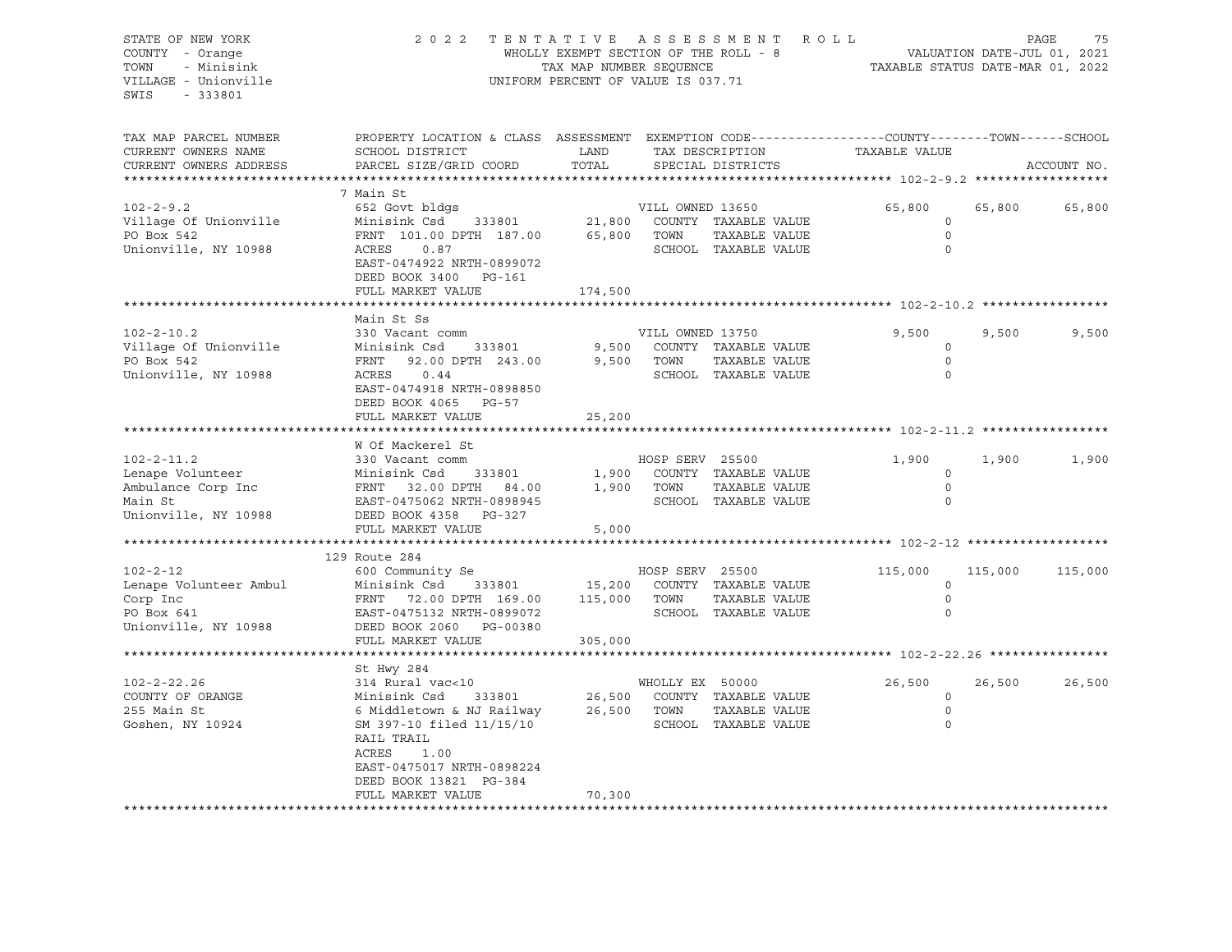STATE OF NEW YORK
COUNTY - Orange
TOWN - Minisink
VILLAGE - Unionville
SWIS - 333801

2022 TENTATIVE ASSESSMENT ROLL
WHOLLY EXEMPT SECTION OF THE ROLL - 8
TAX MAP NUMBER SEQUENCE
UNIFORM PERCENT OF VALUE IS 037.71

VALUATION DATE-JUL 01, 2021
TAXABLE STATUS DATE-MAR 01, 2022

| TAX MAP PARCEL NUMBER / CURRENT OWNERS NAME / CURRENT OWNERS ADDRESS | PROPERTY LOCATION & CLASS / SCHOOL DISTRICT / PARCEL SIZE/GRID COORD | ASSESSMENT LAND | TOTAL | EXEMPTION CODE / TAX DESCRIPTION / SPECIAL DISTRICTS | COUNTY TAXABLE VALUE | TOWN | SCHOOL |
|---|---|---|---|---|---|---|---|
| **102-2-9.2** | 7 Main St | | | | | | |
| 102-2-9.2 | 652 Govt bldgs | | | VILL OWNED 13650 | 65,800 | 65,800 | 65,800 |
| Village Of Unionville | Minisink Csd 333801 | 21,800 | | COUNTY TAXABLE VALUE | 0 | | |
| PO Box 542 | FRNT 101.00 DPTH 187.00 | | 65,800 | TOWN TAXABLE VALUE | 0 | | |
| Unionville, NY 10988 | ACRES 0.87 | | | SCHOOL TAXABLE VALUE | 0 | | |
| | EAST-0474922 NRTH-0899072 | | | | | | |
| | DEED BOOK 3400 PG-161 | | | | | | |
| | FULL MARKET VALUE | | 174,500 | | | | |
| **102-2-10.2** | Main St Ss | | | | | | |
| 102-2-10.2 | 330 Vacant comm | | | VILL OWNED 13750 | 9,500 | 9,500 | 9,500 |
| Village Of Unionville | Minisink Csd 333801 | 9,500 | | COUNTY TAXABLE VALUE | 0 | | |
| PO Box 542 | FRNT 92.00 DPTH 243.00 | | 9,500 | TOWN TAXABLE VALUE | 0 | | |
| Unionville, NY 10988 | ACRES 0.44 | | | SCHOOL TAXABLE VALUE | 0 | | |
| | EAST-0474918 NRTH-0898850 | | | | | | |
| | DEED BOOK 4065 PG-57 | | | | | | |
| | FULL MARKET VALUE | | 25,200 | | | | |
| **102-2-11.2** | W Of Mackerel St | | | | | | |
| 102-2-11.2 | 330 Vacant comm | | | HOSP SERV 25500 | 1,900 | 1,900 | 1,900 |
| Lenape Volunteer | Minisink Csd 333801 | 1,900 | | COUNTY TAXABLE VALUE | 0 | | |
| Ambulance Corp Inc | FRNT 32.00 DPTH 84.00 | | 1,900 | TOWN TAXABLE VALUE | 0 | | |
| Main St | EAST-0475062 NRTH-0898945 | | | SCHOOL TAXABLE VALUE | 0 | | |
| Unionville, NY 10988 | DEED BOOK 4358 PG-327 | | | | | | |
| | FULL MARKET VALUE | | 5,000 | | | | |
| **102-2-12** | 129 Route 284 | | | | | | |
| 102-2-12 | 600 Community Se | | | HOSP SERV 25500 | 115,000 | 115,000 | 115,000 |
| Lenape Volunteer Ambul | Minisink Csd 333801 | 15,200 | | COUNTY TAXABLE VALUE | 0 | | |
| Corp Inc | FRNT 72.00 DPTH 169.00 | | 115,000 | TOWN TAXABLE VALUE | 0 | | |
| PO Box 641 | EAST-0475132 NRTH-0899072 | | | SCHOOL TAXABLE VALUE | 0 | | |
| Unionville, NY 10988 | DEED BOOK 2060 PG-00380 | | | | | | |
| | FULL MARKET VALUE | | 305,000 | | | | |
| **102-2-22.26** | St Hwy 284 | | | | | | |
| 102-2-22.26 | 314 Rural vac<10 | | | WHOLLY EX 50000 | 26,500 | 26,500 | 26,500 |
| COUNTY OF ORANGE | Minisink Csd 333801 | 26,500 | | COUNTY TAXABLE VALUE | 0 | | |
| 255 Main St | 6 Middletown & NJ Railway | | 26,500 | TOWN TAXABLE VALUE | 0 | | |
| Goshen, NY 10924 | SM 397-10 filed 11/15/10 | | | SCHOOL TAXABLE VALUE | 0 | | |
| | RAIL TRAIL | | | | | | |
| | ACRES 1.00 | | | | | | |
| | EAST-0475017 NRTH-0898224 | | | | | | |
| | DEED BOOK 13821 PG-384 | | | | | | |
| | FULL MARKET VALUE | | 70,300 | | | | |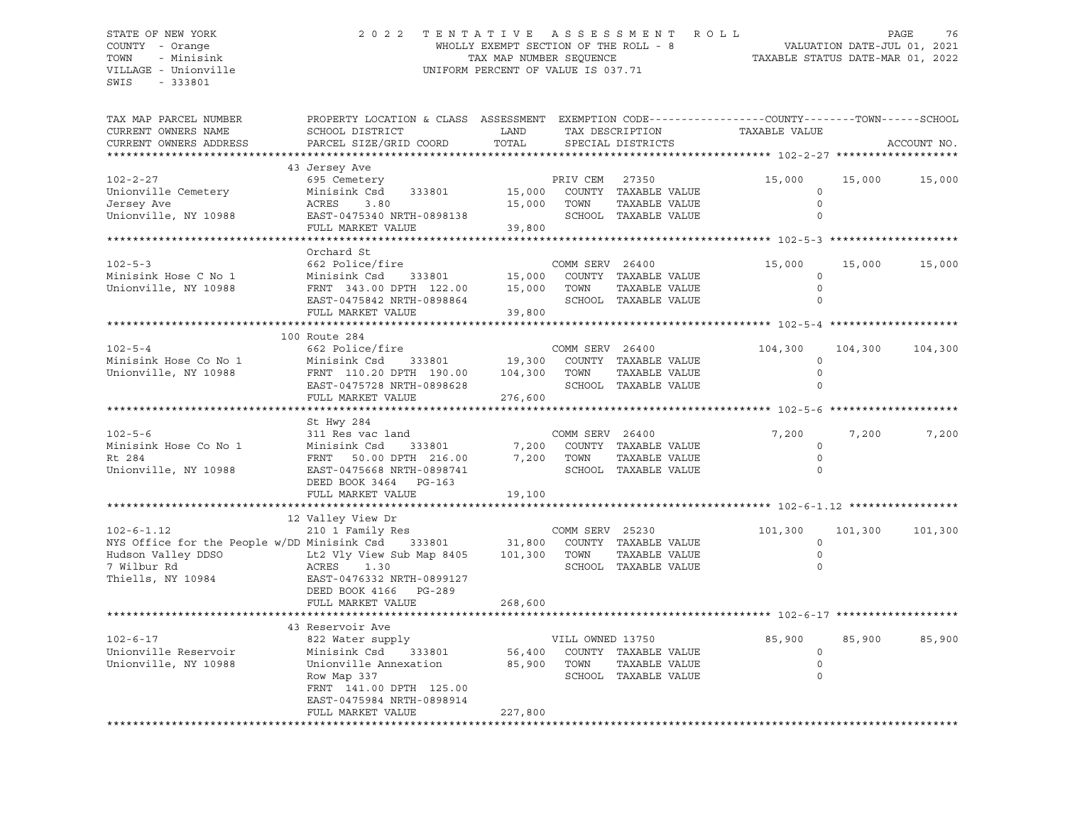STATE OF NEW YORK
COUNTY - Orange
TOWN - Minisink
VILLAGE - Unionville
SWIS - 333801

2022 TENTATIVE ASSESSMENT ROLL
WHOLLY EXEMPT SECTION OF THE ROLL - 8
TAX MAP NUMBER SEQUENCE
UNIFORM PERCENT OF VALUE IS 037.71

VALUATION DATE-JUL 01, 2021
TAXABLE STATUS DATE-MAR 01, 2022

| TAX MAP PARCEL NUMBER / CURRENT OWNERS NAME / CURRENT OWNERS ADDRESS | PROPERTY LOCATION & CLASS / SCHOOL DISTRICT / PARCEL SIZE/GRID COORD | ASSESSMENT LAND | TOTAL | EXEMPTION CODE / TAX DESCRIPTION / SPECIAL DISTRICTS | COUNTY TAXABLE VALUE | TOWN | SCHOOL |
|---|---|---|---|---|---|---|---|
| **102-2-27** | 43 Jersey Ave | | | | | | |
| 102-2-27 | 695 Cemetery | | | PRIV CEM 27350 | 15,000 | 15,000 | 15,000 |
| Unionville Cemetery | Minisink Csd 333801 | 15,000 | | COUNTY TAXABLE VALUE | 0 | | |
| Jersey Ave | ACRES 3.80 | | 15,000 | TOWN TAXABLE VALUE | 0 | | |
| Unionville, NY 10988 | EAST-0475340 NRTH-0898138 | | | SCHOOL TAXABLE VALUE | 0 | | |
| | FULL MARKET VALUE | | 39,800 | | | | |
| **102-5-3** | Orchard St | | | | | | |
| 102-5-3 | 662 Police/fire | | | COMM SERV 26400 | 15,000 | 15,000 | 15,000 |
| Minisink Hose C No 1 | Minisink Csd 333801 | 15,000 | | COUNTY TAXABLE VALUE | 0 | | |
| Unionville, NY 10988 | FRNT 343.00 DPTH 122.00 | | 15,000 | TOWN TAXABLE VALUE | 0 | | |
| | EAST-0475842 NRTH-0898864 | | | SCHOOL TAXABLE VALUE | 0 | | |
| | FULL MARKET VALUE | | 39,800 | | | | |
| **102-5-4** | 100 Route 284 | | | | | | |
| 102-5-4 | 662 Police/fire | | | COMM SERV 26400 | 104,300 | 104,300 | 104,300 |
| Minisink Hose Co No 1 | Minisink Csd 333801 | 19,300 | | COUNTY TAXABLE VALUE | 0 | | |
| Unionville, NY 10988 | FRNT 110.20 DPTH 190.00 | | 104,300 | TOWN TAXABLE VALUE | 0 | | |
| | EAST-0475728 NRTH-0898628 | | | SCHOOL TAXABLE VALUE | 0 | | |
| | FULL MARKET VALUE | | 276,600 | | | | |
| **102-5-6** | St Hwy 284 | | | | | | |
| 102-5-6 | 311 Res vac land | | | COMM SERV 26400 | 7,200 | 7,200 | 7,200 |
| Minisink Hose Co No 1 | Minisink Csd 333801 | 7,200 | | COUNTY TAXABLE VALUE | 0 | | |
| Rt 284 | FRNT 50.00 DPTH 216.00 | | 7,200 | TOWN TAXABLE VALUE | 0 | | |
| Unionville, NY 10988 | EAST-0475668 NRTH-0898741 | | | SCHOOL TAXABLE VALUE | 0 | | |
| | DEED BOOK 3464 PG-163 | | | | | | |
| | FULL MARKET VALUE | | 19,100 | | | | |
| **102-6-1.12** | 12 Valley View Dr | | | | | | |
| 102-6-1.12 | 210 1 Family Res | | | COMM SERV 25230 | 101,300 | 101,300 | 101,300 |
| NYS Office for the People w/DD | Minisink Csd 333801 | 31,800 | | COUNTY TAXABLE VALUE | 0 | | |
| Hudson Valley DDSO | Lt2 Vly View Sub Map 8405 | | 101,300 | TOWN TAXABLE VALUE | 0 | | |
| 7 Wilbur Rd | ACRES 1.30 | | | SCHOOL TAXABLE VALUE | 0 | | |
| Thiells, NY 10984 | EAST-0476332 NRTH-0899127 | | | | | | |
| | DEED BOOK 4166 PG-289 | | | | | | |
| | FULL MARKET VALUE | | 268,600 | | | | |
| **102-6-17** | 43 Reservoir Ave | | | | | | |
| 102-6-17 | 822 Water supply | | | VILL OWNED 13750 | 85,900 | 85,900 | 85,900 |
| Unionville Reservoir | Minisink Csd 333801 | 56,400 | | COUNTY TAXABLE VALUE | 0 | | |
| Unionville, NY 10988 | Unionville Annexation | | 85,900 | TOWN TAXABLE VALUE | 0 | | |
| | Row Map 337 | | | SCHOOL TAXABLE VALUE | 0 | | |
| | FRNT 141.00 DPTH 125.00 | | | | | | |
| | EAST-0475984 NRTH-0898914 | | | | | | |
| | FULL MARKET VALUE | | 227,800 | | | | |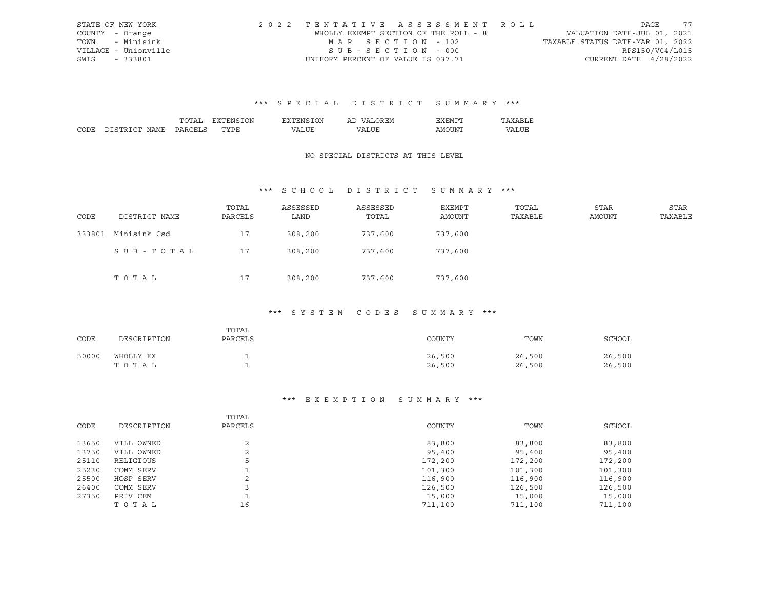STATE OF NEW YORK
COUNTY - Orange
TOWN - Minisink
VILLAGE - Unionville
SWIS - 333801

2022 TENTATIVE ASSESSMENT ROLL
WHOLLY EXEMPT SECTION OF THE ROLL - 8
MAP SECTION - 102
SUB-SECTION - 000
UNIFORM PERCENT OF VALUE IS 037.71

VALUATION DATE-JUL 01, 2021
TAXABLE STATUS DATE-MAR 01, 2022
RPS150/V04/L015
CURRENT DATE 4/28/2022

## *** SPECIAL DISTRICT SUMMARY ***

| CODE | DISTRICT NAME | TOTAL PARCELS | EXTENSION TYPE | EXTENSION VALUE | AD VALOREM VALUE | EXEMPT AMOUNT | TAXABLE VALUE |
|---|---|---|---|---|---|---|---|

NO SPECIAL DISTRICTS AT THIS LEVEL

## *** SCHOOL DISTRICT SUMMARY ***

| CODE | DISTRICT NAME | TOTAL PARCELS | ASSESSED LAND | ASSESSED TOTAL | EXEMPT AMOUNT | TOTAL TAXABLE | STAR AMOUNT | STAR TAXABLE |
|---|---|---|---|---|---|---|---|---|
| 333801 | Minisink Csd | 17 | 308,200 | 737,600 | 737,600 | | | |
| | SUB-TOTAL | 17 | 308,200 | 737,600 | 737,600 | | | |
| | TOTAL | 17 | 308,200 | 737,600 | 737,600 | | | |

## *** SYSTEM CODES SUMMARY ***

| CODE | DESCRIPTION | TOTAL PARCELS | COUNTY | TOWN | SCHOOL |
|---|---|---|---|---|---|
| 50000 | WHOLLY EX | 1 | 26,500 | 26,500 | 26,500 |
| | TOTAL | 1 | 26,500 | 26,500 | 26,500 |

## *** EXEMPTION SUMMARY ***

| CODE | DESCRIPTION | TOTAL PARCELS | COUNTY | TOWN | SCHOOL |
|---|---|---|---|---|---|
| 13650 | VILL OWNED | 2 | 83,800 | 83,800 | 83,800 |
| 13750 | VILL OWNED | 2 | 95,400 | 95,400 | 95,400 |
| 25110 | RELIGIOUS | 5 | 172,200 | 172,200 | 172,200 |
| 25230 | COMM SERV | 1 | 101,300 | 101,300 | 101,300 |
| 25500 | HOSP SERV | 2 | 116,900 | 116,900 | 116,900 |
| 26400 | COMM SERV | 3 | 126,500 | 126,500 | 126,500 |
| 27350 | PRIV CEM | 1 | 15,000 | 15,000 | 15,000 |
| | TOTAL | 16 | 711,100 | 711,100 | 711,100 |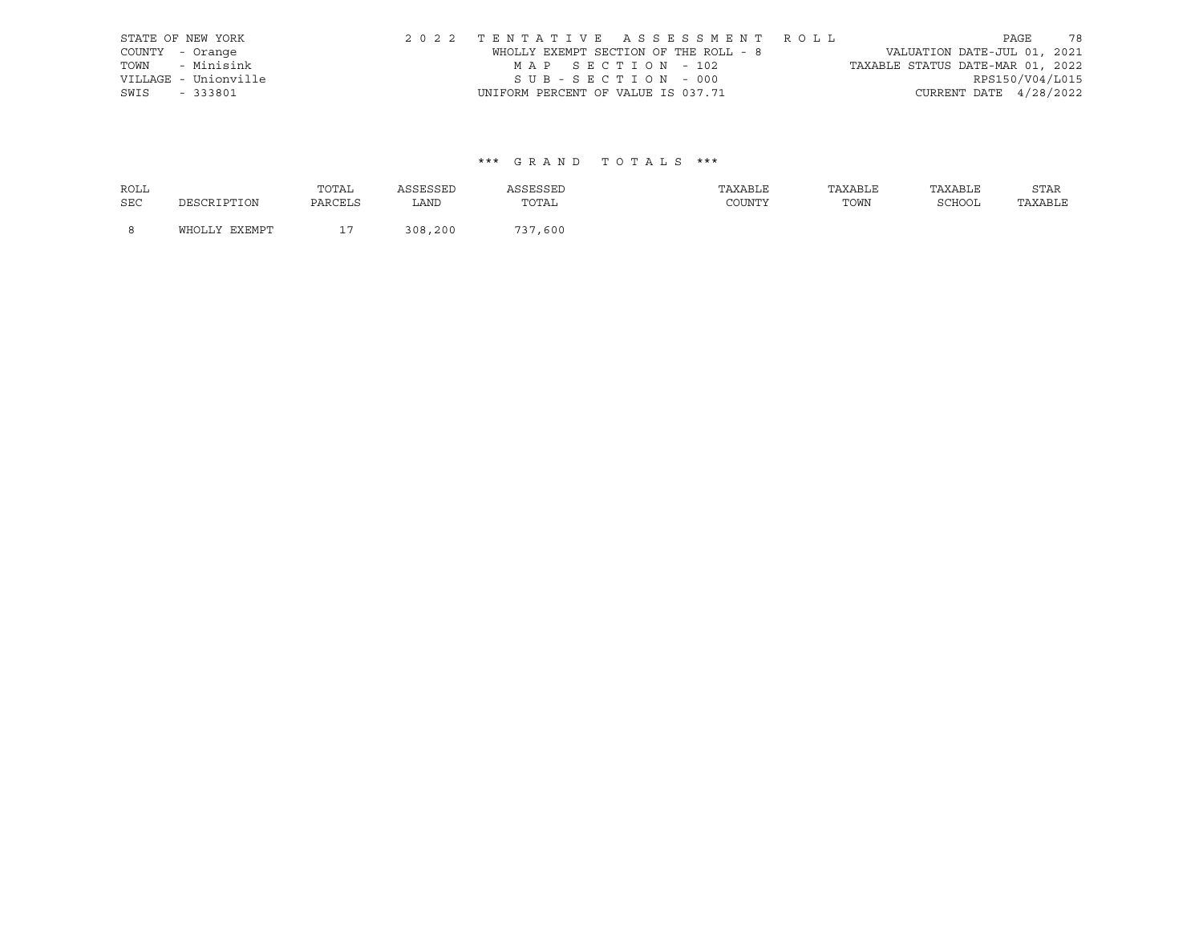STATE OF NEW YORK
COUNTY - Orange
TOWN - Minisink
VILLAGE - Unionville
SWIS - 333801

2 0 2 2 T E N T A T I V E A S S E S S M E N T R O L L
WHOLLY EXEMPT SECTION OF THE ROLL - 8
M A P S E C T I O N - 102
S U B - S E C T I O N - 000
UNIFORM PERCENT OF VALUE IS 037.71

VALUATION DATE-JUL 01, 2021
TAXABLE STATUS DATE-MAR 01, 2022
RPS150/V04/L015
CURRENT DATE 4/28/2022

\*\*\* G R A N D T O T A L S \*\*\*

| ROLL SEC | DESCRIPTION | TOTAL PARCELS | ASSESSED LAND | ASSESSED TOTAL | TAXABLE COUNTY | TAXABLE TOWN | TAXABLE SCHOOL | STAR TAXABLE |
|---|---|---|---|---|---|---|---|---|
| 8 | WHOLLY EXEMPT | 17 | 308,200 | 737,600 | | | | |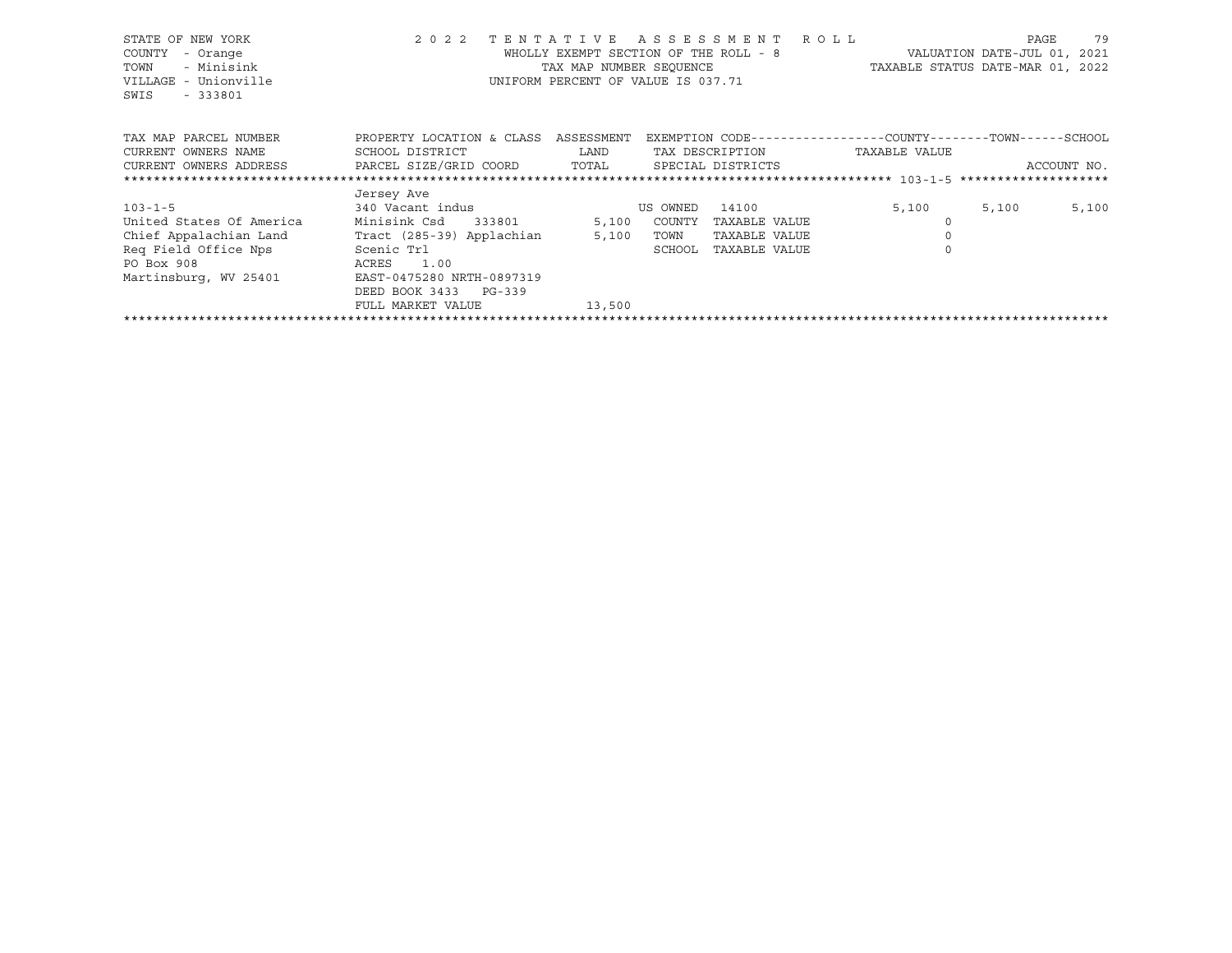STATE OF NEW YORK — 2022 TENTATIVE ASSESSMENT ROLL
COUNTY - Orange — WHOLLY EXEMPT SECTION OF THE ROLL - 8 — VALUATION DATE-JUL 01, 2021
TOWN - Minisink — TAX MAP NUMBER SEQUENCE — TAXABLE STATUS DATE-MAR 01, 2022
VILLAGE - Unionville — UNIFORM PERCENT OF VALUE IS 037.71
SWIS - 333801

| TAX MAP PARCEL NUMBER / CURRENT OWNERS NAME / CURRENT OWNERS ADDRESS | PROPERTY LOCATION & CLASS / SCHOOL DISTRICT / PARCEL SIZE/GRID COORD | ASSESSMENT LAND / TOTAL | EXEMPTION CODE / TAX DESCRIPTION / SPECIAL DISTRICTS | COUNTY / TAXABLE VALUE | TOWN | SCHOOL / ACCOUNT NO. |
|---|---|---|---|---|---|---|
| 103-1-5 | Jersey Ave | | | | | |
| | 340 Vacant indus | | US OWNED 14100 | 5,100 | 5,100 | 5,100 |
| United States Of America | Minisink Csd 333801 | 5,100 | COUNTY TAXABLE VALUE | 0 | | |
| Chief Appalachian Land | Tract (285-39) Applachian | 5,100 | TOWN TAXABLE VALUE | 0 | | |
| Req Field Office Nps | Scenic Trl | | SCHOOL TAXABLE VALUE | 0 | | |
| PO Box 908 | ACRES 1.00 | | | | | |
| Martinsburg, WV 25401 | EAST-0475280 NRTH-0897319 | | | | | |
| | DEED BOOK 3433 PG-339 | | | | | |
| | FULL MARKET VALUE | 13,500 | | | | |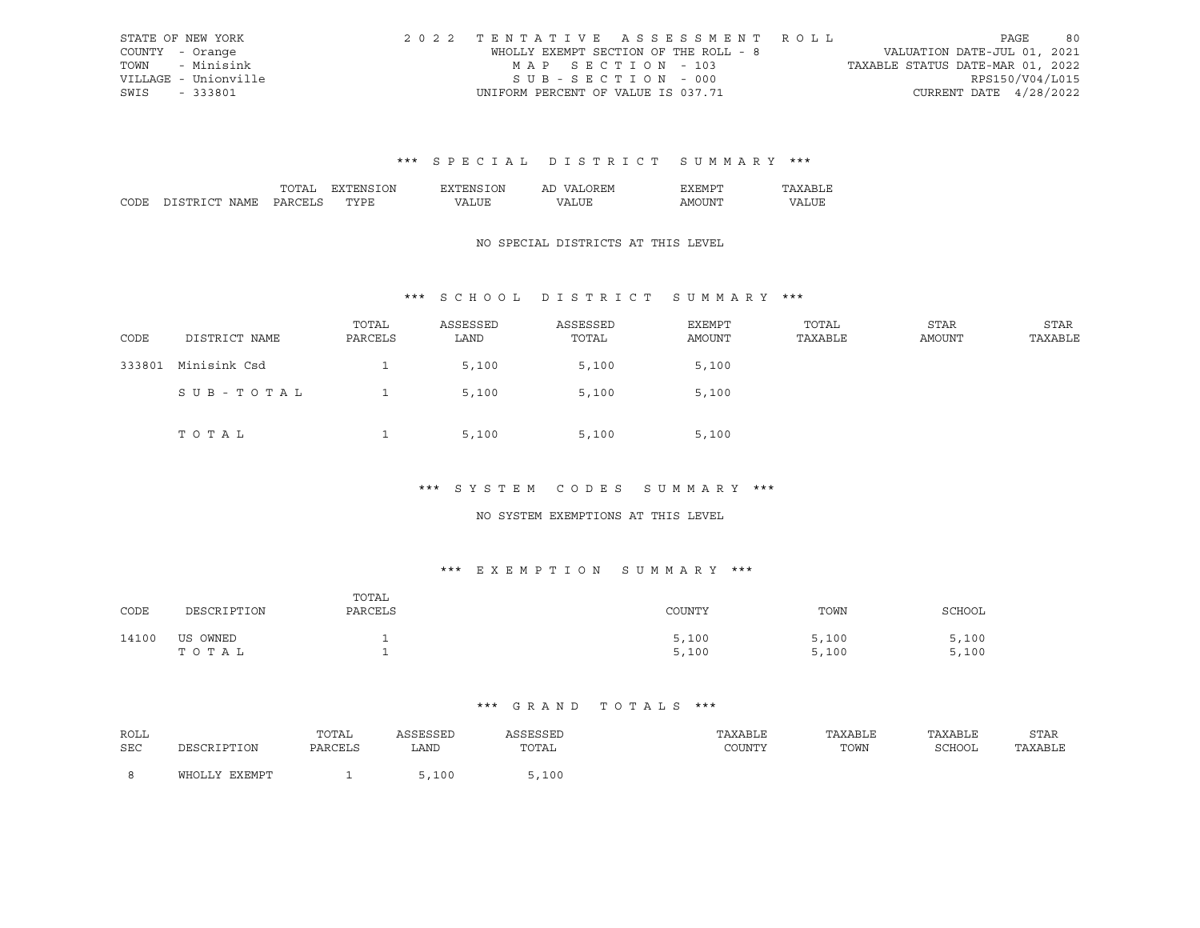STATE OF NEW YORK
COUNTY - Orange
TOWN - Minisink
VILLAGE - Unionville
SWIS - 333801

2022 TENTATIVE ASSESSMENT ROLL
WHOLLY EXEMPT SECTION OF THE ROLL - 8
MAP SECTION - 103
SUB-SECTION - 000
UNIFORM PERCENT OF VALUE IS 037.71

VALUATION DATE-JUL 01, 2021
TAXABLE STATUS DATE-MAR 01, 2022
RPS150/V04/L015
CURRENT DATE 4/28/2022

## *** SPECIAL DISTRICT SUMMARY ***

| CODE | DISTRICT NAME | TOTAL PARCELS | EXTENSION TYPE | EXTENSION VALUE | AD VALOREM VALUE | EXEMPT AMOUNT | TAXABLE VALUE |
|---|---|---|---|---|---|---|---|

NO SPECIAL DISTRICTS AT THIS LEVEL

## *** SCHOOL DISTRICT SUMMARY ***

| CODE | DISTRICT NAME | TOTAL PARCELS | ASSESSED LAND | ASSESSED TOTAL | EXEMPT AMOUNT | TOTAL TAXABLE | STAR AMOUNT | STAR TAXABLE |
|---|---|---|---|---|---|---|---|---|
| 333801 | Minisink Csd | 1 | 5,100 | 5,100 | 5,100 | | | |
| | SUB-TOTAL | 1 | 5,100 | 5,100 | 5,100 | | | |
| | TOTAL | 1 | 5,100 | 5,100 | 5,100 | | | |

## *** SYSTEM CODES SUMMARY ***

NO SYSTEM EXEMPTIONS AT THIS LEVEL

## *** EXEMPTION SUMMARY ***

| CODE | DESCRIPTION | TOTAL PARCELS | COUNTY | TOWN | SCHOOL |
|---|---|---|---|---|---|
| 14100 | US OWNED | 1 | 5,100 | 5,100 | 5,100 |
| | TOTAL | 1 | 5,100 | 5,100 | 5,100 |

## *** GRAND TOTALS ***

| ROLL SEC | DESCRIPTION | TOTAL PARCELS | ASSESSED LAND | ASSESSED TOTAL | TAXABLE COUNTY | TAXABLE TOWN | TAXABLE SCHOOL | STAR TAXABLE |
|---|---|---|---|---|---|---|---|---|
| 8 | WHOLLY EXEMPT | 1 | 5,100 | 5,100 | | | | |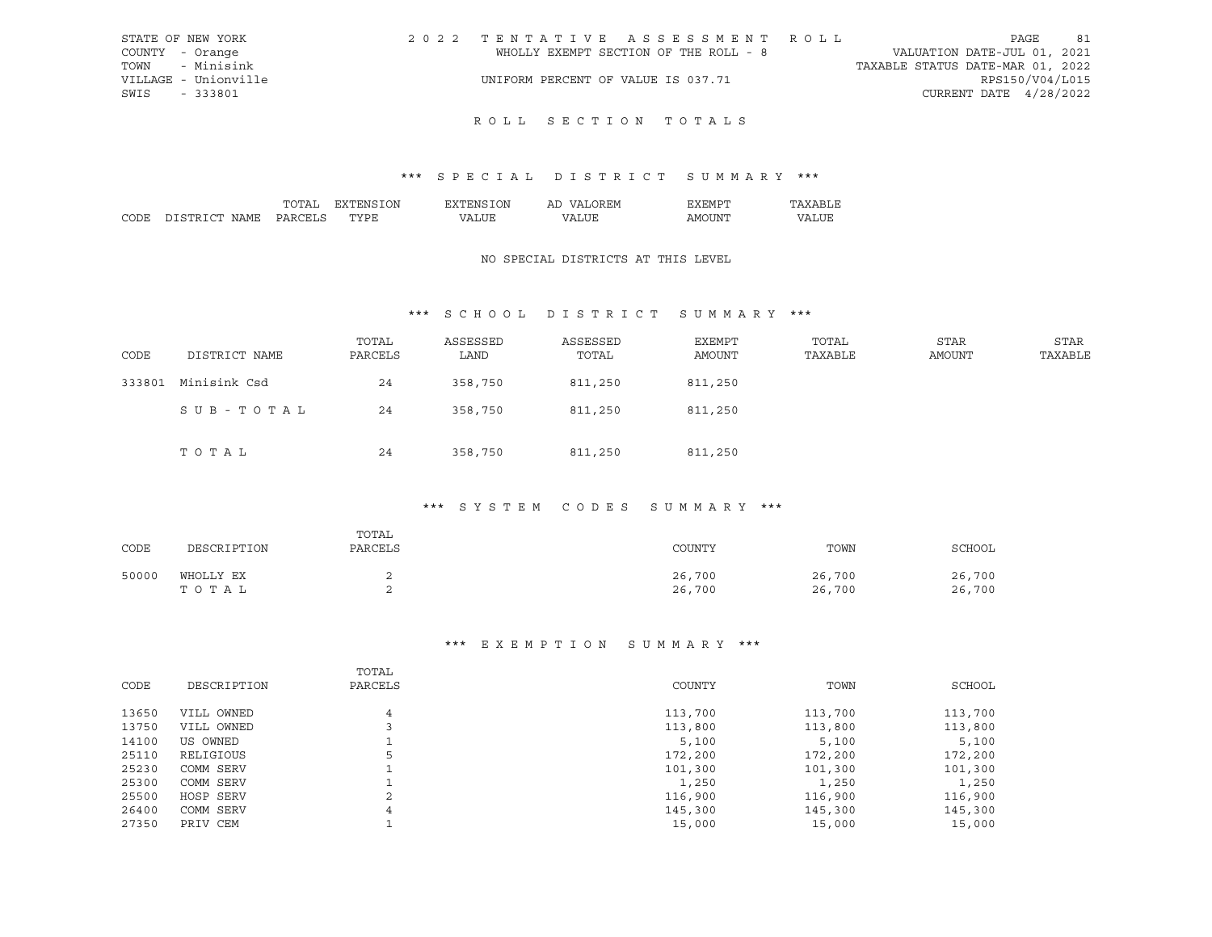STATE OF NEW YORK
COUNTY - Orange
TOWN - Minisink
VILLAGE - Unionville
SWIS - 333801

2022 TENTATIVE ASSESSMENT ROLL
WHOLLY EXEMPT SECTION OF THE ROLL - 8
UNIFORM PERCENT OF VALUE IS 037.71

VALUATION DATE-JUL 01, 2021
TAXABLE STATUS DATE-MAR 01, 2022
RPS150/V04/L015
CURRENT DATE 4/28/2022

# ROLL SECTION TOTALS

## *** SPECIAL DISTRICT SUMMARY ***

| CODE | DISTRICT NAME | TOTAL PARCELS | EXTENSION TYPE | EXTENSION VALUE | AD VALOREM VALUE | EXEMPT AMOUNT | TAXABLE VALUE |
|---|---|---|---|---|---|---|---|

NO SPECIAL DISTRICTS AT THIS LEVEL

## *** SCHOOL DISTRICT SUMMARY ***

| CODE | DISTRICT NAME | TOTAL PARCELS | ASSESSED LAND | ASSESSED TOTAL | EXEMPT AMOUNT | TOTAL TAXABLE | STAR AMOUNT | STAR TAXABLE |
|---|---|---|---|---|---|---|---|---|
| 333801 | Minisink Csd | 24 | 358,750 | 811,250 | 811,250 | | | |
| | SUB-TOTAL | 24 | 358,750 | 811,250 | 811,250 | | | |
| | TOTAL | 24 | 358,750 | 811,250 | 811,250 | | | |

## *** SYSTEM CODES SUMMARY ***

| CODE | DESCRIPTION | TOTAL PARCELS | COUNTY | TOWN | SCHOOL |
|---|---|---|---|---|---|
| 50000 | WHOLLY EX | 2 | 26,700 | 26,700 | 26,700 |
| | TOTAL | 2 | 26,700 | 26,700 | 26,700 |

## *** EXEMPTION SUMMARY ***

| CODE | DESCRIPTION | TOTAL PARCELS | COUNTY | TOWN | SCHOOL |
|---|---|---|---|---|---|
| 13650 | VILL OWNED | 4 | 113,700 | 113,700 | 113,700 |
| 13750 | VILL OWNED | 3 | 113,800 | 113,800 | 113,800 |
| 14100 | US OWNED | 1 | 5,100 | 5,100 | 5,100 |
| 25110 | RELIGIOUS | 5 | 172,200 | 172,200 | 172,200 |
| 25230 | COMM SERV | 1 | 101,300 | 101,300 | 101,300 |
| 25300 | COMM SERV | 1 | 1,250 | 1,250 | 1,250 |
| 25500 | HOSP SERV | 2 | 116,900 | 116,900 | 116,900 |
| 26400 | COMM SERV | 4 | 145,300 | 145,300 | 145,300 |
| 27350 | PRIV CEM | 1 | 15,000 | 15,000 | 15,000 |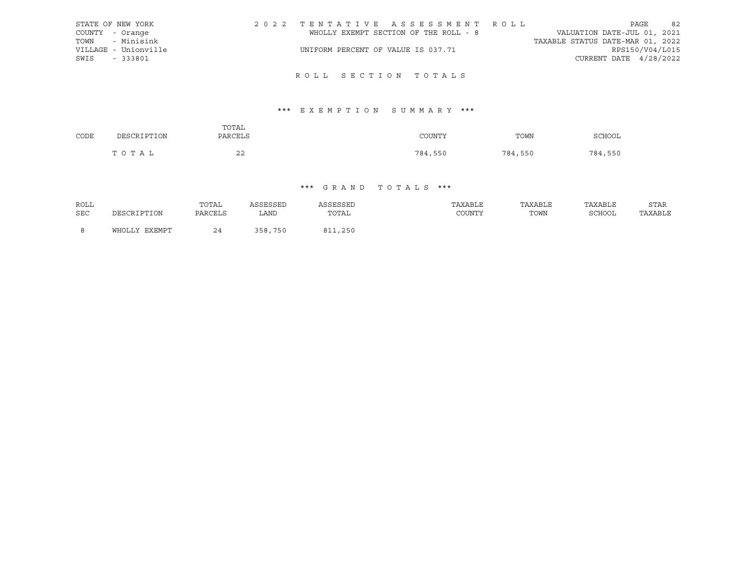STATE OF NEW YORK
COUNTY - Orange
TOWN - Minisink
VILLAGE - Unionville
SWIS - 333801

2022 TENTATIVE ASSESSMENT ROLL
WHOLLY EXEMPT SECTION OF THE ROLL - 8
UNIFORM PERCENT OF VALUE IS 037.71

VALUATION DATE-JUL 01, 2021
TAXABLE STATUS DATE-MAR 01, 2022
RPS150/V04/L015
CURRENT DATE 4/28/2022

## ROLL SECTION TOTALS

### *** EXEMPTION SUMMARY ***

| CODE | DESCRIPTION | TOTAL PARCELS | COUNTY | TOWN | SCHOOL |
|---|---|---|---|---|---|
| | T O T A L | 22 | 784,550 | 784,550 | 784,550 |

### *** GRAND TOTALS ***

| ROLL SEC | DESCRIPTION | TOTAL PARCELS | ASSESSED LAND | ASSESSED TOTAL | TAXABLE COUNTY | TAXABLE TOWN | TAXABLE SCHOOL | STAR TAXABLE |
|---|---|---|---|---|---|---|---|---|
| 8 | WHOLLY EXEMPT | 24 | 358,750 | 811,250 | | | | |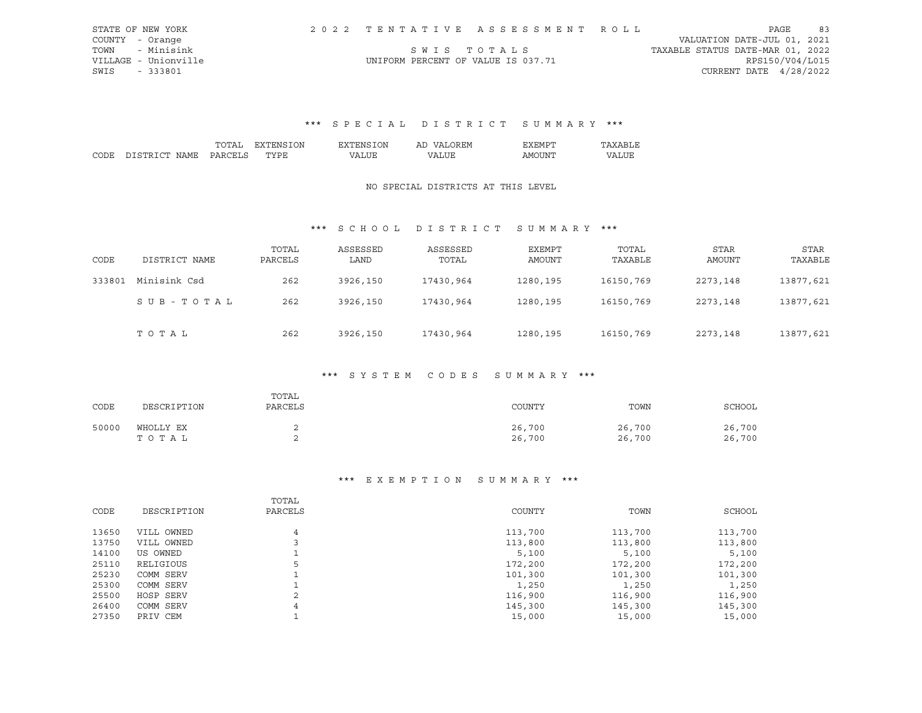STATE OF NEW YORK | COUNTY - Orange | TOWN - Minisink | VILLAGE - Unionville | SWIS - 333801

2022 TENTATIVE ASSESSMENT ROLL

SWIS TOTALS

UNIFORM PERCENT OF VALUE IS 037.71

VALUATION DATE-JUL 01, 2021
TAXABLE STATUS DATE-MAR 01, 2022
RPS150/V04/L015
CURRENT DATE 4/28/2022

## *** SPECIAL DISTRICT SUMMARY ***

| CODE | DISTRICT NAME | TOTAL PARCELS | EXTENSION TYPE | EXTENSION VALUE | AD VALOREM VALUE | EXEMPT AMOUNT | TAXABLE VALUE |
|---|---|---|---|---|---|---|---|

NO SPECIAL DISTRICTS AT THIS LEVEL

## *** SCHOOL DISTRICT SUMMARY ***

| CODE | DISTRICT NAME | TOTAL PARCELS | ASSESSED LAND | ASSESSED TOTAL | EXEMPT AMOUNT | TOTAL TAXABLE | STAR AMOUNT | STAR TAXABLE |
|---|---|---|---|---|---|---|---|---|
| 333801 | Minisink Csd | 262 | 3926,150 | 17430,964 | 1280,195 | 16150,769 | 2273,148 | 13877,621 |
| | SUB-TOTAL | 262 | 3926,150 | 17430,964 | 1280,195 | 16150,769 | 2273,148 | 13877,621 |
| | TOTAL | 262 | 3926,150 | 17430,964 | 1280,195 | 16150,769 | 2273,148 | 13877,621 |

## *** SYSTEM CODES SUMMARY ***

| CODE | DESCRIPTION | TOTAL PARCELS | COUNTY | TOWN | SCHOOL |
|---|---|---|---|---|---|
| 50000 | WHOLLY EX | 2 | 26,700 | 26,700 | 26,700 |
| | TOTAL | 2 | 26,700 | 26,700 | 26,700 |

## *** EXEMPTION SUMMARY ***

| CODE | DESCRIPTION | TOTAL PARCELS | COUNTY | TOWN | SCHOOL |
|---|---|---|---|---|---|
| 13650 | VILL OWNED | 4 | 113,700 | 113,700 | 113,700 |
| 13750 | VILL OWNED | 3 | 113,800 | 113,800 | 113,800 |
| 14100 | US OWNED | 1 | 5,100 | 5,100 | 5,100 |
| 25110 | RELIGIOUS | 5 | 172,200 | 172,200 | 172,200 |
| 25230 | COMM SERV | 1 | 101,300 | 101,300 | 101,300 |
| 25300 | COMM SERV | 1 | 1,250 | 1,250 | 1,250 |
| 25500 | HOSP SERV | 2 | 116,900 | 116,900 | 116,900 |
| 26400 | COMM SERV | 4 | 145,300 | 145,300 | 145,300 |
| 27350 | PRIV CEM | 1 | 15,000 | 15,000 | 15,000 |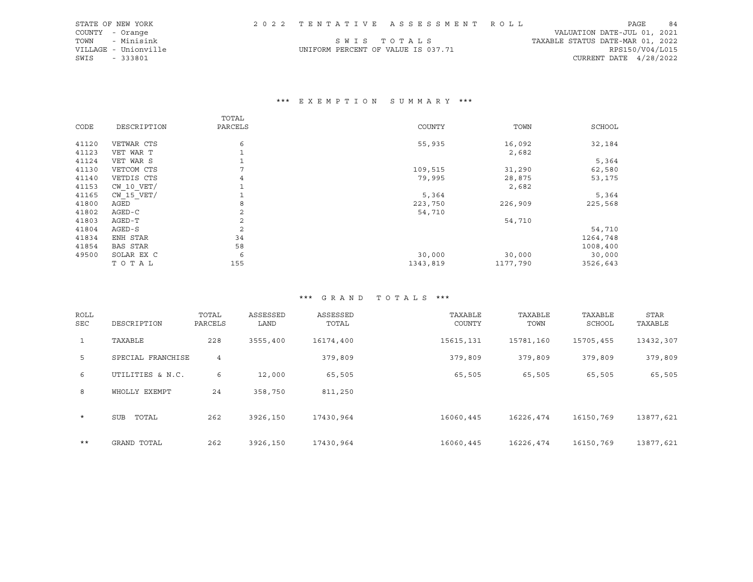STATE OF NEW YORK
COUNTY - Orange
TOWN - Minisink
VILLAGE - Unionville
SWIS - 333801

2022 TENTATIVE ASSESSMENT ROLL

SWIS TOTALS

UNIFORM PERCENT OF VALUE IS 037.71

VALUATION DATE-JUL 01, 2021
TAXABLE STATUS DATE-MAR 01, 2022
RPS150/V04/L015
CURRENT DATE 4/28/2022

## *** EXEMPTION SUMMARY ***

| CODE | DESCRIPTION | TOTAL PARCELS | COUNTY | TOWN | SCHOOL |
|---|---|---|---|---|---|
| 41120 | VETWAR CTS | 6 | 55,935 | 16,092 | 32,184 |
| 41123 | VET WAR T | 1 | | 2,682 | |
| 41124 | VET WAR S | 1 | | | 5,364 |
| 41130 | VETCOM CTS | 7 | 109,515 | 31,290 | 62,580 |
| 41140 | VETDIS CTS | 4 | 79,995 | 28,875 | 53,175 |
| 41153 | CW_10_VET/ | 1 | | 2,682 | |
| 41165 | CW_15_VET/ | 1 | 5,364 | | 5,364 |
| 41800 | AGED | 8 | 223,750 | 226,909 | 225,568 |
| 41802 | AGED-C | 2 | 54,710 | | |
| 41803 | AGED-T | 2 | | 54,710 | |
| 41804 | AGED-S | 2 | | | 54,710 |
| 41834 | ENH STAR | 34 | | | 1264,748 |
| 41854 | BAS STAR | 58 | | | 1008,400 |
| 49500 | SOLAR EX C | 6 | 30,000 | 30,000 | 30,000 |
| | T O T A L | 155 | 1343,819 | 1177,790 | 3526,643 |

## *** GRAND TOTALS ***

| ROLL SEC | DESCRIPTION | TOTAL PARCELS | ASSESSED LAND | ASSESSED TOTAL | TAXABLE COUNTY | TAXABLE TOWN | TAXABLE SCHOOL | STAR TAXABLE |
|---|---|---|---|---|---|---|---|---|
| 1 | TAXABLE | 228 | 3555,400 | 16174,400 | 15615,131 | 15781,160 | 15705,455 | 13432,307 |
| 5 | SPECIAL FRANCHISE | 4 | | 379,809 | 379,809 | 379,809 | 379,809 | 379,809 |
| 6 | UTILITIES & N.C. | 6 | 12,000 | 65,505 | 65,505 | 65,505 | 65,505 | 65,505 |
| 8 | WHOLLY EXEMPT | 24 | 358,750 | 811,250 | | | | |
| * | SUB TOTAL | 262 | 3926,150 | 17430,964 | 16060,445 | 16226,474 | 16150,769 | 13877,621 |
| ** | GRAND TOTAL | 262 | 3926,150 | 17430,964 | 16060,445 | 16226,474 | 16150,769 | 13877,621 |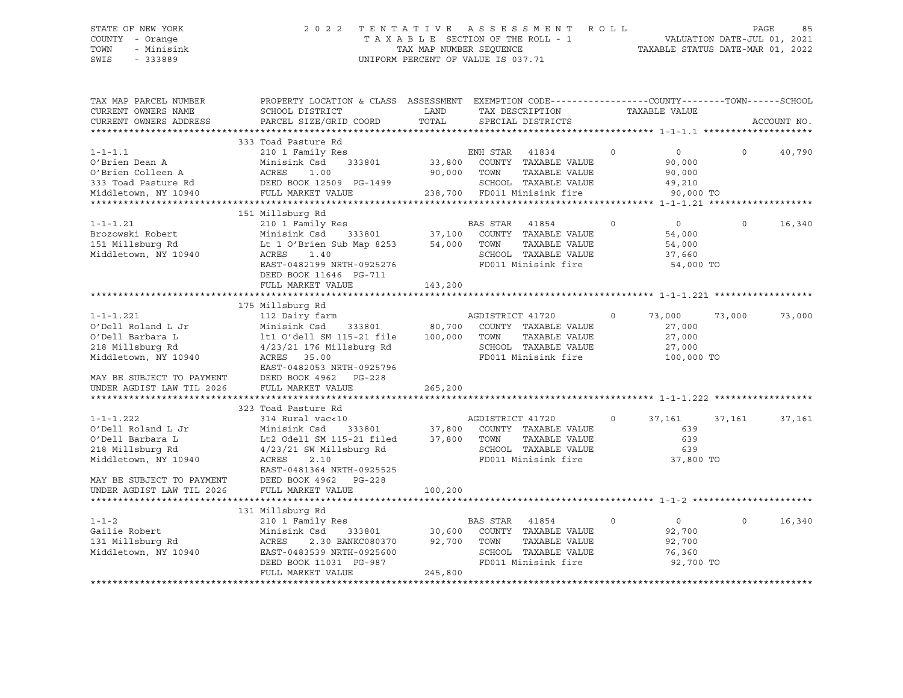STATE OF NEW YORK | 2 0 2 2 T E N T A T I V E A S S E S S M E N T R O L L | PAGE 85
COUNTY - Orange | T A X A B L E SECTION OF THE ROLL - 1 | VALUATION DATE-JUL 01, 2021
TOWN - Minisink | TAX MAP NUMBER SEQUENCE | TAXABLE STATUS DATE-MAR 01, 2022
SWIS - 333889 | UNIFORM PERCENT OF VALUE IS 037.71

```
TAX MAP PARCEL NUMBER          PROPERTY LOCATION & CLASS  ASSESSMENT  EXEMPTION CODE------------------COUNTY--------TOWN------SCHOOL
CURRENT OWNERS NAME            SCHOOL DISTRICT               LAND      TAX DESCRIPTION            TAXABLE VALUE
CURRENT OWNERS ADDRESS         PARCEL SIZE/GRID COORD       TOTAL      SPECIAL DISTRICTS                                  ACCOUNT NO.
******************************************************************************************************* 1-1-1.1 ********************
                               333 Toad Pasture Rd
1-1-1.1                        210 1 Family Res                        ENH STAR   41834        0          0          0      40,790
O'Brien Dean A                 Minisink Csd     333801      33,800    COUNTY  TAXABLE VALUE           90,000
O'Brien Colleen A              ACRES      1.00              90,000    TOWN    TAXABLE VALUE           90,000
333 Toad Pasture Rd            DEED BOOK 12509  PG-1499               SCHOOL  TAXABLE VALUE           49,210
Middletown, NY 10940           FULL MARKET VALUE           238,700    FD011 Minisink fire              90,000 TO
******************************************************************************************************* 1-1-1.21 *******************
                               151 Millsburg Rd
1-1-1.21                       210 1 Family Res                        BAS STAR   41854        0          0          0      16,340
Brozowski Robert               Minisink Csd     333801      37,100    COUNTY  TAXABLE VALUE           54,000
151 Millsburg Rd               Lt 1 O'Brien Sub Map 8253    54,000    TOWN    TAXABLE VALUE           54,000
Middletown, NY 10940           ACRES      1.40                        SCHOOL  TAXABLE VALUE           37,660
                               EAST-0482199 NRTH-0925276              FD011 Minisink fire              54,000 TO
                               DEED BOOK 11646  PG-711
                               FULL MARKET VALUE           143,200
******************************************************************************************************* 1-1-1.221 ******************
                               175 Millsburg Rd
1-1-1.221                      112 Dairy farm                          AGDISTRICT 41720        0     73,000     73,000      73,000
O'Dell Roland L Jr             Minisink Csd     333801      80,700    COUNTY  TAXABLE VALUE           27,000
O'Dell Barbara L               lt1 O'dell SM 115-21 file   100,000    TOWN    TAXABLE VALUE           27,000
218 Millsburg Rd               4/23/21 176 Millsburg Rd               SCHOOL  TAXABLE VALUE           27,000
Middletown, NY 10940           ACRES     35.00                        FD011 Minisink fire             100,000 TO
                               EAST-0482053 NRTH-0925796
MAY BE SUBJECT TO PAYMENT      DEED BOOK 4962   PG-228
UNDER AGDIST LAW TIL 2026      FULL MARKET VALUE           265,200
******************************************************************************************************* 1-1-1.222 ******************
                               323 Toad Pasture Rd
1-1-1.222                      314 Rural vac<10                        AGDISTRICT 41720        0     37,161     37,161      37,161
O'Dell Roland L Jr             Minisink Csd     333801      37,800    COUNTY  TAXABLE VALUE              639
O'Dell Barbara L               Lt2 Odell SM 115-21 filed    37,800    TOWN    TAXABLE VALUE              639
218 Millsburg Rd               4/23/21 SW Millsburg Rd                SCHOOL  TAXABLE VALUE              639
Middletown, NY 10940           ACRES      2.10                        FD011 Minisink fire              37,800 TO
                               EAST-0481364 NRTH-0925525
MAY BE SUBJECT TO PAYMENT      DEED BOOK 4962   PG-228
UNDER AGDIST LAW TIL 2026      FULL MARKET VALUE           100,200
******************************************************************************************************* 1-1-2 **********************
                               131 Millsburg Rd
1-1-2                          210 1 Family Res                        BAS STAR   41854        0          0          0      16,340
Gailie Robert                  Minisink Csd     333801      30,600    COUNTY  TAXABLE VALUE           92,700
131 Millsburg Rd               ACRES      2.30 BANKC080370  92,700    TOWN    TAXABLE VALUE           92,700
Middletown, NY 10940           EAST-0483539 NRTH-0925600              SCHOOL  TAXABLE VALUE           76,360
                               DEED BOOK 11031  PG-987                FD011 Minisink fire              92,700 TO
                               FULL MARKET VALUE           245,800
************************************************************************************************************************************
```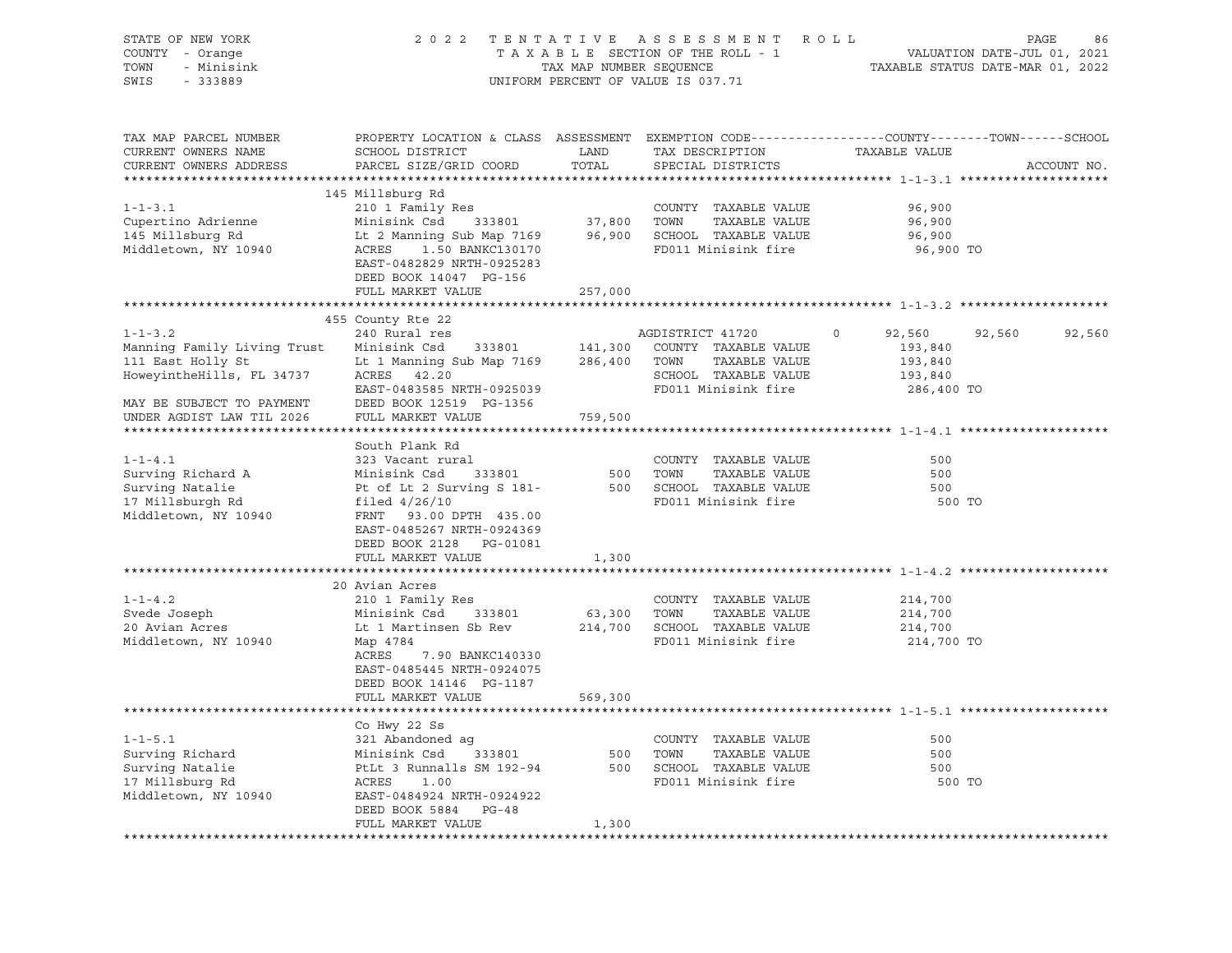STATE OF NEW YORK — 2022 TENTATIVE ASSESSMENT ROLL — PAGE 86
COUNTY - Orange — TAXABLE SECTION OF THE ROLL - 1 — VALUATION DATE-JUL 01, 2021
TOWN - Minisink — TAX MAP NUMBER SEQUENCE — TAXABLE STATUS DATE-MAR 01, 2022
SWIS - 333889 — UNIFORM PERCENT OF VALUE IS 037.71

| TAX MAP PARCEL NUMBER / CURRENT OWNERS NAME / CURRENT OWNERS ADDRESS | PROPERTY LOCATION & CLASS / SCHOOL DISTRICT / PARCEL SIZE/GRID COORD | ASSESSMENT LAND / TOTAL | EXEMPTION CODE / TAX DESCRIPTION / SPECIAL DISTRICTS | COUNTY | TOWN | SCHOOL |
|---|---|---|---|---|---|---|
| **1-1-3.1** | 145 Millsburg Rd | | | | | |
| 1-1-3.1 | 210 1 Family Res | | COUNTY TAXABLE VALUE | 96,900 | | |
| Cupertino Adrienne | Minisink Csd 333801 | 37,800 | TOWN TAXABLE VALUE | 96,900 | | |
| 145 Millsburg Rd | Lt 2 Manning Sub Map 7169 | 96,900 | SCHOOL TAXABLE VALUE | 96,900 | | |
| Middletown, NY 10940 | ACRES 1.50 BANKC130170 | | FD011 Minisink fire | 96,900 TO | | |
| | EAST-0482829 NRTH-0925283 | | | | | |
| | DEED BOOK 14047 PG-156 | | | | | |
| | FULL MARKET VALUE | 257,000 | | | | |
| **1-1-3.2** | 455 County Rte 22 | | | | | |
| 1-1-3.2 | 240 Rural res | | AGDISTRICT 41720 0 | 92,560 | 92,560 | 92,560 |
| Manning Family Living Trust | Minisink Csd 333801 | 141,300 | COUNTY TAXABLE VALUE | 193,840 | | |
| 111 East Holly St | Lt 1 Manning Sub Map 7169 | 286,400 | TOWN TAXABLE VALUE | 193,840 | | |
| HoweyintheHills, FL 34737 | ACRES 42.20 | | SCHOOL TAXABLE VALUE | 193,840 | | |
| | EAST-0483585 NRTH-0925039 | | FD011 Minisink fire | 286,400 TO | | |
| MAY BE SUBJECT TO PAYMENT | DEED BOOK 12519 PG-1356 | | | | | |
| UNDER AGDIST LAW TIL 2026 | FULL MARKET VALUE | 759,500 | | | | |
| **1-1-4.1** | South Plank Rd | | | | | |
| 1-1-4.1 | 323 Vacant rural | | COUNTY TAXABLE VALUE | 500 | | |
| Surving Richard A | Minisink Csd 333801 | 500 | TOWN TAXABLE VALUE | 500 | | |
| Surving Natalie | Pt of Lt 2 Surving S 181- | 500 | SCHOOL TAXABLE VALUE | 500 | | |
| 17 Millsburgh Rd | filed 4/26/10 | | FD011 Minisink fire | 500 TO | | |
| Middletown, NY 10940 | FRNT 93.00 DPTH 435.00 | | | | | |
| | EAST-0485267 NRTH-0924369 | | | | | |
| | DEED BOOK 2128 PG-01081 | | | | | |
| | FULL MARKET VALUE | 1,300 | | | | |
| **1-1-4.2** | 20 Avian Acres | | | | | |
| 1-1-4.2 | 210 1 Family Res | | COUNTY TAXABLE VALUE | 214,700 | | |
| Svede Joseph | Minisink Csd 333801 | 63,300 | TOWN TAXABLE VALUE | 214,700 | | |
| 20 Avian Acres | Lt 1 Martinsen Sb Rev | 214,700 | SCHOOL TAXABLE VALUE | 214,700 | | |
| Middletown, NY 10940 | Map 4784 | | FD011 Minisink fire | 214,700 TO | | |
| | ACRES 7.90 BANKC140330 | | | | | |
| | EAST-0485445 NRTH-0924075 | | | | | |
| | DEED BOOK 14146 PG-1187 | | | | | |
| | FULL MARKET VALUE | 569,300 | | | | |
| **1-1-5.1** | Co Hwy 22 Ss | | | | | |
| 1-1-5.1 | 321 Abandoned ag | | COUNTY TAXABLE VALUE | 500 | | |
| Surving Richard | Minisink Csd 333801 | 500 | TOWN TAXABLE VALUE | 500 | | |
| Surving Natalie | PtLt 3 Runnalls SM 192-94 | 500 | SCHOOL TAXABLE VALUE | 500 | | |
| 17 Millsburg Rd | ACRES 1.00 | | FD011 Minisink fire | 500 TO | | |
| Middletown, NY 10940 | EAST-0484924 NRTH-0924922 | | | | | |
| | DEED BOOK 5884 PG-48 | | | | | |
| | FULL MARKET VALUE | 1,300 | | | | |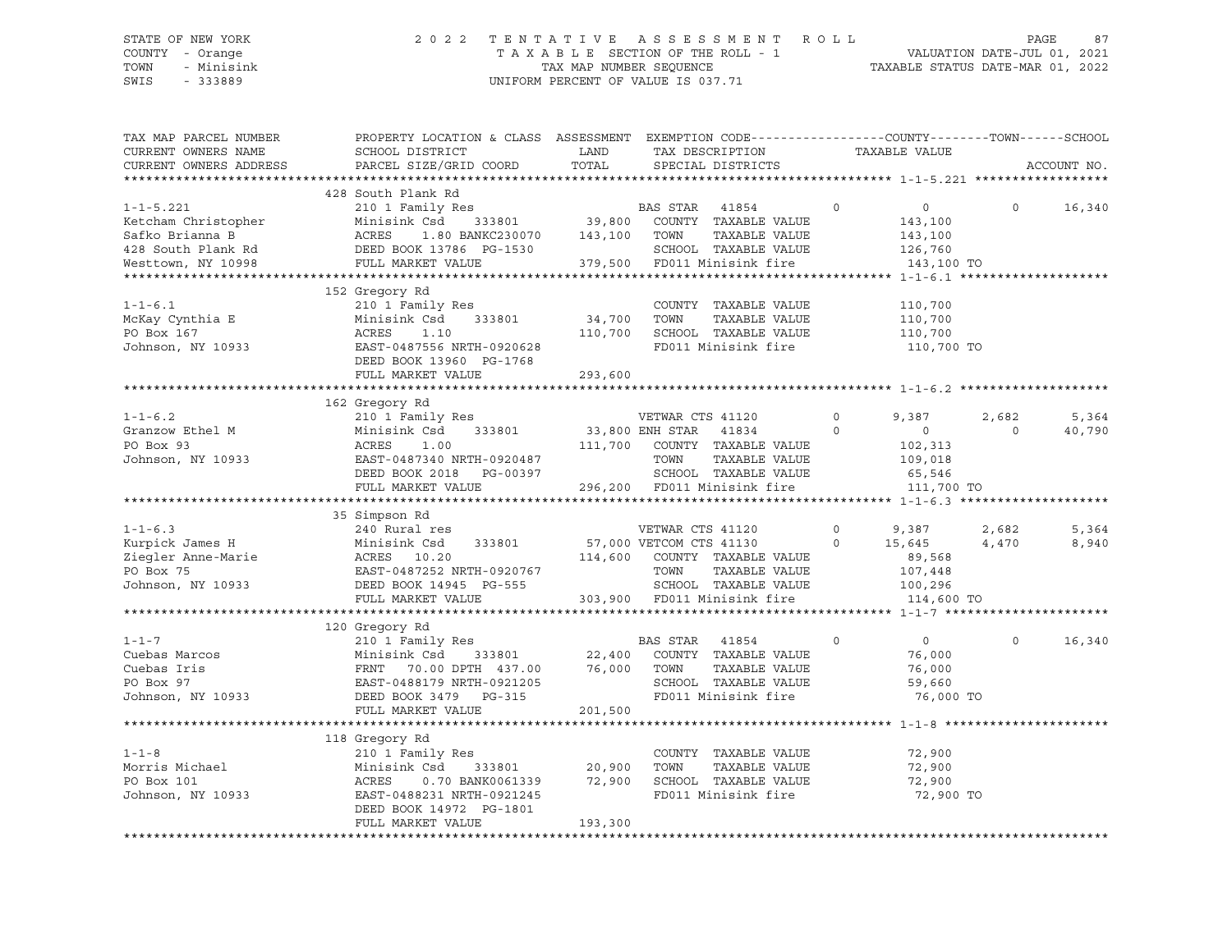STATE OF NEW YORK
COUNTY - Orange
TOWN - Minisink
SWIS - 333889

2022 TENTATIVE ASSESSMENT ROLL
TAXABLE SECTION OF THE ROLL - 1
TAX MAP NUMBER SEQUENCE
UNIFORM PERCENT OF VALUE IS 037.71

VALUATION DATE-JUL 01, 2021
TAXABLE STATUS DATE-MAR 01, 2022

```
TAX MAP PARCEL NUMBER     PROPERTY LOCATION & CLASS  ASSESSMENT  EXEMPTION CODE------------------COUNTY--------TOWN------SCHOOL
CURRENT OWNERS NAME       SCHOOL DISTRICT               LAND      TAX DESCRIPTION            TAXABLE VALUE
CURRENT OWNERS ADDRESS    PARCEL SIZE/GRID COORD        TOTAL     SPECIAL DISTRICTS                                    ACCOUNT NO.
******************************************************************************************************* 1-1-5.221 ******************
                          428 South Plank Rd
1-1-5.221                 210 1 Family Res                         BAS STAR   41854        0          0            0     16,340
Ketcham Christopher       Minisink Csd     333801        39,800    COUNTY  TAXABLE VALUE             143,100
Safko Brianna B           ACRES     1.80 BANKC230070    143,100    TOWN    TAXABLE VALUE             143,100
428 South Plank Rd        DEED BOOK 13786  PG-1530                 SCHOOL  TAXABLE VALUE             126,760
Westtown, NY 10998        FULL MARKET VALUE             379,500    FD011 Minisink fire                143,100 TO
******************************************************************************************************* 1-1-6.1 ********************
                          152 Gregory Rd
1-1-6.1                   210 1 Family Res                         COUNTY  TAXABLE VALUE             110,700
McKay Cynthia E           Minisink Csd     333801        34,700    TOWN    TAXABLE VALUE             110,700
PO Box 167                ACRES     1.10                110,700    SCHOOL  TAXABLE VALUE             110,700
Johnson, NY 10933         EAST-0487556 NRTH-0920628                FD011 Minisink fire                110,700 TO
                          DEED BOOK 13960  PG-1768
                          FULL MARKET VALUE             293,600
******************************************************************************************************* 1-1-6.2 ********************
                          162 Gregory Rd
1-1-6.2                   210 1 Family Res                         VETWAR CTS 41120        0      9,387        2,682      5,364
Granzow Ethel M           Minisink Csd     333801        33,800 ENH STAR   41834        0          0            0     40,790
PO Box 93                 ACRES     1.00                111,700    COUNTY  TAXABLE VALUE             102,313
Johnson, NY 10933         EAST-0487340 NRTH-0920487                TOWN    TAXABLE VALUE             109,018
                          DEED BOOK 2018   PG-00397                SCHOOL  TAXABLE VALUE              65,546
                          FULL MARKET VALUE             296,200    FD011 Minisink fire                111,700 TO
******************************************************************************************************* 1-1-6.3 ********************
                          35 Simpson Rd
1-1-6.3                   240 Rural res                            VETWAR CTS 41120        0      9,387        2,682      5,364
Kurpick James H           Minisink Csd     333801        57,000 VETCOM CTS 41130        0     15,645        4,470      8,940
Ziegler Anne-Marie        ACRES    10.20                114,600    COUNTY  TAXABLE VALUE              89,568
PO Box 75                 EAST-0487252 NRTH-0920767                TOWN    TAXABLE VALUE             107,448
Johnson, NY 10933         DEED BOOK 14945  PG-555                  SCHOOL  TAXABLE VALUE             100,296
                          FULL MARKET VALUE             303,900    FD011 Minisink fire                114,600 TO
******************************************************************************************************* 1-1-7 **********************
                          120 Gregory Rd
1-1-7                     210 1 Family Res                         BAS STAR   41854        0          0            0     16,340
Cuebas Marcos             Minisink Csd     333801        22,400    COUNTY  TAXABLE VALUE              76,000
Cuebas Iris               FRNT    70.00 DPTH 437.00      76,000    TOWN    TAXABLE VALUE              76,000
PO Box 97                 EAST-0488179 NRTH-0921205                SCHOOL  TAXABLE VALUE              59,660
Johnson, NY 10933         DEED BOOK 3479   PG-315                  FD011 Minisink fire                 76,000 TO
                          FULL MARKET VALUE             201,500
******************************************************************************************************* 1-1-8 **********************
                          118 Gregory Rd
1-1-8                     210 1 Family Res                         COUNTY  TAXABLE VALUE              72,900
Morris Michael            Minisink Csd     333801        20,900    TOWN    TAXABLE VALUE              72,900
PO Box 101                ACRES     0.70 BANK0061339     72,900    SCHOOL  TAXABLE VALUE              72,900
Johnson, NY 10933         EAST-0488231 NRTH-0921245                FD011 Minisink fire                 72,900 TO
                          DEED BOOK 14972  PG-1801
                          FULL MARKET VALUE             193,300
************************************************************************************************************************************
```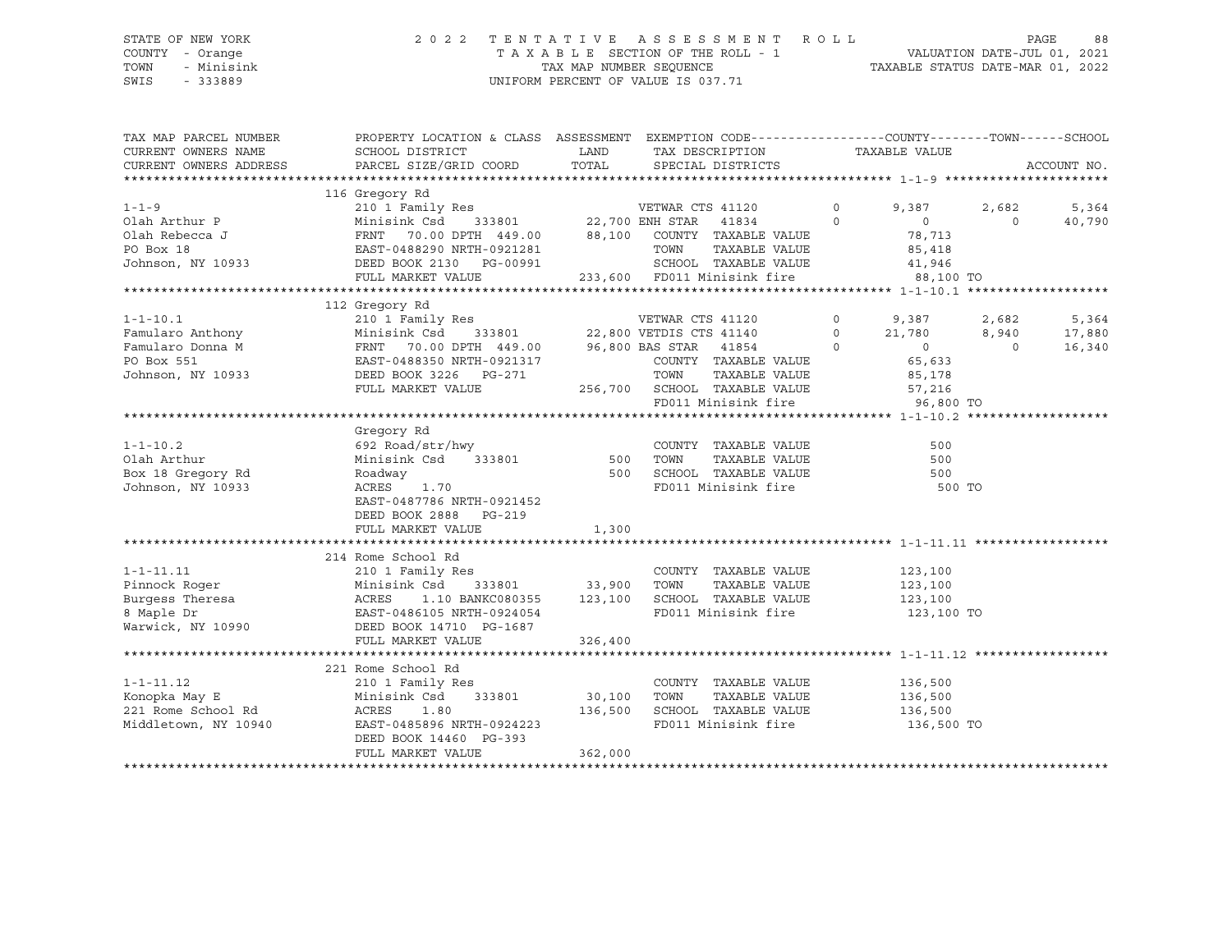STATE OF NEW YORK 2022 TENTATIVE ASSESSMENT ROLL
COUNTY - Orange TAXABLE SECTION OF THE ROLL - 1 VALUATION DATE-JUL 01, 2021
TOWN - Minisink TAX MAP NUMBER SEQUENCE TAXABLE STATUS DATE-MAR 01, 2022
SWIS - 333889 UNIFORM PERCENT OF VALUE IS 037.71

```
TAX MAP PARCEL NUMBER     PROPERTY LOCATION & CLASS  ASSESSMENT  EXEMPTION CODE------------------COUNTY--------TOWN------SCHOOL
CURRENT OWNERS NAME       SCHOOL DISTRICT               LAND      TAX DESCRIPTION            TAXABLE VALUE
CURRENT OWNERS ADDRESS    PARCEL SIZE/GRID COORD        TOTAL     SPECIAL DISTRICTS                                         ACCOUNT NO.
******************************************************************************************************* 1-1-9 *********************
                          116 Gregory Rd
1-1-9                     210 1 Family Res                    VETWAR CTS 41120        0      9,387      2,682       5,364
Olah Arthur P             Minisink Csd    333801      22,700 ENH STAR   41834         0          0          0      40,790
Olah Rebecca J            FRNT   70.00 DPTH 449.00    88,100    COUNTY  TAXABLE VALUE            78,713
PO Box 18                 EAST-0488290 NRTH-0921281            TOWN    TAXABLE VALUE            85,418
Johnson, NY 10933         DEED BOOK 2130   PG-00991            SCHOOL  TAXABLE VALUE            41,946
                          FULL MARKET VALUE          233,600   FD011 Minisink fire             88,100 TO
******************************************************************************************************* 1-1-10.1 *******************
                          112 Gregory Rd
1-1-10.1                  210 1 Family Res                    VETWAR CTS 41120        0      9,387      2,682       5,364
Famularo Anthony          Minisink Csd    333801      22,800 VETDIS CTS 41140         0     21,780      8,940      17,880
Famularo Donna M          FRNT   70.00 DPTH 449.00    96,800 BAS STAR   41854         0          0          0      16,340
PO Box 551                EAST-0488350 NRTH-0921317            COUNTY  TAXABLE VALUE            65,633
Johnson, NY 10933         DEED BOOK 3226   PG-271              TOWN    TAXABLE VALUE            85,178
                          FULL MARKET VALUE          256,700   SCHOOL  TAXABLE VALUE            57,216
                                                               FD011 Minisink fire             96,800 TO
******************************************************************************************************* 1-1-10.2 *******************
                          Gregory Rd
1-1-10.2                  692 Road/str/hwy                     COUNTY  TAXABLE VALUE               500
Olah Arthur               Minisink Csd    333801         500   TOWN    TAXABLE VALUE               500
Box 18 Gregory Rd         Roadway                        500   SCHOOL  TAXABLE VALUE               500
Johnson, NY 10933         ACRES    1.70                        FD011 Minisink fire                500 TO
                          EAST-0487786 NRTH-0921452
                          DEED BOOK 2888   PG-219
                          FULL MARKET VALUE            1,300
******************************************************************************************************* 1-1-11.11 ******************
                          214 Rome School Rd
1-1-11.11                 210 1 Family Res                     COUNTY  TAXABLE VALUE           123,100
Pinnock Roger             Minisink Csd    333801      33,900   TOWN    TAXABLE VALUE           123,100
Burgess Theresa           ACRES    1.10 BANKC080355  123,100   SCHOOL  TAXABLE VALUE           123,100
8 Maple Dr                EAST-0486105 NRTH-0924054            FD011 Minisink fire            123,100 TO
Warwick, NY 10990         DEED BOOK 14710  PG-1687
                          FULL MARKET VALUE          326,400
******************************************************************************************************* 1-1-11.12 ******************
                          221 Rome School Rd
1-1-11.12                 210 1 Family Res                     COUNTY  TAXABLE VALUE           136,500
Konopka May E             Minisink Csd    333801      30,100   TOWN    TAXABLE VALUE           136,500
221 Rome School Rd        ACRES    1.80              136,500   SCHOOL  TAXABLE VALUE           136,500
Middletown, NY 10940      EAST-0485896 NRTH-0924223            FD011 Minisink fire            136,500 TO
                          DEED BOOK 14460  PG-393
                          FULL MARKET VALUE          362,000
************************************************************************************************************************************
```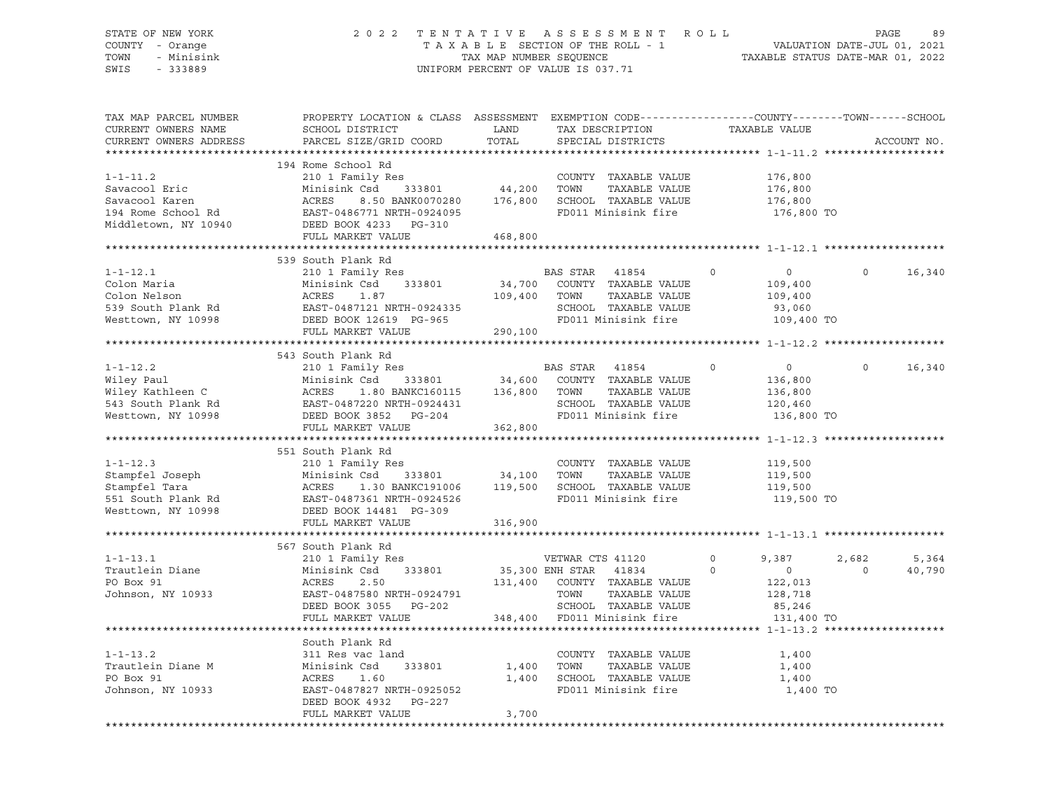STATE OF NEW YORK · COUNTY - Orange · TOWN - Minisink · SWIS - 333889

2 0 2 2 T E N T A T I V E A S S E S S M E N T R O L L
T A X A B L E SECTION OF THE ROLL - 1
TAX MAP NUMBER SEQUENCE
UNIFORM PERCENT OF VALUE IS 037.71

VALUATION DATE-JUL 01, 2021
TAXABLE STATUS DATE-MAR 01, 2022

| TAX MAP PARCEL NUMBER / CURRENT OWNERS NAME / CURRENT OWNERS ADDRESS | PROPERTY LOCATION & CLASS / SCHOOL DISTRICT / PARCEL SIZE/GRID COORD | ASSESSMENT LAND / TOTAL | EXEMPTION CODE / TAX DESCRIPTION / SPECIAL DISTRICTS | COUNTY | TOWN | SCHOOL / ACCOUNT NO. |
|---|---|---|---|---|---|---|
| **1-1-11.2** | 194 Rome School Rd | | | | | |
| 1-1-11.2 | 210 1 Family Res | | COUNTY TAXABLE VALUE | 176,800 | | |
| Savacool Eric | Minisink Csd 333801 | 44,200 | TOWN TAXABLE VALUE | | 176,800 | |
| Savacool Karen | ACRES 8.50 BANK0070280 | 176,800 | SCHOOL TAXABLE VALUE | | | 176,800 |
| 194 Rome School Rd | EAST-0486771 NRTH-0924095 | | FD011 Minisink fire | 176,800 TO | | |
| Middletown, NY 10940 | DEED BOOK 4233 PG-310 | | | | | |
| | FULL MARKET VALUE | 468,800 | | | | |
| **1-1-12.1** | 539 South Plank Rd | | | | | |
| 1-1-12.1 | 210 1 Family Res | | BAS STAR 41854 | 0 | 0 | 16,340 |
| Colon Maria | Minisink Csd 333801 | 34,700 | COUNTY TAXABLE VALUE | 109,400 | | |
| Colon Nelson | ACRES 1.87 | 109,400 | TOWN TAXABLE VALUE | | 109,400 | |
| 539 South Plank Rd | EAST-0487121 NRTH-0924335 | | SCHOOL TAXABLE VALUE | | | 93,060 |
| Westtown, NY 10998 | DEED BOOK 12619 PG-965 | | FD011 Minisink fire | 109,400 TO | | |
| | FULL MARKET VALUE | 290,100 | | | | |
| **1-1-12.2** | 543 South Plank Rd | | | | | |
| 1-1-12.2 | 210 1 Family Res | | BAS STAR 41854 | 0 | 0 | 16,340 |
| Wiley Paul | Minisink Csd 333801 | 34,600 | COUNTY TAXABLE VALUE | 136,800 | | |
| Wiley Kathleen C | ACRES 1.80 BANKC160115 | 136,800 | TOWN TAXABLE VALUE | | 136,800 | |
| 543 South Plank Rd | EAST-0487220 NRTH-0924431 | | SCHOOL TAXABLE VALUE | | | 120,460 |
| Westtown, NY 10998 | DEED BOOK 3852 PG-204 | | FD011 Minisink fire | 136,800 TO | | |
| | FULL MARKET VALUE | 362,800 | | | | |
| **1-1-12.3** | 551 South Plank Rd | | | | | |
| 1-1-12.3 | 210 1 Family Res | | COUNTY TAXABLE VALUE | 119,500 | | |
| Stampfel Joseph | Minisink Csd 333801 | 34,100 | TOWN TAXABLE VALUE | | 119,500 | |
| Stampfel Tara | ACRES 1.30 BANKC191006 | 119,500 | SCHOOL TAXABLE VALUE | | | 119,500 |
| 551 South Plank Rd | EAST-0487361 NRTH-0924526 | | FD011 Minisink fire | 119,500 TO | | |
| Westtown, NY 10998 | DEED BOOK 14481 PG-309 | | | | | |
| | FULL MARKET VALUE | 316,900 | | | | |
| **1-1-13.1** | 567 South Plank Rd | | | | | |
| 1-1-13.1 | 210 1 Family Res | | VETWAR CTS 41120 | 9,387 | 2,682 | 5,364 |
| Trautlein Diane | Minisink Csd 333801 | 35,300 | ENH STAR 41834 | 0 | 0 | 40,790 |
| PO Box 91 | ACRES 2.50 | 131,400 | COUNTY TAXABLE VALUE | 122,013 | | |
| Johnson, NY 10933 | EAST-0487580 NRTH-0924791 | | TOWN TAXABLE VALUE | | 128,718 | |
| | DEED BOOK 3055 PG-202 | | SCHOOL TAXABLE VALUE | | | 85,246 |
| | FULL MARKET VALUE | 348,400 | FD011 Minisink fire | 131,400 TO | | |
| **1-1-13.2** | South Plank Rd | | | | | |
| 1-1-13.2 | 311 Res vac land | | COUNTY TAXABLE VALUE | 1,400 | | |
| Trautlein Diane M | Minisink Csd 333801 | 1,400 | TOWN TAXABLE VALUE | | 1,400 | |
| PO Box 91 | ACRES 1.60 | 1,400 | SCHOOL TAXABLE VALUE | | | 1,400 |
| Johnson, NY 10933 | EAST-0487827 NRTH-0925052 | | FD011 Minisink fire | 1,400 TO | | |
| | DEED BOOK 4932 PG-227 | | | | | |
| | FULL MARKET VALUE | 3,700 | | | | |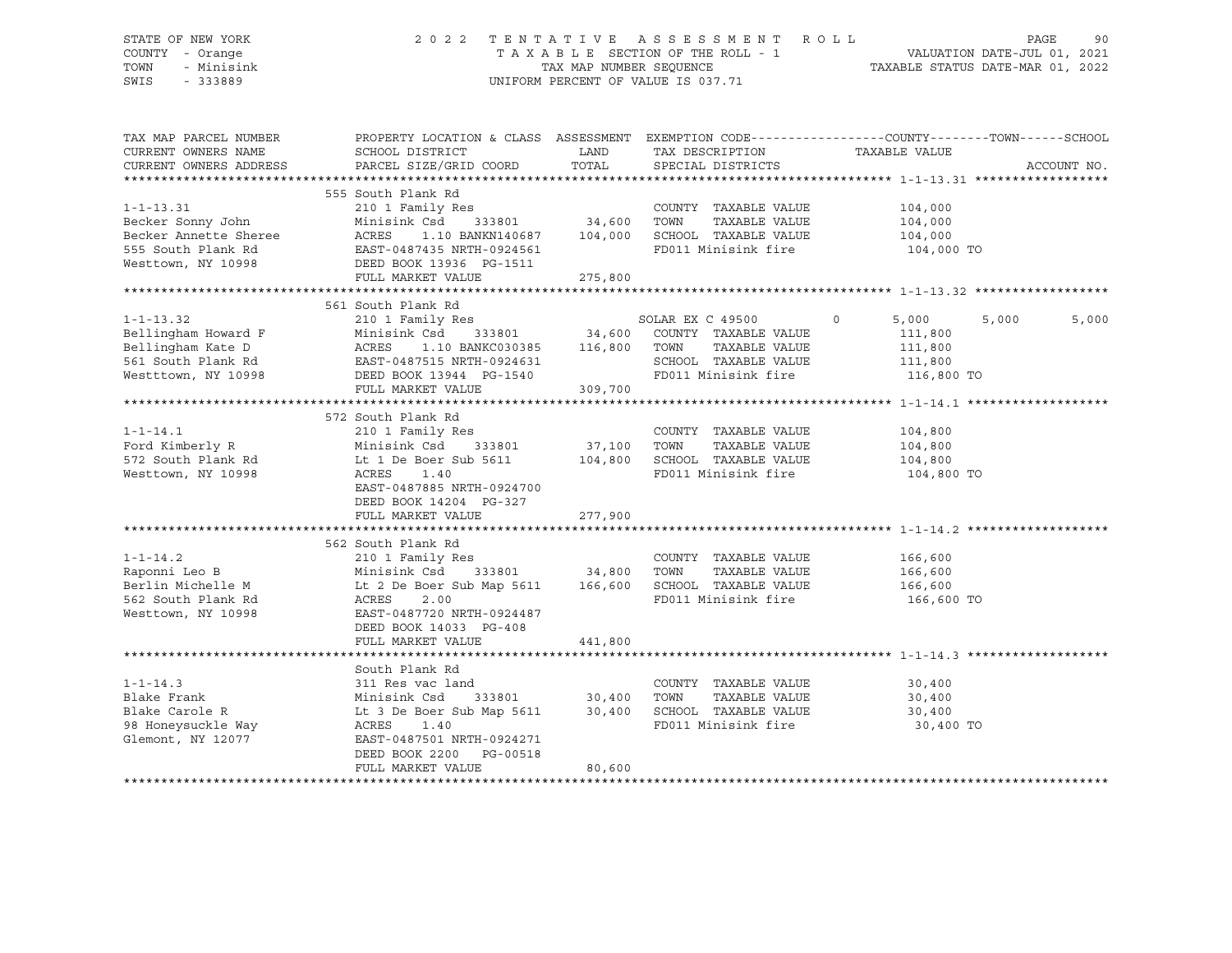STATE OF NEW YORK — COUNTY - Orange — TOWN - Minisink — SWIS - 333889

2022 TENTATIVE ASSESSMENT ROLL
TAXABLE SECTION OF THE ROLL - 1
TAX MAP NUMBER SEQUENCE
UNIFORM PERCENT OF VALUE IS 037.71

VALUATION DATE-JUL 01, 2021
TAXABLE STATUS DATE-MAR 01, 2022

| TAX MAP PARCEL NUMBER / CURRENT OWNERS NAME / CURRENT OWNERS ADDRESS | PROPERTY LOCATION & CLASS / SCHOOL DISTRICT / PARCEL SIZE/GRID COORD | ASSESSMENT LAND / TOTAL | EXEMPTION CODE / TAX DESCRIPTION / SPECIAL DISTRICTS | COUNTY | TOWN | SCHOOL |
|---|---|---|---|---|---|---|
| | 555 South Plank Rd | | | | | |
| 1-1-13.31 | 210 1 Family Res | | COUNTY TAXABLE VALUE | 104,000 | | |
| Becker Sonny John | Minisink Csd 333801 | 34,600 | TOWN TAXABLE VALUE | 104,000 | | |
| Becker Annette Sheree | ACRES 1.10 BANKN140687 | 104,000 | SCHOOL TAXABLE VALUE | 104,000 | | |
| 555 South Plank Rd | EAST-0487435 NRTH-0924561 | | FD011 Minisink fire | 104,000 TO | | |
| Westtown, NY 10998 | DEED BOOK 13936 PG-1511 | | | | | |
| | FULL MARKET VALUE | 275,800 | | | | |
| | 561 South Plank Rd | | | | | |
| 1-1-13.32 | 210 1 Family Res | | SOLAR EX C 49500 0 | 5,000 | 5,000 | 5,000 |
| Bellingham Howard F | Minisink Csd 333801 | 34,600 | COUNTY TAXABLE VALUE | 111,800 | | |
| Bellingham Kate D | ACRES 1.10 BANKC030385 | 116,800 | TOWN TAXABLE VALUE | 111,800 | | |
| 561 South Plank Rd | EAST-0487515 NRTH-0924631 | | SCHOOL TAXABLE VALUE | 111,800 | | |
| Westttown, NY 10998 | DEED BOOK 13944 PG-1540 | | FD011 Minisink fire | 116,800 TO | | |
| | FULL MARKET VALUE | 309,700 | | | | |
| | 572 South Plank Rd | | | | | |
| 1-1-14.1 | 210 1 Family Res | | COUNTY TAXABLE VALUE | 104,800 | | |
| Ford Kimberly R | Minisink Csd 333801 | 37,100 | TOWN TAXABLE VALUE | 104,800 | | |
| 572 South Plank Rd | Lt 1 De Boer Sub 5611 | 104,800 | SCHOOL TAXABLE VALUE | 104,800 | | |
| Westtown, NY 10998 | ACRES 1.40 | | FD011 Minisink fire | 104,800 TO | | |
| | EAST-0487885 NRTH-0924700 | | | | | |
| | DEED BOOK 14204 PG-327 | | | | | |
| | FULL MARKET VALUE | 277,900 | | | | |
| | 562 South Plank Rd | | | | | |
| 1-1-14.2 | 210 1 Family Res | | COUNTY TAXABLE VALUE | 166,600 | | |
| Raponni Leo B | Minisink Csd 333801 | 34,800 | TOWN TAXABLE VALUE | 166,600 | | |
| Berlin Michelle M | Lt 2 De Boer Sub Map 5611 | 166,600 | SCHOOL TAXABLE VALUE | 166,600 | | |
| 562 South Plank Rd | ACRES 2.00 | | FD011 Minisink fire | 166,600 TO | | |
| Westtown, NY 10998 | EAST-0487720 NRTH-0924487 | | | | | |
| | DEED BOOK 14033 PG-408 | | | | | |
| | FULL MARKET VALUE | 441,800 | | | | |
| | South Plank Rd | | | | | |
| 1-1-14.3 | 311 Res vac land | | COUNTY TAXABLE VALUE | 30,400 | | |
| Blake Frank | Minisink Csd 333801 | 30,400 | TOWN TAXABLE VALUE | 30,400 | | |
| Blake Carole R | Lt 3 De Boer Sub Map 5611 | 30,400 | SCHOOL TAXABLE VALUE | 30,400 | | |
| 98 Honeysuckle Way | ACRES 1.40 | | FD011 Minisink fire | 30,400 TO | | |
| Glemont, NY 12077 | EAST-0487501 NRTH-0924271 | | | | | |
| | DEED BOOK 2200 PG-00518 | | | | | |
| | FULL MARKET VALUE | 80,600 | | | | |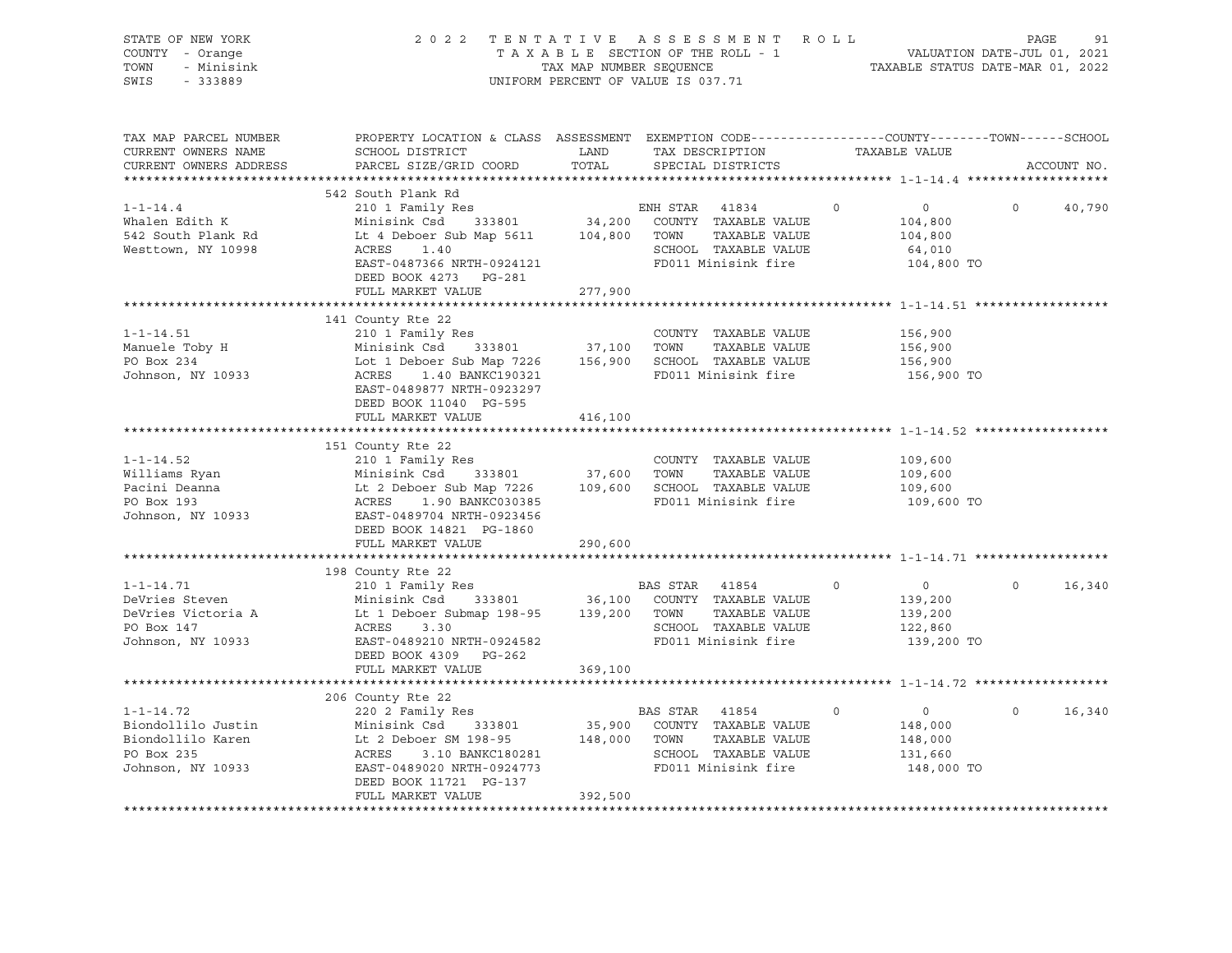STATE OF NEW YORK | COUNTY - Orange | TOWN - Minisink | SWIS - 333889

2022 TENTATIVE ASSESSMENT ROLL
TAXABLE SECTION OF THE ROLL - 1
TAX MAP NUMBER SEQUENCE
UNIFORM PERCENT OF VALUE IS 037.71

VALUATION DATE-JUL 01, 2021
TAXABLE STATUS DATE-MAR 01, 2022

| TAX MAP PARCEL NUMBER / CURRENT OWNERS NAME / CURRENT OWNERS ADDRESS | PROPERTY LOCATION & CLASS / SCHOOL DISTRICT / PARCEL SIZE/GRID COORD | ASSESSMENT LAND | TOTAL | EXEMPTION CODE / TAX DESCRIPTION / SPECIAL DISTRICTS | COUNTY | TOWN | SCHOOL / TAXABLE VALUE |
|---|---|---|---|---|---|---|---|
| **1-1-14.4** | 542 South Plank Rd | | | | | | |
| Whalen Edith K | 210 1 Family Res | | | ENH STAR 41834 | 0 | 0 | 0 40,790 |
| 542 South Plank Rd | Minisink Csd 333801 | 34,200 | | COUNTY TAXABLE VALUE | 104,800 | | |
| Westtown, NY 10998 | Lt 4 Deboer Sub Map 5611 | | 104,800 | TOWN TAXABLE VALUE | | 104,800 | |
| | ACRES 1.40 | | | SCHOOL TAXABLE VALUE | | | 64,010 |
| | EAST-0487366 NRTH-0924121 | | | FD011 Minisink fire | 104,800 TO | | |
| | DEED BOOK 4273 PG-281 | | | | | | |
| | FULL MARKET VALUE | | 277,900 | | | | |
| **1-1-14.51** | 141 County Rte 22 | | | | | | |
| Manuele Toby H | 210 1 Family Res | | | COUNTY TAXABLE VALUE | 156,900 | | |
| PO Box 234 | Minisink Csd 333801 | 37,100 | | TOWN TAXABLE VALUE | | 156,900 | |
| Johnson, NY 10933 | Lot 1 Deboer Sub Map 7226 | | 156,900 | SCHOOL TAXABLE VALUE | | | 156,900 |
| | ACRES 1.40 BANKC190321 | | | FD011 Minisink fire | 156,900 TO | | |
| | EAST-0489877 NRTH-0923297 | | | | | | |
| | DEED BOOK 11040 PG-595 | | | | | | |
| | FULL MARKET VALUE | | 416,100 | | | | |
| **1-1-14.52** | 151 County Rte 22 | | | | | | |
| Williams Ryan | 210 1 Family Res | | | COUNTY TAXABLE VALUE | 109,600 | | |
| Pacini Deanna | Minisink Csd 333801 | 37,600 | | TOWN TAXABLE VALUE | | 109,600 | |
| PO Box 193 | Lt 2 Deboer Sub Map 7226 | | 109,600 | SCHOOL TAXABLE VALUE | | | 109,600 |
| Johnson, NY 10933 | ACRES 1.90 BANKC030385 | | | FD011 Minisink fire | 109,600 TO | | |
| | EAST-0489704 NRTH-0923456 | | | | | | |
| | DEED BOOK 14821 PG-1860 | | | | | | |
| | FULL MARKET VALUE | | 290,600 | | | | |
| **1-1-14.71** | 198 County Rte 22 | | | | | | |
| DeVries Steven | 210 1 Family Res | | | BAS STAR 41854 | 0 | 0 | 0 16,340 |
| DeVries Victoria A | Minisink Csd 333801 | 36,100 | | COUNTY TAXABLE VALUE | 139,200 | | |
| PO Box 147 | Lt 1 Deboer Submap 198-95 | | 139,200 | TOWN TAXABLE VALUE | | 139,200 | |
| Johnson, NY 10933 | ACRES 3.30 | | | SCHOOL TAXABLE VALUE | | | 122,860 |
| | EAST-0489210 NRTH-0924582 | | | FD011 Minisink fire | 139,200 TO | | |
| | DEED BOOK 4309 PG-262 | | | | | | |
| | FULL MARKET VALUE | | 369,100 | | | | |
| **1-1-14.72** | 206 County Rte 22 | | | | | | |
| Biondollilo Justin | 220 2 Family Res | | | BAS STAR 41854 | 0 | 0 | 0 16,340 |
| Biondollilo Karen | Minisink Csd 333801 | 35,900 | | COUNTY TAXABLE VALUE | 148,000 | | |
| PO Box 235 | Lt 2 Deboer SM 198-95 | | 148,000 | TOWN TAXABLE VALUE | | 148,000 | |
| Johnson, NY 10933 | ACRES 3.10 BANKC180281 | | | SCHOOL TAXABLE VALUE | | | 131,660 |
| | EAST-0489020 NRTH-0924773 | | | FD011 Minisink fire | 148,000 TO | | |
| | DEED BOOK 11721 PG-137 | | | | | | |
| | FULL MARKET VALUE | | 392,500 | | | | |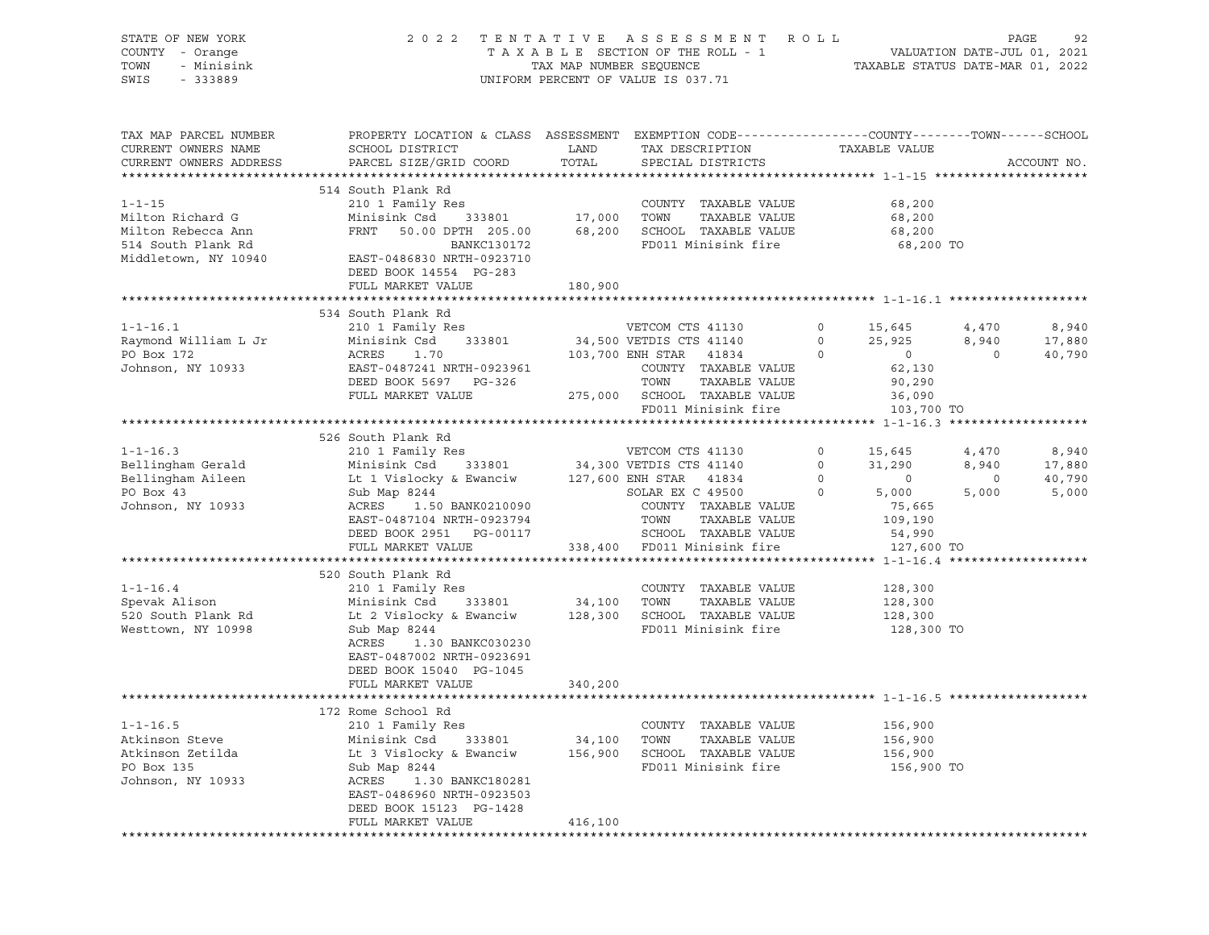STATE OF NEW YORK
COUNTY - Orange
TOWN - Minisink
SWIS - 333889

2022 TENTATIVE ASSESSMENT ROLL
TAXABLE SECTION OF THE ROLL - 1
TAX MAP NUMBER SEQUENCE
UNIFORM PERCENT OF VALUE IS 037.71

VALUATION DATE-JUL 01, 2021
TAXABLE STATUS DATE-MAR 01, 2022

```
TAX MAP PARCEL NUMBER     PROPERTY LOCATION & CLASS  ASSESSMENT  EXEMPTION CODE------------------COUNTY--------TOWN------SCHOOL
CURRENT OWNERS NAME       SCHOOL DISTRICT               LAND      TAX DESCRIPTION            TAXABLE VALUE
CURRENT OWNERS ADDRESS    PARCEL SIZE/GRID COORD        TOTAL     SPECIAL DISTRICTS                                      ACCOUNT NO.
******************************************************************************************************* 1-1-15 *********************
                          514 South Plank Rd
1-1-15                    210 1 Family Res                        COUNTY  TAXABLE VALUE           68,200
Milton Richard G          Minisink Csd      333801       17,000   TOWN    TAXABLE VALUE           68,200
Milton Rebecca Ann        FRNT    50.00 DPTH 205.00      68,200   SCHOOL  TAXABLE VALUE           68,200
514 South Plank Rd                       BANKC130172              FD011 Minisink fire              68,200 TO
Middletown, NY 10940      EAST-0486830 NRTH-0923710
                          DEED BOOK 14554  PG-283
                          FULL MARKET VALUE             180,900
******************************************************************************************************* 1-1-16.1 *******************
                          534 South Plank Rd
1-1-16.1                  210 1 Family Res                   VETCOM CTS 41130        0     15,645       4,470       8,940
Raymond William L Jr      Minisink Csd      333801       34,500 VETDIS CTS 41140        0     25,925       8,940      17,880
PO Box 172                ACRES     1.70                103,700 ENH STAR  41834         0          0           0      40,790
Johnson, NY 10933         EAST-0487241 NRTH-0923961               COUNTY  TAXABLE VALUE           62,130
                          DEED BOOK 5697   PG-326                 TOWN    TAXABLE VALUE           90,290
                          FULL MARKET VALUE             275,000   SCHOOL  TAXABLE VALUE           36,090
                                                                  FD011 Minisink fire             103,700 TO
******************************************************************************************************* 1-1-16.3 *******************
                          526 South Plank Rd
1-1-16.3                  210 1 Family Res                   VETCOM CTS 41130        0     15,645       4,470       8,940
Bellingham Gerald         Minisink Csd      333801       34,300 VETDIS CTS 41140        0     31,290       8,940      17,880
Bellingham Aileen         Lt 1 Vislocky & Ewanciw       127,600 ENH STAR  41834         0          0           0      40,790
PO Box 43                 Sub Map 8244                       SOLAR EX C 49500        0      5,000       5,000       5,000
Johnson, NY 10933         ACRES     1.50 BANK0210090              COUNTY  TAXABLE VALUE           75,665
                          EAST-0487104 NRTH-0923794               TOWN    TAXABLE VALUE          109,190
                          DEED BOOK 2951   PG-00117               SCHOOL  TAXABLE VALUE           54,990
                          FULL MARKET VALUE             338,400   FD011 Minisink fire             127,600 TO
******************************************************************************************************* 1-1-16.4 *******************
                          520 South Plank Rd
1-1-16.4                  210 1 Family Res                        COUNTY  TAXABLE VALUE          128,300
Spevak Alison             Minisink Csd      333801       34,100   TOWN    TAXABLE VALUE          128,300
520 South Plank Rd        Lt 2 Vislocky & Ewanciw       128,300   SCHOOL  TAXABLE VALUE          128,300
Westtown, NY 10998        Sub Map 8244                            FD011 Minisink fire             128,300 TO
                          ACRES     1.30 BANKC030230
                          EAST-0487002 NRTH-0923691
                          DEED BOOK 15040  PG-1045
                          FULL MARKET VALUE             340,200
******************************************************************************************************* 1-1-16.5 *******************
                          172 Rome School Rd
1-1-16.5                  210 1 Family Res                        COUNTY  TAXABLE VALUE          156,900
Atkinson Steve            Minisink Csd      333801       34,100   TOWN    TAXABLE VALUE          156,900
Atkinson Zetilda          Lt 3 Vislocky & Ewanciw       156,900   SCHOOL  TAXABLE VALUE          156,900
PO Box 135                Sub Map 8244                            FD011 Minisink fire             156,900 TO
Johnson, NY 10933         ACRES     1.30 BANKC180281
                          EAST-0486960 NRTH-0923503
                          DEED BOOK 15123  PG-1428
                          FULL MARKET VALUE             416,100
************************************************************************************************************************************
```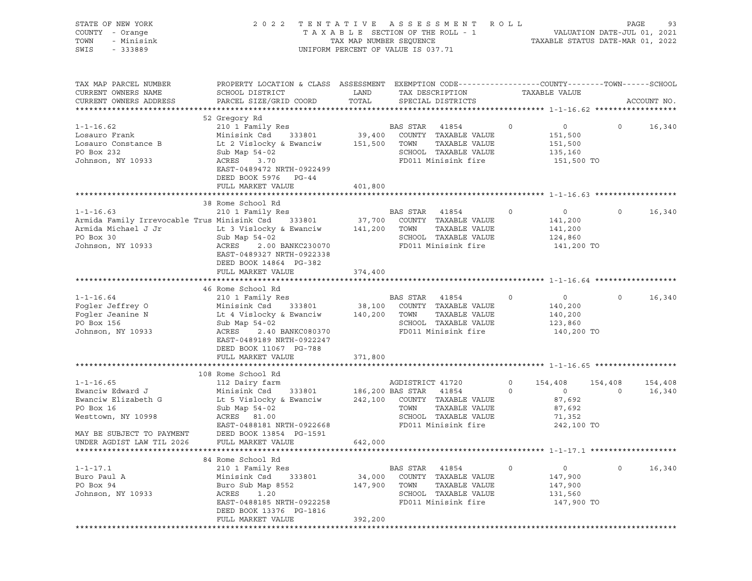STATE OF NEW YORK | 2022 TENTATIVE ASSESSMENT ROLL | VALUATION DATE-JUL 01, 2021
COUNTY - Orange | TAXABLE SECTION OF THE ROLL - 1 | TAXABLE STATUS DATE-MAR 01, 2022
TOWN - Minisink | TAX MAP NUMBER SEQUENCE
SWIS - 333889 | UNIFORM PERCENT OF VALUE IS 037.71

```
TAX MAP PARCEL NUMBER          PROPERTY LOCATION & CLASS  ASSESSMENT  EXEMPTION CODE------------------COUNTY--------TOWN------SCHOOL
CURRENT OWNERS NAME            SCHOOL DISTRICT               LAND      TAX DESCRIPTION            TAXABLE VALUE
CURRENT OWNERS ADDRESS         PARCEL SIZE/GRID COORD        TOTAL     SPECIAL DISTRICTS                                    ACCOUNT NO.
******************************************************************************************************* 1-1-16.62 ******************
                               52 Gregory Rd
1-1-16.62                      210 1 Family Res                   BAS STAR   41854        0          0          0     16,340
Losauro Frank                  Minisink Csd     333801      39,400   COUNTY  TAXABLE VALUE         151,500
Losauro Constance B            Lt 2 Vislocky & Ewanciw     151,500   TOWN    TAXABLE VALUE         151,500
PO Box 232                     Sub Map 54-02                          SCHOOL  TAXABLE VALUE         135,160
Johnson, NY 10933              ACRES    3.70                          FD011 Minisink fire            151,500 TO
                               EAST-0489472 NRTH-0922499
                               DEED BOOK 5976   PG-44
                               FULL MARKET VALUE           401,800
******************************************************************************************************* 1-1-16.63 ******************
                               38 Rome School Rd
1-1-16.63                      210 1 Family Res                   BAS STAR   41854        0          0          0     16,340
Armida Family Irrevocable Trus Minisink Csd     333801      37,700   COUNTY  TAXABLE VALUE         141,200
Armida Michael J Jr            Lt 3 Vislocky & Ewanciw     141,200   TOWN    TAXABLE VALUE         141,200
PO Box 30                      Sub Map 54-02                          SCHOOL  TAXABLE VALUE         124,860
Johnson, NY 10933              ACRES    2.00 BANKC230070              FD011 Minisink fire            141,200 TO
                               EAST-0489327 NRTH-0922338
                               DEED BOOK 14864  PG-382
                               FULL MARKET VALUE           374,400
******************************************************************************************************* 1-1-16.64 ******************
                               46 Rome School Rd
1-1-16.64                      210 1 Family Res                   BAS STAR   41854        0          0          0     16,340
Fogler Jeffrey O               Minisink Csd     333801      38,100   COUNTY  TAXABLE VALUE         140,200
Fogler Jeanine N               Lt 4 Vislocky & Ewanciw     140,200   TOWN    TAXABLE VALUE         140,200
PO Box 156                     Sub Map 54-02                          SCHOOL  TAXABLE VALUE         123,860
Johnson, NY 10933              ACRES    2.40 BANKC080370              FD011 Minisink fire            140,200 TO
                               EAST-0489189 NRTH-0922247
                               DEED BOOK 11067  PG-788
                               FULL MARKET VALUE           371,800
******************************************************************************************************* 1-1-16.65 ******************
                               108 Rome School Rd
1-1-16.65                      112 Dairy farm                     AGDISTRICT 41720        0    154,408    154,408    154,408
Ewanciw Edward J               Minisink Csd     333801     186,200 BAS STAR   41854        0          0          0     16,340
Ewanciw Elizabeth G            Lt 5 Vislocky & Ewanciw     242,100   COUNTY  TAXABLE VALUE          87,692
PO Box 16                      Sub Map 54-02                          TOWN    TAXABLE VALUE          87,692
Westtown, NY 10998             ACRES   81.00                          SCHOOL  TAXABLE VALUE          71,352
                               EAST-0488181 NRTH-0922668              FD011 Minisink fire            242,100 TO
MAY BE SUBJECT TO PAYMENT      DEED BOOK 13854  PG-1591
UNDER AGDIST LAW TIL 2026      FULL MARKET VALUE           642,000
******************************************************************************************************* 1-1-17.1 *******************
                               84 Rome School Rd
1-1-17.1                       210 1 Family Res                   BAS STAR   41854        0          0          0     16,340
Buro Paul A                    Minisink Csd     333801      34,000   COUNTY  TAXABLE VALUE         147,900
PO Box 94                      Buro Sub Map 8552           147,900   TOWN    TAXABLE VALUE         147,900
Johnson, NY 10933              ACRES    1.20                          SCHOOL  TAXABLE VALUE         131,560
                               EAST-0488185 NRTH-0922258              FD011 Minisink fire            147,900 TO
                               DEED BOOK 13376  PG-1816
                               FULL MARKET VALUE           392,200
************************************************************************************************************************************
```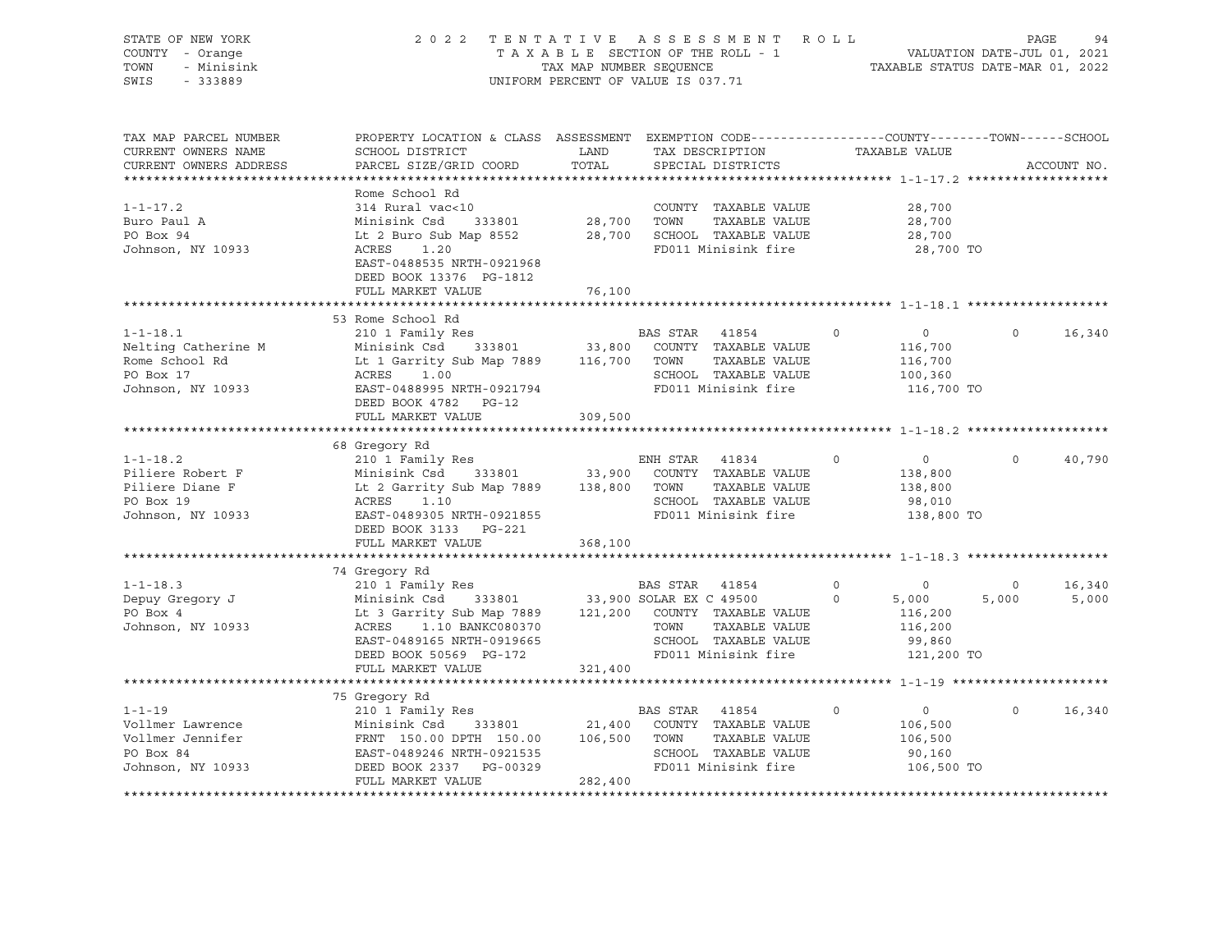STATE OF NEW YORK — 2022 TENTATIVE ASSESSMENT ROLL
COUNTY - Orange — TAXABLE SECTION OF THE ROLL - 1 — VALUATION DATE-JUL 01, 2021
TOWN - Minisink — TAX MAP NUMBER SEQUENCE — TAXABLE STATUS DATE-MAR 01, 2022
SWIS - 333889 — UNIFORM PERCENT OF VALUE IS 037.71

```
TAX MAP PARCEL NUMBER     PROPERTY LOCATION & CLASS  ASSESSMENT  EXEMPTION CODE------------------COUNTY--------TOWN------SCHOOL
CURRENT OWNERS NAME       SCHOOL DISTRICT               LAND      TAX DESCRIPTION              TAXABLE VALUE
CURRENT OWNERS ADDRESS    PARCEL SIZE/GRID COORD        TOTAL     SPECIAL DISTRICTS                                   ACCOUNT NO.
******************************************************************************************** 1-1-17.2 *******************
                          Rome School Rd
1-1-17.2                  314 Rural vac<10                        COUNTY  TAXABLE VALUE            28,700
Buro Paul A               Minisink Csd      333801      28,700    TOWN    TAXABLE VALUE            28,700
PO Box 94                 Lt 2 Buro Sub Map 8552        28,700    SCHOOL  TAXABLE VALUE            28,700
Johnson, NY 10933         ACRES     1.20                          FD011 Minisink fire               28,700 TO
                          EAST-0488535 NRTH-0921968
                          DEED BOOK 13376  PG-1812
                          FULL MARKET VALUE             76,100
******************************************************************************************** 1-1-18.1 *******************
                          53 Rome School Rd
1-1-18.1                  210 1 Family Res                        BAS STAR   41854       0          0            0      16,340
Nelting Catherine M       Minisink Csd      333801      33,800    COUNTY  TAXABLE VALUE           116,700
Rome School Rd            Lt 1 Garrity Sub Map 7889    116,700    TOWN    TAXABLE VALUE           116,700
PO Box 17                 ACRES     1.00                          SCHOOL  TAXABLE VALUE           100,360
Johnson, NY 10933         EAST-0488995 NRTH-0921794               FD011 Minisink fire              116,700 TO
                          DEED BOOK 4782   PG-12
                          FULL MARKET VALUE            309,500
******************************************************************************************** 1-1-18.2 *******************
                          68 Gregory Rd
1-1-18.2                  210 1 Family Res                        ENH STAR   41834       0          0            0      40,790
Piliere Robert F          Minisink Csd      333801      33,900    COUNTY  TAXABLE VALUE           138,800
Piliere Diane F           Lt 2 Garrity Sub Map 7889    138,800    TOWN    TAXABLE VALUE           138,800
PO Box 19                 ACRES     1.10                          SCHOOL  TAXABLE VALUE            98,010
Johnson, NY 10933         EAST-0489305 NRTH-0921855               FD011 Minisink fire              138,800 TO
                          DEED BOOK 3133   PG-221
                          FULL MARKET VALUE            368,100
******************************************************************************************** 1-1-18.3 *******************
                          74 Gregory Rd
1-1-18.3                  210 1 Family Res                        BAS STAR   41854       0          0            0      16,340
Depuy Gregory J           Minisink Csd      333801      33,900 SOLAR EX C 49500          0      5,000        5,000       5,000
PO Box 4                  Lt 3 Garrity Sub Map 7889    121,200    COUNTY  TAXABLE VALUE           116,200
Johnson, NY 10933         ACRES     1.10 BANKC080370              TOWN    TAXABLE VALUE           116,200
                          EAST-0489165 NRTH-0919665               SCHOOL  TAXABLE VALUE            99,860
                          DEED BOOK 50569  PG-172                 FD011 Minisink fire              121,200 TO
                          FULL MARKET VALUE            321,400
******************************************************************************************** 1-1-19 *********************
                          75 Gregory Rd
1-1-19                    210 1 Family Res                        BAS STAR   41854       0          0            0      16,340
Vollmer Lawrence          Minisink Csd      333801      21,400    COUNTY  TAXABLE VALUE           106,500
Vollmer Jennifer          FRNT  150.00 DPTH  150.00    106,500    TOWN    TAXABLE VALUE           106,500
PO Box 84                 EAST-0489246 NRTH-0921535               SCHOOL  TAXABLE VALUE            90,160
Johnson, NY 10933         DEED BOOK 2337   PG-00329               FD011 Minisink fire              106,500 TO
                          FULL MARKET VALUE            282,400
****************************************************************************************************************************
```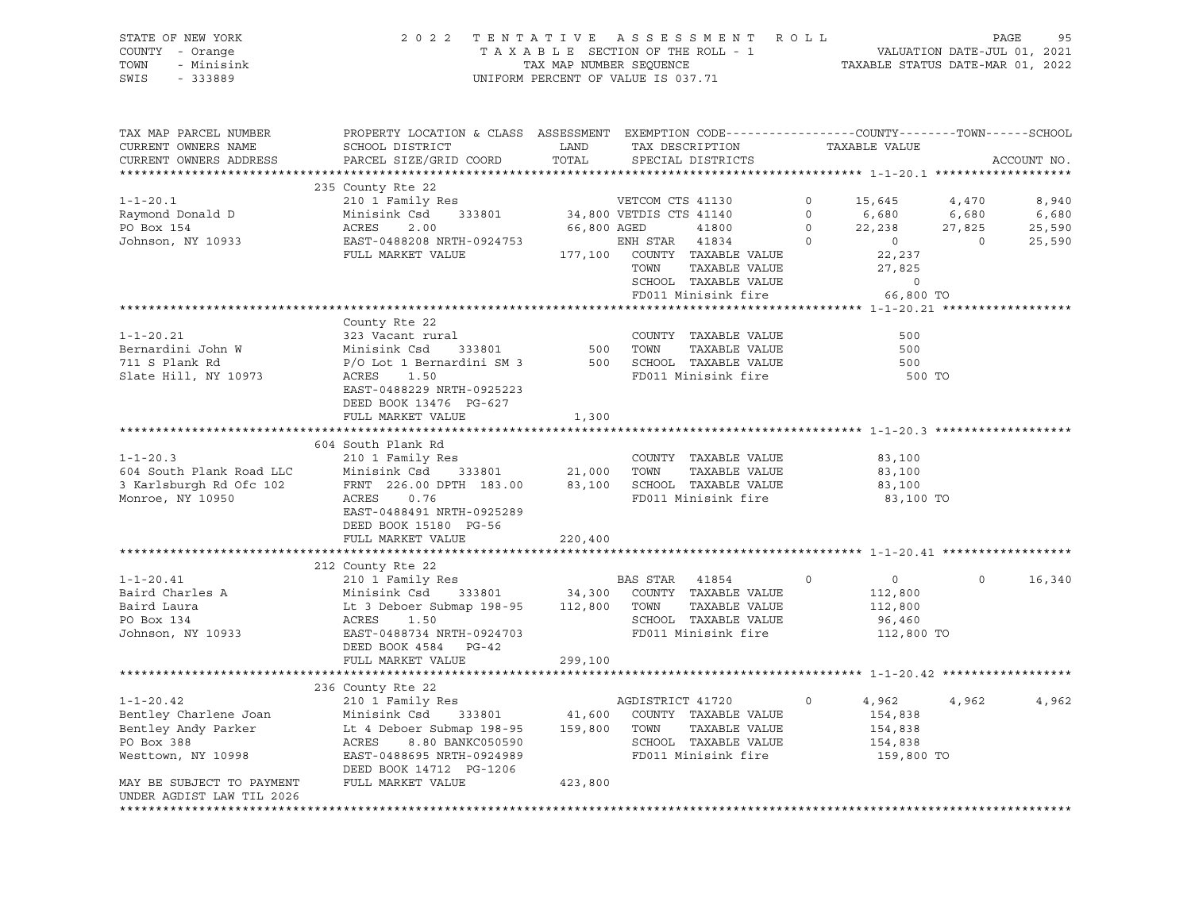STATE OF NEW YORK
COUNTY - Orange
TOWN - Minisink
SWIS - 333889

2 0 2 2 T E N T A T I V E A S S E S S M E N T R O L L
T A X A B L E SECTION OF THE ROLL - 1
TAX MAP NUMBER SEQUENCE
UNIFORM PERCENT OF VALUE IS 037.71

VALUATION DATE-JUL 01, 2021
TAXABLE STATUS DATE-MAR 01, 2022

```
TAX MAP PARCEL NUMBER        PROPERTY LOCATION & CLASS  ASSESSMENT  EXEMPTION CODE------------------COUNTY--------TOWN------SCHOOL
CURRENT OWNERS NAME          SCHOOL DISTRICT               LAND      TAX DESCRIPTION            TAXABLE VALUE
CURRENT OWNERS ADDRESS       PARCEL SIZE/GRID COORD        TOTAL     SPECIAL DISTRICTS                                    ACCOUNT NO.
******************************************************************************************************* 1-1-20.1 *******************
                             235 County Rte 22
1-1-20.1                     210 1 Family Res                     VETCOM CTS 41130        0     15,645     4,470      8,940
Raymond Donald D             Minisink Csd    333801       34,800 VETDIS CTS 41140        0      6,680     6,680      6,680
PO Box 154                   ACRES     2.00               66,800 AGED        41800        0     22,238    27,825     25,590
Johnson, NY 10933            EAST-0488208 NRTH-0924753           ENH STAR   41834        0          0         0     25,590
                             FULL MARKET VALUE           177,100    COUNTY  TAXABLE VALUE             22,237
                                                                    TOWN    TAXABLE VALUE             27,825
                                                                    SCHOOL  TAXABLE VALUE                  0
                                                                    FD011 Minisink fire               66,800 TO
******************************************************************************************************* 1-1-20.21 ******************
                             County Rte 22
1-1-20.21                    323 Vacant rural                       COUNTY  TAXABLE VALUE                500
Bernardini John W            Minisink Csd    333801          500    TOWN    TAXABLE VALUE                500
711 S Plank Rd               P/O Lot 1 Bernardini SM 3       500    SCHOOL  TAXABLE VALUE                500
Slate Hill, NY 10973         ACRES     1.50                         FD011 Minisink fire                  500 TO
                             EAST-0488229 NRTH-0925223
                             DEED BOOK 13476  PG-627
                             FULL MARKET VALUE             1,300
******************************************************************************************************* 1-1-20.3 *******************
                             604 South Plank Rd
1-1-20.3                     210 1 Family Res                       COUNTY  TAXABLE VALUE             83,100
604 South Plank Road LLC     Minisink Csd    333801       21,000    TOWN    TAXABLE VALUE             83,100
3 Karlsburgh Rd Ofc 102      FRNT 226.00 DPTH 183.00      83,100    SCHOOL  TAXABLE VALUE             83,100
Monroe, NY 10950             ACRES     0.76                         FD011 Minisink fire               83,100 TO
                             EAST-0488491 NRTH-0925289
                             DEED BOOK 15180  PG-56
                             FULL MARKET VALUE           220,400
******************************************************************************************************* 1-1-20.41 ******************
                             212 County Rte 22
1-1-20.41                    210 1 Family Res                     BAS STAR   41854        0          0         0     16,340
Baird Charles A              Minisink Csd    333801       34,300    COUNTY  TAXABLE VALUE            112,800
Baird Laura                  Lt 3 Deboer Submap 198-95   112,800    TOWN    TAXABLE VALUE            112,800
PO Box 134                   ACRES     1.50                         SCHOOL  TAXABLE VALUE             96,460
Johnson, NY 10933            EAST-0488734 NRTH-0924703              FD011 Minisink fire              112,800 TO
                             DEED BOOK 4584   PG-42
                             FULL MARKET VALUE           299,100
******************************************************************************************************* 1-1-20.42 ******************
                             236 County Rte 22
1-1-20.42                    210 1 Family Res                     AGDISTRICT 41720        0      4,962     4,962      4,962
Bentley Charlene Joan        Minisink Csd    333801       41,600    COUNTY  TAXABLE VALUE            154,838
Bentley Andy Parker          Lt 4 Deboer Submap 198-95   159,800    TOWN    TAXABLE VALUE            154,838
PO Box 388                   ACRES     8.80 BANKC050590             SCHOOL  TAXABLE VALUE            154,838
Westtown, NY 10998           EAST-0488695 NRTH-0924989              FD011 Minisink fire              159,800 TO
                             DEED BOOK 14712  PG-1206
MAY BE SUBJECT TO PAYMENT    FULL MARKET VALUE           423,800
UNDER AGDIST LAW TIL 2026
************************************************************************************************************************************
```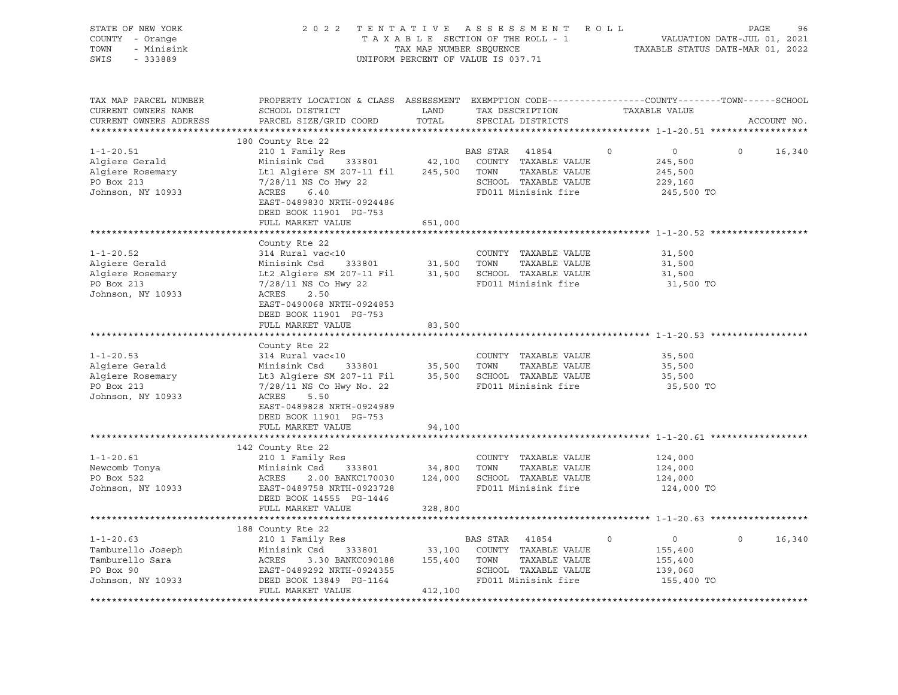STATE OF NEW YORK · COUNTY - Orange · TOWN - Minisink · SWIS - 333889

# 2022 TENTATIVE ASSESSMENT ROLL

TAXABLE SECTION OF THE ROLL - 1 · TAX MAP NUMBER SEQUENCE · UNIFORM PERCENT OF VALUE IS 037.71

VALUATION DATE-JUL 01, 2021 · TAXABLE STATUS DATE-MAR 01, 2022

| TAX MAP PARCEL NUMBER / CURRENT OWNERS NAME / CURRENT OWNERS ADDRESS | PROPERTY LOCATION & CLASS / SCHOOL DISTRICT / PARCEL SIZE/GRID COORD | ASSESSMENT LAND | TOTAL | EXEMPTION CODE / TAX DESCRIPTION / SPECIAL DISTRICTS | COUNTY | TOWN | SCHOOL | TAXABLE VALUE | ACCOUNT NO. |
|---|---|---|---|---|---|---|---|---|---|
| **1-1-20.51** | 180 County Rte 22 | | | | | | | | |
| | 210 1 Family Res | | | BAS STAR 41854 | 0 | 0 | 16,340 | | |
| Algiere Gerald | Minisink Csd 333801 | 42,100 | | COUNTY TAXABLE VALUE | | | | 245,500 | |
| Algiere Rosemary | Lt1 Algiere SM 207-11 fil | | 245,500 | TOWN TAXABLE VALUE | | | | 245,500 | |
| PO Box 213 | 7/28/11 NS Co Hwy 22 | | | SCHOOL TAXABLE VALUE | | | | 229,160 | |
| Johnson, NY 10933 | ACRES 6.40 | | | FD011 Minisink fire | | | | 245,500 TO | |
| | EAST-0489830 NRTH-0924486 | | | | | | | | |
| | DEED BOOK 11901 PG-753 | | | | | | | | |
| | FULL MARKET VALUE | | 651,000 | | | | | | |
| **1-1-20.52** | County Rte 22 | | | | | | | | |
| | 314 Rural vac<10 | | | COUNTY TAXABLE VALUE | | | | 31,500 | |
| Algiere Gerald | Minisink Csd 333801 | 31,500 | | TOWN TAXABLE VALUE | | | | 31,500 | |
| Algiere Rosemary | Lt2 Algiere SM 207-11 Fil | | 31,500 | SCHOOL TAXABLE VALUE | | | | 31,500 | |
| PO Box 213 | 7/28/11 NS Co Hwy 22 | | | FD011 Minisink fire | | | | 31,500 TO | |
| Johnson, NY 10933 | ACRES 2.50 | | | | | | | | |
| | EAST-0490068 NRTH-0924853 | | | | | | | | |
| | DEED BOOK 11901 PG-753 | | | | | | | | |
| | FULL MARKET VALUE | | 83,500 | | | | | | |
| **1-1-20.53** | County Rte 22 | | | | | | | | |
| | 314 Rural vac<10 | | | COUNTY TAXABLE VALUE | | | | 35,500 | |
| Algiere Gerald | Minisink Csd 333801 | 35,500 | | TOWN TAXABLE VALUE | | | | 35,500 | |
| Algiere Rosemary | Lt3 Algiere SM 207-11 Fil | | 35,500 | SCHOOL TAXABLE VALUE | | | | 35,500 | |
| PO Box 213 | 7/28/11 NS Co Hwy No. 22 | | | FD011 Minisink fire | | | | 35,500 TO | |
| Johnson, NY 10933 | ACRES 5.50 | | | | | | | | |
| | EAST-0489828 NRTH-0924989 | | | | | | | | |
| | DEED BOOK 11901 PG-753 | | | | | | | | |
| | FULL MARKET VALUE | | 94,100 | | | | | | |
| **1-1-20.61** | 142 County Rte 22 | | | | | | | | |
| | 210 1 Family Res | | | COUNTY TAXABLE VALUE | | | | 124,000 | |
| Newcomb Tonya | Minisink Csd 333801 | 34,800 | | TOWN TAXABLE VALUE | | | | 124,000 | |
| PO Box 522 | ACRES 2.00 BANKC170030 | | 124,000 | SCHOOL TAXABLE VALUE | | | | 124,000 | |
| Johnson, NY 10933 | EAST-0489758 NRTH-0923728 | | | FD011 Minisink fire | | | | 124,000 TO | |
| | DEED BOOK 14555 PG-1446 | | | | | | | | |
| | FULL MARKET VALUE | | 328,800 | | | | | | |
| **1-1-20.63** | 188 County Rte 22 | | | | | | | | |
| | 210 1 Family Res | | | BAS STAR 41854 | 0 | 0 | 16,340 | | |
| Tamburello Joseph | Minisink Csd 333801 | 33,100 | | COUNTY TAXABLE VALUE | | | | 155,400 | |
| Tamburello Sara | ACRES 3.30 BANKC090188 | | 155,400 | TOWN TAXABLE VALUE | | | | 155,400 | |
| PO Box 90 | EAST-0489292 NRTH-0924355 | | | SCHOOL TAXABLE VALUE | | | | 139,060 | |
| Johnson, NY 10933 | DEED BOOK 13849 PG-1164 | | | FD011 Minisink fire | | | | 155,400 TO | |
| | FULL MARKET VALUE | | 412,100 | | | | | | |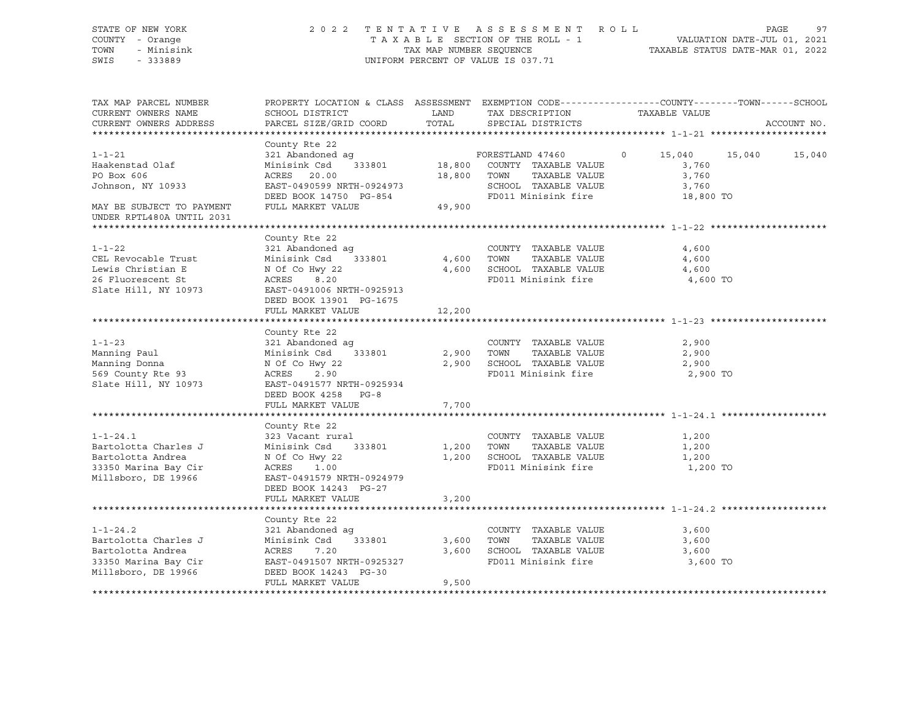STATE OF NEW YORK  
COUNTY - Orange  
TOWN - Minisink  
SWIS - 333889

2 0 2 2 T E N T A T I V E A S S E S S M E N T R O L L  
T A X A B L E SECTION OF THE ROLL - 1  
TAX MAP NUMBER SEQUENCE  
UNIFORM PERCENT OF VALUE IS 037.71

VALUATION DATE-JUL 01, 2021  
TAXABLE STATUS DATE-MAR 01, 2022

| TAX MAP PARCEL NUMBER / CURRENT OWNERS NAME / CURRENT OWNERS ADDRESS | PROPERTY LOCATION & CLASS / SCHOOL DISTRICT / PARCEL SIZE/GRID COORD | ASSESSMENT LAND | TOTAL | EXEMPTION CODE / TAX DESCRIPTION / SPECIAL DISTRICTS | COUNTY | TOWN | SCHOOL / ACCOUNT NO. |
|---|---|---|---|---|---|---|---|
| **1-1-21** | County Rte 22 | | | | | | |
| 1-1-21 | 321 Abandoned ag | | | FORESTLAND 47460 0 | 15,040 | 15,040 | 15,040 |
| Haakenstad Olaf | Minisink Csd 333801 | 18,800 | | COUNTY TAXABLE VALUE | 3,760 | | |
| PO Box 606 | ACRES 20.00 | | 18,800 | TOWN TAXABLE VALUE | 3,760 | | |
| Johnson, NY 10933 | EAST-0490599 NRTH-0924973 | | | SCHOOL TAXABLE VALUE | 3,760 | | |
| | DEED BOOK 14750 PG-854 | | | FD011 Minisink fire | 18,800 TO | | |
| MAY BE SUBJECT TO PAYMENT | FULL MARKET VALUE | | 49,900 | | | | |
| UNDER RPTL480A UNTIL 2031 | | | | | | | |
| **1-1-22** | County Rte 22 | | | | | | |
| 1-1-22 | 321 Abandoned ag | | | COUNTY TAXABLE VALUE | 4,600 | | |
| CEL Revocable Trust | Minisink Csd 333801 | 4,600 | | TOWN TAXABLE VALUE | 4,600 | | |
| Lewis Christian E | N Of Co Hwy 22 | | 4,600 | SCHOOL TAXABLE VALUE | 4,600 | | |
| 26 Fluorescent St | ACRES 8.20 | | | FD011 Minisink fire | 4,600 TO | | |
| Slate Hill, NY 10973 | EAST-0491006 NRTH-0925913 | | | | | | |
| | DEED BOOK 13901 PG-1675 | | | | | | |
| | FULL MARKET VALUE | | 12,200 | | | | |
| **1-1-23** | County Rte 22 | | | | | | |
| 1-1-23 | 321 Abandoned ag | | | COUNTY TAXABLE VALUE | 2,900 | | |
| Manning Paul | Minisink Csd 333801 | 2,900 | | TOWN TAXABLE VALUE | 2,900 | | |
| Manning Donna | N Of Co Hwy 22 | | 2,900 | SCHOOL TAXABLE VALUE | 2,900 | | |
| 569 County Rte 93 | ACRES 2.90 | | | FD011 Minisink fire | 2,900 TO | | |
| Slate Hill, NY 10973 | EAST-0491577 NRTH-0925934 | | | | | | |
| | DEED BOOK 4258 PG-8 | | | | | | |
| | FULL MARKET VALUE | | 7,700 | | | | |
| **1-1-24.1** | County Rte 22 | | | | | | |
| 1-1-24.1 | 323 Vacant rural | | | COUNTY TAXABLE VALUE | 1,200 | | |
| Bartolotta Charles J | Minisink Csd 333801 | 1,200 | | TOWN TAXABLE VALUE | 1,200 | | |
| Bartolotta Andrea | N Of Co Hwy 22 | | 1,200 | SCHOOL TAXABLE VALUE | 1,200 | | |
| 33350 Marina Bay Cir | ACRES 1.00 | | | FD011 Minisink fire | 1,200 TO | | |
| Millsboro, DE 19966 | EAST-0491579 NRTH-0924979 | | | | | | |
| | DEED BOOK 14243 PG-27 | | | | | | |
| | FULL MARKET VALUE | | 3,200 | | | | |
| **1-1-24.2** | County Rte 22 | | | | | | |
| 1-1-24.2 | 321 Abandoned ag | | | COUNTY TAXABLE VALUE | 3,600 | | |
| Bartolotta Charles J | Minisink Csd 333801 | 3,600 | | TOWN TAXABLE VALUE | 3,600 | | |
| Bartolotta Andrea | ACRES 7.20 | | 3,600 | SCHOOL TAXABLE VALUE | 3,600 | | |
| 33350 Marina Bay Cir | EAST-0491507 NRTH-0925327 | | | FD011 Minisink fire | 3,600 TO | | |
| Millsboro, DE 19966 | DEED BOOK 14243 PG-30 | | | | | | |
| | FULL MARKET VALUE | | 9,500 | | | | |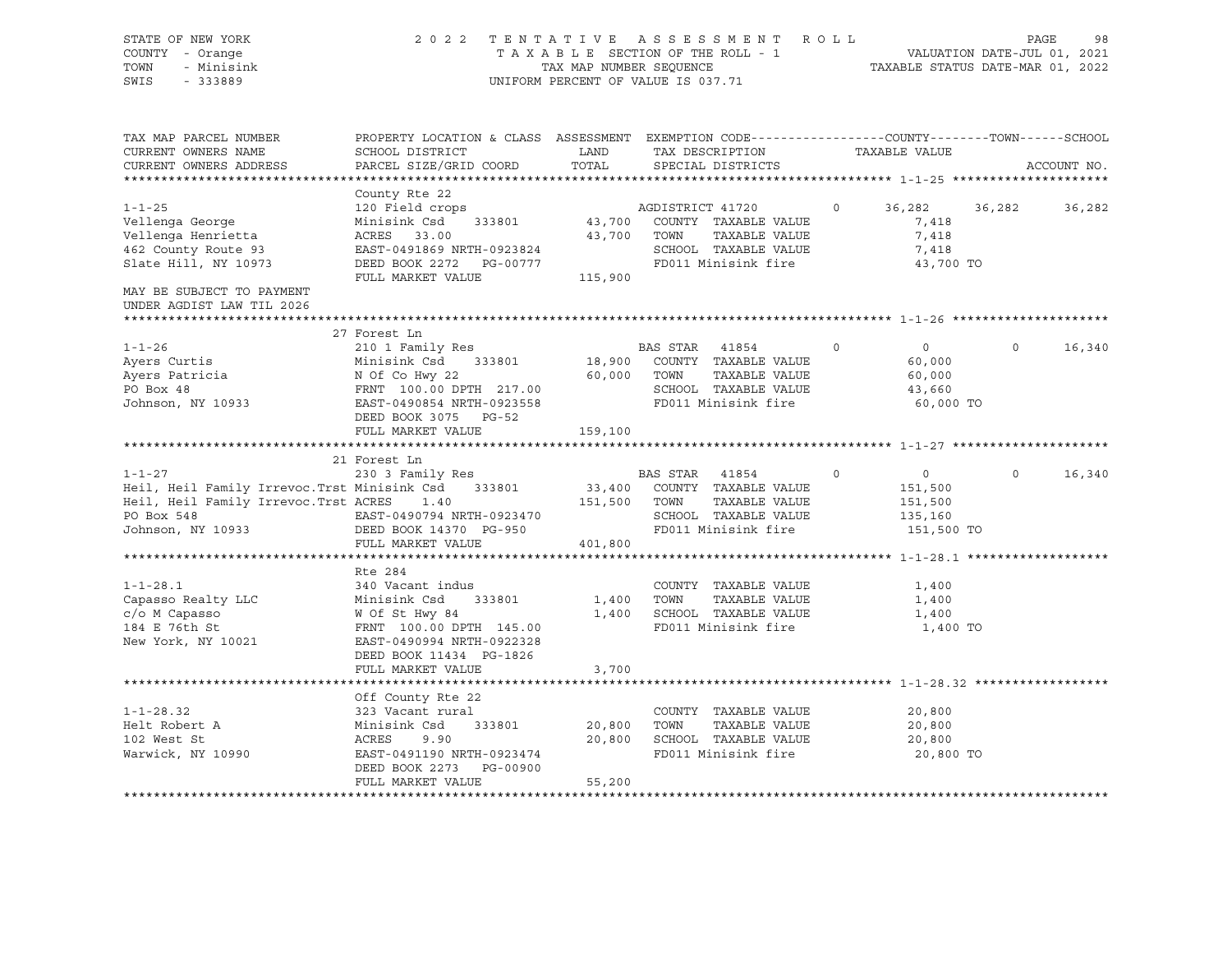STATE OF NEW YORK — 2022 TENTATIVE ASSESSMENT ROLL
COUNTY - Orange — TAXABLE SECTION OF THE ROLL - 1 — VALUATION DATE-JUL 01, 2021
TOWN - Minisink — TAX MAP NUMBER SEQUENCE — TAXABLE STATUS DATE-MAR 01, 2022
SWIS - 333889 — UNIFORM PERCENT OF VALUE IS 037.71

| TAX MAP PARCEL NUMBER / CURRENT OWNERS NAME / CURRENT OWNERS ADDRESS | PROPERTY LOCATION & CLASS / SCHOOL DISTRICT / PARCEL SIZE/GRID COORD | ASSESSMENT LAND / TOTAL | EXEMPTION CODE / TAX DESCRIPTION / SPECIAL DISTRICTS | | COUNTY TAXABLE VALUE | TOWN | SCHOOL / ACCOUNT NO. |
|---|---|---|---|---|---|---|---|
| **1-1-25** | County Rte 22 | | | | | | |
| 1-1-25 | 120 Field crops | | AGDISTRICT 41720 | 0 | 36,282 | 36,282 | 36,282 |
| Vellenga George | Minisink Csd 333801 | 43,700 | COUNTY TAXABLE VALUE | | 7,418 | | |
| Vellenga Henrietta | ACRES 33.00 | 43,700 | TOWN TAXABLE VALUE | | 7,418 | | |
| 462 County Route 93 | EAST-0491869 NRTH-0923824 | | SCHOOL TAXABLE VALUE | | 7,418 | | |
| Slate Hill, NY 10973 | DEED BOOK 2272 PG-00777 | | FD011 Minisink fire | | 43,700 TO | | |
| | FULL MARKET VALUE | 115,900 | | | | | |
| MAY BE SUBJECT TO PAYMENT UNDER AGDIST LAW TIL 2026 | | | | | | | |
| **1-1-26** | 27 Forest Ln | | | | | | |
| 1-1-26 | 210 1 Family Res | | BAS STAR 41854 | 0 | 0 | 0 | 16,340 |
| Ayers Curtis | Minisink Csd 333801 | 18,900 | COUNTY TAXABLE VALUE | | 60,000 | | |
| Ayers Patricia | N Of Co Hwy 22 | 60,000 | TOWN TAXABLE VALUE | | 60,000 | | |
| PO Box 48 | FRNT 100.00 DPTH 217.00 | | SCHOOL TAXABLE VALUE | | 43,660 | | |
| Johnson, NY 10933 | EAST-0490854 NRTH-0923558 | | FD011 Minisink fire | | 60,000 TO | | |
| | DEED BOOK 3075 PG-52 | | | | | | |
| | FULL MARKET VALUE | 159,100 | | | | | |
| **1-1-27** | 21 Forest Ln | | | | | | |
| 1-1-27 | 230 3 Family Res | | BAS STAR 41854 | 0 | 0 | 0 | 16,340 |
| Heil, Heil Family Irrevoc.Trst | Minisink Csd 333801 | 33,400 | COUNTY TAXABLE VALUE | | 151,500 | | |
| Heil, Heil Family Irrevoc.Trst | ACRES 1.40 | 151,500 | TOWN TAXABLE VALUE | | 151,500 | | |
| PO Box 548 | EAST-0490794 NRTH-0923470 | | SCHOOL TAXABLE VALUE | | 135,160 | | |
| Johnson, NY 10933 | DEED BOOK 14370 PG-950 | | FD011 Minisink fire | | 151,500 TO | | |
| | FULL MARKET VALUE | 401,800 | | | | | |
| **1-1-28.1** | Rte 284 | | | | | | |
| 1-1-28.1 | 340 Vacant indus | | COUNTY TAXABLE VALUE | | 1,400 | | |
| Capasso Realty LLC | Minisink Csd 333801 | 1,400 | TOWN TAXABLE VALUE | | 1,400 | | |
| c/o M Capasso | W Of St Hwy 84 | 1,400 | SCHOOL TAXABLE VALUE | | 1,400 | | |
| 184 E 76th St | FRNT 100.00 DPTH 145.00 | | FD011 Minisink fire | | 1,400 TO | | |
| New York, NY 10021 | EAST-0490994 NRTH-0922328 | | | | | | |
| | DEED BOOK 11434 PG-1826 | | | | | | |
| | FULL MARKET VALUE | 3,700 | | | | | |
| **1-1-28.32** | Off County Rte 22 | | | | | | |
| 1-1-28.32 | 323 Vacant rural | | COUNTY TAXABLE VALUE | | 20,800 | | |
| Helt Robert A | Minisink Csd 333801 | 20,800 | TOWN TAXABLE VALUE | | 20,800 | | |
| 102 West St | ACRES 9.90 | 20,800 | SCHOOL TAXABLE VALUE | | 20,800 | | |
| Warwick, NY 10990 | EAST-0491190 NRTH-0923474 | | FD011 Minisink fire | | 20,800 TO | | |
| | DEED BOOK 2273 PG-00900 | | | | | | |
| | FULL MARKET VALUE | 55,200 | | | | | |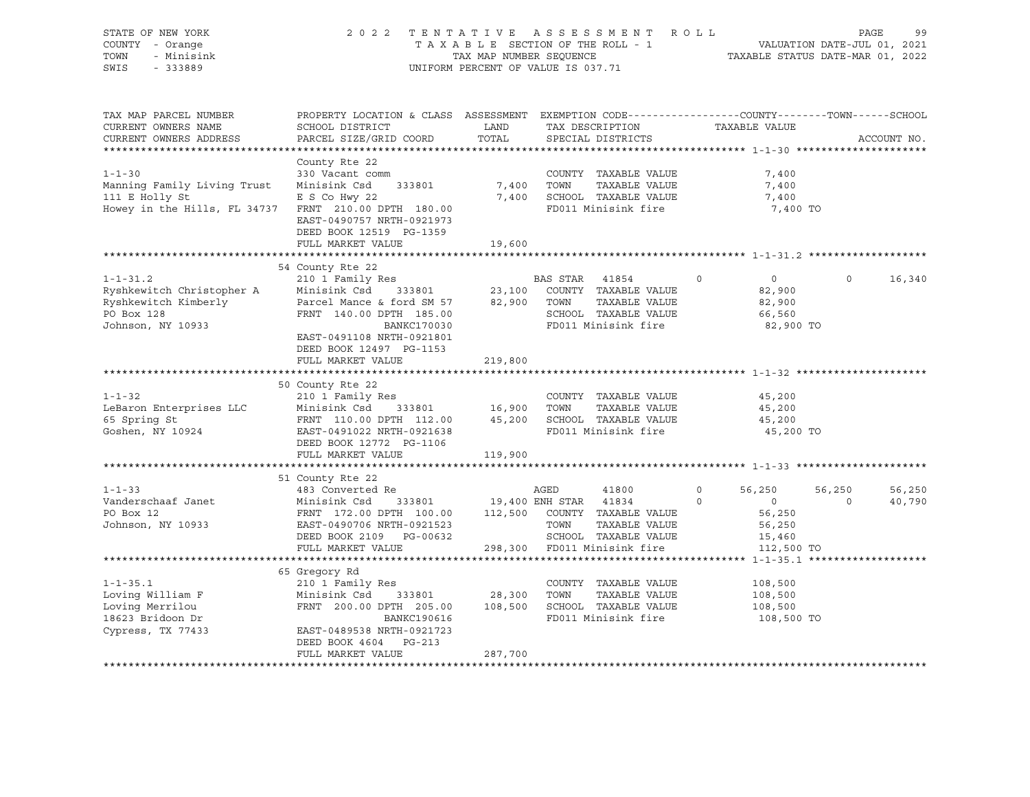STATE OF NEW YORK — COUNTY - Orange — TOWN - Minisink — SWIS - 333889

2022 TENTATIVE ASSESSMENT ROLL
TAXABLE SECTION OF THE ROLL - 1
TAX MAP NUMBER SEQUENCE
UNIFORM PERCENT OF VALUE IS 037.71

VALUATION DATE-JUL 01, 2021
TAXABLE STATUS DATE-MAR 01, 2022

| TAX MAP PARCEL NUMBER / CURRENT OWNERS NAME / CURRENT OWNERS ADDRESS | PROPERTY LOCATION & CLASS / SCHOOL DISTRICT / PARCEL SIZE/GRID COORD | ASSESSMENT LAND / TOTAL | EXEMPTION CODE / TAX DESCRIPTION / SPECIAL DISTRICTS | COUNTY TAXABLE VALUE | TOWN | SCHOOL | ACCOUNT NO. |
|---|---|---|---|---|---|---|---|
| **1-1-30** | County Rte 22 | | | | | | |
| | 330 Vacant comm | | COUNTY TAXABLE VALUE | 7,400 | | | |
| Manning Family Living Trust | Minisink Csd 333801 | 7,400 | TOWN TAXABLE VALUE | 7,400 | | | |
| 111 E Holly St | E S Co Hwy 22 | 7,400 | SCHOOL TAXABLE VALUE | 7,400 | | | |
| Howey in the Hills, FL 34737 | FRNT 210.00 DPTH 180.00 | | FD011 Minisink fire | 7,400 TO | | | |
| | EAST-0490757 NRTH-0921973 | | | | | | |
| | DEED BOOK 12519 PG-1359 | | | | | | |
| | FULL MARKET VALUE | 19,600 | | | | | |
| **1-1-31.2** | 54 County Rte 22 | | | | | | |
| | 210 1 Family Res | | BAS STAR 41854 | 0 | 0 | 16,340 | |
| Ryshkewitch Christopher A | Minisink Csd 333801 | 23,100 | COUNTY TAXABLE VALUE | 82,900 | | | |
| Ryshkewitch Kimberly | Parcel Mance & ford SM 57 | 82,900 | TOWN TAXABLE VALUE | 82,900 | | | |
| PO Box 128 | FRNT 140.00 DPTH 185.00 | | SCHOOL TAXABLE VALUE | 66,560 | | | |
| Johnson, NY 10933 | BANKC170030 | | FD011 Minisink fire | 82,900 TO | | | |
| | EAST-0491108 NRTH-0921801 | | | | | | |
| | DEED BOOK 12497 PG-1153 | | | | | | |
| | FULL MARKET VALUE | 219,800 | | | | | |
| **1-1-32** | 50 County Rte 22 | | | | | | |
| | 210 1 Family Res | | COUNTY TAXABLE VALUE | 45,200 | | | |
| LeBaron Enterprises LLC | Minisink Csd 333801 | 16,900 | TOWN TAXABLE VALUE | 45,200 | | | |
| 65 Spring St | FRNT 110.00 DPTH 112.00 | 45,200 | SCHOOL TAXABLE VALUE | 45,200 | | | |
| Goshen, NY 10924 | EAST-0491022 NRTH-0921638 | | FD011 Minisink fire | 45,200 TO | | | |
| | DEED BOOK 12772 PG-1106 | | | | | | |
| | FULL MARKET VALUE | 119,900 | | | | | |
| **1-1-33** | 51 County Rte 22 | | | | | | |
| | 483 Converted Re | | AGED 41800 | 56,250 | 56,250 | 56,250 | |
| Vanderschaaf Janet | Minisink Csd 333801 | 19,400 | ENH STAR 41834 | 0 | 0 | 40,790 | |
| PO Box 12 | FRNT 172.00 DPTH 100.00 | 112,500 | COUNTY TAXABLE VALUE | 56,250 | | | |
| Johnson, NY 10933 | EAST-0490706 NRTH-0921523 | | TOWN TAXABLE VALUE | 56,250 | | | |
| | DEED BOOK 2109 PG-00632 | | SCHOOL TAXABLE VALUE | 15,460 | | | |
| | FULL MARKET VALUE | 298,300 | FD011 Minisink fire | 112,500 TO | | | |
| **1-1-35.1** | 65 Gregory Rd | | | | | | |
| | 210 1 Family Res | | COUNTY TAXABLE VALUE | 108,500 | | | |
| Loving William F | Minisink Csd 333801 | 28,300 | TOWN TAXABLE VALUE | 108,500 | | | |
| Loving Merrilou | FRNT 200.00 DPTH 205.00 | 108,500 | SCHOOL TAXABLE VALUE | 108,500 | | | |
| 18623 Bridoon Dr | BANKC190616 | | FD011 Minisink fire | 108,500 TO | | | |
| Cypress, TX 77433 | EAST-0489538 NRTH-0921723 | | | | | | |
| | DEED BOOK 4604 PG-213 | | | | | | |
| | FULL MARKET VALUE | 287,700 | | | | | |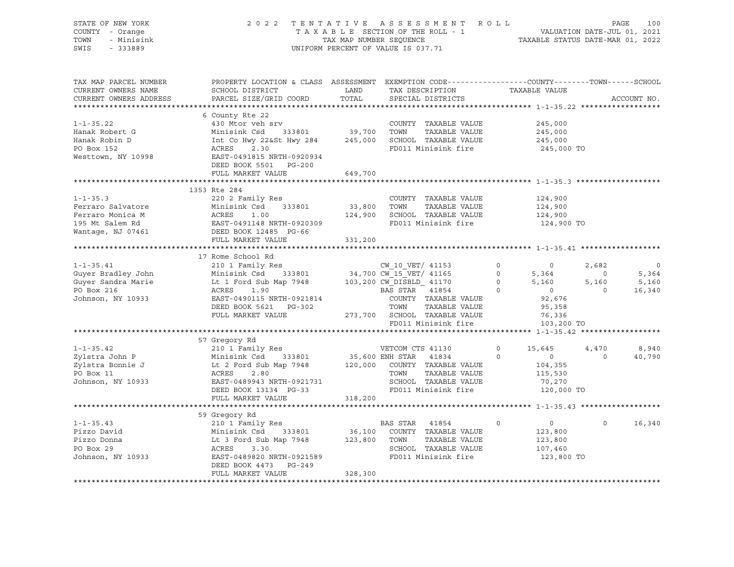STATE OF NEW YORK
COUNTY - Orange
TOWN - Minisink
SWIS - 333889

2022 TENTATIVE ASSESSMENT ROLL
TAXABLE SECTION OF THE ROLL - 1
TAX MAP NUMBER SEQUENCE
UNIFORM PERCENT OF VALUE IS 037.71

VALUATION DATE-JUL 01, 2021
TAXABLE STATUS DATE-MAR 01, 2022

```
TAX MAP PARCEL NUMBER     PROPERTY LOCATION & CLASS  ASSESSMENT  EXEMPTION CODE------------------COUNTY--------TOWN------SCHOOL
CURRENT OWNERS NAME       SCHOOL DISTRICT               LAND      TAX DESCRIPTION            TAXABLE VALUE
CURRENT OWNERS ADDRESS    PARCEL SIZE/GRID COORD        TOTAL     SPECIAL DISTRICTS                                       ACCOUNT NO.
******************************************************************************************************* 1-1-35.22 ******************
                          6 County Rte 22
1-1-35.22                 430 Mtor veh srv                        COUNTY  TAXABLE VALUE          245,000
Hanak Robert G            Minisink Csd     333801      39,700     TOWN    TAXABLE VALUE          245,000
Hanak Robin D             Int Co Hwy 22&St Hwy 284    245,000     SCHOOL  TAXABLE VALUE          245,000
PO Box 152                ACRES     2.30                          FD011 Minisink fire              245,000 TO
Westtown, NY 10998        EAST-0491815 NRTH-0920934
                          DEED BOOK 5501   PG-200
                          FULL MARKET VALUE           649,700
******************************************************************************************************* 1-1-35.3 *******************
                          1353 Rte 284
1-1-35.3                  220 2 Family Res                        COUNTY  TAXABLE VALUE          124,900
Ferraro Salvatore         Minisink Csd     333801      33,800     TOWN    TAXABLE VALUE          124,900
Ferraro Monica M          ACRES     1.00              124,900     SCHOOL  TAXABLE VALUE          124,900
195 Mt Salem Rd           EAST-0491148 NRTH-0920309               FD011 Minisink fire              124,900 TO
Wantage, NJ 07461         DEED BOOK 12485  PG-66
                          FULL MARKET VALUE           331,200
******************************************************************************************************* 1-1-35.41 ******************
                          17 Rome School Rd
1-1-35.41                 210 1 Family Res                    CW_10_VET/ 41153       0          0        2,682           0
Guyer Bradley John        Minisink Csd     333801      34,700 CW_15_VET/ 41165       0      5,364            0       5,364
Guyer Sandra Marie        Lt 1 Ford Sub Map 7948      103,200 CW_DISBLD_ 41170       0      5,160        5,160       5,160
PO Box 216                ACRES     1.90                      BAS STAR   41854       0          0            0      16,340
Johnson, NY 10933         EAST-0490115 NRTH-0921814               COUNTY  TAXABLE VALUE           92,676
                          DEED BOOK 5621   PG-302                 TOWN    TAXABLE VALUE           95,358
                          FULL MARKET VALUE           273,700     SCHOOL  TAXABLE VALUE           76,336
                                                                  FD011 Minisink fire              103,200 TO
******************************************************************************************************* 1-1-35.42 ******************
                          57 Gregory Rd
1-1-35.42                 210 1 Family Res                    VETCOM CTS 41130       0     15,645        4,470       8,940
Zylstra John P            Minisink Csd     333801      35,600 ENH STAR   41834       0          0            0      40,790
Zylstra Bonnie J          Lt 2 Ford Sub Map 7948      120,000     COUNTY  TAXABLE VALUE          104,355
PO Box 11                 ACRES     2.80                          TOWN    TAXABLE VALUE          115,530
Johnson, NY 10933         EAST-0489943 NRTH-0921731               SCHOOL  TAXABLE VALUE           70,270
                          DEED BOOK 13134  PG-33                  FD011 Minisink fire              120,000 TO
                          FULL MARKET VALUE           318,200
******************************************************************************************************* 1-1-35.43 ******************
                          59 Gregory Rd
1-1-35.43                 210 1 Family Res                    BAS STAR   41854       0          0            0      16,340
Pizzo David               Minisink Csd     333801      36,100     COUNTY  TAXABLE VALUE          123,800
Pizzo Donna               Lt 3 Ford Sub Map 7948      123,800     TOWN    TAXABLE VALUE          123,800
PO Box 29                 ACRES     3.30                          SCHOOL  TAXABLE VALUE          107,460
Johnson, NY 10933         EAST-0489820 NRTH-0921589               FD011 Minisink fire              123,800 TO
                          DEED BOOK 4473   PG-249
                          FULL MARKET VALUE           328,300
************************************************************************************************************************************
```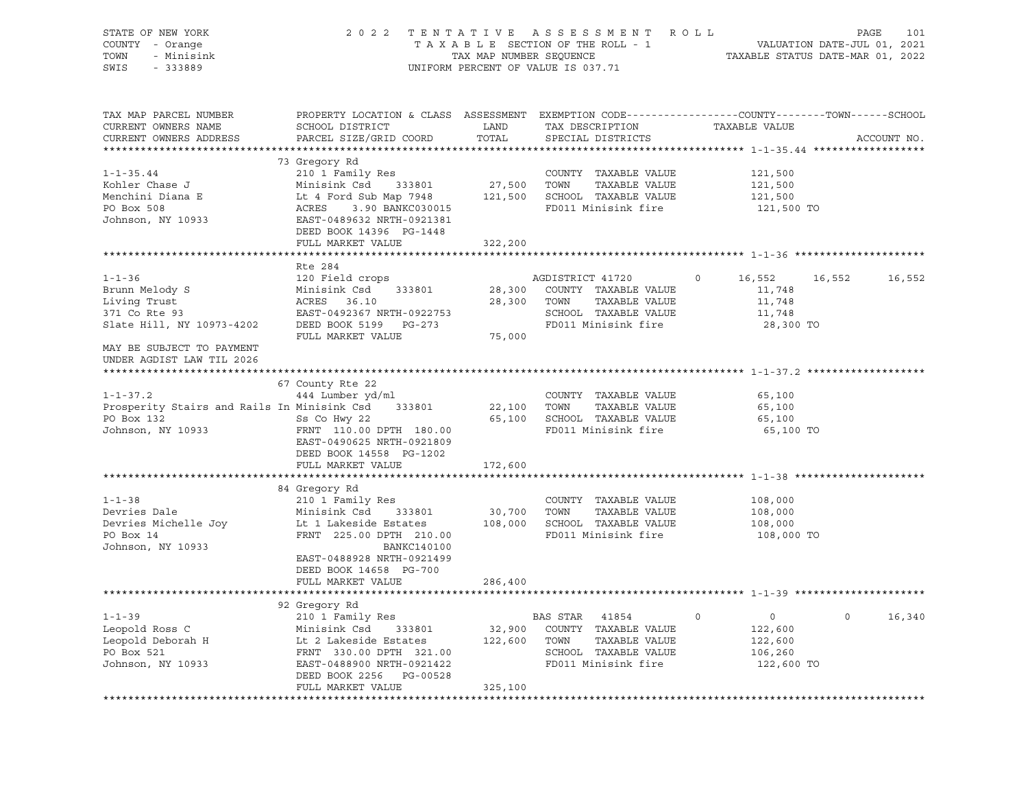STATE OF NEW YORK
COUNTY - Orange
TOWN - Minisink
SWIS - 333889

2022 TENTATIVE ASSESSMENT ROLL
TAXABLE SECTION OF THE ROLL - 1
TAX MAP NUMBER SEQUENCE
UNIFORM PERCENT OF VALUE IS 037.71

VALUATION DATE-JUL 01, 2021
TAXABLE STATUS DATE-MAR 01, 2022

```
TAX MAP PARCEL NUMBER        PROPERTY LOCATION & CLASS  ASSESSMENT  EXEMPTION CODE------------------COUNTY--------TOWN------SCHOOL
CURRENT OWNERS NAME          SCHOOL DISTRICT               LAND      TAX DESCRIPTION            TAXABLE VALUE
CURRENT OWNERS ADDRESS       PARCEL SIZE/GRID COORD        TOTAL     SPECIAL DISTRICTS                                       ACCOUNT NO.
******************************************************************************************************* 1-1-35.44 ******************
                             73 Gregory Rd
1-1-35.44                    210 1 Family Res                        COUNTY  TAXABLE VALUE            121,500
Kohler Chase J               Minisink Csd     333801       27,500   TOWN    TAXABLE VALUE            121,500
Menchini Diana E             Lt 4 Ford Sub Map 7948       121,500   SCHOOL  TAXABLE VALUE            121,500
PO Box 508                   ACRES     3.90 BANKC030015              FD011 Minisink fire               121,500 TO
Johnson, NY 10933            EAST-0489632 NRTH-0921381
                             DEED BOOK 14396  PG-1448
                             FULL MARKET VALUE            322,200
******************************************************************************************************* 1-1-36 *********************
                             Rte 284
1-1-36                       120 Field crops                        AGDISTRICT 41720         0      16,552     16,552     16,552
Brunn Melody S               Minisink Csd     333801       28,300   COUNTY  TAXABLE VALUE             11,748
Living Trust                 ACRES    36.10                 28,300   TOWN    TAXABLE VALUE             11,748
371 Co Rte 93                EAST-0492367 NRTH-0922753               SCHOOL  TAXABLE VALUE             11,748
Slate Hill, NY 10973-4202    DEED BOOK 5199   PG-273                 FD011 Minisink fire                28,300 TO
                             FULL MARKET VALUE             75,000
MAY BE SUBJECT TO PAYMENT
UNDER AGDIST LAW TIL 2026
******************************************************************************************************* 1-1-37.2 *******************
                             67 County Rte 22
1-1-37.2                     444 Lumber yd/ml                        COUNTY  TAXABLE VALUE             65,100
Prosperity Stairs and Rails In Minisink Csd  333801        22,100   TOWN    TAXABLE VALUE             65,100
PO Box 132                   Ss Co Hwy 22                  65,100   SCHOOL  TAXABLE VALUE             65,100
Johnson, NY 10933            FRNT  110.00 DPTH 180.00               FD011 Minisink fire                65,100 TO
                             EAST-0490625 NRTH-0921809
                             DEED BOOK 14558  PG-1202
                             FULL MARKET VALUE            172,600
******************************************************************************************************* 1-1-38 *********************
                             84 Gregory Rd
1-1-38                       210 1 Family Res                        COUNTY  TAXABLE VALUE            108,000
Devries Dale                 Minisink Csd     333801       30,700   TOWN    TAXABLE VALUE            108,000
Devries Michelle Joy         Lt 1 Lakeside Estates        108,000   SCHOOL  TAXABLE VALUE            108,000
PO Box 14                    FRNT  225.00 DPTH 210.00               FD011 Minisink fire               108,000 TO
Johnson, NY 10933                          BANKC140100
                             EAST-0488928 NRTH-0921499
                             DEED BOOK 14658  PG-700
                             FULL MARKET VALUE            286,400
******************************************************************************************************* 1-1-39 *********************
                             92 Gregory Rd
1-1-39                       210 1 Family Res                       BAS STAR  41854          0           0          0     16,340
Leopold Ross C               Minisink Csd     333801       32,900   COUNTY  TAXABLE VALUE            122,600
Leopold Deborah H            Lt 2 Lakeside Estates        122,600   TOWN    TAXABLE VALUE            122,600
PO Box 521                   FRNT  330.00 DPTH 321.00               SCHOOL  TAXABLE VALUE            106,260
Johnson, NY 10933            EAST-0488900 NRTH-0921422               FD011 Minisink fire               122,600 TO
                             DEED BOOK 2256   PG-00528
                             FULL MARKET VALUE            325,100
************************************************************************************************************************************
```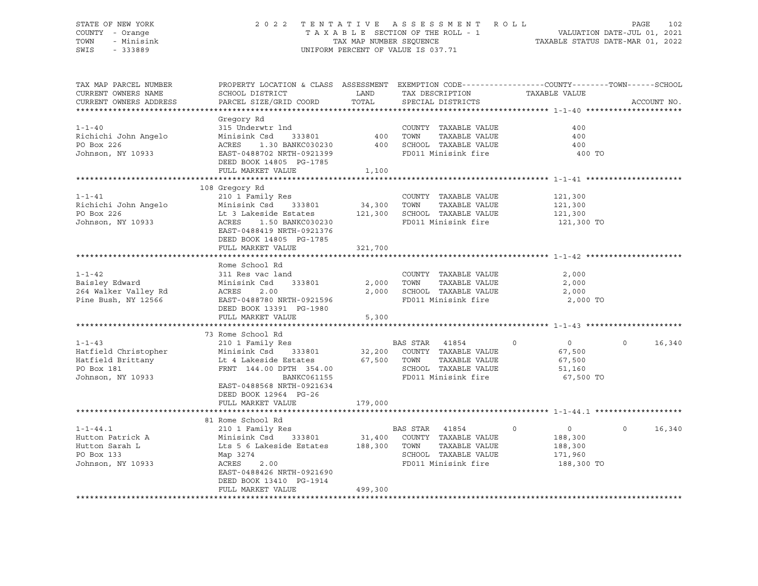STATE OF NEW YORK — 2022 TENTATIVE ASSESSMENT ROLL
COUNTY - Orange — TAXABLE SECTION OF THE ROLL - 1 — VALUATION DATE-JUL 01, 2021
TOWN - Minisink — TAX MAP NUMBER SEQUENCE — TAXABLE STATUS DATE-MAR 01, 2022
SWIS - 333889 — UNIFORM PERCENT OF VALUE IS 037.71

| TAX MAP PARCEL NUMBER / CURRENT OWNERS NAME / CURRENT OWNERS ADDRESS | PROPERTY LOCATION & CLASS / SCHOOL DISTRICT / PARCEL SIZE/GRID COORD | ASSESSMENT LAND / TOTAL | EXEMPTION CODE / TAX DESCRIPTION / SPECIAL DISTRICTS | COUNTY TAXABLE VALUE | TOWN | SCHOOL / ACCOUNT NO. |
|---|---|---|---|---|---|---|
| **1-1-40** | Gregory Rd | | | | | |
| 1-1-40 | 315 Underwtr lnd | | COUNTY TAXABLE VALUE | 400 | | |
| Richichi John Angelo | Minisink Csd 333801 | 400 | TOWN TAXABLE VALUE | 400 | | |
| PO Box 226 | ACRES 1.30 BANKC030230 | 400 | SCHOOL TAXABLE VALUE | 400 | | |
| Johnson, NY 10933 | EAST-0488702 NRTH-0921399 | | FD011 Minisink fire | 400 TO | | |
| | DEED BOOK 14805 PG-1785 | | | | | |
| | FULL MARKET VALUE | 1,100 | | | | |
| **1-1-41** | 108 Gregory Rd | | | | | |
| 1-1-41 | 210 1 Family Res | | COUNTY TAXABLE VALUE | 121,300 | | |
| Richichi John Angelo | Minisink Csd 333801 | 34,300 | TOWN TAXABLE VALUE | 121,300 | | |
| PO Box 226 | Lt 3 Lakeside Estates | 121,300 | SCHOOL TAXABLE VALUE | 121,300 | | |
| Johnson, NY 10933 | ACRES 1.50 BANKC030230 | | FD011 Minisink fire | 121,300 TO | | |
| | EAST-0488419 NRTH-0921376 | | | | | |
| | DEED BOOK 14805 PG-1785 | | | | | |
| | FULL MARKET VALUE | 321,700 | | | | |
| **1-1-42** | Rome School Rd | | | | | |
| 1-1-42 | 311 Res vac land | | COUNTY TAXABLE VALUE | 2,000 | | |
| Baisley Edward | Minisink Csd 333801 | 2,000 | TOWN TAXABLE VALUE | 2,000 | | |
| 264 Walker Valley Rd | ACRES 2.00 | 2,000 | SCHOOL TAXABLE VALUE | 2,000 | | |
| Pine Bush, NY 12566 | EAST-0488780 NRTH-0921596 | | FD011 Minisink fire | 2,000 TO | | |
| | DEED BOOK 13391 PG-1980 | | | | | |
| | FULL MARKET VALUE | 5,300 | | | | |
| **1-1-43** | 73 Rome School Rd | | | | | |
| 1-1-43 | 210 1 Family Res | | BAS STAR 41854 | 0 | 0 | 0 16,340 |
| Hatfield Christopher | Minisink Csd 333801 | 32,200 | COUNTY TAXABLE VALUE | 67,500 | | |
| Hatfield Brittany | Lt 4 Lakeside Estates | 67,500 | TOWN TAXABLE VALUE | 67,500 | | |
| PO Box 181 | FRNT 144.00 DPTH 354.00 | | SCHOOL TAXABLE VALUE | 51,160 | | |
| Johnson, NY 10933 | BANKC061155 | | FD011 Minisink fire | 67,500 TO | | |
| | EAST-0488568 NRTH-0921634 | | | | | |
| | DEED BOOK 12964 PG-26 | | | | | |
| | FULL MARKET VALUE | 179,000 | | | | |
| **1-1-44.1** | 81 Rome School Rd | | | | | |
| 1-1-44.1 | 210 1 Family Res | | BAS STAR 41854 | 0 | 0 | 0 16,340 |
| Hutton Patrick A | Minisink Csd 333801 | 31,400 | COUNTY TAXABLE VALUE | 188,300 | | |
| Hutton Sarah L | Lts 5 6 Lakeside Estates | 188,300 | TOWN TAXABLE VALUE | 188,300 | | |
| PO Box 133 | Map 3274 | | SCHOOL TAXABLE VALUE | 171,960 | | |
| Johnson, NY 10933 | ACRES 2.00 | | FD011 Minisink fire | 188,300 TO | | |
| | EAST-0488426 NRTH-0921690 | | | | | |
| | DEED BOOK 13410 PG-1914 | | | | | |
| | FULL MARKET VALUE | 499,300 | | | | |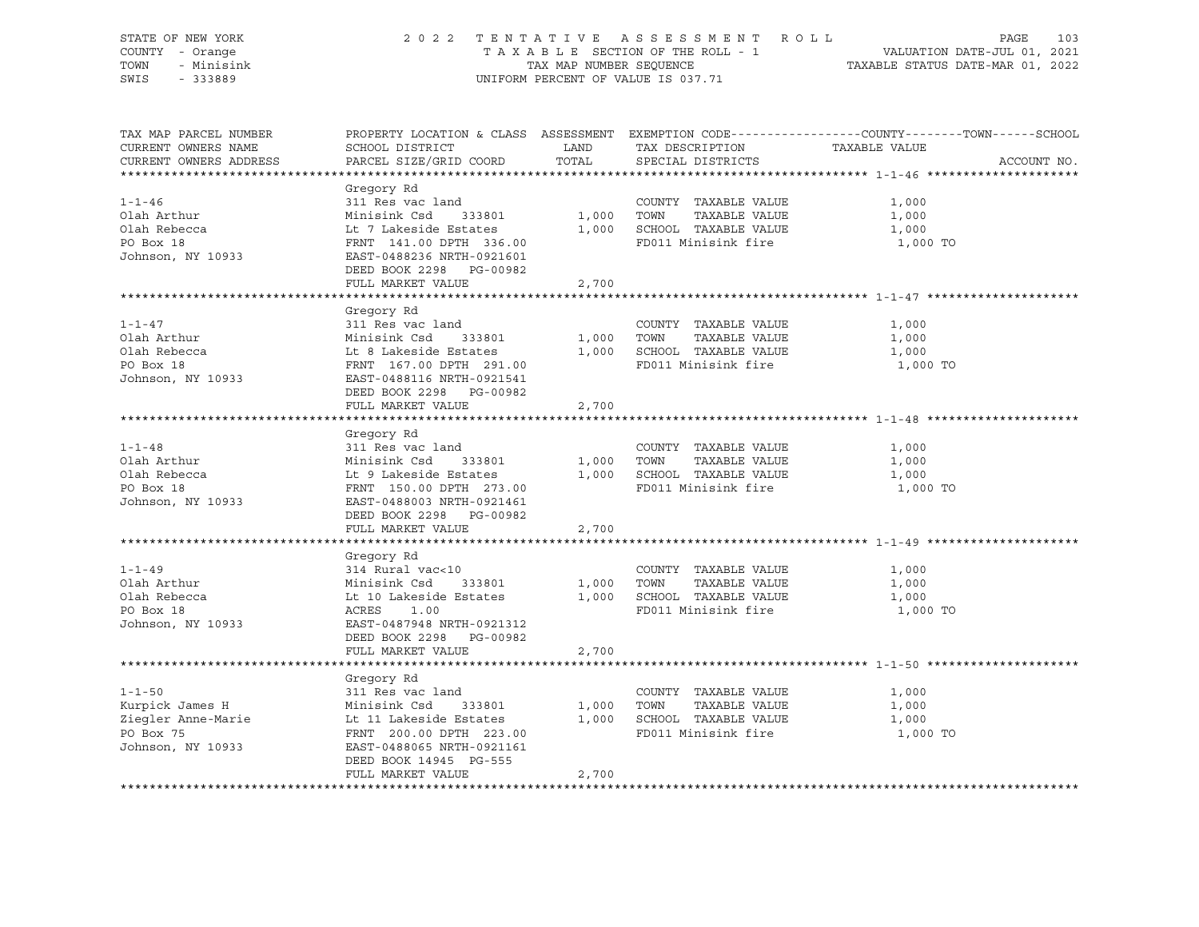STATE OF NEW YORK | 2022 TENTATIVE ASSESSMENT ROLL | VALUATION DATE-JUL 01, 2021
COUNTY - Orange | TAXABLE SECTION OF THE ROLL - 1 | TAXABLE STATUS DATE-MAR 01, 2022
TOWN - Minisink | TAX MAP NUMBER SEQUENCE
SWIS - 333889 | UNIFORM PERCENT OF VALUE IS 037.71

| TAX MAP PARCEL NUMBER / CURRENT OWNERS NAME / CURRENT OWNERS ADDRESS | PROPERTY LOCATION & CLASS / SCHOOL DISTRICT / PARCEL SIZE/GRID COORD | ASSESSMENT LAND / TOTAL | EXEMPTION CODE / TAX DESCRIPTION / SPECIAL DISTRICTS | COUNTY--------TOWN------SCHOOL TAXABLE VALUE | ACCOUNT NO. |
|---|---|---|---|---|---|
| **1-1-46** | Gregory Rd | | | | |
| 1-1-46 | 311 Res vac land | | COUNTY TAXABLE VALUE | 1,000 | |
| Olah Arthur | Minisink Csd 333801 | 1,000 | TOWN TAXABLE VALUE | 1,000 | |
| Olah Rebecca | Lt 7 Lakeside Estates | 1,000 | SCHOOL TAXABLE VALUE | 1,000 | |
| PO Box 18 | FRNT 141.00 DPTH 336.00 | | FD011 Minisink fire | 1,000 TO | |
| Johnson, NY 10933 | EAST-0488236 NRTH-0921601 | | | | |
| | DEED BOOK 2298 PG-00982 | | | | |
| | FULL MARKET VALUE | 2,700 | | | |
| **1-1-47** | Gregory Rd | | | | |
| 1-1-47 | 311 Res vac land | | COUNTY TAXABLE VALUE | 1,000 | |
| Olah Arthur | Minisink Csd 333801 | 1,000 | TOWN TAXABLE VALUE | 1,000 | |
| Olah Rebecca | Lt 8 Lakeside Estates | 1,000 | SCHOOL TAXABLE VALUE | 1,000 | |
| PO Box 18 | FRNT 167.00 DPTH 291.00 | | FD011 Minisink fire | 1,000 TO | |
| Johnson, NY 10933 | EAST-0488116 NRTH-0921541 | | | | |
| | DEED BOOK 2298 PG-00982 | | | | |
| | FULL MARKET VALUE | 2,700 | | | |
| **1-1-48** | Gregory Rd | | | | |
| 1-1-48 | 311 Res vac land | | COUNTY TAXABLE VALUE | 1,000 | |
| Olah Arthur | Minisink Csd 333801 | 1,000 | TOWN TAXABLE VALUE | 1,000 | |
| Olah Rebecca | Lt 9 Lakeside Estates | 1,000 | SCHOOL TAXABLE VALUE | 1,000 | |
| PO Box 18 | FRNT 150.00 DPTH 273.00 | | FD011 Minisink fire | 1,000 TO | |
| Johnson, NY 10933 | EAST-0488003 NRTH-0921461 | | | | |
| | DEED BOOK 2298 PG-00982 | | | | |
| | FULL MARKET VALUE | 2,700 | | | |
| **1-1-49** | Gregory Rd | | | | |
| 1-1-49 | 314 Rural vac<10 | | COUNTY TAXABLE VALUE | 1,000 | |
| Olah Arthur | Minisink Csd 333801 | 1,000 | TOWN TAXABLE VALUE | 1,000 | |
| Olah Rebecca | Lt 10 Lakeside Estates | 1,000 | SCHOOL TAXABLE VALUE | 1,000 | |
| PO Box 18 | ACRES 1.00 | | FD011 Minisink fire | 1,000 TO | |
| Johnson, NY 10933 | EAST-0487948 NRTH-0921312 | | | | |
| | DEED BOOK 2298 PG-00982 | | | | |
| | FULL MARKET VALUE | 2,700 | | | |
| **1-1-50** | Gregory Rd | | | | |
| 1-1-50 | 311 Res vac land | | COUNTY TAXABLE VALUE | 1,000 | |
| Kurpick James H | Minisink Csd 333801 | 1,000 | TOWN TAXABLE VALUE | 1,000 | |
| Ziegler Anne-Marie | Lt 11 Lakeside Estates | 1,000 | SCHOOL TAXABLE VALUE | 1,000 | |
| PO Box 75 | FRNT 200.00 DPTH 223.00 | | FD011 Minisink fire | 1,000 TO | |
| Johnson, NY 10933 | EAST-0488065 NRTH-0921161 | | | | |
| | DEED BOOK 14945 PG-555 | | | | |
| | FULL MARKET VALUE | 2,700 | | | |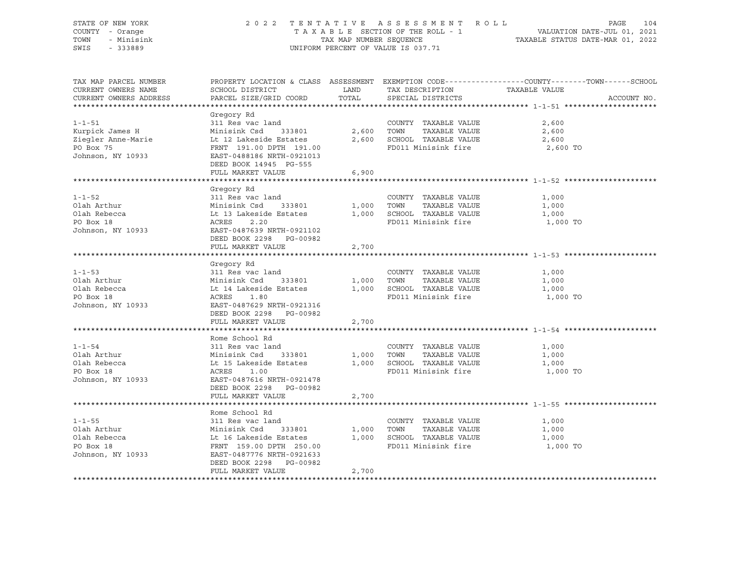STATE OF NEW YORK
COUNTY - Orange
TOWN - Minisink
SWIS - 333889

2022 TENTATIVE ASSESSMENT ROLL
TAXABLE SECTION OF THE ROLL - 1
TAX MAP NUMBER SEQUENCE
UNIFORM PERCENT OF VALUE IS 037.71

VALUATION DATE-JUL 01, 2021
TAXABLE STATUS DATE-MAR 01, 2022

| TAX MAP PARCEL NUMBER / CURRENT OWNERS NAME / CURRENT OWNERS ADDRESS | PROPERTY LOCATION & CLASS / SCHOOL DISTRICT / PARCEL SIZE/GRID COORD | ASSESSMENT LAND | TOTAL | EXEMPTION CODE / TAX DESCRIPTION / SPECIAL DISTRICTS | TAXABLE VALUE (COUNTY / TOWN / SCHOOL) | ACCOUNT NO. |
|---|---|---|---|---|---|---|
| **1-1-51** | Gregory Rd | | | | | |
| 1-1-51 | 311 Res vac land | | | COUNTY TAXABLE VALUE | 2,600 | |
| Kurpick James H | Minisink Csd 333801 | 2,600 | | TOWN TAXABLE VALUE | 2,600 | |
| Ziegler Anne-Marie | Lt 12 Lakeside Estates | | 2,600 | SCHOOL TAXABLE VALUE | 2,600 | |
| PO Box 75 | FRNT 191.00 DPTH 191.00 | | | FD011 Minisink fire | 2,600 TO | |
| Johnson, NY 10933 | EAST-0488186 NRTH-0921013 | | | | | |
| | DEED BOOK 14945 PG-555 | | | | | |
| | FULL MARKET VALUE | | 6,900 | | | |
| **1-1-52** | Gregory Rd | | | | | |
| 1-1-52 | 311 Res vac land | | | COUNTY TAXABLE VALUE | 1,000 | |
| Olah Arthur | Minisink Csd 333801 | 1,000 | | TOWN TAXABLE VALUE | 1,000 | |
| Olah Rebecca | Lt 13 Lakeside Estates | | 1,000 | SCHOOL TAXABLE VALUE | 1,000 | |
| PO Box 18 | ACRES 2.20 | | | FD011 Minisink fire | 1,000 TO | |
| Johnson, NY 10933 | EAST-0487639 NRTH-0921102 | | | | | |
| | DEED BOOK 2298 PG-00982 | | | | | |
| | FULL MARKET VALUE | | 2,700 | | | |
| **1-1-53** | Gregory Rd | | | | | |
| 1-1-53 | 311 Res vac land | | | COUNTY TAXABLE VALUE | 1,000 | |
| Olah Arthur | Minisink Csd 333801 | 1,000 | | TOWN TAXABLE VALUE | 1,000 | |
| Olah Rebecca | Lt 14 Lakeside Estates | | 1,000 | SCHOOL TAXABLE VALUE | 1,000 | |
| PO Box 18 | ACRES 1.80 | | | FD011 Minisink fire | 1,000 TO | |
| Johnson, NY 10933 | EAST-0487629 NRTH-0921316 | | | | | |
| | DEED BOOK 2298 PG-00982 | | | | | |
| | FULL MARKET VALUE | | 2,700 | | | |
| **1-1-54** | Rome School Rd | | | | | |
| 1-1-54 | 311 Res vac land | | | COUNTY TAXABLE VALUE | 1,000 | |
| Olah Arthur | Minisink Csd 333801 | 1,000 | | TOWN TAXABLE VALUE | 1,000 | |
| Olah Rebecca | Lt 15 Lakeside Estates | | 1,000 | SCHOOL TAXABLE VALUE | 1,000 | |
| PO Box 18 | ACRES 1.00 | | | FD011 Minisink fire | 1,000 TO | |
| Johnson, NY 10933 | EAST-0487616 NRTH-0921478 | | | | | |
| | DEED BOOK 2298 PG-00982 | | | | | |
| | FULL MARKET VALUE | | 2,700 | | | |
| **1-1-55** | Rome School Rd | | | | | |
| 1-1-55 | 311 Res vac land | | | COUNTY TAXABLE VALUE | 1,000 | |
| Olah Arthur | Minisink Csd 333801 | 1,000 | | TOWN TAXABLE VALUE | 1,000 | |
| Olah Rebecca | Lt 16 Lakeside Estates | | 1,000 | SCHOOL TAXABLE VALUE | 1,000 | |
| PO Box 18 | FRNT 159.00 DPTH 250.00 | | | FD011 Minisink fire | 1,000 TO | |
| Johnson, NY 10933 | EAST-0487776 NRTH-0921633 | | | | | |
| | DEED BOOK 2298 PG-00982 | | | | | |
| | FULL MARKET VALUE | | 2,700 | | | |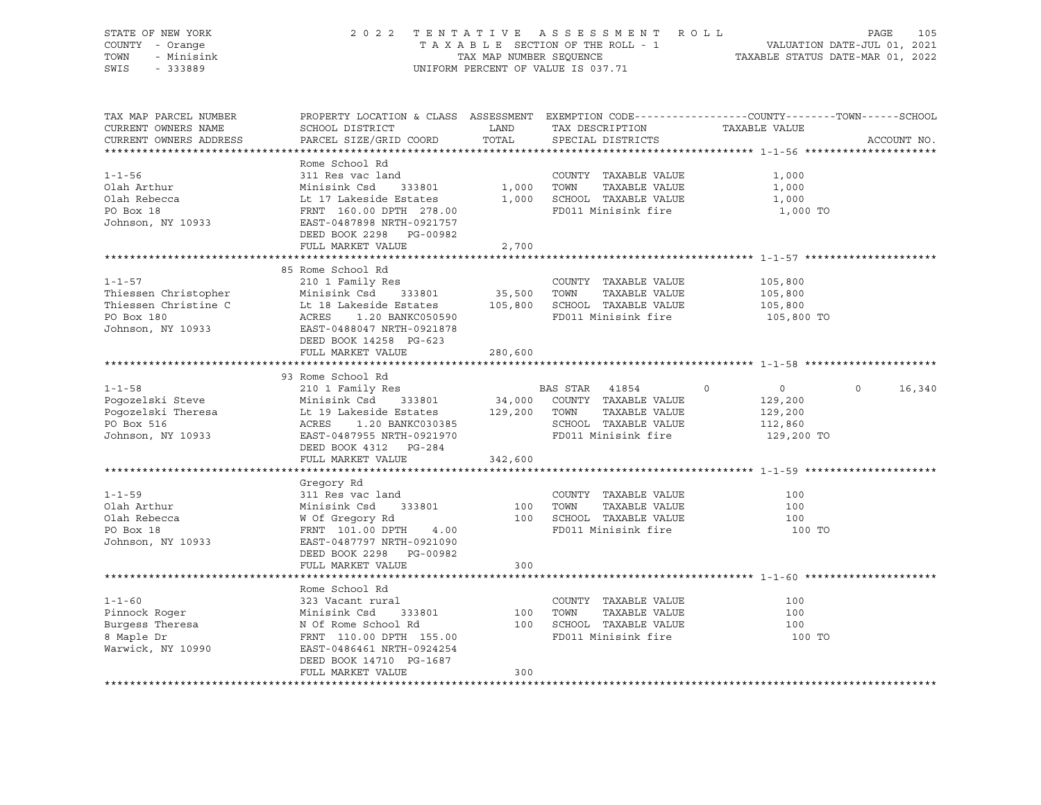STATE OF NEW YORK
COUNTY - Orange
TOWN - Minisink
SWIS - 333889

2022 TENTATIVE ASSESSMENT ROLL
TAXABLE SECTION OF THE ROLL - 1
TAX MAP NUMBER SEQUENCE
UNIFORM PERCENT OF VALUE IS 037.71

VALUATION DATE-JUL 01, 2021
TAXABLE STATUS DATE-MAR 01, 2022

| TAX MAP PARCEL NUMBER / CURRENT OWNERS NAME / CURRENT OWNERS ADDRESS | PROPERTY LOCATION & CLASS / SCHOOL DISTRICT / PARCEL SIZE/GRID COORD | ASSESSMENT LAND | TOTAL | EXEMPTION CODE / TAX DESCRIPTION / SPECIAL DISTRICTS | COUNTY | TOWN | SCHOOL / TAXABLE VALUE | ACCOUNT NO. |
|---|---|---|---|---|---|---|---|---|
| **1-1-56** | Rome School Rd | | | | | | | |
| 1-1-56 | 311 Res vac land | | | COUNTY TAXABLE VALUE | 1,000 | | | |
| Olah Arthur | Minisink Csd 333801 | 1,000 | | TOWN TAXABLE VALUE | | 1,000 | | |
| Olah Rebecca | Lt 17 Lakeside Estates | | 1,000 | SCHOOL TAXABLE VALUE | | | 1,000 | |
| PO Box 18 | FRNT 160.00 DPTH 278.00 | | | FD011 Minisink fire | | | 1,000 TO | |
| Johnson, NY 10933 | EAST-0487898 NRTH-0921757 | | | | | | | |
| | DEED BOOK 2298 PG-00982 | | | | | | | |
| | FULL MARKET VALUE | | 2,700 | | | | | |
| **1-1-57** | 85 Rome School Rd | | | | | | | |
| 1-1-57 | 210 1 Family Res | | | COUNTY TAXABLE VALUE | 105,800 | | | |
| Thiessen Christopher | Minisink Csd 333801 | 35,500 | | TOWN TAXABLE VALUE | | 105,800 | | |
| Thiessen Christine C | Lt 18 Lakeside Estates | | 105,800 | SCHOOL TAXABLE VALUE | | | 105,800 | |
| PO Box 180 | ACRES 1.20 BANKC050590 | | | FD011 Minisink fire | | | 105,800 TO | |
| Johnson, NY 10933 | EAST-0488047 NRTH-0921878 | | | | | | | |
| | DEED BOOK 14258 PG-623 | | | | | | | |
| | FULL MARKET VALUE | | 280,600 | | | | | |
| **1-1-58** | 93 Rome School Rd | | | | | | | |
| 1-1-58 | 210 1 Family Res | | | BAS STAR 41854 | 0 | 0 | 16,340 | |
| Pogozelski Steve | Minisink Csd 333801 | 34,000 | | COUNTY TAXABLE VALUE | 129,200 | | | |
| Pogozelski Theresa | Lt 19 Lakeside Estates | | 129,200 | TOWN TAXABLE VALUE | | 129,200 | | |
| PO Box 516 | ACRES 1.20 BANKC030385 | | | SCHOOL TAXABLE VALUE | | | 112,860 | |
| Johnson, NY 10933 | EAST-0487955 NRTH-0921970 | | | FD011 Minisink fire | | | 129,200 TO | |
| | DEED BOOK 4312 PG-284 | | | | | | | |
| | FULL MARKET VALUE | | 342,600 | | | | | |
| **1-1-59** | Gregory Rd | | | | | | | |
| 1-1-59 | 311 Res vac land | | | COUNTY TAXABLE VALUE | 100 | | | |
| Olah Arthur | Minisink Csd 333801 | 100 | | TOWN TAXABLE VALUE | | 100 | | |
| Olah Rebecca | W Of Gregory Rd | | 100 | SCHOOL TAXABLE VALUE | | | 100 | |
| PO Box 18 | FRNT 101.00 DPTH 4.00 | | | FD011 Minisink fire | | | 100 TO | |
| Johnson, NY 10933 | EAST-0487797 NRTH-0921090 | | | | | | | |
| | DEED BOOK 2298 PG-00982 | | | | | | | |
| | FULL MARKET VALUE | | 300 | | | | | |
| **1-1-60** | Rome School Rd | | | | | | | |
| 1-1-60 | 323 Vacant rural | | | COUNTY TAXABLE VALUE | 100 | | | |
| Pinnock Roger | Minisink Csd 333801 | 100 | | TOWN TAXABLE VALUE | | 100 | | |
| Burgess Theresa | N Of Rome School Rd | | 100 | SCHOOL TAXABLE VALUE | | | 100 | |
| 8 Maple Dr | FRNT 110.00 DPTH 155.00 | | | FD011 Minisink fire | | | 100 TO | |
| Warwick, NY 10990 | EAST-0486461 NRTH-0924254 | | | | | | | |
| | DEED BOOK 14710 PG-1687 | | | | | | | |
| | FULL MARKET VALUE | | 300 | | | | | |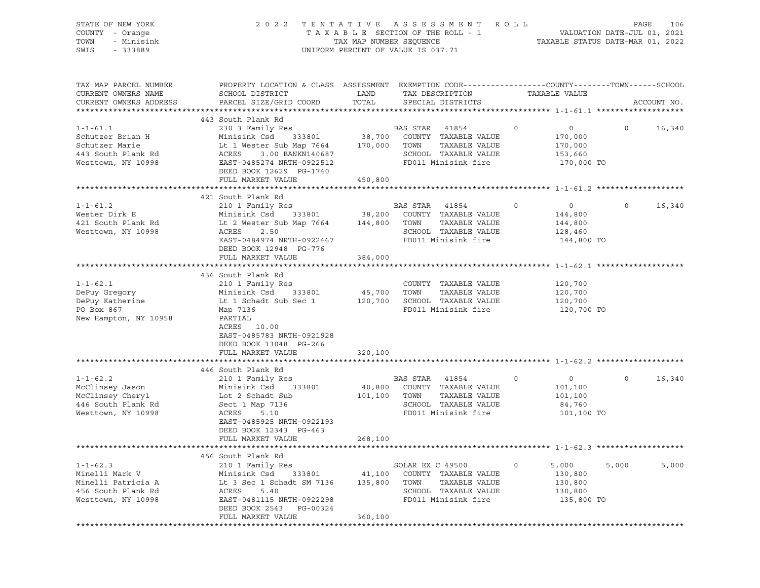STATE OF NEW YORK
COUNTY - Orange
TOWN - Minisink
SWIS - 333889

2 0 2 2 T E N T A T I V E A S S E S S M E N T R O L L
T A X A B L E SECTION OF THE ROLL - 1
TAX MAP NUMBER SEQUENCE
UNIFORM PERCENT OF VALUE IS 037.71

VALUATION DATE-JUL 01, 2021
TAXABLE STATUS DATE-MAR 01, 2022

| TAX MAP PARCEL NUMBER / CURRENT OWNERS NAME / CURRENT OWNERS ADDRESS | PROPERTY LOCATION & CLASS / SCHOOL DISTRICT / PARCEL SIZE/GRID COORD | ASSESSMENT LAND / TOTAL | EXEMPTION CODE / TAX DESCRIPTION / SPECIAL DISTRICTS | COUNTY | TOWN | SCHOOL |
|---|---|---|---|---|---|---|
| **1-1-61.1** | 443 South Plank Rd | | | | | |
| 1-1-61.1 | 230 3 Family Res | | BAS STAR 41854 0 | 0 | 0 | 16,340 |
| Schutzer Brian H | Minisink Csd 333801 | 38,700 | COUNTY TAXABLE VALUE | 170,000 | | |
| Schutzer Marie | Lt 1 Wester Sub Map 7664 | 170,000 | TOWN TAXABLE VALUE | | 170,000 | |
| 443 South Plank Rd | ACRES 3.00 BANKN140687 | | SCHOOL TAXABLE VALUE | | | 153,660 |
| Westtown, NY 10998 | EAST-0485274 NRTH-0922512 | | FD011 Minisink fire | 170,000 TO | | |
| | DEED BOOK 12629 PG-1740 | | | | | |
| | FULL MARKET VALUE | 450,800 | | | | |
| **1-1-61.2** | 421 South Plank Rd | | | | | |
| 1-1-61.2 | 210 1 Family Res | | BAS STAR 41854 0 | 0 | 0 | 16,340 |
| Wester Dirk E | Minisink Csd 333801 | 38,200 | COUNTY TAXABLE VALUE | 144,800 | | |
| 421 South Plank Rd | Lt 2 Wester Sub Map 7664 | 144,800 | TOWN TAXABLE VALUE | | 144,800 | |
| Westtown, NY 10998 | ACRES 2.50 | | SCHOOL TAXABLE VALUE | | | 128,460 |
| | EAST-0484974 NRTH-0922467 | | FD011 Minisink fire | 144,800 TO | | |
| | DEED BOOK 12948 PG-776 | | | | | |
| | FULL MARKET VALUE | 384,000 | | | | |
| **1-1-62.1** | 436 South Plank Rd | | | | | |
| 1-1-62.1 | 210 1 Family Res | | COUNTY TAXABLE VALUE | 120,700 | | |
| DePuy Gregory | Minisink Csd 333801 | 45,700 | TOWN TAXABLE VALUE | | 120,700 | |
| DePuy Katherine | Lt 1 Schadt Sub Sec 1 | 120,700 | SCHOOL TAXABLE VALUE | | | 120,700 |
| PO Box 867 | Map 7136 | | FD011 Minisink fire | 120,700 TO | | |
| New Hampton, NY 10958 | PARTIAL | | | | | |
| | ACRES 10.00 | | | | | |
| | EAST-0485783 NRTH-0921928 | | | | | |
| | DEED BOOK 13048 PG-266 | | | | | |
| | FULL MARKET VALUE | 320,100 | | | | |
| **1-1-62.2** | 446 South Plank Rd | | | | | |
| 1-1-62.2 | 210 1 Family Res | | BAS STAR 41854 0 | 0 | 0 | 16,340 |
| McClinsey Jason | Minisink Csd 333801 | 40,800 | COUNTY TAXABLE VALUE | 101,100 | | |
| McClinsey Cheryl | Lot 2 Schadt Sub | 101,100 | TOWN TAXABLE VALUE | | 101,100 | |
| 446 South Plank Rd | Sect 1 Map 7136 | | SCHOOL TAXABLE VALUE | | | 84,760 |
| Westtown, NY 10998 | ACRES 5.10 | | FD011 Minisink fire | 101,100 TO | | |
| | EAST-0485925 NRTH-0922193 | | | | | |
| | DEED BOOK 12343 PG-463 | | | | | |
| | FULL MARKET VALUE | 268,100 | | | | |
| **1-1-62.3** | 456 South Plank Rd | | | | | |
| 1-1-62.3 | 210 1 Family Res | | SOLAR EX C 49500 0 | 5,000 | 5,000 | 5,000 |
| Minelli Mark V | Minisink Csd 333801 | 41,100 | COUNTY TAXABLE VALUE | 130,800 | | |
| Minelli Patricia A | Lt 3 Sec 1 Schadt SM 7136 | 135,800 | TOWN TAXABLE VALUE | | 130,800 | |
| 456 South Plank Rd | ACRES 5.40 | | SCHOOL TAXABLE VALUE | | | 130,800 |
| Westtown, NY 10998 | EAST-0481115 NRTH-0922298 | | FD011 Minisink fire | 135,800 TO | | |
| | DEED BOOK 2543 PG-00324 | | | | | |
| | FULL MARKET VALUE | 360,100 | | | | |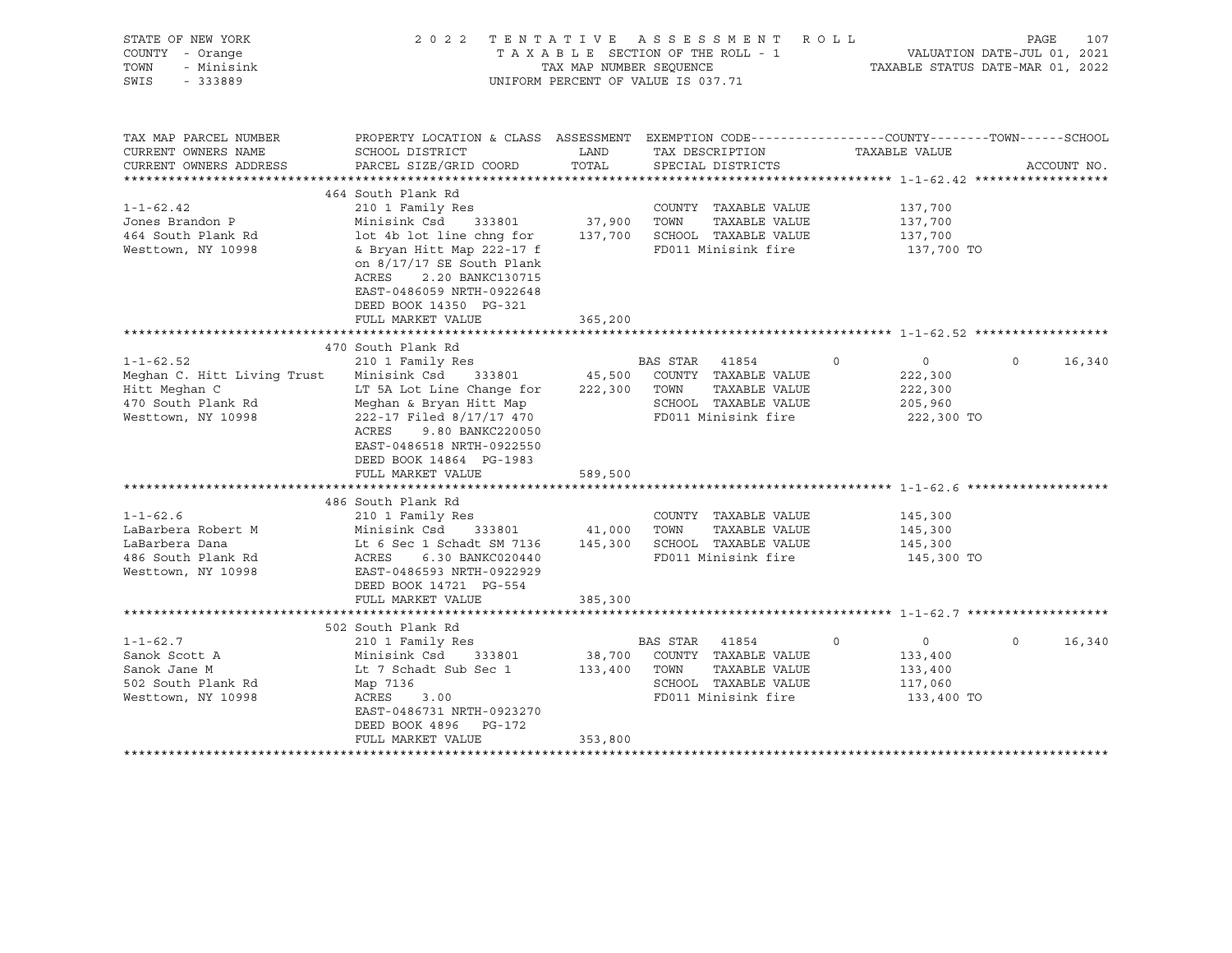STATE OF NEW YORK — COUNTY - Orange — TOWN - Minisink — SWIS - 333889

2 0 2 2 T E N T A T I V E A S S E S S M E N T R O L L
T A X A B L E SECTION OF THE ROLL - 1
TAX MAP NUMBER SEQUENCE
UNIFORM PERCENT OF VALUE IS 037.71

VALUATION DATE-JUL 01, 2021
TAXABLE STATUS DATE-MAR 01, 2022

| TAX MAP PARCEL NUMBER / CURRENT OWNERS NAME / CURRENT OWNERS ADDRESS | PROPERTY LOCATION & CLASS / SCHOOL DISTRICT / PARCEL SIZE/GRID COORD | ASSESSMENT LAND | TOTAL | EXEMPTION CODE / TAX DESCRIPTION / SPECIAL DISTRICTS | COUNTY | TOWN | SCHOOL | TAXABLE VALUE / ACCOUNT NO. |
|---|---|---|---|---|---|---|---|---|
| 1-1-62.42 | 464 South Plank Rd | | | | | | | |
| Jones Brandon P | 210 1 Family Res | | | COUNTY TAXABLE VALUE | | | | 137,700 |
| 464 South Plank Rd | Minisink Csd 333801 | 37,900 | | TOWN TAXABLE VALUE | | | | 137,700 |
| Westtown, NY 10998 | lot 4b lot line chng for | | 137,700 | SCHOOL TAXABLE VALUE | | | | 137,700 |
| | & Bryan Hitt Map 222-17 f | | | FD011 Minisink fire | | | | 137,700 TO |
| | on 8/17/17 SE South Plank | | | | | | | |
| | ACRES 2.20 BANKC130715 | | | | | | | |
| | EAST-0486059 NRTH-0922648 | | | | | | | |
| | DEED BOOK 14350 PG-321 | | | | | | | |
| | FULL MARKET VALUE | | 365,200 | | | | | |
| 1-1-62.52 | 470 South Plank Rd | | | | | | | |
| Meghan C. Hitt Living Trust | 210 1 Family Res | | | BAS STAR 41854 | 0 | 0 | 0 | 16,340 |
| Hitt Meghan C | Minisink Csd 333801 | 45,500 | | COUNTY TAXABLE VALUE | | | | 222,300 |
| 470 South Plank Rd | LT 5A Lot Line Change for | | 222,300 | TOWN TAXABLE VALUE | | | | 222,300 |
| Westtown, NY 10998 | Meghan & Bryan Hitt Map | | | SCHOOL TAXABLE VALUE | | | | 205,960 |
| | 222-17 Filed 8/17/17 470 | | | FD011 Minisink fire | | | | 222,300 TO |
| | ACRES 9.80 BANKC220050 | | | | | | | |
| | EAST-0486518 NRTH-0922550 | | | | | | | |
| | DEED BOOK 14864 PG-1983 | | | | | | | |
| | FULL MARKET VALUE | | 589,500 | | | | | |
| 1-1-62.6 | 486 South Plank Rd | | | | | | | |
| LaBarbera Robert M | 210 1 Family Res | | | COUNTY TAXABLE VALUE | | | | 145,300 |
| LaBarbera Dana | Minisink Csd 333801 | 41,000 | | TOWN TAXABLE VALUE | | | | 145,300 |
| 486 South Plank Rd | Lt 6 Sec 1 Schadt SM 7136 | | 145,300 | SCHOOL TAXABLE VALUE | | | | 145,300 |
| Westtown, NY 10998 | ACRES 6.30 BANKC020440 | | | FD011 Minisink fire | | | | 145,300 TO |
| | EAST-0486593 NRTH-0922929 | | | | | | | |
| | DEED BOOK 14721 PG-554 | | | | | | | |
| | FULL MARKET VALUE | | 385,300 | | | | | |
| 1-1-62.7 | 502 South Plank Rd | | | | | | | |
| Sanok Scott A | 210 1 Family Res | | | BAS STAR 41854 | 0 | 0 | 0 | 16,340 |
| Sanok Jane M | Minisink Csd 333801 | 38,700 | | COUNTY TAXABLE VALUE | | | | 133,400 |
| 502 South Plank Rd | Lt 7 Schadt Sub Sec 1 | | 133,400 | TOWN TAXABLE VALUE | | | | 133,400 |
| Westtown, NY 10998 | Map 7136 | | | SCHOOL TAXABLE VALUE | | | | 117,060 |
| | ACRES 3.00 | | | FD011 Minisink fire | | | | 133,400 TO |
| | EAST-0486731 NRTH-0923270 | | | | | | | |
| | DEED BOOK 4896 PG-172 | | | | | | | |
| | FULL MARKET VALUE | | 353,800 | | | | | |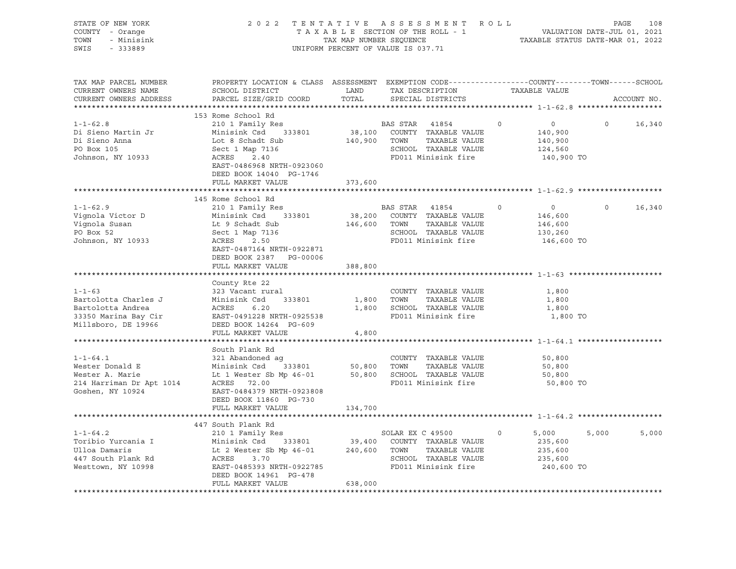STATE OF NEW YORK
COUNTY - Orange
TOWN - Minisink
SWIS - 333889

2 0 2 2 T E N T A T I V E A S S E S S M E N T R O L L
T A X A B L E SECTION OF THE ROLL - 1
TAX MAP NUMBER SEQUENCE
UNIFORM PERCENT OF VALUE IS 037.71

VALUATION DATE-JUL 01, 2021
TAXABLE STATUS DATE-MAR 01, 2022

```
TAX MAP PARCEL NUMBER     PROPERTY LOCATION & CLASS  ASSESSMENT  EXEMPTION CODE------------------COUNTY--------TOWN------SCHOOL
CURRENT OWNERS NAME       SCHOOL DISTRICT              LAND      TAX DESCRIPTION            TAXABLE VALUE
CURRENT OWNERS ADDRESS    PARCEL SIZE/GRID COORD      TOTAL      SPECIAL DISTRICTS                                        ACCOUNT NO.
******************************************************************************************************* 1-1-62.8 *******************
                          153 Rome School Rd
1-1-62.8                  210 1 Family Res                     BAS STAR   41854        0           0            0       16,340
Di Sieno Martin Jr        Minisink Csd    333801      38,100   COUNTY  TAXABLE VALUE          140,900
Di Sieno Anna             Lot 8 Schadt Sub           140,900   TOWN    TAXABLE VALUE          140,900
PO Box 105                Sect 1 Map 7136                      SCHOOL  TAXABLE VALUE          124,560
Johnson, NY 10933         ACRES     2.40                       FD011 Minisink fire             140,900 TO
                          EAST-0486968 NRTH-0923060
                          DEED BOOK 14040  PG-1746
                          FULL MARKET VALUE          373,600
******************************************************************************************************* 1-1-62.9 *******************
                          145 Rome School Rd
1-1-62.9                  210 1 Family Res                     BAS STAR   41854        0           0            0       16,340
Vignola Victor D          Minisink Csd    333801      38,200   COUNTY  TAXABLE VALUE          146,600
Vignola Susan             Lt 9 Schadt Sub            146,600   TOWN    TAXABLE VALUE          146,600
PO Box 52                 Sect 1 Map 7136                      SCHOOL  TAXABLE VALUE          130,260
Johnson, NY 10933         ACRES     2.50                       FD011 Minisink fire             146,600 TO
                          EAST-0487164 NRTH-0922871
                          DEED BOOK 2387   PG-00006
                          FULL MARKET VALUE          388,800
******************************************************************************************************* 1-1-63 *********************
                          County Rte 22
1-1-63                    323 Vacant rural                     COUNTY  TAXABLE VALUE            1,800
Bartolotta Charles J      Minisink Csd    333801       1,800   TOWN    TAXABLE VALUE            1,800
Bartolotta Andrea         ACRES     6.20               1,800   SCHOOL  TAXABLE VALUE            1,800
33350 Marina Bay Cir      EAST-0491228 NRTH-0925538            FD011 Minisink fire               1,800 TO
Millsboro, DE 19966       DEED BOOK 14264  PG-609
                          FULL MARKET VALUE            4,800
******************************************************************************************************* 1-1-64.1 *******************
                          South Plank Rd
1-1-64.1                  321 Abandoned ag                     COUNTY  TAXABLE VALUE           50,800
Wester Donald E           Minisink Csd    333801      50,800   TOWN    TAXABLE VALUE           50,800
Wester A. Marie           Lt 1 Wester Sb Mp 46-01     50,800   SCHOOL  TAXABLE VALUE           50,800
214 Harriman Dr Apt 1014  ACRES    72.00                       FD011 Minisink fire              50,800 TO
Goshen, NY 10924          EAST-0484379 NRTH-0923808
                          DEED BOOK 11860  PG-730
                          FULL MARKET VALUE          134,700
******************************************************************************************************* 1-1-64.2 *******************
                          447 South Plank Rd
1-1-64.2                  210 1 Family Res                     SOLAR EX C 49500        0       5,000        5,000        5,000
Toribio Yurcania I        Minisink Csd    333801      39,400   COUNTY  TAXABLE VALUE          235,600
Ulloa Damaris             Lt 2 Wester Sb Mp 46-01    240,600   TOWN    TAXABLE VALUE          235,600
447 South Plank Rd        ACRES     3.70                       SCHOOL  TAXABLE VALUE          235,600
Westtown, NY 10998        EAST-0485393 NRTH-0922785            FD011 Minisink fire             240,600 TO
                          DEED BOOK 14961  PG-478
                          FULL MARKET VALUE          638,000
************************************************************************************************************************************
```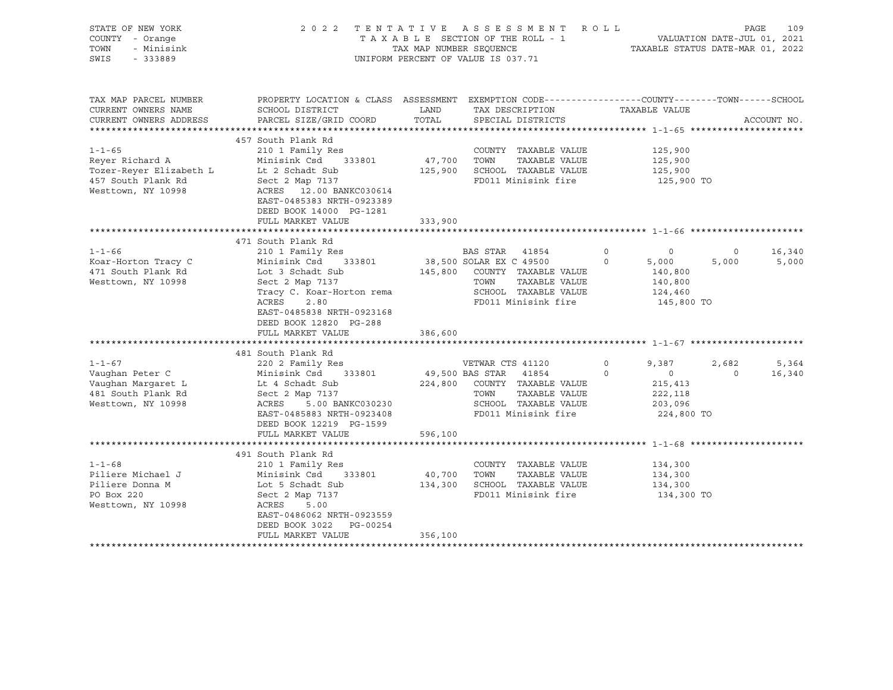STATE OF NEW YORK | 2 0 2 2 T E N T A T I V E A S S E S S M E N T R O L L
COUNTY - Orange | T A X A B L E SECTION OF THE ROLL - 1 | VALUATION DATE-JUL 01, 2021
TOWN - Minisink | TAX MAP NUMBER SEQUENCE | TAXABLE STATUS DATE-MAR 01, 2022
SWIS - 333889 | UNIFORM PERCENT OF VALUE IS 037.71

| TAX MAP PARCEL NUMBER / CURRENT OWNERS NAME / CURRENT OWNERS ADDRESS | PROPERTY LOCATION & CLASS / SCHOOL DISTRICT / PARCEL SIZE/GRID COORD | ASSESSMENT LAND / TOTAL | EXEMPTION CODE / TAX DESCRIPTION / SPECIAL DISTRICTS | | COUNTY TAXABLE VALUE | TOWN | SCHOOL / ACCOUNT NO. |
|---|---|---|---|---|---|---|---|
| **1-1-65** | 457 South Plank Rd | | | | | | |
| Reyer Richard A | 210 1 Family Res | | COUNTY TAXABLE VALUE | | 125,900 | | |
| Tozer-Reyer Elizabeth L | Minisink Csd 333801 | 47,700 | TOWN TAXABLE VALUE | | 125,900 | | |
| 457 South Plank Rd | Lt 2 Schadt Sub | 125,900 | SCHOOL TAXABLE VALUE | | 125,900 | | |
| Westtown, NY 10998 | Sect 2 Map 7137 | | FD011 Minisink fire | | 125,900 TO | | |
| | ACRES 12.00 BANKC030614 | | | | | | |
| | EAST-0485383 NRTH-0923389 | | | | | | |
| | DEED BOOK 14000 PG-1281 | | | | | | |
| | FULL MARKET VALUE | 333,900 | | | | | |
| **1-1-66** | 471 South Plank Rd | | | | | | |
| Koar-Horton Tracy C | 210 1 Family Res | | BAS STAR 41854 | 0 | 0 | 0 | 16,340 |
| 471 South Plank Rd | Minisink Csd 333801 | 38,500 | SOLAR EX C 49500 | 0 | 5,000 | 5,000 | 5,000 |
| Westtown, NY 10998 | Lot 3 Schadt Sub | 145,800 | COUNTY TAXABLE VALUE | | 140,800 | | |
| | Sect 2 Map 7137 | | TOWN TAXABLE VALUE | | 140,800 | | |
| | Tracy C. Koar-Horton rema | | SCHOOL TAXABLE VALUE | | 124,460 | | |
| | ACRES 2.80 | | FD011 Minisink fire | | 145,800 TO | | |
| | EAST-0485838 NRTH-0923168 | | | | | | |
| | DEED BOOK 12820 PG-288 | | | | | | |
| | FULL MARKET VALUE | 386,600 | | | | | |
| **1-1-67** | 481 South Plank Rd | | | | | | |
| Vaughan Peter C | 220 2 Family Res | | VETWAR CTS 41120 | 0 | 9,387 | 2,682 | 5,364 |
| Vaughan Margaret L | Minisink Csd 333801 | 49,500 | BAS STAR 41854 | 0 | 0 | 0 | 16,340 |
| 481 South Plank Rd | Lt 4 Schadt Sub | 224,800 | COUNTY TAXABLE VALUE | | 215,413 | | |
| Westtown, NY 10998 | Sect 2 Map 7137 | | TOWN TAXABLE VALUE | | 222,118 | | |
| | ACRES 5.00 BANKC030230 | | SCHOOL TAXABLE VALUE | | 203,096 | | |
| | EAST-0485883 NRTH-0923408 | | FD011 Minisink fire | | 224,800 TO | | |
| | DEED BOOK 12219 PG-1599 | | | | | | |
| | FULL MARKET VALUE | 596,100 | | | | | |
| **1-1-68** | 491 South Plank Rd | | | | | | |
| Piliere Michael J | 210 1 Family Res | | COUNTY TAXABLE VALUE | | 134,300 | | |
| Piliere Donna M | Minisink Csd 333801 | 40,700 | TOWN TAXABLE VALUE | | 134,300 | | |
| PO Box 220 | Lot 5 Schadt Sub | 134,300 | SCHOOL TAXABLE VALUE | | 134,300 | | |
| Westtown, NY 10998 | Sect 2 Map 7137 | | FD011 Minisink fire | | 134,300 TO | | |
| | ACRES 5.00 | | | | | | |
| | EAST-0486062 NRTH-0923559 | | | | | | |
| | DEED BOOK 3022 PG-00254 | | | | | | |
| | FULL MARKET VALUE | 356,100 | | | | | |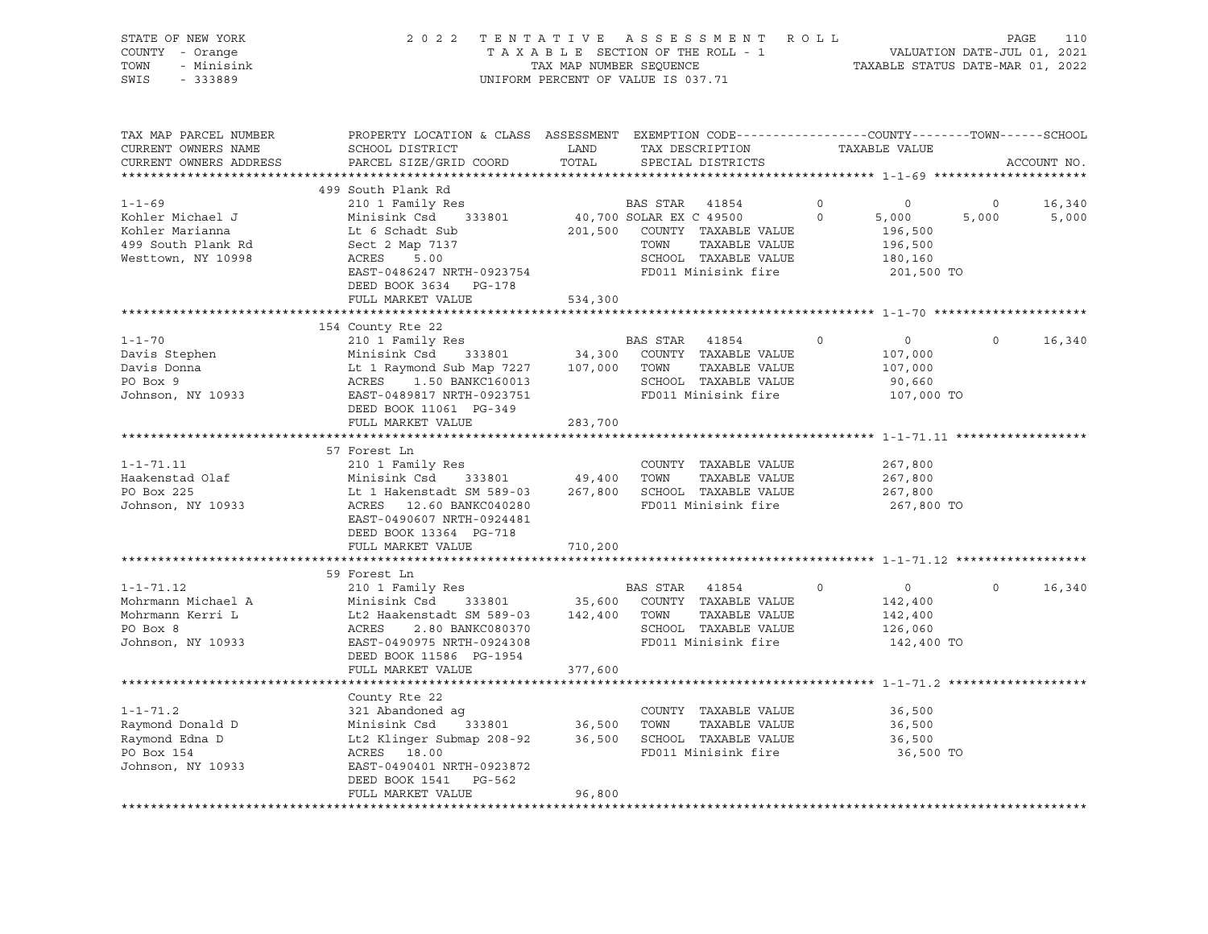STATE OF NEW YORK | 2022 TENTATIVE ASSESSMENT ROLL | VALUATION DATE-JUL 01, 2021
COUNTY - Orange | TAXABLE SECTION OF THE ROLL - 1 | TAXABLE STATUS DATE-MAR 01, 2022
TOWN - Minisink | TAX MAP NUMBER SEQUENCE
SWIS - 333889 | UNIFORM PERCENT OF VALUE IS 037.71

```
TAX MAP PARCEL NUMBER     PROPERTY LOCATION & CLASS  ASSESSMENT  EXEMPTION CODE------------------COUNTY--------TOWN------SCHOOL
CURRENT OWNERS NAME       SCHOOL DISTRICT               LAND      TAX DESCRIPTION            TAXABLE VALUE
CURRENT OWNERS ADDRESS    PARCEL SIZE/GRID COORD       TOTAL      SPECIAL DISTRICTS                                   ACCOUNT NO.
******************************************************************************************************* 1-1-69 ********************
                          499 South Plank Rd
1-1-69                    210 1 Family Res                      BAS STAR   41854        0          0          0      16,340
Kohler Michael J          Minisink Csd    333801      40,700 SOLAR EX C 49500        0      5,000      5,000       5,000
Kohler Marianna           Lt 6 Schadt Sub            201,500    COUNTY  TAXABLE VALUE          196,500
499 South Plank Rd        Sect 2 Map 7137                       TOWN    TAXABLE VALUE          196,500
Westtown, NY 10998        ACRES     5.00                        SCHOOL  TAXABLE VALUE          180,160
                          EAST-0486247 NRTH-0923754             FD011 Minisink fire            201,500 TO
                          DEED BOOK 3634   PG-178
                          FULL MARKET VALUE          534,300
******************************************************************************************************* 1-1-70 ********************
                          154 County Rte 22
1-1-70                    210 1 Family Res                      BAS STAR   41854        0          0          0      16,340
Davis Stephen             Minisink Csd    333801      34,300    COUNTY  TAXABLE VALUE          107,000
Davis Donna               Lt 1 Raymond Sub Map 7227  107,000    TOWN    TAXABLE VALUE          107,000
PO Box 9                  ACRES     1.50 BANKC160013            SCHOOL  TAXABLE VALUE           90,660
Johnson, NY 10933         EAST-0489817 NRTH-0923751             FD011 Minisink fire            107,000 TO
                          DEED BOOK 11061  PG-349
                          FULL MARKET VALUE          283,700
******************************************************************************************************* 1-1-71.11 *****************
                          57 Forest Ln
1-1-71.11                 210 1 Family Res                      COUNTY  TAXABLE VALUE          267,800
Haakenstad Olaf           Minisink Csd    333801      49,400    TOWN    TAXABLE VALUE          267,800
PO Box 225                Lt 1 Hakenstadt SM 589-03  267,800    SCHOOL  TAXABLE VALUE          267,800
Johnson, NY 10933         ACRES    12.60 BANKC040280            FD011 Minisink fire            267,800 TO
                          EAST-0490607 NRTH-0924481
                          DEED BOOK 13364  PG-718
                          FULL MARKET VALUE          710,200
******************************************************************************************************* 1-1-71.12 *****************
                          59 Forest Ln
1-1-71.12                 210 1 Family Res                      BAS STAR   41854        0          0          0      16,340
Mohrmann Michael A        Minisink Csd    333801      35,600    COUNTY  TAXABLE VALUE          142,400
Mohrmann Kerri L          Lt2 Haakenstadt SM 589-03  142,400    TOWN    TAXABLE VALUE          142,400
PO Box 8                  ACRES     2.80 BANKC080370            SCHOOL  TAXABLE VALUE          126,060
Johnson, NY 10933         EAST-0490975 NRTH-0924308             FD011 Minisink fire            142,400 TO
                          DEED BOOK 11586  PG-1954
                          FULL MARKET VALUE          377,600
******************************************************************************************************* 1-1-71.2 ******************
                          County Rte 22
1-1-71.2                  321 Abandoned ag                      COUNTY  TAXABLE VALUE           36,500
Raymond Donald D          Minisink Csd    333801      36,500    TOWN    TAXABLE VALUE           36,500
Raymond Edna D            Lt2 Klinger Submap 208-92   36,500    SCHOOL  TAXABLE VALUE           36,500
PO Box 154                ACRES    18.00                        FD011 Minisink fire             36,500 TO
Johnson, NY 10933         EAST-0490401 NRTH-0923872
                          DEED BOOK 1541   PG-562
                          FULL MARKET VALUE           96,800
***********************************************************************************************************************************
```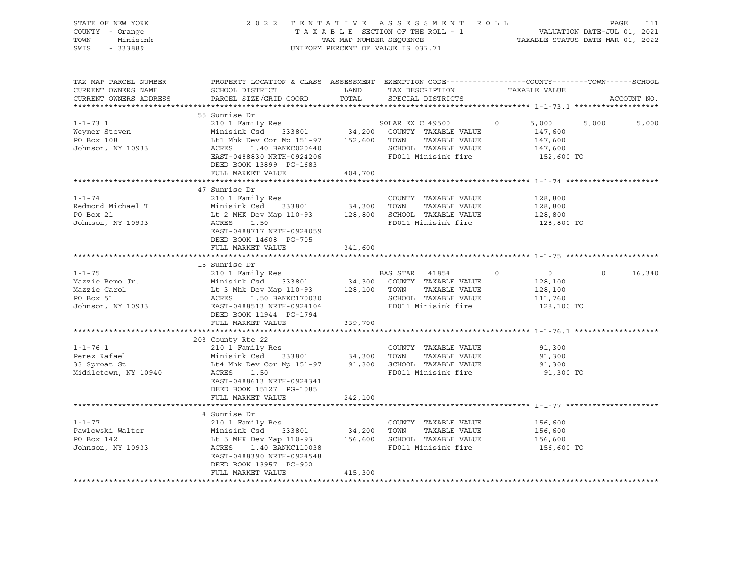STATE OF NEW YORK
COUNTY - Orange
TOWN - Minisink
SWIS - 333889

2022 TENTATIVE ASSESSMENT ROLL
TAXABLE SECTION OF THE ROLL - 1
TAX MAP NUMBER SEQUENCE
UNIFORM PERCENT OF VALUE IS 037.71

VALUATION DATE-JUL 01, 2021
TAXABLE STATUS DATE-MAR 01, 2022

| TAX MAP PARCEL NUMBER / CURRENT OWNERS NAME / CURRENT OWNERS ADDRESS | PROPERTY LOCATION & CLASS / SCHOOL DISTRICT / PARCEL SIZE/GRID COORD | ASSESSMENT LAND / TOTAL | EXEMPTION CODE / TAX DESCRIPTION / SPECIAL DISTRICTS | COUNTY TAXABLE VALUE | TOWN | SCHOOL | ACCOUNT NO. |
|---|---|---|---|---|---|---|---|
| **1-1-73.1** | 55 Sunrise Dr | | | | | | |
| 1-1-73.1 | 210 1 Family Res | | SOLAR EX C 49500 0 | 5,000 | 5,000 | 5,000 | |
| Weymer Steven | Minisink Csd 333801 | 34,200 | COUNTY TAXABLE VALUE | 147,600 | | | |
| PO Box 108 | Lt1 Mhk Dev Cor Mp 151-97 | 152,600 | TOWN TAXABLE VALUE | 147,600 | | | |
| Johnson, NY 10933 | ACRES 1.40 BANKC020440 | | SCHOOL TAXABLE VALUE | 147,600 | | | |
| | EAST-0488830 NRTH-0924206 | | FD011 Minisink fire | 152,600 TO | | | |
| | DEED BOOK 13899 PG-1683 | | | | | | |
| | FULL MARKET VALUE | 404,700 | | | | | |
| **1-1-74** | 47 Sunrise Dr | | | | | | |
| 1-1-74 | 210 1 Family Res | | COUNTY TAXABLE VALUE | 128,800 | | | |
| Redmond Michael T | Minisink Csd 333801 | 34,300 | TOWN TAXABLE VALUE | 128,800 | | | |
| PO Box 21 | Lt 2 MHK Dev Map 110-93 | 128,800 | SCHOOL TAXABLE VALUE | 128,800 | | | |
| Johnson, NY 10933 | ACRES 1.50 | | FD011 Minisink fire | 128,800 TO | | | |
| | EAST-0488717 NRTH-0924059 | | | | | | |
| | DEED BOOK 14608 PG-705 | | | | | | |
| | FULL MARKET VALUE | 341,600 | | | | | |
| **1-1-75** | 15 Sunrise Dr | | | | | | |
| 1-1-75 | 210 1 Family Res | | BAS STAR 41854 0 | 0 | 0 | 16,340 | |
| Mazzie Remo Jr. | Minisink Csd 333801 | 34,300 | COUNTY TAXABLE VALUE | 128,100 | | | |
| Mazzie Carol | Lt 3 Mhk Dev Map 110-93 | 128,100 | TOWN TAXABLE VALUE | 128,100 | | | |
| PO Box 51 | ACRES 1.50 BANKC170030 | | SCHOOL TAXABLE VALUE | 111,760 | | | |
| Johnson, NY 10933 | EAST-0488513 NRTH-0924104 | | FD011 Minisink fire | 128,100 TO | | | |
| | DEED BOOK 11944 PG-1794 | | | | | | |
| | FULL MARKET VALUE | 339,700 | | | | | |
| **1-1-76.1** | 203 County Rte 22 | | | | | | |
| 1-1-76.1 | 210 1 Family Res | | COUNTY TAXABLE VALUE | 91,300 | | | |
| Perez Rafael | Minisink Csd 333801 | 34,300 | TOWN TAXABLE VALUE | 91,300 | | | |
| 33 Sproat St | Lt4 Mhk Dev Cor Mp 151-97 | 91,300 | SCHOOL TAXABLE VALUE | 91,300 | | | |
| Middletown, NY 10940 | ACRES 1.50 | | FD011 Minisink fire | 91,300 TO | | | |
| | EAST-0488613 NRTH-0924341 | | | | | | |
| | DEED BOOK 15127 PG-1085 | | | | | | |
| | FULL MARKET VALUE | 242,100 | | | | | |
| **1-1-77** | 4 Sunrise Dr | | | | | | |
| 1-1-77 | 210 1 Family Res | | COUNTY TAXABLE VALUE | 156,600 | | | |
| Pawlowski Walter | Minisink Csd 333801 | 34,200 | TOWN TAXABLE VALUE | 156,600 | | | |
| PO Box 142 | Lt 5 MHK Dev Map 110-93 | 156,600 | SCHOOL TAXABLE VALUE | 156,600 | | | |
| Johnson, NY 10933 | ACRES 1.40 BANKC110038 | | FD011 Minisink fire | 156,600 TO | | | |
| | EAST-0488390 NRTH-0924548 | | | | | | |
| | DEED BOOK 13957 PG-902 | | | | | | |
| | FULL MARKET VALUE | 415,300 | | | | | |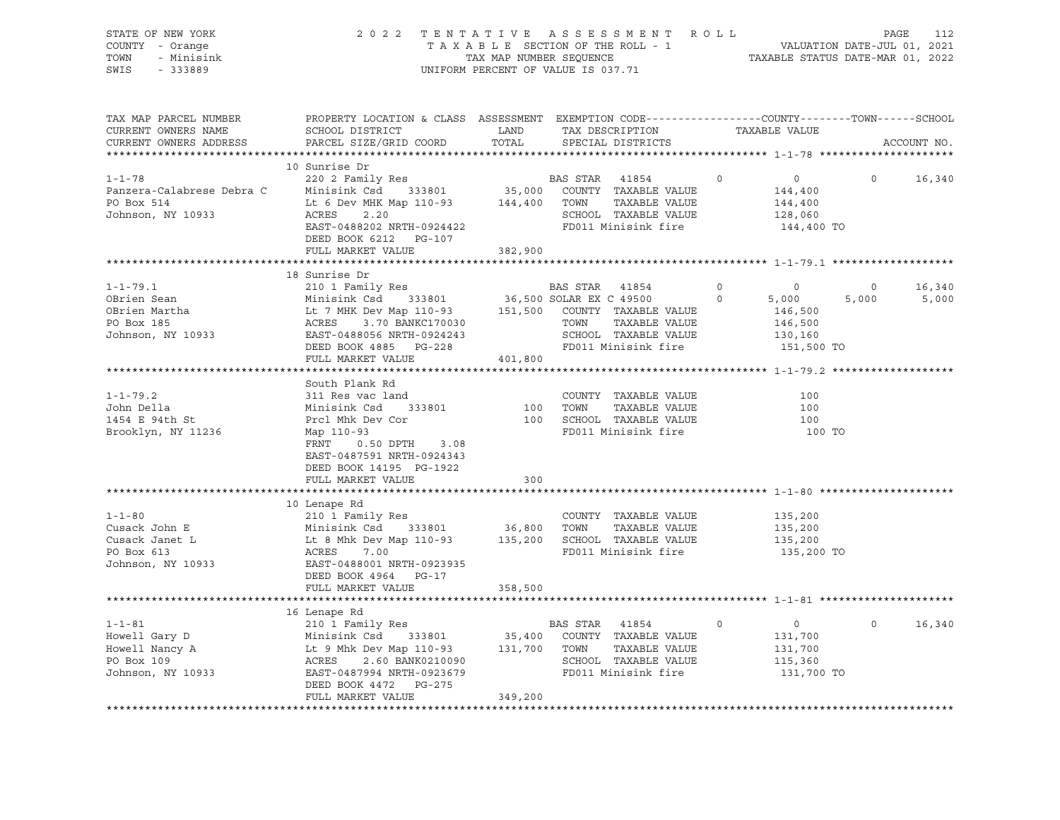STATE OF NEW YORK — 2022 TENTATIVE ASSESSMENT ROLL
COUNTY - Orange — TAXABLE SECTION OF THE ROLL - 1 — VALUATION DATE-JUL 01, 2021
TOWN - Minisink — TAX MAP NUMBER SEQUENCE — TAXABLE STATUS DATE-MAR 01, 2022
SWIS - 333889 — UNIFORM PERCENT OF VALUE IS 037.71

| TAX MAP PARCEL NUMBER / CURRENT OWNERS NAME / CURRENT OWNERS ADDRESS | PROPERTY LOCATION & CLASS / SCHOOL DISTRICT / PARCEL SIZE/GRID COORD | ASSESSMENT LAND | TOTAL | EXEMPTION CODE / TAX DESCRIPTION / SPECIAL DISTRICTS | COUNTY | TOWN | SCHOOL | ACCOUNT NO. |
|---|---|---|---|---|---|---|---|---|
| **1-1-78** | 10 Sunrise Dr | | | | | | | |
| 1-1-78 | 220 2 Family Res | | | BAS STAR 41854 | 0 | 0 | 16,340 | |
| Panzera-Calabrese Debra C | Minisink Csd 333801 | 35,000 | | COUNTY TAXABLE VALUE | 144,400 | | | |
| PO Box 514 | Lt 6 Dev MHK Map 110-93 | | 144,400 | TOWN TAXABLE VALUE | | 144,400 | | |
| Johnson, NY 10933 | ACRES 2.20 | | | SCHOOL TAXABLE VALUE | | | 128,060 | |
| | EAST-0488202 NRTH-0924422 | | | FD011 Minisink fire | 144,400 TO | | | |
| | DEED BOOK 6212 PG-107 | | | | | | | |
| | FULL MARKET VALUE | | 382,900 | | | | | |
| **1-1-79.1** | 18 Sunrise Dr | | | | | | | |
| 1-1-79.1 | 210 1 Family Res | | | BAS STAR 41854 | 0 | 0 | 16,340 | |
| OBrien Sean | Minisink Csd 333801 | 36,500 | | SOLAR EX C 49500 | 5,000 | 5,000 | 5,000 | |
| OBrien Martha | Lt 7 MHK Dev Map 110-93 | | 151,500 | COUNTY TAXABLE VALUE | 146,500 | | | |
| PO Box 185 | ACRES 3.70 BANKC170030 | | | TOWN TAXABLE VALUE | | 146,500 | | |
| Johnson, NY 10933 | EAST-0488056 NRTH-0924243 | | | SCHOOL TAXABLE VALUE | | | 130,160 | |
| | DEED BOOK 4885 PG-228 | | | FD011 Minisink fire | 151,500 TO | | | |
| | FULL MARKET VALUE | | 401,800 | | | | | |
| **1-1-79.2** | South Plank Rd | | | | | | | |
| 1-1-79.2 | 311 Res vac land | | | COUNTY TAXABLE VALUE | 100 | | | |
| John Della | Minisink Csd 333801 | 100 | | TOWN TAXABLE VALUE | | 100 | | |
| 1454 E 94th St | Prcl Mhk Dev Cor | | 100 | SCHOOL TAXABLE VALUE | | | 100 | |
| Brooklyn, NY 11236 | Map 110-93 | | | FD011 Minisink fire | 100 TO | | | |
| | FRNT 0.50 DPTH 3.08 | | | | | | | |
| | EAST-0487591 NRTH-0924343 | | | | | | | |
| | DEED BOOK 14195 PG-1922 | | | | | | | |
| | FULL MARKET VALUE | | 300 | | | | | |
| **1-1-80** | 10 Lenape Rd | | | | | | | |
| 1-1-80 | 210 1 Family Res | | | COUNTY TAXABLE VALUE | 135,200 | | | |
| Cusack John E | Minisink Csd 333801 | 36,800 | | TOWN TAXABLE VALUE | | 135,200 | | |
| Cusack Janet L | Lt 8 Mhk Dev Map 110-93 | | 135,200 | SCHOOL TAXABLE VALUE | | | 135,200 | |
| PO Box 613 | ACRES 7.00 | | | FD011 Minisink fire | 135,200 TO | | | |
| Johnson, NY 10933 | EAST-0488001 NRTH-0923935 | | | | | | | |
| | DEED BOOK 4964 PG-17 | | | | | | | |
| | FULL MARKET VALUE | | 358,500 | | | | | |
| **1-1-81** | 16 Lenape Rd | | | | | | | |
| 1-1-81 | 210 1 Family Res | | | BAS STAR 41854 | 0 | 0 | 16,340 | |
| Howell Gary D | Minisink Csd 333801 | 35,400 | | COUNTY TAXABLE VALUE | 131,700 | | | |
| Howell Nancy A | Lt 9 Mhk Dev Map 110-93 | | 131,700 | TOWN TAXABLE VALUE | | 131,700 | | |
| PO Box 109 | ACRES 2.60 BANK0210090 | | | SCHOOL TAXABLE VALUE | | | 115,360 | |
| Johnson, NY 10933 | EAST-0487994 NRTH-0923679 | | | FD011 Minisink fire | 131,700 TO | | | |
| | DEED BOOK 4472 PG-275 | | | | | | | |
| | FULL MARKET VALUE | | 349,200 | | | | | |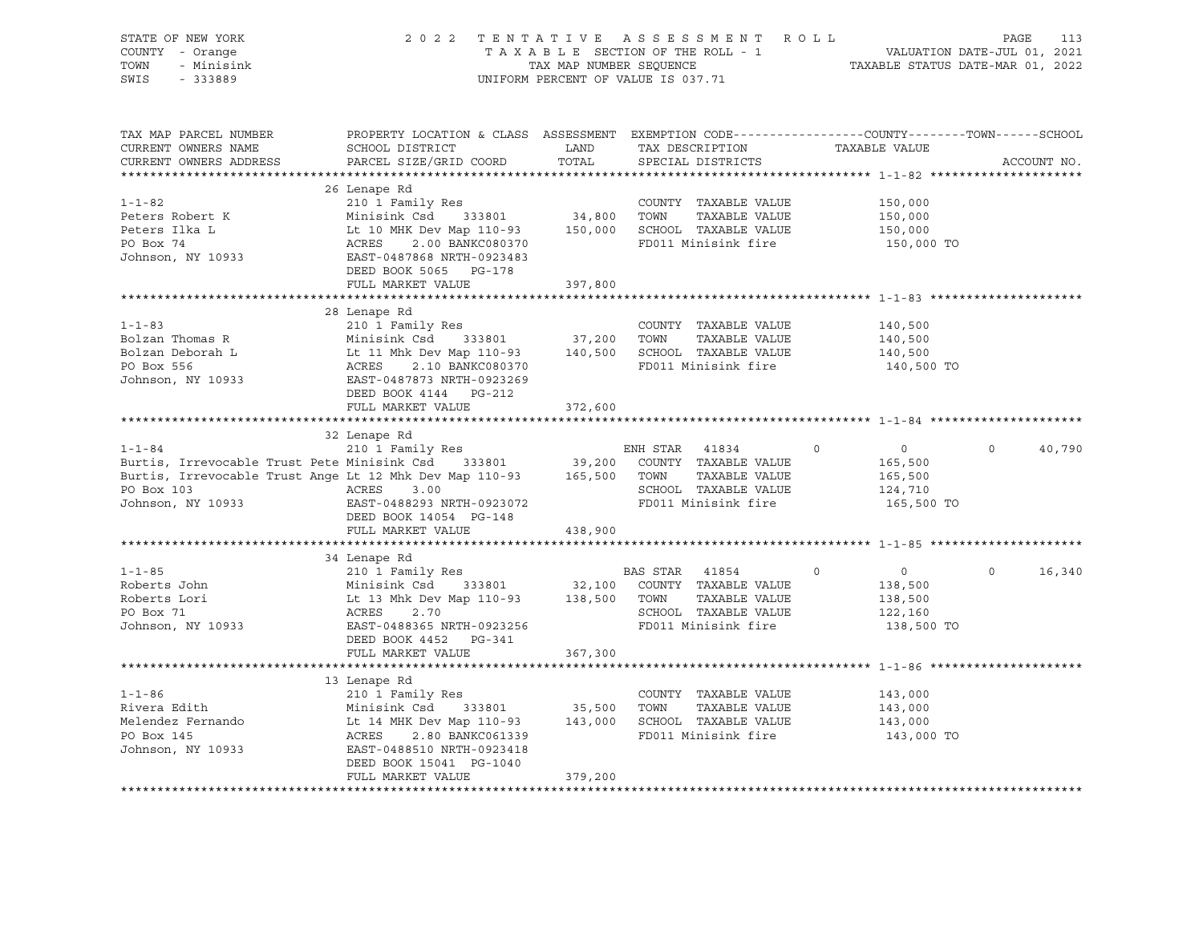STATE OF NEW YORK | COUNTY - Orange | TOWN - Minisink | SWIS - 333889

2 0 2 2 T E N T A T I V E A S S E S S M E N T R O L L
T A X A B L E SECTION OF THE ROLL - 1
TAX MAP NUMBER SEQUENCE
UNIFORM PERCENT OF VALUE IS 037.71

VALUATION DATE-JUL 01, 2021
TAXABLE STATUS DATE-MAR 01, 2022

| TAX MAP PARCEL NUMBER / CURRENT OWNERS NAME / CURRENT OWNERS ADDRESS | PROPERTY LOCATION & CLASS / SCHOOL DISTRICT / PARCEL SIZE/GRID COORD | ASSESSMENT LAND / TOTAL | EXEMPTION CODE / TAX DESCRIPTION / SPECIAL DISTRICTS | COUNTY | TOWN | SCHOOL | TAXABLE VALUE | ACCOUNT NO. |
|---|---|---|---|---|---|---|---|---|
| **1-1-82** | 26 Lenape Rd | | | | | | | |
| | 210 1 Family Res | | COUNTY TAXABLE VALUE | | | | 150,000 | |
| Peters Robert K | Minisink Csd 333801 | 34,800 | TOWN TAXABLE VALUE | | | | 150,000 | |
| Peters Ilka L | Lt 10 MHK Dev Map 110-93 | 150,000 | SCHOOL TAXABLE VALUE | | | | 150,000 | |
| PO Box 74 | ACRES 2.00 BANKC080370 | | FD011 Minisink fire | | | | 150,000 TO | |
| Johnson, NY 10933 | EAST-0487868 NRTH-0923483 | | | | | | | |
| | DEED BOOK 5065 PG-178 | | | | | | | |
| | FULL MARKET VALUE | 397,800 | | | | | | |
| **1-1-83** | 28 Lenape Rd | | | | | | | |
| | 210 1 Family Res | | COUNTY TAXABLE VALUE | | | | 140,500 | |
| Bolzan Thomas R | Minisink Csd 333801 | 37,200 | TOWN TAXABLE VALUE | | | | 140,500 | |
| Bolzan Deborah L | Lt 11 Mhk Dev Map 110-93 | 140,500 | SCHOOL TAXABLE VALUE | | | | 140,500 | |
| PO Box 556 | ACRES 2.10 BANKC080370 | | FD011 Minisink fire | | | | 140,500 TO | |
| Johnson, NY 10933 | EAST-0487873 NRTH-0923269 | | | | | | | |
| | DEED BOOK 4144 PG-212 | | | | | | | |
| | FULL MARKET VALUE | 372,600 | | | | | | |
| **1-1-84** | 32 Lenape Rd | | | | | | | |
| | 210 1 Family Res | | ENH STAR 41834 | 0 | 0 | 40,790 | | |
| Burtis, Irrevocable Trust Pete | Minisink Csd 333801 | 39,200 | COUNTY TAXABLE VALUE | | | | 165,500 | |
| Burtis, Irrevocable Trust Ange | Lt 12 Mhk Dev Map 110-93 | 165,500 | TOWN TAXABLE VALUE | | | | 165,500 | |
| PO Box 103 | ACRES 3.00 | | SCHOOL TAXABLE VALUE | | | | 124,710 | |
| Johnson, NY 10933 | EAST-0488293 NRTH-0923072 | | FD011 Minisink fire | | | | 165,500 TO | |
| | DEED BOOK 14054 PG-148 | | | | | | | |
| | FULL MARKET VALUE | 438,900 | | | | | | |
| **1-1-85** | 34 Lenape Rd | | | | | | | |
| | 210 1 Family Res | | BAS STAR 41854 | 0 | 0 | 16,340 | | |
| Roberts John | Minisink Csd 333801 | 32,100 | COUNTY TAXABLE VALUE | | | | 138,500 | |
| Roberts Lori | Lt 13 Mhk Dev Map 110-93 | 138,500 | TOWN TAXABLE VALUE | | | | 138,500 | |
| PO Box 71 | ACRES 2.70 | | SCHOOL TAXABLE VALUE | | | | 122,160 | |
| Johnson, NY 10933 | EAST-0488365 NRTH-0923256 | | FD011 Minisink fire | | | | 138,500 TO | |
| | DEED BOOK 4452 PG-341 | | | | | | | |
| | FULL MARKET VALUE | 367,300 | | | | | | |
| **1-1-86** | 13 Lenape Rd | | | | | | | |
| | 210 1 Family Res | | COUNTY TAXABLE VALUE | | | | 143,000 | |
| Rivera Edith | Minisink Csd 333801 | 35,500 | TOWN TAXABLE VALUE | | | | 143,000 | |
| Melendez Fernando | Lt 14 MHK Dev Map 110-93 | 143,000 | SCHOOL TAXABLE VALUE | | | | 143,000 | |
| PO Box 145 | ACRES 2.80 BANKC061339 | | FD011 Minisink fire | | | | 143,000 TO | |
| Johnson, NY 10933 | EAST-0488510 NRTH-0923418 | | | | | | | |
| | DEED BOOK 15041 PG-1040 | | | | | | | |
| | FULL MARKET VALUE | 379,200 | | | | | | |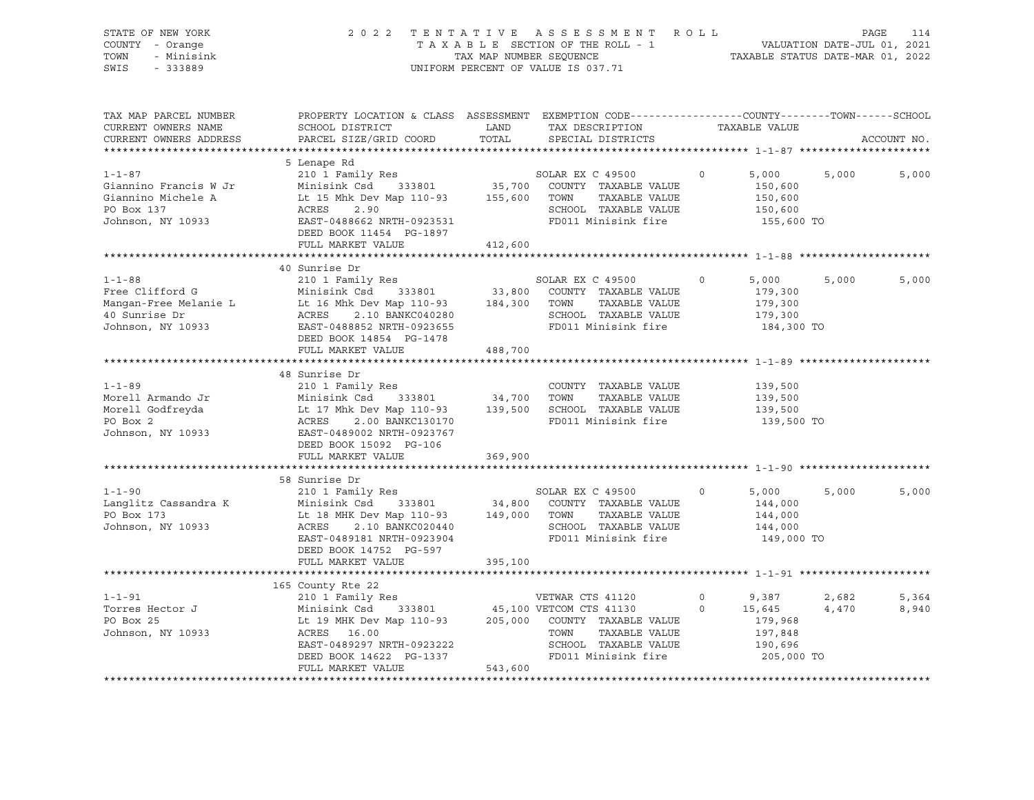STATE OF NEW YORK
COUNTY - Orange
TOWN - Minisink
SWIS - 333889

2022 TENTATIVE ASSESSMENT ROLL
TAXABLE SECTION OF THE ROLL - 1
TAX MAP NUMBER SEQUENCE
UNIFORM PERCENT OF VALUE IS 037.71

VALUATION DATE-JUL 01, 2021
TAXABLE STATUS DATE-MAR 01, 2022

| TAX MAP PARCEL NUMBER / CURRENT OWNERS NAME / CURRENT OWNERS ADDRESS | PROPERTY LOCATION & CLASS / SCHOOL DISTRICT / PARCEL SIZE/GRID COORD | ASSESSMENT LAND | TOTAL | EXEMPTION CODE / TAX DESCRIPTION / SPECIAL DISTRICTS | | COUNTY / TAXABLE VALUE | TOWN | SCHOOL | ACCOUNT NO. |
|---|---|---|---|---|---|---|---|---|---|
| | 5 Lenape Rd | | | | | | | | |
| 1-1-87 | 210 1 Family Res | | | SOLAR EX C 49500 | 0 | 5,000 | 5,000 | 5,000 | |
| Giannino Francis W Jr | Minisink Csd 333801 | 35,700 | | COUNTY TAXABLE VALUE | | 150,600 | | | |
| Giannino Michele A | Lt 15 Mhk Dev Map 110-93 | | 155,600 | TOWN TAXABLE VALUE | | 150,600 | | | |
| PO Box 137 | ACRES 2.90 | | | SCHOOL TAXABLE VALUE | | 150,600 | | | |
| Johnson, NY 10933 | EAST-0488662 NRTH-0923531 | | | FD011 Minisink fire | | 155,600 TO | | | |
| | DEED BOOK 11454 PG-1897 | | | | | | | | |
| | FULL MARKET VALUE | | 412,600 | | | | | | |
| | 40 Sunrise Dr | | | | | | | | |
| 1-1-88 | 210 1 Family Res | | | SOLAR EX C 49500 | 0 | 5,000 | 5,000 | 5,000 | |
| Free Clifford G | Minisink Csd 333801 | 33,800 | | COUNTY TAXABLE VALUE | | 179,300 | | | |
| Mangan-Free Melanie L | Lt 16 Mhk Dev Map 110-93 | | 184,300 | TOWN TAXABLE VALUE | | 179,300 | | | |
| 40 Sunrise Dr | ACRES 2.10 BANKC040280 | | | SCHOOL TAXABLE VALUE | | 179,300 | | | |
| Johnson, NY 10933 | EAST-0488852 NRTH-0923655 | | | FD011 Minisink fire | | 184,300 TO | | | |
| | DEED BOOK 14854 PG-1478 | | | | | | | | |
| | FULL MARKET VALUE | | 488,700 | | | | | | |
| | 48 Sunrise Dr | | | | | | | | |
| 1-1-89 | 210 1 Family Res | | | COUNTY TAXABLE VALUE | | 139,500 | | | |
| Morell Armando Jr | Minisink Csd 333801 | 34,700 | | TOWN TAXABLE VALUE | | 139,500 | | | |
| Morell Godfreyda | Lt 17 Mhk Dev Map 110-93 | | 139,500 | SCHOOL TAXABLE VALUE | | 139,500 | | | |
| PO Box 2 | ACRES 2.00 BANKC130170 | | | FD011 Minisink fire | | 139,500 TO | | | |
| Johnson, NY 10933 | EAST-0489002 NRTH-0923767 | | | | | | | | |
| | DEED BOOK 15092 PG-106 | | | | | | | | |
| | FULL MARKET VALUE | | 369,900 | | | | | | |
| | 58 Sunrise Dr | | | | | | | | |
| 1-1-90 | 210 1 Family Res | | | SOLAR EX C 49500 | 0 | 5,000 | 5,000 | 5,000 | |
| Langlitz Cassandra K | Minisink Csd 333801 | 34,800 | | COUNTY TAXABLE VALUE | | 144,000 | | | |
| PO Box 173 | Lt 18 MHK Dev Map 110-93 | | 149,000 | TOWN TAXABLE VALUE | | 144,000 | | | |
| Johnson, NY 10933 | ACRES 2.10 BANKC020440 | | | SCHOOL TAXABLE VALUE | | 144,000 | | | |
| | EAST-0489181 NRTH-0923904 | | | FD011 Minisink fire | | 149,000 TO | | | |
| | DEED BOOK 14752 PG-597 | | | | | | | | |
| | FULL MARKET VALUE | | 395,100 | | | | | | |
| | 165 County Rte 22 | | | | | | | | |
| 1-1-91 | 210 1 Family Res | | | VETWAR CTS 41120 | 0 | 9,387 | 2,682 | 5,364 | |
| Torres Hector J | Minisink Csd 333801 | 45,100 | | VETCOM CTS 41130 | 0 | 15,645 | 4,470 | 8,940 | |
| PO Box 25 | Lt 19 MHK Dev Map 110-93 | | 205,000 | COUNTY TAXABLE VALUE | | 179,968 | | | |
| Johnson, NY 10933 | ACRES 16.00 | | | TOWN TAXABLE VALUE | | 197,848 | | | |
| | EAST-0489297 NRTH-0923222 | | | SCHOOL TAXABLE VALUE | | 190,696 | | | |
| | DEED BOOK 14622 PG-1337 | | | FD011 Minisink fire | | 205,000 TO | | | |
| | FULL MARKET VALUE | | 543,600 | | | | | | |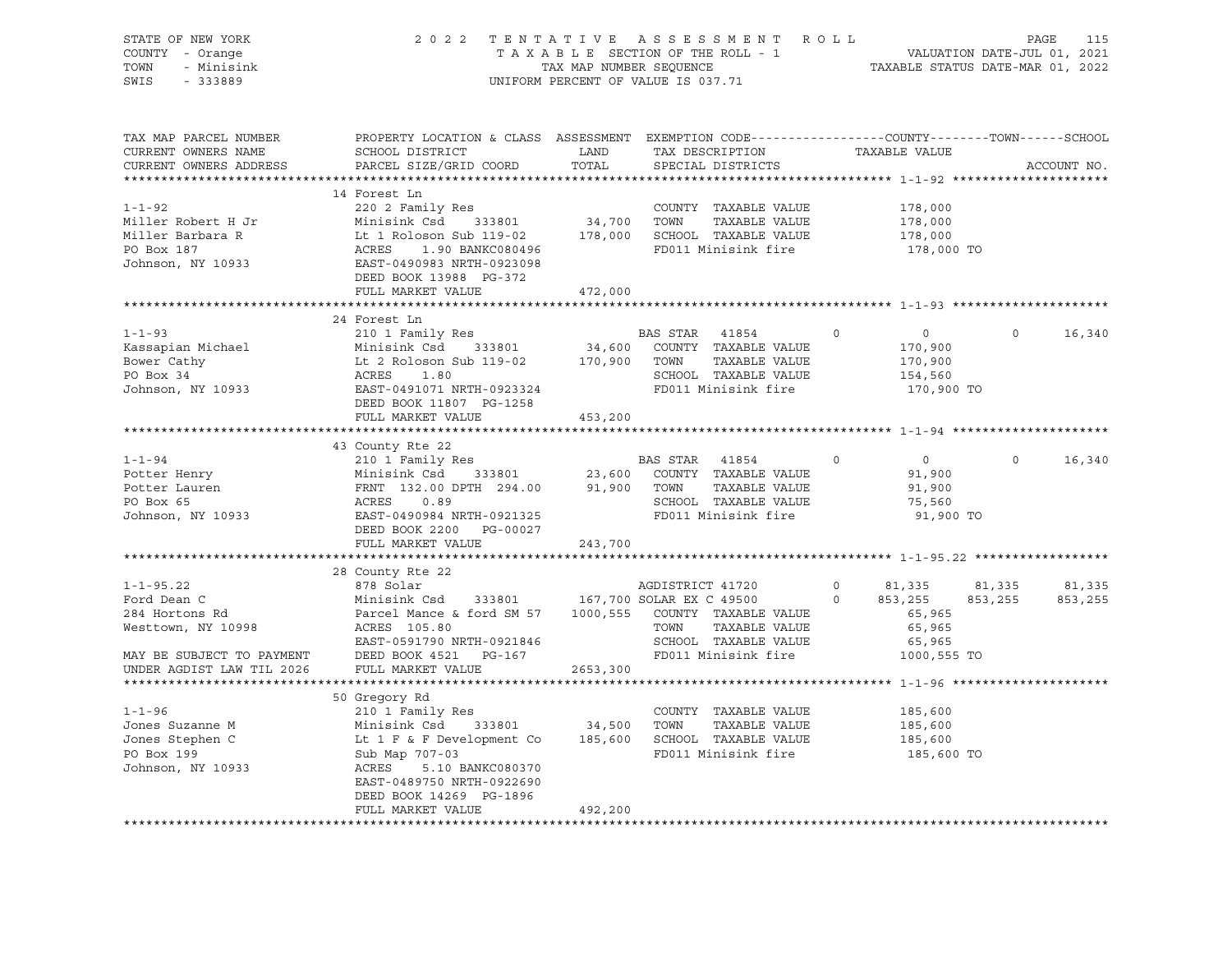STATE OF NEW YORK
COUNTY - Orange
TOWN - Minisink
SWIS - 333889

2022 TENTATIVE ASSESSMENT ROLL
TAXABLE SECTION OF THE ROLL - 1
TAX MAP NUMBER SEQUENCE
UNIFORM PERCENT OF VALUE IS 037.71

VALUATION DATE-JUL 01, 2021
TAXABLE STATUS DATE-MAR 01, 2022

| TAX MAP PARCEL NUMBER / CURRENT OWNERS NAME / CURRENT OWNERS ADDRESS | PROPERTY LOCATION & CLASS / SCHOOL DISTRICT / PARCEL SIZE/GRID COORD | ASSESSMENT LAND / TOTAL | EXEMPTION CODE / TAX DESCRIPTION / SPECIAL DISTRICTS | COUNTY TAXABLE VALUE | TOWN | SCHOOL | ACCOUNT NO. |
|---|---|---|---|---|---|---|---|
| **1-1-92** | 14 Forest Ln | | | | | | |
| 1-1-92 | 220 2 Family Res | | COUNTY TAXABLE VALUE | 178,000 | | | |
| Miller Robert H Jr | Minisink Csd 333801 | 34,700 | TOWN TAXABLE VALUE | 178,000 | | | |
| Miller Barbara R | Lt 1 Roloson Sub 119-02 | 178,000 | SCHOOL TAXABLE VALUE | 178,000 | | | |
| PO Box 187 | ACRES 1.90 BANKC080496 | | FD011 Minisink fire | 178,000 TO | | | |
| Johnson, NY 10933 | EAST-0490983 NRTH-0923098 | | | | | | |
| | DEED BOOK 13988 PG-372 | | | | | | |
| | FULL MARKET VALUE | 472,000 | | | | | |
| **1-1-93** | 24 Forest Ln | | | | | | |
| 1-1-93 | 210 1 Family Res | | BAS STAR 41854 0 | 0 | 0 | 16,340 | |
| Kassapian Michael | Minisink Csd 333801 | 34,600 | COUNTY TAXABLE VALUE | 170,900 | | | |
| Bower Cathy | Lt 2 Roloson Sub 119-02 | 170,900 | TOWN TAXABLE VALUE | 170,900 | | | |
| PO Box 34 | ACRES 1.80 | | SCHOOL TAXABLE VALUE | 154,560 | | | |
| Johnson, NY 10933 | EAST-0491071 NRTH-0923324 | | FD011 Minisink fire | 170,900 TO | | | |
| | DEED BOOK 11807 PG-1258 | | | | | | |
| | FULL MARKET VALUE | 453,200 | | | | | |
| **1-1-94** | 43 County Rte 22 | | | | | | |
| 1-1-94 | 210 1 Family Res | | BAS STAR 41854 0 | 0 | 0 | 16,340 | |
| Potter Henry | Minisink Csd 333801 | 23,600 | COUNTY TAXABLE VALUE | 91,900 | | | |
| Potter Lauren | FRNT 132.00 DPTH 294.00 | 91,900 | TOWN TAXABLE VALUE | 91,900 | | | |
| PO Box 65 | ACRES 0.89 | | SCHOOL TAXABLE VALUE | 75,560 | | | |
| Johnson, NY 10933 | EAST-0490984 NRTH-0921325 | | FD011 Minisink fire | 91,900 TO | | | |
| | DEED BOOK 2200 PG-00027 | | | | | | |
| | FULL MARKET VALUE | 243,700 | | | | | |
| **1-1-95.22** | 28 County Rte 22 | | | | | | |
| 1-1-95.22 | 878 Solar | | AGDISTRICT 41720 0 | 81,335 | 81,335 | 81,335 | |
| Ford Dean C | Minisink Csd 333801 | 167,700 | SOLAR EX C 49500 0 | 853,255 | 853,255 | 853,255 | |
| 284 Hortons Rd | Parcel Mance & ford SM 57 | 1000,555 | COUNTY TAXABLE VALUE | 65,965 | | | |
| Westtown, NY 10998 | ACRES 105.80 | | TOWN TAXABLE VALUE | 65,965 | | | |
| | EAST-0591790 NRTH-0921846 | | SCHOOL TAXABLE VALUE | 65,965 | | | |
| MAY BE SUBJECT TO PAYMENT | DEED BOOK 4521 PG-167 | | FD011 Minisink fire | 1000,555 TO | | | |
| UNDER AGDIST LAW TIL 2026 | FULL MARKET VALUE | 2653,300 | | | | | |
| **1-1-96** | 50 Gregory Rd | | | | | | |
| 1-1-96 | 210 1 Family Res | | COUNTY TAXABLE VALUE | 185,600 | | | |
| Jones Suzanne M | Minisink Csd 333801 | 34,500 | TOWN TAXABLE VALUE | 185,600 | | | |
| Jones Stephen C | Lt 1 F & F Development Co | 185,600 | SCHOOL TAXABLE VALUE | 185,600 | | | |
| PO Box 199 | Sub Map 707-03 | | FD011 Minisink fire | 185,600 TO | | | |
| Johnson, NY 10933 | ACRES 5.10 BANKC080370 | | | | | | |
| | EAST-0489750 NRTH-0922690 | | | | | | |
| | DEED BOOK 14269 PG-1896 | | | | | | |
| | FULL MARKET VALUE | 492,200 | | | | | |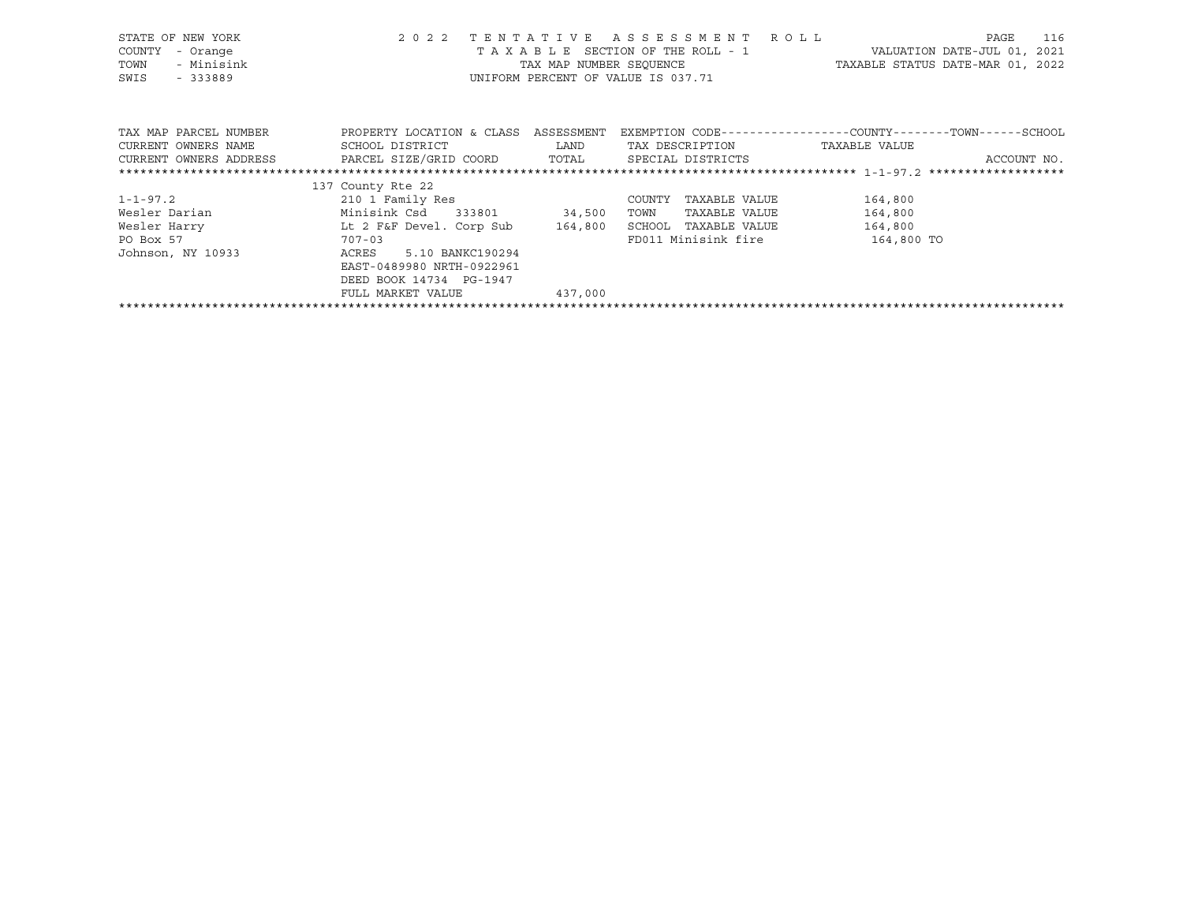STATE OF NEW YORK — COUNTY - Orange — TOWN - Minisink — SWIS - 333889

2022 TENTATIVE ASSESSMENT ROLL
TAXABLE SECTION OF THE ROLL - 1
TAX MAP NUMBER SEQUENCE
UNIFORM PERCENT OF VALUE IS 037.71

VALUATION DATE-JUL 01, 2021
TAXABLE STATUS DATE-MAR 01, 2022

| TAX MAP PARCEL NUMBER / CURRENT OWNERS NAME / CURRENT OWNERS ADDRESS | PROPERTY LOCATION & CLASS / SCHOOL DISTRICT / PARCEL SIZE/GRID COORD | ASSESSMENT LAND / TOTAL | EXEMPTION CODE / TAX DESCRIPTION / SPECIAL DISTRICTS | COUNTY / TOWN / SCHOOL TAXABLE VALUE | ACCOUNT NO. |
|---|---|---|---|---|---|
| 1-1-97.2 | 137 County Rte 22 | | | | |
| 1-1-97.2 | 210 1 Family Res | | COUNTY TAXABLE VALUE | 164,800 | |
| Wesler Darian | Minisink Csd 333801 | 34,500 | TOWN TAXABLE VALUE | 164,800 | |
| Wesler Harry | Lt 2 F&F Devel. Corp Sub | 164,800 | SCHOOL TAXABLE VALUE | 164,800 | |
| PO Box 57 | 707-03 | | FD011 Minisink fire | 164,800 TO | |
| Johnson, NY 10933 | ACRES 5.10 BANKC190294 | | | | |
| | EAST-0489980 NRTH-0922961 | | | | |
| | DEED BOOK 14734 PG-1947 | | | | |
| | FULL MARKET VALUE | 437,000 | | | |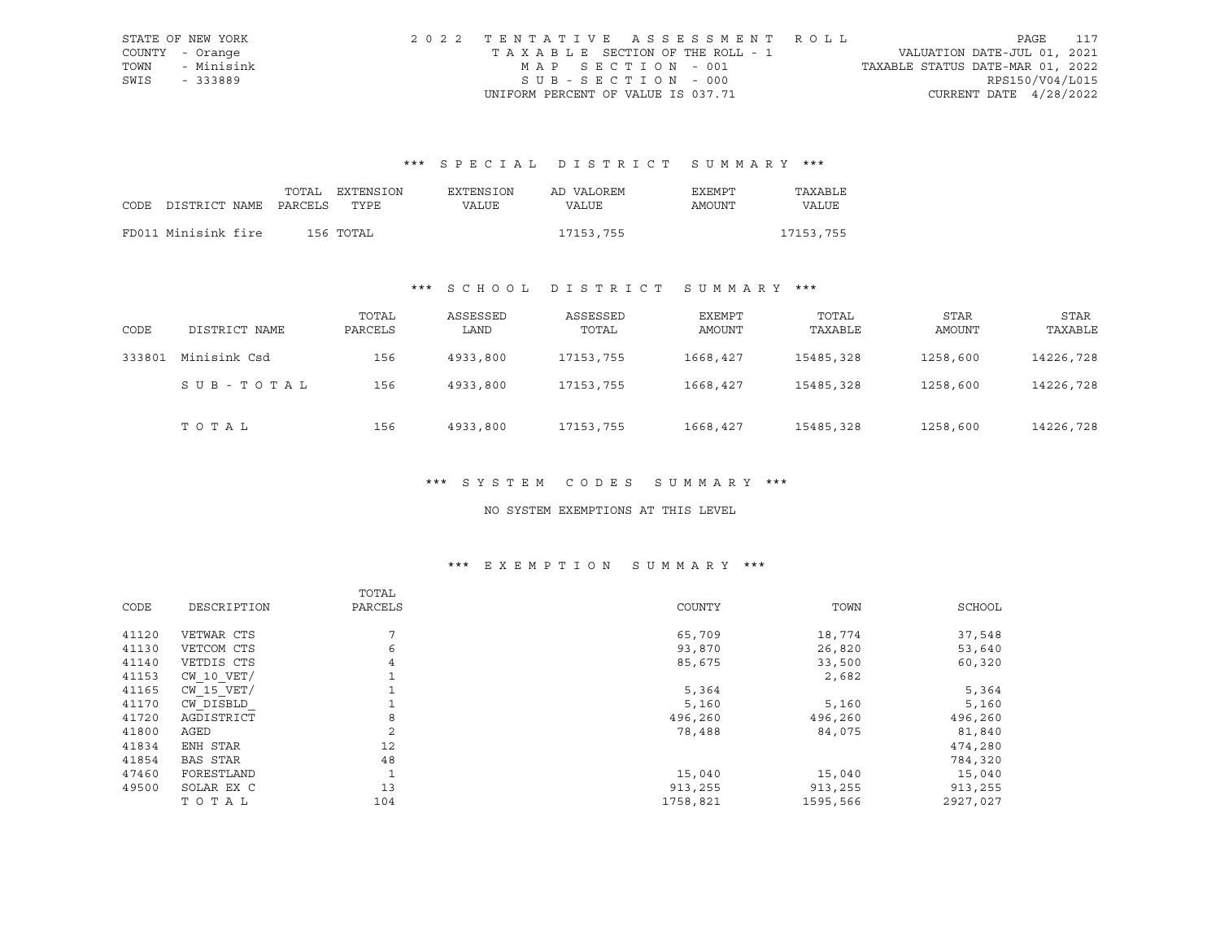STATE OF NEW YORK — 2022 TENTATIVE ASSESSMENT ROLL — PAGE 117
COUNTY - Orange — TAXABLE SECTION OF THE ROLL - 1 — VALUATION DATE-JUL 01, 2021
TOWN - Minisink — MAP SECTION - 001 — TAXABLE STATUS DATE-MAR 01, 2022
SWIS - 333889 — SUB-SECTION - 000 — RPS150/V04/L015
UNIFORM PERCENT OF VALUE IS 037.71 — CURRENT DATE 4/28/2022

## *** SPECIAL DISTRICT SUMMARY ***

| CODE DISTRICT NAME | TOTAL PARCELS | EXTENSION TYPE | EXTENSION VALUE | AD VALOREM VALUE | EXEMPT AMOUNT | TAXABLE VALUE |
|---|---|---|---|---|---|---|
| FD011 Minisink fire | 156 | TOTAL | | 17153,755 | | 17153,755 |

## *** SCHOOL DISTRICT SUMMARY ***

| CODE | DISTRICT NAME | TOTAL PARCELS | ASSESSED LAND | ASSESSED TOTAL | EXEMPT AMOUNT | TOTAL TAXABLE | STAR AMOUNT | STAR TAXABLE |
|---|---|---|---|---|---|---|---|---|
| 333801 | Minisink Csd | 156 | 4933,800 | 17153,755 | 1668,427 | 15485,328 | 1258,600 | 14226,728 |
| | SUB-TOTAL | 156 | 4933,800 | 17153,755 | 1668,427 | 15485,328 | 1258,600 | 14226,728 |
| | TOTAL | 156 | 4933,800 | 17153,755 | 1668,427 | 15485,328 | 1258,600 | 14226,728 |

## *** SYSTEM CODES SUMMARY ***

NO SYSTEM EXEMPTIONS AT THIS LEVEL

## *** EXEMPTION SUMMARY ***

| CODE | DESCRIPTION | TOTAL PARCELS | COUNTY | TOWN | SCHOOL |
|---|---|---|---|---|---|
| 41120 | VETWAR CTS | 7 | 65,709 | 18,774 | 37,548 |
| 41130 | VETCOM CTS | 6 | 93,870 | 26,820 | 53,640 |
| 41140 | VETDIS CTS | 4 | 85,675 | 33,500 | 60,320 |
| 41153 | CW_10_VET/ | 1 | | 2,682 | |
| 41165 | CW_15_VET/ | 1 | 5,364 | | 5,364 |
| 41170 | CW_DISBLD_ | 1 | 5,160 | 5,160 | 5,160 |
| 41720 | AGDISTRICT | 8 | 496,260 | 496,260 | 496,260 |
| 41800 | AGED | 2 | 78,488 | 84,075 | 81,840 |
| 41834 | ENH STAR | 12 | | | 474,280 |
| 41854 | BAS STAR | 48 | | | 784,320 |
| 47460 | FORESTLAND | 1 | 15,040 | 15,040 | 15,040 |
| 49500 | SOLAR EX C | 13 | 913,255 | 913,255 | 913,255 |
| | TOTAL | 104 | 1758,821 | 1595,566 | 2927,027 |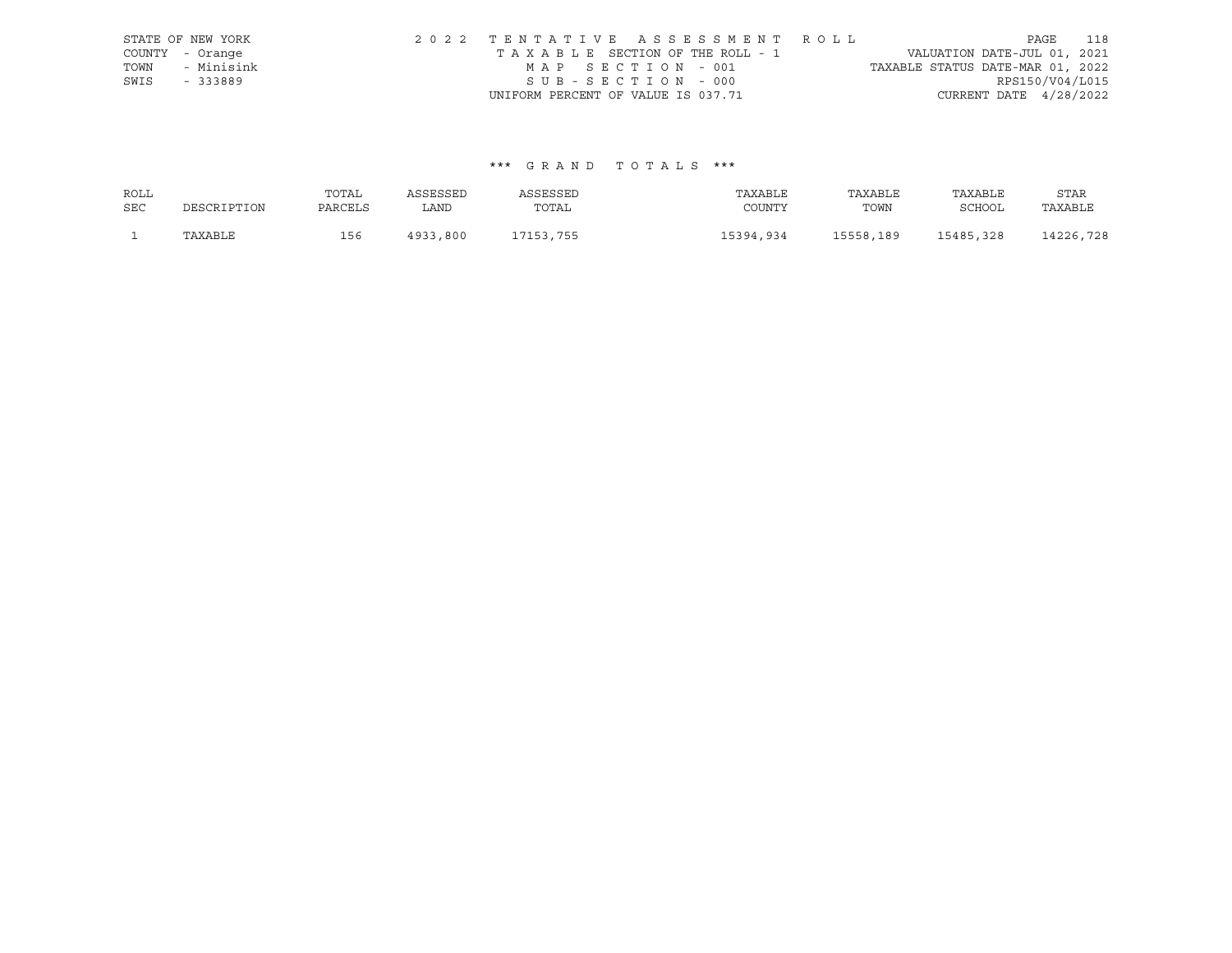STATE OF NEW YORK
COUNTY - Orange
TOWN - Minisink
SWIS - 333889

2022 TENTATIVE ASSESSMENT ROLL
TAXABLE SECTION OF THE ROLL - 1
MAP SECTION - 001
SUB-SECTION - 000
UNIFORM PERCENT OF VALUE IS 037.71

VALUATION DATE-JUL 01, 2021
TAXABLE STATUS DATE-MAR 01, 2022
RPS150/V04/L015
CURRENT DATE 4/28/2022

*** GRAND TOTALS ***

| ROLL SEC | DESCRIPTION | TOTAL PARCELS | ASSESSED LAND | ASSESSED TOTAL | TAXABLE COUNTY | TAXABLE TOWN | TAXABLE SCHOOL | STAR TAXABLE |
|---|---|---|---|---|---|---|---|---|
| 1 | TAXABLE | 156 | 4933,800 | 17153,755 | 15394,934 | 15558,189 | 15485,328 | 14226,728 |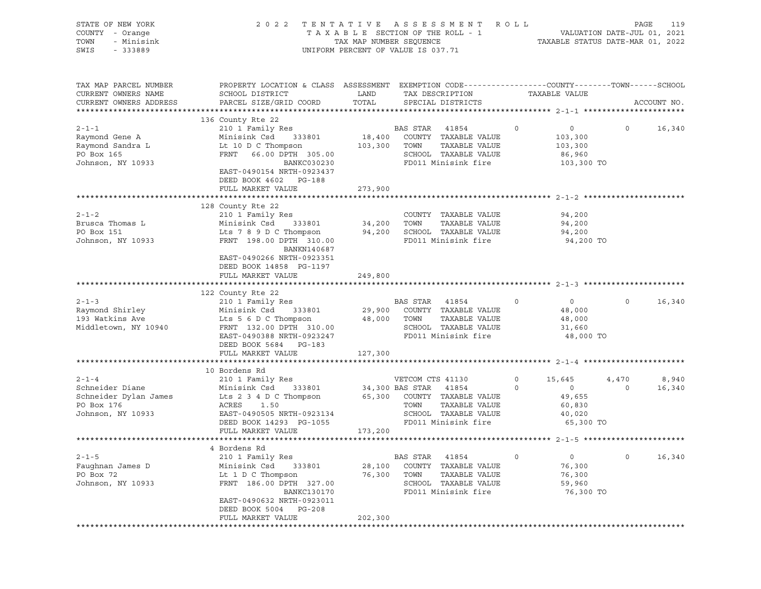STATE OF NEW YORK  
COUNTY - Orange  
TOWN - Minisink  
SWIS - 333889

2 0 2 2 T E N T A T I V E A S S E S S M E N T R O L L  
T A X A B L E SECTION OF THE ROLL - 1  
TAX MAP NUMBER SEQUENCE  
UNIFORM PERCENT OF VALUE IS 037.71

VALUATION DATE-JUL 01, 2021  
TAXABLE STATUS DATE-MAR 01, 2022

```
TAX MAP PARCEL NUMBER      PROPERTY LOCATION & CLASS  ASSESSMENT  EXEMPTION CODE------------------COUNTY--------TOWN------SCHOOL
CURRENT OWNERS NAME        SCHOOL DISTRICT               LAND      TAX DESCRIPTION            TAXABLE VALUE
CURRENT OWNERS ADDRESS     PARCEL SIZE/GRID COORD        TOTAL     SPECIAL DISTRICTS                                   ACCOUNT NO.
******************************************************************************************************* 2-1-1 ********************
                           136 County Rte 22
2-1-1                      210 1 Family Res                        BAS STAR   41854        0           0            0      16,340
Raymond Gene A             Minisink Csd      333801        18,400  COUNTY  TAXABLE VALUE           103,300
Raymond Sandra L           Lt 10 D C Thompson             103,300  TOWN    TAXABLE VALUE           103,300
PO Box 165                 FRNT   66.00 DPTH 305.00                SCHOOL  TAXABLE VALUE            86,960
Johnson, NY 10933                          BANKC030230             FD011 Minisink fire             103,300 TO
                           EAST-0490154 NRTH-0923437
                           DEED BOOK 4602   PG-188
                           FULL MARKET VALUE              273,900
******************************************************************************************************* 2-1-2 ********************
                           128 County Rte 22
2-1-2                      210 1 Family Res                        COUNTY  TAXABLE VALUE            94,200
Brusca Thomas L            Minisink Csd      333801        34,200  TOWN    TAXABLE VALUE            94,200
PO Box 151                 Lts 7 8 9 D C Thompson          94,200  SCHOOL  TAXABLE VALUE            94,200
Johnson, NY 10933          FRNT  198.00 DPTH 310.00                FD011 Minisink fire              94,200 TO
                                           BANKN140687
                           EAST-0490266 NRTH-0923351
                           DEED BOOK 14858  PG-1197
                           FULL MARKET VALUE              249,800
******************************************************************************************************* 2-1-3 ********************
                           122 County Rte 22
2-1-3                      210 1 Family Res                        BAS STAR   41854        0           0            0      16,340
Raymond Shirley            Minisink Csd      333801        29,900  COUNTY  TAXABLE VALUE            48,000
193 Watkins Ave            Lts 5 6 D C Thompson            48,000  TOWN    TAXABLE VALUE            48,000
Middletown, NY 10940       FRNT  132.00 DPTH 310.00                SCHOOL  TAXABLE VALUE            31,660
                           EAST-0490388 NRTH-0923247               FD011 Minisink fire              48,000 TO
                           DEED BOOK 5684   PG-183
                           FULL MARKET VALUE              127,300
******************************************************************************************************* 2-1-4 ********************
                           10 Bordens Rd
2-1-4                      210 1 Family Res                        VETCOM CTS 41130        0      15,645        4,470       8,940
Schneider Diane            Minisink Csd      333801        34,300  BAS STAR   41854        0           0            0      16,340
Schneider Dylan James      Lts 2 3 4 D C Thompson          65,300  COUNTY  TAXABLE VALUE            49,655
PO Box 176                 ACRES    1.50                           TOWN    TAXABLE VALUE            60,830
Johnson, NY 10933          EAST-0490505 NRTH-0923134               SCHOOL  TAXABLE VALUE            40,020
                           DEED BOOK 14293  PG-1055                FD011 Minisink fire              65,300 TO
                           FULL MARKET VALUE              173,200
******************************************************************************************************* 2-1-5 ********************
                           4 Bordens Rd
2-1-5                      210 1 Family Res                        BAS STAR   41854        0           0            0      16,340
Faughnan James D           Minisink Csd      333801        28,100  COUNTY  TAXABLE VALUE            76,300
PO Box 72                  Lt 1 D C Thompson               76,300  TOWN    TAXABLE VALUE            76,300
Johnson, NY 10933          FRNT  186.00 DPTH 327.00                SCHOOL  TAXABLE VALUE            59,960
                                           BANKC130170             FD011 Minisink fire              76,300 TO
                           EAST-0490632 NRTH-0923011
                           DEED BOOK 5004   PG-208
                           FULL MARKET VALUE              202,300
************************************************************************************************************************************
```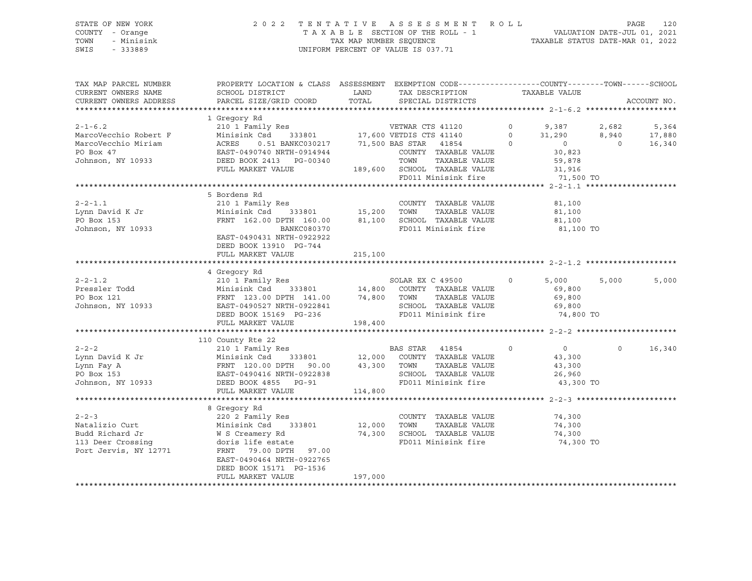STATE OF NEW YORK — COUNTY - Orange — TOWN - Minisink — SWIS - 333889

2 0 2 2 T E N T A T I V E A S S E S S M E N T R O L L
T A X A B L E SECTION OF THE ROLL - 1
TAX MAP NUMBER SEQUENCE
UNIFORM PERCENT OF VALUE IS 037.71

VALUATION DATE-JUL 01, 2021
TAXABLE STATUS DATE-MAR 01, 2022

| TAX MAP PARCEL NUMBER / CURRENT OWNERS NAME / CURRENT OWNERS ADDRESS | PROPERTY LOCATION & CLASS / SCHOOL DISTRICT / PARCEL SIZE/GRID COORD | ASSESSMENT LAND / TOTAL | EXEMPTION CODE / TAX DESCRIPTION / SPECIAL DISTRICTS | | COUNTY TAXABLE VALUE | TOWN | SCHOOL / ACCOUNT NO. |
|---|---|---|---|---|---|---|---|
| **2-1-6.2** | 1 Gregory Rd | | | | | | |
| 2-1-6.2 | 210 1 Family Res | | VETWAR CTS 41120 | 0 | 9,387 | 2,682 | 5,364 |
| MarcoVecchio Robert F | Minisink Csd 333801 | 17,600 | VETDIS CTS 41140 | 0 | 31,290 | 8,940 | 17,880 |
| MarcoVecchio Miriam | ACRES 0.51 BANKC030217 | 71,500 | BAS STAR 41854 | 0 | 0 | 0 | 16,340 |
| PO Box 47 | EAST-0490740 NRTH-0914944 | | COUNTY TAXABLE VALUE | | 30,823 | | |
| Johnson, NY 10933 | DEED BOOK 2413 PG-00340 | | TOWN TAXABLE VALUE | | 59,878 | | |
| | FULL MARKET VALUE | 189,600 | SCHOOL TAXABLE VALUE | | 31,916 | | |
| | | | FD011 Minisink fire | | 71,500 TO | | |
| **2-2-1.1** | 5 Bordens Rd | | | | | | |
| 2-2-1.1 | 210 1 Family Res | | COUNTY TAXABLE VALUE | | 81,100 | | |
| Lynn David K Jr | Minisink Csd 333801 | 15,200 | TOWN TAXABLE VALUE | | 81,100 | | |
| PO Box 153 | FRNT 162.00 DPTH 160.00 | 81,100 | SCHOOL TAXABLE VALUE | | 81,100 | | |
| Johnson, NY 10933 | BANKC080370 | | FD011 Minisink fire | | 81,100 TO | | |
| | EAST-0490431 NRTH-0922922 | | | | | | |
| | DEED BOOK 13910 PG-744 | | | | | | |
| | FULL MARKET VALUE | 215,100 | | | | | |
| **2-2-1.2** | 4 Gregory Rd | | | | | | |
| 2-2-1.2 | 210 1 Family Res | | SOLAR EX C 49500 | 0 | 5,000 | 5,000 | 5,000 |
| Pressler Todd | Minisink Csd 333801 | 14,800 | COUNTY TAXABLE VALUE | | 69,800 | | |
| PO Box 121 | FRNT 123.00 DPTH 141.00 | 74,800 | TOWN TAXABLE VALUE | | 69,800 | | |
| Johnson, NY 10933 | EAST-0490527 NRTH-0922841 | | SCHOOL TAXABLE VALUE | | 69,800 | | |
| | DEED BOOK 15169 PG-236 | | FD011 Minisink fire | | 74,800 TO | | |
| | FULL MARKET VALUE | 198,400 | | | | | |
| **2-2-2** | 110 County Rte 22 | | | | | | |
| 2-2-2 | 210 1 Family Res | | BAS STAR 41854 | 0 | 0 | 0 | 16,340 |
| Lynn David K Jr | Minisink Csd 333801 | 12,000 | COUNTY TAXABLE VALUE | | 43,300 | | |
| Lynn Fay A | FRNT 120.00 DPTH 90.00 | 43,300 | TOWN TAXABLE VALUE | | 43,300 | | |
| PO Box 153 | EAST-0490416 NRTH-0922838 | | SCHOOL TAXABLE VALUE | | 26,960 | | |
| Johnson, NY 10933 | DEED BOOK 4855 PG-91 | | FD011 Minisink fire | | 43,300 TO | | |
| | FULL MARKET VALUE | 114,800 | | | | | |
| **2-2-3** | 8 Gregory Rd | | | | | | |
| 2-2-3 | 220 2 Family Res | | COUNTY TAXABLE VALUE | | 74,300 | | |
| Natalizio Curt | Minisink Csd 333801 | 12,000 | TOWN TAXABLE VALUE | | 74,300 | | |
| Budd Richard Jr | W S Creamery Rd | 74,300 | SCHOOL TAXABLE VALUE | | 74,300 | | |
| 113 Deer Crossing | doris life estate | | FD011 Minisink fire | | 74,300 TO | | |
| Port Jervis, NY 12771 | FRNT 79.00 DPTH 97.00 | | | | | | |
| | EAST-0490464 NRTH-0922765 | | | | | | |
| | DEED BOOK 15171 PG-1536 | | | | | | |
| | FULL MARKET VALUE | 197,000 | | | | | |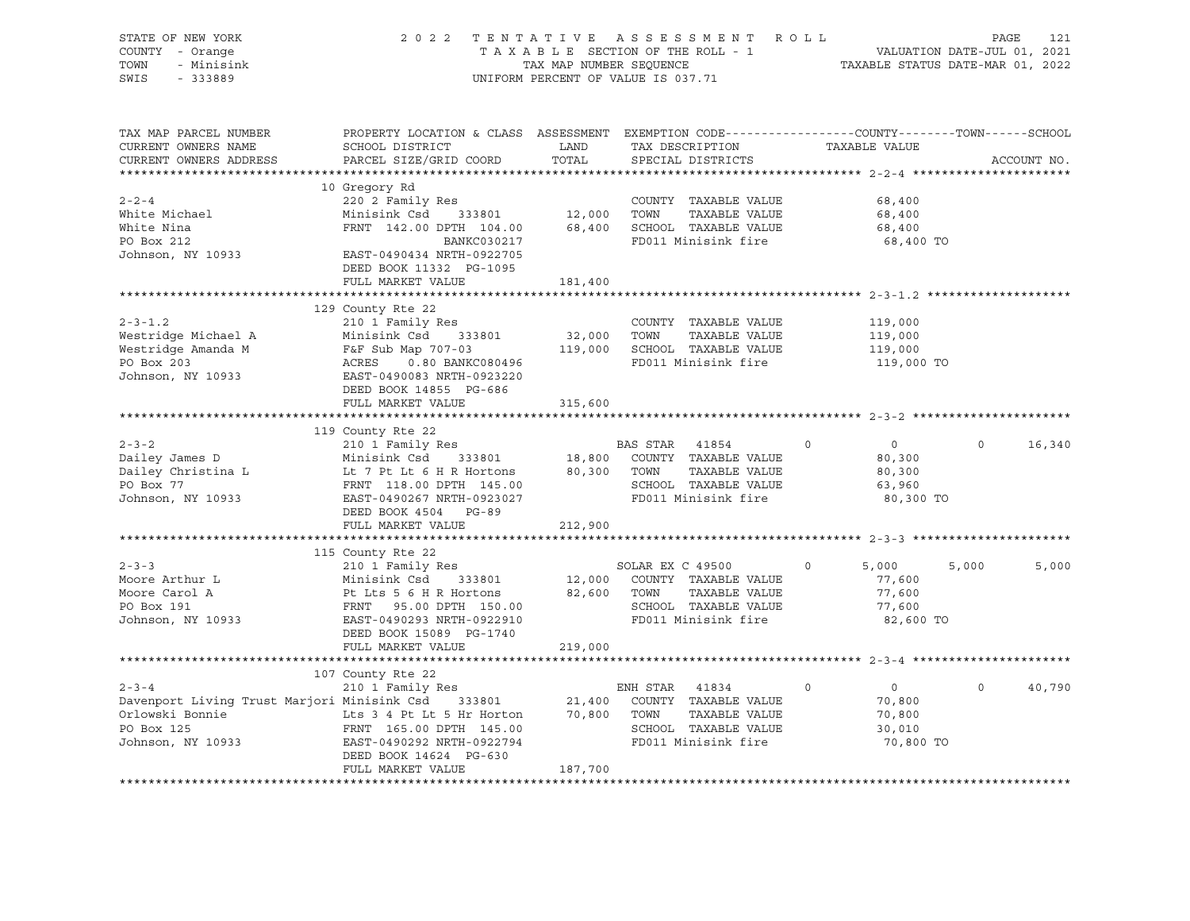STATE OF NEW YORK — 2022 TENTATIVE ASSESSMENT ROLL
COUNTY - Orange — TAXABLE SECTION OF THE ROLL - 1 — VALUATION DATE-JUL 01, 2021
TOWN - Minisink — TAX MAP NUMBER SEQUENCE — TAXABLE STATUS DATE-MAR 01, 2022
SWIS - 333889 — UNIFORM PERCENT OF VALUE IS 037.71

```
TAX MAP PARCEL NUMBER          PROPERTY LOCATION & CLASS  ASSESSMENT  EXEMPTION CODE------------------COUNTY--------TOWN------SCHOOL
CURRENT OWNERS NAME            SCHOOL DISTRICT               LAND      TAX DESCRIPTION            TAXABLE VALUE
CURRENT OWNERS ADDRESS         PARCEL SIZE/GRID COORD        TOTAL     SPECIAL DISTRICTS                                    ACCOUNT NO.
****************************************************************************************************** 2-2-4 *********************
                               10 Gregory Rd
2-2-4                          220 2 Family Res                        COUNTY  TAXABLE VALUE            68,400
White Michael                  Minisink Csd      333801       12,000   TOWN    TAXABLE VALUE            68,400
White Nina                     FRNT 142.00 DPTH 104.00        68,400   SCHOOL  TAXABLE VALUE            68,400
PO Box 212                                    BANKC030217              FD011 Minisink fire               68,400 TO
Johnson, NY 10933              EAST-0490434 NRTH-0922705
                               DEED BOOK 11332  PG-1095
                               FULL MARKET VALUE             181,400
****************************************************************************************************** 2-3-1.2 *******************
                               129 County Rte 22
2-3-1.2                        210 1 Family Res                        COUNTY  TAXABLE VALUE           119,000
Westridge Michael A            Minisink Csd      333801       32,000   TOWN    TAXABLE VALUE           119,000
Westridge Amanda M             F&F Sub Map 707-03            119,000   SCHOOL  TAXABLE VALUE           119,000
PO Box 203                     ACRES    0.80 BANKC080496               FD011 Minisink fire              119,000 TO
Johnson, NY 10933              EAST-0490083 NRTH-0923220
                               DEED BOOK 14855  PG-686
                               FULL MARKET VALUE             315,600
****************************************************************************************************** 2-3-2 *********************
                               119 County Rte 22
2-3-2                          210 1 Family Res                   BAS STAR  41854        0            0            0       16,340
Dailey James D                 Minisink Csd      333801       18,800   COUNTY  TAXABLE VALUE            80,300
Dailey Christina L             Lt 7 Pt Lt 6 H R Hortons       80,300   TOWN    TAXABLE VALUE            80,300
PO Box 77                      FRNT 118.00 DPTH 145.00                 SCHOOL  TAXABLE VALUE            63,960
Johnson, NY 10933              EAST-0490267 NRTH-0923027               FD011 Minisink fire               80,300 TO
                               DEED BOOK 4504   PG-89
                               FULL MARKET VALUE             212,900
****************************************************************************************************** 2-3-3 *********************
                               115 County Rte 22
2-3-3                          210 1 Family Res                   SOLAR EX C 49500       0        5,000        5,000        5,000
Moore Arthur L                 Minisink Csd      333801       12,000   COUNTY  TAXABLE VALUE            77,600
Moore Carol A                  Pt Lts 5 6 H R Hortons         82,600   TOWN    TAXABLE VALUE            77,600
PO Box 191                     FRNT  95.00 DPTH 150.00                 SCHOOL  TAXABLE VALUE            77,600
Johnson, NY 10933              EAST-0490293 NRTH-0922910               FD011 Minisink fire               82,600 TO
                               DEED BOOK 15089  PG-1740
                               FULL MARKET VALUE             219,000
****************************************************************************************************** 2-3-4 *********************
                               107 County Rte 22
2-3-4                          210 1 Family Res                   ENH STAR  41834        0            0            0       40,790
Davenport Living Trust Marjori Minisink Csd      333801       21,400   COUNTY  TAXABLE VALUE            70,800
Orlowski Bonnie                Lts 3 4 Pt Lt 5 Hr Horton      70,800   TOWN    TAXABLE VALUE            70,800
PO Box 125                     FRNT 165.00 DPTH 145.00                 SCHOOL  TAXABLE VALUE            30,010
Johnson, NY 10933              EAST-0490292 NRTH-0922794               FD011 Minisink fire               70,800 TO
                               DEED BOOK 14624  PG-630
                               FULL MARKET VALUE             187,700
************************************************************************************************************************************
```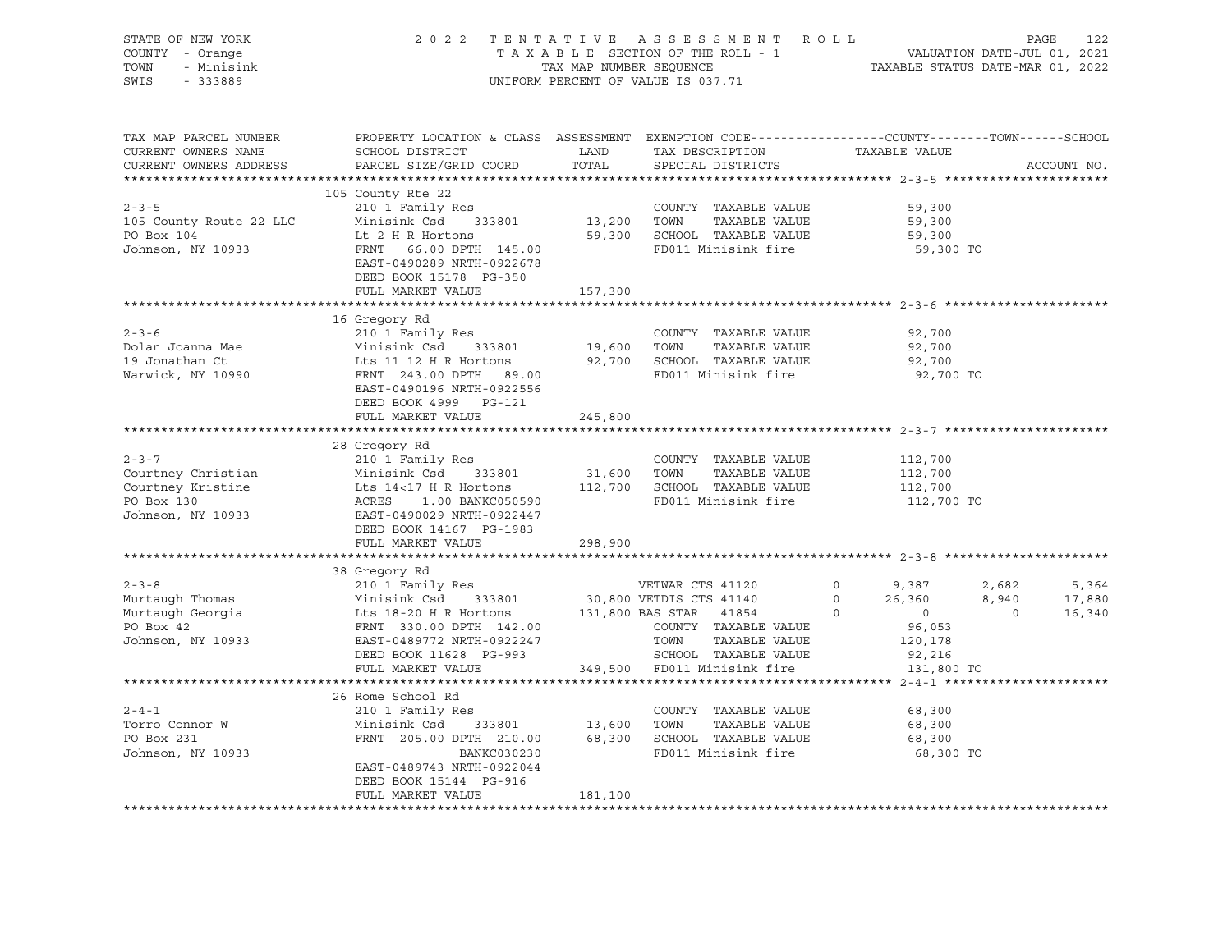STATE OF NEW YORK
COUNTY - Orange
TOWN - Minisink
SWIS - 333889

2 0 2 2 T E N T A T I V E A S S E S S M E N T R O L L
T A X A B L E SECTION OF THE ROLL - 1
TAX MAP NUMBER SEQUENCE
UNIFORM PERCENT OF VALUE IS 037.71

VALUATION DATE-JUL 01, 2021
TAXABLE STATUS DATE-MAR 01, 2022

| TAX MAP PARCEL NUMBER / CURRENT OWNERS NAME / CURRENT OWNERS ADDRESS | PROPERTY LOCATION & CLASS / SCHOOL DISTRICT / PARCEL SIZE/GRID COORD | ASSESSMENT LAND / TOTAL | EXEMPTION CODE / TAX DESCRIPTION / SPECIAL DISTRICTS | | COUNTY / TAXABLE VALUE | TOWN | SCHOOL | ACCOUNT NO. |
|---|---|---|---|---|---|---|---|---|
| **2-3-5** | 105 County Rte 22 | | | | | | | |
| 2-3-5 | 210 1 Family Res | | COUNTY TAXABLE VALUE | | 59,300 | | | |
| 105 County Route 22 LLC | Minisink Csd 333801 | 13,200 | TOWN TAXABLE VALUE | | 59,300 | | | |
| PO Box 104 | Lt 2 H R Hortons | 59,300 | SCHOOL TAXABLE VALUE | | 59,300 | | | |
| Johnson, NY 10933 | FRNT 66.00 DPTH 145.00 | | FD011 Minisink fire | | 59,300 TO | | | |
| | EAST-0490289 NRTH-0922678 | | | | | | | |
| | DEED BOOK 15178 PG-350 | | | | | | | |
| | FULL MARKET VALUE | 157,300 | | | | | | |
| **2-3-6** | 16 Gregory Rd | | | | | | | |
| 2-3-6 | 210 1 Family Res | | COUNTY TAXABLE VALUE | | 92,700 | | | |
| Dolan Joanna Mae | Minisink Csd 333801 | 19,600 | TOWN TAXABLE VALUE | | 92,700 | | | |
| 19 Jonathan Ct | Lts 11 12 H R Hortons | 92,700 | SCHOOL TAXABLE VALUE | | 92,700 | | | |
| Warwick, NY 10990 | FRNT 243.00 DPTH 89.00 | | FD011 Minisink fire | | 92,700 TO | | | |
| | EAST-0490196 NRTH-0922556 | | | | | | | |
| | DEED BOOK 4999 PG-121 | | | | | | | |
| | FULL MARKET VALUE | 245,800 | | | | | | |
| **2-3-7** | 28 Gregory Rd | | | | | | | |
| 2-3-7 | 210 1 Family Res | | COUNTY TAXABLE VALUE | | 112,700 | | | |
| Courtney Christian | Minisink Csd 333801 | 31,600 | TOWN TAXABLE VALUE | | 112,700 | | | |
| Courtney Kristine | Lts 14<17 H R Hortons | 112,700 | SCHOOL TAXABLE VALUE | | 112,700 | | | |
| PO Box 130 | ACRES 1.00 BANKC050590 | | FD011 Minisink fire | | 112,700 TO | | | |
| Johnson, NY 10933 | EAST-0490029 NRTH-0922447 | | | | | | | |
| | DEED BOOK 14167 PG-1983 | | | | | | | |
| | FULL MARKET VALUE | 298,900 | | | | | | |
| **2-3-8** | 38 Gregory Rd | | | | | | | |
| 2-3-8 | 210 1 Family Res | | VETWAR CTS 41120 | 0 | 9,387 | 2,682 | 5,364 | |
| Murtaugh Thomas | Minisink Csd 333801 | 30,800 | VETDIS CTS 41140 | 0 | 26,360 | 8,940 | 17,880 | |
| Murtaugh Georgia | Lts 18-20 H R Hortons | 131,800 | BAS STAR 41854 | 0 | 0 | 0 | 16,340 | |
| PO Box 42 | FRNT 330.00 DPTH 142.00 | | COUNTY TAXABLE VALUE | | 96,053 | | | |
| Johnson, NY 10933 | EAST-0489772 NRTH-0922247 | | TOWN TAXABLE VALUE | | 120,178 | | | |
| | DEED BOOK 11628 PG-993 | | SCHOOL TAXABLE VALUE | | 92,216 | | | |
| | FULL MARKET VALUE | 349,500 | FD011 Minisink fire | | 131,800 TO | | | |
| **2-4-1** | 26 Rome School Rd | | | | | | | |
| 2-4-1 | 210 1 Family Res | | COUNTY TAXABLE VALUE | | 68,300 | | | |
| Torro Connor W | Minisink Csd 333801 | 13,600 | TOWN TAXABLE VALUE | | 68,300 | | | |
| PO Box 231 | FRNT 205.00 DPTH 210.00 | 68,300 | SCHOOL TAXABLE VALUE | | 68,300 | | | |
| Johnson, NY 10933 | BANKC030230 | | FD011 Minisink fire | | 68,300 TO | | | |
| | EAST-0489743 NRTH-0922044 | | | | | | | |
| | DEED BOOK 15144 PG-916 | | | | | | | |
| | FULL MARKET VALUE | 181,100 | | | | | | |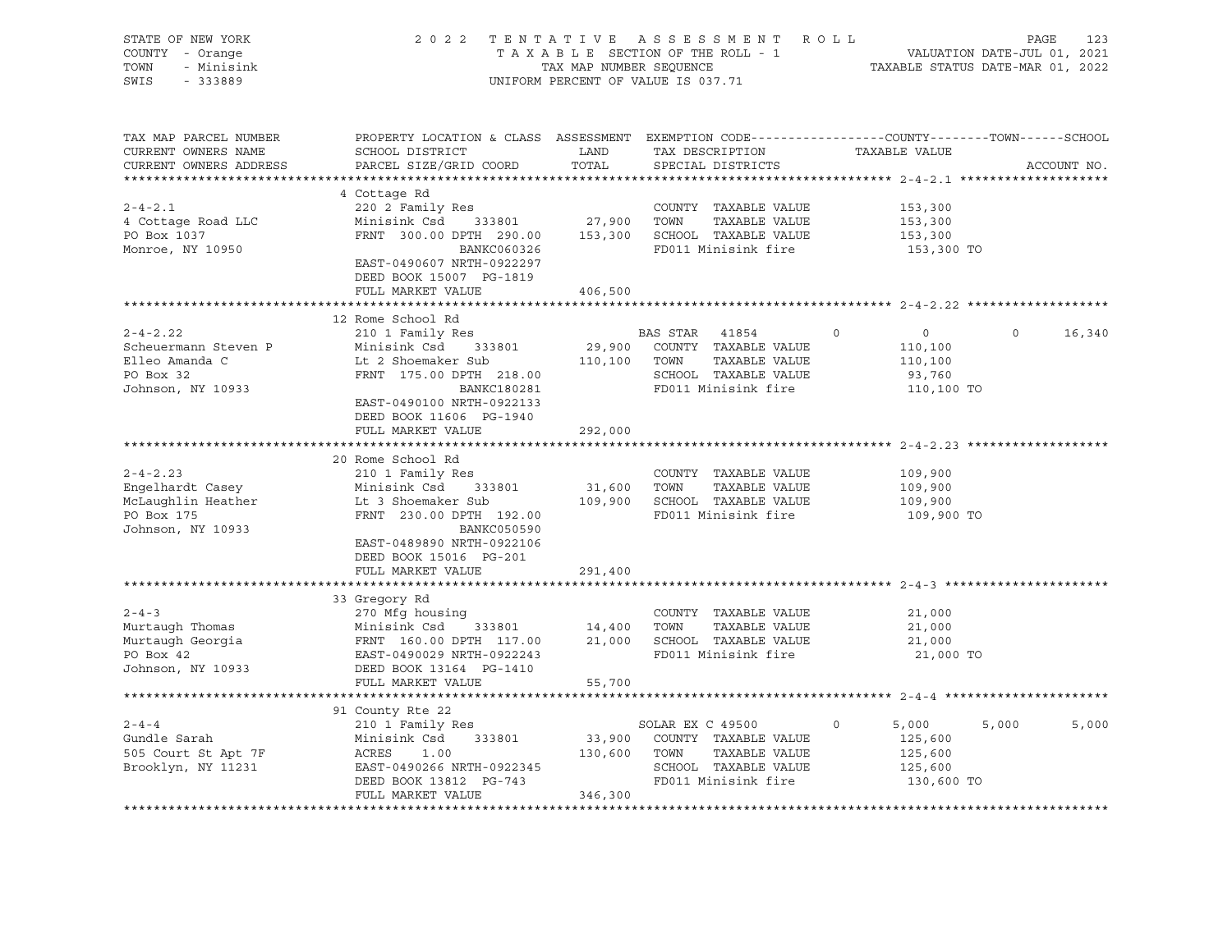STATE OF NEW YORK — COUNTY - Orange — TOWN - Minisink — SWIS - 333889

2022 TENTATIVE ASSESSMENT ROLL
TAXABLE SECTION OF THE ROLL - 1
TAX MAP NUMBER SEQUENCE
UNIFORM PERCENT OF VALUE IS 037.71

VALUATION DATE-JUL 01, 2021
TAXABLE STATUS DATE-MAR 01, 2022

| TAX MAP PARCEL NUMBER / CURRENT OWNERS NAME / CURRENT OWNERS ADDRESS | PROPERTY LOCATION & CLASS / SCHOOL DISTRICT / PARCEL SIZE/GRID COORD | ASSESSMENT LAND / TOTAL | EXEMPTION CODE / TAX DESCRIPTION / SPECIAL DISTRICTS | COUNTY | TOWN | SCHOOL |
|---|---|---|---|---|---|---|
| **2-4-2.1** | 4 Cottage Rd | | | | | |
| 2-4-2.1 | 220 2 Family Res | | COUNTY TAXABLE VALUE | 153,300 | | |
| 4 Cottage Road LLC | Minisink Csd 333801 | 27,900 | TOWN TAXABLE VALUE | | 153,300 | |
| PO Box 1037 | FRNT 300.00 DPTH 290.00 | 153,300 | SCHOOL TAXABLE VALUE | | | 153,300 |
| Monroe, NY 10950 | BANKC060326 | | FD011 Minisink fire | 153,300 TO | | |
| | EAST-0490607 NRTH-0922297 | | | | | |
| | DEED BOOK 15007 PG-1819 | | | | | |
| | FULL MARKET VALUE | 406,500 | | | | |
| **2-4-2.22** | 12 Rome School Rd | | | | | |
| 2-4-2.22 | 210 1 Family Res | | BAS STAR 41854 | 0 | 0 | 16,340 |
| Scheuermann Steven P | Minisink Csd 333801 | 29,900 | COUNTY TAXABLE VALUE | 110,100 | | |
| Elleo Amanda C | Lt 2 Shoemaker Sub | 110,100 | TOWN TAXABLE VALUE | | 110,100 | |
| PO Box 32 | FRNT 175.00 DPTH 218.00 | | SCHOOL TAXABLE VALUE | | | 93,760 |
| Johnson, NY 10933 | BANKC180281 | | FD011 Minisink fire | 110,100 TO | | |
| | EAST-0490100 NRTH-0922133 | | | | | |
| | DEED BOOK 11606 PG-1940 | | | | | |
| | FULL MARKET VALUE | 292,000 | | | | |
| **2-4-2.23** | 20 Rome School Rd | | | | | |
| 2-4-2.23 | 210 1 Family Res | | COUNTY TAXABLE VALUE | 109,900 | | |
| Engelhardt Casey | Minisink Csd 333801 | 31,600 | TOWN TAXABLE VALUE | | 109,900 | |
| McLaughlin Heather | Lt 3 Shoemaker Sub | 109,900 | SCHOOL TAXABLE VALUE | | | 109,900 |
| PO Box 175 | FRNT 230.00 DPTH 192.00 | | FD011 Minisink fire | 109,900 TO | | |
| Johnson, NY 10933 | BANKC050590 | | | | | |
| | EAST-0489890 NRTH-0922106 | | | | | |
| | DEED BOOK 15016 PG-201 | | | | | |
| | FULL MARKET VALUE | 291,400 | | | | |
| **2-4-3** | 33 Gregory Rd | | | | | |
| 2-4-3 | 270 Mfg housing | | COUNTY TAXABLE VALUE | 21,000 | | |
| Murtaugh Thomas | Minisink Csd 333801 | 14,400 | TOWN TAXABLE VALUE | | 21,000 | |
| Murtaugh Georgia | FRNT 160.00 DPTH 117.00 | 21,000 | SCHOOL TAXABLE VALUE | | | 21,000 |
| PO Box 42 | EAST-0490029 NRTH-0922243 | | FD011 Minisink fire | 21,000 TO | | |
| Johnson, NY 10933 | DEED BOOK 13164 PG-1410 | | | | | |
| | FULL MARKET VALUE | 55,700 | | | | |
| **2-4-4** | 91 County Rte 22 | | | | | |
| 2-4-4 | 210 1 Family Res | | SOLAR EX C 49500 | 5,000 | 5,000 | 5,000 |
| Gundle Sarah | Minisink Csd 333801 | 33,900 | COUNTY TAXABLE VALUE | 125,600 | | |
| 505 Court St Apt 7F | ACRES 1.00 | 130,600 | TOWN TAXABLE VALUE | | 125,600 | |
| Brooklyn, NY 11231 | EAST-0490266 NRTH-0922345 | | SCHOOL TAXABLE VALUE | | | 125,600 |
| | DEED BOOK 13812 PG-743 | | FD011 Minisink fire | 130,600 TO | | |
| | FULL MARKET VALUE | 346,300 | | | | |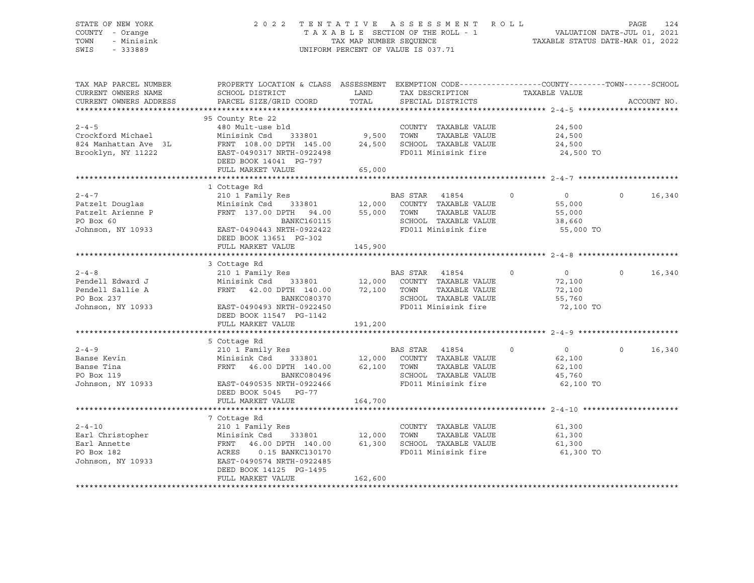STATE OF NEW YORK — 2022 TENTATIVE ASSESSMENT ROLL
COUNTY - Orange — TAXABLE SECTION OF THE ROLL - 1 — VALUATION DATE-JUL 01, 2021
TOWN - Minisink — TAX MAP NUMBER SEQUENCE — TAXABLE STATUS DATE-MAR 01, 2022
SWIS - 333889 — UNIFORM PERCENT OF VALUE IS 037.71

| TAX MAP PARCEL NUMBER / CURRENT OWNERS NAME / CURRENT OWNERS ADDRESS | PROPERTY LOCATION & CLASS / SCHOOL DISTRICT / PARCEL SIZE/GRID COORD | ASSESSMENT LAND / TOTAL | EXEMPTION CODE / TAX DESCRIPTION / SPECIAL DISTRICTS | COUNTY | TOWN | SCHOOL | ACCOUNT NO. |
|---|---|---|---|---|---|---|---|
| **2-4-5** | 95 County Rte 22 | | | | | | |
| 2-4-5 | 480 Mult-use bld | | COUNTY TAXABLE VALUE | 24,500 | | | |
| Crockford Michael | Minisink Csd 333801 | 9,500 | TOWN TAXABLE VALUE | 24,500 | | | |
| 824 Manhattan Ave 3L | FRNT 108.00 DPTH 145.00 | 24,500 | SCHOOL TAXABLE VALUE | 24,500 | | | |
| Brooklyn, NY 11222 | EAST-0490317 NRTH-0922498 | | FD011 Minisink fire | 24,500 TO | | | |
| | DEED BOOK 14041 PG-797 | | | | | | |
| | FULL MARKET VALUE | 65,000 | | | | | |
| **2-4-7** | 1 Cottage Rd | | | | | | |
| 2-4-7 | 210 1 Family Res | | BAS STAR 41854 | 0 | 0 | 16,340 | |
| Patzelt Douglas | Minisink Csd 333801 | 12,000 | COUNTY TAXABLE VALUE | 55,000 | | | |
| Patzelt Arienne P | FRNT 137.00 DPTH 94.00 | 55,000 | TOWN TAXABLE VALUE | 55,000 | | | |
| PO Box 60 | BANKC160115 | | SCHOOL TAXABLE VALUE | 38,660 | | | |
| Johnson, NY 10933 | EAST-0490443 NRTH-0922422 | | FD011 Minisink fire | 55,000 TO | | | |
| | DEED BOOK 13651 PG-302 | | | | | | |
| | FULL MARKET VALUE | 145,900 | | | | | |
| **2-4-8** | 3 Cottage Rd | | | | | | |
| 2-4-8 | 210 1 Family Res | | BAS STAR 41854 | 0 | 0 | 16,340 | |
| Pendell Edward J | Minisink Csd 333801 | 12,000 | COUNTY TAXABLE VALUE | 72,100 | | | |
| Pendell Sallie A | FRNT 42.00 DPTH 140.00 | 72,100 | TOWN TAXABLE VALUE | 72,100 | | | |
| PO Box 237 | BANKC080370 | | SCHOOL TAXABLE VALUE | 55,760 | | | |
| Johnson, NY 10933 | EAST-0490493 NRTH-0922450 | | FD011 Minisink fire | 72,100 TO | | | |
| | DEED BOOK 11547 PG-1142 | | | | | | |
| | FULL MARKET VALUE | 191,200 | | | | | |
| **2-4-9** | 5 Cottage Rd | | | | | | |
| 2-4-9 | 210 1 Family Res | | BAS STAR 41854 | 0 | 0 | 16,340 | |
| Banse Kevin | Minisink Csd 333801 | 12,000 | COUNTY TAXABLE VALUE | 62,100 | | | |
| Banse Tina | FRNT 46.00 DPTH 140.00 | 62,100 | TOWN TAXABLE VALUE | 62,100 | | | |
| PO Box 119 | BANKC080496 | | SCHOOL TAXABLE VALUE | 45,760 | | | |
| Johnson, NY 10933 | EAST-0490535 NRTH-0922466 | | FD011 Minisink fire | 62,100 TO | | | |
| | DEED BOOK 5045 PG-77 | | | | | | |
| | FULL MARKET VALUE | 164,700 | | | | | |
| **2-4-10** | 7 Cottage Rd | | | | | | |
| 2-4-10 | 210 1 Family Res | | COUNTY TAXABLE VALUE | 61,300 | | | |
| Earl Christopher | Minisink Csd 333801 | 12,000 | TOWN TAXABLE VALUE | 61,300 | | | |
| Earl Annette | FRNT 46.00 DPTH 140.00 | 61,300 | SCHOOL TAXABLE VALUE | 61,300 | | | |
| PO Box 182 | ACRES 0.15 BANKC130170 | | FD011 Minisink fire | 61,300 TO | | | |
| Johnson, NY 10933 | EAST-0490574 NRTH-0922485 | | | | | | |
| | DEED BOOK 14125 PG-1495 | | | | | | |
| | FULL MARKET VALUE | 162,600 | | | | | |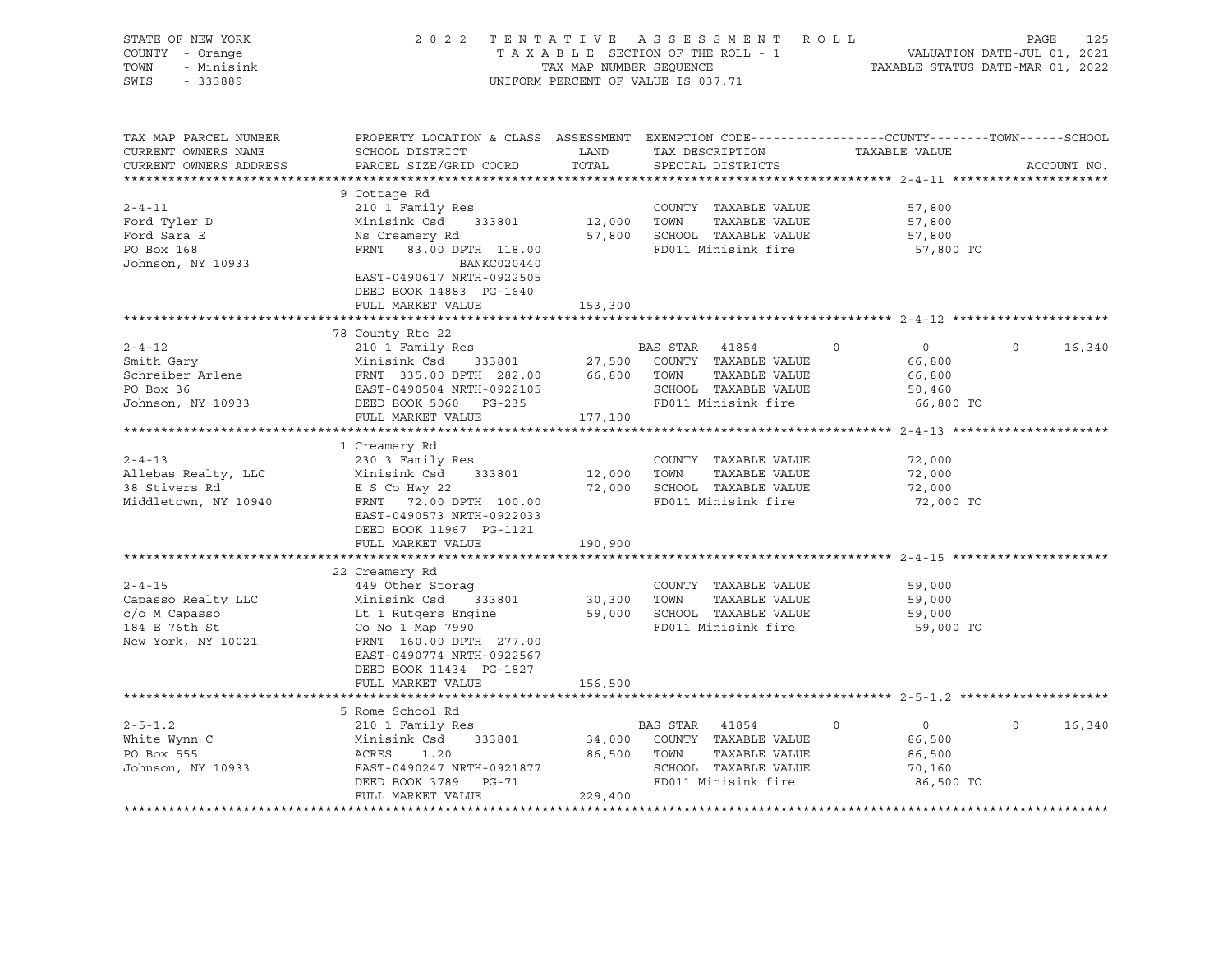STATE OF NEW YORK — COUNTY - Orange — TOWN - Minisink — SWIS - 333889

2 0 2 2 T E N T A T I V E A S S E S S M E N T R O L L
T A X A B L E SECTION OF THE ROLL - 1
TAX MAP NUMBER SEQUENCE
UNIFORM PERCENT OF VALUE IS 037.71

VALUATION DATE-JUL 01, 2021
TAXABLE STATUS DATE-MAR 01, 2022

| TAX MAP PARCEL NUMBER / CURRENT OWNERS NAME / CURRENT OWNERS ADDRESS | PROPERTY LOCATION & CLASS / SCHOOL DISTRICT / PARCEL SIZE/GRID COORD | ASSESSMENT LAND / TOTAL | EXEMPTION CODE / TAX DESCRIPTION / SPECIAL DISTRICTS | COUNTY / TAXABLE VALUE | TOWN | SCHOOL | ACCOUNT NO. |
|---|---|---|---|---|---|---|---|
| **2-4-11** | 9 Cottage Rd | | | | | | |
| 2-4-11 | 210 1 Family Res | | COUNTY TAXABLE VALUE | 57,800 | | | |
| Ford Tyler D | Minisink Csd 333801 | 12,000 | TOWN TAXABLE VALUE | 57,800 | | | |
| Ford Sara E | Ns Creamery Rd | 57,800 | SCHOOL TAXABLE VALUE | 57,800 | | | |
| PO Box 168 | FRNT 83.00 DPTH 118.00 | | FD011 Minisink fire | 57,800 TO | | | |
| Johnson, NY 10933 | BANKC020440 | | | | | | |
| | EAST-0490617 NRTH-0922505 | | | | | | |
| | DEED BOOK 14883 PG-1640 | | | | | | |
| | FULL MARKET VALUE | 153,300 | | | | | |
| **2-4-12** | 78 County Rte 22 | | | | | | |
| 2-4-12 | 210 1 Family Res | | BAS STAR 41854 | 0 | 0 | 0 16,340 | |
| Smith Gary | Minisink Csd 333801 | 27,500 | COUNTY TAXABLE VALUE | 66,800 | | | |
| Schreiber Arlene | FRNT 335.00 DPTH 282.00 | 66,800 | TOWN TAXABLE VALUE | 66,800 | | | |
| PO Box 36 | EAST-0490504 NRTH-0922105 | | SCHOOL TAXABLE VALUE | 50,460 | | | |
| Johnson, NY 10933 | DEED BOOK 5060 PG-235 | | FD011 Minisink fire | 66,800 TO | | | |
| | FULL MARKET VALUE | 177,100 | | | | | |
| **2-4-13** | 1 Creamery Rd | | | | | | |
| 2-4-13 | 230 3 Family Res | | COUNTY TAXABLE VALUE | 72,000 | | | |
| Allebas Realty, LLC | Minisink Csd 333801 | 12,000 | TOWN TAXABLE VALUE | 72,000 | | | |
| 38 Stivers Rd | E S Co Hwy 22 | 72,000 | SCHOOL TAXABLE VALUE | 72,000 | | | |
| Middletown, NY 10940 | FRNT 72.00 DPTH 100.00 | | FD011 Minisink fire | 72,000 TO | | | |
| | EAST-0490573 NRTH-0922033 | | | | | | |
| | DEED BOOK 11967 PG-1121 | | | | | | |
| | FULL MARKET VALUE | 190,900 | | | | | |
| **2-4-15** | 22 Creamery Rd | | | | | | |
| 2-4-15 | 449 Other Storag | | COUNTY TAXABLE VALUE | 59,000 | | | |
| Capasso Realty LLC | Minisink Csd 333801 | 30,300 | TOWN TAXABLE VALUE | 59,000 | | | |
| c/o M Capasso | Lt 1 Rutgers Engine | 59,000 | SCHOOL TAXABLE VALUE | 59,000 | | | |
| 184 E 76th St | Co No 1 Map 7990 | | FD011 Minisink fire | 59,000 TO | | | |
| New York, NY 10021 | FRNT 160.00 DPTH 277.00 | | | | | | |
| | EAST-0490774 NRTH-0922567 | | | | | | |
| | DEED BOOK 11434 PG-1827 | | | | | | |
| | FULL MARKET VALUE | 156,500 | | | | | |
| **2-5-1.2** | 5 Rome School Rd | | | | | | |
| 2-5-1.2 | 210 1 Family Res | | BAS STAR 41854 | 0 | 0 | 0 16,340 | |
| White Wynn C | Minisink Csd 333801 | 34,000 | COUNTY TAXABLE VALUE | 86,500 | | | |
| PO Box 555 | ACRES 1.20 | 86,500 | TOWN TAXABLE VALUE | 86,500 | | | |
| Johnson, NY 10933 | EAST-0490247 NRTH-0921877 | | SCHOOL TAXABLE VALUE | 70,160 | | | |
| | DEED BOOK 3789 PG-71 | | FD011 Minisink fire | 86,500 TO | | | |
| | FULL MARKET VALUE | 229,400 | | | | | |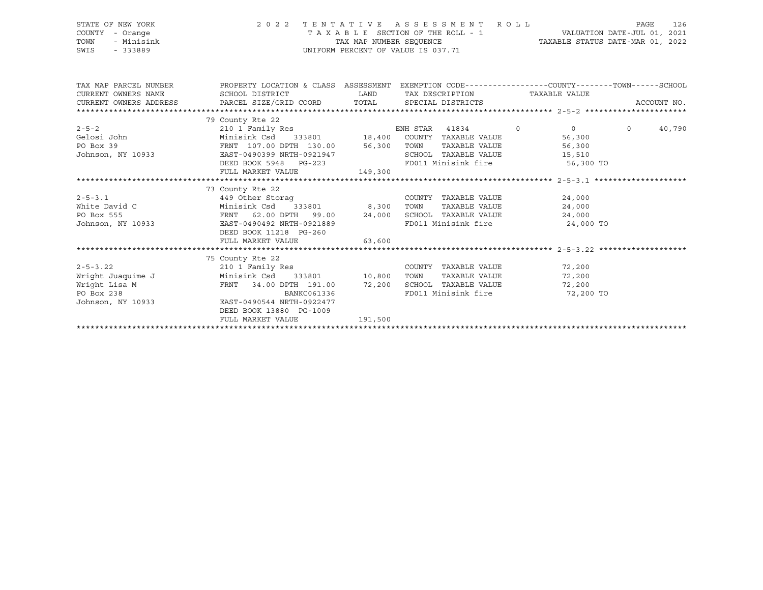STATE OF NEW YORK — 2022 TENTATIVE ASSESSMENT ROLL
COUNTY - Orange — TAXABLE SECTION OF THE ROLL - 1 — VALUATION DATE-JUL 01, 2021
TOWN - Minisink — TAX MAP NUMBER SEQUENCE — TAXABLE STATUS DATE-MAR 01, 2022
SWIS - 333889 — UNIFORM PERCENT OF VALUE IS 037.71

| TAX MAP PARCEL NUMBER / CURRENT OWNERS NAME / CURRENT OWNERS ADDRESS | PROPERTY LOCATION & CLASS / SCHOOL DISTRICT / PARCEL SIZE/GRID COORD | ASSESSMENT LAND | TOTAL | EXEMPTION CODE / TAX DESCRIPTION / SPECIAL DISTRICTS | COUNTY | TOWN | SCHOOL / TAXABLE VALUE / ACCOUNT NO. |
|---|---|---|---|---|---|---|---|
| | 79 County Rte 22 | | | | | | |
| 2-5-2 | 210 1 Family Res | | | ENH STAR 41834 | 0 | 0 | 0 40,790 |
| Gelosi John | Minisink Csd 333801 | 18,400 | | COUNTY TAXABLE VALUE | 56,300 | | |
| PO Box 39 | FRNT 107.00 DPTH 130.00 | | 56,300 | TOWN TAXABLE VALUE | | 56,300 | |
| Johnson, NY 10933 | EAST-0490399 NRTH-0921947 | | | SCHOOL TAXABLE VALUE | | | 15,510 |
| | DEED BOOK 5948 PG-223 | | | FD011 Minisink fire | | | 56,300 TO |
| | FULL MARKET VALUE | | 149,300 | | | | |
| | 73 County Rte 22 | | | | | | |
| 2-5-3.1 | 449 Other Storag | | | COUNTY TAXABLE VALUE | 24,000 | | |
| White David C | Minisink Csd 333801 | 8,300 | | TOWN TAXABLE VALUE | | 24,000 | |
| PO Box 555 | FRNT 62.00 DPTH 99.00 | | 24,000 | SCHOOL TAXABLE VALUE | | | 24,000 |
| Johnson, NY 10933 | EAST-0490492 NRTH-0921889 | | | FD011 Minisink fire | | | 24,000 TO |
| | DEED BOOK 11218 PG-260 | | | | | | |
| | FULL MARKET VALUE | | 63,600 | | | | |
| | 75 County Rte 22 | | | | | | |
| 2-5-3.22 | 210 1 Family Res | | | COUNTY TAXABLE VALUE | 72,200 | | |
| Wright Juaquime J | Minisink Csd 333801 | 10,800 | | TOWN TAXABLE VALUE | | 72,200 | |
| Wright Lisa M | FRNT 34.00 DPTH 191.00 | | 72,200 | SCHOOL TAXABLE VALUE | | | 72,200 |
| PO Box 238 | BANKC061336 | | | FD011 Minisink fire | | | 72,200 TO |
| Johnson, NY 10933 | EAST-0490544 NRTH-0922477 | | | | | | |
| | DEED BOOK 13880 PG-1009 | | | | | | |
| | FULL MARKET VALUE | | 191,500 | | | | |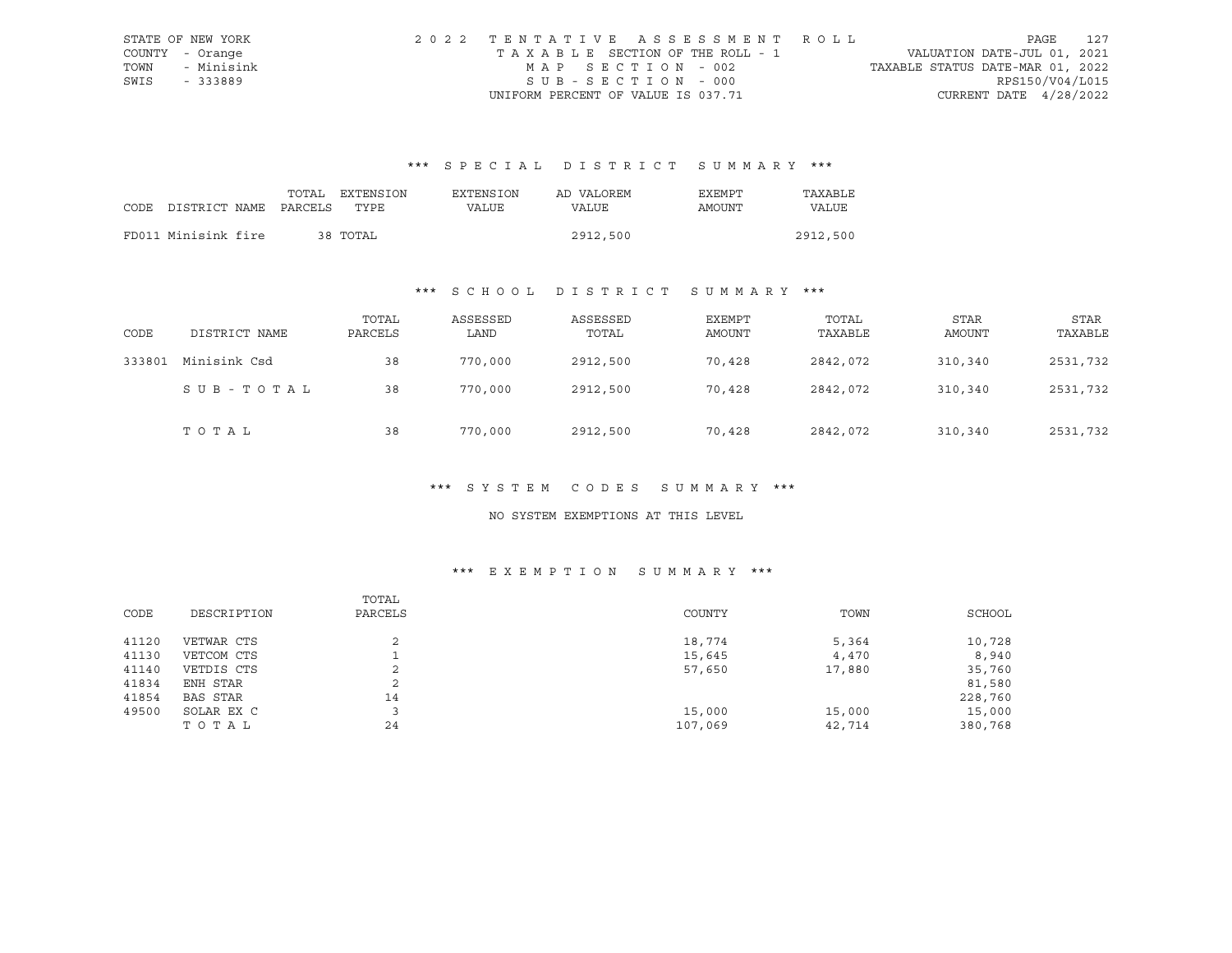STATE OF NEW YORK
COUNTY - Orange
TOWN - Minisink
SWIS - 333889

2022 TENTATIVE ASSESSMENT ROLL
TAXABLE SECTION OF THE ROLL - 1
MAP SECTION - 002
SUB-SECTION - 000
UNIFORM PERCENT OF VALUE IS 037.71

VALUATION DATE-JUL 01, 2021
TAXABLE STATUS DATE-MAR 01, 2022
RPS150/V04/L015
CURRENT DATE 4/28/2022

### *** SPECIAL DISTRICT SUMMARY ***

| CODE DISTRICT NAME | TOTAL PARCELS | EXTENSION TYPE | EXTENSION VALUE | AD VALOREM VALUE | EXEMPT AMOUNT | TAXABLE VALUE |
|---|---|---|---|---|---|---|
| FD011 Minisink fire | 38 | TOTAL | | 2912,500 | | 2912,500 |

### *** SCHOOL DISTRICT SUMMARY ***

| CODE | DISTRICT NAME | TOTAL PARCELS | ASSESSED LAND | ASSESSED TOTAL | EXEMPT AMOUNT | TOTAL TAXABLE | STAR AMOUNT | STAR TAXABLE |
|---|---|---|---|---|---|---|---|---|
| 333801 | Minisink Csd | 38 | 770,000 | 2912,500 | 70,428 | 2842,072 | 310,340 | 2531,732 |
| | SUB-TOTAL | 38 | 770,000 | 2912,500 | 70,428 | 2842,072 | 310,340 | 2531,732 |
| | TOTAL | 38 | 770,000 | 2912,500 | 70,428 | 2842,072 | 310,340 | 2531,732 |

### *** SYSTEM CODES SUMMARY ***

NO SYSTEM EXEMPTIONS AT THIS LEVEL

### *** EXEMPTION SUMMARY ***

| CODE | DESCRIPTION | TOTAL PARCELS | COUNTY | TOWN | SCHOOL |
|---|---|---|---|---|---|
| 41120 | VETWAR CTS | 2 | 18,774 | 5,364 | 10,728 |
| 41130 | VETCOM CTS | 1 | 15,645 | 4,470 | 8,940 |
| 41140 | VETDIS CTS | 2 | 57,650 | 17,880 | 35,760 |
| 41834 | ENH STAR | 2 | | | 81,580 |
| 41854 | BAS STAR | 14 | | | 228,760 |
| 49500 | SOLAR EX C | 3 | 15,000 | 15,000 | 15,000 |
| | TOTAL | 24 | 107,069 | 42,714 | 380,768 |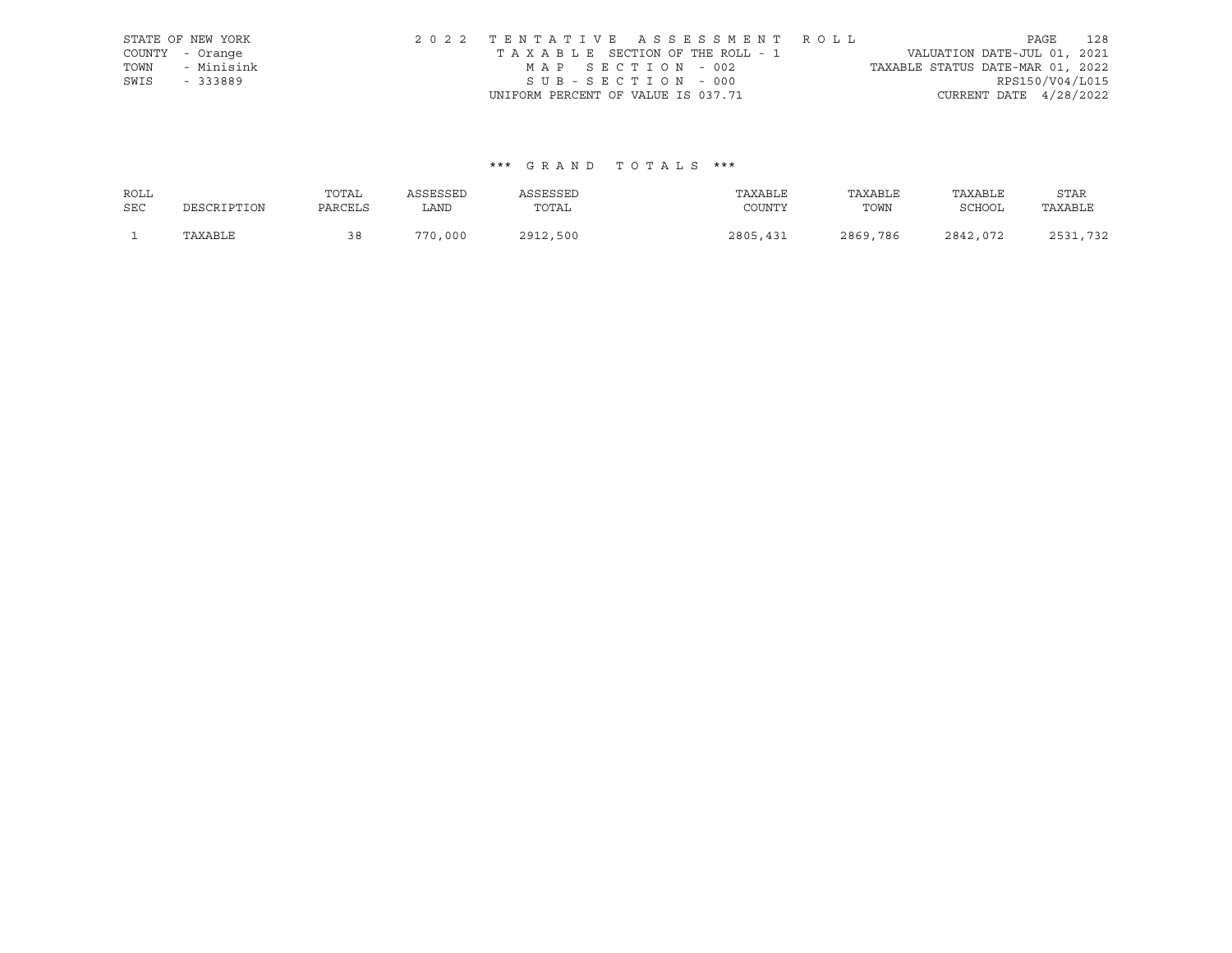STATE OF NEW YORK
COUNTY - Orange
TOWN - Minisink
SWIS - 333889

2022 TENTATIVE ASSESSMENT ROLL
TAXABLE SECTION OF THE ROLL - 1
MAP SECTION - 002
SUB-SECTION - 000
UNIFORM PERCENT OF VALUE IS 037.71

VALUATION DATE-JUL 01, 2021
TAXABLE STATUS DATE-MAR 01, 2022
RPS150/V04/L015
CURRENT DATE 4/28/2022

### *** GRAND TOTALS ***

| ROLL SEC | DESCRIPTION | TOTAL PARCELS | ASSESSED LAND | ASSESSED TOTAL | TAXABLE COUNTY | TAXABLE TOWN | TAXABLE SCHOOL | STAR TAXABLE |
|---|---|---|---|---|---|---|---|---|
| 1 | TAXABLE | 38 | 770,000 | 2912,500 | 2805,431 | 2869,786 | 2842,072 | 2531,732 |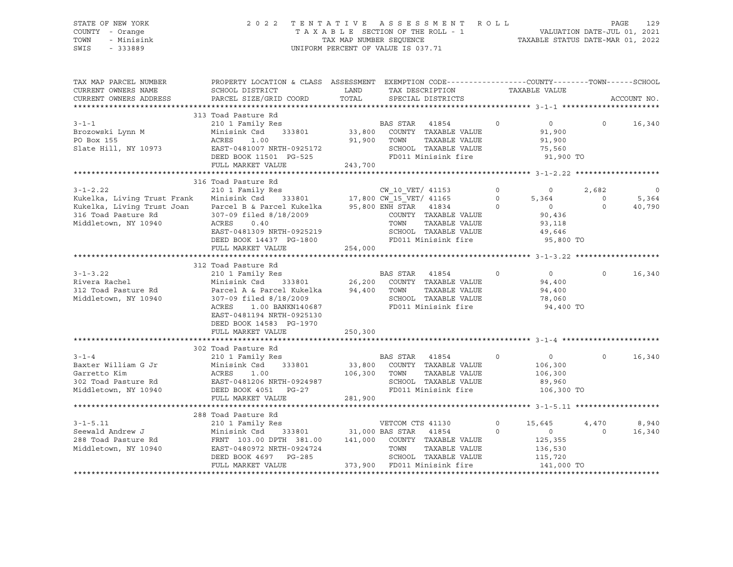STATE OF NEW YORK
COUNTY - Orange
TOWN - Minisink
SWIS - 333889

2022 TENTATIVE ASSESSMENT ROLL
TAXABLE SECTION OF THE ROLL - 1
TAX MAP NUMBER SEQUENCE
UNIFORM PERCENT OF VALUE IS 037.71

VALUATION DATE-JUL 01, 2021
TAXABLE STATUS DATE-MAR 01, 2022

| TAX MAP PARCEL NUMBER / CURRENT OWNERS NAME / CURRENT OWNERS ADDRESS | PROPERTY LOCATION & CLASS / SCHOOL DISTRICT / PARCEL SIZE/GRID COORD | ASSESSMENT LAND / TOTAL | EXEMPTION CODE / TAX DESCRIPTION / SPECIAL DISTRICTS | COUNTY | TOWN | SCHOOL |
|---|---|---|---|---|---|---|
| **3-1-1** | 313 Toad Pasture Rd | | | | | |
| | 210 1 Family Res | | BAS STAR 41854 | 0 | 0 | 16,340 |
| Brozowski Lynn M | Minisink Csd 333801 | 33,800 | COUNTY TAXABLE VALUE | 91,900 | | |
| PO Box 155 | ACRES 1.00 | 91,900 | TOWN TAXABLE VALUE | | 91,900 | |
| Slate Hill, NY 10973 | EAST-0481007 NRTH-0925172 | | SCHOOL TAXABLE VALUE | | | 75,560 |
| | DEED BOOK 11501 PG-525 | | FD011 Minisink fire | 91,900 TO | | |
| | FULL MARKET VALUE | 243,700 | | | | |
| **3-1-2.22** | 316 Toad Pasture Rd | | | | | |
| | 210 1 Family Res | | CW_10_VET/ 41153 | 0 | 2,682 | 0 |
| Kukelka, Living Trust Frank | Minisink Csd 333801 | 17,800 | CW_15_VET/ 41165 | 5,364 | 0 | 5,364 |
| Kukelka, Living Trust Joan | Parcel B & Parcel Kukelka | 95,800 | ENH STAR 41834 | 0 | 0 | 40,790 |
| 316 Toad Pasture Rd | 307-09 filed 8/18/2009 | | COUNTY TAXABLE VALUE | 90,436 | | |
| Middletown, NY 10940 | ACRES 0.40 | | TOWN TAXABLE VALUE | | 93,118 | |
| | EAST-0481309 NRTH-0925219 | | SCHOOL TAXABLE VALUE | | | 49,646 |
| | DEED BOOK 14437 PG-1800 | | FD011 Minisink fire | 95,800 TO | | |
| | FULL MARKET VALUE | 254,000 | | | | |
| **3-1-3.22** | 312 Toad Pasture Rd | | | | | |
| | 210 1 Family Res | | BAS STAR 41854 | 0 | 0 | 16,340 |
| Rivera Rachel | Minisink Csd 333801 | 26,200 | COUNTY TAXABLE VALUE | 94,400 | | |
| 312 Toad Pasture Rd | Parcel A & Parcel Kukelka | 94,400 | TOWN TAXABLE VALUE | | 94,400 | |
| Middletown, NY 10940 | 307-09 filed 8/18/2009 | | SCHOOL TAXABLE VALUE | | | 78,060 |
| | ACRES 1.00 BANKN140687 | | FD011 Minisink fire | 94,400 TO | | |
| | EAST-0481194 NRTH-0925130 | | | | | |
| | DEED BOOK 14583 PG-1970 | | | | | |
| | FULL MARKET VALUE | 250,300 | | | | |
| **3-1-4** | 302 Toad Pasture Rd | | | | | |
| | 210 1 Family Res | | BAS STAR 41854 | 0 | 0 | 16,340 |
| Baxter William G Jr | Minisink Csd 333801 | 33,800 | COUNTY TAXABLE VALUE | 106,300 | | |
| Garretto Kim | ACRES 1.00 | 106,300 | TOWN TAXABLE VALUE | | 106,300 | |
| 302 Toad Pasture Rd | EAST-0481206 NRTH-0924987 | | SCHOOL TAXABLE VALUE | | | 89,960 |
| Middletown, NY 10940 | DEED BOOK 4051 PG-27 | | FD011 Minisink fire | 106,300 TO | | |
| | FULL MARKET VALUE | 281,900 | | | | |
| **3-1-5.11** | 288 Toad Pasture Rd | | | | | |
| | 210 1 Family Res | | VETCOM CTS 41130 | 15,645 | 4,470 | 8,940 |
| Seewald Andrew J | Minisink Csd 333801 | 31,000 | BAS STAR 41854 | 0 | 0 | 16,340 |
| 288 Toad Pasture Rd | FRNT 103.00 DPTH 381.00 | 141,000 | COUNTY TAXABLE VALUE | 125,355 | | |
| Middletown, NY 10940 | EAST-0480972 NRTH-0924724 | | TOWN TAXABLE VALUE | | 136,530 | |
| | DEED BOOK 4697 PG-285 | | SCHOOL TAXABLE VALUE | | | 115,720 |
| | FULL MARKET VALUE | 373,900 | FD011 Minisink fire | 141,000 TO | | |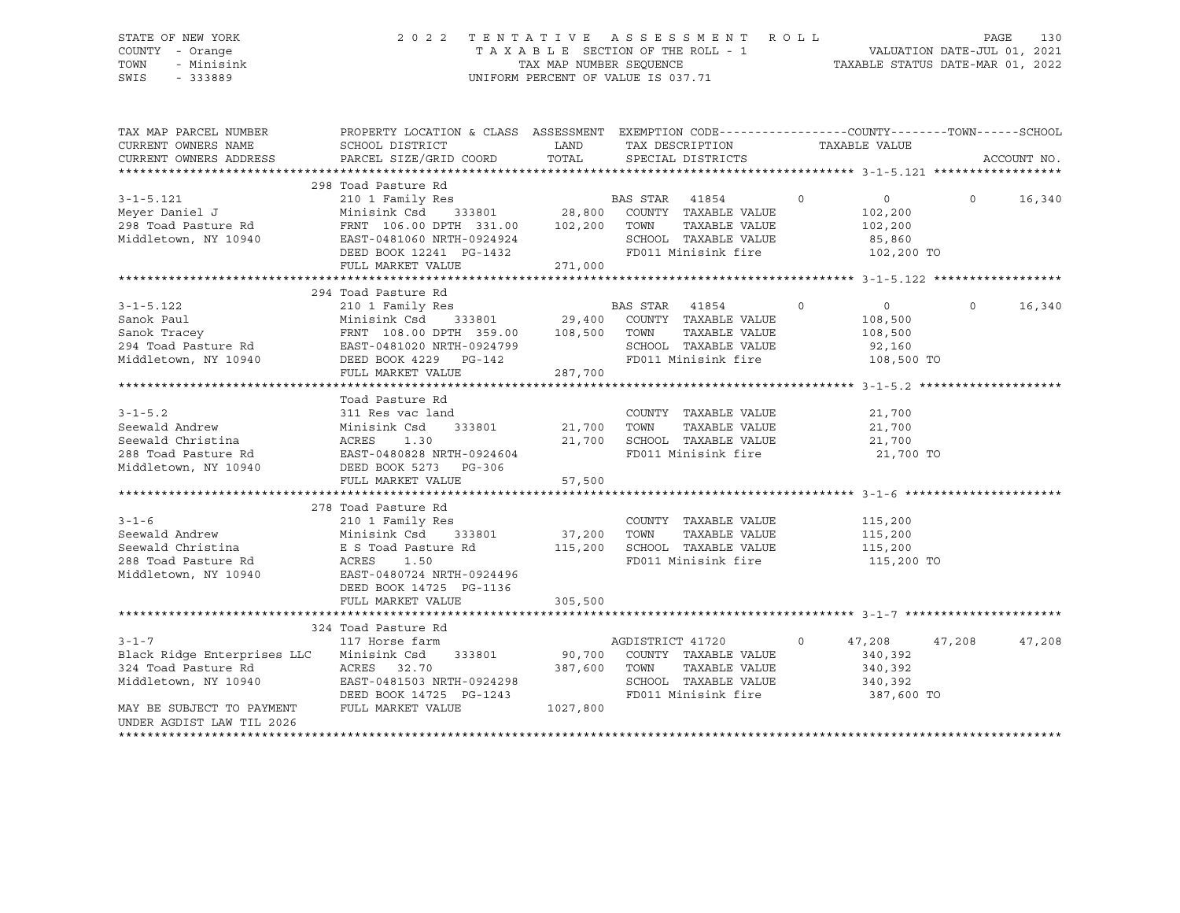STATE OF NEW YORK — 2022 TENTATIVE ASSESSMENT ROLL
COUNTY - Orange — TAXABLE SECTION OF THE ROLL - 1 — VALUATION DATE-JUL 01, 2021
TOWN - Minisink — TAX MAP NUMBER SEQUENCE — TAXABLE STATUS DATE-MAR 01, 2022
SWIS - 333889 — UNIFORM PERCENT OF VALUE IS 037.71

| TAX MAP PARCEL NUMBER / CURRENT OWNERS NAME / CURRENT OWNERS ADDRESS | PROPERTY LOCATION & CLASS / SCHOOL DISTRICT / PARCEL SIZE/GRID COORD | ASSESSMENT LAND / TOTAL | EXEMPTION CODE / TAX DESCRIPTION / SPECIAL DISTRICTS | COUNTY TAXABLE VALUE | TOWN | SCHOOL |
|---|---|---|---|---|---|---|
| **298 Toad Pasture Rd** | | | | | | |
| 3-1-5.121 | 210 1 Family Res | | BAS STAR 41854 | 0 | 0 | 16,340 |
| Meyer Daniel J | Minisink Csd 333801 | 28,800 | COUNTY TAXABLE VALUE | 102,200 | | |
| 298 Toad Pasture Rd | FRNT 106.00 DPTH 331.00 | 102,200 | TOWN TAXABLE VALUE | 102,200 | | |
| Middletown, NY 10940 | EAST-0481060 NRTH-0924924 | | SCHOOL TAXABLE VALUE | 85,860 | | |
| | DEED BOOK 12241 PG-1432 | | FD011 Minisink fire | 102,200 TO | | |
| | FULL MARKET VALUE | 271,000 | | | | |
| **294 Toad Pasture Rd** | | | | | | |
| 3-1-5.122 | 210 1 Family Res | | BAS STAR 41854 | 0 | 0 | 16,340 |
| Sanok Paul | Minisink Csd 333801 | 29,400 | COUNTY TAXABLE VALUE | 108,500 | | |
| Sanok Tracey | FRNT 108.00 DPTH 359.00 | 108,500 | TOWN TAXABLE VALUE | 108,500 | | |
| 294 Toad Pasture Rd | EAST-0481020 NRTH-0924799 | | SCHOOL TAXABLE VALUE | 92,160 | | |
| Middletown, NY 10940 | DEED BOOK 4229 PG-142 | | FD011 Minisink fire | 108,500 TO | | |
| | FULL MARKET VALUE | 287,700 | | | | |
| **Toad Pasture Rd** | | | | | | |
| 3-1-5.2 | 311 Res vac land | | COUNTY TAXABLE VALUE | 21,700 | | |
| Seewald Andrew | Minisink Csd 333801 | 21,700 | TOWN TAXABLE VALUE | 21,700 | | |
| Seewald Christina | ACRES 1.30 | 21,700 | SCHOOL TAXABLE VALUE | 21,700 | | |
| 288 Toad Pasture Rd | EAST-0480828 NRTH-0924604 | | FD011 Minisink fire | 21,700 TO | | |
| Middletown, NY 10940 | DEED BOOK 5273 PG-306 | | | | | |
| | FULL MARKET VALUE | 57,500 | | | | |
| **278 Toad Pasture Rd** | | | | | | |
| 3-1-6 | 210 1 Family Res | | COUNTY TAXABLE VALUE | 115,200 | | |
| Seewald Andrew | Minisink Csd 333801 | 37,200 | TOWN TAXABLE VALUE | 115,200 | | |
| Seewald Christina | E S Toad Pasture Rd | 115,200 | SCHOOL TAXABLE VALUE | 115,200 | | |
| 288 Toad Pasture Rd | ACRES 1.50 | | FD011 Minisink fire | 115,200 TO | | |
| Middletown, NY 10940 | EAST-0480724 NRTH-0924496 | | | | | |
| | DEED BOOK 14725 PG-1136 | | | | | |
| | FULL MARKET VALUE | 305,500 | | | | |
| **324 Toad Pasture Rd** | | | | | | |
| 3-1-7 | 117 Horse farm | | AGDISTRICT 41720 0 | 47,208 | 47,208 | 47,208 |
| Black Ridge Enterprises LLC | Minisink Csd 333801 | 90,700 | COUNTY TAXABLE VALUE | 340,392 | | |
| 324 Toad Pasture Rd | ACRES 32.70 | 387,600 | TOWN TAXABLE VALUE | 340,392 | | |
| Middletown, NY 10940 | EAST-0481503 NRTH-0924298 | | SCHOOL TAXABLE VALUE | 340,392 | | |
| | DEED BOOK 14725 PG-1243 | | FD011 Minisink fire | 387,600 TO | | |
| MAY BE SUBJECT TO PAYMENT | FULL MARKET VALUE | 1027,800 | | | | |
| UNDER AGDIST LAW TIL 2026 | | | | | | |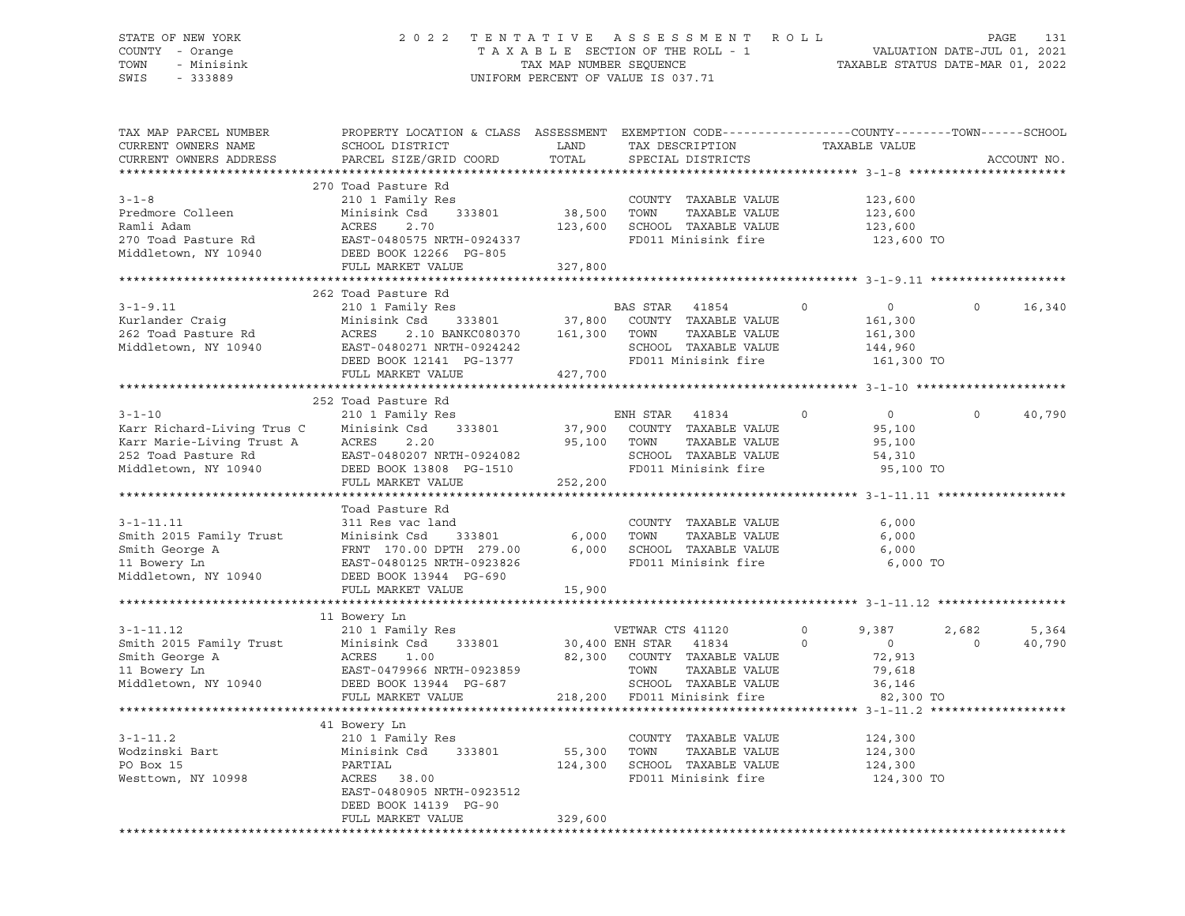STATE OF NEW YORK — 2022 TENTATIVE ASSESSMENT ROLL
COUNTY - Orange — TAXABLE SECTION OF THE ROLL - 1 — VALUATION DATE-JUL 01, 2021
TOWN - Minisink — TAX MAP NUMBER SEQUENCE — TAXABLE STATUS DATE-MAR 01, 2022
SWIS - 333889 — UNIFORM PERCENT OF VALUE IS 037.71

```
TAX MAP PARCEL NUMBER          PROPERTY LOCATION & CLASS  ASSESSMENT  EXEMPTION CODE------------------COUNTY--------TOWN------SCHOOL
CURRENT OWNERS NAME            SCHOOL DISTRICT               LAND      TAX DESCRIPTION            TAXABLE VALUE
CURRENT OWNERS ADDRESS         PARCEL SIZE/GRID COORD        TOTAL     SPECIAL DISTRICTS                                      ACCOUNT NO.
******************************************************************************************************* 3-1-8 **********************
                               270 Toad Pasture Rd
3-1-8                          210 1 Family Res                        COUNTY  TAXABLE VALUE            123,600
Predmore Colleen               Minisink Csd    333801        38,500    TOWN    TAXABLE VALUE            123,600
Ramli Adam                     ACRES    2.70                123,600    SCHOOL  TAXABLE VALUE            123,600
270 Toad Pasture Rd            EAST-0480575 NRTH-0924337               FD011 Minisink fire               123,600 TO
Middletown, NY 10940           DEED BOOK 12266  PG-805
                               FULL MARKET VALUE            327,800
******************************************************************************************************* 3-1-9.11 *******************
                               262 Toad Pasture Rd
3-1-9.11                       210 1 Family Res                        BAS STAR  41854          0             0        0     16,340
Kurlander Craig                Minisink Csd    333801        37,800    COUNTY  TAXABLE VALUE            161,300
262 Toad Pasture Rd            ACRES    2.10 BANKC080370    161,300    TOWN    TAXABLE VALUE            161,300
Middletown, NY 10940           EAST-0480271 NRTH-0924242               SCHOOL  TAXABLE VALUE            144,960
                               DEED BOOK 12141  PG-1377                FD011 Minisink fire               161,300 TO
                               FULL MARKET VALUE            427,700
******************************************************************************************************* 3-1-10 *********************
                               252 Toad Pasture Rd
3-1-10                         210 1 Family Res                        ENH STAR  41834          0             0        0     40,790
Karr Richard-Living Trus C     Minisink Csd    333801        37,900    COUNTY  TAXABLE VALUE             95,100
Karr Marie-Living Trust A      ACRES    2.20                 95,100    TOWN    TAXABLE VALUE             95,100
252 Toad Pasture Rd            EAST-0480207 NRTH-0924082               SCHOOL  TAXABLE VALUE             54,310
Middletown, NY 10940           DEED BOOK 13808  PG-1510                FD011 Minisink fire                95,100 TO
                               FULL MARKET VALUE            252,200
******************************************************************************************************* 3-1-11.11 ******************
                               Toad Pasture Rd
3-1-11.11                      311 Res vac land                        COUNTY  TAXABLE VALUE              6,000
Smith 2015 Family Trust        Minisink Csd    333801         6,000    TOWN    TAXABLE VALUE              6,000
Smith George A                 FRNT 170.00 DPTH 279.00        6,000    SCHOOL  TAXABLE VALUE              6,000
11 Bowery Ln                   EAST-0480125 NRTH-0923826               FD011 Minisink fire                 6,000 TO
Middletown, NY 10940           DEED BOOK 13944  PG-690
                               FULL MARKET VALUE             15,900
******************************************************************************************************* 3-1-11.12 ******************
                               11 Bowery Ln
3-1-11.12                      210 1 Family Res                        VETWAR CTS 41120         0         9,387    2,682      5,364
Smith 2015 Family Trust        Minisink Csd    333801        30,400 ENH STAR  41834         0             0        0     40,790
Smith George A                 ACRES    1.00                 82,300    COUNTY  TAXABLE VALUE             72,913
11 Bowery Ln                   EAST-0479966 NRTH-0923859               TOWN    TAXABLE VALUE             79,618
Middletown, NY 10940           DEED BOOK 13944  PG-687                 SCHOOL  TAXABLE VALUE             36,146
                               FULL MARKET VALUE            218,200    FD011 Minisink fire                82,300 TO
******************************************************************************************************* 3-1-11.2 *******************
                               41 Bowery Ln
3-1-11.2                       210 1 Family Res                        COUNTY  TAXABLE VALUE            124,300
Wodzinski Bart                 Minisink Csd    333801        55,300    TOWN    TAXABLE VALUE            124,300
PO Box 15                      PARTIAL                      124,300    SCHOOL  TAXABLE VALUE            124,300
Westtown, NY 10998             ACRES   38.00                           FD011 Minisink fire               124,300 TO
                               EAST-0480905 NRTH-0923512
                               DEED BOOK 14139  PG-90
                               FULL MARKET VALUE            329,600
************************************************************************************************************************************
```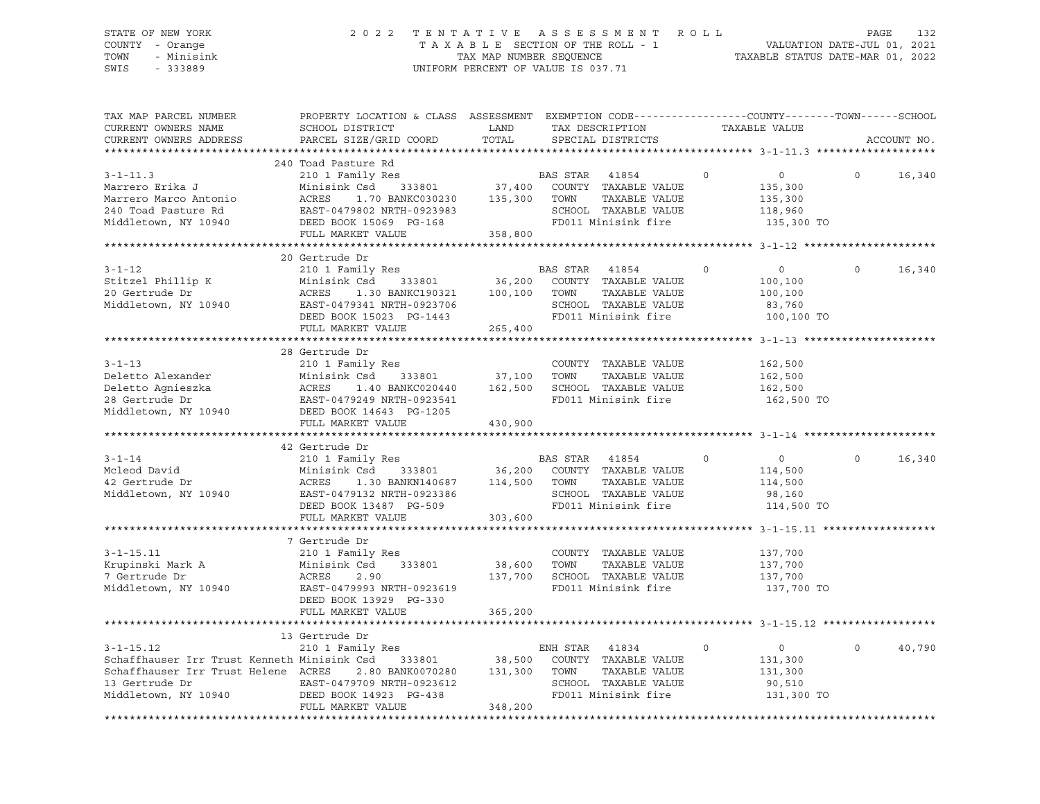STATE OF NEW YORK | 2022 TENTATIVE ASSESSMENT ROLL | TAXABLE SECTION OF THE ROLL - 1 | VALUATION DATE-JUL 01, 2021
COUNTY - Orange | TAX MAP NUMBER SEQUENCE | TAXABLE STATUS DATE-MAR 01, 2022
TOWN - Minisink | UNIFORM PERCENT OF VALUE IS 037.71
SWIS - 333889

```
TAX MAP PARCEL NUMBER          PROPERTY LOCATION & CLASS  ASSESSMENT  EXEMPTION CODE------------------COUNTY--------TOWN------SCHOOL
CURRENT OWNERS NAME            SCHOOL DISTRICT               LAND      TAX DESCRIPTION              TAXABLE VALUE
CURRENT OWNERS ADDRESS         PARCEL SIZE/GRID COORD        TOTAL     SPECIAL DISTRICTS                                    ACCOUNT NO.
******************************************************************************************************* 3-1-11.3 *******************
                               240 Toad Pasture Rd
3-1-11.3                       210 1 Family Res                        BAS STAR  41854        0            0          0     16,340
Marrero Erika J                Minisink Csd     333801       37,400    COUNTY  TAXABLE VALUE           135,300
Marrero Marco Antonio          ACRES    1.70 BANKC030230    135,300    TOWN    TAXABLE VALUE           135,300
240 Toad Pasture Rd            EAST-0479802 NRTH-0923983               SCHOOL  TAXABLE VALUE           118,960
Middletown, NY 10940           DEED BOOK 15069  PG-168                 FD011 Minisink fire              135,300 TO
                               FULL MARKET VALUE            358,800
******************************************************************************************************* 3-1-12 *********************
                               20 Gertrude Dr
3-1-12                         210 1 Family Res                        BAS STAR  41854        0            0          0     16,340
Stitzel Phillip K              Minisink Csd     333801       36,200    COUNTY  TAXABLE VALUE           100,100
20 Gertrude Dr                 ACRES    1.30 BANKC190321    100,100    TOWN    TAXABLE VALUE           100,100
Middletown, NY 10940           EAST-0479341 NRTH-0923706               SCHOOL  TAXABLE VALUE            83,760
                               DEED BOOK 15023  PG-1443                FD011 Minisink fire              100,100 TO
                               FULL MARKET VALUE            265,400
******************************************************************************************************* 3-1-13 *********************
                               28 Gertrude Dr
3-1-13                         210 1 Family Res                        COUNTY  TAXABLE VALUE           162,500
Deletto Alexander              Minisink Csd     333801       37,100    TOWN    TAXABLE VALUE           162,500
Deletto Agnieszka              ACRES    1.40 BANKC020440    162,500    SCHOOL  TAXABLE VALUE           162,500
28 Gertrude Dr                 EAST-0479249 NRTH-0923541               FD011 Minisink fire              162,500 TO
Middletown, NY 10940           DEED BOOK 14643  PG-1205
                               FULL MARKET VALUE            430,900
******************************************************************************************************* 3-1-14 *********************
                               42 Gertrude Dr
3-1-14                         210 1 Family Res                        BAS STAR  41854        0            0          0     16,340
Mcleod David                   Minisink Csd     333801       36,200    COUNTY  TAXABLE VALUE           114,500
42 Gertrude Dr                 ACRES    1.30 BANKN140687    114,500    TOWN    TAXABLE VALUE           114,500
Middletown, NY 10940           EAST-0479132 NRTH-0923386               SCHOOL  TAXABLE VALUE            98,160
                               DEED BOOK 13487  PG-509                 FD011 Minisink fire              114,500 TO
                               FULL MARKET VALUE            303,600
******************************************************************************************************* 3-1-15.11 ******************
                               7 Gertrude Dr
3-1-15.11                      210 1 Family Res                        COUNTY  TAXABLE VALUE           137,700
Krupinski Mark A               Minisink Csd     333801       38,600    TOWN    TAXABLE VALUE           137,700
7 Gertrude Dr                  ACRES    2.90                137,700    SCHOOL  TAXABLE VALUE           137,700
Middletown, NY 10940           EAST-0479993 NRTH-0923619               FD011 Minisink fire              137,700 TO
                               DEED BOOK 13929  PG-330
                               FULL MARKET VALUE            365,200
******************************************************************************************************* 3-1-15.12 ******************
                               13 Gertrude Dr
3-1-15.12                      210 1 Family Res                        ENH STAR  41834        0            0          0     40,790
Schaffhauser Irr Trust Kenneth Minisink Csd     333801       38,500    COUNTY  TAXABLE VALUE           131,300
Schaffhauser Irr Trust Helene  ACRES    2.80 BANK0070280    131,300    TOWN    TAXABLE VALUE           131,300
13 Gertrude Dr                 EAST-0479709 NRTH-0923612               SCHOOL  TAXABLE VALUE            90,510
Middletown, NY 10940           DEED BOOK 14923  PG-438                 FD011 Minisink fire              131,300 TO
                               FULL MARKET VALUE            348,200
************************************************************************************************************************************
```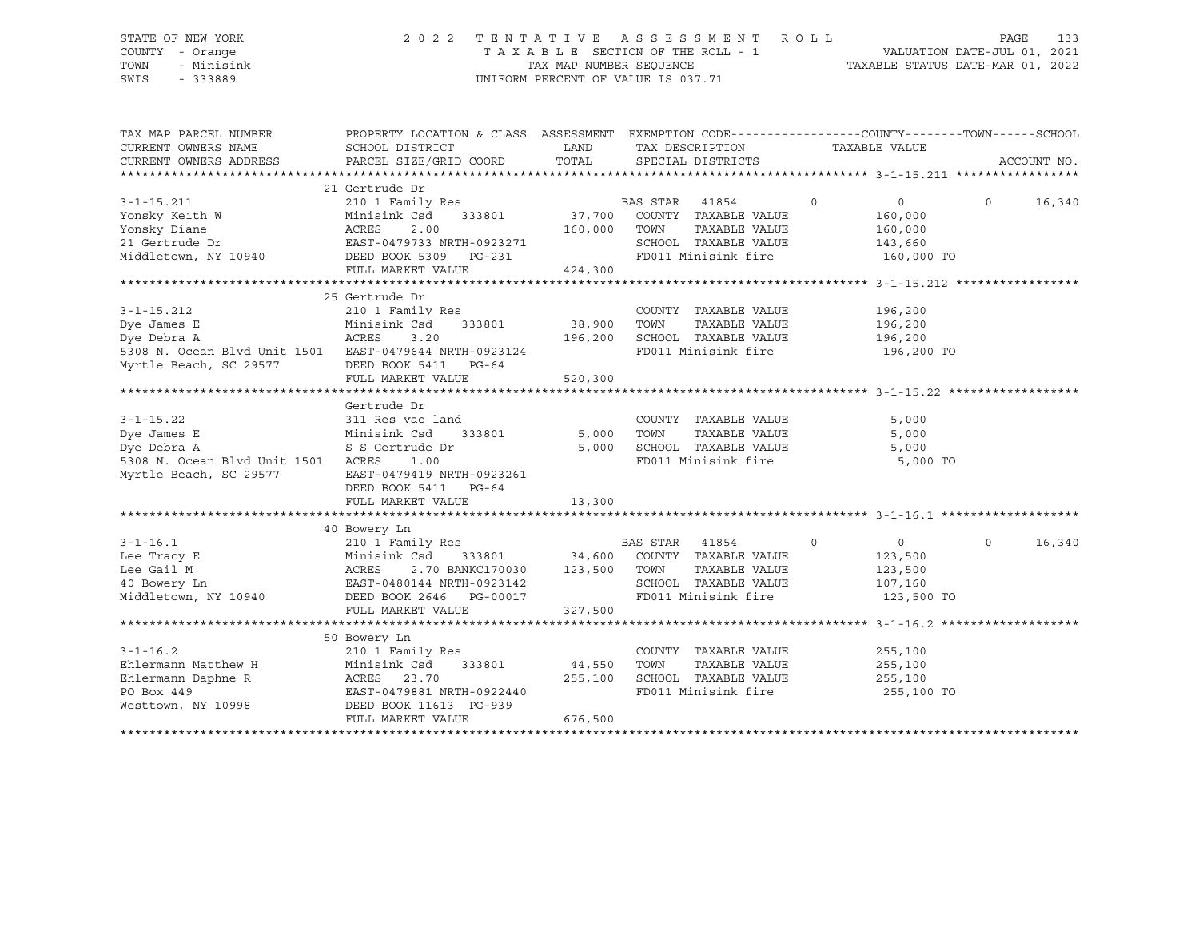STATE OF NEW YORK
COUNTY - Orange
TOWN - Minisink
SWIS - 333889

2 0 2 2 T E N T A T I V E A S S E S S M E N T R O L L
T A X A B L E SECTION OF THE ROLL - 1
TAX MAP NUMBER SEQUENCE
UNIFORM PERCENT OF VALUE IS 037.71

VALUATION DATE-JUL 01, 2021
TAXABLE STATUS DATE-MAR 01, 2022

| TAX MAP PARCEL NUMBER / CURRENT OWNERS NAME / CURRENT OWNERS ADDRESS | PROPERTY LOCATION & CLASS / SCHOOL DISTRICT / PARCEL SIZE/GRID COORD | ASSESSMENT LAND / TOTAL | EXEMPTION CODE / TAX DESCRIPTION / SPECIAL DISTRICTS | COUNTY | TOWN | SCHOOL | ACCOUNT NO. |
|---|---|---|---|---|---|---|---|
| **3-1-15.211** | 21 Gertrude Dr | | | | | | |
| | 210 1 Family Res | | BAS STAR 41854 | 0 | 0 | 16,340 | |
| Yonsky Keith W | Minisink Csd 333801 | 37,700 | COUNTY TAXABLE VALUE | 160,000 | | | |
| Yonsky Diane | ACRES 2.00 | 160,000 | TOWN TAXABLE VALUE | | 160,000 | | |
| 21 Gertrude Dr | EAST-0479733 NRTH-0923271 | | SCHOOL TAXABLE VALUE | | | 143,660 | |
| Middletown, NY 10940 | DEED BOOK 5309 PG-231 | | FD011 Minisink fire | 160,000 TO | | | |
| | FULL MARKET VALUE | 424,300 | | | | | |
| **3-1-15.212** | 25 Gertrude Dr | | | | | | |
| | 210 1 Family Res | | COUNTY TAXABLE VALUE | 196,200 | | | |
| Dye James E | Minisink Csd 333801 | 38,900 | TOWN TAXABLE VALUE | | 196,200 | | |
| Dye Debra A | ACRES 3.20 | 196,200 | SCHOOL TAXABLE VALUE | | | 196,200 | |
| 5308 N. Ocean Blvd Unit 1501 | EAST-0479644 NRTH-0923124 | | FD011 Minisink fire | 196,200 TO | | | |
| Myrtle Beach, SC 29577 | DEED BOOK 5411 PG-64 | | | | | | |
| | FULL MARKET VALUE | 520,300 | | | | | |
| **3-1-15.22** | Gertrude Dr | | | | | | |
| | 311 Res vac land | | COUNTY TAXABLE VALUE | 5,000 | | | |
| Dye James E | Minisink Csd 333801 | 5,000 | TOWN TAXABLE VALUE | | 5,000 | | |
| Dye Debra A | S S Gertrude Dr | 5,000 | SCHOOL TAXABLE VALUE | | | 5,000 | |
| 5308 N. Ocean Blvd Unit 1501 | ACRES 1.00 | | FD011 Minisink fire | 5,000 TO | | | |
| Myrtle Beach, SC 29577 | EAST-0479419 NRTH-0923261 | | | | | | |
| | DEED BOOK 5411 PG-64 | | | | | | |
| | FULL MARKET VALUE | 13,300 | | | | | |
| **3-1-16.1** | 40 Bowery Ln | | | | | | |
| | 210 1 Family Res | | BAS STAR 41854 | 0 | 0 | 16,340 | |
| Lee Tracy E | Minisink Csd 333801 | 34,600 | COUNTY TAXABLE VALUE | 123,500 | | | |
| Lee Gail M | ACRES 2.70 BANKC170030 | 123,500 | TOWN TAXABLE VALUE | | 123,500 | | |
| 40 Bowery Ln | EAST-0480144 NRTH-0923142 | | SCHOOL TAXABLE VALUE | | | 107,160 | |
| Middletown, NY 10940 | DEED BOOK 2646 PG-00017 | | FD011 Minisink fire | 123,500 TO | | | |
| | FULL MARKET VALUE | 327,500 | | | | | |
| **3-1-16.2** | 50 Bowery Ln | | | | | | |
| | 210 1 Family Res | | COUNTY TAXABLE VALUE | 255,100 | | | |
| Ehlermann Matthew H | Minisink Csd 333801 | 44,550 | TOWN TAXABLE VALUE | | 255,100 | | |
| Ehlermann Daphne R | ACRES 23.70 | 255,100 | SCHOOL TAXABLE VALUE | | | 255,100 | |
| PO Box 449 | EAST-0479881 NRTH-0922440 | | FD011 Minisink fire | 255,100 TO | | | |
| Westtown, NY 10998 | DEED BOOK 11613 PG-939 | | | | | | |
| | FULL MARKET VALUE | 676,500 | | | | | |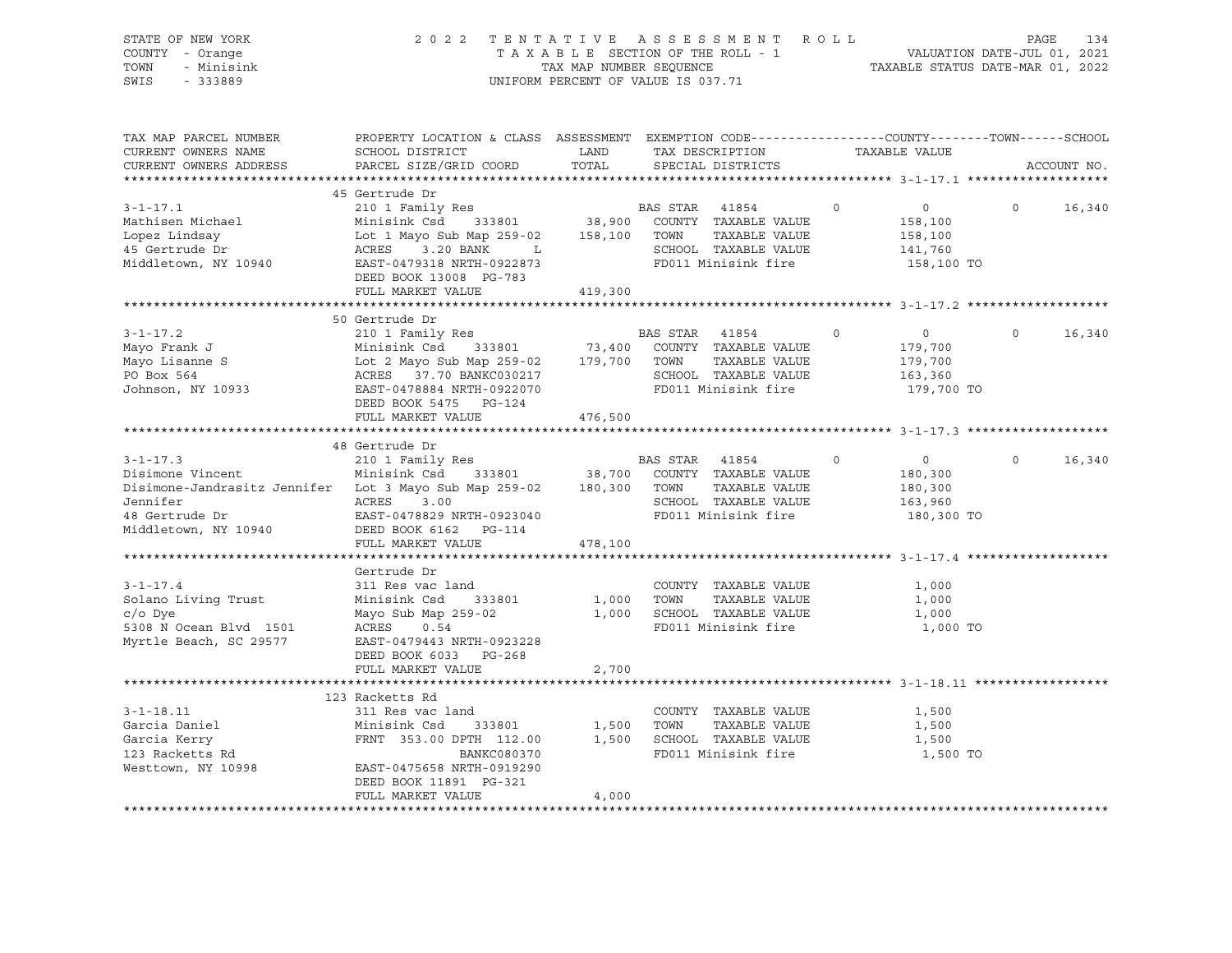STATE OF NEW YORK
COUNTY - Orange
TOWN - Minisink
SWIS - 333889

2022 TENTATIVE ASSESSMENT ROLL
TAXABLE SECTION OF THE ROLL - 1
TAX MAP NUMBER SEQUENCE
UNIFORM PERCENT OF VALUE IS 037.71

VALUATION DATE-JUL 01, 2021
TAXABLE STATUS DATE-MAR 01, 2022

| TAX MAP PARCEL NUMBER / CURRENT OWNERS NAME / CURRENT OWNERS ADDRESS | PROPERTY LOCATION & CLASS / SCHOOL DISTRICT / PARCEL SIZE/GRID COORD | ASSESSMENT LAND / TOTAL | EXEMPTION CODE / TAX DESCRIPTION / SPECIAL DISTRICTS | COUNTY | TOWN | SCHOOL |
|---|---|---|---|---|---|---|
| **3-1-17.1** | 45 Gertrude Dr | | | | | |
| 3-1-17.1 | 210 1 Family Res | | BAS STAR 41854 | 0 | 0 | 0 16,340 |
| Mathisen Michael | Minisink Csd 333801 | 38,900 | COUNTY TAXABLE VALUE | 158,100 | | |
| Lopez Lindsay | Lot 1 Mayo Sub Map 259-02 | 158,100 | TOWN TAXABLE VALUE | 158,100 | | |
| 45 Gertrude Dr | ACRES 3.20 BANK L | | SCHOOL TAXABLE VALUE | 141,760 | | |
| Middletown, NY 10940 | EAST-0479318 NRTH-0922873 | | FD011 Minisink fire | 158,100 TO | | |
| | DEED BOOK 13008 PG-783 | | | | | |
| | FULL MARKET VALUE | 419,300 | | | | |
| **3-1-17.2** | 50 Gertrude Dr | | | | | |
| 3-1-17.2 | 210 1 Family Res | | BAS STAR 41854 | 0 | 0 | 0 16,340 |
| Mayo Frank J | Minisink Csd 333801 | 73,400 | COUNTY TAXABLE VALUE | 179,700 | | |
| Mayo Lisanne S | Lot 2 Mayo Sub Map 259-02 | 179,700 | TOWN TAXABLE VALUE | 179,700 | | |
| PO Box 564 | ACRES 37.70 BANKC030217 | | SCHOOL TAXABLE VALUE | 163,360 | | |
| Johnson, NY 10933 | EAST-0478884 NRTH-0922070 | | FD011 Minisink fire | 179,700 TO | | |
| | DEED BOOK 5475 PG-124 | | | | | |
| | FULL MARKET VALUE | 476,500 | | | | |
| **3-1-17.3** | 48 Gertrude Dr | | | | | |
| 3-1-17.3 | 210 1 Family Res | | BAS STAR 41854 | 0 | 0 | 0 16,340 |
| Disimone Vincent | Minisink Csd 333801 | 38,700 | COUNTY TAXABLE VALUE | 180,300 | | |
| Disimone-Jandrasitz Jennifer | Lot 3 Mayo Sub Map 259-02 | 180,300 | TOWN TAXABLE VALUE | 180,300 | | |
| Jennifer | ACRES 3.00 | | SCHOOL TAXABLE VALUE | 163,960 | | |
| 48 Gertrude Dr | EAST-0478829 NRTH-0923040 | | FD011 Minisink fire | 180,300 TO | | |
| Middletown, NY 10940 | DEED BOOK 6162 PG-114 | | | | | |
| | FULL MARKET VALUE | 478,100 | | | | |
| **3-1-17.4** | Gertrude Dr | | | | | |
| 3-1-17.4 | 311 Res vac land | | COUNTY TAXABLE VALUE | 1,000 | | |
| Solano Living Trust | Minisink Csd 333801 | 1,000 | TOWN TAXABLE VALUE | 1,000 | | |
| c/o Dye | Mayo Sub Map 259-02 | 1,000 | SCHOOL TAXABLE VALUE | 1,000 | | |
| 5308 N Ocean Blvd 1501 | ACRES 0.54 | | FD011 Minisink fire | 1,000 TO | | |
| Myrtle Beach, SC 29577 | EAST-0479443 NRTH-0923228 | | | | | |
| | DEED BOOK 6033 PG-268 | | | | | |
| | FULL MARKET VALUE | 2,700 | | | | |
| **3-1-18.11** | 123 Racketts Rd | | | | | |
| 3-1-18.11 | 311 Res vac land | | COUNTY TAXABLE VALUE | 1,500 | | |
| Garcia Daniel | Minisink Csd 333801 | 1,500 | TOWN TAXABLE VALUE | 1,500 | | |
| Garcia Kerry | FRNT 353.00 DPTH 112.00 | 1,500 | SCHOOL TAXABLE VALUE | 1,500 | | |
| 123 Racketts Rd | BANKC080370 | | FD011 Minisink fire | 1,500 TO | | |
| Westtown, NY 10998 | EAST-0475658 NRTH-0919290 | | | | | |
| | DEED BOOK 11891 PG-321 | | | | | |
| | FULL MARKET VALUE | 4,000 | | | | |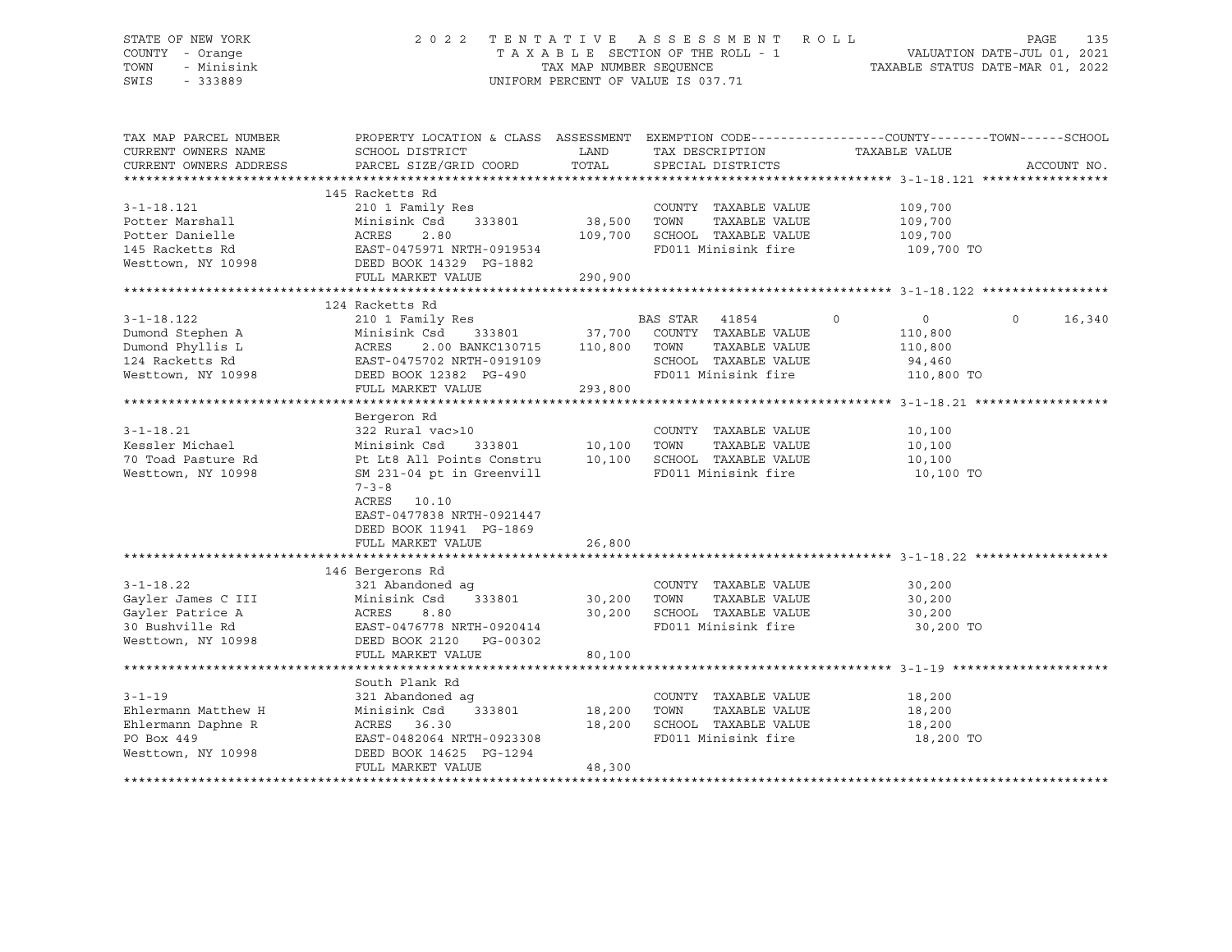STATE OF NEW YORK
COUNTY - Orange
TOWN - Minisink
SWIS - 333889

2 0 2 2 T E N T A T I V E A S S E S S M E N T R O L L
T A X A B L E SECTION OF THE ROLL - 1
TAX MAP NUMBER SEQUENCE
UNIFORM PERCENT OF VALUE IS 037.71

VALUATION DATE-JUL 01, 2021
TAXABLE STATUS DATE-MAR 01, 2022

| TAX MAP PARCEL NUMBER / CURRENT OWNERS NAME / CURRENT OWNERS ADDRESS | PROPERTY LOCATION & CLASS / SCHOOL DISTRICT / PARCEL SIZE/GRID COORD | ASSESSMENT LAND / TOTAL | EXEMPTION CODE / TAX DESCRIPTION / SPECIAL DISTRICTS | COUNTY | TOWN | SCHOOL / TAXABLE VALUE | ACCOUNT NO. |
|---|---|---|---|---|---|---|---|
| **3-1-18.121** | 145 Racketts Rd | | | | | | |
| 3-1-18.121 | 210 1 Family Res | | COUNTY TAXABLE VALUE | | | 109,700 | |
| Potter Marshall | Minisink Csd 333801 | 38,500 | TOWN TAXABLE VALUE | | | 109,700 | |
| Potter Danielle | ACRES 2.80 | 109,700 | SCHOOL TAXABLE VALUE | | | 109,700 | |
| 145 Racketts Rd | EAST-0475971 NRTH-0919534 | | FD011 Minisink fire | | | 109,700 TO | |
| Westtown, NY 10998 | DEED BOOK 14329 PG-1882 | | | | | | |
| | FULL MARKET VALUE | 290,900 | | | | | |
| **3-1-18.122** | 124 Racketts Rd | | | | | | |
| 3-1-18.122 | 210 1 Family Res | | BAS STAR 41854 | 0 | 0 | 0 16,340 | |
| Dumond Stephen A | Minisink Csd 333801 | 37,700 | COUNTY TAXABLE VALUE | | | 110,800 | |
| Dumond Phyllis L | ACRES 2.00 BANKC130715 | 110,800 | TOWN TAXABLE VALUE | | | 110,800 | |
| 124 Racketts Rd | EAST-0475702 NRTH-0919109 | | SCHOOL TAXABLE VALUE | | | 94,460 | |
| Westtown, NY 10998 | DEED BOOK 12382 PG-490 | | FD011 Minisink fire | | | 110,800 TO | |
| | FULL MARKET VALUE | 293,800 | | | | | |
| **3-1-18.21** | Bergeron Rd | | | | | | |
| 3-1-18.21 | 322 Rural vac>10 | | COUNTY TAXABLE VALUE | | | 10,100 | |
| Kessler Michael | Minisink Csd 333801 | 10,100 | TOWN TAXABLE VALUE | | | 10,100 | |
| 70 Toad Pasture Rd | Pt Lt8 All Points Constru | 10,100 | SCHOOL TAXABLE VALUE | | | 10,100 | |
| Westtown, NY 10998 | SM 231-04 pt in Greenvill | | FD011 Minisink fire | | | 10,100 TO | |
| | 7-3-8 | | | | | | |
| | ACRES 10.10 | | | | | | |
| | EAST-0477838 NRTH-0921447 | | | | | | |
| | DEED BOOK 11941 PG-1869 | | | | | | |
| | FULL MARKET VALUE | 26,800 | | | | | |
| **3-1-18.22** | 146 Bergerons Rd | | | | | | |
| 3-1-18.22 | 321 Abandoned ag | | COUNTY TAXABLE VALUE | | | 30,200 | |
| Gayler James C III | Minisink Csd 333801 | 30,200 | TOWN TAXABLE VALUE | | | 30,200 | |
| Gayler Patrice A | ACRES 8.80 | 30,200 | SCHOOL TAXABLE VALUE | | | 30,200 | |
| 30 Bushville Rd | EAST-0476778 NRTH-0920414 | | FD011 Minisink fire | | | 30,200 TO | |
| Westtown, NY 10998 | DEED BOOK 2120 PG-00302 | | | | | | |
| | FULL MARKET VALUE | 80,100 | | | | | |
| **3-1-19** | South Plank Rd | | | | | | |
| 3-1-19 | 321 Abandoned ag | | COUNTY TAXABLE VALUE | | | 18,200 | |
| Ehlermann Matthew H | Minisink Csd 333801 | 18,200 | TOWN TAXABLE VALUE | | | 18,200 | |
| Ehlermann Daphne R | ACRES 36.30 | 18,200 | SCHOOL TAXABLE VALUE | | | 18,200 | |
| PO Box 449 | EAST-0482064 NRTH-0923308 | | FD011 Minisink fire | | | 18,200 TO | |
| Westtown, NY 10998 | DEED BOOK 14625 PG-1294 | | | | | | |
| | FULL MARKET VALUE | 48,300 | | | | | |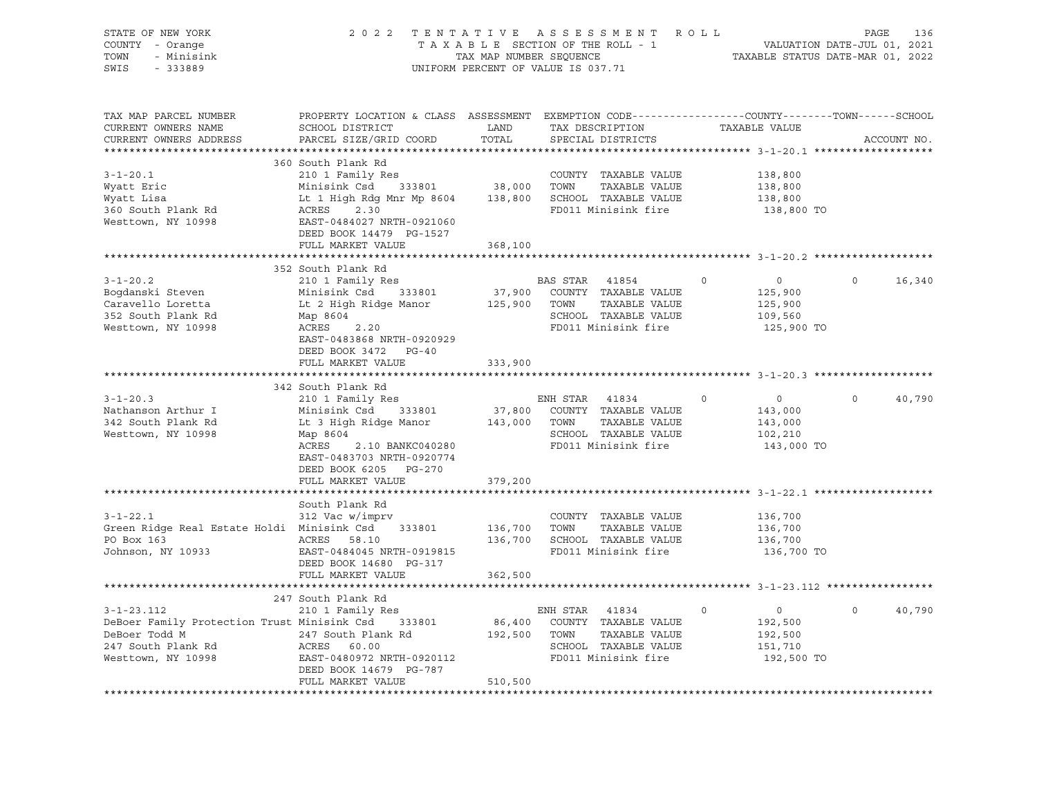STATE OF NEW YORK
COUNTY - Orange
TOWN - Minisink
SWIS - 333889

2 0 2 2 T E N T A T I V E A S S E S S M E N T R O L L
T A X A B L E SECTION OF THE ROLL - 1
TAX MAP NUMBER SEQUENCE
UNIFORM PERCENT OF VALUE IS 037.71

VALUATION DATE-JUL 01, 2021
TAXABLE STATUS DATE-MAR 01, 2022

| TAX MAP PARCEL NUMBER / CURRENT OWNERS NAME / CURRENT OWNERS ADDRESS | PROPERTY LOCATION & CLASS / SCHOOL DISTRICT / PARCEL SIZE/GRID COORD | ASSESSMENT LAND | TOTAL | EXEMPTION CODE / TAX DESCRIPTION / SPECIAL DISTRICTS | COUNTY | TOWN | SCHOOL / TAXABLE VALUE | ACCOUNT NO. |
|---|---|---|---|---|---|---|---|---|
| **3-1-20.1** | 360 South Plank Rd | | | | | | | |
| 3-1-20.1 | 210 1 Family Res | | | COUNTY TAXABLE VALUE | 138,800 | | | |
| Wyatt Eric | Minisink Csd 333801 | 38,000 | | TOWN TAXABLE VALUE | | 138,800 | | |
| Wyatt Lisa | Lt 1 High Rdg Mnr Mp 8604 | | 138,800 | SCHOOL TAXABLE VALUE | | | 138,800 | |
| 360 South Plank Rd | ACRES 2.30 | | | FD011 Minisink fire | | | 138,800 TO | |
| Westtown, NY 10998 | EAST-0484027 NRTH-0921060 | | | | | | | |
| | DEED BOOK 14479 PG-1527 | | | | | | | |
| | FULL MARKET VALUE | | 368,100 | | | | | |
| **3-1-20.2** | 352 South Plank Rd | | | | | | | |
| 3-1-20.2 | 210 1 Family Res | | | BAS STAR 41854 | 0 | 0 | 16,340 | |
| Bogdanski Steven | Minisink Csd 333801 | 37,900 | | COUNTY TAXABLE VALUE | 125,900 | | | |
| Caravello Loretta | Lt 2 High Ridge Manor | | 125,900 | TOWN TAXABLE VALUE | | 125,900 | | |
| 352 South Plank Rd | Map 8604 | | | SCHOOL TAXABLE VALUE | | | 109,560 | |
| Westtown, NY 10998 | ACRES 2.20 | | | FD011 Minisink fire | | | 125,900 TO | |
| | EAST-0483868 NRTH-0920929 | | | | | | | |
| | DEED BOOK 3472 PG-40 | | | | | | | |
| | FULL MARKET VALUE | | 333,900 | | | | | |
| **3-1-20.3** | 342 South Plank Rd | | | | | | | |
| 3-1-20.3 | 210 1 Family Res | | | ENH STAR 41834 | 0 | 0 | 40,790 | |
| Nathanson Arthur I | Minisink Csd 333801 | 37,800 | | COUNTY TAXABLE VALUE | 143,000 | | | |
| 342 South Plank Rd | Lt 3 High Ridge Manor | | 143,000 | TOWN TAXABLE VALUE | | 143,000 | | |
| Westtown, NY 10998 | Map 8604 | | | SCHOOL TAXABLE VALUE | | | 102,210 | |
| | ACRES 2.10 BANKC040280 | | | FD011 Minisink fire | | | 143,000 TO | |
| | EAST-0483703 NRTH-0920774 | | | | | | | |
| | DEED BOOK 6205 PG-270 | | | | | | | |
| | FULL MARKET VALUE | | 379,200 | | | | | |
| **3-1-22.1** | South Plank Rd | | | | | | | |
| 3-1-22.1 | 312 Vac w/imprv | | | COUNTY TAXABLE VALUE | 136,700 | | | |
| Green Ridge Real Estate Holdi | Minisink Csd 333801 | 136,700 | | TOWN TAXABLE VALUE | | 136,700 | | |
| PO Box 163 | ACRES 58.10 | | 136,700 | SCHOOL TAXABLE VALUE | | | 136,700 | |
| Johnson, NY 10933 | EAST-0484045 NRTH-0919815 | | | FD011 Minisink fire | | | 136,700 TO | |
| | DEED BOOK 14680 PG-317 | | | | | | | |
| | FULL MARKET VALUE | | 362,500 | | | | | |
| **3-1-23.112** | 247 South Plank Rd | | | | | | | |
| 3-1-23.112 | 210 1 Family Res | | | ENH STAR 41834 | 0 | 0 | 40,790 | |
| DeBoer Family Protection Trust | Minisink Csd 333801 | 86,400 | | COUNTY TAXABLE VALUE | 192,500 | | | |
| DeBoer Todd M | 247 South Plank Rd | | 192,500 | TOWN TAXABLE VALUE | | 192,500 | | |
| 247 South Plank Rd | ACRES 60.00 | | | SCHOOL TAXABLE VALUE | | | 151,710 | |
| Westtown, NY 10998 | EAST-0480972 NRTH-0920112 | | | FD011 Minisink fire | | | 192,500 TO | |
| | DEED BOOK 14679 PG-787 | | | | | | | |
| | FULL MARKET VALUE | | 510,500 | | | | | |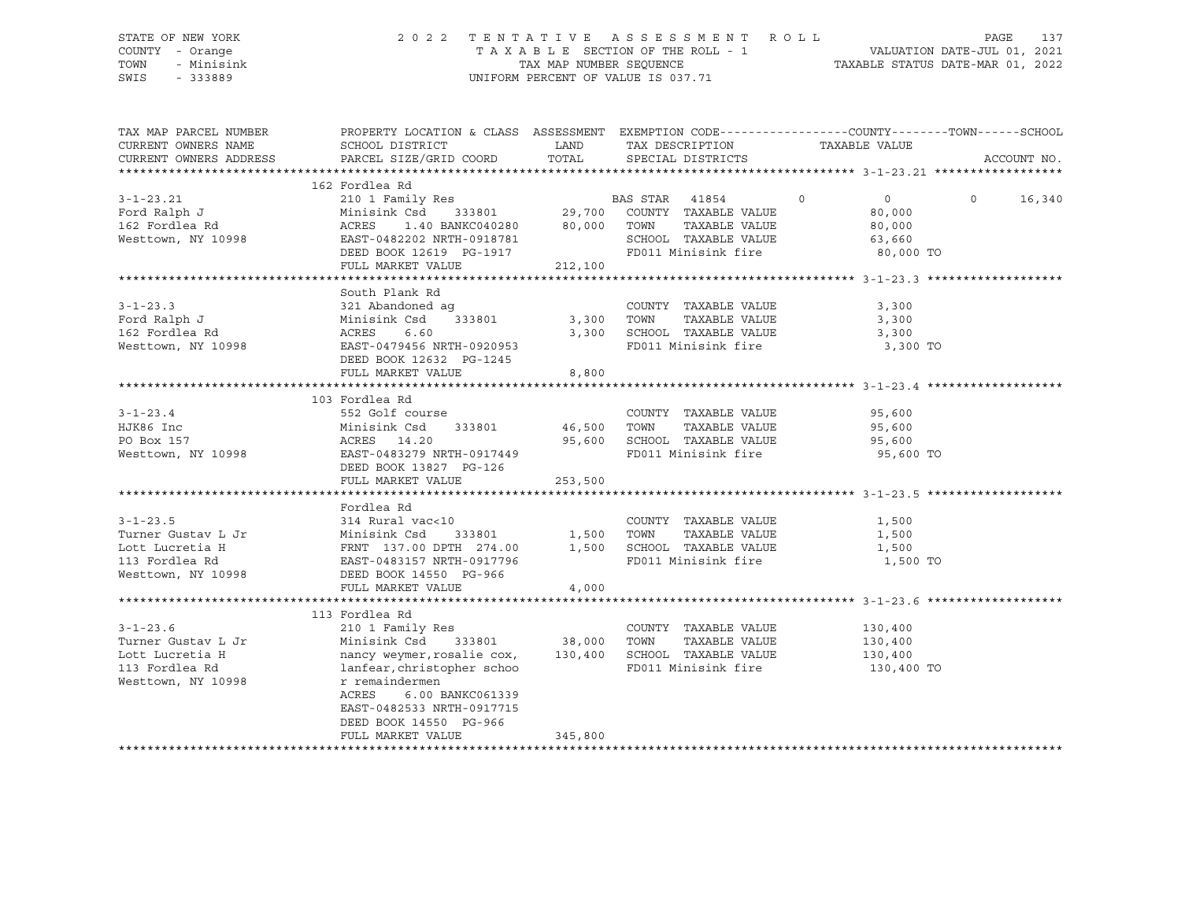STATE OF NEW YORK
COUNTY - Orange
TOWN - Minisink
SWIS - 333889

2022 TENTATIVE ASSESSMENT ROLL
TAXABLE SECTION OF THE ROLL - 1
TAX MAP NUMBER SEQUENCE
UNIFORM PERCENT OF VALUE IS 037.71

VALUATION DATE-JUL 01, 2021
TAXABLE STATUS DATE-MAR 01, 2022

```
TAX MAP PARCEL NUMBER     PROPERTY LOCATION & CLASS  ASSESSMENT  EXEMPTION CODE------------------COUNTY--------TOWN------SCHOOL
CURRENT OWNERS NAME       SCHOOL DISTRICT               LAND      TAX DESCRIPTION            TAXABLE VALUE
CURRENT OWNERS ADDRESS    PARCEL SIZE/GRID COORD        TOTAL     SPECIAL DISTRICTS                                        ACCOUNT NO.
******************************************************************************************************* 3-1-23.21 ******************
                          162 Fordlea Rd
3-1-23.21                 210 1 Family Res                         BAS STAR  41854        0          0          0     16,340
Ford Ralph J              Minisink Csd    333801       29,700   COUNTY  TAXABLE VALUE            80,000
162 Fordlea Rd            ACRES    1.40 BANKC040280   80,000   TOWN    TAXABLE VALUE            80,000
Westtown, NY 10998        EAST-0482202 NRTH-0918781             SCHOOL  TAXABLE VALUE            63,660
                          DEED BOOK 12619  PG-1917               FD011 Minisink fire               80,000 TO
                          FULL MARKET VALUE            212,100
******************************************************************************************************* 3-1-23.3 *******************
                          South Plank Rd
3-1-23.3                  321 Abandoned ag                        COUNTY  TAXABLE VALUE             3,300
Ford Ralph J              Minisink Csd    333801        3,300   TOWN    TAXABLE VALUE             3,300
162 Fordlea Rd            ACRES    6.60                  3,300   SCHOOL  TAXABLE VALUE             3,300
Westtown, NY 10998        EAST-0479456 NRTH-0920953             FD011 Minisink fire                3,300 TO
                          DEED BOOK 12632  PG-1245
                          FULL MARKET VALUE              8,800
******************************************************************************************************* 3-1-23.4 *******************
                          103 Fordlea Rd
3-1-23.4                  552 Golf course                         COUNTY  TAXABLE VALUE            95,600
HJK86 Inc                 Minisink Csd    333801       46,500   TOWN    TAXABLE VALUE            95,600
PO Box 157                ACRES   14.20                 95,600   SCHOOL  TAXABLE VALUE            95,600
Westtown, NY 10998        EAST-0483279 NRTH-0917449             FD011 Minisink fire               95,600 TO
                          DEED BOOK 13827  PG-126
                          FULL MARKET VALUE            253,500
******************************************************************************************************* 3-1-23.5 *******************
                          Fordlea Rd
3-1-23.5                  314 Rural vac<10                        COUNTY  TAXABLE VALUE             1,500
Turner Gustav L Jr        Minisink Csd    333801        1,500   TOWN    TAXABLE VALUE             1,500
Lott Lucretia H           FRNT 137.00 DPTH 274.00        1,500   SCHOOL  TAXABLE VALUE             1,500
113 Fordlea Rd            EAST-0483157 NRTH-0917796             FD011 Minisink fire                1,500 TO
Westtown, NY 10998        DEED BOOK 14550  PG-966
                          FULL MARKET VALUE              4,000
******************************************************************************************************* 3-1-23.6 *******************
                          113 Fordlea Rd
3-1-23.6                  210 1 Family Res                        COUNTY  TAXABLE VALUE           130,400
Turner Gustav L Jr        Minisink Csd    333801       38,000   TOWN    TAXABLE VALUE           130,400
Lott Lucretia H           nancy weymer,rosalie cox,    130,400   SCHOOL  TAXABLE VALUE           130,400
113 Fordlea Rd            lanfear,christopher schoo             FD011 Minisink fire              130,400 TO
Westtown, NY 10998        r remaindermen
                          ACRES    6.00 BANKC061339
                          EAST-0482533 NRTH-0917715
                          DEED BOOK 14550  PG-966
                          FULL MARKET VALUE            345,800
************************************************************************************************************************************
```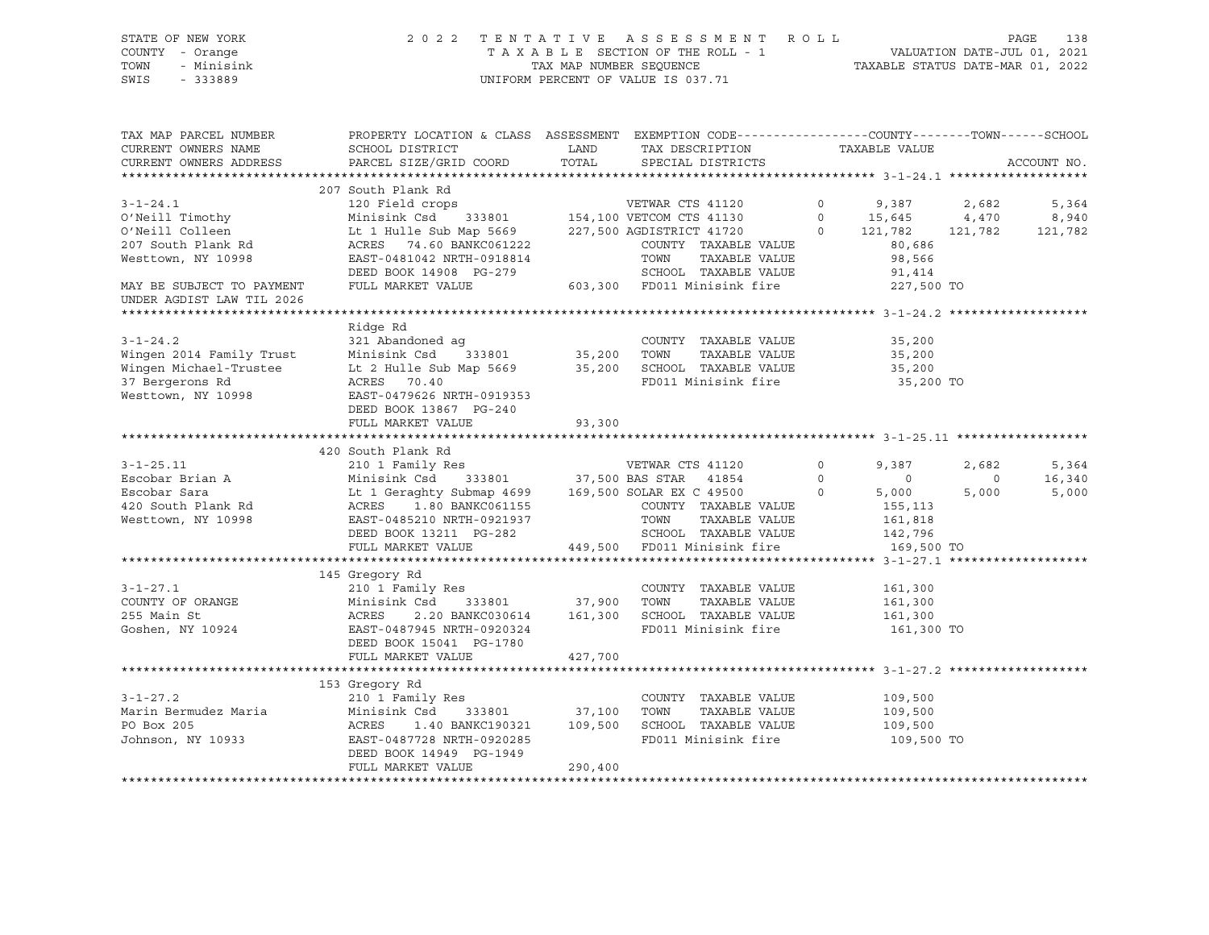STATE OF NEW YORK
COUNTY - Orange
TOWN - Minisink
SWIS - 333889

2 0 2 2 T E N T A T I V E A S S E S S M E N T R O L L
T A X A B L E SECTION OF THE ROLL - 1
TAX MAP NUMBER SEQUENCE
UNIFORM PERCENT OF VALUE IS 037.71

VALUATION DATE-JUL 01, 2021
TAXABLE STATUS DATE-MAR 01, 2022

```
TAX MAP PARCEL NUMBER     PROPERTY LOCATION & CLASS  ASSESSMENT  EXEMPTION CODE------------------COUNTY--------TOWN------SCHOOL
CURRENT OWNERS NAME       SCHOOL DISTRICT               LAND      TAX DESCRIPTION             TAXABLE VALUE
CURRENT OWNERS ADDRESS    PARCEL SIZE/GRID COORD        TOTAL     SPECIAL DISTRICTS                                      ACCOUNT NO.
******************************************************************************************************* 3-1-24.1 *******************
                          207 South Plank Rd
3-1-24.1                  120 Field crops                    VETWAR CTS 41120         0       9,387      2,682       5,364
O'Neill Timothy           Minisink Csd     333801     154,100 VETCOM CTS 41130         0      15,645      4,470       8,940
O'Neill Colleen           Lt 1 Hulle Sub Map 5669     227,500 AGDISTRICT 41720         0     121,782    121,782     121,782
207 South Plank Rd        ACRES   74.60 BANKC061222            COUNTY  TAXABLE VALUE            80,686
Westtown, NY 10998        EAST-0481042 NRTH-0918814            TOWN    TAXABLE VALUE            98,566
                          DEED BOOK 14908  PG-279              SCHOOL  TAXABLE VALUE            91,414
MAY BE SUBJECT TO PAYMENT FULL MARKET VALUE           603,300  FD011 Minisink fire             227,500 TO
UNDER AGDIST LAW TIL 2026
******************************************************************************************************* 3-1-24.2 *******************
                          Ridge Rd
3-1-24.2                  321 Abandoned ag                     COUNTY  TAXABLE VALUE            35,200
Wingen 2014 Family Trust  Minisink Csd     333801      35,200  TOWN    TAXABLE VALUE            35,200
Wingen Michael-Trustee    Lt 2 Hulle Sub Map 5669      35,200  SCHOOL  TAXABLE VALUE            35,200
37 Bergerons Rd           ACRES   70.40                        FD011 Minisink fire              35,200 TO
Westtown, NY 10998        EAST-0479626 NRTH-0919353
                          DEED BOOK 13867  PG-240
                          FULL MARKET VALUE            93,300
******************************************************************************************************* 3-1-25.11 ******************
                          420 South Plank Rd
3-1-25.11                 210 1 Family Res                   VETWAR CTS 41120         0       9,387      2,682       5,364
Escobar Brian A           Minisink Csd     333801      37,500 BAS STAR   41854         0           0          0      16,340
Escobar Sara              Lt 1 Geraghty Submap 4699   169,500 SOLAR EX C 49500         0       5,000      5,000       5,000
420 South Plank Rd        ACRES    1.80 BANKC061155            COUNTY  TAXABLE VALUE           155,113
Westtown, NY 10998        EAST-0485210 NRTH-0921937            TOWN    TAXABLE VALUE           161,818
                          DEED BOOK 13211  PG-282              SCHOOL  TAXABLE VALUE           142,796
                          FULL MARKET VALUE           449,500  FD011 Minisink fire             169,500 TO
******************************************************************************************************* 3-1-27.1 *******************
                          145 Gregory Rd
3-1-27.1                  210 1 Family Res                     COUNTY  TAXABLE VALUE           161,300
COUNTY OF ORANGE          Minisink Csd     333801      37,900  TOWN    TAXABLE VALUE           161,300
255 Main St               ACRES    2.20 BANKC030614   161,300  SCHOOL  TAXABLE VALUE           161,300
Goshen, NY 10924          EAST-0487945 NRTH-0920324            FD011 Minisink fire             161,300 TO
                          DEED BOOK 15041  PG-1780
                          FULL MARKET VALUE           427,700
******************************************************************************************************* 3-1-27.2 *******************
                          153 Gregory Rd
3-1-27.2                  210 1 Family Res                     COUNTY  TAXABLE VALUE           109,500
Marin Bermudez Maria      Minisink Csd     333801      37,100  TOWN    TAXABLE VALUE           109,500
PO Box 205                ACRES    1.40 BANKC190321   109,500  SCHOOL  TAXABLE VALUE           109,500
Johnson, NY 10933         EAST-0487728 NRTH-0920285            FD011 Minisink fire             109,500 TO
                          DEED BOOK 14949  PG-1949
                          FULL MARKET VALUE           290,400
************************************************************************************************************************************
```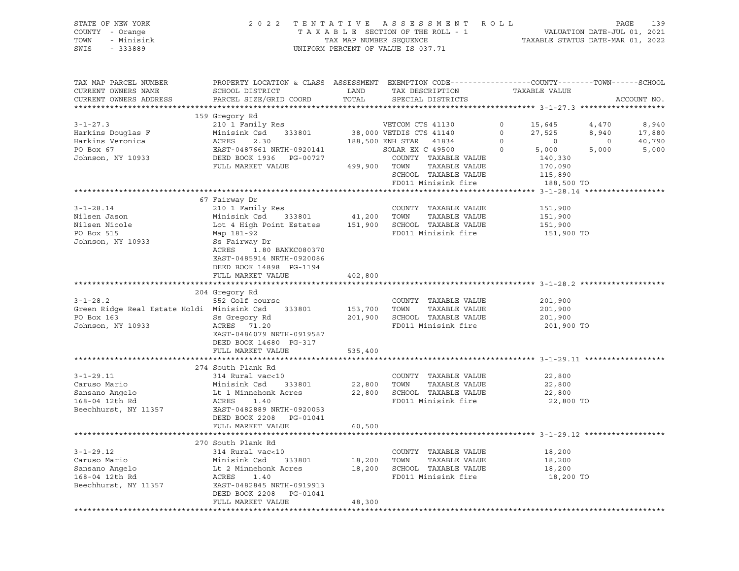STATE OF NEW YORK
COUNTY - Orange
TOWN - Minisink
SWIS - 333889

2022 TENTATIVE ASSESSMENT ROLL
TAXABLE SECTION OF THE ROLL - 1
TAX MAP NUMBER SEQUENCE
UNIFORM PERCENT OF VALUE IS 037.71

VALUATION DATE-JUL 01, 2021
TAXABLE STATUS DATE-MAR 01, 2022

| TAX MAP PARCEL NUMBER / CURRENT OWNERS NAME / CURRENT OWNERS ADDRESS | PROPERTY LOCATION & CLASS / SCHOOL DISTRICT / PARCEL SIZE/GRID COORD | ASSESSMENT LAND | TOTAL | EXEMPTION CODE / TAX DESCRIPTION / SPECIAL DISTRICTS | | COUNTY TAXABLE VALUE | TOWN | SCHOOL | ACCOUNT NO. |
|---|---|---|---|---|---|---|---|---|---|
| **3-1-27.3** | 159 Gregory Rd | | | | | | | | |
| 3-1-27.3 | 210 1 Family Res | | | VETCOM CTS 41130 | 0 | 15,645 | 4,470 | 8,940 | |
| Harkins Douglas F | Minisink Csd 333801 | 38,000 | | VETDIS CTS 41140 | 0 | 27,525 | 8,940 | 17,880 | |
| Harkins Veronica | ACRES 2.30 | | 188,500 | ENH STAR 41834 | 0 | 0 | 0 | 40,790 | |
| PO Box 67 | EAST-0487661 NRTH-0920141 | | | SOLAR EX C 49500 | 0 | 5,000 | 5,000 | 5,000 | |
| Johnson, NY 10933 | DEED BOOK 1936 PG-00727 | | | COUNTY TAXABLE VALUE | | 140,330 | | | |
| | FULL MARKET VALUE | | 499,900 | TOWN TAXABLE VALUE | | 170,090 | | | |
| | | | | SCHOOL TAXABLE VALUE | | 115,890 | | | |
| | | | | FD011 Minisink fire | | 188,500 TO | | | |
| **3-1-28.14** | 67 Fairway Dr | | | | | | | | |
| 3-1-28.14 | 210 1 Family Res | | | COUNTY TAXABLE VALUE | | 151,900 | | | |
| Nilsen Jason | Minisink Csd 333801 | 41,200 | | TOWN TAXABLE VALUE | | 151,900 | | | |
| Nilsen Nicole | Lot 4 High Point Estates | | 151,900 | SCHOOL TAXABLE VALUE | | 151,900 | | | |
| PO Box 515 | Map 181-92 | | | FD011 Minisink fire | | 151,900 TO | | | |
| Johnson, NY 10933 | Ss Fairway Dr | | | | | | | | |
| | ACRES 1.80 BANKC080370 | | | | | | | | |
| | EAST-0485914 NRTH-0920086 | | | | | | | | |
| | DEED BOOK 14898 PG-1194 | | | | | | | | |
| | FULL MARKET VALUE | | 402,800 | | | | | | |
| **3-1-28.2** | 204 Gregory Rd | | | | | | | | |
| 3-1-28.2 | 552 Golf course | | | COUNTY TAXABLE VALUE | | 201,900 | | | |
| Green Ridge Real Estate Holdi | Minisink Csd 333801 | 153,700 | | TOWN TAXABLE VALUE | | 201,900 | | | |
| PO Box 163 | Ss Gregory Rd | | 201,900 | SCHOOL TAXABLE VALUE | | 201,900 | | | |
| Johnson, NY 10933 | ACRES 71.20 | | | FD011 Minisink fire | | 201,900 TO | | | |
| | EAST-0486079 NRTH-0919587 | | | | | | | | |
| | DEED BOOK 14680 PG-317 | | | | | | | | |
| | FULL MARKET VALUE | | 535,400 | | | | | | |
| **3-1-29.11** | 274 South Plank Rd | | | | | | | | |
| 3-1-29.11 | 314 Rural vac<10 | | | COUNTY TAXABLE VALUE | | 22,800 | | | |
| Caruso Mario | Minisink Csd 333801 | 22,800 | | TOWN TAXABLE VALUE | | 22,800 | | | |
| Sansano Angelo | Lt 1 Minnehonk Acres | | 22,800 | SCHOOL TAXABLE VALUE | | 22,800 | | | |
| 168-04 12th Rd | ACRES 1.40 | | | FD011 Minisink fire | | 22,800 TO | | | |
| Beechhurst, NY 11357 | EAST-0482889 NRTH-0920053 | | | | | | | | |
| | DEED BOOK 2208 PG-01041 | | | | | | | | |
| | FULL MARKET VALUE | | 60,500 | | | | | | |
| **3-1-29.12** | 270 South Plank Rd | | | | | | | | |
| 3-1-29.12 | 314 Rural vac<10 | | | COUNTY TAXABLE VALUE | | 18,200 | | | |
| Caruso Mario | Minisink Csd 333801 | 18,200 | | TOWN TAXABLE VALUE | | 18,200 | | | |
| Sansano Angelo | Lt 2 Minnehonk Acres | | 18,200 | SCHOOL TAXABLE VALUE | | 18,200 | | | |
| 168-04 12th Rd | ACRES 1.40 | | | FD011 Minisink fire | | 18,200 TO | | | |
| Beechhurst, NY 11357 | EAST-0482845 NRTH-0919913 | | | | | | | | |
| | DEED BOOK 2208 PG-01041 | | | | | | | | |
| | FULL MARKET VALUE | | 48,300 | | | | | | |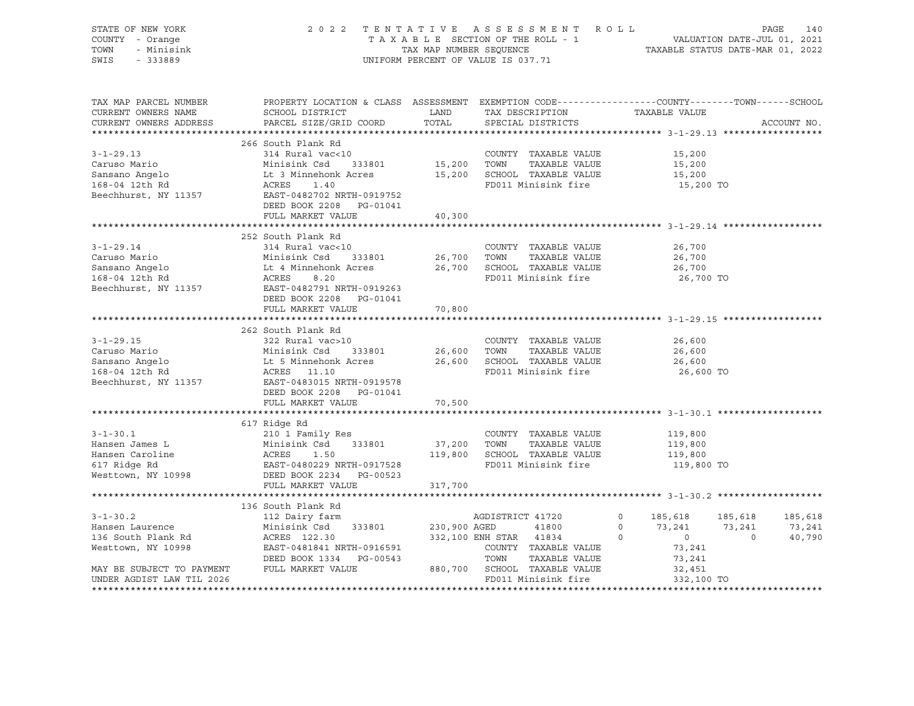STATE OF NEW YORK — COUNTY - Orange — TOWN - Minisink — SWIS - 333889

2022 TENTATIVE ASSESSMENT ROLL
TAXABLE SECTION OF THE ROLL - 1
TAX MAP NUMBER SEQUENCE
UNIFORM PERCENT OF VALUE IS 037.71

VALUATION DATE-JUL 01, 2021
TAXABLE STATUS DATE-MAR 01, 2022

| TAX MAP PARCEL NUMBER / CURRENT OWNERS NAME / CURRENT OWNERS ADDRESS | PROPERTY LOCATION & CLASS / SCHOOL DISTRICT / PARCEL SIZE/GRID COORD | ASSESSMENT LAND / TOTAL | EXEMPTION CODE / TAX DESCRIPTION / SPECIAL DISTRICTS | COUNTY | TOWN | SCHOOL |
|---|---|---|---|---|---|---|
| **3-1-29.13** | 266 South Plank Rd | | | | | |
| 3-1-29.13 | 314 Rural vac<10 | | COUNTY TAXABLE VALUE | 15,200 | | |
| Caruso Mario | Minisink Csd 333801 | 15,200 | TOWN TAXABLE VALUE | | 15,200 | |
| Sansano Angelo | Lt 3 Minnehonk Acres | 15,200 | SCHOOL TAXABLE VALUE | | | 15,200 |
| 168-04 12th Rd | ACRES 1.40 | | FD011 Minisink fire | 15,200 TO | | |
| Beechhurst, NY 11357 | EAST-0482702 NRTH-0919752 | | | | | |
| | DEED BOOK 2208 PG-01041 | | | | | |
| | FULL MARKET VALUE | 40,300 | | | | |
| **3-1-29.14** | 252 South Plank Rd | | | | | |
| 3-1-29.14 | 314 Rural vac<10 | | COUNTY TAXABLE VALUE | 26,700 | | |
| Caruso Mario | Minisink Csd 333801 | 26,700 | TOWN TAXABLE VALUE | | 26,700 | |
| Sansano Angelo | Lt 4 Minnehonk Acres | 26,700 | SCHOOL TAXABLE VALUE | | | 26,700 |
| 168-04 12th Rd | ACRES 8.20 | | FD011 Minisink fire | 26,700 TO | | |
| Beechhurst, NY 11357 | EAST-0482791 NRTH-0919263 | | | | | |
| | DEED BOOK 2208 PG-01041 | | | | | |
| | FULL MARKET VALUE | 70,800 | | | | |
| **3-1-29.15** | 262 South Plank Rd | | | | | |
| 3-1-29.15 | 322 Rural vac>10 | | COUNTY TAXABLE VALUE | 26,600 | | |
| Caruso Mario | Minisink Csd 333801 | 26,600 | TOWN TAXABLE VALUE | | 26,600 | |
| Sansano Angelo | Lt 5 Minnehonk Acres | 26,600 | SCHOOL TAXABLE VALUE | | | 26,600 |
| 168-04 12th Rd | ACRES 11.10 | | FD011 Minisink fire | 26,600 TO | | |
| Beechhurst, NY 11357 | EAST-0483015 NRTH-0919578 | | | | | |
| | DEED BOOK 2208 PG-01041 | | | | | |
| | FULL MARKET VALUE | 70,500 | | | | |
| **3-1-30.1** | 617 Ridge Rd | | | | | |
| 3-1-30.1 | 210 1 Family Res | | COUNTY TAXABLE VALUE | 119,800 | | |
| Hansen James L | Minisink Csd 333801 | 37,200 | TOWN TAXABLE VALUE | | 119,800 | |
| Hansen Caroline | ACRES 1.50 | 119,800 | SCHOOL TAXABLE VALUE | | | 119,800 |
| 617 Ridge Rd | EAST-0480229 NRTH-0917528 | | FD011 Minisink fire | 119,800 TO | | |
| Westtown, NY 10998 | DEED BOOK 2234 PG-00523 | | | | | |
| | FULL MARKET VALUE | 317,700 | | | | |
| **3-1-30.2** | 136 South Plank Rd | | | | | |
| 3-1-30.2 | 112 Dairy farm | | AGDISTRICT 41720 0 | 185,618 | 185,618 | 185,618 |
| Hansen Laurence | Minisink Csd 333801 | 230,900 | AGED 41800 0 | 73,241 | 73,241 | 73,241 |
| 136 South Plank Rd | ACRES 122.30 | 332,100 | ENH STAR 41834 0 | 0 | 0 | 40,790 |
| Westtown, NY 10998 | EAST-0481841 NRTH-0916591 | | COUNTY TAXABLE VALUE | 73,241 | | |
| | DEED BOOK 1334 PG-00543 | | TOWN TAXABLE VALUE | | 73,241 | |
| MAY BE SUBJECT TO PAYMENT | FULL MARKET VALUE | 880,700 | SCHOOL TAXABLE VALUE | | | 32,451 |
| UNDER AGDIST LAW TIL 2026 | | | FD011 Minisink fire | 332,100 TO | | |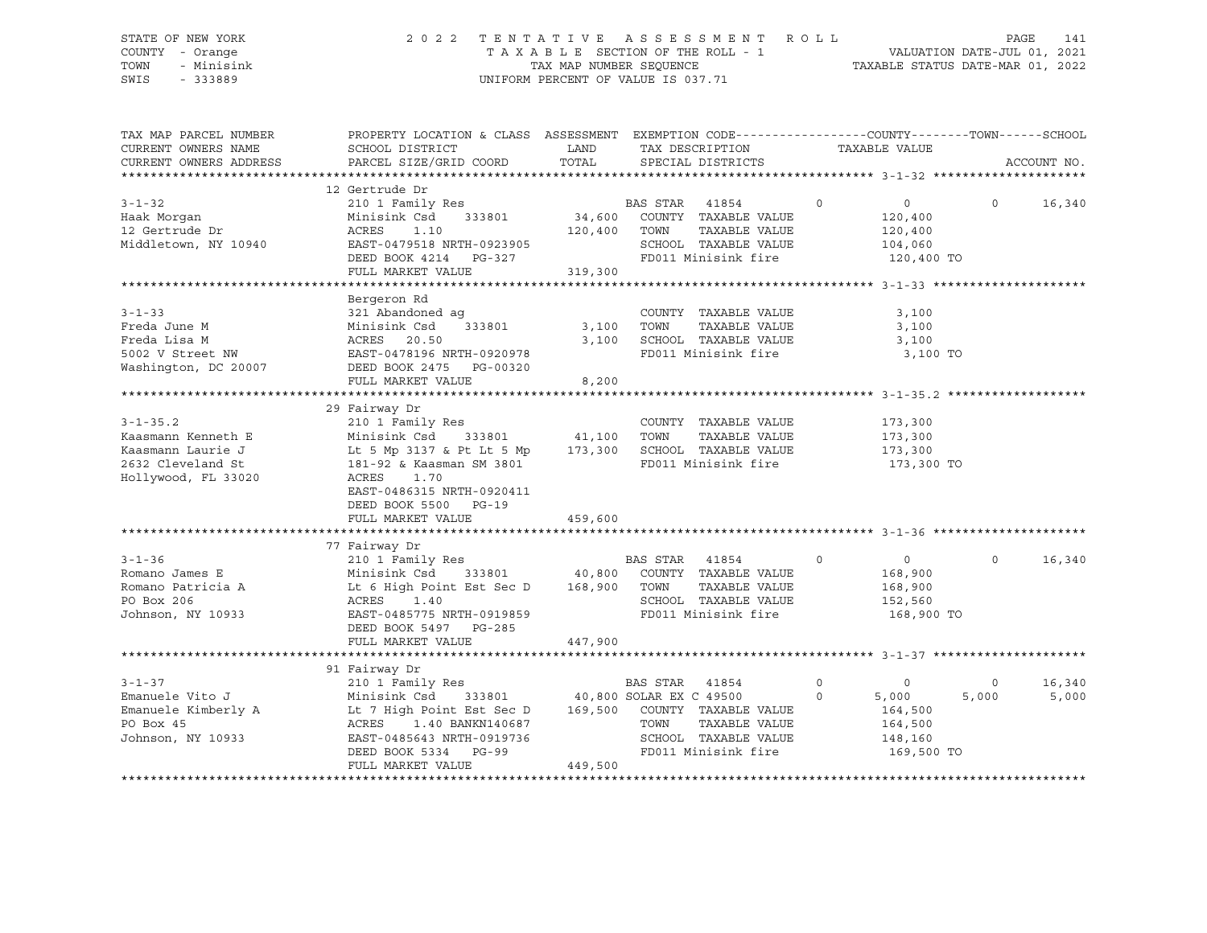STATE OF NEW YORK
COUNTY - Orange
TOWN - Minisink
SWIS - 333889

2 0 2 2 T E N T A T I V E A S S E S S M E N T R O L L
T A X A B L E SECTION OF THE ROLL - 1
TAX MAP NUMBER SEQUENCE
UNIFORM PERCENT OF VALUE IS 037.71

VALUATION DATE-JUL 01, 2021
TAXABLE STATUS DATE-MAR 01, 2022

| TAX MAP PARCEL NUMBER / CURRENT OWNERS NAME / CURRENT OWNERS ADDRESS | PROPERTY LOCATION & CLASS / SCHOOL DISTRICT / PARCEL SIZE/GRID COORD | ASSESSMENT LAND / TOTAL | EXEMPTION CODE / TAX DESCRIPTION / SPECIAL DISTRICTS | COUNTY TAXABLE VALUE | TOWN | SCHOOL | ACCOUNT NO. |
|---|---|---|---|---|---|---|---|
| **3-1-32** | 12 Gertrude Dr | | | | | | |
| | 210 1 Family Res | | BAS STAR 41854 0 | 0 | 0 | 16,340 | |
| Haak Morgan | Minisink Csd 333801 | 34,600 | COUNTY TAXABLE VALUE | 120,400 | | | |
| 12 Gertrude Dr | ACRES 1.10 | 120,400 | TOWN TAXABLE VALUE | 120,400 | | | |
| Middletown, NY 10940 | EAST-0479518 NRTH-0923905 | | SCHOOL TAXABLE VALUE | 104,060 | | | |
| | DEED BOOK 4214 PG-327 | | FD011 Minisink fire | 120,400 TO | | | |
| | FULL MARKET VALUE | 319,300 | | | | | |
| **3-1-33** | Bergeron Rd | | | | | | |
| | 321 Abandoned ag | | COUNTY TAXABLE VALUE | 3,100 | | | |
| Freda June M | Minisink Csd 333801 | 3,100 | TOWN TAXABLE VALUE | 3,100 | | | |
| Freda Lisa M | ACRES 20.50 | 3,100 | SCHOOL TAXABLE VALUE | 3,100 | | | |
| 5002 V Street NW | EAST-0478196 NRTH-0920978 | | FD011 Minisink fire | 3,100 TO | | | |
| Washington, DC 20007 | DEED BOOK 2475 PG-00320 | | | | | | |
| | FULL MARKET VALUE | 8,200 | | | | | |
| **3-1-35.2** | 29 Fairway Dr | | | | | | |
| | 210 1 Family Res | | COUNTY TAXABLE VALUE | 173,300 | | | |
| Kaasmann Kenneth E | Minisink Csd 333801 | 41,100 | TOWN TAXABLE VALUE | 173,300 | | | |
| Kaasmann Laurie J | Lt 5 Mp 3137 & Pt Lt 5 Mp | 173,300 | SCHOOL TAXABLE VALUE | 173,300 | | | |
| 2632 Cleveland St | 181-92 & Kaasman SM 3801 | | FD011 Minisink fire | 173,300 TO | | | |
| Hollywood, FL 33020 | ACRES 1.70 | | | | | | |
| | EAST-0486315 NRTH-0920411 | | | | | | |
| | DEED BOOK 5500 PG-19 | | | | | | |
| | FULL MARKET VALUE | 459,600 | | | | | |
| **3-1-36** | 77 Fairway Dr | | | | | | |
| | 210 1 Family Res | | BAS STAR 41854 0 | 0 | 0 | 16,340 | |
| Romano James E | Minisink Csd 333801 | 40,800 | COUNTY TAXABLE VALUE | 168,900 | | | |
| Romano Patricia A | Lt 6 High Point Est Sec D | 168,900 | TOWN TAXABLE VALUE | 168,900 | | | |
| PO Box 206 | ACRES 1.40 | | SCHOOL TAXABLE VALUE | 152,560 | | | |
| Johnson, NY 10933 | EAST-0485775 NRTH-0919859 | | FD011 Minisink fire | 168,900 TO | | | |
| | DEED BOOK 5497 PG-285 | | | | | | |
| | FULL MARKET VALUE | 447,900 | | | | | |
| **3-1-37** | 91 Fairway Dr | | | | | | |
| | 210 1 Family Res | | BAS STAR 41854 0 | 0 | 0 | 16,340 | |
| Emanuele Vito J | Minisink Csd 333801 | 40,800 | SOLAR EX C 49500 0 | 5,000 | 5,000 | 5,000 | |
| Emanuele Kimberly A | Lt 7 High Point Est Sec D | 169,500 | COUNTY TAXABLE VALUE | 164,500 | | | |
| PO Box 45 | ACRES 1.40 BANKN140687 | | TOWN TAXABLE VALUE | 164,500 | | | |
| Johnson, NY 10933 | EAST-0485643 NRTH-0919736 | | SCHOOL TAXABLE VALUE | 148,160 | | | |
| | DEED BOOK 5334 PG-99 | | FD011 Minisink fire | 169,500 TO | | | |
| | FULL MARKET VALUE | 449,500 | | | | | |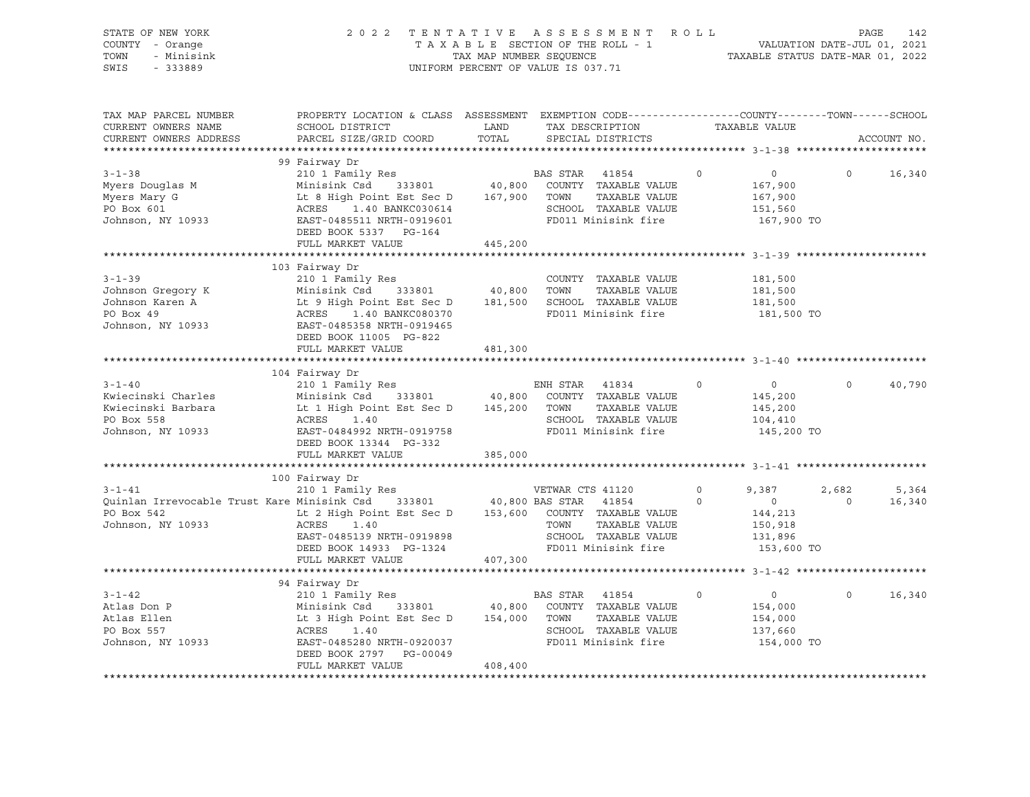STATE OF NEW YORK — COUNTY - Orange — TOWN - Minisink — SWIS - 333889

2 0 2 2 T E N T A T I V E A S S E S S M E N T R O L L
T A X A B L E SECTION OF THE ROLL - 1
TAX MAP NUMBER SEQUENCE
UNIFORM PERCENT OF VALUE IS 037.71

VALUATION DATE-JUL 01, 2021
TAXABLE STATUS DATE-MAR 01, 2022

| TAX MAP PARCEL NUMBER / CURRENT OWNERS NAME / CURRENT OWNERS ADDRESS | PROPERTY LOCATION & CLASS / SCHOOL DISTRICT / PARCEL SIZE/GRID COORD | ASSESSMENT LAND / TOTAL | EXEMPTION CODE / TAX DESCRIPTION / SPECIAL DISTRICTS | COUNTY TAXABLE VALUE | TOWN | SCHOOL | ACCOUNT NO. |
|---|---|---|---|---|---|---|---|
| **3-1-38** | 99 Fairway Dr | | | | | | |
| 3-1-38 | 210 1 Family Res | | BAS STAR 41854 0 | 0 | 0 | 16,340 | |
| Myers Douglas M | Minisink Csd 333801 | 40,800 | COUNTY TAXABLE VALUE | 167,900 | | | |
| Myers Mary G | Lt 8 High Point Est Sec D | 167,900 | TOWN TAXABLE VALUE | 167,900 | | | |
| PO Box 601 | ACRES 1.40 BANKC030614 | | SCHOOL TAXABLE VALUE | 151,560 | | | |
| Johnson, NY 10933 | EAST-0485511 NRTH-0919601 | | FD011 Minisink fire | 167,900 TO | | | |
| | DEED BOOK 5337 PG-164 | | | | | | |
| | FULL MARKET VALUE | 445,200 | | | | | |
| **3-1-39** | 103 Fairway Dr | | | | | | |
| 3-1-39 | 210 1 Family Res | | COUNTY TAXABLE VALUE | 181,500 | | | |
| Johnson Gregory K | Minisink Csd 333801 | 40,800 | TOWN TAXABLE VALUE | 181,500 | | | |
| Johnson Karen A | Lt 9 High Point Est Sec D | 181,500 | SCHOOL TAXABLE VALUE | 181,500 | | | |
| PO Box 49 | ACRES 1.40 BANKC080370 | | FD011 Minisink fire | 181,500 TO | | | |
| Johnson, NY 10933 | EAST-0485358 NRTH-0919465 | | | | | | |
| | DEED BOOK 11005 PG-822 | | | | | | |
| | FULL MARKET VALUE | 481,300 | | | | | |
| **3-1-40** | 104 Fairway Dr | | | | | | |
| 3-1-40 | 210 1 Family Res | | ENH STAR 41834 0 | 0 | 0 | 40,790 | |
| Kwiecinski Charles | Minisink Csd 333801 | 40,800 | COUNTY TAXABLE VALUE | 145,200 | | | |
| Kwiecinski Barbara | Lt 1 High Point Est Sec D | 145,200 | TOWN TAXABLE VALUE | 145,200 | | | |
| PO Box 558 | ACRES 1.40 | | SCHOOL TAXABLE VALUE | 104,410 | | | |
| Johnson, NY 10933 | EAST-0484992 NRTH-0919758 | | FD011 Minisink fire | 145,200 TO | | | |
| | DEED BOOK 13344 PG-332 | | | | | | |
| | FULL MARKET VALUE | 385,000 | | | | | |
| **3-1-41** | 100 Fairway Dr | | | | | | |
| 3-1-41 | 210 1 Family Res | | VETWAR CTS 41120 0 | 9,387 | 2,682 | 5,364 | |
| Quinlan Irrevocable Trust Kare | Minisink Csd 333801 | 40,800 | BAS STAR 41854 0 | 0 | 0 | 16,340 | |
| PO Box 542 | Lt 2 High Point Est Sec D | 153,600 | COUNTY TAXABLE VALUE | 144,213 | | | |
| Johnson, NY 10933 | ACRES 1.40 | | TOWN TAXABLE VALUE | 150,918 | | | |
| | EAST-0485139 NRTH-0919898 | | SCHOOL TAXABLE VALUE | 131,896 | | | |
| | DEED BOOK 14933 PG-1324 | | FD011 Minisink fire | 153,600 TO | | | |
| | FULL MARKET VALUE | 407,300 | | | | | |
| **3-1-42** | 94 Fairway Dr | | | | | | |
| 3-1-42 | 210 1 Family Res | | BAS STAR 41854 0 | 0 | 0 | 16,340 | |
| Atlas Don P | Minisink Csd 333801 | 40,800 | COUNTY TAXABLE VALUE | 154,000 | | | |
| Atlas Ellen | Lt 3 High Point Est Sec D | 154,000 | TOWN TAXABLE VALUE | 154,000 | | | |
| PO Box 557 | ACRES 1.40 | | SCHOOL TAXABLE VALUE | 137,660 | | | |
| Johnson, NY 10933 | EAST-0485280 NRTH-0920037 | | FD011 Minisink fire | 154,000 TO | | | |
| | DEED BOOK 2797 PG-00049 | | | | | | |
| | FULL MARKET VALUE | 408,400 | | | | | |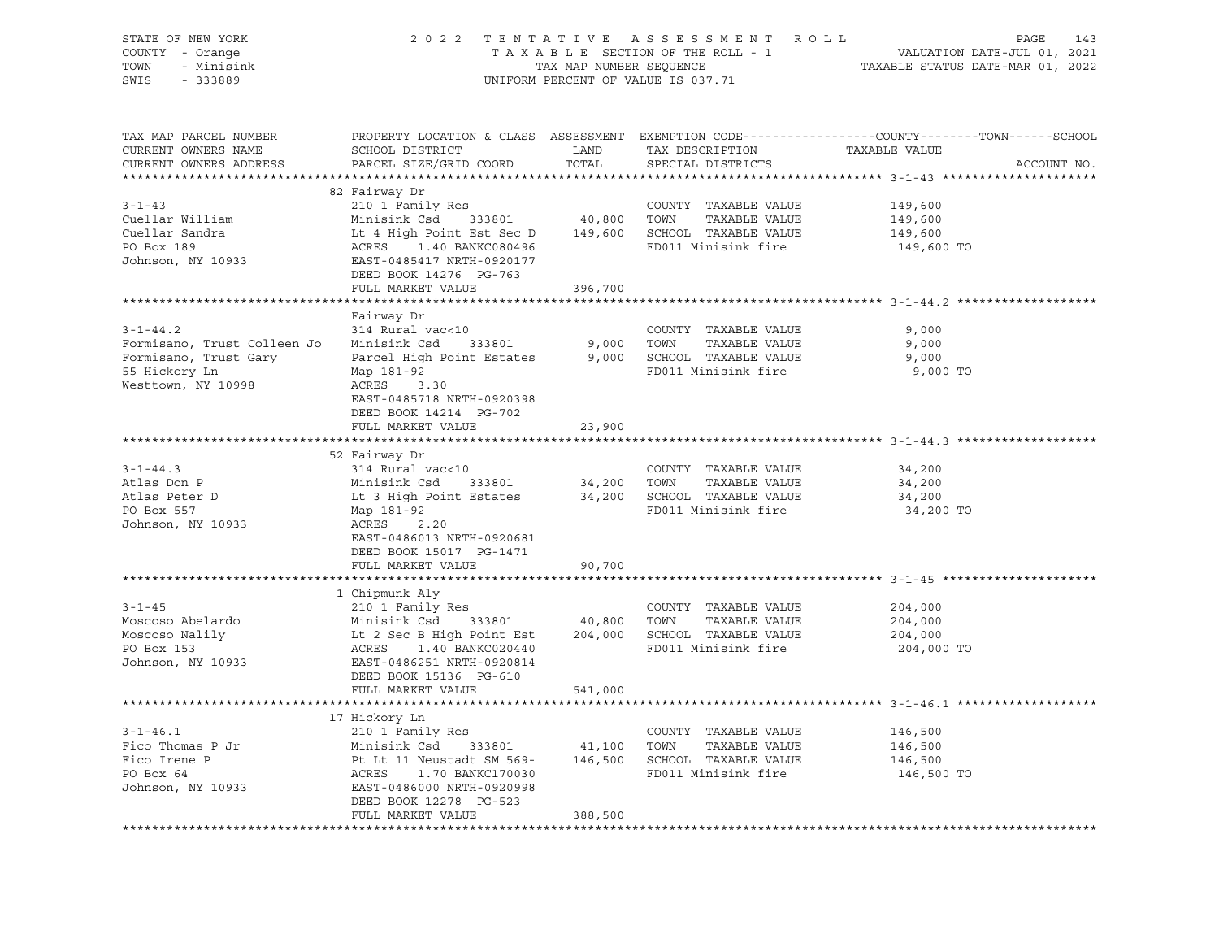STATE OF NEW YORK — 2022 TENTATIVE ASSESSMENT ROLL
COUNTY - Orange — TAXABLE SECTION OF THE ROLL - 1 — VALUATION DATE-JUL 01, 2021
TOWN - Minisink — TAX MAP NUMBER SEQUENCE — TAXABLE STATUS DATE-MAR 01, 2022
SWIS - 333889 — UNIFORM PERCENT OF VALUE IS 037.71

| TAX MAP PARCEL NUMBER / CURRENT OWNERS NAME / CURRENT OWNERS ADDRESS | PROPERTY LOCATION & CLASS / SCHOOL DISTRICT / PARCEL SIZE/GRID COORD | ASSESSMENT LAND / TOTAL | EXEMPTION CODE / TAX DESCRIPTION / SPECIAL DISTRICTS | TAXABLE VALUE (COUNTY / TOWN / SCHOOL) | ACCOUNT NO. |
|---|---|---|---|---|---|
| **3-1-43** | 82 Fairway Dr | | | | |
| 3-1-43 | 210 1 Family Res | | COUNTY TAXABLE VALUE | 149,600 | |
| Cuellar William | Minisink Csd 333801 | 40,800 | TOWN TAXABLE VALUE | 149,600 | |
| Cuellar Sandra | Lt 4 High Point Est Sec D | 149,600 | SCHOOL TAXABLE VALUE | 149,600 | |
| PO Box 189 | ACRES 1.40 BANKC080496 | | FD011 Minisink fire | 149,600 TO | |
| Johnson, NY 10933 | EAST-0485417 NRTH-0920177 | | | | |
| | DEED BOOK 14276 PG-763 | | | | |
| | FULL MARKET VALUE | 396,700 | | | |
| **3-1-44.2** | Fairway Dr | | | | |
| 3-1-44.2 | 314 Rural vac<10 | | COUNTY TAXABLE VALUE | 9,000 | |
| Formisano, Trust Colleen Jo | Minisink Csd 333801 | 9,000 | TOWN TAXABLE VALUE | 9,000 | |
| Formisano, Trust Gary | Parcel High Point Estates | 9,000 | SCHOOL TAXABLE VALUE | 9,000 | |
| 55 Hickory Ln | Map 181-92 | | FD011 Minisink fire | 9,000 TO | |
| Westtown, NY 10998 | ACRES 3.30 | | | | |
| | EAST-0485718 NRTH-0920398 | | | | |
| | DEED BOOK 14214 PG-702 | | | | |
| | FULL MARKET VALUE | 23,900 | | | |
| **3-1-44.3** | 52 Fairway Dr | | | | |
| 3-1-44.3 | 314 Rural vac<10 | | COUNTY TAXABLE VALUE | 34,200 | |
| Atlas Don P | Minisink Csd 333801 | 34,200 | TOWN TAXABLE VALUE | 34,200 | |
| Atlas Peter D | Lt 3 High Point Estates | 34,200 | SCHOOL TAXABLE VALUE | 34,200 | |
| PO Box 557 | Map 181-92 | | FD011 Minisink fire | 34,200 TO | |
| Johnson, NY 10933 | ACRES 2.20 | | | | |
| | EAST-0486013 NRTH-0920681 | | | | |
| | DEED BOOK 15017 PG-1471 | | | | |
| | FULL MARKET VALUE | 90,700 | | | |
| **3-1-45** | 1 Chipmunk Aly | | | | |
| 3-1-45 | 210 1 Family Res | | COUNTY TAXABLE VALUE | 204,000 | |
| Moscoso Abelardo | Minisink Csd 333801 | 40,800 | TOWN TAXABLE VALUE | 204,000 | |
| Moscoso Nalily | Lt 2 Sec B High Point Est | 204,000 | SCHOOL TAXABLE VALUE | 204,000 | |
| PO Box 153 | ACRES 1.40 BANKC020440 | | FD011 Minisink fire | 204,000 TO | |
| Johnson, NY 10933 | EAST-0486251 NRTH-0920814 | | | | |
| | DEED BOOK 15136 PG-610 | | | | |
| | FULL MARKET VALUE | 541,000 | | | |
| **3-1-46.1** | 17 Hickory Ln | | | | |
| 3-1-46.1 | 210 1 Family Res | | COUNTY TAXABLE VALUE | 146,500 | |
| Fico Thomas P Jr | Minisink Csd 333801 | 41,100 | TOWN TAXABLE VALUE | 146,500 | |
| Fico Irene P | Pt Lt 11 Neustadt SM 569- | 146,500 | SCHOOL TAXABLE VALUE | 146,500 | |
| PO Box 64 | ACRES 1.70 BANKC170030 | | FD011 Minisink fire | 146,500 TO | |
| Johnson, NY 10933 | EAST-0486000 NRTH-0920998 | | | | |
| | DEED BOOK 12278 PG-523 | | | | |
| | FULL MARKET VALUE | 388,500 | | | |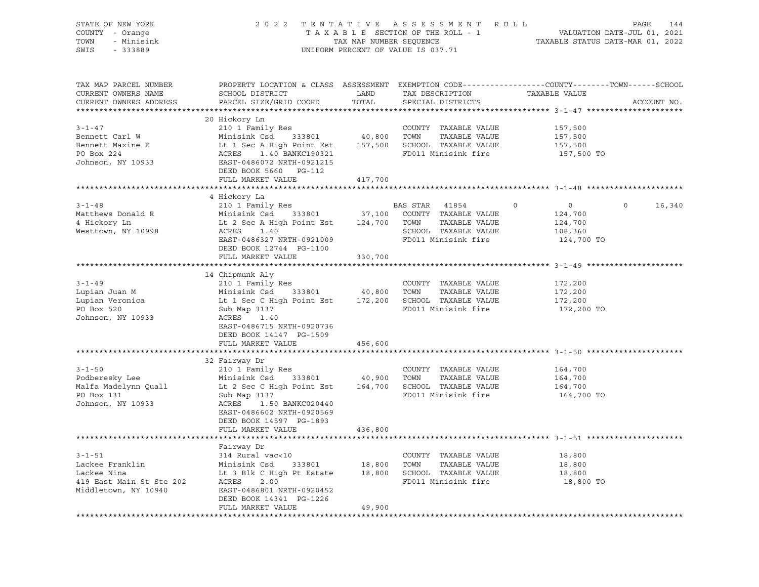STATE OF NEW YORK — COUNTY - Orange — TOWN - Minisink — SWIS - 333889

2022 TENTATIVE ASSESSMENT ROLL
TAXABLE SECTION OF THE ROLL - 1
TAX MAP NUMBER SEQUENCE
UNIFORM PERCENT OF VALUE IS 037.71

VALUATION DATE-JUL 01, 2021
TAXABLE STATUS DATE-MAR 01, 2022

| TAX MAP PARCEL NUMBER / CURRENT OWNERS NAME / CURRENT OWNERS ADDRESS | PROPERTY LOCATION & CLASS / SCHOOL DISTRICT / PARCEL SIZE/GRID COORD | ASSESSMENT LAND | TOTAL | EXEMPTION CODE / TAX DESCRIPTION / SPECIAL DISTRICTS | COUNTY | TOWN | SCHOOL TAXABLE VALUE | ACCOUNT NO. |
|---|---|---|---|---|---|---|---|---|
| **3-1-47** | 20 Hickory Ln | | | | | | | |
| 3-1-47 | 210 1 Family Res | | | COUNTY TAXABLE VALUE | 157,500 | | | |
| Bennett Carl W | Minisink Csd 333801 | 40,800 | | TOWN TAXABLE VALUE | | 157,500 | | |
| Bennett Maxine E | Lt 1 Sec A High Point Est | | 157,500 | SCHOOL TAXABLE VALUE | | | 157,500 | |
| PO Box 224 | ACRES 1.40 BANKC190321 | | | FD011 Minisink fire | 157,500 TO | | | |
| Johnson, NY 10933 | EAST-0486072 NRTH-0921215 | | | | | | | |
| | DEED BOOK 5660 PG-112 | | | | | | | |
| | FULL MARKET VALUE | | 417,700 | | | | | |
| **3-1-48** | 4 Hickory La | | | | | | | |
| 3-1-48 | 210 1 Family Res | | | BAS STAR 41854 | 0 | 0 | 16,340 | |
| Matthews Donald R | Minisink Csd 333801 | 37,100 | | COUNTY TAXABLE VALUE | 124,700 | | | |
| 4 Hickory Ln | Lt 2 Sec A High Point Est | | 124,700 | TOWN TAXABLE VALUE | | 124,700 | | |
| Westtown, NY 10998 | ACRES 1.40 | | | SCHOOL TAXABLE VALUE | | | 108,360 | |
| | EAST-0486327 NRTH-0921009 | | | FD011 Minisink fire | 124,700 TO | | | |
| | DEED BOOK 12744 PG-1100 | | | | | | | |
| | FULL MARKET VALUE | | 330,700 | | | | | |
| **3-1-49** | 14 Chipmunk Aly | | | | | | | |
| 3-1-49 | 210 1 Family Res | | | COUNTY TAXABLE VALUE | 172,200 | | | |
| Lupian Juan M | Minisink Csd 333801 | 40,800 | | TOWN TAXABLE VALUE | | 172,200 | | |
| Lupian Veronica | Lt 1 Sec C High Point Est | | 172,200 | SCHOOL TAXABLE VALUE | | | 172,200 | |
| PO Box 520 | Sub Map 3137 | | | FD011 Minisink fire | 172,200 TO | | | |
| Johnson, NY 10933 | ACRES 1.40 | | | | | | | |
| | EAST-0486715 NRTH-0920736 | | | | | | | |
| | DEED BOOK 14147 PG-1509 | | | | | | | |
| | FULL MARKET VALUE | | 456,600 | | | | | |
| **3-1-50** | 32 Fairway Dr | | | | | | | |
| 3-1-50 | 210 1 Family Res | | | COUNTY TAXABLE VALUE | 164,700 | | | |
| Podberesky Lee | Minisink Csd 333801 | 40,900 | | TOWN TAXABLE VALUE | | 164,700 | | |
| Malfa Madelynn Quall | Lt 2 Sec C High Point Est | | 164,700 | SCHOOL TAXABLE VALUE | | | 164,700 | |
| PO Box 131 | Sub Map 3137 | | | FD011 Minisink fire | 164,700 TO | | | |
| Johnson, NY 10933 | ACRES 1.50 BANKC020440 | | | | | | | |
| | EAST-0486602 NRTH-0920569 | | | | | | | |
| | DEED BOOK 14597 PG-1893 | | | | | | | |
| | FULL MARKET VALUE | | 436,800 | | | | | |
| **3-1-51** | Fairway Dr | | | | | | | |
| 3-1-51 | 314 Rural vac<10 | | | COUNTY TAXABLE VALUE | 18,800 | | | |
| Lackee Franklin | Minisink Csd 333801 | 18,800 | | TOWN TAXABLE VALUE | | 18,800 | | |
| Lackee Nina | Lt 3 Blk C High Pt Estate | | 18,800 | SCHOOL TAXABLE VALUE | | | 18,800 | |
| 419 East Main St Ste 202 | ACRES 2.00 | | | FD011 Minisink fire | 18,800 TO | | | |
| Middletown, NY 10940 | EAST-0486801 NRTH-0920452 | | | | | | | |
| | DEED BOOK 14341 PG-1226 | | | | | | | |
| | FULL MARKET VALUE | | 49,900 | | | | | |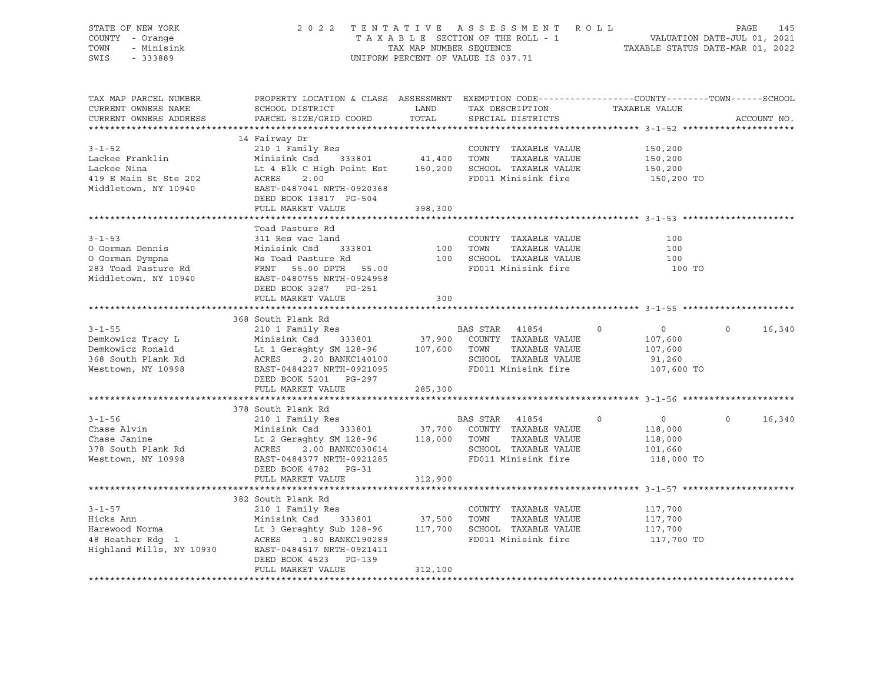STATE OF NEW YORK | COUNTY - Orange | TOWN - Minisink | SWIS - 333889

2022 TENTATIVE ASSESSMENT ROLL
TAXABLE SECTION OF THE ROLL - 1
TAX MAP NUMBER SEQUENCE
UNIFORM PERCENT OF VALUE IS 037.71

VALUATION DATE-JUL 01, 2021
TAXABLE STATUS DATE-MAR 01, 2022

| TAX MAP PARCEL NUMBER / CURRENT OWNERS NAME / CURRENT OWNERS ADDRESS | PROPERTY LOCATION & CLASS / SCHOOL DISTRICT / PARCEL SIZE/GRID COORD | ASSESSMENT LAND / TOTAL | EXEMPTION CODE / TAX DESCRIPTION / SPECIAL DISTRICTS | COUNTY | TOWN | SCHOOL / TAXABLE VALUE / ACCOUNT NO. |
|---|---|---|---|---|---|---|
| **3-1-52** | 14 Fairway Dr | | | | | |
| | 210 1 Family Res | | COUNTY TAXABLE VALUE | 150,200 | | |
| Lackee Franklin | Minisink Csd 333801 | 41,400 | TOWN TAXABLE VALUE | | 150,200 | |
| Lackee Nina | Lt 4 Blk C High Point Est | 150,200 | SCHOOL TAXABLE VALUE | | | 150,200 |
| 419 E Main St Ste 202 | ACRES 2.00 | | FD011 Minisink fire | 150,200 TO | | |
| Middletown, NY 10940 | EAST-0487041 NRTH-0920368 | | | | | |
| | DEED BOOK 13817 PG-504 | | | | | |
| | FULL MARKET VALUE | 398,300 | | | | |
| **3-1-53** | Toad Pasture Rd | | | | | |
| | 311 Res vac land | | COUNTY TAXABLE VALUE | 100 | | |
| O Gorman Dennis | Minisink Csd 333801 | 100 | TOWN TAXABLE VALUE | | 100 | |
| O Gorman Dympna | Ws Toad Pasture Rd | 100 | SCHOOL TAXABLE VALUE | | | 100 |
| 283 Toad Pasture Rd | FRNT 55.00 DPTH 55.00 | | FD011 Minisink fire | 100 TO | | |
| Middletown, NY 10940 | EAST-0480755 NRTH-0924958 | | | | | |
| | DEED BOOK 3287 PG-251 | | | | | |
| | FULL MARKET VALUE | 300 | | | | |
| **3-1-55** | 368 South Plank Rd | | | | | |
| | 210 1 Family Res | | BAS STAR 41854 | 0 | 0 | 0 16,340 |
| Demkowicz Tracy L | Minisink Csd 333801 | 37,900 | COUNTY TAXABLE VALUE | 107,600 | | |
| Demkowicz Ronald | Lt 1 Geraghty SM 128-96 | 107,600 | TOWN TAXABLE VALUE | | 107,600 | |
| 368 South Plank Rd | ACRES 2.20 BANKC140100 | | SCHOOL TAXABLE VALUE | | | 91,260 |
| Westtown, NY 10998 | EAST-0484227 NRTH-0921095 | | FD011 Minisink fire | 107,600 TO | | |
| | DEED BOOK 5201 PG-297 | | | | | |
| | FULL MARKET VALUE | 285,300 | | | | |
| **3-1-56** | 378 South Plank Rd | | | | | |
| | 210 1 Family Res | | BAS STAR 41854 | 0 | 0 | 0 16,340 |
| Chase Alvin | Minisink Csd 333801 | 37,700 | COUNTY TAXABLE VALUE | 118,000 | | |
| Chase Janine | Lt 2 Geraghty SM 128-96 | 118,000 | TOWN TAXABLE VALUE | | 118,000 | |
| 378 South Plank Rd | ACRES 2.00 BANKC030614 | | SCHOOL TAXABLE VALUE | | | 101,660 |
| Westtown, NY 10998 | EAST-0484377 NRTH-0921285 | | FD011 Minisink fire | 118,000 TO | | |
| | DEED BOOK 4782 PG-31 | | | | | |
| | FULL MARKET VALUE | 312,900 | | | | |
| **3-1-57** | 382 South Plank Rd | | | | | |
| | 210 1 Family Res | | COUNTY TAXABLE VALUE | 117,700 | | |
| Hicks Ann | Minisink Csd 333801 | 37,500 | TOWN TAXABLE VALUE | | 117,700 | |
| Harewood Norma | Lt 3 Geraghty Sub 128-96 | 117,700 | SCHOOL TAXABLE VALUE | | | 117,700 |
| 48 Heather Rdg 1 | ACRES 1.80 BANKC190289 | | FD011 Minisink fire | 117,700 TO | | |
| Highland Mills, NY 10930 | EAST-0484517 NRTH-0921411 | | | | | |
| | DEED BOOK 4523 PG-139 | | | | | |
| | FULL MARKET VALUE | 312,100 | | | | |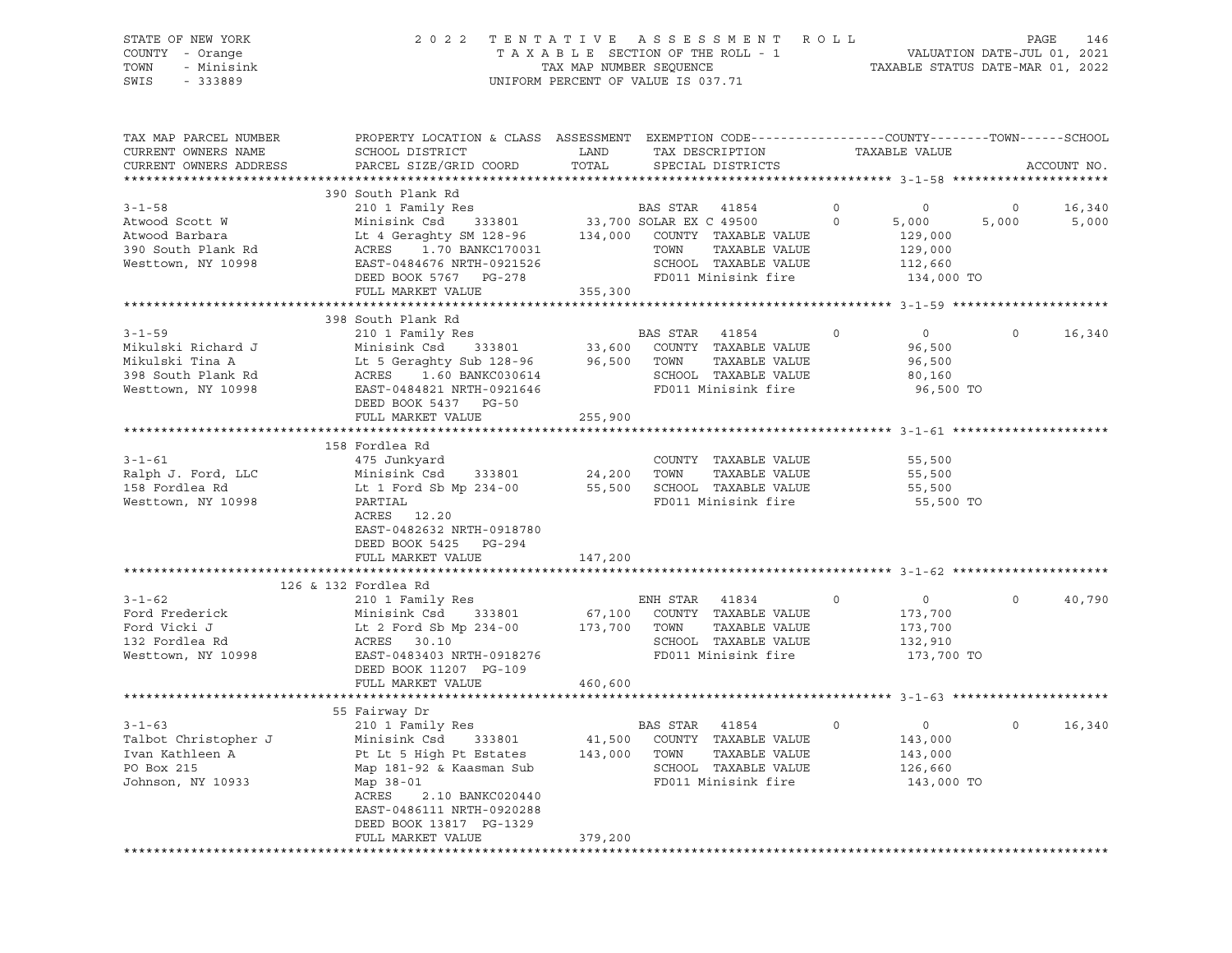STATE OF NEW YORK — 2022 TENTATIVE ASSESSMENT ROLL
COUNTY - Orange — TAXABLE SECTION OF THE ROLL - 1 — VALUATION DATE-JUL 01, 2021
TOWN - Minisink — TAX MAP NUMBER SEQUENCE — TAXABLE STATUS DATE-MAR 01, 2022
SWIS - 333889 — UNIFORM PERCENT OF VALUE IS 037.71

| TAX MAP PARCEL NUMBER / CURRENT OWNERS NAME / CURRENT OWNERS ADDRESS | PROPERTY LOCATION & CLASS / SCHOOL DISTRICT / PARCEL SIZE/GRID COORD | ASSESSMENT LAND | TOTAL | EXEMPTION CODE / TAX DESCRIPTION / SPECIAL DISTRICTS | COUNTY TAXABLE VALUE | TOWN | SCHOOL | ACCOUNT NO. |
|---|---|---|---|---|---|---|---|---|
| **3-1-58** | 390 South Plank Rd | | | | | | | |
| 3-1-58 | 210 1 Family Res | | | BAS STAR 41854 | 0 | 0 | 16,340 | |
| Atwood Scott W | Minisink Csd 333801 | 33,700 | | SOLAR EX C 49500 | 5,000 | 5,000 | 5,000 | |
| Atwood Barbara | Lt 4 Geraghty SM 128-96 | | 134,000 | COUNTY TAXABLE VALUE | 129,000 | | | |
| 390 South Plank Rd | ACRES 1.70 BANKC170031 | | | TOWN TAXABLE VALUE | 129,000 | | | |
| Westtown, NY 10998 | EAST-0484676 NRTH-0921526 | | | SCHOOL TAXABLE VALUE | 112,660 | | | |
| | DEED BOOK 5767 PG-278 | | | FD011 Minisink fire | 134,000 TO | | | |
| | FULL MARKET VALUE | | 355,300 | | | | | |
| **3-1-59** | 398 South Plank Rd | | | | | | | |
| 3-1-59 | 210 1 Family Res | | | BAS STAR 41854 | 0 | 0 | 16,340 | |
| Mikulski Richard J | Minisink Csd 333801 | 33,600 | | COUNTY TAXABLE VALUE | 96,500 | | | |
| Mikulski Tina A | Lt 5 Geraghty Sub 128-96 | | 96,500 | TOWN TAXABLE VALUE | 96,500 | | | |
| 398 South Plank Rd | ACRES 1.60 BANKC030614 | | | SCHOOL TAXABLE VALUE | 80,160 | | | |
| Westtown, NY 10998 | EAST-0484821 NRTH-0921646 | | | FD011 Minisink fire | 96,500 TO | | | |
| | DEED BOOK 5437 PG-50 | | | | | | | |
| | FULL MARKET VALUE | | 255,900 | | | | | |
| **3-1-61** | 158 Fordlea Rd | | | | | | | |
| 3-1-61 | 475 Junkyard | | | COUNTY TAXABLE VALUE | 55,500 | | | |
| Ralph J. Ford, LLC | Minisink Csd 333801 | 24,200 | | TOWN TAXABLE VALUE | 55,500 | | | |
| 158 Fordlea Rd | Lt 1 Ford Sb Mp 234-00 | | 55,500 | SCHOOL TAXABLE VALUE | 55,500 | | | |
| Westtown, NY 10998 | PARTIAL | | | FD011 Minisink fire | 55,500 TO | | | |
| | ACRES 12.20 | | | | | | | |
| | EAST-0482632 NRTH-0918780 | | | | | | | |
| | DEED BOOK 5425 PG-294 | | | | | | | |
| | FULL MARKET VALUE | | 147,200 | | | | | |
| **3-1-62** | 126 & 132 Fordlea Rd | | | | | | | |
| 3-1-62 | 210 1 Family Res | | | ENH STAR 41834 | 0 | 0 | 40,790 | |
| Ford Frederick | Minisink Csd 333801 | 67,100 | | COUNTY TAXABLE VALUE | 173,700 | | | |
| Ford Vicki J | Lt 2 Ford Sb Mp 234-00 | | 173,700 | TOWN TAXABLE VALUE | 173,700 | | | |
| 132 Fordlea Rd | ACRES 30.10 | | | SCHOOL TAXABLE VALUE | 132,910 | | | |
| Westtown, NY 10998 | EAST-0483403 NRTH-0918276 | | | FD011 Minisink fire | 173,700 TO | | | |
| | DEED BOOK 11207 PG-109 | | | | | | | |
| | FULL MARKET VALUE | | 460,600 | | | | | |
| **3-1-63** | 55 Fairway Dr | | | | | | | |
| 3-1-63 | 210 1 Family Res | | | BAS STAR 41854 | 0 | 0 | 16,340 | |
| Talbot Christopher J | Minisink Csd 333801 | 41,500 | | COUNTY TAXABLE VALUE | 143,000 | | | |
| Ivan Kathleen A | Pt Lt 5 High Pt Estates | | 143,000 | TOWN TAXABLE VALUE | 143,000 | | | |
| PO Box 215 | Map 181-92 & Kaasman Sub | | | SCHOOL TAXABLE VALUE | 126,660 | | | |
| Johnson, NY 10933 | Map 38-01 | | | FD011 Minisink fire | 143,000 TO | | | |
| | ACRES 2.10 BANKC020440 | | | | | | | |
| | EAST-0486111 NRTH-0920288 | | | | | | | |
| | DEED BOOK 13817 PG-1329 | | | | | | | |
| | FULL MARKET VALUE | | 379,200 | | | | | |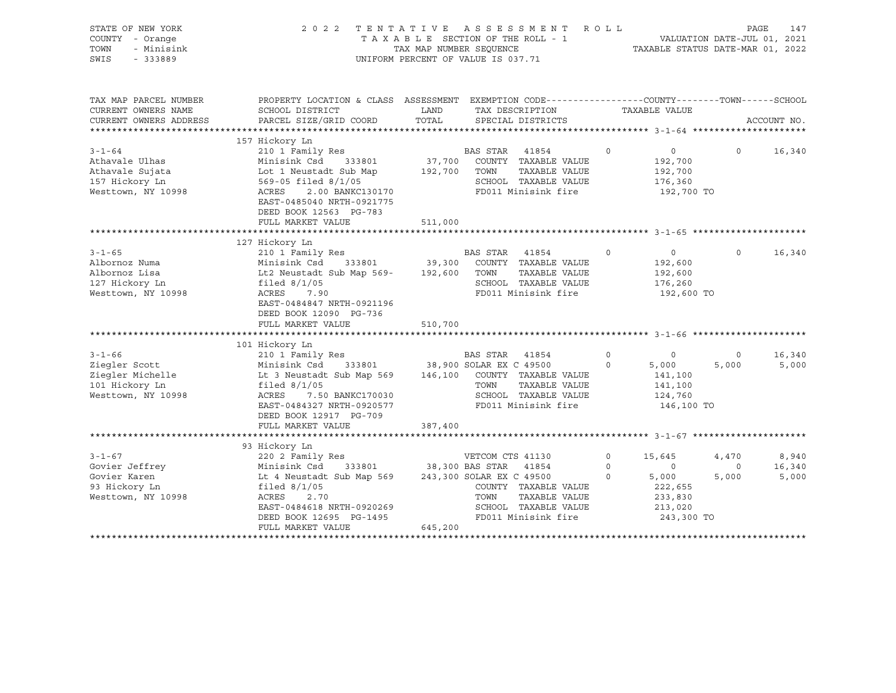STATE OF NEW YORK
COUNTY - Orange
TOWN - Minisink
SWIS - 333889

2 0 2 2 T E N T A T I V E A S S E S S M E N T R O L L
T A X A B L E SECTION OF THE ROLL - 1
TAX MAP NUMBER SEQUENCE
UNIFORM PERCENT OF VALUE IS 037.71

VALUATION DATE-JUL 01, 2021
TAXABLE STATUS DATE-MAR 01, 2022

| TAX MAP PARCEL NUMBER / CURRENT OWNERS NAME / CURRENT OWNERS ADDRESS | PROPERTY LOCATION & CLASS / SCHOOL DISTRICT / PARCEL SIZE/GRID COORD | ASSESSMENT LAND / TOTAL | EXEMPTION CODE / TAX DESCRIPTION / SPECIAL DISTRICTS | | COUNTY / TAXABLE VALUE | TOWN | SCHOOL | ACCOUNT NO. |
|---|---|---|---|---|---|---|---|---|
| **3-1-64** | 157 Hickory Ln | | | | | | | |
| 3-1-64 | 210 1 Family Res | | BAS STAR 41854 | 0 | 0 | 0 | 16,340 | |
| Athavale Ulhas | Minisink Csd 333801 | 37,700 | COUNTY TAXABLE VALUE | | 192,700 | | | |
| Athavale Sujata | Lot 1 Neustadt Sub Map | 192,700 | TOWN TAXABLE VALUE | | 192,700 | | | |
| 157 Hickory Ln | 569-05 filed 8/1/05 | | SCHOOL TAXABLE VALUE | | 176,360 | | | |
| Westtown, NY 10998 | ACRES 2.00 BANKC130170 | | FD011 Minisink fire | | 192,700 TO | | | |
| | EAST-0485040 NRTH-0921775 | | | | | | | |
| | DEED BOOK 12563 PG-783 | | | | | | | |
| | FULL MARKET VALUE | 511,000 | | | | | | |
| **3-1-65** | 127 Hickory Ln | | | | | | | |
| 3-1-65 | 210 1 Family Res | | BAS STAR 41854 | 0 | 0 | 0 | 16,340 | |
| Albornoz Numa | Minisink Csd 333801 | 39,300 | COUNTY TAXABLE VALUE | | 192,600 | | | |
| Albornoz Lisa | Lt2 Neustadt Sub Map 569- | 192,600 | TOWN TAXABLE VALUE | | 192,600 | | | |
| 127 Hickory Ln | filed 8/1/05 | | SCHOOL TAXABLE VALUE | | 176,260 | | | |
| Westtown, NY 10998 | ACRES 7.90 | | FD011 Minisink fire | | 192,600 TO | | | |
| | EAST-0484847 NRTH-0921196 | | | | | | | |
| | DEED BOOK 12090 PG-736 | | | | | | | |
| | FULL MARKET VALUE | 510,700 | | | | | | |
| **3-1-66** | 101 Hickory Ln | | | | | | | |
| 3-1-66 | 210 1 Family Res | | BAS STAR 41854 | 0 | 0 | 0 | 16,340 | |
| Ziegler Scott | Minisink Csd 333801 | 38,900 | SOLAR EX C 49500 | 0 | 5,000 | 5,000 | 5,000 | |
| Ziegler Michelle | Lt 3 Neustadt Sub Map 569 | 146,100 | COUNTY TAXABLE VALUE | | 141,100 | | | |
| 101 Hickory Ln | filed 8/1/05 | | TOWN TAXABLE VALUE | | 141,100 | | | |
| Westtown, NY 10998 | ACRES 7.50 BANKC170030 | | SCHOOL TAXABLE VALUE | | 124,760 | | | |
| | EAST-0484327 NRTH-0920577 | | FD011 Minisink fire | | 146,100 TO | | | |
| | DEED BOOK 12917 PG-709 | | | | | | | |
| | FULL MARKET VALUE | 387,400 | | | | | | |
| **3-1-67** | 93 Hickory Ln | | | | | | | |
| 3-1-67 | 220 2 Family Res | | VETCOM CTS 41130 | 0 | 15,645 | 4,470 | 8,940 | |
| Govier Jeffrey | Minisink Csd 333801 | 38,300 | BAS STAR 41854 | 0 | 0 | 0 | 16,340 | |
| Govier Karen | Lt 4 Neustadt Sub Map 569 | 243,300 | SOLAR EX C 49500 | 0 | 5,000 | 5,000 | 5,000 | |
| 93 Hickory Ln | filed 8/1/05 | | COUNTY TAXABLE VALUE | | 222,655 | | | |
| Westtown, NY 10998 | ACRES 2.70 | | TOWN TAXABLE VALUE | | 233,830 | | | |
| | EAST-0484618 NRTH-0920269 | | SCHOOL TAXABLE VALUE | | 213,020 | | | |
| | DEED BOOK 12695 PG-1495 | | FD011 Minisink fire | | 243,300 TO | | | |
| | FULL MARKET VALUE | 645,200 | | | | | | |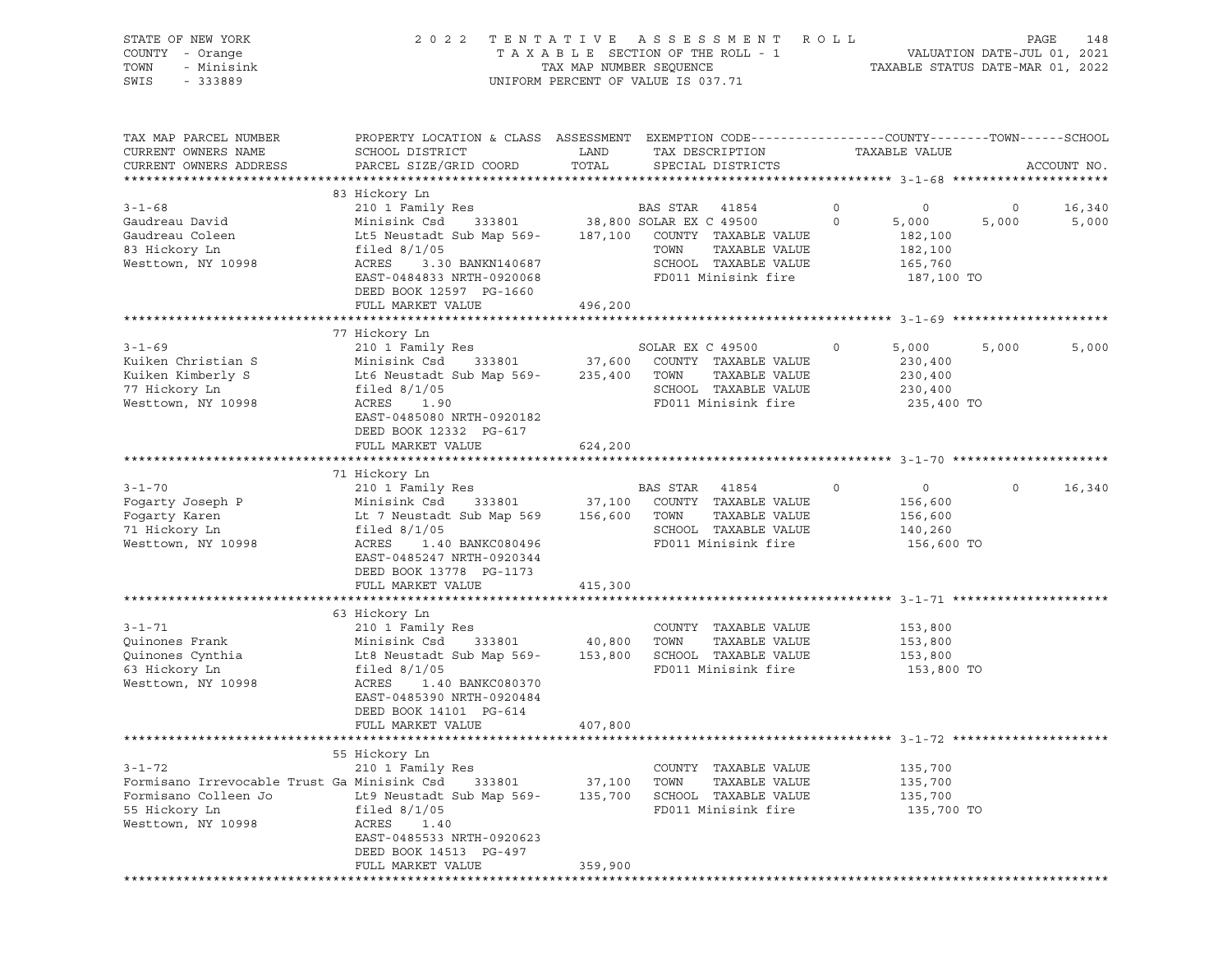STATE OF NEW YORK — 2022 TENTATIVE ASSESSMENT ROLL
COUNTY - Orange — TAXABLE SECTION OF THE ROLL - 1 — VALUATION DATE-JUL 01, 2021
TOWN - Minisink — TAX MAP NUMBER SEQUENCE — TAXABLE STATUS DATE-MAR 01, 2022
SWIS - 333889 — UNIFORM PERCENT OF VALUE IS 037.71

| TAX MAP PARCEL NUMBER / CURRENT OWNERS NAME / CURRENT OWNERS ADDRESS | PROPERTY LOCATION & CLASS / SCHOOL DISTRICT / PARCEL SIZE/GRID COORD | ASSESSMENT LAND / TOTAL | EXEMPTION CODE / TAX DESCRIPTION / SPECIAL DISTRICTS | COUNTY TAXABLE VALUE | TOWN | SCHOOL | ACCOUNT NO. |
|---|---|---|---|---|---|---|---|
| **3-1-68** | 83 Hickory Ln | | | | | | |
| | 210 1 Family Res | | BAS STAR 41854 0 | 0 | 0 | 16,340 | |
| Gaudreau David | Minisink Csd 333801 | 38,800 | SOLAR EX C 49500 0 | 5,000 | 5,000 | 5,000 | |
| Gaudreau Coleen | Lt5 Neustadt Sub Map 569- | 187,100 | COUNTY TAXABLE VALUE | 182,100 | | | |
| 83 Hickory Ln | filed 8/1/05 | | TOWN TAXABLE VALUE | 182,100 | | | |
| Westtown, NY 10998 | ACRES 3.30 BANKN140687 | | SCHOOL TAXABLE VALUE | 165,760 | | | |
| | EAST-0484833 NRTH-0920068 | | FD011 Minisink fire | 187,100 TO | | | |
| | DEED BOOK 12597 PG-1660 | | | | | | |
| | FULL MARKET VALUE | 496,200 | | | | | |
| **3-1-69** | 77 Hickory Ln | | | | | | |
| | 210 1 Family Res | | SOLAR EX C 49500 0 | 5,000 | 5,000 | 5,000 | |
| Kuiken Christian S | Minisink Csd 333801 | 37,600 | COUNTY TAXABLE VALUE | 230,400 | | | |
| Kuiken Kimberly S | Lt6 Neustadt Sub Map 569- | 235,400 | TOWN TAXABLE VALUE | 230,400 | | | |
| 77 Hickory Ln | filed 8/1/05 | | SCHOOL TAXABLE VALUE | 230,400 | | | |
| Westtown, NY 10998 | ACRES 1.90 | | FD011 Minisink fire | 235,400 TO | | | |
| | EAST-0485080 NRTH-0920182 | | | | | | |
| | DEED BOOK 12332 PG-617 | | | | | | |
| | FULL MARKET VALUE | 624,200 | | | | | |
| **3-1-70** | 71 Hickory Ln | | | | | | |
| | 210 1 Family Res | | BAS STAR 41854 0 | 0 | 0 | 16,340 | |
| Fogarty Joseph P | Minisink Csd 333801 | 37,100 | COUNTY TAXABLE VALUE | 156,600 | | | |
| Fogarty Karen | Lt 7 Neustadt Sub Map 569 | 156,600 | TOWN TAXABLE VALUE | 156,600 | | | |
| 71 Hickory Ln | filed 8/1/05 | | SCHOOL TAXABLE VALUE | 140,260 | | | |
| Westtown, NY 10998 | ACRES 1.40 BANKC080496 | | FD011 Minisink fire | 156,600 TO | | | |
| | EAST-0485247 NRTH-0920344 | | | | | | |
| | DEED BOOK 13778 PG-1173 | | | | | | |
| | FULL MARKET VALUE | 415,300 | | | | | |
| **3-1-71** | 63 Hickory Ln | | | | | | |
| | 210 1 Family Res | | COUNTY TAXABLE VALUE | 153,800 | | | |
| Quinones Frank | Minisink Csd 333801 | 40,800 | TOWN TAXABLE VALUE | 153,800 | | | |
| Quinones Cynthia | Lt8 Neustadt Sub Map 569- | 153,800 | SCHOOL TAXABLE VALUE | 153,800 | | | |
| 63 Hickory Ln | filed 8/1/05 | | FD011 Minisink fire | 153,800 TO | | | |
| Westtown, NY 10998 | ACRES 1.40 BANKC080370 | | | | | | |
| | EAST-0485390 NRTH-0920484 | | | | | | |
| | DEED BOOK 14101 PG-614 | | | | | | |
| | FULL MARKET VALUE | 407,800 | | | | | |
| **3-1-72** | 55 Hickory Ln | | | | | | |
| | 210 1 Family Res | | COUNTY TAXABLE VALUE | 135,700 | | | |
| Formisano Irrevocable Trust Ga | Minisink Csd 333801 | 37,100 | TOWN TAXABLE VALUE | 135,700 | | | |
| Formisano Colleen Jo | Lt9 Neustadt Sub Map 569- | 135,700 | SCHOOL TAXABLE VALUE | 135,700 | | | |
| 55 Hickory Ln | filed 8/1/05 | | FD011 Minisink fire | 135,700 TO | | | |
| Westtown, NY 10998 | ACRES 1.40 | | | | | | |
| | EAST-0485533 NRTH-0920623 | | | | | | |
| | DEED BOOK 14513 PG-497 | | | | | | |
| | FULL MARKET VALUE | 359,900 | | | | | |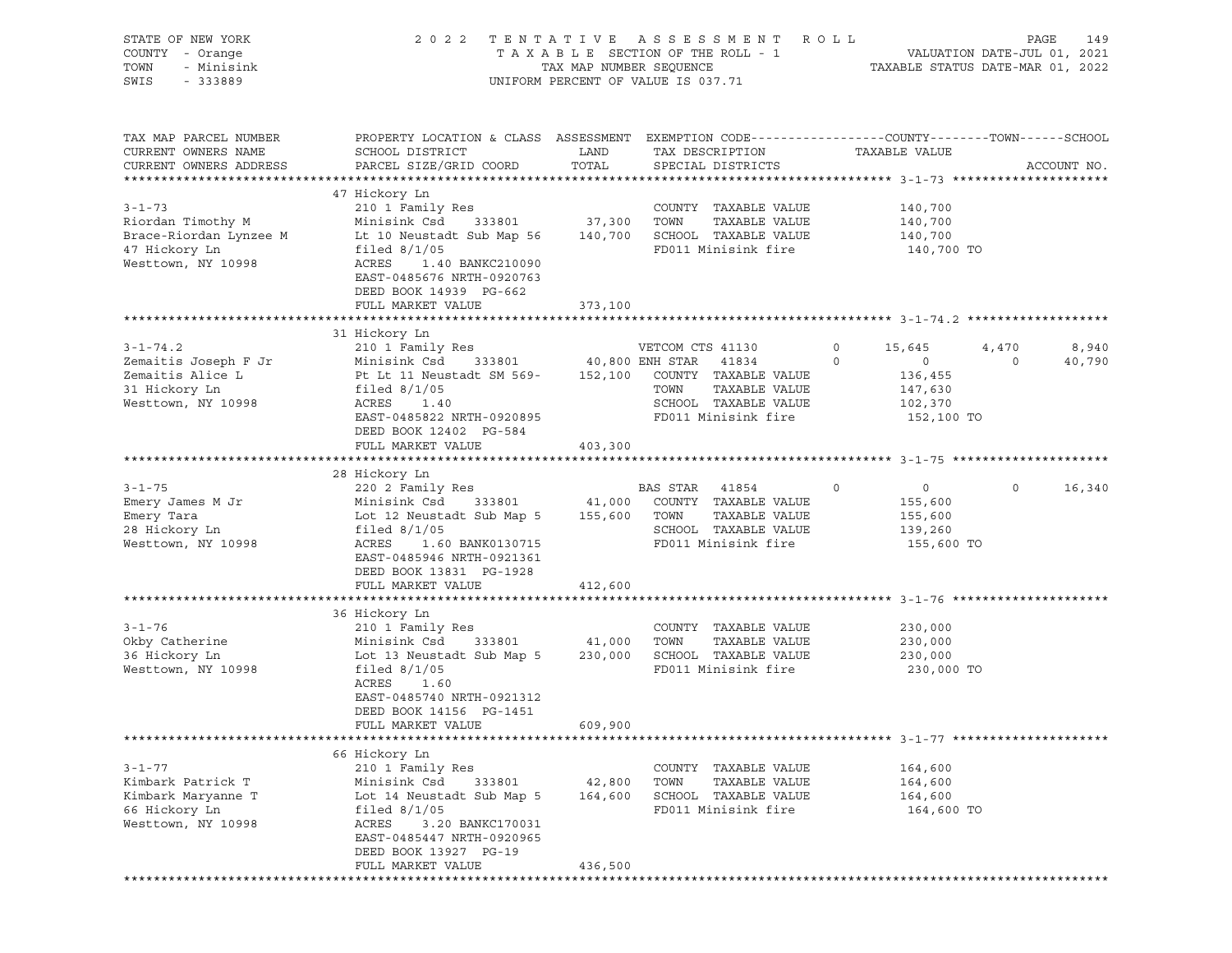STATE OF NEW YORK | 2 0 2 2 T E N T A T I V E A S S E S S M E N T R O L L
COUNTY - Orange | T A X A B L E SECTION OF THE ROLL - 1 | VALUATION DATE-JUL 01, 2021
TOWN - Minisink | TAX MAP NUMBER SEQUENCE | TAXABLE STATUS DATE-MAR 01, 2022
SWIS - 333889 | UNIFORM PERCENT OF VALUE IS 037.71

| TAX MAP PARCEL NUMBER / CURRENT OWNERS NAME / CURRENT OWNERS ADDRESS | PROPERTY LOCATION & CLASS / SCHOOL DISTRICT / PARCEL SIZE/GRID COORD | ASSESSMENT LAND / TOTAL | EXEMPTION CODE / TAX DESCRIPTION / SPECIAL DISTRICTS | | COUNTY / TAXABLE VALUE | TOWN | SCHOOL / ACCOUNT NO. |
|---|---|---|---|---|---|---|---|
| | 47 Hickory Ln | | | | | | |
| 3-1-73 | 210 1 Family Res | | COUNTY TAXABLE VALUE | | 140,700 | | |
| Riordan Timothy M | Minisink Csd 333801 | 37,300 | TOWN TAXABLE VALUE | | 140,700 | | |
| Brace-Riordan Lynzee M | Lt 10 Neustadt Sub Map 56 | 140,700 | SCHOOL TAXABLE VALUE | | 140,700 | | |
| 47 Hickory Ln | filed 8/1/05 | | FD011 Minisink fire | | 140,700 TO | | |
| Westtown, NY 10998 | ACRES 1.40 BANKC210090 | | | | | | |
| | EAST-0485676 NRTH-0920763 | | | | | | |
| | DEED BOOK 14939 PG-662 | | | | | | |
| | FULL MARKET VALUE | 373,100 | | | | | |
| | 31 Hickory Ln | | | | | | |
| 3-1-74.2 | 210 1 Family Res | | VETCOM CTS 41130 | 0 | 15,645 | 4,470 | 8,940 |
| Zemaitis Joseph F Jr | Minisink Csd 333801 | 40,800 | ENH STAR 41834 | 0 | 0 | 0 | 40,790 |
| Zemaitis Alice L | Pt Lt 11 Neustadt SM 569- | 152,100 | COUNTY TAXABLE VALUE | | 136,455 | | |
| 31 Hickory Ln | filed 8/1/05 | | TOWN TAXABLE VALUE | | 147,630 | | |
| Westtown, NY 10998 | ACRES 1.40 | | SCHOOL TAXABLE VALUE | | 102,370 | | |
| | EAST-0485822 NRTH-0920895 | | FD011 Minisink fire | | 152,100 TO | | |
| | DEED BOOK 12402 PG-584 | | | | | | |
| | FULL MARKET VALUE | 403,300 | | | | | |
| | 28 Hickory Ln | | | | | | |
| 3-1-75 | 220 2 Family Res | | BAS STAR 41854 | 0 | 0 | 0 | 16,340 |
| Emery James M Jr | Minisink Csd 333801 | 41,000 | COUNTY TAXABLE VALUE | | 155,600 | | |
| Emery Tara | Lot 12 Neustadt Sub Map 5 | 155,600 | TOWN TAXABLE VALUE | | 155,600 | | |
| 28 Hickory Ln | filed 8/1/05 | | SCHOOL TAXABLE VALUE | | 139,260 | | |
| Westtown, NY 10998 | ACRES 1.60 BANK0130715 | | FD011 Minisink fire | | 155,600 TO | | |
| | EAST-0485946 NRTH-0921361 | | | | | | |
| | DEED BOOK 13831 PG-1928 | | | | | | |
| | FULL MARKET VALUE | 412,600 | | | | | |
| | 36 Hickory Ln | | | | | | |
| 3-1-76 | 210 1 Family Res | | COUNTY TAXABLE VALUE | | 230,000 | | |
| Okby Catherine | Minisink Csd 333801 | 41,000 | TOWN TAXABLE VALUE | | 230,000 | | |
| 36 Hickory Ln | Lot 13 Neustadt Sub Map 5 | 230,000 | SCHOOL TAXABLE VALUE | | 230,000 | | |
| Westtown, NY 10998 | filed 8/1/05 | | FD011 Minisink fire | | 230,000 TO | | |
| | ACRES 1.60 | | | | | | |
| | EAST-0485740 NRTH-0921312 | | | | | | |
| | DEED BOOK 14156 PG-1451 | | | | | | |
| | FULL MARKET VALUE | 609,900 | | | | | |
| | 66 Hickory Ln | | | | | | |
| 3-1-77 | 210 1 Family Res | | COUNTY TAXABLE VALUE | | 164,600 | | |
| Kimbark Patrick T | Minisink Csd 333801 | 42,800 | TOWN TAXABLE VALUE | | 164,600 | | |
| Kimbark Maryanne T | Lot 14 Neustadt Sub Map 5 | 164,600 | SCHOOL TAXABLE VALUE | | 164,600 | | |
| 66 Hickory Ln | filed 8/1/05 | | FD011 Minisink fire | | 164,600 TO | | |
| Westtown, NY 10998 | ACRES 3.20 BANKC170031 | | | | | | |
| | EAST-0485447 NRTH-0920965 | | | | | | |
| | DEED BOOK 13927 PG-19 | | | | | | |
| | FULL MARKET VALUE | 436,500 | | | | | |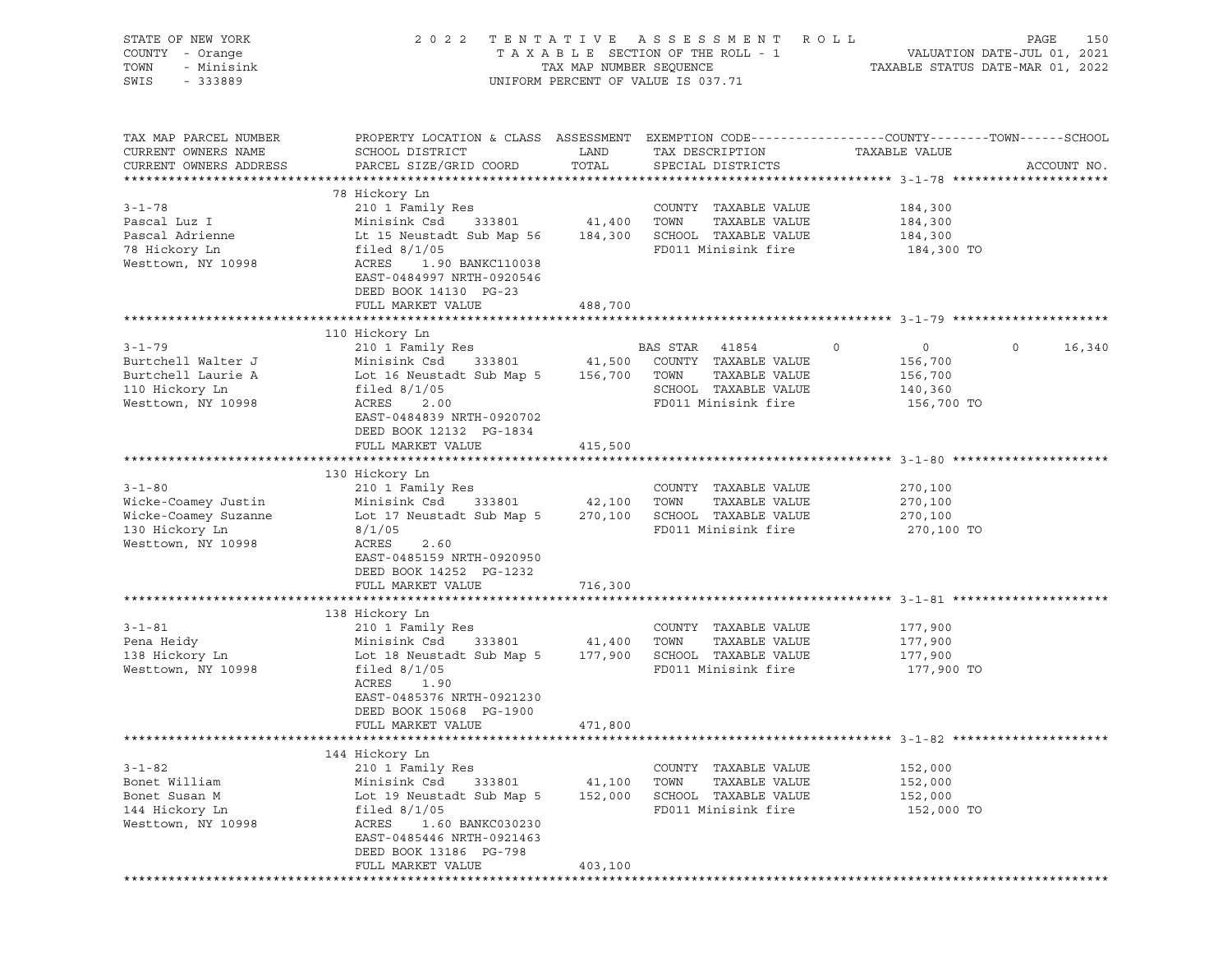STATE OF NEW YORK
COUNTY - Orange
TOWN - Minisink
SWIS - 333889

2 0 2 2 TENTATIVE ASSESSMENT ROLL
TAXABLE SECTION OF THE ROLL - 1
TAX MAP NUMBER SEQUENCE
UNIFORM PERCENT OF VALUE IS 037.71

VALUATION DATE-JUL 01, 2021
TAXABLE STATUS DATE-MAR 01, 2022

| TAX MAP PARCEL NUMBER / CURRENT OWNERS NAME / CURRENT OWNERS ADDRESS | PROPERTY LOCATION & CLASS / SCHOOL DISTRICT / PARCEL SIZE/GRID COORD | ASSESSMENT LAND / TOTAL | EXEMPTION CODE / TAX DESCRIPTION / SPECIAL DISTRICTS | COUNTY | TOWN | SCHOOL | TAXABLE VALUE | ACCOUNT NO. |
|---|---|---|---|---|---|---|---|---|
| **3-1-78** | 78 Hickory Ln | | | | | | | |
| 3-1-78 | 210 1 Family Res | | COUNTY TAXABLE VALUE | | | | 184,300 | |
| Pascal Luz I | Minisink Csd 333801 | 41,400 | TOWN TAXABLE VALUE | | | | 184,300 | |
| Pascal Adrienne | Lt 15 Neustadt Sub Map 56 | 184,300 | SCHOOL TAXABLE VALUE | | | | 184,300 | |
| 78 Hickory Ln | filed 8/1/05 | | FD011 Minisink fire | | | | 184,300 TO | |
| Westtown, NY 10998 | ACRES 1.90 BANKC110038 | | | | | | | |
| | EAST-0484997 NRTH-0920546 | | | | | | | |
| | DEED BOOK 14130 PG-23 | | | | | | | |
| | FULL MARKET VALUE | 488,700 | | | | | | |
| **3-1-79** | 110 Hickory Ln | | | | | | | |
| 3-1-79 | 210 1 Family Res | | BAS STAR 41854 | 0 | 0 | 0 | | 16,340 |
| Burtchell Walter J | Minisink Csd 333801 | 41,500 | COUNTY TAXABLE VALUE | | | | 156,700 | |
| Burtchell Laurie A | Lot 16 Neustadt Sub Map 5 | 156,700 | TOWN TAXABLE VALUE | | | | 156,700 | |
| 110 Hickory Ln | filed 8/1/05 | | SCHOOL TAXABLE VALUE | | | | 140,360 | |
| Westtown, NY 10998 | ACRES 2.00 | | FD011 Minisink fire | | | | 156,700 TO | |
| | EAST-0484839 NRTH-0920702 | | | | | | | |
| | DEED BOOK 12132 PG-1834 | | | | | | | |
| | FULL MARKET VALUE | 415,500 | | | | | | |
| **3-1-80** | 130 Hickory Ln | | | | | | | |
| 3-1-80 | 210 1 Family Res | | COUNTY TAXABLE VALUE | | | | 270,100 | |
| Wicke-Coamey Justin | Minisink Csd 333801 | 42,100 | TOWN TAXABLE VALUE | | | | 270,100 | |
| Wicke-Coamey Suzanne | Lot 17 Neustadt Sub Map 5 | 270,100 | SCHOOL TAXABLE VALUE | | | | 270,100 | |
| 130 Hickory Ln | 8/1/05 | | FD011 Minisink fire | | | | 270,100 TO | |
| Westtown, NY 10998 | ACRES 2.60 | | | | | | | |
| | EAST-0485159 NRTH-0920950 | | | | | | | |
| | DEED BOOK 14252 PG-1232 | | | | | | | |
| | FULL MARKET VALUE | 716,300 | | | | | | |
| **3-1-81** | 138 Hickory Ln | | | | | | | |
| 3-1-81 | 210 1 Family Res | | COUNTY TAXABLE VALUE | | | | 177,900 | |
| Pena Heidy | Minisink Csd 333801 | 41,400 | TOWN TAXABLE VALUE | | | | 177,900 | |
| 138 Hickory Ln | Lot 18 Neustadt Sub Map 5 | 177,900 | SCHOOL TAXABLE VALUE | | | | 177,900 | |
| Westtown, NY 10998 | filed 8/1/05 | | FD011 Minisink fire | | | | 177,900 TO | |
| | ACRES 1.90 | | | | | | | |
| | EAST-0485376 NRTH-0921230 | | | | | | | |
| | DEED BOOK 15068 PG-1900 | | | | | | | |
| | FULL MARKET VALUE | 471,800 | | | | | | |
| **3-1-82** | 144 Hickory Ln | | | | | | | |
| 3-1-82 | 210 1 Family Res | | COUNTY TAXABLE VALUE | | | | 152,000 | |
| Bonet William | Minisink Csd 333801 | 41,100 | TOWN TAXABLE VALUE | | | | 152,000 | |
| Bonet Susan M | Lot 19 Neustadt Sub Map 5 | 152,000 | SCHOOL TAXABLE VALUE | | | | 152,000 | |
| 144 Hickory Ln | filed 8/1/05 | | FD011 Minisink fire | | | | 152,000 TO | |
| Westtown, NY 10998 | ACRES 1.60 BANKC030230 | | | | | | | |
| | EAST-0485446 NRTH-0921463 | | | | | | | |
| | DEED BOOK 13186 PG-798 | | | | | | | |
| | FULL MARKET VALUE | 403,100 | | | | | | |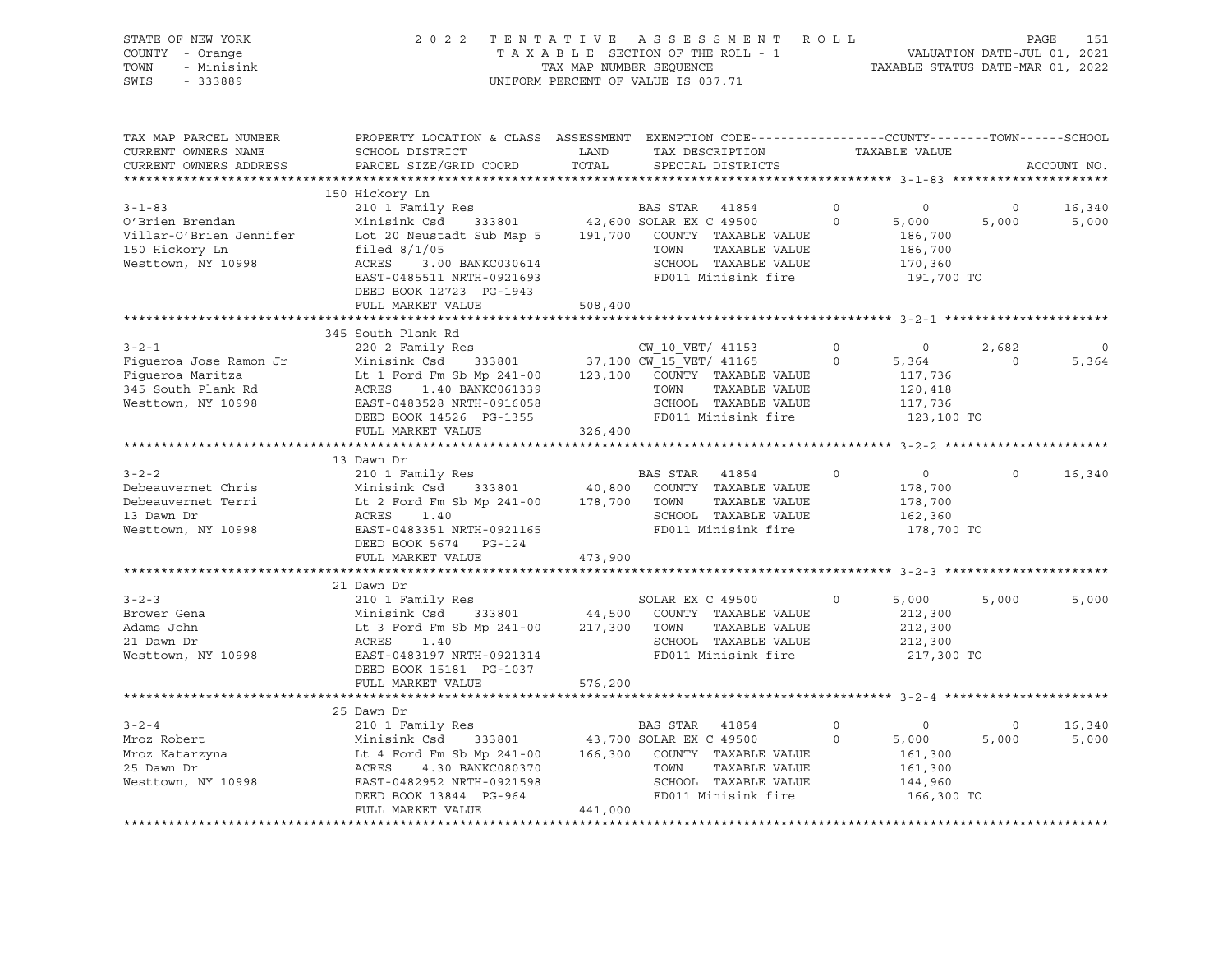STATE OF NEW YORK — 2022 TENTATIVE ASSESSMENT ROLL
COUNTY - Orange — TAXABLE SECTION OF THE ROLL - 1 — VALUATION DATE-JUL 01, 2021
TOWN - Minisink — TAX MAP NUMBER SEQUENCE — TAXABLE STATUS DATE-MAR 01, 2022
SWIS - 333889 — UNIFORM PERCENT OF VALUE IS 037.71

| TAX MAP PARCEL NUMBER / CURRENT OWNERS NAME / CURRENT OWNERS ADDRESS | PROPERTY LOCATION & CLASS / SCHOOL DISTRICT / PARCEL SIZE/GRID COORD | ASSESSMENT LAND / TOTAL | EXEMPTION CODE / TAX DESCRIPTION / SPECIAL DISTRICTS | | COUNTY / TAXABLE VALUE | TOWN | SCHOOL / ACCOUNT NO. |
|---|---|---|---|---|---|---|---|
| **3-1-83** | 150 Hickory Ln | | | | | | |
| 3-1-83 | 210 1 Family Res | | BAS STAR 41854 | 0 | 0 | 0 | 16,340 |
| O'Brien Brendan | Minisink Csd 333801 | 42,600 | SOLAR EX C 49500 | 0 | 5,000 | 5,000 | 5,000 |
| Villar-O'Brien Jennifer | Lot 20 Neustadt Sub Map 5 | 191,700 | COUNTY TAXABLE VALUE | | 186,700 | | |
| 150 Hickory Ln | filed 8/1/05 | | TOWN TAXABLE VALUE | | 186,700 | | |
| Westtown, NY 10998 | ACRES 3.00 BANKC030614 | | SCHOOL TAXABLE VALUE | | 170,360 | | |
| | EAST-0485511 NRTH-0921693 | | FD011 Minisink fire | | 191,700 TO | | |
| | DEED BOOK 12723 PG-1943 | | | | | | |
| | FULL MARKET VALUE | 508,400 | | | | | |
| **3-2-1** | 345 South Plank Rd | | | | | | |
| 3-2-1 | 220 2 Family Res | | CW_10_VET/ 41153 | 0 | 0 | 2,682 | 0 |
| Figueroa Jose Ramon Jr | Minisink Csd 333801 | 37,100 | CW_15_VET/ 41165 | 0 | 5,364 | 0 | 5,364 |
| Figueroa Maritza | Lt 1 Ford Fm Sb Mp 241-00 | 123,100 | COUNTY TAXABLE VALUE | | 117,736 | | |
| 345 South Plank Rd | ACRES 1.40 BANKC061339 | | TOWN TAXABLE VALUE | | 120,418 | | |
| Westtown, NY 10998 | EAST-0483528 NRTH-0916058 | | SCHOOL TAXABLE VALUE | | 117,736 | | |
| | DEED BOOK 14526 PG-1355 | | FD011 Minisink fire | | 123,100 TO | | |
| | FULL MARKET VALUE | 326,400 | | | | | |
| **3-2-2** | 13 Dawn Dr | | | | | | |
| 3-2-2 | 210 1 Family Res | | BAS STAR 41854 | 0 | 0 | 0 | 16,340 |
| Debeauvernet Chris | Minisink Csd 333801 | 40,800 | COUNTY TAXABLE VALUE | | 178,700 | | |
| Debeauvernet Terri | Lt 2 Ford Fm Sb Mp 241-00 | 178,700 | TOWN TAXABLE VALUE | | 178,700 | | |
| 13 Dawn Dr | ACRES 1.40 | | SCHOOL TAXABLE VALUE | | 162,360 | | |
| Westtown, NY 10998 | EAST-0483351 NRTH-0921165 | | FD011 Minisink fire | | 178,700 TO | | |
| | DEED BOOK 5674 PG-124 | | | | | | |
| | FULL MARKET VALUE | 473,900 | | | | | |
| **3-2-3** | 21 Dawn Dr | | | | | | |
| 3-2-3 | 210 1 Family Res | | SOLAR EX C 49500 | 0 | 5,000 | 5,000 | 5,000 |
| Brower Gena | Minisink Csd 333801 | 44,500 | COUNTY TAXABLE VALUE | | 212,300 | | |
| Adams John | Lt 3 Ford Fm Sb Mp 241-00 | 217,300 | TOWN TAXABLE VALUE | | 212,300 | | |
| 21 Dawn Dr | ACRES 1.40 | | SCHOOL TAXABLE VALUE | | 212,300 | | |
| Westtown, NY 10998 | EAST-0483197 NRTH-0921314 | | FD011 Minisink fire | | 217,300 TO | | |
| | DEED BOOK 15181 PG-1037 | | | | | | |
| | FULL MARKET VALUE | 576,200 | | | | | |
| **3-2-4** | 25 Dawn Dr | | | | | | |
| 3-2-4 | 210 1 Family Res | | BAS STAR 41854 | 0 | 0 | 0 | 16,340 |
| Mroz Robert | Minisink Csd 333801 | 43,700 | SOLAR EX C 49500 | 0 | 5,000 | 5,000 | 5,000 |
| Mroz Katarzyna | Lt 4 Ford Fm Sb Mp 241-00 | 166,300 | COUNTY TAXABLE VALUE | | 161,300 | | |
| 25 Dawn Dr | ACRES 4.30 BANKC080370 | | TOWN TAXABLE VALUE | | 161,300 | | |
| Westtown, NY 10998 | EAST-0482952 NRTH-0921598 | | SCHOOL TAXABLE VALUE | | 144,960 | | |
| | DEED BOOK 13844 PG-964 | | FD011 Minisink fire | | 166,300 TO | | |
| | FULL MARKET VALUE | 441,000 | | | | | |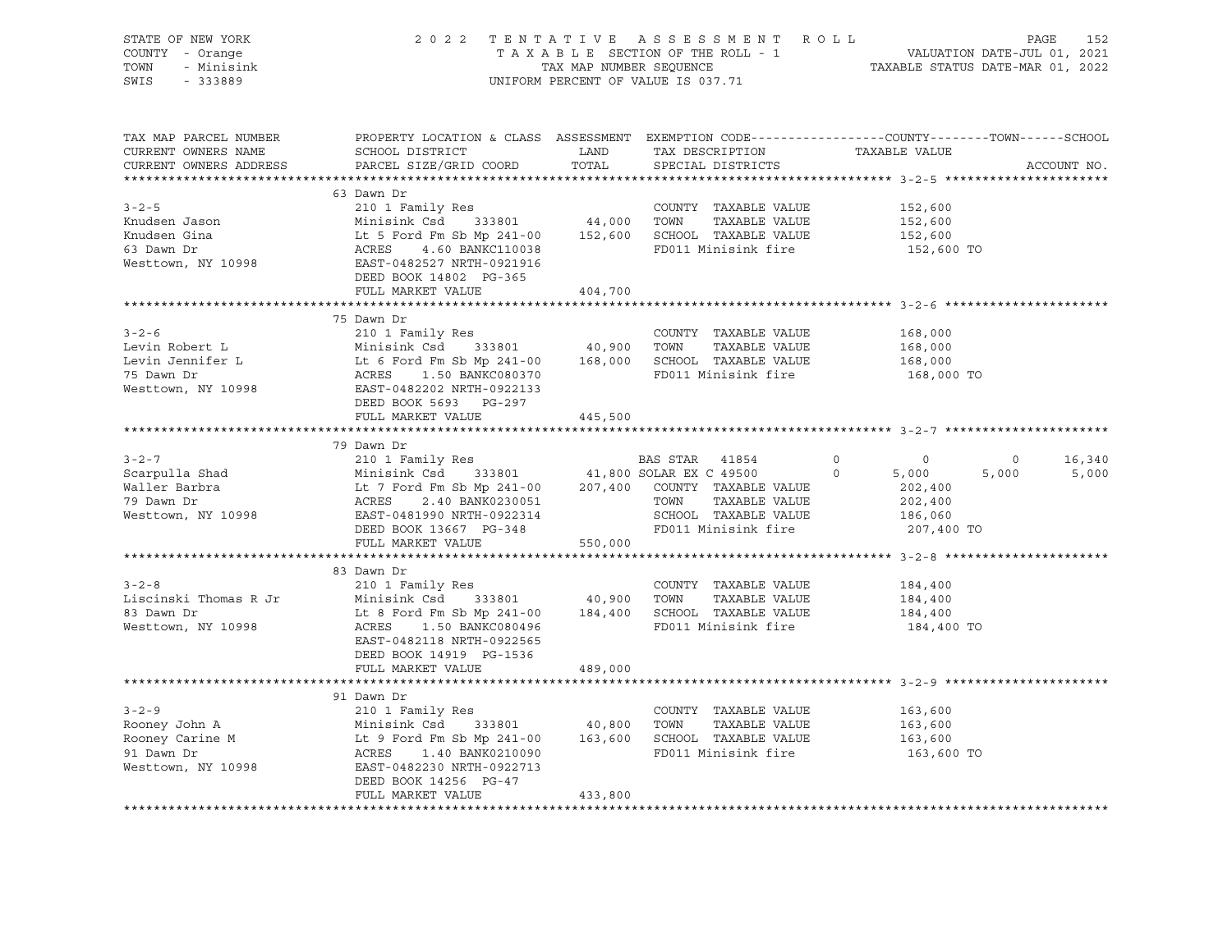STATE OF NEW YORK — 2022 TENTATIVE ASSESSMENT ROLL
COUNTY - Orange — TAXABLE SECTION OF THE ROLL - 1 — VALUATION DATE-JUL 01, 2021
TOWN - Minisink — TAX MAP NUMBER SEQUENCE — TAXABLE STATUS DATE-MAR 01, 2022
SWIS - 333889 — UNIFORM PERCENT OF VALUE IS 037.71

| TAX MAP PARCEL NUMBER / CURRENT OWNERS NAME / CURRENT OWNERS ADDRESS | PROPERTY LOCATION & CLASS / SCHOOL DISTRICT / PARCEL SIZE/GRID COORD | ASSESSMENT LAND / TOTAL | EXEMPTION CODE / TAX DESCRIPTION / SPECIAL DISTRICTS | COUNTY | TOWN | SCHOOL |
|---|---|---|---|---|---|---|
| **3-2-5** | 63 Dawn Dr | | | | | |
| | 210 1 Family Res | | COUNTY TAXABLE VALUE | 152,600 | | |
| Knudsen Jason | Minisink Csd 333801 | 44,000 | TOWN TAXABLE VALUE | | 152,600 | |
| Knudsen Gina | Lt 5 Ford Fm Sb Mp 241-00 | 152,600 | SCHOOL TAXABLE VALUE | | | 152,600 |
| 63 Dawn Dr | ACRES 4.60 BANKC110038 | | FD011 Minisink fire | 152,600 TO | | |
| Westtown, NY 10998 | EAST-0482527 NRTH-0921916 | | | | | |
| | DEED BOOK 14802 PG-365 | | | | | |
| | FULL MARKET VALUE | 404,700 | | | | |
| **3-2-6** | 75 Dawn Dr | | | | | |
| | 210 1 Family Res | | COUNTY TAXABLE VALUE | 168,000 | | |
| Levin Robert L | Minisink Csd 333801 | 40,900 | TOWN TAXABLE VALUE | | 168,000 | |
| Levin Jennifer L | Lt 6 Ford Fm Sb Mp 241-00 | 168,000 | SCHOOL TAXABLE VALUE | | | 168,000 |
| 75 Dawn Dr | ACRES 1.50 BANKC080370 | | FD011 Minisink fire | 168,000 TO | | |
| Westtown, NY 10998 | EAST-0482202 NRTH-0922133 | | | | | |
| | DEED BOOK 5693 PG-297 | | | | | |
| | FULL MARKET VALUE | 445,500 | | | | |
| **3-2-7** | 79 Dawn Dr | | | | | |
| | 210 1 Family Res | | BAS STAR 41854 0 | 0 | 0 | 16,340 |
| Scarpulla Shad | Minisink Csd 333801 | 41,800 | SOLAR EX C 49500 0 | 5,000 | 5,000 | 5,000 |
| Waller Barbra | Lt 7 Ford Fm Sb Mp 241-00 | 207,400 | COUNTY TAXABLE VALUE | 202,400 | | |
| 79 Dawn Dr | ACRES 2.40 BANK0230051 | | TOWN TAXABLE VALUE | | 202,400 | |
| Westtown, NY 10998 | EAST-0481990 NRTH-0922314 | | SCHOOL TAXABLE VALUE | | | 186,060 |
| | DEED BOOK 13667 PG-348 | | FD011 Minisink fire | 207,400 TO | | |
| | FULL MARKET VALUE | 550,000 | | | | |
| **3-2-8** | 83 Dawn Dr | | | | | |
| | 210 1 Family Res | | COUNTY TAXABLE VALUE | 184,400 | | |
| Liscinski Thomas R Jr | Minisink Csd 333801 | 40,900 | TOWN TAXABLE VALUE | | 184,400 | |
| 83 Dawn Dr | Lt 8 Ford Fm Sb Mp 241-00 | 184,400 | SCHOOL TAXABLE VALUE | | | 184,400 |
| Westtown, NY 10998 | ACRES 1.50 BANKC080496 | | FD011 Minisink fire | 184,400 TO | | |
| | EAST-0482118 NRTH-0922565 | | | | | |
| | DEED BOOK 14919 PG-1536 | | | | | |
| | FULL MARKET VALUE | 489,000 | | | | |
| **3-2-9** | 91 Dawn Dr | | | | | |
| | 210 1 Family Res | | COUNTY TAXABLE VALUE | 163,600 | | |
| Rooney John A | Minisink Csd 333801 | 40,800 | TOWN TAXABLE VALUE | | 163,600 | |
| Rooney Carine M | Lt 9 Ford Fm Sb Mp 241-00 | 163,600 | SCHOOL TAXABLE VALUE | | | 163,600 |
| 91 Dawn Dr | ACRES 1.40 BANK0210090 | | FD011 Minisink fire | 163,600 TO | | |
| Westtown, NY 10998 | EAST-0482230 NRTH-0922713 | | | | | |
| | DEED BOOK 14256 PG-47 | | | | | |
| | FULL MARKET VALUE | 433,800 | | | | |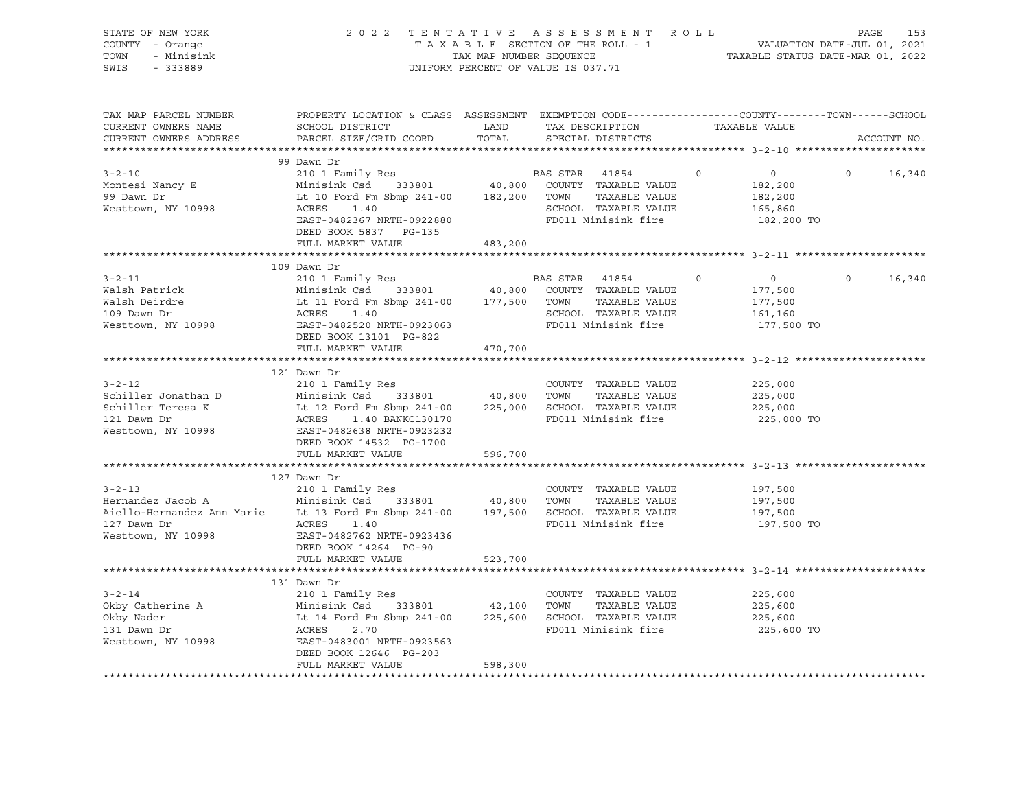STATE OF NEW YORK
COUNTY - Orange
TOWN - Minisink
SWIS - 333889

2 0 2 2 T E N T A T I V E A S S E S S M E N T R O L L
T A X A B L E SECTION OF THE ROLL - 1
TAX MAP NUMBER SEQUENCE
UNIFORM PERCENT OF VALUE IS 037.71

VALUATION DATE-JUL 01, 2021
TAXABLE STATUS DATE-MAR 01, 2022

| TAX MAP PARCEL NUMBER / CURRENT OWNERS NAME / CURRENT OWNERS ADDRESS | PROPERTY LOCATION & CLASS / SCHOOL DISTRICT / PARCEL SIZE/GRID COORD | ASSESSMENT LAND / TOTAL | EXEMPTION CODE / TAX DESCRIPTION / SPECIAL DISTRICTS | COUNTY | TOWN | SCHOOL |
|---|---|---|---|---|---|---|
| **3-2-10** | 99 Dawn Dr | | | | | |
| 3-2-10 | 210 1 Family Res | | BAS STAR 41854 | 0 | 0 | 0 16,340 |
| Montesi Nancy E | Minisink Csd 333801 | 40,800 | COUNTY TAXABLE VALUE | 182,200 | | |
| 99 Dawn Dr | Lt 10 Ford Fm Sbmp 241-00 | 182,200 | TOWN TAXABLE VALUE | | 182,200 | |
| Westtown, NY 10998 | ACRES 1.40 | | SCHOOL TAXABLE VALUE | | | 165,860 |
| | EAST-0482367 NRTH-0922880 | | FD011 Minisink fire | 182,200 TO | | |
| | DEED BOOK 5837 PG-135 | | | | | |
| | FULL MARKET VALUE | 483,200 | | | | |
| **3-2-11** | 109 Dawn Dr | | | | | |
| 3-2-11 | 210 1 Family Res | | BAS STAR 41854 | 0 | 0 | 0 16,340 |
| Walsh Patrick | Minisink Csd 333801 | 40,800 | COUNTY TAXABLE VALUE | 177,500 | | |
| Walsh Deirdre | Lt 11 Ford Fm Sbmp 241-00 | 177,500 | TOWN TAXABLE VALUE | | 177,500 | |
| 109 Dawn Dr | ACRES 1.40 | | SCHOOL TAXABLE VALUE | | | 161,160 |
| Westtown, NY 10998 | EAST-0482520 NRTH-0923063 | | FD011 Minisink fire | 177,500 TO | | |
| | DEED BOOK 13101 PG-822 | | | | | |
| | FULL MARKET VALUE | 470,700 | | | | |
| **3-2-12** | 121 Dawn Dr | | | | | |
| 3-2-12 | 210 1 Family Res | | COUNTY TAXABLE VALUE | 225,000 | | |
| Schiller Jonathan D | Minisink Csd 333801 | 40,800 | TOWN TAXABLE VALUE | | 225,000 | |
| Schiller Teresa K | Lt 12 Ford Fm Sbmp 241-00 | 225,000 | SCHOOL TAXABLE VALUE | | | 225,000 |
| 121 Dawn Dr | ACRES 1.40 BANKC130170 | | FD011 Minisink fire | 225,000 TO | | |
| Westtown, NY 10998 | EAST-0482638 NRTH-0923232 | | | | | |
| | DEED BOOK 14532 PG-1700 | | | | | |
| | FULL MARKET VALUE | 596,700 | | | | |
| **3-2-13** | 127 Dawn Dr | | | | | |
| 3-2-13 | 210 1 Family Res | | COUNTY TAXABLE VALUE | 197,500 | | |
| Hernandez Jacob A | Minisink Csd 333801 | 40,800 | TOWN TAXABLE VALUE | | 197,500 | |
| Aiello-Hernandez Ann Marie | Lt 13 Ford Fm Sbmp 241-00 | 197,500 | SCHOOL TAXABLE VALUE | | | 197,500 |
| 127 Dawn Dr | ACRES 1.40 | | FD011 Minisink fire | 197,500 TO | | |
| Westtown, NY 10998 | EAST-0482762 NRTH-0923436 | | | | | |
| | DEED BOOK 14264 PG-90 | | | | | |
| | FULL MARKET VALUE | 523,700 | | | | |
| **3-2-14** | 131 Dawn Dr | | | | | |
| 3-2-14 | 210 1 Family Res | | COUNTY TAXABLE VALUE | 225,600 | | |
| Okby Catherine A | Minisink Csd 333801 | 42,100 | TOWN TAXABLE VALUE | | 225,600 | |
| Okby Nader | Lt 14 Ford Fm Sbmp 241-00 | 225,600 | SCHOOL TAXABLE VALUE | | | 225,600 |
| 131 Dawn Dr | ACRES 2.70 | | FD011 Minisink fire | 225,600 TO | | |
| Westtown, NY 10998 | EAST-0483001 NRTH-0923563 | | | | | |
| | DEED BOOK 12646 PG-203 | | | | | |
| | FULL MARKET VALUE | 598,300 | | | | |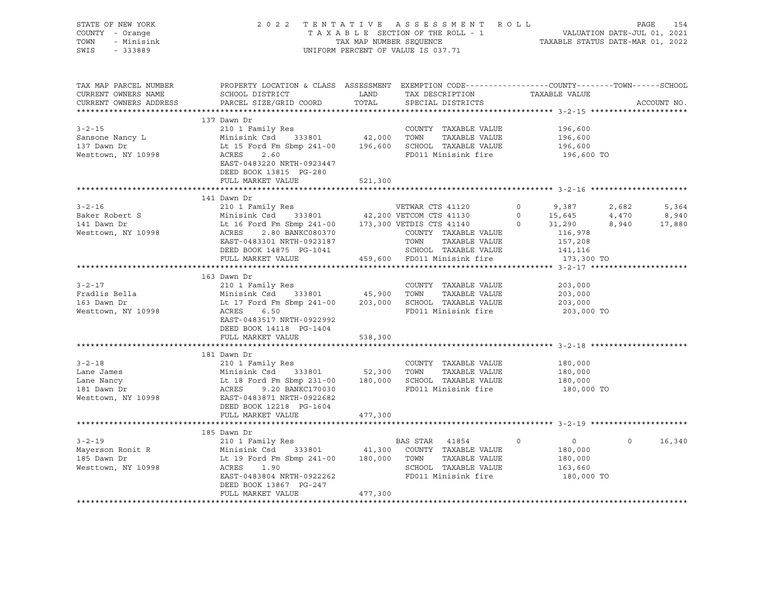STATE OF NEW YORK — 2022 TENTATIVE ASSESSMENT ROLL
COUNTY - Orange — TAXABLE SECTION OF THE ROLL - 1 — VALUATION DATE-JUL 01, 2021
TOWN - Minisink — TAX MAP NUMBER SEQUENCE — TAXABLE STATUS DATE-MAR 01, 2022
SWIS - 333889 — UNIFORM PERCENT OF VALUE IS 037.71

| TAX MAP PARCEL NUMBER / CURRENT OWNERS NAME / CURRENT OWNERS ADDRESS | PROPERTY LOCATION & CLASS / SCHOOL DISTRICT / PARCEL SIZE/GRID COORD | LAND / TOTAL (ASSESSMENT) | EXEMPTION CODE / TAX DESCRIPTION / SPECIAL DISTRICTS | COUNTY | TOWN | SCHOOL |
|---|---|---|---|---|---|---|
| **3-2-15** | 137 Dawn Dr | | | | | |
| | 210 1 Family Res | | COUNTY TAXABLE VALUE | 196,600 | | |
| Sansone Nancy L | Minisink Csd 333801 | 42,000 | TOWN TAXABLE VALUE | | 196,600 | |
| 137 Dawn Dr | Lt 15 Ford Fm Sbmp 241-00 | 196,600 | SCHOOL TAXABLE VALUE | | | 196,600 |
| Westtown, NY 10998 | ACRES 2.60 | | FD011 Minisink fire | 196,600 TO | | |
| | EAST-0483220 NRTH-0923447 | | | | | |
| | DEED BOOK 13815 PG-280 | | | | | |
| | FULL MARKET VALUE | 521,300 | | | | |
| **3-2-16** | 141 Dawn Dr | | | | | |
| | 210 1 Family Res | | VETWAR CTS 41120 0 | 9,387 | 2,682 | 5,364 |
| Baker Robert S | Minisink Csd 333801 | 42,200 | VETCOM CTS 41130 0 | 15,645 | 4,470 | 8,940 |
| 141 Dawn Dr | Lt 16 Ford Fm Sbmp 241-00 | 173,300 | VETDIS CTS 41140 0 | 31,290 | 8,940 | 17,880 |
| Westtown, NY 10998 | ACRES 2.80 BANKC080370 | | COUNTY TAXABLE VALUE | 116,978 | | |
| | EAST-0483301 NRTH-0923187 | | TOWN TAXABLE VALUE | | 157,208 | |
| | DEED BOOK 14875 PG-1041 | | SCHOOL TAXABLE VALUE | | | 141,116 |
| | FULL MARKET VALUE | 459,600 | FD011 Minisink fire | 173,300 TO | | |
| **3-2-17** | 163 Dawn Dr | | | | | |
| | 210 1 Family Res | | COUNTY TAXABLE VALUE | 203,000 | | |
| Fradlis Bella | Minisink Csd 333801 | 45,900 | TOWN TAXABLE VALUE | | 203,000 | |
| 163 Dawn Dr | Lt 17 Ford Fm Sbmp 241-00 | 203,000 | SCHOOL TAXABLE VALUE | | | 203,000 |
| Westtown, NY 10998 | ACRES 6.50 | | FD011 Minisink fire | 203,000 TO | | |
| | EAST-0483517 NRTH-0922992 | | | | | |
| | DEED BOOK 14118 PG-1404 | | | | | |
| | FULL MARKET VALUE | 538,300 | | | | |
| **3-2-18** | 181 Dawn Dr | | | | | |
| | 210 1 Family Res | | COUNTY TAXABLE VALUE | 180,000 | | |
| Lane James | Minisink Csd 333801 | 52,300 | TOWN TAXABLE VALUE | | 180,000 | |
| Lane Nancy | Lt 18 Ford Fm Sbmp 231-00 | 180,000 | SCHOOL TAXABLE VALUE | | | 180,000 |
| 181 Dawn Dr | ACRES 9.20 BANKC170030 | | FD011 Minisink fire | 180,000 TO | | |
| Westtown, NY 10998 | EAST-0483871 NRTH-0922682 | | | | | |
| | DEED BOOK 12218 PG-1604 | | | | | |
| | FULL MARKET VALUE | 477,300 | | | | |
| **3-2-19** | 185 Dawn Dr | | | | | |
| | 210 1 Family Res | | BAS STAR 41854 0 | 0 | 0 | 16,340 |
| Mayerson Ronit R | Minisink Csd 333801 | 41,300 | COUNTY TAXABLE VALUE | 180,000 | | |
| 185 Dawn Dr | Lt 19 Ford Fm Sbmp 241-00 | 180,000 | TOWN TAXABLE VALUE | | 180,000 | |
| Westtown, NY 10998 | ACRES 1.90 | | SCHOOL TAXABLE VALUE | | | 163,660 |
| | EAST-0483804 NRTH-0922262 | | FD011 Minisink fire | 180,000 TO | | |
| | DEED BOOK 13867 PG-247 | | | | | |
| | FULL MARKET VALUE | 477,300 | | | | |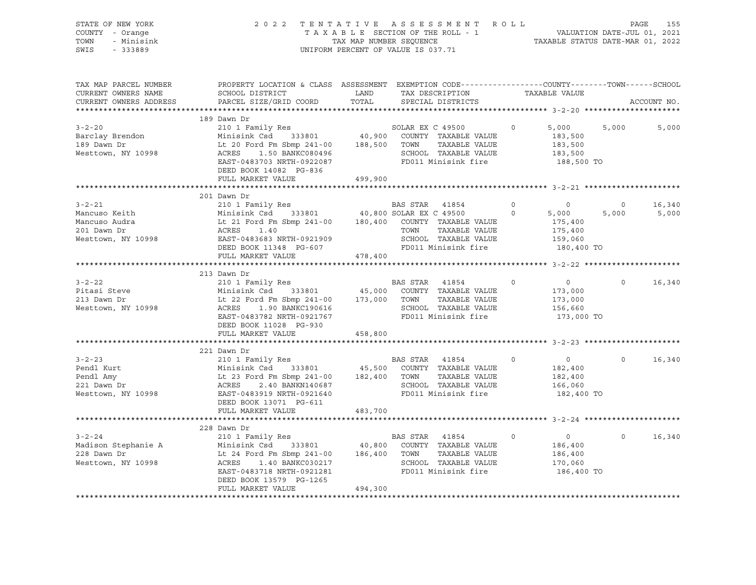STATE OF NEW YORK — 2022 TENTATIVE ASSESSMENT ROLL
COUNTY - Orange — TAXABLE SECTION OF THE ROLL - 1 — VALUATION DATE-JUL 01, 2021
TOWN - Minisink — TAX MAP NUMBER SEQUENCE — TAXABLE STATUS DATE-MAR 01, 2022
SWIS - 333889 — UNIFORM PERCENT OF VALUE IS 037.71

| TAX MAP PARCEL NUMBER / CURRENT OWNERS NAME / CURRENT OWNERS ADDRESS | PROPERTY LOCATION & CLASS / SCHOOL DISTRICT / PARCEL SIZE/GRID COORD | LAND / TOTAL | EXEMPTION CODE / TAX DESCRIPTION / SPECIAL DISTRICTS | | COUNTY / TAXABLE VALUE | TOWN | SCHOOL / ACCOUNT NO. |
|---|---|---|---|---|---|---|---|
| **3-2-20** | 189 Dawn Dr | | | | | | |
| 3-2-20 | 210 1 Family Res | | SOLAR EX C 49500 | 0 | 5,000 | 5,000 | 5,000 |
| Barclay Brendon | Minisink Csd 333801 | 40,900 | COUNTY TAXABLE VALUE | | 183,500 | | |
| 189 Dawn Dr | Lt 20 Ford Fm Sbmp 241-00 | 188,500 | TOWN TAXABLE VALUE | | 183,500 | | |
| Westtown, NY 10998 | ACRES 1.50 BANKC080496 | | SCHOOL TAXABLE VALUE | | 183,500 | | |
| | EAST-0483703 NRTH-0922087 | | FD011 Minisink fire | | 188,500 TO | | |
| | DEED BOOK 14082 PG-836 | | | | | | |
| | FULL MARKET VALUE | 499,900 | | | | | |
| **3-2-21** | 201 Dawn Dr | | | | | | |
| 3-2-21 | 210 1 Family Res | | BAS STAR 41854 | 0 | 0 | 0 | 16,340 |
| Mancuso Keith | Minisink Csd 333801 | 40,800 | SOLAR EX C 49500 | 0 | 5,000 | 5,000 | 5,000 |
| Mancuso Audra | Lt 21 Ford Fm Sbmp 241-00 | 180,400 | COUNTY TAXABLE VALUE | | 175,400 | | |
| 201 Dawn Dr | ACRES 1.40 | | TOWN TAXABLE VALUE | | 175,400 | | |
| Westtown, NY 10998 | EAST-0483683 NRTH-0921909 | | SCHOOL TAXABLE VALUE | | 159,060 | | |
| | DEED BOOK 11348 PG-607 | | FD011 Minisink fire | | 180,400 TO | | |
| | FULL MARKET VALUE | 478,400 | | | | | |
| **3-2-22** | 213 Dawn Dr | | | | | | |
| 3-2-22 | 210 1 Family Res | | BAS STAR 41854 | 0 | 0 | 0 | 16,340 |
| Pitasi Steve | Minisink Csd 333801 | 45,000 | COUNTY TAXABLE VALUE | | 173,000 | | |
| 213 Dawn Dr | Lt 22 Ford Fm Sbmp 241-00 | 173,000 | TOWN TAXABLE VALUE | | 173,000 | | |
| Westtown, NY 10998 | ACRES 1.90 BANKC190616 | | SCHOOL TAXABLE VALUE | | 156,660 | | |
| | EAST-0483782 NRTH-0921767 | | FD011 Minisink fire | | 173,000 TO | | |
| | DEED BOOK 11028 PG-930 | | | | | | |
| | FULL MARKET VALUE | 458,800 | | | | | |
| **3-2-23** | 221 Dawn Dr | | | | | | |
| 3-2-23 | 210 1 Family Res | | BAS STAR 41854 | 0 | 0 | 0 | 16,340 |
| Pendl Kurt | Minisink Csd 333801 | 45,500 | COUNTY TAXABLE VALUE | | 182,400 | | |
| Pendl Amy | Lt 23 Ford Fm Sbmp 241-00 | 182,400 | TOWN TAXABLE VALUE | | 182,400 | | |
| 221 Dawn Dr | ACRES 2.40 BANKN140687 | | SCHOOL TAXABLE VALUE | | 166,060 | | |
| Westtown, NY 10998 | EAST-0483919 NRTH-0921640 | | FD011 Minisink fire | | 182,400 TO | | |
| | DEED BOOK 13071 PG-611 | | | | | | |
| | FULL MARKET VALUE | 483,700 | | | | | |
| **3-2-24** | 228 Dawn Dr | | | | | | |
| 3-2-24 | 210 1 Family Res | | BAS STAR 41854 | 0 | 0 | 0 | 16,340 |
| Madison Stephanie A | Minisink Csd 333801 | 40,800 | COUNTY TAXABLE VALUE | | 186,400 | | |
| 228 Dawn Dr | Lt 24 Ford Fm Sbmp 241-00 | 186,400 | TOWN TAXABLE VALUE | | 186,400 | | |
| Westtown, NY 10998 | ACRES 1.40 BANKC030217 | | SCHOOL TAXABLE VALUE | | 170,060 | | |
| | EAST-0483718 NRTH-0921281 | | FD011 Minisink fire | | 186,400 TO | | |
| | DEED BOOK 13579 PG-1265 | | | | | | |
| | FULL MARKET VALUE | 494,300 | | | | | |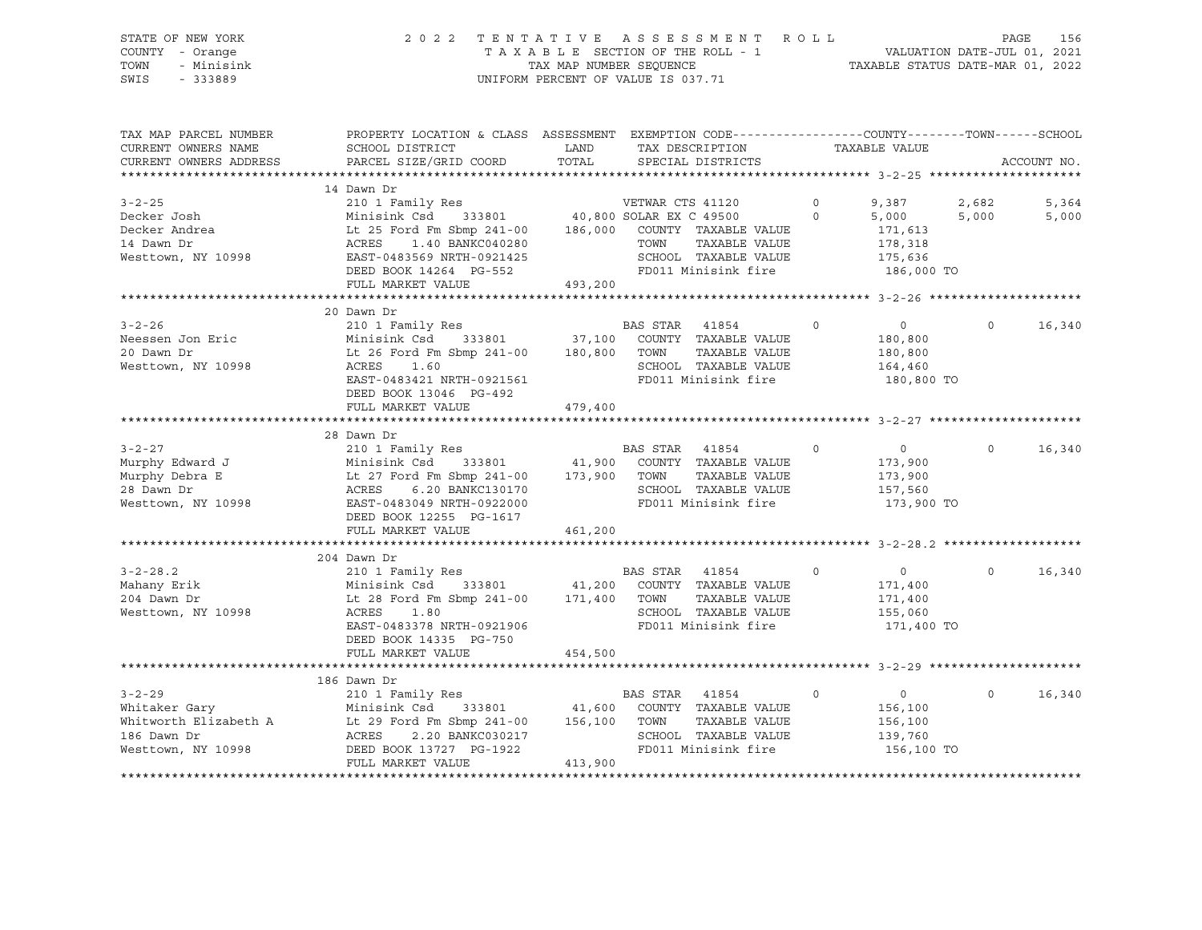STATE OF NEW YORK
COUNTY - Orange
TOWN - Minisink
SWIS - 333889

2022 TENTATIVE ASSESSMENT ROLL
TAXABLE SECTION OF THE ROLL - 1
TAX MAP NUMBER SEQUENCE
UNIFORM PERCENT OF VALUE IS 037.71

VALUATION DATE-JUL 01, 2021
TAXABLE STATUS DATE-MAR 01, 2022

| TAX MAP PARCEL NUMBER / CURRENT OWNERS NAME / CURRENT OWNERS ADDRESS | PROPERTY LOCATION & CLASS / SCHOOL DISTRICT / PARCEL SIZE/GRID COORD | ASSESSMENT LAND / TOTAL | EXEMPTION CODE / TAX DESCRIPTION / SPECIAL DISTRICTS | | COUNTY / TAXABLE VALUE | TOWN | SCHOOL |
|---|---|---|---|---|---|---|---|
| **3-2-25** | 14 Dawn Dr | | | | | | |
| 3-2-25 | 210 1 Family Res | | VETWAR CTS 41120 | 0 | 9,387 | 2,682 | 5,364 |
| Decker Josh | Minisink Csd 333801 | 40,800 | SOLAR EX C 49500 | 0 | 5,000 | 5,000 | 5,000 |
| Decker Andrea | Lt 25 Ford Fm Sbmp 241-00 | 186,000 | COUNTY TAXABLE VALUE | | 171,613 | | |
| 14 Dawn Dr | ACRES 1.40 BANKC040280 | | TOWN TAXABLE VALUE | | 178,318 | | |
| Westtown, NY 10998 | EAST-0483569 NRTH-0921425 | | SCHOOL TAXABLE VALUE | | 175,636 | | |
| | DEED BOOK 14264 PG-552 | | FD011 Minisink fire | | 186,000 TO | | |
| | FULL MARKET VALUE | 493,200 | | | | | |
| **3-2-26** | 20 Dawn Dr | | | | | | |
| 3-2-26 | 210 1 Family Res | | BAS STAR 41854 | 0 | 0 | 0 | 16,340 |
| Neessen Jon Eric | Minisink Csd 333801 | 37,100 | COUNTY TAXABLE VALUE | | 180,800 | | |
| 20 Dawn Dr | Lt 26 Ford Fm Sbmp 241-00 | 180,800 | TOWN TAXABLE VALUE | | 180,800 | | |
| Westtown, NY 10998 | ACRES 1.60 | | SCHOOL TAXABLE VALUE | | 164,460 | | |
| | EAST-0483421 NRTH-0921561 | | FD011 Minisink fire | | 180,800 TO | | |
| | DEED BOOK 13046 PG-492 | | | | | | |
| | FULL MARKET VALUE | 479,400 | | | | | |
| **3-2-27** | 28 Dawn Dr | | | | | | |
| 3-2-27 | 210 1 Family Res | | BAS STAR 41854 | 0 | 0 | 0 | 16,340 |
| Murphy Edward J | Minisink Csd 333801 | 41,900 | COUNTY TAXABLE VALUE | | 173,900 | | |
| Murphy Debra E | Lt 27 Ford Fm Sbmp 241-00 | 173,900 | TOWN TAXABLE VALUE | | 173,900 | | |
| 28 Dawn Dr | ACRES 6.20 BANKC130170 | | SCHOOL TAXABLE VALUE | | 157,560 | | |
| Westtown, NY 10998 | EAST-0483049 NRTH-0922000 | | FD011 Minisink fire | | 173,900 TO | | |
| | DEED BOOK 12255 PG-1617 | | | | | | |
| | FULL MARKET VALUE | 461,200 | | | | | |
| **3-2-28.2** | 204 Dawn Dr | | | | | | |
| 3-2-28.2 | 210 1 Family Res | | BAS STAR 41854 | 0 | 0 | 0 | 16,340 |
| Mahany Erik | Minisink Csd 333801 | 41,200 | COUNTY TAXABLE VALUE | | 171,400 | | |
| 204 Dawn Dr | Lt 28 Ford Fm Sbmp 241-00 | 171,400 | TOWN TAXABLE VALUE | | 171,400 | | |
| Westtown, NY 10998 | ACRES 1.80 | | SCHOOL TAXABLE VALUE | | 155,060 | | |
| | EAST-0483378 NRTH-0921906 | | FD011 Minisink fire | | 171,400 TO | | |
| | DEED BOOK 14335 PG-750 | | | | | | |
| | FULL MARKET VALUE | 454,500 | | | | | |
| **3-2-29** | 186 Dawn Dr | | | | | | |
| 3-2-29 | 210 1 Family Res | | BAS STAR 41854 | 0 | 0 | 0 | 16,340 |
| Whitaker Gary | Minisink Csd 333801 | 41,600 | COUNTY TAXABLE VALUE | | 156,100 | | |
| Whitworth Elizabeth A | Lt 29 Ford Fm Sbmp 241-00 | 156,100 | TOWN TAXABLE VALUE | | 156,100 | | |
| 186 Dawn Dr | ACRES 2.20 BANKC030217 | | SCHOOL TAXABLE VALUE | | 139,760 | | |
| Westtown, NY 10998 | DEED BOOK 13727 PG-1922 | | FD011 Minisink fire | | 156,100 TO | | |
| | FULL MARKET VALUE | 413,900 | | | | | |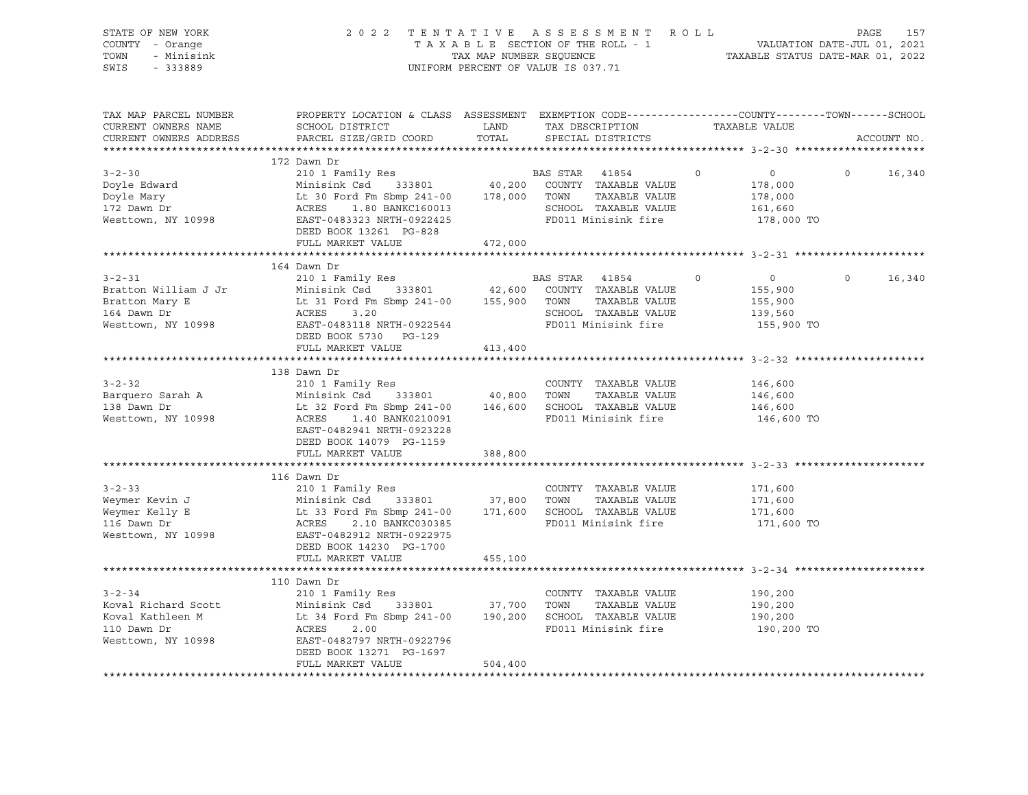STATE OF NEW YORK | COUNTY - Orange | TOWN - Minisink | SWIS - 333889

**2022 TENTATIVE ASSESSMENT ROLL**
TAXABLE SECTION OF THE ROLL - 1
TAX MAP NUMBER SEQUENCE
UNIFORM PERCENT OF VALUE IS 037.71

VALUATION DATE-JUL 01, 2021
TAXABLE STATUS DATE-MAR 01, 2022

| TAX MAP PARCEL NUMBER / CURRENT OWNERS NAME / CURRENT OWNERS ADDRESS | PROPERTY LOCATION & CLASS / SCHOOL DISTRICT / PARCEL SIZE/GRID COORD | ASSESSMENT LAND | TOTAL | EXEMPTION CODE / TAX DESCRIPTION / SPECIAL DISTRICTS | COUNTY | TOWN | SCHOOL | ACCOUNT NO. |
|---|---|---|---|---|---|---|---|---|
| **3-2-30** | 172 Dawn Dr | | | | | | | |
| | 210 1 Family Res | | | BAS STAR 41854 | 0 | 0 | 16,340 | |
| Doyle Edward | Minisink Csd 333801 | 40,200 | | COUNTY TAXABLE VALUE | 178,000 | | | |
| Doyle Mary | Lt 30 Ford Fm Sbmp 241-00 | | 178,000 | TOWN TAXABLE VALUE | | 178,000 | | |
| 172 Dawn Dr | ACRES 1.80 BANKC160013 | | | SCHOOL TAXABLE VALUE | | | 161,660 | |
| Westtown, NY 10998 | EAST-0483323 NRTH-0922425 | | | FD011 Minisink fire | 178,000 TO | | | |
| | DEED BOOK 13261 PG-828 | | | | | | | |
| | FULL MARKET VALUE | | 472,000 | | | | | |
| **3-2-31** | 164 Dawn Dr | | | | | | | |
| | 210 1 Family Res | | | BAS STAR 41854 | 0 | 0 | 16,340 | |
| Bratton William J Jr | Minisink Csd 333801 | 42,600 | | COUNTY TAXABLE VALUE | 155,900 | | | |
| Bratton Mary E | Lt 31 Ford Fm Sbmp 241-00 | | 155,900 | TOWN TAXABLE VALUE | | 155,900 | | |
| 164 Dawn Dr | ACRES 3.20 | | | SCHOOL TAXABLE VALUE | | | 139,560 | |
| Westtown, NY 10998 | EAST-0483118 NRTH-0922544 | | | FD011 Minisink fire | 155,900 TO | | | |
| | DEED BOOK 5730 PG-129 | | | | | | | |
| | FULL MARKET VALUE | | 413,400 | | | | | |
| **3-2-32** | 138 Dawn Dr | | | | | | | |
| | 210 1 Family Res | | | COUNTY TAXABLE VALUE | 146,600 | | | |
| Barquero Sarah A | Minisink Csd 333801 | 40,800 | | TOWN TAXABLE VALUE | | 146,600 | | |
| 138 Dawn Dr | Lt 32 Ford Fm Sbmp 241-00 | | 146,600 | SCHOOL TAXABLE VALUE | | | 146,600 | |
| Westtown, NY 10998 | ACRES 1.40 BANK0210091 | | | FD011 Minisink fire | 146,600 TO | | | |
| | EAST-0482941 NRTH-0923228 | | | | | | | |
| | DEED BOOK 14079 PG-1159 | | | | | | | |
| | FULL MARKET VALUE | | 388,800 | | | | | |
| **3-2-33** | 116 Dawn Dr | | | | | | | |
| | 210 1 Family Res | | | COUNTY TAXABLE VALUE | 171,600 | | | |
| Weymer Kevin J | Minisink Csd 333801 | 37,800 | | TOWN TAXABLE VALUE | | 171,600 | | |
| Weymer Kelly E | Lt 33 Ford Fm Sbmp 241-00 | | 171,600 | SCHOOL TAXABLE VALUE | | | 171,600 | |
| 116 Dawn Dr | ACRES 2.10 BANKC030385 | | | FD011 Minisink fire | 171,600 TO | | | |
| Westtown, NY 10998 | EAST-0482912 NRTH-0922975 | | | | | | | |
| | DEED BOOK 14230 PG-1700 | | | | | | | |
| | FULL MARKET VALUE | | 455,100 | | | | | |
| **3-2-34** | 110 Dawn Dr | | | | | | | |
| | 210 1 Family Res | | | COUNTY TAXABLE VALUE | 190,200 | | | |
| Koval Richard Scott | Minisink Csd 333801 | 37,700 | | TOWN TAXABLE VALUE | | 190,200 | | |
| Koval Kathleen M | Lt 34 Ford Fm Sbmp 241-00 | | 190,200 | SCHOOL TAXABLE VALUE | | | 190,200 | |
| 110 Dawn Dr | ACRES 2.00 | | | FD011 Minisink fire | 190,200 TO | | | |
| Westtown, NY 10998 | EAST-0482797 NRTH-0922796 | | | | | | | |
| | DEED BOOK 13271 PG-1697 | | | | | | | |
| | FULL MARKET VALUE | | 504,400 | | | | | |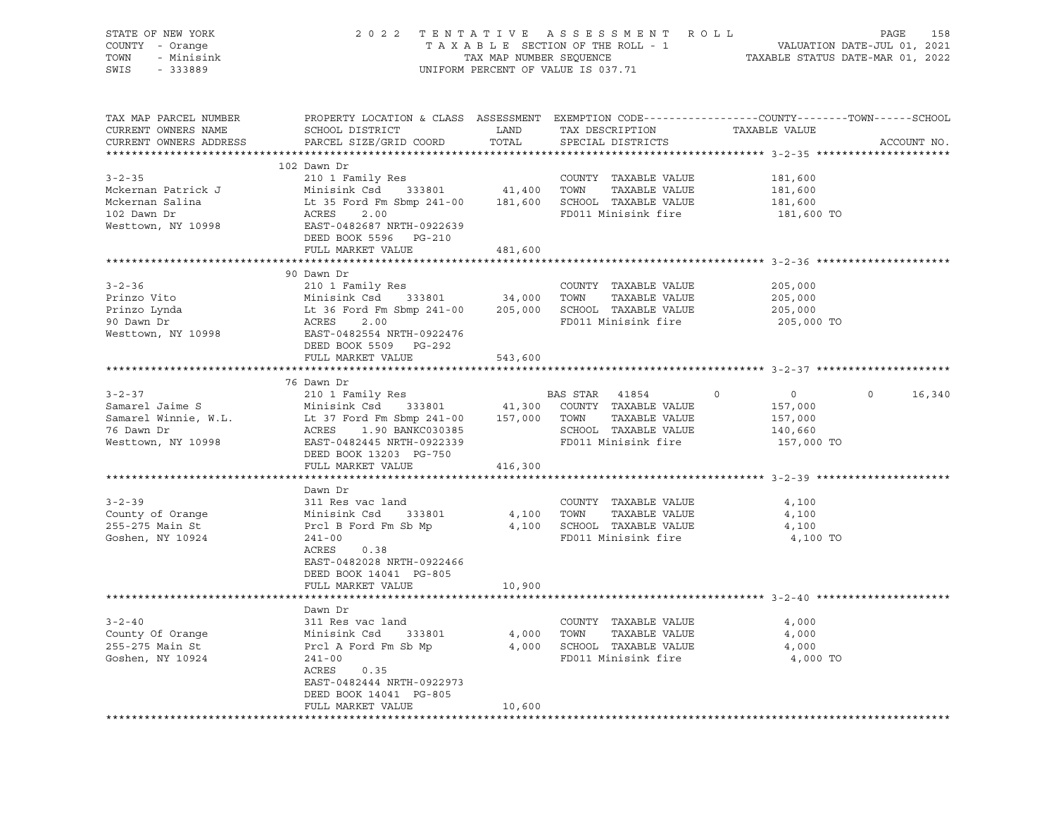STATE OF NEW YORK  
COUNTY - Orange  
TOWN - Minisink  
SWIS - 333889

2 0 2 2 T E N T A T I V E A S S E S S M E N T R O L L  
T A X A B L E SECTION OF THE ROLL - 1  
TAX MAP NUMBER SEQUENCE  
UNIFORM PERCENT OF VALUE IS 037.71

VALUATION DATE-JUL 01, 2021  
TAXABLE STATUS DATE-MAR 01, 2022

| TAX MAP PARCEL NUMBER<br>CURRENT OWNERS NAME<br>CURRENT OWNERS ADDRESS | PROPERTY LOCATION & CLASS<br>SCHOOL DISTRICT<br>PARCEL SIZE/GRID COORD | ASSESSMENT<br>LAND<br>TOTAL | EXEMPTION CODE<br>TAX DESCRIPTION<br>SPECIAL DISTRICTS | COUNTY | TOWN<br>TAXABLE VALUE | SCHOOL<br>ACCOUNT NO. |
|---|---|---|---|---|---|---|
| **3-2-35** | 102 Dawn Dr | | | | | |
| 3-2-35 | 210 1 Family Res | | COUNTY TAXABLE VALUE | | 181,600 | |
| Mckernan Patrick J | Minisink Csd 333801 | 41,400 | TOWN TAXABLE VALUE | | 181,600 | |
| Mckernan Salina | Lt 35 Ford Fm Sbmp 241-00 | 181,600 | SCHOOL TAXABLE VALUE | | 181,600 | |
| 102 Dawn Dr | ACRES 2.00 | | FD011 Minisink fire | | 181,600 TO | |
| Westtown, NY 10998 | EAST-0482687 NRTH-0922639 | | | | | |
| | DEED BOOK 5596 PG-210 | | | | | |
| | FULL MARKET VALUE | 481,600 | | | | |
| **3-2-36** | 90 Dawn Dr | | | | | |
| 3-2-36 | 210 1 Family Res | | COUNTY TAXABLE VALUE | | 205,000 | |
| Prinzo Vito | Minisink Csd 333801 | 34,000 | TOWN TAXABLE VALUE | | 205,000 | |
| Prinzo Lynda | Lt 36 Ford Fm Sbmp 241-00 | 205,000 | SCHOOL TAXABLE VALUE | | 205,000 | |
| 90 Dawn Dr | ACRES 2.00 | | FD011 Minisink fire | | 205,000 TO | |
| Westtown, NY 10998 | EAST-0482554 NRTH-0922476 | | | | | |
| | DEED BOOK 5509 PG-292 | | | | | |
| | FULL MARKET VALUE | 543,600 | | | | |
| **3-2-37** | 76 Dawn Dr | | | | | |
| 3-2-37 | 210 1 Family Res | | BAS STAR 41854 | 0 | 0 | 0 16,340 |
| Samarel Jaime S | Minisink Csd 333801 | 41,300 | COUNTY TAXABLE VALUE | | 157,000 | |
| Samarel Winnie, W.L. | Lt 37 Ford Fm Sbmp 241-00 | 157,000 | TOWN TAXABLE VALUE | | 157,000 | |
| 76 Dawn Dr | ACRES 1.90 BANKC030385 | | SCHOOL TAXABLE VALUE | | 140,660 | |
| Westtown, NY 10998 | EAST-0482445 NRTH-0922339 | | FD011 Minisink fire | | 157,000 TO | |
| | DEED BOOK 13203 PG-750 | | | | | |
| | FULL MARKET VALUE | 416,300 | | | | |
| **3-2-39** | Dawn Dr | | | | | |
| 3-2-39 | 311 Res vac land | | COUNTY TAXABLE VALUE | | 4,100 | |
| County of Orange | Minisink Csd 333801 | 4,100 | TOWN TAXABLE VALUE | | 4,100 | |
| 255-275 Main St | Prcl B Ford Fm Sb Mp | 4,100 | SCHOOL TAXABLE VALUE | | 4,100 | |
| Goshen, NY 10924 | 241-00 | | FD011 Minisink fire | | 4,100 TO | |
| | ACRES 0.38 | | | | | |
| | EAST-0482028 NRTH-0922466 | | | | | |
| | DEED BOOK 14041 PG-805 | | | | | |
| | FULL MARKET VALUE | 10,900 | | | | |
| **3-2-40** | Dawn Dr | | | | | |
| 3-2-40 | 311 Res vac land | | COUNTY TAXABLE VALUE | | 4,000 | |
| County Of Orange | Minisink Csd 333801 | 4,000 | TOWN TAXABLE VALUE | | 4,000 | |
| 255-275 Main St | Prcl A Ford Fm Sb Mp | 4,000 | SCHOOL TAXABLE VALUE | | 4,000 | |
| Goshen, NY 10924 | 241-00 | | FD011 Minisink fire | | 4,000 TO | |
| | ACRES 0.35 | | | | | |
| | EAST-0482444 NRTH-0922973 | | | | | |
| | DEED BOOK 14041 PG-805 | | | | | |
| | FULL MARKET VALUE | 10,600 | | | | |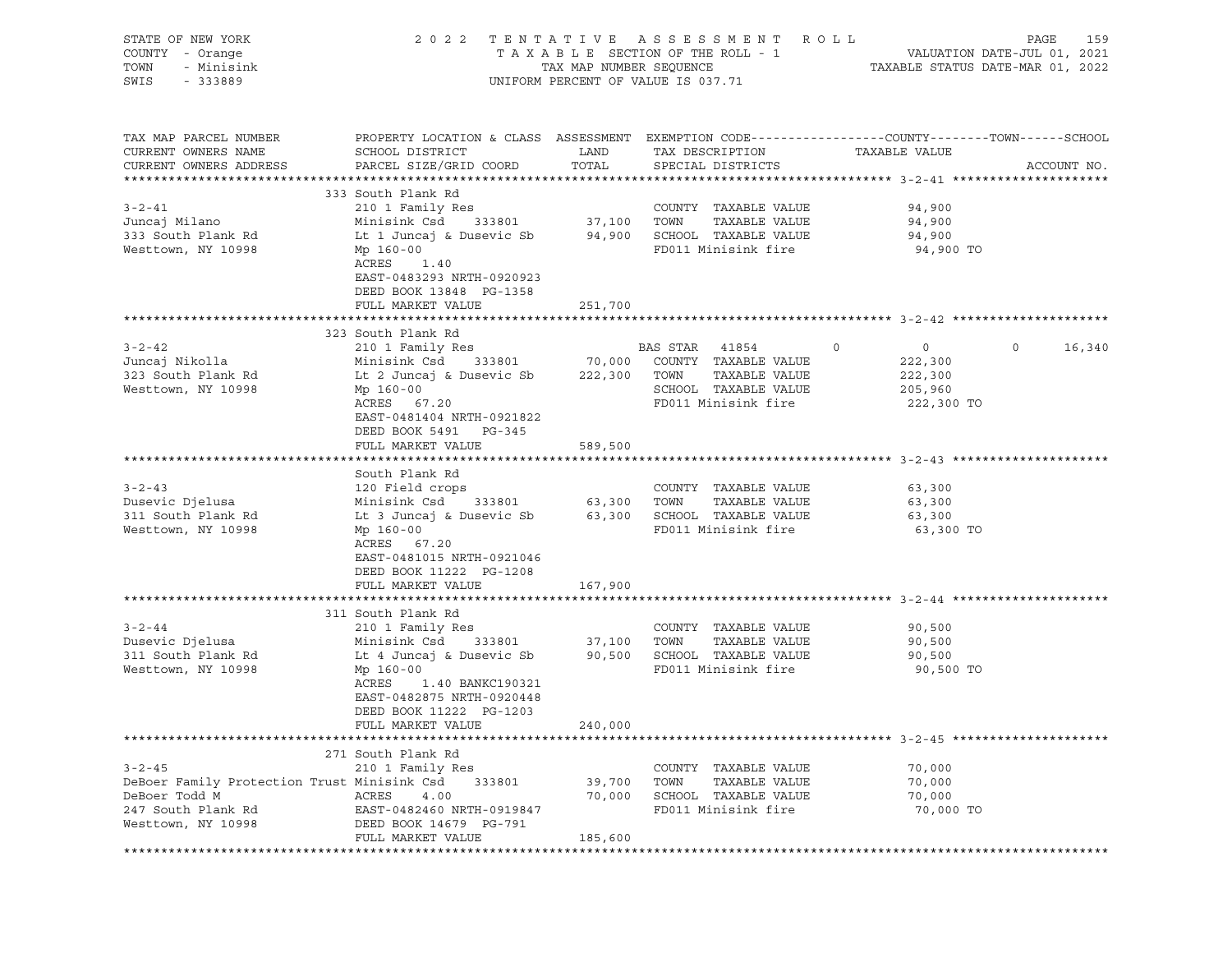STATE OF NEW YORK | 2022 TENTATIVE ASSESSMENT ROLL | VALUATION DATE-JUL 01, 2021
COUNTY - Orange | TAXABLE SECTION OF THE ROLL - 1 | TAXABLE STATUS DATE-MAR 01, 2022
TOWN - Minisink | TAX MAP NUMBER SEQUENCE
SWIS - 333889 | UNIFORM PERCENT OF VALUE IS 037.71

| TAX MAP PARCEL NUMBER / CURRENT OWNERS NAME / CURRENT OWNERS ADDRESS | PROPERTY LOCATION & CLASS / SCHOOL DISTRICT / PARCEL SIZE/GRID COORD | ASSESSMENT LAND / TOTAL | EXEMPTION CODE / TAX DESCRIPTION / SPECIAL DISTRICTS | COUNTY | TOWN | SCHOOL TAXABLE VALUE | ACCOUNT NO. |
|---|---|---|---|---|---|---|---|
| **3-2-41** | 333 South Plank Rd | | | | | | |
| Juncaj Milano | 210 1 Family Res | | COUNTY TAXABLE VALUE | 94,900 | | | |
| 333 South Plank Rd | Minisink Csd 333801 | 37,100 | TOWN TAXABLE VALUE | | 94,900 | | |
| Westtown, NY 10998 | Lt 1 Juncaj & Dusevic Sb | 94,900 | SCHOOL TAXABLE VALUE | | | 94,900 | |
| | Mp 160-00 | | FD011 Minisink fire | 94,900 TO | | | |
| | ACRES 1.40 | | | | | | |
| | EAST-0483293 NRTH-0920923 | | | | | | |
| | DEED BOOK 13848 PG-1358 | | | | | | |
| | FULL MARKET VALUE | 251,700 | | | | | |
| **3-2-42** | 323 South Plank Rd | | | | | | |
| Juncaj Nikolla | 210 1 Family Res | | BAS STAR 41854 | 0 | 0 | 16,340 | |
| 323 South Plank Rd | Minisink Csd 333801 | 70,000 | COUNTY TAXABLE VALUE | 222,300 | | | |
| Westtown, NY 10998 | Lt 2 Juncaj & Dusevic Sb | 222,300 | TOWN TAXABLE VALUE | | 222,300 | | |
| | Mp 160-00 | | SCHOOL TAXABLE VALUE | | | 205,960 | |
| | ACRES 67.20 | | FD011 Minisink fire | 222,300 TO | | | |
| | EAST-0481404 NRTH-0921822 | | | | | | |
| | DEED BOOK 5491 PG-345 | | | | | | |
| | FULL MARKET VALUE | 589,500 | | | | | |
| **3-2-43** | South Plank Rd | | | | | | |
| Dusevic Djelusa | 120 Field crops | | COUNTY TAXABLE VALUE | 63,300 | | | |
| 311 South Plank Rd | Minisink Csd 333801 | 63,300 | TOWN TAXABLE VALUE | | 63,300 | | |
| Westtown, NY 10998 | Lt 3 Juncaj & Dusevic Sb | 63,300 | SCHOOL TAXABLE VALUE | | | 63,300 | |
| | Mp 160-00 | | FD011 Minisink fire | 63,300 TO | | | |
| | ACRES 67.20 | | | | | | |
| | EAST-0481015 NRTH-0921046 | | | | | | |
| | DEED BOOK 11222 PG-1208 | | | | | | |
| | FULL MARKET VALUE | 167,900 | | | | | |
| **3-2-44** | 311 South Plank Rd | | | | | | |
| Dusevic Djelusa | 210 1 Family Res | | COUNTY TAXABLE VALUE | 90,500 | | | |
| 311 South Plank Rd | Minisink Csd 333801 | 37,100 | TOWN TAXABLE VALUE | | 90,500 | | |
| Westtown, NY 10998 | Lt 4 Juncaj & Dusevic Sb | 90,500 | SCHOOL TAXABLE VALUE | | | 90,500 | |
| | Mp 160-00 | | FD011 Minisink fire | 90,500 TO | | | |
| | ACRES 1.40 BANKC190321 | | | | | | |
| | EAST-0482875 NRTH-0920448 | | | | | | |
| | DEED BOOK 11222 PG-1203 | | | | | | |
| | FULL MARKET VALUE | 240,000 | | | | | |
| **3-2-45** | 271 South Plank Rd | | | | | | |
| DeBoer Family Protection Trust | 210 1 Family Res | | COUNTY TAXABLE VALUE | 70,000 | | | |
| DeBoer Todd M | Minisink Csd 333801 | 39,700 | TOWN TAXABLE VALUE | | 70,000 | | |
| 247 South Plank Rd | ACRES 4.00 | 70,000 | SCHOOL TAXABLE VALUE | | | 70,000 | |
| Westtown, NY 10998 | EAST-0482460 NRTH-0919847 | | FD011 Minisink fire | 70,000 TO | | | |
| | DEED BOOK 14679 PG-791 | | | | | | |
| | FULL MARKET VALUE | 185,600 | | | | | |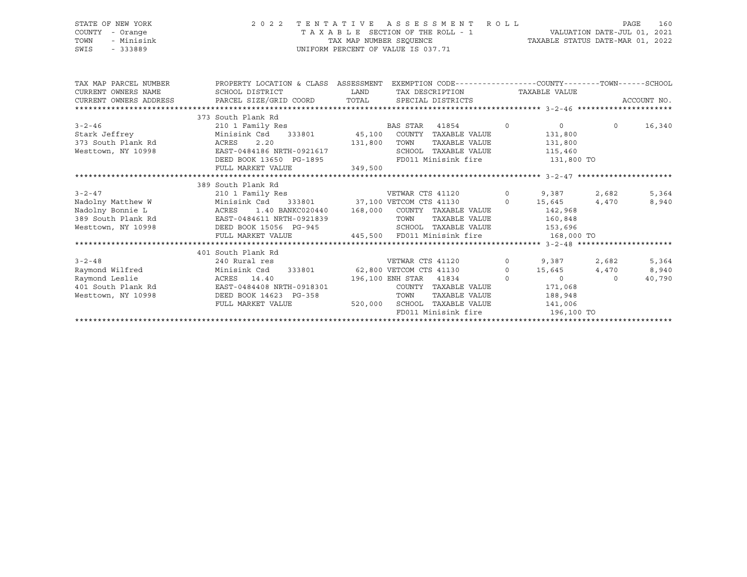STATE OF NEW YORK
COUNTY - Orange
TOWN - Minisink
SWIS - 333889

2 0 2 2 T E N T A T I V E A S S E S S M E N T R O L L
T A X A B L E SECTION OF THE ROLL - 1
TAX MAP NUMBER SEQUENCE
UNIFORM PERCENT OF VALUE IS 037.71

VALUATION DATE-JUL 01, 2021
TAXABLE STATUS DATE-MAR 01, 2022

| TAX MAP PARCEL NUMBER / CURRENT OWNERS NAME / CURRENT OWNERS ADDRESS | PROPERTY LOCATION & CLASS / SCHOOL DISTRICT / PARCEL SIZE/GRID COORD | ASSESSMENT LAND / TOTAL | EXEMPTION CODE / TAX DESCRIPTION / SPECIAL DISTRICTS | | COUNTY TAXABLE VALUE | TOWN | SCHOOL / ACCOUNT NO. |
|---|---|---|---|---|---|---|---|
| **3-2-46** | 373 South Plank Rd | | | | | | |
| 3-2-46 | 210 1 Family Res | | BAS STAR 41854 | 0 | 0 | 0 | 16,340 |
| Stark Jeffrey | Minisink Csd 333801 | 45,100 | COUNTY TAXABLE VALUE | | 131,800 | | |
| 373 South Plank Rd | ACRES 2.20 | 131,800 | TOWN TAXABLE VALUE | | 131,800 | | |
| Westtown, NY 10998 | EAST-0484186 NRTH-0921617 | | SCHOOL TAXABLE VALUE | | 115,460 | | |
| | DEED BOOK 13650 PG-1895 | | FD011 Minisink fire | | 131,800 TO | | |
| | FULL MARKET VALUE | 349,500 | | | | | |
| **3-2-47** | 389 South Plank Rd | | | | | | |
| 3-2-47 | 210 1 Family Res | | VETWAR CTS 41120 | 0 | 9,387 | 2,682 | 5,364 |
| Nadolny Matthew W | Minisink Csd 333801 | 37,100 | VETCOM CTS 41130 | 0 | 15,645 | 4,470 | 8,940 |
| Nadolny Bonnie L | ACRES 1.40 BANKC020440 | 168,000 | COUNTY TAXABLE VALUE | | 142,968 | | |
| 389 South Plank Rd | EAST-0484611 NRTH-0921839 | | TOWN TAXABLE VALUE | | 160,848 | | |
| Westtown, NY 10998 | DEED BOOK 15056 PG-945 | | SCHOOL TAXABLE VALUE | | 153,696 | | |
| | FULL MARKET VALUE | 445,500 | FD011 Minisink fire | | 168,000 TO | | |
| **3-2-48** | 401 South Plank Rd | | | | | | |
| 3-2-48 | 240 Rural res | | VETWAR CTS 41120 | 0 | 9,387 | 2,682 | 5,364 |
| Raymond Wilfred | Minisink Csd 333801 | 62,800 | VETCOM CTS 41130 | 0 | 15,645 | 4,470 | 8,940 |
| Raymond Leslie | ACRES 14.40 | 196,100 | ENH STAR 41834 | 0 | 0 | 0 | 40,790 |
| 401 South Plank Rd | EAST-0484408 NRTH-0918301 | | COUNTY TAXABLE VALUE | | 171,068 | | |
| Westtown, NY 10998 | DEED BOOK 14623 PG-358 | | TOWN TAXABLE VALUE | | 188,948 | | |
| | FULL MARKET VALUE | 520,000 | SCHOOL TAXABLE VALUE | | 141,006 | | |
| | | | FD011 Minisink fire | | 196,100 TO | | |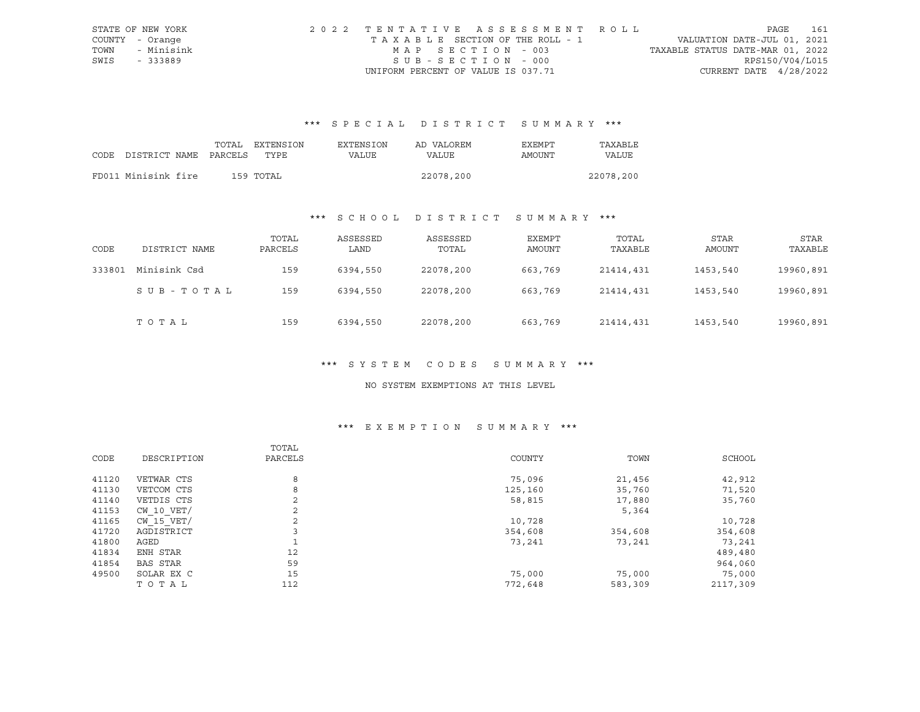STATE OF NEW YORK
COUNTY - Orange
TOWN - Minisink
SWIS - 333889

2022 TENTATIVE ASSESSMENT ROLL
TAXABLE SECTION OF THE ROLL - 1
MAP SECTION - 003
SUB-SECTION - 000
UNIFORM PERCENT OF VALUE IS 037.71

VALUATION DATE-JUL 01, 2021
TAXABLE STATUS DATE-MAR 01, 2022
RPS150/V04/L015
CURRENT DATE 4/28/2022

### *** SPECIAL DISTRICT SUMMARY ***

| CODE DISTRICT NAME | TOTAL PARCELS | EXTENSION TYPE | EXTENSION VALUE | AD VALOREM VALUE | EXEMPT AMOUNT | TAXABLE VALUE |
|---|---|---|---|---|---|---|
| FD011 Minisink fire | 159 | TOTAL | | 22078,200 | | 22078,200 |

### *** SCHOOL DISTRICT SUMMARY ***

| CODE | DISTRICT NAME | TOTAL PARCELS | ASSESSED LAND | ASSESSED TOTAL | EXEMPT AMOUNT | TOTAL TAXABLE | STAR AMOUNT | STAR TAXABLE |
|---|---|---|---|---|---|---|---|---|
| 333801 | Minisink Csd | 159 | 6394,550 | 22078,200 | 663,769 | 21414,431 | 1453,540 | 19960,891 |
| | SUB-TOTAL | 159 | 6394,550 | 22078,200 | 663,769 | 21414,431 | 1453,540 | 19960,891 |
| | TOTAL | 159 | 6394,550 | 22078,200 | 663,769 | 21414,431 | 1453,540 | 19960,891 |

### *** SYSTEM CODES SUMMARY ***

NO SYSTEM EXEMPTIONS AT THIS LEVEL

### *** EXEMPTION SUMMARY ***

| CODE | DESCRIPTION | TOTAL PARCELS | COUNTY | TOWN | SCHOOL |
|---|---|---|---|---|---|
| 41120 | VETWAR CTS | 8 | 75,096 | 21,456 | 42,912 |
| 41130 | VETCOM CTS | 8 | 125,160 | 35,760 | 71,520 |
| 41140 | VETDIS CTS | 2 | 58,815 | 17,880 | 35,760 |
| 41153 | CW_10_VET/ | 2 | | 5,364 | |
| 41165 | CW_15_VET/ | 2 | 10,728 | | 10,728 |
| 41720 | AGDISTRICT | 3 | 354,608 | 354,608 | 354,608 |
| 41800 | AGED | 1 | 73,241 | 73,241 | 73,241 |
| 41834 | ENH STAR | 12 | | | 489,480 |
| 41854 | BAS STAR | 59 | | | 964,060 |
| 49500 | SOLAR EX C | 15 | 75,000 | 75,000 | 75,000 |
| | TOTAL | 112 | 772,648 | 583,309 | 2117,309 |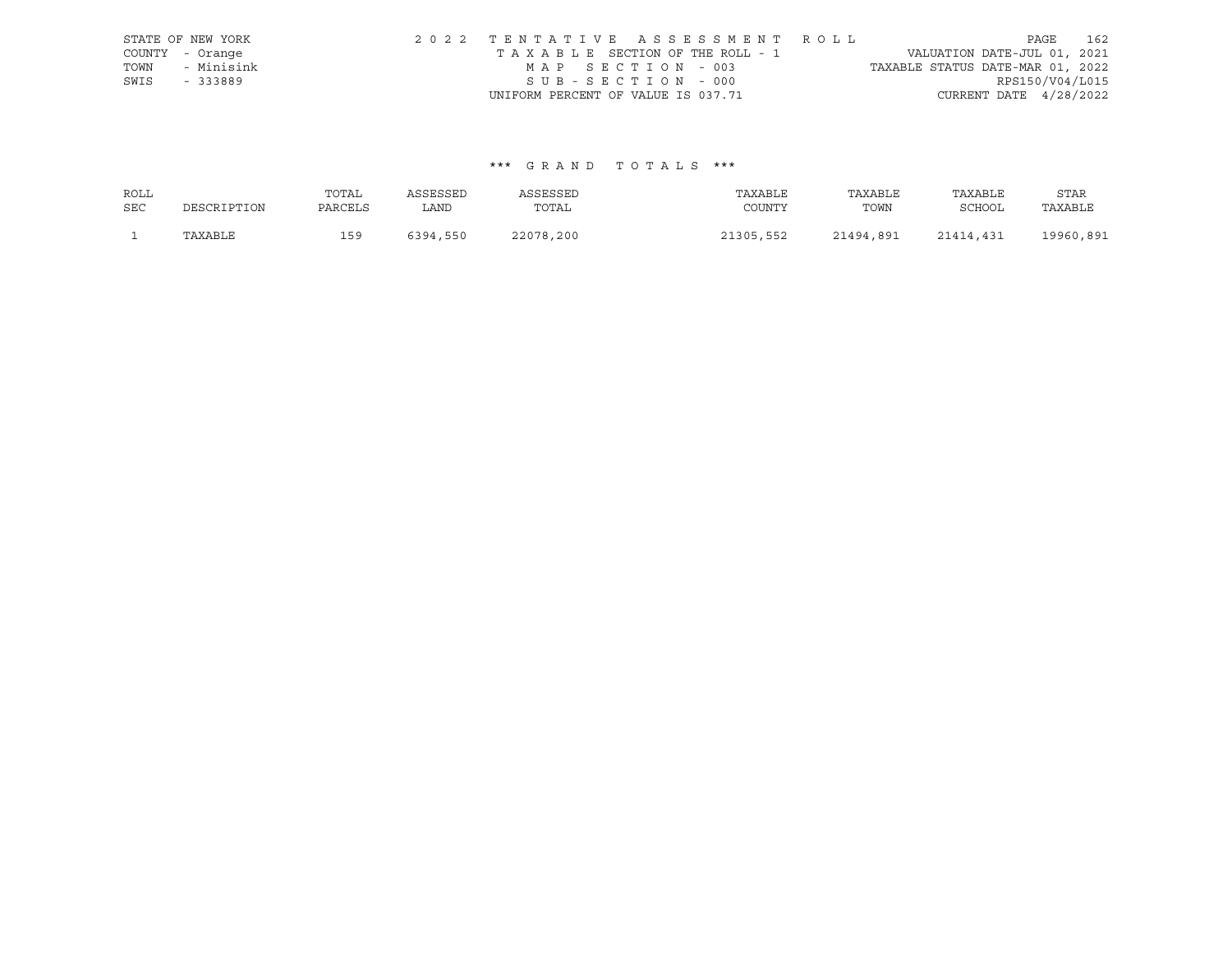STATE OF NEW YORK
COUNTY - Orange
TOWN - Minisink
SWIS - 333889

2 0 2 2 T E N T A T I V E A S S E S S M E N T R O L L
T A X A B L E SECTION OF THE ROLL - 1
M A P S E C T I O N - 003
S U B - S E C T I O N - 000
UNIFORM PERCENT OF VALUE IS 037.71

VALUATION DATE-JUL 01, 2021
TAXABLE STATUS DATE-MAR 01, 2022
RPS150/V04/L015
CURRENT DATE 4/28/2022

### *** G R A N D T O T A L S ***

| ROLL SEC | DESCRIPTION | TOTAL PARCELS | ASSESSED LAND | ASSESSED TOTAL | TAXABLE COUNTY | TAXABLE TOWN | TAXABLE SCHOOL | STAR TAXABLE |
|---|---|---|---|---|---|---|---|---|
| 1 | TAXABLE | 159 | 6394,550 | 22078,200 | 21305,552 | 21494,891 | 21414,431 | 19960,891 |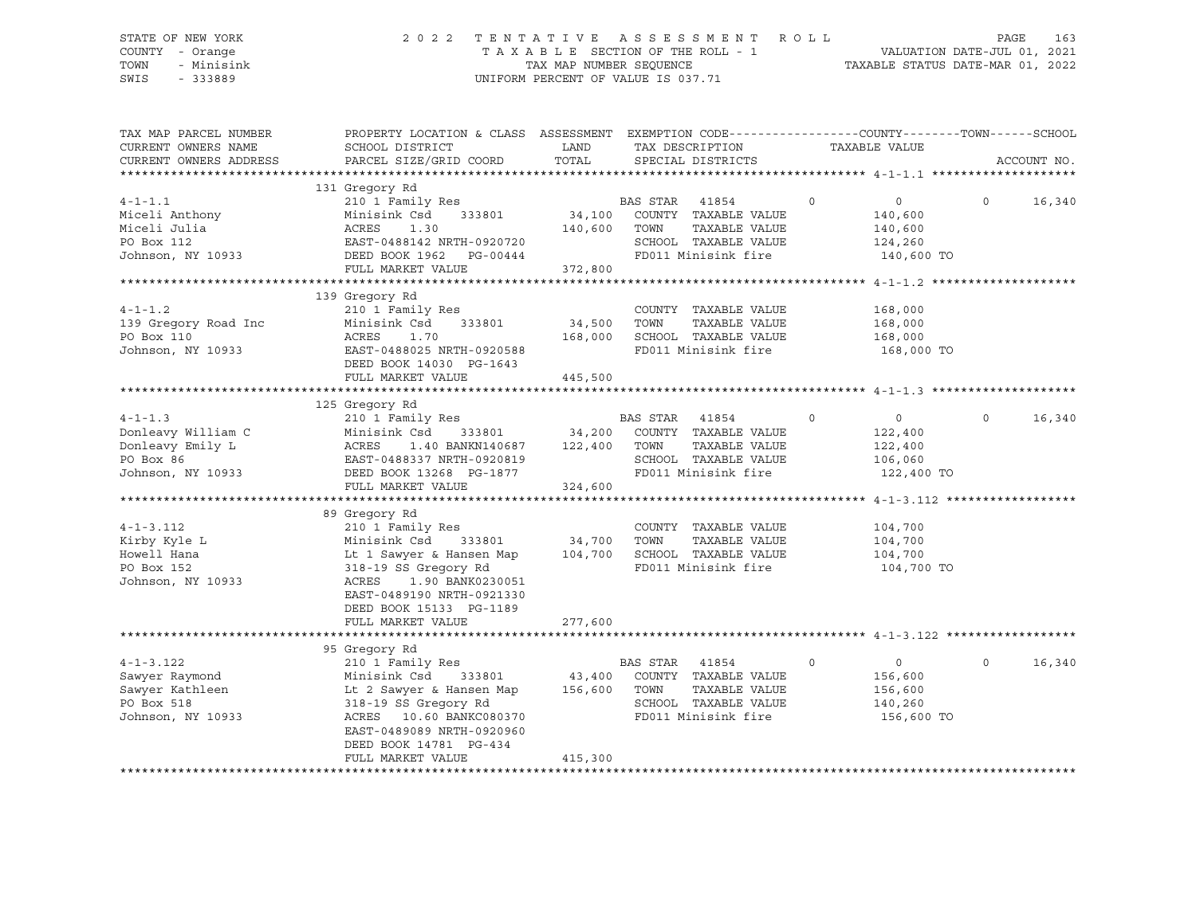STATE OF NEW YORK
COUNTY - Orange
TOWN - Minisink
SWIS - 333889

2 0 2 2 T E N T A T I V E A S S E S S M E N T R O L L
T A X A B L E SECTION OF THE ROLL - 1
TAX MAP NUMBER SEQUENCE
UNIFORM PERCENT OF VALUE IS 037.71

VALUATION DATE-JUL 01, 2021
TAXABLE STATUS DATE-MAR 01, 2022

| TAX MAP PARCEL NUMBER / CURRENT OWNERS NAME / CURRENT OWNERS ADDRESS | PROPERTY LOCATION & CLASS / SCHOOL DISTRICT / PARCEL SIZE/GRID COORD | ASSESSMENT LAND / TOTAL | EXEMPTION CODE / TAX DESCRIPTION / SPECIAL DISTRICTS | COUNTY | TOWN | SCHOOL / ACCOUNT NO. |
|---|---|---|---|---|---|---|
| **4-1-1.1** | 131 Gregory Rd | | | | | |
| | 210 1 Family Res | | BAS STAR 41854 | 0 | 0 | 0 16,340 |
| Miceli Anthony | Minisink Csd 333801 | 34,100 | COUNTY TAXABLE VALUE | 140,600 | | |
| Miceli Julia | ACRES 1.30 | 140,600 | TOWN TAXABLE VALUE | 140,600 | | |
| PO Box 112 | EAST-0488142 NRTH-0920720 | | SCHOOL TAXABLE VALUE | 124,260 | | |
| Johnson, NY 10933 | DEED BOOK 1962 PG-00444 | | FD011 Minisink fire | 140,600 TO | | |
| | FULL MARKET VALUE | 372,800 | | | | |
| **4-1-1.2** | 139 Gregory Rd | | | | | |
| | 210 1 Family Res | | COUNTY TAXABLE VALUE | 168,000 | | |
| 139 Gregory Road Inc | Minisink Csd 333801 | 34,500 | TOWN TAXABLE VALUE | 168,000 | | |
| PO Box 110 | ACRES 1.70 | 168,000 | SCHOOL TAXABLE VALUE | 168,000 | | |
| Johnson, NY 10933 | EAST-0488025 NRTH-0920588 | | FD011 Minisink fire | 168,000 TO | | |
| | DEED BOOK 14030 PG-1643 | | | | | |
| | FULL MARKET VALUE | 445,500 | | | | |
| **4-1-1.3** | 125 Gregory Rd | | | | | |
| | 210 1 Family Res | | BAS STAR 41854 | 0 | 0 | 0 16,340 |
| Donleavy William C | Minisink Csd 333801 | 34,200 | COUNTY TAXABLE VALUE | 122,400 | | |
| Donleavy Emily L | ACRES 1.40 BANKN140687 | 122,400 | TOWN TAXABLE VALUE | 122,400 | | |
| PO Box 86 | EAST-0488337 NRTH-0920819 | | SCHOOL TAXABLE VALUE | 106,060 | | |
| Johnson, NY 10933 | DEED BOOK 13268 PG-1877 | | FD011 Minisink fire | 122,400 TO | | |
| | FULL MARKET VALUE | 324,600 | | | | |
| **4-1-3.112** | 89 Gregory Rd | | | | | |
| | 210 1 Family Res | | COUNTY TAXABLE VALUE | 104,700 | | |
| Kirby Kyle L | Minisink Csd 333801 | 34,700 | TOWN TAXABLE VALUE | 104,700 | | |
| Howell Hana | Lt 1 Sawyer & Hansen Map | 104,700 | SCHOOL TAXABLE VALUE | 104,700 | | |
| PO Box 152 | 318-19 SS Gregory Rd | | FD011 Minisink fire | 104,700 TO | | |
| Johnson, NY 10933 | ACRES 1.90 BANK0230051 | | | | | |
| | EAST-0489190 NRTH-0921330 | | | | | |
| | DEED BOOK 15133 PG-1189 | | | | | |
| | FULL MARKET VALUE | 277,600 | | | | |
| **4-1-3.122** | 95 Gregory Rd | | | | | |
| | 210 1 Family Res | | BAS STAR 41854 | 0 | 0 | 0 16,340 |
| Sawyer Raymond | Minisink Csd 333801 | 43,400 | COUNTY TAXABLE VALUE | 156,600 | | |
| Sawyer Kathleen | Lt 2 Sawyer & Hansen Map | 156,600 | TOWN TAXABLE VALUE | 156,600 | | |
| PO Box 518 | 318-19 SS Gregory Rd | | SCHOOL TAXABLE VALUE | 140,260 | | |
| Johnson, NY 10933 | ACRES 10.60 BANKC080370 | | FD011 Minisink fire | 156,600 TO | | |
| | EAST-0489089 NRTH-0920960 | | | | | |
| | DEED BOOK 14781 PG-434 | | | | | |
| | FULL MARKET VALUE | 415,300 | | | | |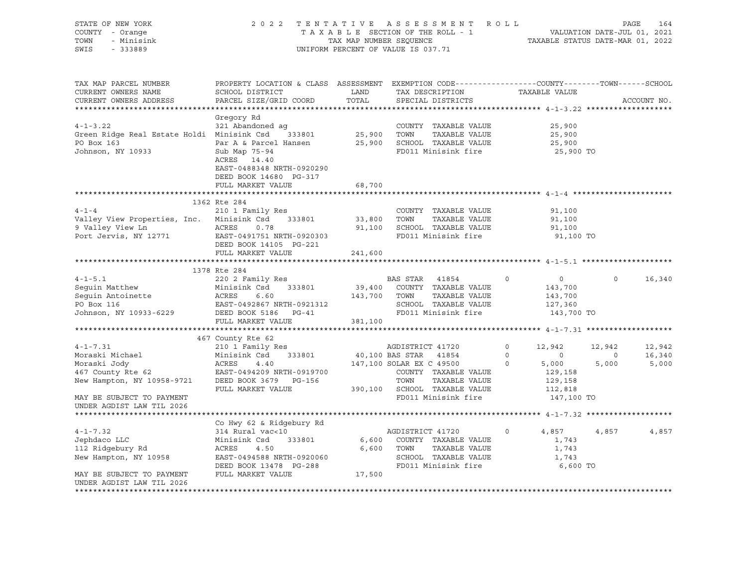STATE OF NEW YORK | COUNTY - Orange | TOWN - Minisink | SWIS - 333889

2022 TENTATIVE ASSESSMENT ROLL
TAXABLE SECTION OF THE ROLL - 1
TAX MAP NUMBER SEQUENCE
UNIFORM PERCENT OF VALUE IS 037.71

VALUATION DATE-JUL 01, 2021
TAXABLE STATUS DATE-MAR 01, 2022

| TAX MAP PARCEL NUMBER / CURRENT OWNERS NAME / CURRENT OWNERS ADDRESS | PROPERTY LOCATION & CLASS / SCHOOL DISTRICT / PARCEL SIZE/GRID COORD | ASSESSMENT LAND / TOTAL | EXEMPTION CODE / TAX DESCRIPTION / SPECIAL DISTRICTS | COUNTY | TOWN | SCHOOL |
|---|---|---|---|---|---|---|
| **4-1-3.22** | Gregory Rd | | | | | |
| 4-1-3.22 | 321 Abandoned ag | | COUNTY TAXABLE VALUE | 25,900 | | |
| Green Ridge Real Estate Holdi | Minisink Csd 333801 | 25,900 | TOWN TAXABLE VALUE | | 25,900 | |
| PO Box 163 | Par A & Parcel Hansen | 25,900 | SCHOOL TAXABLE VALUE | | | 25,900 |
| Johnson, NY 10933 | Sub Map 75-94 | | FD011 Minisink fire | 25,900 TO | | |
| | ACRES 14.40 | | | | | |
| | EAST-0488348 NRTH-0920290 | | | | | |
| | DEED BOOK 14680 PG-317 | | | | | |
| | FULL MARKET VALUE | 68,700 | | | | |
| **4-1-4** | 1362 Rte 284 | | | | | |
| 4-1-4 | 210 1 Family Res | | COUNTY TAXABLE VALUE | 91,100 | | |
| Valley View Properties, Inc. | Minisink Csd 333801 | 33,800 | TOWN TAXABLE VALUE | | 91,100 | |
| 9 Valley View Ln | ACRES 0.78 | 91,100 | SCHOOL TAXABLE VALUE | | | 91,100 |
| Port Jervis, NY 12771 | EAST-0491751 NRTH-0920303 | | FD011 Minisink fire | 91,100 TO | | |
| | DEED BOOK 14105 PG-221 | | | | | |
| | FULL MARKET VALUE | 241,600 | | | | |
| **4-1-5.1** | 1378 Rte 284 | | | | | |
| 4-1-5.1 | 220 2 Family Res | | BAS STAR 41854 0 | 0 | 0 | 16,340 |
| Seguin Matthew | Minisink Csd 333801 | 39,400 | COUNTY TAXABLE VALUE | 143,700 | | |
| Seguin Antoinette | ACRES 6.60 | 143,700 | TOWN TAXABLE VALUE | | 143,700 | |
| PO Box 116 | EAST-0492867 NRTH-0921312 | | SCHOOL TAXABLE VALUE | | | 127,360 |
| Johnson, NY 10933-6229 | DEED BOOK 5186 PG-41 | | FD011 Minisink fire | 143,700 TO | | |
| | FULL MARKET VALUE | 381,100 | | | | |
| **4-1-7.31** | 467 County Rte 62 | | | | | |
| 4-1-7.31 | 210 1 Family Res | | AGDISTRICT 41720 0 | 12,942 | 12,942 | 12,942 |
| Moraski Michael | Minisink Csd 333801 | 40,100 | BAS STAR 41854 0 | 0 | 0 | 16,340 |
| Moraski Jody | ACRES 4.40 | 147,100 | SOLAR EX C 49500 0 | 5,000 | 5,000 | 5,000 |
| 467 County Rte 62 | EAST-0494209 NRTH-0919700 | | COUNTY TAXABLE VALUE | 129,158 | | |
| New Hampton, NY 10958-9721 | DEED BOOK 3679 PG-156 | | TOWN TAXABLE VALUE | | 129,158 | |
| | FULL MARKET VALUE | 390,100 | SCHOOL TAXABLE VALUE | | | 112,818 |
| MAY BE SUBJECT TO PAYMENT UNDER AGDIST LAW TIL 2026 | | | FD011 Minisink fire | 147,100 TO | | |
| **4-1-7.32** | Co Hwy 62 & Ridgebury Rd | | | | | |
| 4-1-7.32 | 314 Rural vac<10 | | AGDISTRICT 41720 0 | 4,857 | 4,857 | 4,857 |
| Jephdaco LLC | Minisink Csd 333801 | 6,600 | COUNTY TAXABLE VALUE | 1,743 | | |
| 112 Ridgebury Rd | ACRES 4.50 | 6,600 | TOWN TAXABLE VALUE | | 1,743 | |
| New Hampton, NY 10958 | EAST-0494588 NRTH-0920060 | | SCHOOL TAXABLE VALUE | | | 1,743 |
| | DEED BOOK 13478 PG-288 | | FD011 Minisink fire | 6,600 TO | | |
| MAY BE SUBJECT TO PAYMENT UNDER AGDIST LAW TIL 2026 | FULL MARKET VALUE | 17,500 | | | | |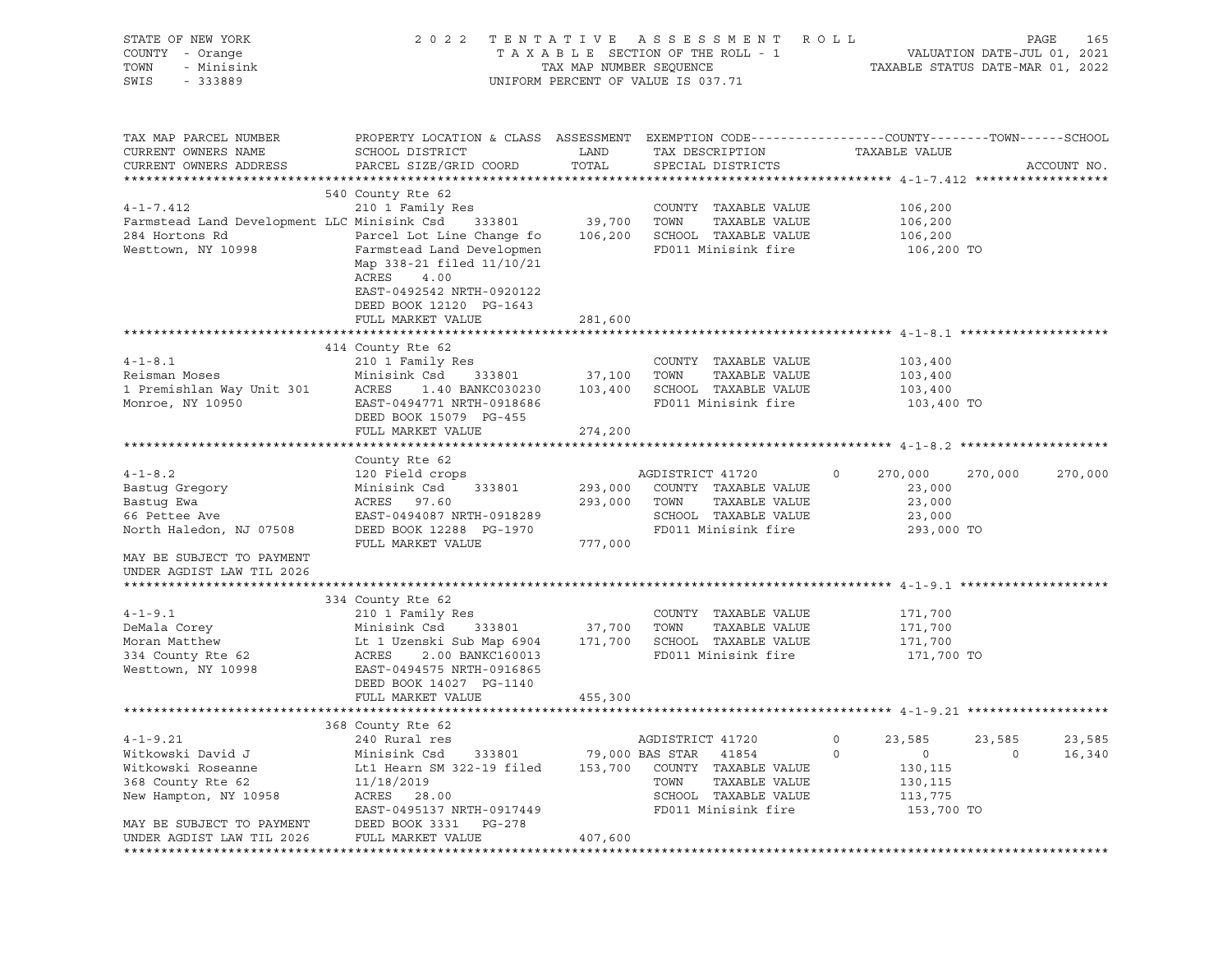STATE OF NEW YORK — 2022 TENTATIVE ASSESSMENT ROLL
COUNTY - Orange — TAXABLE SECTION OF THE ROLL - 1 — VALUATION DATE-JUL 01, 2021
TOWN - Minisink — TAX MAP NUMBER SEQUENCE — TAXABLE STATUS DATE-MAR 01, 2022
SWIS - 333889 — UNIFORM PERCENT OF VALUE IS 037.71

```
TAX MAP PARCEL NUMBER          PROPERTY LOCATION & CLASS  ASSESSMENT  EXEMPTION CODE------------------COUNTY--------TOWN------SCHOOL
CURRENT OWNERS NAME            SCHOOL DISTRICT               LAND      TAX DESCRIPTION            TAXABLE VALUE
CURRENT OWNERS ADDRESS         PARCEL SIZE/GRID COORD        TOTAL     SPECIAL DISTRICTS                                  ACCOUNT NO.
****************************************************************************************************** 4-1-7.412 ******************
                               540 County Rte 62
4-1-7.412                      210 1 Family Res                       COUNTY  TAXABLE VALUE           106,200
Farmstead Land Development LLC Minisink Csd    333801     39,700     TOWN    TAXABLE VALUE           106,200
284 Hortons Rd                 Parcel Lot Line Change fo  106,200    SCHOOL  TAXABLE VALUE           106,200
Westtown, NY 10998             Farmstead Land Developmen              FD011 Minisink fire             106,200 TO
                               Map 338-21 filed 11/10/21
                               ACRES     4.00
                               EAST-0492542 NRTH-0920122
                               DEED BOOK 12120  PG-1643
                               FULL MARKET VALUE          281,600
****************************************************************************************************** 4-1-8.1 ********************
                               414 County Rte 62
4-1-8.1                        210 1 Family Res                       COUNTY  TAXABLE VALUE           103,400
Reisman Moses                  Minisink Csd    333801     37,100     TOWN    TAXABLE VALUE           103,400
1 Premishlan Way Unit 301      ACRES     1.40 BANKC030230 103,400    SCHOOL  TAXABLE VALUE           103,400
Monroe, NY 10950               EAST-0494771 NRTH-0918686              FD011 Minisink fire             103,400 TO
                               DEED BOOK 15079  PG-455
                               FULL MARKET VALUE          274,200
****************************************************************************************************** 4-1-8.2 ********************
                               County Rte 62
4-1-8.2                        120 Field crops                        AGDISTRICT 41720       0    270,000    270,000    270,000
Bastug Gregory                 Minisink Csd    333801    293,000     COUNTY  TAXABLE VALUE            23,000
Bastug Ewa                     ACRES    97.60            293,000     TOWN    TAXABLE VALUE            23,000
66 Pettee Ave                  EAST-0494087 NRTH-0918289              SCHOOL  TAXABLE VALUE            23,000
North Haledon, NJ 07508        DEED BOOK 12288  PG-1970               FD011 Minisink fire             293,000 TO
                               FULL MARKET VALUE          777,000
MAY BE SUBJECT TO PAYMENT
UNDER AGDIST LAW TIL 2026
****************************************************************************************************** 4-1-9.1 ********************
                               334 County Rte 62
4-1-9.1                        210 1 Family Res                       COUNTY  TAXABLE VALUE           171,700
DeMala Corey                   Minisink Csd    333801     37,700     TOWN    TAXABLE VALUE           171,700
Moran Matthew                  Lt 1 Uzenski Sub Map 6904  171,700    SCHOOL  TAXABLE VALUE           171,700
334 County Rte 62              ACRES     2.00 BANKC160013             FD011 Minisink fire             171,700 TO
Westtown, NY 10998             EAST-0494575 NRTH-0916865
                               DEED BOOK 14027  PG-1140
                               FULL MARKET VALUE          455,300
****************************************************************************************************** 4-1-9.21 *******************
                               368 County Rte 62
4-1-9.21                       240 Rural res                          AGDISTRICT 41720       0     23,585     23,585     23,585
Witkowski David J              Minisink Csd    333801     79,000 BAS STAR  41854         0          0          0     16,340
Witkowski Roseanne             Lt1 Hearn SM 322-19 filed  153,700    COUNTY  TAXABLE VALUE           130,115
368 County Rte 62              11/18/2019                             TOWN    TAXABLE VALUE           130,115
New Hampton, NY 10958          ACRES    28.00                         SCHOOL  TAXABLE VALUE           113,775
                               EAST-0495137 NRTH-0917449              FD011 Minisink fire             153,700 TO
MAY BE SUBJECT TO PAYMENT      DEED BOOK 3331   PG-278
UNDER AGDIST LAW TIL 2026      FULL MARKET VALUE          407,600
************************************************************************************************************************************
```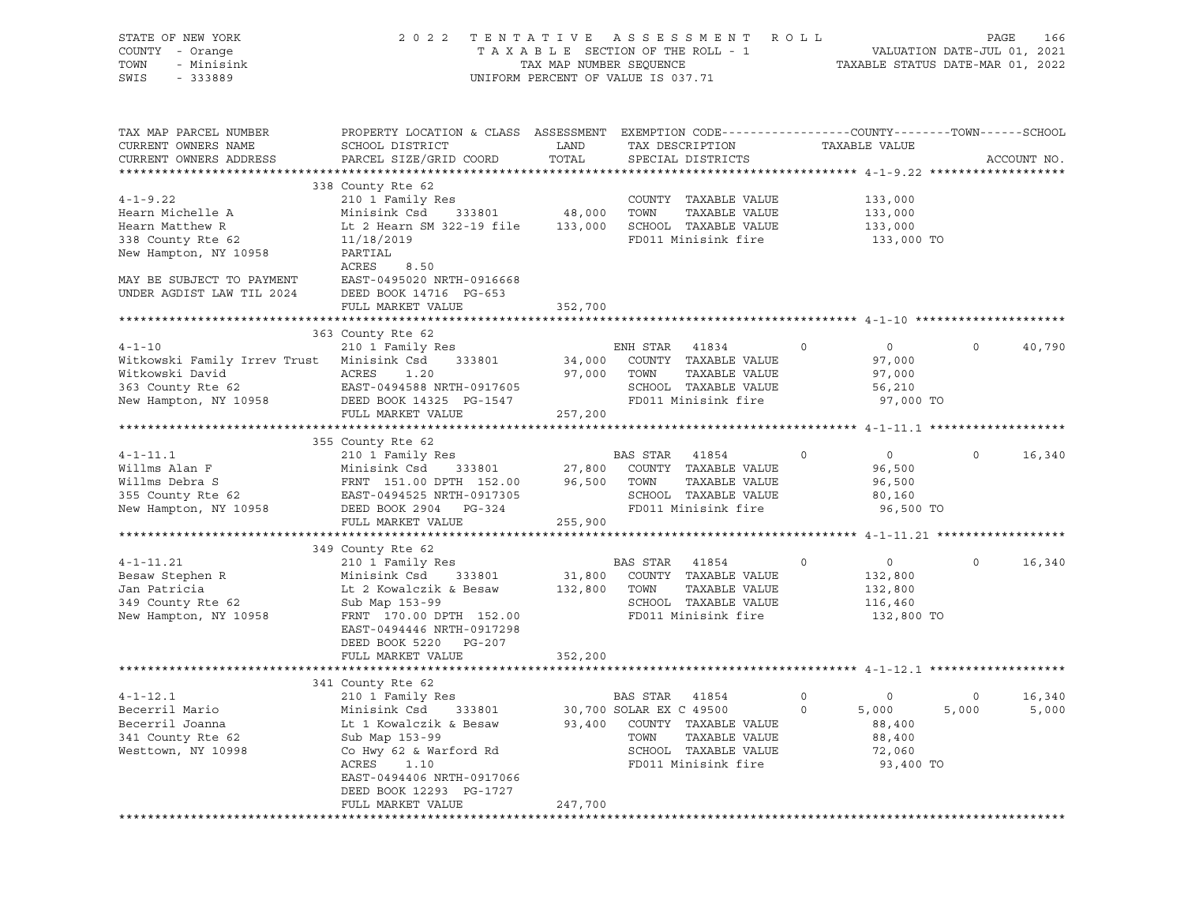STATE OF NEW YORK
COUNTY - Orange
TOWN - Minisink
SWIS - 333889

2 0 2 2 T E N T A T I V E A S S E S S M E N T R O L L
T A X A B L E SECTION OF THE ROLL - 1
TAX MAP NUMBER SEQUENCE
UNIFORM PERCENT OF VALUE IS 037.71

VALUATION DATE-JUL 01, 2021
TAXABLE STATUS DATE-MAR 01, 2022

```
TAX MAP PARCEL NUMBER          PROPERTY LOCATION & CLASS  ASSESSMENT  EXEMPTION CODE------------------COUNTY--------TOWN------SCHOOL
CURRENT OWNERS NAME            SCHOOL DISTRICT               LAND      TAX DESCRIPTION            TAXABLE VALUE
CURRENT OWNERS ADDRESS         PARCEL SIZE/GRID COORD        TOTAL     SPECIAL DISTRICTS                                    ACCOUNT NO.
******************************************************************************************************* 4-1-9.22 *******************
                               338 County Rte 62
4-1-9.22                       210 1 Family Res                        COUNTY  TAXABLE VALUE         133,000
Hearn Michelle A               Minisink Csd     333801      48,000     TOWN    TAXABLE VALUE         133,000
Hearn Matthew R                Lt 2 Hearn SM 322-19 file   133,000     SCHOOL  TAXABLE VALUE         133,000
338 County Rte 62              11/18/2019                              FD011 Minisink fire            133,000 TO
New Hampton, NY 10958          PARTIAL
                               ACRES      8.50
MAY BE SUBJECT TO PAYMENT      EAST-0495020 NRTH-0916668
UNDER AGDIST LAW TIL 2024      DEED BOOK 14716  PG-653
                               FULL MARKET VALUE           352,700
******************************************************************************************************* 4-1-10 *********************
                               363 County Rte 62
4-1-10                         210 1 Family Res                        ENH STAR  41834        0           0           0     40,790
Witkowski Family Irrev Trust   Minisink Csd     333801      34,000     COUNTY  TAXABLE VALUE          97,000
Witkowski David                ACRES      1.20              97,000     TOWN    TAXABLE VALUE          97,000
363 County Rte 62              EAST-0494588 NRTH-0917605               SCHOOL  TAXABLE VALUE          56,210
New Hampton, NY 10958          DEED BOOK 14325  PG-1547                FD011 Minisink fire             97,000 TO
                               FULL MARKET VALUE           257,200
******************************************************************************************************* 4-1-11.1 *******************
                               355 County Rte 62
4-1-11.1                       210 1 Family Res                        BAS STAR  41854        0           0           0     16,340
Willms Alan F                  Minisink Csd     333801      27,800     COUNTY  TAXABLE VALUE          96,500
Willms Debra S                 FRNT 151.00 DPTH 152.00      96,500     TOWN    TAXABLE VALUE          96,500
355 County Rte 62              EAST-0494525 NRTH-0917305               SCHOOL  TAXABLE VALUE          80,160
New Hampton, NY 10958          DEED BOOK 2904   PG-324                 FD011 Minisink fire             96,500 TO
                               FULL MARKET VALUE           255,900
******************************************************************************************************* 4-1-11.21 ******************
                               349 County Rte 62
4-1-11.21                      210 1 Family Res                        BAS STAR  41854        0           0           0     16,340
Besaw Stephen R                Minisink Csd     333801      31,800     COUNTY  TAXABLE VALUE         132,800
Jan Patricia                   Lt 2 Kowalczik & Besaw      132,800     TOWN    TAXABLE VALUE         132,800
349 County Rte 62              Sub Map 153-99                          SCHOOL  TAXABLE VALUE         116,460
New Hampton, NY 10958          FRNT 170.00 DPTH 152.00                 FD011 Minisink fire            132,800 TO
                               EAST-0494446 NRTH-0917298
                               DEED BOOK 5220   PG-207
                               FULL MARKET VALUE           352,200
******************************************************************************************************* 4-1-12.1 *******************
                               341 County Rte 62
4-1-12.1                       210 1 Family Res                        BAS STAR  41854        0           0           0     16,340
Becerril Mario                 Minisink Csd     333801      30,700 SOLAR EX C 49500       0       5,000       5,000      5,000
Becerril Joanna                Lt 1 Kowalczik & Besaw       93,400     COUNTY  TAXABLE VALUE          88,400
341 County Rte 62              Sub Map 153-99                          TOWN    TAXABLE VALUE          88,400
Westtown, NY 10998             Co Hwy 62 & Warford Rd                  SCHOOL  TAXABLE VALUE          72,060
                               ACRES      1.10                         FD011 Minisink fire             93,400 TO
                               EAST-0494406 NRTH-0917066
                               DEED BOOK 12293  PG-1727
                               FULL MARKET VALUE           247,700
************************************************************************************************************************************
```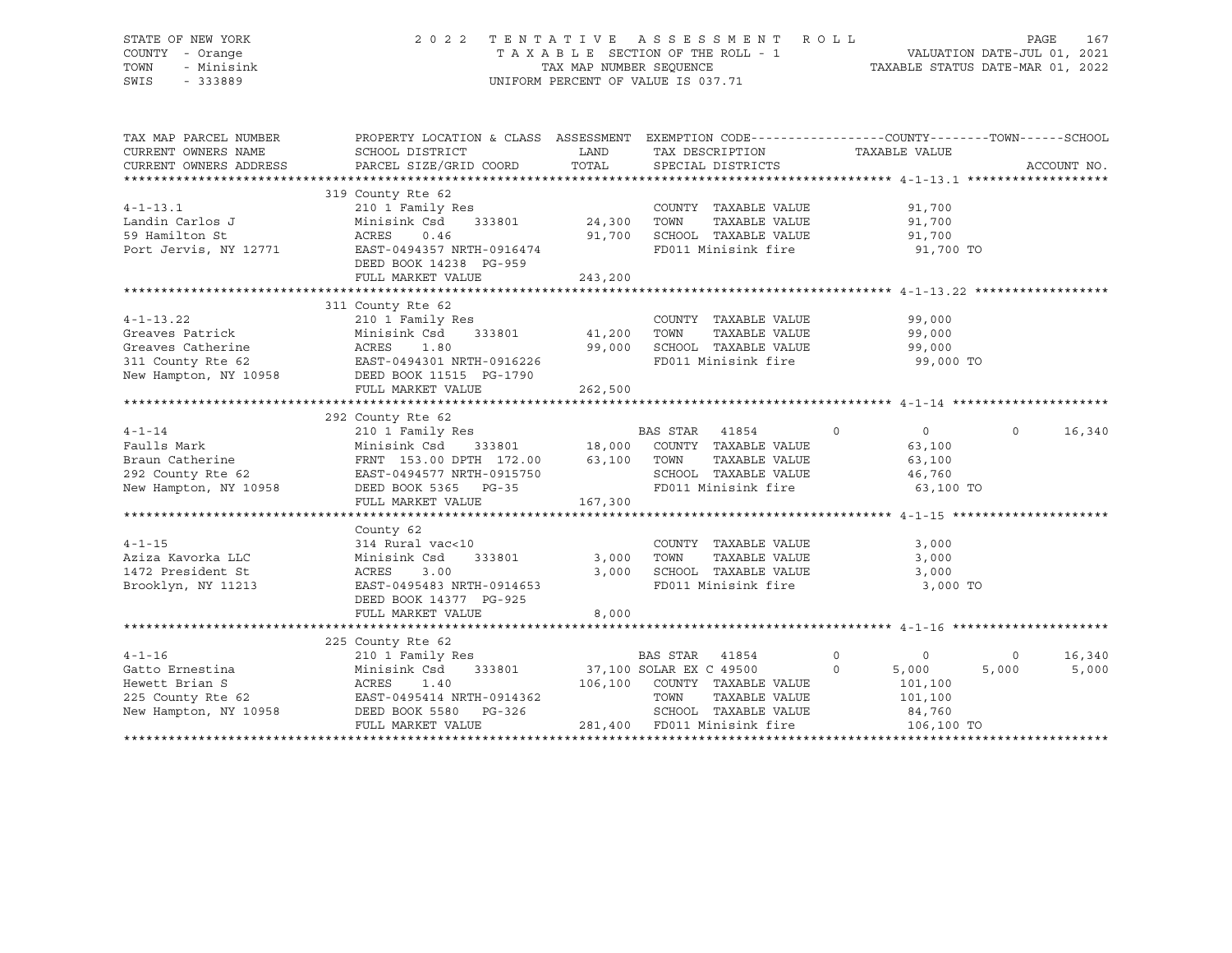STATE OF NEW YORK
COUNTY - Orange
TOWN - Minisink
SWIS - 333889

2022 TENTATIVE ASSESSMENT ROLL
TAXABLE SECTION OF THE ROLL - 1
TAX MAP NUMBER SEQUENCE
UNIFORM PERCENT OF VALUE IS 037.71

VALUATION DATE-JUL 01, 2021
TAXABLE STATUS DATE-MAR 01, 2022

| TAX MAP PARCEL NUMBER / CURRENT OWNERS NAME / CURRENT OWNERS ADDRESS | PROPERTY LOCATION & CLASS / SCHOOL DISTRICT / PARCEL SIZE/GRID COORD | ASSESSMENT LAND / TOTAL | EXEMPTION CODE / TAX DESCRIPTION / SPECIAL DISTRICTS | COUNTY | TOWN | SCHOOL |
|---|---|---|---|---|---|---|
| **4-1-13.1** | 319 County Rte 62 | | | | | |
| 4-1-13.1 | 210 1 Family Res | | COUNTY TAXABLE VALUE | 91,700 | | |
| Landin Carlos J | Minisink Csd 333801 | 24,300 | TOWN TAXABLE VALUE | | 91,700 | |
| 59 Hamilton St | ACRES 0.46 | 91,700 | SCHOOL TAXABLE VALUE | | | 91,700 |
| Port Jervis, NY 12771 | EAST-0494357 NRTH-0916474 | | FD011 Minisink fire | 91,700 TO | | |
| | DEED BOOK 14238 PG-959 | | | | | |
| | FULL MARKET VALUE | 243,200 | | | | |
| **4-1-13.22** | 311 County Rte 62 | | | | | |
| 4-1-13.22 | 210 1 Family Res | | COUNTY TAXABLE VALUE | 99,000 | | |
| Greaves Patrick | Minisink Csd 333801 | 41,200 | TOWN TAXABLE VALUE | | 99,000 | |
| Greaves Catherine | ACRES 1.80 | 99,000 | SCHOOL TAXABLE VALUE | | | 99,000 |
| 311 County Rte 62 | EAST-0494301 NRTH-0916226 | | FD011 Minisink fire | 99,000 TO | | |
| New Hampton, NY 10958 | DEED BOOK 11515 PG-1790 | | | | | |
| | FULL MARKET VALUE | 262,500 | | | | |
| **4-1-14** | 292 County Rte 62 | | | | | |
| 4-1-14 | 210 1 Family Res | | BAS STAR 41854 | 0 | 0 | 16,340 |
| Faulls Mark | Minisink Csd 333801 | 18,000 | COUNTY TAXABLE VALUE | 63,100 | | |
| Braun Catherine | FRNT 153.00 DPTH 172.00 | 63,100 | TOWN TAXABLE VALUE | | 63,100 | |
| 292 County Rte 62 | EAST-0494577 NRTH-0915750 | | SCHOOL TAXABLE VALUE | | | 46,760 |
| New Hampton, NY 10958 | DEED BOOK 5365 PG-35 | | FD011 Minisink fire | 63,100 TO | | |
| | FULL MARKET VALUE | 167,300 | | | | |
| **4-1-15** | County 62 | | | | | |
| 4-1-15 | 314 Rural vac<10 | | COUNTY TAXABLE VALUE | 3,000 | | |
| Aziza Kavorka LLC | Minisink Csd 333801 | 3,000 | TOWN TAXABLE VALUE | | 3,000 | |
| 1472 President St | ACRES 3.00 | 3,000 | SCHOOL TAXABLE VALUE | | | 3,000 |
| Brooklyn, NY 11213 | EAST-0495483 NRTH-0914653 | | FD011 Minisink fire | 3,000 TO | | |
| | DEED BOOK 14377 PG-925 | | | | | |
| | FULL MARKET VALUE | 8,000 | | | | |
| **4-1-16** | 225 County Rte 62 | | | | | |
| 4-1-16 | 210 1 Family Res | | BAS STAR 41854 | 0 | 0 | 16,340 |
| Gatto Ernestina | Minisink Csd 333801 | 37,100 | SOLAR EX C 49500 | 5,000 | 5,000 | 5,000 |
| Hewett Brian S | ACRES 1.40 | 106,100 | COUNTY TAXABLE VALUE | 101,100 | | |
| 225 County Rte 62 | EAST-0495414 NRTH-0914362 | | TOWN TAXABLE VALUE | | 101,100 | |
| New Hampton, NY 10958 | DEED BOOK 5580 PG-326 | | SCHOOL TAXABLE VALUE | | | 84,760 |
| | FULL MARKET VALUE | 281,400 | FD011 Minisink fire | 106,100 TO | | |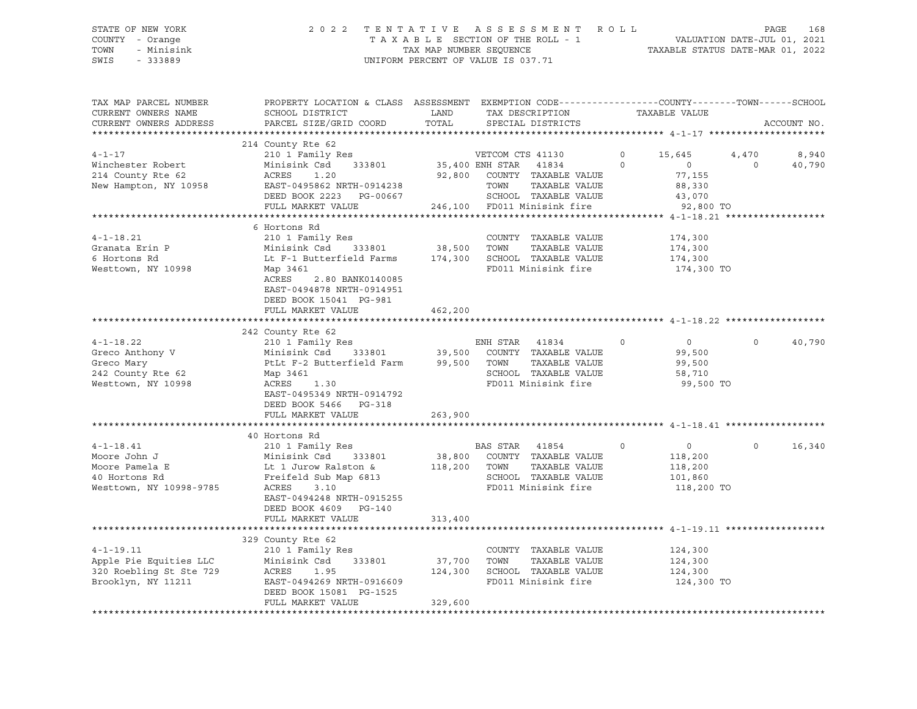STATE OF NEW YORK　　　　2022 TENTATIVE ASSESSMENT ROLL
COUNTY - Orange　　　　TAXABLE SECTION OF THE ROLL - 1　　　　VALUATION DATE-JUL 01, 2021
TOWN - Minisink　　　　TAX MAP NUMBER SEQUENCE　　　　TAXABLE STATUS DATE-MAR 01, 2022
SWIS - 333889　　　　UNIFORM PERCENT OF VALUE IS 037.71

| TAX MAP PARCEL NUMBER / CURRENT OWNERS NAME / CURRENT OWNERS ADDRESS | PROPERTY LOCATION & CLASS / SCHOOL DISTRICT / PARCEL SIZE/GRID COORD | ASSESSMENT LAND / TOTAL | EXEMPTION CODE / TAX DESCRIPTION / SPECIAL DISTRICTS | | COUNTY TAXABLE VALUE | TOWN | SCHOOL |
|---|---|---|---|---|---|---|---|
| **4-1-17** | 214 County Rte 62 | | | | | | |
| 4-1-17 | 210 1 Family Res | | VETCOM CTS 41130 | 0 | 15,645 | 4,470 | 8,940 |
| Winchester Robert | Minisink Csd 333801 | 35,400 | ENH STAR 41834 | 0 | 0 | 0 | 40,790 |
| 214 County Rte 62 | ACRES 1.20 | 92,800 | COUNTY TAXABLE VALUE | | 77,155 | | |
| New Hampton, NY 10958 | EAST-0495862 NRTH-0914238 | | TOWN TAXABLE VALUE | | 88,330 | | |
| | DEED BOOK 2223 PG-00667 | | SCHOOL TAXABLE VALUE | | 43,070 | | |
| | FULL MARKET VALUE | 246,100 | FD011 Minisink fire | | 92,800 TO | | |
| **4-1-18.21** | 6 Hortons Rd | | | | | | |
| 4-1-18.21 | 210 1 Family Res | | COUNTY TAXABLE VALUE | | 174,300 | | |
| Granata Erin P | Minisink Csd 333801 | 38,500 | TOWN TAXABLE VALUE | | 174,300 | | |
| 6 Hortons Rd | Lt F-1 Butterfield Farms | 174,300 | SCHOOL TAXABLE VALUE | | 174,300 | | |
| Westtown, NY 10998 | Map 3461 | | FD011 Minisink fire | | 174,300 TO | | |
| | ACRES 2.80 BANK0140085 | | | | | | |
| | EAST-0494878 NRTH-0914951 | | | | | | |
| | DEED BOOK 15041 PG-981 | | | | | | |
| | FULL MARKET VALUE | 462,200 | | | | | |
| **4-1-18.22** | 242 County Rte 62 | | | | | | |
| 4-1-18.22 | 210 1 Family Res | | ENH STAR 41834 | 0 | 0 | 0 | 40,790 |
| Greco Anthony V | Minisink Csd 333801 | 39,500 | COUNTY TAXABLE VALUE | | 99,500 | | |
| Greco Mary | PtLt F-2 Butterfield Farm | 99,500 | TOWN TAXABLE VALUE | | 99,500 | | |
| 242 County Rte 62 | Map 3461 | | SCHOOL TAXABLE VALUE | | 58,710 | | |
| Westtown, NY 10998 | ACRES 1.30 | | FD011 Minisink fire | | 99,500 TO | | |
| | EAST-0495349 NRTH-0914792 | | | | | | |
| | DEED BOOK 5466 PG-318 | | | | | | |
| | FULL MARKET VALUE | 263,900 | | | | | |
| **4-1-18.41** | 40 Hortons Rd | | | | | | |
| 4-1-18.41 | 210 1 Family Res | | BAS STAR 41854 | 0 | 0 | 0 | 16,340 |
| Moore John J | Minisink Csd 333801 | 38,800 | COUNTY TAXABLE VALUE | | 118,200 | | |
| Moore Pamela E | Lt 1 Jurow Ralston & | 118,200 | TOWN TAXABLE VALUE | | 118,200 | | |
| 40 Hortons Rd | Freifeld Sub Map 6813 | | SCHOOL TAXABLE VALUE | | 101,860 | | |
| Westtown, NY 10998-9785 | ACRES 3.10 | | FD011 Minisink fire | | 118,200 TO | | |
| | EAST-0494248 NRTH-0915255 | | | | | | |
| | DEED BOOK 4609 PG-140 | | | | | | |
| | FULL MARKET VALUE | 313,400 | | | | | |
| **4-1-19.11** | 329 County Rte 62 | | | | | | |
| 4-1-19.11 | 210 1 Family Res | | COUNTY TAXABLE VALUE | | 124,300 | | |
| Apple Pie Equities LLC | Minisink Csd 333801 | 37,700 | TOWN TAXABLE VALUE | | 124,300 | | |
| 320 Roebling St Ste 729 | ACRES 1.95 | 124,300 | SCHOOL TAXABLE VALUE | | 124,300 | | |
| Brooklyn, NY 11211 | EAST-0494269 NRTH-0916609 | | FD011 Minisink fire | | 124,300 TO | | |
| | DEED BOOK 15081 PG-1525 | | | | | | |
| | FULL MARKET VALUE | 329,600 | | | | | |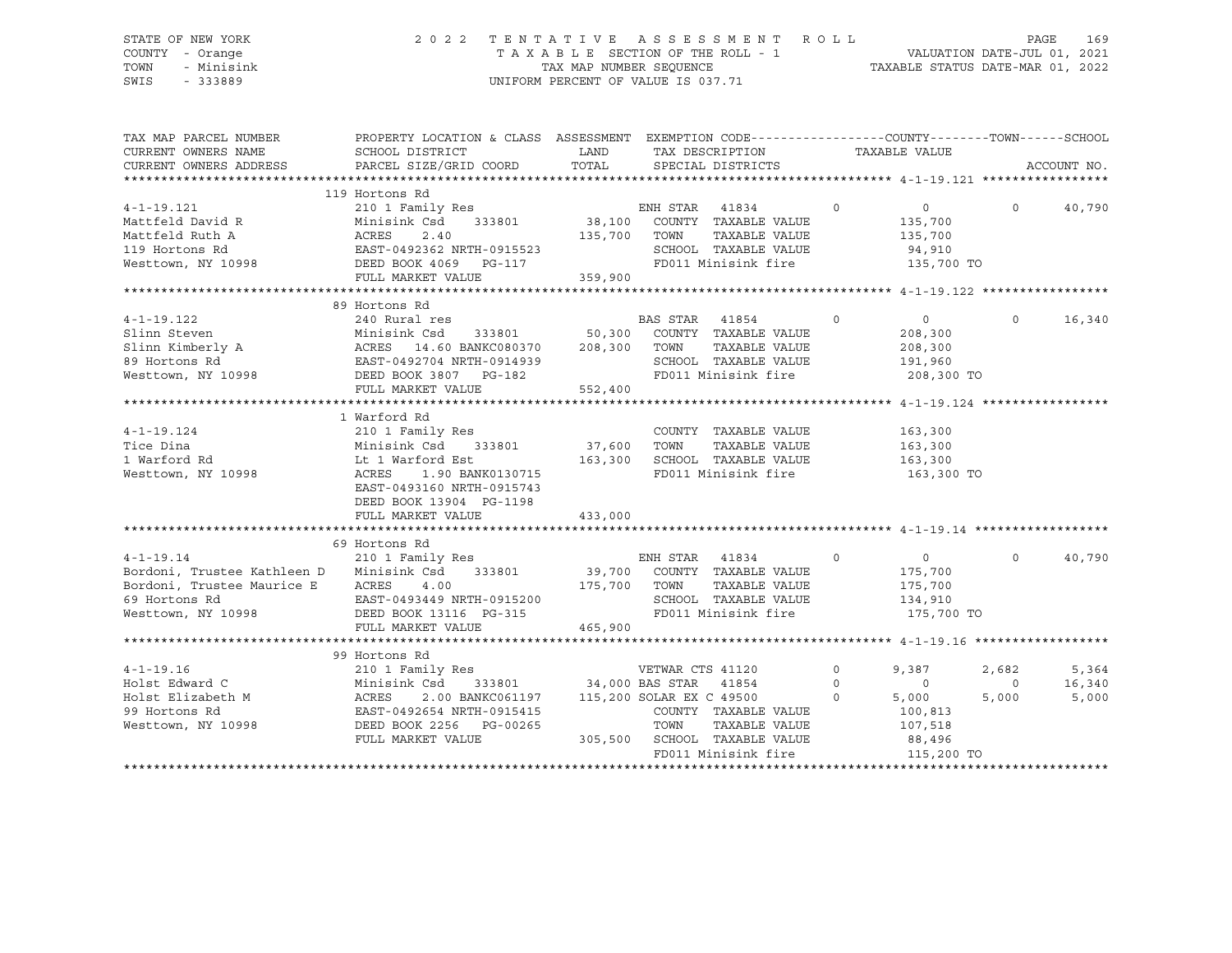STATE OF NEW YORK
COUNTY - Orange
TOWN - Minisink
SWIS - 333889

2022 TENTATIVE ASSESSMENT ROLL
TAXABLE SECTION OF THE ROLL - 1
TAX MAP NUMBER SEQUENCE
UNIFORM PERCENT OF VALUE IS 037.71

VALUATION DATE-JUL 01, 2021
TAXABLE STATUS DATE-MAR 01, 2022

| TAX MAP PARCEL NUMBER / CURRENT OWNERS NAME / CURRENT OWNERS ADDRESS | PROPERTY LOCATION & CLASS / SCHOOL DISTRICT / PARCEL SIZE/GRID COORD | ASSESSMENT LAND / TOTAL | EXEMPTION CODE / TAX DESCRIPTION / SPECIAL DISTRICTS | COUNTY TAXABLE VALUE | TOWN | SCHOOL / ACCOUNT NO. |
|---|---|---|---|---|---|---|
| **4-1-19.121** | 119 Hortons Rd | | | | | |
| 4-1-19.121 | 210 1 Family Res | | ENH STAR 41834 0 | 0 | 0 | 40,790 |
| Mattfeld David R | Minisink Csd 333801 | 38,100 | COUNTY TAXABLE VALUE | 135,700 | | |
| Mattfeld Ruth A | ACRES 2.40 | 135,700 | TOWN TAXABLE VALUE | 135,700 | | |
| 119 Hortons Rd | EAST-0492362 NRTH-0915523 | | SCHOOL TAXABLE VALUE | 94,910 | | |
| Westtown, NY 10998 | DEED BOOK 4069 PG-117 | | FD011 Minisink fire | 135,700 TO | | |
| | FULL MARKET VALUE | 359,900 | | | | |
| **4-1-19.122** | 89 Hortons Rd | | | | | |
| 4-1-19.122 | 240 Rural res | | BAS STAR 41854 0 | 0 | 0 | 16,340 |
| Slinn Steven | Minisink Csd 333801 | 50,300 | COUNTY TAXABLE VALUE | 208,300 | | |
| Slinn Kimberly A | ACRES 14.60 BANKC080370 | 208,300 | TOWN TAXABLE VALUE | 208,300 | | |
| 89 Hortons Rd | EAST-0492704 NRTH-0914939 | | SCHOOL TAXABLE VALUE | 191,960 | | |
| Westtown, NY 10998 | DEED BOOK 3807 PG-182 | | FD011 Minisink fire | 208,300 TO | | |
| | FULL MARKET VALUE | 552,400 | | | | |
| **4-1-19.124** | 1 Warford Rd | | | | | |
| 4-1-19.124 | 210 1 Family Res | | COUNTY TAXABLE VALUE | 163,300 | | |
| Tice Dina | Minisink Csd 333801 | 37,600 | TOWN TAXABLE VALUE | 163,300 | | |
| 1 Warford Rd | Lt 1 Warford Est | 163,300 | SCHOOL TAXABLE VALUE | 163,300 | | |
| Westtown, NY 10998 | ACRES 1.90 BANK0130715 | | FD011 Minisink fire | 163,300 TO | | |
| | EAST-0493160 NRTH-0915743 | | | | | |
| | DEED BOOK 13904 PG-1198 | | | | | |
| | FULL MARKET VALUE | 433,000 | | | | |
| **4-1-19.14** | 69 Hortons Rd | | | | | |
| 4-1-19.14 | 210 1 Family Res | | ENH STAR 41834 0 | 0 | 0 | 40,790 |
| Bordoni, Trustee Kathleen D | Minisink Csd 333801 | 39,700 | COUNTY TAXABLE VALUE | 175,700 | | |
| Bordoni, Trustee Maurice E | ACRES 4.00 | 175,700 | TOWN TAXABLE VALUE | 175,700 | | |
| 69 Hortons Rd | EAST-0493449 NRTH-0915200 | | SCHOOL TAXABLE VALUE | 134,910 | | |
| Westtown, NY 10998 | DEED BOOK 13116 PG-315 | | FD011 Minisink fire | 175,700 TO | | |
| | FULL MARKET VALUE | 465,900 | | | | |
| **4-1-19.16** | 99 Hortons Rd | | | | | |
| 4-1-19.16 | 210 1 Family Res | | VETWAR CTS 41120 0 | 9,387 | 2,682 | 5,364 |
| Holst Edward C | Minisink Csd 333801 | 34,000 | BAS STAR 41854 0 | 0 | 0 | 16,340 |
| Holst Elizabeth M | ACRES 2.00 BANKC061197 | 115,200 | SOLAR EX C 49500 0 | 5,000 | 5,000 | 5,000 |
| 99 Hortons Rd | EAST-0492654 NRTH-0915415 | | COUNTY TAXABLE VALUE | 100,813 | | |
| Westtown, NY 10998 | DEED BOOK 2256 PG-00265 | | TOWN TAXABLE VALUE | 107,518 | | |
| | FULL MARKET VALUE | 305,500 | SCHOOL TAXABLE VALUE | 88,496 | | |
| | | | FD011 Minisink fire | 115,200 TO | | |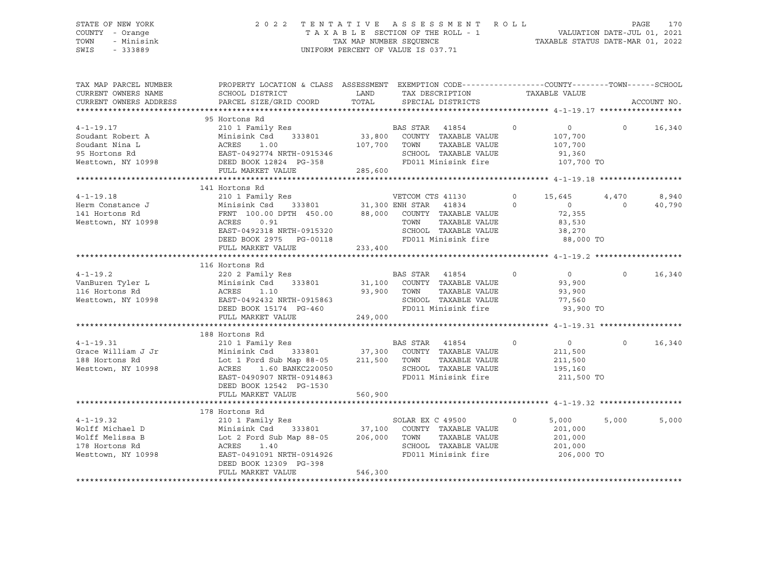STATE OF NEW YORK — 2022 TENTATIVE ASSESSMENT ROLL
COUNTY - Orange — TAXABLE SECTION OF THE ROLL - 1 — VALUATION DATE-JUL 01, 2021
TOWN - Minisink — TAX MAP NUMBER SEQUENCE — TAXABLE STATUS DATE-MAR 01, 2022
SWIS - 333889 — UNIFORM PERCENT OF VALUE IS 037.71

| TAX MAP PARCEL NUMBER / CURRENT OWNERS NAME / CURRENT OWNERS ADDRESS | PROPERTY LOCATION & CLASS / SCHOOL DISTRICT / PARCEL SIZE/GRID COORD | ASSESSMENT LAND / TOTAL | EXEMPTION CODE / TAX DESCRIPTION / SPECIAL DISTRICTS | COUNTY TAXABLE VALUE | TOWN | SCHOOL |
|---|---|---|---|---|---|---|
| **4-1-19.17** | 95 Hortons Rd | | | | | |
| 4-1-19.17 | 210 1 Family Res | | BAS STAR 41854 0 | 0 | 0 | 16,340 |
| Soudant Robert A | Minisink Csd 333801 | 33,800 | COUNTY TAXABLE VALUE | 107,700 | | |
| Soudant Nina L | ACRES 1.00 | 107,700 | TOWN TAXABLE VALUE | 107,700 | | |
| 95 Hortons Rd | EAST-0492774 NRTH-0915346 | | SCHOOL TAXABLE VALUE | 91,360 | | |
| Westtown, NY 10998 | DEED BOOK 12824 PG-358 | | FD011 Minisink fire | 107,700 TO | | |
| | FULL MARKET VALUE | 285,600 | | | | |
| **4-1-19.18** | 141 Hortons Rd | | | | | |
| 4-1-19.18 | 210 1 Family Res | | VETCOM CTS 41130 0 | 15,645 | 4,470 | 8,940 |
| Herm Constance J | Minisink Csd 333801 | 31,300 | ENH STAR 41834 0 | 0 | 0 | 40,790 |
| 141 Hortons Rd | FRNT 100.00 DPTH 450.00 | 88,000 | COUNTY TAXABLE VALUE | 72,355 | | |
| Westtown, NY 10998 | ACRES 0.91 | | TOWN TAXABLE VALUE | 83,530 | | |
| | EAST-0492318 NRTH-0915320 | | SCHOOL TAXABLE VALUE | 38,270 | | |
| | DEED BOOK 2975 PG-00118 | | FD011 Minisink fire | 88,000 TO | | |
| | FULL MARKET VALUE | 233,400 | | | | |
| **4-1-19.2** | 116 Hortons Rd | | | | | |
| 4-1-19.2 | 220 2 Family Res | | BAS STAR 41854 0 | 0 | 0 | 16,340 |
| VanBuren Tyler L | Minisink Csd 333801 | 31,100 | COUNTY TAXABLE VALUE | 93,900 | | |
| 116 Hortons Rd | ACRES 1.10 | 93,900 | TOWN TAXABLE VALUE | 93,900 | | |
| Westtown, NY 10998 | EAST-0492432 NRTH-0915863 | | SCHOOL TAXABLE VALUE | 77,560 | | |
| | DEED BOOK 15174 PG-460 | | FD011 Minisink fire | 93,900 TO | | |
| | FULL MARKET VALUE | 249,000 | | | | |
| **4-1-19.31** | 188 Hortons Rd | | | | | |
| 4-1-19.31 | 210 1 Family Res | | BAS STAR 41854 0 | 0 | 0 | 16,340 |
| Grace William J Jr | Minisink Csd 333801 | 37,300 | COUNTY TAXABLE VALUE | 211,500 | | |
| 188 Hortons Rd | Lot 1 Ford Sub Map 88-05 | 211,500 | TOWN TAXABLE VALUE | 211,500 | | |
| Westtown, NY 10998 | ACRES 1.60 BANKC220050 | | SCHOOL TAXABLE VALUE | 195,160 | | |
| | EAST-0490907 NRTH-0914863 | | FD011 Minisink fire | 211,500 TO | | |
| | DEED BOOK 12542 PG-1530 | | | | | |
| | FULL MARKET VALUE | 560,900 | | | | |
| **4-1-19.32** | 178 Hortons Rd | | | | | |
| 4-1-19.32 | 210 1 Family Res | | SOLAR EX C 49500 0 | 5,000 | 5,000 | 5,000 |
| Wolff Michael D | Minisink Csd 333801 | 37,100 | COUNTY TAXABLE VALUE | 201,000 | | |
| Wolff Melissa B | Lot 2 Ford Sub Map 88-05 | 206,000 | TOWN TAXABLE VALUE | 201,000 | | |
| 178 Hortons Rd | ACRES 1.40 | | SCHOOL TAXABLE VALUE | 201,000 | | |
| Westtown, NY 10998 | EAST-0491091 NRTH-0914926 | | FD011 Minisink fire | 206,000 TO | | |
| | DEED BOOK 12309 PG-398 | | | | | |
| | FULL MARKET VALUE | 546,300 | | | | |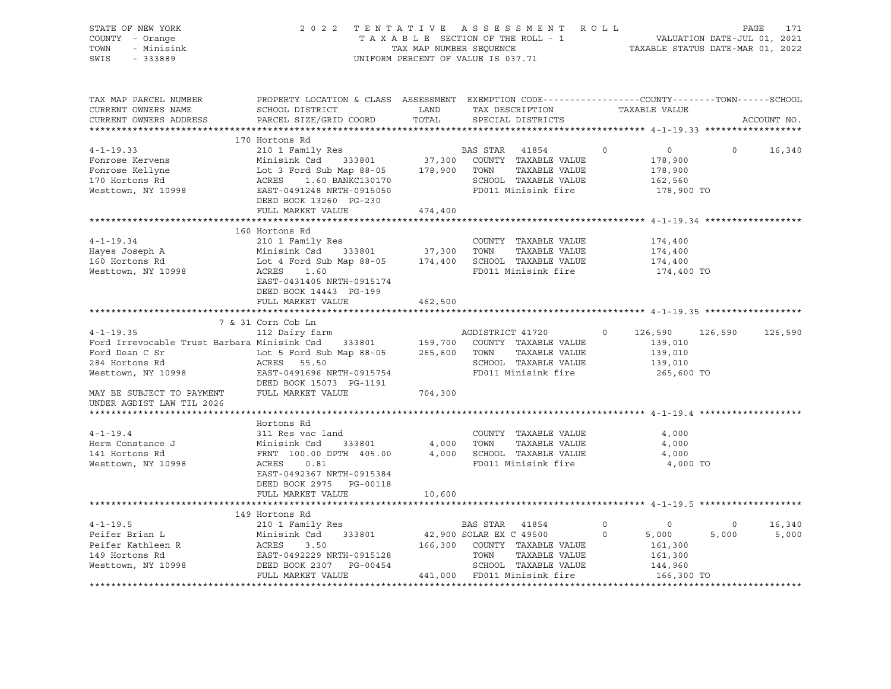STATE OF NEW YORK — 2022 TENTATIVE ASSESSMENT ROLL — PAGE 171
COUNTY - Orange — TAXABLE SECTION OF THE ROLL - 1 — VALUATION DATE-JUL 01, 2021
TOWN - Minisink — TAX MAP NUMBER SEQUENCE — TAXABLE STATUS DATE-MAR 01, 2022
SWIS - 333889 — UNIFORM PERCENT OF VALUE IS 037.71

| TAX MAP PARCEL NUMBER / CURRENT OWNERS NAME / CURRENT OWNERS ADDRESS | PROPERTY LOCATION & CLASS / SCHOOL DISTRICT / PARCEL SIZE/GRID COORD | ASSESSMENT LAND / TOTAL | EXEMPTION CODE / TAX DESCRIPTION / SPECIAL DISTRICTS | | COUNTY TAXABLE VALUE | TOWN | SCHOOL | ACCOUNT NO. |
|---|---|---|---|---|---|---|---|---|
| **4-1-19.33** | 170 Hortons Rd | | | | | | | |
| 4-1-19.33 | 210 1 Family Res | | BAS STAR 41854 | 0 | 0 | 0 | 16,340 | |
| Fonrose Kervens | Minisink Csd 333801 | 37,300 | COUNTY TAXABLE VALUE | | 178,900 | | | |
| Fonrose Kellyne | Lot 3 Ford Sub Map 88-05 | 178,900 | TOWN TAXABLE VALUE | | 178,900 | | | |
| 170 Hortons Rd | ACRES 1.60 BANKC130170 | | SCHOOL TAXABLE VALUE | | 162,560 | | | |
| Westtown, NY 10998 | EAST-0491248 NRTH-0915050 | | FD011 Minisink fire | | 178,900 TO | | | |
| | DEED BOOK 13260 PG-230 | | | | | | | |
| | FULL MARKET VALUE | 474,400 | | | | | | |
| **4-1-19.34** | 160 Hortons Rd | | | | | | | |
| 4-1-19.34 | 210 1 Family Res | | COUNTY TAXABLE VALUE | | 174,400 | | | |
| Hayes Joseph A | Minisink Csd 333801 | 37,300 | TOWN TAXABLE VALUE | | 174,400 | | | |
| 160 Hortons Rd | Lot 4 Ford Sub Map 88-05 | 174,400 | SCHOOL TAXABLE VALUE | | 174,400 | | | |
| Westtown, NY 10998 | ACRES 1.60 | | FD011 Minisink fire | | 174,400 TO | | | |
| | EAST-0431405 NRTH-0915174 | | | | | | | |
| | DEED BOOK 14443 PG-199 | | | | | | | |
| | FULL MARKET VALUE | 462,500 | | | | | | |
| **4-1-19.35** | 7 & 31 Corn Cob Ln | | | | | | | |
| 4-1-19.35 | 112 Dairy farm | | AGDISTRICT 41720 | 0 | 126,590 | 126,590 | 126,590 | |
| Ford Irrevocable Trust Barbara | Minisink Csd 333801 | 159,700 | COUNTY TAXABLE VALUE | | 139,010 | | | |
| Ford Dean C Sr | Lot 5 Ford Sub Map 88-05 | 265,600 | TOWN TAXABLE VALUE | | 139,010 | | | |
| 284 Hortons Rd | ACRES 55.50 | | SCHOOL TAXABLE VALUE | | 139,010 | | | |
| Westtown, NY 10998 | EAST-0491696 NRTH-0915754 | | FD011 Minisink fire | | 265,600 TO | | | |
| | DEED BOOK 15073 PG-1191 | | | | | | | |
| MAY BE SUBJECT TO PAYMENT UNDER AGDIST LAW TIL 2026 | FULL MARKET VALUE | 704,300 | | | | | | |
| **4-1-19.4** | Hortons Rd | | | | | | | |
| 4-1-19.4 | 311 Res vac land | | COUNTY TAXABLE VALUE | | 4,000 | | | |
| Herm Constance J | Minisink Csd 333801 | 4,000 | TOWN TAXABLE VALUE | | 4,000 | | | |
| 141 Hortons Rd | FRNT 100.00 DPTH 405.00 | 4,000 | SCHOOL TAXABLE VALUE | | 4,000 | | | |
| Westtown, NY 10998 | ACRES 0.81 | | FD011 Minisink fire | | 4,000 TO | | | |
| | EAST-0492367 NRTH-0915384 | | | | | | | |
| | DEED BOOK 2975 PG-00118 | | | | | | | |
| | FULL MARKET VALUE | 10,600 | | | | | | |
| **4-1-19.5** | 149 Hortons Rd | | | | | | | |
| 4-1-19.5 | 210 1 Family Res | | BAS STAR 41854 | 0 | 0 | 0 | 16,340 | |
| Peifer Brian L | Minisink Csd 333801 | 42,900 | SOLAR EX C 49500 | 0 | 5,000 | 5,000 | 5,000 | |
| Peifer Kathleen R | ACRES 3.50 | 166,300 | COUNTY TAXABLE VALUE | | 161,300 | | | |
| 149 Hortons Rd | EAST-0492229 NRTH-0915128 | | TOWN TAXABLE VALUE | | 161,300 | | | |
| Westtown, NY 10998 | DEED BOOK 2307 PG-00454 | | SCHOOL TAXABLE VALUE | | 144,960 | | | |
| | FULL MARKET VALUE | 441,000 | FD011 Minisink fire | | 166,300 TO | | | |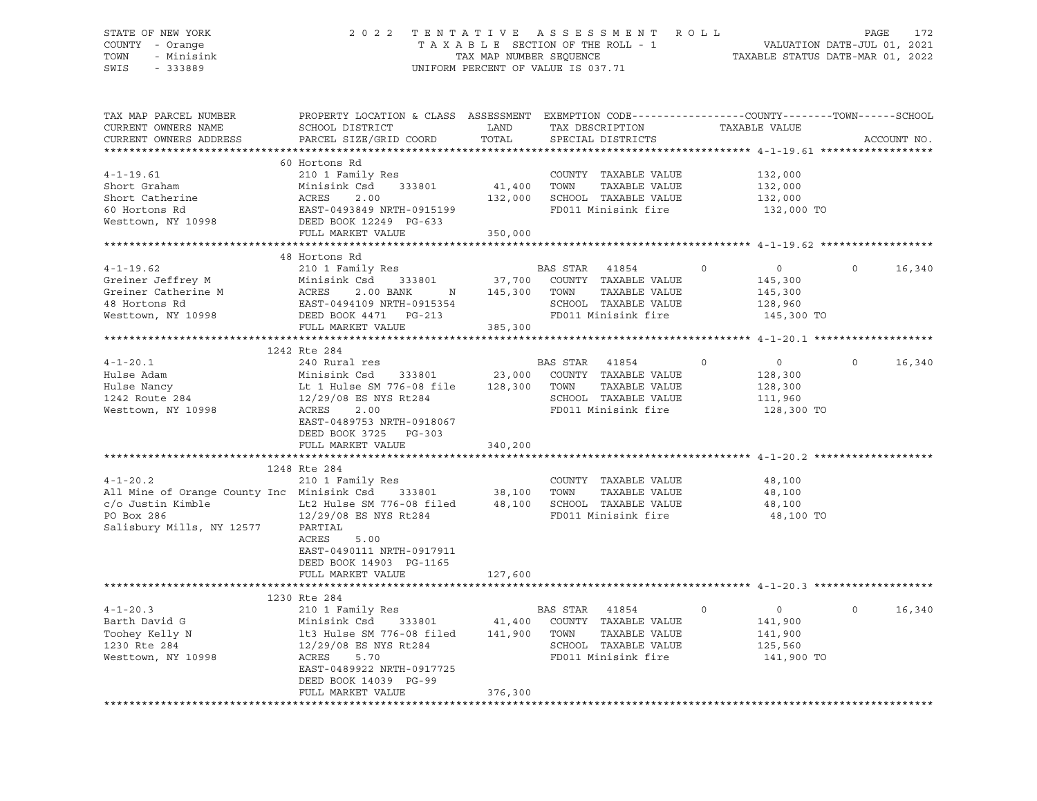STATE OF NEW YORK — COUNTY - Orange — TOWN - Minisink — SWIS - 333889

2 0 2 2 T E N T A T I V E A S S E S S M E N T R O L L
T A X A B L E SECTION OF THE ROLL - 1
TAX MAP NUMBER SEQUENCE
UNIFORM PERCENT OF VALUE IS 037.71

VALUATION DATE-JUL 01, 2021
TAXABLE STATUS DATE-MAR 01, 2022

| TAX MAP PARCEL NUMBER / CURRENT OWNERS NAME / CURRENT OWNERS ADDRESS | PROPERTY LOCATION & CLASS / SCHOOL DISTRICT / PARCEL SIZE/GRID COORD | ASSESSMENT LAND / TOTAL | EXEMPTION CODE / TAX DESCRIPTION / SPECIAL DISTRICTS | COUNTY | TOWN | SCHOOL / TAXABLE VALUE | ACCOUNT NO. |
|---|---|---|---|---|---|---|---|
| **4-1-19.61** | 60 Hortons Rd | | | | | | |
| Short Graham | 210 1 Family Res | | COUNTY TAXABLE VALUE | 132,000 | | | |
| Short Catherine | Minisink Csd 333801 | 41,400 | TOWN TAXABLE VALUE | | 132,000 | | |
| 60 Hortons Rd | ACRES 2.00 | 132,000 | SCHOOL TAXABLE VALUE | | | 132,000 | |
| Westtown, NY 10998 | EAST-0493849 NRTH-0915199 | | FD011 Minisink fire | 132,000 TO | | | |
| | DEED BOOK 12249 PG-633 | | | | | | |
| | FULL MARKET VALUE | 350,000 | | | | | |
| **4-1-19.62** | 48 Hortons Rd | | | | | | |
| Greiner Jeffrey M | 210 1 Family Res | | BAS STAR 41854 | 0 | 0 | 16,340 | |
| Greiner Catherine M | Minisink Csd 333801 | 37,700 | COUNTY TAXABLE VALUE | 145,300 | | | |
| 48 Hortons Rd | ACRES 2.00 BANK N | 145,300 | TOWN TAXABLE VALUE | | 145,300 | | |
| Westtown, NY 10998 | EAST-0494109 NRTH-0915354 | | SCHOOL TAXABLE VALUE | | | 128,960 | |
| | DEED BOOK 4471 PG-213 | | FD011 Minisink fire | 145,300 TO | | | |
| | FULL MARKET VALUE | 385,300 | | | | | |
| **4-1-20.1** | 1242 Rte 284 | | | | | | |
| Hulse Adam | 240 Rural res | | BAS STAR 41854 | 0 | 0 | 16,340 | |
| Hulse Nancy | Minisink Csd 333801 | 23,000 | COUNTY TAXABLE VALUE | 128,300 | | | |
| 1242 Route 284 | Lt 1 Hulse SM 776-08 file | 128,300 | TOWN TAXABLE VALUE | | 128,300 | | |
| Westtown, NY 10998 | 12/29/08 ES NYS Rt284 | | SCHOOL TAXABLE VALUE | | | 111,960 | |
| | ACRES 2.00 | | FD011 Minisink fire | 128,300 TO | | | |
| | EAST-0489753 NRTH-0918067 | | | | | | |
| | DEED BOOK 3725 PG-303 | | | | | | |
| | FULL MARKET VALUE | 340,200 | | | | | |
| **4-1-20.2** | 1248 Rte 284 | | | | | | |
| All Mine of Orange County Inc | 210 1 Family Res | | COUNTY TAXABLE VALUE | 48,100 | | | |
| c/o Justin Kimble | Minisink Csd 333801 | 38,100 | TOWN TAXABLE VALUE | | 48,100 | | |
| PO Box 286 | Lt2 Hulse SM 776-08 filed | 48,100 | SCHOOL TAXABLE VALUE | | | 48,100 | |
| Salisbury Mills, NY 12577 | 12/29/08 ES NYS Rt284 | | FD011 Minisink fire | 48,100 TO | | | |
| | PARTIAL | | | | | | |
| | ACRES 5.00 | | | | | | |
| | EAST-0490111 NRTH-0917911 | | | | | | |
| | DEED BOOK 14903 PG-1165 | | | | | | |
| | FULL MARKET VALUE | 127,600 | | | | | |
| **4-1-20.3** | 1230 Rte 284 | | | | | | |
| Barth David G | 210 1 Family Res | | BAS STAR 41854 | 0 | 0 | 16,340 | |
| Toohey Kelly N | Minisink Csd 333801 | 41,400 | COUNTY TAXABLE VALUE | 141,900 | | | |
| 1230 Rte 284 | lt3 Hulse SM 776-08 filed | 141,900 | TOWN TAXABLE VALUE | | 141,900 | | |
| Westtown, NY 10998 | 12/29/08 ES NYS Rt284 | | SCHOOL TAXABLE VALUE | | | 125,560 | |
| | ACRES 5.70 | | FD011 Minisink fire | 141,900 TO | | | |
| | EAST-0489922 NRTH-0917725 | | | | | | |
| | DEED BOOK 14039 PG-99 | | | | | | |
| | FULL MARKET VALUE | 376,300 | | | | | |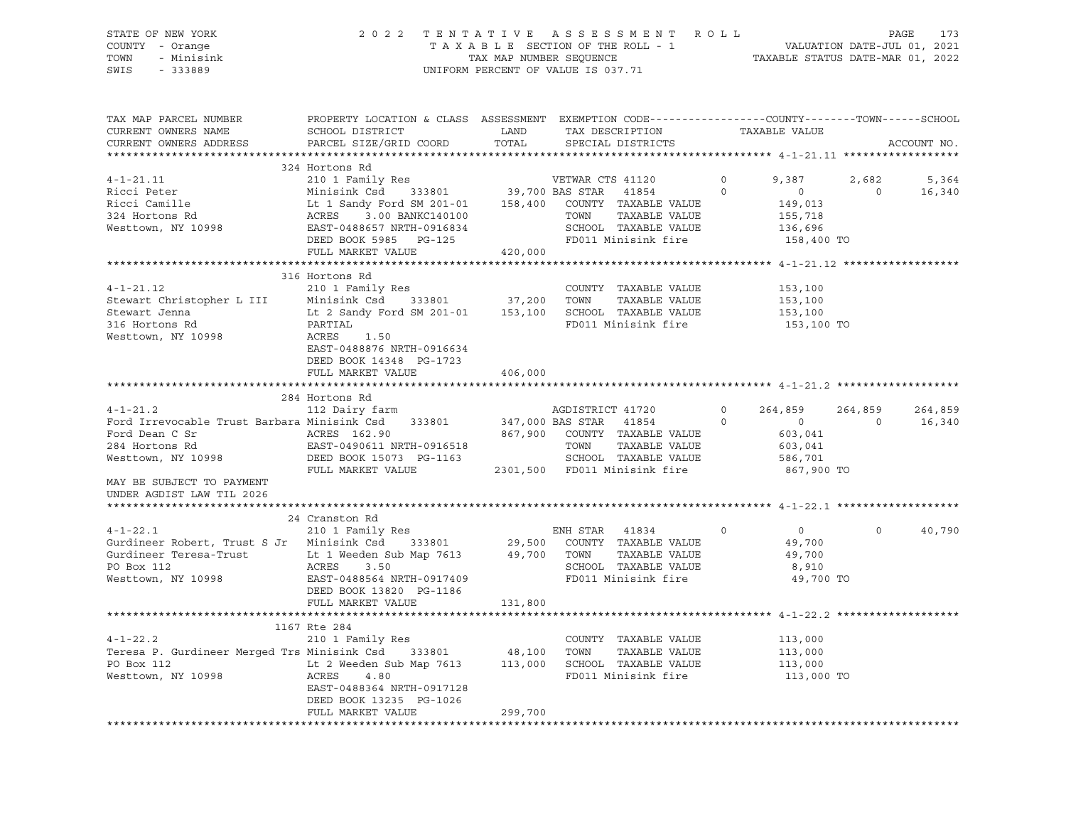STATE OF NEW YORK
COUNTY - Orange
TOWN - Minisink
SWIS - 333889

2 0 2 2 T E N T A T I V E A S S E S S M E N T R O L L
T A X A B L E SECTION OF THE ROLL - 1
TAX MAP NUMBER SEQUENCE
UNIFORM PERCENT OF VALUE IS 037.71

VALUATION DATE-JUL 01, 2021
TAXABLE STATUS DATE-MAR 01, 2022

```
TAX MAP PARCEL NUMBER          PROPERTY LOCATION & CLASS  ASSESSMENT  EXEMPTION CODE------------------COUNTY--------TOWN------SCHOOL
CURRENT OWNERS NAME            SCHOOL DISTRICT               LAND      TAX DESCRIPTION             TAXABLE VALUE
CURRENT OWNERS ADDRESS         PARCEL SIZE/GRID COORD       TOTAL      SPECIAL DISTRICTS                                      ACCOUNT NO.
****************************************************************************************************** 4-1-21.11 ******************
                               324 Hortons Rd
4-1-21.11                      210 1 Family Res                        VETWAR CTS 41120       0       9,387      2,682       5,364
Ricci Peter                    Minisink Csd    333801       39,700 BAS STAR   41854        0           0          0      16,340
Ricci Camille                  Lt 1 Sandy Ford SM 201-01   158,400   COUNTY  TAXABLE VALUE          149,013
324 Hortons Rd                 ACRES    3.00 BANKC140100             TOWN    TAXABLE VALUE          155,718
Westtown, NY 10998             EAST-0488657 NRTH-0916834             SCHOOL  TAXABLE VALUE          136,696
                               DEED BOOK 5985   PG-125               FD011 Minisink fire             158,400 TO
                               FULL MARKET VALUE           420,000
****************************************************************************************************** 4-1-21.12 ******************
                               316 Hortons Rd
4-1-21.12                      210 1 Family Res                        COUNTY  TAXABLE VALUE          153,100
Stewart Christopher L III      Minisink Csd    333801       37,200   TOWN    TAXABLE VALUE          153,100
Stewart Jenna                  Lt 2 Sandy Ford SM 201-01   153,100   SCHOOL  TAXABLE VALUE          153,100
316 Hortons Rd                 PARTIAL                               FD011 Minisink fire             153,100 TO
Westtown, NY 10998             ACRES    1.50
                               EAST-0488876 NRTH-0916634
                               DEED BOOK 14348  PG-1723
                               FULL MARKET VALUE           406,000
****************************************************************************************************** 4-1-21.2 *******************
                               284 Hortons Rd
4-1-21.2                       112 Dairy farm                          AGDISTRICT 41720       0     264,859    264,859     264,859
Ford Irrevocable Trust Barbara Minisink Csd    333801      347,000 BAS STAR   41854        0           0          0      16,340
Ford Dean C Sr                 ACRES  162.90                867,900   COUNTY  TAXABLE VALUE          603,041
284 Hortons Rd                 EAST-0490611 NRTH-0916518             TOWN    TAXABLE VALUE          603,041
Westtown, NY 10998             DEED BOOK 15073  PG-1163              SCHOOL  TAXABLE VALUE          586,701
                               FULL MARKET VALUE          2301,500   FD011 Minisink fire             867,900 TO
MAY BE SUBJECT TO PAYMENT
UNDER AGDIST LAW TIL 2026
****************************************************************************************************** 4-1-22.1 *******************
                               24 Cranston Rd
4-1-22.1                       210 1 Family Res                        ENH STAR   41834        0           0          0      40,790
Gurdineer Robert, Trust S Jr   Minisink Csd    333801       29,500   COUNTY  TAXABLE VALUE           49,700
Gurdineer Teresa-Trust         Lt 1 Weeden Sub Map 7613     49,700   TOWN    TAXABLE VALUE           49,700
PO Box 112                     ACRES    3.50                          SCHOOL  TAXABLE VALUE            8,910
Westtown, NY 10998             EAST-0488564 NRTH-0917409             FD011 Minisink fire              49,700 TO
                               DEED BOOK 13820  PG-1186
                               FULL MARKET VALUE           131,800
****************************************************************************************************** 4-1-22.2 *******************
                               1167 Rte 284
4-1-22.2                       210 1 Family Res                        COUNTY  TAXABLE VALUE          113,000
Teresa P. Gurdineer Merged Trs Minisink Csd    333801       48,100   TOWN    TAXABLE VALUE          113,000
PO Box 112                     Lt 2 Weeden Sub Map 7613    113,000   SCHOOL  TAXABLE VALUE          113,000
Westtown, NY 10998             ACRES    4.80                          FD011 Minisink fire             113,000 TO
                               EAST-0488364 NRTH-0917128
                               DEED BOOK 13235  PG-1026
                               FULL MARKET VALUE           299,700
************************************************************************************************************************************
```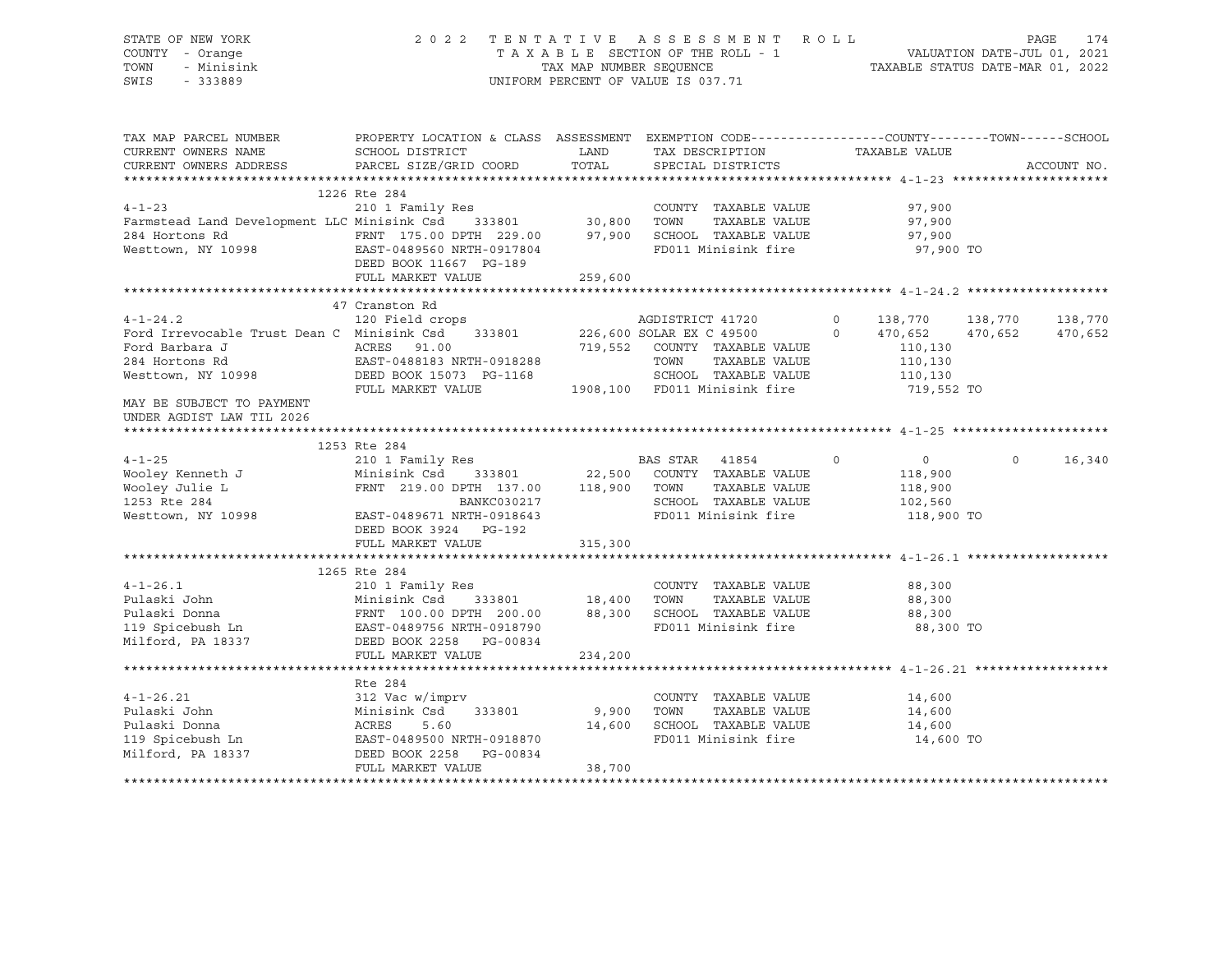STATE OF NEW YORK
COUNTY - Orange
TOWN - Minisink
SWIS - 333889

2 0 2 2 T E N T A T I V E A S S E S S M E N T R O L L
T A X A B L E SECTION OF THE ROLL - 1
TAX MAP NUMBER SEQUENCE
UNIFORM PERCENT OF VALUE IS 037.71

VALUATION DATE-JUL 01, 2021
TAXABLE STATUS DATE-MAR 01, 2022

| TAX MAP PARCEL NUMBER / CURRENT OWNERS NAME / CURRENT OWNERS ADDRESS | PROPERTY LOCATION & CLASS / SCHOOL DISTRICT / PARCEL SIZE/GRID COORD | ASSESSMENT LAND | TOTAL | EXEMPTION CODE / TAX DESCRIPTION / SPECIAL DISTRICTS | COUNTY TAXABLE VALUE | TOWN | SCHOOL | ACCOUNT NO. |
|---|---|---|---|---|---|---|---|---|
| **4-1-23** | 1226 Rte 284 | | | | | | | |
| 4-1-23 | 210 1 Family Res | | | COUNTY TAXABLE VALUE | 97,900 | | | |
| Farmstead Land Development LLC | Minisink Csd 333801 | 30,800 | | TOWN TAXABLE VALUE | 97,900 | | | |
| 284 Hortons Rd | FRNT 175.00 DPTH 229.00 | | 97,900 | SCHOOL TAXABLE VALUE | 97,900 | | | |
| Westtown, NY 10998 | EAST-0489560 NRTH-0917804 | | | FD011 Minisink fire | 97,900 TO | | | |
| | DEED BOOK 11667 PG-189 | | | | | | | |
| | FULL MARKET VALUE | | 259,600 | | | | | |
| **4-1-24.2** | 47 Cranston Rd | | | | | | | |
| 4-1-24.2 | 120 Field crops | | | AGDISTRICT 41720 0 | 138,770 | 138,770 | 138,770 | |
| Ford Irrevocable Trust Dean C | Minisink Csd 333801 | 226,600 | | SOLAR EX C 49500 0 | 470,652 | 470,652 | 470,652 | |
| Ford Barbara J | ACRES 91.00 | | 719,552 | COUNTY TAXABLE VALUE | 110,130 | | | |
| 284 Hortons Rd | EAST-0488183 NRTH-0918288 | | | TOWN TAXABLE VALUE | 110,130 | | | |
| Westtown, NY 10998 | DEED BOOK 15073 PG-1168 | | | SCHOOL TAXABLE VALUE | 110,130 | | | |
| | FULL MARKET VALUE | | 1908,100 | FD011 Minisink fire | 719,552 TO | | | |
| MAY BE SUBJECT TO PAYMENT UNDER AGDIST LAW TIL 2026 | | | | | | | | |
| **4-1-25** | 1253 Rte 284 | | | | | | | |
| 4-1-25 | 210 1 Family Res | | | BAS STAR 41854 0 | 0 | 0 | 16,340 | |
| Wooley Kenneth J | Minisink Csd 333801 | 22,500 | | COUNTY TAXABLE VALUE | 118,900 | | | |
| Wooley Julie L | FRNT 219.00 DPTH 137.00 | | 118,900 | TOWN TAXABLE VALUE | 118,900 | | | |
| 1253 Rte 284 | BANKC030217 | | | SCHOOL TAXABLE VALUE | 102,560 | | | |
| Westtown, NY 10998 | EAST-0489671 NRTH-0918643 | | | FD011 Minisink fire | 118,900 TO | | | |
| | DEED BOOK 3924 PG-192 | | | | | | | |
| | FULL MARKET VALUE | | 315,300 | | | | | |
| **4-1-26.1** | 1265 Rte 284 | | | | | | | |
| 4-1-26.1 | 210 1 Family Res | | | COUNTY TAXABLE VALUE | 88,300 | | | |
| Pulaski John | Minisink Csd 333801 | 18,400 | | TOWN TAXABLE VALUE | 88,300 | | | |
| Pulaski Donna | FRNT 100.00 DPTH 200.00 | | 88,300 | SCHOOL TAXABLE VALUE | 88,300 | | | |
| 119 Spicebush Ln | EAST-0489756 NRTH-0918790 | | | FD011 Minisink fire | 88,300 TO | | | |
| Milford, PA 18337 | DEED BOOK 2258 PG-00834 | | | | | | | |
| | FULL MARKET VALUE | | 234,200 | | | | | |
| **4-1-26.21** | Rte 284 | | | | | | | |
| 4-1-26.21 | 312 Vac w/imprv | | | COUNTY TAXABLE VALUE | 14,600 | | | |
| Pulaski John | Minisink Csd 333801 | 9,900 | | TOWN TAXABLE VALUE | 14,600 | | | |
| Pulaski Donna | ACRES 5.60 | | 14,600 | SCHOOL TAXABLE VALUE | 14,600 | | | |
| 119 Spicebush Ln | EAST-0489500 NRTH-0918870 | | | FD011 Minisink fire | 14,600 TO | | | |
| Milford, PA 18337 | DEED BOOK 2258 PG-00834 | | | | | | | |
| | FULL MARKET VALUE | | 38,700 | | | | | |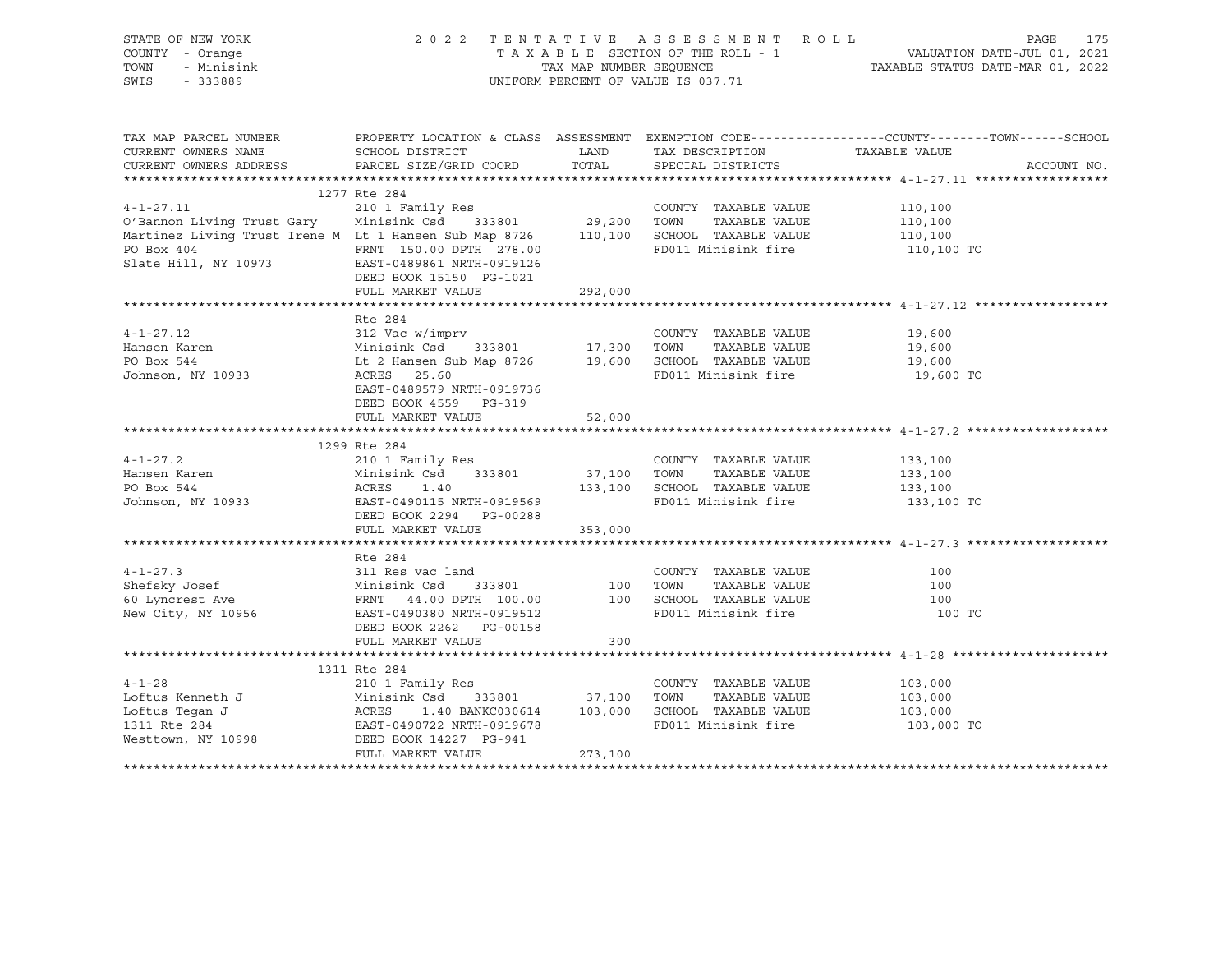STATE OF NEW YORK — COUNTY - Orange — TOWN - Minisink — SWIS - 333889

2022 TENTATIVE ASSESSMENT ROLL
TAXABLE SECTION OF THE ROLL - 1
TAX MAP NUMBER SEQUENCE
UNIFORM PERCENT OF VALUE IS 037.71

VALUATION DATE-JUL 01, 2021
TAXABLE STATUS DATE-MAR 01, 2022

| TAX MAP PARCEL NUMBER / CURRENT OWNERS NAME / CURRENT OWNERS ADDRESS | PROPERTY LOCATION & CLASS / SCHOOL DISTRICT / PARCEL SIZE/GRID COORD | ASSESSMENT LAND | TOTAL | EXEMPTION CODE / TAX DESCRIPTION / SPECIAL DISTRICTS | TAXABLE VALUE (COUNTY/TOWN/SCHOOL) | ACCOUNT NO. |
|---|---|---|---|---|---|---|
| **4-1-27.11** | 1277 Rte 284 | | | | | |
| | 210 1 Family Res | | | COUNTY TAXABLE VALUE | 110,100 | |
| O'Bannon Living Trust Gary | Minisink Csd 333801 | 29,200 | | TOWN TAXABLE VALUE | 110,100 | |
| Martinez Living Trust Irene M | Lt 1 Hansen Sub Map 8726 | | 110,100 | SCHOOL TAXABLE VALUE | 110,100 | |
| PO Box 404 | FRNT 150.00 DPTH 278.00 | | | FD011 Minisink fire | 110,100 TO | |
| Slate Hill, NY 10973 | EAST-0489861 NRTH-0919126 | | | | | |
| | DEED BOOK 15150 PG-1021 | | | | | |
| | FULL MARKET VALUE | | 292,000 | | | |
| **4-1-27.12** | Rte 284 | | | | | |
| | 312 Vac w/imprv | | | COUNTY TAXABLE VALUE | 19,600 | |
| Hansen Karen | Minisink Csd 333801 | 17,300 | | TOWN TAXABLE VALUE | 19,600 | |
| PO Box 544 | Lt 2 Hansen Sub Map 8726 | | 19,600 | SCHOOL TAXABLE VALUE | 19,600 | |
| Johnson, NY 10933 | ACRES 25.60 | | | FD011 Minisink fire | 19,600 TO | |
| | EAST-0489579 NRTH-0919736 | | | | | |
| | DEED BOOK 4559 PG-319 | | | | | |
| | FULL MARKET VALUE | | 52,000 | | | |
| **4-1-27.2** | 1299 Rte 284 | | | | | |
| | 210 1 Family Res | | | COUNTY TAXABLE VALUE | 133,100 | |
| Hansen Karen | Minisink Csd 333801 | 37,100 | | TOWN TAXABLE VALUE | 133,100 | |
| PO Box 544 | ACRES 1.40 | | 133,100 | SCHOOL TAXABLE VALUE | 133,100 | |
| Johnson, NY 10933 | EAST-0490115 NRTH-0919569 | | | FD011 Minisink fire | 133,100 TO | |
| | DEED BOOK 2294 PG-00288 | | | | | |
| | FULL MARKET VALUE | | 353,000 | | | |
| **4-1-27.3** | Rte 284 | | | | | |
| | 311 Res vac land | | | COUNTY TAXABLE VALUE | 100 | |
| Shefsky Josef | Minisink Csd 333801 | 100 | | TOWN TAXABLE VALUE | 100 | |
| 60 Lyncrest Ave | FRNT 44.00 DPTH 100.00 | | 100 | SCHOOL TAXABLE VALUE | 100 | |
| New City, NY 10956 | EAST-0490380 NRTH-0919512 | | | FD011 Minisink fire | 100 TO | |
| | DEED BOOK 2262 PG-00158 | | | | | |
| | FULL MARKET VALUE | | 300 | | | |
| **4-1-28** | 1311 Rte 284 | | | | | |
| | 210 1 Family Res | | | COUNTY TAXABLE VALUE | 103,000 | |
| Loftus Kenneth J | Minisink Csd 333801 | 37,100 | | TOWN TAXABLE VALUE | 103,000 | |
| Loftus Tegan J | ACRES 1.40 BANKC030614 | | 103,000 | SCHOOL TAXABLE VALUE | 103,000 | |
| 1311 Rte 284 | EAST-0490722 NRTH-0919678 | | | FD011 Minisink fire | 103,000 TO | |
| Westtown, NY 10998 | DEED BOOK 14227 PG-941 | | | | | |
| | FULL MARKET VALUE | | 273,100 | | | |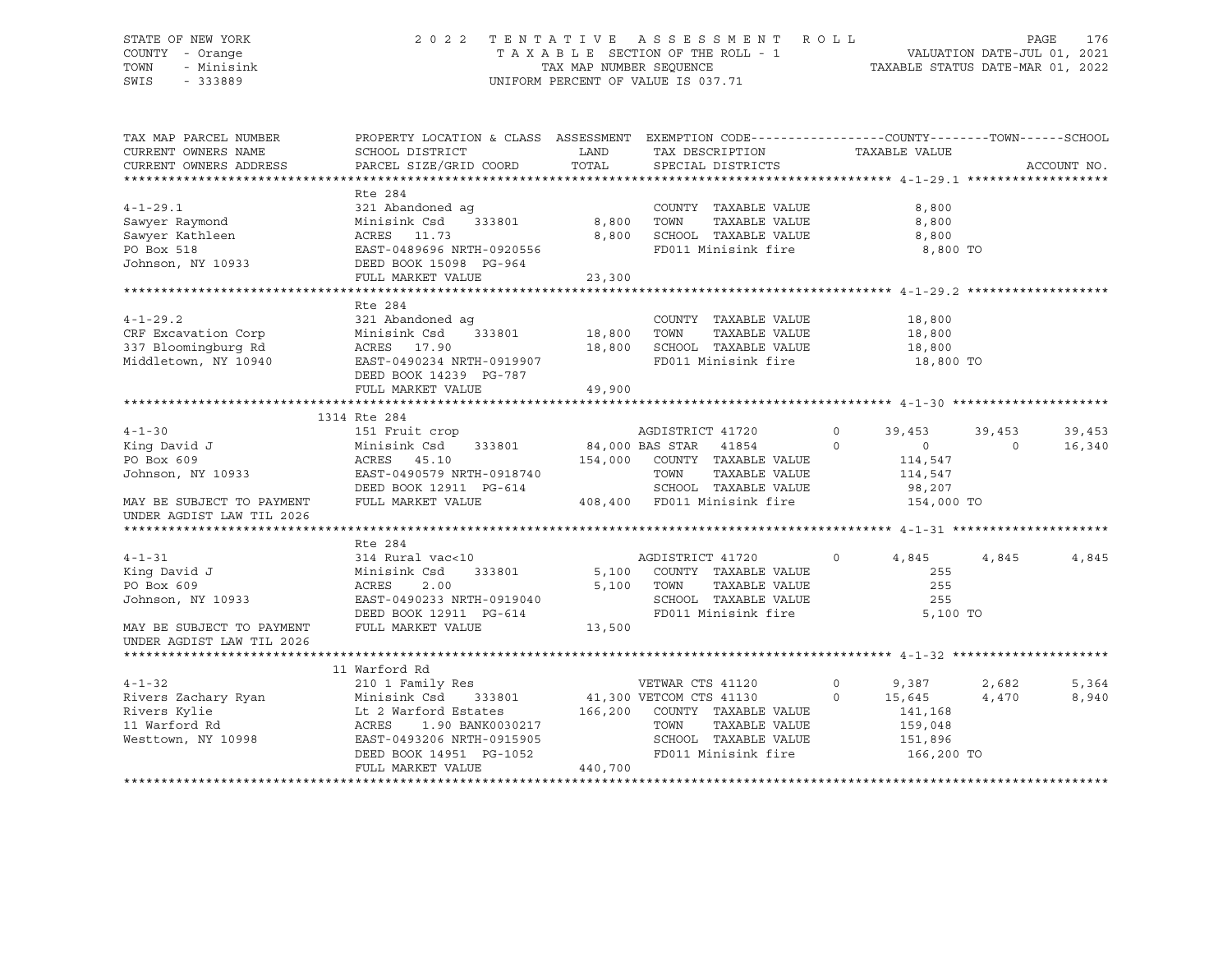STATE OF NEW YORK
COUNTY - Orange
TOWN - Minisink
SWIS - 333889

2 0 2 2 T E N T A T I V E A S S E S S M E N T R O L L
T A X A B L E SECTION OF THE ROLL - 1
TAX MAP NUMBER SEQUENCE
UNIFORM PERCENT OF VALUE IS 037.71

VALUATION DATE-JUL 01, 2021
TAXABLE STATUS DATE-MAR 01, 2022

```
TAX MAP PARCEL NUMBER          PROPERTY LOCATION & CLASS  ASSESSMENT  EXEMPTION CODE------------------COUNTY--------TOWN------SCHOOL
CURRENT OWNERS NAME            SCHOOL DISTRICT              LAND      TAX DESCRIPTION            TAXABLE VALUE
CURRENT OWNERS ADDRESS         PARCEL SIZE/GRID COORD      TOTAL      SPECIAL DISTRICTS                                   ACCOUNT NO.
******************************************************************************************************* 4-1-29.1 *******************
                               Rte 284
4-1-29.1                       321 Abandoned ag                        COUNTY  TAXABLE VALUE              8,800
Sawyer Raymond                 Minisink Csd    333801        8,800    TOWN    TAXABLE VALUE              8,800
Sawyer Kathleen                ACRES  11.73                  8,800    SCHOOL  TAXABLE VALUE              8,800
PO Box 518                     EAST-0489696 NRTH-0920556               FD011 Minisink fire                 8,800 TO
Johnson, NY 10933              DEED BOOK 15098  PG-964
                               FULL MARKET VALUE            23,300
******************************************************************************************************* 4-1-29.2 *******************
                               Rte 284
4-1-29.2                       321 Abandoned ag                        COUNTY  TAXABLE VALUE             18,800
CRF Excavation Corp            Minisink Csd    333801       18,800    TOWN    TAXABLE VALUE             18,800
337 Bloomingburg Rd            ACRES  17.90                 18,800    SCHOOL  TAXABLE VALUE             18,800
Middletown, NY 10940           EAST-0490234 NRTH-0919907               FD011 Minisink fire                18,800 TO
                               DEED BOOK 14239  PG-787
                               FULL MARKET VALUE            49,900
******************************************************************************************************* 4-1-30 *********************
                          1314 Rte 284
4-1-30                         151 Fruit crop                          AGDISTRICT 41720        0     39,453     39,453     39,453
King David J                   Minisink Csd    333801       84,000 BAS STAR   41854        0          0          0     16,340
PO Box 609                     ACRES  45.10                154,000    COUNTY  TAXABLE VALUE            114,547
Johnson, NY 10933              EAST-0490579 NRTH-0918740               TOWN    TAXABLE VALUE            114,547
                               DEED BOOK 12911  PG-614                 SCHOOL  TAXABLE VALUE             98,207
MAY BE SUBJECT TO PAYMENT      FULL MARKET VALUE           408,400    FD011 Minisink fire               154,000 TO
UNDER AGDIST LAW TIL 2026
******************************************************************************************************* 4-1-31 *********************
                               Rte 284
4-1-31                         314 Rural vac<10                        AGDISTRICT 41720        0      4,845      4,845      4,845
King David J                   Minisink Csd    333801        5,100    COUNTY  TAXABLE VALUE                255
PO Box 609                     ACRES   2.00                  5,100    TOWN    TAXABLE VALUE                255
Johnson, NY 10933              EAST-0490233 NRTH-0919040               SCHOOL  TAXABLE VALUE                255
                               DEED BOOK 12911  PG-614                 FD011 Minisink fire                 5,100 TO
MAY BE SUBJECT TO PAYMENT      FULL MARKET VALUE            13,500
UNDER AGDIST LAW TIL 2026
******************************************************************************************************* 4-1-32 *********************
                            11 Warford Rd
4-1-32                         210 1 Family Res                        VETWAR CTS 41120        0      9,387      2,682      5,364
Rivers Zachary Ryan            Minisink Csd    333801       41,300 VETCOM CTS 41130        0     15,645      4,470      8,940
Rivers Kylie                   Lt 2 Warford Estates        166,200    COUNTY  TAXABLE VALUE            141,168
11 Warford Rd                  ACRES   1.90 BANK0030217                TOWN    TAXABLE VALUE            159,048
Westtown, NY 10998             EAST-0493206 NRTH-0915905               SCHOOL  TAXABLE VALUE            151,896
                               DEED BOOK 14951  PG-1052                FD011 Minisink fire               166,200 TO
                               FULL MARKET VALUE           440,700
************************************************************************************************************************************
```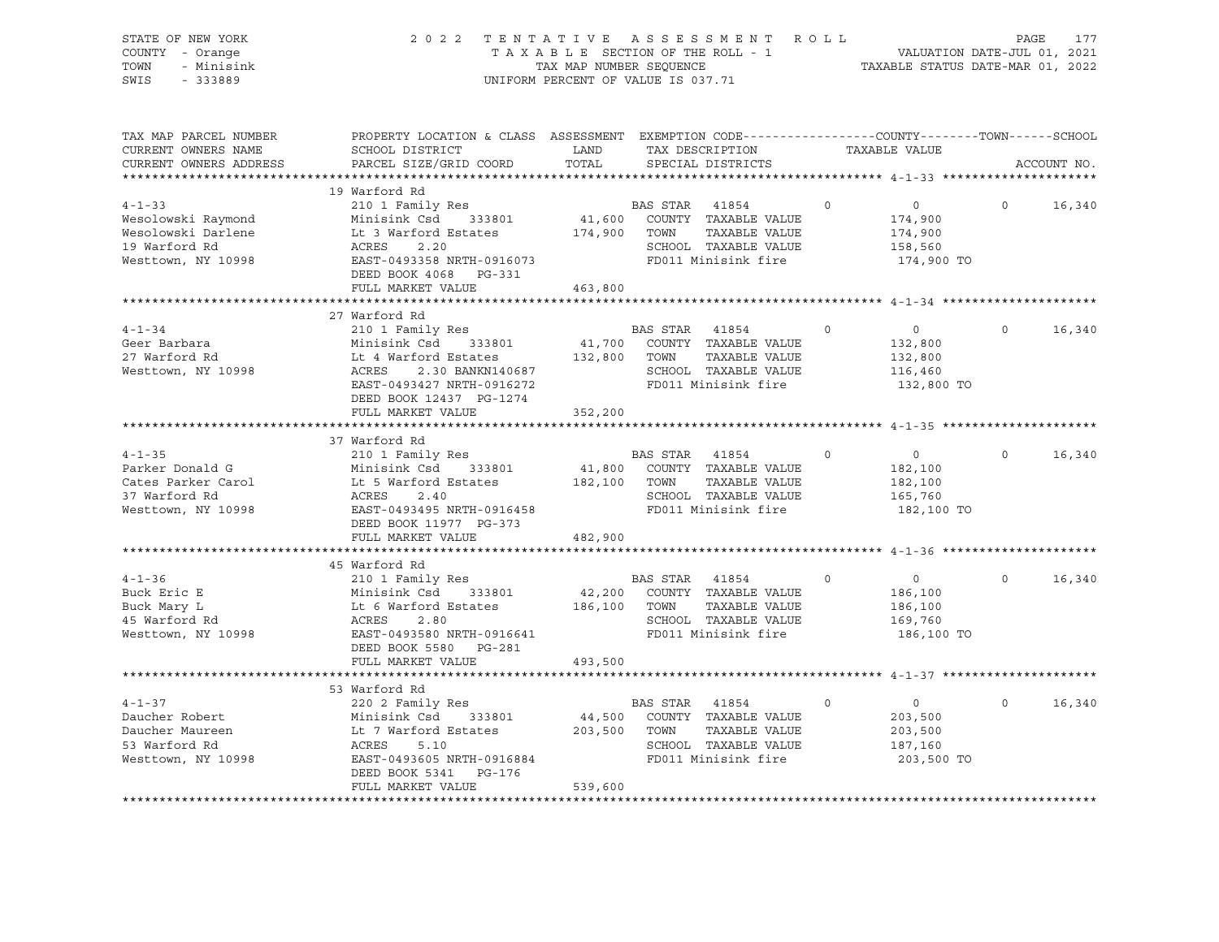STATE OF NEW YORK
COUNTY - Orange
TOWN - Minisink
SWIS - 333889

2022 TENTATIVE ASSESSMENT ROLL
TAXABLE SECTION OF THE ROLL - 1
TAX MAP NUMBER SEQUENCE
UNIFORM PERCENT OF VALUE IS 037.71

VALUATION DATE-JUL 01, 2021
TAXABLE STATUS DATE-MAR 01, 2022

| TAX MAP PARCEL NUMBER / CURRENT OWNERS NAME / CURRENT OWNERS ADDRESS | PROPERTY LOCATION & CLASS / SCHOOL DISTRICT / PARCEL SIZE/GRID COORD | ASSESSMENT LAND / TOTAL | EXEMPTION CODE / TAX DESCRIPTION / SPECIAL DISTRICTS | COUNTY | TOWN | SCHOOL | ACCOUNT NO. |
|---|---|---|---|---|---|---|---|
| | 19 Warford Rd | | | | | | |
| 4-1-33 | 210 1 Family Res | | BAS STAR 41854 | 0 | 0 | 0 | 16,340 |
| Wesolowski Raymond | Minisink Csd 333801 | 41,600 | COUNTY TAXABLE VALUE | 174,900 | | | |
| Wesolowski Darlene | Lt 3 Warford Estates | 174,900 | TOWN TAXABLE VALUE | 174,900 | | | |
| 19 Warford Rd | ACRES 2.20 | | SCHOOL TAXABLE VALUE | 158,560 | | | |
| Westtown, NY 10998 | EAST-0493358 NRTH-0916073 | | FD011 Minisink fire | 174,900 TO | | | |
| | DEED BOOK 4068 PG-331 | | | | | | |
| | FULL MARKET VALUE | 463,800 | | | | | |
| | 27 Warford Rd | | | | | | |
| 4-1-34 | 210 1 Family Res | | BAS STAR 41854 | 0 | 0 | 0 | 16,340 |
| Geer Barbara | Minisink Csd 333801 | 41,700 | COUNTY TAXABLE VALUE | 132,800 | | | |
| 27 Warford Rd | Lt 4 Warford Estates | 132,800 | TOWN TAXABLE VALUE | 132,800 | | | |
| Westtown, NY 10998 | ACRES 2.30 BANKN140687 | | SCHOOL TAXABLE VALUE | 116,460 | | | |
| | EAST-0493427 NRTH-0916272 | | FD011 Minisink fire | 132,800 TO | | | |
| | DEED BOOK 12437 PG-1274 | | | | | | |
| | FULL MARKET VALUE | 352,200 | | | | | |
| | 37 Warford Rd | | | | | | |
| 4-1-35 | 210 1 Family Res | | BAS STAR 41854 | 0 | 0 | 0 | 16,340 |
| Parker Donald G | Minisink Csd 333801 | 41,800 | COUNTY TAXABLE VALUE | 182,100 | | | |
| Cates Parker Carol | Lt 5 Warford Estates | 182,100 | TOWN TAXABLE VALUE | 182,100 | | | |
| 37 Warford Rd | ACRES 2.40 | | SCHOOL TAXABLE VALUE | 165,760 | | | |
| Westtown, NY 10998 | EAST-0493495 NRTH-0916458 | | FD011 Minisink fire | 182,100 TO | | | |
| | DEED BOOK 11977 PG-373 | | | | | | |
| | FULL MARKET VALUE | 482,900 | | | | | |
| | 45 Warford Rd | | | | | | |
| 4-1-36 | 210 1 Family Res | | BAS STAR 41854 | 0 | 0 | 0 | 16,340 |
| Buck Eric E | Minisink Csd 333801 | 42,200 | COUNTY TAXABLE VALUE | 186,100 | | | |
| Buck Mary L | Lt 6 Warford Estates | 186,100 | TOWN TAXABLE VALUE | 186,100 | | | |
| 45 Warford Rd | ACRES 2.80 | | SCHOOL TAXABLE VALUE | 169,760 | | | |
| Westtown, NY 10998 | EAST-0493580 NRTH-0916641 | | FD011 Minisink fire | 186,100 TO | | | |
| | DEED BOOK 5580 PG-281 | | | | | | |
| | FULL MARKET VALUE | 493,500 | | | | | |
| | 53 Warford Rd | | | | | | |
| 4-1-37 | 220 2 Family Res | | BAS STAR 41854 | 0 | 0 | 0 | 16,340 |
| Daucher Robert | Minisink Csd 333801 | 44,500 | COUNTY TAXABLE VALUE | 203,500 | | | |
| Daucher Maureen | Lt 7 Warford Estates | 203,500 | TOWN TAXABLE VALUE | 203,500 | | | |
| 53 Warford Rd | ACRES 5.10 | | SCHOOL TAXABLE VALUE | 187,160 | | | |
| Westtown, NY 10998 | EAST-0493605 NRTH-0916884 | | FD011 Minisink fire | 203,500 TO | | | |
| | DEED BOOK 5341 PG-176 | | | | | | |
| | FULL MARKET VALUE | 539,600 | | | | | |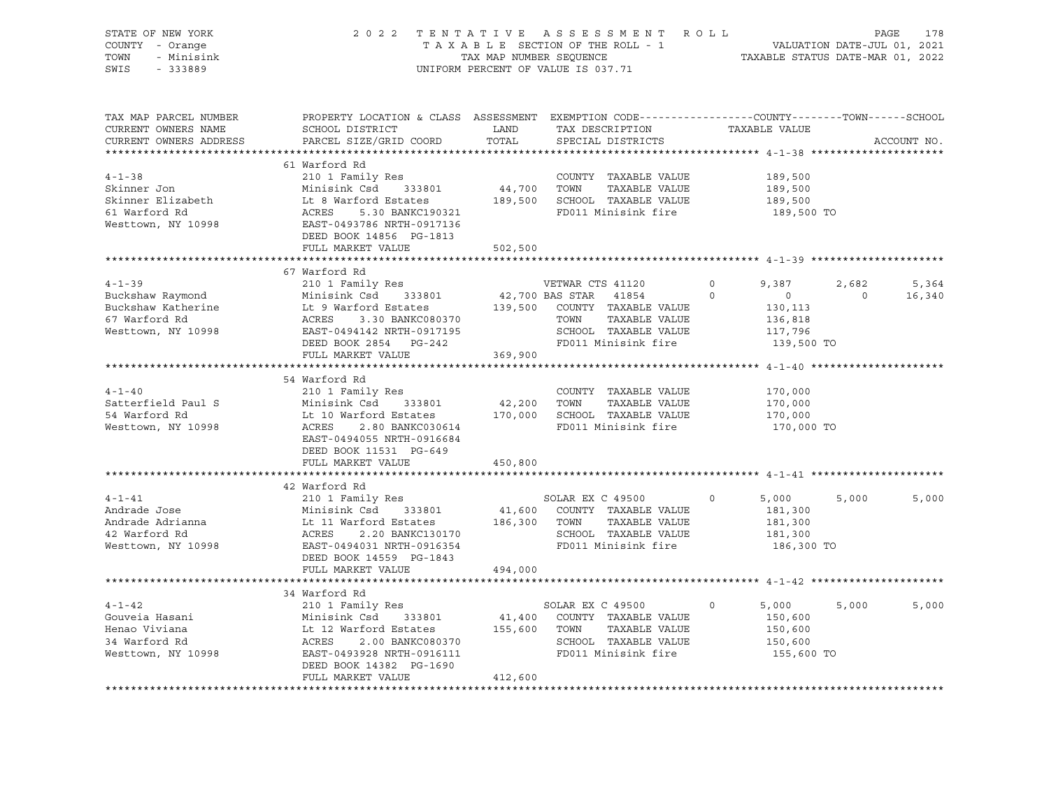STATE OF NEW YORK                    2022 TENTATIVE ASSESSMENT ROLL
COUNTY - Orange                      TAXABLE SECTION OF THE ROLL - 1                VALUATION DATE-JUL 01, 2021
TOWN - Minisink                      TAX MAP NUMBER SEQUENCE                         TAXABLE STATUS DATE-MAR 01, 2022
SWIS - 333889                        UNIFORM PERCENT OF VALUE IS 037.71

| TAX MAP PARCEL NUMBER / CURRENT OWNERS NAME / CURRENT OWNERS ADDRESS | PROPERTY LOCATION & CLASS / SCHOOL DISTRICT / PARCEL SIZE/GRID COORD | ASSESSMENT LAND / TOTAL | EXEMPTION CODE / TAX DESCRIPTION / SPECIAL DISTRICTS | COUNTY | TOWN | SCHOOL |
|---|---|---|---|---|---|---|
| **4-1-38** | 61 Warford Rd | | | | | |
| Skinner Jon | 210 1 Family Res | | COUNTY TAXABLE VALUE | 189,500 | | |
| Skinner Elizabeth | Minisink Csd 333801 | 44,700 | TOWN TAXABLE VALUE | 189,500 | | |
| 61 Warford Rd | Lt 8 Warford Estates | 189,500 | SCHOOL TAXABLE VALUE | 189,500 | | |
| Westtown, NY 10998 | ACRES 5.30 BANKC190321 | | FD011 Minisink fire | 189,500 TO | | |
| | EAST-0493786 NRTH-0917136 | | | | | |
| | DEED BOOK 14856 PG-1813 | | | | | |
| | FULL MARKET VALUE | 502,500 | | | | |
| **4-1-39** | 67 Warford Rd | | | | | |
| Buckshaw Raymond | 210 1 Family Res | | VETWAR CTS 41120 0 | 9,387 | 2,682 | 5,364 |
| Buckshaw Katherine | Minisink Csd 333801 | 42,700 | BAS STAR 41854 0 | 0 | 0 | 16,340 |
| 67 Warford Rd | Lt 9 Warford Estates | 139,500 | COUNTY TAXABLE VALUE | 130,113 | | |
| Westtown, NY 10998 | ACRES 3.30 BANKC080370 | | TOWN TAXABLE VALUE | 136,818 | | |
| | EAST-0494142 NRTH-0917195 | | SCHOOL TAXABLE VALUE | 117,796 | | |
| | DEED BOOK 2854 PG-242 | | FD011 Minisink fire | 139,500 TO | | |
| | FULL MARKET VALUE | 369,900 | | | | |
| **4-1-40** | 54 Warford Rd | | | | | |
| Satterfield Paul S | 210 1 Family Res | | COUNTY TAXABLE VALUE | 170,000 | | |
| 54 Warford Rd | Minisink Csd 333801 | 42,200 | TOWN TAXABLE VALUE | 170,000 | | |
| Westtown, NY 10998 | Lt 10 Warford Estates | 170,000 | SCHOOL TAXABLE VALUE | 170,000 | | |
| | ACRES 2.80 BANKC030614 | | FD011 Minisink fire | 170,000 TO | | |
| | EAST-0494055 NRTH-0916684 | | | | | |
| | DEED BOOK 11531 PG-649 | | | | | |
| | FULL MARKET VALUE | 450,800 | | | | |
| **4-1-41** | 42 Warford Rd | | | | | |
| Andrade Jose | 210 1 Family Res | | SOLAR EX C 49500 0 | 5,000 | 5,000 | 5,000 |
| Andrade Adrianna | Minisink Csd 333801 | 41,600 | COUNTY TAXABLE VALUE | 181,300 | | |
| 42 Warford Rd | Lt 11 Warford Estates | 186,300 | TOWN TAXABLE VALUE | 181,300 | | |
| Westtown, NY 10998 | ACRES 2.20 BANKC130170 | | SCHOOL TAXABLE VALUE | 181,300 | | |
| | EAST-0494031 NRTH-0916354 | | FD011 Minisink fire | 186,300 TO | | |
| | DEED BOOK 14559 PG-1843 | | | | | |
| | FULL MARKET VALUE | 494,000 | | | | |
| **4-1-42** | 34 Warford Rd | | | | | |
| Gouveia Hasani | 210 1 Family Res | | SOLAR EX C 49500 0 | 5,000 | 5,000 | 5,000 |
| Henao Viviana | Minisink Csd 333801 | 41,400 | COUNTY TAXABLE VALUE | 150,600 | | |
| 34 Warford Rd | Lt 12 Warford Estates | 155,600 | TOWN TAXABLE VALUE | 150,600 | | |
| Westtown, NY 10998 | ACRES 2.00 BANKC080370 | | SCHOOL TAXABLE VALUE | 150,600 | | |
| | EAST-0493928 NRTH-0916111 | | FD011 Minisink fire | 155,600 TO | | |
| | DEED BOOK 14382 PG-1690 | | | | | |
| | FULL MARKET VALUE | 412,600 | | | | |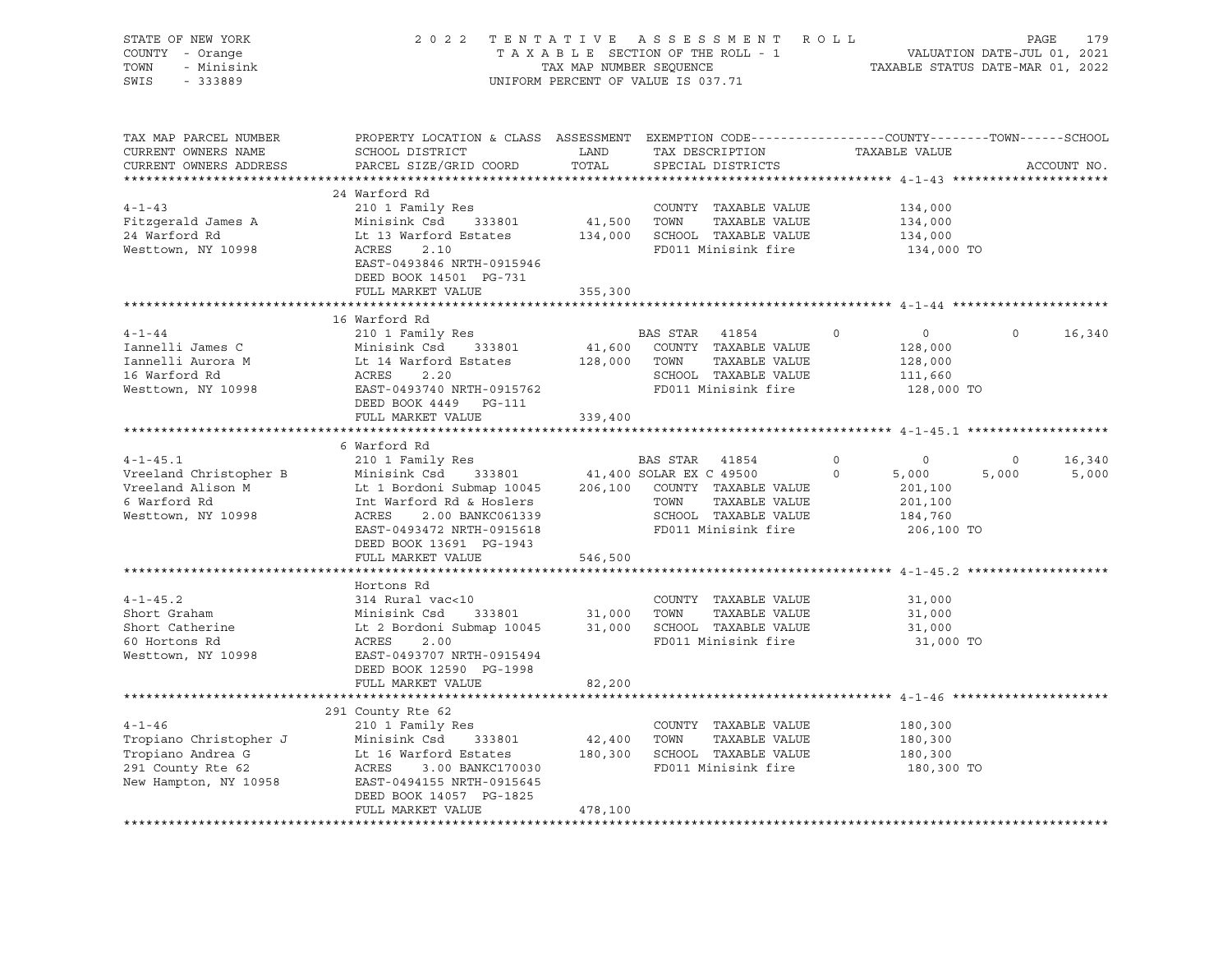STATE OF NEW YORK | COUNTY - Orange | TOWN - Minisink | SWIS - 333889

2 0 2 2 T E N T A T I V E A S S E S S M E N T R O L L
T A X A B L E SECTION OF THE ROLL - 1
TAX MAP NUMBER SEQUENCE
UNIFORM PERCENT OF VALUE IS 037.71

VALUATION DATE-JUL 01, 2021
TAXABLE STATUS DATE-MAR 01, 2022

| TAX MAP PARCEL NUMBER / CURRENT OWNERS NAME / CURRENT OWNERS ADDRESS | PROPERTY LOCATION & CLASS / SCHOOL DISTRICT / PARCEL SIZE/GRID COORD | ASSESSMENT LAND / TOTAL | EXEMPTION CODE / TAX DESCRIPTION / SPECIAL DISTRICTS | COUNTY | TOWN | SCHOOL | TAXABLE VALUE | ACCOUNT NO. |
|---|---|---|---|---|---|---|---|---|
| **4-1-43** | 24 Warford Rd | | | | | | | |
| 4-1-43 | 210 1 Family Res | | COUNTY TAXABLE VALUE | | | | 134,000 | |
| Fitzgerald James A | Minisink Csd 333801 | 41,500 | TOWN TAXABLE VALUE | | | | 134,000 | |
| 24 Warford Rd | Lt 13 Warford Estates | 134,000 | SCHOOL TAXABLE VALUE | | | | 134,000 | |
| Westtown, NY 10998 | ACRES 2.10 | | FD011 Minisink fire | | | | 134,000 TO | |
| | EAST-0493846 NRTH-0915946 | | | | | | | |
| | DEED BOOK 14501 PG-731 | | | | | | | |
| | FULL MARKET VALUE | 355,300 | | | | | | |
| **4-1-44** | 16 Warford Rd | | | | | | | |
| 4-1-44 | 210 1 Family Res | | BAS STAR 41854 | 0 | 0 | 16,340 | | |
| Iannelli James C | Minisink Csd 333801 | 41,600 | COUNTY TAXABLE VALUE | | | | 128,000 | |
| Iannelli Aurora M | Lt 14 Warford Estates | 128,000 | TOWN TAXABLE VALUE | | | | 128,000 | |
| 16 Warford Rd | ACRES 2.20 | | SCHOOL TAXABLE VALUE | | | | 111,660 | |
| Westtown, NY 10998 | EAST-0493740 NRTH-0915762 | | FD011 Minisink fire | | | | 128,000 TO | |
| | DEED BOOK 4449 PG-111 | | | | | | | |
| | FULL MARKET VALUE | 339,400 | | | | | | |
| **4-1-45.1** | 6 Warford Rd | | | | | | | |
| 4-1-45.1 | 210 1 Family Res | | BAS STAR 41854 | 0 | 0 | 16,340 | | |
| Vreeland Christopher B | Minisink Csd 333801 | 41,400 | SOLAR EX C 49500 | 5,000 | 5,000 | 5,000 | | |
| Vreeland Alison M | Lt 1 Bordoni Submap 10045 | 206,100 | COUNTY TAXABLE VALUE | | | | 201,100 | |
| 6 Warford Rd | Int Warford Rd & Hoslers | | TOWN TAXABLE VALUE | | | | 201,100 | |
| Westtown, NY 10998 | ACRES 2.00 BANKC061339 | | SCHOOL TAXABLE VALUE | | | | 184,760 | |
| | EAST-0493472 NRTH-0915618 | | FD011 Minisink fire | | | | 206,100 TO | |
| | DEED BOOK 13691 PG-1943 | | | | | | | |
| | FULL MARKET VALUE | 546,500 | | | | | | |
| **4-1-45.2** | Hortons Rd | | | | | | | |
| 4-1-45.2 | 314 Rural vac<10 | | COUNTY TAXABLE VALUE | | | | 31,000 | |
| Short Graham | Minisink Csd 333801 | 31,000 | TOWN TAXABLE VALUE | | | | 31,000 | |
| Short Catherine | Lt 2 Bordoni Submap 10045 | 31,000 | SCHOOL TAXABLE VALUE | | | | 31,000 | |
| 60 Hortons Rd | ACRES 2.00 | | FD011 Minisink fire | | | | 31,000 TO | |
| Westtown, NY 10998 | EAST-0493707 NRTH-0915494 | | | | | | | |
| | DEED BOOK 12590 PG-1998 | | | | | | | |
| | FULL MARKET VALUE | 82,200 | | | | | | |
| **4-1-46** | 291 County Rte 62 | | | | | | | |
| 4-1-46 | 210 1 Family Res | | COUNTY TAXABLE VALUE | | | | 180,300 | |
| Tropiano Christopher J | Minisink Csd 333801 | 42,400 | TOWN TAXABLE VALUE | | | | 180,300 | |
| Tropiano Andrea G | Lt 16 Warford Estates | 180,300 | SCHOOL TAXABLE VALUE | | | | 180,300 | |
| 291 County Rte 62 | ACRES 3.00 BANKC170030 | | FD011 Minisink fire | | | | 180,300 TO | |
| New Hampton, NY 10958 | EAST-0494155 NRTH-0915645 | | | | | | | |
| | DEED BOOK 14057 PG-1825 | | | | | | | |
| | FULL MARKET VALUE | 478,100 | | | | | | |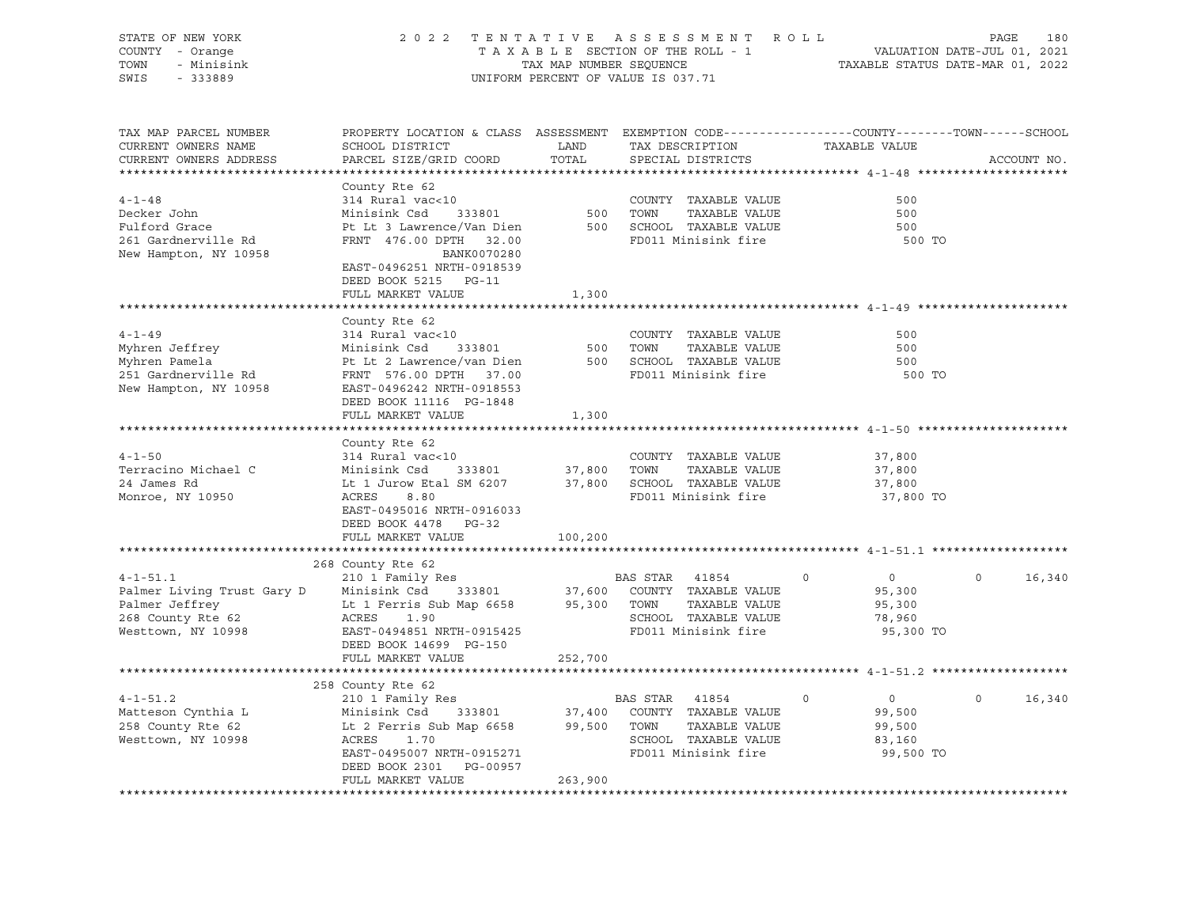STATE OF NEW YORK — COUNTY - Orange — TOWN - Minisink — SWIS - 333889

2 0 2 2 T E N T A T I V E A S S E S S M E N T R O L L
T A X A B L E SECTION OF THE ROLL - 1
TAX MAP NUMBER SEQUENCE
UNIFORM PERCENT OF VALUE IS 037.71

VALUATION DATE-JUL 01, 2021
TAXABLE STATUS DATE-MAR 01, 2022

```
TAX MAP PARCEL NUMBER          PROPERTY LOCATION & CLASS  ASSESSMENT  EXEMPTION CODE-----------------COUNTY--------TOWN------SCHOOL
CURRENT OWNERS NAME            SCHOOL DISTRICT               LAND      TAX DESCRIPTION            TAXABLE VALUE
CURRENT OWNERS ADDRESS         PARCEL SIZE/GRID COORD        TOTAL     SPECIAL DISTRICTS                                  ACCOUNT NO.
******************************************************************************************************* 4-1-48 *********************
                               County Rte 62
4-1-48                         314 Rural vac<10                        COUNTY  TAXABLE VALUE               500
Decker John                    Minisink Csd     333801          500    TOWN    TAXABLE VALUE               500
Fulford Grace                  Pt Lt 3 Lawrence/Van Dien        500    SCHOOL  TAXABLE VALUE               500
261 Gardnerville Rd            FRNT 476.00 DPTH  32.00                 FD011 Minisink fire                 500 TO
New Hampton, NY 10958                       BANK0070280
                               EAST-0496251 NRTH-0918539
                               DEED BOOK 5215    PG-11
                               FULL MARKET VALUE              1,300
******************************************************************************************************* 4-1-49 *********************
                               County Rte 62
4-1-49                         314 Rural vac<10                        COUNTY  TAXABLE VALUE               500
Myhren Jeffrey                 Minisink Csd     333801          500    TOWN    TAXABLE VALUE               500
Myhren Pamela                  Pt Lt 2 Lawrence/van Dien        500    SCHOOL  TAXABLE VALUE               500
251 Gardnerville Rd            FRNT 576.00 DPTH  37.00                 FD011 Minisink fire                 500 TO
New Hampton, NY 10958          EAST-0496242 NRTH-0918553
                               DEED BOOK 11116  PG-1848
                               FULL MARKET VALUE              1,300
******************************************************************************************************* 4-1-50 *********************
                               County Rte 62
4-1-50                         314 Rural vac<10                        COUNTY  TAXABLE VALUE            37,800
Terracino Michael C            Minisink Csd     333801       37,800    TOWN    TAXABLE VALUE            37,800
24 James Rd                    Lt 1 Jurow Etal SM 6207       37,800    SCHOOL  TAXABLE VALUE            37,800
Monroe, NY 10950               ACRES    8.80                           FD011 Minisink fire              37,800 TO
                               EAST-0495016 NRTH-0916033
                               DEED BOOK 4478    PG-32
                               FULL MARKET VALUE            100,200
******************************************************************************************************* 4-1-51.1 *******************
                           268 County Rte 62
4-1-51.1                       210 1 Family Res                        BAS STAR   41854        0             0           0     16,340
Palmer Living Trust Gary D     Minisink Csd     333801       37,600    COUNTY  TAXABLE VALUE            95,300
Palmer Jeffrey                 Lt 1 Ferris Sub Map 6658      95,300    TOWN    TAXABLE VALUE            95,300
268 County Rte 62              ACRES    1.90                           SCHOOL  TAXABLE VALUE            78,960
Westtown, NY 10998             EAST-0494851 NRTH-0915425               FD011 Minisink fire              95,300 TO
                               DEED BOOK 14699  PG-150
                               FULL MARKET VALUE            252,700
******************************************************************************************************* 4-1-51.2 *******************
                           258 County Rte 62
4-1-51.2                       210 1 Family Res                        BAS STAR   41854        0             0           0     16,340
Matteson Cynthia L             Minisink Csd     333801       37,400    COUNTY  TAXABLE VALUE            99,500
258 County Rte 62              Lt 2 Ferris Sub Map 6658      99,500    TOWN    TAXABLE VALUE            99,500
Westtown, NY 10998             ACRES    1.70                           SCHOOL  TAXABLE VALUE            83,160
                               EAST-0495007 NRTH-0915271               FD011 Minisink fire              99,500 TO
                               DEED BOOK 2301    PG-00957
                               FULL MARKET VALUE            263,900
************************************************************************************************************************************
```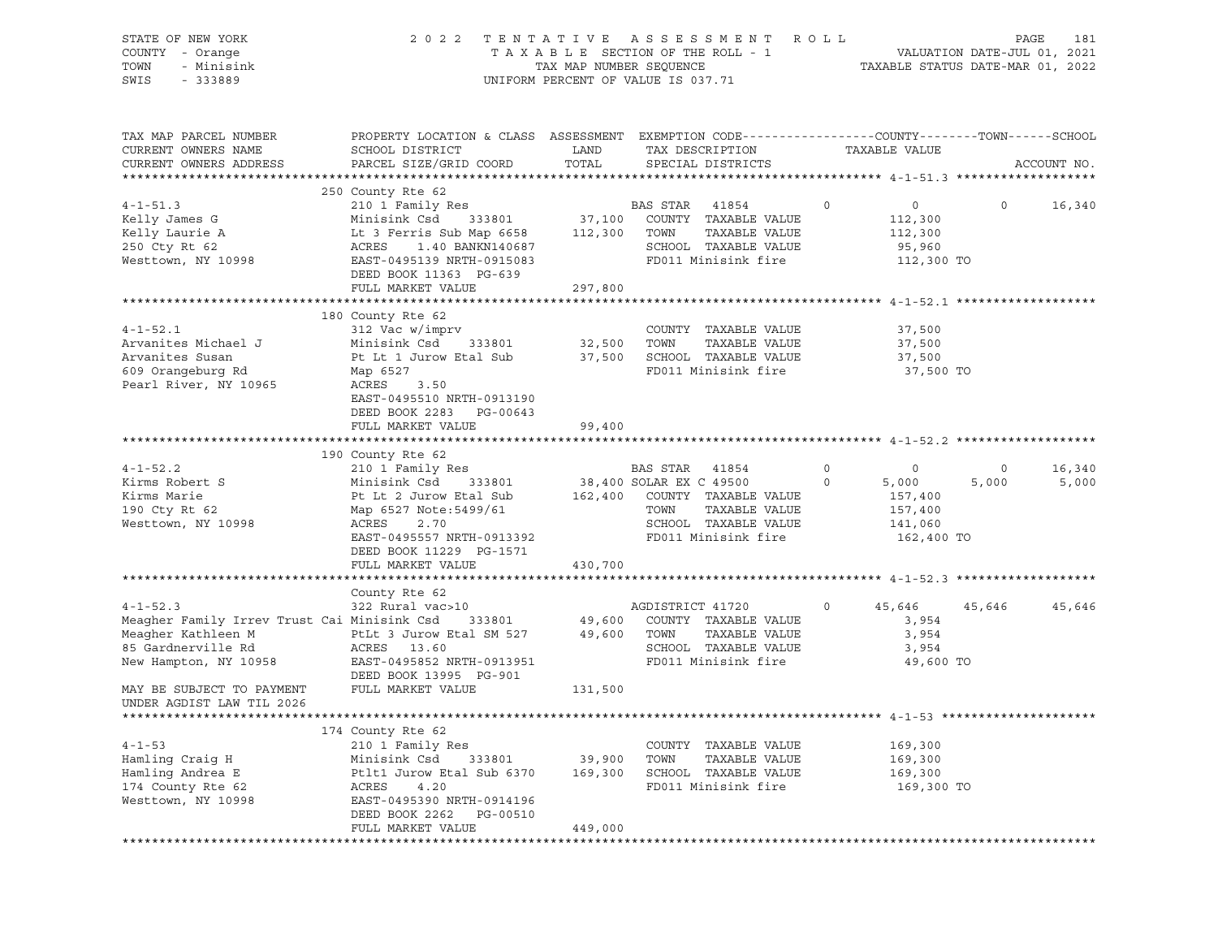STATE OF NEW YORK | COUNTY - Orange | TOWN - Minisink | SWIS - 333889

2022 TENTATIVE ASSESSMENT ROLL
TAXABLE SECTION OF THE ROLL - 1
TAX MAP NUMBER SEQUENCE
UNIFORM PERCENT OF VALUE IS 037.71

VALUATION DATE-JUL 01, 2021
TAXABLE STATUS DATE-MAR 01, 2022

| TAX MAP PARCEL NUMBER / CURRENT OWNERS NAME / CURRENT OWNERS ADDRESS | PROPERTY LOCATION & CLASS / SCHOOL DISTRICT / PARCEL SIZE/GRID COORD | ASSESSMENT LAND / TOTAL | EXEMPTION CODE / TAX DESCRIPTION / SPECIAL DISTRICTS | COUNTY | TOWN | SCHOOL |
|---|---|---|---|---|---|---|
| **4-1-51.3** | 250 County Rte 62 | | | | | |
| 4-1-51.3 | 210 1 Family Res | | BAS STAR 41854 | 0 | 0 | 16,340 |
| Kelly James G | Minisink Csd 333801 | 37,100 | COUNTY TAXABLE VALUE | 112,300 | | |
| Kelly Laurie A | Lt 3 Ferris Sub Map 6658 | 112,300 | TOWN TAXABLE VALUE | | 112,300 | |
| 250 Cty Rt 62 | ACRES 1.40 BANKN140687 | | SCHOOL TAXABLE VALUE | | | 95,960 |
| Westtown, NY 10998 | EAST-0495139 NRTH-0915083 | | FD011 Minisink fire | 112,300 TO | | |
| | DEED BOOK 11363 PG-639 | | | | | |
| | FULL MARKET VALUE | 297,800 | | | | |
| **4-1-52.1** | 180 County Rte 62 | | | | | |
| 4-1-52.1 | 312 Vac w/imprv | | COUNTY TAXABLE VALUE | 37,500 | | |
| Arvanites Michael J | Minisink Csd 333801 | 32,500 | TOWN TAXABLE VALUE | | 37,500 | |
| Arvanites Susan | Pt Lt 1 Jurow Etal Sub | 37,500 | SCHOOL TAXABLE VALUE | | | 37,500 |
| 609 Orangeburg Rd | Map 6527 | | FD011 Minisink fire | 37,500 TO | | |
| Pearl River, NY 10965 | ACRES 3.50 | | | | | |
| | EAST-0495510 NRTH-0913190 | | | | | |
| | DEED BOOK 2283 PG-00643 | | | | | |
| | FULL MARKET VALUE | 99,400 | | | | |
| **4-1-52.2** | 190 County Rte 62 | | | | | |
| 4-1-52.2 | 210 1 Family Res | | BAS STAR 41854 | 0 | 0 | 16,340 |
| Kirms Robert S | Minisink Csd 333801 | 38,400 | SOLAR EX C 49500 | 5,000 | 5,000 | 5,000 |
| Kirms Marie | Pt Lt 2 Jurow Etal Sub | 162,400 | COUNTY TAXABLE VALUE | 157,400 | | |
| 190 Cty Rt 62 | Map 6527 Note:5499/61 | | TOWN TAXABLE VALUE | | 157,400 | |
| Westtown, NY 10998 | ACRES 2.70 | | SCHOOL TAXABLE VALUE | | | 141,060 |
| | EAST-0495557 NRTH-0913392 | | FD011 Minisink fire | 162,400 TO | | |
| | DEED BOOK 11229 PG-1571 | | | | | |
| | FULL MARKET VALUE | 430,700 | | | | |
| **4-1-52.3** | County Rte 62 | | | | | |
| 4-1-52.3 | 322 Rural vac>10 | | AGDISTRICT 41720 | 45,646 | 45,646 | 45,646 |
| Meagher Family Irrev Trust Cai | Minisink Csd 333801 | 49,600 | COUNTY TAXABLE VALUE | 3,954 | | |
| Meagher Kathleen M | PtLt 3 Jurow Etal SM 527 | 49,600 | TOWN TAXABLE VALUE | | 3,954 | |
| 85 Gardnerville Rd | ACRES 13.60 | | SCHOOL TAXABLE VALUE | | | 3,954 |
| New Hampton, NY 10958 | EAST-0495852 NRTH-0913951 | | FD011 Minisink fire | 49,600 TO | | |
| | DEED BOOK 13995 PG-901 | | | | | |
| MAY BE SUBJECT TO PAYMENT | FULL MARKET VALUE | 131,500 | | | | |
| UNDER AGDIST LAW TIL 2026 | | | | | | |
| **4-1-53** | 174 County Rte 62 | | | | | |
| 4-1-53 | 210 1 Family Res | | COUNTY TAXABLE VALUE | 169,300 | | |
| Hamling Craig H | Minisink Csd 333801 | 39,900 | TOWN TAXABLE VALUE | | 169,300 | |
| Hamling Andrea E | Ptlt1 Jurow Etal Sub 6370 | 169,300 | SCHOOL TAXABLE VALUE | | | 169,300 |
| 174 County Rte 62 | ACRES 4.20 | | FD011 Minisink fire | 169,300 TO | | |
| Westtown, NY 10998 | EAST-0495390 NRTH-0914196 | | | | | |
| | DEED BOOK 2262 PG-00510 | | | | | |
| | FULL MARKET VALUE | 449,000 | | | | |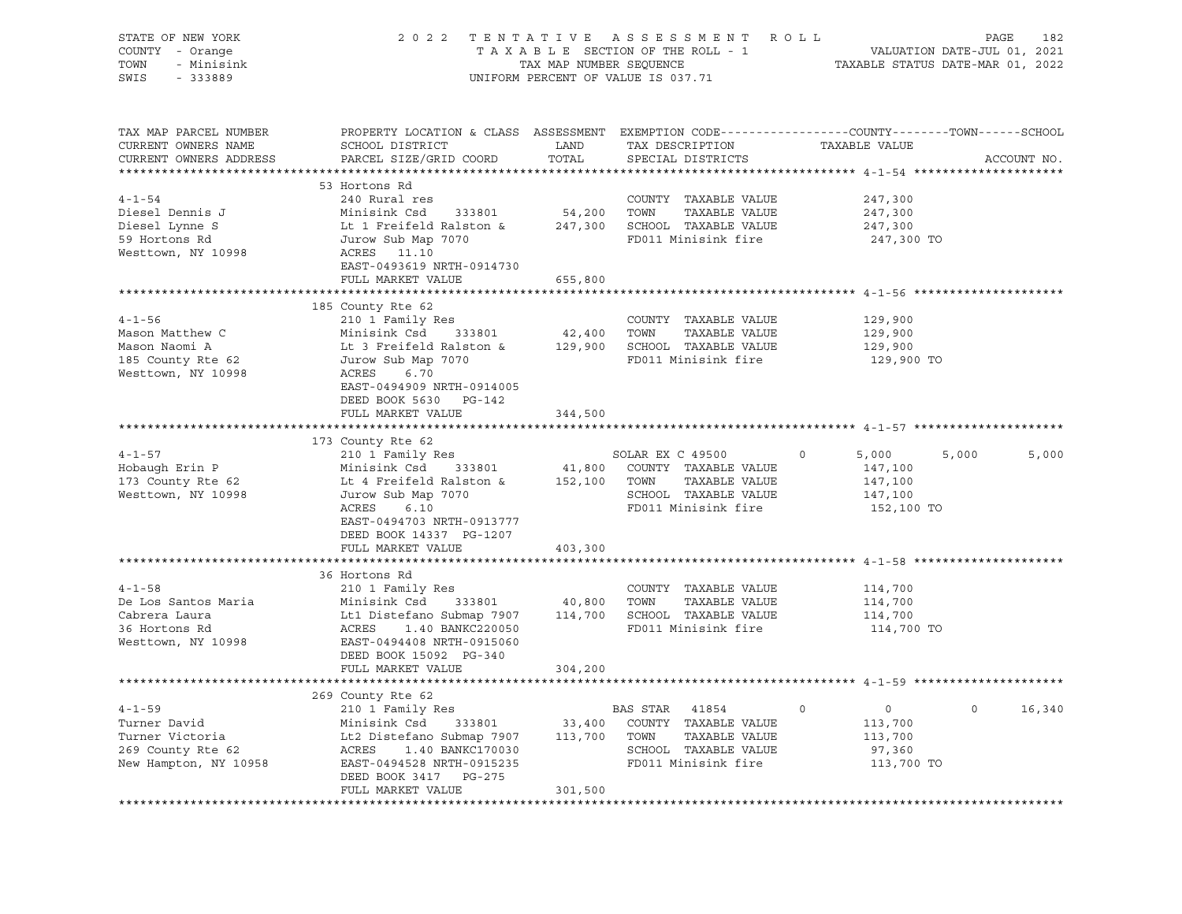STATE OF NEW YORK
COUNTY - Orange
TOWN - Minisink
SWIS - 333889

2 0 2 2 T E N T A T I V E A S S E S S M E N T R O L L
T A X A B L E SECTION OF THE ROLL - 1
TAX MAP NUMBER SEQUENCE
UNIFORM PERCENT OF VALUE IS 037.71

VALUATION DATE-JUL 01, 2021
TAXABLE STATUS DATE-MAR 01, 2022

| TAX MAP PARCEL NUMBER / CURRENT OWNERS NAME / CURRENT OWNERS ADDRESS | PROPERTY LOCATION & CLASS / SCHOOL DISTRICT / PARCEL SIZE/GRID COORD | ASSESSMENT LAND / TOTAL | EXEMPTION CODE / TAX DESCRIPTION / SPECIAL DISTRICTS | COUNTY | TOWN | SCHOOL |
|---|---|---|---|---|---|---|
| **4-1-54** | 53 Hortons Rd | | | | | |
| | 240 Rural res | | COUNTY TAXABLE VALUE | 247,300 | | |
| Diesel Dennis J | Minisink Csd 333801 | 54,200 | TOWN TAXABLE VALUE | 247,300 | | |
| Diesel Lynne S | Lt 1 Freifeld Ralston & | 247,300 | SCHOOL TAXABLE VALUE | 247,300 | | |
| 59 Hortons Rd | Jurow Sub Map 7070 | | FD011 Minisink fire | 247,300 TO | | |
| Westtown, NY 10998 | ACRES 11.10 | | | | | |
| | EAST-0493619 NRTH-0914730 | | | | | |
| | FULL MARKET VALUE | 655,800 | | | | |
| **4-1-56** | 185 County Rte 62 | | | | | |
| | 210 1 Family Res | | COUNTY TAXABLE VALUE | 129,900 | | |
| Mason Matthew C | Minisink Csd 333801 | 42,400 | TOWN TAXABLE VALUE | 129,900 | | |
| Mason Naomi A | Lt 3 Freifeld Ralston & | 129,900 | SCHOOL TAXABLE VALUE | 129,900 | | |
| 185 County Rte 62 | Jurow Sub Map 7070 | | FD011 Minisink fire | 129,900 TO | | |
| Westtown, NY 10998 | ACRES 6.70 | | | | | |
| | EAST-0494909 NRTH-0914005 | | | | | |
| | DEED BOOK 5630 PG-142 | | | | | |
| | FULL MARKET VALUE | 344,500 | | | | |
| **4-1-57** | 173 County Rte 62 | | | | | |
| | 210 1 Family Res | | SOLAR EX C 49500 0 | 5,000 | 5,000 | 5,000 |
| Hobaugh Erin P | Minisink Csd 333801 | 41,800 | COUNTY TAXABLE VALUE | 147,100 | | |
| 173 County Rte 62 | Lt 4 Freifeld Ralston & | 152,100 | TOWN TAXABLE VALUE | 147,100 | | |
| Westtown, NY 10998 | Jurow Sub Map 7070 | | SCHOOL TAXABLE VALUE | 147,100 | | |
| | ACRES 6.10 | | FD011 Minisink fire | 152,100 TO | | |
| | EAST-0494703 NRTH-0913777 | | | | | |
| | DEED BOOK 14337 PG-1207 | | | | | |
| | FULL MARKET VALUE | 403,300 | | | | |
| **4-1-58** | 36 Hortons Rd | | | | | |
| | 210 1 Family Res | | COUNTY TAXABLE VALUE | 114,700 | | |
| De Los Santos Maria | Minisink Csd 333801 | 40,800 | TOWN TAXABLE VALUE | 114,700 | | |
| Cabrera Laura | Lt1 Distefano Submap 7907 | 114,700 | SCHOOL TAXABLE VALUE | 114,700 | | |
| 36 Hortons Rd | ACRES 1.40 BANKC220050 | | FD011 Minisink fire | 114,700 TO | | |
| Westtown, NY 10998 | EAST-0494408 NRTH-0915060 | | | | | |
| | DEED BOOK 15092 PG-340 | | | | | |
| | FULL MARKET VALUE | 304,200 | | | | |
| **4-1-59** | 269 County Rte 62 | | | | | |
| | 210 1 Family Res | | BAS STAR 41854 0 | 0 | 0 | 16,340 |
| Turner David | Minisink Csd 333801 | 33,400 | COUNTY TAXABLE VALUE | 113,700 | | |
| Turner Victoria | Lt2 Distefano Submap 7907 | 113,700 | TOWN TAXABLE VALUE | 113,700 | | |
| 269 County Rte 62 | ACRES 1.40 BANKC170030 | | SCHOOL TAXABLE VALUE | 97,360 | | |
| New Hampton, NY 10958 | EAST-0494528 NRTH-0915235 | | FD011 Minisink fire | 113,700 TO | | |
| | DEED BOOK 3417 PG-275 | | | | | |
| | FULL MARKET VALUE | 301,500 | | | | |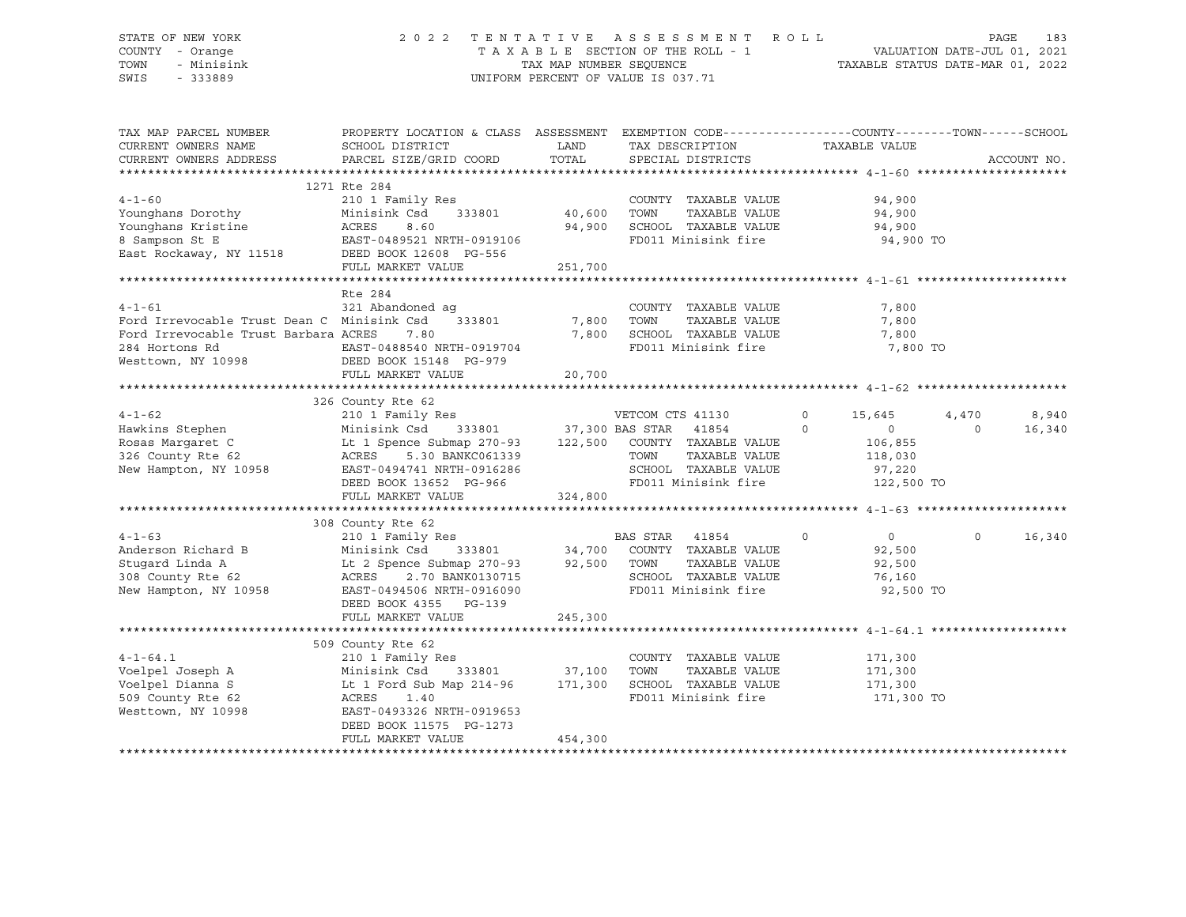STATE OF NEW YORK
COUNTY - Orange
TOWN - Minisink
SWIS - 333889

2022 TENTATIVE ASSESSMENT ROLL
TAXABLE SECTION OF THE ROLL - 1
TAX MAP NUMBER SEQUENCE
UNIFORM PERCENT OF VALUE IS 037.71

VALUATION DATE-JUL 01, 2021
TAXABLE STATUS DATE-MAR 01, 2022

```
TAX MAP PARCEL NUMBER          PROPERTY LOCATION & CLASS  ASSESSMENT  EXEMPTION CODE------------------COUNTY--------TOWN------SCHOOL
CURRENT OWNERS NAME            SCHOOL DISTRICT               LAND      TAX DESCRIPTION            TAXABLE VALUE
CURRENT OWNERS ADDRESS         PARCEL SIZE/GRID COORD        TOTAL     SPECIAL DISTRICTS                                      ACCOUNT NO.
******************************************************************************************************* 4-1-60 *********************
                          1271 Rte 284
4-1-60                         210 1 Family Res                         COUNTY  TAXABLE VALUE           94,900
Younghans Dorothy              Minisink Csd     333801       40,600     TOWN    TAXABLE VALUE           94,900
Younghans Kristine             ACRES     8.60                94,900     SCHOOL  TAXABLE VALUE           94,900
8 Sampson St E                 EAST-0489521 NRTH-0919106                FD011 Minisink fire              94,900 TO
East Rockaway, NY 11518        DEED BOOK 12608  PG-556
                               FULL MARKET VALUE            251,700
******************************************************************************************************* 4-1-61 *********************
                               Rte 284
4-1-61                         321 Abandoned ag                         COUNTY  TAXABLE VALUE            7,800
Ford Irrevocable Trust Dean C  Minisink Csd     333801        7,800     TOWN    TAXABLE VALUE            7,800
Ford Irrevocable Trust Barbara ACRES     7.80                 7,800     SCHOOL  TAXABLE VALUE            7,800
284 Hortons Rd                 EAST-0488540 NRTH-0919704                FD011 Minisink fire               7,800 TO
Westtown, NY 10998             DEED BOOK 15148  PG-979
                               FULL MARKET VALUE             20,700
******************************************************************************************************* 4-1-62 *********************
                          326 County Rte 62
4-1-62                         210 1 Family Res                         VETCOM CTS 41130        0     15,645       4,470       8,940
Hawkins Stephen                Minisink Csd     333801       37,300 BAS STAR   41854            0          0           0      16,340
Rosas Margaret C               Lt 1 Spence Submap 270-93    122,500     COUNTY  TAXABLE VALUE          106,855
326 County Rte 62              ACRES     5.30 BANKC061339               TOWN    TAXABLE VALUE          118,030
New Hampton, NY 10958          EAST-0494741 NRTH-0916286                SCHOOL  TAXABLE VALUE           97,220
                               DEED BOOK 13652  PG-966                  FD011 Minisink fire             122,500 TO
                               FULL MARKET VALUE            324,800
******************************************************************************************************* 4-1-63 *********************
                          308 County Rte 62
4-1-63                         210 1 Family Res                         BAS STAR   41854            0          0           0      16,340
Anderson Richard B             Minisink Csd     333801       34,700     COUNTY  TAXABLE VALUE           92,500
Stugard Linda A                Lt 2 Spence Submap 270-93     92,500     TOWN    TAXABLE VALUE           92,500
308 County Rte 62              ACRES     2.70 BANK0130715               SCHOOL  TAXABLE VALUE           76,160
New Hampton, NY 10958          EAST-0494506 NRTH-0916090                FD011 Minisink fire              92,500 TO
                               DEED BOOK 4355   PG-139
                               FULL MARKET VALUE            245,300
******************************************************************************************************* 4-1-64.1 *******************
                          509 County Rte 62
4-1-64.1                       210 1 Family Res                         COUNTY  TAXABLE VALUE          171,300
Voelpel Joseph A               Minisink Csd     333801       37,100     TOWN    TAXABLE VALUE          171,300
Voelpel Dianna S               Lt 1 Ford Sub Map 214-96     171,300     SCHOOL  TAXABLE VALUE          171,300
509 County Rte 62              ACRES     1.40                           FD011 Minisink fire             171,300 TO
Westtown, NY 10998             EAST-0493326 NRTH-0919653
                               DEED BOOK 11575  PG-1273
                               FULL MARKET VALUE            454,300
************************************************************************************************************************************
```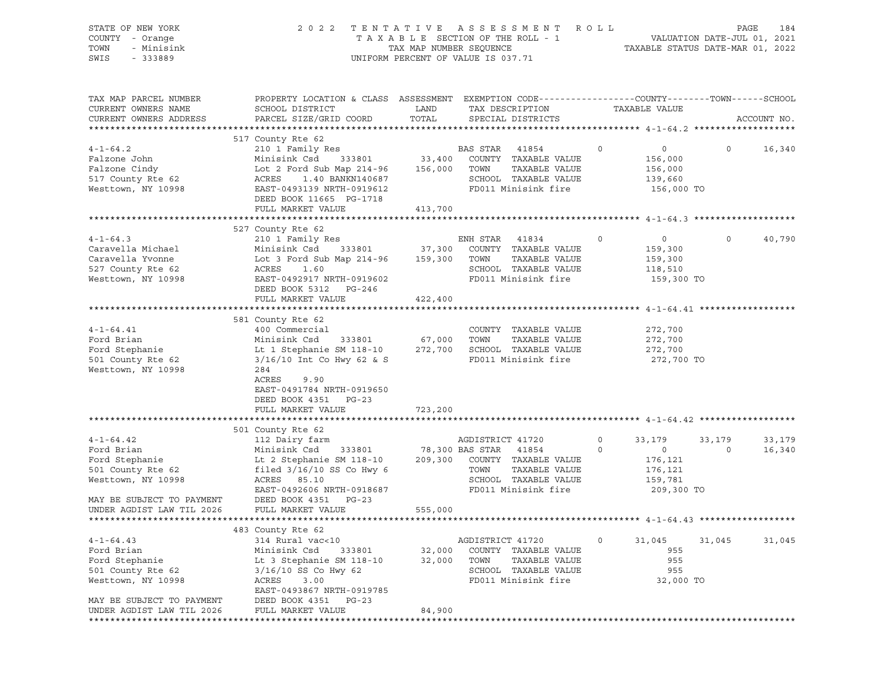STATE OF NEW YORK | COUNTY - Orange | TOWN - Minisink | SWIS - 333889

2022 TENTATIVE ASSESSMENT ROLL
TAXABLE SECTION OF THE ROLL - 1
TAX MAP NUMBER SEQUENCE
UNIFORM PERCENT OF VALUE IS 037.71

VALUATION DATE-JUL 01, 2021
TAXABLE STATUS DATE-MAR 01, 2022

| TAX MAP PARCEL NUMBER / CURRENT OWNERS NAME / CURRENT OWNERS ADDRESS | PROPERTY LOCATION & CLASS / SCHOOL DISTRICT / PARCEL SIZE/GRID COORD | ASSESSMENT LAND / TOTAL | EXEMPTION CODE / TAX DESCRIPTION / SPECIAL DISTRICTS | COUNTY TAXABLE VALUE | TOWN | SCHOOL / ACCOUNT NO. |
|---|---|---|---|---|---|---|
| **4-1-64.2** | 517 County Rte 62 | | | | | |
| 4-1-64.2 | 210 1 Family Res | | BAS STAR 41854 0 | 0 | 0 | 16,340 |
| Falzone John | Minisink Csd 333801 | 33,400 | COUNTY TAXABLE VALUE | 156,000 | | |
| Falzone Cindy | Lot 2 Ford Sub Map 214-96 | 156,000 | TOWN TAXABLE VALUE | 156,000 | | |
| 517 County Rte 62 | ACRES 1.40 BANKN140687 | | SCHOOL TAXABLE VALUE | 139,660 | | |
| Westtown, NY 10998 | EAST-0493139 NRTH-0919612 | | FD011 Minisink fire | 156,000 TO | | |
| | DEED BOOK 11665 PG-1718 | | | | | |
| | FULL MARKET VALUE | 413,700 | | | | |
| **4-1-64.3** | 527 County Rte 62 | | | | | |
| 4-1-64.3 | 210 1 Family Res | | ENH STAR 41834 0 | 0 | 0 | 40,790 |
| Caravella Michael | Minisink Csd 333801 | 37,300 | COUNTY TAXABLE VALUE | 159,300 | | |
| Caravella Yvonne | Lot 3 Ford Sub Map 214-96 | 159,300 | TOWN TAXABLE VALUE | 159,300 | | |
| 527 County Rte 62 | ACRES 1.60 | | SCHOOL TAXABLE VALUE | 118,510 | | |
| Westtown, NY 10998 | EAST-0492917 NRTH-0919602 | | FD011 Minisink fire | 159,300 TO | | |
| | DEED BOOK 5312 PG-246 | | | | | |
| | FULL MARKET VALUE | 422,400 | | | | |
| **4-1-64.41** | 581 County Rte 62 | | | | | |
| 4-1-64.41 | 400 Commercial | | COUNTY TAXABLE VALUE | 272,700 | | |
| Ford Brian | Minisink Csd 333801 | 67,000 | TOWN TAXABLE VALUE | 272,700 | | |
| Ford Stephanie | Lt 1 Stephanie SM 118-10 | 272,700 | SCHOOL TAXABLE VALUE | 272,700 | | |
| 501 County Rte 62 | 3/16/10 Int Co Hwy 62 & S | | FD011 Minisink fire | 272,700 TO | | |
| Westtown, NY 10998 | 284 | | | | | |
| | ACRES 9.90 | | | | | |
| | EAST-0491784 NRTH-0919650 | | | | | |
| | DEED BOOK 4351 PG-23 | | | | | |
| | FULL MARKET VALUE | 723,200 | | | | |
| **4-1-64.42** | 501 County Rte 62 | | | | | |
| 4-1-64.42 | 112 Dairy farm | | AGDISTRICT 41720 0 | 33,179 | 33,179 | 33,179 |
| Ford Brian | Minisink Csd 333801 | 78,300 | BAS STAR 41854 0 | 0 | 0 | 16,340 |
| Ford Stephanie | Lt 2 Stephanie SM 118-10 | 209,300 | COUNTY TAXABLE VALUE | 176,121 | | |
| 501 County Rte 62 | filed 3/16/10 SS Co Hwy 6 | | TOWN TAXABLE VALUE | 176,121 | | |
| Westtown, NY 10998 | ACRES 85.10 | | SCHOOL TAXABLE VALUE | 159,781 | | |
| | EAST-0492606 NRTH-0918687 | | FD011 Minisink fire | 209,300 TO | | |
| MAY BE SUBJECT TO PAYMENT | DEED BOOK 4351 PG-23 | | | | | |
| UNDER AGDIST LAW TIL 2026 | FULL MARKET VALUE | 555,000 | | | | |
| **4-1-64.43** | 483 County Rte 62 | | | | | |
| 4-1-64.43 | 314 Rural vac<10 | | AGDISTRICT 41720 0 | 31,045 | 31,045 | 31,045 |
| Ford Brian | Minisink Csd 333801 | 32,000 | COUNTY TAXABLE VALUE | 955 | | |
| Ford Stephanie | Lt 3 Stephanie SM 118-10 | 32,000 | TOWN TAXABLE VALUE | 955 | | |
| 501 County Rte 62 | 3/16/10 SS Co Hwy 62 | | SCHOOL TAXABLE VALUE | 955 | | |
| Westtown, NY 10998 | ACRES 3.00 | | FD011 Minisink fire | 32,000 TO | | |
| | EAST-0493867 NRTH-0919785 | | | | | |
| MAY BE SUBJECT TO PAYMENT | DEED BOOK 4351 PG-23 | | | | | |
| UNDER AGDIST LAW TIL 2026 | FULL MARKET VALUE | 84,900 | | | | |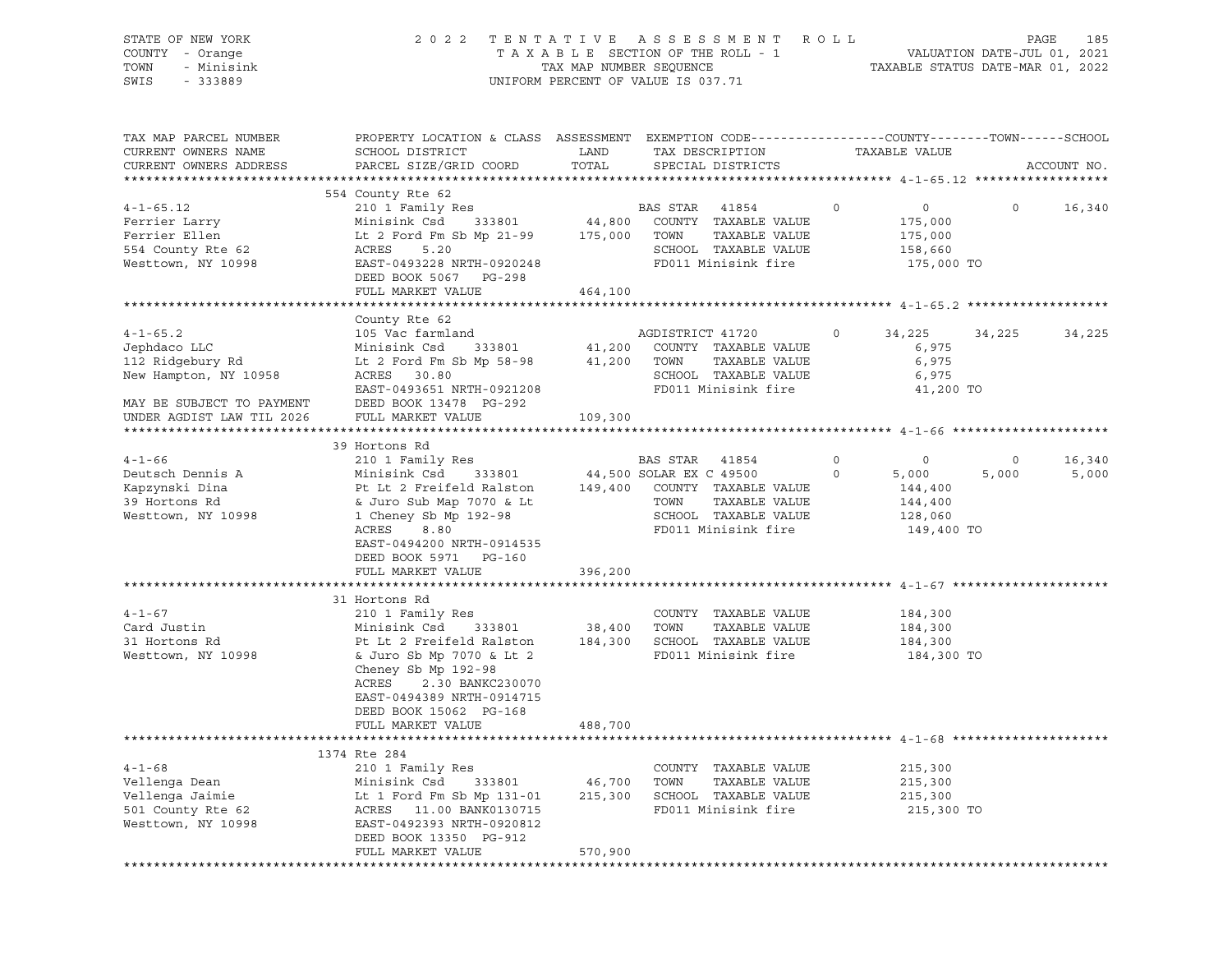STATE OF NEW YORK
COUNTY - Orange
TOWN - Minisink
SWIS - 333889

2 0 2 2 T E N T A T I V E A S S E S S M E N T R O L L
T A X A B L E SECTION OF THE ROLL - 1
TAX MAP NUMBER SEQUENCE
UNIFORM PERCENT OF VALUE IS 037.71

VALUATION DATE-JUL 01, 2021
TAXABLE STATUS DATE-MAR 01, 2022

```
TAX MAP PARCEL NUMBER          PROPERTY LOCATION & CLASS  ASSESSMENT  EXEMPTION CODE------------------COUNTY--------TOWN------SCHOOL
CURRENT OWNERS NAME            SCHOOL DISTRICT               LAND      TAX DESCRIPTION            TAXABLE VALUE
CURRENT OWNERS ADDRESS         PARCEL SIZE/GRID COORD        TOTAL     SPECIAL DISTRICTS                                   ACCOUNT NO.
******************************************************************************************************* 4-1-65.12 ******************
                               554 County Rte 62
4-1-65.12                      210 1 Family Res                         BAS STAR   41854        0          0          0      16,340
Ferrier Larry                  Minisink Csd     333801       44,800   COUNTY  TAXABLE VALUE            175,000
Ferrier Ellen                  Lt 2 Ford Fm Sb Mp 21-99     175,000   TOWN    TAXABLE VALUE            175,000
554 County Rte 62              ACRES     5.20                         SCHOOL  TAXABLE VALUE            158,660
Westtown, NY 10998             EAST-0493228 NRTH-0920248              FD011 Minisink fire              175,000 TO
                               DEED BOOK 5067   PG-298
                               FULL MARKET VALUE            464,100
******************************************************************************************************* 4-1-65.2 *******************
                               County Rte 62
4-1-65.2                       105 Vac farmland                         AGDISTRICT 41720        0     34,225     34,225      34,225
Jephdaco LLC                   Minisink Csd     333801       41,200   COUNTY  TAXABLE VALUE              6,975
112 Ridgebury Rd               Lt 2 Ford Fm Sb Mp 58-98      41,200   TOWN    TAXABLE VALUE              6,975
New Hampton, NY 10958          ACRES    30.80                         SCHOOL  TAXABLE VALUE              6,975
                               EAST-0493651 NRTH-0921208              FD011 Minisink fire               41,200 TO
MAY BE SUBJECT TO PAYMENT      DEED BOOK 13478  PG-292
UNDER AGDIST LAW TIL 2026      FULL MARKET VALUE            109,300
******************************************************************************************************* 4-1-66 *********************
                               39 Hortons Rd
4-1-66                         210 1 Family Res                         BAS STAR   41854        0          0          0      16,340
Deutsch Dennis A               Minisink Csd     333801       44,500 SOLAR EX C 49500        0      5,000      5,000       5,000
Kapzynski Dina                 Pt Lt 2 Freifeld Ralston     149,400   COUNTY  TAXABLE VALUE            144,400
39 Hortons Rd                  & Juro Sub Map 7070 & Lt               TOWN    TAXABLE VALUE            144,400
Westtown, NY 10998             1 Cheney Sb Mp 192-98                  SCHOOL  TAXABLE VALUE            128,060
                               ACRES     8.80                         FD011 Minisink fire              149,400 TO
                               EAST-0494200 NRTH-0914535
                               DEED BOOK 5971   PG-160
                               FULL MARKET VALUE            396,200
******************************************************************************************************* 4-1-67 *********************
                               31 Hortons Rd
4-1-67                         210 1 Family Res                         COUNTY  TAXABLE VALUE            184,300
Card Justin                    Minisink Csd     333801       38,400   TOWN    TAXABLE VALUE            184,300
31 Hortons Rd                  Pt Lt 2 Freifeld Ralston     184,300   SCHOOL  TAXABLE VALUE            184,300
Westtown, NY 10998             & Juro Sb Mp 7070 & Lt 2               FD011 Minisink fire              184,300 TO
                               Cheney Sb Mp 192-98
                               ACRES     2.30 BANKC230070
                               EAST-0494389 NRTH-0914715
                               DEED BOOK 15062  PG-168
                               FULL MARKET VALUE            488,700
******************************************************************************************************* 4-1-68 *********************
                               1374 Rte 284
4-1-68                         210 1 Family Res                         COUNTY  TAXABLE VALUE            215,300
Vellenga Dean                  Minisink Csd     333801       46,700   TOWN    TAXABLE VALUE            215,300
Vellenga Jaimie                Lt 1 Ford Fm Sb Mp 131-01    215,300   SCHOOL  TAXABLE VALUE            215,300
501 County Rte 62              ACRES    11.00 BANK0130715             FD011 Minisink fire              215,300 TO
Westtown, NY 10998             EAST-0492393 NRTH-0920812
                               DEED BOOK 13350  PG-912
                               FULL MARKET VALUE            570,900
************************************************************************************************************************************
```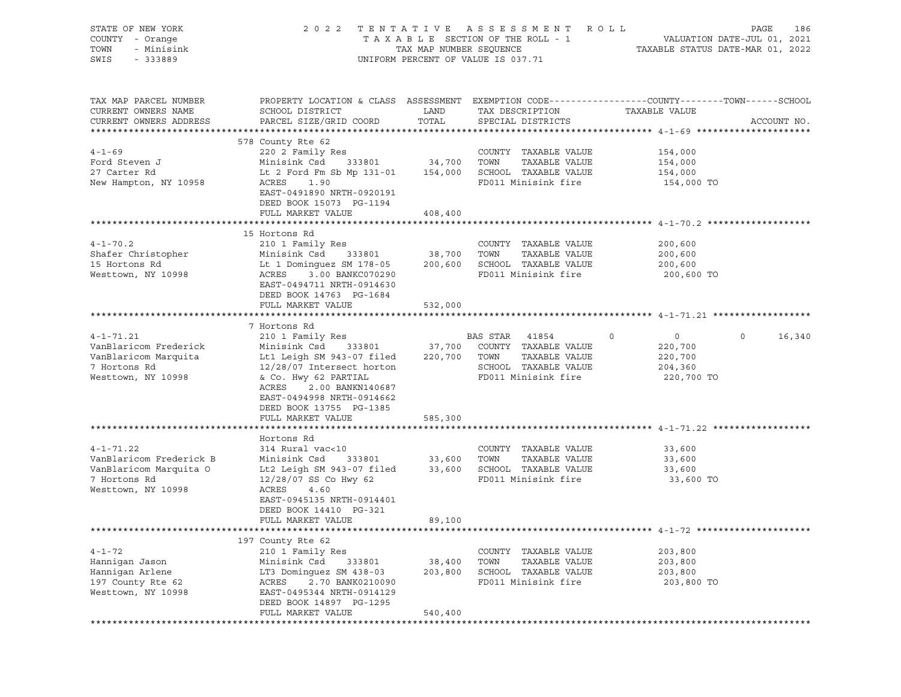STATE OF NEW YORK
COUNTY - Orange
TOWN - Minisink
SWIS - 333889

2 0 2 2 T E N T A T I V E A S S E S S M E N T R O L L
T A X A B L E SECTION OF THE ROLL - 1
TAX MAP NUMBER SEQUENCE
UNIFORM PERCENT OF VALUE IS 037.71

VALUATION DATE-JUL 01, 2021
TAXABLE STATUS DATE-MAR 01, 2022

| TAX MAP PARCEL NUMBER / CURRENT OWNERS NAME / CURRENT OWNERS ADDRESS | PROPERTY LOCATION & CLASS / SCHOOL DISTRICT / PARCEL SIZE/GRID COORD | ASSESSMENT LAND / TOTAL | EXEMPTION CODE / TAX DESCRIPTION / SPECIAL DISTRICTS | COUNTY / TAXABLE VALUE | TOWN | SCHOOL | ACCOUNT NO. |
|---|---|---|---|---|---|---|---|
| **4-1-69** | 578 County Rte 62 | | | | | | |
| 4-1-69 | 220 2 Family Res | | COUNTY TAXABLE VALUE | 154,000 | | | |
| Ford Steven J | Minisink Csd 333801 | 34,700 | TOWN TAXABLE VALUE | 154,000 | | | |
| 27 Carter Rd | Lt 2 Ford Fm Sb Mp 131-01 | 154,000 | SCHOOL TAXABLE VALUE | 154,000 | | | |
| New Hampton, NY 10958 | ACRES 1.90 | | FD011 Minisink fire | 154,000 TO | | | |
| | EAST-0491890 NRTH-0920191 | | | | | | |
| | DEED BOOK 15073 PG-1194 | | | | | | |
| | FULL MARKET VALUE | 408,400 | | | | | |
| **4-1-70.2** | 15 Hortons Rd | | | | | | |
| 4-1-70.2 | 210 1 Family Res | | COUNTY TAXABLE VALUE | 200,600 | | | |
| Shafer Christopher | Minisink Csd 333801 | 38,700 | TOWN TAXABLE VALUE | 200,600 | | | |
| 15 Hortons Rd | Lt 1 Dominguez SM 178-05 | 200,600 | SCHOOL TAXABLE VALUE | 200,600 | | | |
| Westtown, NY 10998 | ACRES 3.00 BANKC070290 | | FD011 Minisink fire | 200,600 TO | | | |
| | EAST-0494711 NRTH-0914630 | | | | | | |
| | DEED BOOK 14763 PG-1684 | | | | | | |
| | FULL MARKET VALUE | 532,000 | | | | | |
| **4-1-71.21** | 7 Hortons Rd | | | | | | |
| 4-1-71.21 | 210 1 Family Res | | BAS STAR 41854 | 0 | 0 | 0 | 16,340 |
| VanBlaricom Frederick | Minisink Csd 333801 | 37,700 | COUNTY TAXABLE VALUE | 220,700 | | | |
| VanBlaricom Marquita | Lt1 Leigh SM 943-07 filed | 220,700 | TOWN TAXABLE VALUE | 220,700 | | | |
| 7 Hortons Rd | 12/28/07 Intersect horton | | SCHOOL TAXABLE VALUE | 204,360 | | | |
| Westtown, NY 10998 | & Co. Hwy 62 PARTIAL | | FD011 Minisink fire | 220,700 TO | | | |
| | ACRES 2.00 BANKN140687 | | | | | | |
| | EAST-0494998 NRTH-0914662 | | | | | | |
| | DEED BOOK 13755 PG-1385 | | | | | | |
| | FULL MARKET VALUE | 585,300 | | | | | |
| **4-1-71.22** | Hortons Rd | | | | | | |
| 4-1-71.22 | 314 Rural vac<10 | | COUNTY TAXABLE VALUE | 33,600 | | | |
| VanBlaricom Frederick B | Minisink Csd 333801 | 33,600 | TOWN TAXABLE VALUE | 33,600 | | | |
| VanBlaricom Marquita O | Lt2 Leigh SM 943-07 filed | 33,600 | SCHOOL TAXABLE VALUE | 33,600 | | | |
| 7 Hortons Rd | 12/28/07 SS Co Hwy 62 | | FD011 Minisink fire | 33,600 TO | | | |
| Westtown, NY 10998 | ACRES 4.60 | | | | | | |
| | EAST-0945135 NRTH-0914401 | | | | | | |
| | DEED BOOK 14410 PG-321 | | | | | | |
| | FULL MARKET VALUE | 89,100 | | | | | |
| **4-1-72** | 197 County Rte 62 | | | | | | |
| 4-1-72 | 210 1 Family Res | | COUNTY TAXABLE VALUE | 203,800 | | | |
| Hannigan Jason | Minisink Csd 333801 | 38,400 | TOWN TAXABLE VALUE | 203,800 | | | |
| Hannigan Arlene | LT3 Dominguez SM 438-03 | 203,800 | SCHOOL TAXABLE VALUE | 203,800 | | | |
| 197 County Rte 62 | ACRES 2.70 BANK0210090 | | FD011 Minisink fire | 203,800 TO | | | |
| Westtown, NY 10998 | EAST-0495344 NRTH-0914129 | | | | | | |
| | DEED BOOK 14897 PG-1295 | | | | | | |
| | FULL MARKET VALUE | 540,400 | | | | | |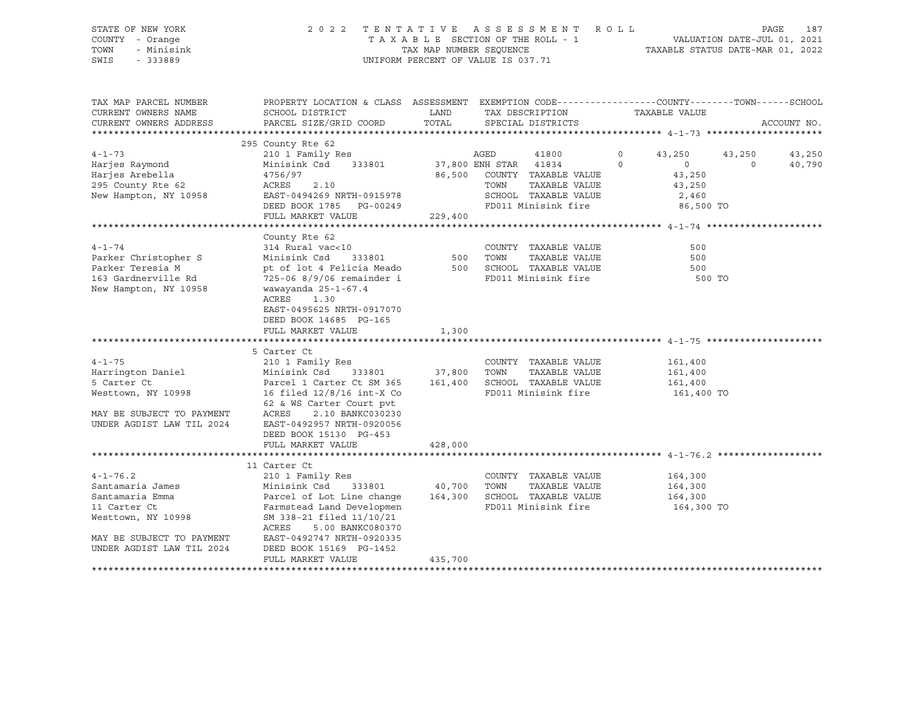STATE OF NEW YORK — 2022 TENTATIVE ASSESSMENT ROLL
COUNTY - Orange — TAXABLE SECTION OF THE ROLL - 1 — VALUATION DATE-JUL 01, 2021
TOWN - Minisink — TAX MAP NUMBER SEQUENCE — TAXABLE STATUS DATE-MAR 01, 2022
SWIS - 333889 — UNIFORM PERCENT OF VALUE IS 037.71

| TAX MAP PARCEL NUMBER / CURRENT OWNERS NAME / CURRENT OWNERS ADDRESS | PROPERTY LOCATION & CLASS / SCHOOL DISTRICT / PARCEL SIZE/GRID COORD | ASSESSMENT LAND | TOTAL | EXEMPTION CODE / TAX DESCRIPTION / SPECIAL DISTRICTS | | COUNTY / TAXABLE VALUE | TOWN | SCHOOL |
|---|---|---|---|---|---|---|---|---|
| **4-1-73** | 295 County Rte 62 | | | | | | | |
| 4-1-73 | 210 1 Family Res | | | AGED 41800 | 0 | 43,250 | 43,250 | 43,250 |
| Harjes Raymond | Minisink Csd 333801 | 37,800 | | ENH STAR 41834 | 0 | 0 | 0 | 40,790 |
| Harjes Arebella | 4756/97 | | 86,500 | COUNTY TAXABLE VALUE | | 43,250 | | |
| 295 County Rte 62 | ACRES 2.10 | | | TOWN TAXABLE VALUE | | 43,250 | | |
| New Hampton, NY 10958 | EAST-0494269 NRTH-0915978 | | | SCHOOL TAXABLE VALUE | | 2,460 | | |
| | DEED BOOK 1785 PG-00249 | | | FD011 Minisink fire | | 86,500 TO | | |
| | FULL MARKET VALUE | | 229,400 | | | | | |
| **4-1-74** | County Rte 62 | | | | | | | |
| 4-1-74 | 314 Rural vac<10 | | | COUNTY TAXABLE VALUE | | 500 | | |
| Parker Christopher S | Minisink Csd 333801 | 500 | | TOWN TAXABLE VALUE | | 500 | | |
| Parker Teresia M | pt of lot 4 Felicia Meado | | 500 | SCHOOL TAXABLE VALUE | | 500 | | |
| 163 Gardnerville Rd | 725-06 8/9/06 remainder i | | | FD011 Minisink fire | | 500 TO | | |
| New Hampton, NY 10958 | wawayanda 25-1-67.4 | | | | | | | |
| | ACRES 1.30 | | | | | | | |
| | EAST-0495625 NRTH-0917070 | | | | | | | |
| | DEED BOOK 14685 PG-165 | | | | | | | |
| | FULL MARKET VALUE | | 1,300 | | | | | |
| **4-1-75** | 5 Carter Ct | | | | | | | |
| 4-1-75 | 210 1 Family Res | | | COUNTY TAXABLE VALUE | | 161,400 | | |
| Harrington Daniel | Minisink Csd 333801 | 37,800 | | TOWN TAXABLE VALUE | | 161,400 | | |
| 5 Carter Ct | Parcel 1 Carter Ct SM 365 | | 161,400 | SCHOOL TAXABLE VALUE | | 161,400 | | |
| Westtown, NY 10998 | 16 filed 12/8/16 int-X Co | | | FD011 Minisink fire | | 161,400 TO | | |
| | 62 & WS Carter Court pvt | | | | | | | |
| MAY BE SUBJECT TO PAYMENT | ACRES 2.10 BANKC030230 | | | | | | | |
| UNDER AGDIST LAW TIL 2024 | EAST-0492957 NRTH-0920056 | | | | | | | |
| | DEED BOOK 15130 PG-453 | | | | | | | |
| | FULL MARKET VALUE | | 428,000 | | | | | |
| **4-1-76.2** | 11 Carter Ct | | | | | | | |
| 4-1-76.2 | 210 1 Family Res | | | COUNTY TAXABLE VALUE | | 164,300 | | |
| Santamaria James | Minisink Csd 333801 | 40,700 | | TOWN TAXABLE VALUE | | 164,300 | | |
| Santamaria Emma | Parcel of Lot Line change | | 164,300 | SCHOOL TAXABLE VALUE | | 164,300 | | |
| 11 Carter Ct | Farmstead Land Developmen | | | FD011 Minisink fire | | 164,300 TO | | |
| Westtown, NY 10998 | SM 338-21 filed 11/10/21 | | | | | | | |
| | ACRES 5.00 BANKC080370 | | | | | | | |
| MAY BE SUBJECT TO PAYMENT | EAST-0492747 NRTH-0920335 | | | | | | | |
| UNDER AGDIST LAW TIL 2024 | DEED BOOK 15169 PG-1452 | | | | | | | |
| | FULL MARKET VALUE | | 435,700 | | | | | |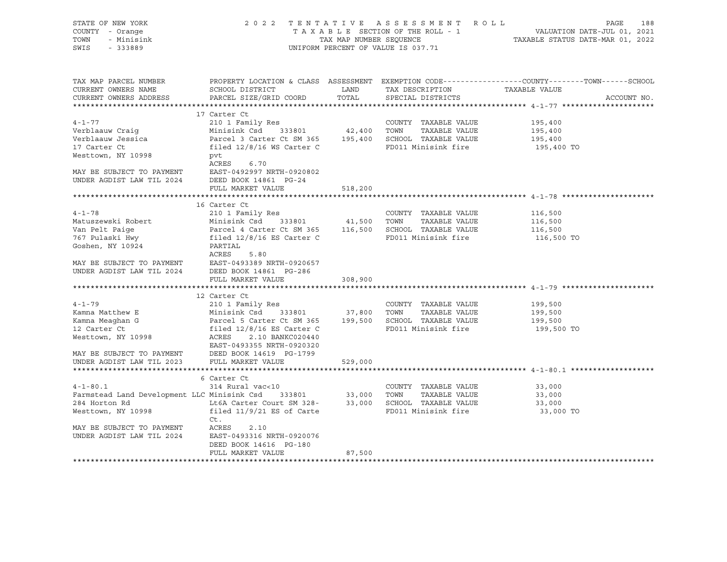STATE OF NEW YORK — 2022 TENTATIVE ASSESSMENT ROLL — PAGE 188
COUNTY - Orange — TAXABLE SECTION OF THE ROLL - 1 — VALUATION DATE-JUL 01, 2021
TOWN - Minisink — TAX MAP NUMBER SEQUENCE — TAXABLE STATUS DATE-MAR 01, 2022
SWIS - 333889 — UNIFORM PERCENT OF VALUE IS 037.71

| TAX MAP PARCEL NUMBER / CURRENT OWNERS NAME / CURRENT OWNERS ADDRESS | PROPERTY LOCATION & CLASS / SCHOOL DISTRICT / PARCEL SIZE/GRID COORD | ASSESSMENT LAND / TOTAL | EXEMPTION CODE / TAX DESCRIPTION / SPECIAL DISTRICTS | COUNTY / TOWN / SCHOOL TAXABLE VALUE | ACCOUNT NO. |
|---|---|---|---|---|---|
| **4-1-77** | 17 Carter Ct | | | | |
| 4-1-77 | 210 1 Family Res | | COUNTY TAXABLE VALUE | 195,400 | |
| Verblaauw Craig | Minisink Csd 333801 | 42,400 | TOWN TAXABLE VALUE | 195,400 | |
| Verblaauw Jessica | Parcel 3 Carter Ct SM 365 | 195,400 | SCHOOL TAXABLE VALUE | 195,400 | |
| 17 Carter Ct | filed 12/8/16 WS Carter C | | FD011 Minisink fire | 195,400 TO | |
| Westtown, NY 10998 | pvt | | | | |
| | ACRES 6.70 | | | | |
| MAY BE SUBJECT TO PAYMENT | EAST-0492997 NRTH-0920802 | | | | |
| UNDER AGDIST LAW TIL 2024 | DEED BOOK 14861 PG-24 | | | | |
| | FULL MARKET VALUE | 518,200 | | | |
| **4-1-78** | 16 Carter Ct | | | | |
| 4-1-78 | 210 1 Family Res | | COUNTY TAXABLE VALUE | 116,500 | |
| Matuszewski Robert | Minisink Csd 333801 | 41,500 | TOWN TAXABLE VALUE | 116,500 | |
| Van Pelt Paige | Parcel 4 Carter Ct SM 365 | 116,500 | SCHOOL TAXABLE VALUE | 116,500 | |
| 767 Pulaski Hwy | filed 12/8/16 ES Carter C | | FD011 Minisink fire | 116,500 TO | |
| Goshen, NY 10924 | PARTIAL | | | | |
| | ACRES 5.80 | | | | |
| MAY BE SUBJECT TO PAYMENT | EAST-0493389 NRTH-0920657 | | | | |
| UNDER AGDIST LAW TIL 2024 | DEED BOOK 14861 PG-286 | | | | |
| | FULL MARKET VALUE | 308,900 | | | |
| **4-1-79** | 12 Carter Ct | | | | |
| 4-1-79 | 210 1 Family Res | | COUNTY TAXABLE VALUE | 199,500 | |
| Kamna Matthew E | Minisink Csd 333801 | 37,800 | TOWN TAXABLE VALUE | 199,500 | |
| Kamna Meaghan G | Parcel 5 Carter Ct SM 365 | 199,500 | SCHOOL TAXABLE VALUE | 199,500 | |
| 12 Carter Ct | filed 12/8/16 ES Carter C | | FD011 Minisink fire | 199,500 TO | |
| Westtown, NY 10998 | ACRES 2.10 BANKC020440 | | | | |
| | EAST-0493355 NRTH-0920320 | | | | |
| MAY BE SUBJECT TO PAYMENT | DEED BOOK 14619 PG-1799 | | | | |
| UNDER AGDIST LAW TIL 2023 | FULL MARKET VALUE | 529,000 | | | |
| **4-1-80.1** | 6 Carter Ct | | | | |
| 4-1-80.1 | 314 Rural vac<10 | | COUNTY TAXABLE VALUE | 33,000 | |
| Farmstead Land Development LLC | Minisink Csd 333801 | 33,000 | TOWN TAXABLE VALUE | 33,000 | |
| 284 Horton Rd | Lt6A Carter Court SM 328- | 33,000 | SCHOOL TAXABLE VALUE | 33,000 | |
| Westtown, NY 10998 | filed 11/9/21 ES of Carte | | FD011 Minisink fire | 33,000 TO | |
| | Ct. | | | | |
| MAY BE SUBJECT TO PAYMENT | ACRES 2.10 | | | | |
| UNDER AGDIST LAW TIL 2024 | EAST-0493316 NRTH-0920076 | | | | |
| | DEED BOOK 14616 PG-180 | | | | |
| | FULL MARKET VALUE | 87,500 | | | |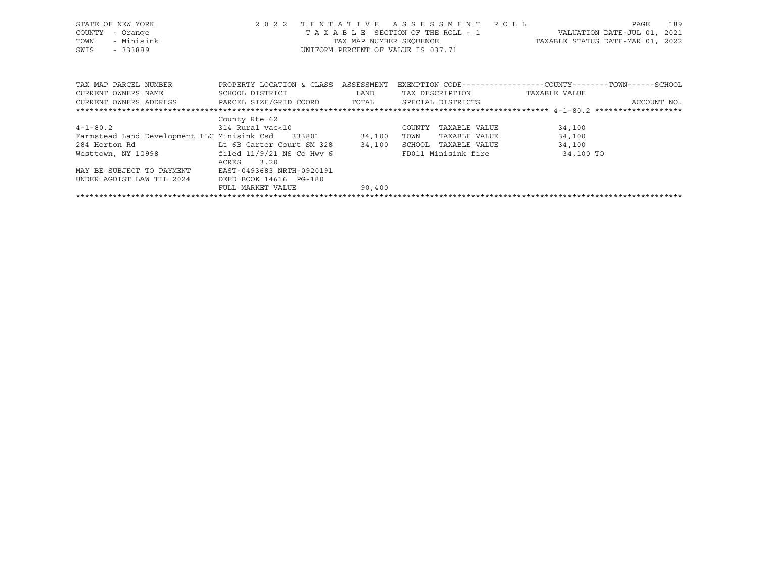STATE OF NEW YORK — 2022 TENTATIVE ASSESSMENT ROLL
COUNTY - Orange — TAXABLE SECTION OF THE ROLL - 1 — VALUATION DATE-JUL 01, 2021
TOWN - Minisink — TAX MAP NUMBER SEQUENCE — TAXABLE STATUS DATE-MAR 01, 2022
SWIS - 333889 — UNIFORM PERCENT OF VALUE IS 037.71

| TAX MAP PARCEL NUMBER<br>CURRENT OWNERS NAME<br>CURRENT OWNERS ADDRESS | PROPERTY LOCATION & CLASS<br>SCHOOL DISTRICT<br>PARCEL SIZE/GRID COORD | ASSESSMENT<br>LAND<br>TOTAL | EXEMPTION CODE------------------COUNTY--------TOWN------SCHOOL<br>TAX DESCRIPTION<br>SPECIAL DISTRICTS | TAXABLE VALUE<br>ACCOUNT NO. |
|---|---|---|---|---|
| ****** 4-1-80.2 ****** | | | | |
| | County Rte 62 | | | |
| 4-1-80.2 | 314 Rural vac<10 | | COUNTY TAXABLE VALUE | 34,100 |
| Farmstead Land Development LLC | Minisink Csd 333801 | 34,100 | TOWN TAXABLE VALUE | 34,100 |
| 284 Horton Rd | Lt 6B Carter Court SM 328 | 34,100 | SCHOOL TAXABLE VALUE | 34,100 |
| Westtown, NY 10998 | filed 11/9/21 NS Co Hwy 6 | | FD011 Minisink fire | 34,100 TO |
| | ACRES 3.20 | | | |
| MAY BE SUBJECT TO PAYMENT | EAST-0493683 NRTH-0920191 | | | |
| UNDER AGDIST LAW TIL 2024 | DEED BOOK 14616 PG-180 | | | |
| | FULL MARKET VALUE | 90,400 | | |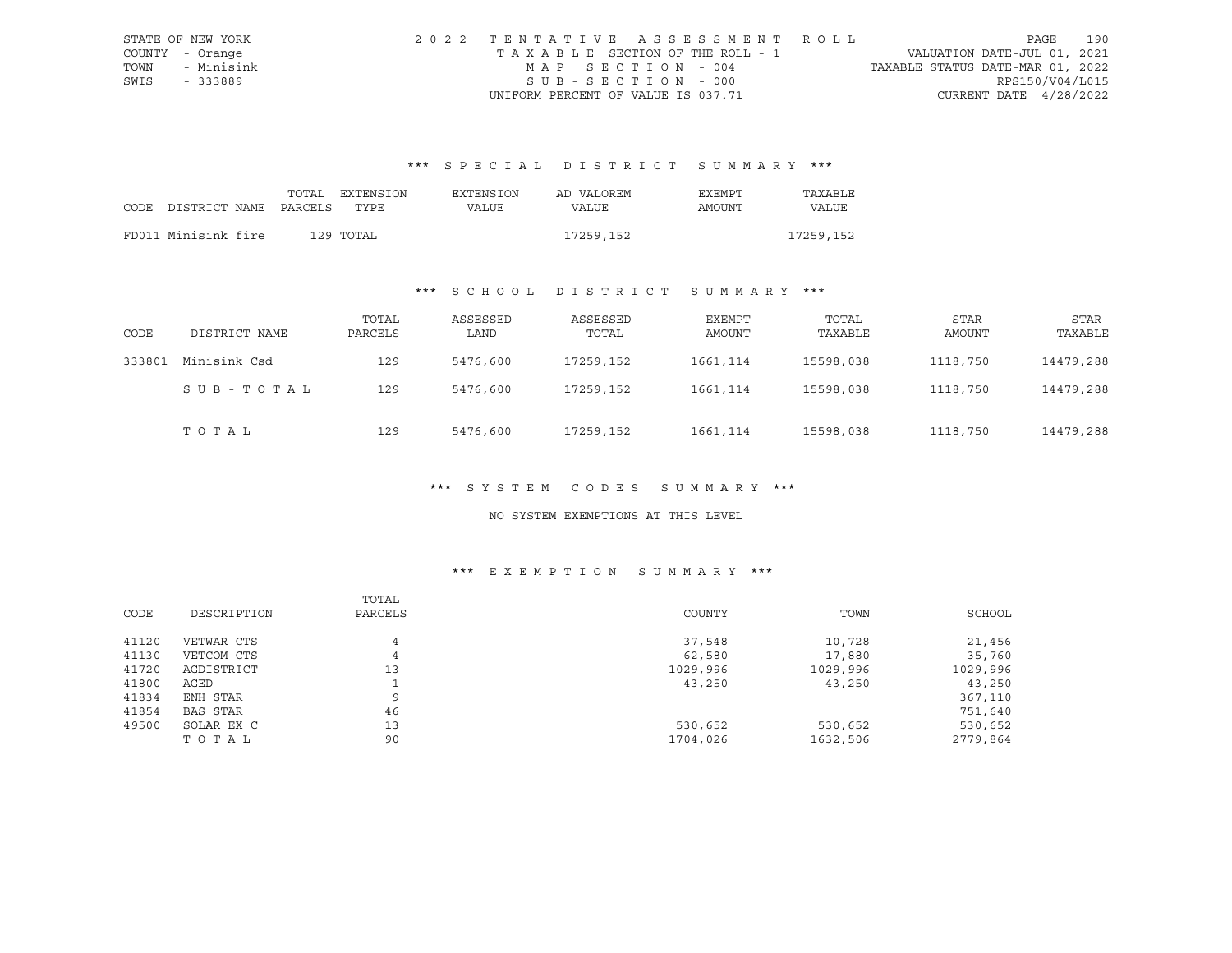STATE OF NEW YORK
COUNTY - Orange
TOWN - Minisink
SWIS - 333889

2022 TENTATIVE ASSESSMENT ROLL
TAXABLE SECTION OF THE ROLL - 1
MAP SECTION - 004
SUB-SECTION - 000
UNIFORM PERCENT OF VALUE IS 037.71

VALUATION DATE-JUL 01, 2021
TAXABLE STATUS DATE-MAR 01, 2022
RPS150/V04/L015
CURRENT DATE 4/28/2022

### *** SPECIAL DISTRICT SUMMARY ***

| CODE | DISTRICT NAME | TOTAL PARCELS | EXTENSION TYPE | EXTENSION VALUE | AD VALOREM VALUE | EXEMPT AMOUNT | TAXABLE VALUE |
|---|---|---|---|---|---|---|---|
| FD011 | Minisink fire | 129 | TOTAL | | 17259,152 | | 17259,152 |

### *** SCHOOL DISTRICT SUMMARY ***

| CODE | DISTRICT NAME | TOTAL PARCELS | ASSESSED LAND | ASSESSED TOTAL | EXEMPT AMOUNT | TOTAL TAXABLE | STAR AMOUNT | STAR TAXABLE |
|---|---|---|---|---|---|---|---|---|
| 333801 | Minisink Csd | 129 | 5476,600 | 17259,152 | 1661,114 | 15598,038 | 1118,750 | 14479,288 |
| | SUB-TOTAL | 129 | 5476,600 | 17259,152 | 1661,114 | 15598,038 | 1118,750 | 14479,288 |
| | TOTAL | 129 | 5476,600 | 17259,152 | 1661,114 | 15598,038 | 1118,750 | 14479,288 |

### *** SYSTEM CODES SUMMARY ***

NO SYSTEM EXEMPTIONS AT THIS LEVEL

### *** EXEMPTION SUMMARY ***

| CODE | DESCRIPTION | TOTAL PARCELS | COUNTY | TOWN | SCHOOL |
|---|---|---|---|---|---|
| 41120 | VETWAR CTS | 4 | 37,548 | 10,728 | 21,456 |
| 41130 | VETCOM CTS | 4 | 62,580 | 17,880 | 35,760 |
| 41720 | AGDISTRICT | 13 | 1029,996 | 1029,996 | 1029,996 |
| 41800 | AGED | 1 | 43,250 | 43,250 | 43,250 |
| 41834 | ENH STAR | 9 | | | 367,110 |
| 41854 | BAS STAR | 46 | | | 751,640 |
| 49500 | SOLAR EX C | 13 | 530,652 | 530,652 | 530,652 |
| | TOTAL | 90 | 1704,026 | 1632,506 | 2779,864 |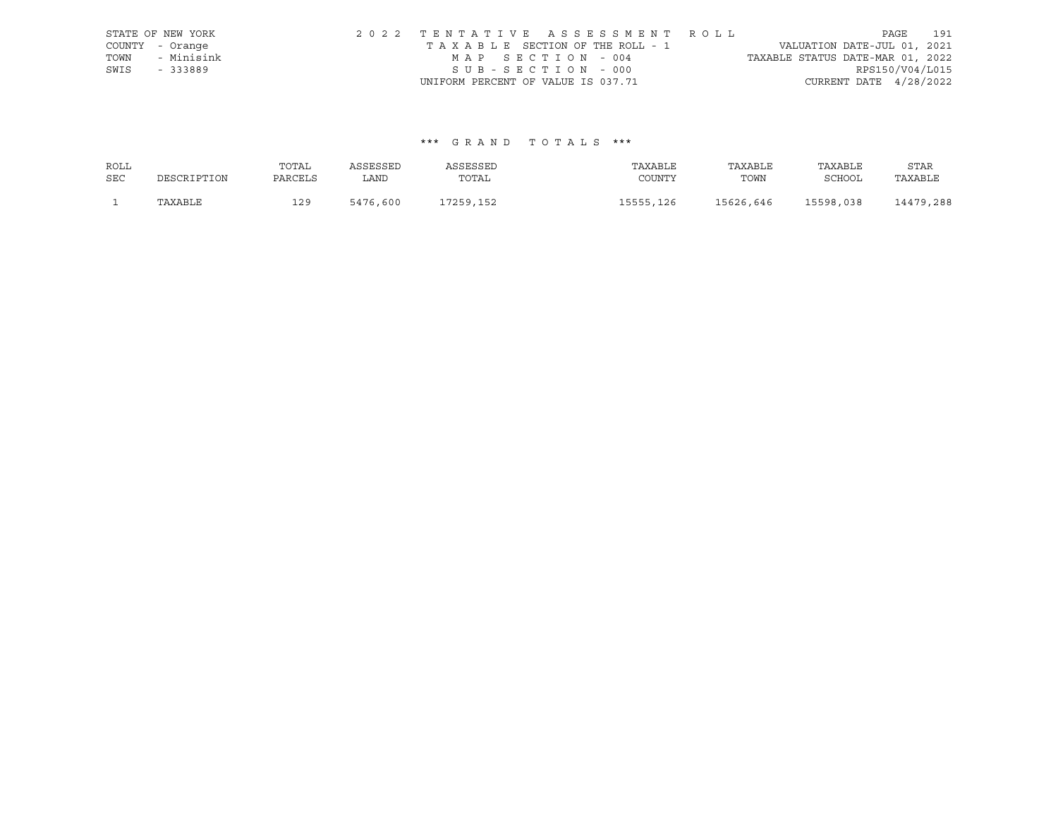STATE OF NEW YORK — 2022 TENTATIVE ASSESSMENT ROLL — PAGE 191
COUNTY - Orange — TAXABLE SECTION OF THE ROLL - 1 — VALUATION DATE-JUL 01, 2021
TOWN - Minisink — MAP SECTION - 004 — TAXABLE STATUS DATE-MAR 01, 2022
SWIS - 333889 — SUB-SECTION - 000 — RPS150/V04/L015
UNIFORM PERCENT OF VALUE IS 037.71 — CURRENT DATE 4/28/2022

### *** GRAND TOTALS ***

| ROLL SEC | DESCRIPTION | TOTAL PARCELS | ASSESSED LAND | ASSESSED TOTAL | TAXABLE COUNTY | TAXABLE TOWN | TAXABLE SCHOOL | STAR TAXABLE |
|---|---|---|---|---|---|---|---|---|
| 1 | TAXABLE | 129 | 5476,600 | 17259,152 | 15555,126 | 15626,646 | 15598,038 | 14479,288 |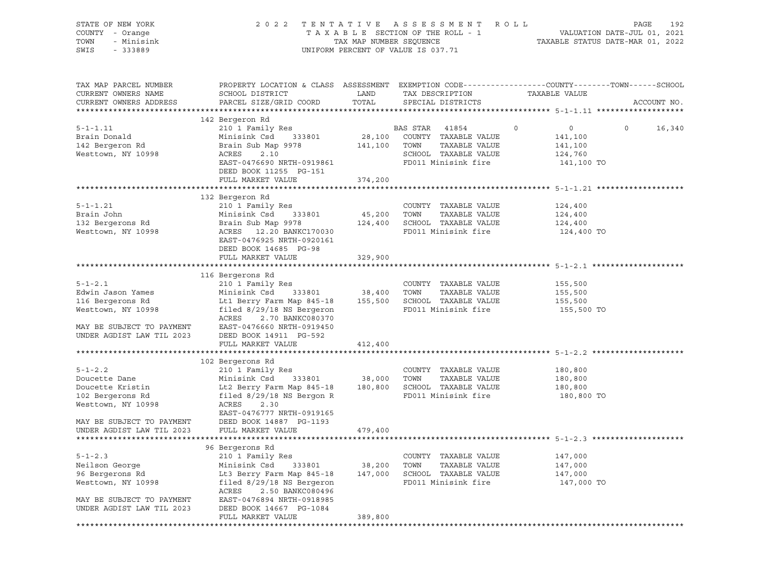STATE OF NEW YORK
COUNTY - Orange
TOWN - Minisink
SWIS - 333889

2 0 2 2 T E N T A T I V E A S S E S S M E N T R O L L
T A X A B L E SECTION OF THE ROLL - 1
TAX MAP NUMBER SEQUENCE
UNIFORM PERCENT OF VALUE IS 037.71

VALUATION DATE-JUL 01, 2021
TAXABLE STATUS DATE-MAR 01, 2022

```
TAX MAP PARCEL NUMBER      PROPERTY LOCATION & CLASS  ASSESSMENT  EXEMPTION CODE------------------COUNTY--------TOWN------SCHOOL
CURRENT OWNERS NAME        SCHOOL DISTRICT              LAND      TAX DESCRIPTION            TAXABLE VALUE
CURRENT OWNERS ADDRESS     PARCEL SIZE/GRID COORD       TOTAL     SPECIAL DISTRICTS                                     ACCOUNT NO.
******************************************************************************************************* 5-1-1.11 *******************
                           142 Bergeron Rd
5-1-1.11                   210 1 Family Res                   BAS STAR   41854         0           0           0      16,340
Brain Donald               Minisink Csd    333801     28,100  COUNTY  TAXABLE VALUE          141,100
142 Bergeron Rd            Brain Sub Map 9978        141,100  TOWN    TAXABLE VALUE          141,100
Westtown, NY 10998         ACRES    2.10                      SCHOOL  TAXABLE VALUE          124,760
                           EAST-0476690 NRTH-0919861          FD011 Minisink fire            141,100 TO
                           DEED BOOK 11255  PG-151
                           FULL MARKET VALUE         374,200
******************************************************************************************************* 5-1-1.21 *******************
                           132 Bergeron Rd
5-1-1.21                   210 1 Family Res                   COUNTY  TAXABLE VALUE          124,400
Brain John                 Minisink Csd    333801     45,200  TOWN    TAXABLE VALUE          124,400
132 Bergerons Rd           Brain Sub Map 9978        124,400  SCHOOL  TAXABLE VALUE          124,400
Westtown, NY 10998         ACRES   12.20 BANKC170030          FD011 Minisink fire            124,400 TO
                           EAST-0476925 NRTH-0920161
                           DEED BOOK 14685  PG-98
                           FULL MARKET VALUE         329,900
******************************************************************************************************* 5-1-2.1 ********************
                           116 Bergerons Rd
5-1-2.1                    210 1 Family Res                   COUNTY  TAXABLE VALUE          155,500
Edwin Jason Yames          Minisink Csd    333801     38,400  TOWN    TAXABLE VALUE          155,500
116 Bergerons Rd           Lt1 Berry Farm Map 845-18 155,500  SCHOOL  TAXABLE VALUE          155,500
Westtown, NY 10998         filed 8/29/18 NS Bergeron          FD011 Minisink fire            155,500 TO
                           ACRES    2.70 BANKC080370
MAY BE SUBJECT TO PAYMENT  EAST-0476660 NRTH-0919450
UNDER AGDIST LAW TIL 2023  DEED BOOK 14911  PG-592
                           FULL MARKET VALUE         412,400
******************************************************************************************************* 5-1-2.2 ********************
                           102 Bergerons Rd
5-1-2.2                    210 1 Family Res                   COUNTY  TAXABLE VALUE          180,800
Doucette Dane              Minisink Csd    333801     38,000  TOWN    TAXABLE VALUE          180,800
Doucette Kristin           Lt2 Berry Farm Map 845-18 180,800  SCHOOL  TAXABLE VALUE          180,800
102 Bergerons Rd           filed 8/29/18 NS Bergon R          FD011 Minisink fire            180,800 TO
Westtown, NY 10998         ACRES    2.30
                           EAST-0476777 NRTH-0919165
MAY BE SUBJECT TO PAYMENT  DEED BOOK 14887  PG-1193
UNDER AGDIST LAW TIL 2023  FULL MARKET VALUE         479,400
******************************************************************************************************* 5-1-2.3 ********************
                           96 Bergerons Rd
5-1-2.3                    210 1 Family Res                   COUNTY  TAXABLE VALUE          147,000
Neilson George             Minisink Csd    333801     38,200  TOWN    TAXABLE VALUE          147,000
96 Bergerons Rd            Lt3 Berry Farm Map 845-18 147,000  SCHOOL  TAXABLE VALUE          147,000
Westtown, NY 10998         filed 8/29/18 NS Bergeron          FD011 Minisink fire            147,000 TO
                           ACRES    2.50 BANKC080496
MAY BE SUBJECT TO PAYMENT  EAST-0476894 NRTH-0918985
UNDER AGDIST LAW TIL 2023  DEED BOOK 14667  PG-1084
                           FULL MARKET VALUE         389,800
************************************************************************************************************************************
```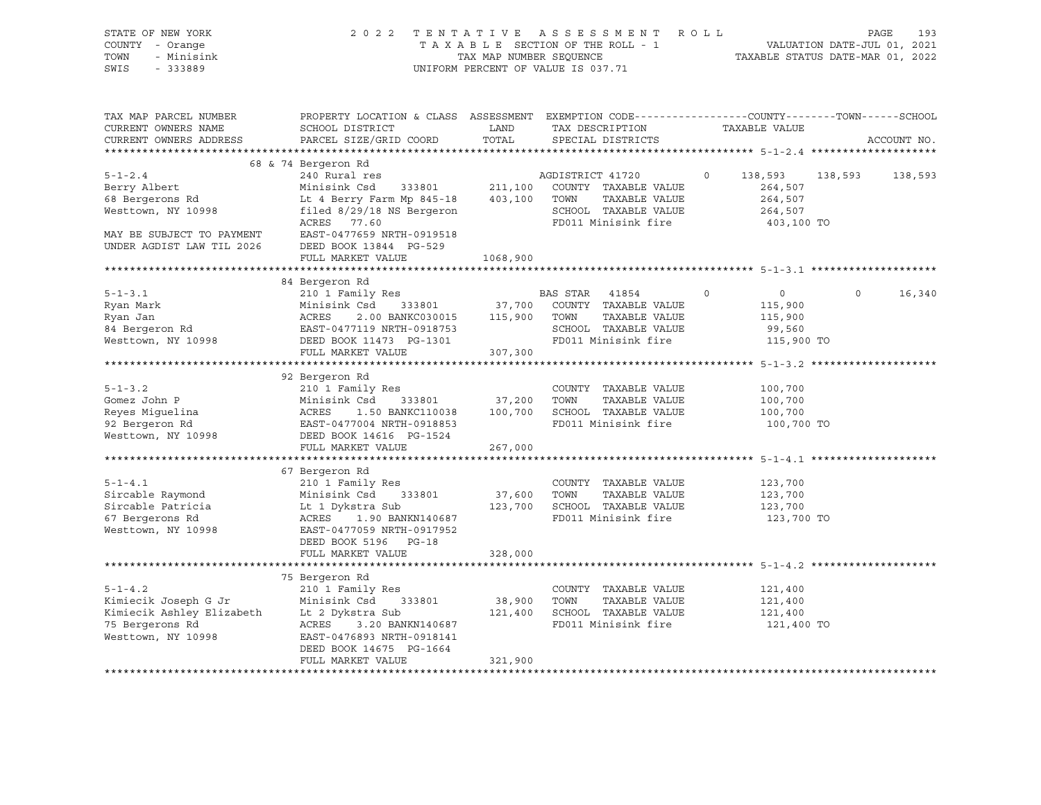STATE OF NEW YORK
COUNTY - Orange
TOWN - Minisink
SWIS - 333889

2022 TENTATIVE ASSESSMENT ROLL
TAXABLE SECTION OF THE ROLL - 1
TAX MAP NUMBER SEQUENCE
UNIFORM PERCENT OF VALUE IS 037.71

VALUATION DATE-JUL 01, 2021
TAXABLE STATUS DATE-MAR 01, 2022

| TAX MAP PARCEL NUMBER / CURRENT OWNERS NAME / CURRENT OWNERS ADDRESS | PROPERTY LOCATION & CLASS / SCHOOL DISTRICT / PARCEL SIZE/GRID COORD | ASSESSMENT LAND / TOTAL | EXEMPTION CODE / TAX DESCRIPTION / SPECIAL DISTRICTS | COUNTY TAXABLE VALUE | TOWN | SCHOOL |
|---|---|---|---|---|---|---|
| **5-1-2.4** | 68 & 74 Bergeron Rd | | | | | |
| | 240 Rural res | | AGDISTRICT 41720 0 | 138,593 | 138,593 | 138,593 |
| Berry Albert | Minisink Csd 333801 | 211,100 | COUNTY TAXABLE VALUE | 264,507 | | |
| 68 Bergerons Rd | Lt 4 Berry Farm Mp 845-18 | 403,100 | TOWN TAXABLE VALUE | 264,507 | | |
| Westtown, NY 10998 | filed 8/29/18 NS Bergeron | | SCHOOL TAXABLE VALUE | 264,507 | | |
| | ACRES 77.60 | | FD011 Minisink fire | 403,100 TO | | |
| MAY BE SUBJECT TO PAYMENT | EAST-0477659 NRTH-0919518 | | | | | |
| UNDER AGDIST LAW TIL 2026 | DEED BOOK 13844 PG-529 | | | | | |
| | FULL MARKET VALUE | 1068,900 | | | | |
| **5-1-3.1** | 84 Bergeron Rd | | | | | |
| | 210 1 Family Res | | BAS STAR 41854 0 | 0 | 0 | 16,340 |
| Ryan Mark | Minisink Csd 333801 | 37,700 | COUNTY TAXABLE VALUE | 115,900 | | |
| Ryan Jan | ACRES 2.00 BANKC030015 | 115,900 | TOWN TAXABLE VALUE | 115,900 | | |
| 84 Bergeron Rd | EAST-0477119 NRTH-0918753 | | SCHOOL TAXABLE VALUE | 99,560 | | |
| Westtown, NY 10998 | DEED BOOK 11473 PG-1301 | | FD011 Minisink fire | 115,900 TO | | |
| | FULL MARKET VALUE | 307,300 | | | | |
| **5-1-3.2** | 92 Bergeron Rd | | | | | |
| | 210 1 Family Res | | COUNTY TAXABLE VALUE | 100,700 | | |
| Gomez John P | Minisink Csd 333801 | 37,200 | TOWN TAXABLE VALUE | 100,700 | | |
| Reyes Miguelina | ACRES 1.50 BANKC110038 | 100,700 | SCHOOL TAXABLE VALUE | 100,700 | | |
| 92 Bergeron Rd | EAST-0477004 NRTH-0918853 | | FD011 Minisink fire | 100,700 TO | | |
| Westtown, NY 10998 | DEED BOOK 14616 PG-1524 | | | | | |
| | FULL MARKET VALUE | 267,000 | | | | |
| **5-1-4.1** | 67 Bergeron Rd | | | | | |
| | 210 1 Family Res | | COUNTY TAXABLE VALUE | 123,700 | | |
| Sircable Raymond | Minisink Csd 333801 | 37,600 | TOWN TAXABLE VALUE | 123,700 | | |
| Sircable Patricia | Lt 1 Dykstra Sub | 123,700 | SCHOOL TAXABLE VALUE | 123,700 | | |
| 67 Bergerons Rd | ACRES 1.90 BANKN140687 | | FD011 Minisink fire | 123,700 TO | | |
| Westtown, NY 10998 | EAST-0477059 NRTH-0917952 | | | | | |
| | DEED BOOK 5196 PG-18 | | | | | |
| | FULL MARKET VALUE | 328,000 | | | | |
| **5-1-4.2** | 75 Bergeron Rd | | | | | |
| | 210 1 Family Res | | COUNTY TAXABLE VALUE | 121,400 | | |
| Kimiecik Joseph G Jr | Minisink Csd 333801 | 38,900 | TOWN TAXABLE VALUE | 121,400 | | |
| Kimiecik Ashley Elizabeth | Lt 2 Dykstra Sub | 121,400 | SCHOOL TAXABLE VALUE | 121,400 | | |
| 75 Bergerons Rd | ACRES 3.20 BANKN140687 | | FD011 Minisink fire | 121,400 TO | | |
| Westtown, NY 10998 | EAST-0476893 NRTH-0918141 | | | | | |
| | DEED BOOK 14675 PG-1664 | | | | | |
| | FULL MARKET VALUE | 321,900 | | | | |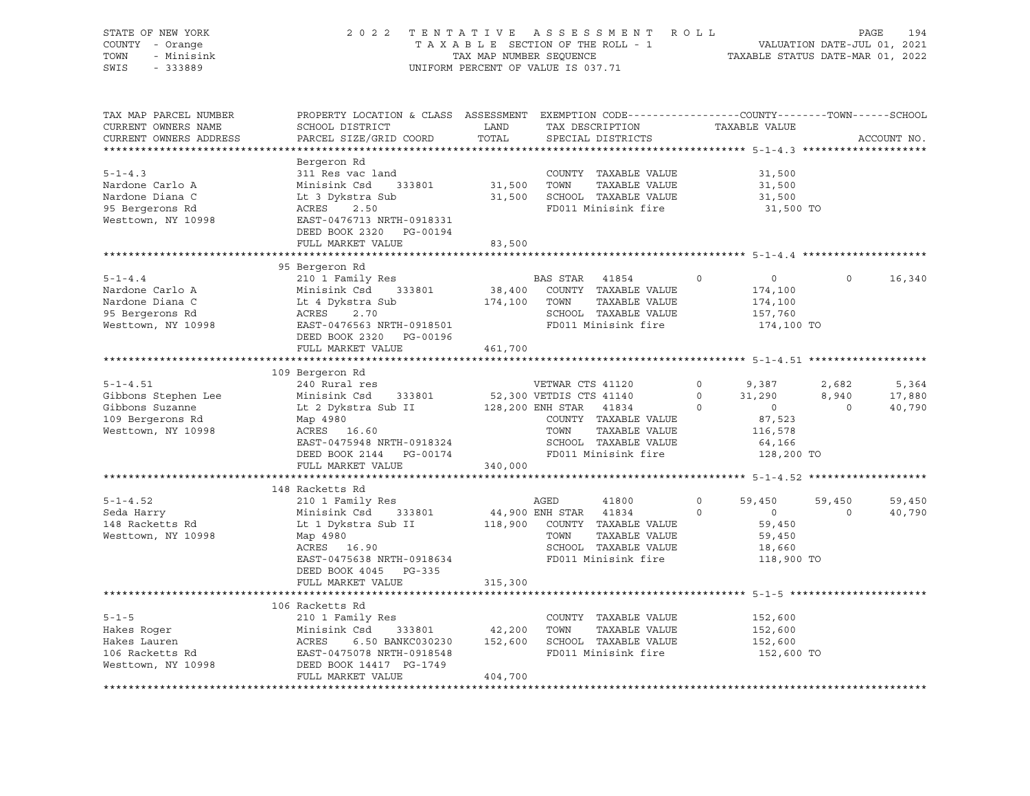STATE OF NEW YORK | COUNTY - Orange | TOWN - Minisink | SWIS - 333889

2 0 2 2 T E N T A T I V E A S S E S S M E N T R O L L
T A X A B L E SECTION OF THE ROLL - 1
TAX MAP NUMBER SEQUENCE
UNIFORM PERCENT OF VALUE IS 037.71

VALUATION DATE-JUL 01, 2021
TAXABLE STATUS DATE-MAR 01, 2022

```
TAX MAP PARCEL NUMBER     PROPERTY LOCATION & CLASS  ASSESSMENT  EXEMPTION CODE------------------COUNTY--------TOWN------SCHOOL
CURRENT OWNERS NAME       SCHOOL DISTRICT               LAND      TAX DESCRIPTION             TAXABLE VALUE
CURRENT OWNERS ADDRESS    PARCEL SIZE/GRID COORD        TOTAL     SPECIAL DISTRICTS                                    ACCOUNT NO.
******************************************************************************************************* 5-1-4.3 ********************
                          Bergeron Rd
5-1-4.3                   311 Res vac land                        COUNTY  TAXABLE VALUE          31,500
Nardone Carlo A           Minisink Csd    333801      31,500      TOWN    TAXABLE VALUE          31,500
Nardone Diana C           Lt 3 Dykstra Sub            31,500      SCHOOL  TAXABLE VALUE          31,500
95 Bergerons Rd           ACRES    2.50                           FD011 Minisink fire             31,500 TO
Westtown, NY 10998        EAST-0476713 NRTH-0918331
                          DEED BOOK 2320   PG-00194
                          FULL MARKET VALUE           83,500
******************************************************************************************************* 5-1-4.4 ********************
                          95 Bergeron Rd
5-1-4.4                   210 1 Family Res                        BAS STAR   41854        0          0          0      16,340
Nardone Carlo A           Minisink Csd    333801      38,400      COUNTY  TAXABLE VALUE         174,100
Nardone Diana C           Lt 4 Dykstra Sub           174,100      TOWN    TAXABLE VALUE         174,100
95 Bergerons Rd           ACRES    2.70                           SCHOOL  TAXABLE VALUE         157,760
Westtown, NY 10998        EAST-0476563 NRTH-0918501               FD011 Minisink fire            174,100 TO
                          DEED BOOK 2320   PG-00196
                          FULL MARKET VALUE          461,700
******************************************************************************************************* 5-1-4.51 *******************
                          109 Bergeron Rd
5-1-4.51                  240 Rural res                           VETWAR CTS 41120        0      9,387      2,682       5,364
Gibbons Stephen Lee       Minisink Csd    333801      52,300 VETDIS CTS 41140         0     31,290      8,940      17,880
Gibbons Suzanne           Lt 2 Dykstra Sub II        128,200 ENH STAR   41834         0          0          0      40,790
109 Bergerons Rd          Map 4980                                COUNTY  TAXABLE VALUE          87,523
Westtown, NY 10998        ACRES   16.60                           TOWN    TAXABLE VALUE         116,578
                          EAST-0475948 NRTH-0918324               SCHOOL  TAXABLE VALUE          64,166
                          DEED BOOK 2144   PG-00174               FD011 Minisink fire            128,200 TO
                          FULL MARKET VALUE          340,000
******************************************************************************************************* 5-1-4.52 *******************
                          148 Racketts Rd
5-1-4.52                  210 1 Family Res                        AGED       41800        0     59,450     59,450      59,450
Seda Harry                Minisink Csd    333801      44,900 ENH STAR   41834         0          0          0      40,790
148 Racketts Rd           Lt 1 Dykstra Sub II        118,900      COUNTY  TAXABLE VALUE          59,450
Westtown, NY 10998        Map 4980                                TOWN    TAXABLE VALUE          59,450
                          ACRES   16.90                           SCHOOL  TAXABLE VALUE          18,660
                          EAST-0475638 NRTH-0918634               FD011 Minisink fire            118,900 TO
                          DEED BOOK 4045   PG-335
                          FULL MARKET VALUE          315,300
******************************************************************************************************* 5-1-5 **********************
                          106 Racketts Rd
5-1-5                     210 1 Family Res                        COUNTY  TAXABLE VALUE         152,600
Hakes Roger               Minisink Csd    333801      42,200      TOWN    TAXABLE VALUE         152,600
Hakes Lauren              ACRES    6.50 BANKC030230  152,600      SCHOOL  TAXABLE VALUE         152,600
106 Racketts Rd           EAST-0475078 NRTH-0918548               FD011 Minisink fire            152,600 TO
Westtown, NY 10998        DEED BOOK 14417  PG-1749
                          FULL MARKET VALUE          404,700
************************************************************************************************************************************
```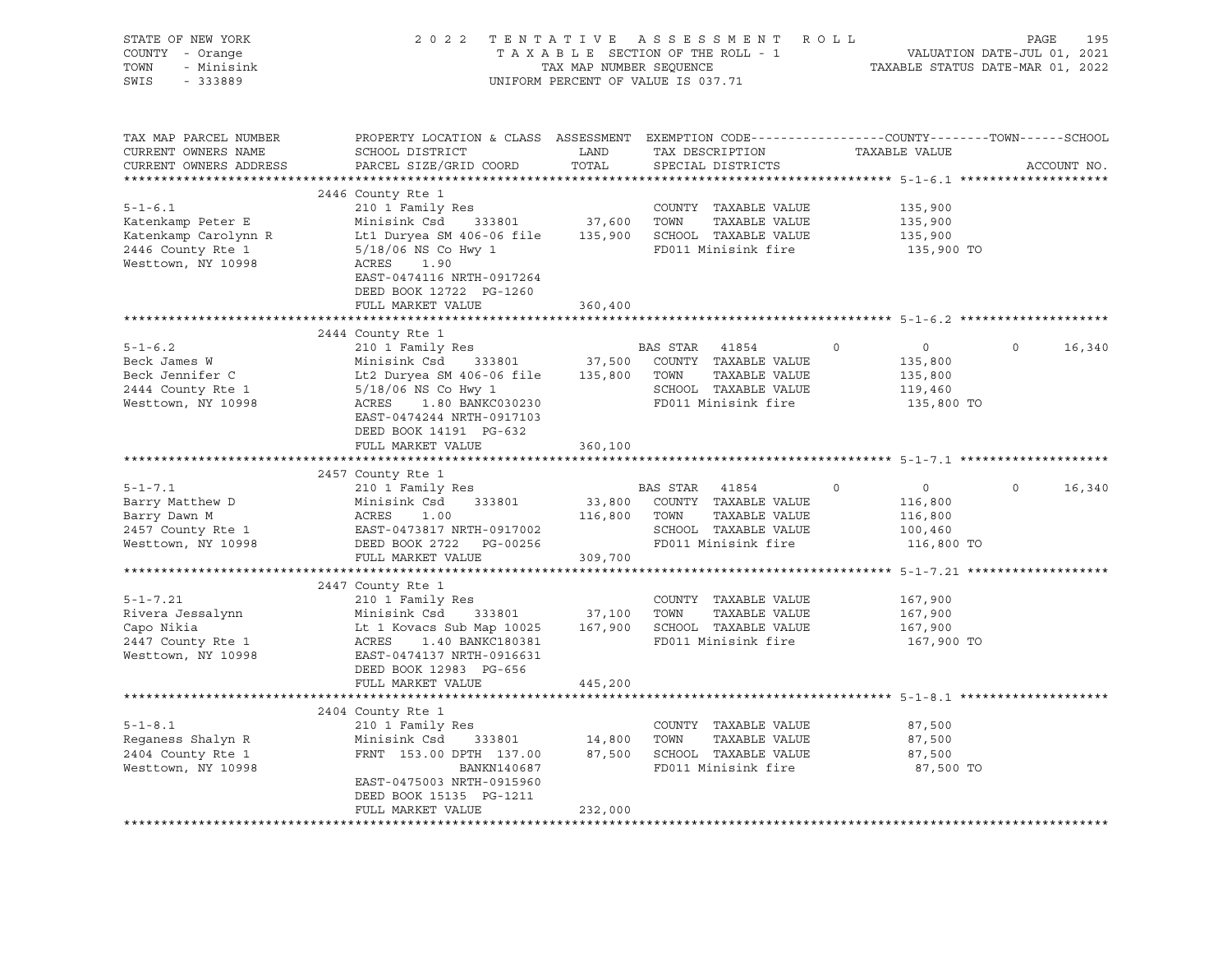STATE OF NEW YORK | 2022 TENTATIVE ASSESSMENT ROLL | VALUATION DATE-JUL 01, 2021
COUNTY - Orange | TAXABLE SECTION OF THE ROLL - 1 | TAXABLE STATUS DATE-MAR 01, 2022
TOWN - Minisink | TAX MAP NUMBER SEQUENCE
SWIS - 333889 | UNIFORM PERCENT OF VALUE IS 037.71

```
TAX MAP PARCEL NUMBER     PROPERTY LOCATION & CLASS  ASSESSMENT  EXEMPTION CODE------------------COUNTY--------TOWN------SCHOOL
CURRENT OWNERS NAME       SCHOOL DISTRICT               LAND      TAX DESCRIPTION            TAXABLE VALUE
CURRENT OWNERS ADDRESS    PARCEL SIZE/GRID COORD        TOTAL     SPECIAL DISTRICTS                                   ACCOUNT NO.
******************************************************************************************************* 5-1-6.1 ********************
                          2446 County Rte 1
5-1-6.1                   210 1 Family Res                        COUNTY  TAXABLE VALUE          135,900
Katenkamp Peter E         Minisink Csd    333801       37,600     TOWN    TAXABLE VALUE          135,900
Katenkamp Carolynn R      Lt1 Duryea SM 406-06 file   135,900     SCHOOL  TAXABLE VALUE          135,900
2446 County Rte 1         5/18/06 NS Co Hwy 1                     FD011 Minisink fire             135,900 TO
Westtown, NY 10998        ACRES    1.90
                          EAST-0474116 NRTH-0917264
                          DEED BOOK 12722  PG-1260
                          FULL MARKET VALUE           360,400
******************************************************************************************************* 5-1-6.2 ********************
                          2444 County Rte 1
5-1-6.2                   210 1 Family Res                        BAS STAR   41854        0          0           0      16,340
Beck James W              Minisink Csd    333801       37,500     COUNTY  TAXABLE VALUE          135,800
Beck Jennifer C           Lt2 Duryea SM 406-06 file   135,800     TOWN    TAXABLE VALUE          135,800
2444 County Rte 1         5/18/06 NS Co Hwy 1                     SCHOOL  TAXABLE VALUE          119,460
Westtown, NY 10998        ACRES    1.80 BANKC030230               FD011 Minisink fire             135,800 TO
                          EAST-0474244 NRTH-0917103
                          DEED BOOK 14191  PG-632
                          FULL MARKET VALUE           360,100
******************************************************************************************************* 5-1-7.1 ********************
                          2457 County Rte 1
5-1-7.1                   210 1 Family Res                        BAS STAR   41854        0          0           0      16,340
Barry Matthew D           Minisink Csd    333801       33,800     COUNTY  TAXABLE VALUE          116,800
Barry Dawn M              ACRES    1.00               116,800     TOWN    TAXABLE VALUE          116,800
2457 County Rte 1         EAST-0473817 NRTH-0917002               SCHOOL  TAXABLE VALUE          100,460
Westtown, NY 10998        DEED BOOK 2722   PG-00256               FD011 Minisink fire             116,800 TO
                          FULL MARKET VALUE           309,700
******************************************************************************************************* 5-1-7.21 *******************
                          2447 County Rte 1
5-1-7.21                  210 1 Family Res                        COUNTY  TAXABLE VALUE          167,900
Rivera Jessalynn          Minisink Csd    333801       37,100     TOWN    TAXABLE VALUE          167,900
Capo Nikia                Lt 1 Kovacs Sub Map 10025   167,900     SCHOOL  TAXABLE VALUE          167,900
2447 County Rte 1         ACRES    1.40 BANKC180381               FD011 Minisink fire             167,900 TO
Westtown, NY 10998        EAST-0474137 NRTH-0916631
                          DEED BOOK 12983  PG-656
                          FULL MARKET VALUE           445,200
******************************************************************************************************* 5-1-8.1 ********************
                          2404 County Rte 1
5-1-8.1                   210 1 Family Res                        COUNTY  TAXABLE VALUE           87,500
Reganess Shalyn R         Minisink Csd    333801       14,800     TOWN    TAXABLE VALUE           87,500
2404 County Rte 1         FRNT  153.00 DPTH 137.00     87,500     SCHOOL  TAXABLE VALUE           87,500
Westtown, NY 10998                     BANKN140687                FD011 Minisink fire              87,500 TO
                          EAST-0475003 NRTH-0915960
                          DEED BOOK 15135  PG-1211
                          FULL MARKET VALUE           232,000
************************************************************************************************************************************
```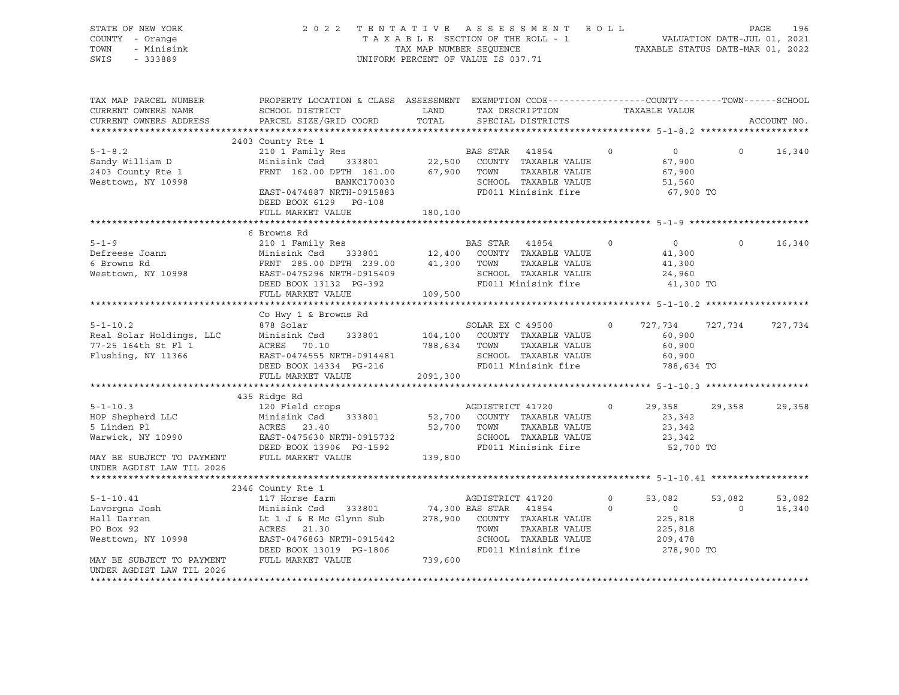STATE OF NEW YORK · COUNTY - Orange · TOWN - Minisink · SWIS - 333889

2 0 2 2 T E N T A T I V E A S S E S S M E N T R O L L
T A X A B L E SECTION OF THE ROLL - 1
TAX MAP NUMBER SEQUENCE
UNIFORM PERCENT OF VALUE IS 037.71

VALUATION DATE-JUL 01, 2021
TAXABLE STATUS DATE-MAR 01, 2022

```
TAX MAP PARCEL NUMBER      PROPERTY LOCATION & CLASS  ASSESSMENT  EXEMPTION CODE------------------COUNTY--------TOWN------SCHOOL
CURRENT OWNERS NAME        SCHOOL DISTRICT               LAND      TAX DESCRIPTION            TAXABLE VALUE
CURRENT OWNERS ADDRESS     PARCEL SIZE/GRID COORD       TOTAL      SPECIAL DISTRICTS                                    ACCOUNT NO.
******************************************************************************************************* 5-1-8.2 ********************
                           2403 County Rte 1
5-1-8.2                    210 1 Family Res                       BAS STAR  41854        0          0           0     16,340
Sandy William D            Minisink Csd     333801       22,500   COUNTY  TAXABLE VALUE            67,900
2403 County Rte 1          FRNT 162.00 DPTH 161.00       67,900   TOWN    TAXABLE VALUE            67,900
Westtown, NY 10998                      BANKC170030                SCHOOL  TAXABLE VALUE            51,560
                           EAST-0474887 NRTH-0915883               FD011 Minisink fire              67,900 TO
                           DEED BOOK 6129   PG-108
                           FULL MARKET VALUE            180,100
******************************************************************************************************* 5-1-9 **********************
                           6 Browns Rd
5-1-9                      210 1 Family Res                       BAS STAR  41854        0          0           0     16,340
Defreese Joann             Minisink Csd     333801       12,400   COUNTY  TAXABLE VALUE            41,300
6 Browns Rd                FRNT 285.00 DPTH 239.00       41,300   TOWN    TAXABLE VALUE            41,300
Westtown, NY 10998         EAST-0475296 NRTH-0915409               SCHOOL  TAXABLE VALUE            24,960
                           DEED BOOK 13132  PG-392                 FD011 Minisink fire              41,300 TO
                           FULL MARKET VALUE            109,500
******************************************************************************************************* 5-1-10.2 *******************
                           Co Hwy 1 & Browns Rd
5-1-10.2                   878 Solar                              SOLAR EX C 49500       0    727,734     727,734    727,734
Real Solar Holdings, LLC   Minisink Csd     333801      104,100   COUNTY  TAXABLE VALUE            60,900
77-25 164th St Fl 1        ACRES  70.10                 788,634   TOWN    TAXABLE VALUE            60,900
Flushing, NY 11366         EAST-0474555 NRTH-0914481               SCHOOL  TAXABLE VALUE            60,900
                           DEED BOOK 14334  PG-216                 FD011 Minisink fire             788,634 TO
                           FULL MARKET VALUE           2091,300
******************************************************************************************************* 5-1-10.3 *******************
                           435 Ridge Rd
5-1-10.3                   120 Field crops                        AGDISTRICT 41720       0     29,358      29,358     29,358
HOP Shepherd LLC           Minisink Csd     333801       52,700   COUNTY  TAXABLE VALUE            23,342
5 Linden Pl                ACRES  23.40                  52,700   TOWN    TAXABLE VALUE            23,342
Warwick, NY 10990          EAST-0475630 NRTH-0915732               SCHOOL  TAXABLE VALUE            23,342
                           DEED BOOK 13906  PG-1592                FD011 Minisink fire              52,700 TO
MAY BE SUBJECT TO PAYMENT  FULL MARKET VALUE            139,800
UNDER AGDIST LAW TIL 2026
******************************************************************************************************* 5-1-10.41 ******************
                           2346 County Rte 1
5-1-10.41                  117 Horse farm                         AGDISTRICT 41720       0     53,082      53,082     53,082
Lavorgna Josh              Minisink Csd     333801       74,300 BAS STAR  41854        0          0           0     16,340
Hall Darren                Lt 1 J & E Mc Glynn Sub      278,900   COUNTY  TAXABLE VALUE           225,818
PO Box 92                  ACRES  21.30                           TOWN    TAXABLE VALUE           225,818
Westtown, NY 10998         EAST-0476863 NRTH-0915442               SCHOOL  TAXABLE VALUE           209,478
                           DEED BOOK 13019  PG-1806                FD011 Minisink fire             278,900 TO
MAY BE SUBJECT TO PAYMENT  FULL MARKET VALUE            739,600
UNDER AGDIST LAW TIL 2026
************************************************************************************************************************************
```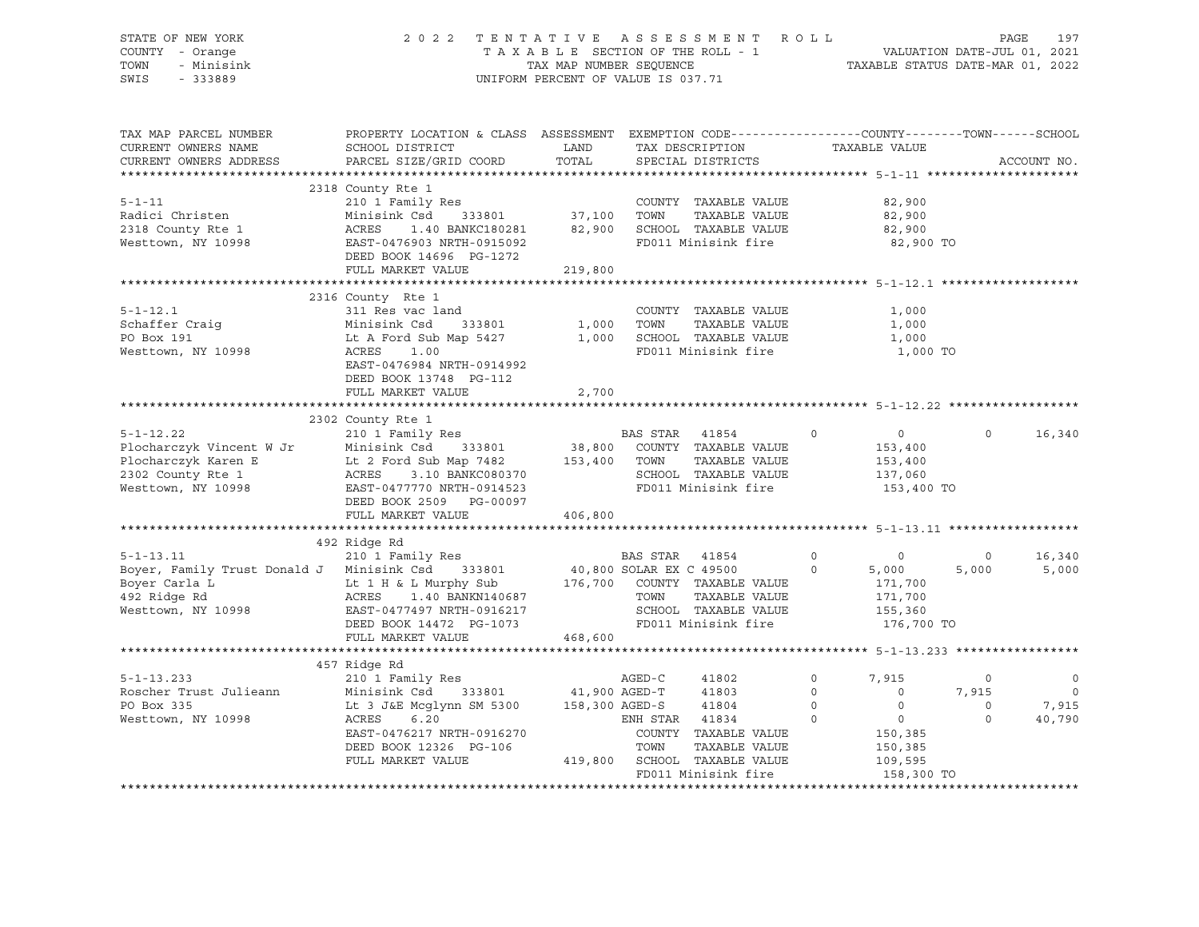STATE OF NEW YORK                    2022 TENTATIVE ASSESSMENT ROLL
COUNTY - Orange                      TAXABLE SECTION OF THE ROLL - 1                    VALUATION DATE-JUL 01, 2021
TOWN - Minisink                      TAX MAP NUMBER SEQUENCE                            TAXABLE STATUS DATE-MAR 01, 2022
SWIS - 333889                        UNIFORM PERCENT OF VALUE IS 037.71

| TAX MAP PARCEL NUMBER / CURRENT OWNERS NAME / CURRENT OWNERS ADDRESS | PROPERTY LOCATION & CLASS / SCHOOL DISTRICT / PARCEL SIZE/GRID COORD | ASSESSMENT LAND / TOTAL | EXEMPTION CODE / TAX DESCRIPTION / SPECIAL DISTRICTS | COUNTY TAXABLE VALUE | TOWN | SCHOOL | ACCOUNT NO. |
|---|---|---|---|---|---|---|---|
| | 2318 County Rte 1 | | | | | | |
| 5-1-11 | 210 1 Family Res | | COUNTY TAXABLE VALUE | 82,900 | | | |
| Radici Christen | Minisink Csd 333801 | 37,100 | TOWN TAXABLE VALUE | 82,900 | | | |
| 2318 County Rte 1 | ACRES 1.40 BANKC180281 | 82,900 | SCHOOL TAXABLE VALUE | 82,900 | | | |
| Westtown, NY 10998 | EAST-0476903 NRTH-0915092 | | FD011 Minisink fire | 82,900 TO | | | |
| | DEED BOOK 14696 PG-1272 | | | | | | |
| | FULL MARKET VALUE | 219,800 | | | | | |
| | 2316 County Rte 1 | | | | | | |
| 5-1-12.1 | 311 Res vac land | | COUNTY TAXABLE VALUE | 1,000 | | | |
| Schaffer Craig | Minisink Csd 333801 | 1,000 | TOWN TAXABLE VALUE | 1,000 | | | |
| PO Box 191 | Lt A Ford Sub Map 5427 | 1,000 | SCHOOL TAXABLE VALUE | 1,000 | | | |
| Westtown, NY 10998 | ACRES 1.00 | | FD011 Minisink fire | 1,000 TO | | | |
| | EAST-0476984 NRTH-0914992 | | | | | | |
| | DEED BOOK 13748 PG-112 | | | | | | |
| | FULL MARKET VALUE | 2,700 | | | | | |
| | 2302 County Rte 1 | | | | | | |
| 5-1-12.22 | 210 1 Family Res | | BAS STAR 41854 0 | 0 | 0 | 16,340 | |
| Plocharczyk Vincent W Jr | Minisink Csd 333801 | 38,800 | COUNTY TAXABLE VALUE | 153,400 | | | |
| Plocharczyk Karen E | Lt 2 Ford Sub Map 7482 | 153,400 | TOWN TAXABLE VALUE | 153,400 | | | |
| 2302 County Rte 1 | ACRES 3.10 BANKC080370 | | SCHOOL TAXABLE VALUE | 137,060 | | | |
| Westtown, NY 10998 | EAST-0477770 NRTH-0914523 | | FD011 Minisink fire | 153,400 TO | | | |
| | DEED BOOK 2509 PG-00097 | | | | | | |
| | FULL MARKET VALUE | 406,800 | | | | | |
| | 492 Ridge Rd | | | | | | |
| 5-1-13.11 | 210 1 Family Res | | BAS STAR 41854 0 | 0 | 0 | 16,340 | |
| Boyer, Family Trust Donald J | Minisink Csd 333801 | 40,800 | SOLAR EX C 49500 0 | 5,000 | 5,000 | 5,000 | |
| Boyer Carla L | Lt 1 H & L Murphy Sub | 176,700 | COUNTY TAXABLE VALUE | 171,700 | | | |
| 492 Ridge Rd | ACRES 1.40 BANKN140687 | | TOWN TAXABLE VALUE | 171,700 | | | |
| Westtown, NY 10998 | EAST-0477497 NRTH-0916217 | | SCHOOL TAXABLE VALUE | 155,360 | | | |
| | DEED BOOK 14472 PG-1073 | | FD011 Minisink fire | 176,700 TO | | | |
| | FULL MARKET VALUE | 468,600 | | | | | |
| | 457 Ridge Rd | | | | | | |
| 5-1-13.233 | 210 1 Family Res | | AGED-C 41802 0 | 7,915 | 0 | 0 | |
| Roscher Trust Julieann | Minisink Csd 333801 | 41,900 | AGED-T 41803 0 | 0 | 7,915 | 0 | |
| PO Box 335 | Lt 3 J&E Mcglynn SM 5300 | 158,300 | AGED-S 41804 0 | 0 | 0 | 7,915 | |
| Westtown, NY 10998 | ACRES 6.20 | | ENH STAR 41834 0 | 0 | 0 | 40,790 | |
| | EAST-0476217 NRTH-0916270 | | COUNTY TAXABLE VALUE | 150,385 | | | |
| | DEED BOOK 12326 PG-106 | | TOWN TAXABLE VALUE | 150,385 | | | |
| | FULL MARKET VALUE | 419,800 | SCHOOL TAXABLE VALUE | 109,595 | | | |
| | | | FD011 Minisink fire | 158,300 TO | | | |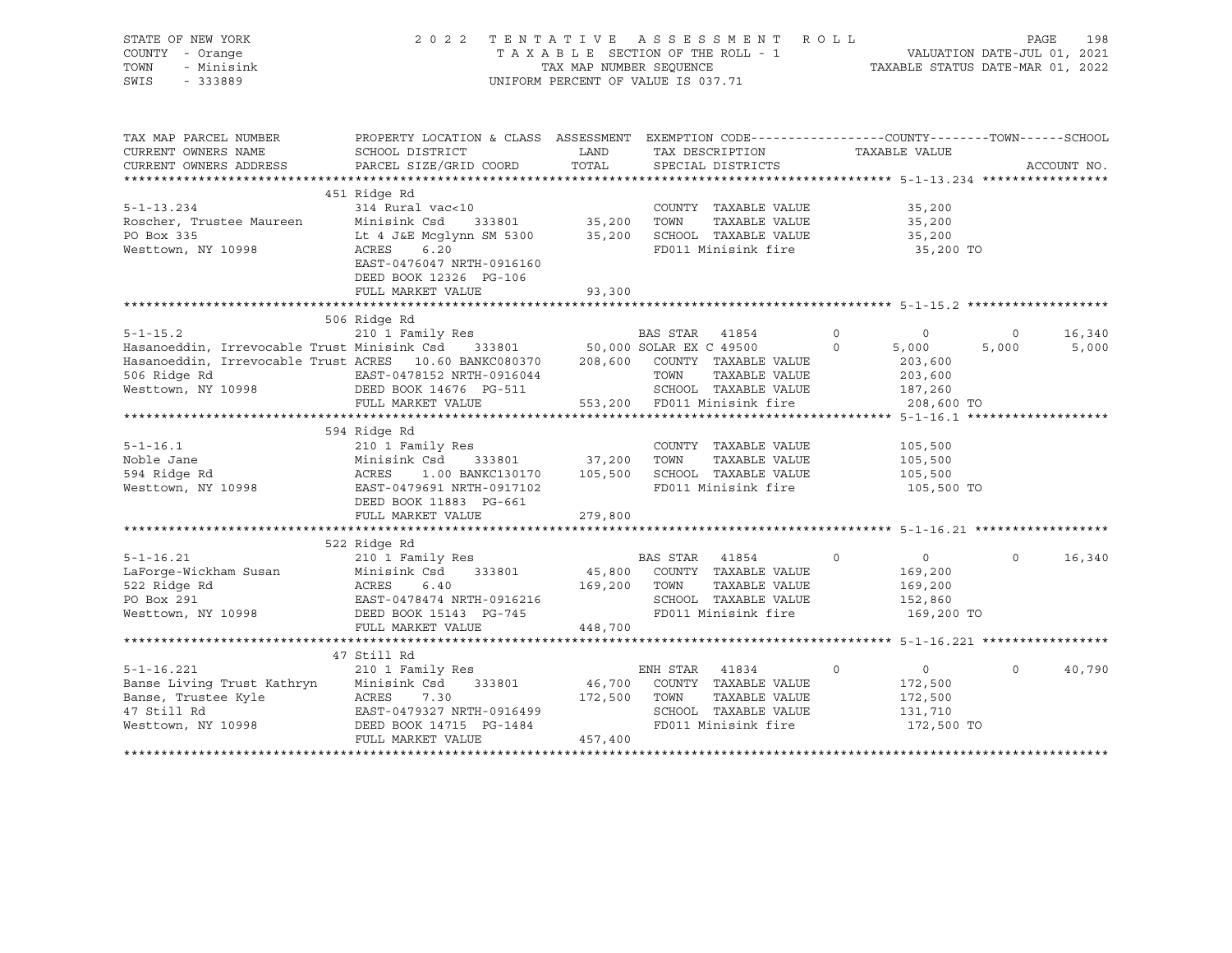STATE OF NEW YORK · COUNTY - Orange · TOWN - Minisink · SWIS - 333889

**2022 TENTATIVE ASSESSMENT ROLL**
TAXABLE SECTION OF THE ROLL - 1 · TAX MAP NUMBER SEQUENCE · UNIFORM PERCENT OF VALUE IS 037.71
VALUATION DATE-JUL 01, 2021 · TAXABLE STATUS DATE-MAR 01, 2022

| TAX MAP PARCEL NUMBER / CURRENT OWNERS NAME / CURRENT OWNERS ADDRESS | PROPERTY LOCATION & CLASS / SCHOOL DISTRICT / PARCEL SIZE/GRID COORD | ASSESSMENT LAND / TOTAL | EXEMPTION CODE / TAX DESCRIPTION / SPECIAL DISTRICTS | COUNTY | TOWN | SCHOOL | TAXABLE VALUE / ACCOUNT NO. |
|---|---|---|---|---|---|---|---|
| | 451 Ridge Rd | | | | | | |
| 5-1-13.234 | 314 Rural vac<10 | | COUNTY TAXABLE VALUE | | | | 35,200 |
| Roscher, Trustee Maureen | Minisink Csd 333801 | 35,200 | TOWN TAXABLE VALUE | | | | 35,200 |
| PO Box 335 | Lt 4 J&E Mcglynn SM 5300 | 35,200 | SCHOOL TAXABLE VALUE | | | | 35,200 |
| Westtown, NY 10998 | ACRES 6.20 | | FD011 Minisink fire | | | | 35,200 TO |
| | EAST-0476047 NRTH-0916160 | | | | | | |
| | DEED BOOK 12326 PG-106 | | | | | | |
| | FULL MARKET VALUE | 93,300 | | | | | |
| | 506 Ridge Rd | | | | | | |
| 5-1-15.2 | 210 1 Family Res | | BAS STAR 41854 | 0 | 0 | 0 | 16,340 |
| Hasanoeddin, Irrevocable Trust | Minisink Csd 333801 | 50,000 | SOLAR EX C 49500 | 0 | 5,000 | 5,000 | 5,000 |
| Hasanoeddin, Irrevocable Trust | ACRES 10.60 BANKC080370 | 208,600 | COUNTY TAXABLE VALUE | | | | 203,600 |
| 506 Ridge Rd | EAST-0478152 NRTH-0916044 | | TOWN TAXABLE VALUE | | | | 203,600 |
| Westtown, NY 10998 | DEED BOOK 14676 PG-511 | | SCHOOL TAXABLE VALUE | | | | 187,260 |
| | FULL MARKET VALUE | 553,200 | FD011 Minisink fire | | | | 208,600 TO |
| | 594 Ridge Rd | | | | | | |
| 5-1-16.1 | 210 1 Family Res | | COUNTY TAXABLE VALUE | | | | 105,500 |
| Noble Jane | Minisink Csd 333801 | 37,200 | TOWN TAXABLE VALUE | | | | 105,500 |
| 594 Ridge Rd | ACRES 1.00 BANKC130170 | 105,500 | SCHOOL TAXABLE VALUE | | | | 105,500 |
| Westtown, NY 10998 | EAST-0479691 NRTH-0917102 | | FD011 Minisink fire | | | | 105,500 TO |
| | DEED BOOK 11883 PG-661 | | | | | | |
| | FULL MARKET VALUE | 279,800 | | | | | |
| | 522 Ridge Rd | | | | | | |
| 5-1-16.21 | 210 1 Family Res | | BAS STAR 41854 | 0 | 0 | 0 | 16,340 |
| LaForge-Wickham Susan | Minisink Csd 333801 | 45,800 | COUNTY TAXABLE VALUE | | | | 169,200 |
| 522 Ridge Rd | ACRES 6.40 | 169,200 | TOWN TAXABLE VALUE | | | | 169,200 |
| PO Box 291 | EAST-0478474 NRTH-0916216 | | SCHOOL TAXABLE VALUE | | | | 152,860 |
| Westtown, NY 10998 | DEED BOOK 15143 PG-745 | | FD011 Minisink fire | | | | 169,200 TO |
| | FULL MARKET VALUE | 448,700 | | | | | |
| | 47 Still Rd | | | | | | |
| 5-1-16.221 | 210 1 Family Res | | ENH STAR 41834 | 0 | 0 | 0 | 40,790 |
| Banse Living Trust Kathryn | Minisink Csd 333801 | 46,700 | COUNTY TAXABLE VALUE | | | | 172,500 |
| Banse, Trustee Kyle | ACRES 7.30 | 172,500 | TOWN TAXABLE VALUE | | | | 172,500 |
| 47 Still Rd | EAST-0479327 NRTH-0916499 | | SCHOOL TAXABLE VALUE | | | | 131,710 |
| Westtown, NY 10998 | DEED BOOK 14715 PG-1484 | | FD011 Minisink fire | | | | 172,500 TO |
| | FULL MARKET VALUE | 457,400 | | | | | |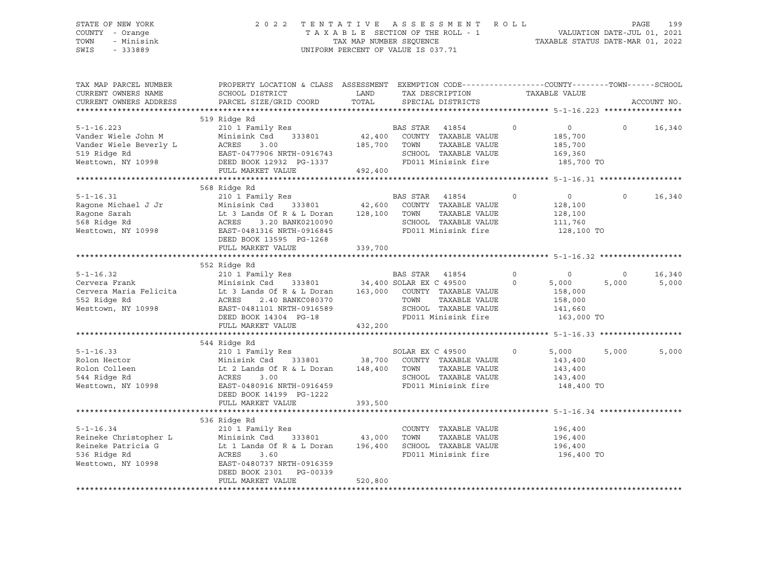STATE OF NEW YORK
COUNTY - Orange
TOWN - Minisink
SWIS - 333889

2 0 2 2 T E N T A T I V E A S S E S S M E N T R O L L
T A X A B L E SECTION OF THE ROLL - 1
TAX MAP NUMBER SEQUENCE
UNIFORM PERCENT OF VALUE IS 037.71

VALUATION DATE-JUL 01, 2021
TAXABLE STATUS DATE-MAR 01, 2022

| TAX MAP PARCEL NUMBER / CURRENT OWNERS NAME / CURRENT OWNERS ADDRESS | PROPERTY LOCATION & CLASS / SCHOOL DISTRICT / PARCEL SIZE/GRID COORD | ASSESSMENT LAND / TOTAL | EXEMPTION CODE / TAX DESCRIPTION / SPECIAL DISTRICTS | COUNTY TAXABLE VALUE | TOWN | SCHOOL | ACCOUNT NO. |
|---|---|---|---|---|---|---|---|
| **5-1-16.223** | 519 Ridge Rd | | | | | | |
| 5-1-16.223 | 210 1 Family Res | | BAS STAR 41854 0 | 0 | 0 | 16,340 | |
| Vander Wiele John M | Minisink Csd 333801 | 42,400 | COUNTY TAXABLE VALUE | 185,700 | | | |
| Vander Wiele Beverly L | ACRES 3.00 | 185,700 | TOWN TAXABLE VALUE | 185,700 | | | |
| 519 Ridge Rd | EAST-0477906 NRTH-0916743 | | SCHOOL TAXABLE VALUE | 169,360 | | | |
| Westtown, NY 10998 | DEED BOOK 12932 PG-1337 | | FD011 Minisink fire | 185,700 TO | | | |
| | FULL MARKET VALUE | 492,400 | | | | | |
| **5-1-16.31** | 568 Ridge Rd | | | | | | |
| 5-1-16.31 | 210 1 Family Res | | BAS STAR 41854 0 | 0 | 0 | 16,340 | |
| Ragone Michael J Jr | Minisink Csd 333801 | 42,600 | COUNTY TAXABLE VALUE | 128,100 | | | |
| Ragone Sarah | Lt 3 Lands Of R & L Doran | 128,100 | TOWN TAXABLE VALUE | 128,100 | | | |
| 568 Ridge Rd | ACRES 3.20 BANK0210090 | | SCHOOL TAXABLE VALUE | 111,760 | | | |
| Westtown, NY 10998 | EAST-0481316 NRTH-0916845 | | FD011 Minisink fire | 128,100 TO | | | |
| | DEED BOOK 13595 PG-1268 | | | | | | |
| | FULL MARKET VALUE | 339,700 | | | | | |
| **5-1-16.32** | 552 Ridge Rd | | | | | | |
| 5-1-16.32 | 210 1 Family Res | | BAS STAR 41854 0 | 0 | 0 | 16,340 | |
| Cervera Frank | Minisink Csd 333801 | 34,400 | SOLAR EX C 49500 0 | 5,000 | 5,000 | 5,000 | |
| Cervera Maria Felicita | Lt 3 Lands Of R & L Doran | 163,000 | COUNTY TAXABLE VALUE | 158,000 | | | |
| 552 Ridge Rd | ACRES 2.40 BANKC080370 | | TOWN TAXABLE VALUE | 158,000 | | | |
| Westtown, NY 10998 | EAST-0481101 NRTH-0916589 | | SCHOOL TAXABLE VALUE | 141,660 | | | |
| | DEED BOOK 14304 PG-18 | | FD011 Minisink fire | 163,000 TO | | | |
| | FULL MARKET VALUE | 432,200 | | | | | |
| **5-1-16.33** | 544 Ridge Rd | | | | | | |
| 5-1-16.33 | 210 1 Family Res | | SOLAR EX C 49500 0 | 5,000 | 5,000 | 5,000 | |
| Rolon Hector | Minisink Csd 333801 | 38,700 | COUNTY TAXABLE VALUE | 143,400 | | | |
| Rolon Colleen | Lt 2 Lands Of R & L Doran | 148,400 | TOWN TAXABLE VALUE | 143,400 | | | |
| 544 Ridge Rd | ACRES 3.00 | | SCHOOL TAXABLE VALUE | 143,400 | | | |
| Westtown, NY 10998 | EAST-0480916 NRTH-0916459 | | FD011 Minisink fire | 148,400 TO | | | |
| | DEED BOOK 14199 PG-1222 | | | | | | |
| | FULL MARKET VALUE | 393,500 | | | | | |
| **5-1-16.34** | 536 Ridge Rd | | | | | | |
| 5-1-16.34 | 210 1 Family Res | | COUNTY TAXABLE VALUE | 196,400 | | | |
| Reineke Christopher L | Minisink Csd 333801 | 43,000 | TOWN TAXABLE VALUE | 196,400 | | | |
| Reineke Patricia G | Lt 1 Lands Of R & L Doran | 196,400 | SCHOOL TAXABLE VALUE | 196,400 | | | |
| 536 Ridge Rd | ACRES 3.60 | | FD011 Minisink fire | 196,400 TO | | | |
| Westtown, NY 10998 | EAST-0480737 NRTH-0916359 | | | | | | |
| | DEED BOOK 2301 PG-00339 | | | | | | |
| | FULL MARKET VALUE | 520,800 | | | | | |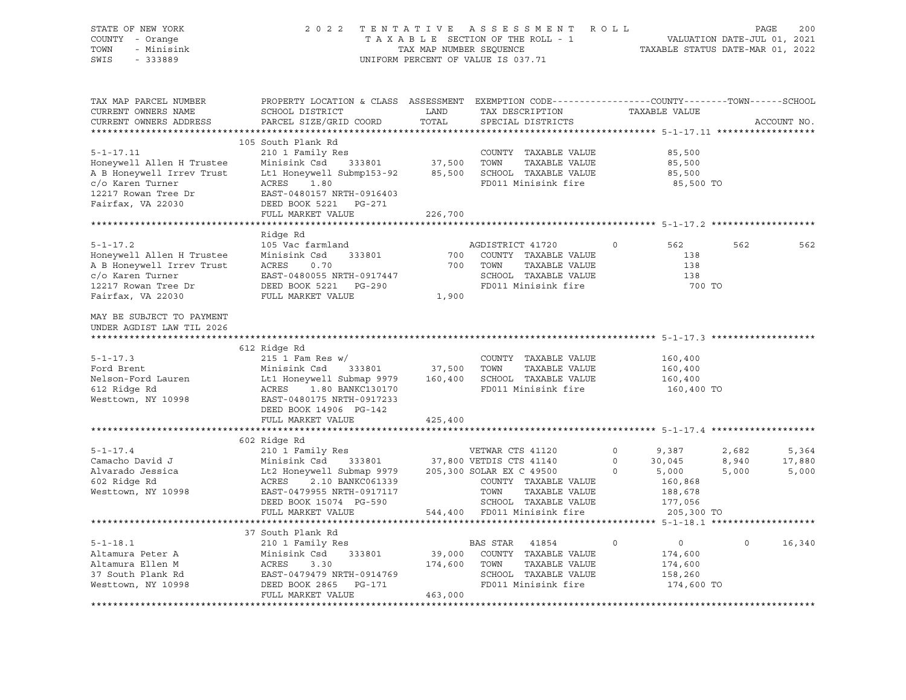STATE OF NEW YORK — 2022 TENTATIVE ASSESSMENT ROLL
COUNTY - Orange — TAXABLE SECTION OF THE ROLL - 1 — VALUATION DATE-JUL 01, 2021
TOWN - Minisink — TAX MAP NUMBER SEQUENCE — TAXABLE STATUS DATE-MAR 01, 2022
SWIS - 333889 — UNIFORM PERCENT OF VALUE IS 037.71

```
TAX MAP PARCEL NUMBER          PROPERTY LOCATION & CLASS  ASSESSMENT  EXEMPTION CODE------------------COUNTY--------TOWN------SCHOOL
CURRENT OWNERS NAME            SCHOOL DISTRICT               LAND      TAX DESCRIPTION                 TAXABLE VALUE
CURRENT OWNERS ADDRESS         PARCEL SIZE/GRID COORD        TOTAL     SPECIAL DISTRICTS                                    ACCOUNT NO.
******************************************************************************************************* 5-1-17.11 ******************
                               105 South Plank Rd
5-1-17.11                      210 1 Family Res                        COUNTY  TAXABLE VALUE            85,500
Honeywell Allen H Trustee      Minisink Csd     333801        37,500   TOWN    TAXABLE VALUE            85,500
A B Honeywell Irrev Trust      Lt1 Honeywell Submp153-92      85,500   SCHOOL  TAXABLE VALUE            85,500
c/o Karen Turner               ACRES     1.80                          FD011 Minisink fire               85,500 TO
12217 Rowan Tree Dr            EAST-0480157 NRTH-0916403
Fairfax, VA 22030              DEED BOOK 5221    PG-271
                               FULL MARKET VALUE             226,700
******************************************************************************************************* 5-1-17.2 *******************
                               Ridge Rd
5-1-17.2                       105 Vac farmland                        AGDISTRICT 41720        0         562         562         562
Honeywell Allen H Trustee      Minisink Csd     333801           700   COUNTY  TAXABLE VALUE               138
A B Honeywell Irrev Trust      ACRES     0.70                    700   TOWN    TAXABLE VALUE               138
c/o Karen Turner               EAST-0480055 NRTH-0917447               SCHOOL  TAXABLE VALUE               138
12217 Rowan Tree Dr            DEED BOOK 5221    PG-290                FD011 Minisink fire                  700 TO
Fairfax, VA 22030              FULL MARKET VALUE               1,900

MAY BE SUBJECT TO PAYMENT
UNDER AGDIST LAW TIL 2026
******************************************************************************************************* 5-1-17.3 *******************
                               612 Ridge Rd
5-1-17.3                       215 1 Fam Res w/                        COUNTY  TAXABLE VALUE           160,400
Ford Brent                     Minisink Csd     333801        37,500   TOWN    TAXABLE VALUE           160,400
Nelson-Ford Lauren             Lt1 Honeywell Submap 9979     160,400   SCHOOL  TAXABLE VALUE           160,400
612 Ridge Rd                   ACRES     1.80 BANKC130170              FD011 Minisink fire              160,400 TO
Westtown, NY 10998             EAST-0480175 NRTH-0917233
                               DEED BOOK 14906  PG-142
                               FULL MARKET VALUE             425,400
******************************************************************************************************* 5-1-17.4 *******************
                               602 Ridge Rd
5-1-17.4                       210 1 Family Res                        VETWAR CTS 41120        0       9,387       2,682       5,364
Camacho David J                Minisink Csd     333801        37,800 VETDIS CTS 41140          0      30,045       8,940      17,880
Alvarado Jessica               Lt2 Honeywell Submap 9979     205,300 SOLAR EX C 49500          0       5,000       5,000       5,000
602 Ridge Rd                   ACRES     2.10 BANKC061339              COUNTY  TAXABLE VALUE           160,868
Westtown, NY 10998             EAST-0479955 NRTH-0917117               TOWN    TAXABLE VALUE           188,678
                               DEED BOOK 15074  PG-590                 SCHOOL  TAXABLE VALUE           177,056
                               FULL MARKET VALUE             544,400   FD011 Minisink fire              205,300 TO
******************************************************************************************************* 5-1-18.1 *******************
                               37 South Plank Rd
5-1-18.1                       210 1 Family Res                        BAS STAR   41854        0           0           0      16,340
Altamura Peter A               Minisink Csd     333801        39,000   COUNTY  TAXABLE VALUE           174,600
Altamura Ellen M               ACRES     3.30                174,600   TOWN    TAXABLE VALUE           174,600
37 South Plank Rd              EAST-0479479 NRTH-0914769               SCHOOL  TAXABLE VALUE           158,260
Westtown, NY 10998             DEED BOOK 2865    PG-171                FD011 Minisink fire              174,600 TO
                               FULL MARKET VALUE             463,000
************************************************************************************************************************************
```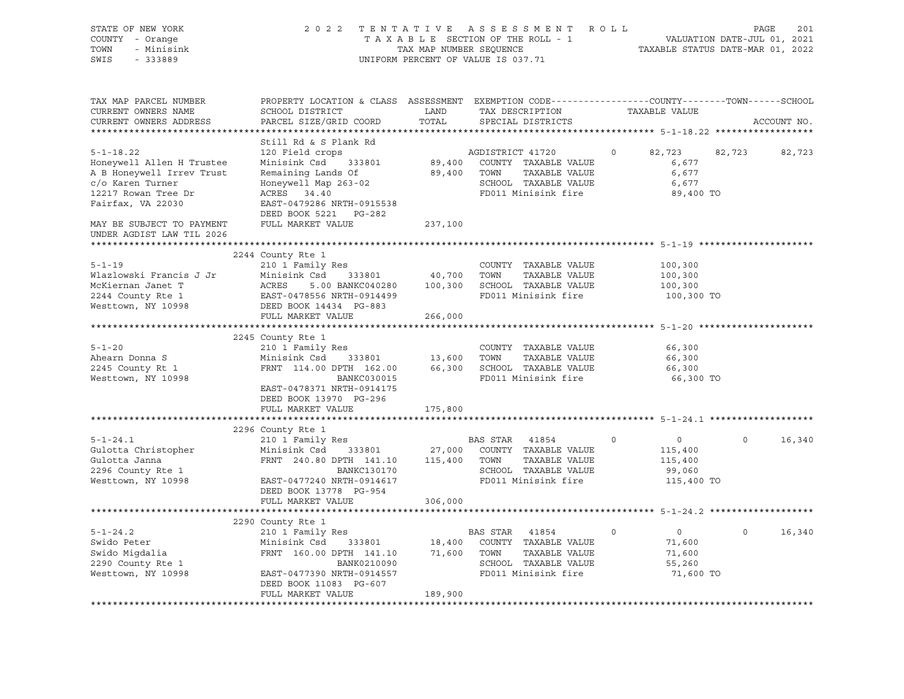STATE OF NEW YORK — 2022 TENTATIVE ASSESSMENT ROLL
COUNTY - Orange — TAXABLE SECTION OF THE ROLL - 1 — VALUATION DATE-JUL 01, 2021
TOWN - Minisink — TAX MAP NUMBER SEQUENCE — TAXABLE STATUS DATE-MAR 01, 2022
SWIS - 333889 — UNIFORM PERCENT OF VALUE IS 037.71

| TAX MAP PARCEL NUMBER / CURRENT OWNERS NAME / CURRENT OWNERS ADDRESS | PROPERTY LOCATION & CLASS / SCHOOL DISTRICT / PARCEL SIZE/GRID COORD | ASSESSMENT LAND / TOTAL | EXEMPTION CODE / TAX DESCRIPTION / SPECIAL DISTRICTS | COUNTY TAXABLE VALUE | TOWN | SCHOOL |
|---|---|---|---|---|---|---|
| **5-1-18.22** | Still Rd & S Plank Rd | | | | | |
| 5-1-18.22 | 120 Field crops | | AGDISTRICT 41720 0 | 82,723 | 82,723 | 82,723 |
| Honeywell Allen H Trustee | Minisink Csd 333801 | 89,400 | COUNTY TAXABLE VALUE | 6,677 | | |
| A B Honeywell Irrev Trust | Remaining Lands Of | 89,400 | TOWN TAXABLE VALUE | 6,677 | | |
| c/o Karen Turner | Honeywell Map 263-02 | | SCHOOL TAXABLE VALUE | 6,677 | | |
| 12217 Rowan Tree Dr | ACRES 34.40 | | FD011 Minisink fire | 89,400 TO | | |
| Fairfax, VA 22030 | EAST-0479286 NRTH-0915538 | | | | | |
| | DEED BOOK 5221 PG-282 | | | | | |
| MAY BE SUBJECT TO PAYMENT UNDER AGDIST LAW TIL 2026 | FULL MARKET VALUE | 237,100 | | | | |
| **5-1-19** | 2244 County Rte 1 | | | | | |
| 5-1-19 | 210 1 Family Res | | COUNTY TAXABLE VALUE | 100,300 | | |
| Wlazlowski Francis J Jr | Minisink Csd 333801 | 40,700 | TOWN TAXABLE VALUE | 100,300 | | |
| McKiernan Janet T | ACRES 5.00 BANKC040280 | 100,300 | SCHOOL TAXABLE VALUE | 100,300 | | |
| 2244 County Rte 1 | EAST-0478556 NRTH-0914499 | | FD011 Minisink fire | 100,300 TO | | |
| Westtown, NY 10998 | DEED BOOK 14434 PG-883 | | | | | |
| | FULL MARKET VALUE | 266,000 | | | | |
| **5-1-20** | 2245 County Rte 1 | | | | | |
| 5-1-20 | 210 1 Family Res | | COUNTY TAXABLE VALUE | 66,300 | | |
| Ahearn Donna S | Minisink Csd 333801 | 13,600 | TOWN TAXABLE VALUE | 66,300 | | |
| 2245 County Rt 1 | FRNT 114.00 DPTH 162.00 | 66,300 | SCHOOL TAXABLE VALUE | 66,300 | | |
| Westtown, NY 10998 | BANKC030015 | | FD011 Minisink fire | 66,300 TO | | |
| | EAST-0478371 NRTH-0914175 | | | | | |
| | DEED BOOK 13970 PG-296 | | | | | |
| | FULL MARKET VALUE | 175,800 | | | | |
| **5-1-24.1** | 2296 County Rte 1 | | | | | |
| 5-1-24.1 | 210 1 Family Res | | BAS STAR 41854 0 | 0 | 0 | 16,340 |
| Gulotta Christopher | Minisink Csd 333801 | 27,000 | COUNTY TAXABLE VALUE | 115,400 | | |
| Gulotta Janna | FRNT 240.80 DPTH 141.10 | 115,400 | TOWN TAXABLE VALUE | 115,400 | | |
| 2296 County Rte 1 | BANKC130170 | | SCHOOL TAXABLE VALUE | 99,060 | | |
| Westtown, NY 10998 | EAST-0477240 NRTH-0914617 | | FD011 Minisink fire | 115,400 TO | | |
| | DEED BOOK 13778 PG-954 | | | | | |
| | FULL MARKET VALUE | 306,000 | | | | |
| **5-1-24.2** | 2290 County Rte 1 | | | | | |
| 5-1-24.2 | 210 1 Family Res | | BAS STAR 41854 0 | 0 | 0 | 16,340 |
| Swido Peter | Minisink Csd 333801 | 18,400 | COUNTY TAXABLE VALUE | 71,600 | | |
| Swido Migdalia | FRNT 160.00 DPTH 141.10 | 71,600 | TOWN TAXABLE VALUE | 71,600 | | |
| 2290 County Rte 1 | BANK0210090 | | SCHOOL TAXABLE VALUE | 55,260 | | |
| Westtown, NY 10998 | EAST-0477390 NRTH-0914557 | | FD011 Minisink fire | 71,600 TO | | |
| | DEED BOOK 11083 PG-607 | | | | | |
| | FULL MARKET VALUE | 189,900 | | | | |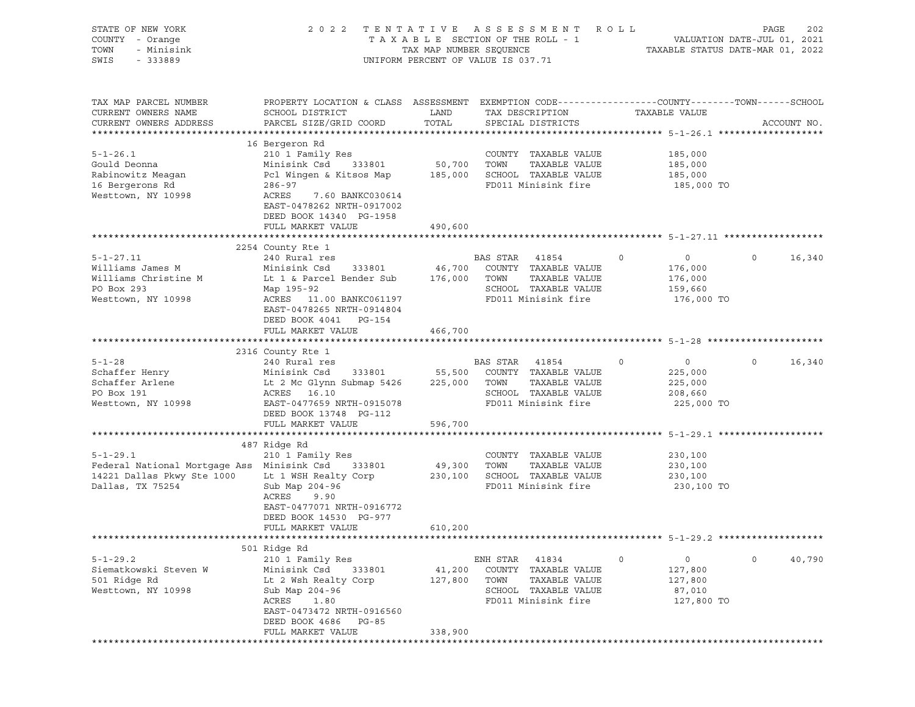STATE OF NEW YORK
COUNTY - Orange
TOWN - Minisink
SWIS - 333889

2 0 2 2 T E N T A T I V E A S S E S S M E N T R O L L
T A X A B L E SECTION OF THE ROLL - 1
TAX MAP NUMBER SEQUENCE
UNIFORM PERCENT OF VALUE IS 037.71

VALUATION DATE-JUL 01, 2021
TAXABLE STATUS DATE-MAR 01, 2022

```
TAX MAP PARCEL NUMBER          PROPERTY LOCATION & CLASS  ASSESSMENT  EXEMPTION CODE------------------COUNTY--------TOWN------SCHOOL
CURRENT OWNERS NAME            SCHOOL DISTRICT               LAND      TAX DESCRIPTION            TAXABLE VALUE
CURRENT OWNERS ADDRESS         PARCEL SIZE/GRID COORD        TOTAL     SPECIAL DISTRICTS                                        ACCOUNT NO.
******************************************************************************************************* 5-1-26.1 *******************
                               16 Bergeron Rd
5-1-26.1                       210 1 Family Res                        COUNTY  TAXABLE VALUE            185,000
Gould Deonna                   Minisink Csd     333801       50,700    TOWN    TAXABLE VALUE            185,000
Rabinowitz Meagan              Pcl Wingen & Kitsos Map      185,000    SCHOOL  TAXABLE VALUE            185,000
16 Bergerons Rd                286-97                                  FD011 Minisink fire               185,000 TO
Westtown, NY 10998             ACRES    7.60 BANKC030614
                               EAST-0478262 NRTH-0917002
                               DEED BOOK 14340  PG-1958
                               FULL MARKET VALUE            490,600
******************************************************************************************************* 5-1-27.11 ******************
                               2254 County Rte 1
5-1-27.11                      240 Rural res                           BAS STAR   41854       0            0           0      16,340
Williams James M               Minisink Csd     333801       46,700    COUNTY  TAXABLE VALUE            176,000
Williams Christine M           Lt 1 & Parcel Bender Sub     176,000    TOWN    TAXABLE VALUE            176,000
PO Box 293                     Map 195-92                              SCHOOL  TAXABLE VALUE            159,660
Westtown, NY 10998             ACRES   11.00 BANKC061197               FD011 Minisink fire               176,000 TO
                               EAST-0478265 NRTH-0914804
                               DEED BOOK 4041   PG-154
                               FULL MARKET VALUE            466,700
******************************************************************************************************* 5-1-28 *********************
                               2316 County Rte 1
5-1-28                         240 Rural res                           BAS STAR   41854       0            0           0      16,340
Schaffer Henry                 Minisink Csd     333801       55,500    COUNTY  TAXABLE VALUE            225,000
Schaffer Arlene                Lt 2 Mc Glynn Submap 5426    225,000    TOWN    TAXABLE VALUE            225,000
PO Box 191                     ACRES   16.10                           SCHOOL  TAXABLE VALUE            208,660
Westtown, NY 10998             EAST-0477659 NRTH-0915078               FD011 Minisink fire               225,000 TO
                               DEED BOOK 13748  PG-112
                               FULL MARKET VALUE            596,700
******************************************************************************************************* 5-1-29.1 *******************
                               487 Ridge Rd
5-1-29.1                       210 1 Family Res                        COUNTY  TAXABLE VALUE            230,100
Federal National Mortgage Ass  Minisink Csd     333801       49,300    TOWN    TAXABLE VALUE            230,100
14221 Dallas Pkwy Ste 1000     Lt 1 WSH Realty Corp         230,100    SCHOOL  TAXABLE VALUE            230,100
Dallas, TX 75254               Sub Map 204-96                          FD011 Minisink fire               230,100 TO
                               ACRES    9.90
                               EAST-0477071 NRTH-0916772
                               DEED BOOK 14530  PG-977
                               FULL MARKET VALUE            610,200
******************************************************************************************************* 5-1-29.2 *******************
                               501 Ridge Rd
5-1-29.2                       210 1 Family Res                        ENH STAR   41834       0            0           0      40,790
Siematkowski Steven W          Minisink Csd     333801       41,200    COUNTY  TAXABLE VALUE            127,800
501 Ridge Rd                   Lt 2 Wsh Realty Corp         127,800    TOWN    TAXABLE VALUE            127,800
Westtown, NY 10998             Sub Map 204-96                          SCHOOL  TAXABLE VALUE             87,010
                               ACRES    1.80                           FD011 Minisink fire               127,800 TO
                               EAST-0473472 NRTH-0916560
                               DEED BOOK 4686   PG-85
                               FULL MARKET VALUE            338,900
************************************************************************************************************************************
```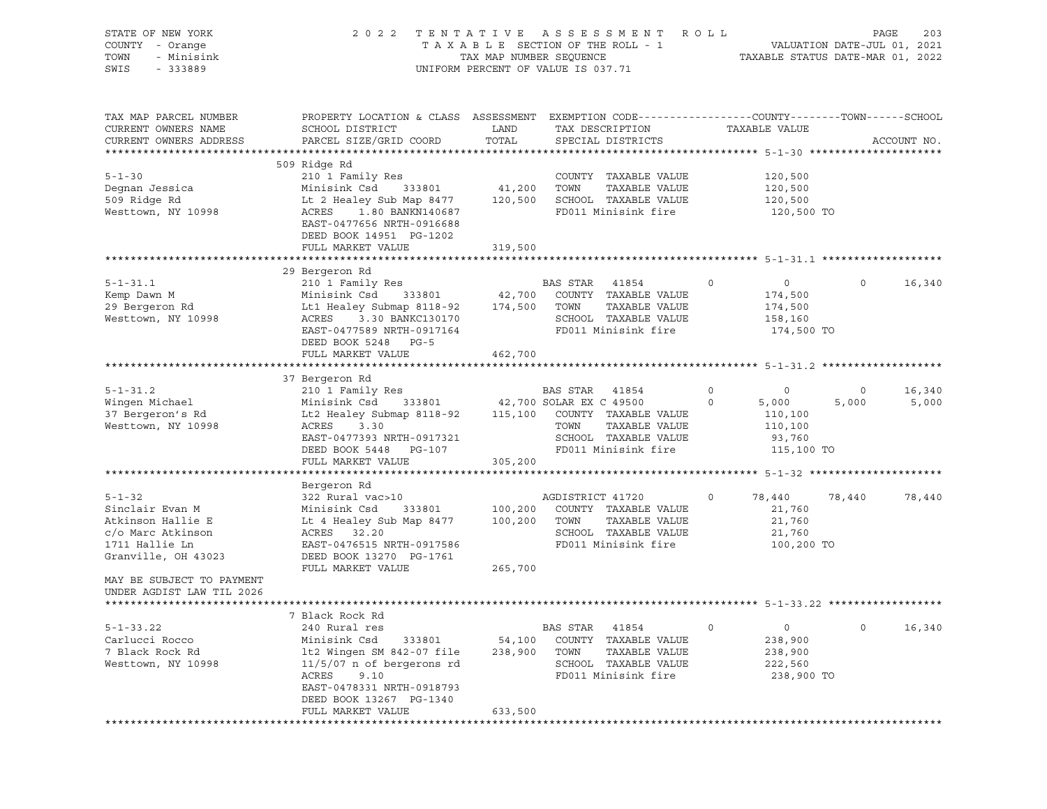STATE OF NEW YORK — COUNTY - Orange — TOWN - Minisink — SWIS - 333889

# 2022 TENTATIVE ASSESSMENT ROLL

TAXABLE SECTION OF THE ROLL - 1 — VALUATION DATE-JUL 01, 2021

TAX MAP NUMBER SEQUENCE — TAXABLE STATUS DATE-MAR 01, 2022

UNIFORM PERCENT OF VALUE IS 037.71

| TAX MAP PARCEL NUMBER / CURRENT OWNERS NAME / CURRENT OWNERS ADDRESS | PROPERTY LOCATION & CLASS / SCHOOL DISTRICT / PARCEL SIZE/GRID COORD | ASSESSMENT LAND / TOTAL | EXEMPTION CODE / TAX DESCRIPTION / SPECIAL DISTRICTS | COUNTY | TOWN | SCHOOL | ACCOUNT NO. |
|---|---|---|---|---|---|---|---|
| **5-1-30** | 509 Ridge Rd | | | | | | |
| 5-1-30 | 210 1 Family Res | | COUNTY TAXABLE VALUE | 120,500 | | | |
| Degnan Jessica | Minisink Csd 333801 | 41,200 | TOWN TAXABLE VALUE | | 120,500 | | |
| 509 Ridge Rd | Lt 2 Healey Sub Map 8477 | 120,500 | SCHOOL TAXABLE VALUE | | | 120,500 | |
| Westtown, NY 10998 | ACRES 1.80 BANKN140687 | | FD011 Minisink fire | 120,500 TO | | | |
| | EAST-0477656 NRTH-0916688 | | | | | | |
| | DEED BOOK 14951 PG-1202 | | | | | | |
| | FULL MARKET VALUE | 319,500 | | | | | |
| **5-1-31.1** | 29 Bergeron Rd | | | | | | |
| 5-1-31.1 | 210 1 Family Res | | BAS STAR 41854 0 | 0 | 0 | 16,340 | |
| Kemp Dawn M | Minisink Csd 333801 | 42,700 | COUNTY TAXABLE VALUE | 174,500 | | | |
| 29 Bergeron Rd | Lt1 Healey Submap 8118-92 | 174,500 | TOWN TAXABLE VALUE | | 174,500 | | |
| Westtown, NY 10998 | ACRES 3.30 BANKC130170 | | SCHOOL TAXABLE VALUE | | | 158,160 | |
| | EAST-0477589 NRTH-0917164 | | FD011 Minisink fire | 174,500 TO | | | |
| | DEED BOOK 5248 PG-5 | | | | | | |
| | FULL MARKET VALUE | 462,700 | | | | | |
| **5-1-31.2** | 37 Bergeron Rd | | | | | | |
| 5-1-31.2 | 210 1 Family Res | | BAS STAR 41854 0 | 0 | 0 | 16,340 | |
| Wingen Michael | Minisink Csd 333801 | 42,700 | SOLAR EX C 49500 0 | 5,000 | 5,000 | 5,000 | |
| 37 Bergeron's Rd | Lt2 Healey Submap 8118-92 | 115,100 | COUNTY TAXABLE VALUE | 110,100 | | | |
| Westtown, NY 10998 | ACRES 3.30 | | TOWN TAXABLE VALUE | | 110,100 | | |
| | EAST-0477393 NRTH-0917321 | | SCHOOL TAXABLE VALUE | | | 93,760 | |
| | DEED BOOK 5448 PG-107 | | FD011 Minisink fire | 115,100 TO | | | |
| | FULL MARKET VALUE | 305,200 | | | | | |
| **5-1-32** | Bergeron Rd | | | | | | |
| 5-1-32 | 322 Rural vac>10 | | AGDISTRICT 41720 0 | 78,440 | 78,440 | 78,440 | |
| Sinclair Evan M | Minisink Csd 333801 | 100,200 | COUNTY TAXABLE VALUE | 21,760 | | | |
| Atkinson Hallie E | Lt 4 Healey Sub Map 8477 | 100,200 | TOWN TAXABLE VALUE | | 21,760 | | |
| c/o Marc Atkinson | ACRES 32.20 | | SCHOOL TAXABLE VALUE | | | 21,760 | |
| 1711 Hallie Ln | EAST-0476515 NRTH-0917586 | | FD011 Minisink fire | 100,200 TO | | | |
| Granville, OH 43023 | DEED BOOK 13270 PG-1761 | | | | | | |
| | FULL MARKET VALUE | 265,700 | | | | | |
| MAY BE SUBJECT TO PAYMENT UNDER AGDIST LAW TIL 2026 | | | | | | | |
| **5-1-33.22** | 7 Black Rock Rd | | | | | | |
| 5-1-33.22 | 240 Rural res | | BAS STAR 41854 0 | 0 | 0 | 16,340 | |
| Carlucci Rocco | Minisink Csd 333801 | 54,100 | COUNTY TAXABLE VALUE | 238,900 | | | |
| 7 Black Rock Rd | lt2 Wingen SM 842-07 file | 238,900 | TOWN TAXABLE VALUE | | 238,900 | | |
| Westtown, NY 10998 | 11/5/07 n of bergerons rd | | SCHOOL TAXABLE VALUE | | | 222,560 | |
| | ACRES 9.10 | | FD011 Minisink fire | 238,900 TO | | | |
| | EAST-0478331 NRTH-0918793 | | | | | | |
| | DEED BOOK 13267 PG-1340 | | | | | | |
| | FULL MARKET VALUE | 633,500 | | | | | |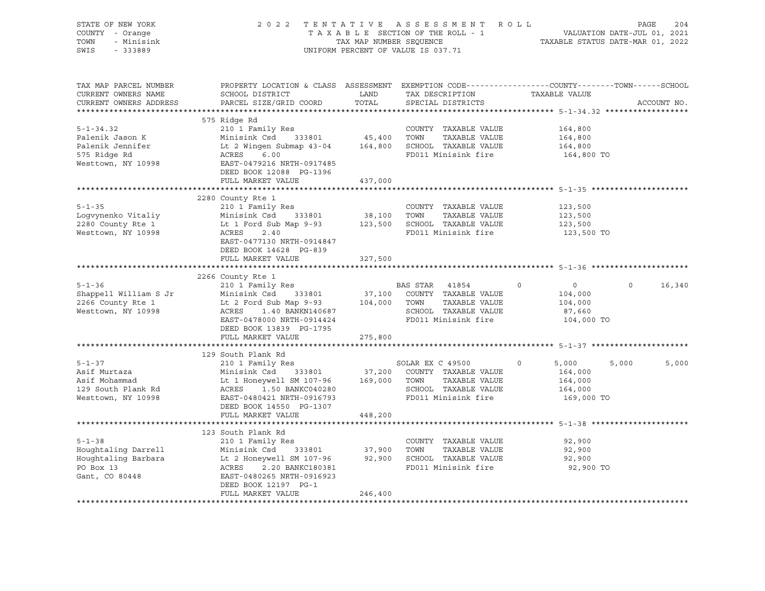STATE OF NEW YORK
COUNTY - Orange
TOWN - Minisink
SWIS - 333889

2022 TENTATIVE ASSESSMENT ROLL
TAXABLE SECTION OF THE ROLL - 1
TAX MAP NUMBER SEQUENCE
UNIFORM PERCENT OF VALUE IS 037.71

VALUATION DATE-JUL 01, 2021
TAXABLE STATUS DATE-MAR 01, 2022

| TAX MAP PARCEL NUMBER / CURRENT OWNERS NAME / CURRENT OWNERS ADDRESS | PROPERTY LOCATION & CLASS / SCHOOL DISTRICT / PARCEL SIZE/GRID COORD | ASSESSMENT LAND | TOTAL | EXEMPTION CODE / TAX DESCRIPTION / SPECIAL DISTRICTS | COUNTY TAXABLE VALUE | TOWN | SCHOOL | ACCOUNT NO. |
|---|---|---|---|---|---|---|---|---|
| **5-1-34.32** | 575 Ridge Rd | | | | | | | |
| 5-1-34.32 | 210 1 Family Res | | | COUNTY TAXABLE VALUE | 164,800 | | | |
| Palenik Jason K | Minisink Csd 333801 | 45,400 | | TOWN TAXABLE VALUE | 164,800 | | | |
| Palenik Jennifer | Lt 2 Wingen Submap 43-04 | | 164,800 | SCHOOL TAXABLE VALUE | 164,800 | | | |
| 575 Ridge Rd | ACRES 6.00 | | | FD011 Minisink fire | 164,800 TO | | | |
| Westtown, NY 10998 | EAST-0479216 NRTH-0917485 | | | | | | | |
| | DEED BOOK 12088 PG-1396 | | | | | | | |
| | FULL MARKET VALUE | | 437,000 | | | | | |
| **5-1-35** | 2280 County Rte 1 | | | | | | | |
| 5-1-35 | 210 1 Family Res | | | COUNTY TAXABLE VALUE | 123,500 | | | |
| Logvynenko Vitaliy | Minisink Csd 333801 | 38,100 | | TOWN TAXABLE VALUE | 123,500 | | | |
| 2280 County Rte 1 | Lt 1 Ford Sub Map 9-93 | | 123,500 | SCHOOL TAXABLE VALUE | 123,500 | | | |
| Westtown, NY 10998 | ACRES 2.40 | | | FD011 Minisink fire | 123,500 TO | | | |
| | EAST-0477130 NRTH-0914847 | | | | | | | |
| | DEED BOOK 14628 PG-839 | | | | | | | |
| | FULL MARKET VALUE | | 327,500 | | | | | |
| **5-1-36** | 2266 County Rte 1 | | | | | | | |
| 5-1-36 | 210 1 Family Res | | | BAS STAR 41854 0 | 0 | 0 | 16,340 | |
| Shappell William S Jr | Minisink Csd 333801 | 37,100 | | COUNTY TAXABLE VALUE | 104,000 | | | |
| 2266 County Rte 1 | Lt 2 Ford Sub Map 9-93 | | 104,000 | TOWN TAXABLE VALUE | 104,000 | | | |
| Westtown, NY 10998 | ACRES 1.40 BANKN140687 | | | SCHOOL TAXABLE VALUE | 87,660 | | | |
| | EAST-0478000 NRTH-0914424 | | | FD011 Minisink fire | 104,000 TO | | | |
| | DEED BOOK 13839 PG-1795 | | | | | | | |
| | FULL MARKET VALUE | | 275,800 | | | | | |
| **5-1-37** | 129 South Plank Rd | | | | | | | |
| 5-1-37 | 210 1 Family Res | | | SOLAR EX C 49500 0 | 5,000 | 5,000 | 5,000 | |
| Asif Murtaza | Minisink Csd 333801 | 37,200 | | COUNTY TAXABLE VALUE | 164,000 | | | |
| Asif Mohammad | Lt 1 Honeywell SM 107-96 | | 169,000 | TOWN TAXABLE VALUE | 164,000 | | | |
| 129 South Plank Rd | ACRES 1.50 BANKC040280 | | | SCHOOL TAXABLE VALUE | 164,000 | | | |
| Westtown, NY 10998 | EAST-0480421 NRTH-0916793 | | | FD011 Minisink fire | 169,000 TO | | | |
| | DEED BOOK 14550 PG-1307 | | | | | | | |
| | FULL MARKET VALUE | | 448,200 | | | | | |
| **5-1-38** | 123 South Plank Rd | | | | | | | |
| 5-1-38 | 210 1 Family Res | | | COUNTY TAXABLE VALUE | 92,900 | | | |
| Houghtaling Darrell | Minisink Csd 333801 | 37,900 | | TOWN TAXABLE VALUE | 92,900 | | | |
| Houghtaling Barbara | Lt 2 Honeywell SM 107-96 | | 92,900 | SCHOOL TAXABLE VALUE | 92,900 | | | |
| PO Box 13 | ACRES 2.20 BANKC180381 | | | FD011 Minisink fire | 92,900 TO | | | |
| Gant, CO 80448 | EAST-0480265 NRTH-0916923 | | | | | | | |
| | DEED BOOK 12197 PG-1 | | | | | | | |
| | FULL MARKET VALUE | | 246,400 | | | | | |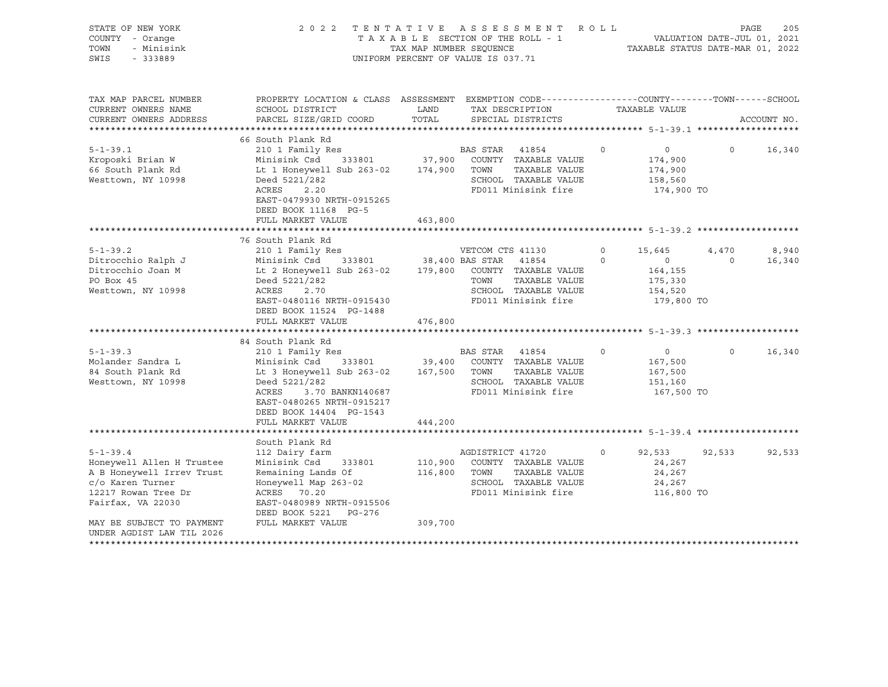STATE OF NEW YORK — 2022 TENTATIVE ASSESSMENT ROLL
COUNTY - Orange — TAXABLE SECTION OF THE ROLL - 1 — VALUATION DATE-JUL 01, 2021
TOWN - Minisink — TAX MAP NUMBER SEQUENCE — TAXABLE STATUS DATE-MAR 01, 2022
SWIS - 333889 — UNIFORM PERCENT OF VALUE IS 037.71

| TAX MAP PARCEL NUMBER / CURRENT OWNERS NAME / CURRENT OWNERS ADDRESS | PROPERTY LOCATION & CLASS / SCHOOL DISTRICT / PARCEL SIZE/GRID COORD | ASSESSMENT LAND | TOTAL | EXEMPTION CODE / TAX DESCRIPTION / SPECIAL DISTRICTS | COUNTY TAXABLE VALUE | TOWN | SCHOOL |
|---|---|---|---|---|---|---|---|
| **5-1-39.1** | 66 South Plank Rd | | | | | | |
| 5-1-39.1 | 210 1 Family Res | | | BAS STAR 41854 0 | 0 | 0 | 16,340 |
| Kroposki Brian W | Minisink Csd 333801 | 37,900 | | COUNTY TAXABLE VALUE | 174,900 | | |
| 66 South Plank Rd | Lt 1 Honeywell Sub 263-02 | | 174,900 | TOWN TAXABLE VALUE | 174,900 | | |
| Westtown, NY 10998 | Deed 5221/282 | | | SCHOOL TAXABLE VALUE | 158,560 | | |
| | ACRES 2.20 | | | FD011 Minisink fire | 174,900 TO | | |
| | EAST-0479930 NRTH-0915265 | | | | | | |
| | DEED BOOK 11168 PG-5 | | | | | | |
| | FULL MARKET VALUE | 463,800 | | | | | |
| **5-1-39.2** | 76 South Plank Rd | | | | | | |
| 5-1-39.2 | 210 1 Family Res | | | VETCOM CTS 41130 0 | 15,645 | 4,470 | 8,940 |
| Ditrocchio Ralph J | Minisink Csd 333801 | 38,400 | | BAS STAR 41854 0 | 0 | 0 | 16,340 |
| Ditrocchio Joan M | Lt 2 Honeywell Sub 263-02 | | 179,800 | COUNTY TAXABLE VALUE | 164,155 | | |
| PO Box 45 | Deed 5221/282 | | | TOWN TAXABLE VALUE | 175,330 | | |
| Westtown, NY 10998 | ACRES 2.70 | | | SCHOOL TAXABLE VALUE | 154,520 | | |
| | EAST-0480116 NRTH-0915430 | | | FD011 Minisink fire | 179,800 TO | | |
| | DEED BOOK 11524 PG-1488 | | | | | | |
| | FULL MARKET VALUE | 476,800 | | | | | |
| **5-1-39.3** | 84 South Plank Rd | | | | | | |
| 5-1-39.3 | 210 1 Family Res | | | BAS STAR 41854 0 | 0 | 0 | 16,340 |
| Molander Sandra L | Minisink Csd 333801 | 39,400 | | COUNTY TAXABLE VALUE | 167,500 | | |
| 84 South Plank Rd | Lt 3 Honeywell Sub 263-02 | | 167,500 | TOWN TAXABLE VALUE | 167,500 | | |
| Westtown, NY 10998 | Deed 5221/282 | | | SCHOOL TAXABLE VALUE | 151,160 | | |
| | ACRES 3.70 BANKN140687 | | | FD011 Minisink fire | 167,500 TO | | |
| | EAST-0480265 NRTH-0915217 | | | | | | |
| | DEED BOOK 14404 PG-1543 | | | | | | |
| | FULL MARKET VALUE | 444,200 | | | | | |
| **5-1-39.4** | South Plank Rd | | | | | | |
| 5-1-39.4 | 112 Dairy farm | | | AGDISTRICT 41720 0 | 92,533 | 92,533 | 92,533 |
| Honeywell Allen H Trustee | Minisink Csd 333801 | 110,900 | | COUNTY TAXABLE VALUE | 24,267 | | |
| A B Honeywell Irrev Trust | Remaining Lands Of | | 116,800 | TOWN TAXABLE VALUE | 24,267 | | |
| c/o Karen Turner | Honeywell Map 263-02 | | | SCHOOL TAXABLE VALUE | 24,267 | | |
| 12217 Rowan Tree Dr | ACRES 70.20 | | | FD011 Minisink fire | 116,800 TO | | |
| Fairfax, VA 22030 | EAST-0480989 NRTH-0915506 | | | | | | |
| | DEED BOOK 5221 PG-276 | | | | | | |
| MAY BE SUBJECT TO PAYMENT | FULL MARKET VALUE | 309,700 | | | | | |
| UNDER AGDIST LAW TIL 2026 | | | | | | | |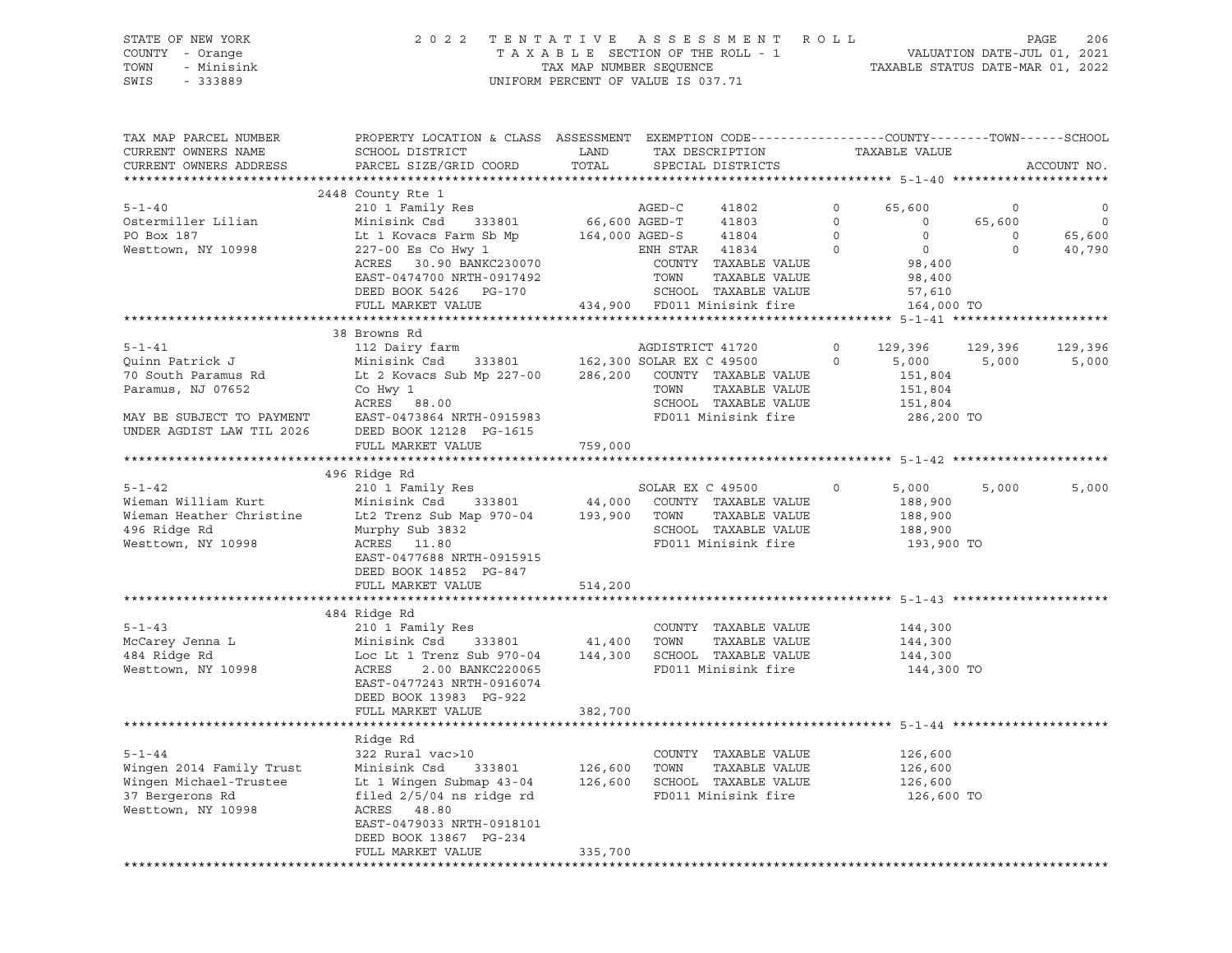STATE OF NEW YORK
COUNTY - Orange
TOWN - Minisink
SWIS - 333889

2 0 2 2 T E N T A T I V E A S S E S S M E N T R O L L
T A X A B L E SECTION OF THE ROLL - 1
TAX MAP NUMBER SEQUENCE
UNIFORM PERCENT OF VALUE IS 037.71

VALUATION DATE-JUL 01, 2021
TAXABLE STATUS DATE-MAR 01, 2022

```
TAX MAP PARCEL NUMBER          PROPERTY LOCATION & CLASS  ASSESSMENT  EXEMPTION CODE------------------COUNTY--------TOWN------SCHOOL
CURRENT OWNERS NAME            SCHOOL DISTRICT               LAND      TAX DESCRIPTION            TAXABLE VALUE
CURRENT OWNERS ADDRESS         PARCEL SIZE/GRID COORD       TOTAL      SPECIAL DISTRICTS                                    ACCOUNT NO.
******************************************************************************************************* 5-1-40 ********************
                               2448 County Rte 1
5-1-40                         210 1 Family Res                   AGED-C       41802        0      65,600          0            0
Ostermiller Lilian             Minisink Csd    333801       66,600 AGED-T       41803        0           0     65,600            0
PO Box 187                     Lt 1 Kovacs Farm Sb Mp      164,000 AGED-S       41804        0           0          0       65,600
Westtown, NY 10998             227-00 Es Co Hwy 1                 ENH STAR     41834        0           0          0       40,790
                               ACRES   30.90 BANKC230070           COUNTY  TAXABLE VALUE             98,400
                               EAST-0474700 NRTH-0917492           TOWN    TAXABLE VALUE             98,400
                               DEED BOOK 5426   PG-170             SCHOOL  TAXABLE VALUE             57,610
                               FULL MARKET VALUE           434,900  FD011 Minisink fire             164,000 TO
******************************************************************************************************* 5-1-41 ********************
                               38 Browns Rd
5-1-41                         112 Dairy farm                     AGDISTRICT 41720          0     129,396    129,396      129,396
Quinn Patrick J                Minisink Csd    333801      162,300 SOLAR EX C 49500          0       5,000      5,000        5,000
70 South Paramus Rd            Lt 2 Kovacs Sub Mp 227-00   286,200  COUNTY  TAXABLE VALUE            151,804
Paramus, NJ 07652              Co Hwy 1                            TOWN    TAXABLE VALUE            151,804
                               ACRES   88.00                       SCHOOL  TAXABLE VALUE            151,804
MAY BE SUBJECT TO PAYMENT      EAST-0473864 NRTH-0915983           FD011 Minisink fire             286,200 TO
UNDER AGDIST LAW TIL 2026      DEED BOOK 12128  PG-1615
                               FULL MARKET VALUE           759,000
******************************************************************************************************* 5-1-42 ********************
                               496 Ridge Rd
5-1-42                         210 1 Family Res                   SOLAR EX C 49500          0       5,000      5,000        5,000
Wieman William Kurt            Minisink Csd    333801       44,000  COUNTY  TAXABLE VALUE            188,900
Wieman Heather Christine       Lt2 Trenz Sub Map 970-04    193,900  TOWN    TAXABLE VALUE            188,900
496 Ridge Rd                   Murphy Sub 3832                     SCHOOL  TAXABLE VALUE            188,900
Westtown, NY 10998             ACRES   11.80                       FD011 Minisink fire             193,900 TO
                               EAST-0477688 NRTH-0915915
                               DEED BOOK 14852  PG-847
                               FULL MARKET VALUE           514,200
******************************************************************************************************* 5-1-43 ********************
                               484 Ridge Rd
5-1-43                         210 1 Family Res                    COUNTY  TAXABLE VALUE            144,300
McCarey Jenna L                Minisink Csd    333801       41,400  TOWN    TAXABLE VALUE            144,300
484 Ridge Rd                   Loc Lt 1 Trenz Sub 970-04   144,300  SCHOOL  TAXABLE VALUE            144,300
Westtown, NY 10998             ACRES    2.00 BANKC220065           FD011 Minisink fire             144,300 TO
                               EAST-0477243 NRTH-0916074
                               DEED BOOK 13983  PG-922
                               FULL MARKET VALUE           382,700
******************************************************************************************************* 5-1-44 ********************
                               Ridge Rd
5-1-44                         322 Rural vac>10                    COUNTY  TAXABLE VALUE            126,600
Wingen 2014 Family Trust       Minisink Csd    333801      126,600  TOWN    TAXABLE VALUE            126,600
Wingen Michael-Trustee         Lt 1 Wingen Submap 43-04    126,600  SCHOOL  TAXABLE VALUE            126,600
37 Bergerons Rd                filed 2/5/04 ns ridge rd            FD011 Minisink fire             126,600 TO
Westtown, NY 10998             ACRES   48.80
                               EAST-0479033 NRTH-0918101
                               DEED BOOK 13867  PG-234
                               FULL MARKET VALUE           335,700
************************************************************************************************************************************
```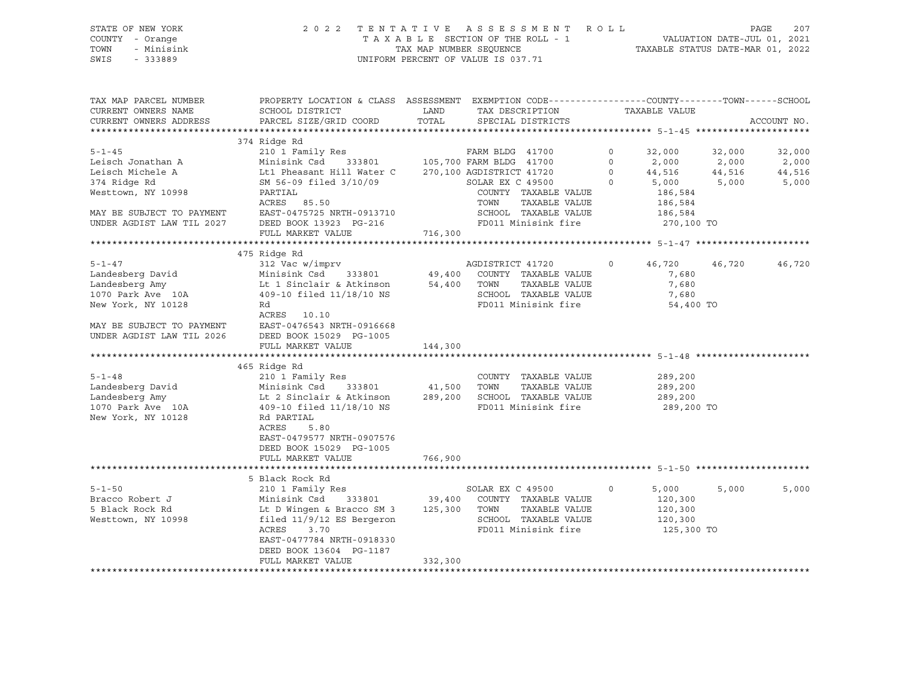STATE OF NEW YORK — COUNTY - Orange — TOWN - Minisink — SWIS - 333889

2 0 2 2 T E N T A T I V E A S S E S S M E N T R O L L
T A X A B L E SECTION OF THE ROLL - 1
TAX MAP NUMBER SEQUENCE
UNIFORM PERCENT OF VALUE IS 037.71

VALUATION DATE-JUL 01, 2021
TAXABLE STATUS DATE-MAR 01, 2022

```
TAX MAP PARCEL NUMBER          PROPERTY LOCATION & CLASS  ASSESSMENT  EXEMPTION CODE------------------COUNTY--------TOWN------SCHOOL
CURRENT OWNERS NAME            SCHOOL DISTRICT               LAND      TAX DESCRIPTION            TAXABLE VALUE
CURRENT OWNERS ADDRESS         PARCEL SIZE/GRID COORD        TOTAL     SPECIAL DISTRICTS                                     ACCOUNT NO.
******************************************************************************************************* 5-1-45 *********************
                               374 Ridge Rd
5-1-45                         210 1 Family Res                        FARM BLDG  41700          0      32,000      32,000      32,000
Leisch Jonathan A              Minisink Csd      333801         105,700 FARM BLDG  41700          0       2,000       2,000       2,000
Leisch Michele A               Lt1 Pheasant Hill Water C        270,100 AGDISTRICT 41720          0      44,516      44,516      44,516
374 Ridge Rd                   SM 56-09 filed 3/10/09                  SOLAR EX C 49500          0       5,000       5,000       5,000
Westtown, NY 10998             PARTIAL                                 COUNTY  TAXABLE VALUE           186,584
                               ACRES  85.50                            TOWN    TAXABLE VALUE           186,584
MAY BE SUBJECT TO PAYMENT      EAST-0475725 NRTH-0913710               SCHOOL  TAXABLE VALUE           186,584
UNDER AGDIST LAW TIL 2027      DEED BOOK 13923  PG-216                 FD011 Minisink fire              270,100 TO
                               FULL MARKET VALUE             716,300
******************************************************************************************************* 5-1-47 *********************
                               475 Ridge Rd
5-1-47                         312 Vac w/imprv                         AGDISTRICT 41720          0      46,720      46,720      46,720
Landesberg David               Minisink Csd      333801          49,400  COUNTY  TAXABLE VALUE             7,680
Landesberg Amy                 Lt 1 Sinclair & Atkinson         54,400  TOWN    TAXABLE VALUE             7,680
1070 Park Ave  10A             409-10 filed 11/18/10 NS                 SCHOOL  TAXABLE VALUE             7,680
New York, NY 10128             Rd                                      FD011 Minisink fire               54,400 TO
                               ACRES  10.10
MAY BE SUBJECT TO PAYMENT      EAST-0476543 NRTH-0916668
UNDER AGDIST LAW TIL 2026      DEED BOOK 15029  PG-1005
                               FULL MARKET VALUE             144,300
******************************************************************************************************* 5-1-48 *********************
                               465 Ridge Rd
5-1-48                         210 1 Family Res                        COUNTY  TAXABLE VALUE           289,200
Landesberg David               Minisink Csd      333801          41,500  TOWN    TAXABLE VALUE           289,200
Landesberg Amy                 Lt 2 Sinclair & Atkinson        289,200  SCHOOL  TAXABLE VALUE           289,200
1070 Park Ave  10A             409-10 filed 11/18/10 NS                 FD011 Minisink fire              289,200 TO
New York, NY 10128             Rd PARTIAL
                               ACRES   5.80
                               EAST-0479577 NRTH-0907576
                               DEED BOOK 15029  PG-1005
                               FULL MARKET VALUE             766,900
******************************************************************************************************* 5-1-50 *********************
                               5 Black Rock Rd
5-1-50                         210 1 Family Res                        SOLAR EX C 49500          0       5,000       5,000       5,000
Bracco Robert J                Minisink Csd      333801          39,400  COUNTY  TAXABLE VALUE           120,300
5 Black Rock Rd                Lt D Wingen & Bracco SM 3       125,300  TOWN    TAXABLE VALUE           120,300
Westtown, NY 10998             filed 11/9/12 ES Bergeron                SCHOOL  TAXABLE VALUE           120,300
                               ACRES   3.70                            FD011 Minisink fire              125,300 TO
                               EAST-0477784 NRTH-0918330
                               DEED BOOK 13604  PG-1187
                               FULL MARKET VALUE             332,300
************************************************************************************************************************************
```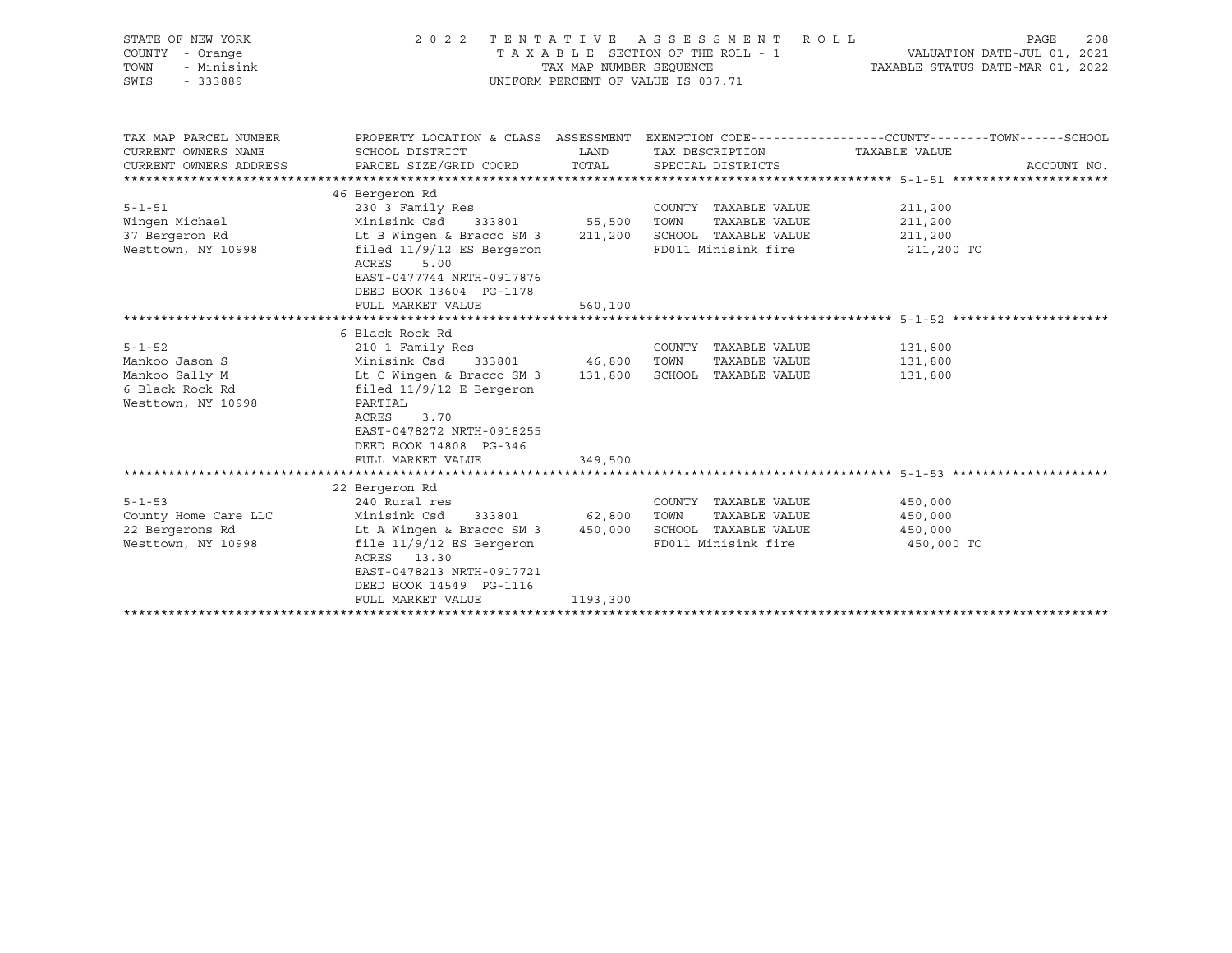STATE OF NEW YORK
COUNTY - Orange
TOWN - Minisink
SWIS - 333889

2 0 2 2 T E N T A T I V E A S S E S S M E N T R O L L
T A X A B L E SECTION OF THE ROLL - 1
TAX MAP NUMBER SEQUENCE
UNIFORM PERCENT OF VALUE IS 037.71

VALUATION DATE-JUL 01, 2021
TAXABLE STATUS DATE-MAR 01, 2022

| TAX MAP PARCEL NUMBER / CURRENT OWNERS NAME / CURRENT OWNERS ADDRESS | PROPERTY LOCATION & CLASS / SCHOOL DISTRICT / PARCEL SIZE/GRID COORD | ASSESSMENT LAND / TOTAL | EXEMPTION CODE / TAX DESCRIPTION / SPECIAL DISTRICTS | COUNTY--------TOWN------SCHOOL TAXABLE VALUE | ACCOUNT NO. |
|---|---|---|---|---|---|
| **5-1-51** | 46 Bergeron Rd | | | | |
| | 230 3 Family Res | | COUNTY TAXABLE VALUE | 211,200 | |
| Wingen Michael | Minisink Csd 333801 | 55,500 | TOWN TAXABLE VALUE | 211,200 | |
| 37 Bergeron Rd | Lt B Wingen & Bracco SM 3 | 211,200 | SCHOOL TAXABLE VALUE | 211,200 | |
| Westtown, NY 10998 | filed 11/9/12 ES Bergeron | | FD011 Minisink fire | 211,200 TO | |
| | ACRES 5.00 | | | | |
| | EAST-0477744 NRTH-0917876 | | | | |
| | DEED BOOK 13604 PG-1178 | | | | |
| | FULL MARKET VALUE | 560,100 | | | |
| **5-1-52** | 6 Black Rock Rd | | | | |
| | 210 1 Family Res | | COUNTY TAXABLE VALUE | 131,800 | |
| Mankoo Jason S | Minisink Csd 333801 | 46,800 | TOWN TAXABLE VALUE | 131,800 | |
| Mankoo Sally M | Lt C Wingen & Bracco SM 3 | 131,800 | SCHOOL TAXABLE VALUE | 131,800 | |
| 6 Black Rock Rd | filed 11/9/12 E Bergeron | | | | |
| Westtown, NY 10998 | PARTIAL | | | | |
| | ACRES 3.70 | | | | |
| | EAST-0478272 NRTH-0918255 | | | | |
| | DEED BOOK 14808 PG-346 | | | | |
| | FULL MARKET VALUE | 349,500 | | | |
| **5-1-53** | 22 Bergeron Rd | | | | |
| | 240 Rural res | | COUNTY TAXABLE VALUE | 450,000 | |
| County Home Care LLC | Minisink Csd 333801 | 62,800 | TOWN TAXABLE VALUE | 450,000 | |
| 22 Bergerons Rd | Lt A Wingen & Bracco SM 3 | 450,000 | SCHOOL TAXABLE VALUE | 450,000 | |
| Westtown, NY 10998 | file 11/9/12 ES Bergeron | | FD011 Minisink fire | 450,000 TO | |
| | ACRES 13.30 | | | | |
| | EAST-0478213 NRTH-0917721 | | | | |
| | DEED BOOK 14549 PG-1116 | | | | |
| | FULL MARKET VALUE | 1193,300 | | | |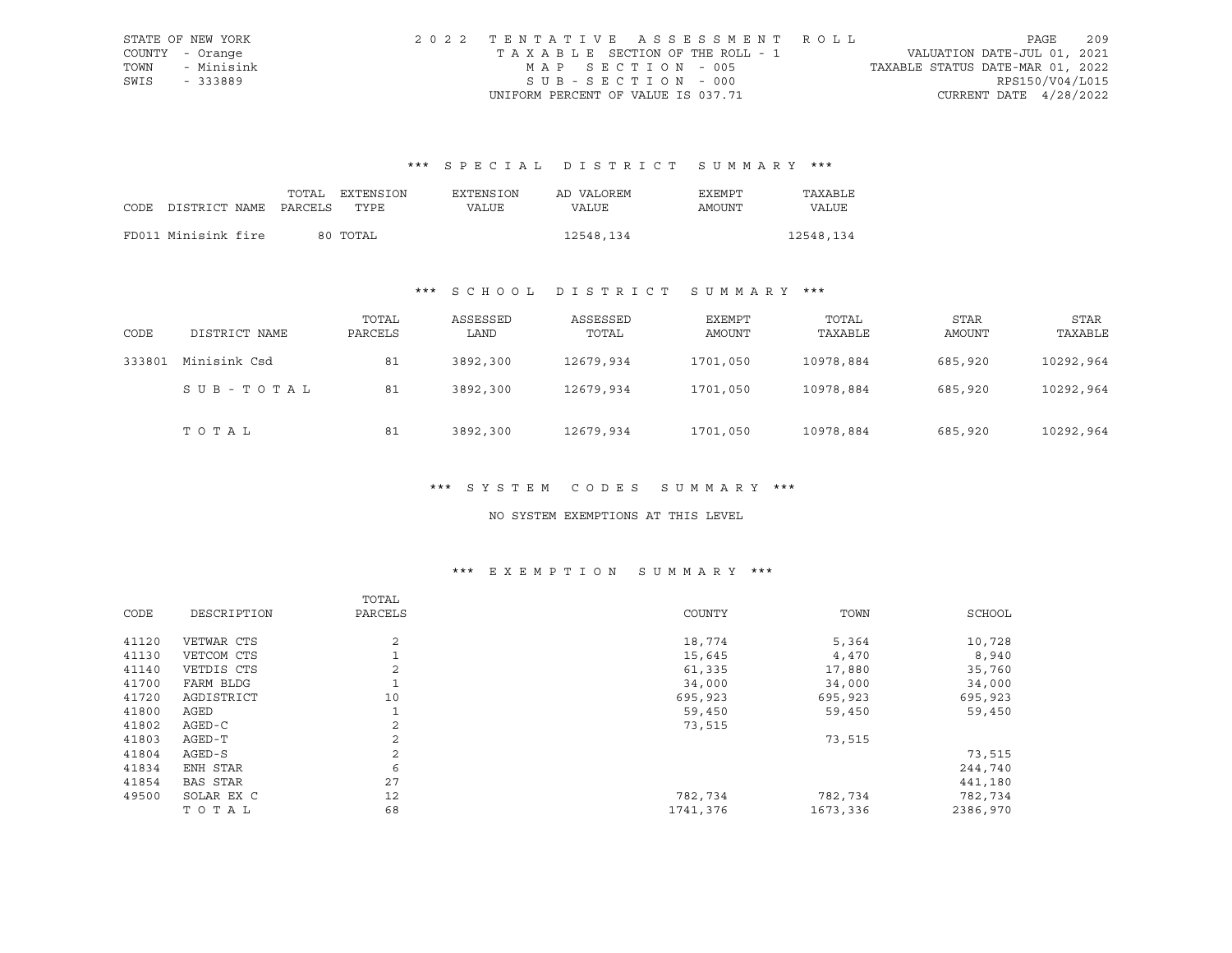STATE OF NEW YORK
COUNTY - Orange
TOWN - Minisink
SWIS - 333889

2 0 2 2 T E N T A T I V E A S S E S S M E N T R O L L
T A X A B L E SECTION OF THE ROLL - 1
M A P S E C T I O N - 005
S U B - S E C T I O N - 000
UNIFORM PERCENT OF VALUE IS 037.71

VALUATION DATE-JUL 01, 2021
TAXABLE STATUS DATE-MAR 01, 2022
RPS150/V04/L015
CURRENT DATE 4/28/2022

### *** S P E C I A L D I S T R I C T S U M M A R Y ***

| CODE | DISTRICT NAME | TOTAL PARCELS | EXTENSION TYPE | EXTENSION VALUE | AD VALOREM VALUE | EXEMPT AMOUNT | TAXABLE VALUE |
|---|---|---|---|---|---|---|---|
| FD011 | Minisink fire | 80 | TOTAL | | 12548,134 | | 12548,134 |

### *** S C H O O L D I S T R I C T S U M M A R Y ***

| CODE | DISTRICT NAME | TOTAL PARCELS | ASSESSED LAND | ASSESSED TOTAL | EXEMPT AMOUNT | TOTAL TAXABLE | STAR AMOUNT | STAR TAXABLE |
|---|---|---|---|---|---|---|---|---|
| 333801 | Minisink Csd | 81 | 3892,300 | 12679,934 | 1701,050 | 10978,884 | 685,920 | 10292,964 |
| | S U B - T O T A L | 81 | 3892,300 | 12679,934 | 1701,050 | 10978,884 | 685,920 | 10292,964 |
| | T O T A L | 81 | 3892,300 | 12679,934 | 1701,050 | 10978,884 | 685,920 | 10292,964 |

### *** S Y S T E M C O D E S S U M M A R Y ***

NO SYSTEM EXEMPTIONS AT THIS LEVEL

### *** E X E M P T I O N S U M M A R Y ***

| CODE | DESCRIPTION | TOTAL PARCELS | COUNTY | TOWN | SCHOOL |
|---|---|---|---|---|---|
| 41120 | VETWAR CTS | 2 | 18,774 | 5,364 | 10,728 |
| 41130 | VETCOM CTS | 1 | 15,645 | 4,470 | 8,940 |
| 41140 | VETDIS CTS | 2 | 61,335 | 17,880 | 35,760 |
| 41700 | FARM BLDG | 1 | 34,000 | 34,000 | 34,000 |
| 41720 | AGDISTRICT | 10 | 695,923 | 695,923 | 695,923 |
| 41800 | AGED | 1 | 59,450 | 59,450 | 59,450 |
| 41802 | AGED-C | 2 | 73,515 | | |
| 41803 | AGED-T | 2 | | 73,515 | |
| 41804 | AGED-S | 2 | | | 73,515 |
| 41834 | ENH STAR | 6 | | | 244,740 |
| 41854 | BAS STAR | 27 | | | 441,180 |
| 49500 | SOLAR EX C | 12 | 782,734 | 782,734 | 782,734 |
| | T O T A L | 68 | 1741,376 | 1673,336 | 2386,970 |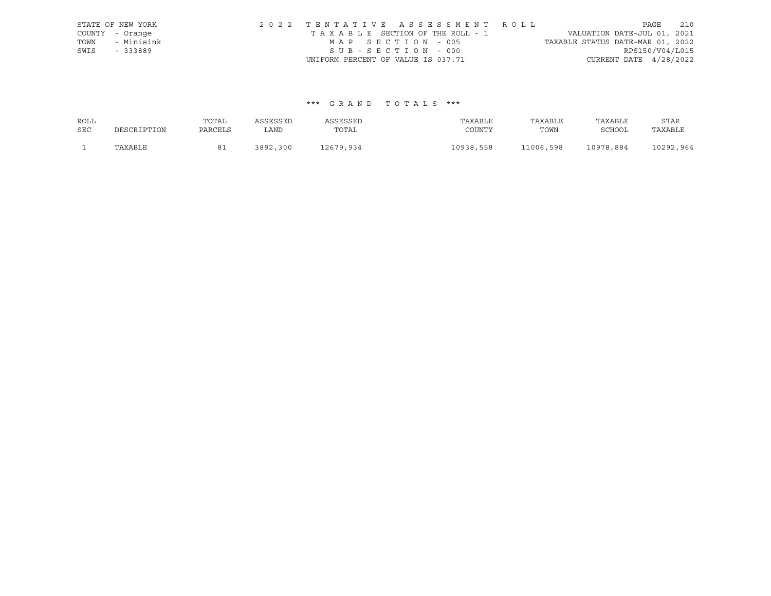STATE OF NEW YORK
COUNTY - Orange
TOWN - Minisink
SWIS - 333889

2022 TENTATIVE ASSESSMENT ROLL
TAXABLE SECTION OF THE ROLL - 1
MAP SECTION - 005
SUB-SECTION - 000
UNIFORM PERCENT OF VALUE IS 037.71

VALUATION DATE-JUL 01, 2021
TAXABLE STATUS DATE-MAR 01, 2022
RPS150/V04/L015
CURRENT DATE 4/28/2022

### *** GRAND TOTALS ***

| ROLL SEC | DESCRIPTION | TOTAL PARCELS | ASSESSED LAND | ASSESSED TOTAL | TAXABLE COUNTY | TAXABLE TOWN | TAXABLE SCHOOL | STAR TAXABLE |
|---|---|---|---|---|---|---|---|---|
| 1 | TAXABLE | 81 | 3892,300 | 12679,934 | 10938,558 | 11006,598 | 10978,884 | 10292,964 |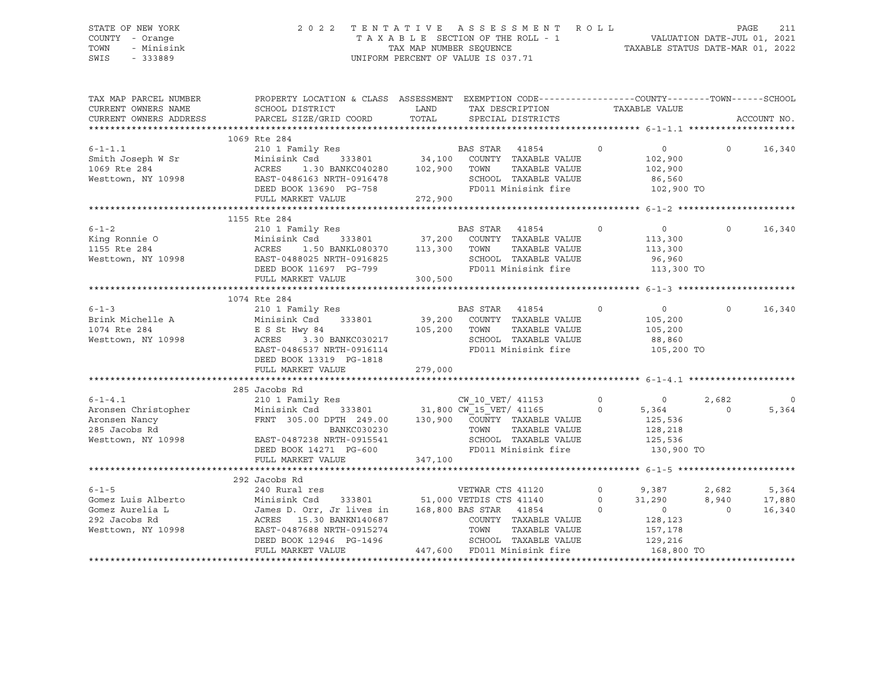STATE OF NEW YORK — 2022 TENTATIVE ASSESSMENT ROLL
COUNTY - Orange — TAXABLE SECTION OF THE ROLL - 1 — VALUATION DATE-JUL 01, 2021
TOWN - Minisink — TAX MAP NUMBER SEQUENCE — TAXABLE STATUS DATE-MAR 01, 2022
SWIS - 333889 — UNIFORM PERCENT OF VALUE IS 037.71

| TAX MAP PARCEL NUMBER / CURRENT OWNERS NAME / CURRENT OWNERS ADDRESS | PROPERTY LOCATION & CLASS / SCHOOL DISTRICT / PARCEL SIZE/GRID COORD | ASSESSMENT LAND / TOTAL | EXEMPTION CODE / TAX DESCRIPTION / SPECIAL DISTRICTS | | COUNTY TAXABLE VALUE | TOWN | SCHOOL / ACCOUNT NO. |
|---|---|---|---|---|---|---|---|
| **6-1-1.1** | 1069 Rte 284 | | | | | | |
| 6-1-1.1 | 210 1 Family Res | | BAS STAR 41854 | 0 | 0 | 0 | 16,340 |
| Smith Joseph W Sr | Minisink Csd 333801 | 34,100 | COUNTY TAXABLE VALUE | | 102,900 | | |
| 1069 Rte 284 | ACRES 1.30 BANKC040280 | 102,900 | TOWN TAXABLE VALUE | | 102,900 | | |
| Westtown, NY 10998 | EAST-0486163 NRTH-0916478 | | SCHOOL TAXABLE VALUE | | 86,560 | | |
| | DEED BOOK 13690 PG-758 | | FD011 Minisink fire | | 102,900 TO | | |
| | FULL MARKET VALUE | 272,900 | | | | | |
| **6-1-2** | 1155 Rte 284 | | | | | | |
| 6-1-2 | 210 1 Family Res | | BAS STAR 41854 | 0 | 0 | 0 | 16,340 |
| King Ronnie O | Minisink Csd 333801 | 37,200 | COUNTY TAXABLE VALUE | | 113,300 | | |
| 1155 Rte 284 | ACRES 1.50 BANKL080370 | 113,300 | TOWN TAXABLE VALUE | | 113,300 | | |
| Westtown, NY 10998 | EAST-0488025 NRTH-0916825 | | SCHOOL TAXABLE VALUE | | 96,960 | | |
| | DEED BOOK 11697 PG-799 | | FD011 Minisink fire | | 113,300 TO | | |
| | FULL MARKET VALUE | 300,500 | | | | | |
| **6-1-3** | 1074 Rte 284 | | | | | | |
| 6-1-3 | 210 1 Family Res | | BAS STAR 41854 | 0 | 0 | 0 | 16,340 |
| Brink Michelle A | Minisink Csd 333801 | 39,200 | COUNTY TAXABLE VALUE | | 105,200 | | |
| 1074 Rte 284 | E S St Hwy 84 | 105,200 | TOWN TAXABLE VALUE | | 105,200 | | |
| Westtown, NY 10998 | ACRES 3.30 BANKC030217 | | SCHOOL TAXABLE VALUE | | 88,860 | | |
| | EAST-0486537 NRTH-0916114 | | FD011 Minisink fire | | 105,200 TO | | |
| | DEED BOOK 13319 PG-1818 | | | | | | |
| | FULL MARKET VALUE | 279,000 | | | | | |
| **6-1-4.1** | 285 Jacobs Rd | | | | | | |
| 6-1-4.1 | 210 1 Family Res | | CW_10_VET/ 41153 | 0 | 0 | 2,682 | 0 |
| Aronsen Christopher | Minisink Csd 333801 | 31,800 | CW_15_VET/ 41165 | 0 | 5,364 | 0 | 5,364 |
| Aronsen Nancy | FRNT 305.00 DPTH 249.00 | 130,900 | COUNTY TAXABLE VALUE | | 125,536 | | |
| 285 Jacobs Rd | BANKC030230 | | TOWN TAXABLE VALUE | | 128,218 | | |
| Westtown, NY 10998 | EAST-0487238 NRTH-0915541 | | SCHOOL TAXABLE VALUE | | 125,536 | | |
| | DEED BOOK 14271 PG-600 | | FD011 Minisink fire | | 130,900 TO | | |
| | FULL MARKET VALUE | 347,100 | | | | | |
| **6-1-5** | 292 Jacobs Rd | | | | | | |
| 6-1-5 | 240 Rural res | | VETWAR CTS 41120 | 0 | 9,387 | 2,682 | 5,364 |
| Gomez Luis Alberto | Minisink Csd 333801 | 51,000 | VETDIS CTS 41140 | 0 | 31,290 | 8,940 | 17,880 |
| Gomez Aurelia L | James D. Orr, Jr lives in | 168,800 | BAS STAR 41854 | 0 | 0 | 0 | 16,340 |
| 292 Jacobs Rd | ACRES 15.30 BANKN140687 | | COUNTY TAXABLE VALUE | | 128,123 | | |
| Westtown, NY 10998 | EAST-0487688 NRTH-0915274 | | TOWN TAXABLE VALUE | | 157,178 | | |
| | DEED BOOK 12946 PG-1496 | | SCHOOL TAXABLE VALUE | | 129,216 | | |
| | FULL MARKET VALUE | 447,600 | FD011 Minisink fire | | 168,800 TO | | |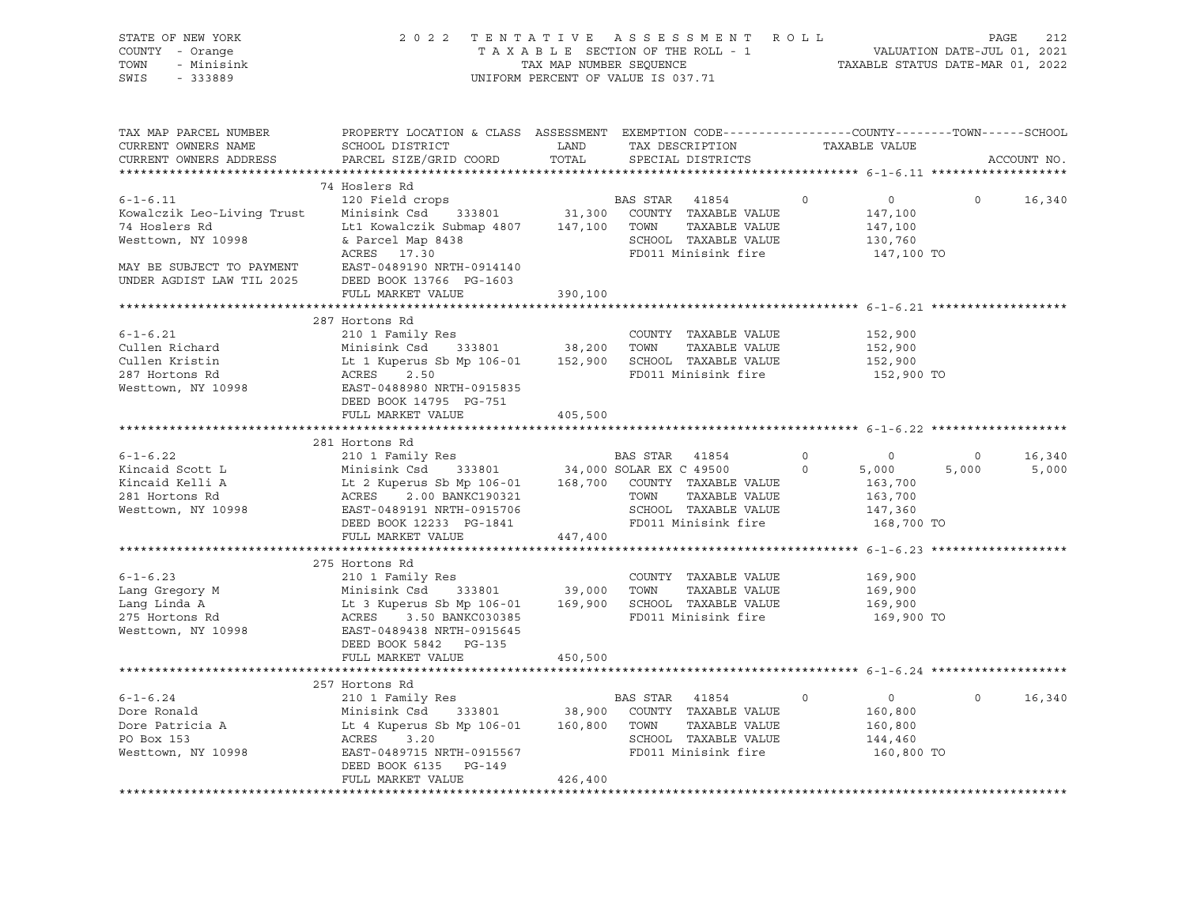STATE OF NEW YORK  
COUNTY - Orange  
TOWN - Minisink  
SWIS - 333889

2 0 2 2 T E N T A T I V E A S S E S S M E N T R O L L  
T A X A B L E SECTION OF THE ROLL - 1  
TAX MAP NUMBER SEQUENCE  
UNIFORM PERCENT OF VALUE IS 037.71

VALUATION DATE-JUL 01, 2021  
TAXABLE STATUS DATE-MAR 01, 2022

```
TAX MAP PARCEL NUMBER          PROPERTY LOCATION & CLASS  ASSESSMENT  EXEMPTION CODE------------------COUNTY--------TOWN------SCHOOL
CURRENT OWNERS NAME            SCHOOL DISTRICT               LAND      TAX DESCRIPTION            TAXABLE VALUE
CURRENT OWNERS ADDRESS         PARCEL SIZE/GRID COORD        TOTAL     SPECIAL DISTRICTS                                     ACCOUNT NO.
******************************************************************************************************* 6-1-6.11 *******************
                               74 Hoslers Rd
6-1-6.11                       120 Field crops                          BAS STAR   41854          0            0          0      16,340
Kowalczik Leo-Living Trust     Minisink Csd      333801      31,300     COUNTY  TAXABLE VALUE            147,100
74 Hoslers Rd                  Lt1 Kowalczik Submap 4807    147,100     TOWN    TAXABLE VALUE            147,100
Westtown, NY 10998             & Parcel Map 8438                        SCHOOL  TAXABLE VALUE            130,760
                               ACRES    17.30                           FD011 Minisink fire              147,100 TO
MAY BE SUBJECT TO PAYMENT      EAST-0489190 NRTH-0914140
UNDER AGDIST LAW TIL 2025      DEED BOOK 13766  PG-1603
                               FULL MARKET VALUE            390,100
******************************************************************************************************* 6-1-6.21 *******************
                               287 Hortons Rd
6-1-6.21                       210 1 Family Res                         COUNTY  TAXABLE VALUE            152,900
Cullen Richard                 Minisink Csd      333801      38,200     TOWN    TAXABLE VALUE            152,900
Cullen Kristin                 Lt 1 Kuperus Sb Mp 106-01    152,900     SCHOOL  TAXABLE VALUE            152,900
287 Hortons Rd                 ACRES     2.50                           FD011 Minisink fire              152,900 TO
Westtown, NY 10998             EAST-0488980 NRTH-0915835
                               DEED BOOK 14795  PG-751
                               FULL MARKET VALUE            405,500
******************************************************************************************************* 6-1-6.22 *******************
                               281 Hortons Rd
6-1-6.22                       210 1 Family Res                         BAS STAR   41854          0            0          0      16,340
Kincaid Scott L                Minisink Csd      333801      34,000 SOLAR EX C 49500          0        5,000      5,000       5,000
Kincaid Kelli A                Lt 2 Kuperus Sb Mp 106-01    168,700     COUNTY  TAXABLE VALUE            163,700
281 Hortons Rd                 ACRES     2.00 BANKC190321               TOWN    TAXABLE VALUE            163,700
Westtown, NY 10998             EAST-0489191 NRTH-0915706                SCHOOL  TAXABLE VALUE            147,360
                               DEED BOOK 12233  PG-1841                 FD011 Minisink fire              168,700 TO
                               FULL MARKET VALUE            447,400
******************************************************************************************************* 6-1-6.23 *******************
                               275 Hortons Rd
6-1-6.23                       210 1 Family Res                         COUNTY  TAXABLE VALUE            169,900
Lang Gregory M                 Minisink Csd      333801      39,000     TOWN    TAXABLE VALUE            169,900
Lang Linda A                   Lt 3 Kuperus Sb Mp 106-01    169,900     SCHOOL  TAXABLE VALUE            169,900
275 Hortons Rd                 ACRES     3.50 BANKC030385               FD011 Minisink fire              169,900 TO
Westtown, NY 10998             EAST-0489438 NRTH-0915645
                               DEED BOOK 5842   PG-135
                               FULL MARKET VALUE            450,500
******************************************************************************************************* 6-1-6.24 *******************
                               257 Hortons Rd
6-1-6.24                       210 1 Family Res                         BAS STAR   41854          0            0          0      16,340
Dore Ronald                    Minisink Csd      333801      38,900     COUNTY  TAXABLE VALUE            160,800
Dore Patricia A                Lt 4 Kuperus Sb Mp 106-01    160,800     TOWN    TAXABLE VALUE            160,800
PO Box 153                     ACRES     3.20                           SCHOOL  TAXABLE VALUE            144,460
Westtown, NY 10998             EAST-0489715 NRTH-0915567                FD011 Minisink fire              160,800 TO
                               DEED BOOK 6135   PG-149
                               FULL MARKET VALUE            426,400
************************************************************************************************************************************
```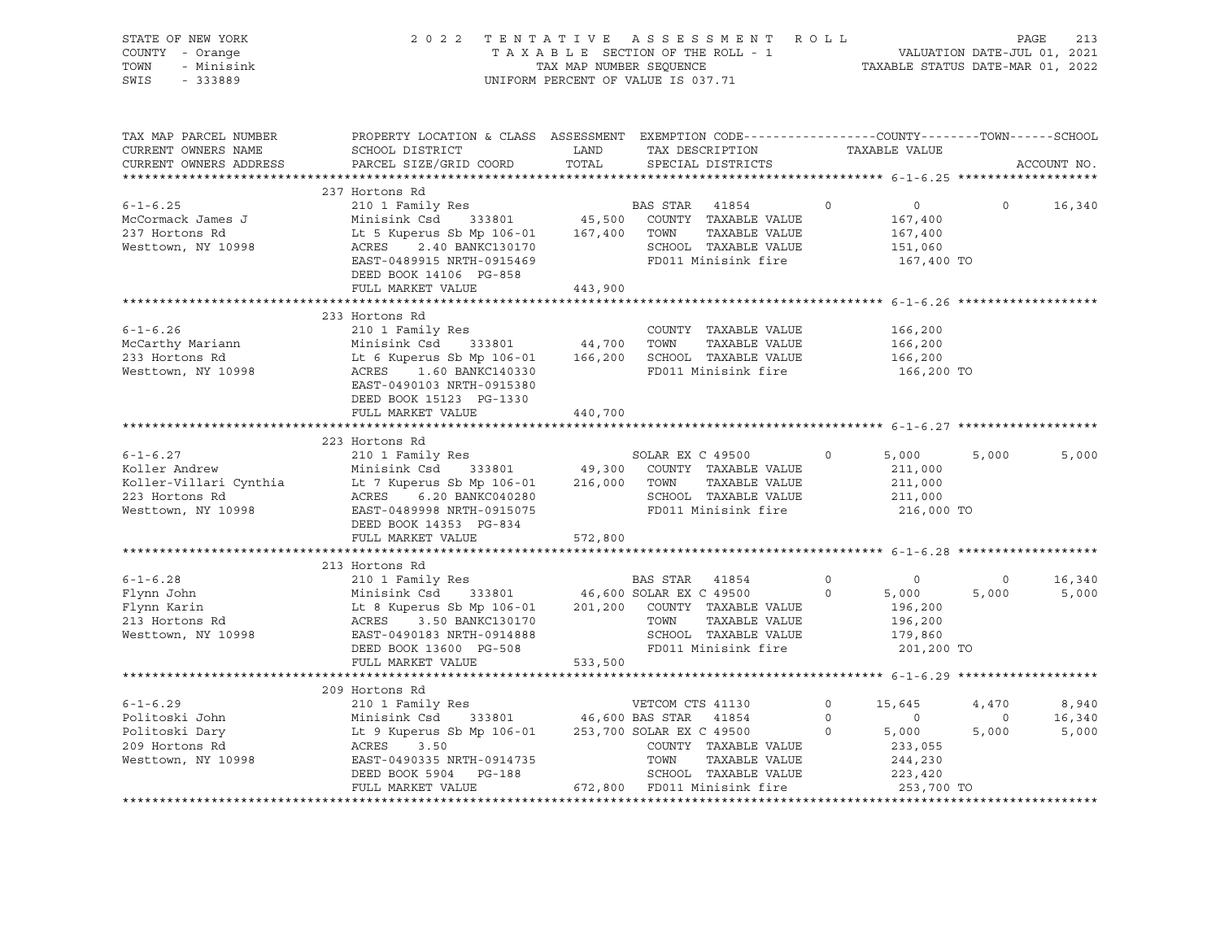STATE OF NEW YORK
COUNTY - Orange
TOWN - Minisink
SWIS - 333889

2022 TENTATIVE ASSESSMENT ROLL
TAXABLE SECTION OF THE ROLL - 1
TAX MAP NUMBER SEQUENCE
UNIFORM PERCENT OF VALUE IS 037.71

VALUATION DATE-JUL 01, 2021
TAXABLE STATUS DATE-MAR 01, 2022

| TAX MAP PARCEL NUMBER / CURRENT OWNERS NAME / CURRENT OWNERS ADDRESS | PROPERTY LOCATION & CLASS / SCHOOL DISTRICT / PARCEL SIZE/GRID COORD | ASSESSMENT LAND / TOTAL | EXEMPTION CODE / TAX DESCRIPTION / SPECIAL DISTRICTS | | COUNTY / TAXABLE VALUE | TOWN | SCHOOL / ACCOUNT NO. |
|---|---|---|---|---|---|---|---|
| **6-1-6.25** | 237 Hortons Rd | | | | | | |
| | 210 1 Family Res | | BAS STAR 41854 | 0 | 0 | 0 | 16,340 |
| McCormack James J | Minisink Csd 333801 | 45,500 | COUNTY TAXABLE VALUE | | 167,400 | | |
| 237 Hortons Rd | Lt 5 Kuperus Sb Mp 106-01 | 167,400 | TOWN TAXABLE VALUE | | 167,400 | | |
| Westtown, NY 10998 | ACRES 2.40 BANKC130170 | | SCHOOL TAXABLE VALUE | | 151,060 | | |
| | EAST-0489915 NRTH-0915469 | | FD011 Minisink fire | | 167,400 TO | | |
| | DEED BOOK 14106 PG-858 | | | | | | |
| | FULL MARKET VALUE | 443,900 | | | | | |
| **6-1-6.26** | 233 Hortons Rd | | | | | | |
| | 210 1 Family Res | | COUNTY TAXABLE VALUE | | 166,200 | | |
| McCarthy Mariann | Minisink Csd 333801 | 44,700 | TOWN TAXABLE VALUE | | 166,200 | | |
| 233 Hortons Rd | Lt 6 Kuperus Sb Mp 106-01 | 166,200 | SCHOOL TAXABLE VALUE | | 166,200 | | |
| Westtown, NY 10998 | ACRES 1.60 BANKC140330 | | FD011 Minisink fire | | 166,200 TO | | |
| | EAST-0490103 NRTH-0915380 | | | | | | |
| | DEED BOOK 15123 PG-1330 | | | | | | |
| | FULL MARKET VALUE | 440,700 | | | | | |
| **6-1-6.27** | 223 Hortons Rd | | | | | | |
| | 210 1 Family Res | | SOLAR EX C 49500 | 0 | 5,000 | 5,000 | 5,000 |
| Koller Andrew | Minisink Csd 333801 | 49,300 | COUNTY TAXABLE VALUE | | 211,000 | | |
| Koller-Villari Cynthia | Lt 7 Kuperus Sb Mp 106-01 | 216,000 | TOWN TAXABLE VALUE | | 211,000 | | |
| 223 Hortons Rd | ACRES 6.20 BANKC040280 | | SCHOOL TAXABLE VALUE | | 211,000 | | |
| Westtown, NY 10998 | EAST-0489998 NRTH-0915075 | | FD011 Minisink fire | | 216,000 TO | | |
| | DEED BOOK 14353 PG-834 | | | | | | |
| | FULL MARKET VALUE | 572,800 | | | | | |
| **6-1-6.28** | 213 Hortons Rd | | | | | | |
| | 210 1 Family Res | | BAS STAR 41854 | 0 | 0 | 0 | 16,340 |
| Flynn John | Minisink Csd 333801 | 46,600 | SOLAR EX C 49500 | 0 | 5,000 | 5,000 | 5,000 |
| Flynn Karin | Lt 8 Kuperus Sb Mp 106-01 | 201,200 | COUNTY TAXABLE VALUE | | 196,200 | | |
| 213 Hortons Rd | ACRES 3.50 BANKC130170 | | TOWN TAXABLE VALUE | | 196,200 | | |
| Westtown, NY 10998 | EAST-0490183 NRTH-0914888 | | SCHOOL TAXABLE VALUE | | 179,860 | | |
| | DEED BOOK 13600 PG-508 | | FD011 Minisink fire | | 201,200 TO | | |
| | FULL MARKET VALUE | 533,500 | | | | | |
| **6-1-6.29** | 209 Hortons Rd | | | | | | |
| | 210 1 Family Res | | VETCOM CTS 41130 | 0 | 15,645 | 4,470 | 8,940 |
| Politoski John | Minisink Csd 333801 | 46,600 | BAS STAR 41854 | 0 | 0 | 0 | 16,340 |
| Politoski Dary | Lt 9 Kuperus Sb Mp 106-01 | 253,700 | SOLAR EX C 49500 | 0 | 5,000 | 5,000 | 5,000 |
| 209 Hortons Rd | ACRES 3.50 | | COUNTY TAXABLE VALUE | | 233,055 | | |
| Westtown, NY 10998 | EAST-0490335 NRTH-0914735 | | TOWN TAXABLE VALUE | | 244,230 | | |
| | DEED BOOK 5904 PG-188 | | SCHOOL TAXABLE VALUE | | 223,420 | | |
| | FULL MARKET VALUE | 672,800 | FD011 Minisink fire | | 253,700 TO | | |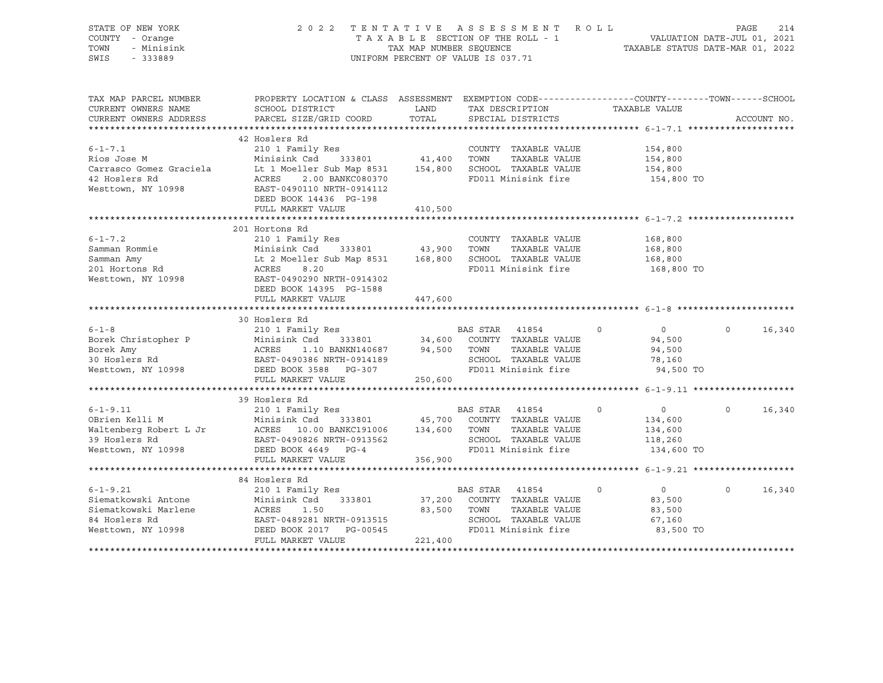STATE OF NEW YORK
COUNTY - Orange
TOWN - Minisink
SWIS - 333889

2022 TENTATIVE ASSESSMENT ROLL
TAXABLE SECTION OF THE ROLL - 1
TAX MAP NUMBER SEQUENCE
UNIFORM PERCENT OF VALUE IS 037.71

VALUATION DATE-JUL 01, 2021
TAXABLE STATUS DATE-MAR 01, 2022

| TAX MAP PARCEL NUMBER / CURRENT OWNERS NAME / CURRENT OWNERS ADDRESS | PROPERTY LOCATION & CLASS / SCHOOL DISTRICT / PARCEL SIZE/GRID COORD | ASSESSMENT LAND / TOTAL | EXEMPTION CODE / TAX DESCRIPTION / SPECIAL DISTRICTS | COUNTY | TOWN | SCHOOL / TAXABLE VALUE |
|---|---|---|---|---|---|---|
| **6-1-7.1** | 42 Hoslers Rd | | | | | |
| 6-1-7.1 | 210 1 Family Res | | COUNTY TAXABLE VALUE | 154,800 | | |
| Rios Jose M | Minisink Csd 333801 | 41,400 | TOWN TAXABLE VALUE | 154,800 | | |
| Carrasco Gomez Graciela | Lt 1 Moeller Sub Map 8531 | 154,800 | SCHOOL TAXABLE VALUE | 154,800 | | |
| 42 Hoslers Rd | ACRES 2.00 BANKC080370 | | FD011 Minisink fire | 154,800 TO | | |
| Westtown, NY 10998 | EAST-0490110 NRTH-0914112 | | | | | |
| | DEED BOOK 14436 PG-198 | | | | | |
| | FULL MARKET VALUE | 410,500 | | | | |
| **6-1-7.2** | 201 Hortons Rd | | | | | |
| 6-1-7.2 | 210 1 Family Res | | COUNTY TAXABLE VALUE | 168,800 | | |
| Samman Rommie | Minisink Csd 333801 | 43,900 | TOWN TAXABLE VALUE | 168,800 | | |
| Samman Amy | Lt 2 Moeller Sub Map 8531 | 168,800 | SCHOOL TAXABLE VALUE | 168,800 | | |
| 201 Hortons Rd | ACRES 8.20 | | FD011 Minisink fire | 168,800 TO | | |
| Westtown, NY 10998 | EAST-0490290 NRTH-0914302 | | | | | |
| | DEED BOOK 14395 PG-1588 | | | | | |
| | FULL MARKET VALUE | 447,600 | | | | |
| **6-1-8** | 30 Hoslers Rd | | | | | |
| 6-1-8 | 210 1 Family Res | | BAS STAR 41854 | 0 | 0 | 16,340 |
| Borek Christopher P | Minisink Csd 333801 | 34,600 | COUNTY TAXABLE VALUE | 94,500 | | |
| Borek Amy | ACRES 1.10 BANKN140687 | 94,500 | TOWN TAXABLE VALUE | 94,500 | | |
| 30 Hoslers Rd | EAST-0490386 NRTH-0914189 | | SCHOOL TAXABLE VALUE | 78,160 | | |
| Westtown, NY 10998 | DEED BOOK 3588 PG-307 | | FD011 Minisink fire | 94,500 TO | | |
| | FULL MARKET VALUE | 250,600 | | | | |
| **6-1-9.11** | 39 Hoslers Rd | | | | | |
| 6-1-9.11 | 210 1 Family Res | | BAS STAR 41854 | 0 | 0 | 16,340 |
| OBrien Kelli M | Minisink Csd 333801 | 45,700 | COUNTY TAXABLE VALUE | 134,600 | | |
| Waltenberg Robert L Jr | ACRES 10.00 BANKC191006 | 134,600 | TOWN TAXABLE VALUE | 134,600 | | |
| 39 Hoslers Rd | EAST-0490826 NRTH-0913562 | | SCHOOL TAXABLE VALUE | 118,260 | | |
| Westtown, NY 10998 | DEED BOOK 4649 PG-4 | | FD011 Minisink fire | 134,600 TO | | |
| | FULL MARKET VALUE | 356,900 | | | | |
| **6-1-9.21** | 84 Hoslers Rd | | | | | |
| 6-1-9.21 | 210 1 Family Res | | BAS STAR 41854 | 0 | 0 | 16,340 |
| Siematkowski Antone | Minisink Csd 333801 | 37,200 | COUNTY TAXABLE VALUE | 83,500 | | |
| Siematkowski Marlene | ACRES 1.50 | 83,500 | TOWN TAXABLE VALUE | 83,500 | | |
| 84 Hoslers Rd | EAST-0489281 NRTH-0913515 | | SCHOOL TAXABLE VALUE | 67,160 | | |
| Westtown, NY 10998 | DEED BOOK 2017 PG-00545 | | FD011 Minisink fire | 83,500 TO | | |
| | FULL MARKET VALUE | 221,400 | | | | |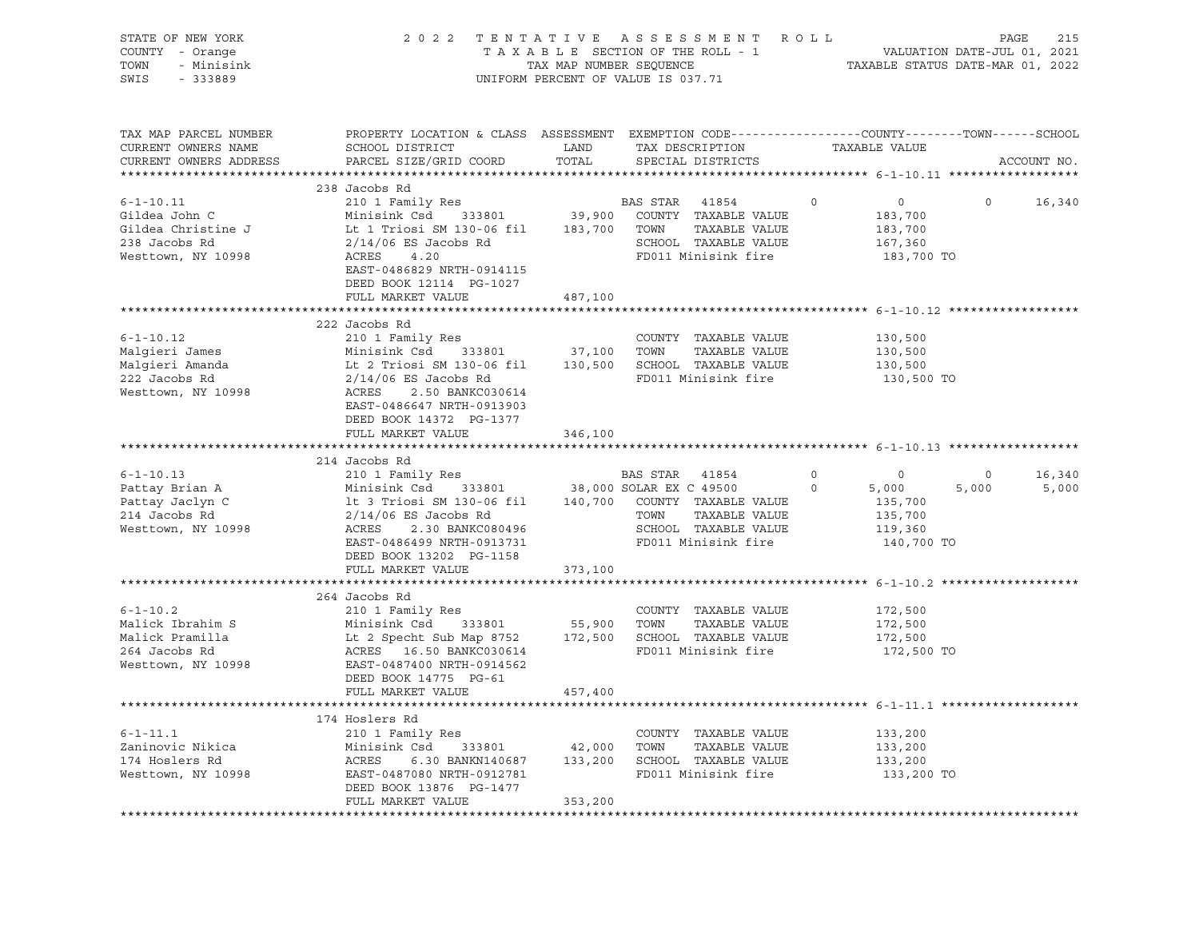STATE OF NEW YORK
COUNTY - Orange
TOWN - Minisink
SWIS - 333889

2 0 2 2 T E N T A T I V E A S S E S S M E N T R O L L
T A X A B L E SECTION OF THE ROLL - 1
TAX MAP NUMBER SEQUENCE
UNIFORM PERCENT OF VALUE IS 037.71

VALUATION DATE-JUL 01, 2021
TAXABLE STATUS DATE-MAR 01, 2022

```
TAX MAP PARCEL NUMBER     PROPERTY LOCATION & CLASS  ASSESSMENT  EXEMPTION CODE------------------COUNTY--------TOWN------SCHOOL
CURRENT OWNERS NAME       SCHOOL DISTRICT               LAND      TAX DESCRIPTION            TAXABLE VALUE
CURRENT OWNERS ADDRESS    PARCEL SIZE/GRID COORD        TOTAL     SPECIAL DISTRICTS                                    ACCOUNT NO.
******************************************************************************************************* 6-1-10.11 ******************
                          238 Jacobs Rd
6-1-10.11                 210 1 Family Res                    BAS STAR  41854        0          0          0     16,340
Gildea John C             Minisink Csd    333801     39,900   COUNTY  TAXABLE VALUE          183,700
Gildea Christine J        Lt 1 Triosi SM 130-06 fil   183,700  TOWN    TAXABLE VALUE          183,700
238 Jacobs Rd             2/14/06 ES Jacobs Rd                 SCHOOL  TAXABLE VALUE          167,360
Westtown, NY 10998        ACRES     4.20                       FD011 Minisink fire             183,700 TO
                          EAST-0486829 NRTH-0914115
                          DEED BOOK 12114  PG-1027
                          FULL MARKET VALUE          487,100
******************************************************************************************************* 6-1-10.12 ******************
                          222 Jacobs Rd
6-1-10.12                 210 1 Family Res                     COUNTY  TAXABLE VALUE          130,500
Malgieri James            Minisink Csd    333801     37,100   TOWN    TAXABLE VALUE          130,500
Malgieri Amanda           Lt 2 Triosi SM 130-06 fil   130,500  SCHOOL  TAXABLE VALUE          130,500
222 Jacobs Rd             2/14/06 ES Jacobs Rd                 FD011 Minisink fire             130,500 TO
Westtown, NY 10998        ACRES     2.50 BANKC030614
                          EAST-0486647 NRTH-0913903
                          DEED BOOK 14372  PG-1377
                          FULL MARKET VALUE          346,100
******************************************************************************************************* 6-1-10.13 ******************
                          214 Jacobs Rd
6-1-10.13                 210 1 Family Res                    BAS STAR  41854        0          0          0     16,340
Pattay Brian A            Minisink Csd    333801     38,000 SOLAR EX C 49500        0      5,000      5,000      5,000
Pattay Jaclyn C           lt 3 Triosi SM 130-06 fil   140,700  COUNTY  TAXABLE VALUE          135,700
214 Jacobs Rd             2/14/06 ES Jacobs Rd                 TOWN    TAXABLE VALUE          135,700
Westtown, NY 10998        ACRES     2.30 BANKC080496           SCHOOL  TAXABLE VALUE          119,360
                          EAST-0486499 NRTH-0913731            FD011 Minisink fire             140,700 TO
                          DEED BOOK 13202  PG-1158
                          FULL MARKET VALUE          373,100
******************************************************************************************************* 6-1-10.2 *******************
                          264 Jacobs Rd
6-1-10.2                  210 1 Family Res                     COUNTY  TAXABLE VALUE          172,500
Malick Ibrahim S          Minisink Csd    333801     55,900   TOWN    TAXABLE VALUE          172,500
Malick Pramilla           Lt 2 Specht Sub Map 8752    172,500  SCHOOL  TAXABLE VALUE          172,500
264 Jacobs Rd             ACRES    16.50 BANKC030614           FD011 Minisink fire             172,500 TO
Westtown, NY 10998        EAST-0487400 NRTH-0914562
                          DEED BOOK 14775  PG-61
                          FULL MARKET VALUE          457,400
******************************************************************************************************* 6-1-11.1 *******************
                          174 Hoslers Rd
6-1-11.1                  210 1 Family Res                     COUNTY  TAXABLE VALUE          133,200
Zaninovic Nikica          Minisink Csd    333801     42,000   TOWN    TAXABLE VALUE          133,200
174 Hoslers Rd            ACRES     6.30 BANKN140687  133,200  SCHOOL  TAXABLE VALUE          133,200
Westtown, NY 10998        EAST-0487080 NRTH-0912781            FD011 Minisink fire             133,200 TO
                          DEED BOOK 13876  PG-1477
                          FULL MARKET VALUE          353,200
************************************************************************************************************************************
```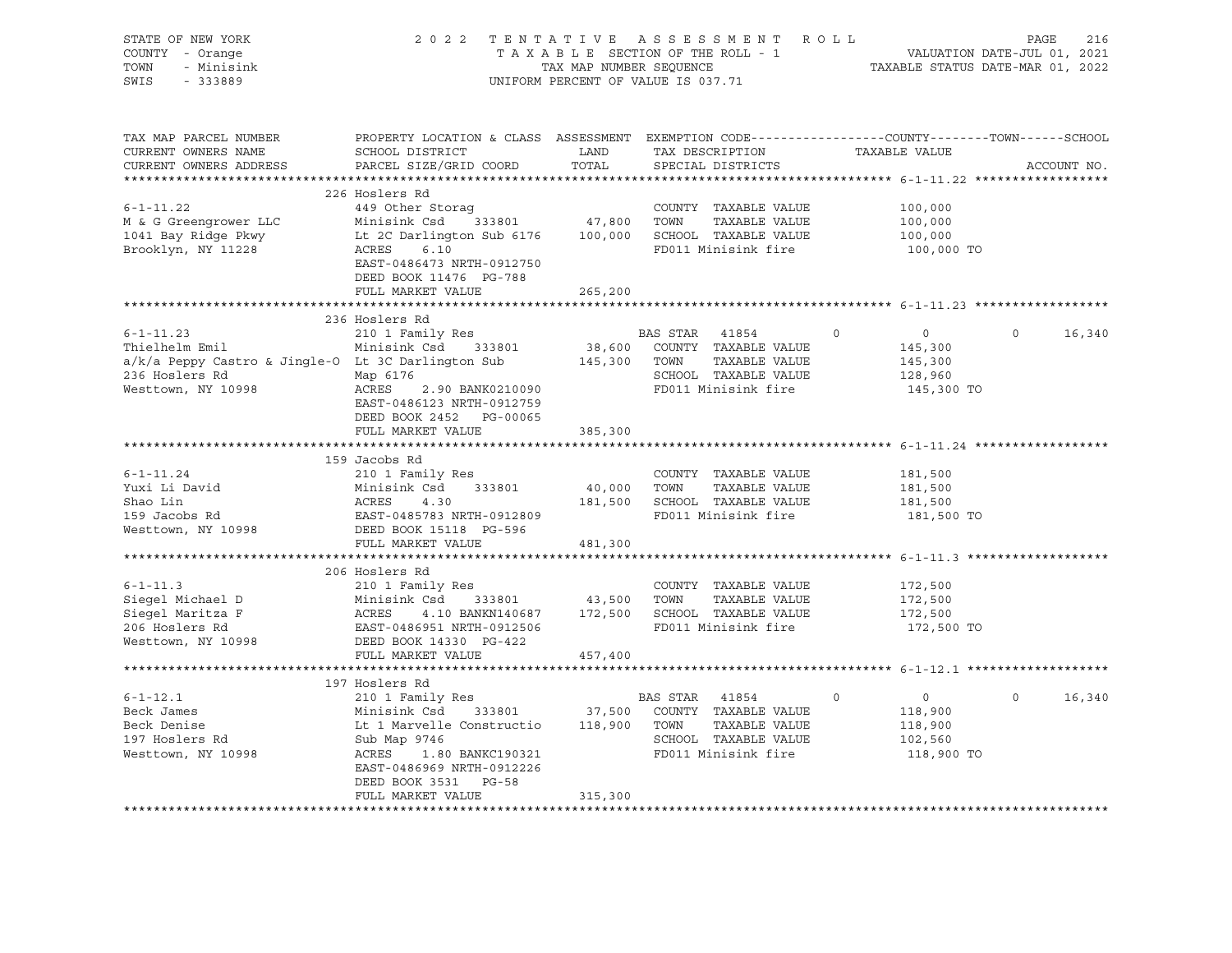STATE OF NEW YORK
COUNTY - Orange
TOWN - Minisink
SWIS - 333889

2022 TENTATIVE ASSESSMENT ROLL
TAXABLE SECTION OF THE ROLL - 1
TAX MAP NUMBER SEQUENCE
UNIFORM PERCENT OF VALUE IS 037.71

VALUATION DATE-JUL 01, 2021
TAXABLE STATUS DATE-MAR 01, 2022

| TAX MAP PARCEL NUMBER / CURRENT OWNERS NAME / CURRENT OWNERS ADDRESS | PROPERTY LOCATION & CLASS / SCHOOL DISTRICT / PARCEL SIZE/GRID COORD | ASSESSMENT LAND | TOTAL | EXEMPTION CODE / TAX DESCRIPTION / SPECIAL DISTRICTS | COUNTY TAXABLE VALUE | TOWN | SCHOOL | ACCOUNT NO. |
|---|---|---|---|---|---|---|---|---|
| **6-1-11.22** | 226 Hoslers Rd | | | | | | | |
| 6-1-11.22 | 449 Other Storag | | | COUNTY TAXABLE VALUE | 100,000 | | | |
| M & G Greengrower LLC | Minisink Csd 333801 | 47,800 | | TOWN TAXABLE VALUE | 100,000 | | | |
| 1041 Bay Ridge Pkwy | Lt 2C Darlington Sub 6176 | | 100,000 | SCHOOL TAXABLE VALUE | 100,000 | | | |
| Brooklyn, NY 11228 | ACRES 6.10 | | | FD011 Minisink fire | 100,000 TO | | | |
| | EAST-0486473 NRTH-0912750 | | | | | | | |
| | DEED BOOK 11476 PG-788 | | | | | | | |
| | FULL MARKET VALUE | | 265,200 | | | | | |
| **6-1-11.23** | 236 Hoslers Rd | | | | | | | |
| 6-1-11.23 | 210 1 Family Res | | | BAS STAR 41854 | 0 | 0 | 16,340 | |
| Thielhelm Emil | Minisink Csd 333801 | 38,600 | | COUNTY TAXABLE VALUE | 145,300 | | | |
| a/k/a Peppy Castro & Jingle-O | Lt 3C Darlington Sub | | 145,300 | TOWN TAXABLE VALUE | 145,300 | | | |
| 236 Hoslers Rd | Map 6176 | | | SCHOOL TAXABLE VALUE | 128,960 | | | |
| Westtown, NY 10998 | ACRES 2.90 BANK0210090 | | | FD011 Minisink fire | 145,300 TO | | | |
| | EAST-0486123 NRTH-0912759 | | | | | | | |
| | DEED BOOK 2452 PG-00065 | | | | | | | |
| | FULL MARKET VALUE | | 385,300 | | | | | |
| **6-1-11.24** | 159 Jacobs Rd | | | | | | | |
| 6-1-11.24 | 210 1 Family Res | | | COUNTY TAXABLE VALUE | 181,500 | | | |
| Yuxi Li David | Minisink Csd 333801 | 40,000 | | TOWN TAXABLE VALUE | 181,500 | | | |
| Shao Lin | ACRES 4.30 | | 181,500 | SCHOOL TAXABLE VALUE | 181,500 | | | |
| 159 Jacobs Rd | EAST-0485783 NRTH-0912809 | | | FD011 Minisink fire | 181,500 TO | | | |
| Westtown, NY 10998 | DEED BOOK 15118 PG-596 | | | | | | | |
| | FULL MARKET VALUE | | 481,300 | | | | | |
| **6-1-11.3** | 206 Hoslers Rd | | | | | | | |
| 6-1-11.3 | 210 1 Family Res | | | COUNTY TAXABLE VALUE | 172,500 | | | |
| Siegel Michael D | Minisink Csd 333801 | 43,500 | | TOWN TAXABLE VALUE | 172,500 | | | |
| Siegel Maritza F | ACRES 4.10 BANKN140687 | | 172,500 | SCHOOL TAXABLE VALUE | 172,500 | | | |
| 206 Hoslers Rd | EAST-0486951 NRTH-0912506 | | | FD011 Minisink fire | 172,500 TO | | | |
| Westtown, NY 10998 | DEED BOOK 14330 PG-422 | | | | | | | |
| | FULL MARKET VALUE | | 457,400 | | | | | |
| **6-1-12.1** | 197 Hoslers Rd | | | | | | | |
| 6-1-12.1 | 210 1 Family Res | | | BAS STAR 41854 | 0 | 0 | 16,340 | |
| Beck James | Minisink Csd 333801 | 37,500 | | COUNTY TAXABLE VALUE | 118,900 | | | |
| Beck Denise | Lt 1 Marvelle Constructio | | 118,900 | TOWN TAXABLE VALUE | 118,900 | | | |
| 197 Hoslers Rd | Sub Map 9746 | | | SCHOOL TAXABLE VALUE | 102,560 | | | |
| Westtown, NY 10998 | ACRES 1.80 BANKC190321 | | | FD011 Minisink fire | 118,900 TO | | | |
| | EAST-0486969 NRTH-0912226 | | | | | | | |
| | DEED BOOK 3531 PG-58 | | | | | | | |
| | FULL MARKET VALUE | | 315,300 | | | | | |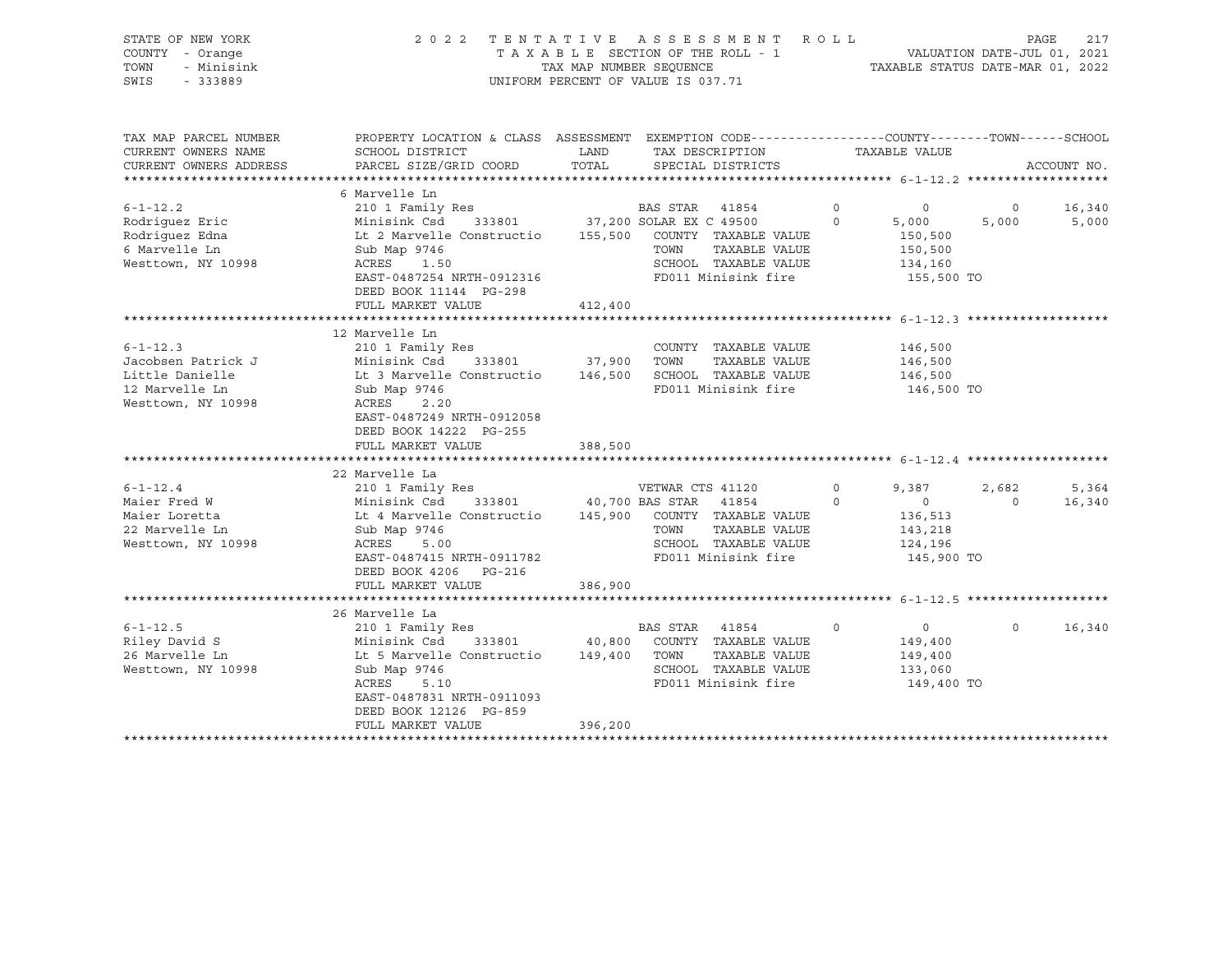STATE OF NEW YORK | COUNTY - Orange | TOWN - Minisink | SWIS - 333889

**2022 TENTATIVE ASSESSMENT ROLL**
TAXABLE SECTION OF THE ROLL - 1
TAX MAP NUMBER SEQUENCE
UNIFORM PERCENT OF VALUE IS 037.71

VALUATION DATE-JUL 01, 2021
TAXABLE STATUS DATE-MAR 01, 2022

| TAX MAP PARCEL NUMBER / CURRENT OWNERS NAME / CURRENT OWNERS ADDRESS | PROPERTY LOCATION & CLASS / SCHOOL DISTRICT / PARCEL SIZE/GRID COORD | ASSESSMENT LAND | TOTAL | EXEMPTION CODE / TAX DESCRIPTION / SPECIAL DISTRICTS | | COUNTY | TOWN | SCHOOL |
|---|---|---|---|---|---|---|---|---|
| **6-1-12.2** | 6 Marvelle Ln | | | | | | | |
| | 210 1 Family Res | | | BAS STAR 41854 | 0 | 0 | 0 | 16,340 |
| Rodriguez Eric | Minisink Csd 333801 | 37,200 | | SOLAR EX C 49500 | 0 | 5,000 | 5,000 | 5,000 |
| Rodriguez Edna | Lt 2 Marvelle Constructio | | 155,500 | COUNTY TAXABLE VALUE | | 150,500 | | |
| 6 Marvelle Ln | Sub Map 9746 | | | TOWN TAXABLE VALUE | | 150,500 | | |
| Westtown, NY 10998 | ACRES 1.50 | | | SCHOOL TAXABLE VALUE | | 134,160 | | |
| | EAST-0487254 NRTH-0912316 | | | FD011 Minisink fire | | 155,500 TO | | |
| | DEED BOOK 11144 PG-298 | | | | | | | |
| | FULL MARKET VALUE | | 412,400 | | | | | |
| **6-1-12.3** | 12 Marvelle Ln | | | | | | | |
| | 210 1 Family Res | | | COUNTY TAXABLE VALUE | | 146,500 | | |
| Jacobsen Patrick J | Minisink Csd 333801 | 37,900 | | TOWN TAXABLE VALUE | | 146,500 | | |
| Little Danielle | Lt 3 Marvelle Constructio | | 146,500 | SCHOOL TAXABLE VALUE | | 146,500 | | |
| 12 Marvelle Ln | Sub Map 9746 | | | FD011 Minisink fire | | 146,500 TO | | |
| Westtown, NY 10998 | ACRES 2.20 | | | | | | | |
| | EAST-0487249 NRTH-0912058 | | | | | | | |
| | DEED BOOK 14222 PG-255 | | | | | | | |
| | FULL MARKET VALUE | | 388,500 | | | | | |
| **6-1-12.4** | 22 Marvelle La | | | | | | | |
| | 210 1 Family Res | | | VETWAR CTS 41120 | 0 | 9,387 | 2,682 | 5,364 |
| Maier Fred W | Minisink Csd 333801 | 40,700 | | BAS STAR 41854 | 0 | 0 | 0 | 16,340 |
| Maier Loretta | Lt 4 Marvelle Constructio | | 145,900 | COUNTY TAXABLE VALUE | | 136,513 | | |
| 22 Marvelle Ln | Sub Map 9746 | | | TOWN TAXABLE VALUE | | 143,218 | | |
| Westtown, NY 10998 | ACRES 5.00 | | | SCHOOL TAXABLE VALUE | | 124,196 | | |
| | EAST-0487415 NRTH-0911782 | | | FD011 Minisink fire | | 145,900 TO | | |
| | DEED BOOK 4206 PG-216 | | | | | | | |
| | FULL MARKET VALUE | | 386,900 | | | | | |
| **6-1-12.5** | 26 Marvelle La | | | | | | | |
| | 210 1 Family Res | | | BAS STAR 41854 | 0 | 0 | 0 | 16,340 |
| Riley David S | Minisink Csd 333801 | 40,800 | | COUNTY TAXABLE VALUE | | 149,400 | | |
| 26 Marvelle Ln | Lt 5 Marvelle Constructio | | 149,400 | TOWN TAXABLE VALUE | | 149,400 | | |
| Westtown, NY 10998 | Sub Map 9746 | | | SCHOOL TAXABLE VALUE | | 133,060 | | |
| | ACRES 5.10 | | | FD011 Minisink fire | | 149,400 TO | | |
| | EAST-0487831 NRTH-0911093 | | | | | | | |
| | DEED BOOK 12126 PG-859 | | | | | | | |
| | FULL MARKET VALUE | | 396,200 | | | | | |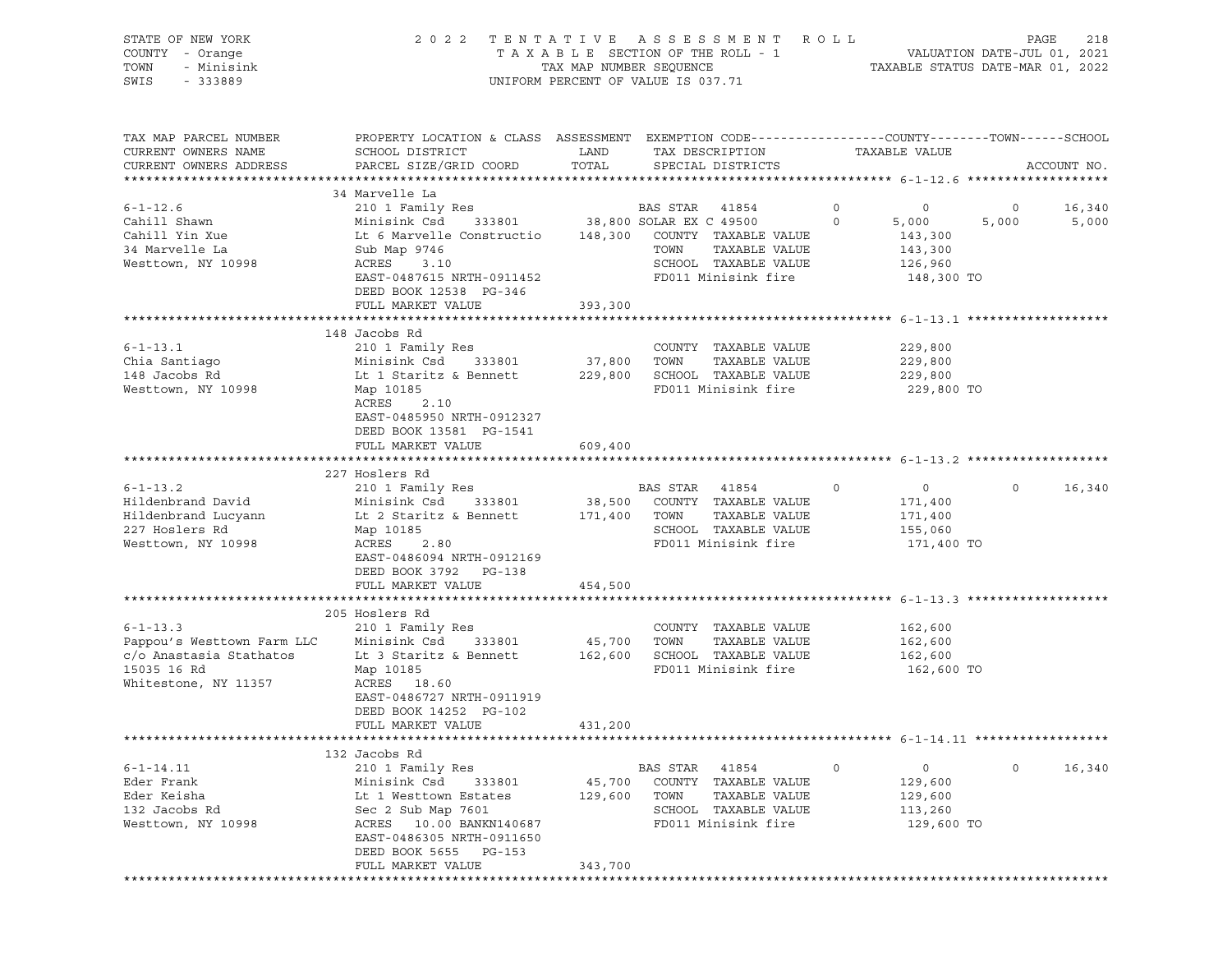STATE OF NEW YORK — 2022 TENTATIVE ASSESSMENT ROLL
COUNTY - Orange — TAXABLE SECTION OF THE ROLL - 1 — VALUATION DATE-JUL 01, 2021
TOWN - Minisink — TAX MAP NUMBER SEQUENCE — TAXABLE STATUS DATE-MAR 01, 2022
SWIS - 333889 — UNIFORM PERCENT OF VALUE IS 037.71

| TAX MAP PARCEL NUMBER / CURRENT OWNERS NAME / CURRENT OWNERS ADDRESS | PROPERTY LOCATION & CLASS / SCHOOL DISTRICT / PARCEL SIZE/GRID COORD | ASSESSMENT LAND / TOTAL | EXEMPTION CODE / TAX DESCRIPTION / SPECIAL DISTRICTS | | COUNTY TAXABLE VALUE | TOWN | SCHOOL | ACCOUNT NO. |
|---|---|---|---|---|---|---|---|---|
| **6-1-12.6** | 34 Marvelle La | | | | | | | |
| 6-1-12.6 | 210 1 Family Res | | BAS STAR 41854 | 0 | 0 | 0 | 16,340 | |
| Cahill Shawn | Minisink Csd 333801 | 38,800 | SOLAR EX C 49500 | 0 | 5,000 | 5,000 | 5,000 | |
| Cahill Yin Xue | Lt 6 Marvelle Constructio | 148,300 | COUNTY TAXABLE VALUE | | 143,300 | | | |
| 34 Marvelle La | Sub Map 9746 | | TOWN TAXABLE VALUE | | 143,300 | | | |
| Westtown, NY 10998 | ACRES 3.10 | | SCHOOL TAXABLE VALUE | | 126,960 | | | |
| | EAST-0487615 NRTH-0911452 | | FD011 Minisink fire | | 148,300 TO | | | |
| | DEED BOOK 12538 PG-346 | | | | | | | |
| | FULL MARKET VALUE | 393,300 | | | | | | |
| **6-1-13.1** | 148 Jacobs Rd | | | | | | | |
| 6-1-13.1 | 210 1 Family Res | | COUNTY TAXABLE VALUE | | 229,800 | | | |
| Chia Santiago | Minisink Csd 333801 | 37,800 | TOWN TAXABLE VALUE | | 229,800 | | | |
| 148 Jacobs Rd | Lt 1 Staritz & Bennett | 229,800 | SCHOOL TAXABLE VALUE | | 229,800 | | | |
| Westtown, NY 10998 | Map 10185 | | FD011 Minisink fire | | 229,800 TO | | | |
| | ACRES 2.10 | | | | | | | |
| | EAST-0485950 NRTH-0912327 | | | | | | | |
| | DEED BOOK 13581 PG-1541 | | | | | | | |
| | FULL MARKET VALUE | 609,400 | | | | | | |
| **6-1-13.2** | 227 Hoslers Rd | | | | | | | |
| 6-1-13.2 | 210 1 Family Res | | BAS STAR 41854 | 0 | 0 | 0 | 16,340 | |
| Hildenbrand David | Minisink Csd 333801 | 38,500 | COUNTY TAXABLE VALUE | | 171,400 | | | |
| Hildenbrand Lucyann | Lt 2 Staritz & Bennett | 171,400 | TOWN TAXABLE VALUE | | 171,400 | | | |
| 227 Hoslers Rd | Map 10185 | | SCHOOL TAXABLE VALUE | | 155,060 | | | |
| Westtown, NY 10998 | ACRES 2.80 | | FD011 Minisink fire | | 171,400 TO | | | |
| | EAST-0486094 NRTH-0912169 | | | | | | | |
| | DEED BOOK 3792 PG-138 | | | | | | | |
| | FULL MARKET VALUE | 454,500 | | | | | | |
| **6-1-13.3** | 205 Hoslers Rd | | | | | | | |
| 6-1-13.3 | 210 1 Family Res | | COUNTY TAXABLE VALUE | | 162,600 | | | |
| Pappou's Westtown Farm LLC | Minisink Csd 333801 | 45,700 | TOWN TAXABLE VALUE | | 162,600 | | | |
| c/o Anastasia Stathatos | Lt 3 Staritz & Bennett | 162,600 | SCHOOL TAXABLE VALUE | | 162,600 | | | |
| 15035 16 Rd | Map 10185 | | FD011 Minisink fire | | 162,600 TO | | | |
| Whitestone, NY 11357 | ACRES 18.60 | | | | | | | |
| | EAST-0486727 NRTH-0911919 | | | | | | | |
| | DEED BOOK 14252 PG-102 | | | | | | | |
| | FULL MARKET VALUE | 431,200 | | | | | | |
| **6-1-14.11** | 132 Jacobs Rd | | | | | | | |
| 6-1-14.11 | 210 1 Family Res | | BAS STAR 41854 | 0 | 0 | 0 | 16,340 | |
| Eder Frank | Minisink Csd 333801 | 45,700 | COUNTY TAXABLE VALUE | | 129,600 | | | |
| Eder Keisha | Lt 1 Westtown Estates | 129,600 | TOWN TAXABLE VALUE | | 129,600 | | | |
| 132 Jacobs Rd | Sec 2 Sub Map 7601 | | SCHOOL TAXABLE VALUE | | 113,260 | | | |
| Westtown, NY 10998 | ACRES 10.00 BANKN140687 | | FD011 Minisink fire | | 129,600 TO | | | |
| | EAST-0486305 NRTH-0911650 | | | | | | | |
| | DEED BOOK 5655 PG-153 | | | | | | | |
| | FULL MARKET VALUE | 343,700 | | | | | | |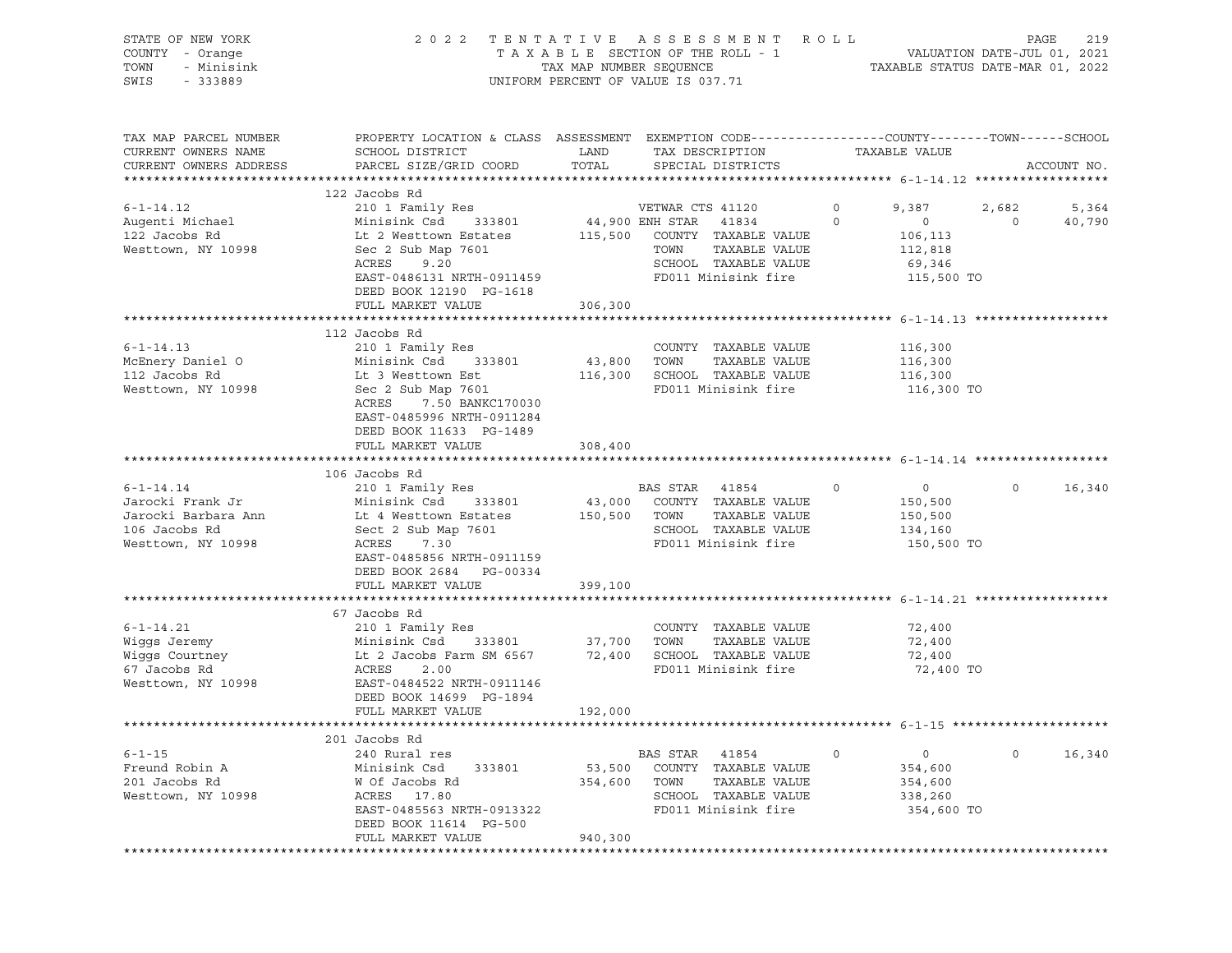STATE OF NEW YORK
COUNTY - Orange
TOWN - Minisink
SWIS - 333889

2 0 2 2 T E N T A T I V E A S S E S S M E N T R O L L
T A X A B L E SECTION OF THE ROLL - 1
TAX MAP NUMBER SEQUENCE
UNIFORM PERCENT OF VALUE IS 037.71

VALUATION DATE-JUL 01, 2021
TAXABLE STATUS DATE-MAR 01, 2022

```
TAX MAP PARCEL NUMBER     PROPERTY LOCATION & CLASS  ASSESSMENT  EXEMPTION CODE------------------COUNTY--------TOWN------SCHOOL
CURRENT OWNERS NAME       SCHOOL DISTRICT               LAND      TAX DESCRIPTION            TAXABLE VALUE
CURRENT OWNERS ADDRESS    PARCEL SIZE/GRID COORD        TOTAL     SPECIAL DISTRICTS                                    ACCOUNT NO.
******************************************************************************************************* 6-1-14.12 ******************
                          122 Jacobs Rd
6-1-14.12                 210 1 Family Res                       VETWAR CTS 41120      0        9,387      2,682       5,364
Augenti Michael           Minisink Csd    333801       44,900 ENH STAR   41834         0            0          0      40,790
122 Jacobs Rd             Lt 2 Westtown Estates       115,500    COUNTY  TAXABLE VALUE           106,113
Westtown, NY 10998        Sec 2 Sub Map 7601                     TOWN    TAXABLE VALUE           112,818
                          ACRES     9.20                         SCHOOL  TAXABLE VALUE            69,346
                          EAST-0486131 NRTH-0911459              FD011 Minisink fire             115,500 TO
                          DEED BOOK 12190  PG-1618
                          FULL MARKET VALUE           306,300
******************************************************************************************************* 6-1-14.13 ******************
                          112 Jacobs Rd
6-1-14.13                 210 1 Family Res                       COUNTY  TAXABLE VALUE           116,300
McEnery Daniel O          Minisink Csd    333801       43,800    TOWN    TAXABLE VALUE           116,300
112 Jacobs Rd             Lt 3 Westtown Est           116,300    SCHOOL  TAXABLE VALUE           116,300
Westtown, NY 10998        Sec 2 Sub Map 7601                     FD011 Minisink fire             116,300 TO
                          ACRES     7.50 BANKC170030
                          EAST-0485996 NRTH-0911284
                          DEED BOOK 11633  PG-1489
                          FULL MARKET VALUE           308,400
******************************************************************************************************* 6-1-14.14 ******************
                          106 Jacobs Rd
6-1-14.14                 210 1 Family Res                       BAS STAR   41854        0            0          0      16,340
Jarocki Frank Jr          Minisink Csd    333801       43,000    COUNTY  TAXABLE VALUE           150,500
Jarocki Barbara Ann       Lt 4 Westtown Estates       150,500    TOWN    TAXABLE VALUE           150,500
106 Jacobs Rd             Sect 2 Sub Map 7601                    SCHOOL  TAXABLE VALUE           134,160
Westtown, NY 10998        ACRES     7.30                         FD011 Minisink fire             150,500 TO
                          EAST-0485856 NRTH-0911159
                          DEED BOOK 2684   PG-00334
                          FULL MARKET VALUE           399,100
******************************************************************************************************* 6-1-14.21 ******************
                          67 Jacobs Rd
6-1-14.21                 210 1 Family Res                       COUNTY  TAXABLE VALUE            72,400
Wiggs Jeremy              Minisink Csd    333801       37,700    TOWN    TAXABLE VALUE            72,400
Wiggs Courtney            Lt 2 Jacobs Farm SM 6567     72,400    SCHOOL  TAXABLE VALUE            72,400
67 Jacobs Rd              ACRES     2.00                         FD011 Minisink fire              72,400 TO
Westtown, NY 10998        EAST-0484522 NRTH-0911146
                          DEED BOOK 14699  PG-1894
                          FULL MARKET VALUE           192,000
******************************************************************************************************* 6-1-15 *********************
                          201 Jacobs Rd
6-1-15                    240 Rural res                          BAS STAR   41854        0            0          0      16,340
Freund Robin A            Minisink Csd    333801       53,500    COUNTY  TAXABLE VALUE           354,600
201 Jacobs Rd             W Of Jacobs Rd              354,600    TOWN    TAXABLE VALUE           354,600
Westtown, NY 10998        ACRES    17.80                         SCHOOL  TAXABLE VALUE           338,260
                          EAST-0485563 NRTH-0913322              FD011 Minisink fire             354,600 TO
                          DEED BOOK 11614  PG-500
                          FULL MARKET VALUE           940,300
************************************************************************************************************************************
```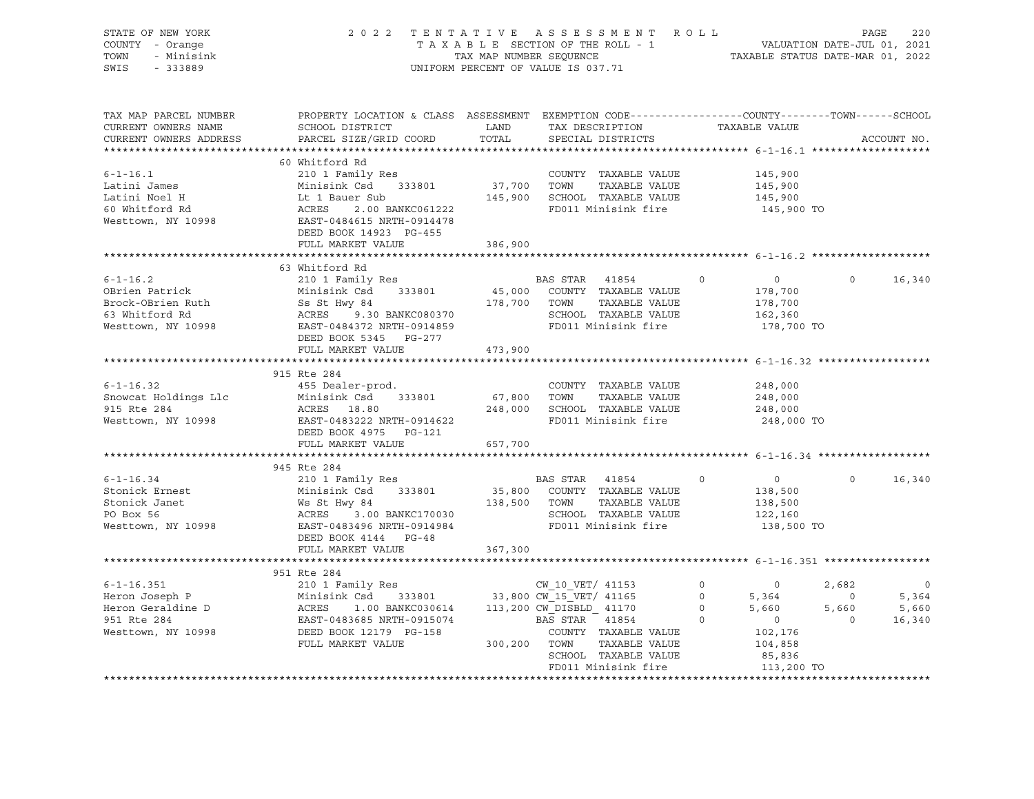STATE OF NEW YORK | COUNTY - Orange | TOWN - Minisink | SWIS - 333889

2 0 2 2 T E N T A T I V E A S S E S S M E N T R O L L
T A X A B L E SECTION OF THE ROLL - 1
TAX MAP NUMBER SEQUENCE
UNIFORM PERCENT OF VALUE IS 037.71

VALUATION DATE-JUL 01, 2021
TAXABLE STATUS DATE-MAR 01, 2022

```
TAX MAP PARCEL NUMBER     PROPERTY LOCATION & CLASS  ASSESSMENT  EXEMPTION CODE------------------COUNTY--------TOWN------SCHOOL
CURRENT OWNERS NAME       SCHOOL DISTRICT               LAND      TAX DESCRIPTION            TAXABLE VALUE
CURRENT OWNERS ADDRESS    PARCEL SIZE/GRID COORD       TOTAL      SPECIAL DISTRICTS                                   ACCOUNT NO.
******************************************************************************************* 6-1-16.1 *******************
                          60 Whitford Rd
6-1-16.1                  210 1 Family Res                       COUNTY  TAXABLE VALUE          145,900
Latini James              Minisink Csd    333801      37,700    TOWN    TAXABLE VALUE          145,900
Latini Noel H             Lt 1 Bauer Sub             145,900    SCHOOL  TAXABLE VALUE          145,900
60 Whitford Rd            ACRES    2.00 BANKC061222              FD011 Minisink fire             145,900 TO
Westtown, NY 10998        EAST-0484615 NRTH-0914478
                          DEED BOOK 14923  PG-455
                          FULL MARKET VALUE          386,900
******************************************************************************************* 6-1-16.2 *******************
                          63 Whitford Rd
6-1-16.2                  210 1 Family Res                  BAS STAR  41854        0           0          0     16,340
OBrien Patrick            Minisink Csd    333801      45,000    COUNTY  TAXABLE VALUE          178,700
Brock-OBrien Ruth         Ss St Hwy 84               178,700    TOWN    TAXABLE VALUE          178,700
63 Whitford Rd            ACRES    9.30 BANKC080370              SCHOOL  TAXABLE VALUE          162,360
Westtown, NY 10998        EAST-0484372 NRTH-0914859              FD011 Minisink fire             178,700 TO
                          DEED BOOK 5345   PG-277
                          FULL MARKET VALUE          473,900
******************************************************************************************* 6-1-16.32 ******************
                          915 Rte 284
6-1-16.32                 455 Dealer-prod.                       COUNTY  TAXABLE VALUE          248,000
Snowcat Holdings Llc      Minisink Csd    333801      67,800    TOWN    TAXABLE VALUE          248,000
915 Rte 284               ACRES   18.80              248,000    SCHOOL  TAXABLE VALUE          248,000
Westtown, NY 10998        EAST-0483222 NRTH-0914622              FD011 Minisink fire             248,000 TO
                          DEED BOOK 4975   PG-121
                          FULL MARKET VALUE          657,700
******************************************************************************************* 6-1-16.34 ******************
                          945 Rte 284
6-1-16.34                 210 1 Family Res                  BAS STAR  41854        0           0          0     16,340
Stonick Ernest            Minisink Csd    333801      35,800    COUNTY  TAXABLE VALUE          138,500
Stonick Janet             Ws St Hwy 84               138,500    TOWN    TAXABLE VALUE          138,500
PO Box 56                 ACRES    3.00 BANKC170030              SCHOOL  TAXABLE VALUE          122,160
Westtown, NY 10998        EAST-0483496 NRTH-0914984              FD011 Minisink fire             138,500 TO
                          DEED BOOK 4144   PG-48
                          FULL MARKET VALUE          367,300
******************************************************************************************* 6-1-16.351 *****************
                          951 Rte 284
6-1-16.351                210 1 Family Res                  CW_10_VET/ 41153       0           0      2,682          0
Heron Joseph P            Minisink Csd    333801      33,800 CW_15_VET/ 41165       0       5,364          0      5,364
Heron Geraldine D         ACRES    1.00 BANKC030614  113,200 CW_DISBLD_ 41170       0       5,660      5,660      5,660
951 Rte 284               EAST-0483685 NRTH-0915074         BAS STAR  41854        0           0          0     16,340
Westtown, NY 10998        DEED BOOK 12179  PG-158               COUNTY  TAXABLE VALUE          102,176
                          FULL MARKET VALUE          300,200    TOWN    TAXABLE VALUE          104,858
                                                                SCHOOL  TAXABLE VALUE           85,836
                                                                FD011 Minisink fire             113,200 TO
************************************************************************************************************************
```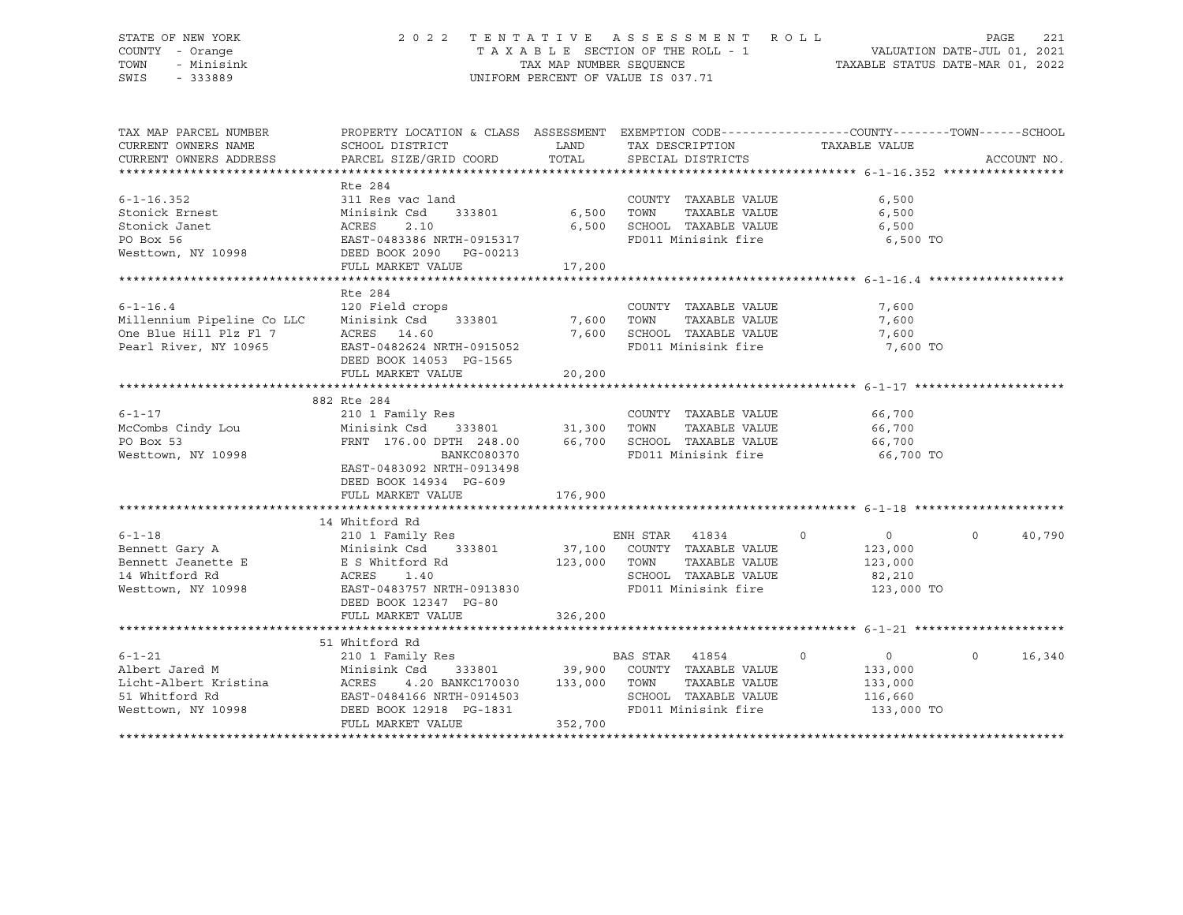STATE OF NEW YORK
COUNTY - Orange
TOWN - Minisink
SWIS - 333889

2022 TENTATIVE ASSESSMENT ROLL
TAXABLE SECTION OF THE ROLL - 1
TAX MAP NUMBER SEQUENCE
UNIFORM PERCENT OF VALUE IS 037.71

VALUATION DATE-JUL 01, 2021
TAXABLE STATUS DATE-MAR 01, 2022

```
TAX MAP PARCEL NUMBER          PROPERTY LOCATION & CLASS  ASSESSMENT  EXEMPTION CODE------------------COUNTY--------TOWN------SCHOOL
CURRENT OWNERS NAME            SCHOOL DISTRICT              LAND      TAX DESCRIPTION                 TAXABLE VALUE
CURRENT OWNERS ADDRESS         PARCEL SIZE/GRID COORD       TOTAL     SPECIAL DISTRICTS                                         ACCOUNT NO.
******************************************************************************************************* 6-1-16.352 *****************
                               Rte 284
6-1-16.352                     311 Res vac land                       COUNTY  TAXABLE VALUE             6,500
Stonick Ernest                 Minisink Csd    333801        6,500    TOWN    TAXABLE VALUE             6,500
Stonick Janet                  ACRES    2.10                 6,500    SCHOOL  TAXABLE VALUE             6,500
PO Box 56                      EAST-0483386 NRTH-0915317              FD011 Minisink fire                6,500 TO
Westtown, NY 10998             DEED BOOK 2090   PG-00213
                               FULL MARKET VALUE            17,200
******************************************************************************************************* 6-1-16.4 *******************
                               Rte 284
6-1-16.4                       120 Field crops                        COUNTY  TAXABLE VALUE             7,600
Millennium Pipeline Co LLC     Minisink Csd    333801        7,600    TOWN    TAXABLE VALUE             7,600
One Blue Hill Plz Fl 7         ACRES   14.60                 7,600    SCHOOL  TAXABLE VALUE             7,600
Pearl River, NY 10965          EAST-0482624 NRTH-0915052              FD011 Minisink fire                7,600 TO
                               DEED BOOK 14053  PG-1565
                               FULL MARKET VALUE            20,200
******************************************************************************************************* 6-1-17 *********************
                           882 Rte 284
6-1-17                         210 1 Family Res                       COUNTY  TAXABLE VALUE            66,700
McCombs Cindy Lou              Minisink Csd    333801       31,300    TOWN    TAXABLE VALUE            66,700
PO Box 53                      FRNT 176.00 DPTH 248.00      66,700    SCHOOL  TAXABLE VALUE            66,700
Westtown, NY 10998                           BANKC080370              FD011 Minisink fire               66,700 TO
                               EAST-0483092 NRTH-0913498
                               DEED BOOK 14934  PG-609
                               FULL MARKET VALUE           176,900
******************************************************************************************************* 6-1-18 *********************
                            14 Whitford Rd
6-1-18                         210 1 Family Res                       ENH STAR  41834        0          0            0      40,790
Bennett Gary A                 Minisink Csd    333801       37,100    COUNTY  TAXABLE VALUE           123,000
Bennett Jeanette E             E S Whitford Rd             123,000    TOWN    TAXABLE VALUE           123,000
14 Whitford Rd                 ACRES    1.40                          SCHOOL  TAXABLE VALUE            82,210
Westtown, NY 10998             EAST-0483757 NRTH-0913830              FD011 Minisink fire              123,000 TO
                               DEED BOOK 12347  PG-80
                               FULL MARKET VALUE           326,200
******************************************************************************************************* 6-1-21 *********************
                            51 Whitford Rd
6-1-21                         210 1 Family Res                       BAS STAR  41854        0          0            0      16,340
Albert Jared M                 Minisink Csd    333801       39,900    COUNTY  TAXABLE VALUE           133,000
Licht-Albert Kristina          ACRES    4.20 BANKC170030   133,000    TOWN    TAXABLE VALUE           133,000
51 Whitford Rd                 EAST-0484166 NRTH-0914503              SCHOOL  TAXABLE VALUE           116,660
Westtown, NY 10998             DEED BOOK 12918  PG-1831               FD011 Minisink fire              133,000 TO
                               FULL MARKET VALUE           352,700
************************************************************************************************************************************
```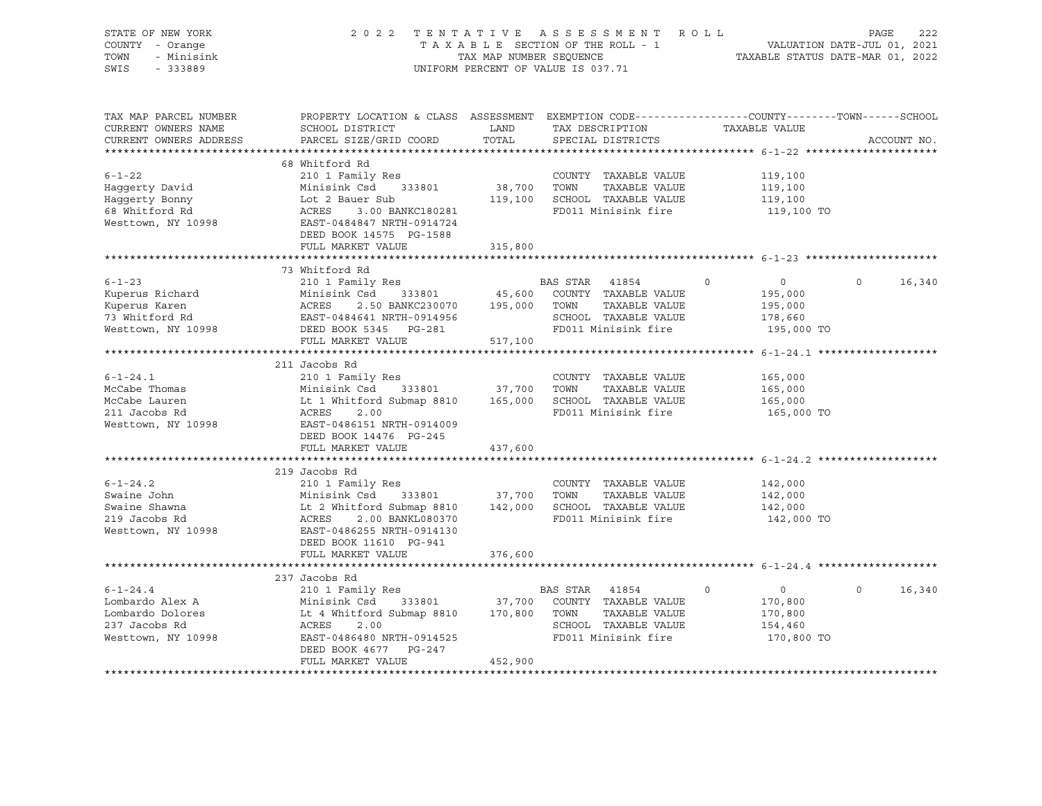STATE OF NEW YORK — COUNTY - Orange — TOWN - Minisink — SWIS - 333889

2022 TENTATIVE ASSESSMENT ROLL — TAXABLE SECTION OF THE ROLL - 1 — TAX MAP NUMBER SEQUENCE — UNIFORM PERCENT OF VALUE IS 037.71

VALUATION DATE-JUL 01, 2021 — TAXABLE STATUS DATE-MAR 01, 2022

| TAX MAP PARCEL NUMBER / CURRENT OWNERS NAME / CURRENT OWNERS ADDRESS | PROPERTY LOCATION & CLASS / SCHOOL DISTRICT / PARCEL SIZE/GRID COORD | ASSESSMENT LAND / TOTAL | EXEMPTION CODE / TAX DESCRIPTION / SPECIAL DISTRICTS | COUNTY | TOWN | SCHOOL | TAXABLE VALUE | ACCOUNT NO. |
|---|---|---|---|---|---|---|---|---|
| **6-1-22** | 68 Whitford Rd | | | | | | | |
| 6-1-22 | 210 1 Family Res | | COUNTY TAXABLE VALUE | | | | 119,100 | |
| Haggerty David | Minisink Csd 333801 | 38,700 | TOWN TAXABLE VALUE | | | | 119,100 | |
| Haggerty Bonny | Lot 2 Bauer Sub | 119,100 | SCHOOL TAXABLE VALUE | | | | 119,100 | |
| 68 Whitford Rd | ACRES 3.00 BANKC180281 | | FD011 Minisink fire | | | | 119,100 TO | |
| Westtown, NY 10998 | EAST-0484847 NRTH-0914724 | | | | | | | |
| | DEED BOOK 14575 PG-1588 | | | | | | | |
| | FULL MARKET VALUE | 315,800 | | | | | | |
| **6-1-23** | 73 Whitford Rd | | | | | | | |
| 6-1-23 | 210 1 Family Res | | BAS STAR 41854 | 0 | 0 | 16,340 | | |
| Kuperus Richard | Minisink Csd 333801 | 45,600 | COUNTY TAXABLE VALUE | | | | 195,000 | |
| Kuperus Karen | ACRES 2.50 BANKC230070 | 195,000 | TOWN TAXABLE VALUE | | | | 195,000 | |
| 73 Whitford Rd | EAST-0484641 NRTH-0914956 | | SCHOOL TAXABLE VALUE | | | | 178,660 | |
| Westtown, NY 10998 | DEED BOOK 5345 PG-281 | | FD011 Minisink fire | | | | 195,000 TO | |
| | FULL MARKET VALUE | 517,100 | | | | | | |
| **6-1-24.1** | 211 Jacobs Rd | | | | | | | |
| 6-1-24.1 | 210 1 Family Res | | COUNTY TAXABLE VALUE | | | | 165,000 | |
| McCabe Thomas | Minisink Csd 333801 | 37,700 | TOWN TAXABLE VALUE | | | | 165,000 | |
| McCabe Lauren | Lt 1 Whitford Submap 8810 | 165,000 | SCHOOL TAXABLE VALUE | | | | 165,000 | |
| 211 Jacobs Rd | ACRES 2.00 | | FD011 Minisink fire | | | | 165,000 TO | |
| Westtown, NY 10998 | EAST-0486151 NRTH-0914009 | | | | | | | |
| | DEED BOOK 14476 PG-245 | | | | | | | |
| | FULL MARKET VALUE | 437,600 | | | | | | |
| **6-1-24.2** | 219 Jacobs Rd | | | | | | | |
| 6-1-24.2 | 210 1 Family Res | | COUNTY TAXABLE VALUE | | | | 142,000 | |
| Swaine John | Minisink Csd 333801 | 37,700 | TOWN TAXABLE VALUE | | | | 142,000 | |
| Swaine Shawna | Lt 2 Whitford Submap 8810 | 142,000 | SCHOOL TAXABLE VALUE | | | | 142,000 | |
| 219 Jacobs Rd | ACRES 2.00 BANKL080370 | | FD011 Minisink fire | | | | 142,000 TO | |
| Westtown, NY 10998 | EAST-0486255 NRTH-0914130 | | | | | | | |
| | DEED BOOK 11610 PG-941 | | | | | | | |
| | FULL MARKET VALUE | 376,600 | | | | | | |
| **6-1-24.4** | 237 Jacobs Rd | | | | | | | |
| 6-1-24.4 | 210 1 Family Res | | BAS STAR 41854 | 0 | 0 | 16,340 | | |
| Lombardo Alex A | Minisink Csd 333801 | 37,700 | COUNTY TAXABLE VALUE | | | | 170,800 | |
| Lombardo Dolores | Lt 4 Whitford Submap 8810 | 170,800 | TOWN TAXABLE VALUE | | | | 170,800 | |
| 237 Jacobs Rd | ACRES 2.00 | | SCHOOL TAXABLE VALUE | | | | 154,460 | |
| Westtown, NY 10998 | EAST-0486480 NRTH-0914525 | | FD011 Minisink fire | | | | 170,800 TO | |
| | DEED BOOK 4677 PG-247 | | | | | | | |
| | FULL MARKET VALUE | 452,900 | | | | | | |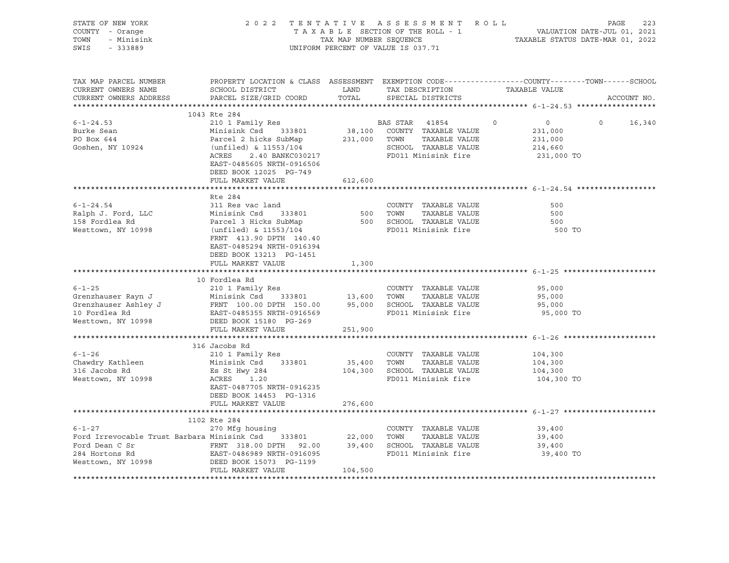STATE OF NEW YORK
COUNTY - Orange
TOWN - Minisink
SWIS - 333889

2022 TENTATIVE ASSESSMENT ROLL
TAXABLE SECTION OF THE ROLL - 1
TAX MAP NUMBER SEQUENCE
UNIFORM PERCENT OF VALUE IS 037.71

VALUATION DATE-JUL 01, 2021
TAXABLE STATUS DATE-MAR 01, 2022

| TAX MAP PARCEL NUMBER / CURRENT OWNERS NAME / CURRENT OWNERS ADDRESS | PROPERTY LOCATION & CLASS / SCHOOL DISTRICT / PARCEL SIZE/GRID COORD | ASSESSMENT LAND | TOTAL | EXEMPTION CODE / TAX DESCRIPTION / SPECIAL DISTRICTS | COUNTY | TOWN | SCHOOL / TAXABLE VALUE | ACCOUNT NO. |
|---|---|---|---|---|---|---|---|---|
| **6-1-24.53** | 1043 Rte 284 | | | | | | | |
| | 210 1 Family Res | | | BAS STAR 41854 | 0 | 0 | 0 | 16,340 |
| Burke Sean | Minisink Csd 333801 | 38,100 | | COUNTY TAXABLE VALUE | | | 231,000 | |
| PO Box 644 | Parcel 2 hicks SubMap | | 231,000 | TOWN TAXABLE VALUE | | | 231,000 | |
| Goshen, NY 10924 | (unfiled) & 11553/104 | | | SCHOOL TAXABLE VALUE | | | 214,660 | |
| | ACRES 2.40 BANKC030217 | | | FD011 Minisink fire | | | 231,000 TO | |
| | EAST-0485605 NRTH-0916506 | | | | | | | |
| | DEED BOOK 12025 PG-749 | | | | | | | |
| | FULL MARKET VALUE | 612,600 | | | | | | |
| **6-1-24.54** | Rte 284 | | | | | | | |
| | 311 Res vac land | | | COUNTY TAXABLE VALUE | | | 500 | |
| Ralph J. Ford, LLC | Minisink Csd 333801 | 500 | | TOWN TAXABLE VALUE | | | 500 | |
| 158 Fordlea Rd | Parcel 3 Hicks SubMap | | 500 | SCHOOL TAXABLE VALUE | | | 500 | |
| Westtown, NY 10998 | (unfiled) & 11553/104 | | | FD011 Minisink fire | | | 500 TO | |
| | FRNT 413.90 DPTH 140.40 | | | | | | | |
| | EAST-0485294 NRTH-0916394 | | | | | | | |
| | DEED BOOK 13213 PG-1451 | | | | | | | |
| | FULL MARKET VALUE | 1,300 | | | | | | |
| **6-1-25** | 10 Fordlea Rd | | | | | | | |
| | 210 1 Family Res | | | COUNTY TAXABLE VALUE | | | 95,000 | |
| Grenzhauser Rayn J | Minisink Csd 333801 | 13,600 | | TOWN TAXABLE VALUE | | | 95,000 | |
| Grenzhauser Ashley J | FRNT 100.00 DPTH 150.00 | | 95,000 | SCHOOL TAXABLE VALUE | | | 95,000 | |
| 10 Fordlea Rd | EAST-0485355 NRTH-0916569 | | | FD011 Minisink fire | | | 95,000 TO | |
| Westtown, NY 10998 | DEED BOOK 15180 PG-269 | | | | | | | |
| | FULL MARKET VALUE | 251,900 | | | | | | |
| **6-1-26** | 316 Jacobs Rd | | | | | | | |
| | 210 1 Family Res | | | COUNTY TAXABLE VALUE | | | 104,300 | |
| Chawdry Kathleen | Minisink Csd 333801 | 35,400 | | TOWN TAXABLE VALUE | | | 104,300 | |
| 316 Jacobs Rd | Es St Hwy 284 | | 104,300 | SCHOOL TAXABLE VALUE | | | 104,300 | |
| Westtown, NY 10998 | ACRES 1.20 | | | FD011 Minisink fire | | | 104,300 TO | |
| | EAST-0487705 NRTH-0916235 | | | | | | | |
| | DEED BOOK 14453 PG-1316 | | | | | | | |
| | FULL MARKET VALUE | 276,600 | | | | | | |
| **6-1-27** | 1102 Rte 284 | | | | | | | |
| | 270 Mfg housing | | | COUNTY TAXABLE VALUE | | | 39,400 | |
| Ford Irrevocable Trust Barbara | Minisink Csd 333801 | 22,000 | | TOWN TAXABLE VALUE | | | 39,400 | |
| Ford Dean C Sr | FRNT 318.00 DPTH 92.00 | | 39,400 | SCHOOL TAXABLE VALUE | | | 39,400 | |
| 284 Hortons Rd | EAST-0486989 NRTH-0916095 | | | FD011 Minisink fire | | | 39,400 TO | |
| Westtown, NY 10998 | DEED BOOK 15073 PG-1199 | | | | | | | |
| | FULL MARKET VALUE | 104,500 | | | | | | |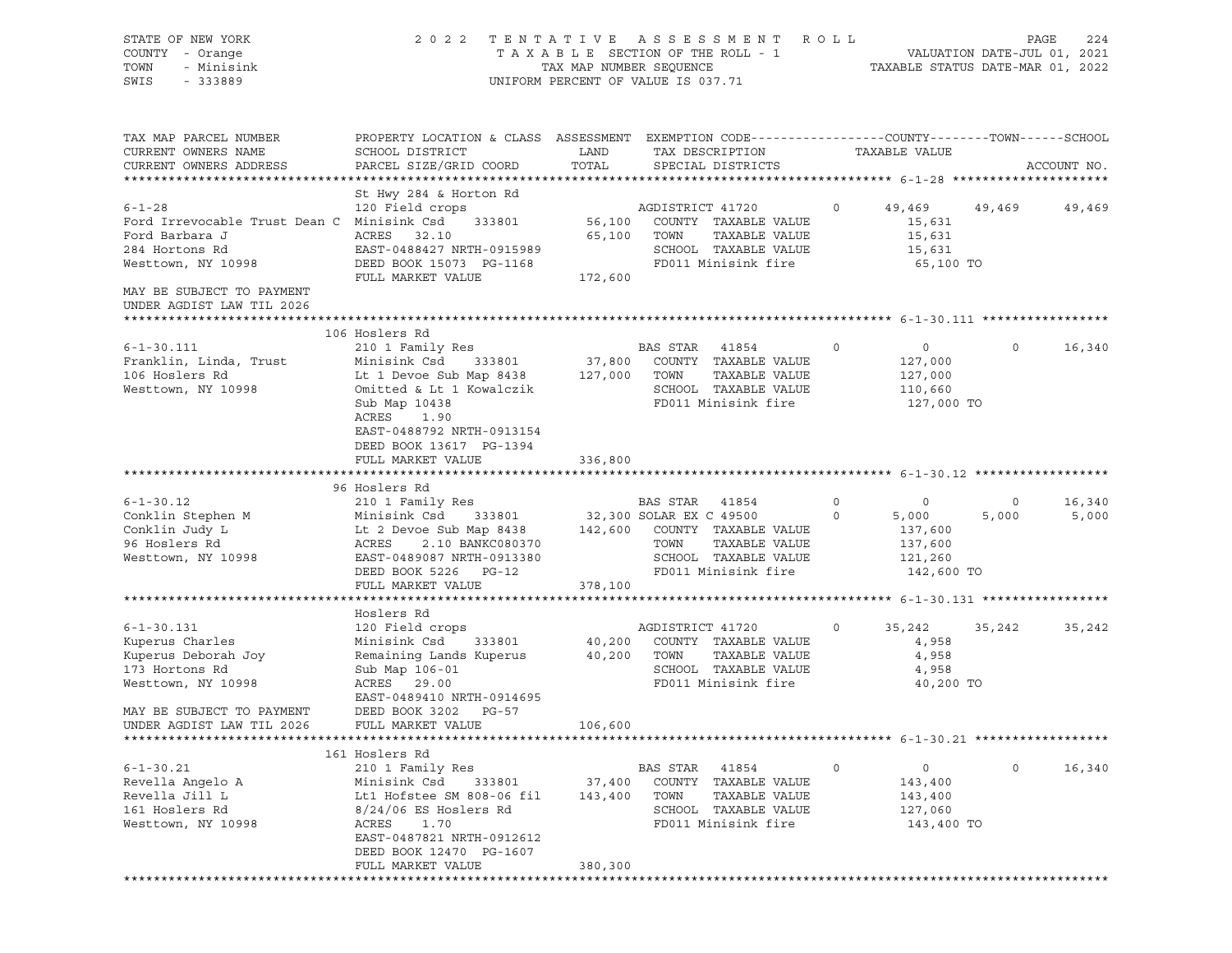STATE OF NEW YORK | COUNTY - Orange | TOWN - Minisink | SWIS - 333889

# 2022 TENTATIVE ASSESSMENT ROLL

TAXABLE SECTION OF THE ROLL - 1 | TAX MAP NUMBER SEQUENCE | UNIFORM PERCENT OF VALUE IS 037.71

VALUATION DATE-JUL 01, 2021 | TAXABLE STATUS DATE-MAR 01, 2022

| TAX MAP PARCEL NUMBER / CURRENT OWNERS NAME / CURRENT OWNERS ADDRESS | PROPERTY LOCATION & CLASS / SCHOOL DISTRICT / PARCEL SIZE/GRID COORD | ASSESSMENT LAND / TOTAL | EXEMPTION CODE / TAX DESCRIPTION / SPECIAL DISTRICTS | COUNTY TAXABLE VALUE | TOWN | SCHOOL | ACCOUNT NO. |
|---|---|---|---|---|---|---|---|
| **6-1-28** | St Hwy 284 & Horton Rd | | | | | | |
| 6-1-28 | 120 Field crops | | AGDISTRICT 41720 0 | 49,469 | 49,469 | 49,469 | |
| Ford Irrevocable Trust Dean C | Minisink Csd 333801 | 56,100 | COUNTY TAXABLE VALUE | 15,631 | | | |
| Ford Barbara J | ACRES 32.10 | 65,100 | TOWN TAXABLE VALUE | 15,631 | | | |
| 284 Hortons Rd | EAST-0488427 NRTH-0915989 | | SCHOOL TAXABLE VALUE | 15,631 | | | |
| Westtown, NY 10998 | DEED BOOK 15073 PG-1168 | | FD011 Minisink fire | 65,100 TO | | | |
| | FULL MARKET VALUE | 172,600 | | | | | |
| MAY BE SUBJECT TO PAYMENT UNDER AGDIST LAW TIL 2026 | | | | | | | |
| **6-1-30.111** | 106 Hoslers Rd | | | | | | |
| 6-1-30.111 | 210 1 Family Res | | BAS STAR 41854 0 | 0 | 0 | 16,340 | |
| Franklin, Linda, Trust | Minisink Csd 333801 | 37,800 | COUNTY TAXABLE VALUE | 127,000 | | | |
| 106 Hoslers Rd | Lt 1 Devoe Sub Map 8438 | 127,000 | TOWN TAXABLE VALUE | 127,000 | | | |
| Westtown, NY 10998 | Omitted & Lt 1 Kowalczik | | SCHOOL TAXABLE VALUE | 110,660 | | | |
| | Sub Map 10438 | | FD011 Minisink fire | 127,000 TO | | | |
| | ACRES 1.90 | | | | | | |
| | EAST-0488792 NRTH-0913154 | | | | | | |
| | DEED BOOK 13617 PG-1394 | | | | | | |
| | FULL MARKET VALUE | 336,800 | | | | | |
| **6-1-30.12** | 96 Hoslers Rd | | | | | | |
| 6-1-30.12 | 210 1 Family Res | | BAS STAR 41854 0 | 0 | 0 | 16,340 | |
| Conklin Stephen M | Minisink Csd 333801 | 32,300 | SOLAR EX C 49500 0 | 5,000 | 5,000 | 5,000 | |
| Conklin Judy L | Lt 2 Devoe Sub Map 8438 | 142,600 | COUNTY TAXABLE VALUE | 137,600 | | | |
| 96 Hoslers Rd | ACRES 2.10 BANKC080370 | | TOWN TAXABLE VALUE | 137,600 | | | |
| Westtown, NY 10998 | EAST-0489087 NRTH-0913380 | | SCHOOL TAXABLE VALUE | 121,260 | | | |
| | DEED BOOK 5226 PG-12 | | FD011 Minisink fire | 142,600 TO | | | |
| | FULL MARKET VALUE | 378,100 | | | | | |
| **6-1-30.131** | Hoslers Rd | | | | | | |
| 6-1-30.131 | 120 Field crops | | AGDISTRICT 41720 0 | 35,242 | 35,242 | 35,242 | |
| Kuperus Charles | Minisink Csd 333801 | 40,200 | COUNTY TAXABLE VALUE | 4,958 | | | |
| Kuperus Deborah Joy | Remaining Lands Kuperus | 40,200 | TOWN TAXABLE VALUE | 4,958 | | | |
| 173 Hortons Rd | Sub Map 106-01 | | SCHOOL TAXABLE VALUE | 4,958 | | | |
| Westtown, NY 10998 | ACRES 29.00 | | FD011 Minisink fire | 40,200 TO | | | |
| | EAST-0489410 NRTH-0914695 | | | | | | |
| MAY BE SUBJECT TO PAYMENT | DEED BOOK 3202 PG-57 | | | | | | |
| UNDER AGDIST LAW TIL 2026 | FULL MARKET VALUE | 106,600 | | | | | |
| **6-1-30.21** | 161 Hoslers Rd | | | | | | |
| 6-1-30.21 | 210 1 Family Res | | BAS STAR 41854 0 | 0 | 0 | 16,340 | |
| Revella Angelo A | Minisink Csd 333801 | 37,400 | COUNTY TAXABLE VALUE | 143,400 | | | |
| Revella Jill L | Lt1 Hofstee SM 808-06 fil | 143,400 | TOWN TAXABLE VALUE | 143,400 | | | |
| 161 Hoslers Rd | 8/24/06 ES Hoslers Rd | | SCHOOL TAXABLE VALUE | 127,060 | | | |
| Westtown, NY 10998 | ACRES 1.70 | | FD011 Minisink fire | 143,400 TO | | | |
| | EAST-0487821 NRTH-0912612 | | | | | | |
| | DEED BOOK 12470 PG-1607 | | | | | | |
| | FULL MARKET VALUE | 380,300 | | | | | |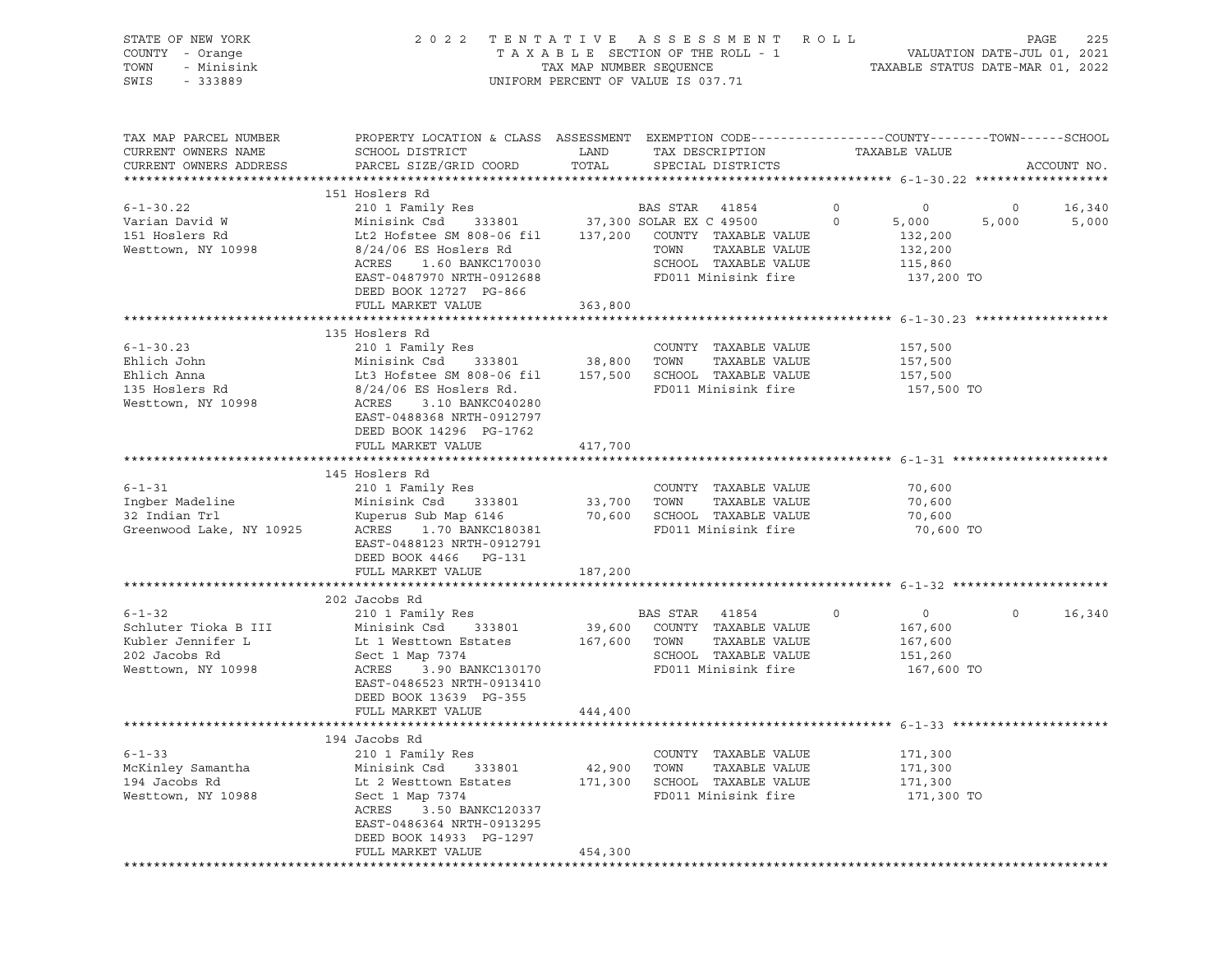STATE OF NEW YORK
COUNTY - Orange
TOWN - Minisink
SWIS - 333889

2022 TENTATIVE ASSESSMENT ROLL
TAXABLE SECTION OF THE ROLL - 1
TAX MAP NUMBER SEQUENCE
UNIFORM PERCENT OF VALUE IS 037.71

VALUATION DATE-JUL 01, 2021
TAXABLE STATUS DATE-MAR 01, 2022

| TAX MAP PARCEL NUMBER / CURRENT OWNERS NAME / CURRENT OWNERS ADDRESS | PROPERTY LOCATION & CLASS / SCHOOL DISTRICT / PARCEL SIZE/GRID COORD | ASSESSMENT LAND | TOTAL | EXEMPTION CODE / TAX DESCRIPTION / SPECIAL DISTRICTS | COUNTY | TOWN | SCHOOL | ACCOUNT NO. |
|---|---|---|---|---|---|---|---|---|
| 6-1-30.22 | 151 Hoslers Rd | | | | | | | |
| Varian David W | 210 1 Family Res | | | BAS STAR 41854 0 | 0 | 0 | 16,340 | |
| 151 Hoslers Rd | Minisink Csd 333801 | 37,300 | | SOLAR EX C 49500 0 | 5,000 | 5,000 | 5,000 | |
| Westtown, NY 10998 | Lt2 Hofstee SM 808-06 fil | | 137,200 | COUNTY TAXABLE VALUE | 132,200 | | | |
| | 8/24/06 ES Hoslers Rd | | | TOWN TAXABLE VALUE | | 132,200 | | |
| | ACRES 1.60 BANKC170030 | | | SCHOOL TAXABLE VALUE | | | 115,860 | |
| | EAST-0487970 NRTH-0912688 | | | FD011 Minisink fire | 137,200 TO | | | |
| | DEED BOOK 12727 PG-866 | | | | | | | |
| | FULL MARKET VALUE | 363,800 | | | | | | |
| 6-1-30.23 | 135 Hoslers Rd | | | | | | | |
| Ehlich John | 210 1 Family Res | | | COUNTY TAXABLE VALUE | 157,500 | | | |
| Ehlich Anna | Minisink Csd 333801 | 38,800 | | TOWN TAXABLE VALUE | | 157,500 | | |
| 135 Hoslers Rd | Lt3 Hofstee SM 808-06 fil | | 157,500 | SCHOOL TAXABLE VALUE | | | 157,500 | |
| Westtown, NY 10998 | 8/24/06 ES Hoslers Rd. | | | FD011 Minisink fire | 157,500 TO | | | |
| | ACRES 3.10 BANKC040280 | | | | | | | |
| | EAST-0488368 NRTH-0912797 | | | | | | | |
| | DEED BOOK 14296 PG-1762 | | | | | | | |
| | FULL MARKET VALUE | 417,700 | | | | | | |
| 6-1-31 | 145 Hoslers Rd | | | | | | | |
| Ingber Madeline | 210 1 Family Res | | | COUNTY TAXABLE VALUE | 70,600 | | | |
| 32 Indian Trl | Minisink Csd 333801 | 33,700 | | TOWN TAXABLE VALUE | | 70,600 | | |
| Greenwood Lake, NY 10925 | Kuperus Sub Map 6146 | | 70,600 | SCHOOL TAXABLE VALUE | | | 70,600 | |
| | ACRES 1.70 BANKC180381 | | | FD011 Minisink fire | 70,600 TO | | | |
| | EAST-0488123 NRTH-0912791 | | | | | | | |
| | DEED BOOK 4466 PG-131 | | | | | | | |
| | FULL MARKET VALUE | 187,200 | | | | | | |
| 6-1-32 | 202 Jacobs Rd | | | | | | | |
| Schluter Tioka B III | 210 1 Family Res | | | BAS STAR 41854 0 | 0 | 0 | 16,340 | |
| Kubler Jennifer L | Minisink Csd 333801 | 39,600 | | COUNTY TAXABLE VALUE | 167,600 | | | |
| 202 Jacobs Rd | Lt 1 Westtown Estates | | 167,600 | TOWN TAXABLE VALUE | | 167,600 | | |
| Westtown, NY 10998 | Sect 1 Map 7374 | | | SCHOOL TAXABLE VALUE | | | 151,260 | |
| | ACRES 3.90 BANKC130170 | | | FD011 Minisink fire | 167,600 TO | | | |
| | EAST-0486523 NRTH-0913410 | | | | | | | |
| | DEED BOOK 13639 PG-355 | | | | | | | |
| | FULL MARKET VALUE | 444,400 | | | | | | |
| 6-1-33 | 194 Jacobs Rd | | | | | | | |
| McKinley Samantha | 210 1 Family Res | | | COUNTY TAXABLE VALUE | 171,300 | | | |
| 194 Jacobs Rd | Minisink Csd 333801 | 42,900 | | TOWN TAXABLE VALUE | | 171,300 | | |
| Westtown, NY 10988 | Lt 2 Westtown Estates | | 171,300 | SCHOOL TAXABLE VALUE | | | 171,300 | |
| | Sect 1 Map 7374 | | | FD011 Minisink fire | 171,300 TO | | | |
| | ACRES 3.50 BANKC120337 | | | | | | | |
| | EAST-0486364 NRTH-0913295 | | | | | | | |
| | DEED BOOK 14933 PG-1297 | | | | | | | |
| | FULL MARKET VALUE | 454,300 | | | | | | |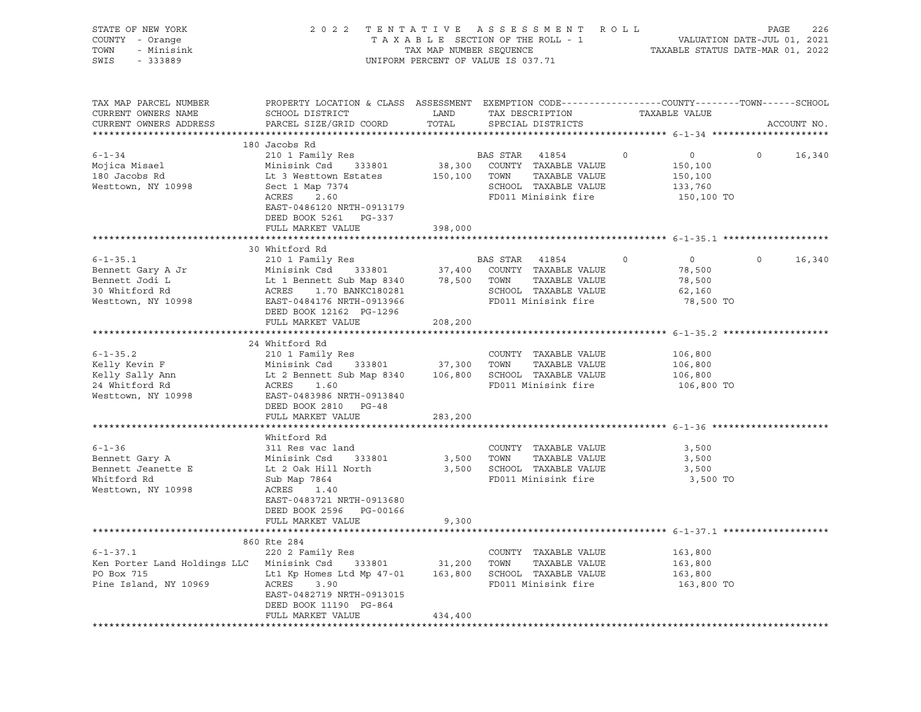STATE OF NEW YORK　　2 0 2 2　T E N T A T I V E　A S S E S S M E N T　R O L L
COUNTY - Orange　　T A X A B L E SECTION OF THE ROLL - 1　　VALUATION DATE-JUL 01, 2021
TOWN - Minisink　　TAX MAP NUMBER SEQUENCE　　TAXABLE STATUS DATE-MAR 01, 2022
SWIS - 333889　　UNIFORM PERCENT OF VALUE IS 037.71

```
TAX MAP PARCEL NUMBER          PROPERTY LOCATION & CLASS  ASSESSMENT  EXEMPTION CODE------------------COUNTY--------TOWN------SCHOOL
CURRENT OWNERS NAME            SCHOOL DISTRICT               LAND      TAX DESCRIPTION            TAXABLE VALUE
CURRENT OWNERS ADDRESS         PARCEL SIZE/GRID COORD        TOTAL     SPECIAL DISTRICTS                                   ACCOUNT NO.
******************************************************************************************************* 6-1-34 *********************
                               180 Jacobs Rd
6-1-34                         210 1 Family Res                         BAS STAR   41854         0            0          0      16,340
Mojica Misael                  Minisink Csd      333801      38,300    COUNTY  TAXABLE VALUE           150,100
180 Jacobs Rd                  Lt 3 Westtown Estates        150,100    TOWN    TAXABLE VALUE           150,100
Westtown, NY 10998             Sect 1 Map 7374                          SCHOOL  TAXABLE VALUE           133,760
                               ACRES     2.60                           FD011 Minisink fire              150,100 TO
                               EAST-0486120 NRTH-0913179
                               DEED BOOK 5261   PG-337
                               FULL MARKET VALUE            398,000
******************************************************************************************************* 6-1-35.1 *******************
                               30 Whitford Rd
6-1-35.1                       210 1 Family Res                         BAS STAR   41854         0            0          0      16,340
Bennett Gary A Jr              Minisink Csd      333801      37,400    COUNTY  TAXABLE VALUE            78,500
Bennett Jodi L                 Lt 1 Bennett Sub Map 8340     78,500    TOWN    TAXABLE VALUE            78,500
30 Whitford Rd                 ACRES     1.70 BANKC180281               SCHOOL  TAXABLE VALUE            62,160
Westtown, NY 10998             EAST-0484176 NRTH-0913966                FD011 Minisink fire               78,500 TO
                               DEED BOOK 12162  PG-1296
                               FULL MARKET VALUE            208,200
******************************************************************************************************* 6-1-35.2 *******************
                               24 Whitford Rd
6-1-35.2                       210 1 Family Res                         COUNTY  TAXABLE VALUE           106,800
Kelly Kevin F                  Minisink Csd      333801      37,300    TOWN    TAXABLE VALUE           106,800
Kelly Sally Ann                Lt 2 Bennett Sub Map 8340    106,800    SCHOOL  TAXABLE VALUE           106,800
24 Whitford Rd                 ACRES     1.60                           FD011 Minisink fire              106,800 TO
Westtown, NY 10998             EAST-0483986 NRTH-0913840
                               DEED BOOK 2810   PG-48
                               FULL MARKET VALUE            283,200
******************************************************************************************************* 6-1-36 *********************
                               Whitford Rd
6-1-36                         311 Res vac land                         COUNTY  TAXABLE VALUE             3,500
Bennett Gary A                 Minisink Csd      333801       3,500    TOWN    TAXABLE VALUE             3,500
Bennett Jeanette E             Lt 2 Oak Hill North            3,500    SCHOOL  TAXABLE VALUE             3,500
Whitford Rd                    Sub Map 7864                             FD011 Minisink fire                3,500 TO
Westtown, NY 10998             ACRES     1.40
                               EAST-0483721 NRTH-0913680
                               DEED BOOK 2596   PG-00166
                               FULL MARKET VALUE              9,300
******************************************************************************************************* 6-1-37.1 *******************
                               860 Rte 284
6-1-37.1                       220 2 Family Res                         COUNTY  TAXABLE VALUE           163,800
Ken Porter Land Holdings LLC   Minisink Csd      333801      31,200    TOWN    TAXABLE VALUE           163,800
PO Box 715                     Lt1 Kp Homes Ltd Mp 47-01    163,800    SCHOOL  TAXABLE VALUE           163,800
Pine Island, NY 10969          ACRES     3.90                           FD011 Minisink fire              163,800 TO
                               EAST-0482719 NRTH-0913015
                               DEED BOOK 11190  PG-864
                               FULL MARKET VALUE            434,400
************************************************************************************************************************************
```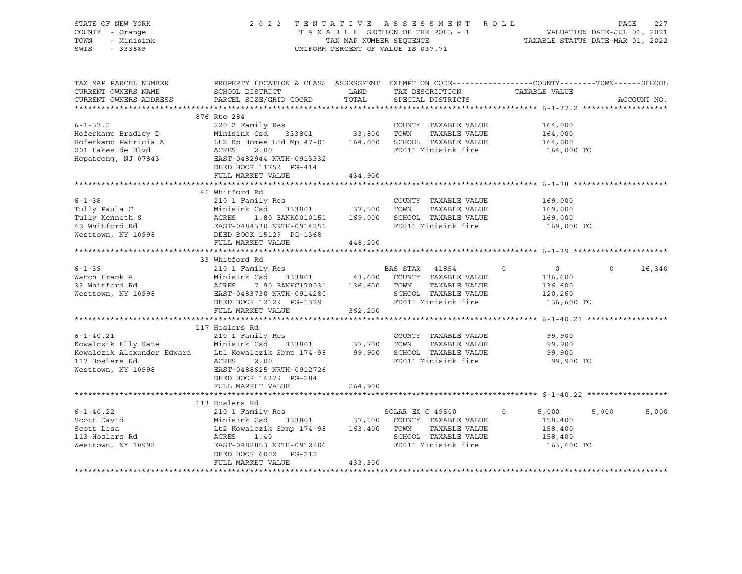STATE OF NEW YORK　　　　2 0 2 2　T E N T A T I V E　A S S E S S M E N T　R O L L
COUNTY - Orange　　　　T A X A B L E SECTION OF THE ROLL - 1　　　　VALUATION DATE-JUL 01, 2021
TOWN - Minisink　　　　TAX MAP NUMBER SEQUENCE　　　　TAXABLE STATUS DATE-MAR 01, 2022
SWIS - 333889　　　　UNIFORM PERCENT OF VALUE IS 037.71

```
TAX MAP PARCEL NUMBER         PROPERTY LOCATION & CLASS  ASSESSMENT  EXEMPTION CODE------------------COUNTY--------TOWN------SCHOOL
CURRENT OWNERS NAME           SCHOOL DISTRICT               LAND      TAX DESCRIPTION              TAXABLE VALUE
CURRENT OWNERS ADDRESS        PARCEL SIZE/GRID COORD        TOTAL     SPECIAL DISTRICTS                                    ACCOUNT NO.
******************************************************************************************************* 6-1-37.2 *******************
                              876 Rte 284
6-1-37.2                      220 2 Family Res                        COUNTY  TAXABLE VALUE            164,000
Hoferkamp Bradley D           Minisink Csd     333801      33,800     TOWN    TAXABLE VALUE            164,000
Hoferkamp Patricia A          Lt2 Kp Homes Ltd Mp 47-01   164,000     SCHOOL  TAXABLE VALUE            164,000
201 Lakeside Blvd             ACRES     2.00                          FD011 Minisink fire               164,000 TO
Hopatcong, NJ 07843           EAST-0482944 NRTH-0913332
                              DEED BOOK 11752  PG-414
                              FULL MARKET VALUE           434,900
******************************************************************************************************* 6-1-38 *********************
                              42 Whitford Rd
6-1-38                        210 1 Family Res                        COUNTY  TAXABLE VALUE            169,000
Tully Paula C                 Minisink Csd     333801      37,500     TOWN    TAXABLE VALUE            169,000
Tully Kenneth S               ACRES     1.80 BANK0010151  169,000     SCHOOL  TAXABLE VALUE            169,000
42 Whitford Rd                EAST-0484330 NRTH-0914251               FD011 Minisink fire               169,000 TO
Westtown, NY 10998            DEED BOOK 15129  PG-1368
                              FULL MARKET VALUE           448,200
******************************************************************************************************* 6-1-39 *********************
                              33 Whitford Rd
6-1-39                        210 1 Family Res                        BAS STAR  41854        0            0            0      16,340
Watch Frank A                 Minisink Csd     333801      43,600     COUNTY  TAXABLE VALUE            136,600
33 Whitford Rd                ACRES     7.90 BANKC170031  136,600     TOWN    TAXABLE VALUE            136,600
Westtown, NY 10998            EAST-0483730 NRTH-0914280               SCHOOL  TAXABLE VALUE            120,260
                              DEED BOOK 12129  PG-1329                FD011 Minisink fire               136,600 TO
                              FULL MARKET VALUE           362,200
******************************************************************************************************* 6-1-40.21 ******************
                              117 Hoslers Rd
6-1-40.21                     210 1 Family Res                        COUNTY  TAXABLE VALUE             99,900
Kowalczik Elly Kate           Minisink Csd     333801      37,700     TOWN    TAXABLE VALUE             99,900
Kowalczik Alexander Edward    Lt1 Kowalczik Sbmp 174-98    99,900     SCHOOL  TAXABLE VALUE             99,900
117 Hoslers Rd                ACRES     2.00                          FD011 Minisink fire                99,900 TO
Westtown, NY 10998            EAST-0488625 NRTH-0912726
                              DEED BOOK 14379  PG-284
                              FULL MARKET VALUE           264,900
******************************************************************************************************* 6-1-40.22 ******************
                              113 Hoslers Rd
6-1-40.22                     210 1 Family Res                        SOLAR EX C 49500       0        5,000        5,000       5,000
Scott David                   Minisink Csd     333801      37,100     COUNTY  TAXABLE VALUE            158,400
Scott Lisa                    Lt2 Kowalczik Sbmp 174-98   163,400     TOWN    TAXABLE VALUE            158,400
113 Hoslers Rd                ACRES     1.40                          SCHOOL  TAXABLE VALUE            158,400
Westtown, NY 10998            EAST-0488853 NRTH-0912806               FD011 Minisink fire               163,400 TO
                              DEED BOOK 6002   PG-212
                              FULL MARKET VALUE           433,300
************************************************************************************************************************************
```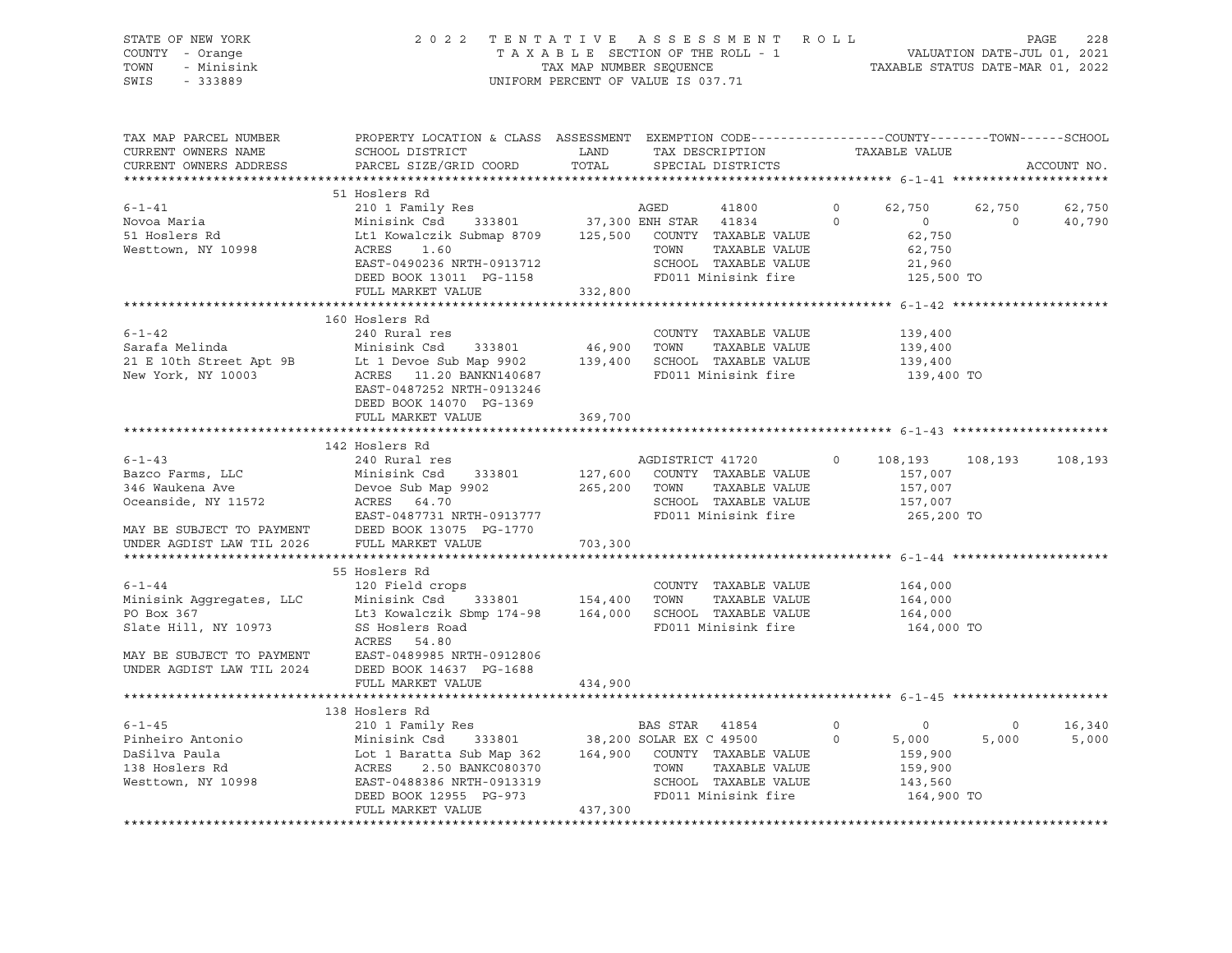STATE OF NEW YORK
COUNTY - Orange
TOWN - Minisink
SWIS - 333889

2022 TENTATIVE ASSESSMENT ROLL
TAXABLE SECTION OF THE ROLL - 1
TAX MAP NUMBER SEQUENCE
UNIFORM PERCENT OF VALUE IS 037.71

VALUATION DATE-JUL 01, 2021
TAXABLE STATUS DATE-MAR 01, 2022

```
TAX MAP PARCEL NUMBER          PROPERTY LOCATION & CLASS  ASSESSMENT  EXEMPTION CODE------------------COUNTY--------TOWN------SCHOOL
CURRENT OWNERS NAME            SCHOOL DISTRICT               LAND      TAX DESCRIPTION            TAXABLE VALUE
CURRENT OWNERS ADDRESS         PARCEL SIZE/GRID COORD        TOTAL     SPECIAL DISTRICTS                                          ACCOUNT NO.
******************************************************************************************************* 6-1-41 ********************
                               51 Hoslers Rd
6-1-41                         210 1 Family Res                        AGED          41800       0     62,750      62,750      62,750
Novoa Maria                    Minisink Csd     333801       37,300 ENH STAR      41834       0          0           0      40,790
51 Hoslers Rd                  Lt1 Kowalczik Submap 8709    125,500   COUNTY  TAXABLE VALUE             62,750
Westtown, NY 10998             ACRES      1.60                          TOWN    TAXABLE VALUE             62,750
                               EAST-0490236 NRTH-0913712               SCHOOL  TAXABLE VALUE             21,960
                               DEED BOOK 13011  PG-1158                FD011 Minisink fire              125,500 TO
                               FULL MARKET VALUE           332,800
******************************************************************************************************* 6-1-42 ********************
                               160 Hoslers Rd
6-1-42                         240 Rural res                           COUNTY  TAXABLE VALUE            139,400
Sarafa Melinda                 Minisink Csd     333801       46,900   TOWN    TAXABLE VALUE            139,400
21 E 10th Street Apt 9B        Lt 1 Devoe Sub Map 9902      139,400   SCHOOL  TAXABLE VALUE            139,400
New York, NY 10003             ACRES     11.20 BANKN140687              FD011 Minisink fire              139,400 TO
                               EAST-0487252 NRTH-0913246
                               DEED BOOK 14070  PG-1369
                               FULL MARKET VALUE           369,700
******************************************************************************************************* 6-1-43 ********************
                               142 Hoslers Rd
6-1-43                         240 Rural res                           AGDISTRICT 41720          0    108,193     108,193     108,193
Bazco Farms, LLC               Minisink Csd     333801      127,600   COUNTY  TAXABLE VALUE            157,007
346 Waukena Ave                Devoe Sub Map 9902           265,200   TOWN    TAXABLE VALUE            157,007
Oceanside, NY 11572            ACRES     64.70                          SCHOOL  TAXABLE VALUE            157,007
                               EAST-0487731 NRTH-0913777               FD011 Minisink fire              265,200 TO
MAY BE SUBJECT TO PAYMENT      DEED BOOK 13075  PG-1770
UNDER AGDIST LAW TIL 2026      FULL MARKET VALUE           703,300
******************************************************************************************************* 6-1-44 ********************
                               55 Hoslers Rd
6-1-44                         120 Field crops                         COUNTY  TAXABLE VALUE            164,000
Minisink Aggregates, LLC       Minisink Csd     333801      154,400   TOWN    TAXABLE VALUE            164,000
PO Box 367                     Lt3 Kowalczik Sbmp 174-98    164,000   SCHOOL  TAXABLE VALUE            164,000
Slate Hill, NY 10973           SS Hoslers Road                          FD011 Minisink fire              164,000 TO
                               ACRES     54.80
MAY BE SUBJECT TO PAYMENT      EAST-0489985 NRTH-0912806
UNDER AGDIST LAW TIL 2024      DEED BOOK 14637  PG-1688
                               FULL MARKET VALUE           434,900
******************************************************************************************************* 6-1-45 ********************
                               138 Hoslers Rd
6-1-45                         210 1 Family Res                        BAS STAR      41854       0          0           0      16,340
Pinheiro Antonio               Minisink Csd     333801       38,200 SOLAR EX C 49500          0      5,000       5,000       5,000
DaSilva Paula                  Lot 1 Baratta Sub Map 362    164,900   COUNTY  TAXABLE VALUE            159,900
138 Hoslers Rd                 ACRES      2.50 BANKC080370              TOWN    TAXABLE VALUE            159,900
Westtown, NY 10998             EAST-0488386 NRTH-0913319               SCHOOL  TAXABLE VALUE            143,560
                               DEED BOOK 12955  PG-973                 FD011 Minisink fire              164,900 TO
                               FULL MARKET VALUE           437,300
************************************************************************************************************************************
```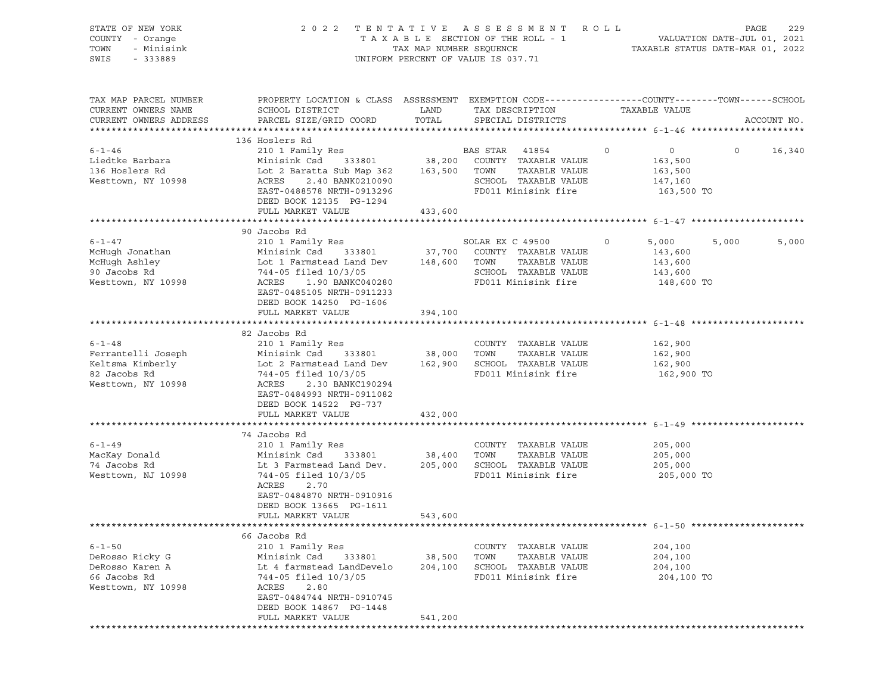STATE OF NEW YORK
COUNTY - Orange
TOWN - Minisink
SWIS - 333889

2 0 2 2 T E N T A T I V E A S S E S S M E N T R O L L
T A X A B L E SECTION OF THE ROLL - 1
TAX MAP NUMBER SEQUENCE
UNIFORM PERCENT OF VALUE IS 037.71

VALUATION DATE-JUL 01, 2021
TAXABLE STATUS DATE-MAR 01, 2022

| TAX MAP PARCEL NUMBER / CURRENT OWNERS NAME / CURRENT OWNERS ADDRESS | PROPERTY LOCATION & CLASS / SCHOOL DISTRICT / PARCEL SIZE/GRID COORD | ASSESSMENT LAND / TOTAL | EXEMPTION CODE / TAX DESCRIPTION / SPECIAL DISTRICTS | | COUNTY / TAXABLE VALUE | TOWN | SCHOOL / ACCOUNT NO. |
|---|---|---|---|---|---|---|---|
| **6-1-46** | 136 Hoslers Rd | | | | | | |
| 6-1-46 | 210 1 Family Res | | BAS STAR 41854 | 0 | 0 | 0 | 16,340 |
| Liedtke Barbara | Minisink Csd 333801 | 38,200 | COUNTY TAXABLE VALUE | | 163,500 | | |
| 136 Hoslers Rd | Lot 2 Baratta Sub Map 362 | 163,500 | TOWN TAXABLE VALUE | | 163,500 | | |
| Westtown, NY 10998 | ACRES 2.40 BANK0210090 | | SCHOOL TAXABLE VALUE | | 147,160 | | |
| | EAST-0488578 NRTH-0913296 | | FD011 Minisink fire | | 163,500 TO | | |
| | DEED BOOK 12135 PG-1294 | | | | | | |
| | FULL MARKET VALUE | 433,600 | | | | | |
| **6-1-47** | 90 Jacobs Rd | | | | | | |
| 6-1-47 | 210 1 Family Res | | SOLAR EX C 49500 | 0 | 5,000 | 5,000 | 5,000 |
| McHugh Jonathan | Minisink Csd 333801 | 37,700 | COUNTY TAXABLE VALUE | | 143,600 | | |
| McHugh Ashley | Lot 1 Farmstead Land Dev | 148,600 | TOWN TAXABLE VALUE | | 143,600 | | |
| 90 Jacobs Rd | 744-05 filed 10/3/05 | | SCHOOL TAXABLE VALUE | | 143,600 | | |
| Westtown, NY 10998 | ACRES 1.90 BANKC040280 | | FD011 Minisink fire | | 148,600 TO | | |
| | EAST-0485105 NRTH-0911233 | | | | | | |
| | DEED BOOK 14250 PG-1606 | | | | | | |
| | FULL MARKET VALUE | 394,100 | | | | | |
| **6-1-48** | 82 Jacobs Rd | | | | | | |
| 6-1-48 | 210 1 Family Res | | COUNTY TAXABLE VALUE | | 162,900 | | |
| Ferrantelli Joseph | Minisink Csd 333801 | 38,000 | TOWN TAXABLE VALUE | | 162,900 | | |
| Keltsma Kimberly | Lot 2 Farmstead Land Dev | 162,900 | SCHOOL TAXABLE VALUE | | 162,900 | | |
| 82 Jacobs Rd | 744-05 filed 10/3/05 | | FD011 Minisink fire | | 162,900 TO | | |
| Westtown, NY 10998 | ACRES 2.30 BANKC190294 | | | | | | |
| | EAST-0484993 NRTH-0911082 | | | | | | |
| | DEED BOOK 14522 PG-737 | | | | | | |
| | FULL MARKET VALUE | 432,000 | | | | | |
| **6-1-49** | 74 Jacobs Rd | | | | | | |
| 6-1-49 | 210 1 Family Res | | COUNTY TAXABLE VALUE | | 205,000 | | |
| MacKay Donald | Minisink Csd 333801 | 38,400 | TOWN TAXABLE VALUE | | 205,000 | | |
| 74 Jacobs Rd | Lt 3 Farmstead Land Dev. | 205,000 | SCHOOL TAXABLE VALUE | | 205,000 | | |
| Westtown, NJ 10998 | 744-05 filed 10/3/05 | | FD011 Minisink fire | | 205,000 TO | | |
| | ACRES 2.70 | | | | | | |
| | EAST-0484870 NRTH-0910916 | | | | | | |
| | DEED BOOK 13665 PG-1611 | | | | | | |
| | FULL MARKET VALUE | 543,600 | | | | | |
| **6-1-50** | 66 Jacobs Rd | | | | | | |
| 6-1-50 | 210 1 Family Res | | COUNTY TAXABLE VALUE | | 204,100 | | |
| DeRosso Ricky G | Minisink Csd 333801 | 38,500 | TOWN TAXABLE VALUE | | 204,100 | | |
| DeRosso Karen A | Lt 4 farmstead LandDevelo | 204,100 | SCHOOL TAXABLE VALUE | | 204,100 | | |
| 66 Jacobs Rd | 744-05 filed 10/3/05 | | FD011 Minisink fire | | 204,100 TO | | |
| Westtown, NY 10998 | ACRES 2.80 | | | | | | |
| | EAST-0484744 NRTH-0910745 | | | | | | |
| | DEED BOOK 14867 PG-1448 | | | | | | |
| | FULL MARKET VALUE | 541,200 | | | | | |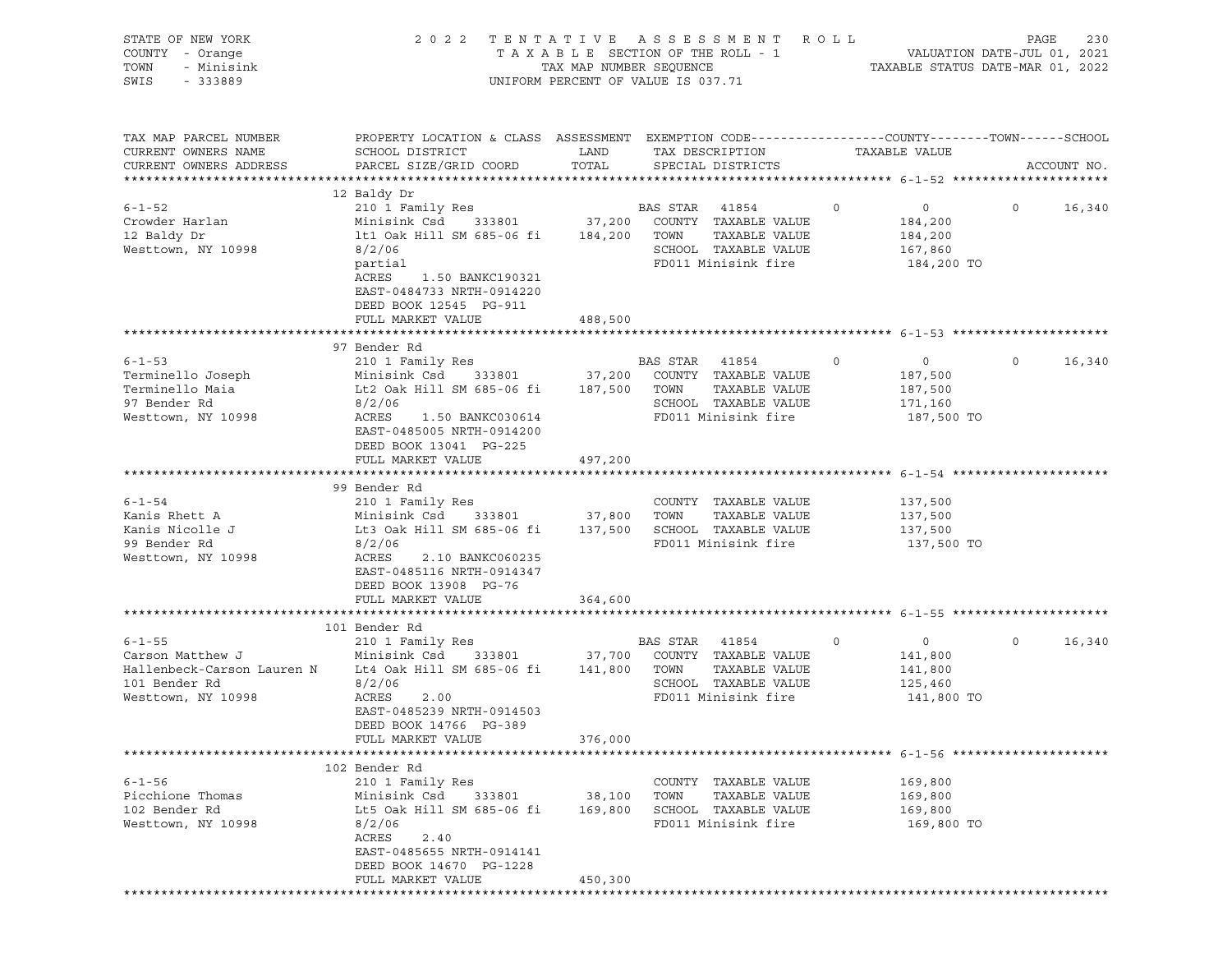STATE OF NEW YORK
COUNTY - Orange
TOWN - Minisink
SWIS - 333889

2022 TENTATIVE ASSESSMENT ROLL
TAXABLE SECTION OF THE ROLL - 1
TAX MAP NUMBER SEQUENCE
UNIFORM PERCENT OF VALUE IS 037.71

VALUATION DATE-JUL 01, 2021
TAXABLE STATUS DATE-MAR 01, 2022

| TAX MAP PARCEL NUMBER / CURRENT OWNERS NAME / CURRENT OWNERS ADDRESS | PROPERTY LOCATION & CLASS / SCHOOL DISTRICT / PARCEL SIZE/GRID COORD | ASSESSMENT LAND / TOTAL | EXEMPTION CODE / TAX DESCRIPTION / SPECIAL DISTRICTS | COUNTY | TOWN | SCHOOL TAXABLE VALUE | ACCOUNT NO. |
|---|---|---|---|---|---|---|---|
| **6-1-52** | 12 Baldy Dr | | | | | | |
| 6-1-52 | 210 1 Family Res | | BAS STAR 41854 | 0 | 0 | 0 | 16,340 |
| Crowder Harlan | Minisink Csd 333801 | 37,200 | COUNTY TAXABLE VALUE | 184,200 | | | |
| 12 Baldy Dr | lt1 Oak Hill SM 685-06 fi | 184,200 | TOWN TAXABLE VALUE | 184,200 | | | |
| Westtown, NY 10998 | 8/2/06 | | SCHOOL TAXABLE VALUE | 167,860 | | | |
| | partial | | FD011 Minisink fire | 184,200 TO | | | |
| | ACRES 1.50 BANKC190321 | | | | | | |
| | EAST-0484733 NRTH-0914220 | | | | | | |
| | DEED BOOK 12545 PG-911 | | | | | | |
| | FULL MARKET VALUE | 488,500 | | | | | |
| **6-1-53** | 97 Bender Rd | | | | | | |
| 6-1-53 | 210 1 Family Res | | BAS STAR 41854 | 0 | 0 | 0 | 16,340 |
| Terminello Joseph | Minisink Csd 333801 | 37,200 | COUNTY TAXABLE VALUE | 187,500 | | | |
| Terminello Maia | Lt2 Oak Hill SM 685-06 fi | 187,500 | TOWN TAXABLE VALUE | 187,500 | | | |
| 97 Bender Rd | 8/2/06 | | SCHOOL TAXABLE VALUE | 171,160 | | | |
| Westtown, NY 10998 | ACRES 1.50 BANKC030614 | | FD011 Minisink fire | 187,500 TO | | | |
| | EAST-0485005 NRTH-0914200 | | | | | | |
| | DEED BOOK 13041 PG-225 | | | | | | |
| | FULL MARKET VALUE | 497,200 | | | | | |
| **6-1-54** | 99 Bender Rd | | | | | | |
| 6-1-54 | 210 1 Family Res | | COUNTY TAXABLE VALUE | 137,500 | | | |
| Kanis Rhett A | Minisink Csd 333801 | 37,800 | TOWN TAXABLE VALUE | 137,500 | | | |
| Kanis Nicolle J | Lt3 Oak Hill SM 685-06 fi | 137,500 | SCHOOL TAXABLE VALUE | 137,500 | | | |
| 99 Bender Rd | 8/2/06 | | FD011 Minisink fire | 137,500 TO | | | |
| Westtown, NY 10998 | ACRES 2.10 BANKC060235 | | | | | | |
| | EAST-0485116 NRTH-0914347 | | | | | | |
| | DEED BOOK 13908 PG-76 | | | | | | |
| | FULL MARKET VALUE | 364,600 | | | | | |
| **6-1-55** | 101 Bender Rd | | | | | | |
| 6-1-55 | 210 1 Family Res | | BAS STAR 41854 | 0 | 0 | 0 | 16,340 |
| Carson Matthew J | Minisink Csd 333801 | 37,700 | COUNTY TAXABLE VALUE | 141,800 | | | |
| Hallenbeck-Carson Lauren N | Lt4 Oak Hill SM 685-06 fi | 141,800 | TOWN TAXABLE VALUE | 141,800 | | | |
| 101 Bender Rd | 8/2/06 | | SCHOOL TAXABLE VALUE | 125,460 | | | |
| Westtown, NY 10998 | ACRES 2.00 | | FD011 Minisink fire | 141,800 TO | | | |
| | EAST-0485239 NRTH-0914503 | | | | | | |
| | DEED BOOK 14766 PG-389 | | | | | | |
| | FULL MARKET VALUE | 376,000 | | | | | |
| **6-1-56** | 102 Bender Rd | | | | | | |
| 6-1-56 | 210 1 Family Res | | COUNTY TAXABLE VALUE | 169,800 | | | |
| Picchione Thomas | Minisink Csd 333801 | 38,100 | TOWN TAXABLE VALUE | 169,800 | | | |
| 102 Bender Rd | Lt5 Oak Hill SM 685-06 fi | 169,800 | SCHOOL TAXABLE VALUE | 169,800 | | | |
| Westtown, NY 10998 | 8/2/06 | | FD011 Minisink fire | 169,800 TO | | | |
| | ACRES 2.40 | | | | | | |
| | EAST-0485655 NRTH-0914141 | | | | | | |
| | DEED BOOK 14670 PG-1228 | | | | | | |
| | FULL MARKET VALUE | 450,300 | | | | | |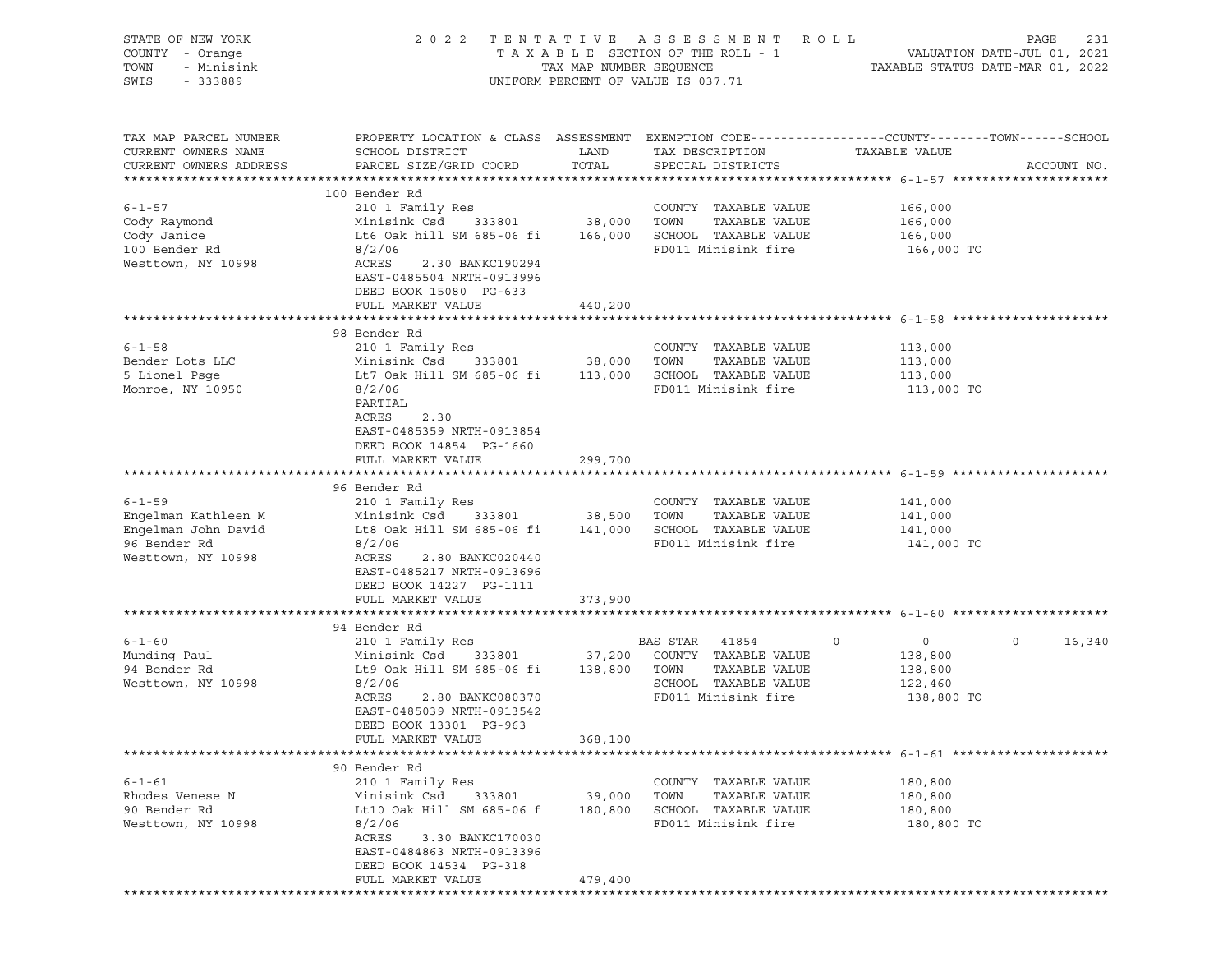STATE OF NEW YORK
COUNTY - Orange
TOWN - Minisink
SWIS - 333889

2022 TENTATIVE ASSESSMENT ROLL
TAXABLE SECTION OF THE ROLL - 1
TAX MAP NUMBER SEQUENCE
UNIFORM PERCENT OF VALUE IS 037.71

VALUATION DATE-JUL 01, 2021
TAXABLE STATUS DATE-MAR 01, 2022

| TAX MAP PARCEL NUMBER / CURRENT OWNERS NAME / CURRENT OWNERS ADDRESS | PROPERTY LOCATION & CLASS / SCHOOL DISTRICT / PARCEL SIZE/GRID COORD | ASSESSMENT LAND / TOTAL | EXEMPTION CODE / TAX DESCRIPTION / SPECIAL DISTRICTS | COUNTY | TOWN | SCHOOL | TAXABLE VALUE / ACCOUNT NO. |
|---|---|---|---|---|---|---|---|
| **6-1-57** | 100 Bender Rd | | | | | | |
| 6-1-57 | 210 1 Family Res | | COUNTY TAXABLE VALUE | | | | 166,000 |
| Cody Raymond | Minisink Csd 333801 | 38,000 | TOWN TAXABLE VALUE | | | | 166,000 |
| Cody Janice | Lt6 Oak hill SM 685-06 fi | 166,000 | SCHOOL TAXABLE VALUE | | | | 166,000 |
| 100 Bender Rd | 8/2/06 | | FD011 Minisink fire | | | | 166,000 TO |
| Westtown, NY 10998 | ACRES 2.30 BANKC190294 | | | | | | |
| | EAST-0485504 NRTH-0913996 | | | | | | |
| | DEED BOOK 15080 PG-633 | | | | | | |
| | FULL MARKET VALUE | 440,200 | | | | | |
| **6-1-58** | 98 Bender Rd | | | | | | |
| 6-1-58 | 210 1 Family Res | | COUNTY TAXABLE VALUE | | | | 113,000 |
| Bender Lots LLC | Minisink Csd 333801 | 38,000 | TOWN TAXABLE VALUE | | | | 113,000 |
| 5 Lionel Psge | Lt7 Oak Hill SM 685-06 fi | 113,000 | SCHOOL TAXABLE VALUE | | | | 113,000 |
| Monroe, NY 10950 | 8/2/06 | | FD011 Minisink fire | | | | 113,000 TO |
| | PARTIAL | | | | | | |
| | ACRES 2.30 | | | | | | |
| | EAST-0485359 NRTH-0913854 | | | | | | |
| | DEED BOOK 14854 PG-1660 | | | | | | |
| | FULL MARKET VALUE | 299,700 | | | | | |
| **6-1-59** | 96 Bender Rd | | | | | | |
| 6-1-59 | 210 1 Family Res | | COUNTY TAXABLE VALUE | | | | 141,000 |
| Engelman Kathleen M | Minisink Csd 333801 | 38,500 | TOWN TAXABLE VALUE | | | | 141,000 |
| Engelman John David | Lt8 Oak Hill SM 685-06 fi | 141,000 | SCHOOL TAXABLE VALUE | | | | 141,000 |
| 96 Bender Rd | 8/2/06 | | FD011 Minisink fire | | | | 141,000 TO |
| Westtown, NY 10998 | ACRES 2.80 BANKC020440 | | | | | | |
| | EAST-0485217 NRTH-0913696 | | | | | | |
| | DEED BOOK 14227 PG-1111 | | | | | | |
| | FULL MARKET VALUE | 373,900 | | | | | |
| **6-1-60** | 94 Bender Rd | | | | | | |
| 6-1-60 | 210 1 Family Res | | BAS STAR 41854 | 0 | 0 | 16,340 | |
| Munding Paul | Minisink Csd 333801 | 37,200 | COUNTY TAXABLE VALUE | | | | 138,800 |
| 94 Bender Rd | Lt9 Oak Hill SM 685-06 fi | 138,800 | TOWN TAXABLE VALUE | | | | 138,800 |
| Westtown, NY 10998 | 8/2/06 | | SCHOOL TAXABLE VALUE | | | | 122,460 |
| | ACRES 2.80 BANKC080370 | | FD011 Minisink fire | | | | 138,800 TO |
| | EAST-0485039 NRTH-0913542 | | | | | | |
| | DEED BOOK 13301 PG-963 | | | | | | |
| | FULL MARKET VALUE | 368,100 | | | | | |
| **6-1-61** | 90 Bender Rd | | | | | | |
| 6-1-61 | 210 1 Family Res | | COUNTY TAXABLE VALUE | | | | 180,800 |
| Rhodes Venese N | Minisink Csd 333801 | 39,000 | TOWN TAXABLE VALUE | | | | 180,800 |
| 90 Bender Rd | Lt10 Oak Hill SM 685-06 f | 180,800 | SCHOOL TAXABLE VALUE | | | | 180,800 |
| Westtown, NY 10998 | 8/2/06 | | FD011 Minisink fire | | | | 180,800 TO |
| | ACRES 3.30 BANKC170030 | | | | | | |
| | EAST-0484863 NRTH-0913396 | | | | | | |
| | DEED BOOK 14534 PG-318 | | | | | | |
| | FULL MARKET VALUE | 479,400 | | | | | |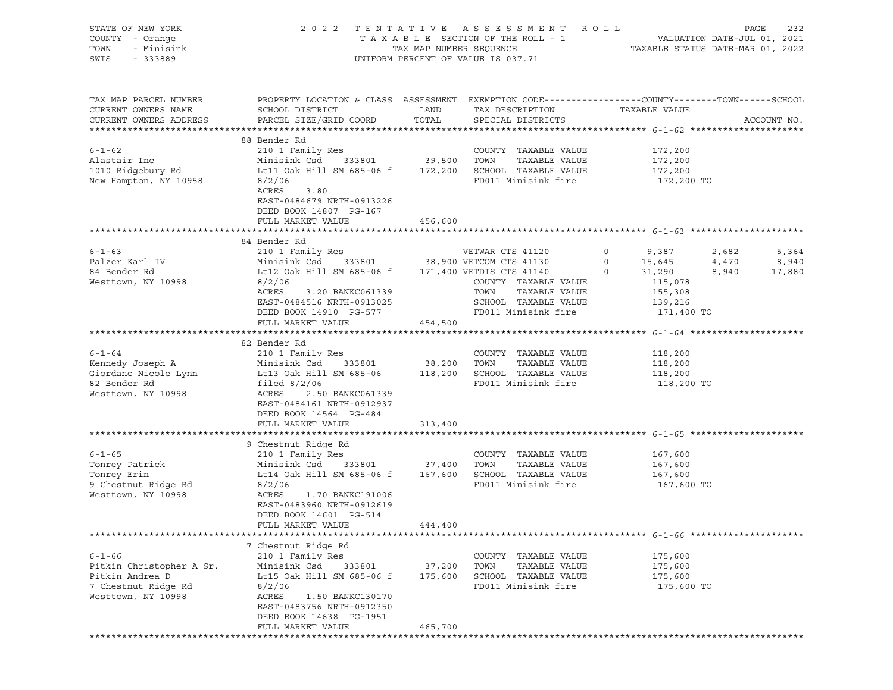STATE OF NEW YORK
COUNTY - Orange
TOWN - Minisink
SWIS - 333889

2 0 2 2 T E N T A T I V E A S S E S S M E N T R O L L
T A X A B L E SECTION OF THE ROLL - 1
TAX MAP NUMBER SEQUENCE
UNIFORM PERCENT OF VALUE IS 037.71

VALUATION DATE-JUL 01, 2021
TAXABLE STATUS DATE-MAR 01, 2022

| TAX MAP PARCEL NUMBER / CURRENT OWNERS NAME / CURRENT OWNERS ADDRESS | PROPERTY LOCATION & CLASS / SCHOOL DISTRICT / PARCEL SIZE/GRID COORD | ASSESSMENT LAND / TOTAL | EXEMPTION CODE / TAX DESCRIPTION / SPECIAL DISTRICTS | | COUNTY / TAXABLE VALUE | TOWN | SCHOOL | ACCOUNT NO. |
|---|---|---|---|---|---|---|---|---|
| **6-1-62** | 88 Bender Rd | | | | | | | |
| 6-1-62 | 210 1 Family Res | | COUNTY TAXABLE VALUE | | 172,200 | | | |
| Alastair Inc | Minisink Csd 333801 | 39,500 | TOWN TAXABLE VALUE | | 172,200 | | | |
| 1010 Ridgebury Rd | Lt11 Oak Hill SM 685-06 f | 172,200 | SCHOOL TAXABLE VALUE | | 172,200 | | | |
| New Hampton, NY 10958 | 8/2/06 | | FD011 Minisink fire | | 172,200 TO | | | |
| | ACRES 3.80 | | | | | | | |
| | EAST-0484679 NRTH-0913226 | | | | | | | |
| | DEED BOOK 14807 PG-167 | | | | | | | |
| | FULL MARKET VALUE | 456,600 | | | | | | |
| **6-1-63** | 84 Bender Rd | | | | | | | |
| 6-1-63 | 210 1 Family Res | | VETWAR CTS 41120 | 0 | 9,387 | 2,682 | 5,364 | |
| Palzer Karl IV | Minisink Csd 333801 | 38,900 | VETCOM CTS 41130 | 0 | 15,645 | 4,470 | 8,940 | |
| 84 Bender Rd | Lt12 Oak Hill SM 685-06 f | 171,400 | VETDIS CTS 41140 | 0 | 31,290 | 8,940 | 17,880 | |
| Westtown, NY 10998 | 8/2/06 | | COUNTY TAXABLE VALUE | | 115,078 | | | |
| | ACRES 3.20 BANKC061339 | | TOWN TAXABLE VALUE | | 155,308 | | | |
| | EAST-0484516 NRTH-0913025 | | SCHOOL TAXABLE VALUE | | 139,216 | | | |
| | DEED BOOK 14910 PG-577 | | FD011 Minisink fire | | 171,400 TO | | | |
| | FULL MARKET VALUE | 454,500 | | | | | | |
| **6-1-64** | 82 Bender Rd | | | | | | | |
| 6-1-64 | 210 1 Family Res | | COUNTY TAXABLE VALUE | | 118,200 | | | |
| Kennedy Joseph A | Minisink Csd 333801 | 38,200 | TOWN TAXABLE VALUE | | 118,200 | | | |
| Giordano Nicole Lynn | Lt13 Oak Hill SM 685-06 | 118,200 | SCHOOL TAXABLE VALUE | | 118,200 | | | |
| 82 Bender Rd | filed 8/2/06 | | FD011 Minisink fire | | 118,200 TO | | | |
| Westtown, NY 10998 | ACRES 2.50 BANKC061339 | | | | | | | |
| | EAST-0484161 NRTH-0912937 | | | | | | | |
| | DEED BOOK 14564 PG-484 | | | | | | | |
| | FULL MARKET VALUE | 313,400 | | | | | | |
| **6-1-65** | 9 Chestnut Ridge Rd | | | | | | | |
| 6-1-65 | 210 1 Family Res | | COUNTY TAXABLE VALUE | | 167,600 | | | |
| Tonrey Patrick | Minisink Csd 333801 | 37,400 | TOWN TAXABLE VALUE | | 167,600 | | | |
| Tonrey Erin | Lt14 Oak Hill SM 685-06 f | 167,600 | SCHOOL TAXABLE VALUE | | 167,600 | | | |
| 9 Chestnut Ridge Rd | 8/2/06 | | FD011 Minisink fire | | 167,600 TO | | | |
| Westtown, NY 10998 | ACRES 1.70 BANKC191006 | | | | | | | |
| | EAST-0483960 NRTH-0912619 | | | | | | | |
| | DEED BOOK 14601 PG-514 | | | | | | | |
| | FULL MARKET VALUE | 444,400 | | | | | | |
| **6-1-66** | 7 Chestnut Ridge Rd | | | | | | | |
| 6-1-66 | 210 1 Family Res | | COUNTY TAXABLE VALUE | | 175,600 | | | |
| Pitkin Christopher A Sr. | Minisink Csd 333801 | 37,200 | TOWN TAXABLE VALUE | | 175,600 | | | |
| Pitkin Andrea D | Lt15 Oak Hill SM 685-06 f | 175,600 | SCHOOL TAXABLE VALUE | | 175,600 | | | |
| 7 Chestnut Ridge Rd | 8/2/06 | | FD011 Minisink fire | | 175,600 TO | | | |
| Westtown, NY 10998 | ACRES 1.50 BANKC130170 | | | | | | | |
| | EAST-0483756 NRTH-0912350 | | | | | | | |
| | DEED BOOK 14638 PG-1951 | | | | | | | |
| | FULL MARKET VALUE | 465,700 | | | | | | |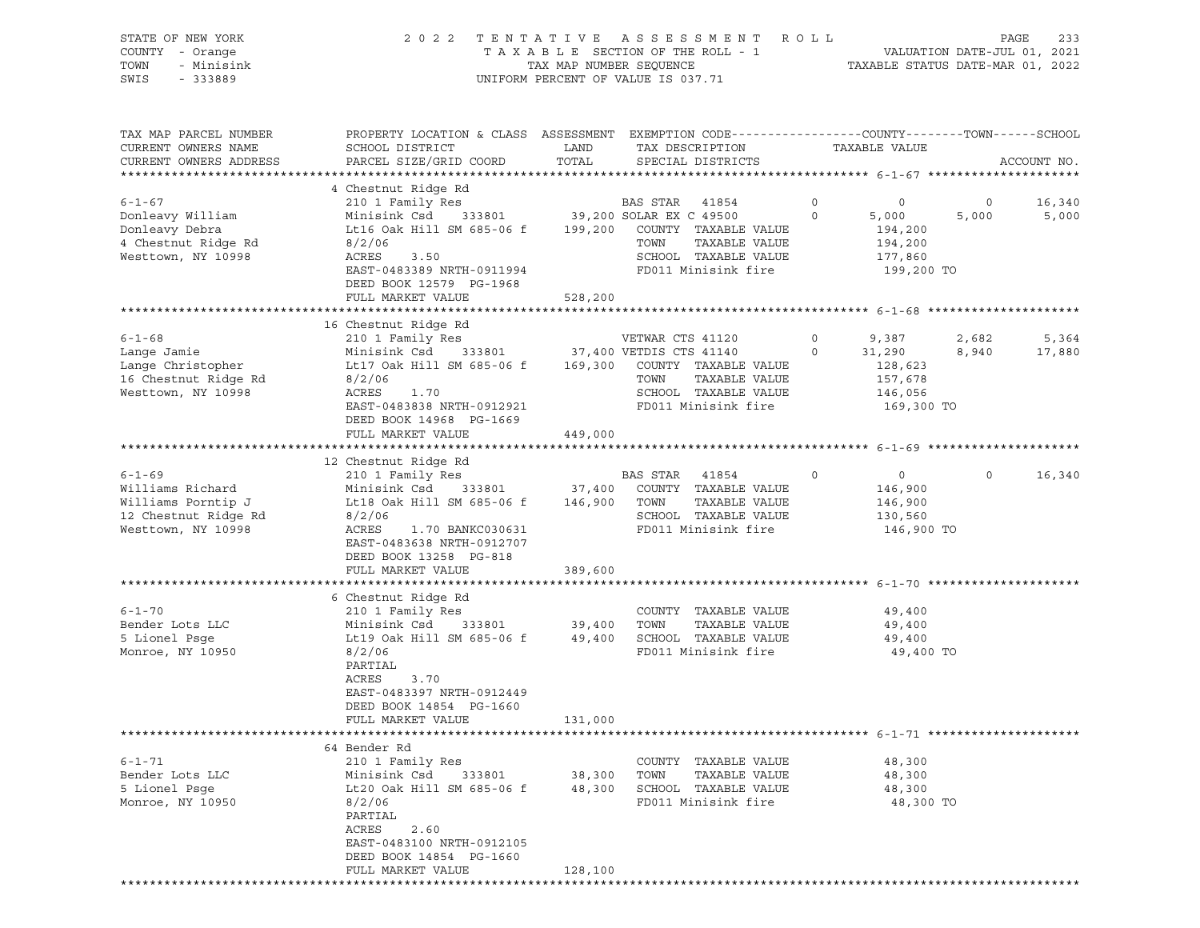STATE OF NEW YORK — COUNTY - Orange — TOWN - Minisink — SWIS - 333889

2022 TENTATIVE ASSESSMENT ROLL
TAXABLE SECTION OF THE ROLL - 1
TAX MAP NUMBER SEQUENCE
UNIFORM PERCENT OF VALUE IS 037.71

VALUATION DATE-JUL 01, 2021
TAXABLE STATUS DATE-MAR 01, 2022

| TAX MAP PARCEL NUMBER / CURRENT OWNERS NAME / CURRENT OWNERS ADDRESS | PROPERTY LOCATION & CLASS / SCHOOL DISTRICT / PARCEL SIZE/GRID COORD | ASSESSMENT LAND / TOTAL | EXEMPTION CODE / TAX DESCRIPTION / SPECIAL DISTRICTS | COUNTY | TOWN | SCHOOL |
|---|---|---|---|---|---|---|
| **6-1-67** | 4 Chestnut Ridge Rd | | | | | |
| | 210 1 Family Res | | BAS STAR 41854 0 | 0 | 0 | 16,340 |
| Donleavy William | Minisink Csd 333801 | 39,200 | SOLAR EX C 49500 0 | 5,000 | 5,000 | 5,000 |
| Donleavy Debra | Lt16 Oak Hill SM 685-06 f | 199,200 | COUNTY TAXABLE VALUE | 194,200 | | |
| 4 Chestnut Ridge Rd | 8/2/06 | | TOWN TAXABLE VALUE | | 194,200 | |
| Westtown, NY 10998 | ACRES 3.50 | | SCHOOL TAXABLE VALUE | | | 177,860 |
| | EAST-0483389 NRTH-0911994 | | FD011 Minisink fire | 199,200 TO | | |
| | DEED BOOK 12579 PG-1968 | | | | | |
| | FULL MARKET VALUE | 528,200 | | | | |
| **6-1-68** | 16 Chestnut Ridge Rd | | | | | |
| | 210 1 Family Res | | VETWAR CTS 41120 0 | 9,387 | 2,682 | 5,364 |
| Lange Jamie | Minisink Csd 333801 | 37,400 | VETDIS CTS 41140 0 | 31,290 | 8,940 | 17,880 |
| Lange Christopher | Lt17 Oak Hill SM 685-06 f | 169,300 | COUNTY TAXABLE VALUE | 128,623 | | |
| 16 Chestnut Ridge Rd | 8/2/06 | | TOWN TAXABLE VALUE | | 157,678 | |
| Westtown, NY 10998 | ACRES 1.70 | | SCHOOL TAXABLE VALUE | | | 146,056 |
| | EAST-0483838 NRTH-0912921 | | FD011 Minisink fire | 169,300 TO | | |
| | DEED BOOK 14968 PG-1669 | | | | | |
| | FULL MARKET VALUE | 449,000 | | | | |
| **6-1-69** | 12 Chestnut Ridge Rd | | | | | |
| | 210 1 Family Res | | BAS STAR 41854 0 | 0 | 0 | 16,340 |
| Williams Richard | Minisink Csd 333801 | 37,400 | COUNTY TAXABLE VALUE | 146,900 | | |
| Williams Porntip J | Lt18 Oak Hill SM 685-06 f | 146,900 | TOWN TAXABLE VALUE | | 146,900 | |
| 12 Chestnut Ridge Rd | 8/2/06 | | SCHOOL TAXABLE VALUE | | | 130,560 |
| Westtown, NY 10998 | ACRES 1.70 BANKC030631 | | FD011 Minisink fire | 146,900 TO | | |
| | EAST-0483638 NRTH-0912707 | | | | | |
| | DEED BOOK 13258 PG-818 | | | | | |
| | FULL MARKET VALUE | 389,600 | | | | |
| **6-1-70** | 6 Chestnut Ridge Rd | | | | | |
| | 210 1 Family Res | | COUNTY TAXABLE VALUE | 49,400 | | |
| Bender Lots LLC | Minisink Csd 333801 | 39,400 | TOWN TAXABLE VALUE | | 49,400 | |
| 5 Lionel Psge | Lt19 Oak Hill SM 685-06 f | 49,400 | SCHOOL TAXABLE VALUE | | | 49,400 |
| Monroe, NY 10950 | 8/2/06 | | FD011 Minisink fire | 49,400 TO | | |
| | PARTIAL | | | | | |
| | ACRES 3.70 | | | | | |
| | EAST-0483397 NRTH-0912449 | | | | | |
| | DEED BOOK 14854 PG-1660 | | | | | |
| | FULL MARKET VALUE | 131,000 | | | | |
| **6-1-71** | 64 Bender Rd | | | | | |
| | 210 1 Family Res | | COUNTY TAXABLE VALUE | 48,300 | | |
| Bender Lots LLC | Minisink Csd 333801 | 38,300 | TOWN TAXABLE VALUE | | 48,300 | |
| 5 Lionel Psge | Lt20 Oak Hill SM 685-06 f | 48,300 | SCHOOL TAXABLE VALUE | | | 48,300 |
| Monroe, NY 10950 | 8/2/06 | | FD011 Minisink fire | 48,300 TO | | |
| | PARTIAL | | | | | |
| | ACRES 2.60 | | | | | |
| | EAST-0483100 NRTH-0912105 | | | | | |
| | DEED BOOK 14854 PG-1660 | | | | | |
| | FULL MARKET VALUE | 128,100 | | | | |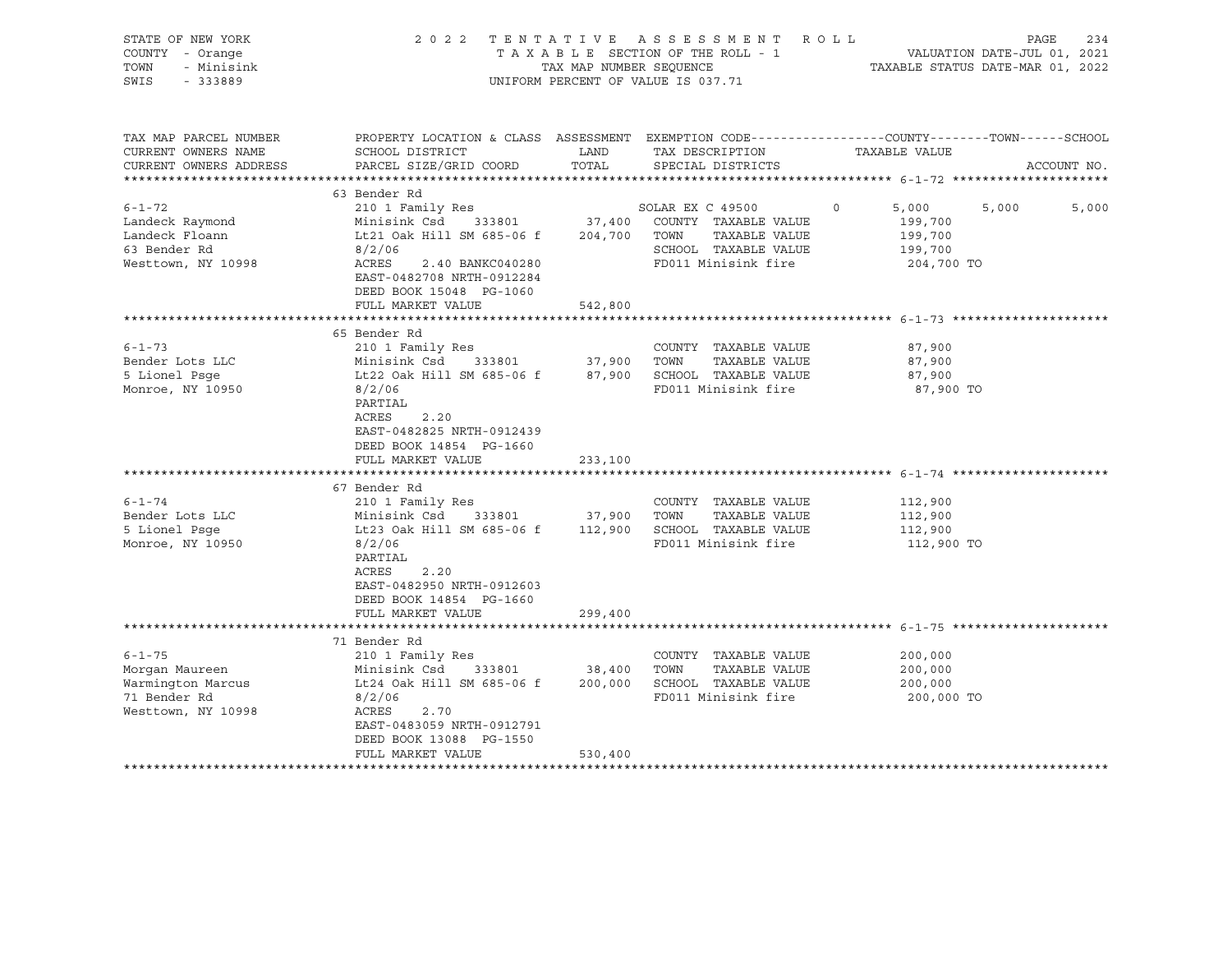STATE OF NEW YORK · COUNTY - Orange · TOWN - Minisink · SWIS - 333889

2022 TENTATIVE ASSESSMENT ROLL
TAXABLE SECTION OF THE ROLL - 1
TAX MAP NUMBER SEQUENCE
UNIFORM PERCENT OF VALUE IS 037.71

VALUATION DATE-JUL 01, 2021
TAXABLE STATUS DATE-MAR 01, 2022

| TAX MAP PARCEL NUMBER / CURRENT OWNERS NAME / CURRENT OWNERS ADDRESS | PROPERTY LOCATION & CLASS / SCHOOL DISTRICT / PARCEL SIZE/GRID COORD | ASSESSMENT LAND / TOTAL | EXEMPTION CODE / TAX DESCRIPTION / SPECIAL DISTRICTS | COUNTY TAXABLE VALUE | TOWN | SCHOOL |
|---|---|---|---|---|---|---|
| **6-1-72** | 63 Bender Rd | | | | | |
| | 210 1 Family Res | | SOLAR EX C 49500 0 | 5,000 | 5,000 | 5,000 |
| Landeck Raymond | Minisink Csd 333801 | 37,400 | COUNTY TAXABLE VALUE | 199,700 | | |
| Landeck Floann | Lt21 Oak Hill SM 685-06 f | 204,700 | TOWN TAXABLE VALUE | 199,700 | | |
| 63 Bender Rd | 8/2/06 | | SCHOOL TAXABLE VALUE | 199,700 | | |
| Westtown, NY 10998 | ACRES 2.40 BANKC040280 | | FD011 Minisink fire | 204,700 TO | | |
| | EAST-0482708 NRTH-0912284 | | | | | |
| | DEED BOOK 15048 PG-1060 | | | | | |
| | FULL MARKET VALUE | 542,800 | | | | |
| **6-1-73** | 65 Bender Rd | | | | | |
| | 210 1 Family Res | | COUNTY TAXABLE VALUE | 87,900 | | |
| Bender Lots LLC | Minisink Csd 333801 | 37,900 | TOWN TAXABLE VALUE | 87,900 | | |
| 5 Lionel Psge | Lt22 Oak Hill SM 685-06 f | 87,900 | SCHOOL TAXABLE VALUE | 87,900 | | |
| Monroe, NY 10950 | 8/2/06 | | FD011 Minisink fire | 87,900 TO | | |
| | PARTIAL | | | | | |
| | ACRES 2.20 | | | | | |
| | EAST-0482825 NRTH-0912439 | | | | | |
| | DEED BOOK 14854 PG-1660 | | | | | |
| | FULL MARKET VALUE | 233,100 | | | | |
| **6-1-74** | 67 Bender Rd | | | | | |
| | 210 1 Family Res | | COUNTY TAXABLE VALUE | 112,900 | | |
| Bender Lots LLC | Minisink Csd 333801 | 37,900 | TOWN TAXABLE VALUE | 112,900 | | |
| 5 Lionel Psge | Lt23 Oak Hill SM 685-06 f | 112,900 | SCHOOL TAXABLE VALUE | 112,900 | | |
| Monroe, NY 10950 | 8/2/06 | | FD011 Minisink fire | 112,900 TO | | |
| | PARTIAL | | | | | |
| | ACRES 2.20 | | | | | |
| | EAST-0482950 NRTH-0912603 | | | | | |
| | DEED BOOK 14854 PG-1660 | | | | | |
| | FULL MARKET VALUE | 299,400 | | | | |
| **6-1-75** | 71 Bender Rd | | | | | |
| | 210 1 Family Res | | COUNTY TAXABLE VALUE | 200,000 | | |
| Morgan Maureen | Minisink Csd 333801 | 38,400 | TOWN TAXABLE VALUE | 200,000 | | |
| Warmington Marcus | Lt24 Oak Hill SM 685-06 f | 200,000 | SCHOOL TAXABLE VALUE | 200,000 | | |
| 71 Bender Rd | 8/2/06 | | FD011 Minisink fire | 200,000 TO | | |
| Westtown, NY 10998 | ACRES 2.70 | | | | | |
| | EAST-0483059 NRTH-0912791 | | | | | |
| | DEED BOOK 13088 PG-1550 | | | | | |
| | FULL MARKET VALUE | 530,400 | | | | |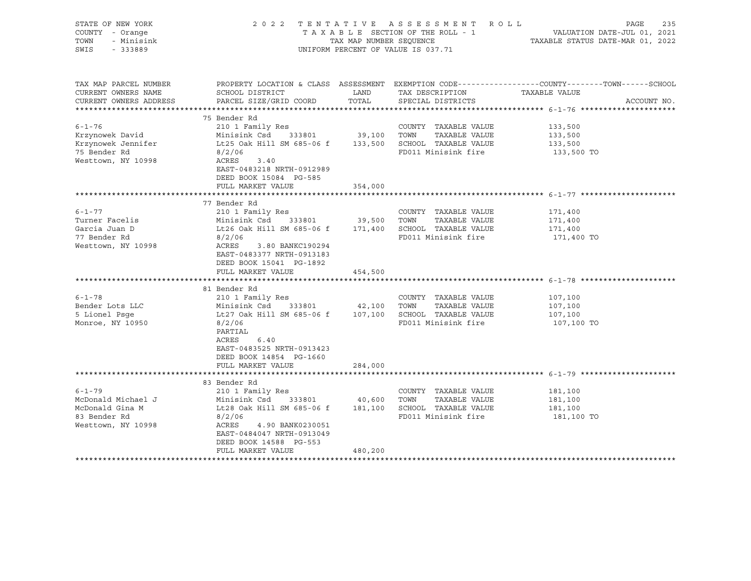STATE OF NEW YORK
COUNTY - Orange
TOWN - Minisink
SWIS - 333889

2022 TENTATIVE ASSESSMENT ROLL
TAXABLE SECTION OF THE ROLL - 1
TAX MAP NUMBER SEQUENCE
UNIFORM PERCENT OF VALUE IS 037.71

VALUATION DATE-JUL 01, 2021
TAXABLE STATUS DATE-MAR 01, 2022

| TAX MAP PARCEL NUMBER / CURRENT OWNERS NAME / CURRENT OWNERS ADDRESS | PROPERTY LOCATION & CLASS / SCHOOL DISTRICT / PARCEL SIZE/GRID COORD | ASSESSMENT LAND / TOTAL | EXEMPTION CODE / TAX DESCRIPTION / SPECIAL DISTRICTS | TAXABLE VALUE (COUNTY / TOWN / SCHOOL) | ACCOUNT NO. |
|---|---|---|---|---|---|
| **6-1-76** | 75 Bender Rd | | | | |
| 6-1-76 | 210 1 Family Res | | COUNTY TAXABLE VALUE | 133,500 | |
| Krzynowek David | Minisink Csd 333801 | 39,100 | TOWN TAXABLE VALUE | 133,500 | |
| Krzynowek Jennifer | Lt25 Oak Hill SM 685-06 f | 133,500 | SCHOOL TAXABLE VALUE | 133,500 | |
| 75 Bender Rd | 8/2/06 | | FD011 Minisink fire | 133,500 TO | |
| Westtown, NY 10998 | ACRES 3.40 | | | | |
| | EAST-0483218 NRTH-0912989 | | | | |
| | DEED BOOK 15084 PG-585 | | | | |
| | FULL MARKET VALUE | 354,000 | | | |
| **6-1-77** | 77 Bender Rd | | | | |
| 6-1-77 | 210 1 Family Res | | COUNTY TAXABLE VALUE | 171,400 | |
| Turner Facelis | Minisink Csd 333801 | 39,500 | TOWN TAXABLE VALUE | 171,400 | |
| Garcia Juan D | Lt26 Oak Hill SM 685-06 f | 171,400 | SCHOOL TAXABLE VALUE | 171,400 | |
| 77 Bender Rd | 8/2/06 | | FD011 Minisink fire | 171,400 TO | |
| Westtown, NY 10998 | ACRES 3.80 BANKC190294 | | | | |
| | EAST-0483377 NRTH-0913183 | | | | |
| | DEED BOOK 15041 PG-1892 | | | | |
| | FULL MARKET VALUE | 454,500 | | | |
| **6-1-78** | 81 Bender Rd | | | | |
| 6-1-78 | 210 1 Family Res | | COUNTY TAXABLE VALUE | 107,100 | |
| Bender Lots LLC | Minisink Csd 333801 | 42,100 | TOWN TAXABLE VALUE | 107,100 | |
| 5 Lionel Psge | Lt27 Oak Hill SM 685-06 f | 107,100 | SCHOOL TAXABLE VALUE | 107,100 | |
| Monroe, NY 10950 | 8/2/06 | | FD011 Minisink fire | 107,100 TO | |
| | PARTIAL | | | | |
| | ACRES 6.40 | | | | |
| | EAST-0483525 NRTH-0913423 | | | | |
| | DEED BOOK 14854 PG-1660 | | | | |
| | FULL MARKET VALUE | 284,000 | | | |
| **6-1-79** | 83 Bender Rd | | | | |
| 6-1-79 | 210 1 Family Res | | COUNTY TAXABLE VALUE | 181,100 | |
| McDonald Michael J | Minisink Csd 333801 | 40,600 | TOWN TAXABLE VALUE | 181,100 | |
| McDonald Gina M | Lt28 Oak Hill SM 685-06 f | 181,100 | SCHOOL TAXABLE VALUE | 181,100 | |
| 83 Bender Rd | 8/2/06 | | FD011 Minisink fire | 181,100 TO | |
| Westtown, NY 10998 | ACRES 4.90 BANK0230051 | | | | |
| | EAST-0484047 NRTH-0913049 | | | | |
| | DEED BOOK 14588 PG-553 | | | | |
| | FULL MARKET VALUE | 480,200 | | | |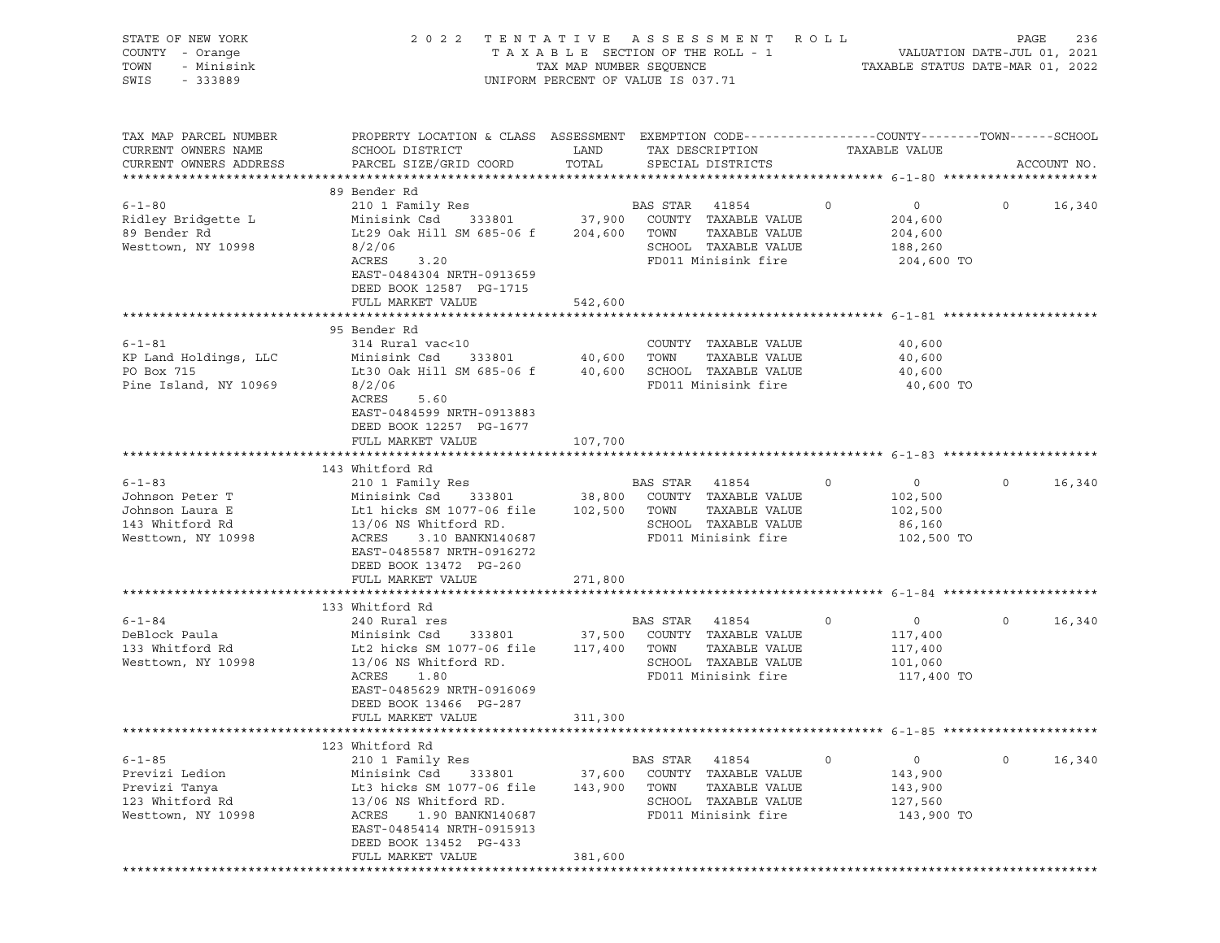STATE OF NEW YORK 2022 TENTATIVE ASSESSMENT ROLL
COUNTY - Orange TAXABLE SECTION OF THE ROLL - 1 VALUATION DATE-JUL 01, 2021
TOWN - Minisink TAX MAP NUMBER SEQUENCE TAXABLE STATUS DATE-MAR 01, 2022
SWIS - 333889 UNIFORM PERCENT OF VALUE IS 037.71

```
TAX MAP PARCEL NUMBER          PROPERTY LOCATION & CLASS  ASSESSMENT  EXEMPTION CODE------------------COUNTY--------TOWN------SCHOOL
CURRENT OWNERS NAME            SCHOOL DISTRICT               LAND      TAX DESCRIPTION             TAXABLE VALUE
CURRENT OWNERS ADDRESS         PARCEL SIZE/GRID COORD        TOTAL     SPECIAL DISTRICTS                                       ACCOUNT NO.
******************************************************************************************************* 6-1-80 *********************
                               89 Bender Rd
6-1-80                         210 1 Family Res                         BAS STAR   41854          0           0         0      16,340
Ridley Bridgette L             Minisink Csd     333801       37,900   COUNTY  TAXABLE VALUE              204,600
89 Bender Rd                   Lt29 Oak Hill SM 685-06 f    204,600   TOWN    TAXABLE VALUE              204,600
Westtown, NY 10998             8/2/06                                 SCHOOL  TAXABLE VALUE              188,260
                               ACRES     3.20                         FD011 Minisink fire                 204,600 TO
                               EAST-0484304 NRTH-0913659
                               DEED BOOK 12587  PG-1715
                               FULL MARKET VALUE            542,600
******************************************************************************************************* 6-1-81 *********************
                               95 Bender Rd
6-1-81                         314 Rural vac<10                        COUNTY  TAXABLE VALUE               40,600
KP Land Holdings, LLC          Minisink Csd     333801       40,600   TOWN    TAXABLE VALUE               40,600
PO Box 715                     Lt30 Oak Hill SM 685-06 f     40,600   SCHOOL  TAXABLE VALUE               40,600
Pine Island, NY 10969          8/2/06                                 FD011 Minisink fire                  40,600 TO
                               ACRES     5.60
                               EAST-0484599 NRTH-0913883
                               DEED BOOK 12257  PG-1677
                               FULL MARKET VALUE            107,700
******************************************************************************************************* 6-1-83 *********************
                               143 Whitford Rd
6-1-83                         210 1 Family Res                         BAS STAR   41854          0           0         0      16,340
Johnson Peter T                Minisink Csd     333801       38,800   COUNTY  TAXABLE VALUE              102,500
Johnson Laura E                Lt1 hicks SM 1077-06 file    102,500   TOWN    TAXABLE VALUE              102,500
143 Whitford Rd                13/06 NS Whitford RD.                  SCHOOL  TAXABLE VALUE               86,160
Westtown, NY 10998             ACRES     3.10 BANKN140687             FD011 Minisink fire                 102,500 TO
                               EAST-0485587 NRTH-0916272
                               DEED BOOK 13472  PG-260
                               FULL MARKET VALUE            271,800
******************************************************************************************************* 6-1-84 *********************
                               133 Whitford Rd
6-1-84                         240 Rural res                            BAS STAR   41854          0           0         0      16,340
DeBlock Paula                  Minisink Csd     333801       37,500   COUNTY  TAXABLE VALUE              117,400
133 Whitford Rd                Lt2 hicks SM 1077-06 file    117,400   TOWN    TAXABLE VALUE              117,400
Westtown, NY 10998             13/06 NS Whitford RD.                  SCHOOL  TAXABLE VALUE              101,060
                               ACRES     1.80                         FD011 Minisink fire                 117,400 TO
                               EAST-0485629 NRTH-0916069
                               DEED BOOK 13466  PG-287
                               FULL MARKET VALUE            311,300
******************************************************************************************************* 6-1-85 *********************
                               123 Whitford Rd
6-1-85                         210 1 Family Res                         BAS STAR   41854          0           0         0      16,340
Previzi Ledion                 Minisink Csd     333801       37,600   COUNTY  TAXABLE VALUE              143,900
Previzi Tanya                  Lt3 hicks SM 1077-06 file    143,900   TOWN    TAXABLE VALUE              143,900
123 Whitford Rd                13/06 NS Whitford RD.                  SCHOOL  TAXABLE VALUE              127,560
Westtown, NY 10998             ACRES     1.90 BANKN140687             FD011 Minisink fire                 143,900 TO
                               EAST-0485414 NRTH-0915913
                               DEED BOOK 13452  PG-433
                               FULL MARKET VALUE            381,600
************************************************************************************************************************************
```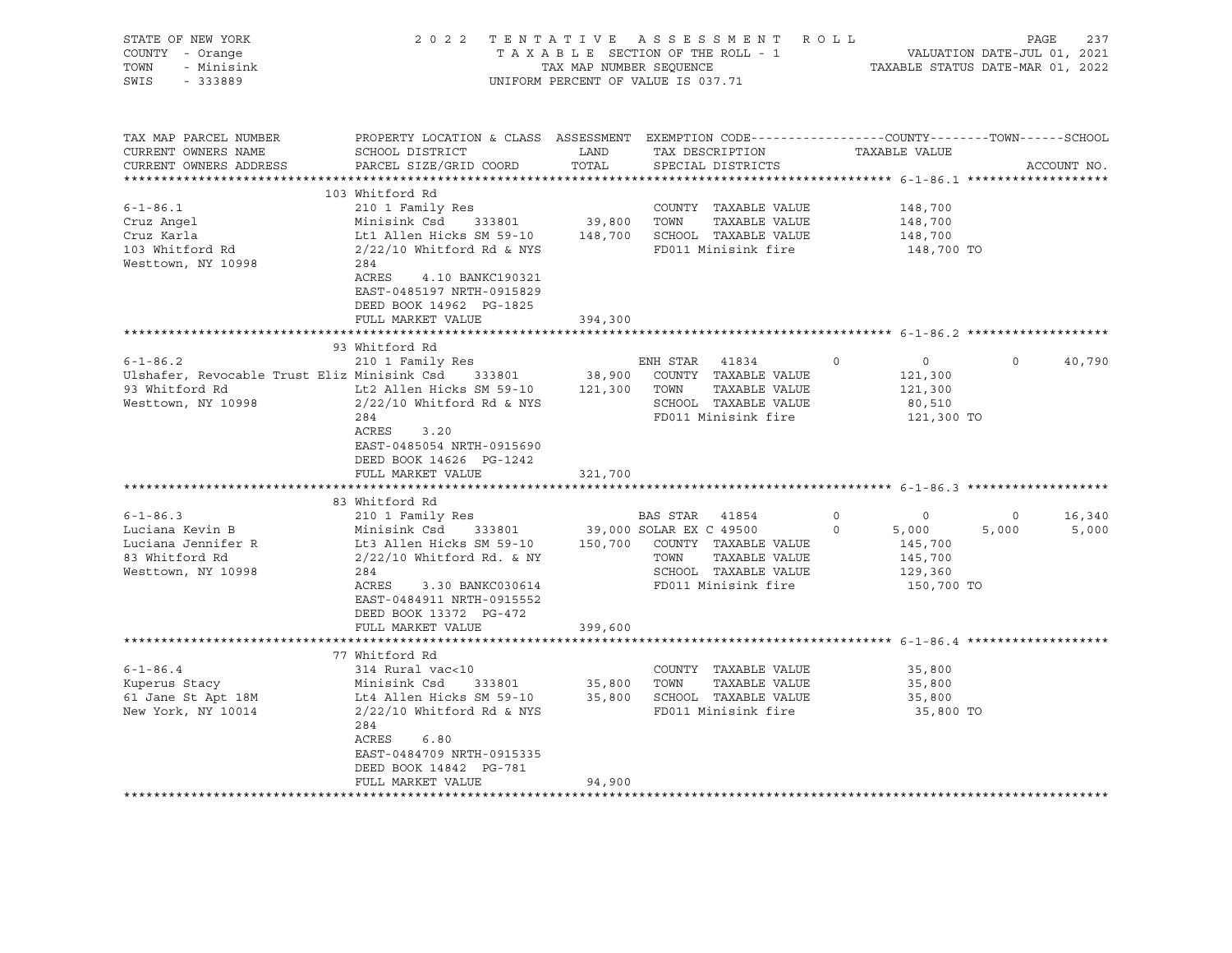STATE OF NEW YORK — 2022 TENTATIVE ASSESSMENT ROLL
COUNTY - Orange — TAXABLE SECTION OF THE ROLL - 1 — VALUATION DATE-JUL 01, 2021
TOWN - Minisink — TAX MAP NUMBER SEQUENCE — TAXABLE STATUS DATE-MAR 01, 2022
SWIS - 333889 — UNIFORM PERCENT OF VALUE IS 037.71

```
TAX MAP PARCEL NUMBER          PROPERTY LOCATION & CLASS  ASSESSMENT  EXEMPTION CODE------------------COUNTY--------TOWN------SCHOOL
CURRENT OWNERS NAME            SCHOOL DISTRICT               LAND      TAX DESCRIPTION            TAXABLE VALUE
CURRENT OWNERS ADDRESS         PARCEL SIZE/GRID COORD        TOTAL     SPECIAL DISTRICTS                                    ACCOUNT NO.
******************************************************************************************************* 6-1-86.1 *******************
                               103 Whitford Rd
6-1-86.1                       210 1 Family Res                        COUNTY  TAXABLE VALUE          148,700
Cruz Angel                     Minisink Csd     333801       39,800    TOWN    TAXABLE VALUE          148,700
Cruz Karla                     Lt1 Allen Hicks SM 59-10     148,700    SCHOOL  TAXABLE VALUE          148,700
103 Whitford Rd                2/22/10 Whitford Rd & NYS               FD011 Minisink fire             148,700 TO
Westtown, NY 10998             284
                               ACRES     4.10 BANKC190321
                               EAST-0485197 NRTH-0915829
                               DEED BOOK 14962  PG-1825
                               FULL MARKET VALUE            394,300
******************************************************************************************************* 6-1-86.2 *******************
                               93 Whitford Rd
6-1-86.2                       210 1 Family Res                        ENH STAR  41834        0            0           0      40,790
Ulshafer, Revocable Trust Eliz Minisink Csd     333801       38,900    COUNTY  TAXABLE VALUE          121,300
93 Whitford Rd                 Lt2 Allen Hicks SM 59-10     121,300    TOWN    TAXABLE VALUE          121,300
Westtown, NY 10998             2/22/10 Whitford Rd & NYS               SCHOOL  TAXABLE VALUE           80,510
                               284                                     FD011 Minisink fire             121,300 TO
                               ACRES     3.20
                               EAST-0485054 NRTH-0915690
                               DEED BOOK 14626  PG-1242
                               FULL MARKET VALUE            321,700
******************************************************************************************************* 6-1-86.3 *******************
                               83 Whitford Rd
6-1-86.3                       210 1 Family Res                        BAS STAR  41854        0            0           0      16,340
Luciana Kevin B                Minisink Csd     333801       39,000 SOLAR EX C 49500          0        5,000       5,000       5,000
Luciana Jennifer R             Lt3 Allen Hicks SM 59-10     150,700    COUNTY  TAXABLE VALUE          145,700
83 Whitford Rd                 2/22/10 Whitford Rd. & NY               TOWN    TAXABLE VALUE          145,700
Westtown, NY 10998             284                                     SCHOOL  TAXABLE VALUE          129,360
                               ACRES     3.30 BANKC030614              FD011 Minisink fire             150,700 TO
                               EAST-0484911 NRTH-0915552
                               DEED BOOK 13372  PG-472
                               FULL MARKET VALUE            399,600
******************************************************************************************************* 6-1-86.4 *******************
                               77 Whitford Rd
6-1-86.4                       314 Rural vac<10                        COUNTY  TAXABLE VALUE           35,800
Kuperus Stacy                  Minisink Csd     333801       35,800    TOWN    TAXABLE VALUE           35,800
61 Jane St Apt 18M             Lt4 Allen Hicks SM 59-10      35,800    SCHOOL  TAXABLE VALUE           35,800
New York, NY 10014             2/22/10 Whitford Rd & NYS               FD011 Minisink fire              35,800 TO
                               284
                               ACRES     6.80
                               EAST-0484709 NRTH-0915335
                               DEED BOOK 14842  PG-781
                               FULL MARKET VALUE             94,900
************************************************************************************************************************************
```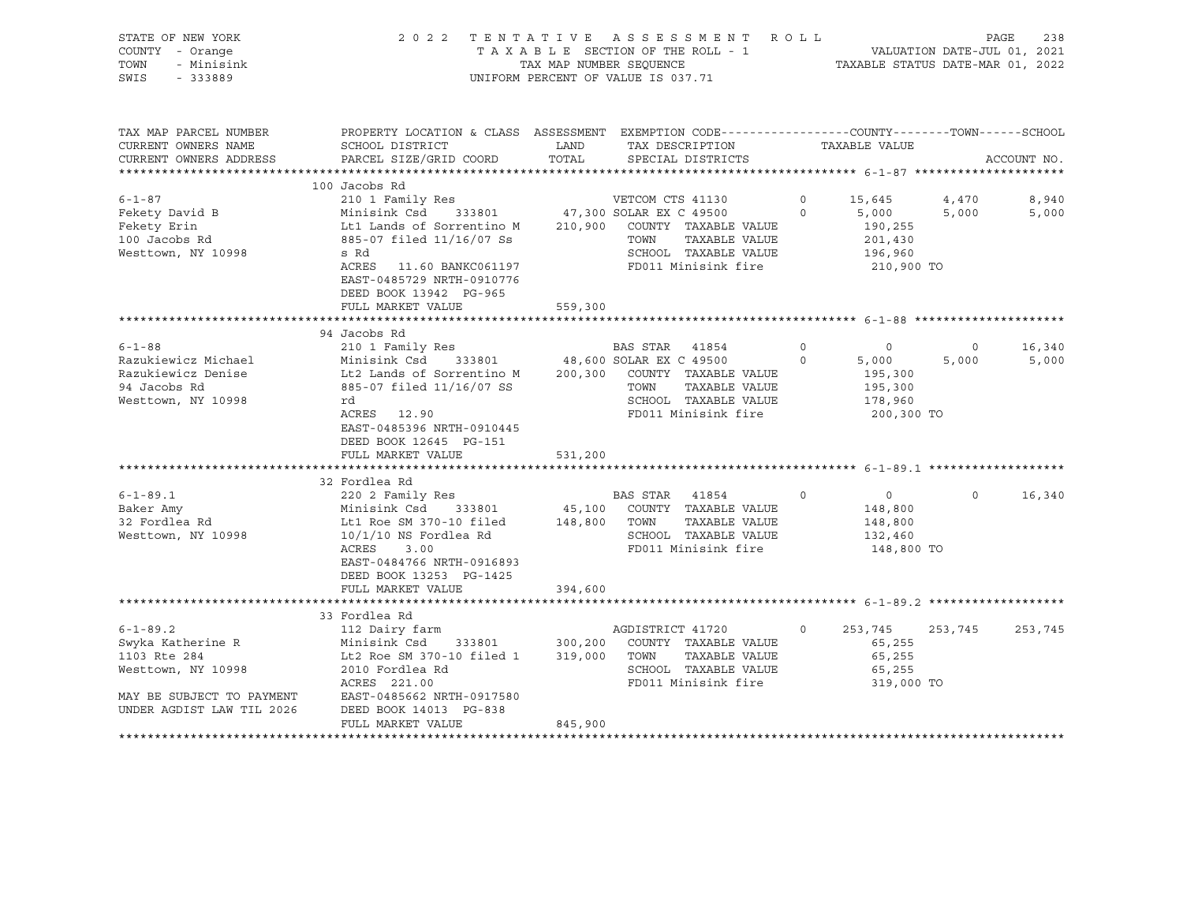STATE OF NEW YORK
COUNTY - Orange
TOWN - Minisink
SWIS - 333889

2022 TENTATIVE ASSESSMENT ROLL
TAXABLE SECTION OF THE ROLL - 1
TAX MAP NUMBER SEQUENCE
UNIFORM PERCENT OF VALUE IS 037.71

VALUATION DATE-JUL 01, 2021
TAXABLE STATUS DATE-MAR 01, 2022

| TAX MAP PARCEL NUMBER / CURRENT OWNERS NAME / CURRENT OWNERS ADDRESS | PROPERTY LOCATION & CLASS / SCHOOL DISTRICT / PARCEL SIZE/GRID COORD | ASSESSMENT LAND / TOTAL | EXEMPTION CODE / TAX DESCRIPTION / SPECIAL DISTRICTS | COUNTY TAXABLE VALUE | TOWN | SCHOOL |
|---|---|---|---|---|---|---|
| **6-1-87** | 100 Jacobs Rd | | | | | |
| | 210 1 Family Res | | VETCOM CTS 41130 0 | 15,645 | 4,470 | 8,940 |
| Fekety David B | Minisink Csd 333801 | 47,300 | SOLAR EX C 49500 0 | 5,000 | 5,000 | 5,000 |
| Fekety Erin | Lt1 Lands of Sorrentino M | 210,900 | COUNTY TAXABLE VALUE | 190,255 | | |
| 100 Jacobs Rd | 885-07 filed 11/16/07 Ss | | TOWN TAXABLE VALUE | 201,430 | | |
| Westtown, NY 10998 | s Rd | | SCHOOL TAXABLE VALUE | 196,960 | | |
| | ACRES 11.60 BANKC061197 | | FD011 Minisink fire | 210,900 TO | | |
| | EAST-0485729 NRTH-0910776 | | | | | |
| | DEED BOOK 13942 PG-965 | | | | | |
| | FULL MARKET VALUE | 559,300 | | | | |
| **6-1-88** | 94 Jacobs Rd | | | | | |
| | 210 1 Family Res | | BAS STAR 41854 0 | 0 | 0 | 16,340 |
| Razukiewicz Michael | Minisink Csd 333801 | 48,600 | SOLAR EX C 49500 0 | 5,000 | 5,000 | 5,000 |
| Razukiewicz Denise | Lt2 Lands of Sorrentino M | 200,300 | COUNTY TAXABLE VALUE | 195,300 | | |
| 94 Jacobs Rd | 885-07 filed 11/16/07 SS | | TOWN TAXABLE VALUE | 195,300 | | |
| Westtown, NY 10998 | rd | | SCHOOL TAXABLE VALUE | 178,960 | | |
| | ACRES 12.90 | | FD011 Minisink fire | 200,300 TO | | |
| | EAST-0485396 NRTH-0910445 | | | | | |
| | DEED BOOK 12645 PG-151 | | | | | |
| | FULL MARKET VALUE | 531,200 | | | | |
| **6-1-89.1** | 32 Fordlea Rd | | | | | |
| | 220 2 Family Res | | BAS STAR 41854 0 | 0 | 0 | 16,340 |
| Baker Amy | Minisink Csd 333801 | 45,100 | COUNTY TAXABLE VALUE | 148,800 | | |
| 32 Fordlea Rd | Lt1 Roe SM 370-10 filed | 148,800 | TOWN TAXABLE VALUE | 148,800 | | |
| Westtown, NY 10998 | 10/1/10 NS Fordlea Rd | | SCHOOL TAXABLE VALUE | 132,460 | | |
| | ACRES 3.00 | | FD011 Minisink fire | 148,800 TO | | |
| | EAST-0484766 NRTH-0916893 | | | | | |
| | DEED BOOK 13253 PG-1425 | | | | | |
| | FULL MARKET VALUE | 394,600 | | | | |
| **6-1-89.2** | 33 Fordlea Rd | | | | | |
| | 112 Dairy farm | | AGDISTRICT 41720 0 | 253,745 | 253,745 | 253,745 |
| Swyka Katherine R | Minisink Csd 333801 | 300,200 | COUNTY TAXABLE VALUE | 65,255 | | |
| 1103 Rte 284 | Lt2 Roe SM 370-10 filed 1 | 319,000 | TOWN TAXABLE VALUE | 65,255 | | |
| Westtown, NY 10998 | 2010 Fordlea Rd | | SCHOOL TAXABLE VALUE | 65,255 | | |
| | ACRES 221.00 | | FD011 Minisink fire | 319,000 TO | | |
| MAY BE SUBJECT TO PAYMENT | EAST-0485662 NRTH-0917580 | | | | | |
| UNDER AGDIST LAW TIL 2026 | DEED BOOK 14013 PG-838 | | | | | |
| | FULL MARKET VALUE | 845,900 | | | | |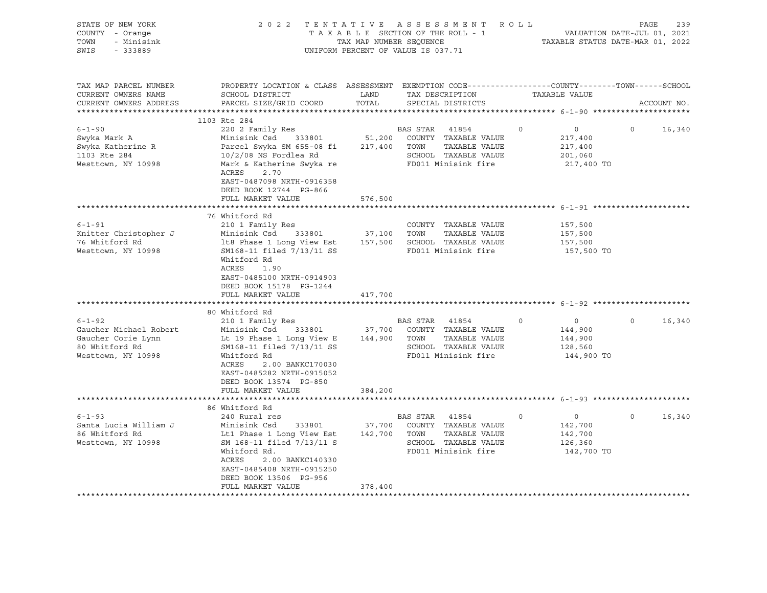STATE OF NEW YORK COUNTY - Orange TOWN - Minisink SWIS - 333889

2022 TENTATIVE ASSESSMENT ROLL
TAXABLE SECTION OF THE ROLL - 1
TAX MAP NUMBER SEQUENCE
UNIFORM PERCENT OF VALUE IS 037.71

VALUATION DATE-JUL 01, 2021
TAXABLE STATUS DATE-MAR 01, 2022

| TAX MAP PARCEL NUMBER / CURRENT OWNERS NAME / CURRENT OWNERS ADDRESS | PROPERTY LOCATION & CLASS / SCHOOL DISTRICT / PARCEL SIZE/GRID COORD | ASSESSMENT LAND / TOTAL | EXEMPTION CODE / TAX DESCRIPTION / SPECIAL DISTRICTS | COUNTY | TOWN | SCHOOL / ACCOUNT NO. |
|---|---|---|---|---|---|---|
| **6-1-90** | 1103 Rte 284 | | | | | |
| Swyka Mark A | 220 2 Family Res | | BAS STAR 41854 | 0 | 0 | 16,340 |
| Swyka Katherine R | Minisink Csd 333801 | 51,200 | COUNTY TAXABLE VALUE | 217,400 | | |
| 1103 Rte 284 | Parcel Swyka SM 655-08 fi | 217,400 | TOWN TAXABLE VALUE | | 217,400 | |
| Westtown, NY 10998 | 10/2/08 NS Fordlea Rd | | SCHOOL TAXABLE VALUE | | | 201,060 |
| | Mark & Katherine Swyka re | | FD011 Minisink fire | 217,400 TO | | |
| | ACRES 2.70 | | | | | |
| | EAST-0487098 NRTH-0916358 | | | | | |
| | DEED BOOK 12744 PG-866 | | | | | |
| | FULL MARKET VALUE | 576,500 | | | | |
| **6-1-91** | 76 Whitford Rd | | | | | |
| Knitter Christopher J | 210 1 Family Res | | COUNTY TAXABLE VALUE | 157,500 | | |
| 76 Whitford Rd | Minisink Csd 333801 | 37,100 | TOWN TAXABLE VALUE | | 157,500 | |
| Westtown, NY 10998 | lt8 Phase 1 Long View Est | 157,500 | SCHOOL TAXABLE VALUE | | | 157,500 |
| | SM168-11 filed 7/13/11 SS | | FD011 Minisink fire | 157,500 TO | | |
| | Whitford Rd | | | | | |
| | ACRES 1.90 | | | | | |
| | EAST-0485100 NRTH-0914903 | | | | | |
| | DEED BOOK 15178 PG-1244 | | | | | |
| | FULL MARKET VALUE | 417,700 | | | | |
| **6-1-92** | 80 Whitford Rd | | | | | |
| Gaucher Michael Robert | 210 1 Family Res | | BAS STAR 41854 | 0 | 0 | 16,340 |
| Gaucher Corie Lynn | Minisink Csd 333801 | 37,700 | COUNTY TAXABLE VALUE | 144,900 | | |
| 80 Whitford Rd | Lt 19 Phase 1 Long View E | 144,900 | TOWN TAXABLE VALUE | | 144,900 | |
| Westtown, NY 10998 | SM168-11 filed 7/13/11 SS | | SCHOOL TAXABLE VALUE | | | 128,560 |
| | Whitford Rd | | FD011 Minisink fire | 144,900 TO | | |
| | ACRES 2.00 BANKC170030 | | | | | |
| | EAST-0485282 NRTH-0915052 | | | | | |
| | DEED BOOK 13574 PG-850 | | | | | |
| | FULL MARKET VALUE | 384,200 | | | | |
| **6-1-93** | 86 Whitford Rd | | | | | |
| Santa Lucia William J | 240 Rural res | | BAS STAR 41854 | 0 | 0 | 16,340 |
| 86 Whitford Rd | Minisink Csd 333801 | 37,700 | COUNTY TAXABLE VALUE | 142,700 | | |
| Westtown, NY 10998 | Lt1 Phase 1 Long View Est | 142,700 | TOWN TAXABLE VALUE | | 142,700 | |
| | SM 168-11 filed 7/13/11 S | | SCHOOL TAXABLE VALUE | | | 126,360 |
| | Whitford Rd. | | FD011 Minisink fire | 142,700 TO | | |
| | ACRES 2.00 BANKC140330 | | | | | |
| | EAST-0485408 NRTH-0915250 | | | | | |
| | DEED BOOK 13506 PG-956 | | | | | |
| | FULL MARKET VALUE | 378,400 | | | | |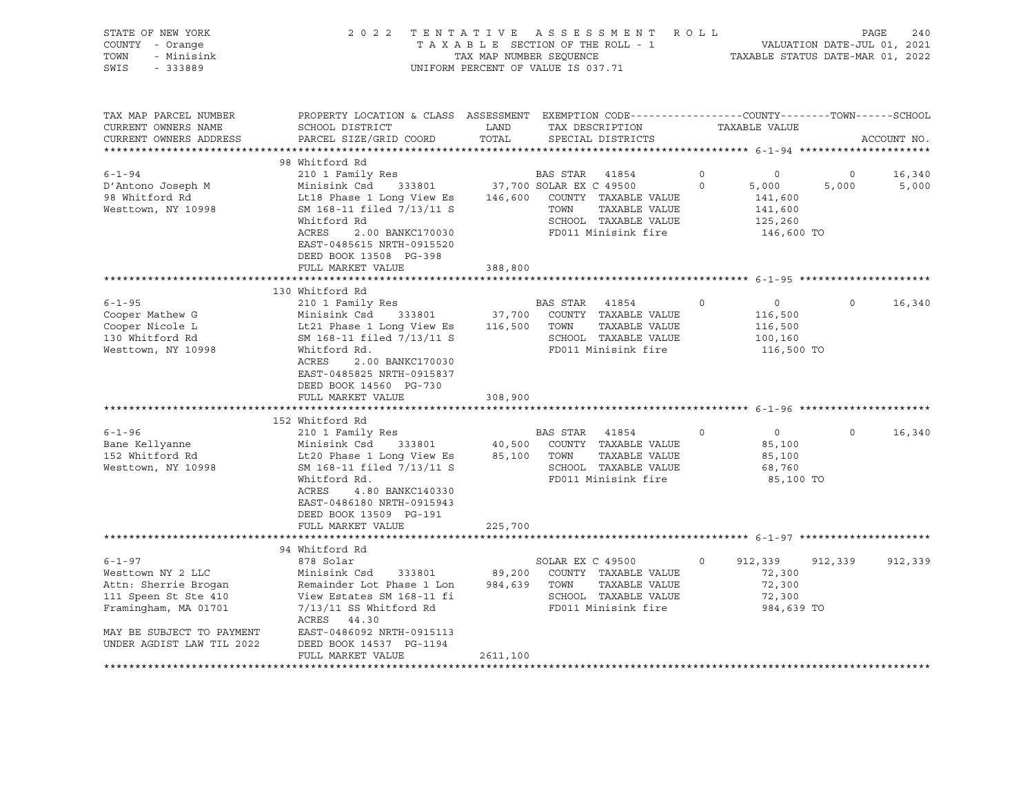STATE OF NEW YORK — COUNTY - Orange — TOWN - Minisink — SWIS - 333889

2022 TENTATIVE ASSESSMENT ROLL
TAXABLE SECTION OF THE ROLL - 1
TAX MAP NUMBER SEQUENCE
UNIFORM PERCENT OF VALUE IS 037.71

VALUATION DATE-JUL 01, 2021
TAXABLE STATUS DATE-MAR 01, 2022

```
TAX MAP PARCEL NUMBER     PROPERTY LOCATION & CLASS  ASSESSMENT  EXEMPTION CODE------------------COUNTY--------TOWN------SCHOOL
CURRENT OWNERS NAME       SCHOOL DISTRICT               LAND      TAX DESCRIPTION            TAXABLE VALUE
CURRENT OWNERS ADDRESS    PARCEL SIZE/GRID COORD        TOTAL     SPECIAL DISTRICTS                                     ACCOUNT NO.
******************************************************************************************************* 6-1-94 *********************
                          98 Whitford Rd
6-1-94                    210 1 Family Res                        BAS STAR  41854          0           0           0      16,340
D'Antono Joseph M         Minisink Csd    333801       37,700 SOLAR EX C 49500         0       5,000       5,000       5,000
98 Whitford Rd            Lt18 Phase 1 Long View Es   146,600    COUNTY  TAXABLE VALUE           141,600
Westtown, NY 10998        SM 168-11 filed 7/13/11 S               TOWN    TAXABLE VALUE           141,600
                          Whitford Rd                             SCHOOL  TAXABLE VALUE           125,260
                          ACRES     2.00 BANKC170030              FD011 Minisink fire             146,600 TO
                          EAST-0485615 NRTH-0915520
                          DEED BOOK 13508  PG-398
                          FULL MARKET VALUE           388,800
******************************************************************************************************* 6-1-95 *********************
                          130 Whitford Rd
6-1-95                    210 1 Family Res                        BAS STAR  41854          0           0           0      16,340
Cooper Mathew G           Minisink Csd    333801       37,700    COUNTY  TAXABLE VALUE           116,500
Cooper Nicole L           Lt21 Phase 1 Long View Es   116,500    TOWN    TAXABLE VALUE           116,500
130 Whitford Rd           SM 168-11 filed 7/13/11 S               SCHOOL  TAXABLE VALUE           100,160
Westtown, NY 10998        Whitford Rd.                            FD011 Minisink fire             116,500 TO
                          ACRES     2.00 BANKC170030
                          EAST-0485825 NRTH-0915837
                          DEED BOOK 14560  PG-730
                          FULL MARKET VALUE           308,900
******************************************************************************************************* 6-1-96 *********************
                          152 Whitford Rd
6-1-96                    210 1 Family Res                        BAS STAR  41854          0           0           0      16,340
Bane Kellyanne            Minisink Csd    333801       40,500    COUNTY  TAXABLE VALUE            85,100
152 Whitford Rd           Lt20 Phase 1 Long View Es    85,100    TOWN    TAXABLE VALUE            85,100
Westtown, NY 10998        SM 168-11 filed 7/13/11 S               SCHOOL  TAXABLE VALUE            68,760
                          Whitford Rd.                            FD011 Minisink fire              85,100 TO
                          ACRES     4.80 BANKC140330
                          EAST-0486180 NRTH-0915943
                          DEED BOOK 13509  PG-191
                          FULL MARKET VALUE           225,700
******************************************************************************************************* 6-1-97 *********************
                          94 Whitford Rd
6-1-97                    878 Solar                               SOLAR EX C 49500         0     912,339     912,339     912,339
Westtown NY 2 LLC         Minisink Csd    333801       89,200    COUNTY  TAXABLE VALUE            72,300
Attn: Sherrie Brogan      Remainder Lot Phase 1 Lon   984,639    TOWN    TAXABLE VALUE            72,300
111 Speen St Ste 410      View Estates SM 168-11 fi               SCHOOL  TAXABLE VALUE            72,300
Framingham, MA 01701      7/13/11 SS Whitford Rd                  FD011 Minisink fire             984,639 TO
                          ACRES    44.30
MAY BE SUBJECT TO PAYMENT EAST-0486092 NRTH-0915113
UNDER AGDIST LAW TIL 2022 DEED BOOK 14537  PG-1194
                          FULL MARKET VALUE          2611,100
************************************************************************************************************************************
```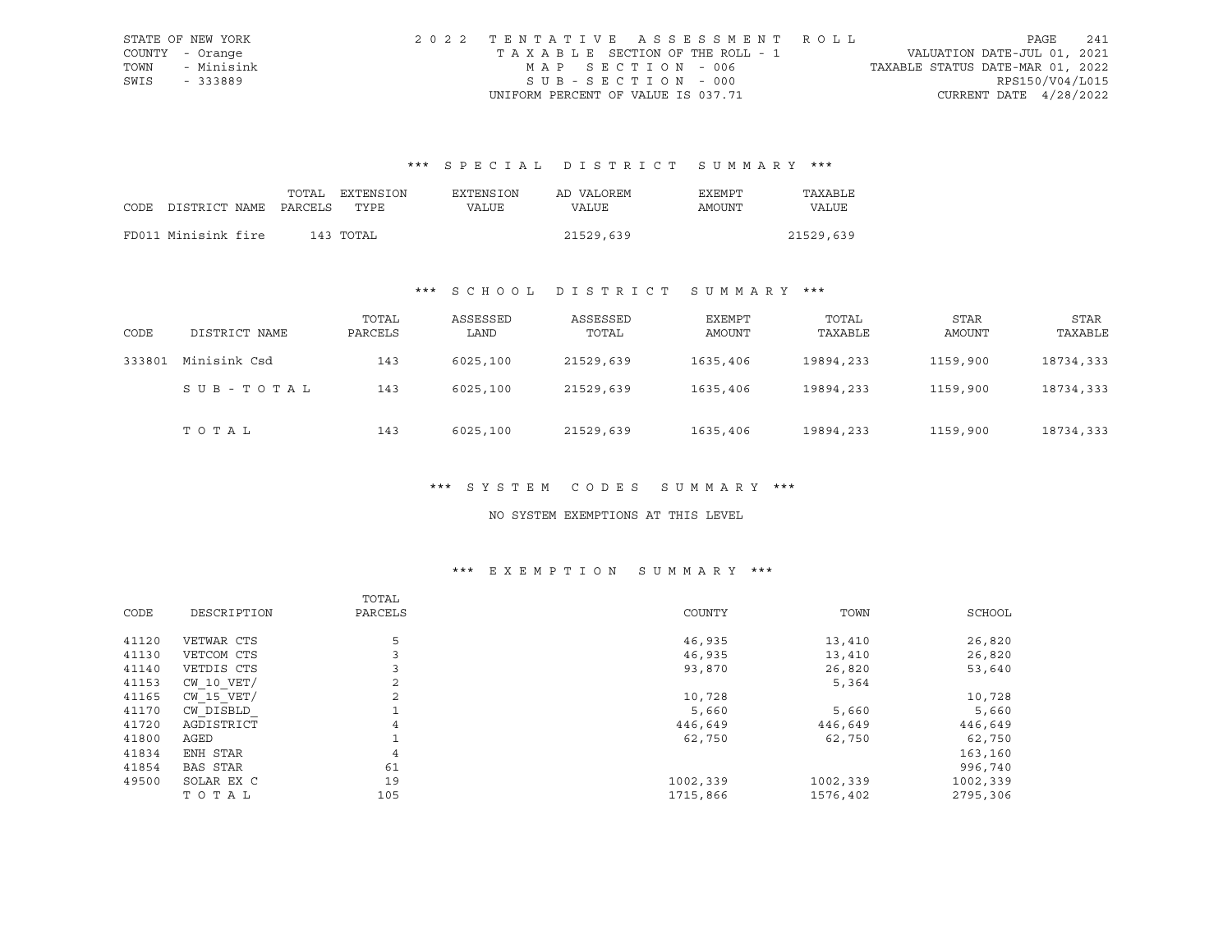STATE OF NEW YORK
COUNTY - Orange
TOWN - Minisink
SWIS - 333889

2022 TENTATIVE ASSESSMENT ROLL
TAXABLE SECTION OF THE ROLL - 1
MAP SECTION - 006
SUB-SECTION - 000
UNIFORM PERCENT OF VALUE IS 037.71

VALUATION DATE-JUL 01, 2021
TAXABLE STATUS DATE-MAR 01, 2022
RPS150/V04/L015
CURRENT DATE 4/28/2022

### *** SPECIAL DISTRICT SUMMARY ***

| CODE DISTRICT NAME | TOTAL PARCELS | EXTENSION TYPE | EXTENSION VALUE | AD VALOREM VALUE | EXEMPT AMOUNT | TAXABLE VALUE |
|---|---|---|---|---|---|---|
| FD011 Minisink fire | 143 | TOTAL | | 21529,639 | | 21529,639 |

### *** SCHOOL DISTRICT SUMMARY ***

| CODE | DISTRICT NAME | TOTAL PARCELS | ASSESSED LAND | ASSESSED TOTAL | EXEMPT AMOUNT | TOTAL TAXABLE | STAR AMOUNT | STAR TAXABLE |
|---|---|---|---|---|---|---|---|---|
| 333801 | Minisink Csd | 143 | 6025,100 | 21529,639 | 1635,406 | 19894,233 | 1159,900 | 18734,333 |
| | SUB-TOTAL | 143 | 6025,100 | 21529,639 | 1635,406 | 19894,233 | 1159,900 | 18734,333 |
| | TOTAL | 143 | 6025,100 | 21529,639 | 1635,406 | 19894,233 | 1159,900 | 18734,333 |

### *** SYSTEM CODES SUMMARY ***

NO SYSTEM EXEMPTIONS AT THIS LEVEL

### *** EXEMPTION SUMMARY ***

| CODE | DESCRIPTION | TOTAL PARCELS | COUNTY | TOWN | SCHOOL |
|---|---|---|---|---|---|
| 41120 | VETWAR CTS | 5 | 46,935 | 13,410 | 26,820 |
| 41130 | VETCOM CTS | 3 | 46,935 | 13,410 | 26,820 |
| 41140 | VETDIS CTS | 3 | 93,870 | 26,820 | 53,640 |
| 41153 | CW_10_VET/ | 2 | | 5,364 | |
| 41165 | CW_15_VET/ | 2 | 10,728 | | 10,728 |
| 41170 | CW_DISBLD_ | 1 | 5,660 | 5,660 | 5,660 |
| 41720 | AGDISTRICT | 4 | 446,649 | 446,649 | 446,649 |
| 41800 | AGED | 1 | 62,750 | 62,750 | 62,750 |
| 41834 | ENH STAR | 4 | | | 163,160 |
| 41854 | BAS STAR | 61 | | | 996,740 |
| 49500 | SOLAR EX C | 19 | 1002,339 | 1002,339 | 1002,339 |
| | TOTAL | 105 | 1715,866 | 1576,402 | 2795,306 |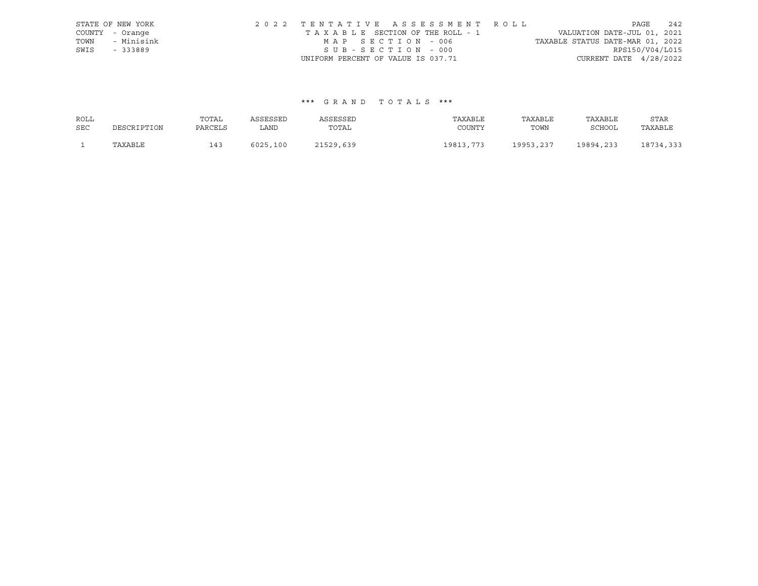STATE OF NEW YORK
COUNTY - Orange
TOWN - Minisink
SWIS - 333889

2022 TENTATIVE ASSESSMENT ROLL
TAXABLE SECTION OF THE ROLL - 1
MAP SECTION - 006
SUB-SECTION - 000
UNIFORM PERCENT OF VALUE IS 037.71

VALUATION DATE-JUL 01, 2021
TAXABLE STATUS DATE-MAR 01, 2022
RPS150/V04/L015
CURRENT DATE 4/28/2022

*** GRAND TOTALS ***

| ROLL SEC | DESCRIPTION | TOTAL PARCELS | ASSESSED LAND | ASSESSED TOTAL | TAXABLE COUNTY | TAXABLE TOWN | TAXABLE SCHOOL | STAR TAXABLE |
|---|---|---|---|---|---|---|---|---|
| 1 | TAXABLE | 143 | 6025,100 | 21529,639 | 19813,773 | 19953,237 | 19894,233 | 18734,333 |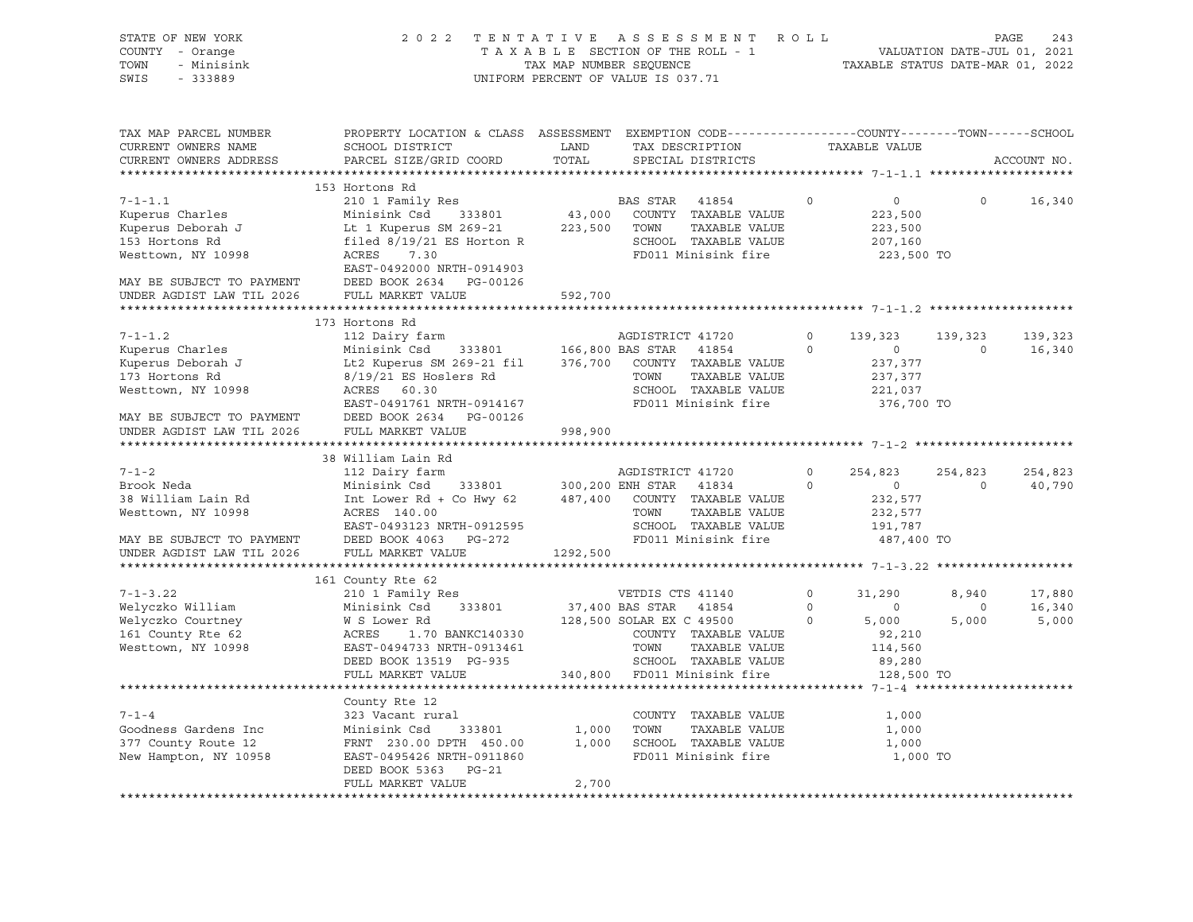STATE OF NEW YORK 2 0 2 2 T E N T A T I V E A S S E S S M E N T R O L L
COUNTY - Orange T A X A B L E SECTION OF THE ROLL - 1 VALUATION DATE-JUL 01, 2021
TOWN - Minisink TAX MAP NUMBER SEQUENCE TAXABLE STATUS DATE-MAR 01, 2022
SWIS - 333889 UNIFORM PERCENT OF VALUE IS 037.71

```
TAX MAP PARCEL NUMBER          PROPERTY LOCATION & CLASS  ASSESSMENT  EXEMPTION CODE------------------COUNTY--------TOWN------SCHOOL
CURRENT OWNERS NAME            SCHOOL DISTRICT               LAND      TAX DESCRIPTION            TAXABLE VALUE
CURRENT OWNERS ADDRESS         PARCEL SIZE/GRID COORD        TOTAL     SPECIAL DISTRICTS                                      ACCOUNT NO.
******************************************************************************************************* 7-1-1.1 ********************
                               153 Hortons Rd
7-1-1.1                        210 1 Family Res                         BAS STAR  41854        0            0             0     16,340
Kuperus Charles                Minisink Csd      333801       43,000    COUNTY  TAXABLE VALUE           223,500
Kuperus Deborah J              Lt 1 Kuperus SM 269-21        223,500    TOWN    TAXABLE VALUE           223,500
153 Hortons Rd                 filed 8/19/21 ES Horton R                SCHOOL  TAXABLE VALUE           207,160
Westtown, NY 10998             ACRES     7.30                           FD011 Minisink fire              223,500 TO
                               EAST-0492000 NRTH-0914903
MAY BE SUBJECT TO PAYMENT      DEED BOOK 2634   PG-00126
UNDER AGDIST LAW TIL 2026      FULL MARKET VALUE             592,700
******************************************************************************************************* 7-1-1.2 ********************
                               173 Hortons Rd
7-1-1.2                        112 Dairy farm                           AGDISTRICT 41720       0      139,323       139,323    139,323
Kuperus Charles                Minisink Csd      333801      166,800 BAS STAR  41854           0            0             0     16,340
Kuperus Deborah J              Lt2 Kuperus SM 269-21 fil     376,700    COUNTY  TAXABLE VALUE           237,377
173 Hortons Rd                 8/19/21 ES Hoslers Rd                    TOWN    TAXABLE VALUE           237,377
Westtown, NY 10998             ACRES    60.30                           SCHOOL  TAXABLE VALUE           221,037
                               EAST-0491761 NRTH-0914167                FD011 Minisink fire              376,700 TO
MAY BE SUBJECT TO PAYMENT      DEED BOOK 2634   PG-00126
UNDER AGDIST LAW TIL 2026      FULL MARKET VALUE             998,900
******************************************************************************************************* 7-1-2 **********************
                               38 William Lain Rd
7-1-2                          112 Dairy farm                           AGDISTRICT 41720       0      254,823       254,823    254,823
Brook Neda                     Minisink Csd      333801      300,200 ENH STAR  41834           0            0             0     40,790
38 William Lain Rd             Int Lower Rd + Co Hwy 62      487,400    COUNTY  TAXABLE VALUE           232,577
Westtown, NY 10998             ACRES   140.00                           TOWN    TAXABLE VALUE           232,577
                               EAST-0493123 NRTH-0912595                SCHOOL  TAXABLE VALUE           191,787
MAY BE SUBJECT TO PAYMENT      DEED BOOK 4063   PG-272                  FD011 Minisink fire              487,400 TO
UNDER AGDIST LAW TIL 2026      FULL MARKET VALUE            1292,500
******************************************************************************************************* 7-1-3.22 *******************
                               161 County Rte 62
7-1-3.22                       210 1 Family Res                         VETDIS CTS 41140       0       31,290         8,940     17,880
Welyczko William               Minisink Csd      333801       37,400 BAS STAR  41854           0            0             0     16,340
Welyczko Courtney              W S Lower Rd                  128,500 SOLAR EX C 49500          0        5,000         5,000      5,000
161 County Rte 62              ACRES     1.70 BANKC140330               COUNTY  TAXABLE VALUE            92,210
Westtown, NY 10998             EAST-0494733 NRTH-0913461                TOWN    TAXABLE VALUE           114,560
                               DEED BOOK 13519  PG-935                  SCHOOL  TAXABLE VALUE            89,280
                               FULL MARKET VALUE             340,800    FD011 Minisink fire              128,500 TO
******************************************************************************************************* 7-1-4 **********************
                               County Rte 12
7-1-4                          323 Vacant rural                         COUNTY  TAXABLE VALUE             1,000
Goodness Gardens Inc           Minisink Csd      333801        1,000    TOWN    TAXABLE VALUE             1,000
377 County Route 12            FRNT  230.00 DPTH  450.00       1,000    SCHOOL  TAXABLE VALUE             1,000
New Hampton, NY 10958          EAST-0495426 NRTH-0911860                FD011 Minisink fire                1,000 TO
                               DEED BOOK 5363   PG-21
                               FULL MARKET VALUE               2,700
************************************************************************************************************************************
```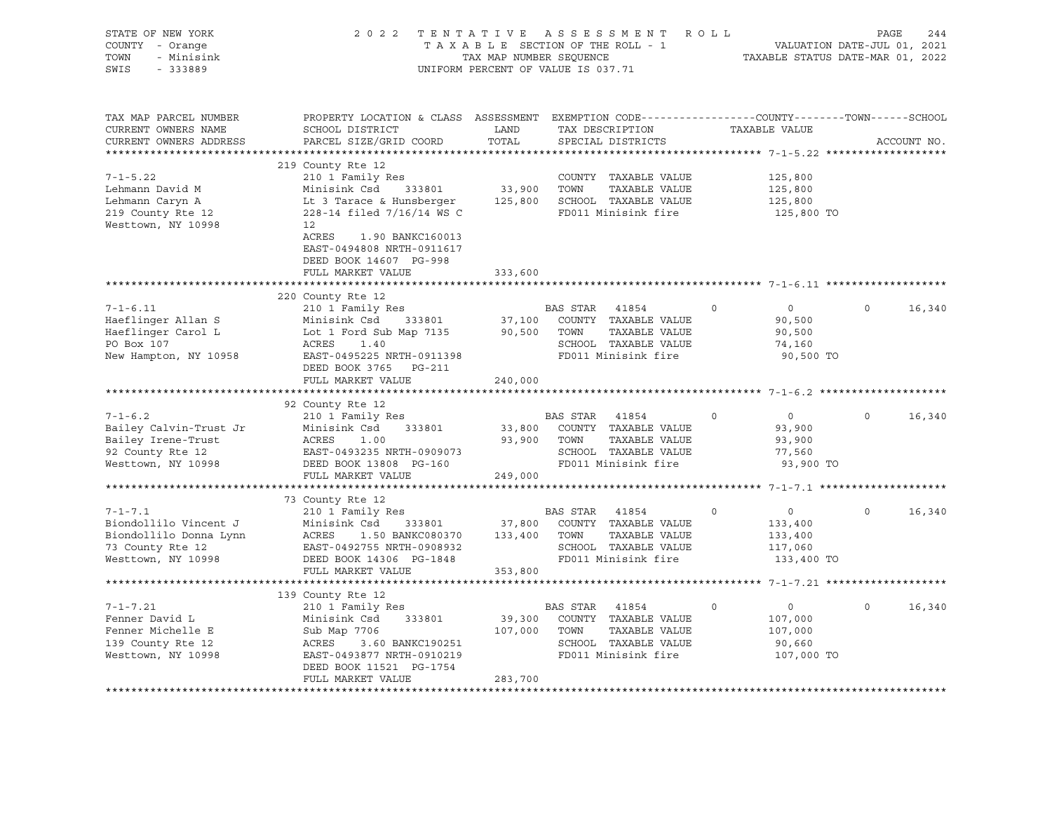STATE OF NEW YORK — 2 0 2 2 T E N T A T I V E A S S E S S M E N T R O L L
COUNTY - Orange — T A X A B L E SECTION OF THE ROLL - 1 — VALUATION DATE-JUL 01, 2021
TOWN - Minisink — TAX MAP NUMBER SEQUENCE — TAXABLE STATUS DATE-MAR 01, 2022
SWIS - 333889 — UNIFORM PERCENT OF VALUE IS 037.71

| TAX MAP PARCEL NUMBER / CURRENT OWNERS NAME / CURRENT OWNERS ADDRESS | PROPERTY LOCATION & CLASS / SCHOOL DISTRICT / PARCEL SIZE/GRID COORD | ASSESSMENT LAND / TOTAL | EXEMPTION CODE / TAX DESCRIPTION / SPECIAL DISTRICTS | COUNTY TAXABLE VALUE | TOWN | SCHOOL | ACCOUNT NO. |
|---|---|---|---|---|---|---|---|
| **7-1-5.22** | 219 County Rte 12 | | | | | | |
| | 210 1 Family Res | | COUNTY TAXABLE VALUE | 125,800 | | | |
| Lehmann David M | Minisink Csd 333801 | 33,900 | TOWN TAXABLE VALUE | 125,800 | | | |
| Lehmann Caryn A | Lt 3 Tarace & Hunsberger | 125,800 | SCHOOL TAXABLE VALUE | 125,800 | | | |
| 219 County Rte 12 | 228-14 filed 7/16/14 WS C | | FD011 Minisink fire | 125,800 TO | | | |
| Westtown, NY 10998 | 12 | | | | | | |
| | ACRES 1.90 BANKC160013 | | | | | | |
| | EAST-0494808 NRTH-0911617 | | | | | | |
| | DEED BOOK 14607 PG-998 | | | | | | |
| | FULL MARKET VALUE | 333,600 | | | | | |
| **7-1-6.11** | 220 County Rte 12 | | | | | | |
| | 210 1 Family Res | | BAS STAR 41854 | 0 | 0 | 0 | 16,340 |
| Haeflinger Allan S | Minisink Csd 333801 | 37,100 | COUNTY TAXABLE VALUE | 90,500 | | | |
| Haeflinger Carol L | Lot 1 Ford Sub Map 7135 | 90,500 | TOWN TAXABLE VALUE | 90,500 | | | |
| PO Box 107 | ACRES 1.40 | | SCHOOL TAXABLE VALUE | 74,160 | | | |
| New Hampton, NY 10958 | EAST-0495225 NRTH-0911398 | | FD011 Minisink fire | 90,500 TO | | | |
| | DEED BOOK 3765 PG-211 | | | | | | |
| | FULL MARKET VALUE | 240,000 | | | | | |
| **7-1-6.2** | 92 County Rte 12 | | | | | | |
| | 210 1 Family Res | | BAS STAR 41854 | 0 | 0 | 0 | 16,340 |
| Bailey Calvin-Trust Jr | Minisink Csd 333801 | 33,800 | COUNTY TAXABLE VALUE | 93,900 | | | |
| Bailey Irene-Trust | ACRES 1.00 | 93,900 | TOWN TAXABLE VALUE | 93,900 | | | |
| 92 County Rte 12 | EAST-0493235 NRTH-0909073 | | SCHOOL TAXABLE VALUE | 77,560 | | | |
| Westtown, NY 10998 | DEED BOOK 13808 PG-160 | | FD011 Minisink fire | 93,900 TO | | | |
| | FULL MARKET VALUE | 249,000 | | | | | |
| **7-1-7.1** | 73 County Rte 12 | | | | | | |
| | 210 1 Family Res | | BAS STAR 41854 | 0 | 0 | 0 | 16,340 |
| Biondollilo Vincent J | Minisink Csd 333801 | 37,800 | COUNTY TAXABLE VALUE | 133,400 | | | |
| Biondollilo Donna Lynn | ACRES 1.50 BANKC080370 | 133,400 | TOWN TAXABLE VALUE | 133,400 | | | |
| 73 County Rte 12 | EAST-0492755 NRTH-0908932 | | SCHOOL TAXABLE VALUE | 117,060 | | | |
| Westtown, NY 10998 | DEED BOOK 14306 PG-1848 | | FD011 Minisink fire | 133,400 TO | | | |
| | FULL MARKET VALUE | 353,800 | | | | | |
| **7-1-7.21** | 139 County Rte 12 | | | | | | |
| | 210 1 Family Res | | BAS STAR 41854 | 0 | 0 | 0 | 16,340 |
| Fenner David L | Minisink Csd 333801 | 39,300 | COUNTY TAXABLE VALUE | 107,000 | | | |
| Fenner Michelle E | Sub Map 7706 | 107,000 | TOWN TAXABLE VALUE | 107,000 | | | |
| 139 County Rte 12 | ACRES 3.60 BANKC190251 | | SCHOOL TAXABLE VALUE | 90,660 | | | |
| Westtown, NY 10998 | EAST-0493877 NRTH-0910219 | | FD011 Minisink fire | 107,000 TO | | | |
| | DEED BOOK 11521 PG-1754 | | | | | | |
| | FULL MARKET VALUE | 283,700 | | | | | |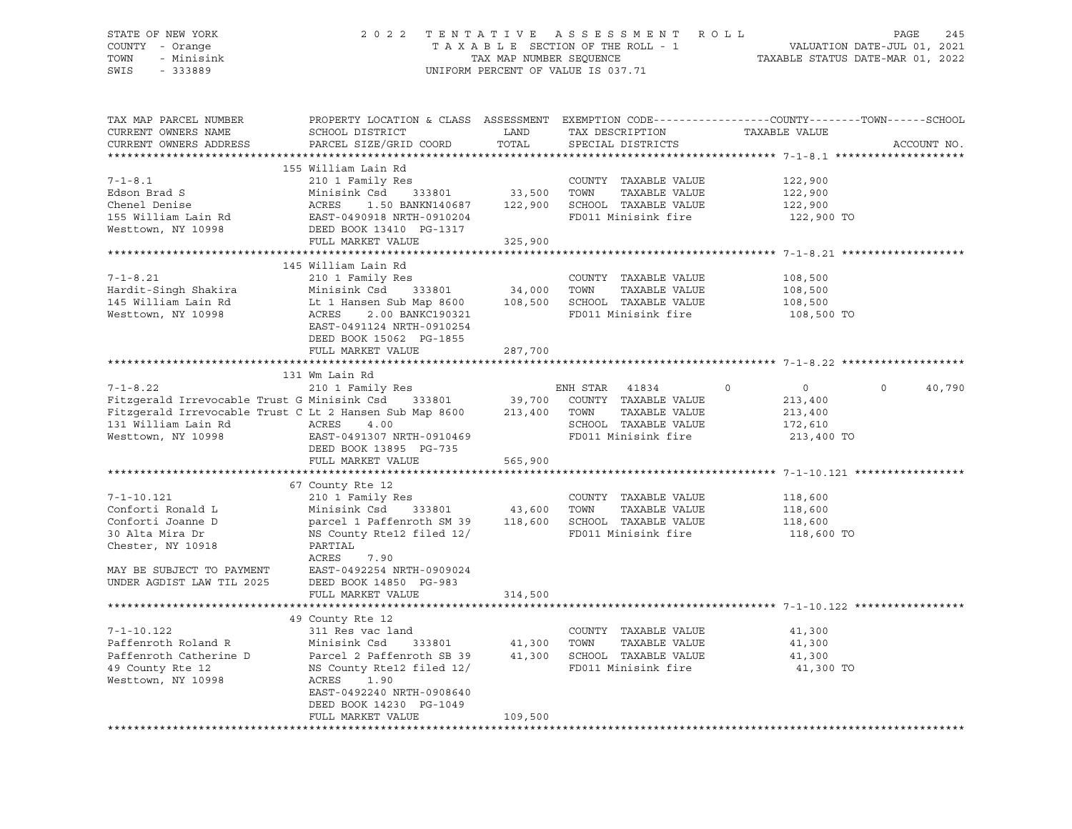STATE OF NEW YORK — COUNTY - Orange — TOWN - Minisink — SWIS - 333889

2022 TENTATIVE ASSESSMENT ROLL
TAXABLE SECTION OF THE ROLL - 1
TAX MAP NUMBER SEQUENCE
UNIFORM PERCENT OF VALUE IS 037.71

VALUATION DATE-JUL 01, 2021
TAXABLE STATUS DATE-MAR 01, 2022

```
TAX MAP PARCEL NUMBER          PROPERTY LOCATION & CLASS  ASSESSMENT  EXEMPTION CODE------------------COUNTY--------TOWN------SCHOOL
CURRENT OWNERS NAME            SCHOOL DISTRICT               LAND      TAX DESCRIPTION              TAXABLE VALUE
CURRENT OWNERS ADDRESS         PARCEL SIZE/GRID COORD        TOTAL     SPECIAL DISTRICTS                                       ACCOUNT NO.
****************************************************************************************************** 7-1-8.1 ********************
                               155 William Lain Rd
7-1-8.1                        210 1 Family Res                        COUNTY  TAXABLE VALUE            122,900
Edson Brad S                   Minisink Csd    333801        33,500    TOWN    TAXABLE VALUE            122,900
Chenel Denise                  ACRES    1.50 BANKN140687    122,900    SCHOOL  TAXABLE VALUE            122,900
155 William Lain Rd            EAST-0490918 NRTH-0910204               FD011 Minisink fire               122,900 TO
Westtown, NY 10998             DEED BOOK 13410  PG-1317
                               FULL MARKET VALUE            325,900
****************************************************************************************************** 7-1-8.21 *******************
                               145 William Lain Rd
7-1-8.21                       210 1 Family Res                        COUNTY  TAXABLE VALUE            108,500
Hardit-Singh Shakira           Minisink Csd    333801        34,000    TOWN    TAXABLE VALUE            108,500
145 William Lain Rd            Lt 1 Hansen Sub Map 8600     108,500    SCHOOL  TAXABLE VALUE            108,500
Westtown, NY 10998             ACRES    2.00 BANKC190321               FD011 Minisink fire               108,500 TO
                               EAST-0491124 NRTH-0910254
                               DEED BOOK 15062  PG-1855
                               FULL MARKET VALUE            287,700
****************************************************************************************************** 7-1-8.22 *******************
                               131 Wm Lain Rd
7-1-8.22                       210 1 Family Res                        ENH STAR  41834          0           0            0     40,790
Fitzgerald Irrevocable Trust G Minisink Csd    333801        39,700    COUNTY  TAXABLE VALUE            213,400
Fitzgerald Irrevocable Trust C Lt 2 Hansen Sub Map 8600     213,400    TOWN    TAXABLE VALUE            213,400
131 William Lain Rd            ACRES    4.00                           SCHOOL  TAXABLE VALUE            172,610
Westtown, NY 10998             EAST-0491307 NRTH-0910469               FD011 Minisink fire               213,400 TO
                               DEED BOOK 13895  PG-735
                               FULL MARKET VALUE            565,900
****************************************************************************************************** 7-1-10.121 *****************
                               67 County Rte 12
7-1-10.121                     210 1 Family Res                        COUNTY  TAXABLE VALUE            118,600
Conforti Ronald L              Minisink Csd    333801        43,600    TOWN    TAXABLE VALUE            118,600
Conforti Joanne D              parcel 1 Paffenroth SM 39    118,600    SCHOOL  TAXABLE VALUE            118,600
30 Alta Mira Dr                NS County Rte12 filed 12/               FD011 Minisink fire               118,600 TO
Chester, NY 10918              PARTIAL
                               ACRES    7.90
MAY BE SUBJECT TO PAYMENT      EAST-0492254 NRTH-0909024
UNDER AGDIST LAW TIL 2025      DEED BOOK 14850  PG-983
                               FULL MARKET VALUE            314,500
****************************************************************************************************** 7-1-10.122 *****************
                               49 County Rte 12
7-1-10.122                     311 Res vac land                        COUNTY  TAXABLE VALUE             41,300
Paffenroth Roland R            Minisink Csd    333801        41,300    TOWN    TAXABLE VALUE             41,300
Paffenroth Catherine D         Parcel 2 Paffenroth SB 39     41,300    SCHOOL  TAXABLE VALUE             41,300
49 County Rte 12               NS County Rte12 filed 12/               FD011 Minisink fire                41,300 TO
Westtown, NY 10998             ACRES    1.90
                               EAST-0492240 NRTH-0908640
                               DEED BOOK 14230  PG-1049
                               FULL MARKET VALUE            109,500
************************************************************************************************************************************
```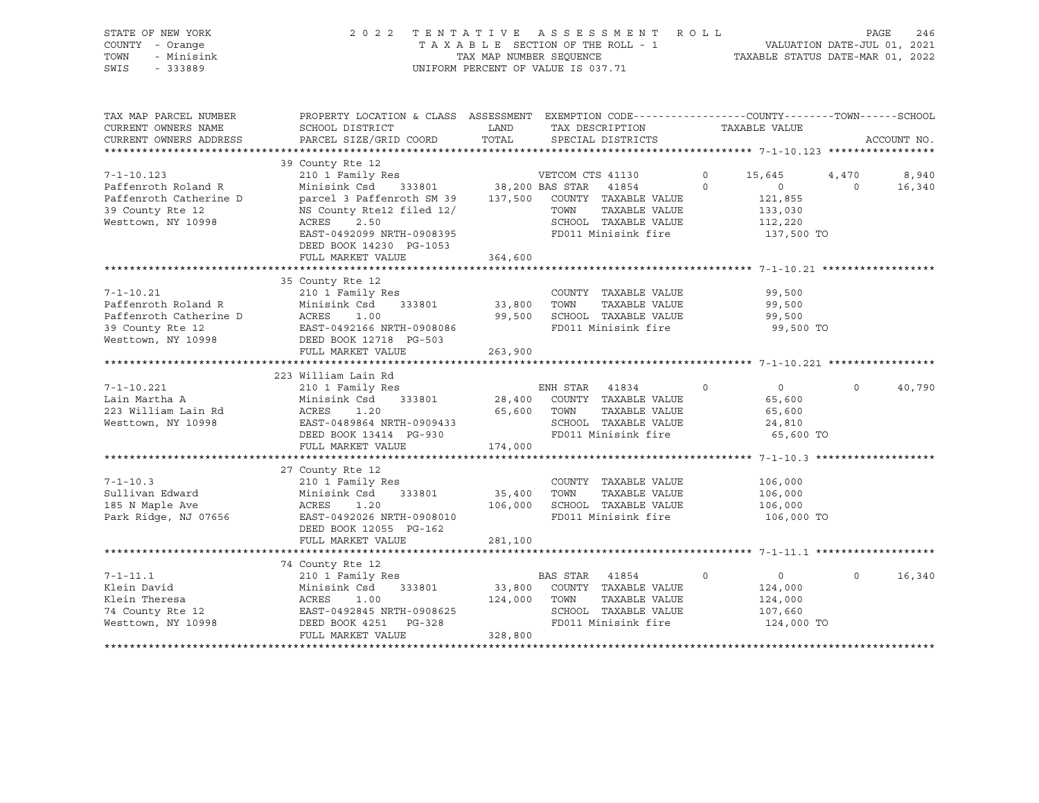STATE OF NEW YORK — COUNTY - Orange — TOWN - Minisink — SWIS - 333889

2022 TENTATIVE ASSESSMENT ROLL
TAXABLE SECTION OF THE ROLL - 1
TAX MAP NUMBER SEQUENCE
UNIFORM PERCENT OF VALUE IS 037.71

VALUATION DATE-JUL 01, 2021
TAXABLE STATUS DATE-MAR 01, 2022

```
TAX MAP PARCEL NUMBER     PROPERTY LOCATION & CLASS  ASSESSMENT  EXEMPTION CODE------------------COUNTY--------TOWN------SCHOOL
CURRENT OWNERS NAME       SCHOOL DISTRICT               LAND      TAX DESCRIPTION            TAXABLE VALUE
CURRENT OWNERS ADDRESS    PARCEL SIZE/GRID COORD        TOTAL     SPECIAL DISTRICTS                                      ACCOUNT NO.
******************************************************************************************************* 7-1-10.123 *****************
                          39 County Rte 12
7-1-10.123                210 1 Family Res                         VETCOM CTS 41130      0     15,645      4,470       8,940
Paffenroth Roland R       Minisink Csd    333801        38,200 BAS STAR   41854          0          0          0      16,340
Paffenroth Catherine D    parcel 3 Paffenroth SM 39    137,500    COUNTY  TAXABLE VALUE          121,855
39 County Rte 12          NS County Rte12 filed 12/               TOWN    TAXABLE VALUE          133,030
Westtown, NY 10998        ACRES     2.50                          SCHOOL  TAXABLE VALUE          112,220
                          EAST-0492099 NRTH-0908395               FD011 Minisink fire            137,500 TO
                          DEED BOOK 14230  PG-1053
                          FULL MARKET VALUE            364,600
******************************************************************************************************* 7-1-10.21 ******************
                          35 County Rte 12
7-1-10.21                 210 1 Family Res                        COUNTY  TAXABLE VALUE           99,500
Paffenroth Roland R       Minisink Csd    333801        33,800    TOWN    TAXABLE VALUE           99,500
Paffenroth Catherine D    ACRES     1.00                 99,500   SCHOOL  TAXABLE VALUE           99,500
39 County Rte 12          EAST-0492166 NRTH-0908086               FD011 Minisink fire             99,500 TO
Westtown, NY 10998        DEED BOOK 12718  PG-503
                          FULL MARKET VALUE            263,900
******************************************************************************************************* 7-1-10.221 *****************
                          223 William Lain Rd
7-1-10.221                210 1 Family Res                        ENH STAR    41834      0          0          0      40,790
Lain Martha A             Minisink Csd    333801        28,400    COUNTY  TAXABLE VALUE           65,600
223 William Lain Rd       ACRES     1.20                 65,600   TOWN    TAXABLE VALUE           65,600
Westtown, NY 10998        EAST-0489864 NRTH-0909433               SCHOOL  TAXABLE VALUE           24,810
                          DEED BOOK 13414  PG-930                 FD011 Minisink fire             65,600 TO
                          FULL MARKET VALUE            174,000
******************************************************************************************************* 7-1-10.3 *******************
                          27 County Rte 12
7-1-10.3                  210 1 Family Res                        COUNTY  TAXABLE VALUE          106,000
Sullivan Edward           Minisink Csd    333801        35,400    TOWN    TAXABLE VALUE          106,000
185 N Maple Ave           ACRES     1.20                106,000   SCHOOL  TAXABLE VALUE          106,000
Park Ridge, NJ 07656      EAST-0492026 NRTH-0908010               FD011 Minisink fire            106,000 TO
                          DEED BOOK 12055  PG-162
                          FULL MARKET VALUE            281,100
******************************************************************************************************* 7-1-11.1 *******************
                          74 County Rte 12
7-1-11.1                  210 1 Family Res                        BAS STAR    41854      0          0          0      16,340
Klein David               Minisink Csd    333801        33,800    COUNTY  TAXABLE VALUE          124,000
Klein Theresa             ACRES     1.00                124,000   TOWN    TAXABLE VALUE          124,000
74 County Rte 12          EAST-0492845 NRTH-0908625               SCHOOL  TAXABLE VALUE          107,660
Westtown, NY 10998        DEED BOOK 4251   PG-328                 FD011 Minisink fire            124,000 TO
                          FULL MARKET VALUE            328,800
************************************************************************************************************************************
```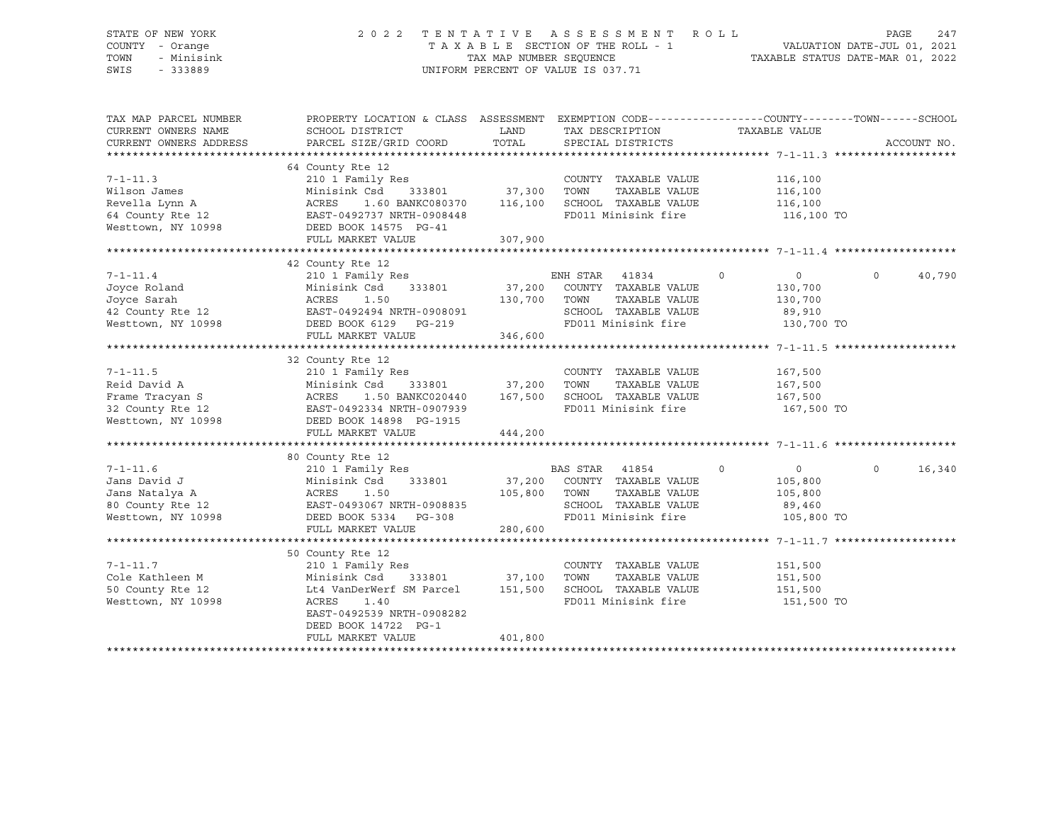STATE OF NEW YORK
COUNTY - Orange
TOWN - Minisink
SWIS - 333889

2022 TENTATIVE ASSESSMENT ROLL
TAXABLE SECTION OF THE ROLL - 1
TAX MAP NUMBER SEQUENCE
UNIFORM PERCENT OF VALUE IS 037.71

VALUATION DATE-JUL 01, 2021
TAXABLE STATUS DATE-MAR 01, 2022

| TAX MAP PARCEL NUMBER / CURRENT OWNERS NAME / CURRENT OWNERS ADDRESS | PROPERTY LOCATION & CLASS / SCHOOL DISTRICT / PARCEL SIZE/GRID COORD | ASSESSMENT LAND / TOTAL | EXEMPTION CODE / TAX DESCRIPTION / SPECIAL DISTRICTS | COUNTY | TOWN | SCHOOL / TAXABLE VALUE | ACCOUNT NO. |
|---|---|---|---|---|---|---|---|
| 7-1-11.3 | 64 County Rte 12 | | | | | | |
| | 210 1 Family Res | | COUNTY TAXABLE VALUE | | | 116,100 | |
| Wilson James | Minisink Csd 333801 | 37,300 | TOWN TAXABLE VALUE | | | 116,100 | |
| Revella Lynn A | ACRES 1.60 BANKC080370 | 116,100 | SCHOOL TAXABLE VALUE | | | 116,100 | |
| 64 County Rte 12 | EAST-0492737 NRTH-0908448 | | FD011 Minisink fire | | | 116,100 TO | |
| Westtown, NY 10998 | DEED BOOK 14575 PG-41 | | | | | | |
| | FULL MARKET VALUE | 307,900 | | | | | |
| 7-1-11.4 | 42 County Rte 12 | | | | | | |
| | 210 1 Family Res | | ENH STAR 41834 | 0 | 0 | 0 | 40,790 |
| Joyce Roland | Minisink Csd 333801 | 37,200 | COUNTY TAXABLE VALUE | | | 130,700 | |
| Joyce Sarah | ACRES 1.50 | 130,700 | TOWN TAXABLE VALUE | | | 130,700 | |
| 42 County Rte 12 | EAST-0492494 NRTH-0908091 | | SCHOOL TAXABLE VALUE | | | 89,910 | |
| Westtown, NY 10998 | DEED BOOK 6129 PG-219 | | FD011 Minisink fire | | | 130,700 TO | |
| | FULL MARKET VALUE | 346,600 | | | | | |
| 7-1-11.5 | 32 County Rte 12 | | | | | | |
| | 210 1 Family Res | | COUNTY TAXABLE VALUE | | | 167,500 | |
| Reid David A | Minisink Csd 333801 | 37,200 | TOWN TAXABLE VALUE | | | 167,500 | |
| Frame Tracyan S | ACRES 1.50 BANKC020440 | 167,500 | SCHOOL TAXABLE VALUE | | | 167,500 | |
| 32 County Rte 12 | EAST-0492334 NRTH-0907939 | | FD011 Minisink fire | | | 167,500 TO | |
| Westtown, NY 10998 | DEED BOOK 14898 PG-1915 | | | | | | |
| | FULL MARKET VALUE | 444,200 | | | | | |
| 7-1-11.6 | 80 County Rte 12 | | | | | | |
| | 210 1 Family Res | | BAS STAR 41854 | 0 | 0 | 0 | 16,340 |
| Jans David J | Minisink Csd 333801 | 37,200 | COUNTY TAXABLE VALUE | | | 105,800 | |
| Jans Natalya A | ACRES 1.50 | 105,800 | TOWN TAXABLE VALUE | | | 105,800 | |
| 80 County Rte 12 | EAST-0493067 NRTH-0908835 | | SCHOOL TAXABLE VALUE | | | 89,460 | |
| Westtown, NY 10998 | DEED BOOK 5334 PG-308 | | FD011 Minisink fire | | | 105,800 TO | |
| | FULL MARKET VALUE | 280,600 | | | | | |
| 7-1-11.7 | 50 County Rte 12 | | | | | | |
| | 210 1 Family Res | | COUNTY TAXABLE VALUE | | | 151,500 | |
| Cole Kathleen M | Minisink Csd 333801 | 37,100 | TOWN TAXABLE VALUE | | | 151,500 | |
| 50 County Rte 12 | Lt4 VanDerWerf SM Parcel | 151,500 | SCHOOL TAXABLE VALUE | | | 151,500 | |
| Westtown, NY 10998 | ACRES 1.40 | | FD011 Minisink fire | | | 151,500 TO | |
| | EAST-0492539 NRTH-0908282 | | | | | | |
| | DEED BOOK 14722 PG-1 | | | | | | |
| | FULL MARKET VALUE | 401,800 | | | | | |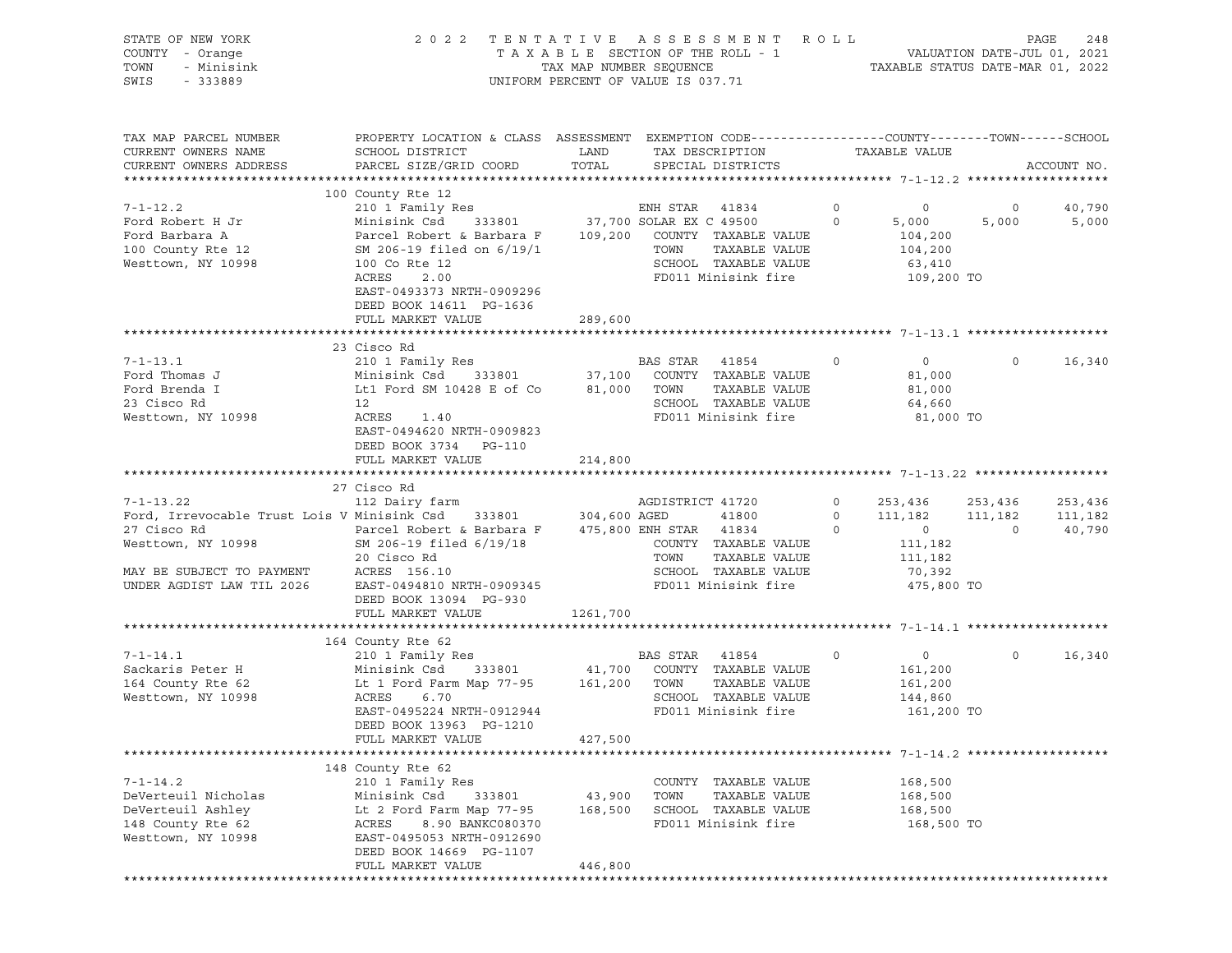STATE OF NEW YORK
COUNTY - Orange
TOWN - Minisink
SWIS - 333889

2 0 2 2 T E N T A T I V E A S S E S S M E N T R O L L
T A X A B L E SECTION OF THE ROLL - 1
TAX MAP NUMBER SEQUENCE
UNIFORM PERCENT OF VALUE IS 037.71

VALUATION DATE-JUL 01, 2021
TAXABLE STATUS DATE-MAR 01, 2022

```
TAX MAP PARCEL NUMBER      PROPERTY LOCATION & CLASS  ASSESSMENT  EXEMPTION CODE-----------------COUNTY--------TOWN------SCHOOL
CURRENT OWNERS NAME        SCHOOL DISTRICT             LAND       TAX DESCRIPTION              TAXABLE VALUE
CURRENT OWNERS ADDRESS     PARCEL SIZE/GRID COORD      TOTAL      SPECIAL DISTRICTS                                       ACCOUNT NO.
******************************************************************************************************* 7-1-12.2 *******************
                           100 County Rte 12
7-1-12.2                   210 1 Family Res                       ENH STAR  41834         0           0          0       40,790
Ford Robert H Jr           Minisink Csd     333801       37,700 SOLAR EX C 49500        0       5,000      5,000        5,000
Ford Barbara A             Parcel Robert & Barbara F    109,200    COUNTY  TAXABLE VALUE          104,200
100 County Rte 12          SM 206-19 filed on 6/19/1               TOWN    TAXABLE VALUE          104,200
Westtown, NY 10998         100 Co Rte 12                           SCHOOL  TAXABLE VALUE           63,410
                           ACRES    2.00                           FD011 Minisink fire            109,200 TO
                           EAST-0493373 NRTH-0909296
                           DEED BOOK 14611  PG-1636
                           FULL MARKET VALUE            289,600
******************************************************************************************************* 7-1-13.1 *******************
                           23 Cisco Rd
7-1-13.1                   210 1 Family Res                       BAS STAR  41854         0           0          0       16,340
Ford Thomas J              Minisink Csd     333801       37,100    COUNTY  TAXABLE VALUE           81,000
Ford Brenda I              Lt1 Ford SM 10428 E of Co     81,000    TOWN    TAXABLE VALUE           81,000
23 Cisco Rd                12                                      SCHOOL  TAXABLE VALUE           64,660
Westtown, NY 10998         ACRES    1.40                           FD011 Minisink fire             81,000 TO
                           EAST-0494620 NRTH-0909823
                           DEED BOOK 3734   PG-110
                           FULL MARKET VALUE            214,800
******************************************************************************************************* 7-1-13.22 ******************
                           27 Cisco Rd
7-1-13.22                  112 Dairy farm                         AGDISTRICT 41720        0     253,436    253,436      253,436
Ford, Irrevocable Trust Lois V Minisink Csd  333801     304,600 AGED       41800          0     111,182    111,182      111,182
27 Cisco Rd                Parcel Robert & Barbara F    475,800 ENH STAR  41834           0           0          0       40,790
Westtown, NY 10998         SM 206-19 filed 6/19/18                 COUNTY  TAXABLE VALUE          111,182
                           20 Cisco Rd                             TOWN    TAXABLE VALUE          111,182
MAY BE SUBJECT TO PAYMENT  ACRES  156.10                           SCHOOL  TAXABLE VALUE           70,392
UNDER AGDIST LAW TIL 2026  EAST-0494810 NRTH-0909345               FD011 Minisink fire            475,800 TO
                           DEED BOOK 13094  PG-930
                           FULL MARKET VALUE           1261,700
******************************************************************************************************* 7-1-14.1 *******************
                           164 County Rte 62
7-1-14.1                   210 1 Family Res                       BAS STAR  41854         0           0          0       16,340
Sackaris Peter H           Minisink Csd     333801       41,700    COUNTY  TAXABLE VALUE          161,200
164 County Rte 62          Lt 1 Ford Farm Map 77-95     161,200    TOWN    TAXABLE VALUE          161,200
Westtown, NY 10998         ACRES    6.70                           SCHOOL  TAXABLE VALUE          144,860
                           EAST-0495224 NRTH-0912944               FD011 Minisink fire            161,200 TO
                           DEED BOOK 13963  PG-1210
                           FULL MARKET VALUE            427,500
******************************************************************************************************* 7-1-14.2 *******************
                           148 County Rte 62
7-1-14.2                   210 1 Family Res                        COUNTY  TAXABLE VALUE          168,500
DeVerteuil Nicholas        Minisink Csd     333801       43,900    TOWN    TAXABLE VALUE          168,500
DeVerteuil Ashley          Lt 2 Ford Farm Map 77-95     168,500    SCHOOL  TAXABLE VALUE          168,500
148 County Rte 62          ACRES    8.90 BANKC080370               FD011 Minisink fire            168,500 TO
Westtown, NY 10998         EAST-0495053 NRTH-0912690
                           DEED BOOK 14669  PG-1107
                           FULL MARKET VALUE            446,800
************************************************************************************************************************************
```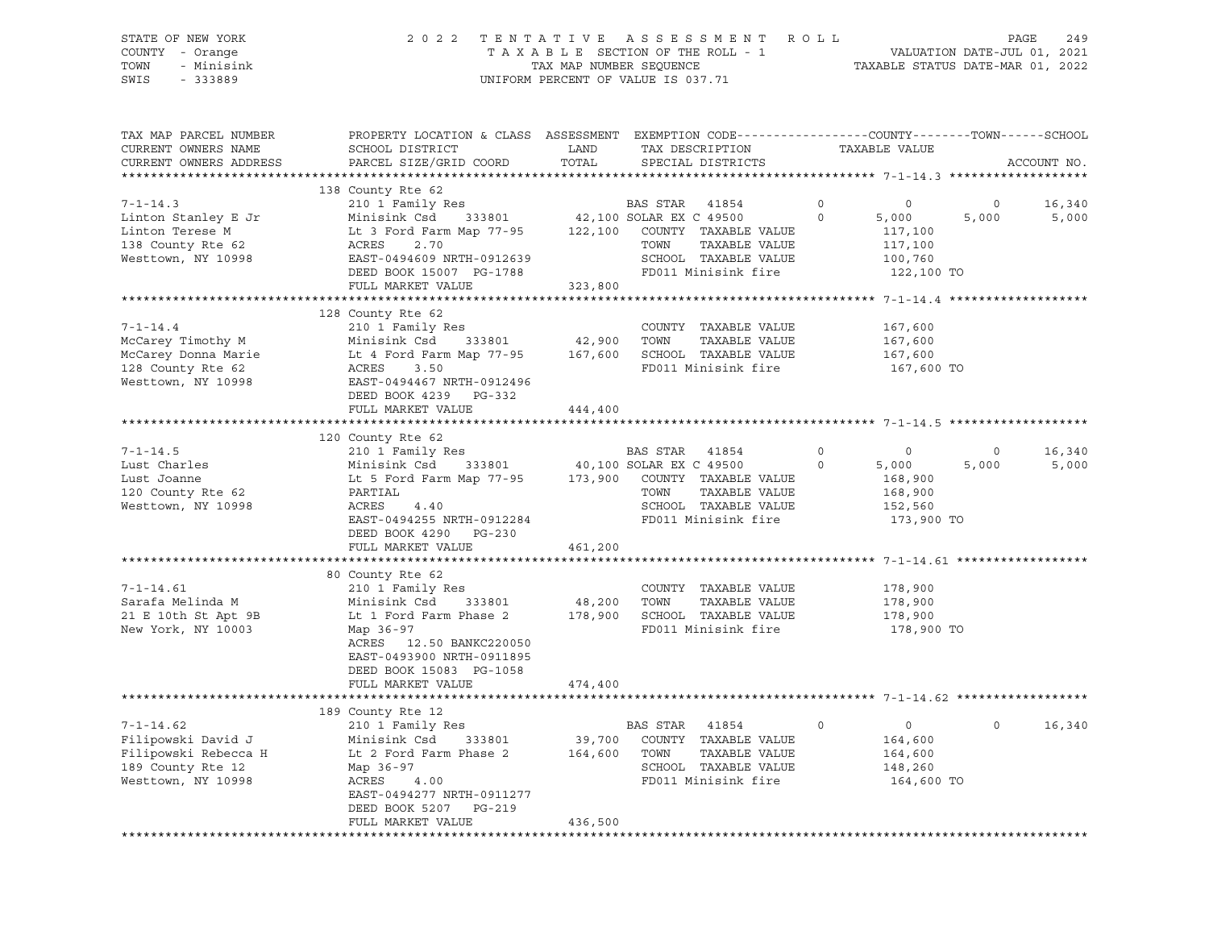STATE OF NEW YORK  
COUNTY - Orange  
TOWN - Minisink  
SWIS - 333889

2 0 2 2 T E N T A T I V E A S S E S S M E N T R O L L  
T A X A B L E SECTION OF THE ROLL - 1  
TAX MAP NUMBER SEQUENCE  
UNIFORM PERCENT OF VALUE IS 037.71

VALUATION DATE-JUL 01, 2021  
TAXABLE STATUS DATE-MAR 01, 2022

| TAX MAP PARCEL NUMBER<br>CURRENT OWNERS NAME<br>CURRENT OWNERS ADDRESS | PROPERTY LOCATION & CLASS<br>SCHOOL DISTRICT<br>PARCEL SIZE/GRID COORD | ASSESSMENT<br>LAND<br>TOTAL | EXEMPTION CODE<br>TAX DESCRIPTION<br>SPECIAL DISTRICTS | | COUNTY<br>TAXABLE VALUE | TOWN | SCHOOL<br>ACCOUNT NO. |
|---|---|---|---|---|---|---|---|
| | 138 County Rte 62 | | | | | | |
| 7-1-14.3 | 210 1 Family Res | | BAS STAR 41854 | 0 | 0 | 0 | 16,340 |
| Linton Stanley E Jr | Minisink Csd 333801 | 42,100 | SOLAR EX C 49500 | 0 | 5,000 | 5,000 | 5,000 |
| Linton Terese M | Lt 3 Ford Farm Map 77-95 | 122,100 | COUNTY TAXABLE VALUE | | 117,100 | | |
| 138 County Rte 62 | ACRES 2.70 | | TOWN TAXABLE VALUE | | 117,100 | | |
| Westtown, NY 10998 | EAST-0494609 NRTH-0912639 | | SCHOOL TAXABLE VALUE | | 100,760 | | |
| | DEED BOOK 15007 PG-1788 | | FD011 Minisink fire | | 122,100 TO | | |
| | FULL MARKET VALUE | 323,800 | | | | | |
| | 128 County Rte 62 | | | | | | |
| 7-1-14.4 | 210 1 Family Res | | COUNTY TAXABLE VALUE | | 167,600 | | |
| McCarey Timothy M | Minisink Csd 333801 | 42,900 | TOWN TAXABLE VALUE | | 167,600 | | |
| McCarey Donna Marie | Lt 4 Ford Farm Map 77-95 | 167,600 | SCHOOL TAXABLE VALUE | | 167,600 | | |
| 128 County Rte 62 | ACRES 3.50 | | FD011 Minisink fire | | 167,600 TO | | |
| Westtown, NY 10998 | EAST-0494467 NRTH-0912496 | | | | | | |
| | DEED BOOK 4239 PG-332 | | | | | | |
| | FULL MARKET VALUE | 444,400 | | | | | |
| | 120 County Rte 62 | | | | | | |
| 7-1-14.5 | 210 1 Family Res | | BAS STAR 41854 | 0 | 0 | 0 | 16,340 |
| Lust Charles | Minisink Csd 333801 | 40,100 | SOLAR EX C 49500 | 0 | 5,000 | 5,000 | 5,000 |
| Lust Joanne | Lt 5 Ford Farm Map 77-95 | 173,900 | COUNTY TAXABLE VALUE | | 168,900 | | |
| 120 County Rte 62 | PARTIAL | | TOWN TAXABLE VALUE | | 168,900 | | |
| Westtown, NY 10998 | ACRES 4.40 | | SCHOOL TAXABLE VALUE | | 152,560 | | |
| | EAST-0494255 NRTH-0912284 | | FD011 Minisink fire | | 173,900 TO | | |
| | DEED BOOK 4290 PG-230 | | | | | | |
| | FULL MARKET VALUE | 461,200 | | | | | |
| | 80 County Rte 62 | | | | | | |
| 7-1-14.61 | 210 1 Family Res | | COUNTY TAXABLE VALUE | | 178,900 | | |
| Sarafa Melinda M | Minisink Csd 333801 | 48,200 | TOWN TAXABLE VALUE | | 178,900 | | |
| 21 E 10th St Apt 9B | Lt 1 Ford Farm Phase 2 | 178,900 | SCHOOL TAXABLE VALUE | | 178,900 | | |
| New York, NY 10003 | Map 36-97 | | FD011 Minisink fire | | 178,900 TO | | |
| | ACRES 12.50 BANKC220050 | | | | | | |
| | EAST-0493900 NRTH-0911895 | | | | | | |
| | DEED BOOK 15083 PG-1058 | | | | | | |
| | FULL MARKET VALUE | 474,400 | | | | | |
| | 189 County Rte 12 | | | | | | |
| 7-1-14.62 | 210 1 Family Res | | BAS STAR 41854 | 0 | 0 | 0 | 16,340 |
| Filipowski David J | Minisink Csd 333801 | 39,700 | COUNTY TAXABLE VALUE | | 164,600 | | |
| Filipowski Rebecca H | Lt 2 Ford Farm Phase 2 | 164,600 | TOWN TAXABLE VALUE | | 164,600 | | |
| 189 County Rte 12 | Map 36-97 | | SCHOOL TAXABLE VALUE | | 148,260 | | |
| Westtown, NY 10998 | ACRES 4.00 | | FD011 Minisink fire | | 164,600 TO | | |
| | EAST-0494277 NRTH-0911277 | | | | | | |
| | DEED BOOK 5207 PG-219 | | | | | | |
| | FULL MARKET VALUE | 436,500 | | | | | |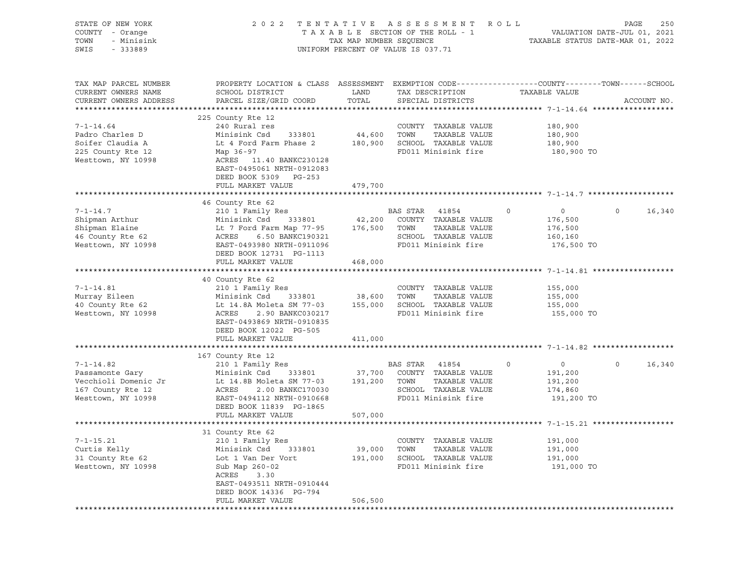STATE OF NEW YORK — 2022 TENTATIVE ASSESSMENT ROLL — PAGE 250
COUNTY - Orange — TAXABLE SECTION OF THE ROLL - 1 — VALUATION DATE-JUL 01, 2021
TOWN - Minisink — TAX MAP NUMBER SEQUENCE — TAXABLE STATUS DATE-MAR 01, 2022
SWIS - 333889 — UNIFORM PERCENT OF VALUE IS 037.71

```
TAX MAP PARCEL NUMBER     PROPERTY LOCATION & CLASS  ASSESSMENT  EXEMPTION CODE------------------COUNTY--------TOWN------SCHOOL
CURRENT OWNERS NAME       SCHOOL DISTRICT               LAND      TAX DESCRIPTION            TAXABLE VALUE
CURRENT OWNERS ADDRESS    PARCEL SIZE/GRID COORD        TOTAL     SPECIAL DISTRICTS                                    ACCOUNT NO.
******************************************************************************************************* 7-1-14.64 ******************
                          225 County Rte 12
7-1-14.64                 240 Rural res                           COUNTY  TAXABLE VALUE           180,900
Padro Charles D           Minisink Csd    333801       44,600     TOWN    TAXABLE VALUE           180,900
Soifer Claudia A          Lt 4 Ford Farm Phase 2      180,900     SCHOOL  TAXABLE VALUE           180,900
225 County Rte 12         Map 36-97                               FD011 Minisink fire              180,900 TO
Westtown, NY 10998        ACRES   11.40 BANKC230128
                          EAST-0495061 NRTH-0912083
                          DEED BOOK 5309   PG-253
                          FULL MARKET VALUE           479,700
******************************************************************************************************* 7-1-14.7 *******************
                          46 County Rte 62
7-1-14.7                  210 1 Family Res                        BAS STAR   41854       0          0             0      16,340
Shipman Arthur            Minisink Csd    333801       42,200     COUNTY  TAXABLE VALUE           176,500
Shipman Elaine            Lt 7 Ford Farm Map 77-95    176,500     TOWN    TAXABLE VALUE           176,500
46 County Rte 62          ACRES    6.50 BANKC190321               SCHOOL  TAXABLE VALUE           160,160
Westtown, NY 10998        EAST-0493980 NRTH-0911096               FD011 Minisink fire              176,500 TO
                          DEED BOOK 12731  PG-1113
                          FULL MARKET VALUE           468,000
******************************************************************************************************* 7-1-14.81 ******************
                          40 County Rte 62
7-1-14.81                 210 1 Family Res                        COUNTY  TAXABLE VALUE           155,000
Murray Eileen             Minisink Csd    333801       38,600     TOWN    TAXABLE VALUE           155,000
40 County Rte 62          Lt 14.8A Moleta SM 77-03    155,000     SCHOOL  TAXABLE VALUE           155,000
Westtown, NY 10998        ACRES    2.90 BANKC030217               FD011 Minisink fire              155,000 TO
                          EAST-0493869 NRTH-0910835
                          DEED BOOK 12022  PG-505
                          FULL MARKET VALUE           411,000
******************************************************************************************************* 7-1-14.82 ******************
                          167 County Rte 12
7-1-14.82                 210 1 Family Res                        BAS STAR   41854       0          0             0      16,340
Passamonte Gary           Minisink Csd    333801       37,700     COUNTY  TAXABLE VALUE           191,200
Vecchioli Domenic Jr      Lt 14.8B Moleta SM 77-03    191,200     TOWN    TAXABLE VALUE           191,200
167 County Rte 12         ACRES    2.00 BANKC170030               SCHOOL  TAXABLE VALUE           174,860
Westtown, NY 10998        EAST-0494112 NRTH-0910668               FD011 Minisink fire              191,200 TO
                          DEED BOOK 11839  PG-1865
                          FULL MARKET VALUE           507,000
******************************************************************************************************* 7-1-15.21 ******************
                          31 County Rte 62
7-1-15.21                 210 1 Family Res                        COUNTY  TAXABLE VALUE           191,000
Curtis Kelly              Minisink Csd    333801       39,000     TOWN    TAXABLE VALUE           191,000
31 County Rte 62          Lot 1 Van Der Vort          191,000     SCHOOL  TAXABLE VALUE           191,000
Westtown, NY 10998        Sub Map 260-02                          FD011 Minisink fire              191,000 TO
                          ACRES    3.30
                          EAST-0493511 NRTH-0910444
                          DEED BOOK 14336  PG-794
                          FULL MARKET VALUE           506,500
************************************************************************************************************************************
```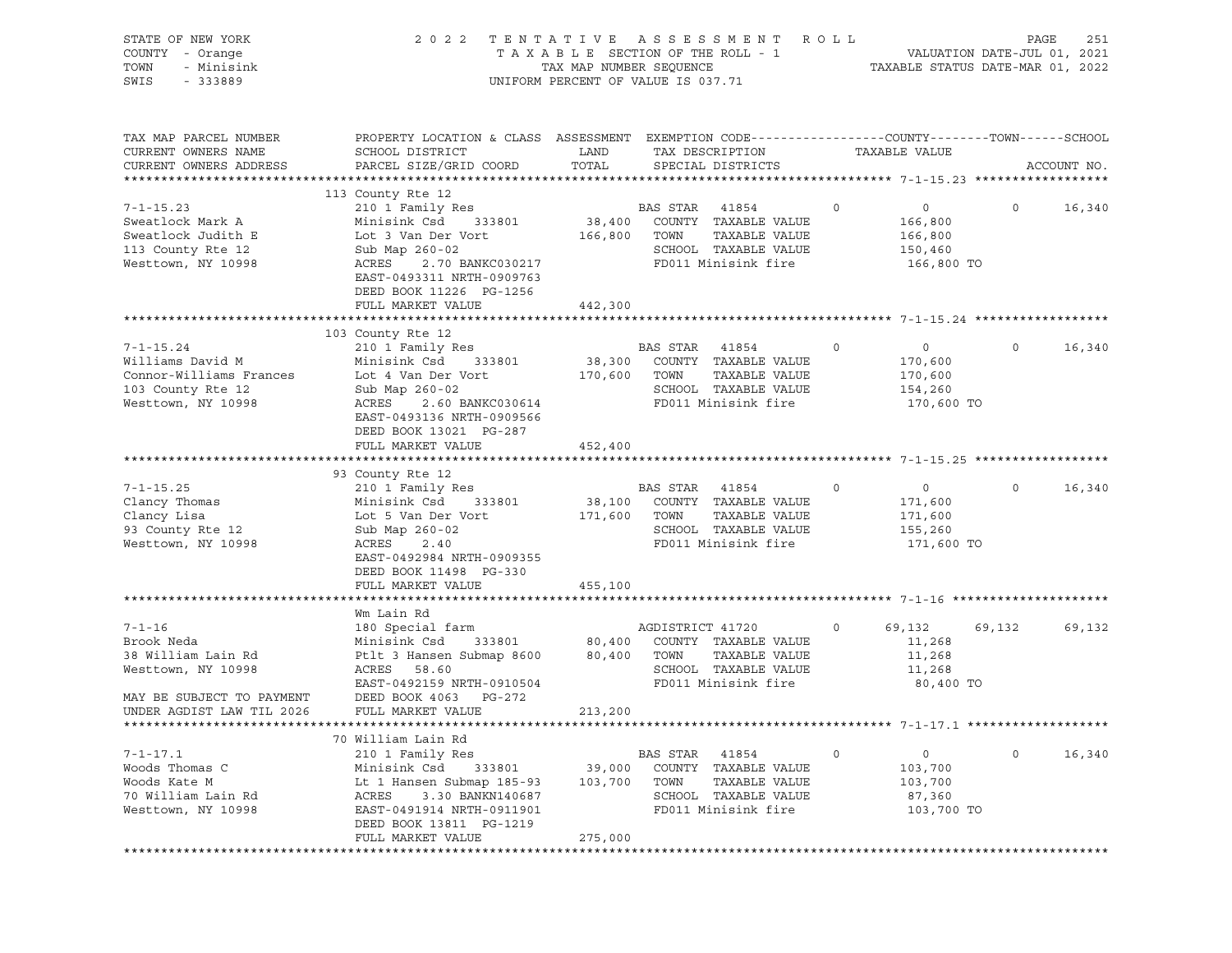STATE OF NEW YORK | COUNTY - Orange | TOWN - Minisink | SWIS - 333889

# 2022 TENTATIVE ASSESSMENT ROLL

TAXABLE SECTION OF THE ROLL - 1 | TAX MAP NUMBER SEQUENCE | UNIFORM PERCENT OF VALUE IS 037.71

VALUATION DATE-JUL 01, 2021 | TAXABLE STATUS DATE-MAR 01, 2022

| TAX MAP PARCEL NUMBER / CURRENT OWNERS NAME / CURRENT OWNERS ADDRESS | PROPERTY LOCATION & CLASS / SCHOOL DISTRICT / PARCEL SIZE/GRID COORD | ASSESSMENT LAND / TOTAL | EXEMPTION CODE / TAX DESCRIPTION / SPECIAL DISTRICTS | COUNTY | TOWN | SCHOOL |
|---|---|---|---|---|---|---|
| **7-1-15.23** | 113 County Rte 12 | | | | | |
| 7-1-15.23 | 210 1 Family Res | | BAS STAR 41854 | 0 | 0 | 16,340 |
| Sweatlock Mark A | Minisink Csd 333801 | 38,400 | COUNTY TAXABLE VALUE | 166,800 | | |
| Sweatlock Judith E | Lot 3 Van Der Vort | 166,800 | TOWN TAXABLE VALUE | | 166,800 | |
| 113 County Rte 12 | Sub Map 260-02 | | SCHOOL TAXABLE VALUE | | | 150,460 |
| Westtown, NY 10998 | ACRES 2.70 BANKC030217 | | FD011 Minisink fire | 166,800 TO | | |
| | EAST-0493311 NRTH-0909763 | | | | | |
| | DEED BOOK 11226 PG-1256 | | | | | |
| | FULL MARKET VALUE | 442,300 | | | | |
| **7-1-15.24** | 103 County Rte 12 | | | | | |
| 7-1-15.24 | 210 1 Family Res | | BAS STAR 41854 | 0 | 0 | 16,340 |
| Williams David M | Minisink Csd 333801 | 38,300 | COUNTY TAXABLE VALUE | 170,600 | | |
| Connor-Williams Frances | Lot 4 Van Der Vort | 170,600 | TOWN TAXABLE VALUE | | 170,600 | |
| 103 County Rte 12 | Sub Map 260-02 | | SCHOOL TAXABLE VALUE | | | 154,260 |
| Westtown, NY 10998 | ACRES 2.60 BANKC030614 | | FD011 Minisink fire | 170,600 TO | | |
| | EAST-0493136 NRTH-0909566 | | | | | |
| | DEED BOOK 13021 PG-287 | | | | | |
| | FULL MARKET VALUE | 452,400 | | | | |
| **7-1-15.25** | 93 County Rte 12 | | | | | |
| 7-1-15.25 | 210 1 Family Res | | BAS STAR 41854 | 0 | 0 | 16,340 |
| Clancy Thomas | Minisink Csd 333801 | 38,100 | COUNTY TAXABLE VALUE | 171,600 | | |
| Clancy Lisa | Lot 5 Van Der Vort | 171,600 | TOWN TAXABLE VALUE | | 171,600 | |
| 93 County Rte 12 | Sub Map 260-02 | | SCHOOL TAXABLE VALUE | | | 155,260 |
| Westtown, NY 10998 | ACRES 2.40 | | FD011 Minisink fire | 171,600 TO | | |
| | EAST-0492984 NRTH-0909355 | | | | | |
| | DEED BOOK 11498 PG-330 | | | | | |
| | FULL MARKET VALUE | 455,100 | | | | |
| **7-1-16** | Wm Lain Rd | | | | | |
| 7-1-16 | 180 Special farm | | AGDISTRICT 41720 | 69,132 | 69,132 | 69,132 |
| Brook Neda | Minisink Csd 333801 | 80,400 | COUNTY TAXABLE VALUE | 11,268 | | |
| 38 William Lain Rd | Ptlt 3 Hansen Submap 8600 | 80,400 | TOWN TAXABLE VALUE | | 11,268 | |
| Westtown, NY 10998 | ACRES 58.60 | | SCHOOL TAXABLE VALUE | | | 11,268 |
| | EAST-0492159 NRTH-0910504 | | FD011 Minisink fire | 80,400 TO | | |
| MAY BE SUBJECT TO PAYMENT | DEED BOOK 4063 PG-272 | | | | | |
| UNDER AGDIST LAW TIL 2026 | FULL MARKET VALUE | 213,200 | | | | |
| **7-1-17.1** | 70 William Lain Rd | | | | | |
| 7-1-17.1 | 210 1 Family Res | | BAS STAR 41854 | 0 | 0 | 16,340 |
| Woods Thomas C | Minisink Csd 333801 | 39,000 | COUNTY TAXABLE VALUE | 103,700 | | |
| Woods Kate M | Lt 1 Hansen Submap 185-93 | 103,700 | TOWN TAXABLE VALUE | | 103,700 | |
| 70 William Lain Rd | ACRES 3.30 BANKN140687 | | SCHOOL TAXABLE VALUE | | | 87,360 |
| Westtown, NY 10998 | EAST-0491914 NRTH-0911901 | | FD011 Minisink fire | 103,700 TO | | |
| | DEED BOOK 13811 PG-1219 | | | | | |
| | FULL MARKET VALUE | 275,000 | | | | |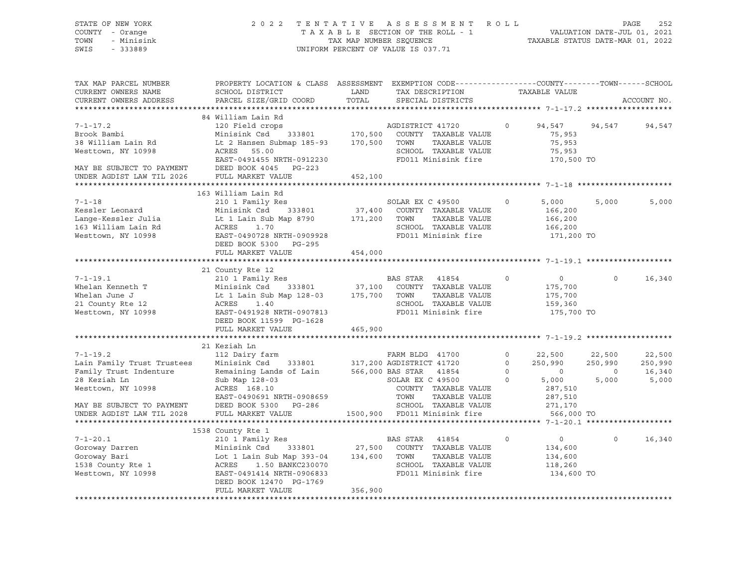STATE OF NEW YORK
COUNTY - Orange
TOWN - Minisink
SWIS - 333889

2022 TENTATIVE ASSESSMENT ROLL
TAXABLE SECTION OF THE ROLL - 1
TAX MAP NUMBER SEQUENCE
UNIFORM PERCENT OF VALUE IS 037.71

VALUATION DATE-JUL 01, 2021
TAXABLE STATUS DATE-MAR 01, 2022

```
TAX MAP PARCEL NUMBER       PROPERTY LOCATION & CLASS  ASSESSMENT  EXEMPTION CODE------------------COUNTY--------TOWN------SCHOOL
CURRENT OWNERS NAME         SCHOOL DISTRICT               LAND      TAX DESCRIPTION              TAXABLE VALUE
CURRENT OWNERS ADDRESS      PARCEL SIZE/GRID COORD        TOTAL     SPECIAL DISTRICTS                                          ACCOUNT NO.
******************************************************************************************************* 7-1-17.2 *******************
                            84 William Lain Rd
7-1-17.2                    120 Field crops                         AGDISTRICT 41720         0       94,547      94,547     94,547
Brook Bambi                 Minisink Csd    333801       170,500    COUNTY  TAXABLE VALUE              75,953
38 William Lain Rd          Lt 2 Hansen Submap 185-93    170,500    TOWN    TAXABLE VALUE              75,953
Westtown, NY 10998          ACRES  55.00                            SCHOOL  TAXABLE VALUE              75,953
                            EAST-0491455 NRTH-0912230               FD011 Minisink fire               170,500 TO
MAY BE SUBJECT TO PAYMENT   DEED BOOK 4045   PG-223
UNDER AGDIST LAW TIL 2026   FULL MARKET VALUE            452,100
******************************************************************************************************* 7-1-18 *********************
                            163 William Lain Rd
7-1-18                      210 1 Family Res                        SOLAR EX C 49500         0        5,000       5,000      5,000
Kessler Leonard             Minisink Csd    333801        37,400    COUNTY  TAXABLE VALUE             166,200
Lange-Kessler Julia         Lt 1 Lain Sub Map 8790       171,200    TOWN    TAXABLE VALUE             166,200
163 William Lain Rd         ACRES   1.70                            SCHOOL  TAXABLE VALUE             166,200
Westtown, NY 10998          EAST-0490728 NRTH-0909928               FD011 Minisink fire               171,200 TO
                            DEED BOOK 5300   PG-295
                            FULL MARKET VALUE            454,000
******************************************************************************************************* 7-1-19.1 *******************
                            21 County Rte 12
7-1-19.1                    210 1 Family Res                        BAS STAR  41854          0            0           0     16,340
Whelan Kenneth T            Minisink Csd    333801        37,100    COUNTY  TAXABLE VALUE             175,700
Whelan June J               Lt 1 Lain Sub Map 128-03     175,700    TOWN    TAXABLE VALUE             175,700
21 County Rte 12            ACRES   1.40                            SCHOOL  TAXABLE VALUE             159,360
Westtown, NY 10998          EAST-0491928 NRTH-0907813               FD011 Minisink fire               175,700 TO
                            DEED BOOK 11599  PG-1628
                            FULL MARKET VALUE            465,900
******************************************************************************************************* 7-1-19.2 *******************
                            21 Keziah Ln
7-1-19.2                    112 Dairy farm                          FARM BLDG  41700         0       22,500      22,500     22,500
Lain Family Trust Trustees  Minisink Csd    333801       317,200 AGDISTRICT 41720            0      250,990     250,990    250,990
Family Trust Indenture      Remaining Lands of Lain      566,000 BAS STAR  41854             0            0           0     16,340
28 Keziah Ln                Sub Map 128-03                          SOLAR EX C 49500         0        5,000       5,000      5,000
Westtown, NY 10998          ACRES 168.10                            COUNTY  TAXABLE VALUE             287,510
                            EAST-0490691 NRTH-0908659               TOWN    TAXABLE VALUE             287,510
MAY BE SUBJECT TO PAYMENT   DEED BOOK 5300   PG-286                 SCHOOL  TAXABLE VALUE             271,170
UNDER AGDIST LAW TIL 2028   FULL MARKET VALUE           1500,900    FD011 Minisink fire               566,000 TO
******************************************************************************************************* 7-1-20.1 *******************
                            1538 County Rte 1
7-1-20.1                    210 1 Family Res                        BAS STAR  41854          0            0           0     16,340
Goroway Darren              Minisink Csd    333801        27,500    COUNTY  TAXABLE VALUE             134,600
Goroway Bari                Lot 1 Lain Sub Map 393-04    134,600    TOWN    TAXABLE VALUE             134,600
1538 County Rte 1           ACRES   1.50 BANKC230070                SCHOOL  TAXABLE VALUE             118,260
Westtown, NY 10998          EAST-0491414 NRTH-0906833               FD011 Minisink fire               134,600 TO
                            DEED BOOK 12470  PG-1769
                            FULL MARKET VALUE            356,900
************************************************************************************************************************************
```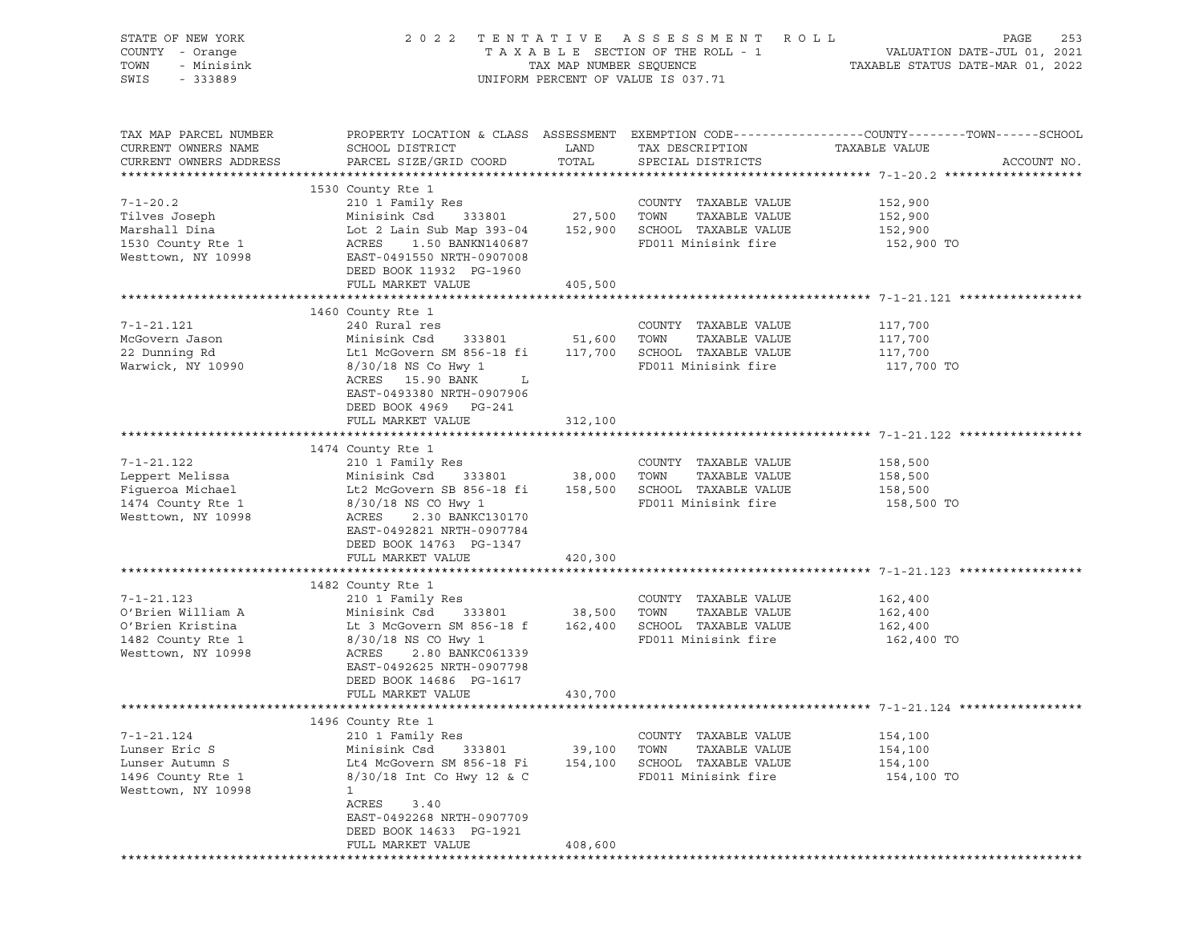STATE OF NEW YORK — COUNTY - Orange — TOWN - Minisink — SWIS - 333889

2 0 2 2 T E N T A T I V E A S S E S S M E N T R O L L
T A X A B L E SECTION OF THE ROLL - 1
TAX MAP NUMBER SEQUENCE
UNIFORM PERCENT OF VALUE IS 037.71

VALUATION DATE-JUL 01, 2021
TAXABLE STATUS DATE-MAR 01, 2022

| TAX MAP PARCEL NUMBER / CURRENT OWNERS NAME / CURRENT OWNERS ADDRESS | PROPERTY LOCATION & CLASS / SCHOOL DISTRICT / PARCEL SIZE/GRID COORD | ASSESSMENT LAND / TOTAL | EXEMPTION CODE / TAX DESCRIPTION / SPECIAL DISTRICTS | TAXABLE VALUE (COUNTY / TOWN / SCHOOL) | ACCOUNT NO. |
|---|---|---|---|---|---|
| **7-1-20.2** | 1530 County Rte 1 | | | | |
| 7-1-20.2 | 210 1 Family Res | | COUNTY TAXABLE VALUE | 152,900 | |
| Tilves Joseph | Minisink Csd 333801 | 27,500 | TOWN TAXABLE VALUE | 152,900 | |
| Marshall Dina | Lot 2 Lain Sub Map 393-04 | 152,900 | SCHOOL TAXABLE VALUE | 152,900 | |
| 1530 County Rte 1 | ACRES 1.50 BANKN140687 | | FD011 Minisink fire | 152,900 TO | |
| Westtown, NY 10998 | EAST-0491550 NRTH-0907008 | | | | |
| | DEED BOOK 11932 PG-1960 | | | | |
| | FULL MARKET VALUE | 405,500 | | | |
| **7-1-21.121** | 1460 County Rte 1 | | | | |
| 7-1-21.121 | 240 Rural res | | COUNTY TAXABLE VALUE | 117,700 | |
| McGovern Jason | Minisink Csd 333801 | 51,600 | TOWN TAXABLE VALUE | 117,700 | |
| 22 Dunning Rd | Lt1 McGovern SM 856-18 fi | 117,700 | SCHOOL TAXABLE VALUE | 117,700 | |
| Warwick, NY 10990 | 8/30/18 NS Co Hwy 1 | | FD011 Minisink fire | 117,700 TO | |
| | ACRES 15.90 BANK L | | | | |
| | EAST-0493380 NRTH-0907906 | | | | |
| | DEED BOOK 4969 PG-241 | | | | |
| | FULL MARKET VALUE | 312,100 | | | |
| **7-1-21.122** | 1474 County Rte 1 | | | | |
| 7-1-21.122 | 210 1 Family Res | | COUNTY TAXABLE VALUE | 158,500 | |
| Leppert Melissa | Minisink Csd 333801 | 38,000 | TOWN TAXABLE VALUE | 158,500 | |
| Figueroa Michael | Lt2 McGovern SB 856-18 fi | 158,500 | SCHOOL TAXABLE VALUE | 158,500 | |
| 1474 County Rte 1 | 8/30/18 NS CO Hwy 1 | | FD011 Minisink fire | 158,500 TO | |
| Westtown, NY 10998 | ACRES 2.30 BANKC130170 | | | | |
| | EAST-0492821 NRTH-0907784 | | | | |
| | DEED BOOK 14763 PG-1347 | | | | |
| | FULL MARKET VALUE | 420,300 | | | |
| **7-1-21.123** | 1482 County Rte 1 | | | | |
| 7-1-21.123 | 210 1 Family Res | | COUNTY TAXABLE VALUE | 162,400 | |
| O'Brien William A | Minisink Csd 333801 | 38,500 | TOWN TAXABLE VALUE | 162,400 | |
| O'Brien Kristina | Lt 3 McGovern SM 856-18 f | 162,400 | SCHOOL TAXABLE VALUE | 162,400 | |
| 1482 County Rte 1 | 8/30/18 NS CO Hwy 1 | | FD011 Minisink fire | 162,400 TO | |
| Westtown, NY 10998 | ACRES 2.80 BANKC061339 | | | | |
| | EAST-0492625 NRTH-0907798 | | | | |
| | DEED BOOK 14686 PG-1617 | | | | |
| | FULL MARKET VALUE | 430,700 | | | |
| **7-1-21.124** | 1496 County Rte 1 | | | | |
| 7-1-21.124 | 210 1 Family Res | | COUNTY TAXABLE VALUE | 154,100 | |
| Lunser Eric S | Minisink Csd 333801 | 39,100 | TOWN TAXABLE VALUE | 154,100 | |
| Lunser Autumn S | Lt4 McGovern SM 856-18 Fi | 154,100 | SCHOOL TAXABLE VALUE | 154,100 | |
| 1496 County Rte 1 | 8/30/18 Int Co Hwy 12 & C | | FD011 Minisink fire | 154,100 TO | |
| Westtown, NY 10998 | 1 | | | | |
| | ACRES 3.40 | | | | |
| | EAST-0492268 NRTH-0907709 | | | | |
| | DEED BOOK 14633 PG-1921 | | | | |
| | FULL MARKET VALUE | 408,600 | | | |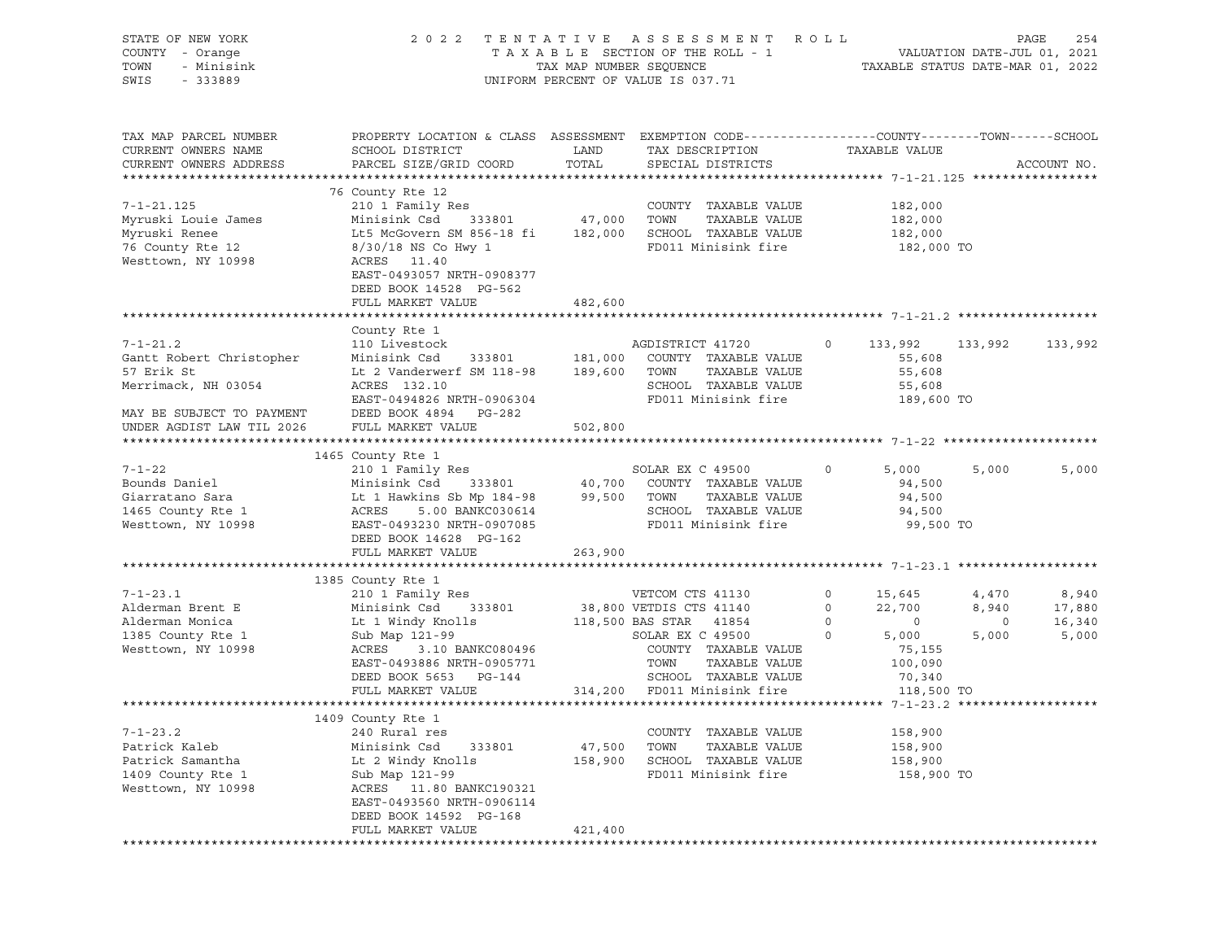STATE OF NEW YORK — 2022 TENTATIVE ASSESSMENT ROLL — PAGE 254
COUNTY - Orange — TAXABLE SECTION OF THE ROLL - 1 — VALUATION DATE-JUL 01, 2021
TOWN - Minisink — TAX MAP NUMBER SEQUENCE — TAXABLE STATUS DATE-MAR 01, 2022
SWIS - 333889 — UNIFORM PERCENT OF VALUE IS 037.71

```
TAX MAP PARCEL NUMBER          PROPERTY LOCATION & CLASS  ASSESSMENT  EXEMPTION CODE------------------COUNTY--------TOWN------SCHOOL
CURRENT OWNERS NAME            SCHOOL DISTRICT              LAND      TAX DESCRIPTION              TAXABLE VALUE
CURRENT OWNERS ADDRESS         PARCEL SIZE/GRID COORD       TOTAL     SPECIAL DISTRICTS                                      ACCOUNT NO.
****************************************************************************************************** 7-1-21.125 *****************
                               76 County Rte 12
7-1-21.125                     210 1 Family Res                       COUNTY  TAXABLE VALUE          182,000
Myruski Louie James            Minisink Csd     333801      47,000    TOWN    TAXABLE VALUE          182,000
Myruski Renee                  Lt5 McGovern SM 856-18 fi   182,000    SCHOOL  TAXABLE VALUE          182,000
76 County Rte 12               8/30/18 NS Co Hwy 1                    FD011 Minisink fire            182,000 TO
Westtown, NY 10998             ACRES   11.40
                               EAST-0493057 NRTH-0908377
                               DEED BOOK 14528  PG-562
                               FULL MARKET VALUE           482,600
****************************************************************************************************** 7-1-21.2 *******************
                               County Rte 1
7-1-21.2                       110 Livestock                          AGDISTRICT 41720        0    133,992    133,992    133,992
Gantt Robert Christopher       Minisink Csd     333801     181,000    COUNTY  TAXABLE VALUE           55,608
57 Erik St                     Lt 2 Vanderwerf SM 118-98   189,600    TOWN    TAXABLE VALUE           55,608
Merrimack, NH 03054            ACRES  132.10                          SCHOOL  TAXABLE VALUE           55,608
                               EAST-0494826 NRTH-0906304              FD011 Minisink fire            189,600 TO
MAY BE SUBJECT TO PAYMENT      DEED BOOK 4894   PG-282
UNDER AGDIST LAW TIL 2026      FULL MARKET VALUE           502,800
****************************************************************************************************** 7-1-22 *********************
                               1465 County Rte 1
7-1-22                         210 1 Family Res                       SOLAR EX C 49500        0      5,000      5,000      5,000
Bounds Daniel                  Minisink Csd     333801      40,700    COUNTY  TAXABLE VALUE           94,500
Giarratano Sara                Lt 1 Hawkins Sb Mp 184-98    99,500    TOWN    TAXABLE VALUE           94,500
1465 County Rte 1              ACRES    5.00 BANKC030614              SCHOOL  TAXABLE VALUE           94,500
Westtown, NY 10998             EAST-0493230 NRTH-0907085              FD011 Minisink fire             99,500 TO
                               DEED BOOK 14628  PG-162
                               FULL MARKET VALUE           263,900
****************************************************************************************************** 7-1-23.1 *******************
                               1385 County Rte 1
7-1-23.1                       210 1 Family Res                       VETCOM CTS 41130        0     15,645      4,470      8,940
Alderman Brent E               Minisink Csd     333801      38,800 VETDIS CTS 41140           0     22,700      8,940     17,880
Alderman Monica                Lt 1 Windy Knolls           118,500 BAS STAR   41854           0          0          0     16,340
1385 County Rte 1              Sub Map 121-99                         SOLAR EX C 49500        0      5,000      5,000      5,000
Westtown, NY 10998             ACRES    3.10 BANKC080496              COUNTY  TAXABLE VALUE           75,155
                               EAST-0493886 NRTH-0905771              TOWN    TAXABLE VALUE          100,090
                               DEED BOOK 5653   PG-144                SCHOOL  TAXABLE VALUE           70,340
                               FULL MARKET VALUE           314,200    FD011 Minisink fire            118,500 TO
****************************************************************************************************** 7-1-23.2 *******************
                               1409 County Rte 1
7-1-23.2                       240 Rural res                          COUNTY  TAXABLE VALUE          158,900
Patrick Kaleb                  Minisink Csd     333801      47,500    TOWN    TAXABLE VALUE          158,900
Patrick Samantha               Lt 2 Windy Knolls           158,900    SCHOOL  TAXABLE VALUE          158,900
1409 County Rte 1              Sub Map 121-99                         FD011 Minisink fire            158,900 TO
Westtown, NY 10998             ACRES   11.80 BANKC190321
                               EAST-0493560 NRTH-0906114
                               DEED BOOK 14592  PG-168
                               FULL MARKET VALUE           421,400
************************************************************************************************************************************
```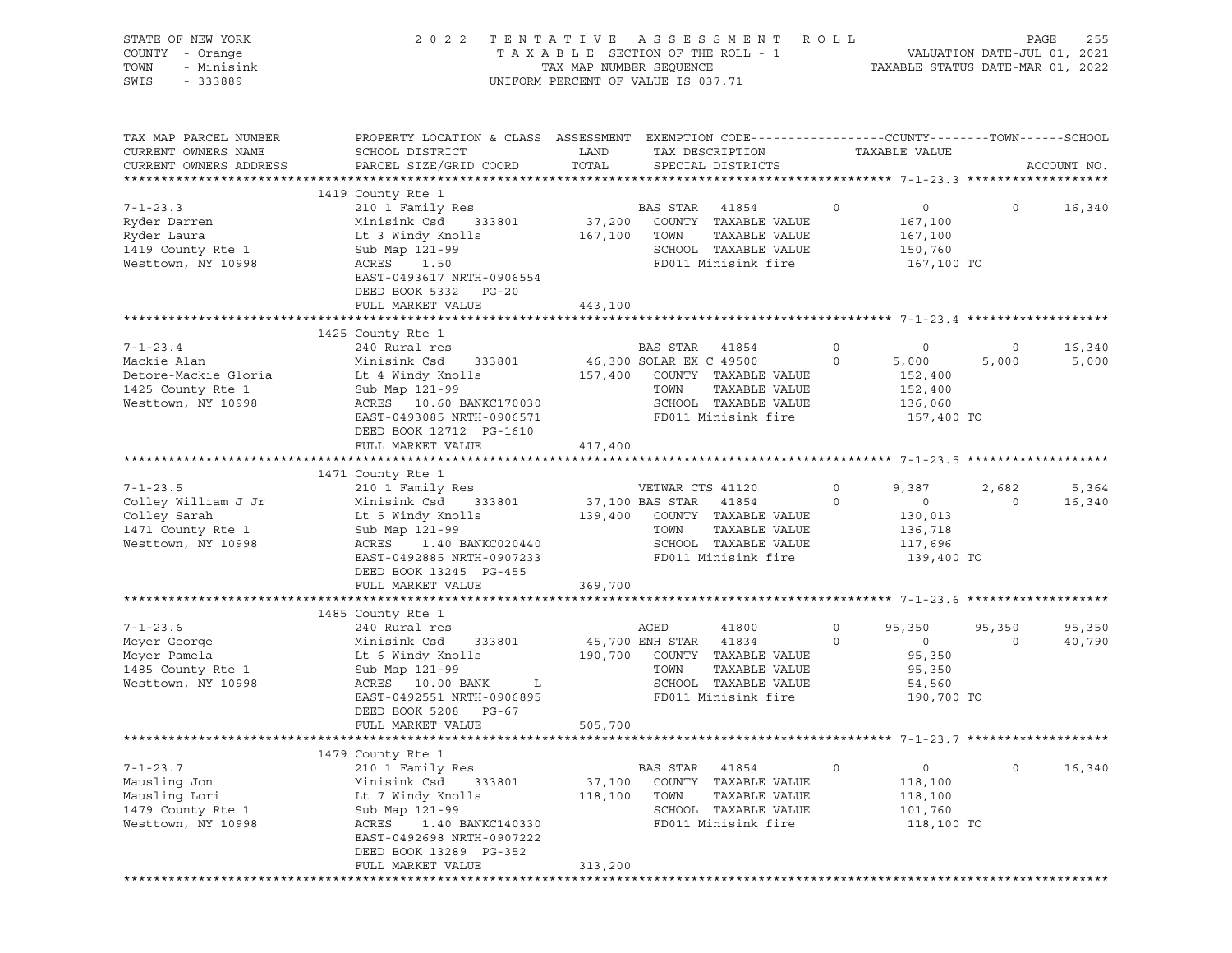STATE OF NEW YORK — 2022 TENTATIVE ASSESSMENT ROLL
COUNTY - Orange — TAXABLE SECTION OF THE ROLL - 1 — VALUATION DATE-JUL 01, 2021
TOWN - Minisink — TAX MAP NUMBER SEQUENCE — TAXABLE STATUS DATE-MAR 01, 2022
SWIS - 333889 — UNIFORM PERCENT OF VALUE IS 037.71

| TAX MAP PARCEL NUMBER / CURRENT OWNERS NAME / CURRENT OWNERS ADDRESS | PROPERTY LOCATION & CLASS / SCHOOL DISTRICT / PARCEL SIZE/GRID COORD | ASSESSMENT LAND / TOTAL | EXEMPTION CODE / TAX DESCRIPTION / SPECIAL DISTRICTS | | COUNTY / TAXABLE VALUE | TOWN | SCHOOL / ACCOUNT NO. |
|---|---|---|---|---|---|---|---|
| 7-1-23.3 | 1419 County Rte 1 | | | | | | |
| | 210 1 Family Res | | BAS STAR 41854 | 0 | 0 | 0 | 16,340 |
| Ryder Darren | Minisink Csd 333801 | 37,200 | COUNTY TAXABLE VALUE | | 167,100 | | |
| Ryder Laura | Lt 3 Windy Knolls | 167,100 | TOWN TAXABLE VALUE | | 167,100 | | |
| 1419 County Rte 1 | Sub Map 121-99 | | SCHOOL TAXABLE VALUE | | 150,760 | | |
| Westtown, NY 10998 | ACRES 1.50 | | FD011 Minisink fire | | 167,100 TO | | |
| | EAST-0493617 NRTH-0906554 | | | | | | |
| | DEED BOOK 5332 PG-20 | | | | | | |
| | FULL MARKET VALUE | 443,100 | | | | | |
| 7-1-23.4 | 1425 County Rte 1 | | | | | | |
| | 240 Rural res | | BAS STAR 41854 | 0 | 0 | 0 | 16,340 |
| Mackie Alan | Minisink Csd 333801 | 46,300 | SOLAR EX C 49500 | 0 | 5,000 | 5,000 | 5,000 |
| Detore-Mackie Gloria | Lt 4 Windy Knolls | 157,400 | COUNTY TAXABLE VALUE | | 152,400 | | |
| 1425 County Rte 1 | Sub Map 121-99 | | TOWN TAXABLE VALUE | | 152,400 | | |
| Westtown, NY 10998 | ACRES 10.60 BANKC170030 | | SCHOOL TAXABLE VALUE | | 136,060 | | |
| | EAST-0493085 NRTH-0906571 | | FD011 Minisink fire | | 157,400 TO | | |
| | DEED BOOK 12712 PG-1610 | | | | | | |
| | FULL MARKET VALUE | 417,400 | | | | | |
| 7-1-23.5 | 1471 County Rte 1 | | | | | | |
| | 210 1 Family Res | | VETWAR CTS 41120 | 0 | 9,387 | 2,682 | 5,364 |
| Colley William J Jr | Minisink Csd 333801 | 37,100 | BAS STAR 41854 | 0 | 0 | 0 | 16,340 |
| Colley Sarah | Lt 5 Windy Knolls | 139,400 | COUNTY TAXABLE VALUE | | 130,013 | | |
| 1471 County Rte 1 | Sub Map 121-99 | | TOWN TAXABLE VALUE | | 136,718 | | |
| Westtown, NY 10998 | ACRES 1.40 BANKC020440 | | SCHOOL TAXABLE VALUE | | 117,696 | | |
| | EAST-0492885 NRTH-0907233 | | FD011 Minisink fire | | 139,400 TO | | |
| | DEED BOOK 13245 PG-455 | | | | | | |
| | FULL MARKET VALUE | 369,700 | | | | | |
| 7-1-23.6 | 1485 County Rte 1 | | | | | | |
| | 240 Rural res | | AGED 41800 | 0 | 95,350 | 95,350 | 95,350 |
| Meyer George | Minisink Csd 333801 | 45,700 | ENH STAR 41834 | 0 | 0 | 0 | 40,790 |
| Meyer Pamela | Lt 6 Windy Knolls | 190,700 | COUNTY TAXABLE VALUE | | 95,350 | | |
| 1485 County Rte 1 | Sub Map 121-99 | | TOWN TAXABLE VALUE | | 95,350 | | |
| Westtown, NY 10998 | ACRES 10.00 BANK L | | SCHOOL TAXABLE VALUE | | 54,560 | | |
| | EAST-0492551 NRTH-0906895 | | FD011 Minisink fire | | 190,700 TO | | |
| | DEED BOOK 5208 PG-67 | | | | | | |
| | FULL MARKET VALUE | 505,700 | | | | | |
| 7-1-23.7 | 1479 County Rte 1 | | | | | | |
| | 210 1 Family Res | | BAS STAR 41854 | 0 | 0 | 0 | 16,340 |
| Mausling Jon | Minisink Csd 333801 | 37,100 | COUNTY TAXABLE VALUE | | 118,100 | | |
| Mausling Lori | Lt 7 Windy Knolls | 118,100 | TOWN TAXABLE VALUE | | 118,100 | | |
| 1479 County Rte 1 | Sub Map 121-99 | | SCHOOL TAXABLE VALUE | | 101,760 | | |
| Westtown, NY 10998 | ACRES 1.40 BANKC140330 | | FD011 Minisink fire | | 118,100 TO | | |
| | EAST-0492698 NRTH-0907222 | | | | | | |
| | DEED BOOK 13289 PG-352 | | | | | | |
| | FULL MARKET VALUE | 313,200 | | | | | |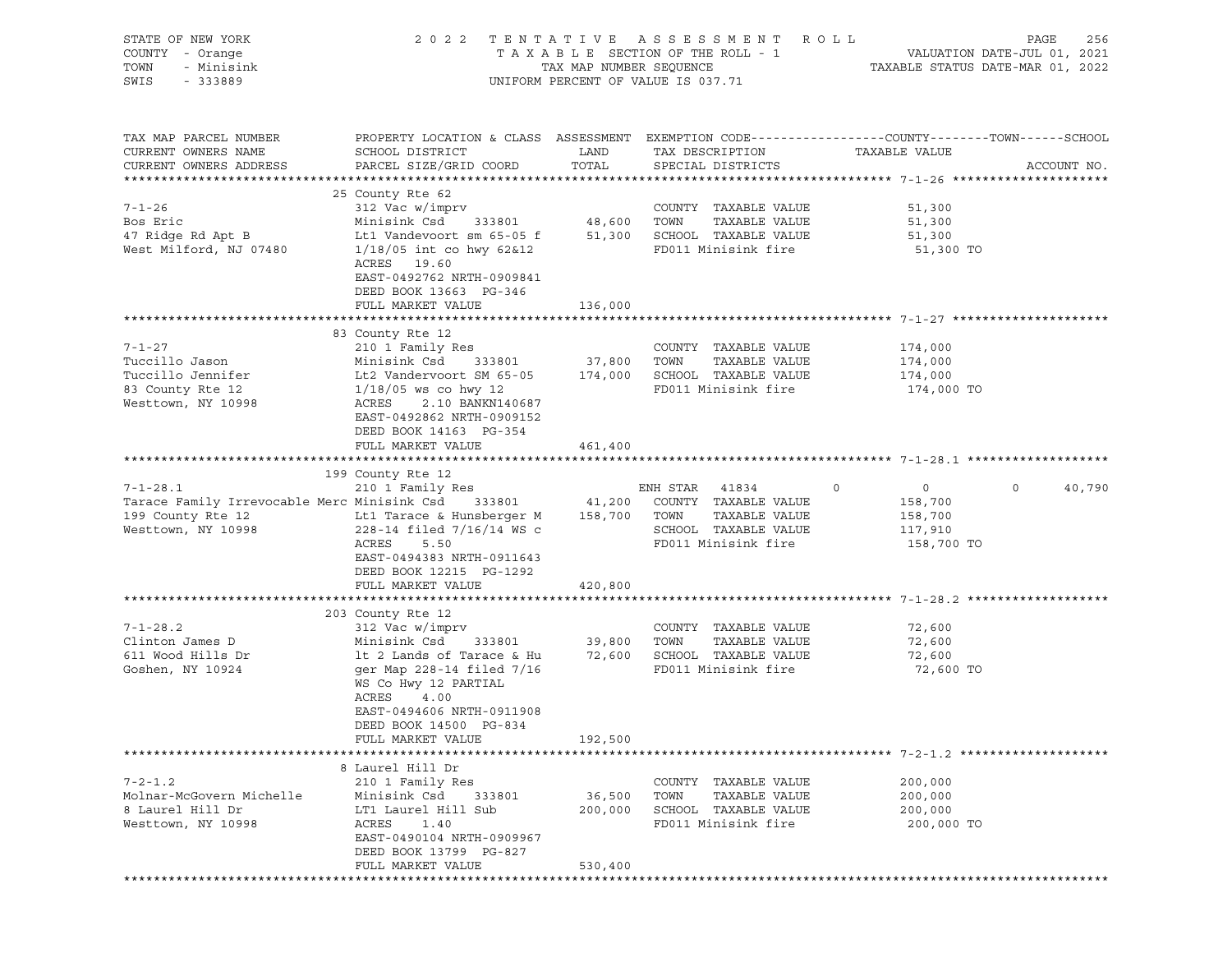STATE OF NEW YORK
COUNTY - Orange
TOWN - Minisink
SWIS - 333889

2022 TENTATIVE ASSESSMENT ROLL
TAXABLE SECTION OF THE ROLL - 1
TAX MAP NUMBER SEQUENCE
UNIFORM PERCENT OF VALUE IS 037.71

VALUATION DATE-JUL 01, 2021
TAXABLE STATUS DATE-MAR 01, 2022

| TAX MAP PARCEL NUMBER / CURRENT OWNERS NAME / CURRENT OWNERS ADDRESS | PROPERTY LOCATION & CLASS / SCHOOL DISTRICT / PARCEL SIZE/GRID COORD | ASSESSMENT LAND / TOTAL | EXEMPTION CODE / TAX DESCRIPTION / SPECIAL DISTRICTS | COUNTY | TOWN | SCHOOL | ACCOUNT NO. |
|---|---|---|---|---|---|---|---|
| **7-1-26** | 25 County Rte 62 | | | | | | |
| 7-1-26 | 312 Vac w/imprv | | COUNTY TAXABLE VALUE | 51,300 | | | |
| Bos Eric | Minisink Csd 333801 | 48,600 | TOWN TAXABLE VALUE | | 51,300 | | |
| 47 Ridge Rd Apt B | Lt1 Vandevoort sm 65-05 f | 51,300 | SCHOOL TAXABLE VALUE | | | 51,300 | |
| West Milford, NJ 07480 | 1/18/05 int co hwy 62&12 | | FD011 Minisink fire | 51,300 TO | | | |
| | ACRES 19.60 | | | | | | |
| | EAST-0492762 NRTH-0909841 | | | | | | |
| | DEED BOOK 13663 PG-346 | | | | | | |
| | FULL MARKET VALUE | 136,000 | | | | | |
| **7-1-27** | 83 County Rte 12 | | | | | | |
| 7-1-27 | 210 1 Family Res | | COUNTY TAXABLE VALUE | 174,000 | | | |
| Tuccillo Jason | Minisink Csd 333801 | 37,800 | TOWN TAXABLE VALUE | | 174,000 | | |
| Tuccillo Jennifer | Lt2 Vandervoort SM 65-05 | 174,000 | SCHOOL TAXABLE VALUE | | | 174,000 | |
| 83 County Rte 12 | 1/18/05 ws co hwy 12 | | FD011 Minisink fire | 174,000 TO | | | |
| Westtown, NY 10998 | ACRES 2.10 BANKN140687 | | | | | | |
| | EAST-0492862 NRTH-0909152 | | | | | | |
| | DEED BOOK 14163 PG-354 | | | | | | |
| | FULL MARKET VALUE | 461,400 | | | | | |
| **7-1-28.1** | 199 County Rte 12 | | | | | | |
| 7-1-28.1 | 210 1 Family Res | | ENH STAR 41834 | 0 | 0 | 40,790 | |
| Tarace Family Irrevocable Merc | Minisink Csd 333801 | 41,200 | COUNTY TAXABLE VALUE | 158,700 | | | |
| 199 County Rte 12 | Lt1 Tarace & Hunsberger M | 158,700 | TOWN TAXABLE VALUE | | 158,700 | | |
| Westtown, NY 10998 | 228-14 filed 7/16/14 WS c | | SCHOOL TAXABLE VALUE | | | 117,910 | |
| | ACRES 5.50 | | FD011 Minisink fire | 158,700 TO | | | |
| | EAST-0494383 NRTH-0911643 | | | | | | |
| | DEED BOOK 12215 PG-1292 | | | | | | |
| | FULL MARKET VALUE | 420,800 | | | | | |
| **7-1-28.2** | 203 County Rte 12 | | | | | | |
| 7-1-28.2 | 312 Vac w/imprv | | COUNTY TAXABLE VALUE | 72,600 | | | |
| Clinton James D | Minisink Csd 333801 | 39,800 | TOWN TAXABLE VALUE | | 72,600 | | |
| 611 Wood Hills Dr | lt 2 Lands of Tarace & Hu | 72,600 | SCHOOL TAXABLE VALUE | | | 72,600 | |
| Goshen, NY 10924 | ger Map 228-14 filed 7/16 | | FD011 Minisink fire | 72,600 TO | | | |
| | WS Co Hwy 12 PARTIAL | | | | | | |
| | ACRES 4.00 | | | | | | |
| | EAST-0494606 NRTH-0911908 | | | | | | |
| | DEED BOOK 14500 PG-834 | | | | | | |
| | FULL MARKET VALUE | 192,500 | | | | | |
| **7-2-1.2** | 8 Laurel Hill Dr | | | | | | |
| 7-2-1.2 | 210 1 Family Res | | COUNTY TAXABLE VALUE | 200,000 | | | |
| Molnar-McGovern Michelle | Minisink Csd 333801 | 36,500 | TOWN TAXABLE VALUE | | 200,000 | | |
| 8 Laurel Hill Dr | LT1 Laurel Hill Sub | 200,000 | SCHOOL TAXABLE VALUE | | | 200,000 | |
| Westtown, NY 10998 | ACRES 1.40 | | FD011 Minisink fire | 200,000 TO | | | |
| | EAST-0490104 NRTH-0909967 | | | | | | |
| | DEED BOOK 13799 PG-827 | | | | | | |
| | FULL MARKET VALUE | 530,400 | | | | | |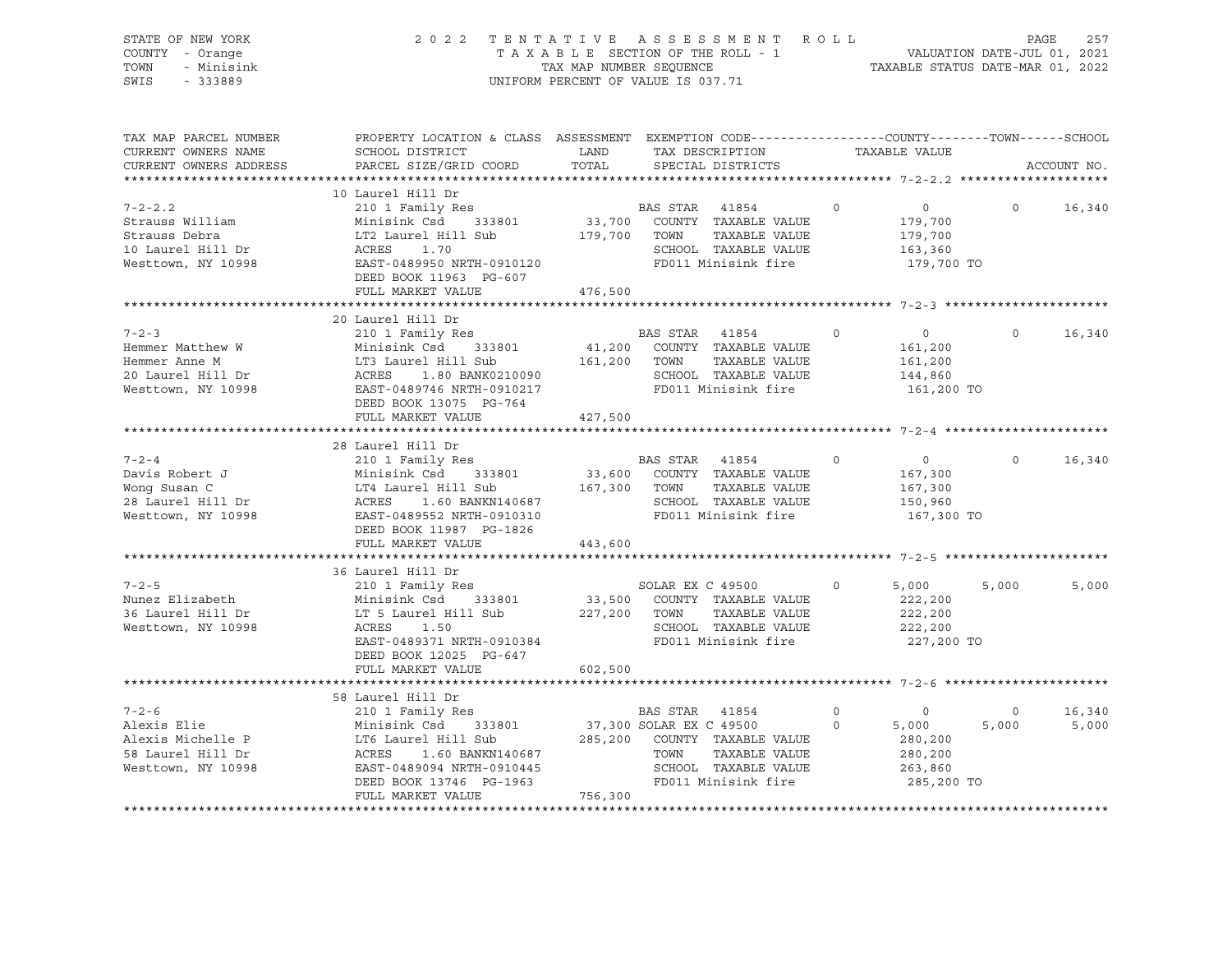STATE OF NEW YORK — COUNTY - Orange — TOWN - Minisink — SWIS - 333889

2022 TENTATIVE ASSESSMENT ROLL
TAXABLE SECTION OF THE ROLL - 1
TAX MAP NUMBER SEQUENCE
UNIFORM PERCENT OF VALUE IS 037.71

VALUATION DATE-JUL 01, 2021
TAXABLE STATUS DATE-MAR 01, 2022

| TAX MAP PARCEL NUMBER / CURRENT OWNERS NAME / CURRENT OWNERS ADDRESS | PROPERTY LOCATION & CLASS / SCHOOL DISTRICT / PARCEL SIZE/GRID COORD | ASSESSMENT LAND / TOTAL | EXEMPTION CODE / TAX DESCRIPTION / SPECIAL DISTRICTS | | COUNTY / TAXABLE VALUE | TOWN | SCHOOL |
|---|---|---|---|---|---|---|---|
| 7-2-2.2 | 10 Laurel Hill Dr | | | | | | |
| | 210 1 Family Res | | BAS STAR 41854 | 0 | 0 | 0 | 16,340 |
| Strauss William | Minisink Csd 333801 | 33,700 | COUNTY TAXABLE VALUE | | 179,700 | | |
| Strauss Debra | LT2 Laurel Hill Sub | 179,700 | TOWN TAXABLE VALUE | | 179,700 | | |
| 10 Laurel Hill Dr | ACRES 1.70 | | SCHOOL TAXABLE VALUE | | 163,360 | | |
| Westtown, NY 10998 | EAST-0489950 NRTH-0910120 | | FD011 Minisink fire | | 179,700 TO | | |
| | DEED BOOK 11963 PG-607 | | | | | | |
| | FULL MARKET VALUE | 476,500 | | | | | |
| 7-2-3 | 20 Laurel Hill Dr | | | | | | |
| | 210 1 Family Res | | BAS STAR 41854 | 0 | 0 | 0 | 16,340 |
| Hemmer Matthew W | Minisink Csd 333801 | 41,200 | COUNTY TAXABLE VALUE | | 161,200 | | |
| Hemmer Anne M | LT3 Laurel Hill Sub | 161,200 | TOWN TAXABLE VALUE | | 161,200 | | |
| 20 Laurel Hill Dr | ACRES 1.80 BANK0210090 | | SCHOOL TAXABLE VALUE | | 144,860 | | |
| Westtown, NY 10998 | EAST-0489746 NRTH-0910217 | | FD011 Minisink fire | | 161,200 TO | | |
| | DEED BOOK 13075 PG-764 | | | | | | |
| | FULL MARKET VALUE | 427,500 | | | | | |
| 7-2-4 | 28 Laurel Hill Dr | | | | | | |
| | 210 1 Family Res | | BAS STAR 41854 | 0 | 0 | 0 | 16,340 |
| Davis Robert J | Minisink Csd 333801 | 33,600 | COUNTY TAXABLE VALUE | | 167,300 | | |
| Wong Susan C | LT4 Laurel Hill Sub | 167,300 | TOWN TAXABLE VALUE | | 167,300 | | |
| 28 Laurel Hill Dr | ACRES 1.60 BANKN140687 | | SCHOOL TAXABLE VALUE | | 150,960 | | |
| Westtown, NY 10998 | EAST-0489552 NRTH-0910310 | | FD011 Minisink fire | | 167,300 TO | | |
| | DEED BOOK 11987 PG-1826 | | | | | | |
| | FULL MARKET VALUE | 443,600 | | | | | |
| 7-2-5 | 36 Laurel Hill Dr | | | | | | |
| | 210 1 Family Res | | SOLAR EX C 49500 | 0 | 5,000 | 5,000 | 5,000 |
| Nunez Elizabeth | Minisink Csd 333801 | 33,500 | COUNTY TAXABLE VALUE | | 222,200 | | |
| 36 Laurel Hill Dr | LT 5 Laurel Hill Sub | 227,200 | TOWN TAXABLE VALUE | | 222,200 | | |
| Westtown, NY 10998 | ACRES 1.50 | | SCHOOL TAXABLE VALUE | | 222,200 | | |
| | EAST-0489371 NRTH-0910384 | | FD011 Minisink fire | | 227,200 TO | | |
| | DEED BOOK 12025 PG-647 | | | | | | |
| | FULL MARKET VALUE | 602,500 | | | | | |
| 7-2-6 | 58 Laurel Hill Dr | | | | | | |
| | 210 1 Family Res | | BAS STAR 41854 | 0 | 0 | 0 | 16,340 |
| Alexis Elie | Minisink Csd 333801 | 37,300 | SOLAR EX C 49500 | 0 | 5,000 | 5,000 | 5,000 |
| Alexis Michelle P | LT6 Laurel Hill Sub | 285,200 | COUNTY TAXABLE VALUE | | 280,200 | | |
| 58 Laurel Hill Dr | ACRES 1.60 BANKN140687 | | TOWN TAXABLE VALUE | | 280,200 | | |
| Westtown, NY 10998 | EAST-0489094 NRTH-0910445 | | SCHOOL TAXABLE VALUE | | 263,860 | | |
| | DEED BOOK 13746 PG-1963 | | FD011 Minisink fire | | 285,200 TO | | |
| | FULL MARKET VALUE | 756,300 | | | | | |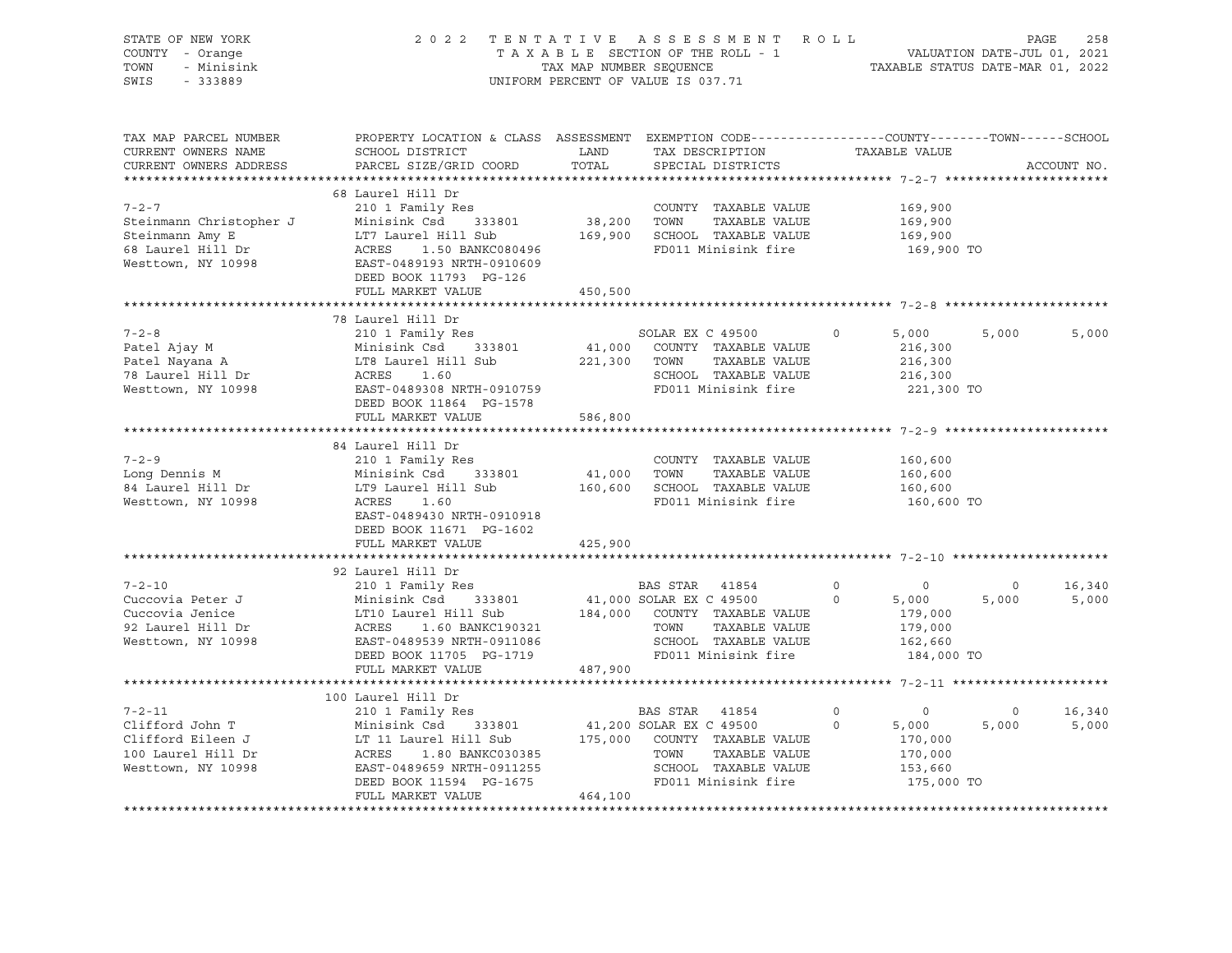STATE OF NEW YORK | COUNTY - Orange | TOWN - Minisink | SWIS - 333889

2022 TENTATIVE ASSESSMENT ROLL
TAXABLE SECTION OF THE ROLL - 1
TAX MAP NUMBER SEQUENCE
UNIFORM PERCENT OF VALUE IS 037.71

VALUATION DATE-JUL 01, 2021
TAXABLE STATUS DATE-MAR 01, 2022

| TAX MAP PARCEL NUMBER / CURRENT OWNERS NAME / CURRENT OWNERS ADDRESS | PROPERTY LOCATION & CLASS / SCHOOL DISTRICT / PARCEL SIZE/GRID COORD | ASSESSMENT LAND / TOTAL | EXEMPTION CODE / TAX DESCRIPTION / SPECIAL DISTRICTS | COUNTY | TOWN | SCHOOL |
|---|---|---|---|---|---|---|
| **7-2-7** | 68 Laurel Hill Dr | | | | | |
| Steinmann Christopher J | 210 1 Family Res | | COUNTY TAXABLE VALUE | 169,900 | | |
| Steinmann Amy E | Minisink Csd 333801 | 38,200 | TOWN TAXABLE VALUE | | 169,900 | |
| 68 Laurel Hill Dr | LT7 Laurel Hill Sub | 169,900 | SCHOOL TAXABLE VALUE | | | 169,900 |
| Westtown, NY 10998 | ACRES 1.50 BANKC080496 | | FD011 Minisink fire | 169,900 TO | | |
| | EAST-0489193 NRTH-0910609 | | | | | |
| | DEED BOOK 11793 PG-126 | | | | | |
| | FULL MARKET VALUE | 450,500 | | | | |
| **7-2-8** | 78 Laurel Hill Dr | | | | | |
| Patel Ajay M | 210 1 Family Res | | SOLAR EX C 49500 0 | 5,000 | 5,000 | 5,000 |
| Patel Nayana A | Minisink Csd 333801 | 41,000 | COUNTY TAXABLE VALUE | 216,300 | | |
| 78 Laurel Hill Dr | LT8 Laurel Hill Sub | 221,300 | TOWN TAXABLE VALUE | | 216,300 | |
| Westtown, NY 10998 | ACRES 1.60 | | SCHOOL TAXABLE VALUE | | | 216,300 |
| | EAST-0489308 NRTH-0910759 | | FD011 Minisink fire | 221,300 TO | | |
| | DEED BOOK 11864 PG-1578 | | | | | |
| | FULL MARKET VALUE | 586,800 | | | | |
| **7-2-9** | 84 Laurel Hill Dr | | | | | |
| Long Dennis M | 210 1 Family Res | | COUNTY TAXABLE VALUE | 160,600 | | |
| 84 Laurel Hill Dr | Minisink Csd 333801 | 41,000 | TOWN TAXABLE VALUE | | 160,600 | |
| Westtown, NY 10998 | LT9 Laurel Hill Sub | 160,600 | SCHOOL TAXABLE VALUE | | | 160,600 |
| | ACRES 1.60 | | FD011 Minisink fire | 160,600 TO | | |
| | EAST-0489430 NRTH-0910918 | | | | | |
| | DEED BOOK 11671 PG-1602 | | | | | |
| | FULL MARKET VALUE | 425,900 | | | | |
| **7-2-10** | 92 Laurel Hill Dr | | | | | |
| Cuccovia Peter J | 210 1 Family Res | | BAS STAR 41854 0 | 0 | 0 | 16,340 |
| Cuccovia Jenice | Minisink Csd 333801 | 41,000 | SOLAR EX C 49500 0 | 5,000 | 5,000 | 5,000 |
| 92 Laurel Hill Dr | LT10 Laurel Hill Sub | 184,000 | COUNTY TAXABLE VALUE | 179,000 | | |
| Westtown, NY 10998 | ACRES 1.60 BANKC190321 | | TOWN TAXABLE VALUE | | 179,000 | |
| | EAST-0489539 NRTH-0911086 | | SCHOOL TAXABLE VALUE | | | 162,660 |
| | DEED BOOK 11705 PG-1719 | | FD011 Minisink fire | 184,000 TO | | |
| | FULL MARKET VALUE | 487,900 | | | | |
| **7-2-11** | 100 Laurel Hill Dr | | | | | |
| Clifford John T | 210 1 Family Res | | BAS STAR 41854 0 | 0 | 0 | 16,340 |
| Clifford Eileen J | Minisink Csd 333801 | 41,200 | SOLAR EX C 49500 0 | 5,000 | 5,000 | 5,000 |
| 100 Laurel Hill Dr | LT 11 Laurel Hill Sub | 175,000 | COUNTY TAXABLE VALUE | 170,000 | | |
| Westtown, NY 10998 | ACRES 1.80 BANKC030385 | | TOWN TAXABLE VALUE | | 170,000 | |
| | EAST-0489659 NRTH-0911255 | | SCHOOL TAXABLE VALUE | | | 153,660 |
| | DEED BOOK 11594 PG-1675 | | FD011 Minisink fire | 175,000 TO | | |
| | FULL MARKET VALUE | 464,100 | | | | |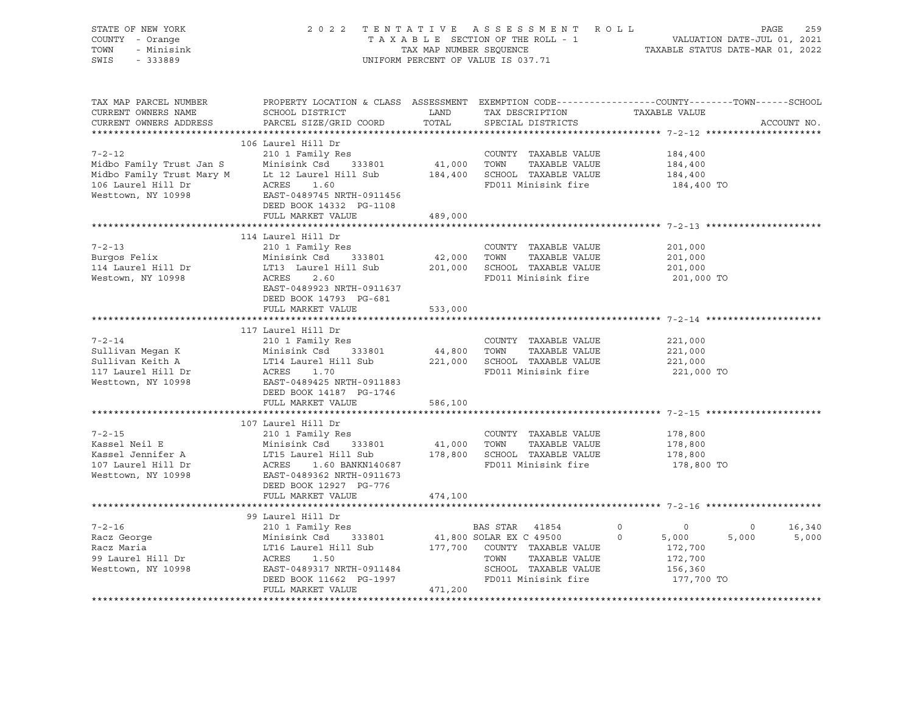STATE OF NEW YORK
COUNTY - Orange
TOWN - Minisink
SWIS - 333889

2 0 2 2 T E N T A T I V E A S S E S S M E N T R O L L
T A X A B L E SECTION OF THE ROLL - 1
TAX MAP NUMBER SEQUENCE
UNIFORM PERCENT OF VALUE IS 037.71

VALUATION DATE-JUL 01, 2021
TAXABLE STATUS DATE-MAR 01, 2022

```
TAX MAP PARCEL NUMBER        PROPERTY LOCATION & CLASS  ASSESSMENT  EXEMPTION CODE-----------------COUNTY--------TOWN------SCHOOL
CURRENT OWNERS NAME          SCHOOL DISTRICT               LAND      TAX DESCRIPTION             TAXABLE VALUE
CURRENT OWNERS ADDRESS       PARCEL SIZE/GRID COORD        TOTAL     SPECIAL DISTRICTS                                    ACCOUNT NO.
******************************************************************************************************* 7-2-12 *********************
                             106 Laurel Hill Dr
7-2-12                       210 1 Family Res                        COUNTY  TAXABLE VALUE           184,400
Midbo Family Trust Jan S     Minisink Csd    333801       41,000     TOWN    TAXABLE VALUE           184,400
Midbo Family Trust Mary M    Lt 12 Laurel Hill Sub       184,400     SCHOOL  TAXABLE VALUE           184,400
106 Laurel Hill Dr           ACRES    1.60                           FD011 Minisink fire              184,400 TO
Westtown, NY 10998           EAST-0489745 NRTH-0911456
                             DEED BOOK 14332  PG-1108
                             FULL MARKET VALUE           489,000
******************************************************************************************************* 7-2-13 *********************
                             114 Laurel Hill Dr
7-2-13                       210 1 Family Res                        COUNTY  TAXABLE VALUE           201,000
Burgos Felix                 Minisink Csd    333801       42,000     TOWN    TAXABLE VALUE           201,000
114 Laurel Hill Dr           LT13  Laurel Hill Sub       201,000     SCHOOL  TAXABLE VALUE           201,000
Westown, NY 10998            ACRES    2.60                           FD011 Minisink fire              201,000 TO
                             EAST-0489923 NRTH-0911637
                             DEED BOOK 14793  PG-681
                             FULL MARKET VALUE           533,000
******************************************************************************************************* 7-2-14 *********************
                             117 Laurel Hill Dr
7-2-14                       210 1 Family Res                        COUNTY  TAXABLE VALUE           221,000
Sullivan Megan K             Minisink Csd    333801       44,800     TOWN    TAXABLE VALUE           221,000
Sullivan Keith A             LT14 Laurel Hill Sub        221,000     SCHOOL  TAXABLE VALUE           221,000
117 Laurel Hill Dr           ACRES    1.70                           FD011 Minisink fire              221,000 TO
Westtown, NY 10998           EAST-0489425 NRTH-0911883
                             DEED BOOK 14187  PG-1746
                             FULL MARKET VALUE           586,100
******************************************************************************************************* 7-2-15 *********************
                             107 Laurel Hill Dr
7-2-15                       210 1 Family Res                        COUNTY  TAXABLE VALUE           178,800
Kassel Neil E                Minisink Csd    333801       41,000     TOWN    TAXABLE VALUE           178,800
Kassel Jennifer A            LT15 Laurel Hill Sub        178,800     SCHOOL  TAXABLE VALUE           178,800
107 Laurel Hill Dr           ACRES    1.60 BANKN140687               FD011 Minisink fire              178,800 TO
Westtown, NY 10998           EAST-0489362 NRTH-0911673
                             DEED BOOK 12927  PG-776
                             FULL MARKET VALUE           474,100
******************************************************************************************************* 7-2-16 *********************
                             99 Laurel Hill Dr
7-2-16                       210 1 Family Res                        BAS STAR   41854         0          0          0      16,340
Racz George                  Minisink Csd    333801       41,800 SOLAR EX C 49500         0      5,000      5,000       5,000
Racz Maria                   LT16 Laurel Hill Sub        177,700     COUNTY  TAXABLE VALUE           172,700
99 Laurel Hill Dr            ACRES    1.50                           TOWN    TAXABLE VALUE           172,700
Westtown, NY 10998           EAST-0489317 NRTH-0911484               SCHOOL  TAXABLE VALUE           156,360
                             DEED BOOK 11662  PG-1997                FD011 Minisink fire              177,700 TO
                             FULL MARKET VALUE           471,200
************************************************************************************************************************************
```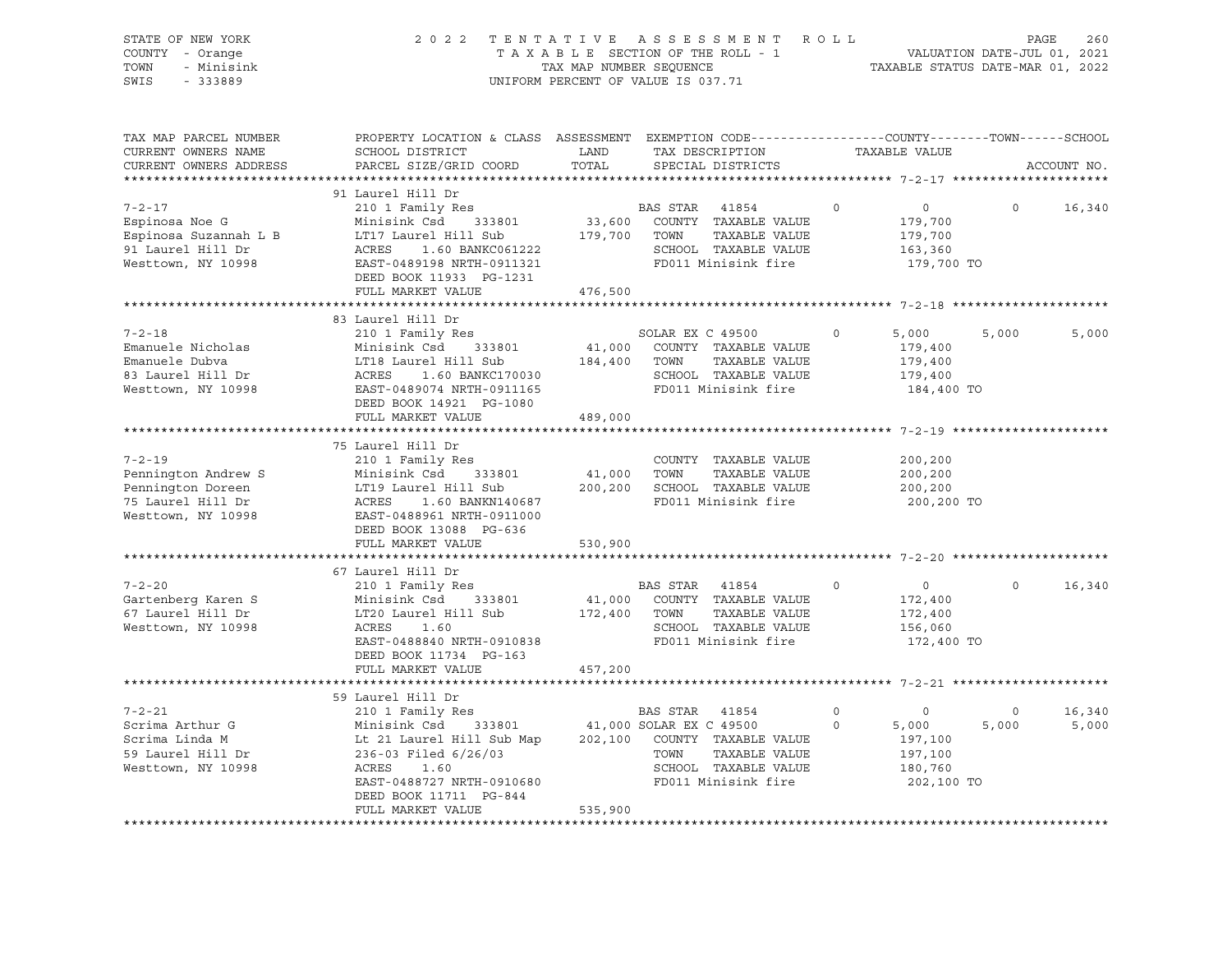STATE OF NEW YORK
COUNTY - Orange
TOWN - Minisink
SWIS - 333889

2 0 2 2 T E N T A T I V E A S S E S S M E N T R O L L
T A X A B L E SECTION OF THE ROLL - 1
TAX MAP NUMBER SEQUENCE
UNIFORM PERCENT OF VALUE IS 037.71

VALUATION DATE-JUL 01, 2021
TAXABLE STATUS DATE-MAR 01, 2022

| TAX MAP PARCEL NUMBER / CURRENT OWNERS NAME / CURRENT OWNERS ADDRESS | PROPERTY LOCATION & CLASS / SCHOOL DISTRICT / PARCEL SIZE/GRID COORD | ASSESSMENT LAND / TOTAL | EXEMPTION CODE / TAX DESCRIPTION / SPECIAL DISTRICTS | | COUNTY TAXABLE VALUE | TOWN | SCHOOL | ACCOUNT NO. |
|---|---|---|---|---|---|---|---|---|
| **7-2-17** | 91 Laurel Hill Dr | | | | | | | |
| | 210 1 Family Res | | BAS STAR 41854 | 0 | 0 | 0 | 16,340 | |
| Espinosa Noe G | Minisink Csd 333801 | 33,600 | COUNTY TAXABLE VALUE | | 179,700 | | | |
| Espinosa Suzannah L B | LT17 Laurel Hill Sub | 179,700 | TOWN TAXABLE VALUE | | 179,700 | | | |
| 91 Laurel Hill Dr | ACRES 1.60 BANKC061222 | | SCHOOL TAXABLE VALUE | | 163,360 | | | |
| Westtown, NY 10998 | EAST-0489198 NRTH-0911321 | | FD011 Minisink fire | | 179,700 TO | | | |
| | DEED BOOK 11933 PG-1231 | | | | | | | |
| | FULL MARKET VALUE | 476,500 | | | | | | |
| **7-2-18** | 83 Laurel Hill Dr | | | | | | | |
| | 210 1 Family Res | | SOLAR EX C 49500 | 0 | 5,000 | 5,000 | 5,000 | |
| Emanuele Nicholas | Minisink Csd 333801 | 41,000 | COUNTY TAXABLE VALUE | | 179,400 | | | |
| Emanuele Dubva | LT18 Laurel Hill Sub | 184,400 | TOWN TAXABLE VALUE | | 179,400 | | | |
| 83 Laurel Hill Dr | ACRES 1.60 BANKC170030 | | SCHOOL TAXABLE VALUE | | 179,400 | | | |
| Westtown, NY 10998 | EAST-0489074 NRTH-0911165 | | FD011 Minisink fire | | 184,400 TO | | | |
| | DEED BOOK 14921 PG-1080 | | | | | | | |
| | FULL MARKET VALUE | 489,000 | | | | | | |
| **7-2-19** | 75 Laurel Hill Dr | | | | | | | |
| | 210 1 Family Res | | COUNTY TAXABLE VALUE | | 200,200 | | | |
| Pennington Andrew S | Minisink Csd 333801 | 41,000 | TOWN TAXABLE VALUE | | 200,200 | | | |
| Pennington Doreen | LT19 Laurel Hill Sub | 200,200 | SCHOOL TAXABLE VALUE | | 200,200 | | | |
| 75 Laurel Hill Dr | ACRES 1.60 BANKN140687 | | FD011 Minisink fire | | 200,200 TO | | | |
| Westtown, NY 10998 | EAST-0488961 NRTH-0911000 | | | | | | | |
| | DEED BOOK 13088 PG-636 | | | | | | | |
| | FULL MARKET VALUE | 530,900 | | | | | | |
| **7-2-20** | 67 Laurel Hill Dr | | | | | | | |
| | 210 1 Family Res | | BAS STAR 41854 | 0 | 0 | 0 | 16,340 | |
| Gartenberg Karen S | Minisink Csd 333801 | 41,000 | COUNTY TAXABLE VALUE | | 172,400 | | | |
| 67 Laurel Hill Dr | LT20 Laurel Hill Sub | 172,400 | TOWN TAXABLE VALUE | | 172,400 | | | |
| Westtown, NY 10998 | ACRES 1.60 | | SCHOOL TAXABLE VALUE | | 156,060 | | | |
| | EAST-0488840 NRTH-0910838 | | FD011 Minisink fire | | 172,400 TO | | | |
| | DEED BOOK 11734 PG-163 | | | | | | | |
| | FULL MARKET VALUE | 457,200 | | | | | | |
| **7-2-21** | 59 Laurel Hill Dr | | | | | | | |
| | 210 1 Family Res | | BAS STAR 41854 | 0 | 0 | 0 | 16,340 | |
| Scrima Arthur G | Minisink Csd 333801 | 41,000 | SOLAR EX C 49500 | 0 | 5,000 | 5,000 | 5,000 | |
| Scrima Linda M | Lt 21 Laurel Hill Sub Map | 202,100 | COUNTY TAXABLE VALUE | | 197,100 | | | |
| 59 Laurel Hill Dr | 236-03 Filed 6/26/03 | | TOWN TAXABLE VALUE | | 197,100 | | | |
| Westtown, NY 10998 | ACRES 1.60 | | SCHOOL TAXABLE VALUE | | 180,760 | | | |
| | EAST-0488727 NRTH-0910680 | | FD011 Minisink fire | | 202,100 TO | | | |
| | DEED BOOK 11711 PG-844 | | | | | | | |
| | FULL MARKET VALUE | 535,900 | | | | | | |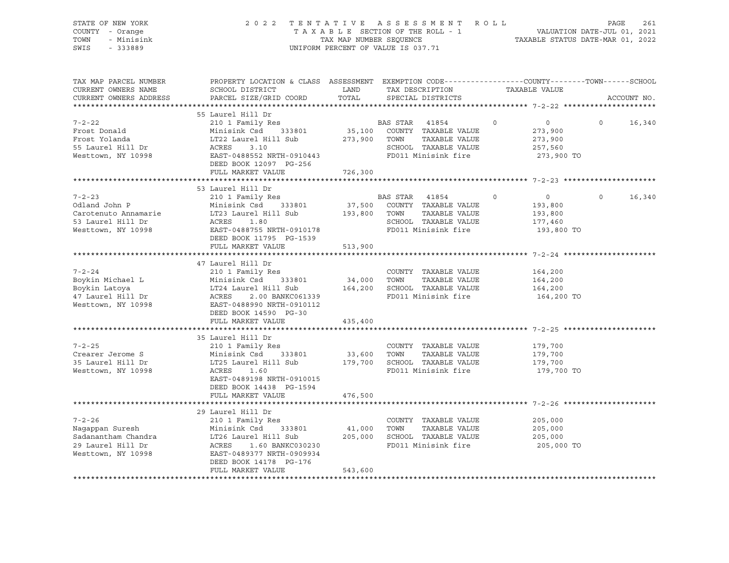STATE OF NEW YORK — 2022 TENTATIVE ASSESSMENT ROLL — PAGE 261
COUNTY - Orange — TAXABLE SECTION OF THE ROLL - 1 — VALUATION DATE-JUL 01, 2021
TOWN - Minisink — TAX MAP NUMBER SEQUENCE — TAXABLE STATUS DATE-MAR 01, 2022
SWIS - 333889 — UNIFORM PERCENT OF VALUE IS 037.71

| TAX MAP PARCEL NUMBER / CURRENT OWNERS NAME / CURRENT OWNERS ADDRESS | PROPERTY LOCATION & CLASS / SCHOOL DISTRICT / PARCEL SIZE/GRID COORD | ASSESSMENT LAND | TOTAL | EXEMPTION CODE / TAX DESCRIPTION / SPECIAL DISTRICTS | COUNTY | TOWN | SCHOOL / ACCOUNT NO. |
|---|---|---|---|---|---|---|---|
| 7-2-22 | 55 Laurel Hill Dr | | | | | | |
| Frost Donald | 210 1 Family Res | | | BAS STAR 41854 | 0 | 0 | 0 16,340 |
| Frost Yolanda | Minisink Csd 333801 | 35,100 | | COUNTY TAXABLE VALUE | 273,900 | | |
| 55 Laurel Hill Dr | LT22 Laurel Hill Sub | | 273,900 | TOWN TAXABLE VALUE | | 273,900 | |
| Westtown, NY 10998 | ACRES 3.10 | | | SCHOOL TAXABLE VALUE | | | 257,560 |
| | EAST-0488552 NRTH-0910443 | | | FD011 Minisink fire | 273,900 TO | | |
| | DEED BOOK 12097 PG-256 | | | | | | |
| | FULL MARKET VALUE | | 726,300 | | | | |
| 7-2-23 | 53 Laurel Hill Dr | | | | | | |
| Odland John P | 210 1 Family Res | | | BAS STAR 41854 | 0 | 0 | 0 16,340 |
| Carotenuto Annamarie | Minisink Csd 333801 | 37,500 | | COUNTY TAXABLE VALUE | 193,800 | | |
| 53 Laurel Hill Dr | LT23 Laurel Hill Sub | | 193,800 | TOWN TAXABLE VALUE | | 193,800 | |
| Westtown, NY 10998 | ACRES 1.80 | | | SCHOOL TAXABLE VALUE | | | 177,460 |
| | EAST-0488755 NRTH-0910178 | | | FD011 Minisink fire | 193,800 TO | | |
| | DEED BOOK 11795 PG-1539 | | | | | | |
| | FULL MARKET VALUE | | 513,900 | | | | |
| 7-2-24 | 47 Laurel Hill Dr | | | | | | |
| Boykin Michael L | 210 1 Family Res | | | COUNTY TAXABLE VALUE | 164,200 | | |
| Boykin Latoya | Minisink Csd 333801 | 34,000 | | TOWN TAXABLE VALUE | | 164,200 | |
| 47 Laurel Hill Dr | LT24 Laurel Hill Sub | | 164,200 | SCHOOL TAXABLE VALUE | | | 164,200 |
| Westtown, NY 10998 | ACRES 2.00 BANKC061339 | | | FD011 Minisink fire | 164,200 TO | | |
| | EAST-0488990 NRTH-0910112 | | | | | | |
| | DEED BOOK 14590 PG-30 | | | | | | |
| | FULL MARKET VALUE | | 435,400 | | | | |
| 7-2-25 | 35 Laurel Hill Dr | | | | | | |
| Crearer Jerome S | 210 1 Family Res | | | COUNTY TAXABLE VALUE | 179,700 | | |
| 35 Laurel Hill Dr | Minisink Csd 333801 | 33,600 | | TOWN TAXABLE VALUE | | 179,700 | |
| Westtown, NY 10998 | LT25 Laurel Hill Sub | | 179,700 | SCHOOL TAXABLE VALUE | | | 179,700 |
| | ACRES 1.60 | | | FD011 Minisink fire | 179,700 TO | | |
| | EAST-0489198 NRTH-0910015 | | | | | | |
| | DEED BOOK 14438 PG-1594 | | | | | | |
| | FULL MARKET VALUE | | 476,500 | | | | |
| 7-2-26 | 29 Laurel Hill Dr | | | | | | |
| Nagappan Suresh | 210 1 Family Res | | | COUNTY TAXABLE VALUE | 205,000 | | |
| Sadanantham Chandra | Minisink Csd 333801 | 41,000 | | TOWN TAXABLE VALUE | | 205,000 | |
| 29 Laurel Hill Dr | LT26 Laurel Hill Sub | | 205,000 | SCHOOL TAXABLE VALUE | | | 205,000 |
| Westtown, NY 10998 | ACRES 1.60 BANKC030230 | | | FD011 Minisink fire | 205,000 TO | | |
| | EAST-0489377 NRTH-0909934 | | | | | | |
| | DEED BOOK 14178 PG-176 | | | | | | |
| | FULL MARKET VALUE | | 543,600 | | | | |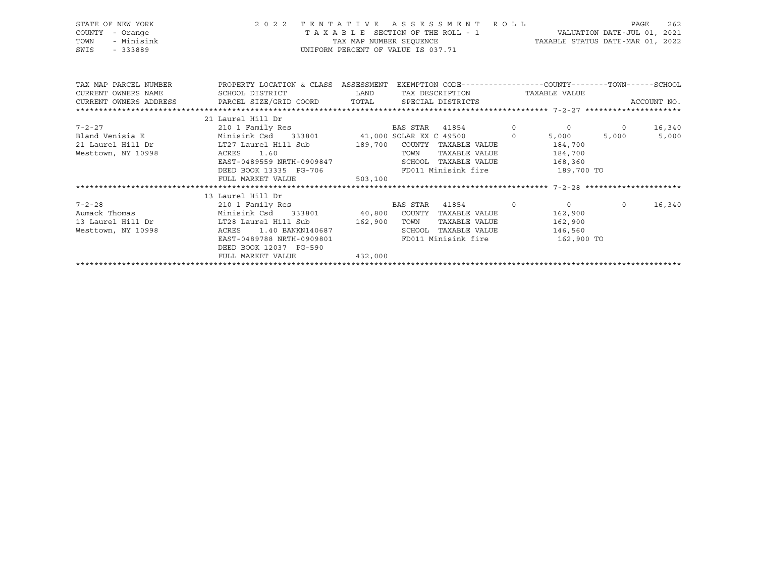STATE OF NEW YORK — 2022 TENTATIVE ASSESSMENT ROLL
COUNTY - Orange — TAXABLE SECTION OF THE ROLL - 1 — VALUATION DATE-JUL 01, 2021
TOWN - Minisink — TAX MAP NUMBER SEQUENCE — TAXABLE STATUS DATE-MAR 01, 2022
SWIS - 333889 — UNIFORM PERCENT OF VALUE IS 037.71

| TAX MAP PARCEL NUMBER<br>CURRENT OWNERS NAME<br>CURRENT OWNERS ADDRESS | PROPERTY LOCATION & CLASS<br>SCHOOL DISTRICT<br>PARCEL SIZE/GRID COORD | ASSESSMENT<br>LAND<br>TOTAL | EXEMPTION CODE<br>TAX DESCRIPTION<br>SPECIAL DISTRICTS | | COUNTY<br>TAXABLE VALUE | TOWN | SCHOOL<br>ACCOUNT NO. |
|---|---|---|---|---|---|---|---|
| | 21 Laurel Hill Dr | | | | | | |
| 7-2-27 | 210 1 Family Res | | BAS STAR 41854 | 0 | 0 | 0 | 16,340 |
| Bland Venisia E | Minisink Csd 333801 | 41,000 | SOLAR EX C 49500 | 0 | 5,000 | 5,000 | 5,000 |
| 21 Laurel Hill Dr | LT27 Laurel Hill Sub | 189,700 | COUNTY TAXABLE VALUE | | 184,700 | | |
| Westtown, NY 10998 | ACRES 1.60 | | TOWN TAXABLE VALUE | | 184,700 | | |
| | EAST-0489559 NRTH-0909847 | | SCHOOL TAXABLE VALUE | | 168,360 | | |
| | DEED BOOK 13335 PG-706 | | FD011 Minisink fire | | 189,700 TO | | |
| | FULL MARKET VALUE | 503,100 | | | | | |
| | 13 Laurel Hill Dr | | | | | | |
| 7-2-28 | 210 1 Family Res | | BAS STAR 41854 | 0 | 0 | 0 | 16,340 |
| Aumack Thomas | Minisink Csd 333801 | 40,800 | COUNTY TAXABLE VALUE | | 162,900 | | |
| 13 Laurel Hill Dr | LT28 Laurel Hill Sub | 162,900 | TOWN TAXABLE VALUE | | 162,900 | | |
| Westtown, NY 10998 | ACRES 1.40 BANKN140687 | | SCHOOL TAXABLE VALUE | | 146,560 | | |
| | EAST-0489788 NRTH-0909801 | | FD011 Minisink fire | | 162,900 TO | | |
| | DEED BOOK 12037 PG-590 | | | | | | |
| | FULL MARKET VALUE | 432,000 | | | | | |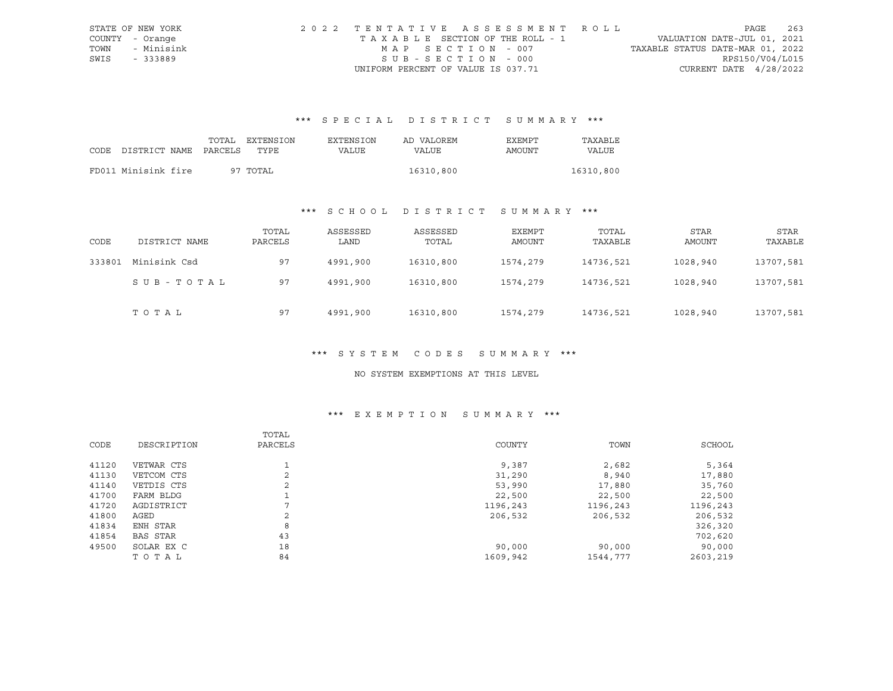STATE OF NEW YORK
COUNTY - Orange
TOWN - Minisink
SWIS - 333889

2022 TENTATIVE ASSESSMENT ROLL
TAXABLE SECTION OF THE ROLL - 1
MAP SECTION - 007
SUB-SECTION - 000
UNIFORM PERCENT OF VALUE IS 037.71

VALUATION DATE-JUL 01, 2021
TAXABLE STATUS DATE-MAR 01, 2022
RPS150/V04/L015
CURRENT DATE 4/28/2022

### *** SPECIAL DISTRICT SUMMARY ***

| CODE DISTRICT NAME | TOTAL PARCELS | EXTENSION TYPE | EXTENSION VALUE | AD VALOREM VALUE | EXEMPT AMOUNT | TAXABLE VALUE |
|---|---|---|---|---|---|---|
| FD011 Minisink fire | 97 | TOTAL | | 16310,800 | | 16310,800 |

### *** SCHOOL DISTRICT SUMMARY ***

| CODE | DISTRICT NAME | TOTAL PARCELS | ASSESSED LAND | ASSESSED TOTAL | EXEMPT AMOUNT | TOTAL TAXABLE | STAR AMOUNT | STAR TAXABLE |
|---|---|---|---|---|---|---|---|---|
| 333801 | Minisink Csd | 97 | 4991,900 | 16310,800 | 1574,279 | 14736,521 | 1028,940 | 13707,581 |
| | SUB-TOTAL | 97 | 4991,900 | 16310,800 | 1574,279 | 14736,521 | 1028,940 | 13707,581 |
| | TOTAL | 97 | 4991,900 | 16310,800 | 1574,279 | 14736,521 | 1028,940 | 13707,581 |

### *** SYSTEM CODES SUMMARY ***

NO SYSTEM EXEMPTIONS AT THIS LEVEL

### *** EXEMPTION SUMMARY ***

| CODE | DESCRIPTION | TOTAL PARCELS | COUNTY | TOWN | SCHOOL |
|---|---|---|---|---|---|
| 41120 | VETWAR CTS | 1 | 9,387 | 2,682 | 5,364 |
| 41130 | VETCOM CTS | 2 | 31,290 | 8,940 | 17,880 |
| 41140 | VETDIS CTS | 2 | 53,990 | 17,880 | 35,760 |
| 41700 | FARM BLDG | 1 | 22,500 | 22,500 | 22,500 |
| 41720 | AGDISTRICT | 7 | 1196,243 | 1196,243 | 1196,243 |
| 41800 | AGED | 2 | 206,532 | 206,532 | 206,532 |
| 41834 | ENH STAR | 8 | | | 326,320 |
| 41854 | BAS STAR | 43 | | | 702,620 |
| 49500 | SOLAR EX C | 18 | 90,000 | 90,000 | 90,000 |
| | TOTAL | 84 | 1609,942 | 1544,777 | 2603,219 |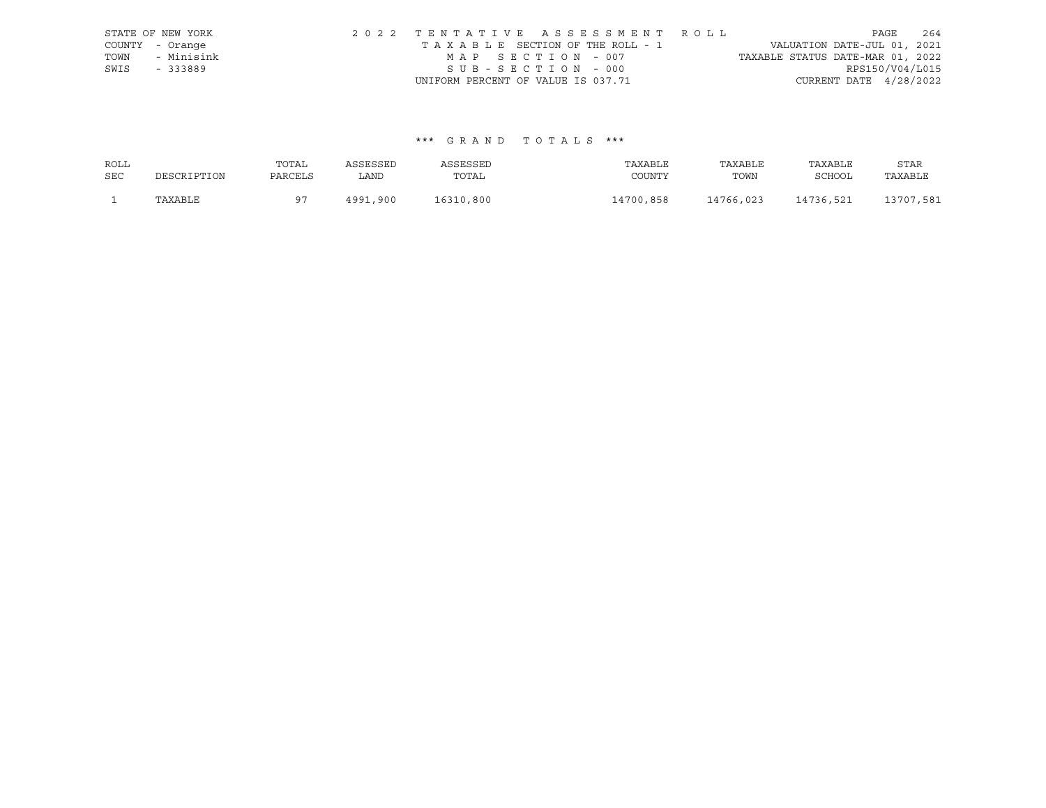STATE OF NEW YORK
COUNTY - Orange
TOWN - Minisink
SWIS - 333889

2022 TENTATIVE ASSESSMENT ROLL
TAXABLE SECTION OF THE ROLL - 1
MAP SECTION - 007
SUB-SECTION - 000
UNIFORM PERCENT OF VALUE IS 037.71

VALUATION DATE-JUL 01, 2021
TAXABLE STATUS DATE-MAR 01, 2022
RPS150/V04/L015
CURRENT DATE 4/28/2022

### *** GRAND TOTALS ***

| ROLL SEC | DESCRIPTION | TOTAL PARCELS | ASSESSED LAND | ASSESSED TOTAL | TAXABLE COUNTY | TAXABLE TOWN | TAXABLE SCHOOL | STAR TAXABLE |
|---|---|---|---|---|---|---|---|---|
| 1 | TAXABLE | 97 | 4991,900 | 16310,800 | 14700,858 | 14766,023 | 14736,521 | 13707,581 |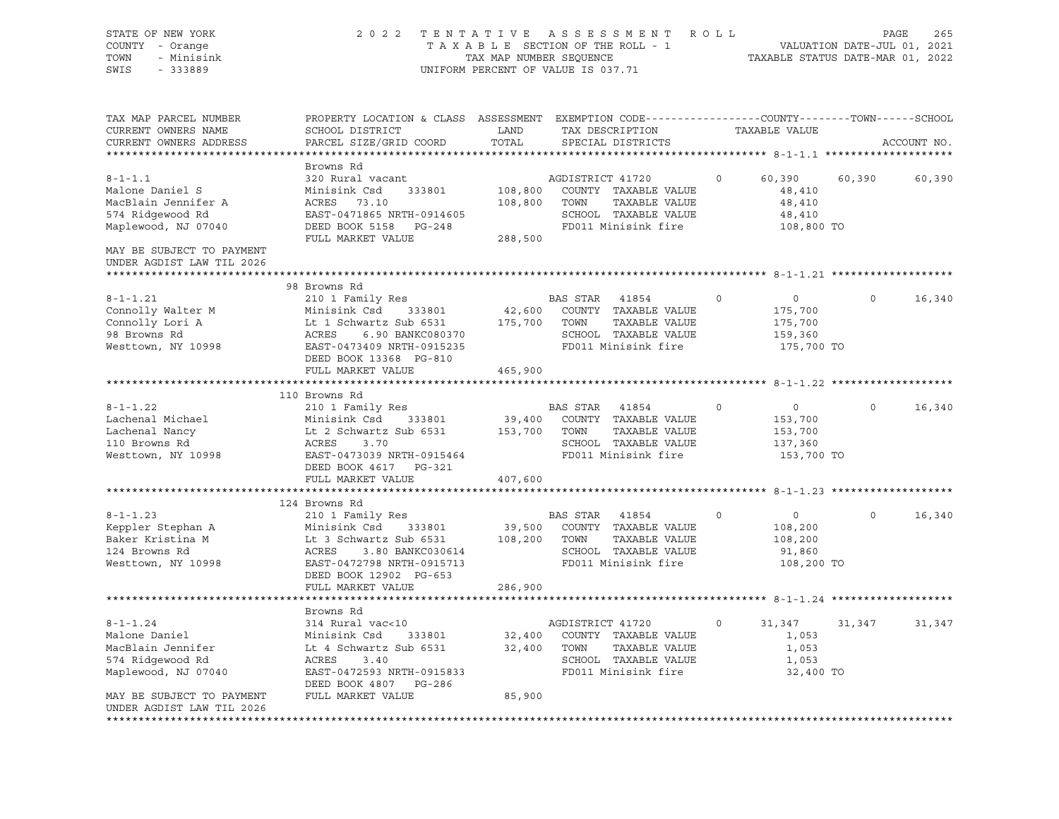STATE OF NEW YORK — 2022 TENTATIVE ASSESSMENT ROLL
COUNTY - Orange — TAXABLE SECTION OF THE ROLL - 1 — VALUATION DATE-JUL 01, 2021
TOWN - Minisink — TAX MAP NUMBER SEQUENCE — TAXABLE STATUS DATE-MAR 01, 2022
SWIS - 333889 — UNIFORM PERCENT OF VALUE IS 037.71

| TAX MAP PARCEL NUMBER / CURRENT OWNERS NAME / CURRENT OWNERS ADDRESS | PROPERTY LOCATION & CLASS / SCHOOL DISTRICT / PARCEL SIZE/GRID COORD | ASSESSMENT LAND / TOTAL | EXEMPTION CODE / TAX DESCRIPTION / SPECIAL DISTRICTS | COUNTY TAXABLE VALUE | TOWN | SCHOOL |
|---|---|---|---|---|---|---|
| **8-1-1.1** | Browns Rd | | | | | |
| 8-1-1.1 | 320 Rural vacant | | AGDISTRICT 41720 0 | 60,390 | 60,390 | 60,390 |
| Malone Daniel S | Minisink Csd 333801 | 108,800 | COUNTY TAXABLE VALUE | 48,410 | | |
| MacBlain Jennifer A | ACRES 73.10 | 108,800 | TOWN TAXABLE VALUE | 48,410 | | |
| 574 Ridgewood Rd | EAST-0471865 NRTH-0914605 | | SCHOOL TAXABLE VALUE | 48,410 | | |
| Maplewood, NJ 07040 | DEED BOOK 5158 PG-248 | | FD011 Minisink fire | 108,800 TO | | |
| | FULL MARKET VALUE | 288,500 | | | | |
| MAY BE SUBJECT TO PAYMENT UNDER AGDIST LAW TIL 2026 | | | | | | |
| **8-1-1.21** | 98 Browns Rd | | | | | |
| 8-1-1.21 | 210 1 Family Res | | BAS STAR 41854 0 | 0 | 0 | 16,340 |
| Connolly Walter M | Minisink Csd 333801 | 42,600 | COUNTY TAXABLE VALUE | 175,700 | | |
| Connolly Lori A | Lt 1 Schwartz Sub 6531 | 175,700 | TOWN TAXABLE VALUE | 175,700 | | |
| 98 Browns Rd | ACRES 6.90 BANKC080370 | | SCHOOL TAXABLE VALUE | 159,360 | | |
| Westtown, NY 10998 | EAST-0473409 NRTH-0915235 | | FD011 Minisink fire | 175,700 TO | | |
| | DEED BOOK 13368 PG-810 | | | | | |
| | FULL MARKET VALUE | 465,900 | | | | |
| **8-1-1.22** | 110 Browns Rd | | | | | |
| 8-1-1.22 | 210 1 Family Res | | BAS STAR 41854 0 | 0 | 0 | 16,340 |
| Lachenal Michael | Minisink Csd 333801 | 39,400 | COUNTY TAXABLE VALUE | 153,700 | | |
| Lachenal Nancy | Lt 2 Schwartz Sub 6531 | 153,700 | TOWN TAXABLE VALUE | 153,700 | | |
| 110 Browns Rd | ACRES 3.70 | | SCHOOL TAXABLE VALUE | 137,360 | | |
| Westtown, NY 10998 | EAST-0473039 NRTH-0915464 | | FD011 Minisink fire | 153,700 TO | | |
| | DEED BOOK 4617 PG-321 | | | | | |
| | FULL MARKET VALUE | 407,600 | | | | |
| **8-1-1.23** | 124 Browns Rd | | | | | |
| 8-1-1.23 | 210 1 Family Res | | BAS STAR 41854 0 | 0 | 0 | 16,340 |
| Keppler Stephan A | Minisink Csd 333801 | 39,500 | COUNTY TAXABLE VALUE | 108,200 | | |
| Baker Kristina M | Lt 3 Schwartz Sub 6531 | 108,200 | TOWN TAXABLE VALUE | 108,200 | | |
| 124 Browns Rd | ACRES 3.80 BANKC030614 | | SCHOOL TAXABLE VALUE | 91,860 | | |
| Westtown, NY 10998 | EAST-0472798 NRTH-0915713 | | FD011 Minisink fire | 108,200 TO | | |
| | DEED BOOK 12902 PG-653 | | | | | |
| | FULL MARKET VALUE | 286,900 | | | | |
| **8-1-1.24** | Browns Rd | | | | | |
| 8-1-1.24 | 314 Rural vac<10 | | AGDISTRICT 41720 0 | 31,347 | 31,347 | 31,347 |
| Malone Daniel | Minisink Csd 333801 | 32,400 | COUNTY TAXABLE VALUE | 1,053 | | |
| MacBlain Jennifer | Lt 4 Schwartz Sub 6531 | 32,400 | TOWN TAXABLE VALUE | 1,053 | | |
| 574 Ridgewood Rd | ACRES 3.40 | | SCHOOL TAXABLE VALUE | 1,053 | | |
| Maplewood, NJ 07040 | EAST-0472593 NRTH-0915833 | | FD011 Minisink fire | 32,400 TO | | |
| | DEED BOOK 4807 PG-286 | | | | | |
| MAY BE SUBJECT TO PAYMENT UNDER AGDIST LAW TIL 2026 | FULL MARKET VALUE | 85,900 | | | | |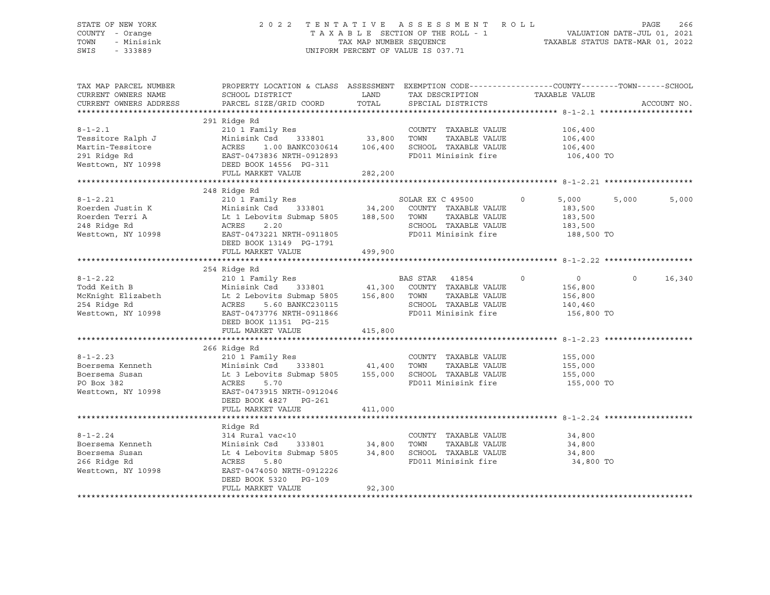STATE OF NEW YORK
COUNTY - Orange
TOWN - Minisink
SWIS - 333889

2022 TENTATIVE ASSESSMENT ROLL
TAXABLE SECTION OF THE ROLL - 1
TAX MAP NUMBER SEQUENCE
UNIFORM PERCENT OF VALUE IS 037.71

VALUATION DATE-JUL 01, 2021
TAXABLE STATUS DATE-MAR 01, 2022

| TAX MAP PARCEL NUMBER / CURRENT OWNERS NAME / CURRENT OWNERS ADDRESS | PROPERTY LOCATION & CLASS / SCHOOL DISTRICT / PARCEL SIZE/GRID COORD | ASSESSMENT LAND / TOTAL | EXEMPTION CODE / TAX DESCRIPTION / SPECIAL DISTRICTS | COUNTY TAXABLE VALUE | TOWN | SCHOOL | ACCOUNT NO. |
|---|---|---|---|---|---|---|---|
| **8-1-2.1** | 291 Ridge Rd | | | | | | |
| | 210 1 Family Res | | COUNTY TAXABLE VALUE | 106,400 | | | |
| Tessitore Ralph J | Minisink Csd 333801 | 33,800 | TOWN TAXABLE VALUE | 106,400 | | | |
| Martin-Tessitore | ACRES 1.00 BANKC030614 | 106,400 | SCHOOL TAXABLE VALUE | 106,400 | | | |
| 291 Ridge Rd | EAST-0473836 NRTH-0912893 | | FD011 Minisink fire | 106,400 TO | | | |
| Westtown, NY 10998 | DEED BOOK 14556 PG-311 | | | | | | |
| | FULL MARKET VALUE | 282,200 | | | | | |
| **8-1-2.21** | 248 Ridge Rd | | | | | | |
| | 210 1 Family Res | | SOLAR EX C 49500 0 | 5,000 | 5,000 | 5,000 | |
| Roerden Justin K | Minisink Csd 333801 | 34,200 | COUNTY TAXABLE VALUE | 183,500 | | | |
| Roerden Terri A | Lt 1 Lebovits Submap 5805 | 188,500 | TOWN TAXABLE VALUE | 183,500 | | | |
| 248 Ridge Rd | ACRES 2.20 | | SCHOOL TAXABLE VALUE | 183,500 | | | |
| Westtown, NY 10998 | EAST-0473221 NRTH-0911805 | | FD011 Minisink fire | 188,500 TO | | | |
| | DEED BOOK 13149 PG-1791 | | | | | | |
| | FULL MARKET VALUE | 499,900 | | | | | |
| **8-1-2.22** | 254 Ridge Rd | | | | | | |
| | 210 1 Family Res | | BAS STAR 41854 0 | 0 | 0 | 16,340 | |
| Todd Keith B | Minisink Csd 333801 | 41,300 | COUNTY TAXABLE VALUE | 156,800 | | | |
| McKnight Elizabeth | Lt 2 Lebovits Submap 5805 | 156,800 | TOWN TAXABLE VALUE | 156,800 | | | |
| 254 Ridge Rd | ACRES 5.60 BANKC230115 | | SCHOOL TAXABLE VALUE | 140,460 | | | |
| Westtown, NY 10998 | EAST-0473776 NRTH-0911866 | | FD011 Minisink fire | 156,800 TO | | | |
| | DEED BOOK 11351 PG-215 | | | | | | |
| | FULL MARKET VALUE | 415,800 | | | | | |
| **8-1-2.23** | 266 Ridge Rd | | | | | | |
| | 210 1 Family Res | | COUNTY TAXABLE VALUE | 155,000 | | | |
| Boersema Kenneth | Minisink Csd 333801 | 41,400 | TOWN TAXABLE VALUE | 155,000 | | | |
| Boersema Susan | Lt 3 Lebovits Submap 5805 | 155,000 | SCHOOL TAXABLE VALUE | 155,000 | | | |
| PO Box 382 | ACRES 5.70 | | FD011 Minisink fire | 155,000 TO | | | |
| Westtown, NY 10998 | EAST-0473915 NRTH-0912046 | | | | | | |
| | DEED BOOK 4827 PG-261 | | | | | | |
| | FULL MARKET VALUE | 411,000 | | | | | |
| **8-1-2.24** | Ridge Rd | | | | | | |
| | 314 Rural vac<10 | | COUNTY TAXABLE VALUE | 34,800 | | | |
| Boersema Kenneth | Minisink Csd 333801 | 34,800 | TOWN TAXABLE VALUE | 34,800 | | | |
| Boersema Susan | Lt 4 Lebovits Submap 5805 | 34,800 | SCHOOL TAXABLE VALUE | 34,800 | | | |
| 266 Ridge Rd | ACRES 5.80 | | FD011 Minisink fire | 34,800 TO | | | |
| Westtown, NY 10998 | EAST-0474050 NRTH-0912226 | | | | | | |
| | DEED BOOK 5320 PG-109 | | | | | | |
| | FULL MARKET VALUE | 92,300 | | | | | |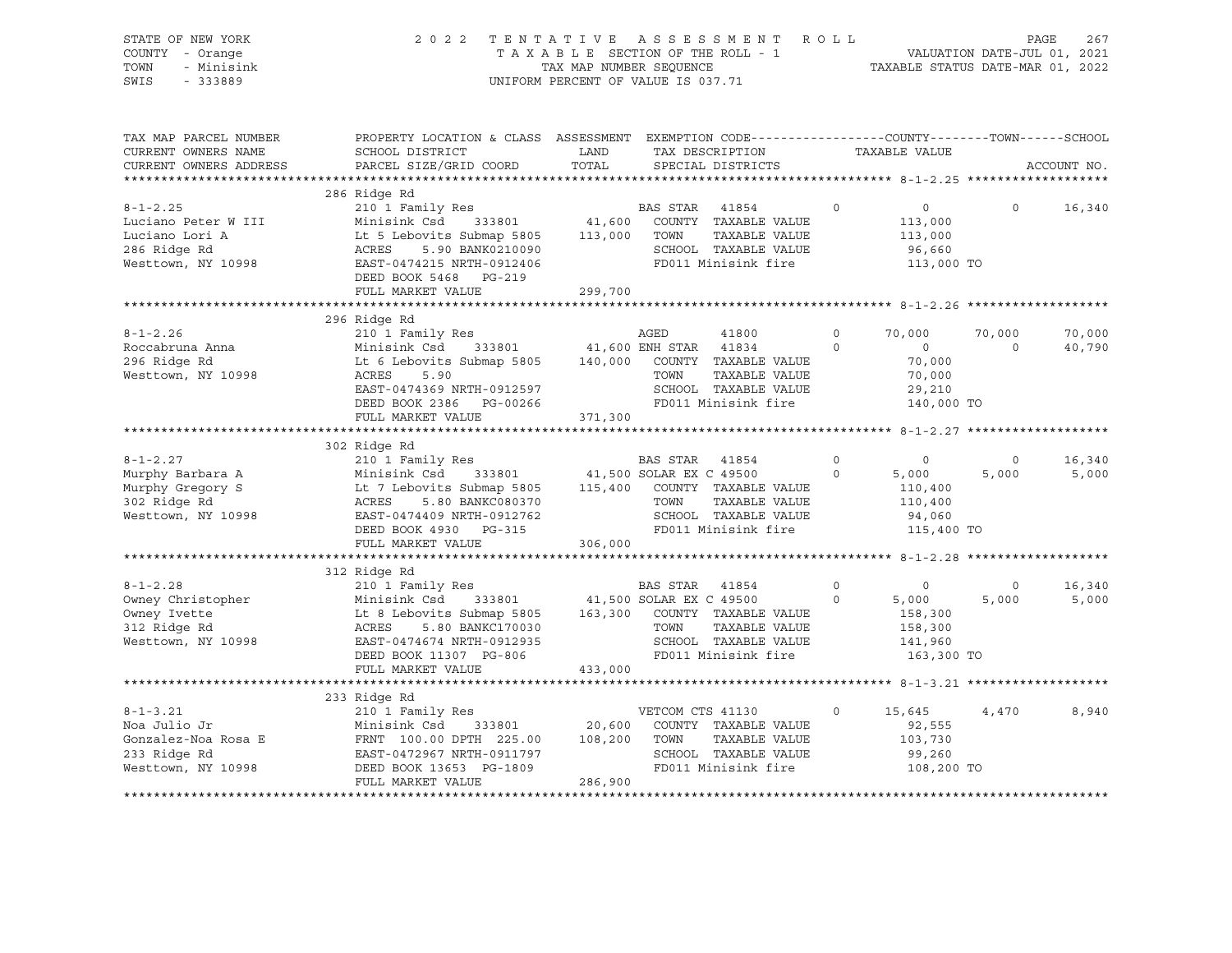STATE OF NEW YORK
COUNTY - Orange
TOWN - Minisink
SWIS - 333889

2 0 2 2 T E N T A T I V E A S S E S S M E N T R O L L
T A X A B L E SECTION OF THE ROLL - 1
TAX MAP NUMBER SEQUENCE
UNIFORM PERCENT OF VALUE IS 037.71

VALUATION DATE-JUL 01, 2021
TAXABLE STATUS DATE-MAR 01, 2022

```
TAX MAP PARCEL NUMBER     PROPERTY LOCATION & CLASS  ASSESSMENT  EXEMPTION CODE-----------------COUNTY--------TOWN------SCHOOL
CURRENT OWNERS NAME       SCHOOL DISTRICT               LAND      TAX DESCRIPTION              TAXABLE VALUE
CURRENT OWNERS ADDRESS    PARCEL SIZE/GRID COORD        TOTAL     SPECIAL DISTRICTS                                     ACCOUNT NO.
******************************************************************************************************* 8-1-2.25 *******************
                          286 Ridge Rd
8-1-2.25                  210 1 Family Res                        BAS STAR   41854          0          0          0       16,340
Luciano Peter W III       Minisink Csd     333801        41,600    COUNTY  TAXABLE VALUE         113,000
Luciano Lori A            Lt 5 Lebovits Submap 5805     113,000    TOWN    TAXABLE VALUE         113,000
286 Ridge Rd              ACRES    5.90 BANK0210090               SCHOOL  TAXABLE VALUE          96,660
Westtown, NY 10998        EAST-0474215 NRTH-0912406               FD011 Minisink fire           113,000 TO
                          DEED BOOK 5468   PG-219
                          FULL MARKET VALUE             299,700
******************************************************************************************************* 8-1-2.26 *******************
                          296 Ridge Rd
8-1-2.26                  210 1 Family Res                        AGED       41800          0     70,000     70,000     70,000
Roccabruna Anna           Minisink Csd     333801        41,600 ENH STAR   41834          0          0          0     40,790
296 Ridge Rd              Lt 6 Lebovits Submap 5805     140,000    COUNTY  TAXABLE VALUE          70,000
Westtown, NY 10998        ACRES    5.90                           TOWN    TAXABLE VALUE          70,000
                          EAST-0474369 NRTH-0912597               SCHOOL  TAXABLE VALUE          29,210
                          DEED BOOK 2386   PG-00266               FD011 Minisink fire           140,000 TO
                          FULL MARKET VALUE             371,300
******************************************************************************************************* 8-1-2.27 *******************
                          302 Ridge Rd
8-1-2.27                  210 1 Family Res                        BAS STAR   41854          0          0          0     16,340
Murphy Barbara A          Minisink Csd     333801        41,500 SOLAR EX C 49500          0      5,000      5,000      5,000
Murphy Gregory S          Lt 7 Lebovits Submap 5805     115,400    COUNTY  TAXABLE VALUE         110,400
302 Ridge Rd              ACRES    5.80 BANKC080370               TOWN    TAXABLE VALUE         110,400
Westtown, NY 10998        EAST-0474409 NRTH-0912762               SCHOOL  TAXABLE VALUE          94,060
                          DEED BOOK 4930   PG-315                 FD011 Minisink fire           115,400 TO
                          FULL MARKET VALUE             306,000
******************************************************************************************************* 8-1-2.28 *******************
                          312 Ridge Rd
8-1-2.28                  210 1 Family Res                        BAS STAR   41854          0          0          0     16,340
Owney Christopher         Minisink Csd     333801        41,500 SOLAR EX C 49500          0      5,000      5,000      5,000
Owney Ivette              Lt 8 Lebovits Submap 5805     163,300    COUNTY  TAXABLE VALUE         158,300
312 Ridge Rd              ACRES    5.80 BANKC170030               TOWN    TAXABLE VALUE         158,300
Westtown, NY 10998        EAST-0474674 NRTH-0912935               SCHOOL  TAXABLE VALUE         141,960
                          DEED BOOK 11307  PG-806                 FD011 Minisink fire           163,300 TO
                          FULL MARKET VALUE             433,000
******************************************************************************************************* 8-1-3.21 *******************
                          233 Ridge Rd
8-1-3.21                  210 1 Family Res                        VETCOM CTS 41130          0     15,645      4,470      8,940
Noa Julio Jr              Minisink Csd     333801        20,600    COUNTY  TAXABLE VALUE          92,555
Gonzalez-Noa Rosa E       FRNT 100.00 DPTH 225.00       108,200    TOWN    TAXABLE VALUE         103,730
233 Ridge Rd              EAST-0472967 NRTH-0911797               SCHOOL  TAXABLE VALUE          99,260
Westtown, NY 10998        DEED BOOK 13653  PG-1809                FD011 Minisink fire           108,200 TO
                          FULL MARKET VALUE             286,900
************************************************************************************************************************************
```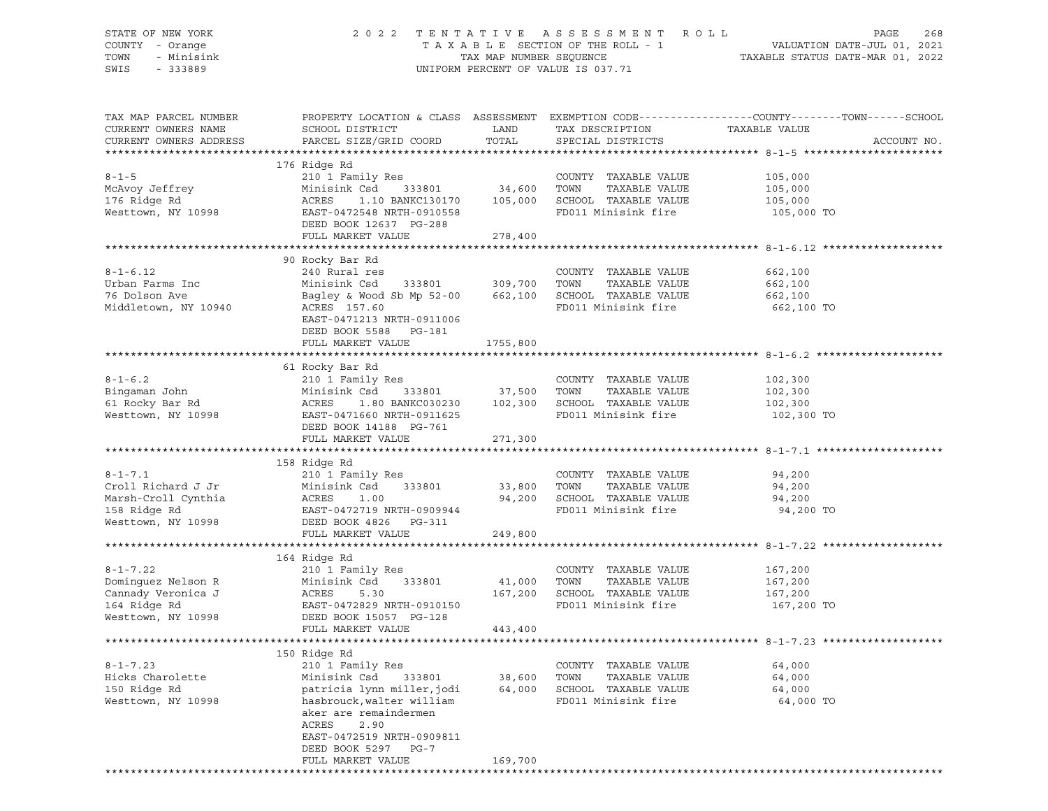STATE OF NEW YORK — 2022 TENTATIVE ASSESSMENT ROLL — VALUATION DATE-JUL 01, 2021
COUNTY - Orange — TAXABLE SECTION OF THE ROLL - 1 — TAXABLE STATUS DATE-MAR 01, 2022
TOWN - Minisink — TAX MAP NUMBER SEQUENCE
SWIS - 333889 — UNIFORM PERCENT OF VALUE IS 037.71

| TAX MAP PARCEL NUMBER / CURRENT OWNERS NAME / CURRENT OWNERS ADDRESS | PROPERTY LOCATION & CLASS / SCHOOL DISTRICT / PARCEL SIZE/GRID COORD | ASSESSMENT LAND / TOTAL | EXEMPTION CODE / TAX DESCRIPTION / SPECIAL DISTRICTS | TAXABLE VALUE (COUNTY / TOWN / SCHOOL) | ACCOUNT NO. |
|---|---|---|---|---|---|
| **8-1-5** | 176 Ridge Rd | | | | |
| | 210 1 Family Res | | COUNTY TAXABLE VALUE | 105,000 | |
| McAvoy Jeffrey | Minisink Csd 333801 | 34,600 | TOWN TAXABLE VALUE | 105,000 | |
| 176 Ridge Rd | ACRES 1.10 BANKC130170 | 105,000 | SCHOOL TAXABLE VALUE | 105,000 | |
| Westtown, NY 10998 | EAST-0472548 NRTH-0910558 | | FD011 Minisink fire | 105,000 TO | |
| | DEED BOOK 12637 PG-288 | | | | |
| | FULL MARKET VALUE | 278,400 | | | |
| **8-1-6.12** | 90 Rocky Bar Rd | | | | |
| | 240 Rural res | | COUNTY TAXABLE VALUE | 662,100 | |
| Urban Farms Inc | Minisink Csd 333801 | 309,700 | TOWN TAXABLE VALUE | 662,100 | |
| 76 Dolson Ave | Bagley & Wood Sb Mp 52-00 | 662,100 | SCHOOL TAXABLE VALUE | 662,100 | |
| Middletown, NY 10940 | ACRES 157.60 | | FD011 Minisink fire | 662,100 TO | |
| | EAST-0471213 NRTH-0911006 | | | | |
| | DEED BOOK 5588 PG-181 | | | | |
| | FULL MARKET VALUE | 1755,800 | | | |
| **8-1-6.2** | 61 Rocky Bar Rd | | | | |
| | 210 1 Family Res | | COUNTY TAXABLE VALUE | 102,300 | |
| Bingaman John | Minisink Csd 333801 | 37,500 | TOWN TAXABLE VALUE | 102,300 | |
| 61 Rocky Bar Rd | ACRES 1.80 BANKC030230 | 102,300 | SCHOOL TAXABLE VALUE | 102,300 | |
| Westtown, NY 10998 | EAST-0471660 NRTH-0911625 | | FD011 Minisink fire | 102,300 TO | |
| | DEED BOOK 14188 PG-761 | | | | |
| | FULL MARKET VALUE | 271,300 | | | |
| **8-1-7.1** | 158 Ridge Rd | | | | |
| | 210 1 Family Res | | COUNTY TAXABLE VALUE | 94,200 | |
| Croll Richard J Jr | Minisink Csd 333801 | 33,800 | TOWN TAXABLE VALUE | 94,200 | |
| Marsh-Croll Cynthia | ACRES 1.00 | 94,200 | SCHOOL TAXABLE VALUE | 94,200 | |
| 158 Ridge Rd | EAST-0472719 NRTH-0909944 | | FD011 Minisink fire | 94,200 TO | |
| Westtown, NY 10998 | DEED BOOK 4826 PG-311 | | | | |
| | FULL MARKET VALUE | 249,800 | | | |
| **8-1-7.22** | 164 Ridge Rd | | | | |
| | 210 1 Family Res | | COUNTY TAXABLE VALUE | 167,200 | |
| Dominguez Nelson R | Minisink Csd 333801 | 41,000 | TOWN TAXABLE VALUE | 167,200 | |
| Cannady Veronica J | ACRES 5.30 | 167,200 | SCHOOL TAXABLE VALUE | 167,200 | |
| 164 Ridge Rd | EAST-0472829 NRTH-0910150 | | FD011 Minisink fire | 167,200 TO | |
| Westtown, NY 10998 | DEED BOOK 15057 PG-128 | | | | |
| | FULL MARKET VALUE | 443,400 | | | |
| **8-1-7.23** | 150 Ridge Rd | | | | |
| | 210 1 Family Res | | COUNTY TAXABLE VALUE | 64,000 | |
| Hicks Charolette | Minisink Csd 333801 | 38,600 | TOWN TAXABLE VALUE | 64,000 | |
| 150 Ridge Rd | patricia lynn miller,jodi | 64,000 | SCHOOL TAXABLE VALUE | 64,000 | |
| Westtown, NY 10998 | hasbrouck,walter william | | FD011 Minisink fire | 64,000 TO | |
| | aker are remaindermen | | | | |
| | ACRES 2.90 | | | | |
| | EAST-0472519 NRTH-0909811 | | | | |
| | DEED BOOK 5297 PG-7 | | | | |
| | FULL MARKET VALUE | 169,700 | | | |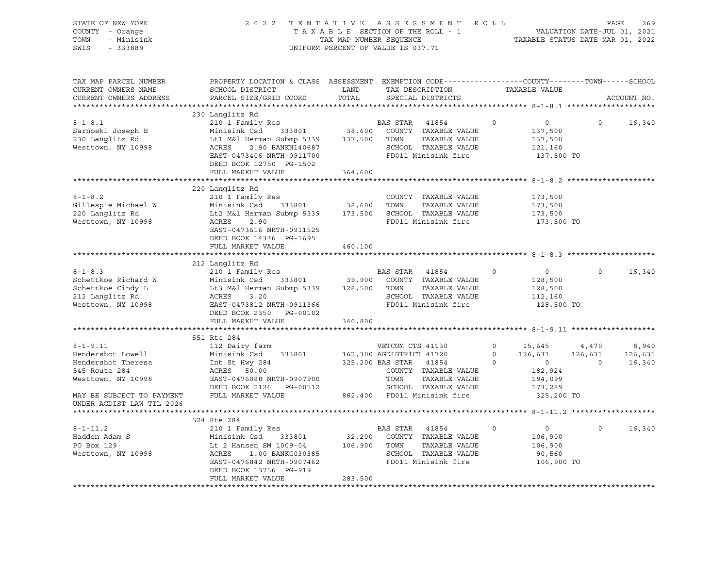STATE OF NEW YORK
COUNTY - Orange
TOWN - Minisink
SWIS - 333889

2 0 2 2 T E N T A T I V E A S S E S S M E N T R O L L
T A X A B L E SECTION OF THE ROLL - 1
TAX MAP NUMBER SEQUENCE
UNIFORM PERCENT OF VALUE IS 037.71

VALUATION DATE-JUL 01, 2021
TAXABLE STATUS DATE-MAR 01, 2022

```
TAX MAP PARCEL NUMBER      PROPERTY LOCATION & CLASS  ASSESSMENT  EXEMPTION CODE------------------COUNTY--------TOWN------SCHOOL
CURRENT OWNERS NAME        SCHOOL DISTRICT              LAND      TAX DESCRIPTION            TAXABLE VALUE
CURRENT OWNERS ADDRESS     PARCEL SIZE/GRID COORD       TOTAL     SPECIAL DISTRICTS                                    ACCOUNT NO.
******************************************************************************************************* 8-1-8.1 ********************
                           230 Langlitz Rd
8-1-8.1                    210 1 Family Res                       BAS STAR   41854         0          0          0     16,340
Sarnoski Joseph E          Minisink Csd     333801       38,600   COUNTY  TAXABLE VALUE           137,500
230 Langlitz Rd            Lt1 M&l Herman Submp 5339    137,500   TOWN    TAXABLE VALUE           137,500
Westtown, NY 10998         ACRES    2.90 BANKN140687              SCHOOL  TAXABLE VALUE           121,160
                           EAST-0473406 NRTH-0911700              FD011 Minisink fire              137,500 TO
                           DEED BOOK 12750  PG-1502
                           FULL MARKET VALUE            364,600
******************************************************************************************************* 8-1-8.2 ********************
                           220 Langlitz Rd
8-1-8.2                    210 1 Family Res                       COUNTY  TAXABLE VALUE           173,500
Gillespie Michael W        Minisink Csd     333801       38,600   TOWN    TAXABLE VALUE           173,500
220 Langlitz Rd            Lt2 M&l Herman Submp 5339    173,500   SCHOOL  TAXABLE VALUE           173,500
Westtown, NY 10998         ACRES    2.90                          FD011 Minisink fire              173,500 TO
                           EAST-0473616 NRTH-0911525
                           DEED BOOK 14336  PG-1695
                           FULL MARKET VALUE            460,100
******************************************************************************************************* 8-1-8.3 ********************
                           212 Langlitz Rd
8-1-8.3                    210 1 Family Res                       BAS STAR   41854         0          0          0     16,340
Schettkoe Richard W        Minisink Csd     333801       39,900   COUNTY  TAXABLE VALUE           128,500
Schettkoe Cindy L          Lt3 M&l Herman Submp 5339    128,500   TOWN    TAXABLE VALUE           128,500
212 Langlitz Rd            ACRES    3.20                          SCHOOL  TAXABLE VALUE           112,160
Westtown, NY 10998         EAST-0473812 NRTH-0911366              FD011 Minisink fire              128,500 TO
                           DEED BOOK 2350   PG-00102
                           FULL MARKET VALUE            340,800
******************************************************************************************************* 8-1-9.11 *******************
                           551 Rte 284
8-1-9.11                   112 Dairy farm                         VETCOM CTS 41130         0     15,645      4,470      8,940
Hendershot Lowell          Minisink Csd     333801      162,300   AGDISTRICT 41720         0    126,631    126,631    126,631
Hendershot Theresa         Int St Hwy 284               325,200   BAS STAR   41854         0          0          0     16,340
545 Route 284              ACRES   50.00                          COUNTY  TAXABLE VALUE           182,924
Westtown, NY 10998         EAST-0476088 NRTH-0907900              TOWN    TAXABLE VALUE           194,099
                           DEED BOOK 2126   PG-00512              SCHOOL  TAXABLE VALUE           173,289
MAY BE SUBJECT TO PAYMENT  FULL MARKET VALUE            862,400   FD011 Minisink fire              325,200 TO
UNDER AGDIST LAW TIL 2026
******************************************************************************************************* 8-1-11.2 *******************
                           524 Rte 284
8-1-11.2                   210 1 Family Res                       BAS STAR   41854         0          0          0     16,340
Hadden Adam S              Minisink Csd     333801       32,200   COUNTY  TAXABLE VALUE           106,900
PO Box 129                 Lt 2 Hansen SM 1009-04       106,900   TOWN    TAXABLE VALUE           106,900
Westtown, NY 10998         ACRES    1.00 BANKC030385              SCHOOL  TAXABLE VALUE            90,560
                           EAST-0476842 NRTH-0907462              FD011 Minisink fire              106,900 TO
                           DEED BOOK 13756  PG-919
                           FULL MARKET VALUE            283,500
************************************************************************************************************************************
```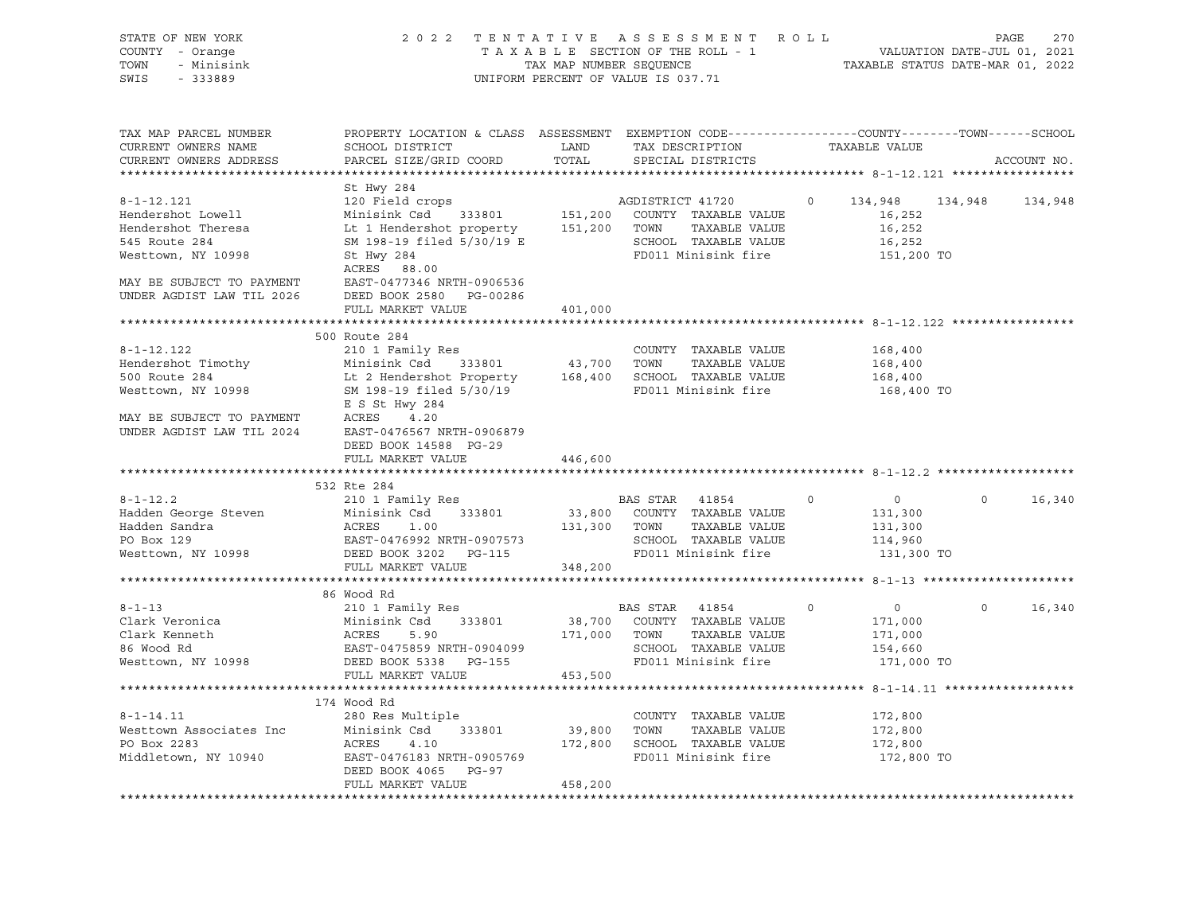STATE OF NEW YORK — 2022 TENTATIVE ASSESSMENT ROLL
COUNTY - Orange — TAXABLE SECTION OF THE ROLL - 1 — VALUATION DATE-JUL 01, 2021
TOWN - Minisink — TAX MAP NUMBER SEQUENCE — TAXABLE STATUS DATE-MAR 01, 2022
SWIS - 333889 — UNIFORM PERCENT OF VALUE IS 037.71

| TAX MAP PARCEL NUMBER / CURRENT OWNERS NAME / CURRENT OWNERS ADDRESS | PROPERTY LOCATION & CLASS / SCHOOL DISTRICT / PARCEL SIZE/GRID COORD | ASSESSMENT LAND | TOTAL | EXEMPTION CODE / TAX DESCRIPTION / SPECIAL DISTRICTS | COUNTY TAXABLE VALUE | TOWN | SCHOOL / ACCOUNT NO. |
|---|---|---|---|---|---|---|---|
| **8-1-12.121** | St Hwy 284 | | | | | | |
| 8-1-12.121 | 120 Field crops | | | AGDISTRICT 41720 0 | 134,948 | 134,948 | 134,948 |
| Hendershot Lowell | Minisink Csd 333801 | 151,200 | | COUNTY TAXABLE VALUE | 16,252 | | |
| Hendershot Theresa | Lt 1 Hendershot property | | 151,200 | TOWN TAXABLE VALUE | 16,252 | | |
| 545 Route 284 | SM 198-19 filed 5/30/19 E | | | SCHOOL TAXABLE VALUE | 16,252 | | |
| Westtown, NY 10998 | St Hwy 284 | | | FD011 Minisink fire | 151,200 TO | | |
| | ACRES 88.00 | | | | | | |
| MAY BE SUBJECT TO PAYMENT | EAST-0477346 NRTH-0906536 | | | | | | |
| UNDER AGDIST LAW TIL 2026 | DEED BOOK 2580 PG-00286 | | | | | | |
| | FULL MARKET VALUE | | 401,000 | | | | |
| **8-1-12.122** | 500 Route 284 | | | | | | |
| 8-1-12.122 | 210 1 Family Res | | | COUNTY TAXABLE VALUE | 168,400 | | |
| Hendershot Timothy | Minisink Csd 333801 | 43,700 | | TOWN TAXABLE VALUE | 168,400 | | |
| 500 Route 284 | Lt 2 Hendershot Property | | 168,400 | SCHOOL TAXABLE VALUE | 168,400 | | |
| Westtown, NY 10998 | SM 198-19 filed 5/30/19 | | | FD011 Minisink fire | 168,400 TO | | |
| | E S St Hwy 284 | | | | | | |
| MAY BE SUBJECT TO PAYMENT | ACRES 4.20 | | | | | | |
| UNDER AGDIST LAW TIL 2024 | EAST-0476567 NRTH-0906879 | | | | | | |
| | DEED BOOK 14588 PG-29 | | | | | | |
| | FULL MARKET VALUE | | 446,600 | | | | |
| **8-1-12.2** | 532 Rte 284 | | | | | | |
| 8-1-12.2 | 210 1 Family Res | | | BAS STAR 41854 0 | 0 | 0 | 16,340 |
| Hadden George Steven | Minisink Csd 333801 | 33,800 | | COUNTY TAXABLE VALUE | 131,300 | | |
| Hadden Sandra | ACRES 1.00 | | 131,300 | TOWN TAXABLE VALUE | 131,300 | | |
| PO Box 129 | EAST-0476992 NRTH-0907573 | | | SCHOOL TAXABLE VALUE | 114,960 | | |
| Westtown, NY 10998 | DEED BOOK 3202 PG-115 | | | FD011 Minisink fire | 131,300 TO | | |
| | FULL MARKET VALUE | | 348,200 | | | | |
| **8-1-13** | 86 Wood Rd | | | | | | |
| 8-1-13 | 210 1 Family Res | | | BAS STAR 41854 0 | 0 | 0 | 16,340 |
| Clark Veronica | Minisink Csd 333801 | 38,700 | | COUNTY TAXABLE VALUE | 171,000 | | |
| Clark Kenneth | ACRES 5.90 | | 171,000 | TOWN TAXABLE VALUE | 171,000 | | |
| 86 Wood Rd | EAST-0475859 NRTH-0904099 | | | SCHOOL TAXABLE VALUE | 154,660 | | |
| Westtown, NY 10998 | DEED BOOK 5338 PG-155 | | | FD011 Minisink fire | 171,000 TO | | |
| | FULL MARKET VALUE | | 453,500 | | | | |
| **8-1-14.11** | 174 Wood Rd | | | | | | |
| 8-1-14.11 | 280 Res Multiple | | | COUNTY TAXABLE VALUE | 172,800 | | |
| Westtown Associates Inc | Minisink Csd 333801 | 39,800 | | TOWN TAXABLE VALUE | 172,800 | | |
| PO Box 2283 | ACRES 4.10 | | 172,800 | SCHOOL TAXABLE VALUE | 172,800 | | |
| Middletown, NY 10940 | EAST-0476183 NRTH-0905769 | | | FD011 Minisink fire | 172,800 TO | | |
| | DEED BOOK 4065 PG-97 | | | | | | |
| | FULL MARKET VALUE | | 458,200 | | | | |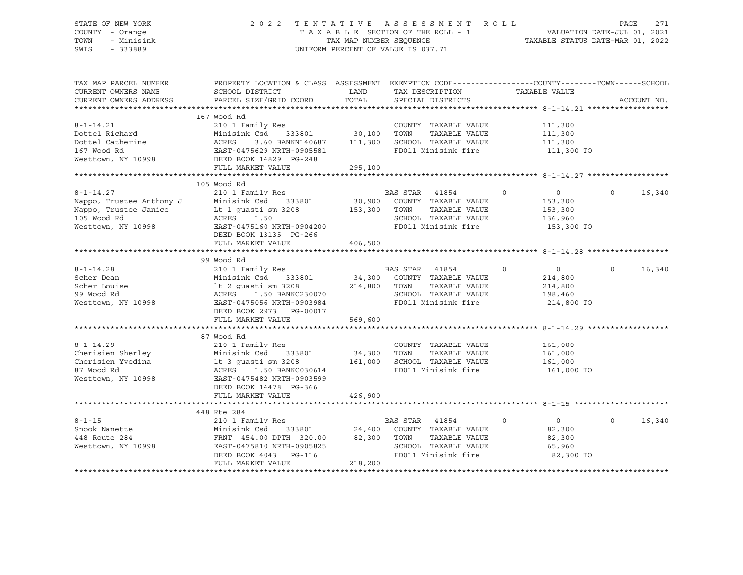STATE OF NEW YORK                    2022 TENTATIVE ASSESSMENT ROLL
COUNTY - Orange                      TAXABLE SECTION OF THE ROLL - 1          VALUATION DATE-JUL 01, 2021
TOWN - Minisink                      TAX MAP NUMBER SEQUENCE                  TAXABLE STATUS DATE-MAR 01, 2022
SWIS - 333889                        UNIFORM PERCENT OF VALUE IS 037.71

| TAX MAP PARCEL NUMBER / CURRENT OWNERS NAME / CURRENT OWNERS ADDRESS | PROPERTY LOCATION & CLASS / SCHOOL DISTRICT / PARCEL SIZE/GRID COORD | ASSESSMENT LAND | TOTAL | EXEMPTION CODE / TAX DESCRIPTION / SPECIAL DISTRICTS | COUNTY TAXABLE VALUE | TOWN | SCHOOL |
|---|---|---|---|---|---|---|---|
| 8-1-14.21 | 167 Wood Rd | | | | | | |
| | 210 1 Family Res | | | COUNTY TAXABLE VALUE | 111,300 | | |
| Dottel Richard | Minisink Csd 333801 | 30,100 | | TOWN TAXABLE VALUE | 111,300 | | |
| Dottel Catherine | ACRES 3.60 BANKN140687 | | 111,300 | SCHOOL TAXABLE VALUE | 111,300 | | |
| 167 Wood Rd | EAST-0475629 NRTH-0905581 | | | FD011 Minisink fire | 111,300 TO | | |
| Westtown, NY 10998 | DEED BOOK 14829 PG-248 | | | | | | |
| | FULL MARKET VALUE | | 295,100 | | | | |
| 8-1-14.27 | 105 Wood Rd | | | | | | |
| | 210 1 Family Res | | | BAS STAR 41854 | 0 | 0 | 16,340 |
| Nappo, Trustee Anthony J | Minisink Csd 333801 | 30,900 | | COUNTY TAXABLE VALUE | 153,300 | | |
| Nappo, Trustee Janice | Lt 1 guasti sm 3208 | | 153,300 | TOWN TAXABLE VALUE | 153,300 | | |
| 105 Wood Rd | ACRES 1.50 | | | SCHOOL TAXABLE VALUE | 136,960 | | |
| Westtown, NY 10998 | EAST-0475160 NRTH-0904200 | | | FD011 Minisink fire | 153,300 TO | | |
| | DEED BOOK 13135 PG-266 | | | | | | |
| | FULL MARKET VALUE | | 406,500 | | | | |
| 8-1-14.28 | 99 Wood Rd | | | | | | |
| | 210 1 Family Res | | | BAS STAR 41854 | 0 | 0 | 16,340 |
| Scher Dean | Minisink Csd 333801 | 34,300 | | COUNTY TAXABLE VALUE | 214,800 | | |
| Scher Louise | lt 2 guasti sm 3208 | | 214,800 | TOWN TAXABLE VALUE | 214,800 | | |
| 99 Wood Rd | ACRES 1.50 BANKC230070 | | | SCHOOL TAXABLE VALUE | 198,460 | | |
| Westtown, NY 10998 | EAST-0475056 NRTH-0903984 | | | FD011 Minisink fire | 214,800 TO | | |
| | DEED BOOK 2973 PG-00017 | | | | | | |
| | FULL MARKET VALUE | | 569,600 | | | | |
| 8-1-14.29 | 87 Wood Rd | | | | | | |
| | 210 1 Family Res | | | COUNTY TAXABLE VALUE | 161,000 | | |
| Cherisien Sherley | Minisink Csd 333801 | 34,300 | | TOWN TAXABLE VALUE | 161,000 | | |
| Cherisien Yvedina | lt 3 guasti sm 3208 | | 161,000 | SCHOOL TAXABLE VALUE | 161,000 | | |
| 87 Wood Rd | ACRES 1.50 BANKC030614 | | | FD011 Minisink fire | 161,000 TO | | |
| Westtown, NY 10998 | EAST-0475482 NRTH-0903599 | | | | | | |
| | DEED BOOK 14478 PG-366 | | | | | | |
| | FULL MARKET VALUE | | 426,900 | | | | |
| 8-1-15 | 448 Rte 284 | | | | | | |
| | 210 1 Family Res | | | BAS STAR 41854 | 0 | 0 | 16,340 |
| Snook Nanette | Minisink Csd 333801 | 24,400 | | COUNTY TAXABLE VALUE | 82,300 | | |
| 448 Route 284 | FRNT 454.00 DPTH 320.00 | | 82,300 | TOWN TAXABLE VALUE | 82,300 | | |
| Westtown, NY 10998 | EAST-0475810 NRTH-0905825 | | | SCHOOL TAXABLE VALUE | 65,960 | | |
| | DEED BOOK 4043 PG-116 | | | FD011 Minisink fire | 82,300 TO | | |
| | FULL MARKET VALUE | | 218,200 | | | | |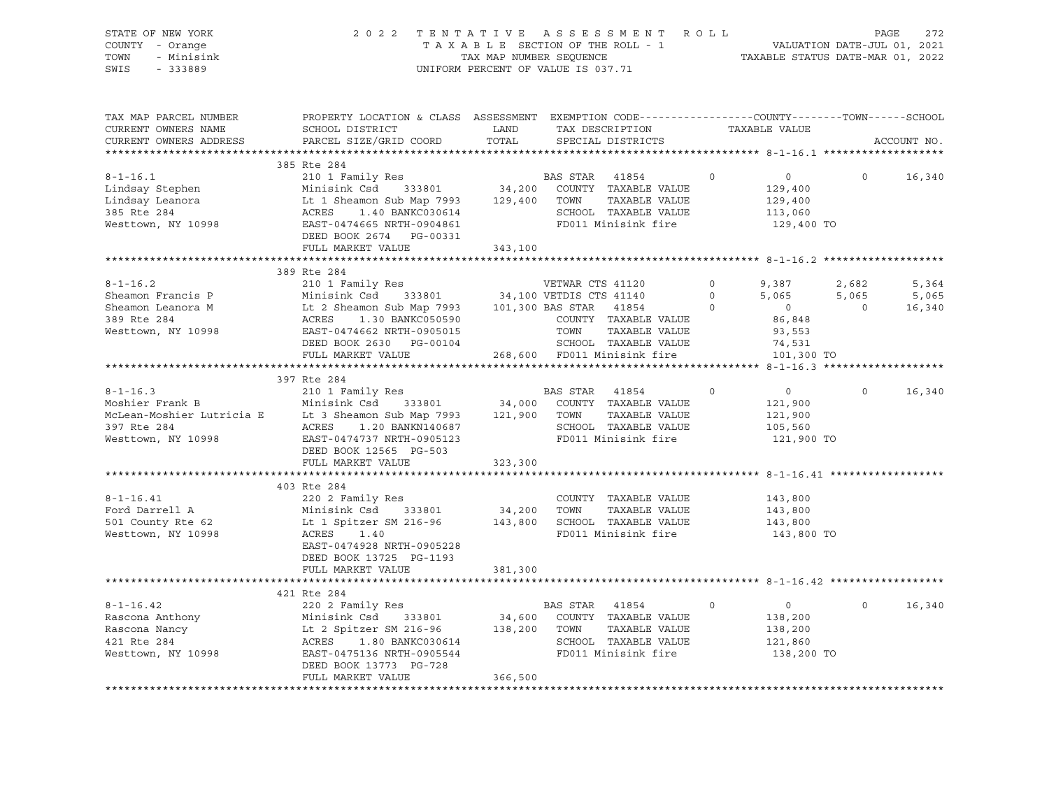STATE OF NEW YORK — COUNTY - Orange — TOWN - Minisink — SWIS - 333889

2 0 2 2 T E N T A T I V E A S S E S S M E N T R O L L
T A X A B L E SECTION OF THE ROLL - 1
TAX MAP NUMBER SEQUENCE
UNIFORM PERCENT OF VALUE IS 037.71

VALUATION DATE-JUL 01, 2021
TAXABLE STATUS DATE-MAR 01, 2022

| TAX MAP PARCEL NUMBER / CURRENT OWNERS NAME / CURRENT OWNERS ADDRESS | PROPERTY LOCATION & CLASS / SCHOOL DISTRICT / PARCEL SIZE/GRID COORD | ASSESSMENT LAND / TOTAL | EXEMPTION CODE / TAX DESCRIPTION / SPECIAL DISTRICTS | | COUNTY TAXABLE VALUE | TOWN | SCHOOL | ACCOUNT NO. |
|---|---|---|---|---|---|---|---|---|
| | 385 Rte 284 | | | | | | | |
| 8-1-16.1 | 210 1 Family Res | | BAS STAR 41854 | 0 | 0 | 0 | 16,340 | |
| Lindsay Stephen | Minisink Csd 333801 | 34,200 | COUNTY TAXABLE VALUE | | 129,400 | | | |
| Lindsay Leanora | Lt 1 Sheamon Sub Map 7993 | 129,400 | TOWN TAXABLE VALUE | | 129,400 | | | |
| 385 Rte 284 | ACRES 1.40 BANKC030614 | | SCHOOL TAXABLE VALUE | | 113,060 | | | |
| Westtown, NY 10998 | EAST-0474665 NRTH-0904861 | | FD011 Minisink fire | | 129,400 TO | | | |
| | DEED BOOK 2674 PG-00331 | | | | | | | |
| | FULL MARKET VALUE | 343,100 | | | | | | |
| | 389 Rte 284 | | | | | | | |
| 8-1-16.2 | 210 1 Family Res | | VETWAR CTS 41120 | 0 | 9,387 | 2,682 | 5,364 | |
| Sheamon Francis P | Minisink Csd 333801 | 34,100 | VETDIS CTS 41140 | 0 | 5,065 | 5,065 | 5,065 | |
| Sheamon Leanora M | Lt 2 Sheamon Sub Map 7993 | 101,300 | BAS STAR 41854 | 0 | 0 | 0 | 16,340 | |
| 389 Rte 284 | ACRES 1.30 BANKC050590 | | COUNTY TAXABLE VALUE | | 86,848 | | | |
| Westtown, NY 10998 | EAST-0474662 NRTH-0905015 | | TOWN TAXABLE VALUE | | 93,553 | | | |
| | DEED BOOK 2630 PG-00104 | | SCHOOL TAXABLE VALUE | | 74,531 | | | |
| | FULL MARKET VALUE | 268,600 | FD011 Minisink fire | | 101,300 TO | | | |
| | 397 Rte 284 | | | | | | | |
| 8-1-16.3 | 210 1 Family Res | | BAS STAR 41854 | 0 | 0 | 0 | 16,340 | |
| Moshier Frank B | Minisink Csd 333801 | 34,000 | COUNTY TAXABLE VALUE | | 121,900 | | | |
| McLean-Moshier Lutricia E | Lt 3 Sheamon Sub Map 7993 | 121,900 | TOWN TAXABLE VALUE | | 121,900 | | | |
| 397 Rte 284 | ACRES 1.20 BANKN140687 | | SCHOOL TAXABLE VALUE | | 105,560 | | | |
| Westtown, NY 10998 | EAST-0474737 NRTH-0905123 | | FD011 Minisink fire | | 121,900 TO | | | |
| | DEED BOOK 12565 PG-503 | | | | | | | |
| | FULL MARKET VALUE | 323,300 | | | | | | |
| | 403 Rte 284 | | | | | | | |
| 8-1-16.41 | 220 2 Family Res | | COUNTY TAXABLE VALUE | | 143,800 | | | |
| Ford Darrell A | Minisink Csd 333801 | 34,200 | TOWN TAXABLE VALUE | | 143,800 | | | |
| 501 County Rte 62 | Lt 1 Spitzer SM 216-96 | 143,800 | SCHOOL TAXABLE VALUE | | 143,800 | | | |
| Westtown, NY 10998 | ACRES 1.40 | | FD011 Minisink fire | | 143,800 TO | | | |
| | EAST-0474928 NRTH-0905228 | | | | | | | |
| | DEED BOOK 13725 PG-1193 | | | | | | | |
| | FULL MARKET VALUE | 381,300 | | | | | | |
| | 421 Rte 284 | | | | | | | |
| 8-1-16.42 | 220 2 Family Res | | BAS STAR 41854 | 0 | 0 | 0 | 16,340 | |
| Rascona Anthony | Minisink Csd 333801 | 34,600 | COUNTY TAXABLE VALUE | | 138,200 | | | |
| Rascona Nancy | Lt 2 Spitzer SM 216-96 | 138,200 | TOWN TAXABLE VALUE | | 138,200 | | | |
| 421 Rte 284 | ACRES 1.80 BANKC030614 | | SCHOOL TAXABLE VALUE | | 121,860 | | | |
| Westtown, NY 10998 | EAST-0475136 NRTH-0905544 | | FD011 Minisink fire | | 138,200 TO | | | |
| | DEED BOOK 13773 PG-728 | | | | | | | |
| | FULL MARKET VALUE | 366,500 | | | | | | |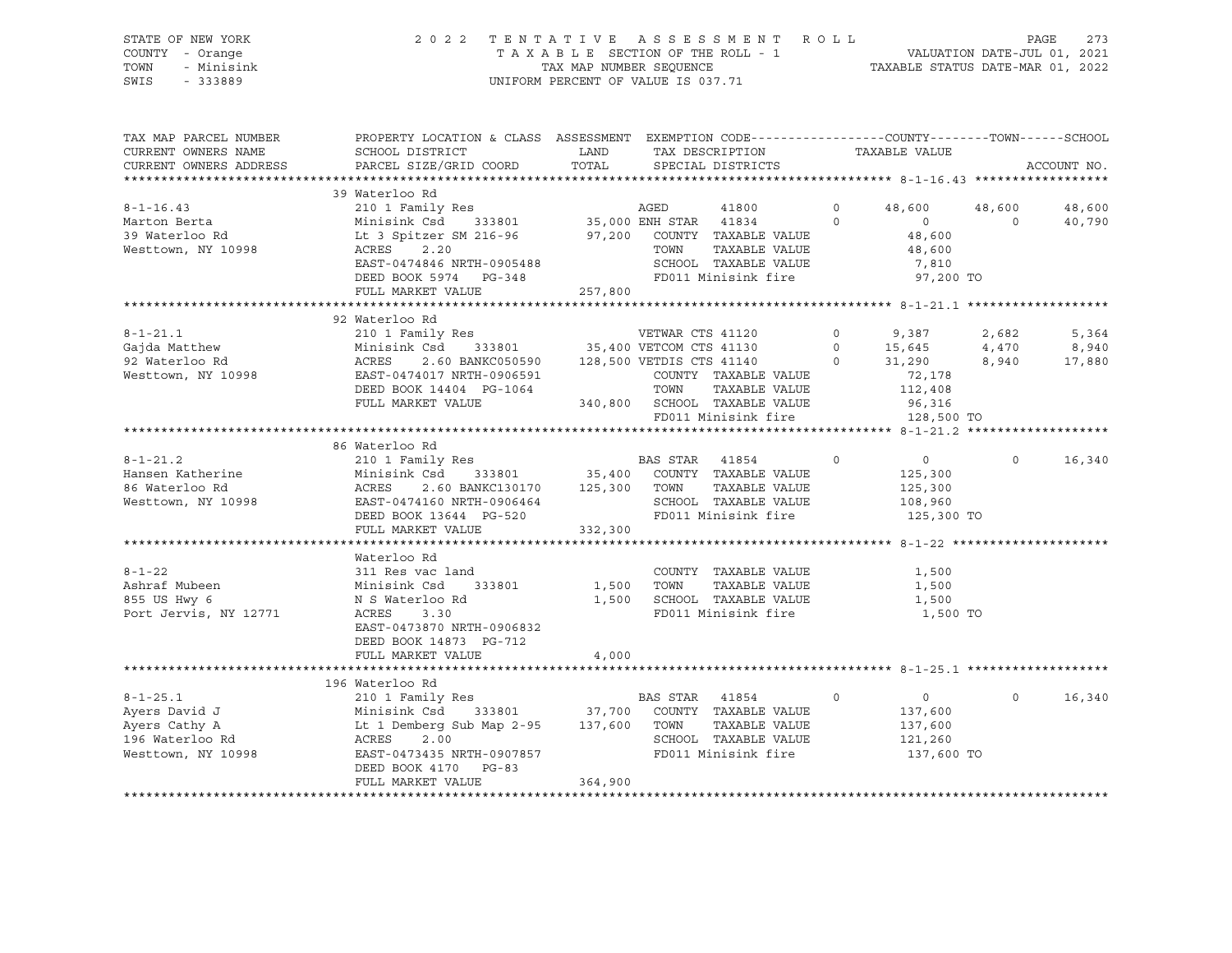STATE OF NEW YORK — 2022 TENTATIVE ASSESSMENT ROLL
COUNTY - Orange — TAXABLE SECTION OF THE ROLL - 1 — VALUATION DATE-JUL 01, 2021
TOWN - Minisink — TAX MAP NUMBER SEQUENCE — TAXABLE STATUS DATE-MAR 01, 2022
SWIS - 333889 — UNIFORM PERCENT OF VALUE IS 037.71

| TAX MAP PARCEL NUMBER / CURRENT OWNERS NAME / CURRENT OWNERS ADDRESS | PROPERTY LOCATION & CLASS / SCHOOL DISTRICT / PARCEL SIZE/GRID COORD | ASSESSMENT LAND | TOTAL | EXEMPTION CODE / TAX DESCRIPTION / SPECIAL DISTRICTS | | COUNTY / TAXABLE VALUE | TOWN | SCHOOL / ACCOUNT NO. |
|---|---|---|---|---|---|---|---|---|
| | 39 Waterloo Rd | | | | | | | |
| 8-1-16.43 | 210 1 Family Res | | | AGED 41800 | 0 | 48,600 | 48,600 | 48,600 |
| Marton Berta | Minisink Csd 333801 | 35,000 | | ENH STAR 41834 | 0 | 0 | 0 | 40,790 |
| 39 Waterloo Rd | Lt 3 Spitzer SM 216-96 | | 97,200 | COUNTY TAXABLE VALUE | | 48,600 | | |
| Westtown, NY 10998 | ACRES 2.20 | | | TOWN TAXABLE VALUE | | 48,600 | | |
| | EAST-0474846 NRTH-0905488 | | | SCHOOL TAXABLE VALUE | | 7,810 | | |
| | DEED BOOK 5974 PG-348 | | | FD011 Minisink fire | | 97,200 TO | | |
| | FULL MARKET VALUE | | 257,800 | | | | | |
| | 92 Waterloo Rd | | | | | | | |
| 8-1-21.1 | 210 1 Family Res | | | VETWAR CTS 41120 | 0 | 9,387 | 2,682 | 5,364 |
| Gajda Matthew | Minisink Csd 333801 | 35,400 | | VETCOM CTS 41130 | 0 | 15,645 | 4,470 | 8,940 |
| 92 Waterloo Rd | ACRES 2.60 BANKC050590 | | 128,500 | VETDIS CTS 41140 | 0 | 31,290 | 8,940 | 17,880 |
| Westtown, NY 10998 | EAST-0474017 NRTH-0906591 | | | COUNTY TAXABLE VALUE | | 72,178 | | |
| | DEED BOOK 14404 PG-1064 | | | TOWN TAXABLE VALUE | | 112,408 | | |
| | FULL MARKET VALUE | | 340,800 | SCHOOL TAXABLE VALUE | | 96,316 | | |
| | | | | FD011 Minisink fire | | 128,500 TO | | |
| | 86 Waterloo Rd | | | | | | | |
| 8-1-21.2 | 210 1 Family Res | | | BAS STAR 41854 | 0 | 0 | 0 | 16,340 |
| Hansen Katherine | Minisink Csd 333801 | 35,400 | | COUNTY TAXABLE VALUE | | 125,300 | | |
| 86 Waterloo Rd | ACRES 2.60 BANKC130170 | | 125,300 | TOWN TAXABLE VALUE | | 125,300 | | |
| Westtown, NY 10998 | EAST-0474160 NRTH-0906464 | | | SCHOOL TAXABLE VALUE | | 108,960 | | |
| | DEED BOOK 13644 PG-520 | | | FD011 Minisink fire | | 125,300 TO | | |
| | FULL MARKET VALUE | | 332,300 | | | | | |
| | Waterloo Rd | | | | | | | |
| 8-1-22 | 311 Res vac land | | | COUNTY TAXABLE VALUE | | 1,500 | | |
| Ashraf Mubeen | Minisink Csd 333801 | 1,500 | | TOWN TAXABLE VALUE | | 1,500 | | |
| 855 US Hwy 6 | N S Waterloo Rd | | 1,500 | SCHOOL TAXABLE VALUE | | 1,500 | | |
| Port Jervis, NY 12771 | ACRES 3.30 | | | FD011 Minisink fire | | 1,500 TO | | |
| | EAST-0473870 NRTH-0906832 | | | | | | | |
| | DEED BOOK 14873 PG-712 | | | | | | | |
| | FULL MARKET VALUE | | 4,000 | | | | | |
| | 196 Waterloo Rd | | | | | | | |
| 8-1-25.1 | 210 1 Family Res | | | BAS STAR 41854 | 0 | 0 | 0 | 16,340 |
| Ayers David J | Minisink Csd 333801 | 37,700 | | COUNTY TAXABLE VALUE | | 137,600 | | |
| Ayers Cathy A | Lt 1 Demberg Sub Map 2-95 | | 137,600 | TOWN TAXABLE VALUE | | 137,600 | | |
| 196 Waterloo Rd | ACRES 2.00 | | | SCHOOL TAXABLE VALUE | | 121,260 | | |
| Westtown, NY 10998 | EAST-0473435 NRTH-0907857 | | | FD011 Minisink fire | | 137,600 TO | | |
| | DEED BOOK 4170 PG-83 | | | | | | | |
| | FULL MARKET VALUE | | 364,900 | | | | | |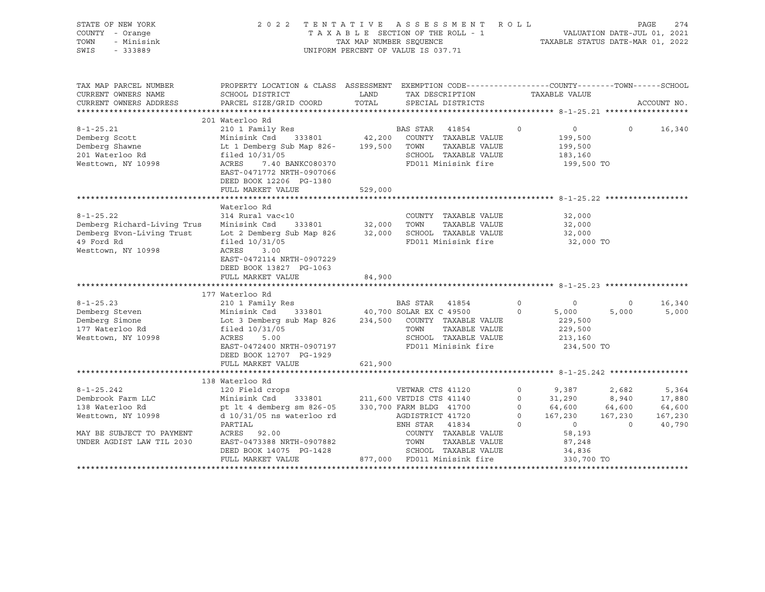STATE OF NEW YORK — 2022 TENTATIVE ASSESSMENT ROLL
COUNTY - Orange — TAXABLE SECTION OF THE ROLL - 1 — VALUATION DATE-JUL 01, 2021
TOWN - Minisink — TAX MAP NUMBER SEQUENCE — TAXABLE STATUS DATE-MAR 01, 2022
SWIS - 333889 — UNIFORM PERCENT OF VALUE IS 037.71

```
TAX MAP PARCEL NUMBER          PROPERTY LOCATION & CLASS  ASSESSMENT  EXEMPTION CODE------------------COUNTY--------TOWN------SCHOOL
CURRENT OWNERS NAME            SCHOOL DISTRICT               LAND      TAX DESCRIPTION            TAXABLE VALUE
CURRENT OWNERS ADDRESS         PARCEL SIZE/GRID COORD       TOTAL      SPECIAL DISTRICTS                                   ACCOUNT NO.
******************************************************************************************************* 8-1-25.21 ******************
                               201 Waterloo Rd
8-1-25.21                      210 1 Family Res                        BAS STAR   41854        0            0           0     16,340
Demberg Scott                  Minisink Csd     333801      42,200   COUNTY  TAXABLE VALUE            199,500
Demberg Shawne                 Lt 1 Demberg Sub Map 826-   199,500   TOWN    TAXABLE VALUE            199,500
201 Waterloo Rd                filed 10/31/05                        SCHOOL  TAXABLE VALUE            183,160
Westtown, NY 10998             ACRES    7.40 BANKC080370             FD011 Minisink fire               199,500 TO
                               EAST-0471772 NRTH-0907066
                               DEED BOOK 12206  PG-1380
                               FULL MARKET VALUE          529,000
******************************************************************************************************* 8-1-25.22 ******************
                               Waterloo Rd
8-1-25.22                      314 Rural vac<10                      COUNTY  TAXABLE VALUE             32,000
Demberg Richard-Living Trus    Minisink Csd     333801      32,000   TOWN    TAXABLE VALUE             32,000
Demberg Evon-Living Trust      Lot 2 Demberg Sub Map 826    32,000   SCHOOL  TAXABLE VALUE             32,000
49 Ford Rd                     filed 10/31/05                        FD011 Minisink fire                32,000 TO
Westtown, NY 10998             ACRES    3.00
                               EAST-0472114 NRTH-0907229
                               DEED BOOK 13827  PG-1063
                               FULL MARKET VALUE           84,900
******************************************************************************************************* 8-1-25.23 ******************
                               177 Waterloo Rd
8-1-25.23                      210 1 Family Res                        BAS STAR   41854        0            0           0     16,340
Demberg Steven                 Minisink Csd     333801      40,700 SOLAR EX C 49500        0        5,000       5,000      5,000
Demberg Simone                 Lot 3 Demberg sub Map 826   234,500   COUNTY  TAXABLE VALUE            229,500
177 Waterloo Rd                filed 10/31/05                        TOWN    TAXABLE VALUE            229,500
Westtown, NY 10998             ACRES    5.00                         SCHOOL  TAXABLE VALUE            213,160
                               EAST-0472400 NRTH-0907197             FD011 Minisink fire               234,500 TO
                               DEED BOOK 12707  PG-1929
                               FULL MARKET VALUE          621,900
******************************************************************************************************* 8-1-25.242 *****************
                               138 Waterloo Rd
8-1-25.242                     120 Field crops                       VETWAR CTS 41120        0        9,387       2,682      5,364
Dembrook Farm LLC              Minisink Csd     333801     211,600 VETDIS CTS 41140        0       31,290       8,940     17,880
138 Waterloo Rd                pt lt 4 demberg sm 826-05   330,700 FARM BLDG  41700        0       64,600      64,600     64,600
Westtown, NY 10998             d 10/31/05 ns waterloo rd           AGDISTRICT 41720        0      167,230     167,230    167,230
                               PARTIAL                             ENH STAR   41834        0            0           0     40,790
MAY BE SUBJECT TO PAYMENT      ACRES   92.00                         COUNTY  TAXABLE VALUE             58,193
UNDER AGDIST LAW TIL 2030      EAST-0473388 NRTH-0907882             TOWN    TAXABLE VALUE             87,248
                               DEED BOOK 14075  PG-1428              SCHOOL  TAXABLE VALUE             34,836
                               FULL MARKET VALUE          877,000   FD011 Minisink fire               330,700 TO
************************************************************************************************************************************
```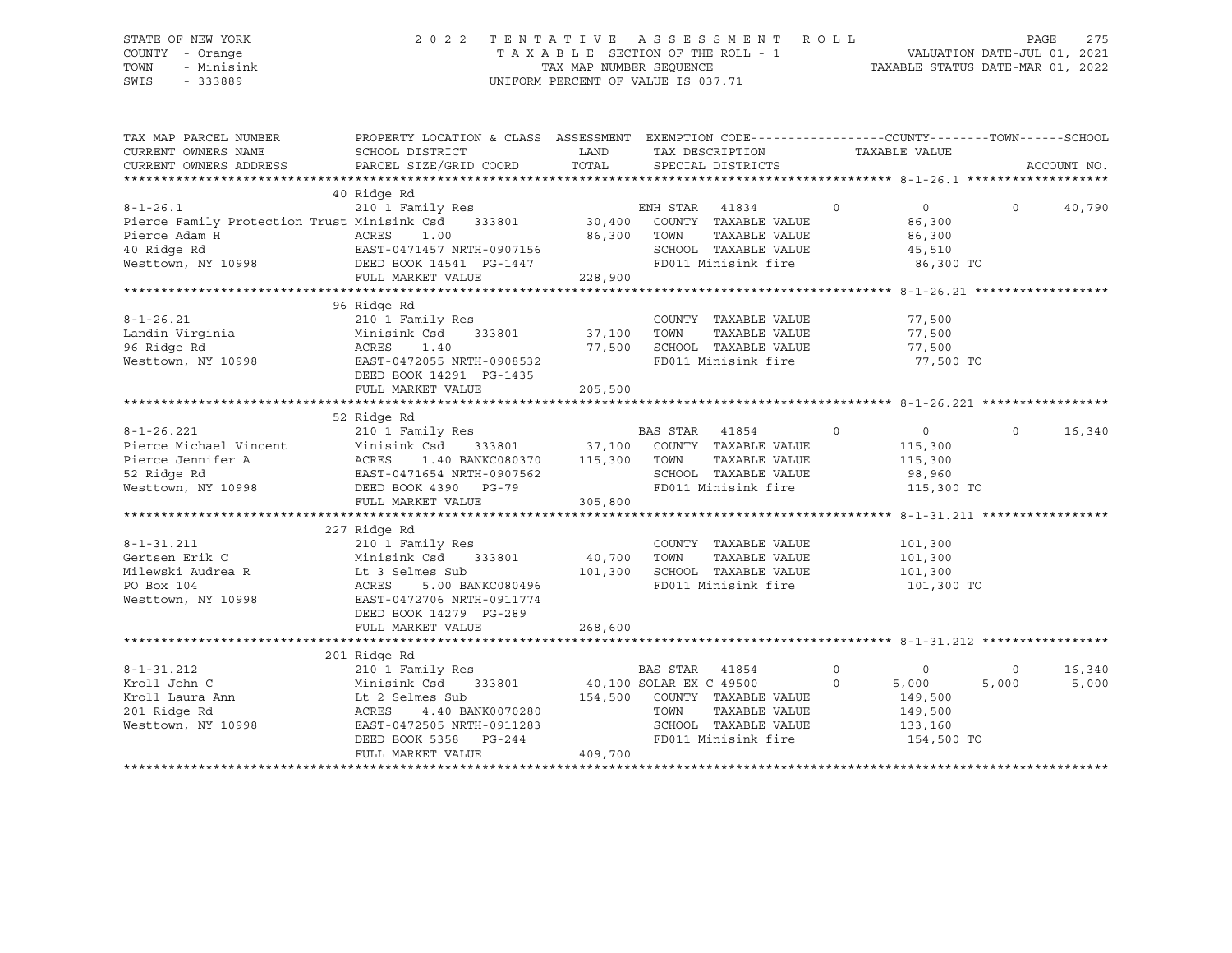STATE OF NEW YORK 2022 TENTATIVE ASSESSMENT ROLL
COUNTY - Orange TAXABLE SECTION OF THE ROLL - 1 VALUATION DATE-JUL 01, 2021
TOWN - Minisink TAX MAP NUMBER SEQUENCE TAXABLE STATUS DATE-MAR 01, 2022
SWIS - 333889 UNIFORM PERCENT OF VALUE IS 037.71

```
TAX MAP PARCEL NUMBER          PROPERTY LOCATION & CLASS  ASSESSMENT  EXEMPTION CODE------------------COUNTY--------TOWN------SCHOOL
CURRENT OWNERS NAME            SCHOOL DISTRICT               LAND      TAX DESCRIPTION            TAXABLE VALUE
CURRENT OWNERS ADDRESS         PARCEL SIZE/GRID COORD        TOTAL     SPECIAL DISTRICTS                                    ACCOUNT NO.
******************************************************************************************************* 8-1-26.1 *******************
                               40 Ridge Rd
8-1-26.1                       210 1 Family Res                        ENH STAR  41834        0          0           0      40,790
Pierce Family Protection Trust Minisink Csd    333801       30,400     COUNTY  TAXABLE VALUE            86,300
Pierce Adam H                  ACRES     1.00               86,300     TOWN    TAXABLE VALUE            86,300
40 Ridge Rd                    EAST-0471457 NRTH-0907156               SCHOOL  TAXABLE VALUE            45,510
Westtown, NY 10998             DEED BOOK 14541  PG-1447                FD011 Minisink fire              86,300 TO
                               FULL MARKET VALUE           228,900
******************************************************************************************************* 8-1-26.21 ******************
                               96 Ridge Rd
8-1-26.21                      210 1 Family Res                        COUNTY  TAXABLE VALUE            77,500
Landin Virginia                Minisink Csd    333801       37,100     TOWN    TAXABLE VALUE            77,500
96 Ridge Rd                    ACRES     1.40               77,500     SCHOOL  TAXABLE VALUE            77,500
Westtown, NY 10998             EAST-0472055 NRTH-0908532               FD011 Minisink fire              77,500 TO
                               DEED BOOK 14291  PG-1435
                               FULL MARKET VALUE           205,500
******************************************************************************************************* 8-1-26.221 *****************
                               52 Ridge Rd
8-1-26.221                     210 1 Family Res                        BAS STAR  41854        0          0           0      16,340
Pierce Michael Vincent         Minisink Csd    333801       37,100     COUNTY  TAXABLE VALUE           115,300
Pierce Jennifer A              ACRES     1.40 BANKC080370  115,300     TOWN    TAXABLE VALUE           115,300
52 Ridge Rd                    EAST-0471654 NRTH-0907562               SCHOOL  TAXABLE VALUE            98,960
Westtown, NY 10998             DEED BOOK 4390   PG-79                  FD011 Minisink fire             115,300 TO
                               FULL MARKET VALUE           305,800
******************************************************************************************************* 8-1-31.211 *****************
                               227 Ridge Rd
8-1-31.211                     210 1 Family Res                        COUNTY  TAXABLE VALUE           101,300
Gertsen Erik C                 Minisink Csd    333801       40,700     TOWN    TAXABLE VALUE           101,300
Milewski Audrea R              Lt 3 Selmes Sub             101,300     SCHOOL  TAXABLE VALUE           101,300
PO Box 104                     ACRES     5.00 BANKC080496              FD011 Minisink fire             101,300 TO
Westtown, NY 10998             EAST-0472706 NRTH-0911774
                               DEED BOOK 14279  PG-289
                               FULL MARKET VALUE           268,600
******************************************************************************************************* 8-1-31.212 *****************
                               201 Ridge Rd
8-1-31.212                     210 1 Family Res                        BAS STAR  41854        0          0           0      16,340
Kroll John C                   Minisink Csd    333801       40,100 SOLAR EX C 49500       0      5,000       5,000       5,000
Kroll Laura Ann                Lt 2 Selmes Sub             154,500     COUNTY  TAXABLE VALUE           149,500
201 Ridge Rd                   ACRES     4.40 BANK0070280              TOWN    TAXABLE VALUE           149,500
Westtown, NY 10998             EAST-0472505 NRTH-0911283               SCHOOL  TAXABLE VALUE           133,160
                               DEED BOOK 5358   PG-244                 FD011 Minisink fire             154,500 TO
                               FULL MARKET VALUE           409,700
************************************************************************************************************************************
```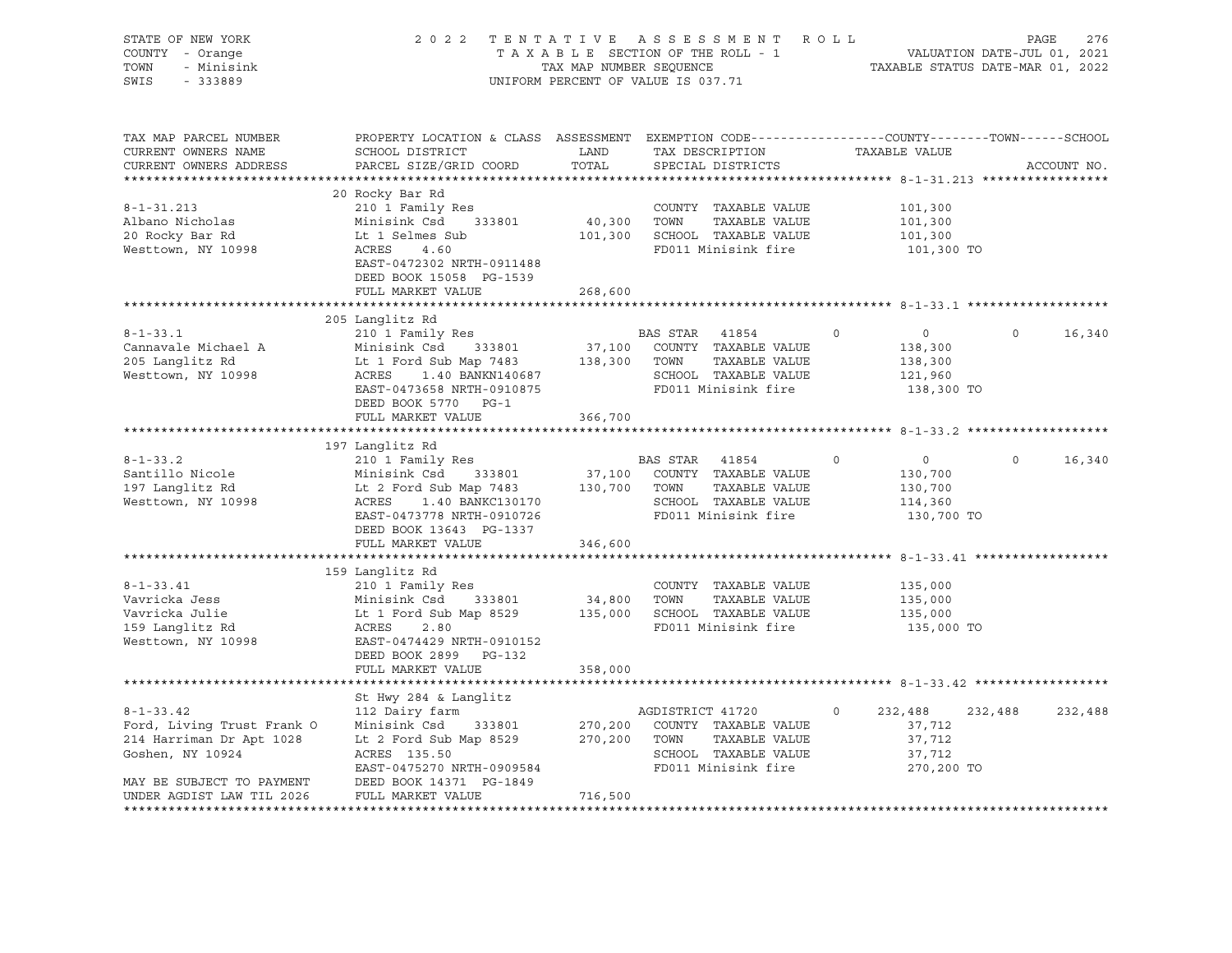STATE OF NEW YORK
COUNTY - Orange
TOWN - Minisink
SWIS - 333889

2022 TENTATIVE ASSESSMENT ROLL
TAXABLE SECTION OF THE ROLL - 1
TAX MAP NUMBER SEQUENCE
UNIFORM PERCENT OF VALUE IS 037.71

VALUATION DATE-JUL 01, 2021
TAXABLE STATUS DATE-MAR 01, 2022

| TAX MAP PARCEL NUMBER / CURRENT OWNERS NAME / CURRENT OWNERS ADDRESS | PROPERTY LOCATION & CLASS / SCHOOL DISTRICT / PARCEL SIZE/GRID COORD | ASSESSMENT LAND / TOTAL | EXEMPTION CODE / TAX DESCRIPTION / SPECIAL DISTRICTS | COUNTY | TOWN | SCHOOL |
|---|---|---|---|---|---|---|
| **8-1-31.213** | 20 Rocky Bar Rd | | | | | |
| | 210 1 Family Res | | COUNTY TAXABLE VALUE | 101,300 | | |
| Albano Nicholas | Minisink Csd 333801 | 40,300 | TOWN TAXABLE VALUE | 101,300 | | |
| 20 Rocky Bar Rd | Lt 1 Selmes Sub | 101,300 | SCHOOL TAXABLE VALUE | 101,300 | | |
| Westtown, NY 10998 | ACRES 4.60 | | FD011 Minisink fire | 101,300 TO | | |
| | EAST-0472302 NRTH-0911488 | | | | | |
| | DEED BOOK 15058 PG-1539 | | | | | |
| | FULL MARKET VALUE | 268,600 | | | | |
| **8-1-33.1** | 205 Langlitz Rd | | | | | |
| | 210 1 Family Res | | BAS STAR 41854 | 0 | 0 | 16,340 |
| Cannavale Michael A | Minisink Csd 333801 | 37,100 | COUNTY TAXABLE VALUE | 138,300 | | |
| 205 Langlitz Rd | Lt 1 Ford Sub Map 7483 | 138,300 | TOWN TAXABLE VALUE | 138,300 | | |
| Westtown, NY 10998 | ACRES 1.40 BANKN140687 | | SCHOOL TAXABLE VALUE | 121,960 | | |
| | EAST-0473658 NRTH-0910875 | | FD011 Minisink fire | 138,300 TO | | |
| | DEED BOOK 5770 PG-1 | | | | | |
| | FULL MARKET VALUE | 366,700 | | | | |
| **8-1-33.2** | 197 Langlitz Rd | | | | | |
| | 210 1 Family Res | | BAS STAR 41854 | 0 | 0 | 16,340 |
| Santillo Nicole | Minisink Csd 333801 | 37,100 | COUNTY TAXABLE VALUE | 130,700 | | |
| 197 Langlitz Rd | Lt 2 Ford Sub Map 7483 | 130,700 | TOWN TAXABLE VALUE | 130,700 | | |
| Westtown, NY 10998 | ACRES 1.40 BANKC130170 | | SCHOOL TAXABLE VALUE | 114,360 | | |
| | EAST-0473778 NRTH-0910726 | | FD011 Minisink fire | 130,700 TO | | |
| | DEED BOOK 13643 PG-1337 | | | | | |
| | FULL MARKET VALUE | 346,600 | | | | |
| **8-1-33.41** | 159 Langlitz Rd | | | | | |
| | 210 1 Family Res | | COUNTY TAXABLE VALUE | 135,000 | | |
| Vavricka Jess | Minisink Csd 333801 | 34,800 | TOWN TAXABLE VALUE | 135,000 | | |
| Vavricka Julie | Lt 1 Ford Sub Map 8529 | 135,000 | SCHOOL TAXABLE VALUE | 135,000 | | |
| 159 Langlitz Rd | ACRES 2.80 | | FD011 Minisink fire | 135,000 TO | | |
| Westtown, NY 10998 | EAST-0474429 NRTH-0910152 | | | | | |
| | DEED BOOK 2899 PG-132 | | | | | |
| | FULL MARKET VALUE | 358,000 | | | | |
| **8-1-33.42** | St Hwy 284 & Langlitz | | | | | |
| | 112 Dairy farm | | AGDISTRICT 41720 | 232,488 | 232,488 | 232,488 |
| Ford, Living Trust Frank O | Minisink Csd 333801 | 270,200 | COUNTY TAXABLE VALUE | 37,712 | | |
| 214 Harriman Dr Apt 1028 | Lt 2 Ford Sub Map 8529 | 270,200 | TOWN TAXABLE VALUE | 37,712 | | |
| Goshen, NY 10924 | ACRES 135.50 | | SCHOOL TAXABLE VALUE | 37,712 | | |
| | EAST-0475270 NRTH-0909584 | | FD011 Minisink fire | 270,200 TO | | |
| MAY BE SUBJECT TO PAYMENT | DEED BOOK 14371 PG-1849 | | | | | |
| UNDER AGDIST LAW TIL 2026 | FULL MARKET VALUE | 716,500 | | | | |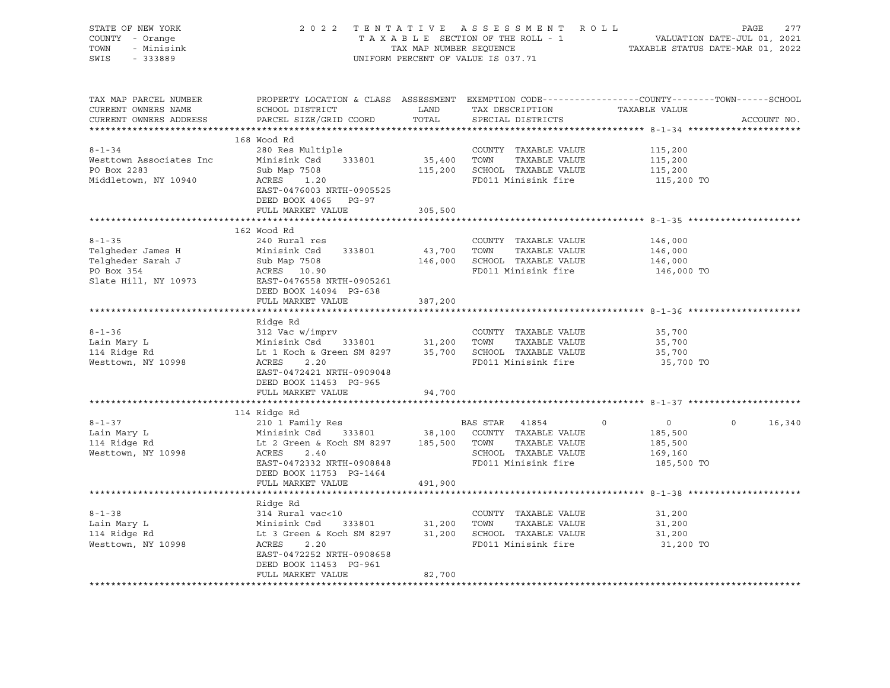STATE OF NEW YORK
COUNTY - Orange
TOWN - Minisink
SWIS - 333889

2 0 2 2 T E N T A T I V E A S S E S S M E N T R O L L
T A X A B L E SECTION OF THE ROLL - 1
TAX MAP NUMBER SEQUENCE
UNIFORM PERCENT OF VALUE IS 037.71

VALUATION DATE-JUL 01, 2021
TAXABLE STATUS DATE-MAR 01, 2022

| TAX MAP PARCEL NUMBER / CURRENT OWNERS NAME / CURRENT OWNERS ADDRESS | PROPERTY LOCATION & CLASS / SCHOOL DISTRICT / PARCEL SIZE/GRID COORD | ASSESSMENT LAND | ASSESSMENT TOTAL | EXEMPTION CODE / TAX DESCRIPTION / SPECIAL DISTRICTS | COUNTY TAXABLE VALUE | TOWN | SCHOOL | ACCOUNT NO. |
|---|---|---|---|---|---|---|---|---|
| **8-1-34** | 168 Wood Rd | | | | | | | |
| | 280 Res Multiple | | | COUNTY TAXABLE VALUE | 115,200 | | | |
| Westtown Associates Inc | Minisink Csd 333801 | 35,400 | | TOWN TAXABLE VALUE | 115,200 | | | |
| PO Box 2283 | Sub Map 7508 | | 115,200 | SCHOOL TAXABLE VALUE | 115,200 | | | |
| Middletown, NY 10940 | ACRES 1.20 | | | FD011 Minisink fire | 115,200 TO | | | |
| | EAST-0476003 NRTH-0905525 | | | | | | | |
| | DEED BOOK 4065 PG-97 | | | | | | | |
| | FULL MARKET VALUE | | 305,500 | | | | | |
| **8-1-35** | 162 Wood Rd | | | | | | | |
| | 240 Rural res | | | COUNTY TAXABLE VALUE | 146,000 | | | |
| Telgheder James H | Minisink Csd 333801 | 43,700 | | TOWN TAXABLE VALUE | 146,000 | | | |
| Telgheder Sarah J | Sub Map 7508 | | 146,000 | SCHOOL TAXABLE VALUE | 146,000 | | | |
| PO Box 354 | ACRES 10.90 | | | FD011 Minisink fire | 146,000 TO | | | |
| Slate Hill, NY 10973 | EAST-0476558 NRTH-0905261 | | | | | | | |
| | DEED BOOK 14094 PG-638 | | | | | | | |
| | FULL MARKET VALUE | | 387,200 | | | | | |
| **8-1-36** | Ridge Rd | | | | | | | |
| | 312 Vac w/imprv | | | COUNTY TAXABLE VALUE | 35,700 | | | |
| Lain Mary L | Minisink Csd 333801 | 31,200 | | TOWN TAXABLE VALUE | 35,700 | | | |
| 114 Ridge Rd | Lt 1 Koch & Green SM 8297 | | 35,700 | SCHOOL TAXABLE VALUE | 35,700 | | | |
| Westtown, NY 10998 | ACRES 2.20 | | | FD011 Minisink fire | 35,700 TO | | | |
| | EAST-0472421 NRTH-0909048 | | | | | | | |
| | DEED BOOK 11453 PG-965 | | | | | | | |
| | FULL MARKET VALUE | | 94,700 | | | | | |
| **8-1-37** | 114 Ridge Rd | | | | | | | |
| | 210 1 Family Res | | | BAS STAR 41854 | 0 | 0 | 0 | 16,340 |
| Lain Mary L | Minisink Csd 333801 | 38,100 | | COUNTY TAXABLE VALUE | 185,500 | | | |
| 114 Ridge Rd | Lt 2 Green & Koch SM 8297 | | 185,500 | TOWN TAXABLE VALUE | 185,500 | | | |
| Westtown, NY 10998 | ACRES 2.40 | | | SCHOOL TAXABLE VALUE | 169,160 | | | |
| | EAST-0472332 NRTH-0908848 | | | FD011 Minisink fire | 185,500 TO | | | |
| | DEED BOOK 11753 PG-1464 | | | | | | | |
| | FULL MARKET VALUE | | 491,900 | | | | | |
| **8-1-38** | Ridge Rd | | | | | | | |
| | 314 Rural vac<10 | | | COUNTY TAXABLE VALUE | 31,200 | | | |
| Lain Mary L | Minisink Csd 333801 | 31,200 | | TOWN TAXABLE VALUE | 31,200 | | | |
| 114 Ridge Rd | Lt 3 Green & Koch SM 8297 | | 31,200 | SCHOOL TAXABLE VALUE | 31,200 | | | |
| Westtown, NY 10998 | ACRES 2.20 | | | FD011 Minisink fire | 31,200 TO | | | |
| | EAST-0472252 NRTH-0908658 | | | | | | | |
| | DEED BOOK 11453 PG-961 | | | | | | | |
| | FULL MARKET VALUE | | 82,700 | | | | | |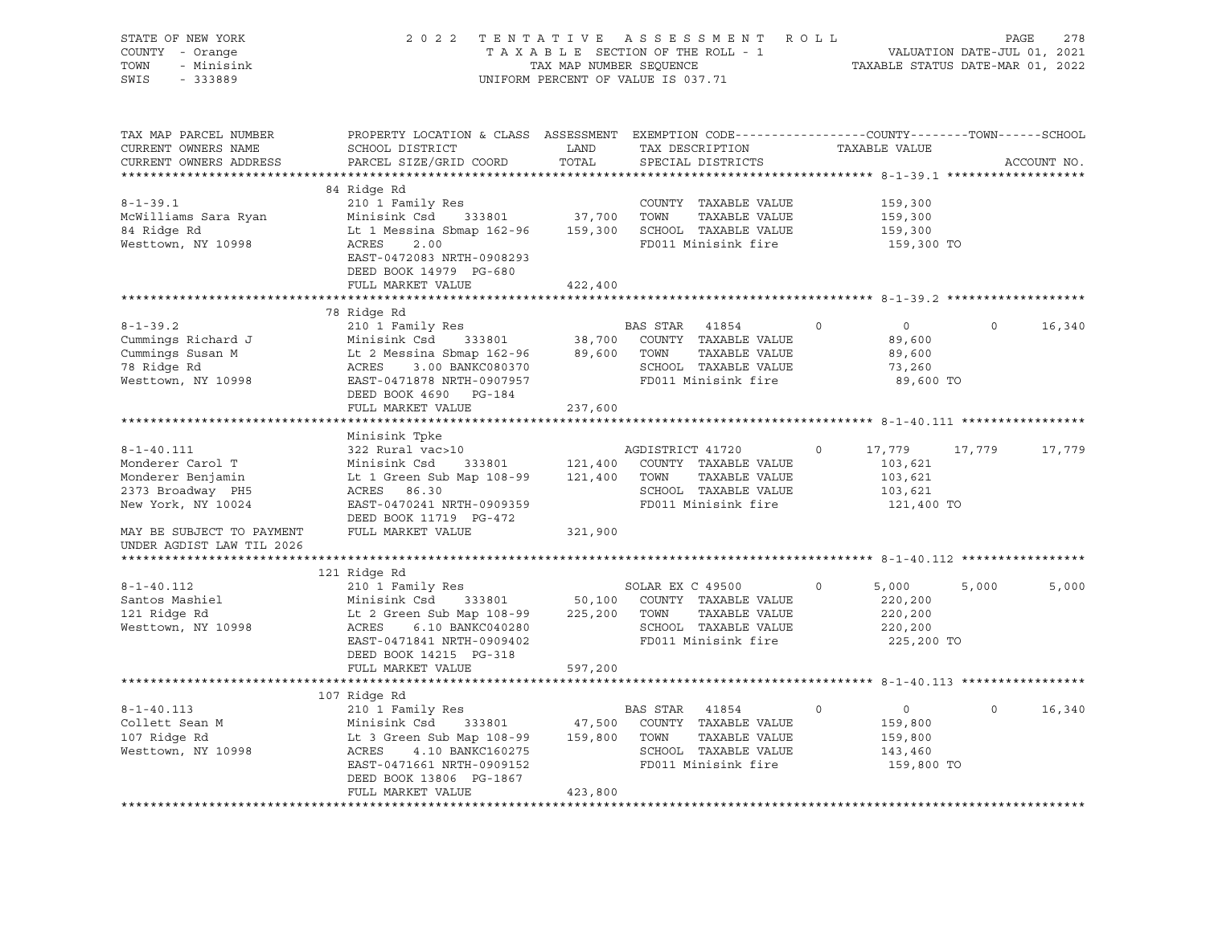STATE OF NEW YORK
COUNTY - Orange
TOWN - Minisink
SWIS - 333889

2022 TENTATIVE ASSESSMENT ROLL
TAXABLE SECTION OF THE ROLL - 1
TAX MAP NUMBER SEQUENCE
UNIFORM PERCENT OF VALUE IS 037.71

VALUATION DATE-JUL 01, 2021
TAXABLE STATUS DATE-MAR 01, 2022

| TAX MAP PARCEL NUMBER / CURRENT OWNERS NAME / CURRENT OWNERS ADDRESS | PROPERTY LOCATION & CLASS / SCHOOL DISTRICT / PARCEL SIZE/GRID COORD | ASSESSMENT LAND / TOTAL | EXEMPTION CODE / TAX DESCRIPTION / SPECIAL DISTRICTS | COUNTY TAXABLE VALUE | TOWN | SCHOOL | ACCOUNT NO. |
|---|---|---|---|---|---|---|---|
| **8-1-39.1** | 84 Ridge Rd | | | | | | |
| 8-1-39.1 | 210 1 Family Res | | COUNTY TAXABLE VALUE | 159,300 | | | |
| McWilliams Sara Ryan | Minisink Csd 333801 | 37,700 | TOWN TAXABLE VALUE | 159,300 | | | |
| 84 Ridge Rd | Lt 1 Messina Sbmap 162-96 | 159,300 | SCHOOL TAXABLE VALUE | 159,300 | | | |
| Westtown, NY 10998 | ACRES 2.00 | | FD011 Minisink fire | 159,300 TO | | | |
| | EAST-0472083 NRTH-0908293 | | | | | | |
| | DEED BOOK 14979 PG-680 | | | | | | |
| | FULL MARKET VALUE | 422,400 | | | | | |
| **8-1-39.2** | 78 Ridge Rd | | | | | | |
| 8-1-39.2 | 210 1 Family Res | | BAS STAR 41854 | 0 | 0 | 16,340 | |
| Cummings Richard J | Minisink Csd 333801 | 38,700 | COUNTY TAXABLE VALUE | 89,600 | | | |
| Cummings Susan M | Lt 2 Messina Sbmap 162-96 | 89,600 | TOWN TAXABLE VALUE | 89,600 | | | |
| 78 Ridge Rd | ACRES 3.00 BANKC080370 | | SCHOOL TAXABLE VALUE | 73,260 | | | |
| Westtown, NY 10998 | EAST-0471878 NRTH-0907957 | | FD011 Minisink fire | 89,600 TO | | | |
| | DEED BOOK 4690 PG-184 | | | | | | |
| | FULL MARKET VALUE | 237,600 | | | | | |
| **8-1-40.111** | Minisink Tpke | | | | | | |
| 8-1-40.111 | 322 Rural vac>10 | | AGDISTRICT 41720 | 17,779 | 17,779 | 17,779 | |
| Monderer Carol T | Minisink Csd 333801 | 121,400 | COUNTY TAXABLE VALUE | 103,621 | | | |
| Monderer Benjamin | Lt 1 Green Sub Map 108-99 | 121,400 | TOWN TAXABLE VALUE | 103,621 | | | |
| 2373 Broadway PH5 | ACRES 86.30 | | SCHOOL TAXABLE VALUE | 103,621 | | | |
| New York, NY 10024 | EAST-0470241 NRTH-0909359 | | FD011 Minisink fire | 121,400 TO | | | |
| | DEED BOOK 11719 PG-472 | | | | | | |
| MAY BE SUBJECT TO PAYMENT UNDER AGDIST LAW TIL 2026 | FULL MARKET VALUE | 321,900 | | | | | |
| **8-1-40.112** | 121 Ridge Rd | | | | | | |
| 8-1-40.112 | 210 1 Family Res | | SOLAR EX C 49500 | 5,000 | 5,000 | 5,000 | |
| Santos Mashiel | Minisink Csd 333801 | 50,100 | COUNTY TAXABLE VALUE | 220,200 | | | |
| 121 Ridge Rd | Lt 2 Green Sub Map 108-99 | 225,200 | TOWN TAXABLE VALUE | 220,200 | | | |
| Westtown, NY 10998 | ACRES 6.10 BANKC040280 | | SCHOOL TAXABLE VALUE | 220,200 | | | |
| | EAST-0471841 NRTH-0909402 | | FD011 Minisink fire | 225,200 TO | | | |
| | DEED BOOK 14215 PG-318 | | | | | | |
| | FULL MARKET VALUE | 597,200 | | | | | |
| **8-1-40.113** | 107 Ridge Rd | | | | | | |
| 8-1-40.113 | 210 1 Family Res | | BAS STAR 41854 | 0 | 0 | 16,340 | |
| Collett Sean M | Minisink Csd 333801 | 47,500 | COUNTY TAXABLE VALUE | 159,800 | | | |
| 107 Ridge Rd | Lt 3 Green Sub Map 108-99 | 159,800 | TOWN TAXABLE VALUE | 159,800 | | | |
| Westtown, NY 10998 | ACRES 4.10 BANKC160275 | | SCHOOL TAXABLE VALUE | 143,460 | | | |
| | EAST-0471661 NRTH-0909152 | | FD011 Minisink fire | 159,800 TO | | | |
| | DEED BOOK 13806 PG-1867 | | | | | | |
| | FULL MARKET VALUE | 423,800 | | | | | |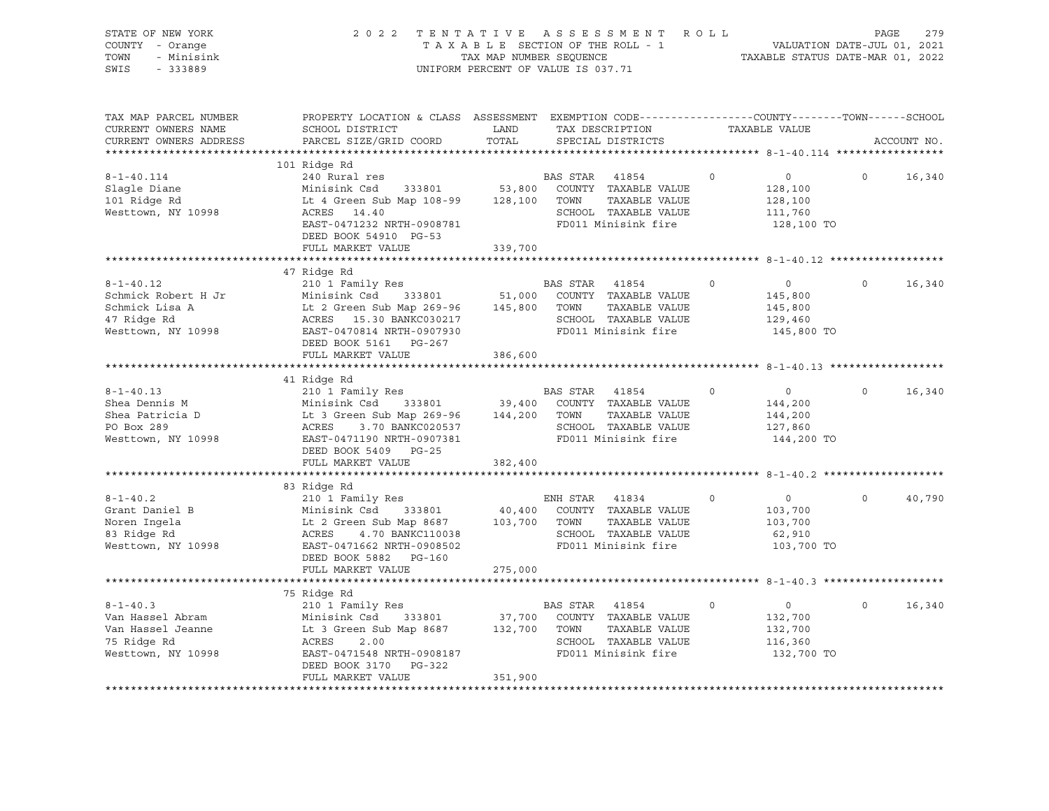STATE OF NEW YORK
COUNTY - Orange
TOWN - Minisink
SWIS - 333889

2022 TENTATIVE ASSESSMENT ROLL
TAXABLE SECTION OF THE ROLL - 1
TAX MAP NUMBER SEQUENCE
UNIFORM PERCENT OF VALUE IS 037.71

VALUATION DATE-JUL 01, 2021
TAXABLE STATUS DATE-MAR 01, 2022

| TAX MAP PARCEL NUMBER / CURRENT OWNERS NAME / CURRENT OWNERS ADDRESS | PROPERTY LOCATION & CLASS / SCHOOL DISTRICT / PARCEL SIZE/GRID COORD | ASSESSMENT LAND | TOTAL | EXEMPTION CODE / TAX DESCRIPTION / SPECIAL DISTRICTS | COUNTY | TOWN | SCHOOL | ACCOUNT NO. |
|---|---|---|---|---|---|---|---|---|
| **8-1-40.114** | 101 Ridge Rd | | | | | | | |
| 8-1-40.114 | 240 Rural res | | | BAS STAR 41854 | 0 | 0 | 0 | 16,340 |
| Slagle Diane | Minisink Csd 333801 | 53,800 | | COUNTY TAXABLE VALUE | 128,100 | | | |
| 101 Ridge Rd | Lt 4 Green Sub Map 108-99 | | 128,100 | TOWN TAXABLE VALUE | 128,100 | | | |
| Westtown, NY 10998 | ACRES 14.40 | | | SCHOOL TAXABLE VALUE | 111,760 | | | |
| | EAST-0471232 NRTH-0908781 | | | FD011 Minisink fire | 128,100 TO | | | |
| | DEED BOOK 54910 PG-53 | | | | | | | |
| | FULL MARKET VALUE | 339,700 | | | | | | |
| **8-1-40.12** | 47 Ridge Rd | | | | | | | |
| 8-1-40.12 | 210 1 Family Res | | | BAS STAR 41854 | 0 | 0 | 0 | 16,340 |
| Schmick Robert H Jr | Minisink Csd 333801 | 51,000 | | COUNTY TAXABLE VALUE | 145,800 | | | |
| Schmick Lisa A | Lt 2 Green Sub Map 269-96 | | 145,800 | TOWN TAXABLE VALUE | 145,800 | | | |
| 47 Ridge Rd | ACRES 15.30 BANKC030217 | | | SCHOOL TAXABLE VALUE | 129,460 | | | |
| Westtown, NY 10998 | EAST-0470814 NRTH-0907930 | | | FD011 Minisink fire | 145,800 TO | | | |
| | DEED BOOK 5161 PG-267 | | | | | | | |
| | FULL MARKET VALUE | 386,600 | | | | | | |
| **8-1-40.13** | 41 Ridge Rd | | | | | | | |
| 8-1-40.13 | 210 1 Family Res | | | BAS STAR 41854 | 0 | 0 | 0 | 16,340 |
| Shea Dennis M | Minisink Csd 333801 | 39,400 | | COUNTY TAXABLE VALUE | 144,200 | | | |
| Shea Patricia D | Lt 3 Green Sub Map 269-96 | | 144,200 | TOWN TAXABLE VALUE | 144,200 | | | |
| PO Box 289 | ACRES 3.70 BANKC020537 | | | SCHOOL TAXABLE VALUE | 127,860 | | | |
| Westtown, NY 10998 | EAST-0471190 NRTH-0907381 | | | FD011 Minisink fire | 144,200 TO | | | |
| | DEED BOOK 5409 PG-25 | | | | | | | |
| | FULL MARKET VALUE | 382,400 | | | | | | |
| **8-1-40.2** | 83 Ridge Rd | | | | | | | |
| 8-1-40.2 | 210 1 Family Res | | | ENH STAR 41834 | 0 | 0 | 0 | 40,790 |
| Grant Daniel B | Minisink Csd 333801 | 40,400 | | COUNTY TAXABLE VALUE | 103,700 | | | |
| Noren Ingela | Lt 2 Green Sub Map 8687 | | 103,700 | TOWN TAXABLE VALUE | 103,700 | | | |
| 83 Ridge Rd | ACRES 4.70 BANKC110038 | | | SCHOOL TAXABLE VALUE | 62,910 | | | |
| Westtown, NY 10998 | EAST-0471662 NRTH-0908502 | | | FD011 Minisink fire | 103,700 TO | | | |
| | DEED BOOK 5882 PG-160 | | | | | | | |
| | FULL MARKET VALUE | 275,000 | | | | | | |
| **8-1-40.3** | 75 Ridge Rd | | | | | | | |
| 8-1-40.3 | 210 1 Family Res | | | BAS STAR 41854 | 0 | 0 | 0 | 16,340 |
| Van Hassel Abram | Minisink Csd 333801 | 37,700 | | COUNTY TAXABLE VALUE | 132,700 | | | |
| Van Hassel Jeanne | Lt 3 Green Sub Map 8687 | | 132,700 | TOWN TAXABLE VALUE | 132,700 | | | |
| 75 Ridge Rd | ACRES 2.00 | | | SCHOOL TAXABLE VALUE | 116,360 | | | |
| Westtown, NY 10998 | EAST-0471548 NRTH-0908187 | | | FD011 Minisink fire | 132,700 TO | | | |
| | DEED BOOK 3170 PG-322 | | | | | | | |
| | FULL MARKET VALUE | 351,900 | | | | | | |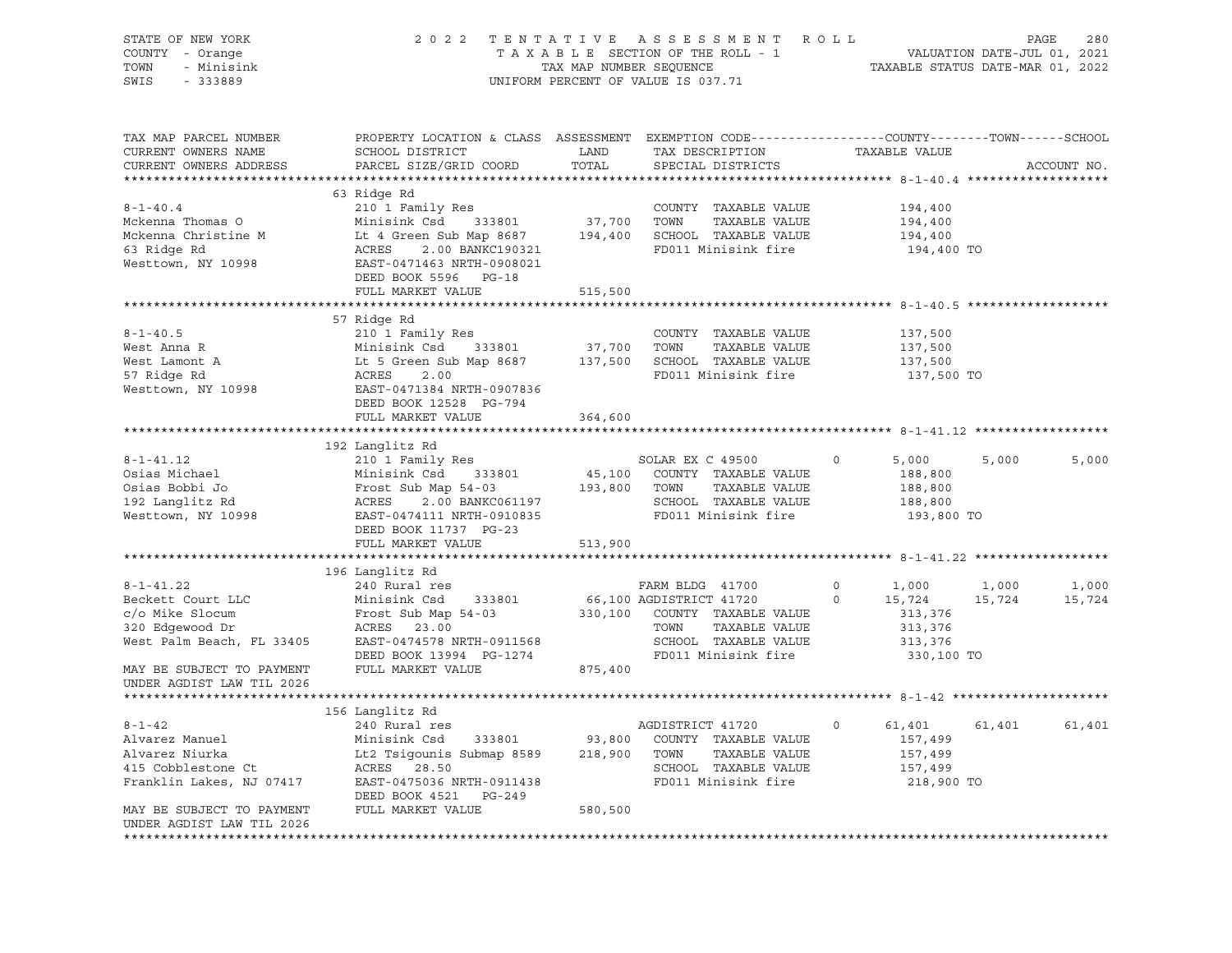STATE OF NEW YORK | 2 0 2 2 TENTATIVE ASSESSMENT ROLL | VALUATION DATE-JUL 01, 2021
COUNTY - Orange | TAXABLE SECTION OF THE ROLL - 1 | TAXABLE STATUS DATE-MAR 01, 2022
TOWN - Minisink | TAX MAP NUMBER SEQUENCE
SWIS - 333889 | UNIFORM PERCENT OF VALUE IS 037.71

| TAX MAP PARCEL NUMBER / CURRENT OWNERS NAME / CURRENT OWNERS ADDRESS | PROPERTY LOCATION & CLASS / SCHOOL DISTRICT / PARCEL SIZE/GRID COORD | ASSESSMENT LAND / TOTAL | EXEMPTION CODE / TAX DESCRIPTION / SPECIAL DISTRICTS | | COUNTY / TAXABLE VALUE | TOWN | SCHOOL / ACCOUNT NO. |
|---|---|---|---|---|---|---|---|
| | 63 Ridge Rd | | | | | | |
| 8-1-40.4 | 210 1 Family Res | | COUNTY TAXABLE VALUE | | 194,400 | | |
| Mckenna Thomas O | Minisink Csd 333801 | 37,700 | TOWN TAXABLE VALUE | | 194,400 | | |
| Mckenna Christine M | Lt 4 Green Sub Map 8687 | 194,400 | SCHOOL TAXABLE VALUE | | 194,400 | | |
| 63 Ridge Rd | ACRES 2.00 BANKC190321 | | FD011 Minisink fire | | 194,400 TO | | |
| Westtown, NY 10998 | EAST-0471463 NRTH-0908021 | | | | | | |
| | DEED BOOK 5596 PG-18 | | | | | | |
| | FULL MARKET VALUE | 515,500 | | | | | |
| | 57 Ridge Rd | | | | | | |
| 8-1-40.5 | 210 1 Family Res | | COUNTY TAXABLE VALUE | | 137,500 | | |
| West Anna R | Minisink Csd 333801 | 37,700 | TOWN TAXABLE VALUE | | 137,500 | | |
| West Lamont A | Lt 5 Green Sub Map 8687 | 137,500 | SCHOOL TAXABLE VALUE | | 137,500 | | |
| 57 Ridge Rd | ACRES 2.00 | | FD011 Minisink fire | | 137,500 TO | | |
| Westtown, NY 10998 | EAST-0471384 NRTH-0907836 | | | | | | |
| | DEED BOOK 12528 PG-794 | | | | | | |
| | FULL MARKET VALUE | 364,600 | | | | | |
| | 192 Langlitz Rd | | | | | | |
| 8-1-41.12 | 210 1 Family Res | | SOLAR EX C 49500 | 0 | 5,000 | 5,000 | 5,000 |
| Osias Michael | Minisink Csd 333801 | 45,100 | COUNTY TAXABLE VALUE | | 188,800 | | |
| Osias Bobbi Jo | Frost Sub Map 54-03 | 193,800 | TOWN TAXABLE VALUE | | 188,800 | | |
| 192 Langlitz Rd | ACRES 2.00 BANKC061197 | | SCHOOL TAXABLE VALUE | | 188,800 | | |
| Westtown, NY 10998 | EAST-0474111 NRTH-0910835 | | FD011 Minisink fire | | 193,800 TO | | |
| | DEED BOOK 11737 PG-23 | | | | | | |
| | FULL MARKET VALUE | 513,900 | | | | | |
| | 196 Langlitz Rd | | | | | | |
| 8-1-41.22 | 240 Rural res | | FARM BLDG 41700 | 0 | 1,000 | 1,000 | 1,000 |
| Beckett Court LLC | Minisink Csd 333801 | 66,100 | AGDISTRICT 41720 | 0 | 15,724 | 15,724 | 15,724 |
| c/o Mike Slocum | Frost Sub Map 54-03 | 330,100 | COUNTY TAXABLE VALUE | | 313,376 | | |
| 320 Edgewood Dr | ACRES 23.00 | | TOWN TAXABLE VALUE | | 313,376 | | |
| West Palm Beach, FL 33405 | EAST-0474578 NRTH-0911568 | | SCHOOL TAXABLE VALUE | | 313,376 | | |
| | DEED BOOK 13994 PG-1274 | | FD011 Minisink fire | | 330,100 TO | | |
| MAY BE SUBJECT TO PAYMENT | FULL MARKET VALUE | 875,400 | | | | | |
| UNDER AGDIST LAW TIL 2026 | | | | | | | |
| | 156 Langlitz Rd | | | | | | |
| 8-1-42 | 240 Rural res | | AGDISTRICT 41720 | 0 | 61,401 | 61,401 | 61,401 |
| Alvarez Manuel | Minisink Csd 333801 | 93,800 | COUNTY TAXABLE VALUE | | 157,499 | | |
| Alvarez Niurka | Lt2 Tsigounis Submap 8589 | 218,900 | TOWN TAXABLE VALUE | | 157,499 | | |
| 415 Cobblestone Ct | ACRES 28.50 | | SCHOOL TAXABLE VALUE | | 157,499 | | |
| Franklin Lakes, NJ 07417 | EAST-0475036 NRTH-0911438 | | FD011 Minisink fire | | 218,900 TO | | |
| | DEED BOOK 4521 PG-249 | | | | | | |
| MAY BE SUBJECT TO PAYMENT | FULL MARKET VALUE | 580,500 | | | | | |
| UNDER AGDIST LAW TIL 2026 | | | | | | | |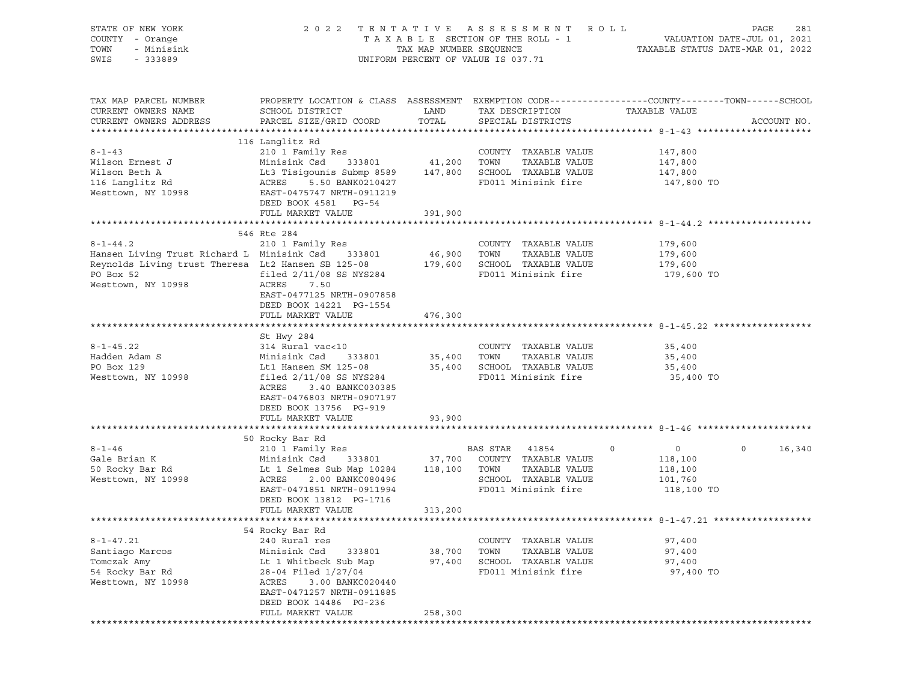STATE OF NEW YORK | COUNTY - Orange | TOWN - Minisink | SWIS - 333889

2022 TENTATIVE ASSESSMENT ROLL
TAXABLE SECTION OF THE ROLL - 1
TAX MAP NUMBER SEQUENCE
UNIFORM PERCENT OF VALUE IS 037.71

VALUATION DATE-JUL 01, 2021
TAXABLE STATUS DATE-MAR 01, 2022

| TAX MAP PARCEL NUMBER / CURRENT OWNERS NAME / CURRENT OWNERS ADDRESS | PROPERTY LOCATION & CLASS / SCHOOL DISTRICT / PARCEL SIZE/GRID COORD | ASSESSMENT LAND / TOTAL | EXEMPTION CODE / TAX DESCRIPTION / SPECIAL DISTRICTS | COUNTY | TOWN | SCHOOL TAXABLE VALUE | ACCOUNT NO. |
|---|---|---|---|---|---|---|---|
| **8-1-43** | 116 Langlitz Rd | | | | | | |
| | 210 1 Family Res | | COUNTY TAXABLE VALUE | 147,800 | | | |
| Wilson Ernest J | Minisink Csd 333801 | 41,200 | TOWN TAXABLE VALUE | 147,800 | | | |
| Wilson Beth A | Lt3 Tisigounis Submp 8589 | 147,800 | SCHOOL TAXABLE VALUE | 147,800 | | | |
| 116 Langlitz Rd | ACRES 5.50 BANK0210427 | | FD011 Minisink fire | 147,800 TO | | | |
| Westtown, NY 10998 | EAST-0475747 NRTH-0911219 | | | | | | |
| | DEED BOOK 4581 PG-54 | | | | | | |
| | FULL MARKET VALUE | 391,900 | | | | | |
| **8-1-44.2** | 546 Rte 284 | | | | | | |
| | 210 1 Family Res | | COUNTY TAXABLE VALUE | 179,600 | | | |
| Hansen Living Trust Richard L | Minisink Csd 333801 | 46,900 | TOWN TAXABLE VALUE | 179,600 | | | |
| Reynolds Living trust Theresa | Lt2 Hansen SB 125-08 | 179,600 | SCHOOL TAXABLE VALUE | 179,600 | | | |
| PO Box 52 | filed 2/11/08 SS NYS284 | | FD011 Minisink fire | 179,600 TO | | | |
| Westtown, NY 10998 | ACRES 7.50 | | | | | | |
| | EAST-0477125 NRTH-0907858 | | | | | | |
| | DEED BOOK 14221 PG-1554 | | | | | | |
| | FULL MARKET VALUE | 476,300 | | | | | |
| **8-1-45.22** | St Hwy 284 | | | | | | |
| | 314 Rural vac<10 | | COUNTY TAXABLE VALUE | 35,400 | | | |
| Hadden Adam S | Minisink Csd 333801 | 35,400 | TOWN TAXABLE VALUE | 35,400 | | | |
| PO Box 129 | Lt1 Hansen SM 125-08 | 35,400 | SCHOOL TAXABLE VALUE | 35,400 | | | |
| Westtown, NY 10998 | filed 2/11/08 SS NYS284 | | FD011 Minisink fire | 35,400 TO | | | |
| | ACRES 3.40 BANKC030385 | | | | | | |
| | EAST-0476803 NRTH-0907197 | | | | | | |
| | DEED BOOK 13756 PG-919 | | | | | | |
| | FULL MARKET VALUE | 93,900 | | | | | |
| **8-1-46** | 50 Rocky Bar Rd | | | | | | |
| | 210 1 Family Res | | BAS STAR 41854 | 0 | 0 | 0 | 16,340 |
| Gale Brian K | Minisink Csd 333801 | 37,700 | COUNTY TAXABLE VALUE | 118,100 | | | |
| 50 Rocky Bar Rd | Lt 1 Selmes Sub Map 10284 | 118,100 | TOWN TAXABLE VALUE | 118,100 | | | |
| Westtown, NY 10998 | ACRES 2.00 BANKC080496 | | SCHOOL TAXABLE VALUE | 101,760 | | | |
| | EAST-0471851 NRTH-0911994 | | FD011 Minisink fire | 118,100 TO | | | |
| | DEED BOOK 13812 PG-1716 | | | | | | |
| | FULL MARKET VALUE | 313,200 | | | | | |
| **8-1-47.21** | 54 Rocky Bar Rd | | | | | | |
| | 240 Rural res | | COUNTY TAXABLE VALUE | 97,400 | | | |
| Santiago Marcos | Minisink Csd 333801 | 38,700 | TOWN TAXABLE VALUE | 97,400 | | | |
| Tomczak Amy | Lt 1 Whitbeck Sub Map | 97,400 | SCHOOL TAXABLE VALUE | 97,400 | | | |
| 54 Rocky Bar Rd | 28-04 Filed 1/27/04 | | FD011 Minisink fire | 97,400 TO | | | |
| Westtown, NY 10998 | ACRES 3.00 BANKC020440 | | | | | | |
| | EAST-0471257 NRTH-0911885 | | | | | | |
| | DEED BOOK 14486 PG-236 | | | | | | |
| | FULL MARKET VALUE | 258,300 | | | | | |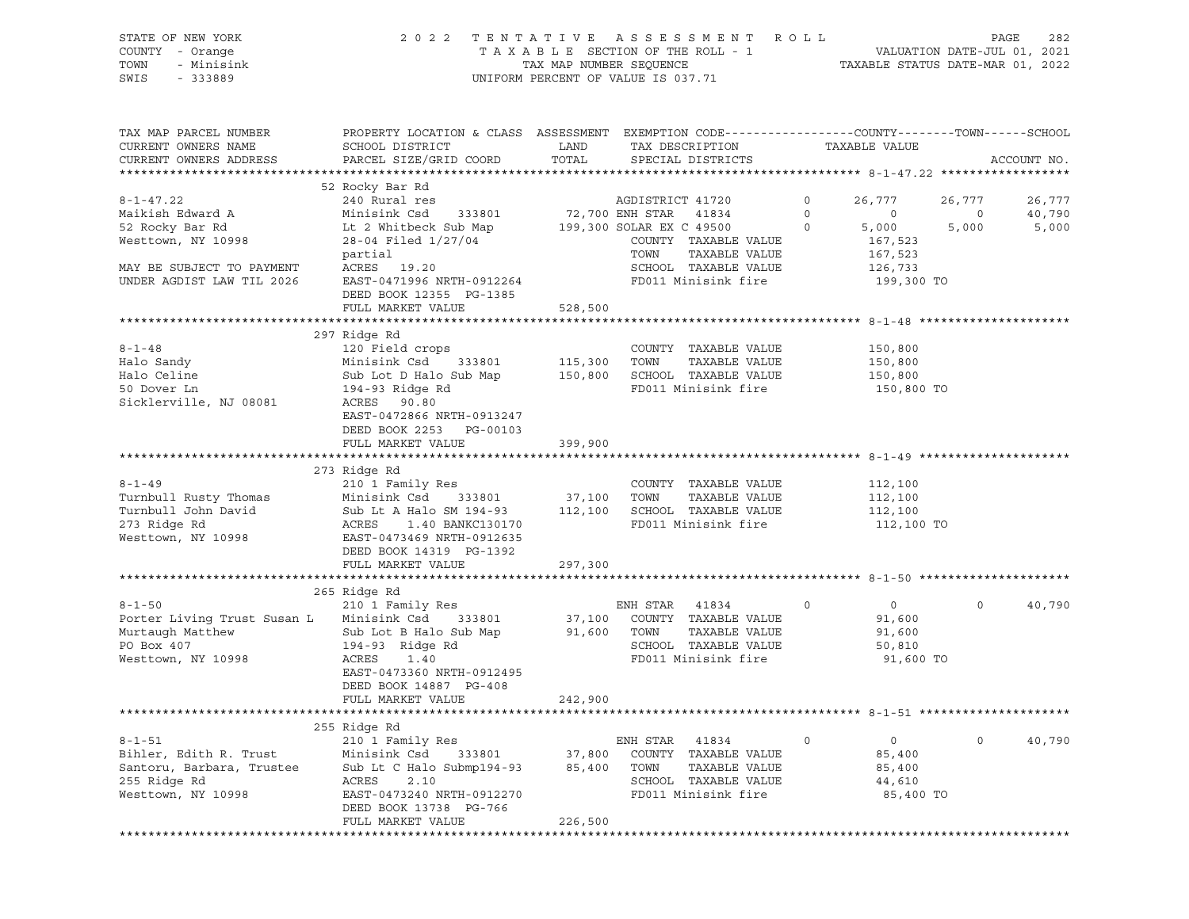STATE OF NEW YORK — COUNTY - Orange — TOWN - Minisink — SWIS - 333889

2022 TENTATIVE ASSESSMENT ROLL
TAXABLE SECTION OF THE ROLL - 1
TAX MAP NUMBER SEQUENCE
UNIFORM PERCENT OF VALUE IS 037.71

VALUATION DATE-JUL 01, 2021
TAXABLE STATUS DATE-MAR 01, 2022

```
TAX MAP PARCEL NUMBER          PROPERTY LOCATION & CLASS  ASSESSMENT  EXEMPTION CODE------------------COUNTY--------TOWN------SCHOOL
CURRENT OWNERS NAME            SCHOOL DISTRICT               LAND      TAX DESCRIPTION            TAXABLE VALUE
CURRENT OWNERS ADDRESS         PARCEL SIZE/GRID COORD        TOTAL     SPECIAL DISTRICTS                                    ACCOUNT NO.
******************************************************************************************************* 8-1-47.22 ******************
                               52 Rocky Bar Rd
8-1-47.22                      240 Rural res                           AGDISTRICT 41720       0      26,777     26,777     26,777
Maikish Edward A               Minisink Csd     333801      72,700 ENH STAR    41834       0           0          0     40,790
52 Rocky Bar Rd                Lt 2 Whitbeck Sub Map       199,300 SOLAR EX C 49500       0       5,000      5,000      5,000
Westtown, NY 10998             28-04 Filed 1/27/04                  COUNTY  TAXABLE VALUE           167,523
                               partial                              TOWN    TAXABLE VALUE           167,523
MAY BE SUBJECT TO PAYMENT      ACRES   19.20                        SCHOOL  TAXABLE VALUE           126,733
UNDER AGDIST LAW TIL 2026      EAST-0471996 NRTH-0912264            FD011 Minisink fire              199,300 TO
                               DEED BOOK 12355  PG-1385
                               FULL MARKET VALUE           528,500
******************************************************************************************************* 8-1-48 *********************
                               297 Ridge Rd
8-1-48                         120 Field crops                      COUNTY  TAXABLE VALUE           150,800
Halo Sandy                     Minisink Csd     333801     115,300  TOWN    TAXABLE VALUE           150,800
Halo Celine                    Sub Lot D Halo Sub Map      150,800  SCHOOL  TAXABLE VALUE           150,800
50 Dover Ln                    194-93 Ridge Rd                      FD011 Minisink fire              150,800 TO
Sicklerville, NJ 08081         ACRES   90.80
                               EAST-0472866 NRTH-0913247
                               DEED BOOK 2253   PG-00103
                               FULL MARKET VALUE           399,900
******************************************************************************************************* 8-1-49 *********************
                               273 Ridge Rd
8-1-49                         210 1 Family Res                     COUNTY  TAXABLE VALUE           112,100
Turnbull Rusty Thomas          Minisink Csd     333801      37,100  TOWN    TAXABLE VALUE           112,100
Turnbull John David            Sub Lt A Halo SM 194-93     112,100  SCHOOL  TAXABLE VALUE           112,100
273 Ridge Rd                   ACRES    1.40 BANKC130170            FD011 Minisink fire              112,100 TO
Westtown, NY 10998             EAST-0473469 NRTH-0912635
                               DEED BOOK 14319  PG-1392
                               FULL MARKET VALUE           297,300
******************************************************************************************************* 8-1-50 *********************
                               265 Ridge Rd
8-1-50                         210 1 Family Res                     ENH STAR    41834       0           0          0     40,790
Porter Living Trust Susan L    Minisink Csd     333801      37,100  COUNTY  TAXABLE VALUE            91,600
Murtaugh Matthew               Sub Lot B Halo Sub Map       91,600  TOWN    TAXABLE VALUE            91,600
PO Box 407                     194-93  Ridge Rd                     SCHOOL  TAXABLE VALUE            50,810
Westtown, NY 10998             ACRES    1.40                        FD011 Minisink fire               91,600 TO
                               EAST-0473360 NRTH-0912495
                               DEED BOOK 14887  PG-408
                               FULL MARKET VALUE           242,900
******************************************************************************************************* 8-1-51 *********************
                               255 Ridge Rd
8-1-51                         210 1 Family Res                     ENH STAR    41834       0           0          0     40,790
Bihler, Edith R. Trust         Minisink Csd     333801      37,800  COUNTY  TAXABLE VALUE            85,400
Santoru, Barbara, Trustee      Sub Lt C Halo Submp194-93    85,400  TOWN    TAXABLE VALUE            85,400
255 Ridge Rd                   ACRES    2.10                        SCHOOL  TAXABLE VALUE            44,610
Westtown, NY 10998             EAST-0473240 NRTH-0912270            FD011 Minisink fire               85,400 TO
                               DEED BOOK 13738  PG-766
                               FULL MARKET VALUE           226,500
************************************************************************************************************************************
```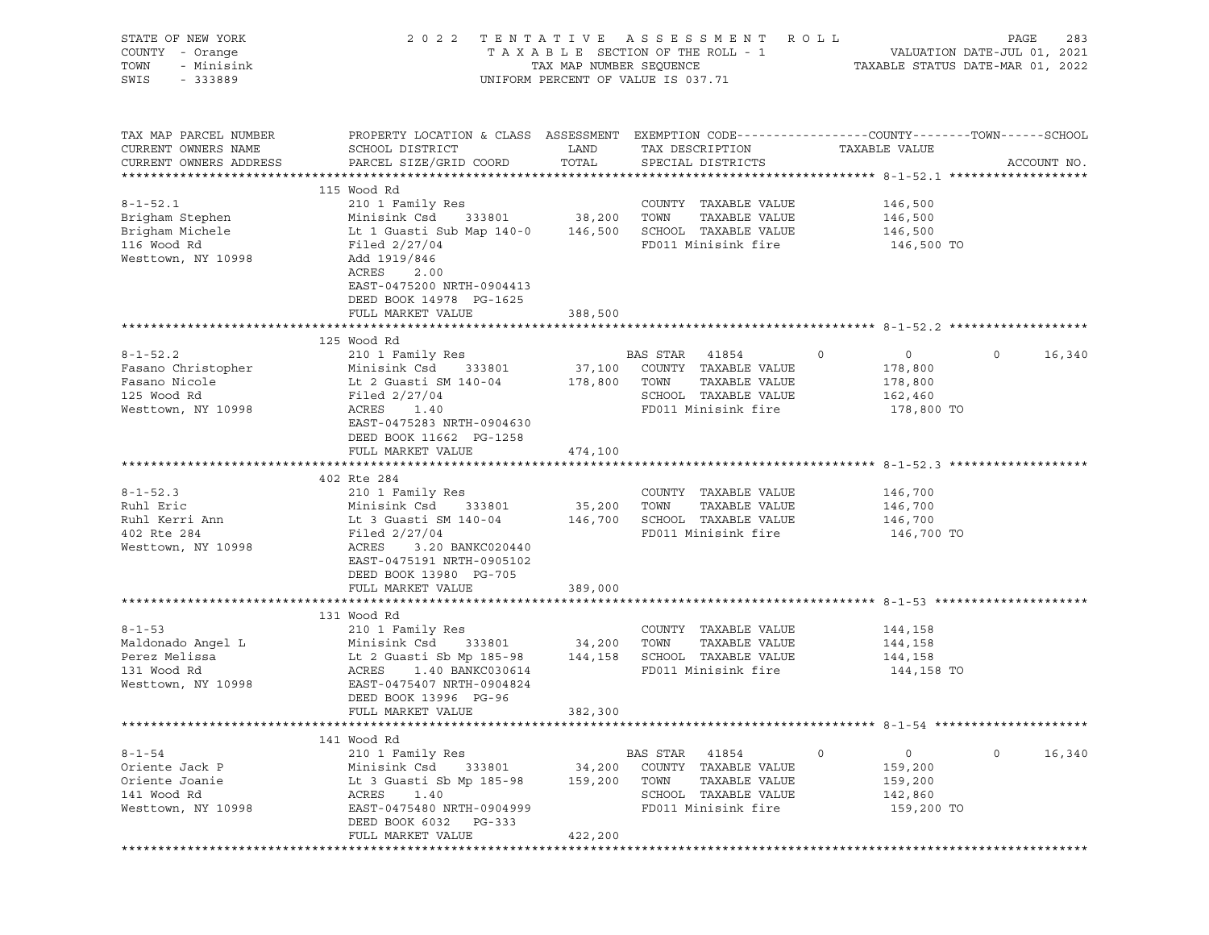STATE OF NEW YORK
COUNTY - Orange
TOWN - Minisink
SWIS - 333889

2022 TENTATIVE ASSESSMENT ROLL
TAXABLE SECTION OF THE ROLL - 1
TAX MAP NUMBER SEQUENCE
UNIFORM PERCENT OF VALUE IS 037.71

VALUATION DATE-JUL 01, 2021
TAXABLE STATUS DATE-MAR 01, 2022

| TAX MAP PARCEL NUMBER / CURRENT OWNERS NAME / CURRENT OWNERS ADDRESS | PROPERTY LOCATION & CLASS / SCHOOL DISTRICT / PARCEL SIZE/GRID COORD | ASSESSMENT LAND / TOTAL | EXEMPTION CODE / TAX DESCRIPTION / SPECIAL DISTRICTS | COUNTY | TOWN | SCHOOL / TAXABLE VALUE | ACCOUNT NO. |
|---|---|---|---|---|---|---|---|
| **8-1-52.1** | 115 Wood Rd | | | | | | |
| | 210 1 Family Res | | COUNTY TAXABLE VALUE | 146,500 | | | |
| Brigham Stephen | Minisink Csd 333801 | 38,200 | TOWN TAXABLE VALUE | | 146,500 | | |
| Brigham Michele | Lt 1 Guasti Sub Map 140-0 | 146,500 | SCHOOL TAXABLE VALUE | | | 146,500 | |
| 116 Wood Rd | Filed 2/27/04 | | FD011 Minisink fire | 146,500 TO | | | |
| Westtown, NY 10998 | Add 1919/846 | | | | | | |
| | ACRES 2.00 | | | | | | |
| | EAST-0475200 NRTH-0904413 | | | | | | |
| | DEED BOOK 14978 PG-1625 | | | | | | |
| | FULL MARKET VALUE | 388,500 | | | | | |
| **8-1-52.2** | 125 Wood Rd | | | | | | |
| | 210 1 Family Res | | BAS STAR 41854 | 0 | 0 | 0 16,340 | |
| Fasano Christopher | Minisink Csd 333801 | 37,100 | COUNTY TAXABLE VALUE | 178,800 | | | |
| Fasano Nicole | Lt 2 Guasti SM 140-04 | 178,800 | TOWN TAXABLE VALUE | | 178,800 | | |
| 125 Wood Rd | Filed 2/27/04 | | SCHOOL TAXABLE VALUE | | | 162,460 | |
| Westtown, NY 10998 | ACRES 1.40 | | FD011 Minisink fire | 178,800 TO | | | |
| | EAST-0475283 NRTH-0904630 | | | | | | |
| | DEED BOOK 11662 PG-1258 | | | | | | |
| | FULL MARKET VALUE | 474,100 | | | | | |
| **8-1-52.3** | 402 Rte 284 | | | | | | |
| | 210 1 Family Res | | COUNTY TAXABLE VALUE | 146,700 | | | |
| Ruhl Eric | Minisink Csd 333801 | 35,200 | TOWN TAXABLE VALUE | | 146,700 | | |
| Ruhl Kerri Ann | Lt 3 Guasti SM 140-04 | 146,700 | SCHOOL TAXABLE VALUE | | | 146,700 | |
| 402 Rte 284 | Filed 2/27/04 | | FD011 Minisink fire | 146,700 TO | | | |
| Westtown, NY 10998 | ACRES 3.20 BANKC020440 | | | | | | |
| | EAST-0475191 NRTH-0905102 | | | | | | |
| | DEED BOOK 13980 PG-705 | | | | | | |
| | FULL MARKET VALUE | 389,000 | | | | | |
| **8-1-53** | 131 Wood Rd | | | | | | |
| | 210 1 Family Res | | COUNTY TAXABLE VALUE | 144,158 | | | |
| Maldonado Angel L | Minisink Csd 333801 | 34,200 | TOWN TAXABLE VALUE | | 144,158 | | |
| Perez Melissa | Lt 2 Guasti Sb Mp 185-98 | 144,158 | SCHOOL TAXABLE VALUE | | | 144,158 | |
| 131 Wood Rd | ACRES 1.40 BANKC030614 | | FD011 Minisink fire | 144,158 TO | | | |
| Westtown, NY 10998 | EAST-0475407 NRTH-0904824 | | | | | | |
| | DEED BOOK 13996 PG-96 | | | | | | |
| | FULL MARKET VALUE | 382,300 | | | | | |
| **8-1-54** | 141 Wood Rd | | | | | | |
| | 210 1 Family Res | | BAS STAR 41854 | 0 | 0 | 0 16,340 | |
| Oriente Jack P | Minisink Csd 333801 | 34,200 | COUNTY TAXABLE VALUE | 159,200 | | | |
| Oriente Joanie | Lt 3 Guasti Sb Mp 185-98 | 159,200 | TOWN TAXABLE VALUE | | 159,200 | | |
| 141 Wood Rd | ACRES 1.40 | | SCHOOL TAXABLE VALUE | | | 142,860 | |
| Westtown, NY 10998 | EAST-0475480 NRTH-0904999 | | FD011 Minisink fire | 159,200 TO | | | |
| | DEED BOOK 6032 PG-333 | | | | | | |
| | FULL MARKET VALUE | 422,200 | | | | | |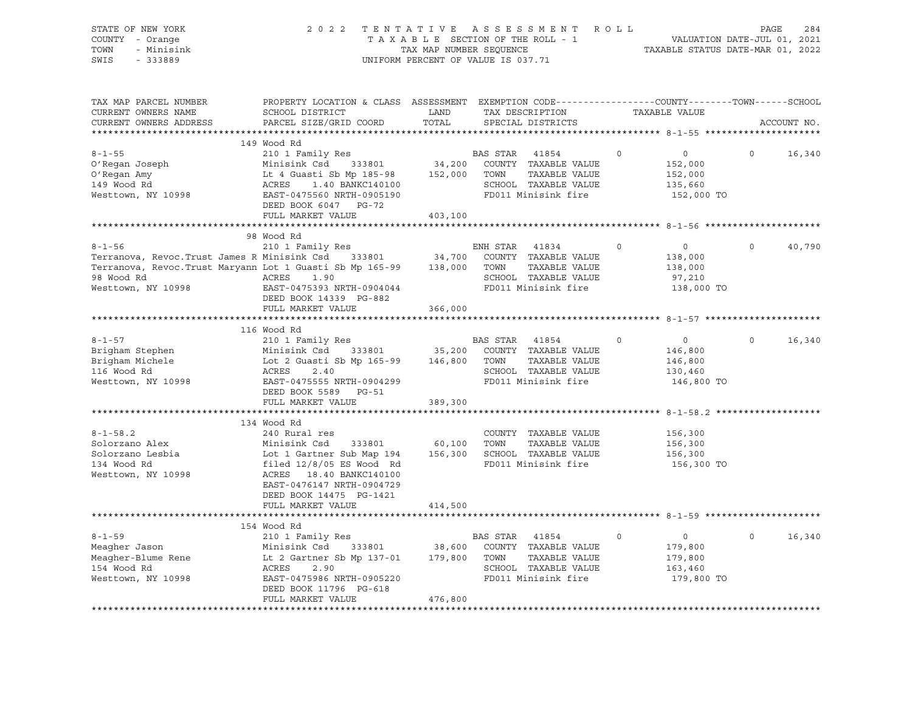STATE OF NEW YORK
COUNTY - Orange
TOWN - Minisink
SWIS - 333889

2 0 2 2 T E N T A T I V E A S S E S S M E N T R O L L
T A X A B L E SECTION OF THE ROLL - 1
TAX MAP NUMBER SEQUENCE
UNIFORM PERCENT OF VALUE IS 037.71

VALUATION DATE-JUL 01, 2021
TAXABLE STATUS DATE-MAR 01, 2022

| TAX MAP PARCEL NUMBER / CURRENT OWNERS NAME / CURRENT OWNERS ADDRESS | PROPERTY LOCATION & CLASS / SCHOOL DISTRICT / PARCEL SIZE/GRID COORD | ASSESSMENT LAND / TOTAL | EXEMPTION CODE / TAX DESCRIPTION / SPECIAL DISTRICTS | COUNTY | TAXABLE VALUE | TOWN | SCHOOL / ACCOUNT NO. |
|---|---|---|---|---|---|---|---|
| **8-1-55** | 149 Wood Rd | | | | | | |
| 8-1-55 | 210 1 Family Res | | BAS STAR 41854 | 0 | 0 | 0 | 16,340 |
| O'Regan Joseph | Minisink Csd 333801 | 34,200 | COUNTY TAXABLE VALUE | | 152,000 | | |
| O'Regan Amy | Lt 4 Guasti Sb Mp 185-98 | 152,000 | TOWN TAXABLE VALUE | | 152,000 | | |
| 149 Wood Rd | ACRES 1.40 BANKC140100 | | SCHOOL TAXABLE VALUE | | 135,660 | | |
| Westtown, NY 10998 | EAST-0475560 NRTH-0905190 | | FD011 Minisink fire | | 152,000 TO | | |
| | DEED BOOK 6047 PG-72 | | | | | | |
| | FULL MARKET VALUE | 403,100 | | | | | |
| **8-1-56** | 98 Wood Rd | | | | | | |
| 8-1-56 | 210 1 Family Res | | ENH STAR 41834 | 0 | 0 | 0 | 40,790 |
| Terranova, Revoc.Trust James R | Minisink Csd 333801 | 34,700 | COUNTY TAXABLE VALUE | | 138,000 | | |
| Terranova, Revoc.Trust Maryann | Lot 1 Guasti Sb Mp 165-99 | 138,000 | TOWN TAXABLE VALUE | | 138,000 | | |
| 98 Wood Rd | ACRES 1.90 | | SCHOOL TAXABLE VALUE | | 97,210 | | |
| Westtown, NY 10998 | EAST-0475393 NRTH-0904044 | | FD011 Minisink fire | | 138,000 TO | | |
| | DEED BOOK 14339 PG-882 | | | | | | |
| | FULL MARKET VALUE | 366,000 | | | | | |
| **8-1-57** | 116 Wood Rd | | | | | | |
| 8-1-57 | 210 1 Family Res | | BAS STAR 41854 | 0 | 0 | 0 | 16,340 |
| Brigham Stephen | Minisink Csd 333801 | 35,200 | COUNTY TAXABLE VALUE | | 146,800 | | |
| Brigham Michele | Lot 2 Guasti Sb Mp 165-99 | 146,800 | TOWN TAXABLE VALUE | | 146,800 | | |
| 116 Wood Rd | ACRES 2.40 | | SCHOOL TAXABLE VALUE | | 130,460 | | |
| Westtown, NY 10998 | EAST-0475555 NRTH-0904299 | | FD011 Minisink fire | | 146,800 TO | | |
| | DEED BOOK 5589 PG-51 | | | | | | |
| | FULL MARKET VALUE | 389,300 | | | | | |
| **8-1-58.2** | 134 Wood Rd | | | | | | |
| 8-1-58.2 | 240 Rural res | | COUNTY TAXABLE VALUE | | 156,300 | | |
| Solorzano Alex | Minisink Csd 333801 | 60,100 | TOWN TAXABLE VALUE | | 156,300 | | |
| Solorzano Lesbia | Lot 1 Gartner Sub Map 194 | 156,300 | SCHOOL TAXABLE VALUE | | 156,300 | | |
| 134 Wood Rd | filed 12/8/05 ES Wood Rd | | FD011 Minisink fire | | 156,300 TO | | |
| Westtown, NY 10998 | ACRES 18.40 BANKC140100 | | | | | | |
| | EAST-0476147 NRTH-0904729 | | | | | | |
| | DEED BOOK 14475 PG-1421 | | | | | | |
| | FULL MARKET VALUE | 414,500 | | | | | |
| **8-1-59** | 154 Wood Rd | | | | | | |
| 8-1-59 | 210 1 Family Res | | BAS STAR 41854 | 0 | 0 | 0 | 16,340 |
| Meagher Jason | Minisink Csd 333801 | 38,600 | COUNTY TAXABLE VALUE | | 179,800 | | |
| Meagher-Blume Rene | Lt 2 Gartner Sb Mp 137-01 | 179,800 | TOWN TAXABLE VALUE | | 179,800 | | |
| 154 Wood Rd | ACRES 2.90 | | SCHOOL TAXABLE VALUE | | 163,460 | | |
| Westtown, NY 10998 | EAST-0475986 NRTH-0905220 | | FD011 Minisink fire | | 179,800 TO | | |
| | DEED BOOK 11796 PG-618 | | | | | | |
| | FULL MARKET VALUE | 476,800 | | | | | |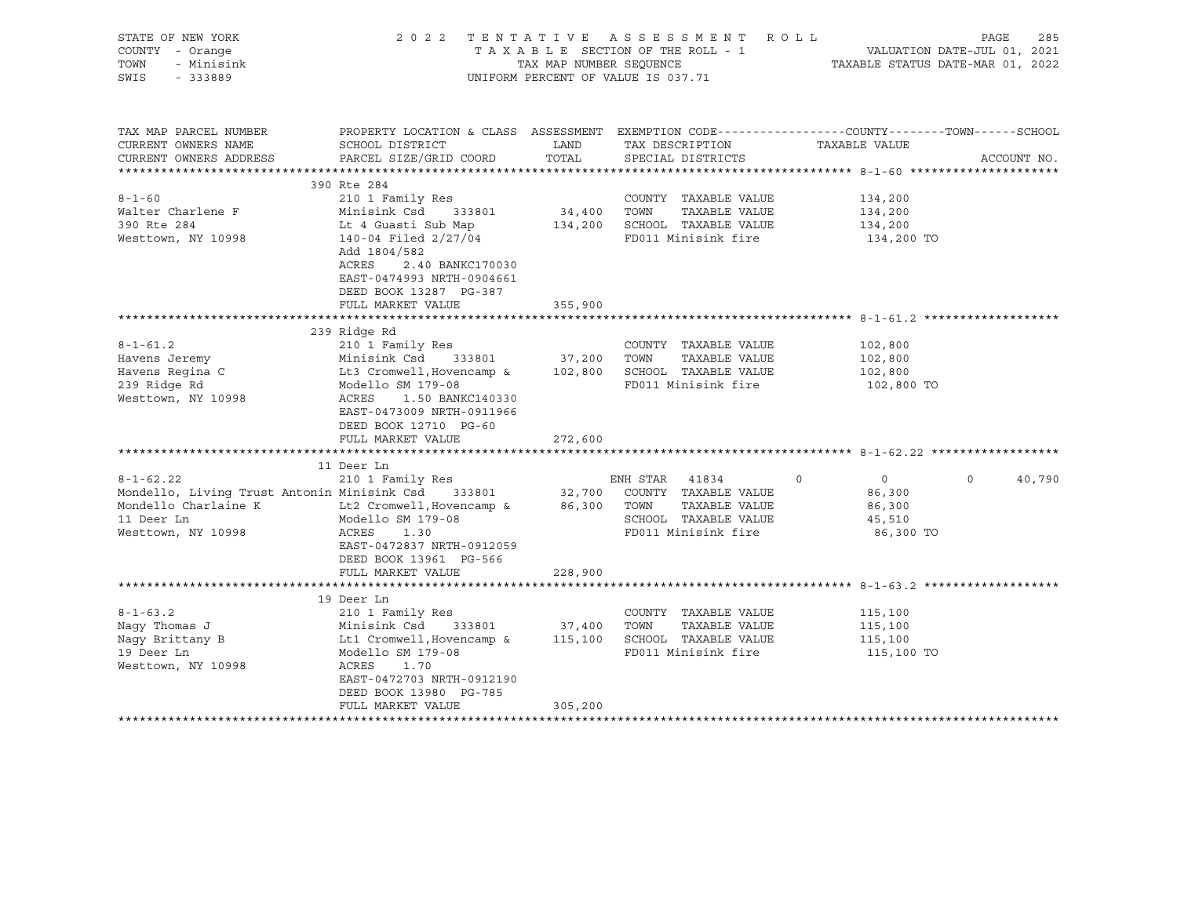STATE OF NEW YORK — 2022 TENTATIVE ASSESSMENT ROLL
COUNTY - Orange — TAXABLE SECTION OF THE ROLL - 1 — VALUATION DATE-JUL 01, 2021
TOWN - Minisink — TAX MAP NUMBER SEQUENCE — TAXABLE STATUS DATE-MAR 01, 2022
SWIS - 333889 — UNIFORM PERCENT OF VALUE IS 037.71

| TAX MAP PARCEL NUMBER / CURRENT OWNERS NAME / CURRENT OWNERS ADDRESS | PROPERTY LOCATION & CLASS / SCHOOL DISTRICT / PARCEL SIZE/GRID COORD | ASSESSMENT LAND | TOTAL | EXEMPTION CODE / TAX DESCRIPTION / SPECIAL DISTRICTS | COUNTY | TOWN | SCHOOL / TAXABLE VALUE | ACCOUNT NO. |
|---|---|---|---|---|---|---|---|---|
| **8-1-60** | 390 Rte 284 | | | | | | | |
| 8-1-60 | 210 1 Family Res | | | COUNTY TAXABLE VALUE | | | 134,200 | |
| Walter Charlene F | Minisink Csd 333801 | 34,400 | | TOWN TAXABLE VALUE | | | 134,200 | |
| 390 Rte 284 | Lt 4 Guasti Sub Map | | 134,200 | SCHOOL TAXABLE VALUE | | | 134,200 | |
| Westtown, NY 10998 | 140-04 Filed 2/27/04 | | | FD011 Minisink fire | | | 134,200 TO | |
| | Add 1804/582 | | | | | | | |
| | ACRES 2.40 BANKC170030 | | | | | | | |
| | EAST-0474993 NRTH-0904661 | | | | | | | |
| | DEED BOOK 13287 PG-387 | | | | | | | |
| | FULL MARKET VALUE | | 355,900 | | | | | |
| **8-1-61.2** | 239 Ridge Rd | | | | | | | |
| 8-1-61.2 | 210 1 Family Res | | | COUNTY TAXABLE VALUE | | | 102,800 | |
| Havens Jeremy | Minisink Csd 333801 | 37,200 | | TOWN TAXABLE VALUE | | | 102,800 | |
| Havens Regina C | Lt3 Cromwell,Hovencamp & | | 102,800 | SCHOOL TAXABLE VALUE | | | 102,800 | |
| 239 Ridge Rd | Modello SM 179-08 | | | FD011 Minisink fire | | | 102,800 TO | |
| Westtown, NY 10998 | ACRES 1.50 BANKC140330 | | | | | | | |
| | EAST-0473009 NRTH-0911966 | | | | | | | |
| | DEED BOOK 12710 PG-60 | | | | | | | |
| | FULL MARKET VALUE | | 272,600 | | | | | |
| **8-1-62.22** | 11 Deer Ln | | | | | | | |
| 8-1-62.22 | 210 1 Family Res | | | ENH STAR 41834 | 0 | 0 | 40,790 | |
| Mondello, Living Trust Antonin | Minisink Csd 333801 | 32,700 | | COUNTY TAXABLE VALUE | | | 86,300 | |
| Mondello Charlaine K | Lt2 Cromwell,Hovencamp & | | 86,300 | TOWN TAXABLE VALUE | | | 86,300 | |
| 11 Deer Ln | Modello SM 179-08 | | | SCHOOL TAXABLE VALUE | | | 45,510 | |
| Westtown, NY 10998 | ACRES 1.30 | | | FD011 Minisink fire | | | 86,300 TO | |
| | EAST-0472837 NRTH-0912059 | | | | | | | |
| | DEED BOOK 13961 PG-566 | | | | | | | |
| | FULL MARKET VALUE | | 228,900 | | | | | |
| **8-1-63.2** | 19 Deer Ln | | | | | | | |
| 8-1-63.2 | 210 1 Family Res | | | COUNTY TAXABLE VALUE | | | 115,100 | |
| Nagy Thomas J | Minisink Csd 333801 | 37,400 | | TOWN TAXABLE VALUE | | | 115,100 | |
| Nagy Brittany B | Lt1 Cromwell,Hovencamp & | | 115,100 | SCHOOL TAXABLE VALUE | | | 115,100 | |
| 19 Deer Ln | Modello SM 179-08 | | | FD011 Minisink fire | | | 115,100 TO | |
| Westtown, NY 10998 | ACRES 1.70 | | | | | | | |
| | EAST-0472703 NRTH-0912190 | | | | | | | |
| | DEED BOOK 13980 PG-785 | | | | | | | |
| | FULL MARKET VALUE | | 305,200 | | | | | |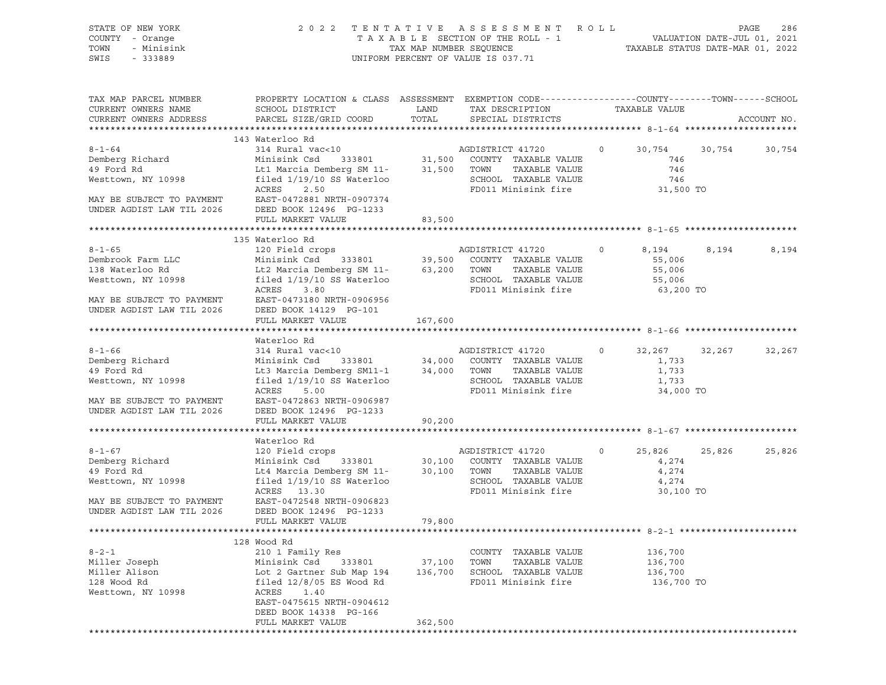STATE OF NEW YORK
COUNTY - Orange
TOWN - Minisink
SWIS - 333889

2 0 2 2 T E N T A T I V E A S S E S S M E N T R O L L
T A X A B L E SECTION OF THE ROLL - 1
TAX MAP NUMBER SEQUENCE
UNIFORM PERCENT OF VALUE IS 037.71

VALUATION DATE-JUL 01, 2021
TAXABLE STATUS DATE-MAR 01, 2022

```
TAX MAP PARCEL NUMBER          PROPERTY LOCATION & CLASS  ASSESSMENT  EXEMPTION CODE-----------------COUNTY--------TOWN------SCHOOL
CURRENT OWNERS NAME            SCHOOL DISTRICT               LAND      TAX DESCRIPTION             TAXABLE VALUE
CURRENT OWNERS ADDRESS         PARCEL SIZE/GRID COORD        TOTAL     SPECIAL DISTRICTS                                       ACCOUNT NO.
******************************************************************************************************* 8-1-64 *********************
                               143 Waterloo Rd
8-1-64                         314 Rural vac<10                      AGDISTRICT 41720        0       30,754     30,754     30,754
Demberg Richard                Minisink Csd     333801      31,500   COUNTY  TAXABLE VALUE                746
49 Ford Rd                     Lt1 Marcia Demberg SM 11-    31,500   TOWN    TAXABLE VALUE                746
Westtown, NY 10998             filed 1/19/10 SS Waterloo             SCHOOL  TAXABLE VALUE                746
                               ACRES    2.50                         FD011 Minisink fire               31,500 TO
MAY BE SUBJECT TO PAYMENT      EAST-0472881 NRTH-0907374
UNDER AGDIST LAW TIL 2026      DEED BOOK 12496  PG-1233
                               FULL MARKET VALUE            83,500
******************************************************************************************************* 8-1-65 *********************
                               135 Waterloo Rd
8-1-65                         120 Field crops                       AGDISTRICT 41720        0        8,194      8,194      8,194
Dembrook Farm LLC              Minisink Csd     333801      39,500   COUNTY  TAXABLE VALUE             55,006
138 Waterloo Rd                Lt2 Marcia Demberg SM 11-    63,200   TOWN    TAXABLE VALUE             55,006
Westtown, NY 10998             filed 1/19/10 SS Waterloo             SCHOOL  TAXABLE VALUE             55,006
                               ACRES    3.80                         FD011 Minisink fire               63,200 TO
MAY BE SUBJECT TO PAYMENT      EAST-0473180 NRTH-0906956
UNDER AGDIST LAW TIL 2026      DEED BOOK 14129  PG-101
                               FULL MARKET VALUE           167,600
******************************************************************************************************* 8-1-66 *********************
                               Waterloo Rd
8-1-66                         314 Rural vac<10                      AGDISTRICT 41720        0       32,267     32,267     32,267
Demberg Richard                Minisink Csd     333801      34,000   COUNTY  TAXABLE VALUE              1,733
49 Ford Rd                     Lt3 Marcia Demberg SM11-1    34,000   TOWN    TAXABLE VALUE              1,733
Westtown, NY 10998             filed 1/19/10 SS Waterloo             SCHOOL  TAXABLE VALUE              1,733
                               ACRES    5.00                         FD011 Minisink fire               34,000 TO
MAY BE SUBJECT TO PAYMENT      EAST-0472863 NRTH-0906987
UNDER AGDIST LAW TIL 2026      DEED BOOK 12496  PG-1233
                               FULL MARKET VALUE            90,200
******************************************************************************************************* 8-1-67 *********************
                               Waterloo Rd
8-1-67                         120 Field crops                       AGDISTRICT 41720        0       25,826     25,826     25,826
Demberg Richard                Minisink Csd     333801      30,100   COUNTY  TAXABLE VALUE              4,274
49 Ford Rd                     Lt4 Marcia Demberg SM 11-    30,100   TOWN    TAXABLE VALUE              4,274
Westtown, NY 10998             filed 1/19/10 SS Waterloo             SCHOOL  TAXABLE VALUE              4,274
                               ACRES   13.30                         FD011 Minisink fire               30,100 TO
MAY BE SUBJECT TO PAYMENT      EAST-0472548 NRTH-0906823
UNDER AGDIST LAW TIL 2026      DEED BOOK 12496  PG-1233
                               FULL MARKET VALUE            79,800
******************************************************************************************************* 8-2-1 **********************
                               128 Wood Rd
8-2-1                          210 1 Family Res                      COUNTY  TAXABLE VALUE            136,700
Miller Joseph                  Minisink Csd     333801      37,100   TOWN    TAXABLE VALUE            136,700
Miller Alison                  Lot 2 Gartner Sub Map 194   136,700   SCHOOL  TAXABLE VALUE            136,700
128 Wood Rd                    filed 12/8/05 ES Wood Rd              FD011 Minisink fire              136,700 TO
Westtown, NY 10998             ACRES    1.40
                               EAST-0475615 NRTH-0904612
                               DEED BOOK 14338  PG-166
                               FULL MARKET VALUE           362,500
************************************************************************************************************************************
```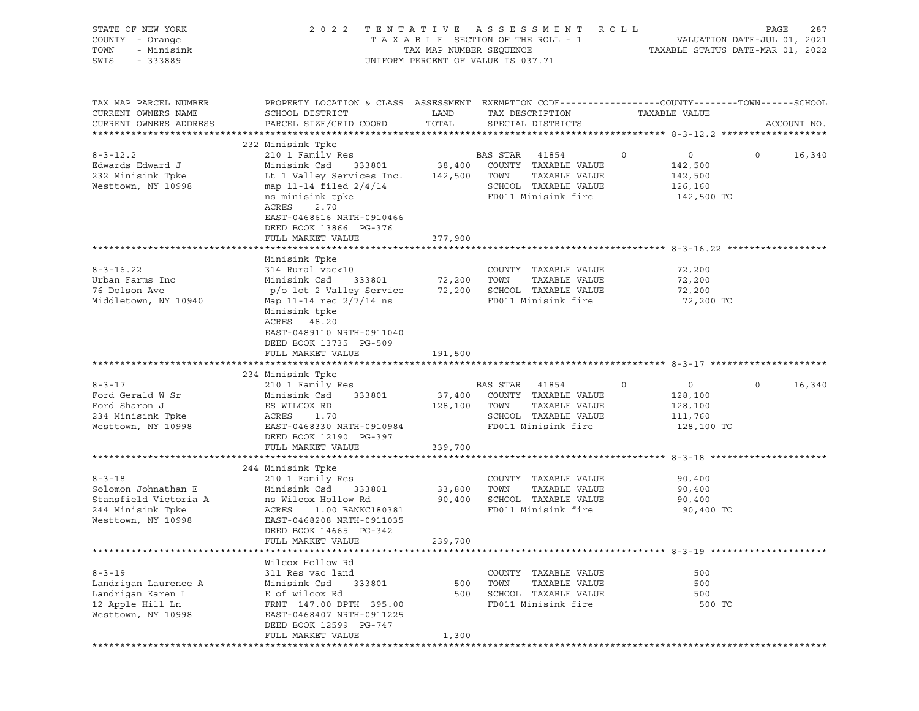STATE OF NEW YORK 2022 TENTATIVE ASSESSMENT ROLL
COUNTY - Orange TAXABLE SECTION OF THE ROLL - 1 VALUATION DATE-JUL 01, 2021
TOWN - Minisink TAX MAP NUMBER SEQUENCE TAXABLE STATUS DATE-MAR 01, 2022
SWIS - 333889 UNIFORM PERCENT OF VALUE IS 037.71

```
TAX MAP PARCEL NUMBER       PROPERTY LOCATION & CLASS  ASSESSMENT  EXEMPTION CODE------------------COUNTY--------TOWN------SCHOOL
CURRENT OWNERS NAME         SCHOOL DISTRICT               LAND      TAX DESCRIPTION             TAXABLE VALUE
CURRENT OWNERS ADDRESS      PARCEL SIZE/GRID COORD       TOTAL      SPECIAL DISTRICTS                                   ACCOUNT NO.
******************************************************************************************************* 8-3-12.2 *******************
                            232 Minisink Tpke
8-3-12.2                    210 1 Family Res                        BAS STAR   41854       0          0          0     16,340
Edwards Edward J            Minisink Csd     333801        38,400   COUNTY  TAXABLE VALUE            142,500
232 Minisink Tpke           Lt 1 Valley Services Inc.     142,500   TOWN    TAXABLE VALUE            142,500
Westtown, NY 10998          map 11-14 filed 2/4/14                  SCHOOL  TAXABLE VALUE            126,160
                            ns minisink tpke                        FD011 Minisink fire               142,500 TO
                            ACRES     2.70
                            EAST-0468616 NRTH-0910466
                            DEED BOOK 13866  PG-376
                            FULL MARKET VALUE             377,900
******************************************************************************************************* 8-3-16.22 ******************
                            Minisink Tpke
8-3-16.22                   314 Rural vac<10                        COUNTY  TAXABLE VALUE             72,200
Urban Farms Inc             Minisink Csd     333801        72,200   TOWN    TAXABLE VALUE             72,200
76 Dolson Ave               p/o lot 2 Valley Service       72,200   SCHOOL  TAXABLE VALUE             72,200
Middletown, NY 10940        Map 11-14 rec 2/7/14 ns                 FD011 Minisink fire                72,200 TO
                            Minisink tpke
                            ACRES    48.20
                            EAST-0489110 NRTH-0911040
                            DEED BOOK 13735  PG-509
                            FULL MARKET VALUE             191,500
******************************************************************************************************* 8-3-17 *********************
                            234 Minisink Tpke
8-3-17                      210 1 Family Res                        BAS STAR   41854       0          0          0     16,340
Ford Gerald W Sr            Minisink Csd     333801        37,400   COUNTY  TAXABLE VALUE            128,100
Ford Sharon J               ES WILCOX RD                  128,100   TOWN    TAXABLE VALUE            128,100
234 Minisink Tpke           ACRES     1.70                          SCHOOL  TAXABLE VALUE            111,760
Westtown, NY 10998          EAST-0468330 NRTH-0910984               FD011 Minisink fire               128,100 TO
                            DEED BOOK 12190  PG-397
                            FULL MARKET VALUE             339,700
******************************************************************************************************* 8-3-18 *********************
                            244 Minisink Tpke
8-3-18                      210 1 Family Res                        COUNTY  TAXABLE VALUE             90,400
Solomon Johnathan E         Minisink Csd     333801        33,800   TOWN    TAXABLE VALUE             90,400
Stansfield Victoria A       ns Wilcox Hollow Rd            90,400   SCHOOL  TAXABLE VALUE             90,400
244 Minisink Tpke           ACRES     1.00 BANKC180381              FD011 Minisink fire                90,400 TO
Westtown, NY 10998          EAST-0468208 NRTH-0911035
                            DEED BOOK 14665  PG-342
                            FULL MARKET VALUE             239,700
******************************************************************************************************* 8-3-19 *********************
                            Wilcox Hollow Rd
8-3-19                      311 Res vac land                        COUNTY  TAXABLE VALUE                500
Landrigan Laurence A        Minisink Csd     333801           500   TOWN    TAXABLE VALUE                500
Landrigan Karen L           E of wilcox Rd                    500   SCHOOL  TAXABLE VALUE                500
12 Apple Hill Ln            FRNT 147.00 DPTH 395.00                 FD011 Minisink fire                   500 TO
Westtown, NY 10998          EAST-0468407 NRTH-0911225
                            DEED BOOK 12599  PG-747
                            FULL MARKET VALUE               1,300
************************************************************************************************************************************
```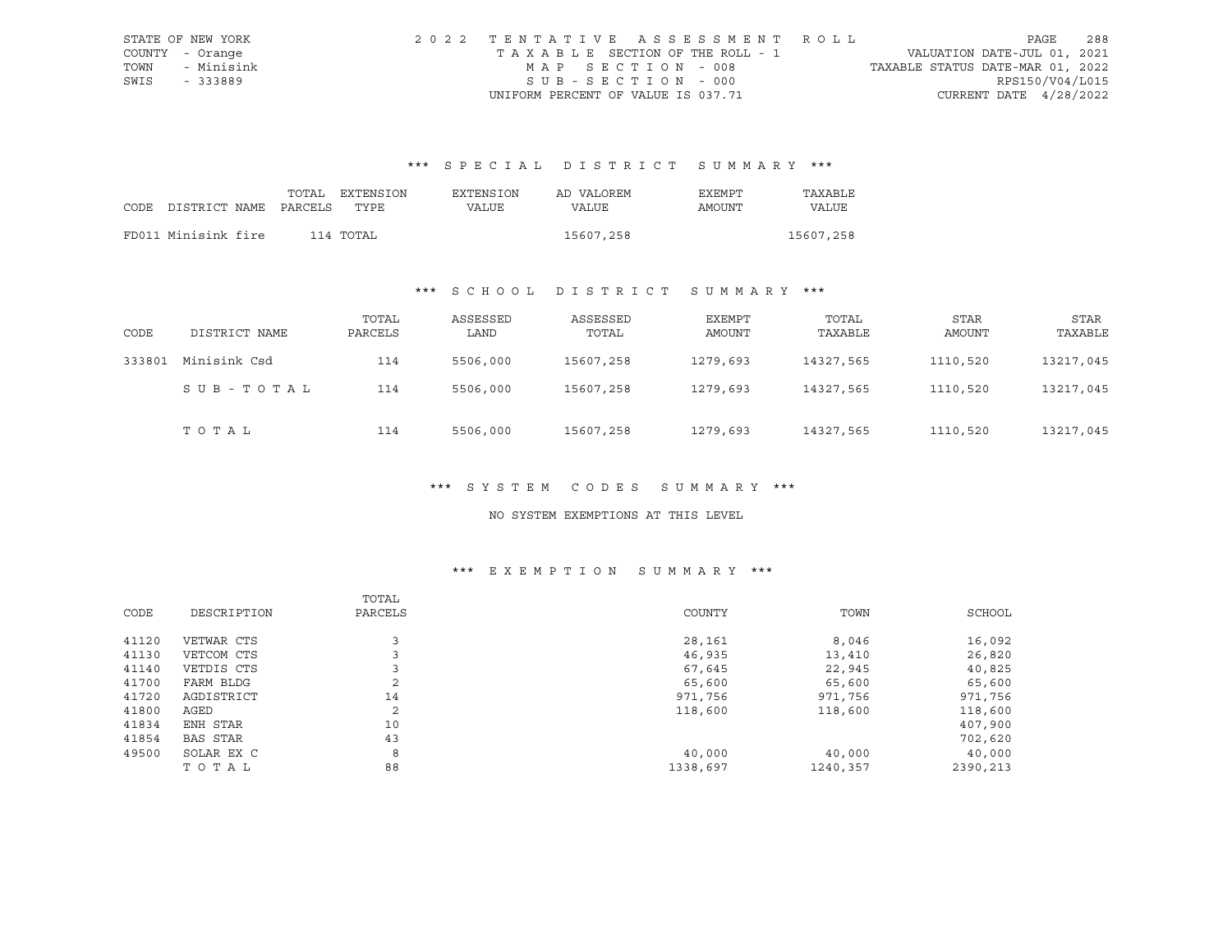STATE OF NEW YORK
COUNTY - Orange
TOWN - Minisink
SWIS - 333889

2022 TENTATIVE ASSESSMENT ROLL
TAXABLE SECTION OF THE ROLL - 1
MAP SECTION - 008
SUB-SECTION - 000
UNIFORM PERCENT OF VALUE IS 037.71

VALUATION DATE-JUL 01, 2021
TAXABLE STATUS DATE-MAR 01, 2022
RPS150/V04/L015
CURRENT DATE 4/28/2022

## *** SPECIAL DISTRICT SUMMARY ***

| CODE | DISTRICT NAME | TOTAL PARCELS | EXTENSION TYPE | EXTENSION VALUE | AD VALOREM VALUE | EXEMPT AMOUNT | TAXABLE VALUE |
|---|---|---|---|---|---|---|---|
| FD011 | Minisink fire | 114 | TOTAL | | 15607,258 | | 15607,258 |

## *** SCHOOL DISTRICT SUMMARY ***

| CODE | DISTRICT NAME | TOTAL PARCELS | ASSESSED LAND | ASSESSED TOTAL | EXEMPT AMOUNT | TOTAL TAXABLE | STAR AMOUNT | STAR TAXABLE |
|---|---|---|---|---|---|---|---|---|
| 333801 | Minisink Csd | 114 | 5506,000 | 15607,258 | 1279,693 | 14327,565 | 1110,520 | 13217,045 |
| | SUB-TOTAL | 114 | 5506,000 | 15607,258 | 1279,693 | 14327,565 | 1110,520 | 13217,045 |
| | TOTAL | 114 | 5506,000 | 15607,258 | 1279,693 | 14327,565 | 1110,520 | 13217,045 |

## *** SYSTEM CODES SUMMARY ***

NO SYSTEM EXEMPTIONS AT THIS LEVEL

## *** EXEMPTION SUMMARY ***

| CODE | DESCRIPTION | TOTAL PARCELS | COUNTY | TOWN | SCHOOL |
|---|---|---|---|---|---|
| 41120 | VETWAR CTS | 3 | 28,161 | 8,046 | 16,092 |
| 41130 | VETCOM CTS | 3 | 46,935 | 13,410 | 26,820 |
| 41140 | VETDIS CTS | 3 | 67,645 | 22,945 | 40,825 |
| 41700 | FARM BLDG | 2 | 65,600 | 65,600 | 65,600 |
| 41720 | AGDISTRICT | 14 | 971,756 | 971,756 | 971,756 |
| 41800 | AGED | 2 | 118,600 | 118,600 | 118,600 |
| 41834 | ENH STAR | 10 | | | 407,900 |
| 41854 | BAS STAR | 43 | | | 702,620 |
| 49500 | SOLAR EX C | 8 | 40,000 | 40,000 | 40,000 |
| | TOTAL | 88 | 1338,697 | 1240,357 | 2390,213 |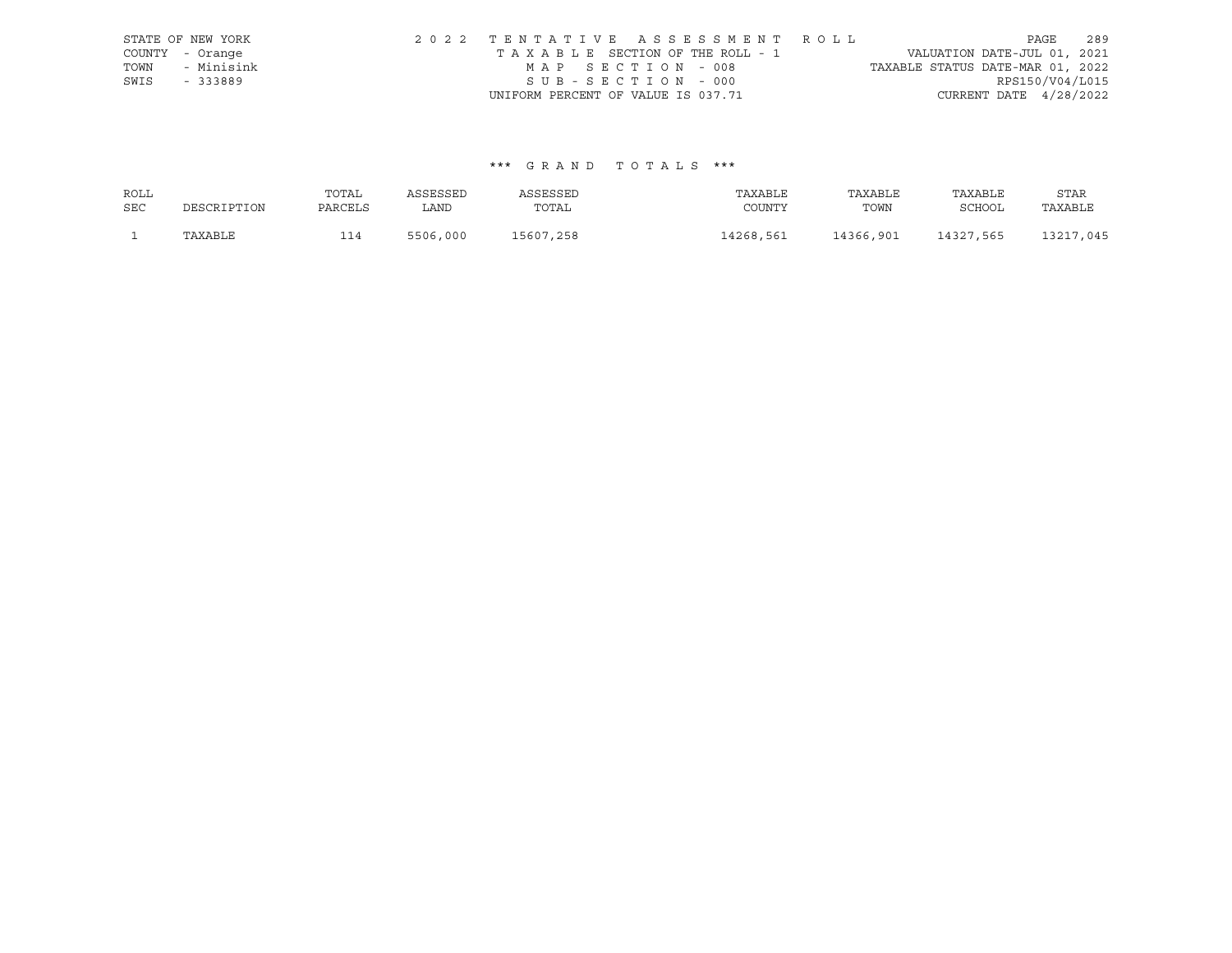STATE OF NEW YORK
COUNTY - Orange
TOWN - Minisink
SWIS - 333889

2 0 2 2 T E N T A T I V E A S S E S S M E N T R O L L
T A X A B L E SECTION OF THE ROLL - 1
M A P S E C T I O N - 008
S U B - S E C T I O N - 000
UNIFORM PERCENT OF VALUE IS 037.71

VALUATION DATE-JUL 01, 2021
TAXABLE STATUS DATE-MAR 01, 2022
RPS150/V04/L015
CURRENT DATE 4/28/2022

*** G R A N D T O T A L S ***

| ROLL SEC | DESCRIPTION | TOTAL PARCELS | ASSESSED LAND | ASSESSED TOTAL | TAXABLE COUNTY | TAXABLE TOWN | TAXABLE SCHOOL | STAR TAXABLE |
|---|---|---|---|---|---|---|---|---|
| 1 | TAXABLE | 114 | 5506,000 | 15607,258 | 14268,561 | 14366,901 | 14327,565 | 13217,045 |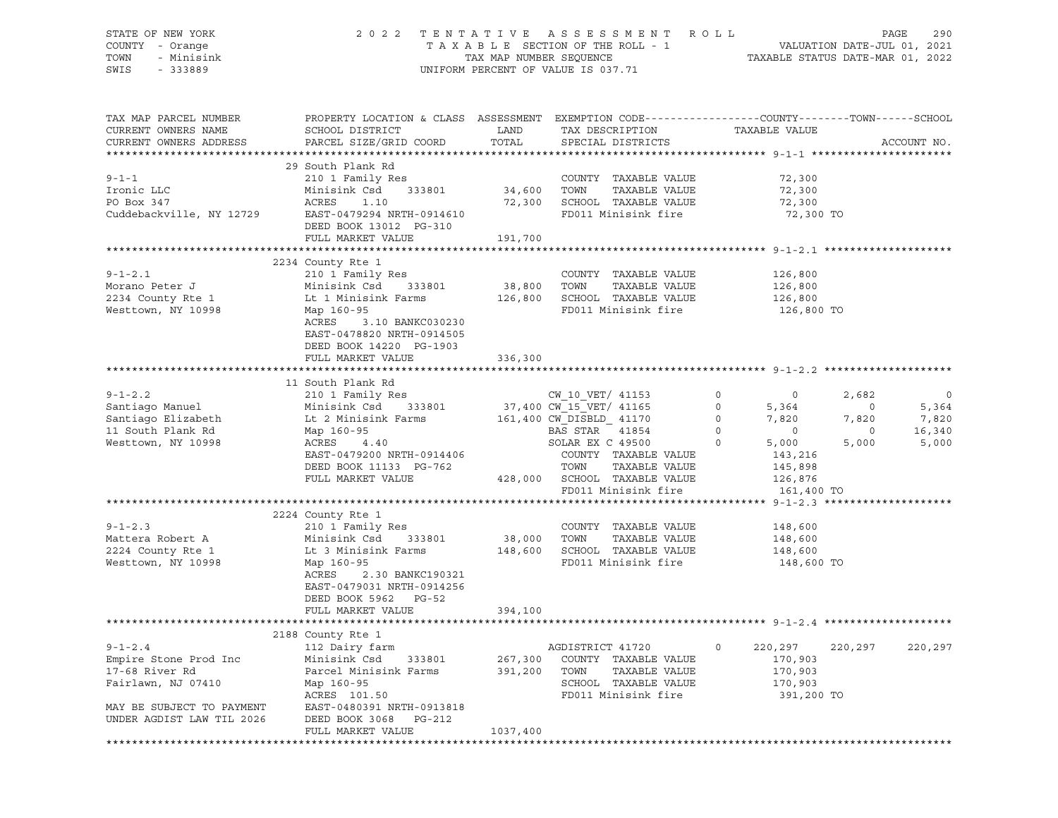STATE OF NEW YORK — 2022 TENTATIVE ASSESSMENT ROLL
COUNTY - Orange — TAXABLE SECTION OF THE ROLL - 1 — VALUATION DATE-JUL 01, 2021
TOWN - Minisink — TAX MAP NUMBER SEQUENCE — TAXABLE STATUS DATE-MAR 01, 2022
SWIS - 333889 — UNIFORM PERCENT OF VALUE IS 037.71

| TAX MAP PARCEL NUMBER / CURRENT OWNERS NAME / CURRENT OWNERS ADDRESS | PROPERTY LOCATION & CLASS / SCHOOL DISTRICT / PARCEL SIZE/GRID COORD | ASSESSMENT LAND / TOTAL | EXEMPTION CODE / TAX DESCRIPTION / SPECIAL DISTRICTS | | COUNTY | TOWN | SCHOOL |
|---|---|---|---|---|---|---|---|
| **9-1-1** | 29 South Plank Rd | | | | | | |
| 9-1-1 | 210 1 Family Res | | COUNTY TAXABLE VALUE | | 72,300 | | |
| Ironic LLC | Minisink Csd 333801 | 34,600 | TOWN TAXABLE VALUE | | 72,300 | | |
| PO Box 347 | ACRES 1.10 | 72,300 | SCHOOL TAXABLE VALUE | | 72,300 | | |
| Cuddebackville, NY 12729 | EAST-0479294 NRTH-0914610 | | FD011 Minisink fire | | 72,300 TO | | |
| | DEED BOOK 13012 PG-310 | | | | | | |
| | FULL MARKET VALUE | 191,700 | | | | | |
| **9-1-2.1** | 2234 County Rte 1 | | | | | | |
| 9-1-2.1 | 210 1 Family Res | | COUNTY TAXABLE VALUE | | 126,800 | | |
| Morano Peter J | Minisink Csd 333801 | 38,800 | TOWN TAXABLE VALUE | | 126,800 | | |
| 2234 County Rte 1 | Lt 1 Minisink Farms | 126,800 | SCHOOL TAXABLE VALUE | | 126,800 | | |
| Westtown, NY 10998 | Map 160-95 | | FD011 Minisink fire | | 126,800 TO | | |
| | ACRES 3.10 BANKC030230 | | | | | | |
| | EAST-0478820 NRTH-0914505 | | | | | | |
| | DEED BOOK 14220 PG-1903 | | | | | | |
| | FULL MARKET VALUE | 336,300 | | | | | |
| **9-1-2.2** | 11 South Plank Rd | | | | | | |
| 9-1-2.2 | 210 1 Family Res | | CW_10_VET/ 41153 | 0 | 0 | 2,682 | 0 |
| Santiago Manuel | Minisink Csd 333801 | 37,400 | CW_15_VET/ 41165 | 0 | 5,364 | 0 | 5,364 |
| Santiago Elizabeth | Lt 2 Minisink Farms | 161,400 | CW_DISBLD_ 41170 | 0 | 7,820 | 7,820 | 7,820 |
| 11 South Plank Rd | Map 160-95 | | BAS STAR 41854 | 0 | 0 | 0 | 16,340 |
| Westtown, NY 10998 | ACRES 4.40 | | SOLAR EX C 49500 | 0 | 5,000 | 5,000 | 5,000 |
| | EAST-0479200 NRTH-0914406 | | COUNTY TAXABLE VALUE | | 143,216 | | |
| | DEED BOOK 11133 PG-762 | | TOWN TAXABLE VALUE | | 145,898 | | |
| | FULL MARKET VALUE | 428,000 | SCHOOL TAXABLE VALUE | | 126,876 | | |
| | | | FD011 Minisink fire | | 161,400 TO | | |
| **9-1-2.3** | 2224 County Rte 1 | | | | | | |
| 9-1-2.3 | 210 1 Family Res | | COUNTY TAXABLE VALUE | | 148,600 | | |
| Mattera Robert A | Minisink Csd 333801 | 38,000 | TOWN TAXABLE VALUE | | 148,600 | | |
| 2224 County Rte 1 | Lt 3 Minisink Farms | 148,600 | SCHOOL TAXABLE VALUE | | 148,600 | | |
| Westtown, NY 10998 | Map 160-95 | | FD011 Minisink fire | | 148,600 TO | | |
| | ACRES 2.30 BANKC190321 | | | | | | |
| | EAST-0479031 NRTH-0914256 | | | | | | |
| | DEED BOOK 5962 PG-52 | | | | | | |
| | FULL MARKET VALUE | 394,100 | | | | | |
| **9-1-2.4** | 2188 County Rte 1 | | | | | | |
| 9-1-2.4 | 112 Dairy farm | | AGDISTRICT 41720 | 0 | 220,297 | 220,297 | 220,297 |
| Empire Stone Prod Inc | Minisink Csd 333801 | 267,300 | COUNTY TAXABLE VALUE | | 170,903 | | |
| 17-68 River Rd | Parcel Minisink Farms | 391,200 | TOWN TAXABLE VALUE | | 170,903 | | |
| Fairlawn, NJ 07410 | Map 160-95 | | SCHOOL TAXABLE VALUE | | 170,903 | | |
| | ACRES 101.50 | | FD011 Minisink fire | | 391,200 TO | | |
| MAY BE SUBJECT TO PAYMENT | EAST-0480391 NRTH-0913818 | | | | | | |
| UNDER AGDIST LAW TIL 2026 | DEED BOOK 3068 PG-212 | | | | | | |
| | FULL MARKET VALUE | 1037,400 | | | | | |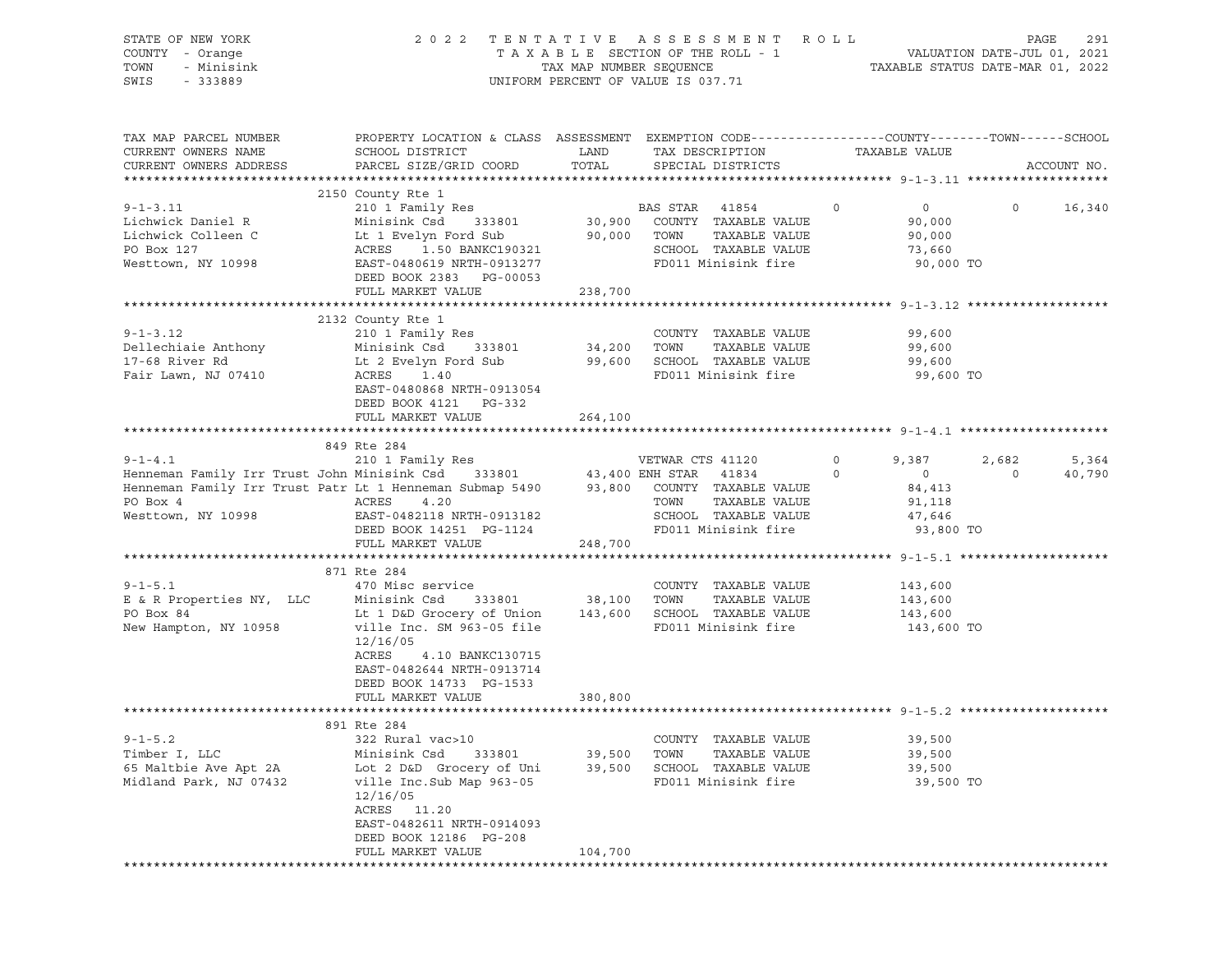STATE OF NEW YORK | COUNTY - Orange | TOWN - Minisink | SWIS - 333889

2 0 2 2 T E N T A T I V E A S S E S S M E N T R O L L
T A X A B L E SECTION OF THE ROLL - 1
TAX MAP NUMBER SEQUENCE
UNIFORM PERCENT OF VALUE IS 037.71

VALUATION DATE-JUL 01, 2021
TAXABLE STATUS DATE-MAR 01, 2022

```
TAX MAP PARCEL NUMBER          PROPERTY LOCATION & CLASS  ASSESSMENT  EXEMPTION CODE------------------COUNTY--------TOWN------SCHOOL
CURRENT OWNERS NAME            SCHOOL DISTRICT               LAND      TAX DESCRIPTION            TAXABLE VALUE
CURRENT OWNERS ADDRESS         PARCEL SIZE/GRID COORD        TOTAL     SPECIAL DISTRICTS                                    ACCOUNT NO.
******************************************************************************************************* 9-1-3.11 *******************
                               2150 County Rte 1
9-1-3.11                       210 1 Family Res                        BAS STAR  41854         0           0            0     16,340
Lichwick Daniel R              Minisink Csd     333801      30,900     COUNTY  TAXABLE VALUE              90,000
Lichwick Colleen C             Lt 1 Evelyn Ford Sub         90,000     TOWN    TAXABLE VALUE              90,000
PO Box 127                     ACRES    1.50 BANKC190321               SCHOOL  TAXABLE VALUE              73,660
Westtown, NY 10998             EAST-0480619 NRTH-0913277               FD011 Minisink fire                 90,000 TO
                               DEED BOOK 2383   PG-00053
                               FULL MARKET VALUE           238,700
******************************************************************************************************* 9-1-3.12 *******************
                               2132 County Rte 1
9-1-3.12                       210 1 Family Res                        COUNTY  TAXABLE VALUE              99,600
Dellechiaie Anthony            Minisink Csd     333801      34,200     TOWN    TAXABLE VALUE              99,600
17-68 River Rd                 Lt 2 Evelyn Ford Sub         99,600     SCHOOL  TAXABLE VALUE              99,600
Fair Lawn, NJ 07410            ACRES    1.40                           FD011 Minisink fire                 99,600 TO
                               EAST-0480868 NRTH-0913054
                               DEED BOOK 4121   PG-332
                               FULL MARKET VALUE           264,100
******************************************************************************************************* 9-1-4.1 ********************
                               849 Rte 284
9-1-4.1                        210 1 Family Res                        VETWAR CTS 41120        0       9,387        2,682      5,364
Henneman Family Irr Trust John Minisink Csd     333801      43,400     ENH STAR  41834         0           0            0     40,790
Henneman Family Irr Trust Patr Lt 1 Henneman Submap 5490    93,800     COUNTY  TAXABLE VALUE              84,413
PO Box 4                       ACRES    4.20                           TOWN    TAXABLE VALUE              91,118
Westtown, NY 10998             EAST-0482118 NRTH-0913182               SCHOOL  TAXABLE VALUE              47,646
                               DEED BOOK 14251  PG-1124                FD011 Minisink fire                 93,800 TO
                               FULL MARKET VALUE           248,700
******************************************************************************************************* 9-1-5.1 ********************
                               871 Rte 284
9-1-5.1                        470 Misc service                        COUNTY  TAXABLE VALUE             143,600
E & R Properties NY,  LLC      Minisink Csd     333801      38,100     TOWN    TAXABLE VALUE             143,600
PO Box 84                      Lt 1 D&D Grocery of Union   143,600     SCHOOL  TAXABLE VALUE             143,600
New Hampton, NY 10958          ville Inc. SM 963-05 file               FD011 Minisink fire                143,600 TO
                               12/16/05
                               ACRES    4.10 BANKC130715
                               EAST-0482644 NRTH-0913714
                               DEED BOOK 14733  PG-1533
                               FULL MARKET VALUE           380,800
******************************************************************************************************* 9-1-5.2 ********************
                               891 Rte 284
9-1-5.2                        322 Rural vac>10                        COUNTY  TAXABLE VALUE              39,500
Timber I, LLC                  Minisink Csd     333801      39,500     TOWN    TAXABLE VALUE              39,500
65 Maltbie Ave Apt 2A          Lot 2 D&D  Grocery of Uni    39,500     SCHOOL  TAXABLE VALUE              39,500
Midland Park, NJ 07432         ville Inc.Sub Map 963-05                FD011 Minisink fire                 39,500 TO
                               12/16/05
                               ACRES   11.20
                               EAST-0482611 NRTH-0914093
                               DEED BOOK 12186  PG-208
                               FULL MARKET VALUE           104,700
************************************************************************************************************************************
```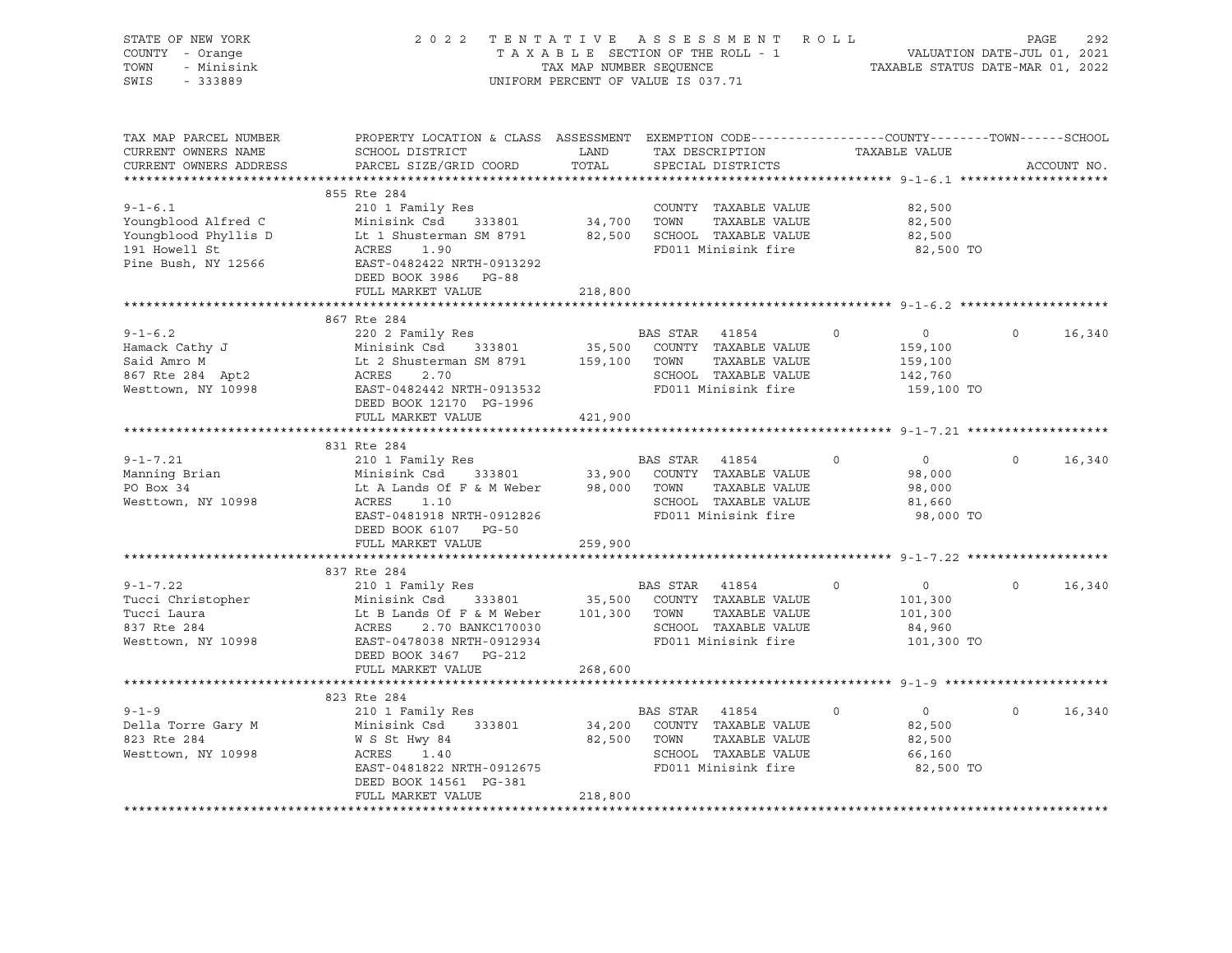STATE OF NEW YORK
COUNTY - Orange
TOWN - Minisink
SWIS - 333889

2022 TENTATIVE ASSESSMENT ROLL
TAXABLE SECTION OF THE ROLL - 1
TAX MAP NUMBER SEQUENCE
UNIFORM PERCENT OF VALUE IS 037.71

VALUATION DATE-JUL 01, 2021
TAXABLE STATUS DATE-MAR 01, 2022

```
TAX MAP PARCEL NUMBER     PROPERTY LOCATION & CLASS  ASSESSMENT  EXEMPTION CODE------------------COUNTY--------TOWN------SCHOOL
CURRENT OWNERS NAME       SCHOOL DISTRICT               LAND      TAX DESCRIPTION              TAXABLE VALUE
CURRENT OWNERS ADDRESS    PARCEL SIZE/GRID COORD        TOTAL     SPECIAL DISTRICTS                                    ACCOUNT NO.
******************************************************************************************************* 9-1-6.1 ********************
                          855 Rte 284
9-1-6.1                   210 1 Family Res                        COUNTY  TAXABLE VALUE           82,500
Youngblood Alfred C       Minisink Csd     333801      34,700    TOWN    TAXABLE VALUE           82,500
Youngblood Phyllis D      Lt 1 Shusterman SM 8791      82,500    SCHOOL  TAXABLE VALUE           82,500
191 Howell St             ACRES    1.90                           FD011 Minisink fire              82,500 TO
Pine Bush, NY 12566       EAST-0482422 NRTH-0913292
                          DEED BOOK 3986   PG-88
                          FULL MARKET VALUE            218,800
******************************************************************************************************* 9-1-6.2 ********************
                          867 Rte 284
9-1-6.2                   220 2 Family Res                        BAS STAR   41854        0          0            0      16,340
Hamack Cathy J            Minisink Csd     333801      35,500    COUNTY  TAXABLE VALUE          159,100
Said Amro M               Lt 2 Shusterman SM 8791     159,100    TOWN    TAXABLE VALUE          159,100
867 Rte 284  Apt2         ACRES    2.70                           SCHOOL  TAXABLE VALUE          142,760
Westtown, NY 10998        EAST-0482442 NRTH-0913532               FD011 Minisink fire             159,100 TO
                          DEED BOOK 12170  PG-1996
                          FULL MARKET VALUE            421,900
******************************************************************************************************* 9-1-7.21 *******************
                          831 Rte 284
9-1-7.21                  210 1 Family Res                        BAS STAR   41854        0          0            0      16,340
Manning Brian             Minisink Csd     333801      33,900    COUNTY  TAXABLE VALUE           98,000
PO Box 34                 Lt A Lands Of F & M Weber    98,000    TOWN    TAXABLE VALUE           98,000
Westtown, NY 10998        ACRES    1.10                           SCHOOL  TAXABLE VALUE           81,660
                          EAST-0481918 NRTH-0912826               FD011 Minisink fire              98,000 TO
                          DEED BOOK 6107   PG-50
                          FULL MARKET VALUE            259,900
******************************************************************************************************* 9-1-7.22 *******************
                          837 Rte 284
9-1-7.22                  210 1 Family Res                        BAS STAR   41854        0          0            0      16,340
Tucci Christopher         Minisink Csd     333801      35,500    COUNTY  TAXABLE VALUE          101,300
Tucci Laura               Lt B Lands Of F & M Weber   101,300    TOWN    TAXABLE VALUE          101,300
837 Rte 284               ACRES    2.70 BANKC170030               SCHOOL  TAXABLE VALUE           84,960
Westtown, NY 10998        EAST-0478038 NRTH-0912934               FD011 Minisink fire             101,300 TO
                          DEED BOOK 3467   PG-212
                          FULL MARKET VALUE            268,600
******************************************************************************************************* 9-1-9 **********************
                          823 Rte 284
9-1-9                     210 1 Family Res                        BAS STAR   41854        0          0            0      16,340
Della Torre Gary M        Minisink Csd     333801      34,200    COUNTY  TAXABLE VALUE           82,500
823 Rte 284               W S St Hwy 84                82,500    TOWN    TAXABLE VALUE           82,500
Westtown, NY 10998        ACRES    1.40                           SCHOOL  TAXABLE VALUE           66,160
                          EAST-0481822 NRTH-0912675               FD011 Minisink fire              82,500 TO
                          DEED BOOK 14561  PG-381
                          FULL MARKET VALUE            218,800
************************************************************************************************************************************
```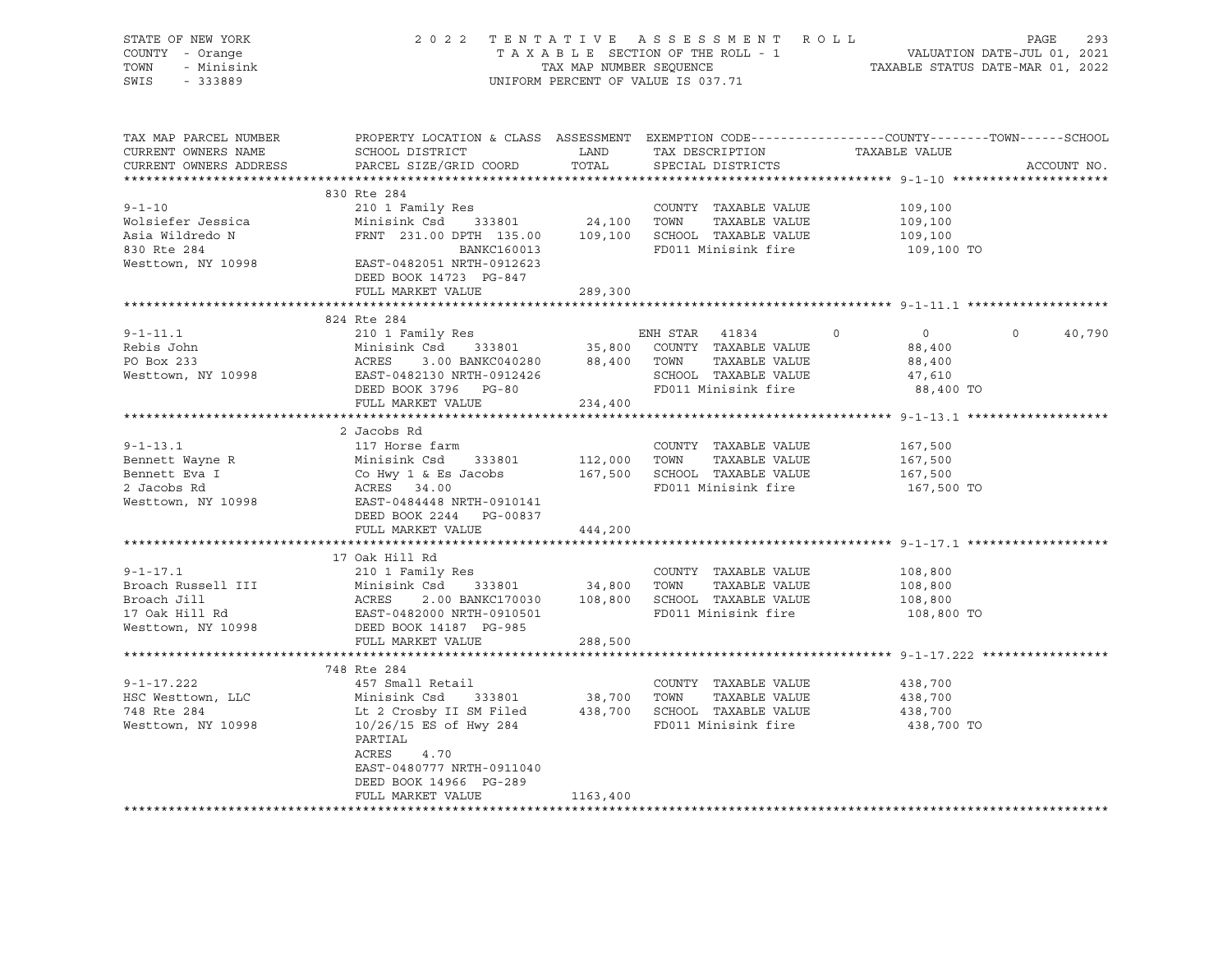STATE OF NEW YORK — COUNTY - Orange — TOWN - Minisink — SWIS - 333889

2 0 2 2 T E N T A T I V E A S S E S S M E N T R O L L
T A X A B L E SECTION OF THE ROLL - 1
TAX MAP NUMBER SEQUENCE
UNIFORM PERCENT OF VALUE IS 037.71

VALUATION DATE-JUL 01, 2021
TAXABLE STATUS DATE-MAR 01, 2022

| TAX MAP PARCEL NUMBER / CURRENT OWNERS NAME / CURRENT OWNERS ADDRESS | PROPERTY LOCATION & CLASS / SCHOOL DISTRICT / PARCEL SIZE/GRID COORD | ASSESSMENT LAND | TOTAL | EXEMPTION CODE / TAX DESCRIPTION / SPECIAL DISTRICTS | COUNTY | TOWN | SCHOOL / TAXABLE VALUE | ACCOUNT NO. |
|---|---|---|---|---|---|---|---|---|
| **9-1-10** | 830 Rte 284 | | | | | | | |
| | 210 1 Family Res | | | COUNTY TAXABLE VALUE | 109,100 | | | |
| Wolsiefer Jessica | Minisink Csd 333801 | 24,100 | | TOWN TAXABLE VALUE | | 109,100 | | |
| Asia Wildredo N | FRNT 231.00 DPTH 135.00 | | 109,100 | SCHOOL TAXABLE VALUE | | | 109,100 | |
| 830 Rte 284 | BANKC160013 | | | FD011 Minisink fire | | | 109,100 TO | |
| Westtown, NY 10998 | EAST-0482051 NRTH-0912623 | | | | | | | |
| | DEED BOOK 14723 PG-847 | | | | | | | |
| | FULL MARKET VALUE | | 289,300 | | | | | |
| **9-1-11.1** | 824 Rte 284 | | | | | | | |
| | 210 1 Family Res | | | ENH STAR 41834 | 0 | 0 | 0 40,790 | |
| Rebis John | Minisink Csd 333801 | 35,800 | | COUNTY TAXABLE VALUE | 88,400 | | | |
| PO Box 233 | ACRES 3.00 BANKC040280 | | 88,400 | TOWN TAXABLE VALUE | | 88,400 | | |
| Westtown, NY 10998 | EAST-0482130 NRTH-0912426 | | | SCHOOL TAXABLE VALUE | | | 47,610 | |
| | DEED BOOK 3796 PG-80 | | | FD011 Minisink fire | | | 88,400 TO | |
| | FULL MARKET VALUE | | 234,400 | | | | | |
| **9-1-13.1** | 2 Jacobs Rd | | | | | | | |
| | 117 Horse farm | | | COUNTY TAXABLE VALUE | 167,500 | | | |
| Bennett Wayne R | Minisink Csd 333801 | 112,000 | | TOWN TAXABLE VALUE | | 167,500 | | |
| Bennett Eva I | Co Hwy 1 & Es Jacobs | | 167,500 | SCHOOL TAXABLE VALUE | | | 167,500 | |
| 2 Jacobs Rd | ACRES 34.00 | | | FD011 Minisink fire | | | 167,500 TO | |
| Westtown, NY 10998 | EAST-0484448 NRTH-0910141 | | | | | | | |
| | DEED BOOK 2244 PG-00837 | | | | | | | |
| | FULL MARKET VALUE | | 444,200 | | | | | |
| **9-1-17.1** | 17 Oak Hill Rd | | | | | | | |
| | 210 1 Family Res | | | COUNTY TAXABLE VALUE | 108,800 | | | |
| Broach Russell III | Minisink Csd 333801 | 34,800 | | TOWN TAXABLE VALUE | | 108,800 | | |
| Broach Jill | ACRES 2.00 BANKC170030 | | 108,800 | SCHOOL TAXABLE VALUE | | | 108,800 | |
| 17 Oak Hill Rd | EAST-0482000 NRTH-0910501 | | | FD011 Minisink fire | | | 108,800 TO | |
| Westtown, NY 10998 | DEED BOOK 14187 PG-985 | | | | | | | |
| | FULL MARKET VALUE | | 288,500 | | | | | |
| **9-1-17.222** | 748 Rte 284 | | | | | | | |
| | 457 Small Retail | | | COUNTY TAXABLE VALUE | 438,700 | | | |
| HSC Westtown, LLC | Minisink Csd 333801 | 38,700 | | TOWN TAXABLE VALUE | | 438,700 | | |
| 748 Rte 284 | Lt 2 Crosby II SM Filed | | 438,700 | SCHOOL TAXABLE VALUE | | | 438,700 | |
| Westtown, NY 10998 | 10/26/15 ES of Hwy 284 | | | FD011 Minisink fire | | | 438,700 TO | |
| | PARTIAL | | | | | | | |
| | ACRES 4.70 | | | | | | | |
| | EAST-0480777 NRTH-0911040 | | | | | | | |
| | DEED BOOK 14966 PG-289 | | | | | | | |
| | FULL MARKET VALUE | | 1163,400 | | | | | |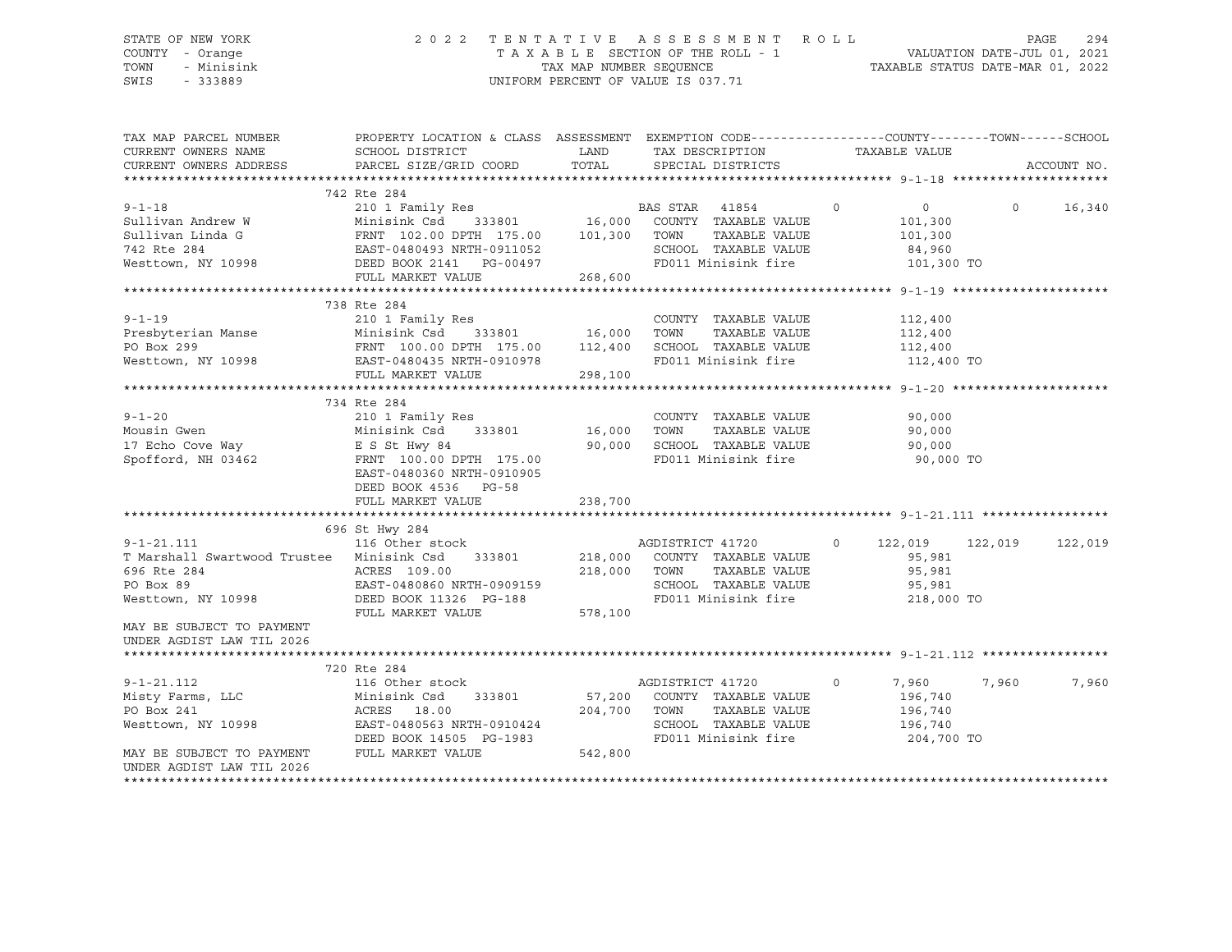STATE OF NEW YORK  
COUNTY - Orange  
TOWN - Minisink  
SWIS - 333889

2 0 2 2 T E N T A T I V E A S S E S S M E N T R O L L  
T A X A B L E SECTION OF THE ROLL - 1  
TAX MAP NUMBER SEQUENCE  
UNIFORM PERCENT OF VALUE IS 037.71

VALUATION DATE-JUL 01, 2021  
TAXABLE STATUS DATE-MAR 01, 2022

```
TAX MAP PARCEL NUMBER          PROPERTY LOCATION & CLASS  ASSESSMENT  EXEMPTION CODE------------------COUNTY--------TOWN------SCHOOL
CURRENT OWNERS NAME            SCHOOL DISTRICT               LAND      TAX DESCRIPTION            TAXABLE VALUE
CURRENT OWNERS ADDRESS         PARCEL SIZE/GRID COORD        TOTAL     SPECIAL DISTRICTS                                    ACCOUNT NO.
******************************************************************************************************* 9-1-18 *********************
                               742 Rte 284
9-1-18                         210 1 Family Res                        BAS STAR   41854        0            0             0     16,340
Sullivan Andrew W              Minisink Csd     333801       16,000    COUNTY  TAXABLE VALUE           101,300
Sullivan Linda G               FRNT 102.00 DPTH 175.00      101,300    TOWN    TAXABLE VALUE           101,300
742 Rte 284                    EAST-0480493 NRTH-0911052               SCHOOL  TAXABLE VALUE            84,960
Westtown, NY 10998             DEED BOOK 2141   PG-00497               FD011 Minisink fire             101,300 TO
                               FULL MARKET VALUE            268,600
******************************************************************************************************* 9-1-19 *********************
                               738 Rte 284
9-1-19                         210 1 Family Res                        COUNTY  TAXABLE VALUE           112,400
Presbyterian Manse             Minisink Csd     333801       16,000    TOWN    TAXABLE VALUE           112,400
PO Box 299                     FRNT 100.00 DPTH 175.00      112,400    SCHOOL  TAXABLE VALUE           112,400
Westtown, NY 10998             EAST-0480435 NRTH-0910978               FD011 Minisink fire             112,400 TO
                               FULL MARKET VALUE            298,100
******************************************************************************************************* 9-1-20 *********************
                               734 Rte 284
9-1-20                         210 1 Family Res                        COUNTY  TAXABLE VALUE            90,000
Mousin Gwen                    Minisink Csd     333801       16,000    TOWN    TAXABLE VALUE            90,000
17 Echo Cove Way               E S St Hwy 84                 90,000    SCHOOL  TAXABLE VALUE            90,000
Spofford, NH 03462             FRNT 100.00 DPTH 175.00                 FD011 Minisink fire              90,000 TO
                               EAST-0480360 NRTH-0910905
                               DEED BOOK 4536   PG-58
                               FULL MARKET VALUE            238,700
******************************************************************************************************* 9-1-21.111 *****************
                               696 St Hwy 284
9-1-21.111                     116 Other stock                         AGDISTRICT 41720        0      122,019       122,019    122,019
T Marshall Swartwood Trustee   Minisink Csd     333801      218,000    COUNTY  TAXABLE VALUE            95,981
696 Rte 284                    ACRES 109.00                 218,000    TOWN    TAXABLE VALUE            95,981
PO Box 89                      EAST-0480860 NRTH-0909159               SCHOOL  TAXABLE VALUE            95,981
Westtown, NY 10998             DEED BOOK 11326  PG-188                 FD011 Minisink fire             218,000 TO
                               FULL MARKET VALUE            578,100
MAY BE SUBJECT TO PAYMENT
UNDER AGDIST LAW TIL 2026
******************************************************************************************************* 9-1-21.112 *****************
                               720 Rte 284
9-1-21.112                     116 Other stock                         AGDISTRICT 41720        0        7,960         7,960      7,960
Misty Farms, LLC               Minisink Csd     333801       57,200    COUNTY  TAXABLE VALUE           196,740
PO Box 241                     ACRES  18.00                 204,700    TOWN    TAXABLE VALUE           196,740
Westtown, NY 10998             EAST-0480563 NRTH-0910424               SCHOOL  TAXABLE VALUE           196,740
                               DEED BOOK 14505  PG-1983                FD011 Minisink fire             204,700 TO
MAY BE SUBJECT TO PAYMENT      FULL MARKET VALUE            542,800
UNDER AGDIST LAW TIL 2026
************************************************************************************************************************************
```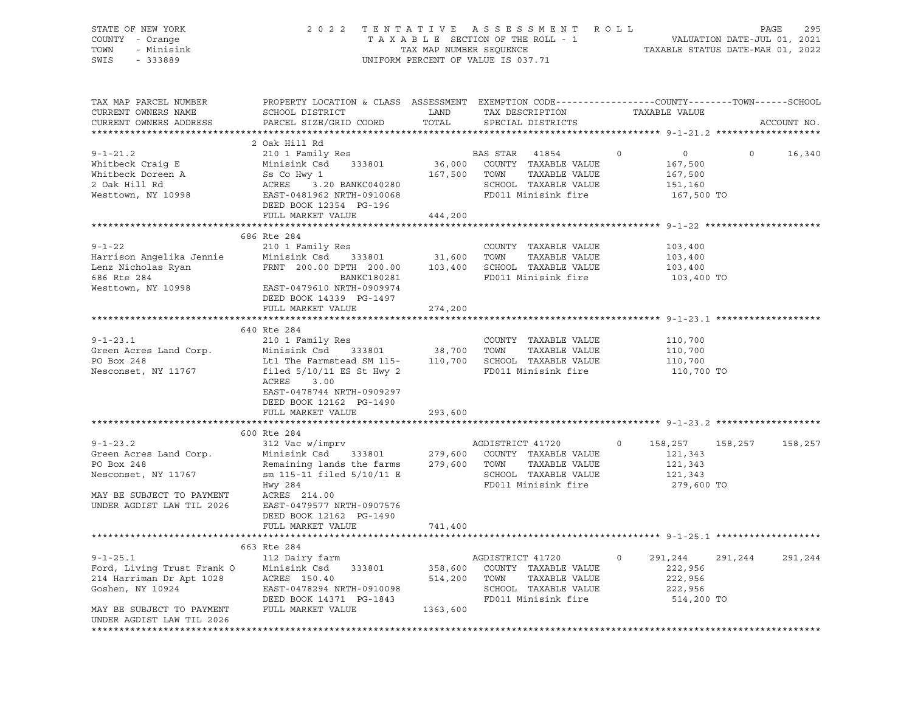STATE OF NEW YORK
COUNTY - Orange
TOWN - Minisink
SWIS - 333889

2 0 2 2 T E N T A T I V E A S S E S S M E N T R O L L
T A X A B L E SECTION OF THE ROLL - 1
TAX MAP NUMBER SEQUENCE
UNIFORM PERCENT OF VALUE IS 037.71

VALUATION DATE-JUL 01, 2021
TAXABLE STATUS DATE-MAR 01, 2022

| TAX MAP PARCEL NUMBER / CURRENT OWNERS NAME / CURRENT OWNERS ADDRESS | PROPERTY LOCATION & CLASS / SCHOOL DISTRICT / PARCEL SIZE/GRID COORD | ASSESSMENT LAND / TOTAL | EXEMPTION CODE / TAX DESCRIPTION / SPECIAL DISTRICTS | COUNTY TAXABLE VALUE | TOWN | SCHOOL | ACCOUNT NO. |
|---|---|---|---|---|---|---|---|
| **9-1-21.2** | 2 Oak Hill Rd | | | | | | |
| 9-1-21.2 | 210 1 Family Res | | BAS STAR 41854 0 | 0 | 0 | 16,340 | |
| Whitbeck Craig E | Minisink Csd 333801 | 36,000 | COUNTY TAXABLE VALUE | 167,500 | | | |
| Whitbeck Doreen A | Ss Co Hwy 1 | 167,500 | TOWN TAXABLE VALUE | 167,500 | | | |
| 2 Oak Hill Rd | ACRES 3.20 BANKC040280 | | SCHOOL TAXABLE VALUE | 151,160 | | | |
| Westtown, NY 10998 | EAST-0481962 NRTH-0910068 | | FD011 Minisink fire | 167,500 TO | | | |
| | DEED BOOK 12354 PG-196 | | | | | | |
| | FULL MARKET VALUE | 444,200 | | | | | |
| **9-1-22** | 686 Rte 284 | | | | | | |
| 9-1-22 | 210 1 Family Res | | COUNTY TAXABLE VALUE | 103,400 | | | |
| Harrison Angelika Jennie | Minisink Csd 333801 | 31,600 | TOWN TAXABLE VALUE | 103,400 | | | |
| Lenz Nicholas Ryan | FRNT 200.00 DPTH 200.00 | 103,400 | SCHOOL TAXABLE VALUE | 103,400 | | | |
| 686 Rte 284 | BANKC180281 | | FD011 Minisink fire | 103,400 TO | | | |
| Westtown, NY 10998 | EAST-0479610 NRTH-0909974 | | | | | | |
| | DEED BOOK 14339 PG-1497 | | | | | | |
| | FULL MARKET VALUE | 274,200 | | | | | |
| **9-1-23.1** | 640 Rte 284 | | | | | | |
| 9-1-23.1 | 210 1 Family Res | | COUNTY TAXABLE VALUE | 110,700 | | | |
| Green Acres Land Corp. | Minisink Csd 333801 | 38,700 | TOWN TAXABLE VALUE | 110,700 | | | |
| PO Box 248 | Lt1 The Farmstead SM 115- | 110,700 | SCHOOL TAXABLE VALUE | 110,700 | | | |
| Nesconset, NY 11767 | filed 5/10/11 ES St Hwy 2 | | FD011 Minisink fire | 110,700 TO | | | |
| | ACRES 3.00 | | | | | | |
| | EAST-0478744 NRTH-0909297 | | | | | | |
| | DEED BOOK 12162 PG-1490 | | | | | | |
| | FULL MARKET VALUE | 293,600 | | | | | |
| **9-1-23.2** | 600 Rte 284 | | | | | | |
| 9-1-23.2 | 312 Vac w/imprv | | AGDISTRICT 41720 0 | 158,257 | 158,257 | 158,257 | |
| Green Acres Land Corp. | Minisink Csd 333801 | 279,600 | COUNTY TAXABLE VALUE | 121,343 | | | |
| PO Box 248 | Remaining lands the farms | 279,600 | TOWN TAXABLE VALUE | 121,343 | | | |
| Nesconset, NY 11767 | sm 115-11 filed 5/10/11 E | | SCHOOL TAXABLE VALUE | 121,343 | | | |
| | Hwy 284 | | FD011 Minisink fire | 279,600 TO | | | |
| MAY BE SUBJECT TO PAYMENT | ACRES 214.00 | | | | | | |
| UNDER AGDIST LAW TIL 2026 | EAST-0479577 NRTH-0907576 | | | | | | |
| | DEED BOOK 12162 PG-1490 | | | | | | |
| | FULL MARKET VALUE | 741,400 | | | | | |
| **9-1-25.1** | 663 Rte 284 | | | | | | |
| 9-1-25.1 | 112 Dairy farm | | AGDISTRICT 41720 0 | 291,244 | 291,244 | 291,244 | |
| Ford, Living Trust Frank O | Minisink Csd 333801 | 358,600 | COUNTY TAXABLE VALUE | 222,956 | | | |
| 214 Harriman Dr Apt 1028 | ACRES 150.40 | 514,200 | TOWN TAXABLE VALUE | 222,956 | | | |
| Goshen, NY 10924 | EAST-0478294 NRTH-0910098 | | SCHOOL TAXABLE VALUE | 222,956 | | | |
| | DEED BOOK 14371 PG-1843 | | FD011 Minisink fire | 514,200 TO | | | |
| MAY BE SUBJECT TO PAYMENT | FULL MARKET VALUE | 1363,600 | | | | | |
| UNDER AGDIST LAW TIL 2026 | | | | | | | |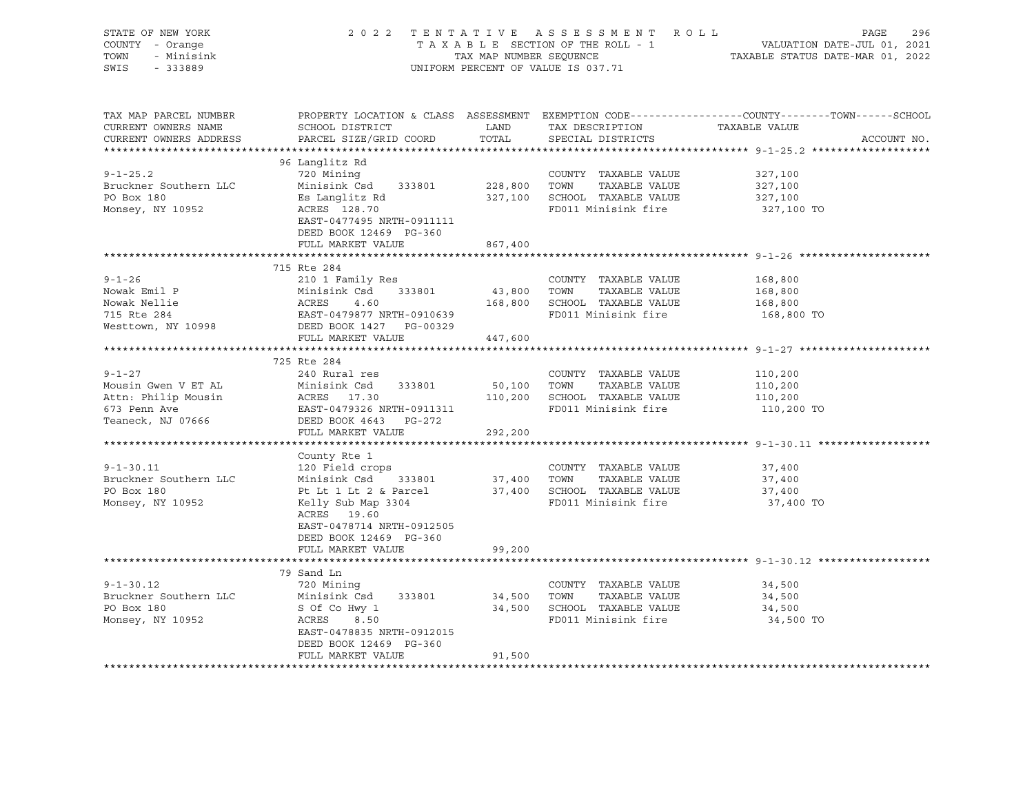STATE OF NEW YORK — 2022 TENTATIVE ASSESSMENT ROLL
COUNTY - Orange — TAXABLE SECTION OF THE ROLL - 1 — VALUATION DATE-JUL 01, 2021
TOWN - Minisink — TAX MAP NUMBER SEQUENCE — TAXABLE STATUS DATE-MAR 01, 2022
SWIS - 333889 — UNIFORM PERCENT OF VALUE IS 037.71

| TAX MAP PARCEL NUMBER / CURRENT OWNERS NAME / CURRENT OWNERS ADDRESS | PROPERTY LOCATION & CLASS / SCHOOL DISTRICT / PARCEL SIZE/GRID COORD | ASSESSMENT LAND / TOTAL | EXEMPTION CODE / TAX DESCRIPTION / SPECIAL DISTRICTS | COUNTY--TOWN--SCHOOL TAXABLE VALUE | ACCOUNT NO. |
|---|---|---|---|---|---|
| **9-1-25.2** | 96 Langlitz Rd | | | | |
| | 720 Mining | | COUNTY TAXABLE VALUE | 327,100 | |
| Bruckner Southern LLC | Minisink Csd 333801 | 228,800 | TOWN TAXABLE VALUE | 327,100 | |
| PO Box 180 | Es Langlitz Rd | 327,100 | SCHOOL TAXABLE VALUE | 327,100 | |
| Monsey, NY 10952 | ACRES 128.70 | | FD011 Minisink fire | 327,100 TO | |
| | EAST-0477495 NRTH-0911111 | | | | |
| | DEED BOOK 12469 PG-360 | | | | |
| | FULL MARKET VALUE | 867,400 | | | |
| **9-1-26** | 715 Rte 284 | | | | |
| | 210 1 Family Res | | COUNTY TAXABLE VALUE | 168,800 | |
| Nowak Emil P | Minisink Csd 333801 | 43,800 | TOWN TAXABLE VALUE | 168,800 | |
| Nowak Nellie | ACRES 4.60 | 168,800 | SCHOOL TAXABLE VALUE | 168,800 | |
| 715 Rte 284 | EAST-0479877 NRTH-0910639 | | FD011 Minisink fire | 168,800 TO | |
| Westtown, NY 10998 | DEED BOOK 1427 PG-00329 | | | | |
| | FULL MARKET VALUE | 447,600 | | | |
| **9-1-27** | 725 Rte 284 | | | | |
| | 240 Rural res | | COUNTY TAXABLE VALUE | 110,200 | |
| Mousin Gwen V ET AL | Minisink Csd 333801 | 50,100 | TOWN TAXABLE VALUE | 110,200 | |
| Attn: Philip Mousin | ACRES 17.30 | 110,200 | SCHOOL TAXABLE VALUE | 110,200 | |
| 673 Penn Ave | EAST-0479326 NRTH-0911311 | | FD011 Minisink fire | 110,200 TO | |
| Teaneck, NJ 07666 | DEED BOOK 4643 PG-272 | | | | |
| | FULL MARKET VALUE | 292,200 | | | |
| **9-1-30.11** | County Rte 1 | | | | |
| | 120 Field crops | | COUNTY TAXABLE VALUE | 37,400 | |
| Bruckner Southern LLC | Minisink Csd 333801 | 37,400 | TOWN TAXABLE VALUE | 37,400 | |
| PO Box 180 | Pt Lt 1 Lt 2 & Parcel | 37,400 | SCHOOL TAXABLE VALUE | 37,400 | |
| Monsey, NY 10952 | Kelly Sub Map 3304 | | FD011 Minisink fire | 37,400 TO | |
| | ACRES 19.60 | | | | |
| | EAST-0478714 NRTH-0912505 | | | | |
| | DEED BOOK 12469 PG-360 | | | | |
| | FULL MARKET VALUE | 99,200 | | | |
| **9-1-30.12** | 79 Sand Ln | | | | |
| | 720 Mining | | COUNTY TAXABLE VALUE | 34,500 | |
| Bruckner Southern LLC | Minisink Csd 333801 | 34,500 | TOWN TAXABLE VALUE | 34,500 | |
| PO Box 180 | S Of Co Hwy 1 | 34,500 | SCHOOL TAXABLE VALUE | 34,500 | |
| Monsey, NY 10952 | ACRES 8.50 | | FD011 Minisink fire | 34,500 TO | |
| | EAST-0478835 NRTH-0912015 | | | | |
| | DEED BOOK 12469 PG-360 | | | | |
| | FULL MARKET VALUE | 91,500 | | | |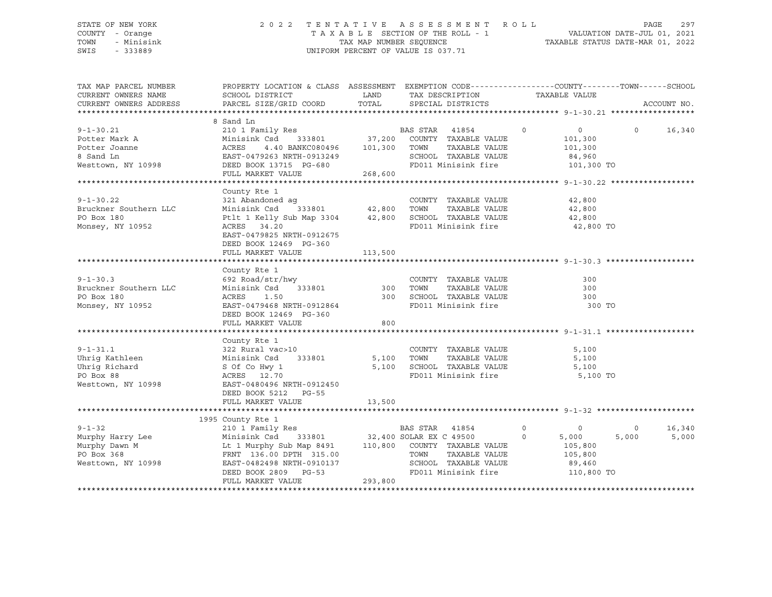STATE OF NEW YORK
COUNTY - Orange
TOWN - Minisink
SWIS - 333889

2022 TENTATIVE ASSESSMENT ROLL
TAXABLE SECTION OF THE ROLL - 1
TAX MAP NUMBER SEQUENCE
UNIFORM PERCENT OF VALUE IS 037.71

VALUATION DATE-JUL 01, 2021
TAXABLE STATUS DATE-MAR 01, 2022

```
TAX MAP PARCEL NUMBER      PROPERTY LOCATION & CLASS  ASSESSMENT  EXEMPTION CODE------------------COUNTY--------TOWN------SCHOOL
CURRENT OWNERS NAME        SCHOOL DISTRICT               LAND      TAX DESCRIPTION              TAXABLE VALUE
CURRENT OWNERS ADDRESS     PARCEL SIZE/GRID COORD        TOTAL     SPECIAL DISTRICTS                                     ACCOUNT NO.
******************************************************************************************************* 9-1-30.21 ******************
                           8 Sand Ln
9-1-30.21                  210 1 Family Res                        BAS STAR  41854         0            0          0      16,340
Potter Mark A              Minisink Csd     333801       37,200    COUNTY  TAXABLE VALUE          101,300
Potter Joanne              ACRES    4.40 BANKC080496    101,300    TOWN    TAXABLE VALUE          101,300
8 Sand Ln                  EAST-0479263 NRTH-0913249               SCHOOL  TAXABLE VALUE           84,960
Westtown, NY 10998         DEED BOOK 13715  PG-680                 FD011 Minisink fire            101,300 TO
                           FULL MARKET VALUE            268,600
******************************************************************************************************* 9-1-30.22 ******************
                           County Rte 1
9-1-30.22                  321 Abandoned ag                        COUNTY  TAXABLE VALUE           42,800
Bruckner Southern LLC      Minisink Csd     333801       42,800    TOWN    TAXABLE VALUE           42,800
PO Box 180                 Ptlt 1 Kelly Sub Map 3304     42,800    SCHOOL  TAXABLE VALUE           42,800
Monsey, NY 10952           ACRES   34.20                           FD011 Minisink fire             42,800 TO
                           EAST-0479825 NRTH-0912675
                           DEED BOOK 12469  PG-360
                           FULL MARKET VALUE            113,500
******************************************************************************************************* 9-1-30.3 *******************
                           County Rte 1
9-1-30.3                   692 Road/str/hwy                        COUNTY  TAXABLE VALUE              300
Bruckner Southern LLC      Minisink Csd     333801          300    TOWN    TAXABLE VALUE              300
PO Box 180                 ACRES    1.50                    300    SCHOOL  TAXABLE VALUE              300
Monsey, NY 10952           EAST-0479468 NRTH-0912864               FD011 Minisink fire                300 TO
                           DEED BOOK 12469  PG-360
                           FULL MARKET VALUE                800
******************************************************************************************************* 9-1-31.1 *******************
                           County Rte 1
9-1-31.1                   322 Rural vac>10                        COUNTY  TAXABLE VALUE            5,100
Uhrig Kathleen             Minisink Csd     333801        5,100    TOWN    TAXABLE VALUE            5,100
Uhrig Richard              S Of Co Hwy 1                  5,100    SCHOOL  TAXABLE VALUE            5,100
PO Box 88                  ACRES   12.70                           FD011 Minisink fire              5,100 TO
Westtown, NY 10998         EAST-0480496 NRTH-0912450
                           DEED BOOK 5212   PG-55
                           FULL MARKET VALUE             13,500
******************************************************************************************************* 9-1-32 *********************
                           1995 County Rte 1
9-1-32                     210 1 Family Res                        BAS STAR  41854         0            0          0      16,340
Murphy Harry Lee           Minisink Csd     333801       32,400 SOLAR EX C 49500       0        5,000      5,000       5,000
Murphy Dawn M              Lt 1 Murphy Sub Map 8491     110,800    COUNTY  TAXABLE VALUE          105,800
PO Box 368                 FRNT  136.00 DPTH  315.00               TOWN    TAXABLE VALUE          105,800
Westtown, NY 10998         EAST-0482498 NRTH-0910137               SCHOOL  TAXABLE VALUE           89,460
                           DEED BOOK 2809   PG-53                  FD011 Minisink fire            110,800 TO
                           FULL MARKET VALUE            293,800
************************************************************************************************************************************
```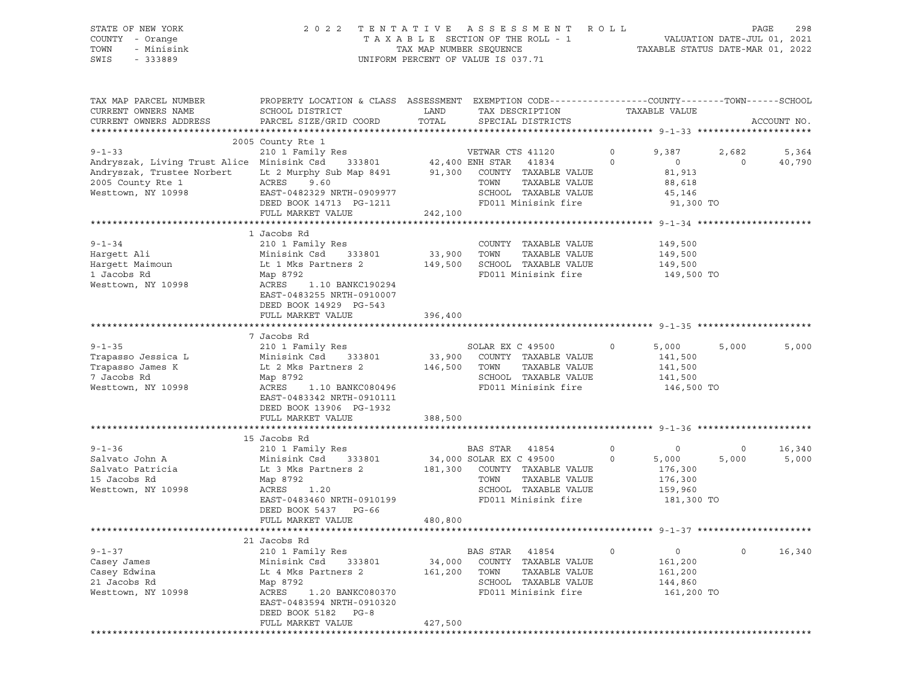STATE OF NEW YORK
COUNTY - Orange
TOWN - Minisink
SWIS - 333889

2022 TENTATIVE ASSESSMENT ROLL
TAXABLE SECTION OF THE ROLL - 1
TAX MAP NUMBER SEQUENCE
UNIFORM PERCENT OF VALUE IS 037.71

VALUATION DATE-JUL 01, 2021
TAXABLE STATUS DATE-MAR 01, 2022

| TAX MAP PARCEL NUMBER / CURRENT OWNERS NAME / CURRENT OWNERS ADDRESS | PROPERTY LOCATION & CLASS / SCHOOL DISTRICT / PARCEL SIZE/GRID COORD | ASSESSMENT LAND / TOTAL | EXEMPTION CODE / TAX DESCRIPTION / SPECIAL DISTRICTS | | COUNTY / TAXABLE VALUE | TOWN | SCHOOL / ACCOUNT NO. |
|---|---|---|---|---|---|---|---|
| **9-1-33** | 2005 County Rte 1 | | | | | | |
| 9-1-33 | 210 1 Family Res | | VETWAR CTS 41120 | 0 | 9,387 | 2,682 | 5,364 |
| Andryszak, Living Trust Alice | Minisink Csd 333801 | 42,400 | ENH STAR 41834 | 0 | 0 | 0 | 40,790 |
| Andryszak, Trustee Norbert | Lt 2 Murphy Sub Map 8491 | 91,300 | COUNTY TAXABLE VALUE | | 81,913 | | |
| 2005 County Rte 1 | ACRES 9.60 | | TOWN TAXABLE VALUE | | 88,618 | | |
| Westtown, NY 10998 | EAST-0482329 NRTH-0909977 | | SCHOOL TAXABLE VALUE | | 45,146 | | |
| | DEED BOOK 14713 PG-1211 | | FD011 Minisink fire | | 91,300 TO | | |
| | FULL MARKET VALUE | 242,100 | | | | | |
| **9-1-34** | 1 Jacobs Rd | | | | | | |
| 9-1-34 | 210 1 Family Res | | COUNTY TAXABLE VALUE | | 149,500 | | |
| Hargett Ali | Minisink Csd 333801 | 33,900 | TOWN TAXABLE VALUE | | 149,500 | | |
| Hargett Maimoun | Lt 1 Mks Partners 2 | 149,500 | SCHOOL TAXABLE VALUE | | 149,500 | | |
| 1 Jacobs Rd | Map 8792 | | FD011 Minisink fire | | 149,500 TO | | |
| Westtown, NY 10998 | ACRES 1.10 BANKC190294 | | | | | | |
| | EAST-0483255 NRTH-0910007 | | | | | | |
| | DEED BOOK 14929 PG-543 | | | | | | |
| | FULL MARKET VALUE | 396,400 | | | | | |
| **9-1-35** | 7 Jacobs Rd | | | | | | |
| 9-1-35 | 210 1 Family Res | | SOLAR EX C 49500 | 0 | 5,000 | 5,000 | 5,000 |
| Trapasso Jessica L | Minisink Csd 333801 | 33,900 | COUNTY TAXABLE VALUE | | 141,500 | | |
| Trapasso James K | Lt 2 Mks Partners 2 | 146,500 | TOWN TAXABLE VALUE | | 141,500 | | |
| 7 Jacobs Rd | Map 8792 | | SCHOOL TAXABLE VALUE | | 141,500 | | |
| Westtown, NY 10998 | ACRES 1.10 BANKC080496 | | FD011 Minisink fire | | 146,500 TO | | |
| | EAST-0483342 NRTH-0910111 | | | | | | |
| | DEED BOOK 13906 PG-1932 | | | | | | |
| | FULL MARKET VALUE | 388,500 | | | | | |
| **9-1-36** | 15 Jacobs Rd | | | | | | |
| 9-1-36 | 210 1 Family Res | | BAS STAR 41854 | 0 | 0 | 0 | 16,340 |
| Salvato John A | Minisink Csd 333801 | 34,000 | SOLAR EX C 49500 | 0 | 5,000 | 5,000 | 5,000 |
| Salvato Patricia | Lt 3 Mks Partners 2 | 181,300 | COUNTY TAXABLE VALUE | | 176,300 | | |
| 15 Jacobs Rd | Map 8792 | | TOWN TAXABLE VALUE | | 176,300 | | |
| Westtown, NY 10998 | ACRES 1.20 | | SCHOOL TAXABLE VALUE | | 159,960 | | |
| | EAST-0483460 NRTH-0910199 | | FD011 Minisink fire | | 181,300 TO | | |
| | DEED BOOK 5437 PG-66 | | | | | | |
| | FULL MARKET VALUE | 480,800 | | | | | |
| **9-1-37** | 21 Jacobs Rd | | | | | | |
| 9-1-37 | 210 1 Family Res | | BAS STAR 41854 | 0 | 0 | 0 | 16,340 |
| Casey James | Minisink Csd 333801 | 34,000 | COUNTY TAXABLE VALUE | | 161,200 | | |
| Casey Edwina | Lt 4 Mks Partners 2 | 161,200 | TOWN TAXABLE VALUE | | 161,200 | | |
| 21 Jacobs Rd | Map 8792 | | SCHOOL TAXABLE VALUE | | 144,860 | | |
| Westtown, NY 10998 | ACRES 1.20 BANKC080370 | | FD011 Minisink fire | | 161,200 TO | | |
| | EAST-0483594 NRTH-0910320 | | | | | | |
| | DEED BOOK 5182 PG-8 | | | | | | |
| | FULL MARKET VALUE | 427,500 | | | | | |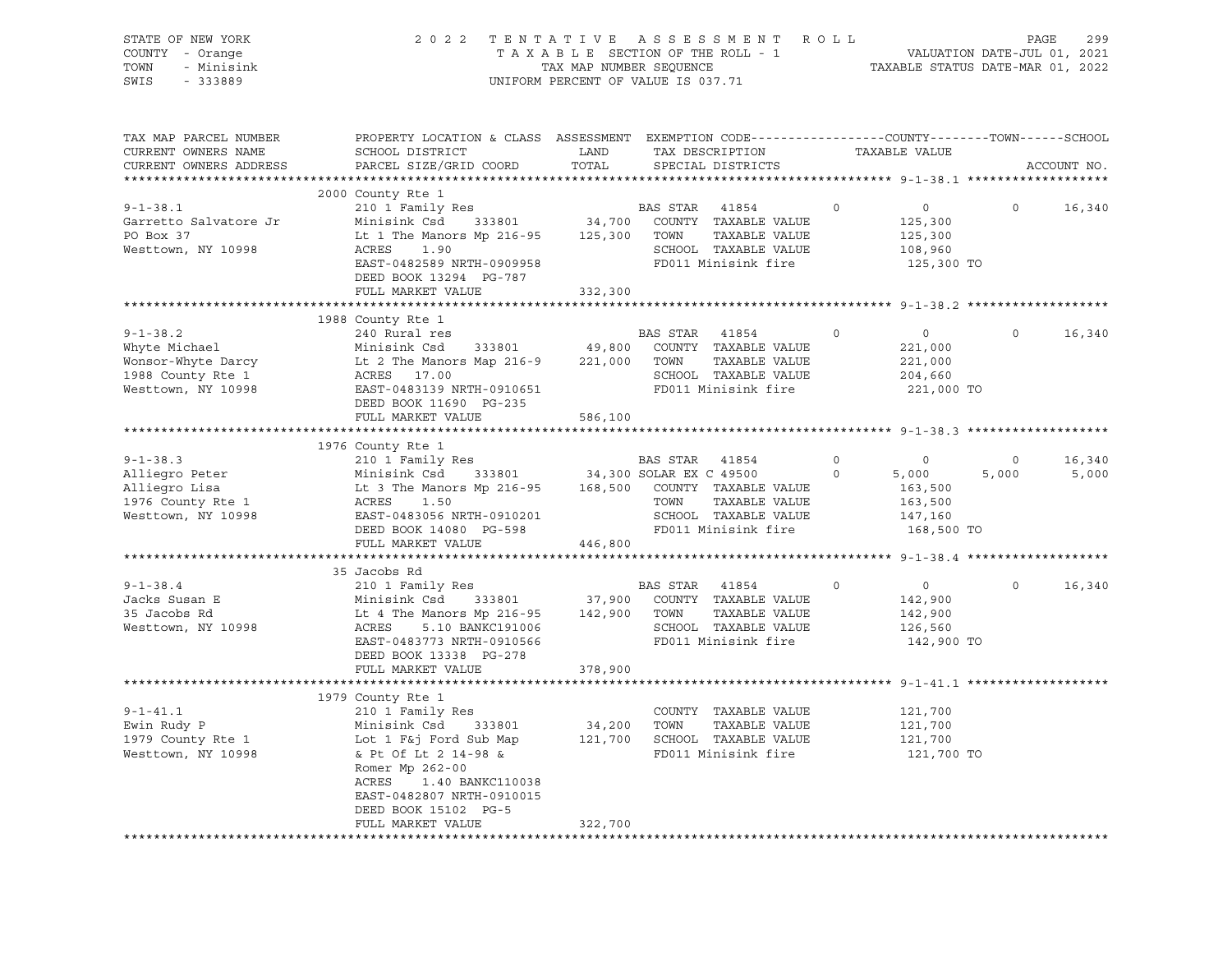STATE OF NEW YORK　　　　2022 TENTATIVE ASSESSMENT ROLL
COUNTY - Orange　　　　TAXABLE SECTION OF THE ROLL - 1　　　　VALUATION DATE-JUL 01, 2021
TOWN - Minisink　　　　TAX MAP NUMBER SEQUENCE　　　　TAXABLE STATUS DATE-MAR 01, 2022
SWIS - 333889　　　　UNIFORM PERCENT OF VALUE IS 037.71

| TAX MAP PARCEL NUMBER / CURRENT OWNERS NAME / CURRENT OWNERS ADDRESS | PROPERTY LOCATION & CLASS / SCHOOL DISTRICT / PARCEL SIZE/GRID COORD | ASSESSMENT LAND / TOTAL | EXEMPTION CODE / TAX DESCRIPTION / SPECIAL DISTRICTS | COUNTY TAXABLE VALUE | TOWN | SCHOOL | ACCOUNT NO. |
|---|---|---|---|---|---|---|---|
| **9-1-38.1** | 2000 County Rte 1 | | | | | | |
| 9-1-38.1 | 210 1 Family Res | | BAS STAR 41854 0 | 0 | 0 | 16,340 | |
| Garretto Salvatore Jr | Minisink Csd 333801 | 34,700 | COUNTY TAXABLE VALUE | 125,300 | | | |
| PO Box 37 | Lt 1 The Manors Mp 216-95 | 125,300 | TOWN TAXABLE VALUE | 125,300 | | | |
| Westtown, NY 10998 | ACRES 1.90 | | SCHOOL TAXABLE VALUE | 108,960 | | | |
| | EAST-0482589 NRTH-0909958 | | FD011 Minisink fire | 125,300 TO | | | |
| | DEED BOOK 13294 PG-787 | | | | | | |
| | FULL MARKET VALUE | 332,300 | | | | | |
| **9-1-38.2** | 1988 County Rte 1 | | | | | | |
| 9-1-38.2 | 240 Rural res | | BAS STAR 41854 0 | 0 | 0 | 16,340 | |
| Whyte Michael | Minisink Csd 333801 | 49,800 | COUNTY TAXABLE VALUE | 221,000 | | | |
| Wonsor-Whyte Darcy | Lt 2 The Manors Map 216-9 | 221,000 | TOWN TAXABLE VALUE | 221,000 | | | |
| 1988 County Rte 1 | ACRES 17.00 | | SCHOOL TAXABLE VALUE | 204,660 | | | |
| Westtown, NY 10998 | EAST-0483139 NRTH-0910651 | | FD011 Minisink fire | 221,000 TO | | | |
| | DEED BOOK 11690 PG-235 | | | | | | |
| | FULL MARKET VALUE | 586,100 | | | | | |
| **9-1-38.3** | 1976 County Rte 1 | | | | | | |
| 9-1-38.3 | 210 1 Family Res | | BAS STAR 41854 0 | 0 | 0 | 16,340 | |
| Alliegro Peter | Minisink Csd 333801 | 34,300 | SOLAR EX C 49500 0 | 5,000 | 5,000 | 5,000 | |
| Alliegro Lisa | Lt 3 The Manors Mp 216-95 | 168,500 | COUNTY TAXABLE VALUE | 163,500 | | | |
| 1976 County Rte 1 | ACRES 1.50 | | TOWN TAXABLE VALUE | 163,500 | | | |
| Westtown, NY 10998 | EAST-0483056 NRTH-0910201 | | SCHOOL TAXABLE VALUE | 147,160 | | | |
| | DEED BOOK 14080 PG-598 | | FD011 Minisink fire | 168,500 TO | | | |
| | FULL MARKET VALUE | 446,800 | | | | | |
| **9-1-38.4** | 35 Jacobs Rd | | | | | | |
| 9-1-38.4 | 210 1 Family Res | | BAS STAR 41854 0 | 0 | 0 | 16,340 | |
| Jacks Susan E | Minisink Csd 333801 | 37,900 | COUNTY TAXABLE VALUE | 142,900 | | | |
| 35 Jacobs Rd | Lt 4 The Manors Mp 216-95 | 142,900 | TOWN TAXABLE VALUE | 142,900 | | | |
| Westtown, NY 10998 | ACRES 5.10 BANKC191006 | | SCHOOL TAXABLE VALUE | 126,560 | | | |
| | EAST-0483773 NRTH-0910566 | | FD011 Minisink fire | 142,900 TO | | | |
| | DEED BOOK 13338 PG-278 | | | | | | |
| | FULL MARKET VALUE | 378,900 | | | | | |
| **9-1-41.1** | 1979 County Rte 1 | | | | | | |
| 9-1-41.1 | 210 1 Family Res | | COUNTY TAXABLE VALUE | 121,700 | | | |
| Ewin Rudy P | Minisink Csd 333801 | 34,200 | TOWN TAXABLE VALUE | 121,700 | | | |
| 1979 County Rte 1 | Lot 1 F&j Ford Sub Map | 121,700 | SCHOOL TAXABLE VALUE | 121,700 | | | |
| Westtown, NY 10998 | & Pt Of Lt 2 14-98 & | | FD011 Minisink fire | 121,700 TO | | | |
| | Romer Mp 262-00 | | | | | | |
| | ACRES 1.40 BANKC110038 | | | | | | |
| | EAST-0482807 NRTH-0910015 | | | | | | |
| | DEED BOOK 15102 PG-5 | | | | | | |
| | FULL MARKET VALUE | 322,700 | | | | | |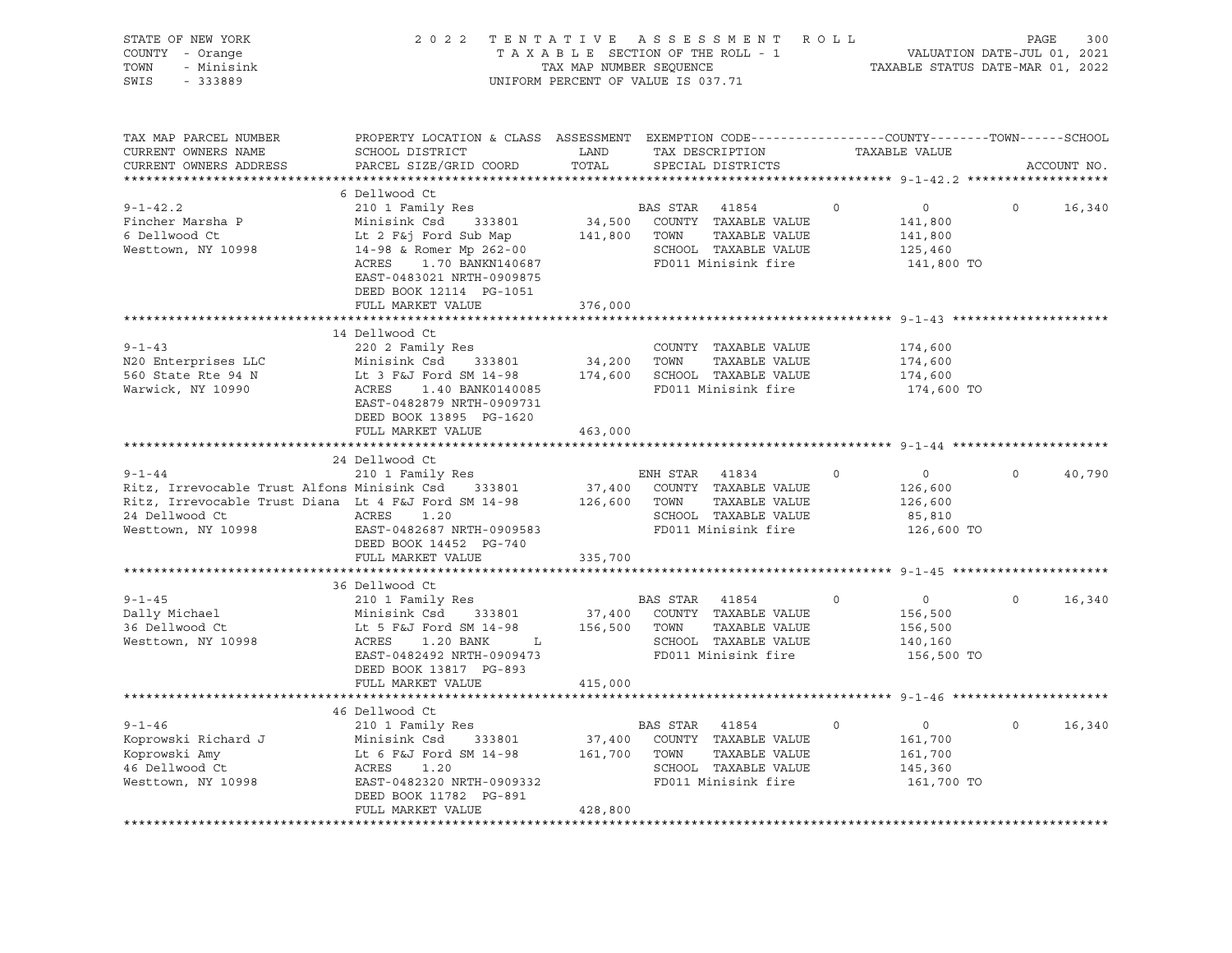STATE OF NEW YORK | COUNTY - Orange | TOWN - Minisink | SWIS - 333889

2022 TENTATIVE ASSESSMENT ROLL
TAXABLE SECTION OF THE ROLL - 1
TAX MAP NUMBER SEQUENCE
UNIFORM PERCENT OF VALUE IS 037.71

VALUATION DATE-JUL 01, 2021
TAXABLE STATUS DATE-MAR 01, 2022

| TAX MAP PARCEL NUMBER / CURRENT OWNERS NAME / CURRENT OWNERS ADDRESS | PROPERTY LOCATION & CLASS / SCHOOL DISTRICT / PARCEL SIZE/GRID COORD | ASSESSMENT LAND / TOTAL | EXEMPTION CODE / TAX DESCRIPTION / SPECIAL DISTRICTS | COUNTY | TOWN | SCHOOL / TAXABLE VALUE |
|---|---|---|---|---|---|---|
| **9-1-42.2** | 6 Dellwood Ct | | | | | |
| | 210 1 Family Res | | BAS STAR 41854 | 0 | 0 | 0 16,340 |
| Fincher Marsha P | Minisink Csd 333801 | 34,500 | COUNTY TAXABLE VALUE | | | 141,800 |
| 6 Dellwood Ct | Lt 2 F&j Ford Sub Map | 141,800 | TOWN TAXABLE VALUE | | | 141,800 |
| Westtown, NY 10998 | 14-98 & Romer Mp 262-00 | | SCHOOL TAXABLE VALUE | | | 125,460 |
| | ACRES 1.70 BANKN140687 | | FD011 Minisink fire | | | 141,800 TO |
| | EAST-0483021 NRTH-0909875 | | | | | |
| | DEED BOOK 12114 PG-1051 | | | | | |
| | FULL MARKET VALUE | 376,000 | | | | |
| **9-1-43** | 14 Dellwood Ct | | | | | |
| | 220 2 Family Res | | COUNTY TAXABLE VALUE | | | 174,600 |
| N20 Enterprises LLC | Minisink Csd 333801 | 34,200 | TOWN TAXABLE VALUE | | | 174,600 |
| 560 State Rte 94 N | Lt 3 F&J Ford SM 14-98 | 174,600 | SCHOOL TAXABLE VALUE | | | 174,600 |
| Warwick, NY 10990 | ACRES 1.40 BANK0140085 | | FD011 Minisink fire | | | 174,600 TO |
| | EAST-0482879 NRTH-0909731 | | | | | |
| | DEED BOOK 13895 PG-1620 | | | | | |
| | FULL MARKET VALUE | 463,000 | | | | |
| **9-1-44** | 24 Dellwood Ct | | | | | |
| | 210 1 Family Res | | ENH STAR 41834 | 0 | 0 | 0 40,790 |
| Ritz, Irrevocable Trust Alfons | Minisink Csd 333801 | 37,400 | COUNTY TAXABLE VALUE | | | 126,600 |
| Ritz, Irrevocable Trust Diana | Lt 4 F&J Ford SM 14-98 | 126,600 | TOWN TAXABLE VALUE | | | 126,600 |
| 24 Dellwood Ct | ACRES 1.20 | | SCHOOL TAXABLE VALUE | | | 85,810 |
| Westtown, NY 10998 | EAST-0482687 NRTH-0909583 | | FD011 Minisink fire | | | 126,600 TO |
| | DEED BOOK 14452 PG-740 | | | | | |
| | FULL MARKET VALUE | 335,700 | | | | |
| **9-1-45** | 36 Dellwood Ct | | | | | |
| | 210 1 Family Res | | BAS STAR 41854 | 0 | 0 | 0 16,340 |
| Dally Michael | Minisink Csd 333801 | 37,400 | COUNTY TAXABLE VALUE | | | 156,500 |
| 36 Dellwood Ct | Lt 5 F&J Ford SM 14-98 | 156,500 | TOWN TAXABLE VALUE | | | 156,500 |
| Westtown, NY 10998 | ACRES 1.20 BANK L | | SCHOOL TAXABLE VALUE | | | 140,160 |
| | EAST-0482492 NRTH-0909473 | | FD011 Minisink fire | | | 156,500 TO |
| | DEED BOOK 13817 PG-893 | | | | | |
| | FULL MARKET VALUE | 415,000 | | | | |
| **9-1-46** | 46 Dellwood Ct | | | | | |
| | 210 1 Family Res | | BAS STAR 41854 | 0 | 0 | 0 16,340 |
| Koprowski Richard J | Minisink Csd 333801 | 37,400 | COUNTY TAXABLE VALUE | | | 161,700 |
| Koprowski Amy | Lt 6 F&J Ford SM 14-98 | 161,700 | TOWN TAXABLE VALUE | | | 161,700 |
| 46 Dellwood Ct | ACRES 1.20 | | SCHOOL TAXABLE VALUE | | | 145,360 |
| Westtown, NY 10998 | EAST-0482320 NRTH-0909332 | | FD011 Minisink fire | | | 161,700 TO |
| | DEED BOOK 11782 PG-891 | | | | | |
| | FULL MARKET VALUE | 428,800 | | | | |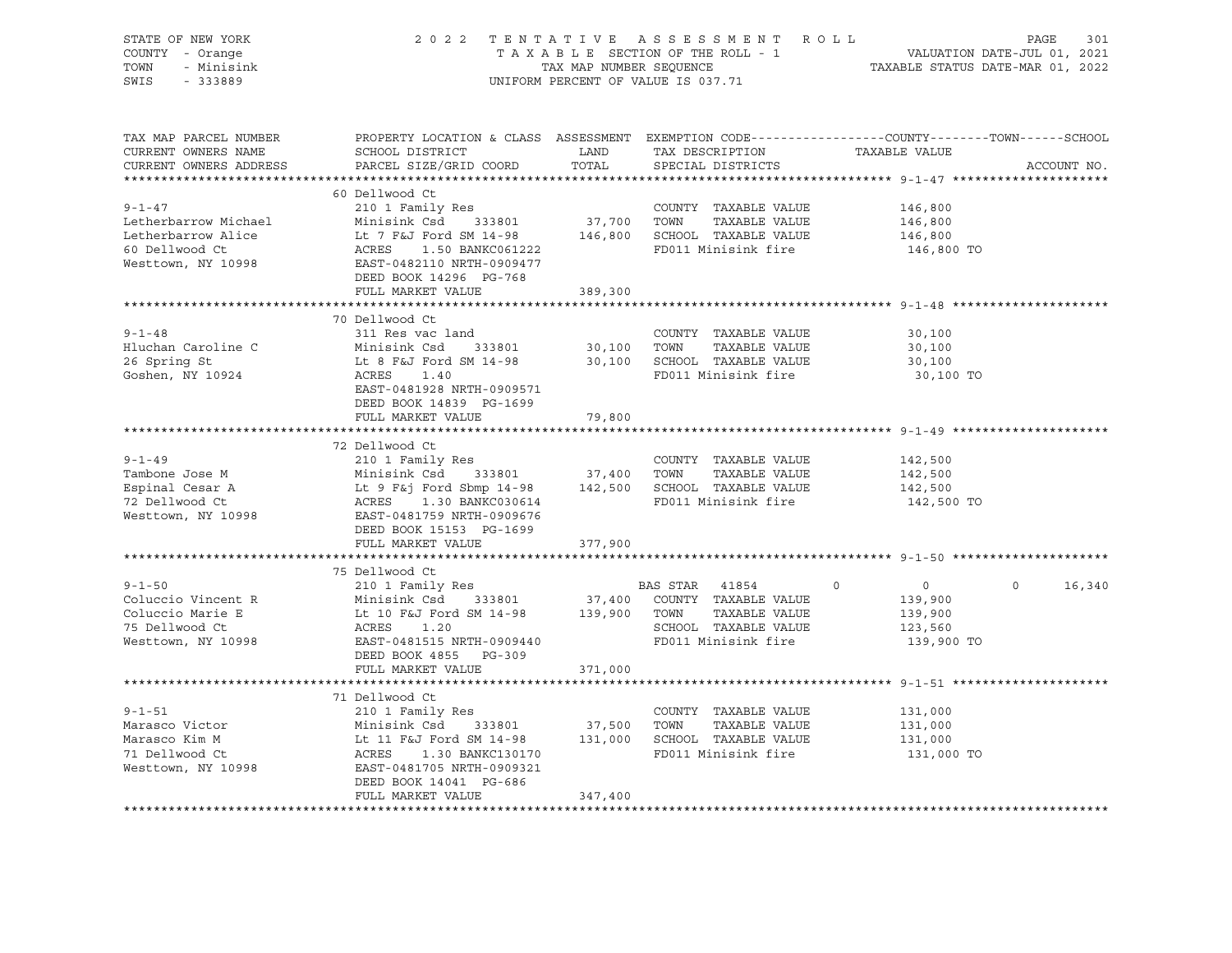STATE OF NEW YORK · COUNTY - Orange · TOWN - Minisink · SWIS - 333889

# 2022 TENTATIVE ASSESSMENT ROLL

TAXABLE SECTION OF THE ROLL - 1 · TAX MAP NUMBER SEQUENCE · UNIFORM PERCENT OF VALUE IS 037.71

VALUATION DATE-JUL 01, 2021 · TAXABLE STATUS DATE-MAR 01, 2022

| TAX MAP PARCEL NUMBER / CURRENT OWNERS NAME / CURRENT OWNERS ADDRESS | PROPERTY LOCATION & CLASS / SCHOOL DISTRICT / PARCEL SIZE/GRID COORD | ASSESSMENT LAND / TOTAL | EXEMPTION CODE / TAX DESCRIPTION / SPECIAL DISTRICTS | COUNTY | TOWN | SCHOOL / TAXABLE VALUE | ACCOUNT NO. |
|---|---|---|---|---|---|---|---|
| **9-1-47** | 60 Dellwood Ct | | | | | | |
| Letherbarrow Michael | 210 1 Family Res | | COUNTY TAXABLE VALUE | | | 146,800 | |
| Letherbarrow Alice | Minisink Csd 333801 | 37,700 | TOWN TAXABLE VALUE | | | 146,800 | |
| 60 Dellwood Ct | Lt 7 F&J Ford SM 14-98 | 146,800 | SCHOOL TAXABLE VALUE | | | 146,800 | |
| Westtown, NY 10998 | ACRES 1.50 BANKC061222 | | FD011 Minisink fire | | | 146,800 TO | |
| | EAST-0482110 NRTH-0909477 | | | | | | |
| | DEED BOOK 14296 PG-768 | | | | | | |
| | FULL MARKET VALUE | 389,300 | | | | | |
| **9-1-48** | 70 Dellwood Ct | | | | | | |
| Hluchan Caroline C | 311 Res vac land | | COUNTY TAXABLE VALUE | | | 30,100 | |
| 26 Spring St | Minisink Csd 333801 | 30,100 | TOWN TAXABLE VALUE | | | 30,100 | |
| Goshen, NY 10924 | Lt 8 F&J Ford SM 14-98 | 30,100 | SCHOOL TAXABLE VALUE | | | 30,100 | |
| | ACRES 1.40 | | FD011 Minisink fire | | | 30,100 TO | |
| | EAST-0481928 NRTH-0909571 | | | | | | |
| | DEED BOOK 14839 PG-1699 | | | | | | |
| | FULL MARKET VALUE | 79,800 | | | | | |
| **9-1-49** | 72 Dellwood Ct | | | | | | |
| Tambone Jose M | 210 1 Family Res | | COUNTY TAXABLE VALUE | | | 142,500 | |
| Espinal Cesar A | Minisink Csd 333801 | 37,400 | TOWN TAXABLE VALUE | | | 142,500 | |
| 72 Dellwood Ct | Lt 9 F&j Ford Sbmp 14-98 | 142,500 | SCHOOL TAXABLE VALUE | | | 142,500 | |
| Westtown, NY 10998 | ACRES 1.30 BANKC030614 | | FD011 Minisink fire | | | 142,500 TO | |
| | EAST-0481759 NRTH-0909676 | | | | | | |
| | DEED BOOK 15153 PG-1699 | | | | | | |
| | FULL MARKET VALUE | 377,900 | | | | | |
| **9-1-50** | 75 Dellwood Ct | | | | | | |
| Coluccio Vincent R | 210 1 Family Res | | BAS STAR 41854 | 0 | 0 | 0 16,340 | |
| Coluccio Marie E | Minisink Csd 333801 | 37,400 | COUNTY TAXABLE VALUE | | | 139,900 | |
| 75 Dellwood Ct | Lt 10 F&J Ford SM 14-98 | 139,900 | TOWN TAXABLE VALUE | | | 139,900 | |
| Westtown, NY 10998 | ACRES 1.20 | | SCHOOL TAXABLE VALUE | | | 123,560 | |
| | EAST-0481515 NRTH-0909440 | | FD011 Minisink fire | | | 139,900 TO | |
| | DEED BOOK 4855 PG-309 | | | | | | |
| | FULL MARKET VALUE | 371,000 | | | | | |
| **9-1-51** | 71 Dellwood Ct | | | | | | |
| Marasco Victor | 210 1 Family Res | | COUNTY TAXABLE VALUE | | | 131,000 | |
| Marasco Kim M | Minisink Csd 333801 | 37,500 | TOWN TAXABLE VALUE | | | 131,000 | |
| 71 Dellwood Ct | Lt 11 F&J Ford SM 14-98 | 131,000 | SCHOOL TAXABLE VALUE | | | 131,000 | |
| Westtown, NY 10998 | ACRES 1.30 BANKC130170 | | FD011 Minisink fire | | | 131,000 TO | |
| | EAST-0481705 NRTH-0909321 | | | | | | |
| | DEED BOOK 14041 PG-686 | | | | | | |
| | FULL MARKET VALUE | 347,400 | | | | | |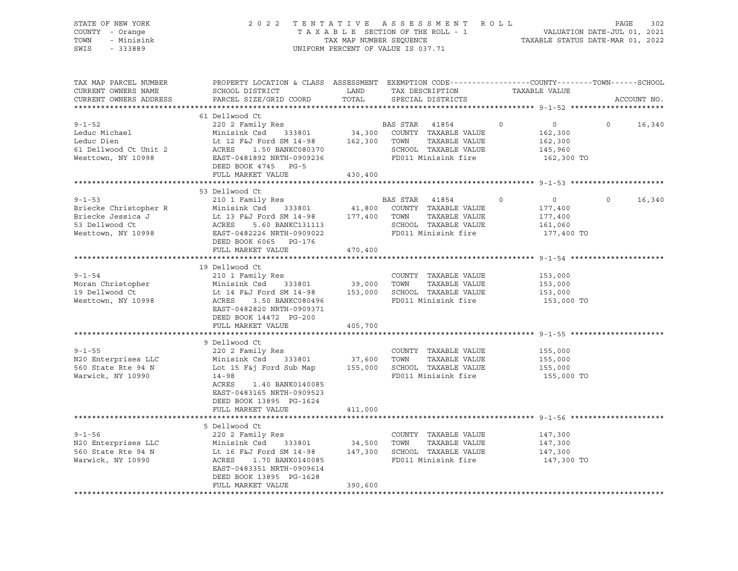STATE OF NEW YORK  
COUNTY - Orange  
TOWN - Minisink  
SWIS - 333889

2 0 2 2 T E N T A T I V E A S S E S S M E N T R O L L  
T A X A B L E SECTION OF THE ROLL - 1  
TAX MAP NUMBER SEQUENCE  
UNIFORM PERCENT OF VALUE IS 037.71

VALUATION DATE-JUL 01, 2021  
TAXABLE STATUS DATE-MAR 01, 2022

```
TAX MAP PARCEL NUMBER     PROPERTY LOCATION & CLASS  ASSESSMENT  EXEMPTION CODE------------------COUNTY--------TOWN------SCHOOL
CURRENT OWNERS NAME       SCHOOL DISTRICT               LAND      TAX DESCRIPTION            TAXABLE VALUE
CURRENT OWNERS ADDRESS    PARCEL SIZE/GRID COORD        TOTAL     SPECIAL DISTRICTS                                     ACCOUNT NO.
******************************************************************************************************* 9-1-52 *********************
                          61 Dellwood Ct
9-1-52                    220 2 Family Res                        BAS STAR   41854        0           0          0       16,340
Leduc Michael             Minisink Csd      333801       34,300   COUNTY  TAXABLE VALUE          162,300
Leduc Dien                Lt 12 F&J Ford SM 14-98       162,300   TOWN    TAXABLE VALUE          162,300
61 Dellwood Ct Unit 2     ACRES    1.50 BANKC080370               SCHOOL  TAXABLE VALUE          145,960
Westtown, NY 10998        EAST-0481892 NRTH-0909236               FD011 Minisink fire             162,300 TO
                          DEED BOOK 4745   PG-5
                          FULL MARKET VALUE            430,400
******************************************************************************************************* 9-1-53 *********************
                          53 Dellwood Ct
9-1-53                    210 1 Family Res                        BAS STAR   41854        0           0          0       16,340
Briecke Christopher R     Minisink Csd      333801       41,800   COUNTY  TAXABLE VALUE          177,400
Briecke Jessica J         Lt 13 F&J Ford SM 14-98       177,400   TOWN    TAXABLE VALUE          177,400
53 Dellwood Ct            ACRES    5.60 BANKC131113               SCHOOL  TAXABLE VALUE          161,060
Westtown, NY 10998        EAST-0482226 NRTH-0909022               FD011 Minisink fire             177,400 TO
                          DEED BOOK 6065   PG-176
                          FULL MARKET VALUE            470,400
******************************************************************************************************* 9-1-54 *********************
                          19 Dellwood Ct
9-1-54                    210 1 Family Res                        COUNTY  TAXABLE VALUE          153,000
Moran Christopher         Minisink Csd      333801       39,000   TOWN    TAXABLE VALUE          153,000
19 Dellwood Ct            Lt 14 F&J Ford SM 14-98       153,000   SCHOOL  TAXABLE VALUE          153,000
Westtown, NY 10998        ACRES    3.50 BANKC080496               FD011 Minisink fire             153,000 TO
                          EAST-0482820 NRTH-0909371
                          DEED BOOK 14472  PG-200
                          FULL MARKET VALUE            405,700
******************************************************************************************************* 9-1-55 *********************
                          9 Dellwood Ct
9-1-55                    220 2 Family Res                        COUNTY  TAXABLE VALUE          155,000
N20 Enterprises LLC       Minisink Csd      333801       37,600   TOWN    TAXABLE VALUE          155,000
560 State Rte 94 N        Lot 15 F&j Ford Sub Map       155,000   SCHOOL  TAXABLE VALUE          155,000
Warwick, NY 10990         14-98                                   FD011 Minisink fire             155,000 TO
                          ACRES    1.40 BANK0140085
                          EAST-0483165 NRTH-0909523
                          DEED BOOK 13895  PG-1624
                          FULL MARKET VALUE            411,000
******************************************************************************************************* 9-1-56 *********************
                          5 Dellwood Ct
9-1-56                    220 2 Family Res                        COUNTY  TAXABLE VALUE          147,300
N20 Enterprises LLC       Minisink Csd      333801       34,500   TOWN    TAXABLE VALUE          147,300
560 State Rte 94 N        Lt 16 F&J Ford SM 14-98       147,300   SCHOOL  TAXABLE VALUE          147,300
Warwick, NY 10990         ACRES    1.70 BANK0140085               FD011 Minisink fire             147,300 TO
                          EAST-0483351 NRTH-0909614
                          DEED BOOK 13895  PG-1628
                          FULL MARKET VALUE            390,600
************************************************************************************************************************************
```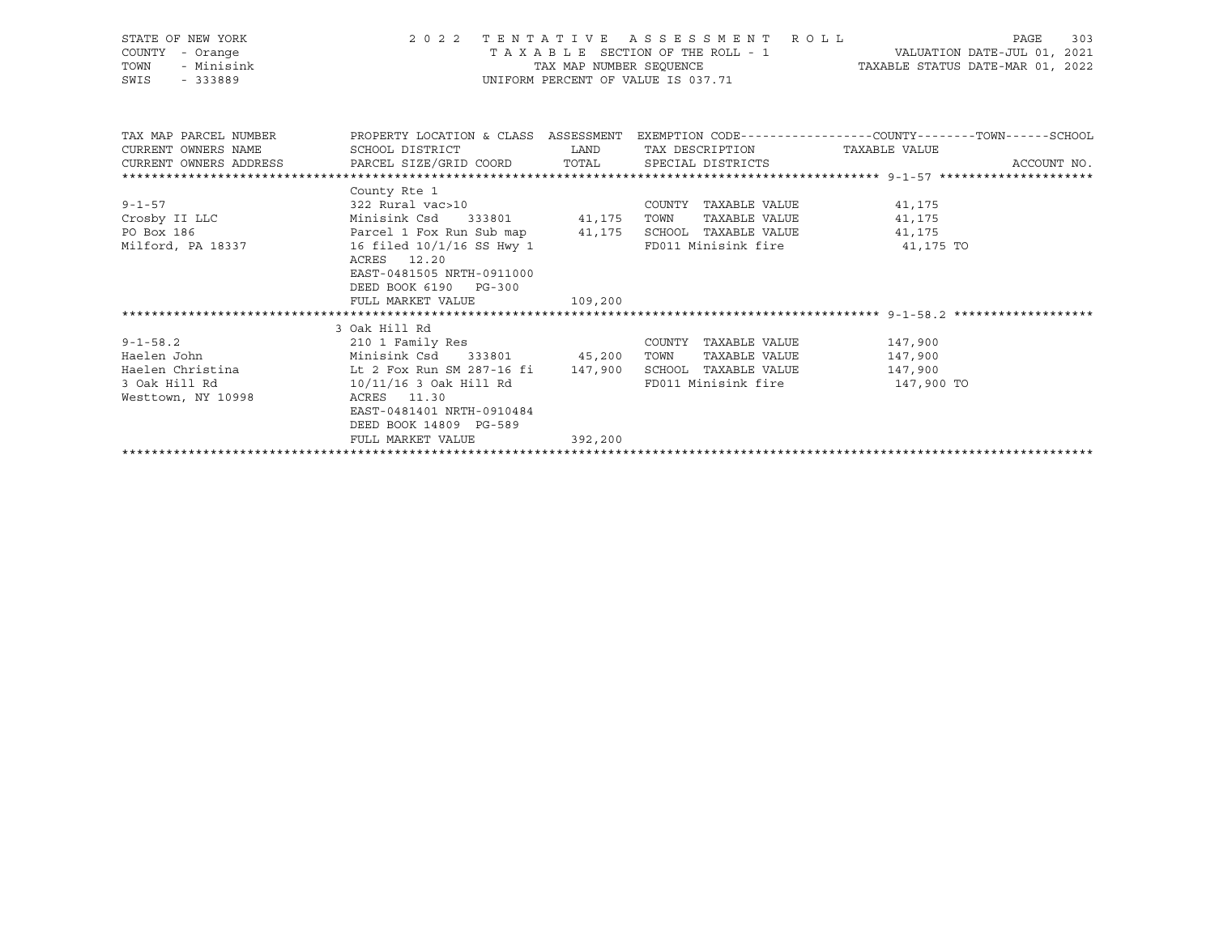STATE OF NEW YORK
COUNTY - Orange
TOWN - Minisink
SWIS - 333889

2022 TENTATIVE ASSESSMENT ROLL
TAXABLE SECTION OF THE ROLL - 1
TAX MAP NUMBER SEQUENCE
UNIFORM PERCENT OF VALUE IS 037.71

VALUATION DATE-JUL 01, 2021
TAXABLE STATUS DATE-MAR 01, 2022

| TAX MAP PARCEL NUMBER / CURRENT OWNERS NAME / CURRENT OWNERS ADDRESS | PROPERTY LOCATION & CLASS / SCHOOL DISTRICT / PARCEL SIZE/GRID COORD | ASSESSMENT LAND / TOTAL | EXEMPTION CODE / TAX DESCRIPTION / SPECIAL DISTRICTS | COUNTY--------TOWN------SCHOOL TAXABLE VALUE | ACCOUNT NO. |
|---|---|---|---|---|---|
| **9-1-57** | County Rte 1 | | | | |
| 9-1-57 | 322 Rural vac>10 | | COUNTY TAXABLE VALUE | 41,175 | |
| Crosby II LLC | Minisink Csd 333801 | 41,175 | TOWN TAXABLE VALUE | 41,175 | |
| PO Box 186 | Parcel 1 Fox Run Sub map | 41,175 | SCHOOL TAXABLE VALUE | 41,175 | |
| Milford, PA 18337 | 16 filed 10/1/16 SS Hwy 1 | | FD011 Minisink fire | 41,175 TO | |
| | ACRES 12.20 | | | | |
| | EAST-0481505 NRTH-0911000 | | | | |
| | DEED BOOK 6190 PG-300 | | | | |
| | FULL MARKET VALUE | 109,200 | | | |
| **9-1-58.2** | 3 Oak Hill Rd | | | | |
| 9-1-58.2 | 210 1 Family Res | | COUNTY TAXABLE VALUE | 147,900 | |
| Haelen John | Minisink Csd 333801 | 45,200 | TOWN TAXABLE VALUE | 147,900 | |
| Haelen Christina | Lt 2 Fox Run SM 287-16 fi | 147,900 | SCHOOL TAXABLE VALUE | 147,900 | |
| 3 Oak Hill Rd | 10/11/16 3 Oak Hill Rd | | FD011 Minisink fire | 147,900 TO | |
| Westtown, NY 10998 | ACRES 11.30 | | | | |
| | EAST-0481401 NRTH-0910484 | | | | |
| | DEED BOOK 14809 PG-589 | | | | |
| | FULL MARKET VALUE | 392,200 | | | |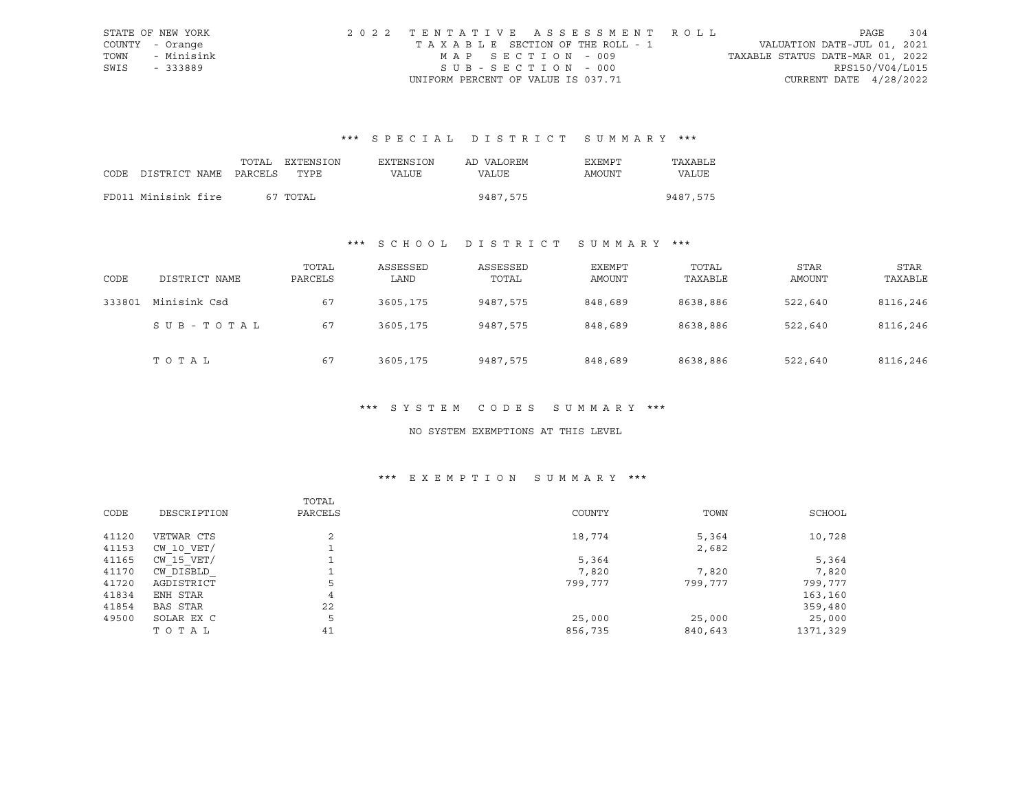STATE OF NEW YORK | COUNTY - Orange | TOWN - Minisink | SWIS - 333889

2022 TENTATIVE ASSESSMENT ROLL
TAXABLE SECTION OF THE ROLL - 1
MAP SECTION - 009
SUB-SECTION - 000
UNIFORM PERCENT OF VALUE IS 037.71

VALUATION DATE-JUL 01, 2021
TAXABLE STATUS DATE-MAR 01, 2022
RPS150/V04/L015
CURRENT DATE 4/28/2022

### *** SPECIAL DISTRICT SUMMARY ***

| CODE | DISTRICT NAME | TOTAL PARCELS | EXTENSION TYPE | EXTENSION VALUE | AD VALOREM VALUE | EXEMPT AMOUNT | TAXABLE VALUE |
|---|---|---|---|---|---|---|---|
| FD011 | Minisink fire | 67 | TOTAL | | 9487,575 | | 9487,575 |

### *** SCHOOL DISTRICT SUMMARY ***

| CODE | DISTRICT NAME | TOTAL PARCELS | ASSESSED LAND | ASSESSED TOTAL | EXEMPT AMOUNT | TOTAL TAXABLE | STAR AMOUNT | STAR TAXABLE |
|---|---|---|---|---|---|---|---|---|
| 333801 | Minisink Csd | 67 | 3605,175 | 9487,575 | 848,689 | 8638,886 | 522,640 | 8116,246 |
| | SUB-TOTAL | 67 | 3605,175 | 9487,575 | 848,689 | 8638,886 | 522,640 | 8116,246 |
| | TOTAL | 67 | 3605,175 | 9487,575 | 848,689 | 8638,886 | 522,640 | 8116,246 |

### *** SYSTEM CODES SUMMARY ***

NO SYSTEM EXEMPTIONS AT THIS LEVEL

### *** EXEMPTION SUMMARY ***

| CODE | DESCRIPTION | TOTAL PARCELS | COUNTY | TOWN | SCHOOL |
|---|---|---|---|---|---|
| 41120 | VETWAR CTS | 2 | 18,774 | 5,364 | 10,728 |
| 41153 | CW_10_VET/ | 1 | | 2,682 | |
| 41165 | CW_15_VET/ | 1 | 5,364 | | 5,364 |
| 41170 | CW_DISBLD_ | 1 | 7,820 | 7,820 | 7,820 |
| 41720 | AGDISTRICT | 5 | 799,777 | 799,777 | 799,777 |
| 41834 | ENH STAR | 4 | | | 163,160 |
| 41854 | BAS STAR | 22 | | | 359,480 |
| 49500 | SOLAR EX C | 5 | 25,000 | 25,000 | 25,000 |
| | TOTAL | 41 | 856,735 | 840,643 | 1371,329 |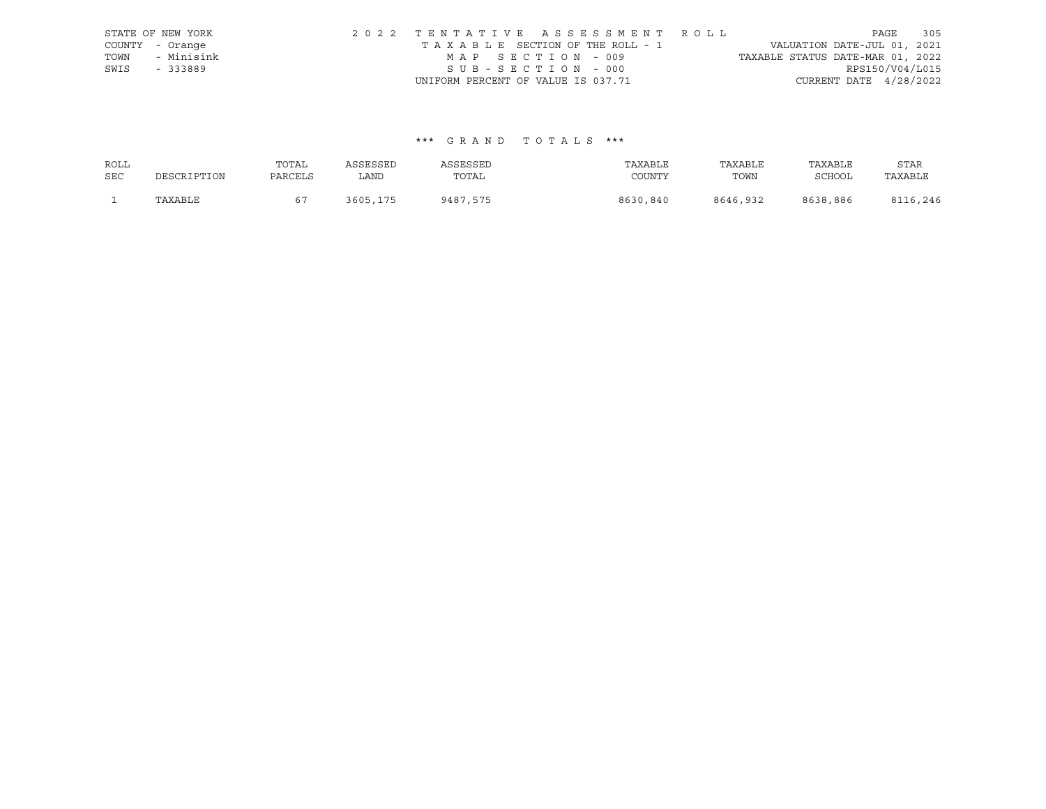STATE OF NEW YORK
COUNTY - Orange
TOWN - Minisink
SWIS - 333889

2 0 2 2 T E N T A T I V E A S S E S S M E N T R O L L
T A X A B L E SECTION OF THE ROLL - 1
M A P S E C T I O N - 009
S U B - S E C T I O N - 000
UNIFORM PERCENT OF VALUE IS 037.71

VALUATION DATE-JUL 01, 2021
TAXABLE STATUS DATE-MAR 01, 2022
RPS150/V04/L015
CURRENT DATE 4/28/2022

\*\*\* G R A N D T O T A L S \*\*\*

| ROLL SEC | DESCRIPTION | TOTAL PARCELS | ASSESSED LAND | ASSESSED TOTAL | TAXABLE COUNTY | TAXABLE TOWN | TAXABLE SCHOOL | STAR TAXABLE |
|---|---|---|---|---|---|---|---|---|
| 1 | TAXABLE | 67 | 3605,175 | 9487,575 | 8630,840 | 8646,932 | 8638,886 | 8116,246 |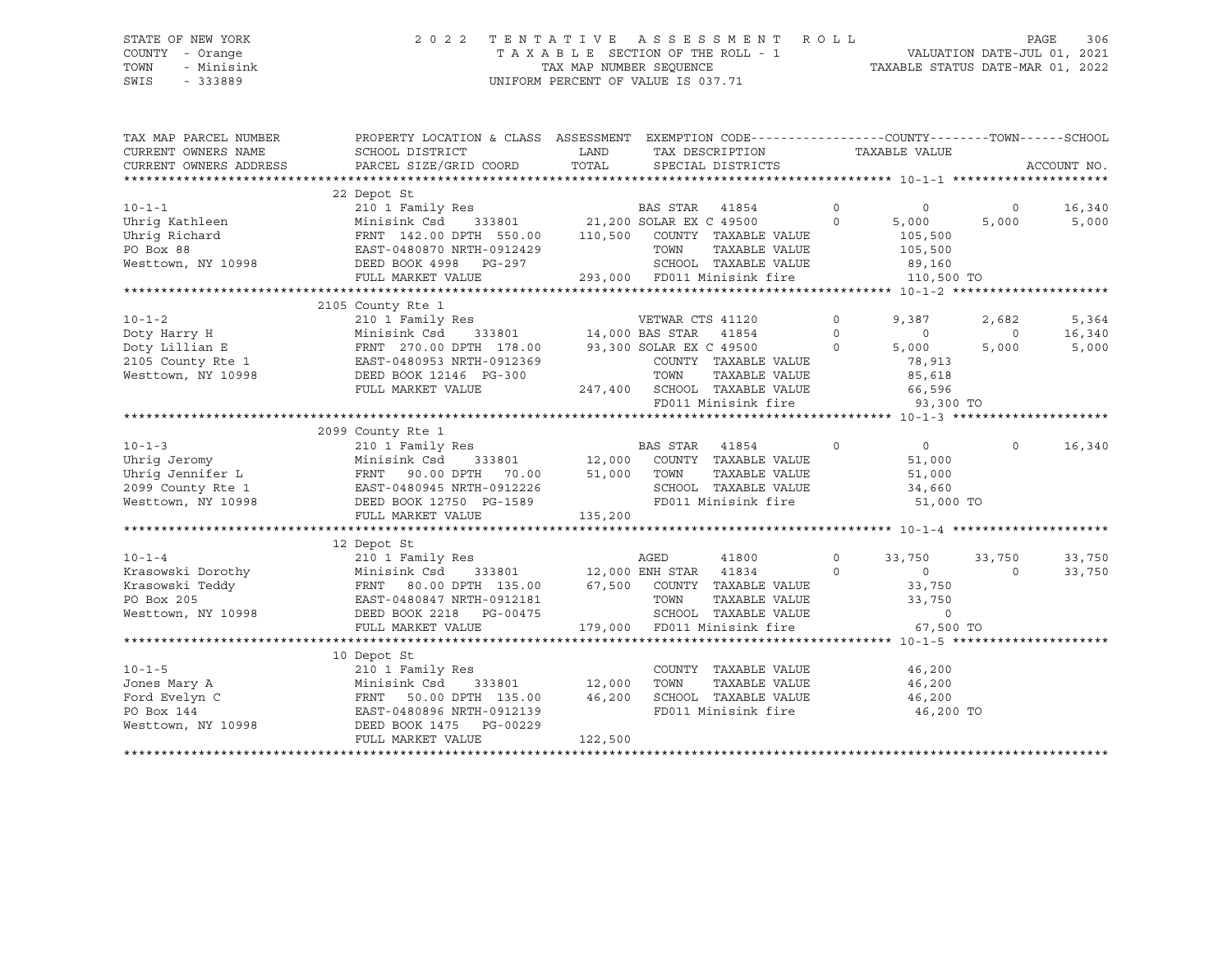STATE OF NEW YORK
COUNTY - Orange
TOWN - Minisink
SWIS - 333889

# 2022 TENTATIVE ASSESSMENT ROLL

TAXABLE SECTION OF THE ROLL - 1

TAX MAP NUMBER SEQUENCE

UNIFORM PERCENT OF VALUE IS 037.71

VALUATION DATE-JUL 01, 2021
TAXABLE STATUS DATE-MAR 01, 2022

| TAX MAP PARCEL NUMBER / CURRENT OWNERS NAME / CURRENT OWNERS ADDRESS | PROPERTY LOCATION & CLASS / SCHOOL DISTRICT / PARCEL SIZE/GRID COORD | ASSESSMENT LAND / TOTAL | EXEMPTION CODE / TAX DESCRIPTION / SPECIAL DISTRICTS | | COUNTY TAXABLE VALUE | TOWN | SCHOOL / ACCOUNT NO. |
|---|---|---|---|---|---|---|---|
| | 22 Depot St | | | | | | |
| 10-1-1 | 210 1 Family Res | | BAS STAR 41854 | 0 | 0 | 0 | 16,340 |
| Uhrig Kathleen | Minisink Csd 333801 | 21,200 | SOLAR EX C 49500 | 0 | 5,000 | 5,000 | 5,000 |
| Uhrig Richard | FRNT 142.00 DPTH 550.00 | 110,500 | COUNTY TAXABLE VALUE | | 105,500 | | |
| PO Box 88 | EAST-0480870 NRTH-0912429 | | TOWN TAXABLE VALUE | | 105,500 | | |
| Westtown, NY 10998 | DEED BOOK 4998 PG-297 | | SCHOOL TAXABLE VALUE | | 89,160 | | |
| | FULL MARKET VALUE | 293,000 | FD011 Minisink fire | | 110,500 TO | | |
| | 2105 County Rte 1 | | | | | | |
| 10-1-2 | 210 1 Family Res | | VETWAR CTS 41120 | 0 | 9,387 | 2,682 | 5,364 |
| Doty Harry H | Minisink Csd 333801 | 14,000 | BAS STAR 41854 | 0 | 0 | 0 | 16,340 |
| Doty Lillian E | FRNT 270.00 DPTH 178.00 | 93,300 | SOLAR EX C 49500 | 0 | 5,000 | 5,000 | 5,000 |
| 2105 County Rte 1 | EAST-0480953 NRTH-0912369 | | COUNTY TAXABLE VALUE | | 78,913 | | |
| Westtown, NY 10998 | DEED BOOK 12146 PG-300 | | TOWN TAXABLE VALUE | | 85,618 | | |
| | FULL MARKET VALUE | 247,400 | SCHOOL TAXABLE VALUE | | 66,596 | | |
| | | | FD011 Minisink fire | | 93,300 TO | | |
| | 2099 County Rte 1 | | | | | | |
| 10-1-3 | 210 1 Family Res | | BAS STAR 41854 | 0 | 0 | 0 | 16,340 |
| Uhrig Jeromy | Minisink Csd 333801 | 12,000 | COUNTY TAXABLE VALUE | | 51,000 | | |
| Uhrig Jennifer L | FRNT 90.00 DPTH 70.00 | 51,000 | TOWN TAXABLE VALUE | | 51,000 | | |
| 2099 County Rte 1 | EAST-0480945 NRTH-0912226 | | SCHOOL TAXABLE VALUE | | 34,660 | | |
| Westtown, NY 10998 | DEED BOOK 12750 PG-1589 | | FD011 Minisink fire | | 51,000 TO | | |
| | FULL MARKET VALUE | 135,200 | | | | | |
| | 12 Depot St | | | | | | |
| 10-1-4 | 210 1 Family Res | | AGED 41800 | 0 | 33,750 | 33,750 | 33,750 |
| Krasowski Dorothy | Minisink Csd 333801 | 12,000 | ENH STAR 41834 | 0 | 0 | 0 | 33,750 |
| Krasowski Teddy | FRNT 80.00 DPTH 135.00 | 67,500 | COUNTY TAXABLE VALUE | | 33,750 | | |
| PO Box 205 | EAST-0480847 NRTH-0912181 | | TOWN TAXABLE VALUE | | 33,750 | | |
| Westtown, NY 10998 | DEED BOOK 2218 PG-00475 | | SCHOOL TAXABLE VALUE | | 0 | | |
| | FULL MARKET VALUE | 179,000 | FD011 Minisink fire | | 67,500 TO | | |
| | 10 Depot St | | | | | | |
| 10-1-5 | 210 1 Family Res | | COUNTY TAXABLE VALUE | | 46,200 | | |
| Jones Mary A | Minisink Csd 333801 | 12,000 | TOWN TAXABLE VALUE | | 46,200 | | |
| Ford Evelyn C | FRNT 50.00 DPTH 135.00 | 46,200 | SCHOOL TAXABLE VALUE | | 46,200 | | |
| PO Box 144 | EAST-0480896 NRTH-0912139 | | FD011 Minisink fire | | 46,200 TO | | |
| Westtown, NY 10998 | DEED BOOK 1475 PG-00229 | | | | | | |
| | FULL MARKET VALUE | 122,500 | | | | | |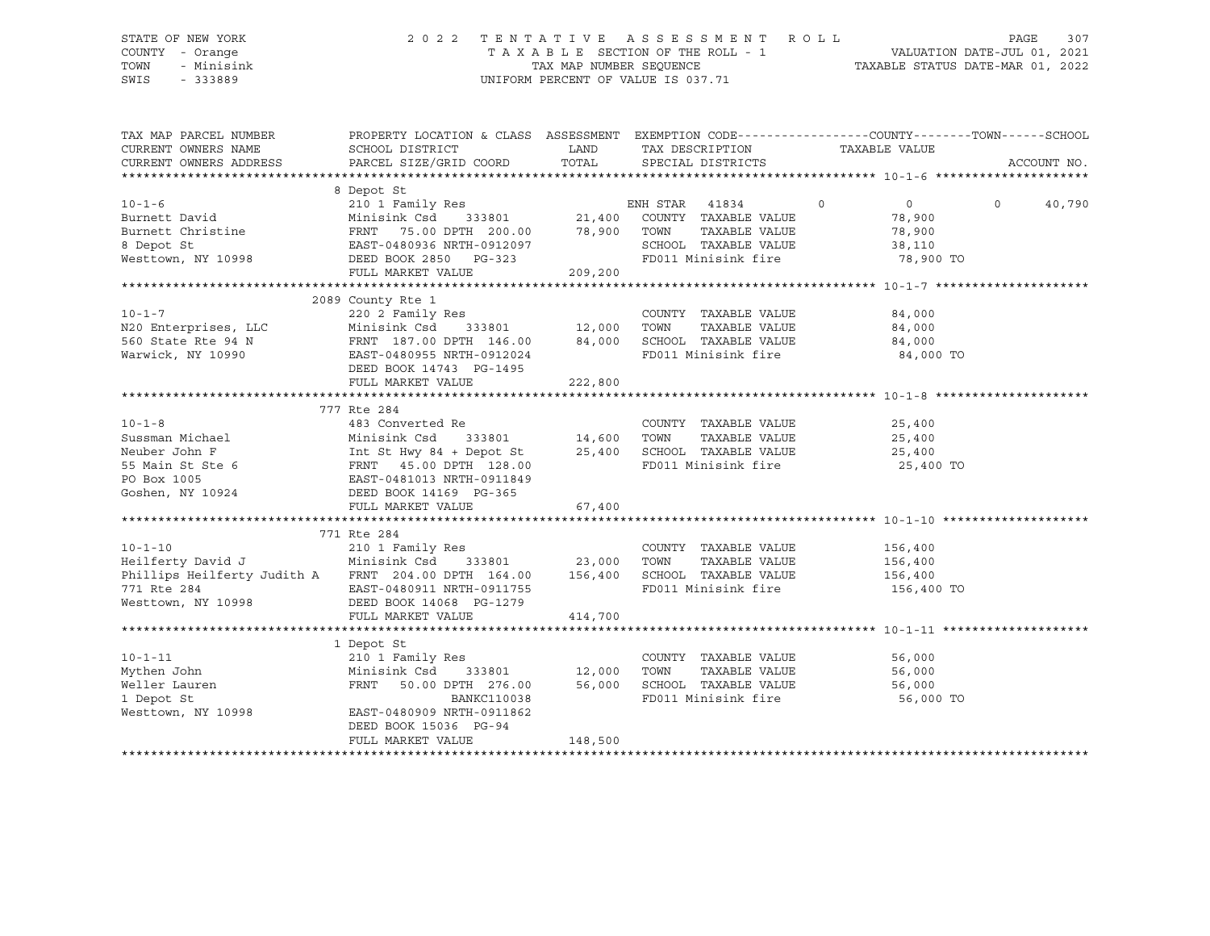STATE OF NEW YORK                2022 TENTATIVE ASSESSMENT ROLL
COUNTY - Orange                  TAXABLE SECTION OF THE ROLL - 1          VALUATION DATE-JUL 01, 2021
TOWN - Minisink                  TAX MAP NUMBER SEQUENCE                  TAXABLE STATUS DATE-MAR 01, 2022
SWIS - 333889                    UNIFORM PERCENT OF VALUE IS 037.71

| TAX MAP PARCEL NUMBER / CURRENT OWNERS NAME / CURRENT OWNERS ADDRESS | PROPERTY LOCATION & CLASS / SCHOOL DISTRICT / PARCEL SIZE/GRID COORD | ASSESSMENT LAND / TOTAL | EXEMPTION CODE / TAX DESCRIPTION / SPECIAL DISTRICTS | COUNTY | TOWN | SCHOOL TAXABLE VALUE / ACCOUNT NO. |
|---|---|---|---|---|---|---|
| **10-1-6** | 8 Depot St | | | | | |
| 10-1-6 | 210 1 Family Res | | ENH STAR 41834 | 0 | 0 | 40,790 |
| Burnett David | Minisink Csd 333801 | 21,400 | COUNTY TAXABLE VALUE | 78,900 | | |
| Burnett Christine | FRNT 75.00 DPTH 200.00 | 78,900 | TOWN TAXABLE VALUE | | 78,900 | |
| 8 Depot St | EAST-0480936 NRTH-0912097 | | SCHOOL TAXABLE VALUE | | | 38,110 |
| Westtown, NY 10998 | DEED BOOK 2850 PG-323 | | FD011 Minisink fire | 78,900 TO | | |
| | FULL MARKET VALUE | 209,200 | | | | |
| **10-1-7** | 2089 County Rte 1 | | | | | |
| 10-1-7 | 220 2 Family Res | | COUNTY TAXABLE VALUE | 84,000 | | |
| N20 Enterprises, LLC | Minisink Csd 333801 | 12,000 | TOWN TAXABLE VALUE | | 84,000 | |
| 560 State Rte 94 N | FRNT 187.00 DPTH 146.00 | 84,000 | SCHOOL TAXABLE VALUE | | | 84,000 |
| Warwick, NY 10990 | EAST-0480955 NRTH-0912024 | | FD011 Minisink fire | 84,000 TO | | |
| | DEED BOOK 14743 PG-1495 | | | | | |
| | FULL MARKET VALUE | 222,800 | | | | |
| **10-1-8** | 777 Rte 284 | | | | | |
| 10-1-8 | 483 Converted Re | | COUNTY TAXABLE VALUE | 25,400 | | |
| Sussman Michael | Minisink Csd 333801 | 14,600 | TOWN TAXABLE VALUE | | 25,400 | |
| Neuber John F | Int St Hwy 84 + Depot St | 25,400 | SCHOOL TAXABLE VALUE | | | 25,400 |
| 55 Main St Ste 6 | FRNT 45.00 DPTH 128.00 | | FD011 Minisink fire | 25,400 TO | | |
| PO Box 1005 | EAST-0481013 NRTH-0911849 | | | | | |
| Goshen, NY 10924 | DEED BOOK 14169 PG-365 | | | | | |
| | FULL MARKET VALUE | 67,400 | | | | |
| **10-1-10** | 771 Rte 284 | | | | | |
| 10-1-10 | 210 1 Family Res | | COUNTY TAXABLE VALUE | 156,400 | | |
| Heilferty David J | Minisink Csd 333801 | 23,000 | TOWN TAXABLE VALUE | | 156,400 | |
| Phillips Heilferty Judith A | FRNT 204.00 DPTH 164.00 | 156,400 | SCHOOL TAXABLE VALUE | | | 156,400 |
| 771 Rte 284 | EAST-0480911 NRTH-0911755 | | FD011 Minisink fire | 156,400 TO | | |
| Westtown, NY 10998 | DEED BOOK 14068 PG-1279 | | | | | |
| | FULL MARKET VALUE | 414,700 | | | | |
| **10-1-11** | 1 Depot St | | | | | |
| 10-1-11 | 210 1 Family Res | | COUNTY TAXABLE VALUE | 56,000 | | |
| Mythen John | Minisink Csd 333801 | 12,000 | TOWN TAXABLE VALUE | | 56,000 | |
| Weller Lauren | FRNT 50.00 DPTH 276.00 | 56,000 | SCHOOL TAXABLE VALUE | | | 56,000 |
| 1 Depot St | BANKC110038 | | FD011 Minisink fire | 56,000 TO | | |
| Westtown, NY 10998 | EAST-0480909 NRTH-0911862 | | | | | |
| | DEED BOOK 15036 PG-94 | | | | | |
| | FULL MARKET VALUE | 148,500 | | | | |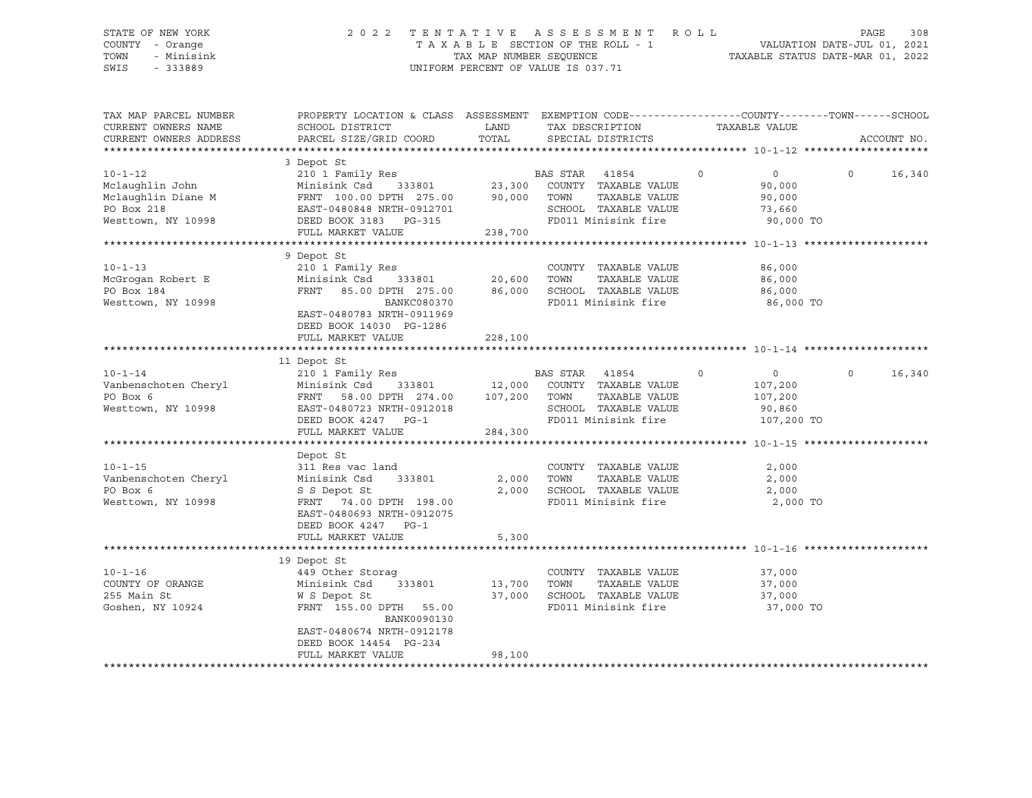STATE OF NEW YORK — 2022 TENTATIVE ASSESSMENT ROLL
COUNTY - Orange — TAXABLE SECTION OF THE ROLL - 1 — VALUATION DATE-JUL 01, 2021
TOWN - Minisink — TAX MAP NUMBER SEQUENCE — TAXABLE STATUS DATE-MAR 01, 2022
SWIS - 333889 — UNIFORM PERCENT OF VALUE IS 037.71

| TAX MAP PARCEL NUMBER / CURRENT OWNERS NAME / CURRENT OWNERS ADDRESS | PROPERTY LOCATION & CLASS / SCHOOL DISTRICT / PARCEL SIZE/GRID COORD | ASSESSMENT LAND | TOTAL | EXEMPTION CODE / TAX DESCRIPTION / SPECIAL DISTRICTS | COUNTY TAXABLE VALUE | TOWN | SCHOOL |
|---|---|---|---|---|---|---|---|
| **10-1-12** | 3 Depot St | | | | | | |
| 10-1-12 | 210 1 Family Res | | | BAS STAR 41854 | 0 | 0 | 16,340 |
| Mclaughlin John | Minisink Csd 333801 | 23,300 | | COUNTY TAXABLE VALUE | 90,000 | | |
| Mclaughlin Diane M | FRNT 100.00 DPTH 275.00 | | 90,000 | TOWN TAXABLE VALUE | 90,000 | | |
| PO Box 218 | EAST-0480848 NRTH-0912701 | | | SCHOOL TAXABLE VALUE | 73,660 | | |
| Westtown, NY 10998 | DEED BOOK 3183 PG-315 | | | FD011 Minisink fire | 90,000 TO | | |
| | FULL MARKET VALUE | | 238,700 | | | | |
| **10-1-13** | 9 Depot St | | | | | | |
| 10-1-13 | 210 1 Family Res | | | COUNTY TAXABLE VALUE | 86,000 | | |
| McGrogan Robert E | Minisink Csd 333801 | 20,600 | | TOWN TAXABLE VALUE | 86,000 | | |
| PO Box 184 | FRNT 85.00 DPTH 275.00 | | 86,000 | SCHOOL TAXABLE VALUE | 86,000 | | |
| Westtown, NY 10998 | BANKC080370 | | | FD011 Minisink fire | 86,000 TO | | |
| | EAST-0480783 NRTH-0911969 | | | | | | |
| | DEED BOOK 14030 PG-1286 | | | | | | |
| | FULL MARKET VALUE | | 228,100 | | | | |
| **10-1-14** | 11 Depot St | | | | | | |
| 10-1-14 | 210 1 Family Res | | | BAS STAR 41854 | 0 | 0 | 16,340 |
| Vanbenschoten Cheryl | Minisink Csd 333801 | 12,000 | | COUNTY TAXABLE VALUE | 107,200 | | |
| PO Box 6 | FRNT 58.00 DPTH 274.00 | | 107,200 | TOWN TAXABLE VALUE | 107,200 | | |
| Westtown, NY 10998 | EAST-0480723 NRTH-0912018 | | | SCHOOL TAXABLE VALUE | 90,860 | | |
| | DEED BOOK 4247 PG-1 | | | FD011 Minisink fire | 107,200 TO | | |
| | FULL MARKET VALUE | | 284,300 | | | | |
| **10-1-15** | Depot St | | | | | | |
| 10-1-15 | 311 Res vac land | | | COUNTY TAXABLE VALUE | 2,000 | | |
| Vanbenschoten Cheryl | Minisink Csd 333801 | 2,000 | | TOWN TAXABLE VALUE | 2,000 | | |
| PO Box 6 | S S Depot St | | 2,000 | SCHOOL TAXABLE VALUE | 2,000 | | |
| Westtown, NY 10998 | FRNT 74.00 DPTH 198.00 | | | FD011 Minisink fire | 2,000 TO | | |
| | EAST-0480693 NRTH-0912075 | | | | | | |
| | DEED BOOK 4247 PG-1 | | | | | | |
| | FULL MARKET VALUE | | 5,300 | | | | |
| **10-1-16** | 19 Depot St | | | | | | |
| 10-1-16 | 449 Other Storag | | | COUNTY TAXABLE VALUE | 37,000 | | |
| COUNTY OF ORANGE | Minisink Csd 333801 | 13,700 | | TOWN TAXABLE VALUE | 37,000 | | |
| 255 Main St | W S Depot St | | 37,000 | SCHOOL TAXABLE VALUE | 37,000 | | |
| Goshen, NY 10924 | FRNT 155.00 DPTH 55.00 | | | FD011 Minisink fire | 37,000 TO | | |
| | BANK0090130 | | | | | | |
| | EAST-0480674 NRTH-0912178 | | | | | | |
| | DEED BOOK 14454 PG-234 | | | | | | |
| | FULL MARKET VALUE | | 98,100 | | | | |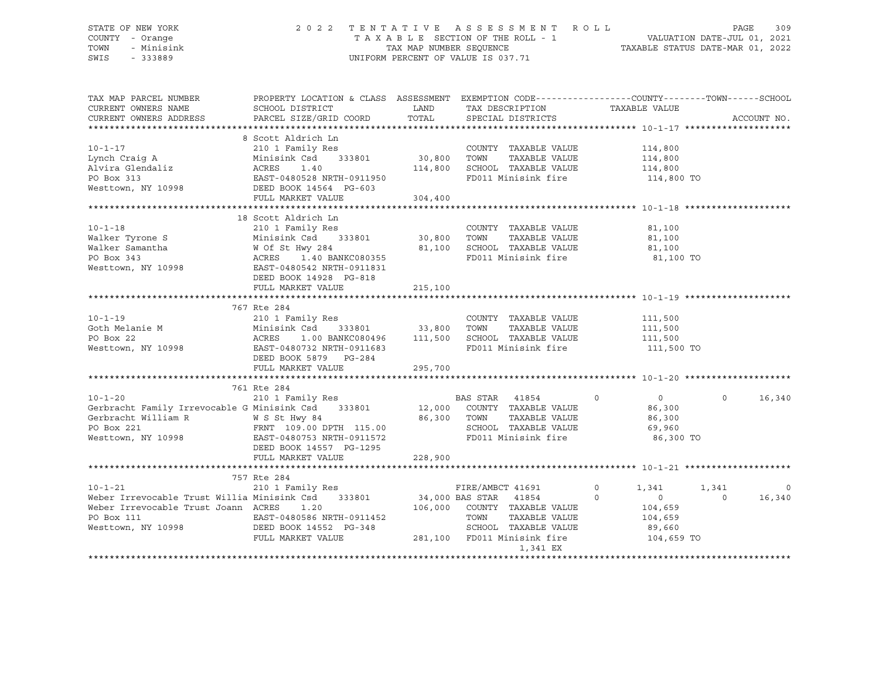STATE OF NEW YORK
COUNTY - Orange
TOWN - Minisink
SWIS - 333889

2022 TENTATIVE ASSESSMENT ROLL
TAXABLE SECTION OF THE ROLL - 1
TAX MAP NUMBER SEQUENCE
UNIFORM PERCENT OF VALUE IS 037.71

VALUATION DATE-JUL 01, 2021
TAXABLE STATUS DATE-MAR 01, 2022

| TAX MAP PARCEL NUMBER / CURRENT OWNERS NAME / CURRENT OWNERS ADDRESS | PROPERTY LOCATION & CLASS / SCHOOL DISTRICT / PARCEL SIZE/GRID COORD | ASSESSMENT LAND / TOTAL | EXEMPTION CODE / TAX DESCRIPTION / SPECIAL DISTRICTS | COUNTY | TOWN | SCHOOL |
|---|---|---|---|---|---|---|
| **10-1-17** | 8 Scott Aldrich Ln | | | | | |
| 10-1-17 | 210 1 Family Res | | COUNTY TAXABLE VALUE | 114,800 | | |
| Lynch Craig A | Minisink Csd 333801 | 30,800 | TOWN TAXABLE VALUE | 114,800 | | |
| Alvira Glendaliz | ACRES 1.40 | 114,800 | SCHOOL TAXABLE VALUE | 114,800 | | |
| PO Box 313 | EAST-0480528 NRTH-0911950 | | FD011 Minisink fire | 114,800 TO | | |
| Westtown, NY 10998 | DEED BOOK 14564 PG-603 | | | | | |
| | FULL MARKET VALUE | 304,400 | | | | |
| **10-1-18** | 18 Scott Aldrich Ln | | | | | |
| 10-1-18 | 210 1 Family Res | | COUNTY TAXABLE VALUE | 81,100 | | |
| Walker Tyrone S | Minisink Csd 333801 | 30,800 | TOWN TAXABLE VALUE | 81,100 | | |
| Walker Samantha | W Of St Hwy 284 | 81,100 | SCHOOL TAXABLE VALUE | 81,100 | | |
| PO Box 343 | ACRES 1.40 BANKC080355 | | FD011 Minisink fire | 81,100 TO | | |
| Westtown, NY 10998 | EAST-0480542 NRTH-0911831 | | | | | |
| | DEED BOOK 14928 PG-818 | | | | | |
| | FULL MARKET VALUE | 215,100 | | | | |
| **10-1-19** | 767 Rte 284 | | | | | |
| 10-1-19 | 210 1 Family Res | | COUNTY TAXABLE VALUE | 111,500 | | |
| Goth Melanie M | Minisink Csd 333801 | 33,800 | TOWN TAXABLE VALUE | 111,500 | | |
| PO Box 22 | ACRES 1.00 BANKC080496 | 111,500 | SCHOOL TAXABLE VALUE | 111,500 | | |
| Westtown, NY 10998 | EAST-0480732 NRTH-0911683 | | FD011 Minisink fire | 111,500 TO | | |
| | DEED BOOK 5879 PG-284 | | | | | |
| | FULL MARKET VALUE | 295,700 | | | | |
| **10-1-20** | 761 Rte 284 | | | | | |
| 10-1-20 | 210 1 Family Res | | BAS STAR 41854 0 | 0 | 0 | 16,340 |
| Gerbracht Family Irrevocable G | Minisink Csd 333801 | 12,000 | COUNTY TAXABLE VALUE | 86,300 | | |
| Gerbracht William R | W S St Hwy 84 | 86,300 | TOWN TAXABLE VALUE | 86,300 | | |
| PO Box 221 | FRNT 109.00 DPTH 115.00 | | SCHOOL TAXABLE VALUE | 69,960 | | |
| Westtown, NY 10998 | EAST-0480753 NRTH-0911572 | | FD011 Minisink fire | 86,300 TO | | |
| | DEED BOOK 14557 PG-1295 | | | | | |
| | FULL MARKET VALUE | 228,900 | | | | |
| **10-1-21** | 757 Rte 284 | | | | | |
| 10-1-21 | 210 1 Family Res | | FIRE/AMBCT 41691 0 | 1,341 | 1,341 | 0 |
| Weber Irrevocable Trust Willia | Minisink Csd 333801 | 34,000 | BAS STAR 41854 0 | 0 | 0 | 16,340 |
| Weber Irrevocable Trust Joann | ACRES 1.20 | 106,000 | COUNTY TAXABLE VALUE | 104,659 | | |
| PO Box 111 | EAST-0480586 NRTH-0911452 | | TOWN TAXABLE VALUE | 104,659 | | |
| Westtown, NY 10998 | DEED BOOK 14552 PG-348 | | SCHOOL TAXABLE VALUE | 89,660 | | |
| | FULL MARKET VALUE | 281,100 | FD011 Minisink fire | 104,659 TO | | |
| | | | 1,341 EX | | | |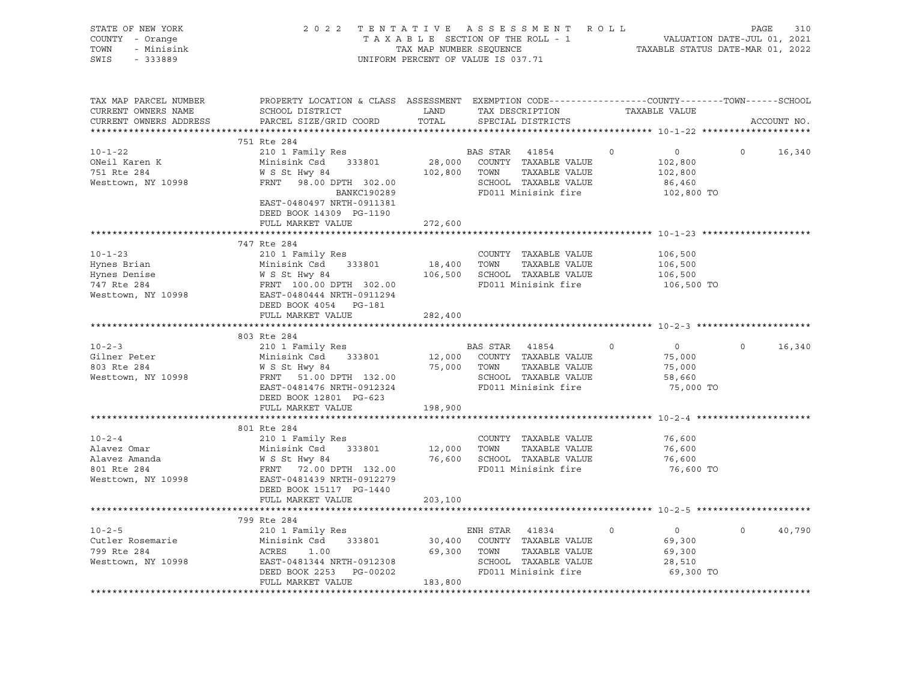STATE OF NEW YORK
COUNTY - Orange
TOWN - Minisink
SWIS - 333889

2 0 2 2 T E N T A T I V E A S S E S S M E N T R O L L
T A X A B L E SECTION OF THE ROLL - 1
TAX MAP NUMBER SEQUENCE
UNIFORM PERCENT OF VALUE IS 037.71

VALUATION DATE-JUL 01, 2021
TAXABLE STATUS DATE-MAR 01, 2022

```
TAX MAP PARCEL NUMBER     PROPERTY LOCATION & CLASS  ASSESSMENT  EXEMPTION CODE------------------COUNTY--------TOWN------SCHOOL
CURRENT OWNERS NAME       SCHOOL DISTRICT               LAND      TAX DESCRIPTION            TAXABLE VALUE
CURRENT OWNERS ADDRESS    PARCEL SIZE/GRID COORD        TOTAL     SPECIAL DISTRICTS                                   ACCOUNT NO.
******************************************************************************************************* 10-1-22 ********************
                          751 Rte 284
10-1-22                   210 1 Family Res                        BAS STAR  41854        0            0          0     16,340
ONeil Karen K             Minisink Csd     333801        28,000   COUNTY  TAXABLE VALUE          102,800
751 Rte 284               W S St Hwy 84                 102,800   TOWN    TAXABLE VALUE          102,800
Westtown, NY 10998        FRNT   98.00 DPTH 302.00                SCHOOL  TAXABLE VALUE           86,460
                                      BANKC190289                 FD011 Minisink fire            102,800 TO
                          EAST-0480497 NRTH-0911381
                          DEED BOOK 14309  PG-1190
                          FULL MARKET VALUE             272,600
******************************************************************************************************* 10-1-23 ********************
                          747 Rte 284
10-1-23                   210 1 Family Res                        COUNTY  TAXABLE VALUE          106,500
Hynes Brian               Minisink Csd     333801        18,400   TOWN    TAXABLE VALUE          106,500
Hynes Denise              W S St Hwy 84                 106,500   SCHOOL  TAXABLE VALUE          106,500
747 Rte 284               FRNT  100.00 DPTH 302.00                FD011 Minisink fire            106,500 TO
Westtown, NY 10998        EAST-0480444 NRTH-0911294
                          DEED BOOK 4054   PG-181
                          FULL MARKET VALUE             282,400
******************************************************************************************************* 10-2-3 *********************
                          803 Rte 284
10-2-3                    210 1 Family Res                        BAS STAR  41854        0            0          0     16,340
Gilner Peter              Minisink Csd     333801        12,000   COUNTY  TAXABLE VALUE           75,000
803 Rte 284               W S St Hwy 84                  75,000   TOWN    TAXABLE VALUE           75,000
Westtown, NY 10998        FRNT   51.00 DPTH 132.00                SCHOOL  TAXABLE VALUE           58,660
                          EAST-0481476 NRTH-0912324               FD011 Minisink fire             75,000 TO
                          DEED BOOK 12801  PG-623
                          FULL MARKET VALUE             198,900
******************************************************************************************************* 10-2-4 *********************
                          801 Rte 284
10-2-4                    210 1 Family Res                        COUNTY  TAXABLE VALUE           76,600
Alavez Omar               Minisink Csd     333801        12,000   TOWN    TAXABLE VALUE           76,600
Alavez Amanda             W S St Hwy 84                  76,600   SCHOOL  TAXABLE VALUE           76,600
801 Rte 284               FRNT   72.00 DPTH 132.00                FD011 Minisink fire             76,600 TO
Westtown, NY 10998        EAST-0481439 NRTH-0912279
                          DEED BOOK 15117  PG-1440
                          FULL MARKET VALUE             203,100
******************************************************************************************************* 10-2-5 *********************
                          799 Rte 284
10-2-5                    210 1 Family Res                        ENH STAR  41834        0            0          0     40,790
Cutler Rosemarie          Minisink Csd     333801        30,400   COUNTY  TAXABLE VALUE           69,300
799 Rte 284               ACRES    1.00                  69,300   TOWN    TAXABLE VALUE           69,300
Westtown, NY 10998        EAST-0481344 NRTH-0912308               SCHOOL  TAXABLE VALUE           28,510
                          DEED BOOK 2253   PG-00202               FD011 Minisink fire             69,300 TO
                          FULL MARKET VALUE             183,800
************************************************************************************************************************************
```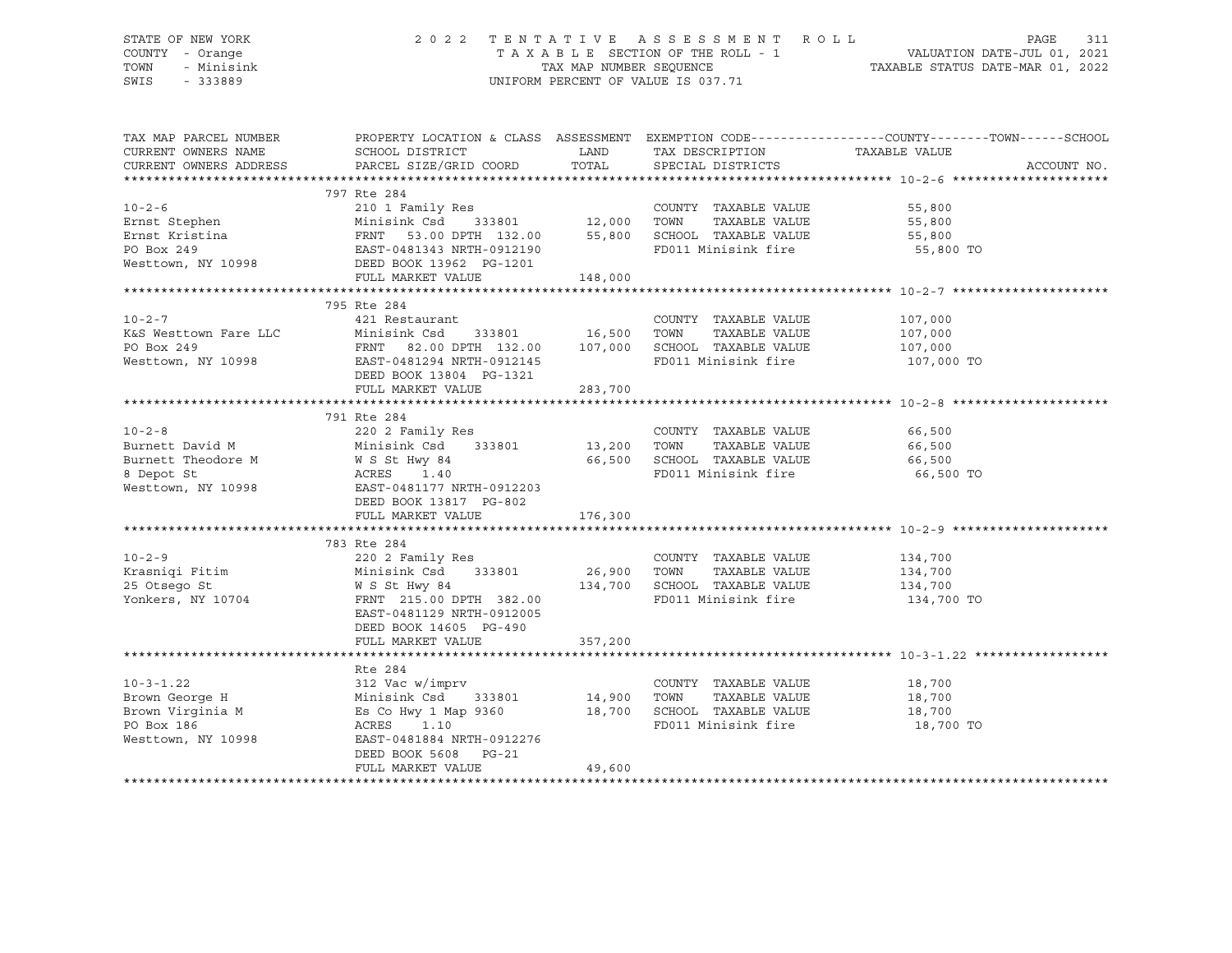STATE OF NEW YORK
COUNTY - Orange
TOWN - Minisink
SWIS - 333889

2022 TENTATIVE ASSESSMENT ROLL
TAXABLE SECTION OF THE ROLL - 1
TAX MAP NUMBER SEQUENCE
UNIFORM PERCENT OF VALUE IS 037.71

VALUATION DATE-JUL 01, 2021
TAXABLE STATUS DATE-MAR 01, 2022

| TAX MAP PARCEL NUMBER / CURRENT OWNERS NAME / CURRENT OWNERS ADDRESS | PROPERTY LOCATION & CLASS / SCHOOL DISTRICT / PARCEL SIZE/GRID COORD | ASSESSMENT LAND | TOTAL | EXEMPTION CODE / TAX DESCRIPTION / SPECIAL DISTRICTS | COUNTY--------TOWN------SCHOOL TAXABLE VALUE | ACCOUNT NO. |
|---|---|---|---|---|---|---|
| | 797 Rte 284 | | | | | |
| 10-2-6 | 210 1 Family Res | | | COUNTY TAXABLE VALUE | 55,800 | |
| Ernst Stephen | Minisink Csd 333801 | 12,000 | | TOWN TAXABLE VALUE | 55,800 | |
| Ernst Kristina | FRNT 53.00 DPTH 132.00 | | 55,800 | SCHOOL TAXABLE VALUE | 55,800 | |
| PO Box 249 | EAST-0481343 NRTH-0912190 | | | FD011 Minisink fire | 55,800 TO | |
| Westtown, NY 10998 | DEED BOOK 13962 PG-1201 | | | | | |
| | FULL MARKET VALUE | | 148,000 | | | |
| | 795 Rte 284 | | | | | |
| 10-2-7 | 421 Restaurant | | | COUNTY TAXABLE VALUE | 107,000 | |
| K&S Westtown Fare LLC | Minisink Csd 333801 | 16,500 | | TOWN TAXABLE VALUE | 107,000 | |
| PO Box 249 | FRNT 82.00 DPTH 132.00 | | 107,000 | SCHOOL TAXABLE VALUE | 107,000 | |
| Westtown, NY 10998 | EAST-0481294 NRTH-0912145 | | | FD011 Minisink fire | 107,000 TO | |
| | DEED BOOK 13804 PG-1321 | | | | | |
| | FULL MARKET VALUE | | 283,700 | | | |
| | 791 Rte 284 | | | | | |
| 10-2-8 | 220 2 Family Res | | | COUNTY TAXABLE VALUE | 66,500 | |
| Burnett David M | Minisink Csd 333801 | 13,200 | | TOWN TAXABLE VALUE | 66,500 | |
| Burnett Theodore M | W S St Hwy 84 | | 66,500 | SCHOOL TAXABLE VALUE | 66,500 | |
| 8 Depot St | ACRES 1.40 | | | FD011 Minisink fire | 66,500 TO | |
| Westtown, NY 10998 | EAST-0481177 NRTH-0912203 | | | | | |
| | DEED BOOK 13817 PG-802 | | | | | |
| | FULL MARKET VALUE | | 176,300 | | | |
| | 783 Rte 284 | | | | | |
| 10-2-9 | 220 2 Family Res | | | COUNTY TAXABLE VALUE | 134,700 | |
| Krasniqi Fitim | Minisink Csd 333801 | 26,900 | | TOWN TAXABLE VALUE | 134,700 | |
| 25 Otsego St | W S St Hwy 84 | | 134,700 | SCHOOL TAXABLE VALUE | 134,700 | |
| Yonkers, NY 10704 | FRNT 215.00 DPTH 382.00 | | | FD011 Minisink fire | 134,700 TO | |
| | EAST-0481129 NRTH-0912005 | | | | | |
| | DEED BOOK 14605 PG-490 | | | | | |
| | FULL MARKET VALUE | | 357,200 | | | |
| | Rte 284 | | | | | |
| 10-3-1.22 | 312 Vac w/imprv | | | COUNTY TAXABLE VALUE | 18,700 | |
| Brown George H | Minisink Csd 333801 | 14,900 | | TOWN TAXABLE VALUE | 18,700 | |
| Brown Virginia M | Es Co Hwy 1 Map 9360 | | 18,700 | SCHOOL TAXABLE VALUE | 18,700 | |
| PO Box 186 | ACRES 1.10 | | | FD011 Minisink fire | 18,700 TO | |
| Westtown, NY 10998 | EAST-0481884 NRTH-0912276 | | | | | |
| | DEED BOOK 5608 PG-21 | | | | | |
| | FULL MARKET VALUE | | 49,600 | | | |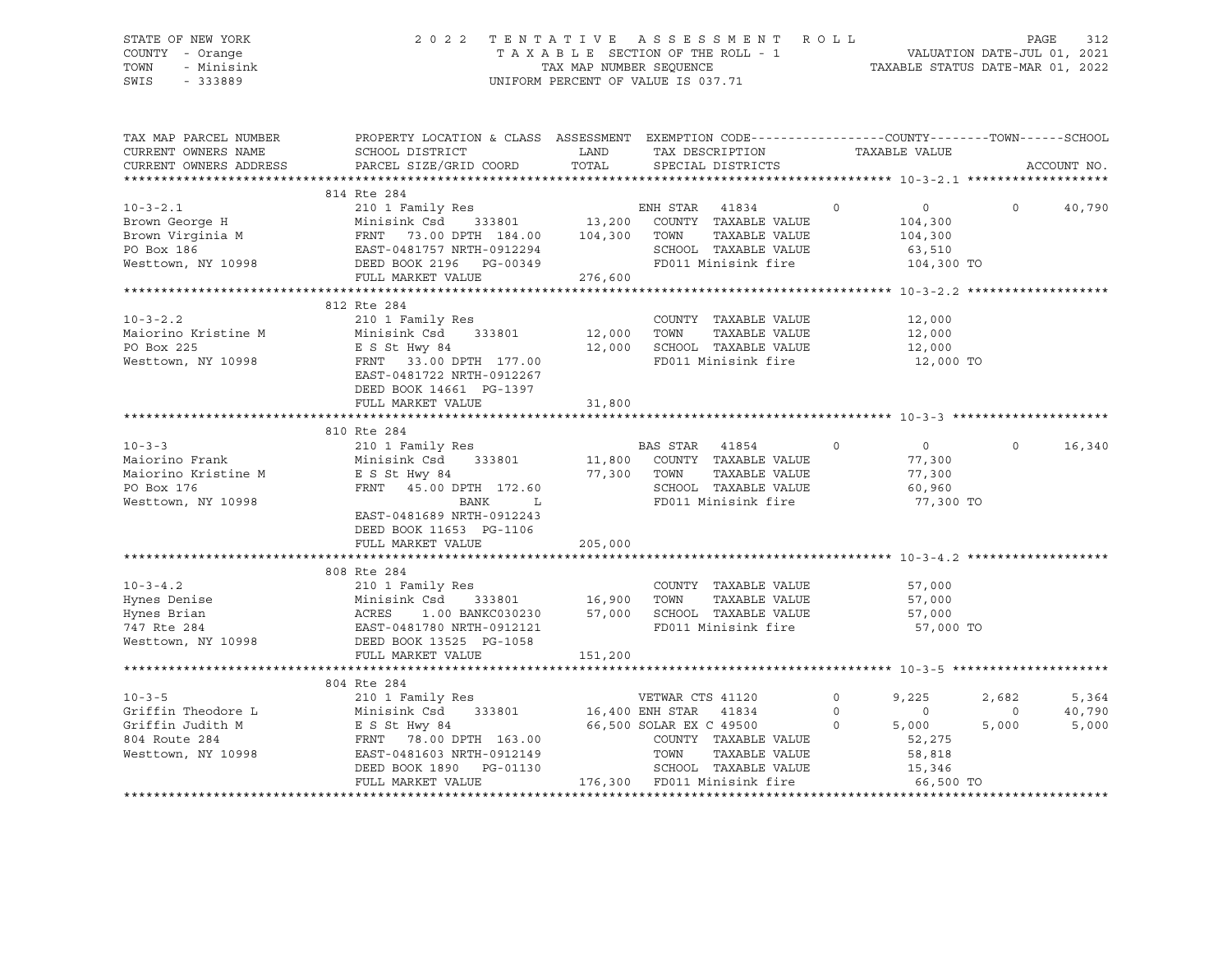STATE OF NEW YORK
COUNTY - Orange
TOWN - Minisink
SWIS - 333889

2 0 2 2 T E N T A T I V E A S S E S S M E N T R O L L
T A X A B L E SECTION OF THE ROLL - 1
TAX MAP NUMBER SEQUENCE
UNIFORM PERCENT OF VALUE IS 037.71

VALUATION DATE-JUL 01, 2021
TAXABLE STATUS DATE-MAR 01, 2022

| TAX MAP PARCEL NUMBER / CURRENT OWNERS NAME / CURRENT OWNERS ADDRESS | PROPERTY LOCATION & CLASS / SCHOOL DISTRICT / PARCEL SIZE/GRID COORD | ASSESSMENT LAND / TOTAL | EXEMPTION CODE / TAX DESCRIPTION / SPECIAL DISTRICTS | | COUNTY / TAXABLE VALUE | TOWN | SCHOOL / ACCOUNT NO. |
|---|---|---|---|---|---|---|---|
| **10-3-2.1** | 814 Rte 284 | | | | | | |
| 10-3-2.1 | 210 1 Family Res | | ENH STAR 41834 | 0 | 0 | 0 | 40,790 |
| Brown George H | Minisink Csd 333801 | 13,200 | COUNTY TAXABLE VALUE | | 104,300 | | |
| Brown Virginia M | FRNT 73.00 DPTH 184.00 | 104,300 | TOWN TAXABLE VALUE | | 104,300 | | |
| PO Box 186 | EAST-0481757 NRTH-0912294 | | SCHOOL TAXABLE VALUE | | 63,510 | | |
| Westtown, NY 10998 | DEED BOOK 2196 PG-00349 | | FD011 Minisink fire | | 104,300 TO | | |
| | FULL MARKET VALUE | 276,600 | | | | | |
| **10-3-2.2** | 812 Rte 284 | | | | | | |
| 10-3-2.2 | 210 1 Family Res | | COUNTY TAXABLE VALUE | | 12,000 | | |
| Maiorino Kristine M | Minisink Csd 333801 | 12,000 | TOWN TAXABLE VALUE | | 12,000 | | |
| PO Box 225 | E S St Hwy 84 | 12,000 | SCHOOL TAXABLE VALUE | | 12,000 | | |
| Westtown, NY 10998 | FRNT 33.00 DPTH 177.00 | | FD011 Minisink fire | | 12,000 TO | | |
| | EAST-0481722 NRTH-0912267 | | | | | | |
| | DEED BOOK 14661 PG-1397 | | | | | | |
| | FULL MARKET VALUE | 31,800 | | | | | |
| **10-3-3** | 810 Rte 284 | | | | | | |
| 10-3-3 | 210 1 Family Res | | BAS STAR 41854 | 0 | 0 | 0 | 16,340 |
| Maiorino Frank | Minisink Csd 333801 | 11,800 | COUNTY TAXABLE VALUE | | 77,300 | | |
| Maiorino Kristine M | E S St Hwy 84 | 77,300 | TOWN TAXABLE VALUE | | 77,300 | | |
| PO Box 176 | FRNT 45.00 DPTH 172.60 | | SCHOOL TAXABLE VALUE | | 60,960 | | |
| Westtown, NY 10998 | BANK L | | FD011 Minisink fire | | 77,300 TO | | |
| | EAST-0481689 NRTH-0912243 | | | | | | |
| | DEED BOOK 11653 PG-1106 | | | | | | |
| | FULL MARKET VALUE | 205,000 | | | | | |
| **10-3-4.2** | 808 Rte 284 | | | | | | |
| 10-3-4.2 | 210 1 Family Res | | COUNTY TAXABLE VALUE | | 57,000 | | |
| Hynes Denise | Minisink Csd 333801 | 16,900 | TOWN TAXABLE VALUE | | 57,000 | | |
| Hynes Brian | ACRES 1.00 BANKC030230 | 57,000 | SCHOOL TAXABLE VALUE | | 57,000 | | |
| 747 Rte 284 | EAST-0481780 NRTH-0912121 | | FD011 Minisink fire | | 57,000 TO | | |
| Westtown, NY 10998 | DEED BOOK 13525 PG-1058 | | | | | | |
| | FULL MARKET VALUE | 151,200 | | | | | |
| **10-3-5** | 804 Rte 284 | | | | | | |
| 10-3-5 | 210 1 Family Res | | VETWAR CTS 41120 | 0 | 9,225 | 2,682 | 5,364 |
| Griffin Theodore L | Minisink Csd 333801 | 16,400 | ENH STAR 41834 | 0 | 0 | 0 | 40,790 |
| Griffin Judith M | E S St Hwy 84 | 66,500 | SOLAR EX C 49500 | 0 | 5,000 | 5,000 | 5,000 |
| 804 Route 284 | FRNT 78.00 DPTH 163.00 | | COUNTY TAXABLE VALUE | | 52,275 | | |
| Westtown, NY 10998 | EAST-0481603 NRTH-0912149 | | TOWN TAXABLE VALUE | | 58,818 | | |
| | DEED BOOK 1890 PG-01130 | | SCHOOL TAXABLE VALUE | | 15,346 | | |
| | FULL MARKET VALUE | 176,300 | FD011 Minisink fire | | 66,500 TO | | |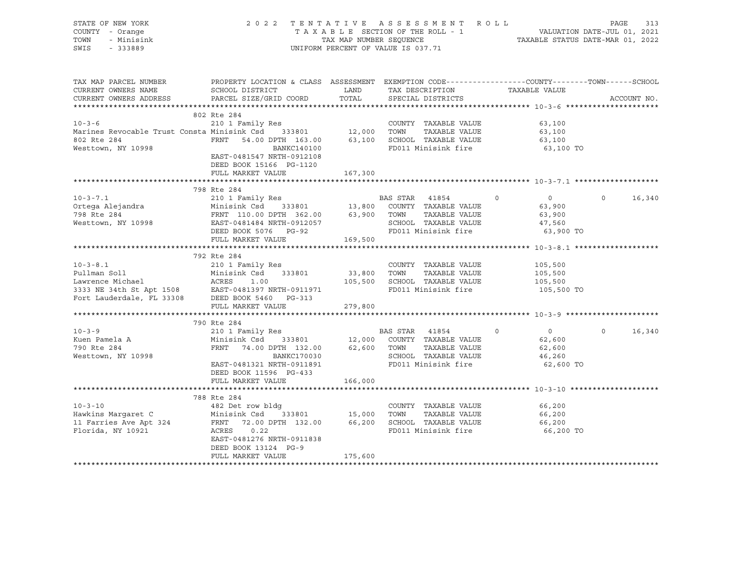STATE OF NEW YORK
COUNTY - Orange
TOWN - Minisink
SWIS - 333889

2022 TENTATIVE ASSESSMENT ROLL
TAXABLE SECTION OF THE ROLL - 1
TAX MAP NUMBER SEQUENCE
UNIFORM PERCENT OF VALUE IS 037.71

VALUATION DATE-JUL 01, 2021
TAXABLE STATUS DATE-MAR 01, 2022

| TAX MAP PARCEL NUMBER / CURRENT OWNERS NAME / CURRENT OWNERS ADDRESS | PROPERTY LOCATION & CLASS / SCHOOL DISTRICT / PARCEL SIZE/GRID COORD | ASSESSMENT LAND / TOTAL | EXEMPTION CODE / TAX DESCRIPTION / SPECIAL DISTRICTS | COUNTY | TOWN | SCHOOL |
|---|---|---|---|---|---|---|
| **10-3-6** | 802 Rte 284 | | | | | |
| | 210 1 Family Res | | COUNTY TAXABLE VALUE | 63,100 | | |
| Marines Revocable Trust Consta | Minisink Csd 333801 | 12,000 | TOWN TAXABLE VALUE | | 63,100 | |
| 802 Rte 284 | FRNT 54.00 DPTH 163.00 | 63,100 | SCHOOL TAXABLE VALUE | | | 63,100 |
| Westtown, NY 10998 | BANKC140100 | | FD011 Minisink fire | 63,100 TO | | |
| | EAST-0481547 NRTH-0912108 | | | | | |
| | DEED BOOK 15166 PG-1120 | | | | | |
| | FULL MARKET VALUE | 167,300 | | | | |
| **10-3-7.1** | 798 Rte 284 | | | | | |
| | 210 1 Family Res | | BAS STAR 41854 | 0 | 0 | 16,340 |
| Ortega Alejandra | Minisink Csd 333801 | 13,800 | COUNTY TAXABLE VALUE | 63,900 | | |
| 798 Rte 284 | FRNT 110.00 DPTH 362.00 | 63,900 | TOWN TAXABLE VALUE | | 63,900 | |
| Westtown, NY 10998 | EAST-0481484 NRTH-0912057 | | SCHOOL TAXABLE VALUE | | | 47,560 |
| | DEED BOOK 5076 PG-92 | | FD011 Minisink fire | 63,900 TO | | |
| | FULL MARKET VALUE | 169,500 | | | | |
| **10-3-8.1** | 792 Rte 284 | | | | | |
| | 210 1 Family Res | | COUNTY TAXABLE VALUE | 105,500 | | |
| Pullman Soll | Minisink Csd 333801 | 33,800 | TOWN TAXABLE VALUE | | 105,500 | |
| Lawrence Michael | ACRES 1.00 | 105,500 | SCHOOL TAXABLE VALUE | | | 105,500 |
| 3333 NE 34th St Apt 1508 | EAST-0481397 NRTH-0911971 | | FD011 Minisink fire | 105,500 TO | | |
| Fort Lauderdale, FL 33308 | DEED BOOK 5460 PG-313 | | | | | |
| | FULL MARKET VALUE | 279,800 | | | | |
| **10-3-9** | 790 Rte 284 | | | | | |
| | 210 1 Family Res | | BAS STAR 41854 | 0 | 0 | 16,340 |
| Kuen Pamela A | Minisink Csd 333801 | 12,000 | COUNTY TAXABLE VALUE | 62,600 | | |
| 790 Rte 284 | FRNT 74.00 DPTH 132.00 | 62,600 | TOWN TAXABLE VALUE | | 62,600 | |
| Westtown, NY 10998 | BANKC170030 | | SCHOOL TAXABLE VALUE | | | 46,260 |
| | EAST-0481321 NRTH-0911891 | | FD011 Minisink fire | 62,600 TO | | |
| | DEED BOOK 11596 PG-433 | | | | | |
| | FULL MARKET VALUE | 166,000 | | | | |
| **10-3-10** | 788 Rte 284 | | | | | |
| | 482 Det row bldg | | COUNTY TAXABLE VALUE | 66,200 | | |
| Hawkins Margaret C | Minisink Csd 333801 | 15,000 | TOWN TAXABLE VALUE | | 66,200 | |
| 11 Farries Ave Apt 324 | FRNT 72.00 DPTH 132.00 | 66,200 | SCHOOL TAXABLE VALUE | | | 66,200 |
| Florida, NY 10921 | ACRES 0.22 | | FD011 Minisink fire | 66,200 TO | | |
| | EAST-0481276 NRTH-0911838 | | | | | |
| | DEED BOOK 13124 PG-9 | | | | | |
| | FULL MARKET VALUE | 175,600 | | | | |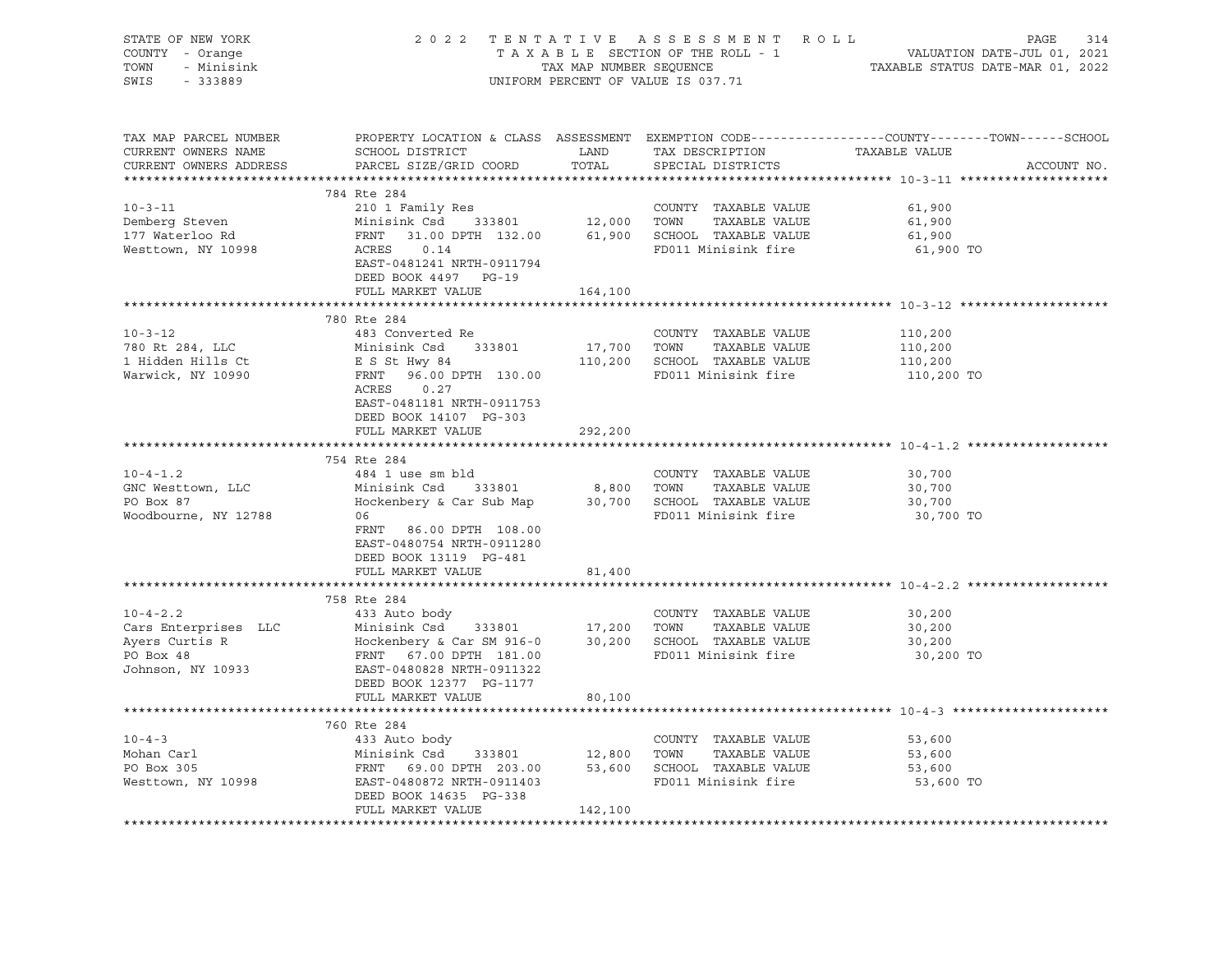STATE OF NEW YORK
COUNTY - Orange
TOWN - Minisink
SWIS - 333889

2022 TENTATIVE ASSESSMENT ROLL
TAXABLE SECTION OF THE ROLL - 1
TAX MAP NUMBER SEQUENCE
UNIFORM PERCENT OF VALUE IS 037.71

VALUATION DATE-JUL 01, 2021
TAXABLE STATUS DATE-MAR 01, 2022

| TAX MAP PARCEL NUMBER / CURRENT OWNERS NAME / CURRENT OWNERS ADDRESS | PROPERTY LOCATION & CLASS / SCHOOL DISTRICT / PARCEL SIZE/GRID COORD | ASSESSMENT LAND | TOTAL | EXEMPTION CODE / TAX DESCRIPTION / SPECIAL DISTRICTS | COUNTY--------TOWN------SCHOOL TAXABLE VALUE | ACCOUNT NO. |
|---|---|---|---|---|---|---|
| **10-3-11** | 784 Rte 284 | | | | | |
| 10-3-11 | 210 1 Family Res | | | COUNTY TAXABLE VALUE | 61,900 | |
| Demberg Steven | Minisink Csd 333801 | 12,000 | | TOWN TAXABLE VALUE | 61,900 | |
| 177 Waterloo Rd | FRNT 31.00 DPTH 132.00 | | 61,900 | SCHOOL TAXABLE VALUE | 61,900 | |
| Westtown, NY 10998 | ACRES 0.14 | | | FD011 Minisink fire | 61,900 TO | |
| | EAST-0481241 NRTH-0911794 | | | | | |
| | DEED BOOK 4497 PG-19 | | | | | |
| | FULL MARKET VALUE | | 164,100 | | | |
| **10-3-12** | 780 Rte 284 | | | | | |
| 10-3-12 | 483 Converted Re | | | COUNTY TAXABLE VALUE | 110,200 | |
| 780 Rt 284, LLC | Minisink Csd 333801 | 17,700 | | TOWN TAXABLE VALUE | 110,200 | |
| 1 Hidden Hills Ct | E S St Hwy 84 | | 110,200 | SCHOOL TAXABLE VALUE | 110,200 | |
| Warwick, NY 10990 | FRNT 96.00 DPTH 130.00 | | | FD011 Minisink fire | 110,200 TO | |
| | ACRES 0.27 | | | | | |
| | EAST-0481181 NRTH-0911753 | | | | | |
| | DEED BOOK 14107 PG-303 | | | | | |
| | FULL MARKET VALUE | | 292,200 | | | |
| **10-4-1.2** | 754 Rte 284 | | | | | |
| 10-4-1.2 | 484 1 use sm bld | | | COUNTY TAXABLE VALUE | 30,700 | |
| GNC Westtown, LLC | Minisink Csd 333801 | 8,800 | | TOWN TAXABLE VALUE | 30,700 | |
| PO Box 87 | Hockenbery & Car Sub Map | | 30,700 | SCHOOL TAXABLE VALUE | 30,700 | |
| Woodbourne, NY 12788 | 06 | | | FD011 Minisink fire | 30,700 TO | |
| | FRNT 86.00 DPTH 108.00 | | | | | |
| | EAST-0480754 NRTH-0911280 | | | | | |
| | DEED BOOK 13119 PG-481 | | | | | |
| | FULL MARKET VALUE | | 81,400 | | | |
| **10-4-2.2** | 758 Rte 284 | | | | | |
| 10-4-2.2 | 433 Auto body | | | COUNTY TAXABLE VALUE | 30,200 | |
| Cars Enterprises LLC | Minisink Csd 333801 | 17,200 | | TOWN TAXABLE VALUE | 30,200 | |
| Ayers Curtis R | Hockenbery & Car SM 916-0 | | 30,200 | SCHOOL TAXABLE VALUE | 30,200 | |
| PO Box 48 | FRNT 67.00 DPTH 181.00 | | | FD011 Minisink fire | 30,200 TO | |
| Johnson, NY 10933 | EAST-0480828 NRTH-0911322 | | | | | |
| | DEED BOOK 12377 PG-1177 | | | | | |
| | FULL MARKET VALUE | | 80,100 | | | |
| **10-4-3** | 760 Rte 284 | | | | | |
| 10-4-3 | 433 Auto body | | | COUNTY TAXABLE VALUE | 53,600 | |
| Mohan Carl | Minisink Csd 333801 | 12,800 | | TOWN TAXABLE VALUE | 53,600 | |
| PO Box 305 | FRNT 69.00 DPTH 203.00 | | 53,600 | SCHOOL TAXABLE VALUE | 53,600 | |
| Westtown, NY 10998 | EAST-0480872 NRTH-0911403 | | | FD011 Minisink fire | 53,600 TO | |
| | DEED BOOK 14635 PG-338 | | | | | |
| | FULL MARKET VALUE | | 142,100 | | | |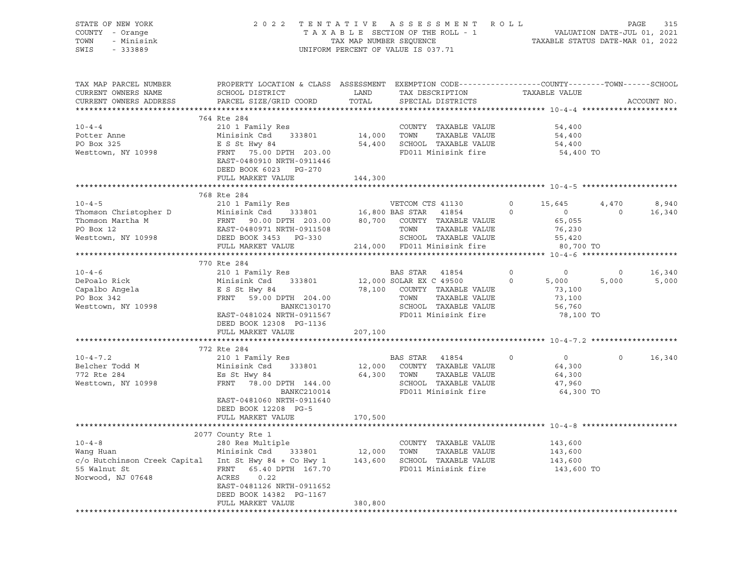STATE OF NEW YORK — 2022 TENTATIVE ASSESSMENT ROLL
COUNTY - Orange — TAXABLE SECTION OF THE ROLL - 1 — VALUATION DATE-JUL 01, 2021
TOWN - Minisink — TAX MAP NUMBER SEQUENCE — TAXABLE STATUS DATE-MAR 01, 2022
SWIS - 333889 — UNIFORM PERCENT OF VALUE IS 037.71

```
TAX MAP PARCEL NUMBER          PROPERTY LOCATION & CLASS  ASSESSMENT  EXEMPTION CODE------------------COUNTY--------TOWN------SCHOOL
CURRENT OWNERS NAME            SCHOOL DISTRICT               LAND      TAX DESCRIPTION             TAXABLE VALUE
CURRENT OWNERS ADDRESS         PARCEL SIZE/GRID COORD        TOTAL     SPECIAL DISTRICTS                                    ACCOUNT NO.
******************************************************************************************************* 10-4-4 *********************
                               764 Rte 284
10-4-4                         210 1 Family Res                        COUNTY  TAXABLE VALUE           54,400
Potter Anne                    Minisink Csd    333801       14,000     TOWN    TAXABLE VALUE           54,400
PO Box 325                     E S St Hwy 84                54,400     SCHOOL  TAXABLE VALUE           54,400
Westtown, NY 10998             FRNT   75.00 DPTH 203.00                FD011 Minisink fire              54,400 TO
                               EAST-0480910 NRTH-0911446
                               DEED BOOK 6023    PG-270
                               FULL MARKET VALUE           144,300
******************************************************************************************************* 10-4-5 *********************
                               768 Rte 284
10-4-5                         210 1 Family Res                        VETCOM CTS 41130       0    15,645        4,470       8,940
Thomson Christopher D          Minisink Csd    333801       16,800 BAS STAR  41854          0         0            0      16,340
Thomson Martha M               FRNT   90.00 DPTH 203.00     80,700     COUNTY  TAXABLE VALUE           65,055
PO Box 12                      EAST-0480971 NRTH-0911508               TOWN    TAXABLE VALUE           76,230
Westtown, NY 10998             DEED BOOK 3453    PG-330                SCHOOL  TAXABLE VALUE           55,420
                               FULL MARKET VALUE           214,000     FD011 Minisink fire              80,700 TO
******************************************************************************************************* 10-4-6 *********************
                               770 Rte 284
10-4-6                         210 1 Family Res                        BAS STAR  41854        0         0            0      16,340
DePoalo Rick                   Minisink Csd    333801       12,000 SOLAR EX C 49500         0     5,000        5,000       5,000
Capalbo Angela                 E S St Hwy 84                78,100     COUNTY  TAXABLE VALUE           73,100
PO Box 342                     FRNT   59.00 DPTH 204.00                TOWN    TAXABLE VALUE           73,100
Westtown, NY 10998                          BANKC130170                SCHOOL  TAXABLE VALUE           56,760
                               EAST-0481024 NRTH-0911567               FD011 Minisink fire              78,100 TO
                               DEED BOOK 12308   PG-1136
                               FULL MARKET VALUE           207,100
******************************************************************************************************* 10-4-7.2 *******************
                               772 Rte 284
10-4-7.2                       210 1 Family Res                        BAS STAR  41854        0         0            0      16,340
Belcher Todd M                 Minisink Csd    333801       12,000     COUNTY  TAXABLE VALUE           64,300
772 Rte 284                    Es St Hwy 84                 64,300     TOWN    TAXABLE VALUE           64,300
Westtown, NY 10998             FRNT   78.00 DPTH 144.00                SCHOOL  TAXABLE VALUE           47,960
                                            BANKC210014                FD011 Minisink fire              64,300 TO
                               EAST-0481060 NRTH-0911640
                               DEED BOOK 12208   PG-5
                               FULL MARKET VALUE           170,500
******************************************************************************************************* 10-4-8 *********************
                               2077 County Rte 1
10-4-8                         280 Res Multiple                        COUNTY  TAXABLE VALUE          143,600
Wang Huan                      Minisink Csd    333801       12,000     TOWN    TAXABLE VALUE          143,600
c/o Hutchinson Creek Capital   Int St Hwy 84 + Co Hwy 1    143,600     SCHOOL  TAXABLE VALUE          143,600
55 Walnut St                   FRNT   65.40 DPTH 167.70                FD011 Minisink fire             143,600 TO
Norwood, NJ 07648              ACRES    0.22
                               EAST-0481126 NRTH-0911652
                               DEED BOOK 14382   PG-1167
                               FULL MARKET VALUE           380,800
************************************************************************************************************************************
```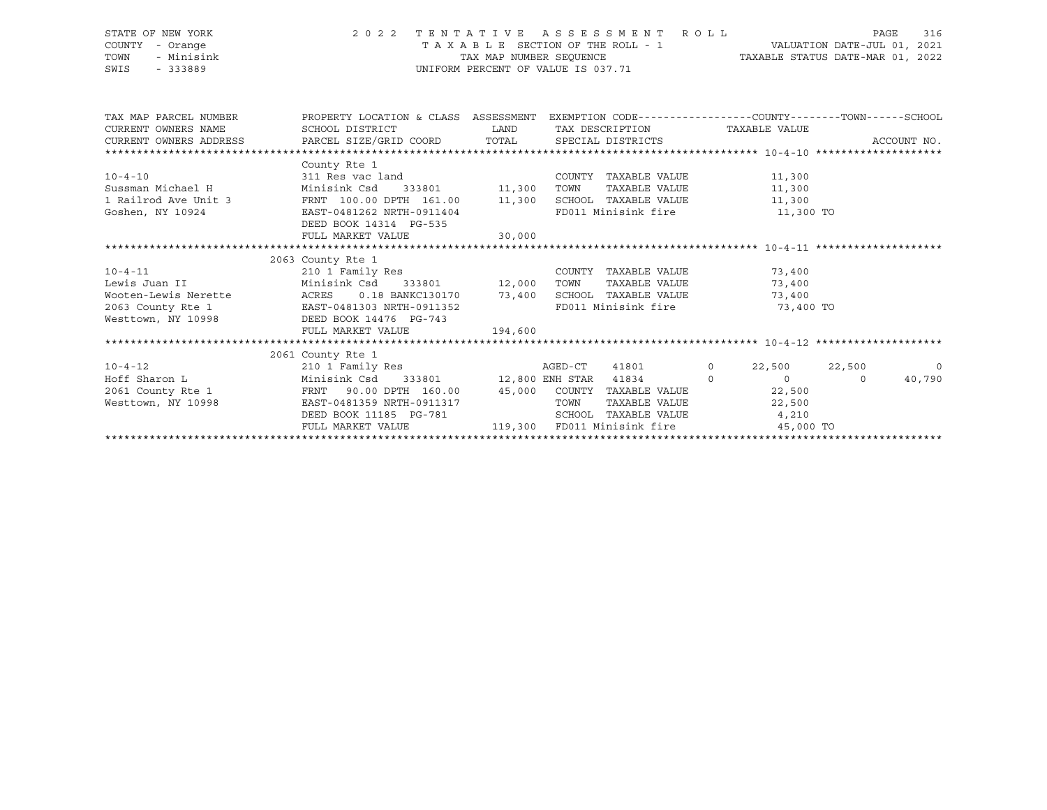STATE OF NEW YORK
COUNTY - Orange
TOWN - Minisink
SWIS - 333889

2022 TENTATIVE ASSESSMENT ROLL
TAXABLE SECTION OF THE ROLL - 1
TAX MAP NUMBER SEQUENCE
UNIFORM PERCENT OF VALUE IS 037.71

VALUATION DATE-JUL 01, 2021
TAXABLE STATUS DATE-MAR 01, 2022

| TAX MAP PARCEL NUMBER / CURRENT OWNERS NAME / CURRENT OWNERS ADDRESS | PROPERTY LOCATION & CLASS / SCHOOL DISTRICT / PARCEL SIZE/GRID COORD | ASSESSMENT LAND / TOTAL | EXEMPTION CODE / TAX DESCRIPTION / SPECIAL DISTRICTS | COUNTY TAXABLE VALUE | TOWN | SCHOOL |
|---|---|---|---|---|---|---|
| **10-4-10** | County Rte 1 | | | | | |
| 10-4-10 | 311 Res vac land | | COUNTY TAXABLE VALUE | 11,300 | | |
| Sussman Michael H | Minisink Csd 333801 | 11,300 | TOWN TAXABLE VALUE | 11,300 | | |
| 1 Railrod Ave Unit 3 | FRNT 100.00 DPTH 161.00 | 11,300 | SCHOOL TAXABLE VALUE | 11,300 | | |
| Goshen, NY 10924 | EAST-0481262 NRTH-0911404 | | FD011 Minisink fire | 11,300 TO | | |
| | DEED BOOK 14314 PG-535 | | | | | |
| | FULL MARKET VALUE | 30,000 | | | | |
| **10-4-11** | 2063 County Rte 1 | | | | | |
| 10-4-11 | 210 1 Family Res | | COUNTY TAXABLE VALUE | 73,400 | | |
| Lewis Juan II | Minisink Csd 333801 | 12,000 | TOWN TAXABLE VALUE | 73,400 | | |
| Wooten-Lewis Nerette | ACRES 0.18 BANKC130170 | 73,400 | SCHOOL TAXABLE VALUE | 73,400 | | |
| 2063 County Rte 1 | EAST-0481303 NRTH-0911352 | | FD011 Minisink fire | 73,400 TO | | |
| Westtown, NY 10998 | DEED BOOK 14476 PG-743 | | | | | |
| | FULL MARKET VALUE | 194,600 | | | | |
| **10-4-12** | 2061 County Rte 1 | | | | | |
| 10-4-12 | 210 1 Family Res | | AGED-CT 41801 0 | 22,500 | 22,500 | 0 |
| Hoff Sharon L | Minisink Csd 333801 | 12,800 | ENH STAR 41834 0 | 0 | 0 | 40,790 |
| 2061 County Rte 1 | FRNT 90.00 DPTH 160.00 | 45,000 | COUNTY TAXABLE VALUE | 22,500 | | |
| Westtown, NY 10998 | EAST-0481359 NRTH-0911317 | | TOWN TAXABLE VALUE | 22,500 | | |
| | DEED BOOK 11185 PG-781 | | SCHOOL TAXABLE VALUE | 4,210 | | |
| | FULL MARKET VALUE | 119,300 | FD011 Minisink fire | 45,000 TO | | |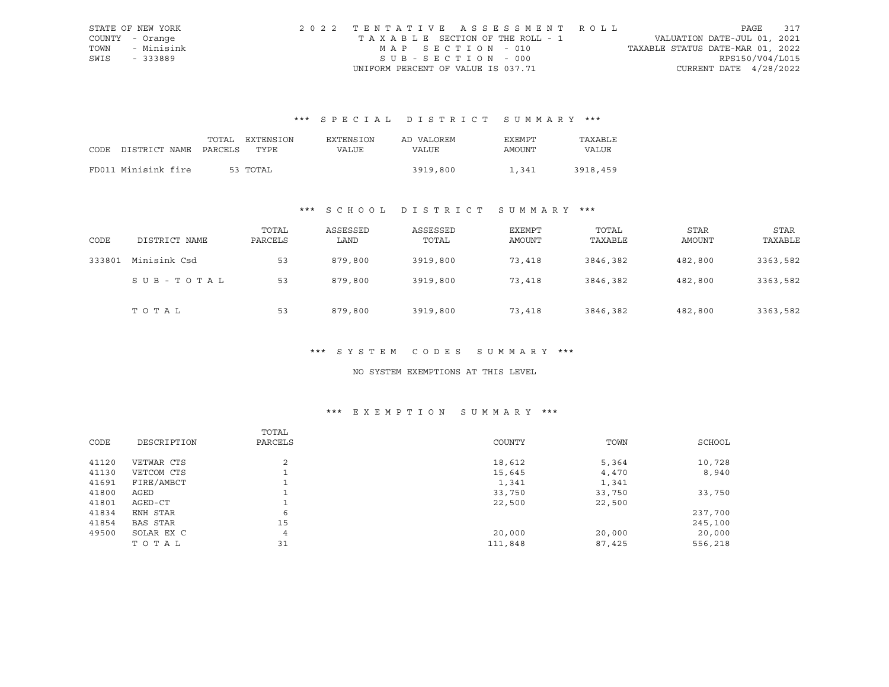STATE OF NEW YORK
COUNTY - Orange
TOWN - Minisink
SWIS - 333889

2022 TENTATIVE ASSESSMENT ROLL
TAXABLE SECTION OF THE ROLL - 1
MAP SECTION - 010
SUB-SECTION - 000
UNIFORM PERCENT OF VALUE IS 037.71

VALUATION DATE-JUL 01, 2021
TAXABLE STATUS DATE-MAR 01, 2022
RPS150/V04/L015
CURRENT DATE 4/28/2022

### *** SPECIAL DISTRICT SUMMARY ***

| CODE | DISTRICT NAME | TOTAL PARCELS | EXTENSION TYPE | EXTENSION VALUE | AD VALOREM VALUE | EXEMPT AMOUNT | TAXABLE VALUE |
|---|---|---|---|---|---|---|---|
| FD011 | Minisink fire | 53 | TOTAL | | 3919,800 | 1,341 | 3918,459 |

### *** SCHOOL DISTRICT SUMMARY ***

| CODE | DISTRICT NAME | TOTAL PARCELS | ASSESSED LAND | ASSESSED TOTAL | EXEMPT AMOUNT | TOTAL TAXABLE | STAR AMOUNT | STAR TAXABLE |
|---|---|---|---|---|---|---|---|---|
| 333801 | Minisink Csd | 53 | 879,800 | 3919,800 | 73,418 | 3846,382 | 482,800 | 3363,582 |
| | SUB-TOTAL | 53 | 879,800 | 3919,800 | 73,418 | 3846,382 | 482,800 | 3363,582 |
| | TOTAL | 53 | 879,800 | 3919,800 | 73,418 | 3846,382 | 482,800 | 3363,582 |

### *** SYSTEM CODES SUMMARY ***

NO SYSTEM EXEMPTIONS AT THIS LEVEL

### *** EXEMPTION SUMMARY ***

| CODE | DESCRIPTION | TOTAL PARCELS | COUNTY | TOWN | SCHOOL |
|---|---|---|---|---|---|
| 41120 | VETWAR CTS | 2 | 18,612 | 5,364 | 10,728 |
| 41130 | VETCOM CTS | 1 | 15,645 | 4,470 | 8,940 |
| 41691 | FIRE/AMBCT | 1 | 1,341 | 1,341 | |
| 41800 | AGED | 1 | 33,750 | 33,750 | 33,750 |
| 41801 | AGED-CT | 1 | 22,500 | 22,500 | |
| 41834 | ENH STAR | 6 | | | 237,700 |
| 41854 | BAS STAR | 15 | | | 245,100 |
| 49500 | SOLAR EX C | 4 | 20,000 | 20,000 | 20,000 |
| | TOTAL | 31 | 111,848 | 87,425 | 556,218 |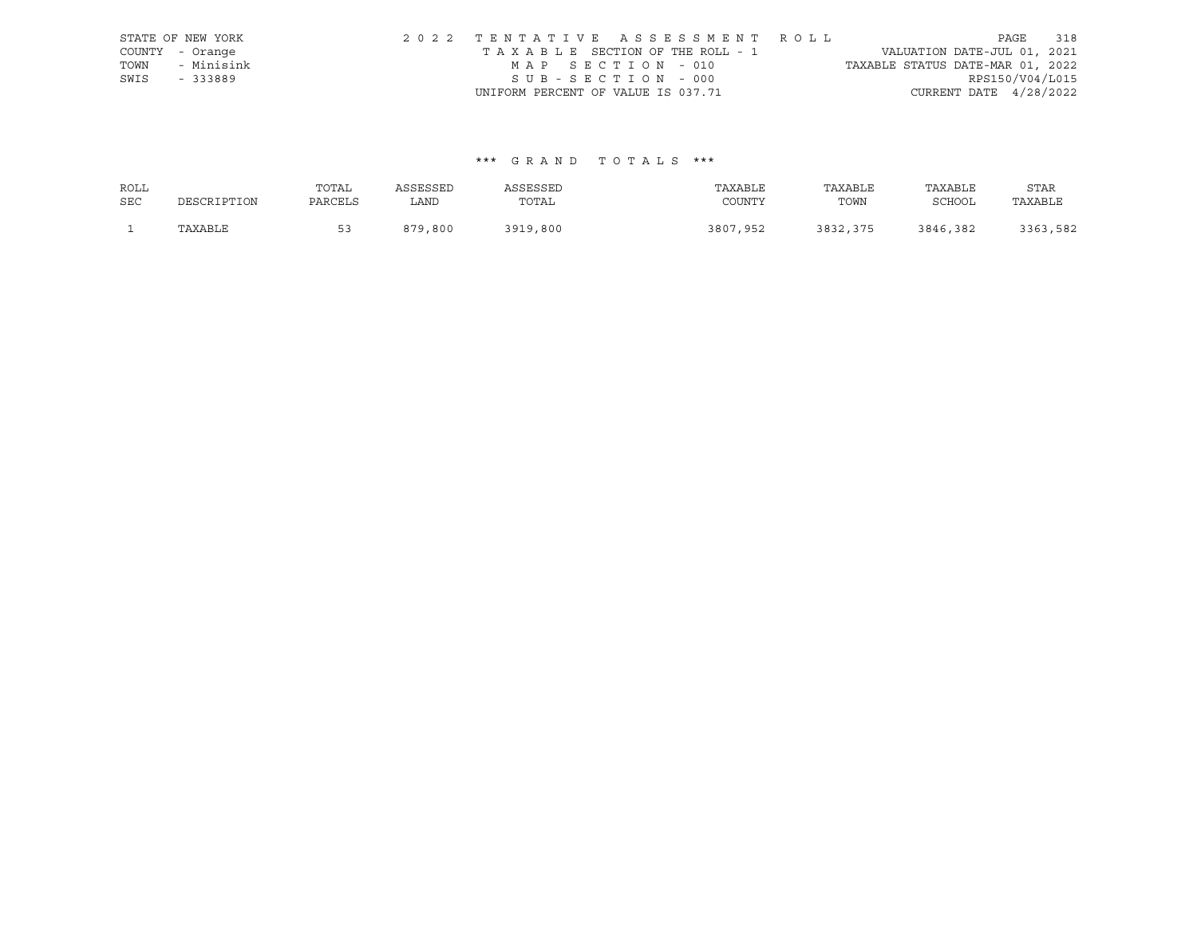STATE OF NEW YORK
COUNTY - Orange
TOWN - Minisink
SWIS - 333889

2 0 2 2 T E N T A T I V E A S S E S S M E N T R O L L
T A X A B L E SECTION OF THE ROLL - 1
M A P S E C T I O N - 010
S U B - S E C T I O N - 000
UNIFORM PERCENT OF VALUE IS 037.71

VALUATION DATE-JUL 01, 2021
TAXABLE STATUS DATE-MAR 01, 2022
RPS150/V04/L015
CURRENT DATE 4/28/2022

\*\*\* G R A N D T O T A L S \*\*\*

| ROLL SEC | DESCRIPTION | TOTAL PARCELS | ASSESSED LAND | ASSESSED TOTAL | TAXABLE COUNTY | TAXABLE TOWN | TAXABLE SCHOOL | STAR TAXABLE |
|---|---|---|---|---|---|---|---|---|
| 1 | TAXABLE | 53 | 879,800 | 3919,800 | 3807,952 | 3832,375 | 3846,382 | 3363,582 |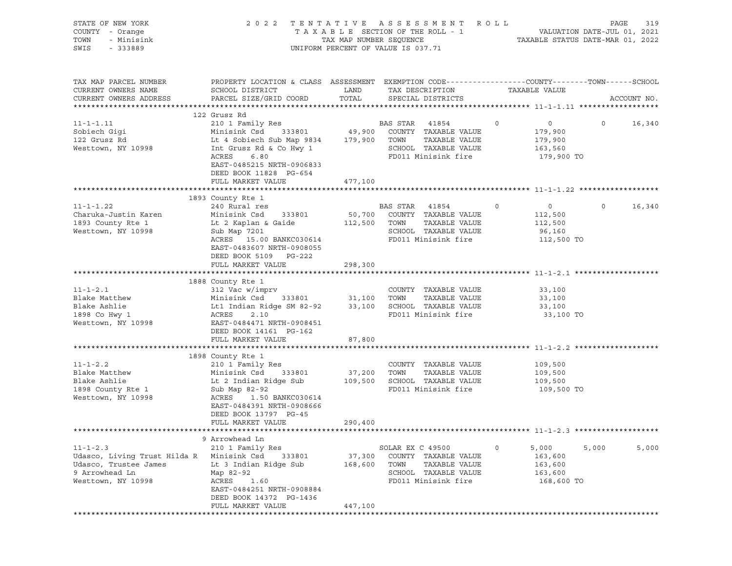STATE OF NEW YORK
COUNTY - Orange
TOWN - Minisink
SWIS - 333889

2022 TENTATIVE ASSESSMENT ROLL
TAXABLE SECTION OF THE ROLL - 1
TAX MAP NUMBER SEQUENCE
UNIFORM PERCENT OF VALUE IS 037.71

VALUATION DATE-JUL 01, 2021
TAXABLE STATUS DATE-MAR 01, 2022

| TAX MAP PARCEL NUMBER / CURRENT OWNERS NAME / CURRENT OWNERS ADDRESS | PROPERTY LOCATION & CLASS / SCHOOL DISTRICT / PARCEL SIZE/GRID COORD | ASSESSMENT LAND / TOTAL | EXEMPTION CODE / TAX DESCRIPTION / SPECIAL DISTRICTS | COUNTY TAXABLE VALUE | TOWN | SCHOOL |
|---|---|---|---|---|---|---|
| **11-1-1.11** | 122 Grusz Rd | | | | | |
| 11-1-1.11 | 210 1 Family Res | | BAS STAR 41854 | 0 / 0 | 0 | 16,340 |
| Sobiech Gigi | Minisink Csd 333801 | 49,900 | COUNTY TAXABLE VALUE | 179,900 | | |
| 122 Grusz Rd | Lt 4 Sobiech Sub Map 9834 | 179,900 | TOWN TAXABLE VALUE | 179,900 | | |
| Westtown, NY 10998 | Int Grusz Rd & Co Hwy 1 | | SCHOOL TAXABLE VALUE | 163,560 | | |
| | ACRES 6.80 | | FD011 Minisink fire | 179,900 TO | | |
| | EAST-0485215 NRTH-0906833 | | | | | |
| | DEED BOOK 11828 PG-654 | | | | | |
| | FULL MARKET VALUE | 477,100 | | | | |
| **11-1-1.22** | 1893 County Rte 1 | | | | | |
| 11-1-1.22 | 240 Rural res | | BAS STAR 41854 | 0 / 0 | 0 | 16,340 |
| Charuka-Justin Karen | Minisink Csd 333801 | 50,700 | COUNTY TAXABLE VALUE | 112,500 | | |
| 1893 County Rte 1 | Lt 2 Kaplan & Gaide | 112,500 | TOWN TAXABLE VALUE | 112,500 | | |
| Westtown, NY 10998 | Sub Map 7201 | | SCHOOL TAXABLE VALUE | 96,160 | | |
| | ACRES 15.00 BANKC030614 | | FD011 Minisink fire | 112,500 TO | | |
| | EAST-0483607 NRTH-0908055 | | | | | |
| | DEED BOOK 5109 PG-222 | | | | | |
| | FULL MARKET VALUE | 298,300 | | | | |
| **11-1-2.1** | 1888 County Rte 1 | | | | | |
| 11-1-2.1 | 312 Vac w/imprv | | COUNTY TAXABLE VALUE | 33,100 | | |
| Blake Matthew | Minisink Csd 333801 | 31,100 | TOWN TAXABLE VALUE | 33,100 | | |
| Blake Ashlie | Lt1 Indian Ridge SM 82-92 | 33,100 | SCHOOL TAXABLE VALUE | 33,100 | | |
| 1898 Co Hwy 1 | ACRES 2.10 | | FD011 Minisink fire | 33,100 TO | | |
| Westtown, NY 10998 | EAST-0484471 NRTH-0908451 | | | | | |
| | DEED BOOK 14161 PG-162 | | | | | |
| | FULL MARKET VALUE | 87,800 | | | | |
| **11-1-2.2** | 1898 County Rte 1 | | | | | |
| 11-1-2.2 | 210 1 Family Res | | COUNTY TAXABLE VALUE | 109,500 | | |
| Blake Matthew | Minisink Csd 333801 | 37,200 | TOWN TAXABLE VALUE | 109,500 | | |
| Blake Ashlie | Lt 2 Indian Ridge Sub | 109,500 | SCHOOL TAXABLE VALUE | 109,500 | | |
| 1898 County Rte 1 | Sub Map 82-92 | | FD011 Minisink fire | 109,500 TO | | |
| Westtown, NY 10998 | ACRES 1.50 BANKC030614 | | | | | |
| | EAST-0484391 NRTH-0908666 | | | | | |
| | DEED BOOK 13797 PG-45 | | | | | |
| | FULL MARKET VALUE | 290,400 | | | | |
| **11-1-2.3** | 9 Arrowhead Ln | | | | | |
| 11-1-2.3 | 210 1 Family Res | | SOLAR EX C 49500 | 0 / 5,000 | 5,000 | 5,000 |
| Udasco, Living Trust Hilda R | Minisink Csd 333801 | 37,300 | COUNTY TAXABLE VALUE | 163,600 | | |
| Udasco, Trustee James | Lt 3 Indian Ridge Sub | 168,600 | TOWN TAXABLE VALUE | 163,600 | | |
| 9 Arrowhead Ln | Map 82-92 | | SCHOOL TAXABLE VALUE | 163,600 | | |
| Westtown, NY 10998 | ACRES 1.60 | | FD011 Minisink fire | 168,600 TO | | |
| | EAST-0484251 NRTH-0908884 | | | | | |
| | DEED BOOK 14372 PG-1436 | | | | | |
| | FULL MARKET VALUE | 447,100 | | | | |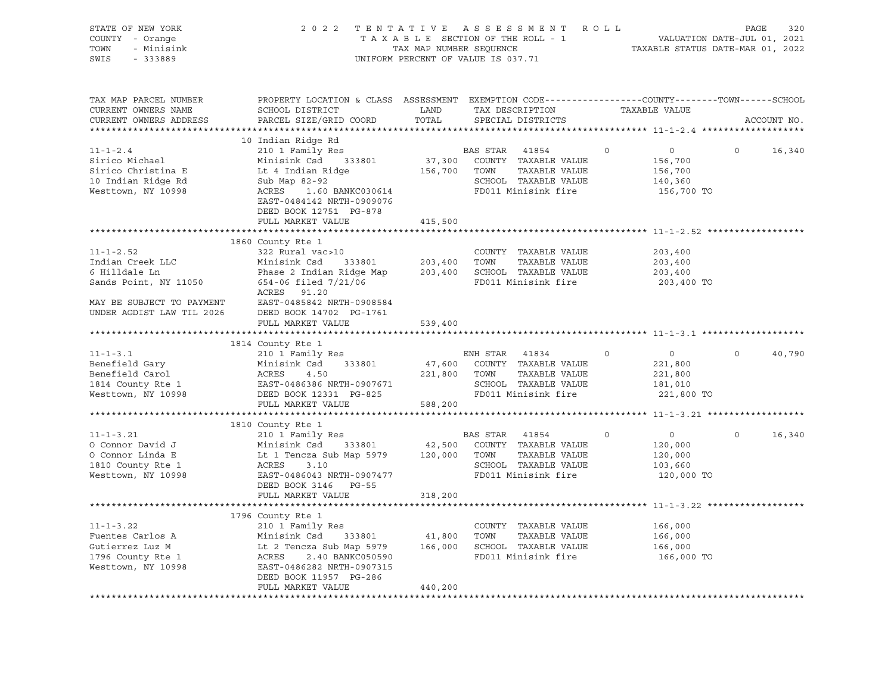STATE OF NEW YORK
COUNTY - Orange
TOWN - Minisink
SWIS - 333889

2022 TENTATIVE ASSESSMENT ROLL
TAXABLE SECTION OF THE ROLL - 1
TAX MAP NUMBER SEQUENCE
UNIFORM PERCENT OF VALUE IS 037.71

VALUATION DATE-JUL 01, 2021
TAXABLE STATUS DATE-MAR 01, 2022

| TAX MAP PARCEL NUMBER / CURRENT OWNERS NAME / CURRENT OWNERS ADDRESS | PROPERTY LOCATION & CLASS / SCHOOL DISTRICT / PARCEL SIZE/GRID COORD | ASSESSMENT LAND / TOTAL | EXEMPTION CODE / TAX DESCRIPTION / SPECIAL DISTRICTS | COUNTY | TOWN | SCHOOL | TAXABLE VALUE / ACCOUNT NO. |
|---|---|---|---|---|---|---|---|
| **11-1-2.4** | 10 Indian Ridge Rd | | | | | | |
| 11-1-2.4 | 210 1 Family Res | | BAS STAR 41854 | 0 | 0 | 0 | 16,340 |
| Sirico Michael | Minisink Csd 333801 | 37,300 | COUNTY TAXABLE VALUE | | | | 156,700 |
| Sirico Christina E | Lt 4 Indian Ridge | 156,700 | TOWN TAXABLE VALUE | | | | 156,700 |
| 10 Indian Ridge Rd | Sub Map 82-92 | | SCHOOL TAXABLE VALUE | | | | 140,360 |
| Westtown, NY 10998 | ACRES 1.60 BANKC030614 | | FD011 Minisink fire | | | | 156,700 TO |
| | EAST-0484142 NRTH-0909076 | | | | | | |
| | DEED BOOK 12751 PG-878 | | | | | | |
| | FULL MARKET VALUE | 415,500 | | | | | |
| **11-1-2.52** | 1860 County Rte 1 | | | | | | |
| 11-1-2.52 | 322 Rural vac>10 | | COUNTY TAXABLE VALUE | | | | 203,400 |
| Indian Creek LLC | Minisink Csd 333801 | 203,400 | TOWN TAXABLE VALUE | | | | 203,400 |
| 6 Hilldale Ln | Phase 2 Indian Ridge Map | 203,400 | SCHOOL TAXABLE VALUE | | | | 203,400 |
| Sands Point, NY 11050 | 654-06 filed 7/21/06 | | FD011 Minisink fire | | | | 203,400 TO |
| | ACRES 91.20 | | | | | | |
| MAY BE SUBJECT TO PAYMENT | EAST-0485842 NRTH-0908584 | | | | | | |
| UNDER AGDIST LAW TIL 2026 | DEED BOOK 14702 PG-1761 | | | | | | |
| | FULL MARKET VALUE | 539,400 | | | | | |
| **11-1-3.1** | 1814 County Rte 1 | | | | | | |
| 11-1-3.1 | 210 1 Family Res | | ENH STAR 41834 | 0 | 0 | 0 | 40,790 |
| Benefield Gary | Minisink Csd 333801 | 47,600 | COUNTY TAXABLE VALUE | | | | 221,800 |
| Benefield Carol | ACRES 4.50 | 221,800 | TOWN TAXABLE VALUE | | | | 221,800 |
| 1814 County Rte 1 | EAST-0486386 NRTH-0907671 | | SCHOOL TAXABLE VALUE | | | | 181,010 |
| Westtown, NY 10998 | DEED BOOK 12331 PG-825 | | FD011 Minisink fire | | | | 221,800 TO |
| | FULL MARKET VALUE | 588,200 | | | | | |
| **11-1-3.21** | 1810 County Rte 1 | | | | | | |
| 11-1-3.21 | 210 1 Family Res | | BAS STAR 41854 | 0 | 0 | 0 | 16,340 |
| O Connor David J | Minisink Csd 333801 | 42,500 | COUNTY TAXABLE VALUE | | | | 120,000 |
| O Connor Linda E | Lt 1 Tencza Sub Map 5979 | 120,000 | TOWN TAXABLE VALUE | | | | 120,000 |
| 1810 County Rte 1 | ACRES 3.10 | | SCHOOL TAXABLE VALUE | | | | 103,660 |
| Westtown, NY 10998 | EAST-0486043 NRTH-0907477 | | FD011 Minisink fire | | | | 120,000 TO |
| | DEED BOOK 3146 PG-55 | | | | | | |
| | FULL MARKET VALUE | 318,200 | | | | | |
| **11-1-3.22** | 1796 County Rte 1 | | | | | | |
| 11-1-3.22 | 210 1 Family Res | | COUNTY TAXABLE VALUE | | | | 166,000 |
| Fuentes Carlos A | Minisink Csd 333801 | 41,800 | TOWN TAXABLE VALUE | | | | 166,000 |
| Gutierrez Luz M | Lt 2 Tencza Sub Map 5979 | 166,000 | SCHOOL TAXABLE VALUE | | | | 166,000 |
| 1796 County Rte 1 | ACRES 2.40 BANKC050590 | | FD011 Minisink fire | | | | 166,000 TO |
| Westtown, NY 10998 | EAST-0486282 NRTH-0907315 | | | | | | |
| | DEED BOOK 11957 PG-286 | | | | | | |
| | FULL MARKET VALUE | 440,200 | | | | | |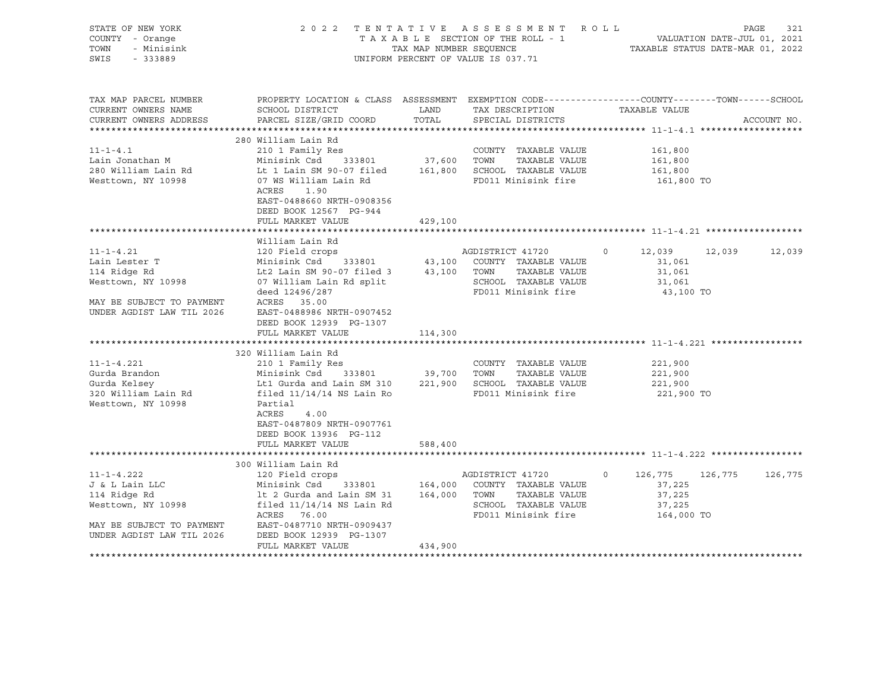STATE OF NEW YORK
COUNTY - Orange
TOWN - Minisink
SWIS - 333889

2022 TENTATIVE ASSESSMENT ROLL
TAXABLE SECTION OF THE ROLL - 1
TAX MAP NUMBER SEQUENCE
UNIFORM PERCENT OF VALUE IS 037.71

VALUATION DATE-JUL 01, 2021
TAXABLE STATUS DATE-MAR 01, 2022

| TAX MAP PARCEL NUMBER / CURRENT OWNERS NAME / CURRENT OWNERS ADDRESS | PROPERTY LOCATION & CLASS / SCHOOL DISTRICT / PARCEL SIZE/GRID COORD | ASSESSMENT LAND / TOTAL | EXEMPTION CODE / TAX DESCRIPTION / SPECIAL DISTRICTS | COUNTY TAXABLE VALUE | TOWN | SCHOOL |
|---|---|---|---|---|---|---|
| **11-1-4.1** | 280 William Lain Rd | | | | | |
| 11-1-4.1 | 210 1 Family Res | | COUNTY TAXABLE VALUE | 161,800 | | |
| Lain Jonathan M | Minisink Csd 333801 | 37,600 | TOWN TAXABLE VALUE | 161,800 | | |
| 280 William Lain Rd | Lt 1 Lain SM 90-07 filed | 161,800 | SCHOOL TAXABLE VALUE | 161,800 | | |
| Westtown, NY 10998 | 07 WS William Lain Rd | | FD011 Minisink fire | 161,800 TO | | |
| | ACRES 1.90 | | | | | |
| | EAST-0488660 NRTH-0908356 | | | | | |
| | DEED BOOK 12567 PG-944 | | | | | |
| | FULL MARKET VALUE | 429,100 | | | | |
| **11-1-4.21** | William Lain Rd | | | | | |
| 11-1-4.21 | 120 Field crops | | AGDISTRICT 41720 0 | 12,039 | 12,039 | 12,039 |
| Lain Lester T | Minisink Csd 333801 | 43,100 | COUNTY TAXABLE VALUE | 31,061 | | |
| 114 Ridge Rd | Lt2 Lain SM 90-07 filed 3 | 43,100 | TOWN TAXABLE VALUE | 31,061 | | |
| Westtown, NY 10998 | 07 William Lain Rd split | | SCHOOL TAXABLE VALUE | 31,061 | | |
| | deed 12496/287 | | FD011 Minisink fire | 43,100 TO | | |
| MAY BE SUBJECT TO PAYMENT | ACRES 35.00 | | | | | |
| UNDER AGDIST LAW TIL 2026 | EAST-0488986 NRTH-0907452 | | | | | |
| | DEED BOOK 12939 PG-1307 | | | | | |
| | FULL MARKET VALUE | 114,300 | | | | |
| **11-1-4.221** | 320 William Lain Rd | | | | | |
| 11-1-4.221 | 210 1 Family Res | | COUNTY TAXABLE VALUE | 221,900 | | |
| Gurda Brandon | Minisink Csd 333801 | 39,700 | TOWN TAXABLE VALUE | 221,900 | | |
| Gurda Kelsey | Lt1 Gurda and Lain SM 310 | 221,900 | SCHOOL TAXABLE VALUE | 221,900 | | |
| 320 William Lain Rd | filed 11/14/14 NS Lain Ro | | FD011 Minisink fire | 221,900 TO | | |
| Westtown, NY 10998 | Partial | | | | | |
| | ACRES 4.00 | | | | | |
| | EAST-0487809 NRTH-0907761 | | | | | |
| | DEED BOOK 13936 PG-112 | | | | | |
| | FULL MARKET VALUE | 588,400 | | | | |
| **11-1-4.222** | 300 William Lain Rd | | | | | |
| 11-1-4.222 | 120 Field crops | | AGDISTRICT 41720 0 | 126,775 | 126,775 | 126,775 |
| J & L Lain LLC | Minisink Csd 333801 | 164,000 | COUNTY TAXABLE VALUE | 37,225 | | |
| 114 Ridge Rd | lt 2 Gurda and Lain SM 31 | 164,000 | TOWN TAXABLE VALUE | 37,225 | | |
| Westtown, NY 10998 | filed 11/14/14 NS Lain Rd | | SCHOOL TAXABLE VALUE | 37,225 | | |
| | ACRES 76.00 | | FD011 Minisink fire | 164,000 TO | | |
| MAY BE SUBJECT TO PAYMENT | EAST-0487710 NRTH-0909437 | | | | | |
| UNDER AGDIST LAW TIL 2026 | DEED BOOK 12939 PG-1307 | | | | | |
| | FULL MARKET VALUE | 434,900 | | | | |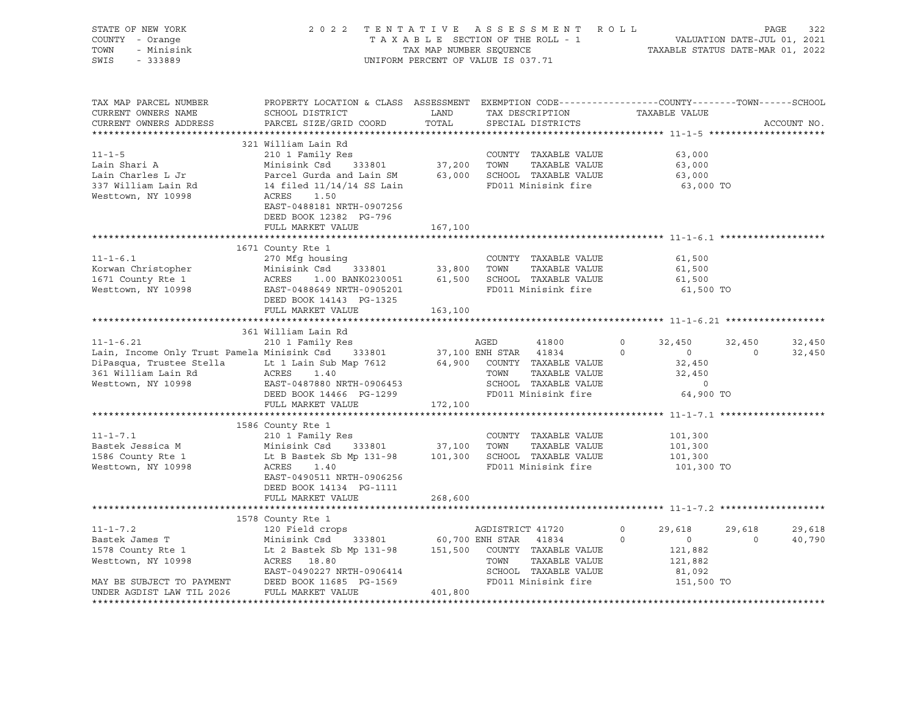STATE OF NEW YORK
COUNTY - Orange
TOWN - Minisink
SWIS - 333889

2 0 2 2 T E N T A T I V E A S S E S S M E N T R O L L
T A X A B L E SECTION OF THE ROLL - 1
TAX MAP NUMBER SEQUENCE
UNIFORM PERCENT OF VALUE IS 037.71

VALUATION DATE-JUL 01, 2021
TAXABLE STATUS DATE-MAR 01, 2022

```
TAX MAP PARCEL NUMBER      PROPERTY LOCATION & CLASS  ASSESSMENT  EXEMPTION CODE------------------COUNTY--------TOWN------SCHOOL
CURRENT OWNERS NAME        SCHOOL DISTRICT               LAND      TAX DESCRIPTION            TAXABLE VALUE
CURRENT OWNERS ADDRESS     PARCEL SIZE/GRID COORD        TOTAL     SPECIAL DISTRICTS                                     ACCOUNT NO.
******************************************************************************************************* 11-1-5 *********************
                           321 William Lain Rd
11-1-5                     210 1 Family Res                        COUNTY  TAXABLE VALUE          63,000
Lain Shari A               Minisink Csd    333801       37,200     TOWN    TAXABLE VALUE          63,000
Lain Charles L Jr          Parcel Gurda and Lain SM     63,000     SCHOOL  TAXABLE VALUE          63,000
337 William Lain Rd        14 filed 11/14/14 SS Lain               FD011 Minisink fire             63,000 TO
Westtown, NY 10998         ACRES    1.50
                           EAST-0488181 NRTH-0907256
                           DEED BOOK 12382  PG-796
                           FULL MARKET VALUE           167,100
******************************************************************************************************* 11-1-6.1 *******************
                           1671 County Rte 1
11-1-6.1                   270 Mfg housing                         COUNTY  TAXABLE VALUE          61,500
Korwan Christopher         Minisink Csd    333801       33,800     TOWN    TAXABLE VALUE          61,500
1671 County Rte 1          ACRES    1.00 BANK0230051    61,500     SCHOOL  TAXABLE VALUE          61,500
Westtown, NY 10998         EAST-0488649 NRTH-0905201               FD011 Minisink fire             61,500 TO
                           DEED BOOK 14143  PG-1325
                           FULL MARKET VALUE           163,100
******************************************************************************************************* 11-1-6.21 ******************
                           361 William Lain Rd
11-1-6.21                  210 1 Family Res                        AGED         41800       0      32,450     32,450     32,450
Lain, Income Only Trust Pamela Minisink Csd  333801     37,100 ENH STAR  41834       0           0          0     32,450
DiPasqua, Trustee Stella   Lt 1 Lain Sub Map 7612       64,900     COUNTY  TAXABLE VALUE          32,450
361 William Lain Rd        ACRES    1.40                           TOWN    TAXABLE VALUE          32,450
Westtown, NY 10998         EAST-0487880 NRTH-0906453               SCHOOL  TAXABLE VALUE               0
                           DEED BOOK 14466  PG-1299                FD011 Minisink fire             64,900 TO
                           FULL MARKET VALUE           172,100
******************************************************************************************************* 11-1-7.1 *******************
                           1586 County Rte 1
11-1-7.1                   210 1 Family Res                        COUNTY  TAXABLE VALUE         101,300
Bastek Jessica M           Minisink Csd    333801       37,100     TOWN    TAXABLE VALUE         101,300
1586 County Rte 1          Lt B Bastek Sb Mp 131-98    101,300     SCHOOL  TAXABLE VALUE         101,300
Westtown, NY 10998         ACRES    1.40                           FD011 Minisink fire            101,300 TO
                           EAST-0490511 NRTH-0906256
                           DEED BOOK 14134  PG-1111
                           FULL MARKET VALUE           268,600
******************************************************************************************************* 11-1-7.2 *******************
                           1578 County Rte 1
11-1-7.2                   120 Field crops                         AGDISTRICT 41720         0      29,618     29,618     29,618
Bastek James T             Minisink Csd    333801       60,700 ENH STAR  41834       0           0          0     40,790
1578 County Rte 1          Lt 2 Bastek Sb Mp 131-98    151,500     COUNTY  TAXABLE VALUE         121,882
Westtown, NY 10998         ACRES   18.80                           TOWN    TAXABLE VALUE         121,882
                           EAST-0490227 NRTH-0906414               SCHOOL  TAXABLE VALUE          81,092
MAY BE SUBJECT TO PAYMENT  DEED BOOK 11685  PG-1569                FD011 Minisink fire            151,500 TO
UNDER AGDIST LAW TIL 2026  FULL MARKET VALUE           401,800
************************************************************************************************************************************
```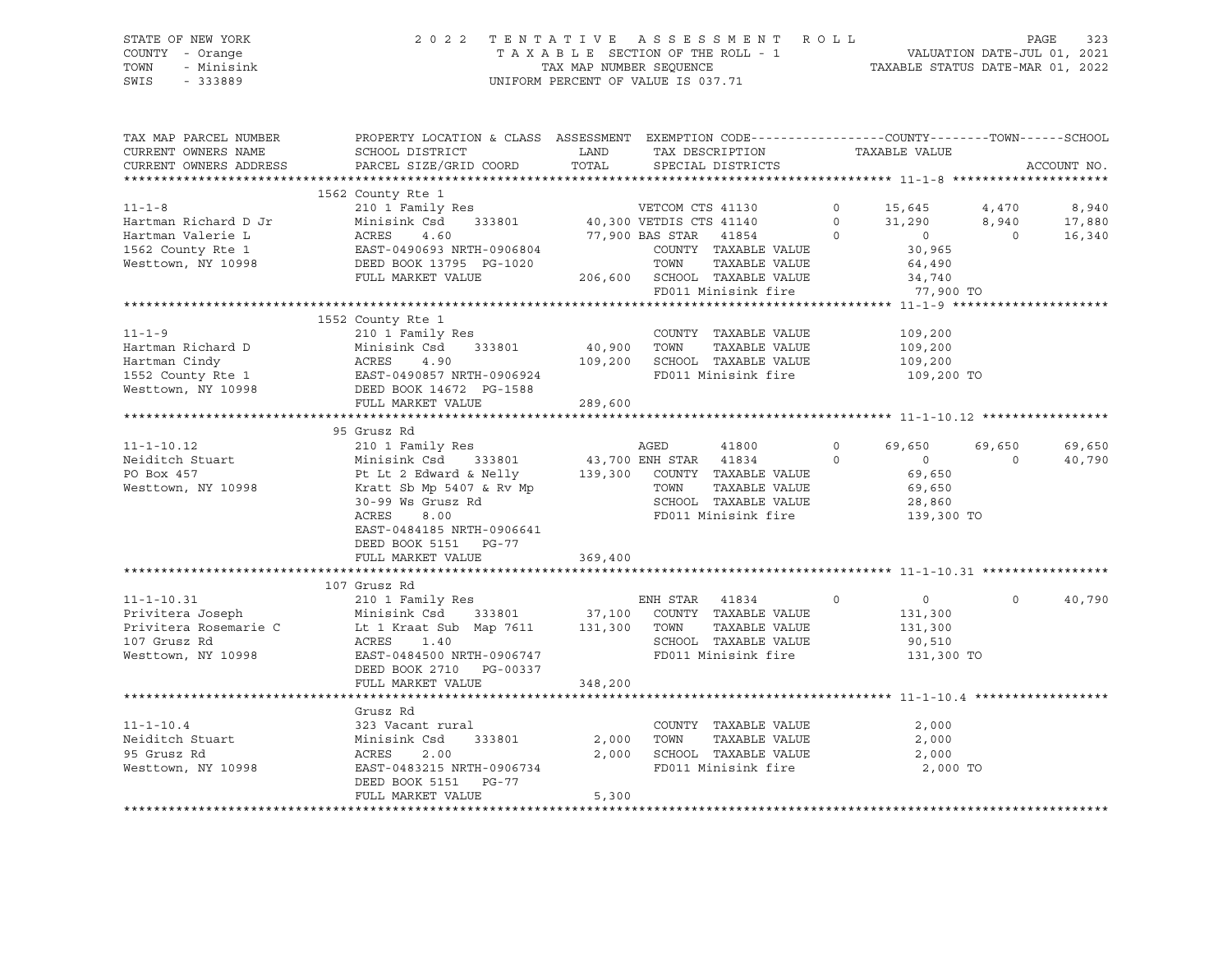STATE OF NEW YORK
COUNTY - Orange
TOWN - Minisink
SWIS - 333889

2022 TENTATIVE ASSESSMENT ROLL
TAXABLE SECTION OF THE ROLL - 1
TAX MAP NUMBER SEQUENCE
UNIFORM PERCENT OF VALUE IS 037.71

VALUATION DATE-JUL 01, 2021
TAXABLE STATUS DATE-MAR 01, 2022

```
TAX MAP PARCEL NUMBER     PROPERTY LOCATION & CLASS  ASSESSMENT  EXEMPTION CODE------------------COUNTY--------TOWN------SCHOOL
CURRENT OWNERS NAME       SCHOOL DISTRICT             LAND        TAX DESCRIPTION            TAXABLE VALUE
CURRENT OWNERS ADDRESS    PARCEL SIZE/GRID COORD      TOTAL       SPECIAL DISTRICTS                                    ACCOUNT NO.
******************************************************************************************************* 11-1-8 *********************
                          1562 County Rte 1
11-1-8                    210 1 Family Res                  VETCOM CTS 41130      0      15,645      4,470      8,940
Hartman Richard D Jr      Minisink Csd    333801     40,300 VETDIS CTS 41140      0      31,290      8,940     17,880
Hartman Valerie L         ACRES    4.60              77,900 BAS STAR   41854      0           0          0     16,340
1562 County Rte 1         EAST-0490693 NRTH-0906804         COUNTY  TAXABLE VALUE            30,965
Westtown, NY 10998        DEED BOOK 13795  PG-1020          TOWN    TAXABLE VALUE            64,490
                          FULL MARKET VALUE         206,600 SCHOOL  TAXABLE VALUE            34,740
                                                            FD011 Minisink fire              77,900 TO
******************************************************************************************************* 11-1-9 *********************
                          1552 County Rte 1
11-1-9                    210 1 Family Res                  COUNTY  TAXABLE VALUE           109,200
Hartman Richard D         Minisink Csd    333801     40,900 TOWN    TAXABLE VALUE           109,200
Hartman Cindy             ACRES    4.90             109,200 SCHOOL  TAXABLE VALUE           109,200
1552 County Rte 1         EAST-0490857 NRTH-0906924         FD011 Minisink fire             109,200 TO
Westtown, NY 10998        DEED BOOK 14672  PG-1588
                          FULL MARKET VALUE         289,600
******************************************************************************************************* 11-1-10.12 *****************
                          95 Grusz Rd
11-1-10.12                210 1 Family Res                  AGED       41800      0      69,650     69,650     69,650
Neiditch Stuart           Minisink Csd    333801     43,700 ENH STAR   41834      0           0          0     40,790
PO Box 457                Pt Lt 2 Edward & Nelly    139,300 COUNTY  TAXABLE VALUE            69,650
Westtown, NY 10998        Kratt Sb Mp 5407 & Rv Mp          TOWN    TAXABLE VALUE            69,650
                          30-99 Ws Grusz Rd                 SCHOOL  TAXABLE VALUE            28,860
                          ACRES    8.00                     FD011 Minisink fire             139,300 TO
                          EAST-0484185 NRTH-0906641
                          DEED BOOK 5151   PG-77
                          FULL MARKET VALUE         369,400
******************************************************************************************************* 11-1-10.31 *****************
                          107 Grusz Rd
11-1-10.31                210 1 Family Res                  ENH STAR   41834      0           0          0     40,790
Privitera Joseph          Minisink Csd    333801     37,100 COUNTY  TAXABLE VALUE           131,300
Privitera Rosemarie C     Lt 1 Kraat Sub  Map 7611  131,300 TOWN    TAXABLE VALUE           131,300
107 Grusz Rd              ACRES    1.40                     SCHOOL  TAXABLE VALUE            90,510
Westtown, NY 10998        EAST-0484500 NRTH-0906747         FD011 Minisink fire             131,300 TO
                          DEED BOOK 2710   PG-00337
                          FULL MARKET VALUE         348,200
******************************************************************************************************* 11-1-10.4 ******************
                          Grusz Rd
11-1-10.4                 323 Vacant rural                  COUNTY  TAXABLE VALUE             2,000
Neiditch Stuart           Minisink Csd    333801      2,000 TOWN    TAXABLE VALUE             2,000
95 Grusz Rd               ACRES    2.00               2,000 SCHOOL  TAXABLE VALUE             2,000
Westtown, NY 10998        EAST-0483215 NRTH-0906734         FD011 Minisink fire               2,000 TO
                          DEED BOOK 5151   PG-77
                          FULL MARKET VALUE           5,300
************************************************************************************************************************************
```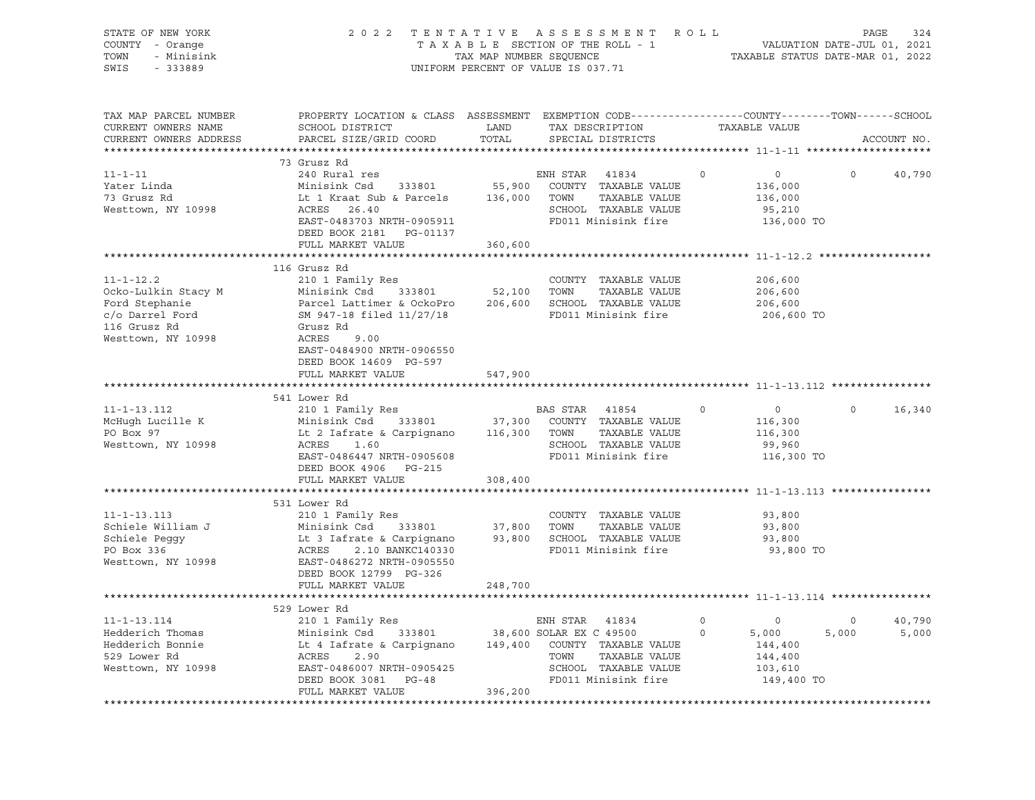STATE OF NEW YORK
COUNTY - Orange
TOWN - Minisink
SWIS - 333889

2022 TENTATIVE ASSESSMENT ROLL
TAXABLE SECTION OF THE ROLL - 1
TAX MAP NUMBER SEQUENCE
UNIFORM PERCENT OF VALUE IS 037.71

VALUATION DATE-JUL 01, 2021
TAXABLE STATUS DATE-MAR 01, 2022

| TAX MAP PARCEL NUMBER / CURRENT OWNERS NAME / CURRENT OWNERS ADDRESS | PROPERTY LOCATION & CLASS / SCHOOL DISTRICT / PARCEL SIZE/GRID COORD | ASSESSMENT LAND / TOTAL | EXEMPTION CODE / TAX DESCRIPTION / SPECIAL DISTRICTS | COUNTY | TOWN | SCHOOL | TAXABLE VALUE / ACCOUNT NO. |
|---|---|---|---|---|---|---|---|
| **11-1-11** | 73 Grusz Rd | | | | | | |
| 11-1-11 | 240 Rural res | | ENH STAR 41834 | 0 | 0 | 0 | 40,790 |
| Yater Linda | Minisink Csd 333801 | 55,900 | COUNTY TAXABLE VALUE | | | | 136,000 |
| 73 Grusz Rd | Lt 1 Kraat Sub & Parcels | 136,000 | TOWN TAXABLE VALUE | | | | 136,000 |
| Westtown, NY 10998 | ACRES 26.40 | | SCHOOL TAXABLE VALUE | | | | 95,210 |
| | EAST-0483703 NRTH-0905911 | | FD011 Minisink fire | | | | 136,000 TO |
| | DEED BOOK 2181 PG-01137 | | | | | | |
| | FULL MARKET VALUE | 360,600 | | | | | |
| **11-1-12.2** | 116 Grusz Rd | | | | | | |
| 11-1-12.2 | 210 1 Family Res | | COUNTY TAXABLE VALUE | | | | 206,600 |
| Ocko-Lulkin Stacy M | Minisink Csd 333801 | 52,100 | TOWN TAXABLE VALUE | | | | 206,600 |
| Ford Stephanie | Parcel Lattimer & OckoPro | 206,600 | SCHOOL TAXABLE VALUE | | | | 206,600 |
| c/o Darrel Ford | SM 947-18 filed 11/27/18 | | FD011 Minisink fire | | | | 206,600 TO |
| 116 Grusz Rd | Grusz Rd | | | | | | |
| Westtown, NY 10998 | ACRES 9.00 | | | | | | |
| | EAST-0484900 NRTH-0906550 | | | | | | |
| | DEED BOOK 14609 PG-597 | | | | | | |
| | FULL MARKET VALUE | 547,900 | | | | | |
| **11-1-13.112** | 541 Lower Rd | | | | | | |
| 11-1-13.112 | 210 1 Family Res | | BAS STAR 41854 | 0 | 0 | 0 | 16,340 |
| McHugh Lucille K | Minisink Csd 333801 | 37,300 | COUNTY TAXABLE VALUE | | | | 116,300 |
| PO Box 97 | Lt 2 Iafrate & Carpignano | 116,300 | TOWN TAXABLE VALUE | | | | 116,300 |
| Westtown, NY 10998 | ACRES 1.60 | | SCHOOL TAXABLE VALUE | | | | 99,960 |
| | EAST-0486447 NRTH-0905608 | | FD011 Minisink fire | | | | 116,300 TO |
| | DEED BOOK 4906 PG-215 | | | | | | |
| | FULL MARKET VALUE | 308,400 | | | | | |
| **11-1-13.113** | 531 Lower Rd | | | | | | |
| 11-1-13.113 | 210 1 Family Res | | COUNTY TAXABLE VALUE | | | | 93,800 |
| Schiele William J | Minisink Csd 333801 | 37,800 | TOWN TAXABLE VALUE | | | | 93,800 |
| Schiele Peggy | Lt 3 Iafrate & Carpignano | 93,800 | SCHOOL TAXABLE VALUE | | | | 93,800 |
| PO Box 336 | ACRES 2.10 BANKC140330 | | FD011 Minisink fire | | | | 93,800 TO |
| Westtown, NY 10998 | EAST-0486272 NRTH-0905550 | | | | | | |
| | DEED BOOK 12799 PG-326 | | | | | | |
| | FULL MARKET VALUE | 248,700 | | | | | |
| **11-1-13.114** | 529 Lower Rd | | | | | | |
| 11-1-13.114 | 210 1 Family Res | | ENH STAR 41834 | 0 | 0 | 0 | 40,790 |
| Hedderich Thomas | Minisink Csd 333801 | 38,600 | SOLAR EX C 49500 | 0 | 5,000 | 5,000 | 5,000 |
| Hedderich Bonnie | Lt 4 Iafrate & Carpignano | 149,400 | COUNTY TAXABLE VALUE | | | | 144,400 |
| 529 Lower Rd | ACRES 2.90 | | TOWN TAXABLE VALUE | | | | 144,400 |
| Westtown, NY 10998 | EAST-0486007 NRTH-0905425 | | SCHOOL TAXABLE VALUE | | | | 103,610 |
| | DEED BOOK 3081 PG-48 | | FD011 Minisink fire | | | | 149,400 TO |
| | FULL MARKET VALUE | 396,200 | | | | | |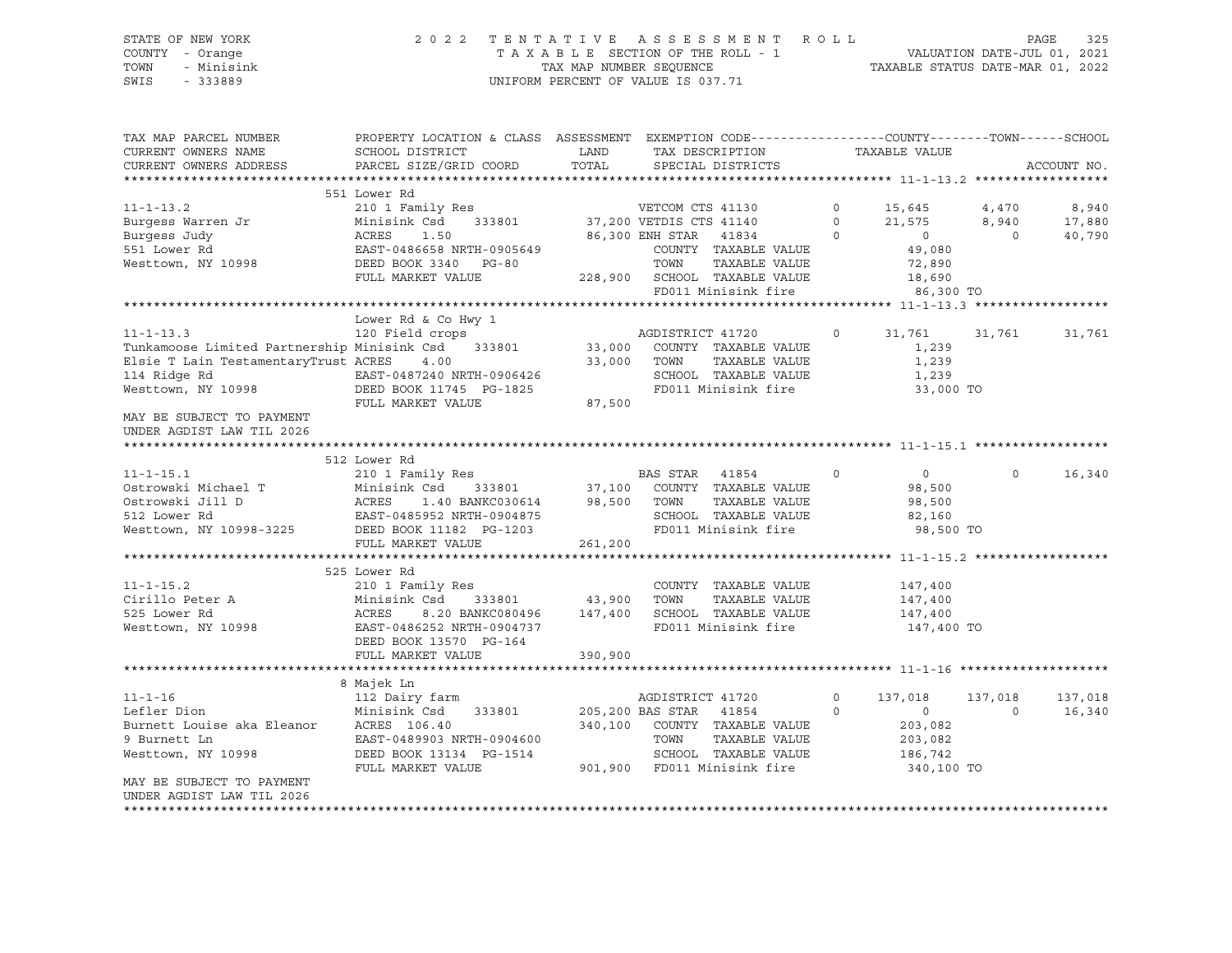STATE OF NEW YORK
COUNTY - Orange
TOWN - Minisink
SWIS - 333889

2022 TENTATIVE ASSESSMENT ROLL
TAXABLE SECTION OF THE ROLL - 1
TAX MAP NUMBER SEQUENCE
UNIFORM PERCENT OF VALUE IS 037.71

VALUATION DATE-JUL 01, 2021
TAXABLE STATUS DATE-MAR 01, 2022

```
TAX MAP PARCEL NUMBER      PROPERTY LOCATION & CLASS  ASSESSMENT  EXEMPTION CODE------------------COUNTY--------TOWN------SCHOOL
CURRENT OWNERS NAME        SCHOOL DISTRICT               LAND      TAX DESCRIPTION              TAXABLE VALUE
CURRENT OWNERS ADDRESS     PARCEL SIZE/GRID COORD        TOTAL     SPECIAL DISTRICTS                                        ACCOUNT NO.
******************************************************************************************************* 11-1-13.2 ******************
                          551 Lower Rd
11-1-13.2                  210 1 Family Res                   VETCOM CTS 41130         0      15,645       4,470        8,940
Burgess Warren Jr          Minisink Csd    333801      37,200 VETDIS CTS 41140         0      21,575       8,940       17,880
Burgess Judy               ACRES    1.50               86,300 ENH STAR   41834         0           0           0       40,790
551 Lower Rd               EAST-0486658 NRTH-0905649          COUNTY  TAXABLE VALUE            49,080
Westtown, NY 10998         DEED BOOK 3340   PG-80             TOWN    TAXABLE VALUE            72,890
                           FULL MARKET VALUE          228,900 SCHOOL  TAXABLE VALUE            18,690
                                                              FD011 Minisink fire              86,300 TO
******************************************************************************************************* 11-1-13.3 ******************
                          Lower Rd & Co Hwy 1
11-1-13.3                  120 Field crops                    AGDISTRICT 41720         0      31,761      31,761       31,761
Tunkamoose Limited Partnership Minisink Csd    333801  33,000 COUNTY  TAXABLE VALUE             1,239
Elsie T Lain TestamentaryTrust ACRES    4.00           33,000 TOWN    TAXABLE VALUE             1,239
114 Ridge Rd               EAST-0487240 NRTH-0906426          SCHOOL  TAXABLE VALUE             1,239
Westtown, NY 10998         DEED BOOK 11745  PG-1825           FD011 Minisink fire              33,000 TO
                           FULL MARKET VALUE           87,500
MAY BE SUBJECT TO PAYMENT
UNDER AGDIST LAW TIL 2026
******************************************************************************************************* 11-1-15.1 ******************
                          512 Lower Rd
11-1-15.1                  210 1 Family Res                   BAS STAR   41854         0           0           0       16,340
Ostrowski Michael T        Minisink Csd    333801      37,100 COUNTY  TAXABLE VALUE            98,500
Ostrowski Jill D           ACRES    1.40 BANKC030614   98,500 TOWN    TAXABLE VALUE            98,500
512 Lower Rd               EAST-0485952 NRTH-0904875          SCHOOL  TAXABLE VALUE            82,160
Westtown, NY 10998-3225    DEED BOOK 11182  PG-1203           FD011 Minisink fire              98,500 TO
                           FULL MARKET VALUE          261,200
******************************************************************************************************* 11-1-15.2 ******************
                          525 Lower Rd
11-1-15.2                  210 1 Family Res                   COUNTY  TAXABLE VALUE           147,400
Cirillo Peter A            Minisink Csd    333801      43,900 TOWN    TAXABLE VALUE           147,400
525 Lower Rd               ACRES    8.20 BANKC080496  147,400 SCHOOL  TAXABLE VALUE           147,400
Westtown, NY 10998         EAST-0486252 NRTH-0904737          FD011 Minisink fire             147,400 TO
                           DEED BOOK 13570  PG-164
                           FULL MARKET VALUE          390,900
******************************************************************************************************* 11-1-16 ********************
                          8 Majek Ln
11-1-16                    112 Dairy farm                     AGDISTRICT 41720         0     137,018     137,018      137,018
Lefler Dion                Minisink Csd    333801     205,200 BAS STAR   41854         0           0           0       16,340
Burnett Louise aka Eleanor ACRES 106.40               340,100 COUNTY  TAXABLE VALUE           203,082
9 Burnett Ln               EAST-0489903 NRTH-0904600          TOWN    TAXABLE VALUE           203,082
Westtown, NY 10998         DEED BOOK 13134  PG-1514           SCHOOL  TAXABLE VALUE           186,742
                           FULL MARKET VALUE          901,900 FD011 Minisink fire             340,100 TO
MAY BE SUBJECT TO PAYMENT
UNDER AGDIST LAW TIL 2026
************************************************************************************************************************************
```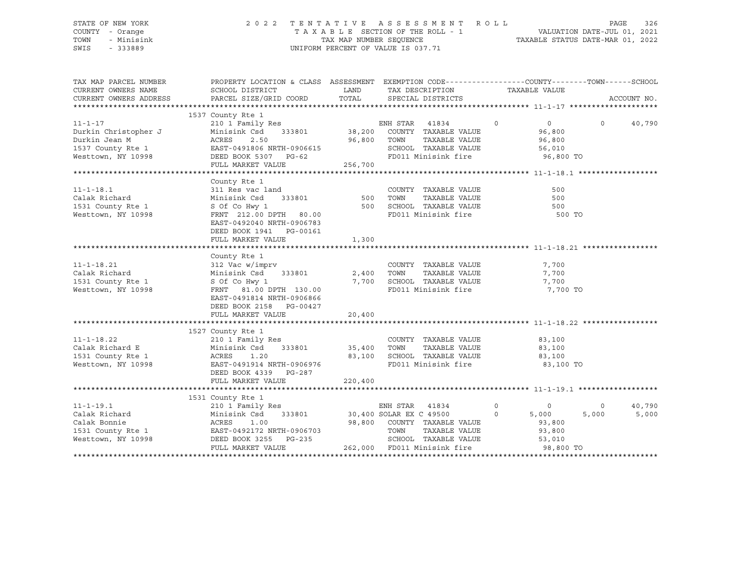STATE OF NEW YORK
COUNTY - Orange
TOWN - Minisink
SWIS - 333889

2 0 2 2 T E N T A T I V E A S S E S S M E N T R O L L
T A X A B L E SECTION OF THE ROLL - 1
TAX MAP NUMBER SEQUENCE
UNIFORM PERCENT OF VALUE IS 037.71

VALUATION DATE-JUL 01, 2021
TAXABLE STATUS DATE-MAR 01, 2022

| TAX MAP PARCEL NUMBER / CURRENT OWNERS NAME / CURRENT OWNERS ADDRESS | PROPERTY LOCATION & CLASS / SCHOOL DISTRICT / PARCEL SIZE/GRID COORD | ASSESSMENT LAND / TOTAL | EXEMPTION CODE / TAX DESCRIPTION / SPECIAL DISTRICTS | COUNTY TAXABLE VALUE | TOWN | SCHOOL | ACCOUNT NO. |
|---|---|---|---|---|---|---|---|
| **11-1-17** | 1537 County Rte 1 | | | | | | |
| 11-1-17 | 210 1 Family Res | | ENH STAR 41834 0 | 0 | 0 | 40,790 | |
| Durkin Christopher J | Minisink Csd 333801 | 38,200 | COUNTY TAXABLE VALUE | 96,800 | | | |
| Durkin Jean M | ACRES 2.50 | 96,800 | TOWN TAXABLE VALUE | 96,800 | | | |
| 1537 County Rte 1 | EAST-0491806 NRTH-0906615 | | SCHOOL TAXABLE VALUE | 56,010 | | | |
| Westtown, NY 10998 | DEED BOOK 5307 PG-62 | | FD011 Minisink fire | 96,800 TO | | | |
| | FULL MARKET VALUE | 256,700 | | | | | |
| **11-1-18.1** | County Rte 1 | | | | | | |
| 11-1-18.1 | 311 Res vac land | | COUNTY TAXABLE VALUE | 500 | | | |
| Calak Richard | Minisink Csd 333801 | 500 | TOWN TAXABLE VALUE | 500 | | | |
| 1531 County Rte 1 | S Of Co Hwy 1 | 500 | SCHOOL TAXABLE VALUE | 500 | | | |
| Westtown, NY 10998 | FRNT 212.00 DPTH 80.00 | | FD011 Minisink fire | 500 TO | | | |
| | EAST-0492040 NRTH-0906783 | | | | | | |
| | DEED BOOK 1941 PG-00161 | | | | | | |
| | FULL MARKET VALUE | 1,300 | | | | | |
| **11-1-18.21** | County Rte 1 | | | | | | |
| 11-1-18.21 | 312 Vac w/imprv | | COUNTY TAXABLE VALUE | 7,700 | | | |
| Calak Richard | Minisink Csd 333801 | 2,400 | TOWN TAXABLE VALUE | 7,700 | | | |
| 1531 County Rte 1 | S Of Co Hwy 1 | 7,700 | SCHOOL TAXABLE VALUE | 7,700 | | | |
| Westtown, NY 10998 | FRNT 81.00 DPTH 130.00 | | FD011 Minisink fire | 7,700 TO | | | |
| | EAST-0491814 NRTH-0906866 | | | | | | |
| | DEED BOOK 2158 PG-00427 | | | | | | |
| | FULL MARKET VALUE | 20,400 | | | | | |
| **11-1-18.22** | 1527 County Rte 1 | | | | | | |
| 11-1-18.22 | 210 1 Family Res | | COUNTY TAXABLE VALUE | 83,100 | | | |
| Calak Richard E | Minisink Csd 333801 | 35,400 | TOWN TAXABLE VALUE | 83,100 | | | |
| 1531 County Rte 1 | ACRES 1.20 | 83,100 | SCHOOL TAXABLE VALUE | 83,100 | | | |
| Westtown, NY 10998 | EAST-0491914 NRTH-0906976 | | FD011 Minisink fire | 83,100 TO | | | |
| | DEED BOOK 4339 PG-287 | | | | | | |
| | FULL MARKET VALUE | 220,400 | | | | | |
| **11-1-19.1** | 1531 County Rte 1 | | | | | | |
| 11-1-19.1 | 210 1 Family Res | | ENH STAR 41834 0 | 0 | 0 | 40,790 | |
| Calak Richard | Minisink Csd 333801 | 30,400 | SOLAR EX C 49500 0 | 5,000 | 5,000 | 5,000 | |
| Calak Bonnie | ACRES 1.00 | 98,800 | COUNTY TAXABLE VALUE | 93,800 | | | |
| 1531 County Rte 1 | EAST-0492172 NRTH-0906703 | | TOWN TAXABLE VALUE | 93,800 | | | |
| Westtown, NY 10998 | DEED BOOK 3255 PG-235 | | SCHOOL TAXABLE VALUE | 53,010 | | | |
| | FULL MARKET VALUE | 262,000 | FD011 Minisink fire | 98,800 TO | | | |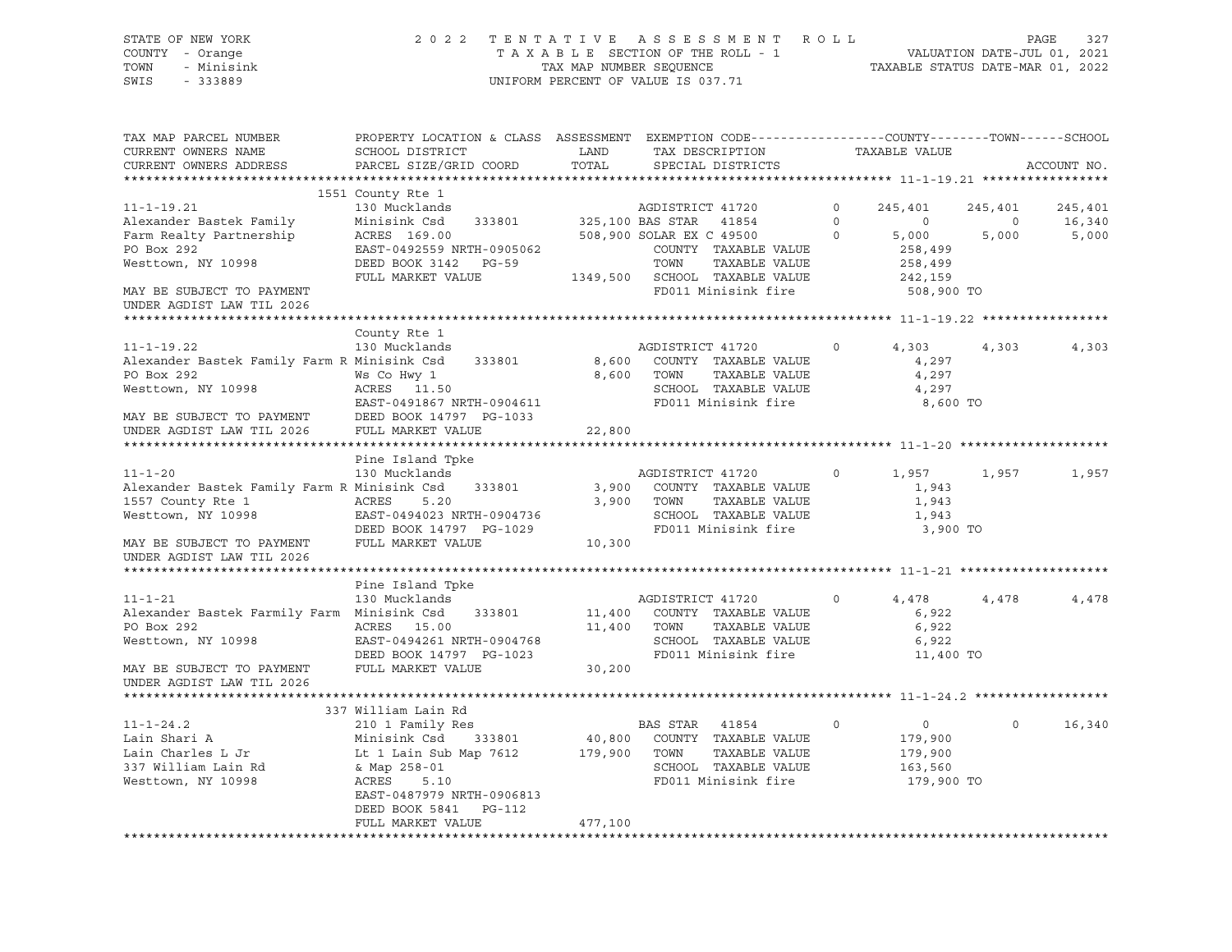STATE OF NEW YORK — 2022 TENTATIVE ASSESSMENT ROLL
COUNTY - Orange — TAXABLE SECTION OF THE ROLL - 1 — VALUATION DATE-JUL 01, 2021
TOWN - Minisink — TAX MAP NUMBER SEQUENCE — TAXABLE STATUS DATE-MAR 01, 2022
SWIS - 333889 — UNIFORM PERCENT OF VALUE IS 037.71

| TAX MAP PARCEL NUMBER / CURRENT OWNERS NAME / CURRENT OWNERS ADDRESS | PROPERTY LOCATION & CLASS / SCHOOL DISTRICT / PARCEL SIZE/GRID COORD | ASSESSMENT LAND | TOTAL | EXEMPTION CODE / TAX DESCRIPTION / SPECIAL DISTRICTS | | COUNTY TAXABLE VALUE | TOWN | SCHOOL |
|---|---|---|---|---|---|---|---|---|
| **11-1-19.21** | 1551 County Rte 1 | | | | | | | |
| 11-1-19.21 | 130 Mucklands | | | AGDISTRICT 41720 | 0 | 245,401 | 245,401 | 245,401 |
| Alexander Bastek Family | Minisink Csd 333801 | 325,100 | | BAS STAR 41854 | 0 | 0 | 0 | 16,340 |
| Farm Realty Partnership | ACRES 169.00 | | 508,900 | SOLAR EX C 49500 | 0 | 5,000 | 5,000 | 5,000 |
| PO Box 292 | EAST-0492559 NRTH-0905062 | | | COUNTY TAXABLE VALUE | | 258,499 | | |
| Westtown, NY 10998 | DEED BOOK 3142 PG-59 | | | TOWN TAXABLE VALUE | | 258,499 | | |
| | FULL MARKET VALUE | 1349,500 | | SCHOOL TAXABLE VALUE | | 242,159 | | |
| MAY BE SUBJECT TO PAYMENT | | | | FD011 Minisink fire | | 508,900 TO | | |
| UNDER AGDIST LAW TIL 2026 | | | | | | | | |
| **11-1-19.22** | County Rte 1 | | | | | | | |
| 11-1-19.22 | 130 Mucklands | | | AGDISTRICT 41720 | 0 | 4,303 | 4,303 | 4,303 |
| Alexander Bastek Family Farm R | Minisink Csd 333801 | 8,600 | | COUNTY TAXABLE VALUE | | 4,297 | | |
| PO Box 292 | Ws Co Hwy 1 | | 8,600 | TOWN TAXABLE VALUE | | 4,297 | | |
| Westtown, NY 10998 | ACRES 11.50 | | | SCHOOL TAXABLE VALUE | | 4,297 | | |
| | EAST-0491867 NRTH-0904611 | | | FD011 Minisink fire | | 8,600 TO | | |
| MAY BE SUBJECT TO PAYMENT | DEED BOOK 14797 PG-1033 | | | | | | | |
| UNDER AGDIST LAW TIL 2026 | FULL MARKET VALUE | 22,800 | | | | | | |
| **11-1-20** | Pine Island Tpke | | | | | | | |
| 11-1-20 | 130 Mucklands | | | AGDISTRICT 41720 | 0 | 1,957 | 1,957 | 1,957 |
| Alexander Bastek Family Farm R | Minisink Csd 333801 | 3,900 | | COUNTY TAXABLE VALUE | | 1,943 | | |
| 1557 County Rte 1 | ACRES 5.20 | | 3,900 | TOWN TAXABLE VALUE | | 1,943 | | |
| Westtown, NY 10998 | EAST-0494023 NRTH-0904736 | | | SCHOOL TAXABLE VALUE | | 1,943 | | |
| | DEED BOOK 14797 PG-1029 | | | FD011 Minisink fire | | 3,900 TO | | |
| MAY BE SUBJECT TO PAYMENT | FULL MARKET VALUE | 10,300 | | | | | | |
| UNDER AGDIST LAW TIL 2026 | | | | | | | | |
| **11-1-21** | Pine Island Tpke | | | | | | | |
| 11-1-21 | 130 Mucklands | | | AGDISTRICT 41720 | 0 | 4,478 | 4,478 | 4,478 |
| Alexander Bastek Farmily Farm | Minisink Csd 333801 | 11,400 | | COUNTY TAXABLE VALUE | | 6,922 | | |
| PO Box 292 | ACRES 15.00 | | 11,400 | TOWN TAXABLE VALUE | | 6,922 | | |
| Westtown, NY 10998 | EAST-0494261 NRTH-0904768 | | | SCHOOL TAXABLE VALUE | | 6,922 | | |
| | DEED BOOK 14797 PG-1023 | | | FD011 Minisink fire | | 11,400 TO | | |
| MAY BE SUBJECT TO PAYMENT | FULL MARKET VALUE | 30,200 | | | | | | |
| UNDER AGDIST LAW TIL 2026 | | | | | | | | |
| **11-1-24.2** | 337 William Lain Rd | | | | | | | |
| 11-1-24.2 | 210 1 Family Res | | | BAS STAR 41854 | 0 | 0 | 0 | 16,340 |
| Lain Shari A | Minisink Csd 333801 | 40,800 | | COUNTY TAXABLE VALUE | | 179,900 | | |
| Lain Charles L Jr | Lt 1 Lain Sub Map 7612 | | 179,900 | TOWN TAXABLE VALUE | | 179,900 | | |
| 337 William Lain Rd | & Map 258-01 | | | SCHOOL TAXABLE VALUE | | 163,560 | | |
| Westtown, NY 10998 | ACRES 5.10 | | | FD011 Minisink fire | | 179,900 TO | | |
| | EAST-0487979 NRTH-0906813 | | | | | | | |
| | DEED BOOK 5841 PG-112 | | | | | | | |
| | FULL MARKET VALUE | 477,100 | | | | | | |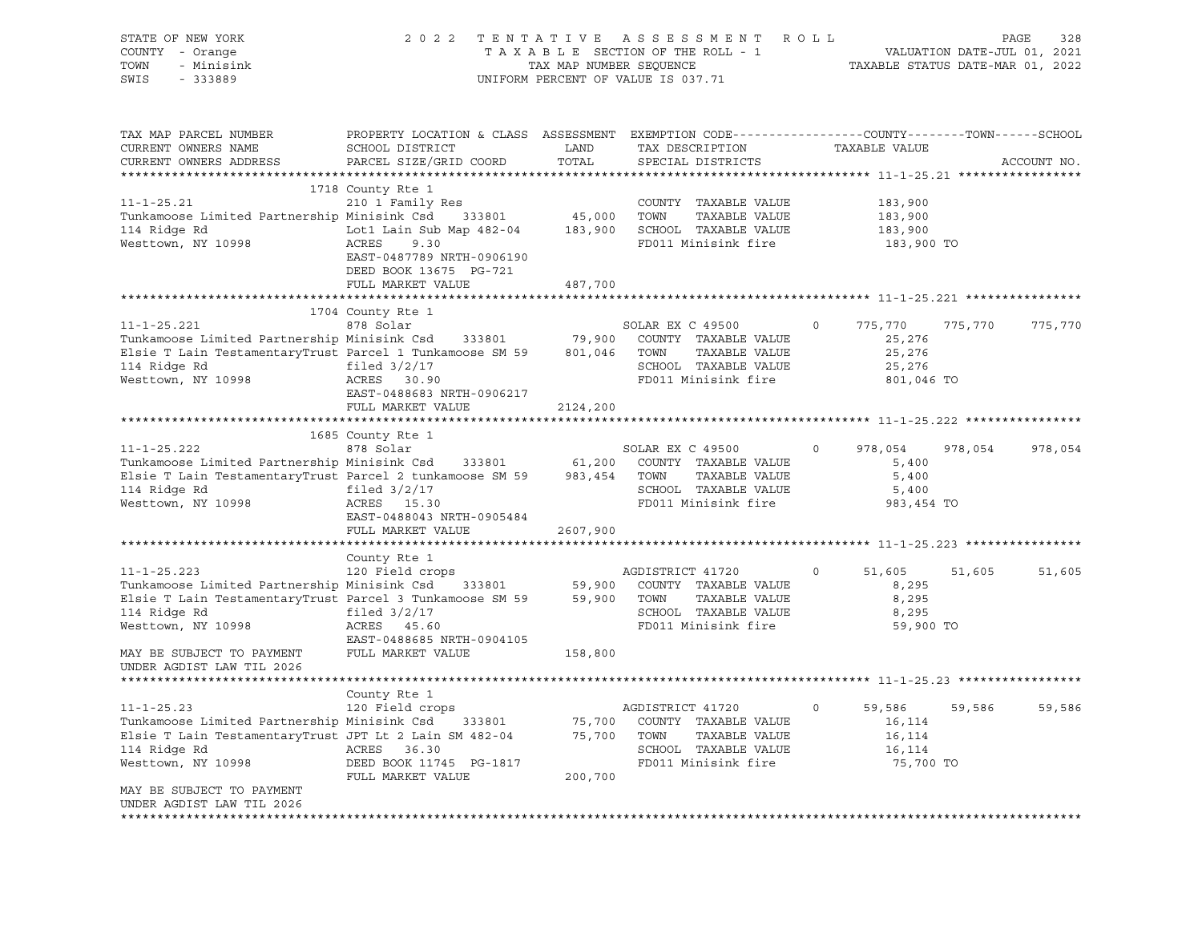STATE OF NEW YORK | COUNTY - Orange | TOWN - Minisink | SWIS - 333889

# 2022 TENTATIVE ASSESSMENT ROLL

TAXABLE SECTION OF THE ROLL - 1
TAX MAP NUMBER SEQUENCE
UNIFORM PERCENT OF VALUE IS 037.71

VALUATION DATE-JUL 01, 2021
TAXABLE STATUS DATE-MAR 01, 2022

| TAX MAP PARCEL NUMBER / CURRENT OWNERS NAME / CURRENT OWNERS ADDRESS | PROPERTY LOCATION & CLASS / SCHOOL DISTRICT / PARCEL SIZE/GRID COORD | ASSESSMENT LAND / TOTAL | EXEMPTION CODE / TAX DESCRIPTION / SPECIAL DISTRICTS | COUNTY | TOWN | SCHOOL |
|---|---|---|---|---|---|---|
| **11-1-25.21** | 1718 County Rte 1 | | | | | |
| 11-1-25.21 | 210 1 Family Res | | COUNTY TAXABLE VALUE | 183,900 | | |
| Tunkamoose Limited Partnership | Minisink Csd 333801 | 45,000 | TOWN TAXABLE VALUE | | 183,900 | |
| 114 Ridge Rd | Lot1 Lain Sub Map 482-04 | 183,900 | SCHOOL TAXABLE VALUE | | | 183,900 |
| Westtown, NY 10998 | ACRES 9.30 | | FD011 Minisink fire | 183,900 TO | | |
| | EAST-0487789 NRTH-0906190 | | | | | |
| | DEED BOOK 13675 PG-721 | | | | | |
| | FULL MARKET VALUE | 487,700 | | | | |
| **11-1-25.221** | 1704 County Rte 1 | | | | | |
| 11-1-25.221 | 878 Solar | | SOLAR EX C 49500 0 | 775,770 | 775,770 | 775,770 |
| Tunkamoose Limited Partnership | Minisink Csd 333801 | 79,900 | COUNTY TAXABLE VALUE | 25,276 | | |
| Elsie T Lain TestamentaryTrust | Parcel 1 Tunkamoose SM 59 | 801,046 | TOWN TAXABLE VALUE | | 25,276 | |
| 114 Ridge Rd | filed 3/2/17 | | SCHOOL TAXABLE VALUE | | | 25,276 |
| Westtown, NY 10998 | ACRES 30.90 | | FD011 Minisink fire | 801,046 TO | | |
| | EAST-0488683 NRTH-0906217 | | | | | |
| | FULL MARKET VALUE | 2124,200 | | | | |
| **11-1-25.222** | 1685 County Rte 1 | | | | | |
| 11-1-25.222 | 878 Solar | | SOLAR EX C 49500 0 | 978,054 | 978,054 | 978,054 |
| Tunkamoose Limited Partnership | Minisink Csd 333801 | 61,200 | COUNTY TAXABLE VALUE | 5,400 | | |
| Elsie T Lain TestamentaryTrust | Parcel 2 tunkamoose SM 59 | 983,454 | TOWN TAXABLE VALUE | | 5,400 | |
| 114 Ridge Rd | filed 3/2/17 | | SCHOOL TAXABLE VALUE | | | 5,400 |
| Westtown, NY 10998 | ACRES 15.30 | | FD011 Minisink fire | 983,454 TO | | |
| | EAST-0488043 NRTH-0905484 | | | | | |
| | FULL MARKET VALUE | 2607,900 | | | | |
| **11-1-25.223** | County Rte 1 | | | | | |
| 11-1-25.223 | 120 Field crops | | AGDISTRICT 41720 0 | 51,605 | 51,605 | 51,605 |
| Tunkamoose Limited Partnership | Minisink Csd 333801 | 59,900 | COUNTY TAXABLE VALUE | 8,295 | | |
| Elsie T Lain TestamentaryTrust | Parcel 3 Tunkamoose SM 59 | 59,900 | TOWN TAXABLE VALUE | | 8,295 | |
| 114 Ridge Rd | filed 3/2/17 | | SCHOOL TAXABLE VALUE | | | 8,295 |
| Westtown, NY 10998 | ACRES 45.60 | | FD011 Minisink fire | 59,900 TO | | |
| | EAST-0488685 NRTH-0904105 | | | | | |
| MAY BE SUBJECT TO PAYMENT UNDER AGDIST LAW TIL 2026 | FULL MARKET VALUE | 158,800 | | | | |
| **11-1-25.23** | County Rte 1 | | | | | |
| 11-1-25.23 | 120 Field crops | | AGDISTRICT 41720 0 | 59,586 | 59,586 | 59,586 |
| Tunkamoose Limited Partnership | Minisink Csd 333801 | 75,700 | COUNTY TAXABLE VALUE | 16,114 | | |
| Elsie T Lain TestamentaryTrust | JPT Lt 2 Lain SM 482-04 | 75,700 | TOWN TAXABLE VALUE | | 16,114 | |
| 114 Ridge Rd | ACRES 36.30 | | SCHOOL TAXABLE VALUE | | | 16,114 |
| Westtown, NY 10998 | DEED BOOK 11745 PG-1817 | | FD011 Minisink fire | 75,700 TO | | |
| | FULL MARKET VALUE | 200,700 | | | | |
| MAY BE SUBJECT TO PAYMENT UNDER AGDIST LAW TIL 2026 | | | | | | |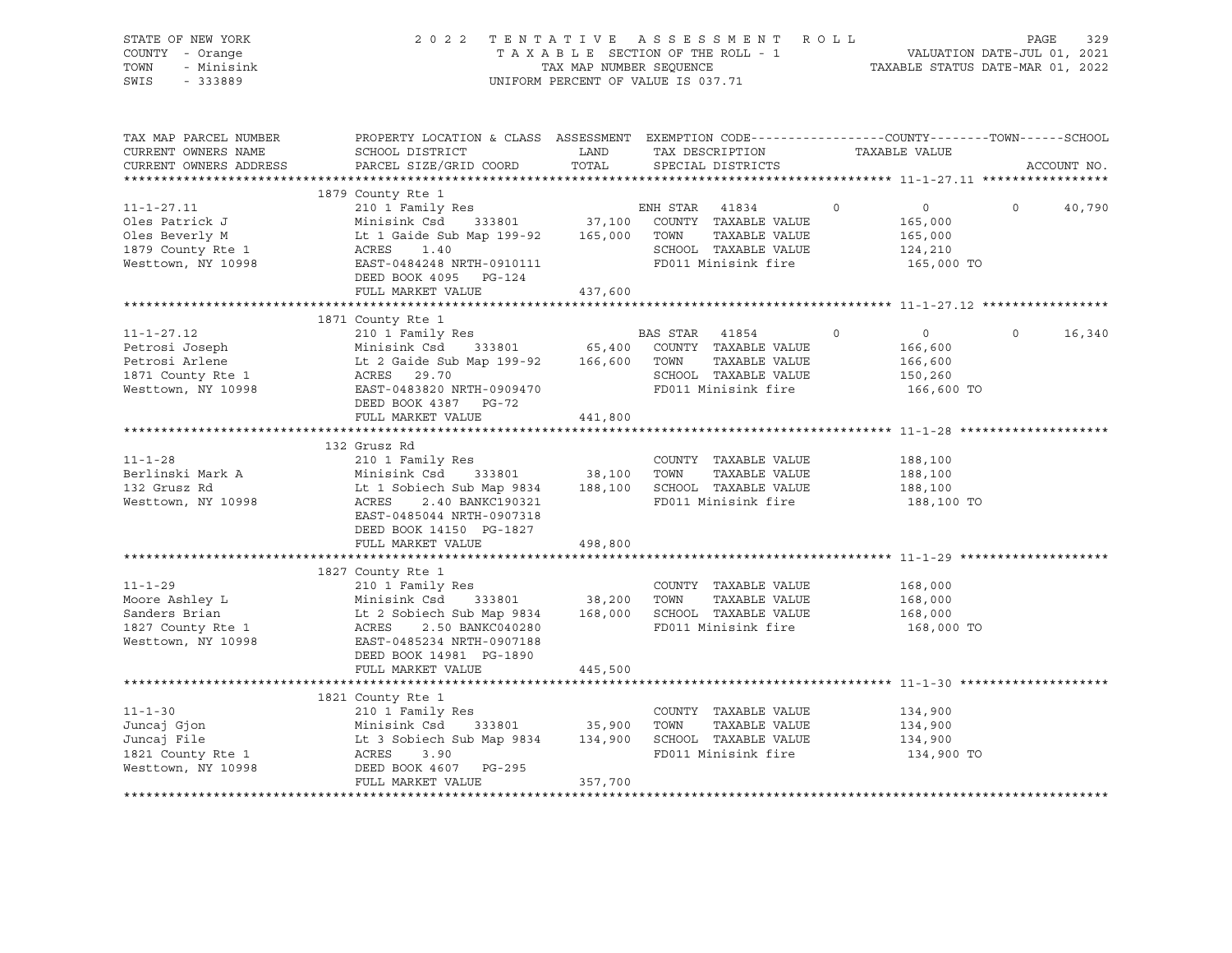STATE OF NEW YORK
COUNTY - Orange
TOWN - Minisink
SWIS - 333889

2022 TENTATIVE ASSESSMENT ROLL
TAXABLE SECTION OF THE ROLL - 1
TAX MAP NUMBER SEQUENCE
UNIFORM PERCENT OF VALUE IS 037.71

VALUATION DATE-JUL 01, 2021
TAXABLE STATUS DATE-MAR 01, 2022

| TAX MAP PARCEL NUMBER / CURRENT OWNERS NAME / CURRENT OWNERS ADDRESS | PROPERTY LOCATION & CLASS / SCHOOL DISTRICT / PARCEL SIZE/GRID COORD | ASSESSMENT LAND / TOTAL | EXEMPTION CODE / TAX DESCRIPTION / SPECIAL DISTRICTS | COUNTY | TOWN | SCHOOL |
|---|---|---|---|---|---|---|
| **11-1-27.11** | 1879 County Rte 1 | | | | | |
| 11-1-27.11 | 210 1 Family Res | | ENH STAR 41834 0 | 0 | 0 | 40,790 |
| Oles Patrick J | Minisink Csd 333801 | 37,100 | COUNTY TAXABLE VALUE | 165,000 | | |
| Oles Beverly M | Lt 1 Gaide Sub Map 199-92 | 165,000 | TOWN TAXABLE VALUE | | 165,000 | |
| 1879 County Rte 1 | ACRES 1.40 | | SCHOOL TAXABLE VALUE | | | 124,210 |
| Westtown, NY 10998 | EAST-0484248 NRTH-0910111 | | FD011 Minisink fire | 165,000 TO | | |
| | DEED BOOK 4095 PG-124 | | | | | |
| | FULL MARKET VALUE | 437,600 | | | | |
| **11-1-27.12** | 1871 County Rte 1 | | | | | |
| 11-1-27.12 | 210 1 Family Res | | BAS STAR 41854 0 | 0 | 0 | 16,340 |
| Petrosi Joseph | Minisink Csd 333801 | 65,400 | COUNTY TAXABLE VALUE | 166,600 | | |
| Petrosi Arlene | Lt 2 Gaide Sub Map 199-92 | 166,600 | TOWN TAXABLE VALUE | | 166,600 | |
| 1871 County Rte 1 | ACRES 29.70 | | SCHOOL TAXABLE VALUE | | | 150,260 |
| Westtown, NY 10998 | EAST-0483820 NRTH-0909470 | | FD011 Minisink fire | 166,600 TO | | |
| | DEED BOOK 4387 PG-72 | | | | | |
| | FULL MARKET VALUE | 441,800 | | | | |
| **11-1-28** | 132 Grusz Rd | | | | | |
| 11-1-28 | 210 1 Family Res | | COUNTY TAXABLE VALUE | 188,100 | | |
| Berlinski Mark A | Minisink Csd 333801 | 38,100 | TOWN TAXABLE VALUE | | 188,100 | |
| 132 Grusz Rd | Lt 1 Sobiech Sub Map 9834 | 188,100 | SCHOOL TAXABLE VALUE | | | 188,100 |
| Westtown, NY 10998 | ACRES 2.40 BANKC190321 | | FD011 Minisink fire | 188,100 TO | | |
| | EAST-0485044 NRTH-0907318 | | | | | |
| | DEED BOOK 14150 PG-1827 | | | | | |
| | FULL MARKET VALUE | 498,800 | | | | |
| **11-1-29** | 1827 County Rte 1 | | | | | |
| 11-1-29 | 210 1 Family Res | | COUNTY TAXABLE VALUE | 168,000 | | |
| Moore Ashley L | Minisink Csd 333801 | 38,200 | TOWN TAXABLE VALUE | | 168,000 | |
| Sanders Brian | Lt 2 Sobiech Sub Map 9834 | 168,000 | SCHOOL TAXABLE VALUE | | | 168,000 |
| 1827 County Rte 1 | ACRES 2.50 BANKC040280 | | FD011 Minisink fire | 168,000 TO | | |
| Westtown, NY 10998 | EAST-0485234 NRTH-0907188 | | | | | |
| | DEED BOOK 14981 PG-1890 | | | | | |
| | FULL MARKET VALUE | 445,500 | | | | |
| **11-1-30** | 1821 County Rte 1 | | | | | |
| 11-1-30 | 210 1 Family Res | | COUNTY TAXABLE VALUE | 134,900 | | |
| Juncaj Gjon | Minisink Csd 333801 | 35,900 | TOWN TAXABLE VALUE | | 134,900 | |
| Juncaj File | Lt 3 Sobiech Sub Map 9834 | 134,900 | SCHOOL TAXABLE VALUE | | | 134,900 |
| 1821 County Rte 1 | ACRES 3.90 | | FD011 Minisink fire | 134,900 TO | | |
| Westtown, NY 10998 | DEED BOOK 4607 PG-295 | | | | | |
| | FULL MARKET VALUE | 357,700 | | | | |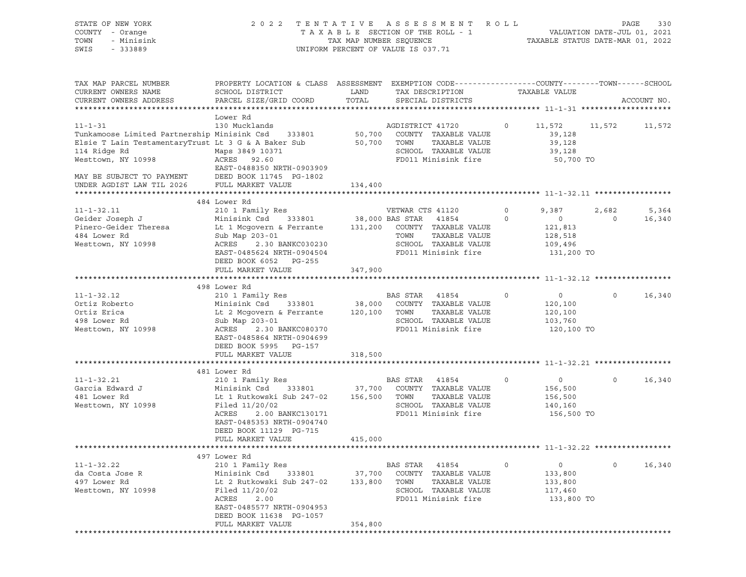STATE OF NEW YORK
COUNTY - Orange
TOWN - Minisink
SWIS - 333889

# 2022 TENTATIVE ASSESSMENT ROLL

TAXABLE SECTION OF THE ROLL - 1
TAX MAP NUMBER SEQUENCE
UNIFORM PERCENT OF VALUE IS 037.71

VALUATION DATE-JUL 01, 2021
TAXABLE STATUS DATE-MAR 01, 2022

| TAX MAP PARCEL NUMBER / CURRENT OWNERS NAME / CURRENT OWNERS ADDRESS | PROPERTY LOCATION & CLASS / SCHOOL DISTRICT / PARCEL SIZE/GRID COORD | ASSESSMENT LAND / TOTAL | EXEMPTION CODE / TAX DESCRIPTION / SPECIAL DISTRICTS | | COUNTY | TOWN | SCHOOL |
|---|---|---|---|---|---|---|---|
| **11-1-31** | Lower Rd | | | | | | |
| 11-1-31 | 130 Mucklands | | AGDISTRICT 41720 | 0 | 11,572 | 11,572 | 11,572 |
| Tunkamoose Limited Partnership | Minisink Csd 333801 | 50,700 | COUNTY TAXABLE VALUE | | 39,128 | | |
| Elsie T Lain TestamentaryTrust | Lt 3 G & A Baker Sub | 50,700 | TOWN TAXABLE VALUE | | 39,128 | | |
| 114 Ridge Rd | Maps 3849 10371 | | SCHOOL TAXABLE VALUE | | 39,128 | | |
| Westtown, NY 10998 | ACRES 92.60 | | FD011 Minisink fire | | 50,700 TO | | |
| | EAST-0488350 NRTH-0903909 | | | | | | |
| MAY BE SUBJECT TO PAYMENT | DEED BOOK 11745 PG-1802 | | | | | | |
| UNDER AGDIST LAW TIL 2026 | FULL MARKET VALUE | 134,400 | | | | | |
| **11-1-32.11** | 484 Lower Rd | | | | | | |
| 11-1-32.11 | 210 1 Family Res | | VETWAR CTS 41120 | 0 | 9,387 | 2,682 | 5,364 |
| Geider Joseph J | Minisink Csd 333801 | 38,000 | BAS STAR 41854 | 0 | 0 | 0 | 16,340 |
| Pinero-Geider Theresa | Lt 1 Mcgovern & Ferrante | 131,200 | COUNTY TAXABLE VALUE | | 121,813 | | |
| 484 Lower Rd | Sub Map 203-01 | | TOWN TAXABLE VALUE | | 128,518 | | |
| Westtown, NY 10998 | ACRES 2.30 BANKC030230 | | SCHOOL TAXABLE VALUE | | 109,496 | | |
| | EAST-0485624 NRTH-0904504 | | FD011 Minisink fire | | 131,200 TO | | |
| | DEED BOOK 6052 PG-255 | | | | | | |
| | FULL MARKET VALUE | 347,900 | | | | | |
| **11-1-32.12** | 498 Lower Rd | | | | | | |
| 11-1-32.12 | 210 1 Family Res | | BAS STAR 41854 | 0 | 0 | 0 | 16,340 |
| Ortiz Roberto | Minisink Csd 333801 | 38,000 | COUNTY TAXABLE VALUE | | 120,100 | | |
| Ortiz Erica | Lt 2 Mcgovern & Ferrante | 120,100 | TOWN TAXABLE VALUE | | 120,100 | | |
| 498 Lower Rd | Sub Map 203-01 | | SCHOOL TAXABLE VALUE | | 103,760 | | |
| Westtown, NY 10998 | ACRES 2.30 BANKC080370 | | FD011 Minisink fire | | 120,100 TO | | |
| | EAST-0485864 NRTH-0904699 | | | | | | |
| | DEED BOOK 5995 PG-157 | | | | | | |
| | FULL MARKET VALUE | 318,500 | | | | | |
| **11-1-32.21** | 481 Lower Rd | | | | | | |
| 11-1-32.21 | 210 1 Family Res | | BAS STAR 41854 | 0 | 0 | 0 | 16,340 |
| Garcia Edward J | Minisink Csd 333801 | 37,700 | COUNTY TAXABLE VALUE | | 156,500 | | |
| 481 Lower Rd | Lt 1 Rutkowski Sub 247-02 | 156,500 | TOWN TAXABLE VALUE | | 156,500 | | |
| Westtown, NY 10998 | Filed 11/20/02 | | SCHOOL TAXABLE VALUE | | 140,160 | | |
| | ACRES 2.00 BANKC130171 | | FD011 Minisink fire | | 156,500 TO | | |
| | EAST-0485353 NRTH-0904740 | | | | | | |
| | DEED BOOK 11129 PG-715 | | | | | | |
| | FULL MARKET VALUE | 415,000 | | | | | |
| **11-1-32.22** | 497 Lower Rd | | | | | | |
| 11-1-32.22 | 210 1 Family Res | | BAS STAR 41854 | 0 | 0 | 0 | 16,340 |
| da Costa Jose R | Minisink Csd 333801 | 37,700 | COUNTY TAXABLE VALUE | | 133,800 | | |
| 497 Lower Rd | Lt 2 Rutkowski Sub 247-02 | 133,800 | TOWN TAXABLE VALUE | | 133,800 | | |
| Westtown, NY 10998 | Filed 11/20/02 | | SCHOOL TAXABLE VALUE | | 117,460 | | |
| | ACRES 2.00 | | FD011 Minisink fire | | 133,800 TO | | |
| | EAST-0485577 NRTH-0904953 | | | | | | |
| | DEED BOOK 11638 PG-1057 | | | | | | |
| | FULL MARKET VALUE | 354,800 | | | | | |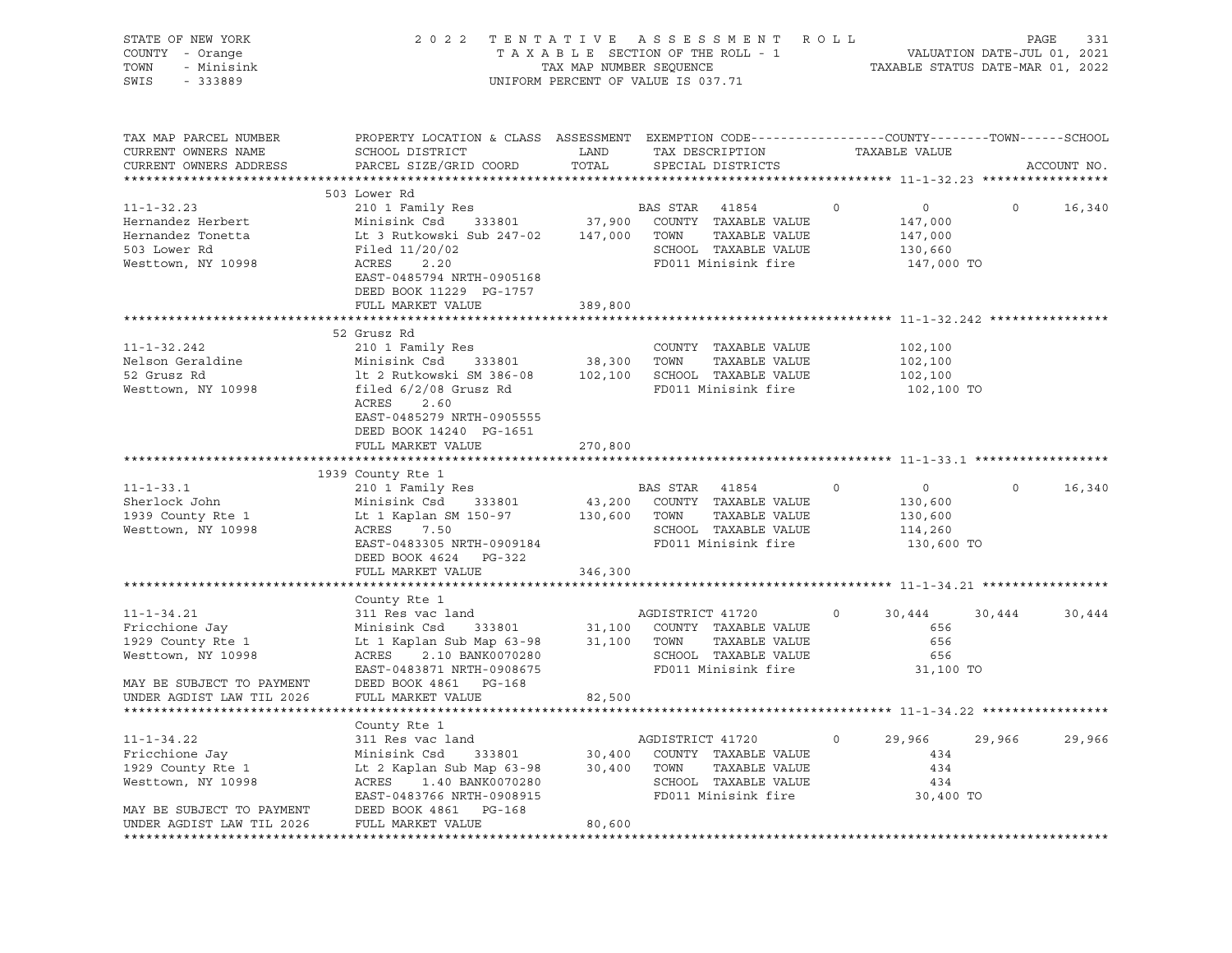STATE OF NEW YORK — COUNTY - Orange — TOWN - Minisink — SWIS - 333889

2022 TENTATIVE ASSESSMENT ROLL
TAXABLE SECTION OF THE ROLL - 1
TAX MAP NUMBER SEQUENCE
UNIFORM PERCENT OF VALUE IS 037.71

VALUATION DATE-JUL 01, 2021
TAXABLE STATUS DATE-MAR 01, 2022

```
TAX MAP PARCEL NUMBER          PROPERTY LOCATION & CLASS  ASSESSMENT  EXEMPTION CODE------------------COUNTY--------TOWN------SCHOOL
CURRENT OWNERS NAME            SCHOOL DISTRICT               LAND      TAX DESCRIPTION             TAXABLE VALUE
CURRENT OWNERS ADDRESS         PARCEL SIZE/GRID COORD        TOTAL     SPECIAL DISTRICTS                                        ACCOUNT NO.
******************************************************************************************************* 11-1-32.23 *****************
                               503 Lower Rd
11-1-32.23                     210 1 Family Res                        BAS STAR  41854        0            0            0      16,340
Hernandez Herbert              Minisink Csd     333801        37,900   COUNTY  TAXABLE VALUE            147,000
Hernandez Tonetta              Lt 3 Rutkowski Sub 247-02     147,000   TOWN    TAXABLE VALUE            147,000
503 Lower Rd                   Filed 11/20/02                          SCHOOL  TAXABLE VALUE            130,660
Westtown, NY 10998             ACRES     2.20                          FD011 Minisink fire               147,000 TO
                               EAST-0485794 NRTH-0905168
                               DEED BOOK 11229  PG-1757
                               FULL MARKET VALUE             389,800
******************************************************************************************************* 11-1-32.242 ****************
                               52 Grusz Rd
11-1-32.242                    210 1 Family Res                        COUNTY  TAXABLE VALUE            102,100
Nelson Geraldine               Minisink Csd     333801        38,300   TOWN    TAXABLE VALUE            102,100
52 Grusz Rd                    lt 2 Rutkowski SM 386-08      102,100   SCHOOL  TAXABLE VALUE            102,100
Westtown, NY 10998             filed 6/2/08 Grusz Rd                   FD011 Minisink fire               102,100 TO
                               ACRES     2.60
                               EAST-0485279 NRTH-0905555
                               DEED BOOK 14240  PG-1651
                               FULL MARKET VALUE             270,800
******************************************************************************************************* 11-1-33.1 ******************
                               1939 County Rte 1
11-1-33.1                      210 1 Family Res                        BAS STAR  41854        0            0            0      16,340
Sherlock John                  Minisink Csd     333801        43,200   COUNTY  TAXABLE VALUE            130,600
1939 County Rte 1              Lt 1 Kaplan SM 150-97         130,600   TOWN    TAXABLE VALUE            130,600
Westtown, NY 10998             ACRES     7.50                          SCHOOL  TAXABLE VALUE            114,260
                               EAST-0483305 NRTH-0909184               FD011 Minisink fire               130,600 TO
                               DEED BOOK 4624   PG-322
                               FULL MARKET VALUE             346,300
******************************************************************************************************* 11-1-34.21 *****************
                               County Rte 1
11-1-34.21                     311 Res vac land                        AGDISTRICT 41720       0       30,444       30,444      30,444
Fricchione Jay                 Minisink Csd     333801        31,100   COUNTY  TAXABLE VALUE                656
1929 County Rte 1              Lt 1 Kaplan Sub Map 63-98      31,100   TOWN    TAXABLE VALUE                656
Westtown, NY 10998             ACRES     2.10 BANK0070280              SCHOOL  TAXABLE VALUE                656
                               EAST-0483871 NRTH-0908675               FD011 Minisink fire                31,100 TO
MAY BE SUBJECT TO PAYMENT      DEED BOOK 4861   PG-168
UNDER AGDIST LAW TIL 2026      FULL MARKET VALUE              82,500
******************************************************************************************************* 11-1-34.22 *****************
                               County Rte 1
11-1-34.22                     311 Res vac land                        AGDISTRICT 41720       0       29,966       29,966      29,966
Fricchione Jay                 Minisink Csd     333801        30,400   COUNTY  TAXABLE VALUE                434
1929 County Rte 1              Lt 2 Kaplan Sub Map 63-98      30,400   TOWN    TAXABLE VALUE                434
Westtown, NY 10998             ACRES     1.40 BANK0070280              SCHOOL  TAXABLE VALUE                434
                               EAST-0483766 NRTH-0908915               FD011 Minisink fire                30,400 TO
MAY BE SUBJECT TO PAYMENT      DEED BOOK 4861   PG-168
UNDER AGDIST LAW TIL 2026      FULL MARKET VALUE              80,600
*************************************************************************************************************************************
```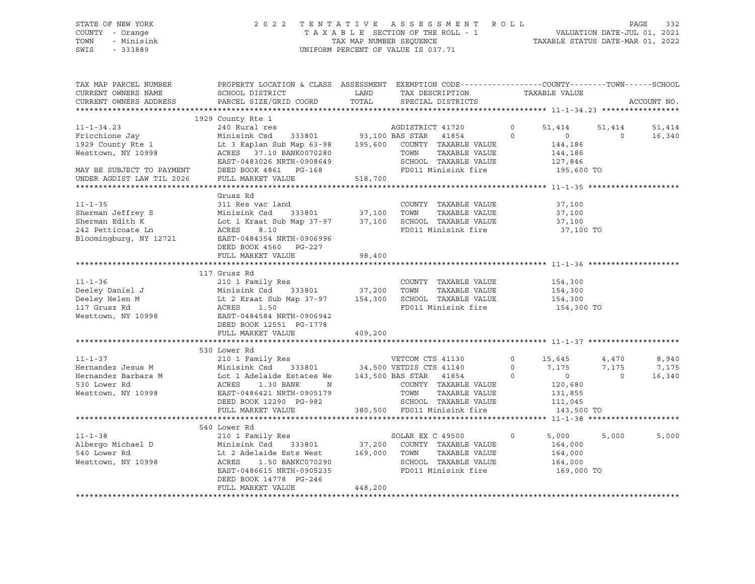STATE OF NEW YORK | COUNTY - Orange | TOWN - Minisink | SWIS - 333889

2022 TENTATIVE ASSESSMENT ROLL
TAXABLE SECTION OF THE ROLL - 1
TAX MAP NUMBER SEQUENCE
UNIFORM PERCENT OF VALUE IS 037.71

VALUATION DATE-JUL 01, 2021
TAXABLE STATUS DATE-MAR 01, 2022

| TAX MAP PARCEL NUMBER / CURRENT OWNERS NAME / CURRENT OWNERS ADDRESS | PROPERTY LOCATION & CLASS / SCHOOL DISTRICT / PARCEL SIZE/GRID COORD | ASSESSMENT LAND / TOTAL | EXEMPTION CODE / TAX DESCRIPTION / SPECIAL DISTRICTS | | COUNTY / TAXABLE VALUE | TOWN | SCHOOL | ACCOUNT NO. |
|---|---|---|---|---|---|---|---|---|
| **11-1-34.23** | 1929 County Rte 1 | | | | | | | |
| 11-1-34.23 | 240 Rural res | | AGDISTRICT 41720 | 0 | 51,414 | 51,414 | 51,414 | |
| Fricchione Jay | Minisink Csd 333801 | 93,100 | BAS STAR 41854 | 0 | 0 | 0 | 16,340 | |
| 1929 County Rte 1 | Lt 3 Kaplan Sub Map 63-98 | 195,600 | COUNTY TAXABLE VALUE | | 144,186 | | | |
| Westtown, NY 10998 | ACRES 37.10 BANK0070280 | | TOWN TAXABLE VALUE | | 144,186 | | | |
| | EAST-0483026 NRTH-0908649 | | SCHOOL TAXABLE VALUE | | 127,846 | | | |
| MAY BE SUBJECT TO PAYMENT | DEED BOOK 4861 PG-168 | | FD011 Minisink fire | | 195,600 TO | | | |
| UNDER AGDIST LAW TIL 2026 | FULL MARKET VALUE | 518,700 | | | | | | |
| **11-1-35** | Grusz Rd | | | | | | | |
| 11-1-35 | 311 Res vac land | | COUNTY TAXABLE VALUE | | 37,100 | | | |
| Sherman Jeffrey S | Minisink Csd 333801 | 37,100 | TOWN TAXABLE VALUE | | 37,100 | | | |
| Sherman Edith K | Lot 1 Kraat Sub Map 37-97 | 37,100 | SCHOOL TAXABLE VALUE | | 37,100 | | | |
| 242 Petticoate Ln | ACRES 8.10 | | FD011 Minisink fire | | 37,100 TO | | | |
| Bloomingburg, NY 12721 | EAST-0484354 NRTH-0906996 | | | | | | | |
| | DEED BOOK 4560 PG-227 | | | | | | | |
| | FULL MARKET VALUE | 98,400 | | | | | | |
| **11-1-36** | 117 Grusz Rd | | | | | | | |
| 11-1-36 | 210 1 Family Res | | COUNTY TAXABLE VALUE | | 154,300 | | | |
| Deeley Daniel J | Minisink Csd 333801 | 37,200 | TOWN TAXABLE VALUE | | 154,300 | | | |
| Deeley Helen M | Lt 2 Kraat Sub Map 37-97 | 154,300 | SCHOOL TAXABLE VALUE | | 154,300 | | | |
| 117 Grusz Rd | ACRES 1.50 | | FD011 Minisink fire | | 154,300 TO | | | |
| Westtown, NY 10998 | EAST-0484584 NRTH-0906942 | | | | | | | |
| | DEED BOOK 12551 PG-1778 | | | | | | | |
| | FULL MARKET VALUE | 409,200 | | | | | | |
| **11-1-37** | 530 Lower Rd | | | | | | | |
| 11-1-37 | 210 1 Family Res | | VETCOM CTS 41130 | 0 | 15,645 | 4,470 | 8,940 | |
| Hernandez Jesus M | Minisink Csd 333801 | 34,500 | VETDIS CTS 41140 | 0 | 7,175 | 7,175 | 7,175 | |
| Hernandez Barbara M | Lot 1 Adelaide Estates We | 143,500 | BAS STAR 41854 | 0 | 0 | 0 | 16,340 | |
| 530 Lower Rd | ACRES 1.30 BANK N | | COUNTY TAXABLE VALUE | | 120,680 | | | |
| Westtown, NY 10998 | EAST-0486421 NRTH-0905179 | | TOWN TAXABLE VALUE | | 131,855 | | | |
| | DEED BOOK 12290 PG-982 | | SCHOOL TAXABLE VALUE | | 111,045 | | | |
| | FULL MARKET VALUE | 380,500 | FD011 Minisink fire | | 143,500 TO | | | |
| **11-1-38** | 540 Lower Rd | | | | | | | |
| 11-1-38 | 210 1 Family Res | | SOLAR EX C 49500 | 0 | 5,000 | 5,000 | 5,000 | |
| Albergo Michael D | Minisink Csd 333801 | 37,200 | COUNTY TAXABLE VALUE | | 164,000 | | | |
| 540 Lower Rd | Lt 2 Adelaide Ests West | 169,000 | TOWN TAXABLE VALUE | | 164,000 | | | |
| Westtown, NY 10998 | ACRES 1.50 BANKC070290 | | SCHOOL TAXABLE VALUE | | 164,000 | | | |
| | EAST-0486615 NRTH-0905235 | | FD011 Minisink fire | | 169,000 TO | | | |
| | DEED BOOK 14778 PG-246 | | | | | | | |
| | FULL MARKET VALUE | 448,200 | | | | | | |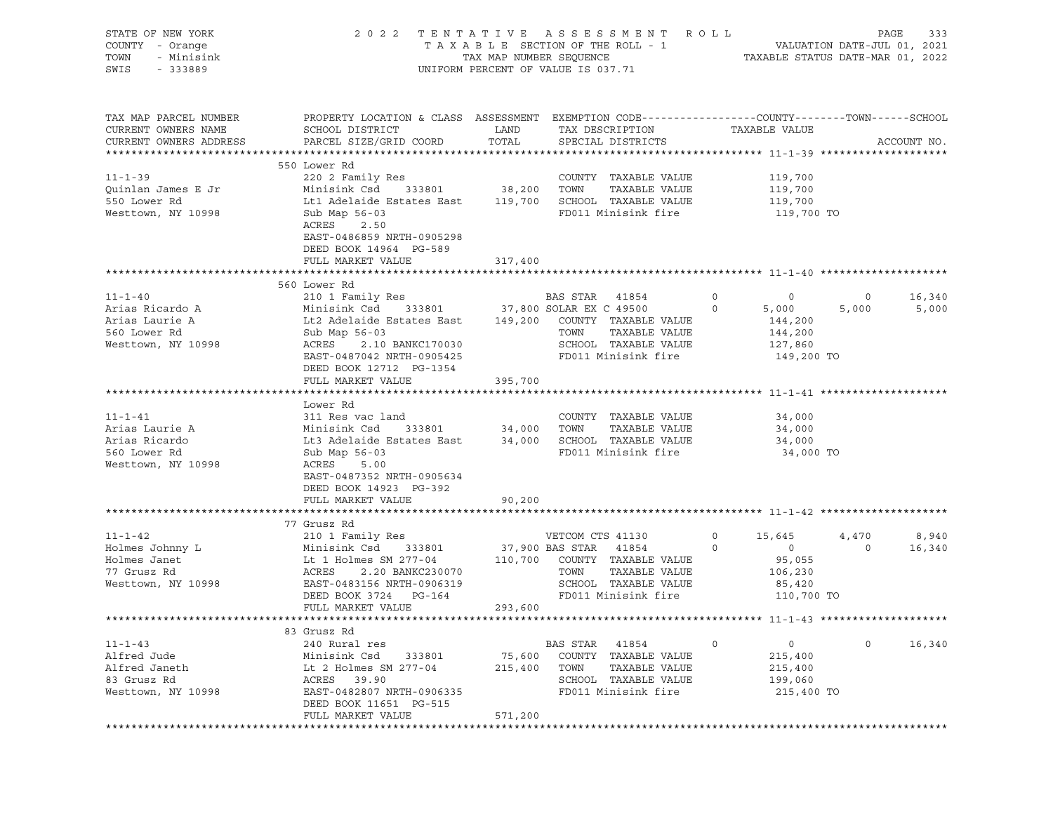STATE OF NEW YORK
COUNTY - Orange
TOWN - Minisink
SWIS - 333889

2022 TENTATIVE ASSESSMENT ROLL
TAXABLE SECTION OF THE ROLL - 1
TAX MAP NUMBER SEQUENCE
UNIFORM PERCENT OF VALUE IS 037.71

VALUATION DATE-JUL 01, 2021
TAXABLE STATUS DATE-MAR 01, 2022

| TAX MAP PARCEL NUMBER / CURRENT OWNERS NAME / CURRENT OWNERS ADDRESS | PROPERTY LOCATION & CLASS / SCHOOL DISTRICT / PARCEL SIZE/GRID COORD | ASSESSMENT LAND / TOTAL | EXEMPTION CODE / TAX DESCRIPTION / SPECIAL DISTRICTS | | COUNTY | TOWN | SCHOOL |
|---|---|---|---|---|---|---|---|
| **11-1-39** | 550 Lower Rd | | | | | | |
| 11-1-39 | 220 2 Family Res | | COUNTY TAXABLE VALUE | | 119,700 | | |
| Quinlan James E Jr | Minisink Csd 333801 | 38,200 | TOWN TAXABLE VALUE | | 119,700 | | |
| 550 Lower Rd | Lt1 Adelaide Estates East | 119,700 | SCHOOL TAXABLE VALUE | | 119,700 | | |
| Westtown, NY 10998 | Sub Map 56-03 | | FD011 Minisink fire | | 119,700 TO | | |
| | ACRES 2.50 | | | | | | |
| | EAST-0486859 NRTH-0905298 | | | | | | |
| | DEED BOOK 14964 PG-589 | | | | | | |
| | FULL MARKET VALUE | 317,400 | | | | | |
| **11-1-40** | 560 Lower Rd | | | | | | |
| 11-1-40 | 210 1 Family Res | | BAS STAR 41854 | 0 | 0 | 0 | 16,340 |
| Arias Ricardo A | Minisink Csd 333801 | 37,800 | SOLAR EX C 49500 | 0 | 5,000 | 5,000 | 5,000 |
| Arias Laurie A | Lt2 Adelaide Estates East | 149,200 | COUNTY TAXABLE VALUE | | 144,200 | | |
| 560 Lower Rd | Sub Map 56-03 | | TOWN TAXABLE VALUE | | 144,200 | | |
| Westtown, NY 10998 | ACRES 2.10 BANKC170030 | | SCHOOL TAXABLE VALUE | | 127,860 | | |
| | EAST-0487042 NRTH-0905425 | | FD011 Minisink fire | | 149,200 TO | | |
| | DEED BOOK 12712 PG-1354 | | | | | | |
| | FULL MARKET VALUE | 395,700 | | | | | |
| **11-1-41** | Lower Rd | | | | | | |
| 11-1-41 | 311 Res vac land | | COUNTY TAXABLE VALUE | | 34,000 | | |
| Arias Laurie A | Minisink Csd 333801 | 34,000 | TOWN TAXABLE VALUE | | 34,000 | | |
| Arias Ricardo | Lt3 Adelaide Estates East | 34,000 | SCHOOL TAXABLE VALUE | | 34,000 | | |
| 560 Lower Rd | Sub Map 56-03 | | FD011 Minisink fire | | 34,000 TO | | |
| Westtown, NY 10998 | ACRES 5.00 | | | | | | |
| | EAST-0487352 NRTH-0905634 | | | | | | |
| | DEED BOOK 14923 PG-392 | | | | | | |
| | FULL MARKET VALUE | 90,200 | | | | | |
| **11-1-42** | 77 Grusz Rd | | | | | | |
| 11-1-42 | 210 1 Family Res | | VETCOM CTS 41130 | 0 | 15,645 | 4,470 | 8,940 |
| Holmes Johnny L | Minisink Csd 333801 | 37,900 | BAS STAR 41854 | 0 | 0 | 0 | 16,340 |
| Holmes Janet | Lt 1 Holmes SM 277-04 | 110,700 | COUNTY TAXABLE VALUE | | 95,055 | | |
| 77 Grusz Rd | ACRES 2.20 BANKC230070 | | TOWN TAXABLE VALUE | | 106,230 | | |
| Westtown, NY 10998 | EAST-0483156 NRTH-0906319 | | SCHOOL TAXABLE VALUE | | 85,420 | | |
| | DEED BOOK 3724 PG-164 | | FD011 Minisink fire | | 110,700 TO | | |
| | FULL MARKET VALUE | 293,600 | | | | | |
| **11-1-43** | 83 Grusz Rd | | | | | | |
| 11-1-43 | 240 Rural res | | BAS STAR 41854 | 0 | 0 | 0 | 16,340 |
| Alfred Jude | Minisink Csd 333801 | 75,600 | COUNTY TAXABLE VALUE | | 215,400 | | |
| Alfred Janeth | Lt 2 Holmes SM 277-04 | 215,400 | TOWN TAXABLE VALUE | | 215,400 | | |
| 83 Grusz Rd | ACRES 39.90 | | SCHOOL TAXABLE VALUE | | 199,060 | | |
| Westtown, NY 10998 | EAST-0482807 NRTH-0906335 | | FD011 Minisink fire | | 215,400 TO | | |
| | DEED BOOK 11651 PG-515 | | | | | | |
| | FULL MARKET VALUE | 571,200 | | | | | |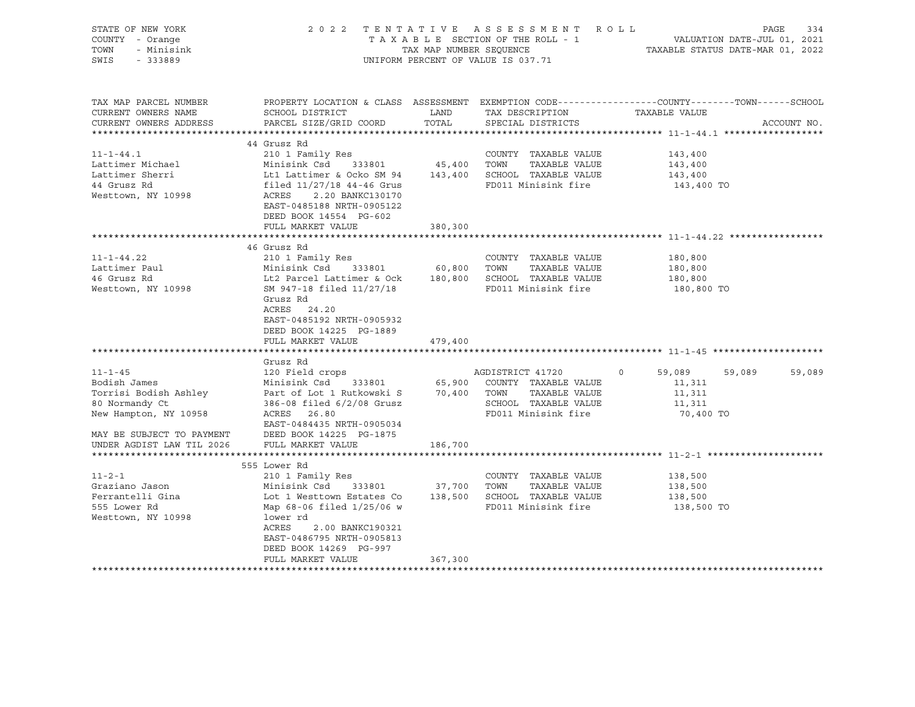STATE OF NEW YORK
COUNTY - Orange
TOWN - Minisink
SWIS - 333889

2 0 2 2 T E N T A T I V E A S S E S S M E N T R O L L
T A X A B L E SECTION OF THE ROLL - 1
TAX MAP NUMBER SEQUENCE
UNIFORM PERCENT OF VALUE IS 037.71

VALUATION DATE-JUL 01, 2021
TAXABLE STATUS DATE-MAR 01, 2022

| TAX MAP PARCEL NUMBER / CURRENT OWNERS NAME / CURRENT OWNERS ADDRESS | PROPERTY LOCATION & CLASS / SCHOOL DISTRICT / PARCEL SIZE/GRID COORD | ASSESSMENT LAND / TOTAL | EXEMPTION CODE / TAX DESCRIPTION / SPECIAL DISTRICTS | COUNTY | TOWN | SCHOOL |
|---|---|---|---|---|---|---|
| **11-1-44.1** | 44 Grusz Rd | | | | | |
| 11-1-44.1 | 210 1 Family Res | | COUNTY TAXABLE VALUE | 143,400 | | |
| Lattimer Michael | Minisink Csd 333801 | 45,400 | TOWN TAXABLE VALUE | 143,400 | | |
| Lattimer Sherri | Lt1 Lattimer & Ocko SM 94 | 143,400 | SCHOOL TAXABLE VALUE | 143,400 | | |
| 44 Grusz Rd | filed 11/27/18 44-46 Grus | | FD011 Minisink fire | 143,400 TO | | |
| Westtown, NY 10998 | ACRES 2.20 BANKC130170 | | | | | |
| | EAST-0485188 NRTH-0905122 | | | | | |
| | DEED BOOK 14554 PG-602 | | | | | |
| | FULL MARKET VALUE | 380,300 | | | | |
| **11-1-44.22** | 46 Grusz Rd | | | | | |
| 11-1-44.22 | 210 1 Family Res | | COUNTY TAXABLE VALUE | 180,800 | | |
| Lattimer Paul | Minisink Csd 333801 | 60,800 | TOWN TAXABLE VALUE | 180,800 | | |
| 46 Grusz Rd | Lt2 Parcel Lattimer & Ock | 180,800 | SCHOOL TAXABLE VALUE | 180,800 | | |
| Westtown, NY 10998 | SM 947-18 filed 11/27/18 | | FD011 Minisink fire | 180,800 TO | | |
| | Grusz Rd | | | | | |
| | ACRES 24.20 | | | | | |
| | EAST-0485192 NRTH-0905932 | | | | | |
| | DEED BOOK 14225 PG-1889 | | | | | |
| | FULL MARKET VALUE | 479,400 | | | | |
| **11-1-45** | Grusz Rd | | | | | |
| 11-1-45 | 120 Field crops | | AGDISTRICT 41720 0 | 59,089 | 59,089 | 59,089 |
| Bodish James | Minisink Csd 333801 | 65,900 | COUNTY TAXABLE VALUE | 11,311 | | |
| Torrisi Bodish Ashley | Part of Lot 1 Rutkowski S | 70,400 | TOWN TAXABLE VALUE | 11,311 | | |
| 80 Normandy Ct | 386-08 filed 6/2/08 Grusz | | SCHOOL TAXABLE VALUE | 11,311 | | |
| New Hampton, NY 10958 | ACRES 26.80 | | FD011 Minisink fire | 70,400 TO | | |
| | EAST-0484435 NRTH-0905034 | | | | | |
| MAY BE SUBJECT TO PAYMENT | DEED BOOK 14225 PG-1875 | | | | | |
| UNDER AGDIST LAW TIL 2026 | FULL MARKET VALUE | 186,700 | | | | |
| **11-2-1** | 555 Lower Rd | | | | | |
| 11-2-1 | 210 1 Family Res | | COUNTY TAXABLE VALUE | 138,500 | | |
| Graziano Jason | Minisink Csd 333801 | 37,700 | TOWN TAXABLE VALUE | 138,500 | | |
| Ferrantelli Gina | Lot 1 Westtown Estates Co | 138,500 | SCHOOL TAXABLE VALUE | 138,500 | | |
| 555 Lower Rd | Map 68-06 filed 1/25/06 w | | FD011 Minisink fire | 138,500 TO | | |
| Westtown, NY 10998 | lower rd | | | | | |
| | ACRES 2.00 BANKC190321 | | | | | |
| | EAST-0486795 NRTH-0905813 | | | | | |
| | DEED BOOK 14269 PG-997 | | | | | |
| | FULL MARKET VALUE | 367,300 | | | | |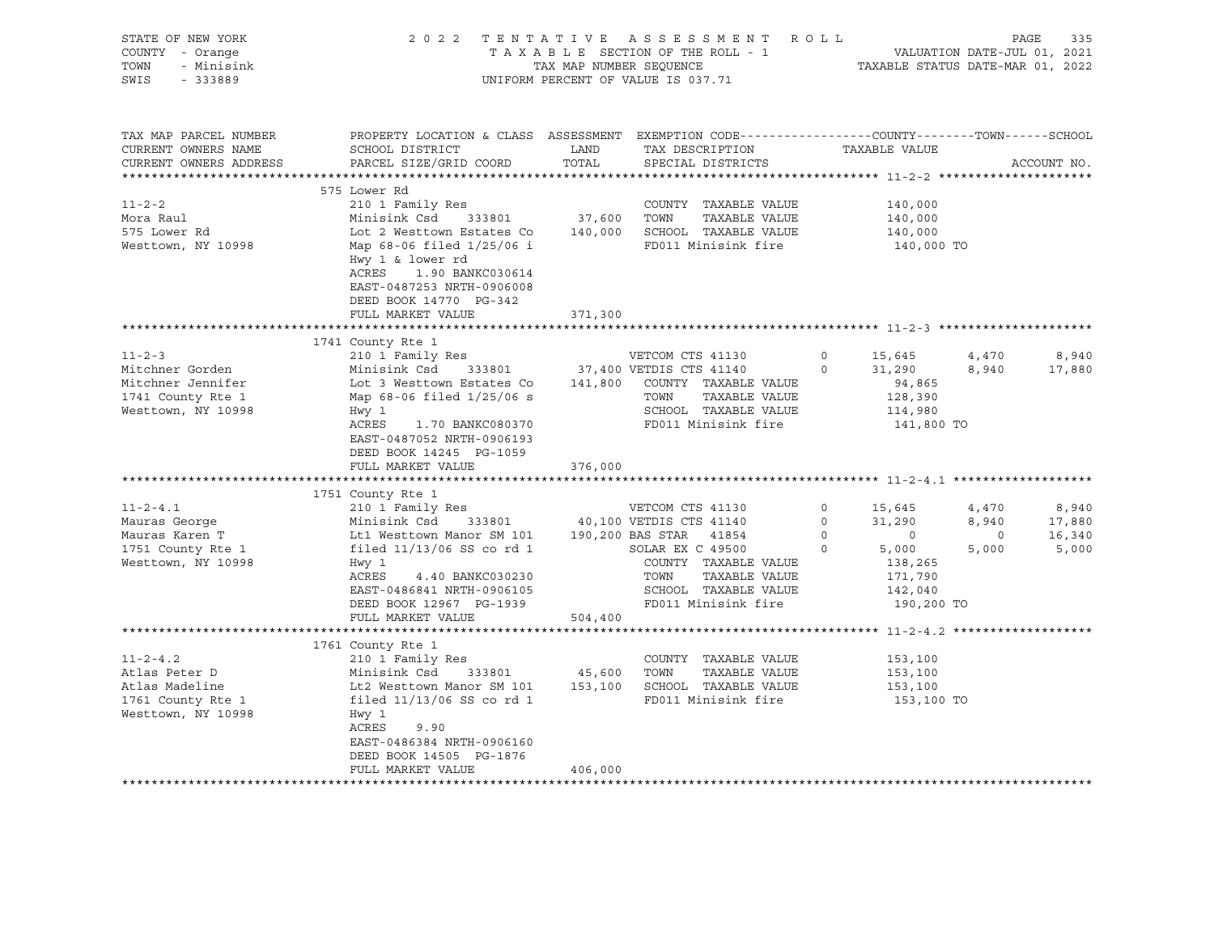STATE OF NEW YORK
COUNTY - Orange
TOWN - Minisink
SWIS - 333889

2022 TENTATIVE ASSESSMENT ROLL
TAXABLE SECTION OF THE ROLL - 1
TAX MAP NUMBER SEQUENCE
UNIFORM PERCENT OF VALUE IS 037.71

VALUATION DATE-JUL 01, 2021
TAXABLE STATUS DATE-MAR 01, 2022

| TAX MAP PARCEL NUMBER / CURRENT OWNERS NAME / CURRENT OWNERS ADDRESS | PROPERTY LOCATION & CLASS / SCHOOL DISTRICT / PARCEL SIZE/GRID COORD | ASSESSMENT LAND / TOTAL | EXEMPTION CODE / TAX DESCRIPTION / SPECIAL DISTRICTS | COUNTY | TOWN | SCHOOL |
|---|---|---|---|---|---|---|
| **11-2-2** | 575 Lower Rd | | | | | |
| 11-2-2 | 210 1 Family Res | | COUNTY TAXABLE VALUE | 140,000 | | |
| Mora Raul | Minisink Csd 333801 | 37,600 | TOWN TAXABLE VALUE | | 140,000 | |
| 575 Lower Rd | Lot 2 Westtown Estates Co | 140,000 | SCHOOL TAXABLE VALUE | | | 140,000 |
| Westtown, NY 10998 | Map 68-06 filed 1/25/06 i | | FD011 Minisink fire | 140,000 TO | | |
| | Hwy 1 & lower rd | | | | | |
| | ACRES 1.90 BANKC030614 | | | | | |
| | EAST-0487253 NRTH-0906008 | | | | | |
| | DEED BOOK 14770 PG-342 | | | | | |
| | FULL MARKET VALUE | 371,300 | | | | |
| **11-2-3** | 1741 County Rte 1 | | | | | |
| 11-2-3 | 210 1 Family Res | | VETCOM CTS 41130 0 | 15,645 | 4,470 | 8,940 |
| Mitchner Gorden | Minisink Csd 333801 | 37,400 | VETDIS CTS 41140 0 | 31,290 | 8,940 | 17,880 |
| Mitchner Jennifer | Lot 3 Westtown Estates Co | 141,800 | COUNTY TAXABLE VALUE | 94,865 | | |
| 1741 County Rte 1 | Map 68-06 filed 1/25/06 s | | TOWN TAXABLE VALUE | | 128,390 | |
| Westtown, NY 10998 | Hwy 1 | | SCHOOL TAXABLE VALUE | | | 114,980 |
| | ACRES 1.70 BANKC080370 | | FD011 Minisink fire | 141,800 TO | | |
| | EAST-0487052 NRTH-0906193 | | | | | |
| | DEED BOOK 14245 PG-1059 | | | | | |
| | FULL MARKET VALUE | 376,000 | | | | |
| **11-2-4.1** | 1751 County Rte 1 | | | | | |
| 11-2-4.1 | 210 1 Family Res | | VETCOM CTS 41130 0 | 15,645 | 4,470 | 8,940 |
| Mauras George | Minisink Csd 333801 | 40,100 | VETDIS CTS 41140 0 | 31,290 | 8,940 | 17,880 |
| Mauras Karen T | Lt1 Westtown Manor SM 101 | 190,200 | BAS STAR 41854 0 | 0 | 0 | 16,340 |
| 1751 County Rte 1 | filed 11/13/06 SS co rd 1 | | SOLAR EX C 49500 0 | 5,000 | 5,000 | 5,000 |
| Westtown, NY 10998 | Hwy 1 | | COUNTY TAXABLE VALUE | 138,265 | | |
| | ACRES 4.40 BANKC030230 | | TOWN TAXABLE VALUE | | 171,790 | |
| | EAST-0486841 NRTH-0906105 | | SCHOOL TAXABLE VALUE | | | 142,040 |
| | DEED BOOK 12967 PG-1939 | | FD011 Minisink fire | 190,200 TO | | |
| | FULL MARKET VALUE | 504,400 | | | | |
| **11-2-4.2** | 1761 County Rte 1 | | | | | |
| 11-2-4.2 | 210 1 Family Res | | COUNTY TAXABLE VALUE | 153,100 | | |
| Atlas Peter D | Minisink Csd 333801 | 45,600 | TOWN TAXABLE VALUE | | 153,100 | |
| Atlas Madeline | Lt2 Westtown Manor SM 101 | 153,100 | SCHOOL TAXABLE VALUE | | | 153,100 |
| 1761 County Rte 1 | filed 11/13/06 SS co rd 1 | | FD011 Minisink fire | 153,100 TO | | |
| Westtown, NY 10998 | Hwy 1 | | | | | |
| | ACRES 9.90 | | | | | |
| | EAST-0486384 NRTH-0906160 | | | | | |
| | DEED BOOK 14505 PG-1876 | | | | | |
| | FULL MARKET VALUE | 406,000 | | | | |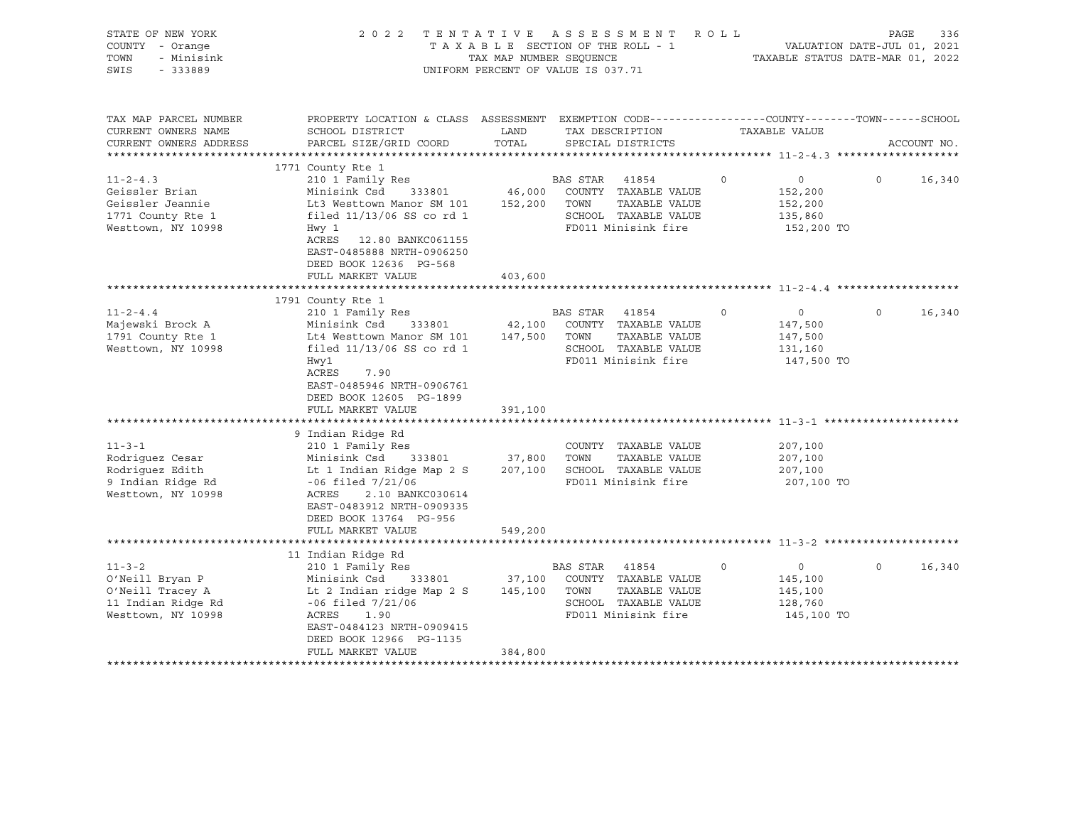STATE OF NEW YORK — 2022 TENTATIVE ASSESSMENT ROLL — PAGE 336
COUNTY - Orange — TAXABLE SECTION OF THE ROLL - 1 — VALUATION DATE-JUL 01, 2021
TOWN - Minisink — TAX MAP NUMBER SEQUENCE — TAXABLE STATUS DATE-MAR 01, 2022
SWIS - 333889 — UNIFORM PERCENT OF VALUE IS 037.71

| TAX MAP PARCEL NUMBER / CURRENT OWNERS NAME / CURRENT OWNERS ADDRESS | PROPERTY LOCATION & CLASS / SCHOOL DISTRICT / PARCEL SIZE/GRID COORD | ASSESSMENT LAND / TOTAL | EXEMPTION CODE / TAX DESCRIPTION / SPECIAL DISTRICTS | COUNTY | TOWN | SCHOOL |
|---|---|---|---|---|---|---|
| **11-2-4.3** | 1771 County Rte 1 | | | | | |
| 11-2-4.3 | 210 1 Family Res | | BAS STAR 41854 | 0 | 0 | 16,340 |
| Geissler Brian | Minisink Csd 333801 | 46,000 | COUNTY TAXABLE VALUE | 152,200 | | |
| Geissler Jeannie | Lt3 Westtown Manor SM 101 | 152,200 | TOWN TAXABLE VALUE | | 152,200 | |
| 1771 County Rte 1 | filed 11/13/06 SS co rd 1 | | SCHOOL TAXABLE VALUE | | | 135,860 |
| Westtown, NY 10998 | Hwy 1 | | FD011 Minisink fire | 152,200 TO | | |
| | ACRES 12.80 BANKC061155 | | | | | |
| | EAST-0485888 NRTH-0906250 | | | | | |
| | DEED BOOK 12636 PG-568 | | | | | |
| | FULL MARKET VALUE | 403,600 | | | | |
| **11-2-4.4** | 1791 County Rte 1 | | | | | |
| 11-2-4.4 | 210 1 Family Res | | BAS STAR 41854 | 0 | 0 | 16,340 |
| Majewski Brock A | Minisink Csd 333801 | 42,100 | COUNTY TAXABLE VALUE | 147,500 | | |
| 1791 County Rte 1 | Lt4 Westtown Manor SM 101 | 147,500 | TOWN TAXABLE VALUE | | 147,500 | |
| Westtown, NY 10998 | filed 11/13/06 SS co rd 1 | | SCHOOL TAXABLE VALUE | | | 131,160 |
| | Hwy1 | | FD011 Minisink fire | 147,500 TO | | |
| | ACRES 7.90 | | | | | |
| | EAST-0485946 NRTH-0906761 | | | | | |
| | DEED BOOK 12605 PG-1899 | | | | | |
| | FULL MARKET VALUE | 391,100 | | | | |
| **11-3-1** | 9 Indian Ridge Rd | | | | | |
| 11-3-1 | 210 1 Family Res | | COUNTY TAXABLE VALUE | 207,100 | | |
| Rodriguez Cesar | Minisink Csd 333801 | 37,800 | TOWN TAXABLE VALUE | | 207,100 | |
| Rodriguez Edith | Lt 1 Indian Ridge Map 2 S | 207,100 | SCHOOL TAXABLE VALUE | | | 207,100 |
| 9 Indian Ridge Rd | -06 filed 7/21/06 | | FD011 Minisink fire | 207,100 TO | | |
| Westtown, NY 10998 | ACRES 2.10 BANKC030614 | | | | | |
| | EAST-0483912 NRTH-0909335 | | | | | |
| | DEED BOOK 13764 PG-956 | | | | | |
| | FULL MARKET VALUE | 549,200 | | | | |
| **11-3-2** | 11 Indian Ridge Rd | | | | | |
| 11-3-2 | 210 1 Family Res | | BAS STAR 41854 | 0 | 0 | 16,340 |
| O'Neill Bryan P | Minisink Csd 333801 | 37,100 | COUNTY TAXABLE VALUE | 145,100 | | |
| O'Neill Tracey A | Lt 2 Indian ridge Map 2 S | 145,100 | TOWN TAXABLE VALUE | | 145,100 | |
| 11 Indian Ridge Rd | -06 filed 7/21/06 | | SCHOOL TAXABLE VALUE | | | 128,760 |
| Westtown, NY 10998 | ACRES 1.90 | | FD011 Minisink fire | 145,100 TO | | |
| | EAST-0484123 NRTH-0909415 | | | | | |
| | DEED BOOK 12966 PG-1135 | | | | | |
| | FULL MARKET VALUE | 384,800 | | | | |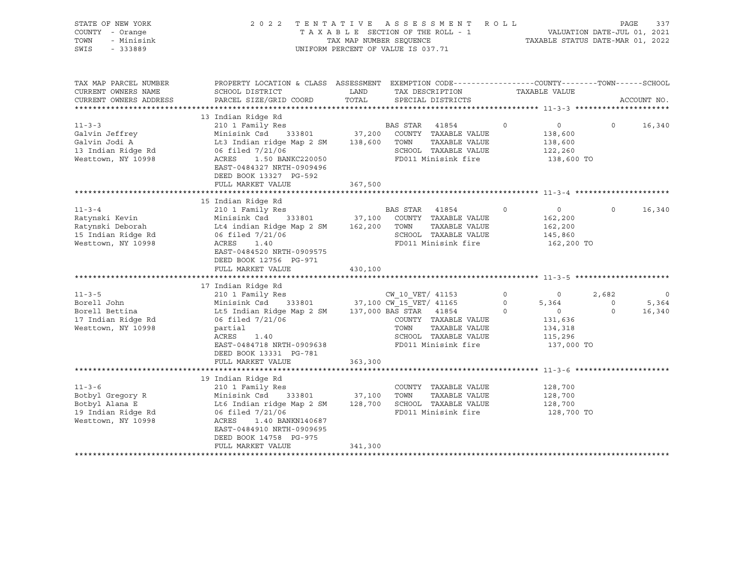STATE OF NEW YORK | COUNTY - Orange | TOWN - Minisink | SWIS - 333889

# 2022 TENTATIVE ASSESSMENT ROLL

TAXABLE SECTION OF THE ROLL - 1
TAX MAP NUMBER SEQUENCE
UNIFORM PERCENT OF VALUE IS 037.71

VALUATION DATE-JUL 01, 2021
TAXABLE STATUS DATE-MAR 01, 2022

| TAX MAP PARCEL NUMBER / CURRENT OWNERS NAME / CURRENT OWNERS ADDRESS | PROPERTY LOCATION & CLASS / SCHOOL DISTRICT / PARCEL SIZE/GRID COORD | ASSESSMENT LAND / TOTAL | EXEMPTION CODE / TAX DESCRIPTION / SPECIAL DISTRICTS | | COUNTY | TOWN | SCHOOL |
|---|---|---|---|---|---|---|---|
| **11-3-3** | 13 Indian Ridge Rd | | | | | | |
| | 210 1 Family Res | | BAS STAR 41854 | 0 | 0 | 0 | 16,340 |
| Galvin Jeffrey | Minisink Csd 333801 | 37,200 | COUNTY TAXABLE VALUE | | 138,600 | | |
| Galvin Jodi A | Lt3 Indian ridge Map 2 SM | 138,600 | TOWN TAXABLE VALUE | | 138,600 | | |
| 13 Indian Ridge Rd | 06 filed 7/21/06 | | SCHOOL TAXABLE VALUE | | 122,260 | | |
| Westtown, NY 10998 | ACRES 1.50 BANKC220050 | | FD011 Minisink fire | | 138,600 TO | | |
| | EAST-0484327 NRTH-0909496 | | | | | | |
| | DEED BOOK 13327 PG-592 | | | | | | |
| | FULL MARKET VALUE | 367,500 | | | | | |
| **11-3-4** | 15 Indian Ridge Rd | | | | | | |
| | 210 1 Family Res | | BAS STAR 41854 | 0 | 0 | 0 | 16,340 |
| Ratynski Kevin | Minisink Csd 333801 | 37,100 | COUNTY TAXABLE VALUE | | 162,200 | | |
| Ratynski Deborah | Lt4 indian Ridge Map 2 SM | 162,200 | TOWN TAXABLE VALUE | | 162,200 | | |
| 15 Indian Ridge Rd | 06 filed 7/21/06 | | SCHOOL TAXABLE VALUE | | 145,860 | | |
| Westtown, NY 10998 | ACRES 1.40 | | FD011 Minisink fire | | 162,200 TO | | |
| | EAST-0484520 NRTH-0909575 | | | | | | |
| | DEED BOOK 12756 PG-971 | | | | | | |
| | FULL MARKET VALUE | 430,100 | | | | | |
| **11-3-5** | 17 Indian Ridge Rd | | | | | | |
| | 210 1 Family Res | | CW_10_VET/ 41153 | 0 | 0 | 2,682 | 0 |
| Borell John | Minisink Csd 333801 | 37,100 | CW_15_VET/ 41165 | 0 | 5,364 | 0 | 5,364 |
| Borell Bettina | Lt5 Indian Ridge Map 2 SM | 137,000 | BAS STAR 41854 | 0 | 0 | 0 | 16,340 |
| 17 Indian Ridge Rd | 06 filed 7/21/06 | | COUNTY TAXABLE VALUE | | 131,636 | | |
| Westtown, NY 10998 | partial | | TOWN TAXABLE VALUE | | 134,318 | | |
| | ACRES 1.40 | | SCHOOL TAXABLE VALUE | | 115,296 | | |
| | EAST-0484718 NRTH-0909638 | | FD011 Minisink fire | | 137,000 TO | | |
| | DEED BOOK 13331 PG-781 | | | | | | |
| | FULL MARKET VALUE | 363,300 | | | | | |
| **11-3-6** | 19 Indian Ridge Rd | | | | | | |
| | 210 1 Family Res | | COUNTY TAXABLE VALUE | | 128,700 | | |
| Botbyl Gregory R | Minisink Csd 333801 | 37,100 | TOWN TAXABLE VALUE | | 128,700 | | |
| Botbyl Alana E | Lt6 Indian ridge Map 2 SM | 128,700 | SCHOOL TAXABLE VALUE | | 128,700 | | |
| 19 Indian Ridge Rd | 06 filed 7/21/06 | | FD011 Minisink fire | | 128,700 TO | | |
| Westtown, NY 10998 | ACRES 1.40 BANKN140687 | | | | | | |
| | EAST-0484910 NRTH-0909695 | | | | | | |
| | DEED BOOK 14758 PG-975 | | | | | | |
| | FULL MARKET VALUE | 341,300 | | | | | |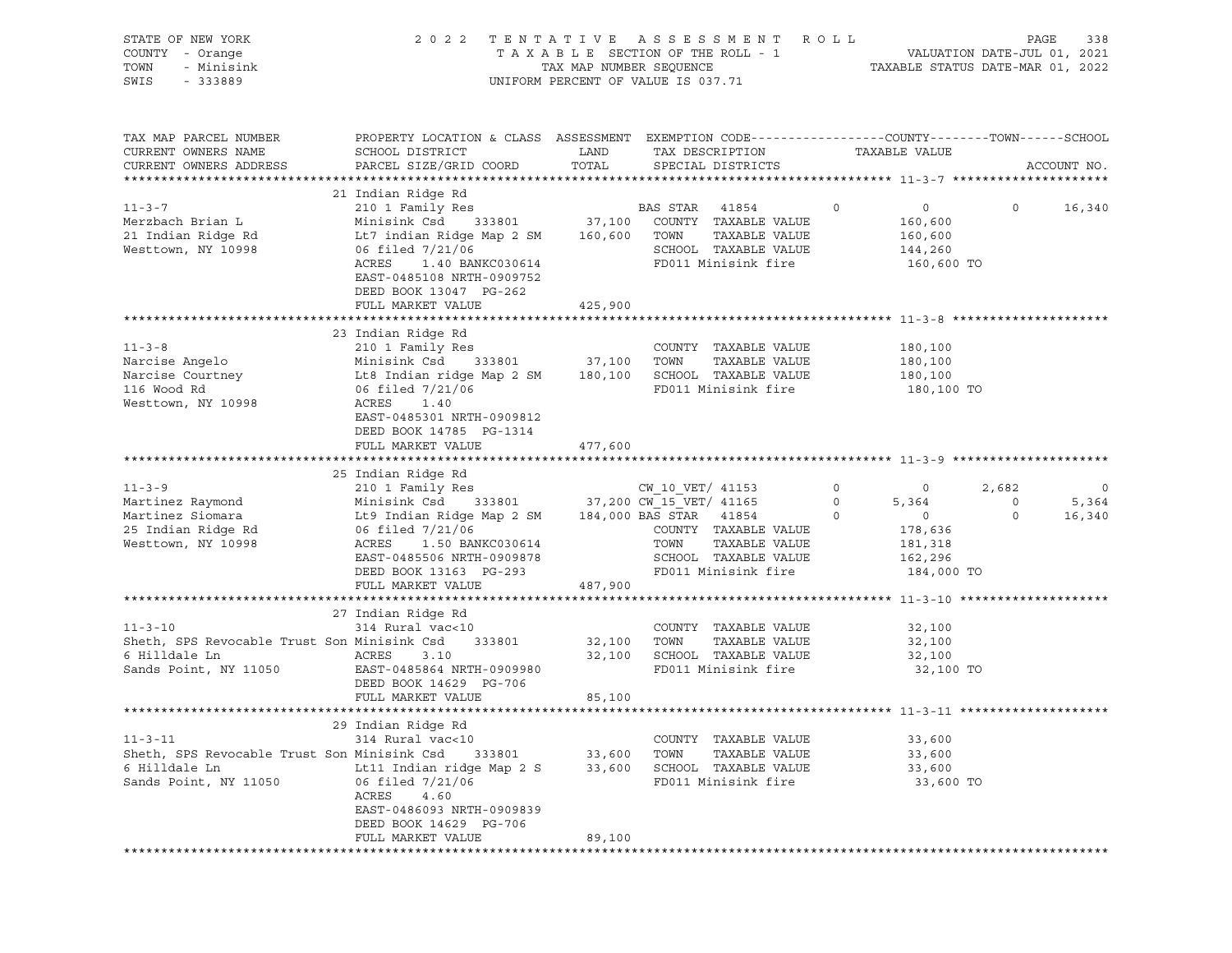STATE OF NEW YORK — 2022 TENTATIVE ASSESSMENT ROLL
COUNTY - Orange — TAXABLE SECTION OF THE ROLL - 1 — VALUATION DATE-JUL 01, 2021
TOWN - Minisink — TAX MAP NUMBER SEQUENCE — TAXABLE STATUS DATE-MAR 01, 2022
SWIS - 333889 — UNIFORM PERCENT OF VALUE IS 037.71

```
TAX MAP PARCEL NUMBER          PROPERTY LOCATION & CLASS  ASSESSMENT  EXEMPTION CODE------------------COUNTY--------TOWN------SCHOOL
CURRENT OWNERS NAME            SCHOOL DISTRICT               LAND      TAX DESCRIPTION            TAXABLE VALUE
CURRENT OWNERS ADDRESS         PARCEL SIZE/GRID COORD        TOTAL     SPECIAL DISTRICTS                                    ACCOUNT NO.
******************************************************************************************************* 11-3-7 *********************
                               21 Indian Ridge Rd
11-3-7                         210 1 Family Res                     BAS STAR   41854       0           0          0     16,340
Merzbach Brian L               Minisink Csd     333801      37,100   COUNTY  TAXABLE VALUE           160,600
21 Indian Ridge Rd             Lt7 indian Ridge Map 2 SM   160,600   TOWN    TAXABLE VALUE           160,600
Westtown, NY 10998             06 filed 7/21/06                      SCHOOL  TAXABLE VALUE           144,260
                               ACRES     1.40 BANKC030614            FD011 Minisink fire              160,600 TO
                               EAST-0485108 NRTH-0909752
                               DEED BOOK 13047  PG-262
                               FULL MARKET VALUE           425,900
******************************************************************************************************* 11-3-8 *********************
                               23 Indian Ridge Rd
11-3-8                         210 1 Family Res                      COUNTY  TAXABLE VALUE           180,100
Narcise Angelo                 Minisink Csd     333801      37,100   TOWN    TAXABLE VALUE           180,100
Narcise Courtney               Lt8 Indian ridge Map 2 SM   180,100   SCHOOL  TAXABLE VALUE           180,100
116 Wood Rd                    06 filed 7/21/06                      FD011 Minisink fire              180,100 TO
Westtown, NY 10998             ACRES     1.40
                               EAST-0485301 NRTH-0909812
                               DEED BOOK 14785  PG-1314
                               FULL MARKET VALUE           477,600
******************************************************************************************************* 11-3-9 *********************
                               25 Indian Ridge Rd
11-3-9                         210 1 Family Res                     CW_10_VET/ 41153       0           0      2,682          0
Martinez Raymond               Minisink Csd     333801      37,200 CW_15_VET/ 41165       0       5,364          0      5,364
Martinez Siomara               Lt9 Indian Ridge Map 2 SM  184,000 BAS STAR   41854       0           0          0     16,340
25 Indian Ridge Rd             06 filed 7/21/06                      COUNTY  TAXABLE VALUE           178,636
Westtown, NY 10998             ACRES     1.50 BANKC030614            TOWN    TAXABLE VALUE           181,318
                               EAST-0485506 NRTH-0909878             SCHOOL  TAXABLE VALUE           162,296
                               DEED BOOK 13163  PG-293               FD011 Minisink fire              184,000 TO
                               FULL MARKET VALUE           487,900
******************************************************************************************************* 11-3-10 ********************
                               27 Indian Ridge Rd
11-3-10                        314 Rural vac<10                      COUNTY  TAXABLE VALUE            32,100
Sheth, SPS Revocable Trust Son Minisink Csd     333801      32,100   TOWN    TAXABLE VALUE            32,100
6 Hilldale Ln                  ACRES     3.10               32,100   SCHOOL  TAXABLE VALUE            32,100
Sands Point, NY 11050          EAST-0485864 NRTH-0909980             FD011 Minisink fire               32,100 TO
                               DEED BOOK 14629  PG-706
                               FULL MARKET VALUE            85,100
******************************************************************************************************* 11-3-11 ********************
                               29 Indian Ridge Rd
11-3-11                        314 Rural vac<10                      COUNTY  TAXABLE VALUE            33,600
Sheth, SPS Revocable Trust Son Minisink Csd     333801      33,600   TOWN    TAXABLE VALUE            33,600
6 Hilldale Ln                  Lt11 Indian ridge Map 2 S    33,600   SCHOOL  TAXABLE VALUE            33,600
Sands Point, NY 11050          06 filed 7/21/06                      FD011 Minisink fire               33,600 TO
                               ACRES     4.60
                               EAST-0486093 NRTH-0909839
                               DEED BOOK 14629  PG-706
                               FULL MARKET VALUE            89,100
************************************************************************************************************************************
```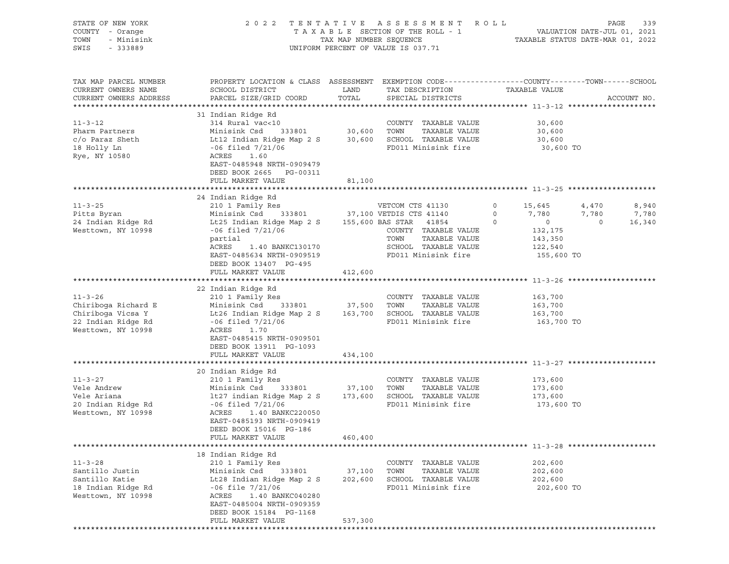STATE OF NEW YORK
COUNTY - Orange
TOWN - Minisink
SWIS - 333889

2022 TENTATIVE ASSESSMENT ROLL
TAXABLE SECTION OF THE ROLL - 1
TAX MAP NUMBER SEQUENCE
UNIFORM PERCENT OF VALUE IS 037.71

VALUATION DATE-JUL 01, 2021
TAXABLE STATUS DATE-MAR 01, 2022

| TAX MAP PARCEL NUMBER / CURRENT OWNERS NAME / CURRENT OWNERS ADDRESS | PROPERTY LOCATION & CLASS / SCHOOL DISTRICT / PARCEL SIZE/GRID COORD | ASSESSMENT LAND | TOTAL | EXEMPTION CODE / TAX DESCRIPTION / SPECIAL DISTRICTS | COUNTY | TOWN | SCHOOL |
|---|---|---|---|---|---|---|---|
| **11-3-12** | 31 Indian Ridge Rd | | | | | | |
| 11-3-12 | 314 Rural vac<10 | | | COUNTY TAXABLE VALUE | 30,600 | | |
| Pharm Partners | Minisink Csd 333801 | 30,600 | | TOWN TAXABLE VALUE | 30,600 | | |
| c/o Paraz Sheth | Lt12 Indian Ridge Map 2 S | | 30,600 | SCHOOL TAXABLE VALUE | 30,600 | | |
| 18 Holly Ln | -06 filed 7/21/06 | | | FD011 Minisink fire | 30,600 TO | | |
| Rye, NY 10580 | ACRES 1.60 | | | | | | |
| | EAST-0485948 NRTH-0909479 | | | | | | |
| | DEED BOOK 2665 PG-00311 | | | | | | |
| | FULL MARKET VALUE | | 81,100 | | | | |
| **11-3-25** | 24 Indian Ridge Rd | | | | | | |
| 11-3-25 | 210 1 Family Res | | | VETCOM CTS 41130 0 | 15,645 | 4,470 | 8,940 |
| Pitts Byran | Minisink Csd 333801 | 37,100 | | VETDIS CTS 41140 0 | 7,780 | 7,780 | 7,780 |
| 24 Indian Ridge Rd | Lt25 Indian Ridge Map 2 S | | 155,600 | BAS STAR 41854 0 | 0 | 0 | 16,340 |
| Westtown, NY 10998 | -06 filed 7/21/06 | | | COUNTY TAXABLE VALUE | 132,175 | | |
| | partial | | | TOWN TAXABLE VALUE | 143,350 | | |
| | ACRES 1.40 BANKC130170 | | | SCHOOL TAXABLE VALUE | 122,540 | | |
| | EAST-0485634 NRTH-0909519 | | | FD011 Minisink fire | 155,600 TO | | |
| | DEED BOOK 13407 PG-495 | | | | | | |
| | FULL MARKET VALUE | | 412,600 | | | | |
| **11-3-26** | 22 Indian Ridge Rd | | | | | | |
| 11-3-26 | 210 1 Family Res | | | COUNTY TAXABLE VALUE | 163,700 | | |
| Chiriboga Richard E | Minisink Csd 333801 | 37,500 | | TOWN TAXABLE VALUE | 163,700 | | |
| Chiriboga Vicsa Y | Lt26 Indian Ridge Map 2 S | | 163,700 | SCHOOL TAXABLE VALUE | 163,700 | | |
| 22 Indian Ridge Rd | -06 filed 7/21/06 | | | FD011 Minisink fire | 163,700 TO | | |
| Westtown, NY 10998 | ACRES 1.70 | | | | | | |
| | EAST-0485415 NRTH-0909501 | | | | | | |
| | DEED BOOK 13911 PG-1093 | | | | | | |
| | FULL MARKET VALUE | | 434,100 | | | | |
| **11-3-27** | 20 Indian Ridge Rd | | | | | | |
| 11-3-27 | 210 1 Family Res | | | COUNTY TAXABLE VALUE | 173,600 | | |
| Vele Andrew | Minisink Csd 333801 | 37,100 | | TOWN TAXABLE VALUE | 173,600 | | |
| Vele Ariana | lt27 indian Ridge Map 2 S | | 173,600 | SCHOOL TAXABLE VALUE | 173,600 | | |
| 20 Indian Ridge Rd | -06 filed 7/21/06 | | | FD011 Minisink fire | 173,600 TO | | |
| Westtown, NY 10998 | ACRES 1.40 BANKC220050 | | | | | | |
| | EAST-0485193 NRTH-0909419 | | | | | | |
| | DEED BOOK 15016 PG-186 | | | | | | |
| | FULL MARKET VALUE | | 460,400 | | | | |
| **11-3-28** | 18 Indian Ridge Rd | | | | | | |
| 11-3-28 | 210 1 Family Res | | | COUNTY TAXABLE VALUE | 202,600 | | |
| Santillo Justin | Minisink Csd 333801 | 37,100 | | TOWN TAXABLE VALUE | 202,600 | | |
| Santillo Katie | Lt28 Indian Ridge Map 2 S | | 202,600 | SCHOOL TAXABLE VALUE | 202,600 | | |
| 18 Indian Ridge Rd | -06 file 7/21/06 | | | FD011 Minisink fire | 202,600 TO | | |
| Westtown, NY 10998 | ACRES 1.40 BANKC040280 | | | | | | |
| | EAST-0485004 NRTH-0909359 | | | | | | |
| | DEED BOOK 15184 PG-1168 | | | | | | |
| | FULL MARKET VALUE | | 537,300 | | | | |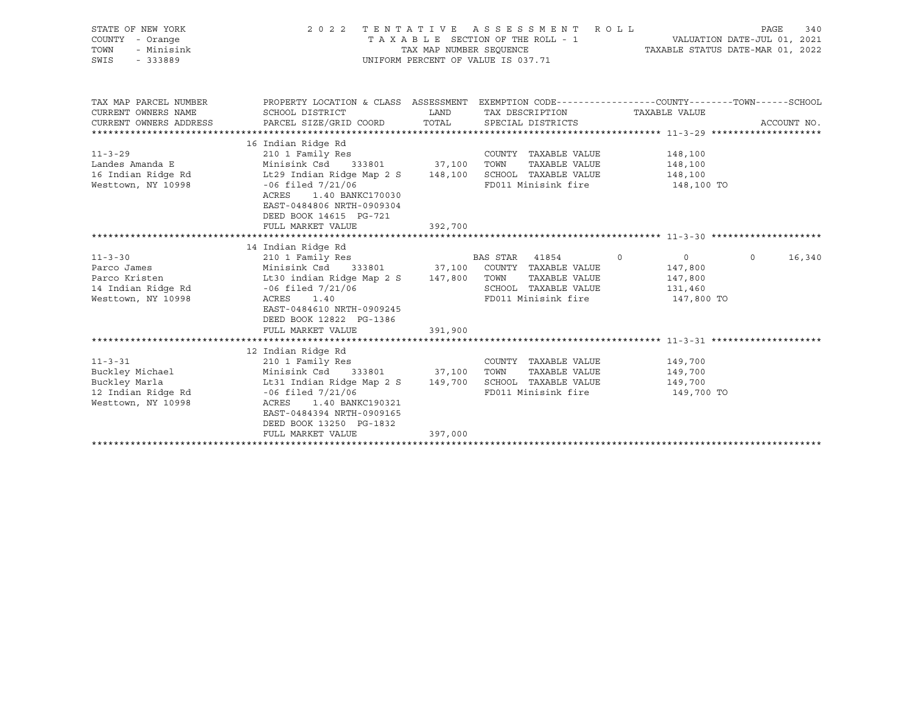STATE OF NEW YORK                2 0 2 2   T E N T A T I V E   A S S E S S M E N T   R O L L
COUNTY - Orange                  T A X A B L E  SECTION OF THE ROLL - 1          VALUATION DATE-JUL 01, 2021
TOWN   - Minisink                TAX MAP NUMBER SEQUENCE                          TAXABLE STATUS DATE-MAR 01, 2022
SWIS   - 333889                  UNIFORM PERCENT OF VALUE IS 037.71

| TAX MAP PARCEL NUMBER / CURRENT OWNERS NAME / CURRENT OWNERS ADDRESS | PROPERTY LOCATION & CLASS / SCHOOL DISTRICT / PARCEL SIZE/GRID COORD | ASSESSMENT LAND / TOTAL | EXEMPTION CODE / TAX DESCRIPTION / SPECIAL DISTRICTS | COUNTY | TOWN | SCHOOL / TAXABLE VALUE | ACCOUNT NO. |
|---|---|---|---|---|---|---|---|
| **11-3-29** | 16 Indian Ridge Rd | | | | | | |
| 11-3-29 | 210 1 Family Res | | COUNTY TAXABLE VALUE | 148,100 | | | |
| Landes Amanda E | Minisink Csd 333801 | 37,100 | TOWN TAXABLE VALUE | | 148,100 | | |
| 16 Indian Ridge Rd | Lt29 Indian Ridge Map 2 S | 148,100 | SCHOOL TAXABLE VALUE | | | 148,100 | |
| Westtown, NY 10998 | -06 filed 7/21/06 | | FD011 Minisink fire | | | 148,100 TO | |
| | ACRES 1.40 BANKC170030 | | | | | | |
| | EAST-0484806 NRTH-0909304 | | | | | | |
| | DEED BOOK 14615 PG-721 | | | | | | |
| | FULL MARKET VALUE | 392,700 | | | | | |
| **11-3-30** | 14 Indian Ridge Rd | | | | | | |
| 11-3-30 | 210 1 Family Res | | BAS STAR 41854 | 0 | 0 | 16,340 | |
| Parco James | Minisink Csd 333801 | 37,100 | COUNTY TAXABLE VALUE | 147,800 | | | |
| Parco Kristen | Lt30 indian Ridge Map 2 S | 147,800 | TOWN TAXABLE VALUE | | 147,800 | | |
| 14 Indian Ridge Rd | -06 filed 7/21/06 | | SCHOOL TAXABLE VALUE | | | 131,460 | |
| Westtown, NY 10998 | ACRES 1.40 | | FD011 Minisink fire | | | 147,800 TO | |
| | EAST-0484610 NRTH-0909245 | | | | | | |
| | DEED BOOK 12822 PG-1386 | | | | | | |
| | FULL MARKET VALUE | 391,900 | | | | | |
| **11-3-31** | 12 Indian Ridge Rd | | | | | | |
| 11-3-31 | 210 1 Family Res | | COUNTY TAXABLE VALUE | 149,700 | | | |
| Buckley Michael | Minisink Csd 333801 | 37,100 | TOWN TAXABLE VALUE | | 149,700 | | |
| Buckley Marla | Lt31 Indian Ridge Map 2 S | 149,700 | SCHOOL TAXABLE VALUE | | | 149,700 | |
| 12 Indian Ridge Rd | -06 filed 7/21/06 | | FD011 Minisink fire | | | 149,700 TO | |
| Westtown, NY 10998 | ACRES 1.40 BANKC190321 | | | | | | |
| | EAST-0484394 NRTH-0909165 | | | | | | |
| | DEED BOOK 13250 PG-1832 | | | | | | |
| | FULL MARKET VALUE | 397,000 | | | | | |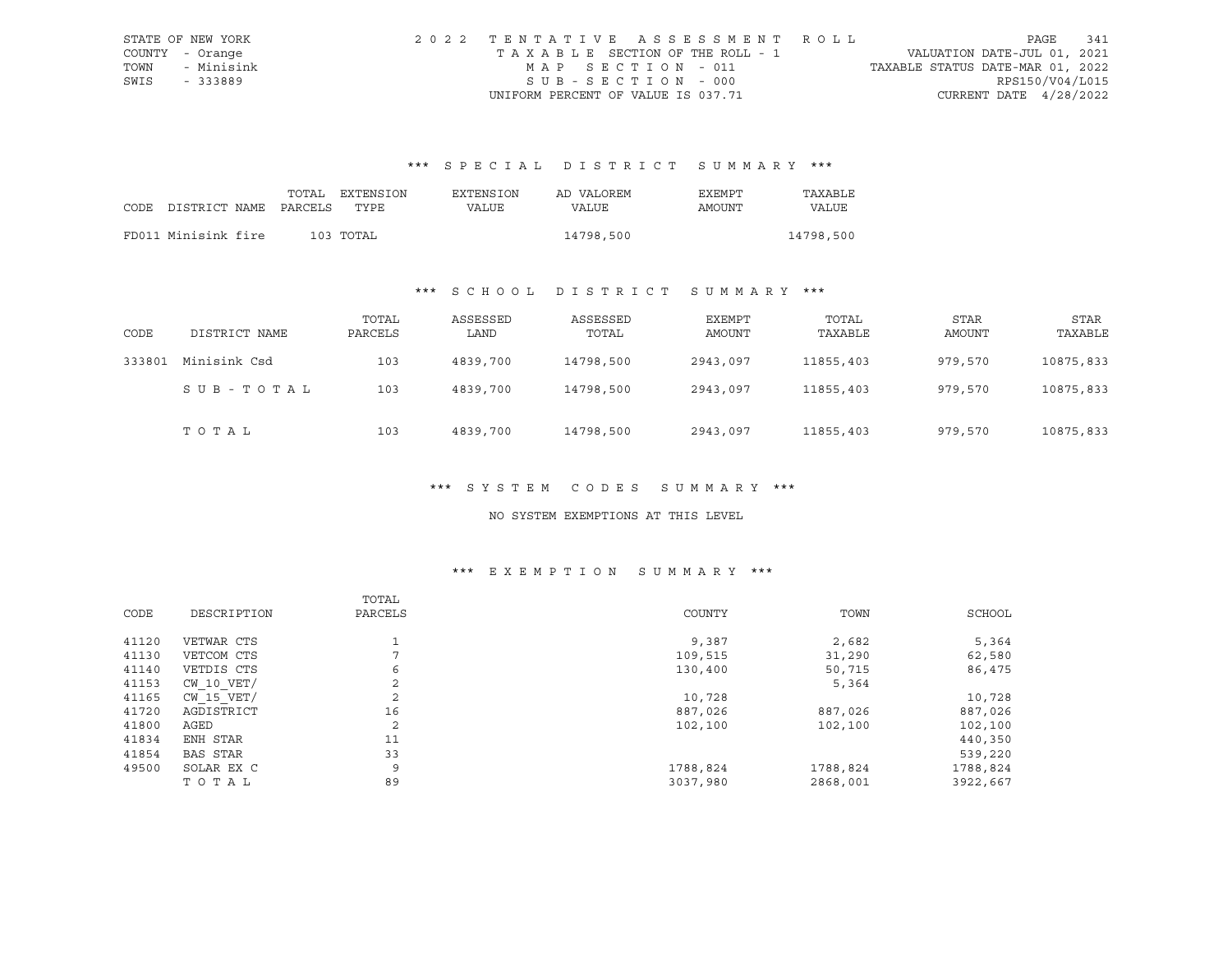STATE OF NEW YORK
COUNTY - Orange
TOWN - Minisink
SWIS - 333889

2022 TENTATIVE ASSESSMENT ROLL
TAXABLE SECTION OF THE ROLL - 1
MAP SECTION - 011
SUB-SECTION - 000
UNIFORM PERCENT OF VALUE IS 037.71

VALUATION DATE-JUL 01, 2021
TAXABLE STATUS DATE-MAR 01, 2022
RPS150/V04/L015
CURRENT DATE 4/28/2022

### *** SPECIAL DISTRICT SUMMARY ***

| CODE | DISTRICT NAME | TOTAL PARCELS | EXTENSION TYPE | EXTENSION VALUE | AD VALOREM VALUE | EXEMPT AMOUNT | TAXABLE VALUE |
|---|---|---|---|---|---|---|---|
| FD011 | Minisink fire | 103 | TOTAL | | 14798,500 | | 14798,500 |

### *** SCHOOL DISTRICT SUMMARY ***

| CODE | DISTRICT NAME | TOTAL PARCELS | ASSESSED LAND | ASSESSED TOTAL | EXEMPT AMOUNT | TOTAL TAXABLE | STAR AMOUNT | STAR TAXABLE |
|---|---|---|---|---|---|---|---|---|
| 333801 | Minisink Csd | 103 | 4839,700 | 14798,500 | 2943,097 | 11855,403 | 979,570 | 10875,833 |
| | SUB-TOTAL | 103 | 4839,700 | 14798,500 | 2943,097 | 11855,403 | 979,570 | 10875,833 |
| | TOTAL | 103 | 4839,700 | 14798,500 | 2943,097 | 11855,403 | 979,570 | 10875,833 |

### *** SYSTEM CODES SUMMARY ***

NO SYSTEM EXEMPTIONS AT THIS LEVEL

### *** EXEMPTION SUMMARY ***

| CODE | DESCRIPTION | TOTAL PARCELS | COUNTY | TOWN | SCHOOL |
|---|---|---|---|---|---|
| 41120 | VETWAR CTS | 1 | 9,387 | 2,682 | 5,364 |
| 41130 | VETCOM CTS | 7 | 109,515 | 31,290 | 62,580 |
| 41140 | VETDIS CTS | 6 | 130,400 | 50,715 | 86,475 |
| 41153 | CW_10_VET/ | 2 | | 5,364 | |
| 41165 | CW_15_VET/ | 2 | 10,728 | | 10,728 |
| 41720 | AGDISTRICT | 16 | 887,026 | 887,026 | 887,026 |
| 41800 | AGED | 2 | 102,100 | 102,100 | 102,100 |
| 41834 | ENH STAR | 11 | | | 440,350 |
| 41854 | BAS STAR | 33 | | | 539,220 |
| 49500 | SOLAR EX C | 9 | 1788,824 | 1788,824 | 1788,824 |
| | TOTAL | 89 | 3037,980 | 2868,001 | 3922,667 |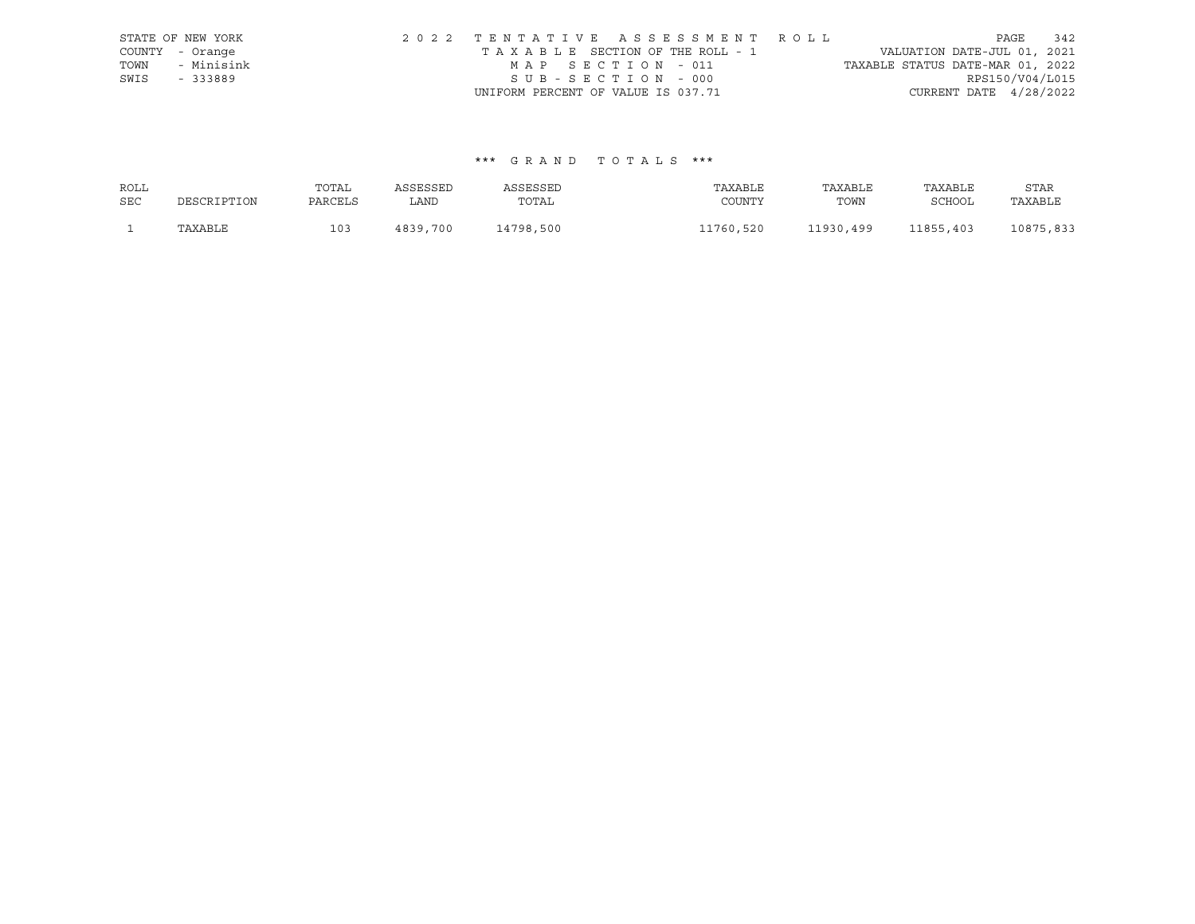STATE OF NEW YORK
COUNTY - Orange
TOWN - Minisink
SWIS - 333889

2022 TENTATIVE ASSESSMENT ROLL
TAXABLE SECTION OF THE ROLL - 1
MAP SECTION - 011
SUB-SECTION - 000
UNIFORM PERCENT OF VALUE IS 037.71

VALUATION DATE-JUL 01, 2021
TAXABLE STATUS DATE-MAR 01, 2022
RPS150/V04/L015
CURRENT DATE 4/28/2022

*** GRAND TOTALS ***

| ROLL SEC | DESCRIPTION | TOTAL PARCELS | ASSESSED LAND | ASSESSED TOTAL | TAXABLE COUNTY | TAXABLE TOWN | TAXABLE SCHOOL | STAR TAXABLE |
|---|---|---|---|---|---|---|---|---|
| 1 | TAXABLE | 103 | 4839,700 | 14798,500 | 11760,520 | 11930,499 | 11855,403 | 10875,833 |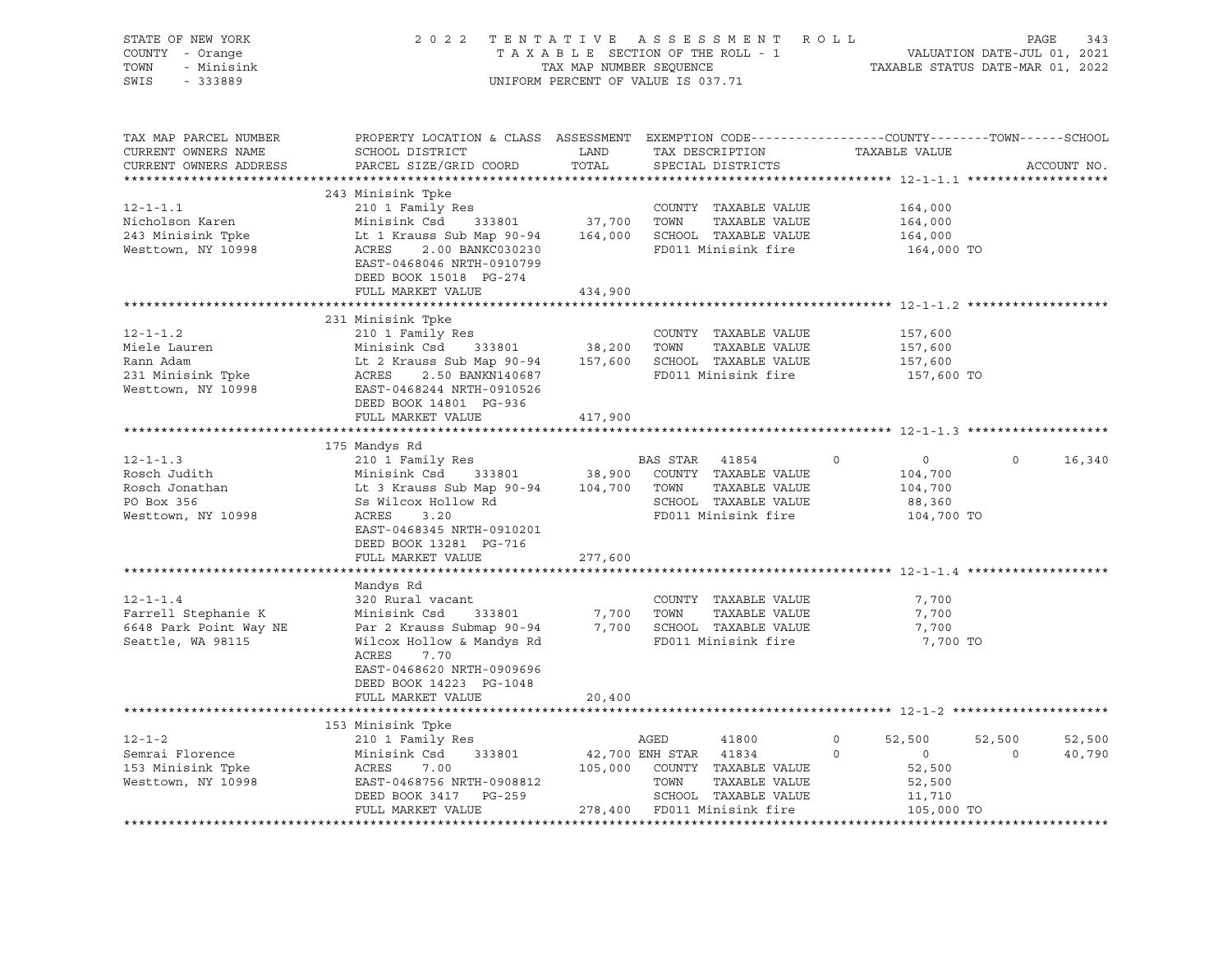STATE OF NEW YORK — COUNTY - Orange — TOWN - Minisink — SWIS - 333889

2022 TENTATIVE ASSESSMENT ROLL
TAXABLE SECTION OF THE ROLL - 1
TAX MAP NUMBER SEQUENCE
UNIFORM PERCENT OF VALUE IS 037.71

VALUATION DATE-JUL 01, 2021
TAXABLE STATUS DATE-MAR 01, 2022

| TAX MAP PARCEL NUMBER / CURRENT OWNERS NAME / CURRENT OWNERS ADDRESS | PROPERTY LOCATION & CLASS / SCHOOL DISTRICT / PARCEL SIZE/GRID COORD | ASSESSMENT LAND / TOTAL | EXEMPTION CODE / TAX DESCRIPTION / SPECIAL DISTRICTS | COUNTY | TOWN | SCHOOL |
|---|---|---|---|---|---|---|
| **12-1-1.1** | 243 Minisink Tpke | | | | | |
| Nicholson Karen | 210 1 Family Res | | COUNTY TAXABLE VALUE | 164,000 | | |
| 243 Minisink Tpke | Minisink Csd 333801 | 37,700 | TOWN TAXABLE VALUE | | 164,000 | |
| Westtown, NY 10998 | Lt 1 Krauss Sub Map 90-94 | 164,000 | SCHOOL TAXABLE VALUE | | | 164,000 |
| | ACRES 2.00 BANKC030230 | | FD011 Minisink fire | 164,000 TO | | |
| | EAST-0468046 NRTH-0910799 | | | | | |
| | DEED BOOK 15018 PG-274 | | | | | |
| | FULL MARKET VALUE | 434,900 | | | | |
| **12-1-1.2** | 231 Minisink Tpke | | | | | |
| Miele Lauren | 210 1 Family Res | | COUNTY TAXABLE VALUE | 157,600 | | |
| Rann Adam | Minisink Csd 333801 | 38,200 | TOWN TAXABLE VALUE | | 157,600 | |
| 231 Minisink Tpke | Lt 2 Krauss Sub Map 90-94 | 157,600 | SCHOOL TAXABLE VALUE | | | 157,600 |
| Westtown, NY 10998 | ACRES 2.50 BANKN140687 | | FD011 Minisink fire | 157,600 TO | | |
| | EAST-0468244 NRTH-0910526 | | | | | |
| | DEED BOOK 14801 PG-936 | | | | | |
| | FULL MARKET VALUE | 417,900 | | | | |
| **12-1-1.3** | 175 Mandys Rd | | | | | |
| Rosch Judith | 210 1 Family Res | | BAS STAR 41854 0 | 0 | 0 | 16,340 |
| Rosch Jonathan | Minisink Csd 333801 | 38,900 | COUNTY TAXABLE VALUE | 104,700 | | |
| PO Box 356 | Lt 3 Krauss Sub Map 90-94 | 104,700 | TOWN TAXABLE VALUE | | 104,700 | |
| Westtown, NY 10998 | Ss Wilcox Hollow Rd | | SCHOOL TAXABLE VALUE | | | 88,360 |
| | ACRES 3.20 | | FD011 Minisink fire | 104,700 TO | | |
| | EAST-0468345 NRTH-0910201 | | | | | |
| | DEED BOOK 13281 PG-716 | | | | | |
| | FULL MARKET VALUE | 277,600 | | | | |
| **12-1-1.4** | Mandys Rd | | | | | |
| Farrell Stephanie K | 320 Rural vacant | | COUNTY TAXABLE VALUE | 7,700 | | |
| 6648 Park Point Way NE | Minisink Csd 333801 | 7,700 | TOWN TAXABLE VALUE | | 7,700 | |
| Seattle, WA 98115 | Par 2 Krauss Submap 90-94 | 7,700 | SCHOOL TAXABLE VALUE | | | 7,700 |
| | Wilcox Hollow & Mandys Rd | | FD011 Minisink fire | 7,700 TO | | |
| | ACRES 7.70 | | | | | |
| | EAST-0468620 NRTH-0909696 | | | | | |
| | DEED BOOK 14223 PG-1048 | | | | | |
| | FULL MARKET VALUE | 20,400 | | | | |
| **12-1-2** | 153 Minisink Tpke | | | | | |
| Semrai Florence | 210 1 Family Res | | AGED 41800 0 | 52,500 | 52,500 | 52,500 |
| 153 Minisink Tpke | Minisink Csd 333801 | 42,700 | ENH STAR 41834 0 | 0 | 0 | 40,790 |
| Westtown, NY 10998 | ACRES 7.00 | 105,000 | COUNTY TAXABLE VALUE | 52,500 | | |
| | EAST-0468756 NRTH-0908812 | | TOWN TAXABLE VALUE | | 52,500 | |
| | DEED BOOK 3417 PG-259 | | SCHOOL TAXABLE VALUE | | | 11,710 |
| | FULL MARKET VALUE | 278,400 | FD011 Minisink fire | 105,000 TO | | |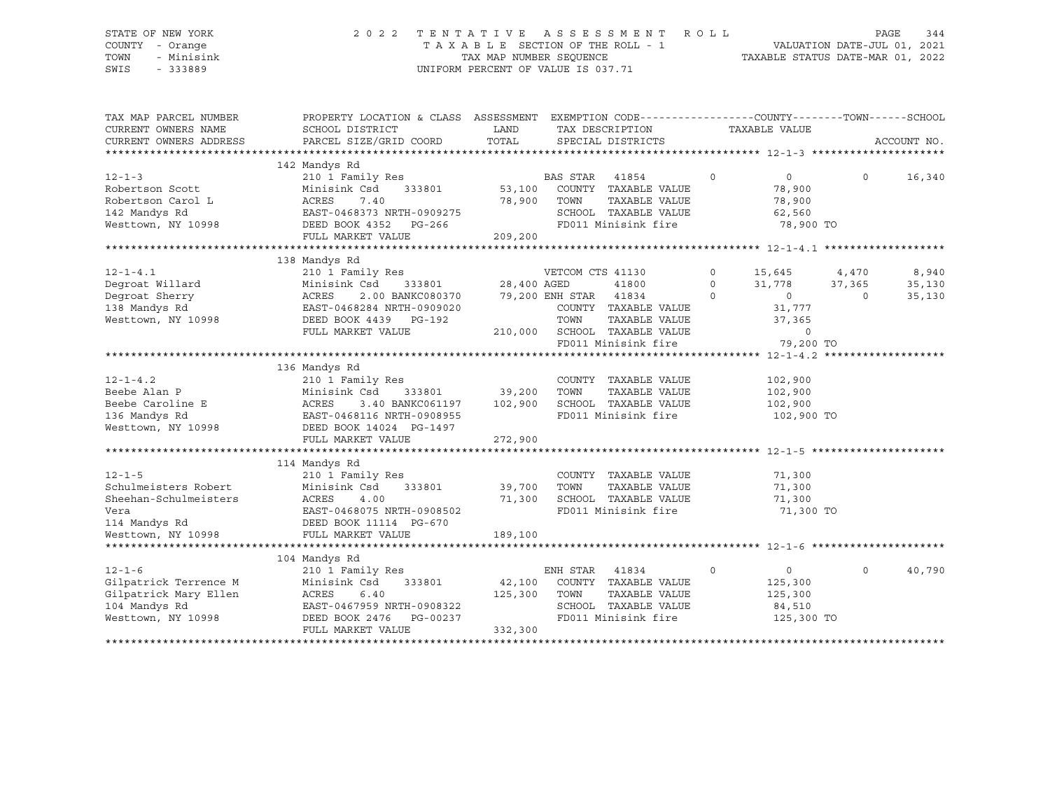STATE OF NEW YORK                    2 0 2 2   T E N T A T I V E   A S S E S S M E N T   R O L L
COUNTY - Orange                      T A X A B L E  SECTION OF THE ROLL - 1                VALUATION DATE-JUL 01, 2021
TOWN   - Minisink                    TAX MAP NUMBER SEQUENCE                          TAXABLE STATUS DATE-MAR 01, 2022
SWIS   - 333889                      UNIFORM PERCENT OF VALUE IS 037.71

| TAX MAP PARCEL NUMBER / CURRENT OWNERS NAME / CURRENT OWNERS ADDRESS | PROPERTY LOCATION & CLASS / SCHOOL DISTRICT / PARCEL SIZE/GRID COORD | ASSESSMENT LAND | ASSESSMENT TOTAL | EXEMPTION CODE / TAX DESCRIPTION / SPECIAL DISTRICTS | COUNTY TAXABLE VALUE | TOWN | SCHOOL / ACCOUNT NO. |
|---|---|---|---|---|---|---|---|
| **12-1-3** | 142 Mandys Rd | | | | | | |
| 12-1-3 | 210 1 Family Res | | | BAS STAR 41854 0 | 0 | 0 | 16,340 |
| Robertson Scott | Minisink Csd 333801 | 53,100 | | COUNTY TAXABLE VALUE | 78,900 | | |
| Robertson Carol L | ACRES 7.40 | | 78,900 | TOWN TAXABLE VALUE | 78,900 | | |
| 142 Mandys Rd | EAST-0468373 NRTH-0909275 | | | SCHOOL TAXABLE VALUE | 62,560 | | |
| Westtown, NY 10998 | DEED BOOK 4352 PG-266 | | | FD011 Minisink fire | 78,900 TO | | |
| | FULL MARKET VALUE | | 209,200 | | | | |
| **12-1-4.1** | 138 Mandys Rd | | | | | | |
| 12-1-4.1 | 210 1 Family Res | | | VETCOM CTS 41130 0 | 15,645 | 4,470 | 8,940 |
| Degroat Willard | Minisink Csd 333801 | 28,400 | | AGED 41800 0 | 31,778 | 37,365 | 35,130 |
| Degroat Sherry | ACRES 2.00 BANKC080370 | | 79,200 | ENH STAR 41834 0 | 0 | 0 | 35,130 |
| 138 Mandys Rd | EAST-0468284 NRTH-0909020 | | | COUNTY TAXABLE VALUE | 31,777 | | |
| Westtown, NY 10998 | DEED BOOK 4439 PG-192 | | | TOWN TAXABLE VALUE | 37,365 | | |
| | FULL MARKET VALUE | | 210,000 | SCHOOL TAXABLE VALUE | 0 | | |
| | | | | FD011 Minisink fire | 79,200 TO | | |
| **12-1-4.2** | 136 Mandys Rd | | | | | | |
| 12-1-4.2 | 210 1 Family Res | | | COUNTY TAXABLE VALUE | 102,900 | | |
| Beebe Alan P | Minisink Csd 333801 | 39,200 | | TOWN TAXABLE VALUE | 102,900 | | |
| Beebe Caroline E | ACRES 3.40 BANKC061197 | | 102,900 | SCHOOL TAXABLE VALUE | 102,900 | | |
| 136 Mandys Rd | EAST-0468116 NRTH-0908955 | | | FD011 Minisink fire | 102,900 TO | | |
| Westtown, NY 10998 | DEED BOOK 14024 PG-1497 | | | | | | |
| | FULL MARKET VALUE | | 272,900 | | | | |
| **12-1-5** | 114 Mandys Rd | | | | | | |
| 12-1-5 | 210 1 Family Res | | | COUNTY TAXABLE VALUE | 71,300 | | |
| Schulmeisters Robert | Minisink Csd 333801 | 39,700 | | TOWN TAXABLE VALUE | 71,300 | | |
| Sheehan-Schulmeisters | ACRES 4.00 | | 71,300 | SCHOOL TAXABLE VALUE | 71,300 | | |
| Vera | EAST-0468075 NRTH-0908502 | | | FD011 Minisink fire | 71,300 TO | | |
| 114 Mandys Rd | DEED BOOK 11114 PG-670 | | | | | | |
| Westtown, NY 10998 | FULL MARKET VALUE | | 189,100 | | | | |
| **12-1-6** | 104 Mandys Rd | | | | | | |
| 12-1-6 | 210 1 Family Res | | | ENH STAR 41834 0 | 0 | 0 | 40,790 |
| Gilpatrick Terrence M | Minisink Csd 333801 | 42,100 | | COUNTY TAXABLE VALUE | 125,300 | | |
| Gilpatrick Mary Ellen | ACRES 6.40 | | 125,300 | TOWN TAXABLE VALUE | 125,300 | | |
| 104 Mandys Rd | EAST-0467959 NRTH-0908322 | | | SCHOOL TAXABLE VALUE | 84,510 | | |
| Westtown, NY 10998 | DEED BOOK 2476 PG-00237 | | | FD011 Minisink fire | 125,300 TO | | |
| | FULL MARKET VALUE | | 332,300 | | | | |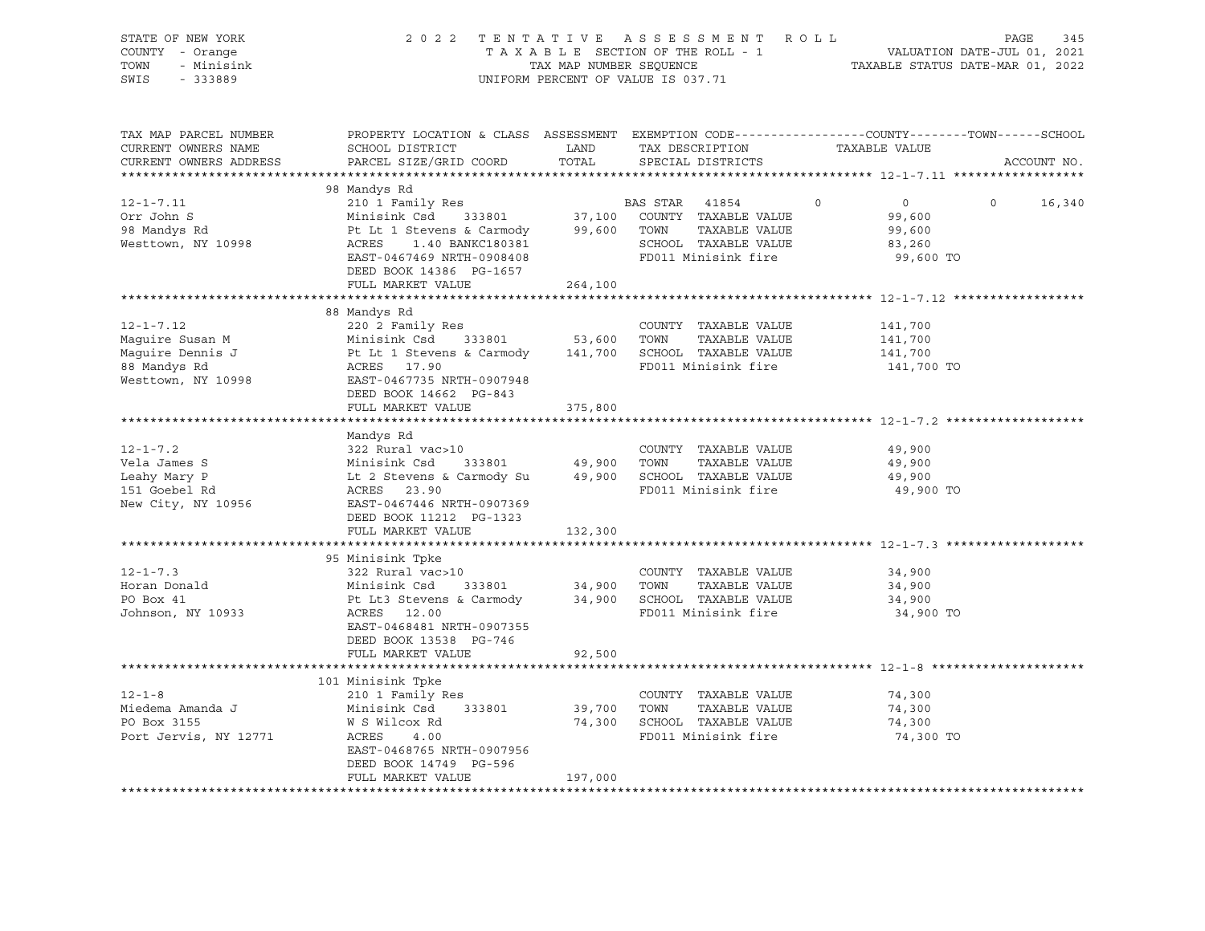STATE OF NEW YORK
COUNTY - Orange
TOWN - Minisink
SWIS - 333889

2022 TENTATIVE ASSESSMENT ROLL
TAXABLE SECTION OF THE ROLL - 1
TAX MAP NUMBER SEQUENCE
UNIFORM PERCENT OF VALUE IS 037.71

VALUATION DATE-JUL 01, 2021
TAXABLE STATUS DATE-MAR 01, 2022

| TAX MAP PARCEL NUMBER / CURRENT OWNERS NAME / CURRENT OWNERS ADDRESS | PROPERTY LOCATION & CLASS / SCHOOL DISTRICT / PARCEL SIZE/GRID COORD | ASSESSMENT LAND | TOTAL | EXEMPTION CODE / TAX DESCRIPTION / SPECIAL DISTRICTS | COUNTY | TOWN | SCHOOL | TAXABLE VALUE / ACCOUNT NO. |
|---|---|---|---|---|---|---|---|---|
| **12-1-7.11** | 98 Mandys Rd | | | | | | | |
| 12-1-7.11 | 210 1 Family Res | | | BAS STAR 41854 | 0 | 0 | 0 | 16,340 |
| Orr John S | Minisink Csd 333801 | 37,100 | | COUNTY TAXABLE VALUE | | | | 99,600 |
| 98 Mandys Rd | Pt Lt 1 Stevens & Carmody | | 99,600 | TOWN TAXABLE VALUE | | | | 99,600 |
| Westtown, NY 10998 | ACRES 1.40 BANKC180381 | | | SCHOOL TAXABLE VALUE | | | | 83,260 |
| | EAST-0467469 NRTH-0908408 | | | FD011 Minisink fire | | | | 99,600 TO |
| | DEED BOOK 14386 PG-1657 | | | | | | | |
| | FULL MARKET VALUE | | 264,100 | | | | | |
| **12-1-7.12** | 88 Mandys Rd | | | | | | | |
| 12-1-7.12 | 220 2 Family Res | | | COUNTY TAXABLE VALUE | | | | 141,700 |
| Maguire Susan M | Minisink Csd 333801 | 53,600 | | TOWN TAXABLE VALUE | | | | 141,700 |
| Maguire Dennis J | Pt Lt 1 Stevens & Carmody | | 141,700 | SCHOOL TAXABLE VALUE | | | | 141,700 |
| 88 Mandys Rd | ACRES 17.90 | | | FD011 Minisink fire | | | | 141,700 TO |
| Westtown, NY 10998 | EAST-0467735 NRTH-0907948 | | | | | | | |
| | DEED BOOK 14662 PG-843 | | | | | | | |
| | FULL MARKET VALUE | | 375,800 | | | | | |
| **12-1-7.2** | Mandys Rd | | | | | | | |
| 12-1-7.2 | 322 Rural vac>10 | | | COUNTY TAXABLE VALUE | | | | 49,900 |
| Vela James S | Minisink Csd 333801 | 49,900 | | TOWN TAXABLE VALUE | | | | 49,900 |
| Leahy Mary P | Lt 2 Stevens & Carmody Su | | 49,900 | SCHOOL TAXABLE VALUE | | | | 49,900 |
| 151 Goebel Rd | ACRES 23.90 | | | FD011 Minisink fire | | | | 49,900 TO |
| New City, NY 10956 | EAST-0467446 NRTH-0907369 | | | | | | | |
| | DEED BOOK 11212 PG-1323 | | | | | | | |
| | FULL MARKET VALUE | | 132,300 | | | | | |
| **12-1-7.3** | 95 Minisink Tpke | | | | | | | |
| 12-1-7.3 | 322 Rural vac>10 | | | COUNTY TAXABLE VALUE | | | | 34,900 |
| Horan Donald | Minisink Csd 333801 | 34,900 | | TOWN TAXABLE VALUE | | | | 34,900 |
| PO Box 41 | Pt Lt3 Stevens & Carmody | | 34,900 | SCHOOL TAXABLE VALUE | | | | 34,900 |
| Johnson, NY 10933 | ACRES 12.00 | | | FD011 Minisink fire | | | | 34,900 TO |
| | EAST-0468481 NRTH-0907355 | | | | | | | |
| | DEED BOOK 13538 PG-746 | | | | | | | |
| | FULL MARKET VALUE | | 92,500 | | | | | |
| **12-1-8** | 101 Minisink Tpke | | | | | | | |
| 12-1-8 | 210 1 Family Res | | | COUNTY TAXABLE VALUE | | | | 74,300 |
| Miedema Amanda J | Minisink Csd 333801 | 39,700 | | TOWN TAXABLE VALUE | | | | 74,300 |
| PO Box 3155 | W S Wilcox Rd | | 74,300 | SCHOOL TAXABLE VALUE | | | | 74,300 |
| Port Jervis, NY 12771 | ACRES 4.00 | | | FD011 Minisink fire | | | | 74,300 TO |
| | EAST-0468765 NRTH-0907956 | | | | | | | |
| | DEED BOOK 14749 PG-596 | | | | | | | |
| | FULL MARKET VALUE | | 197,000 | | | | | |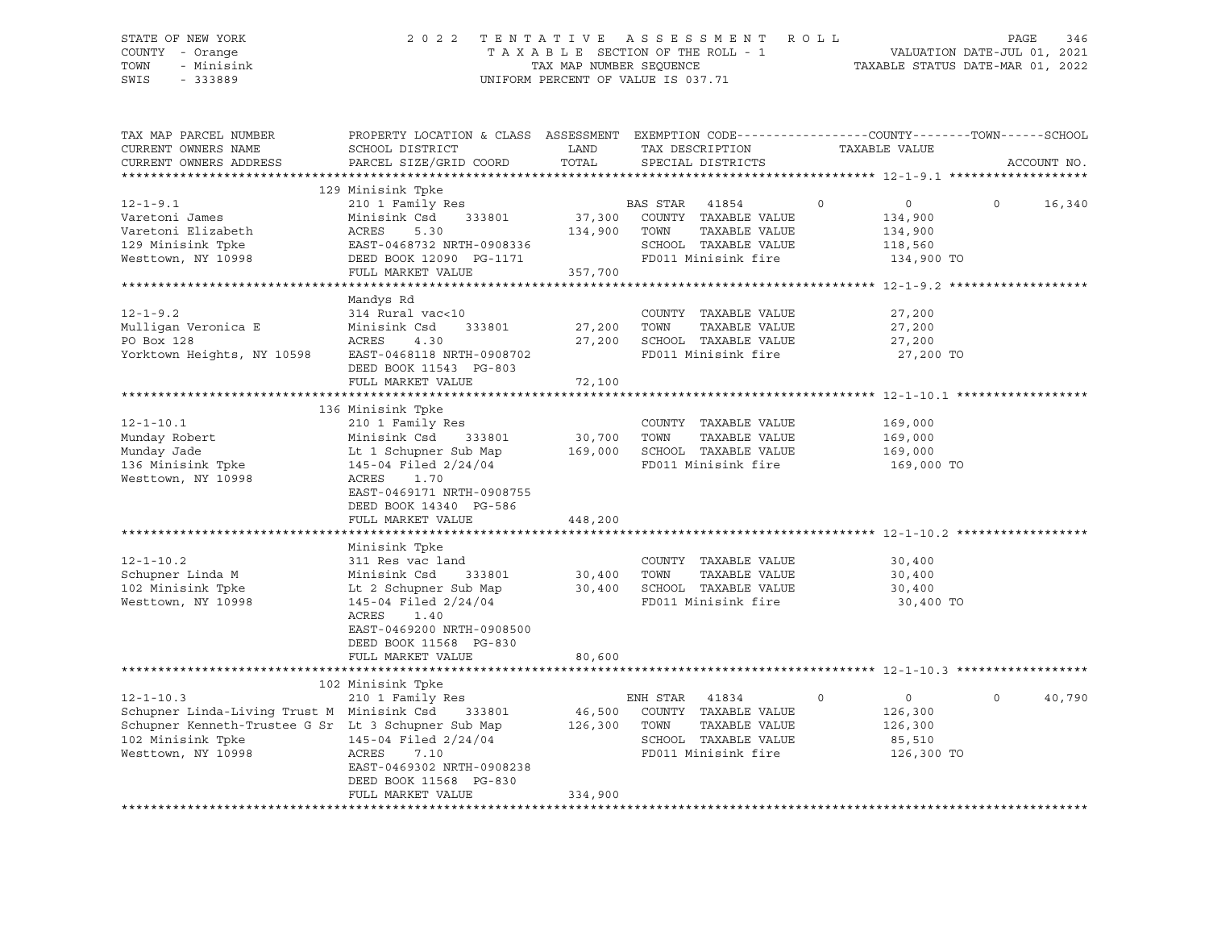STATE OF NEW YORK — 2022 TENTATIVE ASSESSMENT ROLL — PAGE 346
COUNTY - Orange — TAXABLE SECTION OF THE ROLL - 1 — VALUATION DATE-JUL 01, 2021
TOWN - Minisink — TAX MAP NUMBER SEQUENCE — TAXABLE STATUS DATE-MAR 01, 2022
SWIS - 333889 — UNIFORM PERCENT OF VALUE IS 037.71

| TAX MAP PARCEL NUMBER / CURRENT OWNERS NAME / CURRENT OWNERS ADDRESS | PROPERTY LOCATION & CLASS / SCHOOL DISTRICT / PARCEL SIZE/GRID COORD | ASSESSMENT LAND / TOTAL | EXEMPTION CODE / TAX DESCRIPTION / SPECIAL DISTRICTS | COUNTY | TOWN | SCHOOL | TAXABLE VALUE | ACCOUNT NO. |
|---|---|---|---|---|---|---|---|---|
| **12-1-9.1** | 129 Minisink Tpke | | | | | | | |
| 12-1-9.1 | 210 1 Family Res | | BAS STAR 41854 | 0 | 0 | 16,340 | | |
| Varetoni James | Minisink Csd 333801 | 37,300 | COUNTY TAXABLE VALUE | | | | 134,900 | |
| Varetoni Elizabeth | ACRES 5.30 | 134,900 | TOWN TAXABLE VALUE | | | | 134,900 | |
| 129 Minisink Tpke | EAST-0468732 NRTH-0908336 | | SCHOOL TAXABLE VALUE | | | | 118,560 | |
| Westtown, NY 10998 | DEED BOOK 12090 PG-1171 | | FD011 Minisink fire | | | | 134,900 TO | |
| | FULL MARKET VALUE | 357,700 | | | | | | |
| **12-1-9.2** | Mandys Rd | | | | | | | |
| 12-1-9.2 | 314 Rural vac<10 | | COUNTY TAXABLE VALUE | | | | 27,200 | |
| Mulligan Veronica E | Minisink Csd 333801 | 27,200 | TOWN TAXABLE VALUE | | | | 27,200 | |
| PO Box 128 | ACRES 4.30 | 27,200 | SCHOOL TAXABLE VALUE | | | | 27,200 | |
| Yorktown Heights, NY 10598 | EAST-0468118 NRTH-0908702 | | FD011 Minisink fire | | | | 27,200 TO | |
| | DEED BOOK 11543 PG-803 | | | | | | | |
| | FULL MARKET VALUE | 72,100 | | | | | | |
| **12-1-10.1** | 136 Minisink Tpke | | | | | | | |
| 12-1-10.1 | 210 1 Family Res | | COUNTY TAXABLE VALUE | | | | 169,000 | |
| Munday Robert | Minisink Csd 333801 | 30,700 | TOWN TAXABLE VALUE | | | | 169,000 | |
| Munday Jade | Lt 1 Schupner Sub Map | 169,000 | SCHOOL TAXABLE VALUE | | | | 169,000 | |
| 136 Minisink Tpke | 145-04 Filed 2/24/04 | | FD011 Minisink fire | | | | 169,000 TO | |
| Westtown, NY 10998 | ACRES 1.70 | | | | | | | |
| | EAST-0469171 NRTH-0908755 | | | | | | | |
| | DEED BOOK 14340 PG-586 | | | | | | | |
| | FULL MARKET VALUE | 448,200 | | | | | | |
| **12-1-10.2** | Minisink Tpke | | | | | | | |
| 12-1-10.2 | 311 Res vac land | | COUNTY TAXABLE VALUE | | | | 30,400 | |
| Schupner Linda M | Minisink Csd 333801 | 30,400 | TOWN TAXABLE VALUE | | | | 30,400 | |
| 102 Minisink Tpke | Lt 2 Schupner Sub Map | 30,400 | SCHOOL TAXABLE VALUE | | | | 30,400 | |
| Westtown, NY 10998 | 145-04 Filed 2/24/04 | | FD011 Minisink fire | | | | 30,400 TO | |
| | ACRES 1.40 | | | | | | | |
| | EAST-0469200 NRTH-0908500 | | | | | | | |
| | DEED BOOK 11568 PG-830 | | | | | | | |
| | FULL MARKET VALUE | 80,600 | | | | | | |
| **12-1-10.3** | 102 Minisink Tpke | | | | | | | |
| 12-1-10.3 | 210 1 Family Res | | ENH STAR 41834 | 0 | 0 | 40,790 | | |
| Schupner Linda-Living Trust M | Minisink Csd 333801 | 46,500 | COUNTY TAXABLE VALUE | | | | 126,300 | |
| Schupner Kenneth-Trustee G Sr | Lt 3 Schupner Sub Map | 126,300 | TOWN TAXABLE VALUE | | | | 126,300 | |
| 102 Minisink Tpke | 145-04 Filed 2/24/04 | | SCHOOL TAXABLE VALUE | | | | 85,510 | |
| Westtown, NY 10998 | ACRES 7.10 | | FD011 Minisink fire | | | | 126,300 TO | |
| | EAST-0469302 NRTH-0908238 | | | | | | | |
| | DEED BOOK 11568 PG-830 | | | | | | | |
| | FULL MARKET VALUE | 334,900 | | | | | | |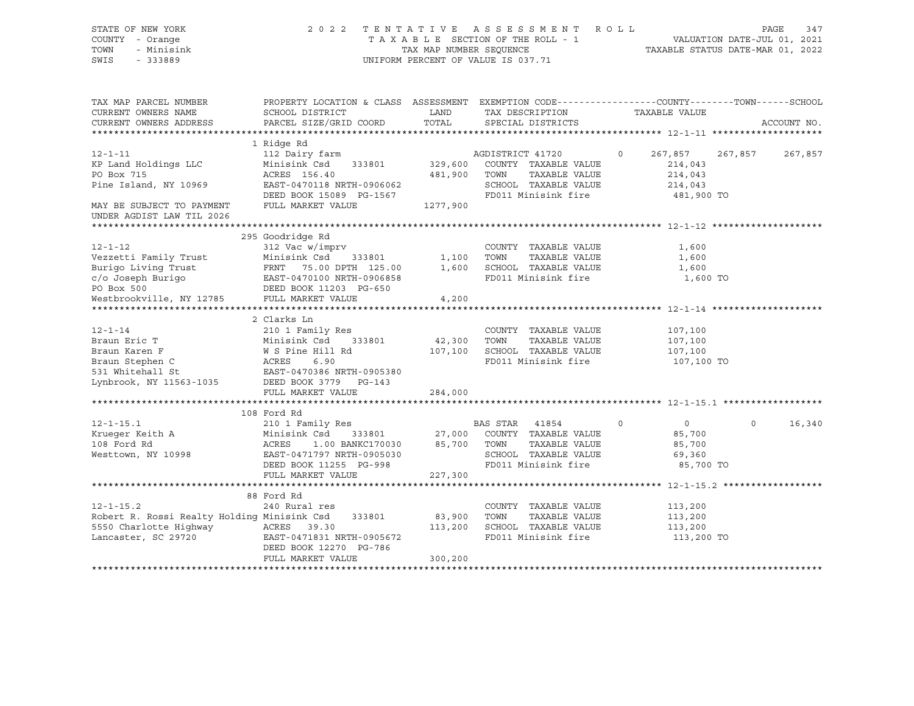STATE OF NEW YORK — 2022 TENTATIVE ASSESSMENT ROLL
COUNTY - Orange — TAXABLE SECTION OF THE ROLL - 1 — VALUATION DATE-JUL 01, 2021
TOWN - Minisink — TAX MAP NUMBER SEQUENCE — TAXABLE STATUS DATE-MAR 01, 2022
SWIS - 333889 — UNIFORM PERCENT OF VALUE IS 037.71

| TAX MAP PARCEL NUMBER / CURRENT OWNERS NAME / CURRENT OWNERS ADDRESS | PROPERTY LOCATION & CLASS / SCHOOL DISTRICT / PARCEL SIZE/GRID COORD | ASSESSMENT LAND | TOTAL | EXEMPTION CODE / TAX DESCRIPTION / SPECIAL DISTRICTS | COUNTY TAXABLE VALUE | TOWN | SCHOOL | ACCOUNT NO. |
|---|---|---|---|---|---|---|---|---|
| **12-1-11** | 1 Ridge Rd | | | | | | | |
| 12-1-11 | 112 Dairy farm | | | AGDISTRICT 41720 0 | 267,857 | 267,857 | 267,857 | |
| KP Land Holdings LLC | Minisink Csd 333801 | 329,600 | | COUNTY TAXABLE VALUE | 214,043 | | | |
| PO Box 715 | ACRES 156.40 | | 481,900 | TOWN TAXABLE VALUE | 214,043 | | | |
| Pine Island, NY 10969 | EAST-0470118 NRTH-0906062 | | | SCHOOL TAXABLE VALUE | 214,043 | | | |
| | DEED BOOK 15089 PG-1567 | | | FD011 Minisink fire | 481,900 TO | | | |
| MAY BE SUBJECT TO PAYMENT UNDER AGDIST LAW TIL 2026 | FULL MARKET VALUE | | 1277,900 | | | | | |
| **12-1-12** | 295 Goodridge Rd | | | | | | | |
| 12-1-12 | 312 Vac w/imprv | | | COUNTY TAXABLE VALUE | 1,600 | | | |
| Vezzetti Family Trust | Minisink Csd 333801 | 1,100 | | TOWN TAXABLE VALUE | 1,600 | | | |
| Burigo Living Trust | FRNT 75.00 DPTH 125.00 | | 1,600 | SCHOOL TAXABLE VALUE | 1,600 | | | |
| c/o Joseph Burigo | EAST-0470100 NRTH-0906858 | | | FD011 Minisink fire | 1,600 TO | | | |
| PO Box 500 | DEED BOOK 11203 PG-650 | | | | | | | |
| Westbrookville, NY 12785 | FULL MARKET VALUE | | 4,200 | | | | | |
| **12-1-14** | 2 Clarks Ln | | | | | | | |
| 12-1-14 | 210 1 Family Res | | | COUNTY TAXABLE VALUE | 107,100 | | | |
| Braun Eric T | Minisink Csd 333801 | 42,300 | | TOWN TAXABLE VALUE | 107,100 | | | |
| Braun Karen F | W S Pine Hill Rd | | 107,100 | SCHOOL TAXABLE VALUE | 107,100 | | | |
| Braun Stephen C | ACRES 6.90 | | | FD011 Minisink fire | 107,100 TO | | | |
| 531 Whitehall St | EAST-0470386 NRTH-0905380 | | | | | | | |
| Lynbrook, NY 11563-1035 | DEED BOOK 3779 PG-143 | | | | | | | |
| | FULL MARKET VALUE | | 284,000 | | | | | |
| **12-1-15.1** | 108 Ford Rd | | | | | | | |
| 12-1-15.1 | 210 1 Family Res | | | BAS STAR 41854 0 | 0 | 0 | 16,340 | |
| Krueger Keith A | Minisink Csd 333801 | 27,000 | | COUNTY TAXABLE VALUE | 85,700 | | | |
| 108 Ford Rd | ACRES 1.00 BANKC170030 | | 85,700 | TOWN TAXABLE VALUE | 85,700 | | | |
| Westtown, NY 10998 | EAST-0471797 NRTH-0905030 | | | SCHOOL TAXABLE VALUE | 69,360 | | | |
| | DEED BOOK 11255 PG-998 | | | FD011 Minisink fire | 85,700 TO | | | |
| | FULL MARKET VALUE | | 227,300 | | | | | |
| **12-1-15.2** | 88 Ford Rd | | | | | | | |
| 12-1-15.2 | 240 Rural res | | | COUNTY TAXABLE VALUE | 113,200 | | | |
| Robert R. Rossi Realty Holding | Minisink Csd 333801 | 83,900 | | TOWN TAXABLE VALUE | 113,200 | | | |
| 5550 Charlotte Highway | ACRES 39.30 | | 113,200 | SCHOOL TAXABLE VALUE | 113,200 | | | |
| Lancaster, SC 29720 | EAST-0471831 NRTH-0905672 | | | FD011 Minisink fire | 113,200 TO | | | |
| | DEED BOOK 12270 PG-786 | | | | | | | |
| | FULL MARKET VALUE | | 300,200 | | | | | |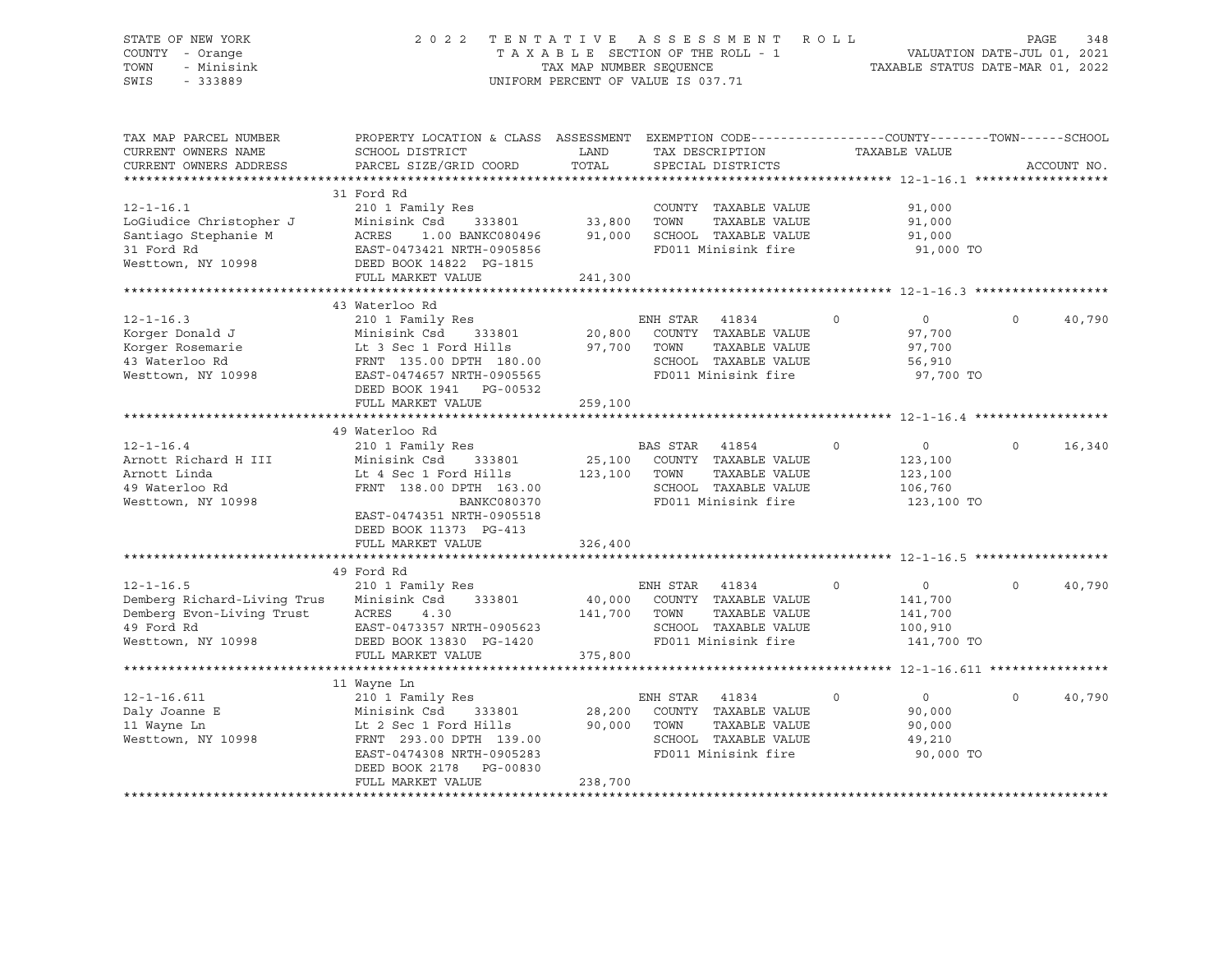STATE OF NEW YORK — 2022 TENTATIVE ASSESSMENT ROLL
COUNTY - Orange — TAXABLE SECTION OF THE ROLL - 1 — VALUATION DATE-JUL 01, 2021
TOWN - Minisink — TAX MAP NUMBER SEQUENCE — TAXABLE STATUS DATE-MAR 01, 2022
SWIS - 333889 — UNIFORM PERCENT OF VALUE IS 037.71

| TAX MAP PARCEL NUMBER / CURRENT OWNERS NAME / CURRENT OWNERS ADDRESS | PROPERTY LOCATION & CLASS / SCHOOL DISTRICT / PARCEL SIZE/GRID COORD | ASSESSMENT LAND | TOTAL | EXEMPTION CODE / TAX DESCRIPTION / SPECIAL DISTRICTS | COUNTY | TOWN | SCHOOL | ACCOUNT NO. |
|---|---|---|---|---|---|---|---|---|
| **12-1-16.1** | 31 Ford Rd | | | | | | | |
| 12-1-16.1 | 210 1 Family Res | | | COUNTY TAXABLE VALUE | 91,000 | | | |
| LoGiudice Christopher J | Minisink Csd 333801 | 33,800 | | TOWN TAXABLE VALUE | | 91,000 | | |
| Santiago Stephanie M | ACRES 1.00 BANKC080496 | | 91,000 | SCHOOL TAXABLE VALUE | | | 91,000 | |
| 31 Ford Rd | EAST-0473421 NRTH-0905856 | | | FD011 Minisink fire | 91,000 TO | | | |
| Westtown, NY 10998 | DEED BOOK 14822 PG-1815 | | | | | | | |
| | FULL MARKET VALUE | | 241,300 | | | | | |
| **12-1-16.3** | 43 Waterloo Rd | | | | | | | |
| 12-1-16.3 | 210 1 Family Res | | | ENH STAR 41834 | 0 | 0 | 40,790 | |
| Korger Donald J | Minisink Csd 333801 | 20,800 | | COUNTY TAXABLE VALUE | 97,700 | | | |
| Korger Rosemarie | Lt 3 Sec 1 Ford Hills | | 97,700 | TOWN TAXABLE VALUE | | 97,700 | | |
| 43 Waterloo Rd | FRNT 135.00 DPTH 180.00 | | | SCHOOL TAXABLE VALUE | | | 56,910 | |
| Westtown, NY 10998 | EAST-0474657 NRTH-0905565 | | | FD011 Minisink fire | 97,700 TO | | | |
| | DEED BOOK 1941 PG-00532 | | | | | | | |
| | FULL MARKET VALUE | | 259,100 | | | | | |
| **12-1-16.4** | 49 Waterloo Rd | | | | | | | |
| 12-1-16.4 | 210 1 Family Res | | | BAS STAR 41854 | 0 | 0 | 16,340 | |
| Arnott Richard H III | Minisink Csd 333801 | 25,100 | | COUNTY TAXABLE VALUE | 123,100 | | | |
| Arnott Linda | Lt 4 Sec 1 Ford Hills | | 123,100 | TOWN TAXABLE VALUE | | 123,100 | | |
| 49 Waterloo Rd | FRNT 138.00 DPTH 163.00 | | | SCHOOL TAXABLE VALUE | | | 106,760 | |
| Westtown, NY 10998 | BANKC080370 | | | FD011 Minisink fire | 123,100 TO | | | |
| | EAST-0474351 NRTH-0905518 | | | | | | | |
| | DEED BOOK 11373 PG-413 | | | | | | | |
| | FULL MARKET VALUE | | 326,400 | | | | | |
| **12-1-16.5** | 49 Ford Rd | | | | | | | |
| 12-1-16.5 | 210 1 Family Res | | | ENH STAR 41834 | 0 | 0 | 40,790 | |
| Demberg Richard-Living Trus | Minisink Csd 333801 | 40,000 | | COUNTY TAXABLE VALUE | 141,700 | | | |
| Demberg Evon-Living Trust | ACRES 4.30 | | 141,700 | TOWN TAXABLE VALUE | | 141,700 | | |
| 49 Ford Rd | EAST-0473357 NRTH-0905623 | | | SCHOOL TAXABLE VALUE | | | 100,910 | |
| Westtown, NY 10998 | DEED BOOK 13830 PG-1420 | | | FD011 Minisink fire | 141,700 TO | | | |
| | FULL MARKET VALUE | | 375,800 | | | | | |
| **12-1-16.611** | 11 Wayne Ln | | | | | | | |
| 12-1-16.611 | 210 1 Family Res | | | ENH STAR 41834 | 0 | 0 | 40,790 | |
| Daly Joanne E | Minisink Csd 333801 | 28,200 | | COUNTY TAXABLE VALUE | 90,000 | | | |
| 11 Wayne Ln | Lt 2 Sec 1 Ford Hills | | 90,000 | TOWN TAXABLE VALUE | | 90,000 | | |
| Westtown, NY 10998 | FRNT 293.00 DPTH 139.00 | | | SCHOOL TAXABLE VALUE | | | 49,210 | |
| | EAST-0474308 NRTH-0905283 | | | FD011 Minisink fire | 90,000 TO | | | |
| | DEED BOOK 2178 PG-00830 | | | | | | | |
| | FULL MARKET VALUE | | 238,700 | | | | | |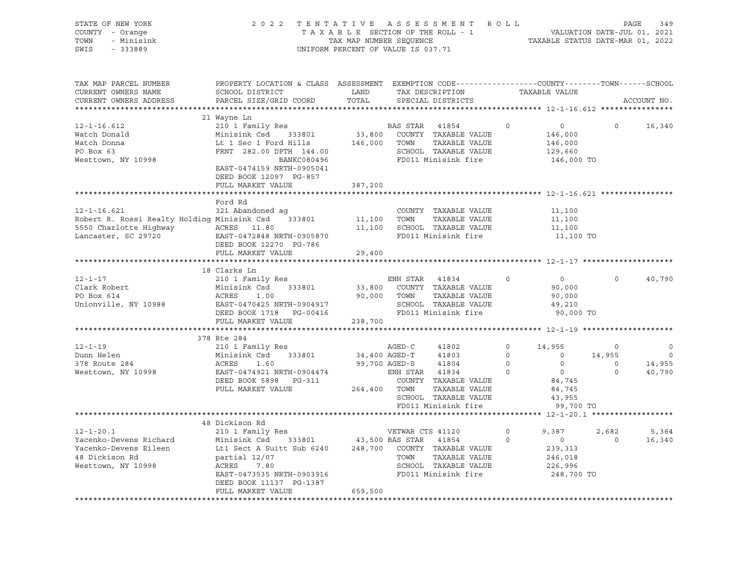STATE OF NEW YORK — COUNTY - Orange — TOWN - Minisink — SWIS - 333889

2022 TENTATIVE ASSESSMENT ROLL
TAXABLE SECTION OF THE ROLL - 1
TAX MAP NUMBER SEQUENCE
UNIFORM PERCENT OF VALUE IS 037.71

VALUATION DATE-JUL 01, 2021
TAXABLE STATUS DATE-MAR 01, 2022

| TAX MAP PARCEL NUMBER / CURRENT OWNERS NAME / CURRENT OWNERS ADDRESS | PROPERTY LOCATION & CLASS / SCHOOL DISTRICT / PARCEL SIZE/GRID COORD | ASSESSMENT LAND / TOTAL | EXEMPTION CODE / TAX DESCRIPTION / SPECIAL DISTRICTS | | COUNTY TAXABLE VALUE | TOWN | SCHOOL / ACCOUNT NO. |
|---|---|---|---|---|---|---|---|
| **12-1-16.612** | 21 Wayne Ln | | | | | | |
| 12-1-16.612 | 210 1 Family Res | | BAS STAR 41854 | 0 | 0 | 0 | 16,340 |
| Watch Donald | Minisink Csd 333801 | 33,800 | COUNTY TAXABLE VALUE | | 146,000 | | |
| Watch Donna | Lt 1 Sec 1 Ford Hills | 146,000 | TOWN TAXABLE VALUE | | 146,000 | | |
| PO Box 63 | FRNT 282.00 DPTH 144.00 | | SCHOOL TAXABLE VALUE | | 129,660 | | |
| Westtown, NY 10998 | BANKC080496 | | FD011 Minisink fire | | 146,000 TO | | |
| | EAST-0474159 NRTH-0905041 | | | | | | |
| | DEED BOOK 12097 PG-857 | | | | | | |
| | FULL MARKET VALUE | 387,200 | | | | | |
| **12-1-16.621** | Ford Rd | | | | | | |
| 12-1-16.621 | 321 Abandoned ag | | COUNTY TAXABLE VALUE | | 11,100 | | |
| Robert R. Rossi Realty Holding | Minisink Csd 333801 | 11,100 | TOWN TAXABLE VALUE | | 11,100 | | |
| 5550 Charlotte Highway | ACRES 11.80 | 11,100 | SCHOOL TAXABLE VALUE | | 11,100 | | |
| Lancaster, SC 29720 | EAST-0472848 NRTH-0905870 | | FD011 Minisink fire | | 11,100 TO | | |
| | DEED BOOK 12270 PG-786 | | | | | | |
| | FULL MARKET VALUE | 29,400 | | | | | |
| **12-1-17** | 18 Clarks Ln | | | | | | |
| 12-1-17 | 210 1 Family Res | | ENH STAR 41834 | 0 | 0 | 0 | 40,790 |
| Clark Robert | Minisink Csd 333801 | 33,800 | COUNTY TAXABLE VALUE | | 90,000 | | |
| PO Box 614 | ACRES 1.00 | 90,000 | TOWN TAXABLE VALUE | | 90,000 | | |
| Unionville, NY 10988 | EAST-0470425 NRTH-0904917 | | SCHOOL TAXABLE VALUE | | 49,210 | | |
| | DEED BOOK 1718 PG-00416 | | FD011 Minisink fire | | 90,000 TO | | |
| | FULL MARKET VALUE | 238,700 | | | | | |
| **12-1-19** | 378 Rte 284 | | | | | | |
| 12-1-19 | 210 1 Family Res | | AGED-C 41802 | 0 | 14,955 | 0 | 0 |
| Dunn Helen | Minisink Csd 333801 | 34,400 | AGED-T 41803 | 0 | 0 | 14,955 | 0 |
| 378 Route 284 | ACRES 1.60 | 99,700 | AGED-S 41804 | 0 | 0 | 0 | 14,955 |
| Westtown, NY 10998 | EAST-0474921 NRTH-0904474 | | ENH STAR 41834 | 0 | 0 | 0 | 40,790 |
| | DEED BOOK 5898 PG-311 | | COUNTY TAXABLE VALUE | | 84,745 | | |
| | FULL MARKET VALUE | 264,400 | TOWN TAXABLE VALUE | | 84,745 | | |
| | | | SCHOOL TAXABLE VALUE | | 43,955 | | |
| | | | FD011 Minisink fire | | 99,700 TO | | |
| **12-1-20.1** | 48 Dickison Rd | | | | | | |
| 12-1-20.1 | 210 1 Family Res | | VETWAR CTS 41120 | 0 | 9,387 | 2,682 | 5,364 |
| Yacenko-Devens Richard | Minisink Csd 333801 | 43,500 | BAS STAR 41854 | 0 | 0 | 0 | 16,340 |
| Yacenko-Devens Eileen | Lt1 Sect A Suitt Sub 6240 | 248,700 | COUNTY TAXABLE VALUE | | 239,313 | | |
| 48 Dickison Rd | partial 12/07 | | TOWN TAXABLE VALUE | | 246,018 | | |
| Westtown, NY 10998 | ACRES 7.80 | | SCHOOL TAXABLE VALUE | | 226,996 | | |
| | EAST-0473535 NRTH-0903916 | | FD011 Minisink fire | | 248,700 TO | | |
| | DEED BOOK 11137 PG-1387 | | | | | | |
| | FULL MARKET VALUE | 659,500 | | | | | |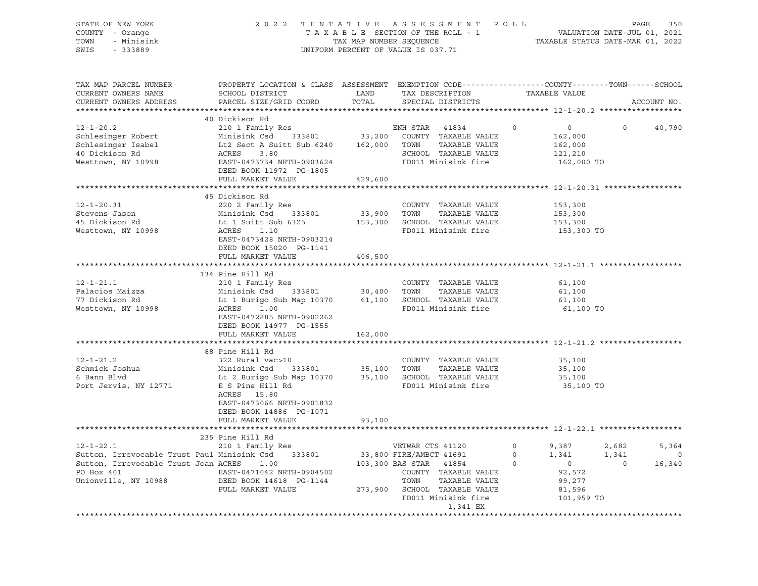STATE OF NEW YORK
COUNTY - Orange
TOWN - Minisink
SWIS - 333889

2 0 2 2 T E N T A T I V E A S S E S S M E N T R O L L
T A X A B L E SECTION OF THE ROLL - 1
TAX MAP NUMBER SEQUENCE
UNIFORM PERCENT OF VALUE IS 037.71

VALUATION DATE-JUL 01, 2021
TAXABLE STATUS DATE-MAR 01, 2022

```
TAX MAP PARCEL NUMBER          PROPERTY LOCATION & CLASS  ASSESSMENT  EXEMPTION CODE------------------COUNTY--------TOWN------SCHOOL
CURRENT OWNERS NAME            SCHOOL DISTRICT               LAND      TAX DESCRIPTION            TAXABLE VALUE
CURRENT OWNERS ADDRESS         PARCEL SIZE/GRID COORD        TOTAL     SPECIAL DISTRICTS                                     ACCOUNT NO.
******************************************************************************************************* 12-1-20.2 ******************
                               40 Dickison Rd
12-1-20.2                      210 1 Family Res                        ENH STAR   41834        0           0           0      40,790
Schlesinger Robert             Minisink Csd     333801        33,200   COUNTY  TAXABLE VALUE            162,000
Schlesinger Isabel             Lt2 Sect A Suitt Sub 6240     162,000   TOWN    TAXABLE VALUE            162,000
40 Dickison Rd                 ACRES     3.80                          SCHOOL  TAXABLE VALUE            121,210
Westtown, NY 10998             EAST-0473734 NRTH-0903624               FD011 Minisink fire              162,000 TO
                               DEED BOOK 11972  PG-1805
                               FULL MARKET VALUE             429,600
******************************************************************************************************* 12-1-20.31 *****************
                               45 Dickison Rd
12-1-20.31                     220 2 Family Res                        COUNTY  TAXABLE VALUE            153,300
Stevens Jason                  Minisink Csd     333801        33,900   TOWN    TAXABLE VALUE            153,300
45 Dickison Rd                 Lt 1 Suitt Sub 6325           153,300   SCHOOL  TAXABLE VALUE            153,300
Westtown, NY 10998             ACRES     1.10                          FD011 Minisink fire              153,300 TO
                               EAST-0473428 NRTH-0903214
                               DEED BOOK 15020  PG-1141
                               FULL MARKET VALUE             406,500
******************************************************************************************************* 12-1-21.1 ******************
                               134 Pine Hill Rd
12-1-21.1                      210 1 Family Res                        COUNTY  TAXABLE VALUE             61,100
Palacios Maizza                Minisink Csd     333801        30,400   TOWN    TAXABLE VALUE             61,100
77 Dickison Rd                 Lt 1 Burigo Sub Map 10370      61,100   SCHOOL  TAXABLE VALUE             61,100
Westtown, NY 10998             ACRES     1.00                          FD011 Minisink fire               61,100 TO
                               EAST-0472885 NRTH-0902262
                               DEED BOOK 14977  PG-1555
                               FULL MARKET VALUE             162,000
******************************************************************************************************* 12-1-21.2 ******************
                               88 Pine Hill Rd
12-1-21.2                      322 Rural vac>10                        COUNTY  TAXABLE VALUE             35,100
Schmick Joshua                 Minisink Csd     333801        35,100   TOWN    TAXABLE VALUE             35,100
6 Bann Blvd                    Lt 2 Burigo Sub Map 10370      35,100   SCHOOL  TAXABLE VALUE             35,100
Port Jervis, NY 12771          E S Pine Hill Rd                        FD011 Minisink fire               35,100 TO
                               ACRES    15.80
                               EAST-0473066 NRTH-0901832
                               DEED BOOK 14886  PG-1071
                               FULL MARKET VALUE              93,100
******************************************************************************************************* 12-1-22.1 ******************
                               235 Pine Hill Rd
12-1-22.1                      210 1 Family Res                        VETWAR CTS 41120        0       9,387       2,682       5,364
Sutton, Irrevocable Trust Paul Minisink Csd     333801        33,800 FIRE/AMBCT 41691          0       1,341       1,341           0
Sutton, Irrevocable Trust Joan ACRES     1.00                103,300 BAS STAR   41854          0           0           0      16,340
PO Box 401                     EAST-0471042 NRTH-0904502               COUNTY  TAXABLE VALUE             92,572
Unionville, NY 10988           DEED BOOK 14618  PG-1144                TOWN    TAXABLE VALUE             99,277
                               FULL MARKET VALUE             273,900   SCHOOL  TAXABLE VALUE             81,596
                                                                       FD011 Minisink fire              101,959 TO
                                                                                1,341 EX
************************************************************************************************************************************
```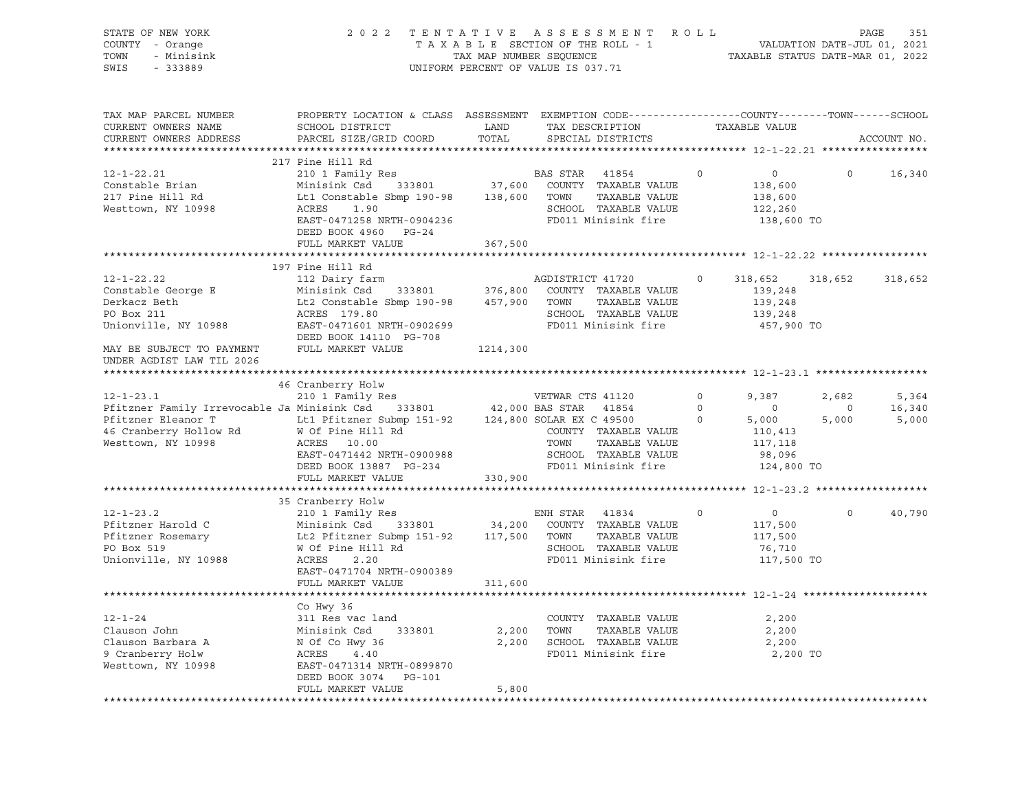STATE OF NEW YORK
COUNTY - Orange
TOWN - Minisink
SWIS - 333889

2022 TENTATIVE ASSESSMENT ROLL
TAXABLE SECTION OF THE ROLL - 1
TAX MAP NUMBER SEQUENCE
UNIFORM PERCENT OF VALUE IS 037.71

VALUATION DATE-JUL 01, 2021
TAXABLE STATUS DATE-MAR 01, 2022

```
TAX MAP PARCEL NUMBER          PROPERTY LOCATION & CLASS  ASSESSMENT  EXEMPTION CODE------------------COUNTY--------TOWN------SCHOOL
CURRENT OWNERS NAME            SCHOOL DISTRICT               LAND      TAX DESCRIPTION            TAXABLE VALUE
CURRENT OWNERS ADDRESS         PARCEL SIZE/GRID COORD        TOTAL     SPECIAL DISTRICTS                                    ACCOUNT NO.
******************************************************************************************************* 12-1-22.21 *****************
                               217 Pine Hill Rd
12-1-22.21                     210 1 Family Res                    BAS STAR   41854        0          0           0       16,340
Constable Brian                Minisink Csd    333801       37,600    COUNTY  TAXABLE VALUE             138,600
217 Pine Hill Rd               Lt1 Constable Sbmp 190-98   138,600    TOWN    TAXABLE VALUE             138,600
Westtown, NY 10998             ACRES     1.90                          SCHOOL  TAXABLE VALUE             122,260
                               EAST-0471258 NRTH-0904236               FD011 Minisink fire              138,600 TO
                               DEED BOOK 4960   PG-24
                               FULL MARKET VALUE           367,500
******************************************************************************************************* 12-1-22.22 *****************
                               197 Pine Hill Rd
12-1-22.22                     112 Dairy farm                      AGDISTRICT 41720        0    318,652     318,652     318,652
Constable George E             Minisink Csd    333801      376,800    COUNTY  TAXABLE VALUE             139,248
Derkacz Beth                   Lt2 Constable Sbmp 190-98   457,900    TOWN    TAXABLE VALUE             139,248
PO Box 211                     ACRES   179.80                          SCHOOL  TAXABLE VALUE             139,248
Unionville, NY 10988           EAST-0471601 NRTH-0902699               FD011 Minisink fire              457,900 TO
                               DEED BOOK 14110  PG-708
MAY BE SUBJECT TO PAYMENT      FULL MARKET VALUE          1214,300
UNDER AGDIST LAW TIL 2026
******************************************************************************************************* 12-1-23.1 ******************
                               46 Cranberry Holw
12-1-23.1                      210 1 Family Res                    VETWAR CTS 41120        0      9,387       2,682       5,364
Pfitzner Family Irrevocable Ja Minisink Csd    333801       42,000 BAS STAR   41854        0          0           0      16,340
Pfitzner Eleanor T             Lt1 Pfitzner Submp 151-92   124,800 SOLAR EX C 49500        0      5,000       5,000       5,000
46 Cranberry Hollow Rd         W Of Pine Hill Rd                      COUNTY  TAXABLE VALUE             110,413
Westtown, NY 10998             ACRES    10.00                          TOWN    TAXABLE VALUE             117,118
                               EAST-0471442 NRTH-0900988               SCHOOL  TAXABLE VALUE              98,096
                               DEED BOOK 13887  PG-234                 FD011 Minisink fire              124,800 TO
                               FULL MARKET VALUE           330,900
******************************************************************************************************* 12-1-23.2 ******************
                               35 Cranberry Holw
12-1-23.2                      210 1 Family Res                    ENH STAR   41834        0          0           0      40,790
Pfitzner Harold C              Minisink Csd    333801       34,200    COUNTY  TAXABLE VALUE             117,500
Pfitzner Rosemary              Lt2 Pfitzner Submp 151-92   117,500    TOWN    TAXABLE VALUE             117,500
PO Box 519                     W Of Pine Hill Rd                      SCHOOL  TAXABLE VALUE              76,710
Unionville, NY 10988           ACRES     2.20                          FD011 Minisink fire              117,500 TO
                               EAST-0471704 NRTH-0900389
                               FULL MARKET VALUE           311,600
******************************************************************************************************* 12-1-24 ********************
                               Co Hwy 36
12-1-24                        311 Res vac land                       COUNTY  TAXABLE VALUE               2,200
Clauson John                   Minisink Csd    333801        2,200    TOWN    TAXABLE VALUE               2,200
Clauson Barbara A              N Of Co Hwy 36                2,200    SCHOOL  TAXABLE VALUE               2,200
9 Cranberry Holw               ACRES     4.40                          FD011 Minisink fire                2,200 TO
Westtown, NY 10998             EAST-0471314 NRTH-0899870
                               DEED BOOK 3074   PG-101
                               FULL MARKET VALUE             5,800
************************************************************************************************************************************
```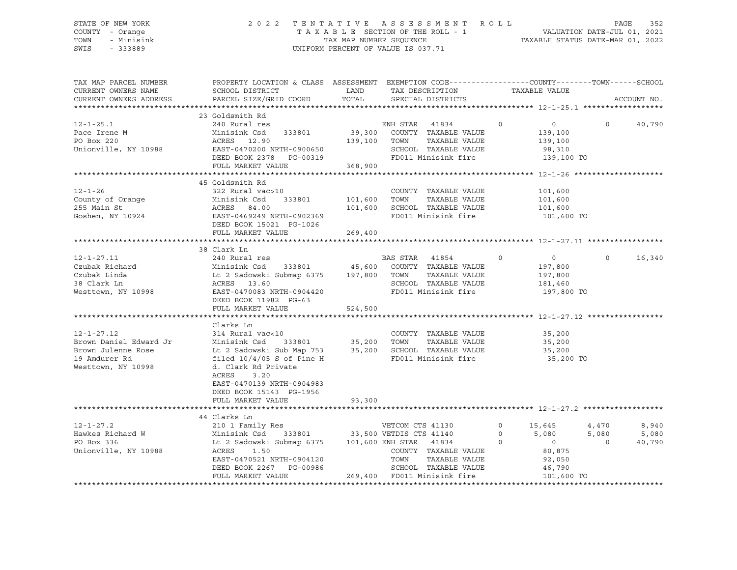STATE OF NEW YORK
COUNTY - Orange
TOWN - Minisink
SWIS - 333889

2022 TENTATIVE ASSESSMENT ROLL
TAXABLE SECTION OF THE ROLL - 1
TAX MAP NUMBER SEQUENCE
UNIFORM PERCENT OF VALUE IS 037.71

VALUATION DATE-JUL 01, 2021
TAXABLE STATUS DATE-MAR 01, 2022

| TAX MAP PARCEL NUMBER / CURRENT OWNERS NAME / CURRENT OWNERS ADDRESS | PROPERTY LOCATION & CLASS / SCHOOL DISTRICT / PARCEL SIZE/GRID COORD | ASSESSMENT LAND / TOTAL | EXEMPTION CODE / TAX DESCRIPTION / SPECIAL DISTRICTS | COUNTY | TOWN | SCHOOL |
|---|---|---|---|---|---|---|
| **12-1-25.1** | 23 Goldsmith Rd | | | | | |
| 12-1-25.1 | 240 Rural res | | ENH STAR 41834 | 0 | 0 | 0 40,790 |
| Pace Irene M | Minisink Csd 333801 | 39,300 | COUNTY TAXABLE VALUE | 139,100 | | |
| PO Box 220 | ACRES 12.90 | 139,100 | TOWN TAXABLE VALUE | 139,100 | | |
| Unionville, NY 10988 | EAST-0470200 NRTH-0900650 | | SCHOOL TAXABLE VALUE | 98,310 | | |
| | DEED BOOK 2378 PG-00319 | | FD011 Minisink fire | 139,100 TO | | |
| | FULL MARKET VALUE | 368,900 | | | | |
| **12-1-26** | 45 Goldsmith Rd | | | | | |
| 12-1-26 | 322 Rural vac>10 | | COUNTY TAXABLE VALUE | 101,600 | | |
| County of Orange | Minisink Csd 333801 | 101,600 | TOWN TAXABLE VALUE | 101,600 | | |
| 255 Main St | ACRES 84.00 | 101,600 | SCHOOL TAXABLE VALUE | 101,600 | | |
| Goshen, NY 10924 | EAST-0469249 NRTH-0902369 | | FD011 Minisink fire | 101,600 TO | | |
| | DEED BOOK 15021 PG-1026 | | | | | |
| | FULL MARKET VALUE | 269,400 | | | | |
| **12-1-27.11** | 38 Clark Ln | | | | | |
| 12-1-27.11 | 240 Rural res | | BAS STAR 41854 | 0 | 0 | 0 16,340 |
| Czubak Richard | Minisink Csd 333801 | 45,600 | COUNTY TAXABLE VALUE | 197,800 | | |
| Czubak Linda | Lt 2 Sadowski Submap 6375 | 197,800 | TOWN TAXABLE VALUE | 197,800 | | |
| 38 Clark Ln | ACRES 13.60 | | SCHOOL TAXABLE VALUE | 181,460 | | |
| Westtown, NY 10998 | EAST-0470083 NRTH-0904420 | | FD011 Minisink fire | 197,800 TO | | |
| | DEED BOOK 11982 PG-63 | | | | | |
| | FULL MARKET VALUE | 524,500 | | | | |
| **12-1-27.12** | Clarks Ln | | | | | |
| 12-1-27.12 | 314 Rural vac<10 | | COUNTY TAXABLE VALUE | 35,200 | | |
| Brown Daniel Edward Jr | Minisink Csd 333801 | 35,200 | TOWN TAXABLE VALUE | 35,200 | | |
| Brown Julenne Rose | Lt 2 Sadowski Sub Map 753 | 35,200 | SCHOOL TAXABLE VALUE | 35,200 | | |
| 19 Amdurer Rd | filed 10/4/05 S of Pine H | | FD011 Minisink fire | 35,200 TO | | |
| Westtown, NY 10998 | d. Clark Rd Private | | | | | |
| | ACRES 3.20 | | | | | |
| | EAST-0470139 NRTH-0904983 | | | | | |
| | DEED BOOK 15143 PG-1956 | | | | | |
| | FULL MARKET VALUE | 93,300 | | | | |
| **12-1-27.2** | 44 Clarks Ln | | | | | |
| 12-1-27.2 | 210 1 Family Res | | VETCOM CTS 41130 | 0 15,645 | 4,470 | 8,940 |
| Hawkes Richard W | Minisink Csd 333801 | 33,500 | VETDIS CTS 41140 | 0 5,080 | 5,080 | 5,080 |
| PO Box 336 | Lt 2 Sadowski Submap 6375 | 101,600 | ENH STAR 41834 | 0 0 | 0 | 40,790 |
| Unionville, NY 10988 | ACRES 1.50 | | COUNTY TAXABLE VALUE | 80,875 | | |
| | EAST-0470521 NRTH-0904120 | | TOWN TAXABLE VALUE | 92,050 | | |
| | DEED BOOK 2267 PG-00986 | | SCHOOL TAXABLE VALUE | 46,790 | | |
| | FULL MARKET VALUE | 269,400 | FD011 Minisink fire | 101,600 TO | | |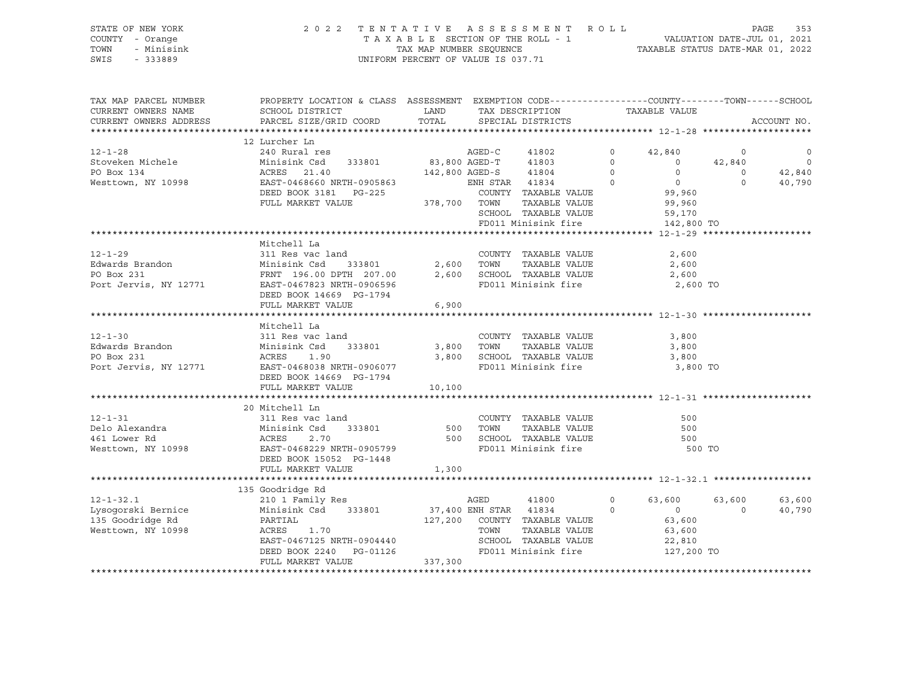STATE OF NEW YORK
COUNTY - Orange
TOWN - Minisink
SWIS - 333889

2 0 2 2 T E N T A T I V E A S S E S S M E N T R O L L
T A X A B L E SECTION OF THE ROLL - 1
TAX MAP NUMBER SEQUENCE
UNIFORM PERCENT OF VALUE IS 037.71

VALUATION DATE-JUL 01, 2021
TAXABLE STATUS DATE-MAR 01, 2022

```
TAX MAP PARCEL NUMBER          PROPERTY LOCATION & CLASS  ASSESSMENT  EXEMPTION CODE------------------COUNTY--------TOWN------SCHOOL
CURRENT OWNERS NAME            SCHOOL DISTRICT              LAND      TAX DESCRIPTION              TAXABLE VALUE
CURRENT OWNERS ADDRESS         PARCEL SIZE/GRID COORD       TOTAL     SPECIAL DISTRICTS                                       ACCOUNT NO.
******************************************************************************************************* 12-1-28 ********************
                               12 Lurcher Ln
12-1-28                        240 Rural res                          AGED-C      41802          0      42,840           0           0
Stoveken Michele               Minisink Csd     333801      83,800 AGED-T      41803          0           0      42,840           0
PO Box 134                     ACRES   21.40               142,800 AGED-S      41804          0           0           0      42,840
Westtown, NY 10998             EAST-0468660 NRTH-0905863              ENH STAR   41834          0           0           0      40,790
                               DEED BOOK 3181   PG-225                 COUNTY  TAXABLE VALUE            99,960
                               FULL MARKET VALUE           378,700    TOWN    TAXABLE VALUE            99,960
                                                                       SCHOOL  TAXABLE VALUE            59,170
                                                                       FD011 Minisink fire             142,800 TO
******************************************************************************************************* 12-1-29 ********************
                               Mitchell La
12-1-29                        311 Res vac land                       COUNTY  TAXABLE VALUE             2,600
Edwards Brandon                Minisink Csd     333801        2,600   TOWN    TAXABLE VALUE             2,600
PO Box 231                     FRNT  196.00 DPTH 207.00       2,600   SCHOOL  TAXABLE VALUE             2,600
Port Jervis, NY 12771          EAST-0467823 NRTH-0906596              FD011 Minisink fire               2,600 TO
                               DEED BOOK 14669  PG-1794
                               FULL MARKET VALUE             6,900
******************************************************************************************************* 12-1-30 ********************
                               Mitchell La
12-1-30                        311 Res vac land                       COUNTY  TAXABLE VALUE             3,800
Edwards Brandon                Minisink Csd     333801        3,800   TOWN    TAXABLE VALUE             3,800
PO Box 231                     ACRES    1.90                  3,800   SCHOOL  TAXABLE VALUE             3,800
Port Jervis, NY 12771          EAST-0468038 NRTH-0906077              FD011 Minisink fire               3,800 TO
                               DEED BOOK 14669  PG-1794
                               FULL MARKET VALUE            10,100
******************************************************************************************************* 12-1-31 ********************
                               20 Mitchell Ln
12-1-31                        311 Res vac land                       COUNTY  TAXABLE VALUE               500
Delo Alexandra                 Minisink Csd     333801          500   TOWN    TAXABLE VALUE               500
461 Lower Rd                   ACRES    2.70                    500   SCHOOL  TAXABLE VALUE               500
Westtown, NY 10998             EAST-0468229 NRTH-0905799              FD011 Minisink fire                 500 TO
                               DEED BOOK 15052  PG-1448
                               FULL MARKET VALUE             1,300
******************************************************************************************************* 12-1-32.1 ******************
                               135 Goodridge Rd
12-1-32.1                      210 1 Family Res                       AGED        41800          0      63,600      63,600      63,600
Lysogorski Bernice             Minisink Csd     333801      37,400 ENH STAR   41834          0           0           0      40,790
135 Goodridge Rd               PARTIAL                     127,200   COUNTY  TAXABLE VALUE            63,600
Westtown, NY 10998             ACRES    1.70                          TOWN    TAXABLE VALUE            63,600
                               EAST-0467125 NRTH-0904440              SCHOOL  TAXABLE VALUE            22,810
                               DEED BOOK 2240   PG-01126              FD011 Minisink fire             127,200 TO
                               FULL MARKET VALUE           337,300
************************************************************************************************************************************
```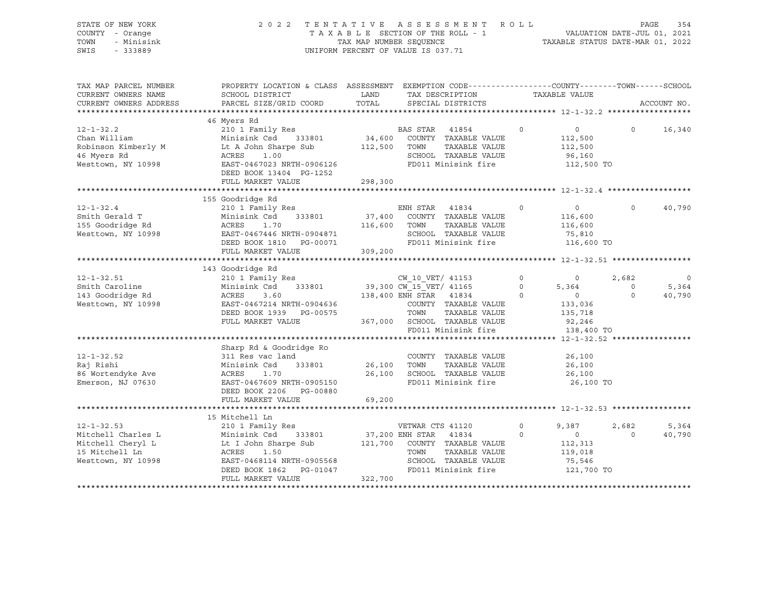STATE OF NEW YORK
COUNTY - Orange
TOWN - Minisink
SWIS - 333889

2 0 2 2 T E N T A T I V E A S S E S S M E N T R O L L
T A X A B L E SECTION OF THE ROLL - 1
TAX MAP NUMBER SEQUENCE
UNIFORM PERCENT OF VALUE IS 037.71

VALUATION DATE-JUL 01, 2021
TAXABLE STATUS DATE-MAR 01, 2022

| TAX MAP PARCEL NUMBER / CURRENT OWNERS NAME / CURRENT OWNERS ADDRESS | PROPERTY LOCATION & CLASS / SCHOOL DISTRICT / PARCEL SIZE/GRID COORD | ASSESSMENT LAND / TOTAL | EXEMPTION CODE / TAX DESCRIPTION / SPECIAL DISTRICTS | | COUNTY / TAXABLE VALUE | TOWN | SCHOOL / ACCOUNT NO. |
|---|---|---|---|---|---|---|---|
| **12-1-32.2** | 46 Myers Rd | | | | | | |
| 12-1-32.2 | 210 1 Family Res | | BAS STAR 41854 | 0 | 0 | 0 | 16,340 |
| Chan William | Minisink Csd 333801 | 34,600 | COUNTY TAXABLE VALUE | | 112,500 | | |
| Robinson Kimberly M | Lt A John Sharpe Sub | 112,500 | TOWN TAXABLE VALUE | | 112,500 | | |
| 46 Myers Rd | ACRES 1.00 | | SCHOOL TAXABLE VALUE | | 96,160 | | |
| Westtown, NY 10998 | EAST-0467023 NRTH-0906126 | | FD011 Minisink fire | | 112,500 TO | | |
| | DEED BOOK 13404 PG-1252 | | | | | | |
| | FULL MARKET VALUE | 298,300 | | | | | |
| **12-1-32.4** | 155 Goodridge Rd | | | | | | |
| 12-1-32.4 | 210 1 Family Res | | ENH STAR 41834 | 0 | 0 | 0 | 40,790 |
| Smith Gerald T | Minisink Csd 333801 | 37,400 | COUNTY TAXABLE VALUE | | 116,600 | | |
| 155 Goodridge Rd | ACRES 1.70 | 116,600 | TOWN TAXABLE VALUE | | 116,600 | | |
| Westtown, NY 10998 | EAST-0467446 NRTH-0904871 | | SCHOOL TAXABLE VALUE | | 75,810 | | |
| | DEED BOOK 1810 PG-00071 | | FD011 Minisink fire | | 116,600 TO | | |
| | FULL MARKET VALUE | 309,200 | | | | | |
| **12-1-32.51** | 143 Goodridge Rd | | | | | | |
| 12-1-32.51 | 210 1 Family Res | | CW_10_VET/ 41153 | 0 | 0 | 2,682 | 0 |
| Smith Caroline | Minisink Csd 333801 | 39,300 | CW_15_VET/ 41165 | 0 | 5,364 | 0 | 5,364 |
| 143 Goodridge Rd | ACRES 3.60 | 138,400 | ENH STAR 41834 | 0 | 0 | 0 | 40,790 |
| Westtown, NY 10998 | EAST-0467214 NRTH-0904636 | | COUNTY TAXABLE VALUE | | 133,036 | | |
| | DEED BOOK 1939 PG-00575 | | TOWN TAXABLE VALUE | | 135,718 | | |
| | FULL MARKET VALUE | 367,000 | SCHOOL TAXABLE VALUE | | 92,246 | | |
| | | | FD011 Minisink fire | | 138,400 TO | | |
| **12-1-32.52** | Sharp Rd & Goodridge Ro | | | | | | |
| 12-1-32.52 | 311 Res vac land | | COUNTY TAXABLE VALUE | | 26,100 | | |
| Raj Rishi | Minisink Csd 333801 | 26,100 | TOWN TAXABLE VALUE | | 26,100 | | |
| 86 Wortendyke Ave | ACRES 1.70 | 26,100 | SCHOOL TAXABLE VALUE | | 26,100 | | |
| Emerson, NJ 07630 | EAST-0467609 NRTH-0905150 | | FD011 Minisink fire | | 26,100 TO | | |
| | DEED BOOK 2206 PG-00880 | | | | | | |
| | FULL MARKET VALUE | 69,200 | | | | | |
| **12-1-32.53** | 15 Mitchell Ln | | | | | | |
| 12-1-32.53 | 210 1 Family Res | | VETWAR CTS 41120 | 0 | 9,387 | 2,682 | 5,364 |
| Mitchell Charles L | Minisink Csd 333801 | 37,200 | ENH STAR 41834 | 0 | 0 | 0 | 40,790 |
| Mitchell Cheryl L | Lt I John Sharpe Sub | 121,700 | COUNTY TAXABLE VALUE | | 112,313 | | |
| 15 Mitchell Ln | ACRES 1.50 | | TOWN TAXABLE VALUE | | 119,018 | | |
| Westtown, NY 10998 | EAST-0468114 NRTH-0905568 | | SCHOOL TAXABLE VALUE | | 75,546 | | |
| | DEED BOOK 1862 PG-01047 | | FD011 Minisink fire | | 121,700 TO | | |
| | FULL MARKET VALUE | 322,700 | | | | | |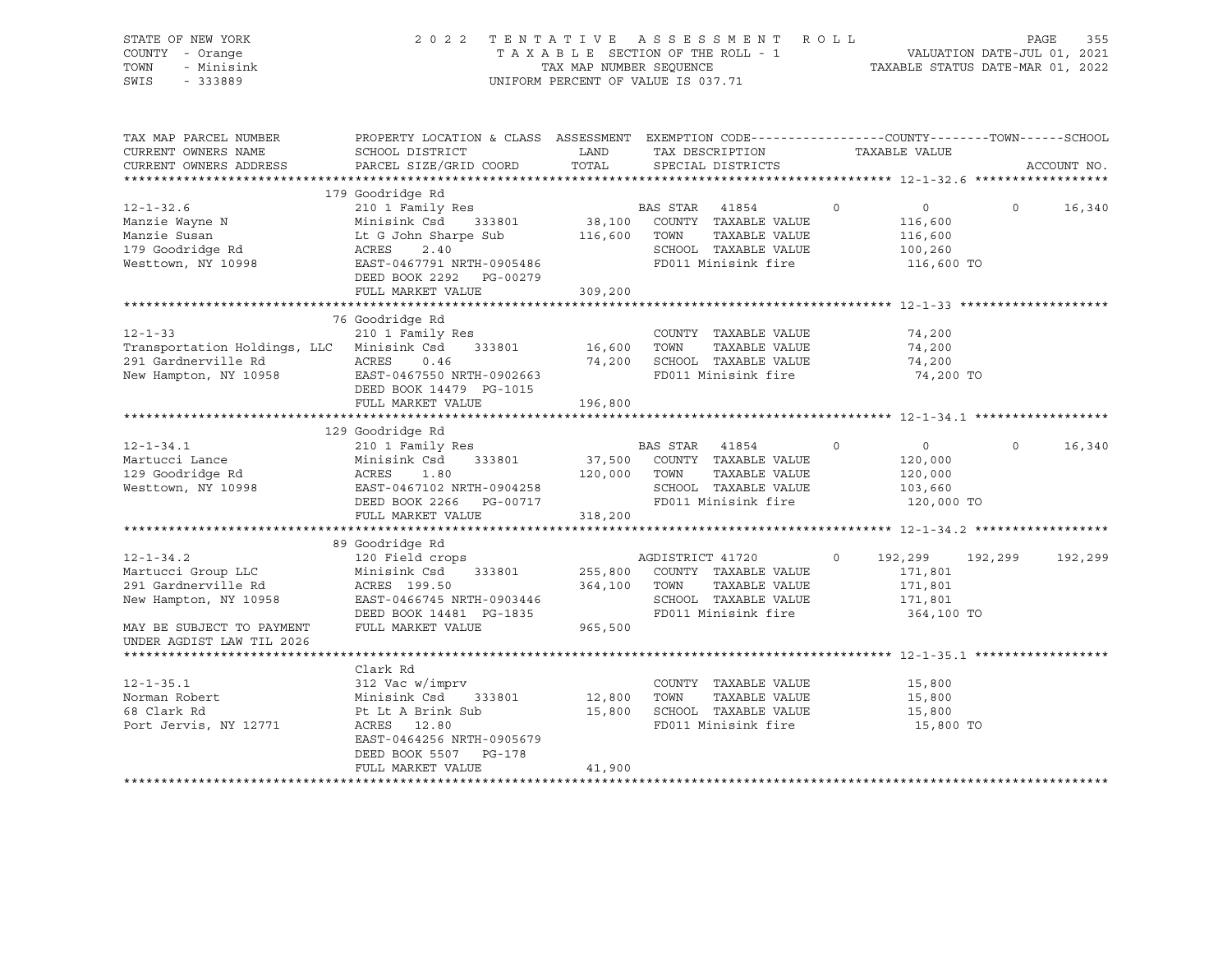STATE OF NEW YORK
COUNTY - Orange
TOWN - Minisink
SWIS - 333889

2022 TENTATIVE ASSESSMENT ROLL
TAXABLE SECTION OF THE ROLL - 1
TAX MAP NUMBER SEQUENCE
UNIFORM PERCENT OF VALUE IS 037.71

VALUATION DATE-JUL 01, 2021
TAXABLE STATUS DATE-MAR 01, 2022

| TAX MAP PARCEL NUMBER / CURRENT OWNERS NAME / CURRENT OWNERS ADDRESS | PROPERTY LOCATION & CLASS / SCHOOL DISTRICT / PARCEL SIZE/GRID COORD | ASSESSMENT LAND / TOTAL | EXEMPTION CODE / TAX DESCRIPTION / SPECIAL DISTRICTS | COUNTY | TOWN | SCHOOL |
|---|---|---|---|---|---|---|
| **12-1-32.6** | 179 Goodridge Rd | | | | | |
| | 210 1 Family Res | | BAS STAR 41854 | 0 | 0 | 16,340 |
| Manzie Wayne N | Minisink Csd 333801 | 38,100 | COUNTY TAXABLE VALUE | 116,600 | | |
| Manzie Susan | Lt G John Sharpe Sub | 116,600 | TOWN TAXABLE VALUE | | 116,600 | |
| 179 Goodridge Rd | ACRES 2.40 | | SCHOOL TAXABLE VALUE | | | 100,260 |
| Westtown, NY 10998 | EAST-0467791 NRTH-0905486 | | FD011 Minisink fire | 116,600 TO | | |
| | DEED BOOK 2292 PG-00279 | | | | | |
| | FULL MARKET VALUE | 309,200 | | | | |
| **12-1-33** | 76 Goodridge Rd | | | | | |
| | 210 1 Family Res | | COUNTY TAXABLE VALUE | 74,200 | | |
| Transportation Holdings, LLC | Minisink Csd 333801 | 16,600 | TOWN TAXABLE VALUE | | 74,200 | |
| 291 Gardnerville Rd | ACRES 0.46 | 74,200 | SCHOOL TAXABLE VALUE | | | 74,200 |
| New Hampton, NY 10958 | EAST-0467550 NRTH-0902663 | | FD011 Minisink fire | 74,200 TO | | |
| | DEED BOOK 14479 PG-1015 | | | | | |
| | FULL MARKET VALUE | 196,800 | | | | |
| **12-1-34.1** | 129 Goodridge Rd | | | | | |
| | 210 1 Family Res | | BAS STAR 41854 | 0 | 0 | 16,340 |
| Martucci Lance | Minisink Csd 333801 | 37,500 | COUNTY TAXABLE VALUE | 120,000 | | |
| 129 Goodridge Rd | ACRES 1.80 | 120,000 | TOWN TAXABLE VALUE | | 120,000 | |
| Westtown, NY 10998 | EAST-0467102 NRTH-0904258 | | SCHOOL TAXABLE VALUE | | | 103,660 |
| | DEED BOOK 2266 PG-00717 | | FD011 Minisink fire | 120,000 TO | | |
| | FULL MARKET VALUE | 318,200 | | | | |
| **12-1-34.2** | 89 Goodridge Rd | | | | | |
| | 120 Field crops | | AGDISTRICT 41720 | 192,299 | 192,299 | 192,299 |
| Martucci Group LLC | Minisink Csd 333801 | 255,800 | COUNTY TAXABLE VALUE | 171,801 | | |
| 291 Gardnerville Rd | ACRES 199.50 | 364,100 | TOWN TAXABLE VALUE | | 171,801 | |
| New Hampton, NY 10958 | EAST-0466745 NRTH-0903446 | | SCHOOL TAXABLE VALUE | | | 171,801 |
| | DEED BOOK 14481 PG-1835 | | FD011 Minisink fire | 364,100 TO | | |
| MAY BE SUBJECT TO PAYMENT | FULL MARKET VALUE | 965,500 | | | | |
| UNDER AGDIST LAW TIL 2026 | | | | | | |
| **12-1-35.1** | Clark Rd | | | | | |
| | 312 Vac w/imprv | | COUNTY TAXABLE VALUE | 15,800 | | |
| Norman Robert | Minisink Csd 333801 | 12,800 | TOWN TAXABLE VALUE | | 15,800 | |
| 68 Clark Rd | Pt Lt A Brink Sub | 15,800 | SCHOOL TAXABLE VALUE | | | 15,800 |
| Port Jervis, NY 12771 | ACRES 12.80 | | FD011 Minisink fire | 15,800 TO | | |
| | EAST-0464256 NRTH-0905679 | | | | | |
| | DEED BOOK 5507 PG-178 | | | | | |
| | FULL MARKET VALUE | 41,900 | | | | |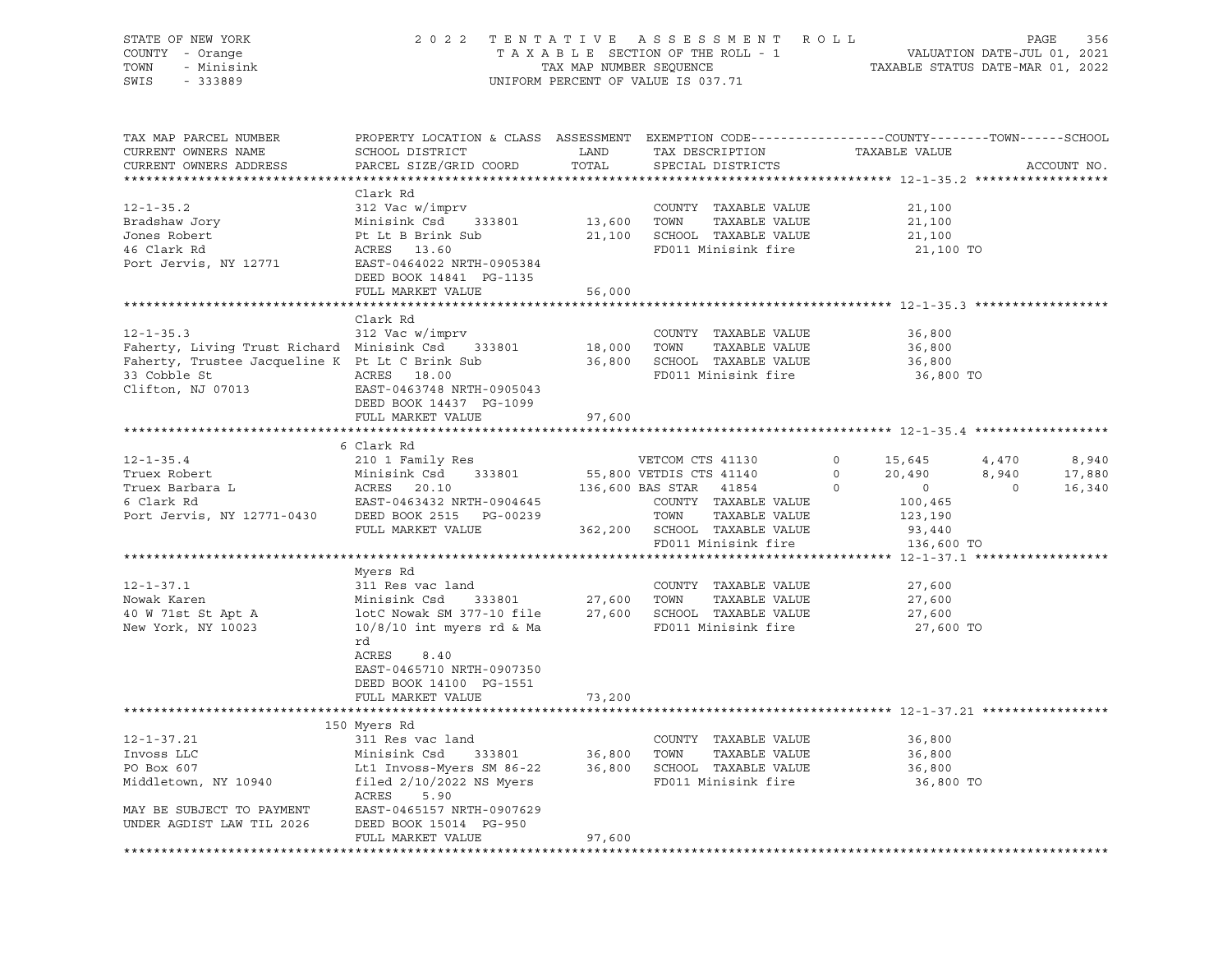STATE OF NEW YORK | COUNTY - Orange | TOWN - Minisink | SWIS - 333889

2022 TENTATIVE ASSESSMENT ROLL
TAXABLE SECTION OF THE ROLL - 1
TAX MAP NUMBER SEQUENCE
UNIFORM PERCENT OF VALUE IS 037.71

VALUATION DATE-JUL 01, 2021
TAXABLE STATUS DATE-MAR 01, 2022

```
TAX MAP PARCEL NUMBER          PROPERTY LOCATION & CLASS  ASSESSMENT  EXEMPTION CODE------------------COUNTY--------TOWN------SCHOOL
CURRENT OWNERS NAME            SCHOOL DISTRICT               LAND      TAX DESCRIPTION            TAXABLE VALUE
CURRENT OWNERS ADDRESS         PARCEL SIZE/GRID COORD        TOTAL     SPECIAL DISTRICTS                                    ACCOUNT NO.
******************************************************************************************************* 12-1-35.2 ******************
                               Clark Rd
12-1-35.2                      312 Vac w/imprv                          COUNTY  TAXABLE VALUE           21,100
Bradshaw Jory                  Minisink Csd     333801      13,600      TOWN    TAXABLE VALUE           21,100
Jones Robert                   Pt Lt B Brink Sub            21,100      SCHOOL  TAXABLE VALUE           21,100
46 Clark Rd                    ACRES   13.60                            FD011 Minisink fire              21,100 TO
Port Jervis, NY 12771          EAST-0464022 NRTH-0905384
                               DEED BOOK 14841  PG-1135
                               FULL MARKET VALUE            56,000
******************************************************************************************************* 12-1-35.3 ******************
                               Clark Rd
12-1-35.3                      312 Vac w/imprv                          COUNTY  TAXABLE VALUE           36,800
Faherty, Living Trust Richard  Minisink Csd     333801      18,000      TOWN    TAXABLE VALUE           36,800
Faherty, Trustee Jacqueline K  Pt Lt C Brink Sub            36,800      SCHOOL  TAXABLE VALUE           36,800
33 Cobble St                   ACRES   18.00                            FD011 Minisink fire              36,800 TO
Clifton, NJ 07013              EAST-0463748 NRTH-0905043
                               DEED BOOK 14437  PG-1099
                               FULL MARKET VALUE            97,600
******************************************************************************************************* 12-1-35.4 ******************
                             6 Clark Rd
12-1-35.4                      210 1 Family Res                VETCOM CTS 41130        0      15,645      4,470       8,940
Truex Robert                   Minisink Csd     333801      55,800 VETDIS CTS 41140        0      20,490      8,940      17,880
Truex Barbara L                ACRES   20.10               136,600 BAS STAR  41854         0           0          0      16,340
6 Clark Rd                     EAST-0463432 NRTH-0904645                COUNTY  TAXABLE VALUE          100,465
Port Jervis, NY 12771-0430     DEED BOOK 2515   PG-00239                TOWN    TAXABLE VALUE          123,190
                               FULL MARKET VALUE           362,200      SCHOOL  TAXABLE VALUE           93,440
                                                                        FD011 Minisink fire             136,600 TO
******************************************************************************************************* 12-1-37.1 ******************
                               Myers Rd
12-1-37.1                      311 Res vac land                         COUNTY  TAXABLE VALUE           27,600
Nowak Karen                    Minisink Csd     333801      27,600      TOWN    TAXABLE VALUE           27,600
40 W 71st St Apt A             lotC Nowak SM 377-10 file    27,600      SCHOOL  TAXABLE VALUE           27,600
New York, NY 10023             10/8/10 int myers rd & Ma                FD011 Minisink fire              27,600 TO
                               rd
                               ACRES    8.40
                               EAST-0465710 NRTH-0907350
                               DEED BOOK 14100  PG-1551
                               FULL MARKET VALUE            73,200
******************************************************************************************************* 12-1-37.21 *****************
                           150 Myers Rd
12-1-37.21                     311 Res vac land                         COUNTY  TAXABLE VALUE           36,800
Invoss LLC                     Minisink Csd     333801      36,800      TOWN    TAXABLE VALUE           36,800
PO Box 607                     Lt1 Invoss-Myers SM 86-22    36,800      SCHOOL  TAXABLE VALUE           36,800
Middletown, NY 10940           filed 2/10/2022 NS Myers                 FD011 Minisink fire              36,800 TO
                               ACRES    5.90
MAY BE SUBJECT TO PAYMENT      EAST-0465157 NRTH-0907629
UNDER AGDIST LAW TIL 2026      DEED BOOK 15014  PG-950
                               FULL MARKET VALUE            97,600
************************************************************************************************************************************
```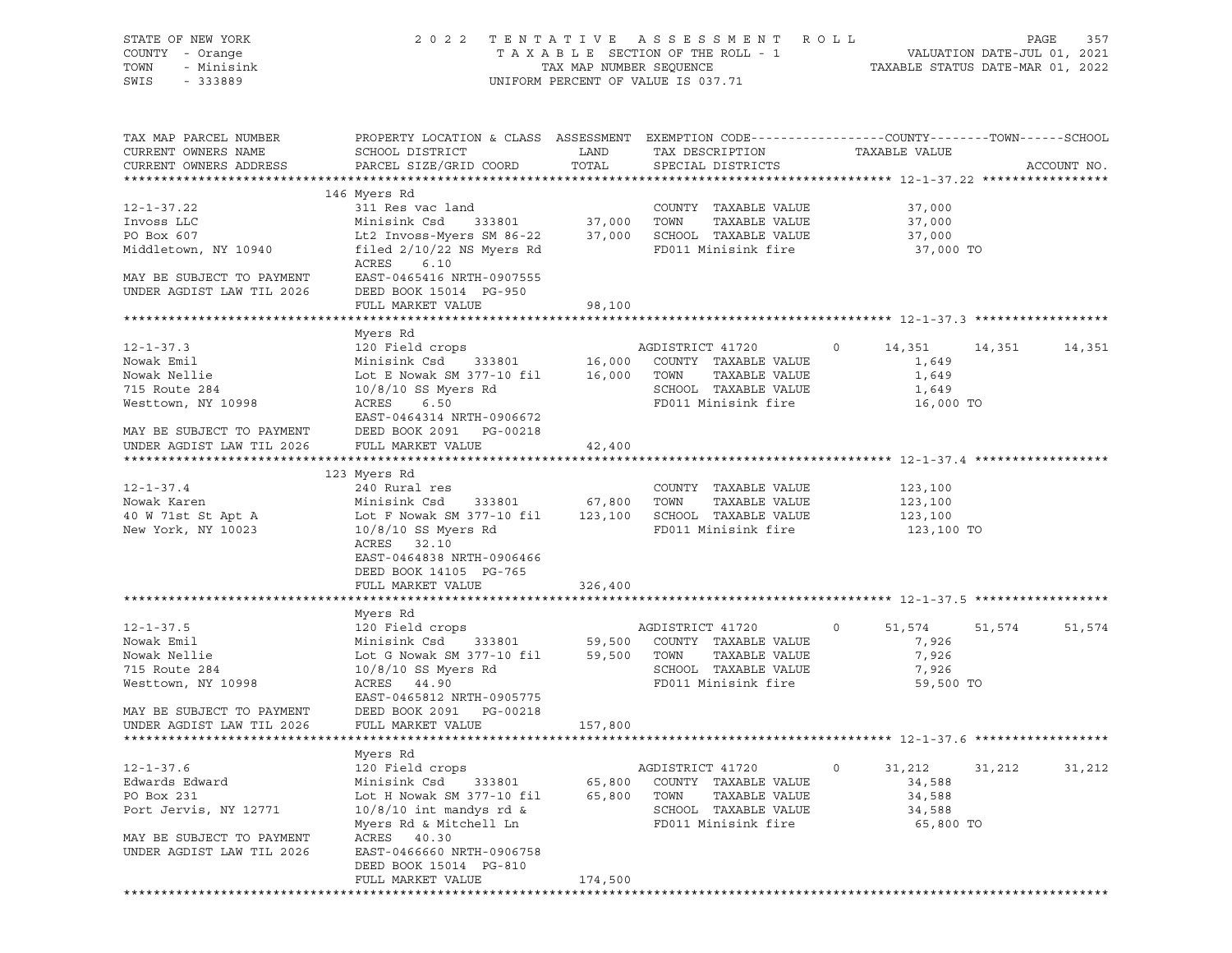STATE OF NEW YORK — 2022 TENTATIVE ASSESSMENT ROLL
COUNTY - Orange — TAXABLE SECTION OF THE ROLL - 1 — VALUATION DATE-JUL 01, 2021
TOWN - Minisink — TAX MAP NUMBER SEQUENCE — TAXABLE STATUS DATE-MAR 01, 2022
SWIS - 333889 — UNIFORM PERCENT OF VALUE IS 037.71

```
TAX MAP PARCEL NUMBER          PROPERTY LOCATION & CLASS  ASSESSMENT  EXEMPTION CODE------------------COUNTY--------TOWN------SCHOOL
CURRENT OWNERS NAME            SCHOOL DISTRICT               LAND      TAX DESCRIPTION            TAXABLE VALUE
CURRENT OWNERS ADDRESS         PARCEL SIZE/GRID COORD        TOTAL     SPECIAL DISTRICTS                                        ACCOUNT NO.
******************************************************************************************************* 12-1-37.22 *****************
                               146 Myers Rd
12-1-37.22                     311 Res vac land                        COUNTY  TAXABLE VALUE            37,000
Invoss LLC                     Minisink Csd     333801       37,000    TOWN    TAXABLE VALUE            37,000
PO Box 607                     Lt2 Invoss-Myers SM 86-22     37,000    SCHOOL  TAXABLE VALUE            37,000
Middletown, NY 10940           filed 2/10/22 NS Myers Rd               FD011 Minisink fire              37,000 TO
                               ACRES     6.10
MAY BE SUBJECT TO PAYMENT      EAST-0465416 NRTH-0907555
UNDER AGDIST LAW TIL 2026      DEED BOOK 15014  PG-950
                               FULL MARKET VALUE             98,100
******************************************************************************************************* 12-1-37.3 ******************
                               Myers Rd
12-1-37.3                      120 Field crops                         AGDISTRICT 41720      0     14,351      14,351      14,351
Nowak Emil                     Minisink Csd     333801       16,000    COUNTY  TAXABLE VALUE             1,649
Nowak Nellie                   Lot E Nowak SM 377-10 fil     16,000    TOWN    TAXABLE VALUE             1,649
715 Route 284                  10/8/10 SS Myers Rd                     SCHOOL  TAXABLE VALUE             1,649
Westtown, NY 10998             ACRES     6.50                          FD011 Minisink fire              16,000 TO
                               EAST-0464314 NRTH-0906672
MAY BE SUBJECT TO PAYMENT      DEED BOOK 2091   PG-00218
UNDER AGDIST LAW TIL 2026      FULL MARKET VALUE             42,400
******************************************************************************************************* 12-1-37.4 ******************
                               123 Myers Rd
12-1-37.4                      240 Rural res                           COUNTY  TAXABLE VALUE           123,100
Nowak Karen                    Minisink Csd     333801       67,800    TOWN    TAXABLE VALUE           123,100
40 W 71st St Apt A             Lot F Nowak SM 377-10 fil    123,100    SCHOOL  TAXABLE VALUE           123,100
New York, NY 10023             10/8/10 SS Myers Rd                     FD011 Minisink fire             123,100 TO
                               ACRES    32.10
                               EAST-0464838 NRTH-0906466
                               DEED BOOK 14105  PG-765
                               FULL MARKET VALUE            326,400
******************************************************************************************************* 12-1-37.5 ******************
                               Myers Rd
12-1-37.5                      120 Field crops                         AGDISTRICT 41720      0     51,574      51,574      51,574
Nowak Emil                     Minisink Csd     333801       59,500    COUNTY  TAXABLE VALUE             7,926
Nowak Nellie                   Lot G Nowak SM 377-10 fil     59,500    TOWN    TAXABLE VALUE             7,926
715 Route 284                  10/8/10 SS Myers Rd                     SCHOOL  TAXABLE VALUE             7,926
Westtown, NY 10998             ACRES    44.90                          FD011 Minisink fire              59,500 TO
                               EAST-0465812 NRTH-0905775
MAY BE SUBJECT TO PAYMENT      DEED BOOK 2091   PG-00218
UNDER AGDIST LAW TIL 2026      FULL MARKET VALUE            157,800
******************************************************************************************************* 12-1-37.6 ******************
                               Myers Rd
12-1-37.6                      120 Field crops                         AGDISTRICT 41720      0     31,212      31,212      31,212
Edwards Edward                 Minisink Csd     333801       65,800    COUNTY  TAXABLE VALUE            34,588
PO Box 231                     Lot H Nowak SM 377-10 fil     65,800    TOWN    TAXABLE VALUE            34,588
Port Jervis, NY 12771          10/8/10 int mandys rd &                 SCHOOL  TAXABLE VALUE            34,588
                               Myers Rd & Mitchell Ln                  FD011 Minisink fire              65,800 TO
MAY BE SUBJECT TO PAYMENT      ACRES    40.30
UNDER AGDIST LAW TIL 2026      EAST-0466660 NRTH-0906758
                               DEED BOOK 15014  PG-810
                               FULL MARKET VALUE            174,500
************************************************************************************************************************************
```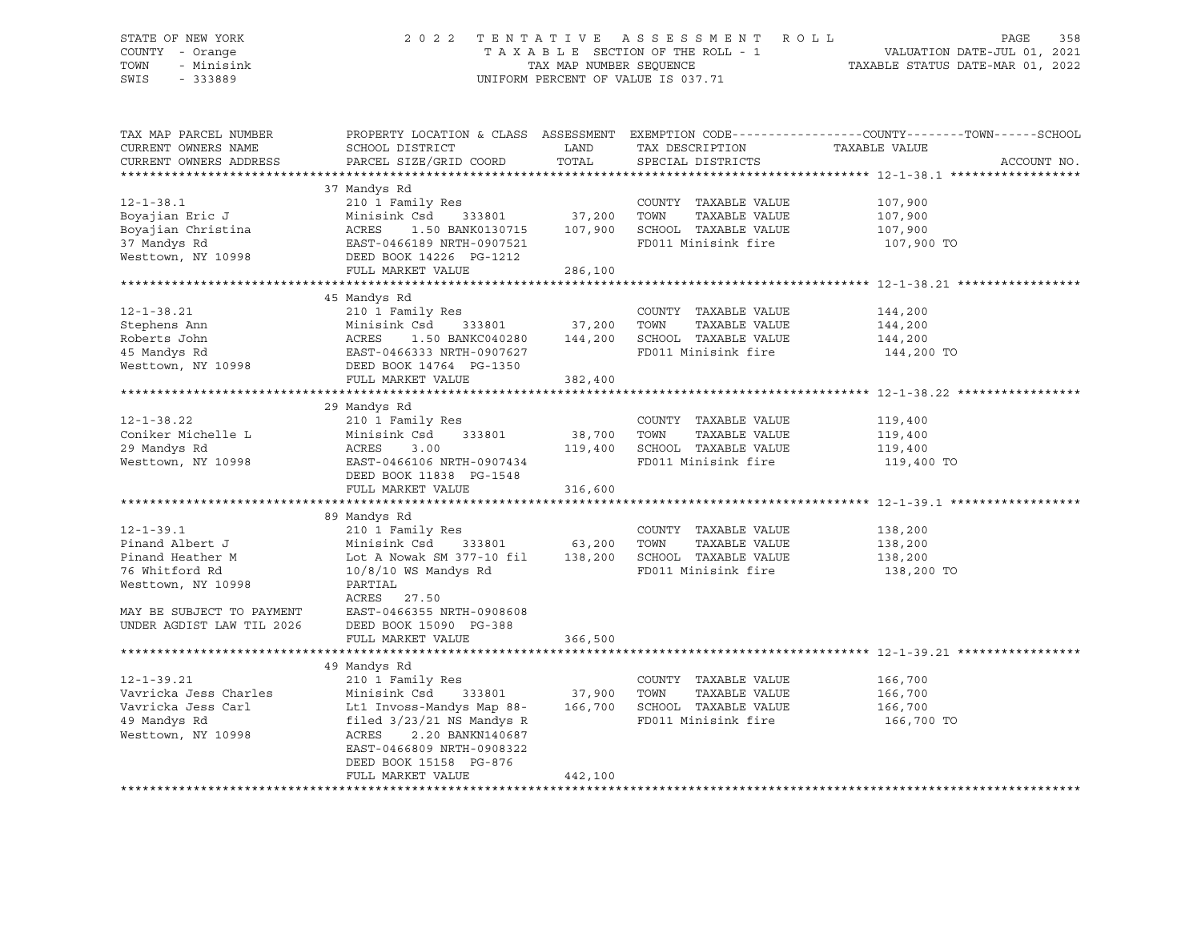STATE OF NEW YORK
COUNTY - Orange
TOWN - Minisink
SWIS - 333889

2022 TENTATIVE ASSESSMENT ROLL
TAXABLE SECTION OF THE ROLL - 1
TAX MAP NUMBER SEQUENCE
UNIFORM PERCENT OF VALUE IS 037.71

VALUATION DATE-JUL 01, 2021
TAXABLE STATUS DATE-MAR 01, 2022

| TAX MAP PARCEL NUMBER / CURRENT OWNERS NAME / CURRENT OWNERS ADDRESS | PROPERTY LOCATION & CLASS / SCHOOL DISTRICT / PARCEL SIZE/GRID COORD | ASSESSMENT LAND | ASSESSMENT TOTAL | EXEMPTION CODE / TAX DESCRIPTION / SPECIAL DISTRICTS | TAXABLE VALUE (COUNTY--TOWN--SCHOOL) | ACCOUNT NO. |
|---|---|---|---|---|---|---|
| 12-1-38.1 | 37 Mandys Rd | | | | | |
| 12-1-38.1 | 210 1 Family Res | | | COUNTY TAXABLE VALUE | 107,900 | |
| Boyajian Eric J | Minisink Csd 333801 | 37,200 | | TOWN TAXABLE VALUE | 107,900 | |
| Boyajian Christina | ACRES 1.50 BANK0130715 | | 107,900 | SCHOOL TAXABLE VALUE | 107,900 | |
| 37 Mandys Rd | EAST-0466189 NRTH-0907521 | | | FD011 Minisink fire | 107,900 TO | |
| Westtown, NY 10998 | DEED BOOK 14226 PG-1212 | | | | | |
| | FULL MARKET VALUE | | 286,100 | | | |
| 12-1-38.21 | 45 Mandys Rd | | | | | |
| 12-1-38.21 | 210 1 Family Res | | | COUNTY TAXABLE VALUE | 144,200 | |
| Stephens Ann | Minisink Csd 333801 | 37,200 | | TOWN TAXABLE VALUE | 144,200 | |
| Roberts John | ACRES 1.50 BANKC040280 | | 144,200 | SCHOOL TAXABLE VALUE | 144,200 | |
| 45 Mandys Rd | EAST-0466333 NRTH-0907627 | | | FD011 Minisink fire | 144,200 TO | |
| Westtown, NY 10998 | DEED BOOK 14764 PG-1350 | | | | | |
| | FULL MARKET VALUE | | 382,400 | | | |
| 12-1-38.22 | 29 Mandys Rd | | | | | |
| 12-1-38.22 | 210 1 Family Res | | | COUNTY TAXABLE VALUE | 119,400 | |
| Coniker Michelle L | Minisink Csd 333801 | 38,700 | | TOWN TAXABLE VALUE | 119,400 | |
| 29 Mandys Rd | ACRES 3.00 | | 119,400 | SCHOOL TAXABLE VALUE | 119,400 | |
| Westtown, NY 10998 | EAST-0466106 NRTH-0907434 | | | FD011 Minisink fire | 119,400 TO | |
| | DEED BOOK 11838 PG-1548 | | | | | |
| | FULL MARKET VALUE | | 316,600 | | | |
| 12-1-39.1 | 89 Mandys Rd | | | | | |
| 12-1-39.1 | 210 1 Family Res | | | COUNTY TAXABLE VALUE | 138,200 | |
| Pinand Albert J | Minisink Csd 333801 | 63,200 | | TOWN TAXABLE VALUE | 138,200 | |
| Pinand Heather M | Lot A Nowak SM 377-10 fil | | 138,200 | SCHOOL TAXABLE VALUE | 138,200 | |
| 76 Whitford Rd | 10/8/10 WS Mandys Rd | | | FD011 Minisink fire | 138,200 TO | |
| Westtown, NY 10998 | PARTIAL | | | | | |
| | ACRES 27.50 | | | | | |
| MAY BE SUBJECT TO PAYMENT | EAST-0466355 NRTH-0908608 | | | | | |
| UNDER AGDIST LAW TIL 2026 | DEED BOOK 15090 PG-388 | | | | | |
| | FULL MARKET VALUE | | 366,500 | | | |
| 12-1-39.21 | 49 Mandys Rd | | | | | |
| 12-1-39.21 | 210 1 Family Res | | | COUNTY TAXABLE VALUE | 166,700 | |
| Vavricka Jess Charles | Minisink Csd 333801 | 37,900 | | TOWN TAXABLE VALUE | 166,700 | |
| Vavricka Jess Carl | Lt1 Invoss-Mandys Map 88- | | 166,700 | SCHOOL TAXABLE VALUE | 166,700 | |
| 49 Mandys Rd | filed 3/23/21 NS Mandys R | | | FD011 Minisink fire | 166,700 TO | |
| Westtown, NY 10998 | ACRES 2.20 BANKN140687 | | | | | |
| | EAST-0466809 NRTH-0908322 | | | | | |
| | DEED BOOK 15158 PG-876 | | | | | |
| | FULL MARKET VALUE | | 442,100 | | | |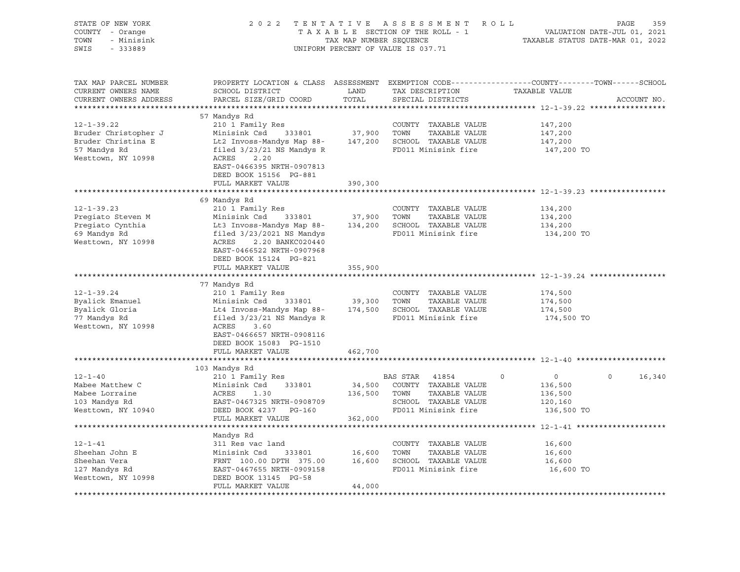STATE OF NEW YORK  
COUNTY - Orange  
TOWN - Minisink  
SWIS - 333889

2 0 2 2 T E N T A T I V E A S S E S S M E N T R O L L  
T A X A B L E SECTION OF THE ROLL - 1  
TAX MAP NUMBER SEQUENCE  
UNIFORM PERCENT OF VALUE IS 037.71

VALUATION DATE-JUL 01, 2021  
TAXABLE STATUS DATE-MAR 01, 2022

| TAX MAP PARCEL NUMBER<br>CURRENT OWNERS NAME<br>CURRENT OWNERS ADDRESS | PROPERTY LOCATION & CLASS<br>SCHOOL DISTRICT<br>PARCEL SIZE/GRID COORD | ASSESSMENT<br>LAND<br>TOTAL | EXEMPTION CODE<br>TAX DESCRIPTION<br>SPECIAL DISTRICTS | COUNTY | TOWN | SCHOOL<br>TAXABLE VALUE<br>ACCOUNT NO. |
|---|---|---|---|---|---|---|
| **12-1-39.22** | 57 Mandys Rd | | | | | |
| 12-1-39.22 | 210 1 Family Res | | COUNTY TAXABLE VALUE | 147,200 | | |
| Bruder Christopher J | Minisink Csd 333801 | 37,900 | TOWN TAXABLE VALUE | | 147,200 | |
| Bruder Christina E | Lt2 Invoss-Mandys Map 88- | 147,200 | SCHOOL TAXABLE VALUE | | | 147,200 |
| 57 Mandys Rd | filed 3/23/21 NS Mandys R | | FD011 Minisink fire | 147,200 TO | | |
| Westtown, NY 10998 | ACRES 2.20 | | | | | |
| | EAST-0466395 NRTH-0907813 | | | | | |
| | DEED BOOK 15156 PG-881 | | | | | |
| | FULL MARKET VALUE | 390,300 | | | | |
| **12-1-39.23** | 69 Mandys Rd | | | | | |
| 12-1-39.23 | 210 1 Family Res | | COUNTY TAXABLE VALUE | 134,200 | | |
| Pregiato Steven M | Minisink Csd 333801 | 37,900 | TOWN TAXABLE VALUE | | 134,200 | |
| Pregiato Cynthia | Lt3 Invoss-Mandys Map 88- | 134,200 | SCHOOL TAXABLE VALUE | | | 134,200 |
| 69 Mandys Rd | filed 3/23/2021 NS Mandys | | FD011 Minisink fire | 134,200 TO | | |
| Westtown, NY 10998 | ACRES 2.20 BANKC020440 | | | | | |
| | EAST-0466522 NRTH-0907968 | | | | | |
| | DEED BOOK 15124 PG-821 | | | | | |
| | FULL MARKET VALUE | 355,900 | | | | |
| **12-1-39.24** | 77 Mandys Rd | | | | | |
| 12-1-39.24 | 210 1 Family Res | | COUNTY TAXABLE VALUE | 174,500 | | |
| Byalick Emanuel | Minisink Csd 333801 | 39,300 | TOWN TAXABLE VALUE | | 174,500 | |
| Byalick Gloria | Lt4 Invoss-Mandys Map 88- | 174,500 | SCHOOL TAXABLE VALUE | | | 174,500 |
| 77 Mandys Rd | filed 3/23/21 NS Mandys R | | FD011 Minisink fire | 174,500 TO | | |
| Westtown, NY 10998 | ACRES 3.60 | | | | | |
| | EAST-0466657 NRTH-0908116 | | | | | |
| | DEED BOOK 15083 PG-1510 | | | | | |
| | FULL MARKET VALUE | 462,700 | | | | |
| **12-1-40** | 103 Mandys Rd | | | | | |
| 12-1-40 | 210 1 Family Res | | BAS STAR 41854 | 0 | 0 | 16,340 |
| Mabee Matthew C | Minisink Csd 333801 | 34,500 | COUNTY TAXABLE VALUE | 136,500 | | |
| Mabee Lorraine | ACRES 1.30 | 136,500 | TOWN TAXABLE VALUE | | 136,500 | |
| 103 Mandys Rd | EAST-0467325 NRTH-0908709 | | SCHOOL TAXABLE VALUE | | | 120,160 |
| Westtown, NY 10940 | DEED BOOK 4237 PG-160 | | FD011 Minisink fire | 136,500 TO | | |
| | FULL MARKET VALUE | 362,000 | | | | |
| **12-1-41** | Mandys Rd | | | | | |
| 12-1-41 | 311 Res vac land | | COUNTY TAXABLE VALUE | 16,600 | | |
| Sheehan John E | Minisink Csd 333801 | 16,600 | TOWN TAXABLE VALUE | | 16,600 | |
| Sheehan Vera | FRNT 100.00 DPTH 375.00 | 16,600 | SCHOOL TAXABLE VALUE | | | 16,600 |
| 127 Mandys Rd | EAST-0467655 NRTH-0909158 | | FD011 Minisink fire | 16,600 TO | | |
| Westtown, NY 10998 | DEED BOOK 13145 PG-58 | | | | | |
| | FULL MARKET VALUE | 44,000 | | | | |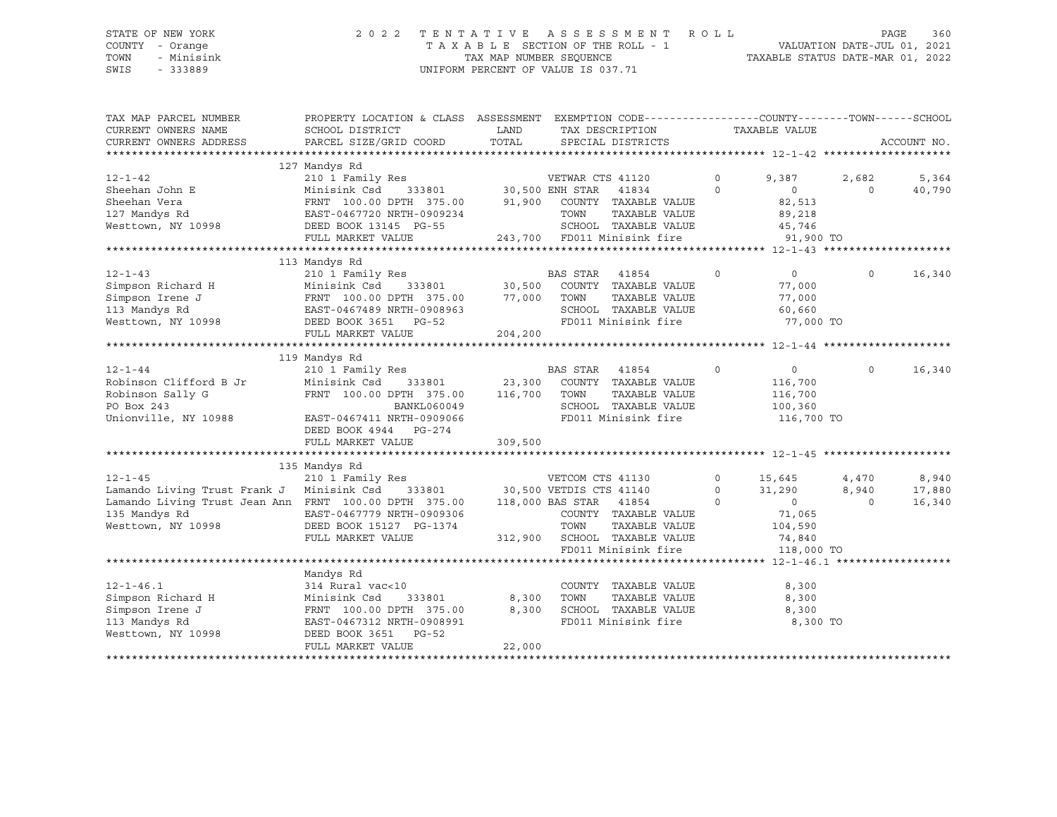STATE OF NEW YORK — 2022 TENTATIVE ASSESSMENT ROLL — PAGE 360
COUNTY - Orange — TAXABLE SECTION OF THE ROLL - 1 — VALUATION DATE-JUL 01, 2021
TOWN - Minisink — TAX MAP NUMBER SEQUENCE — TAXABLE STATUS DATE-MAR 01, 2022
SWIS - 333889 — UNIFORM PERCENT OF VALUE IS 037.71

| TAX MAP PARCEL NUMBER / CURRENT OWNERS NAME / CURRENT OWNERS ADDRESS | PROPERTY LOCATION & CLASS / SCHOOL DISTRICT / PARCEL SIZE/GRID COORD | ASSESSMENT LAND | ASSESSMENT TOTAL | EXEMPTION CODE / TAX DESCRIPTION / SPECIAL DISTRICTS | | COUNTY TAXABLE VALUE | TOWN | SCHOOL / ACCOUNT NO. |
|---|---|---|---|---|---|---|---|---|
| **12-1-42** | 127 Mandys Rd | | | | | | | |
| 12-1-42 | 210 1 Family Res | | | VETWAR CTS 41120 | 0 | 9,387 | 2,682 | 5,364 |
| Sheehan John E | Minisink Csd 333801 | 30,500 | | ENH STAR 41834 | 0 | 0 | 0 | 40,790 |
| Sheehan Vera | FRNT 100.00 DPTH 375.00 | | 91,900 | COUNTY TAXABLE VALUE | | 82,513 | | |
| 127 Mandys Rd | EAST-0467720 NRTH-0909234 | | | TOWN TAXABLE VALUE | | 89,218 | | |
| Westtown, NY 10998 | DEED BOOK 13145 PG-55 | | | SCHOOL TAXABLE VALUE | | 45,746 | | |
| | FULL MARKET VALUE | | 243,700 | FD011 Minisink fire | | 91,900 TO | | |
| **12-1-43** | 113 Mandys Rd | | | | | | | |
| 12-1-43 | 210 1 Family Res | | | BAS STAR 41854 | 0 | 0 | 0 | 16,340 |
| Simpson Richard H | Minisink Csd 333801 | 30,500 | | COUNTY TAXABLE VALUE | | 77,000 | | |
| Simpson Irene J | FRNT 100.00 DPTH 375.00 | | 77,000 | TOWN TAXABLE VALUE | | 77,000 | | |
| 113 Mandys Rd | EAST-0467489 NRTH-0908963 | | | SCHOOL TAXABLE VALUE | | 60,660 | | |
| Westtown, NY 10998 | DEED BOOK 3651 PG-52 | | | FD011 Minisink fire | | 77,000 TO | | |
| | FULL MARKET VALUE | | 204,200 | | | | | |
| **12-1-44** | 119 Mandys Rd | | | | | | | |
| 12-1-44 | 210 1 Family Res | | | BAS STAR 41854 | 0 | 0 | 0 | 16,340 |
| Robinson Clifford B Jr | Minisink Csd 333801 | 23,300 | | COUNTY TAXABLE VALUE | | 116,700 | | |
| Robinson Sally G | FRNT 100.00 DPTH 375.00 | | 116,700 | TOWN TAXABLE VALUE | | 116,700 | | |
| PO Box 243 | BANKL060049 | | | SCHOOL TAXABLE VALUE | | 100,360 | | |
| Unionville, NY 10988 | EAST-0467411 NRTH-0909066 | | | FD011 Minisink fire | | 116,700 TO | | |
| | DEED BOOK 4944 PG-274 | | | | | | | |
| | FULL MARKET VALUE | | 309,500 | | | | | |
| **12-1-45** | 135 Mandys Rd | | | | | | | |
| 12-1-45 | 210 1 Family Res | | | VETCOM CTS 41130 | 0 | 15,645 | 4,470 | 8,940 |
| Lamando Living Trust Frank J | Minisink Csd 333801 | 30,500 | | VETDIS CTS 41140 | 0 | 31,290 | 8,940 | 17,880 |
| Lamando Living Trust Jean Ann | FRNT 100.00 DPTH 375.00 | | 118,000 | BAS STAR 41854 | 0 | 0 | 0 | 16,340 |
| 135 Mandys Rd | EAST-0467779 NRTH-0909306 | | | COUNTY TAXABLE VALUE | | 71,065 | | |
| Westtown, NY 10998 | DEED BOOK 15127 PG-1374 | | | TOWN TAXABLE VALUE | | 104,590 | | |
| | FULL MARKET VALUE | | 312,900 | SCHOOL TAXABLE VALUE | | 74,840 | | |
| | | | | FD011 Minisink fire | | 118,000 TO | | |
| **12-1-46.1** | Mandys Rd | | | | | | | |
| 12-1-46.1 | 314 Rural vac<10 | | | COUNTY TAXABLE VALUE | | 8,300 | | |
| Simpson Richard H | Minisink Csd 333801 | 8,300 | | TOWN TAXABLE VALUE | | 8,300 | | |
| Simpson Irene J | FRNT 100.00 DPTH 375.00 | | 8,300 | SCHOOL TAXABLE VALUE | | 8,300 | | |
| 113 Mandys Rd | EAST-0467312 NRTH-0908991 | | | FD011 Minisink fire | | 8,300 TO | | |
| Westtown, NY 10998 | DEED BOOK 3651 PG-52 | | | | | | | |
| | FULL MARKET VALUE | | 22,000 | | | | | |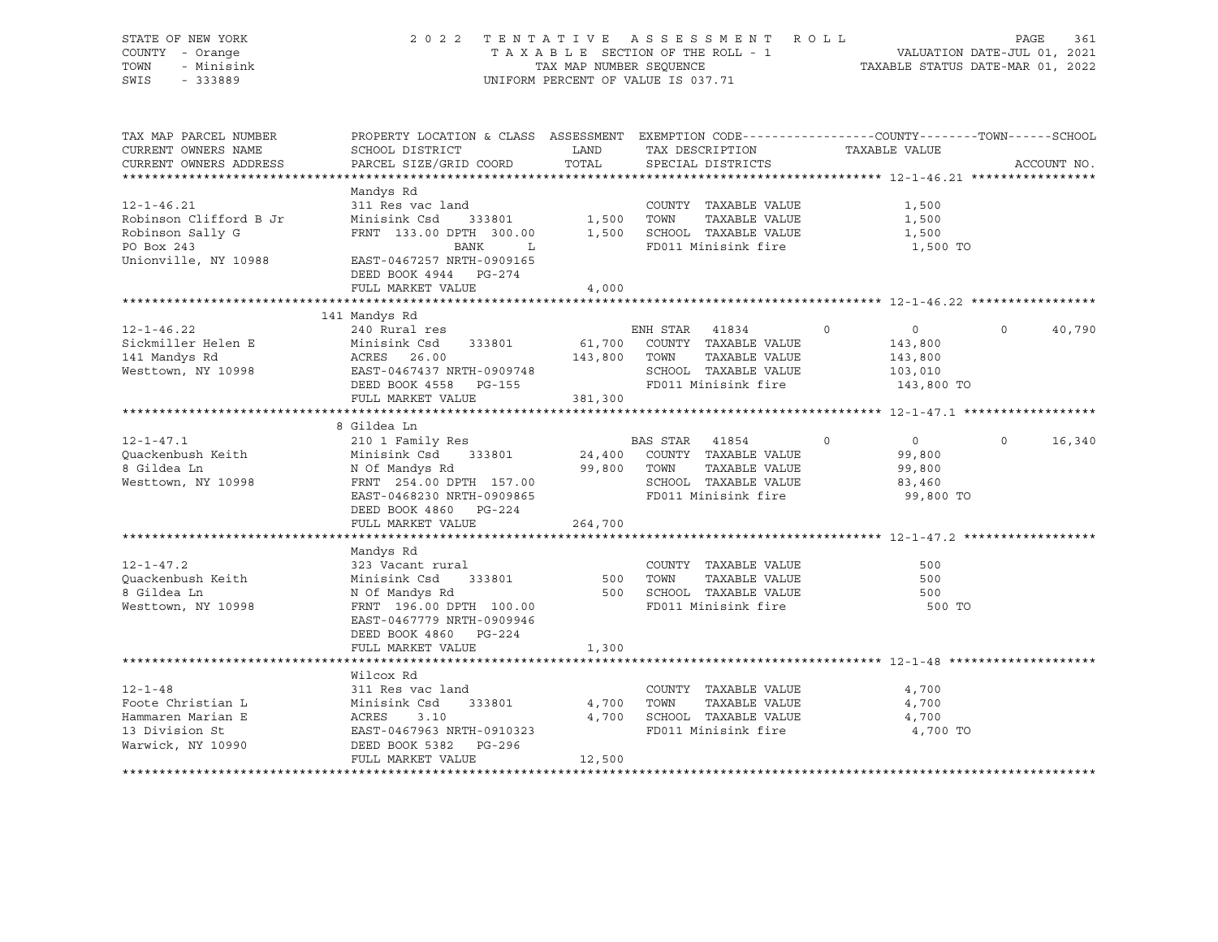STATE OF NEW YORK
COUNTY - Orange
TOWN - Minisink
SWIS - 333889

2022 TENTATIVE ASSESSMENT ROLL
TAXABLE SECTION OF THE ROLL - 1
TAX MAP NUMBER SEQUENCE
UNIFORM PERCENT OF VALUE IS 037.71

VALUATION DATE-JUL 01, 2021
TAXABLE STATUS DATE-MAR 01, 2022

| TAX MAP PARCEL NUMBER / CURRENT OWNERS NAME / CURRENT OWNERS ADDRESS | PROPERTY LOCATION & CLASS / SCHOOL DISTRICT / PARCEL SIZE/GRID COORD | ASSESSMENT LAND / TOTAL | EXEMPTION CODE / TAX DESCRIPTION / SPECIAL DISTRICTS | COUNTY TAXABLE VALUE | TOWN | SCHOOL | ACCOUNT NO. |
|---|---|---|---|---|---|---|---|
| **12-1-46.21** | Mandys Rd | | | | | | |
| Robinson Clifford B Jr | 311 Res vac land | | COUNTY TAXABLE VALUE | 1,500 | | | |
| Robinson Sally G | Minisink Csd 333801 | 1,500 | TOWN TAXABLE VALUE | 1,500 | | | |
| PO Box 243 | FRNT 133.00 DPTH 300.00 | 1,500 | SCHOOL TAXABLE VALUE | 1,500 | | | |
| Unionville, NY 10988 | BANK L | | FD011 Minisink fire | 1,500 TO | | | |
| | EAST-0467257 NRTH-0909165 | | | | | | |
| | DEED BOOK 4944 PG-274 | | | | | | |
| | FULL MARKET VALUE | 4,000 | | | | | |
| **12-1-46.22** | 141 Mandys Rd | | | | | | |
| Sickmiller Helen E | 240 Rural res | | ENH STAR 41834 | 0 | 0 | 40,790 | |
| 141 Mandys Rd | Minisink Csd 333801 | 61,700 | COUNTY TAXABLE VALUE | 143,800 | | | |
| Westtown, NY 10998 | ACRES 26.00 | 143,800 | TOWN TAXABLE VALUE | 143,800 | | | |
| | EAST-0467437 NRTH-0909748 | | SCHOOL TAXABLE VALUE | 103,010 | | | |
| | DEED BOOK 4558 PG-155 | | FD011 Minisink fire | 143,800 TO | | | |
| | FULL MARKET VALUE | 381,300 | | | | | |
| **12-1-47.1** | 8 Gildea Ln | | | | | | |
| Quackenbush Keith | 210 1 Family Res | | BAS STAR 41854 | 0 | 0 | 16,340 | |
| 8 Gildea Ln | Minisink Csd 333801 | 24,400 | COUNTY TAXABLE VALUE | 99,800 | | | |
| Westtown, NY 10998 | N Of Mandys Rd | 99,800 | TOWN TAXABLE VALUE | 99,800 | | | |
| | FRNT 254.00 DPTH 157.00 | | SCHOOL TAXABLE VALUE | 83,460 | | | |
| | EAST-0468230 NRTH-0909865 | | FD011 Minisink fire | 99,800 TO | | | |
| | DEED BOOK 4860 PG-224 | | | | | | |
| | FULL MARKET VALUE | 264,700 | | | | | |
| **12-1-47.2** | Mandys Rd | | | | | | |
| Quackenbush Keith | 323 Vacant rural | | COUNTY TAXABLE VALUE | 500 | | | |
| 8 Gildea Ln | Minisink Csd 333801 | 500 | TOWN TAXABLE VALUE | 500 | | | |
| Westtown, NY 10998 | N Of Mandys Rd | 500 | SCHOOL TAXABLE VALUE | 500 | | | |
| | FRNT 196.00 DPTH 100.00 | | FD011 Minisink fire | 500 TO | | | |
| | EAST-0467779 NRTH-0909946 | | | | | | |
| | DEED BOOK 4860 PG-224 | | | | | | |
| | FULL MARKET VALUE | 1,300 | | | | | |
| **12-1-48** | Wilcox Rd | | | | | | |
| Foote Christian L | 311 Res vac land | | COUNTY TAXABLE VALUE | 4,700 | | | |
| Hammaren Marian E | Minisink Csd 333801 | 4,700 | TOWN TAXABLE VALUE | 4,700 | | | |
| 13 Division St | ACRES 3.10 | 4,700 | SCHOOL TAXABLE VALUE | 4,700 | | | |
| Warwick, NY 10990 | EAST-0467963 NRTH-0910323 | | FD011 Minisink fire | 4,700 TO | | | |
| | DEED BOOK 5382 PG-296 | | | | | | |
| | FULL MARKET VALUE | 12,500 | | | | | |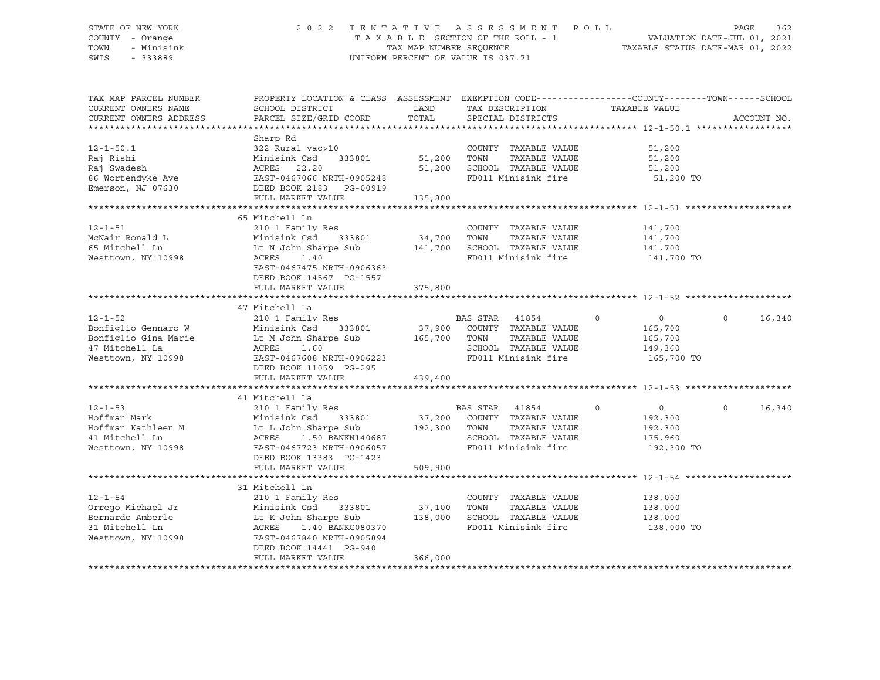STATE OF NEW YORK — COUNTY - Orange — TOWN - Minisink — SWIS - 333889

# 2022 TENTATIVE ASSESSMENT ROLL

TAXABLE SECTION OF THE ROLL - 1
TAX MAP NUMBER SEQUENCE
UNIFORM PERCENT OF VALUE IS 037.71

VALUATION DATE-JUL 01, 2021
TAXABLE STATUS DATE-MAR 01, 2022

| TAX MAP PARCEL NUMBER / CURRENT OWNERS NAME / CURRENT OWNERS ADDRESS | PROPERTY LOCATION & CLASS / SCHOOL DISTRICT / PARCEL SIZE/GRID COORD | ASSESSMENT LAND / TOTAL | EXEMPTION CODE / TAX DESCRIPTION / SPECIAL DISTRICTS | COUNTY | TOWN | SCHOOL | TAXABLE VALUE | ACCOUNT NO. |
|---|---|---|---|---|---|---|---|---|
| **12-1-50.1** | Sharp Rd | | | | | | | |
| | 322 Rural vac>10 | | COUNTY TAXABLE VALUE | | | | 51,200 | |
| Raj Rishi | Minisink Csd 333801 | 51,200 | TOWN TAXABLE VALUE | | | | 51,200 | |
| Raj Swadesh | ACRES 22.20 | 51,200 | SCHOOL TAXABLE VALUE | | | | 51,200 | |
| 86 Wortendyke Ave | EAST-0467066 NRTH-0905248 | | FD011 Minisink fire | | | | 51,200 TO | |
| Emerson, NJ 07630 | DEED BOOK 2183 PG-00919 | | | | | | | |
| | FULL MARKET VALUE | 135,800 | | | | | | |
| **12-1-51** | 65 Mitchell Ln | | | | | | | |
| | 210 1 Family Res | | COUNTY TAXABLE VALUE | | | | 141,700 | |
| McNair Ronald L | Minisink Csd 333801 | 34,700 | TOWN TAXABLE VALUE | | | | 141,700 | |
| 65 Mitchell Ln | Lt N John Sharpe Sub | 141,700 | SCHOOL TAXABLE VALUE | | | | 141,700 | |
| Westtown, NY 10998 | ACRES 1.40 | | FD011 Minisink fire | | | | 141,700 TO | |
| | EAST-0467475 NRTH-0906363 | | | | | | | |
| | DEED BOOK 14567 PG-1557 | | | | | | | |
| | FULL MARKET VALUE | 375,800 | | | | | | |
| **12-1-52** | 47 Mitchell La | | | | | | | |
| | 210 1 Family Res | | BAS STAR 41854 | 0 | 0 | 16,340 | | |
| Bonfiglio Gennaro W | Minisink Csd 333801 | 37,900 | COUNTY TAXABLE VALUE | | | | 165,700 | |
| Bonfiglio Gina Marie | Lt M John Sharpe Sub | 165,700 | TOWN TAXABLE VALUE | | | | 165,700 | |
| 47 Mitchell La | ACRES 1.60 | | SCHOOL TAXABLE VALUE | | | | 149,360 | |
| Westtown, NY 10998 | EAST-0467608 NRTH-0906223 | | FD011 Minisink fire | | | | 165,700 TO | |
| | DEED BOOK 11059 PG-295 | | | | | | | |
| | FULL MARKET VALUE | 439,400 | | | | | | |
| **12-1-53** | 41 Mitchell La | | | | | | | |
| | 210 1 Family Res | | BAS STAR 41854 | 0 | 0 | 16,340 | | |
| Hoffman Mark | Minisink Csd 333801 | 37,200 | COUNTY TAXABLE VALUE | | | | 192,300 | |
| Hoffman Kathleen M | Lt L John Sharpe Sub | 192,300 | TOWN TAXABLE VALUE | | | | 192,300 | |
| 41 Mitchell Ln | ACRES 1.50 BANKN140687 | | SCHOOL TAXABLE VALUE | | | | 175,960 | |
| Westtown, NY 10998 | EAST-0467723 NRTH-0906057 | | FD011 Minisink fire | | | | 192,300 TO | |
| | DEED BOOK 13383 PG-1423 | | | | | | | |
| | FULL MARKET VALUE | 509,900 | | | | | | |
| **12-1-54** | 31 Mitchell Ln | | | | | | | |
| | 210 1 Family Res | | COUNTY TAXABLE VALUE | | | | 138,000 | |
| Orrego Michael Jr | Minisink Csd 333801 | 37,100 | TOWN TAXABLE VALUE | | | | 138,000 | |
| Bernardo Amberle | Lt K John Sharpe Sub | 138,000 | SCHOOL TAXABLE VALUE | | | | 138,000 | |
| 31 Mitchell Ln | ACRES 1.40 BANKC080370 | | FD011 Minisink fire | | | | 138,000 TO | |
| Westtown, NY 10998 | EAST-0467840 NRTH-0905894 | | | | | | | |
| | DEED BOOK 14441 PG-940 | | | | | | | |
| | FULL MARKET VALUE | 366,000 | | | | | | |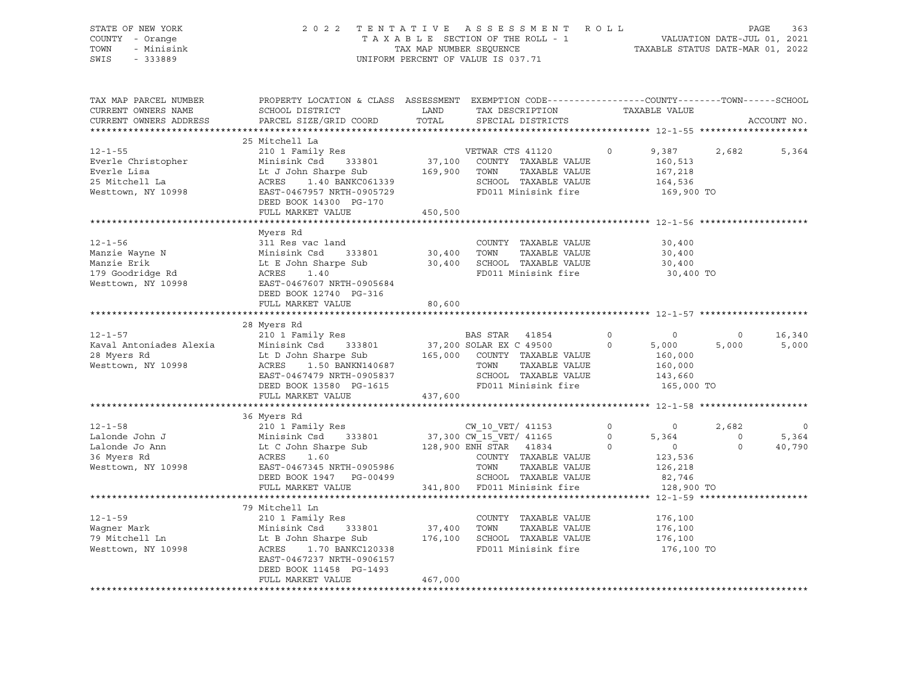STATE OF NEW YORK — 2022 TENTATIVE ASSESSMENT ROLL
COUNTY - Orange — TAXABLE SECTION OF THE ROLL - 1 — VALUATION DATE-JUL 01, 2021
TOWN - Minisink — TAX MAP NUMBER SEQUENCE — TAXABLE STATUS DATE-MAR 01, 2022
SWIS - 333889 — UNIFORM PERCENT OF VALUE IS 037.71

| TAX MAP PARCEL NUMBER / CURRENT OWNERS NAME / CURRENT OWNERS ADDRESS | PROPERTY LOCATION & CLASS / SCHOOL DISTRICT / PARCEL SIZE/GRID COORD | ASSESSMENT LAND / TOTAL | EXEMPTION CODE / TAX DESCRIPTION / SPECIAL DISTRICTS | | COUNTY TAXABLE VALUE | TOWN | SCHOOL / ACCOUNT NO. |
|---|---|---|---|---|---|---|---|
| **12-1-55** | 25 Mitchell La | | | | | | |
| 12-1-55 | 210 1 Family Res | | VETWAR CTS 41120 | 0 | 9,387 | 2,682 | 5,364 |
| Everle Christopher | Minisink Csd 333801 | 37,100 | COUNTY TAXABLE VALUE | | 160,513 | | |
| Everle Lisa | Lt J John Sharpe Sub | 169,900 | TOWN TAXABLE VALUE | | 167,218 | | |
| 25 Mitchell La | ACRES 1.40 BANKC061339 | | SCHOOL TAXABLE VALUE | | 164,536 | | |
| Westtown, NY 10998 | EAST-0467957 NRTH-0905729 | | FD011 Minisink fire | | 169,900 TO | | |
| | DEED BOOK 14300 PG-170 | | | | | | |
| | FULL MARKET VALUE | 450,500 | | | | | |
| **12-1-56** | Myers Rd | | | | | | |
| 12-1-56 | 311 Res vac land | | COUNTY TAXABLE VALUE | | 30,400 | | |
| Manzie Wayne N | Minisink Csd 333801 | 30,400 | TOWN TAXABLE VALUE | | 30,400 | | |
| Manzie Erik | Lt E John Sharpe Sub | 30,400 | SCHOOL TAXABLE VALUE | | 30,400 | | |
| 179 Goodridge Rd | ACRES 1.40 | | FD011 Minisink fire | | 30,400 TO | | |
| Westtown, NY 10998 | EAST-0467607 NRTH-0905684 | | | | | | |
| | DEED BOOK 12740 PG-316 | | | | | | |
| | FULL MARKET VALUE | 80,600 | | | | | |
| **12-1-57** | 28 Myers Rd | | | | | | |
| 12-1-57 | 210 1 Family Res | | BAS STAR 41854 | 0 | 0 | 0 | 16,340 |
| Kaval Antoniades Alexia | Minisink Csd 333801 | 37,200 | SOLAR EX C 49500 | 0 | 5,000 | 5,000 | 5,000 |
| 28 Myers Rd | Lt D John Sharpe Sub | 165,000 | COUNTY TAXABLE VALUE | | 160,000 | | |
| Westtown, NY 10998 | ACRES 1.50 BANKN140687 | | TOWN TAXABLE VALUE | | 160,000 | | |
| | EAST-0467479 NRTH-0905837 | | SCHOOL TAXABLE VALUE | | 143,660 | | |
| | DEED BOOK 13580 PG-1615 | | FD011 Minisink fire | | 165,000 TO | | |
| | FULL MARKET VALUE | 437,600 | | | | | |
| **12-1-58** | 36 Myers Rd | | | | | | |
| 12-1-58 | 210 1 Family Res | | CW_10_VET/ 41153 | 0 | 0 | 2,682 | 0 |
| Lalonde John J | Minisink Csd 333801 | 37,300 | CW_15_VET/ 41165 | 0 | 5,364 | 0 | 5,364 |
| Lalonde Jo Ann | Lt C John Sharpe Sub | 128,900 | ENH STAR 41834 | 0 | 0 | 0 | 40,790 |
| 36 Myers Rd | ACRES 1.60 | | COUNTY TAXABLE VALUE | | 123,536 | | |
| Westtown, NY 10998 | EAST-0467345 NRTH-0905986 | | TOWN TAXABLE VALUE | | 126,218 | | |
| | DEED BOOK 1947 PG-00499 | | SCHOOL TAXABLE VALUE | | 82,746 | | |
| | FULL MARKET VALUE | 341,800 | FD011 Minisink fire | | 128,900 TO | | |
| **12-1-59** | 79 Mitchell Ln | | | | | | |
| 12-1-59 | 210 1 Family Res | | COUNTY TAXABLE VALUE | | 176,100 | | |
| Wagner Mark | Minisink Csd 333801 | 37,400 | TOWN TAXABLE VALUE | | 176,100 | | |
| 79 Mitchell Ln | Lt B John Sharpe Sub | 176,100 | SCHOOL TAXABLE VALUE | | 176,100 | | |
| Westtown, NY 10998 | ACRES 1.70 BANKC120338 | | FD011 Minisink fire | | 176,100 TO | | |
| | EAST-0467237 NRTH-0906157 | | | | | | |
| | DEED BOOK 11458 PG-1493 | | | | | | |
| | FULL MARKET VALUE | 467,000 | | | | | |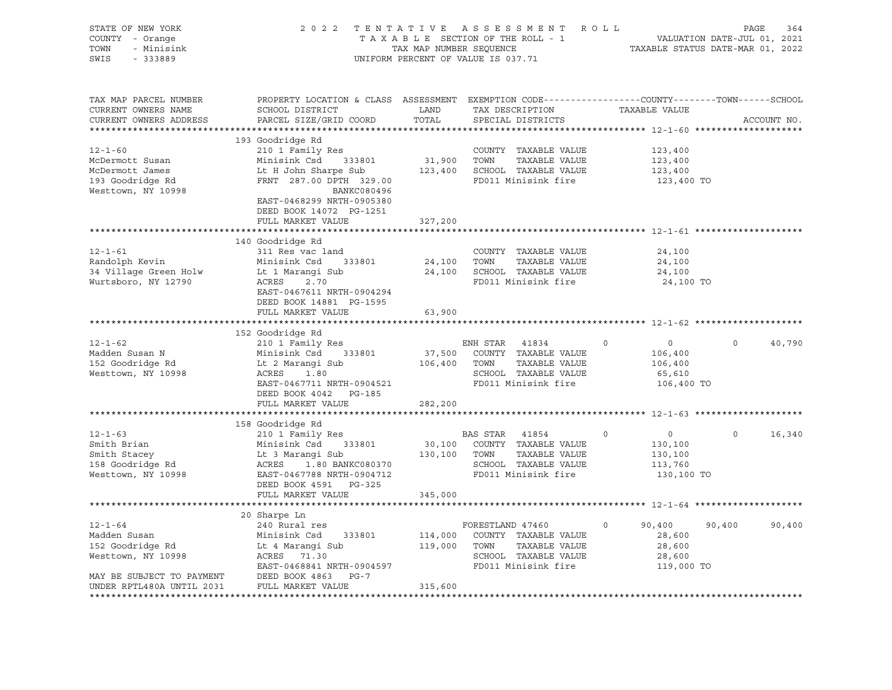STATE OF NEW YORK
COUNTY - Orange
TOWN - Minisink
SWIS - 333889

2 0 2 2 T E N T A T I V E A S S E S S M E N T R O L L
T A X A B L E SECTION OF THE ROLL - 1
TAX MAP NUMBER SEQUENCE
UNIFORM PERCENT OF VALUE IS 037.71

VALUATION DATE-JUL 01, 2021
TAXABLE STATUS DATE-MAR 01, 2022

```
TAX MAP PARCEL NUMBER          PROPERTY LOCATION & CLASS  ASSESSMENT  EXEMPTION CODE------------------COUNTY--------TOWN------SCHOOL
CURRENT OWNERS NAME            SCHOOL DISTRICT               LAND      TAX DESCRIPTION              TAXABLE VALUE
CURRENT OWNERS ADDRESS         PARCEL SIZE/GRID COORD        TOTAL     SPECIAL DISTRICTS                                          ACCOUNT NO.
******************************************************************************************************* 12-1-60 ********************
                               193 Goodridge Rd
12-1-60                        210 1 Family Res                        COUNTY  TAXABLE VALUE           123,400
McDermott Susan                Minisink Csd    333801       31,900     TOWN    TAXABLE VALUE           123,400
McDermott James                Lt H John Sharpe Sub        123,400     SCHOOL  TAXABLE VALUE           123,400
193 Goodridge Rd               FRNT 287.00 DPTH 329.00                 FD011 Minisink fire               123,400 TO
Westtown, NY 10998                           BANKC080496
                               EAST-0468299 NRTH-0905380
                               DEED BOOK 14072  PG-1251
                               FULL MARKET VALUE           327,200
******************************************************************************************************* 12-1-61 ********************
                               140 Goodridge Rd
12-1-61                        311 Res vac land                        COUNTY  TAXABLE VALUE            24,100
Randolph Kevin                 Minisink Csd    333801       24,100     TOWN    TAXABLE VALUE            24,100
34 Village Green Holw          Lt 1 Marangi Sub             24,100     SCHOOL  TAXABLE VALUE            24,100
Wurtsboro, NY 12790            ACRES    2.70                           FD011 Minisink fire                24,100 TO
                               EAST-0467611 NRTH-0904294
                               DEED BOOK 14881  PG-1595
                               FULL MARKET VALUE            63,900
******************************************************************************************************* 12-1-62 ********************
                               152 Goodridge Rd
12-1-62                        210 1 Family Res                        ENH STAR  41834       0          0          0      40,790
Madden Susan N                 Minisink Csd    333801       37,500     COUNTY  TAXABLE VALUE           106,400
152 Goodridge Rd               Lt 2 Marangi Sub            106,400     TOWN    TAXABLE VALUE           106,400
Westtown, NY 10998             ACRES    1.80                           SCHOOL  TAXABLE VALUE            65,610
                               EAST-0467711 NRTH-0904521               FD011 Minisink fire               106,400 TO
                               DEED BOOK 4042   PG-185
                               FULL MARKET VALUE           282,200
******************************************************************************************************* 12-1-63 ********************
                               158 Goodridge Rd
12-1-63                        210 1 Family Res                        BAS STAR  41854       0          0          0      16,340
Smith Brian                    Minisink Csd    333801       30,100     COUNTY  TAXABLE VALUE           130,100
Smith Stacey                   Lt 3 Marangi Sub            130,100     TOWN    TAXABLE VALUE           130,100
158 Goodridge Rd               ACRES    1.80 BANKC080370               SCHOOL  TAXABLE VALUE           113,760
Westtown, NY 10998             EAST-0467788 NRTH-0904712               FD011 Minisink fire               130,100 TO
                               DEED BOOK 4591   PG-325
                               FULL MARKET VALUE           345,000
******************************************************************************************************* 12-1-64 ********************
                               20 Sharpe Ln
12-1-64                        240 Rural res                           FORESTLAND 47460      0     90,400     90,400      90,400
Madden Susan                   Minisink Csd    333801      114,000     COUNTY  TAXABLE VALUE            28,600
152 Goodridge Rd               Lt 4 Marangi Sub            119,000     TOWN    TAXABLE VALUE            28,600
Westtown, NY 10998             ACRES   71.30                           SCHOOL  TAXABLE VALUE            28,600
                               EAST-0468841 NRTH-0904597               FD011 Minisink fire               119,000 TO
MAY BE SUBJECT TO PAYMENT      DEED BOOK 4863   PG-7
UNDER RPTL480A UNTIL 2031      FULL MARKET VALUE           315,600
************************************************************************************************************************************
```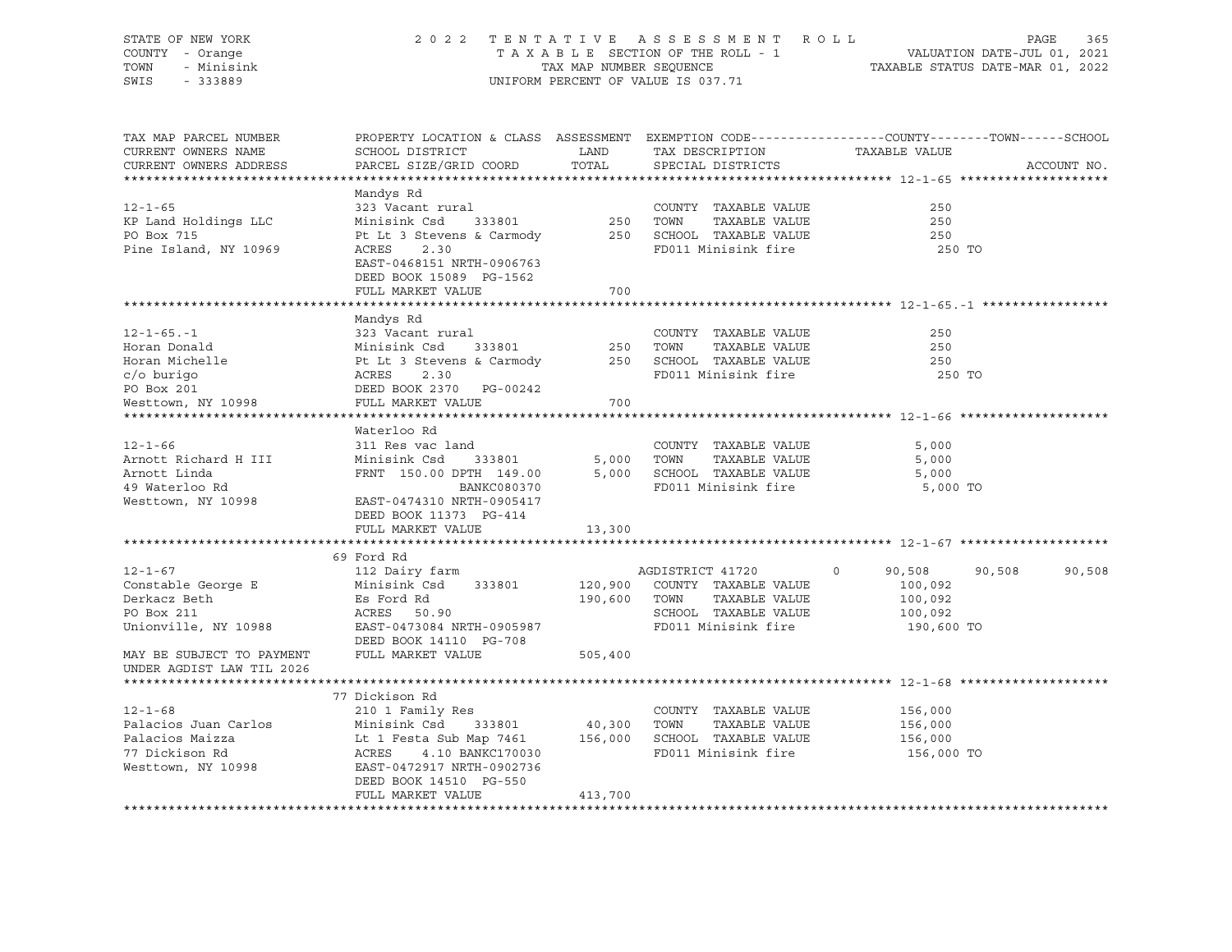STATE OF NEW YORK · COUNTY - Orange · TOWN - Minisink · SWIS - 333889

2 0 2 2 T E N T A T I V E A S S E S S M E N T R O L L
T A X A B L E SECTION OF THE ROLL - 1
TAX MAP NUMBER SEQUENCE
UNIFORM PERCENT OF VALUE IS 037.71

VALUATION DATE-JUL 01, 2021
TAXABLE STATUS DATE-MAR 01, 2022

| TAX MAP PARCEL NUMBER / CURRENT OWNERS NAME / CURRENT OWNERS ADDRESS | PROPERTY LOCATION & CLASS / SCHOOL DISTRICT / PARCEL SIZE/GRID COORD | ASSESSMENT LAND / TOTAL | EXEMPTION CODE / TAX DESCRIPTION / SPECIAL DISTRICTS | COUNTY | TOWN | SCHOOL |
|---|---|---|---|---|---|---|
| **12-1-65** | Mandys Rd | | | | | |
| 12-1-65 | 323 Vacant rural | | COUNTY TAXABLE VALUE | 250 | | |
| KP Land Holdings LLC | Minisink Csd 333801 | 250 | TOWN TAXABLE VALUE | | 250 | |
| PO Box 715 | Pt Lt 3 Stevens & Carmody | 250 | SCHOOL TAXABLE VALUE | | | 250 |
| Pine Island, NY 10969 | ACRES 2.30 | | FD011 Minisink fire | 250 TO | | |
| | EAST-0468151 NRTH-0906763 | | | | | |
| | DEED BOOK 15089 PG-1562 | | | | | |
| | FULL MARKET VALUE | 700 | | | | |
| **12-1-65.-1** | Mandys Rd | | | | | |
| 12-1-65.-1 | 323 Vacant rural | | COUNTY TAXABLE VALUE | 250 | | |
| Horan Donald | Minisink Csd 333801 | 250 | TOWN TAXABLE VALUE | | 250 | |
| Horan Michelle | Pt Lt 3 Stevens & Carmody | 250 | SCHOOL TAXABLE VALUE | | | 250 |
| c/o burigo | ACRES 2.30 | | FD011 Minisink fire | 250 TO | | |
| PO Box 201 | DEED BOOK 2370 PG-00242 | | | | | |
| Westtown, NY 10998 | FULL MARKET VALUE | 700 | | | | |
| **12-1-66** | Waterloo Rd | | | | | |
| 12-1-66 | 311 Res vac land | | COUNTY TAXABLE VALUE | 5,000 | | |
| Arnott Richard H III | Minisink Csd 333801 | 5,000 | TOWN TAXABLE VALUE | | 5,000 | |
| Arnott Linda | FRNT 150.00 DPTH 149.00 | 5,000 | SCHOOL TAXABLE VALUE | | | 5,000 |
| 49 Waterloo Rd | BANKC080370 | | FD011 Minisink fire | 5,000 TO | | |
| Westtown, NY 10998 | EAST-0474310 NRTH-0905417 | | | | | |
| | DEED BOOK 11373 PG-414 | | | | | |
| | FULL MARKET VALUE | 13,300 | | | | |
| **12-1-67** | 69 Ford Rd | | | | | |
| 12-1-67 | 112 Dairy farm | | AGDISTRICT 41720 0 | 90,508 | 90,508 | 90,508 |
| Constable George E | Minisink Csd 333801 | 120,900 | COUNTY TAXABLE VALUE | 100,092 | | |
| Derkacz Beth | Es Ford Rd | 190,600 | TOWN TAXABLE VALUE | | 100,092 | |
| PO Box 211 | ACRES 50.90 | | SCHOOL TAXABLE VALUE | | | 100,092 |
| Unionville, NY 10988 | EAST-0473084 NRTH-0905987 | | FD011 Minisink fire | 190,600 TO | | |
| | DEED BOOK 14110 PG-708 | | | | | |
| MAY BE SUBJECT TO PAYMENT UNDER AGDIST LAW TIL 2026 | FULL MARKET VALUE | 505,400 | | | | |
| **12-1-68** | 77 Dickison Rd | | | | | |
| 12-1-68 | 210 1 Family Res | | COUNTY TAXABLE VALUE | 156,000 | | |
| Palacios Juan Carlos | Minisink Csd 333801 | 40,300 | TOWN TAXABLE VALUE | | 156,000 | |
| Palacios Maizza | Lt 1 Festa Sub Map 7461 | 156,000 | SCHOOL TAXABLE VALUE | | | 156,000 |
| 77 Dickison Rd | ACRES 4.10 BANKC170030 | | FD011 Minisink fire | 156,000 TO | | |
| Westtown, NY 10998 | EAST-0472917 NRTH-0902736 | | | | | |
| | DEED BOOK 14510 PG-550 | | | | | |
| | FULL MARKET VALUE | 413,700 | | | | |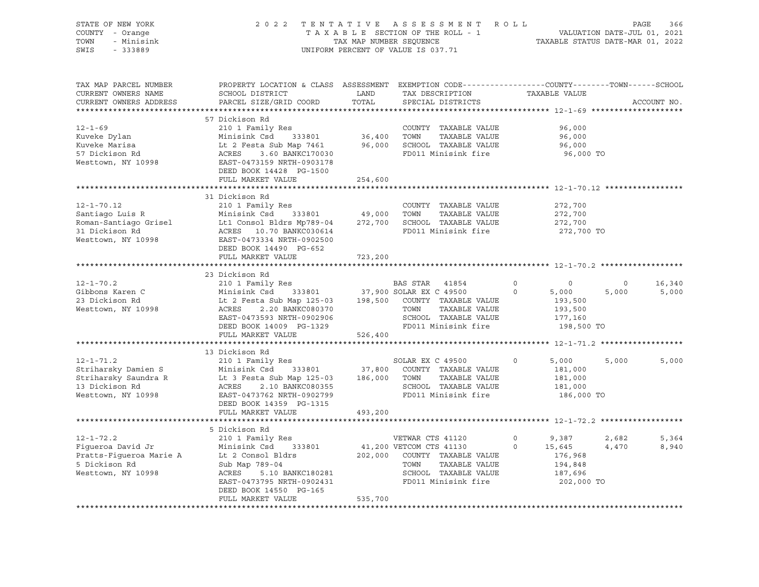STATE OF NEW YORK
COUNTY - Orange
TOWN - Minisink
SWIS - 333889

2022 TENTATIVE ASSESSMENT ROLL
TAXABLE SECTION OF THE ROLL - 1
TAX MAP NUMBER SEQUENCE
UNIFORM PERCENT OF VALUE IS 037.71

VALUATION DATE-JUL 01, 2021
TAXABLE STATUS DATE-MAR 01, 2022

| TAX MAP PARCEL NUMBER / CURRENT OWNERS NAME / CURRENT OWNERS ADDRESS | PROPERTY LOCATION & CLASS / SCHOOL DISTRICT / PARCEL SIZE/GRID COORD | ASSESSMENT LAND / TOTAL | EXEMPTION CODE / TAX DESCRIPTION / SPECIAL DISTRICTS | COUNTY TAXABLE VALUE | TOWN | SCHOOL |
|---|---|---|---|---|---|---|
| **12-1-69** | 57 Dickison Rd | | | | | |
| | 210 1 Family Res | | COUNTY TAXABLE VALUE | 96,000 | | |
| Kuveke Dylan | Minisink Csd 333801 | 36,400 | TOWN TAXABLE VALUE | 96,000 | | |
| Kuveke Marisa | Lt 2 Festa Sub Map 7461 | 96,000 | SCHOOL TAXABLE VALUE | 96,000 | | |
| 57 Dickison Rd | ACRES 3.60 BANKC170030 | | FD011 Minisink fire | 96,000 TO | | |
| Westtown, NY 10998 | EAST-0473159 NRTH-0903178 | | | | | |
| | DEED BOOK 14428 PG-1500 | | | | | |
| | FULL MARKET VALUE | 254,600 | | | | |
| **12-1-70.12** | 31 Dickison Rd | | | | | |
| | 210 1 Family Res | | COUNTY TAXABLE VALUE | 272,700 | | |
| Santiago Luis R | Minisink Csd 333801 | 49,000 | TOWN TAXABLE VALUE | 272,700 | | |
| Roman-Santiago Grisel | Lt1 Consol Bldrs Mp789-04 | 272,700 | SCHOOL TAXABLE VALUE | 272,700 | | |
| 31 Dickison Rd | ACRES 10.70 BANKC030614 | | FD011 Minisink fire | 272,700 TO | | |
| Westtown, NY 10998 | EAST-0473334 NRTH-0902500 | | | | | |
| | DEED BOOK 14490 PG-652 | | | | | |
| | FULL MARKET VALUE | 723,200 | | | | |
| **12-1-70.2** | 23 Dickison Rd | | | | | |
| | 210 1 Family Res | | BAS STAR 41854 0 | 0 | 0 | 16,340 |
| Gibbons Karen C | Minisink Csd 333801 | 37,900 | SOLAR EX C 49500 0 | 5,000 | 5,000 | 5,000 |
| 23 Dickison Rd | Lt 2 Festa Sub Map 125-03 | 198,500 | COUNTY TAXABLE VALUE | 193,500 | | |
| Westtown, NY 10998 | ACRES 2.20 BANKC080370 | | TOWN TAXABLE VALUE | 193,500 | | |
| | EAST-0473593 NRTH-0902906 | | SCHOOL TAXABLE VALUE | 177,160 | | |
| | DEED BOOK 14009 PG-1329 | | FD011 Minisink fire | 198,500 TO | | |
| | FULL MARKET VALUE | 526,400 | | | | |
| **12-1-71.2** | 13 Dickison Rd | | | | | |
| | 210 1 Family Res | | SOLAR EX C 49500 0 | 5,000 | 5,000 | 5,000 |
| Striharsky Damien S | Minisink Csd 333801 | 37,800 | COUNTY TAXABLE VALUE | 181,000 | | |
| Striharsky Saundra R | Lt 3 Festa Sub Map 125-03 | 186,000 | TOWN TAXABLE VALUE | 181,000 | | |
| 13 Dickison Rd | ACRES 2.10 BANKC080355 | | SCHOOL TAXABLE VALUE | 181,000 | | |
| Westtown, NY 10998 | EAST-0473762 NRTH-0902799 | | FD011 Minisink fire | 186,000 TO | | |
| | DEED BOOK 14359 PG-1315 | | | | | |
| | FULL MARKET VALUE | 493,200 | | | | |
| **12-1-72.2** | 5 Dickison Rd | | | | | |
| | 210 1 Family Res | | VETWAR CTS 41120 0 | 9,387 | 2,682 | 5,364 |
| Figueroa David Jr | Minisink Csd 333801 | 41,200 | VETCOM CTS 41130 0 | 15,645 | 4,470 | 8,940 |
| Pratts-Figueroa Marie A | Lt 2 Consol Bldrs | 202,000 | COUNTY TAXABLE VALUE | 176,968 | | |
| 5 Dickison Rd | Sub Map 789-04 | | TOWN TAXABLE VALUE | 194,848 | | |
| Westtown, NY 10998 | ACRES 5.10 BANKC180281 | | SCHOOL TAXABLE VALUE | 187,696 | | |
| | EAST-0473795 NRTH-0902431 | | FD011 Minisink fire | 202,000 TO | | |
| | DEED BOOK 14550 PG-165 | | | | | |
| | FULL MARKET VALUE | 535,700 | | | | |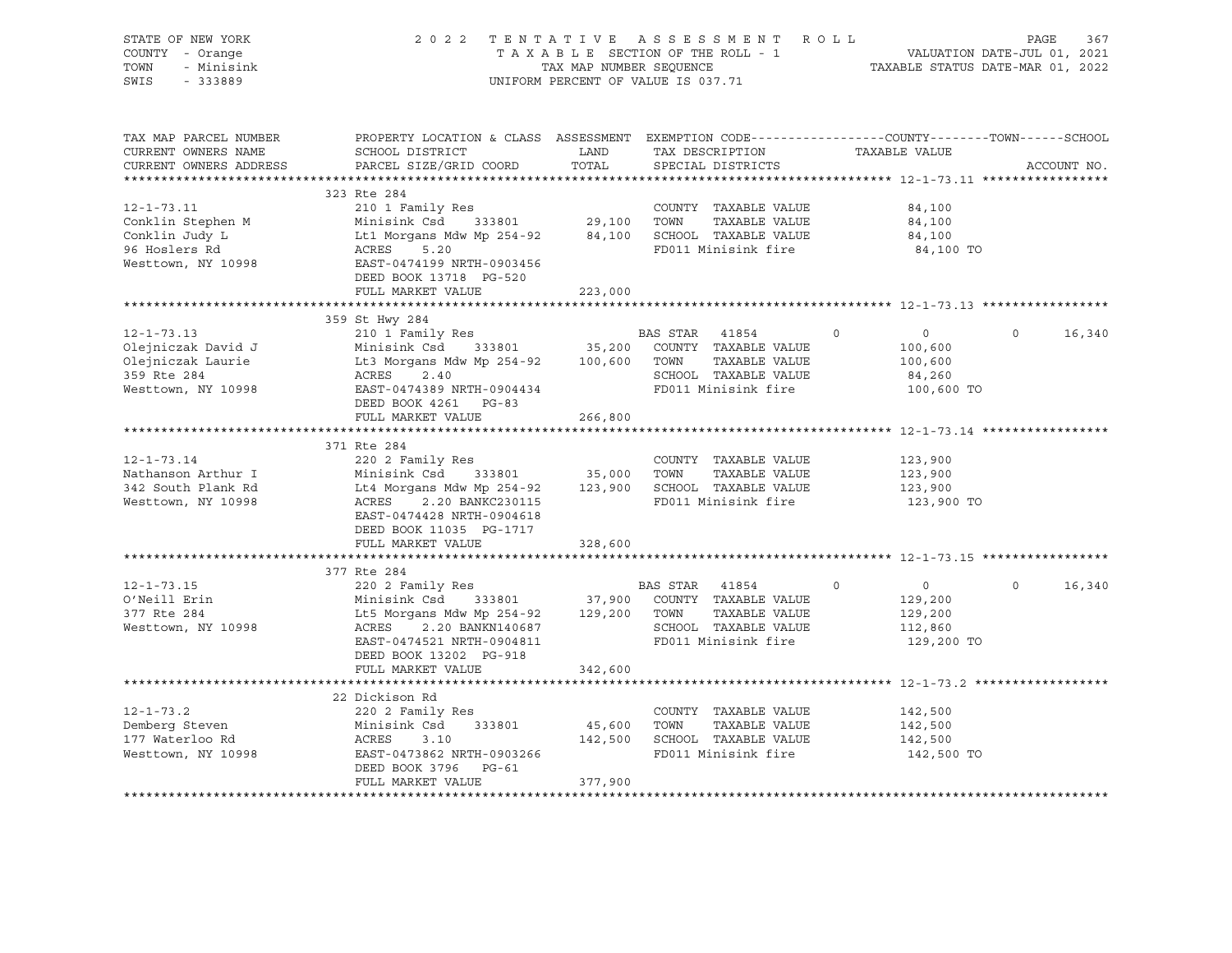STATE OF NEW YORK
COUNTY - Orange
TOWN - Minisink
SWIS - 333889

2022 TENTATIVE ASSESSMENT ROLL
TAXABLE SECTION OF THE ROLL - 1
TAX MAP NUMBER SEQUENCE
UNIFORM PERCENT OF VALUE IS 037.71

VALUATION DATE-JUL 01, 2021
TAXABLE STATUS DATE-MAR 01, 2022

| TAX MAP PARCEL NUMBER / CURRENT OWNERS NAME / CURRENT OWNERS ADDRESS | PROPERTY LOCATION & CLASS / SCHOOL DISTRICT / PARCEL SIZE/GRID COORD | ASSESSMENT LAND | TOTAL | EXEMPTION CODE / TAX DESCRIPTION / SPECIAL DISTRICTS | COUNTY | TOWN | SCHOOL / TAXABLE VALUE | ACCOUNT NO. |
|---|---|---|---|---|---|---|---|---|
| **12-1-73.11** | 323 Rte 284 | | | | | | | |
| 12-1-73.11 | 210 1 Family Res | | | COUNTY TAXABLE VALUE | | | 84,100 | |
| Conklin Stephen M | Minisink Csd 333801 | 29,100 | | TOWN TAXABLE VALUE | | | 84,100 | |
| Conklin Judy L | Lt1 Morgans Mdw Mp 254-92 | | 84,100 | SCHOOL TAXABLE VALUE | | | 84,100 | |
| 96 Hoslers Rd | ACRES 5.20 | | | FD011 Minisink fire | | | 84,100 TO | |
| Westtown, NY 10998 | EAST-0474199 NRTH-0903456 | | | | | | | |
| | DEED BOOK 13718 PG-520 | | | | | | | |
| | FULL MARKET VALUE | | 223,000 | | | | | |
| **12-1-73.13** | 359 St Hwy 284 | | | | | | | |
| 12-1-73.13 | 210 1 Family Res | | | BAS STAR 41854 | 0 | 0 | 0 16,340 | |
| Olejniczak David J | Minisink Csd 333801 | 35,200 | | COUNTY TAXABLE VALUE | | | 100,600 | |
| Olejniczak Laurie | Lt3 Morgans Mdw Mp 254-92 | | 100,600 | TOWN TAXABLE VALUE | | | 100,600 | |
| 359 Rte 284 | ACRES 2.40 | | | SCHOOL TAXABLE VALUE | | | 84,260 | |
| Westtown, NY 10998 | EAST-0474389 NRTH-0904434 | | | FD011 Minisink fire | | | 100,600 TO | |
| | DEED BOOK 4261 PG-83 | | | | | | | |
| | FULL MARKET VALUE | | 266,800 | | | | | |
| **12-1-73.14** | 371 Rte 284 | | | | | | | |
| 12-1-73.14 | 220 2 Family Res | | | COUNTY TAXABLE VALUE | | | 123,900 | |
| Nathanson Arthur I | Minisink Csd 333801 | 35,000 | | TOWN TAXABLE VALUE | | | 123,900 | |
| 342 South Plank Rd | Lt4 Morgans Mdw Mp 254-92 | | 123,900 | SCHOOL TAXABLE VALUE | | | 123,900 | |
| Westtown, NY 10998 | ACRES 2.20 BANKC230115 | | | FD011 Minisink fire | | | 123,900 TO | |
| | EAST-0474428 NRTH-0904618 | | | | | | | |
| | DEED BOOK 11035 PG-1717 | | | | | | | |
| | FULL MARKET VALUE | | 328,600 | | | | | |
| **12-1-73.15** | 377 Rte 284 | | | | | | | |
| 12-1-73.15 | 220 2 Family Res | | | BAS STAR 41854 | 0 | 0 | 0 16,340 | |
| O'Neill Erin | Minisink Csd 333801 | 37,900 | | COUNTY TAXABLE VALUE | | | 129,200 | |
| 377 Rte 284 | Lt5 Morgans Mdw Mp 254-92 | | 129,200 | TOWN TAXABLE VALUE | | | 129,200 | |
| Westtown, NY 10998 | ACRES 2.20 BANKN140687 | | | SCHOOL TAXABLE VALUE | | | 112,860 | |
| | EAST-0474521 NRTH-0904811 | | | FD011 Minisink fire | | | 129,200 TO | |
| | DEED BOOK 13202 PG-918 | | | | | | | |
| | FULL MARKET VALUE | | 342,600 | | | | | |
| **12-1-73.2** | 22 Dickison Rd | | | | | | | |
| 12-1-73.2 | 220 2 Family Res | | | COUNTY TAXABLE VALUE | | | 142,500 | |
| Demberg Steven | Minisink Csd 333801 | 45,600 | | TOWN TAXABLE VALUE | | | 142,500 | |
| 177 Waterloo Rd | ACRES 3.10 | | 142,500 | SCHOOL TAXABLE VALUE | | | 142,500 | |
| Westtown, NY 10998 | EAST-0473862 NRTH-0903266 | | | FD011 Minisink fire | | | 142,500 TO | |
| | DEED BOOK 3796 PG-61 | | | | | | | |
| | FULL MARKET VALUE | | 377,900 | | | | | |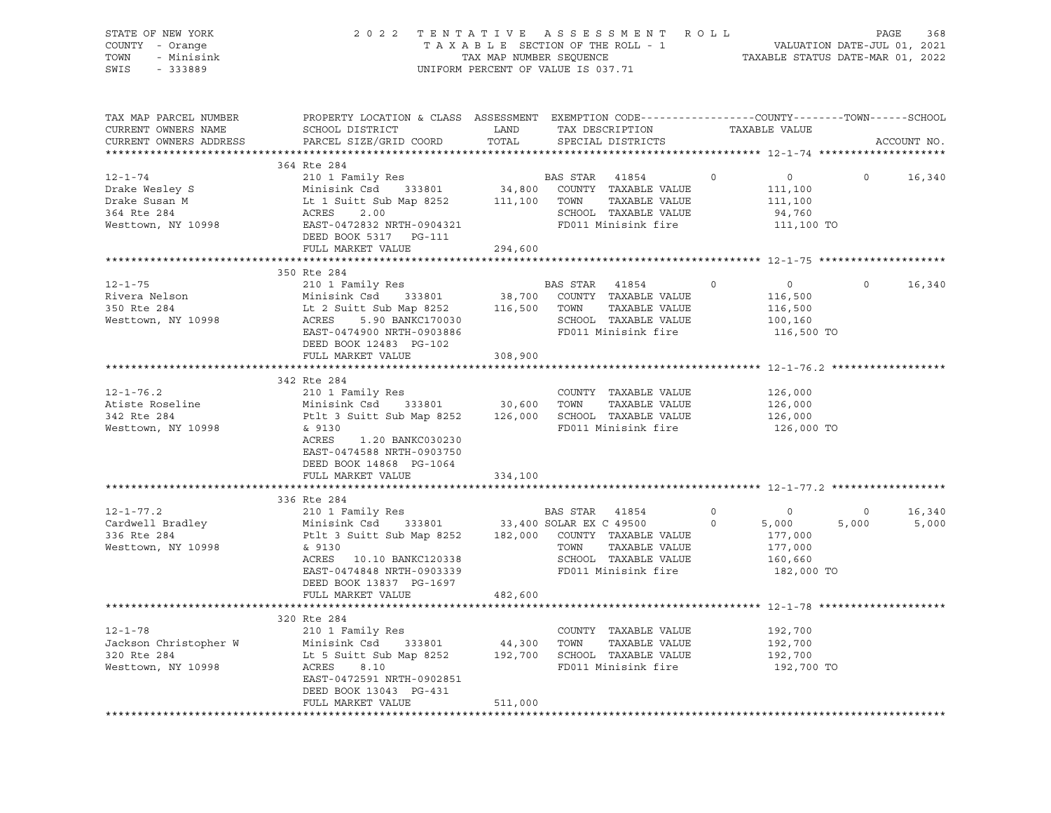STATE OF NEW YORK | 2 0 2 2 T E N T A T I V E A S S E S S M E N T R O L L | PAGE 368
COUNTY - Orange | T A X A B L E SECTION OF THE ROLL - 1 | VALUATION DATE-JUL 01, 2021
TOWN - Minisink | TAX MAP NUMBER SEQUENCE | TAXABLE STATUS DATE-MAR 01, 2022
SWIS - 333889 | UNIFORM PERCENT OF VALUE IS 037.71

```
TAX MAP PARCEL NUMBER     PROPERTY LOCATION & CLASS  ASSESSMENT  EXEMPTION CODE------------------COUNTY--------TOWN------SCHOOL
CURRENT OWNERS NAME       SCHOOL DISTRICT               LAND      TAX DESCRIPTION             TAXABLE VALUE
CURRENT OWNERS ADDRESS    PARCEL SIZE/GRID COORD        TOTAL     SPECIAL DISTRICTS                                        ACCOUNT NO.
******************************************************************************************************* 12-1-74 *******************
                          364 Rte 284
12-1-74                   210 1 Family Res                        BAS STAR  41854        0          0           0      16,340
Drake Wesley S            Minisink Csd    333801       34,800     COUNTY  TAXABLE VALUE           111,100
Drake Susan M             Lt 1 Suitt Sub Map 8252     111,100     TOWN    TAXABLE VALUE           111,100
364 Rte 284               ACRES     2.00                          SCHOOL  TAXABLE VALUE            94,760
Westtown, NY 10998        EAST-0472832 NRTH-0904321               FD011 Minisink fire             111,100 TO
                          DEED BOOK 5317    PG-111
                          FULL MARKET VALUE           294,600
******************************************************************************************************* 12-1-75 *******************
                          350 Rte 284
12-1-75                   210 1 Family Res                        BAS STAR  41854        0          0           0      16,340
Rivera Nelson             Minisink Csd    333801       38,700     COUNTY  TAXABLE VALUE           116,500
350 Rte 284               Lt 2 Suitt Sub Map 8252     116,500     TOWN    TAXABLE VALUE           116,500
Westtown, NY 10998        ACRES     5.90 BANKC170030              SCHOOL  TAXABLE VALUE           100,160
                          EAST-0474900 NRTH-0903886               FD011 Minisink fire             116,500 TO
                          DEED BOOK 12483  PG-102
                          FULL MARKET VALUE           308,900
******************************************************************************************************* 12-1-76.2 *****************
                          342 Rte 284
12-1-76.2                 210 1 Family Res                        COUNTY  TAXABLE VALUE           126,000
Atiste Roseline           Minisink Csd    333801       30,600     TOWN    TAXABLE VALUE           126,000
342 Rte 284               Ptlt 3 Suitt Sub Map 8252   126,000     SCHOOL  TAXABLE VALUE           126,000
Westtown, NY 10998        & 9130                                  FD011 Minisink fire             126,000 TO
                          ACRES     1.20 BANKC030230
                          EAST-0474588 NRTH-0903750
                          DEED BOOK 14868  PG-1064
                          FULL MARKET VALUE           334,100
******************************************************************************************************* 12-1-77.2 *****************
                          336 Rte 284
12-1-77.2                 210 1 Family Res                        BAS STAR  41854        0          0           0      16,340
Cardwell Bradley          Minisink Csd    333801       33,400 SOLAR EX C 49500           0      5,000       5,000       5,000
336 Rte 284               Ptlt 3 Suitt Sub Map 8252   182,000     COUNTY  TAXABLE VALUE           177,000
Westtown, NY 10998        & 9130                                  TOWN    TAXABLE VALUE           177,000
                          ACRES    10.10 BANKC120338              SCHOOL  TAXABLE VALUE           160,660
                          EAST-0474848 NRTH-0903339               FD011 Minisink fire             182,000 TO
                          DEED BOOK 13837  PG-1697
                          FULL MARKET VALUE           482,600
******************************************************************************************************* 12-1-78 *******************
                          320 Rte 284
12-1-78                   210 1 Family Res                        COUNTY  TAXABLE VALUE           192,700
Jackson Christopher W     Minisink Csd    333801       44,300     TOWN    TAXABLE VALUE           192,700
320 Rte 284               Lt 5 Suitt Sub Map 8252     192,700     SCHOOL  TAXABLE VALUE           192,700
Westtown, NY 10998        ACRES     8.10                          FD011 Minisink fire             192,700 TO
                          EAST-0472591 NRTH-0902851
                          DEED BOOK 13043  PG-431
                          FULL MARKET VALUE           511,000
************************************************************************************************************************************
```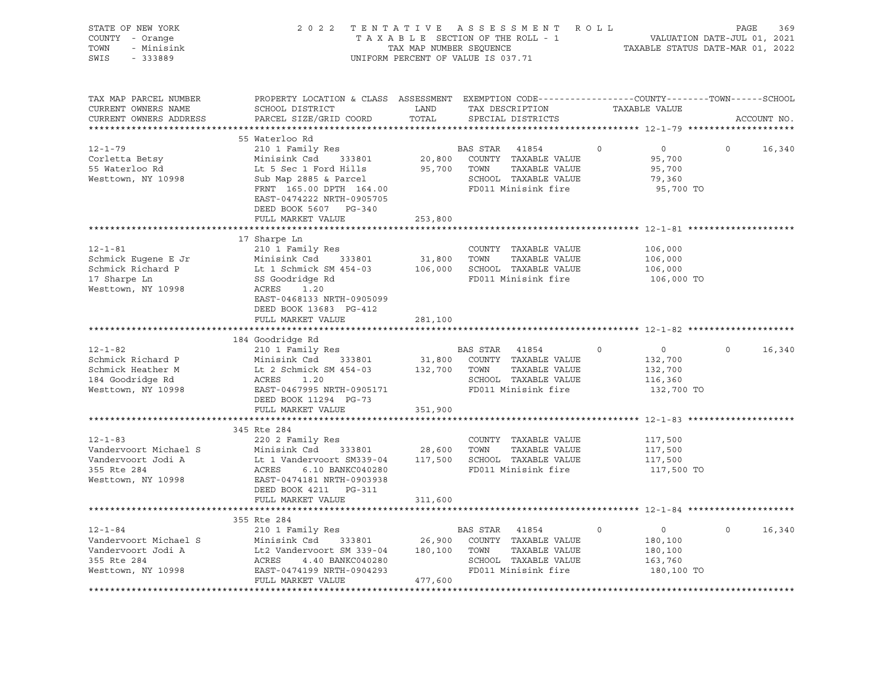STATE OF NEW YORK | 2022 TENTATIVE ASSESSMENT ROLL | VALUATION DATE-JUL 01, 2021
COUNTY - Orange | TAXABLE SECTION OF THE ROLL - 1 | TAXABLE STATUS DATE-MAR 01, 2022
TOWN - Minisink | TAX MAP NUMBER SEQUENCE
SWIS - 333889 | UNIFORM PERCENT OF VALUE IS 037.71

```
TAX MAP PARCEL NUMBER     PROPERTY LOCATION & CLASS  ASSESSMENT  EXEMPTION CODE------------------COUNTY--------TOWN------SCHOOL
CURRENT OWNERS NAME       SCHOOL DISTRICT               LAND      TAX DESCRIPTION              TAXABLE VALUE
CURRENT OWNERS ADDRESS    PARCEL SIZE/GRID COORD        TOTAL     SPECIAL DISTRICTS                                      ACCOUNT NO.
******************************************************************************************************* 12-1-79 *******************
                          55 Waterloo Rd
12-1-79                   210 1 Family Res                        BAS STAR  41854        0          0           0      16,340
Corletta Betsy            Minisink Csd     333801       20,800    COUNTY  TAXABLE VALUE          95,700
55 Waterloo Rd            Lt 5 Sec 1 Ford Hills         95,700    TOWN    TAXABLE VALUE          95,700
Westtown, NY 10998        Sub Map 2885 & Parcel                   SCHOOL  TAXABLE VALUE          79,360
                          FRNT 165.00 DPTH 164.00                 FD011 Minisink fire             95,700 TO
                          EAST-0474222 NRTH-0905705
                          DEED BOOK 5607   PG-340
                          FULL MARKET VALUE            253,800
******************************************************************************************************* 12-1-81 *******************
                          17 Sharpe Ln
12-1-81                   210 1 Family Res                        COUNTY  TAXABLE VALUE         106,000
Schmick Eugene E Jr       Minisink Csd     333801       31,800    TOWN    TAXABLE VALUE         106,000
Schmick Richard P         Lt 1 Schmick SM 454-03       106,000    SCHOOL  TAXABLE VALUE         106,000
17 Sharpe Ln              SS Goodridge Rd                         FD011 Minisink fire            106,000 TO
Westtown, NY 10998        ACRES    1.20
                          EAST-0468133 NRTH-0905099
                          DEED BOOK 13683  PG-412
                          FULL MARKET VALUE            281,100
******************************************************************************************************* 12-1-82 *******************
                          184 Goodridge Rd
12-1-82                   210 1 Family Res                        BAS STAR  41854        0          0           0      16,340
Schmick Richard P         Minisink Csd     333801       31,800    COUNTY  TAXABLE VALUE         132,700
Schmick Heather M         Lt 2 Schmick SM 454-03       132,700    TOWN    TAXABLE VALUE         132,700
184 Goodridge Rd          ACRES    1.20                           SCHOOL  TAXABLE VALUE         116,360
Westtown, NY 10998        EAST-0467995 NRTH-0905171               FD011 Minisink fire            132,700 TO
                          DEED BOOK 11294  PG-73
                          FULL MARKET VALUE            351,900
******************************************************************************************************* 12-1-83 *******************
                          345 Rte 284
12-1-83                   220 2 Family Res                        COUNTY  TAXABLE VALUE         117,500
Vandervoort Michael S     Minisink Csd     333801       28,600    TOWN    TAXABLE VALUE         117,500
Vandervoort Jodi A        Lt 1 Vandervoort SM339-04    117,500    SCHOOL  TAXABLE VALUE         117,500
355 Rte 284               ACRES    6.10 BANKC040280               FD011 Minisink fire            117,500 TO
Westtown, NY 10998        EAST-0474181 NRTH-0903938
                          DEED BOOK 4211   PG-311
                          FULL MARKET VALUE            311,600
******************************************************************************************************* 12-1-84 *******************
                          355 Rte 284
12-1-84                   210 1 Family Res                        BAS STAR  41854        0          0           0      16,340
Vandervoort Michael S     Minisink Csd     333801       26,900    COUNTY  TAXABLE VALUE         180,100
Vandervoort Jodi A        Lt2 Vandervoort SM 339-04    180,100    TOWN    TAXABLE VALUE         180,100
355 Rte 284               ACRES    4.40 BANKC040280               SCHOOL  TAXABLE VALUE         163,760
Westtown, NY 10998        EAST-0474199 NRTH-0904293               FD011 Minisink fire            180,100 TO
                          FULL MARKET VALUE            477,600
************************************************************************************************************************************
```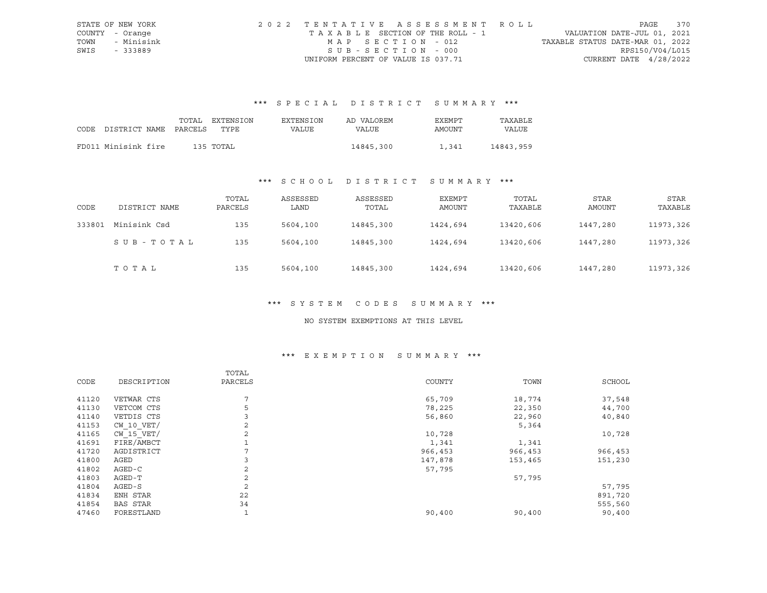STATE OF NEW YORK
COUNTY - Orange
TOWN - Minisink
SWIS - 333889

2022 TENTATIVE ASSESSMENT ROLL
TAXABLE SECTION OF THE ROLL - 1
MAP SECTION - 012
SUB-SECTION - 000
UNIFORM PERCENT OF VALUE IS 037.71

VALUATION DATE-JUL 01, 2021
TAXABLE STATUS DATE-MAR 01, 2022
RPS150/V04/L015
CURRENT DATE 4/28/2022

## *** SPECIAL DISTRICT SUMMARY ***

| CODE | DISTRICT NAME | TOTAL PARCELS | EXTENSION TYPE | EXTENSION VALUE | AD VALOREM VALUE | EXEMPT AMOUNT | TAXABLE VALUE |
|---|---|---|---|---|---|---|---|
| FD011 | Minisink fire | 135 | TOTAL | | 14845,300 | 1,341 | 14843,959 |

## *** SCHOOL DISTRICT SUMMARY ***

| CODE | DISTRICT NAME | TOTAL PARCELS | ASSESSED LAND | ASSESSED TOTAL | EXEMPT AMOUNT | TOTAL TAXABLE | STAR AMOUNT | STAR TAXABLE |
|---|---|---|---|---|---|---|---|---|
| 333801 | Minisink Csd | 135 | 5604,100 | 14845,300 | 1424,694 | 13420,606 | 1447,280 | 11973,326 |
| | SUB-TOTAL | 135 | 5604,100 | 14845,300 | 1424,694 | 13420,606 | 1447,280 | 11973,326 |
| | TOTAL | 135 | 5604,100 | 14845,300 | 1424,694 | 13420,606 | 1447,280 | 11973,326 |

## *** SYSTEM CODES SUMMARY ***

NO SYSTEM EXEMPTIONS AT THIS LEVEL

## *** EXEMPTION SUMMARY ***

| CODE | DESCRIPTION | TOTAL PARCELS | COUNTY | TOWN | SCHOOL |
|---|---|---|---|---|---|
| 41120 | VETWAR CTS | 7 | 65,709 | 18,774 | 37,548 |
| 41130 | VETCOM CTS | 5 | 78,225 | 22,350 | 44,700 |
| 41140 | VETDIS CTS | 3 | 56,860 | 22,960 | 40,840 |
| 41153 | CW_10_VET/ | 2 | | 5,364 | |
| 41165 | CW_15_VET/ | 2 | 10,728 | | 10,728 |
| 41691 | FIRE/AMBCT | 1 | 1,341 | 1,341 | |
| 41720 | AGDISTRICT | 7 | 966,453 | 966,453 | 966,453 |
| 41800 | AGED | 3 | 147,878 | 153,465 | 151,230 |
| 41802 | AGED-C | 2 | 57,795 | | |
| 41803 | AGED-T | 2 | | 57,795 | |
| 41804 | AGED-S | 2 | | | 57,795 |
| 41834 | ENH STAR | 22 | | | 891,720 |
| 41854 | BAS STAR | 34 | | | 555,560 |
| 47460 | FORESTLAND | 1 | 90,400 | 90,400 | 90,400 |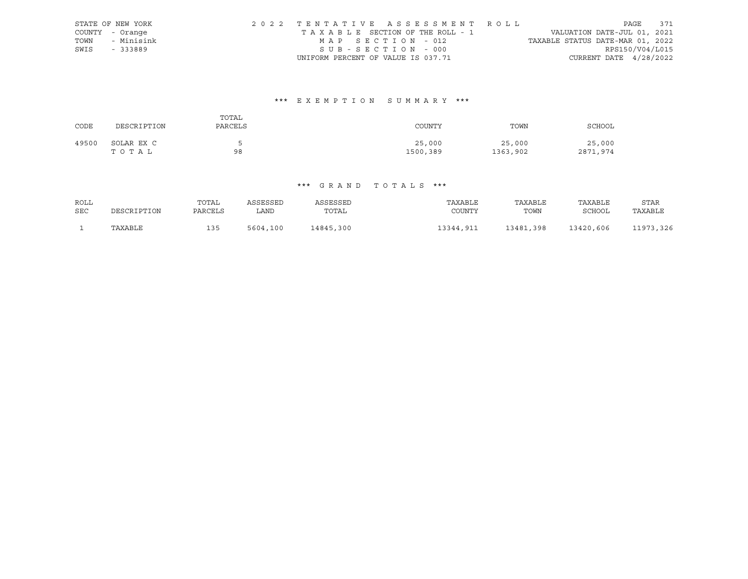STATE OF NEW YORK
COUNTY - Orange
TOWN - Minisink
SWIS - 333889

2022 TENTATIVE ASSESSMENT ROLL
TAXABLE SECTION OF THE ROLL - 1
MAP SECTION - 012
SUB-SECTION - 000
UNIFORM PERCENT OF VALUE IS 037.71

VALUATION DATE-JUL 01, 2021
TAXABLE STATUS DATE-MAR 01, 2022
RPS150/V04/L015
CURRENT DATE 4/28/2022

### *** EXEMPTION SUMMARY ***

| CODE | DESCRIPTION | TOTAL PARCELS | COUNTY | TOWN | SCHOOL |
|---|---|---|---|---|---|
| 49500 | SOLAR EX C | 5 | 25,000 | 25,000 | 25,000 |
| | TOTAL | 98 | 1500,389 | 1363,902 | 2871,974 |

### *** GRAND TOTALS ***

| ROLL SEC | DESCRIPTION | TOTAL PARCELS | ASSESSED LAND | ASSESSED TOTAL | TAXABLE COUNTY | TAXABLE TOWN | TAXABLE SCHOOL | STAR TAXABLE |
|---|---|---|---|---|---|---|---|---|
| 1 | TAXABLE | 135 | 5604,100 | 14845,300 | 13344,911 | 13481,398 | 13420,606 | 11973,326 |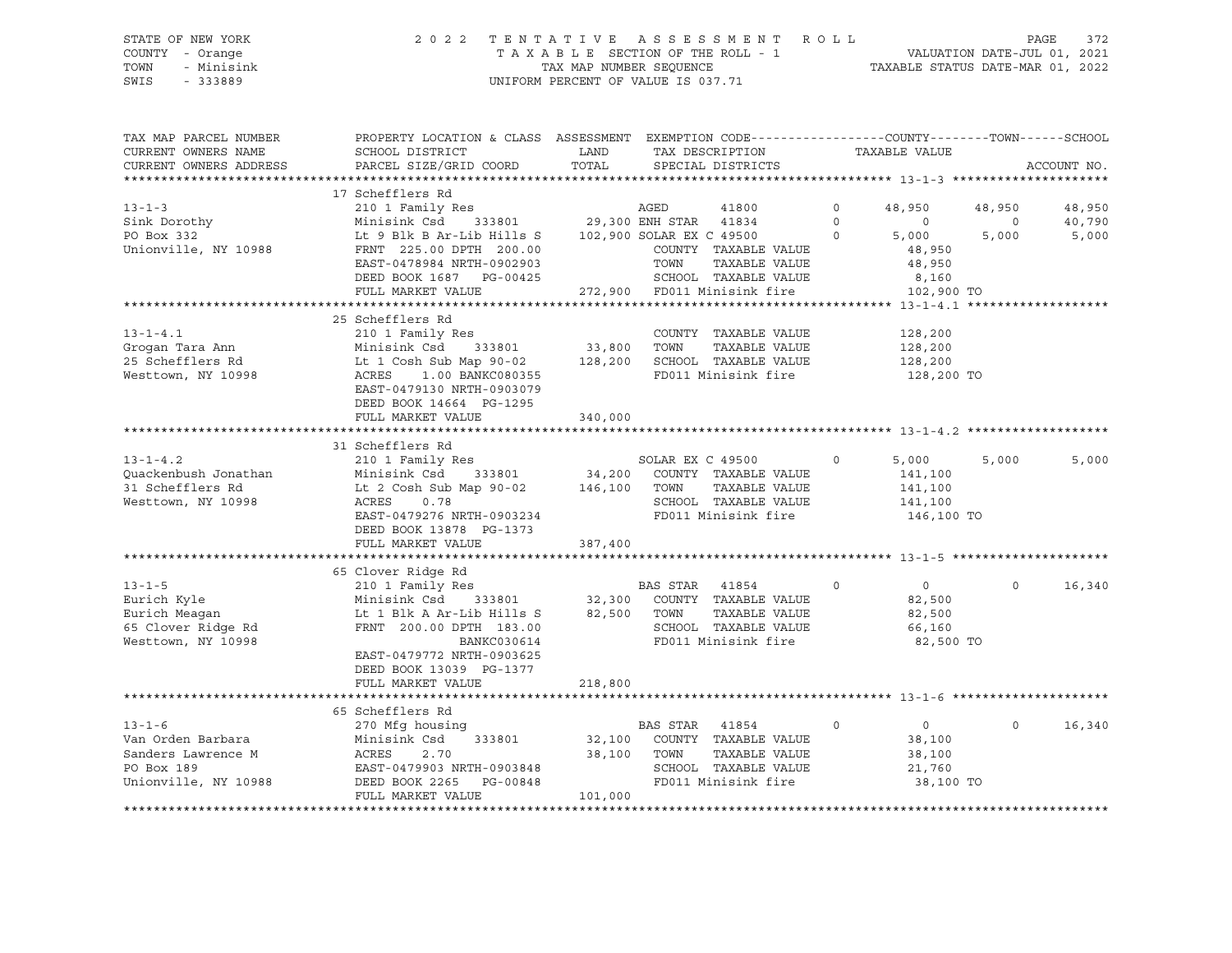STATE OF NEW YORK — 2022 TENTATIVE ASSESSMENT ROLL
COUNTY - Orange — TAXABLE SECTION OF THE ROLL - 1 — VALUATION DATE-JUL 01, 2021
TOWN - Minisink — TAX MAP NUMBER SEQUENCE — TAXABLE STATUS DATE-MAR 01, 2022
SWIS - 333889 — UNIFORM PERCENT OF VALUE IS 037.71

| TAX MAP PARCEL NUMBER / CURRENT OWNERS NAME / CURRENT OWNERS ADDRESS | PROPERTY LOCATION & CLASS / SCHOOL DISTRICT / PARCEL SIZE/GRID COORD | ASSESSMENT LAND | TOTAL | EXEMPTION CODE / TAX DESCRIPTION / SPECIAL DISTRICTS | | COUNTY TAXABLE VALUE | TOWN | SCHOOL |
|---|---|---|---|---|---|---|---|---|
| **13-1-3** | 17 Schefflers Rd | | | | | | | |
| 13-1-3 | 210 1 Family Res | | | AGED 41800 | 0 | 48,950 | 48,950 | 48,950 |
| Sink Dorothy | Minisink Csd 333801 | 29,300 | | ENH STAR 41834 | 0 | 0 | 0 | 40,790 |
| PO Box 332 | Lt 9 Blk B Ar-Lib Hills S | | 102,900 | SOLAR EX C 49500 | 0 | 5,000 | 5,000 | 5,000 |
| Unionville, NY 10988 | FRNT 225.00 DPTH 200.00 | | | COUNTY TAXABLE VALUE | | 48,950 | | |
| | EAST-0478984 NRTH-0902903 | | | TOWN TAXABLE VALUE | | 48,950 | | |
| | DEED BOOK 1687 PG-00425 | | | SCHOOL TAXABLE VALUE | | 8,160 | | |
| | FULL MARKET VALUE | | 272,900 | FD011 Minisink fire | | 102,900 TO | | |
| **13-1-4.1** | 25 Schefflers Rd | | | | | | | |
| 13-1-4.1 | 210 1 Family Res | | | COUNTY TAXABLE VALUE | | 128,200 | | |
| Grogan Tara Ann | Minisink Csd 333801 | 33,800 | | TOWN TAXABLE VALUE | | 128,200 | | |
| 25 Schefflers Rd | Lt 1 Cosh Sub Map 90-02 | | 128,200 | SCHOOL TAXABLE VALUE | | 128,200 | | |
| Westtown, NY 10998 | ACRES 1.00 BANKC080355 | | | FD011 Minisink fire | | 128,200 TO | | |
| | EAST-0479130 NRTH-0903079 | | | | | | | |
| | DEED BOOK 14664 PG-1295 | | | | | | | |
| | FULL MARKET VALUE | | 340,000 | | | | | |
| **13-1-4.2** | 31 Schefflers Rd | | | | | | | |
| 13-1-4.2 | 210 1 Family Res | | | SOLAR EX C 49500 | 0 | 5,000 | 5,000 | 5,000 |
| Quackenbush Jonathan | Minisink Csd 333801 | 34,200 | | COUNTY TAXABLE VALUE | | 141,100 | | |
| 31 Schefflers Rd | Lt 2 Cosh Sub Map 90-02 | | 146,100 | TOWN TAXABLE VALUE | | 141,100 | | |
| Westtown, NY 10998 | ACRES 0.78 | | | SCHOOL TAXABLE VALUE | | 141,100 | | |
| | EAST-0479276 NRTH-0903234 | | | FD011 Minisink fire | | 146,100 TO | | |
| | DEED BOOK 13878 PG-1373 | | | | | | | |
| | FULL MARKET VALUE | | 387,400 | | | | | |
| **13-1-5** | 65 Clover Ridge Rd | | | | | | | |
| 13-1-5 | 210 1 Family Res | | | BAS STAR 41854 | 0 | 0 | 0 | 16,340 |
| Eurich Kyle | Minisink Csd 333801 | 32,300 | | COUNTY TAXABLE VALUE | | 82,500 | | |
| Eurich Meagan | Lt 1 Blk A Ar-Lib Hills S | | 82,500 | TOWN TAXABLE VALUE | | 82,500 | | |
| 65 Clover Ridge Rd | FRNT 200.00 DPTH 183.00 | | | SCHOOL TAXABLE VALUE | | 66,160 | | |
| Westtown, NY 10998 | BANKC030614 | | | FD011 Minisink fire | | 82,500 TO | | |
| | EAST-0479772 NRTH-0903625 | | | | | | | |
| | DEED BOOK 13039 PG-1377 | | | | | | | |
| | FULL MARKET VALUE | | 218,800 | | | | | |
| **13-1-6** | 65 Schefflers Rd | | | | | | | |
| 13-1-6 | 270 Mfg housing | | | BAS STAR 41854 | 0 | 0 | 0 | 16,340 |
| Van Orden Barbara | Minisink Csd 333801 | 32,100 | | COUNTY TAXABLE VALUE | | 38,100 | | |
| Sanders Lawrence M | ACRES 2.70 | | 38,100 | TOWN TAXABLE VALUE | | 38,100 | | |
| PO Box 189 | EAST-0479903 NRTH-0903848 | | | SCHOOL TAXABLE VALUE | | 21,760 | | |
| Unionville, NY 10988 | DEED BOOK 2265 PG-00848 | | | FD011 Minisink fire | | 38,100 TO | | |
| | FULL MARKET VALUE | | 101,000 | | | | | |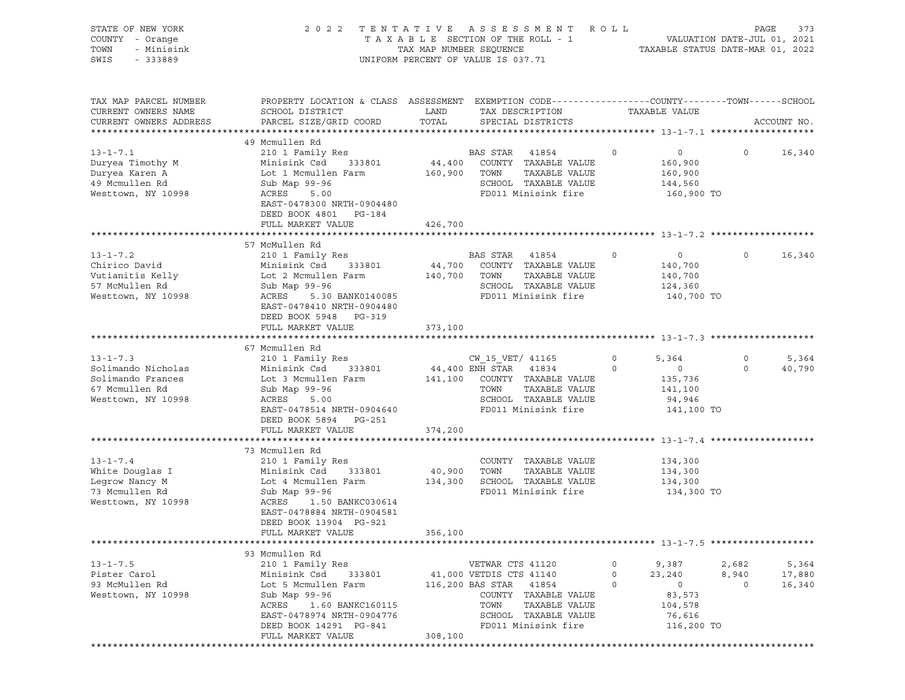STATE OF NEW YORK | COUNTY - Orange | TOWN - Minisink | SWIS - 333889

2022 TENTATIVE ASSESSMENT ROLL
TAXABLE SECTION OF THE ROLL - 1
TAX MAP NUMBER SEQUENCE
UNIFORM PERCENT OF VALUE IS 037.71

VALUATION DATE-JUL 01, 2021
TAXABLE STATUS DATE-MAR 01, 2022

| TAX MAP PARCEL NUMBER / CURRENT OWNERS NAME / CURRENT OWNERS ADDRESS | PROPERTY LOCATION & CLASS / SCHOOL DISTRICT / PARCEL SIZE/GRID COORD | ASSESSMENT LAND / TOTAL | EXEMPTION CODE / TAX DESCRIPTION / SPECIAL DISTRICTS | | COUNTY TAXABLE VALUE | TOWN | SCHOOL | ACCOUNT NO. |
|---|---|---|---|---|---|---|---|---|
| **13-1-7.1** | 49 Mcmullen Rd | | | | | | | |
| 13-1-7.1 | 210 1 Family Res | | BAS STAR 41854 | 0 | 0 | 0 | 16,340 | |
| Duryea Timothy M | Minisink Csd 333801 | 44,400 | COUNTY TAXABLE VALUE | | 160,900 | | | |
| Duryea Karen A | Lot 1 Mcmullen Farm | 160,900 | TOWN TAXABLE VALUE | | 160,900 | | | |
| 49 Mcmullen Rd | Sub Map 99-96 | | SCHOOL TAXABLE VALUE | | 144,560 | | | |
| Westtown, NY 10998 | ACRES 5.00 | | FD011 Minisink fire | | 160,900 TO | | | |
| | EAST-0478300 NRTH-0904480 | | | | | | | |
| | DEED BOOK 4801 PG-184 | | | | | | | |
| | FULL MARKET VALUE | 426,700 | | | | | | |
| **13-1-7.2** | 57 McMullen Rd | | | | | | | |
| 13-1-7.2 | 210 1 Family Res | | BAS STAR 41854 | 0 | 0 | 0 | 16,340 | |
| Chirico David | Minisink Csd 333801 | 44,700 | COUNTY TAXABLE VALUE | | 140,700 | | | |
| Vutianitis Kelly | Lot 2 Mcmullen Farm | 140,700 | TOWN TAXABLE VALUE | | 140,700 | | | |
| 57 McMullen Rd | Sub Map 99-96 | | SCHOOL TAXABLE VALUE | | 124,360 | | | |
| Westtown, NY 10998 | ACRES 5.30 BANK0140085 | | FD011 Minisink fire | | 140,700 TO | | | |
| | EAST-0478410 NRTH-0904480 | | | | | | | |
| | DEED BOOK 5948 PG-319 | | | | | | | |
| | FULL MARKET VALUE | 373,100 | | | | | | |
| **13-1-7.3** | 67 Mcmullen Rd | | | | | | | |
| 13-1-7.3 | 210 1 Family Res | | CW_15_VET/ 41165 | 0 | 5,364 | 0 | 5,364 | |
| Solimando Nicholas | Minisink Csd 333801 | 44,400 | ENH STAR 41834 | 0 | 0 | 0 | 40,790 | |
| Solimando Frances | Lot 3 Mcmullen Farm | 141,100 | COUNTY TAXABLE VALUE | | 135,736 | | | |
| 67 Mcmullen Rd | Sub Map 99-96 | | TOWN TAXABLE VALUE | | 141,100 | | | |
| Westtown, NY 10998 | ACRES 5.00 | | SCHOOL TAXABLE VALUE | | 94,946 | | | |
| | EAST-0478514 NRTH-0904640 | | FD011 Minisink fire | | 141,100 TO | | | |
| | DEED BOOK 5894 PG-251 | | | | | | | |
| | FULL MARKET VALUE | 374,200 | | | | | | |
| **13-1-7.4** | 73 Mcmullen Rd | | | | | | | |
| 13-1-7.4 | 210 1 Family Res | | COUNTY TAXABLE VALUE | | 134,300 | | | |
| White Douglas I | Minisink Csd 333801 | 40,900 | TOWN TAXABLE VALUE | | 134,300 | | | |
| Legrow Nancy M | Lot 4 Mcmullen Farm | 134,300 | SCHOOL TAXABLE VALUE | | 134,300 | | | |
| 73 Mcmullen Rd | Sub Map 99-96 | | FD011 Minisink fire | | 134,300 TO | | | |
| Westtown, NY 10998 | ACRES 1.50 BANKC030614 | | | | | | | |
| | EAST-0478884 NRTH-0904581 | | | | | | | |
| | DEED BOOK 13904 PG-921 | | | | | | | |
| | FULL MARKET VALUE | 356,100 | | | | | | |
| **13-1-7.5** | 93 Mcmullen Rd | | | | | | | |
| 13-1-7.5 | 210 1 Family Res | | VETWAR CTS 41120 | 0 | 9,387 | 2,682 | 5,364 | |
| Pister Carol | Minisink Csd 333801 | 41,000 | VETDIS CTS 41140 | 0 | 23,240 | 8,940 | 17,880 | |
| 93 McMullen Rd | Lot 5 Mcmullen Farm | 116,200 | BAS STAR 41854 | 0 | 0 | 0 | 16,340 | |
| Westtown, NY 10998 | Sub Map 99-96 | | COUNTY TAXABLE VALUE | | 83,573 | | | |
| | ACRES 1.60 BANKC160115 | | TOWN TAXABLE VALUE | | 104,578 | | | |
| | EAST-0478974 NRTH-0904776 | | SCHOOL TAXABLE VALUE | | 76,616 | | | |
| | DEED BOOK 14291 PG-841 | | FD011 Minisink fire | | 116,200 TO | | | |
| | FULL MARKET VALUE | 308,100 | | | | | | |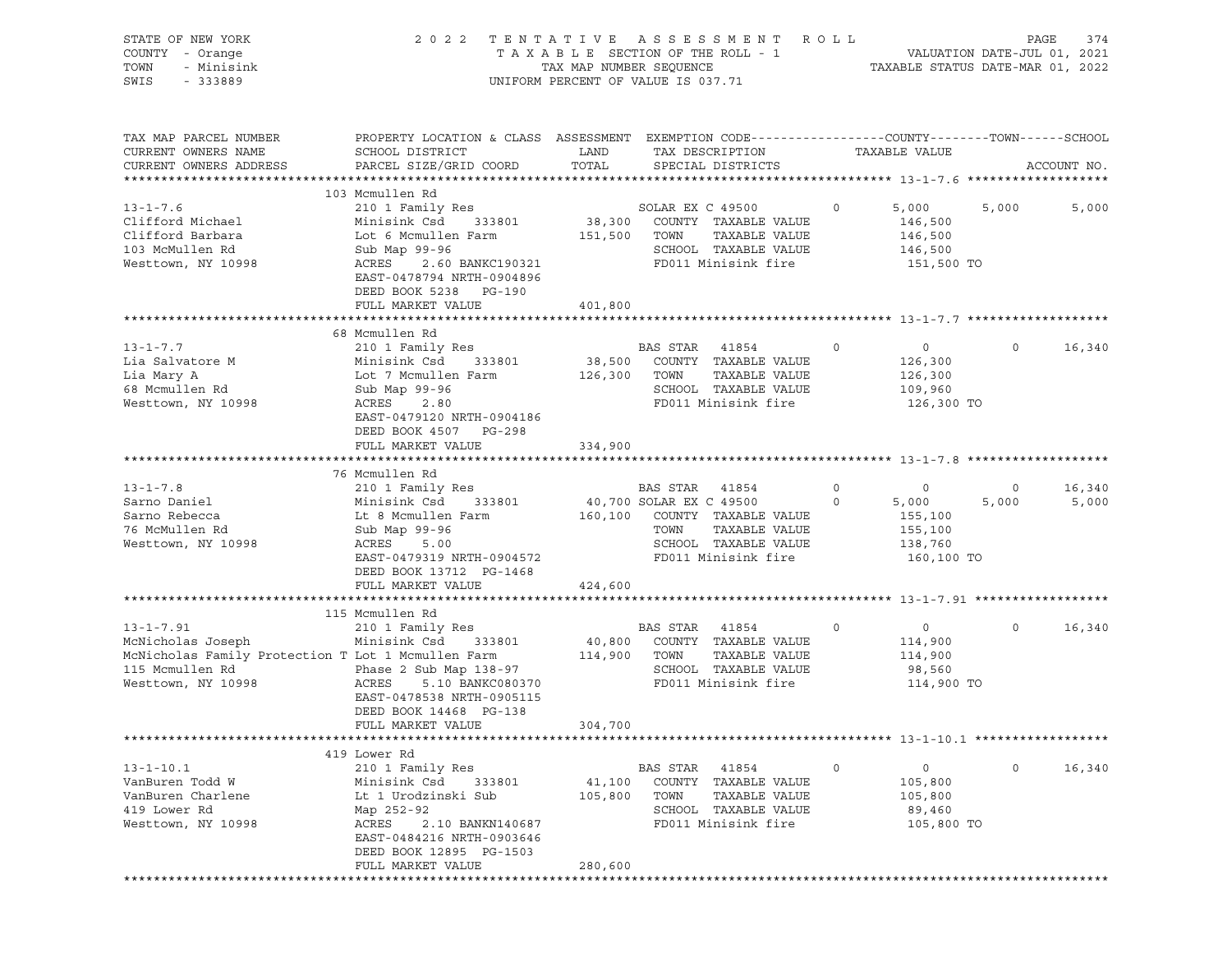STATE OF NEW YORK
COUNTY - Orange
TOWN - Minisink
SWIS - 333889

2022 TENTATIVE ASSESSMENT ROLL
TAXABLE SECTION OF THE ROLL - 1
TAX MAP NUMBER SEQUENCE
UNIFORM PERCENT OF VALUE IS 037.71

VALUATION DATE-JUL 01, 2021
TAXABLE STATUS DATE-MAR 01, 2022

| TAX MAP PARCEL NUMBER / CURRENT OWNERS NAME / CURRENT OWNERS ADDRESS | PROPERTY LOCATION & CLASS / SCHOOL DISTRICT / PARCEL SIZE/GRID COORD | ASSESSMENT LAND / TOTAL | EXEMPTION CODE / TAX DESCRIPTION / SPECIAL DISTRICTS | COUNTY TAXABLE VALUE | TOWN | SCHOOL |
|---|---|---|---|---|---|---|
| **13-1-7.6** | 103 Mcmullen Rd | | | | | |
| 13-1-7.6 | 210 1 Family Res | | SOLAR EX C 49500 0 | 5,000 | 5,000 | 5,000 |
| Clifford Michael | Minisink Csd 333801 | 38,300 | COUNTY TAXABLE VALUE | 146,500 | | |
| Clifford Barbara | Lot 6 Mcmullen Farm | 151,500 | TOWN TAXABLE VALUE | 146,500 | | |
| 103 McMullen Rd | Sub Map 99-96 | | SCHOOL TAXABLE VALUE | 146,500 | | |
| Westtown, NY 10998 | ACRES 2.60 BANKC190321 | | FD011 Minisink fire | 151,500 TO | | |
| | EAST-0478794 NRTH-0904896 | | | | | |
| | DEED BOOK 5238 PG-190 | | | | | |
| | FULL MARKET VALUE | 401,800 | | | | |
| **13-1-7.7** | 68 Mcmullen Rd | | | | | |
| 13-1-7.7 | 210 1 Family Res | | BAS STAR 41854 0 | 0 | 0 | 16,340 |
| Lia Salvatore M | Minisink Csd 333801 | 38,500 | COUNTY TAXABLE VALUE | 126,300 | | |
| Lia Mary A | Lot 7 Mcmullen Farm | 126,300 | TOWN TAXABLE VALUE | 126,300 | | |
| 68 Mcmullen Rd | Sub Map 99-96 | | SCHOOL TAXABLE VALUE | 109,960 | | |
| Westtown, NY 10998 | ACRES 2.80 | | FD011 Minisink fire | 126,300 TO | | |
| | EAST-0479120 NRTH-0904186 | | | | | |
| | DEED BOOK 4507 PG-298 | | | | | |
| | FULL MARKET VALUE | 334,900 | | | | |
| **13-1-7.8** | 76 Mcmullen Rd | | | | | |
| 13-1-7.8 | 210 1 Family Res | | BAS STAR 41854 0 | 0 | 0 | 16,340 |
| Sarno Daniel | Minisink Csd 333801 | 40,700 | SOLAR EX C 49500 0 | 5,000 | 5,000 | 5,000 |
| Sarno Rebecca | Lt 8 Mcmullen Farm | 160,100 | COUNTY TAXABLE VALUE | 155,100 | | |
| 76 McMullen Rd | Sub Map 99-96 | | TOWN TAXABLE VALUE | 155,100 | | |
| Westtown, NY 10998 | ACRES 5.00 | | SCHOOL TAXABLE VALUE | 138,760 | | |
| | EAST-0479319 NRTH-0904572 | | FD011 Minisink fire | 160,100 TO | | |
| | DEED BOOK 13712 PG-1468 | | | | | |
| | FULL MARKET VALUE | 424,600 | | | | |
| **13-1-7.91** | 115 Mcmullen Rd | | | | | |
| 13-1-7.91 | 210 1 Family Res | | BAS STAR 41854 0 | 0 | 0 | 16,340 |
| McNicholas Joseph | Minisink Csd 333801 | 40,800 | COUNTY TAXABLE VALUE | 114,900 | | |
| McNicholas Family Protection T | Lot 1 Mcmullen Farm | 114,900 | TOWN TAXABLE VALUE | 114,900 | | |
| 115 Mcmullen Rd | Phase 2 Sub Map 138-97 | | SCHOOL TAXABLE VALUE | 98,560 | | |
| Westtown, NY 10998 | ACRES 5.10 BANKC080370 | | FD011 Minisink fire | 114,900 TO | | |
| | EAST-0478538 NRTH-0905115 | | | | | |
| | DEED BOOK 14468 PG-138 | | | | | |
| | FULL MARKET VALUE | 304,700 | | | | |
| **13-1-10.1** | 419 Lower Rd | | | | | |
| 13-1-10.1 | 210 1 Family Res | | BAS STAR 41854 0 | 0 | 0 | 16,340 |
| VanBuren Todd W | Minisink Csd 333801 | 41,100 | COUNTY TAXABLE VALUE | 105,800 | | |
| VanBuren Charlene | Lt 1 Urodzinski Sub | 105,800 | TOWN TAXABLE VALUE | 105,800 | | |
| 419 Lower Rd | Map 252-92 | | SCHOOL TAXABLE VALUE | 89,460 | | |
| Westtown, NY 10998 | ACRES 2.10 BANKN140687 | | FD011 Minisink fire | 105,800 TO | | |
| | EAST-0484216 NRTH-0903646 | | | | | |
| | DEED BOOK 12895 PG-1503 | | | | | |
| | FULL MARKET VALUE | 280,600 | | | | |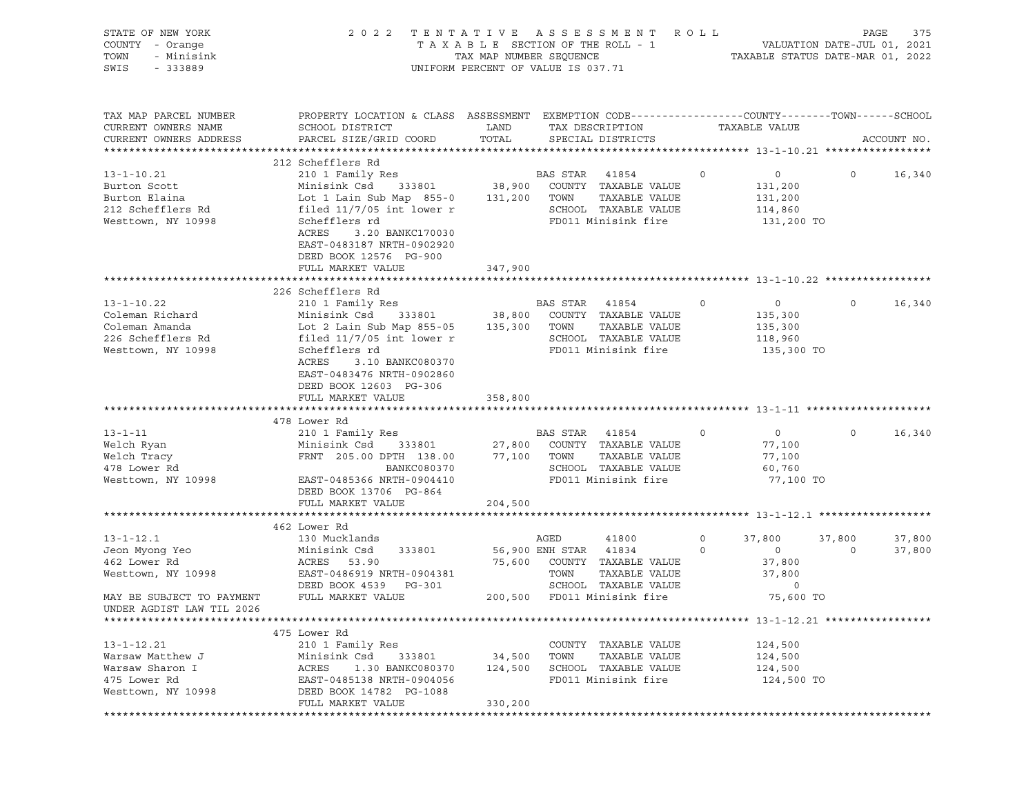STATE OF NEW YORK
COUNTY - Orange
TOWN - Minisink
SWIS - 333889

2022 TENTATIVE ASSESSMENT ROLL
TAXABLE SECTION OF THE ROLL - 1
TAX MAP NUMBER SEQUENCE
UNIFORM PERCENT OF VALUE IS 037.71

VALUATION DATE-JUL 01, 2021
TAXABLE STATUS DATE-MAR 01, 2022

| TAX MAP PARCEL NUMBER / CURRENT OWNERS NAME / CURRENT OWNERS ADDRESS | PROPERTY LOCATION & CLASS / SCHOOL DISTRICT / PARCEL SIZE/GRID COORD | ASSESSMENT LAND / TOTAL | EXEMPTION CODE / TAX DESCRIPTION / SPECIAL DISTRICTS | COUNTY TAXABLE VALUE | TOWN | SCHOOL | ACCOUNT NO. |
|---|---|---|---|---|---|---|---|
| **13-1-10.21** | 212 Schefflers Rd | | | | | | |
| 13-1-10.21 | 210 1 Family Res | | BAS STAR 41854 | 0 | 0 | 0 | 16,340 |
| Burton Scott | Minisink Csd 333801 | 38,900 | COUNTY TAXABLE VALUE | 131,200 | | | |
| Burton Elaina | Lot 1 Lain Sub Map 855-0 | 131,200 | TOWN TAXABLE VALUE | 131,200 | | | |
| 212 Schefflers Rd | filed 11/7/05 int lower r | | SCHOOL TAXABLE VALUE | 114,860 | | | |
| Westtown, NY 10998 | Schefflers rd | | FD011 Minisink fire | 131,200 TO | | | |
| | ACRES 3.20 BANKC170030 | | | | | | |
| | EAST-0483187 NRTH-0902920 | | | | | | |
| | DEED BOOK 12576 PG-900 | | | | | | |
| | FULL MARKET VALUE | 347,900 | | | | | |
| **13-1-10.22** | 226 Schefflers Rd | | | | | | |
| 13-1-10.22 | 210 1 Family Res | | BAS STAR 41854 | 0 | 0 | 0 | 16,340 |
| Coleman Richard | Minisink Csd 333801 | 38,800 | COUNTY TAXABLE VALUE | 135,300 | | | |
| Coleman Amanda | Lot 2 Lain Sub Map 855-05 | 135,300 | TOWN TAXABLE VALUE | 135,300 | | | |
| 226 Schefflers Rd | filed 11/7/05 int lower r | | SCHOOL TAXABLE VALUE | 118,960 | | | |
| Westtown, NY 10998 | Schefflers rd | | FD011 Minisink fire | 135,300 TO | | | |
| | ACRES 3.10 BANKC080370 | | | | | | |
| | EAST-0483476 NRTH-0902860 | | | | | | |
| | DEED BOOK 12603 PG-306 | | | | | | |
| | FULL MARKET VALUE | 358,800 | | | | | |
| **13-1-11** | 478 Lower Rd | | | | | | |
| 13-1-11 | 210 1 Family Res | | BAS STAR 41854 | 0 | 0 | 0 | 16,340 |
| Welch Ryan | Minisink Csd 333801 | 27,800 | COUNTY TAXABLE VALUE | 77,100 | | | |
| Welch Tracy | FRNT 205.00 DPTH 138.00 | 77,100 | TOWN TAXABLE VALUE | 77,100 | | | |
| 478 Lower Rd | BANKC080370 | | SCHOOL TAXABLE VALUE | 60,760 | | | |
| Westtown, NY 10998 | EAST-0485366 NRTH-0904410 | | FD011 Minisink fire | 77,100 TO | | | |
| | DEED BOOK 13706 PG-864 | | | | | | |
| | FULL MARKET VALUE | 204,500 | | | | | |
| **13-1-12.1** | 462 Lower Rd | | | | | | |
| 13-1-12.1 | 130 Mucklands | | AGED 41800 | 0 | 37,800 | 37,800 | 37,800 |
| Jeon Myong Yeo | Minisink Csd 333801 | 56,900 | ENH STAR 41834 | 0 | 0 | 0 | 37,800 |
| 462 Lower Rd | ACRES 53.90 | 75,600 | COUNTY TAXABLE VALUE | 37,800 | | | |
| Westtown, NY 10998 | EAST-0486919 NRTH-0904381 | | TOWN TAXABLE VALUE | 37,800 | | | |
| | DEED BOOK 4539 PG-301 | | SCHOOL TAXABLE VALUE | 0 | | | |
| MAY BE SUBJECT TO PAYMENT | FULL MARKET VALUE | 200,500 | FD011 Minisink fire | 75,600 TO | | | |
| UNDER AGDIST LAW TIL 2026 | | | | | | | |
| **13-1-12.21** | 475 Lower Rd | | | | | | |
| 13-1-12.21 | 210 1 Family Res | | COUNTY TAXABLE VALUE | 124,500 | | | |
| Warsaw Matthew J | Minisink Csd 333801 | 34,500 | TOWN TAXABLE VALUE | 124,500 | | | |
| Warsaw Sharon I | ACRES 1.30 BANKC080370 | 124,500 | SCHOOL TAXABLE VALUE | 124,500 | | | |
| 475 Lower Rd | EAST-0485138 NRTH-0904056 | | FD011 Minisink fire | 124,500 TO | | | |
| Westtown, NY 10998 | DEED BOOK 14782 PG-1088 | | | | | | |
| | FULL MARKET VALUE | 330,200 | | | | | |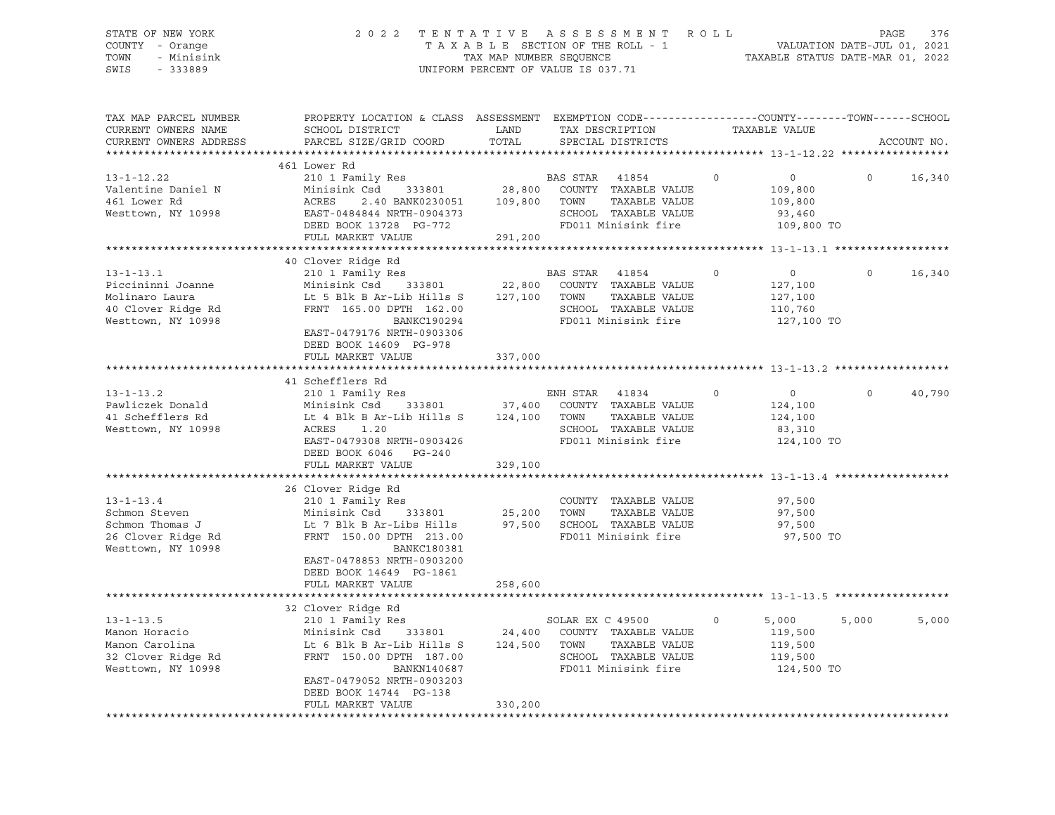STATE OF NEW YORK
COUNTY - Orange
TOWN - Minisink
SWIS - 333889

2022 TENTATIVE ASSESSMENT ROLL
TAXABLE SECTION OF THE ROLL - 1
TAX MAP NUMBER SEQUENCE
UNIFORM PERCENT OF VALUE IS 037.71

VALUATION DATE-JUL 01, 2021
TAXABLE STATUS DATE-MAR 01, 2022

| TAX MAP PARCEL NUMBER / CURRENT OWNERS NAME / CURRENT OWNERS ADDRESS | PROPERTY LOCATION & CLASS / SCHOOL DISTRICT / PARCEL SIZE/GRID COORD | ASSESSMENT LAND / TOTAL | EXEMPTION CODE / TAX DESCRIPTION / SPECIAL DISTRICTS | COUNTY TAXABLE VALUE | TOWN | SCHOOL | ACCOUNT NO. |
|---|---|---|---|---|---|---|---|
| **13-1-12.22** | 461 Lower Rd | | | | | | |
| Valentine Daniel N | 210 1 Family Res | | BAS STAR 41854 0 | 0 | 0 | 16,340 | |
| 461 Lower Rd | Minisink Csd 333801 | 28,800 | COUNTY TAXABLE VALUE | 109,800 | | | |
| Westtown, NY 10998 | ACRES 2.40 BANK0230051 | 109,800 | TOWN TAXABLE VALUE | 109,800 | | | |
| | EAST-0484844 NRTH-0904373 | | SCHOOL TAXABLE VALUE | 93,460 | | | |
| | DEED BOOK 13728 PG-772 | | FD011 Minisink fire | 109,800 TO | | | |
| | FULL MARKET VALUE | 291,200 | | | | | |
| **13-1-13.1** | 40 Clover Ridge Rd | | | | | | |
| Piccininni Joanne | 210 1 Family Res | | BAS STAR 41854 0 | 0 | 0 | 16,340 | |
| Molinaro Laura | Minisink Csd 333801 | 22,800 | COUNTY TAXABLE VALUE | 127,100 | | | |
| 40 Clover Ridge Rd | Lt 5 Blk B Ar-Lib Hills S | 127,100 | TOWN TAXABLE VALUE | 127,100 | | | |
| Westtown, NY 10998 | FRNT 165.00 DPTH 162.00 | | SCHOOL TAXABLE VALUE | 110,760 | | | |
| | BANKC190294 | | FD011 Minisink fire | 127,100 TO | | | |
| | EAST-0479176 NRTH-0903306 | | | | | | |
| | DEED BOOK 14609 PG-978 | | | | | | |
| | FULL MARKET VALUE | 337,000 | | | | | |
| **13-1-13.2** | 41 Schefflers Rd | | | | | | |
| Pawliczek Donald | 210 1 Family Res | | ENH STAR 41834 0 | 0 | 0 | 40,790 | |
| 41 Schefflers Rd | Minisink Csd 333801 | 37,400 | COUNTY TAXABLE VALUE | 124,100 | | | |
| Westtown, NY 10998 | Lt 4 Blk B Ar-Lib Hills S | 124,100 | TOWN TAXABLE VALUE | 124,100 | | | |
| | ACRES 1.20 | | SCHOOL TAXABLE VALUE | 83,310 | | | |
| | EAST-0479308 NRTH-0903426 | | FD011 Minisink fire | 124,100 TO | | | |
| | DEED BOOK 6046 PG-240 | | | | | | |
| | FULL MARKET VALUE | 329,100 | | | | | |
| **13-1-13.4** | 26 Clover Ridge Rd | | | | | | |
| Schmon Steven | 210 1 Family Res | | COUNTY TAXABLE VALUE | 97,500 | | | |
| Schmon Thomas J | Minisink Csd 333801 | 25,200 | TOWN TAXABLE VALUE | 97,500 | | | |
| 26 Clover Ridge Rd | Lt 7 Blk B Ar-Libs Hills | 97,500 | SCHOOL TAXABLE VALUE | 97,500 | | | |
| Westtown, NY 10998 | FRNT 150.00 DPTH 213.00 | | FD011 Minisink fire | 97,500 TO | | | |
| | BANKC180381 | | | | | | |
| | EAST-0478853 NRTH-0903200 | | | | | | |
| | DEED BOOK 14649 PG-1861 | | | | | | |
| | FULL MARKET VALUE | 258,600 | | | | | |
| **13-1-13.5** | 32 Clover Ridge Rd | | | | | | |
| Manon Horacio | 210 1 Family Res | | SOLAR EX C 49500 0 | 5,000 | 5,000 | 5,000 | |
| Manon Carolina | Minisink Csd 333801 | 24,400 | COUNTY TAXABLE VALUE | 119,500 | | | |
| 32 Clover Ridge Rd | Lt 6 Blk B Ar-Lib Hills S | 124,500 | TOWN TAXABLE VALUE | 119,500 | | | |
| Westtown, NY 10998 | FRNT 150.00 DPTH 187.00 | | SCHOOL TAXABLE VALUE | 119,500 | | | |
| | BANKN140687 | | FD011 Minisink fire | 124,500 TO | | | |
| | EAST-0479052 NRTH-0903203 | | | | | | |
| | DEED BOOK 14744 PG-138 | | | | | | |
| | FULL MARKET VALUE | 330,200 | | | | | |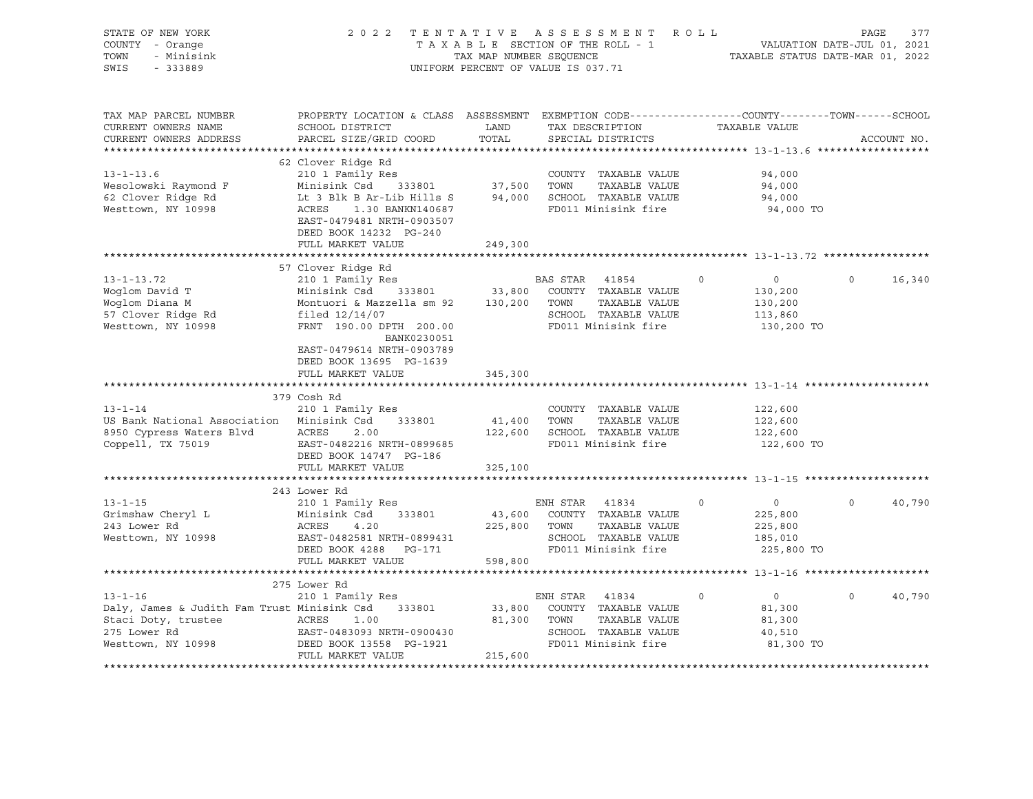STATE OF NEW YORK
COUNTY - Orange
TOWN - Minisink
SWIS - 333889

2022 TENTATIVE ASSESSMENT ROLL
TAXABLE SECTION OF THE ROLL - 1
TAX MAP NUMBER SEQUENCE
UNIFORM PERCENT OF VALUE IS 037.71

VALUATION DATE-JUL 01, 2021
TAXABLE STATUS DATE-MAR 01, 2022

| TAX MAP PARCEL NUMBER / CURRENT OWNERS NAME / CURRENT OWNERS ADDRESS | PROPERTY LOCATION & CLASS / SCHOOL DISTRICT / PARCEL SIZE/GRID COORD | ASSESSMENT LAND / TOTAL | EXEMPTION CODE / TAX DESCRIPTION / SPECIAL DISTRICTS | COUNTY | TOWN | SCHOOL (TAXABLE VALUE) | ACCOUNT NO. |
|---|---|---|---|---|---|---|---|
| **13-1-13.6** | 62 Clover Ridge Rd | | | | | | |
| 13-1-13.6 | 210 1 Family Res | | COUNTY TAXABLE VALUE | 94,000 | | | |
| Wesolowski Raymond F | Minisink Csd 333801 | 37,500 | TOWN TAXABLE VALUE | 94,000 | | | |
| 62 Clover Ridge Rd | Lt 3 Blk B Ar-Lib Hills S | 94,000 | SCHOOL TAXABLE VALUE | 94,000 | | | |
| Westtown, NY 10998 | ACRES 1.30 BANKN140687 | | FD011 Minisink fire | 94,000 TO | | | |
| | EAST-0479481 NRTH-0903507 | | | | | | |
| | DEED BOOK 14232 PG-240 | | | | | | |
| | FULL MARKET VALUE | 249,300 | | | | | |
| **13-1-13.72** | 57 Clover Ridge Rd | | | | | | |
| 13-1-13.72 | 210 1 Family Res | | BAS STAR 41854 | 0 | 0 | 0 | 16,340 |
| Woglom David T | Minisink Csd 333801 | 33,800 | COUNTY TAXABLE VALUE | 130,200 | | | |
| Woglom Diana M | Montuori & Mazzella sm 92 | 130,200 | TOWN TAXABLE VALUE | 130,200 | | | |
| 57 Clover Ridge Rd | filed 12/14/07 | | SCHOOL TAXABLE VALUE | 113,860 | | | |
| Westtown, NY 10998 | FRNT 190.00 DPTH 200.00 | | FD011 Minisink fire | 130,200 TO | | | |
| | BANK0230051 | | | | | | |
| | EAST-0479614 NRTH-0903789 | | | | | | |
| | DEED BOOK 13695 PG-1639 | | | | | | |
| | FULL MARKET VALUE | 345,300 | | | | | |
| **13-1-14** | 379 Cosh Rd | | | | | | |
| 13-1-14 | 210 1 Family Res | | COUNTY TAXABLE VALUE | 122,600 | | | |
| US Bank National Association | Minisink Csd 333801 | 41,400 | TOWN TAXABLE VALUE | 122,600 | | | |
| 8950 Cypress Waters Blvd | ACRES 2.00 | 122,600 | SCHOOL TAXABLE VALUE | 122,600 | | | |
| Coppell, TX 75019 | EAST-0482216 NRTH-0899685 | | FD011 Minisink fire | 122,600 TO | | | |
| | DEED BOOK 14747 PG-186 | | | | | | |
| | FULL MARKET VALUE | 325,100 | | | | | |
| **13-1-15** | 243 Lower Rd | | | | | | |
| 13-1-15 | 210 1 Family Res | | ENH STAR 41834 | 0 | 0 | 0 | 40,790 |
| Grimshaw Cheryl L | Minisink Csd 333801 | 43,600 | COUNTY TAXABLE VALUE | 225,800 | | | |
| 243 Lower Rd | ACRES 4.20 | 225,800 | TOWN TAXABLE VALUE | 225,800 | | | |
| Westtown, NY 10998 | EAST-0482581 NRTH-0899431 | | SCHOOL TAXABLE VALUE | 185,010 | | | |
| | DEED BOOK 4288 PG-171 | | FD011 Minisink fire | 225,800 TO | | | |
| | FULL MARKET VALUE | 598,800 | | | | | |
| **13-1-16** | 275 Lower Rd | | | | | | |
| 13-1-16 | 210 1 Family Res | | ENH STAR 41834 | 0 | 0 | 0 | 40,790 |
| Daly, James & Judith Fam Trust | Minisink Csd 333801 | 33,800 | COUNTY TAXABLE VALUE | 81,300 | | | |
| Staci Doty, trustee | ACRES 1.00 | 81,300 | TOWN TAXABLE VALUE | 81,300 | | | |
| 275 Lower Rd | EAST-0483093 NRTH-0900430 | | SCHOOL TAXABLE VALUE | 40,510 | | | |
| Westtown, NY 10998 | DEED BOOK 13558 PG-1921 | | FD011 Minisink fire | 81,300 TO | | | |
| | FULL MARKET VALUE | 215,600 | | | | | |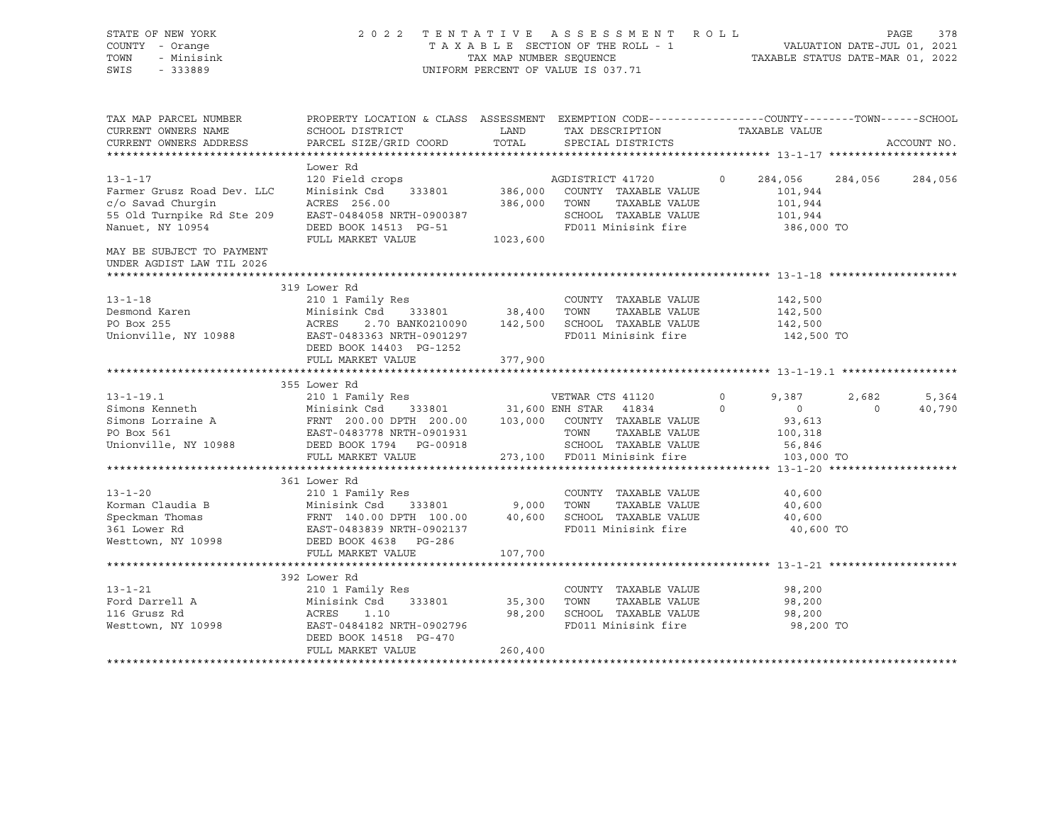STATE OF NEW YORK
COUNTY - Orange
TOWN - Minisink
SWIS - 333889

2022 TENTATIVE ASSESSMENT ROLL
TAXABLE SECTION OF THE ROLL - 1
TAX MAP NUMBER SEQUENCE
UNIFORM PERCENT OF VALUE IS 037.71

VALUATION DATE-JUL 01, 2021
TAXABLE STATUS DATE-MAR 01, 2022

| TAX MAP PARCEL NUMBER / CURRENT OWNERS NAME / CURRENT OWNERS ADDRESS | PROPERTY LOCATION & CLASS / SCHOOL DISTRICT / PARCEL SIZE/GRID COORD | ASSESSMENT LAND | TOTAL | EXEMPTION CODE / TAX DESCRIPTION / SPECIAL DISTRICTS | COUNTY TAXABLE VALUE | TOWN | SCHOOL |
|---|---|---|---|---|---|---|---|
| **13-1-17** | Lower Rd | | | | | | |
| 13-1-17 | 120 Field crops | | | AGDISTRICT 41720 0 | 284,056 | 284,056 | 284,056 |
| Farmer Grusz Road Dev. LLC | Minisink Csd 333801 | 386,000 | | COUNTY TAXABLE VALUE | 101,944 | | |
| c/o Savad Churgin | ACRES 256.00 | | 386,000 | TOWN TAXABLE VALUE | 101,944 | | |
| 55 Old Turnpike Rd Ste 209 | EAST-0484058 NRTH-0900387 | | | SCHOOL TAXABLE VALUE | 101,944 | | |
| Nanuet, NY 10954 | DEED BOOK 14513 PG-51 | | | FD011 Minisink fire | 386,000 TO | | |
| | FULL MARKET VALUE | 1023,600 | | | | | |
| MAY BE SUBJECT TO PAYMENT UNDER AGDIST LAW TIL 2026 | | | | | | | |
| **13-1-18** | 319 Lower Rd | | | | | | |
| 13-1-18 | 210 1 Family Res | | | COUNTY TAXABLE VALUE | 142,500 | | |
| Desmond Karen | Minisink Csd 333801 | 38,400 | | TOWN TAXABLE VALUE | 142,500 | | |
| PO Box 255 | ACRES 2.70 BANK0210090 | | 142,500 | SCHOOL TAXABLE VALUE | 142,500 | | |
| Unionville, NY 10988 | EAST-0483363 NRTH-0901297 | | | FD011 Minisink fire | 142,500 TO | | |
| | DEED BOOK 14403 PG-1252 | | | | | | |
| | FULL MARKET VALUE | 377,900 | | | | | |
| **13-1-19.1** | 355 Lower Rd | | | | | | |
| 13-1-19.1 | 210 1 Family Res | | | VETWAR CTS 41120 0 | 9,387 | 2,682 | 5,364 |
| Simons Kenneth | Minisink Csd 333801 | 31,600 | | ENH STAR 41834 0 | 0 | 0 | 40,790 |
| Simons Lorraine A | FRNT 200.00 DPTH 200.00 | | 103,000 | COUNTY TAXABLE VALUE | 93,613 | | |
| PO Box 561 | EAST-0483778 NRTH-0901931 | | | TOWN TAXABLE VALUE | 100,318 | | |
| Unionville, NY 10988 | DEED BOOK 1794 PG-00918 | | | SCHOOL TAXABLE VALUE | 56,846 | | |
| | FULL MARKET VALUE | 273,100 | | FD011 Minisink fire | 103,000 TO | | |
| **13-1-20** | 361 Lower Rd | | | | | | |
| 13-1-20 | 210 1 Family Res | | | COUNTY TAXABLE VALUE | 40,600 | | |
| Korman Claudia B | Minisink Csd 333801 | 9,000 | | TOWN TAXABLE VALUE | 40,600 | | |
| Speckman Thomas | FRNT 140.00 DPTH 100.00 | | 40,600 | SCHOOL TAXABLE VALUE | 40,600 | | |
| 361 Lower Rd | EAST-0483839 NRTH-0902137 | | | FD011 Minisink fire | 40,600 TO | | |
| Westtown, NY 10998 | DEED BOOK 4638 PG-286 | | | | | | |
| | FULL MARKET VALUE | 107,700 | | | | | |
| **13-1-21** | 392 Lower Rd | | | | | | |
| 13-1-21 | 210 1 Family Res | | | COUNTY TAXABLE VALUE | 98,200 | | |
| Ford Darrell A | Minisink Csd 333801 | 35,300 | | TOWN TAXABLE VALUE | 98,200 | | |
| 116 Grusz Rd | ACRES 1.10 | | 98,200 | SCHOOL TAXABLE VALUE | 98,200 | | |
| Westtown, NY 10998 | EAST-0484182 NRTH-0902796 | | | FD011 Minisink fire | 98,200 TO | | |
| | DEED BOOK 14518 PG-470 | | | | | | |
| | FULL MARKET VALUE | 260,400 | | | | | |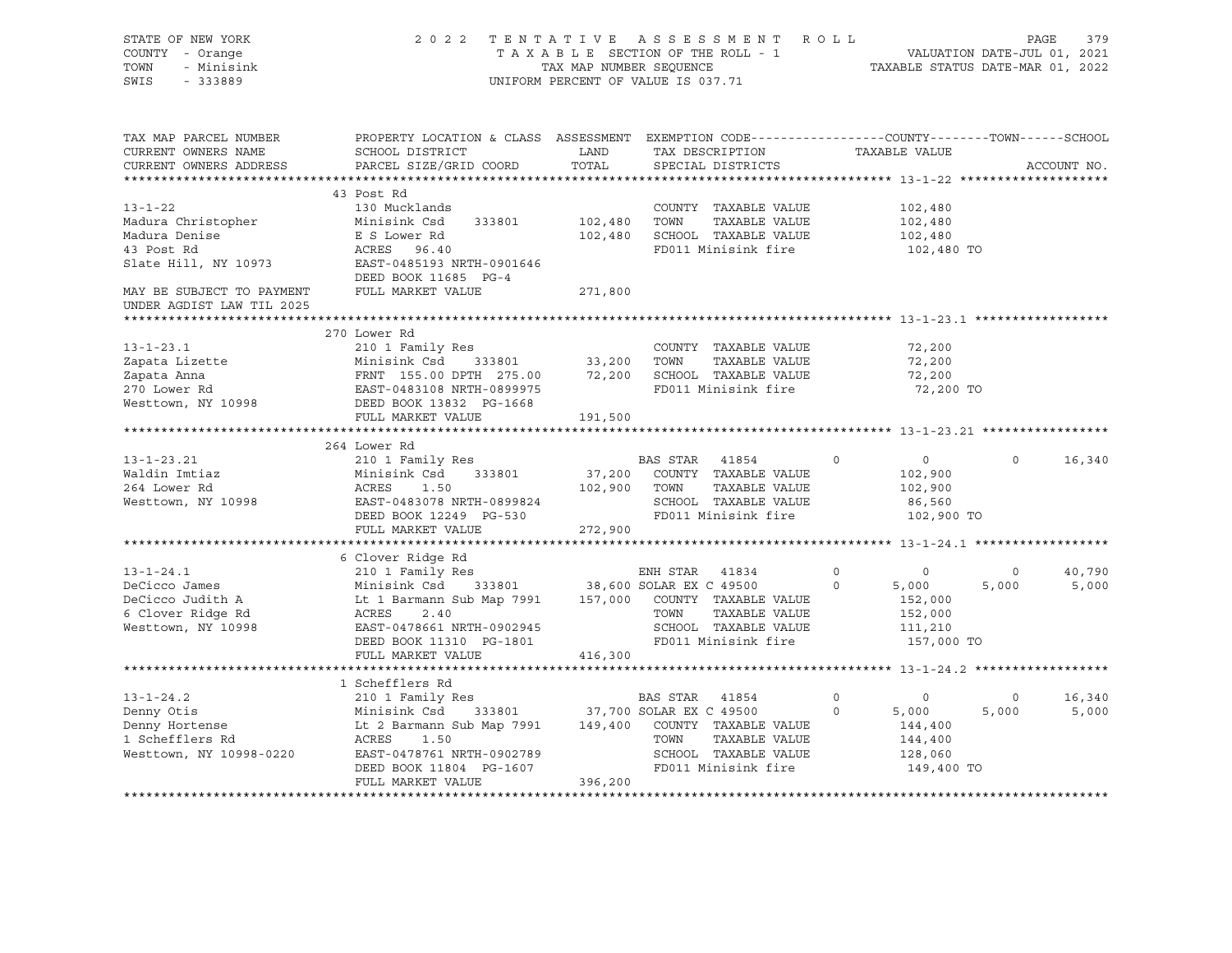STATE OF NEW YORK
COUNTY - Orange
TOWN - Minisink
SWIS - 333889

2 0 2 2 T E N T A T I V E A S S E S S M E N T R O L L
T A X A B L E SECTION OF THE ROLL - 1
TAX MAP NUMBER SEQUENCE
UNIFORM PERCENT OF VALUE IS 037.71

VALUATION DATE-JUL 01, 2021
TAXABLE STATUS DATE-MAR 01, 2022

```
TAX MAP PARCEL NUMBER     PROPERTY LOCATION & CLASS  ASSESSMENT  EXEMPTION CODE------------------COUNTY--------TOWN------SCHOOL
CURRENT OWNERS NAME       SCHOOL DISTRICT               LAND      TAX DESCRIPTION             TAXABLE VALUE
CURRENT OWNERS ADDRESS    PARCEL SIZE/GRID COORD        TOTAL     SPECIAL DISTRICTS                                        ACCOUNT NO.
******************************************************************************************************* 13-1-22 ********************
                          43 Post Rd
13-1-22                   130 Mucklands                           COUNTY  TAXABLE VALUE           102,480
Madura Christopher        Minisink Csd    333801      102,480     TOWN    TAXABLE VALUE           102,480
Madura Denise             E S Lower Rd                102,480     SCHOOL  TAXABLE VALUE           102,480
43 Post Rd                ACRES   96.40                           FD011 Minisink fire              102,480 TO
Slate Hill, NY 10973      EAST-0485193 NRTH-0901646
                          DEED BOOK 11685  PG-4
MAY BE SUBJECT TO PAYMENT FULL MARKET VALUE           271,800
UNDER AGDIST LAW TIL 2025
******************************************************************************************************* 13-1-23.1 ******************
                          270 Lower Rd
13-1-23.1                 210 1 Family Res                        COUNTY  TAXABLE VALUE            72,200
Zapata Lizette            Minisink Csd    333801       33,200     TOWN    TAXABLE VALUE            72,200
Zapata Anna               FRNT 155.00 DPTH 275.00      72,200     SCHOOL  TAXABLE VALUE            72,200
270 Lower Rd              EAST-0483108 NRTH-0899975               FD011 Minisink fire               72,200 TO
Westtown, NY 10998        DEED BOOK 13832  PG-1668
                          FULL MARKET VALUE           191,500
******************************************************************************************************* 13-1-23.21 *****************
                          264 Lower Rd
13-1-23.21                210 1 Family Res                        BAS STAR  41854        0          0          0     16,340
Waldin Imtiaz             Minisink Csd    333801       37,200     COUNTY  TAXABLE VALUE           102,900
264 Lower Rd              ACRES    1.50               102,900     TOWN    TAXABLE VALUE           102,900
Westtown, NY 10998        EAST-0483078 NRTH-0899824               SCHOOL  TAXABLE VALUE            86,560
                          DEED BOOK 12249  PG-530                 FD011 Minisink fire              102,900 TO
                          FULL MARKET VALUE           272,900
******************************************************************************************************* 13-1-24.1 ******************
                          6 Clover Ridge Rd
13-1-24.1                 210 1 Family Res                        ENH STAR  41834        0          0          0     40,790
DeCicco James             Minisink Csd    333801       38,600 SOLAR EX C 49500        0      5,000      5,000      5,000
DeCicco Judith A          Lt 1 Barmann Sub Map 7991   157,000     COUNTY  TAXABLE VALUE           152,000
6 Clover Ridge Rd         ACRES    2.40                           TOWN    TAXABLE VALUE           152,000
Westtown, NY 10998        EAST-0478661 NRTH-0902945               SCHOOL  TAXABLE VALUE           111,210
                          DEED BOOK 11310  PG-1801                FD011 Minisink fire              157,000 TO
                          FULL MARKET VALUE           416,300
******************************************************************************************************* 13-1-24.2 ******************
                          1 Schefflers Rd
13-1-24.2                 210 1 Family Res                        BAS STAR  41854        0          0          0     16,340
Denny Otis                Minisink Csd    333801       37,700 SOLAR EX C 49500        0      5,000      5,000      5,000
Denny Hortense            Lt 2 Barmann Sub Map 7991   149,400     COUNTY  TAXABLE VALUE           144,400
1 Schefflers Rd           ACRES    1.50                           TOWN    TAXABLE VALUE           144,400
Westtown, NY 10998-0220   EAST-0478761 NRTH-0902789               SCHOOL  TAXABLE VALUE           128,060
                          DEED BOOK 11804  PG-1607                FD011 Minisink fire              149,400 TO
                          FULL MARKET VALUE           396,200
************************************************************************************************************************************
```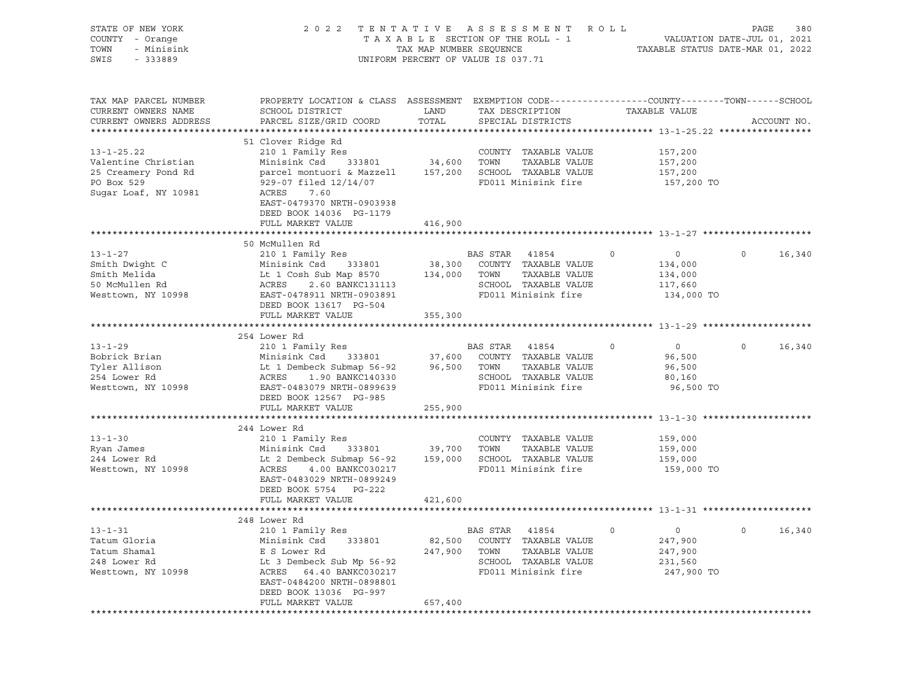STATE OF NEW YORK — COUNTY - Orange — TOWN - Minisink — SWIS - 333889

2 0 2 2 T E N T A T I V E A S S E S S M E N T R O L L
T A X A B L E SECTION OF THE ROLL - 1
TAX MAP NUMBER SEQUENCE
UNIFORM PERCENT OF VALUE IS 037.71

VALUATION DATE-JUL 01, 2021
TAXABLE STATUS DATE-MAR 01, 2022

| TAX MAP PARCEL NUMBER / CURRENT OWNERS NAME / CURRENT OWNERS ADDRESS | PROPERTY LOCATION & CLASS / SCHOOL DISTRICT / PARCEL SIZE/GRID COORD | ASSESSMENT LAND / TOTAL | EXEMPTION CODE / TAX DESCRIPTION / SPECIAL DISTRICTS | COUNTY | TOWN | SCHOOL / TAXABLE VALUE | ACCOUNT NO. |
|---|---|---|---|---|---|---|---|
| **13-1-25.22** | 51 Clover Ridge Rd | | | | | | |
| 13-1-25.22 | 210 1 Family Res | | COUNTY TAXABLE VALUE | 157,200 | | | |
| Valentine Christian | Minisink Csd 333801 | 34,600 | TOWN TAXABLE VALUE | | 157,200 | | |
| 25 Creamery Pond Rd | parcel montuori & Mazzell | 157,200 | SCHOOL TAXABLE VALUE | | | 157,200 | |
| PO Box 529 | 929-07 filed 12/14/07 | | FD011 Minisink fire | 157,200 TO | | | |
| Sugar Loaf, NY 10981 | ACRES 7.60 | | | | | | |
| | EAST-0479370 NRTH-0903938 | | | | | | |
| | DEED BOOK 14036 PG-1179 | | | | | | |
| | FULL MARKET VALUE | 416,900 | | | | | |
| **13-1-27** | 50 McMullen Rd | | | | | | |
| 13-1-27 | 210 1 Family Res | | BAS STAR 41854 | 0 | 0 | 16,340 | |
| Smith Dwight C | Minisink Csd 333801 | 38,300 | COUNTY TAXABLE VALUE | 134,000 | | | |
| Smith Melida | Lt 1 Cosh Sub Map 8570 | 134,000 | TOWN TAXABLE VALUE | | 134,000 | | |
| 50 McMullen Rd | ACRES 2.60 BANKC131113 | | SCHOOL TAXABLE VALUE | | | 117,660 | |
| Westtown, NY 10998 | EAST-0478911 NRTH-0903891 | | FD011 Minisink fire | 134,000 TO | | | |
| | DEED BOOK 13617 PG-504 | | | | | | |
| | FULL MARKET VALUE | 355,300 | | | | | |
| **13-1-29** | 254 Lower Rd | | | | | | |
| 13-1-29 | 210 1 Family Res | | BAS STAR 41854 | 0 | 0 | 16,340 | |
| Bobrick Brian | Minisink Csd 333801 | 37,600 | COUNTY TAXABLE VALUE | 96,500 | | | |
| Tyler Allison | Lt 1 Dembeck Submap 56-92 | 96,500 | TOWN TAXABLE VALUE | | 96,500 | | |
| 254 Lower Rd | ACRES 1.90 BANKC140330 | | SCHOOL TAXABLE VALUE | | | 80,160 | |
| Westtown, NY 10998 | EAST-0483079 NRTH-0899639 | | FD011 Minisink fire | 96,500 TO | | | |
| | DEED BOOK 12567 PG-985 | | | | | | |
| | FULL MARKET VALUE | 255,900 | | | | | |
| **13-1-30** | 244 Lower Rd | | | | | | |
| 13-1-30 | 210 1 Family Res | | COUNTY TAXABLE VALUE | 159,000 | | | |
| Ryan James | Minisink Csd 333801 | 39,700 | TOWN TAXABLE VALUE | | 159,000 | | |
| 244 Lower Rd | Lt 2 Dembeck Submap 56-92 | 159,000 | SCHOOL TAXABLE VALUE | | | 159,000 | |
| Westtown, NY 10998 | ACRES 4.00 BANKC030217 | | FD011 Minisink fire | 159,000 TO | | | |
| | EAST-0483029 NRTH-0899249 | | | | | | |
| | DEED BOOK 5754 PG-222 | | | | | | |
| | FULL MARKET VALUE | 421,600 | | | | | |
| **13-1-31** | 248 Lower Rd | | | | | | |
| 13-1-31 | 210 1 Family Res | | BAS STAR 41854 | 0 | 0 | 16,340 | |
| Tatum Gloria | Minisink Csd 333801 | 82,500 | COUNTY TAXABLE VALUE | 247,900 | | | |
| Tatum Shamal | E S Lower Rd | 247,900 | TOWN TAXABLE VALUE | | 247,900 | | |
| 248 Lower Rd | Lt 3 Dembeck Sub Mp 56-92 | | SCHOOL TAXABLE VALUE | | | 231,560 | |
| Westtown, NY 10998 | ACRES 64.40 BANKC030217 | | FD011 Minisink fire | 247,900 TO | | | |
| | EAST-0484200 NRTH-0898801 | | | | | | |
| | DEED BOOK 13036 PG-997 | | | | | | |
| | FULL MARKET VALUE | 657,400 | | | | | |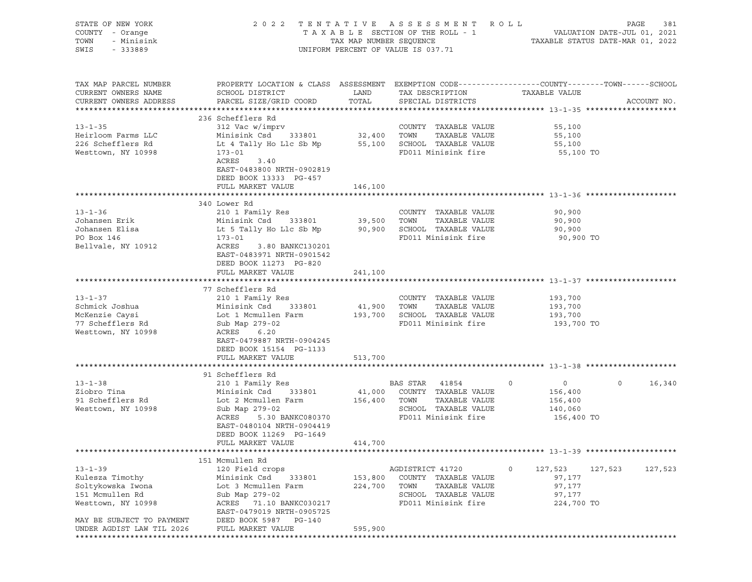STATE OF NEW YORK
COUNTY - Orange
TOWN - Minisink
SWIS - 333889

2022 TENTATIVE ASSESSMENT ROLL
TAXABLE SECTION OF THE ROLL - 1
TAX MAP NUMBER SEQUENCE
UNIFORM PERCENT OF VALUE IS 037.71

VALUATION DATE-JUL 01, 2021
TAXABLE STATUS DATE-MAR 01, 2022

| TAX MAP PARCEL NUMBER / CURRENT OWNERS NAME / CURRENT OWNERS ADDRESS | PROPERTY LOCATION & CLASS / SCHOOL DISTRICT / PARCEL SIZE/GRID COORD | ASSESSMENT LAND / TOTAL | EXEMPTION CODE / TAX DESCRIPTION / SPECIAL DISTRICTS | COUNTY | TOWN | SCHOOL |
|---|---|---|---|---|---|---|
| **13-1-35** | 236 Schefflers Rd | | | | | |
| Heirloom Farms LLC | 312 Vac w/imprv | | COUNTY TAXABLE VALUE | 55,100 | | |
| 226 Schefflers Rd | Minisink Csd 333801 | 32,400 | TOWN TAXABLE VALUE | | 55,100 | |
| Westtown, NY 10998 | Lt 4 Tally Ho Llc Sb Mp | 55,100 | SCHOOL TAXABLE VALUE | | | 55,100 |
| | 173-01 | | FD011 Minisink fire | 55,100 TO | | |
| | ACRES 3.40 | | | | | |
| | EAST-0483800 NRTH-0902819 | | | | | |
| | DEED BOOK 13333 PG-457 | | | | | |
| | FULL MARKET VALUE | 146,100 | | | | |
| **13-1-36** | 340 Lower Rd | | | | | |
| Johansen Erik | 210 1 Family Res | | COUNTY TAXABLE VALUE | 90,900 | | |
| Johansen Elisa | Minisink Csd 333801 | 39,500 | TOWN TAXABLE VALUE | | 90,900 | |
| PO Box 146 | Lt 5 Tally Ho Llc Sb Mp | 90,900 | SCHOOL TAXABLE VALUE | | | 90,900 |
| Bellvale, NY 10912 | 173-01 | | FD011 Minisink fire | 90,900 TO | | |
| | ACRES 3.80 BANKC130201 | | | | | |
| | EAST-0483971 NRTH-0901542 | | | | | |
| | DEED BOOK 11273 PG-820 | | | | | |
| | FULL MARKET VALUE | 241,100 | | | | |
| **13-1-37** | 77 Schefflers Rd | | | | | |
| Schmick Joshua | 210 1 Family Res | | COUNTY TAXABLE VALUE | 193,700 | | |
| McKenzie Caysi | Minisink Csd 333801 | 41,900 | TOWN TAXABLE VALUE | | 193,700 | |
| 77 Schefflers Rd | Lot 1 Mcmullen Farm | 193,700 | SCHOOL TAXABLE VALUE | | | 193,700 |
| Westtown, NY 10998 | Sub Map 279-02 | | FD011 Minisink fire | 193,700 TO | | |
| | ACRES 6.20 | | | | | |
| | EAST-0479887 NRTH-0904245 | | | | | |
| | DEED BOOK 15154 PG-1133 | | | | | |
| | FULL MARKET VALUE | 513,700 | | | | |
| **13-1-38** | 91 Schefflers Rd | | | | | |
| Ziobro Tina | 210 1 Family Res | | BAS STAR 41854 | 0 | 0 | 16,340 |
| 91 Schefflers Rd | Minisink Csd 333801 | 41,000 | COUNTY TAXABLE VALUE | 156,400 | | |
| Westtown, NY 10998 | Lot 2 Mcmullen Farm | 156,400 | TOWN TAXABLE VALUE | | 156,400 | |
| | Sub Map 279-02 | | SCHOOL TAXABLE VALUE | | | 140,060 |
| | ACRES 5.30 BANKC080370 | | FD011 Minisink fire | 156,400 TO | | |
| | EAST-0480104 NRTH-0904419 | | | | | |
| | DEED BOOK 11269 PG-1649 | | | | | |
| | FULL MARKET VALUE | 414,700 | | | | |
| **13-1-39** | 151 Mcmullen Rd | | | | | |
| Kulesza Timothy | 120 Field crops | | AGDISTRICT 41720 | 127,523 | 127,523 | 127,523 |
| Soltykowska Iwona | Minisink Csd 333801 | 153,800 | COUNTY TAXABLE VALUE | 97,177 | | |
| 151 Mcmullen Rd | Lot 3 Mcmullen Farm | 224,700 | TOWN TAXABLE VALUE | | 97,177 | |
| Westtown, NY 10998 | Sub Map 279-02 | | SCHOOL TAXABLE VALUE | | | 97,177 |
| | ACRES 71.10 BANKC030217 | | FD011 Minisink fire | 224,700 TO | | |
| | EAST-0479019 NRTH-0905725 | | | | | |
| MAY BE SUBJECT TO PAYMENT | DEED BOOK 5987 PG-140 | | | | | |
| UNDER AGDIST LAW TIL 2026 | FULL MARKET VALUE | 595,900 | | | | |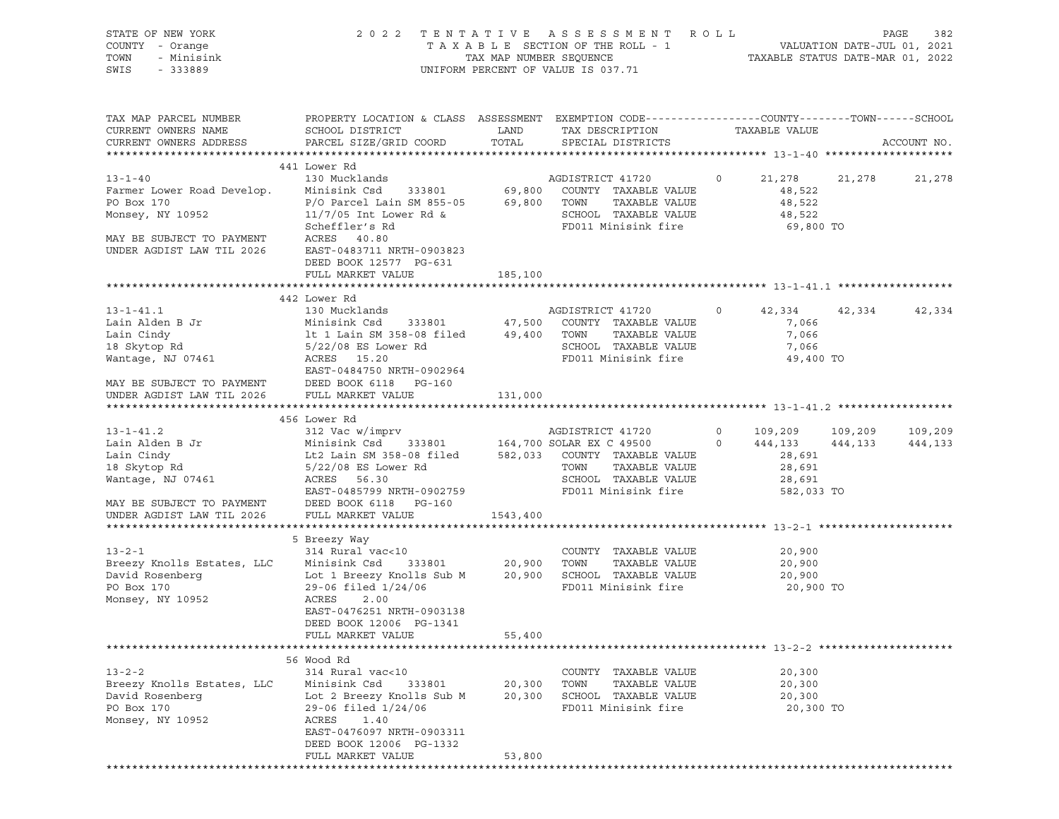STATE OF NEW YORK — 2022 TENTATIVE ASSESSMENT ROLL
COUNTY - Orange — TAXABLE SECTION OF THE ROLL - 1 — VALUATION DATE-JUL 01, 2021
TOWN - Minisink — TAX MAP NUMBER SEQUENCE — TAXABLE STATUS DATE-MAR 01, 2022
SWIS - 333889 — UNIFORM PERCENT OF VALUE IS 037.71

```
TAX MAP PARCEL NUMBER          PROPERTY LOCATION & CLASS  ASSESSMENT  EXEMPTION CODE------------------COUNTY--------TOWN------SCHOOL
CURRENT OWNERS NAME            SCHOOL DISTRICT              LAND      TAX DESCRIPTION            TAXABLE VALUE
CURRENT OWNERS ADDRESS         PARCEL SIZE/GRID COORD       TOTAL     SPECIAL DISTRICTS                                  ACCOUNT NO.
******************************************************************************************************* 13-1-40 ********************
                               441 Lower Rd
13-1-40                        130 Mucklands                          AGDISTRICT 41720       0      21,278     21,278     21,278
Farmer Lower Road Develop.     Minisink Csd     333801       69,800   COUNTY  TAXABLE VALUE          48,522
PO Box 170                     P/O Parcel Lain SM 855-05     69,800   TOWN    TAXABLE VALUE          48,522
Monsey, NY 10952               11/7/05 Int Lower Rd &                 SCHOOL  TAXABLE VALUE          48,522
                               Scheffler's Rd                         FD011 Minisink fire            69,800 TO
MAY BE SUBJECT TO PAYMENT      ACRES  40.80
UNDER AGDIST LAW TIL 2026      EAST-0483711 NRTH-0903823
                               DEED BOOK 12577  PG-631
                               FULL MARKET VALUE           185,100
******************************************************************************************************* 13-1-41.1 ******************
                               442 Lower Rd
13-1-41.1                      130 Mucklands                          AGDISTRICT 41720       0      42,334     42,334     42,334
Lain Alden B Jr                Minisink Csd     333801       47,500   COUNTY  TAXABLE VALUE           7,066
Lain Cindy                     lt 1 Lain SM 358-08 filed     49,400   TOWN    TAXABLE VALUE           7,066
18 Skytop Rd                   5/22/08 ES Lower Rd                    SCHOOL  TAXABLE VALUE           7,066
Wantage, NJ 07461              ACRES  15.20                           FD011 Minisink fire            49,400 TO
                               EAST-0484750 NRTH-0902964
MAY BE SUBJECT TO PAYMENT      DEED BOOK 6118   PG-160
UNDER AGDIST LAW TIL 2026      FULL MARKET VALUE           131,000
******************************************************************************************************* 13-1-41.2 ******************
                               456 Lower Rd
13-1-41.2                      312 Vac w/imprv                        AGDISTRICT 41720       0     109,209    109,209    109,209
Lain Alden B Jr                Minisink Csd     333801      164,700 SOLAR EX C 49500         0     444,133    444,133    444,133
Lain Cindy                     Lt2 Lain SM 358-08 filed     582,033   COUNTY  TAXABLE VALUE          28,691
18 Skytop Rd                   5/22/08 ES Lower Rd                    TOWN    TAXABLE VALUE          28,691
Wantage, NJ 07461              ACRES  56.30                           SCHOOL  TAXABLE VALUE          28,691
                               EAST-0485799 NRTH-0902759              FD011 Minisink fire           582,033 TO
MAY BE SUBJECT TO PAYMENT      DEED BOOK 6118   PG-160
UNDER AGDIST LAW TIL 2026      FULL MARKET VALUE          1543,400
******************************************************************************************************* 13-2-1 *********************
                               5 Breezy Way
13-2-1                         314 Rural vac<10                       COUNTY  TAXABLE VALUE          20,900
Breezy Knolls Estates, LLC     Minisink Csd     333801       20,900   TOWN    TAXABLE VALUE          20,900
David Rosenberg                Lot 1 Breezy Knolls Sub M     20,900   SCHOOL  TAXABLE VALUE          20,900
PO Box 170                     29-06 filed 1/24/06                    FD011 Minisink fire            20,900 TO
Monsey, NY 10952               ACRES   2.00
                               EAST-0476251 NRTH-0903138
                               DEED BOOK 12006  PG-1341
                               FULL MARKET VALUE            55,400
******************************************************************************************************* 13-2-2 *********************
                               56 Wood Rd
13-2-2                         314 Rural vac<10                       COUNTY  TAXABLE VALUE          20,300
Breezy Knolls Estates, LLC     Minisink Csd     333801       20,300   TOWN    TAXABLE VALUE          20,300
David Rosenberg                Lot 2 Breezy Knolls Sub M     20,300   SCHOOL  TAXABLE VALUE          20,300
PO Box 170                     29-06 filed 1/24/06                    FD011 Minisink fire            20,300 TO
Monsey, NY 10952               ACRES   1.40
                               EAST-0476097 NRTH-0903311
                               DEED BOOK 12006  PG-1332
                               FULL MARKET VALUE            53,800
************************************************************************************************************************************
```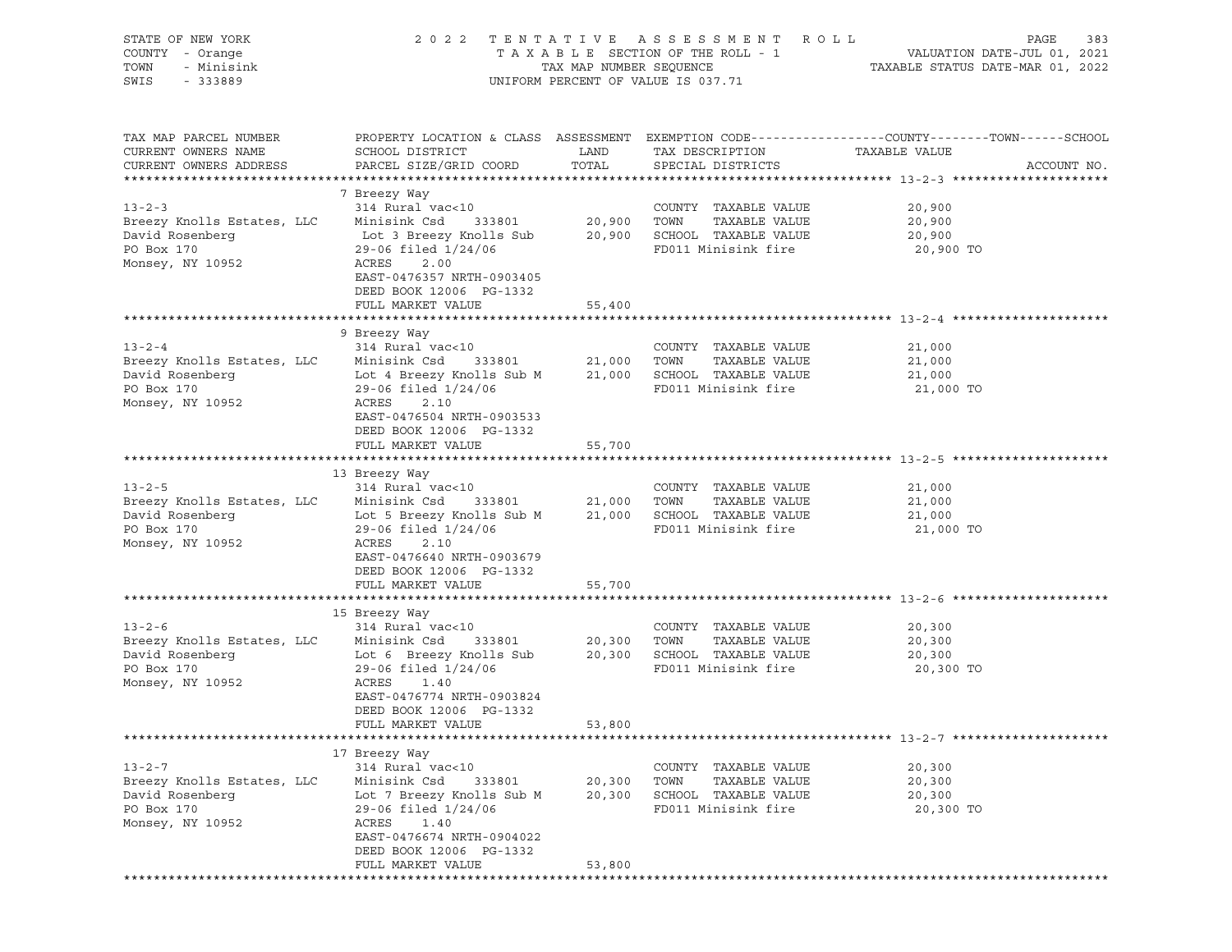STATE OF NEW YORK | COUNTY - Orange | TOWN - Minisink | SWIS - 333889

2022 TENTATIVE ASSESSMENT ROLL
TAXABLE SECTION OF THE ROLL - 1
TAX MAP NUMBER SEQUENCE
UNIFORM PERCENT OF VALUE IS 037.71

VALUATION DATE-JUL 01, 2021
TAXABLE STATUS DATE-MAR 01, 2022

| TAX MAP PARCEL NUMBER / CURRENT OWNERS NAME / CURRENT OWNERS ADDRESS | PROPERTY LOCATION & CLASS / SCHOOL DISTRICT / PARCEL SIZE/GRID COORD | ASSESSMENT LAND | ASSESSMENT TOTAL | EXEMPTION CODE / TAX DESCRIPTION / SPECIAL DISTRICTS | TAXABLE VALUE (COUNTY / TOWN / SCHOOL) | ACCOUNT NO. |
|---|---|---|---|---|---|---|
| **13-2-3** | 7 Breezy Way | | | | | |
| 13-2-3 | 314 Rural vac<10 | | | COUNTY TAXABLE VALUE | 20,900 | |
| Breezy Knolls Estates, LLC | Minisink Csd 333801 | 20,900 | | TOWN TAXABLE VALUE | 20,900 | |
| David Rosenberg | Lot 3 Breezy Knolls Sub | | 20,900 | SCHOOL TAXABLE VALUE | 20,900 | |
| PO Box 170 | 29-06 filed 1/24/06 | | | FD011 Minisink fire | 20,900 TO | |
| Monsey, NY 10952 | ACRES 2.00 | | | | | |
| | EAST-0476357 NRTH-0903405 | | | | | |
| | DEED BOOK 12006 PG-1332 | | | | | |
| | FULL MARKET VALUE | | 55,400 | | | |
| **13-2-4** | 9 Breezy Way | | | | | |
| 13-2-4 | 314 Rural vac<10 | | | COUNTY TAXABLE VALUE | 21,000 | |
| Breezy Knolls Estates, LLC | Minisink Csd 333801 | 21,000 | | TOWN TAXABLE VALUE | 21,000 | |
| David Rosenberg | Lot 4 Breezy Knolls Sub M | | 21,000 | SCHOOL TAXABLE VALUE | 21,000 | |
| PO Box 170 | 29-06 filed 1/24/06 | | | FD011 Minisink fire | 21,000 TO | |
| Monsey, NY 10952 | ACRES 2.10 | | | | | |
| | EAST-0476504 NRTH-0903533 | | | | | |
| | DEED BOOK 12006 PG-1332 | | | | | |
| | FULL MARKET VALUE | | 55,700 | | | |
| **13-2-5** | 13 Breezy Way | | | | | |
| 13-2-5 | 314 Rural vac<10 | | | COUNTY TAXABLE VALUE | 21,000 | |
| Breezy Knolls Estates, LLC | Minisink Csd 333801 | 21,000 | | TOWN TAXABLE VALUE | 21,000 | |
| David Rosenberg | Lot 5 Breezy Knolls Sub M | | 21,000 | SCHOOL TAXABLE VALUE | 21,000 | |
| PO Box 170 | 29-06 filed 1/24/06 | | | FD011 Minisink fire | 21,000 TO | |
| Monsey, NY 10952 | ACRES 2.10 | | | | | |
| | EAST-0476640 NRTH-0903679 | | | | | |
| | DEED BOOK 12006 PG-1332 | | | | | |
| | FULL MARKET VALUE | | 55,700 | | | |
| **13-2-6** | 15 Breezy Way | | | | | |
| 13-2-6 | 314 Rural vac<10 | | | COUNTY TAXABLE VALUE | 20,300 | |
| Breezy Knolls Estates, LLC | Minisink Csd 333801 | 20,300 | | TOWN TAXABLE VALUE | 20,300 | |
| David Rosenberg | Lot 6 Breezy Knolls Sub | | 20,300 | SCHOOL TAXABLE VALUE | 20,300 | |
| PO Box 170 | 29-06 filed 1/24/06 | | | FD011 Minisink fire | 20,300 TO | |
| Monsey, NY 10952 | ACRES 1.40 | | | | | |
| | EAST-0476774 NRTH-0903824 | | | | | |
| | DEED BOOK 12006 PG-1332 | | | | | |
| | FULL MARKET VALUE | | 53,800 | | | |
| **13-2-7** | 17 Breezy Way | | | | | |
| 13-2-7 | 314 Rural vac<10 | | | COUNTY TAXABLE VALUE | 20,300 | |
| Breezy Knolls Estates, LLC | Minisink Csd 333801 | 20,300 | | TOWN TAXABLE VALUE | 20,300 | |
| David Rosenberg | Lot 7 Breezy Knolls Sub M | | 20,300 | SCHOOL TAXABLE VALUE | 20,300 | |
| PO Box 170 | 29-06 filed 1/24/06 | | | FD011 Minisink fire | 20,300 TO | |
| Monsey, NY 10952 | ACRES 1.40 | | | | | |
| | EAST-0476674 NRTH-0904022 | | | | | |
| | DEED BOOK 12006 PG-1332 | | | | | |
| | FULL MARKET VALUE | | 53,800 | | | |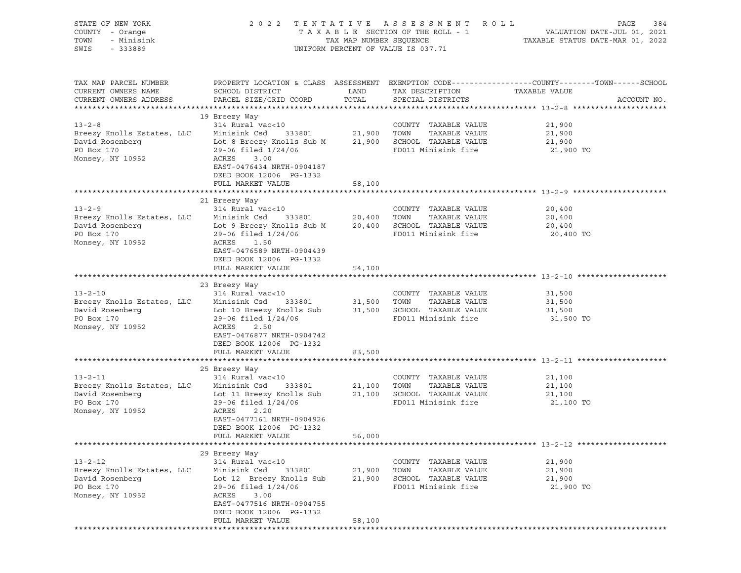STATE OF NEW YORK — COUNTY - Orange — TOWN - Minisink — SWIS - 333889

2 0 2 2 T E N T A T I V E A S S E S S M E N T R O L L
T A X A B L E SECTION OF THE ROLL - 1
TAX MAP NUMBER SEQUENCE
UNIFORM PERCENT OF VALUE IS 037.71

VALUATION DATE-JUL 01, 2021
TAXABLE STATUS DATE-MAR 01, 2022

| TAX MAP PARCEL NUMBER / CURRENT OWNERS NAME / CURRENT OWNERS ADDRESS | PROPERTY LOCATION & CLASS / SCHOOL DISTRICT / PARCEL SIZE/GRID COORD | ASSESSMENT LAND | TOTAL | EXEMPTION CODE / TAX DESCRIPTION / SPECIAL DISTRICTS | TAXABLE VALUE (COUNTY--TOWN--SCHOOL) | ACCOUNT NO. |
|---|---|---|---|---|---|---|
| **13-2-8** | 19 Breezy Way | | | | | |
| | 314 Rural vac<10 | | | COUNTY TAXABLE VALUE | 21,900 | |
| Breezy Knolls Estates, LLC | Minisink Csd 333801 | 21,900 | | TOWN TAXABLE VALUE | 21,900 | |
| David Rosenberg | Lot 8 Breezy Knolls Sub M | | 21,900 | SCHOOL TAXABLE VALUE | 21,900 | |
| PO Box 170 | 29-06 filed 1/24/06 | | | FD011 Minisink fire | 21,900 TO | |
| Monsey, NY 10952 | ACRES 3.00 | | | | | |
| | EAST-0476434 NRTH-0904187 | | | | | |
| | DEED BOOK 12006 PG-1332 | | | | | |
| | FULL MARKET VALUE | | 58,100 | | | |
| **13-2-9** | 21 Breezy Way | | | | | |
| | 314 Rural vac<10 | | | COUNTY TAXABLE VALUE | 20,400 | |
| Breezy Knolls Estates, LLC | Minisink Csd 333801 | 20,400 | | TOWN TAXABLE VALUE | 20,400 | |
| David Rosenberg | Lot 9 Breezy Knolls Sub M | | 20,400 | SCHOOL TAXABLE VALUE | 20,400 | |
| PO Box 170 | 29-06 filed 1/24/06 | | | FD011 Minisink fire | 20,400 TO | |
| Monsey, NY 10952 | ACRES 1.50 | | | | | |
| | EAST-0476589 NRTH-0904439 | | | | | |
| | DEED BOOK 12006 PG-1332 | | | | | |
| | FULL MARKET VALUE | | 54,100 | | | |
| **13-2-10** | 23 Breezy Way | | | | | |
| | 314 Rural vac<10 | | | COUNTY TAXABLE VALUE | 31,500 | |
| Breezy Knolls Estates, LLC | Minisink Csd 333801 | 31,500 | | TOWN TAXABLE VALUE | 31,500 | |
| David Rosenberg | Lot 10 Breezy Knolls Sub | | 31,500 | SCHOOL TAXABLE VALUE | 31,500 | |
| PO Box 170 | 29-06 filed 1/24/06 | | | FD011 Minisink fire | 31,500 TO | |
| Monsey, NY 10952 | ACRES 2.50 | | | | | |
| | EAST-0476877 NRTH-0904742 | | | | | |
| | DEED BOOK 12006 PG-1332 | | | | | |
| | FULL MARKET VALUE | | 83,500 | | | |
| **13-2-11** | 25 Breezy Way | | | | | |
| | 314 Rural vac<10 | | | COUNTY TAXABLE VALUE | 21,100 | |
| Breezy Knolls Estates, LLC | Minisink Csd 333801 | 21,100 | | TOWN TAXABLE VALUE | 21,100 | |
| David Rosenberg | Lot 11 Breezy Knolls Sub | | 21,100 | SCHOOL TAXABLE VALUE | 21,100 | |
| PO Box 170 | 29-06 filed 1/24/06 | | | FD011 Minisink fire | 21,100 TO | |
| Monsey, NY 10952 | ACRES 2.20 | | | | | |
| | EAST-0477161 NRTH-0904926 | | | | | |
| | DEED BOOK 12006 PG-1332 | | | | | |
| | FULL MARKET VALUE | | 56,000 | | | |
| **13-2-12** | 29 Breezy Way | | | | | |
| | 314 Rural vac<10 | | | COUNTY TAXABLE VALUE | 21,900 | |
| Breezy Knolls Estates, LLC | Minisink Csd 333801 | 21,900 | | TOWN TAXABLE VALUE | 21,900 | |
| David Rosenberg | Lot 12 Breezy Knolls Sub | | 21,900 | SCHOOL TAXABLE VALUE | 21,900 | |
| PO Box 170 | 29-06 filed 1/24/06 | | | FD011 Minisink fire | 21,900 TO | |
| Monsey, NY 10952 | ACRES 3.00 | | | | | |
| | EAST-0477516 NRTH-0904755 | | | | | |
| | DEED BOOK 12006 PG-1332 | | | | | |
| | FULL MARKET VALUE | | 58,100 | | | |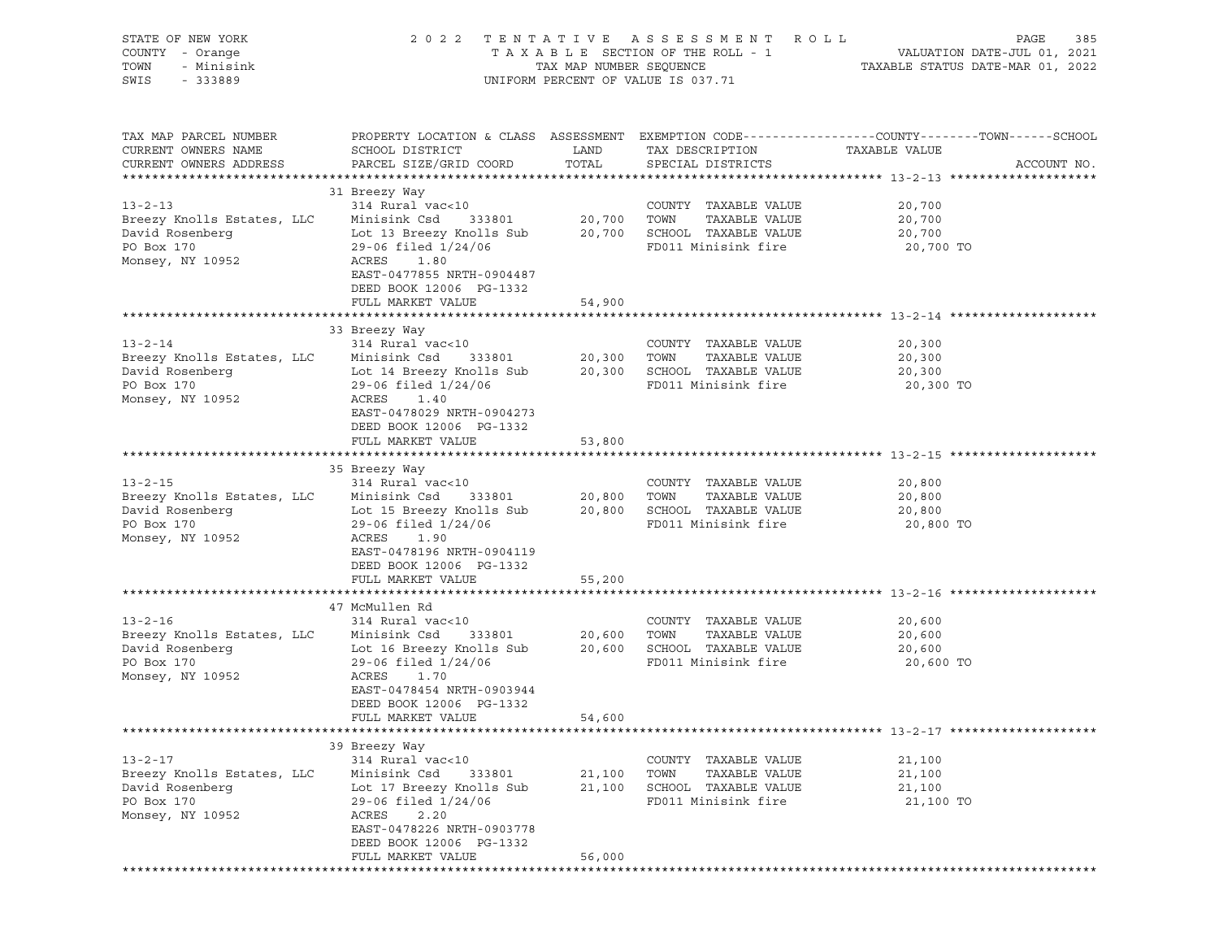STATE OF NEW YORK
COUNTY - Orange
TOWN - Minisink
SWIS - 333889

2022 TENTATIVE ASSESSMENT ROLL
TAXABLE SECTION OF THE ROLL - 1
TAX MAP NUMBER SEQUENCE
UNIFORM PERCENT OF VALUE IS 037.71

VALUATION DATE-JUL 01, 2021
TAXABLE STATUS DATE-MAR 01, 2022

| TAX MAP PARCEL NUMBER / CURRENT OWNERS NAME / CURRENT OWNERS ADDRESS | PROPERTY LOCATION & CLASS / SCHOOL DISTRICT / PARCEL SIZE/GRID COORD | ASSESSMENT LAND / TOTAL | EXEMPTION CODE / TAX DESCRIPTION / SPECIAL DISTRICTS | COUNTY / TOWN / SCHOOL TAXABLE VALUE | ACCOUNT NO. |
|---|---|---|---|---|---|
| **13-2-13** | 31 Breezy Way | | | | |
| 13-2-13 | 314 Rural vac<10 | | COUNTY TAXABLE VALUE | 20,700 | |
| Breezy Knolls Estates, LLC | Minisink Csd 333801 | 20,700 | TOWN TAXABLE VALUE | 20,700 | |
| David Rosenberg | Lot 13 Breezy Knolls Sub | 20,700 | SCHOOL TAXABLE VALUE | 20,700 | |
| PO Box 170 | 29-06 filed 1/24/06 | | FD011 Minisink fire | 20,700 TO | |
| Monsey, NY 10952 | ACRES 1.80 | | | | |
| | EAST-0477855 NRTH-0904487 | | | | |
| | DEED BOOK 12006 PG-1332 | | | | |
| | FULL MARKET VALUE | 54,900 | | | |
| **13-2-14** | 33 Breezy Way | | | | |
| 13-2-14 | 314 Rural vac<10 | | COUNTY TAXABLE VALUE | 20,300 | |
| Breezy Knolls Estates, LLC | Minisink Csd 333801 | 20,300 | TOWN TAXABLE VALUE | 20,300 | |
| David Rosenberg | Lot 14 Breezy Knolls Sub | 20,300 | SCHOOL TAXABLE VALUE | 20,300 | |
| PO Box 170 | 29-06 filed 1/24/06 | | FD011 Minisink fire | 20,300 TO | |
| Monsey, NY 10952 | ACRES 1.40 | | | | |
| | EAST-0478029 NRTH-0904273 | | | | |
| | DEED BOOK 12006 PG-1332 | | | | |
| | FULL MARKET VALUE | 53,800 | | | |
| **13-2-15** | 35 Breezy Way | | | | |
| 13-2-15 | 314 Rural vac<10 | | COUNTY TAXABLE VALUE | 20,800 | |
| Breezy Knolls Estates, LLC | Minisink Csd 333801 | 20,800 | TOWN TAXABLE VALUE | 20,800 | |
| David Rosenberg | Lot 15 Breezy Knolls Sub | 20,800 | SCHOOL TAXABLE VALUE | 20,800 | |
| PO Box 170 | 29-06 filed 1/24/06 | | FD011 Minisink fire | 20,800 TO | |
| Monsey, NY 10952 | ACRES 1.90 | | | | |
| | EAST-0478196 NRTH-0904119 | | | | |
| | DEED BOOK 12006 PG-1332 | | | | |
| | FULL MARKET VALUE | 55,200 | | | |
| **13-2-16** | 47 McMullen Rd | | | | |
| 13-2-16 | 314 Rural vac<10 | | COUNTY TAXABLE VALUE | 20,600 | |
| Breezy Knolls Estates, LLC | Minisink Csd 333801 | 20,600 | TOWN TAXABLE VALUE | 20,600 | |
| David Rosenberg | Lot 16 Breezy Knolls Sub | 20,600 | SCHOOL TAXABLE VALUE | 20,600 | |
| PO Box 170 | 29-06 filed 1/24/06 | | FD011 Minisink fire | 20,600 TO | |
| Monsey, NY 10952 | ACRES 1.70 | | | | |
| | EAST-0478454 NRTH-0903944 | | | | |
| | DEED BOOK 12006 PG-1332 | | | | |
| | FULL MARKET VALUE | 54,600 | | | |
| **13-2-17** | 39 Breezy Way | | | | |
| 13-2-17 | 314 Rural vac<10 | | COUNTY TAXABLE VALUE | 21,100 | |
| Breezy Knolls Estates, LLC | Minisink Csd 333801 | 21,100 | TOWN TAXABLE VALUE | 21,100 | |
| David Rosenberg | Lot 17 Breezy Knolls Sub | 21,100 | SCHOOL TAXABLE VALUE | 21,100 | |
| PO Box 170 | 29-06 filed 1/24/06 | | FD011 Minisink fire | 21,100 TO | |
| Monsey, NY 10952 | ACRES 2.20 | | | | |
| | EAST-0478226 NRTH-0903778 | | | | |
| | DEED BOOK 12006 PG-1332 | | | | |
| | FULL MARKET VALUE | 56,000 | | | |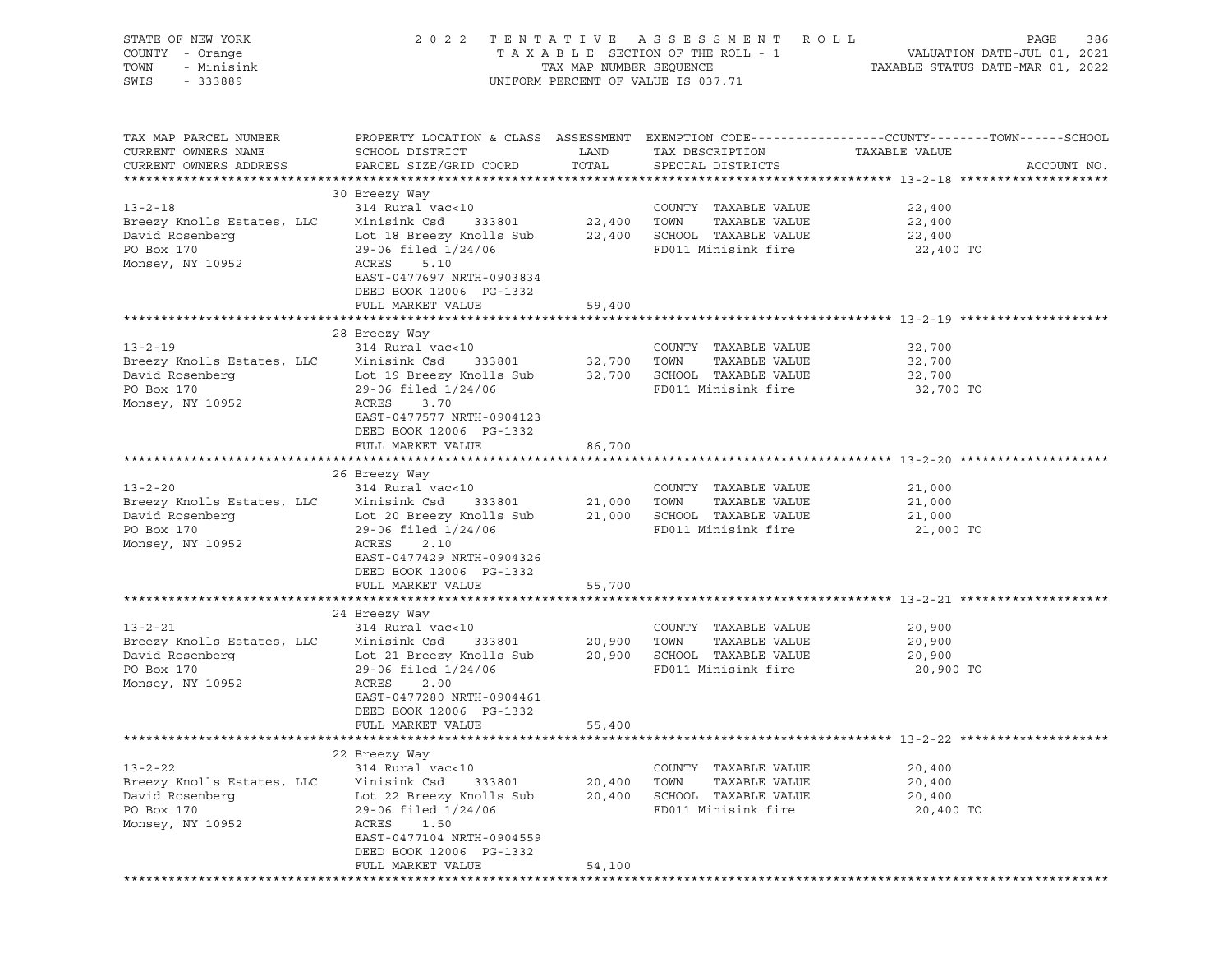STATE OF NEW YORK | 2022 TENTATIVE ASSESSMENT ROLL | PAGE 386
COUNTY - Orange | TAXABLE SECTION OF THE ROLL - 1 | VALUATION DATE-JUL 01, 2021
TOWN - Minisink | TAX MAP NUMBER SEQUENCE | TAXABLE STATUS DATE-MAR 01, 2022
SWIS - 333889 | UNIFORM PERCENT OF VALUE IS 037.71

| TAX MAP PARCEL NUMBER / CURRENT OWNERS NAME / CURRENT OWNERS ADDRESS | PROPERTY LOCATION & CLASS / SCHOOL DISTRICT / PARCEL SIZE/GRID COORD | ASSESSMENT LAND / TOTAL | EXEMPTION CODE / TAX DESCRIPTION / SPECIAL DISTRICTS | COUNTY--------TOWN------SCHOOL TAXABLE VALUE | ACCOUNT NO. |
|---|---|---|---|---|---|
| **13-2-18** | 30 Breezy Way | | | | |
| | 314 Rural vac<10 | | COUNTY TAXABLE VALUE | 22,400 | |
| Breezy Knolls Estates, LLC | Minisink Csd 333801 | 22,400 | TOWN TAXABLE VALUE | 22,400 | |
| David Rosenberg | Lot 18 Breezy Knolls Sub | 22,400 | SCHOOL TAXABLE VALUE | 22,400 | |
| PO Box 170 | 29-06 filed 1/24/06 | | FD011 Minisink fire | 22,400 TO | |
| Monsey, NY 10952 | ACRES 5.10 | | | | |
| | EAST-0477697 NRTH-0903834 | | | | |
| | DEED BOOK 12006 PG-1332 | | | | |
| | FULL MARKET VALUE | 59,400 | | | |
| **13-2-19** | 28 Breezy Way | | | | |
| | 314 Rural vac<10 | | COUNTY TAXABLE VALUE | 32,700 | |
| Breezy Knolls Estates, LLC | Minisink Csd 333801 | 32,700 | TOWN TAXABLE VALUE | 32,700 | |
| David Rosenberg | Lot 19 Breezy Knolls Sub | 32,700 | SCHOOL TAXABLE VALUE | 32,700 | |
| PO Box 170 | 29-06 filed 1/24/06 | | FD011 Minisink fire | 32,700 TO | |
| Monsey, NY 10952 | ACRES 3.70 | | | | |
| | EAST-0477577 NRTH-0904123 | | | | |
| | DEED BOOK 12006 PG-1332 | | | | |
| | FULL MARKET VALUE | 86,700 | | | |
| **13-2-20** | 26 Breezy Way | | | | |
| | 314 Rural vac<10 | | COUNTY TAXABLE VALUE | 21,000 | |
| Breezy Knolls Estates, LLC | Minisink Csd 333801 | 21,000 | TOWN TAXABLE VALUE | 21,000 | |
| David Rosenberg | Lot 20 Breezy Knolls Sub | 21,000 | SCHOOL TAXABLE VALUE | 21,000 | |
| PO Box 170 | 29-06 filed 1/24/06 | | FD011 Minisink fire | 21,000 TO | |
| Monsey, NY 10952 | ACRES 2.10 | | | | |
| | EAST-0477429 NRTH-0904326 | | | | |
| | DEED BOOK 12006 PG-1332 | | | | |
| | FULL MARKET VALUE | 55,700 | | | |
| **13-2-21** | 24 Breezy Way | | | | |
| | 314 Rural vac<10 | | COUNTY TAXABLE VALUE | 20,900 | |
| Breezy Knolls Estates, LLC | Minisink Csd 333801 | 20,900 | TOWN TAXABLE VALUE | 20,900 | |
| David Rosenberg | Lot 21 Breezy Knolls Sub | 20,900 | SCHOOL TAXABLE VALUE | 20,900 | |
| PO Box 170 | 29-06 filed 1/24/06 | | FD011 Minisink fire | 20,900 TO | |
| Monsey, NY 10952 | ACRES 2.00 | | | | |
| | EAST-0477280 NRTH-0904461 | | | | |
| | DEED BOOK 12006 PG-1332 | | | | |
| | FULL MARKET VALUE | 55,400 | | | |
| **13-2-22** | 22 Breezy Way | | | | |
| | 314 Rural vac<10 | | COUNTY TAXABLE VALUE | 20,400 | |
| Breezy Knolls Estates, LLC | Minisink Csd 333801 | 20,400 | TOWN TAXABLE VALUE | 20,400 | |
| David Rosenberg | Lot 22 Breezy Knolls Sub | 20,400 | SCHOOL TAXABLE VALUE | 20,400 | |
| PO Box 170 | 29-06 filed 1/24/06 | | FD011 Minisink fire | 20,400 TO | |
| Monsey, NY 10952 | ACRES 1.50 | | | | |
| | EAST-0477104 NRTH-0904559 | | | | |
| | DEED BOOK 12006 PG-1332 | | | | |
| | FULL MARKET VALUE | 54,100 | | | |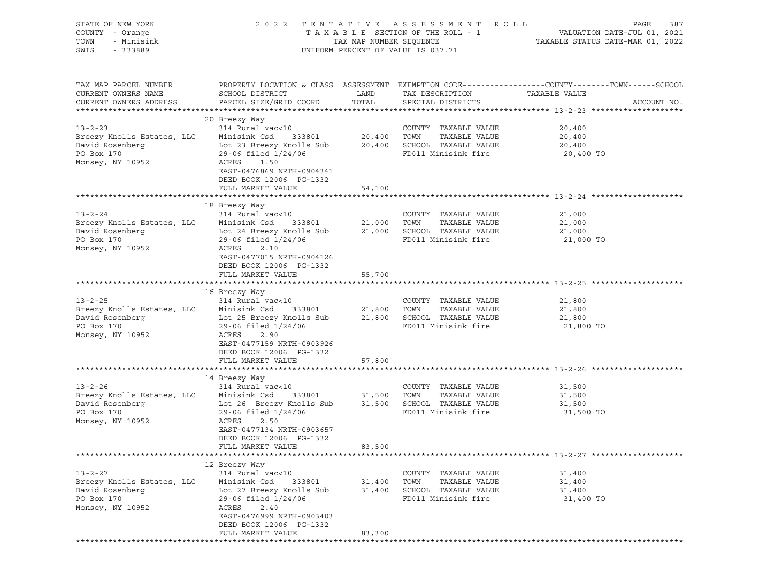STATE OF NEW YORK
COUNTY - Orange
TOWN - Minisink
SWIS - 333889

2022 TENTATIVE ASSESSMENT ROLL
TAXABLE SECTION OF THE ROLL - 1
TAX MAP NUMBER SEQUENCE
UNIFORM PERCENT OF VALUE IS 037.71

VALUATION DATE-JUL 01, 2021
TAXABLE STATUS DATE-MAR 01, 2022

| TAX MAP PARCEL NUMBER / CURRENT OWNERS NAME / CURRENT OWNERS ADDRESS | PROPERTY LOCATION & CLASS / SCHOOL DISTRICT / PARCEL SIZE/GRID COORD | ASSESSMENT LAND | TOTAL | EXEMPTION CODE / TAX DESCRIPTION / SPECIAL DISTRICTS | TAXABLE VALUE (COUNTY--TOWN--SCHOOL) | ACCOUNT NO. |
|---|---|---|---|---|---|---|
| **13-2-23** | 20 Breezy Way | | | | | |
| 13-2-23 | 314 Rural vac<10 | | | COUNTY TAXABLE VALUE | 20,400 | |
| Breezy Knolls Estates, LLC | Minisink Csd 333801 | 20,400 | | TOWN TAXABLE VALUE | 20,400 | |
| David Rosenberg | Lot 23 Breezy Knolls Sub | | 20,400 | SCHOOL TAXABLE VALUE | 20,400 | |
| PO Box 170 | 29-06 filed 1/24/06 | | | FD011 Minisink fire | 20,400 TO | |
| Monsey, NY 10952 | ACRES 1.50 | | | | | |
| | EAST-0476869 NRTH-0904341 | | | | | |
| | DEED BOOK 12006 PG-1332 | | | | | |
| | FULL MARKET VALUE | | 54,100 | | | |
| **13-2-24** | 18 Breezy Way | | | | | |
| 13-2-24 | 314 Rural vac<10 | | | COUNTY TAXABLE VALUE | 21,000 | |
| Breezy Knolls Estates, LLC | Minisink Csd 333801 | 21,000 | | TOWN TAXABLE VALUE | 21,000 | |
| David Rosenberg | Lot 24 Breezy Knolls Sub | | 21,000 | SCHOOL TAXABLE VALUE | 21,000 | |
| PO Box 170 | 29-06 filed 1/24/06 | | | FD011 Minisink fire | 21,000 TO | |
| Monsey, NY 10952 | ACRES 2.10 | | | | | |
| | EAST-0477015 NRTH-0904126 | | | | | |
| | DEED BOOK 12006 PG-1332 | | | | | |
| | FULL MARKET VALUE | | 55,700 | | | |
| **13-2-25** | 16 Breezy Way | | | | | |
| 13-2-25 | 314 Rural vac<10 | | | COUNTY TAXABLE VALUE | 21,800 | |
| Breezy Knolls Estates, LLC | Minisink Csd 333801 | 21,800 | | TOWN TAXABLE VALUE | 21,800 | |
| David Rosenberg | Lot 25 Breezy Knolls Sub | | 21,800 | SCHOOL TAXABLE VALUE | 21,800 | |
| PO Box 170 | 29-06 filed 1/24/06 | | | FD011 Minisink fire | 21,800 TO | |
| Monsey, NY 10952 | ACRES 2.90 | | | | | |
| | EAST-0477159 NRTH-0903926 | | | | | |
| | DEED BOOK 12006 PG-1332 | | | | | |
| | FULL MARKET VALUE | | 57,800 | | | |
| **13-2-26** | 14 Breezy Way | | | | | |
| 13-2-26 | 314 Rural vac<10 | | | COUNTY TAXABLE VALUE | 31,500 | |
| Breezy Knolls Estates, LLC | Minisink Csd 333801 | 31,500 | | TOWN TAXABLE VALUE | 31,500 | |
| David Rosenberg | Lot 26 Breezy Knolls Sub | | 31,500 | SCHOOL TAXABLE VALUE | 31,500 | |
| PO Box 170 | 29-06 filed 1/24/06 | | | FD011 Minisink fire | 31,500 TO | |
| Monsey, NY 10952 | ACRES 2.50 | | | | | |
| | EAST-0477134 NRTH-0903657 | | | | | |
| | DEED BOOK 12006 PG-1332 | | | | | |
| | FULL MARKET VALUE | | 83,500 | | | |
| **13-2-27** | 12 Breezy Way | | | | | |
| 13-2-27 | 314 Rural vac<10 | | | COUNTY TAXABLE VALUE | 31,400 | |
| Breezy Knolls Estates, LLC | Minisink Csd 333801 | 31,400 | | TOWN TAXABLE VALUE | 31,400 | |
| David Rosenberg | Lot 27 Breezy Knolls Sub | | 31,400 | SCHOOL TAXABLE VALUE | 31,400 | |
| PO Box 170 | 29-06 filed 1/24/06 | | | FD011 Minisink fire | 31,400 TO | |
| Monsey, NY 10952 | ACRES 2.40 | | | | | |
| | EAST-0476999 NRTH-0903403 | | | | | |
| | DEED BOOK 12006 PG-1332 | | | | | |
| | FULL MARKET VALUE | | 83,300 | | | |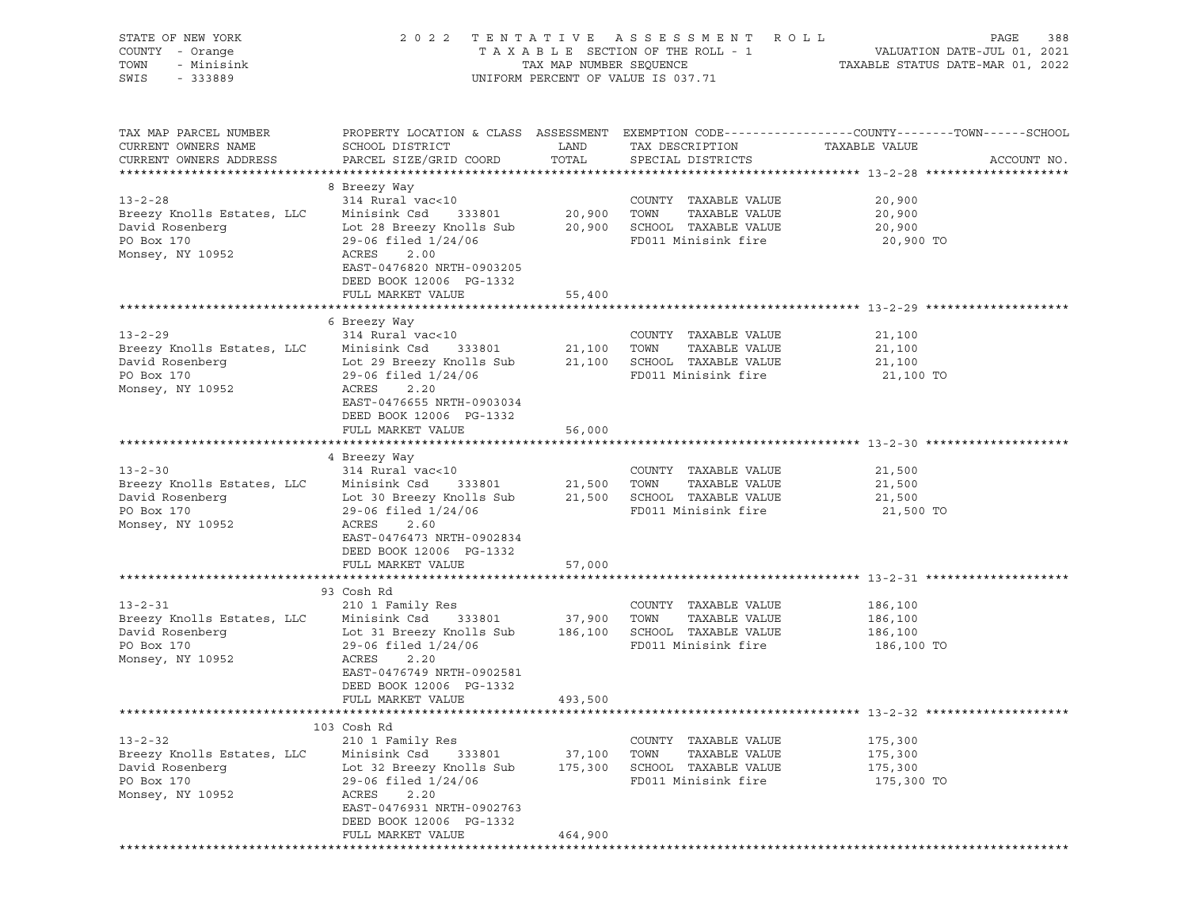STATE OF NEW YORK — COUNTY - Orange — TOWN - Minisink — SWIS - 333889

2022 TENTATIVE ASSESSMENT ROLL
TAXABLE SECTION OF THE ROLL - 1
TAX MAP NUMBER SEQUENCE
UNIFORM PERCENT OF VALUE IS 037.71

VALUATION DATE-JUL 01, 2021
TAXABLE STATUS DATE-MAR 01, 2022

| TAX MAP PARCEL NUMBER / CURRENT OWNERS NAME / CURRENT OWNERS ADDRESS | PROPERTY LOCATION & CLASS / SCHOOL DISTRICT / PARCEL SIZE/GRID COORD | ASSESSMENT LAND | TOTAL | EXEMPTION CODE / TAX DESCRIPTION / SPECIAL DISTRICTS | TAXABLE VALUE (COUNTY / TOWN / SCHOOL) | ACCOUNT NO. |
|---|---|---|---|---|---|---|
| **13-2-28** | 8 Breezy Way | | | | | |
| 13-2-28 | 314 Rural vac<10 | | | COUNTY TAXABLE VALUE | 20,900 | |
| Breezy Knolls Estates, LLC | Minisink Csd 333801 | 20,900 | | TOWN TAXABLE VALUE | 20,900 | |
| David Rosenberg | Lot 28 Breezy Knolls Sub | | 20,900 | SCHOOL TAXABLE VALUE | 20,900 | |
| PO Box 170 | 29-06 filed 1/24/06 | | | FD011 Minisink fire | 20,900 TO | |
| Monsey, NY 10952 | ACRES 2.00 | | | | | |
| | EAST-0476820 NRTH-0903205 | | | | | |
| | DEED BOOK 12006 PG-1332 | | | | | |
| | FULL MARKET VALUE | | 55,400 | | | |
| **13-2-29** | 6 Breezy Way | | | | | |
| 13-2-29 | 314 Rural vac<10 | | | COUNTY TAXABLE VALUE | 21,100 | |
| Breezy Knolls Estates, LLC | Minisink Csd 333801 | 21,100 | | TOWN TAXABLE VALUE | 21,100 | |
| David Rosenberg | Lot 29 Breezy Knolls Sub | | 21,100 | SCHOOL TAXABLE VALUE | 21,100 | |
| PO Box 170 | 29-06 filed 1/24/06 | | | FD011 Minisink fire | 21,100 TO | |
| Monsey, NY 10952 | ACRES 2.20 | | | | | |
| | EAST-0476655 NRTH-0903034 | | | | | |
| | DEED BOOK 12006 PG-1332 | | | | | |
| | FULL MARKET VALUE | | 56,000 | | | |
| **13-2-30** | 4 Breezy Way | | | | | |
| 13-2-30 | 314 Rural vac<10 | | | COUNTY TAXABLE VALUE | 21,500 | |
| Breezy Knolls Estates, LLC | Minisink Csd 333801 | 21,500 | | TOWN TAXABLE VALUE | 21,500 | |
| David Rosenberg | Lot 30 Breezy Knolls Sub | | 21,500 | SCHOOL TAXABLE VALUE | 21,500 | |
| PO Box 170 | 29-06 filed 1/24/06 | | | FD011 Minisink fire | 21,500 TO | |
| Monsey, NY 10952 | ACRES 2.60 | | | | | |
| | EAST-0476473 NRTH-0902834 | | | | | |
| | DEED BOOK 12006 PG-1332 | | | | | |
| | FULL MARKET VALUE | | 57,000 | | | |
| **13-2-31** | 93 Cosh Rd | | | | | |
| 13-2-31 | 210 1 Family Res | | | COUNTY TAXABLE VALUE | 186,100 | |
| Breezy Knolls Estates, LLC | Minisink Csd 333801 | 37,900 | | TOWN TAXABLE VALUE | 186,100 | |
| David Rosenberg | Lot 31 Breezy Knolls Sub | | 186,100 | SCHOOL TAXABLE VALUE | 186,100 | |
| PO Box 170 | 29-06 filed 1/24/06 | | | FD011 Minisink fire | 186,100 TO | |
| Monsey, NY 10952 | ACRES 2.20 | | | | | |
| | EAST-0476749 NRTH-0902581 | | | | | |
| | DEED BOOK 12006 PG-1332 | | | | | |
| | FULL MARKET VALUE | | 493,500 | | | |
| **13-2-32** | 103 Cosh Rd | | | | | |
| 13-2-32 | 210 1 Family Res | | | COUNTY TAXABLE VALUE | 175,300 | |
| Breezy Knolls Estates, LLC | Minisink Csd 333801 | 37,100 | | TOWN TAXABLE VALUE | 175,300 | |
| David Rosenberg | Lot 32 Breezy Knolls Sub | | 175,300 | SCHOOL TAXABLE VALUE | 175,300 | |
| PO Box 170 | 29-06 filed 1/24/06 | | | FD011 Minisink fire | 175,300 TO | |
| Monsey, NY 10952 | ACRES 2.20 | | | | | |
| | EAST-0476931 NRTH-0902763 | | | | | |
| | DEED BOOK 12006 PG-1332 | | | | | |
| | FULL MARKET VALUE | | 464,900 | | | |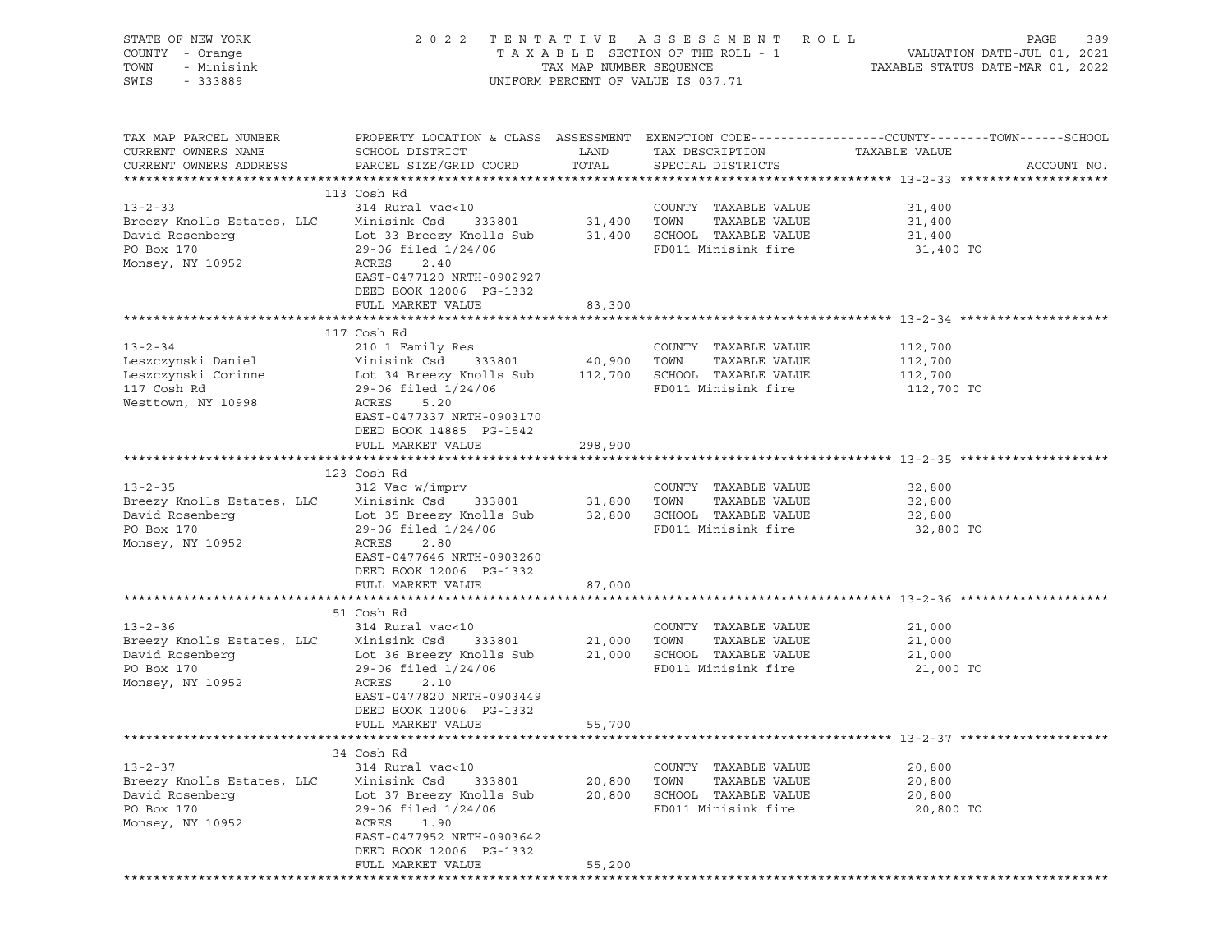STATE OF NEW YORK
COUNTY - Orange
TOWN - Minisink
SWIS - 333889

2022 TENTATIVE ASSESSMENT ROLL
TAXABLE SECTION OF THE ROLL - 1
TAX MAP NUMBER SEQUENCE
UNIFORM PERCENT OF VALUE IS 037.71

VALUATION DATE-JUL 01, 2021
TAXABLE STATUS DATE-MAR 01, 2022

| TAX MAP PARCEL NUMBER / CURRENT OWNERS NAME / CURRENT OWNERS ADDRESS | PROPERTY LOCATION & CLASS / SCHOOL DISTRICT / PARCEL SIZE/GRID COORD | ASSESSMENT LAND / TOTAL | EXEMPTION CODE / TAX DESCRIPTION / SPECIAL DISTRICTS | COUNTY--------TOWN------SCHOOL TAXABLE VALUE | ACCOUNT NO. |
|---|---|---|---|---|---|
| 13-2-33 | 113 Cosh Rd | | | | |
| | 314 Rural vac<10 | | COUNTY TAXABLE VALUE | 31,400 | |
| Breezy Knolls Estates, LLC | Minisink Csd 333801 | 31,400 | TOWN TAXABLE VALUE | 31,400 | |
| David Rosenberg | Lot 33 Breezy Knolls Sub | 31,400 | SCHOOL TAXABLE VALUE | 31,400 | |
| PO Box 170 | 29-06 filed 1/24/06 | | FD011 Minisink fire | 31,400 TO | |
| Monsey, NY 10952 | ACRES 2.40 | | | | |
| | EAST-0477120 NRTH-0902927 | | | | |
| | DEED BOOK 12006 PG-1332 | | | | |
| | FULL MARKET VALUE | 83,300 | | | |
| 13-2-34 | 117 Cosh Rd | | | | |
| | 210 1 Family Res | | COUNTY TAXABLE VALUE | 112,700 | |
| Leszczynski Daniel | Minisink Csd 333801 | 40,900 | TOWN TAXABLE VALUE | 112,700 | |
| Leszczynski Corinne | Lot 34 Breezy Knolls Sub | 112,700 | SCHOOL TAXABLE VALUE | 112,700 | |
| 117 Cosh Rd | 29-06 filed 1/24/06 | | FD011 Minisink fire | 112,700 TO | |
| Westtown, NY 10998 | ACRES 5.20 | | | | |
| | EAST-0477337 NRTH-0903170 | | | | |
| | DEED BOOK 14885 PG-1542 | | | | |
| | FULL MARKET VALUE | 298,900 | | | |
| 13-2-35 | 123 Cosh Rd | | | | |
| | 312 Vac w/imprv | | COUNTY TAXABLE VALUE | 32,800 | |
| Breezy Knolls Estates, LLC | Minisink Csd 333801 | 31,800 | TOWN TAXABLE VALUE | 32,800 | |
| David Rosenberg | Lot 35 Breezy Knolls Sub | 32,800 | SCHOOL TAXABLE VALUE | 32,800 | |
| PO Box 170 | 29-06 filed 1/24/06 | | FD011 Minisink fire | 32,800 TO | |
| Monsey, NY 10952 | ACRES 2.80 | | | | |
| | EAST-0477646 NRTH-0903260 | | | | |
| | DEED BOOK 12006 PG-1332 | | | | |
| | FULL MARKET VALUE | 87,000 | | | |
| 13-2-36 | 51 Cosh Rd | | | | |
| | 314 Rural vac<10 | | COUNTY TAXABLE VALUE | 21,000 | |
| Breezy Knolls Estates, LLC | Minisink Csd 333801 | 21,000 | TOWN TAXABLE VALUE | 21,000 | |
| David Rosenberg | Lot 36 Breezy Knolls Sub | 21,000 | SCHOOL TAXABLE VALUE | 21,000 | |
| PO Box 170 | 29-06 filed 1/24/06 | | FD011 Minisink fire | 21,000 TO | |
| Monsey, NY 10952 | ACRES 2.10 | | | | |
| | EAST-0477820 NRTH-0903449 | | | | |
| | DEED BOOK 12006 PG-1332 | | | | |
| | FULL MARKET VALUE | 55,700 | | | |
| 13-2-37 | 34 Cosh Rd | | | | |
| | 314 Rural vac<10 | | COUNTY TAXABLE VALUE | 20,800 | |
| Breezy Knolls Estates, LLC | Minisink Csd 333801 | 20,800 | TOWN TAXABLE VALUE | 20,800 | |
| David Rosenberg | Lot 37 Breezy Knolls Sub | 20,800 | SCHOOL TAXABLE VALUE | 20,800 | |
| PO Box 170 | 29-06 filed 1/24/06 | | FD011 Minisink fire | 20,800 TO | |
| Monsey, NY 10952 | ACRES 1.90 | | | | |
| | EAST-0477952 NRTH-0903642 | | | | |
| | DEED BOOK 12006 PG-1332 | | | | |
| | FULL MARKET VALUE | 55,200 | | | |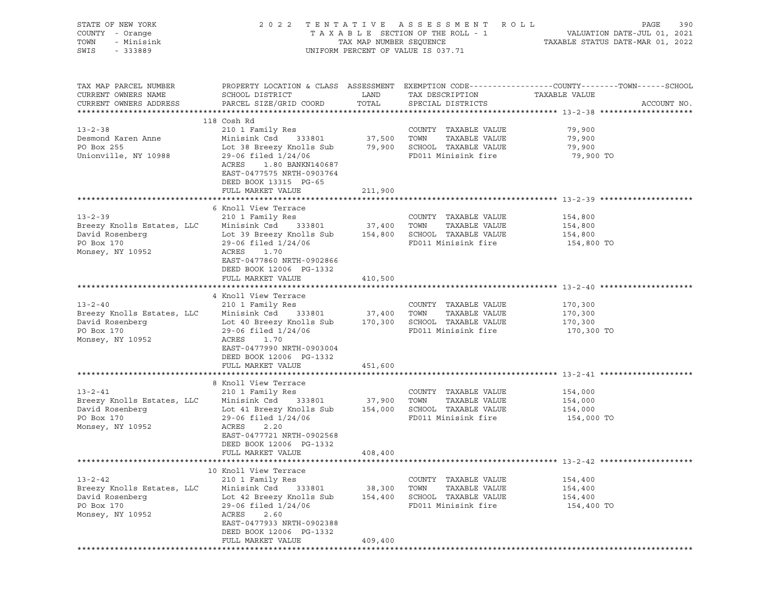STATE OF NEW YORK
COUNTY - Orange
TOWN - Minisink
SWIS - 333889

2022 TENTATIVE ASSESSMENT ROLL
TAXABLE SECTION OF THE ROLL - 1
TAX MAP NUMBER SEQUENCE
UNIFORM PERCENT OF VALUE IS 037.71

VALUATION DATE-JUL 01, 2021
TAXABLE STATUS DATE-MAR 01, 2022

| TAX MAP PARCEL NUMBER / CURRENT OWNERS NAME / CURRENT OWNERS ADDRESS | PROPERTY LOCATION & CLASS / SCHOOL DISTRICT / PARCEL SIZE/GRID COORD | ASSESSMENT LAND / TOTAL | EXEMPTION CODE / TAX DESCRIPTION / SPECIAL DISTRICTS | COUNTY--------TOWN------SCHOOL TAXABLE VALUE | ACCOUNT NO. |
|---|---|---|---|---|---|
| **13-2-38** | 118 Cosh Rd | | | | |
| 13-2-38 | 210 1 Family Res | | COUNTY TAXABLE VALUE | 79,900 | |
| Desmond Karen Anne | Minisink Csd 333801 | 37,500 | TOWN TAXABLE VALUE | 79,900 | |
| PO Box 255 | Lot 38 Breezy Knolls Sub | 79,900 | SCHOOL TAXABLE VALUE | 79,900 | |
| Unionville, NY 10988 | 29-06 filed 1/24/06 | | FD011 Minisink fire | 79,900 TO | |
| | ACRES 1.80 BANKN140687 | | | | |
| | EAST-0477575 NRTH-0903764 | | | | |
| | DEED BOOK 13315 PG-65 | | | | |
| | FULL MARKET VALUE | 211,900 | | | |
| **13-2-39** | 6 Knoll View Terrace | | | | |
| 13-2-39 | 210 1 Family Res | | COUNTY TAXABLE VALUE | 154,800 | |
| Breezy Knolls Estates, LLC | Minisink Csd 333801 | 37,400 | TOWN TAXABLE VALUE | 154,800 | |
| David Rosenberg | Lot 39 Breezy Knolls Sub | 154,800 | SCHOOL TAXABLE VALUE | 154,800 | |
| PO Box 170 | 29-06 filed 1/24/06 | | FD011 Minisink fire | 154,800 TO | |
| Monsey, NY 10952 | ACRES 1.70 | | | | |
| | EAST-0477860 NRTH-0902866 | | | | |
| | DEED BOOK 12006 PG-1332 | | | | |
| | FULL MARKET VALUE | 410,500 | | | |
| **13-2-40** | 4 Knoll View Terrace | | | | |
| 13-2-40 | 210 1 Family Res | | COUNTY TAXABLE VALUE | 170,300 | |
| Breezy Knolls Estates, LLC | Minisink Csd 333801 | 37,400 | TOWN TAXABLE VALUE | 170,300 | |
| David Rosenberg | Lot 40 Breezy Knolls Sub | 170,300 | SCHOOL TAXABLE VALUE | 170,300 | |
| PO Box 170 | 29-06 filed 1/24/06 | | FD011 Minisink fire | 170,300 TO | |
| Monsey, NY 10952 | ACRES 1.70 | | | | |
| | EAST-0477990 NRTH-0903004 | | | | |
| | DEED BOOK 12006 PG-1332 | | | | |
| | FULL MARKET VALUE | 451,600 | | | |
| **13-2-41** | 8 Knoll View Terrace | | | | |
| 13-2-41 | 210 1 Family Res | | COUNTY TAXABLE VALUE | 154,000 | |
| Breezy Knolls Estates, LLC | Minisink Csd 333801 | 37,900 | TOWN TAXABLE VALUE | 154,000 | |
| David Rosenberg | Lot 41 Breezy Knolls Sub | 154,000 | SCHOOL TAXABLE VALUE | 154,000 | |
| PO Box 170 | 29-06 filed 1/24/06 | | FD011 Minisink fire | 154,000 TO | |
| Monsey, NY 10952 | ACRES 2.20 | | | | |
| | EAST-0477721 NRTH-0902568 | | | | |
| | DEED BOOK 12006 PG-1332 | | | | |
| | FULL MARKET VALUE | 408,400 | | | |
| **13-2-42** | 10 Knoll View Terrace | | | | |
| 13-2-42 | 210 1 Family Res | | COUNTY TAXABLE VALUE | 154,400 | |
| Breezy Knolls Estates, LLC | Minisink Csd 333801 | 38,300 | TOWN TAXABLE VALUE | 154,400 | |
| David Rosenberg | Lot 42 Breezy Knolls Sub | 154,400 | SCHOOL TAXABLE VALUE | 154,400 | |
| PO Box 170 | 29-06 filed 1/24/06 | | FD011 Minisink fire | 154,400 TO | |
| Monsey, NY 10952 | ACRES 2.60 | | | | |
| | EAST-0477933 NRTH-0902388 | | | | |
| | DEED BOOK 12006 PG-1332 | | | | |
| | FULL MARKET VALUE | 409,400 | | | |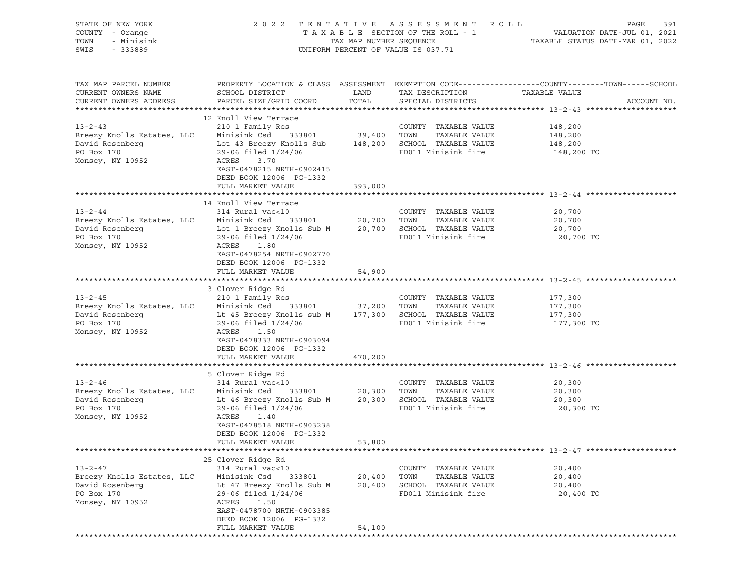STATE OF NEW YORK
COUNTY - Orange
TOWN - Minisink
SWIS - 333889

2 0 2 2 T E N T A T I V E A S S E S S M E N T R O L L
T A X A B L E SECTION OF THE ROLL - 1
TAX MAP NUMBER SEQUENCE
UNIFORM PERCENT OF VALUE IS 037.71

VALUATION DATE-JUL 01, 2021
TAXABLE STATUS DATE-MAR 01, 2022

| TAX MAP PARCEL NUMBER / CURRENT OWNERS NAME / CURRENT OWNERS ADDRESS | PROPERTY LOCATION & CLASS / SCHOOL DISTRICT / PARCEL SIZE/GRID COORD | ASSESSMENT LAND / TOTAL | EXEMPTION CODE / TAX DESCRIPTION / SPECIAL DISTRICTS | COUNTY / TOWN / SCHOOL TAXABLE VALUE | ACCOUNT NO. |
|---|---|---|---|---|---|
| **13-2-43** | 12 Knoll View Terrace | | | | |
| 13-2-43 | 210 1 Family Res | | COUNTY TAXABLE VALUE | 148,200 | |
| Breezy Knolls Estates, LLC | Minisink Csd 333801 | 39,400 | TOWN TAXABLE VALUE | 148,200 | |
| David Rosenberg | Lot 43 Breezy Knolls Sub | 148,200 | SCHOOL TAXABLE VALUE | 148,200 | |
| PO Box 170 | 29-06 filed 1/24/06 | | FD011 Minisink fire | 148,200 TO | |
| Monsey, NY 10952 | ACRES 3.70 | | | | |
| | EAST-0478215 NRTH-0902415 | | | | |
| | DEED BOOK 12006 PG-1332 | | | | |
| | FULL MARKET VALUE | 393,000 | | | |
| **13-2-44** | 14 Knoll View Terrace | | | | |
| 13-2-44 | 314 Rural vac<10 | | COUNTY TAXABLE VALUE | 20,700 | |
| Breezy Knolls Estates, LLC | Minisink Csd 333801 | 20,700 | TOWN TAXABLE VALUE | 20,700 | |
| David Rosenberg | Lot 1 Breezy Knolls Sub M | 20,700 | SCHOOL TAXABLE VALUE | 20,700 | |
| PO Box 170 | 29-06 filed 1/24/06 | | FD011 Minisink fire | 20,700 TO | |
| Monsey, NY 10952 | ACRES 1.80 | | | | |
| | EAST-0478254 NRTH-0902770 | | | | |
| | DEED BOOK 12006 PG-1332 | | | | |
| | FULL MARKET VALUE | 54,900 | | | |
| **13-2-45** | 3 Clover Ridge Rd | | | | |
| 13-2-45 | 210 1 Family Res | | COUNTY TAXABLE VALUE | 177,300 | |
| Breezy Knolls Estates, LLC | Minisink Csd 333801 | 37,200 | TOWN TAXABLE VALUE | 177,300 | |
| David Rosenberg | Lt 45 Breezy Knolls sub M | 177,300 | SCHOOL TAXABLE VALUE | 177,300 | |
| PO Box 170 | 29-06 filed 1/24/06 | | FD011 Minisink fire | 177,300 TO | |
| Monsey, NY 10952 | ACRES 1.50 | | | | |
| | EAST-0478333 NRTH-0903094 | | | | |
| | DEED BOOK 12006 PG-1332 | | | | |
| | FULL MARKET VALUE | 470,200 | | | |
| **13-2-46** | 5 Clover Ridge Rd | | | | |
| 13-2-46 | 314 Rural vac<10 | | COUNTY TAXABLE VALUE | 20,300 | |
| Breezy Knolls Estates, LLC | Minisink Csd 333801 | 20,300 | TOWN TAXABLE VALUE | 20,300 | |
| David Rosenberg | Lt 46 Breezy Knolls Sub M | 20,300 | SCHOOL TAXABLE VALUE | 20,300 | |
| PO Box 170 | 29-06 filed 1/24/06 | | FD011 Minisink fire | 20,300 TO | |
| Monsey, NY 10952 | ACRES 1.40 | | | | |
| | EAST-0478518 NRTH-0903238 | | | | |
| | DEED BOOK 12006 PG-1332 | | | | |
| | FULL MARKET VALUE | 53,800 | | | |
| **13-2-47** | 25 Clover Ridge Rd | | | | |
| 13-2-47 | 314 Rural vac<10 | | COUNTY TAXABLE VALUE | 20,400 | |
| Breezy Knolls Estates, LLC | Minisink Csd 333801 | 20,400 | TOWN TAXABLE VALUE | 20,400 | |
| David Rosenberg | Lt 47 Breezy Knolls Sub M | 20,400 | SCHOOL TAXABLE VALUE | 20,400 | |
| PO Box 170 | 29-06 filed 1/24/06 | | FD011 Minisink fire | 20,400 TO | |
| Monsey, NY 10952 | ACRES 1.50 | | | | |
| | EAST-0478700 NRTH-0903385 | | | | |
| | DEED BOOK 12006 PG-1332 | | | | |
| | FULL MARKET VALUE | 54,100 | | | |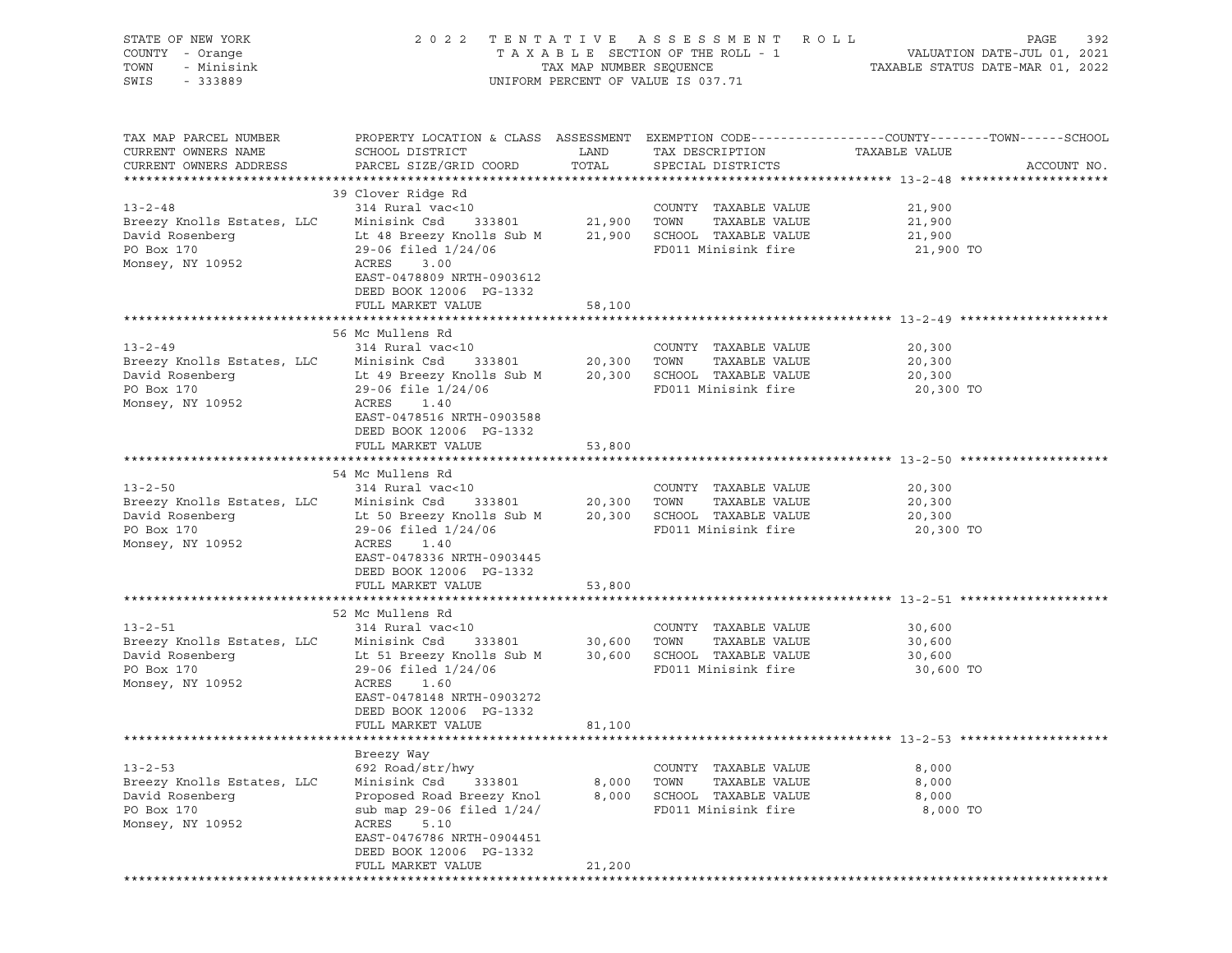STATE OF NEW YORK
COUNTY - Orange
TOWN - Minisink
SWIS - 333889

2022 TENTATIVE ASSESSMENT ROLL
TAXABLE SECTION OF THE ROLL - 1
TAX MAP NUMBER SEQUENCE
UNIFORM PERCENT OF VALUE IS 037.71

VALUATION DATE-JUL 01, 2021
TAXABLE STATUS DATE-MAR 01, 2022

| TAX MAP PARCEL NUMBER / CURRENT OWNERS NAME / CURRENT OWNERS ADDRESS | PROPERTY LOCATION & CLASS / SCHOOL DISTRICT / PARCEL SIZE/GRID COORD | ASSESSMENT LAND / TOTAL | EXEMPTION CODE / TAX DESCRIPTION / SPECIAL DISTRICTS | TAXABLE VALUE | ACCOUNT NO. |
|---|---|---|---|---|---|
| **13-2-48** | 39 Clover Ridge Rd | | | | |
| 13-2-48 | 314 Rural vac<10 | | COUNTY TAXABLE VALUE | 21,900 | |
| Breezy Knolls Estates, LLC | Minisink Csd 333801 | 21,900 | TOWN TAXABLE VALUE | 21,900 | |
| David Rosenberg | Lt 48 Breezy Knolls Sub M | 21,900 | SCHOOL TAXABLE VALUE | 21,900 | |
| PO Box 170 | 29-06 filed 1/24/06 | | FD011 Minisink fire | 21,900 TO | |
| Monsey, NY 10952 | ACRES 3.00 | | | | |
| | EAST-0478809 NRTH-0903612 | | | | |
| | DEED BOOK 12006 PG-1332 | | | | |
| | FULL MARKET VALUE | 58,100 | | | |
| **13-2-49** | 56 Mc Mullens Rd | | | | |
| 13-2-49 | 314 Rural vac<10 | | COUNTY TAXABLE VALUE | 20,300 | |
| Breezy Knolls Estates, LLC | Minisink Csd 333801 | 20,300 | TOWN TAXABLE VALUE | 20,300 | |
| David Rosenberg | Lt 49 Breezy Knolls Sub M | 20,300 | SCHOOL TAXABLE VALUE | 20,300 | |
| PO Box 170 | 29-06 file 1/24/06 | | FD011 Minisink fire | 20,300 TO | |
| Monsey, NY 10952 | ACRES 1.40 | | | | |
| | EAST-0478516 NRTH-0903588 | | | | |
| | DEED BOOK 12006 PG-1332 | | | | |
| | FULL MARKET VALUE | 53,800 | | | |
| **13-2-50** | 54 Mc Mullens Rd | | | | |
| 13-2-50 | 314 Rural vac<10 | | COUNTY TAXABLE VALUE | 20,300 | |
| Breezy Knolls Estates, LLC | Minisink Csd 333801 | 20,300 | TOWN TAXABLE VALUE | 20,300 | |
| David Rosenberg | Lt 50 Breezy Knolls Sub M | 20,300 | SCHOOL TAXABLE VALUE | 20,300 | |
| PO Box 170 | 29-06 filed 1/24/06 | | FD011 Minisink fire | 20,300 TO | |
| Monsey, NY 10952 | ACRES 1.40 | | | | |
| | EAST-0478336 NRTH-0903445 | | | | |
| | DEED BOOK 12006 PG-1332 | | | | |
| | FULL MARKET VALUE | 53,800 | | | |
| **13-2-51** | 52 Mc Mullens Rd | | | | |
| 13-2-51 | 314 Rural vac<10 | | COUNTY TAXABLE VALUE | 30,600 | |
| Breezy Knolls Estates, LLC | Minisink Csd 333801 | 30,600 | TOWN TAXABLE VALUE | 30,600 | |
| David Rosenberg | Lt 51 Breezy Knolls Sub M | 30,600 | SCHOOL TAXABLE VALUE | 30,600 | |
| PO Box 170 | 29-06 filed 1/24/06 | | FD011 Minisink fire | 30,600 TO | |
| Monsey, NY 10952 | ACRES 1.60 | | | | |
| | EAST-0478148 NRTH-0903272 | | | | |
| | DEED BOOK 12006 PG-1332 | | | | |
| | FULL MARKET VALUE | 81,100 | | | |
| **13-2-53** | Breezy Way | | | | |
| 13-2-53 | 692 Road/str/hwy | | COUNTY TAXABLE VALUE | 8,000 | |
| Breezy Knolls Estates, LLC | Minisink Csd 333801 | 8,000 | TOWN TAXABLE VALUE | 8,000 | |
| David Rosenberg | Proposed Road Breezy Knol | 8,000 | SCHOOL TAXABLE VALUE | 8,000 | |
| PO Box 170 | sub map 29-06 filed 1/24/ | | FD011 Minisink fire | 8,000 TO | |
| Monsey, NY 10952 | ACRES 5.10 | | | | |
| | EAST-0476786 NRTH-0904451 | | | | |
| | DEED BOOK 12006 PG-1332 | | | | |
| | FULL MARKET VALUE | 21,200 | | | |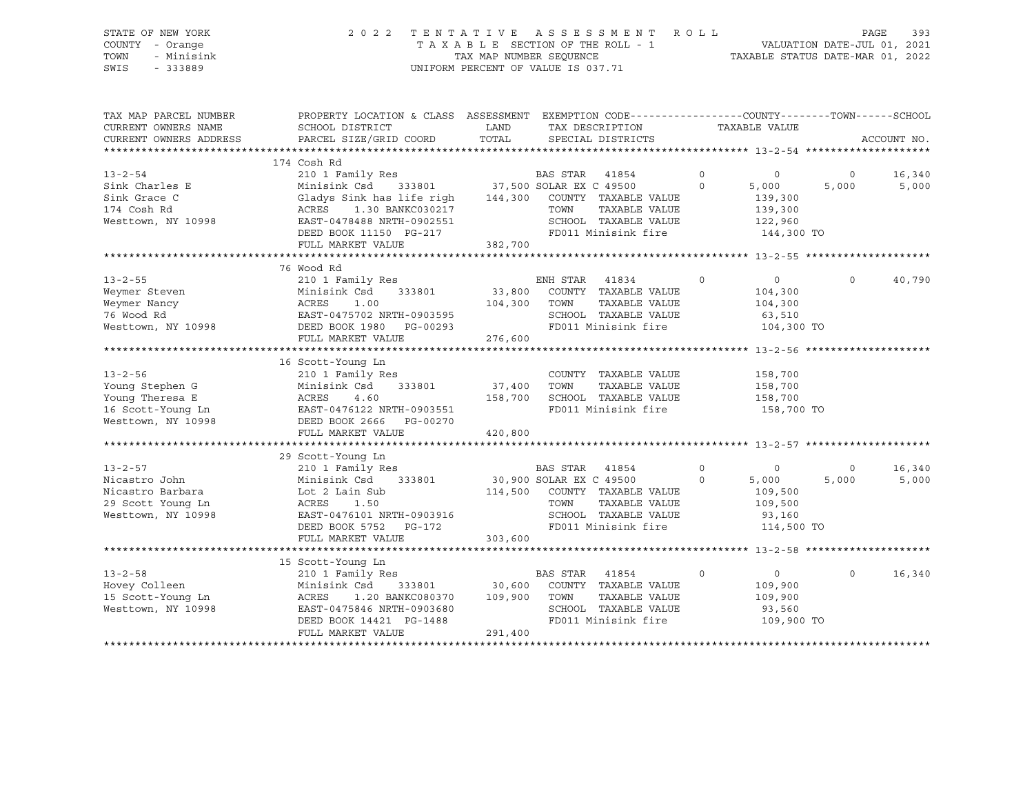STATE OF NEW YORK
COUNTY - Orange
TOWN - Minisink
SWIS - 333889

2022 TENTATIVE ASSESSMENT ROLL
TAXABLE SECTION OF THE ROLL - 1
TAX MAP NUMBER SEQUENCE
UNIFORM PERCENT OF VALUE IS 037.71

VALUATION DATE-JUL 01, 2021
TAXABLE STATUS DATE-MAR 01, 2022

```
TAX MAP PARCEL NUMBER     PROPERTY LOCATION & CLASS  ASSESSMENT  EXEMPTION CODE------------------COUNTY--------TOWN------SCHOOL
CURRENT OWNERS NAME       SCHOOL DISTRICT               LAND      TAX DESCRIPTION              TAXABLE VALUE
CURRENT OWNERS ADDRESS    PARCEL SIZE/GRID COORD       TOTAL      SPECIAL DISTRICTS                                       ACCOUNT NO.
******************************************************************************************************* 13-2-54 ********************
                          174 Cosh Rd
13-2-54                   210 1 Family Res                       BAS STAR  41854          0          0          0     16,340
Sink Charles E            Minisink Csd    333801       37,500 SOLAR EX C 49500          0      5,000      5,000      5,000
Sink Grace C              Gladys Sink has life righ   144,300   COUNTY  TAXABLE VALUE             139,300
174 Cosh Rd               ACRES    1.30 BANKC030217              TOWN    TAXABLE VALUE             139,300
Westtown, NY 10998        EAST-0478488 NRTH-0902551              SCHOOL  TAXABLE VALUE             122,960
                          DEED BOOK 11150  PG-217                FD011 Minisink fire              144,300 TO
                          FULL MARKET VALUE           382,700
******************************************************************************************************* 13-2-55 ********************
                          76 Wood Rd
13-2-55                   210 1 Family Res                       ENH STAR  41834          0          0          0     40,790
Weymer Steven             Minisink Csd    333801       33,800   COUNTY  TAXABLE VALUE             104,300
Weymer Nancy              ACRES    1.00               104,300   TOWN    TAXABLE VALUE             104,300
76 Wood Rd                EAST-0475702 NRTH-0903595              SCHOOL  TAXABLE VALUE              63,510
Westtown, NY 10998        DEED BOOK 1980   PG-00293              FD011 Minisink fire              104,300 TO
                          FULL MARKET VALUE           276,600
******************************************************************************************************* 13-2-56 ********************
                          16 Scott-Young Ln
13-2-56                   210 1 Family Res                       COUNTY  TAXABLE VALUE             158,700
Young Stephen G           Minisink Csd    333801       37,400   TOWN    TAXABLE VALUE             158,700
Young Theresa E           ACRES    4.60               158,700   SCHOOL  TAXABLE VALUE             158,700
16 Scott-Young Ln         EAST-0476122 NRTH-0903551              FD011 Minisink fire              158,700 TO
Westtown, NY 10998        DEED BOOK 2666   PG-00270
                          FULL MARKET VALUE           420,800
******************************************************************************************************* 13-2-57 ********************
                          29 Scott-Young Ln
13-2-57                   210 1 Family Res                       BAS STAR  41854          0          0          0     16,340
Nicastro John             Minisink Csd    333801       30,900 SOLAR EX C 49500          0      5,000      5,000      5,000
Nicastro Barbara          Lot 2 Lain Sub              114,500   COUNTY  TAXABLE VALUE             109,500
29 Scott Young Ln         ACRES    1.50                          TOWN    TAXABLE VALUE             109,500
Westtown, NY 10998        EAST-0476101 NRTH-0903916              SCHOOL  TAXABLE VALUE              93,160
                          DEED BOOK 5752   PG-172                FD011 Minisink fire              114,500 TO
                          FULL MARKET VALUE           303,600
******************************************************************************************************* 13-2-58 ********************
                          15 Scott-Young Ln
13-2-58                   210 1 Family Res                       BAS STAR  41854          0          0          0     16,340
Hovey Colleen             Minisink Csd    333801       30,600   COUNTY  TAXABLE VALUE             109,900
15 Scott-Young Ln         ACRES    1.20 BANKC080370   109,900   TOWN    TAXABLE VALUE             109,900
Westtown, NY 10998        EAST-0475846 NRTH-0903680              SCHOOL  TAXABLE VALUE              93,560
                          DEED BOOK 14421  PG-1488               FD011 Minisink fire              109,900 TO
                          FULL MARKET VALUE           291,400
************************************************************************************************************************************
```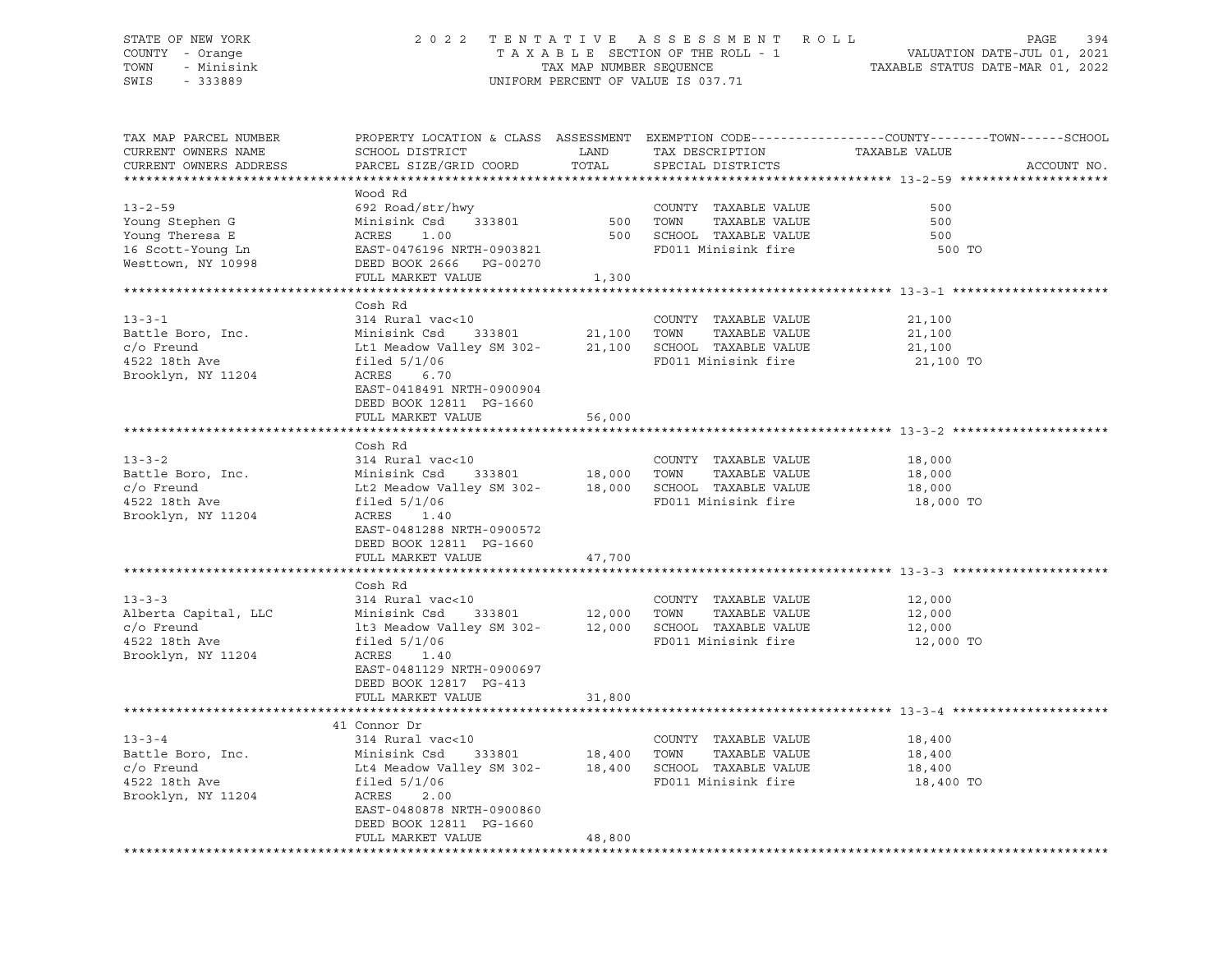STATE OF NEW YORK — 2022 TENTATIVE ASSESSMENT ROLL
COUNTY - Orange — TAXABLE SECTION OF THE ROLL - 1 — VALUATION DATE-JUL 01, 2021
TOWN - Minisink — TAX MAP NUMBER SEQUENCE — TAXABLE STATUS DATE-MAR 01, 2022
SWIS - 333889 — UNIFORM PERCENT OF VALUE IS 037.71

| TAX MAP PARCEL NUMBER / CURRENT OWNERS NAME / CURRENT OWNERS ADDRESS | PROPERTY LOCATION & CLASS / SCHOOL DISTRICT / PARCEL SIZE/GRID COORD | ASSESSMENT LAND | TOTAL | EXEMPTION CODE / TAX DESCRIPTION / SPECIAL DISTRICTS | TAXABLE VALUE (COUNTY / TOWN / SCHOOL) | ACCOUNT NO. |
|---|---|---|---|---|---|---|
| **13-2-59** | Wood Rd | | | | | |
| 13-2-59 | 692 Road/str/hwy | | | COUNTY TAXABLE VALUE | 500 | |
| Young Stephen G | Minisink Csd 333801 | 500 | | TOWN TAXABLE VALUE | 500 | |
| Young Theresa E | ACRES 1.00 | | 500 | SCHOOL TAXABLE VALUE | 500 | |
| 16 Scott-Young Ln | EAST-0476196 NRTH-0903821 | | | FD011 Minisink fire | 500 TO | |
| Westtown, NY 10998 | DEED BOOK 2666 PG-00270 | | | | | |
| | FULL MARKET VALUE | | 1,300 | | | |
| **13-3-1** | Cosh Rd | | | | | |
| 13-3-1 | 314 Rural vac<10 | | | COUNTY TAXABLE VALUE | 21,100 | |
| Battle Boro, Inc. | Minisink Csd 333801 | 21,100 | | TOWN TAXABLE VALUE | 21,100 | |
| c/o Freund | Lt1 Meadow Valley SM 302- | | 21,100 | SCHOOL TAXABLE VALUE | 21,100 | |
| 4522 18th Ave | filed 5/1/06 | | | FD011 Minisink fire | 21,100 TO | |
| Brooklyn, NY 11204 | ACRES 6.70 | | | | | |
| | EAST-0418491 NRTH-0900904 | | | | | |
| | DEED BOOK 12811 PG-1660 | | | | | |
| | FULL MARKET VALUE | | 56,000 | | | |
| **13-3-2** | Cosh Rd | | | | | |
| 13-3-2 | 314 Rural vac<10 | | | COUNTY TAXABLE VALUE | 18,000 | |
| Battle Boro, Inc. | Minisink Csd 333801 | 18,000 | | TOWN TAXABLE VALUE | 18,000 | |
| c/o Freund | Lt2 Meadow Valley SM 302- | | 18,000 | SCHOOL TAXABLE VALUE | 18,000 | |
| 4522 18th Ave | filed 5/1/06 | | | FD011 Minisink fire | 18,000 TO | |
| Brooklyn, NY 11204 | ACRES 1.40 | | | | | |
| | EAST-0481288 NRTH-0900572 | | | | | |
| | DEED BOOK 12811 PG-1660 | | | | | |
| | FULL MARKET VALUE | | 47,700 | | | |
| **13-3-3** | Cosh Rd | | | | | |
| 13-3-3 | 314 Rural vac<10 | | | COUNTY TAXABLE VALUE | 12,000 | |
| Alberta Capital, LLC | Minisink Csd 333801 | 12,000 | | TOWN TAXABLE VALUE | 12,000 | |
| c/o Freund | lt3 Meadow Valley SM 302- | | 12,000 | SCHOOL TAXABLE VALUE | 12,000 | |
| 4522 18th Ave | filed 5/1/06 | | | FD011 Minisink fire | 12,000 TO | |
| Brooklyn, NY 11204 | ACRES 1.40 | | | | | |
| | EAST-0481129 NRTH-0900697 | | | | | |
| | DEED BOOK 12817 PG-413 | | | | | |
| | FULL MARKET VALUE | | 31,800 | | | |
| **13-3-4** | 41 Connor Dr | | | | | |
| 13-3-4 | 314 Rural vac<10 | | | COUNTY TAXABLE VALUE | 18,400 | |
| Battle Boro, Inc. | Minisink Csd 333801 | 18,400 | | TOWN TAXABLE VALUE | 18,400 | |
| c/o Freund | Lt4 Meadow Valley SM 302- | | 18,400 | SCHOOL TAXABLE VALUE | 18,400 | |
| 4522 18th Ave | filed 5/1/06 | | | FD011 Minisink fire | 18,400 TO | |
| Brooklyn, NY 11204 | ACRES 2.00 | | | | | |
| | EAST-0480878 NRTH-0900860 | | | | | |
| | DEED BOOK 12811 PG-1660 | | | | | |
| | FULL MARKET VALUE | | 48,800 | | | |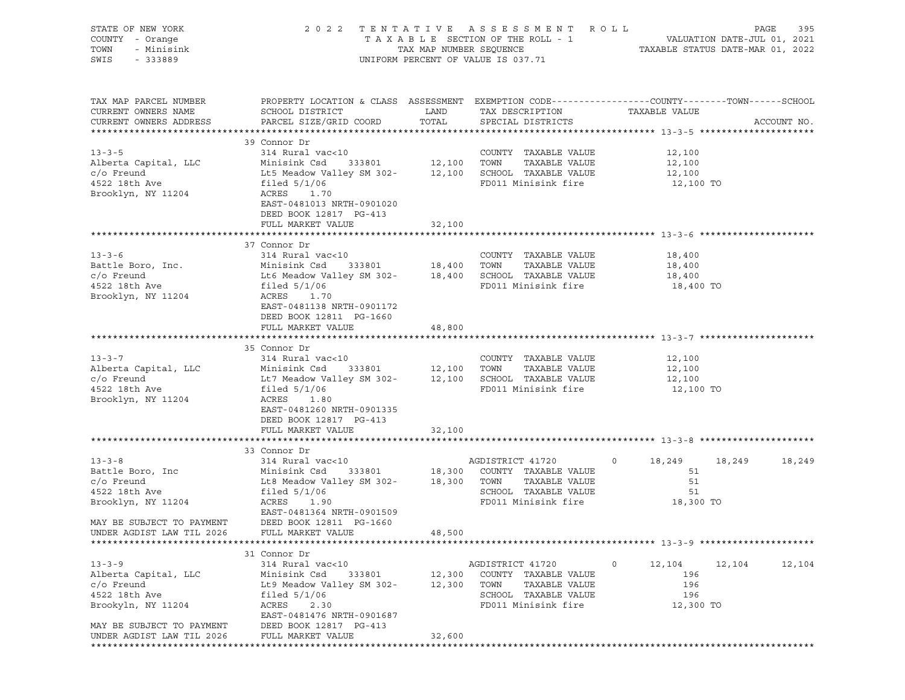STATE OF NEW YORK
COUNTY - Orange
TOWN - Minisink
SWIS - 333889

2 0 2 2 T E N T A T I V E A S S E S S M E N T R O L L
T A X A B L E SECTION OF THE ROLL - 1
TAX MAP NUMBER SEQUENCE
UNIFORM PERCENT OF VALUE IS 037.71

VALUATION DATE-JUL 01, 2021
TAXABLE STATUS DATE-MAR 01, 2022

| TAX MAP PARCEL NUMBER / CURRENT OWNERS NAME / CURRENT OWNERS ADDRESS | PROPERTY LOCATION & CLASS / SCHOOL DISTRICT / PARCEL SIZE/GRID COORD | ASSESSMENT LAND / TOTAL | EXEMPTION CODE / TAX DESCRIPTION / SPECIAL DISTRICTS | COUNTY | TOWN | SCHOOL | ACCOUNT NO. |
|---|---|---|---|---|---|---|---|
| **13-3-5** | 39 Connor Dr | | | | | | |
| 13-3-5 | 314 Rural vac<10 | | COUNTY TAXABLE VALUE | 12,100 | | | |
| Alberta Capital, LLC | Minisink Csd 333801 | 12,100 | TOWN TAXABLE VALUE | 12,100 | | | |
| c/o Freund | Lt5 Meadow Valley SM 302- | 12,100 | SCHOOL TAXABLE VALUE | 12,100 | | | |
| 4522 18th Ave | filed 5/1/06 | | FD011 Minisink fire | 12,100 TO | | | |
| Brooklyn, NY 11204 | ACRES 1.70 | | | | | | |
| | EAST-0481013 NRTH-0901020 | | | | | | |
| | DEED BOOK 12817 PG-413 | | | | | | |
| | FULL MARKET VALUE | 32,100 | | | | | |
| **13-3-6** | 37 Connor Dr | | | | | | |
| 13-3-6 | 314 Rural vac<10 | | COUNTY TAXABLE VALUE | 18,400 | | | |
| Battle Boro, Inc. | Minisink Csd 333801 | 18,400 | TOWN TAXABLE VALUE | 18,400 | | | |
| c/o Freund | Lt6 Meadow Valley SM 302- | 18,400 | SCHOOL TAXABLE VALUE | 18,400 | | | |
| 4522 18th Ave | filed 5/1/06 | | FD011 Minisink fire | 18,400 TO | | | |
| Brooklyn, NY 11204 | ACRES 1.70 | | | | | | |
| | EAST-0481138 NRTH-0901172 | | | | | | |
| | DEED BOOK 12811 PG-1660 | | | | | | |
| | FULL MARKET VALUE | 48,800 | | | | | |
| **13-3-7** | 35 Connor Dr | | | | | | |
| 13-3-7 | 314 Rural vac<10 | | COUNTY TAXABLE VALUE | 12,100 | | | |
| Alberta Capital, LLC | Minisink Csd 333801 | 12,100 | TOWN TAXABLE VALUE | 12,100 | | | |
| c/o Freund | Lt7 Meadow Valley SM 302- | 12,100 | SCHOOL TAXABLE VALUE | 12,100 | | | |
| 4522 18th Ave | filed 5/1/06 | | FD011 Minisink fire | 12,100 TO | | | |
| Brooklyn, NY 11204 | ACRES 1.80 | | | | | | |
| | EAST-0481260 NRTH-0901335 | | | | | | |
| | DEED BOOK 12817 PG-413 | | | | | | |
| | FULL MARKET VALUE | 32,100 | | | | | |
| **13-3-8** | 33 Connor Dr | | | | | | |
| 13-3-8 | 314 Rural vac<10 | | AGDISTRICT 41720 0 | 18,249 | 18,249 | 18,249 | |
| Battle Boro, Inc | Minisink Csd 333801 | 18,300 | COUNTY TAXABLE VALUE | 51 | | | |
| c/o Freund | Lt8 Meadow Valley SM 302- | 18,300 | TOWN TAXABLE VALUE | 51 | | | |
| 4522 18th Ave | filed 5/1/06 | | SCHOOL TAXABLE VALUE | 51 | | | |
| Brooklyn, NY 11204 | ACRES 1.90 | | FD011 Minisink fire | 18,300 TO | | | |
| | EAST-0481364 NRTH-0901509 | | | | | | |
| MAY BE SUBJECT TO PAYMENT | DEED BOOK 12811 PG-1660 | | | | | | |
| UNDER AGDIST LAW TIL 2026 | FULL MARKET VALUE | 48,500 | | | | | |
| **13-3-9** | 31 Connor Dr | | | | | | |
| 13-3-9 | 314 Rural vac<10 | | AGDISTRICT 41720 0 | 12,104 | 12,104 | 12,104 | |
| Alberta Capital, LLC | Minisink Csd 333801 | 12,300 | COUNTY TAXABLE VALUE | 196 | | | |
| c/o Freund | Lt9 Meadow Valley SM 302- | 12,300 | TOWN TAXABLE VALUE | 196 | | | |
| 4522 18th Ave | filed 5/1/06 | | SCHOOL TAXABLE VALUE | 196 | | | |
| Brookyln, NY 11204 | ACRES 2.30 | | FD011 Minisink fire | 12,300 TO | | | |
| | EAST-0481476 NRTH-0901687 | | | | | | |
| MAY BE SUBJECT TO PAYMENT | DEED BOOK 12817 PG-413 | | | | | | |
| UNDER AGDIST LAW TIL 2026 | FULL MARKET VALUE | 32,600 | | | | | |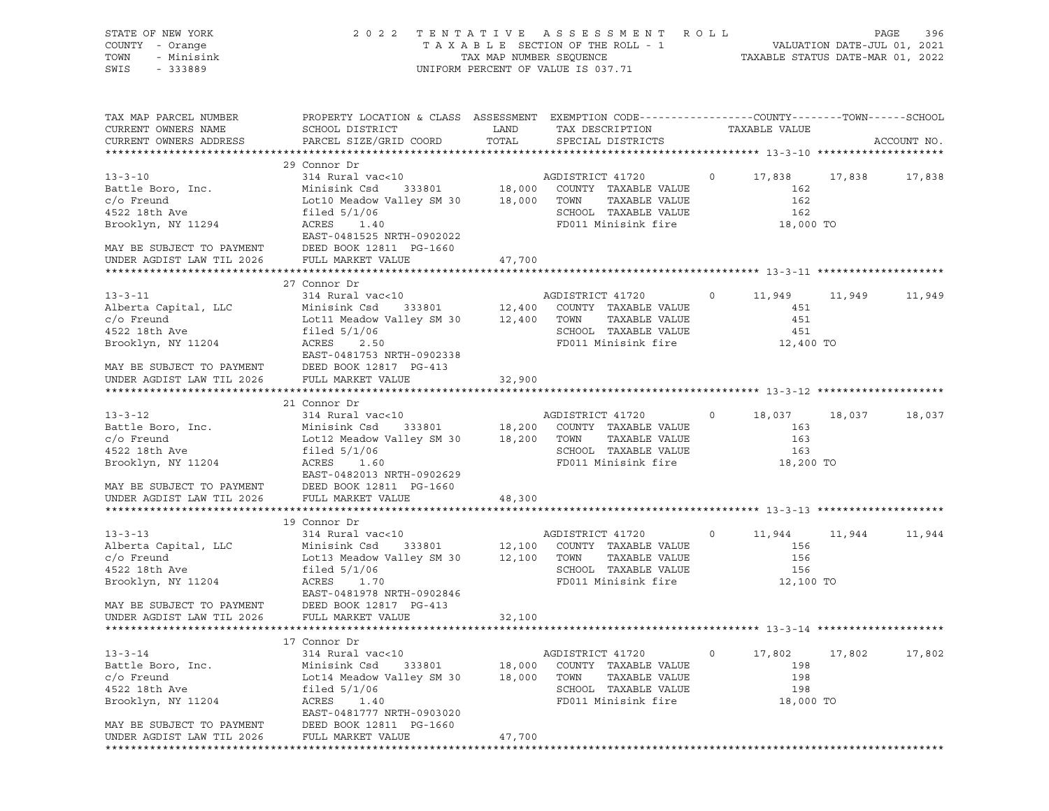STATE OF NEW YORK — 2022 TENTATIVE ASSESSMENT ROLL — PAGE 396
COUNTY - Orange — TAXABLE SECTION OF THE ROLL - 1 — VALUATION DATE-JUL 01, 2021
TOWN - Minisink — TAX MAP NUMBER SEQUENCE — TAXABLE STATUS DATE-MAR 01, 2022
SWIS - 333889 — UNIFORM PERCENT OF VALUE IS 037.71

| TAX MAP PARCEL NUMBER / CURRENT OWNERS NAME / CURRENT OWNERS ADDRESS | PROPERTY LOCATION & CLASS / SCHOOL DISTRICT / PARCEL SIZE/GRID COORD | ASSESSMENT LAND / TOTAL | EXEMPTION CODE / TAX DESCRIPTION / SPECIAL DISTRICTS | COUNTY TAXABLE VALUE | TOWN | SCHOOL |
|---|---|---|---|---|---|---|
| **13-3-10** | 29 Connor Dr | | | | | |
| 13-3-10 | 314 Rural vac<10 | | AGDISTRICT 41720 0 | 17,838 | 17,838 | 17,838 |
| Battle Boro, Inc. | Minisink Csd 333801 | 18,000 | COUNTY TAXABLE VALUE | 162 | | |
| c/o Freund | Lot10 Meadow Valley SM 30 | 18,000 | TOWN TAXABLE VALUE | 162 | | |
| 4522 18th Ave | filed 5/1/06 | | SCHOOL TAXABLE VALUE | 162 | | |
| Brooklyn, NY 11294 | ACRES 1.40 | | FD011 Minisink fire | 18,000 TO | | |
| | EAST-0481525 NRTH-0902022 | | | | | |
| MAY BE SUBJECT TO PAYMENT | DEED BOOK 12811 PG-1660 | | | | | |
| UNDER AGDIST LAW TIL 2026 | FULL MARKET VALUE | 47,700 | | | | |
| **13-3-11** | 27 Connor Dr | | | | | |
| 13-3-11 | 314 Rural vac<10 | | AGDISTRICT 41720 0 | 11,949 | 11,949 | 11,949 |
| Alberta Capital, LLC | Minisink Csd 333801 | 12,400 | COUNTY TAXABLE VALUE | 451 | | |
| c/o Freund | Lot11 Meadow Valley SM 30 | 12,400 | TOWN TAXABLE VALUE | 451 | | |
| 4522 18th Ave | filed 5/1/06 | | SCHOOL TAXABLE VALUE | 451 | | |
| Brooklyn, NY 11204 | ACRES 2.50 | | FD011 Minisink fire | 12,400 TO | | |
| | EAST-0481753 NRTH-0902338 | | | | | |
| MAY BE SUBJECT TO PAYMENT | DEED BOOK 12817 PG-413 | | | | | |
| UNDER AGDIST LAW TIL 2026 | FULL MARKET VALUE | 32,900 | | | | |
| **13-3-12** | 21 Connor Dr | | | | | |
| 13-3-12 | 314 Rural vac<10 | | AGDISTRICT 41720 0 | 18,037 | 18,037 | 18,037 |
| Battle Boro, Inc. | Minisink Csd 333801 | 18,200 | COUNTY TAXABLE VALUE | 163 | | |
| c/o Freund | Lot12 Meadow Valley SM 30 | 18,200 | TOWN TAXABLE VALUE | 163 | | |
| 4522 18th Ave | filed 5/1/06 | | SCHOOL TAXABLE VALUE | 163 | | |
| Brooklyn, NY 11204 | ACRES 1.60 | | FD011 Minisink fire | 18,200 TO | | |
| | EAST-0482013 NRTH-0902629 | | | | | |
| MAY BE SUBJECT TO PAYMENT | DEED BOOK 12811 PG-1660 | | | | | |
| UNDER AGDIST LAW TIL 2026 | FULL MARKET VALUE | 48,300 | | | | |
| **13-3-13** | 19 Connor Dr | | | | | |
| 13-3-13 | 314 Rural vac<10 | | AGDISTRICT 41720 0 | 11,944 | 11,944 | 11,944 |
| Alberta Capital, LLC | Minisink Csd 333801 | 12,100 | COUNTY TAXABLE VALUE | 156 | | |
| c/o Freund | Lot13 Meadow Valley SM 30 | 12,100 | TOWN TAXABLE VALUE | 156 | | |
| 4522 18th Ave | filed 5/1/06 | | SCHOOL TAXABLE VALUE | 156 | | |
| Brooklyn, NY 11204 | ACRES 1.70 | | FD011 Minisink fire | 12,100 TO | | |
| | EAST-0481978 NRTH-0902846 | | | | | |
| MAY BE SUBJECT TO PAYMENT | DEED BOOK 12817 PG-413 | | | | | |
| UNDER AGDIST LAW TIL 2026 | FULL MARKET VALUE | 32,100 | | | | |
| **13-3-14** | 17 Connor Dr | | | | | |
| 13-3-14 | 314 Rural vac<10 | | AGDISTRICT 41720 0 | 17,802 | 17,802 | 17,802 |
| Battle Boro, Inc. | Minisink Csd 333801 | 18,000 | COUNTY TAXABLE VALUE | 198 | | |
| c/o Freund | Lot14 Meadow Valley SM 30 | 18,000 | TOWN TAXABLE VALUE | 198 | | |
| 4522 18th Ave | filed 5/1/06 | | SCHOOL TAXABLE VALUE | 198 | | |
| Brooklyn, NY 11204 | ACRES 1.40 | | FD011 Minisink fire | 18,000 TO | | |
| | EAST-0481777 NRTH-0903020 | | | | | |
| MAY BE SUBJECT TO PAYMENT | DEED BOOK 12811 PG-1660 | | | | | |
| UNDER AGDIST LAW TIL 2026 | FULL MARKET VALUE | 47,700 | | | | |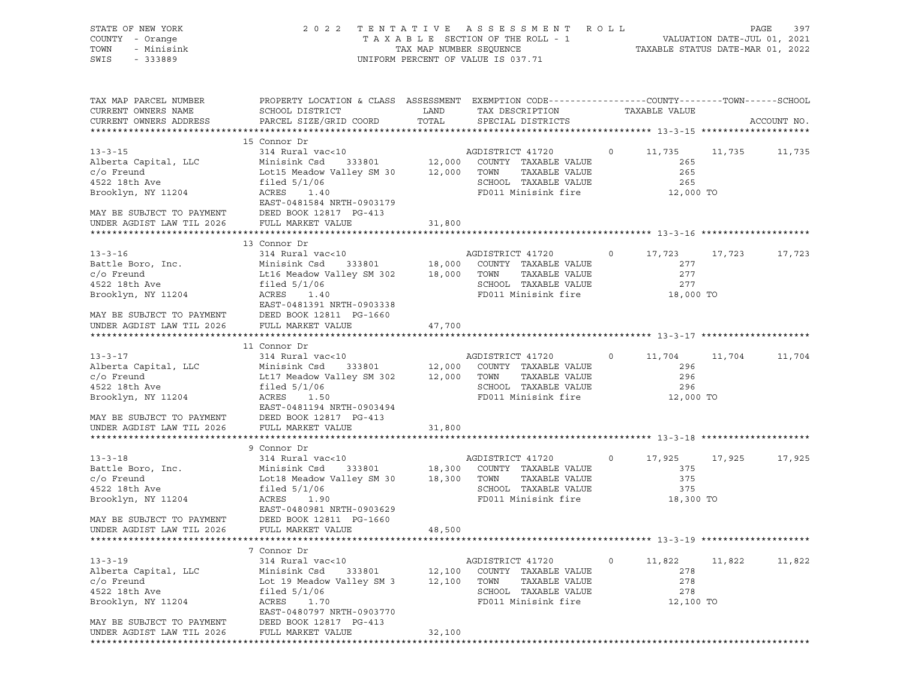STATE OF NEW YORK
COUNTY - Orange
TOWN - Minisink
SWIS - 333889

2022 TENTATIVE ASSESSMENT ROLL
TAXABLE SECTION OF THE ROLL - 1
TAX MAP NUMBER SEQUENCE
UNIFORM PERCENT OF VALUE IS 037.71

VALUATION DATE-JUL 01, 2021
TAXABLE STATUS DATE-MAR 01, 2022

| TAX MAP PARCEL NUMBER / CURRENT OWNERS NAME / CURRENT OWNERS ADDRESS | PROPERTY LOCATION & CLASS / SCHOOL DISTRICT / PARCEL SIZE/GRID COORD | ASSESSMENT LAND / TOTAL | EXEMPTION CODE / TAX DESCRIPTION / SPECIAL DISTRICTS | COUNTY TAXABLE VALUE | TOWN | SCHOOL | ACCOUNT NO. |
|---|---|---|---|---|---|---|---|
| **13-3-15** | 15 Connor Dr | | | | | | |
| 13-3-15 | 314 Rural vac<10 | | AGDISTRICT 41720 0 | 11,735 | 11,735 | 11,735 | |
| Alberta Capital, LLC | Minisink Csd 333801 | 12,000 | COUNTY TAXABLE VALUE | 265 | | | |
| c/o Freund | Lot15 Meadow Valley SM 30 | 12,000 | TOWN TAXABLE VALUE | 265 | | | |
| 4522 18th Ave | filed 5/1/06 | | SCHOOL TAXABLE VALUE | 265 | | | |
| Brooklyn, NY 11204 | ACRES 1.40 | | FD011 Minisink fire | 12,000 TO | | | |
| | EAST-0481584 NRTH-0903179 | | | | | | |
| MAY BE SUBJECT TO PAYMENT | DEED BOOK 12817 PG-413 | | | | | | |
| UNDER AGDIST LAW TIL 2026 | FULL MARKET VALUE | 31,800 | | | | | |
| **13-3-16** | 13 Connor Dr | | | | | | |
| 13-3-16 | 314 Rural vac<10 | | AGDISTRICT 41720 0 | 17,723 | 17,723 | 17,723 | |
| Battle Boro, Inc. | Minisink Csd 333801 | 18,000 | COUNTY TAXABLE VALUE | 277 | | | |
| c/o Freund | Lt16 Meadow Valley SM 302 | 18,000 | TOWN TAXABLE VALUE | 277 | | | |
| 4522 18th Ave | filed 5/1/06 | | SCHOOL TAXABLE VALUE | 277 | | | |
| Brooklyn, NY 11204 | ACRES 1.40 | | FD011 Minisink fire | 18,000 TO | | | |
| | EAST-0481391 NRTH-0903338 | | | | | | |
| MAY BE SUBJECT TO PAYMENT | DEED BOOK 12811 PG-1660 | | | | | | |
| UNDER AGDIST LAW TIL 2026 | FULL MARKET VALUE | 47,700 | | | | | |
| **13-3-17** | 11 Connor Dr | | | | | | |
| 13-3-17 | 314 Rural vac<10 | | AGDISTRICT 41720 0 | 11,704 | 11,704 | 11,704 | |
| Alberta Capital, LLC | Minisink Csd 333801 | 12,000 | COUNTY TAXABLE VALUE | 296 | | | |
| c/o Freund | Lt17 Meadow Valley SM 302 | 12,000 | TOWN TAXABLE VALUE | 296 | | | |
| 4522 18th Ave | filed 5/1/06 | | SCHOOL TAXABLE VALUE | 296 | | | |
| Brooklyn, NY 11204 | ACRES 1.50 | | FD011 Minisink fire | 12,000 TO | | | |
| | EAST-0481194 NRTH-0903494 | | | | | | |
| MAY BE SUBJECT TO PAYMENT | DEED BOOK 12817 PG-413 | | | | | | |
| UNDER AGDIST LAW TIL 2026 | FULL MARKET VALUE | 31,800 | | | | | |
| **13-3-18** | 9 Connor Dr | | | | | | |
| 13-3-18 | 314 Rural vac<10 | | AGDISTRICT 41720 0 | 17,925 | 17,925 | 17,925 | |
| Battle Boro, Inc. | Minisink Csd 333801 | 18,300 | COUNTY TAXABLE VALUE | 375 | | | |
| c/o Freund | Lot18 Meadow Valley SM 30 | 18,300 | TOWN TAXABLE VALUE | 375 | | | |
| 4522 18th Ave | filed 5/1/06 | | SCHOOL TAXABLE VALUE | 375 | | | |
| Brooklyn, NY 11204 | ACRES 1.90 | | FD011 Minisink fire | 18,300 TO | | | |
| | EAST-0480981 NRTH-0903629 | | | | | | |
| MAY BE SUBJECT TO PAYMENT | DEED BOOK 12811 PG-1660 | | | | | | |
| UNDER AGDIST LAW TIL 2026 | FULL MARKET VALUE | 48,500 | | | | | |
| **13-3-19** | 7 Connor Dr | | | | | | |
| 13-3-19 | 314 Rural vac<10 | | AGDISTRICT 41720 0 | 11,822 | 11,822 | 11,822 | |
| Alberta Capital, LLC | Minisink Csd 333801 | 12,100 | COUNTY TAXABLE VALUE | 278 | | | |
| c/o Freund | Lot 19 Meadow Valley SM 3 | 12,100 | TOWN TAXABLE VALUE | 278 | | | |
| 4522 18th Ave | filed 5/1/06 | | SCHOOL TAXABLE VALUE | 278 | | | |
| Brooklyn, NY 11204 | ACRES 1.70 | | FD011 Minisink fire | 12,100 TO | | | |
| | EAST-0480797 NRTH-0903770 | | | | | | |
| MAY BE SUBJECT TO PAYMENT | DEED BOOK 12817 PG-413 | | | | | | |
| UNDER AGDIST LAW TIL 2026 | FULL MARKET VALUE | 32,100 | | | | | |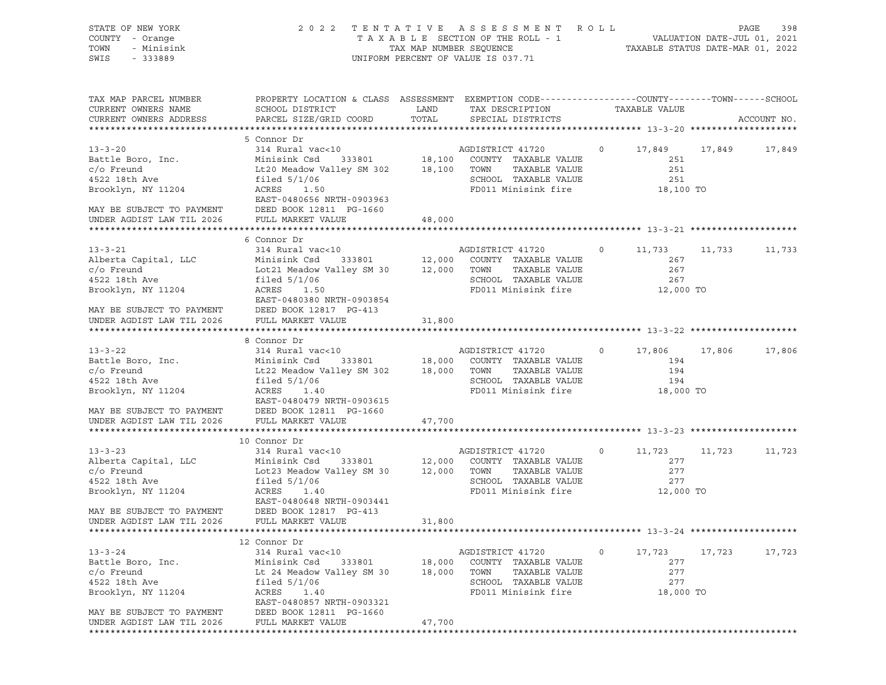STATE OF NEW YORK
COUNTY - Orange
TOWN - Minisink
SWIS - 333889

2 0 2 2 T E N T A T I V E A S S E S S M E N T R O L L
T A X A B L E SECTION OF THE ROLL - 1
TAX MAP NUMBER SEQUENCE
UNIFORM PERCENT OF VALUE IS 037.71

VALUATION DATE-JUL 01, 2021
TAXABLE STATUS DATE-MAR 01, 2022

| TAX MAP PARCEL NUMBER / CURRENT OWNERS NAME / CURRENT OWNERS ADDRESS | PROPERTY LOCATION & CLASS / SCHOOL DISTRICT / PARCEL SIZE/GRID COORD | ASSESSMENT LAND | TOTAL | EXEMPTION CODE / TAX DESCRIPTION / SPECIAL DISTRICTS | | COUNTY / TAXABLE VALUE | TOWN | SCHOOL / ACCOUNT NO. |
|---|---|---|---|---|---|---|---|---|
| **13-3-20** | 5 Connor Dr | | | | | | | |
| 13-3-20 | 314 Rural vac<10 | | | AGDISTRICT 41720 | 0 | 17,849 | 17,849 | 17,849 |
| Battle Boro, Inc. | Minisink Csd 333801 | 18,100 | | COUNTY TAXABLE VALUE | | 251 | | |
| c/o Freund | Lt20 Meadow Valley SM 302 | | 18,100 | TOWN TAXABLE VALUE | | 251 | | |
| 4522 18th Ave | filed 5/1/06 | | | SCHOOL TAXABLE VALUE | | 251 | | |
| Brooklyn, NY 11204 | ACRES 1.50 | | | FD011 Minisink fire | | 18,100 TO | | |
| | EAST-0480656 NRTH-0903963 | | | | | | | |
| MAY BE SUBJECT TO PAYMENT | DEED BOOK 12811 PG-1660 | | | | | | | |
| UNDER AGDIST LAW TIL 2026 | FULL MARKET VALUE | | 48,000 | | | | | |
| **13-3-21** | 6 Connor Dr | | | | | | | |
| 13-3-21 | 314 Rural vac<10 | | | AGDISTRICT 41720 | 0 | 11,733 | 11,733 | 11,733 |
| Alberta Capital, LLC | Minisink Csd 333801 | 12,000 | | COUNTY TAXABLE VALUE | | 267 | | |
| c/o Freund | Lot21 Meadow Valley SM 30 | | 12,000 | TOWN TAXABLE VALUE | | 267 | | |
| 4522 18th Ave | filed 5/1/06 | | | SCHOOL TAXABLE VALUE | | 267 | | |
| Brooklyn, NY 11204 | ACRES 1.50 | | | FD011 Minisink fire | | 12,000 TO | | |
| | EAST-0480380 NRTH-0903854 | | | | | | | |
| MAY BE SUBJECT TO PAYMENT | DEED BOOK 12817 PG-413 | | | | | | | |
| UNDER AGDIST LAW TIL 2026 | FULL MARKET VALUE | | 31,800 | | | | | |
| **13-3-22** | 8 Connor Dr | | | | | | | |
| 13-3-22 | 314 Rural vac<10 | | | AGDISTRICT 41720 | 0 | 17,806 | 17,806 | 17,806 |
| Battle Boro, Inc. | Minisink Csd 333801 | 18,000 | | COUNTY TAXABLE VALUE | | 194 | | |
| c/o Freund | Lt22 Meadow Valley SM 302 | | 18,000 | TOWN TAXABLE VALUE | | 194 | | |
| 4522 18th Ave | filed 5/1/06 | | | SCHOOL TAXABLE VALUE | | 194 | | |
| Brooklyn, NY 11204 | ACRES 1.40 | | | FD011 Minisink fire | | 18,000 TO | | |
| | EAST-0480479 NRTH-0903615 | | | | | | | |
| MAY BE SUBJECT TO PAYMENT | DEED BOOK 12811 PG-1660 | | | | | | | |
| UNDER AGDIST LAW TIL 2026 | FULL MARKET VALUE | | 47,700 | | | | | |
| **13-3-23** | 10 Connor Dr | | | | | | | |
| 13-3-23 | 314 Rural vac<10 | | | AGDISTRICT 41720 | 0 | 11,723 | 11,723 | 11,723 |
| Alberta Capital, LLC | Minisink Csd 333801 | 12,000 | | COUNTY TAXABLE VALUE | | 277 | | |
| c/o Freund | Lot23 Meadow Valley SM 30 | | 12,000 | TOWN TAXABLE VALUE | | 277 | | |
| 4522 18th Ave | filed 5/1/06 | | | SCHOOL TAXABLE VALUE | | 277 | | |
| Brooklyn, NY 11204 | ACRES 1.40 | | | FD011 Minisink fire | | 12,000 TO | | |
| | EAST-0480648 NRTH-0903441 | | | | | | | |
| MAY BE SUBJECT TO PAYMENT | DEED BOOK 12817 PG-413 | | | | | | | |
| UNDER AGDIST LAW TIL 2026 | FULL MARKET VALUE | | 31,800 | | | | | |
| **13-3-24** | 12 Connor Dr | | | | | | | |
| 13-3-24 | 314 Rural vac<10 | | | AGDISTRICT 41720 | 0 | 17,723 | 17,723 | 17,723 |
| Battle Boro, Inc. | Minisink Csd 333801 | 18,000 | | COUNTY TAXABLE VALUE | | 277 | | |
| c/o Freund | Lt 24 Meadow Valley SM 30 | | 18,000 | TOWN TAXABLE VALUE | | 277 | | |
| 4522 18th Ave | filed 5/1/06 | | | SCHOOL TAXABLE VALUE | | 277 | | |
| Brooklyn, NY 11204 | ACRES 1.40 | | | FD011 Minisink fire | | 18,000 TO | | |
| | EAST-0480857 NRTH-0903321 | | | | | | | |
| MAY BE SUBJECT TO PAYMENT | DEED BOOK 12811 PG-1660 | | | | | | | |
| UNDER AGDIST LAW TIL 2026 | FULL MARKET VALUE | | 47,700 | | | | | |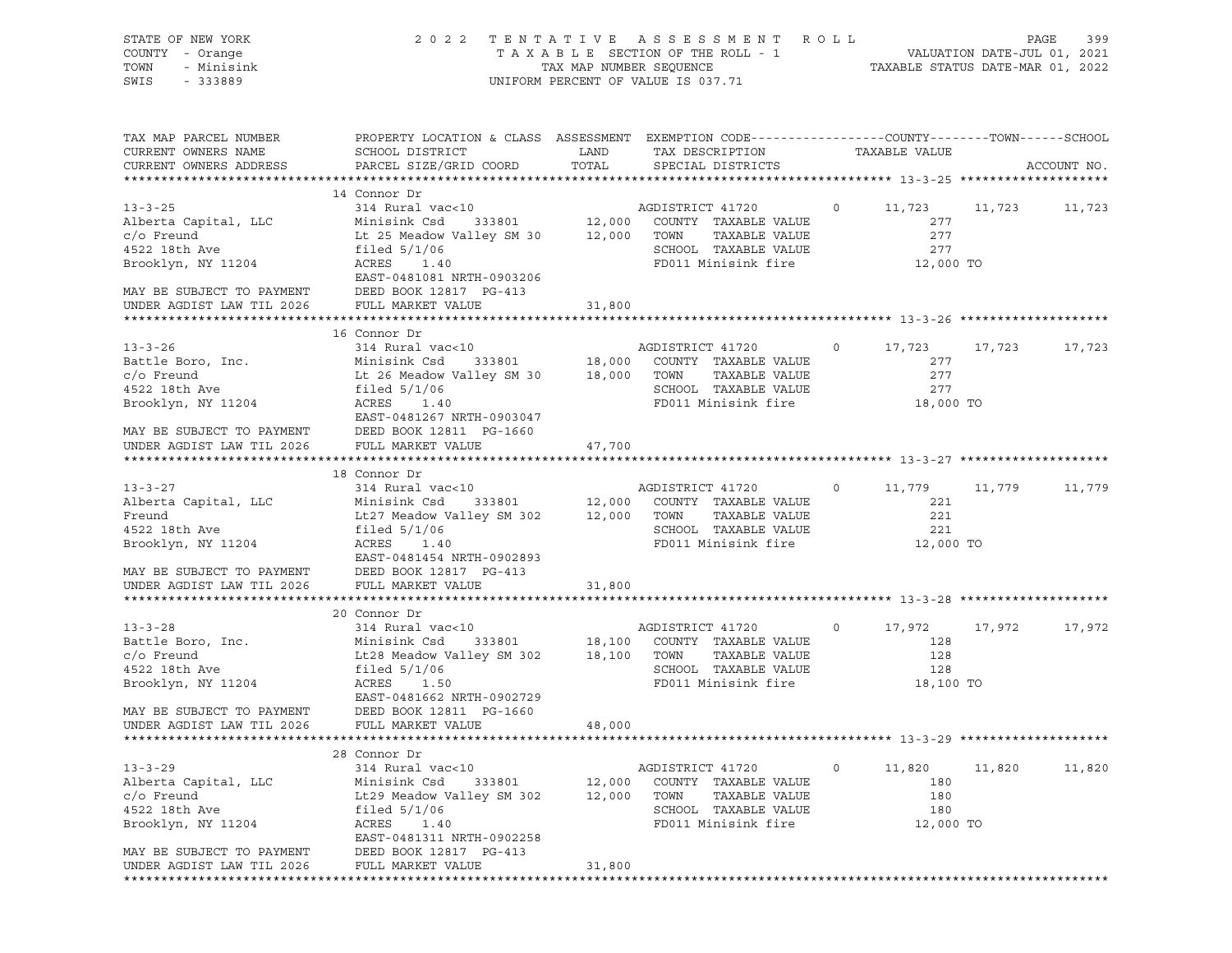STATE OF NEW YORK — COUNTY - Orange — TOWN - Minisink — SWIS - 333889

2 0 2 2 T E N T A T I V E A S S E S S M E N T R O L L
T A X A B L E SECTION OF THE ROLL - 1
TAX MAP NUMBER SEQUENCE
UNIFORM PERCENT OF VALUE IS 037.71

VALUATION DATE-JUL 01, 2021
TAXABLE STATUS DATE-MAR 01, 2022

```
TAX MAP PARCEL NUMBER          PROPERTY LOCATION & CLASS  ASSESSMENT  EXEMPTION CODE------------------COUNTY--------TOWN------SCHOOL
CURRENT OWNERS NAME            SCHOOL DISTRICT               LAND      TAX DESCRIPTION              TAXABLE VALUE
CURRENT OWNERS ADDRESS         PARCEL SIZE/GRID COORD        TOTAL     SPECIAL DISTRICTS                                    ACCOUNT NO.
******************************************************************************************************* 13-3-25 *******************
                               14 Connor Dr
13-3-25                        314 Rural vac<10                        AGDISTRICT 41720        0      11,723      11,723      11,723
Alberta Capital, LLC           Minisink Csd    333801         12,000   COUNTY  TAXABLE VALUE             277
c/o Freund                     Lt 25 Meadow Valley SM 30      12,000   TOWN    TAXABLE VALUE             277
4522 18th Ave                  filed 5/1/06                            SCHOOL  TAXABLE VALUE             277
Brooklyn, NY 11204             ACRES    1.40                           FD011 Minisink fire            12,000 TO
                               EAST-0481081 NRTH-0903206
MAY BE SUBJECT TO PAYMENT      DEED BOOK 12817  PG-413
UNDER AGDIST LAW TIL 2026      FULL MARKET VALUE              31,800
******************************************************************************************************* 13-3-26 *******************
                               16 Connor Dr
13-3-26                        314 Rural vac<10                        AGDISTRICT 41720        0      17,723      17,723      17,723
Battle Boro, Inc.              Minisink Csd    333801         18,000   COUNTY  TAXABLE VALUE             277
c/o Freund                     Lt 26 Meadow Valley SM 30      18,000   TOWN    TAXABLE VALUE             277
4522 18th Ave                  filed 5/1/06                            SCHOOL  TAXABLE VALUE             277
Brooklyn, NY 11204             ACRES    1.40                           FD011 Minisink fire            18,000 TO
                               EAST-0481267 NRTH-0903047
MAY BE SUBJECT TO PAYMENT      DEED BOOK 12811  PG-1660
UNDER AGDIST LAW TIL 2026      FULL MARKET VALUE              47,700
******************************************************************************************************* 13-3-27 *******************
                               18 Connor Dr
13-3-27                        314 Rural vac<10                        AGDISTRICT 41720        0      11,779      11,779      11,779
Alberta Capital, LLC           Minisink Csd    333801         12,000   COUNTY  TAXABLE VALUE             221
Freund                         Lt27 Meadow Valley SM 302      12,000   TOWN    TAXABLE VALUE             221
4522 18th Ave                  filed 5/1/06                            SCHOOL  TAXABLE VALUE             221
Brooklyn, NY 11204             ACRES    1.40                           FD011 Minisink fire            12,000 TO
                               EAST-0481454 NRTH-0902893
MAY BE SUBJECT TO PAYMENT      DEED BOOK 12817  PG-413
UNDER AGDIST LAW TIL 2026      FULL MARKET VALUE              31,800
******************************************************************************************************* 13-3-28 *******************
                               20 Connor Dr
13-3-28                        314 Rural vac<10                        AGDISTRICT 41720        0      17,972      17,972      17,972
Battle Boro, Inc.              Minisink Csd    333801         18,100   COUNTY  TAXABLE VALUE             128
c/o Freund                     Lt28 Meadow Valley SM 302      18,100   TOWN    TAXABLE VALUE             128
4522 18th Ave                  filed 5/1/06                            SCHOOL  TAXABLE VALUE             128
Brooklyn, NY 11204             ACRES    1.50                           FD011 Minisink fire            18,100 TO
                               EAST-0481662 NRTH-0902729
MAY BE SUBJECT TO PAYMENT      DEED BOOK 12811  PG-1660
UNDER AGDIST LAW TIL 2026      FULL MARKET VALUE              48,000
******************************************************************************************************* 13-3-29 *******************
                               28 Connor Dr
13-3-29                        314 Rural vac<10                        AGDISTRICT 41720        0      11,820      11,820      11,820
Alberta Capital, LLC           Minisink Csd    333801         12,000   COUNTY  TAXABLE VALUE             180
c/o Freund                     Lt29 Meadow Valley SM 302      12,000   TOWN    TAXABLE VALUE             180
4522 18th Ave                  filed 5/1/06                            SCHOOL  TAXABLE VALUE             180
Brooklyn, NY 11204             ACRES    1.40                           FD011 Minisink fire            12,000 TO
                               EAST-0481311 NRTH-0902258
MAY BE SUBJECT TO PAYMENT      DEED BOOK 12817  PG-413
UNDER AGDIST LAW TIL 2026      FULL MARKET VALUE              31,800
************************************************************************************************************************************
```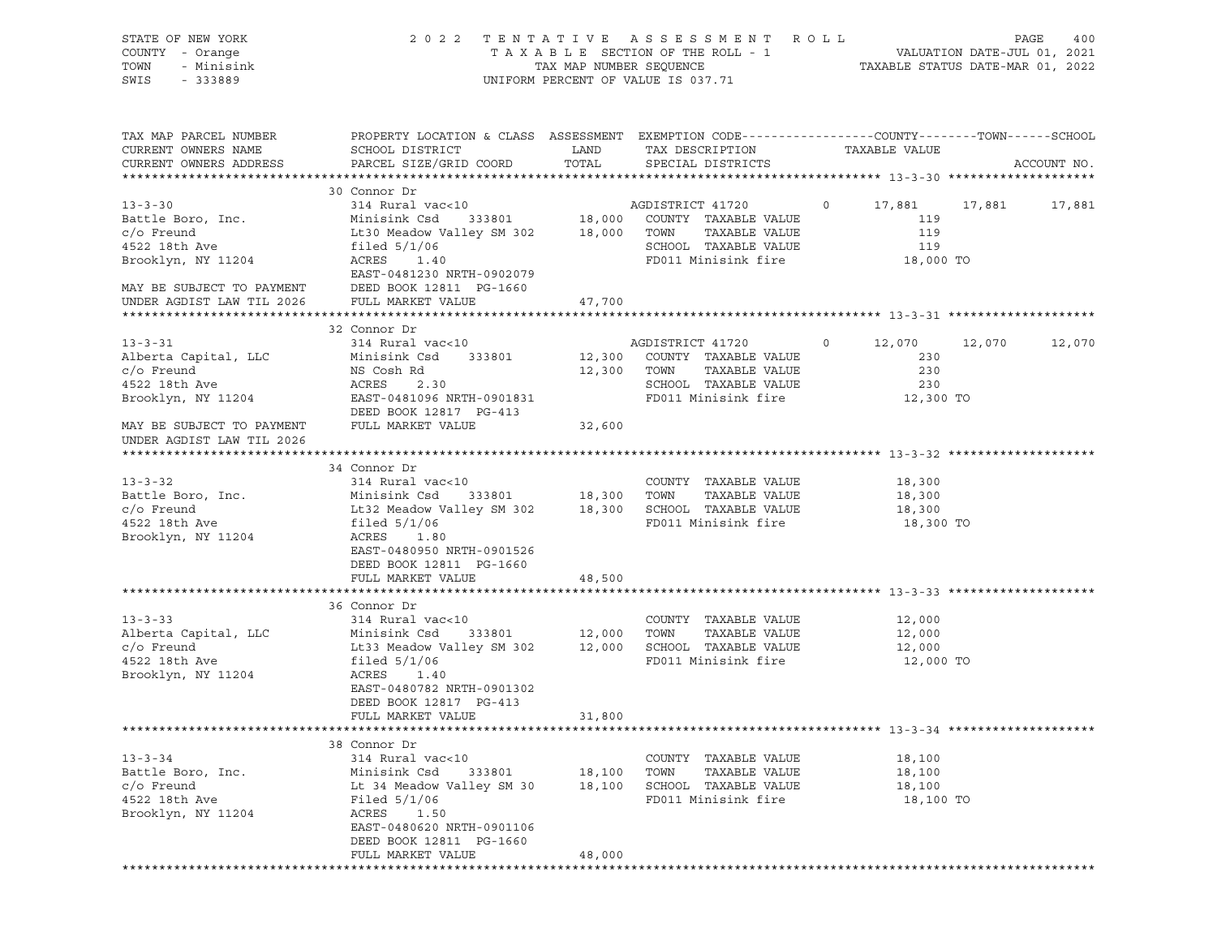STATE OF NEW YORK | COUNTY - Orange | TOWN - Minisink | SWIS - 333889

2022 TENTATIVE ASSESSMENT ROLL
TAXABLE SECTION OF THE ROLL - 1
TAX MAP NUMBER SEQUENCE
UNIFORM PERCENT OF VALUE IS 037.71

VALUATION DATE-JUL 01, 2021
TAXABLE STATUS DATE-MAR 01, 2022

| TAX MAP PARCEL NUMBER / CURRENT OWNERS NAME / CURRENT OWNERS ADDRESS | PROPERTY LOCATION & CLASS / SCHOOL DISTRICT / PARCEL SIZE/GRID COORD | ASSESSMENT LAND / TOTAL | EXEMPTION CODE / TAX DESCRIPTION / SPECIAL DISTRICTS | COUNTY | TOWN | SCHOOL |
|---|---|---|---|---|---|---|
| **13-3-30** | 30 Connor Dr | | | | | |
| | 314 Rural vac<10 | | AGDISTRICT 41720 0 | 17,881 | 17,881 | 17,881 |
| Battle Boro, Inc. | Minisink Csd 333801 | 18,000 | COUNTY TAXABLE VALUE | 119 | | |
| c/o Freund | Lt30 Meadow Valley SM 302 | 18,000 | TOWN TAXABLE VALUE | 119 | | |
| 4522 18th Ave | filed 5/1/06 | | SCHOOL TAXABLE VALUE | 119 | | |
| Brooklyn, NY 11204 | ACRES 1.40 | | FD011 Minisink fire | 18,000 TO | | |
| | EAST-0481230 NRTH-0902079 | | | | | |
| MAY BE SUBJECT TO PAYMENT | DEED BOOK 12811 PG-1660 | | | | | |
| UNDER AGDIST LAW TIL 2026 | FULL MARKET VALUE | 47,700 | | | | |
| **13-3-31** | 32 Connor Dr | | | | | |
| | 314 Rural vac<10 | | AGDISTRICT 41720 0 | 12,070 | 12,070 | 12,070 |
| Alberta Capital, LLC | Minisink Csd 333801 | 12,300 | COUNTY TAXABLE VALUE | 230 | | |
| c/o Freund | NS Cosh Rd | 12,300 | TOWN TAXABLE VALUE | 230 | | |
| 4522 18th Ave | ACRES 2.30 | | SCHOOL TAXABLE VALUE | 230 | | |
| Brooklyn, NY 11204 | EAST-0481096 NRTH-0901831 | | FD011 Minisink fire | 12,300 TO | | |
| | DEED BOOK 12817 PG-413 | | | | | |
| MAY BE SUBJECT TO PAYMENT | FULL MARKET VALUE | 32,600 | | | | |
| UNDER AGDIST LAW TIL 2026 | | | | | | |
| **13-3-32** | 34 Connor Dr | | | | | |
| | 314 Rural vac<10 | | COUNTY TAXABLE VALUE | 18,300 | | |
| Battle Boro, Inc. | Minisink Csd 333801 | 18,300 | TOWN TAXABLE VALUE | 18,300 | | |
| c/o Freund | Lt32 Meadow Valley SM 302 | 18,300 | SCHOOL TAXABLE VALUE | 18,300 | | |
| 4522 18th Ave | filed 5/1/06 | | FD011 Minisink fire | 18,300 TO | | |
| Brooklyn, NY 11204 | ACRES 1.80 | | | | | |
| | EAST-0480950 NRTH-0901526 | | | | | |
| | DEED BOOK 12811 PG-1660 | | | | | |
| | FULL MARKET VALUE | 48,500 | | | | |
| **13-3-33** | 36 Connor Dr | | | | | |
| | 314 Rural vac<10 | | COUNTY TAXABLE VALUE | 12,000 | | |
| Alberta Capital, LLC | Minisink Csd 333801 | 12,000 | TOWN TAXABLE VALUE | 12,000 | | |
| c/o Freund | Lt33 Meadow Valley SM 302 | 12,000 | SCHOOL TAXABLE VALUE | 12,000 | | |
| 4522 18th Ave | filed 5/1/06 | | FD011 Minisink fire | 12,000 TO | | |
| Brooklyn, NY 11204 | ACRES 1.40 | | | | | |
| | EAST-0480782 NRTH-0901302 | | | | | |
| | DEED BOOK 12817 PG-413 | | | | | |
| | FULL MARKET VALUE | 31,800 | | | | |
| **13-3-34** | 38 Connor Dr | | | | | |
| | 314 Rural vac<10 | | COUNTY TAXABLE VALUE | 18,100 | | |
| Battle Boro, Inc. | Minisink Csd 333801 | 18,100 | TOWN TAXABLE VALUE | 18,100 | | |
| c/o Freund | Lt 34 Meadow Valley SM 30 | 18,100 | SCHOOL TAXABLE VALUE | 18,100 | | |
| 4522 18th Ave | Filed 5/1/06 | | FD011 Minisink fire | 18,100 TO | | |
| Brooklyn, NY 11204 | ACRES 1.50 | | | | | |
| | EAST-0480620 NRTH-0901106 | | | | | |
| | DEED BOOK 12811 PG-1660 | | | | | |
| | FULL MARKET VALUE | 48,000 | | | | |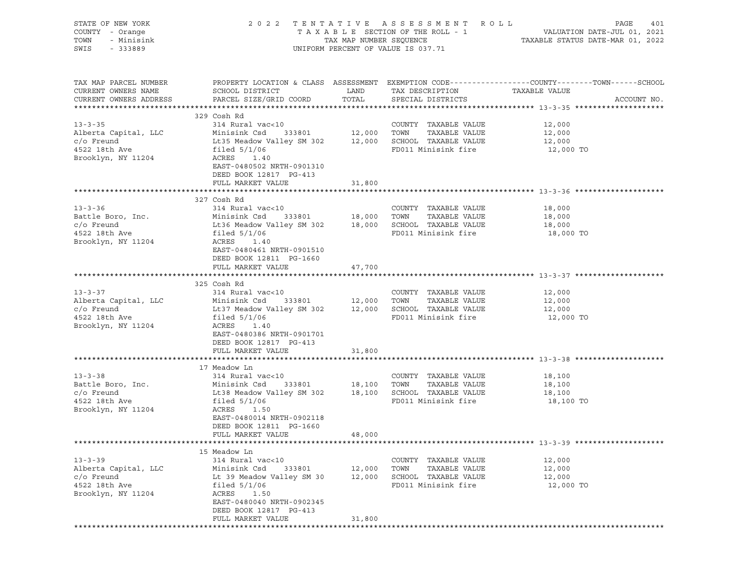STATE OF NEW YORK
COUNTY - Orange
TOWN - Minisink
SWIS - 333889

# 2022 TENTATIVE ASSESSMENT ROLL
TAXABLE SECTION OF THE ROLL - 1
TAX MAP NUMBER SEQUENCE
UNIFORM PERCENT OF VALUE IS 037.71

VALUATION DATE-JUL 01, 2021
TAXABLE STATUS DATE-MAR 01, 2022

| TAX MAP PARCEL NUMBER / CURRENT OWNERS NAME / CURRENT OWNERS ADDRESS | PROPERTY LOCATION & CLASS / SCHOOL DISTRICT / PARCEL SIZE/GRID COORD | ASSESSMENT LAND | TOTAL | EXEMPTION CODE / TAX DESCRIPTION / SPECIAL DISTRICTS | TAXABLE VALUE (COUNTY / TOWN / SCHOOL) | ACCOUNT NO. |
|---|---|---|---|---|---|---|
| **13-3-35** | 329 Cosh Rd | | | | | |
| Alberta Capital, LLC | 314 Rural vac<10 | | | COUNTY TAXABLE VALUE | 12,000 | |
| c/o Freund | Minisink Csd 333801 | 12,000 | | TOWN TAXABLE VALUE | 12,000 | |
| 4522 18th Ave | Lt35 Meadow Valley SM 302 | | 12,000 | SCHOOL TAXABLE VALUE | 12,000 | |
| Brooklyn, NY 11204 | filed 5/1/06 | | | FD011 Minisink fire | 12,000 TO | |
| | ACRES 1.40 | | | | | |
| | EAST-0480502 NRTH-0901310 | | | | | |
| | DEED BOOK 12817 PG-413 | | | | | |
| | FULL MARKET VALUE | | 31,800 | | | |
| **13-3-36** | 327 Cosh Rd | | | | | |
| Battle Boro, Inc. | 314 Rural vac<10 | | | COUNTY TAXABLE VALUE | 18,000 | |
| c/o Freund | Minisink Csd 333801 | 18,000 | | TOWN TAXABLE VALUE | 18,000 | |
| 4522 18th Ave | Lt36 Meadow Valley SM 302 | | 18,000 | SCHOOL TAXABLE VALUE | 18,000 | |
| Brooklyn, NY 11204 | filed 5/1/06 | | | FD011 Minisink fire | 18,000 TO | |
| | ACRES 1.40 | | | | | |
| | EAST-0480461 NRTH-0901510 | | | | | |
| | DEED BOOK 12811 PG-1660 | | | | | |
| | FULL MARKET VALUE | | 47,700 | | | |
| **13-3-37** | 325 Cosh Rd | | | | | |
| Alberta Capital, LLC | 314 Rural vac<10 | | | COUNTY TAXABLE VALUE | 12,000 | |
| c/o Freund | Minisink Csd 333801 | 12,000 | | TOWN TAXABLE VALUE | 12,000 | |
| 4522 18th Ave | Lt37 Meadow Valley SM 302 | | 12,000 | SCHOOL TAXABLE VALUE | 12,000 | |
| Brooklyn, NY 11204 | filed 5/1/06 | | | FD011 Minisink fire | 12,000 TO | |
| | ACRES 1.40 | | | | | |
| | EAST-0480386 NRTH-0901701 | | | | | |
| | DEED BOOK 12817 PG-413 | | | | | |
| | FULL MARKET VALUE | | 31,800 | | | |
| **13-3-38** | 17 Meadow Ln | | | | | |
| Battle Boro, Inc. | 314 Rural vac<10 | | | COUNTY TAXABLE VALUE | 18,100 | |
| c/o Freund | Minisink Csd 333801 | 18,100 | | TOWN TAXABLE VALUE | 18,100 | |
| 4522 18th Ave | Lt38 Meadow Valley SM 302 | | 18,100 | SCHOOL TAXABLE VALUE | 18,100 | |
| Brooklyn, NY 11204 | filed 5/1/06 | | | FD011 Minisink fire | 18,100 TO | |
| | ACRES 1.50 | | | | | |
| | EAST-0480014 NRTH-0902118 | | | | | |
| | DEED BOOK 12811 PG-1660 | | | | | |
| | FULL MARKET VALUE | | 48,000 | | | |
| **13-3-39** | 15 Meadow Ln | | | | | |
| Alberta Capital, LLC | 314 Rural vac<10 | | | COUNTY TAXABLE VALUE | 12,000 | |
| c/o Freund | Minisink Csd 333801 | 12,000 | | TOWN TAXABLE VALUE | 12,000 | |
| 4522 18th Ave | Lt 39 Meadow Valley SM 30 | | 12,000 | SCHOOL TAXABLE VALUE | 12,000 | |
| Brooklyn, NY 11204 | filed 5/1/06 | | | FD011 Minisink fire | 12,000 TO | |
| | ACRES 1.50 | | | | | |
| | EAST-0480040 NRTH-0902345 | | | | | |
| | DEED BOOK 12817 PG-413 | | | | | |
| | FULL MARKET VALUE | | 31,800 | | | |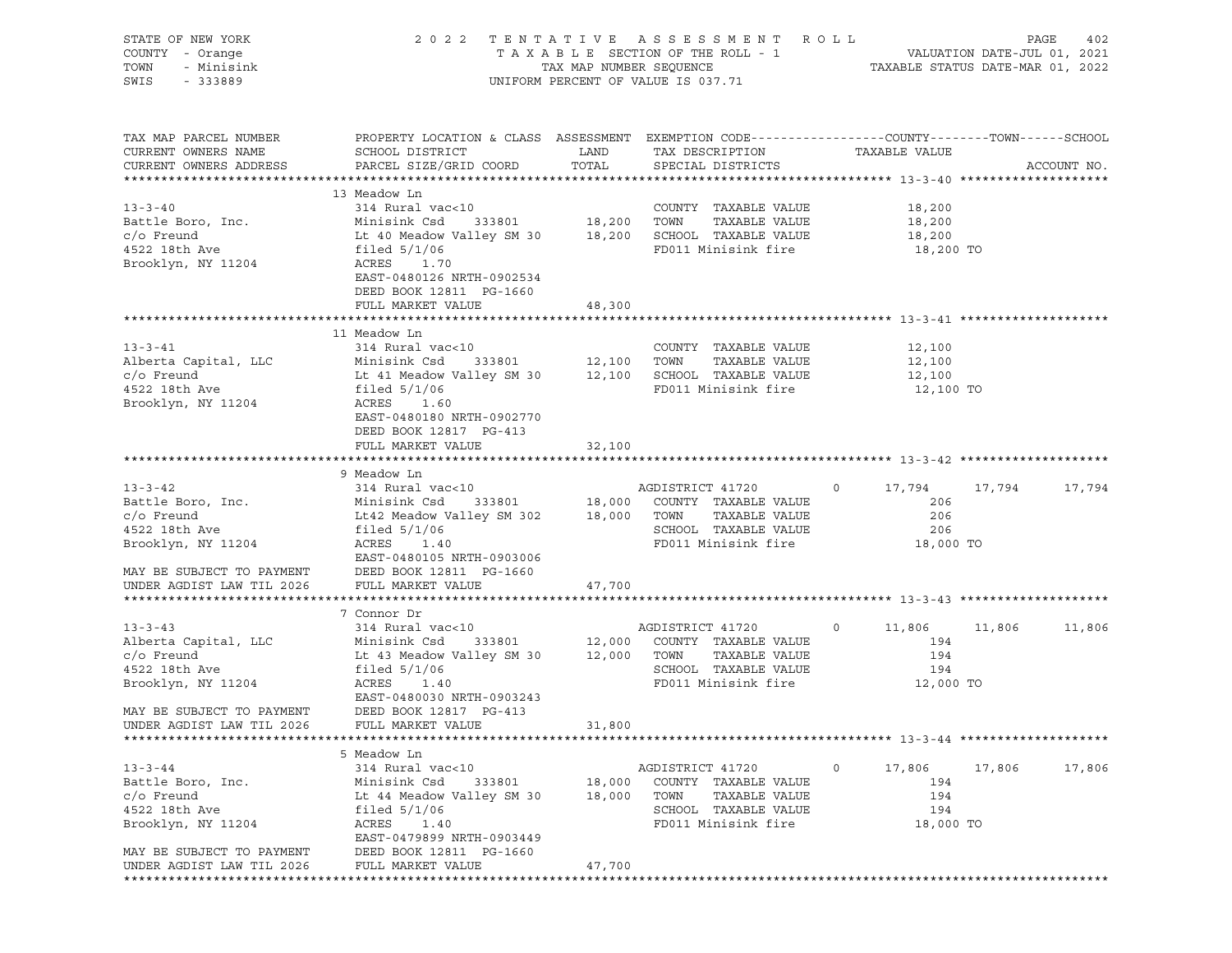STATE OF NEW YORK
COUNTY - Orange
TOWN - Minisink
SWIS - 333889

2 0 2 2 T E N T A T I V E A S S E S S M E N T R O L L
T A X A B L E SECTION OF THE ROLL - 1
TAX MAP NUMBER SEQUENCE
UNIFORM PERCENT OF VALUE IS 037.71

VALUATION DATE-JUL 01, 2021
TAXABLE STATUS DATE-MAR 01, 2022

| TAX MAP PARCEL NUMBER / CURRENT OWNERS NAME / CURRENT OWNERS ADDRESS | PROPERTY LOCATION & CLASS / SCHOOL DISTRICT / PARCEL SIZE/GRID COORD | ASSESSMENT LAND / TOTAL | EXEMPTION CODE / TAX DESCRIPTION / SPECIAL DISTRICTS | COUNTY TAXABLE VALUE | TOWN | SCHOOL | ACCOUNT NO. |
|---|---|---|---|---|---|---|---|
| **13-3-40** | 13 Meadow Ln | | | | | | |
| 13-3-40 | 314 Rural vac<10 | | COUNTY TAXABLE VALUE | 18,200 | | | |
| Battle Boro, Inc. | Minisink Csd 333801 | 18,200 | TOWN TAXABLE VALUE | 18,200 | | | |
| c/o Freund | Lt 40 Meadow Valley SM 30 | 18,200 | SCHOOL TAXABLE VALUE | 18,200 | | | |
| 4522 18th Ave | filed 5/1/06 | | FD011 Minisink fire | 18,200 TO | | | |
| Brooklyn, NY 11204 | ACRES 1.70 | | | | | | |
| | EAST-0480126 NRTH-0902534 | | | | | | |
| | DEED BOOK 12811 PG-1660 | | | | | | |
| | FULL MARKET VALUE | 48,300 | | | | | |
| **13-3-41** | 11 Meadow Ln | | | | | | |
| 13-3-41 | 314 Rural vac<10 | | COUNTY TAXABLE VALUE | 12,100 | | | |
| Alberta Capital, LLC | Minisink Csd 333801 | 12,100 | TOWN TAXABLE VALUE | 12,100 | | | |
| c/o Freund | Lt 41 Meadow Valley SM 30 | 12,100 | SCHOOL TAXABLE VALUE | 12,100 | | | |
| 4522 18th Ave | filed 5/1/06 | | FD011 Minisink fire | 12,100 TO | | | |
| Brooklyn, NY 11204 | ACRES 1.60 | | | | | | |
| | EAST-0480180 NRTH-0902770 | | | | | | |
| | DEED BOOK 12817 PG-413 | | | | | | |
| | FULL MARKET VALUE | 32,100 | | | | | |
| **13-3-42** | 9 Meadow Ln | | | | | | |
| 13-3-42 | 314 Rural vac<10 | | AGDISTRICT 41720 0 | 17,794 | 17,794 | 17,794 | |
| Battle Boro, Inc. | Minisink Csd 333801 | 18,000 | COUNTY TAXABLE VALUE | 206 | | | |
| c/o Freund | Lt42 Meadow Valley SM 302 | 18,000 | TOWN TAXABLE VALUE | 206 | | | |
| 4522 18th Ave | filed 5/1/06 | | SCHOOL TAXABLE VALUE | 206 | | | |
| Brooklyn, NY 11204 | ACRES 1.40 | | FD011 Minisink fire | 18,000 TO | | | |
| | EAST-0480105 NRTH-0903006 | | | | | | |
| MAY BE SUBJECT TO PAYMENT | DEED BOOK 12811 PG-1660 | | | | | | |
| UNDER AGDIST LAW TIL 2026 | FULL MARKET VALUE | 47,700 | | | | | |
| **13-3-43** | 7 Connor Dr | | | | | | |
| 13-3-43 | 314 Rural vac<10 | | AGDISTRICT 41720 0 | 11,806 | 11,806 | 11,806 | |
| Alberta Capital, LLC | Minisink Csd 333801 | 12,000 | COUNTY TAXABLE VALUE | 194 | | | |
| c/o Freund | Lt 43 Meadow Valley SM 30 | 12,000 | TOWN TAXABLE VALUE | 194 | | | |
| 4522 18th Ave | filed 5/1/06 | | SCHOOL TAXABLE VALUE | 194 | | | |
| Brooklyn, NY 11204 | ACRES 1.40 | | FD011 Minisink fire | 12,000 TO | | | |
| | EAST-0480030 NRTH-0903243 | | | | | | |
| MAY BE SUBJECT TO PAYMENT | DEED BOOK 12817 PG-413 | | | | | | |
| UNDER AGDIST LAW TIL 2026 | FULL MARKET VALUE | 31,800 | | | | | |
| **13-3-44** | 5 Meadow Ln | | | | | | |
| 13-3-44 | 314 Rural vac<10 | | AGDISTRICT 41720 0 | 17,806 | 17,806 | 17,806 | |
| Battle Boro, Inc. | Minisink Csd 333801 | 18,000 | COUNTY TAXABLE VALUE | 194 | | | |
| c/o Freund | Lt 44 Meadow Valley SM 30 | 18,000 | TOWN TAXABLE VALUE | 194 | | | |
| 4522 18th Ave | filed 5/1/06 | | SCHOOL TAXABLE VALUE | 194 | | | |
| Brooklyn, NY 11204 | ACRES 1.40 | | FD011 Minisink fire | 18,000 TO | | | |
| | EAST-0479899 NRTH-0903449 | | | | | | |
| MAY BE SUBJECT TO PAYMENT | DEED BOOK 12811 PG-1660 | | | | | | |
| UNDER AGDIST LAW TIL 2026 | FULL MARKET VALUE | 47,700 | | | | | |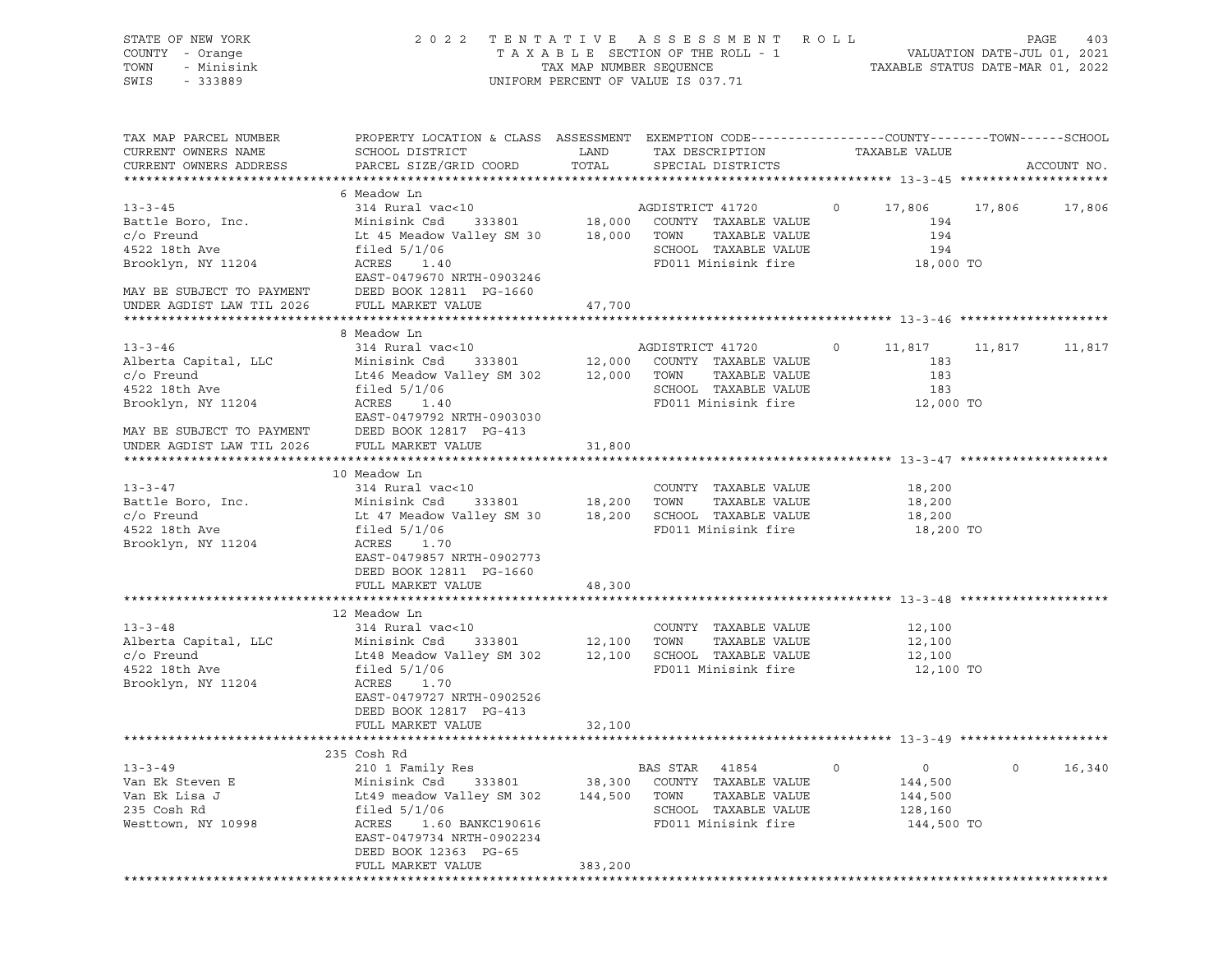STATE OF NEW YORK — COUNTY - Orange — TOWN - Minisink — SWIS - 333889

2022 TENTATIVE ASSESSMENT ROLL
TAXABLE SECTION OF THE ROLL - 1
TAX MAP NUMBER SEQUENCE
UNIFORM PERCENT OF VALUE IS 037.71

VALUATION DATE-JUL 01, 2021
TAXABLE STATUS DATE-MAR 01, 2022

| TAX MAP PARCEL NUMBER / CURRENT OWNERS NAME / CURRENT OWNERS ADDRESS | PROPERTY LOCATION & CLASS / SCHOOL DISTRICT / PARCEL SIZE/GRID COORD | ASSESSMENT LAND / TOTAL | EXEMPTION CODE / TAX DESCRIPTION / SPECIAL DISTRICTS | COUNTY TAXABLE VALUE | TOWN | SCHOOL |
|---|---|---|---|---|---|---|
| **13-3-45** | 6 Meadow Ln | | | | | |
| | 314 Rural vac<10 | | AGDISTRICT 41720 0 | 17,806 | 17,806 | 17,806 |
| Battle Boro, Inc. | Minisink Csd 333801 | 18,000 | COUNTY TAXABLE VALUE | 194 | | |
| c/o Freund | Lt 45 Meadow Valley SM 30 | 18,000 | TOWN TAXABLE VALUE | 194 | | |
| 4522 18th Ave | filed 5/1/06 | | SCHOOL TAXABLE VALUE | 194 | | |
| Brooklyn, NY 11204 | ACRES 1.40 | | FD011 Minisink fire | 18,000 TO | | |
| | EAST-0479670 NRTH-0903246 | | | | | |
| MAY BE SUBJECT TO PAYMENT | DEED BOOK 12811 PG-1660 | | | | | |
| UNDER AGDIST LAW TIL 2026 | FULL MARKET VALUE | 47,700 | | | | |
| **13-3-46** | 8 Meadow Ln | | | | | |
| | 314 Rural vac<10 | | AGDISTRICT 41720 0 | 11,817 | 11,817 | 11,817 |
| Alberta Capital, LLC | Minisink Csd 333801 | 12,000 | COUNTY TAXABLE VALUE | 183 | | |
| c/o Freund | Lt46 Meadow Valley SM 302 | 12,000 | TOWN TAXABLE VALUE | 183 | | |
| 4522 18th Ave | filed 5/1/06 | | SCHOOL TAXABLE VALUE | 183 | | |
| Brooklyn, NY 11204 | ACRES 1.40 | | FD011 Minisink fire | 12,000 TO | | |
| | EAST-0479792 NRTH-0903030 | | | | | |
| MAY BE SUBJECT TO PAYMENT | DEED BOOK 12817 PG-413 | | | | | |
| UNDER AGDIST LAW TIL 2026 | FULL MARKET VALUE | 31,800 | | | | |
| **13-3-47** | 10 Meadow Ln | | | | | |
| | 314 Rural vac<10 | | COUNTY TAXABLE VALUE | 18,200 | | |
| Battle Boro, Inc. | Minisink Csd 333801 | 18,200 | TOWN TAXABLE VALUE | 18,200 | | |
| c/o Freund | Lt 47 Meadow Valley SM 30 | 18,200 | SCHOOL TAXABLE VALUE | 18,200 | | |
| 4522 18th Ave | filed 5/1/06 | | FD011 Minisink fire | 18,200 TO | | |
| Brooklyn, NY 11204 | ACRES 1.70 | | | | | |
| | EAST-0479857 NRTH-0902773 | | | | | |
| | DEED BOOK 12811 PG-1660 | | | | | |
| | FULL MARKET VALUE | 48,300 | | | | |
| **13-3-48** | 12 Meadow Ln | | | | | |
| | 314 Rural vac<10 | | COUNTY TAXABLE VALUE | 12,100 | | |
| Alberta Capital, LLC | Minisink Csd 333801 | 12,100 | TOWN TAXABLE VALUE | 12,100 | | |
| c/o Freund | Lt48 Meadow Valley SM 302 | 12,100 | SCHOOL TAXABLE VALUE | 12,100 | | |
| 4522 18th Ave | filed 5/1/06 | | FD011 Minisink fire | 12,100 TO | | |
| Brooklyn, NY 11204 | ACRES 1.70 | | | | | |
| | EAST-0479727 NRTH-0902526 | | | | | |
| | DEED BOOK 12817 PG-413 | | | | | |
| | FULL MARKET VALUE | 32,100 | | | | |
| **13-3-49** | 235 Cosh Rd | | | | | |
| | 210 1 Family Res | | BAS STAR 41854 0 | 0 | 0 | 16,340 |
| Van Ek Steven E | Minisink Csd 333801 | 38,300 | COUNTY TAXABLE VALUE | 144,500 | | |
| Van Ek Lisa J | Lt49 meadow Valley SM 302 | 144,500 | TOWN TAXABLE VALUE | 144,500 | | |
| 235 Cosh Rd | filed 5/1/06 | | SCHOOL TAXABLE VALUE | 128,160 | | |
| Westtown, NY 10998 | ACRES 1.60 BANKC190616 | | FD011 Minisink fire | 144,500 TO | | |
| | EAST-0479734 NRTH-0902234 | | | | | |
| | DEED BOOK 12363 PG-65 | | | | | |
| | FULL MARKET VALUE | 383,200 | | | | |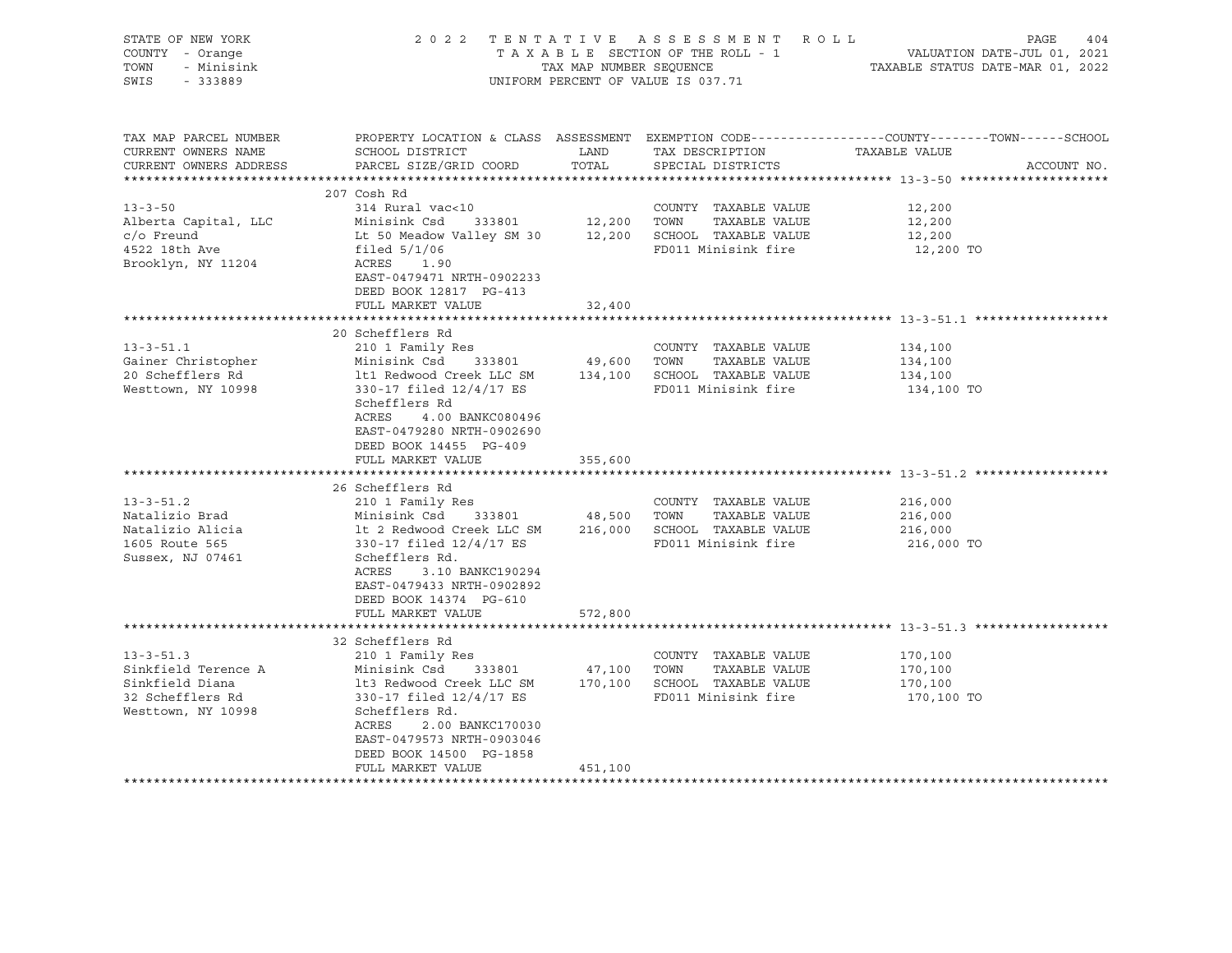STATE OF NEW YORK | COUNTY - Orange | TOWN - Minisink | SWIS - 333889

# 2022 TENTATIVE ASSESSMENT ROLL

TAXABLE SECTION OF THE ROLL - 1
TAX MAP NUMBER SEQUENCE
UNIFORM PERCENT OF VALUE IS 037.71

VALUATION DATE-JUL 01, 2021
TAXABLE STATUS DATE-MAR 01, 2022

| TAX MAP PARCEL NUMBER / CURRENT OWNERS NAME / CURRENT OWNERS ADDRESS | PROPERTY LOCATION & CLASS / SCHOOL DISTRICT / PARCEL SIZE/GRID COORD | ASSESSMENT LAND / TOTAL | EXEMPTION CODE / TAX DESCRIPTION / SPECIAL DISTRICTS | COUNTY--------TOWN------SCHOOL TAXABLE VALUE | ACCOUNT NO. |
|---|---|---|---|---|---|
| **13-3-50** | 207 Cosh Rd | | | | |
| | 314 Rural vac<10 | | COUNTY TAXABLE VALUE | 12,200 | |
| Alberta Capital, LLC | Minisink Csd 333801 | 12,200 | TOWN TAXABLE VALUE | 12,200 | |
| c/o Freund | Lt 50 Meadow Valley SM 30 | 12,200 | SCHOOL TAXABLE VALUE | 12,200 | |
| 4522 18th Ave | filed 5/1/06 | | FD011 Minisink fire | 12,200 TO | |
| Brooklyn, NY 11204 | ACRES 1.90 | | | | |
| | EAST-0479471 NRTH-0902233 | | | | |
| | DEED BOOK 12817 PG-413 | | | | |
| | FULL MARKET VALUE | 32,400 | | | |
| **13-3-51.1** | 20 Schefflers Rd | | | | |
| | 210 1 Family Res | | COUNTY TAXABLE VALUE | 134,100 | |
| Gainer Christopher | Minisink Csd 333801 | 49,600 | TOWN TAXABLE VALUE | 134,100 | |
| 20 Schefflers Rd | lt1 Redwood Creek LLC SM | 134,100 | SCHOOL TAXABLE VALUE | 134,100 | |
| Westtown, NY 10998 | 330-17 filed 12/4/17 ES | | FD011 Minisink fire | 134,100 TO | |
| | Schefflers Rd | | | | |
| | ACRES 4.00 BANKC080496 | | | | |
| | EAST-0479280 NRTH-0902690 | | | | |
| | DEED BOOK 14455 PG-409 | | | | |
| | FULL MARKET VALUE | 355,600 | | | |
| **13-3-51.2** | 26 Schefflers Rd | | | | |
| | 210 1 Family Res | | COUNTY TAXABLE VALUE | 216,000 | |
| Natalizio Brad | Minisink Csd 333801 | 48,500 | TOWN TAXABLE VALUE | 216,000 | |
| Natalizio Alicia | lt 2 Redwood Creek LLC SM | 216,000 | SCHOOL TAXABLE VALUE | 216,000 | |
| 1605 Route 565 | 330-17 filed 12/4/17 ES | | FD011 Minisink fire | 216,000 TO | |
| Sussex, NJ 07461 | Schefflers Rd. | | | | |
| | ACRES 3.10 BANKC190294 | | | | |
| | EAST-0479433 NRTH-0902892 | | | | |
| | DEED BOOK 14374 PG-610 | | | | |
| | FULL MARKET VALUE | 572,800 | | | |
| **13-3-51.3** | 32 Schefflers Rd | | | | |
| | 210 1 Family Res | | COUNTY TAXABLE VALUE | 170,100 | |
| Sinkfield Terence A | Minisink Csd 333801 | 47,100 | TOWN TAXABLE VALUE | 170,100 | |
| Sinkfield Diana | lt3 Redwood Creek LLC SM | 170,100 | SCHOOL TAXABLE VALUE | 170,100 | |
| 32 Schefflers Rd | 330-17 filed 12/4/17 ES | | FD011 Minisink fire | 170,100 TO | |
| Westtown, NY 10998 | Schefflers Rd. | | | | |
| | ACRES 2.00 BANKC170030 | | | | |
| | EAST-0479573 NRTH-0903046 | | | | |
| | DEED BOOK 14500 PG-1858 | | | | |
| | FULL MARKET VALUE | 451,100 | | | |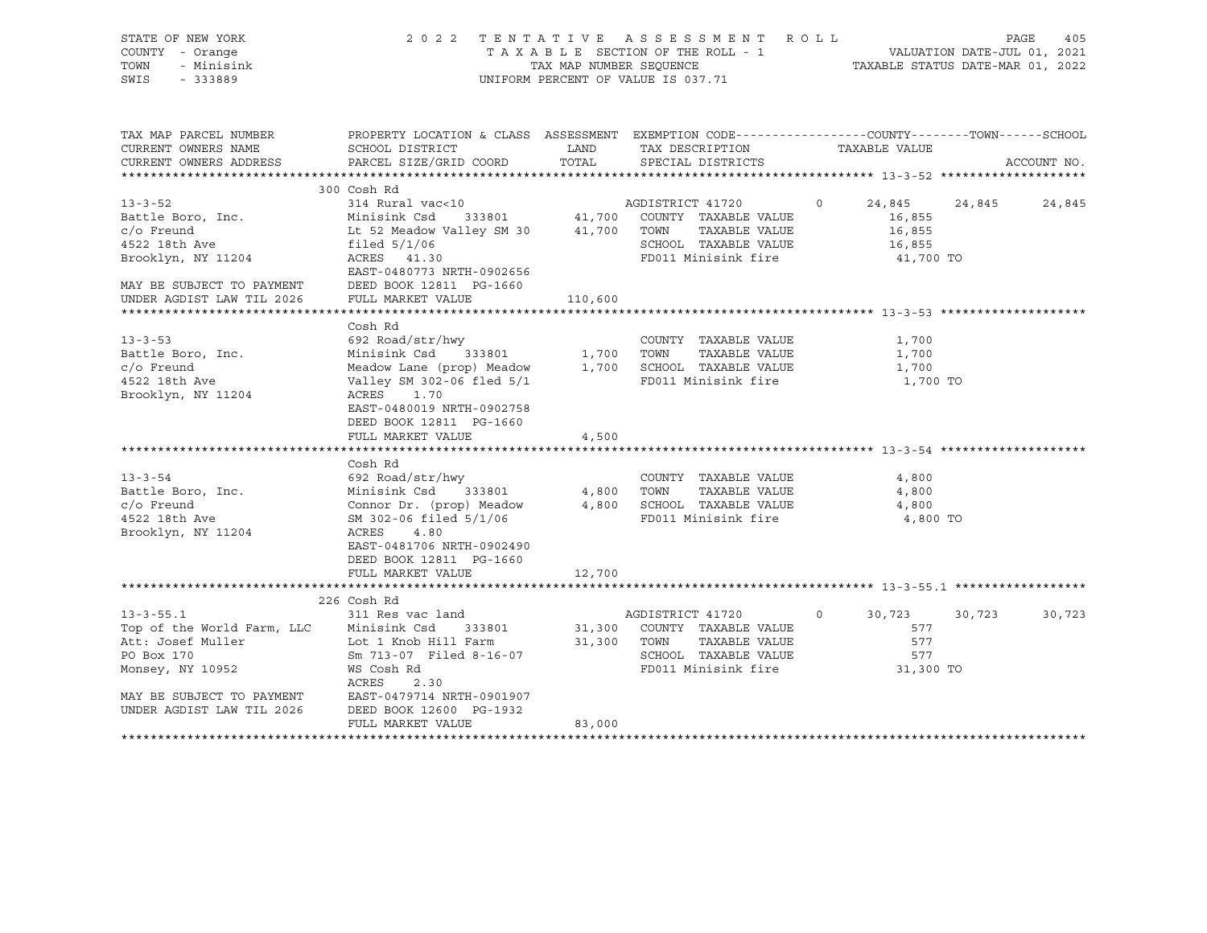STATE OF NEW YORK
COUNTY - Orange
TOWN - Minisink
SWIS - 333889

2022 TENTATIVE ASSESSMENT ROLL
TAXABLE SECTION OF THE ROLL - 1
TAX MAP NUMBER SEQUENCE
UNIFORM PERCENT OF VALUE IS 037.71

VALUATION DATE-JUL 01, 2021
TAXABLE STATUS DATE-MAR 01, 2022

| TAX MAP PARCEL NUMBER / CURRENT OWNERS NAME / CURRENT OWNERS ADDRESS | PROPERTY LOCATION & CLASS / SCHOOL DISTRICT / PARCEL SIZE/GRID COORD | ASSESSMENT LAND | TOTAL | EXEMPTION CODE / TAX DESCRIPTION / SPECIAL DISTRICTS | COUNTY TAXABLE VALUE | TOWN | SCHOOL | ACCOUNT NO. |
|---|---|---|---|---|---|---|---|---|
| **13-3-52** | 300 Cosh Rd | | | | | | | |
| | 314 Rural vac<10 | | | AGDISTRICT 41720 0 | 24,845 | 24,845 | 24,845 | |
| Battle Boro, Inc. | Minisink Csd 333801 | 41,700 | | COUNTY TAXABLE VALUE | 16,855 | | | |
| c/o Freund | Lt 52 Meadow Valley SM 30 | | 41,700 | TOWN TAXABLE VALUE | 16,855 | | | |
| 4522 18th Ave | filed 5/1/06 | | | SCHOOL TAXABLE VALUE | 16,855 | | | |
| Brooklyn, NY 11204 | ACRES 41.30 | | | FD011 Minisink fire | 41,700 TO | | | |
| | EAST-0480773 NRTH-0902656 | | | | | | | |
| MAY BE SUBJECT TO PAYMENT | DEED BOOK 12811 PG-1660 | | | | | | | |
| UNDER AGDIST LAW TIL 2026 | FULL MARKET VALUE | | 110,600 | | | | | |
| **13-3-53** | Cosh Rd | | | | | | | |
| | 692 Road/str/hwy | | | COUNTY TAXABLE VALUE | 1,700 | | | |
| Battle Boro, Inc. | Minisink Csd 333801 | 1,700 | | TOWN TAXABLE VALUE | 1,700 | | | |
| c/o Freund | Meadow Lane (prop) Meadow | | 1,700 | SCHOOL TAXABLE VALUE | 1,700 | | | |
| 4522 18th Ave | Valley SM 302-06 fled 5/1 | | | FD011 Minisink fire | 1,700 TO | | | |
| Brooklyn, NY 11204 | ACRES 1.70 | | | | | | | |
| | EAST-0480019 NRTH-0902758 | | | | | | | |
| | DEED BOOK 12811 PG-1660 | | | | | | | |
| | FULL MARKET VALUE | | 4,500 | | | | | |
| **13-3-54** | Cosh Rd | | | | | | | |
| | 692 Road/str/hwy | | | COUNTY TAXABLE VALUE | 4,800 | | | |
| Battle Boro, Inc. | Minisink Csd 333801 | 4,800 | | TOWN TAXABLE VALUE | 4,800 | | | |
| c/o Freund | Connor Dr. (prop) Meadow | | 4,800 | SCHOOL TAXABLE VALUE | 4,800 | | | |
| 4522 18th Ave | SM 302-06 filed 5/1/06 | | | FD011 Minisink fire | 4,800 TO | | | |
| Brooklyn, NY 11204 | ACRES 4.80 | | | | | | | |
| | EAST-0481706 NRTH-0902490 | | | | | | | |
| | DEED BOOK 12811 PG-1660 | | | | | | | |
| | FULL MARKET VALUE | | 12,700 | | | | | |
| **13-3-55.1** | 226 Cosh Rd | | | | | | | |
| | 311 Res vac land | | | AGDISTRICT 41720 0 | 30,723 | 30,723 | 30,723 | |
| Top of the World Farm, LLC | Minisink Csd 333801 | 31,300 | | COUNTY TAXABLE VALUE | 577 | | | |
| Att: Josef Muller | Lot 1 Knob Hill Farm | | 31,300 | TOWN TAXABLE VALUE | 577 | | | |
| PO Box 170 | Sm 713-07 Filed 8-16-07 | | | SCHOOL TAXABLE VALUE | 577 | | | |
| Monsey, NY 10952 | WS Cosh Rd | | | FD011 Minisink fire | 31,300 TO | | | |
| | ACRES 2.30 | | | | | | | |
| MAY BE SUBJECT TO PAYMENT | EAST-0479714 NRTH-0901907 | | | | | | | |
| UNDER AGDIST LAW TIL 2026 | DEED BOOK 12600 PG-1932 | | | | | | | |
| | FULL MARKET VALUE | | 83,000 | | | | | |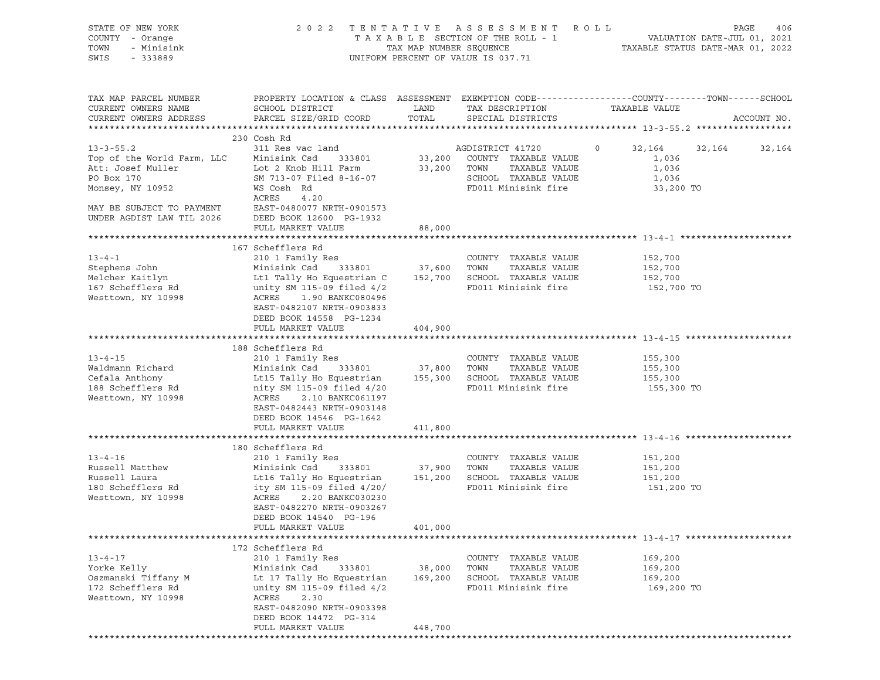STATE OF NEW YORK
COUNTY - Orange
TOWN - Minisink
SWIS - 333889

2022 TENTATIVE ASSESSMENT ROLL
TAXABLE SECTION OF THE ROLL - 1
TAX MAP NUMBER SEQUENCE
UNIFORM PERCENT OF VALUE IS 037.71

VALUATION DATE-JUL 01, 2021
TAXABLE STATUS DATE-MAR 01, 2022

```
TAX MAP PARCEL NUMBER          PROPERTY LOCATION & CLASS  ASSESSMENT  EXEMPTION CODE------------------COUNTY--------TOWN------SCHOOL
CURRENT OWNERS NAME            SCHOOL DISTRICT             LAND       TAX DESCRIPTION              TAXABLE VALUE
CURRENT OWNERS ADDRESS         PARCEL SIZE/GRID COORD      TOTAL      SPECIAL DISTRICTS                                        ACCOUNT NO.
******************************************************************************************************* 13-3-55.2 ******************
                               230 Cosh Rd
13-3-55.2                      311 Res vac land                     AGDISTRICT 41720        0     32,164     32,164     32,164
Top of the World Farm, LLC     Minisink Csd     333801     33,200   COUNTY  TAXABLE VALUE               1,036
Att: Josef Muller              Lot 2 Knob Hill Farm        33,200   TOWN    TAXABLE VALUE               1,036
PO Box 170                     SM 713-07 Filed 8-16-07              SCHOOL  TAXABLE VALUE               1,036
Monsey, NY 10952               WS Cosh  Rd                          FD011 Minisink fire                33,200 TO
                               ACRES     4.20
MAY BE SUBJECT TO PAYMENT      EAST-0480077 NRTH-0901573
UNDER AGDIST LAW TIL 2026      DEED BOOK 12600  PG-1932
                               FULL MARKET VALUE           88,000
******************************************************************************************************* 13-4-1 *********************
                               167 Schefflers Rd
13-4-1                         210 1 Family Res                     COUNTY  TAXABLE VALUE             152,700
Stephens John                  Minisink Csd     333801     37,600   TOWN    TAXABLE VALUE             152,700
Melcher Kaitlyn                Lt1 Tally Ho Equestrian C  152,700   SCHOOL  TAXABLE VALUE             152,700
167 Schefflers Rd              unity SM 115-09 filed 4/2            FD011 Minisink fire               152,700 TO
Westtown, NY 10998             ACRES     1.90 BANKC080496
                               EAST-0482107 NRTH-0903833
                               DEED BOOK 14558  PG-1234
                               FULL MARKET VALUE          404,900
******************************************************************************************************* 13-4-15 ********************
                               188 Schefflers Rd
13-4-15                        210 1 Family Res                     COUNTY  TAXABLE VALUE             155,300
Waldmann Richard               Minisink Csd     333801     37,800   TOWN    TAXABLE VALUE             155,300
Cefala Anthony                 Lt15 Tally Ho Equestrian   155,300   SCHOOL  TAXABLE VALUE             155,300
188 Schefflers Rd              nity SM 115-09 filed 4/20            FD011 Minisink fire               155,300 TO
Westtown, NY 10998             ACRES     2.10 BANKC061197
                               EAST-0482443 NRTH-0903148
                               DEED BOOK 14546  PG-1642
                               FULL MARKET VALUE          411,800
******************************************************************************************************* 13-4-16 ********************
                               180 Schefflers Rd
13-4-16                        210 1 Family Res                     COUNTY  TAXABLE VALUE             151,200
Russell Matthew                Minisink Csd     333801     37,900   TOWN    TAXABLE VALUE             151,200
Russell Laura                  Lt16 Tally Ho Equestrian   151,200   SCHOOL  TAXABLE VALUE             151,200
180 Schefflers Rd              ity SM 115-09 filed 4/20/            FD011 Minisink fire               151,200 TO
Westtown, NY 10998             ACRES     2.20 BANKC030230
                               EAST-0482270 NRTH-0903267
                               DEED BOOK 14540  PG-196
                               FULL MARKET VALUE          401,000
******************************************************************************************************* 13-4-17 ********************
                               172 Schefflers Rd
13-4-17                        210 1 Family Res                     COUNTY  TAXABLE VALUE             169,200
Yorke Kelly                    Minisink Csd     333801     38,000   TOWN    TAXABLE VALUE             169,200
Oszmanski Tiffany M            Lt 17 Tally Ho Equestrian  169,200   SCHOOL  TAXABLE VALUE             169,200
172 Schefflers Rd              unity SM 115-09 filed 4/2            FD011 Minisink fire               169,200 TO
Westtown, NY 10998             ACRES     2.30
                               EAST-0482090 NRTH-0903398
                               DEED BOOK 14472  PG-314
                               FULL MARKET VALUE          448,700
************************************************************************************************************************************
```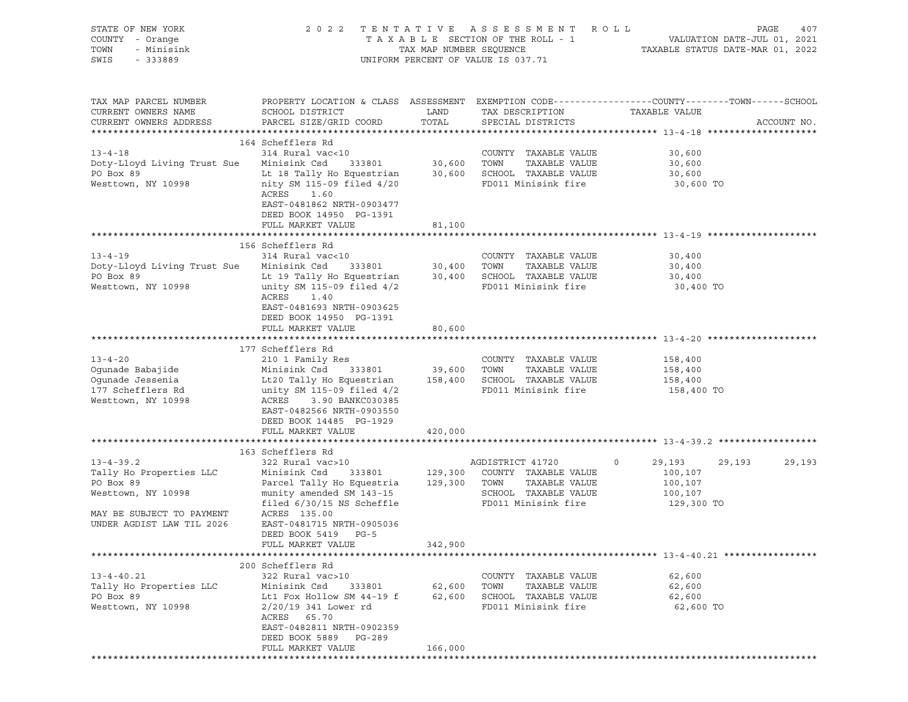STATE OF NEW YORK | 2022 TENTATIVE ASSESSMENT ROLL | VALUATION DATE-JUL 01, 2021
COUNTY - Orange | TAXABLE SECTION OF THE ROLL - 1 | TAXABLE STATUS DATE-MAR 01, 2022
TOWN - Minisink | TAX MAP NUMBER SEQUENCE
SWIS - 333889 | UNIFORM PERCENT OF VALUE IS 037.71

| TAX MAP PARCEL NUMBER / CURRENT OWNERS NAME / CURRENT OWNERS ADDRESS | PROPERTY LOCATION & CLASS / SCHOOL DISTRICT / PARCEL SIZE/GRID COORD | ASSESSMENT LAND / TOTAL | EXEMPTION CODE / TAX DESCRIPTION / SPECIAL DISTRICTS | COUNTY | TOWN | SCHOOL |
|---|---|---|---|---|---|---|
| **13-4-18** | 164 Schefflers Rd | | | | | |
| | 314 Rural vac<10 | | COUNTY TAXABLE VALUE | 30,600 | | |
| Doty-Lloyd Living Trust Sue | Minisink Csd 333801 | 30,600 | TOWN TAXABLE VALUE | | 30,600 | |
| PO Box 89 | Lt 18 Tally Ho Equestrian | 30,600 | SCHOOL TAXABLE VALUE | | | 30,600 |
| Westtown, NY 10998 | nity SM 115-09 filed 4/20 | | FD011 Minisink fire | 30,600 TO | | |
| | ACRES 1.60 | | | | | |
| | EAST-0481862 NRTH-0903477 | | | | | |
| | DEED BOOK 14950 PG-1391 | | | | | |
| | FULL MARKET VALUE | 81,100 | | | | |
| **13-4-19** | 156 Schefflers Rd | | | | | |
| | 314 Rural vac<10 | | COUNTY TAXABLE VALUE | 30,400 | | |
| Doty-Lloyd Living Trust Sue | Minisink Csd 333801 | 30,400 | TOWN TAXABLE VALUE | | 30,400 | |
| PO Box 89 | Lt 19 Tally Ho Equestrian | 30,400 | SCHOOL TAXABLE VALUE | | | 30,400 |
| Westtown, NY 10998 | unity SM 115-09 filed 4/2 | | FD011 Minisink fire | 30,400 TO | | |
| | ACRES 1.40 | | | | | |
| | EAST-0481693 NRTH-0903625 | | | | | |
| | DEED BOOK 14950 PG-1391 | | | | | |
| | FULL MARKET VALUE | 80,600 | | | | |
| **13-4-20** | 177 Schefflers Rd | | | | | |
| | 210 1 Family Res | | COUNTY TAXABLE VALUE | 158,400 | | |
| Ogunade Babajide | Minisink Csd 333801 | 39,600 | TOWN TAXABLE VALUE | | 158,400 | |
| Ogunade Jessenia | Lt20 Tally Ho Equestrian | 158,400 | SCHOOL TAXABLE VALUE | | | 158,400 |
| 177 Schefflers Rd | unity SM 115-09 filed 4/2 | | FD011 Minisink fire | 158,400 TO | | |
| Westtown, NY 10998 | ACRES 3.90 BANKC030385 | | | | | |
| | EAST-0482566 NRTH-0903550 | | | | | |
| | DEED BOOK 14485 PG-1929 | | | | | |
| | FULL MARKET VALUE | 420,000 | | | | |
| **13-4-39.2** | 163 Schefflers Rd | | | | | |
| | 322 Rural vac>10 | | AGDISTRICT 41720 0 | 29,193 | 29,193 | 29,193 |
| Tally Ho Properties LLC | Minisink Csd 333801 | 129,300 | COUNTY TAXABLE VALUE | 100,107 | | |
| PO Box 89 | Parcel Tally Ho Equestria | 129,300 | TOWN TAXABLE VALUE | | 100,107 | |
| Westtown, NY 10998 | munity amended SM 143-15 | | SCHOOL TAXABLE VALUE | | | 100,107 |
| | filed 6/30/15 NS Scheffle | | FD011 Minisink fire | 129,300 TO | | |
| MAY BE SUBJECT TO PAYMENT | ACRES 135.00 | | | | | |
| UNDER AGDIST LAW TIL 2026 | EAST-0481715 NRTH-0905036 | | | | | |
| | DEED BOOK 5419 PG-5 | | | | | |
| | FULL MARKET VALUE | 342,900 | | | | |
| **13-4-40.21** | 200 Schefflers Rd | | | | | |
| | 322 Rural vac>10 | | COUNTY TAXABLE VALUE | 62,600 | | |
| Tally Ho Properties LLC | Minisink Csd 333801 | 62,600 | TOWN TAXABLE VALUE | | 62,600 | |
| PO Box 89 | Lt1 Fox Hollow SM 44-19 f | 62,600 | SCHOOL TAXABLE VALUE | | | 62,600 |
| Westtown, NY 10998 | 2/20/19 341 Lower rd | | FD011 Minisink fire | 62,600 TO | | |
| | ACRES 65.70 | | | | | |
| | EAST-0482811 NRTH-0902359 | | | | | |
| | DEED BOOK 5889 PG-289 | | | | | |
| | FULL MARKET VALUE | 166,000 | | | | |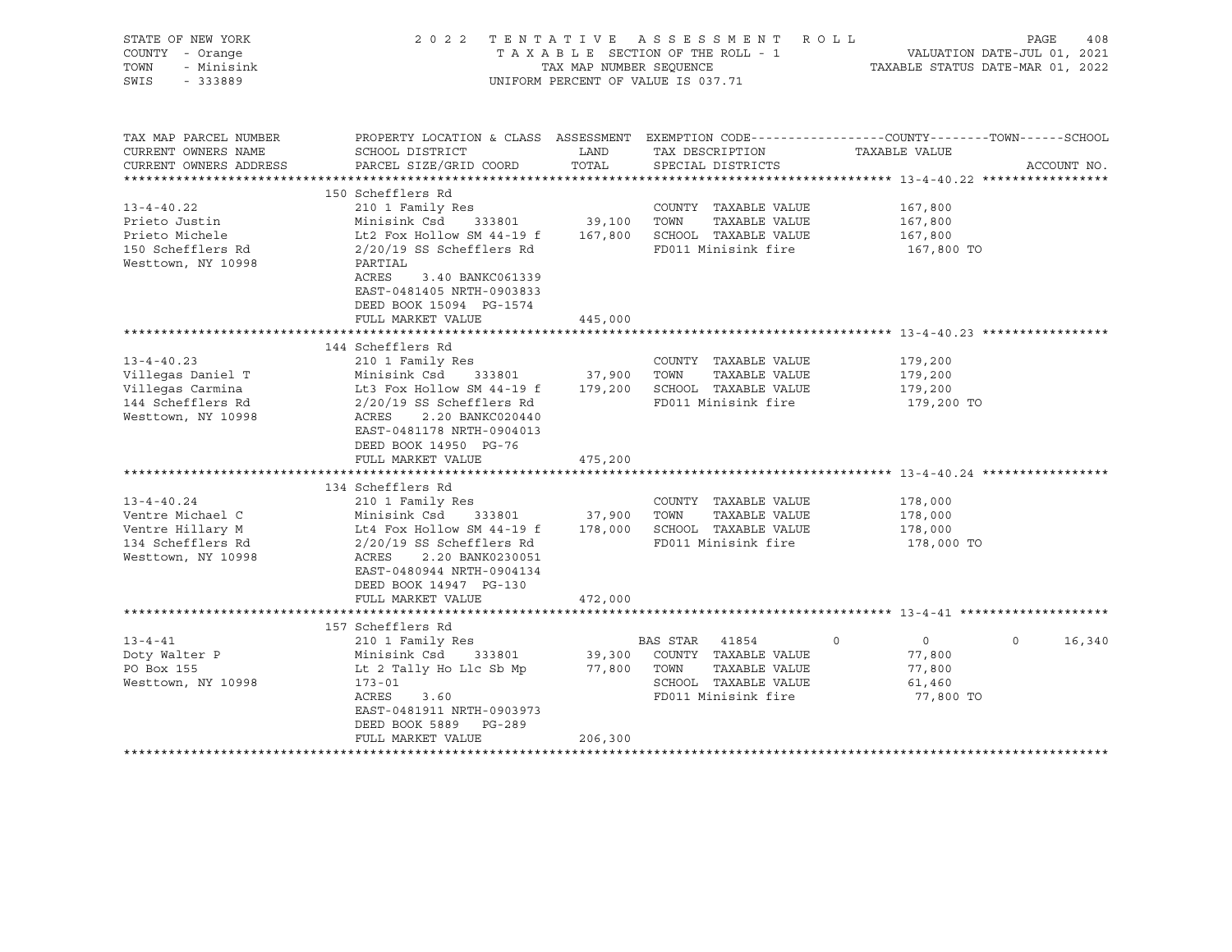STATE OF NEW YORK | COUNTY - Orange | TOWN - Minisink | SWIS - 333889

2022 TENTATIVE ASSESSMENT ROLL
TAXABLE SECTION OF THE ROLL - 1
TAX MAP NUMBER SEQUENCE
UNIFORM PERCENT OF VALUE IS 037.71

VALUATION DATE-JUL 01, 2021
TAXABLE STATUS DATE-MAR 01, 2022

| TAX MAP PARCEL NUMBER / CURRENT OWNERS NAME / CURRENT OWNERS ADDRESS | PROPERTY LOCATION & CLASS / SCHOOL DISTRICT / PARCEL SIZE/GRID COORD | ASSESSMENT LAND | TOTAL | EXEMPTION CODE / TAX DESCRIPTION / SPECIAL DISTRICTS | COUNTY | TOWN | SCHOOL / TAXABLE VALUE | ACCOUNT NO. |
|---|---|---|---|---|---|---|---|---|
| **13-4-40.22** | 150 Schefflers Rd | | | | | | | |
| | 210 1 Family Res | | | COUNTY TAXABLE VALUE | 167,800 | | | |
| Prieto Justin | Minisink Csd 333801 | 39,100 | | TOWN TAXABLE VALUE | | 167,800 | | |
| Prieto Michele | Lt2 Fox Hollow SM 44-19 f | | 167,800 | SCHOOL TAXABLE VALUE | | | 167,800 | |
| 150 Schefflers Rd | 2/20/19 SS Schefflers Rd | | | FD011 Minisink fire | | | 167,800 TO | |
| Westtown, NY 10998 | PARTIAL | | | | | | | |
| | ACRES 3.40 BANKC061339 | | | | | | | |
| | EAST-0481405 NRTH-0903833 | | | | | | | |
| | DEED BOOK 15094 PG-1574 | | | | | | | |
| | FULL MARKET VALUE | | 445,000 | | | | | |
| **13-4-40.23** | 144 Schefflers Rd | | | | | | | |
| | 210 1 Family Res | | | COUNTY TAXABLE VALUE | 179,200 | | | |
| Villegas Daniel T | Minisink Csd 333801 | 37,900 | | TOWN TAXABLE VALUE | | 179,200 | | |
| Villegas Carmina | Lt3 Fox Hollow SM 44-19 f | | 179,200 | SCHOOL TAXABLE VALUE | | | 179,200 | |
| 144 Schefflers Rd | 2/20/19 SS Schefflers Rd | | | FD011 Minisink fire | | | 179,200 TO | |
| Westtown, NY 10998 | ACRES 2.20 BANKC020440 | | | | | | | |
| | EAST-0481178 NRTH-0904013 | | | | | | | |
| | DEED BOOK 14950 PG-76 | | | | | | | |
| | FULL MARKET VALUE | | 475,200 | | | | | |
| **13-4-40.24** | 134 Schefflers Rd | | | | | | | |
| | 210 1 Family Res | | | COUNTY TAXABLE VALUE | 178,000 | | | |
| Ventre Michael C | Minisink Csd 333801 | 37,900 | | TOWN TAXABLE VALUE | | 178,000 | | |
| Ventre Hillary M | Lt4 Fox Hollow SM 44-19 f | | 178,000 | SCHOOL TAXABLE VALUE | | | 178,000 | |
| 134 Schefflers Rd | 2/20/19 SS Schefflers Rd | | | FD011 Minisink fire | | | 178,000 TO | |
| Westtown, NY 10998 | ACRES 2.20 BANK0230051 | | | | | | | |
| | EAST-0480944 NRTH-0904134 | | | | | | | |
| | DEED BOOK 14947 PG-130 | | | | | | | |
| | FULL MARKET VALUE | | 472,000 | | | | | |
| **13-4-41** | 157 Schefflers Rd | | | | | | | |
| | 210 1 Family Res | | | BAS STAR 41854 | 0 | 0 | 0 | 16,340 |
| Doty Walter P | Minisink Csd 333801 | 39,300 | | COUNTY TAXABLE VALUE | 77,800 | | | |
| PO Box 155 | Lt 2 Tally Ho Llc Sb Mp | | 77,800 | TOWN TAXABLE VALUE | | 77,800 | | |
| Westtown, NY 10998 | 173-01 | | | SCHOOL TAXABLE VALUE | | | 61,460 | |
| | ACRES 3.60 | | | FD011 Minisink fire | | | 77,800 TO | |
| | EAST-0481911 NRTH-0903973 | | | | | | | |
| | DEED BOOK 5889 PG-289 | | | | | | | |
| | FULL MARKET VALUE | | 206,300 | | | | | |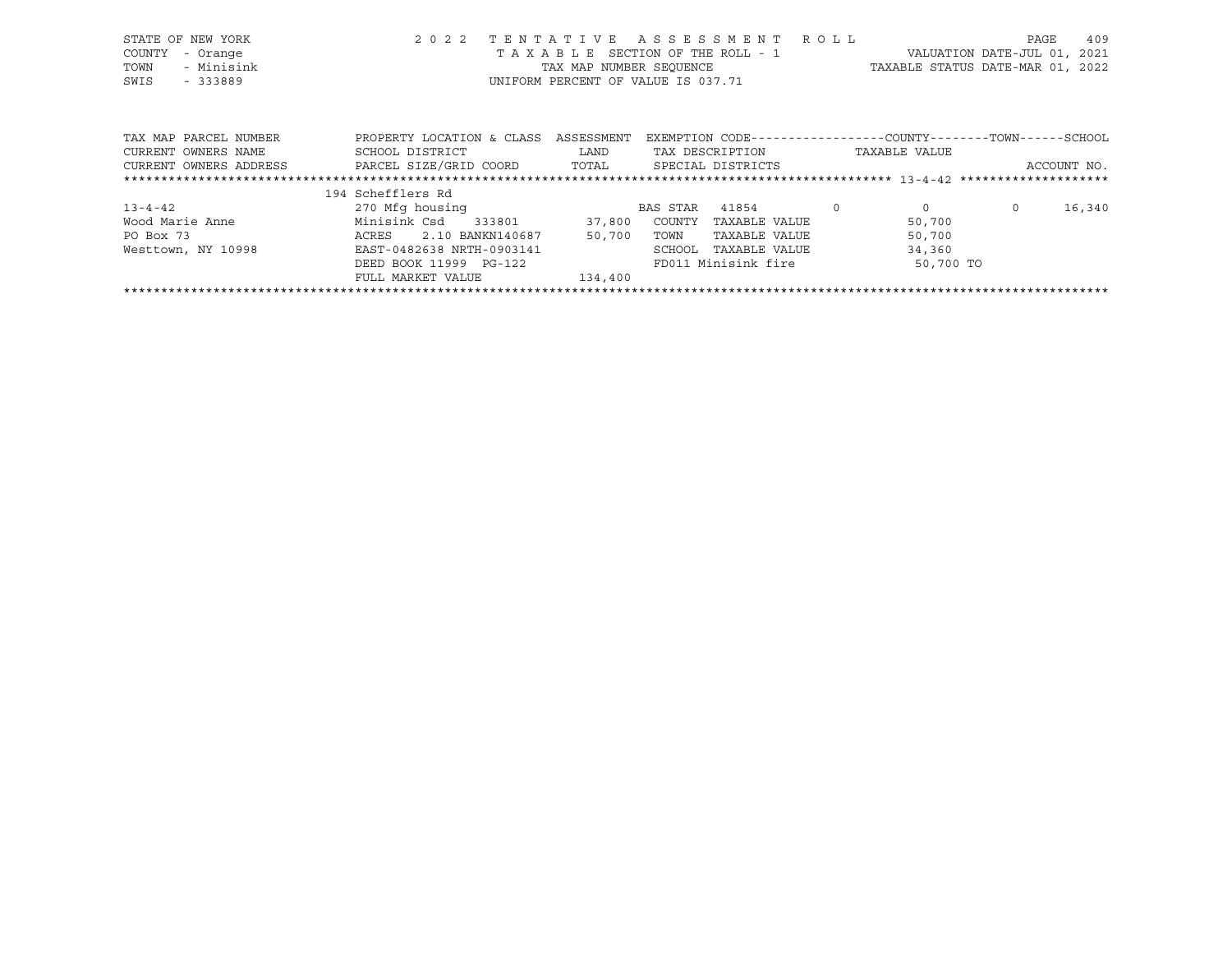STATE OF NEW YORK | COUNTY - Orange | TOWN - Minisink | SWIS - 333889

2 0 2 2 T E N T A T I V E A S S E S S M E N T R O L L
T A X A B L E SECTION OF THE ROLL - 1
TAX MAP NUMBER SEQUENCE
UNIFORM PERCENT OF VALUE IS 037.71

VALUATION DATE-JUL 01, 2021
TAXABLE STATUS DATE-MAR 01, 2022

| TAX MAP PARCEL NUMBER / CURRENT OWNERS NAME / CURRENT OWNERS ADDRESS | PROPERTY LOCATION & CLASS / SCHOOL DISTRICT / PARCEL SIZE/GRID COORD | ASSESSMENT LAND / TOTAL | EXEMPTION CODE / TAX DESCRIPTION / SPECIAL DISTRICTS | COUNTY TAXABLE VALUE | TOWN | SCHOOL |
|---|---|---|---|---|---|---|
| | 194 Schefflers Rd | | | | | |
| 13-4-42 | 270 Mfg housing | | BAS STAR 41854 | 0 / 0 | 0 | 16,340 |
| Wood Marie Anne | Minisink Csd 333801 | 37,800 | COUNTY TAXABLE VALUE | 50,700 | | |
| PO Box 73 | ACRES 2.10 BANKN140687 | 50,700 | TOWN TAXABLE VALUE | 50,700 | | |
| Westtown, NY 10998 | EAST-0482638 NRTH-0903141 | | SCHOOL TAXABLE VALUE | 34,360 | | |
| | DEED BOOK 11999 PG-122 | | FD011 Minisink fire | 50,700 TO | | |
| | FULL MARKET VALUE | 134,400 | | | | |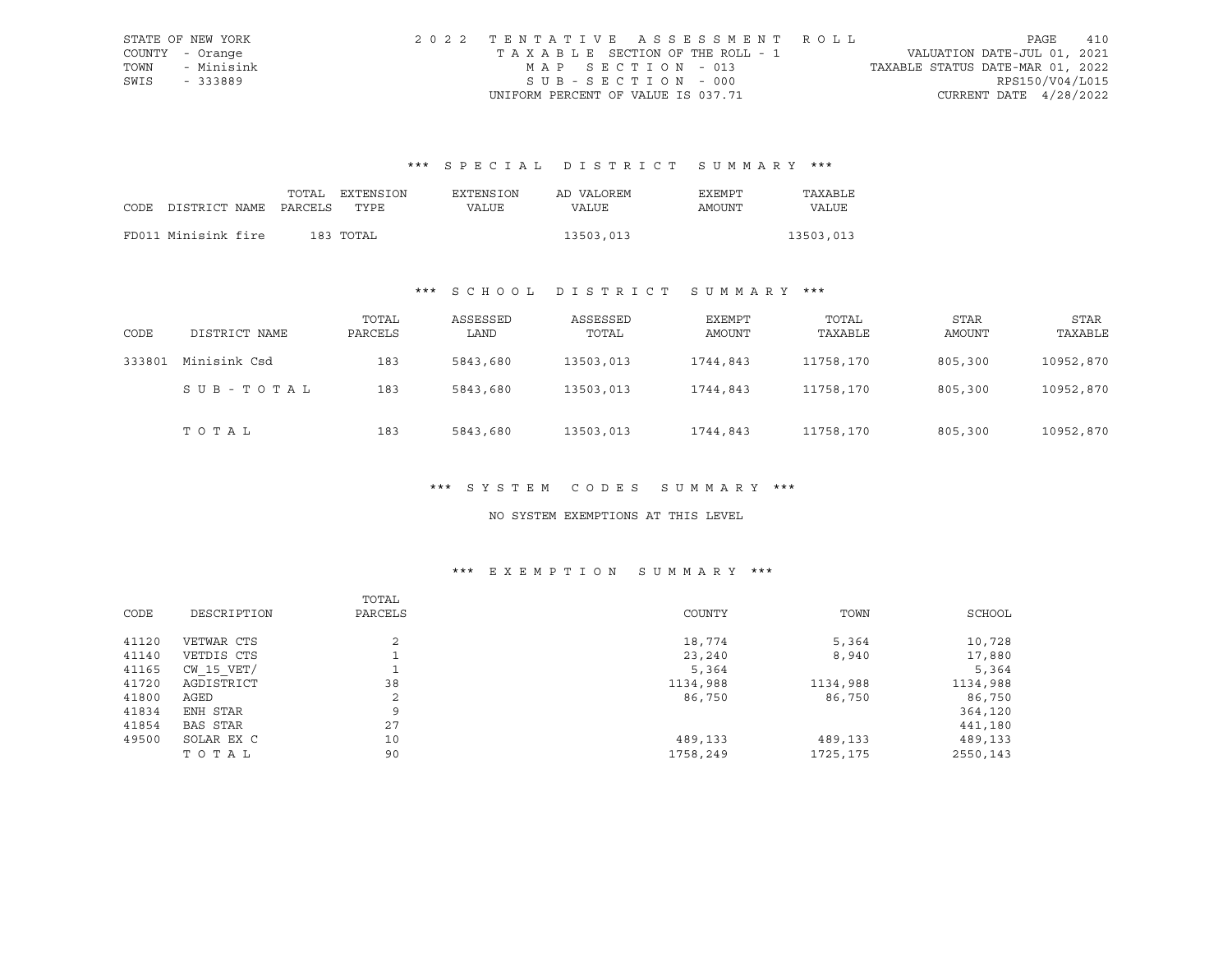STATE OF NEW YORK  
COUNTY - Orange  
TOWN - Minisink  
SWIS - 333889

2022 TENTATIVE ASSESSMENT ROLL  
TAXABLE SECTION OF THE ROLL - 1  
MAP SECTION - 013  
SUB-SECTION - 000  
UNIFORM PERCENT OF VALUE IS 037.71

VALUATION DATE-JUL 01, 2021  
TAXABLE STATUS DATE-MAR 01, 2022  
RPS150/V04/L015  
CURRENT DATE 4/28/2022

### *** SPECIAL DISTRICT SUMMARY ***

| CODE | DISTRICT NAME | TOTAL PARCELS | EXTENSION TYPE | EXTENSION VALUE | AD VALOREM VALUE | EXEMPT AMOUNT | TAXABLE VALUE |
|---|---|---|---|---|---|---|---|
| FD011 | Minisink fire | 183 | TOTAL | | 13503,013 | | 13503,013 |

### *** SCHOOL DISTRICT SUMMARY ***

| CODE | DISTRICT NAME | TOTAL PARCELS | ASSESSED LAND | ASSESSED TOTAL | EXEMPT AMOUNT | TOTAL TAXABLE | STAR AMOUNT | STAR TAXABLE |
|---|---|---|---|---|---|---|---|---|
| 333801 | Minisink Csd | 183 | 5843,680 | 13503,013 | 1744,843 | 11758,170 | 805,300 | 10952,870 |
| | SUB-TOTAL | 183 | 5843,680 | 13503,013 | 1744,843 | 11758,170 | 805,300 | 10952,870 |
| | TOTAL | 183 | 5843,680 | 13503,013 | 1744,843 | 11758,170 | 805,300 | 10952,870 |

### *** SYSTEM CODES SUMMARY ***

NO SYSTEM EXEMPTIONS AT THIS LEVEL

### *** EXEMPTION SUMMARY ***

| CODE | DESCRIPTION | TOTAL PARCELS | COUNTY | TOWN | SCHOOL |
|---|---|---|---|---|---|
| 41120 | VETWAR CTS | 2 | 18,774 | 5,364 | 10,728 |
| 41140 | VETDIS CTS | 1 | 23,240 | 8,940 | 17,880 |
| 41165 | CW_15_VET/ | 1 | 5,364 | | 5,364 |
| 41720 | AGDISTRICT | 38 | 1134,988 | 1134,988 | 1134,988 |
| 41800 | AGED | 2 | 86,750 | 86,750 | 86,750 |
| 41834 | ENH STAR | 9 | | | 364,120 |
| 41854 | BAS STAR | 27 | | | 441,180 |
| 49500 | SOLAR EX C | 10 | 489,133 | 489,133 | 489,133 |
| | TOTAL | 90 | 1758,249 | 1725,175 | 2550,143 |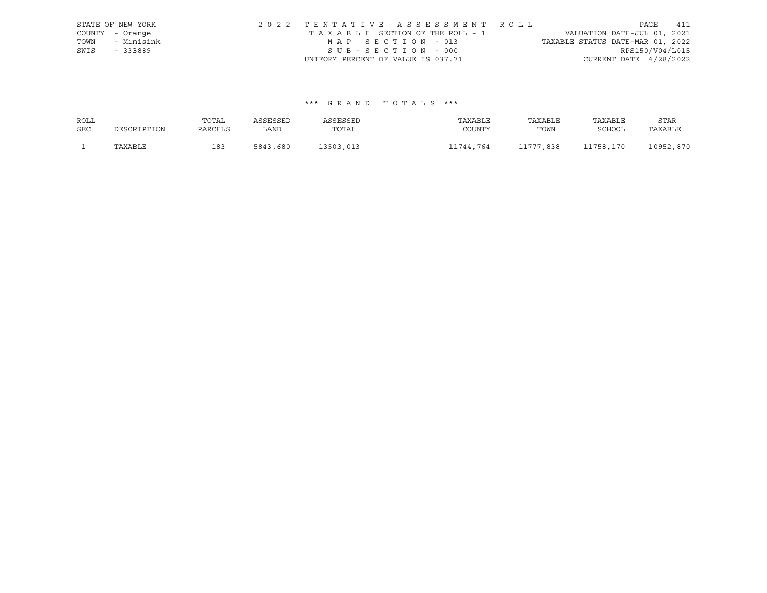STATE OF NEW YORK
COUNTY - Orange
TOWN - Minisink
SWIS - 333889

2022 TENTATIVE ASSESSMENT ROLL
TAXABLE SECTION OF THE ROLL - 1
MAP SECTION - 013
SUB-SECTION - 000
UNIFORM PERCENT OF VALUE IS 037.71

VALUATION DATE-JUL 01, 2021
TAXABLE STATUS DATE-MAR 01, 2022
RPS150/V04/L015
CURRENT DATE 4/28/2022

*** GRAND TOTALS ***

| ROLL SEC | DESCRIPTION | TOTAL PARCELS | ASSESSED LAND | ASSESSED TOTAL | TAXABLE COUNTY | TAXABLE TOWN | TAXABLE SCHOOL | STAR TAXABLE |
|---|---|---|---|---|---|---|---|---|
| 1 | TAXABLE | 183 | 5843,680 | 13503,013 | 11744,764 | 11777,838 | 11758,170 | 10952,870 |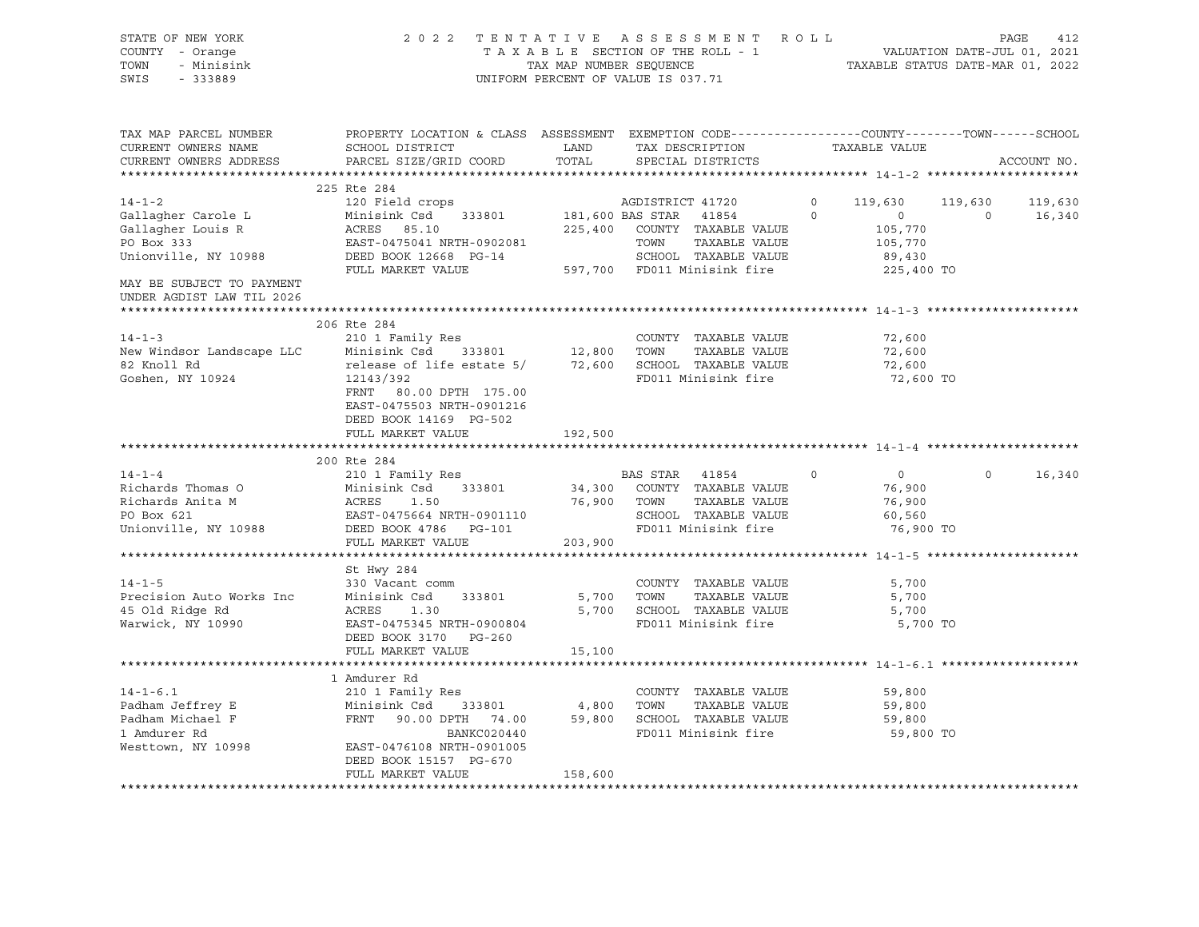STATE OF NEW YORK                    2 0 2 2   T E N T A T I V E   A S S E S S M E N T   R O L L
COUNTY - Orange                      T A X A B L E SECTION OF THE ROLL - 1                VALUATION DATE-JUL 01, 2021
TOWN - Minisink                      TAX MAP NUMBER SEQUENCE                              TAXABLE STATUS DATE-MAR 01, 2022
SWIS - 333889                        UNIFORM PERCENT OF VALUE IS 037.71

| TAX MAP PARCEL NUMBER / CURRENT OWNERS NAME / CURRENT OWNERS ADDRESS | PROPERTY LOCATION & CLASS / SCHOOL DISTRICT / PARCEL SIZE/GRID COORD | ASSESSMENT LAND / TOTAL | EXEMPTION CODE / TAX DESCRIPTION / SPECIAL DISTRICTS | | COUNTY | TOWN | SCHOOL |
|---|---|---|---|---|---|---|---|
| | 225 Rte 284 | | | | | | |
| 14-1-2 | 120 Field crops | | AGDISTRICT 41720 | 0 | 119,630 | 119,630 | 119,630 |
| Gallagher Carole L | Minisink Csd 333801 | 181,600 | BAS STAR 41854 | 0 | 0 | 0 | 16,340 |
| Gallagher Louis R | ACRES 85.10 | 225,400 | COUNTY TAXABLE VALUE | | 105,770 | | |
| PO Box 333 | EAST-0475041 NRTH-0902081 | | TOWN TAXABLE VALUE | | 105,770 | | |
| Unionville, NY 10988 | DEED BOOK 12668 PG-14 | | SCHOOL TAXABLE VALUE | | 89,430 | | |
| | FULL MARKET VALUE | 597,700 | FD011 Minisink fire | | 225,400 TO | | |
| MAY BE SUBJECT TO PAYMENT UNDER AGDIST LAW TIL 2026 | | | | | | | |
| | 206 Rte 284 | | | | | | |
| 14-1-3 | 210 1 Family Res | | COUNTY TAXABLE VALUE | | 72,600 | | |
| New Windsor Landscape LLC | Minisink Csd 333801 | 12,800 | TOWN TAXABLE VALUE | | 72,600 | | |
| 82 Knoll Rd | release of life estate 5/ | 72,600 | SCHOOL TAXABLE VALUE | | 72,600 | | |
| Goshen, NY 10924 | 12143/392 | | FD011 Minisink fire | | 72,600 TO | | |
| | FRNT 80.00 DPTH 175.00 | | | | | | |
| | EAST-0475503 NRTH-0901216 | | | | | | |
| | DEED BOOK 14169 PG-502 | | | | | | |
| | FULL MARKET VALUE | 192,500 | | | | | |
| | 200 Rte 284 | | | | | | |
| 14-1-4 | 210 1 Family Res | | BAS STAR 41854 | 0 | 0 | 0 | 16,340 |
| Richards Thomas O | Minisink Csd 333801 | 34,300 | COUNTY TAXABLE VALUE | | 76,900 | | |
| Richards Anita M | ACRES 1.50 | 76,900 | TOWN TAXABLE VALUE | | 76,900 | | |
| PO Box 621 | EAST-0475664 NRTH-0901110 | | SCHOOL TAXABLE VALUE | | 60,560 | | |
| Unionville, NY 10988 | DEED BOOK 4786 PG-101 | | FD011 Minisink fire | | 76,900 TO | | |
| | FULL MARKET VALUE | 203,900 | | | | | |
| | St Hwy 284 | | | | | | |
| 14-1-5 | 330 Vacant comm | | COUNTY TAXABLE VALUE | | 5,700 | | |
| Precision Auto Works Inc | Minisink Csd 333801 | 5,700 | TOWN TAXABLE VALUE | | 5,700 | | |
| 45 Old Ridge Rd | ACRES 1.30 | 5,700 | SCHOOL TAXABLE VALUE | | 5,700 | | |
| Warwick, NY 10990 | EAST-0475345 NRTH-0900804 | | FD011 Minisink fire | | 5,700 TO | | |
| | DEED BOOK 3170 PG-260 | | | | | | |
| | FULL MARKET VALUE | 15,100 | | | | | |
| | 1 Amdurer Rd | | | | | | |
| 14-1-6.1 | 210 1 Family Res | | COUNTY TAXABLE VALUE | | 59,800 | | |
| Padham Jeffrey E | Minisink Csd 333801 | 4,800 | TOWN TAXABLE VALUE | | 59,800 | | |
| Padham Michael F | FRNT 90.00 DPTH 74.00 | 59,800 | SCHOOL TAXABLE VALUE | | 59,800 | | |
| 1 Amdurer Rd | BANKC020440 | | FD011 Minisink fire | | 59,800 TO | | |
| Westtown, NY 10998 | EAST-0476108 NRTH-0901005 | | | | | | |
| | DEED BOOK 15157 PG-670 | | | | | | |
| | FULL MARKET VALUE | 158,600 | | | | | |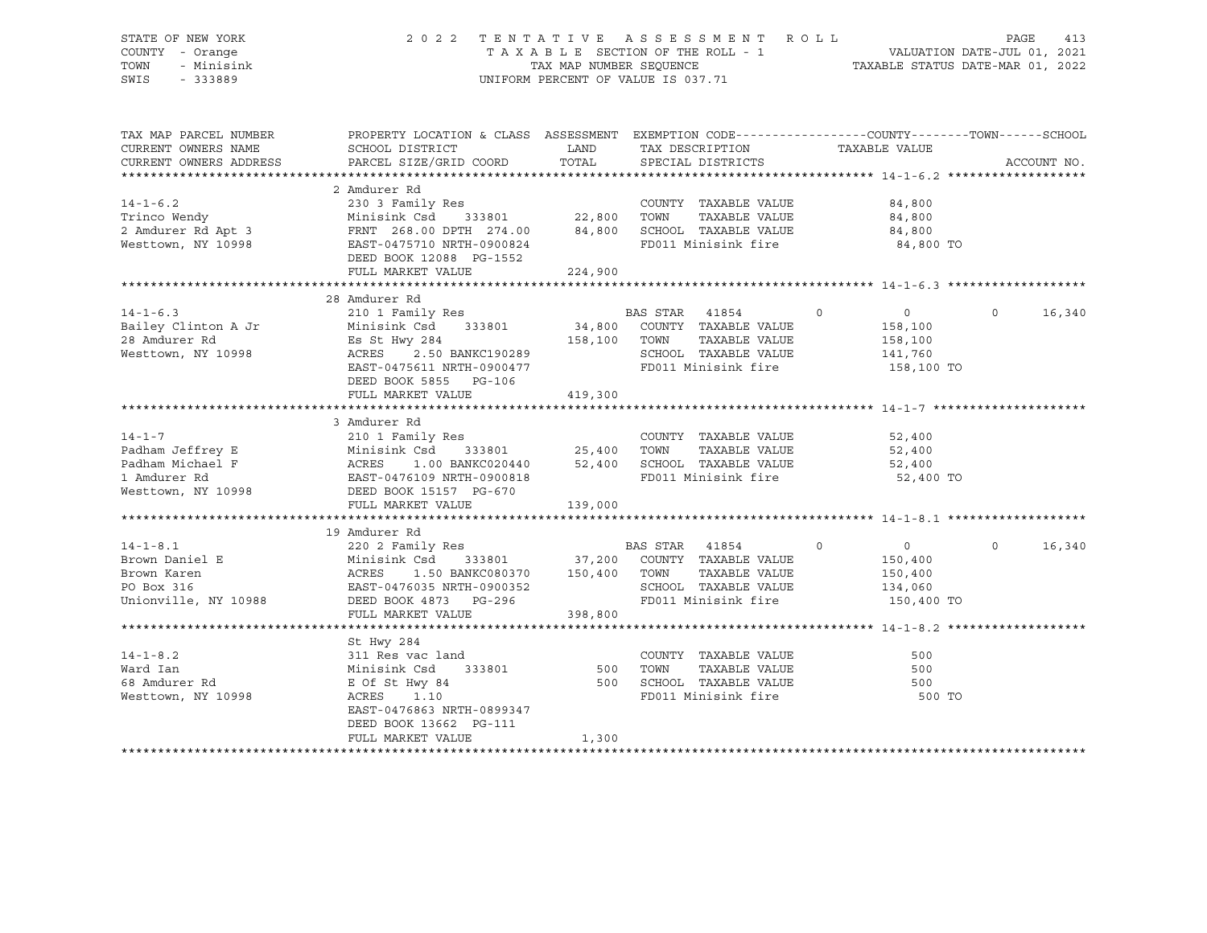STATE OF NEW YORK | COUNTY - Orange | TOWN - Minisink | SWIS - 333889

2 0 2 2 TENTATIVE ASSESSMENT ROLL
TAXABLE SECTION OF THE ROLL - 1
TAX MAP NUMBER SEQUENCE
UNIFORM PERCENT OF VALUE IS 037.71

VALUATION DATE-JUL 01, 2021
TAXABLE STATUS DATE-MAR 01, 2022

| TAX MAP PARCEL NUMBER / CURRENT OWNERS NAME / CURRENT OWNERS ADDRESS | PROPERTY LOCATION & CLASS / SCHOOL DISTRICT / PARCEL SIZE/GRID COORD | ASSESSMENT LAND / TOTAL | EXEMPTION CODE / TAX DESCRIPTION / SPECIAL DISTRICTS | COUNTY | TOWN | SCHOOL / TAXABLE VALUE | ACCOUNT NO. |
|---|---|---|---|---|---|---|---|
| **14-1-6.2** | 2 Amdurer Rd | | | | | | |
| 14-1-6.2 | 230 3 Family Res | | COUNTY TAXABLE VALUE | 84,800 | | | |
| Trinco Wendy | Minisink Csd 333801 | 22,800 | TOWN TAXABLE VALUE | 84,800 | | | |
| 2 Amdurer Rd Apt 3 | FRNT 268.00 DPTH 274.00 | 84,800 | SCHOOL TAXABLE VALUE | 84,800 | | | |
| Westtown, NY 10998 | EAST-0475710 NRTH-0900824 | | FD011 Minisink fire | 84,800 TO | | | |
| | DEED BOOK 12088 PG-1552 | | | | | | |
| | FULL MARKET VALUE | 224,900 | | | | | |
| **14-1-6.3** | 28 Amdurer Rd | | | | | | |
| 14-1-6.3 | 210 1 Family Res | | BAS STAR 41854 | 0 | 0 | 0 16,340 | |
| Bailey Clinton A Jr | Minisink Csd 333801 | 34,800 | COUNTY TAXABLE VALUE | 158,100 | | | |
| 28 Amdurer Rd | Es St Hwy 284 | 158,100 | TOWN TAXABLE VALUE | 158,100 | | | |
| Westtown, NY 10998 | ACRES 2.50 BANKC190289 | | SCHOOL TAXABLE VALUE | 141,760 | | | |
| | EAST-0475611 NRTH-0900477 | | FD011 Minisink fire | 158,100 TO | | | |
| | DEED BOOK 5855 PG-106 | | | | | | |
| | FULL MARKET VALUE | 419,300 | | | | | |
| **14-1-7** | 3 Amdurer Rd | | | | | | |
| 14-1-7 | 210 1 Family Res | | COUNTY TAXABLE VALUE | 52,400 | | | |
| Padham Jeffrey E | Minisink Csd 333801 | 25,400 | TOWN TAXABLE VALUE | 52,400 | | | |
| Padham Michael F | ACRES 1.00 BANKC020440 | 52,400 | SCHOOL TAXABLE VALUE | 52,400 | | | |
| 1 Amdurer Rd | EAST-0476109 NRTH-0900818 | | FD011 Minisink fire | 52,400 TO | | | |
| Westtown, NY 10998 | DEED BOOK 15157 PG-670 | | | | | | |
| | FULL MARKET VALUE | 139,000 | | | | | |
| **14-1-8.1** | 19 Amdurer Rd | | | | | | |
| 14-1-8.1 | 220 2 Family Res | | BAS STAR 41854 | 0 | 0 | 0 16,340 | |
| Brown Daniel E | Minisink Csd 333801 | 37,200 | COUNTY TAXABLE VALUE | 150,400 | | | |
| Brown Karen | ACRES 1.50 BANKC080370 | 150,400 | TOWN TAXABLE VALUE | 150,400 | | | |
| PO Box 316 | EAST-0476035 NRTH-0900352 | | SCHOOL TAXABLE VALUE | 134,060 | | | |
| Unionville, NY 10988 | DEED BOOK 4873 PG-296 | | FD011 Minisink fire | 150,400 TO | | | |
| | FULL MARKET VALUE | 398,800 | | | | | |
| **14-1-8.2** | St Hwy 284 | | | | | | |
| 14-1-8.2 | 311 Res vac land | | COUNTY TAXABLE VALUE | 500 | | | |
| Ward Ian | Minisink Csd 333801 | 500 | TOWN TAXABLE VALUE | 500 | | | |
| 68 Amdurer Rd | E Of St Hwy 84 | 500 | SCHOOL TAXABLE VALUE | 500 | | | |
| Westtown, NY 10998 | ACRES 1.10 | | FD011 Minisink fire | 500 TO | | | |
| | EAST-0476863 NRTH-0899347 | | | | | | |
| | DEED BOOK 13662 PG-111 | | | | | | |
| | FULL MARKET VALUE | 1,300 | | | | | |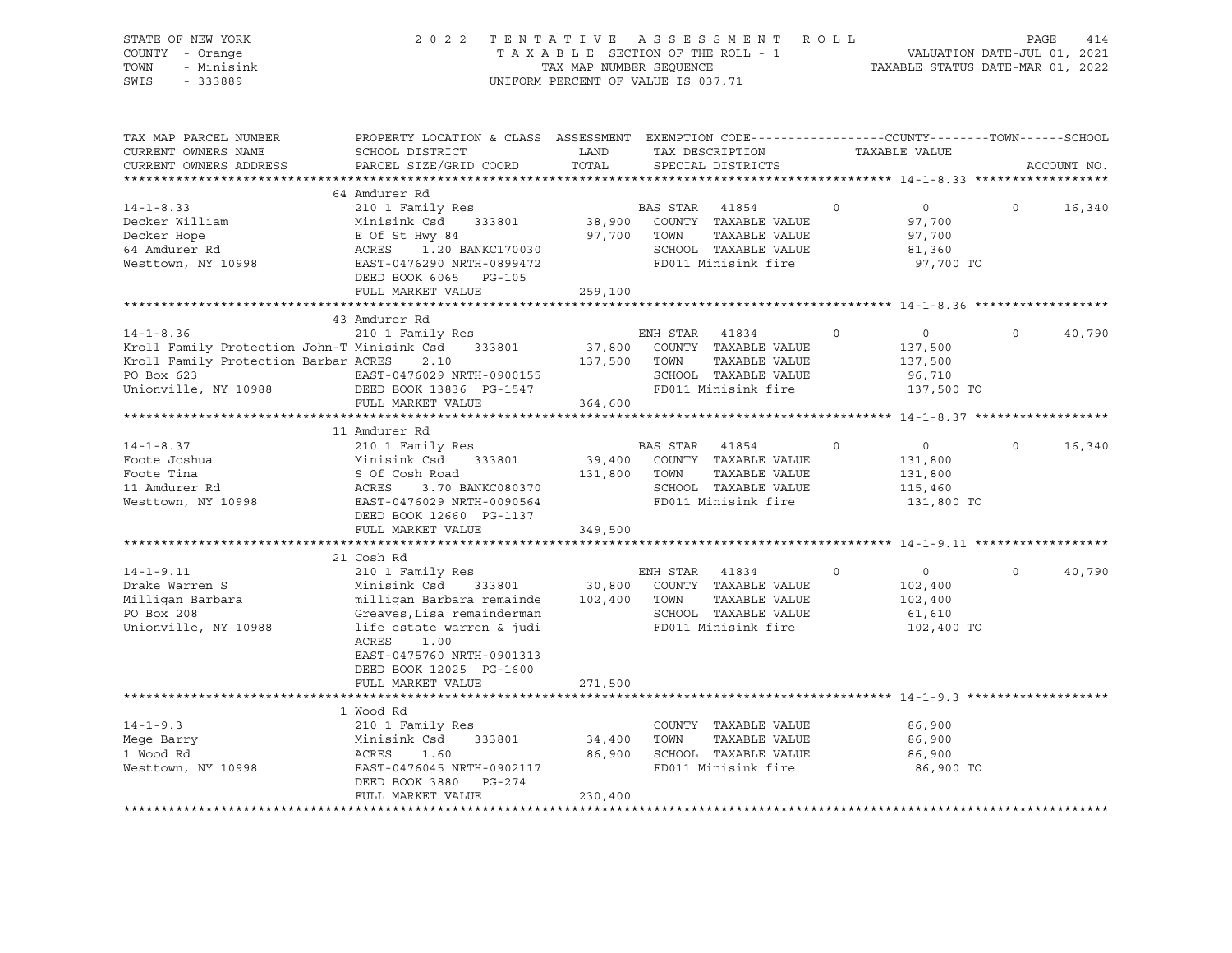STATE OF NEW YORK — 2022 TENTATIVE ASSESSMENT ROLL
COUNTY - Orange — TAXABLE SECTION OF THE ROLL - 1 — VALUATION DATE-JUL 01, 2021
TOWN - Minisink — TAX MAP NUMBER SEQUENCE — TAXABLE STATUS DATE-MAR 01, 2022
SWIS - 333889 — UNIFORM PERCENT OF VALUE IS 037.71

| TAX MAP PARCEL NUMBER / CURRENT OWNERS NAME / CURRENT OWNERS ADDRESS | PROPERTY LOCATION & CLASS / SCHOOL DISTRICT / PARCEL SIZE/GRID COORD | ASSESSMENT LAND / TOTAL | EXEMPTION CODE / TAX DESCRIPTION / SPECIAL DISTRICTS | COUNTY | TOWN | SCHOOL |
|---|---|---|---|---|---|---|
| **14-1-8.33** | 64 Amdurer Rd | | | | | |
| 14-1-8.33 | 210 1 Family Res | | BAS STAR 41854 | 0 | 0 | 16,340 |
| Decker William | Minisink Csd 333801 | 38,900 | COUNTY TAXABLE VALUE | 97,700 | | |
| Decker Hope | E Of St Hwy 84 | 97,700 | TOWN TAXABLE VALUE | | 97,700 | |
| 64 Amdurer Rd | ACRES 1.20 BANKC170030 | | SCHOOL TAXABLE VALUE | | | 81,360 |
| Westtown, NY 10998 | EAST-0476290 NRTH-0899472 | | FD011 Minisink fire | 97,700 TO | | |
| | DEED BOOK 6065 PG-105 | | | | | |
| | FULL MARKET VALUE | 259,100 | | | | |
| **14-1-8.36** | 43 Amdurer Rd | | | | | |
| 14-1-8.36 | 210 1 Family Res | | ENH STAR 41834 | 0 | 0 | 40,790 |
| Kroll Family Protection John-T | Minisink Csd 333801 | 37,800 | COUNTY TAXABLE VALUE | 137,500 | | |
| Kroll Family Protection Barbar | ACRES 2.10 | 137,500 | TOWN TAXABLE VALUE | | 137,500 | |
| PO Box 623 | EAST-0476029 NRTH-0900155 | | SCHOOL TAXABLE VALUE | | | 96,710 |
| Unionville, NY 10988 | DEED BOOK 13836 PG-1547 | | FD011 Minisink fire | 137,500 TO | | |
| | FULL MARKET VALUE | 364,600 | | | | |
| **14-1-8.37** | 11 Amdurer Rd | | | | | |
| 14-1-8.37 | 210 1 Family Res | | BAS STAR 41854 | 0 | 0 | 16,340 |
| Foote Joshua | Minisink Csd 333801 | 39,400 | COUNTY TAXABLE VALUE | 131,800 | | |
| Foote Tina | S Of Cosh Road | 131,800 | TOWN TAXABLE VALUE | | 131,800 | |
| 11 Amdurer Rd | ACRES 3.70 BANKC080370 | | SCHOOL TAXABLE VALUE | | | 115,460 |
| Westtown, NY 10998 | EAST-0476029 NRTH-0090564 | | FD011 Minisink fire | 131,800 TO | | |
| | DEED BOOK 12660 PG-1137 | | | | | |
| | FULL MARKET VALUE | 349,500 | | | | |
| **14-1-9.11** | 21 Cosh Rd | | | | | |
| 14-1-9.11 | 210 1 Family Res | | ENH STAR 41834 | 0 | 0 | 40,790 |
| Drake Warren S | Minisink Csd 333801 | 30,800 | COUNTY TAXABLE VALUE | 102,400 | | |
| Milligan Barbara | milligan Barbara remainde | 102,400 | TOWN TAXABLE VALUE | | 102,400 | |
| PO Box 208 | Greaves,Lisa remainderman | | SCHOOL TAXABLE VALUE | | | 61,610 |
| Unionville, NY 10988 | life estate warren & judi | | FD011 Minisink fire | 102,400 TO | | |
| | ACRES 1.00 | | | | | |
| | EAST-0475760 NRTH-0901313 | | | | | |
| | DEED BOOK 12025 PG-1600 | | | | | |
| | FULL MARKET VALUE | 271,500 | | | | |
| **14-1-9.3** | 1 Wood Rd | | | | | |
| 14-1-9.3 | 210 1 Family Res | | COUNTY TAXABLE VALUE | 86,900 | | |
| Mege Barry | Minisink Csd 333801 | 34,400 | TOWN TAXABLE VALUE | | 86,900 | |
| 1 Wood Rd | ACRES 1.60 | 86,900 | SCHOOL TAXABLE VALUE | | | 86,900 |
| Westtown, NY 10998 | EAST-0476045 NRTH-0902117 | | FD011 Minisink fire | 86,900 TO | | |
| | DEED BOOK 3880 PG-274 | | | | | |
| | FULL MARKET VALUE | 230,400 | | | | |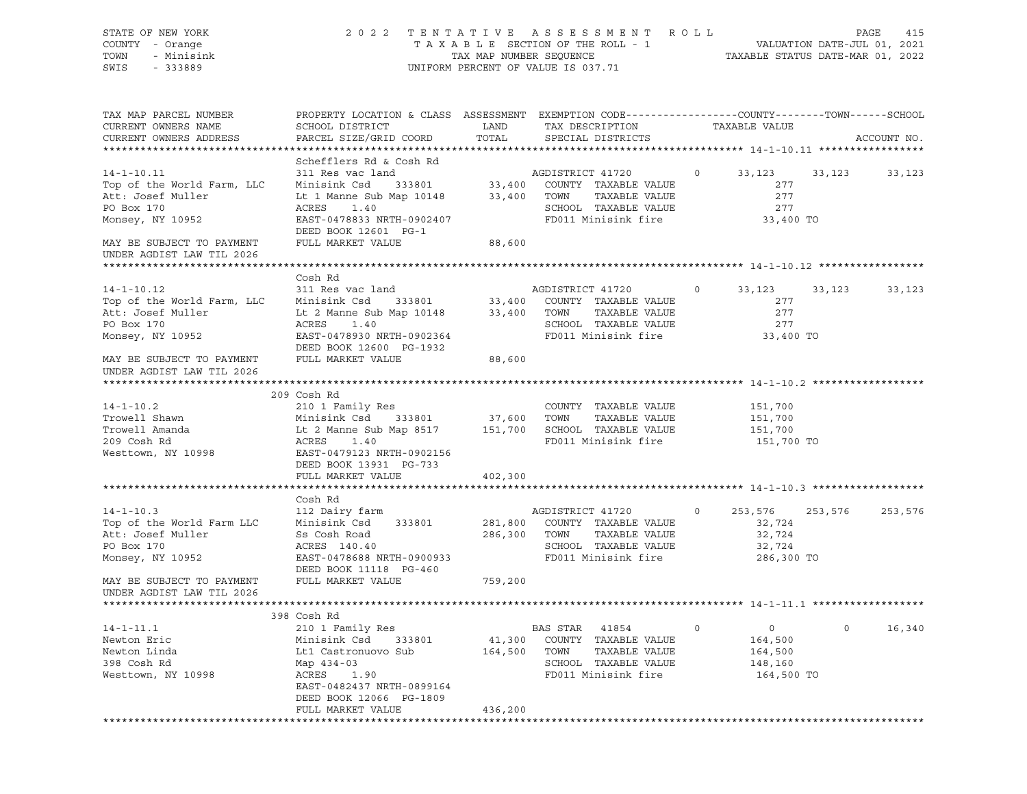STATE OF NEW YORK — 2022 TENTATIVE ASSESSMENT ROLL
COUNTY - Orange — TAXABLE SECTION OF THE ROLL - 1 — VALUATION DATE-JUL 01, 2021
TOWN - Minisink — TAX MAP NUMBER SEQUENCE — TAXABLE STATUS DATE-MAR 01, 2022
SWIS - 333889 — UNIFORM PERCENT OF VALUE IS 037.71

| TAX MAP PARCEL NUMBER / CURRENT OWNERS NAME / CURRENT OWNERS ADDRESS | PROPERTY LOCATION & CLASS / SCHOOL DISTRICT / PARCEL SIZE/GRID COORD | ASSESSMENT LAND / TOTAL | EXEMPTION CODE / TAX DESCRIPTION / SPECIAL DISTRICTS | COUNTY TAXABLE VALUE | TOWN | SCHOOL / ACCOUNT NO. |
|---|---|---|---|---|---|---|
| **14-1-10.11** | Schefflers Rd & Cosh Rd | | | | | |
| 14-1-10.11 | 311 Res vac land | | AGDISTRICT 41720 0 | 33,123 | 33,123 | 33,123 |
| Top of the World Farm, LLC | Minisink Csd 333801 | 33,400 | COUNTY TAXABLE VALUE | 277 | | |
| Att: Josef Muller | Lt 1 Manne Sub Map 10148 | 33,400 | TOWN TAXABLE VALUE | 277 | | |
| PO Box 170 | ACRES 1.40 | | SCHOOL TAXABLE VALUE | 277 | | |
| Monsey, NY 10952 | EAST-0478833 NRTH-0902407 | | FD011 Minisink fire | 33,400 TO | | |
| | DEED BOOK 12601 PG-1 | | | | | |
| MAY BE SUBJECT TO PAYMENT UNDER AGDIST LAW TIL 2026 | FULL MARKET VALUE | 88,600 | | | | |
| **14-1-10.12** | Cosh Rd | | | | | |
| 14-1-10.12 | 311 Res vac land | | AGDISTRICT 41720 0 | 33,123 | 33,123 | 33,123 |
| Top of the World Farm, LLC | Minisink Csd 333801 | 33,400 | COUNTY TAXABLE VALUE | 277 | | |
| Att: Josef Muller | Lt 2 Manne Sub Map 10148 | 33,400 | TOWN TAXABLE VALUE | 277 | | |
| PO Box 170 | ACRES 1.40 | | SCHOOL TAXABLE VALUE | 277 | | |
| Monsey, NY 10952 | EAST-0478930 NRTH-0902364 | | FD011 Minisink fire | 33,400 TO | | |
| | DEED BOOK 12600 PG-1932 | | | | | |
| MAY BE SUBJECT TO PAYMENT UNDER AGDIST LAW TIL 2026 | FULL MARKET VALUE | 88,600 | | | | |
| **14-1-10.2** | 209 Cosh Rd | | | | | |
| 14-1-10.2 | 210 1 Family Res | | COUNTY TAXABLE VALUE | 151,700 | | |
| Trowell Shawn | Minisink Csd 333801 | 37,600 | TOWN TAXABLE VALUE | 151,700 | | |
| Trowell Amanda | Lt 2 Manne Sub Map 8517 | 151,700 | SCHOOL TAXABLE VALUE | 151,700 | | |
| 209 Cosh Rd | ACRES 1.40 | | FD011 Minisink fire | 151,700 TO | | |
| Westtown, NY 10998 | EAST-0479123 NRTH-0902156 | | | | | |
| | DEED BOOK 13931 PG-733 | | | | | |
| | FULL MARKET VALUE | 402,300 | | | | |
| **14-1-10.3** | Cosh Rd | | | | | |
| 14-1-10.3 | 112 Dairy farm | | AGDISTRICT 41720 0 | 253,576 | 253,576 | 253,576 |
| Top of the World Farm LLC | Minisink Csd 333801 | 281,800 | COUNTY TAXABLE VALUE | 32,724 | | |
| Att: Josef Muller | Ss Cosh Road | 286,300 | TOWN TAXABLE VALUE | 32,724 | | |
| PO Box 170 | ACRES 140.40 | | SCHOOL TAXABLE VALUE | 32,724 | | |
| Monsey, NY 10952 | EAST-0478688 NRTH-0900933 | | FD011 Minisink fire | 286,300 TO | | |
| | DEED BOOK 11118 PG-460 | | | | | |
| MAY BE SUBJECT TO PAYMENT UNDER AGDIST LAW TIL 2026 | FULL MARKET VALUE | 759,200 | | | | |
| **14-1-11.1** | 398 Cosh Rd | | | | | |
| 14-1-11.1 | 210 1 Family Res | | BAS STAR 41854 0 | 0 | 0 | 16,340 |
| Newton Eric | Minisink Csd 333801 | 41,300 | COUNTY TAXABLE VALUE | 164,500 | | |
| Newton Linda | Lt1 Castronuovo Sub | 164,500 | TOWN TAXABLE VALUE | 164,500 | | |
| 398 Cosh Rd | Map 434-03 | | SCHOOL TAXABLE VALUE | 148,160 | | |
| Westtown, NY 10998 | ACRES 1.90 | | FD011 Minisink fire | 164,500 TO | | |
| | EAST-0482437 NRTH-0899164 | | | | | |
| | DEED BOOK 12066 PG-1809 | | | | | |
| | FULL MARKET VALUE | 436,200 | | | | |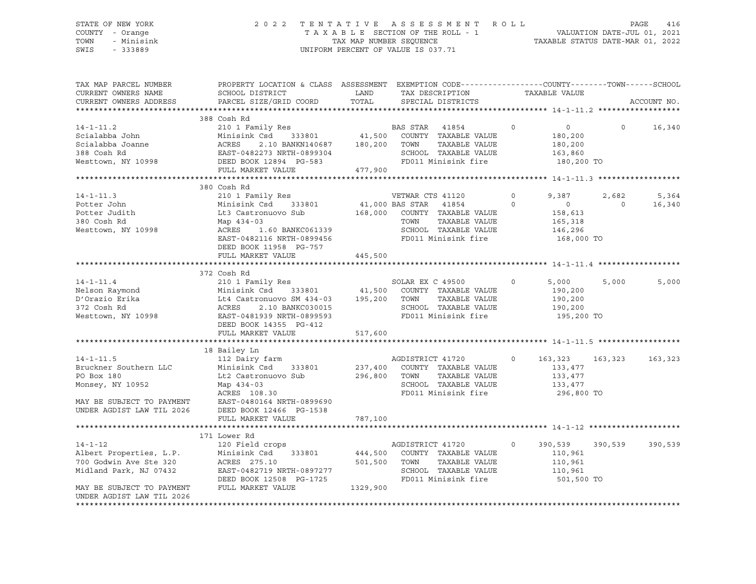STATE OF NEW YORK
COUNTY - Orange
TOWN - Minisink
SWIS - 333889

2 0 2 2 T E N T A T I V E A S S E S S M E N T R O L L
T A X A B L E SECTION OF THE ROLL - 1
TAX MAP NUMBER SEQUENCE
UNIFORM PERCENT OF VALUE IS 037.71

VALUATION DATE-JUL 01, 2021
TAXABLE STATUS DATE-MAR 01, 2022

| TAX MAP PARCEL NUMBER / CURRENT OWNERS NAME / CURRENT OWNERS ADDRESS | PROPERTY LOCATION & CLASS / SCHOOL DISTRICT / PARCEL SIZE/GRID COORD | ASSESSMENT LAND / TOTAL | EXEMPTION CODE / TAX DESCRIPTION / SPECIAL DISTRICTS | COUNTY | TOWN | SCHOOL |
|---|---|---|---|---|---|---|
| **14-1-11.2** | 388 Cosh Rd | | | | | |
| 14-1-11.2 | 210 1 Family Res | | BAS STAR 41854 0 | 0 | 0 | 16,340 |
| Scialabba John | Minisink Csd 333801 | 41,500 | COUNTY TAXABLE VALUE | 180,200 | | |
| Scialabba Joanne | ACRES 2.10 BANKN140687 | 180,200 | TOWN TAXABLE VALUE | 180,200 | | |
| 388 Cosh Rd | EAST-0482273 NRTH-0899304 | | SCHOOL TAXABLE VALUE | 163,860 | | |
| Westtown, NY 10998 | DEED BOOK 12894 PG-583 | | FD011 Minisink fire | 180,200 TO | | |
| | FULL MARKET VALUE | 477,900 | | | | |
| **14-1-11.3** | 380 Cosh Rd | | | | | |
| 14-1-11.3 | 210 1 Family Res | | VETWAR CTS 41120 0 | 9,387 | 2,682 | 5,364 |
| Potter John | Minisink Csd 333801 | 41,000 | BAS STAR 41854 0 | 0 | 0 | 16,340 |
| Potter Judith | Lt3 Castronuovo Sub | 168,000 | COUNTY TAXABLE VALUE | 158,613 | | |
| 380 Cosh Rd | Map 434-03 | | TOWN TAXABLE VALUE | 165,318 | | |
| Westtown, NY 10998 | ACRES 1.60 BANKC061339 | | SCHOOL TAXABLE VALUE | 146,296 | | |
| | EAST-0482116 NRTH-0899456 | | FD011 Minisink fire | 168,000 TO | | |
| | DEED BOOK 11958 PG-757 | | | | | |
| | FULL MARKET VALUE | 445,500 | | | | |
| **14-1-11.4** | 372 Cosh Rd | | | | | |
| 14-1-11.4 | 210 1 Family Res | | SOLAR EX C 49500 0 | 5,000 | 5,000 | 5,000 |
| Nelson Raymond | Minisink Csd 333801 | 41,500 | COUNTY TAXABLE VALUE | 190,200 | | |
| D'Orazio Erika | Lt4 Castronuovo SM 434-03 | 195,200 | TOWN TAXABLE VALUE | 190,200 | | |
| 372 Cosh Rd | ACRES 2.10 BANKC030015 | | SCHOOL TAXABLE VALUE | 190,200 | | |
| Westtown, NY 10998 | EAST-0481939 NRTH-0899593 | | FD011 Minisink fire | 195,200 TO | | |
| | DEED BOOK 14355 PG-412 | | | | | |
| | FULL MARKET VALUE | 517,600 | | | | |
| **14-1-11.5** | 18 Bailey Ln | | | | | |
| 14-1-11.5 | 112 Dairy farm | | AGDISTRICT 41720 0 | 163,323 | 163,323 | 163,323 |
| Bruckner Southern LLC | Minisink Csd 333801 | 237,400 | COUNTY TAXABLE VALUE | 133,477 | | |
| PO Box 180 | Lt2 Castronuovo Sub | 296,800 | TOWN TAXABLE VALUE | 133,477 | | |
| Monsey, NY 10952 | Map 434-03 | | SCHOOL TAXABLE VALUE | 133,477 | | |
| | ACRES 108.30 | | FD011 Minisink fire | 296,800 TO | | |
| MAY BE SUBJECT TO PAYMENT | EAST-0480164 NRTH-0899690 | | | | | |
| UNDER AGDIST LAW TIL 2026 | DEED BOOK 12466 PG-1538 | | | | | |
| | FULL MARKET VALUE | 787,100 | | | | |
| **14-1-12** | 171 Lower Rd | | | | | |
| 14-1-12 | 120 Field crops | | AGDISTRICT 41720 0 | 390,539 | 390,539 | 390,539 |
| Albert Properties, L.P. | Minisink Csd 333801 | 444,500 | COUNTY TAXABLE VALUE | 110,961 | | |
| 700 Godwin Ave Ste 320 | ACRES 275.10 | 501,500 | TOWN TAXABLE VALUE | 110,961 | | |
| Midland Park, NJ 07432 | EAST-0482719 NRTH-0897277 | | SCHOOL TAXABLE VALUE | 110,961 | | |
| | DEED BOOK 12508 PG-1725 | | FD011 Minisink fire | 501,500 TO | | |
| MAY BE SUBJECT TO PAYMENT | FULL MARKET VALUE | 1329,900 | | | | |
| UNDER AGDIST LAW TIL 2026 | | | | | | |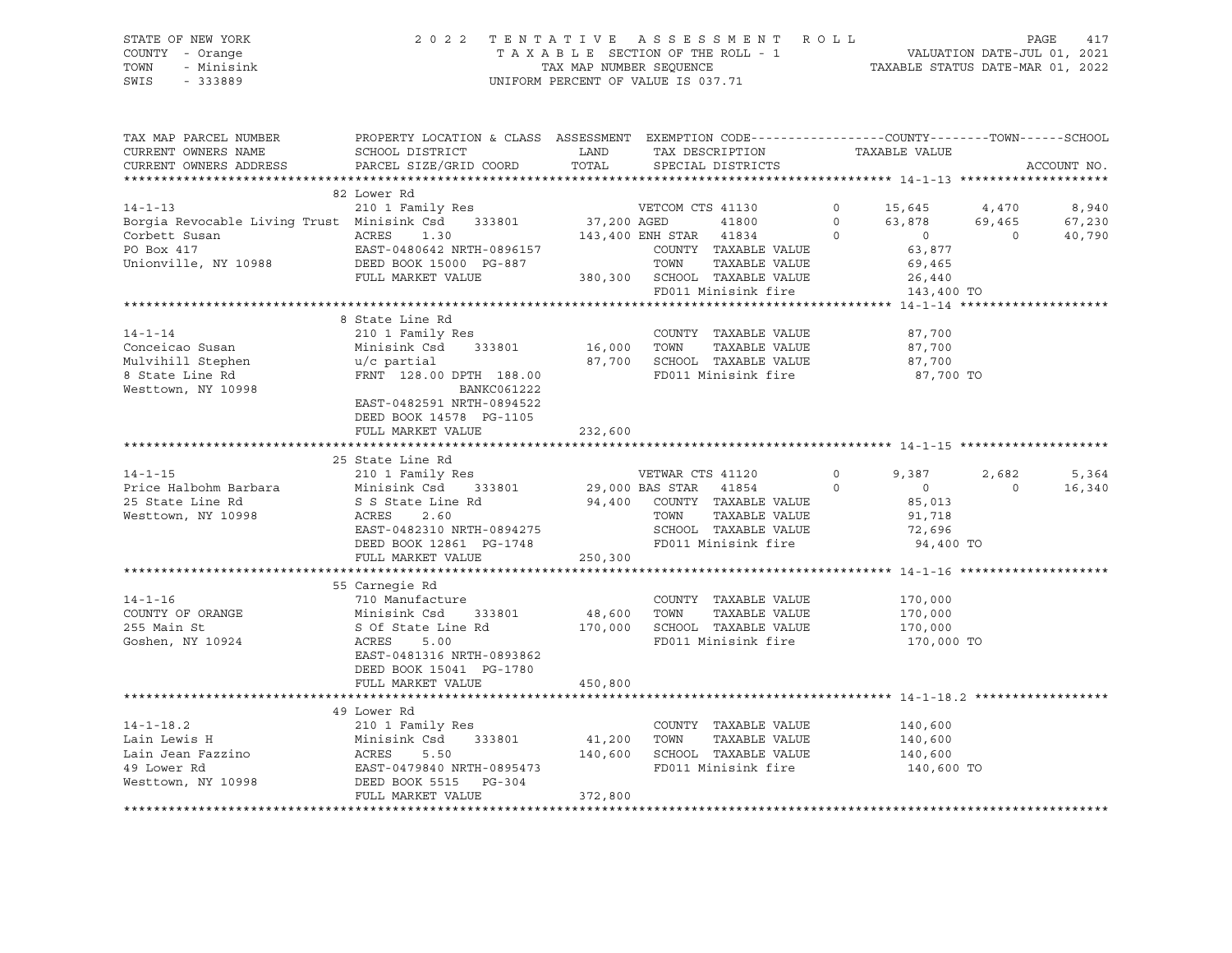STATE OF NEW YORK — 2022 TENTATIVE ASSESSMENT ROLL
COUNTY - Orange — TAXABLE SECTION OF THE ROLL - 1 — VALUATION DATE-JUL 01, 2021
TOWN - Minisink — TAX MAP NUMBER SEQUENCE — TAXABLE STATUS DATE-MAR 01, 2022
SWIS - 333889 — UNIFORM PERCENT OF VALUE IS 037.71

| TAX MAP PARCEL NUMBER / CURRENT OWNERS NAME / CURRENT OWNERS ADDRESS | PROPERTY LOCATION & CLASS / SCHOOL DISTRICT / PARCEL SIZE/GRID COORD | ASSESSMENT LAND / TOTAL | EXEMPTION CODE / TAX DESCRIPTION / SPECIAL DISTRICTS | | COUNTY / TAXABLE VALUE | TOWN | SCHOOL | ACCOUNT NO. |
|---|---|---|---|---|---|---|---|---|
| **14-1-13** | 82 Lower Rd | | | | | | | |
| 14-1-13 | 210 1 Family Res | | VETCOM CTS 41130 | 0 | 15,645 | 4,470 | 8,940 | |
| Borgia Revocable Living Trust | Minisink Csd 333801 | 37,200 | AGED 41800 | 0 | 63,878 | 69,465 | 67,230 | |
| Corbett Susan | ACRES 1.30 | 143,400 | ENH STAR 41834 | 0 | 0 | 0 | 40,790 | |
| PO Box 417 | EAST-0480642 NRTH-0896157 | | COUNTY TAXABLE VALUE | | 63,877 | | | |
| Unionville, NY 10988 | DEED BOOK 15000 PG-887 | | TOWN TAXABLE VALUE | | 69,465 | | | |
| | FULL MARKET VALUE | 380,300 | SCHOOL TAXABLE VALUE | | 26,440 | | | |
| | | | FD011 Minisink fire | | 143,400 TO | | | |
| **14-1-14** | 8 State Line Rd | | | | | | | |
| 14-1-14 | 210 1 Family Res | | COUNTY TAXABLE VALUE | | 87,700 | | | |
| Conceicao Susan | Minisink Csd 333801 | 16,000 | TOWN TAXABLE VALUE | | 87,700 | | | |
| Mulvihill Stephen | u/c partial | 87,700 | SCHOOL TAXABLE VALUE | | 87,700 | | | |
| 8 State Line Rd | FRNT 128.00 DPTH 188.00 | | FD011 Minisink fire | | 87,700 TO | | | |
| Westtown, NY 10998 | BANKC061222 | | | | | | | |
| | EAST-0482591 NRTH-0894522 | | | | | | | |
| | DEED BOOK 14578 PG-1105 | | | | | | | |
| | FULL MARKET VALUE | 232,600 | | | | | | |
| **14-1-15** | 25 State Line Rd | | | | | | | |
| 14-1-15 | 210 1 Family Res | | VETWAR CTS 41120 | 0 | 9,387 | 2,682 | 5,364 | |
| Price Halbohm Barbara | Minisink Csd 333801 | 29,000 | BAS STAR 41854 | 0 | 0 | 0 | 16,340 | |
| 25 State Line Rd | S S State Line Rd | 94,400 | COUNTY TAXABLE VALUE | | 85,013 | | | |
| Westtown, NY 10998 | ACRES 2.60 | | TOWN TAXABLE VALUE | | 91,718 | | | |
| | EAST-0482310 NRTH-0894275 | | SCHOOL TAXABLE VALUE | | 72,696 | | | |
| | DEED BOOK 12861 PG-1748 | | FD011 Minisink fire | | 94,400 TO | | | |
| | FULL MARKET VALUE | 250,300 | | | | | | |
| **14-1-16** | 55 Carnegie Rd | | | | | | | |
| 14-1-16 | 710 Manufacture | | COUNTY TAXABLE VALUE | | 170,000 | | | |
| COUNTY OF ORANGE | Minisink Csd 333801 | 48,600 | TOWN TAXABLE VALUE | | 170,000 | | | |
| 255 Main St | S Of State Line Rd | 170,000 | SCHOOL TAXABLE VALUE | | 170,000 | | | |
| Goshen, NY 10924 | ACRES 5.00 | | FD011 Minisink fire | | 170,000 TO | | | |
| | EAST-0481316 NRTH-0893862 | | | | | | | |
| | DEED BOOK 15041 PG-1780 | | | | | | | |
| | FULL MARKET VALUE | 450,800 | | | | | | |
| **14-1-18.2** | 49 Lower Rd | | | | | | | |
| 14-1-18.2 | 210 1 Family Res | | COUNTY TAXABLE VALUE | | 140,600 | | | |
| Lain Lewis H | Minisink Csd 333801 | 41,200 | TOWN TAXABLE VALUE | | 140,600 | | | |
| Lain Jean Fazzino | ACRES 5.50 | 140,600 | SCHOOL TAXABLE VALUE | | 140,600 | | | |
| 49 Lower Rd | EAST-0479840 NRTH-0895473 | | FD011 Minisink fire | | 140,600 TO | | | |
| Westtown, NY 10998 | DEED BOOK 5515 PG-304 | | | | | | | |
| | FULL MARKET VALUE | 372,800 | | | | | | |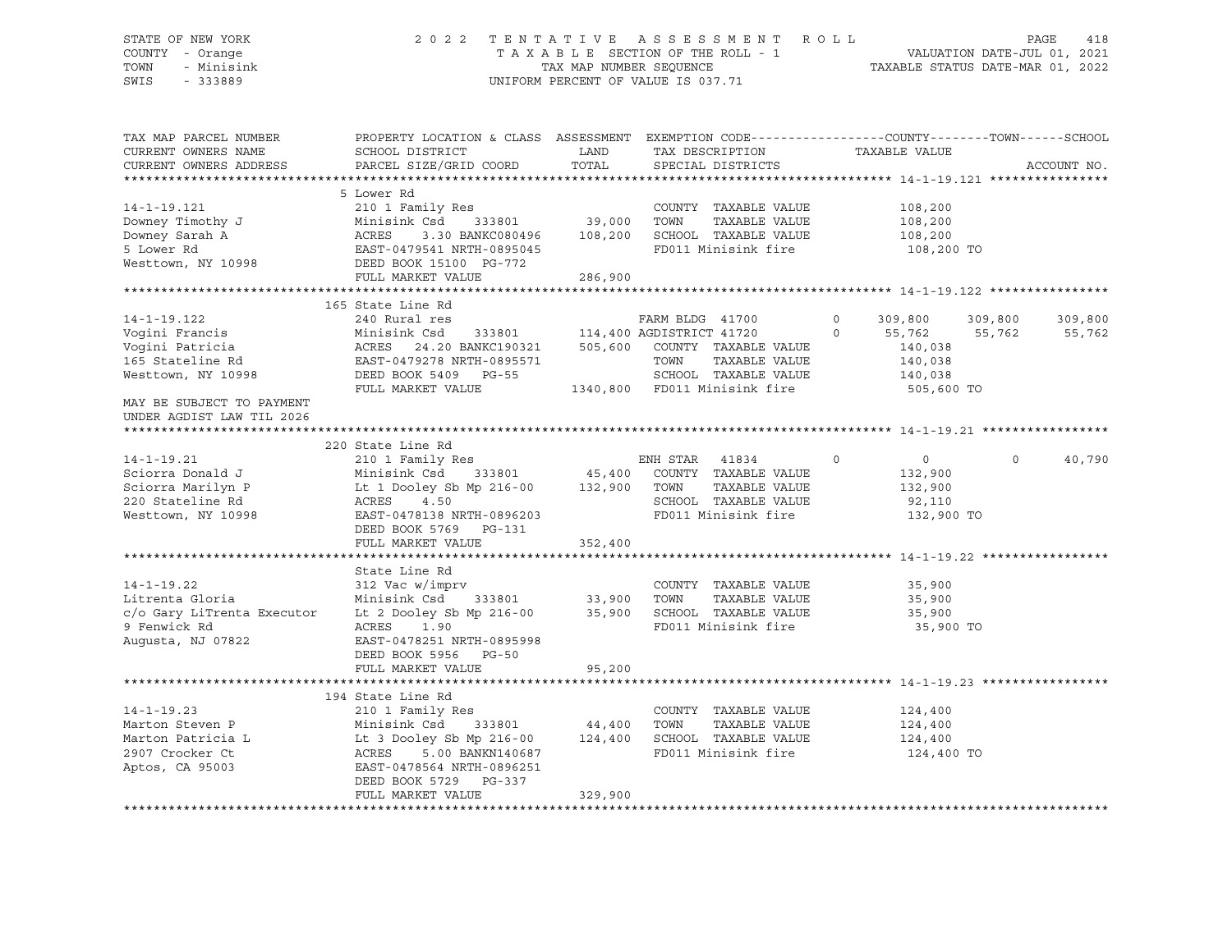STATE OF NEW YORK  
COUNTY - Orange  
TOWN - Minisink  
SWIS - 333889

2 0 2 2 T E N T A T I V E A S S E S S M E N T R O L L  
T A X A B L E SECTION OF THE ROLL - 1  
TAX MAP NUMBER SEQUENCE  
UNIFORM PERCENT OF VALUE IS 037.71

VALUATION DATE-JUL 01, 2021  
TAXABLE STATUS DATE-MAR 01, 2022

```
TAX MAP PARCEL NUMBER        PROPERTY LOCATION & CLASS  ASSESSMENT  EXEMPTION CODE------------------COUNTY--------TOWN------SCHOOL
CURRENT OWNERS NAME          SCHOOL DISTRICT               LAND      TAX DESCRIPTION              TAXABLE VALUE
CURRENT OWNERS ADDRESS       PARCEL SIZE/GRID COORD        TOTAL     SPECIAL DISTRICTS                                    ACCOUNT NO.
******************************************************************************************************* 14-1-19.121 ****************
                             5 Lower Rd
14-1-19.121                  210 1 Family Res                       COUNTY  TAXABLE VALUE          108,200
Downey Timothy J             Minisink Csd    333801        39,000   TOWN    TAXABLE VALUE          108,200
Downey Sarah A               ACRES    3.30 BANKC080496    108,200   SCHOOL  TAXABLE VALUE          108,200
5 Lower Rd                   EAST-0479541 NRTH-0895045              FD011 Minisink fire             108,200 TO
Westtown, NY 10998           DEED BOOK 15100  PG-772
                             FULL MARKET VALUE            286,900
******************************************************************************************************* 14-1-19.122 ****************
                             165 State Line Rd
14-1-19.122                  240 Rural res                          FARM BLDG  41700          0     309,800    309,800    309,800
Vogini Francis               Minisink Csd    333801       114,400 AGDISTRICT 41720          0      55,762     55,762     55,762
Vogini Patricia              ACRES   24.20 BANKC190321    505,600   COUNTY  TAXABLE VALUE          140,038
165 Stateline Rd             EAST-0479278 NRTH-0895571              TOWN    TAXABLE VALUE          140,038
Westtown, NY 10998           DEED BOOK 5409   PG-55                 SCHOOL  TAXABLE VALUE          140,038
                             FULL MARKET VALUE           1340,800   FD011 Minisink fire             505,600 TO
MAY BE SUBJECT TO PAYMENT
UNDER AGDIST LAW TIL 2026
******************************************************************************************************* 14-1-19.21 *****************
                             220 State Line Rd
14-1-19.21                   210 1 Family Res                       ENH STAR   41834          0           0          0     40,790
Sciorra Donald J             Minisink Csd    333801        45,400   COUNTY  TAXABLE VALUE          132,900
Sciorra Marilyn P            Lt 1 Dooley Sb Mp 216-00     132,900   TOWN    TAXABLE VALUE          132,900
220 Stateline Rd             ACRES    4.50                          SCHOOL  TAXABLE VALUE           92,110
Westtown, NY 10998           EAST-0478138 NRTH-0896203              FD011 Minisink fire             132,900 TO
                             DEED BOOK 5769   PG-131
                             FULL MARKET VALUE            352,400
******************************************************************************************************* 14-1-19.22 *****************
                             State Line Rd
14-1-19.22                   312 Vac w/imprv                        COUNTY  TAXABLE VALUE           35,900
Litrenta Gloria              Minisink Csd    333801        33,900   TOWN    TAXABLE VALUE           35,900
c/o Gary LiTrenta Executor   Lt 2 Dooley Sb Mp 216-00      35,900   SCHOOL  TAXABLE VALUE           35,900
9 Fenwick Rd                 ACRES    1.90                          FD011 Minisink fire              35,900 TO
Augusta, NJ 07822            EAST-0478251 NRTH-0895998
                             DEED BOOK 5956   PG-50
                             FULL MARKET VALUE             95,200
******************************************************************************************************* 14-1-19.23 *****************
                             194 State Line Rd
14-1-19.23                   210 1 Family Res                       COUNTY  TAXABLE VALUE          124,400
Marton Steven P              Minisink Csd    333801        44,400   TOWN    TAXABLE VALUE          124,400
Marton Patricia L            Lt 3 Dooley Sb Mp 216-00     124,400   SCHOOL  TAXABLE VALUE          124,400
2907 Crocker Ct              ACRES    5.00 BANKN140687              FD011 Minisink fire             124,400 TO
Aptos, CA 95003              EAST-0478564 NRTH-0896251
                             DEED BOOK 5729   PG-337
                             FULL MARKET VALUE            329,900
************************************************************************************************************************************
```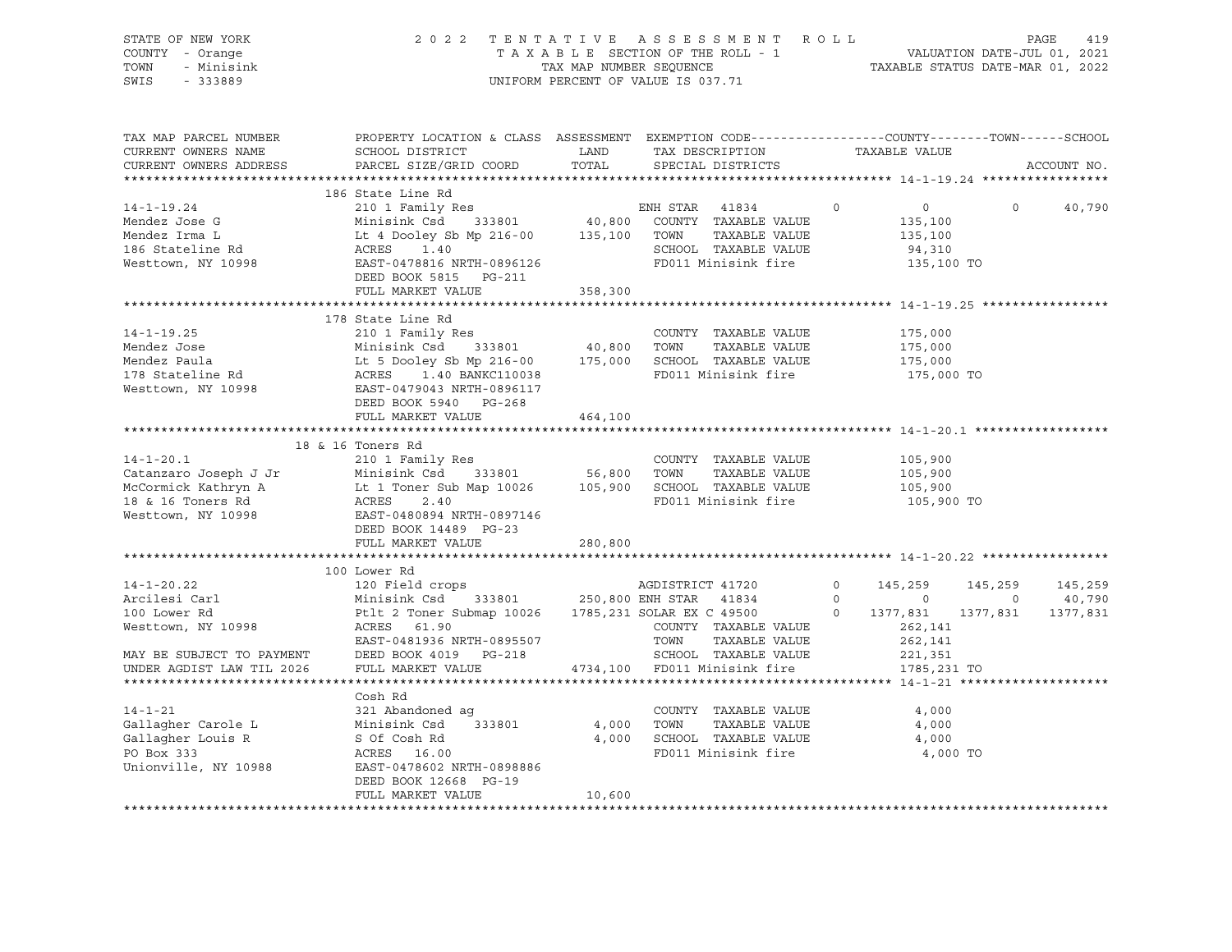STATE OF NEW YORK
COUNTY - Orange
TOWN - Minisink
SWIS - 333889

2 0 2 2 T E N T A T I V E A S S E S S M E N T R O L L
T A X A B L E SECTION OF THE ROLL - 1
TAX MAP NUMBER SEQUENCE
UNIFORM PERCENT OF VALUE IS 037.71

VALUATION DATE-JUL 01, 2021
TAXABLE STATUS DATE-MAR 01, 2022

```
TAX MAP PARCEL NUMBER      PROPERTY LOCATION & CLASS  ASSESSMENT  EXEMPTION CODE------------------COUNTY--------TOWN------SCHOOL
CURRENT OWNERS NAME        SCHOOL DISTRICT               LAND      TAX DESCRIPTION              TAXABLE VALUE
CURRENT OWNERS ADDRESS     PARCEL SIZE/GRID COORD        TOTAL     SPECIAL DISTRICTS                                    ACCOUNT NO.
******************************************************************************************************* 14-1-19.24 *****************
                       186 State Line Rd
14-1-19.24                 210 1 Family Res                        ENH STAR  41834         0          0            0       40,790
Mendez Jose G              Minisink Csd    333801        40,800    COUNTY  TAXABLE VALUE           135,100
Mendez Irma L              Lt 4 Dooley Sb Mp 216-00     135,100    TOWN    TAXABLE VALUE           135,100
186 Stateline Rd           ACRES    1.40                           SCHOOL  TAXABLE VALUE            94,310
Westtown, NY 10998         EAST-0478816 NRTH-0896126               FD011 Minisink fire             135,100 TO
                           DEED BOOK 5815   PG-211
                           FULL MARKET VALUE            358,300
******************************************************************************************************* 14-1-19.25 *****************
                       178 State Line Rd
14-1-19.25                 210 1 Family Res                        COUNTY  TAXABLE VALUE           175,000
Mendez Jose                Minisink Csd    333801        40,800    TOWN    TAXABLE VALUE           175,000
Mendez Paula               Lt 5 Dooley Sb Mp 216-00     175,000    SCHOOL  TAXABLE VALUE           175,000
178 Stateline Rd           ACRES    1.40 BANKC110038               FD011 Minisink fire             175,000 TO
Westtown, NY 10998         EAST-0479043 NRTH-0896117
                           DEED BOOK 5940   PG-268
                           FULL MARKET VALUE            464,100
******************************************************************************************************* 14-1-20.1 ******************
                       18 & 16 Toners Rd
14-1-20.1                  210 1 Family Res                        COUNTY  TAXABLE VALUE           105,900
Catanzaro Joseph J Jr      Minisink Csd    333801        56,800    TOWN    TAXABLE VALUE           105,900
McCormick Kathryn A        Lt 1 Toner Sub Map 10026     105,900    SCHOOL  TAXABLE VALUE           105,900
18 & 16 Toners Rd          ACRES    2.40                           FD011 Minisink fire             105,900 TO
Westtown, NY 10998         EAST-0480894 NRTH-0897146
                           DEED BOOK 14489  PG-23
                           FULL MARKET VALUE            280,800
******************************************************************************************************* 14-1-20.22 *****************
                       100 Lower Rd
14-1-20.22                 120 Field crops                         AGDISTRICT 41720        0     145,259      145,259     145,259
Arcilesi Carl              Minisink Csd    333801       250,800 ENH STAR  41834           0           0            0      40,790
100 Lower Rd               Ptlt 2 Toner Submap 10026   1785,231 SOLAR EX C 49500          0    1377,831     1377,831    1377,831
Westtown, NY 10998         ACRES   61.90                           COUNTY  TAXABLE VALUE           262,141
                           EAST-0481936 NRTH-0895507               TOWN    TAXABLE VALUE           262,141
MAY BE SUBJECT TO PAYMENT  DEED BOOK 4019   PG-218                 SCHOOL  TAXABLE VALUE           221,351
UNDER AGDIST LAW TIL 2026  FULL MARKET VALUE           4734,100    FD011 Minisink fire            1785,231 TO
******************************************************************************************************* 14-1-21 ********************
                           Cosh Rd
14-1-21                    321 Abandoned ag                        COUNTY  TAXABLE VALUE             4,000
Gallagher Carole L         Minisink Csd    333801         4,000    TOWN    TAXABLE VALUE             4,000
Gallagher Louis R          S Of Cosh Rd                   4,000    SCHOOL  TAXABLE VALUE             4,000
PO Box 333                 ACRES   16.00                           FD011 Minisink fire               4,000 TO
Unionville, NY 10988       EAST-0478602 NRTH-0898886
                           DEED BOOK 12668  PG-19
                           FULL MARKET VALUE             10,600
************************************************************************************************************************************
```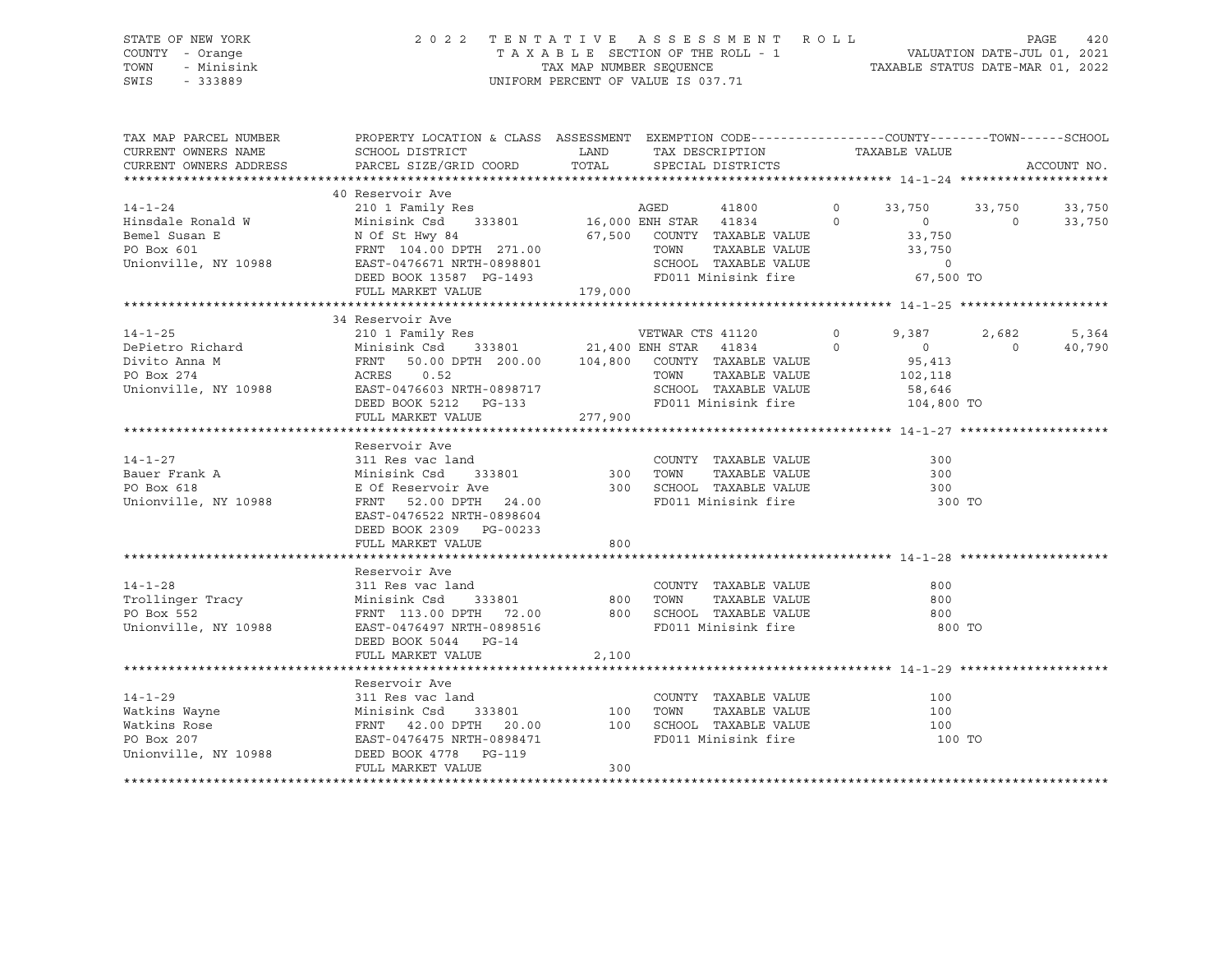STATE OF NEW YORK
COUNTY - Orange
TOWN - Minisink
SWIS - 333889

2 0 2 2 T E N T A T I V E A S S E S S M E N T R O L L
T A X A B L E SECTION OF THE ROLL - 1
TAX MAP NUMBER SEQUENCE
UNIFORM PERCENT OF VALUE IS 037.71

VALUATION DATE-JUL 01, 2021
TAXABLE STATUS DATE-MAR 01, 2022

| TAX MAP PARCEL NUMBER / CURRENT OWNERS NAME / CURRENT OWNERS ADDRESS | PROPERTY LOCATION & CLASS / SCHOOL DISTRICT / PARCEL SIZE/GRID COORD | ASSESSMENT LAND / TOTAL | EXEMPTION CODE / TAX DESCRIPTION / SPECIAL DISTRICTS | | COUNTY / TAXABLE VALUE | TOWN | SCHOOL / ACCOUNT NO. |
|---|---|---|---|---|---|---|---|
| **14-1-24** | 40 Reservoir Ave | | | | | | |
| 14-1-24 | 210 1 Family Res | | AGED 41800 | 0 | 33,750 | 33,750 | 33,750 |
| Hinsdale Ronald W | Minisink Csd 333801 | 16,000 | ENH STAR 41834 | 0 | 0 | 0 | 33,750 |
| Bemel Susan E | N Of St Hwy 84 | 67,500 | COUNTY TAXABLE VALUE | | 33,750 | | |
| PO Box 601 | FRNT 104.00 DPTH 271.00 | | TOWN TAXABLE VALUE | | 33,750 | | |
| Unionville, NY 10988 | EAST-0476671 NRTH-0898801 | | SCHOOL TAXABLE VALUE | | 0 | | |
| | DEED BOOK 13587 PG-1493 | | FD011 Minisink fire | | 67,500 TO | | |
| | FULL MARKET VALUE | 179,000 | | | | | |
| **14-1-25** | 34 Reservoir Ave | | | | | | |
| 14-1-25 | 210 1 Family Res | | VETWAR CTS 41120 | 0 | 9,387 | 2,682 | 5,364 |
| DePietro Richard | Minisink Csd 333801 | 21,400 | ENH STAR 41834 | 0 | 0 | 0 | 40,790 |
| Divito Anna M | FRNT 50.00 DPTH 200.00 | 104,800 | COUNTY TAXABLE VALUE | | 95,413 | | |
| PO Box 274 | ACRES 0.52 | | TOWN TAXABLE VALUE | | 102,118 | | |
| Unionville, NY 10988 | EAST-0476603 NRTH-0898717 | | SCHOOL TAXABLE VALUE | | 58,646 | | |
| | DEED BOOK 5212 PG-133 | | FD011 Minisink fire | | 104,800 TO | | |
| | FULL MARKET VALUE | 277,900 | | | | | |
| **14-1-27** | Reservoir Ave | | | | | | |
| 14-1-27 | 311 Res vac land | | COUNTY TAXABLE VALUE | | 300 | | |
| Bauer Frank A | Minisink Csd 333801 | 300 | TOWN TAXABLE VALUE | | 300 | | |
| PO Box 618 | E Of Reservoir Ave | 300 | SCHOOL TAXABLE VALUE | | 300 | | |
| Unionville, NY 10988 | FRNT 52.00 DPTH 24.00 | | FD011 Minisink fire | | 300 TO | | |
| | EAST-0476522 NRTH-0898604 | | | | | | |
| | DEED BOOK 2309 PG-00233 | | | | | | |
| | FULL MARKET VALUE | 800 | | | | | |
| **14-1-28** | Reservoir Ave | | | | | | |
| 14-1-28 | 311 Res vac land | | COUNTY TAXABLE VALUE | | 800 | | |
| Trollinger Tracy | Minisink Csd 333801 | 800 | TOWN TAXABLE VALUE | | 800 | | |
| PO Box 552 | FRNT 113.00 DPTH 72.00 | 800 | SCHOOL TAXABLE VALUE | | 800 | | |
| Unionville, NY 10988 | EAST-0476497 NRTH-0898516 | | FD011 Minisink fire | | 800 TO | | |
| | DEED BOOK 5044 PG-14 | | | | | | |
| | FULL MARKET VALUE | 2,100 | | | | | |
| **14-1-29** | Reservoir Ave | | | | | | |
| 14-1-29 | 311 Res vac land | | COUNTY TAXABLE VALUE | | 100 | | |
| Watkins Wayne | Minisink Csd 333801 | 100 | TOWN TAXABLE VALUE | | 100 | | |
| Watkins Rose | FRNT 42.00 DPTH 20.00 | 100 | SCHOOL TAXABLE VALUE | | 100 | | |
| PO Box 207 | EAST-0476475 NRTH-0898471 | | FD011 Minisink fire | | 100 TO | | |
| Unionville, NY 10988 | DEED BOOK 4778 PG-119 | | | | | | |
| | FULL MARKET VALUE | 300 | | | | | |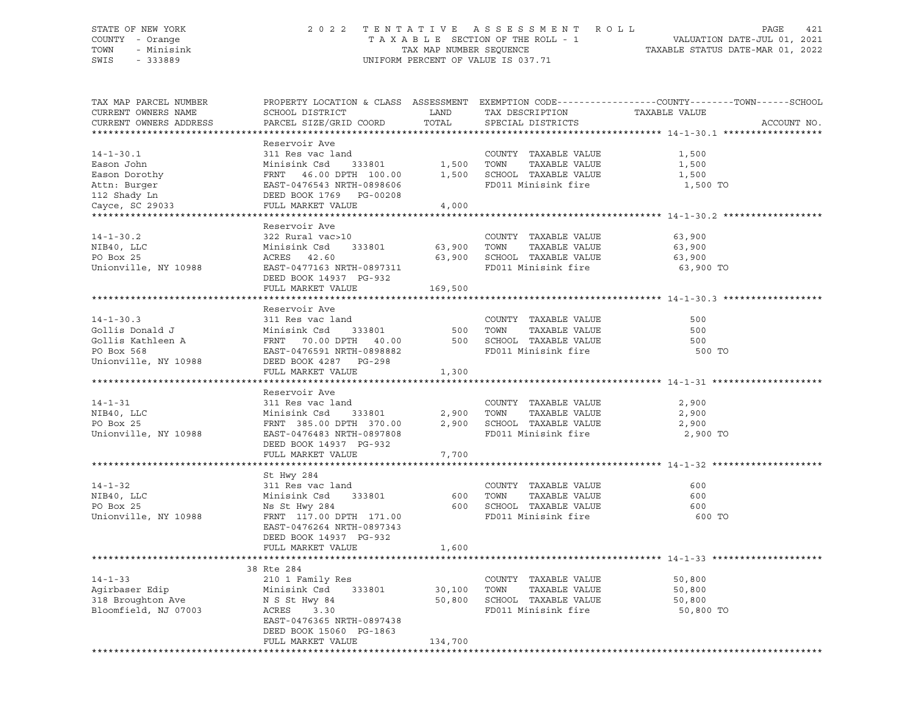STATE OF NEW YORK  
COUNTY - Orange  
TOWN - Minisink  
SWIS - 333889

2022 TENTATIVE ASSESSMENT ROLL  
TAXABLE SECTION OF THE ROLL - 1  
TAX MAP NUMBER SEQUENCE  
UNIFORM PERCENT OF VALUE IS 037.71

VALUATION DATE-JUL 01, 2021  
TAXABLE STATUS DATE-MAR 01, 2022

| TAX MAP PARCEL NUMBER / CURRENT OWNERS NAME / CURRENT OWNERS ADDRESS | PROPERTY LOCATION & CLASS / SCHOOL DISTRICT / PARCEL SIZE/GRID COORD | ASSESSMENT LAND / TOTAL | EXEMPTION CODE / TAX DESCRIPTION / SPECIAL DISTRICTS | COUNTY / TOWN / SCHOOL TAXABLE VALUE | ACCOUNT NO. |
|---|---|---|---|---|---|
| **14-1-30.1** | Reservoir Ave | | | | |
| 14-1-30.1 | 311 Res vac land | | COUNTY TAXABLE VALUE | 1,500 | |
| Eason John | Minisink Csd 333801 | 1,500 | TOWN TAXABLE VALUE | 1,500 | |
| Eason Dorothy | FRNT 46.00 DPTH 100.00 | 1,500 | SCHOOL TAXABLE VALUE | 1,500 | |
| Attn: Burger | EAST-0476543 NRTH-0898606 | | FD011 Minisink fire | 1,500 TO | |
| 112 Shady Ln | DEED BOOK 1769 PG-00208 | | | | |
| Cayce, SC 29033 | FULL MARKET VALUE | 4,000 | | | |
| **14-1-30.2** | Reservoir Ave | | | | |
| 14-1-30.2 | 322 Rural vac>10 | | COUNTY TAXABLE VALUE | 63,900 | |
| NIB40, LLC | Minisink Csd 333801 | 63,900 | TOWN TAXABLE VALUE | 63,900 | |
| PO Box 25 | ACRES 42.60 | 63,900 | SCHOOL TAXABLE VALUE | 63,900 | |
| Unionville, NY 10988 | EAST-0477163 NRTH-0897311 | | FD011 Minisink fire | 63,900 TO | |
| | DEED BOOK 14937 PG-932 | | | | |
| | FULL MARKET VALUE | 169,500 | | | |
| **14-1-30.3** | Reservoir Ave | | | | |
| 14-1-30.3 | 311 Res vac land | | COUNTY TAXABLE VALUE | 500 | |
| Gollis Donald J | Minisink Csd 333801 | 500 | TOWN TAXABLE VALUE | 500 | |
| Gollis Kathleen A | FRNT 70.00 DPTH 40.00 | 500 | SCHOOL TAXABLE VALUE | 500 | |
| PO Box 568 | EAST-0476591 NRTH-0898882 | | FD011 Minisink fire | 500 TO | |
| Unionville, NY 10988 | DEED BOOK 4287 PG-298 | | | | |
| | FULL MARKET VALUE | 1,300 | | | |
| **14-1-31** | Reservoir Ave | | | | |
| 14-1-31 | 311 Res vac land | | COUNTY TAXABLE VALUE | 2,900 | |
| NIB40, LLC | Minisink Csd 333801 | 2,900 | TOWN TAXABLE VALUE | 2,900 | |
| PO Box 25 | FRNT 385.00 DPTH 370.00 | 2,900 | SCHOOL TAXABLE VALUE | 2,900 | |
| Unionville, NY 10988 | EAST-0476483 NRTH-0897808 | | FD011 Minisink fire | 2,900 TO | |
| | DEED BOOK 14937 PG-932 | | | | |
| | FULL MARKET VALUE | 7,700 | | | |
| **14-1-32** | St Hwy 284 | | | | |
| 14-1-32 | 311 Res vac land | | COUNTY TAXABLE VALUE | 600 | |
| NIB40, LLC | Minisink Csd 333801 | 600 | TOWN TAXABLE VALUE | 600 | |
| PO Box 25 | Ns St Hwy 284 | 600 | SCHOOL TAXABLE VALUE | 600 | |
| Unionville, NY 10988 | FRNT 117.00 DPTH 171.00 | | FD011 Minisink fire | 600 TO | |
| | EAST-0476264 NRTH-0897343 | | | | |
| | DEED BOOK 14937 PG-932 | | | | |
| | FULL MARKET VALUE | 1,600 | | | |
| **14-1-33** | 38 Rte 284 | | | | |
| 14-1-33 | 210 1 Family Res | | COUNTY TAXABLE VALUE | 50,800 | |
| Agirbaser Edip | Minisink Csd 333801 | 30,100 | TOWN TAXABLE VALUE | 50,800 | |
| 318 Broughton Ave | N S St Hwy 84 | 50,800 | SCHOOL TAXABLE VALUE | 50,800 | |
| Bloomfield, NJ 07003 | ACRES 3.30 | | FD011 Minisink fire | 50,800 TO | |
| | EAST-0476365 NRTH-0897438 | | | | |
| | DEED BOOK 15060 PG-1863 | | | | |
| | FULL MARKET VALUE | 134,700 | | | |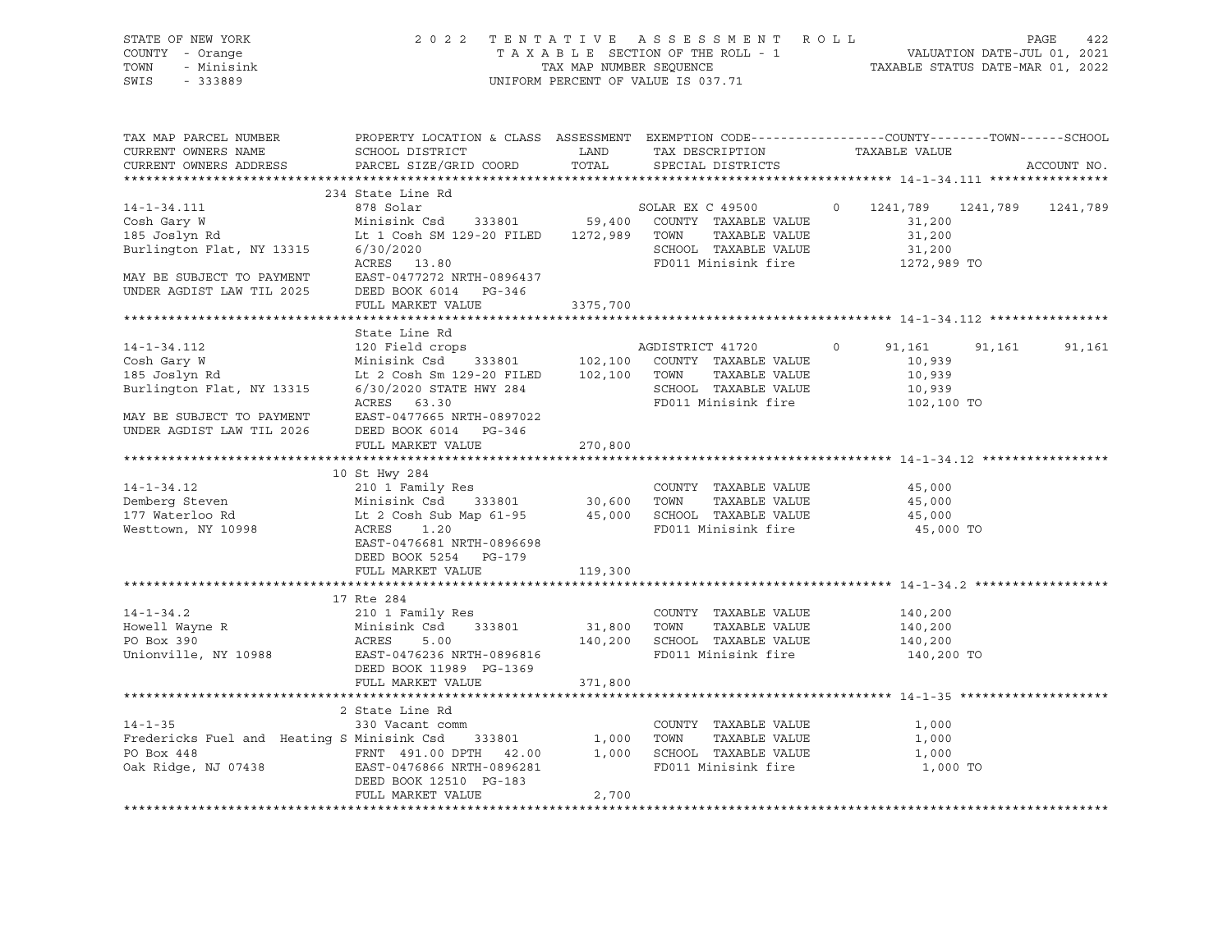STATE OF NEW YORK　　　　2 0 2 2　T E N T A T I V E　A S S E S S M E N T　R O L L
COUNTY - Orange　　　　T A X A B L E SECTION OF THE ROLL - 1　　　　VALUATION DATE-JUL 01, 2021
TOWN - Minisink　　　　TAX MAP NUMBER SEQUENCE　　　　TAXABLE STATUS DATE-MAR 01, 2022
SWIS - 333889　　　　UNIFORM PERCENT OF VALUE IS 037.71

| TAX MAP PARCEL NUMBER / CURRENT OWNERS NAME / CURRENT OWNERS ADDRESS | PROPERTY LOCATION & CLASS / SCHOOL DISTRICT / PARCEL SIZE/GRID COORD | ASSESSMENT LAND | TOTAL | EXEMPTION CODE / TAX DESCRIPTION / SPECIAL DISTRICTS | COUNTY TAXABLE VALUE | TOWN | SCHOOL | ACCOUNT NO. |
|---|---|---|---|---|---|---|---|---|
| **14-1-34.111** | 234 State Line Rd | | | | | | | |
| 14-1-34.111 | 878 Solar | | | SOLAR EX C 49500 0 | 1241,789 | 1241,789 | 1241,789 | |
| Cosh Gary W | Minisink Csd 333801 | 59,400 | | COUNTY TAXABLE VALUE | 31,200 | | | |
| 185 Joslyn Rd | Lt 1 Cosh SM 129-20 FILED | | 1272,989 | TOWN TAXABLE VALUE | 31,200 | | | |
| Burlington Flat, NY 13315 | 6/30/2020 | | | SCHOOL TAXABLE VALUE | 31,200 | | | |
| | ACRES 13.80 | | | FD011 Minisink fire | 1272,989 TO | | | |
| MAY BE SUBJECT TO PAYMENT | EAST-0477272 NRTH-0896437 | | | | | | | |
| UNDER AGDIST LAW TIL 2025 | DEED BOOK 6014 PG-346 | | | | | | | |
| | FULL MARKET VALUE | | 3375,700 | | | | | |
| **14-1-34.112** | State Line Rd | | | | | | | |
| 14-1-34.112 | 120 Field crops | | | AGDISTRICT 41720 0 | 91,161 | 91,161 | 91,161 | |
| Cosh Gary W | Minisink Csd 333801 | 102,100 | | COUNTY TAXABLE VALUE | 10,939 | | | |
| 185 Joslyn Rd | Lt 2 Cosh Sm 129-20 FILED | | 102,100 | TOWN TAXABLE VALUE | 10,939 | | | |
| Burlington Flat, NY 13315 | 6/30/2020 STATE HWY 284 | | | SCHOOL TAXABLE VALUE | 10,939 | | | |
| | ACRES 63.30 | | | FD011 Minisink fire | 102,100 TO | | | |
| MAY BE SUBJECT TO PAYMENT | EAST-0477665 NRTH-0897022 | | | | | | | |
| UNDER AGDIST LAW TIL 2026 | DEED BOOK 6014 PG-346 | | | | | | | |
| | FULL MARKET VALUE | | 270,800 | | | | | |
| **14-1-34.12** | 10 St Hwy 284 | | | | | | | |
| 14-1-34.12 | 210 1 Family Res | | | COUNTY TAXABLE VALUE | 45,000 | | | |
| Demberg Steven | Minisink Csd 333801 | 30,600 | | TOWN TAXABLE VALUE | 45,000 | | | |
| 177 Waterloo Rd | Lt 2 Cosh Sub Map 61-95 | | 45,000 | SCHOOL TAXABLE VALUE | 45,000 | | | |
| Westtown, NY 10998 | ACRES 1.20 | | | FD011 Minisink fire | 45,000 TO | | | |
| | EAST-0476681 NRTH-0896698 | | | | | | | |
| | DEED BOOK 5254 PG-179 | | | | | | | |
| | FULL MARKET VALUE | | 119,300 | | | | | |
| **14-1-34.2** | 17 Rte 284 | | | | | | | |
| 14-1-34.2 | 210 1 Family Res | | | COUNTY TAXABLE VALUE | 140,200 | | | |
| Howell Wayne R | Minisink Csd 333801 | 31,800 | | TOWN TAXABLE VALUE | 140,200 | | | |
| PO Box 390 | ACRES 5.00 | | 140,200 | SCHOOL TAXABLE VALUE | 140,200 | | | |
| Unionville, NY 10988 | EAST-0476236 NRTH-0896816 | | | FD011 Minisink fire | 140,200 TO | | | |
| | DEED BOOK 11989 PG-1369 | | | | | | | |
| | FULL MARKET VALUE | | 371,800 | | | | | |
| **14-1-35** | 2 State Line Rd | | | | | | | |
| 14-1-35 | 330 Vacant comm | | | COUNTY TAXABLE VALUE | 1,000 | | | |
| Fredericks Fuel and Heating S | Minisink Csd 333801 | 1,000 | | TOWN TAXABLE VALUE | 1,000 | | | |
| PO Box 448 | FRNT 491.00 DPTH 42.00 | | 1,000 | SCHOOL TAXABLE VALUE | 1,000 | | | |
| Oak Ridge, NJ 07438 | EAST-0476866 NRTH-0896281 | | | FD011 Minisink fire | 1,000 TO | | | |
| | DEED BOOK 12510 PG-183 | | | | | | | |
| | FULL MARKET VALUE | | 2,700 | | | | | |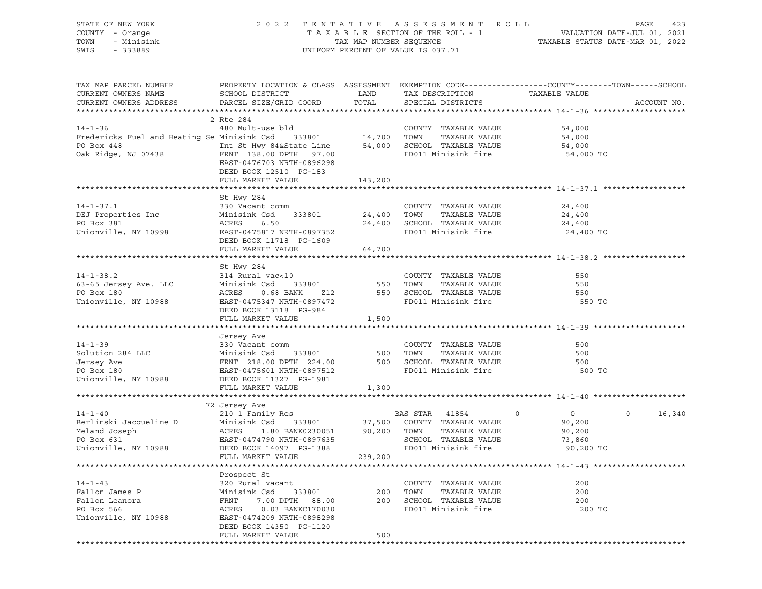STATE OF NEW YORK
COUNTY - Orange
TOWN - Minisink
SWIS - 333889

2 0 2 2 T E N T A T I V E A S S E S S M E N T R O L L
T A X A B L E SECTION OF THE ROLL - 1
TAX MAP NUMBER SEQUENCE
UNIFORM PERCENT OF VALUE IS 037.71

VALUATION DATE-JUL 01, 2021
TAXABLE STATUS DATE-MAR 01, 2022

```
TAX MAP PARCEL NUMBER         PROPERTY LOCATION & CLASS  ASSESSMENT  EXEMPTION CODE------------------COUNTY--------TOWN------SCHOOL
CURRENT OWNERS NAME           SCHOOL DISTRICT               LAND      TAX DESCRIPTION              TAXABLE VALUE
CURRENT OWNERS ADDRESS        PARCEL SIZE/GRID COORD        TOTAL     SPECIAL DISTRICTS                                    ACCOUNT NO.
******************************************************************************************************* 14-1-36 ********************
                              2 Rte 284
14-1-36                       480 Mult-use bld                         COUNTY  TAXABLE VALUE            54,000
Fredericks Fuel and Heating Se Minisink Csd    333801      14,700     TOWN    TAXABLE VALUE            54,000
PO Box 448                    Int St Hwy 84&State Line     54,000     SCHOOL  TAXABLE VALUE            54,000
Oak Ridge, NJ 07438           FRNT  138.00 DPTH   97.00                FD011 Minisink fire               54,000 TO
                              EAST-0476703 NRTH-0896298
                              DEED BOOK 12510  PG-183
                              FULL MARKET VALUE           143,200
******************************************************************************************************* 14-1-37.1 ******************
                              St Hwy 284
14-1-37.1                     330 Vacant comm                          COUNTY  TAXABLE VALUE            24,400
DEJ Properties Inc            Minisink Csd    333801      24,400     TOWN    TAXABLE VALUE            24,400
PO Box 381                    ACRES    6.50                24,400     SCHOOL  TAXABLE VALUE            24,400
Unionville, NY 10998          EAST-0475817 NRTH-0897352                FD011 Minisink fire               24,400 TO
                              DEED BOOK 11718  PG-1609
                              FULL MARKET VALUE            64,700
******************************************************************************************************* 14-1-38.2 ******************
                              St Hwy 284
14-1-38.2                     314 Rural vac<10                         COUNTY  TAXABLE VALUE               550
63-65 Jersey Ave. LLC         Minisink Csd    333801         550     TOWN    TAXABLE VALUE               550
PO Box 180                    ACRES    0.68 BANK    Z12        550     SCHOOL  TAXABLE VALUE               550
Unionville, NY 10988          EAST-0475347 NRTH-0897472                FD011 Minisink fire                  550 TO
                              DEED BOOK 13118  PG-984
                              FULL MARKET VALUE             1,500
******************************************************************************************************* 14-1-39 ********************
                              Jersey Ave
14-1-39                       330 Vacant comm                          COUNTY  TAXABLE VALUE               500
Solution 284 LLC              Minisink Csd    333801         500     TOWN    TAXABLE VALUE               500
Jersey Ave                    FRNT  218.00 DPTH  224.00        500     SCHOOL  TAXABLE VALUE               500
PO Box 180                    EAST-0475601 NRTH-0897512                FD011 Minisink fire                  500 TO
Unionville, NY 10988          DEED BOOK 11327  PG-1981
                              FULL MARKET VALUE             1,300
******************************************************************************************************* 14-1-40 ********************
                              72 Jersey Ave
14-1-40                       210 1 Family Res                        BAS STAR  41854          0             0             0      16,340
Berlinski Jacqueline D        Minisink Csd    333801      37,500     COUNTY  TAXABLE VALUE            90,200
Meland Joseph                 ACRES    1.80 BANK0230051    90,200     TOWN    TAXABLE VALUE            90,200
PO Box 631                    EAST-0474790 NRTH-0897635                SCHOOL  TAXABLE VALUE            73,860
Unionville, NY 10988          DEED BOOK 14097  PG-1388                 FD011 Minisink fire               90,200 TO
                              FULL MARKET VALUE           239,200
******************************************************************************************************* 14-1-43 ********************
                              Prospect St
14-1-43                       320 Rural vacant                         COUNTY  TAXABLE VALUE               200
Fallon James P                Minisink Csd    333801         200     TOWN    TAXABLE VALUE               200
Fallon Leanora                FRNT    7.00 DPTH   88.00        200     SCHOOL  TAXABLE VALUE               200
PO Box 566                    ACRES    0.03 BANKC170030                FD011 Minisink fire                  200 TO
Unionville, NY 10988          EAST-0474209 NRTH-0898298
                              DEED BOOK 14350  PG-1120
                              FULL MARKET VALUE               500
************************************************************************************************************************************
```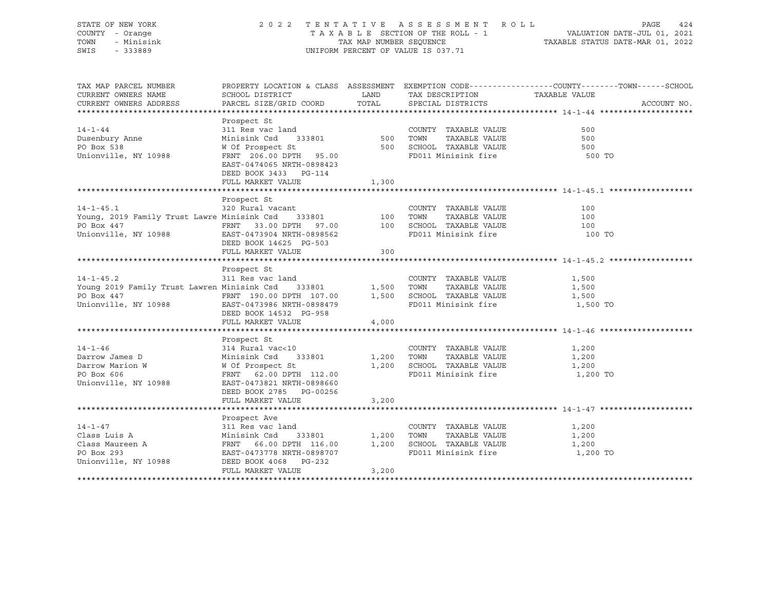STATE OF NEW YORK — 2022 TENTATIVE ASSESSMENT ROLL
COUNTY - Orange — TAXABLE SECTION OF THE ROLL - 1 — VALUATION DATE-JUL 01, 2021
TOWN - Minisink — TAX MAP NUMBER SEQUENCE — TAXABLE STATUS DATE-MAR 01, 2022
SWIS - 333889 — UNIFORM PERCENT OF VALUE IS 037.71

| TAX MAP PARCEL NUMBER / CURRENT OWNERS NAME / CURRENT OWNERS ADDRESS | PROPERTY LOCATION & CLASS / SCHOOL DISTRICT / PARCEL SIZE/GRID COORD | ASSESSMENT LAND | TOTAL | EXEMPTION CODE / TAX DESCRIPTION / SPECIAL DISTRICTS | COUNTY / TOWN / SCHOOL TAXABLE VALUE | ACCOUNT NO. |
|---|---|---|---|---|---|---|
| **14-1-44** | Prospect St | | | | | |
| | 311 Res vac land | | | COUNTY TAXABLE VALUE | 500 | |
| Dusenbury Anne | Minisink Csd 333801 | 500 | | TOWN TAXABLE VALUE | 500 | |
| PO Box 538 | W Of Prospect St | | 500 | SCHOOL TAXABLE VALUE | 500 | |
| Unionville, NY 10988 | FRNT 206.00 DPTH 95.00 | | | FD011 Minisink fire | 500 TO | |
| | EAST-0474065 NRTH-0898423 | | | | | |
| | DEED BOOK 3433 PG-114 | | | | | |
| | FULL MARKET VALUE | | 1,300 | | | |
| **14-1-45.1** | Prospect St | | | | | |
| | 320 Rural vacant | | | COUNTY TAXABLE VALUE | 100 | |
| Young, 2019 Family Trust Lawre | Minisink Csd 333801 | 100 | | TOWN TAXABLE VALUE | 100 | |
| PO Box 447 | FRNT 33.00 DPTH 97.00 | | 100 | SCHOOL TAXABLE VALUE | 100 | |
| Unionville, NY 10988 | EAST-0473904 NRTH-0898562 | | | FD011 Minisink fire | 100 TO | |
| | DEED BOOK 14625 PG-503 | | | | | |
| | FULL MARKET VALUE | | 300 | | | |
| **14-1-45.2** | Prospect St | | | | | |
| | 311 Res vac land | | | COUNTY TAXABLE VALUE | 1,500 | |
| Young 2019 Family Trust Lawren | Minisink Csd 333801 | 1,500 | | TOWN TAXABLE VALUE | 1,500 | |
| PO Box 447 | FRNT 190.00 DPTH 107.00 | | 1,500 | SCHOOL TAXABLE VALUE | 1,500 | |
| Unionville, NY 10988 | EAST-0473986 NRTH-0898479 | | | FD011 Minisink fire | 1,500 TO | |
| | DEED BOOK 14532 PG-958 | | | | | |
| | FULL MARKET VALUE | | 4,000 | | | |
| **14-1-46** | Prospect St | | | | | |
| | 314 Rural vac<10 | | | COUNTY TAXABLE VALUE | 1,200 | |
| Darrow James D | Minisink Csd 333801 | 1,200 | | TOWN TAXABLE VALUE | 1,200 | |
| Darrow Marion W | W Of Prospect St | | 1,200 | SCHOOL TAXABLE VALUE | 1,200 | |
| PO Box 606 | FRNT 62.00 DPTH 112.00 | | | FD011 Minisink fire | 1,200 TO | |
| Unionville, NY 10988 | EAST-0473821 NRTH-0898660 | | | | | |
| | DEED BOOK 2785 PG-00256 | | | | | |
| | FULL MARKET VALUE | | 3,200 | | | |
| **14-1-47** | Prospect Ave | | | | | |
| | 311 Res vac land | | | COUNTY TAXABLE VALUE | 1,200 | |
| Class Luis A | Minisink Csd 333801 | 1,200 | | TOWN TAXABLE VALUE | 1,200 | |
| Class Maureen A | FRNT 66.00 DPTH 116.00 | | 1,200 | SCHOOL TAXABLE VALUE | 1,200 | |
| PO Box 293 | EAST-0473778 NRTH-0898707 | | | FD011 Minisink fire | 1,200 TO | |
| Unionville, NY 10988 | DEED BOOK 4068 PG-232 | | | | | |
| | FULL MARKET VALUE | | 3,200 | | | |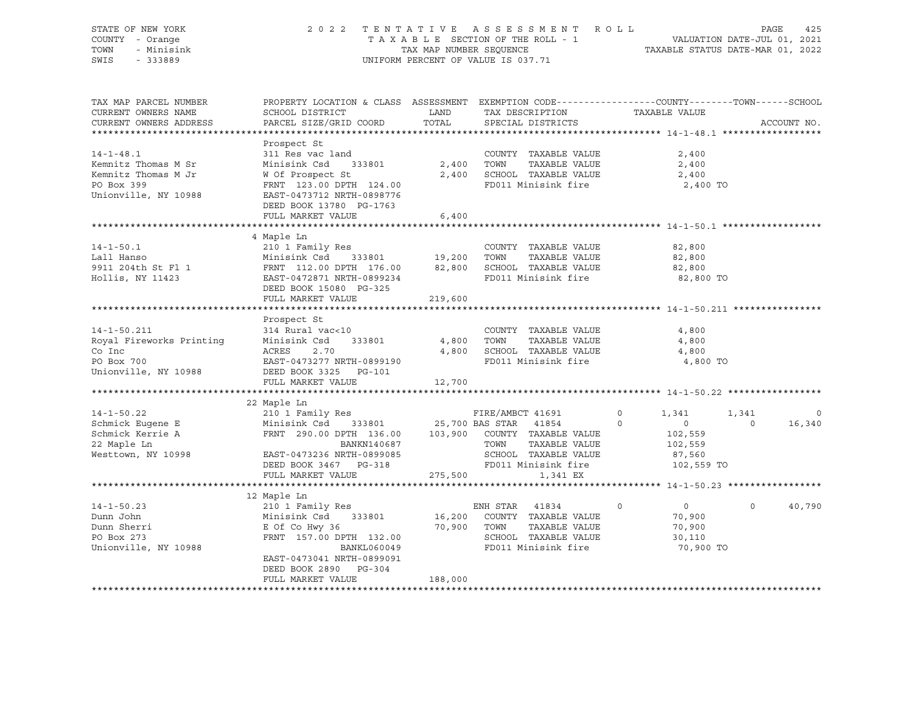STATE OF NEW YORK
COUNTY - Orange
TOWN - Minisink
SWIS - 333889

2022 TENTATIVE ASSESSMENT ROLL
TAXABLE SECTION OF THE ROLL - 1
TAX MAP NUMBER SEQUENCE
UNIFORM PERCENT OF VALUE IS 037.71

VALUATION DATE-JUL 01, 2021
TAXABLE STATUS DATE-MAR 01, 2022

| TAX MAP PARCEL NUMBER / CURRENT OWNERS NAME / CURRENT OWNERS ADDRESS | PROPERTY LOCATION & CLASS / SCHOOL DISTRICT / PARCEL SIZE/GRID COORD | ASSESSMENT LAND | TOTAL | EXEMPTION CODE / TAX DESCRIPTION / SPECIAL DISTRICTS | COUNTY TAXABLE VALUE | TOWN | SCHOOL | ACCOUNT NO. |
|---|---|---|---|---|---|---|---|---|
| **14-1-48.1** | Prospect St | | | | | | | |
| 14-1-48.1 | 311 Res vac land | | | COUNTY TAXABLE VALUE | 2,400 | | | |
| Kemnitz Thomas M Sr | Minisink Csd 333801 | 2,400 | | TOWN TAXABLE VALUE | 2,400 | | | |
| Kemnitz Thomas M Jr | W Of Prospect St | | 2,400 | SCHOOL TAXABLE VALUE | 2,400 | | | |
| PO Box 399 | FRNT 123.00 DPTH 124.00 | | | FD011 Minisink fire | 2,400 TO | | | |
| Unionville, NY 10988 | EAST-0473712 NRTH-0898776 | | | | | | | |
| | DEED BOOK 13780 PG-1763 | | | | | | | |
| | FULL MARKET VALUE | | 6,400 | | | | | |
| **14-1-50.1** | 4 Maple Ln | | | | | | | |
| 14-1-50.1 | 210 1 Family Res | | | COUNTY TAXABLE VALUE | 82,800 | | | |
| Lall Hanso | Minisink Csd 333801 | 19,200 | | TOWN TAXABLE VALUE | 82,800 | | | |
| 9911 204th St Fl 1 | FRNT 112.00 DPTH 176.00 | | 82,800 | SCHOOL TAXABLE VALUE | 82,800 | | | |
| Hollis, NY 11423 | EAST-0472871 NRTH-0899234 | | | FD011 Minisink fire | 82,800 TO | | | |
| | DEED BOOK 15080 PG-325 | | | | | | | |
| | FULL MARKET VALUE | | 219,600 | | | | | |
| **14-1-50.211** | Prospect St | | | | | | | |
| 14-1-50.211 | 314 Rural vac<10 | | | COUNTY TAXABLE VALUE | 4,800 | | | |
| Royal Fireworks Printing | Minisink Csd 333801 | 4,800 | | TOWN TAXABLE VALUE | 4,800 | | | |
| Co Inc | ACRES 2.70 | | 4,800 | SCHOOL TAXABLE VALUE | 4,800 | | | |
| PO Box 700 | EAST-0473277 NRTH-0899190 | | | FD011 Minisink fire | 4,800 TO | | | |
| Unionville, NY 10988 | DEED BOOK 3325 PG-101 | | | | | | | |
| | FULL MARKET VALUE | | 12,700 | | | | | |
| **14-1-50.22** | 22 Maple Ln | | | | | | | |
| 14-1-50.22 | 210 1 Family Res | | | FIRE/AMBCT 41691 0 | 1,341 | 1,341 | 0 | |
| Schmick Eugene E | Minisink Csd 333801 | 25,700 | | BAS STAR 41854 0 | 0 | 0 | 16,340 | |
| Schmick Kerrie A | FRNT 290.00 DPTH 136.00 | | 103,900 | COUNTY TAXABLE VALUE | 102,559 | | | |
| 22 Maple Ln | BANKN140687 | | | TOWN TAXABLE VALUE | 102,559 | | | |
| Westtown, NY 10998 | EAST-0473236 NRTH-0899085 | | | SCHOOL TAXABLE VALUE | 87,560 | | | |
| | DEED BOOK 3467 PG-318 | | | FD011 Minisink fire | 102,559 TO | | | |
| | FULL MARKET VALUE | | 275,500 | 1,341 EX | | | | |
| **14-1-50.23** | 12 Maple Ln | | | | | | | |
| 14-1-50.23 | 210 1 Family Res | | | ENH STAR 41834 0 | 0 | 0 | 40,790 | |
| Dunn John | Minisink Csd 333801 | 16,200 | | COUNTY TAXABLE VALUE | 70,900 | | | |
| Dunn Sherri | E Of Co Hwy 36 | | 70,900 | TOWN TAXABLE VALUE | 70,900 | | | |
| PO Box 273 | FRNT 157.00 DPTH 132.00 | | | SCHOOL TAXABLE VALUE | 30,110 | | | |
| Unionville, NY 10988 | BANKL060049 | | | FD011 Minisink fire | 70,900 TO | | | |
| | EAST-0473041 NRTH-0899091 | | | | | | | |
| | DEED BOOK 2890 PG-304 | | | | | | | |
| | FULL MARKET VALUE | | 188,000 | | | | | |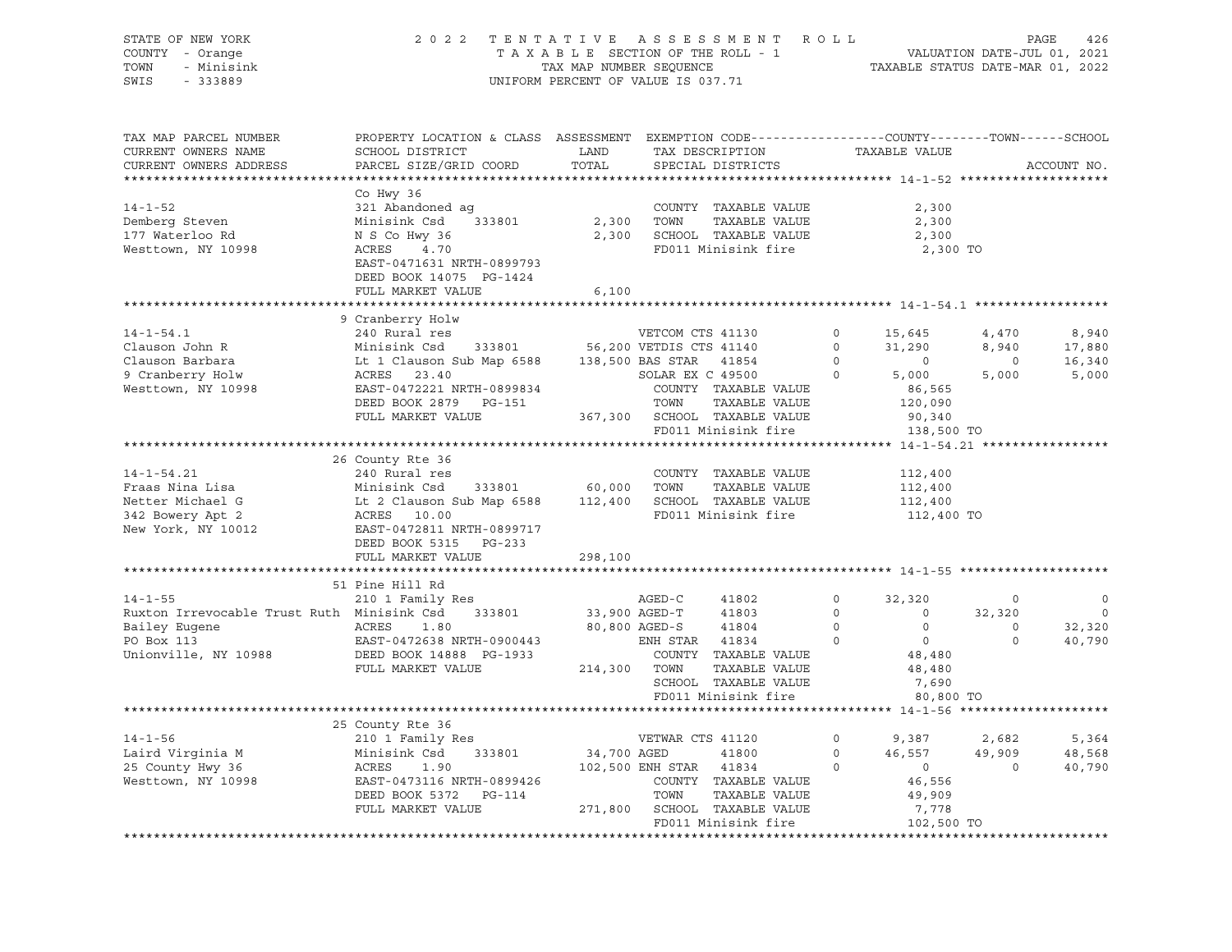STATE OF NEW YORK | 2022 TENTATIVE ASSESSMENT ROLL | VALUATION DATE-JUL 01, 2021
COUNTY - Orange | TAXABLE SECTION OF THE ROLL - 1 | TAXABLE STATUS DATE-MAR 01, 2022
TOWN - Minisink | TAX MAP NUMBER SEQUENCE
SWIS - 333889 | UNIFORM PERCENT OF VALUE IS 037.71

```
TAX MAP PARCEL NUMBER          PROPERTY LOCATION & CLASS  ASSESSMENT  EXEMPTION CODE------------------COUNTY--------TOWN------SCHOOL
CURRENT OWNERS NAME            SCHOOL DISTRICT               LAND      TAX DESCRIPTION            TAXABLE VALUE
CURRENT OWNERS ADDRESS         PARCEL SIZE/GRID COORD        TOTAL     SPECIAL DISTRICTS                                    ACCOUNT NO.
******************************************************************************************************* 14-1-52 ********************
                               Co Hwy 36
14-1-52                        321 Abandoned ag                        COUNTY  TAXABLE VALUE              2,300
Demberg Steven                 Minisink Csd    333801          2,300   TOWN    TAXABLE VALUE              2,300
177 Waterloo Rd                N S Co Hwy 36                   2,300   SCHOOL  TAXABLE VALUE              2,300
Westtown, NY 10998             ACRES    4.70                           FD011 Minisink fire                2,300 TO
                               EAST-0471631 NRTH-0899793
                               DEED BOOK 14075  PG-1424
                               FULL MARKET VALUE               6,100
******************************************************************************************************* 14-1-54.1 ******************
                               9 Cranberry Holw
14-1-54.1                      240 Rural res                          VETCOM CTS 41130      0     15,645       4,470      8,940
Clauson John R                 Minisink Csd    333801         56,200 VETDIS CTS 41140      0     31,290       8,940     17,880
Clauson Barbara                Lt 1 Clauson Sub Map 6588     138,500 BAS STAR   41854      0          0           0     16,340
9 Cranberry Holw               ACRES   23.40                          SOLAR EX C 49500      0      5,000       5,000      5,000
Westtown, NY 10998             EAST-0472221 NRTH-0899834               COUNTY  TAXABLE VALUE             86,565
                               DEED BOOK 2879   PG-151                 TOWN    TAXABLE VALUE            120,090
                               FULL MARKET VALUE             367,300   SCHOOL  TAXABLE VALUE             90,340
                                                                       FD011 Minisink fire              138,500 TO
******************************************************************************************************* 14-1-54.21 *****************
                               26 County Rte 36
14-1-54.21                     240 Rural res                           COUNTY  TAXABLE VALUE            112,400
Fraas Nina Lisa                Minisink Csd    333801         60,000   TOWN    TAXABLE VALUE            112,400
Netter Michael G               Lt 2 Clauson Sub Map 6588     112,400   SCHOOL  TAXABLE VALUE            112,400
342 Bowery Apt 2               ACRES   10.00                           FD011 Minisink fire              112,400 TO
New York, NY 10012             EAST-0472811 NRTH-0899717
                               DEED BOOK 5315   PG-233
                               FULL MARKET VALUE             298,100
******************************************************************************************************* 14-1-55 ********************
                               51 Pine Hill Rd
14-1-55                        210 1 Family Res                       AGED-C      41802      0     32,320           0          0
Ruxton Irrevocable Trust Ruth  Minisink Csd    333801         33,900 AGED-T      41803      0          0      32,320          0
Bailey Eugene                  ACRES    1.80                  80,800 AGED-S      41804      0          0           0     32,320
PO Box 113                     EAST-0472638 NRTH-0900443              ENH STAR   41834      0          0           0     40,790
Unionville, NY 10988           DEED BOOK 14888  PG-1933                COUNTY  TAXABLE VALUE             48,480
                               FULL MARKET VALUE             214,300   TOWN    TAXABLE VALUE             48,480
                                                                       SCHOOL  TAXABLE VALUE              7,690
                                                                       FD011 Minisink fire               80,800 TO
******************************************************************************************************* 14-1-56 ********************
                               25 County Rte 36
14-1-56                        210 1 Family Res                       VETWAR CTS 41120      0      9,387       2,682      5,364
Laird Virginia M               Minisink Csd    333801         34,700 AGED        41800      0     46,557      49,909     48,568
25 County Hwy 36               ACRES    1.90                 102,500 ENH STAR   41834      0          0           0     40,790
Westtown, NY 10998             EAST-0473116 NRTH-0899426               COUNTY  TAXABLE VALUE             46,556
                               DEED BOOK 5372   PG-114                 TOWN    TAXABLE VALUE             49,909
                               FULL MARKET VALUE             271,800   SCHOOL  TAXABLE VALUE              7,778
                                                                       FD011 Minisink fire              102,500 TO
************************************************************************************************************************************
```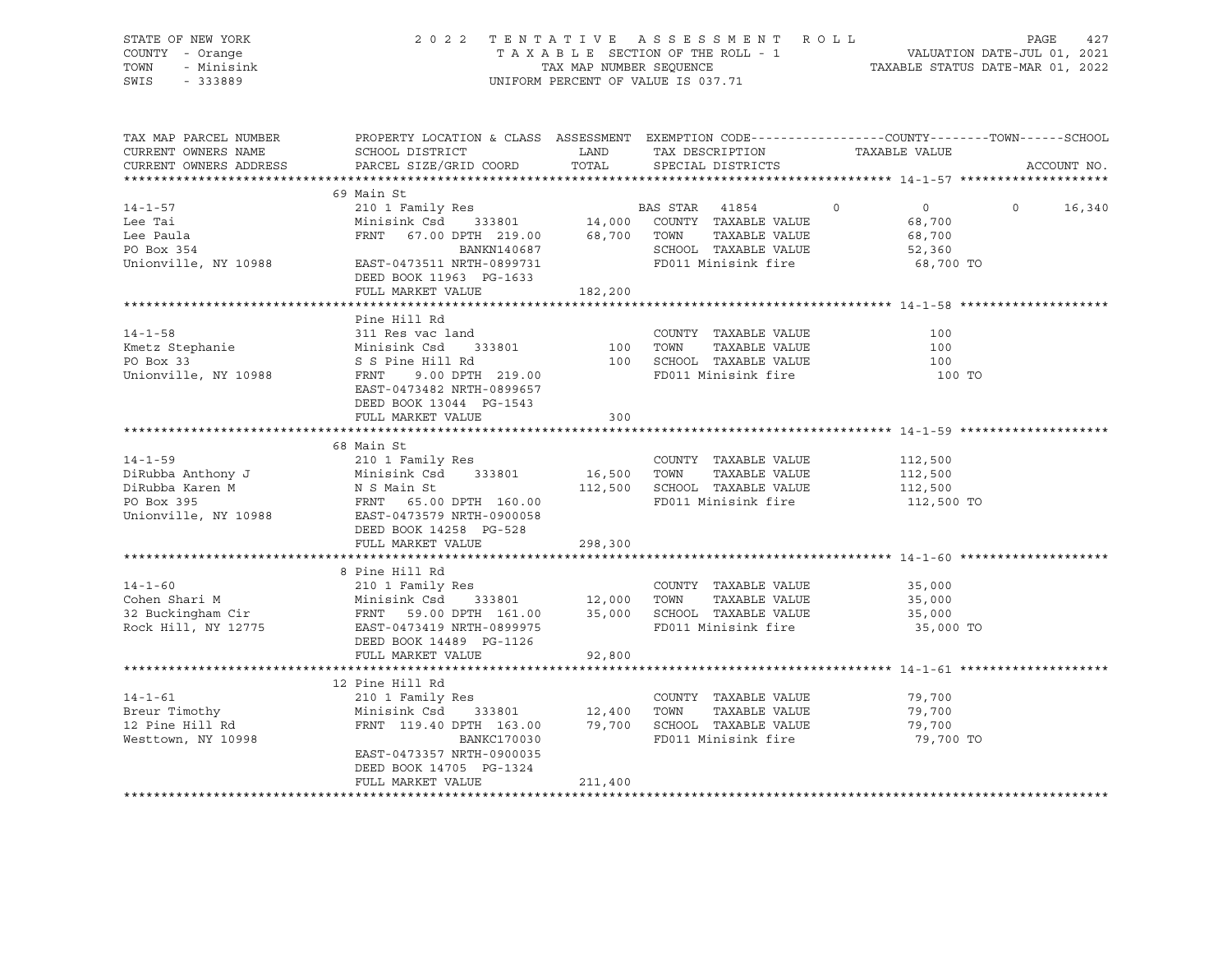STATE OF NEW YORK — 2022 TENTATIVE ASSESSMENT ROLL
COUNTY - Orange — TAXABLE SECTION OF THE ROLL - 1 — VALUATION DATE-JUL 01, 2021
TOWN - Minisink — TAX MAP NUMBER SEQUENCE — TAXABLE STATUS DATE-MAR 01, 2022
SWIS - 333889 — UNIFORM PERCENT OF VALUE IS 037.71

| TAX MAP PARCEL NUMBER / CURRENT OWNERS NAME / CURRENT OWNERS ADDRESS | PROPERTY LOCATION & CLASS / SCHOOL DISTRICT / PARCEL SIZE/GRID COORD | ASSESSMENT LAND | ASSESSMENT TOTAL | EXEMPTION CODE / TAX DESCRIPTION / SPECIAL DISTRICTS | COUNTY TAXABLE VALUE | TOWN | SCHOOL |
|---|---|---|---|---|---|---|---|
| **14-1-57** | 69 Main St | | | | | | |
| | 210 1 Family Res | | | BAS STAR 41854 | 0 | 0 | 0 16,340 |
| Lee Tai | Minisink Csd 333801 | 14,000 | | COUNTY TAXABLE VALUE | 68,700 | | |
| Lee Paula | FRNT 67.00 DPTH 219.00 | | 68,700 | TOWN TAXABLE VALUE | 68,700 | | |
| PO Box 354 | BANKN140687 | | | SCHOOL TAXABLE VALUE | 52,360 | | |
| Unionville, NY 10988 | EAST-0473511 NRTH-0899731 | | | FD011 Minisink fire | 68,700 TO | | |
| | DEED BOOK 11963 PG-1633 | | | | | | |
| | FULL MARKET VALUE | | 182,200 | | | | |
| **14-1-58** | Pine Hill Rd | | | | | | |
| | 311 Res vac land | | | COUNTY TAXABLE VALUE | 100 | | |
| Kmetz Stephanie | Minisink Csd 333801 | 100 | | TOWN TAXABLE VALUE | 100 | | |
| PO Box 33 | S S Pine Hill Rd | | 100 | SCHOOL TAXABLE VALUE | 100 | | |
| Unionville, NY 10988 | FRNT 9.00 DPTH 219.00 | | | FD011 Minisink fire | 100 TO | | |
| | EAST-0473482 NRTH-0899657 | | | | | | |
| | DEED BOOK 13044 PG-1543 | | | | | | |
| | FULL MARKET VALUE | | 300 | | | | |
| **14-1-59** | 68 Main St | | | | | | |
| | 210 1 Family Res | | | COUNTY TAXABLE VALUE | 112,500 | | |
| DiRubba Anthony J | Minisink Csd 333801 | 16,500 | | TOWN TAXABLE VALUE | 112,500 | | |
| DiRubba Karen M | N S Main St | | 112,500 | SCHOOL TAXABLE VALUE | 112,500 | | |
| PO Box 395 | FRNT 65.00 DPTH 160.00 | | | FD011 Minisink fire | 112,500 TO | | |
| Unionville, NY 10988 | EAST-0473579 NRTH-0900058 | | | | | | |
| | DEED BOOK 14258 PG-528 | | | | | | |
| | FULL MARKET VALUE | | 298,300 | | | | |
| **14-1-60** | 8 Pine Hill Rd | | | | | | |
| | 210 1 Family Res | | | COUNTY TAXABLE VALUE | 35,000 | | |
| Cohen Shari M | Minisink Csd 333801 | 12,000 | | TOWN TAXABLE VALUE | 35,000 | | |
| 32 Buckingham Cir | FRNT 59.00 DPTH 161.00 | | 35,000 | SCHOOL TAXABLE VALUE | 35,000 | | |
| Rock Hill, NY 12775 | EAST-0473419 NRTH-0899975 | | | FD011 Minisink fire | 35,000 TO | | |
| | DEED BOOK 14489 PG-1126 | | | | | | |
| | FULL MARKET VALUE | | 92,800 | | | | |
| **14-1-61** | 12 Pine Hill Rd | | | | | | |
| | 210 1 Family Res | | | COUNTY TAXABLE VALUE | 79,700 | | |
| Breur Timothy | Minisink Csd 333801 | 12,400 | | TOWN TAXABLE VALUE | 79,700 | | |
| 12 Pine Hill Rd | FRNT 119.40 DPTH 163.00 | | 79,700 | SCHOOL TAXABLE VALUE | 79,700 | | |
| Westtown, NY 10998 | BANKC170030 | | | FD011 Minisink fire | 79,700 TO | | |
| | EAST-0473357 NRTH-0900035 | | | | | | |
| | DEED BOOK 14705 PG-1324 | | | | | | |
| | FULL MARKET VALUE | | 211,400 | | | | |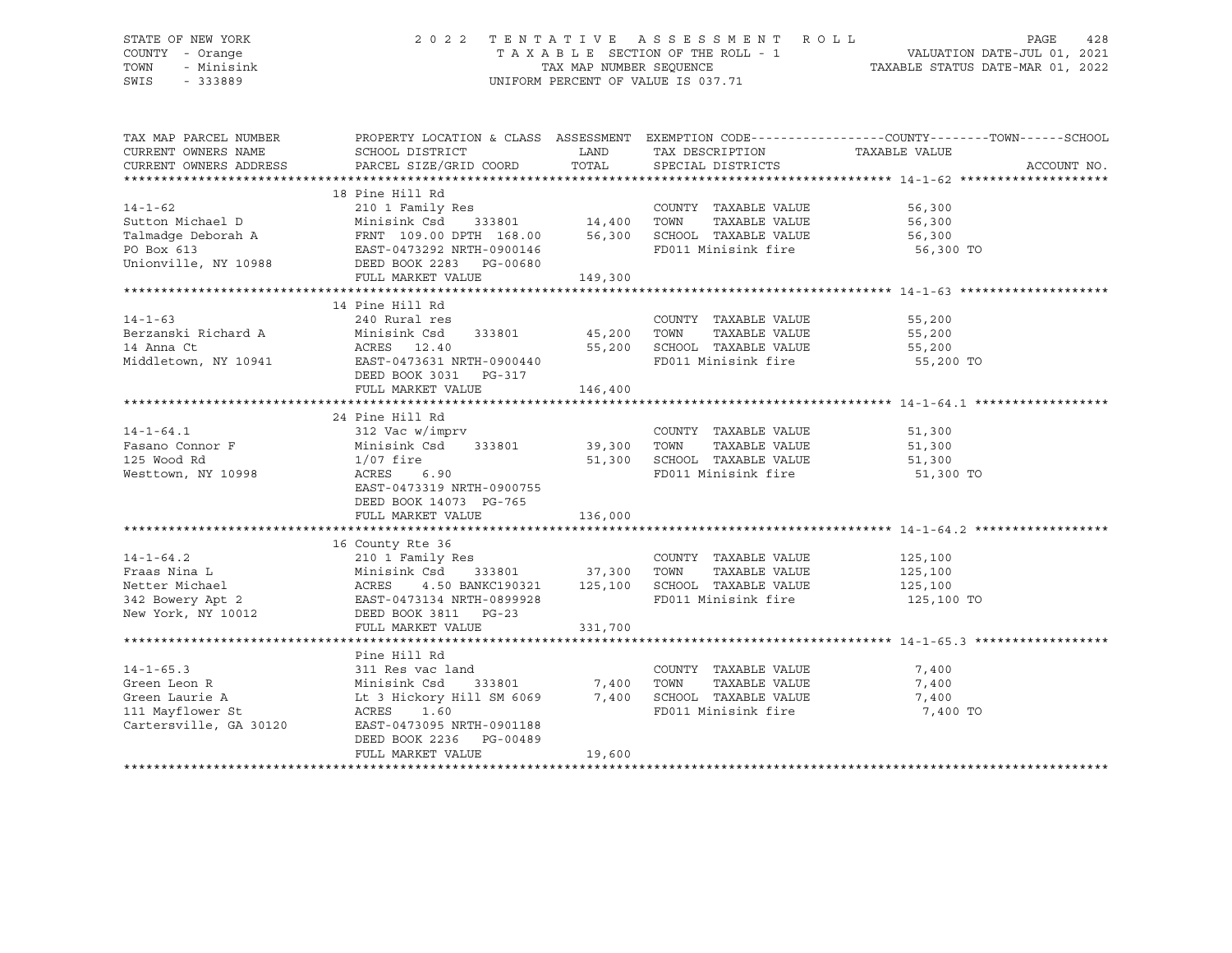STATE OF NEW YORK
COUNTY - Orange
TOWN - Minisink
SWIS - 333889

2022 TENTATIVE ASSESSMENT ROLL
TAXABLE SECTION OF THE ROLL - 1
TAX MAP NUMBER SEQUENCE
UNIFORM PERCENT OF VALUE IS 037.71

VALUATION DATE-JUL 01, 2021
TAXABLE STATUS DATE-MAR 01, 2022

| TAX MAP PARCEL NUMBER<br>CURRENT OWNERS NAME<br>CURRENT OWNERS ADDRESS | PROPERTY LOCATION & CLASS<br>SCHOOL DISTRICT<br>PARCEL SIZE/GRID COORD | ASSESSMENT<br>LAND<br>TOTAL | EXEMPTION CODE<br>TAX DESCRIPTION<br>SPECIAL DISTRICTS | COUNTY--------TOWN------SCHOOL<br>TAXABLE VALUE | ACCOUNT NO. |
|---|---|---|---|---|---|
| **14-1-62** | 18 Pine Hill Rd | | | | |
| 14-1-62 | 210 1 Family Res | | COUNTY TAXABLE VALUE | 56,300 | |
| Sutton Michael D | Minisink Csd 333801 | 14,400 | TOWN TAXABLE VALUE | 56,300 | |
| Talmadge Deborah A | FRNT 109.00 DPTH 168.00 | 56,300 | SCHOOL TAXABLE VALUE | 56,300 | |
| PO Box 613 | EAST-0473292 NRTH-0900146 | | FD011 Minisink fire | 56,300 TO | |
| Unionville, NY 10988 | DEED BOOK 2283 PG-00680 | | | | |
| | FULL MARKET VALUE | 149,300 | | | |
| **14-1-63** | 14 Pine Hill Rd | | | | |
| 14-1-63 | 240 Rural res | | COUNTY TAXABLE VALUE | 55,200 | |
| Berzanski Richard A | Minisink Csd 333801 | 45,200 | TOWN TAXABLE VALUE | 55,200 | |
| 14 Anna Ct | ACRES 12.40 | 55,200 | SCHOOL TAXABLE VALUE | 55,200 | |
| Middletown, NY 10941 | EAST-0473631 NRTH-0900440 | | FD011 Minisink fire | 55,200 TO | |
| | DEED BOOK 3031 PG-317 | | | | |
| | FULL MARKET VALUE | 146,400 | | | |
| **14-1-64.1** | 24 Pine Hill Rd | | | | |
| 14-1-64.1 | 312 Vac w/imprv | | COUNTY TAXABLE VALUE | 51,300 | |
| Fasano Connor F | Minisink Csd 333801 | 39,300 | TOWN TAXABLE VALUE | 51,300 | |
| 125 Wood Rd | 1/07 fire | 51,300 | SCHOOL TAXABLE VALUE | 51,300 | |
| Westtown, NY 10998 | ACRES 6.90 | | FD011 Minisink fire | 51,300 TO | |
| | EAST-0473319 NRTH-0900755 | | | | |
| | DEED BOOK 14073 PG-765 | | | | |
| | FULL MARKET VALUE | 136,000 | | | |
| **14-1-64.2** | 16 County Rte 36 | | | | |
| 14-1-64.2 | 210 1 Family Res | | COUNTY TAXABLE VALUE | 125,100 | |
| Fraas Nina L | Minisink Csd 333801 | 37,300 | TOWN TAXABLE VALUE | 125,100 | |
| Netter Michael | ACRES 4.50 BANKC190321 | 125,100 | SCHOOL TAXABLE VALUE | 125,100 | |
| 342 Bowery Apt 2 | EAST-0473134 NRTH-0899928 | | FD011 Minisink fire | 125,100 TO | |
| New York, NY 10012 | DEED BOOK 3811 PG-23 | | | | |
| | FULL MARKET VALUE | 331,700 | | | |
| **14-1-65.3** | Pine Hill Rd | | | | |
| 14-1-65.3 | 311 Res vac land | | COUNTY TAXABLE VALUE | 7,400 | |
| Green Leon R | Minisink Csd 333801 | 7,400 | TOWN TAXABLE VALUE | 7,400 | |
| Green Laurie A | Lt 3 Hickory Hill SM 6069 | 7,400 | SCHOOL TAXABLE VALUE | 7,400 | |
| 111 Mayflower St | ACRES 1.60 | | FD011 Minisink fire | 7,400 TO | |
| Cartersville, GA 30120 | EAST-0473095 NRTH-0901188 | | | | |
| | DEED BOOK 2236 PG-00489 | | | | |
| | FULL MARKET VALUE | 19,600 | | | |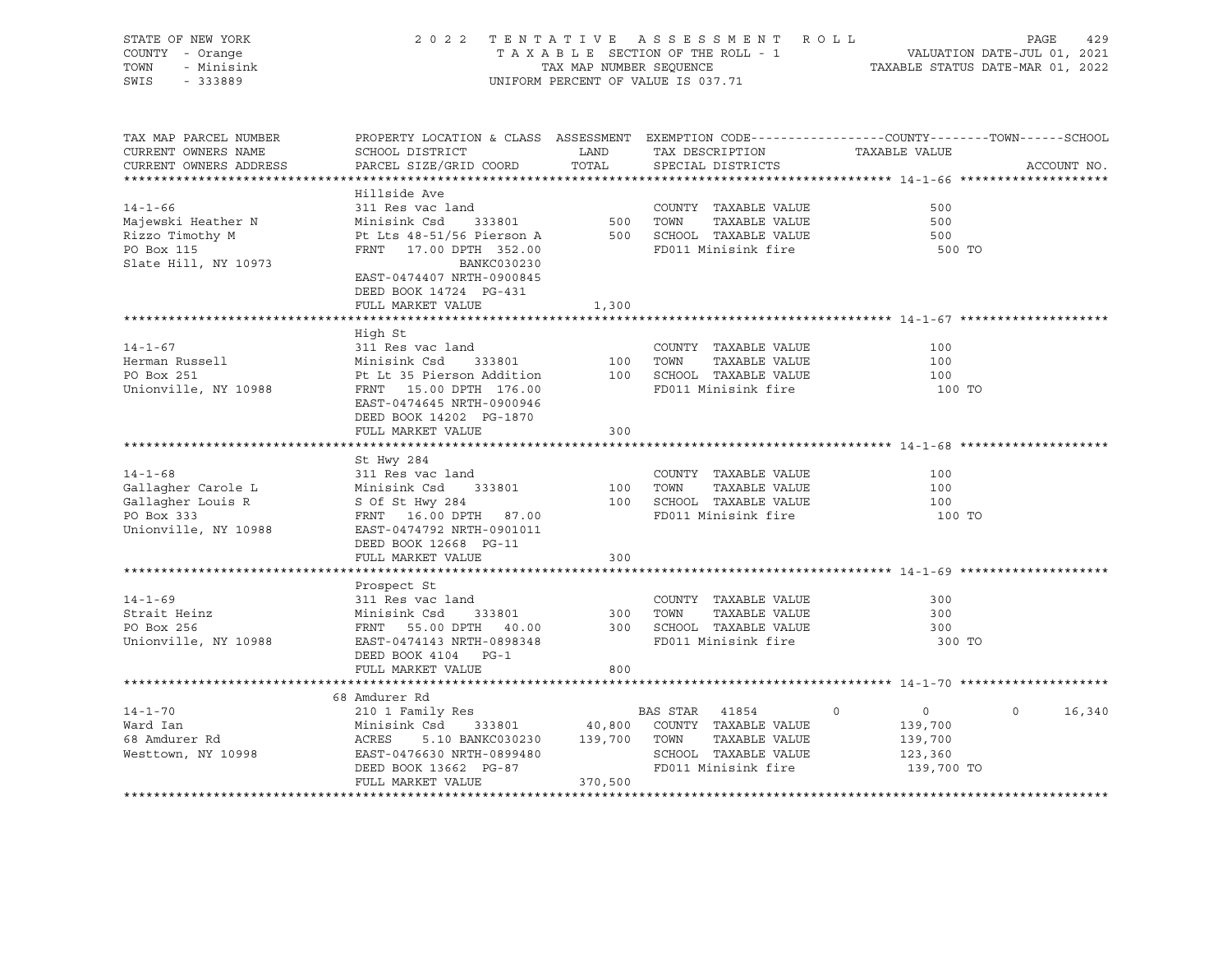STATE OF NEW YORK 2022 TENTATIVE ASSESSMENT ROLL
COUNTY - Orange TAXABLE SECTION OF THE ROLL - 1 VALUATION DATE-JUL 01, 2021
TOWN - Minisink TAX MAP NUMBER SEQUENCE TAXABLE STATUS DATE-MAR 01, 2022
SWIS - 333889 UNIFORM PERCENT OF VALUE IS 037.71

| TAX MAP PARCEL NUMBER / CURRENT OWNERS NAME / CURRENT OWNERS ADDRESS | PROPERTY LOCATION & CLASS / SCHOOL DISTRICT / PARCEL SIZE/GRID COORD | ASSESSMENT LAND / TOTAL | EXEMPTION CODE / TAX DESCRIPTION / SPECIAL DISTRICTS | COUNTY | TOWN | SCHOOL |
|---|---|---|---|---|---|---|
| **14-1-66** | Hillside Ave | | | | | |
| 14-1-66 | 311 Res vac land | | COUNTY TAXABLE VALUE | 500 | | |
| Majewski Heather N | Minisink Csd 333801 | 500 | TOWN TAXABLE VALUE | 500 | | |
| Rizzo Timothy M | Pt Lts 48-51/56 Pierson A | 500 | SCHOOL TAXABLE VALUE | 500 | | |
| PO Box 115 | FRNT 17.00 DPTH 352.00 | | FD011 Minisink fire | 500 TO | | |
| Slate Hill, NY 10973 | BANKC030230 | | | | | |
| | EAST-0474407 NRTH-0900845 | | | | | |
| | DEED BOOK 14724 PG-431 | | | | | |
| | FULL MARKET VALUE | 1,300 | | | | |
| **14-1-67** | High St | | | | | |
| 14-1-67 | 311 Res vac land | | COUNTY TAXABLE VALUE | 100 | | |
| Herman Russell | Minisink Csd 333801 | 100 | TOWN TAXABLE VALUE | 100 | | |
| PO Box 251 | Pt Lt 35 Pierson Addition | 100 | SCHOOL TAXABLE VALUE | 100 | | |
| Unionville, NY 10988 | FRNT 15.00 DPTH 176.00 | | FD011 Minisink fire | 100 TO | | |
| | EAST-0474645 NRTH-0900946 | | | | | |
| | DEED BOOK 14202 PG-1870 | | | | | |
| | FULL MARKET VALUE | 300 | | | | |
| **14-1-68** | St Hwy 284 | | | | | |
| 14-1-68 | 311 Res vac land | | COUNTY TAXABLE VALUE | 100 | | |
| Gallagher Carole L | Minisink Csd 333801 | 100 | TOWN TAXABLE VALUE | 100 | | |
| Gallagher Louis R | S Of St Hwy 284 | 100 | SCHOOL TAXABLE VALUE | 100 | | |
| PO Box 333 | FRNT 16.00 DPTH 87.00 | | FD011 Minisink fire | 100 TO | | |
| Unionville, NY 10988 | EAST-0474792 NRTH-0901011 | | | | | |
| | DEED BOOK 12668 PG-11 | | | | | |
| | FULL MARKET VALUE | 300 | | | | |
| **14-1-69** | Prospect St | | | | | |
| 14-1-69 | 311 Res vac land | | COUNTY TAXABLE VALUE | 300 | | |
| Strait Heinz | Minisink Csd 333801 | 300 | TOWN TAXABLE VALUE | 300 | | |
| PO Box 256 | FRNT 55.00 DPTH 40.00 | 300 | SCHOOL TAXABLE VALUE | 300 | | |
| Unionville, NY 10988 | EAST-0474143 NRTH-0898348 | | FD011 Minisink fire | 300 TO | | |
| | DEED BOOK 4104 PG-1 | | | | | |
| | FULL MARKET VALUE | 800 | | | | |
| **14-1-70** | 68 Amdurer Rd | | | | | |
| 14-1-70 | 210 1 Family Res | | BAS STAR 41854 | 0 | 0 | 0 16,340 |
| Ward Ian | Minisink Csd 333801 | 40,800 | COUNTY TAXABLE VALUE | 139,700 | | |
| 68 Amdurer Rd | ACRES 5.10 BANKC030230 | 139,700 | TOWN TAXABLE VALUE | 139,700 | | |
| Westtown, NY 10998 | EAST-0476630 NRTH-0899480 | | SCHOOL TAXABLE VALUE | 123,360 | | |
| | DEED BOOK 13662 PG-87 | | FD011 Minisink fire | 139,700 TO | | |
| | FULL MARKET VALUE | 370,500 | | | | |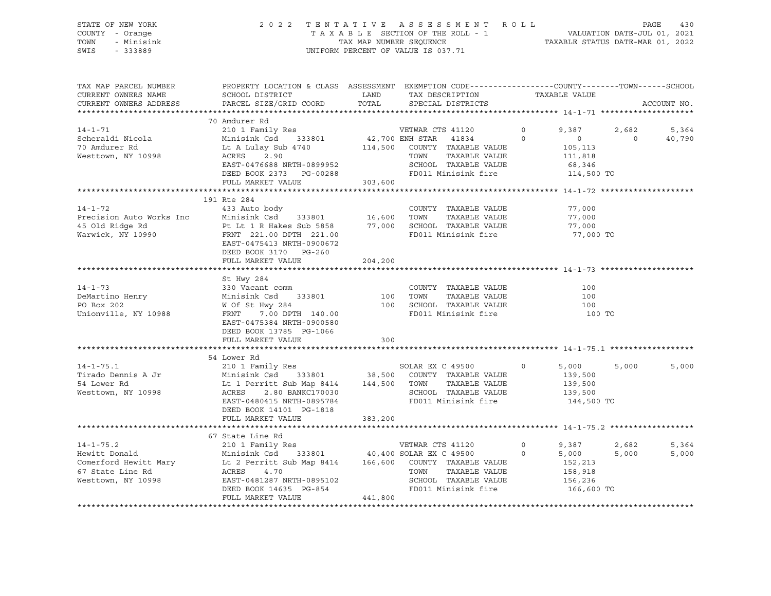STATE OF NEW YORK — 2022 TENTATIVE ASSESSMENT ROLL
COUNTY - Orange — TAXABLE SECTION OF THE ROLL - 1 — VALUATION DATE-JUL 01, 2021
TOWN - Minisink — TAX MAP NUMBER SEQUENCE — TAXABLE STATUS DATE-MAR 01, 2022
SWIS - 333889 — UNIFORM PERCENT OF VALUE IS 037.71

| TAX MAP PARCEL NUMBER / CURRENT OWNERS NAME / CURRENT OWNERS ADDRESS | PROPERTY LOCATION & CLASS / SCHOOL DISTRICT / PARCEL SIZE/GRID COORD | ASSESSMENT LAND / TOTAL | EXEMPTION CODE / TAX DESCRIPTION / SPECIAL DISTRICTS | | COUNTY TAXABLE VALUE | TOWN | SCHOOL / ACCOUNT NO. |
|---|---|---|---|---|---|---|---|
| **14-1-71** | 70 Amdurer Rd | | | | | | |
| 14-1-71 | 210 1 Family Res | | VETWAR CTS 41120 | 0 | 9,387 | 2,682 | 5,364 |
| Scheraldi Nicola | Minisink Csd 333801 | 42,700 | ENH STAR 41834 | 0 | 0 | 0 | 40,790 |
| 70 Amdurer Rd | Lt A Lulay Sub 4740 | 114,500 | COUNTY TAXABLE VALUE | | 105,113 | | |
| Westtown, NY 10998 | ACRES 2.90 | | TOWN TAXABLE VALUE | | 111,818 | | |
| | EAST-0476688 NRTH-0899952 | | SCHOOL TAXABLE VALUE | | 68,346 | | |
| | DEED BOOK 2373 PG-00288 | | FD011 Minisink fire | | 114,500 TO | | |
| | FULL MARKET VALUE | 303,600 | | | | | |
| **14-1-72** | 191 Rte 284 | | | | | | |
| 14-1-72 | 433 Auto body | | COUNTY TAXABLE VALUE | | 77,000 | | |
| Precision Auto Works Inc | Minisink Csd 333801 | 16,600 | TOWN TAXABLE VALUE | | 77,000 | | |
| 45 Old Ridge Rd | Pt Lt 1 R Hakes Sub 5858 | 77,000 | SCHOOL TAXABLE VALUE | | 77,000 | | |
| Warwick, NY 10990 | FRNT 221.00 DPTH 221.00 | | FD011 Minisink fire | | 77,000 TO | | |
| | EAST-0475413 NRTH-0900672 | | | | | | |
| | DEED BOOK 3170 PG-260 | | | | | | |
| | FULL MARKET VALUE | 204,200 | | | | | |
| **14-1-73** | St Hwy 284 | | | | | | |
| 14-1-73 | 330 Vacant comm | | COUNTY TAXABLE VALUE | | 100 | | |
| DeMartino Henry | Minisink Csd 333801 | 100 | TOWN TAXABLE VALUE | | 100 | | |
| PO Box 202 | W Of St Hwy 284 | 100 | SCHOOL TAXABLE VALUE | | 100 | | |
| Unionville, NY 10988 | FRNT 7.00 DPTH 140.00 | | FD011 Minisink fire | | 100 TO | | |
| | EAST-0475384 NRTH-0900580 | | | | | | |
| | DEED BOOK 13785 PG-1066 | | | | | | |
| | FULL MARKET VALUE | 300 | | | | | |
| **14-1-75.1** | 54 Lower Rd | | | | | | |
| 14-1-75.1 | 210 1 Family Res | | SOLAR EX C 49500 | 0 | 5,000 | 5,000 | 5,000 |
| Tirado Dennis A Jr | Minisink Csd 333801 | 38,500 | COUNTY TAXABLE VALUE | | 139,500 | | |
| 54 Lower Rd | Lt 1 Perritt Sub Map 8414 | 144,500 | TOWN TAXABLE VALUE | | 139,500 | | |
| Westtown, NY 10998 | ACRES 2.80 BANKC170030 | | SCHOOL TAXABLE VALUE | | 139,500 | | |
| | EAST-0480415 NRTH-0895784 | | FD011 Minisink fire | | 144,500 TO | | |
| | DEED BOOK 14101 PG-1818 | | | | | | |
| | FULL MARKET VALUE | 383,200 | | | | | |
| **14-1-75.2** | 67 State Line Rd | | | | | | |
| 14-1-75.2 | 210 1 Family Res | | VETWAR CTS 41120 | 0 | 9,387 | 2,682 | 5,364 |
| Hewitt Donald | Minisink Csd 333801 | 40,400 | SOLAR EX C 49500 | 0 | 5,000 | 5,000 | 5,000 |
| Comerford Hewitt Mary | Lt 2 Perritt Sub Map 8414 | 166,600 | COUNTY TAXABLE VALUE | | 152,213 | | |
| 67 State Line Rd | ACRES 4.70 | | TOWN TAXABLE VALUE | | 158,918 | | |
| Westtown, NY 10998 | EAST-0481287 NRTH-0895102 | | SCHOOL TAXABLE VALUE | | 156,236 | | |
| | DEED BOOK 14635 PG-854 | | FD011 Minisink fire | | 166,600 TO | | |
| | FULL MARKET VALUE | 441,800 | | | | | |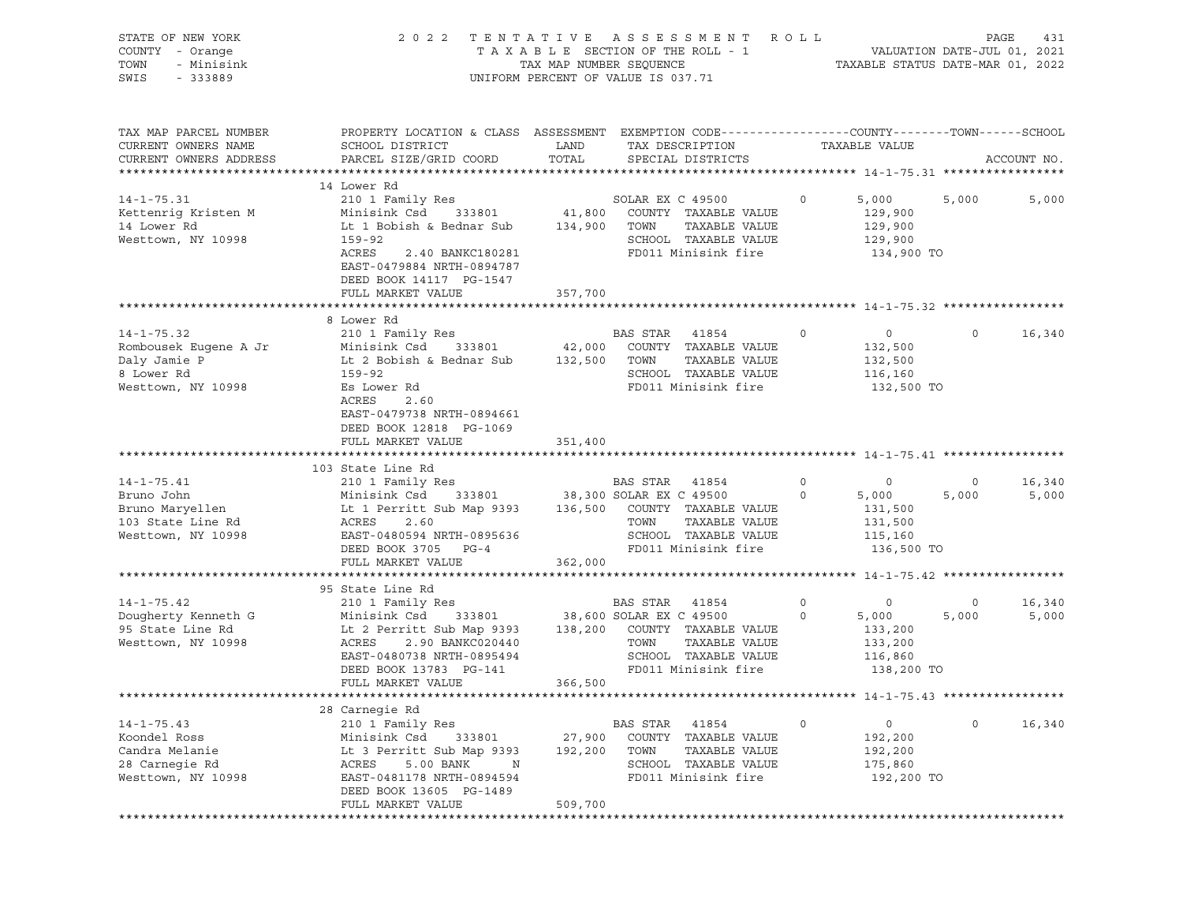STATE OF NEW YORK — 2022 TENTATIVE ASSESSMENT ROLL
COUNTY - Orange — TAXABLE SECTION OF THE ROLL - 1 — VALUATION DATE-JUL 01, 2021
TOWN - Minisink — TAX MAP NUMBER SEQUENCE — TAXABLE STATUS DATE-MAR 01, 2022
SWIS - 333889 — UNIFORM PERCENT OF VALUE IS 037.71

| TAX MAP PARCEL NUMBER / CURRENT OWNERS NAME / CURRENT OWNERS ADDRESS | PROPERTY LOCATION & CLASS / SCHOOL DISTRICT / PARCEL SIZE/GRID COORD | ASSESSMENT LAND / TOTAL | EXEMPTION CODE / TAX DESCRIPTION / SPECIAL DISTRICTS | | COUNTY / TAXABLE VALUE | TOWN | SCHOOL / ACCOUNT NO. |
|---|---|---|---|---|---|---|---|
| **14-1-75.31** | 14 Lower Rd | | | | | | |
| 14-1-75.31 | 210 1 Family Res | | SOLAR EX C 49500 | 0 | 5,000 | 5,000 | 5,000 |
| Kettenrig Kristen M | Minisink Csd 333801 | 41,800 | COUNTY TAXABLE VALUE | | 129,900 | | |
| 14 Lower Rd | Lt 1 Bobish & Bednar Sub | 134,900 | TOWN TAXABLE VALUE | | 129,900 | | |
| Westtown, NY 10998 | 159-92 | | SCHOOL TAXABLE VALUE | | 129,900 | | |
| | ACRES 2.40 BANKC180281 | | FD011 Minisink fire | | 134,900 TO | | |
| | EAST-0479884 NRTH-0894787 | | | | | | |
| | DEED BOOK 14117 PG-1547 | | | | | | |
| | FULL MARKET VALUE | 357,700 | | | | | |
| **14-1-75.32** | 8 Lower Rd | | | | | | |
| 14-1-75.32 | 210 1 Family Res | | BAS STAR 41854 | 0 | 0 | 0 | 16,340 |
| Rombousek Eugene A Jr | Minisink Csd 333801 | 42,000 | COUNTY TAXABLE VALUE | | 132,500 | | |
| Daly Jamie P | Lt 2 Bobish & Bednar Sub | 132,500 | TOWN TAXABLE VALUE | | 132,500 | | |
| 8 Lower Rd | 159-92 | | SCHOOL TAXABLE VALUE | | 116,160 | | |
| Westtown, NY 10998 | Es Lower Rd | | FD011 Minisink fire | | 132,500 TO | | |
| | ACRES 2.60 | | | | | | |
| | EAST-0479738 NRTH-0894661 | | | | | | |
| | DEED BOOK 12818 PG-1069 | | | | | | |
| | FULL MARKET VALUE | 351,400 | | | | | |
| **14-1-75.41** | 103 State Line Rd | | | | | | |
| 14-1-75.41 | 210 1 Family Res | | BAS STAR 41854 | 0 | 0 | 0 | 16,340 |
| Bruno John | Minisink Csd 333801 | 38,300 | SOLAR EX C 49500 | 0 | 5,000 | 5,000 | 5,000 |
| Bruno Maryellen | Lt 1 Perritt Sub Map 9393 | 136,500 | COUNTY TAXABLE VALUE | | 131,500 | | |
| 103 State Line Rd | ACRES 2.60 | | TOWN TAXABLE VALUE | | 131,500 | | |
| Westtown, NY 10998 | EAST-0480594 NRTH-0895636 | | SCHOOL TAXABLE VALUE | | 115,160 | | |
| | DEED BOOK 3705 PG-4 | | FD011 Minisink fire | | 136,500 TO | | |
| | FULL MARKET VALUE | 362,000 | | | | | |
| **14-1-75.42** | 95 State Line Rd | | | | | | |
| 14-1-75.42 | 210 1 Family Res | | BAS STAR 41854 | 0 | 0 | 0 | 16,340 |
| Dougherty Kenneth G | Minisink Csd 333801 | 38,600 | SOLAR EX C 49500 | 0 | 5,000 | 5,000 | 5,000 |
| 95 State Line Rd | Lt 2 Perritt Sub Map 9393 | 138,200 | COUNTY TAXABLE VALUE | | 133,200 | | |
| Westtown, NY 10998 | ACRES 2.90 BANKC020440 | | TOWN TAXABLE VALUE | | 133,200 | | |
| | EAST-0480738 NRTH-0895494 | | SCHOOL TAXABLE VALUE | | 116,860 | | |
| | DEED BOOK 13783 PG-141 | | FD011 Minisink fire | | 138,200 TO | | |
| | FULL MARKET VALUE | 366,500 | | | | | |
| **14-1-75.43** | 28 Carnegie Rd | | | | | | |
| 14-1-75.43 | 210 1 Family Res | | BAS STAR 41854 | 0 | 0 | 0 | 16,340 |
| Koondel Ross | Minisink Csd 333801 | 27,900 | COUNTY TAXABLE VALUE | | 192,200 | | |
| Candra Melanie | Lt 3 Perritt Sub Map 9393 | 192,200 | TOWN TAXABLE VALUE | | 192,200 | | |
| 28 Carnegie Rd | ACRES 5.00 BANK N | | SCHOOL TAXABLE VALUE | | 175,860 | | |
| Westtown, NY 10998 | EAST-0481178 NRTH-0894594 | | FD011 Minisink fire | | 192,200 TO | | |
| | DEED BOOK 13605 PG-1489 | | | | | | |
| | FULL MARKET VALUE | 509,700 | | | | | |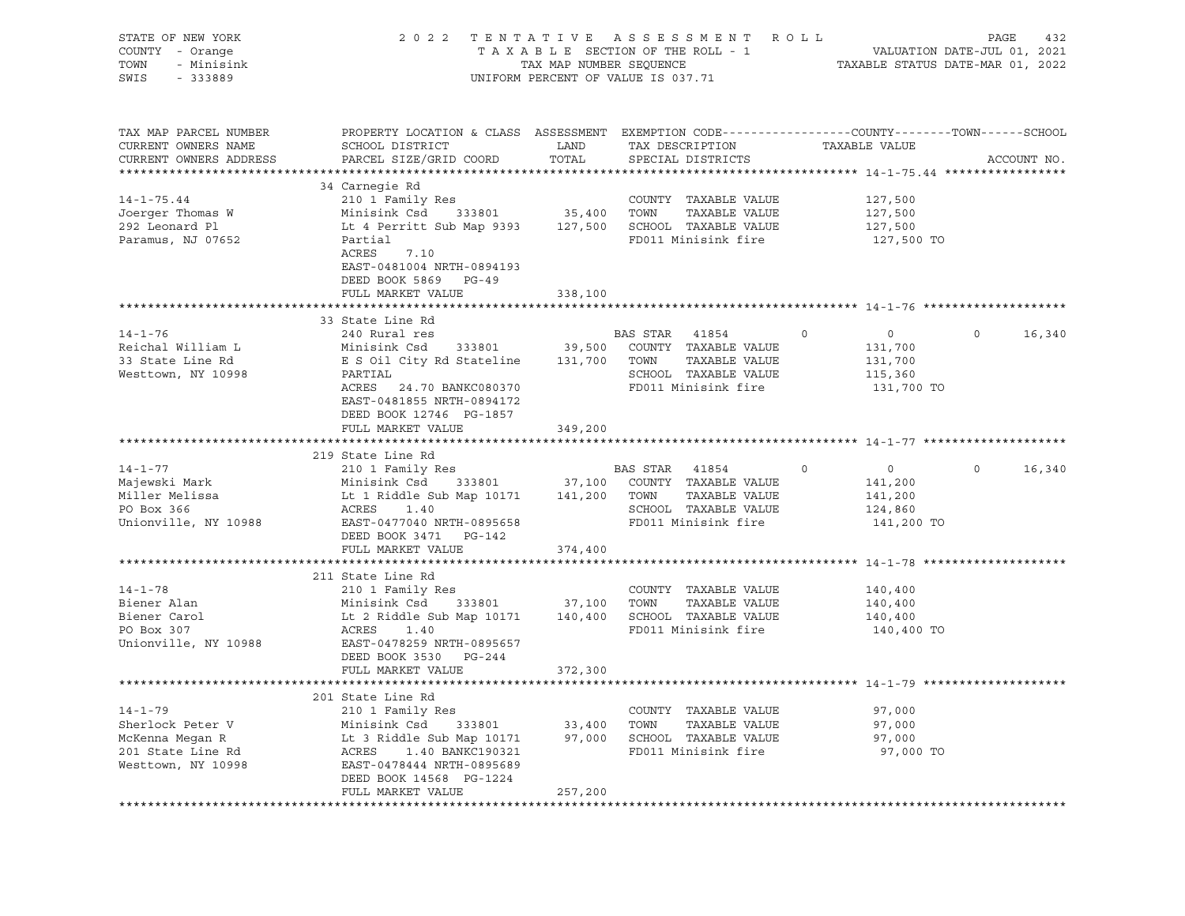STATE OF NEW YORK — COUNTY - Orange — TOWN - Minisink — SWIS - 333889

2022 TENTATIVE ASSESSMENT ROLL
TAXABLE SECTION OF THE ROLL - 1
TAX MAP NUMBER SEQUENCE
UNIFORM PERCENT OF VALUE IS 037.71

VALUATION DATE-JUL 01, 2021
TAXABLE STATUS DATE-MAR 01, 2022

| TAX MAP PARCEL NUMBER / CURRENT OWNERS NAME / CURRENT OWNERS ADDRESS | PROPERTY LOCATION & CLASS / SCHOOL DISTRICT / PARCEL SIZE/GRID COORD | ASSESSMENT LAND / TOTAL | EXEMPTION CODE / TAX DESCRIPTION / SPECIAL DISTRICTS | COUNTY | TOWN | SCHOOL / TAXABLE VALUE | ACCOUNT NO. |
|---|---|---|---|---|---|---|---|
| **14-1-75.44** | 34 Carnegie Rd | | | | | | |
| 14-1-75.44 | 210 1 Family Res | | COUNTY TAXABLE VALUE | 127,500 | | | |
| Joerger Thomas W | Minisink Csd 333801 | 35,400 | TOWN TAXABLE VALUE | | 127,500 | | |
| 292 Leonard Pl | Lt 4 Perritt Sub Map 9393 | 127,500 | SCHOOL TAXABLE VALUE | | | 127,500 | |
| Paramus, NJ 07652 | Partial | | FD011 Minisink fire | 127,500 TO | | | |
| | ACRES 7.10 | | | | | | |
| | EAST-0481004 NRTH-0894193 | | | | | | |
| | DEED BOOK 5869 PG-49 | | | | | | |
| | FULL MARKET VALUE | 338,100 | | | | | |
| **14-1-76** | 33 State Line Rd | | | | | | |
| 14-1-76 | 240 Rural res | | BAS STAR 41854 | 0 | 0 | 16,340 | |
| Reichal William L | Minisink Csd 333801 | 39,500 | COUNTY TAXABLE VALUE | 131,700 | | | |
| 33 State Line Rd | E S Oil City Rd Stateline | 131,700 | TOWN TAXABLE VALUE | | 131,700 | | |
| Westtown, NY 10998 | PARTIAL | | SCHOOL TAXABLE VALUE | | | 115,360 | |
| | ACRES 24.70 BANKC080370 | | FD011 Minisink fire | 131,700 TO | | | |
| | EAST-0481855 NRTH-0894172 | | | | | | |
| | DEED BOOK 12746 PG-1857 | | | | | | |
| | FULL MARKET VALUE | 349,200 | | | | | |
| **14-1-77** | 219 State Line Rd | | | | | | |
| 14-1-77 | 210 1 Family Res | | BAS STAR 41854 | 0 | 0 | 16,340 | |
| Majewski Mark | Minisink Csd 333801 | 37,100 | COUNTY TAXABLE VALUE | 141,200 | | | |
| Miller Melissa | Lt 1 Riddle Sub Map 10171 | 141,200 | TOWN TAXABLE VALUE | | 141,200 | | |
| PO Box 366 | ACRES 1.40 | | SCHOOL TAXABLE VALUE | | | 124,860 | |
| Unionville, NY 10988 | EAST-0477040 NRTH-0895658 | | FD011 Minisink fire | 141,200 TO | | | |
| | DEED BOOK 3471 PG-142 | | | | | | |
| | FULL MARKET VALUE | 374,400 | | | | | |
| **14-1-78** | 211 State Line Rd | | | | | | |
| 14-1-78 | 210 1 Family Res | | COUNTY TAXABLE VALUE | 140,400 | | | |
| Biener Alan | Minisink Csd 333801 | 37,100 | TOWN TAXABLE VALUE | | 140,400 | | |
| Biener Carol | Lt 2 Riddle Sub Map 10171 | 140,400 | SCHOOL TAXABLE VALUE | | | 140,400 | |
| PO Box 307 | ACRES 1.40 | | FD011 Minisink fire | 140,400 TO | | | |
| Unionville, NY 10988 | EAST-0478259 NRTH-0895657 | | | | | | |
| | DEED BOOK 3530 PG-244 | | | | | | |
| | FULL MARKET VALUE | 372,300 | | | | | |
| **14-1-79** | 201 State Line Rd | | | | | | |
| 14-1-79 | 210 1 Family Res | | COUNTY TAXABLE VALUE | 97,000 | | | |
| Sherlock Peter V | Minisink Csd 333801 | 33,400 | TOWN TAXABLE VALUE | | 97,000 | | |
| McKenna Megan R | Lt 3 Riddle Sub Map 10171 | 97,000 | SCHOOL TAXABLE VALUE | | | 97,000 | |
| 201 State Line Rd | ACRES 1.40 BANKC190321 | | FD011 Minisink fire | 97,000 TO | | | |
| Westtown, NY 10998 | EAST-0478444 NRTH-0895689 | | | | | | |
| | DEED BOOK 14568 PG-1224 | | | | | | |
| | FULL MARKET VALUE | 257,200 | | | | | |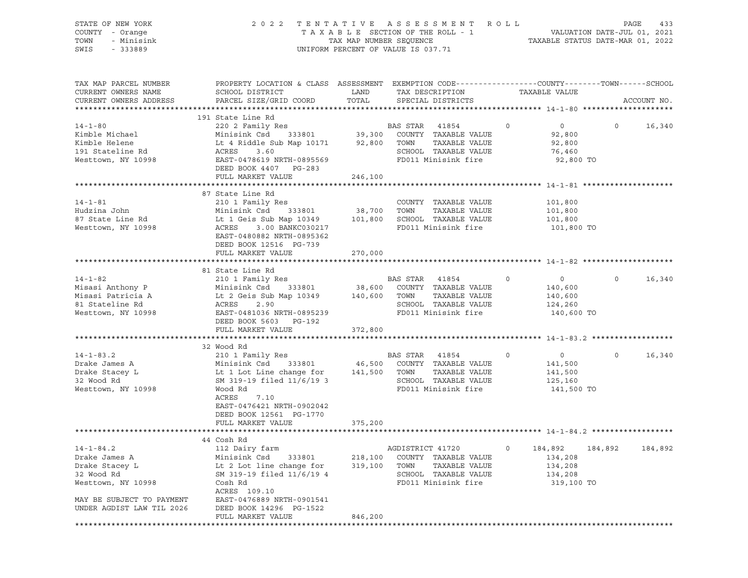STATE OF NEW YORK — 2022 TENTATIVE ASSESSMENT ROLL — PAGE 433
COUNTY - Orange — TAXABLE SECTION OF THE ROLL - 1 — VALUATION DATE-JUL 01, 2021
TOWN - Minisink — TAX MAP NUMBER SEQUENCE — TAXABLE STATUS DATE-MAR 01, 2022
SWIS - 333889 — UNIFORM PERCENT OF VALUE IS 037.71

```
TAX MAP PARCEL NUMBER          PROPERTY LOCATION & CLASS  ASSESSMENT  EXEMPTION CODE-----------------COUNTY--------TOWN------SCHOOL
CURRENT OWNERS NAME            SCHOOL DISTRICT               LAND      TAX DESCRIPTION            TAXABLE VALUE
CURRENT OWNERS ADDRESS         PARCEL SIZE/GRID COORD        TOTAL     SPECIAL DISTRICTS                                    ACCOUNT NO.
******************************************************************************************************* 14-1-80 ********************
                               191 State Line Rd
14-1-80                        220 2 Family Res                        BAS STAR  41854         0           0         0      16,340
Kimble Michael                 Minisink Csd     333801       39,300    COUNTY  TAXABLE VALUE            92,800
Kimble Helene                  Lt 4 Riddle Sub Map 10171     92,800    TOWN    TAXABLE VALUE            92,800
191 Stateline Rd               ACRES     3.60                          SCHOOL  TAXABLE VALUE            76,460
Westtown, NY 10998             EAST-0478619 NRTH-0895569               FD011 Minisink fire               92,800 TO
                               DEED BOOK 4407    PG-283
                               FULL MARKET VALUE            246,100
******************************************************************************************************* 14-1-81 ********************
                               87 State Line Rd
14-1-81                        210 1 Family Res                        COUNTY  TAXABLE VALUE           101,800
Hudzina John                   Minisink Csd     333801       38,700    TOWN    TAXABLE VALUE           101,800
87 State Line Rd               Lt 1 Geis Sub Map 10349      101,800    SCHOOL  TAXABLE VALUE           101,800
Westtown, NY 10998             ACRES     3.00 BANKC030217              FD011 Minisink fire              101,800 TO
                               EAST-0480882 NRTH-0895362
                               DEED BOOK 12516  PG-739
                               FULL MARKET VALUE            270,000
******************************************************************************************************* 14-1-82 ********************
                               81 State Line Rd
14-1-82                        210 1 Family Res                        BAS STAR  41854         0           0         0      16,340
Misasi Anthony P               Minisink Csd     333801       38,600    COUNTY  TAXABLE VALUE           140,600
Misasi Patricia A              Lt 2 Geis Sub Map 10349      140,600    TOWN    TAXABLE VALUE           140,600
81 Stateline Rd                ACRES     2.90                          SCHOOL  TAXABLE VALUE           124,260
Westtown, NY 10998             EAST-0481036 NRTH-0895239               FD011 Minisink fire              140,600 TO
                               DEED BOOK 5603    PG-192
                               FULL MARKET VALUE            372,800
******************************************************************************************************* 14-1-83.2 ******************
                               32 Wood Rd
14-1-83.2                      210 1 Family Res                        BAS STAR  41854         0           0         0      16,340
Drake James A                  Minisink Csd     333801       46,500    COUNTY  TAXABLE VALUE           141,500
Drake Stacey L                 Lt 1 Lot Line change for     141,500    TOWN    TAXABLE VALUE           141,500
32 Wood Rd                     SM 319-19 filed 11/6/19 3               SCHOOL  TAXABLE VALUE           125,160
Westtown, NY 10998             Wood Rd                                 FD011 Minisink fire              141,500 TO
                               ACRES     7.10
                               EAST-0476421 NRTH-0902042
                               DEED BOOK 12561  PG-1770
                               FULL MARKET VALUE            375,200
******************************************************************************************************* 14-1-84.2 ******************
                               44 Cosh Rd
14-1-84.2                      112 Dairy farm                          AGDISTRICT 41720        0     184,892   184,892     184,892
Drake James A                  Minisink Csd     333801      218,100    COUNTY  TAXABLE VALUE           134,208
Drake Stacey L                 Lt 2 Lot line change for     319,100    TOWN    TAXABLE VALUE           134,208
32 Wood Rd                     SM 319-19 filed 11/6/19 4               SCHOOL  TAXABLE VALUE           134,208
Westtown, NY 10998             Cosh Rd                                 FD011 Minisink fire              319,100 TO
                               ACRES   109.10
MAY BE SUBJECT TO PAYMENT      EAST-0476889 NRTH-0901541
UNDER AGDIST LAW TIL 2026      DEED BOOK 14296  PG-1522
                               FULL MARKET VALUE            846,200
************************************************************************************************************************************
```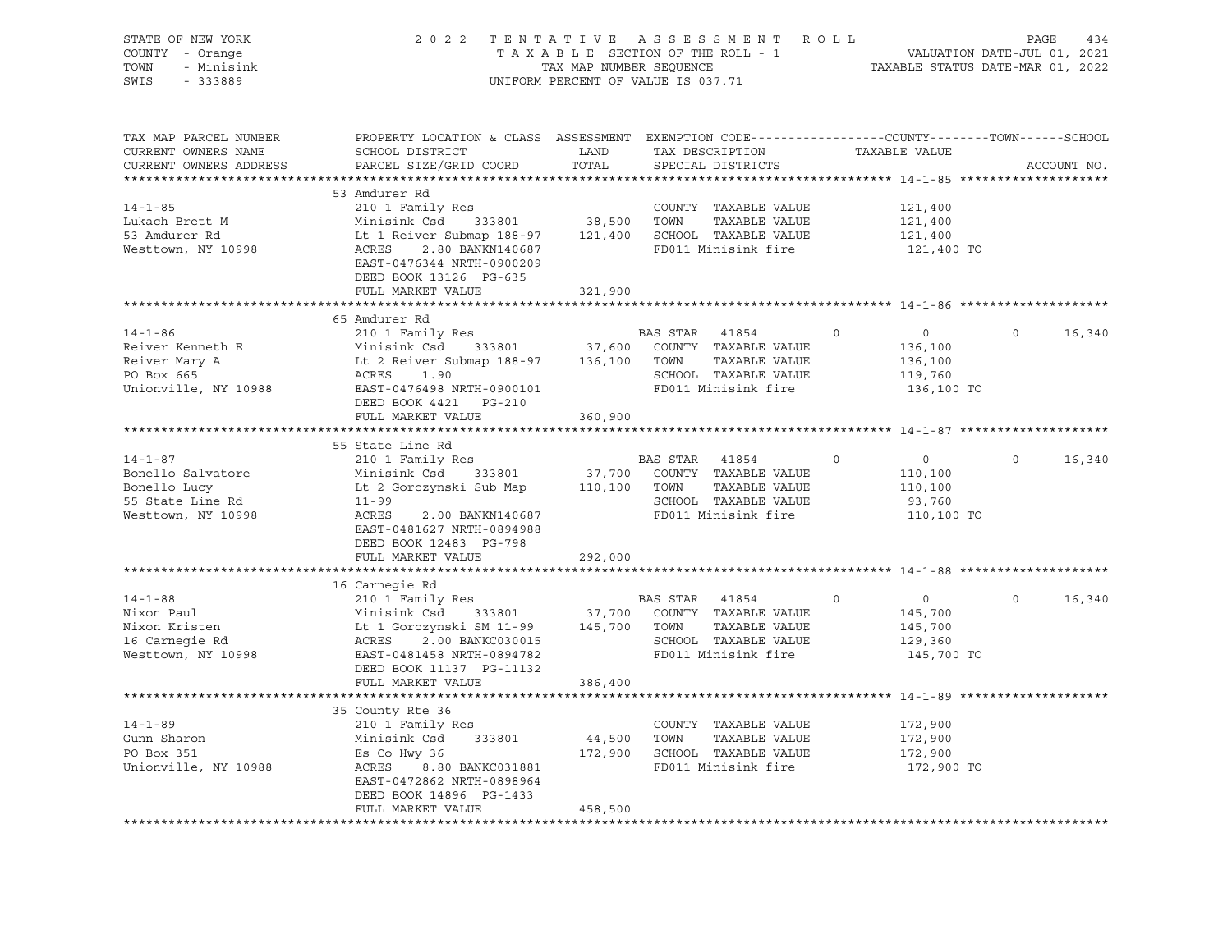STATE OF NEW YORK | COUNTY - Orange | TOWN - Minisink | SWIS - 333889

2022 TENTATIVE ASSESSMENT ROLL
TAXABLE SECTION OF THE ROLL - 1
TAX MAP NUMBER SEQUENCE
UNIFORM PERCENT OF VALUE IS 037.71

VALUATION DATE-JUL 01, 2021
TAXABLE STATUS DATE-MAR 01, 2022

| TAX MAP PARCEL NUMBER / CURRENT OWNERS NAME / CURRENT OWNERS ADDRESS | PROPERTY LOCATION & CLASS / SCHOOL DISTRICT / PARCEL SIZE/GRID COORD | ASSESSMENT LAND / TOTAL | EXEMPTION CODE / TAX DESCRIPTION / SPECIAL DISTRICTS | COUNTY | TOWN | SCHOOL / TAXABLE VALUE | ACCOUNT NO. |
|---|---|---|---|---|---|---|---|
| **14-1-85** | 53 Amdurer Rd | | | | | | |
| | 210 1 Family Res | | COUNTY TAXABLE VALUE | 121,400 | | | |
| Lukach Brett M | Minisink Csd 333801 | 38,500 | TOWN TAXABLE VALUE | | 121,400 | | |
| 53 Amdurer Rd | Lt 1 Reiver Submap 188-97 | 121,400 | SCHOOL TAXABLE VALUE | | | 121,400 | |
| Westtown, NY 10998 | ACRES 2.80 BANKN140687 | | FD011 Minisink fire | 121,400 TO | | | |
| | EAST-0476344 NRTH-0900209 | | | | | | |
| | DEED BOOK 13126 PG-635 | | | | | | |
| | FULL MARKET VALUE | 321,900 | | | | | |
| **14-1-86** | 65 Amdurer Rd | | | | | | |
| | 210 1 Family Res | | BAS STAR 41854 | 0 | 0 | 16,340 | |
| Reiver Kenneth E | Minisink Csd 333801 | 37,600 | COUNTY TAXABLE VALUE | 136,100 | | | |
| Reiver Mary A | Lt 2 Reiver Submap 188-97 | 136,100 | TOWN TAXABLE VALUE | | 136,100 | | |
| PO Box 665 | ACRES 1.90 | | SCHOOL TAXABLE VALUE | | | 119,760 | |
| Unionville, NY 10988 | EAST-0476498 NRTH-0900101 | | FD011 Minisink fire | 136,100 TO | | | |
| | DEED BOOK 4421 PG-210 | | | | | | |
| | FULL MARKET VALUE | 360,900 | | | | | |
| **14-1-87** | 55 State Line Rd | | | | | | |
| | 210 1 Family Res | | BAS STAR 41854 | 0 | 0 | 16,340 | |
| Bonello Salvatore | Minisink Csd 333801 | 37,700 | COUNTY TAXABLE VALUE | 110,100 | | | |
| Bonello Lucy | Lt 2 Gorczynski Sub Map | 110,100 | TOWN TAXABLE VALUE | | 110,100 | | |
| 55 State Line Rd | 11-99 | | SCHOOL TAXABLE VALUE | | | 93,760 | |
| Westtown, NY 10998 | ACRES 2.00 BANKN140687 | | FD011 Minisink fire | 110,100 TO | | | |
| | EAST-0481627 NRTH-0894988 | | | | | | |
| | DEED BOOK 12483 PG-798 | | | | | | |
| | FULL MARKET VALUE | 292,000 | | | | | |
| **14-1-88** | 16 Carnegie Rd | | | | | | |
| | 210 1 Family Res | | BAS STAR 41854 | 0 | 0 | 16,340 | |
| Nixon Paul | Minisink Csd 333801 | 37,700 | COUNTY TAXABLE VALUE | 145,700 | | | |
| Nixon Kristen | Lt 1 Gorczynski SM 11-99 | 145,700 | TOWN TAXABLE VALUE | | 145,700 | | |
| 16 Carnegie Rd | ACRES 2.00 BANKC030015 | | SCHOOL TAXABLE VALUE | | | 129,360 | |
| Westtown, NY 10998 | EAST-0481458 NRTH-0894782 | | FD011 Minisink fire | 145,700 TO | | | |
| | DEED BOOK 11137 PG-11132 | | | | | | |
| | FULL MARKET VALUE | 386,400 | | | | | |
| **14-1-89** | 35 County Rte 36 | | | | | | |
| | 210 1 Family Res | | COUNTY TAXABLE VALUE | 172,900 | | | |
| Gunn Sharon | Minisink Csd 333801 | 44,500 | TOWN TAXABLE VALUE | | 172,900 | | |
| PO Box 351 | Es Co Hwy 36 | 172,900 | SCHOOL TAXABLE VALUE | | | 172,900 | |
| Unionville, NY 10988 | ACRES 8.80 BANKC031881 | | FD011 Minisink fire | 172,900 TO | | | |
| | EAST-0472862 NRTH-0898964 | | | | | | |
| | DEED BOOK 14896 PG-1433 | | | | | | |
| | FULL MARKET VALUE | 458,500 | | | | | |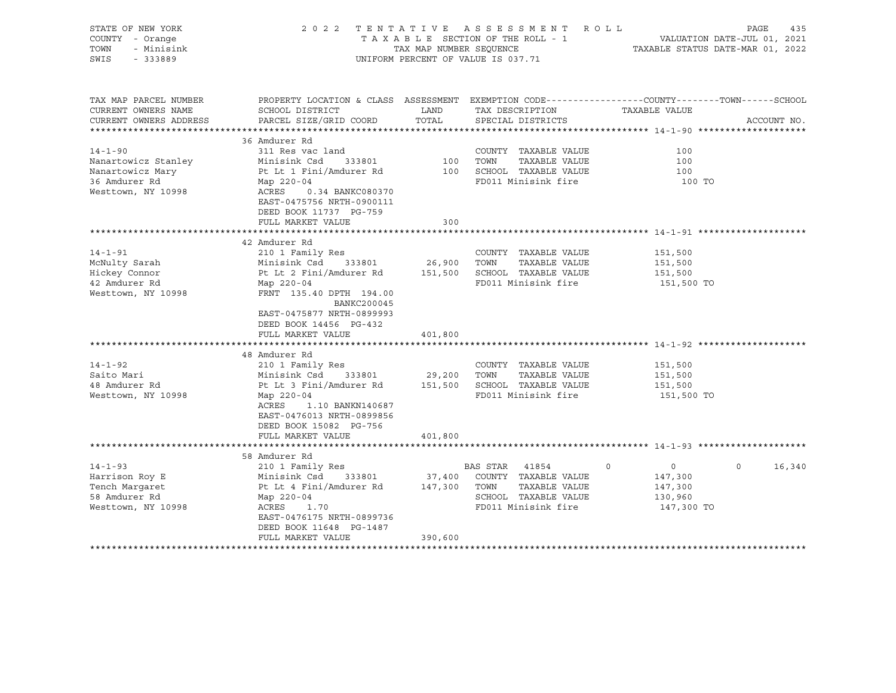STATE OF NEW YORK
COUNTY - Orange
TOWN - Minisink
SWIS - 333889

2022 TENTATIVE ASSESSMENT ROLL
TAXABLE SECTION OF THE ROLL - 1
TAX MAP NUMBER SEQUENCE
UNIFORM PERCENT OF VALUE IS 037.71

VALUATION DATE-JUL 01, 2021
TAXABLE STATUS DATE-MAR 01, 2022

| TAX MAP PARCEL NUMBER / CURRENT OWNERS NAME / CURRENT OWNERS ADDRESS | PROPERTY LOCATION & CLASS / SCHOOL DISTRICT / PARCEL SIZE/GRID COORD | ASSESSMENT LAND / TOTAL | EXEMPTION CODE / TAX DESCRIPTION / SPECIAL DISTRICTS | COUNTY | TOWN | SCHOOL / TAXABLE VALUE | ACCOUNT NO. |
|---|---|---|---|---|---|---|---|
| **14-1-90** | 36 Amdurer Rd | | | | | | |
| 14-1-90 | 311 Res vac land | | COUNTY TAXABLE VALUE | 100 | | | |
| Nanartowicz Stanley | Minisink Csd 333801 | 100 | TOWN TAXABLE VALUE | | 100 | | |
| Nanartowicz Mary | Pt Lt 1 Fini/Amdurer Rd | 100 | SCHOOL TAXABLE VALUE | | | 100 | |
| 36 Amdurer Rd | Map 220-04 | | FD011 Minisink fire | | | 100 TO | |
| Westtown, NY 10998 | ACRES 0.34 BANKC080370 | | | | | | |
| | EAST-0475756 NRTH-0900111 | | | | | | |
| | DEED BOOK 11737 PG-759 | | | | | | |
| | FULL MARKET VALUE | 300 | | | | | |
| **14-1-91** | 42 Amdurer Rd | | | | | | |
| 14-1-91 | 210 1 Family Res | | COUNTY TAXABLE VALUE | 151,500 | | | |
| McNulty Sarah | Minisink Csd 333801 | 26,900 | TOWN TAXABLE VALUE | | 151,500 | | |
| Hickey Connor | Pt Lt 2 Fini/Amdurer Rd | 151,500 | SCHOOL TAXABLE VALUE | | | 151,500 | |
| 42 Amdurer Rd | Map 220-04 | | FD011 Minisink fire | | | 151,500 TO | |
| Westtown, NY 10998 | FRNT 135.40 DPTH 194.00 | | | | | | |
| | BANKC200045 | | | | | | |
| | EAST-0475877 NRTH-0899993 | | | | | | |
| | DEED BOOK 14456 PG-432 | | | | | | |
| | FULL MARKET VALUE | 401,800 | | | | | |
| **14-1-92** | 48 Amdurer Rd | | | | | | |
| 14-1-92 | 210 1 Family Res | | COUNTY TAXABLE VALUE | 151,500 | | | |
| Saito Mari | Minisink Csd 333801 | 29,200 | TOWN TAXABLE VALUE | | 151,500 | | |
| 48 Amdurer Rd | Pt Lt 3 Fini/Amdurer Rd | 151,500 | SCHOOL TAXABLE VALUE | | | 151,500 | |
| Westtown, NY 10998 | Map 220-04 | | FD011 Minisink fire | | | 151,500 TO | |
| | ACRES 1.10 BANKN140687 | | | | | | |
| | EAST-0476013 NRTH-0899856 | | | | | | |
| | DEED BOOK 15082 PG-756 | | | | | | |
| | FULL MARKET VALUE | 401,800 | | | | | |
| **14-1-93** | 58 Amdurer Rd | | | | | | |
| 14-1-93 | 210 1 Family Res | | BAS STAR 41854 | 0 | 0 | 16,340 | |
| Harrison Roy E | Minisink Csd 333801 | 37,400 | COUNTY TAXABLE VALUE | 147,300 | | | |
| Tench Margaret | Pt Lt 4 Fini/Amdurer Rd | 147,300 | TOWN TAXABLE VALUE | | 147,300 | | |
| 58 Amdurer Rd | Map 220-04 | | SCHOOL TAXABLE VALUE | | | 130,960 | |
| Westtown, NY 10998 | ACRES 1.70 | | FD011 Minisink fire | | | 147,300 TO | |
| | EAST-0476175 NRTH-0899736 | | | | | | |
| | DEED BOOK 11648 PG-1487 | | | | | | |
| | FULL MARKET VALUE | 390,600 | | | | | |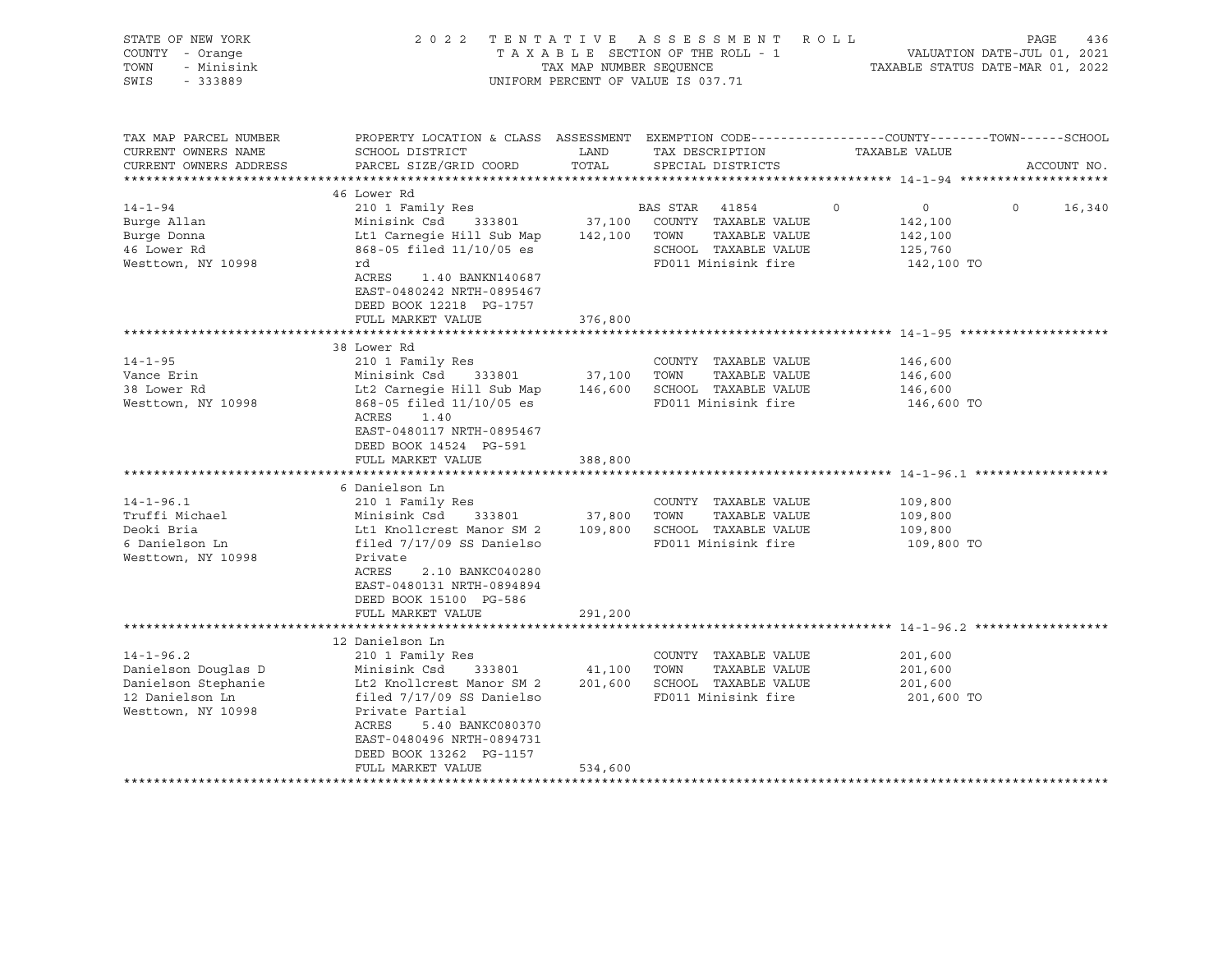STATE OF NEW YORK — 2022 TENTATIVE ASSESSMENT ROLL
COUNTY - Orange — TAXABLE SECTION OF THE ROLL - 1 — VALUATION DATE-JUL 01, 2021
TOWN - Minisink — TAX MAP NUMBER SEQUENCE — TAXABLE STATUS DATE-MAR 01, 2022
SWIS - 333889 — UNIFORM PERCENT OF VALUE IS 037.71

| TAX MAP PARCEL NUMBER / CURRENT OWNERS NAME / CURRENT OWNERS ADDRESS | PROPERTY LOCATION & CLASS / SCHOOL DISTRICT / PARCEL SIZE/GRID COORD | ASSESSMENT LAND / TOTAL | EXEMPTION CODE / TAX DESCRIPTION / SPECIAL DISTRICTS | COUNTY | TOWN | SCHOOL / TAXABLE VALUE | ACCOUNT NO. |
|---|---|---|---|---|---|---|---|
| **14-1-94** | 46 Lower Rd | | | | | | |
| | 210 1 Family Res | | BAS STAR 41854 | 0 | 0 | 0 16,340 | |
| Burge Allan | Minisink Csd 333801 | 37,100 | COUNTY TAXABLE VALUE | 142,100 | | | |
| Burge Donna | Lt1 Carnegie Hill Sub Map | 142,100 | TOWN TAXABLE VALUE | | 142,100 | | |
| 46 Lower Rd | 868-05 filed 11/10/05 es | | SCHOOL TAXABLE VALUE | | | 125,760 | |
| Westtown, NY 10998 | rd | | FD011 Minisink fire | 142,100 TO | | | |
| | ACRES 1.40 BANKN140687 | | | | | | |
| | EAST-0480242 NRTH-0895467 | | | | | | |
| | DEED BOOK 12218 PG-1757 | | | | | | |
| | FULL MARKET VALUE | 376,800 | | | | | |
| **14-1-95** | 38 Lower Rd | | | | | | |
| | 210 1 Family Res | | COUNTY TAXABLE VALUE | 146,600 | | | |
| Vance Erin | Minisink Csd 333801 | 37,100 | TOWN TAXABLE VALUE | | 146,600 | | |
| 38 Lower Rd | Lt2 Carnegie Hill Sub Map | 146,600 | SCHOOL TAXABLE VALUE | | | 146,600 | |
| Westtown, NY 10998 | 868-05 filed 11/10/05 es | | FD011 Minisink fire | 146,600 TO | | | |
| | ACRES 1.40 | | | | | | |
| | EAST-0480117 NRTH-0895467 | | | | | | |
| | DEED BOOK 14524 PG-591 | | | | | | |
| | FULL MARKET VALUE | 388,800 | | | | | |
| **14-1-96.1** | 6 Danielson Ln | | | | | | |
| | 210 1 Family Res | | COUNTY TAXABLE VALUE | 109,800 | | | |
| Truffi Michael | Minisink Csd 333801 | 37,800 | TOWN TAXABLE VALUE | | 109,800 | | |
| Deoki Bria | Lt1 Knollcrest Manor SM 2 | 109,800 | SCHOOL TAXABLE VALUE | | | 109,800 | |
| 6 Danielson Ln | filed 7/17/09 SS Danielso | | FD011 Minisink fire | 109,800 TO | | | |
| Westtown, NY 10998 | Private | | | | | | |
| | ACRES 2.10 BANKC040280 | | | | | | |
| | EAST-0480131 NRTH-0894894 | | | | | | |
| | DEED BOOK 15100 PG-586 | | | | | | |
| | FULL MARKET VALUE | 291,200 | | | | | |
| **14-1-96.2** | 12 Danielson Ln | | | | | | |
| | 210 1 Family Res | | COUNTY TAXABLE VALUE | 201,600 | | | |
| Danielson Douglas D | Minisink Csd 333801 | 41,100 | TOWN TAXABLE VALUE | | 201,600 | | |
| Danielson Stephanie | Lt2 Knollcrest Manor SM 2 | 201,600 | SCHOOL TAXABLE VALUE | | | 201,600 | |
| 12 Danielson Ln | filed 7/17/09 SS Danielso | | FD011 Minisink fire | 201,600 TO | | | |
| Westtown, NY 10998 | Private Partial | | | | | | |
| | ACRES 5.40 BANKC080370 | | | | | | |
| | EAST-0480496 NRTH-0894731 | | | | | | |
| | DEED BOOK 13262 PG-1157 | | | | | | |
| | FULL MARKET VALUE | 534,600 | | | | | |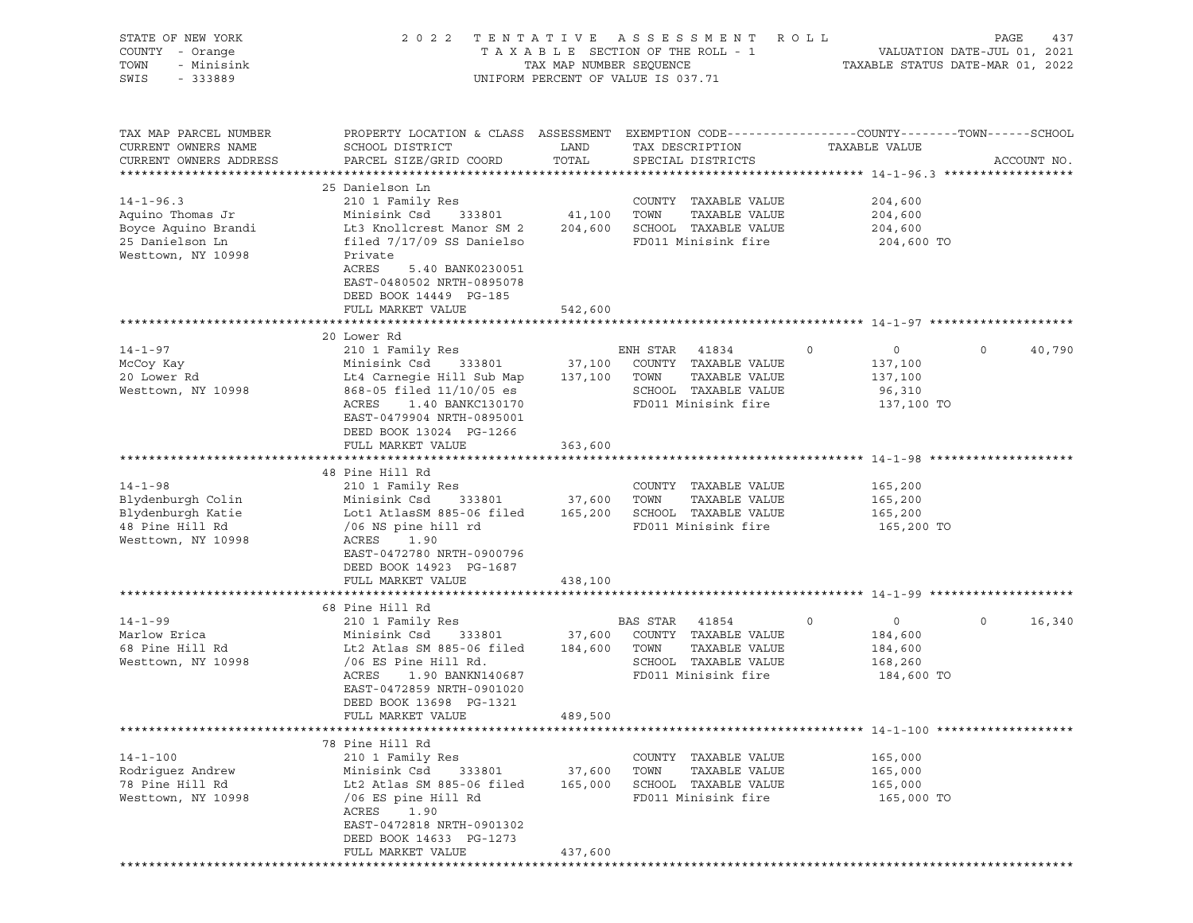STATE OF NEW YORK · COUNTY - Orange · TOWN - Minisink · SWIS - 333889

# 2022 TENTATIVE ASSESSMENT ROLL

TAXABLE SECTION OF THE ROLL - 1 · TAX MAP NUMBER SEQUENCE · UNIFORM PERCENT OF VALUE IS 037.71

VALUATION DATE-JUL 01, 2021 · TAXABLE STATUS DATE-MAR 01, 2022

| TAX MAP PARCEL NUMBER / CURRENT OWNERS NAME / CURRENT OWNERS ADDRESS | PROPERTY LOCATION & CLASS / SCHOOL DISTRICT / PARCEL SIZE/GRID COORD | ASSESSMENT LAND | ASSESSMENT TOTAL | EXEMPTION CODE / TAX DESCRIPTION / SPECIAL DISTRICTS | COUNTY TAXABLE VALUE | TOWN TAXABLE VALUE | SCHOOL TAXABLE VALUE | ACCOUNT NO. |
|---|---|---|---|---|---|---|---|---|
| **14-1-96.3** | 25 Danielson Ln | | | | | | | |
| Aquino Thomas Jr | 210 1 Family Res | | | COUNTY TAXABLE VALUE | 204,600 | | | |
| Boyce Aquino Brandi | Minisink Csd 333801 | 41,100 | | TOWN TAXABLE VALUE | | 204,600 | | |
| 25 Danielson Ln | Lt3 Knollcrest Manor SM 2 | | 204,600 | SCHOOL TAXABLE VALUE | | | 204,600 | |
| Westtown, NY 10998 | filed 7/17/09 SS Danielso | | | FD011 Minisink fire | 204,600 TO | | | |
| | Private | | | | | | | |
| | ACRES 5.40 BANK0230051 | | | | | | | |
| | EAST-0480502 NRTH-0895078 | | | | | | | |
| | DEED BOOK 14449 PG-185 | | | | | | | |
| | FULL MARKET VALUE | | 542,600 | | | | | |
| **14-1-97** | 20 Lower Rd | | | | | | | |
| McCoy Kay | 210 1 Family Res | | | ENH STAR 41834 | 0 | 0 | 40,790 | |
| 20 Lower Rd | Minisink Csd 333801 | 37,100 | | COUNTY TAXABLE VALUE | 137,100 | | | |
| Westtown, NY 10998 | Lt4 Carnegie Hill Sub Map | | 137,100 | TOWN TAXABLE VALUE | | 137,100 | | |
| | 868-05 filed 11/10/05 es | | | SCHOOL TAXABLE VALUE | | | 96,310 | |
| | ACRES 1.40 BANKC130170 | | | FD011 Minisink fire | 137,100 TO | | | |
| | EAST-0479904 NRTH-0895001 | | | | | | | |
| | DEED BOOK 13024 PG-1266 | | | | | | | |
| | FULL MARKET VALUE | | 363,600 | | | | | |
| **14-1-98** | 48 Pine Hill Rd | | | | | | | |
| Blydenburgh Colin | 210 1 Family Res | | | COUNTY TAXABLE VALUE | 165,200 | | | |
| Blydenburgh Katie | Minisink Csd 333801 | 37,600 | | TOWN TAXABLE VALUE | | 165,200 | | |
| 48 Pine Hill Rd | Lot1 AtlasSM 885-06 filed | | 165,200 | SCHOOL TAXABLE VALUE | | | 165,200 | |
| Westtown, NY 10998 | /06 NS pine hill rd | | | FD011 Minisink fire | 165,200 TO | | | |
| | ACRES 1.90 | | | | | | | |
| | EAST-0472780 NRTH-0900796 | | | | | | | |
| | DEED BOOK 14923 PG-1687 | | | | | | | |
| | FULL MARKET VALUE | | 438,100 | | | | | |
| **14-1-99** | 68 Pine Hill Rd | | | | | | | |
| Marlow Erica | 210 1 Family Res | | | BAS STAR 41854 | 0 | 0 | 16,340 | |
| 68 Pine Hill Rd | Minisink Csd 333801 | 37,600 | | COUNTY TAXABLE VALUE | 184,600 | | | |
| Westtown, NY 10998 | Lt2 Atlas SM 885-06 filed | | 184,600 | TOWN TAXABLE VALUE | | 184,600 | | |
| | /06 ES Pine Hill Rd. | | | SCHOOL TAXABLE VALUE | | | 168,260 | |
| | ACRES 1.90 BANKN140687 | | | FD011 Minisink fire | 184,600 TO | | | |
| | EAST-0472859 NRTH-0901020 | | | | | | | |
| | DEED BOOK 13698 PG-1321 | | | | | | | |
| | FULL MARKET VALUE | | 489,500 | | | | | |
| **14-1-100** | 78 Pine Hill Rd | | | | | | | |
| Rodriguez Andrew | 210 1 Family Res | | | COUNTY TAXABLE VALUE | 165,000 | | | |
| 78 Pine Hill Rd | Minisink Csd 333801 | 37,600 | | TOWN TAXABLE VALUE | | 165,000 | | |
| Westtown, NY 10998 | Lt2 Atlas SM 885-06 filed | | 165,000 | SCHOOL TAXABLE VALUE | | | 165,000 | |
| | /06 ES pine Hill Rd | | | FD011 Minisink fire | 165,000 TO | | | |
| | ACRES 1.90 | | | | | | | |
| | EAST-0472818 NRTH-0901302 | | | | | | | |
| | DEED BOOK 14633 PG-1273 | | | | | | | |
| | FULL MARKET VALUE | | 437,600 | | | | | |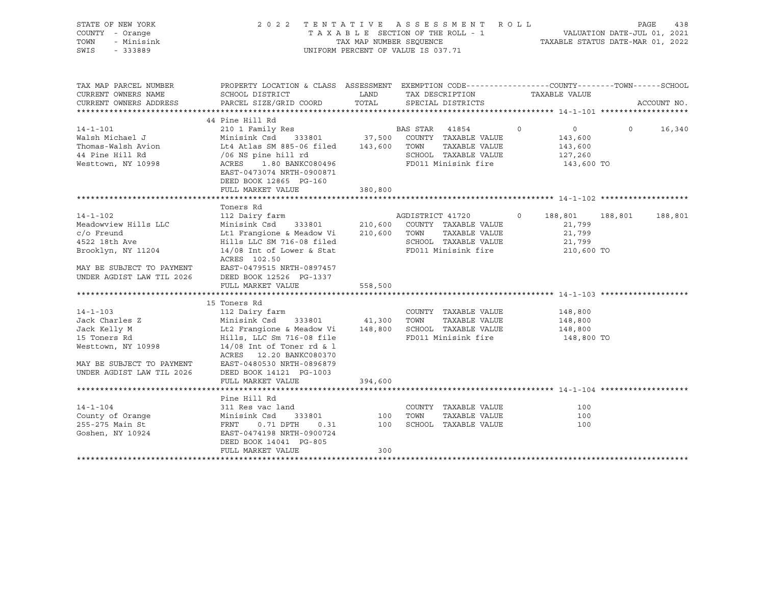STATE OF NEW YORK
COUNTY - Orange
TOWN - Minisink
SWIS - 333889

2 0 2 2 T E N T A T I V E A S S E S S M E N T R O L L
T A X A B L E SECTION OF THE ROLL - 1
TAX MAP NUMBER SEQUENCE
UNIFORM PERCENT OF VALUE IS 037.71

VALUATION DATE-JUL 01, 2021
TAXABLE STATUS DATE-MAR 01, 2022

```
TAX MAP PARCEL NUMBER        PROPERTY LOCATION & CLASS  ASSESSMENT  EXEMPTION CODE------------------COUNTY--------TOWN------SCHOOL
CURRENT OWNERS NAME          SCHOOL DISTRICT              LAND      TAX DESCRIPTION              TAXABLE VALUE
CURRENT OWNERS ADDRESS       PARCEL SIZE/GRID COORD      TOTAL      SPECIAL DISTRICTS                                    ACCOUNT NO.
******************************************************************************************************* 14-1-101 *******************
                             44 Pine Hill Rd
14-1-101                     210 1 Family Res                        BAS STAR  41854        0          0           0      16,340
Walsh Michael J              Minisink Csd     333801      37,500    COUNTY  TAXABLE VALUE            143,600
Thomas-Walsh Avion           Lt4 Atlas SM 885-06 filed   143,600    TOWN    TAXABLE VALUE            143,600
44 Pine Hill Rd              /06 NS pine hill rd                    SCHOOL  TAXABLE VALUE            127,260
Westtown, NY 10998           ACRES    1.80 BANKC080496              FD011 Minisink fire              143,600 TO
                             EAST-0473074 NRTH-0900871
                             DEED BOOK 12865  PG-160
                             FULL MARKET VALUE           380,800
******************************************************************************************************* 14-1-102 *******************
                             Toners Rd
14-1-102                     112 Dairy farm                         AGDISTRICT 41720        0    188,801     188,801     188,801
Meadowview Hills LLC         Minisink Csd     333801     210,600    COUNTY  TAXABLE VALUE             21,799
c/o Freund                   Lt1 Frangione & Meadow Vi   210,600    TOWN    TAXABLE VALUE             21,799
4522 18th Ave                Hills LLC SM 716-08 filed              SCHOOL  TAXABLE VALUE             21,799
Brooklyn, NY 11204           14/08 Int of Lower & Stat              FD011 Minisink fire              210,600 TO
                             ACRES  102.50
MAY BE SUBJECT TO PAYMENT    EAST-0479515 NRTH-0897457
UNDER AGDIST LAW TIL 2026    DEED BOOK 12526  PG-1337
                             FULL MARKET VALUE           558,500
******************************************************************************************************* 14-1-103 *******************
                             15 Toners Rd
14-1-103                     112 Dairy farm                          COUNTY  TAXABLE VALUE            148,800
Jack Charles Z               Minisink Csd     333801      41,300    TOWN    TAXABLE VALUE            148,800
Jack Kelly M                 Lt2 Frangione & Meadow Vi   148,800    SCHOOL  TAXABLE VALUE            148,800
15 Toners Rd                 Hills, LLC Sm 716-08 file              FD011 Minisink fire              148,800 TO
Westtown, NY 10998           14/08 Int of Toner rd & l
                             ACRES   12.20 BANKC080370
MAY BE SUBJECT TO PAYMENT    EAST-0480530 NRTH-0896879
UNDER AGDIST LAW TIL 2026    DEED BOOK 14121  PG-1003
                             FULL MARKET VALUE           394,600
******************************************************************************************************* 14-1-104 *******************
                             Pine Hill Rd
14-1-104                     311 Res vac land                        COUNTY  TAXABLE VALUE                100
County of Orange             Minisink Csd     333801         100    TOWN    TAXABLE VALUE                100
255-275 Main St              FRNT     0.71 DPTH    0.31      100    SCHOOL  TAXABLE VALUE                100
Goshen, NY 10924             EAST-0474198 NRTH-0900724
                             DEED BOOK 14041  PG-805
                             FULL MARKET VALUE               300
************************************************************************************************************************************
```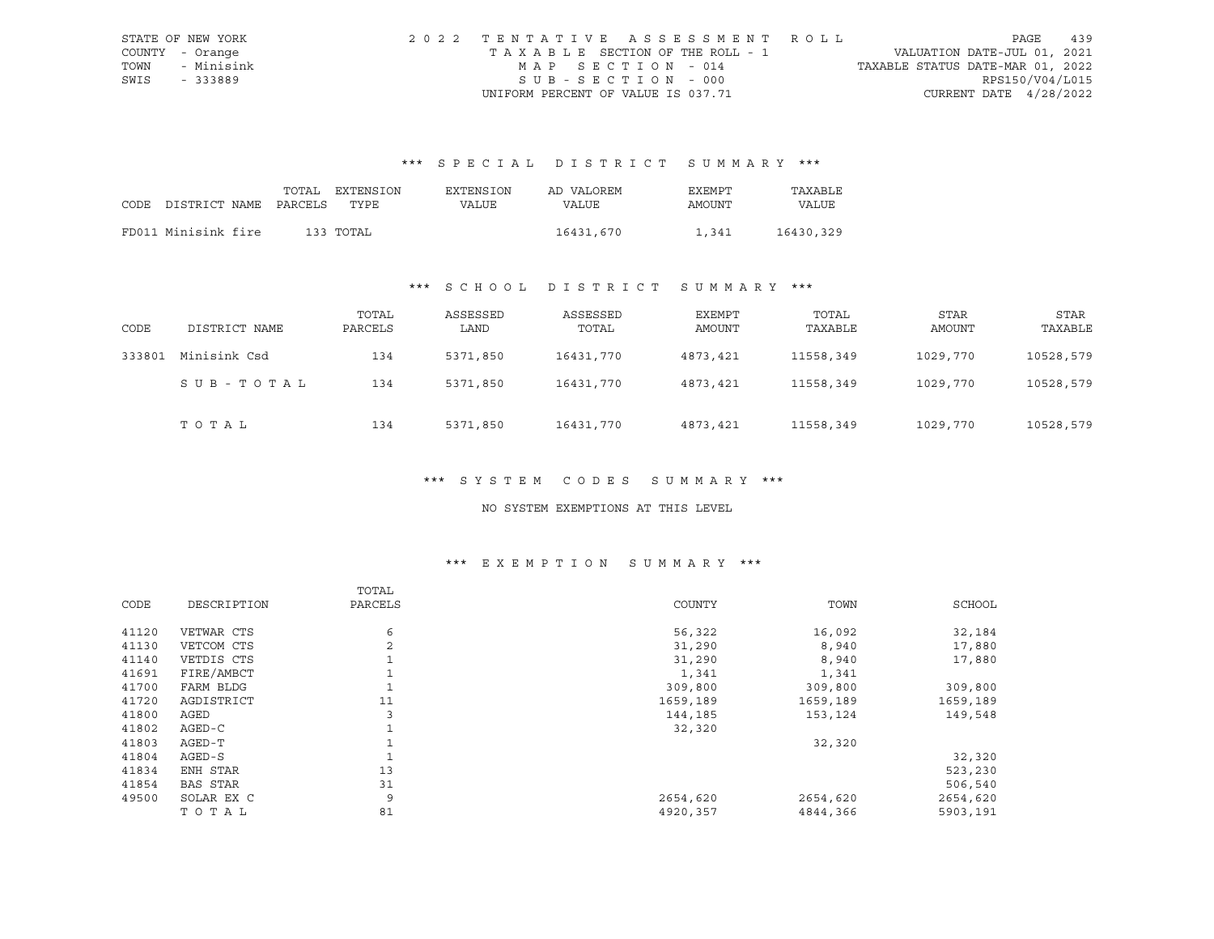STATE OF NEW YORK
COUNTY - Orange
TOWN - Minisink
SWIS - 333889

2022 TENTATIVE ASSESSMENT ROLL
TAXABLE SECTION OF THE ROLL - 1
MAP SECTION - 014
SUB-SECTION - 000
UNIFORM PERCENT OF VALUE IS 037.71

VALUATION DATE-JUL 01, 2021
TAXABLE STATUS DATE-MAR 01, 2022
RPS150/V04/L015
CURRENT DATE 4/28/2022

### *** SPECIAL DISTRICT SUMMARY ***

| CODE | DISTRICT NAME | TOTAL PARCELS | EXTENSION TYPE | EXTENSION VALUE | AD VALOREM VALUE | EXEMPT AMOUNT | TAXABLE VALUE |
|---|---|---|---|---|---|---|---|
| FD011 | Minisink fire | 133 | TOTAL | | 16431,670 | 1,341 | 16430,329 |

### *** SCHOOL DISTRICT SUMMARY ***

| CODE | DISTRICT NAME | TOTAL PARCELS | ASSESSED LAND | ASSESSED TOTAL | EXEMPT AMOUNT | TOTAL TAXABLE | STAR AMOUNT | STAR TAXABLE |
|---|---|---|---|---|---|---|---|---|
| 333801 | Minisink Csd | 134 | 5371,850 | 16431,770 | 4873,421 | 11558,349 | 1029,770 | 10528,579 |
| | SUB-TOTAL | 134 | 5371,850 | 16431,770 | 4873,421 | 11558,349 | 1029,770 | 10528,579 |
| | TOTAL | 134 | 5371,850 | 16431,770 | 4873,421 | 11558,349 | 1029,770 | 10528,579 |

### *** SYSTEM CODES SUMMARY ***

NO SYSTEM EXEMPTIONS AT THIS LEVEL

### *** EXEMPTION SUMMARY ***

| CODE | DESCRIPTION | TOTAL PARCELS | COUNTY | TOWN | SCHOOL |
|---|---|---|---|---|---|
| 41120 | VETWAR CTS | 6 | 56,322 | 16,092 | 32,184 |
| 41130 | VETCOM CTS | 2 | 31,290 | 8,940 | 17,880 |
| 41140 | VETDIS CTS | 1 | 31,290 | 8,940 | 17,880 |
| 41691 | FIRE/AMBCT | 1 | 1,341 | 1,341 | |
| 41700 | FARM BLDG | 1 | 309,800 | 309,800 | 309,800 |
| 41720 | AGDISTRICT | 11 | 1659,189 | 1659,189 | 1659,189 |
| 41800 | AGED | 3 | 144,185 | 153,124 | 149,548 |
| 41802 | AGED-C | 1 | 32,320 | | |
| 41803 | AGED-T | 1 | | 32,320 | |
| 41804 | AGED-S | 1 | | | 32,320 |
| 41834 | ENH STAR | 13 | | | 523,230 |
| 41854 | BAS STAR | 31 | | | 506,540 |
| 49500 | SOLAR EX C | 9 | 2654,620 | 2654,620 | 2654,620 |
| | TOTAL | 81 | 4920,357 | 4844,366 | 5903,191 |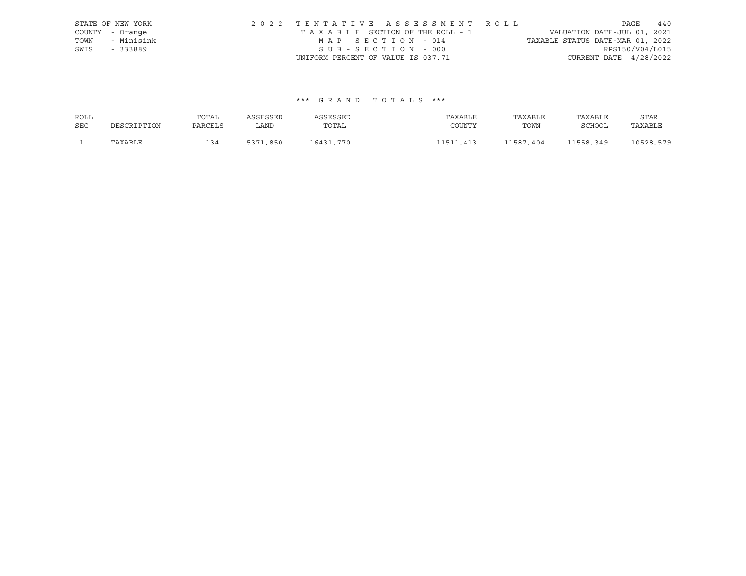STATE OF NEW YORK
COUNTY - Orange
TOWN - Minisink
SWIS - 333889

2 0 2 2 T E N T A T I V E A S S E S S M E N T R O L L
T A X A B L E SECTION OF THE ROLL - 1
M A P S E C T I O N - 014
S U B - S E C T I O N - 000
UNIFORM PERCENT OF VALUE IS 037.71

VALUATION DATE-JUL 01, 2021
TAXABLE STATUS DATE-MAR 01, 2022
RPS150/V04/L015
CURRENT DATE 4/28/2022

### *** G R A N D T O T A L S ***

| ROLL SEC | DESCRIPTION | TOTAL PARCELS | ASSESSED LAND | ASSESSED TOTAL | TAXABLE COUNTY | TAXABLE TOWN | TAXABLE SCHOOL | STAR TAXABLE |
|---|---|---|---|---|---|---|---|---|
| 1 | TAXABLE | 134 | 5371,850 | 16431,770 | 11511,413 | 11587,404 | 11558,349 | 10528,579 |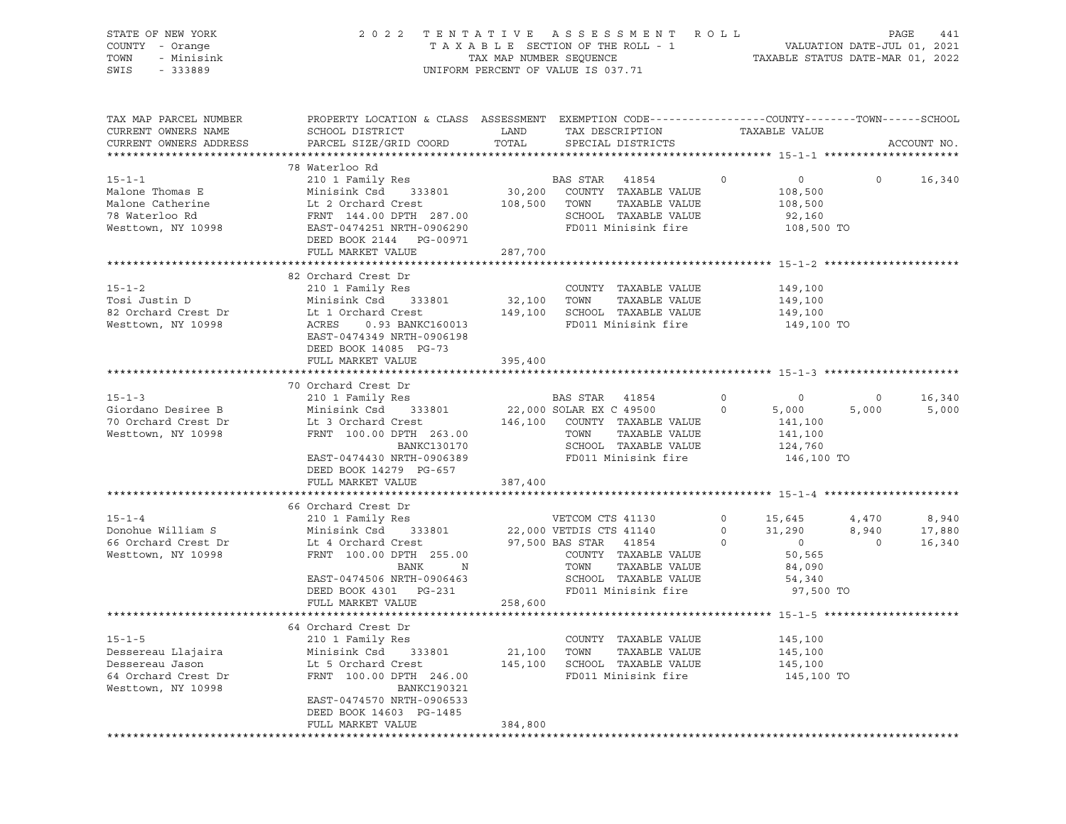STATE OF NEW YORK
COUNTY - Orange
TOWN - Minisink
SWIS - 333889

2 0 2 2 T E N T A T I V E A S S E S S M E N T R O L L
T A X A B L E SECTION OF THE ROLL - 1
TAX MAP NUMBER SEQUENCE
UNIFORM PERCENT OF VALUE IS 037.71

VALUATION DATE-JUL 01, 2021
TAXABLE STATUS DATE-MAR 01, 2022

| TAX MAP PARCEL NUMBER / CURRENT OWNERS NAME / CURRENT OWNERS ADDRESS | PROPERTY LOCATION & CLASS / SCHOOL DISTRICT / PARCEL SIZE/GRID COORD | ASSESSMENT LAND / TOTAL | EXEMPTION CODE / TAX DESCRIPTION / SPECIAL DISTRICTS | | COUNTY / TAXABLE VALUE | TOWN | SCHOOL / ACCOUNT NO. |
|---|---|---|---|---|---|---|---|
| **15-1-1** | 78 Waterloo Rd | | | | | | |
| 15-1-1 | 210 1 Family Res | | BAS STAR 41854 | 0 | 0 | 0 | 16,340 |
| Malone Thomas E | Minisink Csd 333801 | 30,200 | COUNTY TAXABLE VALUE | | 108,500 | | |
| Malone Catherine | Lt 2 Orchard Crest | 108,500 | TOWN TAXABLE VALUE | | 108,500 | | |
| 78 Waterloo Rd | FRNT 144.00 DPTH 287.00 | | SCHOOL TAXABLE VALUE | | 92,160 | | |
| Westtown, NY 10998 | EAST-0474251 NRTH-0906290 | | FD011 Minisink fire | | 108,500 TO | | |
| | DEED BOOK 2144 PG-00971 | | | | | | |
| | FULL MARKET VALUE | 287,700 | | | | | |
| **15-1-2** | 82 Orchard Crest Dr | | | | | | |
| 15-1-2 | 210 1 Family Res | | COUNTY TAXABLE VALUE | | 149,100 | | |
| Tosi Justin D | Minisink Csd 333801 | 32,100 | TOWN TAXABLE VALUE | | 149,100 | | |
| 82 Orchard Crest Dr | Lt 1 Orchard Crest | 149,100 | SCHOOL TAXABLE VALUE | | 149,100 | | |
| Westtown, NY 10998 | ACRES 0.93 BANKC160013 | | FD011 Minisink fire | | 149,100 TO | | |
| | EAST-0474349 NRTH-0906198 | | | | | | |
| | DEED BOOK 14085 PG-73 | | | | | | |
| | FULL MARKET VALUE | 395,400 | | | | | |
| **15-1-3** | 70 Orchard Crest Dr | | | | | | |
| 15-1-3 | 210 1 Family Res | | BAS STAR 41854 | 0 | 0 | 0 | 16,340 |
| Giordano Desiree B | Minisink Csd 333801 | 22,000 | SOLAR EX C 49500 | 0 | 5,000 | 5,000 | 5,000 |
| 70 Orchard Crest Dr | Lt 3 Orchard Crest | 146,100 | COUNTY TAXABLE VALUE | | 141,100 | | |
| Westtown, NY 10998 | FRNT 100.00 DPTH 263.00 | | TOWN TAXABLE VALUE | | 141,100 | | |
| | BANKC130170 | | SCHOOL TAXABLE VALUE | | 124,760 | | |
| | EAST-0474430 NRTH-0906389 | | FD011 Minisink fire | | 146,100 TO | | |
| | DEED BOOK 14279 PG-657 | | | | | | |
| | FULL MARKET VALUE | 387,400 | | | | | |
| **15-1-4** | 66 Orchard Crest Dr | | | | | | |
| 15-1-4 | 210 1 Family Res | | VETCOM CTS 41130 | 0 | 15,645 | 4,470 | 8,940 |
| Donohue William S | Minisink Csd 333801 | 22,000 | VETDIS CTS 41140 | 0 | 31,290 | 8,940 | 17,880 |
| 66 Orchard Crest Dr | Lt 4 Orchard Crest | 97,500 | BAS STAR 41854 | 0 | 0 | 0 | 16,340 |
| Westtown, NY 10998 | FRNT 100.00 DPTH 255.00 | | COUNTY TAXABLE VALUE | | 50,565 | | |
| | BANK N | | TOWN TAXABLE VALUE | | 84,090 | | |
| | EAST-0474506 NRTH-0906463 | | SCHOOL TAXABLE VALUE | | 54,340 | | |
| | DEED BOOK 4301 PG-231 | | FD011 Minisink fire | | 97,500 TO | | |
| | FULL MARKET VALUE | 258,600 | | | | | |
| **15-1-5** | 64 Orchard Crest Dr | | | | | | |
| 15-1-5 | 210 1 Family Res | | COUNTY TAXABLE VALUE | | 145,100 | | |
| Dessereau Llajaira | Minisink Csd 333801 | 21,100 | TOWN TAXABLE VALUE | | 145,100 | | |
| Dessereau Jason | Lt 5 Orchard Crest | 145,100 | SCHOOL TAXABLE VALUE | | 145,100 | | |
| 64 Orchard Crest Dr | FRNT 100.00 DPTH 246.00 | | FD011 Minisink fire | | 145,100 TO | | |
| Westtown, NY 10998 | BANKC190321 | | | | | | |
| | EAST-0474570 NRTH-0906533 | | | | | | |
| | DEED BOOK 14603 PG-1485 | | | | | | |
| | FULL MARKET VALUE | 384,800 | | | | | |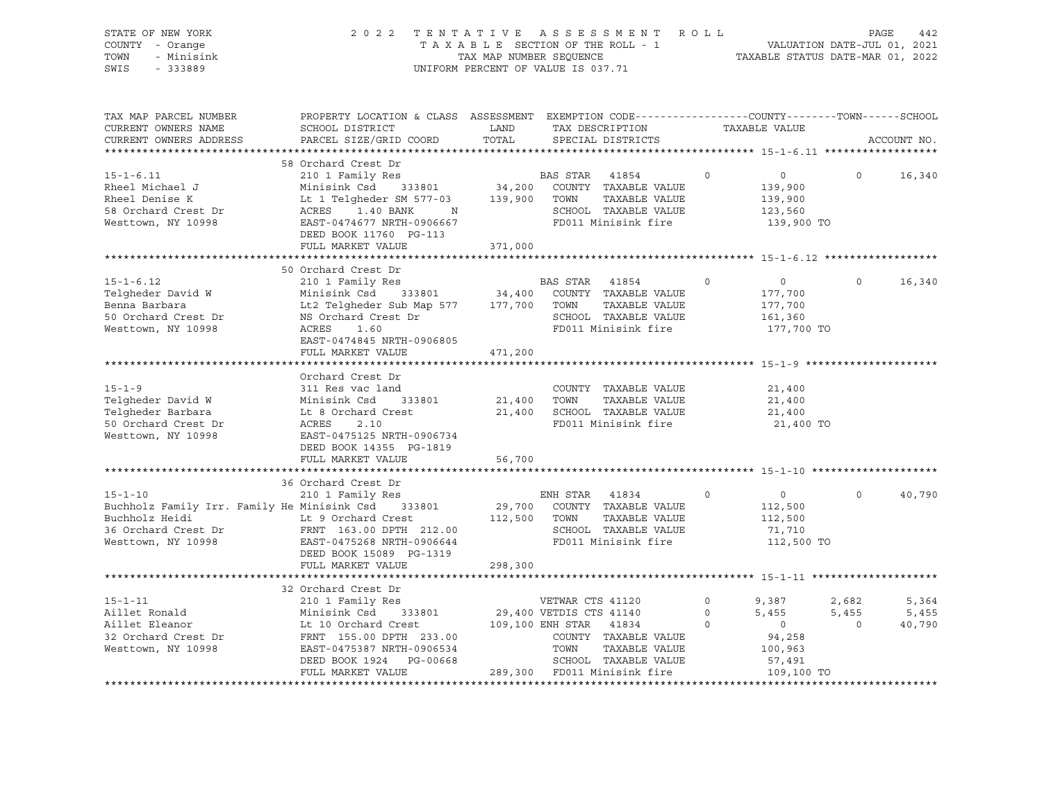STATE OF NEW YORK | COUNTY - Orange | TOWN - Minisink | SWIS - 333889

2 0 2 2 T E N T A T I V E A S S E S S M E N T R O L L
T A X A B L E SECTION OF THE ROLL - 1
TAX MAP NUMBER SEQUENCE
UNIFORM PERCENT OF VALUE IS 037.71

VALUATION DATE-JUL 01, 2021
TAXABLE STATUS DATE-MAR 01, 2022

| TAX MAP PARCEL NUMBER / CURRENT OWNERS NAME / CURRENT OWNERS ADDRESS | PROPERTY LOCATION & CLASS / SCHOOL DISTRICT / PARCEL SIZE/GRID COORD | ASSESSMENT LAND / TOTAL | EXEMPTION CODE / TAX DESCRIPTION / SPECIAL DISTRICTS | | COUNTY / TAXABLE VALUE | TOWN | SCHOOL / ACCOUNT NO. |
|---|---|---|---|---|---|---|---|
| **15-1-6.11** | 58 Orchard Crest Dr | | | | | | |
| 15-1-6.11 | 210 1 Family Res | | BAS STAR 41854 | 0 | 0 | 0 | 16,340 |
| Rheel Michael J | Minisink Csd 333801 | 34,200 | COUNTY TAXABLE VALUE | | 139,900 | | |
| Rheel Denise K | Lt 1 Telgheder SM 577-03 | 139,900 | TOWN TAXABLE VALUE | | 139,900 | | |
| 58 Orchard Crest Dr | ACRES 1.40 BANK N | | SCHOOL TAXABLE VALUE | | 123,560 | | |
| Westtown, NY 10998 | EAST-0474677 NRTH-0906667 | | FD011 Minisink fire | | 139,900 TO | | |
| | DEED BOOK 11760 PG-113 | | | | | | |
| | FULL MARKET VALUE | 371,000 | | | | | |
| **15-1-6.12** | 50 Orchard Crest Dr | | | | | | |
| 15-1-6.12 | 210 1 Family Res | | BAS STAR 41854 | 0 | 0 | 0 | 16,340 |
| Telgheder David W | Minisink Csd 333801 | 34,400 | COUNTY TAXABLE VALUE | | 177,700 | | |
| Benna Barbara | Lt2 Telgheder Sub Map 577 | 177,700 | TOWN TAXABLE VALUE | | 177,700 | | |
| 50 Orchard Crest Dr | NS Orchard Crest Dr | | SCHOOL TAXABLE VALUE | | 161,360 | | |
| Westtown, NY 10998 | ACRES 1.60 | | FD011 Minisink fire | | 177,700 TO | | |
| | EAST-0474845 NRTH-0906805 | | | | | | |
| | FULL MARKET VALUE | 471,200 | | | | | |
| **15-1-9** | Orchard Crest Dr | | | | | | |
| 15-1-9 | 311 Res vac land | | COUNTY TAXABLE VALUE | | 21,400 | | |
| Telgheder David W | Minisink Csd 333801 | 21,400 | TOWN TAXABLE VALUE | | 21,400 | | |
| Telgheder Barbara | Lt 8 Orchard Crest | 21,400 | SCHOOL TAXABLE VALUE | | 21,400 | | |
| 50 Orchard Crest Dr | ACRES 2.10 | | FD011 Minisink fire | | 21,400 TO | | |
| Westtown, NY 10998 | EAST-0475125 NRTH-0906734 | | | | | | |
| | DEED BOOK 14355 PG-1819 | | | | | | |
| | FULL MARKET VALUE | 56,700 | | | | | |
| **15-1-10** | 36 Orchard Crest Dr | | | | | | |
| 15-1-10 | 210 1 Family Res | | ENH STAR 41834 | 0 | 0 | 0 | 40,790 |
| Buchholz Family Irr. Family He | Minisink Csd 333801 | 29,700 | COUNTY TAXABLE VALUE | | 112,500 | | |
| Buchholz Heidi | Lt 9 Orchard Crest | 112,500 | TOWN TAXABLE VALUE | | 112,500 | | |
| 36 Orchard Crest Dr | FRNT 163.00 DPTH 212.00 | | SCHOOL TAXABLE VALUE | | 71,710 | | |
| Westtown, NY 10998 | EAST-0475268 NRTH-0906644 | | FD011 Minisink fire | | 112,500 TO | | |
| | DEED BOOK 15089 PG-1319 | | | | | | |
| | FULL MARKET VALUE | 298,300 | | | | | |
| **15-1-11** | 32 Orchard Crest Dr | | | | | | |
| 15-1-11 | 210 1 Family Res | | VETWAR CTS 41120 | 0 | 9,387 | 2,682 | 5,364 |
| Aillet Ronald | Minisink Csd 333801 | 29,400 | VETDIS CTS 41140 | 0 | 5,455 | 5,455 | 5,455 |
| Aillet Eleanor | Lt 10 Orchard Crest | 109,100 | ENH STAR 41834 | 0 | 0 | 0 | 40,790 |
| 32 Orchard Crest Dr | FRNT 155.00 DPTH 233.00 | | COUNTY TAXABLE VALUE | | 94,258 | | |
| Westtown, NY 10998 | EAST-0475387 NRTH-0906534 | | TOWN TAXABLE VALUE | | 100,963 | | |
| | DEED BOOK 1924 PG-00668 | | SCHOOL TAXABLE VALUE | | 57,491 | | |
| | FULL MARKET VALUE | 289,300 | FD011 Minisink fire | | 109,100 TO | | |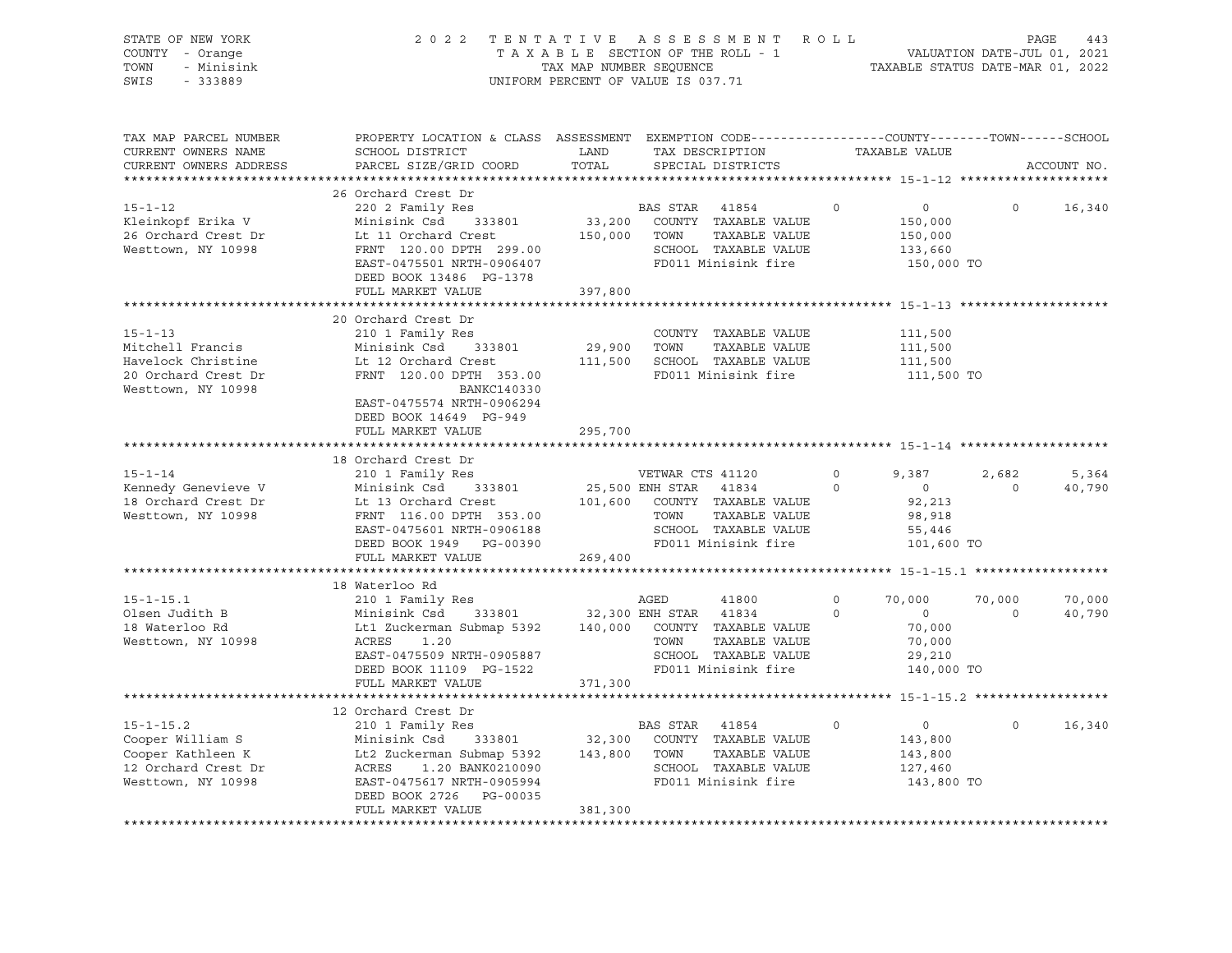STATE OF NEW YORK
COUNTY - Orange
TOWN - Minisink
SWIS - 333889

2 0 2 2 T E N T A T I V E A S S E S S M E N T R O L L
T A X A B L E SECTION OF THE ROLL - 1
TAX MAP NUMBER SEQUENCE
UNIFORM PERCENT OF VALUE IS 037.71

VALUATION DATE-JUL 01, 2021
TAXABLE STATUS DATE-MAR 01, 2022

```
TAX MAP PARCEL NUMBER     PROPERTY LOCATION & CLASS  ASSESSMENT  EXEMPTION CODE------------------COUNTY--------TOWN------SCHOOL
CURRENT OWNERS NAME       SCHOOL DISTRICT               LAND      TAX DESCRIPTION            TAXABLE VALUE
CURRENT OWNERS ADDRESS    PARCEL SIZE/GRID COORD        TOTAL     SPECIAL DISTRICTS                                    ACCOUNT NO.
******************************************************************************************************* 15-1-12 ********************
                          26 Orchard Crest Dr
15-1-12                   220 2 Family Res                     BAS STAR   41854         0          0          0      16,340
Kleinkopf Erika V         Minisink Csd    333801       33,200    COUNTY  TAXABLE VALUE          150,000
26 Orchard Crest Dr       Lt 11 Orchard Crest         150,000    TOWN    TAXABLE VALUE          150,000
Westtown, NY 10998        FRNT 120.00 DPTH 299.00                SCHOOL  TAXABLE VALUE          133,660
                          EAST-0475501 NRTH-0906407              FD011 Minisink fire             150,000 TO
                          DEED BOOK 13486  PG-1378
                          FULL MARKET VALUE           397,800
******************************************************************************************************* 15-1-13 ********************
                          20 Orchard Crest Dr
15-1-13                   210 1 Family Res                       COUNTY  TAXABLE VALUE          111,500
Mitchell Francis          Minisink Csd    333801       29,900    TOWN    TAXABLE VALUE          111,500
Havelock Christine        Lt 12 Orchard Crest         111,500    SCHOOL  TAXABLE VALUE          111,500
20 Orchard Crest Dr       FRNT 120.00 DPTH 353.00                FD011 Minisink fire             111,500 TO
Westtown, NY 10998                    BANKC140330
                          EAST-0475574 NRTH-0906294
                          DEED BOOK 14649  PG-949
                          FULL MARKET VALUE           295,700
******************************************************************************************************* 15-1-14 ********************
                          18 Orchard Crest Dr
15-1-14                   210 1 Family Res                     VETWAR CTS 41120         0      9,387      2,682       5,364
Kennedy Genevieve V       Minisink Csd    333801       25,500 ENH STAR   41834         0          0          0      40,790
18 Orchard Crest Dr       Lt 13 Orchard Crest         101,600    COUNTY  TAXABLE VALUE           92,213
Westtown, NY 10998        FRNT 116.00 DPTH 353.00                TOWN    TAXABLE VALUE           98,918
                          EAST-0475601 NRTH-0906188              SCHOOL  TAXABLE VALUE           55,446
                          DEED BOOK 1949   PG-00390              FD011 Minisink fire             101,600 TO
                          FULL MARKET VALUE           269,400
******************************************************************************************************* 15-1-15.1 ******************
                          18 Waterloo Rd
15-1-15.1                 210 1 Family Res                     AGED       41800         0     70,000     70,000      70,000
Olsen Judith B            Minisink Csd    333801       32,300 ENH STAR   41834         0          0          0      40,790
18 Waterloo Rd            Lt1 Zuckerman Submap 5392   140,000    COUNTY  TAXABLE VALUE           70,000
Westtown, NY 10998        ACRES     1.20                         TOWN    TAXABLE VALUE           70,000
                          EAST-0475509 NRTH-0905887              SCHOOL  TAXABLE VALUE           29,210
                          DEED BOOK 11109  PG-1522               FD011 Minisink fire             140,000 TO
                          FULL MARKET VALUE           371,300
******************************************************************************************************* 15-1-15.2 ******************
                          12 Orchard Crest Dr
15-1-15.2                 210 1 Family Res                     BAS STAR   41854         0          0          0      16,340
Cooper William S          Minisink Csd    333801       32,300    COUNTY  TAXABLE VALUE          143,800
Cooper Kathleen K         Lt2 Zuckerman Submap 5392   143,800    TOWN    TAXABLE VALUE          143,800
12 Orchard Crest Dr       ACRES     1.20 BANK0210090             SCHOOL  TAXABLE VALUE          127,460
Westtown, NY 10998        EAST-0475617 NRTH-0905994              FD011 Minisink fire             143,800 TO
                          DEED BOOK 2726   PG-00035
                          FULL MARKET VALUE           381,300
************************************************************************************************************************************
```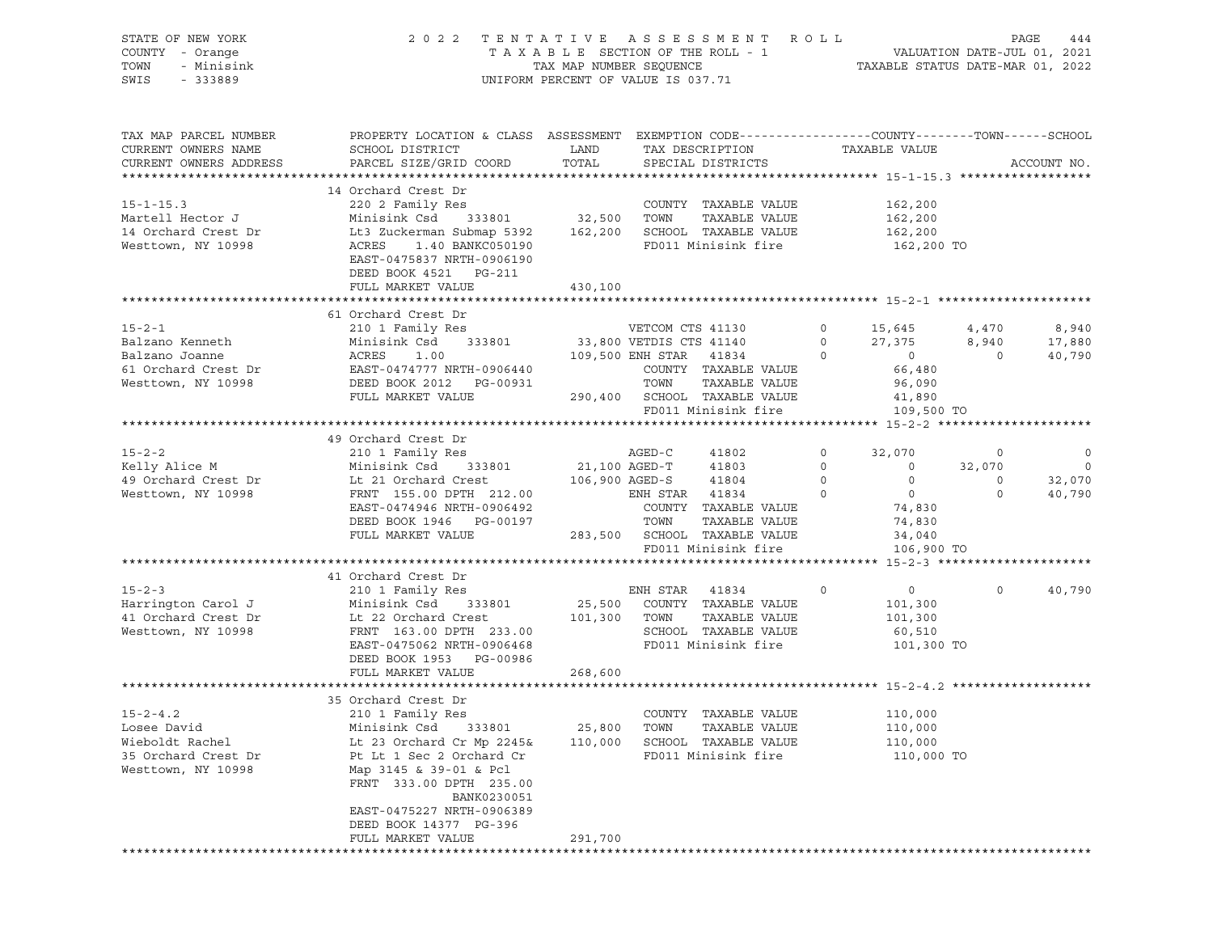STATE OF NEW YORK — 2022 TENTATIVE ASSESSMENT ROLL
COUNTY - Orange — TAXABLE SECTION OF THE ROLL - 1 — VALUATION DATE-JUL 01, 2021
TOWN - Minisink — TAX MAP NUMBER SEQUENCE — TAXABLE STATUS DATE-MAR 01, 2022
SWIS - 333889 — UNIFORM PERCENT OF VALUE IS 037.71

| TAX MAP PARCEL NUMBER / CURRENT OWNERS NAME / CURRENT OWNERS ADDRESS | PROPERTY LOCATION & CLASS / SCHOOL DISTRICT / PARCEL SIZE/GRID COORD | ASSESSMENT LAND | TOTAL | EXEMPTION CODE / TAX DESCRIPTION / SPECIAL DISTRICTS | | COUNTY TAXABLE VALUE | TOWN | SCHOOL / ACCOUNT NO. |
|---|---|---|---|---|---|---|---|---|
| **15-1-15.3** | 14 Orchard Crest Dr | | | | | | | |
| 15-1-15.3 | 220 2 Family Res | | | COUNTY TAXABLE VALUE | | 162,200 | | |
| Martell Hector J | Minisink Csd 333801 | 32,500 | | TOWN TAXABLE VALUE | | 162,200 | | |
| 14 Orchard Crest Dr | Lt3 Zuckerman Submap 5392 | | 162,200 | SCHOOL TAXABLE VALUE | | 162,200 | | |
| Westtown, NY 10998 | ACRES 1.40 BANKC050190 | | | FD011 Minisink fire | | 162,200 TO | | |
| | EAST-0475837 NRTH-0906190 | | | | | | | |
| | DEED BOOK 4521 PG-211 | | | | | | | |
| | FULL MARKET VALUE | 430,100 | | | | | | |
| **15-2-1** | 61 Orchard Crest Dr | | | | | | | |
| 15-2-1 | 210 1 Family Res | | | VETCOM CTS 41130 | 0 | 15,645 | 4,470 | 8,940 |
| Balzano Kenneth | Minisink Csd 333801 | 33,800 | | VETDIS CTS 41140 | 0 | 27,375 | 8,940 | 17,880 |
| Balzano Joanne | ACRES 1.00 | | 109,500 | ENH STAR 41834 | 0 | 0 | 0 | 40,790 |
| 61 Orchard Crest Dr | EAST-0474777 NRTH-0906440 | | | COUNTY TAXABLE VALUE | | 66,480 | | |
| Westtown, NY 10998 | DEED BOOK 2012 PG-00931 | | | TOWN TAXABLE VALUE | | 96,090 | | |
| | FULL MARKET VALUE | 290,400 | | SCHOOL TAXABLE VALUE | | 41,890 | | |
| | | | | FD011 Minisink fire | | 109,500 TO | | |
| **15-2-2** | 49 Orchard Crest Dr | | | | | | | |
| 15-2-2 | 210 1 Family Res | | | AGED-C 41802 | 0 | 32,070 | 0 | 0 |
| Kelly Alice M | Minisink Csd 333801 | 21,100 | | AGED-T 41803 | 0 | 0 | 32,070 | 0 |
| 49 Orchard Crest Dr | Lt 21 Orchard Crest | | 106,900 | AGED-S 41804 | 0 | 0 | 0 | 32,070 |
| Westtown, NY 10998 | FRNT 155.00 DPTH 212.00 | | | ENH STAR 41834 | 0 | 0 | 0 | 40,790 |
| | EAST-0474946 NRTH-0906492 | | | COUNTY TAXABLE VALUE | | 74,830 | | |
| | DEED BOOK 1946 PG-00197 | | | TOWN TAXABLE VALUE | | 74,830 | | |
| | FULL MARKET VALUE | 283,500 | | SCHOOL TAXABLE VALUE | | 34,040 | | |
| | | | | FD011 Minisink fire | | 106,900 TO | | |
| **15-2-3** | 41 Orchard Crest Dr | | | | | | | |
| 15-2-3 | 210 1 Family Res | | | ENH STAR 41834 | 0 | 0 | 0 | 40,790 |
| Harrington Carol J | Minisink Csd 333801 | 25,500 | | COUNTY TAXABLE VALUE | | 101,300 | | |
| 41 Orchard Crest Dr | Lt 22 Orchard Crest | | 101,300 | TOWN TAXABLE VALUE | | 101,300 | | |
| Westtown, NY 10998 | FRNT 163.00 DPTH 233.00 | | | SCHOOL TAXABLE VALUE | | 60,510 | | |
| | EAST-0475062 NRTH-0906468 | | | FD011 Minisink fire | | 101,300 TO | | |
| | DEED BOOK 1953 PG-00986 | | | | | | | |
| | FULL MARKET VALUE | 268,600 | | | | | | |
| **15-2-4.2** | 35 Orchard Crest Dr | | | | | | | |
| 15-2-4.2 | 210 1 Family Res | | | COUNTY TAXABLE VALUE | | 110,000 | | |
| Losee David | Minisink Csd 333801 | 25,800 | | TOWN TAXABLE VALUE | | 110,000 | | |
| Wieboldt Rachel | Lt 23 Orchard Cr Mp 2245& | | 110,000 | SCHOOL TAXABLE VALUE | | 110,000 | | |
| 35 Orchard Crest Dr | Pt Lt 1 Sec 2 Orchard Cr | | | FD011 Minisink fire | | 110,000 TO | | |
| Westtown, NY 10998 | Map 3145 & 39-01 & Pcl | | | | | | | |
| | FRNT 333.00 DPTH 235.00 | | | | | | | |
| | BANK0230051 | | | | | | | |
| | EAST-0475227 NRTH-0906389 | | | | | | | |
| | DEED BOOK 14377 PG-396 | | | | | | | |
| | FULL MARKET VALUE | 291,700 | | | | | | |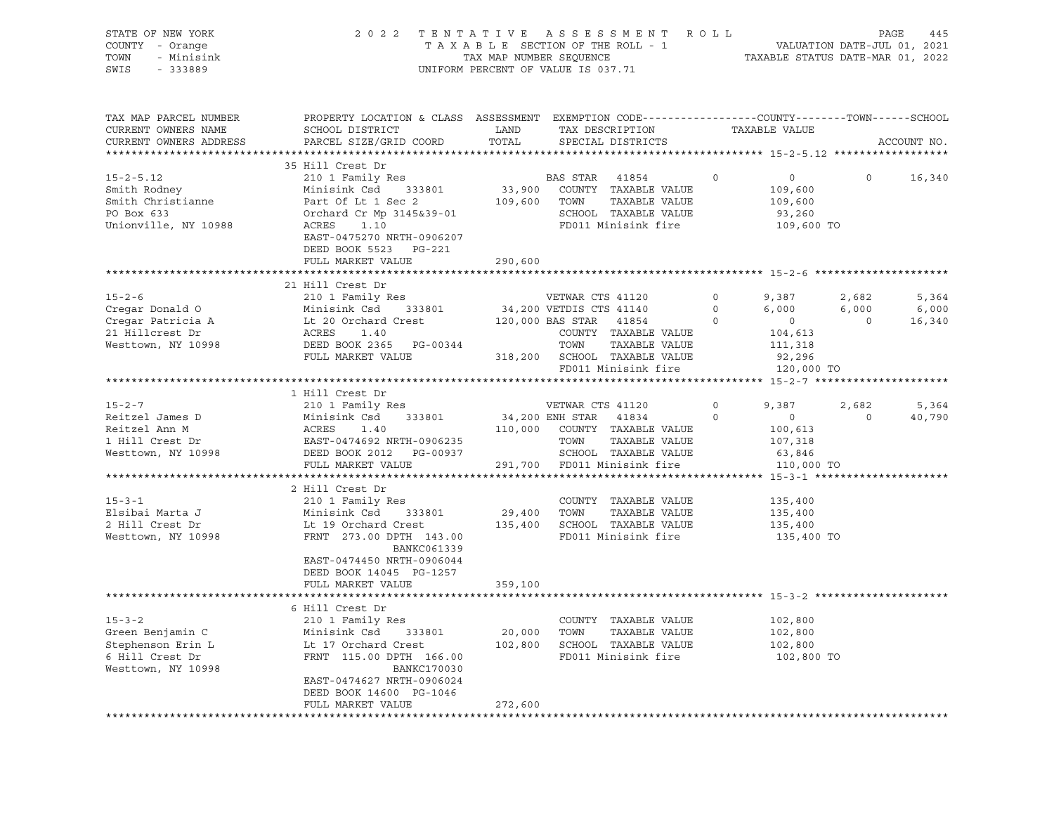STATE OF NEW YORK | COUNTY - Orange | TOWN - Minisink | SWIS - 333889

2022 TENTATIVE ASSESSMENT ROLL
TAXABLE SECTION OF THE ROLL - 1
TAX MAP NUMBER SEQUENCE
UNIFORM PERCENT OF VALUE IS 037.71

VALUATION DATE-JUL 01, 2021
TAXABLE STATUS DATE-MAR 01, 2022

| TAX MAP PARCEL NUMBER / CURRENT OWNERS NAME / CURRENT OWNERS ADDRESS | PROPERTY LOCATION & CLASS / SCHOOL DISTRICT / PARCEL SIZE/GRID COORD | ASSESSMENT LAND / TOTAL | EXEMPTION CODE / TAX DESCRIPTION / SPECIAL DISTRICTS | COUNTY TAXABLE VALUE | TOWN | SCHOOL | ACCOUNT NO. |
|---|---|---|---|---|---|---|---|
| **15-2-5.12** | 35 Hill Crest Dr | | | | | | |
| | 210 1 Family Res | | BAS STAR 41854 0 | 0 | 0 | 16,340 | |
| Smith Rodney | Minisink Csd 333801 | 33,900 | COUNTY TAXABLE VALUE | 109,600 | | | |
| Smith Christianne | Part Of Lt 1 Sec 2 | 109,600 | TOWN TAXABLE VALUE | 109,600 | | | |
| PO Box 633 | Orchard Cr Mp 3145&39-01 | | SCHOOL TAXABLE VALUE | 93,260 | | | |
| Unionville, NY 10988 | ACRES 1.10 | | FD011 Minisink fire | 109,600 TO | | | |
| | EAST-0475270 NRTH-0906207 | | | | | | |
| | DEED BOOK 5523 PG-221 | | | | | | |
| | FULL MARKET VALUE | 290,600 | | | | | |
| **15-2-6** | 21 Hill Crest Dr | | | | | | |
| | 210 1 Family Res | | VETWAR CTS 41120 0 | 9,387 | 2,682 | 5,364 | |
| Cregar Donald O | Minisink Csd 333801 | 34,200 | VETDIS CTS 41140 0 | 6,000 | 6,000 | 6,000 | |
| Cregar Patricia A | Lt 20 Orchard Crest | 120,000 | BAS STAR 41854 0 | 0 | 0 | 16,340 | |
| 21 Hillcrest Dr | ACRES 1.40 | | COUNTY TAXABLE VALUE | 104,613 | | | |
| Westtown, NY 10998 | DEED BOOK 2365 PG-00344 | | TOWN TAXABLE VALUE | 111,318 | | | |
| | FULL MARKET VALUE | 318,200 | SCHOOL TAXABLE VALUE | 92,296 | | | |
| | | | FD011 Minisink fire | 120,000 TO | | | |
| **15-2-7** | 1 Hill Crest Dr | | | | | | |
| | 210 1 Family Res | | VETWAR CTS 41120 0 | 9,387 | 2,682 | 5,364 | |
| Reitzel James D | Minisink Csd 333801 | 34,200 | ENH STAR 41834 0 | 0 | 0 | 40,790 | |
| Reitzel Ann M | ACRES 1.40 | 110,000 | COUNTY TAXABLE VALUE | 100,613 | | | |
| 1 Hill Crest Dr | EAST-0474692 NRTH-0906235 | | TOWN TAXABLE VALUE | 107,318 | | | |
| Westtown, NY 10998 | DEED BOOK 2012 PG-00937 | | SCHOOL TAXABLE VALUE | 63,846 | | | |
| | FULL MARKET VALUE | 291,700 | FD011 Minisink fire | 110,000 TO | | | |
| **15-3-1** | 2 Hill Crest Dr | | | | | | |
| | 210 1 Family Res | | COUNTY TAXABLE VALUE | 135,400 | | | |
| Elsibai Marta J | Minisink Csd 333801 | 29,400 | TOWN TAXABLE VALUE | 135,400 | | | |
| 2 Hill Crest Dr | Lt 19 Orchard Crest | 135,400 | SCHOOL TAXABLE VALUE | 135,400 | | | |
| Westtown, NY 10998 | FRNT 273.00 DPTH 143.00 | | FD011 Minisink fire | 135,400 TO | | | |
| | BANKC061339 | | | | | | |
| | EAST-0474450 NRTH-0906044 | | | | | | |
| | DEED BOOK 14045 PG-1257 | | | | | | |
| | FULL MARKET VALUE | 359,100 | | | | | |
| **15-3-2** | 6 Hill Crest Dr | | | | | | |
| | 210 1 Family Res | | COUNTY TAXABLE VALUE | 102,800 | | | |
| Green Benjamin C | Minisink Csd 333801 | 20,000 | TOWN TAXABLE VALUE | 102,800 | | | |
| Stephenson Erin L | Lt 17 Orchard Crest | 102,800 | SCHOOL TAXABLE VALUE | 102,800 | | | |
| 6 Hill Crest Dr | FRNT 115.00 DPTH 166.00 | | FD011 Minisink fire | 102,800 TO | | | |
| Westtown, NY 10998 | BANKC170030 | | | | | | |
| | EAST-0474627 NRTH-0906024 | | | | | | |
| | DEED BOOK 14600 PG-1046 | | | | | | |
| | FULL MARKET VALUE | 272,600 | | | | | |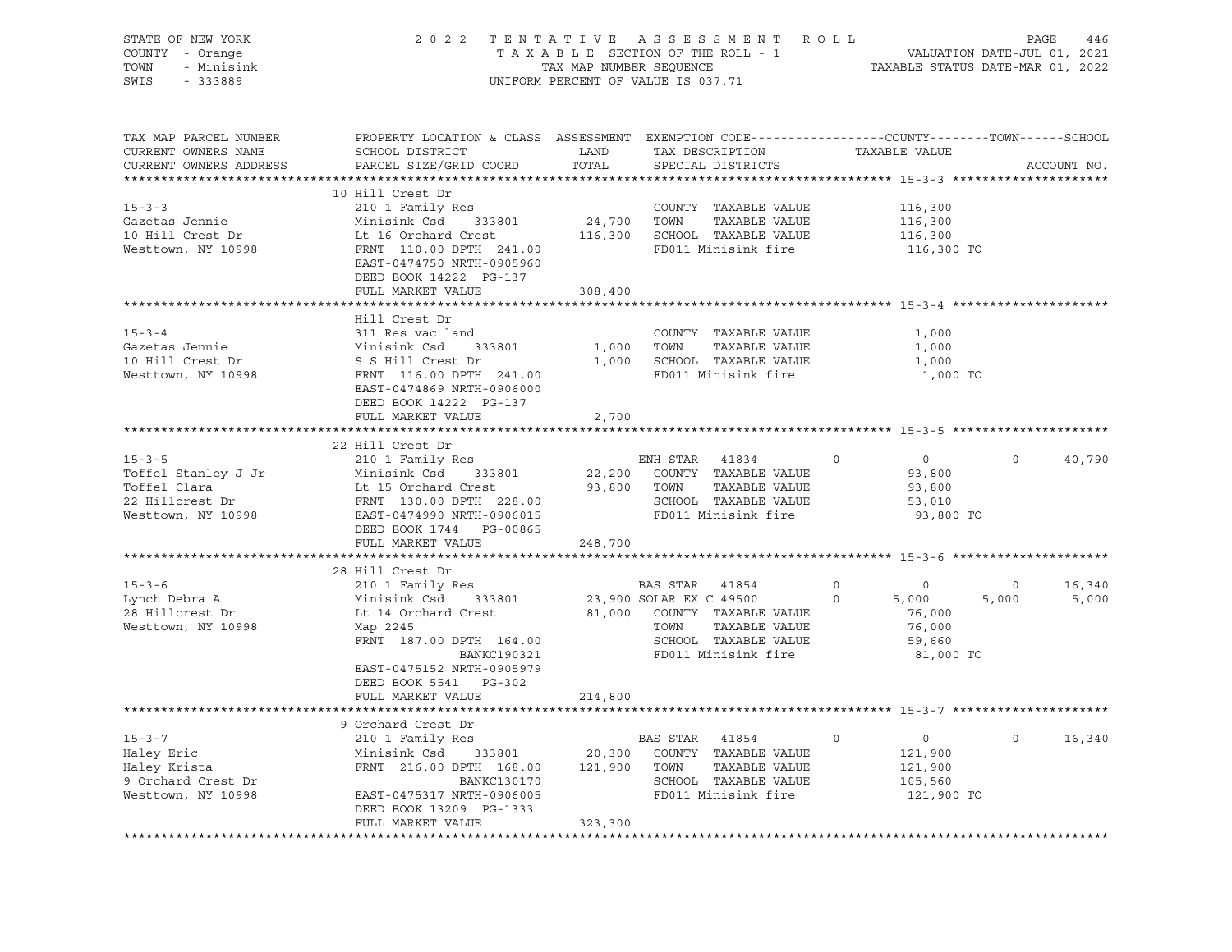STATE OF NEW YORK — COUNTY - Orange — TOWN - Minisink — SWIS - 333889

2022 TENTATIVE ASSESSMENT ROLL
TAXABLE SECTION OF THE ROLL - 1
TAX MAP NUMBER SEQUENCE
UNIFORM PERCENT OF VALUE IS 037.71

VALUATION DATE-JUL 01, 2021
TAXABLE STATUS DATE-MAR 01, 2022

| TAX MAP PARCEL NUMBER / CURRENT OWNERS NAME / CURRENT OWNERS ADDRESS | PROPERTY LOCATION & CLASS / SCHOOL DISTRICT / PARCEL SIZE/GRID COORD | ASSESSMENT LAND / TOTAL | EXEMPTION CODE / TAX DESCRIPTION / SPECIAL DISTRICTS | COUNTY | TOWN | SCHOOL |
|---|---|---|---|---|---|---|
| **15-3-3** | 10 Hill Crest Dr | | | | | |
| 15-3-3 | 210 1 Family Res | | COUNTY TAXABLE VALUE | 116,300 | | |
| Gazetas Jennie | Minisink Csd 333801 | 24,700 | TOWN TAXABLE VALUE | | 116,300 | |
| 10 Hill Crest Dr | Lt 16 Orchard Crest | 116,300 | SCHOOL TAXABLE VALUE | | | 116,300 |
| Westtown, NY 10998 | FRNT 110.00 DPTH 241.00 | | FD011 Minisink fire | 116,300 TO | | |
| | EAST-0474750 NRTH-0905960 | | | | | |
| | DEED BOOK 14222 PG-137 | | | | | |
| | FULL MARKET VALUE | 308,400 | | | | |
| **15-3-4** | Hill Crest Dr | | | | | |
| 15-3-4 | 311 Res vac land | | COUNTY TAXABLE VALUE | 1,000 | | |
| Gazetas Jennie | Minisink Csd 333801 | 1,000 | TOWN TAXABLE VALUE | | 1,000 | |
| 10 Hill Crest Dr | S S Hill Crest Dr | 1,000 | SCHOOL TAXABLE VALUE | | | 1,000 |
| Westtown, NY 10998 | FRNT 116.00 DPTH 241.00 | | FD011 Minisink fire | 1,000 TO | | |
| | EAST-0474869 NRTH-0906000 | | | | | |
| | DEED BOOK 14222 PG-137 | | | | | |
| | FULL MARKET VALUE | 2,700 | | | | |
| **15-3-5** | 22 Hill Crest Dr | | | | | |
| 15-3-5 | 210 1 Family Res | | ENH STAR 41834 | 0 | 0 | 40,790 |
| Toffel Stanley J Jr | Minisink Csd 333801 | 22,200 | COUNTY TAXABLE VALUE | 93,800 | | |
| Toffel Clara | Lt 15 Orchard Crest | 93,800 | TOWN TAXABLE VALUE | | 93,800 | |
| 22 Hillcrest Dr | FRNT 130.00 DPTH 228.00 | | SCHOOL TAXABLE VALUE | | | 53,010 |
| Westtown, NY 10998 | EAST-0474990 NRTH-0906015 | | FD011 Minisink fire | 93,800 TO | | |
| | DEED BOOK 1744 PG-00865 | | | | | |
| | FULL MARKET VALUE | 248,700 | | | | |
| **15-3-6** | 28 Hill Crest Dr | | | | | |
| 15-3-6 | 210 1 Family Res | | BAS STAR 41854 | 0 | 0 | 16,340 |
| Lynch Debra A | Minisink Csd 333801 | 23,900 | SOLAR EX C 49500 | 5,000 | 5,000 | 5,000 |
| 28 Hillcrest Dr | Lt 14 Orchard Crest | 81,000 | COUNTY TAXABLE VALUE | 76,000 | | |
| Westtown, NY 10998 | Map 2245 | | TOWN TAXABLE VALUE | | 76,000 | |
| | FRNT 187.00 DPTH 164.00 | | SCHOOL TAXABLE VALUE | | | 59,660 |
| | BANKC190321 | | FD011 Minisink fire | 81,000 TO | | |
| | EAST-0475152 NRTH-0905979 | | | | | |
| | DEED BOOK 5541 PG-302 | | | | | |
| | FULL MARKET VALUE | 214,800 | | | | |
| **15-3-7** | 9 Orchard Crest Dr | | | | | |
| 15-3-7 | 210 1 Family Res | | BAS STAR 41854 | 0 | 0 | 16,340 |
| Haley Eric | Minisink Csd 333801 | 20,300 | COUNTY TAXABLE VALUE | 121,900 | | |
| Haley Krista | FRNT 216.00 DPTH 168.00 | 121,900 | TOWN TAXABLE VALUE | | 121,900 | |
| 9 Orchard Crest Dr | BANKC130170 | | SCHOOL TAXABLE VALUE | | | 105,560 |
| Westtown, NY 10998 | EAST-0475317 NRTH-0906005 | | FD011 Minisink fire | 121,900 TO | | |
| | DEED BOOK 13209 PG-1333 | | | | | |
| | FULL MARKET VALUE | 323,300 | | | | |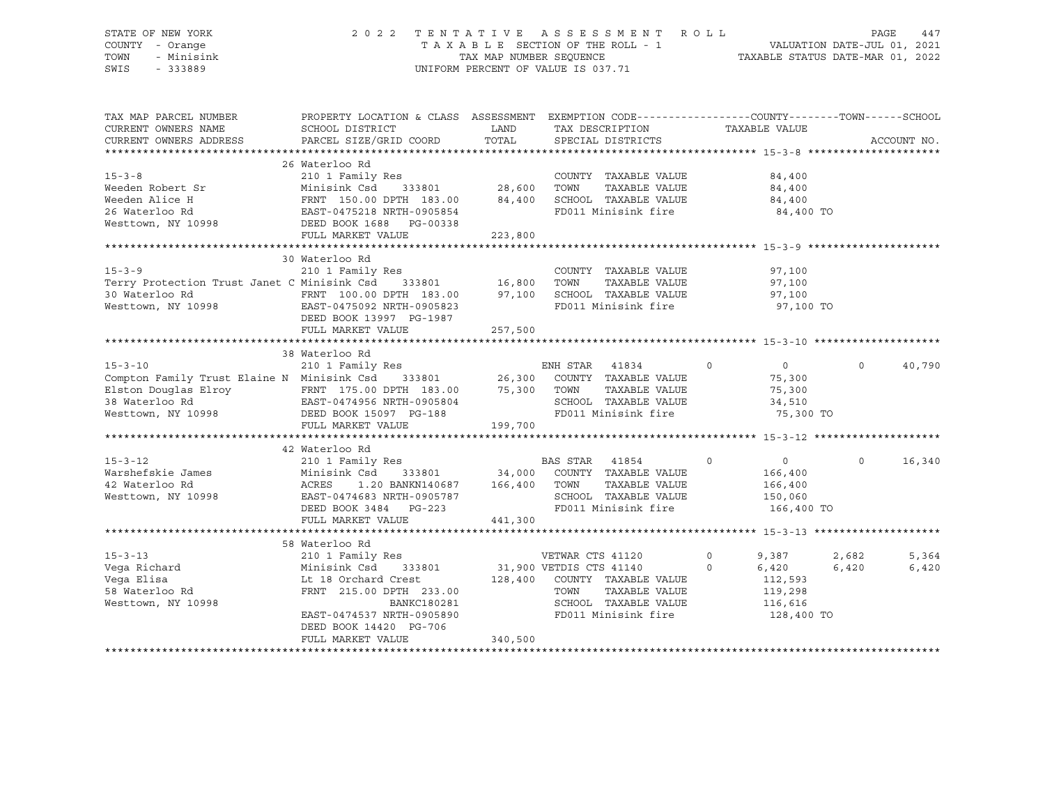STATE OF NEW YORK
COUNTY - Orange
TOWN - Minisink
SWIS - 333889

2 0 2 2 T E N T A T I V E A S S E S S M E N T R O L L
T A X A B L E SECTION OF THE ROLL - 1
TAX MAP NUMBER SEQUENCE
UNIFORM PERCENT OF VALUE IS 037.71

VALUATION DATE-JUL 01, 2021
TAXABLE STATUS DATE-MAR 01, 2022

| TAX MAP PARCEL NUMBER / CURRENT OWNERS NAME / CURRENT OWNERS ADDRESS | PROPERTY LOCATION & CLASS / SCHOOL DISTRICT / PARCEL SIZE/GRID COORD | ASSESSMENT LAND / TOTAL | EXEMPTION CODE / TAX DESCRIPTION / SPECIAL DISTRICTS | COUNTY | TOWN | SCHOOL | ACCOUNT NO. |
|---|---|---|---|---|---|---|---|
| **15-3-8** | 26 Waterloo Rd | | | | | | |
| 15-3-8 | 210 1 Family Res | | COUNTY TAXABLE VALUE | 84,400 | | | |
| Weeden Robert Sr | Minisink Csd 333801 | 28,600 | TOWN TAXABLE VALUE | 84,400 | | | |
| Weeden Alice H | FRNT 150.00 DPTH 183.00 | 84,400 | SCHOOL TAXABLE VALUE | 84,400 | | | |
| 26 Waterloo Rd | EAST-0475218 NRTH-0905854 | | FD011 Minisink fire | 84,400 TO | | | |
| Westtown, NY 10998 | DEED BOOK 1688 PG-00338 | | | | | | |
| | FULL MARKET VALUE | 223,800 | | | | | |
| **15-3-9** | 30 Waterloo Rd | | | | | | |
| 15-3-9 | 210 1 Family Res | | COUNTY TAXABLE VALUE | 97,100 | | | |
| Terry Protection Trust Janet C | Minisink Csd 333801 | 16,800 | TOWN TAXABLE VALUE | 97,100 | | | |
| 30 Waterloo Rd | FRNT 100.00 DPTH 183.00 | 97,100 | SCHOOL TAXABLE VALUE | 97,100 | | | |
| Westtown, NY 10998 | EAST-0475092 NRTH-0905823 | | FD011 Minisink fire | 97,100 TO | | | |
| | DEED BOOK 13997 PG-1987 | | | | | | |
| | FULL MARKET VALUE | 257,500 | | | | | |
| **15-3-10** | 38 Waterloo Rd | | | | | | |
| 15-3-10 | 210 1 Family Res | | ENH STAR 41834 | 0 | 0 | 0 | 40,790 |
| Compton Family Trust Elaine N | Minisink Csd 333801 | 26,300 | COUNTY TAXABLE VALUE | 75,300 | | | |
| Elston Douglas Elroy | FRNT 175.00 DPTH 183.00 | 75,300 | TOWN TAXABLE VALUE | 75,300 | | | |
| 38 Waterloo Rd | EAST-0474956 NRTH-0905804 | | SCHOOL TAXABLE VALUE | 34,510 | | | |
| Westtown, NY 10998 | DEED BOOK 15097 PG-188 | | FD011 Minisink fire | 75,300 TO | | | |
| | FULL MARKET VALUE | 199,700 | | | | | |
| **15-3-12** | 42 Waterloo Rd | | | | | | |
| 15-3-12 | 210 1 Family Res | | BAS STAR 41854 | 0 | 0 | 0 | 16,340 |
| Warshefskie James | Minisink Csd 333801 | 34,000 | COUNTY TAXABLE VALUE | 166,400 | | | |
| 42 Waterloo Rd | ACRES 1.20 BANKN140687 | 166,400 | TOWN TAXABLE VALUE | 166,400 | | | |
| Westtown, NY 10998 | EAST-0474683 NRTH-0905787 | | SCHOOL TAXABLE VALUE | 150,060 | | | |
| | DEED BOOK 3484 PG-223 | | FD011 Minisink fire | 166,400 TO | | | |
| | FULL MARKET VALUE | 441,300 | | | | | |
| **15-3-13** | 58 Waterloo Rd | | | | | | |
| 15-3-13 | 210 1 Family Res | | VETWAR CTS 41120 | 0 | 9,387 | 2,682 | 5,364 |
| Vega Richard | Minisink Csd 333801 | 31,900 | VETDIS CTS 41140 | 0 | 6,420 | 6,420 | 6,420 |
| Vega Elisa | Lt 18 Orchard Crest | 128,400 | COUNTY TAXABLE VALUE | 112,593 | | | |
| 58 Waterloo Rd | FRNT 215.00 DPTH 233.00 | | TOWN TAXABLE VALUE | 119,298 | | | |
| Westtown, NY 10998 | BANKC180281 | | SCHOOL TAXABLE VALUE | 116,616 | | | |
| | EAST-0474537 NRTH-0905890 | | FD011 Minisink fire | 128,400 TO | | | |
| | DEED BOOK 14420 PG-706 | | | | | | |
| | FULL MARKET VALUE | 340,500 | | | | | |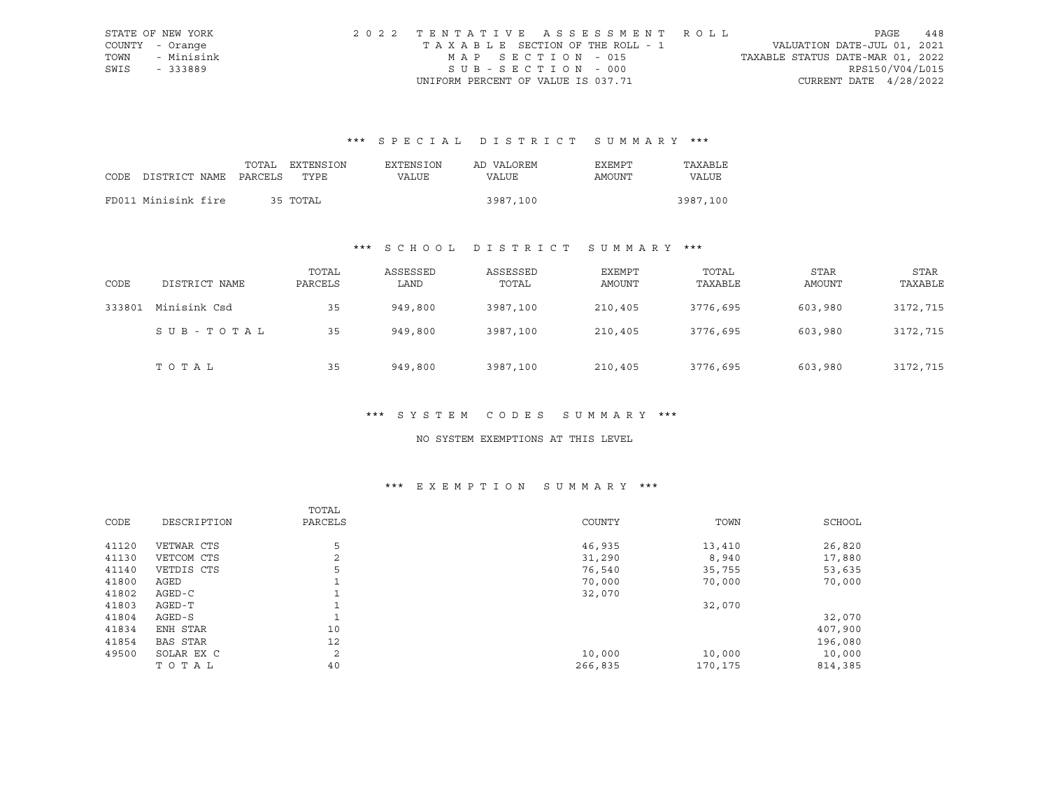STATE OF NEW YORK
COUNTY - Orange
TOWN - Minisink
SWIS - 333889

2022 TENTATIVE ASSESSMENT ROLL
TAXABLE SECTION OF THE ROLL - 1
MAP SECTION - 015
SUB-SECTION - 000
UNIFORM PERCENT OF VALUE IS 037.71

VALUATION DATE-JUL 01, 2021
TAXABLE STATUS DATE-MAR 01, 2022
RPS150/V04/L015
CURRENT DATE 4/28/2022

## *** SPECIAL DISTRICT SUMMARY ***

| CODE | DISTRICT NAME | TOTAL PARCELS | EXTENSION TYPE | EXTENSION VALUE | AD VALOREM VALUE | EXEMPT AMOUNT | TAXABLE VALUE |
|---|---|---|---|---|---|---|---|
| FD011 | Minisink fire | 35 | TOTAL | | 3987,100 | | 3987,100 |

## *** SCHOOL DISTRICT SUMMARY ***

| CODE | DISTRICT NAME | TOTAL PARCELS | ASSESSED LAND | ASSESSED TOTAL | EXEMPT AMOUNT | TOTAL TAXABLE | STAR AMOUNT | STAR TAXABLE |
|---|---|---|---|---|---|---|---|---|
| 333801 | Minisink Csd | 35 | 949,800 | 3987,100 | 210,405 | 3776,695 | 603,980 | 3172,715 |
| | SUB-TOTAL | 35 | 949,800 | 3987,100 | 210,405 | 3776,695 | 603,980 | 3172,715 |
| | TOTAL | 35 | 949,800 | 3987,100 | 210,405 | 3776,695 | 603,980 | 3172,715 |

## *** SYSTEM CODES SUMMARY ***

NO SYSTEM EXEMPTIONS AT THIS LEVEL

## *** EXEMPTION SUMMARY ***

| CODE | DESCRIPTION | TOTAL PARCELS | COUNTY | TOWN | SCHOOL |
|---|---|---|---|---|---|
| 41120 | VETWAR CTS | 5 | 46,935 | 13,410 | 26,820 |
| 41130 | VETCOM CTS | 2 | 31,290 | 8,940 | 17,880 |
| 41140 | VETDIS CTS | 5 | 76,540 | 35,755 | 53,635 |
| 41800 | AGED | 1 | 70,000 | 70,000 | 70,000 |
| 41802 | AGED-C | 1 | 32,070 | | |
| 41803 | AGED-T | 1 | | 32,070 | |
| 41804 | AGED-S | 1 | | | 32,070 |
| 41834 | ENH STAR | 10 | | | 407,900 |
| 41854 | BAS STAR | 12 | | | 196,080 |
| 49500 | SOLAR EX C | 2 | 10,000 | 10,000 | 10,000 |
| | TOTAL | 40 | 266,835 | 170,175 | 814,385 |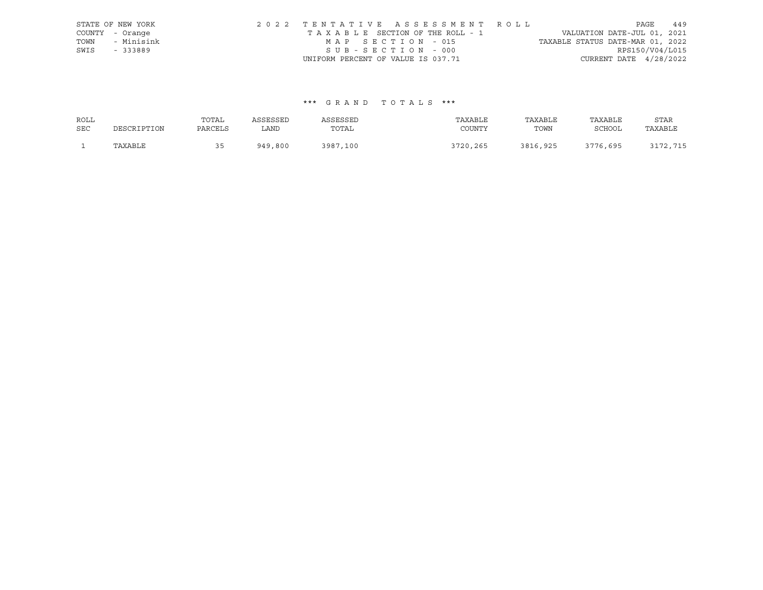STATE OF NEW YORK
COUNTY - Orange
TOWN - Minisink
SWIS - 333889

2022 TENTATIVE ASSESSMENT ROLL
TAXABLE SECTION OF THE ROLL - 1
MAP SECTION - 015
SUB-SECTION - 000
UNIFORM PERCENT OF VALUE IS 037.71

VALUATION DATE-JUL 01, 2021
TAXABLE STATUS DATE-MAR 01, 2022
RPS150/V04/L015
CURRENT DATE 4/28/2022

*** GRAND TOTALS ***

| ROLL SEC | DESCRIPTION | TOTAL PARCELS | ASSESSED LAND | ASSESSED TOTAL | TAXABLE COUNTY | TAXABLE TOWN | TAXABLE SCHOOL | STAR TAXABLE |
|---|---|---|---|---|---|---|---|---|
| 1 | TAXABLE | 35 | 949,800 | 3987,100 | 3720,265 | 3816,925 | 3776,695 | 3172,715 |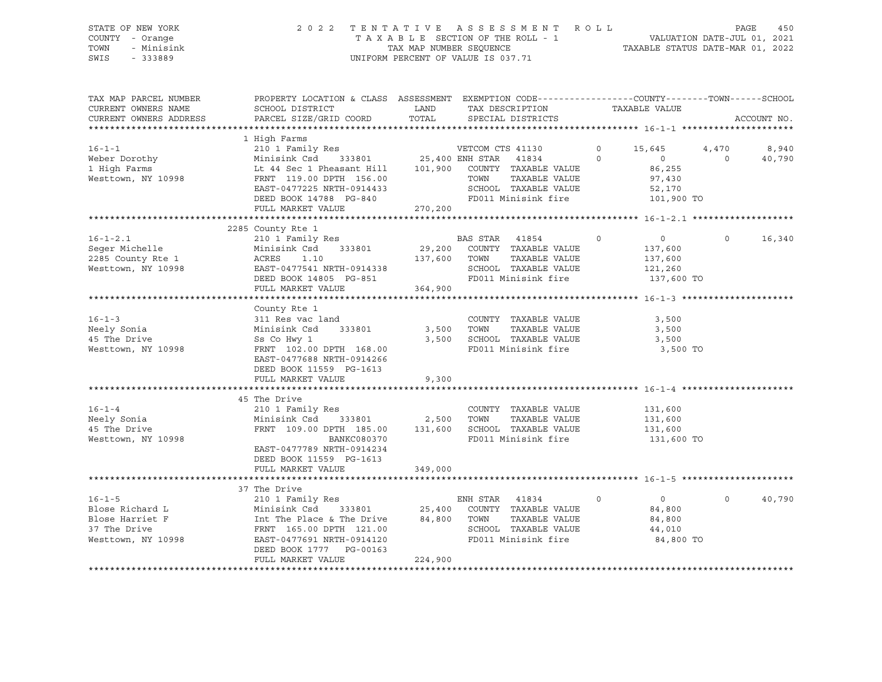STATE OF NEW YORK | COUNTY - Orange | TOWN - Minisink | SWIS - 333889

2 0 2 2 T E N T A T I V E A S S E S S M E N T R O L L
T A X A B L E SECTION OF THE ROLL - 1
TAX MAP NUMBER SEQUENCE
UNIFORM PERCENT OF VALUE IS 037.71

VALUATION DATE-JUL 01, 2021
TAXABLE STATUS DATE-MAR 01, 2022

```
TAX MAP PARCEL NUMBER     PROPERTY LOCATION & CLASS  ASSESSMENT  EXEMPTION CODE------------------COUNTY--------TOWN------SCHOOL
CURRENT OWNERS NAME       SCHOOL DISTRICT              LAND      TAX DESCRIPTION            TAXABLE VALUE
CURRENT OWNERS ADDRESS    PARCEL SIZE/GRID COORD       TOTAL     SPECIAL DISTRICTS                                          ACCOUNT NO.
******************************************************************************************************* 16-1-1 *********************
                          1 High Farms
16-1-1                    210 1 Family Res                    VETCOM CTS 41130        0     15,645      4,470       8,940
Weber Dorothy             Minisink Csd     333801       25,400 ENH STAR  41834         0          0          0      40,790
1 High Farms              Lt 44 Sec 1 Pheasant Hill    101,900   COUNTY  TAXABLE VALUE          86,255
Westtown, NY 10998        FRNT 119.00 DPTH 156.00                TOWN    TAXABLE VALUE          97,430
                          EAST-0477225 NRTH-0914433              SCHOOL  TAXABLE VALUE          52,170
                          DEED BOOK 14788  PG-840                FD011 Minisink fire           101,900 TO
                          FULL MARKET VALUE            270,200
******************************************************************************************************* 16-1-2.1 *******************
                          2285 County Rte 1
16-1-2.1                  210 1 Family Res                    BAS STAR  41854         0          0          0      16,340
Seger Michelle            Minisink Csd     333801       29,200   COUNTY  TAXABLE VALUE         137,600
2285 County Rte 1         ACRES     1.10               137,600   TOWN    TAXABLE VALUE         137,600
Westtown, NY 10998        EAST-0477541 NRTH-0914338              SCHOOL  TAXABLE VALUE         121,260
                          DEED BOOK 14805  PG-851                FD011 Minisink fire           137,600 TO
                          FULL MARKET VALUE            364,900
******************************************************************************************************* 16-1-3 *********************
                          County Rte 1
16-1-3                    311 Res vac land                       COUNTY  TAXABLE VALUE           3,500
Neely Sonia               Minisink Csd     333801        3,500   TOWN    TAXABLE VALUE           3,500
45 The Drive              Ss Co Hwy 1                    3,500   SCHOOL  TAXABLE VALUE           3,500
Westtown, NY 10998        FRNT 102.00 DPTH 168.00                FD011 Minisink fire             3,500 TO
                          EAST-0477688 NRTH-0914266
                          DEED BOOK 11559  PG-1613
                          FULL MARKET VALUE              9,300
******************************************************************************************************* 16-1-4 *********************
                          45 The Drive
16-1-4                    210 1 Family Res                       COUNTY  TAXABLE VALUE         131,600
Neely Sonia               Minisink Csd     333801        2,500   TOWN    TAXABLE VALUE         131,600
45 The Drive              FRNT 109.00 DPTH 185.00      131,600   SCHOOL  TAXABLE VALUE         131,600
Westtown, NY 10998                         BANKC080370           FD011 Minisink fire           131,600 TO
                          EAST-0477789 NRTH-0914234
                          DEED BOOK 11559  PG-1613
                          FULL MARKET VALUE            349,000
******************************************************************************************************* 16-1-5 *********************
                          37 The Drive
16-1-5                    210 1 Family Res                    ENH STAR  41834         0          0          0      40,790
Blose Richard L           Minisink Csd     333801       25,400   COUNTY  TAXABLE VALUE          84,800
Blose Harriet F           Int The Place & The Drive     84,800   TOWN    TAXABLE VALUE          84,800
37 The Drive              FRNT 165.00 DPTH 121.00                SCHOOL  TAXABLE VALUE          44,010
Westtown, NY 10998        EAST-0477691 NRTH-0914120              FD011 Minisink fire            84,800 TO
                          DEED BOOK 1777   PG-00163
                          FULL MARKET VALUE            224,900
************************************************************************************************************************************
```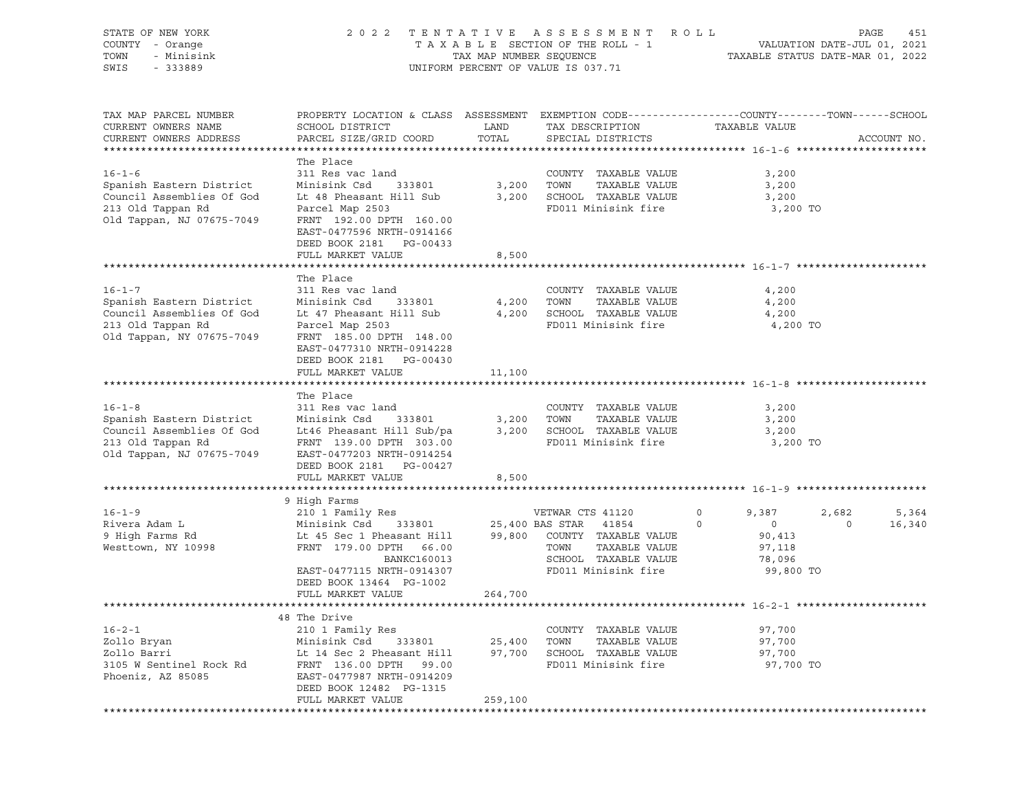STATE OF NEW YORK
COUNTY - Orange
TOWN - Minisink
SWIS - 333889

2022 TENTATIVE ASSESSMENT ROLL
TAXABLE SECTION OF THE ROLL - 1
TAX MAP NUMBER SEQUENCE
UNIFORM PERCENT OF VALUE IS 037.71

VALUATION DATE-JUL 01, 2021
TAXABLE STATUS DATE-MAR 01, 2022

```
TAX MAP PARCEL NUMBER          PROPERTY LOCATION & CLASS  ASSESSMENT  EXEMPTION CODE------------------COUNTY--------TOWN------SCHOOL
CURRENT OWNERS NAME            SCHOOL DISTRICT               LAND      TAX DESCRIPTION            TAXABLE VALUE
CURRENT OWNERS ADDRESS         PARCEL SIZE/GRID COORD        TOTAL     SPECIAL DISTRICTS                                        ACCOUNT NO.
******************************************************************************************************* 16-1-6 ********************
                               The Place
16-1-6                         311 Res vac land                        COUNTY  TAXABLE VALUE              3,200
Spanish Eastern District       Minisink Csd     333801         3,200   TOWN    TAXABLE VALUE              3,200
Council Assemblies Of God      Lt 48 Pheasant Hill Sub         3,200   SCHOOL  TAXABLE VALUE              3,200
213 Old Tappan Rd              Parcel Map 2503                         FD011 Minisink fire                 3,200 TO
Old Tappan, NJ 07675-7049      FRNT 192.00 DPTH 160.00
                               EAST-0477596 NRTH-0914166
                               DEED BOOK 2181   PG-00433
                               FULL MARKET VALUE               8,500
******************************************************************************************************* 16-1-7 ********************
                               The Place
16-1-7                         311 Res vac land                        COUNTY  TAXABLE VALUE              4,200
Spanish Eastern District       Minisink Csd     333801         4,200   TOWN    TAXABLE VALUE              4,200
Council Assemblies Of God      Lt 47 Pheasant Hill Sub         4,200   SCHOOL  TAXABLE VALUE              4,200
213 Old Tappan Rd              Parcel Map 2503                         FD011 Minisink fire                 4,200 TO
Old Tappan, NY 07675-7049      FRNT 185.00 DPTH 148.00
                               EAST-0477310 NRTH-0914228
                               DEED BOOK 2181   PG-00430
                               FULL MARKET VALUE              11,100
******************************************************************************************************* 16-1-8 ********************
                               The Place
16-1-8                         311 Res vac land                        COUNTY  TAXABLE VALUE              3,200
Spanish Eastern District       Minisink Csd     333801         3,200   TOWN    TAXABLE VALUE              3,200
Council Assemblies Of God      Lt46 Pheasant Hill Sub/pa       3,200   SCHOOL  TAXABLE VALUE              3,200
213 Old Tappan Rd              FRNT 139.00 DPTH 303.00                 FD011 Minisink fire                 3,200 TO
Old Tappan, NJ 07675-7049      EAST-0477203 NRTH-0914254
                               DEED BOOK 2181   PG-00427
                               FULL MARKET VALUE               8,500
******************************************************************************************************* 16-1-9 ********************
                               9 High Farms
16-1-9                         210 1 Family Res                        VETWAR CTS 41120        0       9,387       2,682        5,364
Rivera Adam L                  Minisink Csd     333801        25,400 BAS STAR   41854          0           0           0       16,340
9 High Farms Rd                Lt 45 Sec 1 Pheasant Hill      99,800   COUNTY  TAXABLE VALUE             90,413
Westtown, NY 10998             FRNT 179.00 DPTH  66.00                 TOWN    TAXABLE VALUE             97,118
                                               BANKC160013             SCHOOL  TAXABLE VALUE             78,096
                               EAST-0477115 NRTH-0914307               FD011 Minisink fire                99,800 TO
                               DEED BOOK 13464  PG-1002
                               FULL MARKET VALUE             264,700
******************************************************************************************************* 16-2-1 ********************
                               48 The Drive
16-2-1                         210 1 Family Res                        COUNTY  TAXABLE VALUE             97,700
Zollo Bryan                    Minisink Csd     333801        25,400   TOWN    TAXABLE VALUE             97,700
Zollo Barri                    Lt 14 Sec 2 Pheasant Hill      97,700   SCHOOL  TAXABLE VALUE             97,700
3105 W Sentinel Rock Rd        FRNT 136.00 DPTH  99.00                 FD011 Minisink fire                97,700 TO
Phoeniz, AZ 85085              EAST-0477987 NRTH-0914209
                               DEED BOOK 12482  PG-1315
                               FULL MARKET VALUE             259,100
************************************************************************************************************************************
```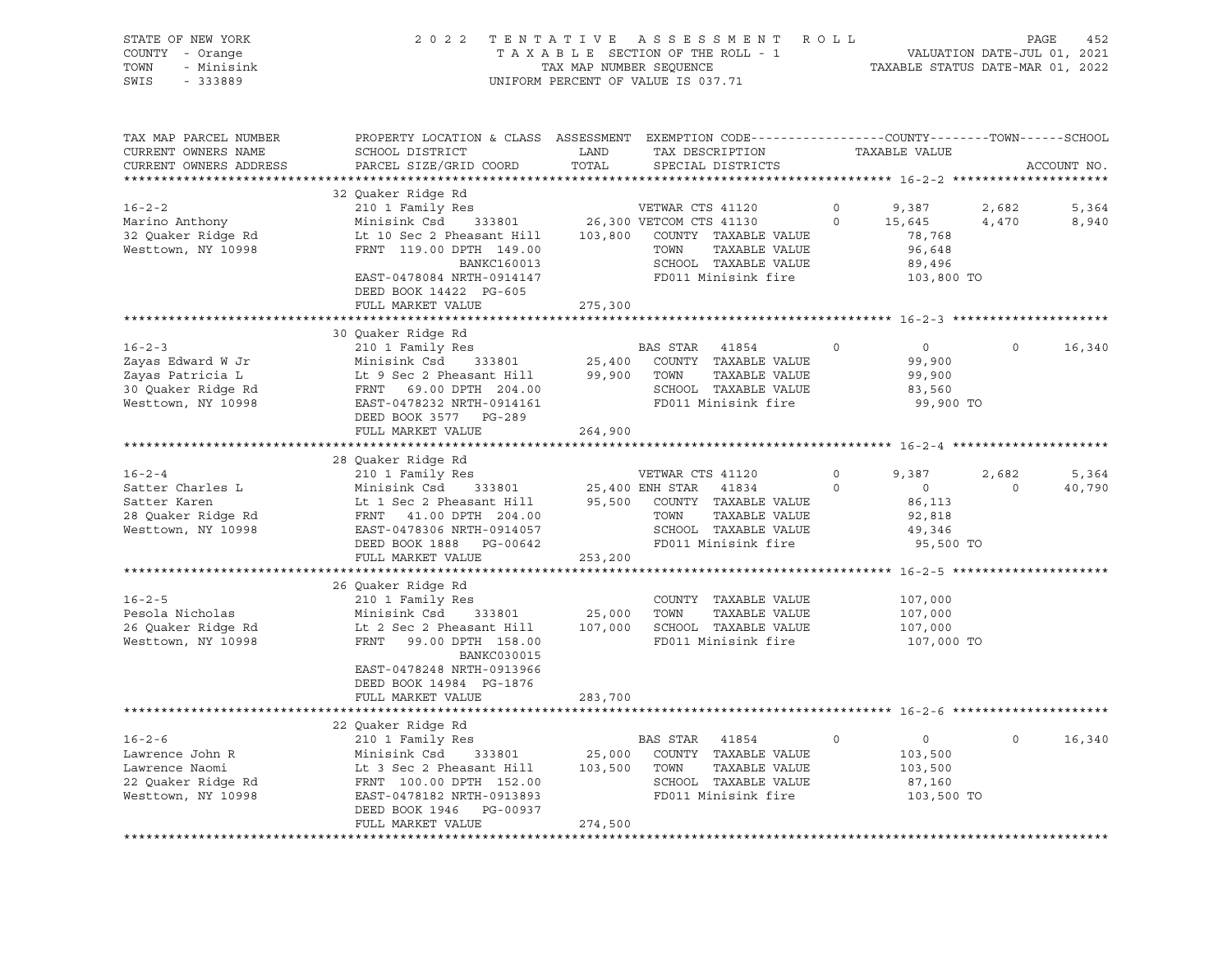STATE OF NEW YORK — COUNTY - Orange — TOWN - Minisink — SWIS - 333889

2022 TENTATIVE ASSESSMENT ROLL
TAXABLE SECTION OF THE ROLL - 1
TAX MAP NUMBER SEQUENCE
UNIFORM PERCENT OF VALUE IS 037.71

VALUATION DATE-JUL 01, 2021
TAXABLE STATUS DATE-MAR 01, 2022

| TAX MAP PARCEL NUMBER / CURRENT OWNERS NAME / CURRENT OWNERS ADDRESS | PROPERTY LOCATION & CLASS / SCHOOL DISTRICT / PARCEL SIZE/GRID COORD | ASSESSMENT LAND / TOTAL | EXEMPTION CODE / TAX DESCRIPTION / SPECIAL DISTRICTS | COUNTY | TOWN | SCHOOL |
|---|---|---|---|---|---|---|
| **16-2-2** | 32 Quaker Ridge Rd | | | | | |
| Marino Anthony | 210 1 Family Res | | VETWAR CTS 41120 0 | 9,387 | 2,682 | 5,364 |
| 32 Quaker Ridge Rd | Minisink Csd 333801 | 26,300 | VETCOM CTS 41130 0 | 15,645 | 4,470 | 8,940 |
| Westtown, NY 10998 | Lt 10 Sec 2 Pheasant Hill | 103,800 | COUNTY TAXABLE VALUE | 78,768 | | |
| | FRNT 119.00 DPTH 149.00 | | TOWN TAXABLE VALUE | | 96,648 | |
| | BANKC160013 | | SCHOOL TAXABLE VALUE | | | 89,496 |
| | EAST-0478084 NRTH-0914147 | | FD011 Minisink fire | 103,800 TO | | |
| | DEED BOOK 14422 PG-605 | | | | | |
| | FULL MARKET VALUE | 275,300 | | | | |
| **16-2-3** | 30 Quaker Ridge Rd | | | | | |
| Zayas Edward W Jr | 210 1 Family Res | | BAS STAR 41854 0 | 0 | 0 | 16,340 |
| Zayas Patricia L | Minisink Csd 333801 | 25,400 | COUNTY TAXABLE VALUE | 99,900 | | |
| 30 Quaker Ridge Rd | Lt 9 Sec 2 Pheasant Hill | 99,900 | TOWN TAXABLE VALUE | | 99,900 | |
| Westtown, NY 10998 | FRNT 69.00 DPTH 204.00 | | SCHOOL TAXABLE VALUE | | | 83,560 |
| | EAST-0478232 NRTH-0914161 | | FD011 Minisink fire | 99,900 TO | | |
| | DEED BOOK 3577 PG-289 | | | | | |
| | FULL MARKET VALUE | 264,900 | | | | |
| **16-2-4** | 28 Quaker Ridge Rd | | | | | |
| Satter Charles L | 210 1 Family Res | | VETWAR CTS 41120 0 | 9,387 | 2,682 | 5,364 |
| Satter Karen | Minisink Csd 333801 | 25,400 | ENH STAR 41834 0 | 0 | 0 | 40,790 |
| 28 Quaker Ridge Rd | Lt 1 Sec 2 Pheasant Hill | 95,500 | COUNTY TAXABLE VALUE | 86,113 | | |
| Westtown, NY 10998 | FRNT 41.00 DPTH 204.00 | | TOWN TAXABLE VALUE | | 92,818 | |
| | EAST-0478306 NRTH-0914057 | | SCHOOL TAXABLE VALUE | | | 49,346 |
| | DEED BOOK 1888 PG-00642 | | FD011 Minisink fire | 95,500 TO | | |
| | FULL MARKET VALUE | 253,200 | | | | |
| **16-2-5** | 26 Quaker Ridge Rd | | | | | |
| Pesola Nicholas | 210 1 Family Res | | COUNTY TAXABLE VALUE | 107,000 | | |
| 26 Quaker Ridge Rd | Minisink Csd 333801 | 25,000 | TOWN TAXABLE VALUE | | 107,000 | |
| Westtown, NY 10998 | Lt 2 Sec 2 Pheasant Hill | 107,000 | SCHOOL TAXABLE VALUE | | | 107,000 |
| | FRNT 99.00 DPTH 158.00 | | FD011 Minisink fire | 107,000 TO | | |
| | BANKC030015 | | | | | |
| | EAST-0478248 NRTH-0913966 | | | | | |
| | DEED BOOK 14984 PG-1876 | | | | | |
| | FULL MARKET VALUE | 283,700 | | | | |
| **16-2-6** | 22 Quaker Ridge Rd | | | | | |
| Lawrence John R | 210 1 Family Res | | BAS STAR 41854 0 | 0 | 0 | 16,340 |
| Lawrence Naomi | Minisink Csd 333801 | 25,000 | COUNTY TAXABLE VALUE | 103,500 | | |
| 22 Quaker Ridge Rd | Lt 3 Sec 2 Pheasant Hill | 103,500 | TOWN TAXABLE VALUE | | 103,500 | |
| Westtown, NY 10998 | FRNT 100.00 DPTH 152.00 | | SCHOOL TAXABLE VALUE | | | 87,160 |
| | EAST-0478182 NRTH-0913893 | | FD011 Minisink fire | 103,500 TO | | |
| | DEED BOOK 1946 PG-00937 | | | | | |
| | FULL MARKET VALUE | 274,500 | | | | |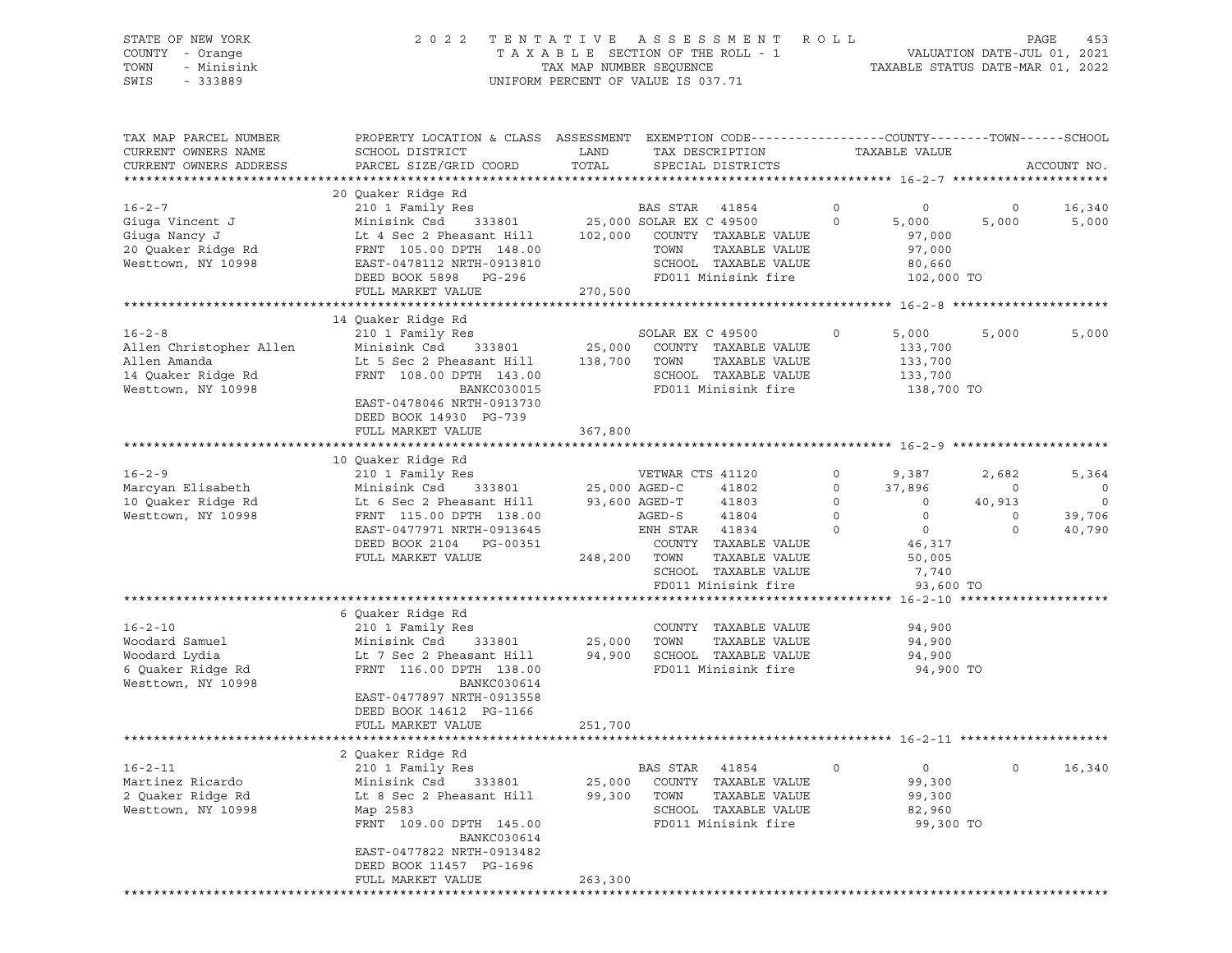STATE OF NEW YORK
COUNTY - Orange
TOWN - Minisink
SWIS - 333889

2022 TENTATIVE ASSESSMENT ROLL
TAXABLE SECTION OF THE ROLL - 1
TAX MAP NUMBER SEQUENCE
UNIFORM PERCENT OF VALUE IS 037.71

VALUATION DATE-JUL 01, 2021
TAXABLE STATUS DATE-MAR 01, 2022

```
TAX MAP PARCEL NUMBER      PROPERTY LOCATION & CLASS  ASSESSMENT  EXEMPTION CODE------------------COUNTY--------TOWN------SCHOOL
CURRENT OWNERS NAME        SCHOOL DISTRICT             LAND        TAX DESCRIPTION              TAXABLE VALUE
CURRENT OWNERS ADDRESS     PARCEL SIZE/GRID COORD      TOTAL       SPECIAL DISTRICTS                                          ACCOUNT NO.
******************************************************************************************************* 16-2-7 *********************
                           20 Quaker Ridge Rd
16-2-7                     210 1 Family Res                        BAS STAR   41854          0         0          0      16,340
Giuga Vincent J            Minisink Csd    333801      25,000 SOLAR EX C 49500           0     5,000      5,000       5,000
Giuga Nancy J              Lt 4 Sec 2 Pheasant Hill   102,000    COUNTY  TAXABLE VALUE              97,000
20 Quaker Ridge Rd         FRNT 105.00 DPTH 148.00                TOWN    TAXABLE VALUE              97,000
Westtown, NY 10998         EAST-0478112 NRTH-0913810              SCHOOL  TAXABLE VALUE              80,660
                           DEED BOOK 5898   PG-296                FD011 Minisink fire               102,000 TO
                           FULL MARKET VALUE          270,500
******************************************************************************************************* 16-2-8 *********************
                           14 Quaker Ridge Rd
16-2-8                     210 1 Family Res                        SOLAR EX C 49500          0     5,000      5,000       5,000
Allen Christopher Allen    Minisink Csd    333801      25,000    COUNTY  TAXABLE VALUE             133,700
Allen Amanda               Lt 5 Sec 2 Pheasant Hill   138,700    TOWN    TAXABLE VALUE             133,700
14 Quaker Ridge Rd         FRNT 108.00 DPTH 143.00                SCHOOL  TAXABLE VALUE             133,700
Westtown, NY 10998                    BANKC030015                 FD011 Minisink fire               138,700 TO
                           EAST-0478046 NRTH-0913730
                           DEED BOOK 14930  PG-739
                           FULL MARKET VALUE          367,800
******************************************************************************************************* 16-2-9 *********************
                           10 Quaker Ridge Rd
16-2-9                     210 1 Family Res                        VETWAR CTS 41120          0     9,387      2,682       5,364
Marcyan Elisabeth          Minisink Csd    333801      25,000 AGED-C     41802           0    37,896          0           0
10 Quaker Ridge Rd         Lt 6 Sec 2 Pheasant Hill    93,600 AGED-T     41803           0         0     40,913           0
Westtown, NY 10998         FRNT 115.00 DPTH 138.00                AGED-S     41804           0         0          0      39,706
                           EAST-0477971 NRTH-0913645              ENH STAR   41834           0         0          0      40,790
                           DEED BOOK 2104   PG-00351              COUNTY  TAXABLE VALUE              46,317
                           FULL MARKET VALUE          248,200    TOWN    TAXABLE VALUE              50,005
                                                                  SCHOOL  TAXABLE VALUE               7,740
                                                                  FD011 Minisink fire                93,600 TO
******************************************************************************************************* 16-2-10 ********************
                           6 Quaker Ridge Rd
16-2-10                    210 1 Family Res                        COUNTY  TAXABLE VALUE              94,900
Woodard Samuel             Minisink Csd    333801      25,000    TOWN    TAXABLE VALUE              94,900
Woodard Lydia              Lt 7 Sec 2 Pheasant Hill    94,900    SCHOOL  TAXABLE VALUE              94,900
6 Quaker Ridge Rd          FRNT 116.00 DPTH 138.00                FD011 Minisink fire                94,900 TO
Westtown, NY 10998                    BANKC030614
                           EAST-0477897 NRTH-0913558
                           DEED BOOK 14612  PG-1166
                           FULL MARKET VALUE          251,700
******************************************************************************************************* 16-2-11 ********************
                           2 Quaker Ridge Rd
16-2-11                    210 1 Family Res                        BAS STAR   41854          0         0          0      16,340
Martinez Ricardo           Minisink Csd    333801      25,000    COUNTY  TAXABLE VALUE              99,300
2 Quaker Ridge Rd          Lt 8 Sec 2 Pheasant Hill    99,300    TOWN    TAXABLE VALUE              99,300
Westtown, NY 10998         Map 2583                               SCHOOL  TAXABLE VALUE              82,960
                           FRNT 109.00 DPTH 145.00                FD011 Minisink fire                99,300 TO
                                      BANKC030614
                           EAST-0477822 NRTH-0913482
                           DEED BOOK 11457  PG-1696
                           FULL MARKET VALUE          263,300
************************************************************************************************************************************
```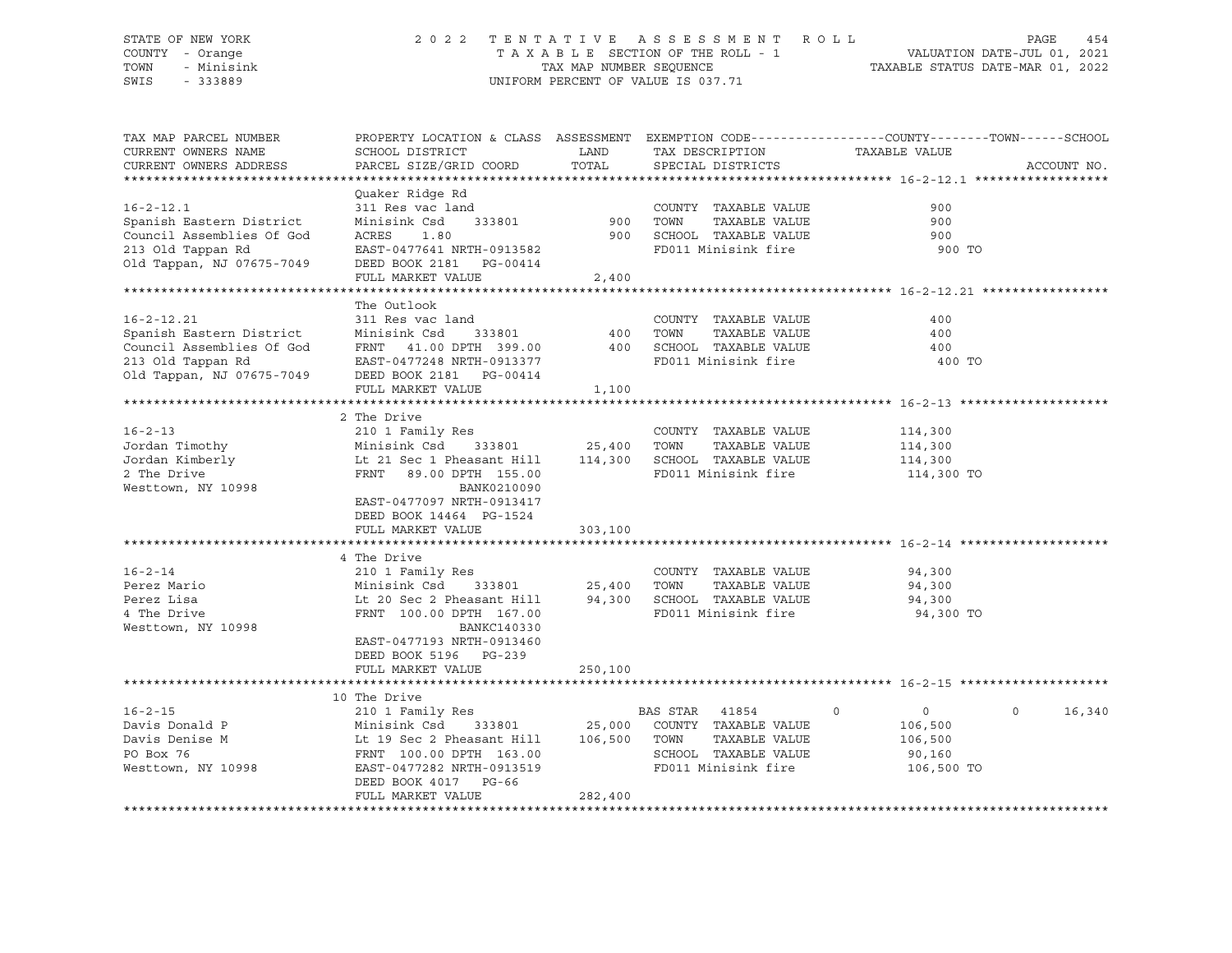STATE OF NEW YORK — 2022 TENTATIVE ASSESSMENT ROLL
COUNTY - Orange — TAXABLE SECTION OF THE ROLL - 1 — VALUATION DATE-JUL 01, 2021
TOWN - Minisink — TAX MAP NUMBER SEQUENCE — TAXABLE STATUS DATE-MAR 01, 2022
SWIS - 333889 — UNIFORM PERCENT OF VALUE IS 037.71

| TAX MAP PARCEL NUMBER / CURRENT OWNERS NAME / CURRENT OWNERS ADDRESS | PROPERTY LOCATION & CLASS / SCHOOL DISTRICT / PARCEL SIZE/GRID COORD | ASSESSMENT LAND / TOTAL | EXEMPTION CODE / TAX DESCRIPTION / SPECIAL DISTRICTS | COUNTY | TOWN | SCHOOL | TAXABLE VALUE / ACCOUNT NO. |
|---|---|---|---|---|---|---|---|
| **16-2-12.1** | Quaker Ridge Rd | | | | | | |
| 16-2-12.1 | 311 Res vac land | | COUNTY TAXABLE VALUE | | | | 900 |
| Spanish Eastern District | Minisink Csd 333801 | 900 | TOWN TAXABLE VALUE | | | | 900 |
| Council Assemblies Of God | ACRES 1.80 | 900 | SCHOOL TAXABLE VALUE | | | | 900 |
| 213 Old Tappan Rd | EAST-0477641 NRTH-0913582 | | FD011 Minisink fire | | | | 900 TO |
| Old Tappan, NJ 07675-7049 | DEED BOOK 2181 PG-00414 | | | | | | |
| | FULL MARKET VALUE | 2,400 | | | | | |
| **16-2-12.21** | The Outlook | | | | | | |
| 16-2-12.21 | 311 Res vac land | | COUNTY TAXABLE VALUE | | | | 400 |
| Spanish Eastern District | Minisink Csd 333801 | 400 | TOWN TAXABLE VALUE | | | | 400 |
| Council Assemblies Of God | FRNT 41.00 DPTH 399.00 | 400 | SCHOOL TAXABLE VALUE | | | | 400 |
| 213 Old Tappan Rd | EAST-0477248 NRTH-0913377 | | FD011 Minisink fire | | | | 400 TO |
| Old Tappan, NJ 07675-7049 | DEED BOOK 2181 PG-00414 | | | | | | |
| | FULL MARKET VALUE | 1,100 | | | | | |
| **16-2-13** | 2 The Drive | | | | | | |
| 16-2-13 | 210 1 Family Res | | COUNTY TAXABLE VALUE | | | | 114,300 |
| Jordan Timothy | Minisink Csd 333801 | 25,400 | TOWN TAXABLE VALUE | | | | 114,300 |
| Jordan Kimberly | Lt 21 Sec 1 Pheasant Hill | 114,300 | SCHOOL TAXABLE VALUE | | | | 114,300 |
| 2 The Drive | FRNT 89.00 DPTH 155.00 | | FD011 Minisink fire | | | | 114,300 TO |
| Westtown, NY 10998 | BANK0210090 | | | | | | |
| | EAST-0477097 NRTH-0913417 | | | | | | |
| | DEED BOOK 14464 PG-1524 | | | | | | |
| | FULL MARKET VALUE | 303,100 | | | | | |
| **16-2-14** | 4 The Drive | | | | | | |
| 16-2-14 | 210 1 Family Res | | COUNTY TAXABLE VALUE | | | | 94,300 |
| Perez Mario | Minisink Csd 333801 | 25,400 | TOWN TAXABLE VALUE | | | | 94,300 |
| Perez Lisa | Lt 20 Sec 2 Pheasant Hill | 94,300 | SCHOOL TAXABLE VALUE | | | | 94,300 |
| 4 The Drive | FRNT 100.00 DPTH 167.00 | | FD011 Minisink fire | | | | 94,300 TO |
| Westtown, NY 10998 | BANKC140330 | | | | | | |
| | EAST-0477193 NRTH-0913460 | | | | | | |
| | DEED BOOK 5196 PG-239 | | | | | | |
| | FULL MARKET VALUE | 250,100 | | | | | |
| **16-2-15** | 10 The Drive | | | | | | |
| 16-2-15 | 210 1 Family Res | | BAS STAR 41854 | 0 | 0 | 16,340 | |
| Davis Donald P | Minisink Csd 333801 | 25,000 | COUNTY TAXABLE VALUE | | | | 106,500 |
| Davis Denise M | Lt 19 Sec 2 Pheasant Hill | 106,500 | TOWN TAXABLE VALUE | | | | 106,500 |
| PO Box 76 | FRNT 100.00 DPTH 163.00 | | SCHOOL TAXABLE VALUE | | | | 90,160 |
| Westtown, NY 10998 | EAST-0477282 NRTH-0913519 | | FD011 Minisink fire | | | | 106,500 TO |
| | DEED BOOK 4017 PG-66 | | | | | | |
| | FULL MARKET VALUE | 282,400 | | | | | |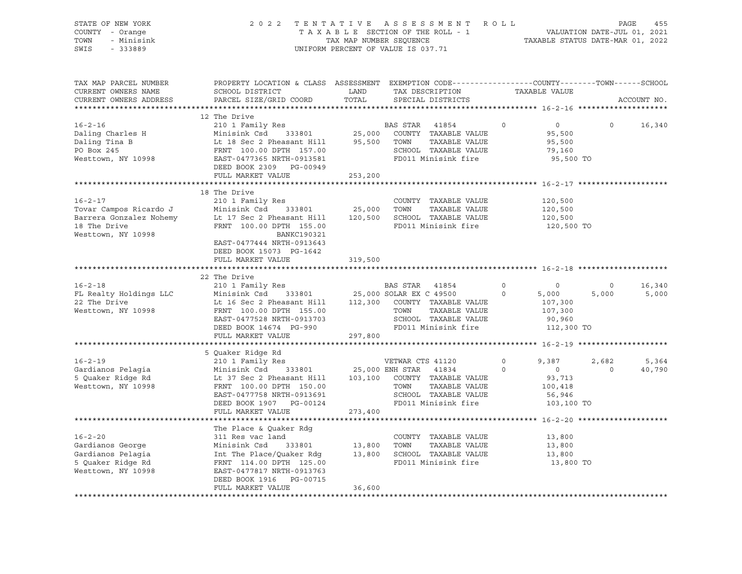STATE OF NEW YORK
COUNTY - Orange
TOWN - Minisink
SWIS - 333889

2 0 2 2 T E N T A T I V E A S S E S S M E N T R O L L
T A X A B L E SECTION OF THE ROLL - 1
TAX MAP NUMBER SEQUENCE
UNIFORM PERCENT OF VALUE IS 037.71

VALUATION DATE-JUL 01, 2021
TAXABLE STATUS DATE-MAR 01, 2022

```
TAX MAP PARCEL NUMBER     PROPERTY LOCATION & CLASS  ASSESSMENT  EXEMPTION CODE------------------COUNTY--------TOWN------SCHOOL
CURRENT OWNERS NAME       SCHOOL DISTRICT               LAND      TAX DESCRIPTION            TAXABLE VALUE
CURRENT OWNERS ADDRESS    PARCEL SIZE/GRID COORD       TOTAL      SPECIAL DISTRICTS                                    ACCOUNT NO.
******************************************************************************************************* 16-2-16 ********************
                          12 The Drive
16-2-16                   210 1 Family Res                      BAS STAR  41854        0          0          0     16,340
Daling Charles H          Minisink Csd     333801       25,000   COUNTY  TAXABLE VALUE          95,500
Daling Tina B             Lt 18 Sec 2 Pheasant Hill     95,500   TOWN    TAXABLE VALUE          95,500
PO Box 245                FRNT 100.00 DPTH 157.00                SCHOOL  TAXABLE VALUE          79,160
Westtown, NY 10998        EAST-0477365 NRTH-0913581              FD011 Minisink fire             95,500 TO
                          DEED BOOK 2309   PG-00949
                          FULL MARKET VALUE            253,200
******************************************************************************************************* 16-2-17 ********************
                          18 The Drive
16-2-17                   210 1 Family Res                       COUNTY  TAXABLE VALUE         120,500
Tovar Campos Ricardo J    Minisink Csd     333801       25,000   TOWN    TAXABLE VALUE         120,500
Barrera Gonzalez Nohemy   Lt 17 Sec 2 Pheasant Hill    120,500   SCHOOL  TAXABLE VALUE         120,500
18 The Drive              FRNT 100.00 DPTH 155.00                FD011 Minisink fire            120,500 TO
Westtown, NY 10998                     BANKC190321
                          EAST-0477444 NRTH-0913643
                          DEED BOOK 15073  PG-1642
                          FULL MARKET VALUE            319,500
******************************************************************************************************* 16-2-18 ********************
                          22 The Drive
16-2-18                   210 1 Family Res                      BAS STAR  41854        0          0          0     16,340
FL Realty Holdings LLC    Minisink Csd     333801       25,000 SOLAR EX C 49500       0      5,000      5,000      5,000
22 The Drive              Lt 16 Sec 2 Pheasant Hill    112,300   COUNTY  TAXABLE VALUE         107,300
Westtown, NY 10998        FRNT 100.00 DPTH 155.00                TOWN    TAXABLE VALUE         107,300
                          EAST-0477528 NRTH-0913703              SCHOOL  TAXABLE VALUE          90,960
                          DEED BOOK 14674  PG-990                FD011 Minisink fire            112,300 TO
                          FULL MARKET VALUE            297,800
******************************************************************************************************* 16-2-19 ********************
                          5 Quaker Ridge Rd
16-2-19                   210 1 Family Res                      VETWAR CTS 41120       0      9,387      2,682      5,364
Gardianos Pelagia         Minisink Csd     333801       25,000 ENH STAR   41834       0          0          0     40,790
5 Quaker Ridge Rd         Lt 37 Sec 2 Pheasant Hill    103,100   COUNTY  TAXABLE VALUE          93,713
Westtown, NY 10998        FRNT 100.00 DPTH 150.00                TOWN    TAXABLE VALUE         100,418
                          EAST-0477758 NRTH-0913691              SCHOOL  TAXABLE VALUE          56,946
                          DEED BOOK 1907   PG-00124              FD011 Minisink fire            103,100 TO
                          FULL MARKET VALUE            273,400
******************************************************************************************************* 16-2-20 ********************
                          The Place & Quaker Rdg
16-2-20                   311 Res vac land                       COUNTY  TAXABLE VALUE          13,800
Gardianos George          Minisink Csd     333801       13,800   TOWN    TAXABLE VALUE          13,800
Gardianos Pelagia         Int The Place/Quaker Rdg      13,800   SCHOOL  TAXABLE VALUE          13,800
5 Quaker Ridge Rd         FRNT 114.00 DPTH 125.00                FD011 Minisink fire             13,800 TO
Westtown, NY 10998        EAST-0477817 NRTH-0913763
                          DEED BOOK 1916   PG-00715
                          FULL MARKET VALUE             36,600
************************************************************************************************************************************
```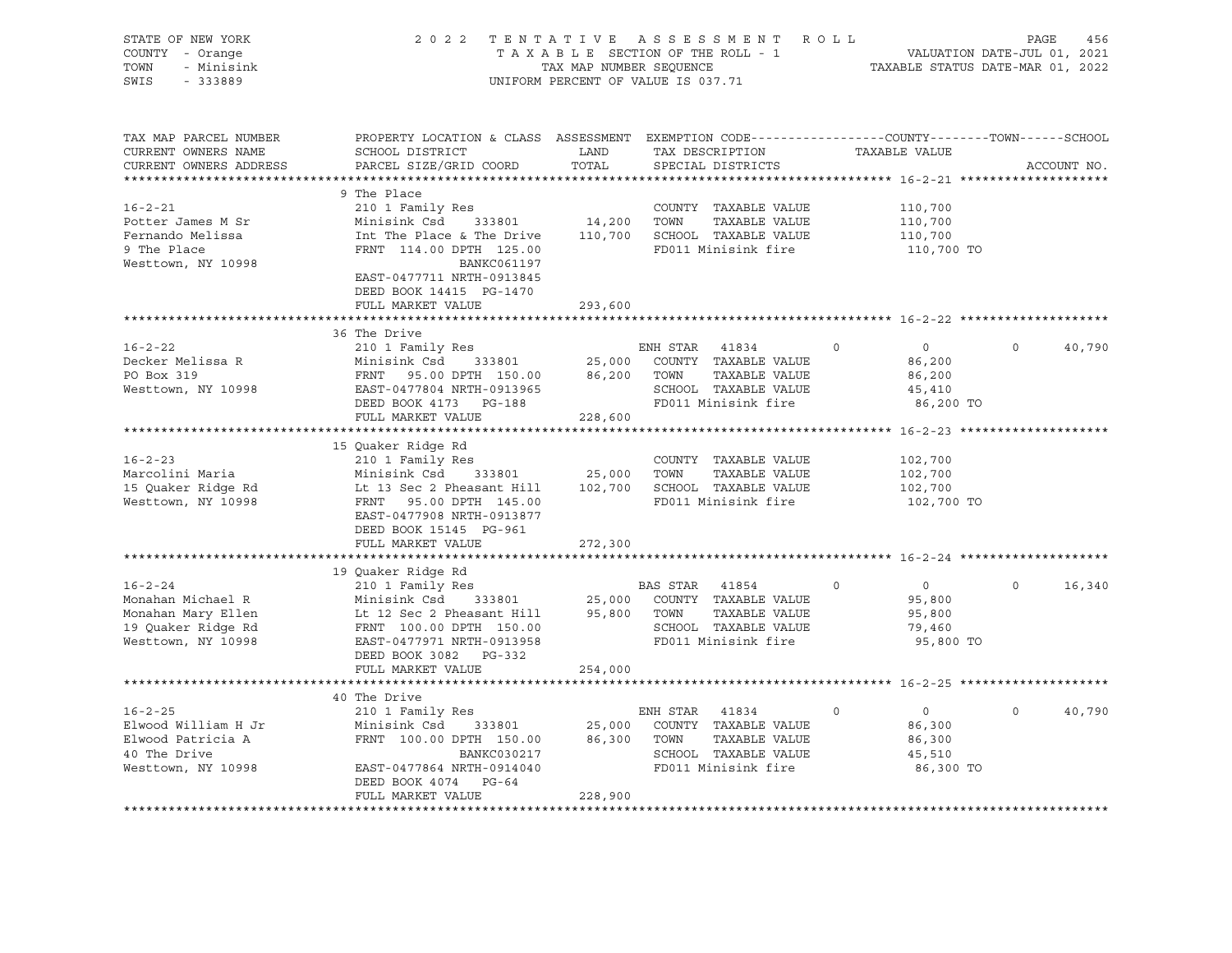STATE OF NEW YORK
COUNTY - Orange
TOWN - Minisink
SWIS - 333889

2 0 2 2 T E N T A T I V E A S S E S S M E N T R O L L
T A X A B L E SECTION OF THE ROLL - 1
TAX MAP NUMBER SEQUENCE
UNIFORM PERCENT OF VALUE IS 037.71

VALUATION DATE-JUL 01, 2021
TAXABLE STATUS DATE-MAR 01, 2022

| TAX MAP PARCEL NUMBER<br>CURRENT OWNERS NAME<br>CURRENT OWNERS ADDRESS | PROPERTY LOCATION & CLASS<br>SCHOOL DISTRICT<br>PARCEL SIZE/GRID COORD | ASSESSMENT<br>LAND<br>TOTAL | EXEMPTION CODE<br>TAX DESCRIPTION<br>SPECIAL DISTRICTS | COUNTY | TOWN | SCHOOL<br>TAXABLE VALUE | ACCOUNT NO. |
|---|---|---|---|---|---|---|---|
| **16-2-21** | 9 The Place | | | | | | |
| 16-2-21 | 210 1 Family Res | | COUNTY TAXABLE VALUE | | | 110,700 | |
| Potter James M Sr | Minisink Csd 333801 | 14,200 | TOWN TAXABLE VALUE | | | 110,700 | |
| Fernando Melissa | Int The Place & The Drive | 110,700 | SCHOOL TAXABLE VALUE | | | 110,700 | |
| 9 The Place | FRNT 114.00 DPTH 125.00 | | FD011 Minisink fire | | | 110,700 TO | |
| Westtown, NY 10998 | BANKC061197 | | | | | | |
| | EAST-0477711 NRTH-0913845 | | | | | | |
| | DEED BOOK 14415 PG-1470 | | | | | | |
| | FULL MARKET VALUE | 293,600 | | | | | |
| **16-2-22** | 36 The Drive | | | | | | |
| 16-2-22 | 210 1 Family Res | | ENH STAR 41834 | 0 | 0 | 0 40,790 | |
| Decker Melissa R | Minisink Csd 333801 | 25,000 | COUNTY TAXABLE VALUE | | | 86,200 | |
| PO Box 319 | FRNT 95.00 DPTH 150.00 | 86,200 | TOWN TAXABLE VALUE | | | 86,200 | |
| Westtown, NY 10998 | EAST-0477804 NRTH-0913965 | | SCHOOL TAXABLE VALUE | | | 45,410 | |
| | DEED BOOK 4173 PG-188 | | FD011 Minisink fire | | | 86,200 TO | |
| | FULL MARKET VALUE | 228,600 | | | | | |
| **16-2-23** | 15 Quaker Ridge Rd | | | | | | |
| 16-2-23 | 210 1 Family Res | | COUNTY TAXABLE VALUE | | | 102,700 | |
| Marcolini Maria | Minisink Csd 333801 | 25,000 | TOWN TAXABLE VALUE | | | 102,700 | |
| 15 Quaker Ridge Rd | Lt 13 Sec 2 Pheasant Hill | 102,700 | SCHOOL TAXABLE VALUE | | | 102,700 | |
| Westtown, NY 10998 | FRNT 95.00 DPTH 145.00 | | FD011 Minisink fire | | | 102,700 TO | |
| | EAST-0477908 NRTH-0913877 | | | | | | |
| | DEED BOOK 15145 PG-961 | | | | | | |
| | FULL MARKET VALUE | 272,300 | | | | | |
| **16-2-24** | 19 Quaker Ridge Rd | | | | | | |
| 16-2-24 | 210 1 Family Res | | BAS STAR 41854 | 0 | 0 | 0 16,340 | |
| Monahan Michael R | Minisink Csd 333801 | 25,000 | COUNTY TAXABLE VALUE | | | 95,800 | |
| Monahan Mary Ellen | Lt 12 Sec 2 Pheasant Hill | 95,800 | TOWN TAXABLE VALUE | | | 95,800 | |
| 19 Quaker Ridge Rd | FRNT 100.00 DPTH 150.00 | | SCHOOL TAXABLE VALUE | | | 79,460 | |
| Westtown, NY 10998 | EAST-0477971 NRTH-0913958 | | FD011 Minisink fire | | | 95,800 TO | |
| | DEED BOOK 3082 PG-332 | | | | | | |
| | FULL MARKET VALUE | 254,000 | | | | | |
| **16-2-25** | 40 The Drive | | | | | | |
| 16-2-25 | 210 1 Family Res | | ENH STAR 41834 | 0 | 0 | 0 40,790 | |
| Elwood William H Jr | Minisink Csd 333801 | 25,000 | COUNTY TAXABLE VALUE | | | 86,300 | |
| Elwood Patricia A | FRNT 100.00 DPTH 150.00 | 86,300 | TOWN TAXABLE VALUE | | | 86,300 | |
| 40 The Drive | BANKC030217 | | SCHOOL TAXABLE VALUE | | | 45,510 | |
| Westtown, NY 10998 | EAST-0477864 NRTH-0914040 | | FD011 Minisink fire | | | 86,300 TO | |
| | DEED BOOK 4074 PG-64 | | | | | | |
| | FULL MARKET VALUE | 228,900 | | | | | |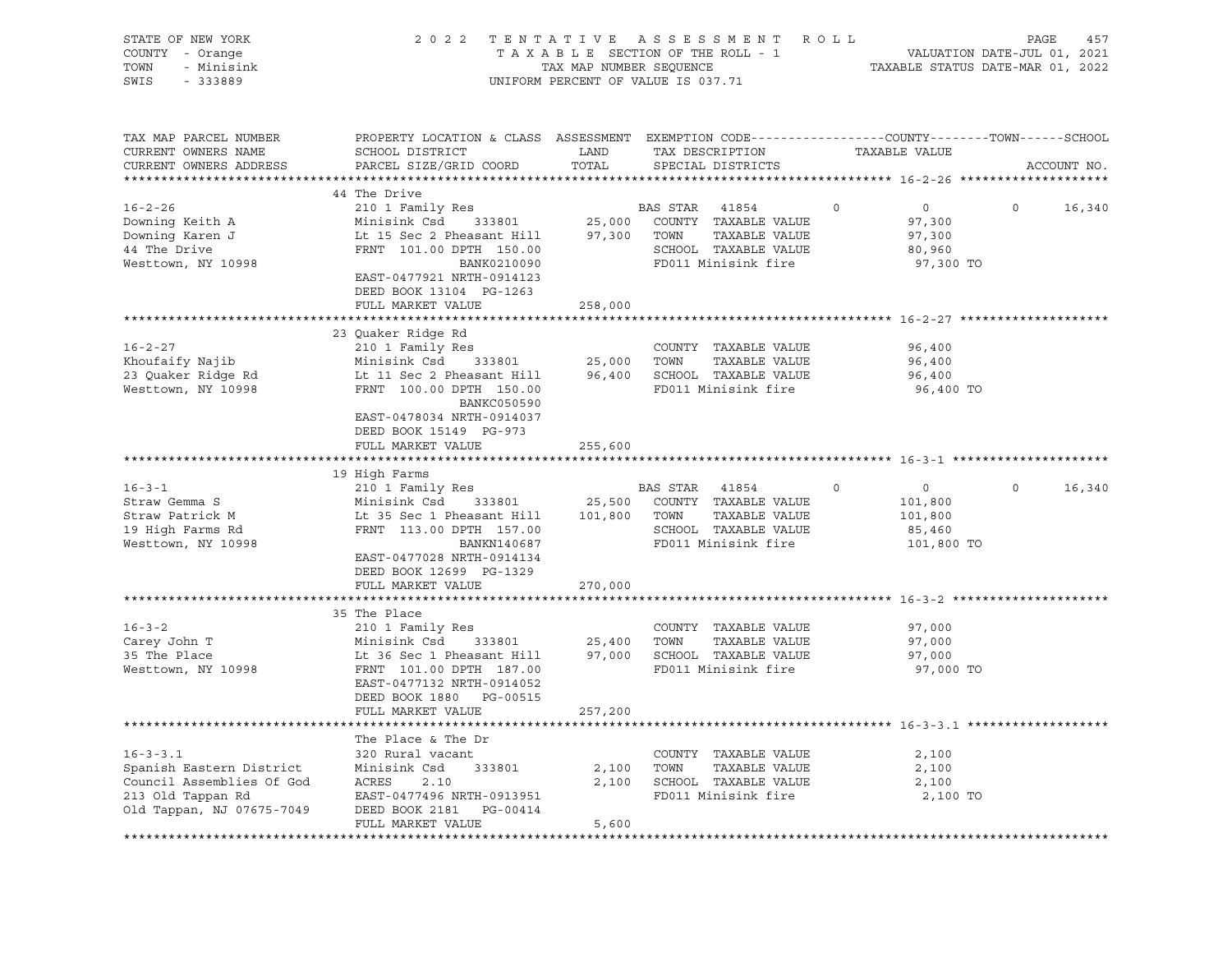STATE OF NEW YORK | 2022 TENTATIVE ASSESSMENT ROLL | PAGE 457
COUNTY - Orange | TAXABLE SECTION OF THE ROLL - 1 | VALUATION DATE-JUL 01, 2021
TOWN - Minisink | TAX MAP NUMBER SEQUENCE | TAXABLE STATUS DATE-MAR 01, 2022
SWIS - 333889 | UNIFORM PERCENT OF VALUE IS 037.71

```
TAX MAP PARCEL NUMBER      PROPERTY LOCATION & CLASS  ASSESSMENT  EXEMPTION CODE------------------COUNTY--------TOWN------SCHOOL
CURRENT OWNERS NAME        SCHOOL DISTRICT              LAND      TAX DESCRIPTION               TAXABLE VALUE
CURRENT OWNERS ADDRESS     PARCEL SIZE/GRID COORD       TOTAL     SPECIAL DISTRICTS                                      ACCOUNT NO.
******************************************************************************************************* 16-2-26 ********************
                           44 The Drive
16-2-26                    210 1 Family Res                       BAS STAR  41854          0          0          0     16,340
Downing Keith A            Minisink Csd      333801     25,000    COUNTY  TAXABLE VALUE             97,300
Downing Karen J            Lt 15 Sec 2 Pheasant Hill    97,300    TOWN    TAXABLE VALUE             97,300
44 The Drive               FRNT 101.00 DPTH 150.00                SCHOOL  TAXABLE VALUE             80,960
Westtown, NY 10998                        BANK0210090             FD011 Minisink fire                97,300 TO
                           EAST-0477921 NRTH-0914123
                           DEED BOOK 13104  PG-1263
                           FULL MARKET VALUE           258,000
******************************************************************************************************* 16-2-27 ********************
                           23 Quaker Ridge Rd
16-2-27                    210 1 Family Res                       COUNTY  TAXABLE VALUE             96,400
Khoufaify Najib            Minisink Csd      333801     25,000    TOWN    TAXABLE VALUE             96,400
23 Quaker Ridge Rd         Lt 11 Sec 2 Pheasant Hill    96,400    SCHOOL  TAXABLE VALUE             96,400
Westtown, NY 10998         FRNT 100.00 DPTH 150.00                FD011 Minisink fire                96,400 TO
                                          BANKC050590
                           EAST-0478034 NRTH-0914037
                           DEED BOOK 15149  PG-973
                           FULL MARKET VALUE           255,600
******************************************************************************************************* 16-3-1 *********************
                           19 High Farms
16-3-1                     210 1 Family Res                       BAS STAR  41854          0          0          0     16,340
Straw Gemma S              Minisink Csd      333801     25,500    COUNTY  TAXABLE VALUE            101,800
Straw Patrick M            Lt 35 Sec 1 Pheasant Hill   101,800    TOWN    TAXABLE VALUE            101,800
19 High Farms Rd           FRNT 113.00 DPTH 157.00                SCHOOL  TAXABLE VALUE             85,460
Westtown, NY 10998                        BANKN140687             FD011 Minisink fire               101,800 TO
                           EAST-0477028 NRTH-0914134
                           DEED BOOK 12699  PG-1329
                           FULL MARKET VALUE           270,000
******************************************************************************************************* 16-3-2 *********************
                           35 The Place
16-3-2                     210 1 Family Res                       COUNTY  TAXABLE VALUE             97,000
Carey John T               Minisink Csd      333801     25,400    TOWN    TAXABLE VALUE             97,000
35 The Place               Lt 36 Sec 1 Pheasant Hill    97,000    SCHOOL  TAXABLE VALUE             97,000
Westtown, NY 10998         FRNT 101.00 DPTH 187.00                FD011 Minisink fire                97,000 TO
                           EAST-0477132 NRTH-0914052
                           DEED BOOK 1880   PG-00515
                           FULL MARKET VALUE           257,200
******************************************************************************************************* 16-3-3.1 *******************
                           The Place & The Dr
16-3-3.1                   320 Rural vacant                       COUNTY  TAXABLE VALUE              2,100
Spanish Eastern District   Minisink Csd      333801      2,100    TOWN    TAXABLE VALUE              2,100
Council Assemblies Of God  ACRES      2.10               2,100    SCHOOL  TAXABLE VALUE              2,100
213 Old Tappan Rd          EAST-0477496 NRTH-0913951              FD011 Minisink fire                 2,100 TO
Old Tappan, NJ 07675-7049  DEED BOOK 2181   PG-00414
                           FULL MARKET VALUE             5,600
************************************************************************************************************************************
```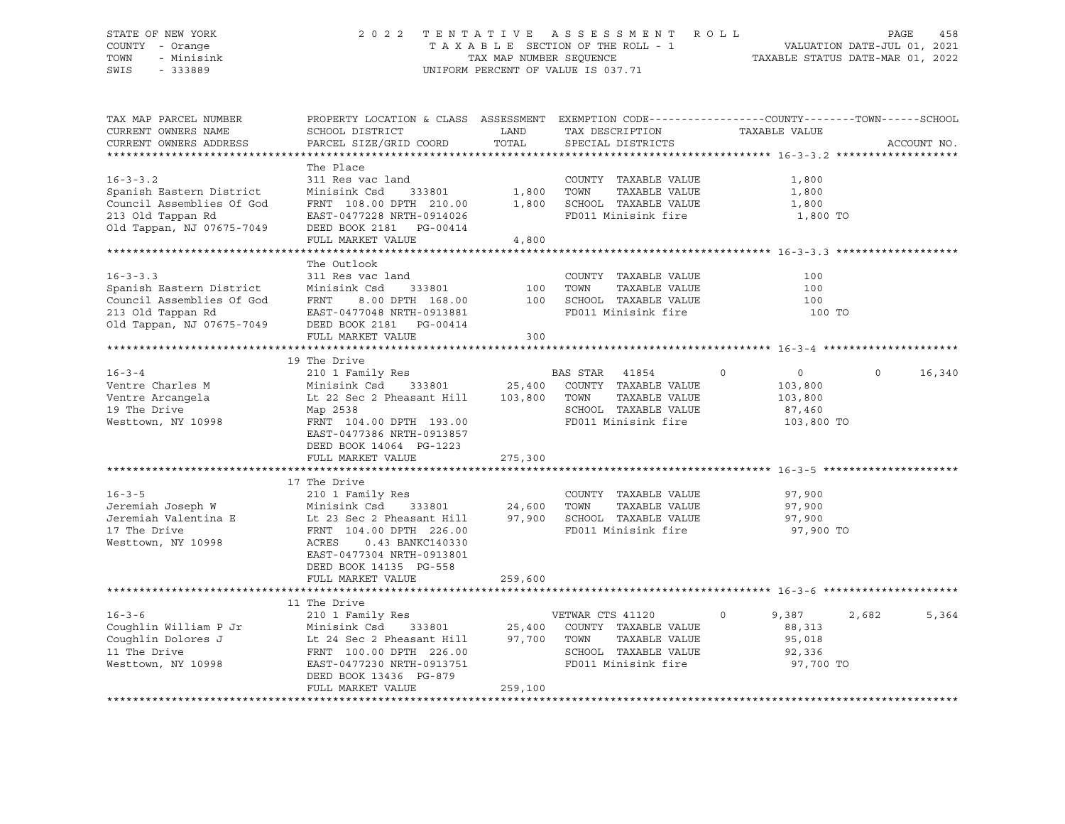STATE OF NEW YORK
COUNTY - Orange
TOWN - Minisink
SWIS - 333889

2 0 2 2 T E N T A T I V E A S S E S S M E N T R O L L
T A X A B L E SECTION OF THE ROLL - 1
TAX MAP NUMBER SEQUENCE
UNIFORM PERCENT OF VALUE IS 037.71

VALUATION DATE-JUL 01, 2021
TAXABLE STATUS DATE-MAR 01, 2022

| TAX MAP PARCEL NUMBER / CURRENT OWNERS NAME / CURRENT OWNERS ADDRESS | PROPERTY LOCATION & CLASS / SCHOOL DISTRICT / PARCEL SIZE/GRID COORD | ASSESSMENT LAND / TOTAL | EXEMPTION CODE / TAX DESCRIPTION / SPECIAL DISTRICTS | COUNTY | TOWN | SCHOOL |
|---|---|---|---|---|---|---|
| **16-3-3.2** | The Place | | | | | |
| 16-3-3.2 | 311 Res vac land | | COUNTY TAXABLE VALUE | 1,800 | | |
| Spanish Eastern District | Minisink Csd 333801 | 1,800 | TOWN TAXABLE VALUE | | 1,800 | |
| Council Assemblies Of God | FRNT 108.00 DPTH 210.00 | 1,800 | SCHOOL TAXABLE VALUE | | | 1,800 |
| 213 Old Tappan Rd | EAST-0477228 NRTH-0914026 | | FD011 Minisink fire | 1,800 TO | | |
| Old Tappan, NJ 07675-7049 | DEED BOOK 2181 PG-00414 | | | | | |
| | FULL MARKET VALUE | 4,800 | | | | |
| **16-3-3.3** | The Outlook | | | | | |
| 16-3-3.3 | 311 Res vac land | | COUNTY TAXABLE VALUE | 100 | | |
| Spanish Eastern District | Minisink Csd 333801 | 100 | TOWN TAXABLE VALUE | | 100 | |
| Council Assemblies Of God | FRNT 8.00 DPTH 168.00 | 100 | SCHOOL TAXABLE VALUE | | | 100 |
| 213 Old Tappan Rd | EAST-0477048 NRTH-0913881 | | FD011 Minisink fire | 100 TO | | |
| Old Tappan, NJ 07675-7049 | DEED BOOK 2181 PG-00414 | | | | | |
| | FULL MARKET VALUE | 300 | | | | |
| **16-3-4** | 19 The Drive | | | | | |
| 16-3-4 | 210 1 Family Res | | BAS STAR 41854 0 | 0 | 0 | 16,340 |
| Ventre Charles M | Minisink Csd 333801 | 25,400 | COUNTY TAXABLE VALUE | 103,800 | | |
| Ventre Arcangela | Lt 22 Sec 2 Pheasant Hill | 103,800 | TOWN TAXABLE VALUE | | 103,800 | |
| 19 The Drive | Map 2538 | | SCHOOL TAXABLE VALUE | | | 87,460 |
| Westtown, NY 10998 | FRNT 104.00 DPTH 193.00 | | FD011 Minisink fire | 103,800 TO | | |
| | EAST-0477386 NRTH-0913857 | | | | | |
| | DEED BOOK 14064 PG-1223 | | | | | |
| | FULL MARKET VALUE | 275,300 | | | | |
| **16-3-5** | 17 The Drive | | | | | |
| 16-3-5 | 210 1 Family Res | | COUNTY TAXABLE VALUE | 97,900 | | |
| Jeremiah Joseph W | Minisink Csd 333801 | 24,600 | TOWN TAXABLE VALUE | | 97,900 | |
| Jeremiah Valentina E | Lt 23 Sec 2 Pheasant Hill | 97,900 | SCHOOL TAXABLE VALUE | | | 97,900 |
| 17 The Drive | FRNT 104.00 DPTH 226.00 | | FD011 Minisink fire | 97,900 TO | | |
| Westtown, NY 10998 | ACRES 0.43 BANKC140330 | | | | | |
| | EAST-0477304 NRTH-0913801 | | | | | |
| | DEED BOOK 14135 PG-558 | | | | | |
| | FULL MARKET VALUE | 259,600 | | | | |
| **16-3-6** | 11 The Drive | | | | | |
| 16-3-6 | 210 1 Family Res | | VETWAR CTS 41120 0 | 9,387 | 2,682 | 5,364 |
| Coughlin William P Jr | Minisink Csd 333801 | 25,400 | COUNTY TAXABLE VALUE | 88,313 | | |
| Coughlin Dolores J | Lt 24 Sec 2 Pheasant Hill | 97,700 | TOWN TAXABLE VALUE | | 95,018 | |
| 11 The Drive | FRNT 100.00 DPTH 226.00 | | SCHOOL TAXABLE VALUE | | | 92,336 |
| Westtown, NY 10998 | EAST-0477230 NRTH-0913751 | | FD011 Minisink fire | 97,700 TO | | |
| | DEED BOOK 13436 PG-879 | | | | | |
| | FULL MARKET VALUE | 259,100 | | | | |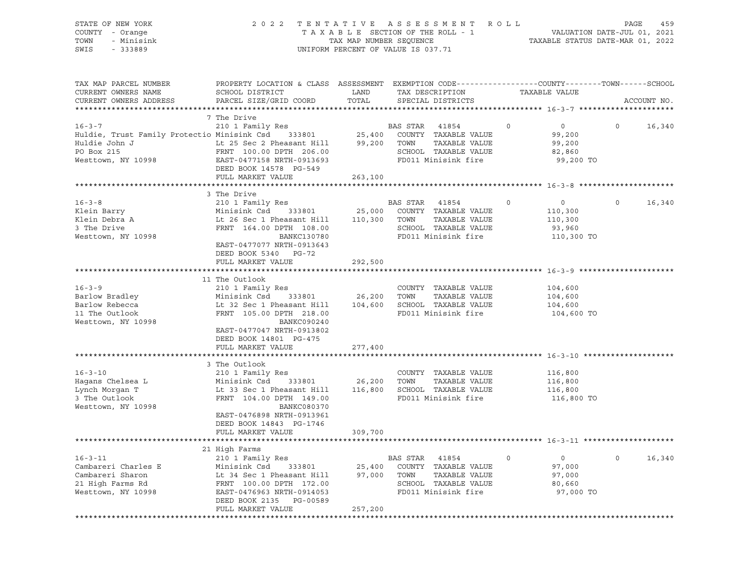STATE OF NEW YORK
COUNTY - Orange
TOWN - Minisink
SWIS - 333889

2022 TENTATIVE ASSESSMENT ROLL
TAXABLE SECTION OF THE ROLL - 1
TAX MAP NUMBER SEQUENCE
UNIFORM PERCENT OF VALUE IS 037.71

VALUATION DATE-JUL 01, 2021
TAXABLE STATUS DATE-MAR 01, 2022

```
TAX MAP PARCEL NUMBER          PROPERTY LOCATION & CLASS  ASSESSMENT  EXEMPTION CODE------------------COUNTY--------TOWN------SCHOOL
CURRENT OWNERS NAME            SCHOOL DISTRICT               LAND      TAX DESCRIPTION            TAXABLE VALUE
CURRENT OWNERS ADDRESS         PARCEL SIZE/GRID COORD        TOTAL     SPECIAL DISTRICTS                                    ACCOUNT NO.
******************************************************************************************************* 16-3-7 *********************
                               7 The Drive
16-3-7                         210 1 Family Res                         BAS STAR  41854        0          0          0      16,340
Huldie, Trust Family Protectio Minisink Csd    333801       25,400   COUNTY  TAXABLE VALUE            99,200
Huldie John J                  Lt 25 Sec 2 Pheasant Hill    99,200   TOWN    TAXABLE VALUE            99,200
PO Box 215                     FRNT 100.00 DPTH 206.00               SCHOOL  TAXABLE VALUE            82,860
Westtown, NY 10998             EAST-0477158 NRTH-0913693             FD011 Minisink fire               99,200 TO
                               DEED BOOK 14578  PG-549
                               FULL MARKET VALUE           263,100
******************************************************************************************************* 16-3-8 *********************
                               3 The Drive
16-3-8                         210 1 Family Res                         BAS STAR  41854        0          0          0      16,340
Klein Barry                    Minisink Csd    333801       25,000   COUNTY  TAXABLE VALUE           110,300
Klein Debra A                  Lt 26 Sec 1 Pheasant Hill   110,300   TOWN    TAXABLE VALUE           110,300
3 The Drive                    FRNT 164.00 DPTH 108.00               SCHOOL  TAXABLE VALUE            93,960
Westtown, NY 10998                           BANKC130780             FD011 Minisink fire              110,300 TO
                               EAST-0477077 NRTH-0913643
                               DEED BOOK 5340   PG-72
                               FULL MARKET VALUE           292,500
******************************************************************************************************* 16-3-9 *********************
                               11 The Outlook
16-3-9                         210 1 Family Res                      COUNTY  TAXABLE VALUE           104,600
Barlow Bradley                 Minisink Csd    333801       26,200   TOWN    TAXABLE VALUE           104,600
Barlow Rebecca                 Lt 32 Sec 1 Pheasant Hill   104,600   SCHOOL  TAXABLE VALUE           104,600
11 The Outlook                 FRNT 105.00 DPTH 218.00               FD011 Minisink fire              104,600 TO
Westtown, NY 10998                           BANKC090240
                               EAST-0477047 NRTH-0913802
                               DEED BOOK 14801  PG-475
                               FULL MARKET VALUE           277,400
******************************************************************************************************* 16-3-10 ********************
                               3 The Outlook
16-3-10                        210 1 Family Res                      COUNTY  TAXABLE VALUE           116,800
Hagans Chelsea L               Minisink Csd    333801       26,200   TOWN    TAXABLE VALUE           116,800
Lynch Morgan T                 Lt 33 Sec 1 Pheasant Hill   116,800   SCHOOL  TAXABLE VALUE           116,800
3 The Outlook                  FRNT 104.00 DPTH 149.00               FD011 Minisink fire              116,800 TO
Westtown, NY 10998                           BANKC080370
                               EAST-0476898 NRTH-0913961
                               DEED BOOK 14843  PG-1746
                               FULL MARKET VALUE           309,700
******************************************************************************************************* 16-3-11 ********************
                               21 High Farms
16-3-11                        210 1 Family Res                         BAS STAR  41854        0          0          0      16,340
Cambareri Charles E            Minisink Csd    333801       25,400   COUNTY  TAXABLE VALUE            97,000
Cambareri Sharon               Lt 34 Sec 1 Pheasant Hill    97,000   TOWN    TAXABLE VALUE            97,000
21 High Farms Rd               FRNT 100.00 DPTH 172.00               SCHOOL  TAXABLE VALUE            80,660
Westtown, NY 10998             EAST-0476963 NRTH-0914053             FD011 Minisink fire               97,000 TO
                               DEED BOOK 2135   PG-00589
                               FULL MARKET VALUE           257,200
************************************************************************************************************************************
```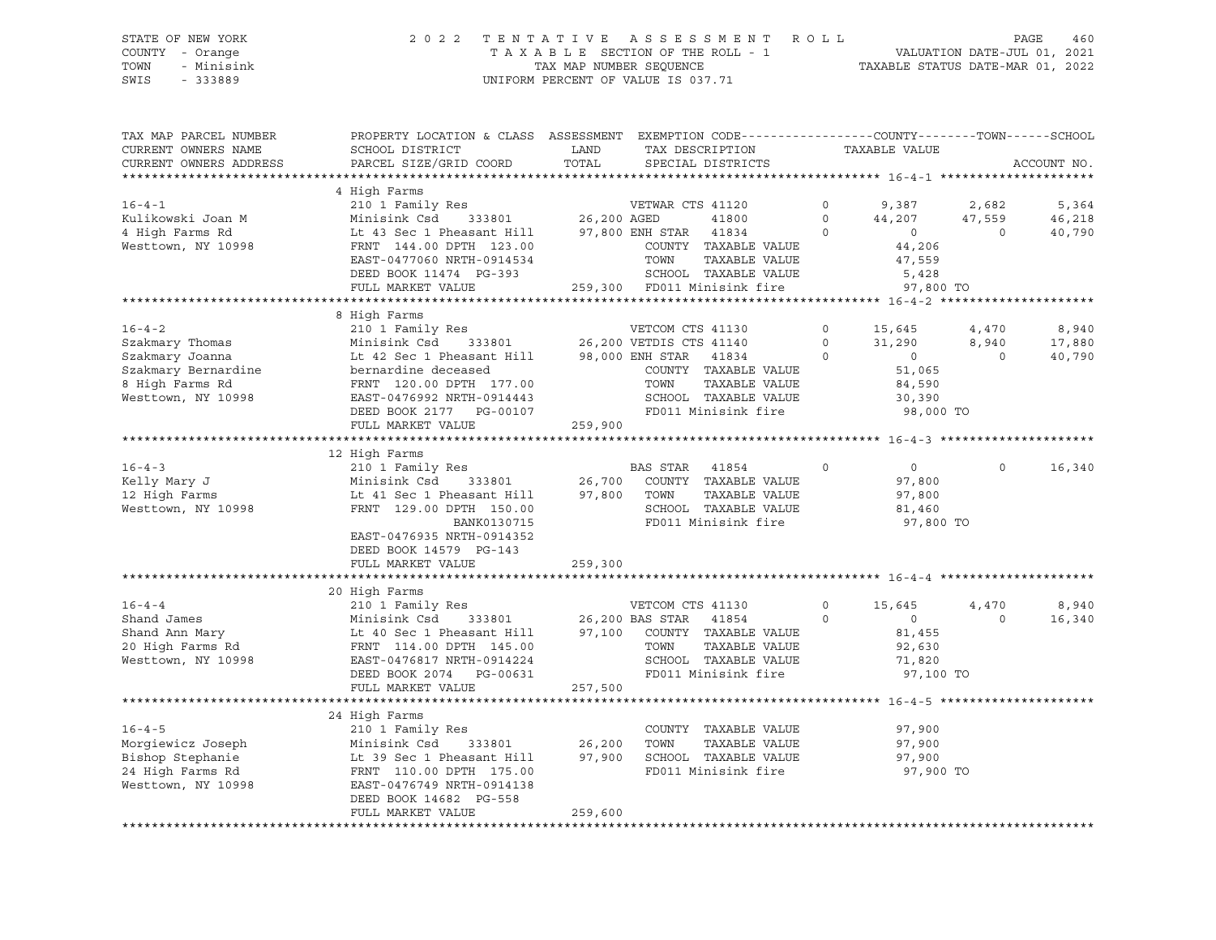STATE OF NEW YORK | 2 0 2 2 T E N T A T I V E A S S E S S M E N T R O L L
COUNTY - Orange | T A X A B L E SECTION OF THE ROLL - 1 | VALUATION DATE-JUL 01, 2021
TOWN - Minisink | TAX MAP NUMBER SEQUENCE | TAXABLE STATUS DATE-MAR 01, 2022
SWIS - 333889 | UNIFORM PERCENT OF VALUE IS 037.71

```
TAX MAP PARCEL NUMBER          PROPERTY LOCATION & CLASS  ASSESSMENT  EXEMPTION CODE------------------COUNTY--------TOWN------SCHOOL
CURRENT OWNERS NAME            SCHOOL DISTRICT               LAND      TAX DESCRIPTION              TAXABLE VALUE
CURRENT OWNERS ADDRESS         PARCEL SIZE/GRID COORD        TOTAL     SPECIAL DISTRICTS                                    ACCOUNT NO.
******************************************************************************************************* 16-4-1 *********************
                               4 High Farms
16-4-1                         210 1 Family Res                        VETWAR CTS 41120        0        9,387       2,682       5,364
Kulikowski Joan M              Minisink Csd      333801       26,200 AGED        41800         0       44,207      47,559      46,218
4 High Farms Rd                Lt 43 Sec 1 Pheasant Hill      97,800 ENH STAR    41834         0            0           0      40,790
Westtown, NY 10998             FRNT 144.00 DPTH 123.00                 COUNTY  TAXABLE VALUE            44,206
                               EAST-0477060 NRTH-0914534               TOWN    TAXABLE VALUE            47,559
                               DEED BOOK 11474  PG-393                 SCHOOL  TAXABLE VALUE             5,428
                               FULL MARKET VALUE             259,300   FD011 Minisink fire              97,800 TO
******************************************************************************************************* 16-4-2 *********************
                               8 High Farms
16-4-2                         210 1 Family Res                        VETCOM CTS 41130        0       15,645       4,470       8,940
Szakmary Thomas                Minisink Csd      333801       26,200 VETDIS CTS 41140        0       31,290       8,940      17,880
Szakmary Joanna                Lt 42 Sec 1 Pheasant Hill      98,000 ENH STAR    41834         0            0           0      40,790
Szakmary Bernardine            bernardine deceased                     COUNTY  TAXABLE VALUE            51,065
8 High Farms Rd                FRNT 120.00 DPTH 177.00                 TOWN    TAXABLE VALUE            84,590
Westtown, NY 10998             EAST-0476992 NRTH-0914443               SCHOOL  TAXABLE VALUE            30,390
                               DEED BOOK 2177   PG-00107               FD011 Minisink fire              98,000 TO
                               FULL MARKET VALUE             259,900
******************************************************************************************************* 16-4-3 *********************
                               12 High Farms
16-4-3                         210 1 Family Res                        BAS STAR    41854         0            0           0      16,340
Kelly Mary J                   Minisink Csd      333801       26,700   COUNTY  TAXABLE VALUE            97,800
12 High Farms                  Lt 41 Sec 1 Pheasant Hill      97,800   TOWN    TAXABLE VALUE            97,800
Westtown, NY 10998             FRNT 129.00 DPTH 150.00                 SCHOOL  TAXABLE VALUE            81,460
                                               BANK0130715             FD011 Minisink fire              97,800 TO
                               EAST-0476935 NRTH-0914352
                               DEED BOOK 14579  PG-143
                               FULL MARKET VALUE             259,300
******************************************************************************************************* 16-4-4 *********************
                               20 High Farms
16-4-4                         210 1 Family Res                        VETCOM CTS 41130        0       15,645       4,470       8,940
Shand James                    Minisink Csd      333801       26,200 BAS STAR    41854         0            0           0      16,340
Shand Ann Mary                 Lt 40 Sec 1 Pheasant Hill      97,100   COUNTY  TAXABLE VALUE            81,455
20 High Farms Rd               FRNT 114.00 DPTH 145.00                 TOWN    TAXABLE VALUE            92,630
Westtown, NY 10998             EAST-0476817 NRTH-0914224               SCHOOL  TAXABLE VALUE            71,820
                               DEED BOOK 2074   PG-00631               FD011 Minisink fire              97,100 TO
                               FULL MARKET VALUE             257,500
******************************************************************************************************* 16-4-5 *********************
                               24 High Farms
16-4-5                         210 1 Family Res                        COUNTY  TAXABLE VALUE            97,900
Morgiewicz Joseph              Minisink Csd      333801       26,200   TOWN    TAXABLE VALUE            97,900
Bishop Stephanie               Lt 39 Sec 1 Pheasant Hill      97,900   SCHOOL  TAXABLE VALUE            97,900
24 High Farms Rd               FRNT 110.00 DPTH 175.00                 FD011 Minisink fire              97,900 TO
Westtown, NY 10998             EAST-0476749 NRTH-0914138
                               DEED BOOK 14682  PG-558
                               FULL MARKET VALUE             259,600
************************************************************************************************************************************
```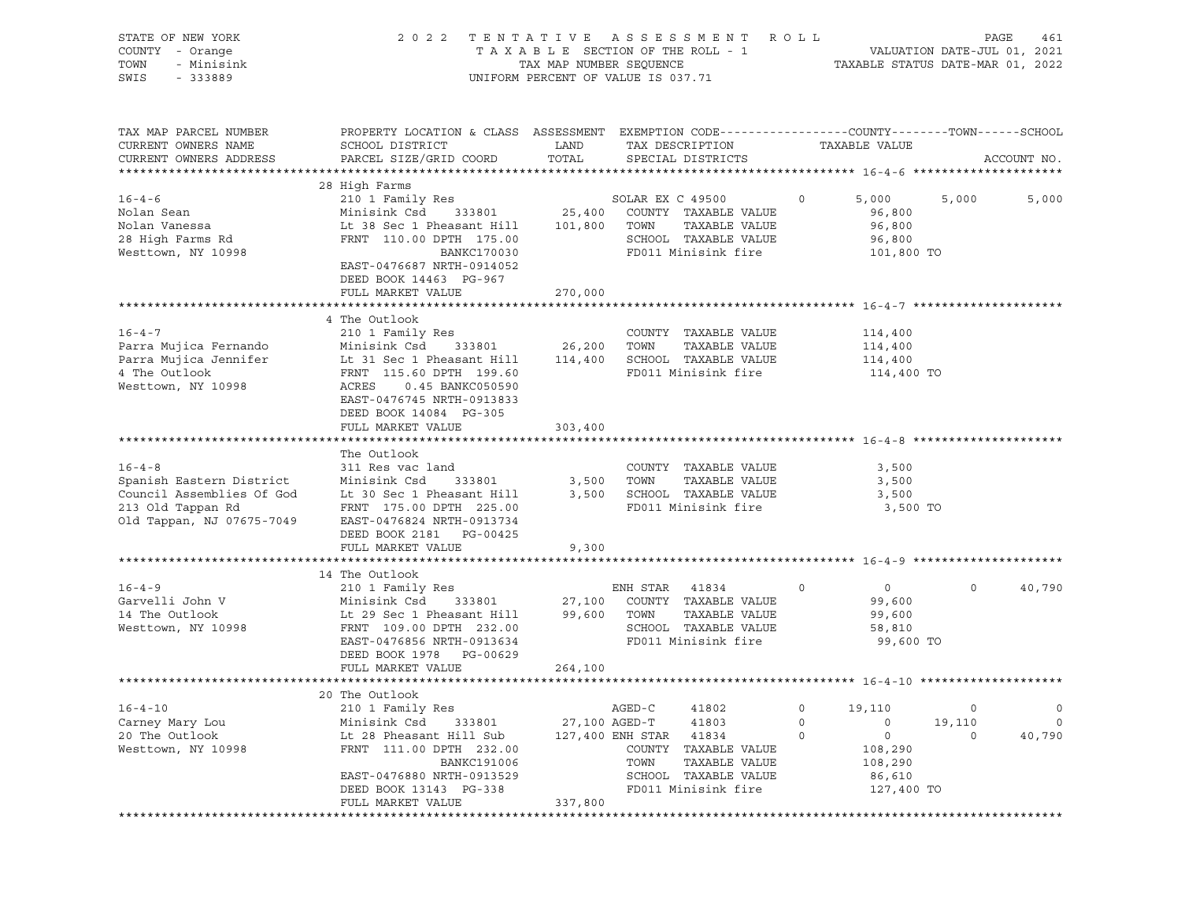STATE OF NEW YORK | COUNTY - Orange | TOWN - Minisink | SWIS - 333889

2022 TENTATIVE ASSESSMENT ROLL
TAXABLE SECTION OF THE ROLL - 1
TAX MAP NUMBER SEQUENCE
UNIFORM PERCENT OF VALUE IS 037.71

VALUATION DATE-JUL 01, 2021
TAXABLE STATUS DATE-MAR 01, 2022

| TAX MAP PARCEL NUMBER / CURRENT OWNERS NAME / CURRENT OWNERS ADDRESS | PROPERTY LOCATION & CLASS / SCHOOL DISTRICT / PARCEL SIZE/GRID COORD | ASSESSMENT LAND / TOTAL | EXEMPTION CODE / TAX DESCRIPTION / SPECIAL DISTRICTS | COUNTY | TOWN | SCHOOL |
|---|---|---|---|---|---|---|
| **16-4-6** | 28 High Farms | | | | | |
| 16-4-6 | 210 1 Family Res | | SOLAR EX C 49500 0 | 5,000 | 5,000 | 5,000 |
| Nolan Sean | Minisink Csd 333801 | 25,400 | COUNTY TAXABLE VALUE | 96,800 | | |
| Nolan Vanessa | Lt 38 Sec 1 Pheasant Hill | 101,800 | TOWN TAXABLE VALUE | | 96,800 | |
| 28 High Farms Rd | FRNT 110.00 DPTH 175.00 | | SCHOOL TAXABLE VALUE | | | 96,800 |
| Westtown, NY 10998 | BANKC170030 | | FD011 Minisink fire | 101,800 TO | | |
| | EAST-0476687 NRTH-0914052 | | | | | |
| | DEED BOOK 14463 PG-967 | | | | | |
| | FULL MARKET VALUE | 270,000 | | | | |
| **16-4-7** | 4 The Outlook | | | | | |
| 16-4-7 | 210 1 Family Res | | COUNTY TAXABLE VALUE | 114,400 | | |
| Parra Mujica Fernando | Minisink Csd 333801 | 26,200 | TOWN TAXABLE VALUE | | 114,400 | |
| Parra Mujica Jennifer | Lt 31 Sec 1 Pheasant Hill | 114,400 | SCHOOL TAXABLE VALUE | | | 114,400 |
| 4 The Outlook | FRNT 115.60 DPTH 199.60 | | FD011 Minisink fire | 114,400 TO | | |
| Westtown, NY 10998 | ACRES 0.45 BANKC050590 | | | | | |
| | EAST-0476745 NRTH-0913833 | | | | | |
| | DEED BOOK 14084 PG-305 | | | | | |
| | FULL MARKET VALUE | 303,400 | | | | |
| **16-4-8** | The Outlook | | | | | |
| 16-4-8 | 311 Res vac land | | COUNTY TAXABLE VALUE | 3,500 | | |
| Spanish Eastern District | Minisink Csd 333801 | 3,500 | TOWN TAXABLE VALUE | | 3,500 | |
| Council Assemblies Of God | Lt 30 Sec 1 Pheasant Hill | 3,500 | SCHOOL TAXABLE VALUE | | | 3,500 |
| 213 Old Tappan Rd | FRNT 175.00 DPTH 225.00 | | FD011 Minisink fire | 3,500 TO | | |
| Old Tappan, NJ 07675-7049 | EAST-0476824 NRTH-0913734 | | | | | |
| | DEED BOOK 2181 PG-00425 | | | | | |
| | FULL MARKET VALUE | 9,300 | | | | |
| **16-4-9** | 14 The Outlook | | | | | |
| 16-4-9 | 210 1 Family Res | | ENH STAR 41834 0 | 0 | 0 | 40,790 |
| Garvelli John V | Minisink Csd 333801 | 27,100 | COUNTY TAXABLE VALUE | 99,600 | | |
| 14 The Outlook | Lt 29 Sec 1 Pheasant Hill | 99,600 | TOWN TAXABLE VALUE | | 99,600 | |
| Westtown, NY 10998 | FRNT 109.00 DPTH 232.00 | | SCHOOL TAXABLE VALUE | | | 58,810 |
| | EAST-0476856 NRTH-0913634 | | FD011 Minisink fire | 99,600 TO | | |
| | DEED BOOK 1978 PG-00629 | | | | | |
| | FULL MARKET VALUE | 264,100 | | | | |
| **16-4-10** | 20 The Outlook | | | | | |
| 16-4-10 | 210 1 Family Res | | AGED-C 41802 0 | 19,110 | 0 | 0 |
| Carney Mary Lou | Minisink Csd 333801 | 27,100 | AGED-T 41803 0 | 0 | 19,110 | 0 |
| 20 The Outlook | Lt 28 Pheasant Hill Sub | 127,400 | ENH STAR 41834 0 | 0 | 0 | 40,790 |
| Westtown, NY 10998 | FRNT 111.00 DPTH 232.00 | | COUNTY TAXABLE VALUE | 108,290 | | |
| | BANKC191006 | | TOWN TAXABLE VALUE | | 108,290 | |
| | EAST-0476880 NRTH-0913529 | | SCHOOL TAXABLE VALUE | | | 86,610 |
| | DEED BOOK 13143 PG-338 | | FD011 Minisink fire | 127,400 TO | | |
| | FULL MARKET VALUE | 337,800 | | | | |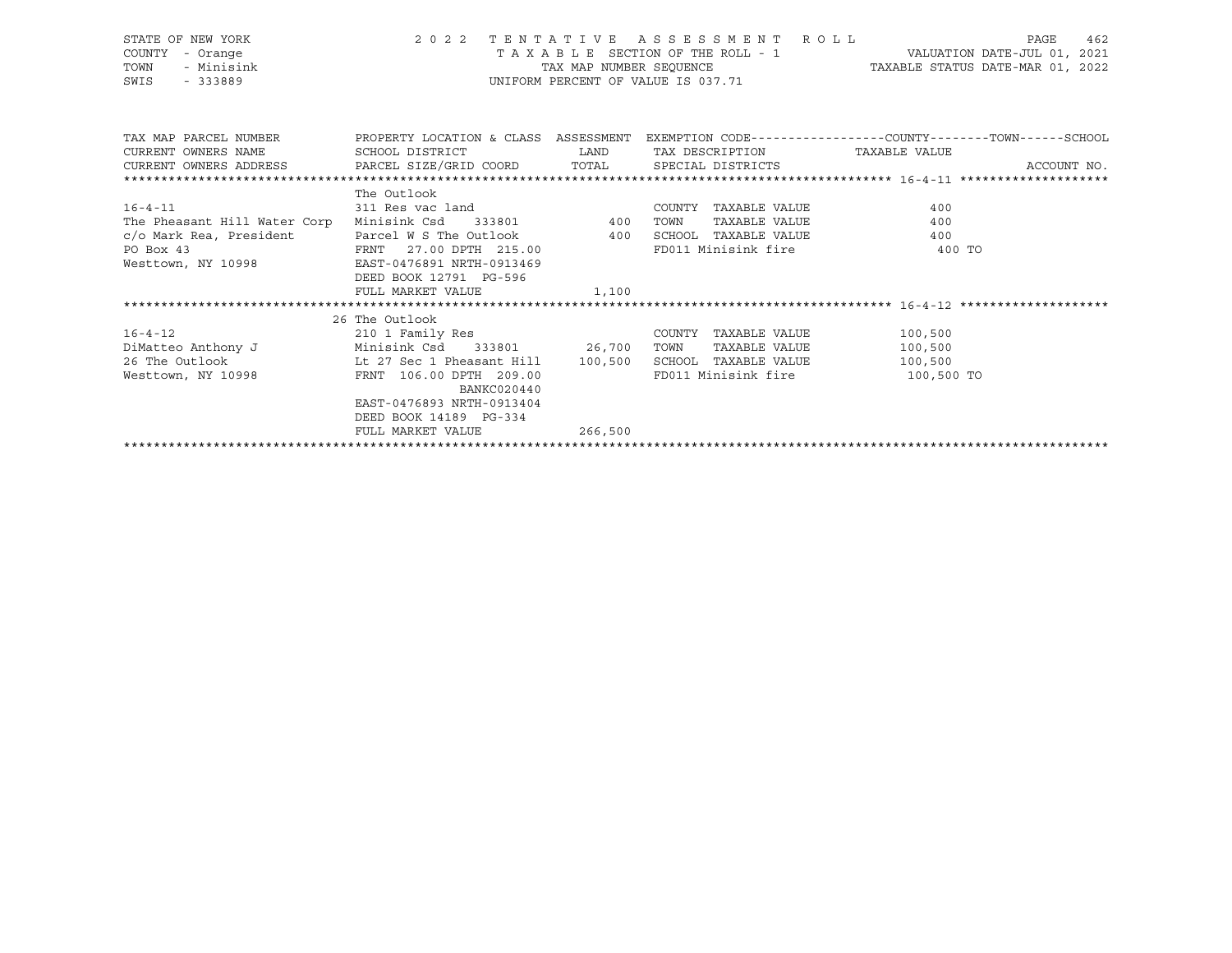STATE OF NEW YORK — 2022 TENTATIVE ASSESSMENT ROLL
COUNTY - Orange — TAXABLE SECTION OF THE ROLL - 1 — VALUATION DATE-JUL 01, 2021
TOWN - Minisink — TAX MAP NUMBER SEQUENCE — TAXABLE STATUS DATE-MAR 01, 2022
SWIS - 333889 — UNIFORM PERCENT OF VALUE IS 037.71

| TAX MAP PARCEL NUMBER / CURRENT OWNERS NAME / CURRENT OWNERS ADDRESS | PROPERTY LOCATION & CLASS / SCHOOL DISTRICT / PARCEL SIZE/GRID COORD | ASSESSMENT LAND / TOTAL | EXEMPTION CODE / TAX DESCRIPTION / SPECIAL DISTRICTS | TAXABLE VALUE (COUNTY--TOWN--SCHOOL) | ACCOUNT NO. |
|---|---|---|---|---|---|
| | The Outlook | | | | |
| 16-4-11 | 311 Res vac land | | COUNTY TAXABLE VALUE | 400 | |
| The Pheasant Hill Water Corp | Minisink Csd 333801 | 400 | TOWN TAXABLE VALUE | 400 | |
| c/o Mark Rea, President | Parcel W S The Outlook | 400 | SCHOOL TAXABLE VALUE | 400 | |
| PO Box 43 | FRNT 27.00 DPTH 215.00 | | FD011 Minisink fire | 400 TO | |
| Westtown, NY 10998 | EAST-0476891 NRTH-0913469 | | | | |
| | DEED BOOK 12791 PG-596 | | | | |
| | FULL MARKET VALUE | 1,100 | | | |
| | 26 The Outlook | | | | |
| 16-4-12 | 210 1 Family Res | | COUNTY TAXABLE VALUE | 100,500 | |
| DiMatteo Anthony J | Minisink Csd 333801 | 26,700 | TOWN TAXABLE VALUE | 100,500 | |
| 26 The Outlook | Lt 27 Sec 1 Pheasant Hill | 100,500 | SCHOOL TAXABLE VALUE | 100,500 | |
| Westtown, NY 10998 | FRNT 106.00 DPTH 209.00 | | FD011 Minisink fire | 100,500 TO | |
| | BANKC020440 | | | | |
| | EAST-0476893 NRTH-0913404 | | | | |
| | DEED BOOK 14189 PG-334 | | | | |
| | FULL MARKET VALUE | 266,500 | | | |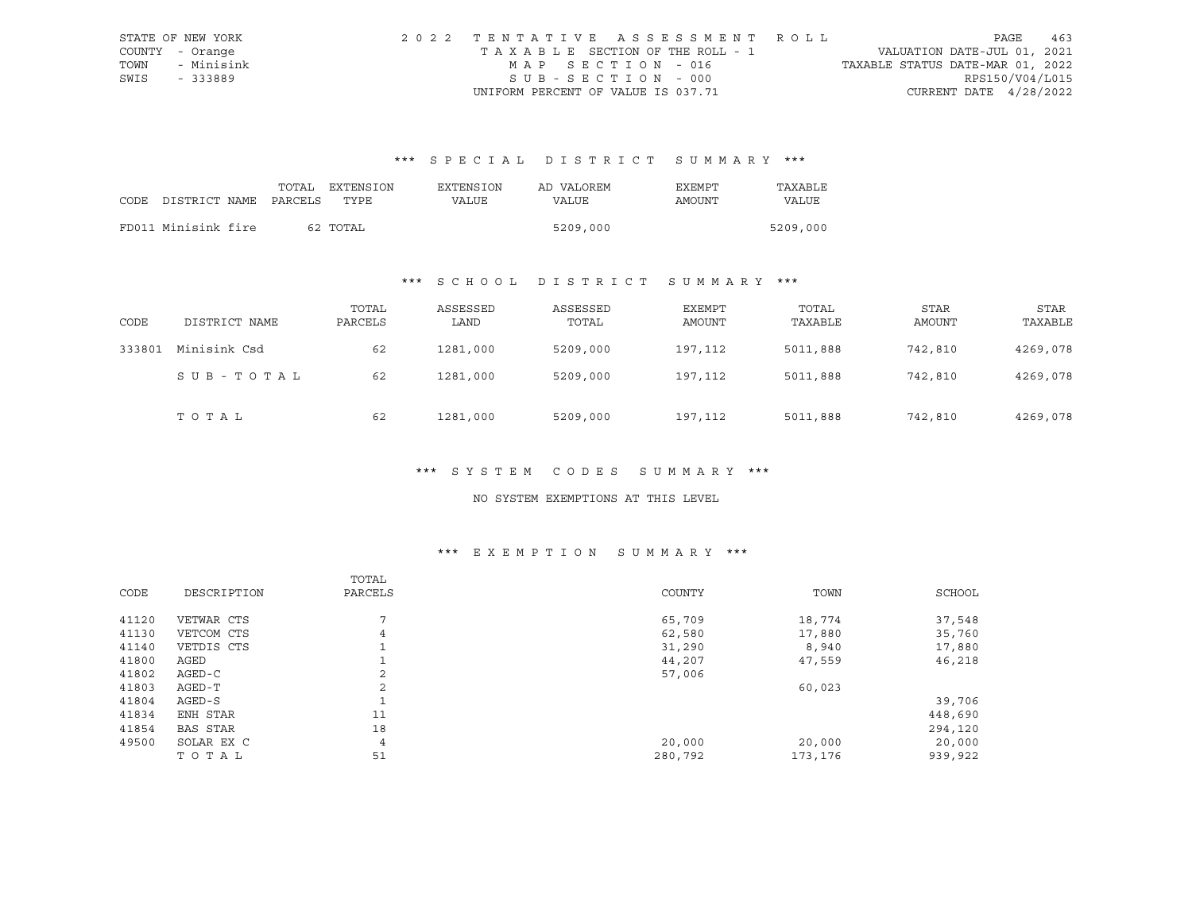STATE OF NEW YORK COUNTY - Orange TOWN - Minisink SWIS - 333889

2022 TENTATIVE ASSESSMENT ROLL
TAXABLE SECTION OF THE ROLL - 1
MAP SECTION - 016
SUB-SECTION - 000
UNIFORM PERCENT OF VALUE IS 037.71

VALUATION DATE-JUL 01, 2021
TAXABLE STATUS DATE-MAR 01, 2022
RPS150/V04/L015
CURRENT DATE 4/28/2022

### *** SPECIAL DISTRICT SUMMARY ***

| CODE | DISTRICT NAME | TOTAL PARCELS | EXTENSION TYPE | EXTENSION VALUE | AD VALOREM VALUE | EXEMPT AMOUNT | TAXABLE VALUE |
|---|---|---|---|---|---|---|---|
| FD011 | Minisink fire | 62 | TOTAL | | 5209,000 | | 5209,000 |

### *** SCHOOL DISTRICT SUMMARY ***

| CODE | DISTRICT NAME | TOTAL PARCELS | ASSESSED LAND | ASSESSED TOTAL | EXEMPT AMOUNT | TOTAL TAXABLE | STAR AMOUNT | STAR TAXABLE |
|---|---|---|---|---|---|---|---|---|
| 333801 | Minisink Csd | 62 | 1281,000 | 5209,000 | 197,112 | 5011,888 | 742,810 | 4269,078 |
| | SUB-TOTAL | 62 | 1281,000 | 5209,000 | 197,112 | 5011,888 | 742,810 | 4269,078 |
| | TOTAL | 62 | 1281,000 | 5209,000 | 197,112 | 5011,888 | 742,810 | 4269,078 |

### *** SYSTEM CODES SUMMARY ***

NO SYSTEM EXEMPTIONS AT THIS LEVEL

### *** EXEMPTION SUMMARY ***

| CODE | DESCRIPTION | TOTAL PARCELS | COUNTY | TOWN | SCHOOL |
|---|---|---|---|---|---|
| 41120 | VETWAR CTS | 7 | 65,709 | 18,774 | 37,548 |
| 41130 | VETCOM CTS | 4 | 62,580 | 17,880 | 35,760 |
| 41140 | VETDIS CTS | 1 | 31,290 | 8,940 | 17,880 |
| 41800 | AGED | 1 | 44,207 | 47,559 | 46,218 |
| 41802 | AGED-C | 2 | 57,006 | | |
| 41803 | AGED-T | 2 | | 60,023 | |
| 41804 | AGED-S | 1 | | | 39,706 |
| 41834 | ENH STAR | 11 | | | 448,690 |
| 41854 | BAS STAR | 18 | | | 294,120 |
| 49500 | SOLAR EX C | 4 | 20,000 | 20,000 | 20,000 |
| | TOTAL | 51 | 280,792 | 173,176 | 939,922 |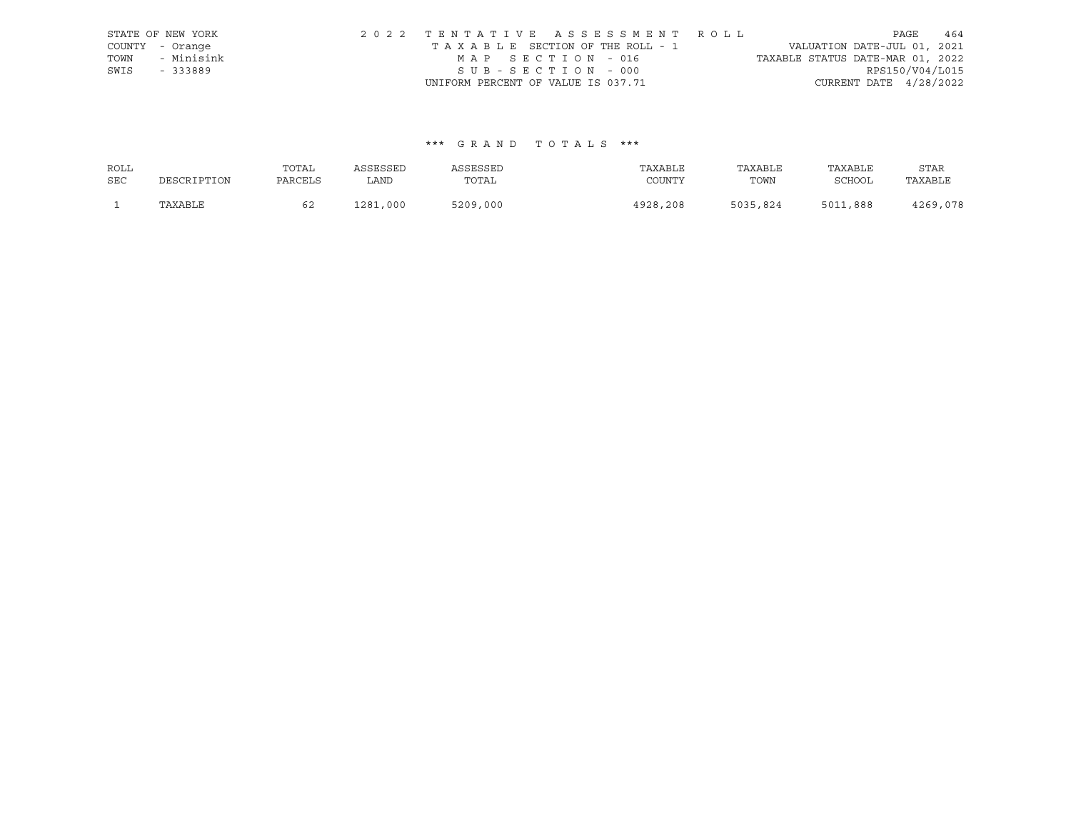STATE OF NEW YORK
COUNTY - Orange
TOWN - Minisink
SWIS - 333889

2022 TENTATIVE ASSESSMENT ROLL
TAXABLE SECTION OF THE ROLL - 1
MAP SECTION - 016
SUB-SECTION - 000
UNIFORM PERCENT OF VALUE IS 037.71

VALUATION DATE-JUL 01, 2021
TAXABLE STATUS DATE-MAR 01, 2022
RPS150/V04/L015
CURRENT DATE 4/28/2022

*** GRAND TOTALS ***

| ROLL SEC | DESCRIPTION | TOTAL PARCELS | ASSESSED LAND | ASSESSED TOTAL | TAXABLE COUNTY | TAXABLE TOWN | TAXABLE SCHOOL | STAR TAXABLE |
|---|---|---|---|---|---|---|---|---|
| 1 | TAXABLE | 62 | 1281,000 | 5209,000 | 4928,208 | 5035,824 | 5011,888 | 4269,078 |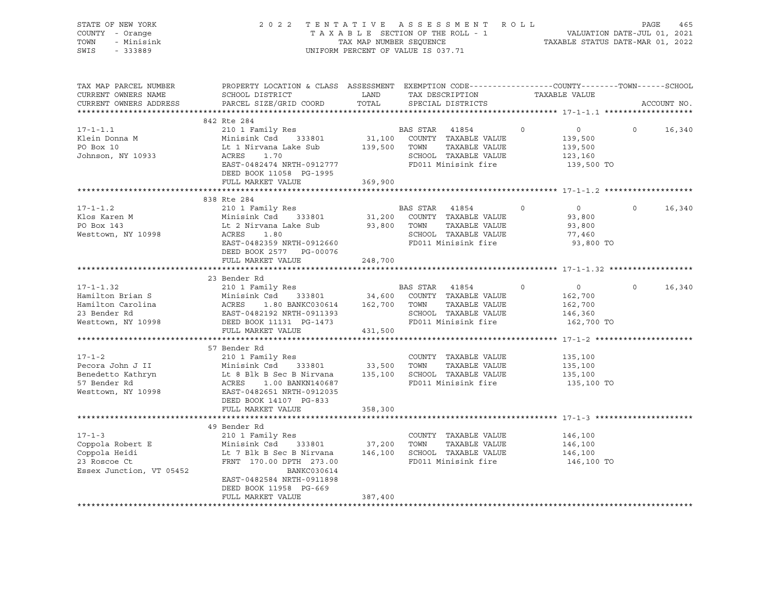STATE OF NEW YORK
COUNTY - Orange
TOWN - Minisink
SWIS - 333889

2022 TENTATIVE ASSESSMENT ROLL
TAXABLE SECTION OF THE ROLL - 1
TAX MAP NUMBER SEQUENCE
UNIFORM PERCENT OF VALUE IS 037.71

VALUATION DATE-JUL 01, 2021
TAXABLE STATUS DATE-MAR 01, 2022

| TAX MAP PARCEL NUMBER / CURRENT OWNERS NAME / CURRENT OWNERS ADDRESS | PROPERTY LOCATION & CLASS / SCHOOL DISTRICT / PARCEL SIZE/GRID COORD | ASSESSMENT LAND / TOTAL | EXEMPTION CODE / TAX DESCRIPTION / SPECIAL DISTRICTS | COUNTY | TOWN | SCHOOL / TAXABLE VALUE | ACCOUNT NO. |
|---|---|---|---|---|---|---|---|
| **17-1-1.1** | 842 Rte 284 | | | | | | |
| 17-1-1.1 | 210 1 Family Res | | BAS STAR 41854 | 0 | 0 | 0 16,340 | |
| Klein Donna M | Minisink Csd 333801 | 31,100 | COUNTY TAXABLE VALUE | | | 139,500 | |
| PO Box 10 | Lt 1 Nirvana Lake Sub | 139,500 | TOWN TAXABLE VALUE | | | 139,500 | |
| Johnson, NY 10933 | ACRES 1.70 | | SCHOOL TAXABLE VALUE | | | 123,160 | |
| | EAST-0482474 NRTH-0912777 | | FD011 Minisink fire | | | 139,500 TO | |
| | DEED BOOK 11058 PG-1995 | | | | | | |
| | FULL MARKET VALUE | 369,900 | | | | | |
| **17-1-1.2** | 838 Rte 284 | | | | | | |
| 17-1-1.2 | 210 1 Family Res | | BAS STAR 41854 | 0 | 0 | 0 16,340 | |
| Klos Karen M | Minisink Csd 333801 | 31,200 | COUNTY TAXABLE VALUE | | | 93,800 | |
| PO Box 143 | Lt 2 Nirvana Lake Sub | 93,800 | TOWN TAXABLE VALUE | | | 93,800 | |
| Westtown, NY 10998 | ACRES 1.80 | | SCHOOL TAXABLE VALUE | | | 77,460 | |
| | EAST-0482359 NRTH-0912660 | | FD011 Minisink fire | | | 93,800 TO | |
| | DEED BOOK 2577 PG-00076 | | | | | | |
| | FULL MARKET VALUE | 248,700 | | | | | |
| **17-1-1.32** | 23 Bender Rd | | | | | | |
| 17-1-1.32 | 210 1 Family Res | | BAS STAR 41854 | 0 | 0 | 0 16,340 | |
| Hamilton Brian S | Minisink Csd 333801 | 34,600 | COUNTY TAXABLE VALUE | | | 162,700 | |
| Hamilton Carolina | ACRES 1.80 BANKC030614 | 162,700 | TOWN TAXABLE VALUE | | | 162,700 | |
| 23 Bender Rd | EAST-0482192 NRTH-0911393 | | SCHOOL TAXABLE VALUE | | | 146,360 | |
| Westtown, NY 10998 | DEED BOOK 11131 PG-1473 | | FD011 Minisink fire | | | 162,700 TO | |
| | FULL MARKET VALUE | 431,500 | | | | | |
| **17-1-2** | 57 Bender Rd | | | | | | |
| 17-1-2 | 210 1 Family Res | | COUNTY TAXABLE VALUE | | | 135,100 | |
| Pecora John J II | Minisink Csd 333801 | 33,500 | TOWN TAXABLE VALUE | | | 135,100 | |
| Benedetto Kathryn | Lt 8 Blk B Sec B Nirvana | 135,100 | SCHOOL TAXABLE VALUE | | | 135,100 | |
| 57 Bender Rd | ACRES 1.00 BANKN140687 | | FD011 Minisink fire | | | 135,100 TO | |
| Westtown, NY 10998 | EAST-0482651 NRTH-0912035 | | | | | | |
| | DEED BOOK 14107 PG-833 | | | | | | |
| | FULL MARKET VALUE | 358,300 | | | | | |
| **17-1-3** | 49 Bender Rd | | | | | | |
| 17-1-3 | 210 1 Family Res | | COUNTY TAXABLE VALUE | | | 146,100 | |
| Coppola Robert E | Minisink Csd 333801 | 37,200 | TOWN TAXABLE VALUE | | | 146,100 | |
| Coppola Heidi | Lt 7 Blk B Sec B Nirvana | 146,100 | SCHOOL TAXABLE VALUE | | | 146,100 | |
| 23 Roscoe Ct | FRNT 170.00 DPTH 273.00 | | FD011 Minisink fire | | | 146,100 TO | |
| Essex Junction, VT 05452 | BANKC030614 | | | | | | |
| | EAST-0482584 NRTH-0911898 | | | | | | |
| | DEED BOOK 11958 PG-669 | | | | | | |
| | FULL MARKET VALUE | 387,400 | | | | | |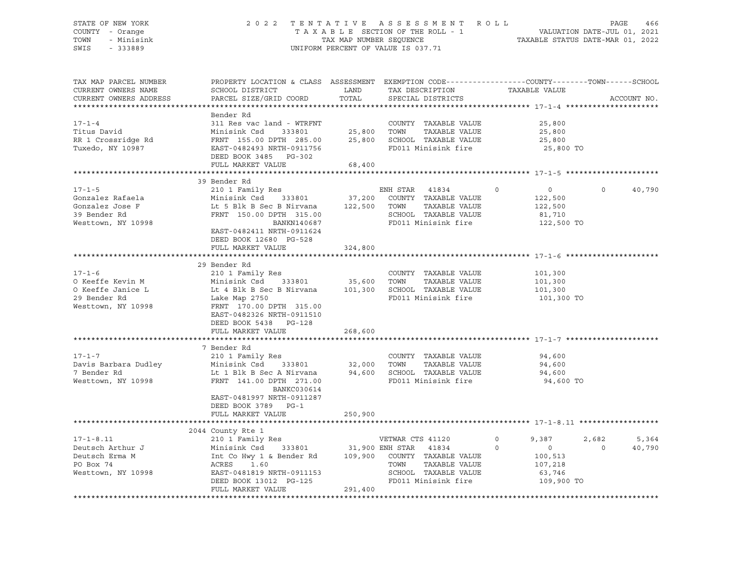STATE OF NEW YORK 2 0 2 2 T E N T A T I V E A S S E S S M E N T R O L L
COUNTY - Orange T A X A B L E SECTION OF THE ROLL - 1 VALUATION DATE-JUL 01, 2021
TOWN - Minisink TAX MAP NUMBER SEQUENCE TAXABLE STATUS DATE-MAR 01, 2022
SWIS - 333889 UNIFORM PERCENT OF VALUE IS 037.71

| TAX MAP PARCEL NUMBER<br>CURRENT OWNERS NAME<br>CURRENT OWNERS ADDRESS | PROPERTY LOCATION & CLASS<br>SCHOOL DISTRICT<br>PARCEL SIZE/GRID COORD | ASSESSMENT<br>LAND<br>TOTAL | EXEMPTION CODE<br>TAX DESCRIPTION<br>SPECIAL DISTRICTS | COUNTY<br>TAXABLE VALUE | TOWN | SCHOOL<br>ACCOUNT NO. |
|---|---|---|---|---|---|---|
| **17-1-4** | Bender Rd | | | | | |
| 17-1-4 | 311 Res vac land - WTRFNT | | COUNTY TAXABLE VALUE | 25,800 | | |
| Titus David | Minisink Csd 333801 | 25,800 | TOWN TAXABLE VALUE | 25,800 | | |
| RR 1 Crossridge Rd | FRNT 155.00 DPTH 285.00 | 25,800 | SCHOOL TAXABLE VALUE | 25,800 | | |
| Tuxedo, NY 10987 | EAST-0482493 NRTH-0911756 | | FD011 Minisink fire | 25,800 TO | | |
| | DEED BOOK 3485 PG-302 | | | | | |
| | FULL MARKET VALUE | 68,400 | | | | |
| **17-1-5** | 39 Bender Rd | | | | | |
| 17-1-5 | 210 1 Family Res | | ENH STAR 41834 | 0 | 0 | 40,790 |
| Gonzalez Rafaela | Minisink Csd 333801 | 37,200 | COUNTY TAXABLE VALUE | 122,500 | | |
| Gonzalez Jose F | Lt 5 Blk B Sec B Nirvana | 122,500 | TOWN TAXABLE VALUE | 122,500 | | |
| 39 Bender Rd | FRNT 150.00 DPTH 315.00 | | SCHOOL TAXABLE VALUE | 81,710 | | |
| Westtown, NY 10998 | BANKN140687 | | FD011 Minisink fire | 122,500 TO | | |
| | EAST-0482411 NRTH-0911624 | | | | | |
| | DEED BOOK 12680 PG-528 | | | | | |
| | FULL MARKET VALUE | 324,800 | | | | |
| **17-1-6** | 29 Bender Rd | | | | | |
| 17-1-6 | 210 1 Family Res | | COUNTY TAXABLE VALUE | 101,300 | | |
| O Keeffe Kevin M | Minisink Csd 333801 | 35,600 | TOWN TAXABLE VALUE | 101,300 | | |
| O Keeffe Janice L | Lt 4 Blk B Sec B Nirvana | 101,300 | SCHOOL TAXABLE VALUE | 101,300 | | |
| 29 Bender Rd | Lake Map 2750 | | FD011 Minisink fire | 101,300 TO | | |
| Westtown, NY 10998 | FRNT 170.00 DPTH 315.00 | | | | | |
| | EAST-0482326 NRTH-0911510 | | | | | |
| | DEED BOOK 5438 PG-128 | | | | | |
| | FULL MARKET VALUE | 268,600 | | | | |
| **17-1-7** | 7 Bender Rd | | | | | |
| 17-1-7 | 210 1 Family Res | | COUNTY TAXABLE VALUE | 94,600 | | |
| Davis Barbara Dudley | Minisink Csd 333801 | 32,000 | TOWN TAXABLE VALUE | 94,600 | | |
| 7 Bender Rd | Lt 1 Blk B Sec A Nirvana | 94,600 | SCHOOL TAXABLE VALUE | 94,600 | | |
| Westtown, NY 10998 | FRNT 141.00 DPTH 271.00 | | FD011 Minisink fire | 94,600 TO | | |
| | BANKC030614 | | | | | |
| | EAST-0481997 NRTH-0911287 | | | | | |
| | DEED BOOK 3789 PG-1 | | | | | |
| | FULL MARKET VALUE | 250,900 | | | | |
| **17-1-8.11** | 2044 County Rte 1 | | | | | |
| 17-1-8.11 | 210 1 Family Res | | VETWAR CTS 41120 | 9,387 | 2,682 | 5,364 |
| Deutsch Arthur J | Minisink Csd 333801 | 31,900 | ENH STAR 41834 | 0 | 0 | 40,790 |
| Deutsch Erma M | Int Co Hwy 1 & Bender Rd | 109,900 | COUNTY TAXABLE VALUE | 100,513 | | |
| PO Box 74 | ACRES 1.60 | | TOWN TAXABLE VALUE | 107,218 | | |
| Westtown, NY 10998 | EAST-0481819 NRTH-0911153 | | SCHOOL TAXABLE VALUE | 63,746 | | |
| | DEED BOOK 13012 PG-125 | | FD011 Minisink fire | 109,900 TO | | |
| | FULL MARKET VALUE | 291,400 | | | | |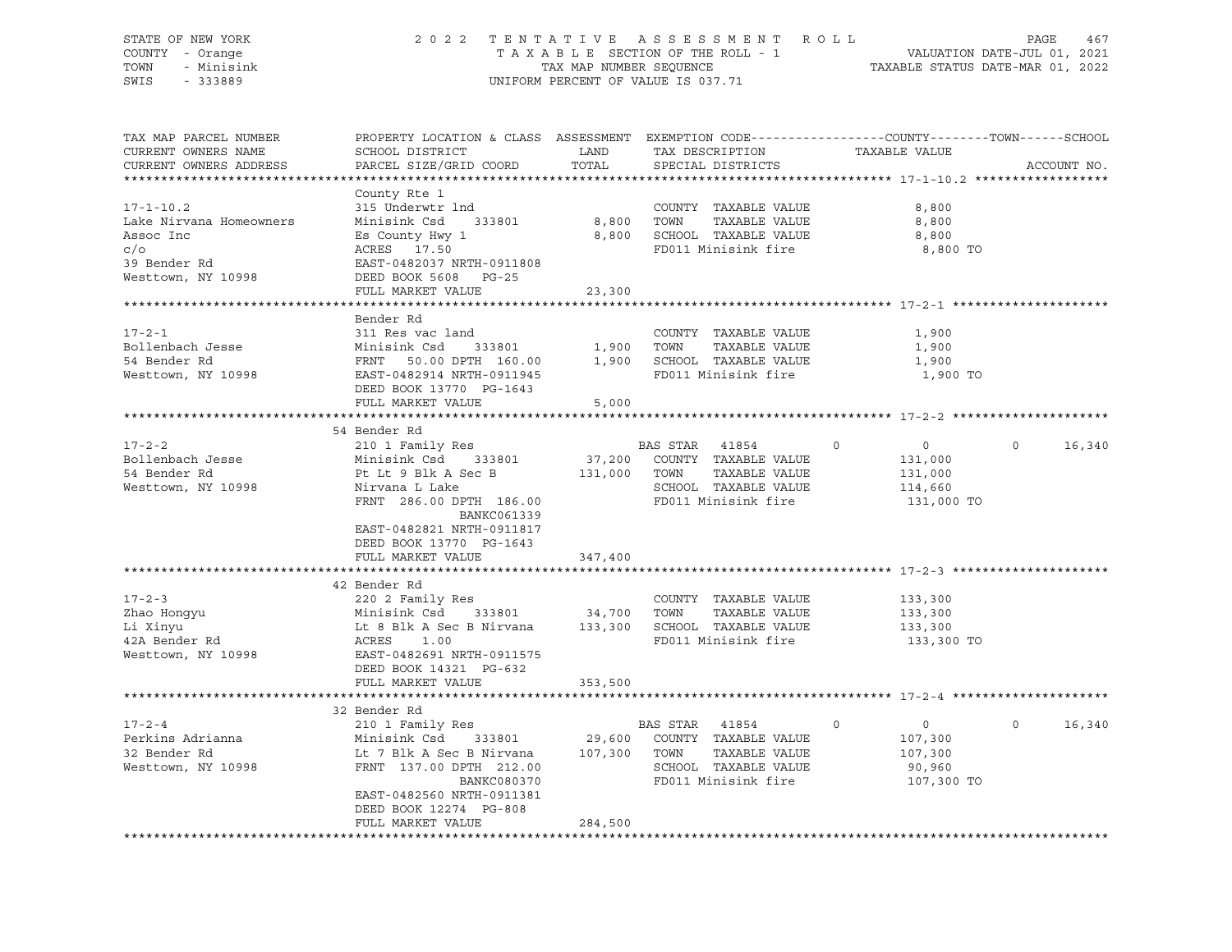STATE OF NEW YORK | 2022 TENTATIVE ASSESSMENT ROLL | VALUATION DATE-JUL 01, 2021
COUNTY - Orange | TAXABLE SECTION OF THE ROLL - 1 | TAXABLE STATUS DATE-MAR 01, 2022
TOWN - Minisink | TAX MAP NUMBER SEQUENCE
SWIS - 333889 | UNIFORM PERCENT OF VALUE IS 037.71

| TAX MAP PARCEL NUMBER / CURRENT OWNERS NAME / CURRENT OWNERS ADDRESS | PROPERTY LOCATION & CLASS / SCHOOL DISTRICT / PARCEL SIZE/GRID COORD | ASSESSMENT LAND / TOTAL | EXEMPTION CODE / TAX DESCRIPTION / SPECIAL DISTRICTS | COUNTY | TOWN | SCHOOL TAXABLE VALUE | ACCOUNT NO. |
|---|---|---|---|---|---|---|---|
| **17-1-10.2** | County Rte 1 | | | | | | |
| | 315 Underwtr lnd | | COUNTY TAXABLE VALUE | 8,800 | | | |
| Lake Nirvana Homeowners | Minisink Csd 333801 | 8,800 | TOWN TAXABLE VALUE | 8,800 | | | |
| Assoc Inc | Es County Hwy 1 | 8,800 | SCHOOL TAXABLE VALUE | 8,800 | | | |
| c/o | ACRES 17.50 | | FD011 Minisink fire | 8,800 TO | | | |
| 39 Bender Rd | EAST-0482037 NRTH-0911808 | | | | | | |
| Westtown, NY 10998 | DEED BOOK 5608 PG-25 | | | | | | |
| | FULL MARKET VALUE | 23,300 | | | | | |
| **17-2-1** | Bender Rd | | | | | | |
| | 311 Res vac land | | COUNTY TAXABLE VALUE | 1,900 | | | |
| Bollenbach Jesse | Minisink Csd 333801 | 1,900 | TOWN TAXABLE VALUE | 1,900 | | | |
| 54 Bender Rd | FRNT 50.00 DPTH 160.00 | 1,900 | SCHOOL TAXABLE VALUE | 1,900 | | | |
| Westtown, NY 10998 | EAST-0482914 NRTH-0911945 | | FD011 Minisink fire | 1,900 TO | | | |
| | DEED BOOK 13770 PG-1643 | | | | | | |
| | FULL MARKET VALUE | 5,000 | | | | | |
| **17-2-2** | 54 Bender Rd | | | | | | |
| | 210 1 Family Res | | BAS STAR 41854 | 0 | 0 | 0 | 16,340 |
| Bollenbach Jesse | Minisink Csd 333801 | 37,200 | COUNTY TAXABLE VALUE | 131,000 | | | |
| 54 Bender Rd | Pt Lt 9 Blk A Sec B | 131,000 | TOWN TAXABLE VALUE | 131,000 | | | |
| Westtown, NY 10998 | Nirvana L Lake | | SCHOOL TAXABLE VALUE | 114,660 | | | |
| | FRNT 286.00 DPTH 186.00 | | FD011 Minisink fire | 131,000 TO | | | |
| | BANKC061339 | | | | | | |
| | EAST-0482821 NRTH-0911817 | | | | | | |
| | DEED BOOK 13770 PG-1643 | | | | | | |
| | FULL MARKET VALUE | 347,400 | | | | | |
| **17-2-3** | 42 Bender Rd | | | | | | |
| | 220 2 Family Res | | COUNTY TAXABLE VALUE | 133,300 | | | |
| Zhao Hongyu | Minisink Csd 333801 | 34,700 | TOWN TAXABLE VALUE | 133,300 | | | |
| Li Xinyu | Lt 8 Blk A Sec B Nirvana | 133,300 | SCHOOL TAXABLE VALUE | 133,300 | | | |
| 42A Bender Rd | ACRES 1.00 | | FD011 Minisink fire | 133,300 TO | | | |
| Westtown, NY 10998 | EAST-0482691 NRTH-0911575 | | | | | | |
| | DEED BOOK 14321 PG-632 | | | | | | |
| | FULL MARKET VALUE | 353,500 | | | | | |
| **17-2-4** | 32 Bender Rd | | | | | | |
| | 210 1 Family Res | | BAS STAR 41854 | 0 | 0 | 0 | 16,340 |
| Perkins Adrianna | Minisink Csd 333801 | 29,600 | COUNTY TAXABLE VALUE | 107,300 | | | |
| 32 Bender Rd | Lt 7 Blk A Sec B Nirvana | 107,300 | TOWN TAXABLE VALUE | 107,300 | | | |
| Westtown, NY 10998 | FRNT 137.00 DPTH 212.00 | | SCHOOL TAXABLE VALUE | 90,960 | | | |
| | BANKC080370 | | FD011 Minisink fire | 107,300 TO | | | |
| | EAST-0482560 NRTH-0911381 | | | | | | |
| | DEED BOOK 12274 PG-808 | | | | | | |
| | FULL MARKET VALUE | 284,500 | | | | | |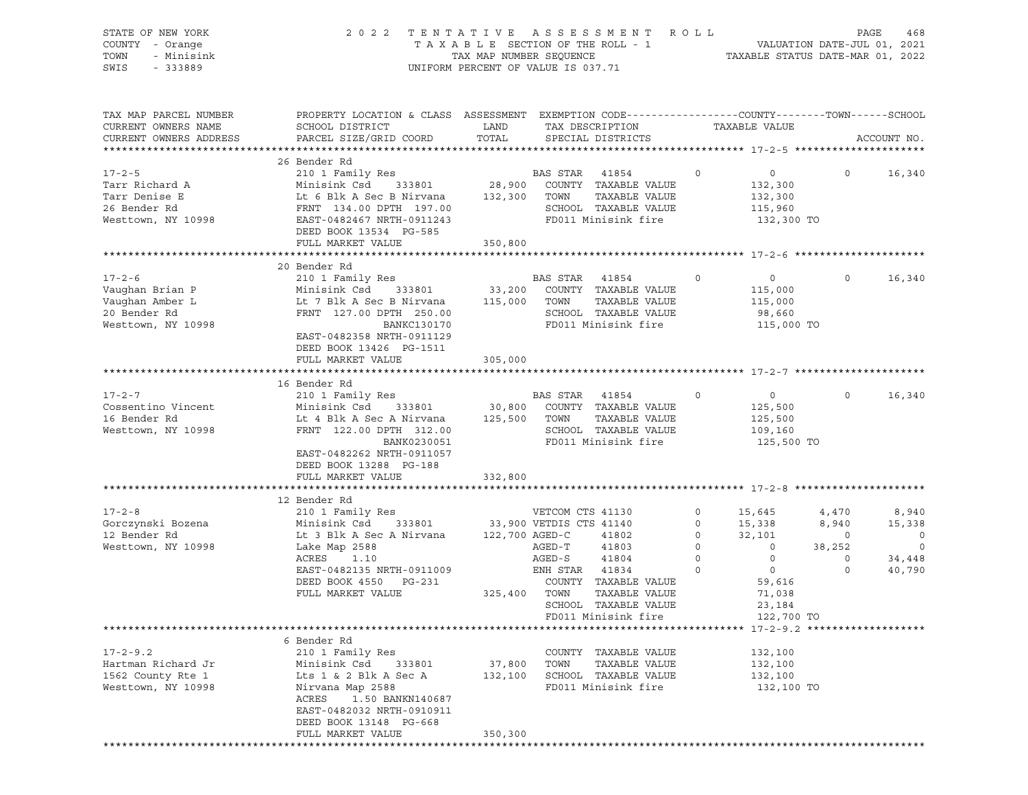STATE OF NEW YORK · COUNTY - Orange · TOWN - Minisink · SWIS - 333889

# 2022 TENTATIVE ASSESSMENT ROLL

TAXABLE SECTION OF THE ROLL - 1 · TAX MAP NUMBER SEQUENCE · UNIFORM PERCENT OF VALUE IS 037.71

VALUATION DATE-JUL 01, 2021 · TAXABLE STATUS DATE-MAR 01, 2022

| TAX MAP PARCEL NUMBER / CURRENT OWNERS NAME / CURRENT OWNERS ADDRESS | PROPERTY LOCATION & CLASS / SCHOOL DISTRICT / PARCEL SIZE/GRID COORD | ASSESSMENT LAND / TOTAL | EXEMPTION CODE / TAX DESCRIPTION / SPECIAL DISTRICTS | | COUNTY TAXABLE VALUE | TOWN | SCHOOL / ACCOUNT NO. |
|---|---|---|---|---|---|---|---|
| **17-2-5** | 26 Bender Rd | | | | | | |
| 17-2-5 | 210 1 Family Res | | BAS STAR 41854 | 0 | 0 | 0 | 16,340 |
| Tarr Richard A | Minisink Csd 333801 | 28,900 | COUNTY TAXABLE VALUE | | 132,300 | | |
| Tarr Denise E | Lt 6 Blk A Sec B Nirvana | 132,300 | TOWN TAXABLE VALUE | | 132,300 | | |
| 26 Bender Rd | FRNT 134.00 DPTH 197.00 | | SCHOOL TAXABLE VALUE | | 115,960 | | |
| Westtown, NY 10998 | EAST-0482467 NRTH-0911243 | | FD011 Minisink fire | | 132,300 TO | | |
| | DEED BOOK 13534 PG-585 | | | | | | |
| | FULL MARKET VALUE | 350,800 | | | | | |
| **17-2-6** | 20 Bender Rd | | | | | | |
| 17-2-6 | 210 1 Family Res | | BAS STAR 41854 | 0 | 0 | 0 | 16,340 |
| Vaughan Brian P | Minisink Csd 333801 | 33,200 | COUNTY TAXABLE VALUE | | 115,000 | | |
| Vaughan Amber L | Lt 7 Blk A Sec B Nirvana | 115,000 | TOWN TAXABLE VALUE | | 115,000 | | |
| 20 Bender Rd | FRNT 127.00 DPTH 250.00 | | SCHOOL TAXABLE VALUE | | 98,660 | | |
| Westtown, NY 10998 | BANKC130170 | | FD011 Minisink fire | | 115,000 TO | | |
| | EAST-0482358 NRTH-0911129 | | | | | | |
| | DEED BOOK 13426 PG-1511 | | | | | | |
| | FULL MARKET VALUE | 305,000 | | | | | |
| **17-2-7** | 16 Bender Rd | | | | | | |
| 17-2-7 | 210 1 Family Res | | BAS STAR 41854 | 0 | 0 | 0 | 16,340 |
| Cossentino Vincent | Minisink Csd 333801 | 30,800 | COUNTY TAXABLE VALUE | | 125,500 | | |
| 16 Bender Rd | Lt 4 Blk A Sec A Nirvana | 125,500 | TOWN TAXABLE VALUE | | 125,500 | | |
| Westtown, NY 10998 | FRNT 122.00 DPTH 312.00 | | SCHOOL TAXABLE VALUE | | 109,160 | | |
| | BANK0230051 | | FD011 Minisink fire | | 125,500 TO | | |
| | EAST-0482262 NRTH-0911057 | | | | | | |
| | DEED BOOK 13288 PG-188 | | | | | | |
| | FULL MARKET VALUE | 332,800 | | | | | |
| **17-2-8** | 12 Bender Rd | | | | | | |
| 17-2-8 | 210 1 Family Res | | VETCOM CTS 41130 | 0 | 15,645 | 4,470 | 8,940 |
| Gorczynski Bozena | Minisink Csd 333801 | 33,900 | VETDIS CTS 41140 | 0 | 15,338 | 8,940 | 15,338 |
| 12 Bender Rd | Lt 3 Blk A Sec A Nirvana | 122,700 | AGED-C 41802 | 0 | 32,101 | 0 | 0 |
| Westtown, NY 10998 | Lake Map 2588 | | AGED-T 41803 | 0 | 0 | 38,252 | 0 |
| | ACRES 1.10 | | AGED-S 41804 | 0 | 0 | 0 | 34,448 |
| | EAST-0482135 NRTH-0911009 | | ENH STAR 41834 | 0 | 0 | 0 | 40,790 |
| | DEED BOOK 4550 PG-231 | | COUNTY TAXABLE VALUE | | 59,616 | | |
| | FULL MARKET VALUE | 325,400 | TOWN TAXABLE VALUE | | 71,038 | | |
| | | | SCHOOL TAXABLE VALUE | | 23,184 | | |
| | | | FD011 Minisink fire | | 122,700 TO | | |
| **17-2-9.2** | 6 Bender Rd | | | | | | |
| 17-2-9.2 | 210 1 Family Res | | COUNTY TAXABLE VALUE | | 132,100 | | |
| Hartman Richard Jr | Minisink Csd 333801 | 37,800 | TOWN TAXABLE VALUE | | 132,100 | | |
| 1562 County Rte 1 | Lts 1 & 2 Blk A Sec A | 132,100 | SCHOOL TAXABLE VALUE | | 132,100 | | |
| Westtown, NY 10998 | Nirvana Map 2588 | | FD011 Minisink fire | | 132,100 TO | | |
| | ACRES 1.50 BANKN140687 | | | | | | |
| | EAST-0482032 NRTH-0910911 | | | | | | |
| | DEED BOOK 13148 PG-668 | | | | | | |
| | FULL MARKET VALUE | 350,300 | | | | | |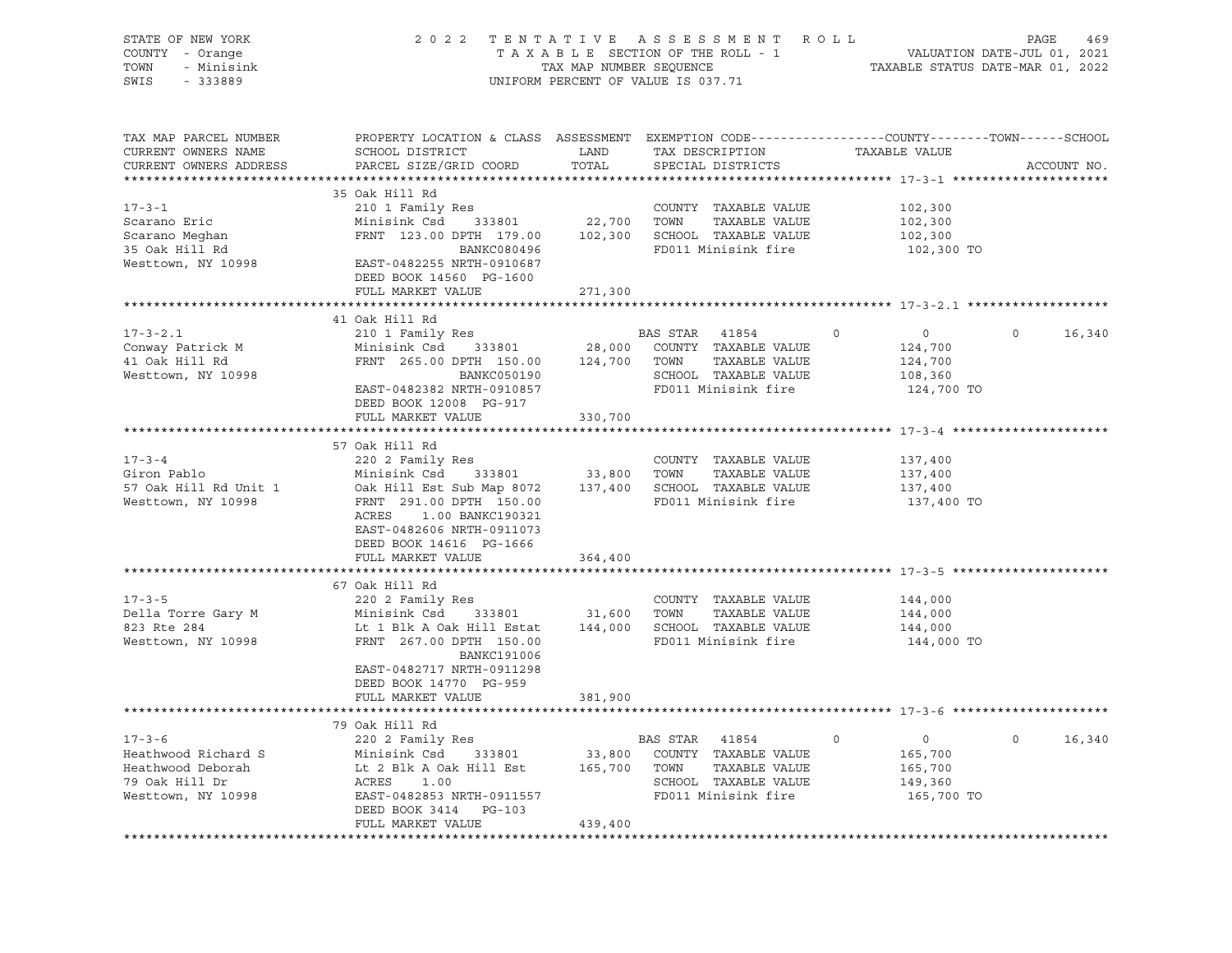STATE OF NEW YORK — 2022 TENTATIVE ASSESSMENT ROLL
COUNTY - Orange — TAXABLE SECTION OF THE ROLL - 1 — VALUATION DATE-JUL 01, 2021
TOWN - Minisink — TAX MAP NUMBER SEQUENCE — TAXABLE STATUS DATE-MAR 01, 2022
SWIS - 333889 — UNIFORM PERCENT OF VALUE IS 037.71

| TAX MAP PARCEL NUMBER / CURRENT OWNERS NAME / CURRENT OWNERS ADDRESS | PROPERTY LOCATION & CLASS / SCHOOL DISTRICT / PARCEL SIZE/GRID COORD | ASSESSMENT LAND / TOTAL | EXEMPTION CODE / TAX DESCRIPTION / SPECIAL DISTRICTS | COUNTY TAXABLE VALUE | TOWN | SCHOOL |
|---|---|---|---|---|---|---|
| **17-3-1** | 35 Oak Hill Rd | | | | | |
| 17-3-1 | 210 1 Family Res | | COUNTY TAXABLE VALUE | 102,300 | | |
| Scarano Eric | Minisink Csd 333801 | 22,700 | TOWN TAXABLE VALUE | 102,300 | | |
| Scarano Meghan | FRNT 123.00 DPTH 179.00 | 102,300 | SCHOOL TAXABLE VALUE | 102,300 | | |
| 35 Oak Hill Rd | BANKC080496 | | FD011 Minisink fire | 102,300 TO | | |
| Westtown, NY 10998 | EAST-0482255 NRTH-0910687 | | | | | |
| | DEED BOOK 14560 PG-1600 | | | | | |
| | FULL MARKET VALUE | 271,300 | | | | |
| **17-3-2.1** | 41 Oak Hill Rd | | | | | |
| 17-3-2.1 | 210 1 Family Res | | BAS STAR 41854 | 0 | 0 | 16,340 |
| Conway Patrick M | Minisink Csd 333801 | 28,000 | COUNTY TAXABLE VALUE | 124,700 | | |
| 41 Oak Hill Rd | FRNT 265.00 DPTH 150.00 | 124,700 | TOWN TAXABLE VALUE | 124,700 | | |
| Westtown, NY 10998 | BANKC050190 | | SCHOOL TAXABLE VALUE | 108,360 | | |
| | EAST-0482382 NRTH-0910857 | | FD011 Minisink fire | 124,700 TO | | |
| | DEED BOOK 12008 PG-917 | | | | | |
| | FULL MARKET VALUE | 330,700 | | | | |
| **17-3-4** | 57 Oak Hill Rd | | | | | |
| 17-3-4 | 220 2 Family Res | | COUNTY TAXABLE VALUE | 137,400 | | |
| Giron Pablo | Minisink Csd 333801 | 33,800 | TOWN TAXABLE VALUE | 137,400 | | |
| 57 Oak Hill Rd Unit 1 | Oak Hill Est Sub Map 8072 | 137,400 | SCHOOL TAXABLE VALUE | 137,400 | | |
| Westtown, NY 10998 | FRNT 291.00 DPTH 150.00 | | FD011 Minisink fire | 137,400 TO | | |
| | ACRES 1.00 BANKC190321 | | | | | |
| | EAST-0482606 NRTH-0911073 | | | | | |
| | DEED BOOK 14616 PG-1666 | | | | | |
| | FULL MARKET VALUE | 364,400 | | | | |
| **17-3-5** | 67 Oak Hill Rd | | | | | |
| 17-3-5 | 220 2 Family Res | | COUNTY TAXABLE VALUE | 144,000 | | |
| Della Torre Gary M | Minisink Csd 333801 | 31,600 | TOWN TAXABLE VALUE | 144,000 | | |
| 823 Rte 284 | Lt 1 Blk A Oak Hill Estat | 144,000 | SCHOOL TAXABLE VALUE | 144,000 | | |
| Westtown, NY 10998 | FRNT 267.00 DPTH 150.00 | | FD011 Minisink fire | 144,000 TO | | |
| | BANKC191006 | | | | | |
| | EAST-0482717 NRTH-0911298 | | | | | |
| | DEED BOOK 14770 PG-959 | | | | | |
| | FULL MARKET VALUE | 381,900 | | | | |
| **17-3-6** | 79 Oak Hill Rd | | | | | |
| 17-3-6 | 220 2 Family Res | | BAS STAR 41854 | 0 | 0 | 16,340 |
| Heathwood Richard S | Minisink Csd 333801 | 33,800 | COUNTY TAXABLE VALUE | 165,700 | | |
| Heathwood Deborah | Lt 2 Blk A Oak Hill Est | 165,700 | TOWN TAXABLE VALUE | 165,700 | | |
| 79 Oak Hill Dr | ACRES 1.00 | | SCHOOL TAXABLE VALUE | 149,360 | | |
| Westtown, NY 10998 | EAST-0482853 NRTH-0911557 | | FD011 Minisink fire | 165,700 TO | | |
| | DEED BOOK 3414 PG-103 | | | | | |
| | FULL MARKET VALUE | 439,400 | | | | |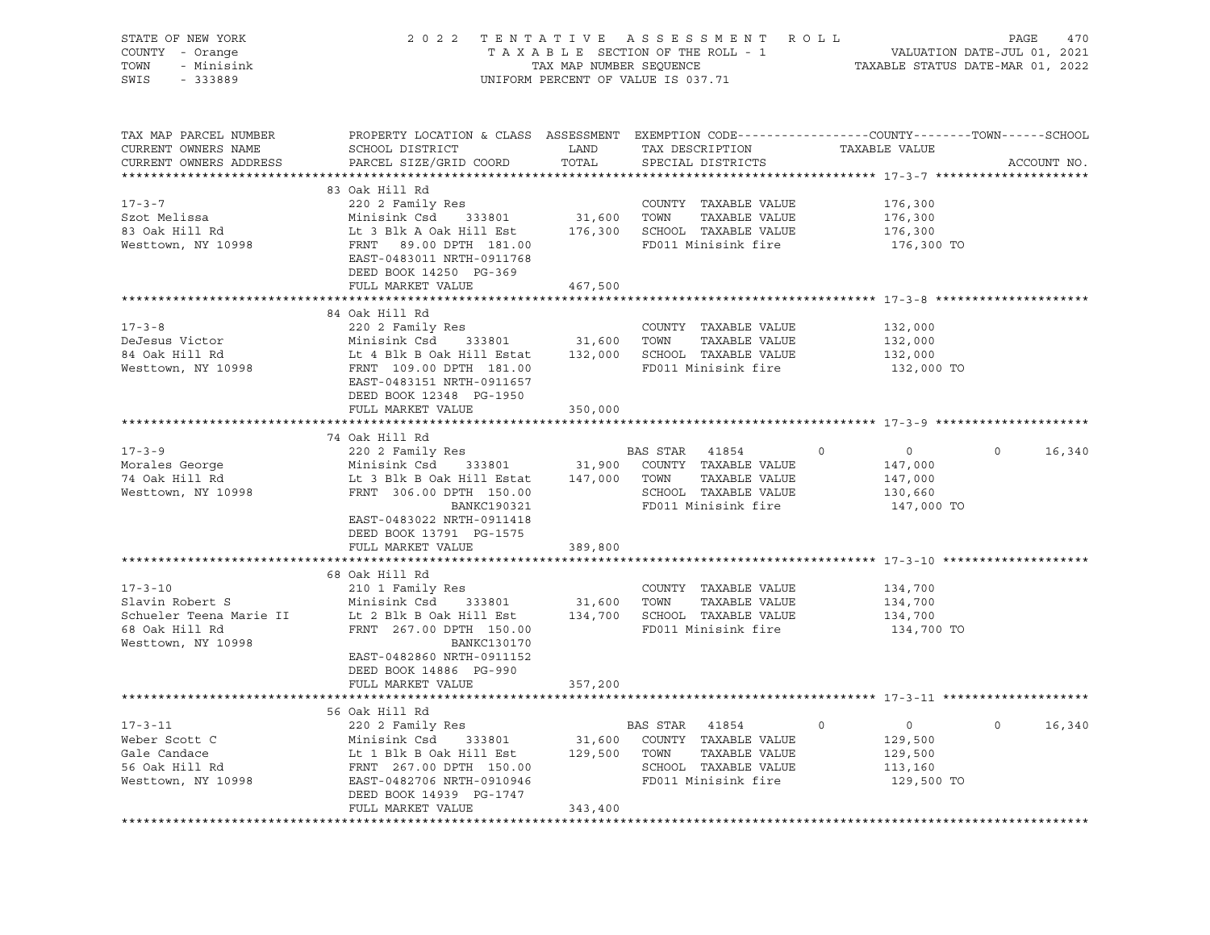STATE OF NEW YORK
COUNTY - Orange
TOWN - Minisink
SWIS - 333889

2 0 2 2 T E N T A T I V E A S S E S S M E N T R O L L
T A X A B L E SECTION OF THE ROLL - 1
TAX MAP NUMBER SEQUENCE
UNIFORM PERCENT OF VALUE IS 037.71

VALUATION DATE-JUL 01, 2021
TAXABLE STATUS DATE-MAR 01, 2022

| TAX MAP PARCEL NUMBER / CURRENT OWNERS NAME / CURRENT OWNERS ADDRESS | PROPERTY LOCATION & CLASS / SCHOOL DISTRICT / PARCEL SIZE/GRID COORD | ASSESSMENT LAND / TOTAL | EXEMPTION CODE / TAX DESCRIPTION / SPECIAL DISTRICTS | COUNTY | TOWN | SCHOOL | TAXABLE VALUE | ACCOUNT NO. |
|---|---|---|---|---|---|---|---|---|
| **17-3-7** | 83 Oak Hill Rd | | | | | | | |
| 17-3-7 | 220 2 Family Res | | COUNTY TAXABLE VALUE | | | | 176,300 | |
| Szot Melissa | Minisink Csd 333801 | 31,600 | TOWN TAXABLE VALUE | | | | 176,300 | |
| 83 Oak Hill Rd | Lt 3 Blk A Oak Hill Est | 176,300 | SCHOOL TAXABLE VALUE | | | | 176,300 | |
| Westtown, NY 10998 | FRNT 89.00 DPTH 181.00 | | FD011 Minisink fire | | | | 176,300 TO | |
| | EAST-0483011 NRTH-0911768 | | | | | | | |
| | DEED BOOK 14250 PG-369 | | | | | | | |
| | FULL MARKET VALUE | 467,500 | | | | | | |
| **17-3-8** | 84 Oak Hill Rd | | | | | | | |
| 17-3-8 | 220 2 Family Res | | COUNTY TAXABLE VALUE | | | | 132,000 | |
| DeJesus Victor | Minisink Csd 333801 | 31,600 | TOWN TAXABLE VALUE | | | | 132,000 | |
| 84 Oak Hill Rd | Lt 4 Blk B Oak Hill Estat | 132,000 | SCHOOL TAXABLE VALUE | | | | 132,000 | |
| Westtown, NY 10998 | FRNT 109.00 DPTH 181.00 | | FD011 Minisink fire | | | | 132,000 TO | |
| | EAST-0483151 NRTH-0911657 | | | | | | | |
| | DEED BOOK 12348 PG-1950 | | | | | | | |
| | FULL MARKET VALUE | 350,000 | | | | | | |
| **17-3-9** | 74 Oak Hill Rd | | | | | | | |
| 17-3-9 | 220 2 Family Res | | BAS STAR 41854 | 0 | 0 | 16,340 | | |
| Morales George | Minisink Csd 333801 | 31,900 | COUNTY TAXABLE VALUE | | | | 147,000 | |
| 74 Oak Hill Rd | Lt 3 Blk B Oak Hill Estat | 147,000 | TOWN TAXABLE VALUE | | | | 147,000 | |
| Westtown, NY 10998 | FRNT 306.00 DPTH 150.00 | | SCHOOL TAXABLE VALUE | | | | 130,660 | |
| | BANKC190321 | | FD011 Minisink fire | | | | 147,000 TO | |
| | EAST-0483022 NRTH-0911418 | | | | | | | |
| | DEED BOOK 13791 PG-1575 | | | | | | | |
| | FULL MARKET VALUE | 389,800 | | | | | | |
| **17-3-10** | 68 Oak Hill Rd | | | | | | | |
| 17-3-10 | 210 1 Family Res | | COUNTY TAXABLE VALUE | | | | 134,700 | |
| Slavin Robert S | Minisink Csd 333801 | 31,600 | TOWN TAXABLE VALUE | | | | 134,700 | |
| Schueler Teena Marie II | Lt 2 Blk B Oak Hill Est | 134,700 | SCHOOL TAXABLE VALUE | | | | 134,700 | |
| 68 Oak Hill Rd | FRNT 267.00 DPTH 150.00 | | FD011 Minisink fire | | | | 134,700 TO | |
| Westtown, NY 10998 | BANKC130170 | | | | | | | |
| | EAST-0482860 NRTH-0911152 | | | | | | | |
| | DEED BOOK 14886 PG-990 | | | | | | | |
| | FULL MARKET VALUE | 357,200 | | | | | | |
| **17-3-11** | 56 Oak Hill Rd | | | | | | | |
| 17-3-11 | 220 2 Family Res | | BAS STAR 41854 | 0 | 0 | 16,340 | | |
| Weber Scott C | Minisink Csd 333801 | 31,600 | COUNTY TAXABLE VALUE | | | | 129,500 | |
| Gale Candace | Lt 1 Blk B Oak Hill Est | 129,500 | TOWN TAXABLE VALUE | | | | 129,500 | |
| 56 Oak Hill Rd | FRNT 267.00 DPTH 150.00 | | SCHOOL TAXABLE VALUE | | | | 113,160 | |
| Westtown, NY 10998 | EAST-0482706 NRTH-0910946 | | FD011 Minisink fire | | | | 129,500 TO | |
| | DEED BOOK 14939 PG-1747 | | | | | | | |
| | FULL MARKET VALUE | 343,400 | | | | | | |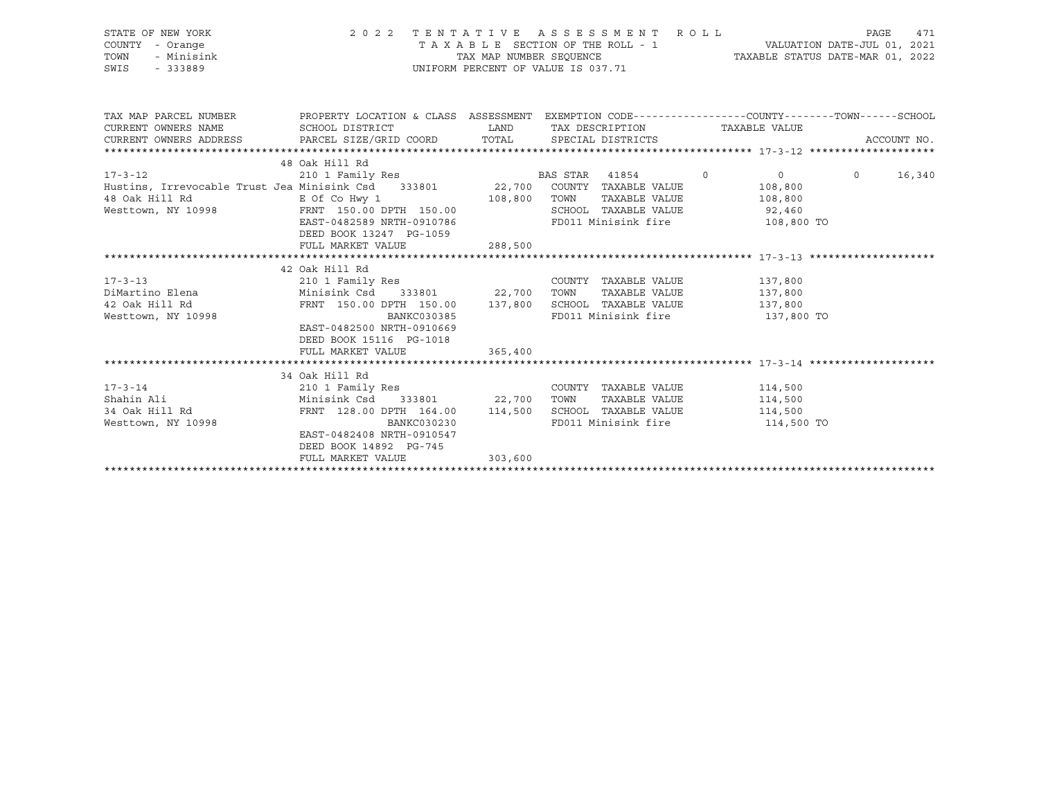STATE OF NEW YORK
COUNTY - Orange
TOWN - Minisink
SWIS - 333889

2 0 2 2 T E N T A T I V E A S S E S S M E N T R O L L
T A X A B L E SECTION OF THE ROLL - 1
TAX MAP NUMBER SEQUENCE
UNIFORM PERCENT OF VALUE IS 037.71

VALUATION DATE-JUL 01, 2021
TAXABLE STATUS DATE-MAR 01, 2022

```
TAX MAP PARCEL NUMBER          PROPERTY LOCATION & CLASS  ASSESSMENT  EXEMPTION CODE------------------COUNTY--------TOWN------SCHOOL
CURRENT OWNERS NAME            SCHOOL DISTRICT               LAND      TAX DESCRIPTION                 TAXABLE VALUE
CURRENT OWNERS ADDRESS         PARCEL SIZE/GRID COORD        TOTAL     SPECIAL DISTRICTS                                          ACCOUNT NO.
******************************************************************************************************* 17-3-12 ********************
                               48 Oak Hill Rd
17-3-12                        210 1 Family Res                        BAS STAR  41854         0           0             0     16,340
Hustins, Irrevocable Trust Jea Minisink Csd    333801       22,700    COUNTY  TAXABLE VALUE              108,800
48 Oak Hill Rd                 E Of Co Hwy 1                108,800    TOWN    TAXABLE VALUE              108,800
Westtown, NY 10998             FRNT 150.00 DPTH 150.00                 SCHOOL  TAXABLE VALUE               92,460
                               EAST-0482589 NRTH-0910786               FD011 Minisink fire               108,800 TO
                               DEED BOOK 13247  PG-1059
                               FULL MARKET VALUE            288,500
******************************************************************************************************* 17-3-13 ********************
                               42 Oak Hill Rd
17-3-13                        210 1 Family Res                        COUNTY  TAXABLE VALUE              137,800
DiMartino Elena                Minisink Csd    333801       22,700    TOWN    TAXABLE VALUE              137,800
42 Oak Hill Rd                 FRNT 150.00 DPTH 150.00      137,800    SCHOOL  TAXABLE VALUE              137,800
Westtown, NY 10998                             BANKC030385             FD011 Minisink fire               137,800 TO
                               EAST-0482500 NRTH-0910669
                               DEED BOOK 15116  PG-1018
                               FULL MARKET VALUE            365,400
******************************************************************************************************* 17-3-14 ********************
                               34 Oak Hill Rd
17-3-14                        210 1 Family Res                        COUNTY  TAXABLE VALUE              114,500
Shahin Ali                     Minisink Csd    333801       22,700    TOWN    TAXABLE VALUE              114,500
34 Oak Hill Rd                 FRNT 128.00 DPTH 164.00      114,500    SCHOOL  TAXABLE VALUE              114,500
Westtown, NY 10998                             BANKC030230             FD011 Minisink fire               114,500 TO
                               EAST-0482408 NRTH-0910547
                               DEED BOOK 14892  PG-745
                               FULL MARKET VALUE            303,600
************************************************************************************************************************************
```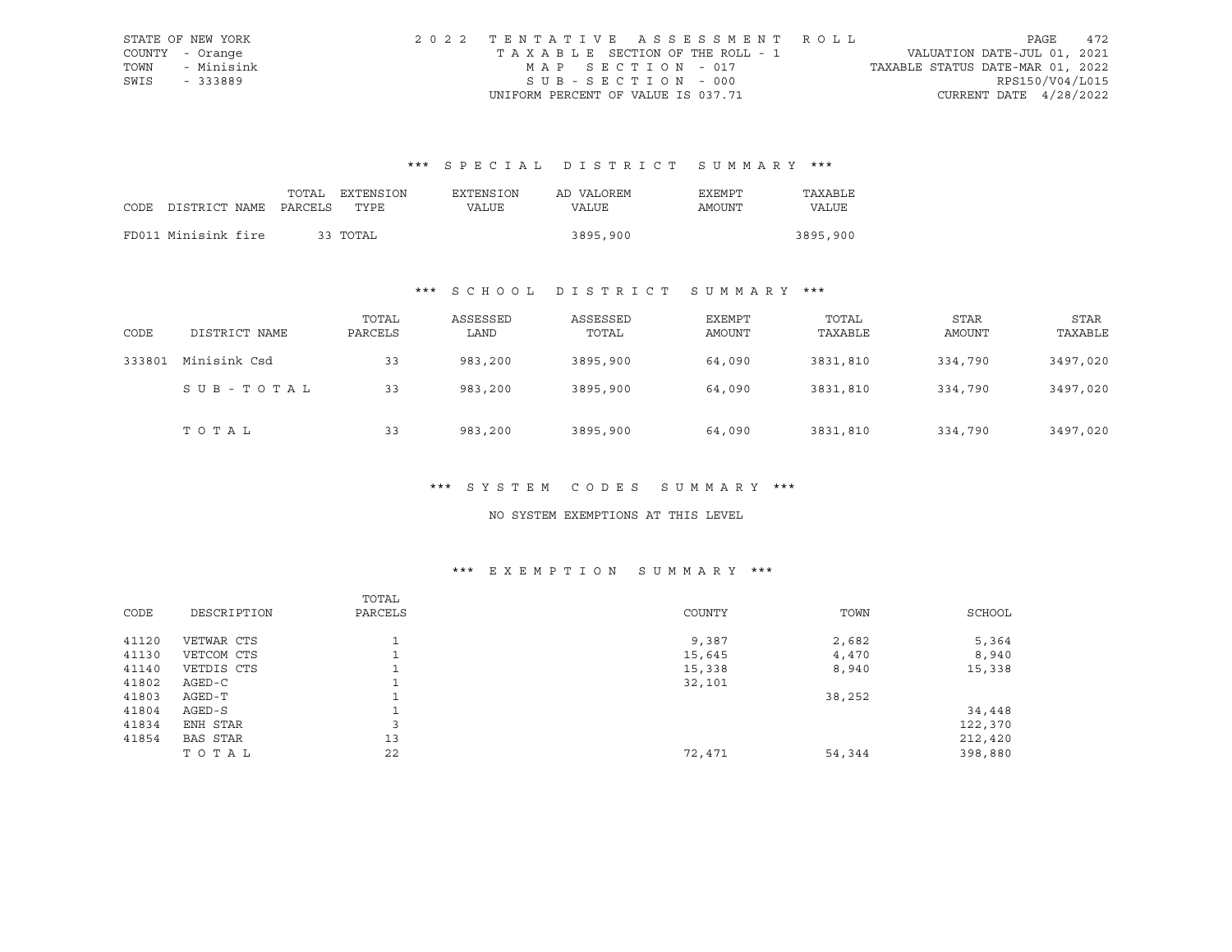STATE OF NEW YORK
COUNTY - Orange
TOWN - Minisink
SWIS - 333889

2022 TENTATIVE ASSESSMENT ROLL
TAXABLE SECTION OF THE ROLL - 1
MAP SECTION - 017
SUB-SECTION - 000
UNIFORM PERCENT OF VALUE IS 037.71

VALUATION DATE-JUL 01, 2021
TAXABLE STATUS DATE-MAR 01, 2022
RPS150/V04/L015
CURRENT DATE 4/28/2022

### *** SPECIAL DISTRICT SUMMARY ***

| CODE DISTRICT NAME | TOTAL PARCELS | EXTENSION TYPE | EXTENSION VALUE | AD VALOREM VALUE | EXEMPT AMOUNT | TAXABLE VALUE |
|---|---|---|---|---|---|---|
| FD011 Minisink fire | 33 | TOTAL | | 3895,900 | | 3895,900 |

### *** SCHOOL DISTRICT SUMMARY ***

| CODE | DISTRICT NAME | TOTAL PARCELS | ASSESSED LAND | ASSESSED TOTAL | EXEMPT AMOUNT | TOTAL TAXABLE | STAR AMOUNT | STAR TAXABLE |
|---|---|---|---|---|---|---|---|---|
| 333801 | Minisink Csd | 33 | 983,200 | 3895,900 | 64,090 | 3831,810 | 334,790 | 3497,020 |
| | SUB-TOTAL | 33 | 983,200 | 3895,900 | 64,090 | 3831,810 | 334,790 | 3497,020 |
| | TOTAL | 33 | 983,200 | 3895,900 | 64,090 | 3831,810 | 334,790 | 3497,020 |

### *** SYSTEM CODES SUMMARY ***

NO SYSTEM EXEMPTIONS AT THIS LEVEL

### *** EXEMPTION SUMMARY ***

| CODE | DESCRIPTION | TOTAL PARCELS | COUNTY | TOWN | SCHOOL |
|---|---|---|---|---|---|
| 41120 | VETWAR CTS | 1 | 9,387 | 2,682 | 5,364 |
| 41130 | VETCOM CTS | 1 | 15,645 | 4,470 | 8,940 |
| 41140 | VETDIS CTS | 1 | 15,338 | 8,940 | 15,338 |
| 41802 | AGED-C | 1 | 32,101 | | |
| 41803 | AGED-T | 1 | | 38,252 | |
| 41804 | AGED-S | 1 | | | 34,448 |
| 41834 | ENH STAR | 3 | | | 122,370 |
| 41854 | BAS STAR | 13 | | | 212,420 |
| | TOTAL | 22 | 72,471 | 54,344 | 398,880 |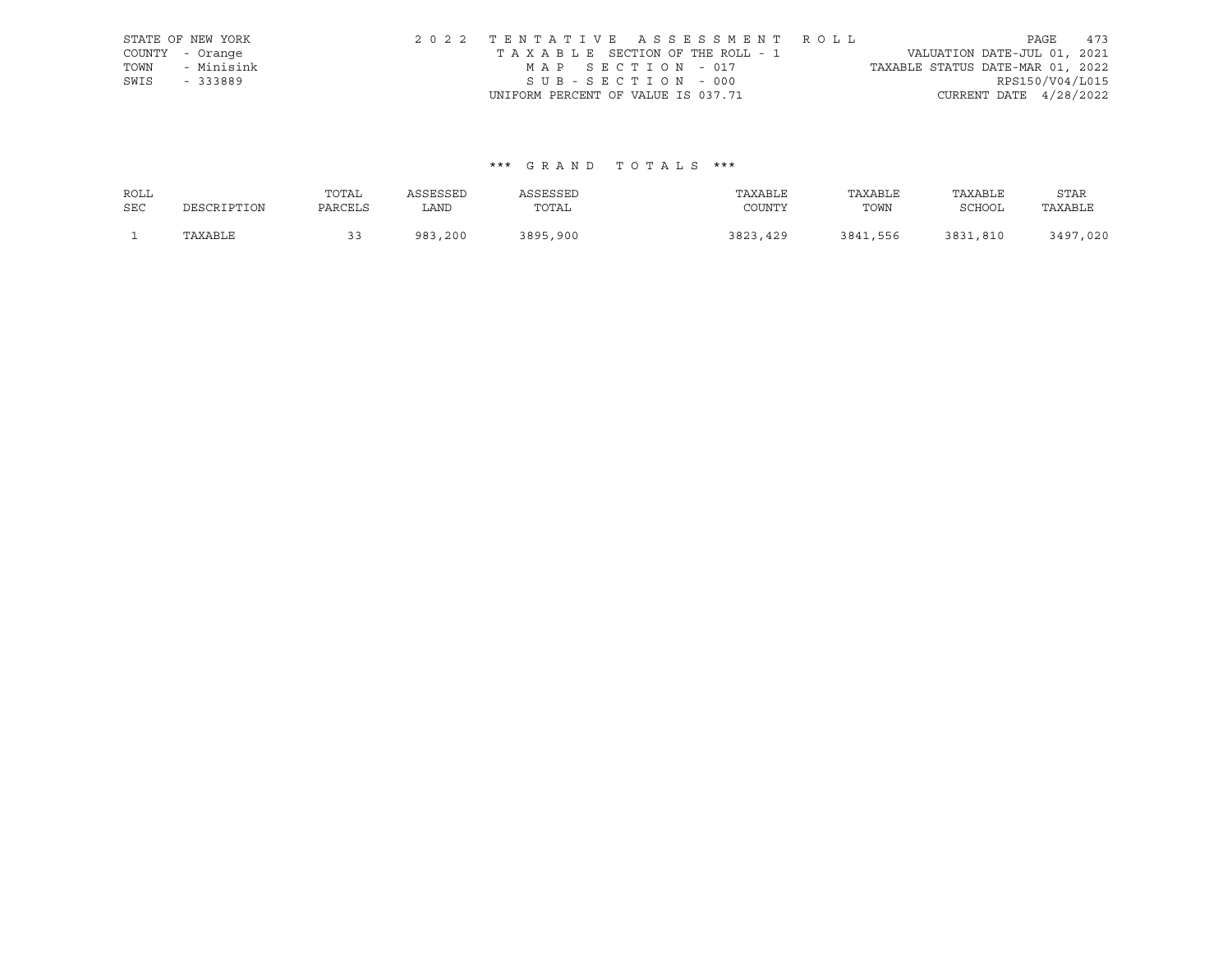STATE OF NEW YORK
COUNTY - Orange
TOWN - Minisink
SWIS - 333889

2 0 2 2 T E N T A T I V E A S S E S S M E N T R O L L
T A X A B L E SECTION OF THE ROLL - 1
M A P S E C T I O N - 017
S U B - S E C T I O N - 000
UNIFORM PERCENT OF VALUE IS 037.71

VALUATION DATE-JUL 01, 2021
TAXABLE STATUS DATE-MAR 01, 2022
RPS150/V04/L015
CURRENT DATE 4/28/2022

*** G R A N D T O T A L S ***

| ROLL SEC | DESCRIPTION | TOTAL PARCELS | ASSESSED LAND | ASSESSED TOTAL | TAXABLE COUNTY | TAXABLE TOWN | TAXABLE SCHOOL | STAR TAXABLE |
|---|---|---|---|---|---|---|---|---|
| 1 | TAXABLE | 33 | 983,200 | 3895,900 | 3823,429 | 3841,556 | 3831,810 | 3497,020 |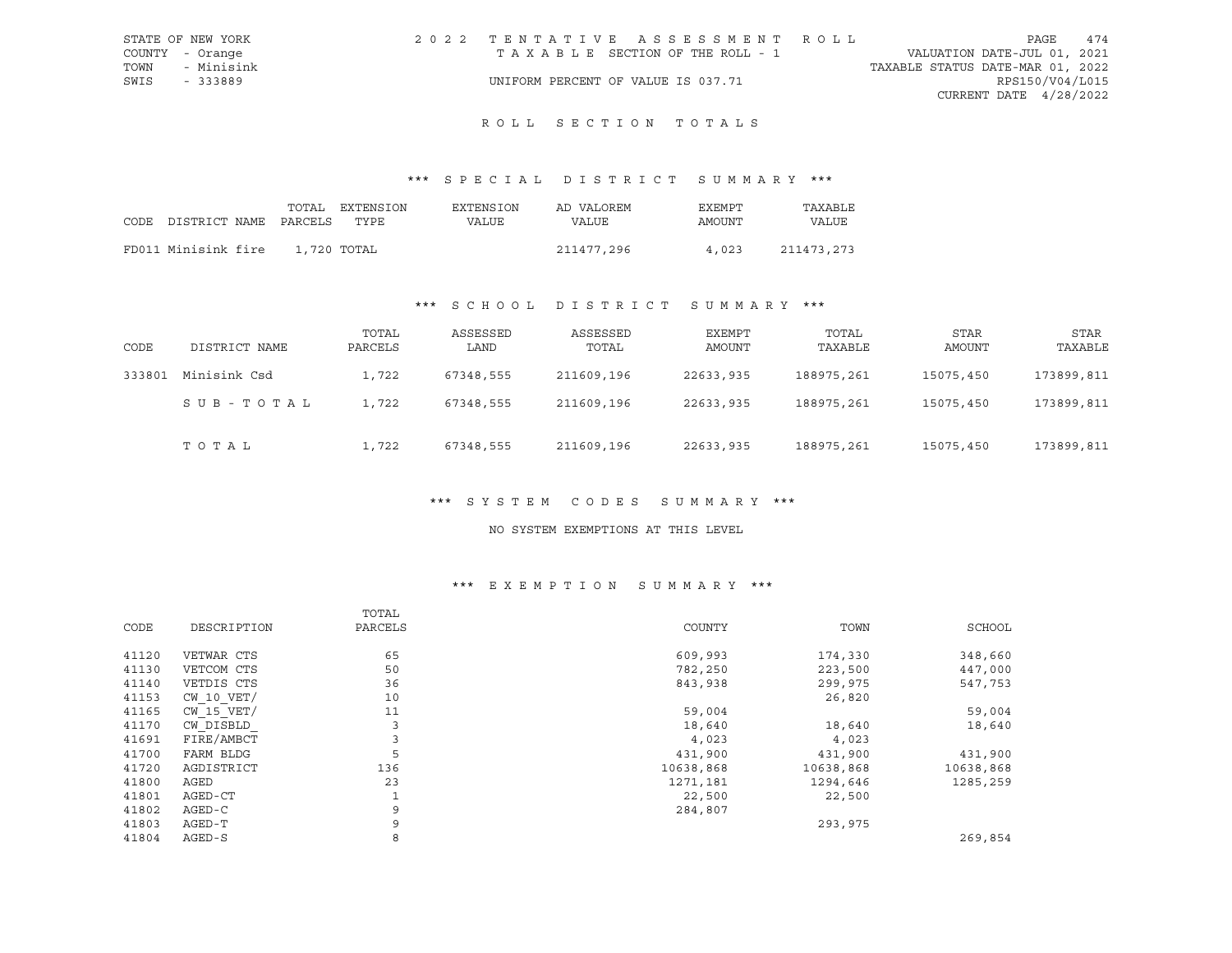STATE OF NEW YORK
COUNTY - Orange
TOWN - Minisink
SWIS - 333889

2022 TENTATIVE ASSESSMENT ROLL
TAXABLE SECTION OF THE ROLL - 1
UNIFORM PERCENT OF VALUE IS 037.71

VALUATION DATE-JUL 01, 2021
TAXABLE STATUS DATE-MAR 01, 2022
RPS150/V04/L015
CURRENT DATE 4/28/2022

## ROLL SECTION TOTALS

### *** SPECIAL DISTRICT SUMMARY ***

| CODE | DISTRICT NAME | TOTAL PARCELS | EXTENSION TYPE | EXTENSION VALUE | AD VALOREM VALUE | EXEMPT AMOUNT | TAXABLE VALUE |
|---|---|---|---|---|---|---|---|
| FD011 | Minisink fire | 1,720 | TOTAL | | 211477,296 | 4,023 | 211473,273 |

### *** SCHOOL DISTRICT SUMMARY ***

| CODE | DISTRICT NAME | TOTAL PARCELS | ASSESSED LAND | ASSESSED TOTAL | EXEMPT AMOUNT | TOTAL TAXABLE | STAR AMOUNT | STAR TAXABLE |
|---|---|---|---|---|---|---|---|---|
| 333801 | Minisink Csd | 1,722 | 67348,555 | 211609,196 | 22633,935 | 188975,261 | 15075,450 | 173899,811 |
| | SUB-TOTAL | 1,722 | 67348,555 | 211609,196 | 22633,935 | 188975,261 | 15075,450 | 173899,811 |
| | TOTAL | 1,722 | 67348,555 | 211609,196 | 22633,935 | 188975,261 | 15075,450 | 173899,811 |

### *** SYSTEM CODES SUMMARY ***

NO SYSTEM EXEMPTIONS AT THIS LEVEL

### *** EXEMPTION SUMMARY ***

| CODE | DESCRIPTION | TOTAL PARCELS | COUNTY | TOWN | SCHOOL |
|---|---|---|---|---|---|
| 41120 | VETWAR CTS | 65 | 609,993 | 174,330 | 348,660 |
| 41130 | VETCOM CTS | 50 | 782,250 | 223,500 | 447,000 |
| 41140 | VETDIS CTS | 36 | 843,938 | 299,975 | 547,753 |
| 41153 | CW_10_VET/ | 10 | | 26,820 | |
| 41165 | CW_15_VET/ | 11 | 59,004 | | 59,004 |
| 41170 | CW_DISBLD_ | 3 | 18,640 | 18,640 | 18,640 |
| 41691 | FIRE/AMBCT | 3 | 4,023 | 4,023 | |
| 41700 | FARM BLDG | 5 | 431,900 | 431,900 | 431,900 |
| 41720 | AGDISTRICT | 136 | 10638,868 | 10638,868 | 10638,868 |
| 41800 | AGED | 23 | 1271,181 | 1294,646 | 1285,259 |
| 41801 | AGED-CT | 1 | 22,500 | 22,500 | |
| 41802 | AGED-C | 9 | 284,807 | | |
| 41803 | AGED-T | 9 | | 293,975 | |
| 41804 | AGED-S | 8 | | | 269,854 |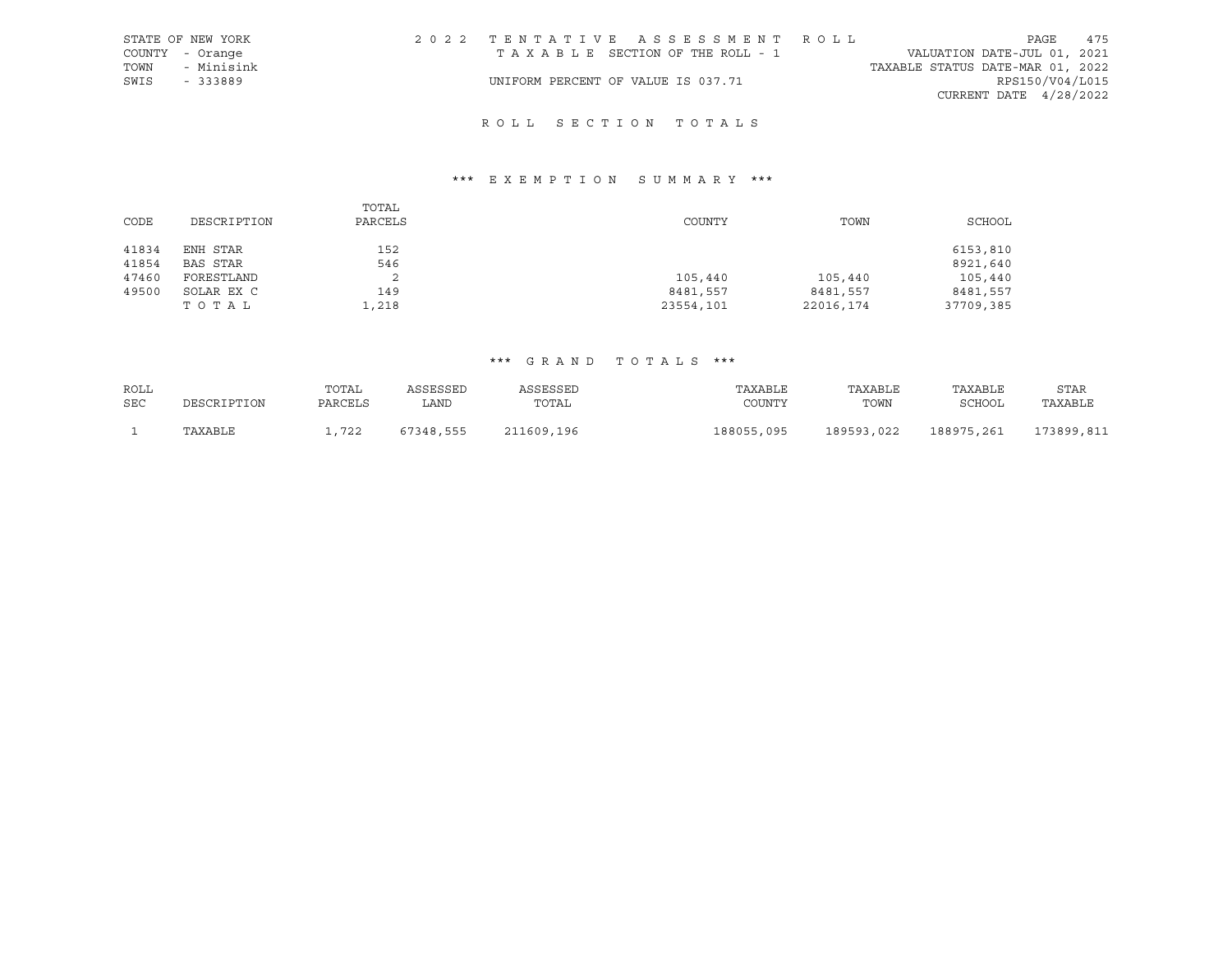STATE OF NEW YORK
COUNTY - Orange
TOWN - Minisink
SWIS - 333889

2022 TENTATIVE ASSESSMENT ROLL
TAXABLE SECTION OF THE ROLL - 1
UNIFORM PERCENT OF VALUE IS 037.71

VALUATION DATE-JUL 01, 2021
TAXABLE STATUS DATE-MAR 01, 2022
RPS150/V04/L015
CURRENT DATE 4/28/2022

## ROLL SECTION TOTALS

### *** EXEMPTION SUMMARY ***

| CODE | DESCRIPTION | TOTAL PARCELS | COUNTY | TOWN | SCHOOL |
|---|---|---|---|---|---|
| 41834 | ENH STAR | 152 | | | 6153,810 |
| 41854 | BAS STAR | 546 | | | 8921,640 |
| 47460 | FORESTLAND | 2 | 105,440 | 105,440 | 105,440 |
| 49500 | SOLAR EX C | 149 | 8481,557 | 8481,557 | 8481,557 |
| | TOTAL | 1,218 | 23554,101 | 22016,174 | 37709,385 |

### *** GRAND TOTALS ***

| ROLL SEC | DESCRIPTION | TOTAL PARCELS | ASSESSED LAND | ASSESSED TOTAL | TAXABLE COUNTY | TAXABLE TOWN | TAXABLE SCHOOL | STAR TAXABLE |
|---|---|---|---|---|---|---|---|---|
| 1 | TAXABLE | 1,722 | 67348,555 | 211609,196 | 188055,095 | 189593,022 | 188975,261 | 173899,811 |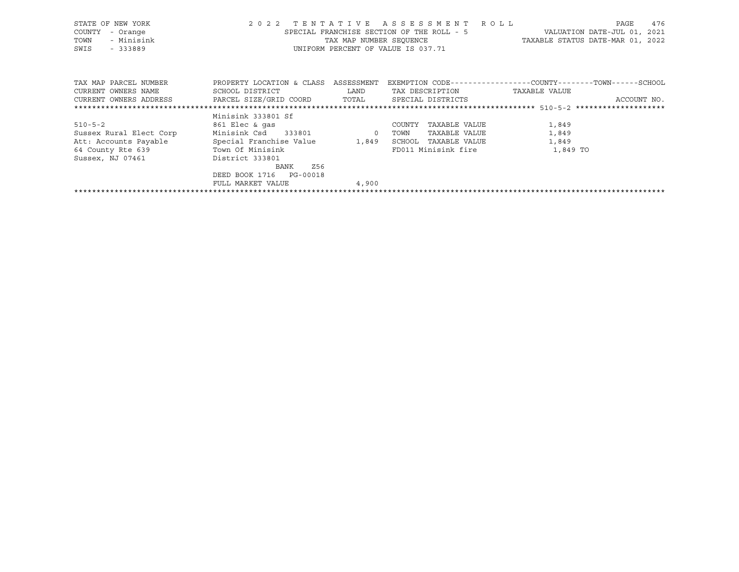STATE OF NEW YORK — 2022 TENTATIVE ASSESSMENT ROLL — PAGE 476
COUNTY - Orange — SPECIAL FRANCHISE SECTION OF THE ROLL - 5 — VALUATION DATE-JUL 01, 2021
TOWN - Minisink — TAX MAP NUMBER SEQUENCE — TAXABLE STATUS DATE-MAR 01, 2022
SWIS - 333889 — UNIFORM PERCENT OF VALUE IS 037.71

| TAX MAP PARCEL NUMBER<br>CURRENT OWNERS NAME<br>CURRENT OWNERS ADDRESS | PROPERTY LOCATION & CLASS<br>SCHOOL DISTRICT<br>PARCEL SIZE/GRID COORD | ASSESSMENT<br>LAND<br>TOTAL | EXEMPTION CODE-----COUNTY-----TOWN-----SCHOOL<br>TAX DESCRIPTION<br>SPECIAL DISTRICTS | TAXABLE VALUE | ACCOUNT NO. |
|---|---|---|---|---|---|
| ******** 510-5-2 ******** | | | | | |
| | Minisink 333801 Sf | | | | |
| 510-5-2 | 861 Elec & gas | | COUNTY TAXABLE VALUE | 1,849 | |
| Sussex Rural Elect Corp | Minisink Csd 333801 | 0 | TOWN TAXABLE VALUE | 1,849 | |
| Att: Accounts Payable | Special Franchise Value | 1,849 | SCHOOL TAXABLE VALUE | 1,849 | |
| 64 County Rte 639 | Town Of Minisink | | FD011 Minisink fire | 1,849 TO | |
| Sussex, NJ 07461 | District 333801 | | | | |
| | BANK Z56 | | | | |
| | DEED BOOK 1716 PG-00018 | | | | |
| | FULL MARKET VALUE | 4,900 | | | |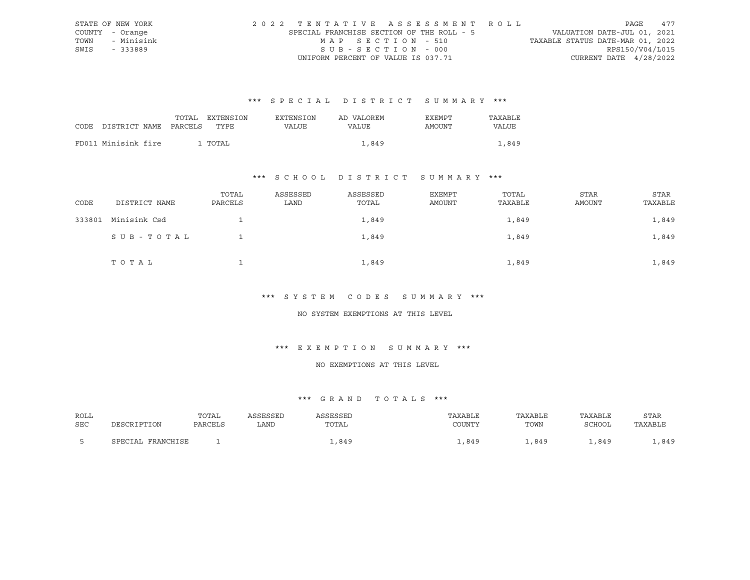STATE OF NEW YORK
COUNTY - Orange
TOWN - Minisink
SWIS - 333889

2 0 2 2 T E N T A T I V E A S S E S S M E N T R O L L
SPECIAL FRANCHISE SECTION OF THE ROLL - 5
M A P S E C T I O N - 510
S U B - S E C T I O N - 000
UNIFORM PERCENT OF VALUE IS 037.71

VALUATION DATE-JUL 01, 2021
TAXABLE STATUS DATE-MAR 01, 2022
RPS150/V04/L015
CURRENT DATE 4/28/2022

### *** S P E C I A L D I S T R I C T S U M M A R Y ***

| CODE DISTRICT NAME | TOTAL PARCELS | EXTENSION TYPE | EXTENSION VALUE | AD VALOREM VALUE | EXEMPT AMOUNT | TAXABLE VALUE |
|---|---|---|---|---|---|---|
| FD011 Minisink fire | 1 | TOTAL | | 1,849 | | 1,849 |

### *** S C H O O L D I S T R I C T S U M M A R Y ***

| CODE | DISTRICT NAME | TOTAL PARCELS | ASSESSED LAND | ASSESSED TOTAL | EXEMPT AMOUNT | TOTAL TAXABLE | STAR AMOUNT | STAR TAXABLE |
|---|---|---|---|---|---|---|---|---|
| 333801 | Minisink Csd | 1 | | 1,849 | | 1,849 | | 1,849 |
| | S U B - T O T A L | 1 | | 1,849 | | 1,849 | | 1,849 |
| | T O T A L | 1 | | 1,849 | | 1,849 | | 1,849 |

### *** S Y S T E M C O D E S S U M M A R Y ***

NO SYSTEM EXEMPTIONS AT THIS LEVEL

### *** E X E M P T I O N S U M M A R Y ***

NO EXEMPTIONS AT THIS LEVEL

### *** G R A N D T O T A L S ***

| ROLL SEC | DESCRIPTION | TOTAL PARCELS | ASSESSED LAND | ASSESSED TOTAL | TAXABLE COUNTY | TAXABLE TOWN | TAXABLE SCHOOL | STAR TAXABLE |
|---|---|---|---|---|---|---|---|---|
| 5 | SPECIAL FRANCHISE | 1 | | 1,849 | 1,849 | 1,849 | 1,849 | 1,849 |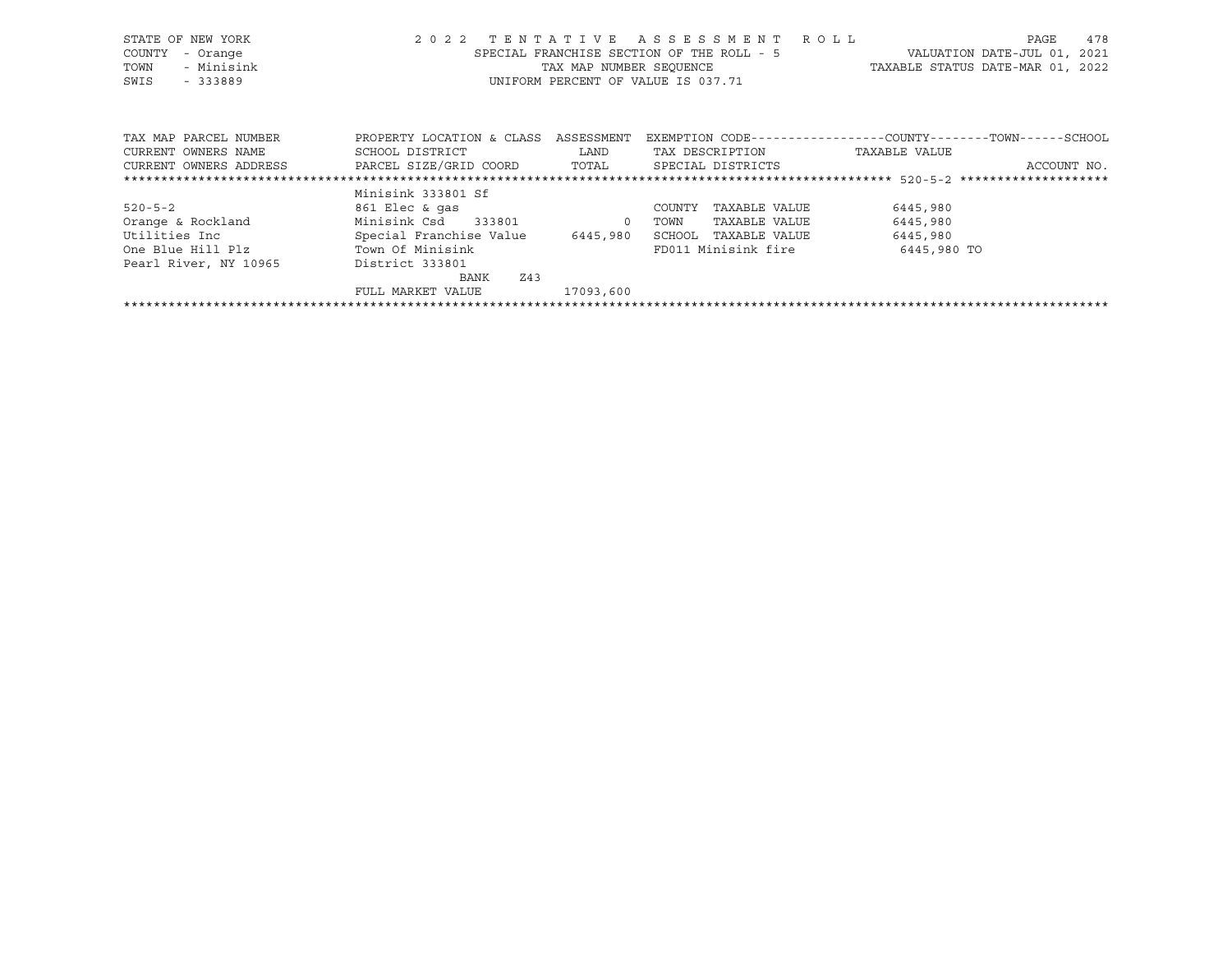STATE OF NEW YORK
COUNTY - Orange
TOWN - Minisink
SWIS - 333889

# 2022 TENTATIVE ASSESSMENT ROLL

SPECIAL FRANCHISE SECTION OF THE ROLL - 5
TAX MAP NUMBER SEQUENCE
UNIFORM PERCENT OF VALUE IS 037.71

VALUATION DATE-JUL 01, 2021
TAXABLE STATUS DATE-MAR 01, 2022

| TAX MAP PARCEL NUMBER / CURRENT OWNERS NAME / CURRENT OWNERS ADDRESS | PROPERTY LOCATION & CLASS / SCHOOL DISTRICT / PARCEL SIZE/GRID COORD | ASSESSMENT / LAND / TOTAL | EXEMPTION CODE / TAX DESCRIPTION / SPECIAL DISTRICTS | COUNTY / TOWN / SCHOOL TAXABLE VALUE | ACCOUNT NO. |
|---|---|---|---|---|---|
| 520-5-2 | Minisink 333801 Sf | | | | |
| 520-5-2 | 861 Elec & gas | | COUNTY TAXABLE VALUE | 6445,980 | |
| Orange & Rockland | Minisink Csd 333801 | 0 | TOWN TAXABLE VALUE | 6445,980 | |
| Utilities Inc | Special Franchise Value | 6445,980 | SCHOOL TAXABLE VALUE | 6445,980 | |
| One Blue Hill Plz | Town Of Minisink | | FD011 Minisink fire | 6445,980 TO | |
| Pearl River, NY 10965 | District 333801 | | | | |
| | BANK Z43 | | | | |
| | FULL MARKET VALUE | 17093,600 | | | |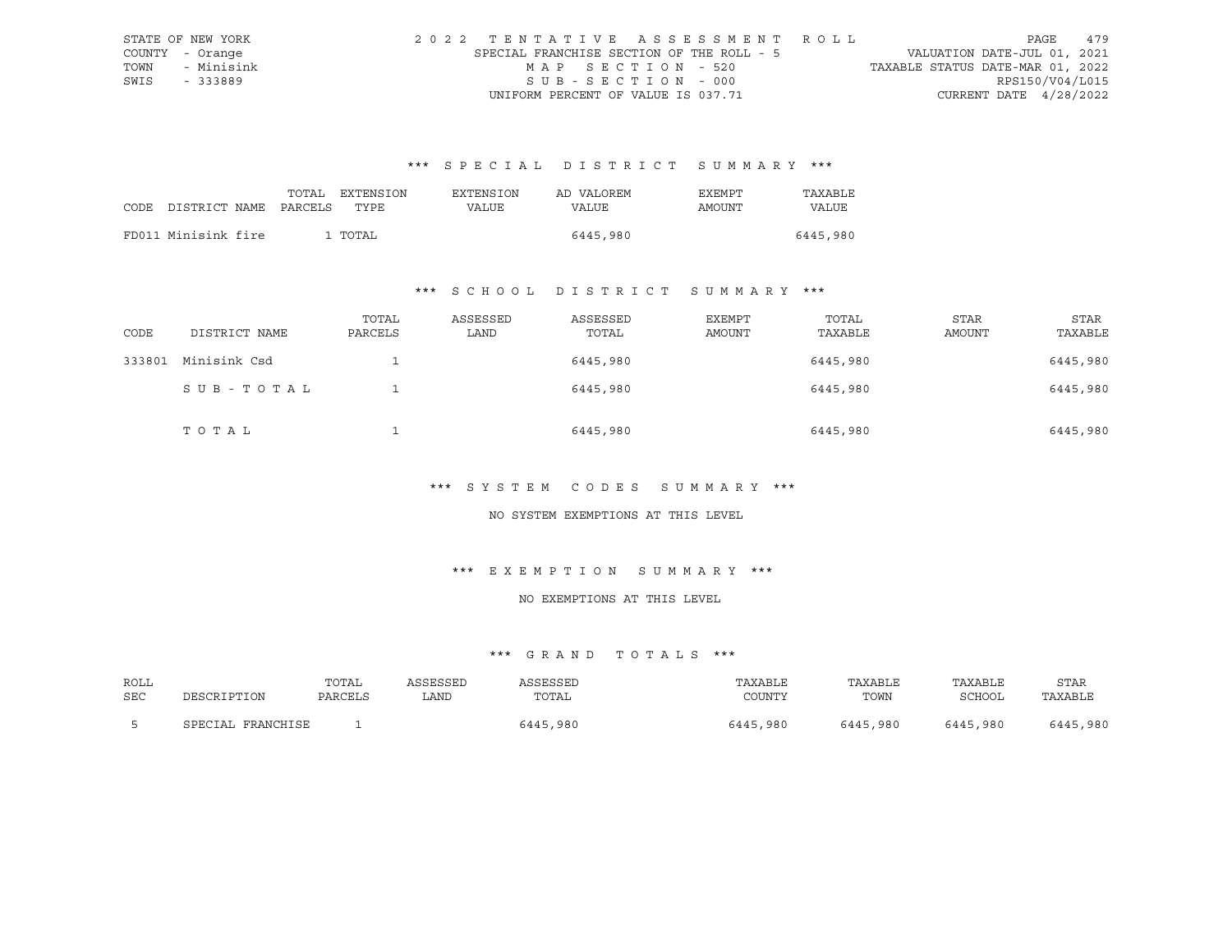STATE OF NEW YORK
COUNTY - Orange
TOWN - Minisink
SWIS - 333889

2022 TENTATIVE ASSESSMENT ROLL
SPECIAL FRANCHISE SECTION OF THE ROLL - 5
MAP SECTION - 520
SUB-SECTION - 000
UNIFORM PERCENT OF VALUE IS 037.71

VALUATION DATE-JUL 01, 2021
TAXABLE STATUS DATE-MAR 01, 2022
RPS150/V04/L015
CURRENT DATE 4/28/2022

### *** SPECIAL DISTRICT SUMMARY ***

| CODE DISTRICT NAME | TOTAL PARCELS | EXTENSION TYPE | EXTENSION VALUE | AD VALOREM VALUE | EXEMPT AMOUNT | TAXABLE VALUE |
|---|---|---|---|---|---|---|
| FD011 Minisink fire | 1 | TOTAL | | 6445,980 | | 6445,980 |

### *** SCHOOL DISTRICT SUMMARY ***

| CODE | DISTRICT NAME | TOTAL PARCELS | ASSESSED LAND | ASSESSED TOTAL | EXEMPT AMOUNT | TOTAL TAXABLE | STAR AMOUNT | STAR TAXABLE |
|---|---|---|---|---|---|---|---|---|
| 333801 | Minisink Csd | 1 | | 6445,980 | | 6445,980 | | 6445,980 |
| | SUB-TOTAL | 1 | | 6445,980 | | 6445,980 | | 6445,980 |
| | TOTAL | 1 | | 6445,980 | | 6445,980 | | 6445,980 |

### *** SYSTEM CODES SUMMARY ***

NO SYSTEM EXEMPTIONS AT THIS LEVEL

### *** EXEMPTION SUMMARY ***

NO EXEMPTIONS AT THIS LEVEL

### *** GRAND TOTALS ***

| ROLL SEC | DESCRIPTION | TOTAL PARCELS | ASSESSED LAND | ASSESSED TOTAL | TAXABLE COUNTY | TAXABLE TOWN | TAXABLE SCHOOL | STAR TAXABLE |
|---|---|---|---|---|---|---|---|---|
| 5 | SPECIAL FRANCHISE | 1 | | 6445,980 | 6445,980 | 6445,980 | 6445,980 | 6445,980 |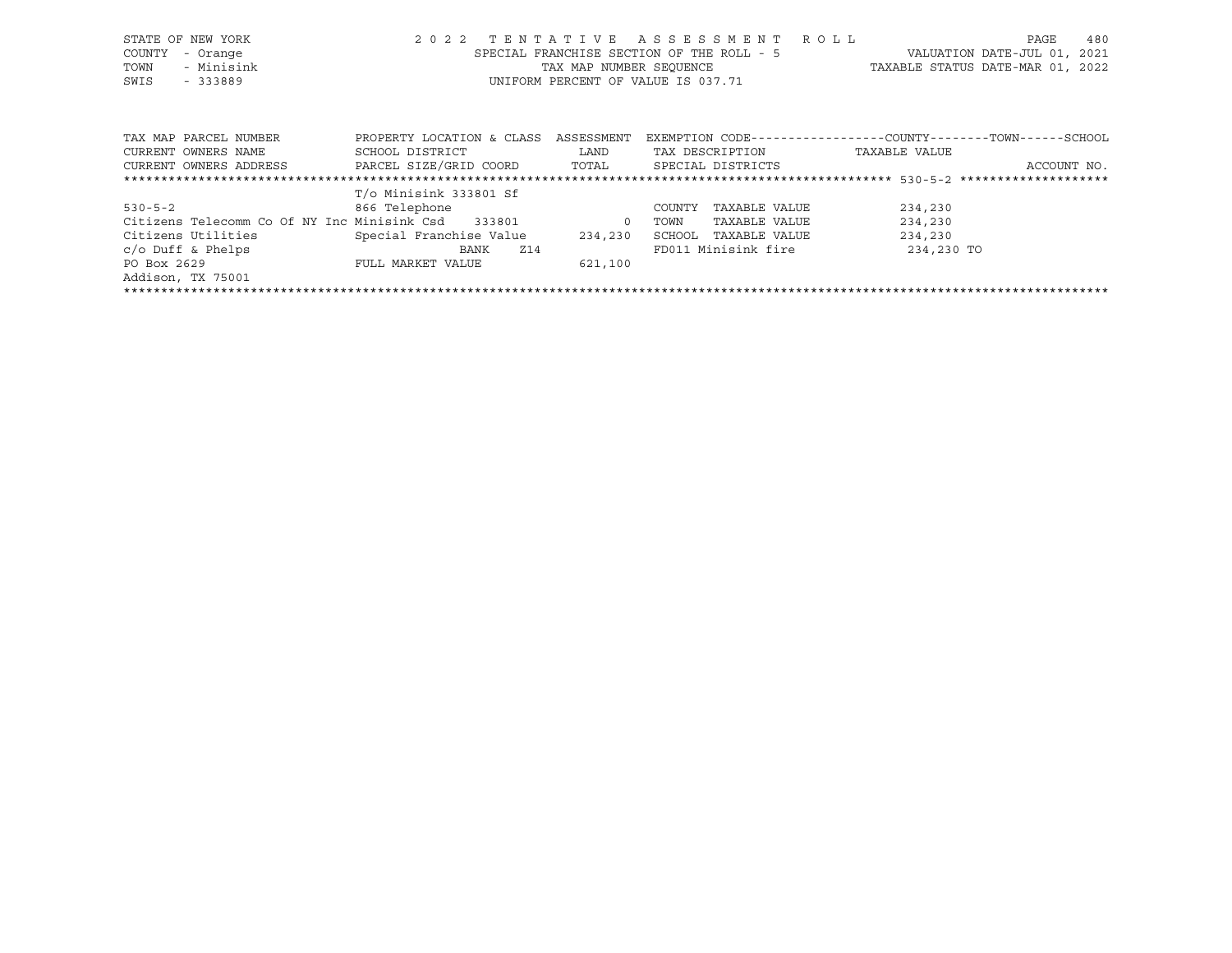STATE OF NEW YORK
COUNTY - Orange
TOWN - Minisink
SWIS - 333889

2022 TENTATIVE ASSESSMENT ROLL
SPECIAL FRANCHISE SECTION OF THE ROLL - 5
TAX MAP NUMBER SEQUENCE
UNIFORM PERCENT OF VALUE IS 037.71

VALUATION DATE-JUL 01, 2021
TAXABLE STATUS DATE-MAR 01, 2022

| TAX MAP PARCEL NUMBER / CURRENT OWNERS NAME / CURRENT OWNERS ADDRESS | PROPERTY LOCATION & CLASS / SCHOOL DISTRICT / PARCEL SIZE/GRID COORD | ASSESSMENT / LAND / TOTAL | EXEMPTION CODE / TAX DESCRIPTION / SPECIAL DISTRICTS | COUNTY--------TOWN------SCHOOL / TAXABLE VALUE / ACCOUNT NO. |
|---|---|---|---|---|
| 530-5-2 | T/o Minisink 333801 Sf | | | |
| | 866 Telephone | | COUNTY TAXABLE VALUE | 234,230 |
| Citizens Telecomm Co Of NY Inc | Minisink Csd 333801 | 0 | TOWN TAXABLE VALUE | 234,230 |
| Citizens Utilities | Special Franchise Value | 234,230 | SCHOOL TAXABLE VALUE | 234,230 |
| c/o Duff & Phelps | BANK Z14 | | FD011 Minisink fire | 234,230 TO |
| PO Box 2629 | FULL MARKET VALUE | 621,100 | | |
| Addison, TX 75001 | | | | |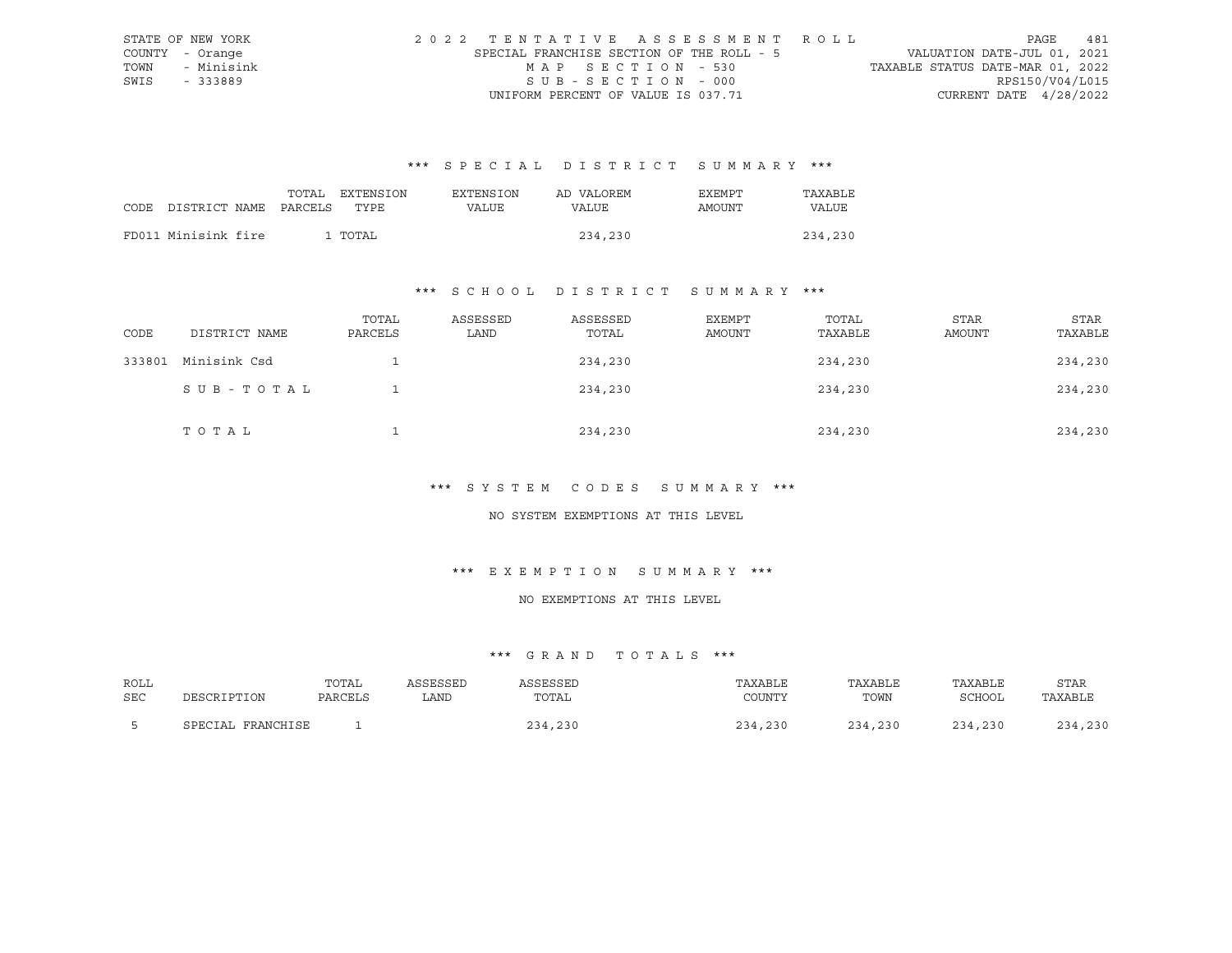STATE OF NEW YORK
COUNTY - Orange
TOWN - Minisink
SWIS - 333889

2022 TENTATIVE ASSESSMENT ROLL
SPECIAL FRANCHISE SECTION OF THE ROLL - 5
MAP SECTION - 530
SUB-SECTION - 000
UNIFORM PERCENT OF VALUE IS 037.71

VALUATION DATE-JUL 01, 2021
TAXABLE STATUS DATE-MAR 01, 2022
RPS150/V04/L015
CURRENT DATE 4/28/2022

### *** SPECIAL DISTRICT SUMMARY ***

| CODE | DISTRICT NAME | TOTAL PARCELS | EXTENSION TYPE | EXTENSION VALUE | AD VALOREM VALUE | EXEMPT AMOUNT | TAXABLE VALUE |
|---|---|---|---|---|---|---|---|
| FD011 | Minisink fire | 1 | TOTAL | | 234,230 | | 234,230 |

### *** SCHOOL DISTRICT SUMMARY ***

| CODE | DISTRICT NAME | TOTAL PARCELS | ASSESSED LAND | ASSESSED TOTAL | EXEMPT AMOUNT | TOTAL TAXABLE | STAR AMOUNT | STAR TAXABLE |
|---|---|---|---|---|---|---|---|---|
| 333801 | Minisink Csd | 1 | | 234,230 | | 234,230 | | 234,230 |
| | SUB-TOTAL | 1 | | 234,230 | | 234,230 | | 234,230 |
| | TOTAL | 1 | | 234,230 | | 234,230 | | 234,230 |

### *** SYSTEM CODES SUMMARY ***

NO SYSTEM EXEMPTIONS AT THIS LEVEL

### *** EXEMPTION SUMMARY ***

NO EXEMPTIONS AT THIS LEVEL

### *** GRAND TOTALS ***

| ROLL SEC | DESCRIPTION | TOTAL PARCELS | ASSESSED LAND | ASSESSED TOTAL | TAXABLE COUNTY | TAXABLE TOWN | TAXABLE SCHOOL | STAR TAXABLE |
|---|---|---|---|---|---|---|---|---|
| 5 | SPECIAL FRANCHISE | 1 | | 234,230 | 234,230 | 234,230 | 234,230 | 234,230 |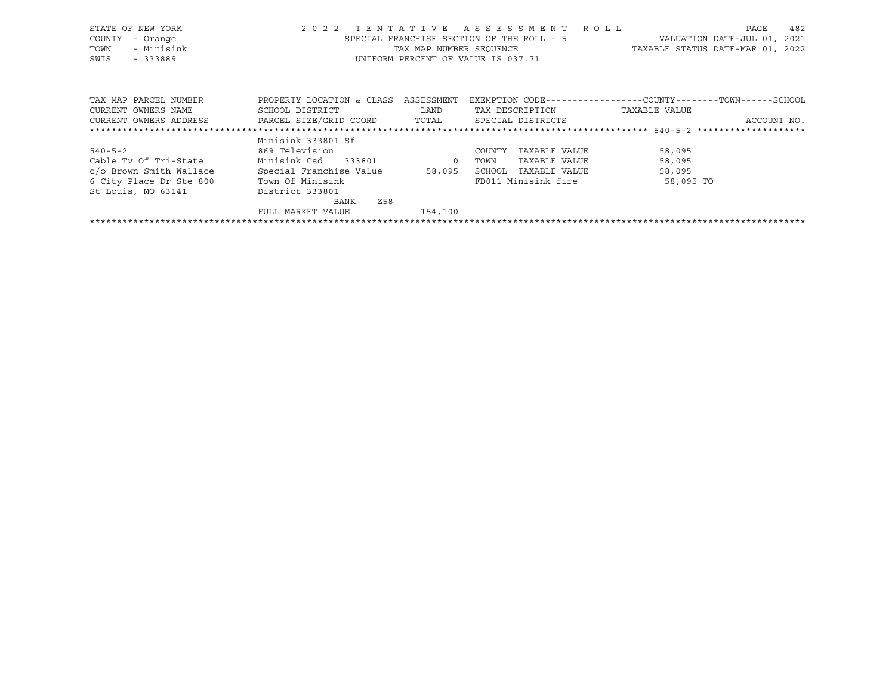STATE OF NEW YORK — 2022 TENTATIVE ASSESSMENT ROLL — PAGE 482
COUNTY - Orange — SPECIAL FRANCHISE SECTION OF THE ROLL - 5 — VALUATION DATE-JUL 01, 2021
TOWN - Minisink — TAX MAP NUMBER SEQUENCE — TAXABLE STATUS DATE-MAR 01, 2022
SWIS - 333889 — UNIFORM PERCENT OF VALUE IS 037.71

| TAX MAP PARCEL NUMBER<br>CURRENT OWNERS NAME<br>CURRENT OWNERS ADDRESS | PROPERTY LOCATION & CLASS<br>SCHOOL DISTRICT<br>PARCEL SIZE/GRID COORD | ASSESSMENT<br>LAND<br>TOTAL | EXEMPTION CODE------COUNTY-----TOWN-----SCHOOL<br>TAX DESCRIPTION<br>SPECIAL DISTRICTS | TAXABLE VALUE<br>ACCOUNT NO. |
|---|---|---|---|---|
| ******* 540-5-2 ******* | | | | |
| | Minisink 333801 Sf | | | |
| 540-5-2 | 869 Television | | COUNTY TAXABLE VALUE | 58,095 |
| Cable Tv Of Tri-State | Minisink Csd 333801 | 0 | TOWN TAXABLE VALUE | 58,095 |
| c/o Brown Smith Wallace | Special Franchise Value | 58,095 | SCHOOL TAXABLE VALUE | 58,095 |
| 6 City Place Dr Ste 800 | Town Of Minisink | | FD011 Minisink fire | 58,095 TO |
| St Louis, MO 63141 | District 333801 | | | |
| | BANK Z58 | | | |
| | FULL MARKET VALUE | 154,100 | | |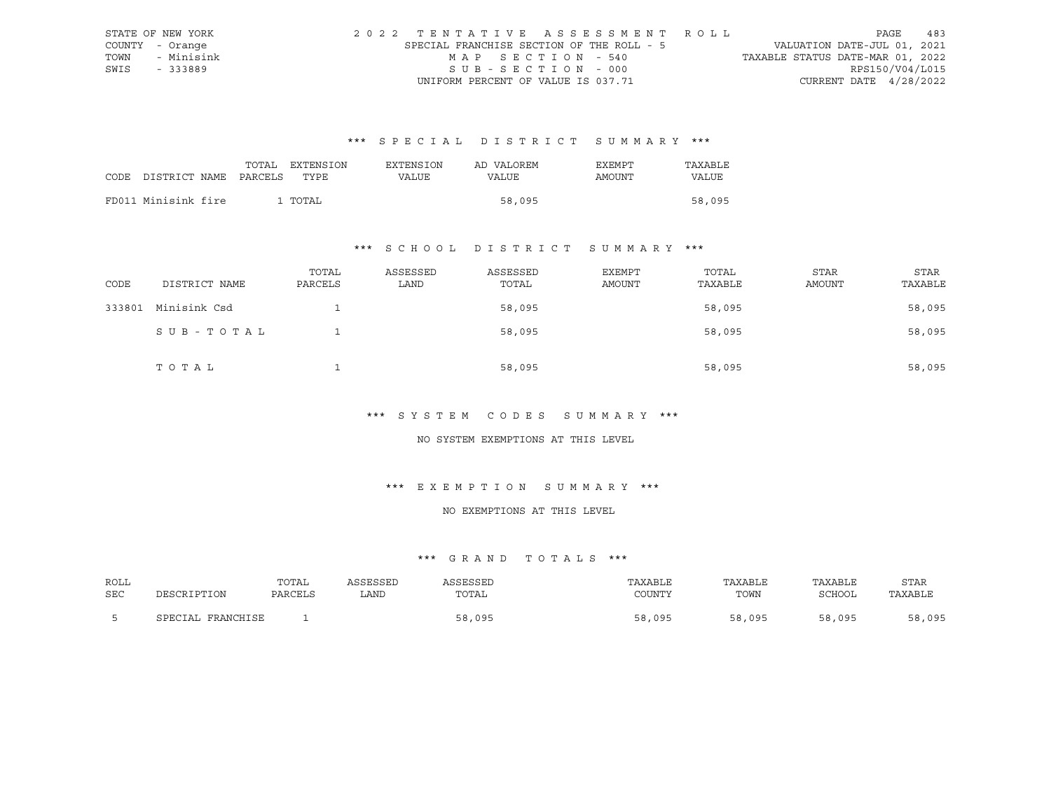STATE OF NEW YORK
COUNTY - Orange
TOWN - Minisink
SWIS - 333889

2022 TENTATIVE ASSESSMENT ROLL
SPECIAL FRANCHISE SECTION OF THE ROLL - 5
MAP SECTION - 540
SUB-SECTION - 000
UNIFORM PERCENT OF VALUE IS 037.71

VALUATION DATE-JUL 01, 2021
TAXABLE STATUS DATE-MAR 01, 2022
RPS150/V04/L015
CURRENT DATE 4/28/2022

### *** SPECIAL DISTRICT SUMMARY ***

| CODE DISTRICT NAME | TOTAL PARCELS | EXTENSION TYPE | EXTENSION VALUE | AD VALOREM VALUE | EXEMPT AMOUNT | TAXABLE VALUE |
|---|---|---|---|---|---|---|
| FD011 Minisink fire | 1 | TOTAL | | 58,095 | | 58,095 |

### *** SCHOOL DISTRICT SUMMARY ***

| CODE | DISTRICT NAME | TOTAL PARCELS | ASSESSED LAND | ASSESSED TOTAL | EXEMPT AMOUNT | TOTAL TAXABLE | STAR AMOUNT | STAR TAXABLE |
|---|---|---|---|---|---|---|---|---|
| 333801 | Minisink Csd | 1 | | 58,095 | | 58,095 | | 58,095 |
| | SUB-TOTAL | 1 | | 58,095 | | 58,095 | | 58,095 |
| | TOTAL | 1 | | 58,095 | | 58,095 | | 58,095 |

### *** SYSTEM CODES SUMMARY ***

NO SYSTEM EXEMPTIONS AT THIS LEVEL

### *** EXEMPTION SUMMARY ***

NO EXEMPTIONS AT THIS LEVEL

### *** GRAND TOTALS ***

| ROLL SEC | DESCRIPTION | TOTAL PARCELS | ASSESSED LAND | ASSESSED TOTAL | TAXABLE COUNTY | TAXABLE TOWN | TAXABLE SCHOOL | STAR TAXABLE |
|---|---|---|---|---|---|---|---|---|
| 5 | SPECIAL FRANCHISE | 1 | | 58,095 | 58,095 | 58,095 | 58,095 | 58,095 |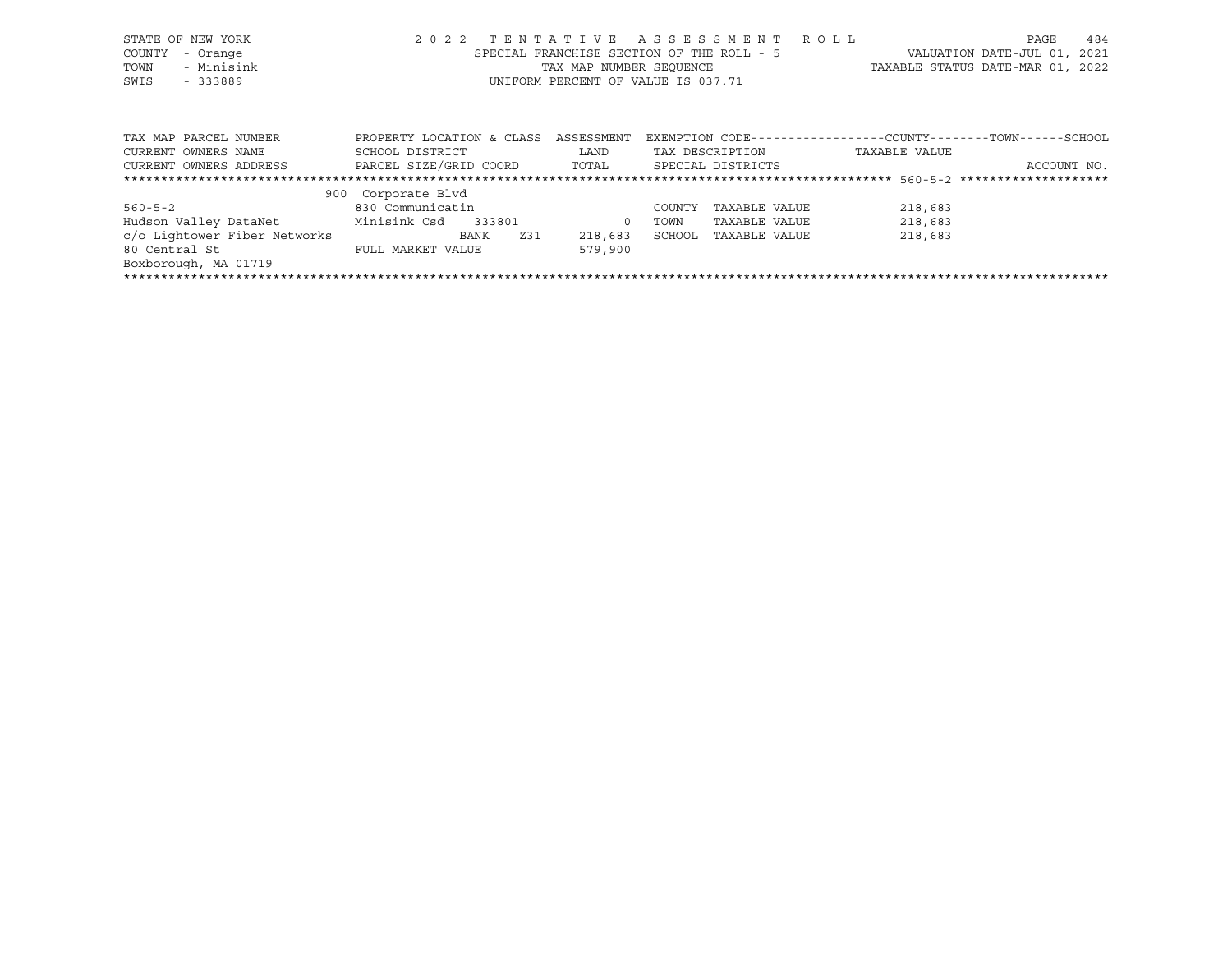STATE OF NEW YORK
COUNTY - Orange
TOWN - Minisink
SWIS - 333889

2 0 2 2 T E N T A T I V E A S S E S S M E N T R O L L
SPECIAL FRANCHISE SECTION OF THE ROLL - 5
TAX MAP NUMBER SEQUENCE
UNIFORM PERCENT OF VALUE IS 037.71

VALUATION DATE-JUL 01, 2021
TAXABLE STATUS DATE-MAR 01, 2022

| TAX MAP PARCEL NUMBER<br>CURRENT OWNERS NAME<br>CURRENT OWNERS ADDRESS | PROPERTY LOCATION & CLASS<br>SCHOOL DISTRICT<br>PARCEL SIZE/GRID COORD | ASSESSMENT<br>LAND<br>TOTAL | EXEMPTION CODE<br>TAX DESCRIPTION<br>SPECIAL DISTRICTS | COUNTY--------TOWN------SCHOOL<br>TAXABLE VALUE<br>ACCOUNT NO. |
|---|---|---|---|---|
| ****** 560-5-2 ****** | | | | |
| | 900 Corporate Blvd | | | |
| 560-5-2 | 830 Communicatin | | COUNTY TAXABLE VALUE | 218,683 |
| Hudson Valley DataNet | Minisink Csd 333801 | 0 | TOWN TAXABLE VALUE | 218,683 |
| c/o Lightower Fiber Networks | BANK Z31 | 218,683 | SCHOOL TAXABLE VALUE | 218,683 |
| 80 Central St | FULL MARKET VALUE | 579,900 | | |
| Boxborough, MA 01719 | | | | |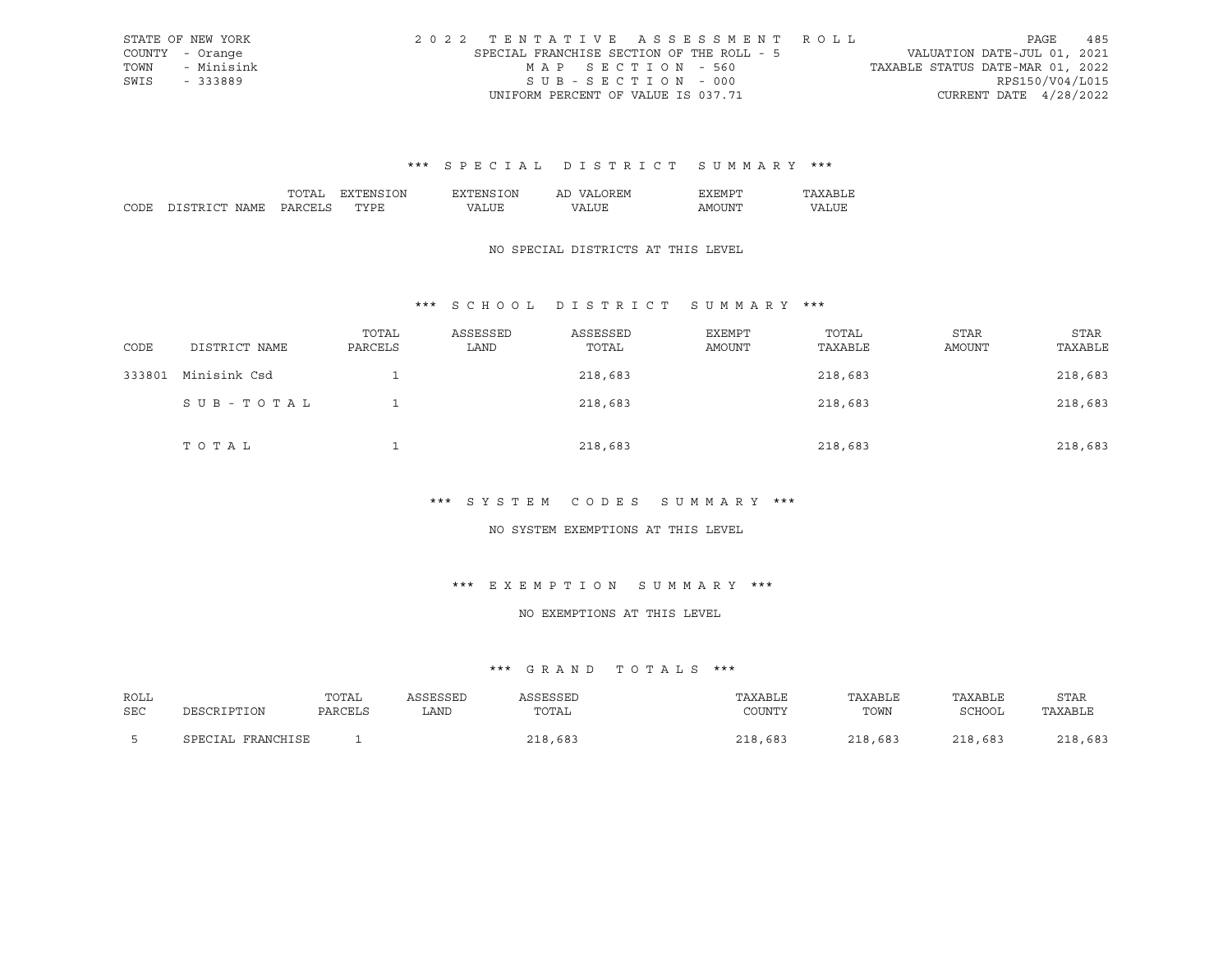STATE OF NEW YORK
COUNTY - Orange
TOWN - Minisink
SWIS - 333889

2022 TENTATIVE ASSESSMENT ROLL
SPECIAL FRANCHISE SECTION OF THE ROLL - 5
MAP SECTION - 560
SUB-SECTION - 000
UNIFORM PERCENT OF VALUE IS 037.71

VALUATION DATE-JUL 01, 2021
TAXABLE STATUS DATE-MAR 01, 2022
RPS150/V04/L015
CURRENT DATE 4/28/2022

### *** SPECIAL DISTRICT SUMMARY ***

| CODE | DISTRICT NAME | TOTAL PARCELS | EXTENSION TYPE | EXTENSION VALUE | AD VALOREM VALUE | EXEMPT AMOUNT | TAXABLE VALUE |
|---|---|---|---|---|---|---|---|

NO SPECIAL DISTRICTS AT THIS LEVEL

### *** SCHOOL DISTRICT SUMMARY ***

| CODE | DISTRICT NAME | TOTAL PARCELS | ASSESSED LAND | ASSESSED TOTAL | EXEMPT AMOUNT | TOTAL TAXABLE | STAR AMOUNT | STAR TAXABLE |
|---|---|---|---|---|---|---|---|---|
| 333801 | Minisink Csd | 1 | | 218,683 | | 218,683 | | 218,683 |
| | SUB-TOTAL | 1 | | 218,683 | | 218,683 | | 218,683 |
| | TOTAL | 1 | | 218,683 | | 218,683 | | 218,683 |

### *** SYSTEM CODES SUMMARY ***

NO SYSTEM EXEMPTIONS AT THIS LEVEL

### *** EXEMPTION SUMMARY ***

NO EXEMPTIONS AT THIS LEVEL

### *** GRAND TOTALS ***

| ROLL SEC | DESCRIPTION | TOTAL PARCELS | ASSESSED LAND | ASSESSED TOTAL | TAXABLE COUNTY | TAXABLE TOWN | TAXABLE SCHOOL | STAR TAXABLE |
|---|---|---|---|---|---|---|---|---|
| 5 | SPECIAL FRANCHISE | 1 | | 218,683 | 218,683 | 218,683 | 218,683 | 218,683 |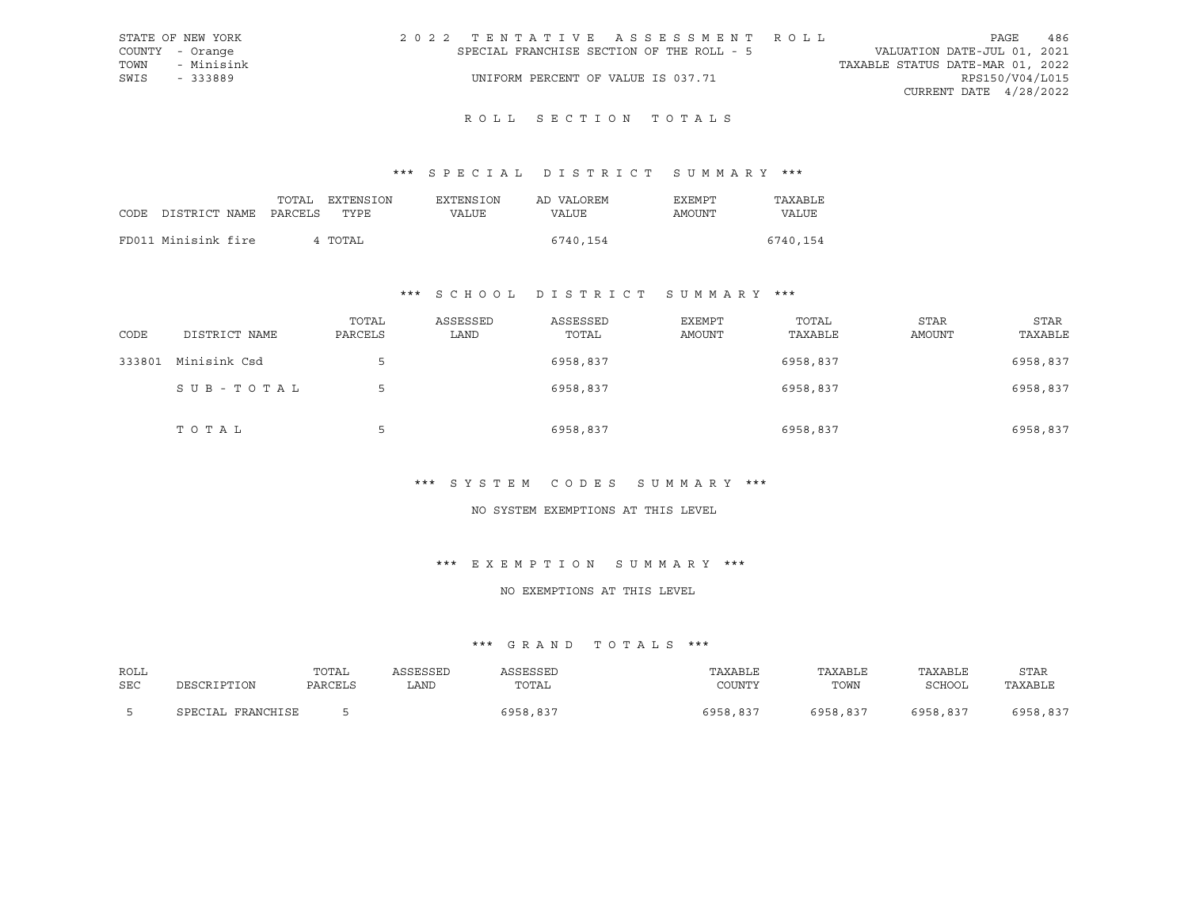STATE OF NEW YORK
COUNTY - Orange
TOWN - Minisink
SWIS - 333889

2022 TENTATIVE ASSESSMENT ROLL
SPECIAL FRANCHISE SECTION OF THE ROLL - 5
UNIFORM PERCENT OF VALUE IS 037.71

VALUATION DATE-JUL 01, 2021
TAXABLE STATUS DATE-MAR 01, 2022
RPS150/V04/L015
CURRENT DATE 4/28/2022

## ROLL SECTION TOTALS

### *** SPECIAL DISTRICT SUMMARY ***

| CODE DISTRICT NAME | TOTAL PARCELS | EXTENSION TYPE | EXTENSION VALUE | AD VALOREM VALUE | EXEMPT AMOUNT | TAXABLE VALUE |
|---|---|---|---|---|---|---|
| FD011 Minisink fire | 4 | TOTAL | | 6740,154 | | 6740,154 |

### *** SCHOOL DISTRICT SUMMARY ***

| CODE | DISTRICT NAME | TOTAL PARCELS | ASSESSED LAND | ASSESSED TOTAL | EXEMPT AMOUNT | TOTAL TAXABLE | STAR AMOUNT | STAR TAXABLE |
|---|---|---|---|---|---|---|---|---|
| 333801 | Minisink Csd | 5 | | 6958,837 | | 6958,837 | | 6958,837 |
| | SUB-TOTAL | 5 | | 6958,837 | | 6958,837 | | 6958,837 |
| | TOTAL | 5 | | 6958,837 | | 6958,837 | | 6958,837 |

### *** SYSTEM CODES SUMMARY ***

NO SYSTEM EXEMPTIONS AT THIS LEVEL

### *** EXEMPTION SUMMARY ***

NO EXEMPTIONS AT THIS LEVEL

### *** GRAND TOTALS ***

| ROLL SEC | DESCRIPTION | TOTAL PARCELS | ASSESSED LAND | ASSESSED TOTAL | TAXABLE COUNTY | TAXABLE TOWN | TAXABLE SCHOOL | STAR TAXABLE |
|---|---|---|---|---|---|---|---|---|
| 5 | SPECIAL FRANCHISE | 5 | | 6958,837 | 6958,837 | 6958,837 | 6958,837 | 6958,837 |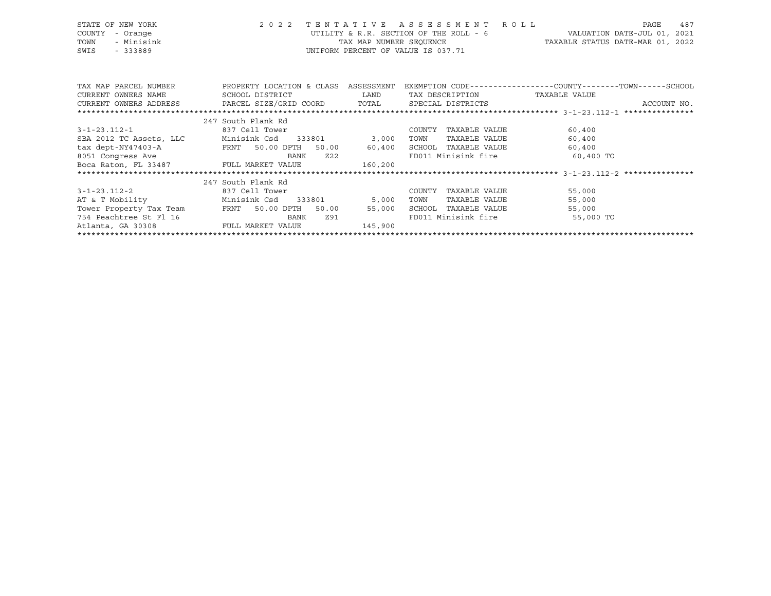STATE OF NEW YORK | 2022 TENTATIVE ASSESSMENT ROLL | VALUATION DATE-JUL 01, 2021
COUNTY - Orange | UTILITY & R.R. SECTION OF THE ROLL - 6 | TAXABLE STATUS DATE-MAR 01, 2022
TOWN - Minisink | TAX MAP NUMBER SEQUENCE
SWIS - 333889 | UNIFORM PERCENT OF VALUE IS 037.71

| TAX MAP PARCEL NUMBER / CURRENT OWNERS NAME / CURRENT OWNERS ADDRESS | PROPERTY LOCATION & CLASS / SCHOOL DISTRICT / PARCEL SIZE/GRID COORD | ASSESSMENT LAND / TOTAL | EXEMPTION CODE / TAX DESCRIPTION / SPECIAL DISTRICTS | COUNTY--------TOWN------SCHOOL TAXABLE VALUE / ACCOUNT NO. |
|---|---|---|---|---|
| **3-1-23.112-1** | 247 South Plank Rd | | | |
| 3-1-23.112-1 | 837 Cell Tower | | COUNTY TAXABLE VALUE | 60,400 |
| SBA 2012 TC Assets, LLC | Minisink Csd 333801 | 3,000 | TOWN TAXABLE VALUE | 60,400 |
| tax dept-NY47403-A | FRNT 50.00 DPTH 50.00 | 60,400 | SCHOOL TAXABLE VALUE | 60,400 |
| 8051 Congress Ave | BANK Z22 | | FD011 Minisink fire | 60,400 TO |
| Boca Raton, FL 33487 | FULL MARKET VALUE | 160,200 | | |
| **3-1-23.112-2** | 247 South Plank Rd | | | |
| 3-1-23.112-2 | 837 Cell Tower | | COUNTY TAXABLE VALUE | 55,000 |
| AT & T Mobility | Minisink Csd 333801 | 5,000 | TOWN TAXABLE VALUE | 55,000 |
| Tower Property Tax Team | FRNT 50.00 DPTH 50.00 | 55,000 | SCHOOL TAXABLE VALUE | 55,000 |
| 754 Peachtree St Fl 16 | BANK Z91 | | FD011 Minisink fire | 55,000 TO |
| Atlanta, GA 30308 | FULL MARKET VALUE | 145,900 | | |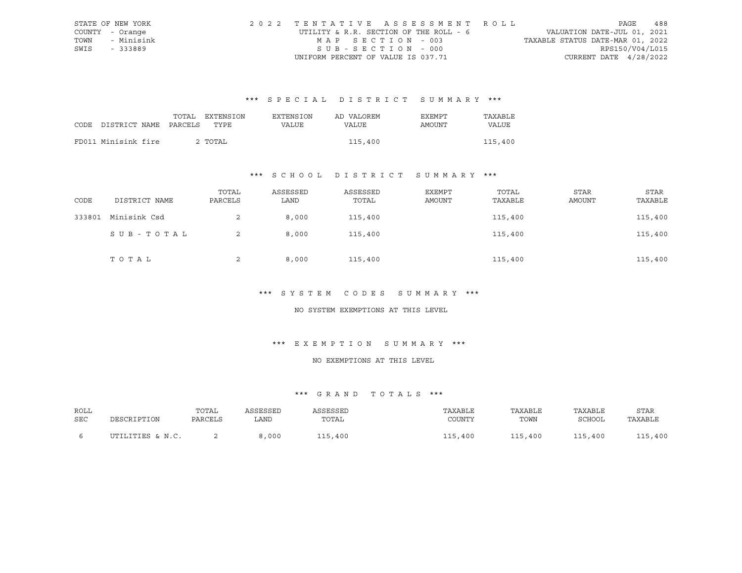STATE OF NEW YORK
COUNTY - Orange
TOWN - Minisink
SWIS - 333889

2022 TENTATIVE ASSESSMENT ROLL
UTILITY & R.R. SECTION OF THE ROLL - 6
MAP SECTION - 003
SUB-SECTION - 000
UNIFORM PERCENT OF VALUE IS 037.71

VALUATION DATE-JUL 01, 2021
TAXABLE STATUS DATE-MAR 01, 2022
RPS150/V04/L015
CURRENT DATE 4/28/2022

### *** SPECIAL DISTRICT SUMMARY ***

| CODE DISTRICT NAME | TOTAL PARCELS | EXTENSION TYPE | EXTENSION VALUE | AD VALOREM VALUE | EXEMPT AMOUNT | TAXABLE VALUE |
|---|---|---|---|---|---|---|
| FD011 Minisink fire | 2 | TOTAL | | 115,400 | | 115,400 |

### *** SCHOOL DISTRICT SUMMARY ***

| CODE | DISTRICT NAME | TOTAL PARCELS | ASSESSED LAND | ASSESSED TOTAL | EXEMPT AMOUNT | TOTAL TAXABLE | STAR AMOUNT | STAR TAXABLE |
|---|---|---|---|---|---|---|---|---|
| 333801 | Minisink Csd | 2 | 8,000 | 115,400 | | 115,400 | | 115,400 |
| | SUB-TOTAL | 2 | 8,000 | 115,400 | | 115,400 | | 115,400 |
| | TOTAL | 2 | 8,000 | 115,400 | | 115,400 | | 115,400 |

### *** SYSTEM CODES SUMMARY ***

NO SYSTEM EXEMPTIONS AT THIS LEVEL

### *** EXEMPTION SUMMARY ***

NO EXEMPTIONS AT THIS LEVEL

### *** GRAND TOTALS ***

| ROLL SEC | DESCRIPTION | TOTAL PARCELS | ASSESSED LAND | ASSESSED TOTAL | TAXABLE COUNTY | TAXABLE TOWN | TAXABLE SCHOOL | STAR TAXABLE |
|---|---|---|---|---|---|---|---|---|
| 6 | UTILITIES & N.C. | 2 | 8,000 | 115,400 | 115,400 | 115,400 | 115,400 | 115,400 |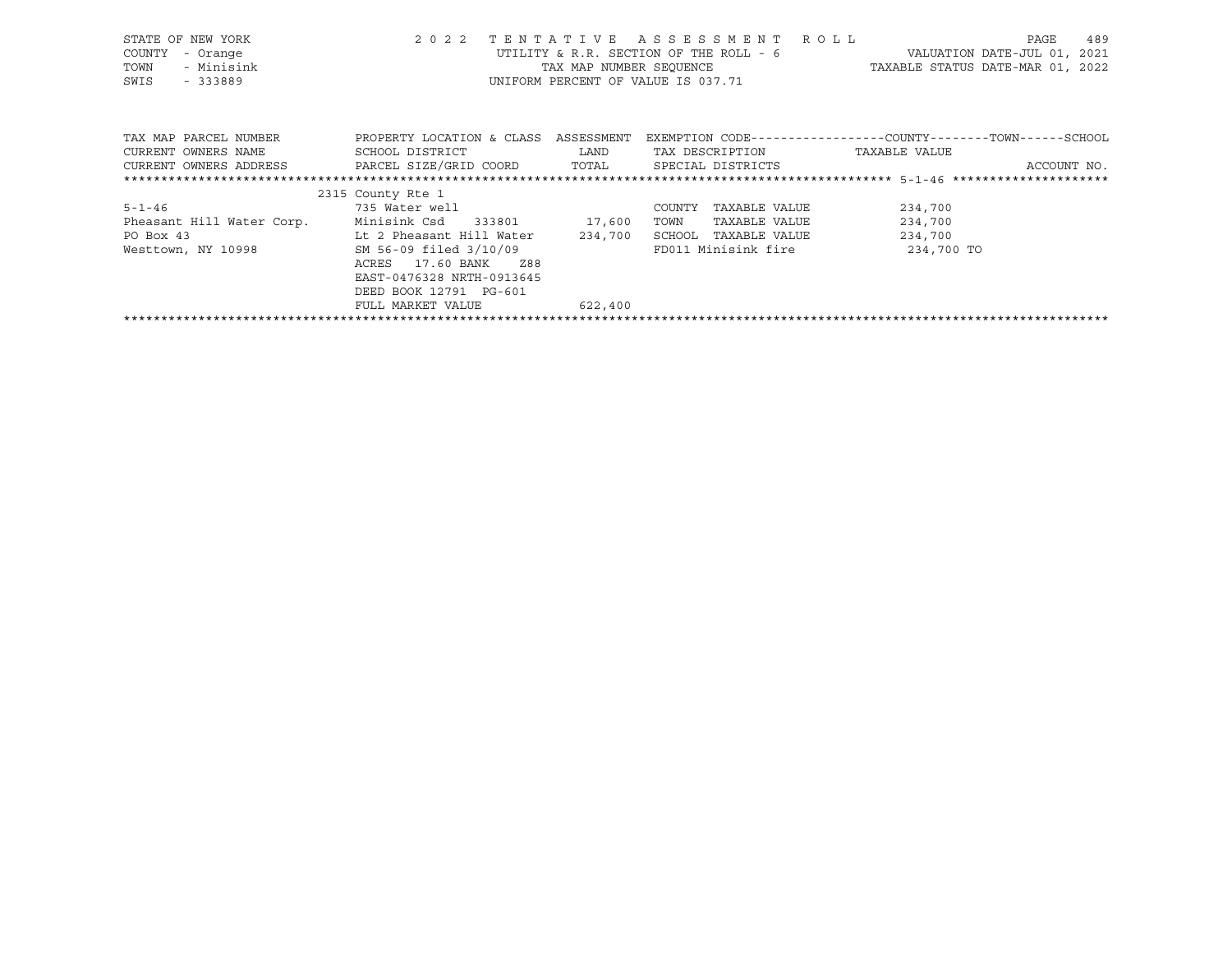STATE OF NEW YORK
COUNTY - Orange
TOWN - Minisink
SWIS - 333889

2022 TENTATIVE ASSESSMENT ROLL
UTILITY & R.R. SECTION OF THE ROLL - 6
TAX MAP NUMBER SEQUENCE
UNIFORM PERCENT OF VALUE IS 037.71

VALUATION DATE-JUL 01, 2021
TAXABLE STATUS DATE-MAR 01, 2022

| TAX MAP PARCEL NUMBER / CURRENT OWNERS NAME / CURRENT OWNERS ADDRESS | PROPERTY LOCATION & CLASS / SCHOOL DISTRICT / PARCEL SIZE/GRID COORD | ASSESSMENT LAND / TOTAL | EXEMPTION CODE / TAX DESCRIPTION / SPECIAL DISTRICTS | COUNTY / TOWN / SCHOOL TAXABLE VALUE | ACCOUNT NO. |
|---|---|---|---|---|---|
| 5-1-46 | 2315 County Rte 1 | | | | |
| | 735 Water well | | COUNTY TAXABLE VALUE | 234,700 | |
| Pheasant Hill Water Corp. | Minisink Csd 333801 | 17,600 | TOWN TAXABLE VALUE | 234,700 | |
| PO Box 43 | Lt 2 Pheasant Hill Water | 234,700 | SCHOOL TAXABLE VALUE | 234,700 | |
| Westtown, NY 10998 | SM 56-09 filed 3/10/09 | | FD011 Minisink fire | 234,700 TO | |
| | ACRES 17.60 BANK Z88 | | | | |
| | EAST-0476328 NRTH-0913645 | | | | |
| | DEED BOOK 12791 PG-601 | | | | |
| | FULL MARKET VALUE | 622,400 | | | |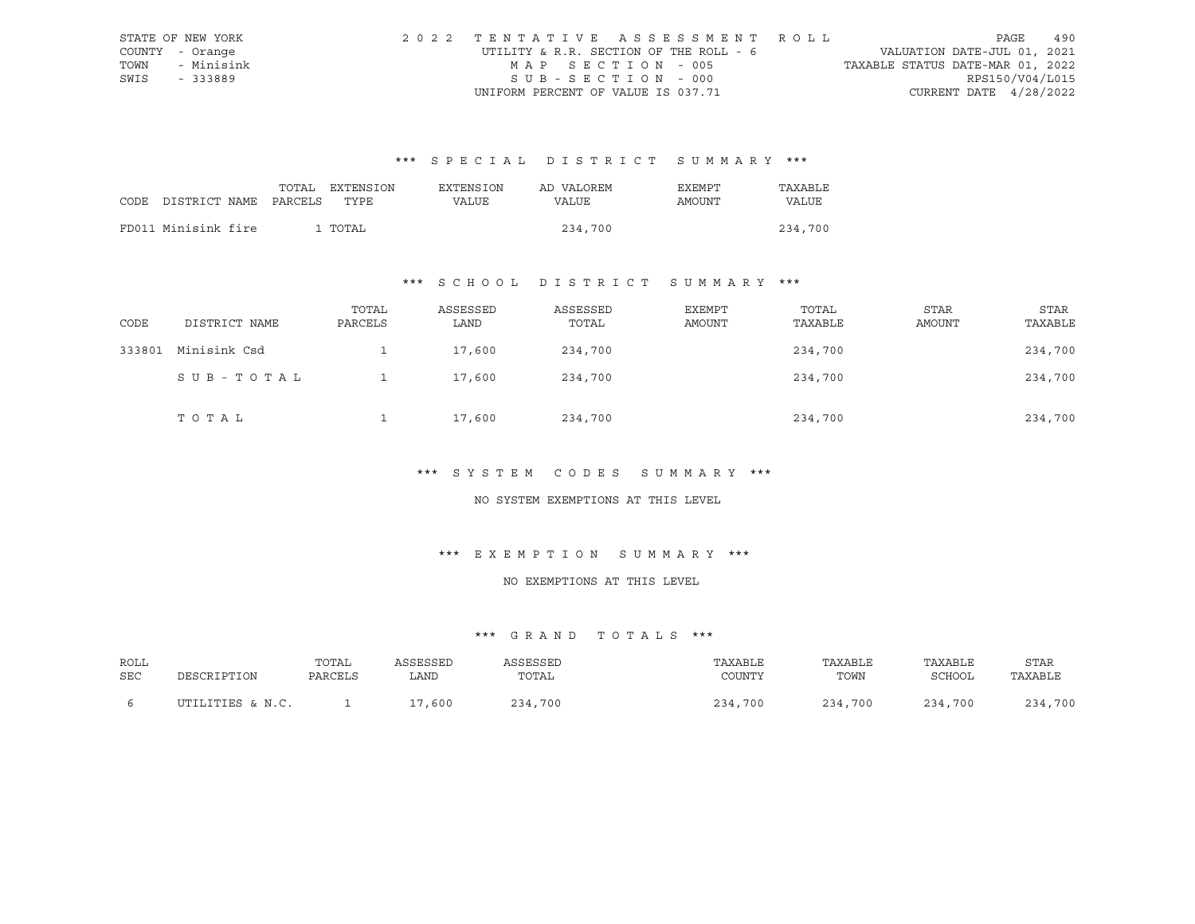STATE OF NEW YORK — 2022 TENTATIVE ASSESSMENT ROLL — PAGE 490
COUNTY - Orange — UTILITY & R.R. SECTION OF THE ROLL - 6 — VALUATION DATE-JUL 01, 2021
TOWN - Minisink — MAP SECTION - 005 — TAXABLE STATUS DATE-MAR 01, 2022
SWIS - 333889 — SUB-SECTION - 000 — RPS150/V04/L015
UNIFORM PERCENT OF VALUE IS 037.71 — CURRENT DATE 4/28/2022

## *** SPECIAL DISTRICT SUMMARY ***

| CODE | DISTRICT NAME | TOTAL PARCELS | EXTENSION TYPE | EXTENSION VALUE | AD VALOREM VALUE | EXEMPT AMOUNT | TAXABLE VALUE |
|---|---|---|---|---|---|---|---|
| FD011 | Minisink fire | 1 | TOTAL | | 234,700 | | 234,700 |

## *** SCHOOL DISTRICT SUMMARY ***

| CODE | DISTRICT NAME | TOTAL PARCELS | ASSESSED LAND | ASSESSED TOTAL | EXEMPT AMOUNT | TOTAL TAXABLE | STAR AMOUNT | STAR TAXABLE |
|---|---|---|---|---|---|---|---|---|
| 333801 | Minisink Csd | 1 | 17,600 | 234,700 | | 234,700 | | 234,700 |
| | SUB-TOTAL | 1 | 17,600 | 234,700 | | 234,700 | | 234,700 |
| | TOTAL | 1 | 17,600 | 234,700 | | 234,700 | | 234,700 |

## *** SYSTEM CODES SUMMARY ***

NO SYSTEM EXEMPTIONS AT THIS LEVEL

## *** EXEMPTION SUMMARY ***

NO EXEMPTIONS AT THIS LEVEL

## *** GRAND TOTALS ***

| ROLL SEC | DESCRIPTION | TOTAL PARCELS | ASSESSED LAND | ASSESSED TOTAL | TAXABLE COUNTY | TAXABLE TOWN | TAXABLE SCHOOL | STAR TAXABLE |
|---|---|---|---|---|---|---|---|---|
| 6 | UTILITIES & N.C. | 1 | 17,600 | 234,700 | 234,700 | 234,700 | 234,700 | 234,700 |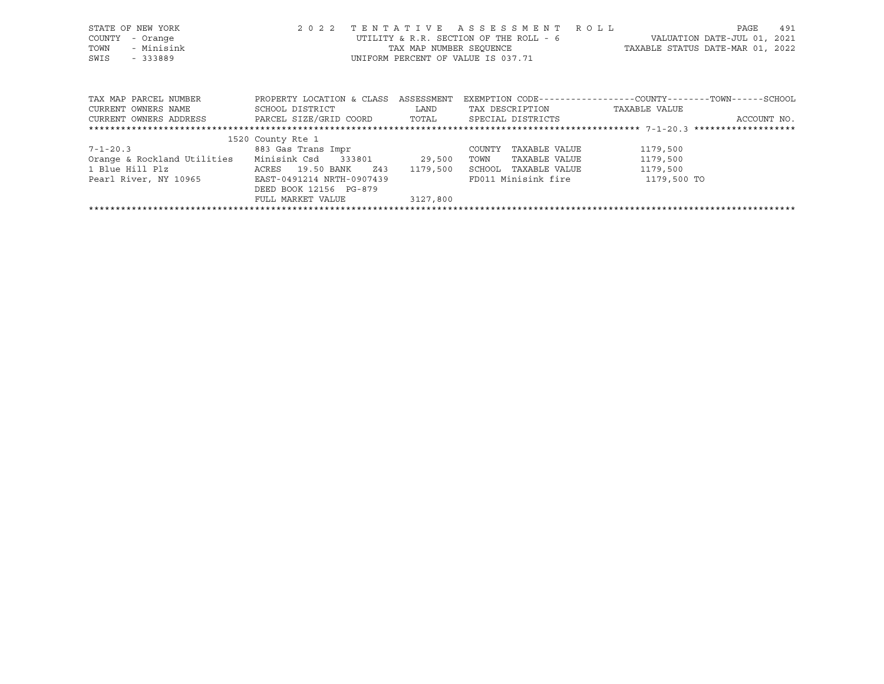STATE OF NEW YORK
COUNTY - Orange
TOWN - Minisink
SWIS - 333889

2 0 2 2 T E N T A T I V E A S S E S S M E N T R O L L
UTILITY & R.R. SECTION OF THE ROLL - 6
TAX MAP NUMBER SEQUENCE
UNIFORM PERCENT OF VALUE IS 037.71

VALUATION DATE-JUL 01, 2021
TAXABLE STATUS DATE-MAR 01, 2022

| TAX MAP PARCEL NUMBER<br>CURRENT OWNERS NAME<br>CURRENT OWNERS ADDRESS | PROPERTY LOCATION & CLASS<br>SCHOOL DISTRICT<br>PARCEL SIZE/GRID COORD | ASSESSMENT<br>LAND<br>TOTAL | EXEMPTION CODE-----COUNTY-----TOWN-----SCHOOL<br>TAX DESCRIPTION<br>SPECIAL DISTRICTS | TAXABLE VALUE | ACCOUNT NO. |
|---|---|---|---|---|---|
| ******************** 7-1-20.3 ******************** | | | | | |
| | 1520 County Rte 1 | | | | |
| 7-1-20.3 | 883 Gas Trans Impr | | COUNTY TAXABLE VALUE | 1179,500 | |
| Orange & Rockland Utilities | Minisink Csd 333801 | 29,500 | TOWN TAXABLE VALUE | 1179,500 | |
| 1 Blue Hill Plz | ACRES 19.50 BANK Z43 | 1179,500 | SCHOOL TAXABLE VALUE | 1179,500 | |
| Pearl River, NY 10965 | EAST-0491214 NRTH-0907439 | | FD011 Minisink fire | 1179,500 TO | |
| | DEED BOOK 12156 PG-879 | | | | |
| | FULL MARKET VALUE | 3127,800 | | | |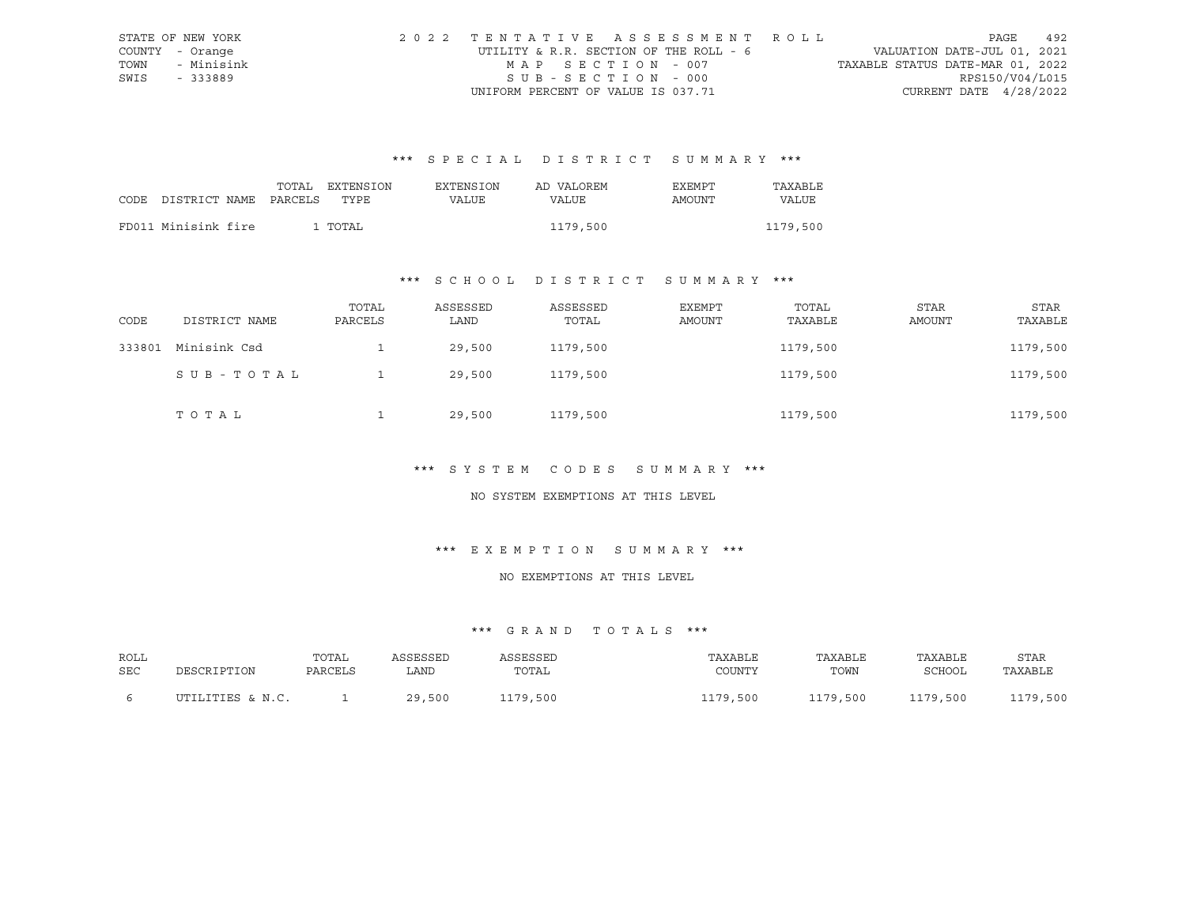STATE OF NEW YORK
COUNTY - Orange
TOWN - Minisink
SWIS - 333889

2 0 2 2 T E N T A T I V E A S S E S S M E N T R O L L
UTILITY & R.R. SECTION OF THE ROLL - 6
M A P S E C T I O N - 007
S U B - S E C T I O N - 000
UNIFORM PERCENT OF VALUE IS 037.71

VALUATION DATE-JUL 01, 2021
TAXABLE STATUS DATE-MAR 01, 2022
RPS150/V04/L015
CURRENT DATE 4/28/2022

### *** S P E C I A L D I S T R I C T S U M M A R Y ***

| CODE DISTRICT NAME | TOTAL PARCELS | EXTENSION TYPE | EXTENSION VALUE | AD VALOREM VALUE | EXEMPT AMOUNT | TAXABLE VALUE |
|---|---|---|---|---|---|---|
| FD011 Minisink fire | 1 | TOTAL | | 1179,500 | | 1179,500 |

### *** S C H O O L D I S T R I C T S U M M A R Y ***

| CODE | DISTRICT NAME | TOTAL PARCELS | ASSESSED LAND | ASSESSED TOTAL | EXEMPT AMOUNT | TOTAL TAXABLE | STAR AMOUNT | STAR TAXABLE |
|---|---|---|---|---|---|---|---|---|
| 333801 | Minisink Csd | 1 | 29,500 | 1179,500 | | 1179,500 | | 1179,500 |
| | S U B - T O T A L | 1 | 29,500 | 1179,500 | | 1179,500 | | 1179,500 |
| | T O T A L | 1 | 29,500 | 1179,500 | | 1179,500 | | 1179,500 |

### *** S Y S T E M C O D E S S U M M A R Y ***

NO SYSTEM EXEMPTIONS AT THIS LEVEL

### *** E X E M P T I O N S U M M A R Y ***

NO EXEMPTIONS AT THIS LEVEL

### *** G R A N D T O T A L S ***

| ROLL SEC | DESCRIPTION | TOTAL PARCELS | ASSESSED LAND | ASSESSED TOTAL | TAXABLE COUNTY | TAXABLE TOWN | TAXABLE SCHOOL | STAR TAXABLE |
|---|---|---|---|---|---|---|---|---|
| 6 | UTILITIES & N.C. | 1 | 29,500 | 1179,500 | 1179,500 | 1179,500 | 1179,500 | 1179,500 |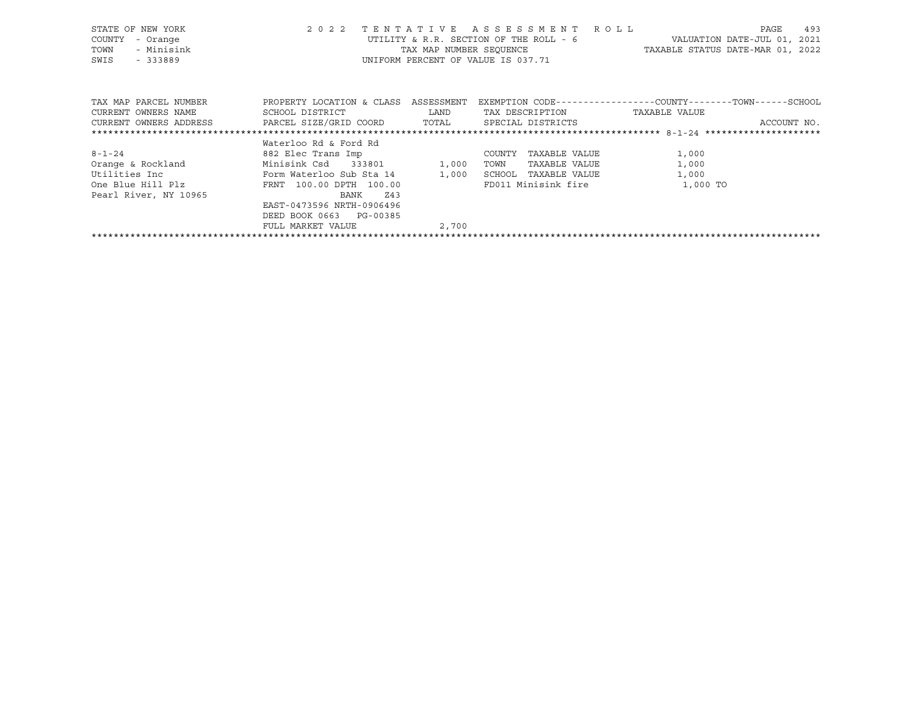STATE OF NEW YORK — 2022 TENTATIVE ASSESSMENT ROLL
COUNTY - Orange — UTILITY & R.R. SECTION OF THE ROLL - 6 — VALUATION DATE-JUL 01, 2021
TOWN - Minisink — TAX MAP NUMBER SEQUENCE — TAXABLE STATUS DATE-MAR 01, 2022
SWIS - 333889 — UNIFORM PERCENT OF VALUE IS 037.71

| TAX MAP PARCEL NUMBER<br>CURRENT OWNERS NAME<br>CURRENT OWNERS ADDRESS | PROPERTY LOCATION & CLASS<br>SCHOOL DISTRICT<br>PARCEL SIZE/GRID COORD | ASSESSMENT<br>LAND<br>TOTAL | EXEMPTION CODE<br>TAX DESCRIPTION<br>SPECIAL DISTRICTS | COUNTY--------TOWN------SCHOOL<br>TAXABLE VALUE<br>ACCOUNT NO. |
|---|---|---|---|---|
| | Waterloo Rd & Ford Rd | | | |
| 8-1-24 | 882 Elec Trans Imp | | COUNTY TAXABLE VALUE | 1,000 |
| Orange & Rockland | Minisink Csd 333801 | 1,000 | TOWN TAXABLE VALUE | 1,000 |
| Utilities Inc | Form Waterloo Sub Sta 14 | 1,000 | SCHOOL TAXABLE VALUE | 1,000 |
| One Blue Hill Plz | FRNT 100.00 DPTH 100.00 | | FD011 Minisink fire | 1,000 TO |
| Pearl River, NY 10965 | BANK Z43 | | | |
| | EAST-0473596 NRTH-0906496 | | | |
| | DEED BOOK 0663 PG-00385 | | | |
| | FULL MARKET VALUE | 2,700 | | |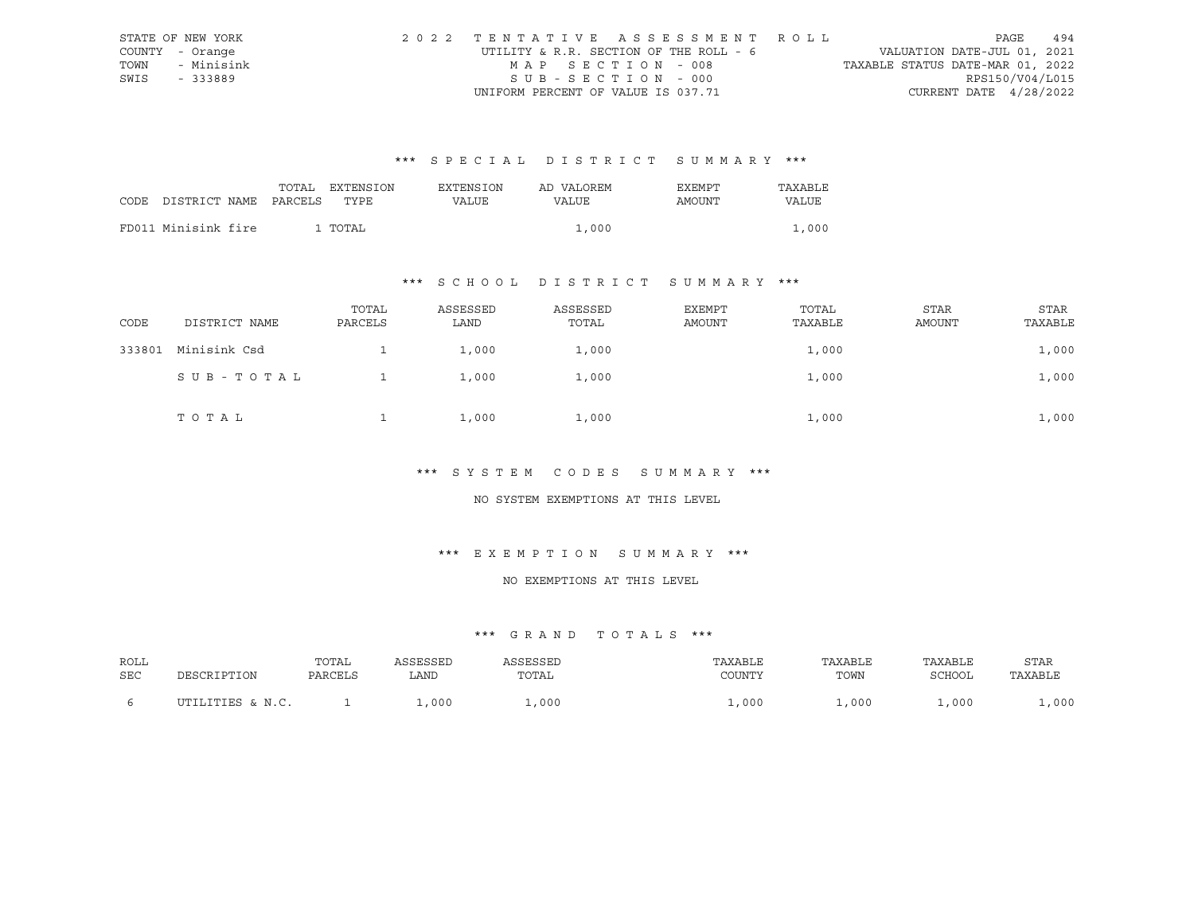STATE OF NEW YORK
COUNTY - Orange
TOWN - Minisink
SWIS - 333889

2 0 2 2 T E N T A T I V E A S S E S S M E N T R O L L
UTILITY & R.R. SECTION OF THE ROLL - 6
M A P S E C T I O N - 008
S U B - S E C T I O N - 000
UNIFORM PERCENT OF VALUE IS 037.71

VALUATION DATE-JUL 01, 2021
TAXABLE STATUS DATE-MAR 01, 2022
RPS150/V04/L015
CURRENT DATE 4/28/2022

### *** S P E C I A L D I S T R I C T S U M M A R Y ***

| CODE | DISTRICT NAME | TOTAL PARCELS | EXTENSION TYPE | EXTENSION VALUE | AD VALOREM VALUE | EXEMPT AMOUNT | TAXABLE VALUE |
|---|---|---|---|---|---|---|---|
| FD011 | Minisink fire | 1 | TOTAL | | 1,000 | | 1,000 |

### *** S C H O O L D I S T R I C T S U M M A R Y ***

| CODE | DISTRICT NAME | TOTAL PARCELS | ASSESSED LAND | ASSESSED TOTAL | EXEMPT AMOUNT | TOTAL TAXABLE | STAR AMOUNT | STAR TAXABLE |
|---|---|---|---|---|---|---|---|---|
| 333801 | Minisink Csd | 1 | 1,000 | 1,000 | | 1,000 | | 1,000 |
| | S U B - T O T A L | 1 | 1,000 | 1,000 | | 1,000 | | 1,000 |
| | T O T A L | 1 | 1,000 | 1,000 | | 1,000 | | 1,000 |

### *** S Y S T E M C O D E S S U M M A R Y ***

NO SYSTEM EXEMPTIONS AT THIS LEVEL

### *** E X E M P T I O N S U M M A R Y ***

NO EXEMPTIONS AT THIS LEVEL

### *** G R A N D T O T A L S ***

| ROLL SEC | DESCRIPTION | TOTAL PARCELS | ASSESSED LAND | ASSESSED TOTAL | TAXABLE COUNTY | TAXABLE TOWN | TAXABLE SCHOOL | STAR TAXABLE |
|---|---|---|---|---|---|---|---|---|
| 6 | UTILITIES & N.C. | 1 | 1,000 | 1,000 | 1,000 | 1,000 | 1,000 | 1,000 |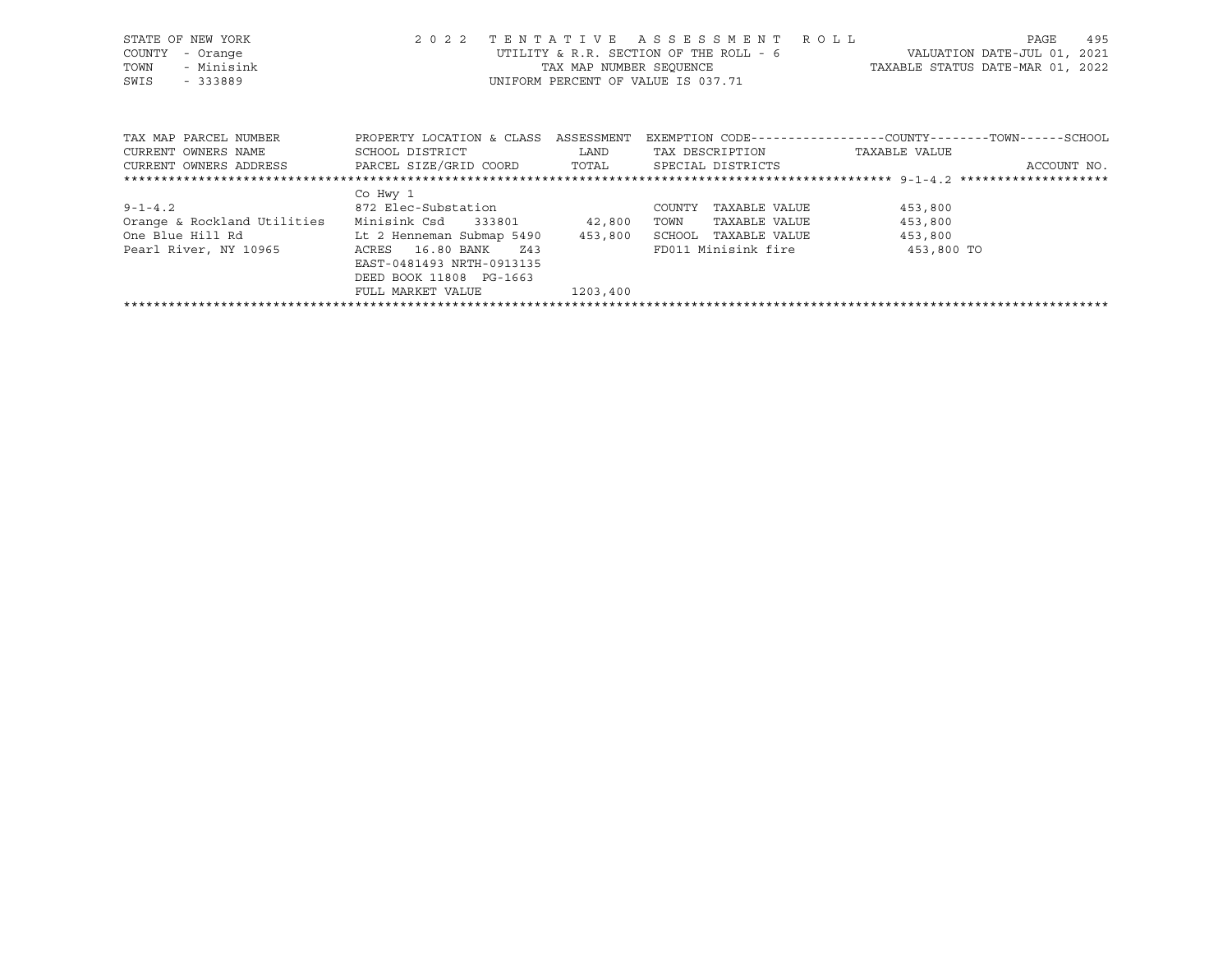STATE OF NEW YORK — 2022 TENTATIVE ASSESSMENT ROLL
COUNTY - Orange — UTILITY & R.R. SECTION OF THE ROLL - 6 — VALUATION DATE-JUL 01, 2021
TOWN - Minisink — TAX MAP NUMBER SEQUENCE — TAXABLE STATUS DATE-MAR 01, 2022
SWIS - 333889 — UNIFORM PERCENT OF VALUE IS 037.71

| TAX MAP PARCEL NUMBER / CURRENT OWNERS NAME / CURRENT OWNERS ADDRESS | PROPERTY LOCATION & CLASS / SCHOOL DISTRICT / PARCEL SIZE/GRID COORD | ASSESSMENT LAND / TOTAL | EXEMPTION CODE / TAX DESCRIPTION / SPECIAL DISTRICTS | COUNTY--------TOWN------SCHOOL TAXABLE VALUE / ACCOUNT NO. |
|---|---|---|---|---|
| 9-1-4.2 | Co Hwy 1 | | | |
| | 872 Elec-Substation | | COUNTY TAXABLE VALUE | 453,800 |
| Orange & Rockland Utilities | Minisink Csd 333801 | 42,800 | TOWN TAXABLE VALUE | 453,800 |
| One Blue Hill Rd | Lt 2 Henneman Submap 5490 | 453,800 | SCHOOL TAXABLE VALUE | 453,800 |
| Pearl River, NY 10965 | ACRES 16.80 BANK Z43 | | FD011 Minisink fire | 453,800 TO |
| | EAST-0481493 NRTH-0913135 | | | |
| | DEED BOOK 11808 PG-1663 | | | |
| | FULL MARKET VALUE | 1203,400 | | |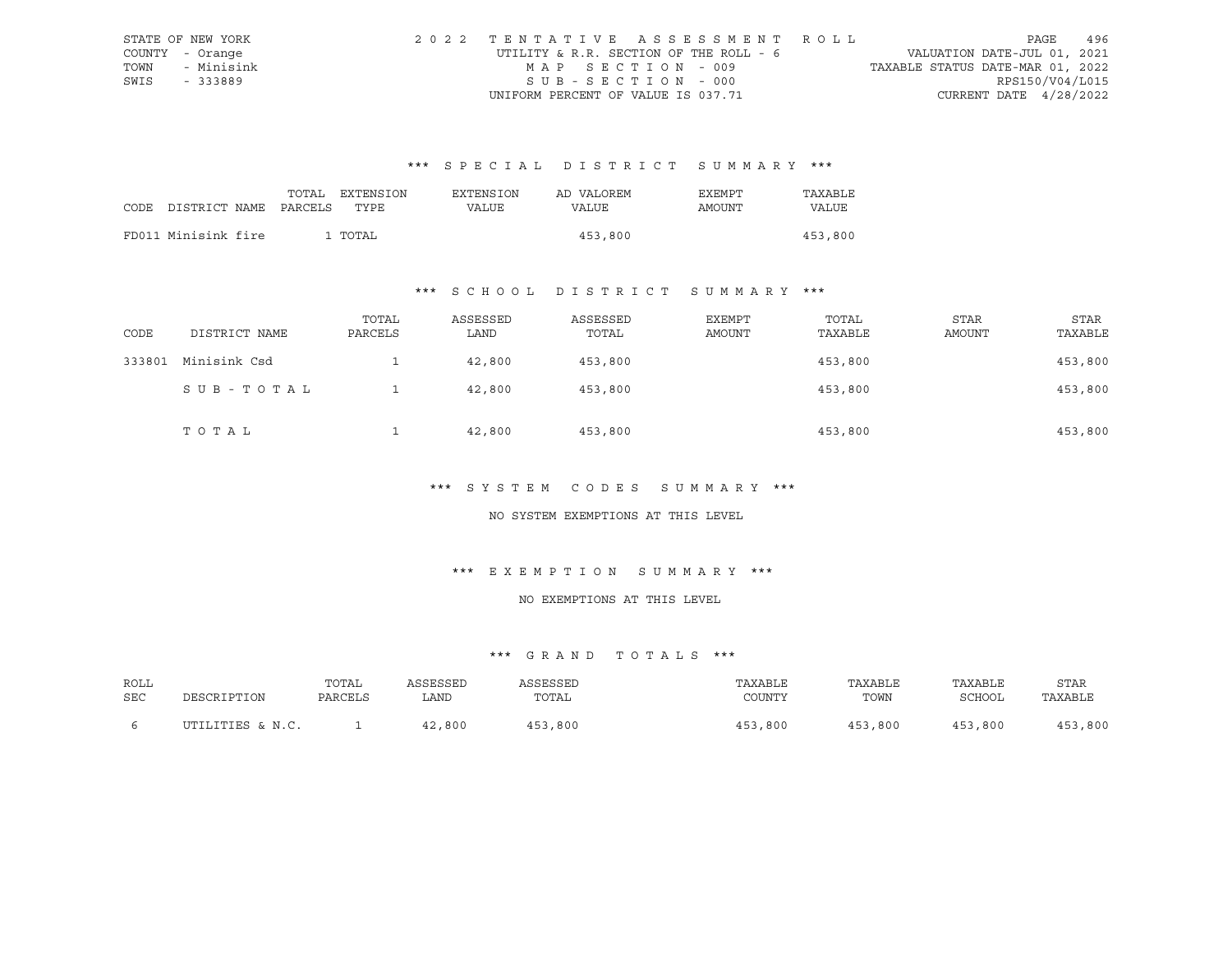STATE OF NEW YORK | COUNTY - Orange | TOWN - Minisink | SWIS - 333889

2022 TENTATIVE ASSESSMENT ROLL
UTILITY & R.R. SECTION OF THE ROLL - 6
MAP SECTION - 009
SUB-SECTION - 000
UNIFORM PERCENT OF VALUE IS 037.71

VALUATION DATE-JUL 01, 2021
TAXABLE STATUS DATE-MAR 01, 2022
RPS150/V04/L015
CURRENT DATE 4/28/2022

## *** SPECIAL DISTRICT SUMMARY ***

| CODE | DISTRICT NAME | TOTAL PARCELS | EXTENSION TYPE | EXTENSION VALUE | AD VALOREM VALUE | EXEMPT AMOUNT | TAXABLE VALUE |
|---|---|---|---|---|---|---|---|
| FD011 | Minisink fire | 1 | TOTAL | | 453,800 | | 453,800 |

## *** SCHOOL DISTRICT SUMMARY ***

| CODE | DISTRICT NAME | TOTAL PARCELS | ASSESSED LAND | ASSESSED TOTAL | EXEMPT AMOUNT | TOTAL TAXABLE | STAR AMOUNT | STAR TAXABLE |
|---|---|---|---|---|---|---|---|---|
| 333801 | Minisink Csd | 1 | 42,800 | 453,800 | | 453,800 | | 453,800 |
| | SUB-TOTAL | 1 | 42,800 | 453,800 | | 453,800 | | 453,800 |
| | TOTAL | 1 | 42,800 | 453,800 | | 453,800 | | 453,800 |

## *** SYSTEM CODES SUMMARY ***

NO SYSTEM EXEMPTIONS AT THIS LEVEL

## *** EXEMPTION SUMMARY ***

NO EXEMPTIONS AT THIS LEVEL

## *** GRAND TOTALS ***

| ROLL SEC | DESCRIPTION | TOTAL PARCELS | ASSESSED LAND | ASSESSED TOTAL | TAXABLE COUNTY | TAXABLE TOWN | TAXABLE SCHOOL | STAR TAXABLE |
|---|---|---|---|---|---|---|---|---|
| 6 | UTILITIES & N.C. | 1 | 42,800 | 453,800 | 453,800 | 453,800 | 453,800 | 453,800 |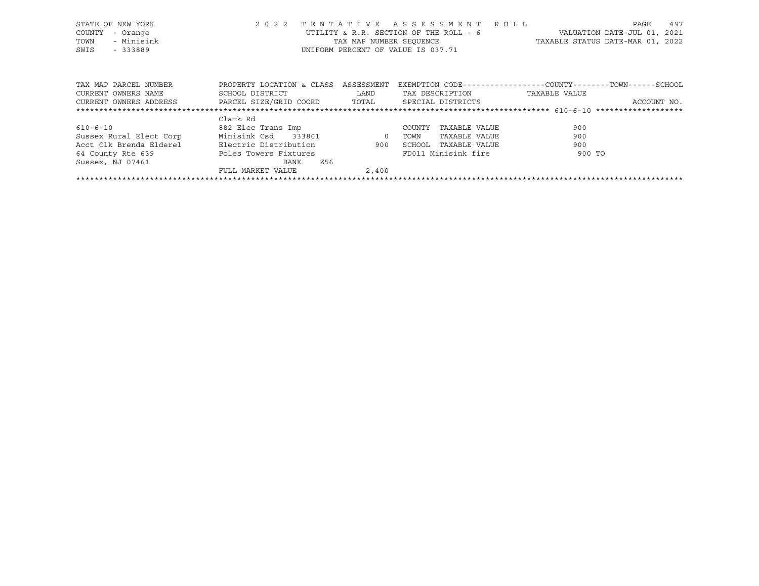STATE OF NEW YORK
COUNTY - Orange
TOWN - Minisink
SWIS - 333889

2022 TENTATIVE ASSESSMENT ROLL
UTILITY & R.R. SECTION OF THE ROLL - 6
TAX MAP NUMBER SEQUENCE
UNIFORM PERCENT OF VALUE IS 037.71

VALUATION DATE-JUL 01, 2021
TAXABLE STATUS DATE-MAR 01, 2022

| TAX MAP PARCEL NUMBER / CURRENT OWNERS NAME / CURRENT OWNERS ADDRESS | PROPERTY LOCATION & CLASS / SCHOOL DISTRICT / PARCEL SIZE/GRID COORD | ASSESSMENT / LAND / TOTAL | EXEMPTION CODE / TAX DESCRIPTION / SPECIAL DISTRICTS | COUNTY / TOWN / SCHOOL TAXABLE VALUE | ACCOUNT NO. |
|---|---|---|---|---|---|
| 610-6-10 | Clark Rd | | | | |
| | 882 Elec Trans Imp | | COUNTY TAXABLE VALUE | 900 | |
| Sussex Rural Elect Corp | Minisink Csd 333801 | 0 | TOWN TAXABLE VALUE | 900 | |
| Acct Clk Brenda Elderel | Electric Distribution | 900 | SCHOOL TAXABLE VALUE | 900 | |
| 64 County Rte 639 | Poles Towers Fixtures | | FD011 Minisink fire | 900 TO | |
| Sussex, NJ 07461 | BANK Z56 | | | | |
| | FULL MARKET VALUE | 2,400 | | | |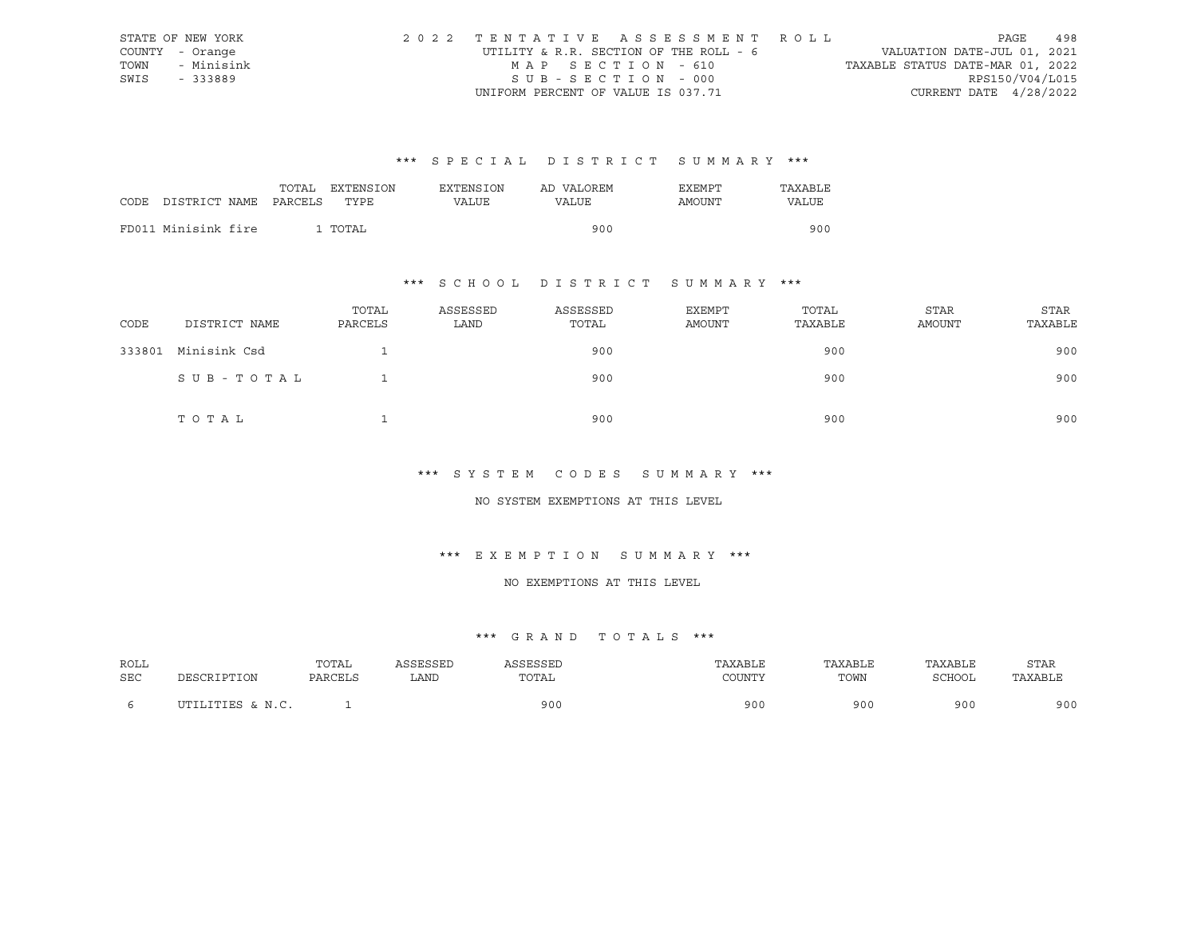STATE OF NEW YORK
COUNTY - Orange
TOWN - Minisink
SWIS - 333889

2022 TENTATIVE ASSESSMENT ROLL
UTILITY & R.R. SECTION OF THE ROLL - 6
MAP SECTION - 610
SUB-SECTION - 000
UNIFORM PERCENT OF VALUE IS 037.71

VALUATION DATE-JUL 01, 2021
TAXABLE STATUS DATE-MAR 01, 2022
RPS150/V04/L015
CURRENT DATE 4/28/2022

## *** SPECIAL DISTRICT SUMMARY ***

| CODE | DISTRICT NAME | TOTAL PARCELS | EXTENSION TYPE | EXTENSION VALUE | AD VALOREM VALUE | EXEMPT AMOUNT | TAXABLE VALUE |
|---|---|---|---|---|---|---|---|
| FD011 | Minisink fire | 1 | TOTAL | | 900 | | 900 |

## *** SCHOOL DISTRICT SUMMARY ***

| CODE | DISTRICT NAME | TOTAL PARCELS | ASSESSED LAND | ASSESSED TOTAL | EXEMPT AMOUNT | TOTAL TAXABLE | STAR AMOUNT | STAR TAXABLE |
|---|---|---|---|---|---|---|---|---|
| 333801 | Minisink Csd | 1 | | 900 | | 900 | | 900 |
| | SUB-TOTAL | 1 | | 900 | | 900 | | 900 |
| | TOTAL | 1 | | 900 | | 900 | | 900 |

## *** SYSTEM CODES SUMMARY ***

NO SYSTEM EXEMPTIONS AT THIS LEVEL

## *** EXEMPTION SUMMARY ***

NO EXEMPTIONS AT THIS LEVEL

## *** GRAND TOTALS ***

| ROLL SEC | DESCRIPTION | TOTAL PARCELS | ASSESSED LAND | ASSESSED TOTAL | TAXABLE COUNTY | TAXABLE TOWN | TAXABLE SCHOOL | STAR TAXABLE |
|---|---|---|---|---|---|---|---|---|
| 6 | UTILITIES & N.C. | 1 | | 900 | 900 | 900 | 900 | 900 |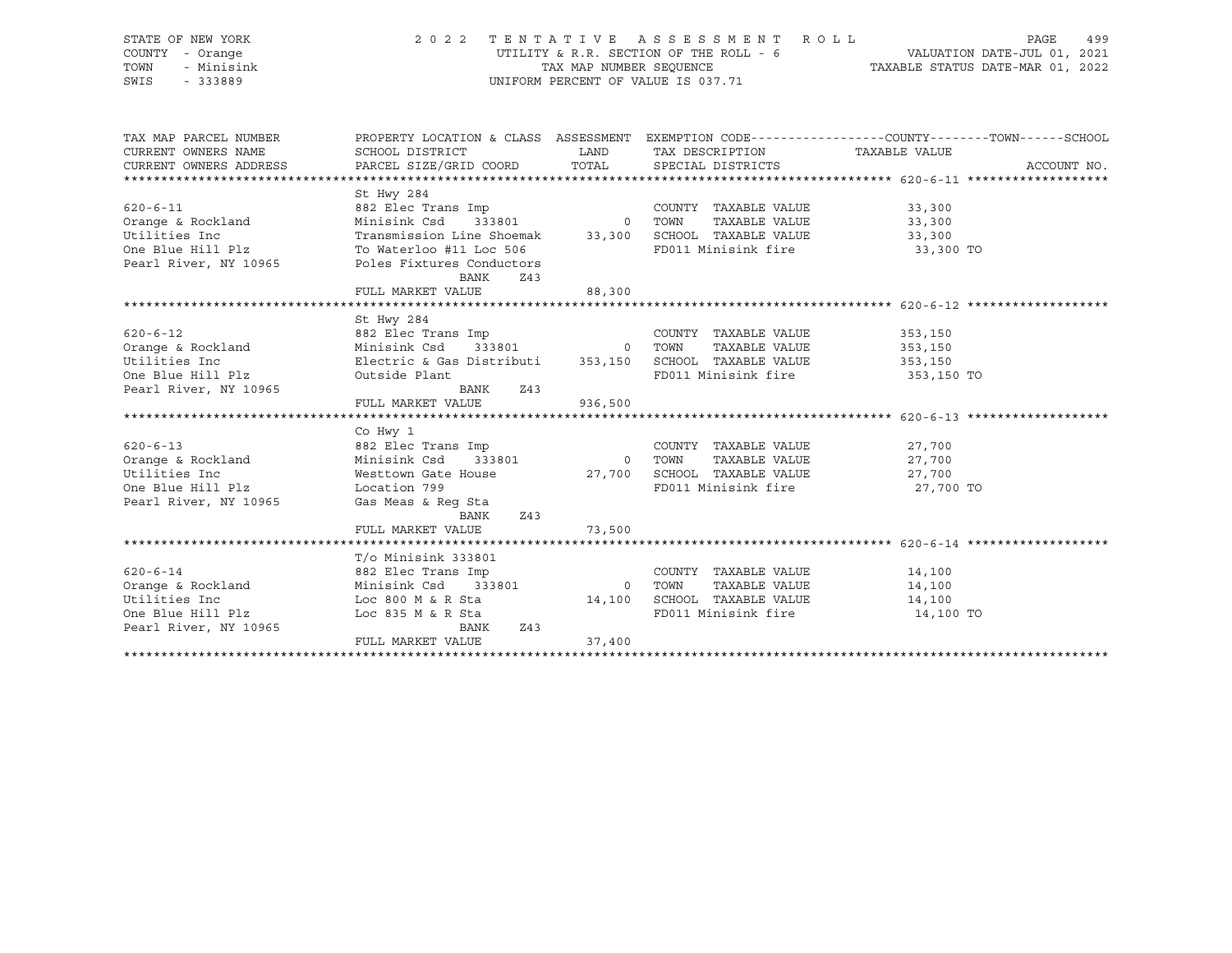STATE OF NEW YORK
COUNTY - Orange
TOWN - Minisink
SWIS - 333889

2 0 2 2 T E N T A T I V E A S S E S S M E N T R O L L
UTILITY & R.R. SECTION OF THE ROLL - 6
TAX MAP NUMBER SEQUENCE
UNIFORM PERCENT OF VALUE IS 037.71

VALUATION DATE-JUL 01, 2021
TAXABLE STATUS DATE-MAR 01, 2022

| TAX MAP PARCEL NUMBER / CURRENT OWNERS NAME / CURRENT OWNERS ADDRESS | PROPERTY LOCATION & CLASS / SCHOOL DISTRICT / PARCEL SIZE/GRID COORD | ASSESSMENT LAND / TOTAL | EXEMPTION CODE / TAX DESCRIPTION / SPECIAL DISTRICTS | COUNTY / TOWN / SCHOOL TAXABLE VALUE | ACCOUNT NO. |
|---|---|---|---|---|---|
| **620-6-11** | St Hwy 284 | | | | |
| 620-6-11 | 882 Elec Trans Imp | | COUNTY TAXABLE VALUE | 33,300 | |
| Orange & Rockland | Minisink Csd 333801 | 0 | TOWN TAXABLE VALUE | 33,300 | |
| Utilities Inc | Transmission Line Shoemak | 33,300 | SCHOOL TAXABLE VALUE | 33,300 | |
| One Blue Hill Plz | To Waterloo #11 Loc 506 | | FD011 Minisink fire | 33,300 TO | |
| Pearl River, NY 10965 | Poles Fixtures Conductors | | | | |
| | BANK Z43 | | | | |
| | FULL MARKET VALUE | 88,300 | | | |
| **620-6-12** | St Hwy 284 | | | | |
| 620-6-12 | 882 Elec Trans Imp | | COUNTY TAXABLE VALUE | 353,150 | |
| Orange & Rockland | Minisink Csd 333801 | 0 | TOWN TAXABLE VALUE | 353,150 | |
| Utilities Inc | Electric & Gas Distributi | 353,150 | SCHOOL TAXABLE VALUE | 353,150 | |
| One Blue Hill Plz | Outside Plant | | FD011 Minisink fire | 353,150 TO | |
| Pearl River, NY 10965 | BANK Z43 | | | | |
| | FULL MARKET VALUE | 936,500 | | | |
| **620-6-13** | Co Hwy 1 | | | | |
| 620-6-13 | 882 Elec Trans Imp | | COUNTY TAXABLE VALUE | 27,700 | |
| Orange & Rockland | Minisink Csd 333801 | 0 | TOWN TAXABLE VALUE | 27,700 | |
| Utilities Inc | Westtown Gate House | 27,700 | SCHOOL TAXABLE VALUE | 27,700 | |
| One Blue Hill Plz | Location 799 | | FD011 Minisink fire | 27,700 TO | |
| Pearl River, NY 10965 | Gas Meas & Reg Sta | | | | |
| | BANK Z43 | | | | |
| | FULL MARKET VALUE | 73,500 | | | |
| **620-6-14** | T/o Minisink 333801 | | | | |
| 620-6-14 | 882 Elec Trans Imp | | COUNTY TAXABLE VALUE | 14,100 | |
| Orange & Rockland | Minisink Csd 333801 | 0 | TOWN TAXABLE VALUE | 14,100 | |
| Utilities Inc | Loc 800 M & R Sta | 14,100 | SCHOOL TAXABLE VALUE | 14,100 | |
| One Blue Hill Plz | Loc 835 M & R Sta | | FD011 Minisink fire | 14,100 TO | |
| Pearl River, NY 10965 | BANK Z43 | | | | |
| | FULL MARKET VALUE | 37,400 | | | |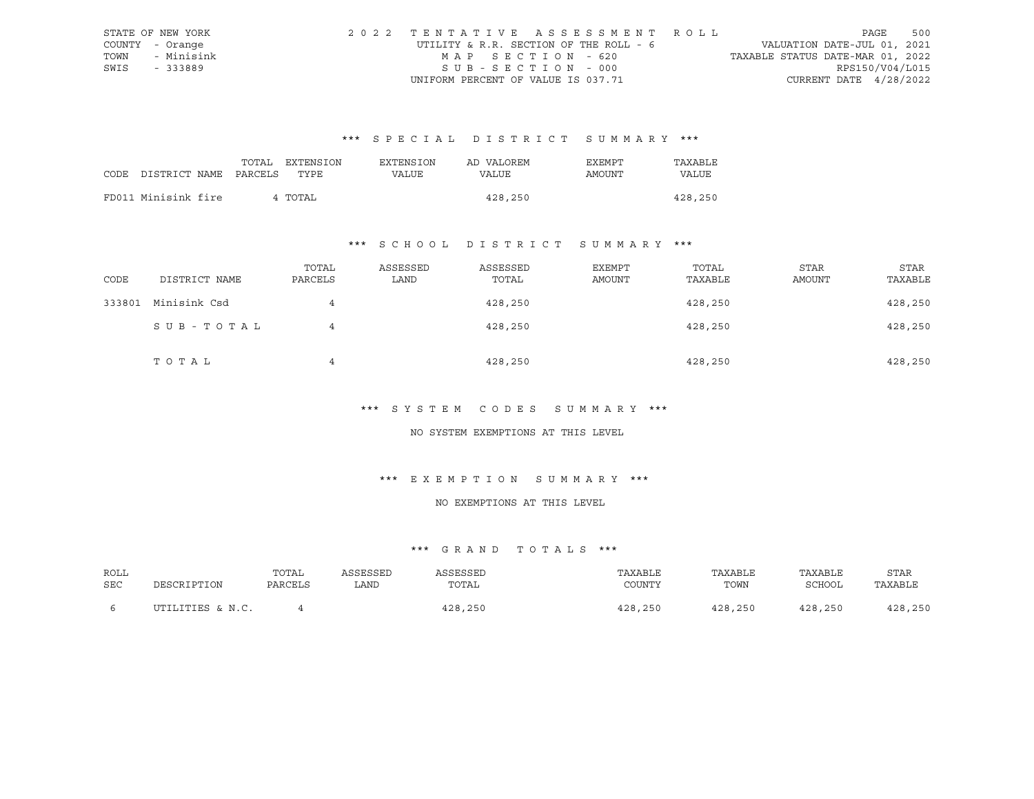STATE OF NEW YORK
COUNTY - Orange
TOWN - Minisink
SWIS - 333889

2 0 2 2 T E N T A T I V E A S S E S S M E N T R O L L
UTILITY & R.R. SECTION OF THE ROLL - 6
M A P S E C T I O N - 620
S U B - S E C T I O N - 000
UNIFORM PERCENT OF VALUE IS 037.71

VALUATION DATE-JUL 01, 2021
TAXABLE STATUS DATE-MAR 01, 2022
RPS150/V04/L015
CURRENT DATE 4/28/2022

### *** S P E C I A L D I S T R I C T S U M M A R Y ***

| CODE | DISTRICT NAME | TOTAL PARCELS | EXTENSION TYPE | EXTENSION VALUE | AD VALOREM VALUE | EXEMPT AMOUNT | TAXABLE VALUE |
|---|---|---|---|---|---|---|---|
| FD011 | Minisink fire | 4 | TOTAL | | 428,250 | | 428,250 |

### *** S C H O O L D I S T R I C T S U M M A R Y ***

| CODE | DISTRICT NAME | TOTAL PARCELS | ASSESSED LAND | ASSESSED TOTAL | EXEMPT AMOUNT | TOTAL TAXABLE | STAR AMOUNT | STAR TAXABLE |
|---|---|---|---|---|---|---|---|---|
| 333801 | Minisink Csd | 4 | | 428,250 | | 428,250 | | 428,250 |
| | S U B - T O T A L | 4 | | 428,250 | | 428,250 | | 428,250 |
| | T O T A L | 4 | | 428,250 | | 428,250 | | 428,250 |

### *** S Y S T E M C O D E S S U M M A R Y ***

NO SYSTEM EXEMPTIONS AT THIS LEVEL

### *** E X E M P T I O N S U M M A R Y ***

NO EXEMPTIONS AT THIS LEVEL

### *** G R A N D T O T A L S ***

| ROLL SEC | DESCRIPTION | TOTAL PARCELS | ASSESSED LAND | ASSESSED TOTAL | TAXABLE COUNTY | TAXABLE TOWN | TAXABLE SCHOOL | STAR TAXABLE |
|---|---|---|---|---|---|---|---|---|
| 6 | UTILITIES & N.C. | 4 | | 428,250 | 428,250 | 428,250 | 428,250 | 428,250 |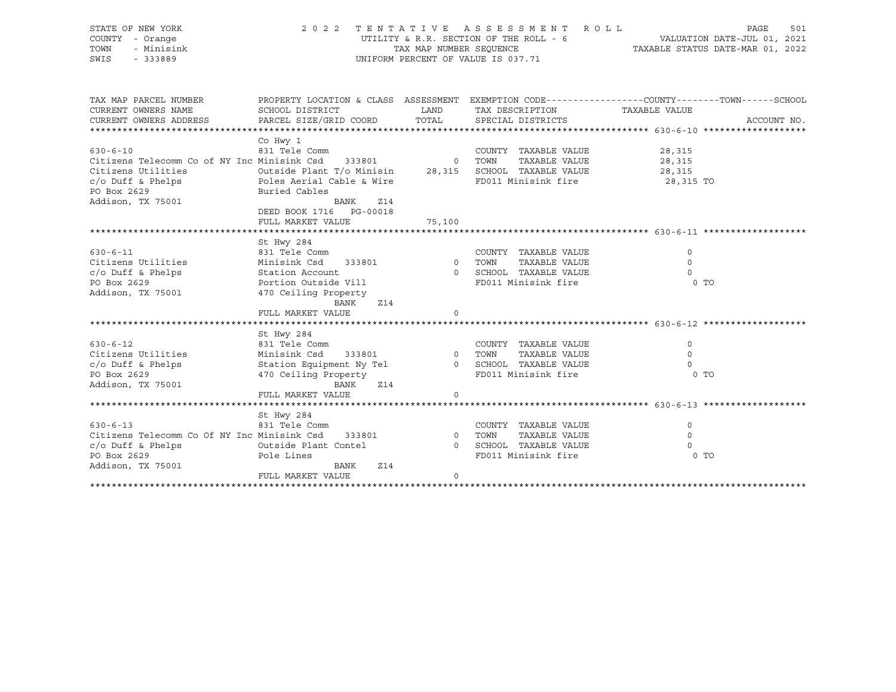STATE OF NEW YORK
COUNTY - Orange
TOWN - Minisink
SWIS - 333889

2 0 2 2 T E N T A T I V E A S S E S S M E N T R O L L
UTILITY & R.R. SECTION OF THE ROLL - 6
TAX MAP NUMBER SEQUENCE
UNIFORM PERCENT OF VALUE IS 037.71

VALUATION DATE-JUL 01, 2021
TAXABLE STATUS DATE-MAR 01, 2022

| TAX MAP PARCEL NUMBER / CURRENT OWNERS NAME / CURRENT OWNERS ADDRESS | PROPERTY LOCATION & CLASS / SCHOOL DISTRICT / PARCEL SIZE/GRID COORD | ASSESSMENT LAND / TOTAL | EXEMPTION CODE / TAX DESCRIPTION / SPECIAL DISTRICTS | COUNTY--------TOWN------SCHOOL TAXABLE VALUE | ACCOUNT NO. |
|---|---|---|---|---|---|
| **630-6-10** | Co Hwy 1 | | | | |
| 630-6-10 | 831 Tele Comm | | COUNTY TAXABLE VALUE | 28,315 | |
| Citizens Telecomm Co of NY Inc | Minisink Csd 333801 | 0 | TOWN TAXABLE VALUE | 28,315 | |
| Citizens Utilities | Outside Plant T/o Minisin | 28,315 | SCHOOL TAXABLE VALUE | 28,315 | |
| c/o Duff & Phelps | Poles Aerial Cable & Wire | | FD011 Minisink fire | 28,315 TO | |
| PO Box 2629 | Buried Cables | | | | |
| Addison, TX 75001 | BANK Z14 | | | | |
| | DEED BOOK 1716 PG-00018 | | | | |
| | FULL MARKET VALUE | 75,100 | | | |
| **630-6-11** | St Hwy 284 | | | | |
| 630-6-11 | 831 Tele Comm | | COUNTY TAXABLE VALUE | 0 | |
| Citizens Utilities | Minisink Csd 333801 | 0 | TOWN TAXABLE VALUE | 0 | |
| c/o Duff & Phelps | Station Account | 0 | SCHOOL TAXABLE VALUE | 0 | |
| PO Box 2629 | Portion Outside Vill | | FD011 Minisink fire | 0 TO | |
| Addison, TX 75001 | 470 Ceiling Property | | | | |
| | BANK Z14 | | | | |
| | FULL MARKET VALUE | 0 | | | |
| **630-6-12** | St Hwy 284 | | | | |
| 630-6-12 | 831 Tele Comm | | COUNTY TAXABLE VALUE | 0 | |
| Citizens Utilities | Minisink Csd 333801 | 0 | TOWN TAXABLE VALUE | 0 | |
| c/o Duff & Phelps | Station Equipment Ny Tel | 0 | SCHOOL TAXABLE VALUE | 0 | |
| PO Box 2629 | 470 Ceiling Property | | FD011 Minisink fire | 0 TO | |
| Addison, TX 75001 | BANK Z14 | | | | |
| | FULL MARKET VALUE | 0 | | | |
| **630-6-13** | St Hwy 284 | | | | |
| 630-6-13 | 831 Tele Comm | | COUNTY TAXABLE VALUE | 0 | |
| Citizens Telecomm Co Of NY Inc | Minisink Csd 333801 | 0 | TOWN TAXABLE VALUE | 0 | |
| c/o Duff & Phelps | Outside Plant Contel | 0 | SCHOOL TAXABLE VALUE | 0 | |
| PO Box 2629 | Pole Lines | | FD011 Minisink fire | 0 TO | |
| Addison, TX 75001 | BANK Z14 | | | | |
| | FULL MARKET VALUE | 0 | | | |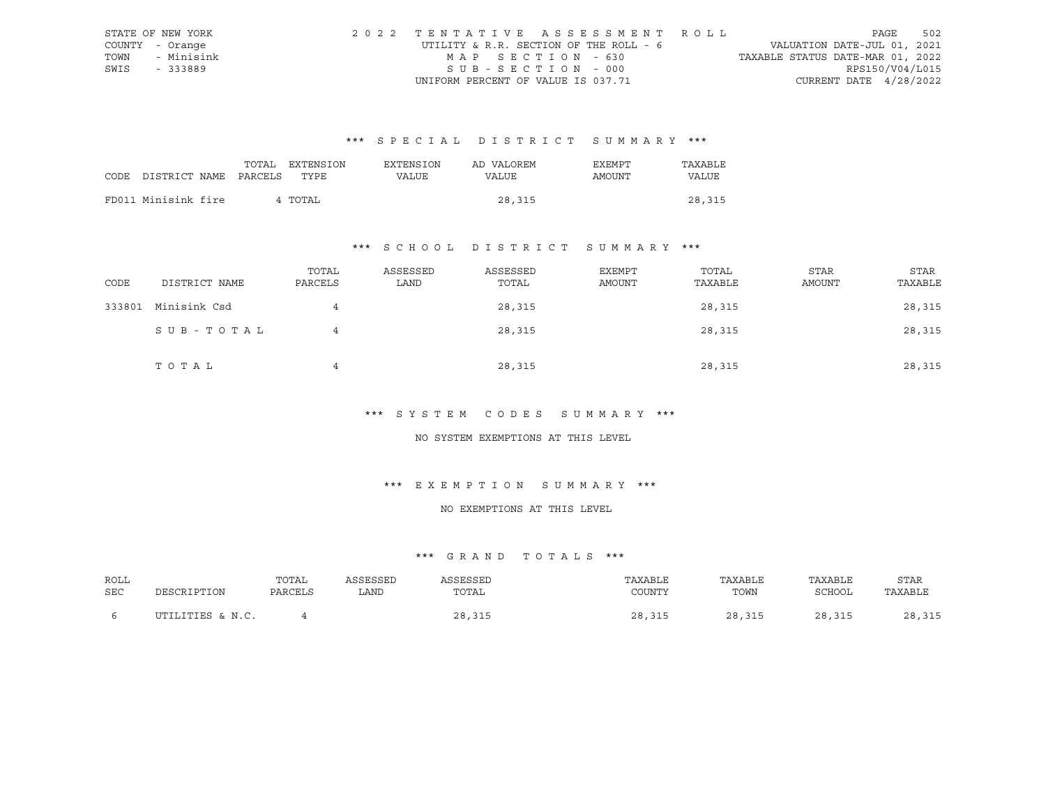STATE OF NEW YORK
COUNTY - Orange
TOWN - Minisink
SWIS - 333889

2022 TENTATIVE ASSESSMENT ROLL
UTILITY & R.R. SECTION OF THE ROLL - 6
MAP SECTION - 630
SUB-SECTION - 000
UNIFORM PERCENT OF VALUE IS 037.71

VALUATION DATE-JUL 01, 2021
TAXABLE STATUS DATE-MAR 01, 2022
RPS150/V04/L015
CURRENT DATE 4/28/2022

### *** SPECIAL DISTRICT SUMMARY ***

| CODE | DISTRICT NAME | TOTAL PARCELS | EXTENSION TYPE | EXTENSION VALUE | AD VALOREM VALUE | EXEMPT AMOUNT | TAXABLE VALUE |
|---|---|---|---|---|---|---|---|
| FD011 | Minisink fire | 4 | TOTAL | | 28,315 | | 28,315 |

### *** SCHOOL DISTRICT SUMMARY ***

| CODE | DISTRICT NAME | TOTAL PARCELS | ASSESSED LAND | ASSESSED TOTAL | EXEMPT AMOUNT | TOTAL TAXABLE | STAR AMOUNT | STAR TAXABLE |
|---|---|---|---|---|---|---|---|---|
| 333801 | Minisink Csd | 4 | | 28,315 | | 28,315 | | 28,315 |
| | SUB-TOTAL | 4 | | 28,315 | | 28,315 | | 28,315 |
| | TOTAL | 4 | | 28,315 | | 28,315 | | 28,315 |

### *** SYSTEM CODES SUMMARY ***

NO SYSTEM EXEMPTIONS AT THIS LEVEL

### *** EXEMPTION SUMMARY ***

NO EXEMPTIONS AT THIS LEVEL

### *** GRAND TOTALS ***

| ROLL SEC | DESCRIPTION | TOTAL PARCELS | ASSESSED LAND | ASSESSED TOTAL | TAXABLE COUNTY | TAXABLE TOWN | TAXABLE SCHOOL | STAR TAXABLE |
|---|---|---|---|---|---|---|---|---|
| 6 | UTILITIES & N.C. | 4 | | 28,315 | 28,315 | 28,315 | 28,315 | 28,315 |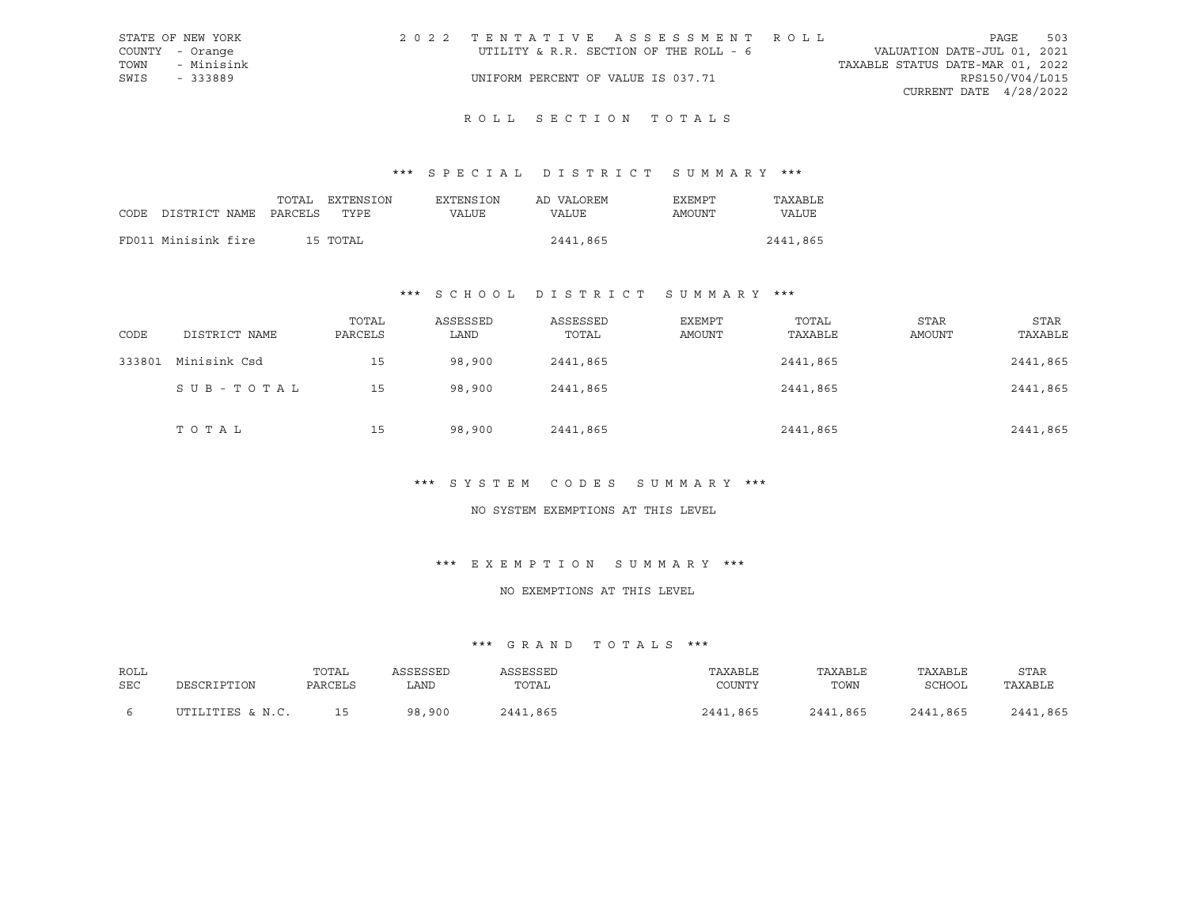STATE OF NEW YORK
COUNTY - Orange
TOWN - Minisink
SWIS - 333889

2 0 2 2 T E N T A T I V E A S S E S S M E N T R O L L
UTILITY & R.R. SECTION OF THE ROLL - 6
UNIFORM PERCENT OF VALUE IS 037.71

VALUATION DATE-JUL 01, 2021
TAXABLE STATUS DATE-MAR 01, 2022
RPS150/V04/L015
CURRENT DATE 4/28/2022

## R O L L S E C T I O N T O T A L S

### *** S P E C I A L D I S T R I C T S U M M A R Y ***

| CODE | DISTRICT NAME | TOTAL PARCELS | EXTENSION TYPE | EXTENSION VALUE | AD VALOREM VALUE | EXEMPT AMOUNT | TAXABLE VALUE |
|---|---|---|---|---|---|---|---|
| FD011 | Minisink fire | 15 | TOTAL | | 2441,865 | | 2441,865 |

### *** S C H O O L D I S T R I C T S U M M A R Y ***

| CODE | DISTRICT NAME | TOTAL PARCELS | ASSESSED LAND | ASSESSED TOTAL | EXEMPT AMOUNT | TOTAL TAXABLE | STAR AMOUNT | STAR TAXABLE |
|---|---|---|---|---|---|---|---|---|
| 333801 | Minisink Csd | 15 | 98,900 | 2441,865 | | 2441,865 | | 2441,865 |
| | S U B - T O T A L | 15 | 98,900 | 2441,865 | | 2441,865 | | 2441,865 |
| | T O T A L | 15 | 98,900 | 2441,865 | | 2441,865 | | 2441,865 |

### *** S Y S T E M C O D E S S U M M A R Y ***

NO SYSTEM EXEMPTIONS AT THIS LEVEL

### *** E X E M P T I O N S U M M A R Y ***

NO EXEMPTIONS AT THIS LEVEL

### *** G R A N D T O T A L S ***

| ROLL SEC | DESCRIPTION | TOTAL PARCELS | ASSESSED LAND | ASSESSED TOTAL | TAXABLE COUNTY | TAXABLE TOWN | TAXABLE SCHOOL | STAR TAXABLE |
|---|---|---|---|---|---|---|---|---|
| 6 | UTILITIES & N.C. | 15 | 98,900 | 2441,865 | 2441,865 | 2441,865 | 2441,865 | 2441,865 |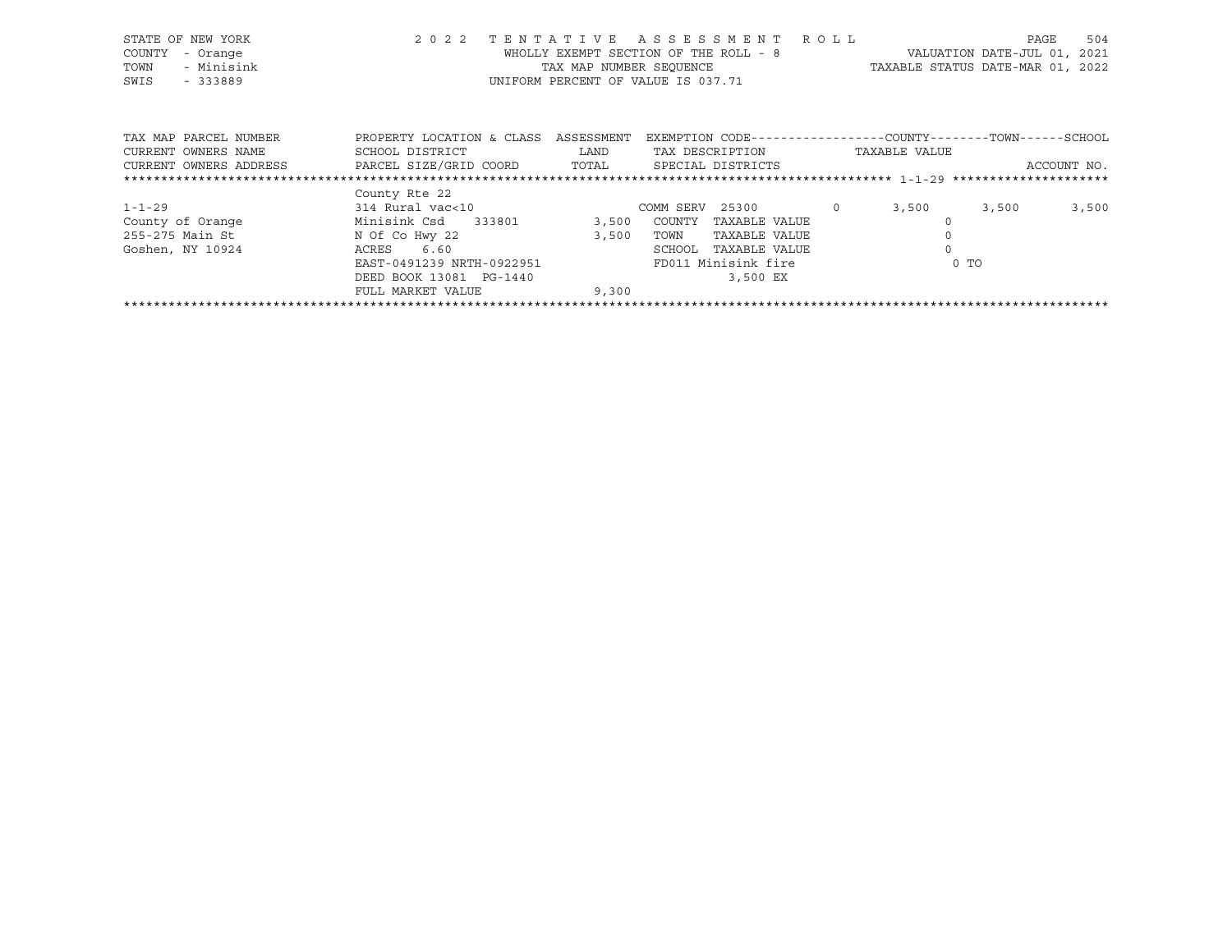STATE OF NEW YORK — COUNTY - Orange — TOWN - Minisink — SWIS - 333889

2 0 2 2 TENTATIVE ASSESSMENT ROLL
WHOLLY EXEMPT SECTION OF THE ROLL - 8
TAX MAP NUMBER SEQUENCE
UNIFORM PERCENT OF VALUE IS 037.71

VALUATION DATE-JUL 01, 2021
TAXABLE STATUS DATE-MAR 01, 2022

| TAX MAP PARCEL NUMBER / CURRENT OWNERS NAME / CURRENT OWNERS ADDRESS | PROPERTY LOCATION & CLASS / SCHOOL DISTRICT / PARCEL SIZE/GRID COORD | ASSESSMENT LAND / TOTAL | EXEMPTION CODE / TAX DESCRIPTION / SPECIAL DISTRICTS | | COUNTY | TOWN | SCHOOL |
|---|---|---|---|---|---|---|---|
| | County Rte 22 | | | | | | |
| 1-1-29 | 314 Rural vac<10 | | COMM SERV 25300 | 0 | 3,500 | 3,500 | 3,500 |
| County of Orange | Minisink Csd 333801 | 3,500 | COUNTY TAXABLE VALUE | | 0 | | |
| 255-275 Main St | N Of Co Hwy 22 | 3,500 | TOWN TAXABLE VALUE | | 0 | | |
| Goshen, NY 10924 | ACRES 6.60 | | SCHOOL TAXABLE VALUE | | 0 | | |
| | EAST-0491239 NRTH-0922951 | | FD011 Minisink fire | | 0 TO | | |
| | DEED BOOK 13081 PG-1440 | | 3,500 EX | | | | |
| | FULL MARKET VALUE | 9,300 | | | | | |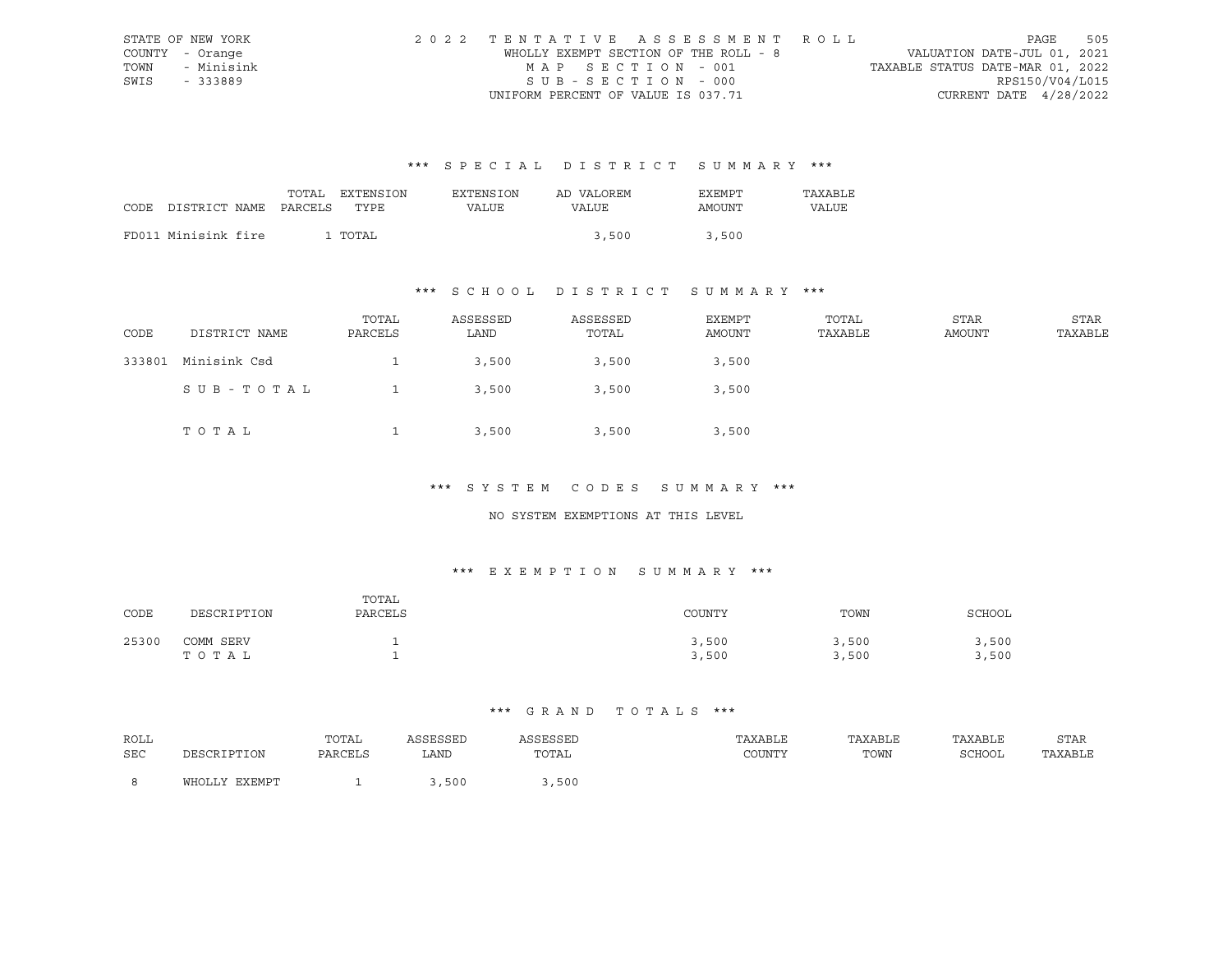STATE OF NEW YORK
COUNTY - Orange
TOWN - Minisink
SWIS - 333889

2 0 2 2 T E N T A T I V E A S S E S S M E N T R O L L
WHOLLY EXEMPT SECTION OF THE ROLL - 8
M A P S E C T I O N - 001
S U B - S E C T I O N - 000
UNIFORM PERCENT OF VALUE IS 037.71

VALUATION DATE-JUL 01, 2021
TAXABLE STATUS DATE-MAR 01, 2022
RPS150/V04/L015
CURRENT DATE 4/28/2022

## \*\*\* S P E C I A L D I S T R I C T S U M M A R Y \*\*\*

| CODE | DISTRICT NAME | TOTAL PARCELS | EXTENSION TYPE | EXTENSION VALUE | AD VALOREM VALUE | EXEMPT AMOUNT | TAXABLE VALUE |
|---|---|---|---|---|---|---|---|
| FD011 | Minisink fire | 1 | TOTAL | | 3,500 | 3,500 | |

## \*\*\* S C H O O L D I S T R I C T S U M M A R Y \*\*\*

| CODE | DISTRICT NAME | TOTAL PARCELS | ASSESSED LAND | ASSESSED TOTAL | EXEMPT AMOUNT | TOTAL TAXABLE | STAR AMOUNT | STAR TAXABLE |
|---|---|---|---|---|---|---|---|---|
| 333801 | Minisink Csd | 1 | 3,500 | 3,500 | 3,500 | | | |
| | S U B - T O T A L | 1 | 3,500 | 3,500 | 3,500 | | | |
| | T O T A L | 1 | 3,500 | 3,500 | 3,500 | | | |

## \*\*\* S Y S T E M C O D E S S U M M A R Y \*\*\*

NO SYSTEM EXEMPTIONS AT THIS LEVEL

## \*\*\* E X E M P T I O N S U M M A R Y \*\*\*

| CODE | DESCRIPTION | TOTAL PARCELS | COUNTY | TOWN | SCHOOL |
|---|---|---|---|---|---|
| 25300 | COMM SERV | 1 | 3,500 | 3,500 | 3,500 |
| | T O T A L | 1 | 3,500 | 3,500 | 3,500 |

## \*\*\* G R A N D T O T A L S \*\*\*

| ROLL SEC | DESCRIPTION | TOTAL PARCELS | ASSESSED LAND | ASSESSED TOTAL | TAXABLE COUNTY | TAXABLE TOWN | TAXABLE SCHOOL | STAR TAXABLE |
|---|---|---|---|---|---|---|---|---|
| 8 | WHOLLY EXEMPT | 1 | 3,500 | 3,500 | | | | |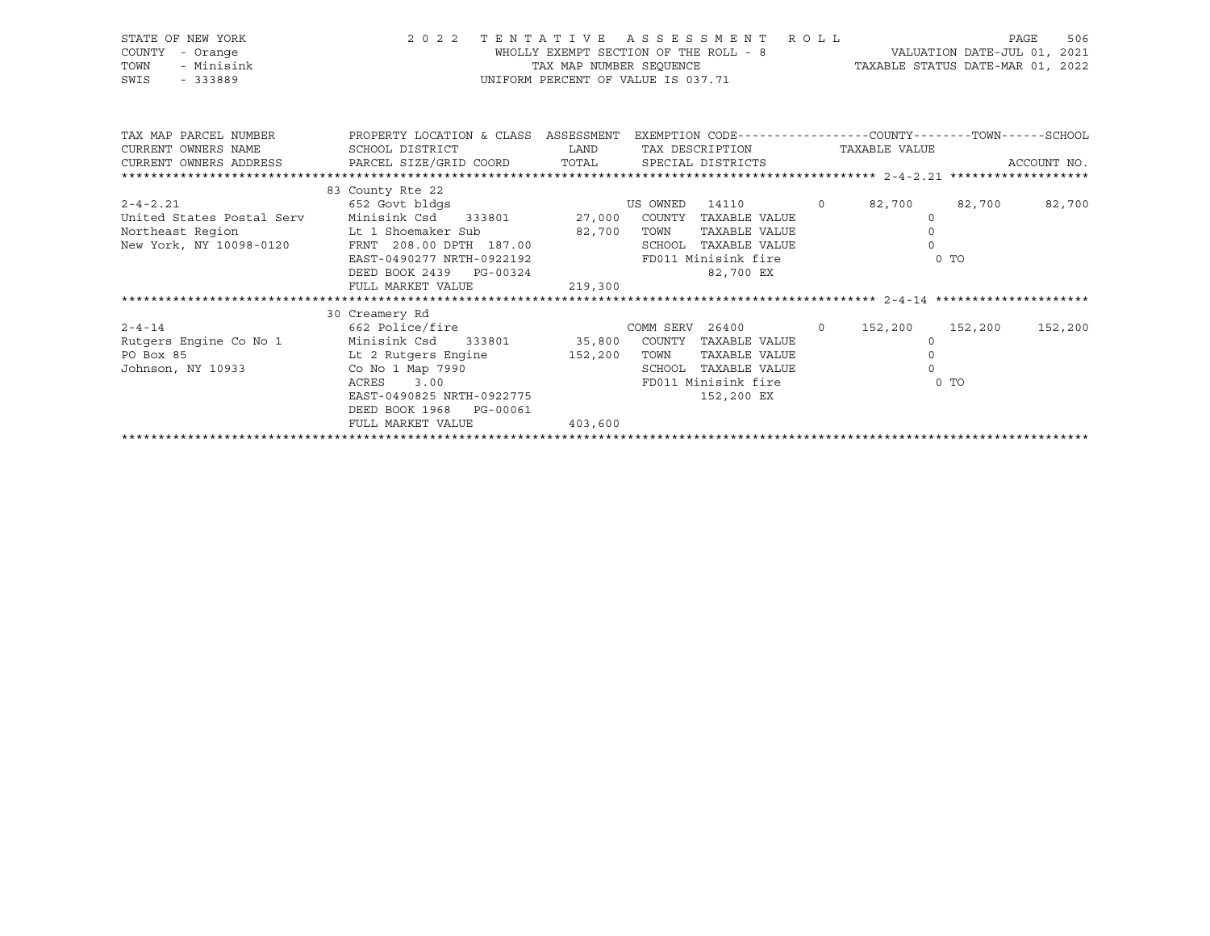STATE OF NEW YORK　　　　2 0 2 2　T E N T A T I V E　A S S E S S M E N T　R O L L
COUNTY - Orange　　　　WHOLLY EXEMPT SECTION OF THE ROLL - 8　　　　VALUATION DATE-JUL 01, 2021
TOWN - Minisink　　　　TAX MAP NUMBER SEQUENCE　　　　TAXABLE STATUS DATE-MAR 01, 2022
SWIS - 333889　　　　UNIFORM PERCENT OF VALUE IS 037.71

| TAX MAP PARCEL NUMBER / CURRENT OWNERS NAME / CURRENT OWNERS ADDRESS | PROPERTY LOCATION & CLASS / SCHOOL DISTRICT / PARCEL SIZE/GRID COORD | ASSESSMENT LAND | TOTAL | EXEMPTION CODE / TAX DESCRIPTION / SPECIAL DISTRICTS | | COUNTY | TOWN | SCHOOL |
|---|---|---|---|---|---|---|---|---|
| 2-4-2.21 | 83 County Rte 22 | | | | | | | |
| | 652 Govt bldgs | | | US OWNED 14110 | 0 | 82,700 | 82,700 | 82,700 |
| United States Postal Serv | Minisink Csd 333801 | 27,000 | | COUNTY TAXABLE VALUE | | 0 | | |
| Northeast Region | Lt 1 Shoemaker Sub | | 82,700 | TOWN TAXABLE VALUE | | 0 | | |
| New York, NY 10098-0120 | FRNT 208.00 DPTH 187.00 | | | SCHOOL TAXABLE VALUE | | 0 | | |
| | EAST-0490277 NRTH-0922192 | | | FD011 Minisink fire | | 0 TO | | |
| | DEED BOOK 2439 PG-00324 | | | 82,700 EX | | | | |
| | FULL MARKET VALUE | | 219,300 | | | | | |
| 2-4-14 | 30 Creamery Rd | | | | | | | |
| | 662 Police/fire | | | COMM SERV 26400 | 0 | 152,200 | 152,200 | 152,200 |
| Rutgers Engine Co No 1 | Minisink Csd 333801 | 35,800 | | COUNTY TAXABLE VALUE | | 0 | | |
| PO Box 85 | Lt 2 Rutgers Engine | | 152,200 | TOWN TAXABLE VALUE | | 0 | | |
| Johnson, NY 10933 | Co No 1 Map 7990 | | | SCHOOL TAXABLE VALUE | | 0 | | |
| | ACRES 3.00 | | | FD011 Minisink fire | | 0 TO | | |
| | EAST-0490825 NRTH-0922775 | | | 152,200 EX | | | | |
| | DEED BOOK 1968 PG-00061 | | | | | | | |
| | FULL MARKET VALUE | | 403,600 | | | | | |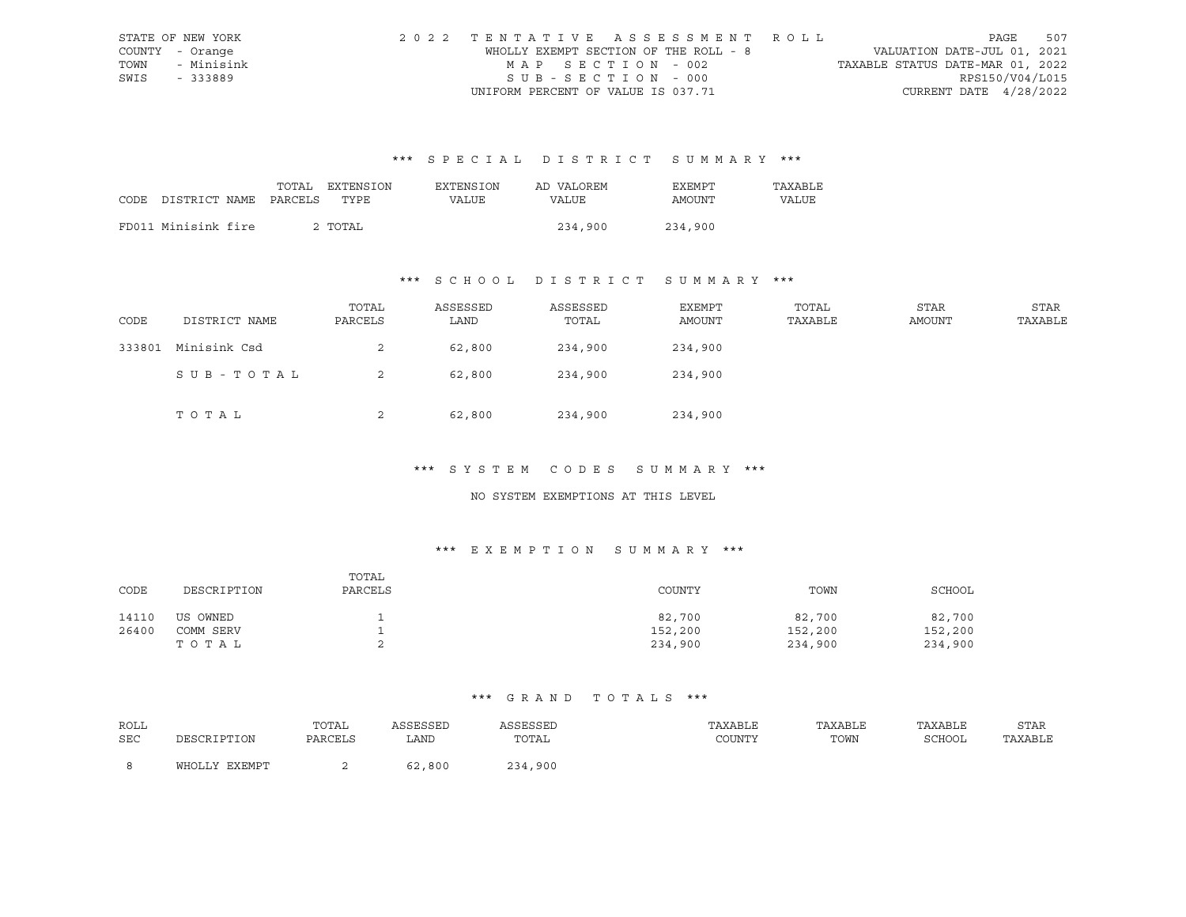STATE OF NEW YORK | COUNTY - Orange | TOWN - Minisink | SWIS - 333889

2022 TENTATIVE ASSESSMENT ROLL
WHOLLY EXEMPT SECTION OF THE ROLL - 8
MAP SECTION - 002
SUB-SECTION - 000
UNIFORM PERCENT OF VALUE IS 037.71

VALUATION DATE-JUL 01, 2021
TAXABLE STATUS DATE-MAR 01, 2022
RPS150/V04/L015
CURRENT DATE 4/28/2022

### *** SPECIAL DISTRICT SUMMARY ***

| CODE | DISTRICT NAME | TOTAL PARCELS | EXTENSION TYPE | EXTENSION VALUE | AD VALOREM VALUE | EXEMPT AMOUNT | TAXABLE VALUE |
|---|---|---|---|---|---|---|---|
| FD011 | Minisink fire | 2 | TOTAL | | 234,900 | 234,900 | |

### *** SCHOOL DISTRICT SUMMARY ***

| CODE | DISTRICT NAME | TOTAL PARCELS | ASSESSED LAND | ASSESSED TOTAL | EXEMPT AMOUNT | TOTAL TAXABLE | STAR AMOUNT | STAR TAXABLE |
|---|---|---|---|---|---|---|---|---|
| 333801 | Minisink Csd | 2 | 62,800 | 234,900 | 234,900 | | | |
| | SUB-TOTAL | 2 | 62,800 | 234,900 | 234,900 | | | |
| | TOTAL | 2 | 62,800 | 234,900 | 234,900 | | | |

### *** SYSTEM CODES SUMMARY ***

NO SYSTEM EXEMPTIONS AT THIS LEVEL

### *** EXEMPTION SUMMARY ***

| CODE | DESCRIPTION | TOTAL PARCELS | COUNTY | TOWN | SCHOOL |
|---|---|---|---|---|---|
| 14110 | US OWNED | 1 | 82,700 | 82,700 | 82,700 |
| 26400 | COMM SERV | 1 | 152,200 | 152,200 | 152,200 |
| | TOTAL | 2 | 234,900 | 234,900 | 234,900 |

### *** GRAND TOTALS ***

| ROLL SEC | DESCRIPTION | TOTAL PARCELS | ASSESSED LAND | ASSESSED TOTAL | TAXABLE COUNTY | TAXABLE TOWN | TAXABLE SCHOOL | STAR TAXABLE |
|---|---|---|---|---|---|---|---|---|
| 8 | WHOLLY EXEMPT | 2 | 62,800 | 234,900 | | | | |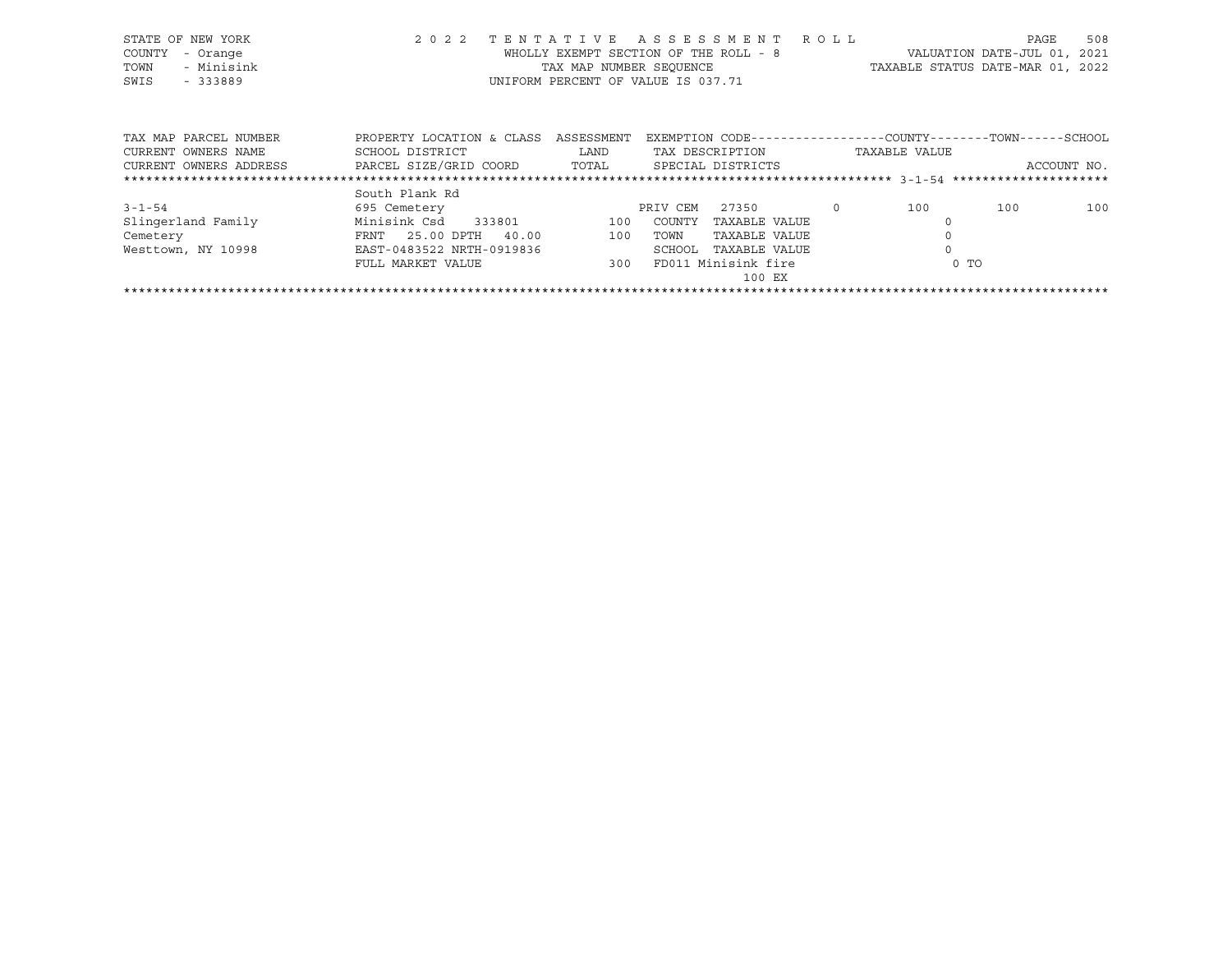STATE OF NEW YORK
COUNTY - Orange
TOWN - Minisink
SWIS - 333889

2 0 2 2 T E N T A T I V E A S S E S S M E N T R O L L
WHOLLY EXEMPT SECTION OF THE ROLL - 8
TAX MAP NUMBER SEQUENCE
UNIFORM PERCENT OF VALUE IS 037.71

VALUATION DATE-JUL 01, 2021
TAXABLE STATUS DATE-MAR 01, 2022

| TAX MAP PARCEL NUMBER | PROPERTY LOCATION & CLASS | ASSESSMENT | EXEMPTION CODE------------------COUNTY--------TOWN------SCHOOL | | | | |
|---|---|---|---|---|---|---|---|
| CURRENT OWNERS NAME | SCHOOL DISTRICT | LAND | TAX DESCRIPTION | | TAXABLE VALUE | | |
| CURRENT OWNERS ADDRESS | PARCEL SIZE/GRID COORD | TOTAL | SPECIAL DISTRICTS | | | | ACCOUNT NO. |
| ******************* 3-1-54 ******************* | | | | | | | |
| | South Plank Rd | | | | | | |
| 3-1-54 | 695 Cemetery | | PRIV CEM 27350 | 0 | 100 | 100 | 100 |
| Slingerland Family | Minisink Csd 333801 | 100 | COUNTY TAXABLE VALUE | | 0 | | |
| Cemetery | FRNT 25.00 DPTH 40.00 | 100 | TOWN TAXABLE VALUE | | 0 | | |
| Westtown, NY 10998 | EAST-0483522 NRTH-0919836 | | SCHOOL TAXABLE VALUE | | 0 | | |
| | FULL MARKET VALUE | 300 | FD011 Minisink fire | | 0 TO | | |
| | | | 100 EX | | | | |

************************************************************************************************************************************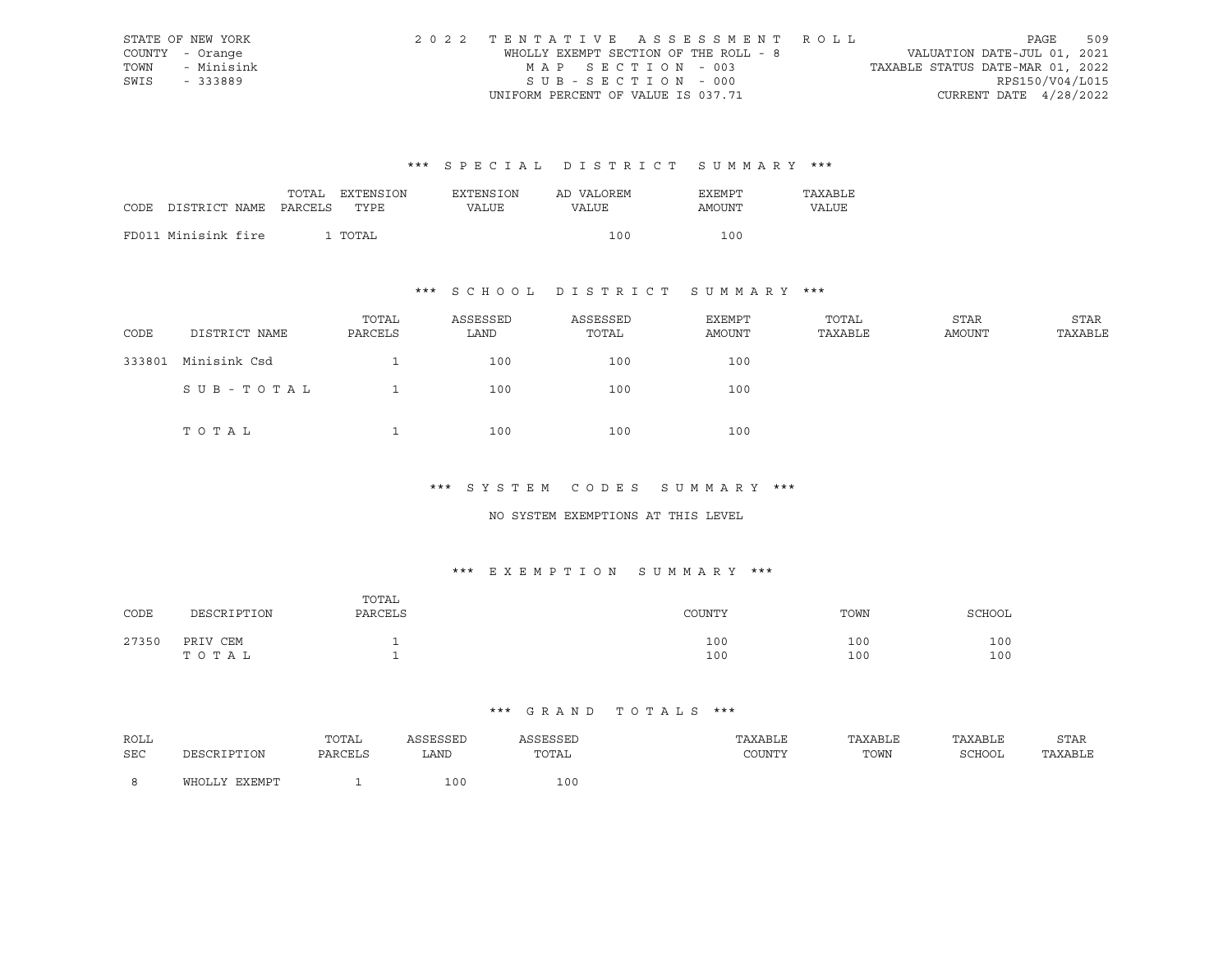STATE OF NEW YORK
COUNTY - Orange
TOWN - Minisink
SWIS - 333889

2022 TENTATIVE ASSESSMENT ROLL
WHOLLY EXEMPT SECTION OF THE ROLL - 8
MAP SECTION - 003
SUB-SECTION - 000
UNIFORM PERCENT OF VALUE IS 037.71

VALUATION DATE-JUL 01, 2021
TAXABLE STATUS DATE-MAR 01, 2022
RPS150/V04/L015
CURRENT DATE 4/28/2022

### *** SPECIAL DISTRICT SUMMARY ***

| CODE | DISTRICT NAME | TOTAL PARCELS | EXTENSION TYPE | EXTENSION VALUE | AD VALOREM VALUE | EXEMPT AMOUNT | TAXABLE VALUE |
|---|---|---|---|---|---|---|---|
| FD011 | Minisink fire | 1 | TOTAL | | 100 | 100 | |

### *** SCHOOL DISTRICT SUMMARY ***

| CODE | DISTRICT NAME | TOTAL PARCELS | ASSESSED LAND | ASSESSED TOTAL | EXEMPT AMOUNT | TOTAL TAXABLE | STAR AMOUNT | STAR TAXABLE |
|---|---|---|---|---|---|---|---|---|
| 333801 | Minisink Csd | 1 | 100 | 100 | 100 | | | |
| | SUB-TOTAL | 1 | 100 | 100 | 100 | | | |
| | TOTAL | 1 | 100 | 100 | 100 | | | |

### *** SYSTEM CODES SUMMARY ***

NO SYSTEM EXEMPTIONS AT THIS LEVEL

### *** EXEMPTION SUMMARY ***

| CODE | DESCRIPTION | TOTAL PARCELS | COUNTY | TOWN | SCHOOL |
|---|---|---|---|---|---|
| 27350 | PRIV CEM | 1 | 100 | 100 | 100 |
| | TOTAL | 1 | 100 | 100 | 100 |

### *** GRAND TOTALS ***

| ROLL SEC | DESCRIPTION | TOTAL PARCELS | ASSESSED LAND | ASSESSED TOTAL | TAXABLE COUNTY | TAXABLE TOWN | TAXABLE SCHOOL | STAR TAXABLE |
|---|---|---|---|---|---|---|---|---|
| 8 | WHOLLY EXEMPT | 1 | 100 | 100 | | | | |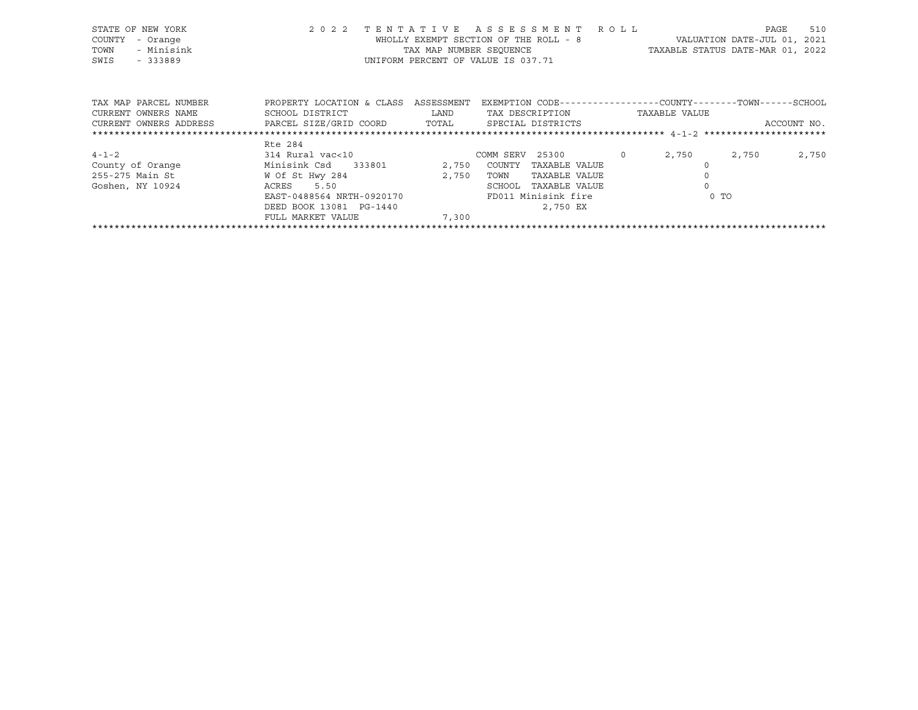STATE OF NEW YORK — 2022 TENTATIVE ASSESSMENT ROLL
COUNTY - Orange — WHOLLY EXEMPT SECTION OF THE ROLL - 8 — VALUATION DATE-JUL 01, 2021
TOWN - Minisink — TAX MAP NUMBER SEQUENCE — TAXABLE STATUS DATE-MAR 01, 2022
SWIS - 333889 — UNIFORM PERCENT OF VALUE IS 037.71

| TAX MAP PARCEL NUMBER / CURRENT OWNERS NAME / CURRENT OWNERS ADDRESS | PROPERTY LOCATION & CLASS / SCHOOL DISTRICT / PARCEL SIZE/GRID COORD | ASSESSMENT LAND / TOTAL | EXEMPTION CODE / TAX DESCRIPTION / SPECIAL DISTRICTS | COUNTY TAXABLE VALUE | TOWN | SCHOOL / ACCOUNT NO. |
|---|---|---|---|---|---|---|
| ****** 4-1-2 ****** | | | | | | |
| | Rte 284 | | | | | |
| 4-1-2 | 314 Rural vac<10 | | COMM SERV 25300 0 | 2,750 | 2,750 | 2,750 |
| County of Orange | Minisink Csd 333801 | 2,750 | COUNTY TAXABLE VALUE | 0 | | |
| 255-275 Main St | W Of St Hwy 284 | 2,750 | TOWN TAXABLE VALUE | 0 | | |
| Goshen, NY 10924 | ACRES 5.50 | | SCHOOL TAXABLE VALUE | 0 | | |
| | EAST-0488564 NRTH-0920170 | | FD011 Minisink fire | 0 TO | | |
| | DEED BOOK 13081 PG-1440 | | 2,750 EX | | | |
| | FULL MARKET VALUE | 7,300 | | | | |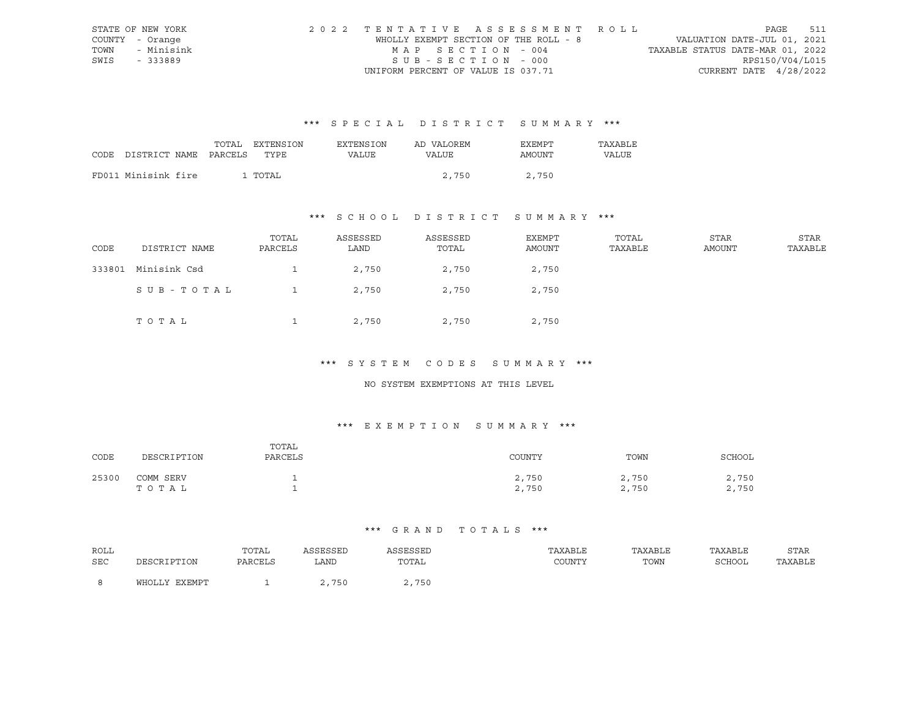STATE OF NEW YORK
COUNTY - Orange
TOWN - Minisink
SWIS - 333889

2022 TENTATIVE ASSESSMENT ROLL
WHOLLY EXEMPT SECTION OF THE ROLL - 8
MAP SECTION - 004
SUB-SECTION - 000
UNIFORM PERCENT OF VALUE IS 037.71

VALUATION DATE-JUL 01, 2021
TAXABLE STATUS DATE-MAR 01, 2022
RPS150/V04/L015
CURRENT DATE 4/28/2022

## *** SPECIAL DISTRICT SUMMARY ***

| CODE | DISTRICT NAME | TOTAL PARCELS | EXTENSION TYPE | EXTENSION VALUE | AD VALOREM VALUE | EXEMPT AMOUNT | TAXABLE VALUE |
|---|---|---|---|---|---|---|---|
| FD011 | Minisink fire | 1 | TOTAL | | 2,750 | 2,750 | |

## *** SCHOOL DISTRICT SUMMARY ***

| CODE | DISTRICT NAME | TOTAL PARCELS | ASSESSED LAND | ASSESSED TOTAL | EXEMPT AMOUNT | TOTAL TAXABLE | STAR AMOUNT | STAR TAXABLE |
|---|---|---|---|---|---|---|---|---|
| 333801 | Minisink Csd | 1 | 2,750 | 2,750 | 2,750 | | | |
| | SUB-TOTAL | 1 | 2,750 | 2,750 | 2,750 | | | |
| | TOTAL | 1 | 2,750 | 2,750 | 2,750 | | | |

## *** SYSTEM CODES SUMMARY ***

NO SYSTEM EXEMPTIONS AT THIS LEVEL

## *** EXEMPTION SUMMARY ***

| CODE | DESCRIPTION | TOTAL PARCELS | COUNTY | TOWN | SCHOOL |
|---|---|---|---|---|---|
| 25300 | COMM SERV | 1 | 2,750 | 2,750 | 2,750 |
| | TOTAL | 1 | 2,750 | 2,750 | 2,750 |

## *** GRAND TOTALS ***

| ROLL SEC | DESCRIPTION | TOTAL PARCELS | ASSESSED LAND | ASSESSED TOTAL | TAXABLE COUNTY | TAXABLE TOWN | TAXABLE SCHOOL | STAR TAXABLE |
|---|---|---|---|---|---|---|---|---|
| 8 | WHOLLY EXEMPT | 1 | 2,750 | 2,750 | | | | |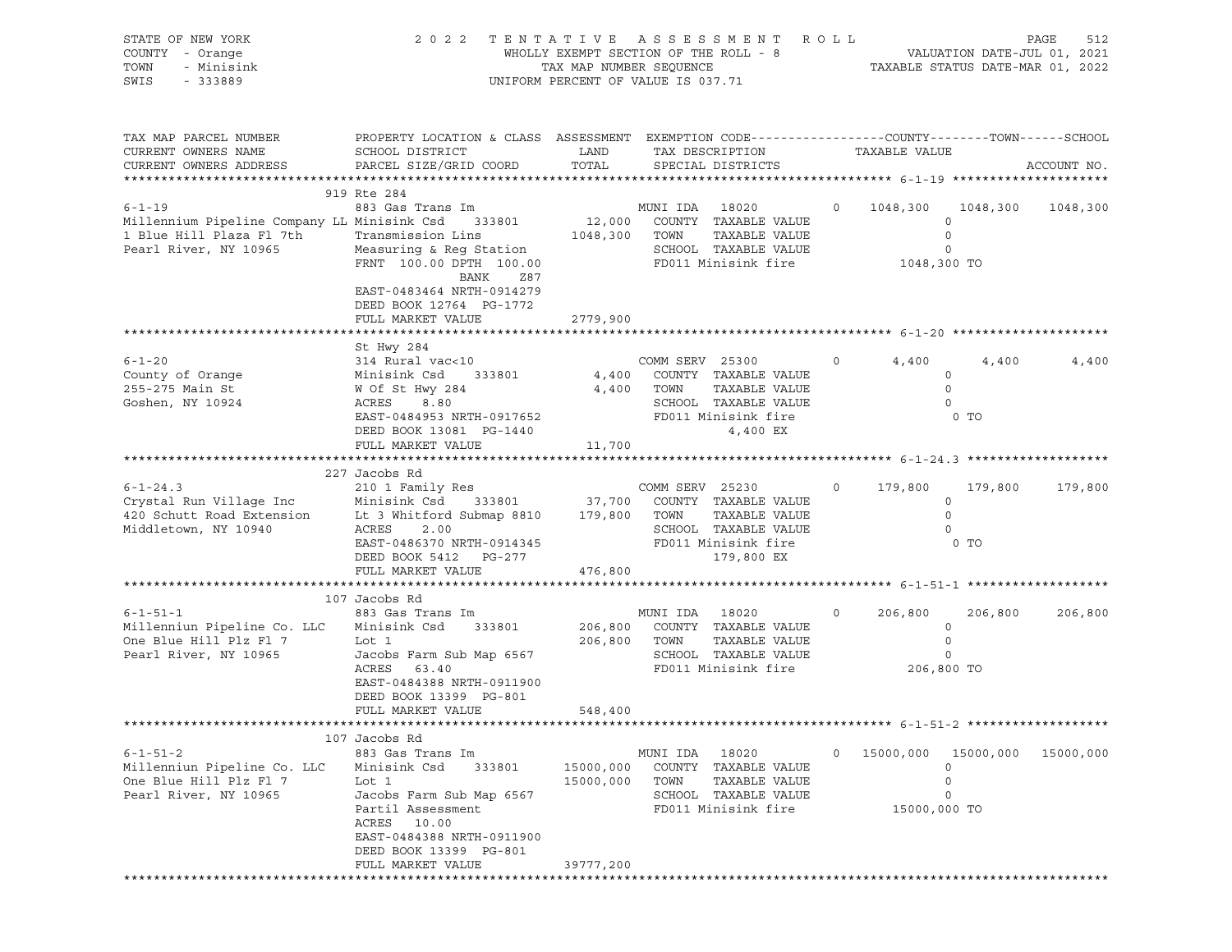STATE OF NEW YORK
COUNTY - Orange
TOWN - Minisink
SWIS - 333889

2 0 2 2 T E N T A T I V E A S S E S S M E N T R O L L
WHOLLY EXEMPT SECTION OF THE ROLL - 8
TAX MAP NUMBER SEQUENCE
UNIFORM PERCENT OF VALUE IS 037.71

VALUATION DATE-JUL 01, 2021
TAXABLE STATUS DATE-MAR 01, 2022

| TAX MAP PARCEL NUMBER / CURRENT OWNERS NAME / CURRENT OWNERS ADDRESS | PROPERTY LOCATION & CLASS / SCHOOL DISTRICT / PARCEL SIZE/GRID COORD | ASSESSMENT LAND / TOTAL | EXEMPTION CODE / TAX DESCRIPTION / SPECIAL DISTRICTS | COUNTY TAXABLE VALUE | TOWN | SCHOOL |
|---|---|---|---|---|---|---|
| **6-1-19** | 919 Rte 284 | | | | | |
| 6-1-19 | 883 Gas Trans Im | | MUNI IDA 18020 0 | 1048,300 | 1048,300 | 1048,300 |
| Millennium Pipeline Company LL | Minisink Csd 333801 | 12,000 | COUNTY TAXABLE VALUE | 0 | | |
| 1 Blue Hill Plaza Fl 7th | Transmission Lins | 1048,300 | TOWN TAXABLE VALUE | 0 | | |
| Pearl River, NY 10965 | Measuring & Reg Station | | SCHOOL TAXABLE VALUE | 0 | | |
| | FRNT 100.00 DPTH 100.00 | | FD011 Minisink fire | 1048,300 TO | | |
| | BANK Z87 | | | | | |
| | EAST-0483464 NRTH-0914279 | | | | | |
| | DEED BOOK 12764 PG-1772 | | | | | |
| | FULL MARKET VALUE | 2779,900 | | | | |
| **6-1-20** | St Hwy 284 | | | | | |
| 6-1-20 | 314 Rural vac<10 | | COMM SERV 25300 0 | 4,400 | 4,400 | 4,400 |
| County of Orange | Minisink Csd 333801 | 4,400 | COUNTY TAXABLE VALUE | 0 | | |
| 255-275 Main St | W Of St Hwy 284 | 4,400 | TOWN TAXABLE VALUE | 0 | | |
| Goshen, NY 10924 | ACRES 8.80 | | SCHOOL TAXABLE VALUE | 0 | | |
| | EAST-0484953 NRTH-0917652 | | FD011 Minisink fire | 0 TO | | |
| | DEED BOOK 13081 PG-1440 | | 4,400 EX | | | |
| | FULL MARKET VALUE | 11,700 | | | | |
| **6-1-24.3** | 227 Jacobs Rd | | | | | |
| 6-1-24.3 | 210 1 Family Res | | COMM SERV 25230 0 | 179,800 | 179,800 | 179,800 |
| Crystal Run Village Inc | Minisink Csd 333801 | 37,700 | COUNTY TAXABLE VALUE | 0 | | |
| 420 Schutt Road Extension | Lt 3 Whitford Submap 8810 | 179,800 | TOWN TAXABLE VALUE | 0 | | |
| Middletown, NY 10940 | ACRES 2.00 | | SCHOOL TAXABLE VALUE | 0 | | |
| | EAST-0486370 NRTH-0914345 | | FD011 Minisink fire | 0 TO | | |
| | DEED BOOK 5412 PG-277 | | 179,800 EX | | | |
| | FULL MARKET VALUE | 476,800 | | | | |
| **6-1-51-1** | 107 Jacobs Rd | | | | | |
| 6-1-51-1 | 883 Gas Trans Im | | MUNI IDA 18020 0 | 206,800 | 206,800 | 206,800 |
| Millenniun Pipeline Co. LLC | Minisink Csd 333801 | 206,800 | COUNTY TAXABLE VALUE | 0 | | |
| One Blue Hill Plz Fl 7 | Lot 1 | 206,800 | TOWN TAXABLE VALUE | 0 | | |
| Pearl River, NY 10965 | Jacobs Farm Sub Map 6567 | | SCHOOL TAXABLE VALUE | 0 | | |
| | ACRES 63.40 | | FD011 Minisink fire | 206,800 TO | | |
| | EAST-0484388 NRTH-0911900 | | | | | |
| | DEED BOOK 13399 PG-801 | | | | | |
| | FULL MARKET VALUE | 548,400 | | | | |
| **6-1-51-2** | 107 Jacobs Rd | | | | | |
| 6-1-51-2 | 883 Gas Trans Im | | MUNI IDA 18020 0 | 15000,000 | 15000,000 | 15000,000 |
| Millenniun Pipeline Co. LLC | Minisink Csd 333801 | 15000,000 | COUNTY TAXABLE VALUE | 0 | | |
| One Blue Hill Plz Fl 7 | Lot 1 | 15000,000 | TOWN TAXABLE VALUE | 0 | | |
| Pearl River, NY 10965 | Jacobs Farm Sub Map 6567 | | SCHOOL TAXABLE VALUE | 0 | | |
| | Partil Assessment | | FD011 Minisink fire | 15000,000 TO | | |
| | ACRES 10.00 | | | | | |
| | EAST-0484388 NRTH-0911900 | | | | | |
| | DEED BOOK 13399 PG-801 | | | | | |
| | FULL MARKET VALUE | 39777,200 | | | | |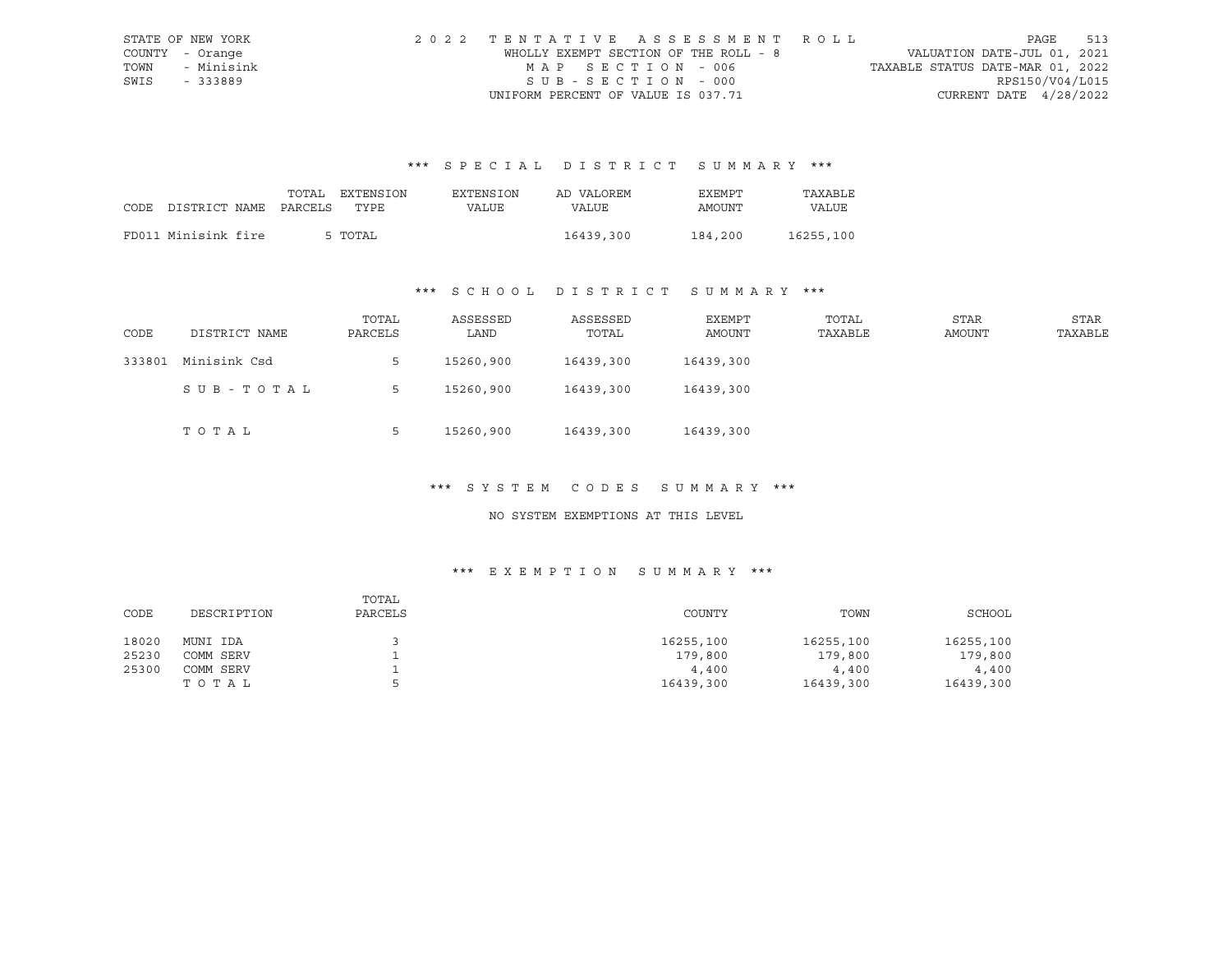STATE OF NEW YORK
COUNTY - Orange
TOWN - Minisink
SWIS - 333889

2022 TENTATIVE ASSESSMENT ROLL
WHOLLY EXEMPT SECTION OF THE ROLL - 8
MAP SECTION - 006
SUB-SECTION - 000
UNIFORM PERCENT OF VALUE IS 037.71

VALUATION DATE-JUL 01, 2021
TAXABLE STATUS DATE-MAR 01, 2022
RPS150/V04/L015
CURRENT DATE 4/28/2022

### *** SPECIAL DISTRICT SUMMARY ***

| CODE | DISTRICT NAME | TOTAL PARCELS | EXTENSION TYPE | EXTENSION VALUE | AD VALOREM VALUE | EXEMPT AMOUNT | TAXABLE VALUE |
|---|---|---|---|---|---|---|---|
| FD011 | Minisink fire | 5 | TOTAL | | 16439,300 | 184,200 | 16255,100 |

### *** SCHOOL DISTRICT SUMMARY ***

| CODE | DISTRICT NAME | TOTAL PARCELS | ASSESSED LAND | ASSESSED TOTAL | EXEMPT AMOUNT | TOTAL TAXABLE | STAR AMOUNT | STAR TAXABLE |
|---|---|---|---|---|---|---|---|---|
| 333801 | Minisink Csd | 5 | 15260,900 | 16439,300 | 16439,300 | | | |
| | SUB-TOTAL | 5 | 15260,900 | 16439,300 | 16439,300 | | | |
| | TOTAL | 5 | 15260,900 | 16439,300 | 16439,300 | | | |

### *** SYSTEM CODES SUMMARY ***

NO SYSTEM EXEMPTIONS AT THIS LEVEL

### *** EXEMPTION SUMMARY ***

| CODE | DESCRIPTION | TOTAL PARCELS | COUNTY | TOWN | SCHOOL |
|---|---|---|---|---|---|
| 18020 | MUNI IDA | 3 | 16255,100 | 16255,100 | 16255,100 |
| 25230 | COMM SERV | 1 | 179,800 | 179,800 | 179,800 |
| 25300 | COMM SERV | 1 | 4,400 | 4,400 | 4,400 |
| | TOTAL | 5 | 16439,300 | 16439,300 | 16439,300 |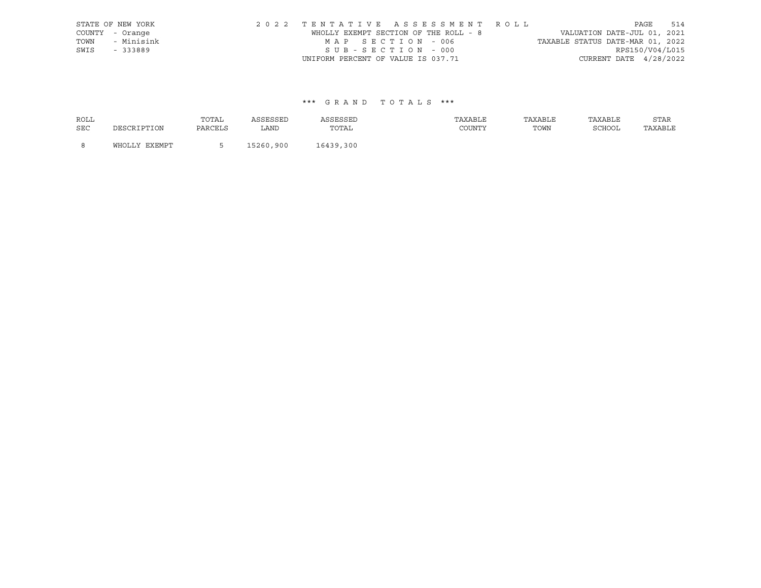STATE OF NEW YORK
COUNTY - Orange
TOWN - Minisink
SWIS - 333889

2 0 2 2 T E N T A T I V E A S S E S S M E N T R O L L
WHOLLY EXEMPT SECTION OF THE ROLL - 8
M A P S E C T I O N - 006
S U B - S E C T I O N - 000
UNIFORM PERCENT OF VALUE IS 037.71

VALUATION DATE-JUL 01, 2021
TAXABLE STATUS DATE-MAR 01, 2022
RPS150/V04/L015
CURRENT DATE 4/28/2022

\*\*\* G R A N D T O T A L S \*\*\*

| ROLL SEC | DESCRIPTION | TOTAL PARCELS | ASSESSED LAND | ASSESSED TOTAL | TAXABLE COUNTY | TAXABLE TOWN | TAXABLE SCHOOL | STAR TAXABLE |
|---|---|---|---|---|---|---|---|---|
| 8 | WHOLLY EXEMPT | 5 | 15260,900 | 16439,300 | | | | |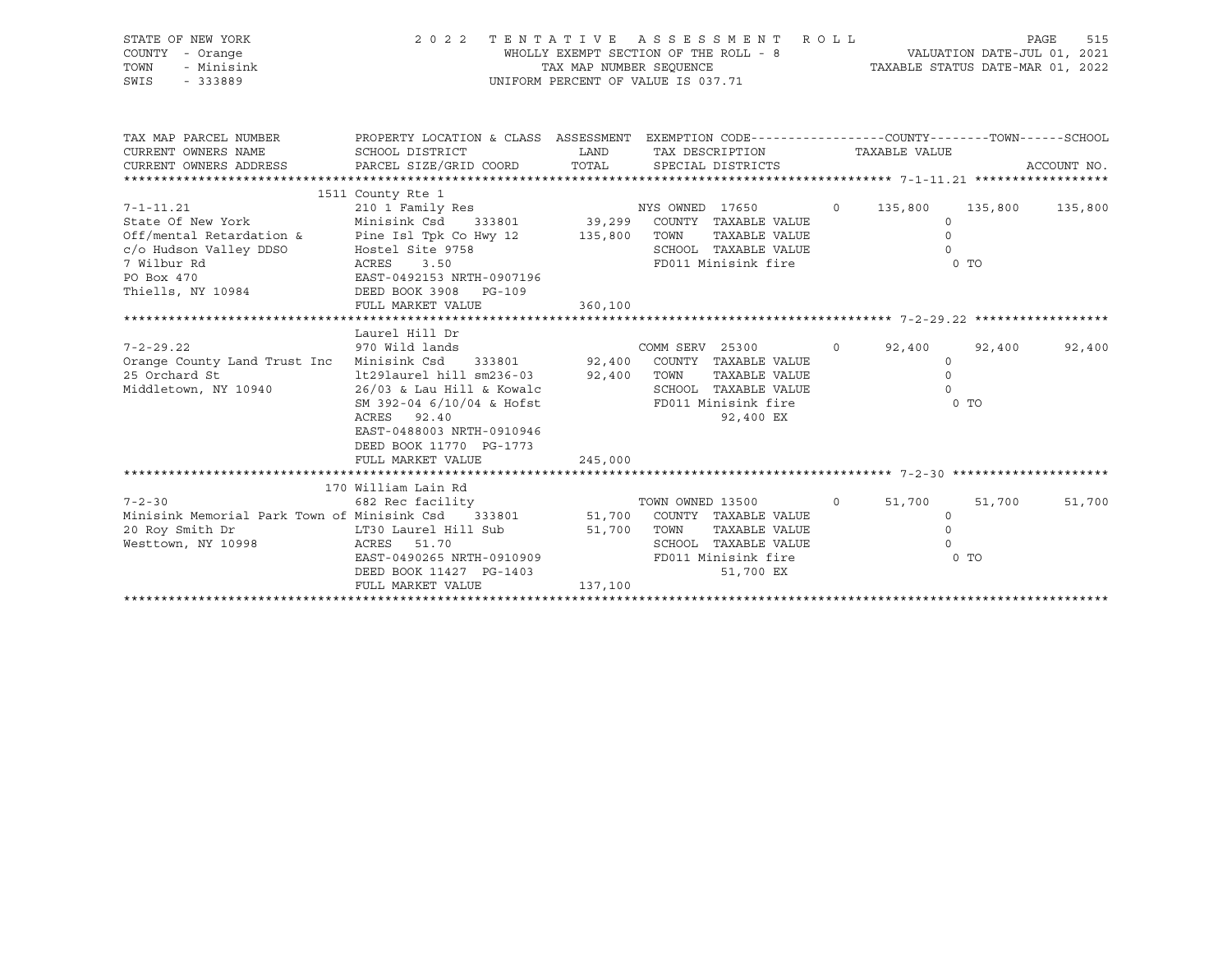STATE OF NEW YORK | COUNTY - Orange | TOWN - Minisink | SWIS - 333889

2022 TENTATIVE ASSESSMENT ROLL
WHOLLY EXEMPT SECTION OF THE ROLL - 8
TAX MAP NUMBER SEQUENCE
UNIFORM PERCENT OF VALUE IS 037.71

VALUATION DATE-JUL 01, 2021
TAXABLE STATUS DATE-MAR 01, 2022

| TAX MAP PARCEL NUMBER / CURRENT OWNERS NAME / CURRENT OWNERS ADDRESS | PROPERTY LOCATION & CLASS / SCHOOL DISTRICT / PARCEL SIZE/GRID COORD | ASSESSMENT LAND / TOTAL | EXEMPTION CODE / TAX DESCRIPTION / SPECIAL DISTRICTS | COUNTY | TOWN | SCHOOL | ACCOUNT NO. |
|---|---|---|---|---|---|---|---|
| **7-1-11.21** | 1511 County Rte 1 | | | | | | |
| 7-1-11.21 | 210 1 Family Res | | NYS OWNED 17650 0 | 135,800 | 135,800 | 135,800 | |
| State Of New York | Minisink Csd 333801 | 39,299 | COUNTY TAXABLE VALUE | 0 | | | |
| Off/mental Retardation & | Pine Isl Tpk Co Hwy 12 | 135,800 | TOWN TAXABLE VALUE | 0 | | | |
| c/o Hudson Valley DDSO | Hostel Site 9758 | | SCHOOL TAXABLE VALUE | 0 | | | |
| 7 Wilbur Rd | ACRES 3.50 | | FD011 Minisink fire | 0 TO | | | |
| PO Box 470 | EAST-0492153 NRTH-0907196 | | | | | | |
| Thiells, NY 10984 | DEED BOOK 3908 PG-109 | | | | | | |
| | FULL MARKET VALUE | 360,100 | | | | | |
| **7-2-29.22** | Laurel Hill Dr | | | | | | |
| 7-2-29.22 | 970 Wild lands | | COMM SERV 25300 0 | 92,400 | 92,400 | 92,400 | |
| Orange County Land Trust Inc | Minisink Csd 333801 | 92,400 | COUNTY TAXABLE VALUE | 0 | | | |
| 25 Orchard St | lt29laurel hill sm236-03 | 92,400 | TOWN TAXABLE VALUE | 0 | | | |
| Middletown, NY 10940 | 26/03 & Lau Hill & Kowalc | | SCHOOL TAXABLE VALUE | 0 | | | |
| | SM 392-04 6/10/04 & Hofst | | FD011 Minisink fire | 0 TO | | | |
| | ACRES 92.40 | | 92,400 EX | | | | |
| | EAST-0488003 NRTH-0910946 | | | | | | |
| | DEED BOOK 11770 PG-1773 | | | | | | |
| | FULL MARKET VALUE | 245,000 | | | | | |
| **7-2-30** | 170 William Lain Rd | | | | | | |
| 7-2-30 | 682 Rec facility | | TOWN OWNED 13500 0 | 51,700 | 51,700 | 51,700 | |
| Minisink Memorial Park Town of | Minisink Csd 333801 | 51,700 | COUNTY TAXABLE VALUE | 0 | | | |
| 20 Roy Smith Dr | LT30 Laurel Hill Sub | 51,700 | TOWN TAXABLE VALUE | 0 | | | |
| Westtown, NY 10998 | ACRES 51.70 | | SCHOOL TAXABLE VALUE | 0 | | | |
| | EAST-0490265 NRTH-0910909 | | FD011 Minisink fire | 0 TO | | | |
| | DEED BOOK 11427 PG-1403 | | 51,700 EX | | | | |
| | FULL MARKET VALUE | 137,100 | | | | | |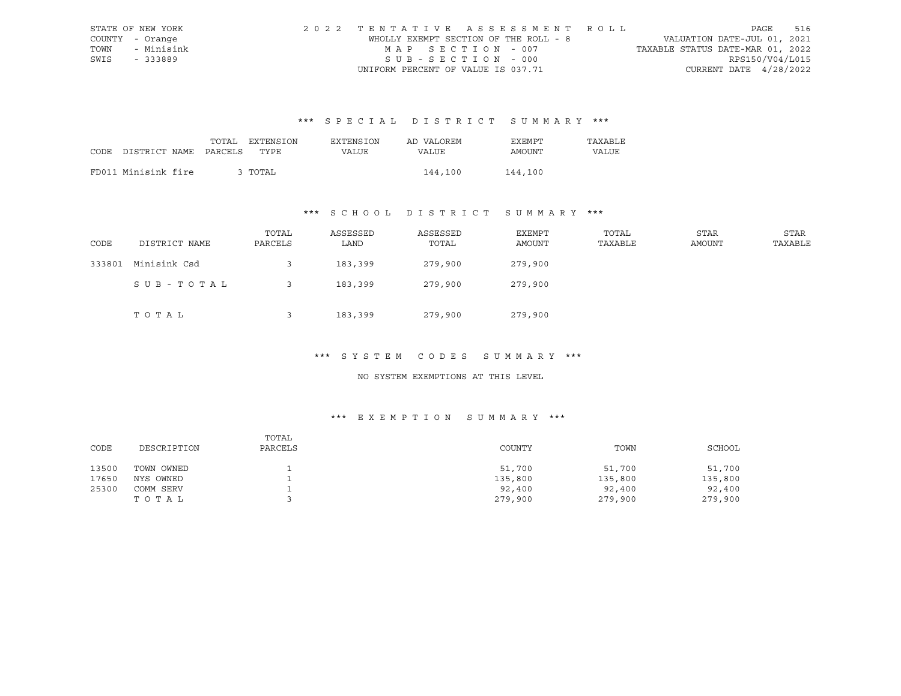STATE OF NEW YORK
COUNTY - Orange
TOWN - Minisink
SWIS - 333889

2022 TENTATIVE ASSESSMENT ROLL
WHOLLY EXEMPT SECTION OF THE ROLL - 8
MAP SECTION - 007
SUB-SECTION - 000
UNIFORM PERCENT OF VALUE IS 037.71

VALUATION DATE-JUL 01, 2021
TAXABLE STATUS DATE-MAR 01, 2022
RPS150/V04/L015
CURRENT DATE 4/28/2022

### *** SPECIAL DISTRICT SUMMARY ***

| CODE | DISTRICT NAME | TOTAL PARCELS | EXTENSION TYPE | EXTENSION VALUE | AD VALOREM VALUE | EXEMPT AMOUNT | TAXABLE VALUE |
|---|---|---|---|---|---|---|---|
| FD011 | Minisink fire | 3 | TOTAL | | 144,100 | 144,100 | |

### *** SCHOOL DISTRICT SUMMARY ***

| CODE | DISTRICT NAME | TOTAL PARCELS | ASSESSED LAND | ASSESSED TOTAL | EXEMPT AMOUNT | TOTAL TAXABLE | STAR AMOUNT | STAR TAXABLE |
|---|---|---|---|---|---|---|---|---|
| 333801 | Minisink Csd | 3 | 183,399 | 279,900 | 279,900 | | | |
| | SUB-TOTAL | 3 | 183,399 | 279,900 | 279,900 | | | |
| | TOTAL | 3 | 183,399 | 279,900 | 279,900 | | | |

### *** SYSTEM CODES SUMMARY ***

NO SYSTEM EXEMPTIONS AT THIS LEVEL

### *** EXEMPTION SUMMARY ***

| CODE | DESCRIPTION | TOTAL PARCELS | COUNTY | TOWN | SCHOOL |
|---|---|---|---|---|---|
| 13500 | TOWN OWNED | 1 | 51,700 | 51,700 | 51,700 |
| 17650 | NYS OWNED | 1 | 135,800 | 135,800 | 135,800 |
| 25300 | COMM SERV | 1 | 92,400 | 92,400 | 92,400 |
| | TOTAL | 3 | 279,900 | 279,900 | 279,900 |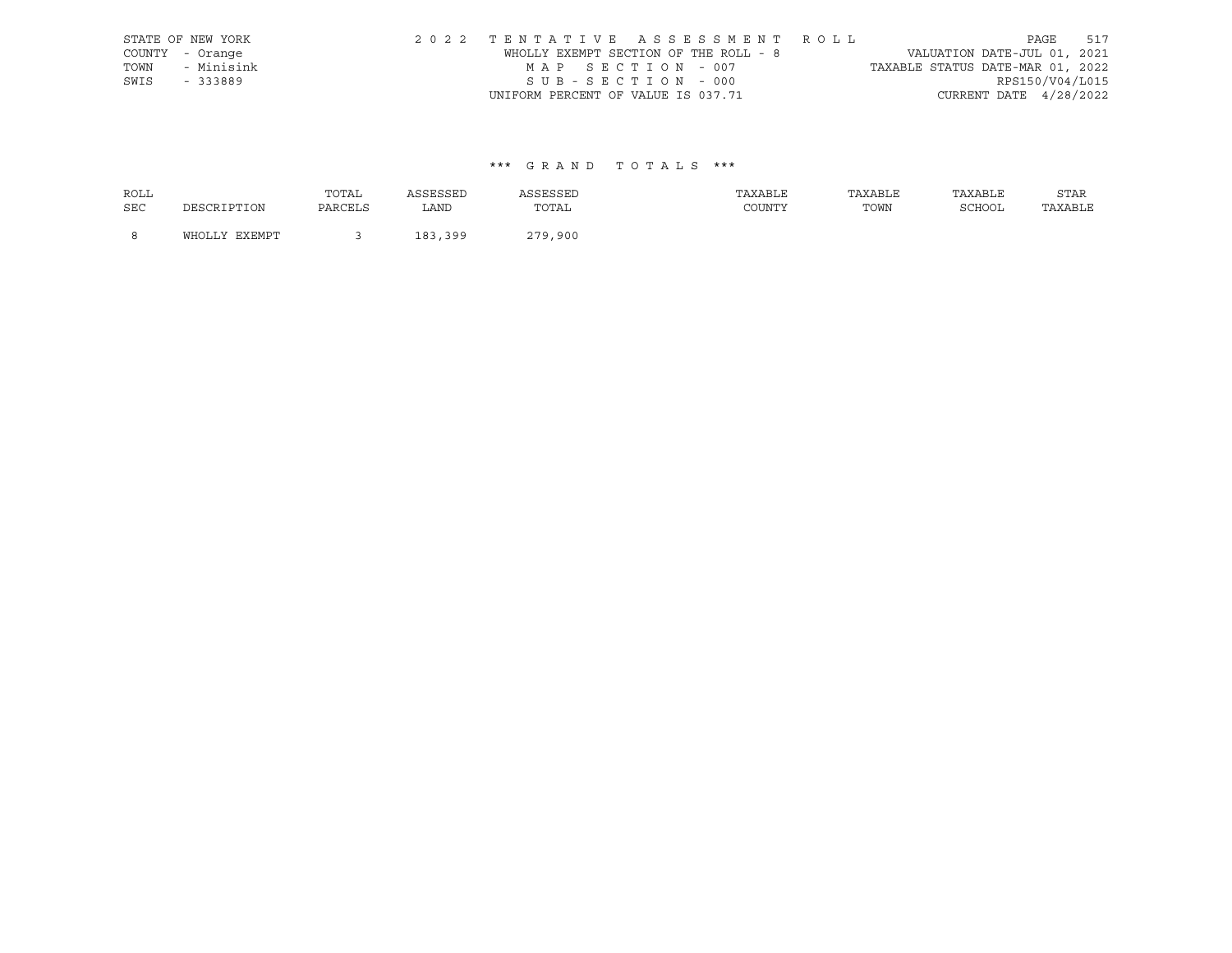STATE OF NEW YORK
COUNTY - Orange
TOWN - Minisink
SWIS - 333889

2022 TENTATIVE ASSESSMENT ROLL
WHOLLY EXEMPT SECTION OF THE ROLL - 8
MAP SECTION - 007
SUB-SECTION - 000
UNIFORM PERCENT OF VALUE IS 037.71

VALUATION DATE-JUL 01, 2021
TAXABLE STATUS DATE-MAR 01, 2022
RPS150/V04/L015
CURRENT DATE 4/28/2022

### \*\*\* GRAND TOTALS \*\*\*

| ROLL SEC | DESCRIPTION | TOTAL PARCELS | ASSESSED LAND | ASSESSED TOTAL | TAXABLE COUNTY | TAXABLE TOWN | TAXABLE SCHOOL | STAR TAXABLE |
|---|---|---|---|---|---|---|---|---|
| 8 | WHOLLY EXEMPT | 3 | 183,399 | 279,900 | | | | |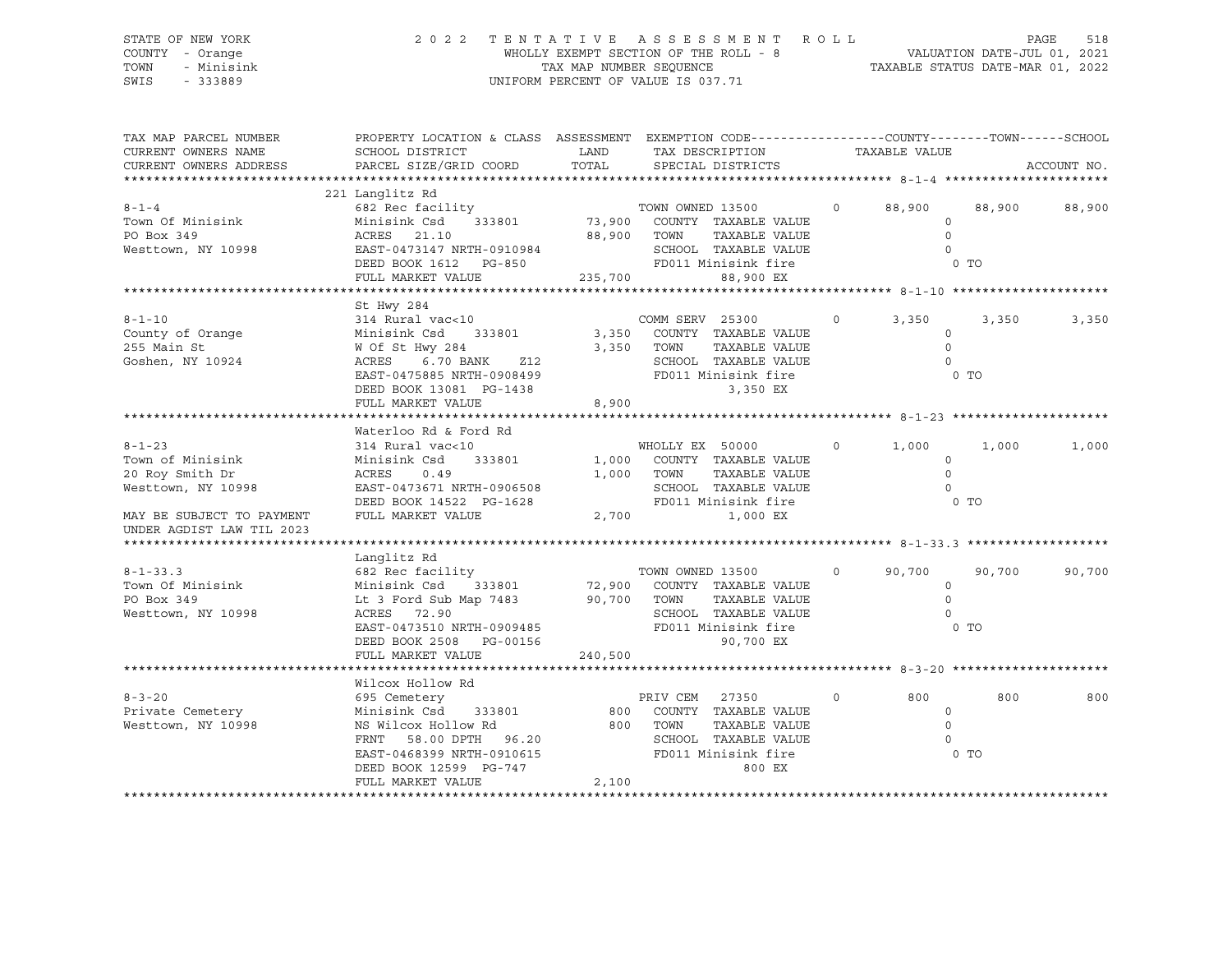STATE OF NEW YORK — COUNTY - Orange — TOWN - Minisink — SWIS - 333889

# 2022 TENTATIVE ASSESSMENT ROLL

WHOLLY EXEMPT SECTION OF THE ROLL - 8 — TAX MAP NUMBER SEQUENCE — UNIFORM PERCENT OF VALUE IS 037.71

VALUATION DATE-JUL 01, 2021 — TAXABLE STATUS DATE-MAR 01, 2022

| TAX MAP PARCEL NUMBER / CURRENT OWNERS NAME / CURRENT OWNERS ADDRESS | PROPERTY LOCATION & CLASS / SCHOOL DISTRICT / PARCEL SIZE/GRID COORD | ASSESSMENT LAND / TOTAL | EXEMPTION CODE / TAX DESCRIPTION / SPECIAL DISTRICTS | COUNTY TAXABLE VALUE | TOWN | SCHOOL |
|---|---|---|---|---|---|---|
| **8-1-4** | 221 Langlitz Rd | | | | | |
| 8-1-4 | 682 Rec facility | | TOWN OWNED 13500 0 | 88,900 | 88,900 | 88,900 |
| Town Of Minisink | Minisink Csd 333801 | 73,900 | COUNTY TAXABLE VALUE | 0 | | |
| PO Box 349 | ACRES 21.10 | 88,900 | TOWN TAXABLE VALUE | 0 | | |
| Westtown, NY 10998 | EAST-0473147 NRTH-0910984 | | SCHOOL TAXABLE VALUE | 0 | | |
| | DEED BOOK 1612 PG-850 | | FD011 Minisink fire | 0 TO | | |
| | FULL MARKET VALUE | 235,700 | 88,900 EX | | | |
| **8-1-10** | St Hwy 284 | | | | | |
| 8-1-10 | 314 Rural vac<10 | | COMM SERV 25300 0 | 3,350 | 3,350 | 3,350 |
| County of Orange | Minisink Csd 333801 | 3,350 | COUNTY TAXABLE VALUE | 0 | | |
| 255 Main St | W Of St Hwy 284 | 3,350 | TOWN TAXABLE VALUE | 0 | | |
| Goshen, NY 10924 | ACRES 6.70 BANK Z12 | | SCHOOL TAXABLE VALUE | 0 | | |
| | EAST-0475885 NRTH-0908499 | | FD011 Minisink fire | 0 TO | | |
| | DEED BOOK 13081 PG-1438 | | 3,350 EX | | | |
| | FULL MARKET VALUE | 8,900 | | | | |
| **8-1-23** | Waterloo Rd & Ford Rd | | | | | |
| 8-1-23 | 314 Rural vac<10 | | WHOLLY EX 50000 0 | 1,000 | 1,000 | 1,000 |
| Town of Minisink | Minisink Csd 333801 | 1,000 | COUNTY TAXABLE VALUE | 0 | | |
| 20 Roy Smith Dr | ACRES 0.49 | 1,000 | TOWN TAXABLE VALUE | 0 | | |
| Westtown, NY 10998 | EAST-0473671 NRTH-0906508 | | SCHOOL TAXABLE VALUE | 0 | | |
| | DEED BOOK 14522 PG-1628 | | FD011 Minisink fire | 0 TO | | |
| MAY BE SUBJECT TO PAYMENT UNDER AGDIST LAW TIL 2023 | FULL MARKET VALUE | 2,700 | 1,000 EX | | | |
| **8-1-33.3** | Langlitz Rd | | | | | |
| 8-1-33.3 | 682 Rec facility | | TOWN OWNED 13500 0 | 90,700 | 90,700 | 90,700 |
| Town Of Minisink | Minisink Csd 333801 | 72,900 | COUNTY TAXABLE VALUE | 0 | | |
| PO Box 349 | Lt 3 Ford Sub Map 7483 | 90,700 | TOWN TAXABLE VALUE | 0 | | |
| Westtown, NY 10998 | ACRES 72.90 | | SCHOOL TAXABLE VALUE | 0 | | |
| | EAST-0473510 NRTH-0909485 | | FD011 Minisink fire | 0 TO | | |
| | DEED BOOK 2508 PG-00156 | | 90,700 EX | | | |
| | FULL MARKET VALUE | 240,500 | | | | |
| **8-3-20** | Wilcox Hollow Rd | | | | | |
| 8-3-20 | 695 Cemetery | | PRIV CEM 27350 0 | 800 | 800 | 800 |
| Private Cemetery | Minisink Csd 333801 | 800 | COUNTY TAXABLE VALUE | 0 | | |
| Westtown, NY 10998 | NS Wilcox Hollow Rd | 800 | TOWN TAXABLE VALUE | 0 | | |
| | FRNT 58.00 DPTH 96.20 | | SCHOOL TAXABLE VALUE | 0 | | |
| | EAST-0468399 NRTH-0910615 | | FD011 Minisink fire | 0 TO | | |
| | DEED BOOK 12599 PG-747 | | 800 EX | | | |
| | FULL MARKET VALUE | 2,100 | | | | |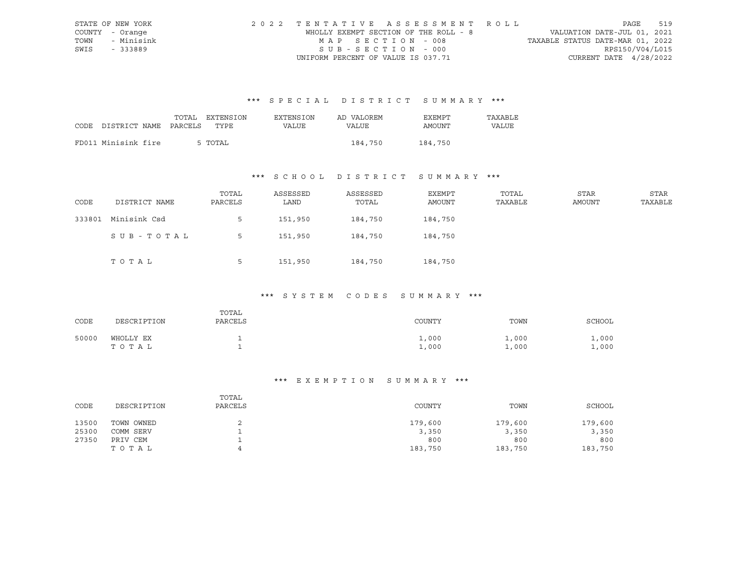STATE OF NEW YORK
COUNTY - Orange
TOWN - Minisink
SWIS - 333889

2022 TENTATIVE ASSESSMENT ROLL
WHOLLY EXEMPT SECTION OF THE ROLL - 8
MAP SECTION - 008
SUB-SECTION - 000
UNIFORM PERCENT OF VALUE IS 037.71

VALUATION DATE-JUL 01, 2021
TAXABLE STATUS DATE-MAR 01, 2022
RPS150/V04/L015
CURRENT DATE 4/28/2022

### *** SPECIAL DISTRICT SUMMARY ***

| CODE | DISTRICT NAME | TOTAL PARCELS | EXTENSION TYPE | EXTENSION VALUE | AD VALOREM VALUE | EXEMPT AMOUNT | TAXABLE VALUE |
|---|---|---|---|---|---|---|---|
| FD011 | Minisink fire | 5 | TOTAL | | 184,750 | 184,750 | |

### *** SCHOOL DISTRICT SUMMARY ***

| CODE | DISTRICT NAME | TOTAL PARCELS | ASSESSED LAND | ASSESSED TOTAL | EXEMPT AMOUNT | TOTAL TAXABLE | STAR AMOUNT | STAR TAXABLE |
|---|---|---|---|---|---|---|---|---|
| 333801 | Minisink Csd | 5 | 151,950 | 184,750 | 184,750 | | | |
| | SUB-TOTAL | 5 | 151,950 | 184,750 | 184,750 | | | |
| | TOTAL | 5 | 151,950 | 184,750 | 184,750 | | | |

### *** SYSTEM CODES SUMMARY ***

| CODE | DESCRIPTION | TOTAL PARCELS | COUNTY | TOWN | SCHOOL |
|---|---|---|---|---|---|
| 50000 | WHOLLY EX | 1 | 1,000 | 1,000 | 1,000 |
| | TOTAL | 1 | 1,000 | 1,000 | 1,000 |

### *** EXEMPTION SUMMARY ***

| CODE | DESCRIPTION | TOTAL PARCELS | COUNTY | TOWN | SCHOOL |
|---|---|---|---|---|---|
| 13500 | TOWN OWNED | 2 | 179,600 | 179,600 | 179,600 |
| 25300 | COMM SERV | 1 | 3,350 | 3,350 | 3,350 |
| 27350 | PRIV CEM | 1 | 800 | 800 | 800 |
| | TOTAL | 4 | 183,750 | 183,750 | 183,750 |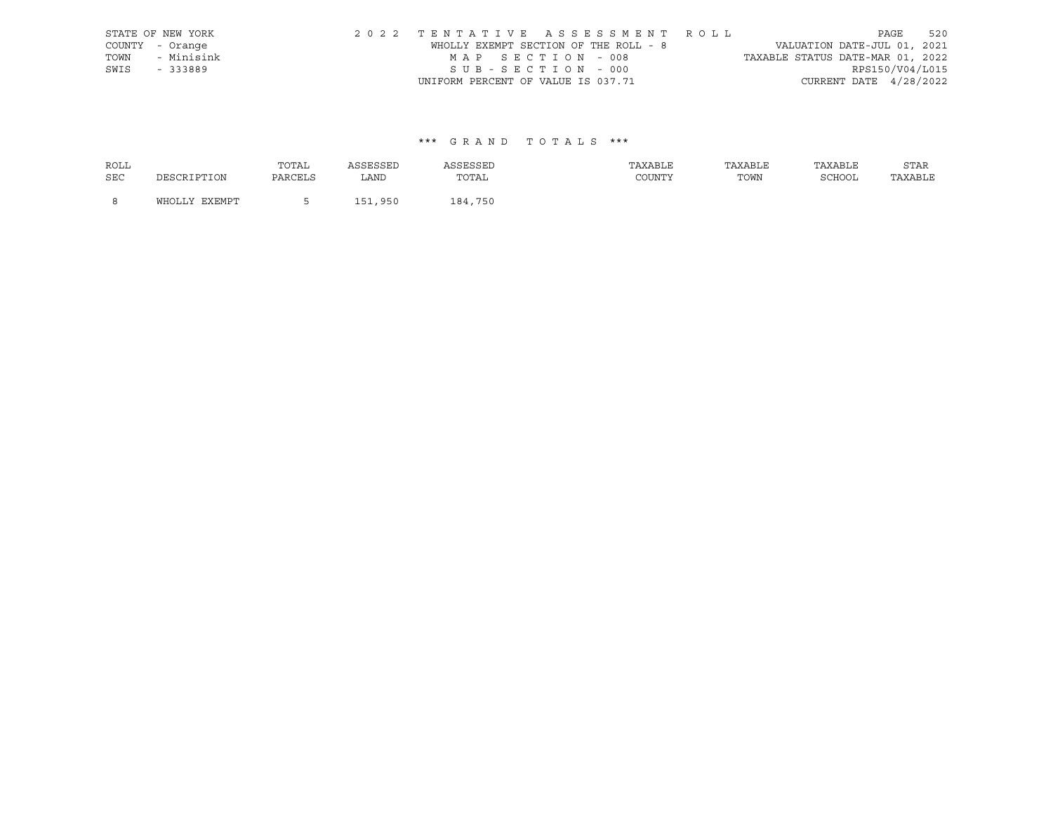STATE OF NEW YORK
COUNTY - Orange
TOWN - Minisink
SWIS - 333889

2 0 2 2 T E N T A T I V E A S S E S S M E N T R O L L

WHOLLY EXEMPT SECTION OF THE ROLL - 8

M A P S E C T I O N - 008

S U B - S E C T I O N - 000

UNIFORM PERCENT OF VALUE IS 037.71

VALUATION DATE-JUL 01, 2021
TAXABLE STATUS DATE-MAR 01, 2022
RPS150/V04/L015
CURRENT DATE 4/28/2022

\*\*\* G R A N D T O T A L S \*\*\*

| ROLL SEC | DESCRIPTION | TOTAL PARCELS | ASSESSED LAND | ASSESSED TOTAL | TAXABLE COUNTY | TAXABLE TOWN | TAXABLE SCHOOL | STAR TAXABLE |
|---|---|---|---|---|---|---|---|---|
| 8 | WHOLLY EXEMPT | 5 | 151,950 | 184,750 | | | | |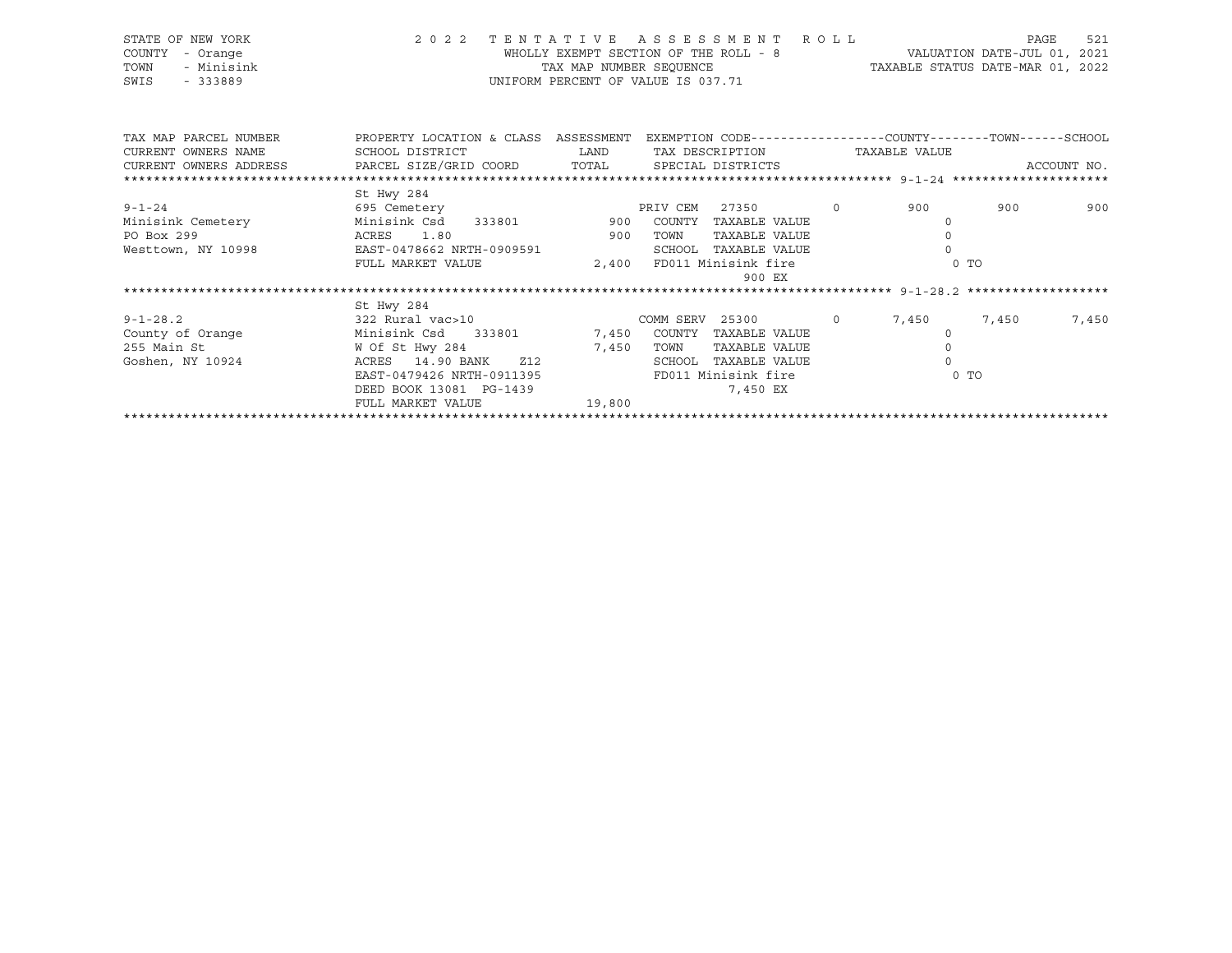STATE OF NEW YORK — COUNTY - Orange — TOWN - Minisink — SWIS - 333889

# 2022 TENTATIVE ASSESSMENT ROLL

WHOLLY EXEMPT SECTION OF THE ROLL - 8
TAX MAP NUMBER SEQUENCE
UNIFORM PERCENT OF VALUE IS 037.71

VALUATION DATE-JUL 01, 2021
TAXABLE STATUS DATE-MAR 01, 2022

| TAX MAP PARCEL NUMBER / CURRENT OWNERS NAME / CURRENT OWNERS ADDRESS | PROPERTY LOCATION & CLASS / SCHOOL DISTRICT / PARCEL SIZE/GRID COORD | ASSESSMENT LAND / TOTAL | EXEMPTION CODE / TAX DESCRIPTION / SPECIAL DISTRICTS | | COUNTY TAXABLE VALUE | TOWN | SCHOOL / ACCOUNT NO. |
|---|---|---|---|---|---|---|---|
| 9-1-24 | St Hwy 284 | | | | | | |
| 9-1-24 | 695 Cemetery | | PRIV CEM 27350 | 0 | 900 | 900 | 900 |
| Minisink Cemetery | Minisink Csd 333801 | 900 | COUNTY TAXABLE VALUE | | 0 | | |
| PO Box 299 | ACRES 1.80 | 900 | TOWN TAXABLE VALUE | | 0 | | |
| Westtown, NY 10998 | EAST-0478662 NRTH-0909591 | | SCHOOL TAXABLE VALUE | | 0 | | |
| | FULL MARKET VALUE | 2,400 | FD011 Minisink fire | | 0 TO | | |
| | | | 900 EX | | | | |
| 9-1-28.2 | St Hwy 284 | | | | | | |
| 9-1-28.2 | 322 Rural vac>10 | | COMM SERV 25300 | 0 | 7,450 | 7,450 | 7,450 |
| County of Orange | Minisink Csd 333801 | 7,450 | COUNTY TAXABLE VALUE | | 0 | | |
| 255 Main St | W Of St Hwy 284 | 7,450 | TOWN TAXABLE VALUE | | 0 | | |
| Goshen, NY 10924 | ACRES 14.90 BANK Z12 | | SCHOOL TAXABLE VALUE | | 0 | | |
| | EAST-0479426 NRTH-0911395 | | FD011 Minisink fire | | 0 TO | | |
| | DEED BOOK 13081 PG-1439 | | 7,450 EX | | | | |
| | FULL MARKET VALUE | 19,800 | | | | | |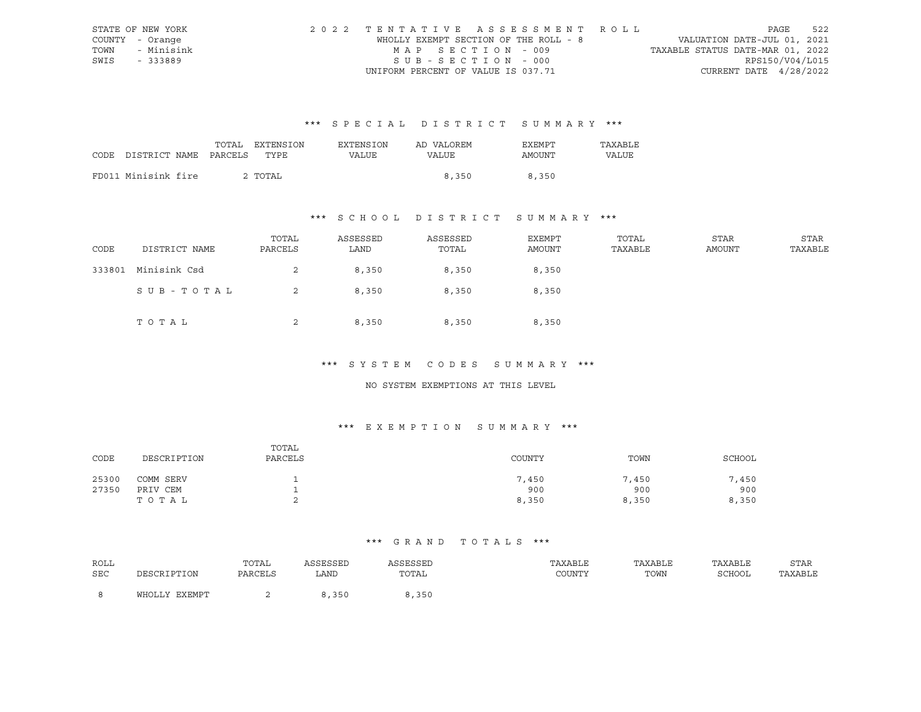STATE OF NEW YORK
COUNTY - Orange
TOWN - Minisink
SWIS - 333889

2022 TENTATIVE ASSESSMENT ROLL
WHOLLY EXEMPT SECTION OF THE ROLL - 8
MAP SECTION - 009
SUB-SECTION - 000
UNIFORM PERCENT OF VALUE IS 037.71

VALUATION DATE-JUL 01, 2021
TAXABLE STATUS DATE-MAR 01, 2022
RPS150/V04/L015
CURRENT DATE 4/28/2022

### *** SPECIAL DISTRICT SUMMARY ***

| CODE | DISTRICT NAME | TOTAL PARCELS | EXTENSION TYPE | EXTENSION VALUE | AD VALOREM VALUE | EXEMPT AMOUNT | TAXABLE VALUE |
|---|---|---|---|---|---|---|---|
| FD011 | Minisink fire | 2 | TOTAL | | 8,350 | 8,350 | |

### *** SCHOOL DISTRICT SUMMARY ***

| CODE | DISTRICT NAME | TOTAL PARCELS | ASSESSED LAND | ASSESSED TOTAL | EXEMPT AMOUNT | TOTAL TAXABLE | STAR AMOUNT | STAR TAXABLE |
|---|---|---|---|---|---|---|---|---|
| 333801 | Minisink Csd | 2 | 8,350 | 8,350 | 8,350 | | | |
| | SUB-TOTAL | 2 | 8,350 | 8,350 | 8,350 | | | |
| | TOTAL | 2 | 8,350 | 8,350 | 8,350 | | | |

### *** SYSTEM CODES SUMMARY ***

NO SYSTEM EXEMPTIONS AT THIS LEVEL

### *** EXEMPTION SUMMARY ***

| CODE | DESCRIPTION | TOTAL PARCELS | COUNTY | TOWN | SCHOOL |
|---|---|---|---|---|---|
| 25300 | COMM SERV | 1 | 7,450 | 7,450 | 7,450 |
| 27350 | PRIV CEM | 1 | 900 | 900 | 900 |
| | TOTAL | 2 | 8,350 | 8,350 | 8,350 |

### *** GRAND TOTALS ***

| ROLL SEC | DESCRIPTION | TOTAL PARCELS | ASSESSED LAND | ASSESSED TOTAL | TAXABLE COUNTY | TAXABLE TOWN | TAXABLE SCHOOL | STAR TAXABLE |
|---|---|---|---|---|---|---|---|---|
| 8 | WHOLLY EXEMPT | 2 | 8,350 | 8,350 | | | | |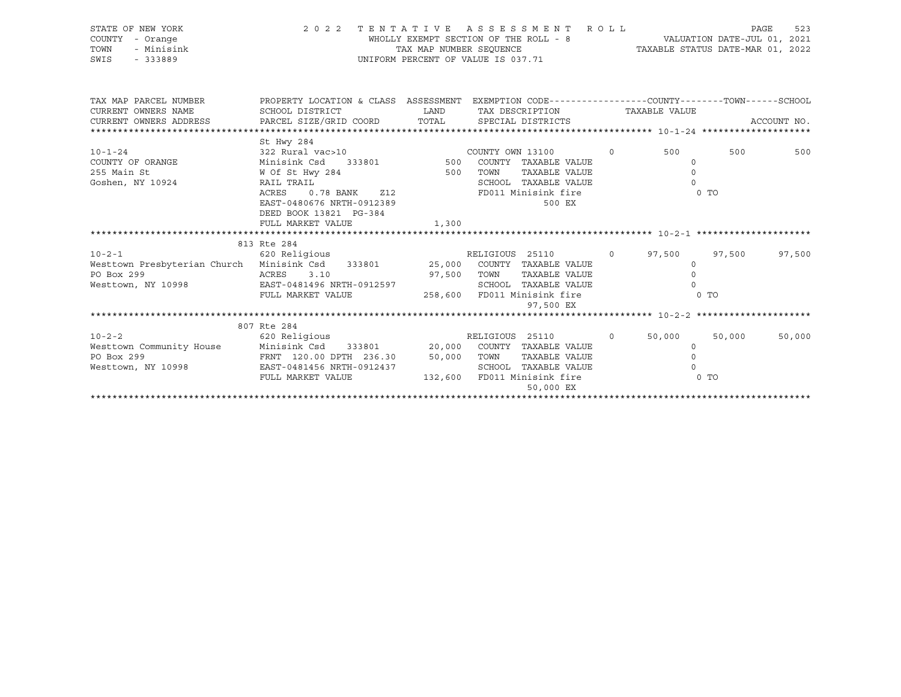STATE OF NEW YORK
COUNTY - Orange
TOWN - Minisink
SWIS - 333889

2022 TENTATIVE ASSESSMENT ROLL
WHOLLY EXEMPT SECTION OF THE ROLL - 8
TAX MAP NUMBER SEQUENCE
UNIFORM PERCENT OF VALUE IS 037.71

VALUATION DATE-JUL 01, 2021
TAXABLE STATUS DATE-MAR 01, 2022

| TAX MAP PARCEL NUMBER / CURRENT OWNERS NAME / CURRENT OWNERS ADDRESS | PROPERTY LOCATION & CLASS / SCHOOL DISTRICT / PARCEL SIZE/GRID COORD | ASSESSMENT LAND / TOTAL | EXEMPTION CODE / TAX DESCRIPTION / SPECIAL DISTRICTS | COUNTY TAXABLE VALUE | TOWN | SCHOOL / ACCOUNT NO. |
|---|---|---|---|---|---|---|
| **10-1-24** | St Hwy 284 | | | | | |
| 10-1-24 | 322 Rural vac>10 | | COUNTY OWN 13100 0 | 500 | 500 | 500 |
| COUNTY OF ORANGE | Minisink Csd 333801 | 500 | COUNTY TAXABLE VALUE | 0 | | |
| 255 Main St | W Of St Hwy 284 | 500 | TOWN TAXABLE VALUE | 0 | | |
| Goshen, NY 10924 | RAIL TRAIL | | SCHOOL TAXABLE VALUE | 0 | | |
| | ACRES 0.78 BANK Z12 | | FD011 Minisink fire | 0 TO | | |
| | EAST-0480676 NRTH-0912389 | | 500 EX | | | |
| | DEED BOOK 13821 PG-384 | | | | | |
| | FULL MARKET VALUE | 1,300 | | | | |
| **10-2-1** | 813 Rte 284 | | | | | |
| 10-2-1 | 620 Religious | | RELIGIOUS 25110 0 | 97,500 | 97,500 | 97,500 |
| Westtown Presbyterian Church | Minisink Csd 333801 | 25,000 | COUNTY TAXABLE VALUE | 0 | | |
| PO Box 299 | ACRES 3.10 | 97,500 | TOWN TAXABLE VALUE | 0 | | |
| Westtown, NY 10998 | EAST-0481496 NRTH-0912597 | | SCHOOL TAXABLE VALUE | 0 | | |
| | FULL MARKET VALUE | 258,600 | FD011 Minisink fire | 0 TO | | |
| | | | 97,500 EX | | | |
| **10-2-2** | 807 Rte 284 | | | | | |
| 10-2-2 | 620 Religious | | RELIGIOUS 25110 0 | 50,000 | 50,000 | 50,000 |
| Westtown Community House | Minisink Csd 333801 | 20,000 | COUNTY TAXABLE VALUE | 0 | | |
| PO Box 299 | FRNT 120.00 DPTH 236.30 | 50,000 | TOWN TAXABLE VALUE | 0 | | |
| Westtown, NY 10998 | EAST-0481456 NRTH-0912437 | | SCHOOL TAXABLE VALUE | 0 | | |
| | FULL MARKET VALUE | 132,600 | FD011 Minisink fire | 0 TO | | |
| | | | 50,000 EX | | | |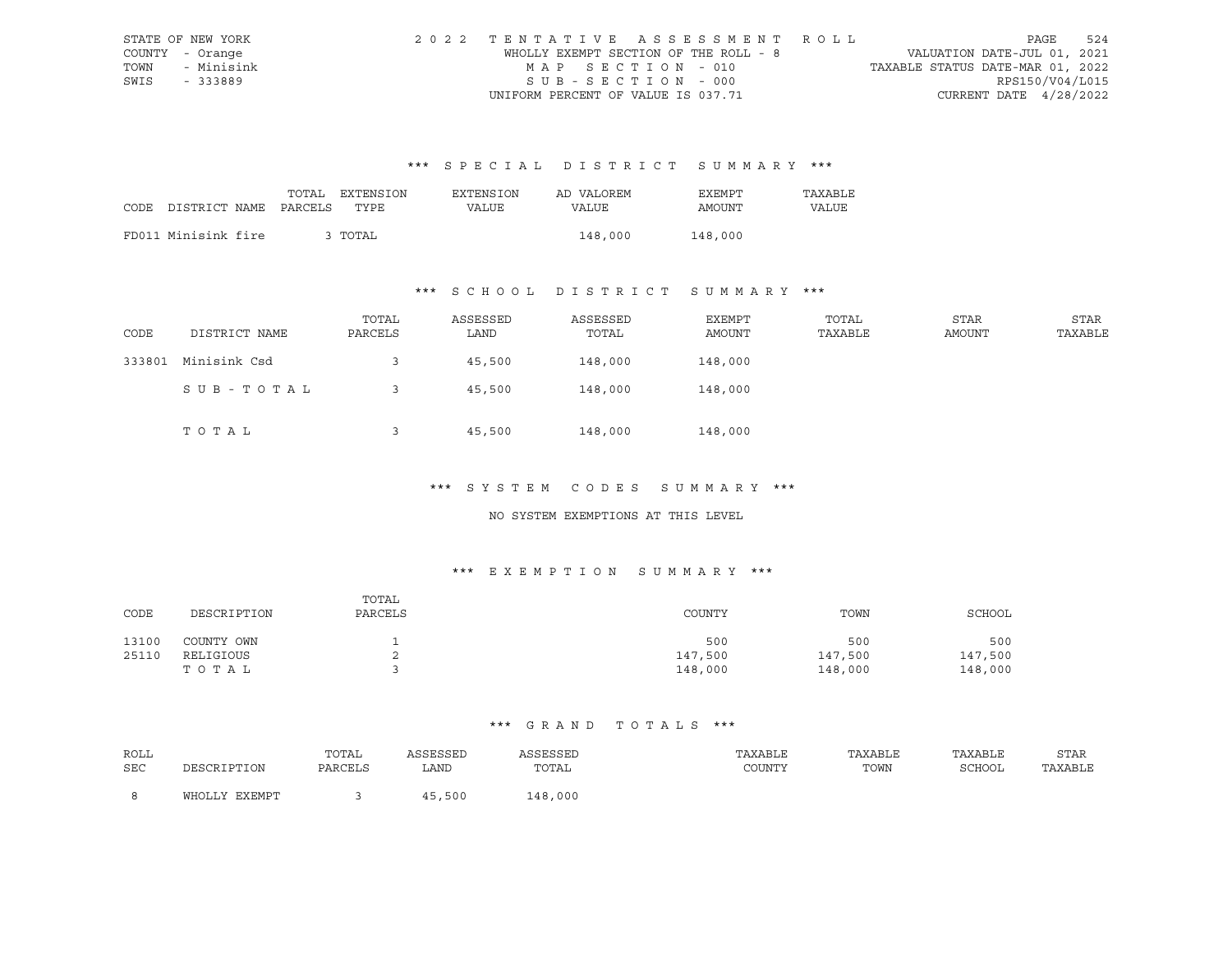STATE OF NEW YORK — 2022 TENTATIVE ASSESSMENT ROLL
COUNTY - Orange — WHOLLY EXEMPT SECTION OF THE ROLL - 8 — VALUATION DATE-JUL 01, 2021
TOWN - Minisink — MAP SECTION - 010 — TAXABLE STATUS DATE-MAR 01, 2022
SWIS - 333889 — SUB-SECTION - 000 — RPS150/V04/L015
UNIFORM PERCENT OF VALUE IS 037.71 — CURRENT DATE 4/28/2022

### *** SPECIAL DISTRICT SUMMARY ***

| CODE DISTRICT NAME | TOTAL PARCELS | EXTENSION TYPE | EXTENSION VALUE | AD VALOREM VALUE | EXEMPT AMOUNT | TAXABLE VALUE |
|---|---|---|---|---|---|---|
| FD011 Minisink fire | 3 | TOTAL | | 148,000 | 148,000 | |

### *** SCHOOL DISTRICT SUMMARY ***

| CODE | DISTRICT NAME | TOTAL PARCELS | ASSESSED LAND | ASSESSED TOTAL | EXEMPT AMOUNT | TOTAL TAXABLE | STAR AMOUNT | STAR TAXABLE |
|---|---|---|---|---|---|---|---|---|
| 333801 | Minisink Csd | 3 | 45,500 | 148,000 | 148,000 | | | |
| | SUB-TOTAL | 3 | 45,500 | 148,000 | 148,000 | | | |
| | TOTAL | 3 | 45,500 | 148,000 | 148,000 | | | |

### *** SYSTEM CODES SUMMARY ***

NO SYSTEM EXEMPTIONS AT THIS LEVEL

### *** EXEMPTION SUMMARY ***

| CODE | DESCRIPTION | TOTAL PARCELS | COUNTY | TOWN | SCHOOL |
|---|---|---|---|---|---|
| 13100 | COUNTY OWN | 1 | 500 | 500 | 500 |
| 25110 | RELIGIOUS | 2 | 147,500 | 147,500 | 147,500 |
| | TOTAL | 3 | 148,000 | 148,000 | 148,000 |

### *** GRAND TOTALS ***

| ROLL SEC | DESCRIPTION | TOTAL PARCELS | ASSESSED LAND | ASSESSED TOTAL | TAXABLE COUNTY | TAXABLE TOWN | TAXABLE SCHOOL | STAR TAXABLE |
|---|---|---|---|---|---|---|---|---|
| 8 | WHOLLY EXEMPT | 3 | 45,500 | 148,000 | | | | |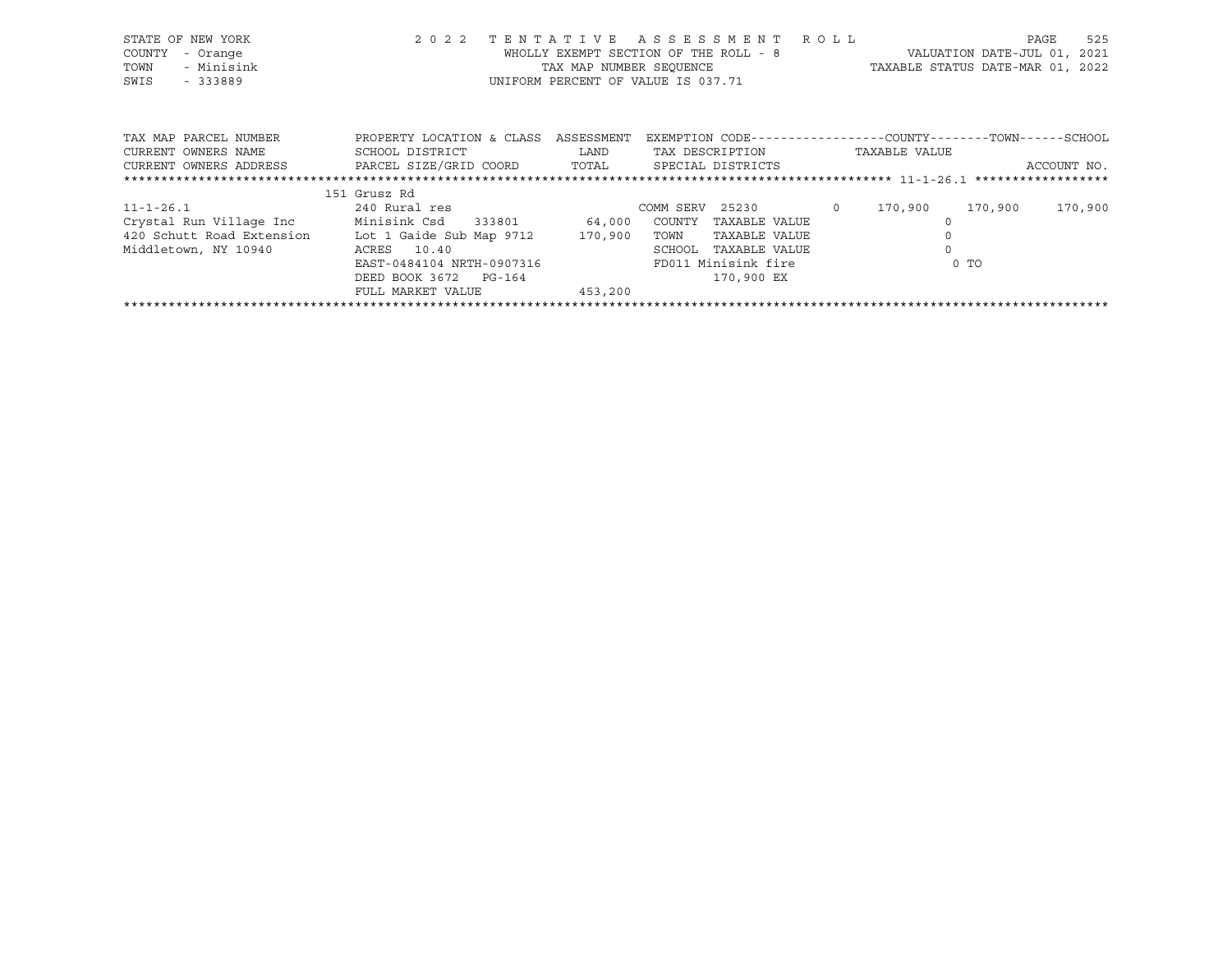STATE OF NEW YORK
COUNTY - Orange
TOWN - Minisink
SWIS - 333889

2022 TENTATIVE ASSESSMENT ROLL
WHOLLY EXEMPT SECTION OF THE ROLL - 8
TAX MAP NUMBER SEQUENCE
UNIFORM PERCENT OF VALUE IS 037.71

VALUATION DATE-JUL 01, 2021
TAXABLE STATUS DATE-MAR 01, 2022

| TAX MAP PARCEL NUMBER / CURRENT OWNERS NAME / CURRENT OWNERS ADDRESS | PROPERTY LOCATION & CLASS / SCHOOL DISTRICT / PARCEL SIZE/GRID COORD | ASSESSMENT / LAND / TOTAL | EXEMPTION CODE / TAX DESCRIPTION / SPECIAL DISTRICTS | COUNTY TAXABLE VALUE | TOWN | SCHOOL / ACCOUNT NO. |
|---|---|---|---|---|---|---|
| | 151 Grusz Rd | | | | | |
| 11-1-26.1 | 240 Rural res | | COMM SERV 25230 0 | 170,900 | 170,900 | 170,900 |
| Crystal Run Village Inc | Minisink Csd 333801 | 64,000 | COUNTY TAXABLE VALUE | 0 | | |
| 420 Schutt Road Extension | Lot 1 Gaide Sub Map 9712 | 170,900 | TOWN TAXABLE VALUE | 0 | | |
| Middletown, NY 10940 | ACRES 10.40 | | SCHOOL TAXABLE VALUE | 0 | | |
| | EAST-0484104 NRTH-0907316 | | FD011 Minisink fire | 0 TO | | |
| | DEED BOOK 3672 PG-164 | | 170,900 EX | | | |
| | FULL MARKET VALUE | 453,200 | | | | |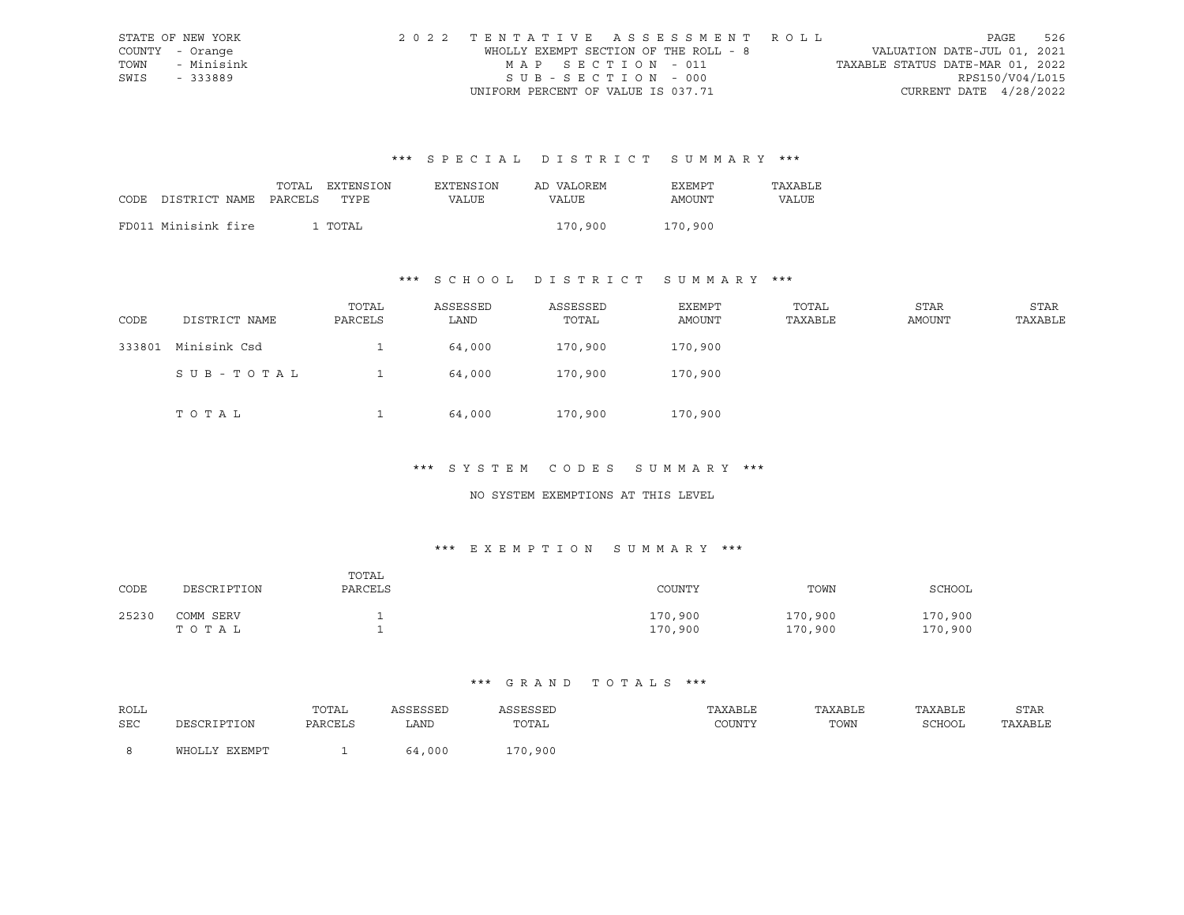STATE OF NEW YORK
COUNTY - Orange
TOWN - Minisink
SWIS - 333889

2022 TENTATIVE ASSESSMENT ROLL
WHOLLY EXEMPT SECTION OF THE ROLL - 8
MAP SECTION - 011
SUB-SECTION - 000
UNIFORM PERCENT OF VALUE IS 037.71

VALUATION DATE-JUL 01, 2021
TAXABLE STATUS DATE-MAR 01, 2022
RPS150/V04/L015
CURRENT DATE 4/28/2022

### *** SPECIAL DISTRICT SUMMARY ***

| CODE | DISTRICT NAME | TOTAL PARCELS | EXTENSION TYPE | EXTENSION VALUE | AD VALOREM VALUE | EXEMPT AMOUNT | TAXABLE VALUE |
|---|---|---|---|---|---|---|---|
| FD011 | Minisink fire | 1 | TOTAL | | 170,900 | 170,900 | |

### *** SCHOOL DISTRICT SUMMARY ***

| CODE | DISTRICT NAME | TOTAL PARCELS | ASSESSED LAND | ASSESSED TOTAL | EXEMPT AMOUNT | TOTAL TAXABLE | STAR AMOUNT | STAR TAXABLE |
|---|---|---|---|---|---|---|---|---|
| 333801 | Minisink Csd | 1 | 64,000 | 170,900 | 170,900 | | | |
| | SUB-TOTAL | 1 | 64,000 | 170,900 | 170,900 | | | |
| | TOTAL | 1 | 64,000 | 170,900 | 170,900 | | | |

### *** SYSTEM CODES SUMMARY ***

NO SYSTEM EXEMPTIONS AT THIS LEVEL

### *** EXEMPTION SUMMARY ***

| CODE | DESCRIPTION | TOTAL PARCELS | COUNTY | TOWN | SCHOOL |
|---|---|---|---|---|---|
| 25230 | COMM SERV | 1 | 170,900 | 170,900 | 170,900 |
| | TOTAL | 1 | 170,900 | 170,900 | 170,900 |

### *** GRAND TOTALS ***

| ROLL SEC | DESCRIPTION | TOTAL PARCELS | ASSESSED LAND | ASSESSED TOTAL | TAXABLE COUNTY | TAXABLE TOWN | TAXABLE SCHOOL | STAR TAXABLE |
|---|---|---|---|---|---|---|---|---|
| 8 | WHOLLY EXEMPT | 1 | 64,000 | 170,900 | | | | |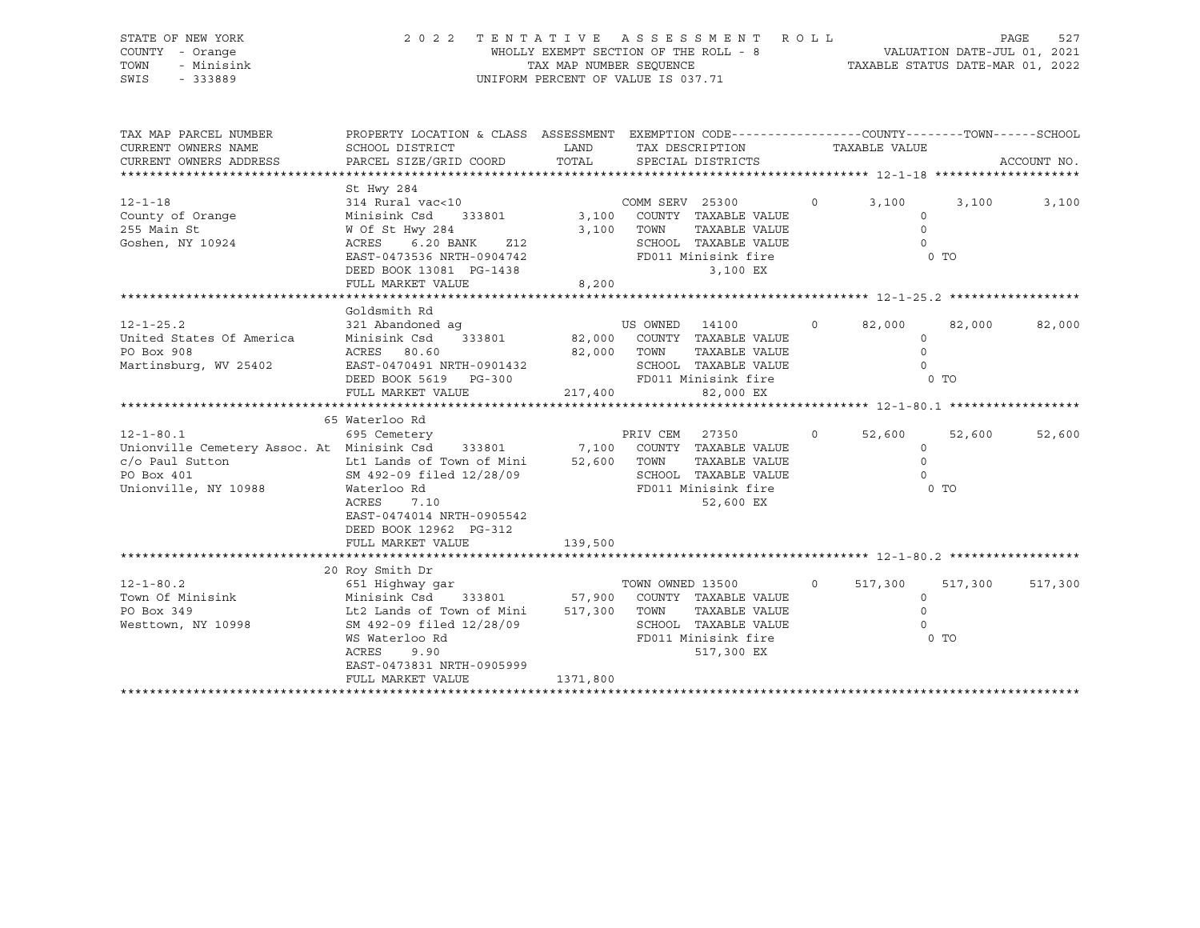STATE OF NEW YORK — COUNTY - Orange — TOWN - Minisink — SWIS - 333889

**2022 TENTATIVE ASSESSMENT ROLL**
WHOLLY EXEMPT SECTION OF THE ROLL - 8
TAX MAP NUMBER SEQUENCE
UNIFORM PERCENT OF VALUE IS 037.71

VALUATION DATE-JUL 01, 2021
TAXABLE STATUS DATE-MAR 01, 2022

| TAX MAP PARCEL NUMBER / CURRENT OWNERS NAME / CURRENT OWNERS ADDRESS | PROPERTY LOCATION & CLASS / SCHOOL DISTRICT / PARCEL SIZE/GRID COORD | ASSESSMENT LAND | TOTAL | EXEMPTION CODE / TAX DESCRIPTION / SPECIAL DISTRICTS | COUNTY | TOWN | SCHOOL |
|---|---|---|---|---|---|---|---|
| **12-1-18** | St Hwy 284 | | | | | | |
| 12-1-18 | 314 Rural vac<10 | | | COMM SERV 25300 0 | 3,100 | 3,100 | 3,100 |
| County of Orange | Minisink Csd 333801 | 3,100 | | COUNTY TAXABLE VALUE | 0 | | |
| 255 Main St | W Of St Hwy 284 | | 3,100 | TOWN TAXABLE VALUE | | 0 | |
| Goshen, NY 10924 | ACRES 6.20 BANK Z12 | | | SCHOOL TAXABLE VALUE | | | 0 |
| | EAST-0473536 NRTH-0904742 | | | FD011 Minisink fire | 0 TO | | |
| | DEED BOOK 13081 PG-1438 | | | 3,100 EX | | | |
| | FULL MARKET VALUE | | 8,200 | | | | |
| **12-1-25.2** | Goldsmith Rd | | | | | | |
| 12-1-25.2 | 321 Abandoned ag | | | US OWNED 14100 0 | 82,000 | 82,000 | 82,000 |
| United States Of America | Minisink Csd 333801 | 82,000 | | COUNTY TAXABLE VALUE | 0 | | |
| PO Box 908 | ACRES 80.60 | | 82,000 | TOWN TAXABLE VALUE | | 0 | |
| Martinsburg, WV 25402 | EAST-0470491 NRTH-0901432 | | | SCHOOL TAXABLE VALUE | | | 0 |
| | DEED BOOK 5619 PG-300 | | | FD011 Minisink fire | 0 TO | | |
| | FULL MARKET VALUE | | 217,400 | 82,000 EX | | | |
| **12-1-80.1** | 65 Waterloo Rd | | | | | | |
| 12-1-80.1 | 695 Cemetery | | | PRIV CEM 27350 0 | 52,600 | 52,600 | 52,600 |
| Unionville Cemetery Assoc. At | Minisink Csd 333801 | 7,100 | | COUNTY TAXABLE VALUE | 0 | | |
| c/o Paul Sutton | Lt1 Lands of Town of Mini | | 52,600 | TOWN TAXABLE VALUE | | 0 | |
| PO Box 401 | SM 492-09 filed 12/28/09 | | | SCHOOL TAXABLE VALUE | | | 0 |
| Unionville, NY 10988 | Waterloo Rd | | | FD011 Minisink fire | 0 TO | | |
| | ACRES 7.10 | | | 52,600 EX | | | |
| | EAST-0474014 NRTH-0905542 | | | | | | |
| | DEED BOOK 12962 PG-312 | | | | | | |
| | FULL MARKET VALUE | | 139,500 | | | | |
| **12-1-80.2** | 20 Roy Smith Dr | | | | | | |
| 12-1-80.2 | 651 Highway gar | | | TOWN OWNED 13500 0 | 517,300 | 517,300 | 517,300 |
| Town Of Minisink | Minisink Csd 333801 | 57,900 | | COUNTY TAXABLE VALUE | 0 | | |
| PO Box 349 | Lt2 Lands of Town of Mini | | 517,300 | TOWN TAXABLE VALUE | | 0 | |
| Westtown, NY 10998 | SM 492-09 filed 12/28/09 | | | SCHOOL TAXABLE VALUE | | | 0 |
| | WS Waterloo Rd | | | FD011 Minisink fire | 0 TO | | |
| | ACRES 9.90 | | | 517,300 EX | | | |
| | EAST-0473831 NRTH-0905999 | | | | | | |
| | FULL MARKET VALUE | | 1371,800 | | | | |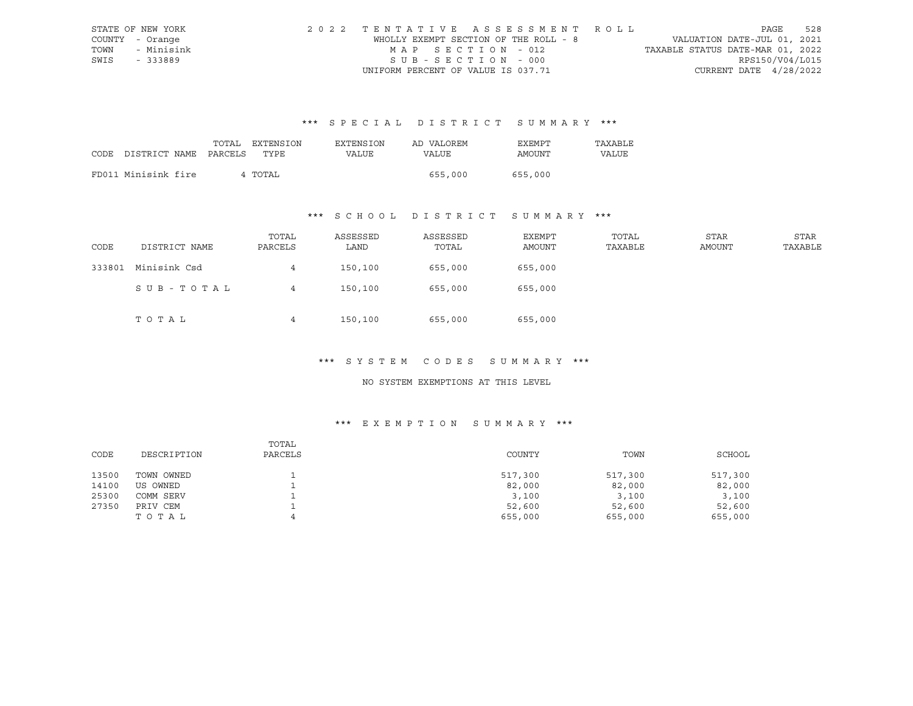STATE OF NEW YORK
COUNTY - Orange
TOWN - Minisink
SWIS - 333889

2 0 2 2 T E N T A T I V E A S S E S S M E N T R O L L
WHOLLY EXEMPT SECTION OF THE ROLL - 8
M A P S E C T I O N - 012
S U B - S E C T I O N - 000
UNIFORM PERCENT OF VALUE IS 037.71

VALUATION DATE-JUL 01, 2021
TAXABLE STATUS DATE-MAR 01, 2022
RPS150/V04/L015
CURRENT DATE 4/28/2022

## *** S P E C I A L D I S T R I C T S U M M A R Y ***

| CODE DISTRICT NAME | TOTAL PARCELS | EXTENSION TYPE | EXTENSION VALUE | AD VALOREM VALUE | EXEMPT AMOUNT | TAXABLE VALUE |
|---|---|---|---|---|---|---|
| FD011 Minisink fire | 4 | TOTAL | | 655,000 | 655,000 | |

## *** S C H O O L D I S T R I C T S U M M A R Y ***

| CODE | DISTRICT NAME | TOTAL PARCELS | ASSESSED LAND | ASSESSED TOTAL | EXEMPT AMOUNT | TOTAL TAXABLE | STAR AMOUNT | STAR TAXABLE |
|---|---|---|---|---|---|---|---|---|
| 333801 | Minisink Csd | 4 | 150,100 | 655,000 | 655,000 | | | |
| | S U B - T O T A L | 4 | 150,100 | 655,000 | 655,000 | | | |
| | T O T A L | 4 | 150,100 | 655,000 | 655,000 | | | |

## *** S Y S T E M C O D E S S U M M A R Y ***

NO SYSTEM EXEMPTIONS AT THIS LEVEL

## *** E X E M P T I O N S U M M A R Y ***

| CODE | DESCRIPTION | TOTAL PARCELS | COUNTY | TOWN | SCHOOL |
|---|---|---|---|---|---|
| 13500 | TOWN OWNED | 1 | 517,300 | 517,300 | 517,300 |
| 14100 | US OWNED | 1 | 82,000 | 82,000 | 82,000 |
| 25300 | COMM SERV | 1 | 3,100 | 3,100 | 3,100 |
| 27350 | PRIV CEM | 1 | 52,600 | 52,600 | 52,600 |
| | T O T A L | 4 | 655,000 | 655,000 | 655,000 |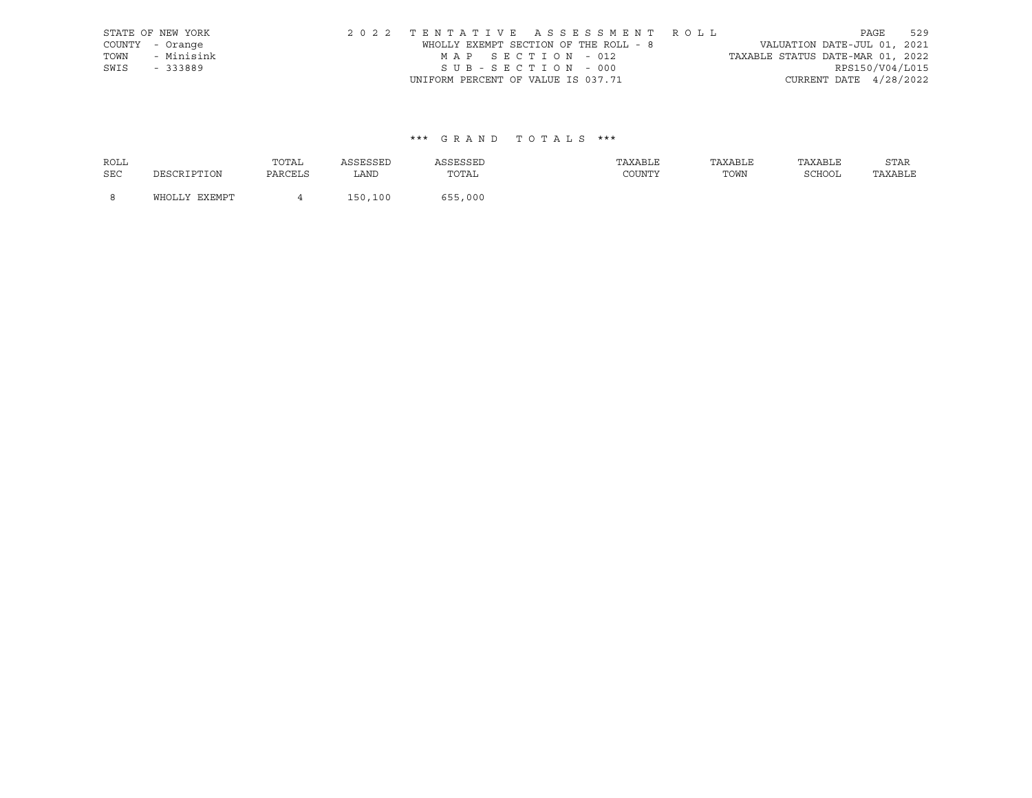STATE OF NEW YORK
COUNTY - Orange
TOWN - Minisink
SWIS - 333889

2 0 2 2 T E N T A T I V E A S S E S S M E N T R O L L
WHOLLY EXEMPT SECTION OF THE ROLL - 8
M A P S E C T I O N - 012
S U B - S E C T I O N - 000
UNIFORM PERCENT OF VALUE IS 037.71

VALUATION DATE-JUL 01, 2021
TAXABLE STATUS DATE-MAR 01, 2022
RPS150/V04/L015
CURRENT DATE 4/28/2022

\*\*\* G R A N D T O T A L S \*\*\*

| ROLL SEC | DESCRIPTION | TOTAL PARCELS | ASSESSED LAND | ASSESSED TOTAL | TAXABLE COUNTY | TAXABLE TOWN | TAXABLE SCHOOL | STAR TAXABLE |
|---|---|---|---|---|---|---|---|---|
| 8 | WHOLLY EXEMPT | 4 | 150,100 | 655,000 | | | | |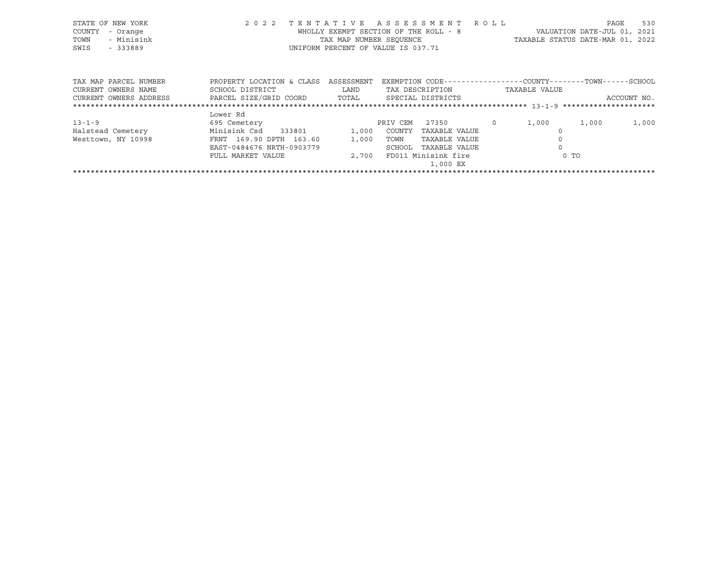STATE OF NEW YORK — COUNTY - Orange — TOWN - Minisink — SWIS - 333889

**2022 TENTATIVE ASSESSMENT ROLL**
WHOLLY EXEMPT SECTION OF THE ROLL - 8
TAX MAP NUMBER SEQUENCE
UNIFORM PERCENT OF VALUE IS 037.71

VALUATION DATE-JUL 01, 2021
TAXABLE STATUS DATE-MAR 01, 2022

| TAX MAP PARCEL NUMBER / CURRENT OWNERS NAME / CURRENT OWNERS ADDRESS | PROPERTY LOCATION & CLASS / SCHOOL DISTRICT / PARCEL SIZE/GRID COORD | ASSESSMENT LAND | ASSESSMENT TOTAL | EXEMPTION CODE / TAX DESCRIPTION / SPECIAL DISTRICTS | | COUNTY | TOWN | SCHOOL |
|---|---|---|---|---|---|---|---|---|
| **13-1-9** | Lower Rd | | | | | | | |
| 13-1-9 | 695 Cemetery | | | PRIV CEM 27350 | 0 | 1,000 | 1,000 | 1,000 |
| Halstead Cemetery | Minisink Csd 333801 | 1,000 | | COUNTY TAXABLE VALUE | | 0 | | |
| Westtown, NY 10998 | FRNT 169.90 DPTH 163.60 | | 1,000 | TOWN TAXABLE VALUE | | | 0 | |
| | EAST-0484676 NRTH-0903779 | | | SCHOOL TAXABLE VALUE | | | | 0 |
| | FULL MARKET VALUE | | 2,700 | FD011 Minisink fire 1,000 EX | | 0 TO | | |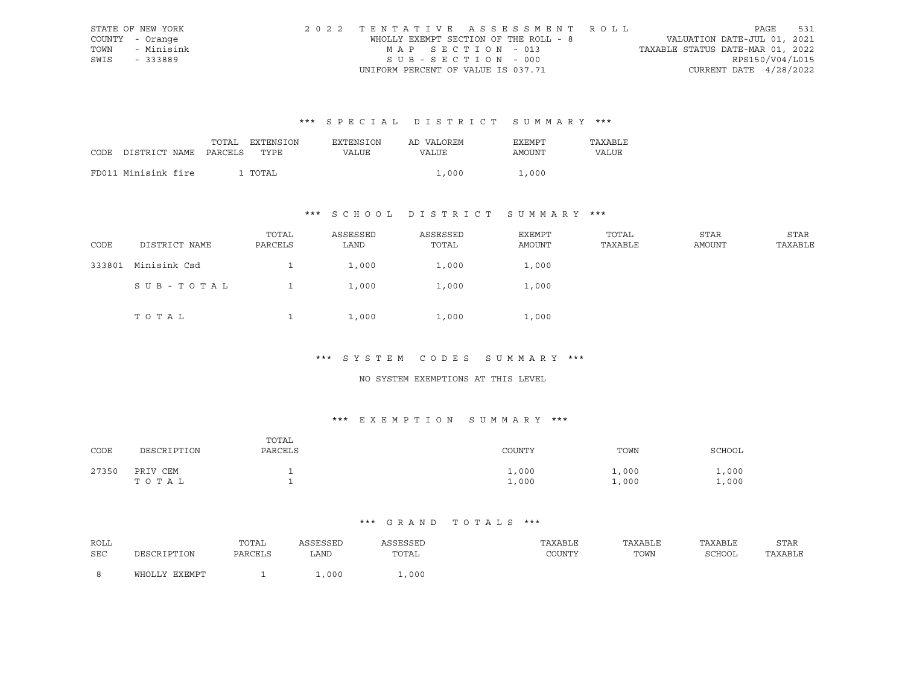STATE OF NEW YORK
COUNTY - Orange
TOWN - Minisink
SWIS - 333889

2022 TENTATIVE ASSESSMENT ROLL
WHOLLY EXEMPT SECTION OF THE ROLL - 8
MAP SECTION - 013
SUB-SECTION - 000
UNIFORM PERCENT OF VALUE IS 037.71

VALUATION DATE-JUL 01, 2021
TAXABLE STATUS DATE-MAR 01, 2022
RPS150/V04/L015
CURRENT DATE 4/28/2022

## *** SPECIAL DISTRICT SUMMARY ***

| CODE | DISTRICT NAME | TOTAL PARCELS | EXTENSION TYPE | EXTENSION VALUE | AD VALOREM VALUE | EXEMPT AMOUNT | TAXABLE VALUE |
|---|---|---|---|---|---|---|---|
| FD011 | Minisink fire | 1 | TOTAL | | 1,000 | 1,000 | |

## *** SCHOOL DISTRICT SUMMARY ***

| CODE | DISTRICT NAME | TOTAL PARCELS | ASSESSED LAND | ASSESSED TOTAL | EXEMPT AMOUNT | TOTAL TAXABLE | STAR AMOUNT | STAR TAXABLE |
|---|---|---|---|---|---|---|---|---|
| 333801 | Minisink Csd | 1 | 1,000 | 1,000 | 1,000 | | | |
| | SUB-TOTAL | 1 | 1,000 | 1,000 | 1,000 | | | |
| | TOTAL | 1 | 1,000 | 1,000 | 1,000 | | | |

## *** SYSTEM CODES SUMMARY ***

NO SYSTEM EXEMPTIONS AT THIS LEVEL

## *** EXEMPTION SUMMARY ***

| CODE | DESCRIPTION | TOTAL PARCELS | COUNTY | TOWN | SCHOOL |
|---|---|---|---|---|---|
| 27350 | PRIV CEM | 1 | 1,000 | 1,000 | 1,000 |
| | TOTAL | 1 | 1,000 | 1,000 | 1,000 |

## *** GRAND TOTALS ***

| ROLL SEC | DESCRIPTION | TOTAL PARCELS | ASSESSED LAND | ASSESSED TOTAL | TAXABLE COUNTY | TAXABLE TOWN | TAXABLE SCHOOL | STAR TAXABLE |
|---|---|---|---|---|---|---|---|---|
| 8 | WHOLLY EXEMPT | 1 | 1,000 | 1,000 | | | | |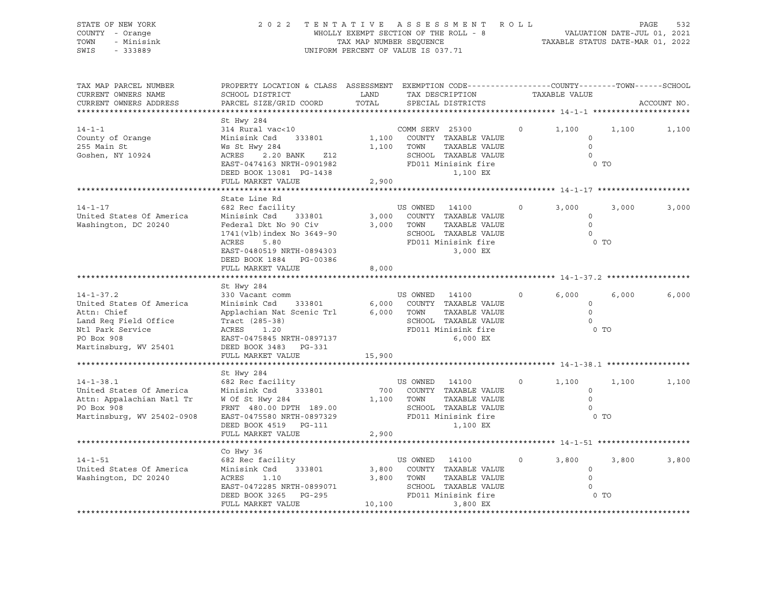STATE OF NEW YORK — 2022 TENTATIVE ASSESSMENT ROLL
COUNTY - Orange — WHOLLY EXEMPT SECTION OF THE ROLL - 8 — VALUATION DATE-JUL 01, 2021
TOWN - Minisink — TAX MAP NUMBER SEQUENCE — TAXABLE STATUS DATE-MAR 01, 2022
SWIS - 333889 — UNIFORM PERCENT OF VALUE IS 037.71

| TAX MAP PARCEL NUMBER / CURRENT OWNERS NAME / CURRENT OWNERS ADDRESS | PROPERTY LOCATION & CLASS / SCHOOL DISTRICT / PARCEL SIZE/GRID COORD | ASSESSMENT LAND / TOTAL | EXEMPTION CODE / TAX DESCRIPTION / SPECIAL DISTRICTS | | COUNTY TAXABLE VALUE | TOWN | SCHOOL | ACCOUNT NO. |
|---|---|---|---|---|---|---|---|---|
| **14-1-1** | St Hwy 284 | | | | | | | |
| 14-1-1 | 314 Rural vac<10 | | COMM SERV 25300 | 0 | 1,100 | 1,100 | 1,100 | |
| County of Orange | Minisink Csd 333801 | 1,100 | COUNTY TAXABLE VALUE | | 0 | | | |
| 255 Main St | Ws St Hwy 284 | 1,100 | TOWN TAXABLE VALUE | | 0 | | | |
| Goshen, NY 10924 | ACRES 2.20 BANK Z12 | | SCHOOL TAXABLE VALUE | | 0 | | | |
| | EAST-0474163 NRTH-0901982 | | FD011 Minisink fire | | 0 TO | | | |
| | DEED BOOK 13081 PG-1438 | | 1,100 EX | | | | | |
| | FULL MARKET VALUE | 2,900 | | | | | | |
| **14-1-17** | State Line Rd | | | | | | | |
| 14-1-17 | 682 Rec facility | | US OWNED 14100 | 0 | 3,000 | 3,000 | 3,000 | |
| United States Of America | Minisink Csd 333801 | 3,000 | COUNTY TAXABLE VALUE | | 0 | | | |
| Washington, DC 20240 | Federal Dkt No 90 Civ | 3,000 | TOWN TAXABLE VALUE | | 0 | | | |
| | 1741(vlb)index No 3649-90 | | SCHOOL TAXABLE VALUE | | 0 | | | |
| | ACRES 5.80 | | FD011 Minisink fire | | 0 TO | | | |
| | EAST-0480519 NRTH-0894303 | | 3,000 EX | | | | | |
| | DEED BOOK 1884 PG-00386 | | | | | | | |
| | FULL MARKET VALUE | 8,000 | | | | | | |
| **14-1-37.2** | St Hwy 284 | | | | | | | |
| 14-1-37.2 | 330 Vacant comm | | US OWNED 14100 | 0 | 6,000 | 6,000 | 6,000 | |
| United States Of America | Minisink Csd 333801 | 6,000 | COUNTY TAXABLE VALUE | | 0 | | | |
| Attn: Chief | Applachian Nat Scenic Trl | 6,000 | TOWN TAXABLE VALUE | | 0 | | | |
| Land Req Field Office | Tract (285-38) | | SCHOOL TAXABLE VALUE | | 0 | | | |
| Ntl Park Service | ACRES 1.20 | | FD011 Minisink fire | | 0 TO | | | |
| PO Box 908 | EAST-0475845 NRTH-0897137 | | 6,000 EX | | | | | |
| Martinsburg, WV 25401 | DEED BOOK 3483 PG-331 | | | | | | | |
| | FULL MARKET VALUE | 15,900 | | | | | | |
| **14-1-38.1** | St Hwy 284 | | | | | | | |
| 14-1-38.1 | 682 Rec facility | | US OWNED 14100 | 0 | 1,100 | 1,100 | 1,100 | |
| United States Of America | Minisink Csd 333801 | 700 | COUNTY TAXABLE VALUE | | 0 | | | |
| Attn: Appalachian Natl Tr | W Of St Hwy 284 | 1,100 | TOWN TAXABLE VALUE | | 0 | | | |
| PO Box 908 | FRNT 480.00 DPTH 189.00 | | SCHOOL TAXABLE VALUE | | 0 | | | |
| Martinsburg, WV 25402-0908 | EAST-0475580 NRTH-0897329 | | FD011 Minisink fire | | 0 TO | | | |
| | DEED BOOK 4519 PG-111 | | 1,100 EX | | | | | |
| | FULL MARKET VALUE | 2,900 | | | | | | |
| **14-1-51** | Co Hwy 36 | | | | | | | |
| 14-1-51 | 682 Rec facility | | US OWNED 14100 | 0 | 3,800 | 3,800 | 3,800 | |
| United States Of America | Minisink Csd 333801 | 3,800 | COUNTY TAXABLE VALUE | | 0 | | | |
| Washington, DC 20240 | ACRES 1.10 | 3,800 | TOWN TAXABLE VALUE | | 0 | | | |
| | EAST-0472285 NRTH-0899071 | | SCHOOL TAXABLE VALUE | | 0 | | | |
| | DEED BOOK 3265 PG-295 | | FD011 Minisink fire | | 0 TO | | | |
| | FULL MARKET VALUE | 10,100 | 3,800 EX | | | | | |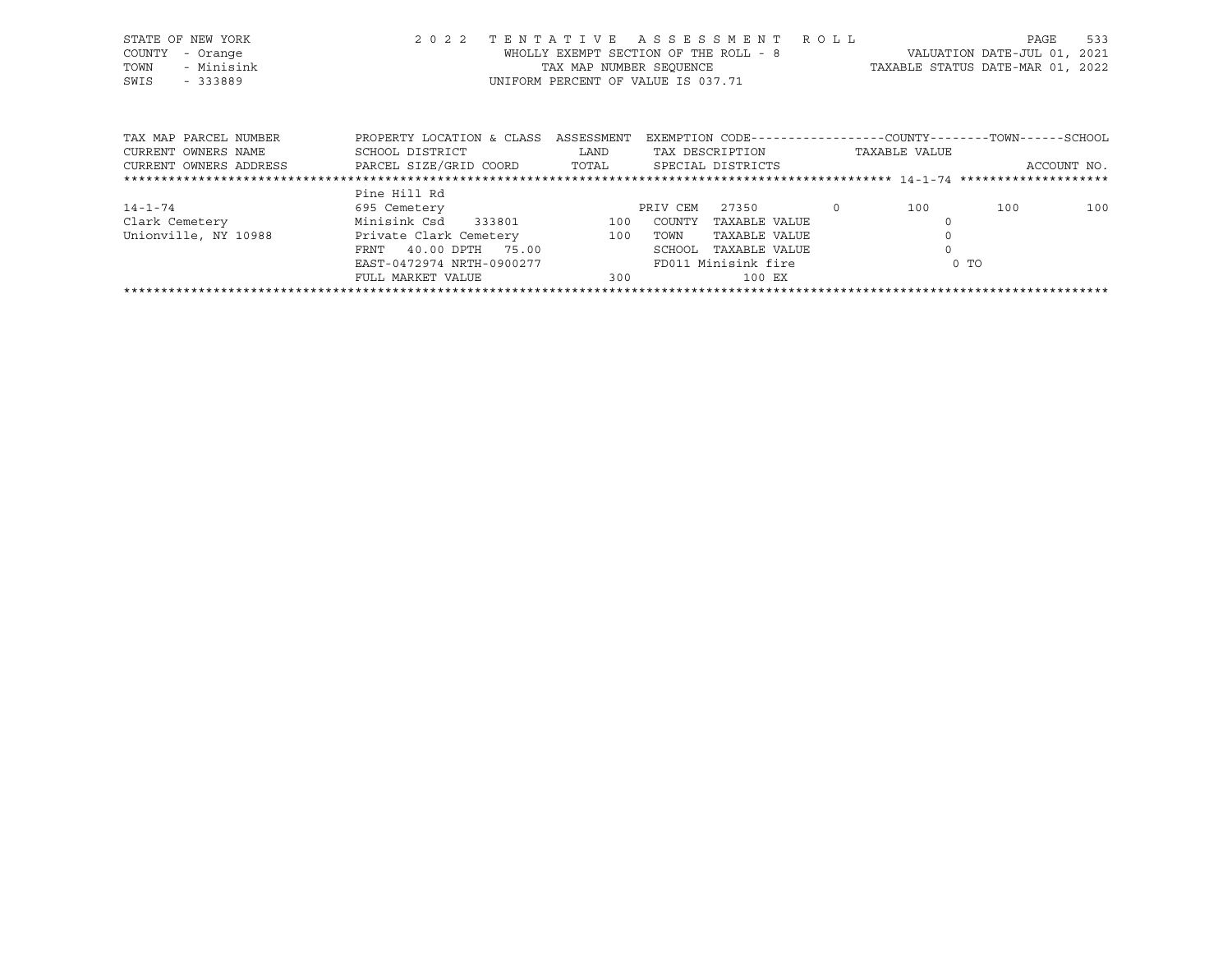STATE OF NEW YORK
COUNTY - Orange
TOWN - Minisink
SWIS - 333889

2 0 2 2 T E N T A T I V E A S S E S S M E N T R O L L
WHOLLY EXEMPT SECTION OF THE ROLL - 8
TAX MAP NUMBER SEQUENCE
UNIFORM PERCENT OF VALUE IS 037.71

VALUATION DATE-JUL 01, 2021
TAXABLE STATUS DATE-MAR 01, 2022

| TAX MAP PARCEL NUMBER<br>CURRENT OWNERS NAME<br>CURRENT OWNERS ADDRESS | PROPERTY LOCATION & CLASS<br>SCHOOL DISTRICT<br>PARCEL SIZE/GRID COORD | ASSESSMENT<br>LAND<br>TOTAL | EXEMPTION CODE<br>TAX DESCRIPTION<br>SPECIAL DISTRICTS | | COUNTY<br>TAXABLE VALUE | TOWN | SCHOOL<br>ACCOUNT NO. |
|---|---|---|---|---|---|---|---|
| 14-1-74 | Pine Hill Rd | | | | | | |
| 14-1-74 | 695 Cemetery | | PRIV CEM 27350 | 0 | 100 | 100 | 100 |
| Clark Cemetery | Minisink Csd 333801 | 100 | COUNTY TAXABLE VALUE | | 0 | | |
| Unionville, NY 10988 | Private Clark Cemetery | 100 | TOWN TAXABLE VALUE | | 0 | | |
| | FRNT 40.00 DPTH 75.00 | | SCHOOL TAXABLE VALUE | | 0 | | |
| | EAST-0472974 NRTH-0900277 | | FD011 Minisink fire | | 0 TO | | |
| | FULL MARKET VALUE | 300 | 100 EX | | | | |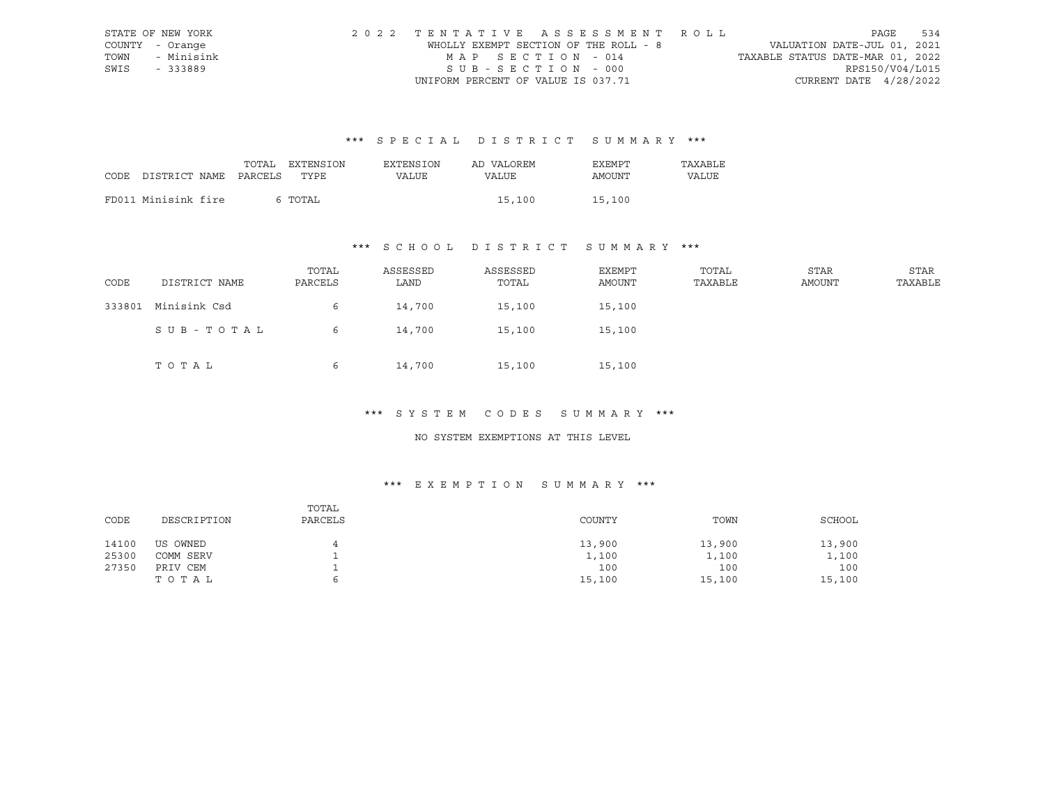STATE OF NEW YORK — COUNTY - Orange — TOWN - Minisink — SWIS - 333889

2022 TENTATIVE ASSESSMENT ROLL
WHOLLY EXEMPT SECTION OF THE ROLL - 8
MAP SECTION - 014
SUB-SECTION - 000
UNIFORM PERCENT OF VALUE IS 037.71

VALUATION DATE-JUL 01, 2021
TAXABLE STATUS DATE-MAR 01, 2022
RPS150/V04/L015
CURRENT DATE 4/28/2022

### *** SPECIAL DISTRICT SUMMARY ***

| CODE DISTRICT NAME | TOTAL PARCELS | EXTENSION TYPE | EXTENSION VALUE | AD VALOREM VALUE | EXEMPT AMOUNT | TAXABLE VALUE |
|---|---|---|---|---|---|---|
| FD011 Minisink fire | 6 | TOTAL | | 15,100 | 15,100 | |

### *** SCHOOL DISTRICT SUMMARY ***

| CODE | DISTRICT NAME | TOTAL PARCELS | ASSESSED LAND | ASSESSED TOTAL | EXEMPT AMOUNT | TOTAL TAXABLE | STAR AMOUNT | STAR TAXABLE |
|---|---|---|---|---|---|---|---|---|
| 333801 | Minisink Csd | 6 | 14,700 | 15,100 | 15,100 | | | |
| | SUB-TOTAL | 6 | 14,700 | 15,100 | 15,100 | | | |
| | TOTAL | 6 | 14,700 | 15,100 | 15,100 | | | |

### *** SYSTEM CODES SUMMARY ***

NO SYSTEM EXEMPTIONS AT THIS LEVEL

### *** EXEMPTION SUMMARY ***

| CODE | DESCRIPTION | TOTAL PARCELS | COUNTY | TOWN | SCHOOL |
|---|---|---|---|---|---|
| 14100 | US OWNED | 4 | 13,900 | 13,900 | 13,900 |
| 25300 | COMM SERV | 1 | 1,100 | 1,100 | 1,100 |
| 27350 | PRIV CEM | 1 | 100 | 100 | 100 |
| | TOTAL | 6 | 15,100 | 15,100 | 15,100 |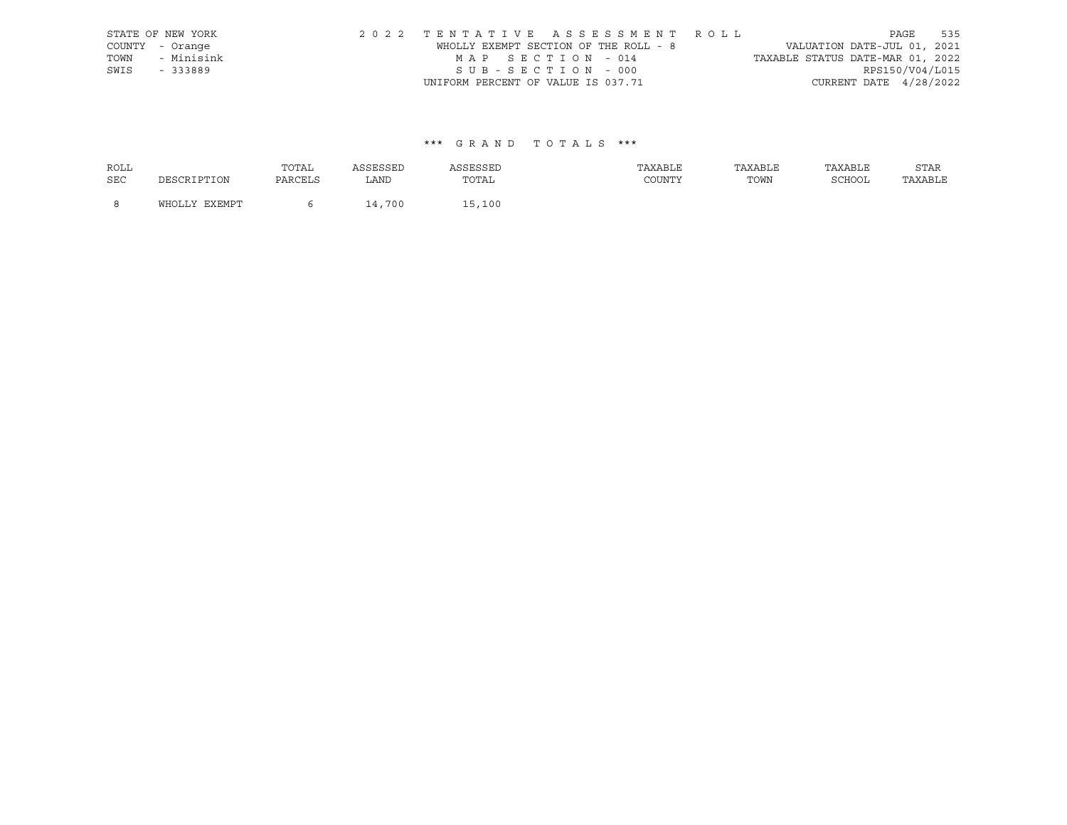STATE OF NEW YORK | 2 0 2 2 T E N T A T I V E A S S E S S M E N T R O L L | VALUATION DATE-JUL 01, 2021
COUNTY - Orange | WHOLLY EXEMPT SECTION OF THE ROLL - 8 | TAXABLE STATUS DATE-MAR 01, 2022
TOWN - Minisink | M A P S E C T I O N - 014 | RPS150/V04/L015
SWIS - 333889 | S U B - S E C T I O N - 000 | CURRENT DATE 4/28/2022
UNIFORM PERCENT OF VALUE IS 037.71

### \*\*\* G R A N D T O T A L S \*\*\*

| ROLL SEC | DESCRIPTION | TOTAL PARCELS | ASSESSED LAND | ASSESSED TOTAL | TAXABLE COUNTY | TAXABLE TOWN | TAXABLE SCHOOL | STAR TAXABLE |
|---|---|---|---|---|---|---|---|---|
| 8 | WHOLLY EXEMPT | 6 | 14,700 | 15,100 | | | | |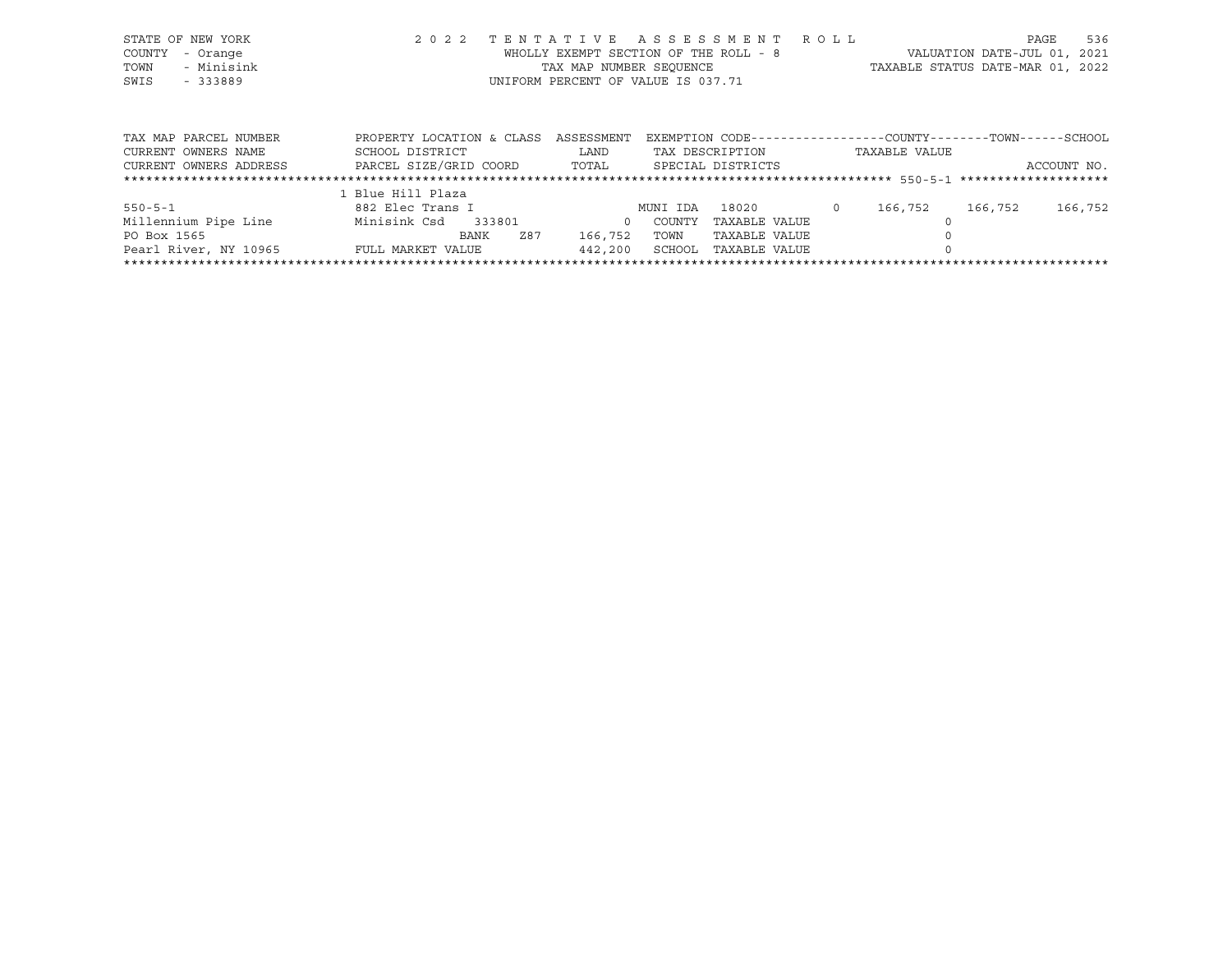STATE OF NEW YORK
COUNTY - Orange
TOWN - Minisink
SWIS - 333889

2 0 2 2 T E N T A T I V E A S S E S S M E N T R O L L
WHOLLY EXEMPT SECTION OF THE ROLL - 8
TAX MAP NUMBER SEQUENCE
UNIFORM PERCENT OF VALUE IS 037.71

VALUATION DATE-JUL 01, 2021
TAXABLE STATUS DATE-MAR 01, 2022

| TAX MAP PARCEL NUMBER / CURRENT OWNERS NAME / CURRENT OWNERS ADDRESS | PROPERTY LOCATION & CLASS / SCHOOL DISTRICT / PARCEL SIZE/GRID COORD | ASSESSMENT / LAND / TOTAL | EXEMPTION CODE / TAX DESCRIPTION / SPECIAL DISTRICTS | | COUNTY / TAXABLE VALUE | TOWN | SCHOOL / ACCOUNT NO. |
|---|---|---|---|---|---|---|---|
| ********** 550-5-1 ********** | 1 Blue Hill Plaza | | | | | | |
| 550-5-1 | 882 Elec Trans I | | MUNI IDA 18020 | 0 | 166,752 | 166,752 | 166,752 |
| Millennium Pipe Line | Minisink Csd 333801 | 0 | COUNTY TAXABLE VALUE | | 0 | | |
| PO Box 1565 | BANK Z87 | 166,752 | TOWN TAXABLE VALUE | | 0 | | |
| Pearl River, NY 10965 | FULL MARKET VALUE | 442,200 | SCHOOL TAXABLE VALUE | | 0 | | |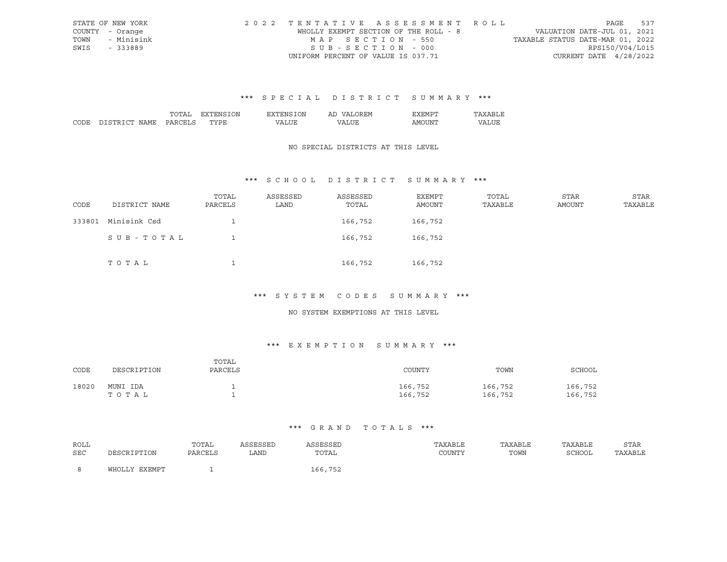STATE OF NEW YORK
COUNTY - Orange
TOWN - Minisink
SWIS - 333889

2022 TENTATIVE ASSESSMENT ROLL
WHOLLY EXEMPT SECTION OF THE ROLL - 8
MAP SECTION - 550
SUB-SECTION - 000
UNIFORM PERCENT OF VALUE IS 037.71

VALUATION DATE-JUL 01, 2021
TAXABLE STATUS DATE-MAR 01, 2022
RPS150/V04/L015
CURRENT DATE 4/28/2022

## *** SPECIAL DISTRICT SUMMARY ***

| CODE | DISTRICT NAME | TOTAL PARCELS | EXTENSION TYPE | EXTENSION VALUE | AD VALOREM VALUE | EXEMPT AMOUNT | TAXABLE VALUE |
|---|---|---|---|---|---|---|---|

NO SPECIAL DISTRICTS AT THIS LEVEL

## *** SCHOOL DISTRICT SUMMARY ***

| CODE | DISTRICT NAME | TOTAL PARCELS | ASSESSED LAND | ASSESSED TOTAL | EXEMPT AMOUNT | TOTAL TAXABLE | STAR AMOUNT | STAR TAXABLE |
|---|---|---|---|---|---|---|---|---|
| 333801 | Minisink Csd | 1 | | 166,752 | 166,752 | | | |
| | SUB-TOTAL | 1 | | 166,752 | 166,752 | | | |
| | TOTAL | 1 | | 166,752 | 166,752 | | | |

## *** SYSTEM CODES SUMMARY ***

NO SYSTEM EXEMPTIONS AT THIS LEVEL

## *** EXEMPTION SUMMARY ***

| CODE | DESCRIPTION | TOTAL PARCELS | COUNTY | TOWN | SCHOOL |
|---|---|---|---|---|---|
| 18020 | MUNI IDA | 1 | 166,752 | 166,752 | 166,752 |
| | TOTAL | 1 | 166,752 | 166,752 | 166,752 |

## *** GRAND TOTALS ***

| ROLL SEC | DESCRIPTION | TOTAL PARCELS | ASSESSED LAND | ASSESSED TOTAL | TAXABLE COUNTY | TAXABLE TOWN | TAXABLE SCHOOL | STAR TAXABLE |
|---|---|---|---|---|---|---|---|---|
| 8 | WHOLLY EXEMPT | 1 | | 166,752 | | | | |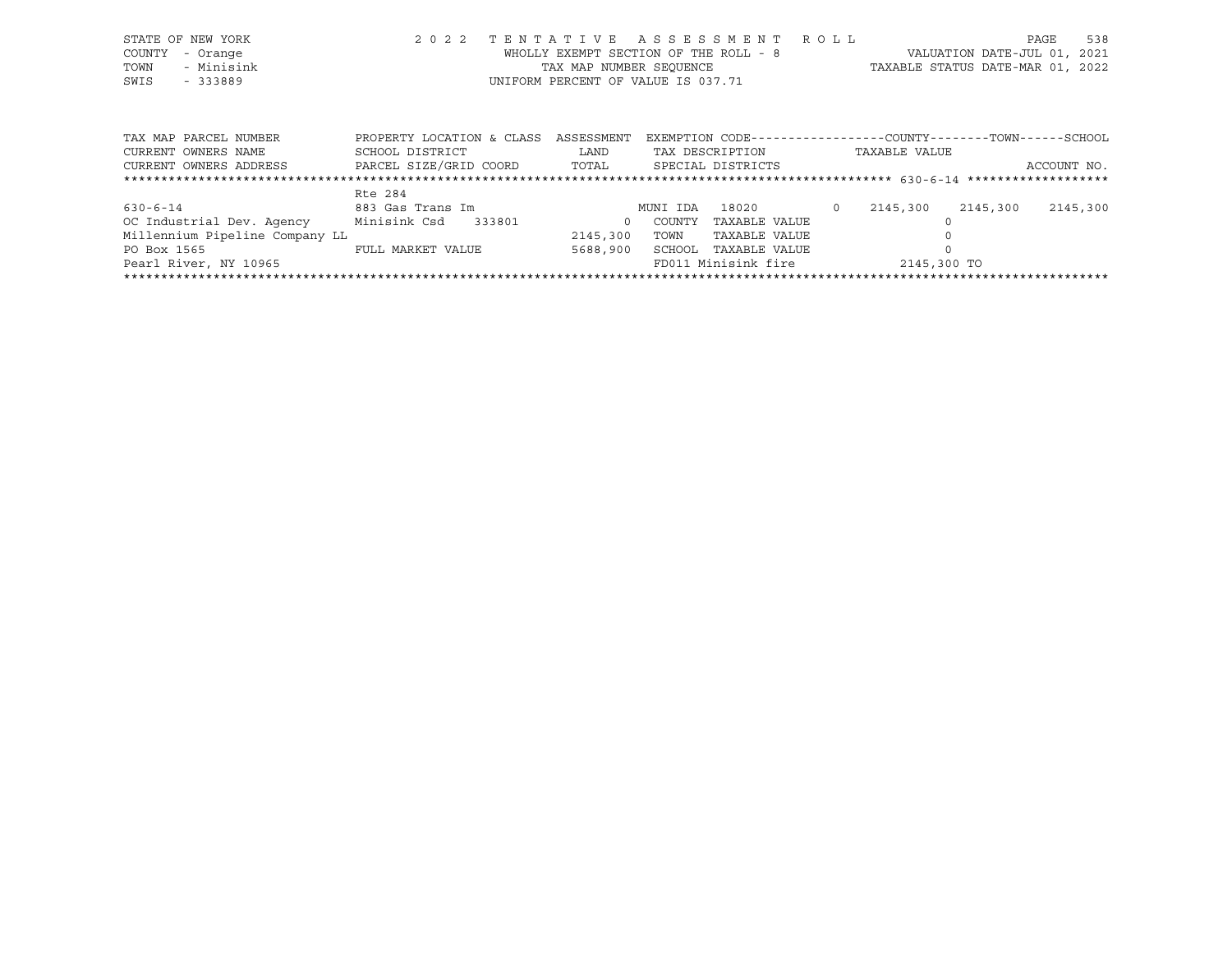STATE OF NEW YORK 2 0 2 2 T E N T A T I V E A S S E S S M E N T R O L L

COUNTY - Orange WHOLLY EXEMPT SECTION OF THE ROLL - 8 VALUATION DATE-JUL 01, 2021

TOWN - Minisink TAX MAP NUMBER SEQUENCE TAXABLE STATUS DATE-MAR 01, 2022

SWIS - 333889 UNIFORM PERCENT OF VALUE IS 037.71

| TAX MAP PARCEL NUMBER<br>CURRENT OWNERS NAME<br>CURRENT OWNERS ADDRESS | PROPERTY LOCATION & CLASS<br>SCHOOL DISTRICT<br>PARCEL SIZE/GRID COORD | ASSESSMENT<br>LAND<br>TOTAL | EXEMPTION CODE<br>TAX DESCRIPTION<br>SPECIAL DISTRICTS | | COUNTY<br>TAXABLE VALUE | TOWN | SCHOOL<br>ACCOUNT NO. |
|---|---|---|---|---|---|---|---|
| ****** 630-6-14 ****** | | | | | | | |
| | Rte 284 | | | | | | |
| 630-6-14 | 883 Gas Trans Im | | MUNI IDA 18020 | 0 | 2145,300 | 2145,300 | 2145,300 |
| OC Industrial Dev. Agency | Minisink Csd 333801 | 0 | COUNTY TAXABLE VALUE | | 0 | | |
| Millennium Pipeline Company LL | | 2145,300 | TOWN TAXABLE VALUE | | 0 | | |
| PO Box 1565 | FULL MARKET VALUE | 5688,900 | SCHOOL TAXABLE VALUE | | 0 | | |
| Pearl River, NY 10965 | | | FD011 Minisink fire | | 2145,300 TO | | |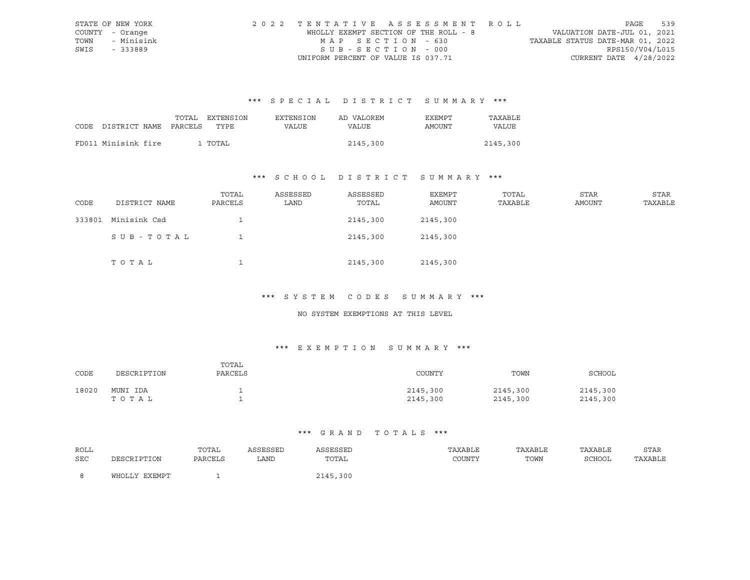STATE OF NEW YORK
COUNTY - Orange
TOWN - Minisink
SWIS - 333889

2022 TENTATIVE ASSESSMENT ROLL
WHOLLY EXEMPT SECTION OF THE ROLL - 8
MAP SECTION - 630
SUB-SECTION - 000
UNIFORM PERCENT OF VALUE IS 037.71

VALUATION DATE-JUL 01, 2021
TAXABLE STATUS DATE-MAR 01, 2022
RPS150/V04/L015
CURRENT DATE 4/28/2022

### *** SPECIAL DISTRICT SUMMARY ***

| CODE | DISTRICT NAME | TOTAL PARCELS | EXTENSION TYPE | EXTENSION VALUE | AD VALOREM VALUE | EXEMPT AMOUNT | TAXABLE VALUE |
|---|---|---|---|---|---|---|---|
| FD011 | Minisink fire | 1 | TOTAL | | 2145,300 | | 2145,300 |

### *** SCHOOL DISTRICT SUMMARY ***

| CODE | DISTRICT NAME | TOTAL PARCELS | ASSESSED LAND | ASSESSED TOTAL | EXEMPT AMOUNT | TOTAL TAXABLE | STAR AMOUNT | STAR TAXABLE |
|---|---|---|---|---|---|---|---|---|
| 333801 | Minisink Csd | 1 | | 2145,300 | 2145,300 | | | |
| | SUB-TOTAL | 1 | | 2145,300 | 2145,300 | | | |
| | TOTAL | 1 | | 2145,300 | 2145,300 | | | |

### *** SYSTEM CODES SUMMARY ***

NO SYSTEM EXEMPTIONS AT THIS LEVEL

### *** EXEMPTION SUMMARY ***

| CODE | DESCRIPTION | TOTAL PARCELS | COUNTY | TOWN | SCHOOL |
|---|---|---|---|---|---|
| 18020 | MUNI IDA | 1 | 2145,300 | 2145,300 | 2145,300 |
| | TOTAL | 1 | 2145,300 | 2145,300 | 2145,300 |

### *** GRAND TOTALS ***

| ROLL SEC | DESCRIPTION | TOTAL PARCELS | ASSESSED LAND | ASSESSED TOTAL | TAXABLE COUNTY | TAXABLE TOWN | TAXABLE SCHOOL | STAR TAXABLE |
|---|---|---|---|---|---|---|---|---|
| 8 | WHOLLY EXEMPT | 1 | | 2145,300 | | | | |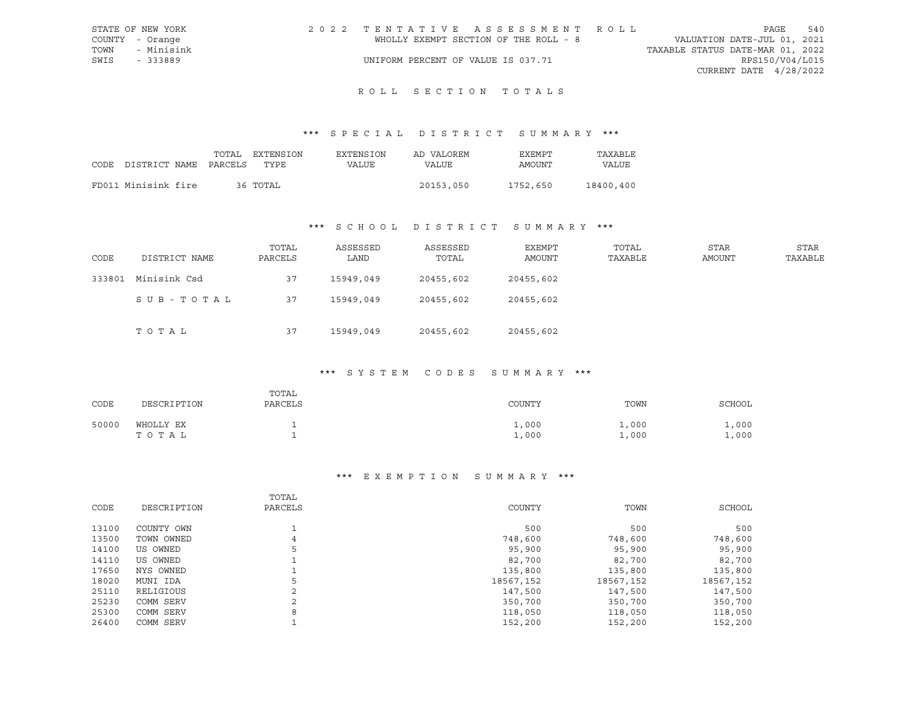STATE OF NEW YORK
COUNTY - Orange
TOWN - Minisink
SWIS - 333889

# 2022 TENTATIVE ASSESSMENT ROLL

WHOLLY EXEMPT SECTION OF THE ROLL - 8

UNIFORM PERCENT OF VALUE IS 037.71

VALUATION DATE-JUL 01, 2021
TAXABLE STATUS DATE-MAR 01, 2022
RPS150/V04/L015
CURRENT DATE 4/28/2022

## ROLL SECTION TOTALS

### *** SPECIAL DISTRICT SUMMARY ***

| CODE DISTRICT NAME | TOTAL PARCELS | EXTENSION TYPE | EXTENSION VALUE | AD VALOREM VALUE | EXEMPT AMOUNT | TAXABLE VALUE |
|---|---|---|---|---|---|---|
| FD011 Minisink fire | 36 | TOTAL | | 20153,050 | 1752,650 | 18400,400 |

### *** SCHOOL DISTRICT SUMMARY ***

| CODE | DISTRICT NAME | TOTAL PARCELS | ASSESSED LAND | ASSESSED TOTAL | EXEMPT AMOUNT | TOTAL TAXABLE | STAR AMOUNT | STAR TAXABLE |
|---|---|---|---|---|---|---|---|---|
| 333801 | Minisink Csd | 37 | 15949,049 | 20455,602 | 20455,602 | | | |
| | SUB-TOTAL | 37 | 15949,049 | 20455,602 | 20455,602 | | | |
| | TOTAL | 37 | 15949,049 | 20455,602 | 20455,602 | | | |

### *** SYSTEM CODES SUMMARY ***

| CODE | DESCRIPTION | TOTAL PARCELS | COUNTY | TOWN | SCHOOL |
|---|---|---|---|---|---|
| 50000 | WHOLLY EX | 1 | 1,000 | 1,000 | 1,000 |
| | TOTAL | 1 | 1,000 | 1,000 | 1,000 |

### *** EXEMPTION SUMMARY ***

| CODE | DESCRIPTION | TOTAL PARCELS | COUNTY | TOWN | SCHOOL |
|---|---|---|---|---|---|
| 13100 | COUNTY OWN | 1 | 500 | 500 | 500 |
| 13500 | TOWN OWNED | 4 | 748,600 | 748,600 | 748,600 |
| 14100 | US OWNED | 5 | 95,900 | 95,900 | 95,900 |
| 14110 | US OWNED | 1 | 82,700 | 82,700 | 82,700 |
| 17650 | NYS OWNED | 1 | 135,800 | 135,800 | 135,800 |
| 18020 | MUNI IDA | 5 | 18567,152 | 18567,152 | 18567,152 |
| 25110 | RELIGIOUS | 2 | 147,500 | 147,500 | 147,500 |
| 25230 | COMM SERV | 2 | 350,700 | 350,700 | 350,700 |
| 25300 | COMM SERV | 8 | 118,050 | 118,050 | 118,050 |
| 26400 | COMM SERV | 1 | 152,200 | 152,200 | 152,200 |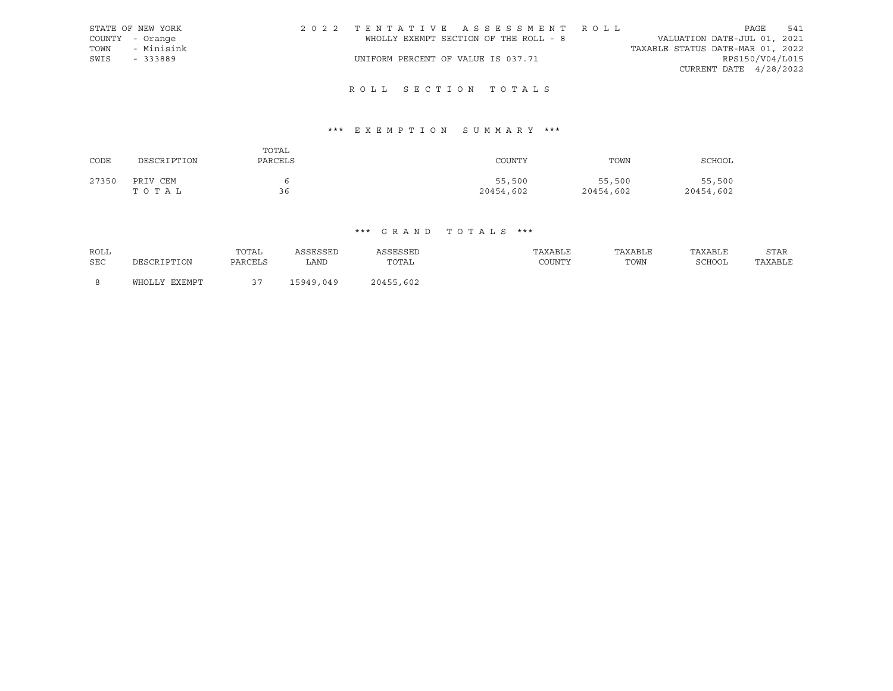STATE OF NEW YORK
COUNTY - Orange
TOWN - Minisink
SWIS - 333889

2022 TENTATIVE ASSESSMENT ROLL
WHOLLY EXEMPT SECTION OF THE ROLL - 8
UNIFORM PERCENT OF VALUE IS 037.71

VALUATION DATE-JUL 01, 2021
TAXABLE STATUS DATE-MAR 01, 2022
RPS150/V04/L015
CURRENT DATE 4/28/2022

## ROLL SECTION TOTALS

### *** EXEMPTION SUMMARY ***

| CODE | DESCRIPTION | TOTAL PARCELS | COUNTY | TOWN | SCHOOL |
|---|---|---|---|---|---|
| 27350 | PRIV CEM | 6 | 55,500 | 55,500 | 55,500 |
| | TOTAL | 36 | 20454,602 | 20454,602 | 20454,602 |

### *** GRAND TOTALS ***

| ROLL SEC | DESCRIPTION | TOTAL PARCELS | ASSESSED LAND | ASSESSED TOTAL | TAXABLE COUNTY | TAXABLE TOWN | TAXABLE SCHOOL | STAR TAXABLE |
|---|---|---|---|---|---|---|---|---|
| 8 | WHOLLY EXEMPT | 37 | 15949,049 | 20455,602 | | | | |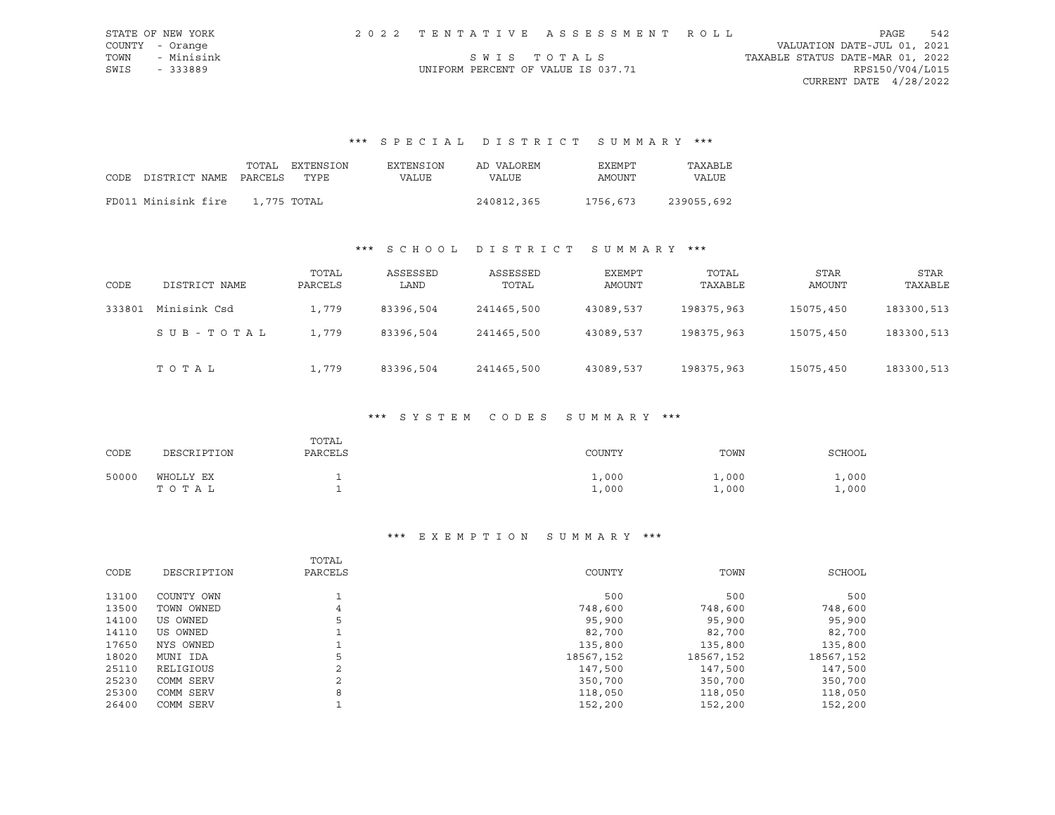STATE OF NEW YORK
COUNTY - Orange
TOWN - Minisink
SWIS - 333889

2 0 2 2 T E N T A T I V E A S S E S S M E N T R O L L

S W I S T O T A L S

UNIFORM PERCENT OF VALUE IS 037.71

VALUATION DATE-JUL 01, 2021
TAXABLE STATUS DATE-MAR 01, 2022
RPS150/V04/L015
CURRENT DATE 4/28/2022

## *** S P E C I A L D I S T R I C T S U M M A R Y ***

| CODE DISTRICT NAME | TOTAL PARCELS | EXTENSION TYPE | EXTENSION VALUE | AD VALOREM VALUE | EXEMPT AMOUNT | TAXABLE VALUE |
|---|---|---|---|---|---|---|
| FD011 Minisink fire | 1,775 | TOTAL | | 240812,365 | 1756,673 | 239055,692 |

## *** S C H O O L D I S T R I C T S U M M A R Y ***

| CODE | DISTRICT NAME | TOTAL PARCELS | ASSESSED LAND | ASSESSED TOTAL | EXEMPT AMOUNT | TOTAL TAXABLE | STAR AMOUNT | STAR TAXABLE |
|---|---|---|---|---|---|---|---|---|
| 333801 | Minisink Csd | 1,779 | 83396,504 | 241465,500 | 43089,537 | 198375,963 | 15075,450 | 183300,513 |
| | S U B - T O T A L | 1,779 | 83396,504 | 241465,500 | 43089,537 | 198375,963 | 15075,450 | 183300,513 |
| | T O T A L | 1,779 | 83396,504 | 241465,500 | 43089,537 | 198375,963 | 15075,450 | 183300,513 |

## *** S Y S T E M C O D E S S U M M A R Y ***

| CODE | DESCRIPTION | TOTAL PARCELS | COUNTY | TOWN | SCHOOL |
|---|---|---|---|---|---|
| 50000 | WHOLLY EX | 1 | 1,000 | 1,000 | 1,000 |
| | T O T A L | 1 | 1,000 | 1,000 | 1,000 |

## *** E X E M P T I O N S U M M A R Y ***

| CODE | DESCRIPTION | TOTAL PARCELS | COUNTY | TOWN | SCHOOL |
|---|---|---|---|---|---|
| 13100 | COUNTY OWN | 1 | 500 | 500 | 500 |
| 13500 | TOWN OWNED | 4 | 748,600 | 748,600 | 748,600 |
| 14100 | US OWNED | 5 | 95,900 | 95,900 | 95,900 |
| 14110 | US OWNED | 1 | 82,700 | 82,700 | 82,700 |
| 17650 | NYS OWNED | 1 | 135,800 | 135,800 | 135,800 |
| 18020 | MUNI IDA | 5 | 18567,152 | 18567,152 | 18567,152 |
| 25110 | RELIGIOUS | 2 | 147,500 | 147,500 | 147,500 |
| 25230 | COMM SERV | 2 | 350,700 | 350,700 | 350,700 |
| 25300 | COMM SERV | 8 | 118,050 | 118,050 | 118,050 |
| 26400 | COMM SERV | 1 | 152,200 | 152,200 | 152,200 |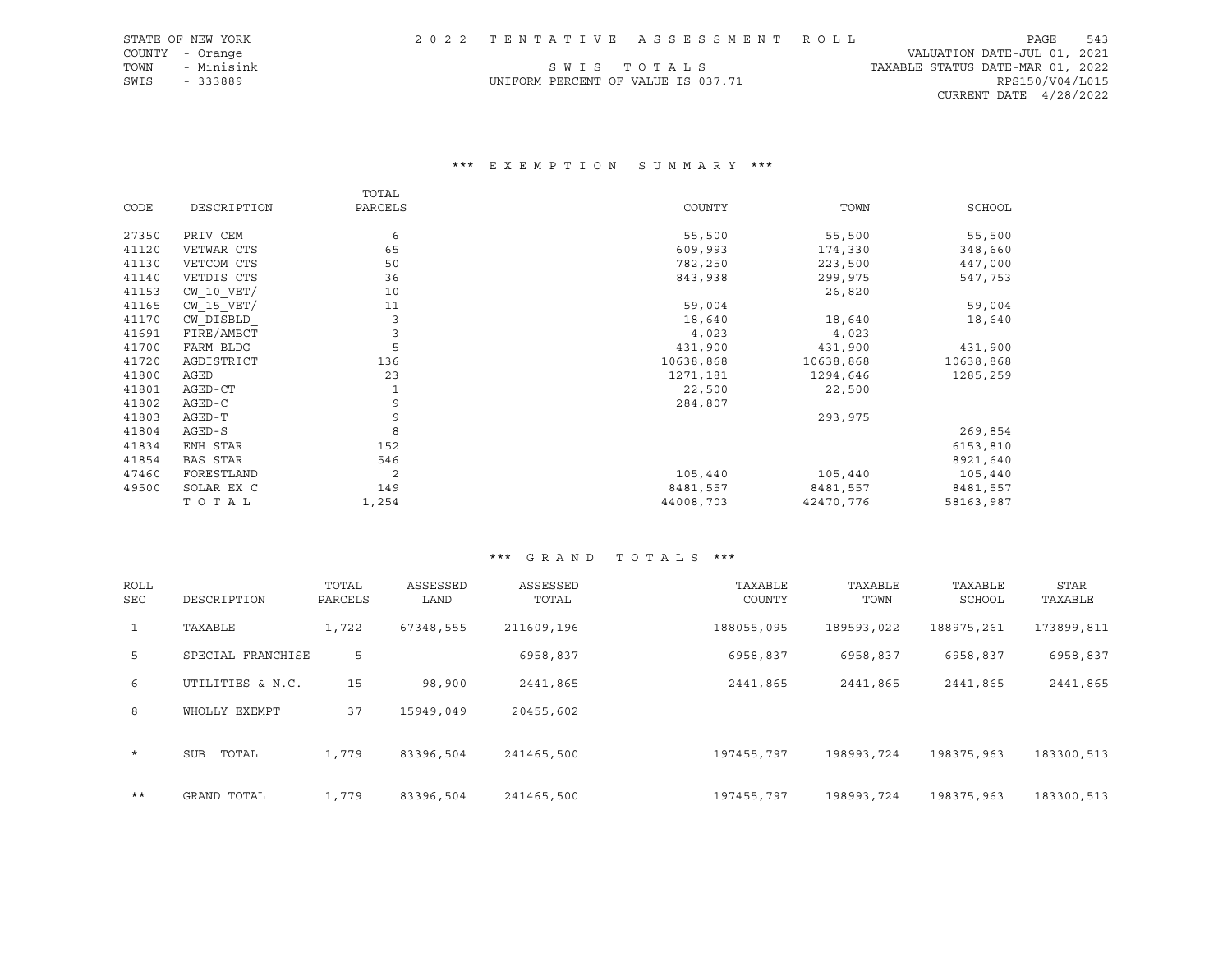STATE OF NEW YORK
COUNTY - Orange
TOWN - Minisink
SWIS - 333889

2022 TENTATIVE ASSESSMENT ROLL

SWIS TOTALS

UNIFORM PERCENT OF VALUE IS 037.71

VALUATION DATE-JUL 01, 2021
TAXABLE STATUS DATE-MAR 01, 2022
RPS150/V04/L015
CURRENT DATE 4/28/2022

### *** EXEMPTION SUMMARY ***

| CODE | DESCRIPTION | TOTAL PARCELS | COUNTY | TOWN | SCHOOL |
|---|---|---|---|---|---|
| 27350 | PRIV CEM | 6 | 55,500 | 55,500 | 55,500 |
| 41120 | VETWAR CTS | 65 | 609,993 | 174,330 | 348,660 |
| 41130 | VETCOM CTS | 50 | 782,250 | 223,500 | 447,000 |
| 41140 | VETDIS CTS | 36 | 843,938 | 299,975 | 547,753 |
| 41153 | CW_10_VET/ | 10 | | 26,820 | |
| 41165 | CW_15_VET/ | 11 | 59,004 | | 59,004 |
| 41170 | CW_DISBLD_ | 3 | 18,640 | 18,640 | 18,640 |
| 41691 | FIRE/AMBCT | 3 | 4,023 | 4,023 | |
| 41700 | FARM BLDG | 5 | 431,900 | 431,900 | 431,900 |
| 41720 | AGDISTRICT | 136 | 10638,868 | 10638,868 | 10638,868 |
| 41800 | AGED | 23 | 1271,181 | 1294,646 | 1285,259 |
| 41801 | AGED-CT | 1 | 22,500 | 22,500 | |
| 41802 | AGED-C | 9 | 284,807 | | |
| 41803 | AGED-T | 9 | | 293,975 | |
| 41804 | AGED-S | 8 | | | 269,854 |
| 41834 | ENH STAR | 152 | | | 6153,810 |
| 41854 | BAS STAR | 546 | | | 8921,640 |
| 47460 | FORESTLAND | 2 | 105,440 | 105,440 | 105,440 |
| 49500 | SOLAR EX C | 149 | 8481,557 | 8481,557 | 8481,557 |
| | TOTAL | 1,254 | 44008,703 | 42470,776 | 58163,987 |

### *** GRAND TOTALS ***

| ROLL SEC | DESCRIPTION | TOTAL PARCELS | ASSESSED LAND | ASSESSED TOTAL | TAXABLE COUNTY | TAXABLE TOWN | TAXABLE SCHOOL | STAR TAXABLE |
|---|---|---|---|---|---|---|---|---|
| 1 | TAXABLE | 1,722 | 67348,555 | 211609,196 | 188055,095 | 189593,022 | 188975,261 | 173899,811 |
| 5 | SPECIAL FRANCHISE | 5 | | 6958,837 | 6958,837 | 6958,837 | 6958,837 | 6958,837 |
| 6 | UTILITIES & N.C. | 15 | 98,900 | 2441,865 | 2441,865 | 2441,865 | 2441,865 | 2441,865 |
| 8 | WHOLLY EXEMPT | 37 | 15949,049 | 20455,602 | | | | |
| * | SUB TOTAL | 1,779 | 83396,504 | 241465,500 | 197455,797 | 198993,724 | 198375,963 | 183300,513 |
| ** | GRAND TOTAL | 1,779 | 83396,504 | 241465,500 | 197455,797 | 198993,724 | 198375,963 | 183300,513 |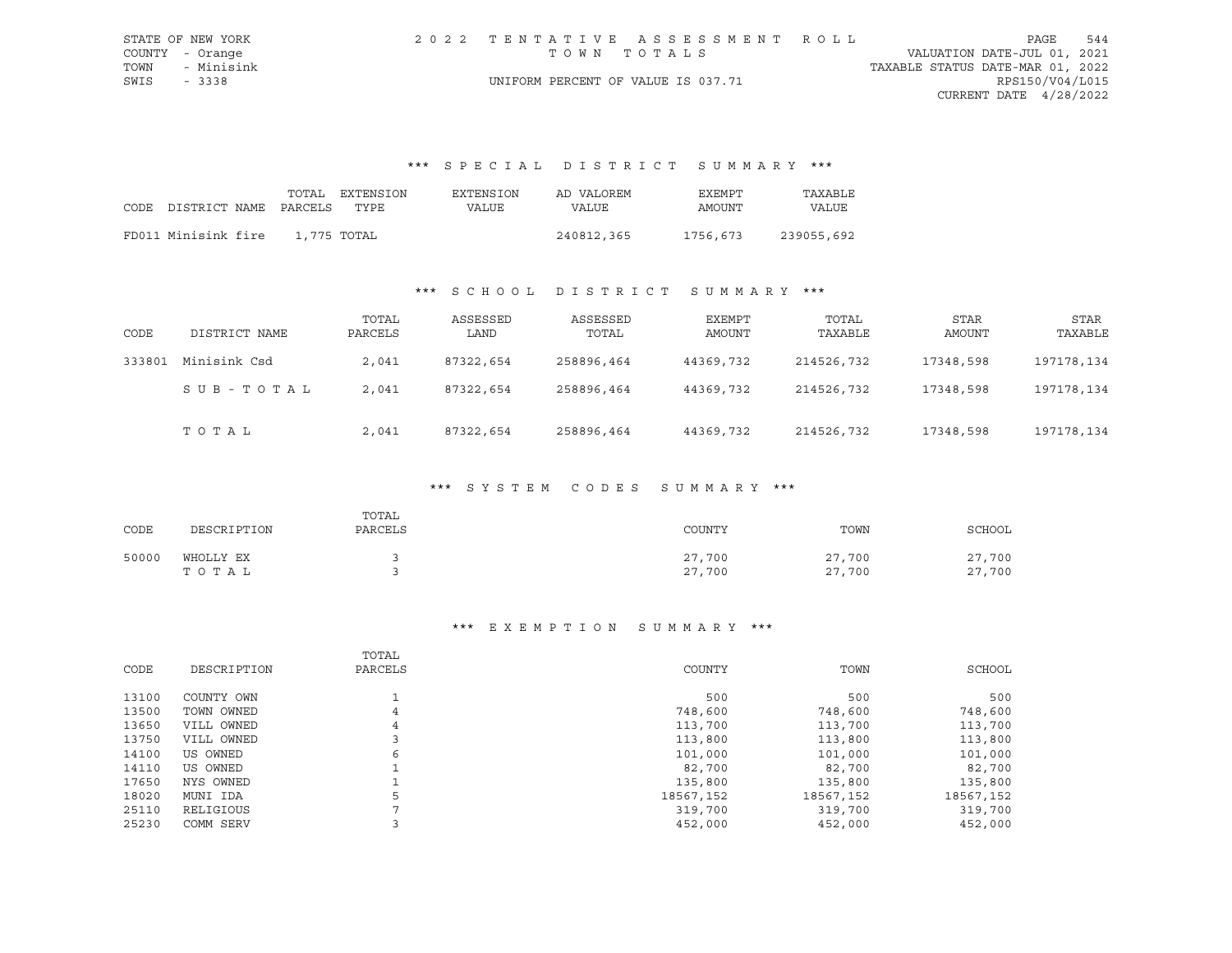STATE OF NEW YORK
COUNTY - Orange
TOWN - Minisink
SWIS - 3338

# 2022 TENTATIVE ASSESSMENT ROLL

TOWN TOTALS

UNIFORM PERCENT OF VALUE IS 037.71

VALUATION DATE-JUL 01, 2021
TAXABLE STATUS DATE-MAR 01, 2022
RPS150/V04/L015
CURRENT DATE 4/28/2022

## *** SPECIAL DISTRICT SUMMARY ***

| CODE | DISTRICT NAME | TOTAL PARCELS | EXTENSION TYPE | EXTENSION VALUE | AD VALOREM VALUE | EXEMPT AMOUNT | TAXABLE VALUE |
|---|---|---|---|---|---|---|---|
| FD011 | Minisink fire | 1,775 | TOTAL | | 240812,365 | 1756,673 | 239055,692 |

## *** SCHOOL DISTRICT SUMMARY ***

| CODE | DISTRICT NAME | TOTAL PARCELS | ASSESSED LAND | ASSESSED TOTAL | EXEMPT AMOUNT | TOTAL TAXABLE | STAR AMOUNT | STAR TAXABLE |
|---|---|---|---|---|---|---|---|---|
| 333801 | Minisink Csd | 2,041 | 87322,654 | 258896,464 | 44369,732 | 214526,732 | 17348,598 | 197178,134 |
| | SUB-TOTAL | 2,041 | 87322,654 | 258896,464 | 44369,732 | 214526,732 | 17348,598 | 197178,134 |
| | TOTAL | 2,041 | 87322,654 | 258896,464 | 44369,732 | 214526,732 | 17348,598 | 197178,134 |

## *** SYSTEM CODES SUMMARY ***

| CODE | DESCRIPTION | TOTAL PARCELS | COUNTY | TOWN | SCHOOL |
|---|---|---|---|---|---|
| 50000 | WHOLLY EX | 3 | 27,700 | 27,700 | 27,700 |
| | TOTAL | 3 | 27,700 | 27,700 | 27,700 |

## *** EXEMPTION SUMMARY ***

| CODE | DESCRIPTION | TOTAL PARCELS | COUNTY | TOWN | SCHOOL |
|---|---|---|---|---|---|
| 13100 | COUNTY OWN | 1 | 500 | 500 | 500 |
| 13500 | TOWN OWNED | 4 | 748,600 | 748,600 | 748,600 |
| 13650 | VILL OWNED | 4 | 113,700 | 113,700 | 113,700 |
| 13750 | VILL OWNED | 3 | 113,800 | 113,800 | 113,800 |
| 14100 | US OWNED | 6 | 101,000 | 101,000 | 101,000 |
| 14110 | US OWNED | 1 | 82,700 | 82,700 | 82,700 |
| 17650 | NYS OWNED | 1 | 135,800 | 135,800 | 135,800 |
| 18020 | MUNI IDA | 5 | 18567,152 | 18567,152 | 18567,152 |
| 25110 | RELIGIOUS | 7 | 319,700 | 319,700 | 319,700 |
| 25230 | COMM SERV | 3 | 452,000 | 452,000 | 452,000 |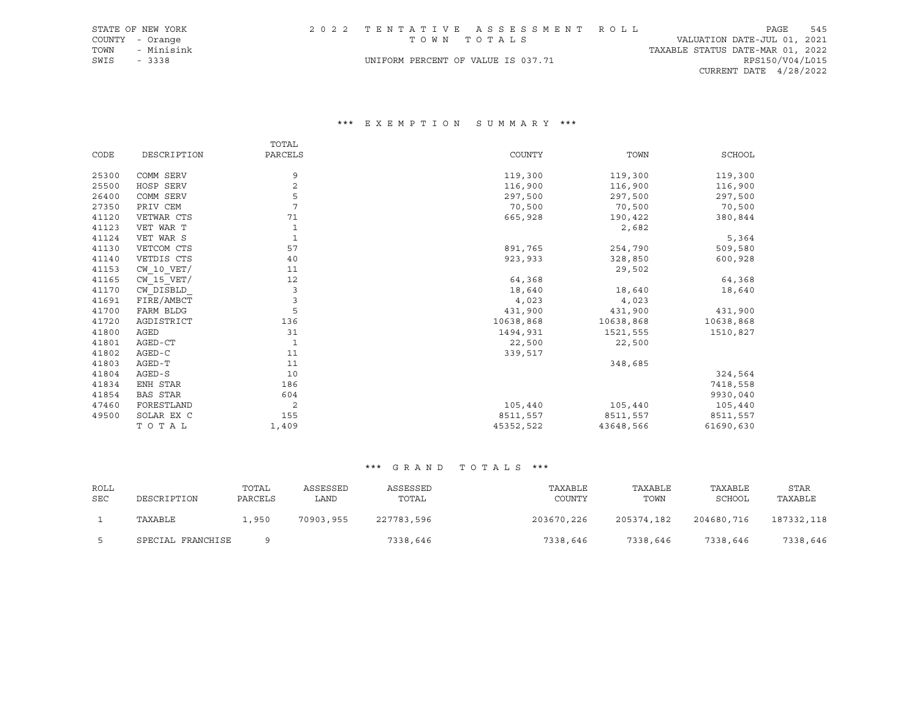STATE OF NEW YORK
COUNTY - Orange
TOWN - Minisink
SWIS - 3338

2 0 2 2 T E N T A T I V E A S S E S S M E N T R O L L
T O W N T O T A L S
UNIFORM PERCENT OF VALUE IS 037.71

VALUATION DATE-JUL 01, 2021
TAXABLE STATUS DATE-MAR 01, 2022
RPS150/V04/L015
CURRENT DATE 4/28/2022

### *** E X E M P T I O N S U M M A R Y ***

| CODE | DESCRIPTION | TOTAL PARCELS | COUNTY | TOWN | SCHOOL |
|---|---|---|---|---|---|
| 25300 | COMM SERV | 9 | 119,300 | 119,300 | 119,300 |
| 25500 | HOSP SERV | 2 | 116,900 | 116,900 | 116,900 |
| 26400 | COMM SERV | 5 | 297,500 | 297,500 | 297,500 |
| 27350 | PRIV CEM | 7 | 70,500 | 70,500 | 70,500 |
| 41120 | VETWAR CTS | 71 | 665,928 | 190,422 | 380,844 |
| 41123 | VET WAR T | 1 | | 2,682 | |
| 41124 | VET WAR S | 1 | | | 5,364 |
| 41130 | VETCOM CTS | 57 | 891,765 | 254,790 | 509,580 |
| 41140 | VETDIS CTS | 40 | 923,933 | 328,850 | 600,928 |
| 41153 | CW_10_VET/ | 11 | | 29,502 | |
| 41165 | CW_15_VET/ | 12 | 64,368 | | 64,368 |
| 41170 | CW_DISBLD_ | 3 | 18,640 | 18,640 | 18,640 |
| 41691 | FIRE/AMBCT | 3 | 4,023 | 4,023 | |
| 41700 | FARM BLDG | 5 | 431,900 | 431,900 | 431,900 |
| 41720 | AGDISTRICT | 136 | 10638,868 | 10638,868 | 10638,868 |
| 41800 | AGED | 31 | 1494,931 | 1521,555 | 1510,827 |
| 41801 | AGED-CT | 1 | 22,500 | 22,500 | |
| 41802 | AGED-C | 11 | 339,517 | | |
| 41803 | AGED-T | 11 | | 348,685 | |
| 41804 | AGED-S | 10 | | | 324,564 |
| 41834 | ENH STAR | 186 | | | 7418,558 |
| 41854 | BAS STAR | 604 | | | 9930,040 |
| 47460 | FORESTLAND | 2 | 105,440 | 105,440 | 105,440 |
| 49500 | SOLAR EX C | 155 | 8511,557 | 8511,557 | 8511,557 |
| | T O T A L | 1,409 | 45352,522 | 43648,566 | 61690,630 |

### *** G R A N D T O T A L S ***

| ROLL SEC | DESCRIPTION | TOTAL PARCELS | ASSESSED LAND | ASSESSED TOTAL | TAXABLE COUNTY | TAXABLE TOWN | TAXABLE SCHOOL | STAR TAXABLE |
|---|---|---|---|---|---|---|---|---|
| 1 | TAXABLE | 1,950 | 70903,955 | 227783,596 | 203670,226 | 205374,182 | 204680,716 | 187332,118 |
| 5 | SPECIAL FRANCHISE | 9 | | 7338,646 | 7338,646 | 7338,646 | 7338,646 | 7338,646 |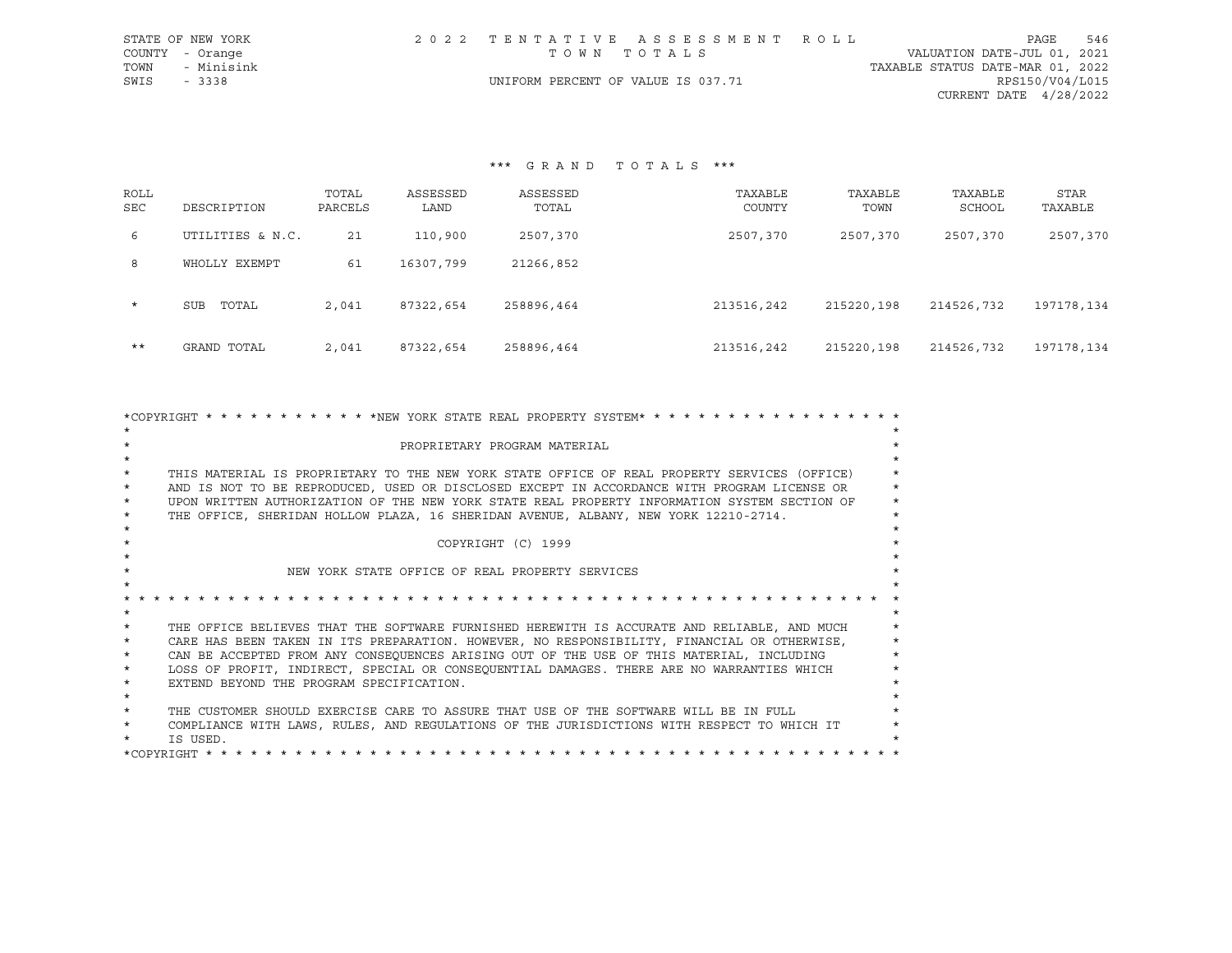STATE OF NEW YORK
COUNTY - Orange
TOWN - Minisink
SWIS - 3338

# 2022 TENTATIVE ASSESSMENT ROLL

TOWN TOTALS

UNIFORM PERCENT OF VALUE IS 037.71

VALUATION DATE-JUL 01, 2021
TAXABLE STATUS DATE-MAR 01, 2022
RPS150/V04/L015
CURRENT DATE 4/28/2022

## *** GRAND TOTALS ***

| ROLL SEC | DESCRIPTION | TOTAL PARCELS | ASSESSED LAND | ASSESSED TOTAL | TAXABLE COUNTY | TAXABLE TOWN | TAXABLE SCHOOL | STAR TAXABLE |
|---|---|---|---|---|---|---|---|---|
| 6 | UTILITIES & N.C. | 21 | 110,900 | 2507,370 | 2507,370 | 2507,370 | 2507,370 | 2507,370 |
| 8 | WHOLLY EXEMPT | 61 | 16307,799 | 21266,852 | | | | |
| * | SUB TOTAL | 2,041 | 87322,654 | 258896,464 | 213516,242 | 215220,198 | 214526,732 | 197178,134 |
| ** | GRAND TOTAL | 2,041 | 87322,654 | 258896,464 | 213516,242 | 215220,198 | 214526,732 | 197178,134 |

*COPYRIGHT * * * * * * * * * * * *NEW YORK STATE REAL PROPERTY SYSTEM* * * * * * * * * * * * * * * * * * *

PROPRIETARY PROGRAM MATERIAL

THIS MATERIAL IS PROPRIETARY TO THE NEW YORK STATE OFFICE OF REAL PROPERTY SERVICES (OFFICE) AND IS NOT TO BE REPRODUCED, USED OR DISCLOSED EXCEPT IN ACCORDANCE WITH PROGRAM LICENSE OR UPON WRITTEN AUTHORIZATION OF THE NEW YORK STATE REAL PROPERTY INFORMATION SYSTEM SECTION OF THE OFFICE, SHERIDAN HOLLOW PLAZA, 16 SHERIDAN AVENUE, ALBANY, NEW YORK 12210-2714.

COPYRIGHT (C) 1999

NEW YORK STATE OFFICE OF REAL PROPERTY SERVICES

THE OFFICE BELIEVES THAT THE SOFTWARE FURNISHED HEREWITH IS ACCURATE AND RELIABLE, AND MUCH CARE HAS BEEN TAKEN IN ITS PREPARATION. HOWEVER, NO RESPONSIBILITY, FINANCIAL OR OTHERWISE, CAN BE ACCEPTED FROM ANY CONSEQUENCES ARISING OUT OF THE USE OF THIS MATERIAL, INCLUDING LOSS OF PROFIT, INDIRECT, SPECIAL OR CONSEQUENTIAL DAMAGES. THERE ARE NO WARRANTIES WHICH EXTEND BEYOND THE PROGRAM SPECIFICATION.

THE CUSTOMER SHOULD EXERCISE CARE TO ASSURE THAT USE OF THE SOFTWARE WILL BE IN FULL COMPLIANCE WITH LAWS, RULES, AND REGULATIONS OF THE JURISDICTIONS WITH RESPECT TO WHICH IT IS USED.

*COPYRIGHT * * * * * * * * * * * * * * * * * * * * * * * * * * * * * * * * * * * * * * * * * * * * * * * *